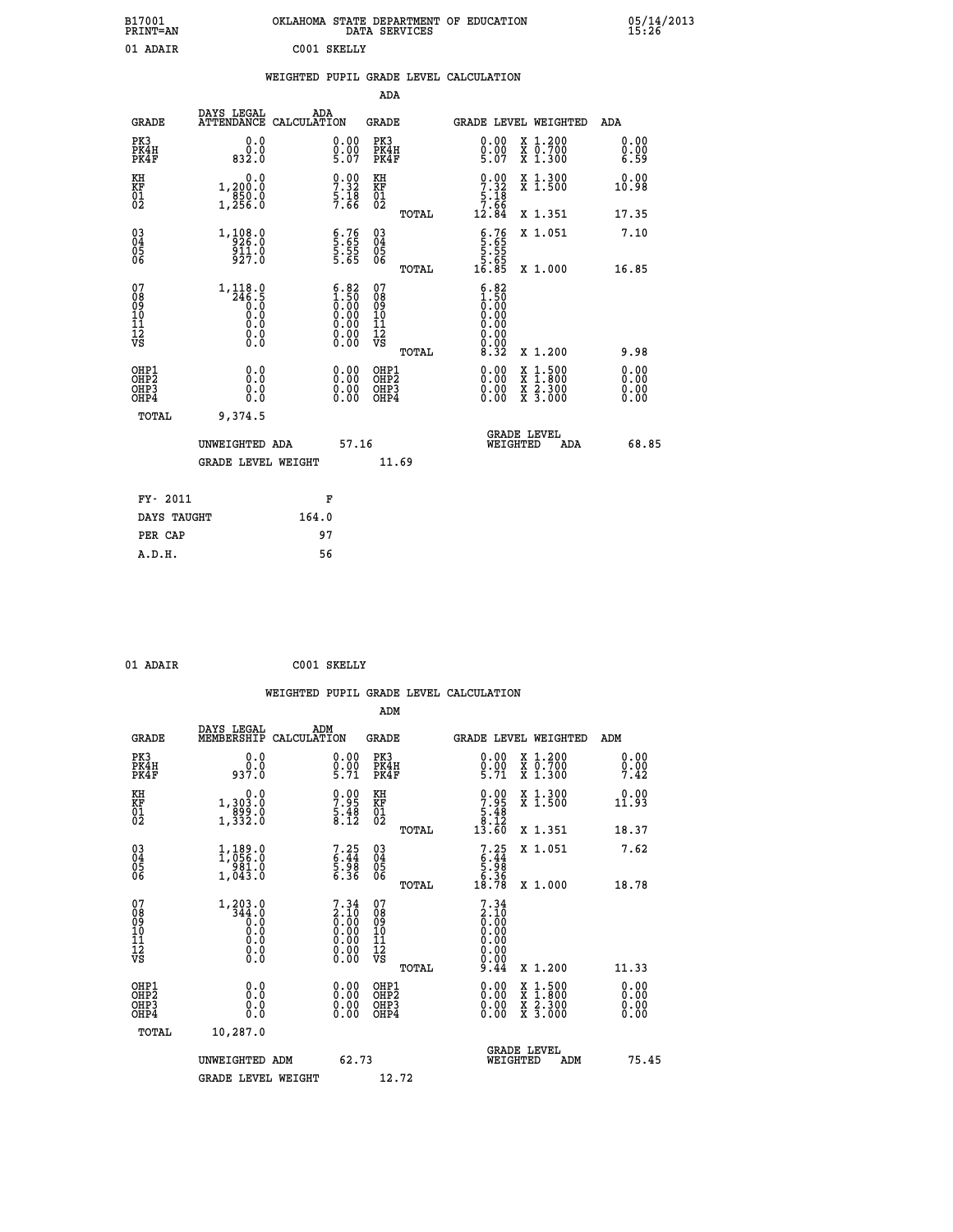B17001 PRINT=AN — OKLAHOMA STATE DEPARTMENT OF EDUCATION DATA SERVICES — 05/14/2013 15:26

01 ADAIR C001 SKELLY

## WEIGHTED PUPIL GRADE LEVEL CALCULATION

### ADA

| GRADE | DAYS LEGAL ATTENDANCE | ADA CALCULATION | GRADE | GRADE LEVEL | WEIGHTED | ADA |
|---|---|---|---|---|---|---|
| PK3 | 0.0 | 0.00 | PK3 | 0.00 | X 1.200 | 0.00 |
| PK4H | 0.0 | 0.00 | PK4H | 0.00 | X 0.700 | 0.00 |
| PK4F | 832.0 | 5.07 | PK4F | 5.07 | X 1.300 | 6.59 |
| KH | 0.0 | 0.00 | KH | 0.00 | X 1.300 | 0.00 |
| KF | 1,200.0 | 7.32 | KF | 7.32 | X 1.500 | 10.98 |
| 01 | 850.0 | 5.18 | 01 | 5.18 | | |
| 02 | 1,256.0 | 7.66 | 02 | 7.66 | | |
| | | | TOTAL | 12.84 | X 1.351 | 17.35 |
| 03 | 1,108.0 | 6.76 | 03 | 6.76 | X 1.051 | 7.10 |
| 04 | 926.0 | 5.65 | 04 | 5.65 | | |
| 05 | 911.0 | 5.55 | 05 | 5.55 | | |
| 06 | 927.0 | 5.65 | 06 | 5.65 | | |
| | | | TOTAL | 16.85 | X 1.000 | 16.85 |
| 07 | 1,118.0 | 6.82 | 07 | 6.82 | | |
| 08 | 246.5 | 1.50 | 08 | 1.50 | | |
| 09 | 0.0 | 0.00 | 09 | 0.00 | | |
| 10 | 0.0 | 0.00 | 10 | 0.00 | | |
| 11 | 0.0 | 0.00 | 11 | 0.00 | | |
| 12 | 0.0 | 0.00 | 12 | 0.00 | | |
| VS | 0.0 | 0.00 | VS | 0.00 | | |
| | | | TOTAL | 8.32 | X 1.200 | 9.98 |
| OHP1 | 0.0 | 0.00 | OHP1 | 0.00 | X 1.500 | 0.00 |
| OHP2 | 0.0 | 0.00 | OHP2 | 0.00 | X 1.800 | 0.00 |
| OHP3 | 0.0 | 0.00 | OHP3 | 0.00 | X 2.300 | 0.00 |
| OHP4 | 0.0 | 0.00 | OHP4 | 0.00 | X 3.000 | 0.00 |
| TOTAL | 9,374.5 | | | | | |

UNWEIGHTED ADA 57.16 — GRADE LEVEL WEIGHTED ADA 68.85

GRADE LEVEL WEIGHT 11.69

| | |
|---|---|
| FY- 2011 | F |
| DAYS TAUGHT | 164.0 |
| PER CAP | 97 |
| A.D.H. | 56 |

01 ADAIR C001 SKELLY

## WEIGHTED PUPIL GRADE LEVEL CALCULATION

### ADM

| GRADE | DAYS LEGAL MEMBERSHIP | ADM CALCULATION | GRADE | GRADE LEVEL | WEIGHTED | ADM |
|---|---|---|---|---|---|---|
| PK3 | 0.0 | 0.00 | PK3 | 0.00 | X 1.200 | 0.00 |
| PK4H | 0.0 | 0.00 | PK4H | 0.00 | X 0.700 | 0.00 |
| PK4F | 937.0 | 5.71 | PK4F | 5.71 | X 1.300 | 7.42 |
| KH | 0.0 | 0.00 | KH | 0.00 | X 1.300 | 0.00 |
| KF | 1,303.0 | 7.95 | KF | 7.95 | X 1.500 | 11.93 |
| 01 | 899.0 | 5.48 | 01 | 5.48 | | |
| 02 | 1,332.0 | 8.12 | 02 | 8.12 | | |
| | | | TOTAL | 13.60 | X 1.351 | 18.37 |
| 03 | 1,189.0 | 7.25 | 03 | 7.25 | X 1.051 | 7.62 |
| 04 | 1,056.0 | 6.44 | 04 | 6.44 | | |
| 05 | 981.0 | 5.98 | 05 | 5.98 | | |
| 06 | 1,043.0 | 6.36 | 06 | 6.36 | | |
| | | | TOTAL | 18.78 | X 1.000 | 18.78 |
| 07 | 1,203.0 | 7.34 | 07 | 7.34 | | |
| 08 | 344.0 | 2.10 | 08 | 2.10 | | |
| 09 | 0.0 | 0.00 | 09 | 0.00 | | |
| 10 | 0.0 | 0.00 | 10 | 0.00 | | |
| 11 | 0.0 | 0.00 | 11 | 0.00 | | |
| 12 | 0.0 | 0.00 | 12 | 0.00 | | |
| VS | 0.0 | 0.00 | VS | 0.00 | | |
| | | | TOTAL | 9.44 | X 1.200 | 11.33 |
| OHP1 | 0.0 | 0.00 | OHP1 | 0.00 | X 1.500 | 0.00 |
| OHP2 | 0.0 | 0.00 | OHP2 | 0.00 | X 1.800 | 0.00 |
| OHP3 | 0.0 | 0.00 | OHP3 | 0.00 | X 2.300 | 0.00 |
| OHP4 | 0.0 | 0.00 | OHP4 | 0.00 | X 3.000 | 0.00 |
| TOTAL | 10,287.0 | | | | | |

UNWEIGHTED ADM 62.73 — GRADE LEVEL WEIGHTED ADM 75.45

GRADE LEVEL WEIGHT 12.72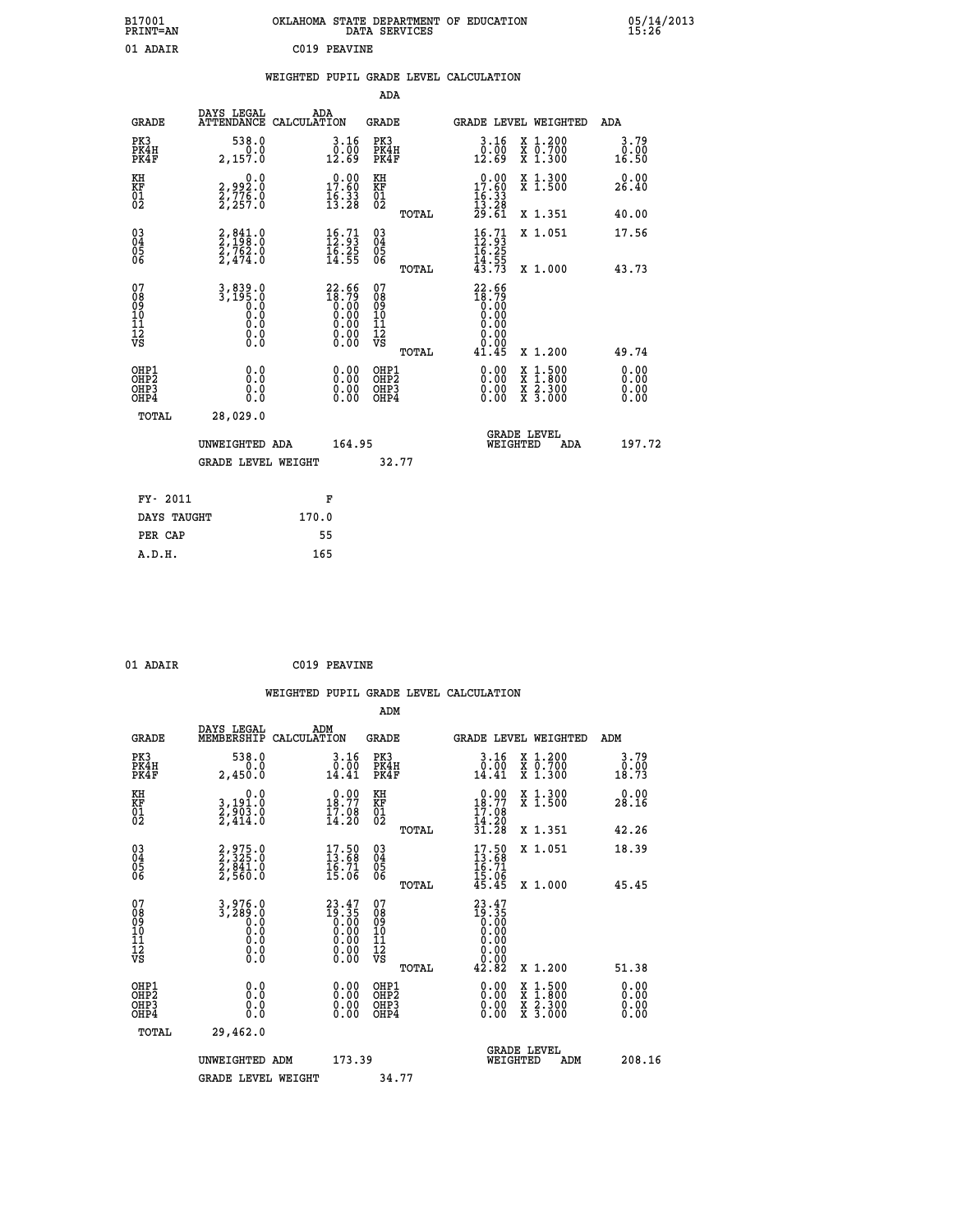B17001 PRINT=AN — OKLAHOMA STATE DEPARTMENT OF EDUCATION DATA SERVICES — 05/14/2013 15:26

01 ADAIR — C019 PEAVINE

## WEIGHTED PUPIL GRADE LEVEL CALCULATION

### ADA

| GRADE | DAYS LEGAL ATTENDANCE | ADA CALCULATION | GRADE | GRADE LEVEL | WEIGHTED | ADA |
|---|---|---|---|---|---|---|
| PK3 | 538.0 | 3.16 | PK3 | 3.16 | X 1.200 | 3.79 |
| PK4H | 0.0 | 0.00 | PK4H | 0.00 | X 0.700 | 0.00 |
| PK4F | 2,157.0 | 12.69 | PK4F | 12.69 | X 1.300 | 16.50 |
| KH | 0.0 | 0.00 | KH | 0.00 | X 1.300 | 0.00 |
| KF | 2,992.0 | 17.60 | KF | 17.60 | X 1.500 | 26.40 |
| 01 | 2,776.0 | 16.33 | 01 | 16.33 | | |
| 02 | 2,257.0 | 13.28 | 02 | 13.28 | | |
| | | | TOTAL | 29.61 | X 1.351 | 40.00 |
| 03 | 2,841.0 | 16.71 | 03 | 16.71 | X 1.051 | 17.56 |
| 04 | 2,198.0 | 12.93 | 04 | 12.93 | | |
| 05 | 2,762.0 | 16.25 | 05 | 16.25 | | |
| 06 | 2,474.0 | 14.55 | 06 | 14.55 | | |
| | | | TOTAL | 43.73 | X 1.000 | 43.73 |
| 07 | 3,839.0 | 22.66 | 07 | 22.66 | | |
| 08 | 3,195.0 | 18.79 | 08 | 18.79 | | |
| 09 | 0.0 | 0.00 | 09 | 0.00 | | |
| 10 | 0.0 | 0.00 | 10 | 0.00 | | |
| 11 | 0.0 | 0.00 | 11 | 0.00 | | |
| 12 | 0.0 | 0.00 | 12 | 0.00 | | |
| VS | 0.0 | 0.00 | VS | 0.00 | | |
| | | | TOTAL | 41.45 | X 1.200 | 49.74 |
| OHP1 | 0.0 | 0.00 | OHP1 | 0.00 | X 1.500 | 0.00 |
| OHP2 | 0.0 | 0.00 | OHP2 | 0.00 | X 1.800 | 0.00 |
| OHP3 | 0.0 | 0.00 | OHP3 | 0.00 | X 2.300 | 0.00 |
| OHP4 | 0.0 | 0.00 | OHP4 | 0.00 | X 3.000 | 0.00 |
| TOTAL | 28,029.0 | | | | | |

UNWEIGHTED ADA 164.95 — GRADE LEVEL WEIGHTED ADA 197.72

GRADE LEVEL WEIGHT 32.77

| FY- 2011 | F |
|---|---|
| DAYS TAUGHT | 170.0 |
| PER CAP | 55 |
| A.D.H. | 165 |

01 ADAIR — C019 PEAVINE

## WEIGHTED PUPIL GRADE LEVEL CALCULATION

### ADM

| GRADE | DAYS LEGAL MEMBERSHIP | ADM CALCULATION | GRADE | GRADE LEVEL | WEIGHTED | ADM |
|---|---|---|---|---|---|---|
| PK3 | 538.0 | 3.16 | PK3 | 3.16 | X 1.200 | 3.79 |
| PK4H | 0.0 | 0.00 | PK4H | 0.00 | X 0.700 | 0.00 |
| PK4F | 2,450.0 | 14.41 | PK4F | 14.41 | X 1.300 | 18.73 |
| KH | 0.0 | 0.00 | KH | 0.00 | X 1.300 | 0.00 |
| KF | 3,191.0 | 18.77 | KF | 18.77 | X 1.500 | 28.16 |
| 01 | 2,903.0 | 17.08 | 01 | 17.08 | | |
| 02 | 2,414.0 | 14.20 | 02 | 14.20 | | |
| | | | TOTAL | 31.28 | X 1.351 | 42.26 |
| 03 | 2,975.0 | 17.50 | 03 | 17.50 | X 1.051 | 18.39 |
| 04 | 2,325.0 | 13.68 | 04 | 13.68 | | |
| 05 | 2,841.0 | 16.71 | 05 | 16.71 | | |
| 06 | 2,560.0 | 15.06 | 06 | 15.06 | | |
| | | | TOTAL | 45.45 | X 1.000 | 45.45 |
| 07 | 3,976.0 | 23.47 | 07 | 23.47 | | |
| 08 | 3,289.0 | 19.35 | 08 | 19.35 | | |
| 09 | 0.0 | 0.00 | 09 | 0.00 | | |
| 10 | 0.0 | 0.00 | 10 | 0.00 | | |
| 11 | 0.0 | 0.00 | 11 | 0.00 | | |
| 12 | 0.0 | 0.00 | 12 | 0.00 | | |
| VS | 0.0 | 0.00 | VS | 0.00 | | |
| | | | TOTAL | 42.82 | X 1.200 | 51.38 |
| OHP1 | 0.0 | 0.00 | OHP1 | 0.00 | X 1.500 | 0.00 |
| OHP2 | 0.0 | 0.00 | OHP2 | 0.00 | X 1.800 | 0.00 |
| OHP3 | 0.0 | 0.00 | OHP3 | 0.00 | X 2.300 | 0.00 |
| OHP4 | 0.0 | 0.00 | OHP4 | 0.00 | X 3.000 | 0.00 |
| TOTAL | 29,462.0 | | | | | |

UNWEIGHTED ADM 173.39 — GRADE LEVEL WEIGHTED ADM 208.16

GRADE LEVEL WEIGHT 34.77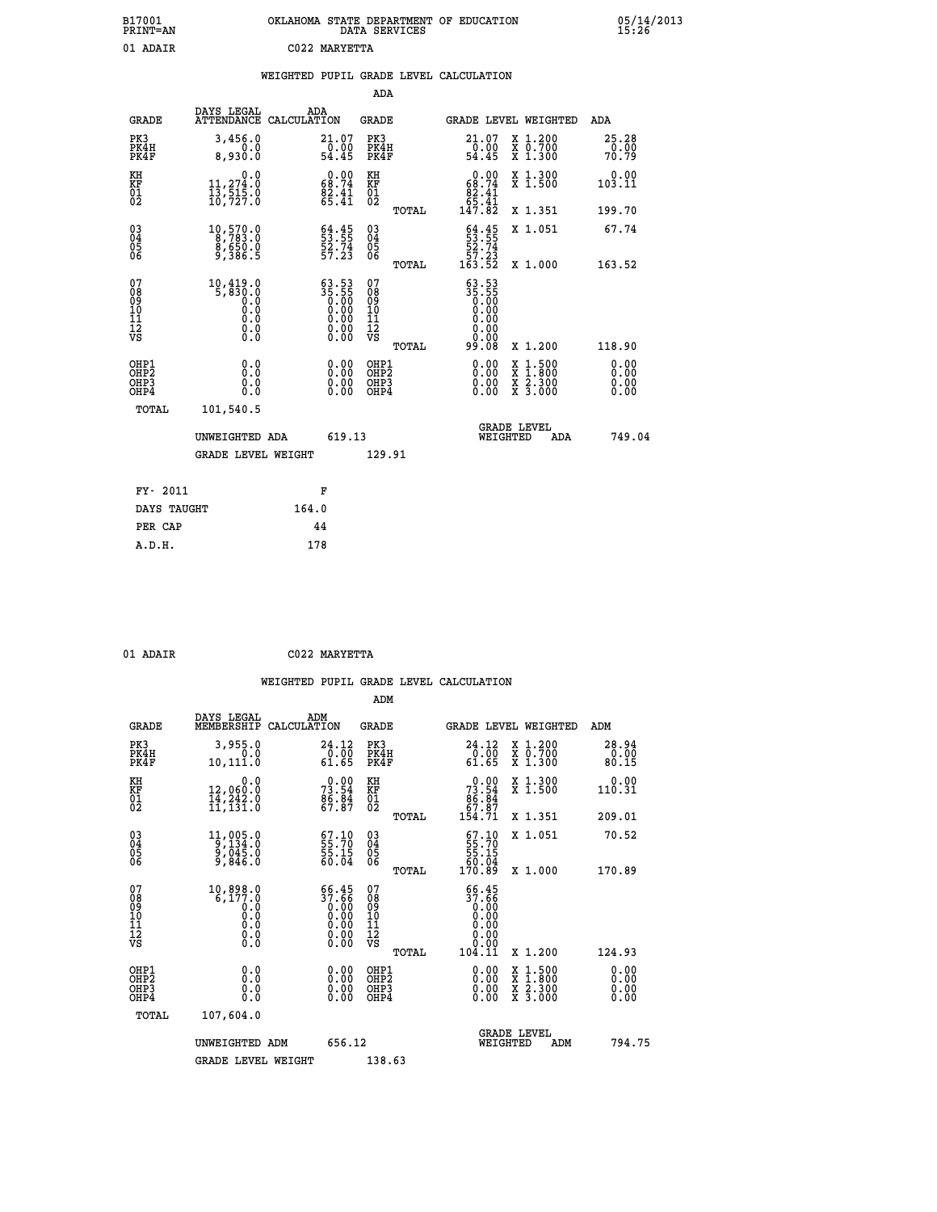B17001 PRINT=AN — OKLAHOMA STATE DEPARTMENT OF EDUCATION DATA SERVICES — 05/14/2013 15:26

01 ADAIR — C022 MARYETTA

## WEIGHTED PUPIL GRADE LEVEL CALCULATION

### ADA

| GRADE | DAYS LEGAL ATTENDANCE | ADA CALCULATION | GRADE | GRADE LEVEL | WEIGHTED | ADA |
|---|---|---|---|---|---|---|
| PK3 | 3,456.0 | 21.07 | PK3 | 21.07 | X 1.200 | 25.28 |
| PK4H | 0.0 | 0.00 | PK4H | 0.00 | X 0.700 | 0.00 |
| PK4F | 8,930.0 | 54.45 | PK4F | 54.45 | X 1.300 | 70.79 |
| KH | 0.0 | 0.00 | KH | 0.00 | X 1.300 | 0.00 |
| KF | 11,274.0 | 68.74 | KF | 68.74 | X 1.500 | 103.11 |
| 01 | 13,515.0 | 82.41 | 01 | 82.41 | | |
| 02 | 10,727.0 | 65.41 | 02 | 65.41 | | |
| | | | TOTAL | 147.82 | X 1.351 | 199.70 |
| 03 | 10,570.0 | 64.45 | 03 | 64.45 | X 1.051 | 67.74 |
| 04 | 8,783.0 | 53.55 | 04 | 53.55 | | |
| 05 | 8,650.0 | 52.74 | 05 | 52.74 | | |
| 06 | 9,386.5 | 57.23 | 06 | 57.23 | | |
| | | | TOTAL | 163.52 | X 1.000 | 163.52 |
| 07 | 10,419.0 | 63.53 | 07 | 63.53 | | |
| 08 | 5,830.0 | 35.55 | 08 | 35.55 | | |
| 09 | 0.0 | 0.00 | 09 | 0.00 | | |
| 10 | 0.0 | 0.00 | 10 | 0.00 | | |
| 11 | 0.0 | 0.00 | 11 | 0.00 | | |
| 12 | 0.0 | 0.00 | 12 | 0.00 | | |
| VS | 0.0 | 0.00 | VS | 0.00 | | |
| | | | TOTAL | 99.08 | X 1.200 | 118.90 |
| OHP1 | 0.0 | 0.00 | OHP1 | 0.00 | X 1.500 | 0.00 |
| OHP2 | 0.0 | 0.00 | OHP2 | 0.00 | X 1.800 | 0.00 |
| OHP3 | 0.0 | 0.00 | OHP3 | 0.00 | X 2.300 | 0.00 |
| OHP4 | 0.0 | 0.00 | OHP4 | 0.00 | X 3.000 | 0.00 |
| TOTAL | 101,540.5 | | | | | |

UNWEIGHTED ADA 619.13 — GRADE LEVEL WEIGHTED ADA 749.04

GRADE LEVEL WEIGHT 129.91

| FY- 2011 | F |
|---|---|
| DAYS TAUGHT | 164.0 |
| PER CAP | 44 |
| A.D.H. | 178 |

01 ADAIR — C022 MARYETTA

## WEIGHTED PUPIL GRADE LEVEL CALCULATION

### ADM

| GRADE | DAYS LEGAL MEMBERSHIP | ADM CALCULATION | GRADE | GRADE LEVEL | WEIGHTED | ADM |
|---|---|---|---|---|---|---|
| PK3 | 3,955.0 | 24.12 | PK3 | 24.12 | X 1.200 | 28.94 |
| PK4H | 0.0 | 0.00 | PK4H | 0.00 | X 0.700 | 0.00 |
| PK4F | 10,111.0 | 61.65 | PK4F | 61.65 | X 1.300 | 80.15 |
| KH | 0.0 | 0.00 | KH | 0.00 | X 1.300 | 0.00 |
| KF | 12,060.0 | 73.54 | KF | 73.54 | X 1.500 | 110.31 |
| 01 | 14,242.0 | 86.84 | 01 | 86.84 | | |
| 02 | 11,131.0 | 67.87 | 02 | 67.87 | | |
| | | | TOTAL | 154.71 | X 1.351 | 209.01 |
| 03 | 11,005.0 | 67.10 | 03 | 67.10 | X 1.051 | 70.52 |
| 04 | 9,134.0 | 55.70 | 04 | 55.70 | | |
| 05 | 9,045.0 | 55.15 | 05 | 55.15 | | |
| 06 | 9,846.0 | 60.04 | 06 | 60.04 | | |
| | | | TOTAL | 170.89 | X 1.000 | 170.89 |
| 07 | 10,898.0 | 66.45 | 07 | 66.45 | | |
| 08 | 6,177.0 | 37.66 | 08 | 37.66 | | |
| 09 | 0.0 | 0.00 | 09 | 0.00 | | |
| 10 | 0.0 | 0.00 | 10 | 0.00 | | |
| 11 | 0.0 | 0.00 | 11 | 0.00 | | |
| 12 | 0.0 | 0.00 | 12 | 0.00 | | |
| VS | 0.0 | 0.00 | VS | 0.00 | | |
| | | | TOTAL | 104.11 | X 1.200 | 124.93 |
| OHP1 | 0.0 | 0.00 | OHP1 | 0.00 | X 1.500 | 0.00 |
| OHP2 | 0.0 | 0.00 | OHP2 | 0.00 | X 1.800 | 0.00 |
| OHP3 | 0.0 | 0.00 | OHP3 | 0.00 | X 2.300 | 0.00 |
| OHP4 | 0.0 | 0.00 | OHP4 | 0.00 | X 3.000 | 0.00 |
| TOTAL | 107,604.0 | | | | | |

UNWEIGHTED ADM 656.12 — GRADE LEVEL WEIGHTED ADM 794.75

GRADE LEVEL WEIGHT 138.63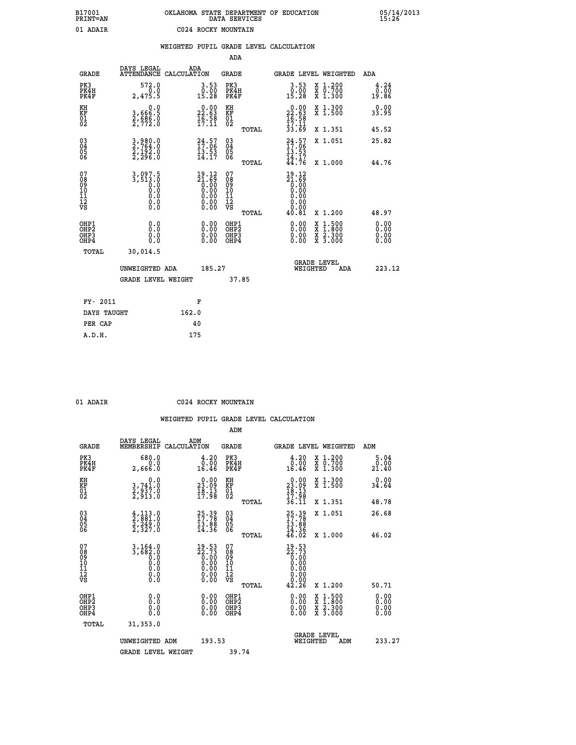B17001 OKLAHOMA STATE DEPARTMENT OF EDUCATION 05/14/2013
PRINT=AN DATA SERVICES 15:26

01 ADAIR C024 ROCKY MOUNTAIN

## WEIGHTED PUPIL GRADE LEVEL CALCULATION

### ADA

| GRADE | DAYS LEGAL ATTENDANCE | ADA CALCULATION | GRADE | GRADE LEVEL | WEIGHTED | ADA |
|---|---|---|---|---|---|---|
| PK3 | 572.0 | 3.53 | PK3 | 3.53 | X 1.200 | 4.24 |
| PK4H | 0.0 | 0.00 | PK4H | 0.00 | X 0.700 | 0.00 |
| PK4F | 2,475.5 | 15.28 | PK4F | 15.28 | X 1.300 | 19.86 |
| KH | 0.0 | 0.00 | KH | 0.00 | X 1.300 | 0.00 |
| KF | 3,666.5 | 22.63 | KF | 22.63 | X 1.500 | 33.95 |
| 01 | 2,686.0 | 16.58 | 01 | 16.58 | | |
| 02 | 2,772.0 | 17.11 | 02 | 17.11 | | |
| | | | TOTAL | 33.69 | X 1.351 | 45.52 |
| 03 | 3,980.0 | 24.57 | 03 | 24.57 | X 1.051 | 25.82 |
| 04 | 2,764.0 | 17.06 | 04 | 17.06 | | |
| 05 | 2,192.0 | 13.53 | 05 | 13.53 | | |
| 06 | 2,296.0 | 14.17 | 06 | 14.17 | | |
| | | | TOTAL | 44.76 | X 1.000 | 44.76 |
| 07 | 3,097.5 | 19.12 | 07 | 19.12 | | |
| 08 | 3,513.0 | 21.69 | 08 | 21.69 | | |
| 09 | 0.0 | 0.00 | 09 | 0.00 | | |
| 10 | 0.0 | 0.00 | 10 | 0.00 | | |
| 11 | 0.0 | 0.00 | 11 | 0.00 | | |
| 12 | 0.0 | 0.00 | 12 | 0.00 | | |
| VS | 0.0 | 0.00 | VS | 0.00 | | |
| | | | TOTAL | 40.81 | X 1.200 | 48.97 |
| OHP1 | 0.0 | 0.00 | OHP1 | 0.00 | X 1.500 | 0.00 |
| OHP2 | 0.0 | 0.00 | OHP2 | 0.00 | X 1.800 | 0.00 |
| OHP3 | 0.0 | 0.00 | OHP3 | 0.00 | X 2.300 | 0.00 |
| OHP4 | 0.0 | 0.00 | OHP4 | 0.00 | X 3.000 | 0.00 |
| TOTAL | 30,014.5 | | | | | |

UNWEIGHTED ADA 185.27 GRADE LEVEL WEIGHTED ADA 223.12

GRADE LEVEL WEIGHT 37.85

| FY- 2011 | F |
|---|---|
| DAYS TAUGHT | 162.0 |
| PER CAP | 40 |
| A.D.H. | 175 |

01 ADAIR C024 ROCKY MOUNTAIN

## WEIGHTED PUPIL GRADE LEVEL CALCULATION

### ADM

| GRADE | DAYS LEGAL MEMBERSHIP | ADM CALCULATION | GRADE | GRADE LEVEL | WEIGHTED | ADM |
|---|---|---|---|---|---|---|
| PK3 | 680.0 | 4.20 | PK3 | 4.20 | X 1.200 | 5.04 |
| PK4H | 0.0 | 0.00 | PK4H | 0.00 | X 0.700 | 0.00 |
| PK4F | 2,666.0 | 16.46 | PK4F | 16.46 | X 1.300 | 21.40 |
| KH | 0.0 | 0.00 | KH | 0.00 | X 1.300 | 0.00 |
| KF | 3,741.0 | 23.09 | KF | 23.09 | X 1.500 | 34.64 |
| 01 | 2,937.0 | 18.13 | 01 | 18.13 | | |
| 02 | 2,913.0 | 17.98 | 02 | 17.98 | | |
| | | | TOTAL | 36.11 | X 1.351 | 48.78 |
| 03 | 4,113.0 | 25.39 | 03 | 25.39 | X 1.051 | 26.68 |
| 04 | 2,881.0 | 17.78 | 04 | 17.78 | | |
| 05 | 2,249.0 | 13.88 | 05 | 13.88 | | |
| 06 | 2,327.0 | 14.36 | 06 | 14.36 | | |
| | | | TOTAL | 46.02 | X 1.000 | 46.02 |
| 07 | 3,164.0 | 19.53 | 07 | 19.53 | | |
| 08 | 3,682.0 | 22.73 | 08 | 22.73 | | |
| 09 | 0.0 | 0.00 | 09 | 0.00 | | |
| 10 | 0.0 | 0.00 | 10 | 0.00 | | |
| 11 | 0.0 | 0.00 | 11 | 0.00 | | |
| 12 | 0.0 | 0.00 | 12 | 0.00 | | |
| VS | 0.0 | 0.00 | VS | 0.00 | | |
| | | | TOTAL | 42.26 | X 1.200 | 50.71 |
| OHP1 | 0.0 | 0.00 | OHP1 | 0.00 | X 1.500 | 0.00 |
| OHP2 | 0.0 | 0.00 | OHP2 | 0.00 | X 1.800 | 0.00 |
| OHP3 | 0.0 | 0.00 | OHP3 | 0.00 | X 2.300 | 0.00 |
| OHP4 | 0.0 | 0.00 | OHP4 | 0.00 | X 3.000 | 0.00 |
| TOTAL | 31,353.0 | | | | | |

UNWEIGHTED ADM 193.53 GRADE LEVEL WEIGHTED ADM 233.27

GRADE LEVEL WEIGHT 39.74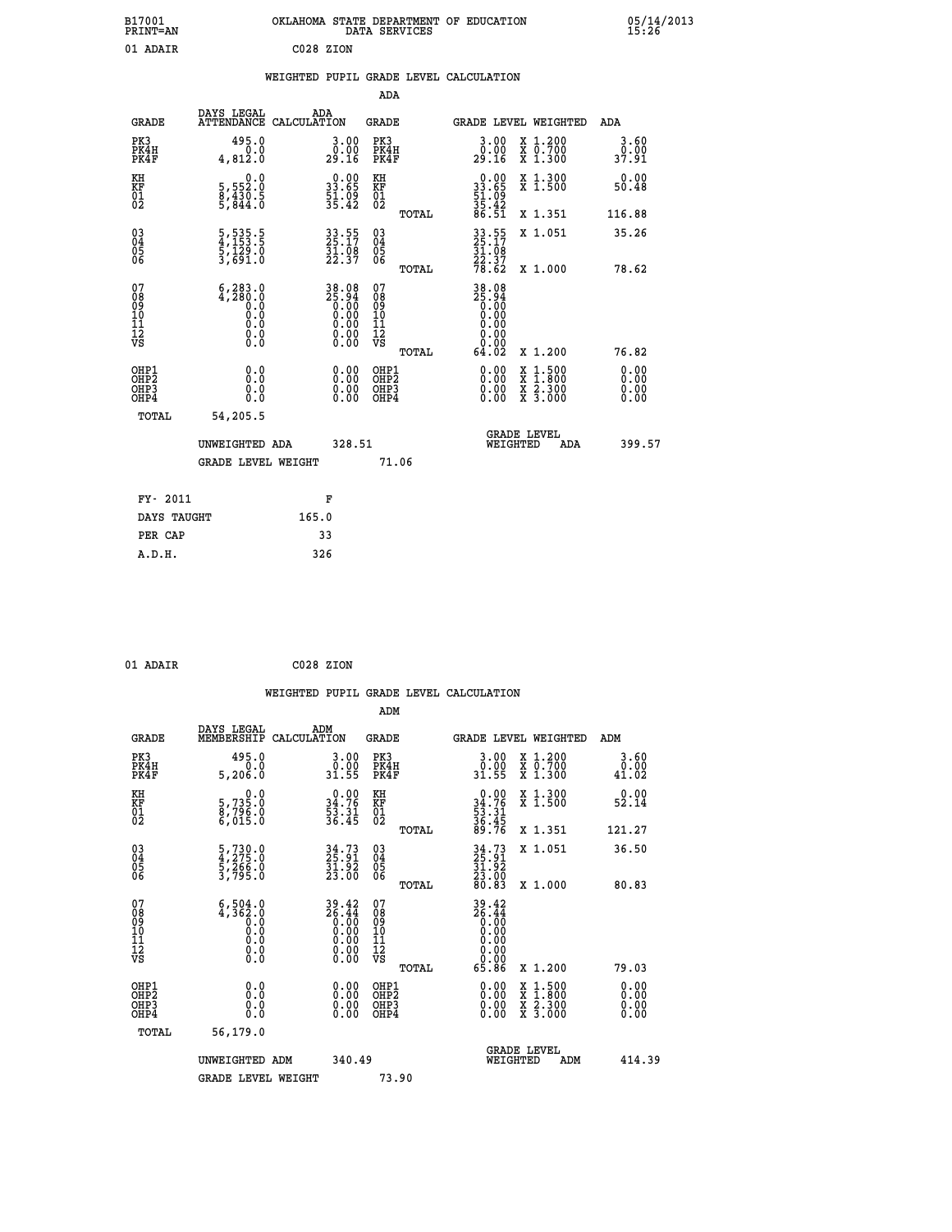B17001 PRINT=AN — OKLAHOMA STATE DEPARTMENT OF EDUCATION DATA SERVICES — 05/14/2013 15:26

01 ADAIR — C028 ZION

## WEIGHTED PUPIL GRADE LEVEL CALCULATION

### ADA

| GRADE | DAYS LEGAL ATTENDANCE | ADA CALCULATION | GRADE | GRADE LEVEL | WEIGHTED | ADA |
|---|---|---|---|---|---|---|
| PK3 | 495.0 | 3.00 | PK3 | 3.00 | X 1.200 | 3.60 |
| PK4H | 0.0 | 0.00 | PK4H | 0.00 | X 0.700 | 0.00 |
| PK4F | 4,812.0 | 29.16 | PK4F | 29.16 | X 1.300 | 37.91 |
| KH | 0.0 | 0.00 | KH | 0.00 | X 1.300 | 0.00 |
| KF | 5,552.0 | 33.65 | KF | 33.65 | X 1.500 | 50.48 |
| 01 | 8,430.5 | 51.09 | 01 | 51.09 | | |
| 02 | 5,844.0 | 35.42 | 02 | 35.42 | | |
| | | | TOTAL | 86.51 | X 1.351 | 116.88 |
| 03 | 5,535.5 | 33.55 | 03 | 33.55 | X 1.051 | 35.26 |
| 04 | 4,153.5 | 25.17 | 04 | 25.17 | | |
| 05 | 5,129.0 | 31.08 | 05 | 31.08 | | |
| 06 | 3,691.0 | 22.37 | 06 | 22.37 | | |
| | | | TOTAL | 78.62 | X 1.000 | 78.62 |
| 07 | 6,283.0 | 38.08 | 07 | 38.08 | | |
| 08 | 4,280.0 | 25.94 | 08 | 25.94 | | |
| 09 | 0.0 | 0.00 | 09 | 0.00 | | |
| 10 | 0.0 | 0.00 | 10 | 0.00 | | |
| 11 | 0.0 | 0.00 | 11 | 0.00 | | |
| 12 | 0.0 | 0.00 | 12 | 0.00 | | |
| VS | 0.0 | 0.00 | VS | 0.00 | | |
| | | | TOTAL | 64.02 | X 1.200 | 76.82 |
| OHP1 | 0.0 | 0.00 | OHP1 | 0.00 | X 1.500 | 0.00 |
| OHP2 | 0.0 | 0.00 | OHP2 | 0.00 | X 1.800 | 0.00 |
| OHP3 | 0.0 | 0.00 | OHP3 | 0.00 | X 2.300 | 0.00 |
| OHP4 | 0.0 | 0.00 | OHP4 | 0.00 | X 3.000 | 0.00 |
| TOTAL | 54,205.5 | | | | | |

UNWEIGHTED ADA 328.51 — GRADE LEVEL WEIGHTED ADA 399.57

GRADE LEVEL WEIGHT 71.06

| | |
|---|---|
| FY- 2011 | F |
| DAYS TAUGHT | 165.0 |
| PER CAP | 33 |
| A.D.H. | 326 |

01 ADAIR — C028 ZION

## WEIGHTED PUPIL GRADE LEVEL CALCULATION

### ADM

| GRADE | DAYS LEGAL MEMBERSHIP | ADM CALCULATION | GRADE | GRADE LEVEL | WEIGHTED | ADM |
|---|---|---|---|---|---|---|
| PK3 | 495.0 | 3.00 | PK3 | 3.00 | X 1.200 | 3.60 |
| PK4H | 0.0 | 0.00 | PK4H | 0.00 | X 0.700 | 0.00 |
| PK4F | 5,206.0 | 31.55 | PK4F | 31.55 | X 1.300 | 41.02 |
| KH | 0.0 | 0.00 | KH | 0.00 | X 1.300 | 0.00 |
| KF | 5,735.0 | 34.76 | KF | 34.76 | X 1.500 | 52.14 |
| 01 | 8,796.0 | 53.31 | 01 | 53.31 | | |
| 02 | 6,015.0 | 36.45 | 02 | 36.45 | | |
| | | | TOTAL | 89.76 | X 1.351 | 121.27 |
| 03 | 5,730.0 | 34.73 | 03 | 34.73 | X 1.051 | 36.50 |
| 04 | 4,275.0 | 25.91 | 04 | 25.91 | | |
| 05 | 5,266.0 | 31.92 | 05 | 31.92 | | |
| 06 | 3,795.0 | 23.00 | 06 | 23.00 | | |
| | | | TOTAL | 80.83 | X 1.000 | 80.83 |
| 07 | 6,504.0 | 39.42 | 07 | 39.42 | | |
| 08 | 4,362.0 | 26.44 | 08 | 26.44 | | |
| 09 | 0.0 | 0.00 | 09 | 0.00 | | |
| 10 | 0.0 | 0.00 | 10 | 0.00 | | |
| 11 | 0.0 | 0.00 | 11 | 0.00 | | |
| 12 | 0.0 | 0.00 | 12 | 0.00 | | |
| VS | 0.0 | 0.00 | VS | 0.00 | | |
| | | | TOTAL | 65.86 | X 1.200 | 79.03 |
| OHP1 | 0.0 | 0.00 | OHP1 | 0.00 | X 1.500 | 0.00 |
| OHP2 | 0.0 | 0.00 | OHP2 | 0.00 | X 1.800 | 0.00 |
| OHP3 | 0.0 | 0.00 | OHP3 | 0.00 | X 2.300 | 0.00 |
| OHP4 | 0.0 | 0.00 | OHP4 | 0.00 | X 3.000 | 0.00 |
| TOTAL | 56,179.0 | | | | | |

UNWEIGHTED ADM 340.49 — GRADE LEVEL WEIGHTED ADM 414.39

GRADE LEVEL WEIGHT 73.90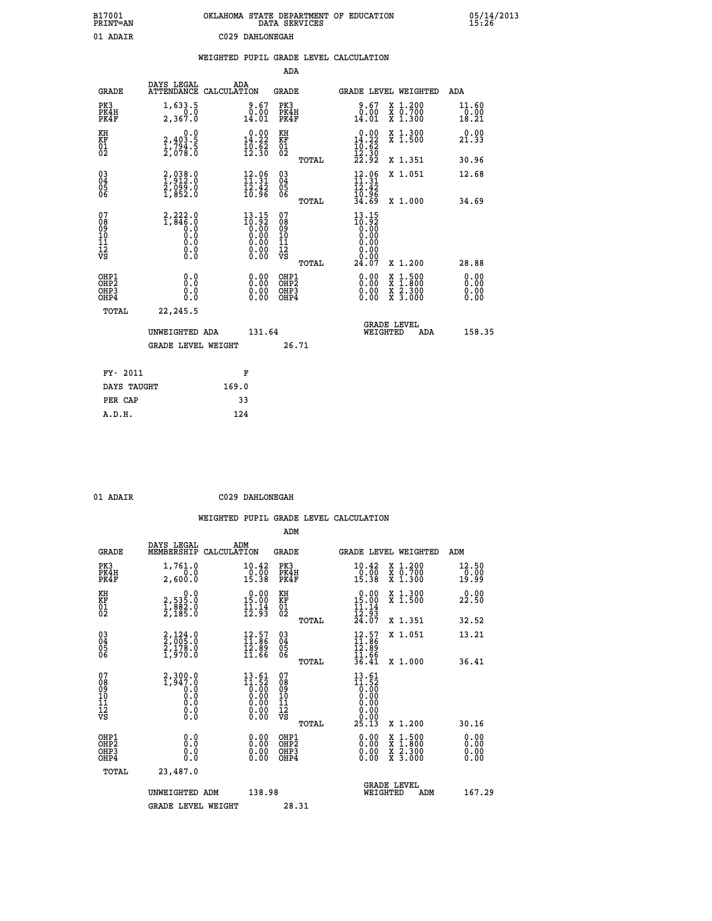B17001 OKLAHOMA STATE DEPARTMENT OF EDUCATION 05/14/2013
PRINT=AN DATA SERVICES 15:26

01 ADAIR C029 DAHLONEGAH

## WEIGHTED PUPIL GRADE LEVEL CALCULATION

### ADA

| GRADE | DAYS LEGAL ATTENDANCE | ADA CALCULATION | GRADE | GRADE LEVEL | WEIGHTED | ADA |
|---|---|---|---|---|---|---|
| PK3 | 1,633.5 | 9.67 | PK3 | 9.67 | X 1.200 | 11.60 |
| PK4H | 0.0 | 0.00 | PK4H | 0.00 | X 0.700 | 0.00 |
| PK4F | 2,367.0 | 14.01 | PK4F | 14.01 | X 1.300 | 18.21 |
| KH | 0.0 | 0.00 | KH | 0.00 | X 1.300 | 0.00 |
| KF | 2,403.5 | 14.22 | KF | 14.22 | X 1.500 | 21.33 |
| 01 | 1,794.5 | 10.62 | 01 | 10.62 | | |
| 02 | 2,078.0 | 12.30 | 02 | 12.30 | | |
| | | | TOTAL | 22.92 | X 1.351 | 30.96 |
| 03 | 2,038.0 | 12.06 | 03 | 12.06 | X 1.051 | 12.68 |
| 04 | 1,912.0 | 11.31 | 04 | 11.31 | | |
| 05 | 2,099.0 | 12.42 | 05 | 12.42 | | |
| 06 | 1,852.0 | 10.96 | 06 | 10.96 | | |
| | | | TOTAL | 34.69 | X 1.000 | 34.69 |
| 07 | 2,222.0 | 13.15 | 07 | 13.15 | | |
| 08 | 1,846.0 | 10.92 | 08 | 10.92 | | |
| 09 | 0.0 | 0.00 | 09 | 0.00 | | |
| 10 | 0.0 | 0.00 | 10 | 0.00 | | |
| 11 | 0.0 | 0.00 | 11 | 0.00 | | |
| 12 | 0.0 | 0.00 | 12 | 0.00 | | |
| VS | 0.0 | 0.00 | VS | 0.00 | | |
| | | | TOTAL | 24.07 | X 1.200 | 28.88 |
| OHP1 | 0.0 | 0.00 | OHP1 | 0.00 | X 1.500 | 0.00 |
| OHP2 | 0.0 | 0.00 | OHP2 | 0.00 | X 1.800 | 0.00 |
| OHP3 | 0.0 | 0.00 | OHP3 | 0.00 | X 2.300 | 0.00 |
| OHP4 | 0.0 | 0.00 | OHP4 | 0.00 | X 3.000 | 0.00 |
| TOTAL | 22,245.5 | | | | | |

UNWEIGHTED ADA 131.64 GRADE LEVEL WEIGHTED ADA 158.35

GRADE LEVEL WEIGHT 26.71

| FY- 2011 | F |
|---|---|
| DAYS TAUGHT | 169.0 |
| PER CAP | 33 |
| A.D.H. | 124 |

01 ADAIR C029 DAHLONEGAH

## WEIGHTED PUPIL GRADE LEVEL CALCULATION

### ADM

| GRADE | DAYS LEGAL MEMBERSHIP | ADM CALCULATION | GRADE | GRADE LEVEL | WEIGHTED | ADM |
|---|---|---|---|---|---|---|
| PK3 | 1,761.0 | 10.42 | PK3 | 10.42 | X 1.200 | 12.50 |
| PK4H | 0.0 | 0.00 | PK4H | 0.00 | X 0.700 | 0.00 |
| PK4F | 2,600.0 | 15.38 | PK4F | 15.38 | X 1.300 | 19.99 |
| KH | 0.0 | 0.00 | KH | 0.00 | X 1.300 | 0.00 |
| KF | 2,535.0 | 15.00 | KF | 15.00 | X 1.500 | 22.50 |
| 01 | 1,882.0 | 11.14 | 01 | 11.14 | | |
| 02 | 2,185.0 | 12.93 | 02 | 12.93 | | |
| | | | TOTAL | 24.07 | X 1.351 | 32.52 |
| 03 | 2,124.0 | 12.57 | 03 | 12.57 | X 1.051 | 13.21 |
| 04 | 2,005.0 | 11.86 | 04 | 11.86 | | |
| 05 | 2,178.0 | 12.89 | 05 | 12.89 | | |
| 06 | 1,970.0 | 11.66 | 06 | 11.66 | | |
| | | | TOTAL | 36.41 | X 1.000 | 36.41 |
| 07 | 2,300.0 | 13.61 | 07 | 13.61 | | |
| 08 | 1,947.0 | 11.52 | 08 | 11.52 | | |
| 09 | 0.0 | 0.00 | 09 | 0.00 | | |
| 10 | 0.0 | 0.00 | 10 | 0.00 | | |
| 11 | 0.0 | 0.00 | 11 | 0.00 | | |
| 12 | 0.0 | 0.00 | 12 | 0.00 | | |
| VS | 0.0 | 0.00 | VS | 0.00 | | |
| | | | TOTAL | 25.13 | X 1.200 | 30.16 |
| OHP1 | 0.0 | 0.00 | OHP1 | 0.00 | X 1.500 | 0.00 |
| OHP2 | 0.0 | 0.00 | OHP2 | 0.00 | X 1.800 | 0.00 |
| OHP3 | 0.0 | 0.00 | OHP3 | 0.00 | X 2.300 | 0.00 |
| OHP4 | 0.0 | 0.00 | OHP4 | 0.00 | X 3.000 | 0.00 |
| TOTAL | 23,487.0 | | | | | |

UNWEIGHTED ADM 138.98 GRADE LEVEL WEIGHTED ADM 167.29

GRADE LEVEL WEIGHT 28.31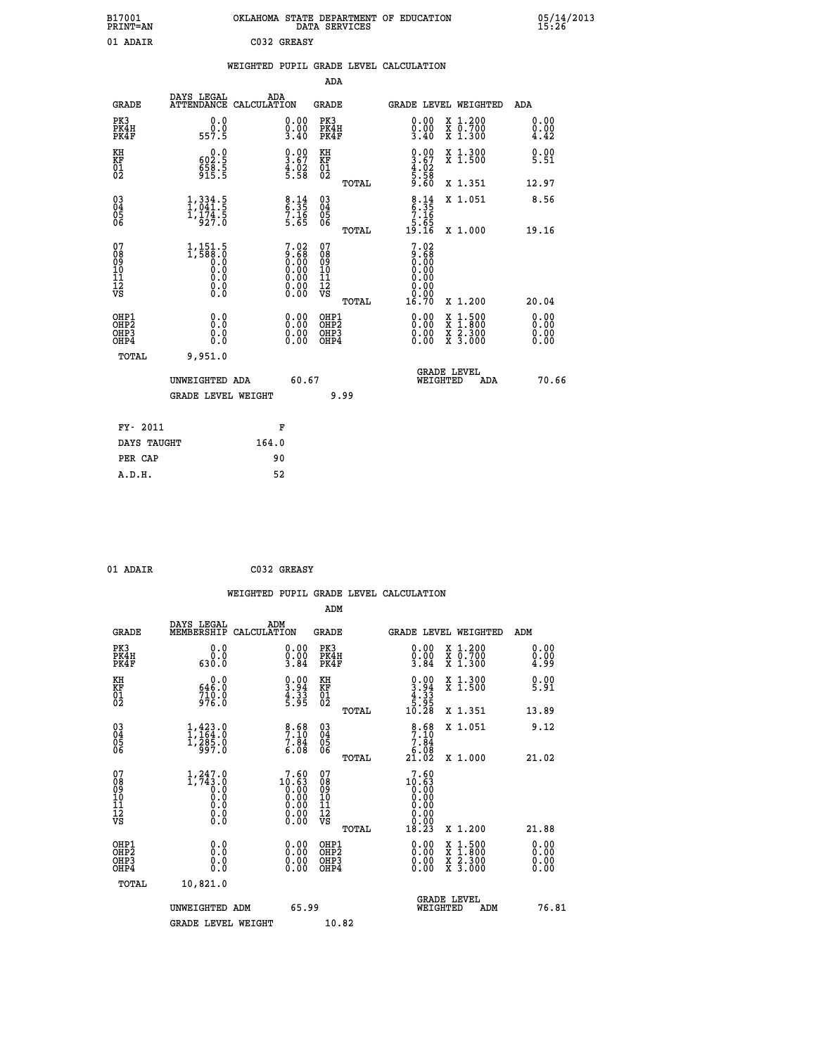B17001 OKLAHOMA STATE DEPARTMENT OF EDUCATION 05/14/2013
PRINT=AN DATA SERVICES 15:26

01 ADAIR C032 GREASY

## WEIGHTED PUPIL GRADE LEVEL CALCULATION

### ADA

| GRADE | DAYS LEGAL ATTENDANCE | ADA CALCULATION | GRADE | GRADE LEVEL | WEIGHTED | ADA |
|---|---|---|---|---|---|---|
| PK3 | 0.0 | 0.00 | PK3 | 0.00 | X 1.200 | 0.00 |
| PK4H | 0.0 | 0.00 | PK4H | 0.00 | X 0.700 | 0.00 |
| PK4F | 557.5 | 3.40 | PK4F | 3.40 | X 1.300 | 4.42 |
| KH | 0.0 | 0.00 | KH | 0.00 | X 1.300 | 0.00 |
| KF | 602.5 | 3.67 | KF | 3.67 | X 1.500 | 5.51 |
| 01 | 658.5 | 4.02 | 01 | 4.02 | | |
| 02 | 915.5 | 5.58 | 02 | 5.58 | | |
| | | | TOTAL | 9.60 | X 1.351 | 12.97 |
| 03 | 1,334.5 | 8.14 | 03 | 8.14 | X 1.051 | 8.56 |
| 04 | 1,041.5 | 6.35 | 04 | 6.35 | | |
| 05 | 1,174.5 | 7.16 | 05 | 7.16 | | |
| 06 | 927.0 | 5.65 | 06 | 5.65 | | |
| | | | TOTAL | 19.16 | X 1.000 | 19.16 |
| 07 | 1,151.5 | 7.02 | 07 | 7.02 | | |
| 08 | 1,588.0 | 9.68 | 08 | 9.68 | | |
| 09 | 0.0 | 0.00 | 09 | 0.00 | | |
| 10 | 0.0 | 0.00 | 10 | 0.00 | | |
| 11 | 0.0 | 0.00 | 11 | 0.00 | | |
| 12 | 0.0 | 0.00 | 12 | 0.00 | | |
| VS | 0.0 | 0.00 | VS | 0.00 | | |
| | | | TOTAL | 16.70 | X 1.200 | 20.04 |
| OHP1 | 0.0 | 0.00 | OHP1 | 0.00 | X 1.500 | 0.00 |
| OHP2 | 0.0 | 0.00 | OHP2 | 0.00 | X 1.800 | 0.00 |
| OHP3 | 0.0 | 0.00 | OHP3 | 0.00 | X 2.300 | 0.00 |
| OHP4 | 0.0 | 0.00 | OHP4 | 0.00 | X 3.000 | 0.00 |
| TOTAL | 9,951.0 | | | | | |

UNWEIGHTED ADA 60.67 GRADE LEVEL WEIGHTED ADA 70.66

GRADE LEVEL WEIGHT 9.99

| FY- 2011 | F |
|---|---|
| DAYS TAUGHT | 164.0 |
| PER CAP | 90 |
| A.D.H. | 52 |

01 ADAIR C032 GREASY

## WEIGHTED PUPIL GRADE LEVEL CALCULATION

### ADM

| GRADE | DAYS LEGAL MEMBERSHIP | ADM CALCULATION | GRADE | GRADE LEVEL | WEIGHTED | ADM |
|---|---|---|---|---|---|---|
| PK3 | 0.0 | 0.00 | PK3 | 0.00 | X 1.200 | 0.00 |
| PK4H | 0.0 | 0.00 | PK4H | 0.00 | X 0.700 | 0.00 |
| PK4F | 630.0 | 3.84 | PK4F | 3.84 | X 1.300 | 4.99 |
| KH | 0.0 | 0.00 | KH | 0.00 | X 1.300 | 0.00 |
| KF | 646.0 | 3.94 | KF | 3.94 | X 1.500 | 5.91 |
| 01 | 710.0 | 4.33 | 01 | 4.33 | | |
| 02 | 976.0 | 5.95 | 02 | 5.95 | | |
| | | | TOTAL | 10.28 | X 1.351 | 13.89 |
| 03 | 1,423.0 | 8.68 | 03 | 8.68 | X 1.051 | 9.12 |
| 04 | 1,164.0 | 7.10 | 04 | 7.10 | | |
| 05 | 1,285.0 | 7.84 | 05 | 7.84 | | |
| 06 | 997.0 | 6.08 | 06 | 6.08 | | |
| | | | TOTAL | 21.02 | X 1.000 | 21.02 |
| 07 | 1,247.0 | 7.60 | 07 | 7.60 | | |
| 08 | 1,743.0 | 10.63 | 08 | 10.63 | | |
| 09 | 0.0 | 0.00 | 09 | 0.00 | | |
| 10 | 0.0 | 0.00 | 10 | 0.00 | | |
| 11 | 0.0 | 0.00 | 11 | 0.00 | | |
| 12 | 0.0 | 0.00 | 12 | 0.00 | | |
| VS | 0.0 | 0.00 | VS | 0.00 | | |
| | | | TOTAL | 18.23 | X 1.200 | 21.88 |
| OHP1 | 0.0 | 0.00 | OHP1 | 0.00 | X 1.500 | 0.00 |
| OHP2 | 0.0 | 0.00 | OHP2 | 0.00 | X 1.800 | 0.00 |
| OHP3 | 0.0 | 0.00 | OHP3 | 0.00 | X 2.300 | 0.00 |
| OHP4 | 0.0 | 0.00 | OHP4 | 0.00 | X 3.000 | 0.00 |
| TOTAL | 10,821.0 | | | | | |

UNWEIGHTED ADM 65.99 GRADE LEVEL WEIGHTED ADM 76.81

GRADE LEVEL WEIGHT 10.82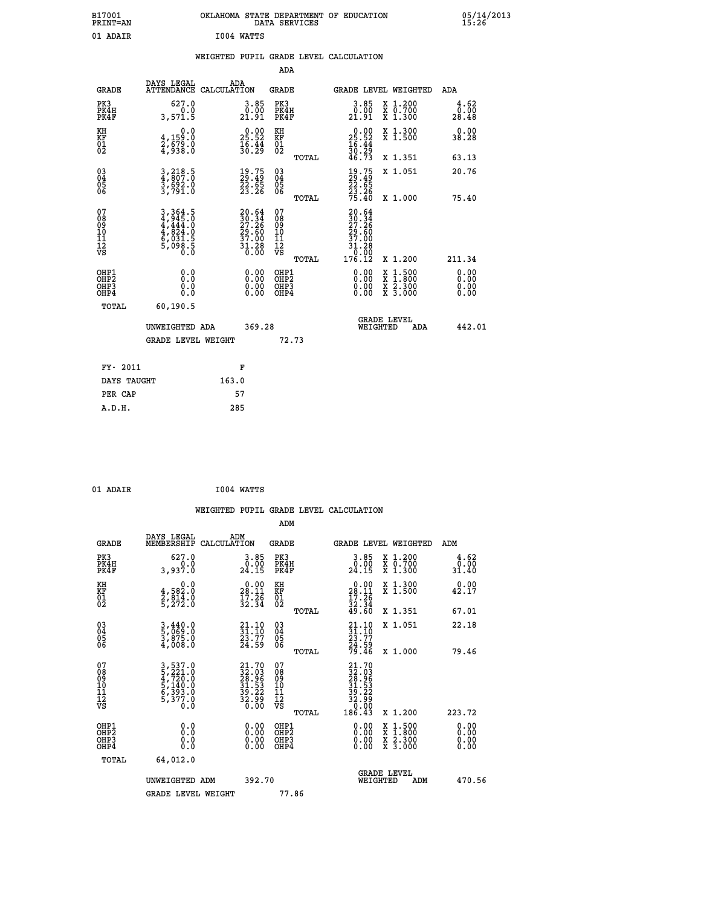B17001 PRINT=AN — OKLAHOMA STATE DEPARTMENT OF EDUCATION DATA SERVICES — 05/14/2013 15:26

01 ADAIR — I004 WATTS

## WEIGHTED PUPIL GRADE LEVEL CALCULATION

### ADA

| GRADE | DAYS LEGAL ATTENDANCE | ADA CALCULATION | GRADE | GRADE LEVEL | WEIGHTED | ADA |
|---|---|---|---|---|---|---|
| PK3 | 627.0 | 3.85 | PK3 | 3.85 | X 1.200 | 4.62 |
| PK4H | 0.0 | 0.00 | PK4H | 0.00 | X 0.700 | 0.00 |
| PK4F | 3,571.5 | 21.91 | PK4F | 21.91 | X 1.300 | 28.48 |
| KH | 0.0 | 0.00 | KH | 0.00 | X 1.300 | 0.00 |
| KF | 4,159.0 | 25.52 | KF | 25.52 | X 1.500 | 38.28 |
| 01 | 2,679.0 | 16.44 | 01 | 16.44 | | |
| 02 | 4,938.0 | 30.29 | 02 | 30.29 | | |
| | | | TOTAL | 46.73 | X 1.351 | 63.13 |
| 03 | 3,218.5 | 19.75 | 03 | 19.75 | X 1.051 | 20.76 |
| 04 | 4,807.0 | 29.49 | 04 | 29.49 | | |
| 05 | 3,692.0 | 22.65 | 05 | 22.65 | | |
| 06 | 3,791.0 | 23.26 | 06 | 23.26 | | |
| | | | TOTAL | 75.40 | X 1.000 | 75.40 |
| 07 | 3,364.5 | 20.64 | 07 | 20.64 | | |
| 08 | 4,945.0 | 30.34 | 08 | 30.34 | | |
| 09 | 4,444.0 | 27.26 | 09 | 27.26 | | |
| 10 | 4,824.0 | 29.60 | 10 | 29.60 | | |
| 11 | 6,031.5 | 37.00 | 11 | 37.00 | | |
| 12 | 5,098.5 | 31.28 | 12 | 31.28 | | |
| VS | 0.0 | 0.00 | VS | 0.00 | | |
| | | | TOTAL | 176.12 | X 1.200 | 211.34 |
| OHP1 | 0.0 | 0.00 | OHP1 | 0.00 | X 1.500 | 0.00 |
| OHP2 | 0.0 | 0.00 | OHP2 | 0.00 | X 1.800 | 0.00 |
| OHP3 | 0.0 | 0.00 | OHP3 | 0.00 | X 2.300 | 0.00 |
| OHP4 | 0.0 | 0.00 | OHP4 | 0.00 | X 3.000 | 0.00 |
| TOTAL | 60,190.5 | | | | | |

UNWEIGHTED ADA 369.28 — GRADE LEVEL WEIGHTED ADA 442.01

GRADE LEVEL WEIGHT 72.73

| FY- 2011 | F |
|---|---|
| DAYS TAUGHT | 163.0 |
| PER CAP | 57 |
| A.D.H. | 285 |

01 ADAIR — I004 WATTS

## WEIGHTED PUPIL GRADE LEVEL CALCULATION

### ADM

| GRADE | DAYS LEGAL MEMBERSHIP | ADM CALCULATION | GRADE | GRADE LEVEL | WEIGHTED | ADM |
|---|---|---|---|---|---|---|
| PK3 | 627.0 | 3.85 | PK3 | 3.85 | X 1.200 | 4.62 |
| PK4H | 0.0 | 0.00 | PK4H | 0.00 | X 0.700 | 0.00 |
| PK4F | 3,937.0 | 24.15 | PK4F | 24.15 | X 1.300 | 31.40 |
| KH | 0.0 | 0.00 | KH | 0.00 | X 1.300 | 0.00 |
| KF | 4,582.0 | 28.11 | KF | 28.11 | X 1.500 | 42.17 |
| 01 | 2,814.0 | 17.26 | 01 | 17.26 | | |
| 02 | 5,272.0 | 32.34 | 02 | 32.34 | | |
| | | | TOTAL | 49.60 | X 1.351 | 67.01 |
| 03 | 3,440.0 | 21.10 | 03 | 21.10 | X 1.051 | 22.18 |
| 04 | 5,069.0 | 31.10 | 04 | 31.10 | | |
| 05 | 3,875.0 | 23.77 | 05 | 23.77 | | |
| 06 | 4,008.0 | 24.59 | 06 | 24.59 | | |
| | | | TOTAL | 79.46 | X 1.000 | 79.46 |
| 07 | 3,537.0 | 21.70 | 07 | 21.70 | | |
| 08 | 5,221.0 | 32.03 | 08 | 32.03 | | |
| 09 | 4,720.0 | 28.96 | 09 | 28.96 | | |
| 10 | 5,140.0 | 31.53 | 10 | 31.53 | | |
| 11 | 6,393.0 | 39.22 | 11 | 39.22 | | |
| 12 | 5,377.0 | 32.99 | 12 | 32.99 | | |
| VS | 0.0 | 0.00 | VS | 0.00 | | |
| | | | TOTAL | 186.43 | X 1.200 | 223.72 |
| OHP1 | 0.0 | 0.00 | OHP1 | 0.00 | X 1.500 | 0.00 |
| OHP2 | 0.0 | 0.00 | OHP2 | 0.00 | X 1.800 | 0.00 |
| OHP3 | 0.0 | 0.00 | OHP3 | 0.00 | X 2.300 | 0.00 |
| OHP4 | 0.0 | 0.00 | OHP4 | 0.00 | X 3.000 | 0.00 |
| TOTAL | 64,012.0 | | | | | |

UNWEIGHTED ADM 392.70 — GRADE LEVEL WEIGHTED ADM 470.56

GRADE LEVEL WEIGHT 77.86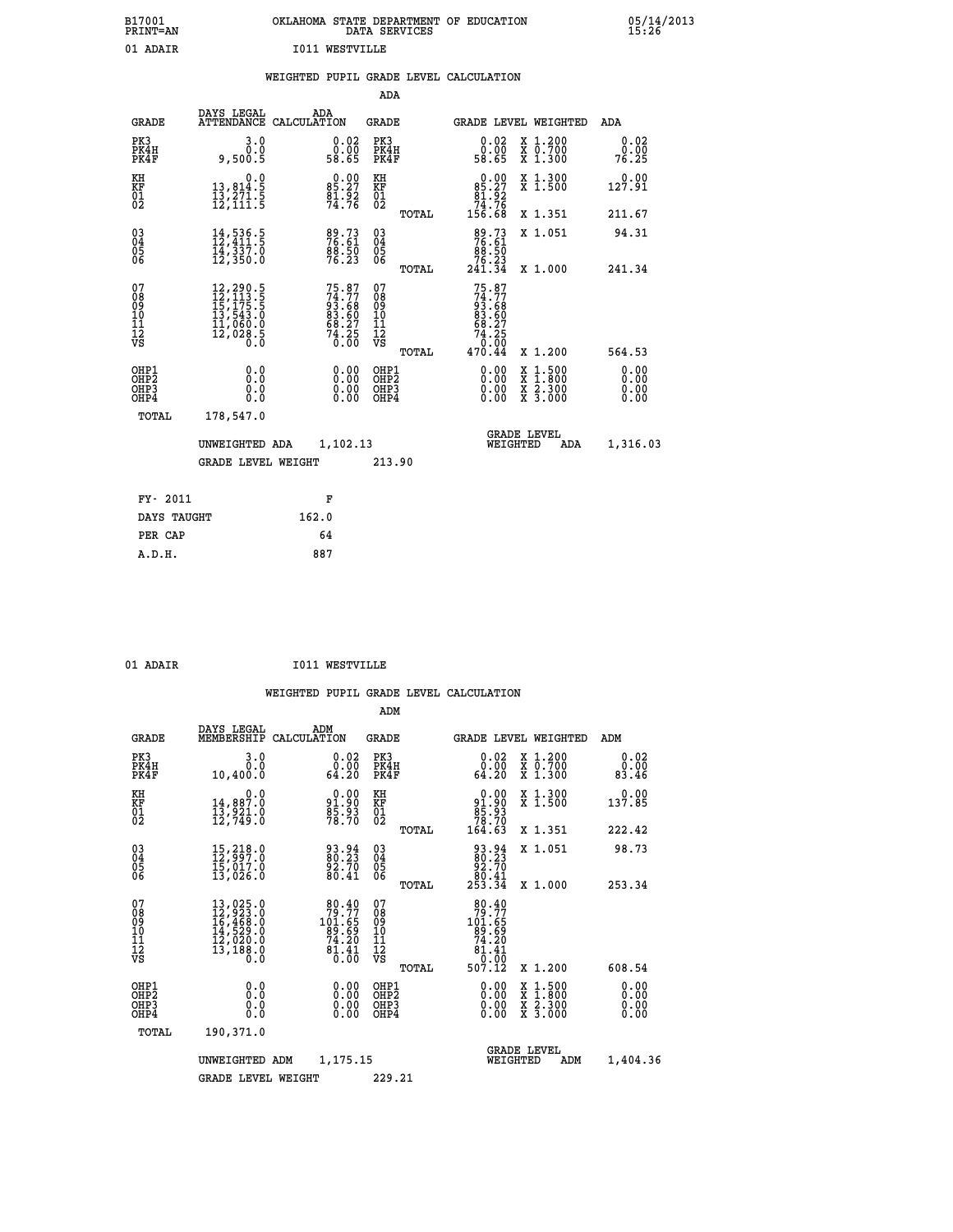B17001 PRINT=AN — OKLAHOMA STATE DEPARTMENT OF EDUCATION DATA SERVICES — 05/14/2013 15:26

01 ADAIR — I011 WESTVILLE

## WEIGHTED PUPIL GRADE LEVEL CALCULATION

### ADA

| GRADE | DAYS LEGAL ATTENDANCE | ADA CALCULATION | GRADE | GRADE LEVEL | WEIGHTED | ADA |
|---|---|---|---|---|---|---|
| PK3 | 3.0 | 0.02 | PK3 | 0.02 | X 1.200 | 0.02 |
| PK4H | 0.0 | 0.00 | PK4H | 0.00 | X 0.700 | 0.00 |
| PK4F | 9,500.5 | 58.65 | PK4F | 58.65 | X 1.300 | 76.25 |
| KH | 0.0 | 0.00 | KH | 0.00 | X 1.300 | 0.00 |
| KF | 13,814.5 | 85.27 | KF | 85.27 | X 1.500 | 127.91 |
| 01 | 13,271.5 | 81.92 | 01 | 81.92 | | |
| 02 | 12,111.5 | 74.76 | 02 | 74.76 | | |
| | | | TOTAL | 156.68 | X 1.351 | 211.67 |
| 03 | 14,536.5 | 89.73 | 03 | 89.73 | X 1.051 | 94.31 |
| 04 | 12,411.5 | 76.61 | 04 | 76.61 | | |
| 05 | 14,337.0 | 88.50 | 05 | 88.50 | | |
| 06 | 12,350.0 | 76.23 | 06 | 76.23 | | |
| | | | TOTAL | 241.34 | X 1.000 | 241.34 |
| 07 | 12,290.5 | 75.87 | 07 | 75.87 | | |
| 08 | 12,113.5 | 74.77 | 08 | 74.77 | | |
| 09 | 15,175.5 | 93.68 | 09 | 93.68 | | |
| 10 | 13,543.0 | 83.60 | 10 | 83.60 | | |
| 11 | 11,060.0 | 68.27 | 11 | 68.27 | | |
| 12 | 12,028.5 | 74.25 | 12 | 74.25 | | |
| VS | 0.0 | 0.00 | VS | 0.00 | | |
| | | | TOTAL | 470.44 | X 1.200 | 564.53 |
| OHP1 | 0.0 | 0.00 | OHP1 | 0.00 | X 1.500 | 0.00 |
| OHP2 | 0.0 | 0.00 | OHP2 | 0.00 | X 1.800 | 0.00 |
| OHP3 | 0.0 | 0.00 | OHP3 | 0.00 | X 2.300 | 0.00 |
| OHP4 | 0.0 | 0.00 | OHP4 | 0.00 | X 3.000 | 0.00 |
| TOTAL | 178,547.0 | | | | | |

UNWEIGHTED ADA 1,102.13 — GRADE LEVEL WEIGHTED ADA 1,316.03

GRADE LEVEL WEIGHT 213.90

| | |
|---|---|
| FY- 2011 | F |
| DAYS TAUGHT | 162.0 |
| PER CAP | 64 |
| A.D.H. | 887 |

01 ADAIR — I011 WESTVILLE

## WEIGHTED PUPIL GRADE LEVEL CALCULATION

### ADM

| GRADE | DAYS LEGAL MEMBERSHIP | ADM CALCULATION | GRADE | GRADE LEVEL | WEIGHTED | ADM |
|---|---|---|---|---|---|---|
| PK3 | 3.0 | 0.02 | PK3 | 0.02 | X 1.200 | 0.02 |
| PK4H | 0.0 | 0.00 | PK4H | 0.00 | X 0.700 | 0.00 |
| PK4F | 10,400.0 | 64.20 | PK4F | 64.20 | X 1.300 | 83.46 |
| KH | 0.0 | 0.00 | KH | 0.00 | X 1.300 | 0.00 |
| KF | 14,887.0 | 91.90 | KF | 91.90 | X 1.500 | 137.85 |
| 01 | 13,921.0 | 85.93 | 01 | 85.93 | | |
| 02 | 12,749.0 | 78.70 | 02 | 78.70 | | |
| | | | TOTAL | 164.63 | X 1.351 | 222.42 |
| 03 | 15,218.0 | 93.94 | 03 | 93.94 | X 1.051 | 98.73 |
| 04 | 12,997.0 | 80.23 | 04 | 80.23 | | |
| 05 | 15,017.0 | 92.70 | 05 | 92.70 | | |
| 06 | 13,026.0 | 80.41 | 06 | 80.41 | | |
| | | | TOTAL | 253.34 | X 1.000 | 253.34 |
| 07 | 13,025.0 | 80.40 | 07 | 80.40 | | |
| 08 | 12,923.0 | 79.77 | 08 | 79.77 | | |
| 09 | 16,468.0 | 101.65 | 09 | 101.65 | | |
| 10 | 14,529.0 | 89.69 | 10 | 89.69 | | |
| 11 | 12,020.0 | 74.20 | 11 | 74.20 | | |
| 12 | 13,188.0 | 81.41 | 12 | 81.41 | | |
| VS | 0.0 | 0.00 | VS | 0.00 | | |
| | | | TOTAL | 507.12 | X 1.200 | 608.54 |
| OHP1 | 0.0 | 0.00 | OHP1 | 0.00 | X 1.500 | 0.00 |
| OHP2 | 0.0 | 0.00 | OHP2 | 0.00 | X 1.800 | 0.00 |
| OHP3 | 0.0 | 0.00 | OHP3 | 0.00 | X 2.300 | 0.00 |
| OHP4 | 0.0 | 0.00 | OHP4 | 0.00 | X 3.000 | 0.00 |
| TOTAL | 190,371.0 | | | | | |

UNWEIGHTED ADM 1,175.15 — GRADE LEVEL WEIGHTED ADM 1,404.36

GRADE LEVEL WEIGHT 229.21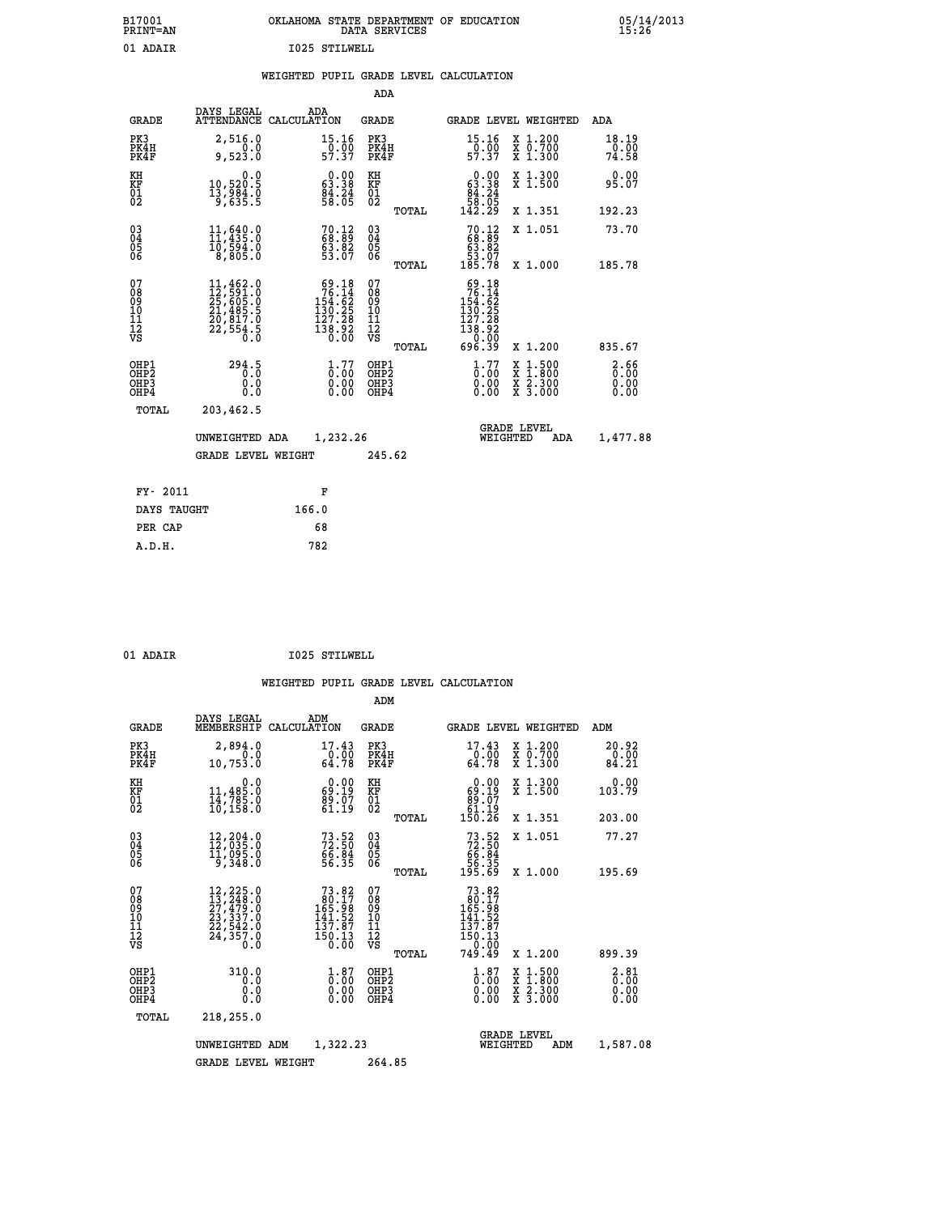B17001 PRINT=AN — OKLAHOMA STATE DEPARTMENT OF EDUCATION DATA SERVICES — 05/14/2013 15:26

01 ADAIR — I025 STILWELL

## WEIGHTED PUPIL GRADE LEVEL CALCULATION

### ADA

| GRADE | DAYS LEGAL ATTENDANCE | ADA CALCULATION | GRADE | GRADE LEVEL | WEIGHTED | ADA |
|---|---|---|---|---|---|---|
| PK3 | 2,516.0 | 15.16 | PK3 | 15.16 | X 1.200 | 18.19 |
| PK4H | 0.0 | 0.00 | PK4H | 0.00 | X 0.700 | 0.00 |
| PK4F | 9,523.0 | 57.37 | PK4F | 57.37 | X 1.300 | 74.58 |
| KH | 0.0 | 0.00 | KH | 0.00 | X 1.300 | 0.00 |
| KF | 10,520.5 | 63.38 | KF | 63.38 | X 1.500 | 95.07 |
| 01 | 13,984.0 | 84.24 | 01 | 84.24 | | |
| 02 | 9,635.5 | 58.05 | 02 | 58.05 | | |
| | | | TOTAL | 142.29 | X 1.351 | 192.23 |
| 03 | 11,640.0 | 70.12 | 03 | 70.12 | X 1.051 | 73.70 |
| 04 | 11,435.0 | 68.89 | 04 | 68.89 | | |
| 05 | 10,594.0 | 63.82 | 05 | 63.82 | | |
| 06 | 8,805.0 | 53.07 | 06 | 53.07 | | |
| | | | TOTAL | 185.78 | X 1.000 | 185.78 |
| 07 | 11,462.0 | 69.18 | 07 | 69.18 | | |
| 08 | 12,591.0 | 76.14 | 08 | 76.14 | | |
| 09 | 25,605.0 | 154.62 | 09 | 154.62 | | |
| 10 | 21,485.5 | 130.25 | 10 | 130.25 | | |
| 11 | 20,817.0 | 127.28 | 11 | 127.28 | | |
| 12 | 22,554.5 | 138.92 | 12 | 138.92 | | |
| VS | 0.0 | 0.00 | VS | 0.00 | | |
| | | | TOTAL | 696.39 | X 1.200 | 835.67 |
| OHP1 | 294.5 | 1.77 | OHP1 | 1.77 | X 1.500 | 2.66 |
| OHP2 | 0.0 | 0.00 | OHP2 | 0.00 | X 1.800 | 0.00 |
| OHP3 | 0.0 | 0.00 | OHP3 | 0.00 | X 2.300 | 0.00 |
| OHP4 | 0.0 | 0.00 | OHP4 | 0.00 | X 3.000 | 0.00 |
| TOTAL | 203,462.5 | | | | | |

UNWEIGHTED ADA 1,232.26 — GRADE LEVEL WEIGHTED ADA 1,477.88

GRADE LEVEL WEIGHT 245.62

| FY- 2011 | F |
|---|---|
| DAYS TAUGHT | 166.0 |
| PER CAP | 68 |
| A.D.H. | 782 |

01 ADAIR — I025 STILWELL

## WEIGHTED PUPIL GRADE LEVEL CALCULATION

### ADM

| GRADE | DAYS LEGAL MEMBERSHIP | ADM CALCULATION | GRADE | GRADE LEVEL | WEIGHTED | ADM |
|---|---|---|---|---|---|---|
| PK3 | 2,894.0 | 17.43 | PK3 | 17.43 | X 1.200 | 20.92 |
| PK4H | 0.0 | 0.00 | PK4H | 0.00 | X 0.700 | 0.00 |
| PK4F | 10,753.0 | 64.78 | PK4F | 64.78 | X 1.300 | 84.21 |
| KH | 0.0 | 0.00 | KH | 0.00 | X 1.300 | 0.00 |
| KF | 11,485.0 | 69.19 | KF | 69.19 | X 1.500 | 103.79 |
| 01 | 14,785.0 | 89.07 | 01 | 89.07 | | |
| 02 | 10,158.0 | 61.19 | 02 | 61.19 | | |
| | | | TOTAL | 150.26 | X 1.351 | 203.00 |
| 03 | 12,204.0 | 73.52 | 03 | 73.52 | X 1.051 | 77.27 |
| 04 | 12,035.0 | 72.50 | 04 | 72.50 | | |
| 05 | 11,095.0 | 66.84 | 05 | 66.84 | | |
| 06 | 9,348.0 | 56.35 | 06 | 56.35 | | |
| | | | TOTAL | 195.69 | X 1.000 | 195.69 |
| 07 | 12,225.0 | 73.82 | 07 | 73.82 | | |
| 08 | 13,248.0 | 80.17 | 08 | 80.17 | | |
| 09 | 27,479.0 | 165.98 | 09 | 165.98 | | |
| 10 | 23,337.0 | 141.52 | 10 | 141.52 | | |
| 11 | 22,542.0 | 137.87 | 11 | 137.87 | | |
| 12 | 24,357.0 | 150.13 | 12 | 150.13 | | |
| VS | 0.0 | 0.00 | VS | 0.00 | | |
| | | | TOTAL | 749.49 | X 1.200 | 899.39 |
| OHP1 | 310.0 | 1.87 | OHP1 | 1.87 | X 1.500 | 2.81 |
| OHP2 | 0.0 | 0.00 | OHP2 | 0.00 | X 1.800 | 0.00 |
| OHP3 | 0.0 | 0.00 | OHP3 | 0.00 | X 2.300 | 0.00 |
| OHP4 | 0.0 | 0.00 | OHP4 | 0.00 | X 3.000 | 0.00 |
| TOTAL | 218,255.0 | | | | | |

UNWEIGHTED ADM 1,322.23 — GRADE LEVEL WEIGHTED ADM 1,587.08

GRADE LEVEL WEIGHT 264.85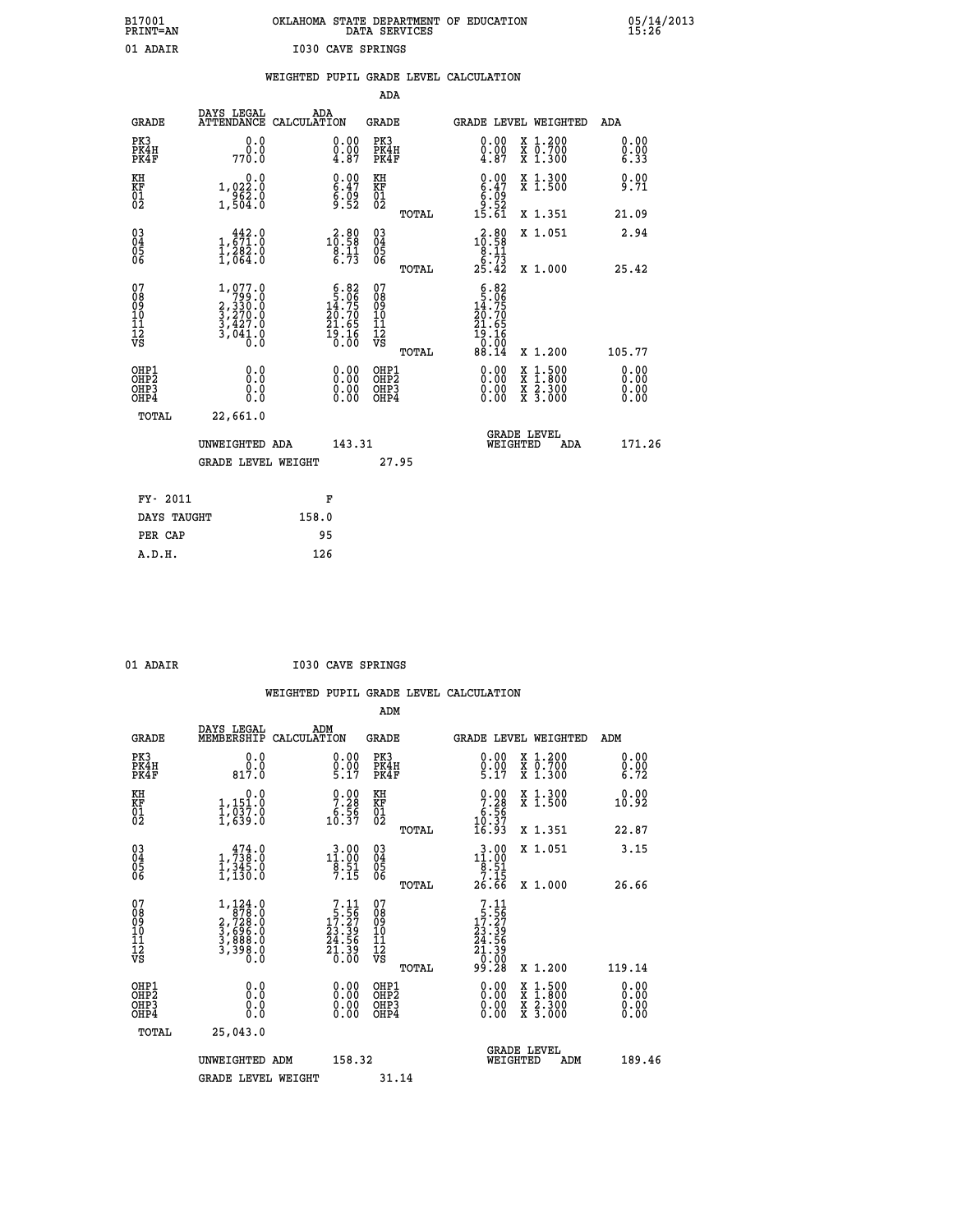B17001
PRINT=AN

OKLAHOMA STATE DEPARTMENT OF EDUCATION
DATA SERVICES

05/14/2013
15:26

01 ADAIR    I030 CAVE SPRINGS

## WEIGHTED PUPIL GRADE LEVEL CALCULATION

### ADA

| GRADE | DAYS LEGAL ATTENDANCE | ADA CALCULATION | GRADE | | GRADE LEVEL | WEIGHTED | ADA |
|---|---|---|---|---|---|---|---|
| PK3 | 0.0 | 0.00 | PK3 | | 0.00 | X 1.200 | 0.00 |
| PK4H | 0.0 | 0.00 | PK4H | | 0.00 | X 0.700 | 0.00 |
| PK4F | 770.0 | 4.87 | PK4F | | 4.87 | X 1.300 | 6.33 |
| KH | 0.0 | 0.00 | KH | | 0.00 | X 1.300 | 0.00 |
| KF | 1,022.0 | 6.47 | KF | | 6.47 | X 1.500 | 9.71 |
| 01 | 962.0 | 6.09 | 01 | | 6.09 | | |
| 02 | 1,504.0 | 9.52 | 02 | | 9.52 | | |
| | | | | TOTAL | 15.61 | X 1.351 | 21.09 |
| 03 | 442.0 | 2.80 | 03 | | 2.80 | X 1.051 | 2.94 |
| 04 | 1,671.0 | 10.58 | 04 | | 10.58 | | |
| 05 | 1,282.0 | 8.11 | 05 | | 8.11 | | |
| 06 | 1,064.0 | 6.73 | 06 | | 6.73 | | |
| | | | | TOTAL | 25.42 | X 1.000 | 25.42 |
| 07 | 1,077.0 | 6.82 | 07 | | 6.82 | | |
| 08 | 799.0 | 5.06 | 08 | | 5.06 | | |
| 09 | 2,330.0 | 14.75 | 09 | | 14.75 | | |
| 10 | 3,270.0 | 20.70 | 10 | | 20.70 | | |
| 11 | 3,427.0 | 21.65 | 11 | | 21.65 | | |
| 12 | 3,041.0 | 19.16 | 12 | | 19.16 | | |
| VS | 0.0 | 0.00 | VS | | 0.00 | | |
| | | | | TOTAL | 88.14 | X 1.200 | 105.77 |
| OHP1 | 0.0 | 0.00 | OHP1 | | 0.00 | X 1.500 | 0.00 |
| OHP2 | 0.0 | 0.00 | OHP2 | | 0.00 | X 1.800 | 0.00 |
| OHP3 | 0.0 | 0.00 | OHP3 | | 0.00 | X 2.300 | 0.00 |
| OHP4 | 0.0 | 0.00 | OHP4 | | 0.00 | X 3.000 | 0.00 |
| TOTAL | 22,661.0 | | | | | | |

UNWEIGHTED ADA 143.31 — GRADE LEVEL WEIGHTED ADA 171.26

GRADE LEVEL WEIGHT 27.95

| FY- 2011 | F |
|---|---|
| DAYS TAUGHT | 158.0 |
| PER CAP | 95 |
| A.D.H. | 126 |

01 ADAIR    I030 CAVE SPRINGS

## WEIGHTED PUPIL GRADE LEVEL CALCULATION

### ADM

| GRADE | DAYS LEGAL MEMBERSHIP | ADM CALCULATION | GRADE | | GRADE LEVEL | WEIGHTED | ADM |
|---|---|---|---|---|---|---|---|
| PK3 | 0.0 | 0.00 | PK3 | | 0.00 | X 1.200 | 0.00 |
| PK4H | 0.0 | 0.00 | PK4H | | 0.00 | X 0.700 | 0.00 |
| PK4F | 817.0 | 5.17 | PK4F | | 5.17 | X 1.300 | 6.72 |
| KH | 0.0 | 0.00 | KH | | 0.00 | X 1.300 | 0.00 |
| KF | 1,151.0 | 7.28 | KF | | 7.28 | X 1.500 | 10.92 |
| 01 | 1,037.0 | 6.56 | 01 | | 6.56 | | |
| 02 | 1,639.0 | 10.37 | 02 | | 10.37 | | |
| | | | | TOTAL | 16.93 | X 1.351 | 22.87 |
| 03 | 474.0 | 3.00 | 03 | | 3.00 | X 1.051 | 3.15 |
| 04 | 1,738.0 | 11.00 | 04 | | 11.00 | | |
| 05 | 1,345.0 | 8.51 | 05 | | 8.51 | | |
| 06 | 1,130.0 | 7.15 | 06 | | 7.15 | | |
| | | | | TOTAL | 26.66 | X 1.000 | 26.66 |
| 07 | 1,124.0 | 7.11 | 07 | | 7.11 | | |
| 08 | 878.0 | 5.56 | 08 | | 5.56 | | |
| 09 | 2,728.0 | 17.27 | 09 | | 17.27 | | |
| 10 | 3,696.0 | 23.39 | 10 | | 23.39 | | |
| 11 | 3,888.0 | 24.56 | 11 | | 24.56 | | |
| 12 | 3,398.0 | 21.39 | 12 | | 21.39 | | |
| VS | 0.0 | 0.00 | VS | | 0.00 | | |
| | | | | TOTAL | 99.28 | X 1.200 | 119.14 |
| OHP1 | 0.0 | 0.00 | OHP1 | | 0.00 | X 1.500 | 0.00 |
| OHP2 | 0.0 | 0.00 | OHP2 | | 0.00 | X 1.800 | 0.00 |
| OHP3 | 0.0 | 0.00 | OHP3 | | 0.00 | X 2.300 | 0.00 |
| OHP4 | 0.0 | 0.00 | OHP4 | | 0.00 | X 3.000 | 0.00 |
| TOTAL | 25,043.0 | | | | | | |

UNWEIGHTED ADM 158.32 — GRADE LEVEL WEIGHTED ADM 189.46

GRADE LEVEL WEIGHT 31.14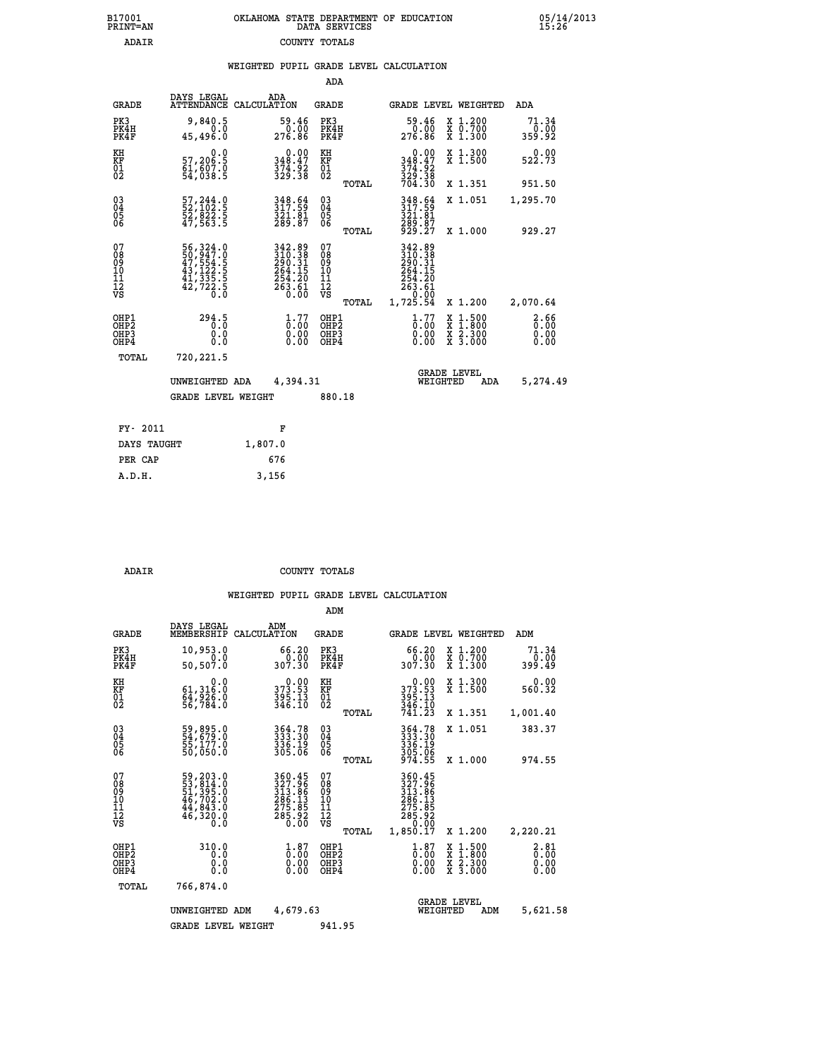B17001 PRINT=AN — OKLAHOMA STATE DEPARTMENT OF EDUCATION DATA SERVICES — 05/14/2013 15:26

ADAIR — COUNTY TOTALS

## WEIGHTED PUPIL GRADE LEVEL CALCULATION

### ADA

| GRADE | DAYS LEGAL ATTENDANCE | ADA CALCULATION | GRADE | | GRADE LEVEL | WEIGHTED | ADA |
|---|---|---|---|---|---|---|---|
| PK3 | 9,840.5 | 59.46 | PK3 | | 59.46 | X 1.200 | 71.34 |
| PK4H | 0.0 | 0.00 | PK4H | | 0.00 | X 0.700 | 0.00 |
| PK4F | 45,496.0 | 276.86 | PK4F | | 276.86 | X 1.300 | 359.92 |
| KH | 0.0 | 0.00 | KH | | 0.00 | X 1.300 | 0.00 |
| KF | 57,206.5 | 348.47 | KF | | 348.47 | X 1.500 | 522.73 |
| 01 | 61,607.0 | 374.92 | 01 | | 374.92 | | |
| 02 | 54,038.5 | 329.38 | 02 | | 329.38 | | |
| | | | | TOTAL | 704.30 | X 1.351 | 951.50 |
| 03 | 57,244.0 | 348.64 | 03 | | 348.64 | X 1.051 | 1,295.70 |
| 04 | 52,102.5 | 317.59 | 04 | | 317.59 | | |
| 05 | 52,822.5 | 321.81 | 05 | | 321.81 | | |
| 06 | 47,563.5 | 289.87 | 06 | | 289.87 | | |
| | | | | TOTAL | 929.27 | X 1.000 | 929.27 |
| 07 | 56,324.0 | 342.89 | 07 | | 342.89 | | |
| 08 | 50,947.0 | 310.38 | 08 | | 310.38 | | |
| 09 | 47,554.5 | 290.31 | 09 | | 290.31 | | |
| 10 | 43,122.5 | 264.15 | 10 | | 264.15 | | |
| 11 | 41,335.5 | 254.20 | 11 | | 254.20 | | |
| 12 | 42,722.5 | 263.61 | 12 | | 263.61 | | |
| VS | 0.0 | 0.00 | VS | | 0.00 | | |
| | | | | TOTAL | 1,725.54 | X 1.200 | 2,070.64 |
| OHP1 | 294.5 | 1.77 | OHP1 | | 1.77 | X 1.500 | 2.66 |
| OHP2 | 0.0 | 0.00 | OHP2 | | 0.00 | X 1.800 | 0.00 |
| OHP3 | 0.0 | 0.00 | OHP3 | | 0.00 | X 2.300 | 0.00 |
| OHP4 | 0.0 | 0.00 | OHP4 | | 0.00 | X 3.000 | 0.00 |
| TOTAL | 720,221.5 | | | | | | |

UNWEIGHTED ADA 4,394.31 — GRADE LEVEL WEIGHTED ADA 5,274.49

GRADE LEVEL WEIGHT 880.18

| FY- 2011 | F |
|---|---|
| DAYS TAUGHT | 1,807.0 |
| PER CAP | 676 |
| A.D.H. | 3,156 |

ADAIR — COUNTY TOTALS

## WEIGHTED PUPIL GRADE LEVEL CALCULATION

### ADM

| GRADE | DAYS LEGAL MEMBERSHIP | ADM CALCULATION | GRADE | | GRADE LEVEL | WEIGHTED | ADM |
|---|---|---|---|---|---|---|---|
| PK3 | 10,953.0 | 66.20 | PK3 | | 66.20 | X 1.200 | 71.34 |
| PK4H | 0.0 | 0.00 | PK4H | | 0.00 | X 0.700 | 0.00 |
| PK4F | 50,507.0 | 307.30 | PK4F | | 307.30 | X 1.300 | 399.49 |
| KH | 0.0 | 0.00 | KH | | 0.00 | X 1.300 | 0.00 |
| KF | 61,316.0 | 373.53 | KF | | 373.53 | X 1.500 | 560.32 |
| 01 | 64,926.0 | 395.13 | 01 | | 395.13 | | |
| 02 | 56,784.0 | 346.10 | 02 | | 346.10 | | |
| | | | | TOTAL | 741.23 | X 1.351 | 1,001.40 |
| 03 | 59,895.0 | 364.78 | 03 | | 364.78 | X 1.051 | 383.37 |
| 04 | 54,679.0 | 333.30 | 04 | | 333.30 | | |
| 05 | 55,177.0 | 336.19 | 05 | | 336.19 | | |
| 06 | 50,050.0 | 305.06 | 06 | | 305.06 | | |
| | | | | TOTAL | 974.55 | X 1.000 | 974.55 |
| 07 | 59,203.0 | 360.45 | 07 | | 360.45 | | |
| 08 | 53,814.0 | 327.96 | 08 | | 327.96 | | |
| 09 | 51,395.0 | 313.86 | 09 | | 313.86 | | |
| 10 | 46,702.0 | 286.13 | 10 | | 286.13 | | |
| 11 | 44,843.0 | 275.85 | 11 | | 275.85 | | |
| 12 | 46,320.0 | 285.92 | 12 | | 285.92 | | |
| VS | 0.0 | 0.00 | VS | | 0.00 | | |
| | | | | TOTAL | 1,850.17 | X 1.200 | 2,220.21 |
| OHP1 | 310.0 | 1.87 | OHP1 | | 1.87 | X 1.500 | 2.81 |
| OHP2 | 0.0 | 0.00 | OHP2 | | 0.00 | X 1.800 | 0.00 |
| OHP3 | 0.0 | 0.00 | OHP3 | | 0.00 | X 2.300 | 0.00 |
| OHP4 | 0.0 | 0.00 | OHP4 | | 0.00 | X 3.000 | 0.00 |
| TOTAL | 766,874.0 | | | | | | |

UNWEIGHTED ADM 4,679.63 — GRADE LEVEL WEIGHTED ADM 5,621.58

GRADE LEVEL WEIGHT 941.95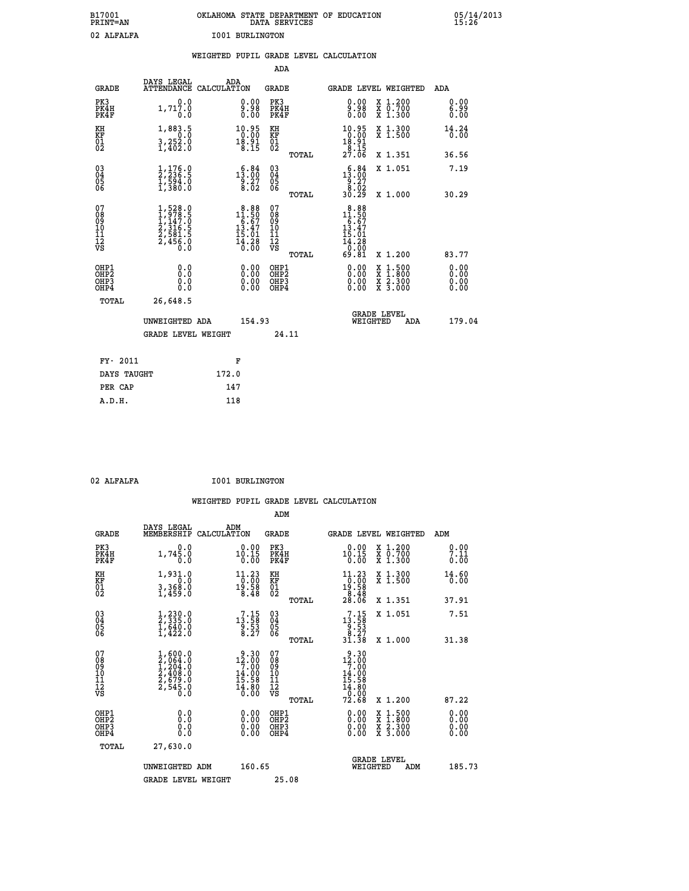B17001 PRINT=AN — OKLAHOMA STATE DEPARTMENT OF EDUCATION DATA SERVICES — 05/14/2013 15:26

02 ALFALFA — I001 BURLINGTON

## WEIGHTED PUPIL GRADE LEVEL CALCULATION

### ADA

| GRADE | DAYS LEGAL ATTENDANCE | ADA CALCULATION | GRADE | GRADE LEVEL | WEIGHTED | ADA |
|---|---|---|---|---|---|---|
| PK3 | 0.0 | 0.00 | PK3 | 0.00 | X 1.200 | 0.00 |
| PK4H | 1,717.0 | 9.98 | PK4H | 9.98 | X 0.700 | 6.99 |
| PK4F | 0.0 | 0.00 | PK4F | 0.00 | X 1.300 | 0.00 |
| KH | 1,883.5 | 10.95 | KH | 10.95 | X 1.300 | 14.24 |
| KF | 0.0 | 0.00 | KF | 0.00 | X 1.500 | 0.00 |
| 01 | 3,252.0 | 18.91 | 01 | 18.91 | | |
| 02 | 1,402.0 | 8.15 | 02 | 8.15 | | |
| | | | TOTAL | 27.06 | X 1.351 | 36.56 |
| 03 | 1,176.0 | 6.84 | 03 | 6.84 | X 1.051 | 7.19 |
| 04 | 2,236.5 | 13.00 | 04 | 13.00 | | |
| 05 | 1,594.0 | 9.27 | 05 | 9.27 | | |
| 06 | 1,380.0 | 8.02 | 06 | 8.02 | | |
| | | | TOTAL | 30.29 | X 1.000 | 30.29 |
| 07 | 1,528.0 | 8.88 | 07 | 8.88 | | |
| 08 | 1,978.5 | 11.50 | 08 | 11.50 | | |
| 09 | 1,147.0 | 6.67 | 09 | 6.67 | | |
| 10 | 2,316.5 | 13.47 | 10 | 13.47 | | |
| 11 | 2,581.5 | 15.01 | 11 | 15.01 | | |
| 12 | 2,456.0 | 14.28 | 12 | 14.28 | | |
| VS | 0.0 | 0.00 | VS | 0.00 | | |
| | | | TOTAL | 69.81 | X 1.200 | 83.77 |
| OHP1 | 0.0 | 0.00 | OHP1 | 0.00 | X 1.500 | 0.00 |
| OHP2 | 0.0 | 0.00 | OHP2 | 0.00 | X 1.800 | 0.00 |
| OHP3 | 0.0 | 0.00 | OHP3 | 0.00 | X 2.300 | 0.00 |
| OHP4 | 0.0 | 0.00 | OHP4 | 0.00 | X 3.000 | 0.00 |
| TOTAL | 26,648.5 | | | | | |

UNWEIGHTED ADA: 154.93 — GRADE LEVEL WEIGHTED ADA: 179.04

GRADE LEVEL WEIGHT: 24.11

| FY- 2011 | F |
|---|---|
| DAYS TAUGHT | 172.0 |
| PER CAP | 147 |
| A.D.H. | 118 |

02 ALFALFA — I001 BURLINGTON

## WEIGHTED PUPIL GRADE LEVEL CALCULATION

### ADM

| GRADE | DAYS LEGAL MEMBERSHIP | ADM CALCULATION | GRADE | GRADE LEVEL | WEIGHTED | ADM |
|---|---|---|---|---|---|---|
| PK3 | 0.0 | 0.00 | PK3 | 0.00 | X 1.200 | 0.00 |
| PK4H | 1,745.0 | 10.15 | PK4H | 10.15 | X 0.700 | 7.11 |
| PK4F | 0.0 | 0.00 | PK4F | 0.00 | X 1.300 | 0.00 |
| KH | 1,931.0 | 11.23 | KH | 11.23 | X 1.300 | 14.60 |
| KF | 0.0 | 0.00 | KF | 0.00 | X 1.500 | 0.00 |
| 01 | 3,368.0 | 19.58 | 01 | 19.58 | | |
| 02 | 1,459.0 | 8.48 | 02 | 8.48 | | |
| | | | TOTAL | 28.06 | X 1.351 | 37.91 |
| 03 | 1,230.0 | 7.15 | 03 | 7.15 | X 1.051 | 7.51 |
| 04 | 2,335.0 | 13.58 | 04 | 13.58 | | |
| 05 | 1,640.0 | 9.53 | 05 | 9.53 | | |
| 06 | 1,422.0 | 8.27 | 06 | 8.27 | | |
| | | | TOTAL | 31.38 | X 1.000 | 31.38 |
| 07 | 1,600.0 | 9.30 | 07 | 9.30 | | |
| 08 | 2,064.0 | 12.00 | 08 | 12.00 | | |
| 09 | 1,204.0 | 7.00 | 09 | 7.00 | | |
| 10 | 2,408.0 | 14.00 | 10 | 14.00 | | |
| 11 | 2,679.0 | 15.58 | 11 | 15.58 | | |
| 12 | 2,545.0 | 14.80 | 12 | 14.80 | | |
| VS | 0.0 | 0.00 | VS | 0.00 | | |
| | | | TOTAL | 72.68 | X 1.200 | 87.22 |
| OHP1 | 0.0 | 0.00 | OHP1 | 0.00 | X 1.500 | 0.00 |
| OHP2 | 0.0 | 0.00 | OHP2 | 0.00 | X 1.800 | 0.00 |
| OHP3 | 0.0 | 0.00 | OHP3 | 0.00 | X 2.300 | 0.00 |
| OHP4 | 0.0 | 0.00 | OHP4 | 0.00 | X 3.000 | 0.00 |
| TOTAL | 27,630.0 | | | | | |

UNWEIGHTED ADM: 160.65 — GRADE LEVEL WEIGHTED ADM: 185.73

GRADE LEVEL WEIGHT: 25.08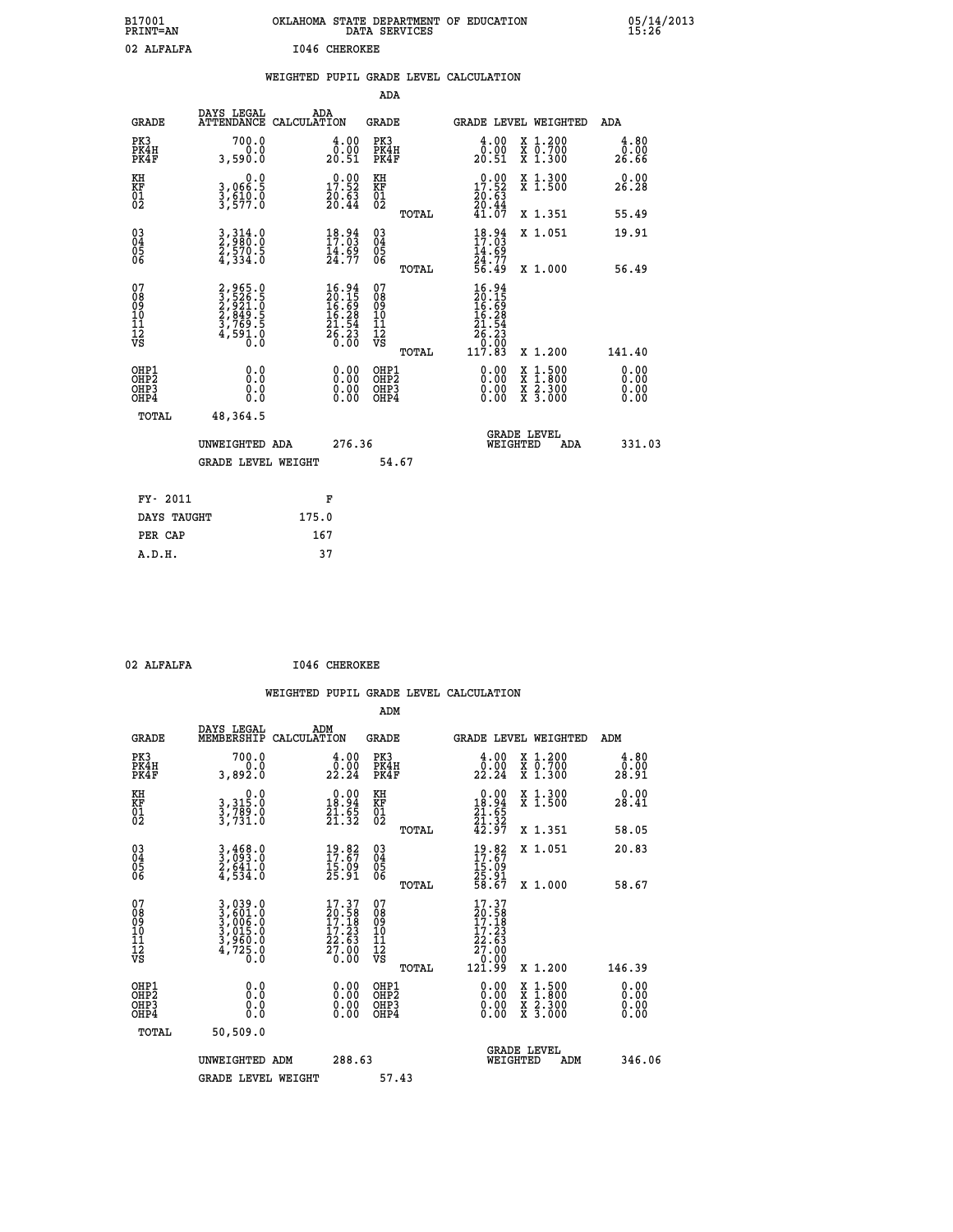B17001 OKLAHOMA STATE DEPARTMENT OF EDUCATION 05/14/2013
PRINT=AN DATA SERVICES 15:26

02 ALFALFA I046 CHEROKEE

## WEIGHTED PUPIL GRADE LEVEL CALCULATION

### ADA

| GRADE | DAYS LEGAL ATTENDANCE | ADA CALCULATION | GRADE | GRADE LEVEL | WEIGHTED | ADA |
|---|---|---|---|---|---|---|
| PK3 | 700.0 | 4.00 | PK3 | 4.00 | X 1.200 | 4.80 |
| PK4H | 0.0 | 0.00 | PK4H | 0.00 | X 0.700 | 0.00 |
| PK4F | 3,590.0 | 20.51 | PK4F | 20.51 | X 1.300 | 26.66 |
| KH | 0.0 | 0.00 | KH | 0.00 | X 1.300 | 0.00 |
| KF | 3,066.5 | 17.52 | KF | 17.52 | X 1.500 | 26.28 |
| 01 | 3,610.0 | 20.63 | 01 | 20.63 | | |
| 02 | 3,577.0 | 20.44 | 02 | 20.44 | | |
| | | | TOTAL | 41.07 | X 1.351 | 55.49 |
| 03 | 3,314.0 | 18.94 | 03 | 18.94 | X 1.051 | 19.91 |
| 04 | 2,980.0 | 17.03 | 04 | 17.03 | | |
| 05 | 2,570.5 | 14.69 | 05 | 14.69 | | |
| 06 | 4,334.0 | 24.77 | 06 | 24.77 | | |
| | | | TOTAL | 56.49 | X 1.000 | 56.49 |
| 07 | 2,965.0 | 16.94 | 07 | 16.94 | | |
| 08 | 3,526.5 | 20.15 | 08 | 20.15 | | |
| 09 | 2,921.0 | 16.69 | 09 | 16.69 | | |
| 10 | 2,849.5 | 16.28 | 10 | 16.28 | | |
| 11 | 3,769.5 | 21.54 | 11 | 21.54 | | |
| 12 | 4,591.0 | 26.23 | 12 | 26.23 | | |
| VS | 0.0 | 0.00 | VS | 0.00 | | |
| | | | TOTAL | 117.83 | X 1.200 | 141.40 |
| OHP1 | 0.0 | 0.00 | OHP1 | 0.00 | X 1.500 | 0.00 |
| OHP2 | 0.0 | 0.00 | OHP2 | 0.00 | X 1.800 | 0.00 |
| OHP3 | 0.0 | 0.00 | OHP3 | 0.00 | X 2.300 | 0.00 |
| OHP4 | 0.0 | 0.00 | OHP4 | 0.00 | X 3.000 | 0.00 |
| TOTAL | 48,364.5 | | | | | |

UNWEIGHTED ADA 276.36 GRADE LEVEL WEIGHTED ADA 331.03

GRADE LEVEL WEIGHT 54.67

| FY- 2011 | F |
|---|---|
| DAYS TAUGHT | 175.0 |
| PER CAP | 167 |
| A.D.H. | 37 |

02 ALFALFA I046 CHEROKEE

## WEIGHTED PUPIL GRADE LEVEL CALCULATION

### ADM

| GRADE | DAYS LEGAL MEMBERSHIP | ADM CALCULATION | GRADE | GRADE LEVEL | WEIGHTED | ADM |
|---|---|---|---|---|---|---|
| PK3 | 700.0 | 4.00 | PK3 | 4.00 | X 1.200 | 4.80 |
| PK4H | 0.0 | 0.00 | PK4H | 0.00 | X 0.700 | 0.00 |
| PK4F | 3,892.0 | 22.24 | PK4F | 22.24 | X 1.300 | 28.91 |
| KH | 0.0 | 0.00 | KH | 0.00 | X 1.300 | 0.00 |
| KF | 3,315.0 | 18.94 | KF | 18.94 | X 1.500 | 28.41 |
| 01 | 3,789.0 | 21.65 | 01 | 21.65 | | |
| 02 | 3,731.0 | 21.32 | 02 | 21.32 | | |
| | | | TOTAL | 42.97 | X 1.351 | 58.05 |
| 03 | 3,468.0 | 19.82 | 03 | 19.82 | X 1.051 | 20.83 |
| 04 | 3,093.0 | 17.67 | 04 | 17.67 | | |
| 05 | 2,641.0 | 15.09 | 05 | 15.09 | | |
| 06 | 4,534.0 | 25.91 | 06 | 25.91 | | |
| | | | TOTAL | 58.67 | X 1.000 | 58.67 |
| 07 | 3,039.0 | 17.37 | 07 | 17.37 | | |
| 08 | 3,601.0 | 20.58 | 08 | 20.58 | | |
| 09 | 3,006.0 | 17.18 | 09 | 17.18 | | |
| 10 | 3,015.0 | 17.23 | 10 | 17.23 | | |
| 11 | 3,960.0 | 22.63 | 11 | 22.63 | | |
| 12 | 4,725.0 | 27.00 | 12 | 27.00 | | |
| VS | 0.0 | 0.00 | VS | 0.00 | | |
| | | | TOTAL | 121.99 | X 1.200 | 146.39 |
| OHP1 | 0.0 | 0.00 | OHP1 | 0.00 | X 1.500 | 0.00 |
| OHP2 | 0.0 | 0.00 | OHP2 | 0.00 | X 1.800 | 0.00 |
| OHP3 | 0.0 | 0.00 | OHP3 | 0.00 | X 2.300 | 0.00 |
| OHP4 | 0.0 | 0.00 | OHP4 | 0.00 | X 3.000 | 0.00 |
| TOTAL | 50,509.0 | | | | | |

UNWEIGHTED ADM 288.63 GRADE LEVEL WEIGHTED ADM 346.06

GRADE LEVEL WEIGHT 57.43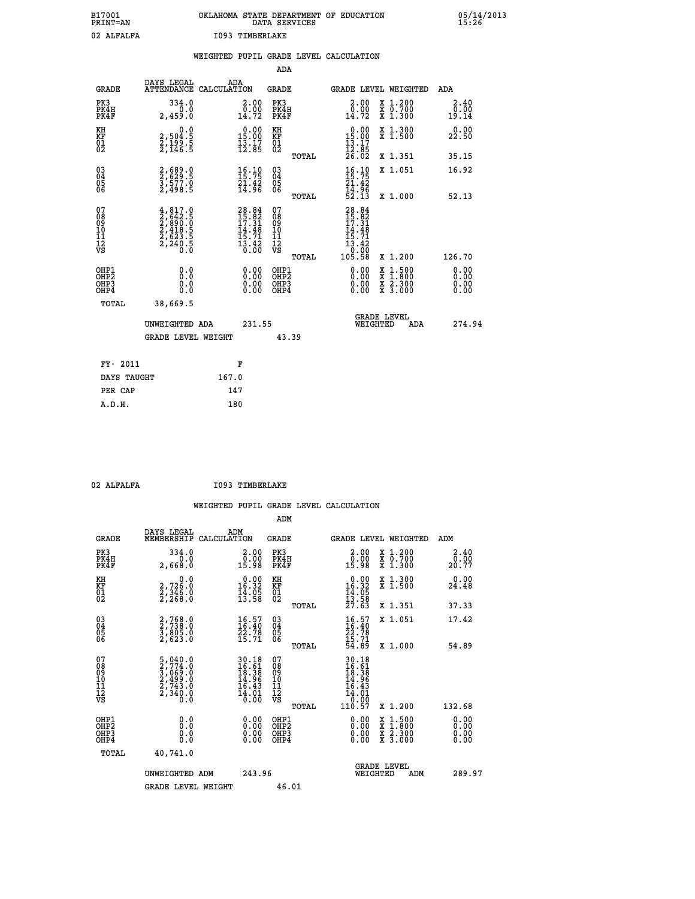B17001 OKLAHOMA STATE DEPARTMENT OF EDUCATION 05/14/2013
PRINT=AN DATA SERVICES 15:26

02 ALFALFA I093 TIMBERLAKE

## WEIGHTED PUPIL GRADE LEVEL CALCULATION

### ADA

| GRADE | DAYS LEGAL ATTENDANCE | ADA CALCULATION | GRADE | GRADE LEVEL | WEIGHTED | ADA |
|---|---|---|---|---|---|---|
| PK3 | 334.0 | 2.00 | PK3 | 2.00 | X 1.200 | 2.40 |
| PK4H | 0.0 | 0.00 | PK4H | 0.00 | X 0.700 | 0.00 |
| PK4F | 2,459.0 | 14.72 | PK4F | 14.72 | X 1.300 | 19.14 |
| KH | 0.0 | 0.00 | KH | 0.00 | X 1.300 | 0.00 |
| KF | 2,504.5 | 15.00 | KF | 15.00 | X 1.500 | 22.50 |
| 01 | 2,199.5 | 13.17 | 01 | 13.17 | | |
| 02 | 2,146.5 | 12.85 | 02 | 12.85 | | |
| | | | TOTAL | 26.02 | X 1.351 | 35.15 |
| 03 | 2,689.0 | 16.10 | 03 | 16.10 | X 1.051 | 16.92 |
| 04 | 2,629.5 | 15.75 | 04 | 15.75 | | |
| 05 | 3,577.0 | 21.42 | 05 | 21.42 | | |
| 06 | 2,498.5 | 14.96 | 06 | 14.96 | | |
| | | | TOTAL | 52.13 | X 1.000 | 52.13 |
| 07 | 4,817.0 | 28.84 | 07 | 28.84 | | |
| 08 | 2,642.5 | 15.82 | 08 | 15.82 | | |
| 09 | 2,890.0 | 17.31 | 09 | 17.31 | | |
| 10 | 2,418.5 | 14.48 | 10 | 14.48 | | |
| 11 | 2,623.5 | 15.71 | 11 | 15.71 | | |
| 12 | 2,240.5 | 13.42 | 12 | 13.42 | | |
| VS | 0.0 | 0.00 | VS | 0.00 | | |
| | | | TOTAL | 105.58 | X 1.200 | 126.70 |
| OHP1 | 0.0 | 0.00 | OHP1 | 0.00 | X 1.500 | 0.00 |
| OHP2 | 0.0 | 0.00 | OHP2 | 0.00 | X 1.800 | 0.00 |
| OHP3 | 0.0 | 0.00 | OHP3 | 0.00 | X 2.300 | 0.00 |
| OHP4 | 0.0 | 0.00 | OHP4 | 0.00 | X 3.000 | 0.00 |
| TOTAL | 38,669.5 | | | | | |

UNWEIGHTED ADA 231.55 | GRADE LEVEL WEIGHTED ADA 274.94

GRADE LEVEL WEIGHT 43.39

| FY- 2011 | F |
|---|---|
| DAYS TAUGHT | 167.0 |
| PER CAP | 147 |
| A.D.H. | 180 |

02 ALFALFA I093 TIMBERLAKE

## WEIGHTED PUPIL GRADE LEVEL CALCULATION

### ADM

| GRADE | DAYS LEGAL MEMBERSHIP | ADM CALCULATION | GRADE | GRADE LEVEL | WEIGHTED | ADM |
|---|---|---|---|---|---|---|
| PK3 | 334.0 | 2.00 | PK3 | 2.00 | X 1.200 | 2.40 |
| PK4H | 0.0 | 0.00 | PK4H | 0.00 | X 0.700 | 0.00 |
| PK4F | 2,668.0 | 15.98 | PK4F | 15.98 | X 1.300 | 20.77 |
| KH | 0.0 | 0.00 | KH | 0.00 | X 1.300 | 0.00 |
| KF | 2,726.0 | 16.32 | KF | 16.32 | X 1.500 | 24.48 |
| 01 | 2,346.0 | 14.05 | 01 | 14.05 | | |
| 02 | 2,268.0 | 13.58 | 02 | 13.58 | | |
| | | | TOTAL | 27.63 | X 1.351 | 37.33 |
| 03 | 2,768.0 | 16.57 | 03 | 16.57 | X 1.051 | 17.42 |
| 04 | 2,738.0 | 16.40 | 04 | 16.40 | | |
| 05 | 3,805.0 | 22.78 | 05 | 22.78 | | |
| 06 | 2,623.0 | 15.71 | 06 | 15.71 | | |
| | | | TOTAL | 54.89 | X 1.000 | 54.89 |
| 07 | 5,040.0 | 30.18 | 07 | 30.18 | | |
| 08 | 2,774.0 | 16.61 | 08 | 16.61 | | |
| 09 | 3,069.0 | 18.38 | 09 | 18.38 | | |
| 10 | 2,499.0 | 14.96 | 10 | 14.96 | | |
| 11 | 2,743.0 | 16.43 | 11 | 16.43 | | |
| 12 | 2,340.0 | 14.01 | 12 | 14.01 | | |
| VS | 0.0 | 0.00 | VS | 0.00 | | |
| | | | TOTAL | 110.57 | X 1.200 | 132.68 |
| OHP1 | 0.0 | 0.00 | OHP1 | 0.00 | X 1.500 | 0.00 |
| OHP2 | 0.0 | 0.00 | OHP2 | 0.00 | X 1.800 | 0.00 |
| OHP3 | 0.0 | 0.00 | OHP3 | 0.00 | X 2.300 | 0.00 |
| OHP4 | 0.0 | 0.00 | OHP4 | 0.00 | X 3.000 | 0.00 |
| TOTAL | 40,741.0 | | | | | |

UNWEIGHTED ADM 243.96 | GRADE LEVEL WEIGHTED ADM 289.97

GRADE LEVEL WEIGHT 46.01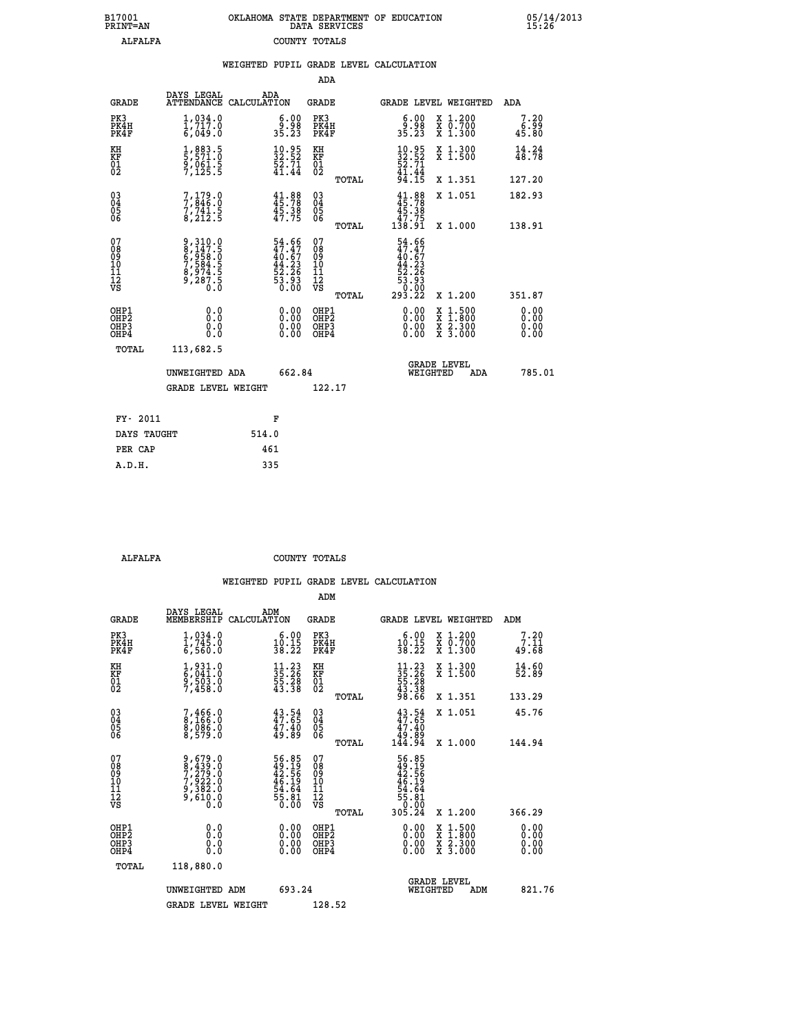B17001 OKLAHOMA STATE DEPARTMENT OF EDUCATION 05/14/2013
PRINT=AN DATA SERVICES 15:26

ALFALFA COUNTY TOTALS

WEIGHTED PUPIL GRADE LEVEL CALCULATION

ADA

| GRADE | DAYS LEGAL ATTENDANCE | ADA CALCULATION | GRADE | GRADE LEVEL | WEIGHTED | ADA |
|---|---|---|---|---|---|---|
| PK3 | 1,034.0 | 6.00 | PK3 | 6.00 | X 1.200 | 7.20 |
| PK4H | 1,717.0 | 9.98 | PK4H | 9.98 | X 0.700 | 6.99 |
| PK4F | 6,049.0 | 35.23 | PK4F | 35.23 | X 1.300 | 45.80 |
| KH | 1,883.5 | 10.95 | KH | 10.95 | X 1.300 | 14.24 |
| KF | 5,571.0 | 32.52 | KF | 32.52 | X 1.500 | 48.78 |
| 01 | 9,061.5 | 52.71 | 01 | 52.71 | | |
| 02 | 7,125.5 | 41.44 | 02 | 41.44 | | |
| | | | TOTAL | 94.15 | X 1.351 | 127.20 |
| 03 | 7,179.0 | 41.88 | 03 | 41.88 | X 1.051 | 182.93 |
| 04 | 7,846.0 | 45.78 | 04 | 45.78 | | |
| 05 | 7,741.5 | 45.38 | 05 | 45.38 | | |
| 06 | 8,212.5 | 47.75 | 06 | 47.75 | | |
| | | | TOTAL | 138.91 | X 1.000 | 138.91 |
| 07 | 9,310.0 | 54.66 | 07 | 54.66 | | |
| 08 | 8,147.5 | 47.47 | 08 | 47.47 | | |
| 09 | 6,958.0 | 40.67 | 09 | 40.67 | | |
| 10 | 7,584.5 | 44.23 | 10 | 44.23 | | |
| 11 | 8,974.5 | 52.26 | 11 | 52.26 | | |
| 12 | 9,287.5 | 53.93 | 12 | 53.93 | | |
| VS | 0.0 | 0.00 | VS | 0.00 | | |
| | | | TOTAL | 293.22 | X 1.200 | 351.87 |
| OHP1 | 0.0 | 0.00 | OHP1 | 0.00 | X 1.500 | 0.00 |
| OHP2 | 0.0 | 0.00 | OHP2 | 0.00 | X 1.800 | 0.00 |
| OHP3 | 0.0 | 0.00 | OHP3 | 0.00 | X 2.300 | 0.00 |
| OHP4 | 0.0 | 0.00 | OHP4 | 0.00 | X 3.000 | 0.00 |
| TOTAL | 113,682.5 | | | | | |

UNWEIGHTED ADA 662.84 | GRADE LEVEL WEIGHTED ADA 785.01

GRADE LEVEL WEIGHT 122.17

| | |
|---|---|
| FY- 2011 | F |
| DAYS TAUGHT | 514.0 |
| PER CAP | 461 |
| A.D.H. | 335 |

ALFALFA COUNTY TOTALS

WEIGHTED PUPIL GRADE LEVEL CALCULATION

ADM

| GRADE | DAYS LEGAL MEMBERSHIP | ADM CALCULATION | GRADE | GRADE LEVEL | WEIGHTED | ADM |
|---|---|---|---|---|---|---|
| PK3 | 1,034.0 | 6.00 | PK3 | 6.00 | X 1.200 | 7.20 |
| PK4H | 1,745.0 | 10.15 | PK4H | 10.15 | X 0.700 | 7.11 |
| PK4F | 6,560.0 | 38.22 | PK4F | 38.22 | X 1.300 | 49.68 |
| KH | 1,931.0 | 11.23 | KH | 11.23 | X 1.300 | 14.60 |
| KF | 6,041.0 | 35.26 | KF | 35.26 | X 1.500 | 52.89 |
| 01 | 9,503.0 | 55.28 | 01 | 55.28 | | |
| 02 | 7,458.0 | 43.38 | 02 | 43.38 | | |
| | | | TOTAL | 98.66 | X 1.351 | 133.29 |
| 03 | 7,466.0 | 43.54 | 03 | 43.54 | X 1.051 | 45.76 |
| 04 | 8,166.0 | 47.65 | 04 | 47.65 | | |
| 05 | 8,086.0 | 47.40 | 05 | 47.40 | | |
| 06 | 8,579.0 | 49.89 | 06 | 49.89 | | |
| | | | TOTAL | 144.94 | X 1.000 | 144.94 |
| 07 | 9,679.0 | 56.85 | 07 | 56.85 | | |
| 08 | 8,439.0 | 49.19 | 08 | 49.19 | | |
| 09 | 7,279.0 | 42.56 | 09 | 42.56 | | |
| 10 | 7,922.0 | 46.19 | 10 | 46.19 | | |
| 11 | 9,382.0 | 54.64 | 11 | 54.64 | | |
| 12 | 9,610.0 | 55.81 | 12 | 55.81 | | |
| VS | 0.0 | 0.00 | VS | 0.00 | | |
| | | | TOTAL | 305.24 | X 1.200 | 366.29 |
| OHP1 | 0.0 | 0.00 | OHP1 | 0.00 | X 1.500 | 0.00 |
| OHP2 | 0.0 | 0.00 | OHP2 | 0.00 | X 1.800 | 0.00 |
| OHP3 | 0.0 | 0.00 | OHP3 | 0.00 | X 2.300 | 0.00 |
| OHP4 | 0.0 | 0.00 | OHP4 | 0.00 | X 3.000 | 0.00 |
| TOTAL | 118,880.0 | | | | | |

UNWEIGHTED ADM 693.24 | GRADE LEVEL WEIGHTED ADM 821.76

GRADE LEVEL WEIGHT 128.52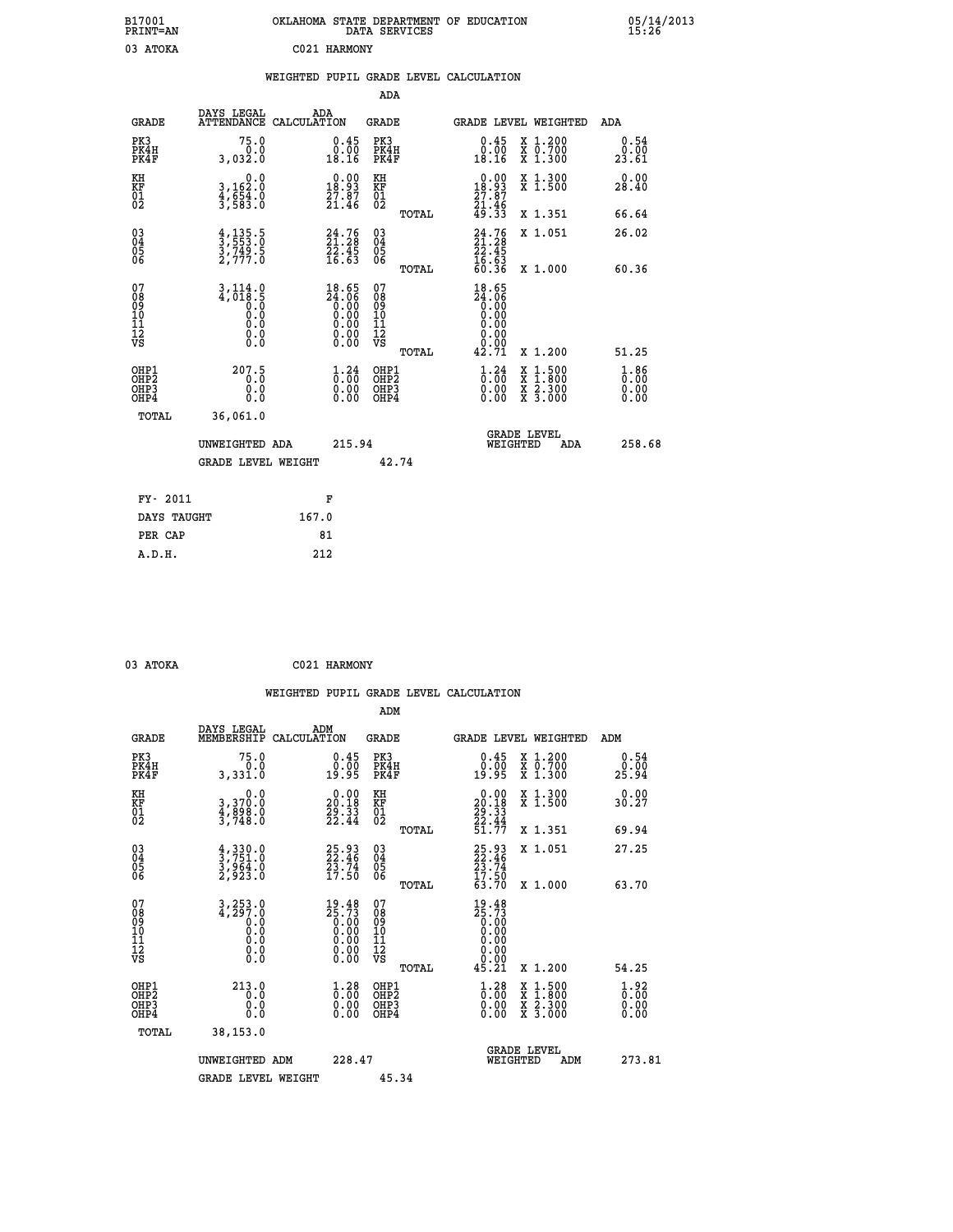B17001 OKLAHOMA STATE DEPARTMENT OF EDUCATION 05/14/2013
PRINT=AN DATA SERVICES 15:26

03 ATOKA C021 HARMONY

## WEIGHTED PUPIL GRADE LEVEL CALCULATION

ADA

| GRADE | DAYS LEGAL ATTENDANCE | ADA CALCULATION | GRADE | GRADE LEVEL | WEIGHTED | ADA |
|---|---|---|---|---|---|---|
| PK3 | 75.0 | 0.45 | PK3 | 0.45 | X 1.200 | 0.54 |
| PK4H | 0.0 | 0.00 | PK4H | 0.00 | X 0.700 | 0.00 |
| PK4F | 3,032.0 | 18.16 | PK4F | 18.16 | X 1.300 | 23.61 |
| KH | 0.0 | 0.00 | KH | 0.00 | X 1.300 | 0.00 |
| KF | 3,162.0 | 18.93 | KF | 18.93 | X 1.500 | 28.40 |
| 01 | 4,654.0 | 27.87 | 01 | 27.87 | | |
| 02 | 3,583.0 | 21.46 | 02 | 21.46 | | |
| | | | TOTAL | 49.33 | X 1.351 | 66.64 |
| 03 | 4,135.5 | 24.76 | 03 | 24.76 | X 1.051 | 26.02 |
| 04 | 3,553.0 | 21.28 | 04 | 21.28 | | |
| 05 | 3,749.5 | 22.45 | 05 | 22.45 | | |
| 06 | 2,777.0 | 16.63 | 06 | 16.63 | | |
| | | | TOTAL | 60.36 | X 1.000 | 60.36 |
| 07 | 3,114.0 | 18.65 | 07 | 18.65 | | |
| 08 | 4,018.5 | 24.06 | 08 | 24.06 | | |
| 09 | 0.0 | 0.00 | 09 | 0.00 | | |
| 10 | 0.0 | 0.00 | 10 | 0.00 | | |
| 11 | 0.0 | 0.00 | 11 | 0.00 | | |
| 12 | 0.0 | 0.00 | 12 | 0.00 | | |
| VS | 0.0 | 0.00 | VS | 0.00 | | |
| | | | TOTAL | 42.71 | X 1.200 | 51.25 |
| OHP1 | 207.5 | 1.24 | OHP1 | 1.24 | X 1.500 | 1.86 |
| OHP2 | 0.0 | 0.00 | OHP2 | 0.00 | X 1.800 | 0.00 |
| OHP3 | 0.0 | 0.00 | OHP3 | 0.00 | X 2.300 | 0.00 |
| OHP4 | 0.0 | 0.00 | OHP4 | 0.00 | X 3.000 | 0.00 |
| TOTAL | 36,061.0 | | | | | |

UNWEIGHTED ADA 215.94 GRADE LEVEL WEIGHTED ADA 258.68

GRADE LEVEL WEIGHT 42.74

| FY- 2011 | F |
|---|---|
| DAYS TAUGHT | 167.0 |
| PER CAP | 81 |
| A.D.H. | 212 |

03 ATOKA C021 HARMONY

## WEIGHTED PUPIL GRADE LEVEL CALCULATION

ADM

| GRADE | DAYS LEGAL MEMBERSHIP | ADM CALCULATION | GRADE | GRADE LEVEL | WEIGHTED | ADM |
|---|---|---|---|---|---|---|
| PK3 | 75.0 | 0.45 | PK3 | 0.45 | X 1.200 | 0.54 |
| PK4H | 0.0 | 0.00 | PK4H | 0.00 | X 0.700 | 0.00 |
| PK4F | 3,331.0 | 19.95 | PK4F | 19.95 | X 1.300 | 25.94 |
| KH | 0.0 | 0.00 | KH | 0.00 | X 1.300 | 0.00 |
| KF | 3,370.0 | 20.18 | KF | 20.18 | X 1.500 | 30.27 |
| 01 | 4,898.0 | 29.33 | 01 | 29.33 | | |
| 02 | 3,748.0 | 22.44 | 02 | 22.44 | | |
| | | | TOTAL | 51.77 | X 1.351 | 69.94 |
| 03 | 4,330.0 | 25.93 | 03 | 25.93 | X 1.051 | 27.25 |
| 04 | 3,751.0 | 22.46 | 04 | 22.46 | | |
| 05 | 3,964.0 | 23.74 | 05 | 23.74 | | |
| 06 | 2,923.0 | 17.50 | 06 | 17.50 | | |
| | | | TOTAL | 63.70 | X 1.000 | 63.70 |
| 07 | 3,253.0 | 19.48 | 07 | 19.48 | | |
| 08 | 4,297.0 | 25.73 | 08 | 25.73 | | |
| 09 | 0.0 | 0.00 | 09 | 0.00 | | |
| 10 | 0.0 | 0.00 | 10 | 0.00 | | |
| 11 | 0.0 | 0.00 | 11 | 0.00 | | |
| 12 | 0.0 | 0.00 | 12 | 0.00 | | |
| VS | 0.0 | 0.00 | VS | 0.00 | | |
| | | | TOTAL | 45.21 | X 1.200 | 54.25 |
| OHP1 | 213.0 | 1.28 | OHP1 | 1.28 | X 1.500 | 1.92 |
| OHP2 | 0.0 | 0.00 | OHP2 | 0.00 | X 1.800 | 0.00 |
| OHP3 | 0.0 | 0.00 | OHP3 | 0.00 | X 2.300 | 0.00 |
| OHP4 | 0.0 | 0.00 | OHP4 | 0.00 | X 3.000 | 0.00 |
| TOTAL | 38,153.0 | | | | | |

UNWEIGHTED ADM 228.47 GRADE LEVEL WEIGHTED ADM 273.81

GRADE LEVEL WEIGHT 45.34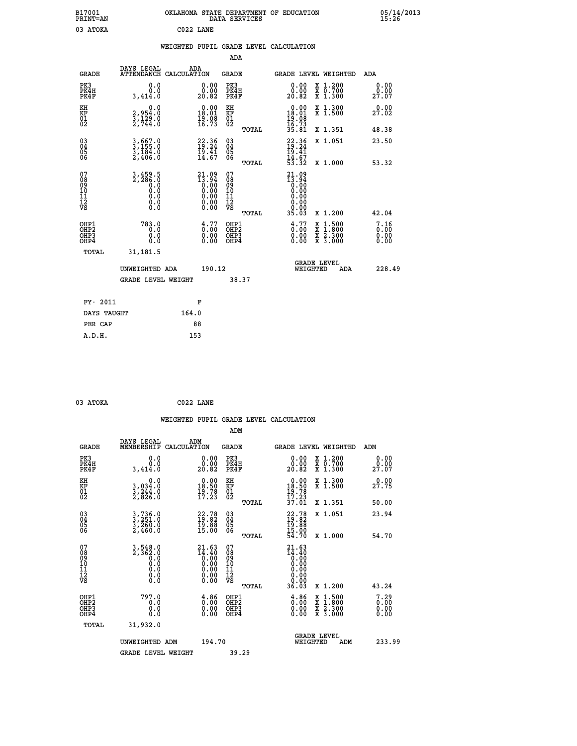B17001 OKLAHOMA STATE DEPARTMENT OF EDUCATION 05/14/2013
PRINT=AN DATA SERVICES 15:26

03 ATOKA C022 LANE

## WEIGHTED PUPIL GRADE LEVEL CALCULATION

### ADA

| GRADE | DAYS LEGAL ATTENDANCE | ADA CALCULATION | GRADE | | GRADE LEVEL | WEIGHTED | ADA |
|---|---|---|---|---|---|---|---|
| PK3 | 0.0 | 0.00 | PK3 | | 0.00 | X 1.200 | 0.00 |
| PK4H | 0.0 | 0.00 | PK4H | | 0.00 | X 0.700 | 0.00 |
| PK4F | 3,414.0 | 20.82 | PK4F | | 20.82 | X 1.300 | 27.07 |
| KH | 0.0 | 0.00 | KH | | 0.00 | X 1.300 | 0.00 |
| KF | 2,954.0 | 18.01 | KF | | 18.01 | X 1.500 | 27.02 |
| 01 | 3,129.0 | 19.08 | 01 | | 19.08 | | |
| 02 | 2,744.0 | 16.73 | 02 | | 16.73 | | |
| | | | | TOTAL | 35.81 | X 1.351 | 48.38 |
| 03 | 3,667.0 | 22.36 | 03 | | 22.36 | X 1.051 | 23.50 |
| 04 | 3,155.0 | 19.24 | 04 | | 19.24 | | |
| 05 | 3,184.0 | 19.41 | 05 | | 19.41 | | |
| 06 | 2,406.0 | 14.67 | 06 | | 14.67 | | |
| | | | | TOTAL | 53.32 | X 1.000 | 53.32 |
| 07 | 3,459.5 | 21.09 | 07 | | 21.09 | | |
| 08 | 2,286.0 | 13.94 | 08 | | 13.94 | | |
| 09 | 0.0 | 0.00 | 09 | | 0.00 | | |
| 10 | 0.0 | 0.00 | 10 | | 0.00 | | |
| 11 | 0.0 | 0.00 | 11 | | 0.00 | | |
| 12 | 0.0 | 0.00 | 12 | | 0.00 | | |
| VS | 0.0 | 0.00 | VS | | 0.00 | | |
| | | | | TOTAL | 35.03 | X 1.200 | 42.04 |
| OHP1 | 783.0 | 4.77 | OHP1 | | 4.77 | X 1.500 | 7.16 |
| OHP2 | 0.0 | 0.00 | OHP2 | | 0.00 | X 1.800 | 0.00 |
| OHP3 | 0.0 | 0.00 | OHP3 | | 0.00 | X 2.300 | 0.00 |
| OHP4 | 0.0 | 0.00 | OHP4 | | 0.00 | X 3.000 | 0.00 |
| TOTAL | 31,181.5 | | | | | | |

UNWEIGHTED ADA 190.12 GRADE LEVEL WEIGHTED ADA 228.49

GRADE LEVEL WEIGHT 38.37

| FY- 2011 | F |
|---|---|
| DAYS TAUGHT | 164.0 |
| PER CAP | 88 |
| A.D.H. | 153 |

03 ATOKA C022 LANE

## WEIGHTED PUPIL GRADE LEVEL CALCULATION

### ADM

| GRADE | DAYS LEGAL MEMBERSHIP | ADM CALCULATION | GRADE | | GRADE LEVEL | WEIGHTED | ADM |
|---|---|---|---|---|---|---|---|
| PK3 | 0.0 | 0.00 | PK3 | | 0.00 | X 1.200 | 0.00 |
| PK4H | 0.0 | 0.00 | PK4H | | 0.00 | X 0.700 | 0.00 |
| PK4F | 3,414.0 | 20.82 | PK4F | | 20.82 | X 1.300 | 27.07 |
| KH | 0.0 | 0.00 | KH | | 0.00 | X 1.300 | 0.00 |
| KF | 3,034.0 | 18.50 | KF | | 18.50 | X 1.500 | 27.75 |
| 01 | 3,244.0 | 19.78 | 01 | | 19.78 | | |
| 02 | 2,826.0 | 17.23 | 02 | | 17.23 | | |
| | | | | TOTAL | 37.01 | X 1.351 | 50.00 |
| 03 | 3,736.0 | 22.78 | 03 | | 22.78 | X 1.051 | 23.94 |
| 04 | 3,251.0 | 19.82 | 04 | | 19.82 | | |
| 05 | 3,260.0 | 19.88 | 05 | | 19.88 | | |
| 06 | 2,460.0 | 15.00 | 06 | | 15.00 | | |
| | | | | TOTAL | 54.70 | X 1.000 | 54.70 |
| 07 | 3,548.0 | 21.63 | 07 | | 21.63 | | |
| 08 | 2,362.0 | 14.40 | 08 | | 14.40 | | |
| 09 | 0.0 | 0.00 | 09 | | 0.00 | | |
| 10 | 0.0 | 0.00 | 10 | | 0.00 | | |
| 11 | 0.0 | 0.00 | 11 | | 0.00 | | |
| 12 | 0.0 | 0.00 | 12 | | 0.00 | | |
| VS | 0.0 | 0.00 | VS | | 0.00 | | |
| | | | | TOTAL | 36.03 | X 1.200 | 43.24 |
| OHP1 | 797.0 | 4.86 | OHP1 | | 4.86 | X 1.500 | 7.29 |
| OHP2 | 0.0 | 0.00 | OHP2 | | 0.00 | X 1.800 | 0.00 |
| OHP3 | 0.0 | 0.00 | OHP3 | | 0.00 | X 2.300 | 0.00 |
| OHP4 | 0.0 | 0.00 | OHP4 | | 0.00 | X 3.000 | 0.00 |
| TOTAL | 31,932.0 | | | | | | |

UNWEIGHTED ADM 194.70 GRADE LEVEL WEIGHTED ADM 233.99

GRADE LEVEL WEIGHT 39.29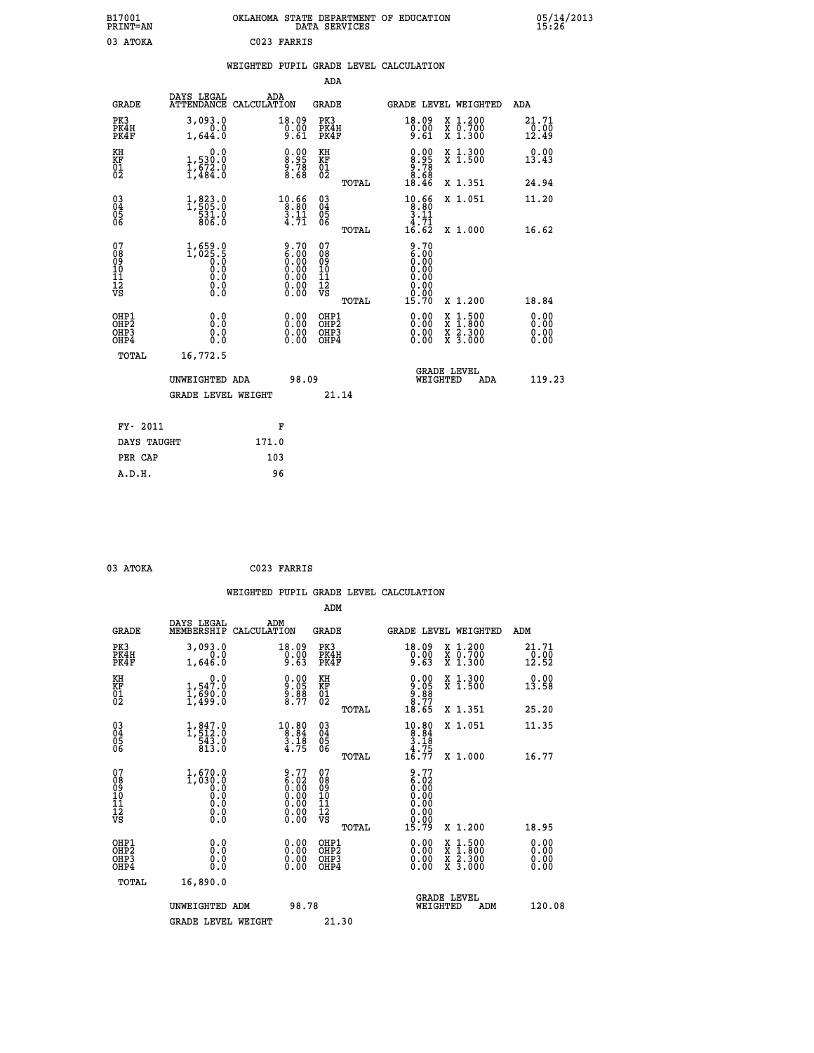B17001
PRINT=AN

OKLAHOMA STATE DEPARTMENT OF EDUCATION
DATA SERVICES

05/14/2013
15:26

03 ATOKA C023 FARRIS

WEIGHTED PUPIL GRADE LEVEL CALCULATION

ADA

| GRADE | DAYS LEGAL ATTENDANCE | ADA CALCULATION | GRADE | GRADE LEVEL | WEIGHTED | ADA |
|---|---|---|---|---|---|---|
| PK3 | 3,093.0 | 18.09 | PK3 | 18.09 | X 1.200 | 21.71 |
| PK4H | 0.0 | 0.00 | PK4H | 0.00 | X 0.700 | 0.00 |
| PK4F | 1,644.0 | 9.61 | PK4F | 9.61 | X 1.300 | 12.49 |
| KH | 0.0 | 0.00 | KH | 0.00 | X 1.300 | 0.00 |
| KF | 1,530.0 | 8.95 | KF | 8.95 | X 1.500 | 13.43 |
| 01 | 1,672.0 | 9.78 | 01 | 9.78 | | |
| 02 | 1,484.0 | 8.68 | 02 | 8.68 | | |
| | | | TOTAL | 18.46 | X 1.351 | 24.94 |
| 03 | 1,823.0 | 10.66 | 03 | 10.66 | X 1.051 | 11.20 |
| 04 | 1,505.0 | 8.80 | 04 | 8.80 | | |
| 05 | 531.0 | 3.11 | 05 | 3.11 | | |
| 06 | 806.0 | 4.71 | 06 | 4.71 | | |
| | | | TOTAL | 16.62 | X 1.000 | 16.62 |
| 07 | 1,659.0 | 9.70 | 07 | 9.70 | | |
| 08 | 1,025.5 | 6.00 | 08 | 6.00 | | |
| 09 | 0.0 | 0.00 | 09 | 0.00 | | |
| 10 | 0.0 | 0.00 | 10 | 0.00 | | |
| 11 | 0.0 | 0.00 | 11 | 0.00 | | |
| 12 | 0.0 | 0.00 | 12 | 0.00 | | |
| VS | 0.0 | 0.00 | VS | 0.00 | | |
| | | | TOTAL | 15.70 | X 1.200 | 18.84 |
| OHP1 | 0.0 | 0.00 | OHP1 | 0.00 | X 1.500 | 0.00 |
| OHP2 | 0.0 | 0.00 | OHP2 | 0.00 | X 1.800 | 0.00 |
| OHP3 | 0.0 | 0.00 | OHP3 | 0.00 | X 2.300 | 0.00 |
| OHP4 | 0.0 | 0.00 | OHP4 | 0.00 | X 3.000 | 0.00 |
| TOTAL | 16,772.5 | | | | | |

UNWEIGHTED ADA 98.09 GRADE LEVEL WEIGHTED ADA 119.23

GRADE LEVEL WEIGHT 21.14

| FY- 2011 | F |
|---|---|
| DAYS TAUGHT | 171.0 |
| PER CAP | 103 |
| A.D.H. | 96 |

03 ATOKA C023 FARRIS

WEIGHTED PUPIL GRADE LEVEL CALCULATION

ADM

| GRADE | DAYS LEGAL MEMBERSHIP | ADM CALCULATION | GRADE | GRADE LEVEL | WEIGHTED | ADM |
|---|---|---|---|---|---|---|
| PK3 | 3,093.0 | 18.09 | PK3 | 18.09 | X 1.200 | 21.71 |
| PK4H | 0.0 | 0.00 | PK4H | 0.00 | X 0.700 | 0.00 |
| PK4F | 1,646.0 | 9.63 | PK4F | 9.63 | X 1.300 | 12.52 |
| KH | 0.0 | 0.00 | KH | 0.00 | X 1.300 | 0.00 |
| KF | 1,547.0 | 9.05 | KF | 9.05 | X 1.500 | 13.58 |
| 01 | 1,690.0 | 9.88 | 01 | 9.88 | | |
| 02 | 1,499.0 | 8.77 | 02 | 8.77 | | |
| | | | TOTAL | 18.65 | X 1.351 | 25.20 |
| 03 | 1,847.0 | 10.80 | 03 | 10.80 | X 1.051 | 11.35 |
| 04 | 1,512.0 | 8.84 | 04 | 8.84 | | |
| 05 | 543.0 | 3.18 | 05 | 3.18 | | |
| 06 | 813.0 | 4.75 | 06 | 4.75 | | |
| | | | TOTAL | 16.77 | X 1.000 | 16.77 |
| 07 | 1,670.0 | 9.77 | 07 | 9.77 | | |
| 08 | 1,030.0 | 6.02 | 08 | 6.02 | | |
| 09 | 0.0 | 0.00 | 09 | 0.00 | | |
| 10 | 0.0 | 0.00 | 10 | 0.00 | | |
| 11 | 0.0 | 0.00 | 11 | 0.00 | | |
| 12 | 0.0 | 0.00 | 12 | 0.00 | | |
| VS | 0.0 | 0.00 | VS | 0.00 | | |
| | | | TOTAL | 15.79 | X 1.200 | 18.95 |
| OHP1 | 0.0 | 0.00 | OHP1 | 0.00 | X 1.500 | 0.00 |
| OHP2 | 0.0 | 0.00 | OHP2 | 0.00 | X 1.800 | 0.00 |
| OHP3 | 0.0 | 0.00 | OHP3 | 0.00 | X 2.300 | 0.00 |
| OHP4 | 0.0 | 0.00 | OHP4 | 0.00 | X 3.000 | 0.00 |
| TOTAL | 16,890.0 | | | | | |

UNWEIGHTED ADM 98.78 GRADE LEVEL WEIGHTED ADM 120.08

GRADE LEVEL WEIGHT 21.30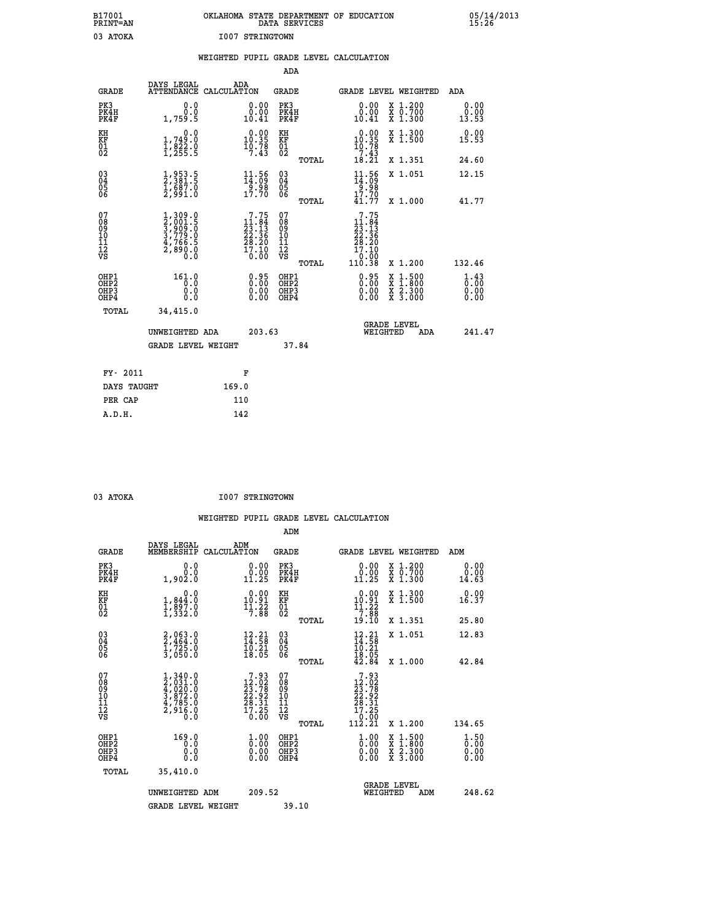B17001 PRINT=AN — OKLAHOMA STATE DEPARTMENT OF EDUCATION DATA SERVICES — 05/14/2013 15:26

03 ATOKA — I007 STRINGTOWN

## WEIGHTED PUPIL GRADE LEVEL CALCULATION

### ADA

| GRADE | DAYS LEGAL ATTENDANCE | ADA CALCULATION | GRADE | GRADE LEVEL | WEIGHTED | ADA |
|---|---|---|---|---|---|---|
| PK3 | 0.0 | 0.00 | PK3 | 0.00 | X 1.200 | 0.00 |
| PK4H | 0.0 | 0.00 | PK4H | 0.00 | X 0.700 | 0.00 |
| PK4F | 1,759.5 | 10.41 | PK4F | 10.41 | X 1.300 | 13.53 |
| KH | 0.0 | 0.00 | KH | 0.00 | X 1.300 | 0.00 |
| KF | 1,749.0 | 10.35 | KF | 10.35 | X 1.500 | 15.53 |
| 01 | 1,822.0 | 10.78 | 01 | 10.78 | | |
| 02 | 1,255.5 | 7.43 | 02 | 7.43 | | |
| | | | TOTAL | 18.21 | X 1.351 | 24.60 |
| 03 | 1,953.5 | 11.56 | 03 | 11.56 | X 1.051 | 12.15 |
| 04 | 2,381.5 | 14.09 | 04 | 14.09 | | |
| 05 | 1,687.0 | 9.98 | 05 | 9.98 | | |
| 06 | 2,991.0 | 17.70 | 06 | 17.70 | | |
| | | | TOTAL | 41.77 | X 1.000 | 41.77 |
| 07 | 1,309.0 | 7.75 | 07 | 7.75 | | |
| 08 | 2,001.5 | 11.84 | 08 | 11.84 | | |
| 09 | 3,909.0 | 23.13 | 09 | 23.13 | | |
| 10 | 3,779.0 | 22.36 | 10 | 22.36 | | |
| 11 | 4,766.5 | 28.20 | 11 | 28.20 | | |
| 12 | 2,890.0 | 17.10 | 12 | 17.10 | | |
| VS | 0.0 | 0.00 | VS | 0.00 | | |
| | | | TOTAL | 110.38 | X 1.200 | 132.46 |
| OHP1 | 161.0 | 0.95 | OHP1 | 0.95 | X 1.500 | 1.43 |
| OHP2 | 0.0 | 0.00 | OHP2 | 0.00 | X 1.800 | 0.00 |
| OHP3 | 0.0 | 0.00 | OHP3 | 0.00 | X 2.300 | 0.00 |
| OHP4 | 0.0 | 0.00 | OHP4 | 0.00 | X 3.000 | 0.00 |
| TOTAL | 34,415.0 | | | | | |

UNWEIGHTED ADA 203.63 — GRADE LEVEL WEIGHTED ADA 241.47

GRADE LEVEL WEIGHT 37.84

| FY- 2011 | F |
|---|---|
| DAYS TAUGHT | 169.0 |
| PER CAP | 110 |
| A.D.H. | 142 |

03 ATOKA — I007 STRINGTOWN

## WEIGHTED PUPIL GRADE LEVEL CALCULATION

### ADM

| GRADE | DAYS LEGAL MEMBERSHIP | ADM CALCULATION | GRADE | GRADE LEVEL | WEIGHTED | ADM |
|---|---|---|---|---|---|---|
| PK3 | 0.0 | 0.00 | PK3 | 0.00 | X 1.200 | 0.00 |
| PK4H | 0.0 | 0.00 | PK4H | 0.00 | X 0.700 | 0.00 |
| PK4F | 1,902.0 | 11.25 | PK4F | 11.25 | X 1.300 | 14.63 |
| KH | 0.0 | 0.00 | KH | 0.00 | X 1.300 | 0.00 |
| KF | 1,844.0 | 10.91 | KF | 10.91 | X 1.500 | 16.37 |
| 01 | 1,897.0 | 11.22 | 01 | 11.22 | | |
| 02 | 1,332.0 | 7.88 | 02 | 7.88 | | |
| | | | TOTAL | 19.10 | X 1.351 | 25.80 |
| 03 | 2,063.0 | 12.21 | 03 | 12.21 | X 1.051 | 12.83 |
| 04 | 2,464.0 | 14.58 | 04 | 14.58 | | |
| 05 | 1,725.0 | 10.21 | 05 | 10.21 | | |
| 06 | 3,050.0 | 18.05 | 06 | 18.05 | | |
| | | | TOTAL | 42.84 | X 1.000 | 42.84 |
| 07 | 1,340.0 | 7.93 | 07 | 7.93 | | |
| 08 | 2,031.0 | 12.02 | 08 | 12.02 | | |
| 09 | 4,020.0 | 23.78 | 09 | 23.78 | | |
| 10 | 3,872.0 | 22.92 | 10 | 22.92 | | |
| 11 | 4,785.0 | 28.31 | 11 | 28.31 | | |
| 12 | 2,916.0 | 17.25 | 12 | 17.25 | | |
| VS | 0.0 | 0.00 | VS | 0.00 | | |
| | | | TOTAL | 112.21 | X 1.200 | 134.65 |
| OHP1 | 169.0 | 1.00 | OHP1 | 1.00 | X 1.500 | 1.50 |
| OHP2 | 0.0 | 0.00 | OHP2 | 0.00 | X 1.800 | 0.00 |
| OHP3 | 0.0 | 0.00 | OHP3 | 0.00 | X 2.300 | 0.00 |
| OHP4 | 0.0 | 0.00 | OHP4 | 0.00 | X 3.000 | 0.00 |
| TOTAL | 35,410.0 | | | | | |

UNWEIGHTED ADM 209.52 — GRADE LEVEL WEIGHTED ADM 248.62

GRADE LEVEL WEIGHT 39.10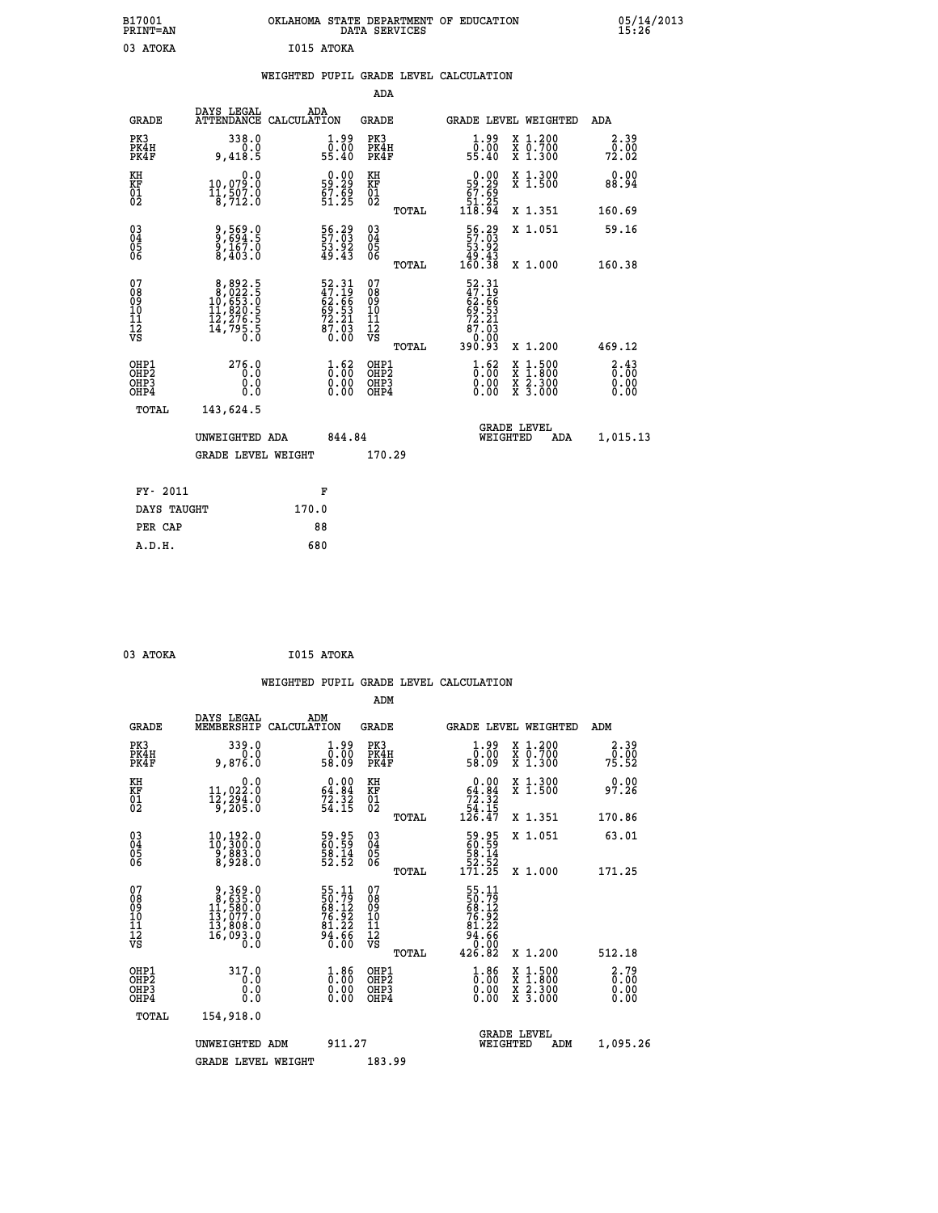B17001 PRINT=AN · OKLAHOMA STATE DEPARTMENT OF EDUCATION DATA SERVICES · 05/14/2013 15:26

03 ATOKA · I015 ATOKA

## WEIGHTED PUPIL GRADE LEVEL CALCULATION

### ADA

| GRADE | DAYS LEGAL ATTENDANCE | ADA CALCULATION | GRADE | GRADE LEVEL | WEIGHTED | ADA |
|---|---|---|---|---|---|---|
| PK3 | 338.0 | 1.99 | PK3 | 1.99 | X 1.200 | 2.39 |
| PK4H | 0.0 | 0.00 | PK4H | 0.00 | X 0.700 | 0.00 |
| PK4F | 9,418.5 | 55.40 | PK4F | 55.40 | X 1.300 | 72.02 |
| KH | 0.0 | 0.00 | KH | 0.00 | X 1.300 | 0.00 |
| KF | 10,079.0 | 59.29 | KF | 59.29 | X 1.500 | 88.94 |
| 01 | 11,507.0 | 67.69 | 01 | 67.69 | | |
| 02 | 8,712.0 | 51.25 | 02 | 51.25 | | |
| | | | TOTAL | 118.94 | X 1.351 | 160.69 |
| 03 | 9,569.0 | 56.29 | 03 | 56.29 | X 1.051 | 59.16 |
| 04 | 9,694.5 | 57.03 | 04 | 57.03 | | |
| 05 | 9,167.0 | 53.92 | 05 | 53.92 | | |
| 06 | 8,403.0 | 49.43 | 06 | 49.43 | | |
| | | | TOTAL | 160.38 | X 1.000 | 160.38 |
| 07 | 8,892.5 | 52.31 | 07 | 52.31 | | |
| 08 | 8,022.5 | 47.19 | 08 | 47.19 | | |
| 09 | 10,653.0 | 62.66 | 09 | 62.66 | | |
| 10 | 11,820.5 | 69.53 | 10 | 69.53 | | |
| 11 | 12,276.5 | 72.21 | 11 | 72.21 | | |
| 12 | 14,795.5 | 87.03 | 12 | 87.03 | | |
| VS | 0.0 | 0.00 | VS | 0.00 | | |
| | | | TOTAL | 390.93 | X 1.200 | 469.12 |
| OHP1 | 276.0 | 1.62 | OHP1 | 1.62 | X 1.500 | 2.43 |
| OHP2 | 0.0 | 0.00 | OHP2 | 0.00 | X 1.800 | 0.00 |
| OHP3 | 0.0 | 0.00 | OHP3 | 0.00 | X 2.300 | 0.00 |
| OHP4 | 0.0 | 0.00 | OHP4 | 0.00 | X 3.000 | 0.00 |
| TOTAL | 143,624.5 | | | | | |

UNWEIGHTED ADA 844.84 · GRADE LEVEL WEIGHTED ADA 1,015.13

GRADE LEVEL WEIGHT 170.29

| | |
|---|---|
| FY- 2011 | F |
| DAYS TAUGHT | 170.0 |
| PER CAP | 88 |
| A.D.H. | 680 |

03 ATOKA · I015 ATOKA

## WEIGHTED PUPIL GRADE LEVEL CALCULATION

### ADM

| GRADE | DAYS LEGAL MEMBERSHIP | ADM CALCULATION | GRADE | GRADE LEVEL | WEIGHTED | ADM |
|---|---|---|---|---|---|---|
| PK3 | 339.0 | 1.99 | PK3 | 1.99 | X 1.200 | 2.39 |
| PK4H | 0.0 | 0.00 | PK4H | 0.00 | X 0.700 | 0.00 |
| PK4F | 9,876.0 | 58.09 | PK4F | 58.09 | X 1.300 | 75.52 |
| KH | 0.0 | 0.00 | KH | 0.00 | X 1.300 | 0.00 |
| KF | 11,022.0 | 64.84 | KF | 64.84 | X 1.500 | 97.26 |
| 01 | 12,294.0 | 72.32 | 01 | 72.32 | | |
| 02 | 9,205.0 | 54.15 | 02 | 54.15 | | |
| | | | TOTAL | 126.47 | X 1.351 | 170.86 |
| 03 | 10,192.0 | 59.95 | 03 | 59.95 | X 1.051 | 63.01 |
| 04 | 10,300.0 | 60.59 | 04 | 60.59 | | |
| 05 | 9,883.0 | 58.14 | 05 | 58.14 | | |
| 06 | 8,928.0 | 52.52 | 06 | 52.52 | | |
| | | | TOTAL | 171.25 | X 1.000 | 171.25 |
| 07 | 9,369.0 | 55.11 | 07 | 55.11 | | |
| 08 | 8,635.0 | 50.79 | 08 | 50.79 | | |
| 09 | 11,580.0 | 68.12 | 09 | 68.12 | | |
| 10 | 13,077.0 | 76.92 | 10 | 76.92 | | |
| 11 | 13,808.0 | 81.22 | 11 | 81.22 | | |
| 12 | 16,093.0 | 94.66 | 12 | 94.66 | | |
| VS | 0.0 | 0.00 | VS | 0.00 | | |
| | | | TOTAL | 426.82 | X 1.200 | 512.18 |
| OHP1 | 317.0 | 1.86 | OHP1 | 1.86 | X 1.500 | 2.79 |
| OHP2 | 0.0 | 0.00 | OHP2 | 0.00 | X 1.800 | 0.00 |
| OHP3 | 0.0 | 0.00 | OHP3 | 0.00 | X 2.300 | 0.00 |
| OHP4 | 0.0 | 0.00 | OHP4 | 0.00 | X 3.000 | 0.00 |
| TOTAL | 154,918.0 | | | | | |

UNWEIGHTED ADM 911.27 · GRADE LEVEL WEIGHTED ADM 1,095.26

GRADE LEVEL WEIGHT 183.99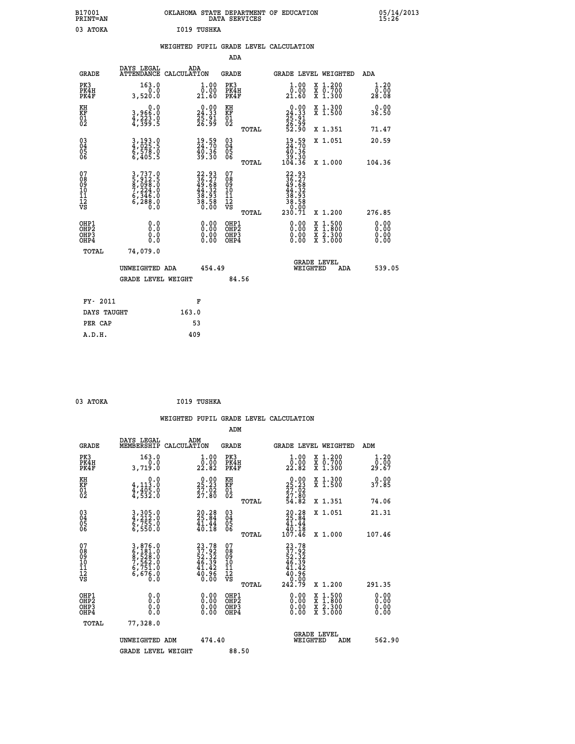B17001 PRINT=AN — OKLAHOMA STATE DEPARTMENT OF EDUCATION DATA SERVICES — 05/14/2013 15:26

03 ATOKA I019 TUSHKA

## WEIGHTED PUPIL GRADE LEVEL CALCULATION

### ADA

| GRADE | DAYS LEGAL ATTENDANCE | ADA CALCULATION | GRADE | GRADE LEVEL | WEIGHTED | ADA |
|---|---|---|---|---|---|---|
| PK3 | 163.0 | 1.00 | PK3 | 1.00 | X 1.200 | 1.20 |
| PK4H | 0.0 | 0.00 | PK4H | 0.00 | X 0.700 | 0.00 |
| PK4F | 3,520.0 | 21.60 | PK4F | 21.60 | X 1.300 | 28.08 |
| KH | 0.0 | 0.00 | KH | 0.00 | X 1.300 | 0.00 |
| KF | 3,966.0 | 24.33 | KF | 24.33 | X 1.500 | 36.50 |
| 01 | 4,223.0 | 25.91 | 01 | 25.91 | | |
| 02 | 4,399.5 | 26.99 | 02 | 26.99 | | |
| | | | TOTAL | 52.90 | X 1.351 | 71.47 |
| 03 | 3,193.0 | 19.59 | 03 | 19.59 | X 1.051 | 20.59 |
| 04 | 4,025.5 | 24.70 | 04 | 24.70 | | |
| 05 | 6,578.0 | 40.36 | 05 | 40.36 | | |
| 06 | 6,405.5 | 39.30 | 06 | 39.30 | | |
| | | | TOTAL | 104.36 | X 1.000 | 104.36 |
| 07 | 3,737.0 | 22.93 | 07 | 22.93 | | |
| 08 | 5,912.5 | 36.27 | 08 | 36.27 | | |
| 09 | 8,098.0 | 49.68 | 09 | 49.68 | | |
| 10 | 7,224.0 | 44.32 | 10 | 44.32 | | |
| 11 | 6,346.0 | 38.93 | 11 | 38.93 | | |
| 12 | 6,288.0 | 38.58 | 12 | 38.58 | | |
| VS | 0.0 | 0.00 | VS | 0.00 | | |
| | | | TOTAL | 230.71 | X 1.200 | 276.85 |
| OHP1 | 0.0 | 0.00 | OHP1 | 0.00 | X 1.500 | 0.00 |
| OHP2 | 0.0 | 0.00 | OHP2 | 0.00 | X 1.800 | 0.00 |
| OHP3 | 0.0 | 0.00 | OHP3 | 0.00 | X 2.300 | 0.00 |
| OHP4 | 0.0 | 0.00 | OHP4 | 0.00 | X 3.000 | 0.00 |
| TOTAL | 74,079.0 | | | | | |

UNWEIGHTED ADA 454.49 — GRADE LEVEL WEIGHTED ADA 539.05

GRADE LEVEL WEIGHT 84.56

| FY- 2011 | F |
|---|---|
| DAYS TAUGHT | 163.0 |
| PER CAP | 53 |
| A.D.H. | 409 |

03 ATOKA I019 TUSHKA

## WEIGHTED PUPIL GRADE LEVEL CALCULATION

### ADM

| GRADE | DAYS LEGAL MEMBERSHIP | ADM CALCULATION | GRADE | GRADE LEVEL | WEIGHTED | ADM |
|---|---|---|---|---|---|---|
| PK3 | 163.0 | 1.00 | PK3 | 1.00 | X 1.200 | 1.20 |
| PK4H | 0.0 | 0.00 | PK4H | 0.00 | X 0.700 | 0.00 |
| PK4F | 3,719.0 | 22.82 | PK4F | 22.82 | X 1.300 | 29.67 |
| KH | 0.0 | 0.00 | KH | 0.00 | X 1.300 | 0.00 |
| KF | 4,113.0 | 25.23 | KF | 25.23 | X 1.500 | 37.85 |
| 01 | 4,405.0 | 27.02 | 01 | 27.02 | | |
| 02 | 4,532.0 | 27.80 | 02 | 27.80 | | |
| | | | TOTAL | 54.82 | X 1.351 | 74.06 |
| 03 | 3,305.0 | 20.28 | 03 | 20.28 | X 1.051 | 21.31 |
| 04 | 4,212.0 | 25.84 | 04 | 25.84 | | |
| 05 | 6,755.0 | 41.44 | 05 | 41.44 | | |
| 06 | 6,550.0 | 40.18 | 06 | 40.18 | | |
| | | | TOTAL | 107.46 | X 1.000 | 107.46 |
| 07 | 3,876.0 | 23.78 | 07 | 23.78 | | |
| 08 | 6,181.0 | 37.92 | 08 | 37.92 | | |
| 09 | 8,528.0 | 52.32 | 09 | 52.32 | | |
| 10 | 7,562.0 | 46.39 | 10 | 46.39 | | |
| 11 | 6,751.0 | 41.42 | 11 | 41.42 | | |
| 12 | 6,676.0 | 40.96 | 12 | 40.96 | | |
| VS | 0.0 | 0.00 | VS | 0.00 | | |
| | | | TOTAL | 242.79 | X 1.200 | 291.35 |
| OHP1 | 0.0 | 0.00 | OHP1 | 0.00 | X 1.500 | 0.00 |
| OHP2 | 0.0 | 0.00 | OHP2 | 0.00 | X 1.800 | 0.00 |
| OHP3 | 0.0 | 0.00 | OHP3 | 0.00 | X 2.300 | 0.00 |
| OHP4 | 0.0 | 0.00 | OHP4 | 0.00 | X 3.000 | 0.00 |
| TOTAL | 77,328.0 | | | | | |

UNWEIGHTED ADM 474.40 — GRADE LEVEL WEIGHTED ADM 562.90

GRADE LEVEL WEIGHT 88.50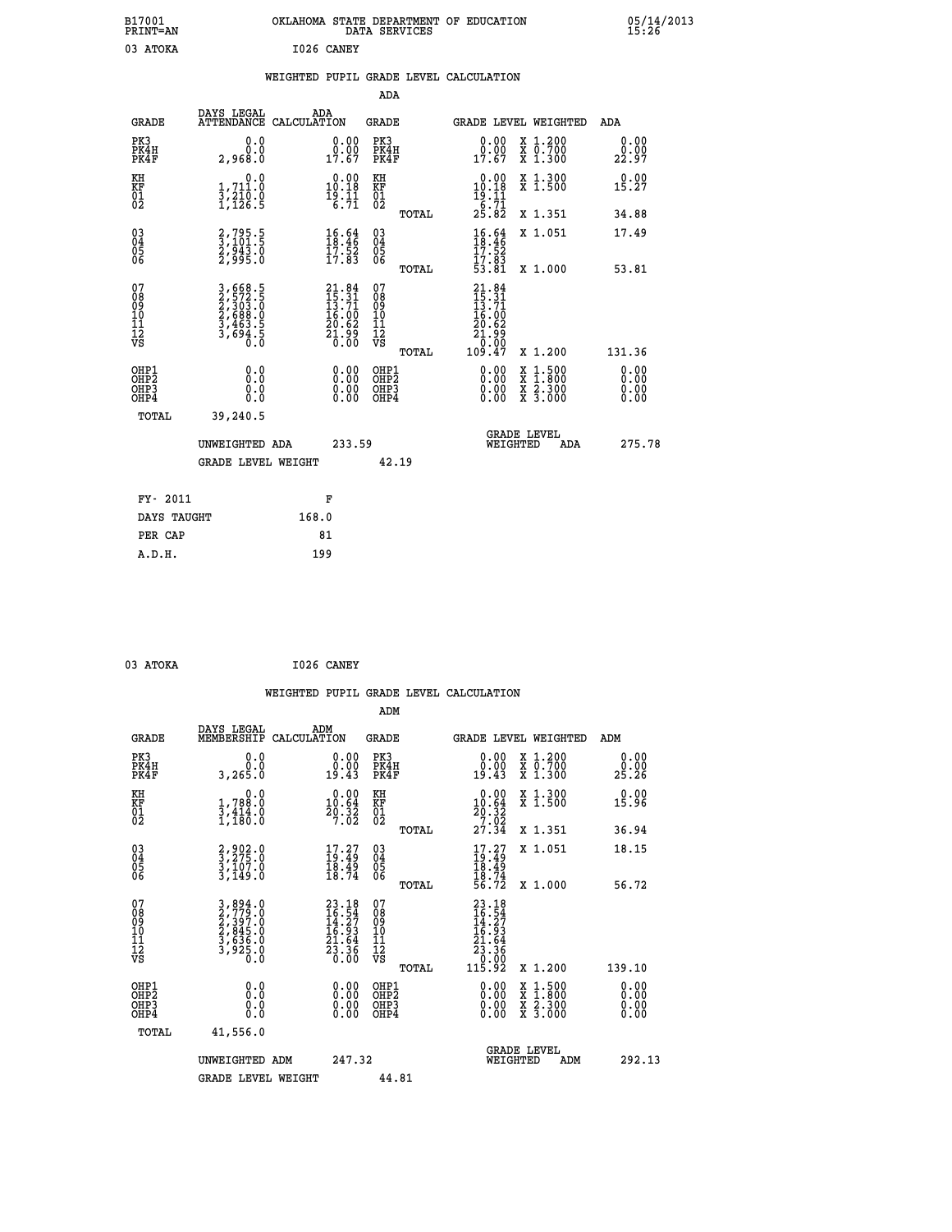B17001 PRINT=AN — OKLAHOMA STATE DEPARTMENT OF EDUCATION DATA SERVICES — 05/14/2013 15:26

03 ATOKA — I026 CANEY

## WEIGHTED PUPIL GRADE LEVEL CALCULATION

### ADA

| GRADE | DAYS LEGAL ATTENDANCE | ADA CALCULATION | GRADE | GRADE LEVEL | WEIGHTED | ADA |
|---|---|---|---|---|---|---|
| PK3 | 0.0 | 0.00 | PK3 | 0.00 | X 1.200 | 0.00 |
| PK4H | 0.0 | 0.00 | PK4H | 0.00 | X 0.700 | 0.00 |
| PK4F | 2,968.0 | 17.67 | PK4F | 17.67 | X 1.300 | 22.97 |
| KH | 0.0 | 0.00 | KH | 0.00 | X 1.300 | 0.00 |
| KF | 1,711.0 | 10.18 | KF | 10.18 | X 1.500 | 15.27 |
| 01 | 3,210.0 | 19.11 | 01 | 19.11 | | |
| 02 | 1,126.5 | 6.71 | 02 | 6.71 | | |
| | | | TOTAL | 25.82 | X 1.351 | 34.88 |
| 03 | 2,795.5 | 16.64 | 03 | 16.64 | X 1.051 | 17.49 |
| 04 | 3,101.5 | 18.46 | 04 | 18.46 | | |
| 05 | 2,943.0 | 17.52 | 05 | 17.52 | | |
| 06 | 2,995.0 | 17.83 | 06 | 17.83 | | |
| | | | TOTAL | 53.81 | X 1.000 | 53.81 |
| 07 | 3,668.5 | 21.84 | 07 | 21.84 | | |
| 08 | 2,572.5 | 15.31 | 08 | 15.31 | | |
| 09 | 2,303.0 | 13.71 | 09 | 13.71 | | |
| 10 | 2,688.0 | 16.00 | 10 | 16.00 | | |
| 11 | 3,463.5 | 20.62 | 11 | 20.62 | | |
| 12 | 3,694.5 | 21.99 | 12 | 21.99 | | |
| VS | 0.0 | 0.00 | VS | 0.00 | | |
| | | | TOTAL | 109.47 | X 1.200 | 131.36 |
| OHP1 | 0.0 | 0.00 | OHP1 | 0.00 | X 1.500 | 0.00 |
| OHP2 | 0.0 | 0.00 | OHP2 | 0.00 | X 1.800 | 0.00 |
| OHP3 | 0.0 | 0.00 | OHP3 | 0.00 | X 2.300 | 0.00 |
| OHP4 | 0.0 | 0.00 | OHP4 | 0.00 | X 3.000 | 0.00 |
| TOTAL | 39,240.5 | | | | | |

UNWEIGHTED ADA 233.59 — GRADE LEVEL WEIGHTED ADA 275.78

GRADE LEVEL WEIGHT 42.19

| FY- 2011 | F |
|---|---|
| DAYS TAUGHT | 168.0 |
| PER CAP | 81 |
| A.D.H. | 199 |

03 ATOKA — I026 CANEY

## WEIGHTED PUPIL GRADE LEVEL CALCULATION

### ADM

| GRADE | DAYS LEGAL MEMBERSHIP | ADM CALCULATION | GRADE | GRADE LEVEL | WEIGHTED | ADM |
|---|---|---|---|---|---|---|
| PK3 | 0.0 | 0.00 | PK3 | 0.00 | X 1.200 | 0.00 |
| PK4H | 0.0 | 0.00 | PK4H | 0.00 | X 0.700 | 0.00 |
| PK4F | 3,265.0 | 19.43 | PK4F | 19.43 | X 1.300 | 25.26 |
| KH | 0.0 | 0.00 | KH | 0.00 | X 1.300 | 0.00 |
| KF | 1,788.0 | 10.64 | KF | 10.64 | X 1.500 | 15.96 |
| 01 | 3,414.0 | 20.32 | 01 | 20.32 | | |
| 02 | 1,180.0 | 7.02 | 02 | 7.02 | | |
| | | | TOTAL | 27.34 | X 1.351 | 36.94 |
| 03 | 2,902.0 | 17.27 | 03 | 17.27 | X 1.051 | 18.15 |
| 04 | 3,275.0 | 19.49 | 04 | 19.49 | | |
| 05 | 3,107.0 | 18.49 | 05 | 18.49 | | |
| 06 | 3,149.0 | 18.74 | 06 | 18.74 | | |
| | | | TOTAL | 56.72 | X 1.000 | 56.72 |
| 07 | 3,894.0 | 23.18 | 07 | 23.18 | | |
| 08 | 2,779.0 | 16.54 | 08 | 16.54 | | |
| 09 | 2,397.0 | 14.27 | 09 | 14.27 | | |
| 10 | 2,845.0 | 16.93 | 10 | 16.93 | | |
| 11 | 3,636.0 | 21.64 | 11 | 21.64 | | |
| 12 | 3,925.0 | 23.36 | 12 | 23.36 | | |
| VS | 0.0 | 0.00 | VS | 0.00 | | |
| | | | TOTAL | 115.92 | X 1.200 | 139.10 |
| OHP1 | 0.0 | 0.00 | OHP1 | 0.00 | X 1.500 | 0.00 |
| OHP2 | 0.0 | 0.00 | OHP2 | 0.00 | X 1.800 | 0.00 |
| OHP3 | 0.0 | 0.00 | OHP3 | 0.00 | X 2.300 | 0.00 |
| OHP4 | 0.0 | 0.00 | OHP4 | 0.00 | X 3.000 | 0.00 |
| TOTAL | 41,556.0 | | | | | |

UNWEIGHTED ADM 247.32 — GRADE LEVEL WEIGHTED ADM 292.13

GRADE LEVEL WEIGHT 44.81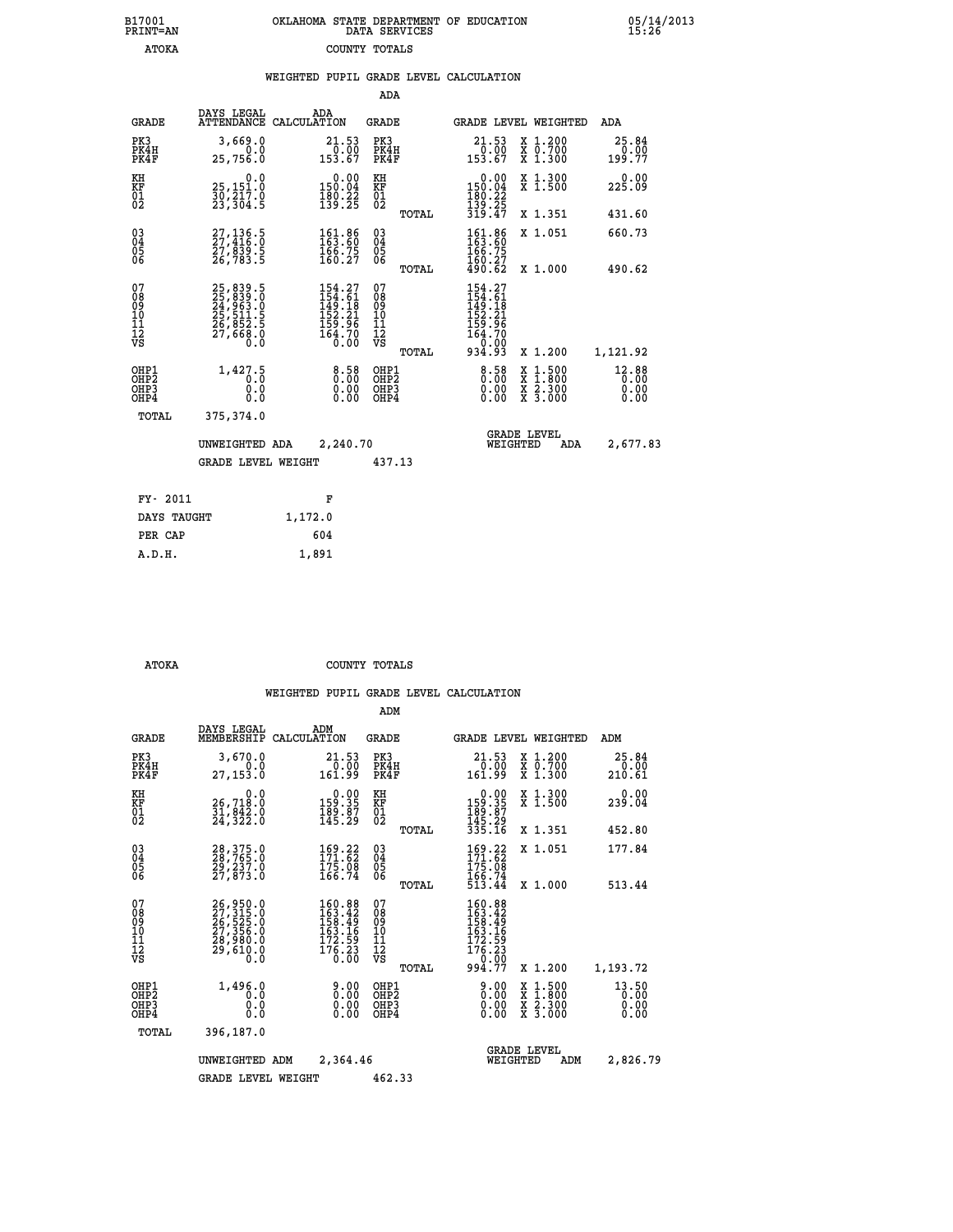B17001 PRINT=AN — OKLAHOMA STATE DEPARTMENT OF EDUCATION DATA SERVICES — 05/14/2013 15:26

ATOKA — COUNTY TOTALS

## WEIGHTED PUPIL GRADE LEVEL CALCULATION

### ADA

| GRADE | DAYS LEGAL ATTENDANCE | ADA CALCULATION | GRADE | GRADE LEVEL | WEIGHTED | ADA |
|---|---|---|---|---|---|---|
| PK3 | 3,669.0 | 21.53 | PK3 | 21.53 | X 1.200 | 25.84 |
| PK4H | 0.0 | 0.00 | PK4H | 0.00 | X 0.700 | 0.00 |
| PK4F | 25,756.0 | 153.67 | PK4F | 153.67 | X 1.300 | 199.77 |
| KH | 0.0 | 0.00 | KH | 0.00 | X 1.300 | 0.00 |
| KF | 25,151.0 | 150.04 | KF | 150.04 | X 1.500 | 225.09 |
| 01 | 30,217.0 | 180.22 | 01 | 180.22 | | |
| 02 | 23,304.5 | 139.25 | 02 | 139.25 | | |
| | | | TOTAL | 319.47 | X 1.351 | 431.60 |
| 03 | 27,136.5 | 161.86 | 03 | 161.86 | X 1.051 | 660.73 |
| 04 | 27,416.0 | 163.60 | 04 | 163.60 | | |
| 05 | 27,839.5 | 166.75 | 05 | 166.75 | | |
| 06 | 26,783.5 | 160.27 | 06 | 160.27 | | |
| | | | TOTAL | 490.62 | X 1.000 | 490.62 |
| 07 | 25,839.5 | 154.27 | 07 | 154.27 | | |
| 08 | 25,839.0 | 154.61 | 08 | 154.61 | | |
| 09 | 24,963.0 | 149.18 | 09 | 149.18 | | |
| 10 | 25,511.5 | 152.21 | 10 | 152.21 | | |
| 11 | 26,852.5 | 159.96 | 11 | 159.96 | | |
| 12 | 27,668.0 | 164.70 | 12 | 164.70 | | |
| VS | 0.0 | 0.00 | VS | 0.00 | | |
| | | | TOTAL | 934.93 | X 1.200 | 1,121.92 |
| OHP1 | 1,427.5 | 8.58 | OHP1 | 8.58 | X 1.500 | 12.88 |
| OHP2 | 0.0 | 0.00 | OHP2 | 0.00 | X 1.800 | 0.00 |
| OHP3 | 0.0 | 0.00 | OHP3 | 0.00 | X 2.300 | 0.00 |
| OHP4 | 0.0 | 0.00 | OHP4 | 0.00 | X 3.000 | 0.00 |
| TOTAL | 375,374.0 | | | | | |

UNWEIGHTED ADA 2,240.70 — GRADE LEVEL WEIGHTED ADA 2,677.83

GRADE LEVEL WEIGHT 437.13

| FY- 2011 | F |
|---|---|
| DAYS TAUGHT | 1,172.0 |
| PER CAP | 604 |
| A.D.H. | 1,891 |

ATOKA — COUNTY TOTALS

## WEIGHTED PUPIL GRADE LEVEL CALCULATION

### ADM

| GRADE | DAYS LEGAL MEMBERSHIP | ADM CALCULATION | GRADE | GRADE LEVEL | WEIGHTED | ADM |
|---|---|---|---|---|---|---|
| PK3 | 3,670.0 | 21.53 | PK3 | 21.53 | X 1.200 | 25.84 |
| PK4H | 0.0 | 0.00 | PK4H | 0.00 | X 0.700 | 0.00 |
| PK4F | 27,153.0 | 161.99 | PK4F | 161.99 | X 1.300 | 210.61 |
| KH | 0.0 | 0.00 | KH | 0.00 | X 1.300 | 0.00 |
| KF | 26,718.0 | 159.35 | KF | 159.35 | X 1.500 | 239.04 |
| 01 | 31,842.0 | 189.87 | 01 | 189.87 | | |
| 02 | 24,322.0 | 145.29 | 02 | 145.29 | | |
| | | | TOTAL | 335.16 | X 1.351 | 452.80 |
| 03 | 28,375.0 | 169.22 | 03 | 169.22 | X 1.051 | 177.84 |
| 04 | 28,765.0 | 171.62 | 04 | 171.62 | | |
| 05 | 29,237.0 | 175.08 | 05 | 175.08 | | |
| 06 | 27,873.0 | 166.74 | 06 | 166.74 | | |
| | | | TOTAL | 513.44 | X 1.000 | 513.44 |
| 07 | 26,950.0 | 160.88 | 07 | 160.88 | | |
| 08 | 27,315.0 | 163.42 | 08 | 163.42 | | |
| 09 | 26,525.0 | 158.49 | 09 | 158.49 | | |
| 10 | 27,356.0 | 163.16 | 10 | 163.16 | | |
| 11 | 28,980.0 | 172.59 | 11 | 172.59 | | |
| 12 | 29,610.0 | 176.23 | 12 | 176.23 | | |
| VS | 0.0 | 0.00 | VS | 0.00 | | |
| | | | TOTAL | 994.77 | X 1.200 | 1,193.72 |
| OHP1 | 1,496.0 | 9.00 | OHP1 | 9.00 | X 1.500 | 13.50 |
| OHP2 | 0.0 | 0.00 | OHP2 | 0.00 | X 1.800 | 0.00 |
| OHP3 | 0.0 | 0.00 | OHP3 | 0.00 | X 2.300 | 0.00 |
| OHP4 | 0.0 | 0.00 | OHP4 | 0.00 | X 3.000 | 0.00 |
| TOTAL | 396,187.0 | | | | | |

UNWEIGHTED ADM 2,364.46 — GRADE LEVEL WEIGHTED ADM 2,826.79

GRADE LEVEL WEIGHT 462.33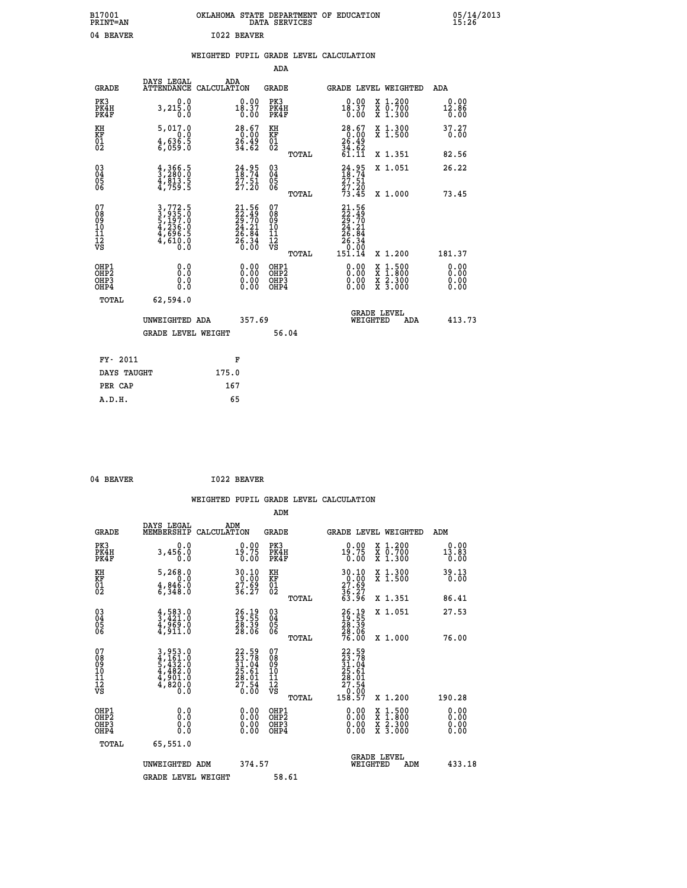B17001 OKLAHOMA STATE DEPARTMENT OF EDUCATION 05/14/2013
PRINT=AN DATA SERVICES 15:26

04 BEAVER I022 BEAVER

## WEIGHTED PUPIL GRADE LEVEL CALCULATION

### ADA

| GRADE | DAYS LEGAL ATTENDANCE | ADA CALCULATION | GRADE | | GRADE LEVEL | WEIGHTED | ADA |
|---|---|---|---|---|---|---|---|
| PK3 | 0.0 | 0.00 | PK3 | | 0.00 | X 1.200 | 0.00 |
| PK4H | 3,215.0 | 18.37 | PK4H | | 18.37 | X 0.700 | 12.86 |
| PK4F | 0.0 | 0.00 | PK4F | | 0.00 | X 1.300 | 0.00 |
| KH | 5,017.0 | 28.67 | KH | | 28.67 | X 1.300 | 37.27 |
| KF | 0.0 | 0.00 | KF | | 0.00 | X 1.500 | 0.00 |
| 01 | 4,636.5 | 26.49 | 01 | | 26.49 | | |
| 02 | 6,059.0 | 34.62 | 02 | | 34.62 | | |
| | | | | TOTAL | 61.11 | X 1.351 | 82.56 |
| 03 | 4,366.5 | 24.95 | 03 | | 24.95 | X 1.051 | 26.22 |
| 04 | 3,280.0 | 18.74 | 04 | | 18.74 | | |
| 05 | 4,813.5 | 27.51 | 05 | | 27.51 | | |
| 06 | 4,759.5 | 27.20 | 06 | | 27.20 | | |
| | | | | TOTAL | 73.45 | X 1.000 | 73.45 |
| 07 | 3,772.5 | 21.56 | 07 | | 21.56 | | |
| 08 | 3,935.0 | 22.49 | 08 | | 22.49 | | |
| 09 | 5,197.0 | 29.70 | 09 | | 29.70 | | |
| 10 | 4,236.0 | 24.21 | 10 | | 24.21 | | |
| 11 | 4,696.5 | 26.84 | 11 | | 26.84 | | |
| 12 | 4,610.0 | 26.34 | 12 | | 26.34 | | |
| VS | 0.0 | 0.00 | VS | | 0.00 | | |
| | | | | TOTAL | 151.14 | X 1.200 | 181.37 |
| OHP1 | 0.0 | 0.00 | OHP1 | | 0.00 | X 1.500 | 0.00 |
| OHP2 | 0.0 | 0.00 | OHP2 | | 0.00 | X 1.800 | 0.00 |
| OHP3 | 0.0 | 0.00 | OHP3 | | 0.00 | X 2.300 | 0.00 |
| OHP4 | 0.0 | 0.00 | OHP4 | | 0.00 | X 3.000 | 0.00 |
| TOTAL | 62,594.0 | | | | | | |

UNWEIGHTED ADA 357.69 GRADE LEVEL WEIGHTED ADA 413.73

GRADE LEVEL WEIGHT 56.04

| FY- 2011 | F |
|---|---|
| DAYS TAUGHT | 175.0 |
| PER CAP | 167 |
| A.D.H. | 65 |

04 BEAVER I022 BEAVER

## WEIGHTED PUPIL GRADE LEVEL CALCULATION

### ADM

| GRADE | DAYS LEGAL MEMBERSHIP | ADM CALCULATION | GRADE | | GRADE LEVEL | WEIGHTED | ADM |
|---|---|---|---|---|---|---|---|
| PK3 | 0.0 | 0.00 | PK3 | | 0.00 | X 1.200 | 0.00 |
| PK4H | 3,456.0 | 19.75 | PK4H | | 19.75 | X 0.700 | 13.83 |
| PK4F | 0.0 | 0.00 | PK4F | | 0.00 | X 1.300 | 0.00 |
| KH | 5,268.0 | 30.10 | KH | | 30.10 | X 1.300 | 39.13 |
| KF | 0.0 | 0.00 | KF | | 0.00 | X 1.500 | 0.00 |
| 01 | 4,846.0 | 27.69 | 01 | | 27.69 | | |
| 02 | 6,348.0 | 36.27 | 02 | | 36.27 | | |
| | | | | TOTAL | 63.96 | X 1.351 | 86.41 |
| 03 | 4,583.0 | 26.19 | 03 | | 26.19 | X 1.051 | 27.53 |
| 04 | 3,421.0 | 19.55 | 04 | | 19.55 | | |
| 05 | 4,969.0 | 28.39 | 05 | | 28.39 | | |
| 06 | 4,911.0 | 28.06 | 06 | | 28.06 | | |
| | | | | TOTAL | 76.00 | X 1.000 | 76.00 |
| 07 | 3,953.0 | 22.59 | 07 | | 22.59 | | |
| 08 | 4,161.0 | 23.78 | 08 | | 23.78 | | |
| 09 | 5,432.0 | 31.04 | 09 | | 31.04 | | |
| 10 | 4,482.0 | 25.61 | 10 | | 25.61 | | |
| 11 | 4,901.0 | 28.01 | 11 | | 28.01 | | |
| 12 | 4,820.0 | 27.54 | 12 | | 27.54 | | |
| VS | 0.0 | 0.00 | VS | | 0.00 | | |
| | | | | TOTAL | 158.57 | X 1.200 | 190.28 |
| OHP1 | 0.0 | 0.00 | OHP1 | | 0.00 | X 1.500 | 0.00 |
| OHP2 | 0.0 | 0.00 | OHP2 | | 0.00 | X 1.800 | 0.00 |
| OHP3 | 0.0 | 0.00 | OHP3 | | 0.00 | X 2.300 | 0.00 |
| OHP4 | 0.0 | 0.00 | OHP4 | | 0.00 | X 3.000 | 0.00 |
| TOTAL | 65,551.0 | | | | | | |

UNWEIGHTED ADM 374.57 GRADE LEVEL WEIGHTED ADM 433.18

GRADE LEVEL WEIGHT 58.61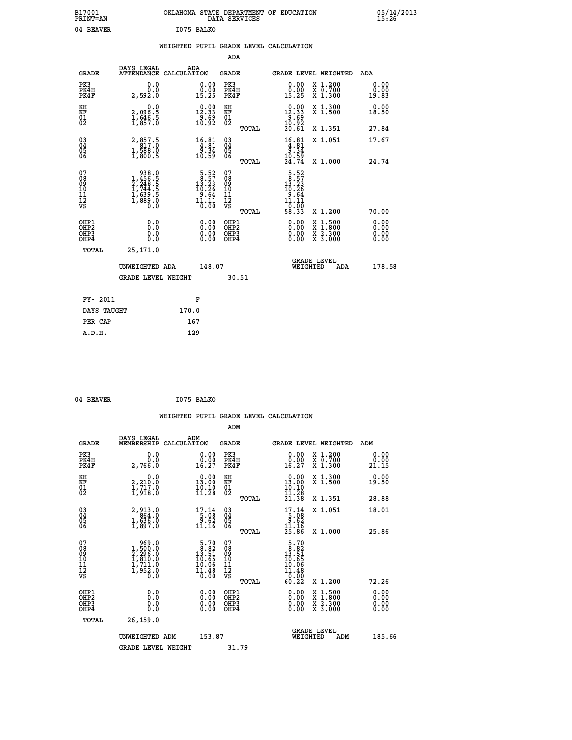B17001 PRINT=AN | OKLAHOMA STATE DEPARTMENT OF EDUCATION DATA SERVICES | 05/14/2013 15:26

04 BEAVER I075 BALKO

## WEIGHTED PUPIL GRADE LEVEL CALCULATION

### ADA

| GRADE | DAYS LEGAL ATTENDANCE | ADA CALCULATION | GRADE | GRADE LEVEL | WEIGHTED | ADA |
|---|---|---|---|---|---|---|
| PK3 | 0.0 | 0.00 | PK3 | 0.00 | X 1.200 | 0.00 |
| PK4H | 0.0 | 0.00 | PK4H | 0.00 | X 0.700 | 0.00 |
| PK4F | 2,592.0 | 15.25 | PK4F | 15.25 | X 1.300 | 19.83 |
| KH | 0.0 | 0.00 | KH | 0.00 | X 1.300 | 0.00 |
| KF | 2,096.5 | 12.33 | KF | 12.33 | X 1.500 | 18.50 |
| 01 | 1,646.5 | 9.69 | 01 | 9.69 | | |
| 02 | 1,857.0 | 10.92 | 02 | 10.92 | | |
| | | | TOTAL | 20.61 | X 1.351 | 27.84 |
| 03 | 2,857.5 | 16.81 | 03 | 16.81 | X 1.051 | 17.67 |
| 04 | 817.0 | 4.81 | 04 | 4.81 | | |
| 05 | 1,588.0 | 9.34 | 05 | 9.34 | | |
| 06 | 1,800.5 | 10.59 | 06 | 10.59 | | |
| | | | TOTAL | 24.74 | X 1.000 | 24.74 |
| 07 | 938.0 | 5.52 | 07 | 5.52 | | |
| 08 | 1,456.5 | 8.57 | 08 | 8.57 | | |
| 09 | 2,248.5 | 13.23 | 09 | 13.23 | | |
| 10 | 1,744.5 | 10.26 | 10 | 10.26 | | |
| 11 | 1,639.5 | 9.64 | 11 | 9.64 | | |
| 12 | 1,889.0 | 11.11 | 12 | 11.11 | | |
| VS | 0.0 | 0.00 | VS | 0.00 | | |
| | | | TOTAL | 58.33 | X 1.200 | 70.00 |
| OHP1 | 0.0 | 0.00 | OHP1 | 0.00 | X 1.500 | 0.00 |
| OHP2 | 0.0 | 0.00 | OHP2 | 0.00 | X 1.800 | 0.00 |
| OHP3 | 0.0 | 0.00 | OHP3 | 0.00 | X 2.300 | 0.00 |
| OHP4 | 0.0 | 0.00 | OHP4 | 0.00 | X 3.000 | 0.00 |
| TOTAL | 25,171.0 | | | | | |

UNWEIGHTED ADA 148.07 | GRADE LEVEL WEIGHTED ADA 178.58

GRADE LEVEL WEIGHT 30.51

| FY- 2011 | F |
|---|---|
| DAYS TAUGHT | 170.0 |
| PER CAP | 167 |
| A.D.H. | 129 |

04 BEAVER I075 BALKO

## WEIGHTED PUPIL GRADE LEVEL CALCULATION

### ADM

| GRADE | DAYS LEGAL MEMBERSHIP | ADM CALCULATION | GRADE | GRADE LEVEL | WEIGHTED | ADM |
|---|---|---|---|---|---|---|
| PK3 | 0.0 | 0.00 | PK3 | 0.00 | X 1.200 | 0.00 |
| PK4H | 0.0 | 0.00 | PK4H | 0.00 | X 0.700 | 0.00 |
| PK4F | 2,766.0 | 16.27 | PK4F | 16.27 | X 1.300 | 21.15 |
| KH | 0.0 | 0.00 | KH | 0.00 | X 1.300 | 0.00 |
| KF | 2,210.0 | 13.00 | KF | 13.00 | X 1.500 | 19.50 |
| 01 | 1,717.0 | 10.10 | 01 | 10.10 | | |
| 02 | 1,918.0 | 11.28 | 02 | 11.28 | | |
| | | | TOTAL | 21.38 | X 1.351 | 28.88 |
| 03 | 2,913.0 | 17.14 | 03 | 17.14 | X 1.051 | 18.01 |
| 04 | 864.0 | 5.08 | 04 | 5.08 | | |
| 05 | 1,636.0 | 9.62 | 05 | 9.62 | | |
| 06 | 1,897.0 | 11.16 | 06 | 11.16 | | |
| | | | TOTAL | 25.86 | X 1.000 | 25.86 |
| 07 | 969.0 | 5.70 | 07 | 5.70 | | |
| 08 | 1,500.0 | 8.82 | 08 | 8.82 | | |
| 09 | 2,296.0 | 13.51 | 09 | 13.51 | | |
| 10 | 1,810.0 | 10.65 | 10 | 10.65 | | |
| 11 | 1,711.0 | 10.06 | 11 | 10.06 | | |
| 12 | 1,952.0 | 11.48 | 12 | 11.48 | | |
| VS | 0.0 | 0.00 | VS | 0.00 | | |
| | | | TOTAL | 60.22 | X 1.200 | 72.26 |
| OHP1 | 0.0 | 0.00 | OHP1 | 0.00 | X 1.500 | 0.00 |
| OHP2 | 0.0 | 0.00 | OHP2 | 0.00 | X 1.800 | 0.00 |
| OHP3 | 0.0 | 0.00 | OHP3 | 0.00 | X 2.300 | 0.00 |
| OHP4 | 0.0 | 0.00 | OHP4 | 0.00 | X 3.000 | 0.00 |
| TOTAL | 26,159.0 | | | | | |

UNWEIGHTED ADM 153.87 | GRADE LEVEL WEIGHTED ADM 185.66

GRADE LEVEL WEIGHT 31.79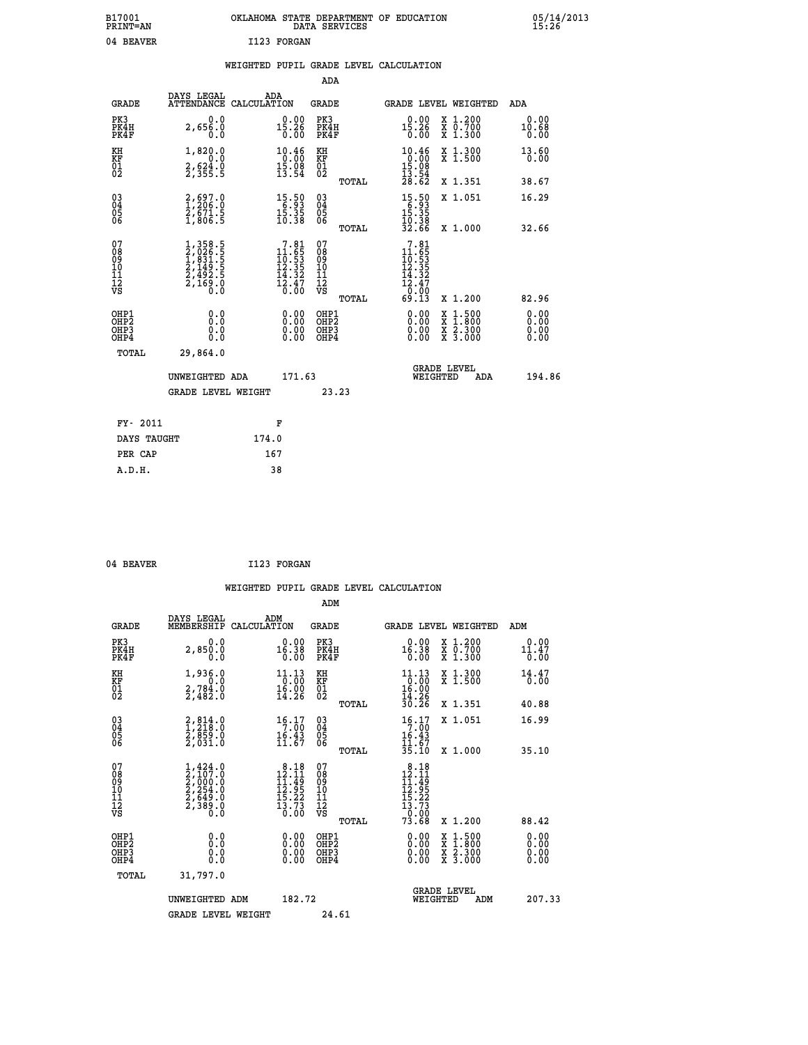B17001 PRINT=AN — OKLAHOMA STATE DEPARTMENT OF EDUCATION DATA SERVICES — 05/14/2013 15:26

04 BEAVER — I123 FORGAN

## WEIGHTED PUPIL GRADE LEVEL CALCULATION

### ADA

| GRADE | DAYS LEGAL ATTENDANCE | ADA CALCULATION | GRADE | GRADE LEVEL | WEIGHTED | ADA |
|---|---|---|---|---|---|---|
| PK3 | 0.0 | 0.00 | PK3 | 0.00 | X 1.200 | 0.00 |
| PK4H | 2,656.0 | 15.26 | PK4H | 15.26 | X 0.700 | 10.68 |
| PK4F | 0.0 | 0.00 | PK4F | 0.00 | X 1.300 | 0.00 |
| KH | 1,820.0 | 10.46 | KH | 10.46 | X 1.300 | 13.60 |
| KF | 0.0 | 0.00 | KF | 0.00 | X 1.500 | 0.00 |
| 01 | 2,624.0 | 15.08 | 01 | 15.08 | | |
| 02 | 2,355.5 | 13.54 | 02 | 13.54 | | |
| | | | TOTAL | 28.62 | X 1.351 | 38.67 |
| 03 | 2,697.0 | 15.50 | 03 | 15.50 | X 1.051 | 16.29 |
| 04 | 1,206.0 | 6.93 | 04 | 6.93 | | |
| 05 | 2,671.5 | 15.35 | 05 | 15.35 | | |
| 06 | 1,806.5 | 10.38 | 06 | 10.38 | | |
| | | | TOTAL | 32.66 | X 1.000 | 32.66 |
| 07 | 1,358.5 | 7.81 | 07 | 7.81 | | |
| 08 | 2,026.5 | 11.65 | 08 | 11.65 | | |
| 09 | 1,831.5 | 10.53 | 09 | 10.53 | | |
| 10 | 2,149.5 | 12.35 | 10 | 12.35 | | |
| 11 | 2,492.5 | 14.32 | 11 | 14.32 | | |
| 12 | 2,169.0 | 12.47 | 12 | 12.47 | | |
| VS | 0.0 | 0.00 | VS | 0.00 | | |
| | | | TOTAL | 69.13 | X 1.200 | 82.96 |
| OHP1 | 0.0 | 0.00 | OHP1 | 0.00 | X 1.500 | 0.00 |
| OHP2 | 0.0 | 0.00 | OHP2 | 0.00 | X 1.800 | 0.00 |
| OHP3 | 0.0 | 0.00 | OHP3 | 0.00 | X 2.300 | 0.00 |
| OHP4 | 0.0 | 0.00 | OHP4 | 0.00 | X 3.000 | 0.00 |
| TOTAL | 29,864.0 | | | | | |

UNWEIGHTED ADA 171.63 — GRADE LEVEL WEIGHTED ADA 194.86

GRADE LEVEL WEIGHT 23.23

| FY- 2011 | F |
|---|---|
| DAYS TAUGHT | 174.0 |
| PER CAP | 167 |
| A.D.H. | 38 |

04 BEAVER — I123 FORGAN

## WEIGHTED PUPIL GRADE LEVEL CALCULATION

### ADM

| GRADE | DAYS LEGAL MEMBERSHIP | ADM CALCULATION | GRADE | GRADE LEVEL | WEIGHTED | ADM |
|---|---|---|---|---|---|---|
| PK3 | 0.0 | 0.00 | PK3 | 0.00 | X 1.200 | 0.00 |
| PK4H | 2,850.0 | 16.38 | PK4H | 16.38 | X 0.700 | 11.47 |
| PK4F | 0.0 | 0.00 | PK4F | 0.00 | X 1.300 | 0.00 |
| KH | 1,936.0 | 11.13 | KH | 11.13 | X 1.300 | 14.47 |
| KF | 0.0 | 0.00 | KF | 0.00 | X 1.500 | 0.00 |
| 01 | 2,784.0 | 16.00 | 01 | 16.00 | | |
| 02 | 2,482.0 | 14.26 | 02 | 14.26 | | |
| | | | TOTAL | 30.26 | X 1.351 | 40.88 |
| 03 | 2,814.0 | 16.17 | 03 | 16.17 | X 1.051 | 16.99 |
| 04 | 1,218.0 | 7.00 | 04 | 7.00 | | |
| 05 | 2,859.0 | 16.43 | 05 | 16.43 | | |
| 06 | 2,031.0 | 11.67 | 06 | 11.67 | | |
| | | | TOTAL | 35.10 | X 1.000 | 35.10 |
| 07 | 1,424.0 | 8.18 | 07 | 8.18 | | |
| 08 | 2,107.0 | 12.11 | 08 | 12.11 | | |
| 09 | 2,000.0 | 11.49 | 09 | 11.49 | | |
| 10 | 2,254.0 | 12.95 | 10 | 12.95 | | |
| 11 | 2,649.0 | 15.22 | 11 | 15.22 | | |
| 12 | 2,389.0 | 13.73 | 12 | 13.73 | | |
| VS | 0.0 | 0.00 | VS | 0.00 | | |
| | | | TOTAL | 73.68 | X 1.200 | 88.42 |
| OHP1 | 0.0 | 0.00 | OHP1 | 0.00 | X 1.500 | 0.00 |
| OHP2 | 0.0 | 0.00 | OHP2 | 0.00 | X 1.800 | 0.00 |
| OHP3 | 0.0 | 0.00 | OHP3 | 0.00 | X 2.300 | 0.00 |
| OHP4 | 0.0 | 0.00 | OHP4 | 0.00 | X 3.000 | 0.00 |
| TOTAL | 31,797.0 | | | | | |

UNWEIGHTED ADM 182.72 — GRADE LEVEL WEIGHTED ADM 207.33

GRADE LEVEL WEIGHT 24.61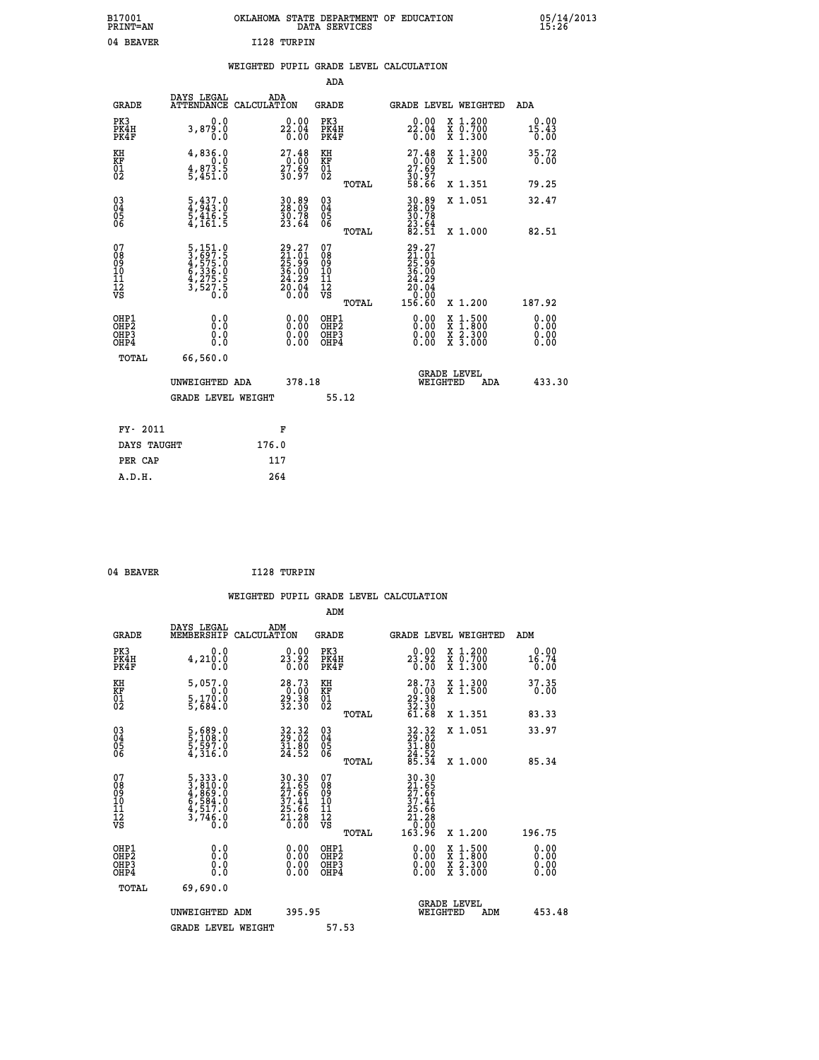B17001 OKLAHOMA STATE DEPARTMENT OF EDUCATION 05/14/2013
PRINT=AN DATA SERVICES 15:26

04 BEAVER I128 TURPIN

WEIGHTED PUPIL GRADE LEVEL CALCULATION

ADA

| GRADE | DAYS LEGAL ATTENDANCE | ADA CALCULATION | GRADE | | GRADE LEVEL | WEIGHTED | ADA |
|---|---|---|---|---|---|---|---|
| PK3 | 0.0 | 0.00 | PK3 | | 0.00 | X 1.200 | 0.00 |
| PK4H | 3,879.0 | 22.04 | PK4H | | 22.04 | X 0.700 | 15.43 |
| PK4F | 0.0 | 0.00 | PK4F | | 0.00 | X 1.300 | 0.00 |
| KH | 4,836.0 | 27.48 | KH | | 27.48 | X 1.300 | 35.72 |
| KF | 0.0 | 0.00 | KF | | 0.00 | X 1.500 | 0.00 |
| 01 | 4,873.5 | 27.69 | 01 | | 27.69 | | |
| 02 | 5,451.0 | 30.97 | 02 | | 30.97 | | |
| | | | | TOTAL | 58.66 | X 1.351 | 79.25 |
| 03 | 5,437.0 | 30.89 | 03 | | 30.89 | X 1.051 | 32.47 |
| 04 | 4,943.0 | 28.09 | 04 | | 28.09 | | |
| 05 | 5,416.5 | 30.78 | 05 | | 30.78 | | |
| 06 | 4,161.5 | 23.64 | 06 | | 23.64 | | |
| | | | | TOTAL | 82.51 | X 1.000 | 82.51 |
| 07 | 5,151.0 | 29.27 | 07 | | 29.27 | | |
| 08 | 3,697.5 | 21.01 | 08 | | 21.01 | | |
| 09 | 4,575.0 | 25.99 | 09 | | 25.99 | | |
| 10 | 6,336.0 | 36.00 | 10 | | 36.00 | | |
| 11 | 4,275.5 | 24.29 | 11 | | 24.29 | | |
| 12 | 3,527.5 | 20.04 | 12 | | 20.04 | | |
| VS | 0.0 | 0.00 | VS | | 0.00 | | |
| | | | | TOTAL | 156.60 | X 1.200 | 187.92 |
| OHP1 | 0.0 | 0.00 | OHP1 | | 0.00 | X 1.500 | 0.00 |
| OHP2 | 0.0 | 0.00 | OHP2 | | 0.00 | X 1.800 | 0.00 |
| OHP3 | 0.0 | 0.00 | OHP3 | | 0.00 | X 2.300 | 0.00 |
| OHP4 | 0.0 | 0.00 | OHP4 | | 0.00 | X 3.000 | 0.00 |
| TOTAL | 66,560.0 | | | | | | |

UNWEIGHTED ADA 378.18 GRADE LEVEL WEIGHTED ADA 433.30

GRADE LEVEL WEIGHT 55.12

| FY- 2011 | F |
|---|---|
| DAYS TAUGHT | 176.0 |
| PER CAP | 117 |
| A.D.H. | 264 |

04 BEAVER I128 TURPIN

WEIGHTED PUPIL GRADE LEVEL CALCULATION

ADM

| GRADE | DAYS LEGAL MEMBERSHIP | ADM CALCULATION | GRADE | | GRADE LEVEL | WEIGHTED | ADM |
|---|---|---|---|---|---|---|---|
| PK3 | 0.0 | 0.00 | PK3 | | 0.00 | X 1.200 | 0.00 |
| PK4H | 4,210.0 | 23.92 | PK4H | | 23.92 | X 0.700 | 16.74 |
| PK4F | 0.0 | 0.00 | PK4F | | 0.00 | X 1.300 | 0.00 |
| KH | 5,057.0 | 28.73 | KH | | 28.73 | X 1.300 | 37.35 |
| KF | 0.0 | 0.00 | KF | | 0.00 | X 1.500 | 0.00 |
| 01 | 5,170.0 | 29.38 | 01 | | 29.38 | | |
| 02 | 5,684.0 | 32.30 | 02 | | 32.30 | | |
| | | | | TOTAL | 61.68 | X 1.351 | 83.33 |
| 03 | 5,689.0 | 32.32 | 03 | | 32.32 | X 1.051 | 33.97 |
| 04 | 5,108.0 | 29.02 | 04 | | 29.02 | | |
| 05 | 5,597.0 | 31.80 | 05 | | 31.80 | | |
| 06 | 4,316.0 | 24.52 | 06 | | 24.52 | | |
| | | | | TOTAL | 85.34 | X 1.000 | 85.34 |
| 07 | 5,333.0 | 30.30 | 07 | | 30.30 | | |
| 08 | 3,810.0 | 21.65 | 08 | | 21.65 | | |
| 09 | 4,869.0 | 27.66 | 09 | | 27.66 | | |
| 10 | 6,584.0 | 37.41 | 10 | | 37.41 | | |
| 11 | 4,517.0 | 25.66 | 11 | | 25.66 | | |
| 12 | 3,746.0 | 21.28 | 12 | | 21.28 | | |
| VS | 0.0 | 0.00 | VS | | 0.00 | | |
| | | | | TOTAL | 163.96 | X 1.200 | 196.75 |
| OHP1 | 0.0 | 0.00 | OHP1 | | 0.00 | X 1.500 | 0.00 |
| OHP2 | 0.0 | 0.00 | OHP2 | | 0.00 | X 1.800 | 0.00 |
| OHP3 | 0.0 | 0.00 | OHP3 | | 0.00 | X 2.300 | 0.00 |
| OHP4 | 0.0 | 0.00 | OHP4 | | 0.00 | X 3.000 | 0.00 |
| TOTAL | 69,690.0 | | | | | | |

UNWEIGHTED ADM 395.95 GRADE LEVEL WEIGHTED ADM 453.48

GRADE LEVEL WEIGHT 57.53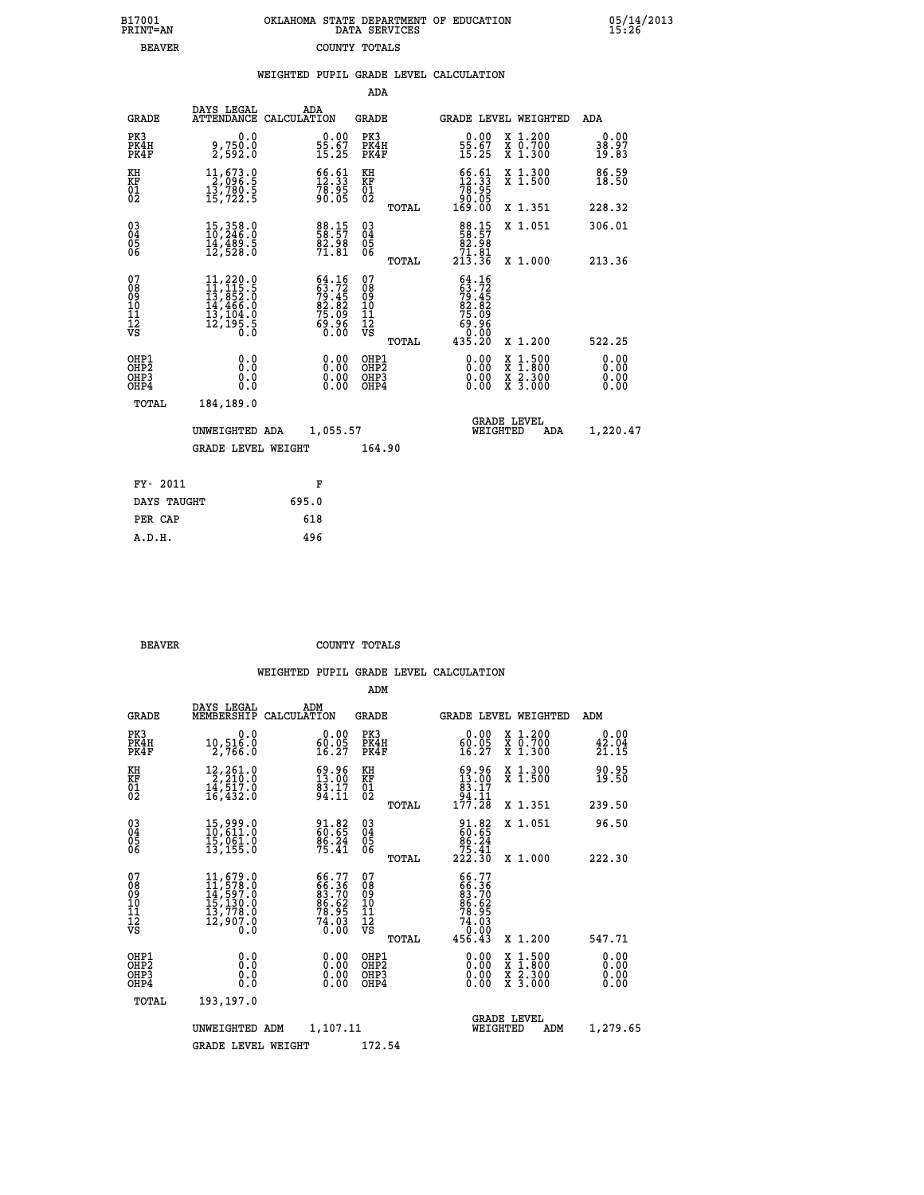B17001
PRINT=AN

OKLAHOMA STATE DEPARTMENT OF EDUCATION
DATA SERVICES

05/14/2013
15:26

BEAVER    COUNTY TOTALS

## WEIGHTED PUPIL GRADE LEVEL CALCULATION

ADA

| GRADE | DAYS LEGAL ATTENDANCE | ADA CALCULATION | GRADE | GRADE LEVEL | WEIGHTED | ADA |
|---|---|---|---|---|---|---|
| PK3 | 0.0 | 0.00 | PK3 | 0.00 | X 1.200 | 0.00 |
| PK4H | 9,750.0 | 55.67 | PK4H | 55.67 | X 0.700 | 38.97 |
| PK4F | 2,592.0 | 15.25 | PK4F | 15.25 | X 1.300 | 19.83 |
| KH | 11,673.0 | 66.61 | KH | 66.61 | X 1.300 | 86.59 |
| KF | 2,096.5 | 12.33 | KF | 12.33 | X 1.500 | 18.50 |
| 01 | 13,780.5 | 78.95 | 01 | 78.95 | | |
| 02 | 15,722.5 | 90.05 | 02 | 90.05 | | |
| | | | TOTAL | 169.00 | X 1.351 | 228.32 |
| 03 | 15,358.0 | 88.15 | 03 | 88.15 | X 1.051 | 306.01 |
| 04 | 10,246.0 | 58.57 | 04 | 58.57 | | |
| 05 | 14,489.5 | 82.98 | 05 | 82.98 | | |
| 06 | 12,528.0 | 71.81 | 06 | 71.81 | | |
| | | | TOTAL | 213.36 | X 1.000 | 213.36 |
| 07 | 11,220.0 | 64.16 | 07 | 64.16 | | |
| 08 | 11,115.5 | 63.72 | 08 | 63.72 | | |
| 09 | 13,852.0 | 79.45 | 09 | 79.45 | | |
| 10 | 14,466.0 | 82.82 | 10 | 82.82 | | |
| 11 | 13,104.0 | 75.09 | 11 | 75.09 | | |
| 12 | 12,195.5 | 69.96 | 12 | 69.96 | | |
| VS | 0.0 | 0.00 | VS | 0.00 | | |
| | | | TOTAL | 435.20 | X 1.200 | 522.25 |
| OHP1 | 0.0 | 0.00 | OHP1 | 0.00 | X 1.500 | 0.00 |
| OHP2 | 0.0 | 0.00 | OHP2 | 0.00 | X 1.800 | 0.00 |
| OHP3 | 0.0 | 0.00 | OHP3 | 0.00 | X 2.300 | 0.00 |
| OHP4 | 0.0 | 0.00 | OHP4 | 0.00 | X 3.000 | 0.00 |
| TOTAL | 184,189.0 | | | | | |

UNWEIGHTED ADA 1,055.57    GRADE LEVEL WEIGHTED ADA 1,220.47

GRADE LEVEL WEIGHT 164.90

| FY- 2011 | F |
|---|---|
| DAYS TAUGHT | 695.0 |
| PER CAP | 618 |
| A.D.H. | 496 |

BEAVER    COUNTY TOTALS

## WEIGHTED PUPIL GRADE LEVEL CALCULATION

ADM

| GRADE | DAYS LEGAL MEMBERSHIP | ADM CALCULATION | GRADE | GRADE LEVEL | WEIGHTED | ADM |
|---|---|---|---|---|---|---|
| PK3 | 0.0 | 0.00 | PK3 | 0.00 | X 1.200 | 0.00 |
| PK4H | 10,516.0 | 60.05 | PK4H | 60.05 | X 0.700 | 42.04 |
| PK4F | 2,766.0 | 16.27 | PK4F | 16.27 | X 1.300 | 21.15 |
| KH | 12,261.0 | 69.96 | KH | 69.96 | X 1.300 | 90.95 |
| KF | 2,210.0 | 13.00 | KF | 13.00 | X 1.500 | 19.50 |
| 01 | 14,517.0 | 83.17 | 01 | 83.17 | | |
| 02 | 16,432.0 | 94.11 | 02 | 94.11 | | |
| | | | TOTAL | 177.28 | X 1.351 | 239.50 |
| 03 | 15,999.0 | 91.82 | 03 | 91.82 | X 1.051 | 96.50 |
| 04 | 10,611.0 | 60.65 | 04 | 60.65 | | |
| 05 | 15,061.0 | 86.24 | 05 | 86.24 | | |
| 06 | 13,155.0 | 75.41 | 06 | 75.41 | | |
| | | | TOTAL | 222.30 | X 1.000 | 222.30 |
| 07 | 11,679.0 | 66.77 | 07 | 66.77 | | |
| 08 | 11,578.0 | 66.36 | 08 | 66.36 | | |
| 09 | 14,597.0 | 83.70 | 09 | 83.70 | | |
| 10 | 15,130.0 | 86.62 | 10 | 86.62 | | |
| 11 | 13,778.0 | 78.95 | 11 | 78.95 | | |
| 12 | 12,907.0 | 74.03 | 12 | 74.03 | | |
| VS | 0.0 | 0.00 | VS | 0.00 | | |
| | | | TOTAL | 456.43 | X 1.200 | 547.71 |
| OHP1 | 0.0 | 0.00 | OHP1 | 0.00 | X 1.500 | 0.00 |
| OHP2 | 0.0 | 0.00 | OHP2 | 0.00 | X 1.800 | 0.00 |
| OHP3 | 0.0 | 0.00 | OHP3 | 0.00 | X 2.300 | 0.00 |
| OHP4 | 0.0 | 0.00 | OHP4 | 0.00 | X 3.000 | 0.00 |
| TOTAL | 193,197.0 | | | | | |

UNWEIGHTED ADM 1,107.11    GRADE LEVEL WEIGHTED ADM 1,279.65

GRADE LEVEL WEIGHT 172.54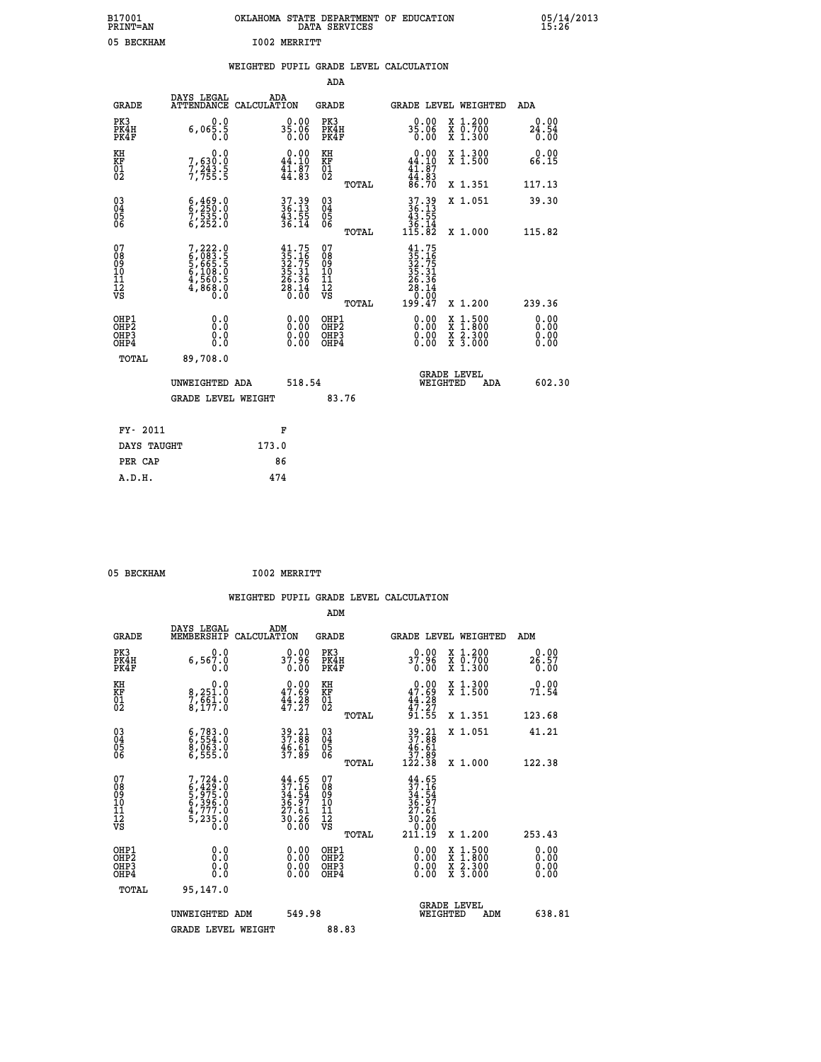B17001 PRINT=AN — OKLAHOMA STATE DEPARTMENT OF EDUCATION DATA SERVICES — 05/14/2013 15:26

05 BECKHAM — I002 MERRITT

## WEIGHTED PUPIL GRADE LEVEL CALCULATION

### ADA

| GRADE | DAYS LEGAL ATTENDANCE | ADA CALCULATION | GRADE | | GRADE LEVEL | WEIGHTED | ADA |
|---|---|---|---|---|---|---|---|
| PK3 | 0.0 | 0.00 | PK3 | | 0.00 | X 1.200 | 0.00 |
| PK4H | 6,065.5 | 35.06 | PK4H | | 35.06 | X 0.700 | 24.54 |
| PK4F | 0.0 | 0.00 | PK4F | | 0.00 | X 1.300 | 0.00 |
| KH | 0.0 | 0.00 | KH | | 0.00 | X 1.300 | 0.00 |
| KF | 7,630.0 | 44.10 | KF | | 44.10 | X 1.500 | 66.15 |
| 01 | 7,243.5 | 41.87 | 01 | | 41.87 | | |
| 02 | 7,755.5 | 44.83 | 02 | | 44.83 | | |
| | | | | TOTAL | 86.70 | X 1.351 | 117.13 |
| 03 | 6,469.0 | 37.39 | 03 | | 37.39 | X 1.051 | 39.30 |
| 04 | 6,250.0 | 36.13 | 04 | | 36.13 | | |
| 05 | 7,535.0 | 43.55 | 05 | | 43.55 | | |
| 06 | 6,252.0 | 36.14 | 06 | | 36.14 | | |
| | | | | TOTAL | 115.82 | X 1.000 | 115.82 |
| 07 | 7,222.0 | 41.75 | 07 | | 41.75 | | |
| 08 | 6,083.5 | 35.16 | 08 | | 35.16 | | |
| 09 | 5,665.5 | 32.75 | 09 | | 32.75 | | |
| 10 | 6,108.0 | 35.31 | 10 | | 35.31 | | |
| 11 | 4,560.5 | 26.36 | 11 | | 26.36 | | |
| 12 | 4,868.0 | 28.14 | 12 | | 28.14 | | |
| VS | 0.0 | 0.00 | VS | | 0.00 | | |
| | | | | TOTAL | 199.47 | X 1.200 | 239.36 |
| OHP1 | 0.0 | 0.00 | OHP1 | | 0.00 | X 1.500 | 0.00 |
| OHP2 | 0.0 | 0.00 | OHP2 | | 0.00 | X 1.800 | 0.00 |
| OHP3 | 0.0 | 0.00 | OHP3 | | 0.00 | X 2.300 | 0.00 |
| OHP4 | 0.0 | 0.00 | OHP4 | | 0.00 | X 3.000 | 0.00 |
| TOTAL | 89,708.0 | | | | | | |

UNWEIGHTED ADA 518.54 — GRADE LEVEL WEIGHTED ADA 602.30

GRADE LEVEL WEIGHT 83.76

| FY- 2011 | F |
|---|---|
| DAYS TAUGHT | 173.0 |
| PER CAP | 86 |
| A.D.H. | 474 |

05 BECKHAM — I002 MERRITT

## WEIGHTED PUPIL GRADE LEVEL CALCULATION

### ADM

| GRADE | DAYS LEGAL MEMBERSHIP | ADM CALCULATION | GRADE | | GRADE LEVEL | WEIGHTED | ADM |
|---|---|---|---|---|---|---|---|
| PK3 | 0.0 | 0.00 | PK3 | | 0.00 | X 1.200 | 0.00 |
| PK4H | 6,567.0 | 37.96 | PK4H | | 37.96 | X 0.700 | 26.57 |
| PK4F | 0.0 | 0.00 | PK4F | | 0.00 | X 1.300 | 0.00 |
| KH | 0.0 | 0.00 | KH | | 0.00 | X 1.300 | 0.00 |
| KF | 8,251.0 | 47.69 | KF | | 47.69 | X 1.500 | 71.54 |
| 01 | 7,661.0 | 44.28 | 01 | | 44.28 | | |
| 02 | 8,177.0 | 47.27 | 02 | | 47.27 | | |
| | | | | TOTAL | 91.55 | X 1.351 | 123.68 |
| 03 | 6,783.0 | 39.21 | 03 | | 39.21 | X 1.051 | 41.21 |
| 04 | 6,554.0 | 37.88 | 04 | | 37.88 | | |
| 05 | 8,063.0 | 46.61 | 05 | | 46.61 | | |
| 06 | 6,555.0 | 37.89 | 06 | | 37.89 | | |
| | | | | TOTAL | 122.38 | X 1.000 | 122.38 |
| 07 | 7,724.0 | 44.65 | 07 | | 44.65 | | |
| 08 | 6,429.0 | 37.16 | 08 | | 37.16 | | |
| 09 | 5,975.0 | 34.54 | 09 | | 34.54 | | |
| 10 | 6,396.0 | 36.97 | 10 | | 36.97 | | |
| 11 | 4,777.0 | 27.61 | 11 | | 27.61 | | |
| 12 | 5,235.0 | 30.26 | 12 | | 30.26 | | |
| VS | 0.0 | 0.00 | VS | | 0.00 | | |
| | | | | TOTAL | 211.19 | X 1.200 | 253.43 |
| OHP1 | 0.0 | 0.00 | OHP1 | | 0.00 | X 1.500 | 0.00 |
| OHP2 | 0.0 | 0.00 | OHP2 | | 0.00 | X 1.800 | 0.00 |
| OHP3 | 0.0 | 0.00 | OHP3 | | 0.00 | X 2.300 | 0.00 |
| OHP4 | 0.0 | 0.00 | OHP4 | | 0.00 | X 3.000 | 0.00 |
| TOTAL | 95,147.0 | | | | | | |

UNWEIGHTED ADM 549.98 — GRADE LEVEL WEIGHTED ADM 638.81

GRADE LEVEL WEIGHT 88.83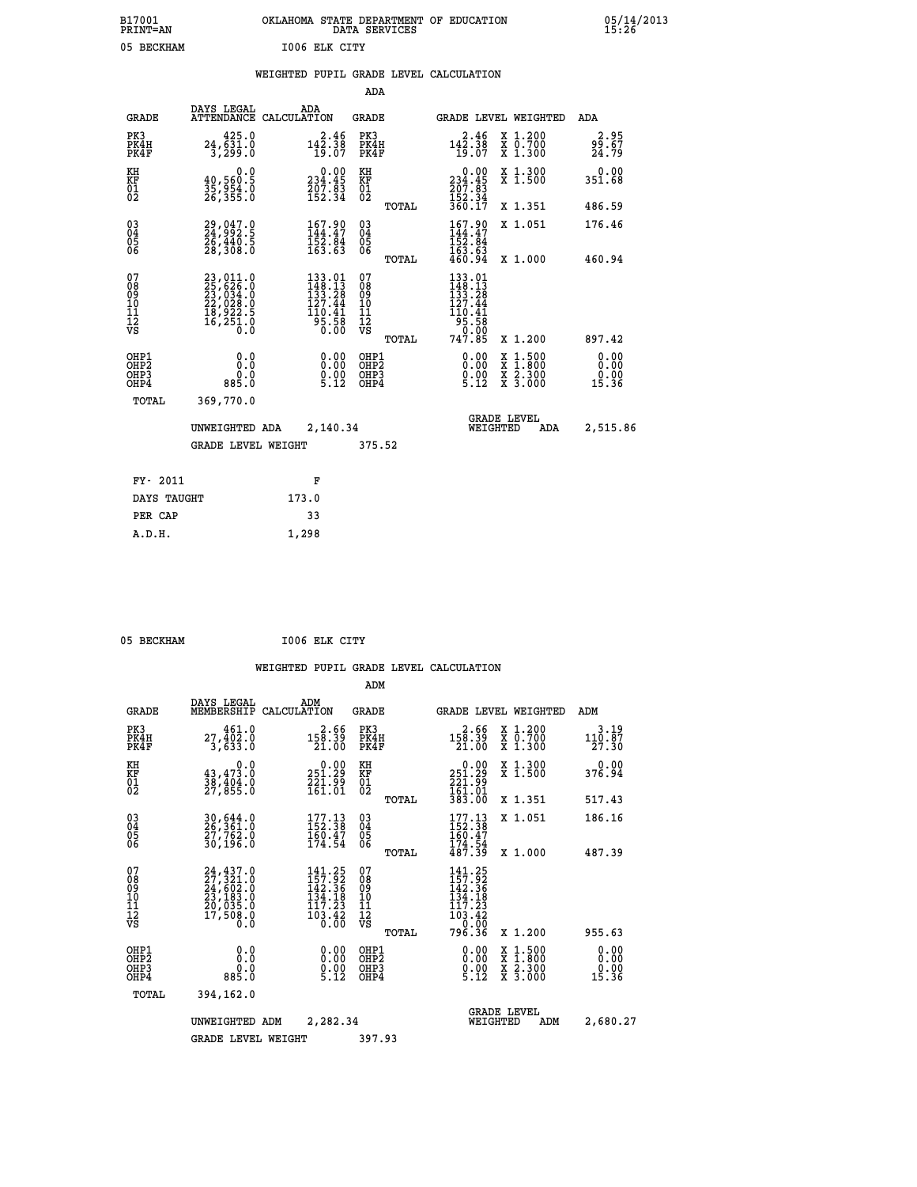B17001 OKLAHOMA STATE DEPARTMENT OF EDUCATION 05/14/2013
PRINT=AN DATA SERVICES 15:26

05 BECKHAM I006 ELK CITY

## WEIGHTED PUPIL GRADE LEVEL CALCULATION

### ADA

| GRADE | DAYS LEGAL ATTENDANCE | ADA CALCULATION | GRADE | GRADE LEVEL | WEIGHTED | ADA |
|---|---|---|---|---|---|---|
| PK3 | 425.0 | 2.46 | PK3 | 2.46 | X 1.200 | 2.95 |
| PK4H | 24,631.0 | 142.38 | PK4H | 142.38 | X 0.700 | 99.67 |
| PK4F | 3,299.0 | 19.07 | PK4F | 19.07 | X 1.300 | 24.79 |
| KH | 0.0 | 0.00 | KH | 0.00 | X 1.300 | 0.00 |
| KF | 40,560.5 | 234.45 | KF | 234.45 | X 1.500 | 351.68 |
| 01 | 35,954.0 | 207.83 | 01 | 207.83 | | |
| 02 | 26,355.0 | 152.34 | 02 | 152.34 | | |
| | | | TOTAL | 360.17 | X 1.351 | 486.59 |
| 03 | 29,047.0 | 167.90 | 03 | 167.90 | X 1.051 | 176.46 |
| 04 | 24,992.5 | 144.47 | 04 | 144.47 | | |
| 05 | 26,440.5 | 152.84 | 05 | 152.84 | | |
| 06 | 28,308.0 | 163.63 | 06 | 163.63 | | |
| | | | TOTAL | 460.94 | X 1.000 | 460.94 |
| 07 | 23,011.0 | 133.01 | 07 | 133.01 | | |
| 08 | 25,626.0 | 148.13 | 08 | 148.13 | | |
| 09 | 23,034.0 | 133.28 | 09 | 133.28 | | |
| 10 | 22,028.0 | 127.44 | 10 | 127.44 | | |
| 11 | 18,922.5 | 110.41 | 11 | 110.41 | | |
| 12 | 16,251.0 | 95.58 | 12 | 95.58 | | |
| VS | 0.0 | 0.00 | VS | 0.00 | | |
| | | | TOTAL | 747.85 | X 1.200 | 897.42 |
| OHP1 | 0.0 | 0.00 | OHP1 | 0.00 | X 1.500 | 0.00 |
| OHP2 | 0.0 | 0.00 | OHP2 | 0.00 | X 1.800 | 0.00 |
| OHP3 | 0.0 | 0.00 | OHP3 | 0.00 | X 2.300 | 0.00 |
| OHP4 | 885.0 | 5.12 | OHP4 | 5.12 | X 3.000 | 15.36 |
| TOTAL | 369,770.0 | | | | | |

UNWEIGHTED ADA 2,140.34 GRADE LEVEL WEIGHTED ADA 2,515.86

GRADE LEVEL WEIGHT 375.52

| FY- 2011 | F |
|---|---|
| DAYS TAUGHT | 173.0 |
| PER CAP | 33 |
| A.D.H. | 1,298 |

05 BECKHAM I006 ELK CITY

## WEIGHTED PUPIL GRADE LEVEL CALCULATION

### ADM

| GRADE | DAYS LEGAL MEMBERSHIP | ADM CALCULATION | GRADE | GRADE LEVEL | WEIGHTED | ADM |
|---|---|---|---|---|---|---|
| PK3 | 461.0 | 2.66 | PK3 | 2.66 | X 1.200 | 3.19 |
| PK4H | 27,402.0 | 158.39 | PK4H | 158.39 | X 0.700 | 110.87 |
| PK4F | 3,633.0 | 21.00 | PK4F | 21.00 | X 1.300 | 27.30 |
| KH | 0.0 | 0.00 | KH | 0.00 | X 1.300 | 0.00 |
| KF | 43,473.0 | 251.29 | KF | 251.29 | X 1.500 | 376.94 |
| 01 | 38,404.0 | 221.99 | 01 | 221.99 | | |
| 02 | 27,855.0 | 161.01 | 02 | 161.01 | | |
| | | | TOTAL | 383.00 | X 1.351 | 517.43 |
| 03 | 30,644.0 | 177.13 | 03 | 177.13 | X 1.051 | 186.16 |
| 04 | 26,361.0 | 152.38 | 04 | 152.38 | | |
| 05 | 27,762.0 | 160.47 | 05 | 160.47 | | |
| 06 | 30,196.0 | 174.54 | 06 | 174.54 | | |
| | | | TOTAL | 487.39 | X 1.000 | 487.39 |
| 07 | 24,437.0 | 141.25 | 07 | 141.25 | | |
| 08 | 27,321.0 | 157.92 | 08 | 157.92 | | |
| 09 | 24,602.0 | 142.36 | 09 | 142.36 | | |
| 10 | 23,183.0 | 134.18 | 10 | 134.18 | | |
| 11 | 20,035.0 | 117.23 | 11 | 117.23 | | |
| 12 | 17,508.0 | 103.42 | 12 | 103.42 | | |
| VS | 0.0 | 0.00 | VS | 0.00 | | |
| | | | TOTAL | 796.36 | X 1.200 | 955.63 |
| OHP1 | 0.0 | 0.00 | OHP1 | 0.00 | X 1.500 | 0.00 |
| OHP2 | 0.0 | 0.00 | OHP2 | 0.00 | X 1.800 | 0.00 |
| OHP3 | 0.0 | 0.00 | OHP3 | 0.00 | X 2.300 | 0.00 |
| OHP4 | 885.0 | 5.12 | OHP4 | 5.12 | X 3.000 | 15.36 |
| TOTAL | 394,162.0 | | | | | |

UNWEIGHTED ADM 2,282.34 GRADE LEVEL WEIGHTED ADM 2,680.27

GRADE LEVEL WEIGHT 397.93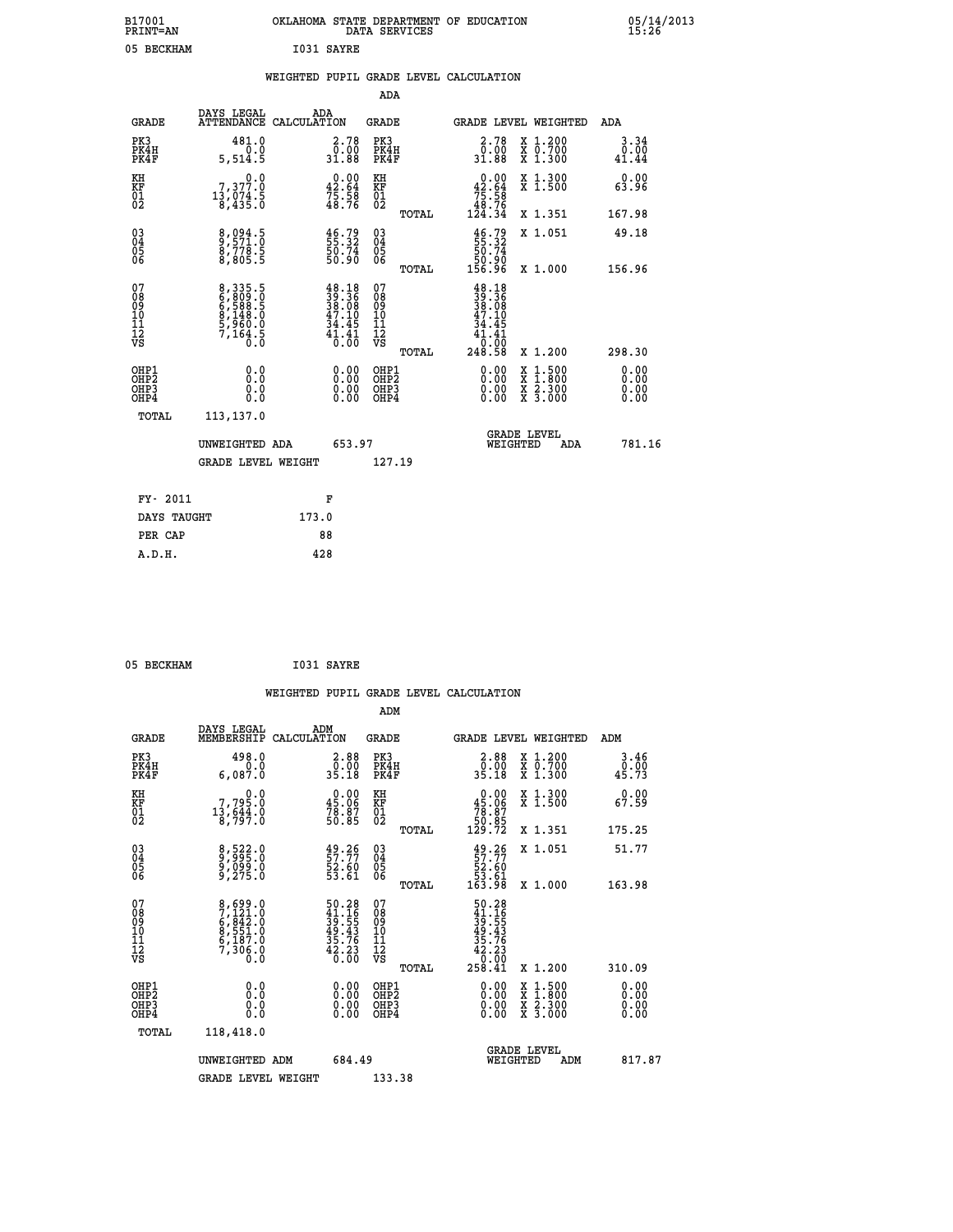B17001 OKLAHOMA STATE DEPARTMENT OF EDUCATION 05/14/2013
PRINT=AN DATA SERVICES 15:26

05 BECKHAM I031 SAYRE

WEIGHTED PUPIL GRADE LEVEL CALCULATION

ADA

| GRADE | DAYS LEGAL ATTENDANCE | ADA CALCULATION | GRADE | | GRADE LEVEL | WEIGHTED | ADA |
|---|---|---|---|---|---|---|---|
| PK3 | 481.0 | 2.78 | PK3 | | 2.78 | X 1.200 | 3.34 |
| PK4H | 0.0 | 0.00 | PK4H | | 0.00 | X 0.700 | 0.00 |
| PK4F | 5,514.5 | 31.88 | PK4F | | 31.88 | X 1.300 | 41.44 |
| KH | 0.0 | 0.00 | KH | | 0.00 | X 1.300 | 0.00 |
| KF | 7,377.0 | 42.64 | KF | | 42.64 | X 1.500 | 63.96 |
| 01 | 13,074.5 | 75.58 | 01 | | 75.58 | | |
| 02 | 8,435.0 | 48.76 | 02 | | 48.76 | | |
| | | | | TOTAL | 124.34 | X 1.351 | 167.98 |
| 03 | 8,094.5 | 46.79 | 03 | | 46.79 | X 1.051 | 49.18 |
| 04 | 9,571.0 | 55.32 | 04 | | 55.32 | | |
| 05 | 8,778.5 | 50.74 | 05 | | 50.74 | | |
| 06 | 8,805.5 | 50.90 | 06 | | 50.90 | | |
| | | | | TOTAL | 156.96 | X 1.000 | 156.96 |
| 07 | 8,335.5 | 48.18 | 07 | | 48.18 | | |
| 08 | 6,809.0 | 39.36 | 08 | | 39.36 | | |
| 09 | 6,588.5 | 38.08 | 09 | | 38.08 | | |
| 10 | 8,148.0 | 47.10 | 10 | | 47.10 | | |
| 11 | 5,960.0 | 34.45 | 11 | | 34.45 | | |
| 12 | 7,164.5 | 41.41 | 12 | | 41.41 | | |
| VS | 0.0 | 0.00 | VS | | 0.00 | | |
| | | | | TOTAL | 248.58 | X 1.200 | 298.30 |
| OHP1 | 0.0 | 0.00 | OHP1 | | 0.00 | X 1.500 | 0.00 |
| OHP2 | 0.0 | 0.00 | OHP2 | | 0.00 | X 1.800 | 0.00 |
| OHP3 | 0.0 | 0.00 | OHP3 | | 0.00 | X 2.300 | 0.00 |
| OHP4 | 0.0 | 0.00 | OHP4 | | 0.00 | X 3.000 | 0.00 |
| TOTAL | 113,137.0 | | | | | | |

UNWEIGHTED ADA 653.97 | GRADE LEVEL WEIGHTED ADA 781.16

GRADE LEVEL WEIGHT 127.19

| FY- 2011 | F |
|---|---|
| DAYS TAUGHT | 173.0 |
| PER CAP | 88 |
| A.D.H. | 428 |

05 BECKHAM I031 SAYRE

WEIGHTED PUPIL GRADE LEVEL CALCULATION

ADM

| GRADE | DAYS LEGAL MEMBERSHIP | ADM CALCULATION | GRADE | | GRADE LEVEL | WEIGHTED | ADM |
|---|---|---|---|---|---|---|---|
| PK3 | 498.0 | 2.88 | PK3 | | 2.88 | X 1.200 | 3.46 |
| PK4H | 0.0 | 0.00 | PK4H | | 0.00 | X 0.700 | 0.00 |
| PK4F | 6,087.0 | 35.18 | PK4F | | 35.18 | X 1.300 | 45.73 |
| KH | 0.0 | 0.00 | KH | | 0.00 | X 1.300 | 0.00 |
| KF | 7,795.0 | 45.06 | KF | | 45.06 | X 1.500 | 67.59 |
| 01 | 13,644.0 | 78.87 | 01 | | 78.87 | | |
| 02 | 8,797.0 | 50.85 | 02 | | 50.85 | | |
| | | | | TOTAL | 129.72 | X 1.351 | 175.25 |
| 03 | 8,522.0 | 49.26 | 03 | | 49.26 | X 1.051 | 51.77 |
| 04 | 9,995.0 | 57.77 | 04 | | 57.77 | | |
| 05 | 9,099.0 | 52.60 | 05 | | 52.60 | | |
| 06 | 9,275.0 | 53.61 | 06 | | 53.61 | | |
| | | | | TOTAL | 163.98 | X 1.000 | 163.98 |
| 07 | 8,699.0 | 50.28 | 07 | | 50.28 | | |
| 08 | 7,121.0 | 41.16 | 08 | | 41.16 | | |
| 09 | 6,842.0 | 39.55 | 09 | | 39.55 | | |
| 10 | 8,551.0 | 49.43 | 10 | | 49.43 | | |
| 11 | 6,187.0 | 35.76 | 11 | | 35.76 | | |
| 12 | 7,306.0 | 42.23 | 12 | | 42.23 | | |
| VS | 0.0 | 0.00 | VS | | 0.00 | | |
| | | | | TOTAL | 258.41 | X 1.200 | 310.09 |
| OHP1 | 0.0 | 0.00 | OHP1 | | 0.00 | X 1.500 | 0.00 |
| OHP2 | 0.0 | 0.00 | OHP2 | | 0.00 | X 1.800 | 0.00 |
| OHP3 | 0.0 | 0.00 | OHP3 | | 0.00 | X 2.300 | 0.00 |
| OHP4 | 0.0 | 0.00 | OHP4 | | 0.00 | X 3.000 | 0.00 |
| TOTAL | 118,418.0 | | | | | | |

UNWEIGHTED ADM 684.49 | GRADE LEVEL WEIGHTED ADM 817.87

GRADE LEVEL WEIGHT 133.38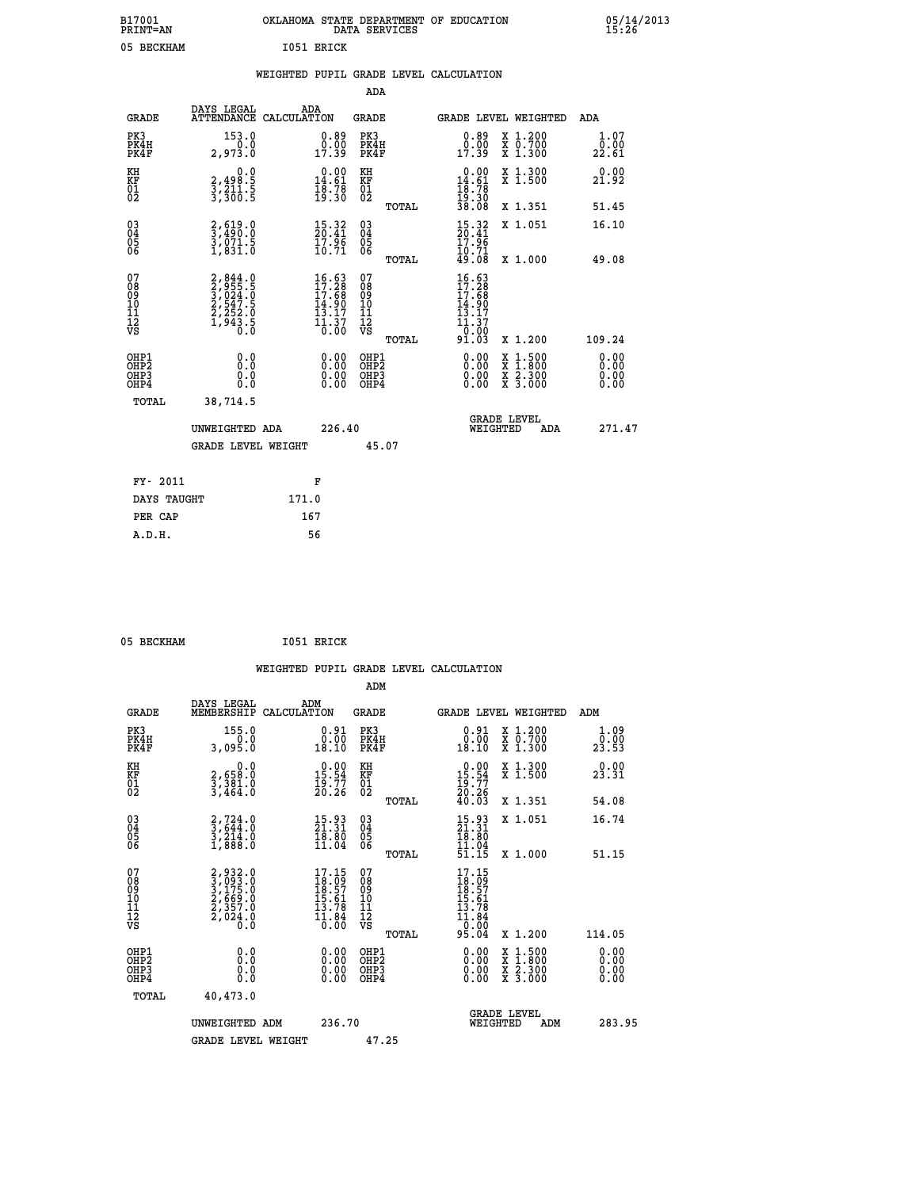B17001 OKLAHOMA STATE DEPARTMENT OF EDUCATION 05/14/2013
PRINT=AN DATA SERVICES 15:26

05 BECKHAM I051 ERICK

## WEIGHTED PUPIL GRADE LEVEL CALCULATION

### ADA

| GRADE | DAYS LEGAL ATTENDANCE | ADA CALCULATION | GRADE | | GRADE LEVEL | WEIGHTED | ADA |
|---|---|---|---|---|---|---|---|
| PK3 | 153.0 | 0.89 | PK3 | | 0.89 | X 1.200 | 1.07 |
| PK4H | 0.0 | 0.00 | PK4H | | 0.00 | X 0.700 | 0.00 |
| PK4F | 2,973.0 | 17.39 | PK4F | | 17.39 | X 1.300 | 22.61 |
| KH | 0.0 | 0.00 | KH | | 0.00 | X 1.300 | 0.00 |
| KF | 2,498.5 | 14.61 | KF | | 14.61 | X 1.500 | 21.92 |
| 01 | 3,211.5 | 18.78 | 01 | | 18.78 | | |
| 02 | 3,300.5 | 19.30 | 02 | | 19.30 | | |
| | | | | TOTAL | 38.08 | X 1.351 | 51.45 |
| 03 | 2,619.0 | 15.32 | 03 | | 15.32 | X 1.051 | 16.10 |
| 04 | 3,490.0 | 20.41 | 04 | | 20.41 | | |
| 05 | 3,071.5 | 17.96 | 05 | | 17.96 | | |
| 06 | 1,831.0 | 10.71 | 06 | | 10.71 | | |
| | | | | TOTAL | 49.08 | X 1.000 | 49.08 |
| 07 | 2,844.0 | 16.63 | 07 | | 16.63 | | |
| 08 | 2,955.5 | 17.28 | 08 | | 17.28 | | |
| 09 | 3,024.0 | 17.68 | 09 | | 17.68 | | |
| 10 | 2,547.5 | 14.90 | 10 | | 14.90 | | |
| 11 | 2,252.0 | 13.17 | 11 | | 13.17 | | |
| 12 | 1,943.5 | 11.37 | 12 | | 11.37 | | |
| VS | 0.0 | 0.00 | VS | | 0.00 | | |
| | | | | TOTAL | 91.03 | X 1.200 | 109.24 |
| OHP1 | 0.0 | 0.00 | OHP1 | | 0.00 | X 1.500 | 0.00 |
| OHP2 | 0.0 | 0.00 | OHP2 | | 0.00 | X 1.800 | 0.00 |
| OHP3 | 0.0 | 0.00 | OHP3 | | 0.00 | X 2.300 | 0.00 |
| OHP4 | 0.0 | 0.00 | OHP4 | | 0.00 | X 3.000 | 0.00 |
| TOTAL | 38,714.5 | | | | | | |

UNWEIGHTED ADA 226.40 — GRADE LEVEL WEIGHTED ADA 271.47

GRADE LEVEL WEIGHT 45.07

| FY- 2011 | F |
|---|---|
| DAYS TAUGHT | 171.0 |
| PER CAP | 167 |
| A.D.H. | 56 |

05 BECKHAM I051 ERICK

## WEIGHTED PUPIL GRADE LEVEL CALCULATION

### ADM

| GRADE | DAYS LEGAL MEMBERSHIP | ADM CALCULATION | GRADE | | GRADE LEVEL | WEIGHTED | ADM |
|---|---|---|---|---|---|---|---|
| PK3 | 155.0 | 0.91 | PK3 | | 0.91 | X 1.200 | 1.09 |
| PK4H | 0.0 | 0.00 | PK4H | | 0.00 | X 0.700 | 0.00 |
| PK4F | 3,095.0 | 18.10 | PK4F | | 18.10 | X 1.300 | 23.53 |
| KH | 0.0 | 0.00 | KH | | 0.00 | X 1.300 | 0.00 |
| KF | 2,658.0 | 15.54 | KF | | 15.54 | X 1.500 | 23.31 |
| 01 | 3,381.0 | 19.77 | 01 | | 19.77 | | |
| 02 | 3,464.0 | 20.26 | 02 | | 20.26 | | |
| | | | | TOTAL | 40.03 | X 1.351 | 54.08 |
| 03 | 2,724.0 | 15.93 | 03 | | 15.93 | X 1.051 | 16.74 |
| 04 | 3,644.0 | 21.31 | 04 | | 21.31 | | |
| 05 | 3,214.0 | 18.80 | 05 | | 18.80 | | |
| 06 | 1,888.0 | 11.04 | 06 | | 11.04 | | |
| | | | | TOTAL | 51.15 | X 1.000 | 51.15 |
| 07 | 2,932.0 | 17.15 | 07 | | 17.15 | | |
| 08 | 3,093.0 | 18.09 | 08 | | 18.09 | | |
| 09 | 3,175.0 | 18.57 | 09 | | 18.57 | | |
| 10 | 2,669.0 | 15.61 | 10 | | 15.61 | | |
| 11 | 2,357.0 | 13.78 | 11 | | 13.78 | | |
| 12 | 2,024.0 | 11.84 | 12 | | 11.84 | | |
| VS | 0.0 | 0.00 | VS | | 0.00 | | |
| | | | | TOTAL | 95.04 | X 1.200 | 114.05 |
| OHP1 | 0.0 | 0.00 | OHP1 | | 0.00 | X 1.500 | 0.00 |
| OHP2 | 0.0 | 0.00 | OHP2 | | 0.00 | X 1.800 | 0.00 |
| OHP3 | 0.0 | 0.00 | OHP3 | | 0.00 | X 2.300 | 0.00 |
| OHP4 | 0.0 | 0.00 | OHP4 | | 0.00 | X 3.000 | 0.00 |
| TOTAL | 40,473.0 | | | | | | |

UNWEIGHTED ADM 236.70 — GRADE LEVEL WEIGHTED ADM 283.95

GRADE LEVEL WEIGHT 47.25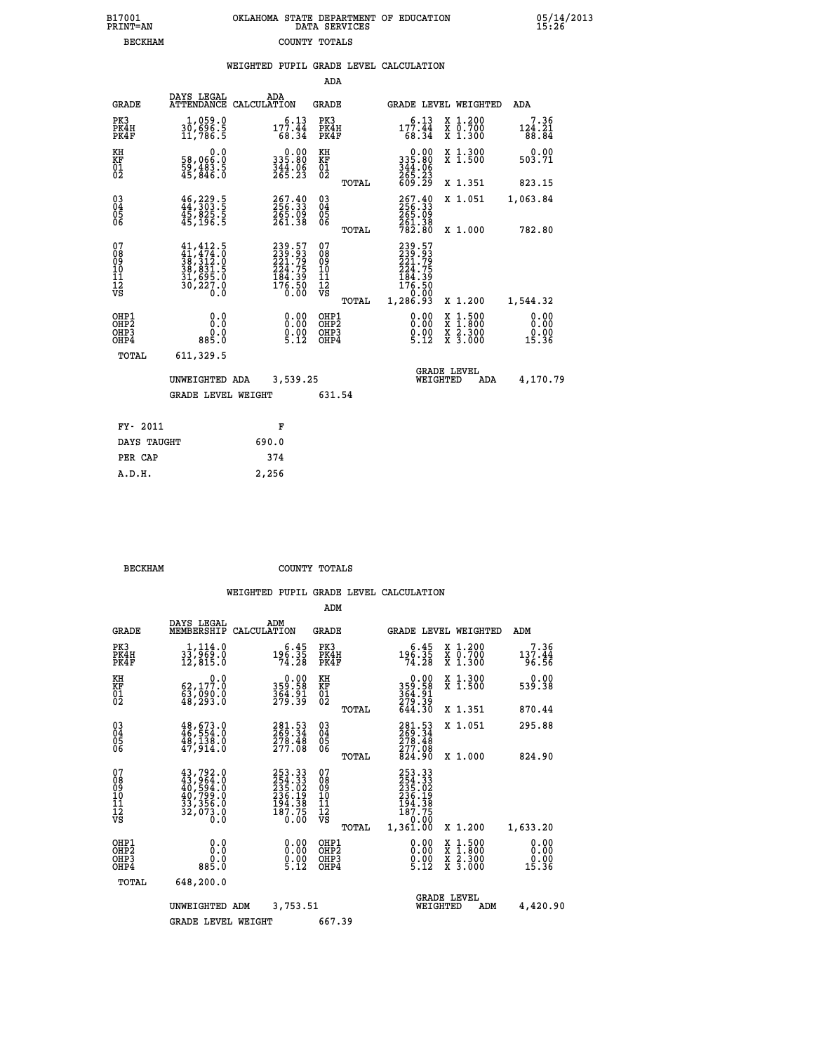B17001 OKLAHOMA STATE DEPARTMENT OF EDUCATION 05/14/2013
PRINT=AN DATA SERVICES 15:26
BECKHAM COUNTY TOTALS

## WEIGHTED PUPIL GRADE LEVEL CALCULATION

### ADA

| GRADE | DAYS LEGAL ATTENDANCE | ADA CALCULATION | GRADE | | GRADE LEVEL | WEIGHTED | ADA |
|---|---|---|---|---|---|---|---|
| PK3 | 1,059.0 | 6.13 | PK3 | | 6.13 | X 1.200 | 7.36 |
| PK4H | 30,696.5 | 177.44 | PK4H | | 177.44 | X 0.700 | 124.21 |
| PK4F | 11,786.5 | 68.34 | PK4F | | 68.34 | X 1.300 | 88.84 |
| KH | 0.0 | 0.00 | KH | | 0.00 | X 1.300 | 0.00 |
| KF | 58,066.0 | 335.80 | KF | | 335.80 | X 1.500 | 503.71 |
| 01 | 59,483.5 | 344.06 | 01 | | 344.06 | | |
| 02 | 45,846.0 | 265.23 | 02 | | 265.23 | | |
| | | | | TOTAL | 609.29 | X 1.351 | 823.15 |
| 03 | 46,229.5 | 267.40 | 03 | | 267.40 | X 1.051 | 1,063.84 |
| 04 | 44,303.5 | 256.33 | 04 | | 256.33 | | |
| 05 | 45,825.5 | 265.09 | 05 | | 265.09 | | |
| 06 | 45,196.5 | 261.38 | 06 | | 261.38 | | |
| | | | | TOTAL | 782.80 | X 1.000 | 782.80 |
| 07 | 41,412.5 | 239.57 | 07 | | 239.57 | | |
| 08 | 41,474.0 | 239.93 | 08 | | 239.93 | | |
| 09 | 38,312.0 | 221.79 | 09 | | 221.79 | | |
| 10 | 38,831.5 | 224.75 | 10 | | 224.75 | | |
| 11 | 31,695.0 | 184.39 | 11 | | 184.39 | | |
| 12 | 30,227.0 | 176.50 | 12 | | 176.50 | | |
| VS | 0.0 | 0.00 | VS | | 0.00 | | |
| | | | | TOTAL | 1,286.93 | X 1.200 | 1,544.32 |
| OHP1 | 0.0 | 0.00 | OHP1 | | 0.00 | X 1.500 | 0.00 |
| OHP2 | 0.0 | 0.00 | OHP2 | | 0.00 | X 1.800 | 0.00 |
| OHP3 | 0.0 | 0.00 | OHP3 | | 0.00 | X 2.300 | 0.00 |
| OHP4 | 885.0 | 5.12 | OHP4 | | 5.12 | X 3.000 | 15.36 |
| TOTAL | 611,329.5 | | | | | | |

UNWEIGHTED ADA 3,539.25 GRADE LEVEL WEIGHTED ADA 4,170.79

GRADE LEVEL WEIGHT 631.54

| FY- 2011 | F |
|---|---|
| DAYS TAUGHT | 690.0 |
| PER CAP | 374 |
| A.D.H. | 2,256 |

BECKHAM COUNTY TOTALS

## WEIGHTED PUPIL GRADE LEVEL CALCULATION

### ADM

| GRADE | DAYS LEGAL MEMBERSHIP | ADM CALCULATION | GRADE | | GRADE LEVEL | WEIGHTED | ADM |
|---|---|---|---|---|---|---|---|
| PK3 | 1,114.0 | 6.45 | PK3 | | 6.45 | X 1.200 | 7.36 |
| PK4H | 33,969.0 | 196.35 | PK4H | | 196.35 | X 0.700 | 137.44 |
| PK4F | 12,815.0 | 74.28 | PK4F | | 74.28 | X 1.300 | 96.56 |
| KH | 0.0 | 0.00 | KH | | 0.00 | X 1.300 | 0.00 |
| KF | 62,177.0 | 359.58 | KF | | 359.58 | X 1.500 | 539.38 |
| 01 | 63,090.0 | 364.91 | 01 | | 364.91 | | |
| 02 | 48,293.0 | 279.39 | 02 | | 279.39 | | |
| | | | | TOTAL | 644.30 | X 1.351 | 870.44 |
| 03 | 48,673.0 | 281.53 | 03 | | 281.53 | X 1.051 | 295.88 |
| 04 | 46,554.0 | 269.34 | 04 | | 269.34 | | |
| 05 | 48,138.0 | 278.48 | 05 | | 278.48 | | |
| 06 | 47,914.0 | 277.08 | 06 | | 277.08 | | |
| | | | | TOTAL | 824.90 | X 1.000 | 824.90 |
| 07 | 43,792.0 | 253.33 | 07 | | 253.33 | | |
| 08 | 43,964.0 | 254.33 | 08 | | 254.33 | | |
| 09 | 40,594.0 | 235.02 | 09 | | 235.02 | | |
| 10 | 40,799.0 | 236.19 | 10 | | 236.19 | | |
| 11 | 33,356.0 | 194.38 | 11 | | 194.38 | | |
| 12 | 32,073.0 | 187.75 | 12 | | 187.75 | | |
| VS | 0.0 | 0.00 | VS | | 0.00 | | |
| | | | | TOTAL | 1,361.00 | X 1.200 | 1,633.20 |
| OHP1 | 0.0 | 0.00 | OHP1 | | 0.00 | X 1.500 | 0.00 |
| OHP2 | 0.0 | 0.00 | OHP2 | | 0.00 | X 1.800 | 0.00 |
| OHP3 | 0.0 | 0.00 | OHP3 | | 0.00 | X 2.300 | 0.00 |
| OHP4 | 885.0 | 5.12 | OHP4 | | 5.12 | X 3.000 | 15.36 |
| TOTAL | 648,200.0 | | | | | | |

UNWEIGHTED ADM 3,753.51 GRADE LEVEL WEIGHTED ADM 4,420.90

GRADE LEVEL WEIGHT 667.39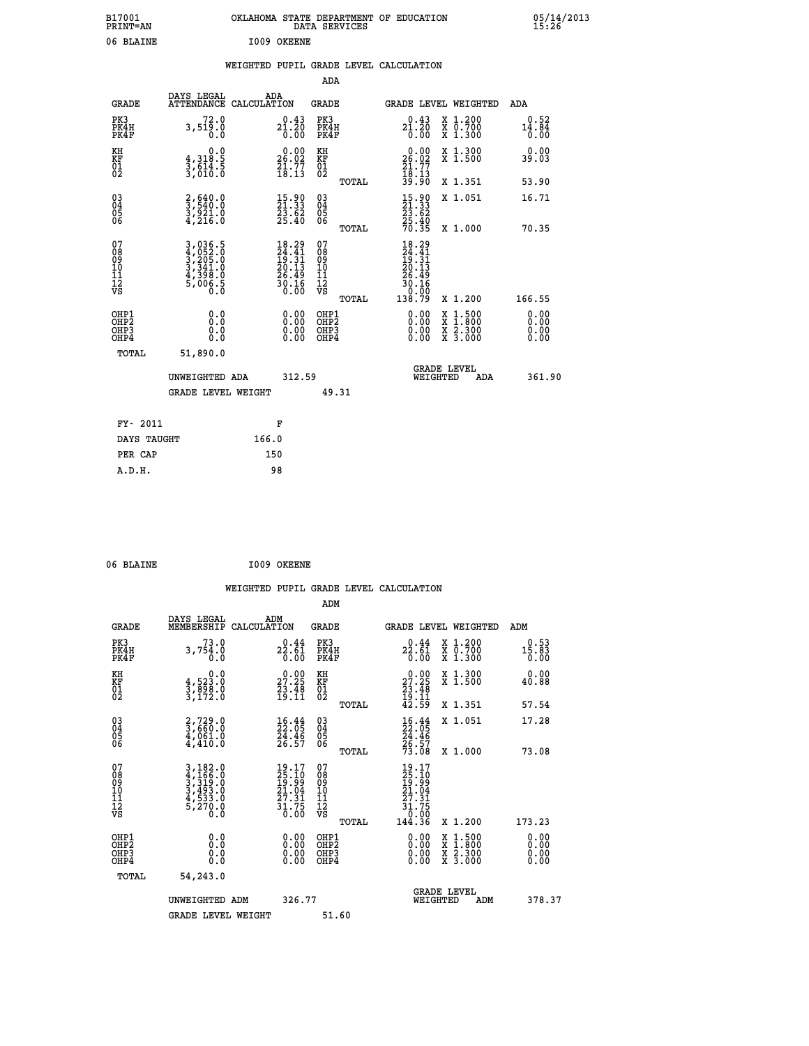B17001 PRINT=AN — OKLAHOMA STATE DEPARTMENT OF EDUCATION DATA SERVICES — 05/14/2013 15:26

06 BLAINE — I009 OKEENE

## WEIGHTED PUPIL GRADE LEVEL CALCULATION

### ADA

| GRADE | DAYS LEGAL ATTENDANCE | ADA CALCULATION | GRADE | GRADE LEVEL | WEIGHTED | ADA |
|---|---|---|---|---|---|---|
| PK3 | 72.0 | 0.43 | PK3 | 0.43 | X 1.200 | 0.52 |
| PK4H | 3,519.0 | 21.20 | PK4H | 21.20 | X 0.700 | 14.84 |
| PK4F | 0.0 | 0.00 | PK4F | 0.00 | X 1.300 | 0.00 |
| KH | 0.0 | 0.00 | KH | 0.00 | X 1.300 | 0.00 |
| KF | 4,318.5 | 26.02 | KF | 26.02 | X 1.500 | 39.03 |
| 01 | 3,614.5 | 21.77 | 01 | 21.77 | | |
| 02 | 3,010.0 | 18.13 | 02 | 18.13 | | |
| | | | TOTAL | 39.90 | X 1.351 | 53.90 |
| 03 | 2,640.0 | 15.90 | 03 | 15.90 | X 1.051 | 16.71 |
| 04 | 3,540.0 | 21.33 | 04 | 21.33 | | |
| 05 | 3,921.0 | 23.62 | 05 | 23.62 | | |
| 06 | 4,216.0 | 25.40 | 06 | 25.40 | | |
| | | | TOTAL | 70.35 | X 1.000 | 70.35 |
| 07 | 3,036.5 | 18.29 | 07 | 18.29 | | |
| 08 | 4,052.0 | 24.41 | 08 | 24.41 | | |
| 09 | 3,205.0 | 19.31 | 09 | 19.31 | | |
| 10 | 3,341.0 | 20.13 | 10 | 20.13 | | |
| 11 | 4,398.0 | 26.49 | 11 | 26.49 | | |
| 12 | 5,006.5 | 30.16 | 12 | 30.16 | | |
| VS | 0.0 | 0.00 | VS | 0.00 | | |
| | | | TOTAL | 138.79 | X 1.200 | 166.55 |
| OHP1 | 0.0 | 0.00 | OHP1 | 0.00 | X 1.500 | 0.00 |
| OHP2 | 0.0 | 0.00 | OHP2 | 0.00 | X 1.800 | 0.00 |
| OHP3 | 0.0 | 0.00 | OHP3 | 0.00 | X 2.300 | 0.00 |
| OHP4 | 0.0 | 0.00 | OHP4 | 0.00 | X 3.000 | 0.00 |
| TOTAL | 51,890.0 | | | | | |

UNWEIGHTED ADA 312.59 — GRADE LEVEL WEIGHTED ADA 361.90

GRADE LEVEL WEIGHT 49.31

| FY- 2011 | F |
|---|---|
| DAYS TAUGHT | 166.0 |
| PER CAP | 150 |
| A.D.H. | 98 |

06 BLAINE — I009 OKEENE

## WEIGHTED PUPIL GRADE LEVEL CALCULATION

### ADM

| GRADE | DAYS LEGAL MEMBERSHIP | ADM CALCULATION | GRADE | GRADE LEVEL | WEIGHTED | ADM |
|---|---|---|---|---|---|---|
| PK3 | 73.0 | 0.44 | PK3 | 0.44 | X 1.200 | 0.53 |
| PK4H | 3,754.0 | 22.61 | PK4H | 22.61 | X 0.700 | 15.83 |
| PK4F | 0.0 | 0.00 | PK4F | 0.00 | X 1.300 | 0.00 |
| KH | 0.0 | 0.00 | KH | 0.00 | X 1.300 | 0.00 |
| KF | 4,523.0 | 27.25 | KF | 27.25 | X 1.500 | 40.88 |
| 01 | 3,898.0 | 23.48 | 01 | 23.48 | | |
| 02 | 3,172.0 | 19.11 | 02 | 19.11 | | |
| | | | TOTAL | 42.59 | X 1.351 | 57.54 |
| 03 | 2,729.0 | 16.44 | 03 | 16.44 | X 1.051 | 17.28 |
| 04 | 3,660.0 | 22.05 | 04 | 22.05 | | |
| 05 | 4,061.0 | 24.46 | 05 | 24.46 | | |
| 06 | 4,410.0 | 26.57 | 06 | 26.57 | | |
| | | | TOTAL | 73.08 | X 1.000 | 73.08 |
| 07 | 3,182.0 | 19.17 | 07 | 19.17 | | |
| 08 | 4,166.0 | 25.10 | 08 | 25.10 | | |
| 09 | 3,319.0 | 19.99 | 09 | 19.99 | | |
| 10 | 3,493.0 | 21.04 | 10 | 21.04 | | |
| 11 | 4,533.0 | 27.31 | 11 | 27.31 | | |
| 12 | 5,270.0 | 31.75 | 12 | 31.75 | | |
| VS | 0.0 | 0.00 | VS | 0.00 | | |
| | | | TOTAL | 144.36 | X 1.200 | 173.23 |
| OHP1 | 0.0 | 0.00 | OHP1 | 0.00 | X 1.500 | 0.00 |
| OHP2 | 0.0 | 0.00 | OHP2 | 0.00 | X 1.800 | 0.00 |
| OHP3 | 0.0 | 0.00 | OHP3 | 0.00 | X 2.300 | 0.00 |
| OHP4 | 0.0 | 0.00 | OHP4 | 0.00 | X 3.000 | 0.00 |
| TOTAL | 54,243.0 | | | | | |

UNWEIGHTED ADM 326.77 — GRADE LEVEL WEIGHTED ADM 378.37

GRADE LEVEL WEIGHT 51.60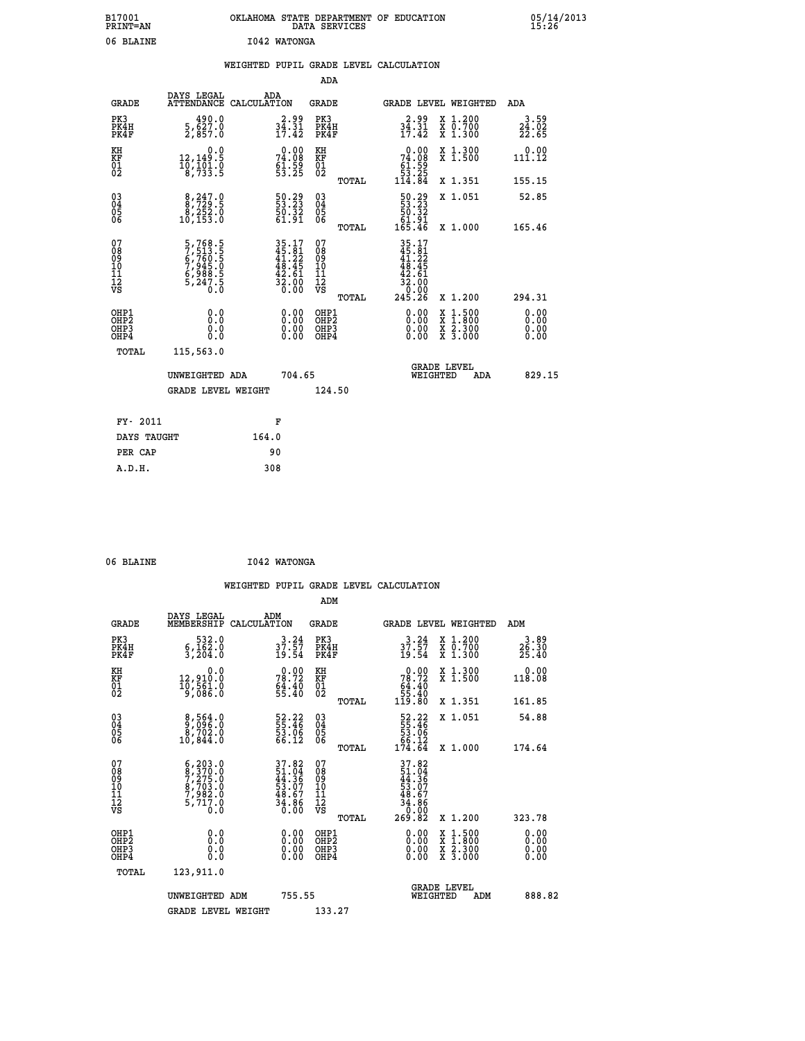B17001 PRINT=AN — OKLAHOMA STATE DEPARTMENT OF EDUCATION DATA SERVICES — 05/14/2013 15:26

06 BLAINE — I042 WATONGA

## WEIGHTED PUPIL GRADE LEVEL CALCULATION

### ADA

| GRADE | DAYS LEGAL ATTENDANCE | ADA CALCULATION | GRADE | GRADE LEVEL | WEIGHTED | ADA |
|---|---|---|---|---|---|---|
| PK3 | 490.0 | 2.99 | PK3 | 2.99 | X 1.200 | 3.59 |
| PK4H | 5,627.0 | 34.31 | PK4H | 34.31 | X 0.700 | 24.02 |
| PK4F | 2,857.0 | 17.42 | PK4F | 17.42 | X 1.300 | 22.65 |
| KH | 0.0 | 0.00 | KH | 0.00 | X 1.300 | 0.00 |
| KF | 12,149.5 | 74.08 | KF | 74.08 | X 1.500 | 111.12 |
| 01 | 10,101.0 | 61.59 | 01 | 61.59 | | |
| 02 | 8,733.5 | 53.25 | 02 | 53.25 | | |
| | | | TOTAL | 114.84 | X 1.351 | 155.15 |
| 03 | 8,247.0 | 50.29 | 03 | 50.29 | X 1.051 | 52.85 |
| 04 | 8,729.5 | 53.23 | 04 | 53.23 | | |
| 05 | 8,252.0 | 50.32 | 05 | 50.32 | | |
| 06 | 10,153.0 | 61.91 | 06 | 61.91 | | |
| | | | TOTAL | 165.46 | X 1.000 | 165.46 |
| 07 | 5,768.5 | 35.17 | 07 | 35.17 | | |
| 08 | 7,513.5 | 45.81 | 08 | 45.81 | | |
| 09 | 6,760.5 | 41.22 | 09 | 41.22 | | |
| 10 | 7,945.0 | 48.45 | 10 | 48.45 | | |
| 11 | 6,988.5 | 42.61 | 11 | 42.61 | | |
| 12 | 5,247.5 | 32.00 | 12 | 32.00 | | |
| VS | 0.0 | 0.00 | VS | 0.00 | | |
| | | | TOTAL | 245.26 | X 1.200 | 294.31 |
| OHP1 | 0.0 | 0.00 | OHP1 | 0.00 | X 1.500 | 0.00 |
| OHP2 | 0.0 | 0.00 | OHP2 | 0.00 | X 1.800 | 0.00 |
| OHP3 | 0.0 | 0.00 | OHP3 | 0.00 | X 2.300 | 0.00 |
| OHP4 | 0.0 | 0.00 | OHP4 | 0.00 | X 3.000 | 0.00 |
| TOTAL | 115,563.0 | | | | | |

UNWEIGHTED ADA 704.65 — GRADE LEVEL WEIGHTED ADA 829.15

GRADE LEVEL WEIGHT 124.50

| FY- 2011 | F |
|---|---|
| DAYS TAUGHT | 164.0 |
| PER CAP | 90 |
| A.D.H. | 308 |

06 BLAINE — I042 WATONGA

## WEIGHTED PUPIL GRADE LEVEL CALCULATION

### ADM

| GRADE | DAYS LEGAL MEMBERSHIP | ADM CALCULATION | GRADE | GRADE LEVEL | WEIGHTED | ADM |
|---|---|---|---|---|---|---|
| PK3 | 532.0 | 3.24 | PK3 | 3.24 | X 1.200 | 3.89 |
| PK4H | 6,162.0 | 37.57 | PK4H | 37.57 | X 0.700 | 26.30 |
| PK4F | 3,204.0 | 19.54 | PK4F | 19.54 | X 1.300 | 25.40 |
| KH | 0.0 | 0.00 | KH | 0.00 | X 1.300 | 0.00 |
| KF | 12,910.0 | 78.72 | KF | 78.72 | X 1.500 | 118.08 |
| 01 | 10,561.0 | 64.40 | 01 | 64.40 | | |
| 02 | 9,086.0 | 55.40 | 02 | 55.40 | | |
| | | | TOTAL | 119.80 | X 1.351 | 161.85 |
| 03 | 8,564.0 | 52.22 | 03 | 52.22 | X 1.051 | 54.88 |
| 04 | 9,096.0 | 55.46 | 04 | 55.46 | | |
| 05 | 8,702.0 | 53.06 | 05 | 53.06 | | |
| 06 | 10,844.0 | 66.12 | 06 | 66.12 | | |
| | | | TOTAL | 174.64 | X 1.000 | 174.64 |
| 07 | 6,203.0 | 37.82 | 07 | 37.82 | | |
| 08 | 8,370.0 | 51.04 | 08 | 51.04 | | |
| 09 | 7,275.0 | 44.36 | 09 | 44.36 | | |
| 10 | 8,703.0 | 53.07 | 10 | 53.07 | | |
| 11 | 7,982.0 | 48.67 | 11 | 48.67 | | |
| 12 | 5,717.0 | 34.86 | 12 | 34.86 | | |
| VS | 0.0 | 0.00 | VS | 0.00 | | |
| | | | TOTAL | 269.82 | X 1.200 | 323.78 |
| OHP1 | 0.0 | 0.00 | OHP1 | 0.00 | X 1.500 | 0.00 |
| OHP2 | 0.0 | 0.00 | OHP2 | 0.00 | X 1.800 | 0.00 |
| OHP3 | 0.0 | 0.00 | OHP3 | 0.00 | X 2.300 | 0.00 |
| OHP4 | 0.0 | 0.00 | OHP4 | 0.00 | X 3.000 | 0.00 |
| TOTAL | 123,911.0 | | | | | |

UNWEIGHTED ADM 755.55 — GRADE LEVEL WEIGHTED ADM 888.82

GRADE LEVEL WEIGHT 133.27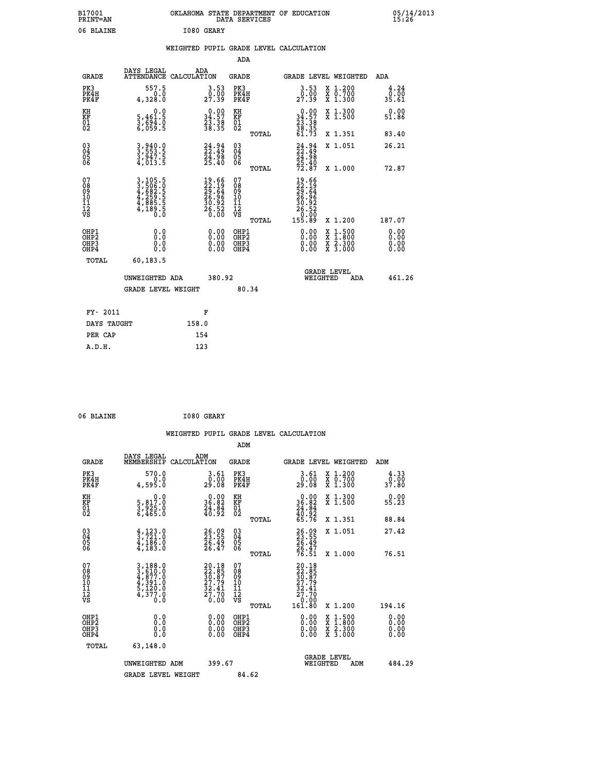B17001 OKLAHOMA STATE DEPARTMENT OF EDUCATION 05/14/2013
PRINT=AN DATA SERVICES 15:26

06 BLAINE I080 GEARY

## WEIGHTED PUPIL GRADE LEVEL CALCULATION

### ADA

| GRADE | DAYS LEGAL ATTENDANCE | ADA CALCULATION | GRADE | GRADE LEVEL | WEIGHTED | ADA |
|---|---|---|---|---|---|---|
| PK3 | 557.5 | 3.53 | PK3 | 3.53 | X 1.200 | 4.24 |
| PK4H | 0.0 | 0.00 | PK4H | 0.00 | X 0.700 | 0.00 |
| PK4F | 4,328.0 | 27.39 | PK4F | 27.39 | X 1.300 | 35.61 |
| KH | 0.0 | 0.00 | KH | 0.00 | X 1.300 | 0.00 |
| KF | 5,461.5 | 34.57 | KF | 34.57 | X 1.500 | 51.86 |
| 01 | 3,694.0 | 23.38 | 01 | 23.38 | | |
| 02 | 6,059.5 | 38.35 | 02 | 38.35 | | |
| | | | TOTAL | 61.73 | X 1.351 | 83.40 |
| 03 | 3,940.0 | 24.94 | 03 | 24.94 | X 1.051 | 26.21 |
| 04 | 3,553.5 | 22.49 | 04 | 22.49 | | |
| 05 | 3,947.5 | 24.98 | 05 | 24.98 | | |
| 06 | 4,013.5 | 25.40 | 06 | 25.40 | | |
| | | | TOTAL | 72.87 | X 1.000 | 72.87 |
| 07 | 3,105.5 | 19.66 | 07 | 19.66 | | |
| 08 | 3,506.0 | 22.19 | 08 | 22.19 | | |
| 09 | 4,682.5 | 29.64 | 09 | 29.64 | | |
| 10 | 4,259.5 | 26.96 | 10 | 26.96 | | |
| 11 | 4,885.5 | 30.92 | 11 | 30.92 | | |
| 12 | 4,189.5 | 26.52 | 12 | 26.52 | | |
| VS | 0.0 | 0.00 | VS | 0.00 | | |
| | | | TOTAL | 155.89 | X 1.200 | 187.07 |
| OHP1 | 0.0 | 0.00 | OHP1 | 0.00 | X 1.500 | 0.00 |
| OHP2 | 0.0 | 0.00 | OHP2 | 0.00 | X 1.800 | 0.00 |
| OHP3 | 0.0 | 0.00 | OHP3 | 0.00 | X 2.300 | 0.00 |
| OHP4 | 0.0 | 0.00 | OHP4 | 0.00 | X 3.000 | 0.00 |
| TOTAL | 60,183.5 | | | | | |

UNWEIGHTED ADA 380.92 GRADE LEVEL WEIGHTED ADA 461.26

GRADE LEVEL WEIGHT 80.34

| FY- 2011 | F |
|---|---|
| DAYS TAUGHT | 158.0 |
| PER CAP | 154 |
| A.D.H. | 123 |

06 BLAINE I080 GEARY

## WEIGHTED PUPIL GRADE LEVEL CALCULATION

### ADM

| GRADE | DAYS LEGAL MEMBERSHIP | ADM CALCULATION | GRADE | GRADE LEVEL | WEIGHTED | ADM |
|---|---|---|---|---|---|---|
| PK3 | 570.0 | 3.61 | PK3 | 3.61 | X 1.200 | 4.33 |
| PK4H | 0.0 | 0.00 | PK4H | 0.00 | X 0.700 | 0.00 |
| PK4F | 4,595.0 | 29.08 | PK4F | 29.08 | X 1.300 | 37.80 |
| KH | 0.0 | 0.00 | KH | 0.00 | X 1.300 | 0.00 |
| KF | 5,817.0 | 36.82 | KF | 36.82 | X 1.500 | 55.23 |
| 01 | 3,925.0 | 24.84 | 01 | 24.84 | | |
| 02 | 6,465.0 | 40.92 | 02 | 40.92 | | |
| | | | TOTAL | 65.76 | X 1.351 | 88.84 |
| 03 | 4,123.0 | 26.09 | 03 | 26.09 | X 1.051 | 27.42 |
| 04 | 3,721.0 | 23.55 | 04 | 23.55 | | |
| 05 | 4,186.0 | 26.49 | 05 | 26.49 | | |
| 06 | 4,183.0 | 26.47 | 06 | 26.47 | | |
| | | | TOTAL | 76.51 | X 1.000 | 76.51 |
| 07 | 3,188.0 | 20.18 | 07 | 20.18 | | |
| 08 | 3,610.0 | 22.85 | 08 | 22.85 | | |
| 09 | 4,877.0 | 30.87 | 09 | 30.87 | | |
| 10 | 4,391.0 | 27.79 | 10 | 27.79 | | |
| 11 | 5,120.0 | 32.41 | 11 | 32.41 | | |
| 12 | 4,377.0 | 27.70 | 12 | 27.70 | | |
| VS | 0.0 | 0.00 | VS | 0.00 | | |
| | | | TOTAL | 161.80 | X 1.200 | 194.16 |
| OHP1 | 0.0 | 0.00 | OHP1 | 0.00 | X 1.500 | 0.00 |
| OHP2 | 0.0 | 0.00 | OHP2 | 0.00 | X 1.800 | 0.00 |
| OHP3 | 0.0 | 0.00 | OHP3 | 0.00 | X 2.300 | 0.00 |
| OHP4 | 0.0 | 0.00 | OHP4 | 0.00 | X 3.000 | 0.00 |
| TOTAL | 63,148.0 | | | | | |

UNWEIGHTED ADM 399.67 GRADE LEVEL WEIGHTED ADM 484.29

GRADE LEVEL WEIGHT 84.62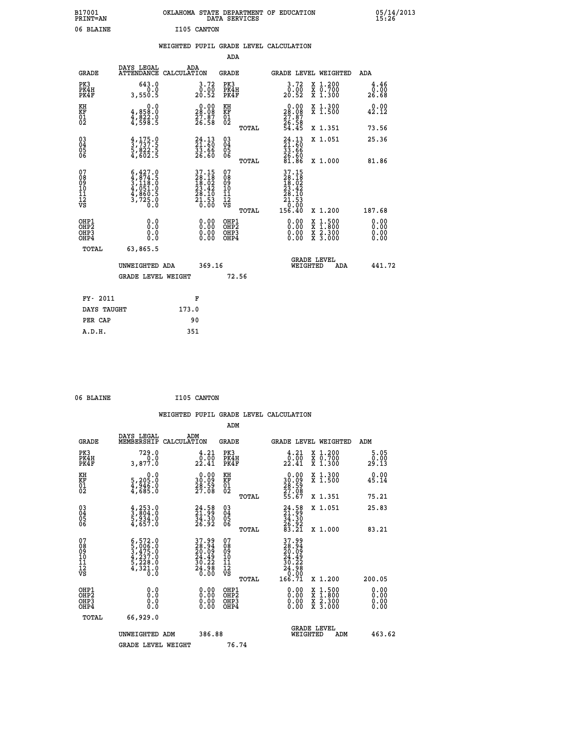B17001 OKLAHOMA STATE DEPARTMENT OF EDUCATION 05/14/2013
PRINT=AN DATA SERVICES 15:26

06 BLAINE I105 CANTON

WEIGHTED PUPIL GRADE LEVEL CALCULATION

ADA

| GRADE | DAYS LEGAL ATTENDANCE | ADA CALCULATION | GRADE | GRADE LEVEL | WEIGHTED | ADA |
|---|---|---|---|---|---|---|
| PK3 | 643.0 | 3.72 | PK3 | 3.72 | X 1.200 | 4.46 |
| PK4H | 0.0 | 0.00 | PK4H | 0.00 | X 0.700 | 0.00 |
| PK4F | 3,550.5 | 20.52 | PK4F | 20.52 | X 1.300 | 26.68 |
| KH | 0.0 | 0.00 | KH | 0.00 | X 1.300 | 0.00 |
| KF | 4,858.0 | 28.08 | KF | 28.08 | X 1.500 | 42.12 |
| 01 | 4,822.0 | 27.87 | 01 | 27.87 | | |
| 02 | 4,598.5 | 26.58 | 02 | 26.58 | | |
| | | | TOTAL | 54.45 | X 1.351 | 73.56 |
| 03 | 4,175.0 | 24.13 | 03 | 24.13 | X 1.051 | 25.36 |
| 04 | 3,737.5 | 21.60 | 04 | 21.60 | | |
| 05 | 5,822.5 | 33.66 | 05 | 33.66 | | |
| 06 | 4,602.5 | 26.60 | 06 | 26.60 | | |
| | | | TOTAL | 81.86 | X 1.000 | 81.86 |
| 07 | 6,427.0 | 37.15 | 07 | 37.15 | | |
| 08 | 4,874.5 | 28.18 | 08 | 28.18 | | |
| 09 | 3,118.0 | 18.02 | 09 | 18.02 | | |
| 10 | 4,051.0 | 23.42 | 10 | 23.42 | | |
| 11 | 4,860.5 | 28.10 | 11 | 28.10 | | |
| 12 | 3,725.0 | 21.53 | 12 | 21.53 | | |
| VS | 0.0 | 0.00 | VS | 0.00 | | |
| | | | TOTAL | 156.40 | X 1.200 | 187.68 |
| OHP1 | 0.0 | 0.00 | OHP1 | 0.00 | X 1.500 | 0.00 |
| OHP2 | 0.0 | 0.00 | OHP2 | 0.00 | X 1.800 | 0.00 |
| OHP3 | 0.0 | 0.00 | OHP3 | 0.00 | X 2.300 | 0.00 |
| OHP4 | 0.0 | 0.00 | OHP4 | 0.00 | X 3.000 | 0.00 |
| TOTAL | 63,865.5 | | | | | |

UNWEIGHTED ADA 369.16 — GRADE LEVEL WEIGHTED ADA 441.72

GRADE LEVEL WEIGHT 72.56

| FY- 2011 | F |
|---|---|
| DAYS TAUGHT | 173.0 |
| PER CAP | 90 |
| A.D.H. | 351 |

06 BLAINE I105 CANTON

WEIGHTED PUPIL GRADE LEVEL CALCULATION

ADM

| GRADE | DAYS LEGAL MEMBERSHIP | ADM CALCULATION | GRADE | GRADE LEVEL | WEIGHTED | ADM |
|---|---|---|---|---|---|---|
| PK3 | 729.0 | 4.21 | PK3 | 4.21 | X 1.200 | 5.05 |
| PK4H | 0.0 | 0.00 | PK4H | 0.00 | X 0.700 | 0.00 |
| PK4F | 3,877.0 | 22.41 | PK4F | 22.41 | X 1.300 | 29.13 |
| KH | 0.0 | 0.00 | KH | 0.00 | X 1.300 | 0.00 |
| KF | 5,205.0 | 30.09 | KF | 30.09 | X 1.500 | 45.14 |
| 01 | 4,946.0 | 28.59 | 01 | 28.59 | | |
| 02 | 4,685.0 | 27.08 | 02 | 27.08 | | |
| | | | TOTAL | 55.67 | X 1.351 | 75.21 |
| 03 | 4,253.0 | 24.58 | 03 | 24.58 | X 1.051 | 25.83 |
| 04 | 3,804.0 | 21.99 | 04 | 21.99 | | |
| 05 | 5,934.0 | 34.30 | 05 | 34.30 | | |
| 06 | 4,657.0 | 26.92 | 06 | 26.92 | | |
| | | | TOTAL | 83.21 | X 1.000 | 83.21 |
| 07 | 6,572.0 | 37.99 | 07 | 37.99 | | |
| 08 | 5,006.0 | 28.94 | 08 | 28.94 | | |
| 09 | 3,475.0 | 20.09 | 09 | 20.09 | | |
| 10 | 4,237.0 | 24.49 | 10 | 24.49 | | |
| 11 | 5,228.0 | 30.22 | 11 | 30.22 | | |
| 12 | 4,321.0 | 24.98 | 12 | 24.98 | | |
| VS | 0.0 | 0.00 | VS | 0.00 | | |
| | | | TOTAL | 166.71 | X 1.200 | 200.05 |
| OHP1 | 0.0 | 0.00 | OHP1 | 0.00 | X 1.500 | 0.00 |
| OHP2 | 0.0 | 0.00 | OHP2 | 0.00 | X 1.800 | 0.00 |
| OHP3 | 0.0 | 0.00 | OHP3 | 0.00 | X 2.300 | 0.00 |
| OHP4 | 0.0 | 0.00 | OHP4 | 0.00 | X 3.000 | 0.00 |
| TOTAL | 66,929.0 | | | | | |

UNWEIGHTED ADM 386.88 — GRADE LEVEL WEIGHTED ADM 463.62

GRADE LEVEL WEIGHT 76.74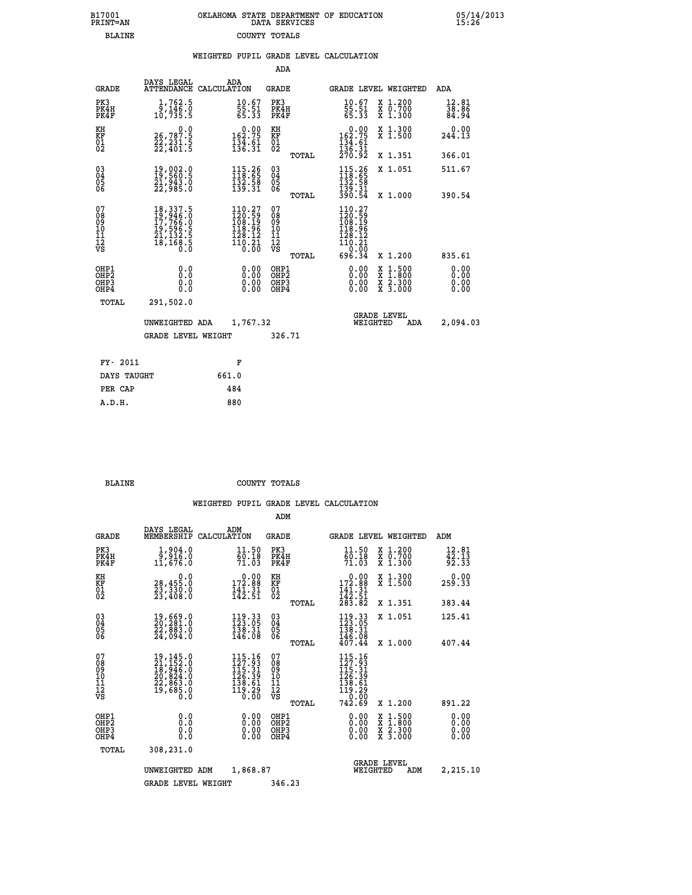B17001 PRINT=AN — OKLAHOMA STATE DEPARTMENT OF EDUCATION DATA SERVICES — 05/14/2013 15:26

BLAINE — COUNTY TOTALS

## WEIGHTED PUPIL GRADE LEVEL CALCULATION

### ADA

| GRADE | DAYS LEGAL ATTENDANCE | ADA CALCULATION | GRADE | GRADE LEVEL | WEIGHTED | ADA |
|---|---|---|---|---|---|---|
| PK3 | 1,762.5 | 10.67 | PK3 | 10.67 | X 1.200 | 12.81 |
| PK4H | 9,146.0 | 55.51 | PK4H | 55.51 | X 0.700 | 38.86 |
| PK4F | 10,735.5 | 65.33 | PK4F | 65.33 | X 1.300 | 84.94 |
| KH | 0.0 | 0.00 | KH | 0.00 | X 1.300 | 0.00 |
| KF | 26,787.5 | 162.75 | KF | 162.75 | X 1.500 | 244.13 |
| 01 | 22,231.5 | 134.61 | 01 | 134.61 | | |
| 02 | 22,401.5 | 136.31 | 02 | 136.31 | | |
| | | | TOTAL | 270.92 | X 1.351 | 366.01 |
| 03 | 19,002.0 | 115.26 | 03 | 115.26 | X 1.051 | 511.67 |
| 04 | 19,560.5 | 118.65 | 04 | 118.65 | | |
| 05 | 21,943.0 | 132.58 | 05 | 132.58 | | |
| 06 | 22,985.0 | 139.31 | 06 | 139.31 | | |
| | | | TOTAL | 390.54 | X 1.000 | 390.54 |
| 07 | 18,337.5 | 110.27 | 07 | 110.27 | | |
| 08 | 19,946.0 | 120.59 | 08 | 120.59 | | |
| 09 | 17,766.0 | 108.19 | 09 | 108.19 | | |
| 10 | 19,596.5 | 118.96 | 10 | 118.96 | | |
| 11 | 21,132.5 | 128.12 | 11 | 128.12 | | |
| 12 | 18,168.5 | 110.21 | 12 | 110.21 | | |
| VS | 0.0 | 0.00 | VS | 0.00 | | |
| | | | TOTAL | 696.34 | X 1.200 | 835.61 |
| OHP1 | 0.0 | 0.00 | OHP1 | 0.00 | X 1.500 | 0.00 |
| OHP2 | 0.0 | 0.00 | OHP2 | 0.00 | X 1.800 | 0.00 |
| OHP3 | 0.0 | 0.00 | OHP3 | 0.00 | X 2.300 | 0.00 |
| OHP4 | 0.0 | 0.00 | OHP4 | 0.00 | X 3.000 | 0.00 |
| TOTAL | 291,502.0 | | | | | |

UNWEIGHTED ADA 1,767.32 — GRADE LEVEL WEIGHTED ADA 2,094.03

GRADE LEVEL WEIGHT 326.71

| FY- 2011 | F |
|---|---|
| DAYS TAUGHT | 661.0 |
| PER CAP | 484 |
| A.D.H. | 880 |

BLAINE — COUNTY TOTALS

## WEIGHTED PUPIL GRADE LEVEL CALCULATION

### ADM

| GRADE | DAYS LEGAL MEMBERSHIP | ADM CALCULATION | GRADE | GRADE LEVEL | WEIGHTED | ADM |
|---|---|---|---|---|---|---|
| PK3 | 1,904.0 | 11.50 | PK3 | 11.50 | X 1.200 | 12.81 |
| PK4H | 9,916.0 | 60.18 | PK4H | 60.18 | X 0.700 | 42.13 |
| PK4F | 11,676.0 | 71.03 | PK4F | 71.03 | X 1.300 | 92.33 |
| KH | 0.0 | 0.00 | KH | 0.00 | X 1.300 | 0.00 |
| KF | 28,455.0 | 172.88 | KF | 172.88 | X 1.500 | 259.33 |
| 01 | 23,330.0 | 141.31 | 01 | 141.31 | | |
| 02 | 23,408.0 | 142.51 | 02 | 142.51 | | |
| | | | TOTAL | 283.82 | X 1.351 | 383.44 |
| 03 | 19,669.0 | 119.33 | 03 | 119.33 | X 1.051 | 125.41 |
| 04 | 20,281.0 | 123.05 | 04 | 123.05 | | |
| 05 | 22,883.0 | 138.31 | 05 | 138.31 | | |
| 06 | 24,094.0 | 146.08 | 06 | 146.08 | | |
| | | | TOTAL | 407.44 | X 1.000 | 407.44 |
| 07 | 19,145.0 | 115.16 | 07 | 115.16 | | |
| 08 | 21,152.0 | 127.93 | 08 | 127.93 | | |
| 09 | 18,946.0 | 115.31 | 09 | 115.31 | | |
| 10 | 20,824.0 | 126.39 | 10 | 126.39 | | |
| 11 | 22,863.0 | 138.61 | 11 | 138.61 | | |
| 12 | 19,685.0 | 119.29 | 12 | 119.29 | | |
| VS | 0.0 | 0.00 | VS | 0.00 | | |
| | | | TOTAL | 742.69 | X 1.200 | 891.22 |
| OHP1 | 0.0 | 0.00 | OHP1 | 0.00 | X 1.500 | 0.00 |
| OHP2 | 0.0 | 0.00 | OHP2 | 0.00 | X 1.800 | 0.00 |
| OHP3 | 0.0 | 0.00 | OHP3 | 0.00 | X 2.300 | 0.00 |
| OHP4 | 0.0 | 0.00 | OHP4 | 0.00 | X 3.000 | 0.00 |
| TOTAL | 308,231.0 | | | | | |

UNWEIGHTED ADM 1,868.87 — GRADE LEVEL WEIGHTED ADM 2,215.10

GRADE LEVEL WEIGHT 346.23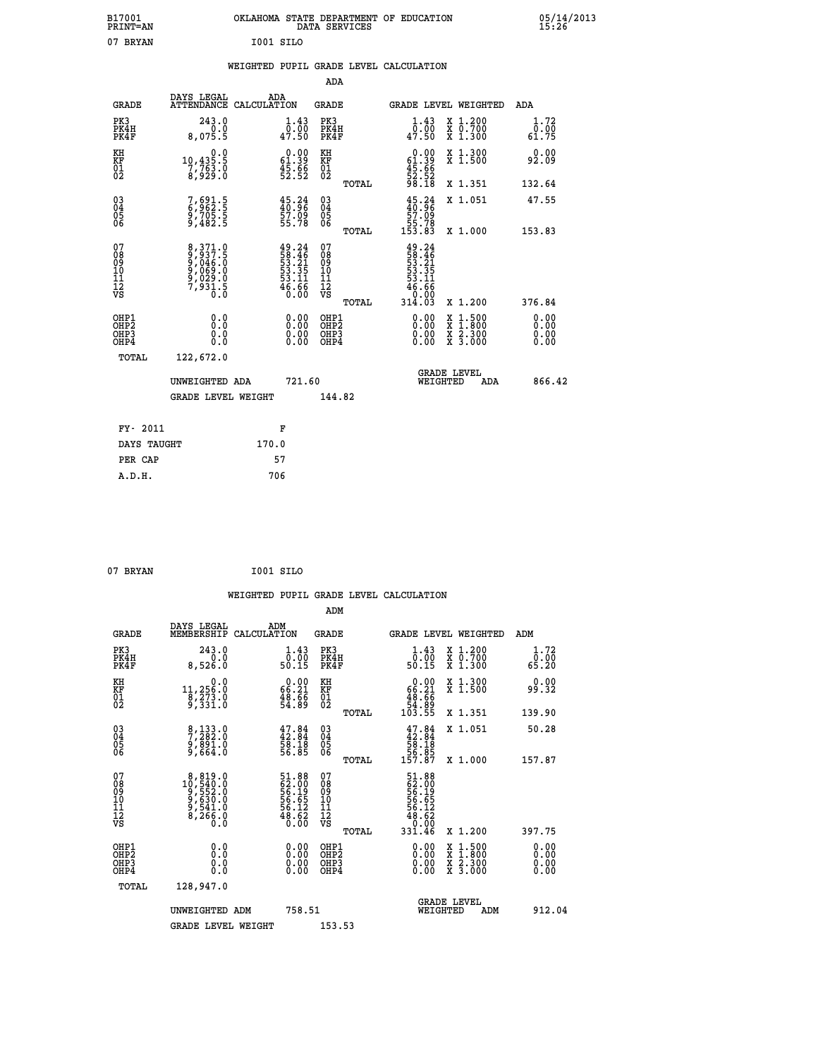B17001 OKLAHOMA STATE DEPARTMENT OF EDUCATION 05/14/2013
PRINT=AN DATA SERVICES 15:26

07 BRYAN I001 SILO

WEIGHTED PUPIL GRADE LEVEL CALCULATION

ADA

| GRADE | DAYS LEGAL ATTENDANCE | ADA CALCULATION | GRADE | GRADE LEVEL | WEIGHTED | ADA |
|---|---|---|---|---|---|---|
| PK3 | 243.0 | 1.43 | PK3 | 1.43 | X 1.200 | 1.72 |
| PK4H | 0.0 | 0.00 | PK4H | 0.00 | X 0.700 | 0.00 |
| PK4F | 8,075.5 | 47.50 | PK4F | 47.50 | X 1.300 | 61.75 |
| KH | 0.0 | 0.00 | KH | 0.00 | X 1.300 | 0.00 |
| KF | 10,435.5 | 61.39 | KF | 61.39 | X 1.500 | 92.09 |
| 01 | 7,763.0 | 45.66 | 01 | 45.66 | | |
| 02 | 8,929.0 | 52.52 | 02 | 52.52 | | |
| | | | TOTAL | 98.18 | X 1.351 | 132.64 |
| 03 | 7,691.5 | 45.24 | 03 | 45.24 | X 1.051 | 47.55 |
| 04 | 6,962.5 | 40.96 | 04 | 40.96 | | |
| 05 | 9,705.5 | 57.09 | 05 | 57.09 | | |
| 06 | 9,482.5 | 55.78 | 06 | 55.78 | | |
| | | | TOTAL | 153.83 | X 1.000 | 153.83 |
| 07 | 8,371.0 | 49.24 | 07 | 49.24 | | |
| 08 | 9,937.5 | 58.46 | 08 | 58.46 | | |
| 09 | 9,046.0 | 53.21 | 09 | 53.21 | | |
| 10 | 9,069.0 | 53.35 | 10 | 53.35 | | |
| 11 | 9,029.0 | 53.11 | 11 | 53.11 | | |
| 12 | 7,931.5 | 46.66 | 12 | 46.66 | | |
| VS | 0.0 | 0.00 | VS | 0.00 | | |
| | | | TOTAL | 314.03 | X 1.200 | 376.84 |
| OHP1 | 0.0 | 0.00 | OHP1 | 0.00 | X 1.500 | 0.00 |
| OHP2 | 0.0 | 0.00 | OHP2 | 0.00 | X 1.800 | 0.00 |
| OHP3 | 0.0 | 0.00 | OHP3 | 0.00 | X 2.300 | 0.00 |
| OHP4 | 0.0 | 0.00 | OHP4 | 0.00 | X 3.000 | 0.00 |
| TOTAL | 122,672.0 | | | | | |

UNWEIGHTED ADA 721.60 GRADE LEVEL WEIGHTED ADA 866.42

GRADE LEVEL WEIGHT 144.82

| FY- 2011 | F |
|---|---|
| DAYS TAUGHT | 170.0 |
| PER CAP | 57 |
| A.D.H. | 706 |

07 BRYAN I001 SILO

WEIGHTED PUPIL GRADE LEVEL CALCULATION

ADM

| GRADE | DAYS LEGAL MEMBERSHIP | ADM CALCULATION | GRADE | GRADE LEVEL | WEIGHTED | ADM |
|---|---|---|---|---|---|---|
| PK3 | 243.0 | 1.43 | PK3 | 1.43 | X 1.200 | 1.72 |
| PK4H | 0.0 | 0.00 | PK4H | 0.00 | X 0.700 | 0.00 |
| PK4F | 8,526.0 | 50.15 | PK4F | 50.15 | X 1.300 | 65.20 |
| KH | 0.0 | 0.00 | KH | 0.00 | X 1.300 | 0.00 |
| KF | 11,256.0 | 66.21 | KF | 66.21 | X 1.500 | 99.32 |
| 01 | 8,273.0 | 48.66 | 01 | 48.66 | | |
| 02 | 9,331.0 | 54.89 | 02 | 54.89 | | |
| | | | TOTAL | 103.55 | X 1.351 | 139.90 |
| 03 | 8,133.0 | 47.84 | 03 | 47.84 | X 1.051 | 50.28 |
| 04 | 7,282.0 | 42.84 | 04 | 42.84 | | |
| 05 | 9,891.0 | 58.18 | 05 | 58.18 | | |
| 06 | 9,664.0 | 56.85 | 06 | 56.85 | | |
| | | | TOTAL | 157.87 | X 1.000 | 157.87 |
| 07 | 8,819.0 | 51.88 | 07 | 51.88 | | |
| 08 | 10,540.0 | 62.00 | 08 | 62.00 | | |
| 09 | 9,552.0 | 56.19 | 09 | 56.19 | | |
| 10 | 9,630.0 | 56.65 | 10 | 56.65 | | |
| 11 | 9,541.0 | 56.12 | 11 | 56.12 | | |
| 12 | 8,266.0 | 48.62 | 12 | 48.62 | | |
| VS | 0.0 | 0.00 | VS | 0.00 | | |
| | | | TOTAL | 331.46 | X 1.200 | 397.75 |
| OHP1 | 0.0 | 0.00 | OHP1 | 0.00 | X 1.500 | 0.00 |
| OHP2 | 0.0 | 0.00 | OHP2 | 0.00 | X 1.800 | 0.00 |
| OHP3 | 0.0 | 0.00 | OHP3 | 0.00 | X 2.300 | 0.00 |
| OHP4 | 0.0 | 0.00 | OHP4 | 0.00 | X 3.000 | 0.00 |
| TOTAL | 128,947.0 | | | | | |

UNWEIGHTED ADM 758.51 GRADE LEVEL WEIGHTED ADM 912.04

GRADE LEVEL WEIGHT 153.53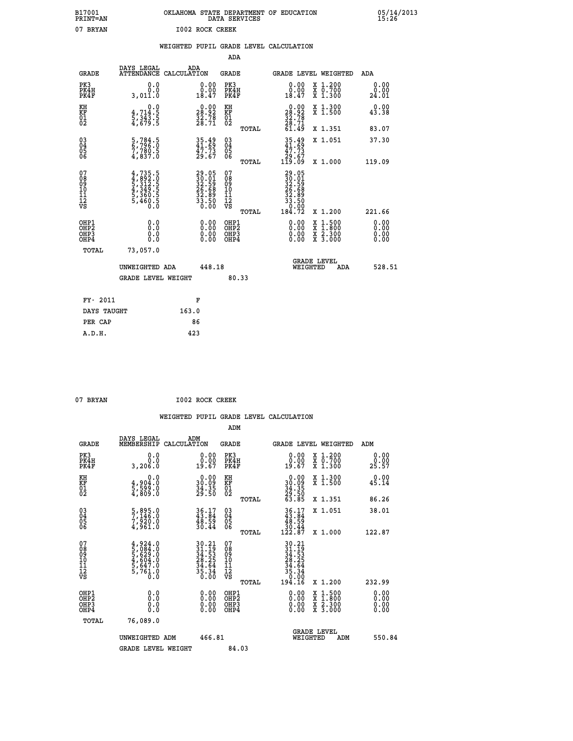B17001 OKLAHOMA STATE DEPARTMENT OF EDUCATION 05/14/2013
PRINT=AN DATA SERVICES 15:26

07 BRYAN I002 ROCK CREEK

## WEIGHTED PUPIL GRADE LEVEL CALCULATION

### ADA

| GRADE | DAYS LEGAL ATTENDANCE | ADA CALCULATION | GRADE | GRADE LEVEL | WEIGHTED | ADA |
|---|---|---|---|---|---|---|
| PK3 | 0.0 | 0.00 | PK3 | 0.00 | X 1.200 | 0.00 |
| PK4H | 0.0 | 0.00 | PK4H | 0.00 | X 0.700 | 0.00 |
| PK4F | 3,011.0 | 18.47 | PK4F | 18.47 | X 1.300 | 24.01 |
| KH | 0.0 | 0.00 | KH | 0.00 | X 1.300 | 0.00 |
| KF | 4,714.5 | 28.92 | KF | 28.92 | X 1.500 | 43.38 |
| 01 | 5,343.5 | 32.78 | 01 | 32.78 | | |
| 02 | 4,679.5 | 28.71 | 02 | 28.71 | | |
| | | | TOTAL | 61.49 | X 1.351 | 83.07 |
| 03 | 5,784.5 | 35.49 | 03 | 35.49 | X 1.051 | 37.30 |
| 04 | 6,796.0 | 41.69 | 04 | 41.69 | | |
| 05 | 7,780.5 | 47.73 | 05 | 47.73 | | |
| 06 | 4,837.0 | 29.67 | 06 | 29.67 | | |
| | | | TOTAL | 119.09 | X 1.000 | 119.09 |
| 07 | 4,735.5 | 29.05 | 07 | 29.05 | | |
| 08 | 4,892.0 | 30.01 | 08 | 30.01 | | |
| 09 | 5,312.5 | 32.59 | 09 | 32.59 | | |
| 10 | 4,349.5 | 26.68 | 10 | 26.68 | | |
| 11 | 5,360.5 | 32.89 | 11 | 32.89 | | |
| 12 | 5,460.5 | 33.50 | 12 | 33.50 | | |
| VS | 0.0 | 0.00 | VS | 0.00 | | |
| | | | TOTAL | 184.72 | X 1.200 | 221.66 |
| OHP1 | 0.0 | 0.00 | OHP1 | 0.00 | X 1.500 | 0.00 |
| OHP2 | 0.0 | 0.00 | OHP2 | 0.00 | X 1.800 | 0.00 |
| OHP3 | 0.0 | 0.00 | OHP3 | 0.00 | X 2.300 | 0.00 |
| OHP4 | 0.0 | 0.00 | OHP4 | 0.00 | X 3.000 | 0.00 |
| TOTAL | 73,057.0 | | | | | |

UNWEIGHTED ADA 448.18 | GRADE LEVEL WEIGHTED ADA 528.51

GRADE LEVEL WEIGHT 80.33

| | |
|---|---|
| FY- 2011 | F |
| DAYS TAUGHT | 163.0 |
| PER CAP | 86 |
| A.D.H. | 423 |

07 BRYAN I002 ROCK CREEK

## WEIGHTED PUPIL GRADE LEVEL CALCULATION

### ADM

| GRADE | DAYS LEGAL MEMBERSHIP | ADM CALCULATION | GRADE | GRADE LEVEL | WEIGHTED | ADM |
|---|---|---|---|---|---|---|
| PK3 | 0.0 | 0.00 | PK3 | 0.00 | X 1.200 | 0.00 |
| PK4H | 0.0 | 0.00 | PK4H | 0.00 | X 0.700 | 0.00 |
| PK4F | 3,206.0 | 19.67 | PK4F | 19.67 | X 1.300 | 25.57 |
| KH | 0.0 | 0.00 | KH | 0.00 | X 1.300 | 0.00 |
| KF | 4,904.0 | 30.09 | KF | 30.09 | X 1.500 | 45.14 |
| 01 | 5,599.0 | 34.35 | 01 | 34.35 | | |
| 02 | 4,809.0 | 29.50 | 02 | 29.50 | | |
| | | | TOTAL | 63.85 | X 1.351 | 86.26 |
| 03 | 5,895.0 | 36.17 | 03 | 36.17 | X 1.051 | 38.01 |
| 04 | 7,146.0 | 43.84 | 04 | 43.84 | | |
| 05 | 7,920.0 | 48.59 | 05 | 48.59 | | |
| 06 | 4,961.0 | 30.44 | 06 | 30.44 | | |
| | | | TOTAL | 122.87 | X 1.000 | 122.87 |
| 07 | 4,924.0 | 30.21 | 07 | 30.21 | | |
| 08 | 5,084.0 | 31.19 | 08 | 31.19 | | |
| 09 | 5,629.0 | 34.53 | 09 | 34.53 | | |
| 10 | 4,604.0 | 28.25 | 10 | 28.25 | | |
| 11 | 5,647.0 | 34.64 | 11 | 34.64 | | |
| 12 | 5,761.0 | 35.34 | 12 | 35.34 | | |
| VS | 0.0 | 0.00 | VS | 0.00 | | |
| | | | TOTAL | 194.16 | X 1.200 | 232.99 |
| OHP1 | 0.0 | 0.00 | OHP1 | 0.00 | X 1.500 | 0.00 |
| OHP2 | 0.0 | 0.00 | OHP2 | 0.00 | X 1.800 | 0.00 |
| OHP3 | 0.0 | 0.00 | OHP3 | 0.00 | X 2.300 | 0.00 |
| OHP4 | 0.0 | 0.00 | OHP4 | 0.00 | X 3.000 | 0.00 |
| TOTAL | 76,089.0 | | | | | |

UNWEIGHTED ADM 466.81 | GRADE LEVEL WEIGHTED ADM 550.84

GRADE LEVEL WEIGHT 84.03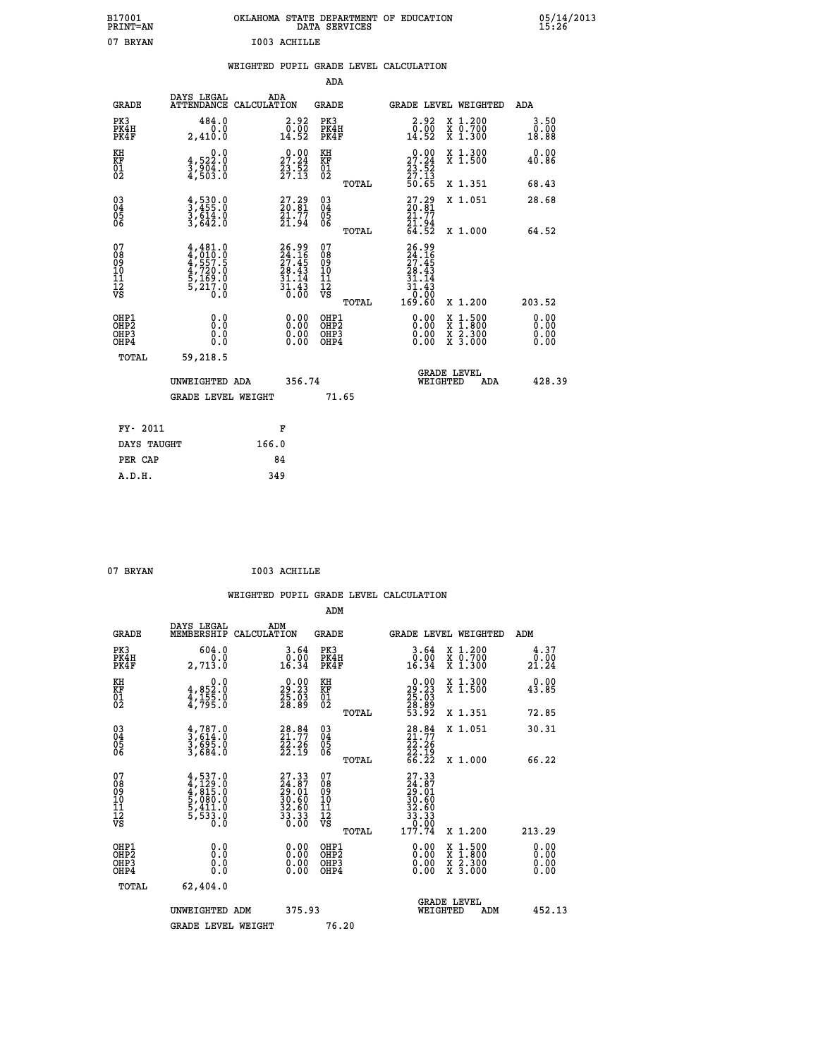B17001 PRINT=AN — OKLAHOMA STATE DEPARTMENT OF EDUCATION DATA SERVICES — 05/14/2013 15:26

07 BRYAN — I003 ACHILLE

## WEIGHTED PUPIL GRADE LEVEL CALCULATION

### ADA

| GRADE | DAYS LEGAL ATTENDANCE | ADA CALCULATION | GRADE | GRADE LEVEL | WEIGHTED | ADA |
|---|---|---|---|---|---|---|
| PK3 | 484.0 | 2.92 | PK3 | 2.92 | X 1.200 | 3.50 |
| PK4H | 0.0 | 0.00 | PK4H | 0.00 | X 0.700 | 0.00 |
| PK4F | 2,410.0 | 14.52 | PK4F | 14.52 | X 1.300 | 18.88 |
| KH | 0.0 | 0.00 | KH | 0.00 | X 1.300 | 0.00 |
| KF | 4,522.0 | 27.24 | KF | 27.24 | X 1.500 | 40.86 |
| 01 | 3,904.0 | 23.52 | 01 | 23.52 | | |
| 02 | 4,503.0 | 27.13 | 02 | 27.13 | | |
| | | | TOTAL | 50.65 | X 1.351 | 68.43 |
| 03 | 4,530.0 | 27.29 | 03 | 27.29 | X 1.051 | 28.68 |
| 04 | 3,455.0 | 20.81 | 04 | 20.81 | | |
| 05 | 3,614.0 | 21.77 | 05 | 21.77 | | |
| 06 | 3,642.0 | 21.94 | 06 | 21.94 | | |
| | | | TOTAL | 64.52 | X 1.000 | 64.52 |
| 07 | 4,481.0 | 26.99 | 07 | 26.99 | | |
| 08 | 4,010.0 | 24.16 | 08 | 24.16 | | |
| 09 | 4,557.5 | 27.45 | 09 | 27.45 | | |
| 10 | 4,720.0 | 28.43 | 10 | 28.43 | | |
| 11 | 5,169.0 | 31.14 | 11 | 31.14 | | |
| 12 | 5,217.0 | 31.43 | 12 | 31.43 | | |
| VS | 0.0 | 0.00 | VS | 0.00 | | |
| | | | TOTAL | 169.60 | X 1.200 | 203.52 |
| OHP1 | 0.0 | 0.00 | OHP1 | 0.00 | X 1.500 | 0.00 |
| OHP2 | 0.0 | 0.00 | OHP2 | 0.00 | X 1.800 | 0.00 |
| OHP3 | 0.0 | 0.00 | OHP3 | 0.00 | X 2.300 | 0.00 |
| OHP4 | 0.0 | 0.00 | OHP4 | 0.00 | X 3.000 | 0.00 |
| TOTAL | 59,218.5 | | | | | |

UNWEIGHTED ADA 356.74 — GRADE LEVEL WEIGHTED ADA 428.39

GRADE LEVEL WEIGHT 71.65

| FY- 2011 | F |
|---|---|
| DAYS TAUGHT | 166.0 |
| PER CAP | 84 |
| A.D.H. | 349 |

07 BRYAN — I003 ACHILLE

## WEIGHTED PUPIL GRADE LEVEL CALCULATION

### ADM

| GRADE | DAYS LEGAL MEMBERSHIP | ADM CALCULATION | GRADE | GRADE LEVEL | WEIGHTED | ADM |
|---|---|---|---|---|---|---|
| PK3 | 604.0 | 3.64 | PK3 | 3.64 | X 1.200 | 4.37 |
| PK4H | 0.0 | 0.00 | PK4H | 0.00 | X 0.700 | 0.00 |
| PK4F | 2,713.0 | 16.34 | PK4F | 16.34 | X 1.300 | 21.24 |
| KH | 0.0 | 0.00 | KH | 0.00 | X 1.300 | 0.00 |
| KF | 4,852.0 | 29.23 | KF | 29.23 | X 1.500 | 43.85 |
| 01 | 4,155.0 | 25.03 | 01 | 25.03 | | |
| 02 | 4,795.0 | 28.89 | 02 | 28.89 | | |
| | | | TOTAL | 53.92 | X 1.351 | 72.85 |
| 03 | 4,787.0 | 28.84 | 03 | 28.84 | X 1.051 | 30.31 |
| 04 | 3,614.0 | 21.77 | 04 | 21.77 | | |
| 05 | 3,695.0 | 22.26 | 05 | 22.26 | | |
| 06 | 3,684.0 | 22.19 | 06 | 22.19 | | |
| | | | TOTAL | 66.22 | X 1.000 | 66.22 |
| 07 | 4,537.0 | 27.33 | 07 | 27.33 | | |
| 08 | 4,129.0 | 24.87 | 08 | 24.87 | | |
| 09 | 4,815.0 | 29.01 | 09 | 29.01 | | |
| 10 | 5,080.0 | 30.60 | 10 | 30.60 | | |
| 11 | 5,411.0 | 32.60 | 11 | 32.60 | | |
| 12 | 5,533.0 | 33.33 | 12 | 33.33 | | |
| VS | 0.0 | 0.00 | VS | 0.00 | | |
| | | | TOTAL | 177.74 | X 1.200 | 213.29 |
| OHP1 | 0.0 | 0.00 | OHP1 | 0.00 | X 1.500 | 0.00 |
| OHP2 | 0.0 | 0.00 | OHP2 | 0.00 | X 1.800 | 0.00 |
| OHP3 | 0.0 | 0.00 | OHP3 | 0.00 | X 2.300 | 0.00 |
| OHP4 | 0.0 | 0.00 | OHP4 | 0.00 | X 3.000 | 0.00 |
| TOTAL | 62,404.0 | | | | | |

UNWEIGHTED ADM 375.93 — GRADE LEVEL WEIGHTED ADM 452.13

GRADE LEVEL WEIGHT 76.20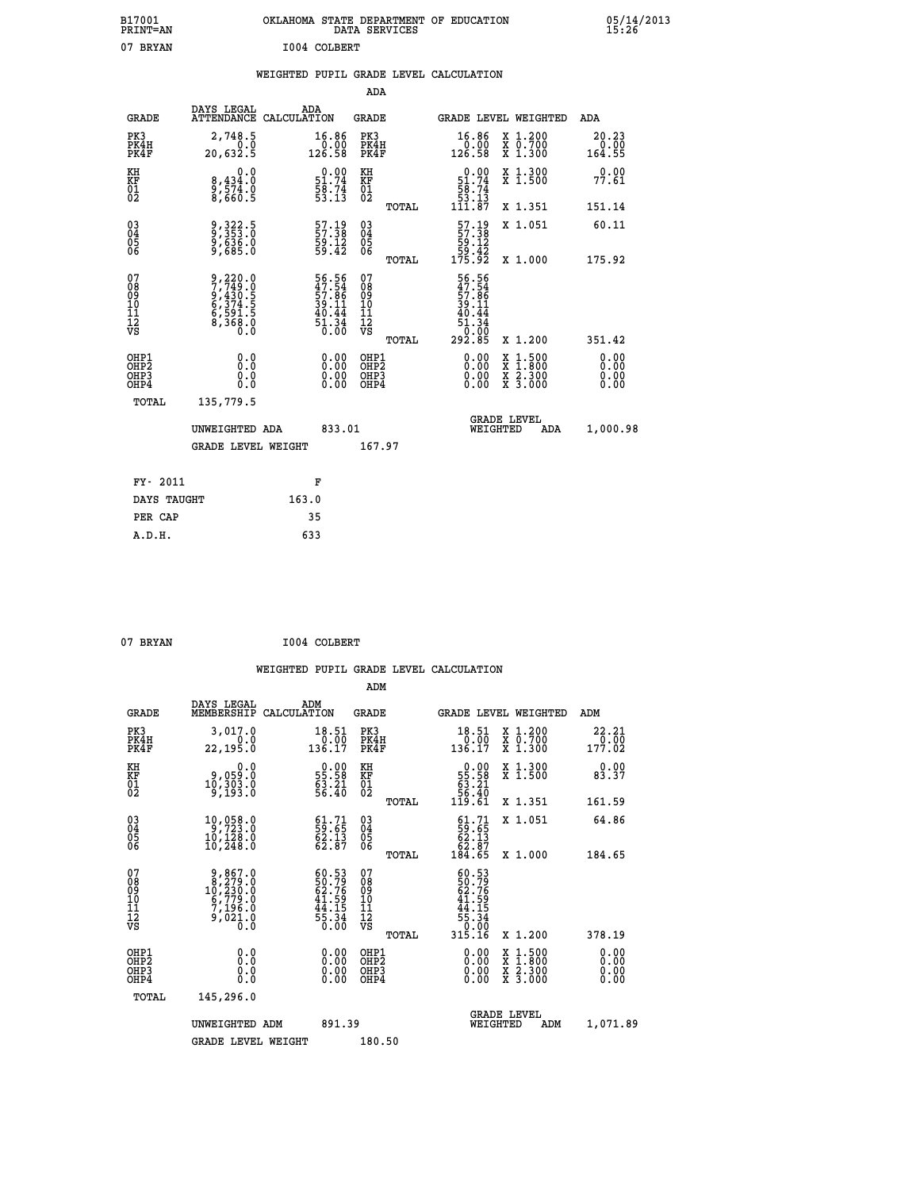B17001 PRINT=AN — OKLAHOMA STATE DEPARTMENT OF EDUCATION DATA SERVICES — 05/14/2013 15:26

07 BRYAN — I004 COLBERT

## WEIGHTED PUPIL GRADE LEVEL CALCULATION

### ADA

| GRADE | DAYS LEGAL ATTENDANCE | ADA CALCULATION | GRADE | GRADE LEVEL | WEIGHTED | ADA |
|---|---|---|---|---|---|---|
| PK3 | 2,748.5 | 16.86 | PK3 | 16.86 | X 1.200 | 20.23 |
| PK4H | 0.0 | 0.00 | PK4H | 0.00 | X 0.700 | 0.00 |
| PK4F | 20,632.5 | 126.58 | PK4F | 126.58 | X 1.300 | 164.55 |
| KH | 0.0 | 0.00 | KH | 0.00 | X 1.300 | 0.00 |
| KF | 8,434.0 | 51.74 | KF | 51.74 | X 1.500 | 77.61 |
| 01 | 9,574.0 | 58.74 | 01 | 58.74 | | |
| 02 | 8,660.5 | 53.13 | 02 | 53.13 | | |
| | | | TOTAL | 111.87 | X 1.351 | 151.14 |
| 03 | 9,322.5 | 57.19 | 03 | 57.19 | X 1.051 | 60.11 |
| 04 | 9,353.0 | 57.38 | 04 | 57.38 | | |
| 05 | 9,636.0 | 59.12 | 05 | 59.12 | | |
| 06 | 9,685.0 | 59.42 | 06 | 59.42 | | |
| | | | TOTAL | 175.92 | X 1.000 | 175.92 |
| 07 | 9,220.0 | 56.56 | 07 | 56.56 | | |
| 08 | 7,749.0 | 47.54 | 08 | 47.54 | | |
| 09 | 9,430.5 | 57.86 | 09 | 57.86 | | |
| 10 | 6,374.5 | 39.11 | 10 | 39.11 | | |
| 11 | 6,591.5 | 40.44 | 11 | 40.44 | | |
| 12 | 8,368.0 | 51.34 | 12 | 51.34 | | |
| VS | 0.0 | 0.00 | VS | 0.00 | | |
| | | | TOTAL | 292.85 | X 1.200 | 351.42 |
| OHP1 | 0.0 | 0.00 | OHP1 | 0.00 | X 1.500 | 0.00 |
| OHP2 | 0.0 | 0.00 | OHP2 | 0.00 | X 1.800 | 0.00 |
| OHP3 | 0.0 | 0.00 | OHP3 | 0.00 | X 2.300 | 0.00 |
| OHP4 | 0.0 | 0.00 | OHP4 | 0.00 | X 3.000 | 0.00 |
| TOTAL | 135,779.5 | | | | | |

UNWEIGHTED ADA 833.01 — GRADE LEVEL WEIGHTED ADA 1,000.98

GRADE LEVEL WEIGHT 167.97

| FY- 2011 | F |
|---|---|
| DAYS TAUGHT | 163.0 |
| PER CAP | 35 |
| A.D.H. | 633 |

07 BRYAN — I004 COLBERT

## WEIGHTED PUPIL GRADE LEVEL CALCULATION

### ADM

| GRADE | DAYS LEGAL MEMBERSHIP | ADM CALCULATION | GRADE | GRADE LEVEL | WEIGHTED | ADM |
|---|---|---|---|---|---|---|
| PK3 | 3,017.0 | 18.51 | PK3 | 18.51 | X 1.200 | 22.21 |
| PK4H | 0.0 | 0.00 | PK4H | 0.00 | X 0.700 | 0.00 |
| PK4F | 22,195.0 | 136.17 | PK4F | 136.17 | X 1.300 | 177.02 |
| KH | 0.0 | 0.00 | KH | 0.00 | X 1.300 | 0.00 |
| KF | 9,059.0 | 55.58 | KF | 55.58 | X 1.500 | 83.37 |
| 01 | 10,303.0 | 63.21 | 01 | 63.21 | | |
| 02 | 9,193.0 | 56.40 | 02 | 56.40 | | |
| | | | TOTAL | 119.61 | X 1.351 | 161.59 |
| 03 | 10,058.0 | 61.71 | 03 | 61.71 | X 1.051 | 64.86 |
| 04 | 9,723.0 | 59.65 | 04 | 59.65 | | |
| 05 | 10,128.0 | 62.13 | 05 | 62.13 | | |
| 06 | 10,248.0 | 62.87 | 06 | 62.87 | | |
| | | | TOTAL | 184.65 | X 1.000 | 184.65 |
| 07 | 9,867.0 | 60.53 | 07 | 60.53 | | |
| 08 | 8,279.0 | 50.79 | 08 | 50.79 | | |
| 09 | 10,230.0 | 62.76 | 09 | 62.76 | | |
| 10 | 6,779.0 | 41.59 | 10 | 41.59 | | |
| 11 | 7,196.0 | 44.15 | 11 | 44.15 | | |
| 12 | 9,021.0 | 55.34 | 12 | 55.34 | | |
| VS | 0.0 | 0.00 | VS | 0.00 | | |
| | | | TOTAL | 315.16 | X 1.200 | 378.19 |
| OHP1 | 0.0 | 0.00 | OHP1 | 0.00 | X 1.500 | 0.00 |
| OHP2 | 0.0 | 0.00 | OHP2 | 0.00 | X 1.800 | 0.00 |
| OHP3 | 0.0 | 0.00 | OHP3 | 0.00 | X 2.300 | 0.00 |
| OHP4 | 0.0 | 0.00 | OHP4 | 0.00 | X 3.000 | 0.00 |
| TOTAL | 145,296.0 | | | | | |

UNWEIGHTED ADM 891.39 — GRADE LEVEL WEIGHTED ADM 1,071.89

GRADE LEVEL WEIGHT 180.50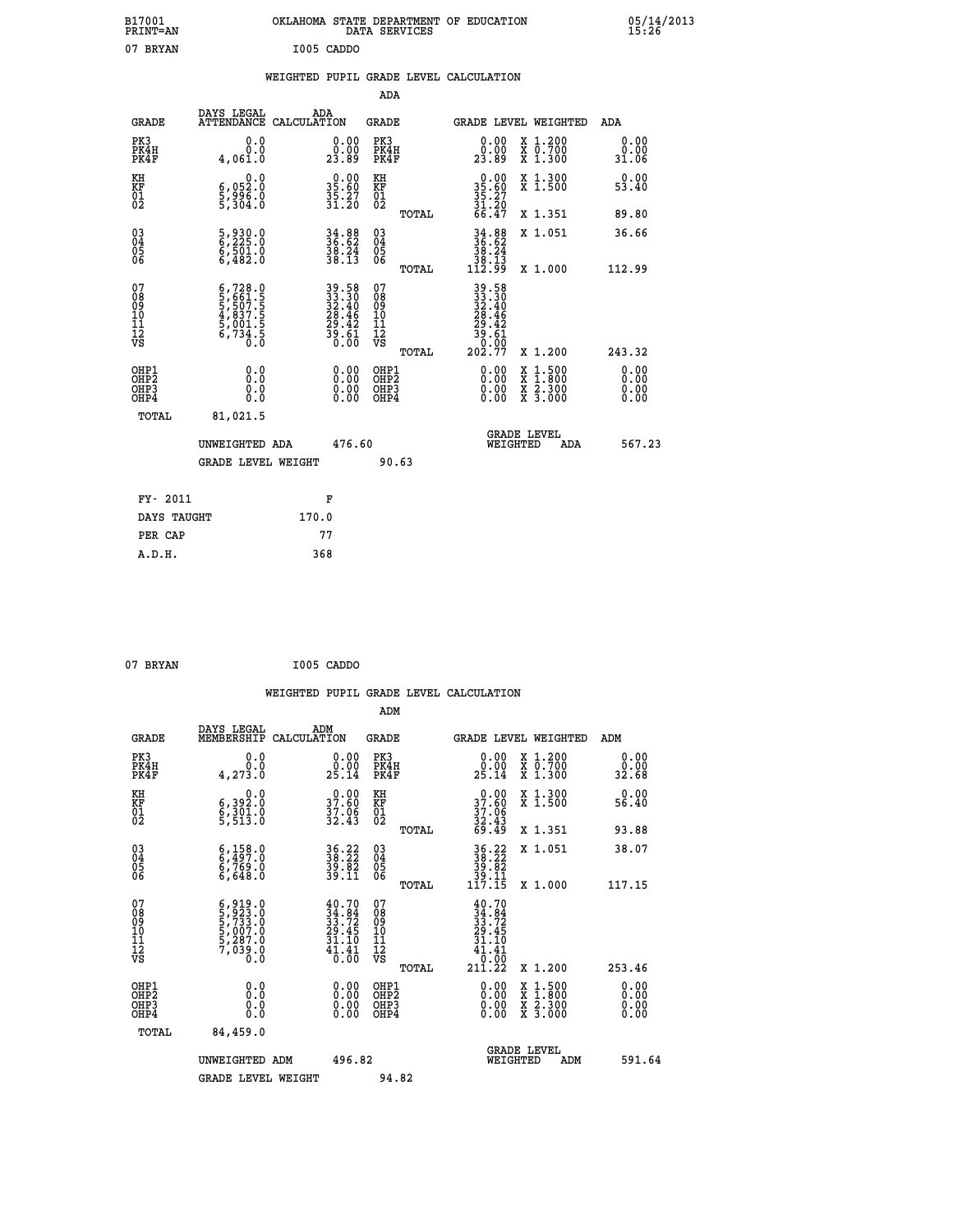B17001 OKLAHOMA STATE DEPARTMENT OF EDUCATION 05/14/2013
PRINT=AN DATA SERVICES 15:26

07 BRYAN I005 CADDO

WEIGHTED PUPIL GRADE LEVEL CALCULATION

ADA

| GRADE | DAYS LEGAL ATTENDANCE | ADA CALCULATION | GRADE | | GRADE LEVEL | WEIGHTED | ADA |
|---|---|---|---|---|---|---|---|
| PK3 | 0.0 | 0.00 | PK3 | | 0.00 | X 1.200 | 0.00 |
| PK4H | 0.0 | 0.00 | PK4H | | 0.00 | X 0.700 | 0.00 |
| PK4F | 4,061.0 | 23.89 | PK4F | | 23.89 | X 1.300 | 31.06 |
| KH | 0.0 | 0.00 | KH | | 0.00 | X 1.300 | 0.00 |
| KF | 6,052.0 | 35.60 | KF | | 35.60 | X 1.500 | 53.40 |
| 01 | 5,996.0 | 35.27 | 01 | | 35.27 | | |
| 02 | 5,304.0 | 31.20 | 02 | | 31.20 | | |
| | | | | TOTAL | 66.47 | X 1.351 | 89.80 |
| 03 | 5,930.0 | 34.88 | 03 | | 34.88 | X 1.051 | 36.66 |
| 04 | 6,225.0 | 36.62 | 04 | | 36.62 | | |
| 05 | 6,501.0 | 38.24 | 05 | | 38.24 | | |
| 06 | 6,482.0 | 38.13 | 06 | | 38.13 | | |
| | | | | TOTAL | 112.99 | X 1.000 | 112.99 |
| 07 | 6,728.0 | 39.58 | 07 | | 39.58 | | |
| 08 | 5,661.5 | 33.30 | 08 | | 33.30 | | |
| 09 | 5,507.5 | 32.40 | 09 | | 32.40 | | |
| 10 | 4,837.5 | 28.46 | 10 | | 28.46 | | |
| 11 | 5,001.5 | 29.42 | 11 | | 29.42 | | |
| 12 | 6,734.5 | 39.61 | 12 | | 39.61 | | |
| VS | 0.0 | 0.00 | VS | | 0.00 | | |
| | | | | TOTAL | 202.77 | X 1.200 | 243.32 |
| OHP1 | 0.0 | 0.00 | OHP1 | | 0.00 | X 1.500 | 0.00 |
| OHP2 | 0.0 | 0.00 | OHP2 | | 0.00 | X 1.800 | 0.00 |
| OHP3 | 0.0 | 0.00 | OHP3 | | 0.00 | X 2.300 | 0.00 |
| OHP4 | 0.0 | 0.00 | OHP4 | | 0.00 | X 3.000 | 0.00 |
| TOTAL | 81,021.5 | | | | | | |

UNWEIGHTED ADA 476.60 GRADE LEVEL WEIGHTED ADA 567.23

GRADE LEVEL WEIGHT 90.63

| FY- 2011 | F |
|---|---|
| DAYS TAUGHT | 170.0 |
| PER CAP | 77 |
| A.D.H. | 368 |

07 BRYAN I005 CADDO

WEIGHTED PUPIL GRADE LEVEL CALCULATION

ADM

| GRADE | DAYS LEGAL MEMBERSHIP | ADM CALCULATION | GRADE | | GRADE LEVEL | WEIGHTED | ADM |
|---|---|---|---|---|---|---|---|
| PK3 | 0.0 | 0.00 | PK3 | | 0.00 | X 1.200 | 0.00 |
| PK4H | 0.0 | 0.00 | PK4H | | 0.00 | X 0.700 | 0.00 |
| PK4F | 4,273.0 | 25.14 | PK4F | | 25.14 | X 1.300 | 32.68 |
| KH | 0.0 | 0.00 | KH | | 0.00 | X 1.300 | 0.00 |
| KF | 6,392.0 | 37.60 | KF | | 37.60 | X 1.500 | 56.40 |
| 01 | 6,301.0 | 37.06 | 01 | | 37.06 | | |
| 02 | 5,513.0 | 32.43 | 02 | | 32.43 | | |
| | | | | TOTAL | 69.49 | X 1.351 | 93.88 |
| 03 | 6,158.0 | 36.22 | 03 | | 36.22 | X 1.051 | 38.07 |
| 04 | 6,497.0 | 38.22 | 04 | | 38.22 | | |
| 05 | 6,769.0 | 39.82 | 05 | | 39.82 | | |
| 06 | 6,648.0 | 39.11 | 06 | | 39.11 | | |
| | | | | TOTAL | 117.15 | X 1.000 | 117.15 |
| 07 | 6,919.0 | 40.70 | 07 | | 40.70 | | |
| 08 | 5,923.0 | 34.84 | 08 | | 34.84 | | |
| 09 | 5,733.0 | 33.72 | 09 | | 33.72 | | |
| 10 | 5,007.0 | 29.45 | 10 | | 29.45 | | |
| 11 | 5,287.0 | 31.10 | 11 | | 31.10 | | |
| 12 | 7,039.0 | 41.41 | 12 | | 41.41 | | |
| VS | 0.0 | 0.00 | VS | | 0.00 | | |
| | | | | TOTAL | 211.22 | X 1.200 | 253.46 |
| OHP1 | 0.0 | 0.00 | OHP1 | | 0.00 | X 1.500 | 0.00 |
| OHP2 | 0.0 | 0.00 | OHP2 | | 0.00 | X 1.800 | 0.00 |
| OHP3 | 0.0 | 0.00 | OHP3 | | 0.00 | X 2.300 | 0.00 |
| OHP4 | 0.0 | 0.00 | OHP4 | | 0.00 | X 3.000 | 0.00 |
| TOTAL | 84,459.0 | | | | | | |

UNWEIGHTED ADM 496.82 GRADE LEVEL WEIGHTED ADM 591.64

GRADE LEVEL WEIGHT 94.82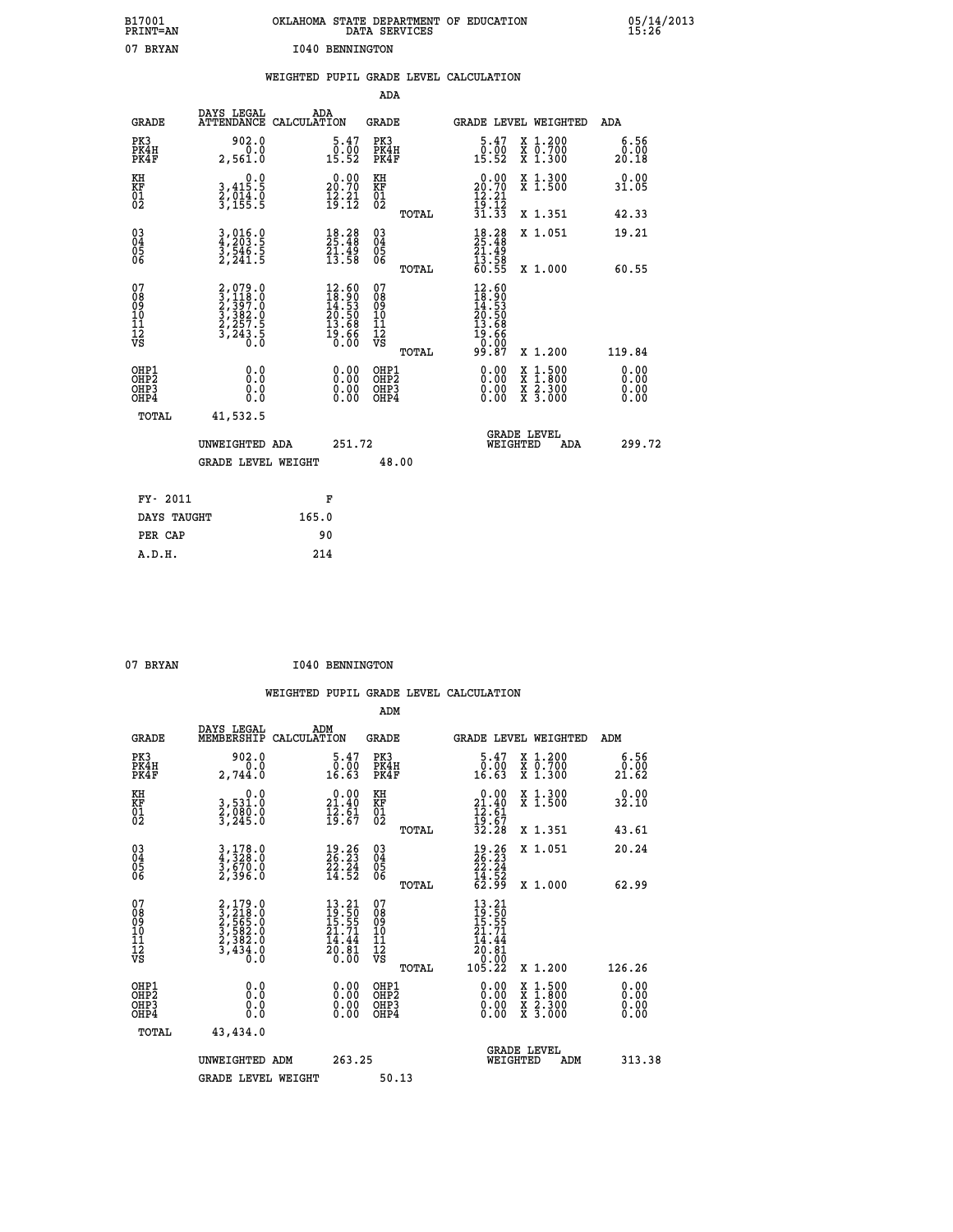B17001 PRINT=AN — OKLAHOMA STATE DEPARTMENT OF EDUCATION DATA SERVICES — 05/14/2013 15:26

07 BRYAN — I040 BENNINGTON

## WEIGHTED PUPIL GRADE LEVEL CALCULATION

### ADA

| GRADE | DAYS LEGAL ATTENDANCE | ADA CALCULATION | GRADE | GRADE LEVEL | WEIGHTED | ADA |
|---|---|---|---|---|---|---|
| PK3 | 902.0 | 5.47 | PK3 | 5.47 | X 1.200 | 6.56 |
| PK4H | 0.0 | 0.00 | PK4H | 0.00 | X 0.700 | 0.00 |
| PK4F | 2,561.0 | 15.52 | PK4F | 15.52 | X 1.300 | 20.18 |
| KH | 0.0 | 0.00 | KH | 0.00 | X 1.300 | 0.00 |
| KF | 3,415.5 | 20.70 | KF | 20.70 | X 1.500 | 31.05 |
| 01 | 2,014.0 | 12.21 | 01 | 12.21 | | |
| 02 | 3,155.5 | 19.12 | 02 | 19.12 | | |
| | | | TOTAL | 31.33 | X 1.351 | 42.33 |
| 03 | 3,016.0 | 18.28 | 03 | 18.28 | X 1.051 | 19.21 |
| 04 | 4,203.5 | 25.48 | 04 | 25.48 | | |
| 05 | 3,546.5 | 21.49 | 05 | 21.49 | | |
| 06 | 2,241.5 | 13.58 | 06 | 13.58 | | |
| | | | TOTAL | 60.55 | X 1.000 | 60.55 |
| 07 | 2,079.0 | 12.60 | 07 | 12.60 | | |
| 08 | 3,118.0 | 18.90 | 08 | 18.90 | | |
| 09 | 2,397.0 | 14.53 | 09 | 14.53 | | |
| 10 | 3,382.0 | 20.50 | 10 | 20.50 | | |
| 11 | 2,257.5 | 13.68 | 11 | 13.68 | | |
| 12 | 3,243.5 | 19.66 | 12 | 19.66 | | |
| VS | 0.0 | 0.00 | VS | 0.00 | | |
| | | | TOTAL | 99.87 | X 1.200 | 119.84 |
| OHP1 | 0.0 | 0.00 | OHP1 | 0.00 | X 1.500 | 0.00 |
| OHP2 | 0.0 | 0.00 | OHP2 | 0.00 | X 1.800 | 0.00 |
| OHP3 | 0.0 | 0.00 | OHP3 | 0.00 | X 2.300 | 0.00 |
| OHP4 | 0.0 | 0.00 | OHP4 | 0.00 | X 3.000 | 0.00 |
| TOTAL | 41,532.5 | | | | | |

UNWEIGHTED ADA 251.72 — GRADE LEVEL WEIGHTED ADA 299.72

GRADE LEVEL WEIGHT 48.00

| FY- 2011 | F |
|---|---|
| DAYS TAUGHT | 165.0 |
| PER CAP | 90 |
| A.D.H. | 214 |

07 BRYAN — I040 BENNINGTON

## WEIGHTED PUPIL GRADE LEVEL CALCULATION

### ADM

| GRADE | DAYS LEGAL MEMBERSHIP | ADM CALCULATION | GRADE | GRADE LEVEL | WEIGHTED | ADM |
|---|---|---|---|---|---|---|
| PK3 | 902.0 | 5.47 | PK3 | 5.47 | X 1.200 | 6.56 |
| PK4H | 0.0 | 0.00 | PK4H | 0.00 | X 0.700 | 0.00 |
| PK4F | 2,744.0 | 16.63 | PK4F | 16.63 | X 1.300 | 21.62 |
| KH | 0.0 | 0.00 | KH | 0.00 | X 1.300 | 0.00 |
| KF | 3,531.0 | 21.40 | KF | 21.40 | X 1.500 | 32.10 |
| 01 | 2,080.0 | 12.61 | 01 | 12.61 | | |
| 02 | 3,245.0 | 19.67 | 02 | 19.67 | | |
| | | | TOTAL | 32.28 | X 1.351 | 43.61 |
| 03 | 3,178.0 | 19.26 | 03 | 19.26 | X 1.051 | 20.24 |
| 04 | 4,328.0 | 26.23 | 04 | 26.23 | | |
| 05 | 3,670.0 | 22.24 | 05 | 22.24 | | |
| 06 | 2,396.0 | 14.52 | 06 | 14.52 | | |
| | | | TOTAL | 62.99 | X 1.000 | 62.99 |
| 07 | 2,179.0 | 13.21 | 07 | 13.21 | | |
| 08 | 3,218.0 | 19.50 | 08 | 19.50 | | |
| 09 | 2,565.0 | 15.55 | 09 | 15.55 | | |
| 10 | 3,582.0 | 21.71 | 10 | 21.71 | | |
| 11 | 2,382.0 | 14.44 | 11 | 14.44 | | |
| 12 | 3,434.0 | 20.81 | 12 | 20.81 | | |
| VS | 0.0 | 0.00 | VS | 0.00 | | |
| | | | TOTAL | 105.22 | X 1.200 | 126.26 |
| OHP1 | 0.0 | 0.00 | OHP1 | 0.00 | X 1.500 | 0.00 |
| OHP2 | 0.0 | 0.00 | OHP2 | 0.00 | X 1.800 | 0.00 |
| OHP3 | 0.0 | 0.00 | OHP3 | 0.00 | X 2.300 | 0.00 |
| OHP4 | 0.0 | 0.00 | OHP4 | 0.00 | X 3.000 | 0.00 |
| TOTAL | 43,434.0 | | | | | |

UNWEIGHTED ADM 263.25 — GRADE LEVEL WEIGHTED ADM 313.38

GRADE LEVEL WEIGHT 50.13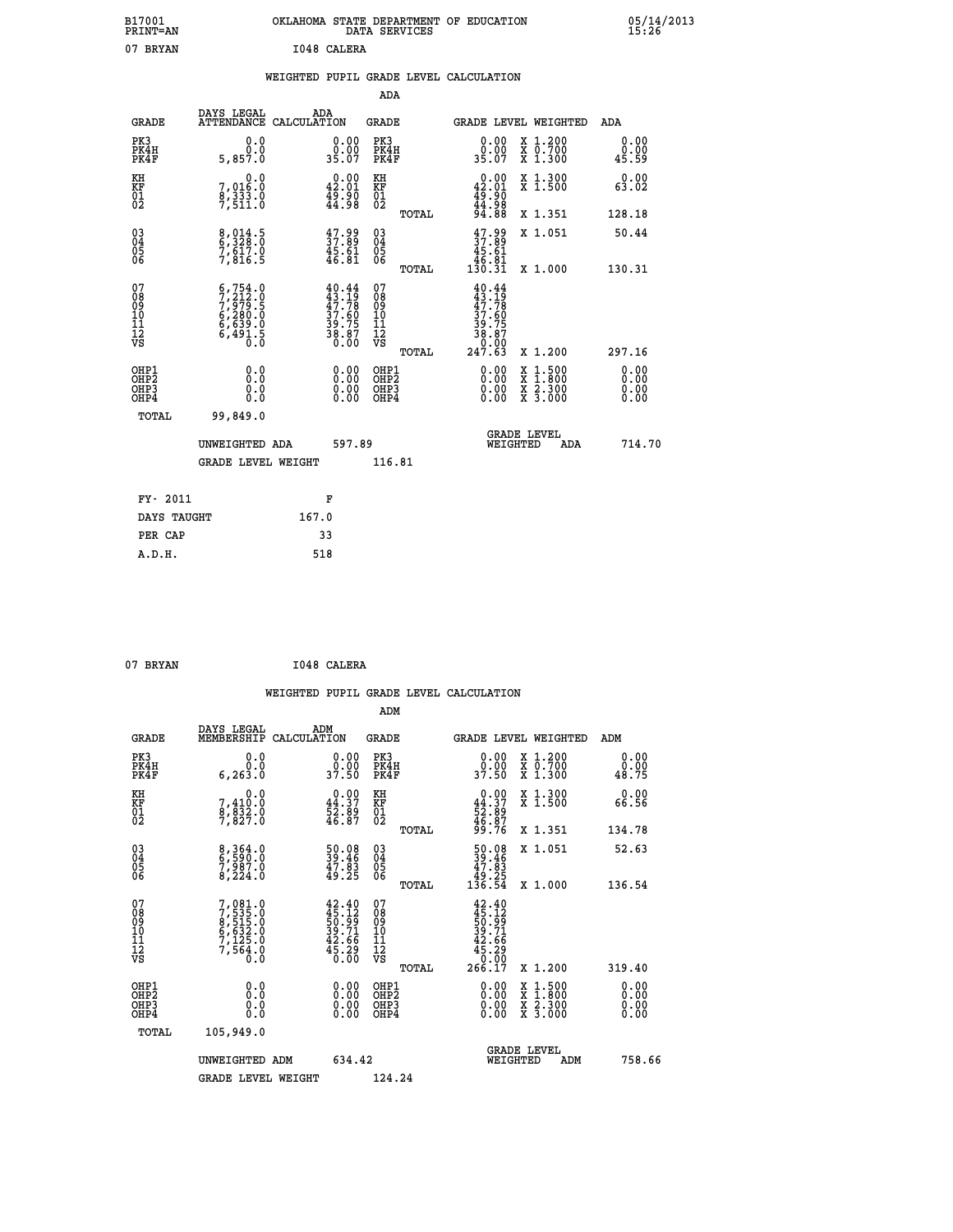B17001 OKLAHOMA STATE DEPARTMENT OF EDUCATION 05/14/2013
PRINT=AN DATA SERVICES 15:26

07 BRYAN I048 CALERA

## WEIGHTED PUPIL GRADE LEVEL CALCULATION

### ADA

| GRADE | DAYS LEGAL ATTENDANCE | ADA CALCULATION | GRADE | GRADE LEVEL | WEIGHTED | ADA |
|---|---|---|---|---|---|---|
| PK3 | 0.0 | 0.00 | PK3 | 0.00 | X 1.200 | 0.00 |
| PK4H | 0.0 | 0.00 | PK4H | 0.00 | X 0.700 | 0.00 |
| PK4F | 5,857.0 | 35.07 | PK4F | 35.07 | X 1.300 | 45.59 |
| KH | 0.0 | 0.00 | KH | 0.00 | X 1.300 | 0.00 |
| KF | 7,016.0 | 42.01 | KF | 42.01 | X 1.500 | 63.02 |
| 01 | 8,333.0 | 49.90 | 01 | 49.90 | | |
| 02 | 7,511.0 | 44.98 | 02 | 44.98 | | |
| | | | TOTAL | 94.88 | X 1.351 | 128.18 |
| 03 | 8,014.5 | 47.99 | 03 | 47.99 | X 1.051 | 50.44 |
| 04 | 6,328.0 | 37.89 | 04 | 37.89 | | |
| 05 | 7,617.0 | 45.61 | 05 | 45.61 | | |
| 06 | 7,816.5 | 46.81 | 06 | 46.81 | | |
| | | | TOTAL | 130.31 | X 1.000 | 130.31 |
| 07 | 6,754.0 | 40.44 | 07 | 40.44 | | |
| 08 | 7,212.0 | 43.19 | 08 | 43.19 | | |
| 09 | 7,979.5 | 47.78 | 09 | 47.78 | | |
| 10 | 6,280.0 | 37.60 | 10 | 37.60 | | |
| 11 | 6,639.0 | 39.75 | 11 | 39.75 | | |
| 12 | 6,491.5 | 38.87 | 12 | 38.87 | | |
| VS | 0.0 | 0.00 | VS | 0.00 | | |
| | | | TOTAL | 247.63 | X 1.200 | 297.16 |
| OHP1 | 0.0 | 0.00 | OHP1 | 0.00 | X 1.500 | 0.00 |
| OHP2 | 0.0 | 0.00 | OHP2 | 0.00 | X 1.800 | 0.00 |
| OHP3 | 0.0 | 0.00 | OHP3 | 0.00 | X 2.300 | 0.00 |
| OHP4 | 0.0 | 0.00 | OHP4 | 0.00 | X 3.000 | 0.00 |
| TOTAL | 99,849.0 | | | | | |

UNWEIGHTED ADA 597.89 GRADE LEVEL WEIGHTED ADA 714.70

GRADE LEVEL WEIGHT 116.81

| FY- 2011 | F |
|---|---|
| DAYS TAUGHT | 167.0 |
| PER CAP | 33 |
| A.D.H. | 518 |

07 BRYAN I048 CALERA

## WEIGHTED PUPIL GRADE LEVEL CALCULATION

### ADM

| GRADE | DAYS LEGAL MEMBERSHIP | ADM CALCULATION | GRADE | GRADE LEVEL | WEIGHTED | ADM |
|---|---|---|---|---|---|---|
| PK3 | 0.0 | 0.00 | PK3 | 0.00 | X 1.200 | 0.00 |
| PK4H | 0.0 | 0.00 | PK4H | 0.00 | X 0.700 | 0.00 |
| PK4F | 6,263.0 | 37.50 | PK4F | 37.50 | X 1.300 | 48.75 |
| KH | 0.0 | 0.00 | KH | 0.00 | X 1.300 | 0.00 |
| KF | 7,410.0 | 44.37 | KF | 44.37 | X 1.500 | 66.56 |
| 01 | 8,832.0 | 52.89 | 01 | 52.89 | | |
| 02 | 7,827.0 | 46.87 | 02 | 46.87 | | |
| | | | TOTAL | 99.76 | X 1.351 | 134.78 |
| 03 | 8,364.0 | 50.08 | 03 | 50.08 | X 1.051 | 52.63 |
| 04 | 6,590.0 | 39.46 | 04 | 39.46 | | |
| 05 | 7,987.0 | 47.83 | 05 | 47.83 | | |
| 06 | 8,224.0 | 49.25 | 06 | 49.25 | | |
| | | | TOTAL | 136.54 | X 1.000 | 136.54 |
| 07 | 7,081.0 | 42.40 | 07 | 42.40 | | |
| 08 | 7,535.0 | 45.12 | 08 | 45.12 | | |
| 09 | 8,515.0 | 50.99 | 09 | 50.99 | | |
| 10 | 6,632.0 | 39.71 | 10 | 39.71 | | |
| 11 | 7,125.0 | 42.66 | 11 | 42.66 | | |
| 12 | 7,564.0 | 45.29 | 12 | 45.29 | | |
| VS | 0.0 | 0.00 | VS | 0.00 | | |
| | | | TOTAL | 266.17 | X 1.200 | 319.40 |
| OHP1 | 0.0 | 0.00 | OHP1 | 0.00 | X 1.500 | 0.00 |
| OHP2 | 0.0 | 0.00 | OHP2 | 0.00 | X 1.800 | 0.00 |
| OHP3 | 0.0 | 0.00 | OHP3 | 0.00 | X 2.300 | 0.00 |
| OHP4 | 0.0 | 0.00 | OHP4 | 0.00 | X 3.000 | 0.00 |
| TOTAL | 105,949.0 | | | | | |

UNWEIGHTED ADM 634.42 GRADE LEVEL WEIGHTED ADM 758.66

GRADE LEVEL WEIGHT 124.24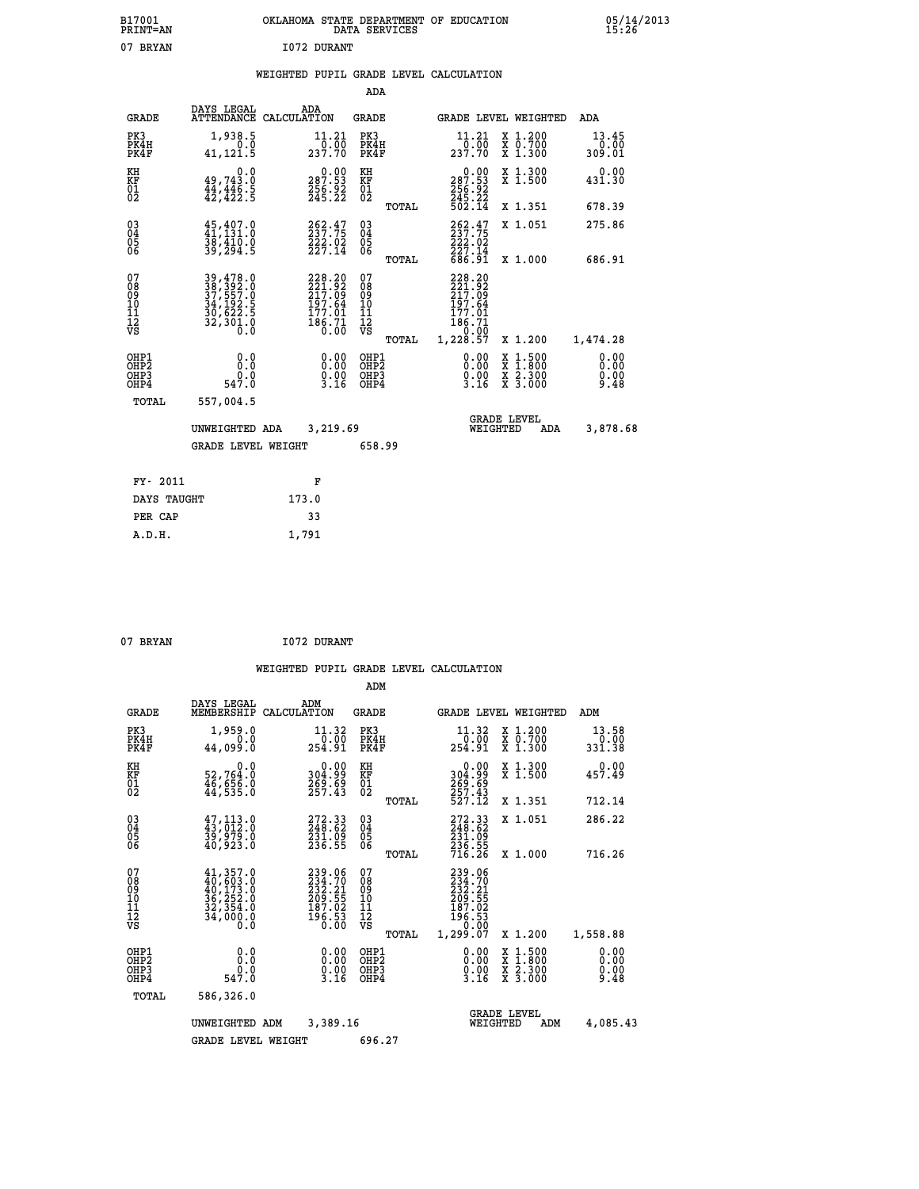B17001 PRINT=AN — OKLAHOMA STATE DEPARTMENT OF EDUCATION DATA SERVICES — 05/14/2013 15:26

07 BRYAN — I072 DURANT

## WEIGHTED PUPIL GRADE LEVEL CALCULATION

### ADA

| GRADE | DAYS LEGAL ATTENDANCE | ADA CALCULATION | GRADE | | GRADE LEVEL | WEIGHTED | ADA |
|---|---|---|---|---|---|---|---|
| PK3 | 1,938.5 | 11.21 | PK3 | | 11.21 | X 1.200 | 13.45 |
| PK4H | 0.0 | 0.00 | PK4H | | 0.00 | X 0.700 | 0.00 |
| PK4F | 41,121.5 | 237.70 | PK4F | | 237.70 | X 1.300 | 309.01 |
| KH | 0.0 | 0.00 | KH | | 0.00 | X 1.300 | 0.00 |
| KF | 49,743.0 | 287.53 | KF | | 287.53 | X 1.500 | 431.30 |
| 01 | 44,446.5 | 256.92 | 01 | | 256.92 | | |
| 02 | 42,422.5 | 245.22 | 02 | | 245.22 | | |
| | | | | TOTAL | 502.14 | X 1.351 | 678.39 |
| 03 | 45,407.0 | 262.47 | 03 | | 262.47 | X 1.051 | 275.86 |
| 04 | 41,131.0 | 237.75 | 04 | | 237.75 | | |
| 05 | 38,410.0 | 222.02 | 05 | | 222.02 | | |
| 06 | 39,294.5 | 227.14 | 06 | | 227.14 | | |
| | | | | TOTAL | 686.91 | X 1.000 | 686.91 |
| 07 | 39,478.0 | 228.20 | 07 | | 228.20 | | |
| 08 | 38,392.0 | 221.92 | 08 | | 221.92 | | |
| 09 | 37,557.0 | 217.09 | 09 | | 217.09 | | |
| 10 | 34,192.5 | 197.64 | 10 | | 197.64 | | |
| 11 | 30,622.5 | 177.01 | 11 | | 177.01 | | |
| 12 | 32,301.0 | 186.71 | 12 | | 186.71 | | |
| VS | 0.0 | 0.00 | VS | | 0.00 | | |
| | | | | TOTAL | 1,228.57 | X 1.200 | 1,474.28 |
| OHP1 | 0.0 | 0.00 | OHP1 | | 0.00 | X 1.500 | 0.00 |
| OHP2 | 0.0 | 0.00 | OHP2 | | 0.00 | X 1.800 | 0.00 |
| OHP3 | 0.0 | 0.00 | OHP3 | | 0.00 | X 2.300 | 0.00 |
| OHP4 | 547.0 | 3.16 | OHP4 | | 3.16 | X 3.000 | 9.48 |
| TOTAL | 557,004.5 | | | | | | |

UNWEIGHTED ADA 3,219.69 — GRADE LEVEL WEIGHTED ADA 3,878.68

GRADE LEVEL WEIGHT 658.99

| FY- 2011 | F |
|---|---|
| DAYS TAUGHT | 173.0 |
| PER CAP | 33 |
| A.D.H. | 1,791 |

07 BRYAN — I072 DURANT

## WEIGHTED PUPIL GRADE LEVEL CALCULATION

### ADM

| GRADE | DAYS LEGAL MEMBERSHIP | ADM CALCULATION | GRADE | | GRADE LEVEL | WEIGHTED | ADM |
|---|---|---|---|---|---|---|---|
| PK3 | 1,959.0 | 11.32 | PK3 | | 11.32 | X 1.200 | 13.58 |
| PK4H | 0.0 | 0.00 | PK4H | | 0.00 | X 0.700 | 0.00 |
| PK4F | 44,099.0 | 254.91 | PK4F | | 254.91 | X 1.300 | 331.38 |
| KH | 0.0 | 0.00 | KH | | 0.00 | X 1.300 | 0.00 |
| KF | 52,764.0 | 304.99 | KF | | 304.99 | X 1.500 | 457.49 |
| 01 | 46,656.0 | 269.69 | 01 | | 269.69 | | |
| 02 | 44,535.0 | 257.43 | 02 | | 257.43 | | |
| | | | | TOTAL | 527.12 | X 1.351 | 712.14 |
| 03 | 47,113.0 | 272.33 | 03 | | 272.33 | X 1.051 | 286.22 |
| 04 | 43,012.0 | 248.62 | 04 | | 248.62 | | |
| 05 | 39,979.0 | 231.09 | 05 | | 231.09 | | |
| 06 | 40,923.0 | 236.55 | 06 | | 236.55 | | |
| | | | | TOTAL | 716.26 | X 1.000 | 716.26 |
| 07 | 41,357.0 | 239.06 | 07 | | 239.06 | | |
| 08 | 40,603.0 | 234.70 | 08 | | 234.70 | | |
| 09 | 40,173.0 | 232.21 | 09 | | 232.21 | | |
| 10 | 36,252.0 | 209.55 | 10 | | 209.55 | | |
| 11 | 32,354.0 | 187.02 | 11 | | 187.02 | | |
| 12 | 34,000.0 | 196.53 | 12 | | 196.53 | | |
| VS | 0.0 | 0.00 | VS | | 0.00 | | |
| | | | | TOTAL | 1,299.07 | X 1.200 | 1,558.88 |
| OHP1 | 0.0 | 0.00 | OHP1 | | 0.00 | X 1.500 | 0.00 |
| OHP2 | 0.0 | 0.00 | OHP2 | | 0.00 | X 1.800 | 0.00 |
| OHP3 | 0.0 | 0.00 | OHP3 | | 0.00 | X 2.300 | 0.00 |
| OHP4 | 547.0 | 3.16 | OHP4 | | 3.16 | X 3.000 | 9.48 |
| TOTAL | 586,326.0 | | | | | | |

UNWEIGHTED ADM 3,389.16 — GRADE LEVEL WEIGHTED ADM 4,085.43

GRADE LEVEL WEIGHT 696.27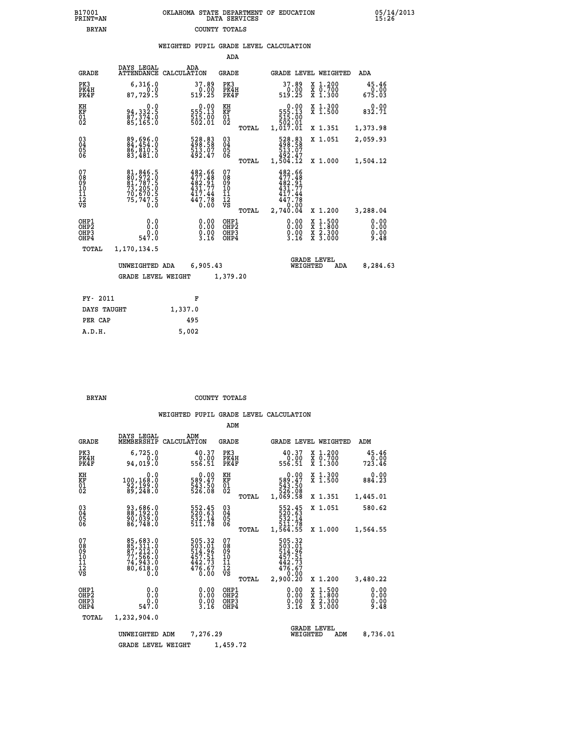B17001 OKLAHOMA STATE DEPARTMENT OF EDUCATION 05/14/2013
PRINT=AN DATA SERVICES 15:26
BRYAN COUNTY TOTALS

### WEIGHTED PUPIL GRADE LEVEL CALCULATION

ADA

| GRADE | DAYS LEGAL ATTENDANCE | ADA CALCULATION | GRADE | | GRADE LEVEL | WEIGHTED | ADA |
|---|---|---|---|---|---|---|---|
| PK3 | 6,316.0 | 37.89 | PK3 | | 37.89 | X 1.200 | 45.46 |
| PK4H | 0.0 | 0.00 | PK4H | | 0.00 | X 0.700 | 0.00 |
| PK4F | 87,729.5 | 519.25 | PK4F | | 519.25 | X 1.300 | 675.03 |
| KH | 0.0 | 0.00 | KH | | 0.00 | X 1.300 | 0.00 |
| KF | 94,332.5 | 555.13 | KF | | 555.13 | X 1.500 | 832.71 |
| 01 | 87,374.0 | 515.00 | 01 | | 515.00 | | |
| 02 | 85,165.0 | 502.01 | 02 | | 502.01 | | |
| | | | | TOTAL | 1,017.01 | X 1.351 | 1,373.98 |
| 03 | 89,696.0 | 528.83 | 03 | | 528.83 | X 1.051 | 2,059.93 |
| 04 | 84,454.0 | 498.58 | 04 | | 498.58 | | |
| 05 | 86,810.5 | 513.07 | 05 | | 513.07 | | |
| 06 | 83,481.0 | 492.47 | 06 | | 492.47 | | |
| | | | | TOTAL | 1,504.12 | X 1.000 | 1,504.12 |
| 07 | 81,846.5 | 482.66 | 07 | | 482.66 | | |
| 08 | 80,972.0 | 477.48 | 08 | | 477.48 | | |
| 09 | 81,787.5 | 482.91 | 09 | | 482.91 | | |
| 10 | 73,205.0 | 431.77 | 10 | | 431.77 | | |
| 11 | 70,670.5 | 417.44 | 11 | | 417.44 | | |
| 12 | 75,747.5 | 447.78 | 12 | | 447.78 | | |
| VS | 0.0 | 0.00 | VS | | 0.00 | | |
| | | | | TOTAL | 2,740.04 | X 1.200 | 3,288.04 |
| OHP1 | 0.0 | 0.00 | OHP1 | | 0.00 | X 1.500 | 0.00 |
| OHP2 | 0.0 | 0.00 | OHP2 | | 0.00 | X 1.800 | 0.00 |
| OHP3 | 0.0 | 0.00 | OHP3 | | 0.00 | X 2.300 | 0.00 |
| OHP4 | 547.0 | 3.16 | OHP4 | | 3.16 | X 3.000 | 9.48 |
| TOTAL | 1,170,134.5 | | | | | | |

UNWEIGHTED ADA 6,905.43 — GRADE LEVEL WEIGHTED ADA 8,284.63

GRADE LEVEL WEIGHT 1,379.20

| FY- 2011 | F |
|---|---|
| DAYS TAUGHT | 1,337.0 |
| PER CAP | 495 |
| A.D.H. | 5,002 |

BRYAN COUNTY TOTALS

### WEIGHTED PUPIL GRADE LEVEL CALCULATION

ADM

| GRADE | DAYS LEGAL MEMBERSHIP | ADM CALCULATION | GRADE | | GRADE LEVEL | WEIGHTED | ADM |
|---|---|---|---|---|---|---|---|
| PK3 | 6,725.0 | 40.37 | PK3 | | 40.37 | X 1.200 | 45.46 |
| PK4H | 0.0 | 0.00 | PK4H | | 0.00 | X 0.700 | 0.00 |
| PK4F | 94,019.0 | 556.51 | PK4F | | 556.51 | X 1.300 | 723.46 |
| KH | 0.0 | 0.00 | KH | | 0.00 | X 1.300 | 0.00 |
| KF | 100,168.0 | 589.47 | KF | | 589.47 | X 1.500 | 884.23 |
| 01 | 92,199.0 | 543.50 | 01 | | 543.50 | | |
| 02 | 89,248.0 | 526.08 | 02 | | 526.08 | | |
| | | | | TOTAL | 1,069.58 | X 1.351 | 1,445.01 |
| 03 | 93,686.0 | 552.45 | 03 | | 552.45 | X 1.051 | 580.62 |
| 04 | 88,192.0 | 520.63 | 04 | | 520.63 | | |
| 05 | 90,039.0 | 532.14 | 05 | | 532.14 | | |
| 06 | 86,748.0 | 511.78 | 06 | | 511.78 | | |
| | | | | TOTAL | 1,564.55 | X 1.000 | 1,564.55 |
| 07 | 85,683.0 | 505.32 | 07 | | 505.32 | | |
| 08 | 85,311.0 | 503.01 | 08 | | 503.01 | | |
| 09 | 87,212.0 | 514.96 | 09 | | 514.96 | | |
| 10 | 77,566.0 | 457.51 | 10 | | 457.51 | | |
| 11 | 74,943.0 | 442.73 | 11 | | 442.73 | | |
| 12 | 80,618.0 | 476.67 | 12 | | 476.67 | | |
| VS | 0.0 | 0.00 | VS | | 0.00 | | |
| | | | | TOTAL | 2,900.20 | X 1.200 | 3,480.22 |
| OHP1 | 0.0 | 0.00 | OHP1 | | 0.00 | X 1.500 | 0.00 |
| OHP2 | 0.0 | 0.00 | OHP2 | | 0.00 | X 1.800 | 0.00 |
| OHP3 | 0.0 | 0.00 | OHP3 | | 0.00 | X 2.300 | 0.00 |
| OHP4 | 547.0 | 3.16 | OHP4 | | 3.16 | X 3.000 | 9.48 |
| TOTAL | 1,232,904.0 | | | | | | |

UNWEIGHTED ADM 7,276.29 — GRADE LEVEL WEIGHTED ADM 8,736.01

GRADE LEVEL WEIGHT 1,459.72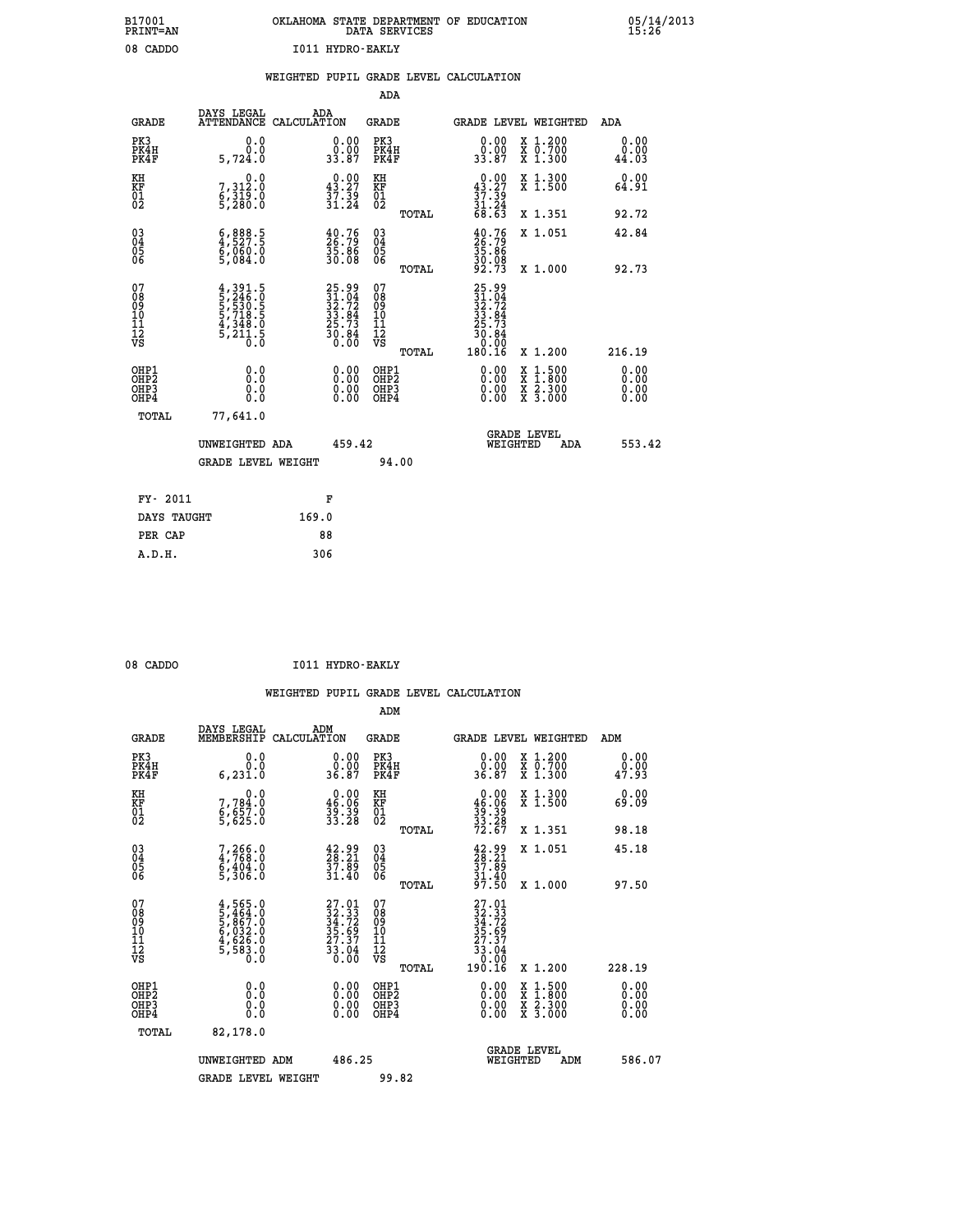B17001 PRINT=AN — OKLAHOMA STATE DEPARTMENT OF EDUCATION DATA SERVICES — 05/14/2013 15:26

08 CADDO — I011 HYDRO-EAKLY

## WEIGHTED PUPIL GRADE LEVEL CALCULATION

### ADA

| GRADE | DAYS LEGAL ATTENDANCE | ADA CALCULATION | GRADE | GRADE LEVEL | WEIGHTED | ADA |
|---|---|---|---|---|---|---|
| PK3 | 0.0 | 0.00 | PK3 | 0.00 | X 1.200 | 0.00 |
| PK4H | 0.0 | 0.00 | PK4H | 0.00 | X 0.700 | 0.00 |
| PK4F | 5,724.0 | 33.87 | PK4F | 33.87 | X 1.300 | 44.03 |
| KH | 0.0 | 0.00 | KH | 0.00 | X 1.300 | 0.00 |
| KF | 7,312.0 | 43.27 | KF | 43.27 | X 1.500 | 64.91 |
| 01 | 6,319.0 | 37.39 | 01 | 37.39 | | |
| 02 | 5,280.0 | 31.24 | 02 | 31.24 | | |
| | | | TOTAL | 68.63 | X 1.351 | 92.72 |
| 03 | 6,888.5 | 40.76 | 03 | 40.76 | X 1.051 | 42.84 |
| 04 | 4,527.5 | 26.79 | 04 | 26.79 | | |
| 05 | 6,060.0 | 35.86 | 05 | 35.86 | | |
| 06 | 5,084.0 | 30.08 | 06 | 30.08 | | |
| | | | TOTAL | 92.73 | X 1.000 | 92.73 |
| 07 | 4,391.5 | 25.99 | 07 | 25.99 | | |
| 08 | 5,246.0 | 31.04 | 08 | 31.04 | | |
| 09 | 5,530.5 | 32.72 | 09 | 32.72 | | |
| 10 | 5,718.5 | 33.84 | 10 | 33.84 | | |
| 11 | 4,348.0 | 25.73 | 11 | 25.73 | | |
| 12 | 5,211.5 | 30.84 | 12 | 30.84 | | |
| VS | 0.0 | 0.00 | VS | 0.00 | | |
| | | | TOTAL | 180.16 | X 1.200 | 216.19 |
| OHP1 | 0.0 | 0.00 | OHP1 | 0.00 | X 1.500 | 0.00 |
| OHP2 | 0.0 | 0.00 | OHP2 | 0.00 | X 1.800 | 0.00 |
| OHP3 | 0.0 | 0.00 | OHP3 | 0.00 | X 2.300 | 0.00 |
| OHP4 | 0.0 | 0.00 | OHP4 | 0.00 | X 3.000 | 0.00 |
| TOTAL | 77,641.0 | | | | | |

UNWEIGHTED ADA 459.42 — GRADE LEVEL WEIGHTED ADA 553.42

GRADE LEVEL WEIGHT 94.00

| FY- 2011 | F |
|---|---|
| DAYS TAUGHT | 169.0 |
| PER CAP | 88 |
| A.D.H. | 306 |

08 CADDO — I011 HYDRO-EAKLY

## WEIGHTED PUPIL GRADE LEVEL CALCULATION

### ADM

| GRADE | DAYS LEGAL MEMBERSHIP | ADM CALCULATION | GRADE | GRADE LEVEL | WEIGHTED | ADM |
|---|---|---|---|---|---|---|
| PK3 | 0.0 | 0.00 | PK3 | 0.00 | X 1.200 | 0.00 |
| PK4H | 0.0 | 0.00 | PK4H | 0.00 | X 0.700 | 0.00 |
| PK4F | 6,231.0 | 36.87 | PK4F | 36.87 | X 1.300 | 47.93 |
| KH | 0.0 | 0.00 | KH | 0.00 | X 1.300 | 0.00 |
| KF | 7,784.0 | 46.06 | KF | 46.06 | X 1.500 | 69.09 |
| 01 | 6,657.0 | 39.39 | 01 | 39.39 | | |
| 02 | 5,625.0 | 33.28 | 02 | 33.28 | | |
| | | | TOTAL | 72.67 | X 1.351 | 98.18 |
| 03 | 7,266.0 | 42.99 | 03 | 42.99 | X 1.051 | 45.18 |
| 04 | 4,768.0 | 28.21 | 04 | 28.21 | | |
| 05 | 6,404.0 | 37.89 | 05 | 37.89 | | |
| 06 | 5,306.0 | 31.40 | 06 | 31.40 | | |
| | | | TOTAL | 97.50 | X 1.000 | 97.50 |
| 07 | 4,565.0 | 27.01 | 07 | 27.01 | | |
| 08 | 5,464.0 | 32.33 | 08 | 32.33 | | |
| 09 | 5,867.0 | 34.72 | 09 | 34.72 | | |
| 10 | 6,032.0 | 35.69 | 10 | 35.69 | | |
| 11 | 4,626.0 | 27.37 | 11 | 27.37 | | |
| 12 | 5,583.0 | 33.04 | 12 | 33.04 | | |
| VS | 0.0 | 0.00 | VS | 0.00 | | |
| | | | TOTAL | 190.16 | X 1.200 | 228.19 |
| OHP1 | 0.0 | 0.00 | OHP1 | 0.00 | X 1.500 | 0.00 |
| OHP2 | 0.0 | 0.00 | OHP2 | 0.00 | X 1.800 | 0.00 |
| OHP3 | 0.0 | 0.00 | OHP3 | 0.00 | X 2.300 | 0.00 |
| OHP4 | 0.0 | 0.00 | OHP4 | 0.00 | X 3.000 | 0.00 |
| TOTAL | 82,178.0 | | | | | |

UNWEIGHTED ADM 486.25 — GRADE LEVEL WEIGHTED ADM 586.07

GRADE LEVEL WEIGHT 99.82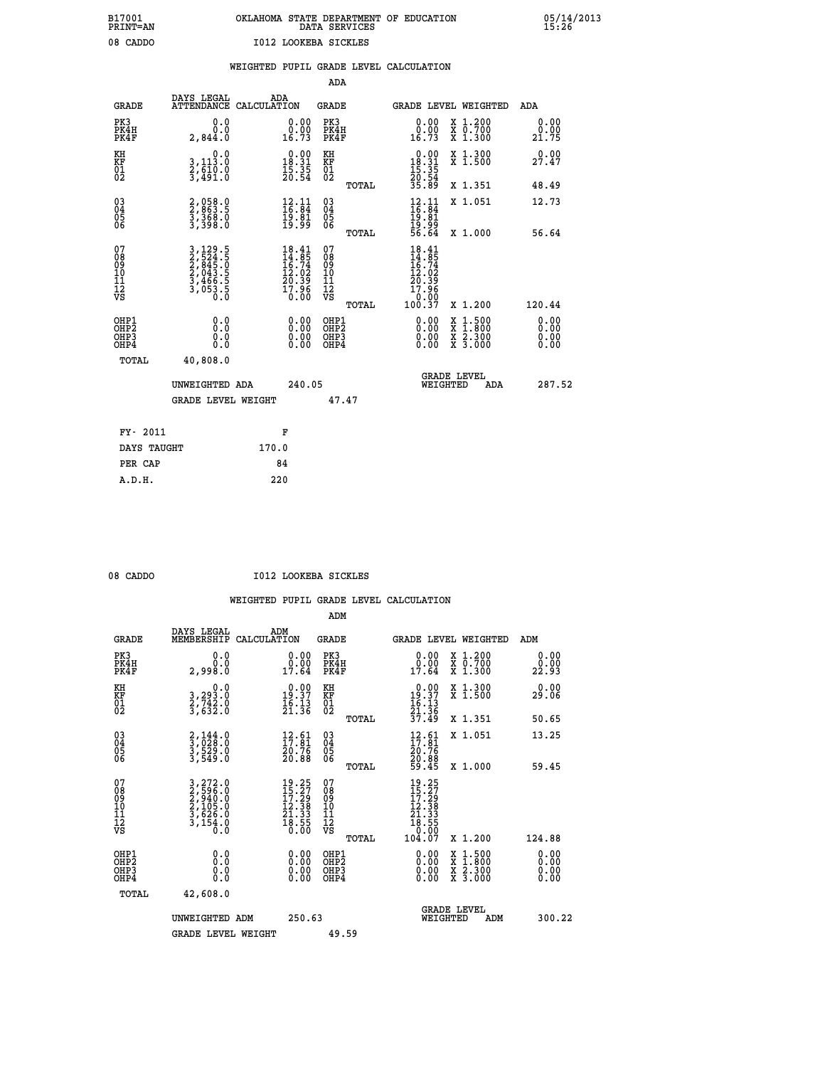B17001 PRINT=AN — OKLAHOMA STATE DEPARTMENT OF EDUCATION DATA SERVICES — 05/14/2013 15:26

08 CADDO — I012 LOOKEBA SICKLES

## WEIGHTED PUPIL GRADE LEVEL CALCULATION

### ADA

| GRADE | DAYS LEGAL ATTENDANCE | ADA CALCULATION | GRADE | GRADE LEVEL | WEIGHTED | ADA |
|---|---|---|---|---|---|---|
| PK3 | 0.0 | 0.00 | PK3 | 0.00 | X 1.200 | 0.00 |
| PK4H | 0.0 | 0.00 | PK4H | 0.00 | X 0.700 | 0.00 |
| PK4F | 2,844.0 | 16.73 | PK4F | 16.73 | X 1.300 | 21.75 |
| KH | 0.0 | 0.00 | KH | 0.00 | X 1.300 | 0.00 |
| KF | 3,113.0 | 18.31 | KF | 18.31 | X 1.500 | 27.47 |
| 01 | 2,610.0 | 15.35 | 01 | 15.35 | | |
| 02 | 3,491.0 | 20.54 | 02 | 20.54 | | |
| | | | TOTAL | 35.89 | X 1.351 | 48.49 |
| 03 | 2,058.0 | 12.11 | 03 | 12.11 | X 1.051 | 12.73 |
| 04 | 2,863.5 | 16.84 | 04 | 16.84 | | |
| 05 | 3,368.0 | 19.81 | 05 | 19.81 | | |
| 06 | 3,398.0 | 19.99 | 06 | 19.99 | | |
| | | | TOTAL | 56.64 | X 1.000 | 56.64 |
| 07 | 3,129.5 | 18.41 | 07 | 18.41 | | |
| 08 | 2,524.5 | 14.85 | 08 | 14.85 | | |
| 09 | 2,845.0 | 16.74 | 09 | 16.74 | | |
| 10 | 2,043.5 | 12.02 | 10 | 12.02 | | |
| 11 | 3,466.5 | 20.39 | 11 | 20.39 | | |
| 12 | 3,053.5 | 17.96 | 12 | 17.96 | | |
| VS | 0.0 | 0.00 | VS | 0.00 | | |
| | | | TOTAL | 100.37 | X 1.200 | 120.44 |
| OHP1 | 0.0 | 0.00 | OHP1 | 0.00 | X 1.500 | 0.00 |
| OHP2 | 0.0 | 0.00 | OHP2 | 0.00 | X 1.800 | 0.00 |
| OHP3 | 0.0 | 0.00 | OHP3 | 0.00 | X 2.300 | 0.00 |
| OHP4 | 0.0 | 0.00 | OHP4 | 0.00 | X 3.000 | 0.00 |
| TOTAL | 40,808.0 | | | | | |

UNWEIGHTED ADA 240.05 — GRADE LEVEL WEIGHTED ADA 287.52

GRADE LEVEL WEIGHT 47.47

| FY- 2011 | F |
|---|---|
| DAYS TAUGHT | 170.0 |
| PER CAP | 84 |
| A.D.H. | 220 |

08 CADDO — I012 LOOKEBA SICKLES

## WEIGHTED PUPIL GRADE LEVEL CALCULATION

### ADM

| GRADE | DAYS LEGAL MEMBERSHIP | ADM CALCULATION | GRADE | GRADE LEVEL | WEIGHTED | ADM |
|---|---|---|---|---|---|---|
| PK3 | 0.0 | 0.00 | PK3 | 0.00 | X 1.200 | 0.00 |
| PK4H | 0.0 | 0.00 | PK4H | 0.00 | X 0.700 | 0.00 |
| PK4F | 2,998.0 | 17.64 | PK4F | 17.64 | X 1.300 | 22.93 |
| KH | 0.0 | 0.00 | KH | 0.00 | X 1.300 | 0.00 |
| KF | 3,293.0 | 19.37 | KF | 19.37 | X 1.500 | 29.06 |
| 01 | 2,742.0 | 16.13 | 01 | 16.13 | | |
| 02 | 3,632.0 | 21.36 | 02 | 21.36 | | |
| | | | TOTAL | 37.49 | X 1.351 | 50.65 |
| 03 | 2,144.0 | 12.61 | 03 | 12.61 | X 1.051 | 13.25 |
| 04 | 3,028.0 | 17.81 | 04 | 17.81 | | |
| 05 | 3,529.0 | 20.76 | 05 | 20.76 | | |
| 06 | 3,549.0 | 20.88 | 06 | 20.88 | | |
| | | | TOTAL | 59.45 | X 1.000 | 59.45 |
| 07 | 3,272.0 | 19.25 | 07 | 19.25 | | |
| 08 | 2,596.0 | 15.27 | 08 | 15.27 | | |
| 09 | 2,940.0 | 17.29 | 09 | 17.29 | | |
| 10 | 2,105.0 | 12.38 | 10 | 12.38 | | |
| 11 | 3,626.0 | 21.33 | 11 | 21.33 | | |
| 12 | 3,154.0 | 18.55 | 12 | 18.55 | | |
| VS | 0.0 | 0.00 | VS | 0.00 | | |
| | | | TOTAL | 104.07 | X 1.200 | 124.88 |
| OHP1 | 0.0 | 0.00 | OHP1 | 0.00 | X 1.500 | 0.00 |
| OHP2 | 0.0 | 0.00 | OHP2 | 0.00 | X 1.800 | 0.00 |
| OHP3 | 0.0 | 0.00 | OHP3 | 0.00 | X 2.300 | 0.00 |
| OHP4 | 0.0 | 0.00 | OHP4 | 0.00 | X 3.000 | 0.00 |
| TOTAL | 42,608.0 | | | | | |

UNWEIGHTED ADM 250.63 — GRADE LEVEL WEIGHTED ADM 300.22

GRADE LEVEL WEIGHT 49.59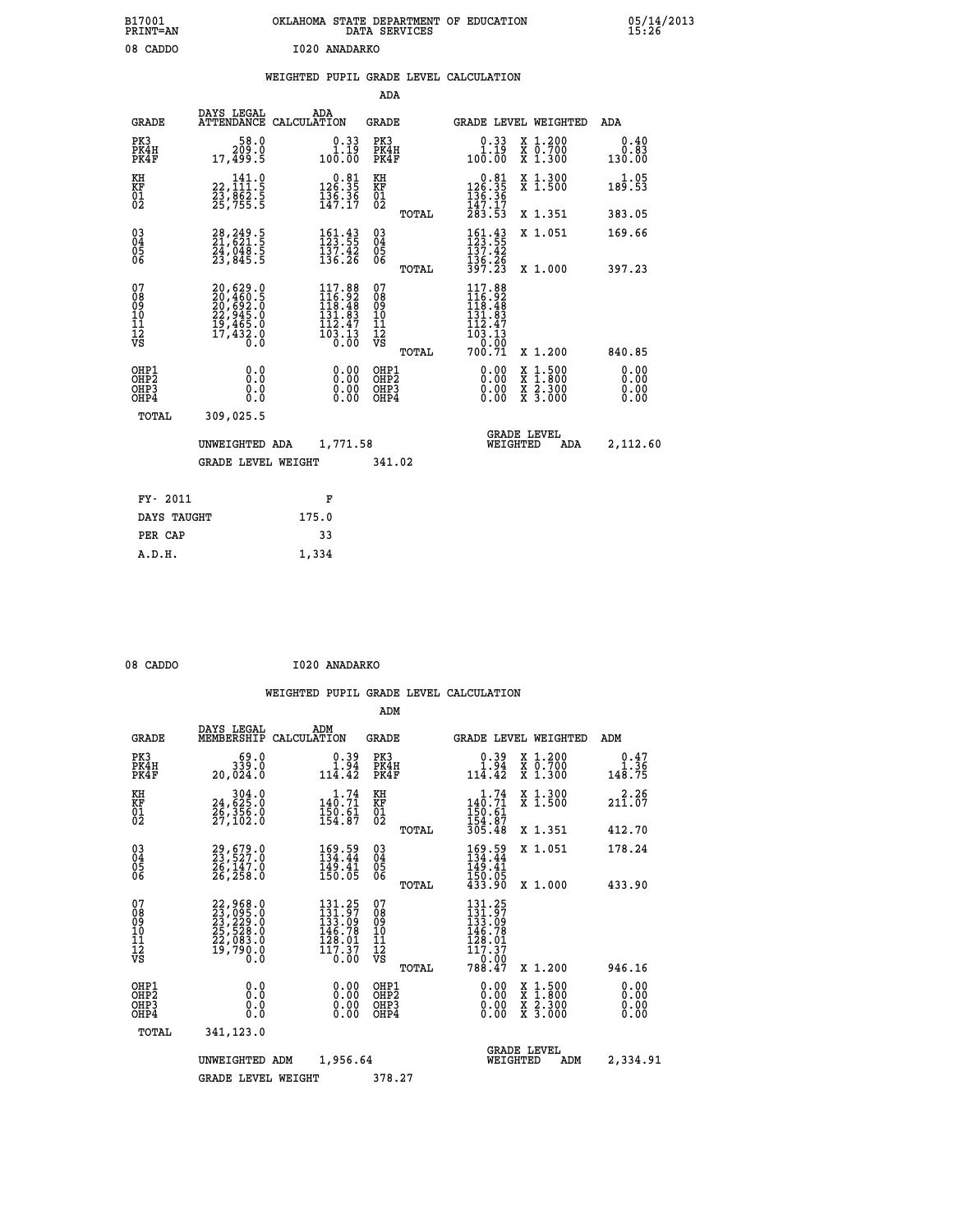B17001 OKLAHOMA STATE DEPARTMENT OF EDUCATION 05/14/2013
PRINT=AN DATA SERVICES 15:26

08 CADDO I020 ANADARKO

## WEIGHTED PUPIL GRADE LEVEL CALCULATION

### ADA

| GRADE | DAYS LEGAL ATTENDANCE | ADA CALCULATION | GRADE | | GRADE LEVEL | WEIGHTED | ADA |
|---|---|---|---|---|---|---|---|
| PK3 | 58.0 | 0.33 | PK3 | | 0.33 | X 1.200 | 0.40 |
| PK4H | 209.0 | 1.19 | PK4H | | 1.19 | X 0.700 | 0.83 |
| PK4F | 17,499.5 | 100.00 | PK4F | | 100.00 | X 1.300 | 130.00 |
| KH | 141.0 | 0.81 | KH | | 0.81 | X 1.300 | 1.05 |
| KF | 22,111.5 | 126.35 | KF | | 126.35 | X 1.500 | 189.53 |
| 01 | 23,862.5 | 136.36 | 01 | | 136.36 | | |
| 02 | 25,755.5 | 147.17 | 02 | | 147.17 | | |
| | | | | TOTAL | 283.53 | X 1.351 | 383.05 |
| 03 | 28,249.5 | 161.43 | 03 | | 161.43 | X 1.051 | 169.66 |
| 04 | 21,621.5 | 123.55 | 04 | | 123.55 | | |
| 05 | 24,048.5 | 137.42 | 05 | | 137.42 | | |
| 06 | 23,845.5 | 136.26 | 06 | | 136.26 | | |
| | | | | TOTAL | 397.23 | X 1.000 | 397.23 |
| 07 | 20,629.0 | 117.88 | 07 | | 117.88 | | |
| 08 | 20,460.5 | 116.92 | 08 | | 116.92 | | |
| 09 | 20,692.0 | 118.48 | 09 | | 118.48 | | |
| 10 | 22,945.0 | 131.83 | 10 | | 131.83 | | |
| 11 | 19,465.0 | 112.47 | 11 | | 112.47 | | |
| 12 | 17,432.0 | 103.13 | 12 | | 103.13 | | |
| VS | 0.0 | 0.00 | VS | | 0.00 | | |
| | | | | TOTAL | 700.71 | X 1.200 | 840.85 |
| OHP1 | 0.0 | 0.00 | OHP1 | | 0.00 | X 1.500 | 0.00 |
| OHP2 | 0.0 | 0.00 | OHP2 | | 0.00 | X 1.800 | 0.00 |
| OHP3 | 0.0 | 0.00 | OHP3 | | 0.00 | X 2.300 | 0.00 |
| OHP4 | 0.0 | 0.00 | OHP4 | | 0.00 | X 3.000 | 0.00 |
| TOTAL | 309,025.5 | | | | | | |

UNWEIGHTED ADA 1,771.58 GRADE LEVEL WEIGHTED ADA 2,112.60

GRADE LEVEL WEIGHT 341.02

| FY- 2011 | F |
|---|---|
| DAYS TAUGHT | 175.0 |
| PER CAP | 33 |
| A.D.H. | 1,334 |

08 CADDO I020 ANADARKO

## WEIGHTED PUPIL GRADE LEVEL CALCULATION

### ADM

| GRADE | DAYS LEGAL MEMBERSHIP | ADM CALCULATION | GRADE | | GRADE LEVEL | WEIGHTED | ADM |
|---|---|---|---|---|---|---|---|
| PK3 | 69.0 | 0.39 | PK3 | | 0.39 | X 1.200 | 0.47 |
| PK4H | 339.0 | 1.94 | PK4H | | 1.94 | X 0.700 | 1.36 |
| PK4F | 20,024.0 | 114.42 | PK4F | | 114.42 | X 1.300 | 148.75 |
| KH | 304.0 | 1.74 | KH | | 1.74 | X 1.300 | 2.26 |
| KF | 24,625.0 | 140.71 | KF | | 140.71 | X 1.500 | 211.07 |
| 01 | 26,356.0 | 150.61 | 01 | | 150.61 | | |
| 02 | 27,102.0 | 154.87 | 02 | | 154.87 | | |
| | | | | TOTAL | 305.48 | X 1.351 | 412.70 |
| 03 | 29,679.0 | 169.59 | 03 | | 169.59 | X 1.051 | 178.24 |
| 04 | 23,527.0 | 134.44 | 04 | | 134.44 | | |
| 05 | 26,147.0 | 149.41 | 05 | | 149.41 | | |
| 06 | 26,258.0 | 150.05 | 06 | | 150.05 | | |
| | | | | TOTAL | 433.90 | X 1.000 | 433.90 |
| 07 | 22,968.0 | 131.25 | 07 | | 131.25 | | |
| 08 | 23,095.0 | 131.97 | 08 | | 131.97 | | |
| 09 | 23,229.0 | 133.09 | 09 | | 133.09 | | |
| 10 | 25,528.0 | 146.78 | 10 | | 146.78 | | |
| 11 | 22,083.0 | 128.01 | 11 | | 128.01 | | |
| 12 | 19,790.0 | 117.37 | 12 | | 117.37 | | |
| VS | 0.0 | 0.00 | VS | | 0.00 | | |
| | | | | TOTAL | 788.47 | X 1.200 | 946.16 |
| OHP1 | 0.0 | 0.00 | OHP1 | | 0.00 | X 1.500 | 0.00 |
| OHP2 | 0.0 | 0.00 | OHP2 | | 0.00 | X 1.800 | 0.00 |
| OHP3 | 0.0 | 0.00 | OHP3 | | 0.00 | X 2.300 | 0.00 |
| OHP4 | 0.0 | 0.00 | OHP4 | | 0.00 | X 3.000 | 0.00 |
| TOTAL | 341,123.0 | | | | | | |

UNWEIGHTED ADM 1,956.64 GRADE LEVEL WEIGHTED ADM 2,334.91

GRADE LEVEL WEIGHT 378.27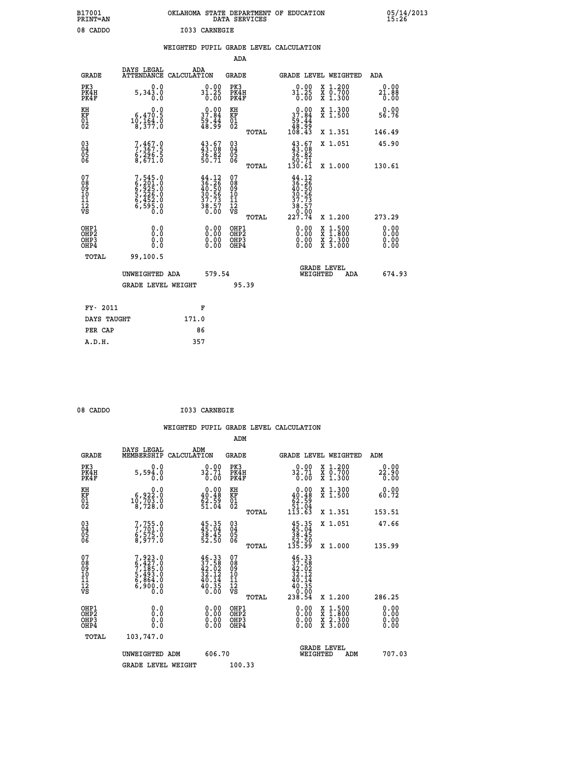B17001 PRINT=AN    OKLAHOMA STATE DEPARTMENT OF EDUCATION DATA SERVICES    05/14/2013 15:26

08 CADDO    I033 CARNEGIE

WEIGHTED PUPIL GRADE LEVEL CALCULATION

ADA

| GRADE | DAYS LEGAL ATTENDANCE | ADA CALCULATION | GRADE | | GRADE LEVEL | WEIGHTED | ADA |
|---|---|---|---|---|---|---|---|
| PK3 | 0.0 | 0.00 | PK3 | | 0.00 | X 1.200 | 0.00 |
| PK4H | 5,343.0 | 31.25 | PK4H | | 31.25 | X 0.700 | 21.88 |
| PK4F | 0.0 | 0.00 | PK4F | | 0.00 | X 1.300 | 0.00 |
| KH | 0.0 | 0.00 | KH | | 0.00 | X 1.300 | 0.00 |
| KF | 6,470.5 | 37.84 | KF | | 37.84 | X 1.500 | 56.76 |
| 01 | 10,164.0 | 59.44 | 01 | | 59.44 | | |
| 02 | 8,377.0 | 48.99 | 02 | | 48.99 | | |
| | | | | TOTAL | 108.43 | X 1.351 | 146.49 |
| 03 | 7,467.0 | 43.67 | 03 | | 43.67 | X 1.051 | 45.90 |
| 04 | 7,367.5 | 43.08 | 04 | | 43.08 | | |
| 05 | 6,296.5 | 36.82 | 05 | | 36.82 | | |
| 06 | 8,671.0 | 50.71 | 06 | | 50.71 | | |
| | | | | TOTAL | 130.61 | X 1.000 | 130.61 |
| 07 | 7,545.0 | 44.12 | 07 | | 44.12 | | |
| 08 | 6,201.0 | 36.26 | 08 | | 36.26 | | |
| 09 | 6,925.0 | 40.50 | 09 | | 40.50 | | |
| 10 | 5,226.0 | 30.56 | 10 | | 30.56 | | |
| 11 | 6,452.0 | 37.73 | 11 | | 37.73 | | |
| 12 | 6,595.0 | 38.57 | 12 | | 38.57 | | |
| VS | 0.0 | 0.00 | VS | | 0.00 | | |
| | | | | TOTAL | 227.74 | X 1.200 | 273.29 |
| OHP1 | 0.0 | 0.00 | OHP1 | | 0.00 | X 1.500 | 0.00 |
| OHP2 | 0.0 | 0.00 | OHP2 | | 0.00 | X 1.800 | 0.00 |
| OHP3 | 0.0 | 0.00 | OHP3 | | 0.00 | X 2.300 | 0.00 |
| OHP4 | 0.0 | 0.00 | OHP4 | | 0.00 | X 3.000 | 0.00 |
| TOTAL | 99,100.5 | | | | | | |

UNWEIGHTED ADA 579.54    GRADE LEVEL WEIGHTED ADA 674.93

GRADE LEVEL WEIGHT 95.39

| FY- 2011 | F |
|---|---|
| DAYS TAUGHT | 171.0 |
| PER CAP | 86 |
| A.D.H. | 357 |

08 CADDO    I033 CARNEGIE

WEIGHTED PUPIL GRADE LEVEL CALCULATION

ADM

| GRADE | DAYS LEGAL MEMBERSHIP | ADM CALCULATION | GRADE | | GRADE LEVEL | WEIGHTED | ADM |
|---|---|---|---|---|---|---|---|
| PK3 | 0.0 | 0.00 | PK3 | | 0.00 | X 1.200 | 0.00 |
| PK4H | 5,594.0 | 32.71 | PK4H | | 32.71 | X 0.700 | 22.90 |
| PK4F | 0.0 | 0.00 | PK4F | | 0.00 | X 1.300 | 0.00 |
| KH | 0.0 | 0.00 | KH | | 0.00 | X 1.300 | 0.00 |
| KF | 6,922.0 | 40.48 | KF | | 40.48 | X 1.500 | 60.72 |
| 01 | 10,703.0 | 62.59 | 01 | | 62.59 | | |
| 02 | 8,728.0 | 51.04 | 02 | | 51.04 | | |
| | | | | TOTAL | 113.63 | X 1.351 | 153.51 |
| 03 | 7,755.0 | 45.35 | 03 | | 45.35 | X 1.051 | 47.66 |
| 04 | 7,701.0 | 45.04 | 04 | | 45.04 | | |
| 05 | 6,575.0 | 38.45 | 05 | | 38.45 | | |
| 06 | 8,977.0 | 52.50 | 06 | | 52.50 | | |
| | | | | TOTAL | 135.99 | X 1.000 | 135.99 |
| 07 | 7,923.0 | 46.33 | 07 | | 46.33 | | |
| 08 | 6,427.0 | 37.58 | 08 | | 37.58 | | |
| 09 | 7,185.0 | 42.02 | 09 | | 42.02 | | |
| 10 | 5,493.0 | 32.12 | 10 | | 32.12 | | |
| 11 | 6,864.0 | 40.14 | 11 | | 40.14 | | |
| 12 | 6,900.0 | 40.35 | 12 | | 40.35 | | |
| VS | 0.0 | 0.00 | VS | | 0.00 | | |
| | | | | TOTAL | 238.54 | X 1.200 | 286.25 |
| OHP1 | 0.0 | 0.00 | OHP1 | | 0.00 | X 1.500 | 0.00 |
| OHP2 | 0.0 | 0.00 | OHP2 | | 0.00 | X 1.800 | 0.00 |
| OHP3 | 0.0 | 0.00 | OHP3 | | 0.00 | X 2.300 | 0.00 |
| OHP4 | 0.0 | 0.00 | OHP4 | | 0.00 | X 3.000 | 0.00 |
| TOTAL | 103,747.0 | | | | | | |

UNWEIGHTED ADM 606.70    GRADE LEVEL WEIGHTED ADM 707.03

GRADE LEVEL WEIGHT 100.33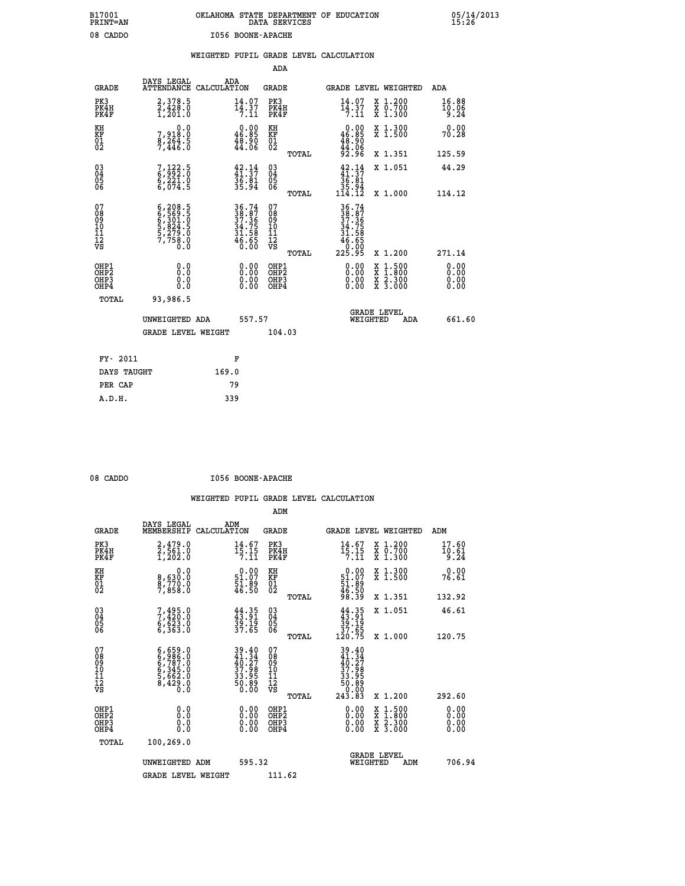B17001 PRINT=AN — OKLAHOMA STATE DEPARTMENT OF EDUCATION DATA SERVICES — 05/14/2013 15:26

08 CADDO — I056 BOONE-APACHE

## WEIGHTED PUPIL GRADE LEVEL CALCULATION

### ADA

| GRADE | DAYS LEGAL ATTENDANCE | ADA CALCULATION | GRADE | GRADE LEVEL | WEIGHTED | ADA |
|---|---|---|---|---|---|---|
| PK3 | 2,378.5 | 14.07 | PK3 | 14.07 | X 1.200 | 16.88 |
| PK4H | 2,428.0 | 14.37 | PK4H | 14.37 | X 0.700 | 10.06 |
| PK4F | 1,201.0 | 7.11 | PK4F | 7.11 | X 1.300 | 9.24 |
| KH | 0.0 | 0.00 | KH | 0.00 | X 1.300 | 0.00 |
| KF | 7,918.0 | 46.85 | KF | 46.85 | X 1.500 | 70.28 |
| 01 | 8,264.5 | 48.90 | 01 | 48.90 | | |
| 02 | 7,446.0 | 44.06 | 02 | 44.06 | | |
| | | | TOTAL | 92.96 | X 1.351 | 125.59 |
| 03 | 7,122.5 | 42.14 | 03 | 42.14 | X 1.051 | 44.29 |
| 04 | 6,992.0 | 41.37 | 04 | 41.37 | | |
| 05 | 6,221.0 | 36.81 | 05 | 36.81 | | |
| 06 | 6,074.5 | 35.94 | 06 | 35.94 | | |
| | | | TOTAL | 114.12 | X 1.000 | 114.12 |
| 07 | 6,208.5 | 36.74 | 07 | 36.74 | | |
| 08 | 6,569.5 | 38.87 | 08 | 38.87 | | |
| 09 | 6,301.0 | 37.36 | 09 | 37.36 | | |
| 10 | 5,824.5 | 34.75 | 10 | 34.75 | | |
| 11 | 5,279.0 | 31.58 | 11 | 31.58 | | |
| 12 | 7,758.0 | 46.65 | 12 | 46.65 | | |
| VS | 0.0 | 0.00 | VS | 0.00 | | |
| | | | TOTAL | 225.95 | X 1.200 | 271.14 |
| OHP1 | 0.0 | 0.00 | OHP1 | 0.00 | X 1.500 | 0.00 |
| OHP2 | 0.0 | 0.00 | OHP2 | 0.00 | X 1.800 | 0.00 |
| OHP3 | 0.0 | 0.00 | OHP3 | 0.00 | X 2.300 | 0.00 |
| OHP4 | 0.0 | 0.00 | OHP4 | 0.00 | X 3.000 | 0.00 |
| TOTAL | 93,986.5 | | | | | |

UNWEIGHTED ADA 557.57 — GRADE LEVEL WEIGHTED ADA 661.60

GRADE LEVEL WEIGHT 104.03

| FY- 2011 | F |
|---|---|
| DAYS TAUGHT | 169.0 |
| PER CAP | 79 |
| A.D.H. | 339 |

08 CADDO — I056 BOONE-APACHE

## WEIGHTED PUPIL GRADE LEVEL CALCULATION

### ADM

| GRADE | DAYS LEGAL MEMBERSHIP | ADM CALCULATION | GRADE | GRADE LEVEL | WEIGHTED | ADM |
|---|---|---|---|---|---|---|
| PK3 | 2,479.0 | 14.67 | PK3 | 14.67 | X 1.200 | 17.60 |
| PK4H | 2,561.0 | 15.15 | PK4H | 15.15 | X 0.700 | 10.61 |
| PK4F | 1,202.0 | 7.11 | PK4F | 7.11 | X 1.300 | 9.24 |
| KH | 0.0 | 0.00 | KH | 0.00 | X 1.300 | 0.00 |
| KF | 8,630.0 | 51.07 | KF | 51.07 | X 1.500 | 76.61 |
| 01 | 8,770.0 | 51.89 | 01 | 51.89 | | |
| 02 | 7,858.0 | 46.50 | 02 | 46.50 | | |
| | | | TOTAL | 98.39 | X 1.351 | 132.92 |
| 03 | 7,495.0 | 44.35 | 03 | 44.35 | X 1.051 | 46.61 |
| 04 | 7,420.0 | 43.91 | 04 | 43.91 | | |
| 05 | 6,623.0 | 39.19 | 05 | 39.19 | | |
| 06 | 6,363.0 | 37.65 | 06 | 37.65 | | |
| | | | TOTAL | 120.75 | X 1.000 | 120.75 |
| 07 | 6,659.0 | 39.40 | 07 | 39.40 | | |
| 08 | 6,986.0 | 41.34 | 08 | 41.34 | | |
| 09 | 6,787.0 | 40.27 | 09 | 40.27 | | |
| 10 | 6,345.0 | 37.98 | 10 | 37.98 | | |
| 11 | 5,662.0 | 33.95 | 11 | 33.95 | | |
| 12 | 8,429.0 | 50.89 | 12 | 50.89 | | |
| VS | 0.0 | 0.00 | VS | 0.00 | | |
| | | | TOTAL | 243.83 | X 1.200 | 292.60 |
| OHP1 | 0.0 | 0.00 | OHP1 | 0.00 | X 1.500 | 0.00 |
| OHP2 | 0.0 | 0.00 | OHP2 | 0.00 | X 1.800 | 0.00 |
| OHP3 | 0.0 | 0.00 | OHP3 | 0.00 | X 2.300 | 0.00 |
| OHP4 | 0.0 | 0.00 | OHP4 | 0.00 | X 3.000 | 0.00 |
| TOTAL | 100,269.0 | | | | | |

UNWEIGHTED ADM 595.32 — GRADE LEVEL WEIGHTED ADM 706.94

GRADE LEVEL WEIGHT 111.62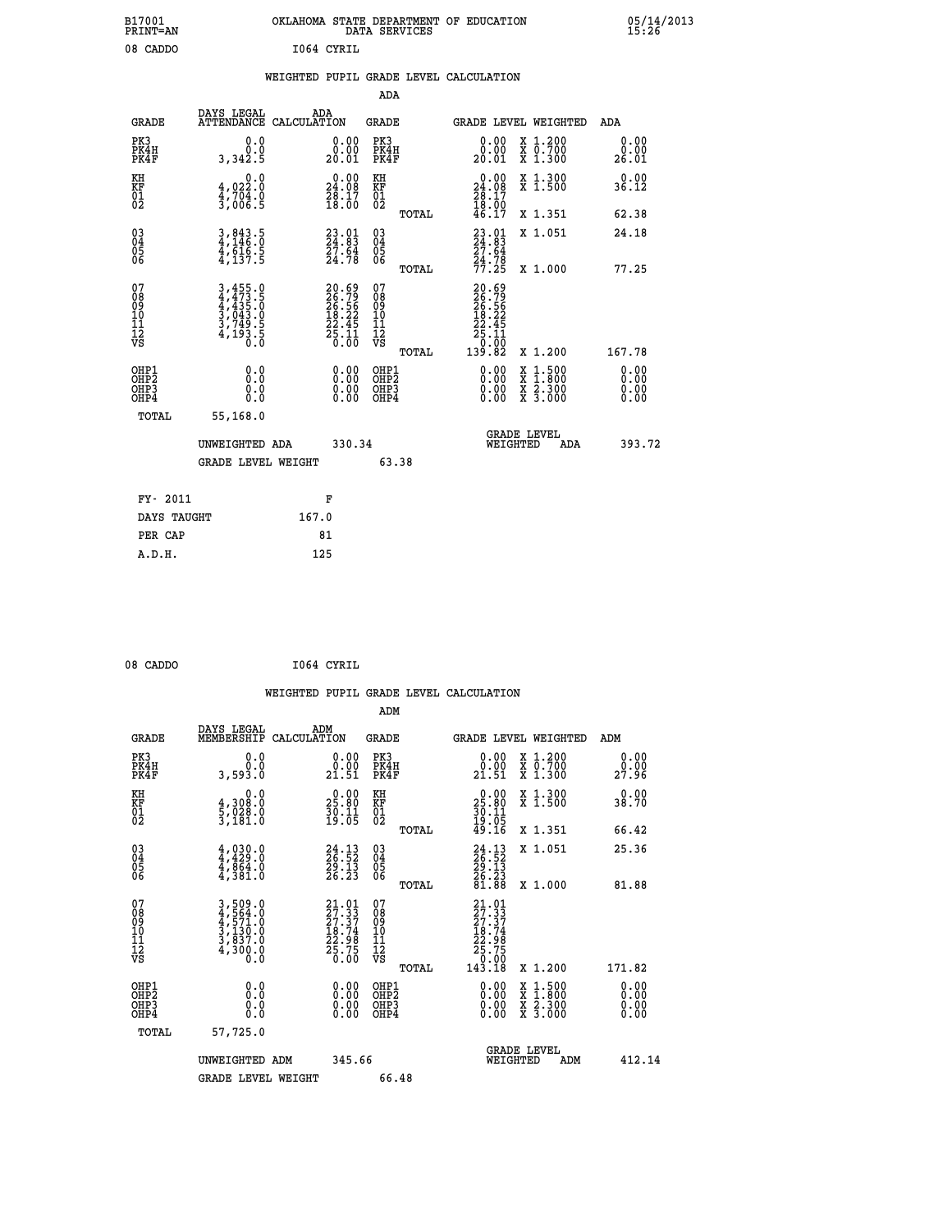B17001 PRINT=AN — OKLAHOMA STATE DEPARTMENT OF EDUCATION DATA SERVICES — 05/14/2013 15:26

08 CADDO — I064 CYRIL

## WEIGHTED PUPIL GRADE LEVEL CALCULATION

### ADA

| GRADE | DAYS LEGAL ATTENDANCE | ADA CALCULATION | GRADE | GRADE LEVEL | WEIGHTED | ADA |
|---|---|---|---|---|---|---|
| PK3 | 0.0 | 0.00 | PK3 | 0.00 | X 1.200 | 0.00 |
| PK4H | 0.0 | 0.00 | PK4H | 0.00 | X 0.700 | 0.00 |
| PK4F | 3,342.5 | 20.01 | PK4F | 20.01 | X 1.300 | 26.01 |
| KH | 0.0 | 0.00 | KH | 0.00 | X 1.300 | 0.00 |
| KF | 4,022.0 | 24.08 | KF | 24.08 | X 1.500 | 36.12 |
| 01 | 4,704.0 | 28.17 | 01 | 28.17 | | |
| 02 | 3,006.5 | 18.00 | 02 | 18.00 | | |
| | | | TOTAL | 46.17 | X 1.351 | 62.38 |
| 03 | 3,843.5 | 23.01 | 03 | 23.01 | X 1.051 | 24.18 |
| 04 | 4,146.0 | 24.83 | 04 | 24.83 | | |
| 05 | 4,616.5 | 27.64 | 05 | 27.64 | | |
| 06 | 4,137.5 | 24.78 | 06 | 24.78 | | |
| | | | TOTAL | 77.25 | X 1.000 | 77.25 |
| 07 | 3,455.0 | 20.69 | 07 | 20.69 | | |
| 08 | 4,473.5 | 26.79 | 08 | 26.79 | | |
| 09 | 4,435.0 | 26.56 | 09 | 26.56 | | |
| 10 | 3,043.0 | 18.22 | 10 | 18.22 | | |
| 11 | 3,749.5 | 22.45 | 11 | 22.45 | | |
| 12 | 4,193.5 | 25.11 | 12 | 25.11 | | |
| VS | 0.0 | 0.00 | VS | 0.00 | | |
| | | | TOTAL | 139.82 | X 1.200 | 167.78 |
| OHP1 | 0.0 | 0.00 | OHP1 | 0.00 | X 1.500 | 0.00 |
| OHP2 | 0.0 | 0.00 | OHP2 | 0.00 | X 1.800 | 0.00 |
| OHP3 | 0.0 | 0.00 | OHP3 | 0.00 | X 2.300 | 0.00 |
| OHP4 | 0.0 | 0.00 | OHP4 | 0.00 | X 3.000 | 0.00 |
| TOTAL | 55,168.0 | | | | | |

UNWEIGHTED ADA 330.34 — GRADE LEVEL WEIGHTED ADA 393.72

GRADE LEVEL WEIGHT 63.38

| FY- 2011 | F |
|---|---|
| DAYS TAUGHT | 167.0 |
| PER CAP | 81 |
| A.D.H. | 125 |

08 CADDO — I064 CYRIL

## WEIGHTED PUPIL GRADE LEVEL CALCULATION

### ADM

| GRADE | DAYS LEGAL MEMBERSHIP | ADM CALCULATION | GRADE | GRADE LEVEL | WEIGHTED | ADM |
|---|---|---|---|---|---|---|
| PK3 | 0.0 | 0.00 | PK3 | 0.00 | X 1.200 | 0.00 |
| PK4H | 0.0 | 0.00 | PK4H | 0.00 | X 0.700 | 0.00 |
| PK4F | 3,593.0 | 21.51 | PK4F | 21.51 | X 1.300 | 27.96 |
| KH | 0.0 | 0.00 | KH | 0.00 | X 1.300 | 0.00 |
| KF | 4,308.0 | 25.80 | KF | 25.80 | X 1.500 | 38.70 |
| 01 | 5,028.0 | 30.11 | 01 | 30.11 | | |
| 02 | 3,181.0 | 19.05 | 02 | 19.05 | | |
| | | | TOTAL | 49.16 | X 1.351 | 66.42 |
| 03 | 4,030.0 | 24.13 | 03 | 24.13 | X 1.051 | 25.36 |
| 04 | 4,429.0 | 26.52 | 04 | 26.52 | | |
| 05 | 4,864.0 | 29.13 | 05 | 29.13 | | |
| 06 | 4,381.0 | 26.23 | 06 | 26.23 | | |
| | | | TOTAL | 81.88 | X 1.000 | 81.88 |
| 07 | 3,509.0 | 21.01 | 07 | 21.01 | | |
| 08 | 4,564.0 | 27.33 | 08 | 27.33 | | |
| 09 | 4,571.0 | 27.37 | 09 | 27.37 | | |
| 10 | 3,130.0 | 18.74 | 10 | 18.74 | | |
| 11 | 3,837.0 | 22.98 | 11 | 22.98 | | |
| 12 | 4,300.0 | 25.75 | 12 | 25.75 | | |
| VS | 0.0 | 0.00 | VS | 0.00 | | |
| | | | TOTAL | 143.18 | X 1.200 | 171.82 |
| OHP1 | 0.0 | 0.00 | OHP1 | 0.00 | X 1.500 | 0.00 |
| OHP2 | 0.0 | 0.00 | OHP2 | 0.00 | X 1.800 | 0.00 |
| OHP3 | 0.0 | 0.00 | OHP3 | 0.00 | X 2.300 | 0.00 |
| OHP4 | 0.0 | 0.00 | OHP4 | 0.00 | X 3.000 | 0.00 |
| TOTAL | 57,725.0 | | | | | |

UNWEIGHTED ADM 345.66 — GRADE LEVEL WEIGHTED ADM 412.14

GRADE LEVEL WEIGHT 66.48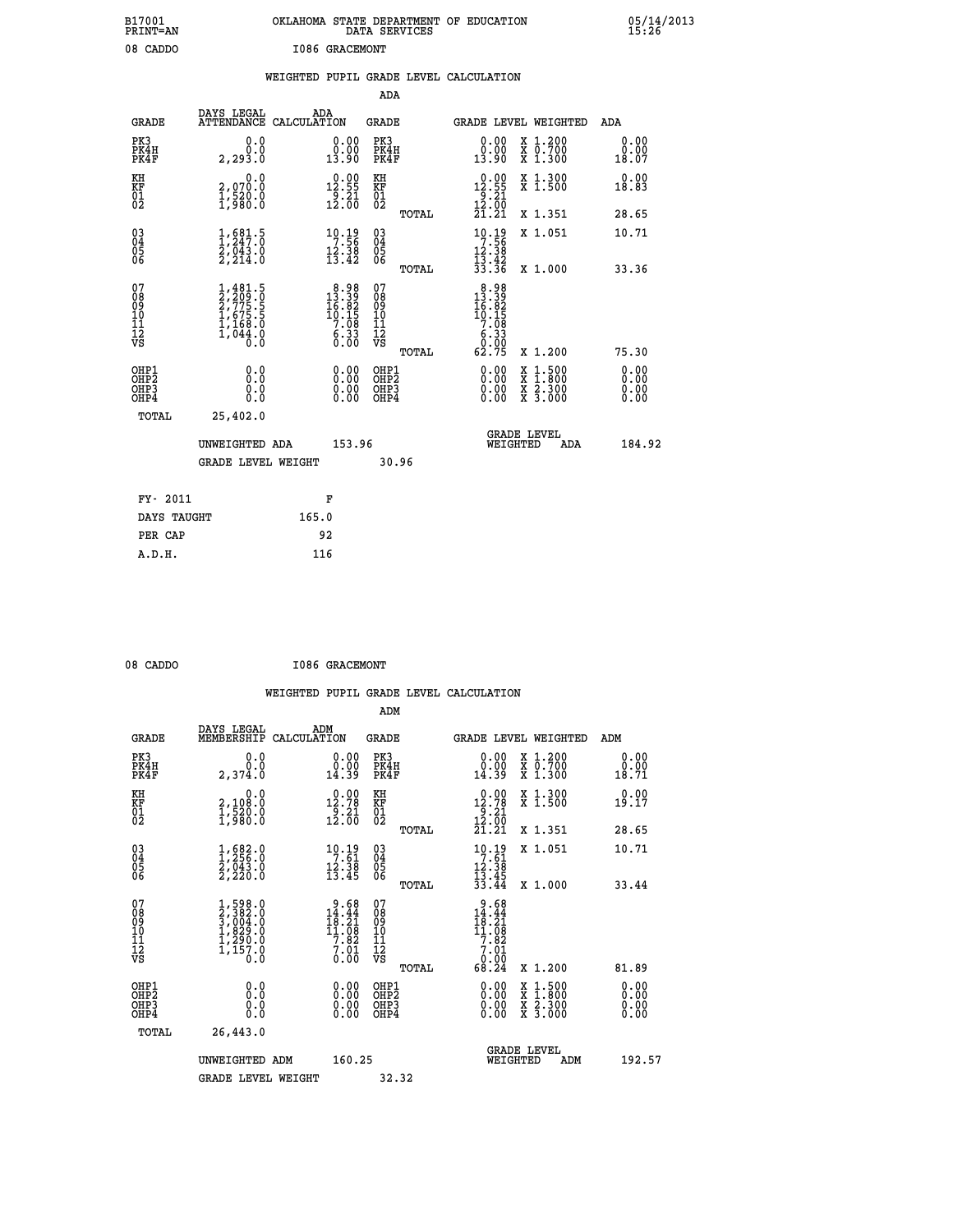B17001 PRINT=AN    OKLAHOMA STATE DEPARTMENT OF EDUCATION DATA SERVICES    05/14/2013 15:26

08 CADDO    I086 GRACEMONT

## WEIGHTED PUPIL GRADE LEVEL CALCULATION

### ADA

| GRADE | DAYS LEGAL ATTENDANCE | ADA CALCULATION | GRADE | | GRADE LEVEL | WEIGHTED | ADA |
|---|---|---|---|---|---|---|---|
| PK3 | 0.0 | 0.00 | PK3 | | 0.00 | X 1.200 | 0.00 |
| PK4H | 0.0 | 0.00 | PK4H | | 0.00 | X 0.700 | 0.00 |
| PK4F | 2,293.0 | 13.90 | PK4F | | 13.90 | X 1.300 | 18.07 |
| KH | 0.0 | 0.00 | KH | | 0.00 | X 1.300 | 0.00 |
| KF | 2,070.0 | 12.55 | KF | | 12.55 | X 1.500 | 18.83 |
| 01 | 1,520.0 | 9.21 | 01 | | 9.21 | | |
| 02 | 1,980.0 | 12.00 | 02 | | 12.00 | | |
| | | | | TOTAL | 21.21 | X 1.351 | 28.65 |
| 03 | 1,681.5 | 10.19 | 03 | | 10.19 | X 1.051 | 10.71 |
| 04 | 1,247.0 | 7.56 | 04 | | 7.56 | | |
| 05 | 2,043.0 | 12.38 | 05 | | 12.38 | | |
| 06 | 2,214.0 | 13.42 | 06 | | 13.42 | | |
| | | | | TOTAL | 33.36 | X 1.000 | 33.36 |
| 07 | 1,481.5 | 8.98 | 07 | | 8.98 | | |
| 08 | 2,209.0 | 13.39 | 08 | | 13.39 | | |
| 09 | 2,775.5 | 16.82 | 09 | | 16.82 | | |
| 10 | 1,675.5 | 10.15 | 10 | | 10.15 | | |
| 11 | 1,168.0 | 7.08 | 11 | | 7.08 | | |
| 12 | 1,044.0 | 6.33 | 12 | | 6.33 | | |
| VS | 0.0 | 0.00 | VS | | 0.00 | | |
| | | | | TOTAL | 62.75 | X 1.200 | 75.30 |
| OHP1 | 0.0 | 0.00 | OHP1 | | 0.00 | X 1.500 | 0.00 |
| OHP2 | 0.0 | 0.00 | OHP2 | | 0.00 | X 1.800 | 0.00 |
| OHP3 | 0.0 | 0.00 | OHP3 | | 0.00 | X 2.300 | 0.00 |
| OHP4 | 0.0 | 0.00 | OHP4 | | 0.00 | X 3.000 | 0.00 |
| TOTAL | 25,402.0 | | | | | | |

UNWEIGHTED ADA 153.96    GRADE LEVEL WEIGHTED ADA 184.92

GRADE LEVEL WEIGHT 30.96

| FY- 2011 | F |
|---|---|
| DAYS TAUGHT | 165.0 |
| PER CAP | 92 |
| A.D.H. | 116 |

08 CADDO    I086 GRACEMONT

## WEIGHTED PUPIL GRADE LEVEL CALCULATION

### ADM

| GRADE | DAYS LEGAL MEMBERSHIP | ADM CALCULATION | GRADE | | GRADE LEVEL | WEIGHTED | ADM |
|---|---|---|---|---|---|---|---|
| PK3 | 0.0 | 0.00 | PK3 | | 0.00 | X 1.200 | 0.00 |
| PK4H | 0.0 | 0.00 | PK4H | | 0.00 | X 0.700 | 0.00 |
| PK4F | 2,374.0 | 14.39 | PK4F | | 14.39 | X 1.300 | 18.71 |
| KH | 0.0 | 0.00 | KH | | 0.00 | X 1.300 | 0.00 |
| KF | 2,108.0 | 12.78 | KF | | 12.78 | X 1.500 | 19.17 |
| 01 | 1,520.0 | 9.21 | 01 | | 9.21 | | |
| 02 | 1,980.0 | 12.00 | 02 | | 12.00 | | |
| | | | | TOTAL | 21.21 | X 1.351 | 28.65 |
| 03 | 1,682.0 | 10.19 | 03 | | 10.19 | X 1.051 | 10.71 |
| 04 | 1,256.0 | 7.61 | 04 | | 7.61 | | |
| 05 | 2,043.0 | 12.38 | 05 | | 12.38 | | |
| 06 | 2,220.0 | 13.45 | 06 | | 13.45 | | |
| | | | | TOTAL | 33.44 | X 1.000 | 33.44 |
| 07 | 1,598.0 | 9.68 | 07 | | 9.68 | | |
| 08 | 2,382.0 | 14.44 | 08 | | 14.44 | | |
| 09 | 3,004.0 | 18.21 | 09 | | 18.21 | | |
| 10 | 1,829.0 | 11.08 | 10 | | 11.08 | | |
| 11 | 1,290.0 | 7.82 | 11 | | 7.82 | | |
| 12 | 1,157.0 | 7.01 | 12 | | 7.01 | | |
| VS | 0.0 | 0.00 | VS | | 0.00 | | |
| | | | | TOTAL | 68.24 | X 1.200 | 81.89 |
| OHP1 | 0.0 | 0.00 | OHP1 | | 0.00 | X 1.500 | 0.00 |
| OHP2 | 0.0 | 0.00 | OHP2 | | 0.00 | X 1.800 | 0.00 |
| OHP3 | 0.0 | 0.00 | OHP3 | | 0.00 | X 2.300 | 0.00 |
| OHP4 | 0.0 | 0.00 | OHP4 | | 0.00 | X 3.000 | 0.00 |
| TOTAL | 26,443.0 | | | | | | |

UNWEIGHTED ADM 160.25    GRADE LEVEL WEIGHTED ADM 192.57

GRADE LEVEL WEIGHT 32.32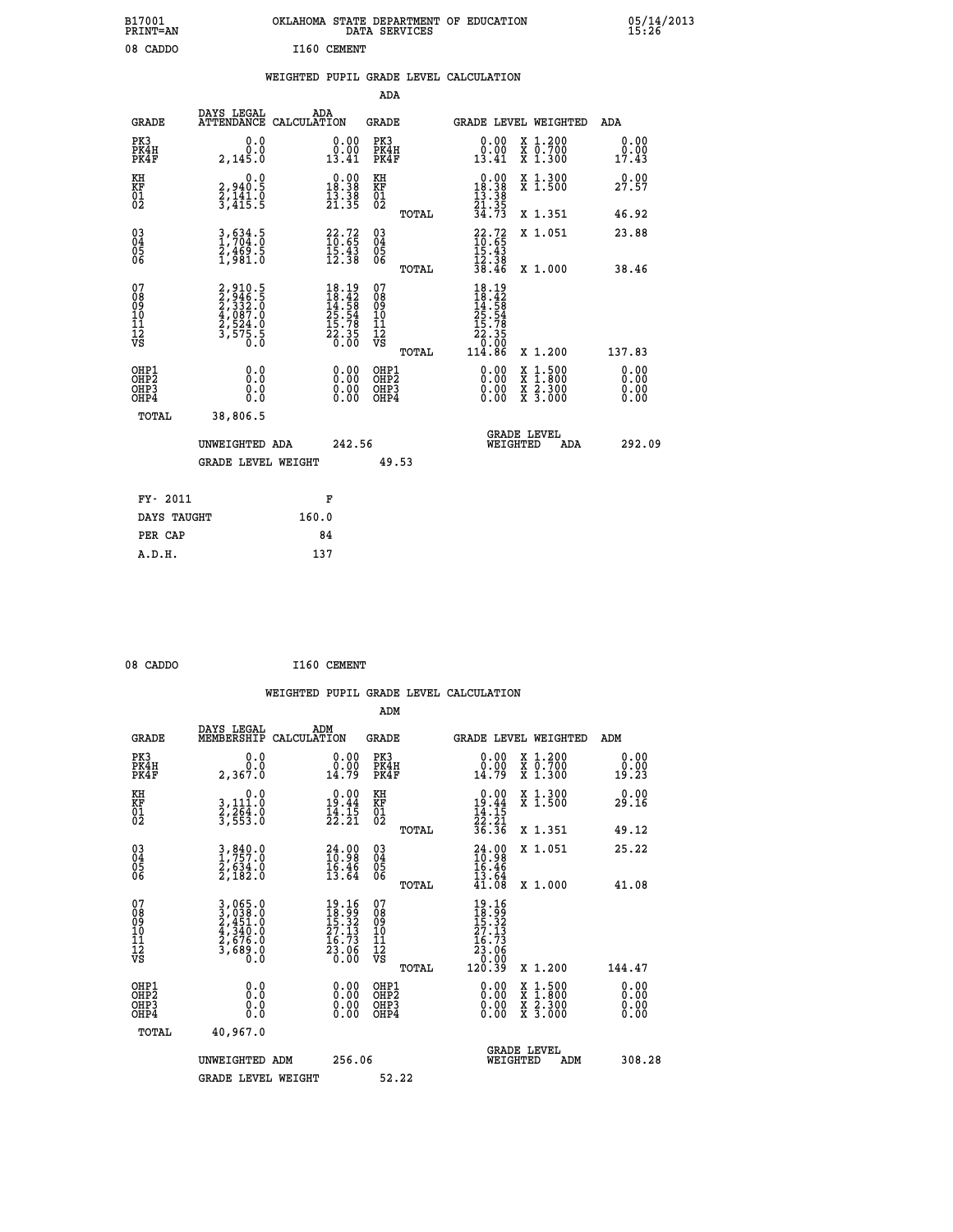B17001 OKLAHOMA STATE DEPARTMENT OF EDUCATION 05/14/2013
PRINT=AN DATA SERVICES 15:26

08 CADDO I160 CEMENT

## WEIGHTED PUPIL GRADE LEVEL CALCULATION

### ADA

| GRADE | DAYS LEGAL ATTENDANCE | ADA CALCULATION | GRADE | | GRADE LEVEL | WEIGHTED | ADA |
|---|---|---|---|---|---|---|---|
| PK3 | 0.0 | 0.00 | PK3 | | 0.00 | X 1.200 | 0.00 |
| PK4H | 0.0 | 0.00 | PK4H | | 0.00 | X 0.700 | 0.00 |
| PK4F | 2,145.0 | 13.41 | PK4F | | 13.41 | X 1.300 | 17.43 |
| KH | 0.0 | 0.00 | KH | | 0.00 | X 1.300 | 0.00 |
| KF | 2,940.5 | 18.38 | KF | | 18.38 | X 1.500 | 27.57 |
| 01 | 2,141.0 | 13.38 | 01 | | 13.38 | | |
| 02 | 3,415.5 | 21.35 | 02 | | 21.35 | | |
| | | | | TOTAL | 34.73 | X 1.351 | 46.92 |
| 03 | 3,634.5 | 22.72 | 03 | | 22.72 | X 1.051 | 23.88 |
| 04 | 1,704.0 | 10.65 | 04 | | 10.65 | | |
| 05 | 2,469.5 | 15.43 | 05 | | 15.43 | | |
| 06 | 1,981.0 | 12.38 | 06 | | 12.38 | | |
| | | | | TOTAL | 38.46 | X 1.000 | 38.46 |
| 07 | 2,910.5 | 18.19 | 07 | | 18.19 | | |
| 08 | 2,946.5 | 18.42 | 08 | | 18.42 | | |
| 09 | 2,332.0 | 14.58 | 09 | | 14.58 | | |
| 10 | 4,087.0 | 25.54 | 10 | | 25.54 | | |
| 11 | 2,524.0 | 15.78 | 11 | | 15.78 | | |
| 12 | 3,575.5 | 22.35 | 12 | | 22.35 | | |
| VS | 0.0 | 0.00 | VS | | 0.00 | | |
| | | | | TOTAL | 114.86 | X 1.200 | 137.83 |
| OHP1 | 0.0 | 0.00 | OHP1 | | 0.00 | X 1.500 | 0.00 |
| OHP2 | 0.0 | 0.00 | OHP2 | | 0.00 | X 1.800 | 0.00 |
| OHP3 | 0.0 | 0.00 | OHP3 | | 0.00 | X 2.300 | 0.00 |
| OHP4 | 0.0 | 0.00 | OHP4 | | 0.00 | X 3.000 | 0.00 |
| TOTAL | 38,806.5 | | | | | | |

UNWEIGHTED ADA 242.56 GRADE LEVEL WEIGHTED ADA 292.09

GRADE LEVEL WEIGHT 49.53

| FY- 2011 | F |
|---|---|
| DAYS TAUGHT | 160.0 |
| PER CAP | 84 |
| A.D.H. | 137 |

08 CADDO I160 CEMENT

## WEIGHTED PUPIL GRADE LEVEL CALCULATION

### ADM

| GRADE | DAYS LEGAL MEMBERSHIP | ADM CALCULATION | GRADE | | GRADE LEVEL | WEIGHTED | ADM |
|---|---|---|---|---|---|---|---|
| PK3 | 0.0 | 0.00 | PK3 | | 0.00 | X 1.200 | 0.00 |
| PK4H | 0.0 | 0.00 | PK4H | | 0.00 | X 0.700 | 0.00 |
| PK4F | 2,367.0 | 14.79 | PK4F | | 14.79 | X 1.300 | 19.23 |
| KH | 0.0 | 0.00 | KH | | 0.00 | X 1.300 | 0.00 |
| KF | 3,111.0 | 19.44 | KF | | 19.44 | X 1.500 | 29.16 |
| 01 | 2,264.0 | 14.15 | 01 | | 14.15 | | |
| 02 | 3,553.0 | 22.21 | 02 | | 22.21 | | |
| | | | | TOTAL | 36.36 | X 1.351 | 49.12 |
| 03 | 3,840.0 | 24.00 | 03 | | 24.00 | X 1.051 | 25.22 |
| 04 | 1,757.0 | 10.98 | 04 | | 10.98 | | |
| 05 | 2,634.0 | 16.46 | 05 | | 16.46 | | |
| 06 | 2,182.0 | 13.64 | 06 | | 13.64 | | |
| | | | | TOTAL | 41.08 | X 1.000 | 41.08 |
| 07 | 3,065.0 | 19.16 | 07 | | 19.16 | | |
| 08 | 3,038.0 | 18.99 | 08 | | 18.99 | | |
| 09 | 2,451.0 | 15.32 | 09 | | 15.32 | | |
| 10 | 4,340.0 | 27.13 | 10 | | 27.13 | | |
| 11 | 2,676.0 | 16.73 | 11 | | 16.73 | | |
| 12 | 3,689.0 | 23.06 | 12 | | 23.06 | | |
| VS | 0.0 | 0.00 | VS | | 0.00 | | |
| | | | | TOTAL | 120.39 | X 1.200 | 144.47 |
| OHP1 | 0.0 | 0.00 | OHP1 | | 0.00 | X 1.500 | 0.00 |
| OHP2 | 0.0 | 0.00 | OHP2 | | 0.00 | X 1.800 | 0.00 |
| OHP3 | 0.0 | 0.00 | OHP3 | | 0.00 | X 2.300 | 0.00 |
| OHP4 | 0.0 | 0.00 | OHP4 | | 0.00 | X 3.000 | 0.00 |
| TOTAL | 40,967.0 | | | | | | |

UNWEIGHTED ADM 256.06 GRADE LEVEL WEIGHTED ADM 308.28

GRADE LEVEL WEIGHT 52.22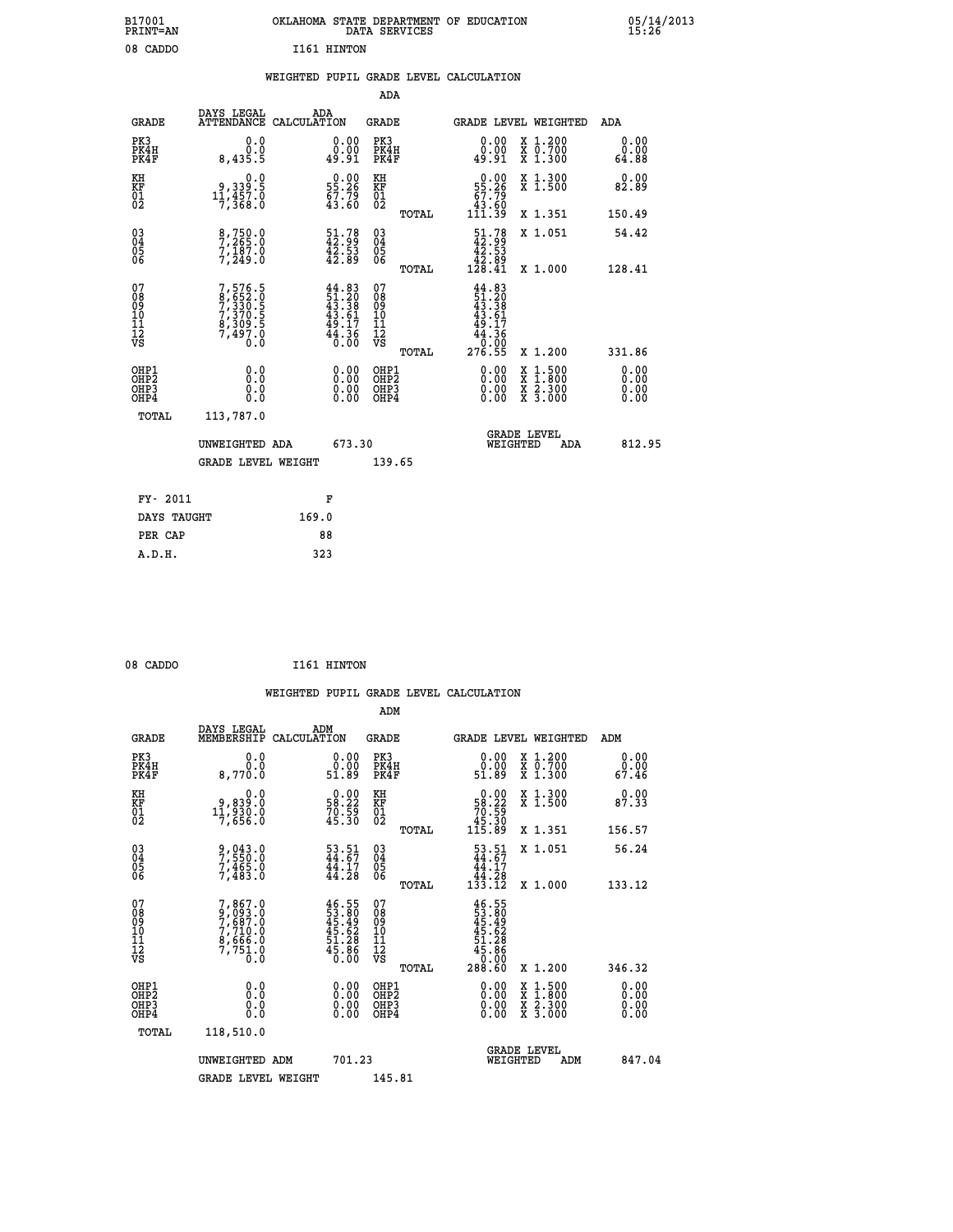B17001 PRINT=AN — OKLAHOMA STATE DEPARTMENT OF EDUCATION DATA SERVICES — 05/14/2013 15:26

08 CADDO — I161 HINTON

## WEIGHTED PUPIL GRADE LEVEL CALCULATION

### ADA

| GRADE | DAYS LEGAL ATTENDANCE | ADA CALCULATION | GRADE | | GRADE LEVEL | WEIGHTED | ADA |
|---|---|---|---|---|---|---|---|
| PK3 | 0.0 | 0.00 | PK3 | | 0.00 | X 1.200 | 0.00 |
| PK4H | 0.0 | 0.00 | PK4H | | 0.00 | X 0.700 | 0.00 |
| PK4F | 8,435.5 | 49.91 | PK4F | | 49.91 | X 1.300 | 64.88 |
| KH | 0.0 | 0.00 | KH | | 0.00 | X 1.300 | 0.00 |
| KF | 9,339.5 | 55.26 | KF | | 55.26 | X 1.500 | 82.89 |
| 01 | 11,457.0 | 67.79 | 01 | | 67.79 | | |
| 02 | 7,368.0 | 43.60 | 02 | | 43.60 | | |
| | | | | TOTAL | 111.39 | X 1.351 | 150.49 |
| 03 | 8,750.0 | 51.78 | 03 | | 51.78 | X 1.051 | 54.42 |
| 04 | 7,265.0 | 42.99 | 04 | | 42.99 | | |
| 05 | 7,187.0 | 42.53 | 05 | | 42.53 | | |
| 06 | 7,249.0 | 42.89 | 06 | | 42.89 | | |
| | | | | TOTAL | 128.41 | X 1.000 | 128.41 |
| 07 | 7,576.5 | 44.83 | 07 | | 44.83 | | |
| 08 | 8,652.0 | 51.20 | 08 | | 51.20 | | |
| 09 | 7,330.5 | 43.38 | 09 | | 43.38 | | |
| 10 | 7,370.5 | 43.61 | 10 | | 43.61 | | |
| 11 | 8,309.5 | 49.17 | 11 | | 49.17 | | |
| 12 | 7,497.0 | 44.36 | 12 | | 44.36 | | |
| VS | 0.0 | 0.00 | VS | | 0.00 | | |
| | | | | TOTAL | 276.55 | X 1.200 | 331.86 |
| OHP1 | 0.0 | 0.00 | OHP1 | | 0.00 | X 1.500 | 0.00 |
| OHP2 | 0.0 | 0.00 | OHP2 | | 0.00 | X 1.800 | 0.00 |
| OHP3 | 0.0 | 0.00 | OHP3 | | 0.00 | X 2.300 | 0.00 |
| OHP4 | 0.0 | 0.00 | OHP4 | | 0.00 | X 3.000 | 0.00 |
| TOTAL | 113,787.0 | | | | | | |

UNWEIGHTED ADA 673.30 — GRADE LEVEL WEIGHTED ADA 812.95

GRADE LEVEL WEIGHT 139.65

| FY- 2011 | F |
|---|---|
| DAYS TAUGHT | 169.0 |
| PER CAP | 88 |
| A.D.H. | 323 |

08 CADDO — I161 HINTON

## WEIGHTED PUPIL GRADE LEVEL CALCULATION

### ADM

| GRADE | DAYS LEGAL MEMBERSHIP | ADM CALCULATION | GRADE | | GRADE LEVEL | WEIGHTED | ADM |
|---|---|---|---|---|---|---|---|
| PK3 | 0.0 | 0.00 | PK3 | | 0.00 | X 1.200 | 0.00 |
| PK4H | 0.0 | 0.00 | PK4H | | 0.00 | X 0.700 | 0.00 |
| PK4F | 8,770.0 | 51.89 | PK4F | | 51.89 | X 1.300 | 67.46 |
| KH | 0.0 | 0.00 | KH | | 0.00 | X 1.300 | 0.00 |
| KF | 9,839.0 | 58.22 | KF | | 58.22 | X 1.500 | 87.33 |
| 01 | 11,930.0 | 70.59 | 01 | | 70.59 | | |
| 02 | 7,656.0 | 45.30 | 02 | | 45.30 | | |
| | | | | TOTAL | 115.89 | X 1.351 | 156.57 |
| 03 | 9,043.0 | 53.51 | 03 | | 53.51 | X 1.051 | 56.24 |
| 04 | 7,550.0 | 44.67 | 04 | | 44.67 | | |
| 05 | 7,465.0 | 44.17 | 05 | | 44.17 | | |
| 06 | 7,483.0 | 44.28 | 06 | | 44.28 | | |
| | | | | TOTAL | 133.12 | X 1.000 | 133.12 |
| 07 | 7,867.0 | 46.55 | 07 | | 46.55 | | |
| 08 | 9,093.0 | 53.80 | 08 | | 53.80 | | |
| 09 | 7,687.0 | 45.49 | 09 | | 45.49 | | |
| 10 | 7,710.0 | 45.62 | 10 | | 45.62 | | |
| 11 | 8,666.0 | 51.28 | 11 | | 51.28 | | |
| 12 | 7,751.0 | 45.86 | 12 | | 45.86 | | |
| VS | 0.0 | 0.00 | VS | | 0.00 | | |
| | | | | TOTAL | 288.60 | X 1.200 | 346.32 |
| OHP1 | 0.0 | 0.00 | OHP1 | | 0.00 | X 1.500 | 0.00 |
| OHP2 | 0.0 | 0.00 | OHP2 | | 0.00 | X 1.800 | 0.00 |
| OHP3 | 0.0 | 0.00 | OHP3 | | 0.00 | X 2.300 | 0.00 |
| OHP4 | 0.0 | 0.00 | OHP4 | | 0.00 | X 3.000 | 0.00 |
| TOTAL | 118,510.0 | | | | | | |

UNWEIGHTED ADM 701.23 — GRADE LEVEL WEIGHTED ADM 847.04

GRADE LEVEL WEIGHT 145.81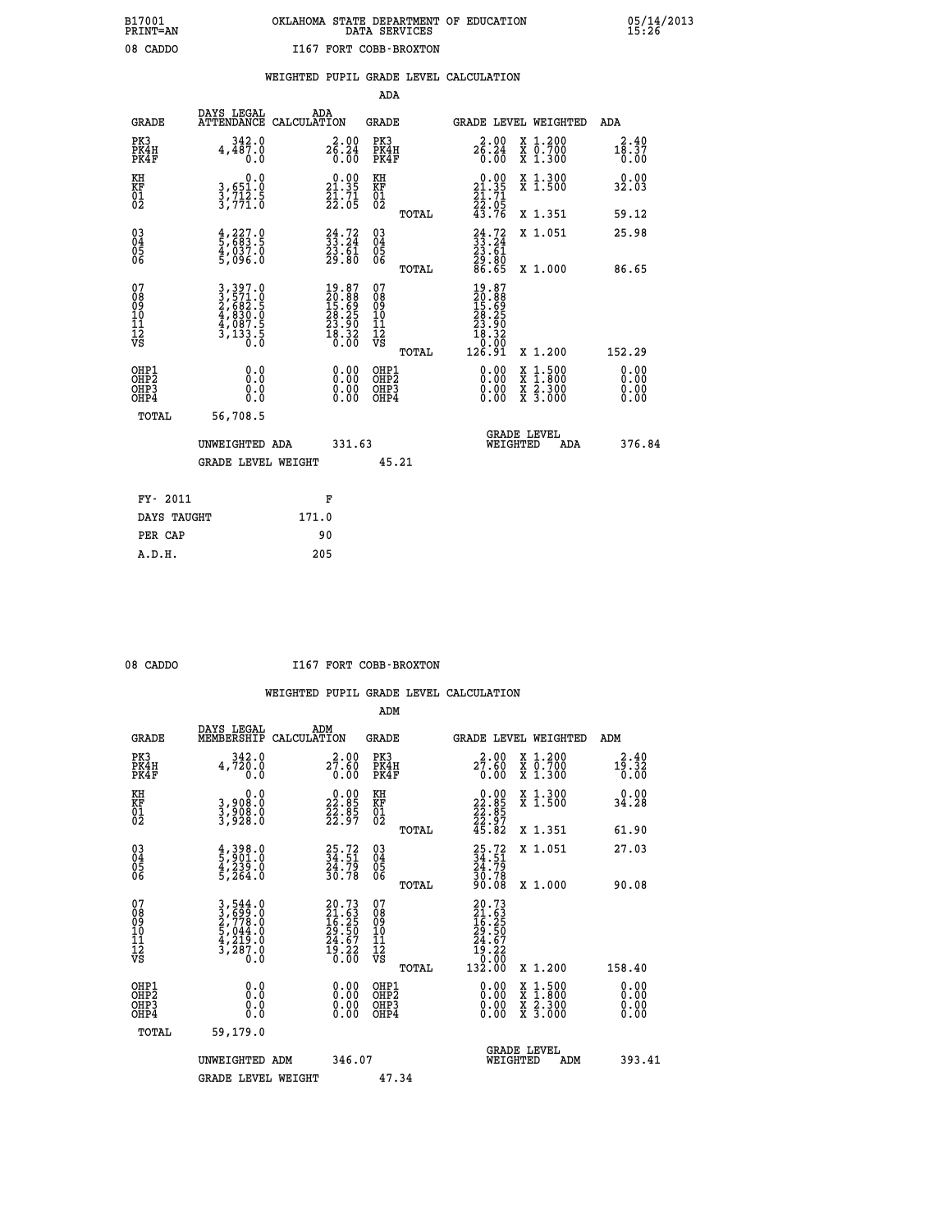B17001 PRINT=AN — OKLAHOMA STATE DEPARTMENT OF EDUCATION DATA SERVICES — 05/14/2013 15:26

08 CADDO — I167 FORT COBB-BROXTON

## WEIGHTED PUPIL GRADE LEVEL CALCULATION

### ADA

| GRADE | DAYS LEGAL ATTENDANCE | ADA CALCULATION | GRADE | GRADE LEVEL | WEIGHTED | ADA |
|---|---|---|---|---|---|---|
| PK3 | 342.0 | 2.00 | PK3 | 2.00 | X 1.200 | 2.40 |
| PK4H | 4,487.0 | 26.24 | PK4H | 26.24 | X 0.700 | 18.37 |
| PK4F | 0.0 | 0.00 | PK4F | 0.00 | X 1.300 | 0.00 |
| KH | 0.0 | 0.00 | KH | 0.00 | X 1.300 | 0.00 |
| KF | 3,651.0 | 21.35 | KF | 21.35 | X 1.500 | 32.03 |
| 01 | 3,712.5 | 21.71 | 01 | 21.71 | | |
| 02 | 3,771.0 | 22.05 | 02 | 22.05 | | |
| | | | TOTAL | 43.76 | X 1.351 | 59.12 |
| 03 | 4,227.0 | 24.72 | 03 | 24.72 | X 1.051 | 25.98 |
| 04 | 5,683.5 | 33.24 | 04 | 33.24 | | |
| 05 | 4,037.0 | 23.61 | 05 | 23.61 | | |
| 06 | 5,096.0 | 29.80 | 06 | 29.80 | | |
| | | | TOTAL | 86.65 | X 1.000 | 86.65 |
| 07 | 3,397.0 | 19.87 | 07 | 19.87 | | |
| 08 | 3,571.0 | 20.88 | 08 | 20.88 | | |
| 09 | 2,682.5 | 15.69 | 09 | 15.69 | | |
| 10 | 4,830.0 | 28.25 | 10 | 28.25 | | |
| 11 | 4,087.5 | 23.90 | 11 | 23.90 | | |
| 12 | 3,133.5 | 18.32 | 12 | 18.32 | | |
| VS | 0.0 | 0.00 | VS | 0.00 | | |
| | | | TOTAL | 126.91 | X 1.200 | 152.29 |
| OHP1 | 0.0 | 0.00 | OHP1 | 0.00 | X 1.500 | 0.00 |
| OHP2 | 0.0 | 0.00 | OHP2 | 0.00 | X 1.800 | 0.00 |
| OHP3 | 0.0 | 0.00 | OHP3 | 0.00 | X 2.300 | 0.00 |
| OHP4 | 0.0 | 0.00 | OHP4 | 0.00 | X 3.000 | 0.00 |
| TOTAL | 56,708.5 | | | | | |

UNWEIGHTED ADA 331.63 — GRADE LEVEL WEIGHTED ADA 376.84

GRADE LEVEL WEIGHT 45.21

| FY- 2011 | F |
|---|---|
| DAYS TAUGHT | 171.0 |
| PER CAP | 90 |
| A.D.H. | 205 |

08 CADDO — I167 FORT COBB-BROXTON

## WEIGHTED PUPIL GRADE LEVEL CALCULATION

### ADM

| GRADE | DAYS LEGAL MEMBERSHIP | ADM CALCULATION | GRADE | GRADE LEVEL | WEIGHTED | ADM |
|---|---|---|---|---|---|---|
| PK3 | 342.0 | 2.00 | PK3 | 2.00 | X 1.200 | 2.40 |
| PK4H | 4,720.0 | 27.60 | PK4H | 27.60 | X 0.700 | 19.32 |
| PK4F | 0.0 | 0.00 | PK4F | 0.00 | X 1.300 | 0.00 |
| KH | 0.0 | 0.00 | KH | 0.00 | X 1.300 | 0.00 |
| KF | 3,908.0 | 22.85 | KF | 22.85 | X 1.500 | 34.28 |
| 01 | 3,908.0 | 22.85 | 01 | 22.85 | | |
| 02 | 3,928.0 | 22.97 | 02 | 22.97 | | |
| | | | TOTAL | 45.82 | X 1.351 | 61.90 |
| 03 | 4,398.0 | 25.72 | 03 | 25.72 | X 1.051 | 27.03 |
| 04 | 5,901.0 | 34.51 | 04 | 34.51 | | |
| 05 | 4,239.0 | 24.79 | 05 | 24.79 | | |
| 06 | 5,264.0 | 30.78 | 06 | 30.78 | | |
| | | | TOTAL | 90.08 | X 1.000 | 90.08 |
| 07 | 3,544.0 | 20.73 | 07 | 20.73 | | |
| 08 | 3,699.0 | 21.63 | 08 | 21.63 | | |
| 09 | 2,778.0 | 16.25 | 09 | 16.25 | | |
| 10 | 5,044.0 | 29.50 | 10 | 29.50 | | |
| 11 | 4,219.0 | 24.67 | 11 | 24.67 | | |
| 12 | 3,287.0 | 19.22 | 12 | 19.22 | | |
| VS | 0.0 | 0.00 | VS | 0.00 | | |
| | | | TOTAL | 132.00 | X 1.200 | 158.40 |
| OHP1 | 0.0 | 0.00 | OHP1 | 0.00 | X 1.500 | 0.00 |
| OHP2 | 0.0 | 0.00 | OHP2 | 0.00 | X 1.800 | 0.00 |
| OHP3 | 0.0 | 0.00 | OHP3 | 0.00 | X 2.300 | 0.00 |
| OHP4 | 0.0 | 0.00 | OHP4 | 0.00 | X 3.000 | 0.00 |
| TOTAL | 59,179.0 | | | | | |

UNWEIGHTED ADM 346.07 — GRADE LEVEL WEIGHTED ADM 393.41

GRADE LEVEL WEIGHT 47.34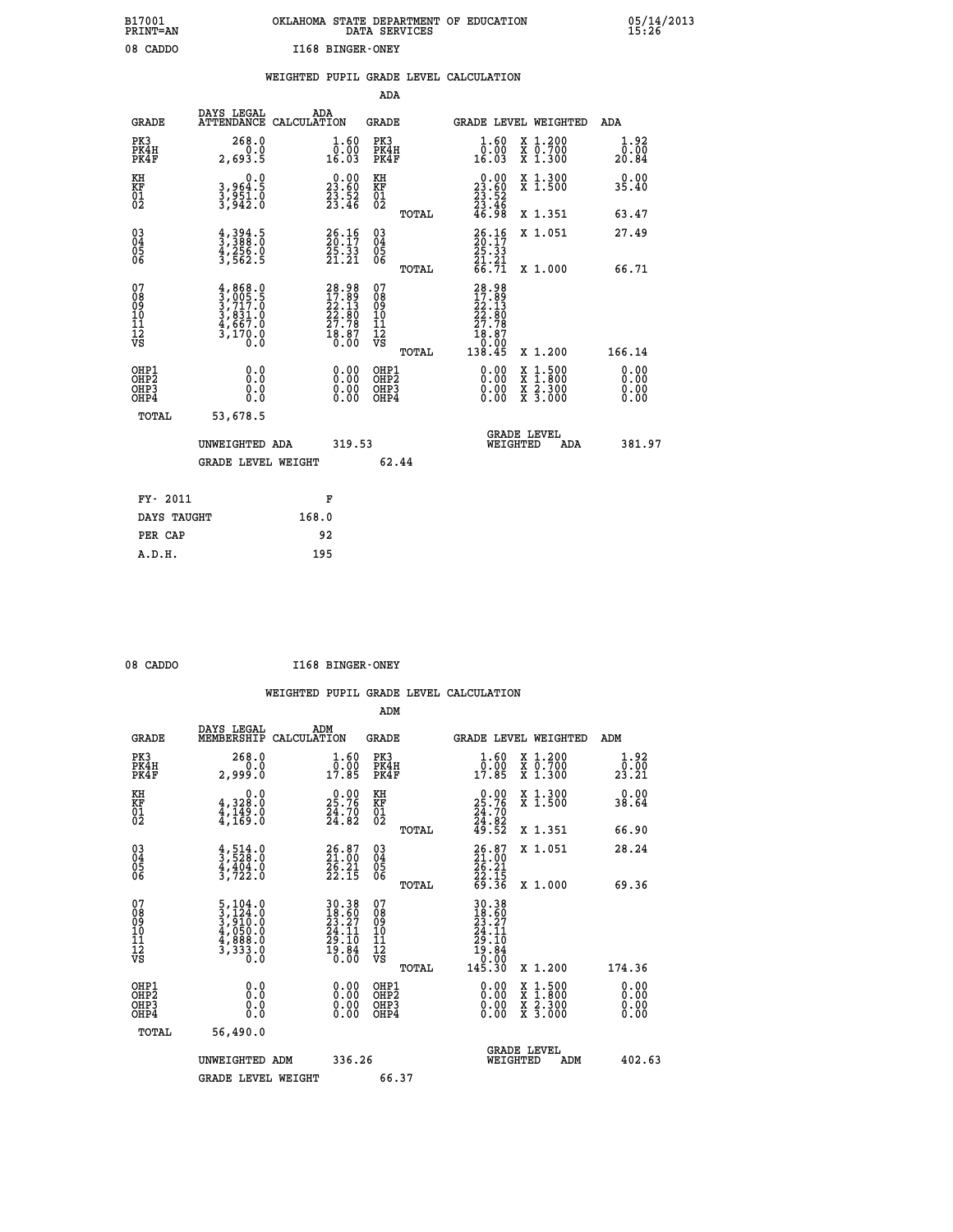B17001 PRINT=AN — OKLAHOMA STATE DEPARTMENT OF EDUCATION DATA SERVICES — 05/14/2013 15:26

08 CADDO — I168 BINGER-ONEY

## WEIGHTED PUPIL GRADE LEVEL CALCULATION

### ADA

| GRADE | DAYS LEGAL ATTENDANCE | ADA CALCULATION | GRADE | | GRADE LEVEL | WEIGHTED | ADA |
|---|---|---|---|---|---|---|---|
| PK3 | 268.0 | 1.60 | PK3 | | 1.60 | X 1.200 | 1.92 |
| PK4H | 0.0 | 0.00 | PK4H | | 0.00 | X 0.700 | 0.00 |
| PK4F | 2,693.5 | 16.03 | PK4F | | 16.03 | X 1.300 | 20.84 |
| KH | 0.0 | 0.00 | KH | | 0.00 | X 1.300 | 0.00 |
| KF | 3,964.5 | 23.60 | KF | | 23.60 | X 1.500 | 35.40 |
| 01 | 3,951.0 | 23.52 | 01 | | 23.52 | | |
| 02 | 3,942.0 | 23.46 | 02 | | 23.46 | | |
| | | | | TOTAL | 46.98 | X 1.351 | 63.47 |
| 03 | 4,394.5 | 26.16 | 03 | | 26.16 | X 1.051 | 27.49 |
| 04 | 3,388.0 | 20.17 | 04 | | 20.17 | | |
| 05 | 4,256.0 | 25.33 | 05 | | 25.33 | | |
| 06 | 3,562.5 | 21.21 | 06 | | 21.21 | | |
| | | | | TOTAL | 66.71 | X 1.000 | 66.71 |
| 07 | 4,868.0 | 28.98 | 07 | | 28.98 | | |
| 08 | 3,005.5 | 17.89 | 08 | | 17.89 | | |
| 09 | 3,717.0 | 22.13 | 09 | | 22.13 | | |
| 10 | 3,831.0 | 22.80 | 10 | | 22.80 | | |
| 11 | 4,667.0 | 27.78 | 11 | | 27.78 | | |
| 12 | 3,170.0 | 18.87 | 12 | | 18.87 | | |
| VS | 0.0 | 0.00 | VS | | 0.00 | | |
| | | | | TOTAL | 138.45 | X 1.200 | 166.14 |
| OHP1 | 0.0 | 0.00 | OHP1 | | 0.00 | X 1.500 | 0.00 |
| OHP2 | 0.0 | 0.00 | OHP2 | | 0.00 | X 1.800 | 0.00 |
| OHP3 | 0.0 | 0.00 | OHP3 | | 0.00 | X 2.300 | 0.00 |
| OHP4 | 0.0 | 0.00 | OHP4 | | 0.00 | X 3.000 | 0.00 |
| TOTAL | 53,678.5 | | | | | | |

UNWEIGHTED ADA 319.53 — GRADE LEVEL WEIGHTED ADA 381.97

GRADE LEVEL WEIGHT 62.44

| FY- 2011 | F |
|---|---|
| DAYS TAUGHT | 168.0 |
| PER CAP | 92 |
| A.D.H. | 195 |

08 CADDO — I168 BINGER-ONEY

## WEIGHTED PUPIL GRADE LEVEL CALCULATION

### ADM

| GRADE | DAYS LEGAL MEMBERSHIP | ADM CALCULATION | GRADE | | GRADE LEVEL | WEIGHTED | ADM |
|---|---|---|---|---|---|---|---|
| PK3 | 268.0 | 1.60 | PK3 | | 1.60 | X 1.200 | 1.92 |
| PK4H | 0.0 | 0.00 | PK4H | | 0.00 | X 0.700 | 0.00 |
| PK4F | 2,999.0 | 17.85 | PK4F | | 17.85 | X 1.300 | 23.21 |
| KH | 0.0 | 0.00 | KH | | 0.00 | X 1.300 | 0.00 |
| KF | 4,328.0 | 25.76 | KF | | 25.76 | X 1.500 | 38.64 |
| 01 | 4,149.0 | 24.70 | 01 | | 24.70 | | |
| 02 | 4,169.0 | 24.82 | 02 | | 24.82 | | |
| | | | | TOTAL | 49.52 | X 1.351 | 66.90 |
| 03 | 4,514.0 | 26.87 | 03 | | 26.87 | X 1.051 | 28.24 |
| 04 | 3,528.0 | 21.00 | 04 | | 21.00 | | |
| 05 | 4,404.0 | 26.21 | 05 | | 26.21 | | |
| 06 | 3,722.0 | 22.15 | 06 | | 22.15 | | |
| | | | | TOTAL | 69.36 | X 1.000 | 69.36 |
| 07 | 5,104.0 | 30.38 | 07 | | 30.38 | | |
| 08 | 3,124.0 | 18.60 | 08 | | 18.60 | | |
| 09 | 3,910.0 | 23.27 | 09 | | 23.27 | | |
| 10 | 4,050.0 | 24.11 | 10 | | 24.11 | | |
| 11 | 4,888.0 | 29.10 | 11 | | 29.10 | | |
| 12 | 3,333.0 | 19.84 | 12 | | 19.84 | | |
| VS | 0.0 | 0.00 | VS | | 0.00 | | |
| | | | | TOTAL | 145.30 | X 1.200 | 174.36 |
| OHP1 | 0.0 | 0.00 | OHP1 | | 0.00 | X 1.500 | 0.00 |
| OHP2 | 0.0 | 0.00 | OHP2 | | 0.00 | X 1.800 | 0.00 |
| OHP3 | 0.0 | 0.00 | OHP3 | | 0.00 | X 2.300 | 0.00 |
| OHP4 | 0.0 | 0.00 | OHP4 | | 0.00 | X 3.000 | 0.00 |
| TOTAL | 56,490.0 | | | | | | |

UNWEIGHTED ADM 336.26 — GRADE LEVEL WEIGHTED ADM 402.63

GRADE LEVEL WEIGHT 66.37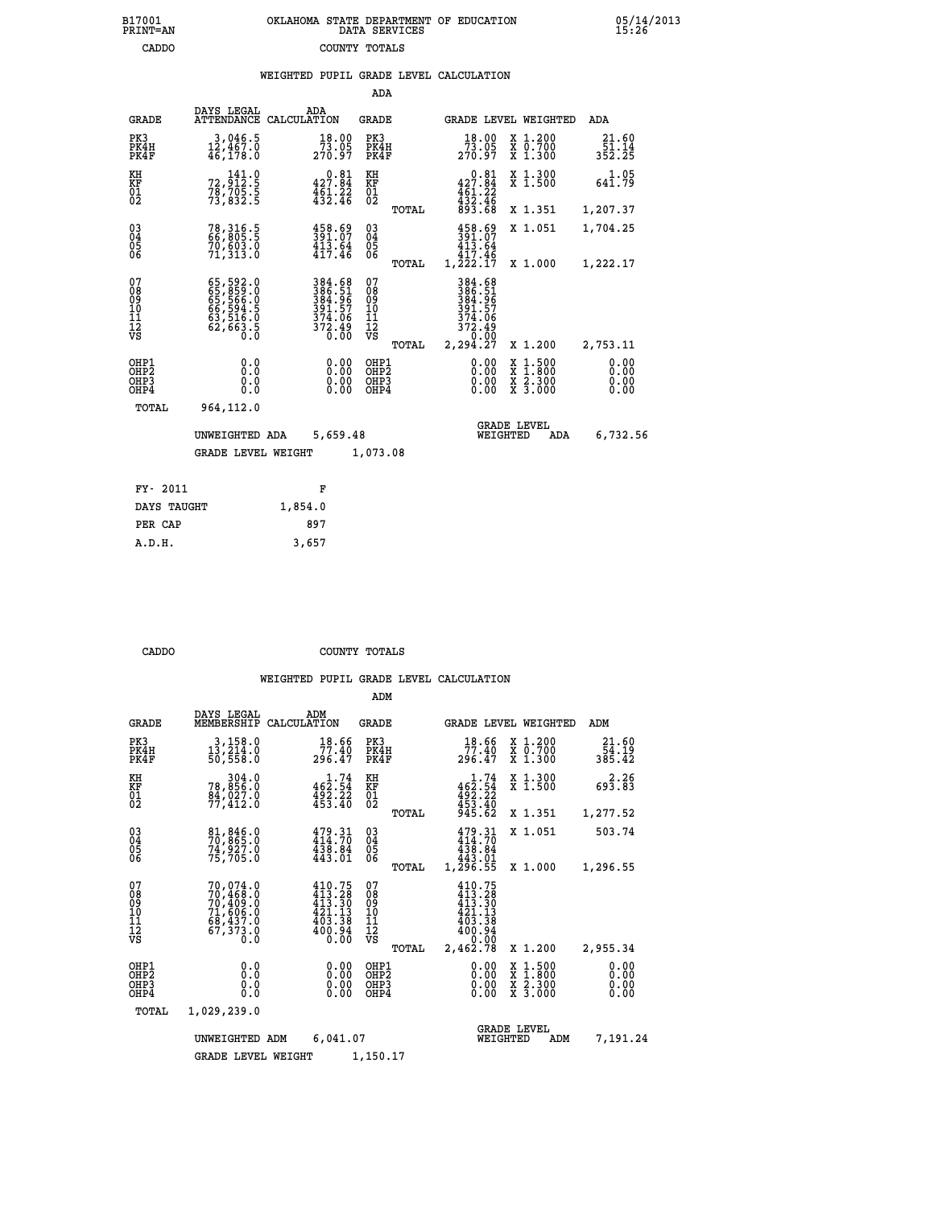B17001
PRINT=AN

OKLAHOMA STATE DEPARTMENT OF EDUCATION
DATA SERVICES

05/14/2013
15:26

CADDO COUNTY TOTALS

WEIGHTED PUPIL GRADE LEVEL CALCULATION

ADA

| GRADE | DAYS LEGAL ATTENDANCE | ADA CALCULATION | GRADE | | GRADE LEVEL | WEIGHTED | ADA |
|---|---|---|---|---|---|---|---|
| PK3 | 3,046.5 | 18.00 | PK3 | | 18.00 | X 1.200 | 21.60 |
| PK4H | 12,467.0 | 73.05 | PK4H | | 73.05 | X 0.700 | 51.14 |
| PK4F | 46,178.0 | 270.97 | PK4F | | 270.97 | X 1.300 | 352.25 |
| KH | 141.0 | 0.81 | KH | | 0.81 | X 1.300 | 1.05 |
| KF | 72,912.5 | 427.84 | KF | | 427.84 | X 1.500 | 641.79 |
| 01 | 78,705.5 | 461.22 | 01 | | 461.22 | | |
| 02 | 73,832.5 | 432.46 | 02 | | 432.46 | | |
| | | | | TOTAL | 893.68 | X 1.351 | 1,207.37 |
| 03 | 78,316.5 | 458.69 | 03 | | 458.69 | X 1.051 | 1,704.25 |
| 04 | 66,805.5 | 391.07 | 04 | | 391.07 | | |
| 05 | 70,603.0 | 413.64 | 05 | | 413.64 | | |
| 06 | 71,313.0 | 417.46 | 06 | | 417.46 | | |
| | | | | TOTAL | 1,222.17 | X 1.000 | 1,222.17 |
| 07 | 65,592.0 | 384.68 | 07 | | 384.68 | | |
| 08 | 65,859.0 | 386.51 | 08 | | 386.51 | | |
| 09 | 65,566.0 | 384.96 | 09 | | 384.96 | | |
| 10 | 66,594.5 | 391.57 | 10 | | 391.57 | | |
| 11 | 63,516.0 | 374.06 | 11 | | 374.06 | | |
| 12 | 62,663.5 | 372.49 | 12 | | 372.49 | | |
| VS | 0.0 | 0.00 | VS | | 0.00 | | |
| | | | | TOTAL | 2,294.27 | X 1.200 | 2,753.11 |
| OHP1 | 0.0 | 0.00 | OHP1 | | 0.00 | X 1.500 | 0.00 |
| OHP2 | 0.0 | 0.00 | OHP2 | | 0.00 | X 1.800 | 0.00 |
| OHP3 | 0.0 | 0.00 | OHP3 | | 0.00 | X 2.300 | 0.00 |
| OHP4 | 0.0 | 0.00 | OHP4 | | 0.00 | X 3.000 | 0.00 |
| TOTAL | 964,112.0 | | | | | | |

UNWEIGHTED ADA 5,659.48 GRADE LEVEL WEIGHTED ADA 6,732.56

GRADE LEVEL WEIGHT 1,073.08

| FY- 2011 | F |
|---|---|
| DAYS TAUGHT | 1,854.0 |
| PER CAP | 897 |
| A.D.H. | 3,657 |

CADDO COUNTY TOTALS

WEIGHTED PUPIL GRADE LEVEL CALCULATION

ADM

| GRADE | DAYS LEGAL MEMBERSHIP | ADM CALCULATION | GRADE | | GRADE LEVEL | WEIGHTED | ADM |
|---|---|---|---|---|---|---|---|
| PK3 | 3,158.0 | 18.66 | PK3 | | 18.66 | X 1.200 | 21.60 |
| PK4H | 13,214.0 | 77.40 | PK4H | | 77.40 | X 0.700 | 54.19 |
| PK4F | 50,558.0 | 296.47 | PK4F | | 296.47 | X 1.300 | 385.42 |
| KH | 304.0 | 1.74 | KH | | 1.74 | X 1.300 | 2.26 |
| KF | 78,856.0 | 462.54 | KF | | 462.54 | X 1.500 | 693.83 |
| 01 | 84,027.0 | 492.22 | 01 | | 492.22 | | |
| 02 | 77,412.0 | 453.40 | 02 | | 453.40 | | |
| | | | | TOTAL | 945.62 | X 1.351 | 1,277.52 |
| 03 | 81,846.0 | 479.31 | 03 | | 479.31 | X 1.051 | 503.74 |
| 04 | 70,865.0 | 414.70 | 04 | | 414.70 | | |
| 05 | 74,927.0 | 438.84 | 05 | | 438.84 | | |
| 06 | 75,705.0 | 443.01 | 06 | | 443.01 | | |
| | | | | TOTAL | 1,296.55 | X 1.000 | 1,296.55 |
| 07 | 70,074.0 | 410.75 | 07 | | 410.75 | | |
| 08 | 70,468.0 | 413.28 | 08 | | 413.28 | | |
| 09 | 70,409.0 | 413.30 | 09 | | 413.30 | | |
| 10 | 71,606.0 | 421.13 | 10 | | 421.13 | | |
| 11 | 68,437.0 | 403.38 | 11 | | 403.38 | | |
| 12 | 67,373.0 | 400.94 | 12 | | 400.94 | | |
| VS | 0.0 | 0.00 | VS | | 0.00 | | |
| | | | | TOTAL | 2,462.78 | X 1.200 | 2,955.34 |
| OHP1 | 0.0 | 0.00 | OHP1 | | 0.00 | X 1.500 | 0.00 |
| OHP2 | 0.0 | 0.00 | OHP2 | | 0.00 | X 1.800 | 0.00 |
| OHP3 | 0.0 | 0.00 | OHP3 | | 0.00 | X 2.300 | 0.00 |
| OHP4 | 0.0 | 0.00 | OHP4 | | 0.00 | X 3.000 | 0.00 |
| TOTAL | 1,029,239.0 | | | | | | |

UNWEIGHTED ADM 6,041.07 GRADE LEVEL WEIGHTED ADM 7,191.24

GRADE LEVEL WEIGHT 1,150.17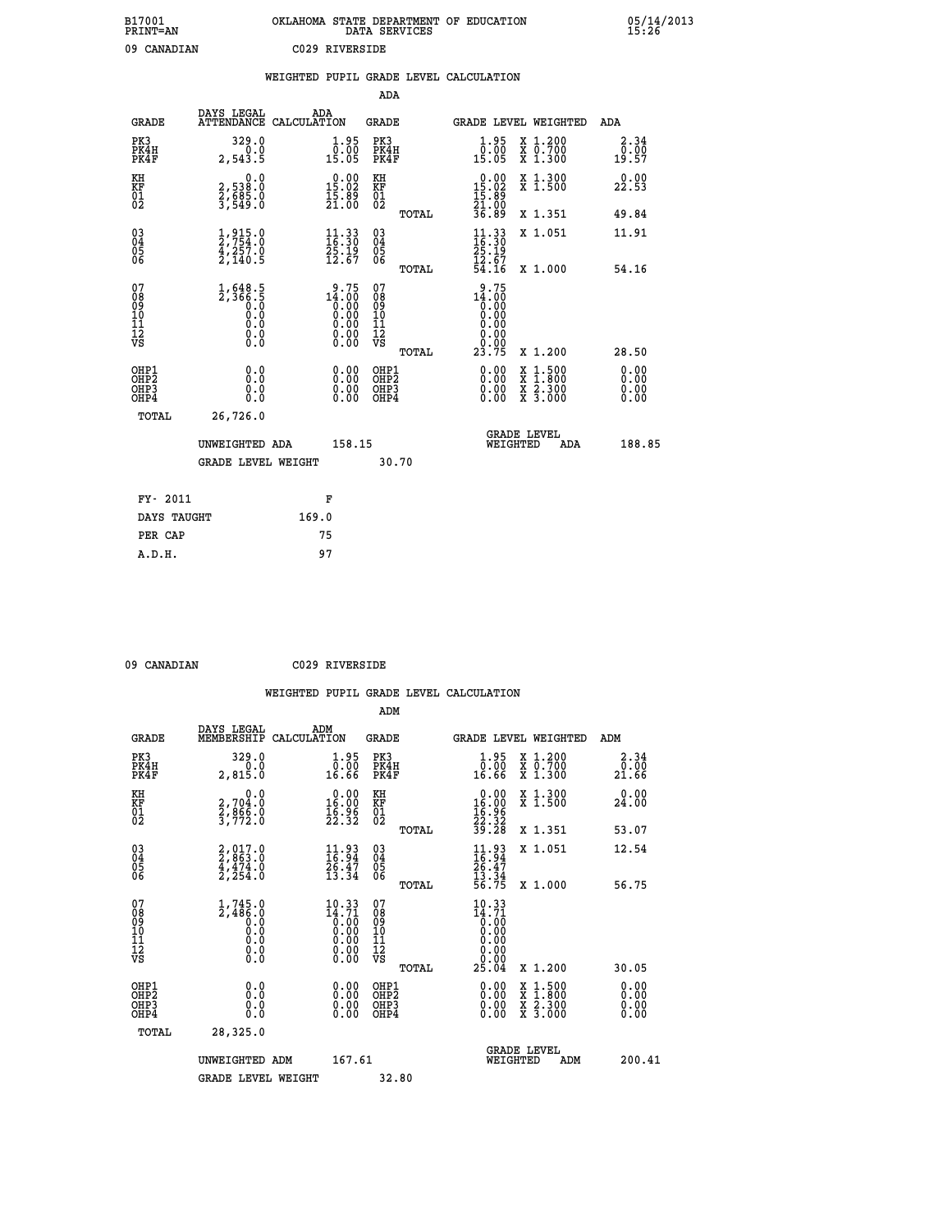B17001 OKLAHOMA STATE DEPARTMENT OF EDUCATION 05/14/2013
PRINT=AN DATA SERVICES 15:26

09 CANADIAN C029 RIVERSIDE

## WEIGHTED PUPIL GRADE LEVEL CALCULATION

ADA

| GRADE | DAYS LEGAL ATTENDANCE | ADA CALCULATION | GRADE | GRADE LEVEL | WEIGHTED | ADA |
|---|---|---|---|---|---|---|
| PK3 | 329.0 | 1.95 | PK3 | 1.95 | X 1.200 | 2.34 |
| PK4H | 0.0 | 0.00 | PK4H | 0.00 | X 0.700 | 0.00 |
| PK4F | 2,543.5 | 15.05 | PK4F | 15.05 | X 1.300 | 19.57 |
| KH | 0.0 | 0.00 | KH | 0.00 | X 1.300 | 0.00 |
| KF | 2,538.0 | 15.02 | KF | 15.02 | X 1.500 | 22.53 |
| 01 | 2,685.0 | 15.89 | 01 | 15.89 | | |
| 02 | 3,549.0 | 21.00 | 02 | 21.00 | | |
| | | | TOTAL | 36.89 | X 1.351 | 49.84 |
| 03 | 1,915.0 | 11.33 | 03 | 11.33 | X 1.051 | 11.91 |
| 04 | 2,754.0 | 16.30 | 04 | 16.30 | | |
| 05 | 4,257.0 | 25.19 | 05 | 25.19 | | |
| 06 | 2,140.5 | 12.67 | 06 | 12.67 | | |
| | | | TOTAL | 54.16 | X 1.000 | 54.16 |
| 07 | 1,648.5 | 9.75 | 07 | 9.75 | | |
| 08 | 2,366.5 | 14.00 | 08 | 14.00 | | |
| 09 | 0.0 | 0.00 | 09 | 0.00 | | |
| 10 | 0.0 | 0.00 | 10 | 0.00 | | |
| 11 | 0.0 | 0.00 | 11 | 0.00 | | |
| 12 | 0.0 | 0.00 | 12 | 0.00 | | |
| VS | 0.0 | 0.00 | VS | 0.00 | | |
| | | | TOTAL | 23.75 | X 1.200 | 28.50 |
| OHP1 | 0.0 | 0.00 | OHP1 | 0.00 | X 1.500 | 0.00 |
| OHP2 | 0.0 | 0.00 | OHP2 | 0.00 | X 1.800 | 0.00 |
| OHP3 | 0.0 | 0.00 | OHP3 | 0.00 | X 2.300 | 0.00 |
| OHP4 | 0.0 | 0.00 | OHP4 | 0.00 | X 3.000 | 0.00 |
| TOTAL | 26,726.0 | | | | | |

UNWEIGHTED ADA 158.15 GRADE LEVEL WEIGHTED ADA 188.85

GRADE LEVEL WEIGHT 30.70

FY- 2011 F
DAYS TAUGHT 169.0
PER CAP 75
A.D.H. 97

09 CANADIAN C029 RIVERSIDE

## WEIGHTED PUPIL GRADE LEVEL CALCULATION

ADM

| GRADE | DAYS LEGAL MEMBERSHIP | ADM CALCULATION | GRADE | GRADE LEVEL | WEIGHTED | ADM |
|---|---|---|---|---|---|---|
| PK3 | 329.0 | 1.95 | PK3 | 1.95 | X 1.200 | 2.34 |
| PK4H | 0.0 | 0.00 | PK4H | 0.00 | X 0.700 | 0.00 |
| PK4F | 2,815.0 | 16.66 | PK4F | 16.66 | X 1.300 | 21.66 |
| KH | 0.0 | 0.00 | KH | 0.00 | X 1.300 | 0.00 |
| KF | 2,704.0 | 16.00 | KF | 16.00 | X 1.500 | 24.00 |
| 01 | 2,866.0 | 16.96 | 01 | 16.96 | | |
| 02 | 3,772.0 | 22.32 | 02 | 22.32 | | |
| | | | TOTAL | 39.28 | X 1.351 | 53.07 |
| 03 | 2,017.0 | 11.93 | 03 | 11.93 | X 1.051 | 12.54 |
| 04 | 2,863.0 | 16.94 | 04 | 16.94 | | |
| 05 | 4,474.0 | 26.47 | 05 | 26.47 | | |
| 06 | 2,254.0 | 13.34 | 06 | 13.34 | | |
| | | | TOTAL | 56.75 | X 1.000 | 56.75 |
| 07 | 1,745.0 | 10.33 | 07 | 10.33 | | |
| 08 | 2,486.0 | 14.71 | 08 | 14.71 | | |
| 09 | 0.0 | 0.00 | 09 | 0.00 | | |
| 10 | 0.0 | 0.00 | 10 | 0.00 | | |
| 11 | 0.0 | 0.00 | 11 | 0.00 | | |
| 12 | 0.0 | 0.00 | 12 | 0.00 | | |
| VS | 0.0 | 0.00 | VS | 0.00 | | |
| | | | TOTAL | 25.04 | X 1.200 | 30.05 |
| OHP1 | 0.0 | 0.00 | OHP1 | 0.00 | X 1.500 | 0.00 |
| OHP2 | 0.0 | 0.00 | OHP2 | 0.00 | X 1.800 | 0.00 |
| OHP3 | 0.0 | 0.00 | OHP3 | 0.00 | X 2.300 | 0.00 |
| OHP4 | 0.0 | 0.00 | OHP4 | 0.00 | X 3.000 | 0.00 |
| TOTAL | 28,325.0 | | | | | |

UNWEIGHTED ADM 167.61 GRADE LEVEL WEIGHTED ADM 200.41

GRADE LEVEL WEIGHT 32.80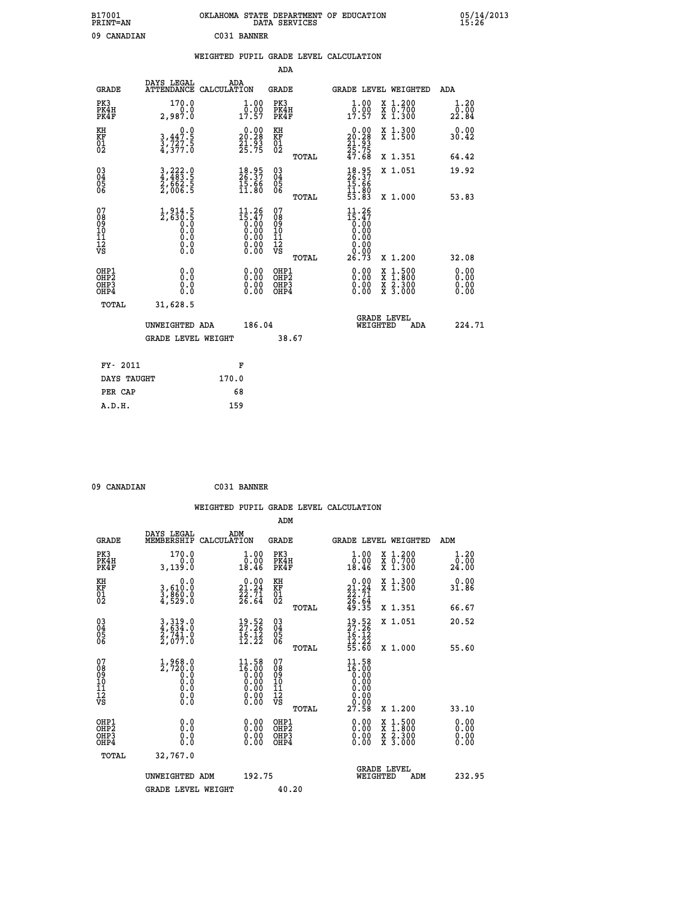B17001 PRINT=AN | OKLAHOMA STATE DEPARTMENT OF EDUCATION DATA SERVICES | 05/14/2013 15:26

09 CANADIAN C031 BANNER

## WEIGHTED PUPIL GRADE LEVEL CALCULATION

### ADA

| GRADE | DAYS LEGAL ATTENDANCE | ADA CALCULATION | GRADE | GRADE LEVEL | WEIGHTED | ADA |
|---|---|---|---|---|---|---|
| PK3 | 170.0 | 1.00 | PK3 | 1.00 | X 1.200 | 1.20 |
| PK4H | 0.0 | 0.00 | PK4H | 0.00 | X 0.700 | 0.00 |
| PK4F | 2,987.0 | 17.57 | PK4F | 17.57 | X 1.300 | 22.84 |
| KH | 0.0 | 0.00 | KH | 0.00 | X 1.300 | 0.00 |
| KF | 3,447.5 | 20.28 | KF | 20.28 | X 1.500 | 30.42 |
| 01 | 3,727.5 | 21.93 | 01 | 21.93 | | |
| 02 | 4,377.0 | 25.75 | 02 | 25.75 | | |
| | | | TOTAL | 47.68 | X 1.351 | 64.42 |
| 03 | 3,222.0 | 18.95 | 03 | 18.95 | X 1.051 | 19.92 |
| 04 | 4,483.5 | 26.37 | 04 | 26.37 | | |
| 05 | 2,662.5 | 15.66 | 05 | 15.66 | | |
| 06 | 2,006.5 | 11.80 | 06 | 11.80 | | |
| | | | TOTAL | 53.83 | X 1.000 | 53.83 |
| 07 | 1,914.5 | 11.26 | 07 | 11.26 | | |
| 08 | 2,630.5 | 15.47 | 08 | 15.47 | | |
| 09 | 0.0 | 0.00 | 09 | 0.00 | | |
| 10 | 0.0 | 0.00 | 10 | 0.00 | | |
| 11 | 0.0 | 0.00 | 11 | 0.00 | | |
| 12 | 0.0 | 0.00 | 12 | 0.00 | | |
| VS | 0.0 | 0.00 | VS | 0.00 | | |
| | | | TOTAL | 26.73 | X 1.200 | 32.08 |
| OHP1 | 0.0 | 0.00 | OHP1 | 0.00 | X 1.500 | 0.00 |
| OHP2 | 0.0 | 0.00 | OHP2 | 0.00 | X 1.800 | 0.00 |
| OHP3 | 0.0 | 0.00 | OHP3 | 0.00 | X 2.300 | 0.00 |
| OHP4 | 0.0 | 0.00 | OHP4 | 0.00 | X 3.000 | 0.00 |
| TOTAL | 31,628.5 | | | | | |

UNWEIGHTED ADA 186.04 | GRADE LEVEL WEIGHTED ADA 224.71

GRADE LEVEL WEIGHT 38.67

| FY- 2011 | F |
|---|---|
| DAYS TAUGHT | 170.0 |
| PER CAP | 68 |
| A.D.H. | 159 |

09 CANADIAN C031 BANNER

## WEIGHTED PUPIL GRADE LEVEL CALCULATION

### ADM

| GRADE | DAYS LEGAL MEMBERSHIP | ADM CALCULATION | GRADE | GRADE LEVEL | WEIGHTED | ADM |
|---|---|---|---|---|---|---|
| PK3 | 170.0 | 1.00 | PK3 | 1.00 | X 1.200 | 1.20 |
| PK4H | 0.0 | 0.00 | PK4H | 0.00 | X 0.700 | 0.00 |
| PK4F | 3,139.0 | 18.46 | PK4F | 18.46 | X 1.300 | 24.00 |
| KH | 0.0 | 0.00 | KH | 0.00 | X 1.300 | 0.00 |
| KF | 3,610.0 | 21.24 | KF | 21.24 | X 1.500 | 31.86 |
| 01 | 3,860.0 | 22.71 | 01 | 22.71 | | |
| 02 | 4,529.0 | 26.64 | 02 | 26.64 | | |
| | | | TOTAL | 49.35 | X 1.351 | 66.67 |
| 03 | 3,319.0 | 19.52 | 03 | 19.52 | X 1.051 | 20.52 |
| 04 | 4,634.0 | 27.26 | 04 | 27.26 | | |
| 05 | 2,741.0 | 16.12 | 05 | 16.12 | | |
| 06 | 2,077.0 | 12.22 | 06 | 12.22 | | |
| | | | TOTAL | 55.60 | X 1.000 | 55.60 |
| 07 | 1,968.0 | 11.58 | 07 | 11.58 | | |
| 08 | 2,720.0 | 16.00 | 08 | 16.00 | | |
| 09 | 0.0 | 0.00 | 09 | 0.00 | | |
| 10 | 0.0 | 0.00 | 10 | 0.00 | | |
| 11 | 0.0 | 0.00 | 11 | 0.00 | | |
| 12 | 0.0 | 0.00 | 12 | 0.00 | | |
| VS | 0.0 | 0.00 | VS | 0.00 | | |
| | | | TOTAL | 27.58 | X 1.200 | 33.10 |
| OHP1 | 0.0 | 0.00 | OHP1 | 0.00 | X 1.500 | 0.00 |
| OHP2 | 0.0 | 0.00 | OHP2 | 0.00 | X 1.800 | 0.00 |
| OHP3 | 0.0 | 0.00 | OHP3 | 0.00 | X 2.300 | 0.00 |
| OHP4 | 0.0 | 0.00 | OHP4 | 0.00 | X 3.000 | 0.00 |
| TOTAL | 32,767.0 | | | | | |

UNWEIGHTED ADM 192.75 | GRADE LEVEL WEIGHTED ADM 232.95

GRADE LEVEL WEIGHT 40.20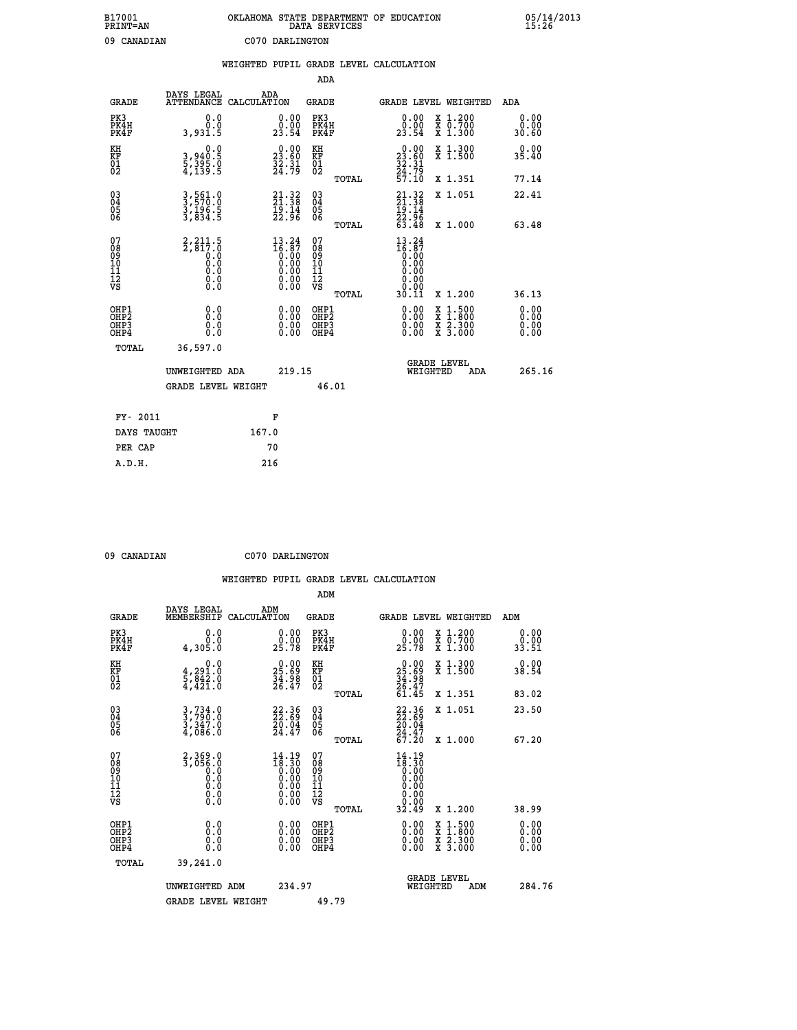B17001 OKLAHOMA STATE DEPARTMENT OF EDUCATION 05/14/2013
PRINT=AN DATA SERVICES 15:26

09 CANADIAN C070 DARLINGTON

## WEIGHTED PUPIL GRADE LEVEL CALCULATION

ADA

| GRADE | DAYS LEGAL ATTENDANCE | ADA CALCULATION | GRADE | GRADE LEVEL | WEIGHTED | ADA |
|---|---|---|---|---|---|---|
| PK3 | 0.0 | 0.00 | PK3 | 0.00 | X 1.200 | 0.00 |
| PK4H | 0.0 | 0.00 | PK4H | 0.00 | X 0.700 | 0.00 |
| PK4F | 3,931.5 | 23.54 | PK4F | 23.54 | X 1.300 | 30.60 |
| KH | 0.0 | 0.00 | KH | 0.00 | X 1.300 | 0.00 |
| KF | 3,940.5 | 23.60 | KF | 23.60 | X 1.500 | 35.40 |
| 01 | 5,395.0 | 32.31 | 01 | 32.31 | | |
| 02 | 4,139.5 | 24.79 | 02 | 24.79 | | |
| | | | TOTAL | 57.10 | X 1.351 | 77.14 |
| 03 | 3,561.0 | 21.32 | 03 | 21.32 | X 1.051 | 22.41 |
| 04 | 3,570.0 | 21.38 | 04 | 21.38 | | |
| 05 | 3,196.5 | 19.14 | 05 | 19.14 | | |
| 06 | 3,834.5 | 22.96 | 06 | 22.96 | | |
| | | | TOTAL | 63.48 | X 1.000 | 63.48 |
| 07 | 2,211.5 | 13.24 | 07 | 13.24 | | |
| 08 | 2,817.0 | 16.87 | 08 | 16.87 | | |
| 09 | 0.0 | 0.00 | 09 | 0.00 | | |
| 10 | 0.0 | 0.00 | 10 | 0.00 | | |
| 11 | 0.0 | 0.00 | 11 | 0.00 | | |
| 12 | 0.0 | 0.00 | 12 | 0.00 | | |
| VS | 0.0 | 0.00 | VS | 0.00 | | |
| | | | TOTAL | 30.11 | X 1.200 | 36.13 |
| OHP1 | 0.0 | 0.00 | OHP1 | 0.00 | X 1.500 | 0.00 |
| OHP2 | 0.0 | 0.00 | OHP2 | 0.00 | X 1.800 | 0.00 |
| OHP3 | 0.0 | 0.00 | OHP3 | 0.00 | X 2.300 | 0.00 |
| OHP4 | 0.0 | 0.00 | OHP4 | 0.00 | X 3.000 | 0.00 |
| TOTAL | 36,597.0 | | | | | |

UNWEIGHTED ADA 219.15 GRADE LEVEL WEIGHTED ADA 265.16

GRADE LEVEL WEIGHT 46.01

| FY- 2011 | F |
|---|---|
| DAYS TAUGHT | 167.0 |
| PER CAP | 70 |
| A.D.H. | 216 |

09 CANADIAN C070 DARLINGTON

## WEIGHTED PUPIL GRADE LEVEL CALCULATION

ADM

| GRADE | DAYS LEGAL MEMBERSHIP | ADM CALCULATION | GRADE | GRADE LEVEL | WEIGHTED | ADM |
|---|---|---|---|---|---|---|
| PK3 | 0.0 | 0.00 | PK3 | 0.00 | X 1.200 | 0.00 |
| PK4H | 0.0 | 0.00 | PK4H | 0.00 | X 0.700 | 0.00 |
| PK4F | 4,305.0 | 25.78 | PK4F | 25.78 | X 1.300 | 33.51 |
| KH | 0.0 | 0.00 | KH | 0.00 | X 1.300 | 0.00 |
| KF | 4,291.0 | 25.69 | KF | 25.69 | X 1.500 | 38.54 |
| 01 | 5,842.0 | 34.98 | 01 | 34.98 | | |
| 02 | 4,421.0 | 26.47 | 02 | 26.47 | | |
| | | | TOTAL | 61.45 | X 1.351 | 83.02 |
| 03 | 3,734.0 | 22.36 | 03 | 22.36 | X 1.051 | 23.50 |
| 04 | 3,790.0 | 22.69 | 04 | 22.69 | | |
| 05 | 3,347.0 | 20.04 | 05 | 20.04 | | |
| 06 | 4,086.0 | 24.47 | 06 | 24.47 | | |
| | | | TOTAL | 67.20 | X 1.000 | 67.20 |
| 07 | 2,369.0 | 14.19 | 07 | 14.19 | | |
| 08 | 3,056.0 | 18.30 | 08 | 18.30 | | |
| 09 | 0.0 | 0.00 | 09 | 0.00 | | |
| 10 | 0.0 | 0.00 | 10 | 0.00 | | |
| 11 | 0.0 | 0.00 | 11 | 0.00 | | |
| 12 | 0.0 | 0.00 | 12 | 0.00 | | |
| VS | 0.0 | 0.00 | VS | 0.00 | | |
| | | | TOTAL | 32.49 | X 1.200 | 38.99 |
| OHP1 | 0.0 | 0.00 | OHP1 | 0.00 | X 1.500 | 0.00 |
| OHP2 | 0.0 | 0.00 | OHP2 | 0.00 | X 1.800 | 0.00 |
| OHP3 | 0.0 | 0.00 | OHP3 | 0.00 | X 2.300 | 0.00 |
| OHP4 | 0.0 | 0.00 | OHP4 | 0.00 | X 3.000 | 0.00 |
| TOTAL | 39,241.0 | | | | | |

UNWEIGHTED ADM 234.97 GRADE LEVEL WEIGHTED ADM 284.76

GRADE LEVEL WEIGHT 49.79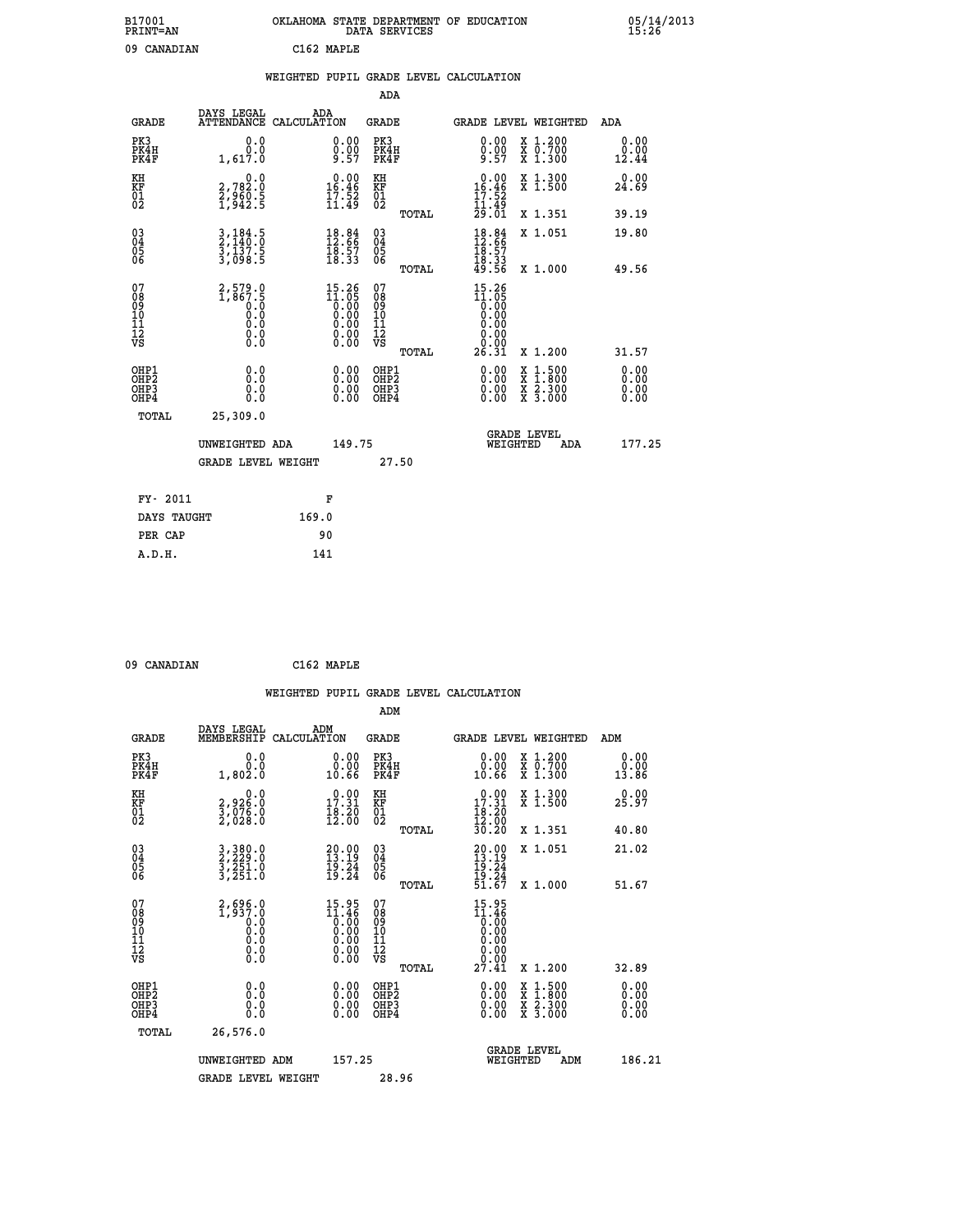B17001 OKLAHOMA STATE DEPARTMENT OF EDUCATION 05/14/2013
PRINT=AN DATA SERVICES 15:26

09 CANADIAN C162 MAPLE

## WEIGHTED PUPIL GRADE LEVEL CALCULATION

### ADA

| GRADE | DAYS LEGAL ATTENDANCE | ADA CALCULATION | GRADE | GRADE LEVEL | WEIGHTED | ADA |
|---|---|---|---|---|---|---|
| PK3 | 0.0 | 0.00 | PK3 | 0.00 | X 1.200 | 0.00 |
| PK4H | 0.0 | 0.00 | PK4H | 0.00 | X 0.700 | 0.00 |
| PK4F | 1,617.0 | 9.57 | PK4F | 9.57 | X 1.300 | 12.44 |
| KH | 0.0 | 0.00 | KH | 0.00 | X 1.300 | 0.00 |
| KF | 2,782.0 | 16.46 | KF | 16.46 | X 1.500 | 24.69 |
| 01 | 2,960.5 | 17.52 | 01 | 17.52 | | |
| 02 | 1,942.5 | 11.49 | 02 | 11.49 | | |
| | | | TOTAL | 29.01 | X 1.351 | 39.19 |
| 03 | 3,184.5 | 18.84 | 03 | 18.84 | X 1.051 | 19.80 |
| 04 | 2,140.0 | 12.66 | 04 | 12.66 | | |
| 05 | 3,137.5 | 18.57 | 05 | 18.57 | | |
| 06 | 3,098.5 | 18.33 | 06 | 18.33 | | |
| | | | TOTAL | 49.56 | X 1.000 | 49.56 |
| 07 | 2,579.0 | 15.26 | 07 | 15.26 | | |
| 08 | 1,867.5 | 11.05 | 08 | 11.05 | | |
| 09 | 0.0 | 0.00 | 09 | 0.00 | | |
| 10 | 0.0 | 0.00 | 10 | 0.00 | | |
| 11 | 0.0 | 0.00 | 11 | 0.00 | | |
| 12 | 0.0 | 0.00 | 12 | 0.00 | | |
| VS | 0.0 | 0.00 | VS | 0.00 | | |
| | | | TOTAL | 26.31 | X 1.200 | 31.57 |
| OHP1 | 0.0 | 0.00 | OHP1 | 0.00 | X 1.500 | 0.00 |
| OHP2 | 0.0 | 0.00 | OHP2 | 0.00 | X 1.800 | 0.00 |
| OHP3 | 0.0 | 0.00 | OHP3 | 0.00 | X 2.300 | 0.00 |
| OHP4 | 0.0 | 0.00 | OHP4 | 0.00 | X 3.000 | 0.00 |
| TOTAL | 25,309.0 | | | | | |

UNWEIGHTED ADA 149.75 GRADE LEVEL WEIGHTED ADA 177.25

GRADE LEVEL WEIGHT 27.50

| FY- 2011 | F |
|---|---|
| DAYS TAUGHT | 169.0 |
| PER CAP | 90 |
| A.D.H. | 141 |

09 CANADIAN C162 MAPLE

## WEIGHTED PUPIL GRADE LEVEL CALCULATION

### ADM

| GRADE | DAYS LEGAL MEMBERSHIP | ADM CALCULATION | GRADE | GRADE LEVEL | WEIGHTED | ADM |
|---|---|---|---|---|---|---|
| PK3 | 0.0 | 0.00 | PK3 | 0.00 | X 1.200 | 0.00 |
| PK4H | 0.0 | 0.00 | PK4H | 0.00 | X 0.700 | 0.00 |
| PK4F | 1,802.0 | 10.66 | PK4F | 10.66 | X 1.300 | 13.86 |
| KH | 0.0 | 0.00 | KH | 0.00 | X 1.300 | 0.00 |
| KF | 2,926.0 | 17.31 | KF | 17.31 | X 1.500 | 25.97 |
| 01 | 3,076.0 | 18.20 | 01 | 18.20 | | |
| 02 | 2,028.0 | 12.00 | 02 | 12.00 | | |
| | | | TOTAL | 30.20 | X 1.351 | 40.80 |
| 03 | 3,380.0 | 20.00 | 03 | 20.00 | X 1.051 | 21.02 |
| 04 | 2,229.0 | 13.19 | 04 | 13.19 | | |
| 05 | 3,251.0 | 19.24 | 05 | 19.24 | | |
| 06 | 3,251.0 | 19.24 | 06 | 19.24 | | |
| | | | TOTAL | 51.67 | X 1.000 | 51.67 |
| 07 | 2,696.0 | 15.95 | 07 | 15.95 | | |
| 08 | 1,937.0 | 11.46 | 08 | 11.46 | | |
| 09 | 0.0 | 0.00 | 09 | 0.00 | | |
| 10 | 0.0 | 0.00 | 10 | 0.00 | | |
| 11 | 0.0 | 0.00 | 11 | 0.00 | | |
| 12 | 0.0 | 0.00 | 12 | 0.00 | | |
| VS | 0.0 | 0.00 | VS | 0.00 | | |
| | | | TOTAL | 27.41 | X 1.200 | 32.89 |
| OHP1 | 0.0 | 0.00 | OHP1 | 0.00 | X 1.500 | 0.00 |
| OHP2 | 0.0 | 0.00 | OHP2 | 0.00 | X 1.800 | 0.00 |
| OHP3 | 0.0 | 0.00 | OHP3 | 0.00 | X 2.300 | 0.00 |
| OHP4 | 0.0 | 0.00 | OHP4 | 0.00 | X 3.000 | 0.00 |
| TOTAL | 26,576.0 | | | | | |

UNWEIGHTED ADM 157.25 GRADE LEVEL WEIGHTED ADM 186.21

GRADE LEVEL WEIGHT 28.96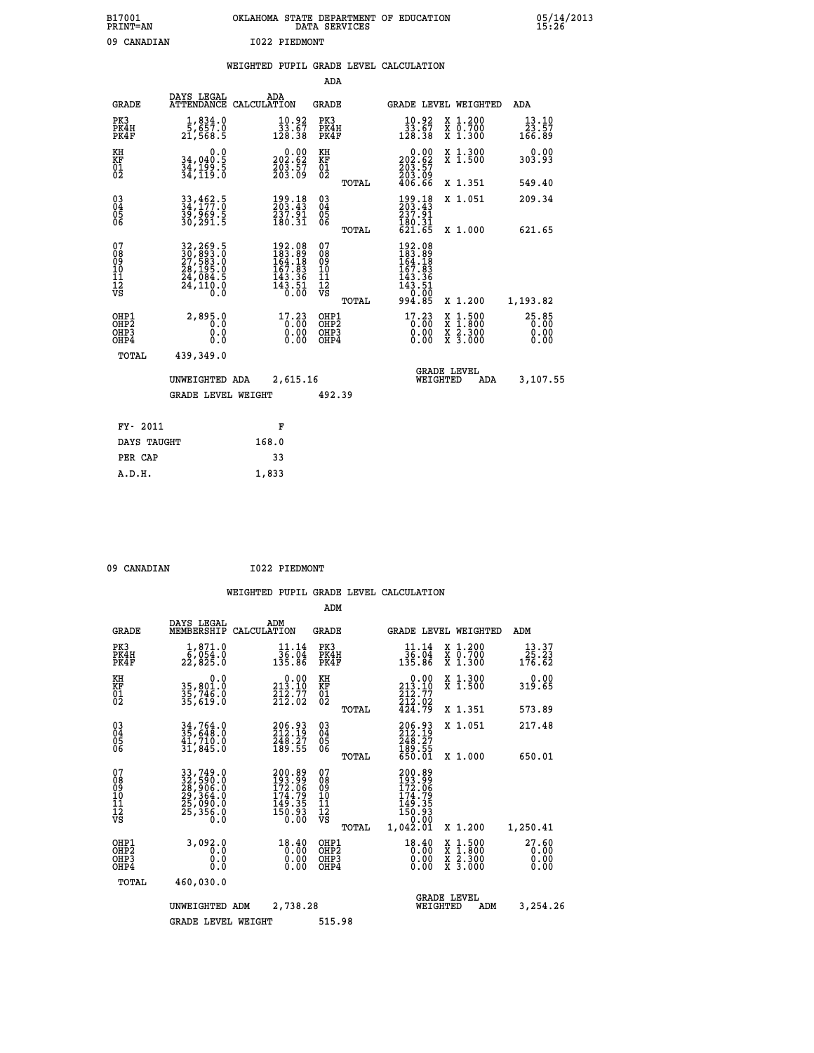B17001 OKLAHOMA STATE DEPARTMENT OF EDUCATION 05/14/2013
PRINT=AN DATA SERVICES 15:26

09 CANADIAN I022 PIEDMONT

## WEIGHTED PUPIL GRADE LEVEL CALCULATION

### ADA

| GRADE | DAYS LEGAL ATTENDANCE | ADA CALCULATION | GRADE | GRADE LEVEL | WEIGHTED | ADA |
|---|---|---|---|---|---|---|
| PK3 | 1,834.0 | 10.92 | PK3 | 10.92 | X 1.200 | 13.10 |
| PK4H | 5,657.0 | 33.67 | PK4H | 33.67 | X 0.700 | 23.57 |
| PK4F | 21,568.5 | 128.38 | PK4F | 128.38 | X 1.300 | 166.89 |
| KH | 0.0 | 0.00 | KH | 0.00 | X 1.300 | 0.00 |
| KF | 34,040.5 | 202.62 | KF | 202.62 | X 1.500 | 303.93 |
| 01 | 34,199.5 | 203.57 | 01 | 203.57 | | |
| 02 | 34,119.0 | 203.09 | 02 | 203.09 | | |
| | | | TOTAL | 406.66 | X 1.351 | 549.40 |
| 03 | 33,462.5 | 199.18 | 03 | 199.18 | X 1.051 | 209.34 |
| 04 | 34,177.0 | 203.43 | 04 | 203.43 | | |
| 05 | 39,969.5 | 237.91 | 05 | 237.91 | | |
| 06 | 30,291.5 | 180.31 | 06 | 180.31 | | |
| | | | TOTAL | 621.65 | X 1.000 | 621.65 |
| 07 | 32,269.5 | 192.08 | 07 | 192.08 | | |
| 08 | 30,893.0 | 183.89 | 08 | 183.89 | | |
| 09 | 27,583.0 | 164.18 | 09 | 164.18 | | |
| 10 | 28,195.0 | 167.83 | 10 | 167.83 | | |
| 11 | 24,084.5 | 143.36 | 11 | 143.36 | | |
| 12 | 24,110.0 | 143.51 | 12 | 143.51 | | |
| VS | 0.0 | 0.00 | VS | 0.00 | | |
| | | | TOTAL | 994.85 | X 1.200 | 1,193.82 |
| OHP1 | 2,895.0 | 17.23 | OHP1 | 17.23 | X 1.500 | 25.85 |
| OHP2 | 0.0 | 0.00 | OHP2 | 0.00 | X 1.800 | 0.00 |
| OHP3 | 0.0 | 0.00 | OHP3 | 0.00 | X 2.300 | 0.00 |
| OHP4 | 0.0 | 0.00 | OHP4 | 0.00 | X 3.000 | 0.00 |
| TOTAL | 439,349.0 | | | | | |

UNWEIGHTED ADA 2,615.16 GRADE LEVEL WEIGHTED ADA 3,107.55

GRADE LEVEL WEIGHT 492.39

| FY- 2011 | F |
|---|---|
| DAYS TAUGHT | 168.0 |
| PER CAP | 33 |
| A.D.H. | 1,833 |

09 CANADIAN I022 PIEDMONT

## WEIGHTED PUPIL GRADE LEVEL CALCULATION

### ADM

| GRADE | DAYS LEGAL MEMBERSHIP | ADM CALCULATION | GRADE | GRADE LEVEL | WEIGHTED | ADM |
|---|---|---|---|---|---|---|
| PK3 | 1,871.0 | 11.14 | PK3 | 11.14 | X 1.200 | 13.37 |
| PK4H | 6,054.0 | 36.04 | PK4H | 36.04 | X 0.700 | 25.23 |
| PK4F | 22,825.0 | 135.86 | PK4F | 135.86 | X 1.300 | 176.62 |
| KH | 0.0 | 0.00 | KH | 0.00 | X 1.300 | 0.00 |
| KF | 35,801.0 | 213.10 | KF | 213.10 | X 1.500 | 319.65 |
| 01 | 35,746.0 | 212.77 | 01 | 212.77 | | |
| 02 | 35,619.0 | 212.02 | 02 | 212.02 | | |
| | | | TOTAL | 424.79 | X 1.351 | 573.89 |
| 03 | 34,764.0 | 206.93 | 03 | 206.93 | X 1.051 | 217.48 |
| 04 | 35,648.0 | 212.19 | 04 | 212.19 | | |
| 05 | 41,710.0 | 248.27 | 05 | 248.27 | | |
| 06 | 31,845.0 | 189.55 | 06 | 189.55 | | |
| | | | TOTAL | 650.01 | X 1.000 | 650.01 |
| 07 | 33,749.0 | 200.89 | 07 | 200.89 | | |
| 08 | 32,590.0 | 193.99 | 08 | 193.99 | | |
| 09 | 28,906.0 | 172.06 | 09 | 172.06 | | |
| 10 | 29,364.0 | 174.79 | 10 | 174.79 | | |
| 11 | 25,090.0 | 149.35 | 11 | 149.35 | | |
| 12 | 25,356.0 | 150.93 | 12 | 150.93 | | |
| VS | 0.0 | 0.00 | VS | 0.00 | | |
| | | | TOTAL | 1,042.01 | X 1.200 | 1,250.41 |
| OHP1 | 3,092.0 | 18.40 | OHP1 | 18.40 | X 1.500 | 27.60 |
| OHP2 | 0.0 | 0.00 | OHP2 | 0.00 | X 1.800 | 0.00 |
| OHP3 | 0.0 | 0.00 | OHP3 | 0.00 | X 2.300 | 0.00 |
| OHP4 | 0.0 | 0.00 | OHP4 | 0.00 | X 3.000 | 0.00 |
| TOTAL | 460,030.0 | | | | | |

UNWEIGHTED ADM 2,738.28 GRADE LEVEL WEIGHTED ADM 3,254.26

GRADE LEVEL WEIGHT 515.98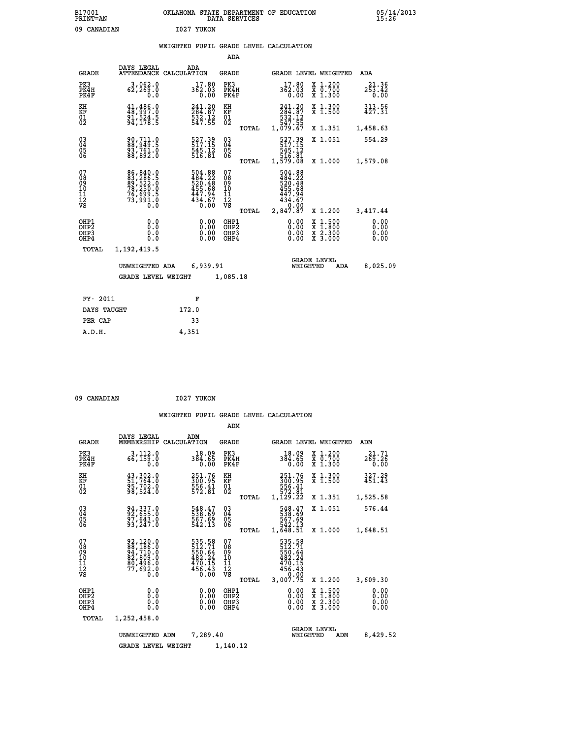B17001 OKLAHOMA STATE DEPARTMENT OF EDUCATION 05/14/2013
PRINT=AN DATA SERVICES 15:26

09 CANADIAN I027 YUKON

WEIGHTED PUPIL GRADE LEVEL CALCULATION

ADA

| GRADE | DAYS LEGAL ATTENDANCE | ADA CALCULATION | GRADE | GRADE LEVEL | WEIGHTED | ADA |
|---|---|---|---|---|---|---|
| PK3 | 3,062.0 | 17.80 | PK3 | 17.80 | X 1.200 | 21.36 |
| PK4H | 62,269.0 | 362.03 | PK4H | 362.03 | X 0.700 | 253.42 |
| PK4F | 0.0 | 0.00 | PK4F | 0.00 | X 1.300 | 0.00 |
| KH | 41,486.0 | 241.20 | KH | 241.20 | X 1.300 | 313.56 |
| KF | 48,997.0 | 284.87 | KF | 284.87 | X 1.500 | 427.31 |
| 01 | 91,524.5 | 532.12 | 01 | 532.12 | | |
| 02 | 94,178.5 | 547.55 | 02 | 547.55 | | |
| | | | TOTAL | 1,079.67 | X 1.351 | 1,458.63 |
| 03 | 90,711.0 | 527.39 | 03 | 527.39 | X 1.051 | 554.29 |
| 04 | 88,949.5 | 517.15 | 04 | 517.15 | | |
| 05 | 93,761.0 | 545.12 | 05 | 545.12 | | |
| 06 | 88,892.0 | 516.81 | 06 | 516.81 | | |
| | | | TOTAL | 1,579.08 | X 1.000 | 1,579.08 |
| 07 | 86,840.0 | 504.88 | 07 | 504.88 | | |
| 08 | 83,286.5 | 484.22 | 08 | 484.22 | | |
| 09 | 89,522.0 | 520.48 | 09 | 520.48 | | |
| 10 | 78,250.0 | 455.68 | 10 | 455.68 | | |
| 11 | 76,699.5 | 447.94 | 11 | 447.94 | | |
| 12 | 73,991.0 | 434.67 | 12 | 434.67 | | |
| VS | 0.0 | 0.00 | VS | 0.00 | | |
| | | | TOTAL | 2,847.87 | X 1.200 | 3,417.44 |
| OHP1 | 0.0 | 0.00 | OHP1 | 0.00 | X 1.500 | 0.00 |
| OHP2 | 0.0 | 0.00 | OHP2 | 0.00 | X 1.800 | 0.00 |
| OHP3 | 0.0 | 0.00 | OHP3 | 0.00 | X 2.300 | 0.00 |
| OHP4 | 0.0 | 0.00 | OHP4 | 0.00 | X 3.000 | 0.00 |
| TOTAL | 1,192,419.5 | | | | | |

UNWEIGHTED ADA 6,939.91 — GRADE LEVEL WEIGHTED ADA 8,025.09

GRADE LEVEL WEIGHT 1,085.18

| FY- 2011 | F |
|---|---|
| DAYS TAUGHT | 172.0 |
| PER CAP | 33 |
| A.D.H. | 4,351 |

09 CANADIAN I027 YUKON

WEIGHTED PUPIL GRADE LEVEL CALCULATION

ADM

| GRADE | DAYS LEGAL MEMBERSHIP | ADM CALCULATION | GRADE | GRADE LEVEL | WEIGHTED | ADM |
|---|---|---|---|---|---|---|
| PK3 | 3,112.0 | 18.09 | PK3 | 18.09 | X 1.200 | 21.71 |
| PK4H | 66,159.0 | 384.65 | PK4H | 384.65 | X 0.700 | 269.26 |
| PK4F | 0.0 | 0.00 | PK4F | 0.00 | X 1.300 | 0.00 |
| KH | 43,302.0 | 251.76 | KH | 251.76 | X 1.300 | 327.29 |
| KF | 51,764.0 | 300.95 | KF | 300.95 | X 1.500 | 451.43 |
| 01 | 95,702.0 | 556.41 | 01 | 556.41 | | |
| 02 | 98,524.0 | 572.81 | 02 | 572.81 | | |
| | | | TOTAL | 1,129.22 | X 1.351 | 1,525.58 |
| 03 | 94,337.0 | 548.47 | 03 | 548.47 | X 1.051 | 576.44 |
| 04 | 92,655.0 | 538.69 | 04 | 538.69 | | |
| 05 | 97,643.0 | 567.69 | 05 | 567.69 | | |
| 06 | 93,247.0 | 542.13 | 06 | 542.13 | | |
| | | | TOTAL | 1,648.51 | X 1.000 | 1,648.51 |
| 07 | 92,120.0 | 535.58 | 07 | 535.58 | | |
| 08 | 88,186.0 | 512.71 | 08 | 512.71 | | |
| 09 | 94,710.0 | 550.64 | 09 | 550.64 | | |
| 10 | 82,809.0 | 482.24 | 10 | 482.24 | | |
| 11 | 80,496.0 | 470.15 | 11 | 470.15 | | |
| 12 | 77,692.0 | 456.43 | 12 | 456.43 | | |
| VS | 0.0 | 0.00 | VS | 0.00 | | |
| | | | TOTAL | 3,007.75 | X 1.200 | 3,609.30 |
| OHP1 | 0.0 | 0.00 | OHP1 | 0.00 | X 1.500 | 0.00 |
| OHP2 | 0.0 | 0.00 | OHP2 | 0.00 | X 1.800 | 0.00 |
| OHP3 | 0.0 | 0.00 | OHP3 | 0.00 | X 2.300 | 0.00 |
| OHP4 | 0.0 | 0.00 | OHP4 | 0.00 | X 3.000 | 0.00 |
| TOTAL | 1,252,458.0 | | | | | |

UNWEIGHTED ADM 7,289.40 — GRADE LEVEL WEIGHTED ADM 8,429.52

GRADE LEVEL WEIGHT 1,140.12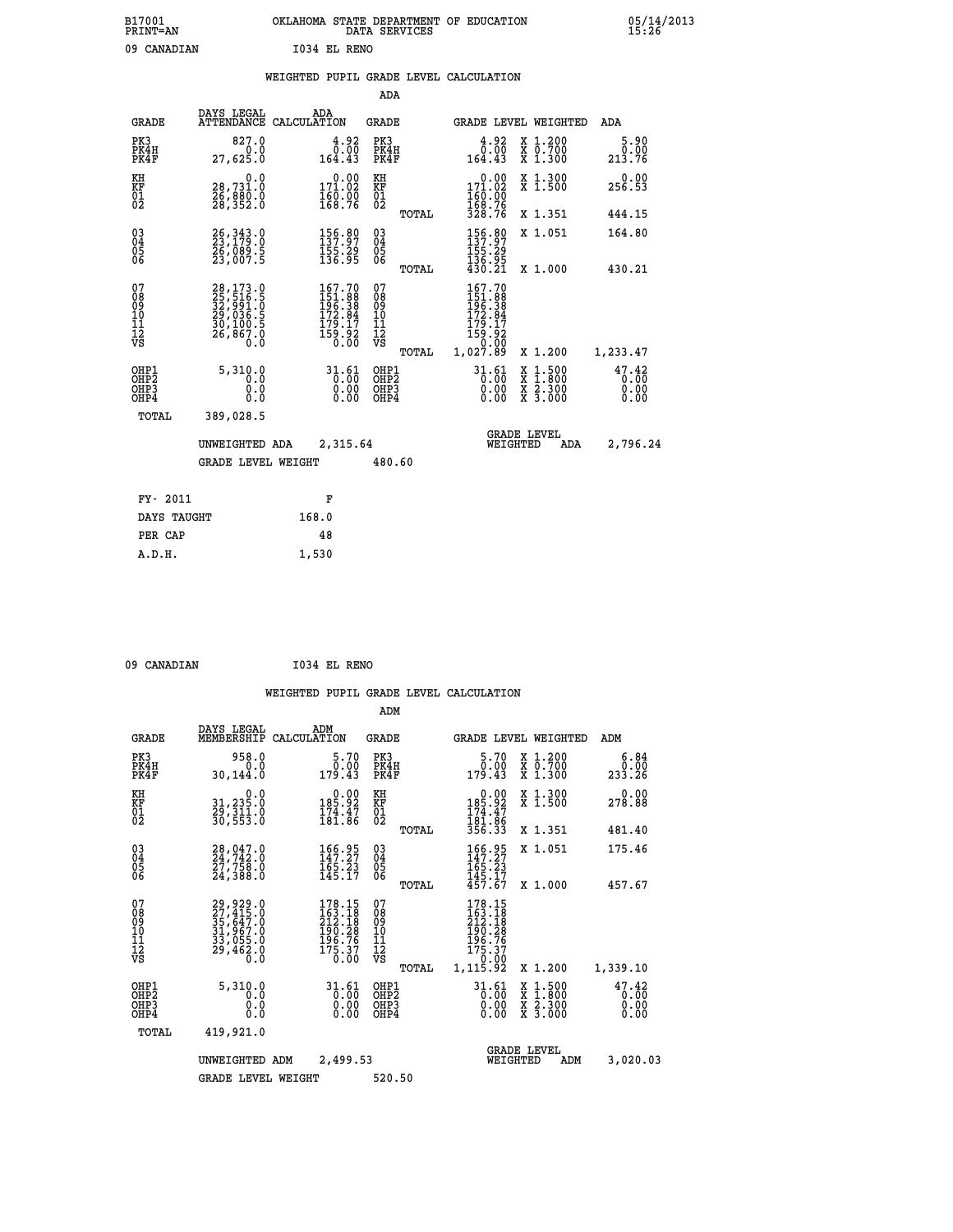B17001 OKLAHOMA STATE DEPARTMENT OF EDUCATION 05/14/2013
PRINT=AN DATA SERVICES 15:26

09 CANADIAN I034 EL RENO

## WEIGHTED PUPIL GRADE LEVEL CALCULATION

### ADA

| GRADE | DAYS LEGAL ATTENDANCE | ADA CALCULATION | GRADE | | GRADE LEVEL | WEIGHTED | ADA |
|---|---|---|---|---|---|---|---|
| PK3 | 827.0 | 4.92 | PK3 | | 4.92 | X 1.200 | 5.90 |
| PK4H | 0.0 | 0.00 | PK4H | | 0.00 | X 0.700 | 0.00 |
| PK4F | 27,625.0 | 164.43 | PK4F | | 164.43 | X 1.300 | 213.76 |
| KH | 0.0 | 0.00 | KH | | 0.00 | X 1.300 | 0.00 |
| KF | 28,731.0 | 171.02 | KF | | 171.02 | X 1.500 | 256.53 |
| 01 | 26,880.0 | 160.00 | 01 | | 160.00 | | |
| 02 | 28,352.0 | 168.76 | 02 | | 168.76 | | |
| | | | | TOTAL | 328.76 | X 1.351 | 444.15 |
| 03 | 26,343.0 | 156.80 | 03 | | 156.80 | X 1.051 | 164.80 |
| 04 | 23,179.0 | 137.97 | 04 | | 137.97 | | |
| 05 | 26,089.5 | 155.29 | 05 | | 155.29 | | |
| 06 | 23,007.5 | 136.95 | 06 | | 136.95 | | |
| | | | | TOTAL | 430.21 | X 1.000 | 430.21 |
| 07 | 28,173.0 | 167.70 | 07 | | 167.70 | | |
| 08 | 25,516.5 | 151.88 | 08 | | 151.88 | | |
| 09 | 32,991.0 | 196.38 | 09 | | 196.38 | | |
| 10 | 29,036.5 | 172.84 | 10 | | 172.84 | | |
| 11 | 30,100.5 | 179.17 | 11 | | 179.17 | | |
| 12 | 26,867.0 | 159.92 | 12 | | 159.92 | | |
| VS | 0.0 | 0.00 | VS | | 0.00 | | |
| | | | | TOTAL | 1,027.89 | X 1.200 | 1,233.47 |
| OHP1 | 5,310.0 | 31.61 | OHP1 | | 31.61 | X 1.500 | 47.42 |
| OHP2 | 0.0 | 0.00 | OHP2 | | 0.00 | X 1.800 | 0.00 |
| OHP3 | 0.0 | 0.00 | OHP3 | | 0.00 | X 2.300 | 0.00 |
| OHP4 | 0.0 | 0.00 | OHP4 | | 0.00 | X 3.000 | 0.00 |
| TOTAL | 389,028.5 | | | | | | |

UNWEIGHTED ADA 2,315.64 GRADE LEVEL WEIGHTED ADA 2,796.24

GRADE LEVEL WEIGHT 480.60

| FY- 2011 | F |
|---|---|
| DAYS TAUGHT | 168.0 |
| PER CAP | 48 |
| A.D.H. | 1,530 |

09 CANADIAN I034 EL RENO

## WEIGHTED PUPIL GRADE LEVEL CALCULATION

### ADM

| GRADE | DAYS LEGAL MEMBERSHIP | ADM CALCULATION | GRADE | | GRADE LEVEL | WEIGHTED | ADM |
|---|---|---|---|---|---|---|---|
| PK3 | 958.0 | 5.70 | PK3 | | 5.70 | X 1.200 | 6.84 |
| PK4H | 0.0 | 0.00 | PK4H | | 0.00 | X 0.700 | 0.00 |
| PK4F | 30,144.0 | 179.43 | PK4F | | 179.43 | X 1.300 | 233.26 |
| KH | 0.0 | 0.00 | KH | | 0.00 | X 1.300 | 0.00 |
| KF | 31,235.0 | 185.92 | KF | | 185.92 | X 1.500 | 278.88 |
| 01 | 29,311.0 | 174.47 | 01 | | 174.47 | | |
| 02 | 30,553.0 | 181.86 | 02 | | 181.86 | | |
| | | | | TOTAL | 356.33 | X 1.351 | 481.40 |
| 03 | 28,047.0 | 166.95 | 03 | | 166.95 | X 1.051 | 175.46 |
| 04 | 24,742.0 | 147.27 | 04 | | 147.27 | | |
| 05 | 27,758.0 | 165.23 | 05 | | 165.23 | | |
| 06 | 24,388.0 | 145.17 | 06 | | 145.17 | | |
| | | | | TOTAL | 457.67 | X 1.000 | 457.67 |
| 07 | 29,929.0 | 178.15 | 07 | | 178.15 | | |
| 08 | 27,415.0 | 163.18 | 08 | | 163.18 | | |
| 09 | 35,647.0 | 212.18 | 09 | | 212.18 | | |
| 10 | 31,967.0 | 190.28 | 10 | | 190.28 | | |
| 11 | 33,055.0 | 196.76 | 11 | | 196.76 | | |
| 12 | 29,462.0 | 175.37 | 12 | | 175.37 | | |
| VS | 0.0 | 0.00 | VS | | 0.00 | | |
| | | | | TOTAL | 1,115.92 | X 1.200 | 1,339.10 |
| OHP1 | 5,310.0 | 31.61 | OHP1 | | 31.61 | X 1.500 | 47.42 |
| OHP2 | 0.0 | 0.00 | OHP2 | | 0.00 | X 1.800 | 0.00 |
| OHP3 | 0.0 | 0.00 | OHP3 | | 0.00 | X 2.300 | 0.00 |
| OHP4 | 0.0 | 0.00 | OHP4 | | 0.00 | X 3.000 | 0.00 |
| TOTAL | 419,921.0 | | | | | | |

UNWEIGHTED ADM 2,499.53 GRADE LEVEL WEIGHTED ADM 3,020.03

GRADE LEVEL WEIGHT 520.50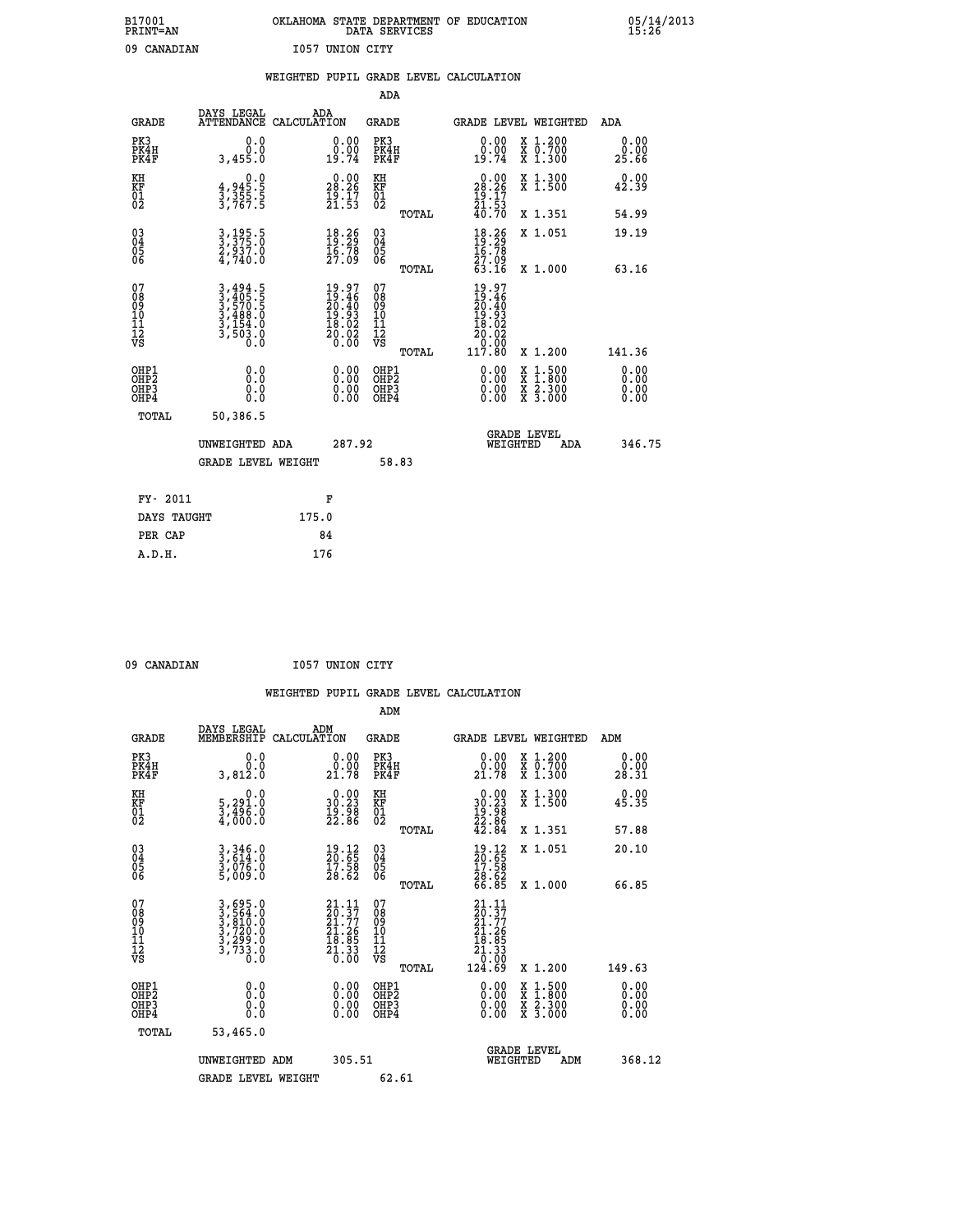B17001 OKLAHOMA STATE DEPARTMENT OF EDUCATION 05/14/2013
PRINT=AN DATA SERVICES 15:26

09 CANADIAN I057 UNION CITY

## WEIGHTED PUPIL GRADE LEVEL CALCULATION

### ADA

| GRADE | DAYS LEGAL ATTENDANCE | ADA CALCULATION | GRADE | GRADE LEVEL | WEIGHTED | ADA |
|---|---|---|---|---|---|---|
| PK3 | 0.0 | 0.00 | PK3 | 0.00 | X 1.200 | 0.00 |
| PK4H | 0.0 | 0.00 | PK4H | 0.00 | X 0.700 | 0.00 |
| PK4F | 3,455.0 | 19.74 | PK4F | 19.74 | X 1.300 | 25.66 |
| KH | 0.0 | 0.00 | KH | 0.00 | X 1.300 | 0.00 |
| KF | 4,945.5 | 28.26 | KF | 28.26 | X 1.500 | 42.39 |
| 01 | 3,355.5 | 19.17 | 01 | 19.17 | | |
| 02 | 3,767.5 | 21.53 | 02 | 21.53 | | |
| | | | TOTAL | 40.70 | X 1.351 | 54.99 |
| 03 | 3,195.5 | 18.26 | 03 | 18.26 | X 1.051 | 19.19 |
| 04 | 3,375.0 | 19.29 | 04 | 19.29 | | |
| 05 | 2,937.0 | 16.78 | 05 | 16.78 | | |
| 06 | 4,740.0 | 27.09 | 06 | 27.09 | | |
| | | | TOTAL | 63.16 | X 1.000 | 63.16 |
| 07 | 3,494.5 | 19.97 | 07 | 19.97 | | |
| 08 | 3,405.5 | 19.46 | 08 | 19.46 | | |
| 09 | 3,570.5 | 20.40 | 09 | 20.40 | | |
| 10 | 3,488.0 | 19.93 | 10 | 19.93 | | |
| 11 | 3,154.0 | 18.02 | 11 | 18.02 | | |
| 12 | 3,503.0 | 20.02 | 12 | 20.02 | | |
| VS | 0.0 | 0.00 | VS | 0.00 | | |
| | | | TOTAL | 117.80 | X 1.200 | 141.36 |
| OHP1 | 0.0 | 0.00 | OHP1 | 0.00 | X 1.500 | 0.00 |
| OHP2 | 0.0 | 0.00 | OHP2 | 0.00 | X 1.800 | 0.00 |
| OHP3 | 0.0 | 0.00 | OHP3 | 0.00 | X 2.300 | 0.00 |
| OHP4 | 0.0 | 0.00 | OHP4 | 0.00 | X 3.000 | 0.00 |
| TOTAL | 50,386.5 | | | | | |

UNWEIGHTED ADA 287.92 | GRADE LEVEL WEIGHTED ADA 346.75

GRADE LEVEL WEIGHT 58.83

| FY- 2011 | F |
|---|---|
| DAYS TAUGHT | 175.0 |
| PER CAP | 84 |
| A.D.H. | 176 |

09 CANADIAN I057 UNION CITY

## WEIGHTED PUPIL GRADE LEVEL CALCULATION

### ADM

| GRADE | DAYS LEGAL MEMBERSHIP | ADM CALCULATION | GRADE | GRADE LEVEL | WEIGHTED | ADM |
|---|---|---|---|---|---|---|
| PK3 | 0.0 | 0.00 | PK3 | 0.00 | X 1.200 | 0.00 |
| PK4H | 0.0 | 0.00 | PK4H | 0.00 | X 0.700 | 0.00 |
| PK4F | 3,812.0 | 21.78 | PK4F | 21.78 | X 1.300 | 28.31 |
| KH | 0.0 | 0.00 | KH | 0.00 | X 1.300 | 0.00 |
| KF | 5,291.0 | 30.23 | KF | 30.23 | X 1.500 | 45.35 |
| 01 | 3,496.0 | 19.98 | 01 | 19.98 | | |
| 02 | 4,000.0 | 22.86 | 02 | 22.86 | | |
| | | | TOTAL | 42.84 | X 1.351 | 57.88 |
| 03 | 3,346.0 | 19.12 | 03 | 19.12 | X 1.051 | 20.10 |
| 04 | 3,614.0 | 20.65 | 04 | 20.65 | | |
| 05 | 3,076.0 | 17.58 | 05 | 17.58 | | |
| 06 | 5,009.0 | 28.62 | 06 | 28.62 | | |
| | | | TOTAL | 66.85 | X 1.000 | 66.85 |
| 07 | 3,695.0 | 21.11 | 07 | 21.11 | | |
| 08 | 3,564.0 | 20.37 | 08 | 20.37 | | |
| 09 | 3,810.0 | 21.77 | 09 | 21.77 | | |
| 10 | 3,720.0 | 21.26 | 10 | 21.26 | | |
| 11 | 3,299.0 | 18.85 | 11 | 18.85 | | |
| 12 | 3,733.0 | 21.33 | 12 | 21.33 | | |
| VS | 0.0 | 0.00 | VS | 0.00 | | |
| | | | TOTAL | 124.69 | X 1.200 | 149.63 |
| OHP1 | 0.0 | 0.00 | OHP1 | 0.00 | X 1.500 | 0.00 |
| OHP2 | 0.0 | 0.00 | OHP2 | 0.00 | X 1.800 | 0.00 |
| OHP3 | 0.0 | 0.00 | OHP3 | 0.00 | X 2.300 | 0.00 |
| OHP4 | 0.0 | 0.00 | OHP4 | 0.00 | X 3.000 | 0.00 |
| TOTAL | 53,465.0 | | | | | |

UNWEIGHTED ADM 305.51 | GRADE LEVEL WEIGHTED ADM 368.12

GRADE LEVEL WEIGHT 62.61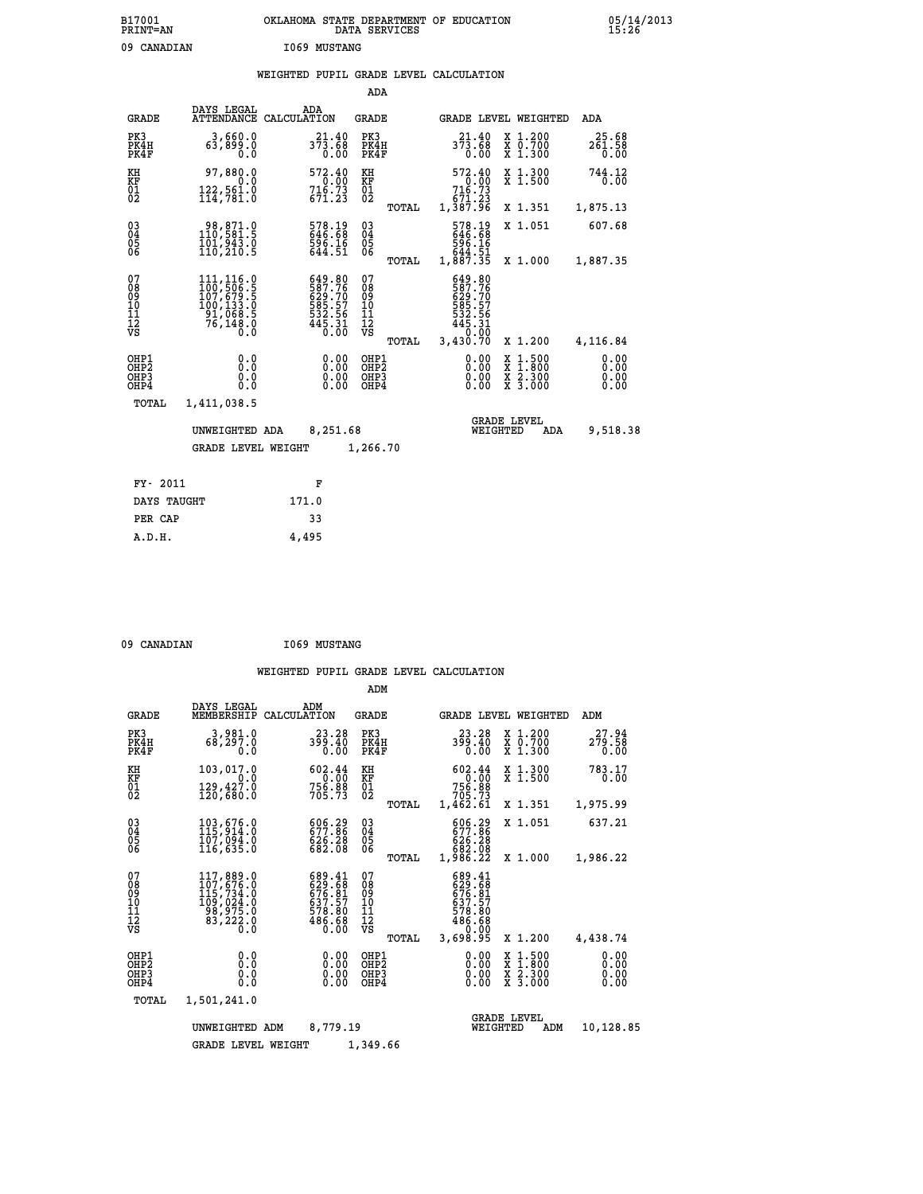B17001 PRINT=AN — OKLAHOMA STATE DEPARTMENT OF EDUCATION DATA SERVICES — 05/14/2013 15:26

09 CANADIAN — I069 MUSTANG

## WEIGHTED PUPIL GRADE LEVEL CALCULATION

### ADA

| GRADE | DAYS LEGAL ATTENDANCE | ADA CALCULATION | GRADE | | GRADE LEVEL | WEIGHTED | ADA |
|---|---|---|---|---|---|---|---|
| PK3 | 3,660.0 | 21.40 | PK3 | | 21.40 | X 1.200 | 25.68 |
| PK4H | 63,899.0 | 373.68 | PK4H | | 373.68 | X 0.700 | 261.58 |
| PK4F | 0.0 | 0.00 | PK4F | | 0.00 | X 1.300 | 0.00 |
| KH | 97,880.0 | 572.40 | KH | | 572.40 | X 1.300 | 744.12 |
| KF | 0.0 | 0.00 | KF | | 0.00 | X 1.500 | 0.00 |
| 01 | 122,561.0 | 716.73 | 01 | | 716.73 | | |
| 02 | 114,781.0 | 671.23 | 02 | | 671.23 | | |
| | | | | TOTAL | 1,387.96 | X 1.351 | 1,875.13 |
| 03 | 98,871.0 | 578.19 | 03 | | 578.19 | X 1.051 | 607.68 |
| 04 | 110,581.5 | 646.68 | 04 | | 646.68 | | |
| 05 | 101,943.0 | 596.16 | 05 | | 596.16 | | |
| 06 | 110,210.5 | 644.51 | 06 | | 644.51 | | |
| | | | | TOTAL | 1,887.35 | X 1.000 | 1,887.35 |
| 07 | 111,116.0 | 649.80 | 07 | | 649.80 | | |
| 08 | 100,506.5 | 587.76 | 08 | | 587.76 | | |
| 09 | 107,679.5 | 629.70 | 09 | | 629.70 | | |
| 10 | 100,133.0 | 585.57 | 10 | | 585.57 | | |
| 11 | 91,068.5 | 532.56 | 11 | | 532.56 | | |
| 12 | 76,148.0 | 445.31 | 12 | | 445.31 | | |
| VS | 0.0 | 0.00 | VS | | 0.00 | | |
| | | | | TOTAL | 3,430.70 | X 1.200 | 4,116.84 |
| OHP1 | 0.0 | 0.00 | OHP1 | | 0.00 | X 1.500 | 0.00 |
| OHP2 | 0.0 | 0.00 | OHP2 | | 0.00 | X 1.800 | 0.00 |
| OHP3 | 0.0 | 0.00 | OHP3 | | 0.00 | X 2.300 | 0.00 |
| OHP4 | 0.0 | 0.00 | OHP4 | | 0.00 | X 3.000 | 0.00 |
| TOTAL | 1,411,038.5 | | | | | | |

UNWEIGHTED ADA 8,251.68 — GRADE LEVEL WEIGHTED ADA 9,518.38

GRADE LEVEL WEIGHT 1,266.70

| FY- 2011 | F |
|---|---|
| DAYS TAUGHT | 171.0 |
| PER CAP | 33 |
| A.D.H. | 4,495 |

09 CANADIAN — I069 MUSTANG

## WEIGHTED PUPIL GRADE LEVEL CALCULATION

### ADM

| GRADE | DAYS LEGAL MEMBERSHIP | ADM CALCULATION | GRADE | | GRADE LEVEL | WEIGHTED | ADM |
|---|---|---|---|---|---|---|---|
| PK3 | 3,981.0 | 23.28 | PK3 | | 23.28 | X 1.200 | 27.94 |
| PK4H | 68,297.0 | 399.40 | PK4H | | 399.40 | X 0.700 | 279.58 |
| PK4F | 0.0 | 0.00 | PK4F | | 0.00 | X 1.300 | 0.00 |
| KH | 103,017.0 | 602.44 | KH | | 602.44 | X 1.300 | 783.17 |
| KF | 0.0 | 0.00 | KF | | 0.00 | X 1.500 | 0.00 |
| 01 | 129,427.0 | 756.88 | 01 | | 756.88 | | |
| 02 | 120,680.0 | 705.73 | 02 | | 705.73 | | |
| | | | | TOTAL | 1,462.61 | X 1.351 | 1,975.99 |
| 03 | 103,676.0 | 606.29 | 03 | | 606.29 | X 1.051 | 637.21 |
| 04 | 115,914.0 | 677.86 | 04 | | 677.86 | | |
| 05 | 107,094.0 | 626.28 | 05 | | 626.28 | | |
| 06 | 116,635.0 | 682.08 | 06 | | 682.08 | | |
| | | | | TOTAL | 1,986.22 | X 1.000 | 1,986.22 |
| 07 | 117,889.0 | 689.41 | 07 | | 689.41 | | |
| 08 | 107,676.0 | 629.68 | 08 | | 629.68 | | |
| 09 | 115,734.0 | 676.81 | 09 | | 676.81 | | |
| 10 | 109,024.0 | 637.57 | 10 | | 637.57 | | |
| 11 | 98,975.0 | 578.80 | 11 | | 578.80 | | |
| 12 | 83,222.0 | 486.68 | 12 | | 486.68 | | |
| VS | 0.0 | 0.00 | VS | | 0.00 | | |
| | | | | TOTAL | 3,698.95 | X 1.200 | 4,438.74 |
| OHP1 | 0.0 | 0.00 | OHP1 | | 0.00 | X 1.500 | 0.00 |
| OHP2 | 0.0 | 0.00 | OHP2 | | 0.00 | X 1.800 | 0.00 |
| OHP3 | 0.0 | 0.00 | OHP3 | | 0.00 | X 2.300 | 0.00 |
| OHP4 | 0.0 | 0.00 | OHP4 | | 0.00 | X 3.000 | 0.00 |
| TOTAL | 1,501,241.0 | | | | | | |

UNWEIGHTED ADM 8,779.19 — GRADE LEVEL WEIGHTED ADM 10,128.85

GRADE LEVEL WEIGHT 1,349.66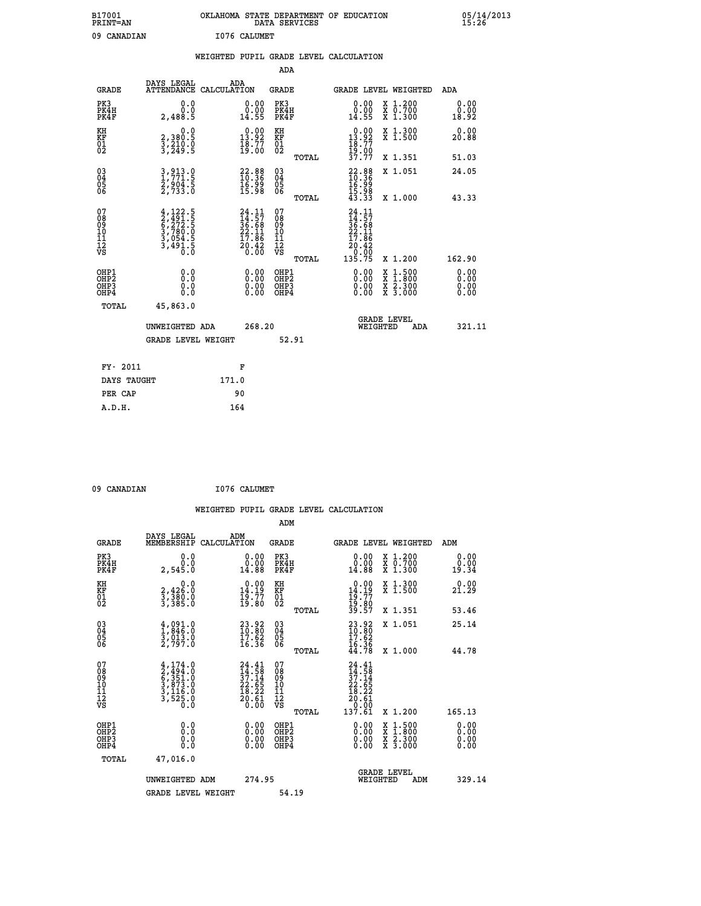B17001 OKLAHOMA STATE DEPARTMENT OF EDUCATION 05/14/2013
PRINT=AN DATA SERVICES 15:26

09 CANADIAN I076 CALUMET

## WEIGHTED PUPIL GRADE LEVEL CALCULATION

### ADA

| GRADE | DAYS LEGAL ATTENDANCE | ADA CALCULATION | GRADE | GRADE LEVEL | WEIGHTED | ADA |
|---|---|---|---|---|---|---|
| PK3 | 0.0 | 0.00 | PK3 | 0.00 | X 1.200 | 0.00 |
| PK4H | 0.0 | 0.00 | PK4H | 0.00 | X 0.700 | 0.00 |
| PK4F | 2,488.5 | 14.55 | PK4F | 14.55 | X 1.300 | 18.92 |
| KH | 0.0 | 0.00 | KH | 0.00 | X 1.300 | 0.00 |
| KF | 2,380.5 | 13.92 | KF | 13.92 | X 1.500 | 20.88 |
| 01 | 3,210.0 | 18.77 | 01 | 18.77 | | |
| 02 | 3,249.5 | 19.00 | 02 | 19.00 | | |
| | | | TOTAL | 37.77 | X 1.351 | 51.03 |
| 03 | 3,913.0 | 22.88 | 03 | 22.88 | X 1.051 | 24.05 |
| 04 | 1,771.5 | 10.36 | 04 | 10.36 | | |
| 05 | 2,904.5 | 16.99 | 05 | 16.99 | | |
| 06 | 2,733.0 | 15.98 | 06 | 15.98 | | |
| | | | TOTAL | 43.33 | X 1.000 | 43.33 |
| 07 | 4,122.5 | 24.11 | 07 | 24.11 | | |
| 08 | 2,491.5 | 14.57 | 08 | 14.57 | | |
| 09 | 6,272.5 | 36.68 | 09 | 36.68 | | |
| 10 | 3,780.0 | 22.11 | 10 | 22.11 | | |
| 11 | 3,054.5 | 17.86 | 11 | 17.86 | | |
| 12 | 3,491.5 | 20.42 | 12 | 20.42 | | |
| VS | 0.0 | 0.00 | VS | 0.00 | | |
| | | | TOTAL | 135.75 | X 1.200 | 162.90 |
| OHP1 | 0.0 | 0.00 | OHP1 | 0.00 | X 1.500 | 0.00 |
| OHP2 | 0.0 | 0.00 | OHP2 | 0.00 | X 1.800 | 0.00 |
| OHP3 | 0.0 | 0.00 | OHP3 | 0.00 | X 2.300 | 0.00 |
| OHP4 | 0.0 | 0.00 | OHP4 | 0.00 | X 3.000 | 0.00 |
| TOTAL | 45,863.0 | | | | | |

UNWEIGHTED ADA 268.20 GRADE LEVEL WEIGHTED ADA 321.11

GRADE LEVEL WEIGHT 52.91

| FY- 2011 | F |
|---|---|
| DAYS TAUGHT | 171.0 |
| PER CAP | 90 |
| A.D.H. | 164 |

09 CANADIAN I076 CALUMET

## WEIGHTED PUPIL GRADE LEVEL CALCULATION

### ADM

| GRADE | DAYS LEGAL MEMBERSHIP | ADM CALCULATION | GRADE | GRADE LEVEL | WEIGHTED | ADM |
|---|---|---|---|---|---|---|
| PK3 | 0.0 | 0.00 | PK3 | 0.00 | X 1.200 | 0.00 |
| PK4H | 0.0 | 0.00 | PK4H | 0.00 | X 0.700 | 0.00 |
| PK4F | 2,545.0 | 14.88 | PK4F | 14.88 | X 1.300 | 19.34 |
| KH | 0.0 | 0.00 | KH | 0.00 | X 1.300 | 0.00 |
| KF | 2,426.0 | 14.19 | KF | 14.19 | X 1.500 | 21.29 |
| 01 | 3,380.0 | 19.77 | 01 | 19.77 | | |
| 02 | 3,385.0 | 19.80 | 02 | 19.80 | | |
| | | | TOTAL | 39.57 | X 1.351 | 53.46 |
| 03 | 4,091.0 | 23.92 | 03 | 23.92 | X 1.051 | 25.14 |
| 04 | 1,846.0 | 10.80 | 04 | 10.80 | | |
| 05 | 3,013.0 | 17.62 | 05 | 17.62 | | |
| 06 | 2,797.0 | 16.36 | 06 | 16.36 | | |
| | | | TOTAL | 44.78 | X 1.000 | 44.78 |
| 07 | 4,174.0 | 24.41 | 07 | 24.41 | | |
| 08 | 2,494.0 | 14.58 | 08 | 14.58 | | |
| 09 | 6,351.0 | 37.14 | 09 | 37.14 | | |
| 10 | 3,873.0 | 22.65 | 10 | 22.65 | | |
| 11 | 3,116.0 | 18.22 | 11 | 18.22 | | |
| 12 | 3,525.0 | 20.61 | 12 | 20.61 | | |
| VS | 0.0 | 0.00 | VS | 0.00 | | |
| | | | TOTAL | 137.61 | X 1.200 | 165.13 |
| OHP1 | 0.0 | 0.00 | OHP1 | 0.00 | X 1.500 | 0.00 |
| OHP2 | 0.0 | 0.00 | OHP2 | 0.00 | X 1.800 | 0.00 |
| OHP3 | 0.0 | 0.00 | OHP3 | 0.00 | X 2.300 | 0.00 |
| OHP4 | 0.0 | 0.00 | OHP4 | 0.00 | X 3.000 | 0.00 |
| TOTAL | 47,016.0 | | | | | |

UNWEIGHTED ADM 274.95 GRADE LEVEL WEIGHTED ADM 329.14

GRADE LEVEL WEIGHT 54.19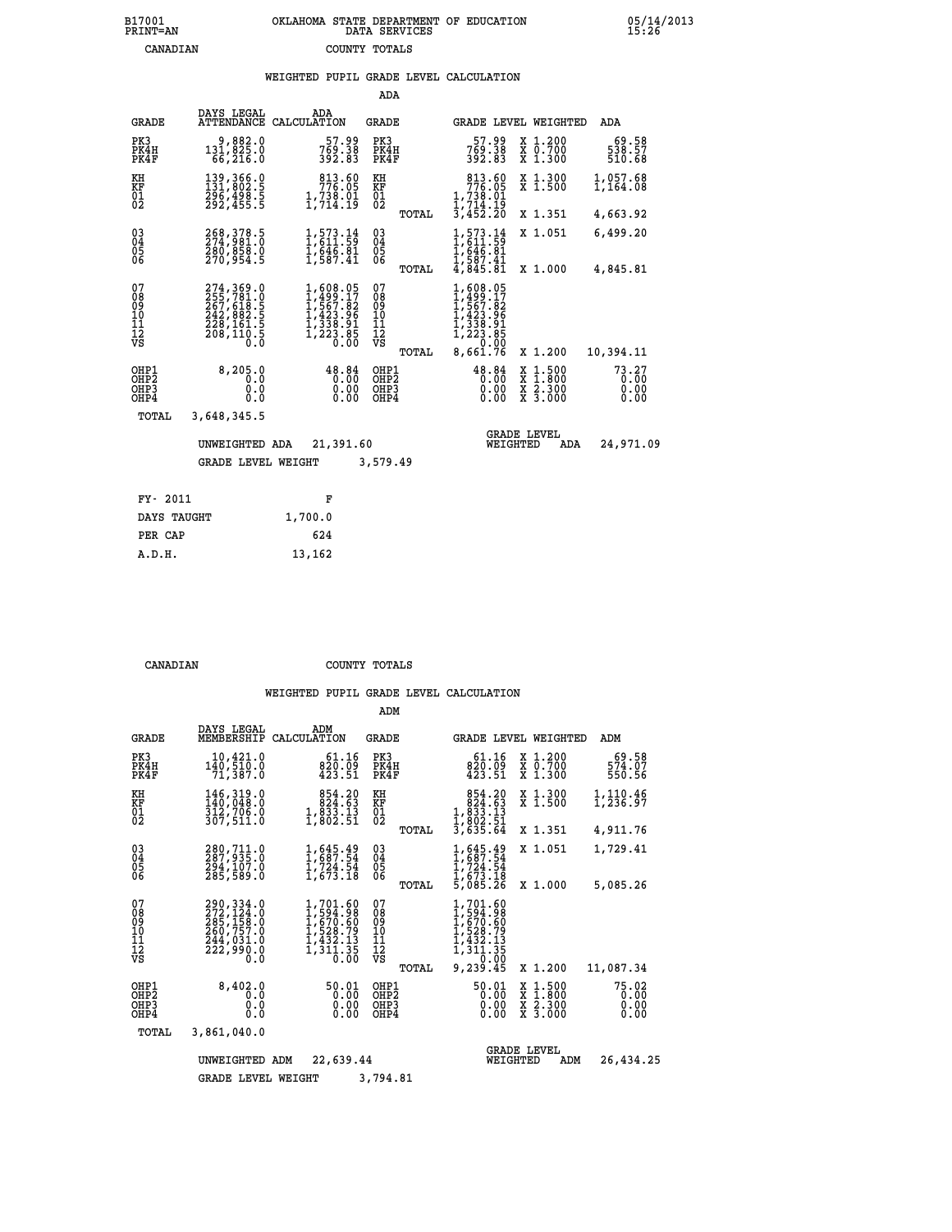B17001
PRINT=AN

OKLAHOMA STATE DEPARTMENT OF EDUCATION
DATA SERVICES

05/14/2013
15:26

CANADIAN COUNTY TOTALS

## WEIGHTED PUPIL GRADE LEVEL CALCULATION

### ADA

| GRADE | DAYS LEGAL ATTENDANCE | ADA CALCULATION | GRADE | GRADE LEVEL | WEIGHTED | ADA |
|---|---|---|---|---|---|---|
| PK3 | 9,882.0 | 57.99 | PK3 | 57.99 | X 1.200 | 69.58 |
| PK4H | 131,825.0 | 769.38 | PK4H | 769.38 | X 0.700 | 538.57 |
| PK4F | 66,216.0 | 392.83 | PK4F | 392.83 | X 1.300 | 510.68 |
| KH | 139,366.0 | 813.60 | KH | 813.60 | X 1.300 | 1,057.68 |
| KF | 131,802.5 | 776.05 | KF | 776.05 | X 1.500 | 1,164.08 |
| 01 | 296,498.5 | 1,738.01 | 01 | 1,738.01 | | |
| 02 | 292,455.5 | 1,714.19 | 02 | 1,714.19 | | |
| | | | TOTAL | 3,452.20 | X 1.351 | 4,663.92 |
| 03 | 268,378.5 | 1,573.14 | 03 | 1,573.14 | X 1.051 | 6,499.20 |
| 04 | 274,981.0 | 1,611.59 | 04 | 1,611.59 | | |
| 05 | 280,858.0 | 1,646.81 | 05 | 1,646.81 | | |
| 06 | 270,954.5 | 1,587.41 | 06 | 1,587.41 | | |
| | | | TOTAL | 4,845.81 | X 1.000 | 4,845.81 |
| 07 | 274,369.0 | 1,608.05 | 07 | 1,608.05 | | |
| 08 | 255,781.0 | 1,499.17 | 08 | 1,499.17 | | |
| 09 | 267,618.5 | 1,567.82 | 09 | 1,567.82 | | |
| 10 | 242,882.5 | 1,423.96 | 10 | 1,423.96 | | |
| 11 | 228,161.5 | 1,338.91 | 11 | 1,338.91 | | |
| 12 | 208,110.5 | 1,223.85 | 12 | 1,223.85 | | |
| VS | 0.0 | 0.00 | VS | 0.00 | | |
| | | | TOTAL | 8,661.76 | X 1.200 | 10,394.11 |
| OHP1 | 8,205.0 | 48.84 | OHP1 | 48.84 | X 1.500 | 73.27 |
| OHP2 | 0.0 | 0.00 | OHP2 | 0.00 | X 1.800 | 0.00 |
| OHP3 | 0.0 | 0.00 | OHP3 | 0.00 | X 2.300 | 0.00 |
| OHP4 | 0.0 | 0.00 | OHP4 | 0.00 | X 3.000 | 0.00 |
| TOTAL | 3,648,345.5 | | | | | |

UNWEIGHTED ADA 21,391.60 — GRADE LEVEL WEIGHTED ADA 24,971.09

GRADE LEVEL WEIGHT 3,579.49

| | |
|---|---|
| FY- 2011 | F |
| DAYS TAUGHT | 1,700.0 |
| PER CAP | 624 |
| A.D.H. | 13,162 |

CANADIAN COUNTY TOTALS

## WEIGHTED PUPIL GRADE LEVEL CALCULATION

### ADM

| GRADE | DAYS LEGAL MEMBERSHIP | ADM CALCULATION | GRADE | GRADE LEVEL | WEIGHTED | ADM |
|---|---|---|---|---|---|---|
| PK3 | 10,421.0 | 61.16 | PK3 | 61.16 | X 1.200 | 69.58 |
| PK4H | 140,510.0 | 820.09 | PK4H | 820.09 | X 0.700 | 574.07 |
| PK4F | 71,387.0 | 423.51 | PK4F | 423.51 | X 1.300 | 550.56 |
| KH | 146,319.0 | 854.20 | KH | 854.20 | X 1.300 | 1,110.46 |
| KF | 140,048.0 | 824.63 | KF | 824.63 | X 1.500 | 1,236.97 |
| 01 | 312,706.0 | 1,833.13 | 01 | 1,833.13 | | |
| 02 | 307,511.0 | 1,802.51 | 02 | 1,802.51 | | |
| | | | TOTAL | 3,635.64 | X 1.351 | 4,911.76 |
| 03 | 280,711.0 | 1,645.49 | 03 | 1,645.49 | X 1.051 | 1,729.41 |
| 04 | 287,935.0 | 1,687.54 | 04 | 1,687.54 | | |
| 05 | 294,107.0 | 1,724.54 | 05 | 1,724.54 | | |
| 06 | 285,589.0 | 1,673.18 | 06 | 1,673.18 | | |
| | | | TOTAL | 5,085.26 | X 1.000 | 5,085.26 |
| 07 | 290,334.0 | 1,701.60 | 07 | 1,701.60 | | |
| 08 | 272,124.0 | 1,594.98 | 08 | 1,594.98 | | |
| 09 | 285,158.0 | 1,670.60 | 09 | 1,670.60 | | |
| 10 | 260,757.0 | 1,528.79 | 10 | 1,528.79 | | |
| 11 | 244,031.0 | 1,432.13 | 11 | 1,432.13 | | |
| 12 | 222,990.0 | 1,311.35 | 12 | 1,311.35 | | |
| VS | 0.0 | 0.00 | VS | 0.00 | | |
| | | | TOTAL | 9,239.45 | X 1.200 | 11,087.34 |
| OHP1 | 8,402.0 | 50.01 | OHP1 | 50.01 | X 1.500 | 75.02 |
| OHP2 | 0.0 | 0.00 | OHP2 | 0.00 | X 1.800 | 0.00 |
| OHP3 | 0.0 | 0.00 | OHP3 | 0.00 | X 2.300 | 0.00 |
| OHP4 | 0.0 | 0.00 | OHP4 | 0.00 | X 3.000 | 0.00 |
| TOTAL | 3,861,040.0 | | | | | |

UNWEIGHTED ADM 22,639.44 — GRADE LEVEL WEIGHTED ADM 26,434.25

GRADE LEVEL WEIGHT 3,794.81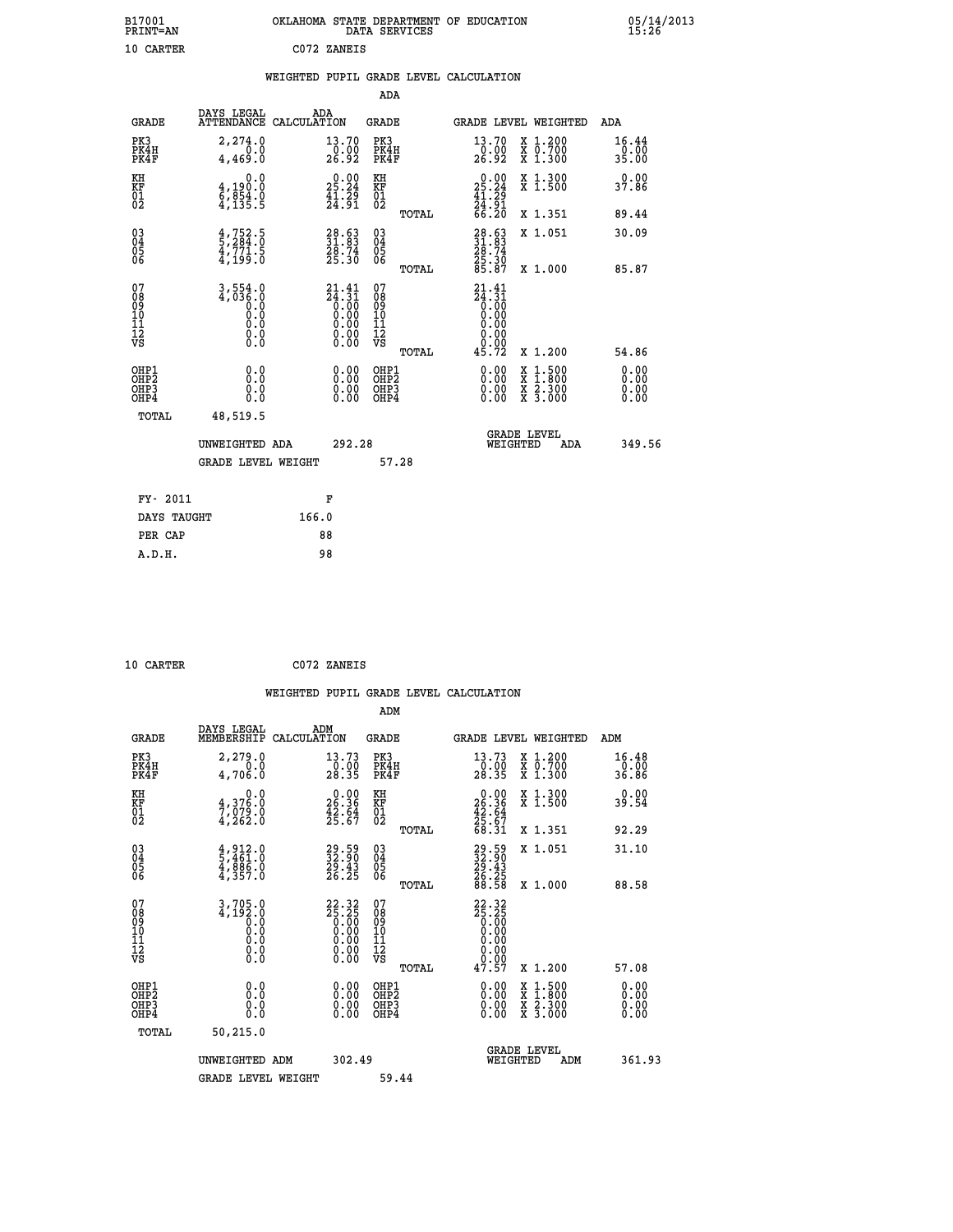B17001 OKLAHOMA STATE DEPARTMENT OF EDUCATION 05/14/2013
PRINT=AN DATA SERVICES 15:26

10 CARTER C072 ZANEIS

## WEIGHTED PUPIL GRADE LEVEL CALCULATION

### ADA

| GRADE | DAYS LEGAL ATTENDANCE | ADA CALCULATION | GRADE | GRADE LEVEL | WEIGHTED | ADA |
|---|---|---|---|---|---|---|
| PK3 | 2,274.0 | 13.70 | PK3 | 13.70 | X 1.200 | 16.44 |
| PK4H | 0.0 | 0.00 | PK4H | 0.00 | X 0.700 | 0.00 |
| PK4F | 4,469.0 | 26.92 | PK4F | 26.92 | X 1.300 | 35.00 |
| KH | 0.0 | 0.00 | KH | 0.00 | X 1.300 | 0.00 |
| KF | 4,190.0 | 25.24 | KF | 25.24 | X 1.500 | 37.86 |
| 01 | 6,854.0 | 41.29 | 01 | 41.29 | | |
| 02 | 4,135.5 | 24.91 | 02 | 24.91 | | |
| | | | TOTAL | 66.20 | X 1.351 | 89.44 |
| 03 | 4,752.5 | 28.63 | 03 | 28.63 | X 1.051 | 30.09 |
| 04 | 5,284.0 | 31.83 | 04 | 31.83 | | |
| 05 | 4,771.5 | 28.74 | 05 | 28.74 | | |
| 06 | 4,199.0 | 25.30 | 06 | 25.30 | | |
| | | | TOTAL | 85.87 | X 1.000 | 85.87 |
| 07 | 3,554.0 | 21.41 | 07 | 21.41 | | |
| 08 | 4,036.0 | 24.31 | 08 | 24.31 | | |
| 09 | 0.0 | 0.00 | 09 | 0.00 | | |
| 10 | 0.0 | 0.00 | 10 | 0.00 | | |
| 11 | 0.0 | 0.00 | 11 | 0.00 | | |
| 12 | 0.0 | 0.00 | 12 | 0.00 | | |
| VS | 0.0 | 0.00 | VS | 0.00 | | |
| | | | TOTAL | 45.72 | X 1.200 | 54.86 |
| OHP1 | 0.0 | 0.00 | OHP1 | 0.00 | X 1.500 | 0.00 |
| OHP2 | 0.0 | 0.00 | OHP2 | 0.00 | X 1.800 | 0.00 |
| OHP3 | 0.0 | 0.00 | OHP3 | 0.00 | X 2.300 | 0.00 |
| OHP4 | 0.0 | 0.00 | OHP4 | 0.00 | X 3.000 | 0.00 |
| TOTAL | 48,519.5 | | | | | |

UNWEIGHTED ADA 292.28 | GRADE LEVEL WEIGHTED ADA 349.56

GRADE LEVEL WEIGHT 57.28

| FY- 2011 | F |
|---|---|
| DAYS TAUGHT | 166.0 |
| PER CAP | 88 |
| A.D.H. | 98 |

10 CARTER C072 ZANEIS

## WEIGHTED PUPIL GRADE LEVEL CALCULATION

### ADM

| GRADE | DAYS LEGAL MEMBERSHIP | ADM CALCULATION | GRADE | GRADE LEVEL | WEIGHTED | ADM |
|---|---|---|---|---|---|---|
| PK3 | 2,279.0 | 13.73 | PK3 | 13.73 | X 1.200 | 16.48 |
| PK4H | 0.0 | 0.00 | PK4H | 0.00 | X 0.700 | 0.00 |
| PK4F | 4,706.0 | 28.35 | PK4F | 28.35 | X 1.300 | 36.86 |
| KH | 0.0 | 0.00 | KH | 0.00 | X 1.300 | 0.00 |
| KF | 4,376.0 | 26.36 | KF | 26.36 | X 1.500 | 39.54 |
| 01 | 7,079.0 | 42.64 | 01 | 42.64 | | |
| 02 | 4,262.0 | 25.67 | 02 | 25.67 | | |
| | | | TOTAL | 68.31 | X 1.351 | 92.29 |
| 03 | 4,912.0 | 29.59 | 03 | 29.59 | X 1.051 | 31.10 |
| 04 | 5,461.0 | 32.90 | 04 | 32.90 | | |
| 05 | 4,886.0 | 29.43 | 05 | 29.43 | | |
| 06 | 4,357.0 | 26.25 | 06 | 26.25 | | |
| | | | TOTAL | 88.58 | X 1.000 | 88.58 |
| 07 | 3,705.0 | 22.32 | 07 | 22.32 | | |
| 08 | 4,192.0 | 25.25 | 08 | 25.25 | | |
| 09 | 0.0 | 0.00 | 09 | 0.00 | | |
| 10 | 0.0 | 0.00 | 10 | 0.00 | | |
| 11 | 0.0 | 0.00 | 11 | 0.00 | | |
| 12 | 0.0 | 0.00 | 12 | 0.00 | | |
| VS | 0.0 | 0.00 | VS | 0.00 | | |
| | | | TOTAL | 47.57 | X 1.200 | 57.08 |
| OHP1 | 0.0 | 0.00 | OHP1 | 0.00 | X 1.500 | 0.00 |
| OHP2 | 0.0 | 0.00 | OHP2 | 0.00 | X 1.800 | 0.00 |
| OHP3 | 0.0 | 0.00 | OHP3 | 0.00 | X 2.300 | 0.00 |
| OHP4 | 0.0 | 0.00 | OHP4 | 0.00 | X 3.000 | 0.00 |
| TOTAL | 50,215.0 | | | | | |

UNWEIGHTED ADM 302.49 | GRADE LEVEL WEIGHTED ADM 361.93

GRADE LEVEL WEIGHT 59.44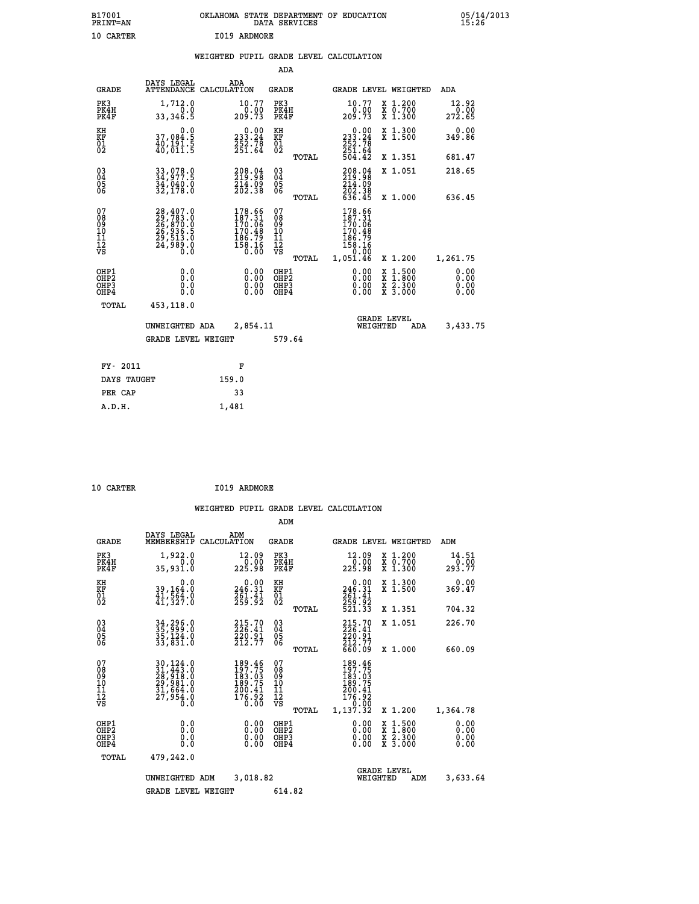B17001 PRINT=AN OKLAHOMA STATE DEPARTMENT OF EDUCATION DATA SERVICES 05/14/2013 15:26

10 CARTER I019 ARDMORE

WEIGHTED PUPIL GRADE LEVEL CALCULATION

ADA

| GRADE | DAYS LEGAL ATTENDANCE | ADA CALCULATION | GRADE | GRADE LEVEL | WEIGHTED | ADA |
|---|---|---|---|---|---|---|
| PK3 | 1,712.0 | 10.77 | PK3 | 10.77 | X 1.200 | 12.92 |
| PK4H | 0.0 | 0.00 | PK4H | 0.00 | X 0.700 | 0.00 |
| PK4F | 33,346.5 | 209.73 | PK4F | 209.73 | X 1.300 | 272.65 |
| KH | 0.0 | 0.00 | KH | 0.00 | X 1.300 | 0.00 |
| KF | 37,084.5 | 233.24 | KF | 233.24 | X 1.500 | 349.86 |
| 01 | 40,191.5 | 252.78 | 01 | 252.78 | | |
| 02 | 40,011.5 | 251.64 | 02 | 251.64 | | |
| | | | TOTAL | 504.42 | X 1.351 | 681.47 |
| 03 | 33,078.0 | 208.04 | 03 | 208.04 | X 1.051 | 218.65 |
| 04 | 34,977.5 | 219.98 | 04 | 219.98 | | |
| 05 | 34,040.0 | 214.09 | 05 | 214.09 | | |
| 06 | 32,178.0 | 202.38 | 06 | 202.38 | | |
| | | | TOTAL | 636.45 | X 1.000 | 636.45 |
| 07 | 28,407.0 | 178.66 | 07 | 178.66 | | |
| 08 | 29,783.0 | 187.31 | 08 | 187.31 | | |
| 09 | 26,870.0 | 170.06 | 09 | 170.06 | | |
| 10 | 26,936.5 | 170.48 | 10 | 170.48 | | |
| 11 | 29,513.0 | 186.79 | 11 | 186.79 | | |
| 12 | 24,989.0 | 158.16 | 12 | 158.16 | | |
| VS | 0.0 | 0.00 | VS | 0.00 | | |
| | | | TOTAL | 1,051.46 | X 1.200 | 1,261.75 |
| OHP1 | 0.0 | 0.00 | OHP1 | 0.00 | X 1.500 | 0.00 |
| OHP2 | 0.0 | 0.00 | OHP2 | 0.00 | X 1.800 | 0.00 |
| OHP3 | 0.0 | 0.00 | OHP3 | 0.00 | X 2.300 | 0.00 |
| OHP4 | 0.0 | 0.00 | OHP4 | 0.00 | X 3.000 | 0.00 |
| TOTAL | 453,118.0 | | | | | |

UNWEIGHTED ADA 2,854.11 GRADE LEVEL WEIGHTED ADA 3,433.75

GRADE LEVEL WEIGHT 579.64

| FY- 2011 | F |
|---|---|
| DAYS TAUGHT | 159.0 |
| PER CAP | 33 |
| A.D.H. | 1,481 |

10 CARTER I019 ARDMORE

WEIGHTED PUPIL GRADE LEVEL CALCULATION

ADM

| GRADE | DAYS LEGAL MEMBERSHIP | ADM CALCULATION | GRADE | GRADE LEVEL | WEIGHTED | ADM |
|---|---|---|---|---|---|---|
| PK3 | 1,922.0 | 12.09 | PK3 | 12.09 | X 1.200 | 14.51 |
| PK4H | 0.0 | 0.00 | PK4H | 0.00 | X 0.700 | 0.00 |
| PK4F | 35,931.0 | 225.98 | PK4F | 225.98 | X 1.300 | 293.77 |
| KH | 0.0 | 0.00 | KH | 0.00 | X 1.300 | 0.00 |
| KF | 39,164.0 | 246.31 | KF | 246.31 | X 1.500 | 369.47 |
| 01 | 41,564.0 | 261.41 | 01 | 261.41 | | |
| 02 | 41,327.0 | 259.92 | 02 | 259.92 | | |
| | | | TOTAL | 521.33 | X 1.351 | 704.32 |
| 03 | 34,296.0 | 215.70 | 03 | 215.70 | X 1.051 | 226.70 |
| 04 | 35,999.0 | 226.41 | 04 | 226.41 | | |
| 05 | 35,124.0 | 220.91 | 05 | 220.91 | | |
| 06 | 33,831.0 | 212.77 | 06 | 212.77 | | |
| | | | TOTAL | 660.09 | X 1.000 | 660.09 |
| 07 | 30,124.0 | 189.46 | 07 | 189.46 | | |
| 08 | 31,443.0 | 197.75 | 08 | 197.75 | | |
| 09 | 28,918.0 | 183.03 | 09 | 183.03 | | |
| 10 | 29,981.0 | 189.75 | 10 | 189.75 | | |
| 11 | 31,664.0 | 200.41 | 11 | 200.41 | | |
| 12 | 27,954.0 | 176.92 | 12 | 176.92 | | |
| VS | 0.0 | 0.00 | VS | 0.00 | | |
| | | | TOTAL | 1,137.32 | X 1.200 | 1,364.78 |
| OHP1 | 0.0 | 0.00 | OHP1 | 0.00 | X 1.500 | 0.00 |
| OHP2 | 0.0 | 0.00 | OHP2 | 0.00 | X 1.800 | 0.00 |
| OHP3 | 0.0 | 0.00 | OHP3 | 0.00 | X 2.300 | 0.00 |
| OHP4 | 0.0 | 0.00 | OHP4 | 0.00 | X 3.000 | 0.00 |
| TOTAL | 479,242.0 | | | | | |

UNWEIGHTED ADM 3,018.82 GRADE LEVEL WEIGHTED ADM 3,633.64

GRADE LEVEL WEIGHT 614.82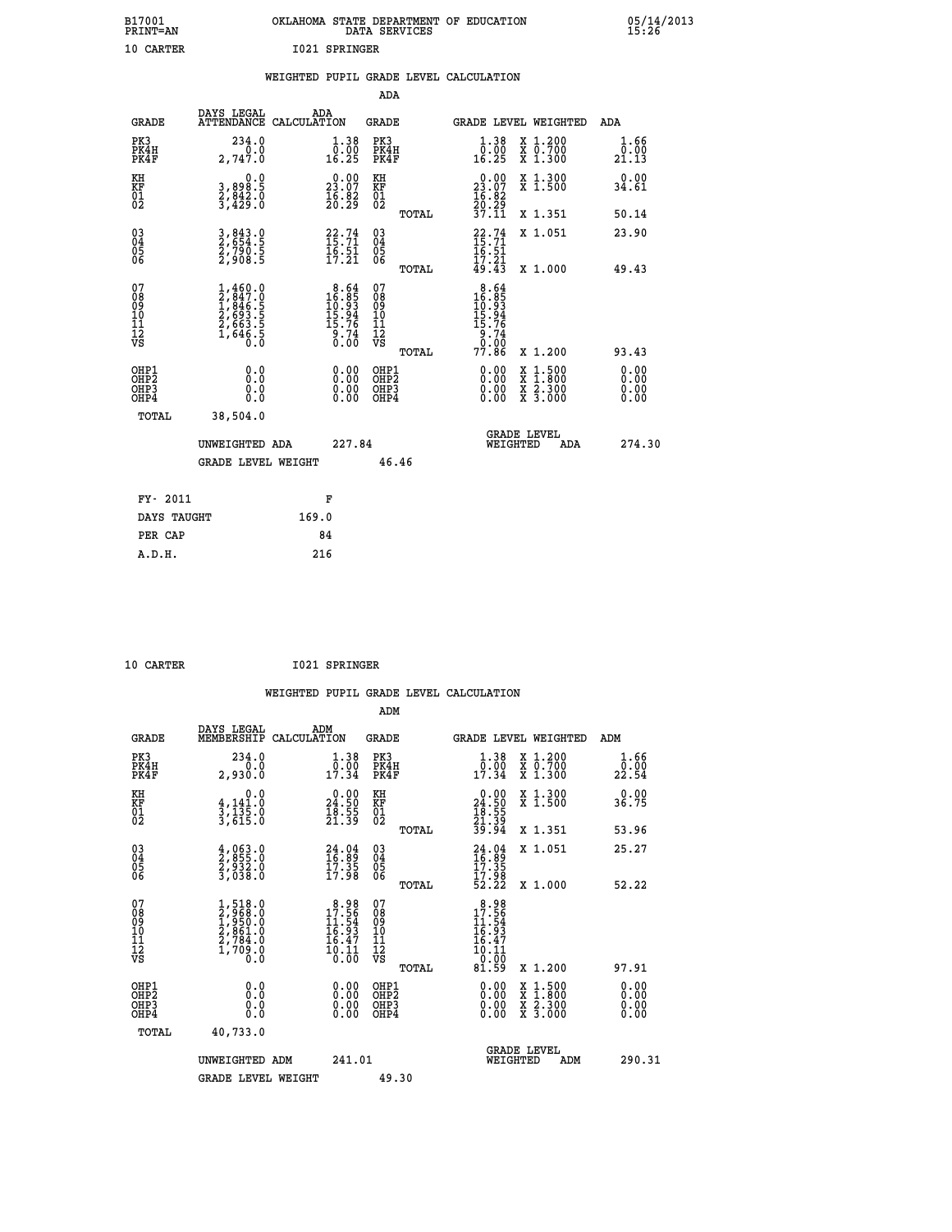B17001 OKLAHOMA STATE DEPARTMENT OF EDUCATION 05/14/2013
PRINT=AN DATA SERVICES 15:26

10 CARTER I021 SPRINGER

WEIGHTED PUPIL GRADE LEVEL CALCULATION

ADA

| GRADE | DAYS LEGAL ATTENDANCE | ADA CALCULATION | GRADE | GRADE LEVEL | WEIGHTED | ADA |
|---|---|---|---|---|---|---|
| PK3 | 234.0 | 1.38 | PK3 | 1.38 | X 1.200 | 1.66 |
| PK4H | 0.0 | 0.00 | PK4H | 0.00 | X 0.700 | 0.00 |
| PK4F | 2,747.0 | 16.25 | PK4F | 16.25 | X 1.300 | 21.13 |
| KH | 0.0 | 0.00 | KH | 0.00 | X 1.300 | 0.00 |
| KF | 3,898.5 | 23.07 | KF | 23.07 | X 1.500 | 34.61 |
| 01 | 2,842.0 | 16.82 | 01 | 16.82 | | |
| 02 | 3,429.0 | 20.29 | 02 | 20.29 | | |
| | | | TOTAL | 37.11 | X 1.351 | 50.14 |
| 03 | 3,843.0 | 22.74 | 03 | 22.74 | X 1.051 | 23.90 |
| 04 | 2,654.5 | 15.71 | 04 | 15.71 | | |
| 05 | 2,790.5 | 16.51 | 05 | 16.51 | | |
| 06 | 2,908.5 | 17.21 | 06 | 17.21 | | |
| | | | TOTAL | 49.43 | X 1.000 | 49.43 |
| 07 | 1,460.0 | 8.64 | 07 | 8.64 | | |
| 08 | 2,847.0 | 16.85 | 08 | 16.85 | | |
| 09 | 1,846.5 | 10.93 | 09 | 10.93 | | |
| 10 | 2,693.5 | 15.94 | 10 | 15.94 | | |
| 11 | 2,663.5 | 15.76 | 11 | 15.76 | | |
| 12 | 1,646.5 | 9.74 | 12 | 9.74 | | |
| VS | 0.0 | 0.00 | VS | 0.00 | | |
| | | | TOTAL | 77.86 | X 1.200 | 93.43 |
| OHP1 | 0.0 | 0.00 | OHP1 | 0.00 | X 1.500 | 0.00 |
| OHP2 | 0.0 | 0.00 | OHP2 | 0.00 | X 1.800 | 0.00 |
| OHP3 | 0.0 | 0.00 | OHP3 | 0.00 | X 2.300 | 0.00 |
| OHP4 | 0.0 | 0.00 | OHP4 | 0.00 | X 3.000 | 0.00 |
| TOTAL | 38,504.0 | | | | | |

UNWEIGHTED ADA 227.84 GRADE LEVEL WEIGHTED ADA 274.30

GRADE LEVEL WEIGHT 46.46

| FY- 2011 | F |
|---|---|
| DAYS TAUGHT | 169.0 |
| PER CAP | 84 |
| A.D.H. | 216 |

10 CARTER I021 SPRINGER

WEIGHTED PUPIL GRADE LEVEL CALCULATION

ADM

| GRADE | DAYS LEGAL MEMBERSHIP | ADM CALCULATION | GRADE | GRADE LEVEL | WEIGHTED | ADM |
|---|---|---|---|---|---|---|
| PK3 | 234.0 | 1.38 | PK3 | 1.38 | X 1.200 | 1.66 |
| PK4H | 0.0 | 0.00 | PK4H | 0.00 | X 0.700 | 0.00 |
| PK4F | 2,930.0 | 17.34 | PK4F | 17.34 | X 1.300 | 22.54 |
| KH | 0.0 | 0.00 | KH | 0.00 | X 1.300 | 0.00 |
| KF | 4,141.0 | 24.50 | KF | 24.50 | X 1.500 | 36.75 |
| 01 | 3,135.0 | 18.55 | 01 | 18.55 | | |
| 02 | 3,615.0 | 21.39 | 02 | 21.39 | | |
| | | | TOTAL | 39.94 | X 1.351 | 53.96 |
| 03 | 4,063.0 | 24.04 | 03 | 24.04 | X 1.051 | 25.27 |
| 04 | 2,855.0 | 16.89 | 04 | 16.89 | | |
| 05 | 2,932.0 | 17.35 | 05 | 17.35 | | |
| 06 | 3,038.0 | 17.98 | 06 | 17.98 | | |
| | | | TOTAL | 52.22 | X 1.000 | 52.22 |
| 07 | 1,518.0 | 8.98 | 07 | 8.98 | | |
| 08 | 2,968.0 | 17.56 | 08 | 17.56 | | |
| 09 | 1,950.0 | 11.54 | 09 | 11.54 | | |
| 10 | 2,861.0 | 16.93 | 10 | 16.93 | | |
| 11 | 2,784.0 | 16.47 | 11 | 16.47 | | |
| 12 | 1,709.0 | 10.11 | 12 | 10.11 | | |
| VS | 0.0 | 0.00 | VS | 0.00 | | |
| | | | TOTAL | 81.59 | X 1.200 | 97.91 |
| OHP1 | 0.0 | 0.00 | OHP1 | 0.00 | X 1.500 | 0.00 |
| OHP2 | 0.0 | 0.00 | OHP2 | 0.00 | X 1.800 | 0.00 |
| OHP3 | 0.0 | 0.00 | OHP3 | 0.00 | X 2.300 | 0.00 |
| OHP4 | 0.0 | 0.00 | OHP4 | 0.00 | X 3.000 | 0.00 |
| TOTAL | 40,733.0 | | | | | |

UNWEIGHTED ADM 241.01 GRADE LEVEL WEIGHTED ADM 290.31

GRADE LEVEL WEIGHT 49.30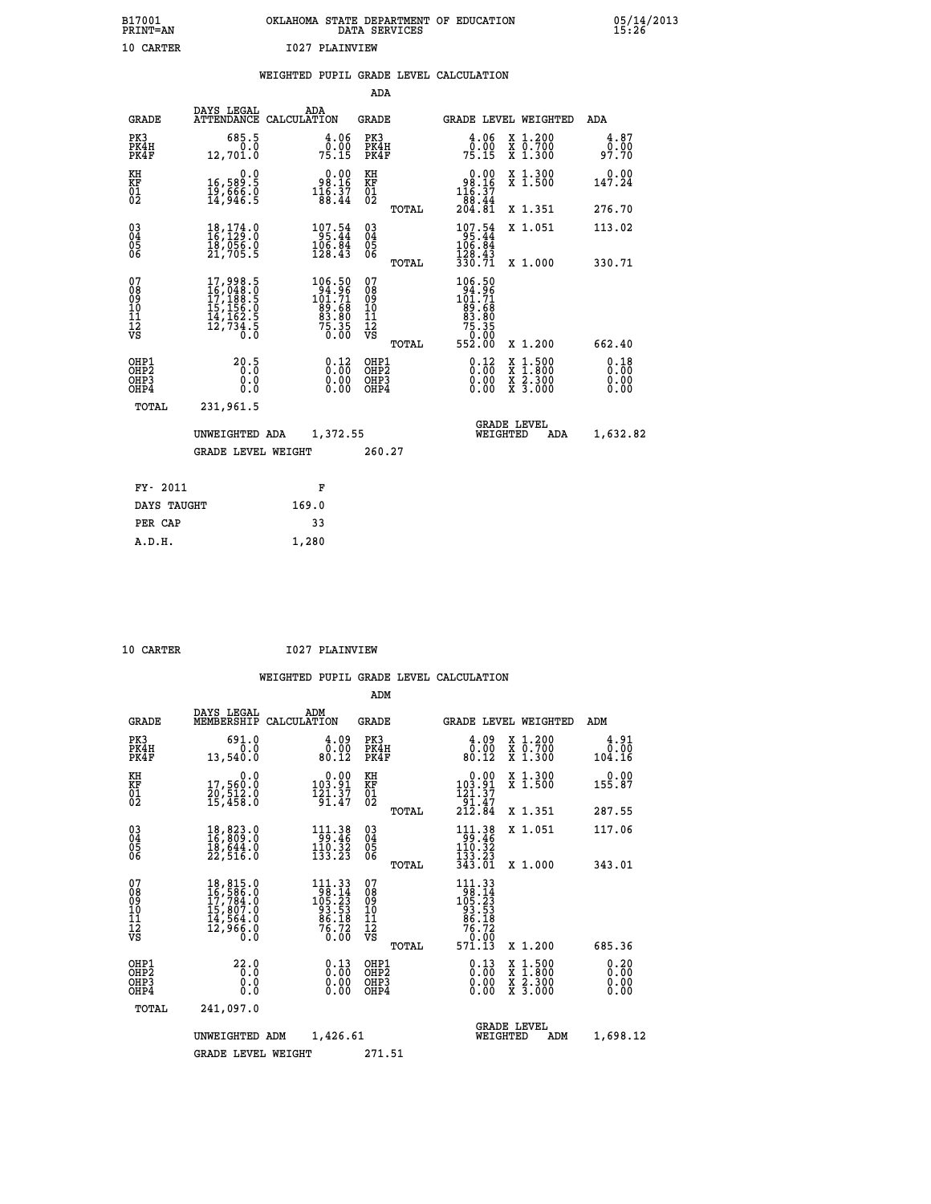B17001 PRINT=AN — OKLAHOMA STATE DEPARTMENT OF EDUCATION DATA SERVICES — 05/14/2013 15:26

10 CARTER — I027 PLAINVIEW

## WEIGHTED PUPIL GRADE LEVEL CALCULATION

### ADA

| GRADE | DAYS LEGAL ATTENDANCE | ADA CALCULATION | GRADE | | GRADE LEVEL | WEIGHTED | ADA |
|---|---|---|---|---|---|---|---|
| PK3 | 685.5 | 4.06 | PK3 | | 4.06 | X 1.200 | 4.87 |
| PK4H | 0.0 | 0.00 | PK4H | | 0.00 | X 0.700 | 0.00 |
| PK4F | 12,701.0 | 75.15 | PK4F | | 75.15 | X 1.300 | 97.70 |
| KH | 0.0 | 0.00 | KH | | 0.00 | X 1.300 | 0.00 |
| KF | 16,589.5 | 98.16 | KF | | 98.16 | X 1.500 | 147.24 |
| 01 | 19,666.0 | 116.37 | 01 | | 116.37 | | |
| 02 | 14,946.5 | 88.44 | 02 | | 88.44 | | |
| | | | | TOTAL | 204.81 | X 1.351 | 276.70 |
| 03 | 18,174.0 | 107.54 | 03 | | 107.54 | X 1.051 | 113.02 |
| 04 | 16,129.0 | 95.44 | 04 | | 95.44 | | |
| 05 | 18,056.0 | 106.84 | 05 | | 106.84 | | |
| 06 | 21,705.5 | 128.43 | 06 | | 128.43 | | |
| | | | | TOTAL | 330.71 | X 1.000 | 330.71 |
| 07 | 17,998.5 | 106.50 | 07 | | 106.50 | | |
| 08 | 16,048.0 | 94.96 | 08 | | 94.96 | | |
| 09 | 17,188.5 | 101.71 | 09 | | 101.71 | | |
| 10 | 15,156.0 | 89.68 | 10 | | 89.68 | | |
| 11 | 14,162.5 | 83.80 | 11 | | 83.80 | | |
| 12 | 12,734.5 | 75.35 | 12 | | 75.35 | | |
| VS | 0.0 | 0.00 | VS | | 0.00 | | |
| | | | | TOTAL | 552.00 | X 1.200 | 662.40 |
| OHP1 | 20.5 | 0.12 | OHP1 | | 0.12 | X 1.500 | 0.18 |
| OHP2 | 0.0 | 0.00 | OHP2 | | 0.00 | X 1.800 | 0.00 |
| OHP3 | 0.0 | 0.00 | OHP3 | | 0.00 | X 2.300 | 0.00 |
| OHP4 | 0.0 | 0.00 | OHP4 | | 0.00 | X 3.000 | 0.00 |
| TOTAL | 231,961.5 | | | | | | |

UNWEIGHTED ADA 1,372.55 — GRADE LEVEL WEIGHTED ADA 1,632.82

GRADE LEVEL WEIGHT 260.27

| FY- 2011 | F |
|---|---|
| DAYS TAUGHT | 169.0 |
| PER CAP | 33 |
| A.D.H. | 1,280 |

10 CARTER — I027 PLAINVIEW

## WEIGHTED PUPIL GRADE LEVEL CALCULATION

### ADM

| GRADE | DAYS LEGAL MEMBERSHIP | ADM CALCULATION | GRADE | | GRADE LEVEL | WEIGHTED | ADM |
|---|---|---|---|---|---|---|---|
| PK3 | 691.0 | 4.09 | PK3 | | 4.09 | X 1.200 | 4.91 |
| PK4H | 0.0 | 0.00 | PK4H | | 0.00 | X 0.700 | 0.00 |
| PK4F | 13,540.0 | 80.12 | PK4F | | 80.12 | X 1.300 | 104.16 |
| KH | 0.0 | 0.00 | KH | | 0.00 | X 1.300 | 0.00 |
| KF | 17,560.0 | 103.91 | KF | | 103.91 | X 1.500 | 155.87 |
| 01 | 20,512.0 | 121.37 | 01 | | 121.37 | | |
| 02 | 15,458.0 | 91.47 | 02 | | 91.47 | | |
| | | | | TOTAL | 212.84 | X 1.351 | 287.55 |
| 03 | 18,823.0 | 111.38 | 03 | | 111.38 | X 1.051 | 117.06 |
| 04 | 16,809.0 | 99.46 | 04 | | 99.46 | | |
| 05 | 18,644.0 | 110.32 | 05 | | 110.32 | | |
| 06 | 22,516.0 | 133.23 | 06 | | 133.23 | | |
| | | | | TOTAL | 343.01 | X 1.000 | 343.01 |
| 07 | 18,815.0 | 111.33 | 07 | | 111.33 | | |
| 08 | 16,586.0 | 98.14 | 08 | | 98.14 | | |
| 09 | 17,784.0 | 105.23 | 09 | | 105.23 | | |
| 10 | 15,807.0 | 93.53 | 10 | | 93.53 | | |
| 11 | 14,564.0 | 86.18 | 11 | | 86.18 | | |
| 12 | 12,966.0 | 76.72 | 12 | | 76.72 | | |
| VS | 0.0 | 0.00 | VS | | 0.00 | | |
| | | | | TOTAL | 571.13 | X 1.200 | 685.36 |
| OHP1 | 22.0 | 0.13 | OHP1 | | 0.13 | X 1.500 | 0.20 |
| OHP2 | 0.0 | 0.00 | OHP2 | | 0.00 | X 1.800 | 0.00 |
| OHP3 | 0.0 | 0.00 | OHP3 | | 0.00 | X 2.300 | 0.00 |
| OHP4 | 0.0 | 0.00 | OHP4 | | 0.00 | X 3.000 | 0.00 |
| TOTAL | 241,097.0 | | | | | | |

UNWEIGHTED ADM 1,426.61 — GRADE LEVEL WEIGHTED ADM 1,698.12

GRADE LEVEL WEIGHT 271.51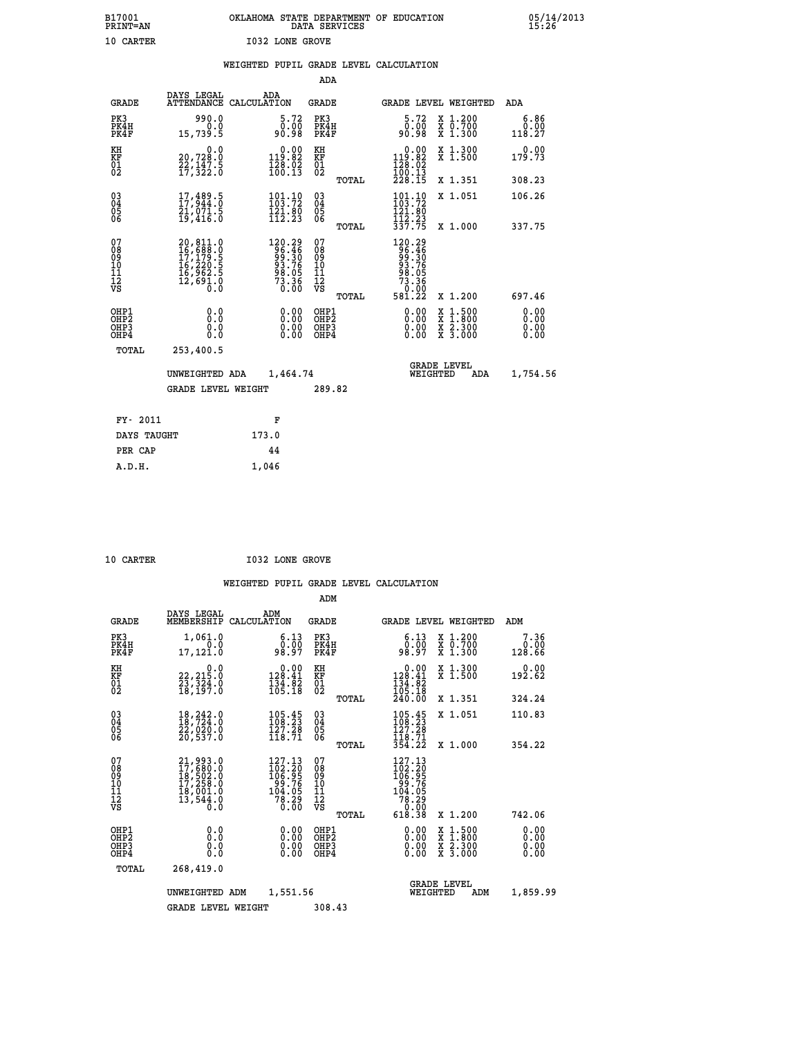B17001 PRINT=AN — OKLAHOMA STATE DEPARTMENT OF EDUCATION DATA SERVICES — 05/14/2013 15:26

10 CARTER — I032 LONE GROVE

## WEIGHTED PUPIL GRADE LEVEL CALCULATION

### ADA

| GRADE | DAYS LEGAL ATTENDANCE | ADA CALCULATION | GRADE | GRADE LEVEL | WEIGHTED | ADA |
|---|---|---|---|---|---|---|
| PK3 | 990.0 | 5.72 | PK3 | 5.72 | X 1.200 | 6.86 |
| PK4H | 0.0 | 0.00 | PK4H | 0.00 | X 0.700 | 0.00 |
| PK4F | 15,739.5 | 90.98 | PK4F | 90.98 | X 1.300 | 118.27 |
| KH | 0.0 | 0.00 | KH | 0.00 | X 1.300 | 0.00 |
| KF | 20,728.0 | 119.82 | KF | 119.82 | X 1.500 | 179.73 |
| 01 | 22,147.5 | 128.02 | 01 | 128.02 | | |
| 02 | 17,322.0 | 100.13 | 02 | 100.13 | | |
| | | | TOTAL | 228.15 | X 1.351 | 308.23 |
| 03 | 17,489.5 | 101.10 | 03 | 101.10 | X 1.051 | 106.26 |
| 04 | 17,944.0 | 103.72 | 04 | 103.72 | | |
| 05 | 21,071.5 | 121.80 | 05 | 121.80 | | |
| 06 | 19,416.0 | 112.23 | 06 | 112.23 | | |
| | | | TOTAL | 337.75 | X 1.000 | 337.75 |
| 07 | 20,811.0 | 120.29 | 07 | 120.29 | | |
| 08 | 16,688.0 | 96.46 | 08 | 96.46 | | |
| 09 | 17,179.5 | 99.30 | 09 | 99.30 | | |
| 10 | 16,220.5 | 93.76 | 10 | 93.76 | | |
| 11 | 16,962.5 | 98.05 | 11 | 98.05 | | |
| 12 | 12,691.0 | 73.36 | 12 | 73.36 | | |
| VS | 0.0 | 0.00 | VS | 0.00 | | |
| | | | TOTAL | 581.22 | X 1.200 | 697.46 |
| OHP1 | 0.0 | 0.00 | OHP1 | 0.00 | X 1.500 | 0.00 |
| OHP2 | 0.0 | 0.00 | OHP2 | 0.00 | X 1.800 | 0.00 |
| OHP3 | 0.0 | 0.00 | OHP3 | 0.00 | X 2.300 | 0.00 |
| OHP4 | 0.0 | 0.00 | OHP4 | 0.00 | X 3.000 | 0.00 |
| TOTAL | 253,400.5 | | | | | |

UNWEIGHTED ADA 1,464.74 — GRADE LEVEL WEIGHTED ADA 1,754.56

GRADE LEVEL WEIGHT 289.82

| FY- 2011 | F |
|---|---|
| DAYS TAUGHT | 173.0 |
| PER CAP | 44 |
| A.D.H. | 1,046 |

10 CARTER — I032 LONE GROVE

## WEIGHTED PUPIL GRADE LEVEL CALCULATION

### ADM

| GRADE | DAYS LEGAL MEMBERSHIP | ADM CALCULATION | GRADE | GRADE LEVEL | WEIGHTED | ADM |
|---|---|---|---|---|---|---|
| PK3 | 1,061.0 | 6.13 | PK3 | 6.13 | X 1.200 | 7.36 |
| PK4H | 0.0 | 0.00 | PK4H | 0.00 | X 0.700 | 0.00 |
| PK4F | 17,121.0 | 98.97 | PK4F | 98.97 | X 1.300 | 128.66 |
| KH | 0.0 | 0.00 | KH | 0.00 | X 1.300 | 0.00 |
| KF | 22,215.0 | 128.41 | KF | 128.41 | X 1.500 | 192.62 |
| 01 | 23,324.0 | 134.82 | 01 | 134.82 | | |
| 02 | 18,197.0 | 105.18 | 02 | 105.18 | | |
| | | | TOTAL | 240.00 | X 1.351 | 324.24 |
| 03 | 18,242.0 | 105.45 | 03 | 105.45 | X 1.051 | 110.83 |
| 04 | 18,724.0 | 108.23 | 04 | 108.23 | | |
| 05 | 22,020.0 | 127.28 | 05 | 127.28 | | |
| 06 | 20,537.0 | 118.71 | 06 | 118.71 | | |
| | | | TOTAL | 354.22 | X 1.000 | 354.22 |
| 07 | 21,993.0 | 127.13 | 07 | 127.13 | | |
| 08 | 17,680.0 | 102.20 | 08 | 102.20 | | |
| 09 | 18,502.0 | 106.95 | 09 | 106.95 | | |
| 10 | 17,258.0 | 99.76 | 10 | 99.76 | | |
| 11 | 18,001.0 | 104.05 | 11 | 104.05 | | |
| 12 | 13,544.0 | 78.29 | 12 | 78.29 | | |
| VS | 0.0 | 0.00 | VS | 0.00 | | |
| | | | TOTAL | 618.38 | X 1.200 | 742.06 |
| OHP1 | 0.0 | 0.00 | OHP1 | 0.00 | X 1.500 | 0.00 |
| OHP2 | 0.0 | 0.00 | OHP2 | 0.00 | X 1.800 | 0.00 |
| OHP3 | 0.0 | 0.00 | OHP3 | 0.00 | X 2.300 | 0.00 |
| OHP4 | 0.0 | 0.00 | OHP4 | 0.00 | X 3.000 | 0.00 |
| TOTAL | 268,419.0 | | | | | |

UNWEIGHTED ADM 1,551.56 — GRADE LEVEL WEIGHTED ADM 1,859.99

GRADE LEVEL WEIGHT 308.43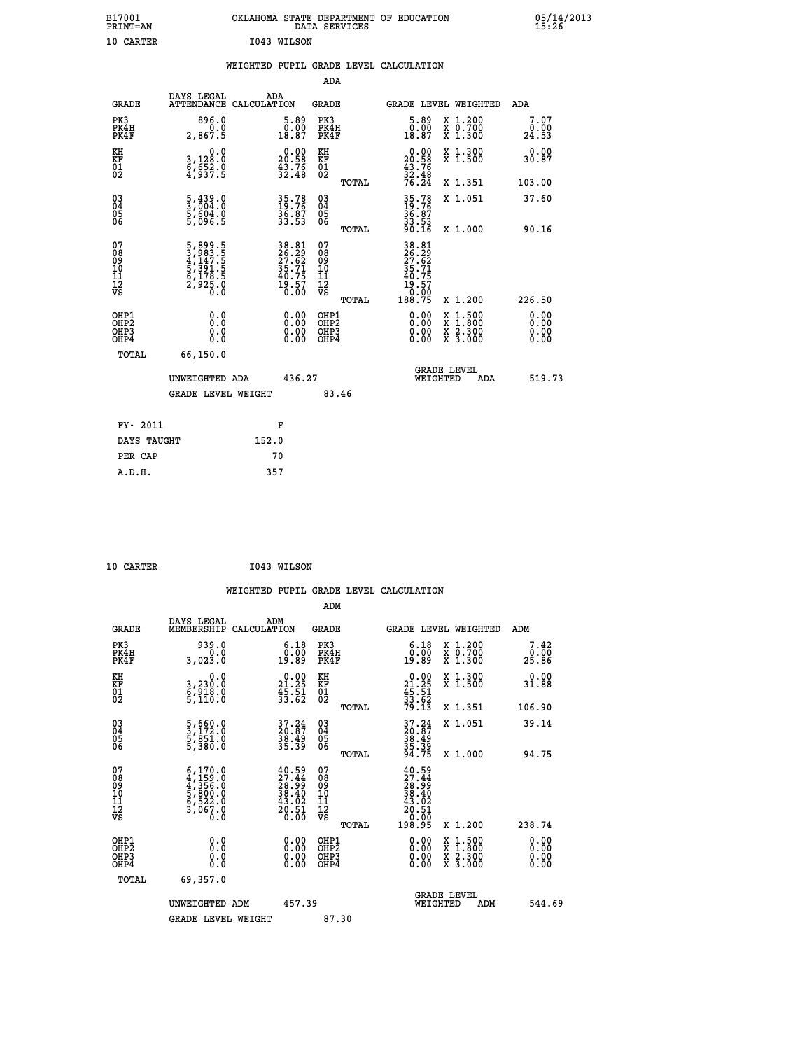B17001 OKLAHOMA STATE DEPARTMENT OF EDUCATION 05/14/2013
PRINT=AN DATA SERVICES 15:26

10 CARTER I043 WILSON

## WEIGHTED PUPIL GRADE LEVEL CALCULATION

### ADA

| GRADE | DAYS LEGAL ATTENDANCE | ADA CALCULATION | GRADE | GRADE LEVEL | WEIGHTED | ADA |
|---|---|---|---|---|---|---|
| PK3 | 896.0 | 5.89 | PK3 | 5.89 | X 1.200 | 7.07 |
| PK4H | 0.0 | 0.00 | PK4H | 0.00 | X 0.700 | 0.00 |
| PK4F | 2,867.5 | 18.87 | PK4F | 18.87 | X 1.300 | 24.53 |
| KH | 0.0 | 0.00 | KH | 0.00 | X 1.300 | 0.00 |
| KF | 3,128.0 | 20.58 | KF | 20.58 | X 1.500 | 30.87 |
| 01 | 6,652.0 | 43.76 | 01 | 43.76 | | |
| 02 | 4,937.5 | 32.48 | 02 | 32.48 | | |
| | | | TOTAL | 76.24 | X 1.351 | 103.00 |
| 03 | 5,439.0 | 35.78 | 03 | 35.78 | X 1.051 | 37.60 |
| 04 | 3,004.0 | 19.76 | 04 | 19.76 | | |
| 05 | 5,604.0 | 36.87 | 05 | 36.87 | | |
| 06 | 5,096.5 | 33.53 | 06 | 33.53 | | |
| | | | TOTAL | 90.16 | X 1.000 | 90.16 |
| 07 | 5,899.5 | 38.81 | 07 | 38.81 | | |
| 08 | 3,983.5 | 26.29 | 08 | 26.29 | | |
| 09 | 4,147.5 | 27.62 | 09 | 27.62 | | |
| 10 | 5,391.5 | 35.71 | 10 | 35.71 | | |
| 11 | 6,178.5 | 40.75 | 11 | 40.75 | | |
| 12 | 2,925.0 | 19.57 | 12 | 19.57 | | |
| VS | 0.0 | 0.00 | VS | 0.00 | | |
| | | | TOTAL | 188.75 | X 1.200 | 226.50 |
| OHP1 | 0.0 | 0.00 | OHP1 | 0.00 | X 1.500 | 0.00 |
| OHP2 | 0.0 | 0.00 | OHP2 | 0.00 | X 1.800 | 0.00 |
| OHP3 | 0.0 | 0.00 | OHP3 | 0.00 | X 2.300 | 0.00 |
| OHP4 | 0.0 | 0.00 | OHP4 | 0.00 | X 3.000 | 0.00 |
| TOTAL | 66,150.0 | | | | | |

UNWEIGHTED ADA 436.27 | GRADE LEVEL WEIGHTED ADA 519.73

GRADE LEVEL WEIGHT 83.46

| | |
|---|---|
| FY- 2011 | F |
| DAYS TAUGHT | 152.0 |
| PER CAP | 70 |
| A.D.H. | 357 |

10 CARTER I043 WILSON

## WEIGHTED PUPIL GRADE LEVEL CALCULATION

### ADM

| GRADE | DAYS LEGAL MEMBERSHIP | ADM CALCULATION | GRADE | GRADE LEVEL | WEIGHTED | ADM |
|---|---|---|---|---|---|---|
| PK3 | 939.0 | 6.18 | PK3 | 6.18 | X 1.200 | 7.42 |
| PK4H | 0.0 | 0.00 | PK4H | 0.00 | X 0.700 | 0.00 |
| PK4F | 3,023.0 | 19.89 | PK4F | 19.89 | X 1.300 | 25.86 |
| KH | 0.0 | 0.00 | KH | 0.00 | X 1.300 | 0.00 |
| KF | 3,230.0 | 21.25 | KF | 21.25 | X 1.500 | 31.88 |
| 01 | 6,918.0 | 45.51 | 01 | 45.51 | | |
| 02 | 5,110.0 | 33.62 | 02 | 33.62 | | |
| | | | TOTAL | 79.13 | X 1.351 | 106.90 |
| 03 | 5,660.0 | 37.24 | 03 | 37.24 | X 1.051 | 39.14 |
| 04 | 3,172.0 | 20.87 | 04 | 20.87 | | |
| 05 | 5,851.0 | 38.49 | 05 | 38.49 | | |
| 06 | 5,380.0 | 35.39 | 06 | 35.39 | | |
| | | | TOTAL | 94.75 | X 1.000 | 94.75 |
| 07 | 6,170.0 | 40.59 | 07 | 40.59 | | |
| 08 | 4,159.0 | 27.44 | 08 | 27.44 | | |
| 09 | 4,356.0 | 28.99 | 09 | 28.99 | | |
| 10 | 5,800.0 | 38.40 | 10 | 38.40 | | |
| 11 | 6,522.0 | 43.02 | 11 | 43.02 | | |
| 12 | 3,067.0 | 20.51 | 12 | 20.51 | | |
| VS | 0.0 | 0.00 | VS | 0.00 | | |
| | | | TOTAL | 198.95 | X 1.200 | 238.74 |
| OHP1 | 0.0 | 0.00 | OHP1 | 0.00 | X 1.500 | 0.00 |
| OHP2 | 0.0 | 0.00 | OHP2 | 0.00 | X 1.800 | 0.00 |
| OHP3 | 0.0 | 0.00 | OHP3 | 0.00 | X 2.300 | 0.00 |
| OHP4 | 0.0 | 0.00 | OHP4 | 0.00 | X 3.000 | 0.00 |
| TOTAL | 69,357.0 | | | | | |

UNWEIGHTED ADM 457.39 | GRADE LEVEL WEIGHTED ADM 544.69

GRADE LEVEL WEIGHT 87.30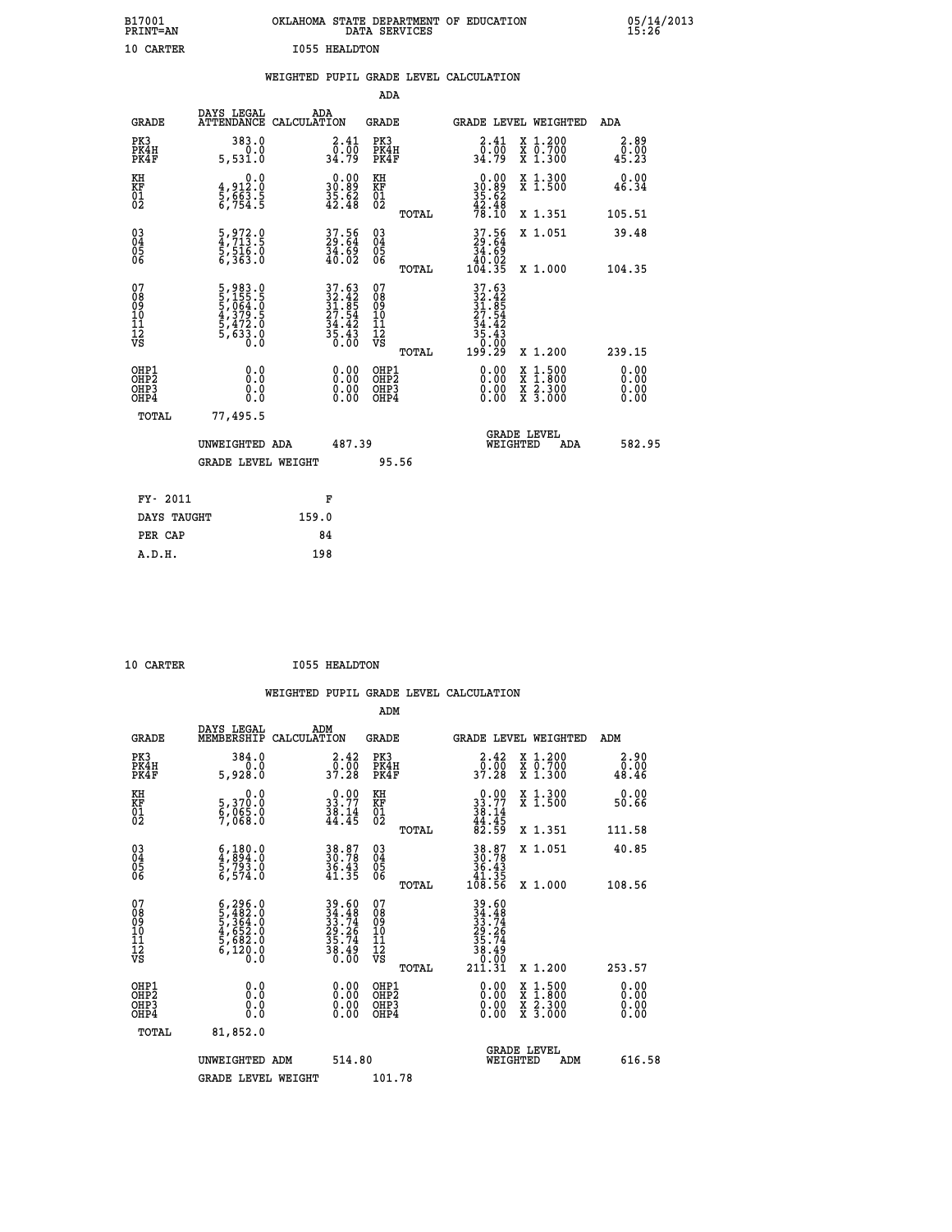B17001 PRINT=AN — OKLAHOMA STATE DEPARTMENT OF EDUCATION DATA SERVICES — 05/14/2013 15:26

10 CARTER — I055 HEALDTON

## WEIGHTED PUPIL GRADE LEVEL CALCULATION

### ADA

| GRADE | DAYS LEGAL ATTENDANCE | ADA CALCULATION | GRADE | | GRADE LEVEL | WEIGHTED | ADA |
|---|---|---|---|---|---|---|---|
| PK3 | 383.0 | 2.41 | PK3 | | 2.41 | X 1.200 | 2.89 |
| PK4H | 0.0 | 0.00 | PK4H | | 0.00 | X 0.700 | 0.00 |
| PK4F | 5,531.0 | 34.79 | PK4F | | 34.79 | X 1.300 | 45.23 |
| KH | 0.0 | 0.00 | KH | | 0.00 | X 1.300 | 0.00 |
| KF | 4,912.0 | 30.89 | KF | | 30.89 | X 1.500 | 46.34 |
| 01 | 5,663.5 | 35.62 | 01 | | 35.62 | | |
| 02 | 6,754.5 | 42.48 | 02 | | 42.48 | | |
| | | | | TOTAL | 78.10 | X 1.351 | 105.51 |
| 03 | 5,972.0 | 37.56 | 03 | | 37.56 | X 1.051 | 39.48 |
| 04 | 4,713.5 | 29.64 | 04 | | 29.64 | | |
| 05 | 5,516.0 | 34.69 | 05 | | 34.69 | | |
| 06 | 6,363.0 | 40.02 | 06 | | 40.02 | | |
| | | | | TOTAL | 104.35 | X 1.000 | 104.35 |
| 07 | 5,983.0 | 37.63 | 07 | | 37.63 | | |
| 08 | 5,155.5 | 32.42 | 08 | | 32.42 | | |
| 09 | 5,064.0 | 31.85 | 09 | | 31.85 | | |
| 10 | 4,379.5 | 27.54 | 10 | | 27.54 | | |
| 11 | 5,472.0 | 34.42 | 11 | | 34.42 | | |
| 12 | 5,633.0 | 35.43 | 12 | | 35.43 | | |
| VS | 0.0 | 0.00 | VS | | 0.00 | | |
| | | | | TOTAL | 199.29 | X 1.200 | 239.15 |
| OHP1 | 0.0 | 0.00 | OHP1 | | 0.00 | X 1.500 | 0.00 |
| OHP2 | 0.0 | 0.00 | OHP2 | | 0.00 | X 1.800 | 0.00 |
| OHP3 | 0.0 | 0.00 | OHP3 | | 0.00 | X 2.300 | 0.00 |
| OHP4 | 0.0 | 0.00 | OHP4 | | 0.00 | X 3.000 | 0.00 |
| TOTAL | 77,495.5 | | | | | | |

UNWEIGHTED ADA 487.39 — GRADE LEVEL WEIGHTED ADA 582.95

GRADE LEVEL WEIGHT 95.56

| FY- 2011 | F |
|---|---|
| DAYS TAUGHT | 159.0 |
| PER CAP | 84 |
| A.D.H. | 198 |

10 CARTER — I055 HEALDTON

## WEIGHTED PUPIL GRADE LEVEL CALCULATION

### ADM

| GRADE | DAYS LEGAL MEMBERSHIP | ADM CALCULATION | GRADE | | GRADE LEVEL | WEIGHTED | ADM |
|---|---|---|---|---|---|---|---|
| PK3 | 384.0 | 2.42 | PK3 | | 2.42 | X 1.200 | 2.90 |
| PK4H | 0.0 | 0.00 | PK4H | | 0.00 | X 0.700 | 0.00 |
| PK4F | 5,928.0 | 37.28 | PK4F | | 37.28 | X 1.300 | 48.46 |
| KH | 0.0 | 0.00 | KH | | 0.00 | X 1.300 | 0.00 |
| KF | 5,370.0 | 33.77 | KF | | 33.77 | X 1.500 | 50.66 |
| 01 | 6,065.0 | 38.14 | 01 | | 38.14 | | |
| 02 | 7,068.0 | 44.45 | 02 | | 44.45 | | |
| | | | | TOTAL | 82.59 | X 1.351 | 111.58 |
| 03 | 6,180.0 | 38.87 | 03 | | 38.87 | X 1.051 | 40.85 |
| 04 | 4,894.0 | 30.78 | 04 | | 30.78 | | |
| 05 | 5,793.0 | 36.43 | 05 | | 36.43 | | |
| 06 | 6,574.0 | 41.35 | 06 | | 41.35 | | |
| | | | | TOTAL | 108.56 | X 1.000 | 108.56 |
| 07 | 6,296.0 | 39.60 | 07 | | 39.60 | | |
| 08 | 5,482.0 | 34.48 | 08 | | 34.48 | | |
| 09 | 5,364.0 | 33.74 | 09 | | 33.74 | | |
| 10 | 4,652.0 | 29.26 | 10 | | 29.26 | | |
| 11 | 5,682.0 | 35.74 | 11 | | 35.74 | | |
| 12 | 6,120.0 | 38.49 | 12 | | 38.49 | | |
| VS | 0.0 | 0.00 | VS | | 0.00 | | |
| | | | | TOTAL | 211.31 | X 1.200 | 253.57 |
| OHP1 | 0.0 | 0.00 | OHP1 | | 0.00 | X 1.500 | 0.00 |
| OHP2 | 0.0 | 0.00 | OHP2 | | 0.00 | X 1.800 | 0.00 |
| OHP3 | 0.0 | 0.00 | OHP3 | | 0.00 | X 2.300 | 0.00 |
| OHP4 | 0.0 | 0.00 | OHP4 | | 0.00 | X 3.000 | 0.00 |
| TOTAL | 81,852.0 | | | | | | |

UNWEIGHTED ADM 514.80 — GRADE LEVEL WEIGHTED ADM 616.58

GRADE LEVEL WEIGHT 101.78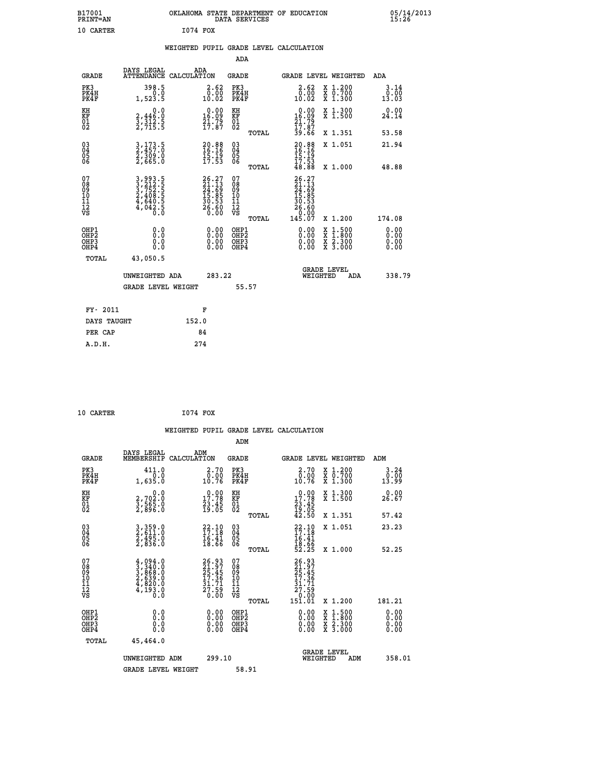B17001 PRINT=AN — OKLAHOMA STATE DEPARTMENT OF EDUCATION DATA SERVICES — 05/14/2013 15:26

10 CARTER — I074 FOX

## WEIGHTED PUPIL GRADE LEVEL CALCULATION

### ADA

| GRADE | DAYS LEGAL ATTENDANCE | ADA CALCULATION | GRADE | GRADE LEVEL | WEIGHTED | ADA |
|---|---|---|---|---|---|---|
| PK3 | 398.5 | 2.62 | PK3 | 2.62 | X 1.200 | 3.14 |
| PK4H | 0.0 | 0.00 | PK4H | 0.00 | X 0.700 | 0.00 |
| PK4F | 1,523.5 | 10.02 | PK4F | 10.02 | X 1.300 | 13.03 |
| KH | 0.0 | 0.00 | KH | 0.00 | X 1.300 | 0.00 |
| KF | 2,446.0 | 16.09 | KF | 16.09 | X 1.500 | 24.14 |
| 01 | 3,312.5 | 21.79 | 01 | 21.79 | | |
| 02 | 2,715.5 | 17.87 | 02 | 17.87 | | |
| | | | TOTAL | 39.66 | X 1.351 | 53.58 |
| 03 | 3,173.5 | 20.88 | 03 | 20.88 | X 1.051 | 21.94 |
| 04 | 2,457.0 | 16.16 | 04 | 16.16 | | |
| 05 | 2,309.0 | 15.19 | 05 | 15.19 | | |
| 06 | 2,665.0 | 17.53 | 06 | 17.53 | | |
| | | | TOTAL | 48.88 | X 1.000 | 48.88 |
| 07 | 3,993.5 | 26.27 | 07 | 26.27 | | |
| 08 | 3,212.5 | 21.13 | 08 | 21.13 | | |
| 09 | 3,752.5 | 24.69 | 09 | 24.69 | | |
| 10 | 2,408.5 | 15.85 | 10 | 15.85 | | |
| 11 | 4,640.5 | 30.53 | 11 | 30.53 | | |
| 12 | 4,042.5 | 26.60 | 12 | 26.60 | | |
| VS | 0.0 | 0.00 | VS | 0.00 | | |
| | | | TOTAL | 145.07 | X 1.200 | 174.08 |
| OHP1 | 0.0 | 0.00 | OHP1 | 0.00 | X 1.500 | 0.00 |
| OHP2 | 0.0 | 0.00 | OHP2 | 0.00 | X 1.800 | 0.00 |
| OHP3 | 0.0 | 0.00 | OHP3 | 0.00 | X 2.300 | 0.00 |
| OHP4 | 0.0 | 0.00 | OHP4 | 0.00 | X 3.000 | 0.00 |
| TOTAL | 43,050.5 | | | | | |

UNWEIGHTED ADA 283.22 — GRADE LEVEL WEIGHTED ADA 338.79

GRADE LEVEL WEIGHT 55.57

| FY- 2011 | F |
|---|---|
| DAYS TAUGHT | 152.0 |
| PER CAP | 84 |
| A.D.H. | 274 |

10 CARTER — I074 FOX

## WEIGHTED PUPIL GRADE LEVEL CALCULATION

### ADM

| GRADE | DAYS LEGAL MEMBERSHIP | ADM CALCULATION | GRADE | GRADE LEVEL | WEIGHTED | ADM |
|---|---|---|---|---|---|---|
| PK3 | 411.0 | 2.70 | PK3 | 2.70 | X 1.200 | 3.24 |
| PK4H | 0.0 | 0.00 | PK4H | 0.00 | X 0.700 | 0.00 |
| PK4F | 1,635.0 | 10.76 | PK4F | 10.76 | X 1.300 | 13.99 |
| KH | 0.0 | 0.00 | KH | 0.00 | X 1.300 | 0.00 |
| KF | 2,702.0 | 17.78 | KF | 17.78 | X 1.500 | 26.67 |
| 01 | 3,565.0 | 23.45 | 01 | 23.45 | | |
| 02 | 2,896.0 | 19.05 | 02 | 19.05 | | |
| | | | TOTAL | 42.50 | X 1.351 | 57.42 |
| 03 | 3,359.0 | 22.10 | 03 | 22.10 | X 1.051 | 23.23 |
| 04 | 2,611.0 | 17.18 | 04 | 17.18 | | |
| 05 | 2,495.0 | 16.41 | 05 | 16.41 | | |
| 06 | 2,836.0 | 18.66 | 06 | 18.66 | | |
| | | | TOTAL | 52.25 | X 1.000 | 52.25 |
| 07 | 4,094.0 | 26.93 | 07 | 26.93 | | |
| 08 | 3,340.0 | 21.97 | 08 | 21.97 | | |
| 09 | 3,868.0 | 25.45 | 09 | 25.45 | | |
| 10 | 2,639.0 | 17.36 | 10 | 17.36 | | |
| 11 | 4,820.0 | 31.71 | 11 | 31.71 | | |
| 12 | 4,193.0 | 27.59 | 12 | 27.59 | | |
| VS | 0.0 | 0.00 | VS | 0.00 | | |
| | | | TOTAL | 151.01 | X 1.200 | 181.21 |
| OHP1 | 0.0 | 0.00 | OHP1 | 0.00 | X 1.500 | 0.00 |
| OHP2 | 0.0 | 0.00 | OHP2 | 0.00 | X 1.800 | 0.00 |
| OHP3 | 0.0 | 0.00 | OHP3 | 0.00 | X 2.300 | 0.00 |
| OHP4 | 0.0 | 0.00 | OHP4 | 0.00 | X 3.000 | 0.00 |
| TOTAL | 45,464.0 | | | | | |

UNWEIGHTED ADM 299.10 — GRADE LEVEL WEIGHTED ADM 358.01

GRADE LEVEL WEIGHT 58.91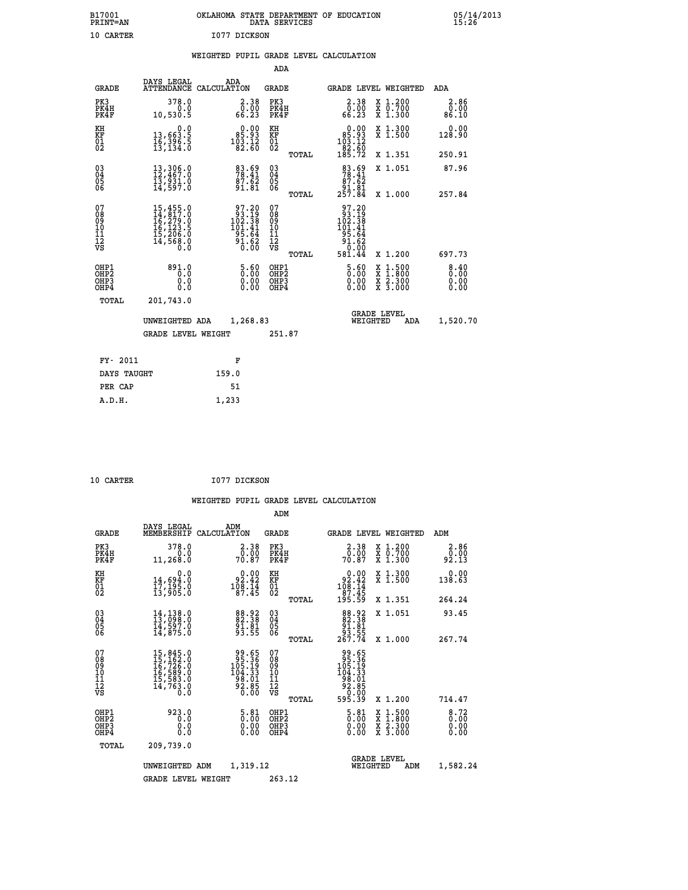B17001 OKLAHOMA STATE DEPARTMENT OF EDUCATION 05/14/2013
PRINT=AN DATA SERVICES 15:26

10 CARTER I077 DICKSON

## WEIGHTED PUPIL GRADE LEVEL CALCULATION

### ADA

| GRADE | DAYS LEGAL ATTENDANCE | ADA CALCULATION | GRADE | | GRADE LEVEL | WEIGHTED | ADA |
|---|---|---|---|---|---|---|---|
| PK3 | 378.0 | 2.38 | PK3 | | 2.38 | X 1.200 | 2.86 |
| PK4H | 0.0 | 0.00 | PK4H | | 0.00 | X 0.700 | 0.00 |
| PK4F | 10,530.5 | 66.23 | PK4F | | 66.23 | X 1.300 | 86.10 |
| KH | 0.0 | 0.00 | KH | | 0.00 | X 1.300 | 0.00 |
| KF | 13,663.5 | 85.93 | KF | | 85.93 | X 1.500 | 128.90 |
| 01 | 16,396.5 | 103.12 | 01 | | 103.12 | | |
| 02 | 13,134.0 | 82.60 | 02 | | 82.60 | | |
| | | | | TOTAL | 185.72 | X 1.351 | 250.91 |
| 03 | 13,306.0 | 83.69 | 03 | | 83.69 | X 1.051 | 87.96 |
| 04 | 12,467.0 | 78.41 | 04 | | 78.41 | | |
| 05 | 13,931.0 | 87.62 | 05 | | 87.62 | | |
| 06 | 14,597.0 | 91.81 | 06 | | 91.81 | | |
| | | | | TOTAL | 257.84 | X 1.000 | 257.84 |
| 07 | 15,455.0 | 97.20 | 07 | | 97.20 | | |
| 08 | 14,817.0 | 93.19 | 08 | | 93.19 | | |
| 09 | 16,279.0 | 102.38 | 09 | | 102.38 | | |
| 10 | 16,123.5 | 101.41 | 10 | | 101.41 | | |
| 11 | 15,206.0 | 95.64 | 11 | | 95.64 | | |
| 12 | 14,568.0 | 91.62 | 12 | | 91.62 | | |
| VS | 0.0 | 0.00 | VS | | 0.00 | | |
| | | | | TOTAL | 581.44 | X 1.200 | 697.73 |
| OHP1 | 891.0 | 5.60 | OHP1 | | 5.60 | X 1.500 | 8.40 |
| OHP2 | 0.0 | 0.00 | OHP2 | | 0.00 | X 1.800 | 0.00 |
| OHP3 | 0.0 | 0.00 | OHP3 | | 0.00 | X 2.300 | 0.00 |
| OHP4 | 0.0 | 0.00 | OHP4 | | 0.00 | X 3.000 | 0.00 |
| TOTAL | 201,743.0 | | | | | | |

UNWEIGHTED ADA 1,268.83 | GRADE LEVEL WEIGHTED ADA 1,520.70

GRADE LEVEL WEIGHT 251.87

| FY- 2011 | F |
|---|---|
| DAYS TAUGHT | 159.0 |
| PER CAP | 51 |
| A.D.H. | 1,233 |

10 CARTER I077 DICKSON

## WEIGHTED PUPIL GRADE LEVEL CALCULATION

### ADM

| GRADE | DAYS LEGAL MEMBERSHIP | ADM CALCULATION | GRADE | | GRADE LEVEL | WEIGHTED | ADM |
|---|---|---|---|---|---|---|---|
| PK3 | 378.0 | 2.38 | PK3 | | 2.38 | X 1.200 | 2.86 |
| PK4H | 0.0 | 0.00 | PK4H | | 0.00 | X 0.700 | 0.00 |
| PK4F | 11,268.0 | 70.87 | PK4F | | 70.87 | X 1.300 | 92.13 |
| KH | 0.0 | 0.00 | KH | | 0.00 | X 1.300 | 0.00 |
| KF | 14,694.0 | 92.42 | KF | | 92.42 | X 1.500 | 138.63 |
| 01 | 17,195.0 | 108.14 | 01 | | 108.14 | | |
| 02 | 13,905.0 | 87.45 | 02 | | 87.45 | | |
| | | | | TOTAL | 195.59 | X 1.351 | 264.24 |
| 03 | 14,138.0 | 88.92 | 03 | | 88.92 | X 1.051 | 93.45 |
| 04 | 13,098.0 | 82.38 | 04 | | 82.38 | | |
| 05 | 14,597.0 | 91.81 | 05 | | 91.81 | | |
| 06 | 14,875.0 | 93.55 | 06 | | 93.55 | | |
| | | | | TOTAL | 267.74 | X 1.000 | 267.74 |
| 07 | 15,845.0 | 99.65 | 07 | | 99.65 | | |
| 08 | 15,162.0 | 95.36 | 08 | | 95.36 | | |
| 09 | 16,726.0 | 105.19 | 09 | | 105.19 | | |
| 10 | 16,589.0 | 104.33 | 10 | | 104.33 | | |
| 11 | 15,583.0 | 98.01 | 11 | | 98.01 | | |
| 12 | 14,763.0 | 92.85 | 12 | | 92.85 | | |
| VS | 0.0 | 0.00 | VS | | 0.00 | | |
| | | | | TOTAL | 595.39 | X 1.200 | 714.47 |
| OHP1 | 923.0 | 5.81 | OHP1 | | 5.81 | X 1.500 | 8.72 |
| OHP2 | 0.0 | 0.00 | OHP2 | | 0.00 | X 1.800 | 0.00 |
| OHP3 | 0.0 | 0.00 | OHP3 | | 0.00 | X 2.300 | 0.00 |
| OHP4 | 0.0 | 0.00 | OHP4 | | 0.00 | X 3.000 | 0.00 |
| TOTAL | 209,739.0 | | | | | | |

UNWEIGHTED ADM 1,319.12 | GRADE LEVEL WEIGHTED ADM 1,582.24

GRADE LEVEL WEIGHT 263.12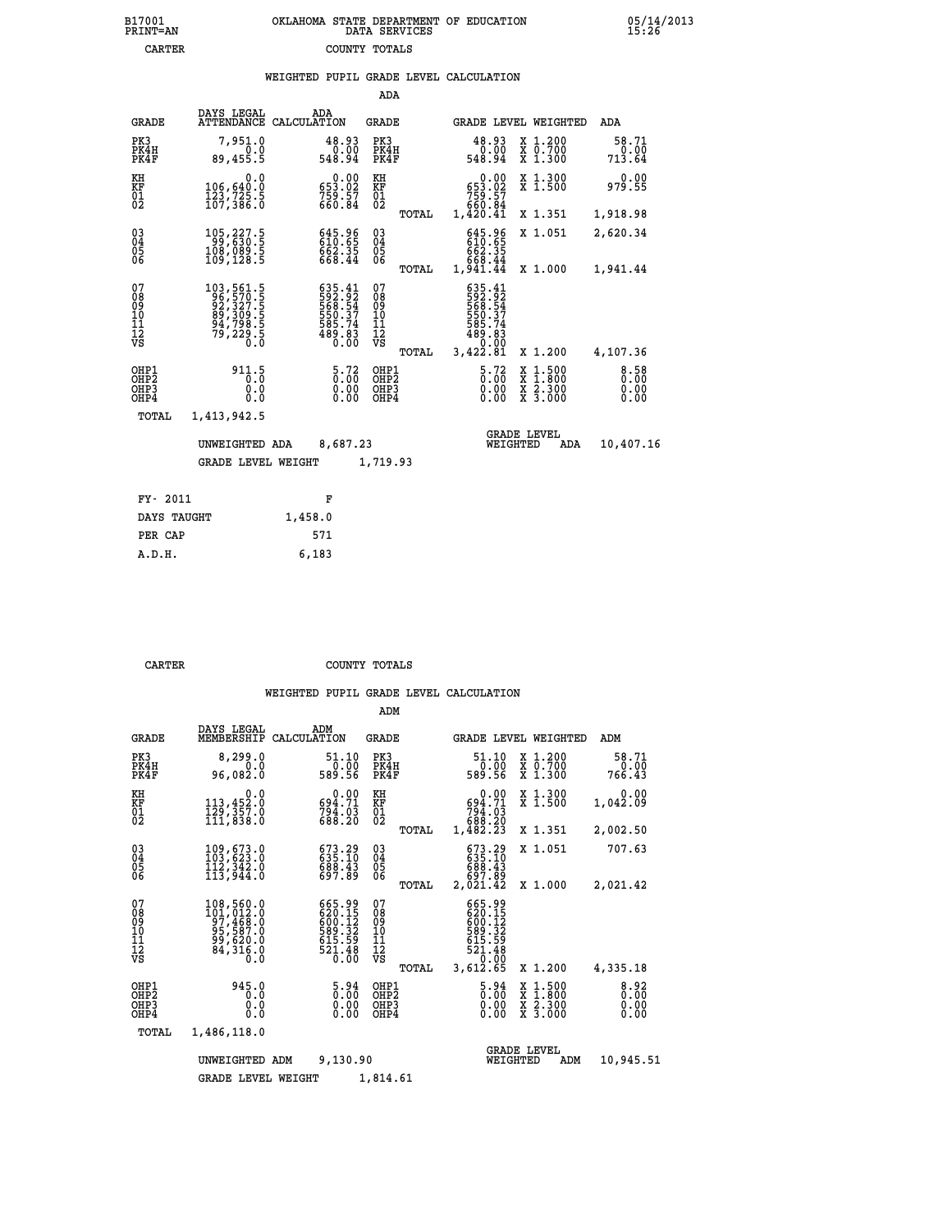B17001 PRINT=AN — OKLAHOMA STATE DEPARTMENT OF EDUCATION DATA SERVICES — 05/14/2013 15:26

CARTER — COUNTY TOTALS

## WEIGHTED PUPIL GRADE LEVEL CALCULATION

### ADA

| GRADE | DAYS LEGAL ATTENDANCE | ADA CALCULATION | GRADE | GRADE LEVEL | WEIGHTED | ADA |
|---|---|---|---|---|---|---|
| PK3 | 7,951.0 | 48.93 | PK3 | 48.93 | X 1.200 | 58.71 |
| PK4H | 0.0 | 0.00 | PK4H | 0.00 | X 0.700 | 0.00 |
| PK4F | 89,455.5 | 548.94 | PK4F | 548.94 | X 1.300 | 713.64 |
| KH | 0.0 | 0.00 | KH | 0.00 | X 1.300 | 0.00 |
| KF | 106,640.0 | 653.02 | KF | 653.02 | X 1.500 | 979.55 |
| 01 | 123,725.5 | 759.57 | 01 | 759.57 | | |
| 02 | 107,386.0 | 660.84 | 02 | 660.84 | | |
| | | | TOTAL | 1,420.41 | X 1.351 | 1,918.98 |
| 03 | 105,227.5 | 645.96 | 03 | 645.96 | X 1.051 | 2,620.34 |
| 04 | 99,630.5 | 610.65 | 04 | 610.65 | | |
| 05 | 108,089.5 | 662.35 | 05 | 662.35 | | |
| 06 | 109,128.5 | 668.44 | 06 | 668.44 | | |
| | | | TOTAL | 1,941.44 | X 1.000 | 1,941.44 |
| 07 | 103,561.5 | 635.41 | 07 | 635.41 | | |
| 08 | 96,570.5 | 592.92 | 08 | 592.92 | | |
| 09 | 92,327.5 | 568.54 | 09 | 568.54 | | |
| 10 | 89,309.5 | 550.37 | 10 | 550.37 | | |
| 11 | 94,798.5 | 585.74 | 11 | 585.74 | | |
| 12 | 79,229.5 | 489.83 | 12 | 489.83 | | |
| VS | 0.0 | 0.00 | VS | 0.00 | | |
| | | | TOTAL | 3,422.81 | X 1.200 | 4,107.36 |
| OHP1 | 911.5 | 5.72 | OHP1 | 5.72 | X 1.500 | 8.58 |
| OHP2 | 0.0 | 0.00 | OHP2 | 0.00 | X 1.800 | 0.00 |
| OHP3 | 0.0 | 0.00 | OHP3 | 0.00 | X 2.300 | 0.00 |
| OHP4 | 0.0 | 0.00 | OHP4 | 0.00 | X 3.000 | 0.00 |
| TOTAL | 1,413,942.5 | | | | | |

UNWEIGHTED ADA 8,687.23 — GRADE LEVEL WEIGHTED ADA 10,407.16

GRADE LEVEL WEIGHT 1,719.93

| FY- 2011 | F |
|---|---|
| DAYS TAUGHT | 1,458.0 |
| PER CAP | 571 |
| A.D.H. | 6,183 |

CARTER — COUNTY TOTALS

## WEIGHTED PUPIL GRADE LEVEL CALCULATION

### ADM

| GRADE | DAYS LEGAL MEMBERSHIP | ADM CALCULATION | GRADE | GRADE LEVEL | WEIGHTED | ADM |
|---|---|---|---|---|---|---|
| PK3 | 8,299.0 | 51.10 | PK3 | 51.10 | X 1.200 | 58.71 |
| PK4H | 0.0 | 0.00 | PK4H | 0.00 | X 0.700 | 0.00 |
| PK4F | 96,082.0 | 589.56 | PK4F | 589.56 | X 1.300 | 766.43 |
| KH | 0.0 | 0.00 | KH | 0.00 | X 1.300 | 0.00 |
| KF | 113,452.0 | 694.71 | KF | 694.71 | X 1.500 | 1,042.09 |
| 01 | 129,357.0 | 794.03 | 01 | 794.03 | | |
| 02 | 111,838.0 | 688.20 | 02 | 688.20 | | |
| | | | TOTAL | 1,482.23 | X 1.351 | 2,002.50 |
| 03 | 109,673.0 | 673.29 | 03 | 673.29 | X 1.051 | 707.63 |
| 04 | 103,623.0 | 635.10 | 04 | 635.10 | | |
| 05 | 112,342.0 | 688.43 | 05 | 688.43 | | |
| 06 | 113,944.0 | 697.89 | 06 | 697.89 | | |
| | | | TOTAL | 2,021.42 | X 1.000 | 2,021.42 |
| 07 | 108,560.0 | 665.99 | 07 | 665.99 | | |
| 08 | 101,012.0 | 620.15 | 08 | 620.15 | | |
| 09 | 97,468.0 | 600.12 | 09 | 600.12 | | |
| 10 | 95,587.0 | 589.32 | 10 | 589.32 | | |
| 11 | 99,620.0 | 615.59 | 11 | 615.59 | | |
| 12 | 84,316.0 | 521.48 | 12 | 521.48 | | |
| VS | 0.0 | 0.00 | VS | 0.00 | | |
| | | | TOTAL | 3,612.65 | X 1.200 | 4,335.18 |
| OHP1 | 945.0 | 5.94 | OHP1 | 5.94 | X 1.500 | 8.92 |
| OHP2 | 0.0 | 0.00 | OHP2 | 0.00 | X 1.800 | 0.00 |
| OHP3 | 0.0 | 0.00 | OHP3 | 0.00 | X 2.300 | 0.00 |
| OHP4 | 0.0 | 0.00 | OHP4 | 0.00 | X 3.000 | 0.00 |
| TOTAL | 1,486,118.0 | | | | | |

UNWEIGHTED ADM 9,130.90 — GRADE LEVEL WEIGHTED ADM 10,945.51

GRADE LEVEL WEIGHT 1,814.61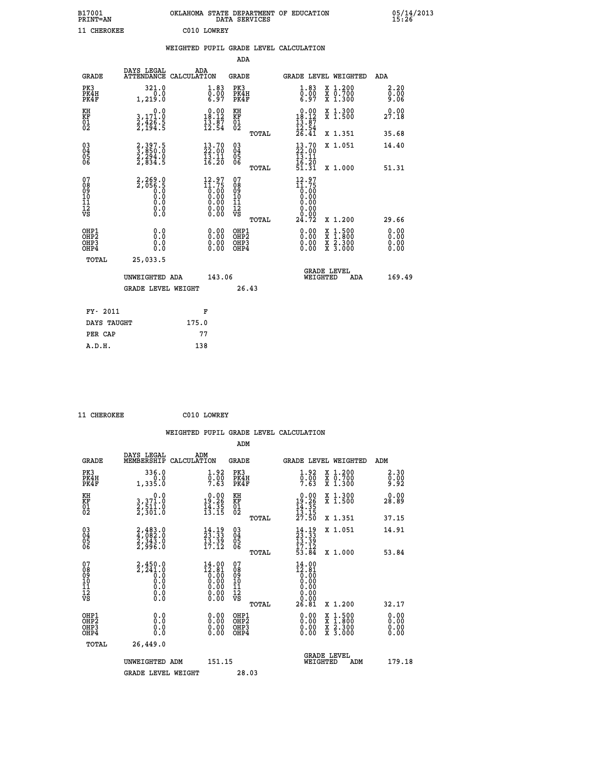B17001 OKLAHOMA STATE DEPARTMENT OF EDUCATION 05/14/2013
PRINT=AN DATA SERVICES 15:26

11 CHEROKEE C010 LOWREY

WEIGHTED PUPIL GRADE LEVEL CALCULATION

ADA

| GRADE | DAYS LEGAL ATTENDANCE | ADA CALCULATION | GRADE | GRADE LEVEL | WEIGHTED | ADA |
|---|---|---|---|---|---|---|
| PK3 | 321.0 | 1.83 | PK3 | 1.83 | X 1.200 | 2.20 |
| PK4H | 0.0 | 0.00 | PK4H | 0.00 | X 0.700 | 0.00 |
| PK4F | 1,219.0 | 6.97 | PK4F | 6.97 | X 1.300 | 9.06 |
| KH | 0.0 | 0.00 | KH | 0.00 | X 1.300 | 0.00 |
| KF | 3,171.0 | 18.12 | KF | 18.12 | X 1.500 | 27.18 |
| 01 | 2,426.5 | 13.87 | 01 | 13.87 | | |
| 02 | 2,194.5 | 12.54 | 02 | 12.54 | | |
| | | | TOTAL | 26.41 | X 1.351 | 35.68 |
| 03 | 2,397.5 | 13.70 | 03 | 13.70 | X 1.051 | 14.40 |
| 04 | 3,850.0 | 22.00 | 04 | 22.00 | | |
| 05 | 2,294.0 | 13.11 | 05 | 13.11 | | |
| 06 | 2,834.5 | 16.20 | 06 | 16.20 | | |
| | | | TOTAL | 51.31 | X 1.000 | 51.31 |
| 07 | 2,269.0 | 12.97 | 07 | 12.97 | | |
| 08 | 2,056.5 | 11.75 | 08 | 11.75 | | |
| 09 | 0.0 | 0.00 | 09 | 0.00 | | |
| 10 | 0.0 | 0.00 | 10 | 0.00 | | |
| 11 | 0.0 | 0.00 | 11 | 0.00 | | |
| 12 | 0.0 | 0.00 | 12 | 0.00 | | |
| VS | 0.0 | 0.00 | VS | 0.00 | | |
| | | | TOTAL | 24.72 | X 1.200 | 29.66 |
| OHP1 | 0.0 | 0.00 | OHP1 | 0.00 | X 1.500 | 0.00 |
| OHP2 | 0.0 | 0.00 | OHP2 | 0.00 | X 1.800 | 0.00 |
| OHP3 | 0.0 | 0.00 | OHP3 | 0.00 | X 2.300 | 0.00 |
| OHP4 | 0.0 | 0.00 | OHP4 | 0.00 | X 3.000 | 0.00 |
| TOTAL | 25,033.5 | | | | | |

UNWEIGHTED ADA 143.06 GRADE LEVEL WEIGHTED ADA 169.49

GRADE LEVEL WEIGHT 26.43

| FY- 2011 | F |
|---|---|
| DAYS TAUGHT | 175.0 |
| PER CAP | 77 |
| A.D.H. | 138 |

11 CHEROKEE C010 LOWREY

WEIGHTED PUPIL GRADE LEVEL CALCULATION

ADM

| GRADE | DAYS LEGAL MEMBERSHIP | ADM CALCULATION | GRADE | GRADE LEVEL | WEIGHTED | ADM |
|---|---|---|---|---|---|---|
| PK3 | 336.0 | 1.92 | PK3 | 1.92 | X 1.200 | 2.30 |
| PK4H | 0.0 | 0.00 | PK4H | 0.00 | X 0.700 | 0.00 |
| PK4F | 1,335.0 | 7.63 | PK4F | 7.63 | X 1.300 | 9.92 |
| KH | 0.0 | 0.00 | KH | 0.00 | X 1.300 | 0.00 |
| KF | 3,371.0 | 19.26 | KF | 19.26 | X 1.500 | 28.89 |
| 01 | 2,511.0 | 14.35 | 01 | 14.35 | | |
| 02 | 2,301.0 | 13.15 | 02 | 13.15 | | |
| | | | TOTAL | 27.50 | X 1.351 | 37.15 |
| 03 | 2,483.0 | 14.19 | 03 | 14.19 | X 1.051 | 14.91 |
| 04 | 4,082.0 | 23.33 | 04 | 23.33 | | |
| 05 | 2,343.0 | 13.39 | 05 | 13.39 | | |
| 06 | 2,996.0 | 17.12 | 06 | 17.12 | | |
| | | | TOTAL | 53.84 | X 1.000 | 53.84 |
| 07 | 2,450.0 | 14.00 | 07 | 14.00 | | |
| 08 | 2,241.0 | 12.81 | 08 | 12.81 | | |
| 09 | 0.0 | 0.00 | 09 | 0.00 | | |
| 10 | 0.0 | 0.00 | 10 | 0.00 | | |
| 11 | 0.0 | 0.00 | 11 | 0.00 | | |
| 12 | 0.0 | 0.00 | 12 | 0.00 | | |
| VS | 0.0 | 0.00 | VS | 0.00 | | |
| | | | TOTAL | 26.81 | X 1.200 | 32.17 |
| OHP1 | 0.0 | 0.00 | OHP1 | 0.00 | X 1.500 | 0.00 |
| OHP2 | 0.0 | 0.00 | OHP2 | 0.00 | X 1.800 | 0.00 |
| OHP3 | 0.0 | 0.00 | OHP3 | 0.00 | X 2.300 | 0.00 |
| OHP4 | 0.0 | 0.00 | OHP4 | 0.00 | X 3.000 | 0.00 |
| TOTAL | 26,449.0 | | | | | |

UNWEIGHTED ADM 151.15 GRADE LEVEL WEIGHTED ADM 179.18

GRADE LEVEL WEIGHT 28.03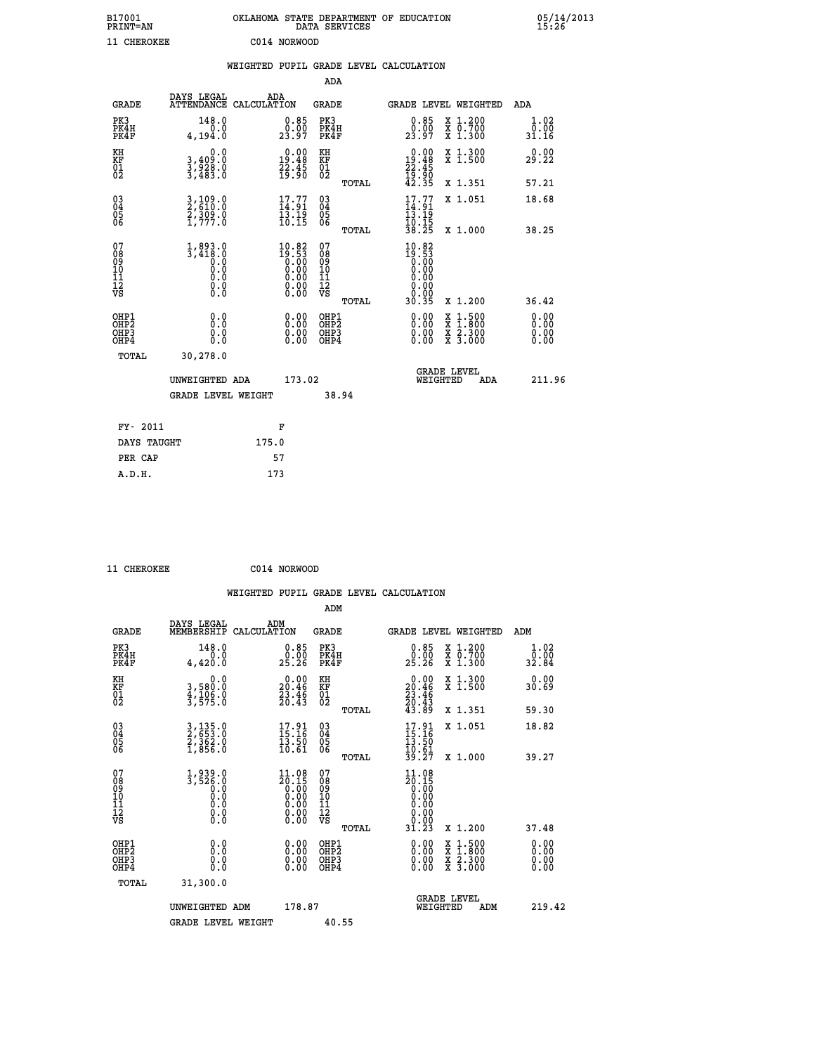B17001 OKLAHOMA STATE DEPARTMENT OF EDUCATION 05/14/2013
PRINT=AN DATA SERVICES 15:26

11 CHEROKEE C014 NORWOOD

WEIGHTED PUPIL GRADE LEVEL CALCULATION

ADA

| GRADE | DAYS LEGAL ATTENDANCE | ADA CALCULATION | GRADE | | GRADE LEVEL | WEIGHTED | ADA |
|---|---|---|---|---|---|---|---|
| PK3 | 148.0 | 0.85 | PK3 | | 0.85 | X 1.200 | 1.02 |
| PK4H | 0.0 | 0.00 | PK4H | | 0.00 | X 0.700 | 0.00 |
| PK4F | 4,194.0 | 23.97 | PK4F | | 23.97 | X 1.300 | 31.16 |
| KH | 0.0 | 0.00 | KH | | 0.00 | X 1.300 | 0.00 |
| KF | 3,409.0 | 19.48 | KF | | 19.48 | X 1.500 | 29.22 |
| 01 | 3,928.0 | 22.45 | 01 | | 22.45 | | |
| 02 | 3,483.0 | 19.90 | 02 | | 19.90 | | |
| | | | | TOTAL | 42.35 | X 1.351 | 57.21 |
| 03 | 3,109.0 | 17.77 | 03 | | 17.77 | X 1.051 | 18.68 |
| 04 | 2,610.0 | 14.91 | 04 | | 14.91 | | |
| 05 | 2,309.0 | 13.19 | 05 | | 13.19 | | |
| 06 | 1,777.0 | 10.15 | 06 | | 10.15 | | |
| | | | | TOTAL | 38.25 | X 1.000 | 38.25 |
| 07 | 1,893.0 | 10.82 | 07 | | 10.82 | | |
| 08 | 3,418.0 | 19.53 | 08 | | 19.53 | | |
| 09 | 0.0 | 0.00 | 09 | | 0.00 | | |
| 10 | 0.0 | 0.00 | 10 | | 0.00 | | |
| 11 | 0.0 | 0.00 | 11 | | 0.00 | | |
| 12 | 0.0 | 0.00 | 12 | | 0.00 | | |
| VS | 0.0 | 0.00 | VS | | 0.00 | | |
| | | | | TOTAL | 30.35 | X 1.200 | 36.42 |
| OHP1 | 0.0 | 0.00 | OHP1 | | 0.00 | X 1.500 | 0.00 |
| OHP2 | 0.0 | 0.00 | OHP2 | | 0.00 | X 1.800 | 0.00 |
| OHP3 | 0.0 | 0.00 | OHP3 | | 0.00 | X 2.300 | 0.00 |
| OHP4 | 0.0 | 0.00 | OHP4 | | 0.00 | X 3.000 | 0.00 |
| TOTAL | 30,278.0 | | | | | | |

UNWEIGHTED ADA 173.02 GRADE LEVEL WEIGHTED ADA 211.96

GRADE LEVEL WEIGHT 38.94

| FY- 2011 | F |
|---|---|
| DAYS TAUGHT | 175.0 |
| PER CAP | 57 |
| A.D.H. | 173 |

11 CHEROKEE C014 NORWOOD

WEIGHTED PUPIL GRADE LEVEL CALCULATION

ADM

| GRADE | DAYS LEGAL MEMBERSHIP | ADM CALCULATION | GRADE | | GRADE LEVEL | WEIGHTED | ADM |
|---|---|---|---|---|---|---|---|
| PK3 | 148.0 | 0.85 | PK3 | | 0.85 | X 1.200 | 1.02 |
| PK4H | 0.0 | 0.00 | PK4H | | 0.00 | X 0.700 | 0.00 |
| PK4F | 4,420.0 | 25.26 | PK4F | | 25.26 | X 1.300 | 32.84 |
| KH | 0.0 | 0.00 | KH | | 0.00 | X 1.300 | 0.00 |
| KF | 3,580.0 | 20.46 | KF | | 20.46 | X 1.500 | 30.69 |
| 01 | 4,106.0 | 23.46 | 01 | | 23.46 | | |
| 02 | 3,575.0 | 20.43 | 02 | | 20.43 | | |
| | | | | TOTAL | 43.89 | X 1.351 | 59.30 |
| 03 | 3,135.0 | 17.91 | 03 | | 17.91 | X 1.051 | 18.82 |
| 04 | 2,653.0 | 15.16 | 04 | | 15.16 | | |
| 05 | 2,362.0 | 13.50 | 05 | | 13.50 | | |
| 06 | 1,856.0 | 10.61 | 06 | | 10.61 | | |
| | | | | TOTAL | 39.27 | X 1.000 | 39.27 |
| 07 | 1,939.0 | 11.08 | 07 | | 11.08 | | |
| 08 | 3,526.0 | 20.15 | 08 | | 20.15 | | |
| 09 | 0.0 | 0.00 | 09 | | 0.00 | | |
| 10 | 0.0 | 0.00 | 10 | | 0.00 | | |
| 11 | 0.0 | 0.00 | 11 | | 0.00 | | |
| 12 | 0.0 | 0.00 | 12 | | 0.00 | | |
| VS | 0.0 | 0.00 | VS | | 0.00 | | |
| | | | | TOTAL | 31.23 | X 1.200 | 37.48 |
| OHP1 | 0.0 | 0.00 | OHP1 | | 0.00 | X 1.500 | 0.00 |
| OHP2 | 0.0 | 0.00 | OHP2 | | 0.00 | X 1.800 | 0.00 |
| OHP3 | 0.0 | 0.00 | OHP3 | | 0.00 | X 2.300 | 0.00 |
| OHP4 | 0.0 | 0.00 | OHP4 | | 0.00 | X 3.000 | 0.00 |
| TOTAL | 31,300.0 | | | | | | |

UNWEIGHTED ADM 178.87 GRADE LEVEL WEIGHTED ADM 219.42

GRADE LEVEL WEIGHT 40.55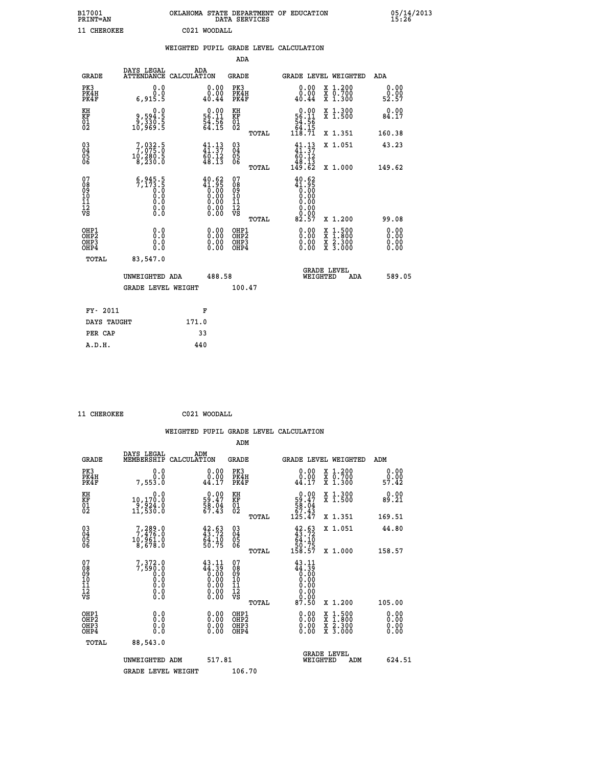B17001 OKLAHOMA STATE DEPARTMENT OF EDUCATION 05/14/2013
PRINT=AN DATA SERVICES 15:26

11 CHEROKEE C021 WOODALL

## WEIGHTED PUPIL GRADE LEVEL CALCULATION

### ADA

| GRADE | DAYS LEGAL ATTENDANCE | ADA CALCULATION | GRADE | | GRADE LEVEL | WEIGHTED | ADA |
|---|---|---|---|---|---|---|---|
| PK3 | 0.0 | 0.00 | PK3 | | 0.00 | X 1.200 | 0.00 |
| PK4H | 0.0 | 0.00 | PK4H | | 0.00 | X 0.700 | 0.00 |
| PK4F | 6,915.5 | 40.44 | PK4F | | 40.44 | X 1.300 | 52.57 |
| KH | 0.0 | 0.00 | KH | | 0.00 | X 1.300 | 0.00 |
| KF | 9,594.5 | 56.11 | KF | | 56.11 | X 1.500 | 84.17 |
| 01 | 9,330.5 | 54.56 | 01 | | 54.56 | | |
| 02 | 10,969.5 | 64.15 | 02 | | 64.15 | | |
| | | | | TOTAL | 118.71 | X 1.351 | 160.38 |
| 03 | 7,032.5 | 41.13 | 03 | | 41.13 | X 1.051 | 43.23 |
| 04 | 7,075.0 | 41.37 | 04 | | 41.37 | | |
| 05 | 10,280.5 | 60.12 | 05 | | 60.12 | | |
| 06 | 8,230.0 | 48.13 | 06 | | 48.13 | | |
| | | | | TOTAL | 149.62 | X 1.000 | 149.62 |
| 07 | 6,945.5 | 40.62 | 07 | | 40.62 | | |
| 08 | 7,173.5 | 41.95 | 08 | | 41.95 | | |
| 09 | 0.0 | 0.00 | 09 | | 0.00 | | |
| 10 | 0.0 | 0.00 | 10 | | 0.00 | | |
| 11 | 0.0 | 0.00 | 11 | | 0.00 | | |
| 12 | 0.0 | 0.00 | 12 | | 0.00 | | |
| VS | 0.0 | 0.00 | VS | | 0.00 | | |
| | | | | TOTAL | 82.57 | X 1.200 | 99.08 |
| OHP1 | 0.0 | 0.00 | OHP1 | | 0.00 | X 1.500 | 0.00 |
| OHP2 | 0.0 | 0.00 | OHP2 | | 0.00 | X 1.800 | 0.00 |
| OHP3 | 0.0 | 0.00 | OHP3 | | 0.00 | X 2.300 | 0.00 |
| OHP4 | 0.0 | 0.00 | OHP4 | | 0.00 | X 3.000 | 0.00 |
| TOTAL | 83,547.0 | | | | | | |

UNWEIGHTED ADA 488.58 GRADE LEVEL WEIGHTED ADA 589.05

GRADE LEVEL WEIGHT 100.47

| FY- 2011 | F |
|---|---|
| DAYS TAUGHT | 171.0 |
| PER CAP | 33 |
| A.D.H. | 440 |

11 CHEROKEE C021 WOODALL

## WEIGHTED PUPIL GRADE LEVEL CALCULATION

### ADM

| GRADE | DAYS LEGAL MEMBERSHIP | ADM CALCULATION | GRADE | | GRADE LEVEL | WEIGHTED | ADM |
|---|---|---|---|---|---|---|---|
| PK3 | 0.0 | 0.00 | PK3 | | 0.00 | X 1.200 | 0.00 |
| PK4H | 0.0 | 0.00 | PK4H | | 0.00 | X 0.700 | 0.00 |
| PK4F | 7,553.0 | 44.17 | PK4F | | 44.17 | X 1.300 | 57.42 |
| KH | 0.0 | 0.00 | KH | | 0.00 | X 1.300 | 0.00 |
| KF | 10,170.0 | 59.47 | KF | | 59.47 | X 1.500 | 89.21 |
| 01 | 9,924.0 | 58.04 | 01 | | 58.04 | | |
| 02 | 11,530.0 | 67.43 | 02 | | 67.43 | | |
| | | | | TOTAL | 125.47 | X 1.351 | 169.51 |
| 03 | 7,289.0 | 42.63 | 03 | | 42.63 | X 1.051 | 44.80 |
| 04 | 7,476.0 | 43.72 | 04 | | 43.72 | | |
| 05 | 10,961.0 | 64.10 | 05 | | 64.10 | | |
| 06 | 8,678.0 | 50.75 | 06 | | 50.75 | | |
| | | | | TOTAL | 158.57 | X 1.000 | 158.57 |
| 07 | 7,372.0 | 43.11 | 07 | | 43.11 | | |
| 08 | 7,590.0 | 44.39 | 08 | | 44.39 | | |
| 09 | 0.0 | 0.00 | 09 | | 0.00 | | |
| 10 | 0.0 | 0.00 | 10 | | 0.00 | | |
| 11 | 0.0 | 0.00 | 11 | | 0.00 | | |
| 12 | 0.0 | 0.00 | 12 | | 0.00 | | |
| VS | 0.0 | 0.00 | VS | | 0.00 | | |
| | | | | TOTAL | 87.50 | X 1.200 | 105.00 |
| OHP1 | 0.0 | 0.00 | OHP1 | | 0.00 | X 1.500 | 0.00 |
| OHP2 | 0.0 | 0.00 | OHP2 | | 0.00 | X 1.800 | 0.00 |
| OHP3 | 0.0 | 0.00 | OHP3 | | 0.00 | X 2.300 | 0.00 |
| OHP4 | 0.0 | 0.00 | OHP4 | | 0.00 | X 3.000 | 0.00 |
| TOTAL | 88,543.0 | | | | | | |

UNWEIGHTED ADM 517.81 GRADE LEVEL WEIGHTED ADM 624.51

GRADE LEVEL WEIGHT 106.70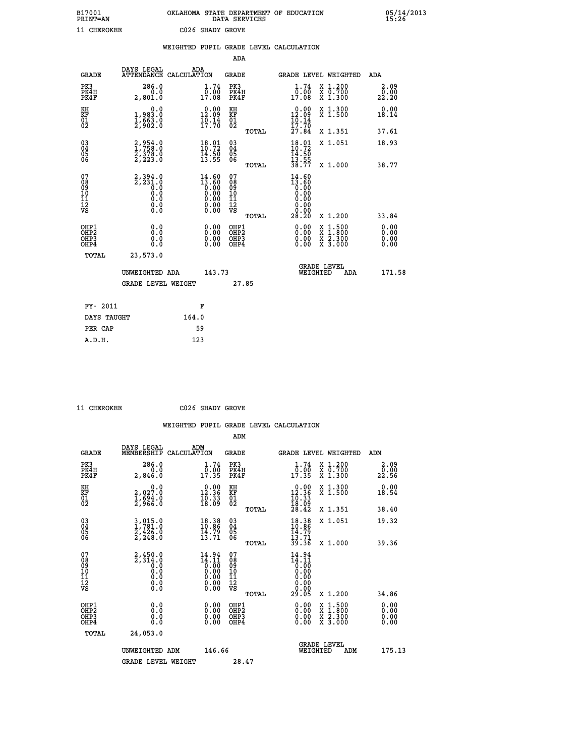B17001 OKLAHOMA STATE DEPARTMENT OF EDUCATION 05/14/2013
PRINT=AN DATA SERVICES 15:26

11 CHEROKEE C026 SHADY GROVE

WEIGHTED PUPIL GRADE LEVEL CALCULATION

ADA

| GRADE | DAYS LEGAL ATTENDANCE | ADA CALCULATION | GRADE | GRADE LEVEL | WEIGHTED | ADA |
|---|---|---|---|---|---|---|
| PK3 | 286.0 | 1.74 | PK3 | 1.74 | X 1.200 | 2.09 |
| PK4H | 0.0 | 0.00 | PK4H | 0.00 | X 0.700 | 0.00 |
| PK4F | 2,801.0 | 17.08 | PK4F | 17.08 | X 1.300 | 22.20 |
| KH | 0.0 | 0.00 | KH | 0.00 | X 1.300 | 0.00 |
| KF | 1,983.0 | 12.09 | KF | 12.09 | X 1.500 | 18.14 |
| 01 | 1,663.0 | 10.14 | 01 | 10.14 | | |
| 02 | 2,902.0 | 17.70 | 02 | 17.70 | | |
| | | | TOTAL | 27.84 | X 1.351 | 37.61 |
| 03 | 2,954.0 | 18.01 | 03 | 18.01 | X 1.051 | 18.93 |
| 04 | 1,758.0 | 10.72 | 04 | 10.72 | | |
| 05 | 2,378.0 | 14.50 | 05 | 14.50 | | |
| 06 | 2,223.0 | 13.55 | 06 | 13.55 | | |
| | | | TOTAL | 38.77 | X 1.000 | 38.77 |
| 07 | 2,394.0 | 14.60 | 07 | 14.60 | | |
| 08 | 2,231.0 | 13.60 | 08 | 13.60 | | |
| 09 | 0.0 | 0.00 | 09 | 0.00 | | |
| 10 | 0.0 | 0.00 | 10 | 0.00 | | |
| 11 | 0.0 | 0.00 | 11 | 0.00 | | |
| 12 | 0.0 | 0.00 | 12 | 0.00 | | |
| VS | 0.0 | 0.00 | VS | 0.00 | | |
| | | | TOTAL | 28.20 | X 1.200 | 33.84 |
| OHP1 | 0.0 | 0.00 | OHP1 | 0.00 | X 1.500 | 0.00 |
| OHP2 | 0.0 | 0.00 | OHP2 | 0.00 | X 1.800 | 0.00 |
| OHP3 | 0.0 | 0.00 | OHP3 | 0.00 | X 2.300 | 0.00 |
| OHP4 | 0.0 | 0.00 | OHP4 | 0.00 | X 3.000 | 0.00 |
| TOTAL | 23,573.0 | | | | | |

UNWEIGHTED ADA 143.73 GRADE LEVEL WEIGHTED ADA 171.58

GRADE LEVEL WEIGHT 27.85

| FY- 2011 | F |
|---|---|
| DAYS TAUGHT | 164.0 |
| PER CAP | 59 |
| A.D.H. | 123 |

11 CHEROKEE C026 SHADY GROVE

WEIGHTED PUPIL GRADE LEVEL CALCULATION

ADM

| GRADE | DAYS LEGAL MEMBERSHIP | ADM CALCULATION | GRADE | GRADE LEVEL | WEIGHTED | ADM |
|---|---|---|---|---|---|---|
| PK3 | 286.0 | 1.74 | PK3 | 1.74 | X 1.200 | 2.09 |
| PK4H | 0.0 | 0.00 | PK4H | 0.00 | X 0.700 | 0.00 |
| PK4F | 2,846.0 | 17.35 | PK4F | 17.35 | X 1.300 | 22.56 |
| KH | 0.0 | 0.00 | KH | 0.00 | X 1.300 | 0.00 |
| KF | 2,027.0 | 12.36 | KF | 12.36 | X 1.500 | 18.54 |
| 01 | 1,694.0 | 10.33 | 01 | 10.33 | | |
| 02 | 2,966.0 | 18.09 | 02 | 18.09 | | |
| | | | TOTAL | 28.42 | X 1.351 | 38.40 |
| 03 | 3,015.0 | 18.38 | 03 | 18.38 | X 1.051 | 19.32 |
| 04 | 1,781.0 | 10.86 | 04 | 10.86 | | |
| 05 | 2,426.0 | 14.79 | 05 | 14.79 | | |
| 06 | 2,248.0 | 13.71 | 06 | 13.71 | | |
| | | | TOTAL | 39.36 | X 1.000 | 39.36 |
| 07 | 2,450.0 | 14.94 | 07 | 14.94 | | |
| 08 | 2,314.0 | 14.11 | 08 | 14.11 | | |
| 09 | 0.0 | 0.00 | 09 | 0.00 | | |
| 10 | 0.0 | 0.00 | 10 | 0.00 | | |
| 11 | 0.0 | 0.00 | 11 | 0.00 | | |
| 12 | 0.0 | 0.00 | 12 | 0.00 | | |
| VS | 0.0 | 0.00 | VS | 0.00 | | |
| | | | TOTAL | 29.05 | X 1.200 | 34.86 |
| OHP1 | 0.0 | 0.00 | OHP1 | 0.00 | X 1.500 | 0.00 |
| OHP2 | 0.0 | 0.00 | OHP2 | 0.00 | X 1.800 | 0.00 |
| OHP3 | 0.0 | 0.00 | OHP3 | 0.00 | X 2.300 | 0.00 |
| OHP4 | 0.0 | 0.00 | OHP4 | 0.00 | X 3.000 | 0.00 |
| TOTAL | 24,053.0 | | | | | |

UNWEIGHTED ADM 146.66 GRADE LEVEL WEIGHTED ADM 175.13

GRADE LEVEL WEIGHT 28.47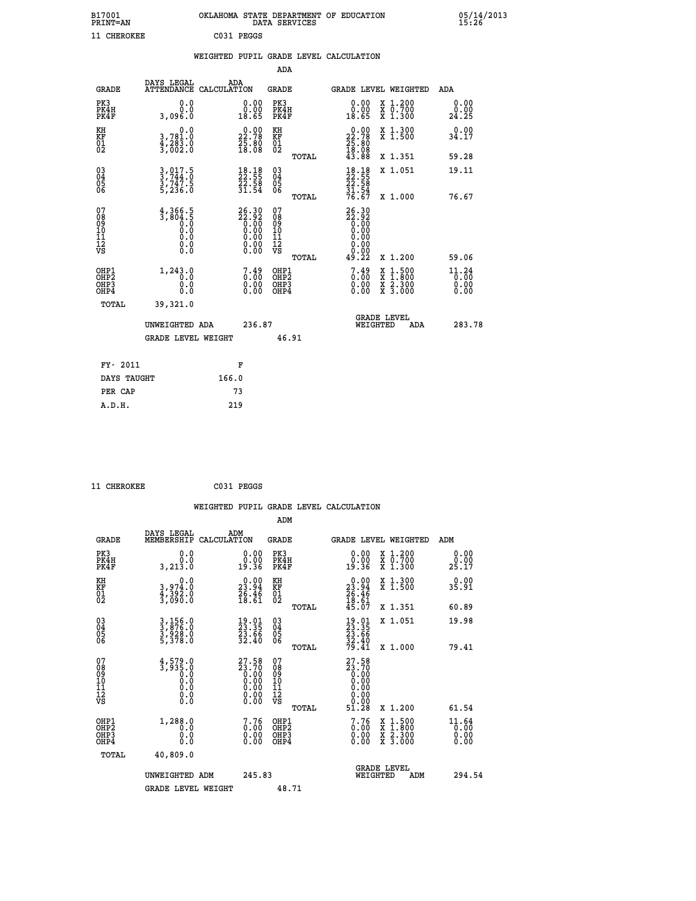B17001 OKLAHOMA STATE DEPARTMENT OF EDUCATION 05/14/2013
PRINT=AN DATA SERVICES 15:26

11 CHEROKEE C031 PEGGS

WEIGHTED PUPIL GRADE LEVEL CALCULATION

ADA

| GRADE | DAYS LEGAL ATTENDANCE | ADA CALCULATION | GRADE | GRADE LEVEL | WEIGHTED | ADA |
|---|---|---|---|---|---|---|
| PK3 | 0.0 | 0.00 | PK3 | 0.00 | X 1.200 | 0.00 |
| PK4H | 0.0 | 0.00 | PK4H | 0.00 | X 0.700 | 0.00 |
| PK4F | 3,096.0 | 18.65 | PK4F | 18.65 | X 1.300 | 24.25 |
| KH | 0.0 | 0.00 | KH | 0.00 | X 1.300 | 0.00 |
| KF | 3,781.0 | 22.78 | KF | 22.78 | X 1.500 | 34.17 |
| 01 | 4,283.0 | 25.80 | 01 | 25.80 | | |
| 02 | 3,002.0 | 18.08 | 02 | 18.08 | | |
| | | | TOTAL | 43.88 | X 1.351 | 59.28 |
| 03 | 3,017.5 | 18.18 | 03 | 18.18 | X 1.051 | 19.11 |
| 04 | 3,744.0 | 22.55 | 04 | 22.55 | | |
| 05 | 3,747.5 | 22.58 | 05 | 22.58 | | |
| 06 | 5,236.0 | 31.54 | 06 | 31.54 | | |
| | | | TOTAL | 76.67 | X 1.000 | 76.67 |
| 07 | 4,366.5 | 26.30 | 07 | 26.30 | | |
| 08 | 3,804.5 | 22.92 | 08 | 22.92 | | |
| 09 | 0.0 | 0.00 | 09 | 0.00 | | |
| 10 | 0.0 | 0.00 | 10 | 0.00 | | |
| 11 | 0.0 | 0.00 | 11 | 0.00 | | |
| 12 | 0.0 | 0.00 | 12 | 0.00 | | |
| VS | 0.0 | 0.00 | VS | 0.00 | | |
| | | | TOTAL | 49.22 | X 1.200 | 59.06 |
| OHP1 | 1,243.0 | 7.49 | OHP1 | 7.49 | X 1.500 | 11.24 |
| OHP2 | 0.0 | 0.00 | OHP2 | 0.00 | X 1.800 | 0.00 |
| OHP3 | 0.0 | 0.00 | OHP3 | 0.00 | X 2.300 | 0.00 |
| OHP4 | 0.0 | 0.00 | OHP4 | 0.00 | X 3.000 | 0.00 |
| TOTAL | 39,321.0 | | | | | |

UNWEIGHTED ADA 236.87 GRADE LEVEL WEIGHTED ADA 283.78

GRADE LEVEL WEIGHT 46.91

| FY- 2011 | F |
|---|---|
| DAYS TAUGHT | 166.0 |
| PER CAP | 73 |
| A.D.H. | 219 |

11 CHEROKEE C031 PEGGS

WEIGHTED PUPIL GRADE LEVEL CALCULATION

ADM

| GRADE | DAYS LEGAL MEMBERSHIP | ADM CALCULATION | GRADE | GRADE LEVEL | WEIGHTED | ADM |
|---|---|---|---|---|---|---|
| PK3 | 0.0 | 0.00 | PK3 | 0.00 | X 1.200 | 0.00 |
| PK4H | 0.0 | 0.00 | PK4H | 0.00 | X 0.700 | 0.00 |
| PK4F | 3,213.0 | 19.36 | PK4F | 19.36 | X 1.300 | 25.17 |
| KH | 0.0 | 0.00 | KH | 0.00 | X 1.300 | 0.00 |
| KF | 3,974.0 | 23.94 | KF | 23.94 | X 1.500 | 35.91 |
| 01 | 4,392.0 | 26.46 | 01 | 26.46 | | |
| 02 | 3,090.0 | 18.61 | 02 | 18.61 | | |
| | | | TOTAL | 45.07 | X 1.351 | 60.89 |
| 03 | 3,156.0 | 19.01 | 03 | 19.01 | X 1.051 | 19.98 |
| 04 | 3,876.0 | 23.35 | 04 | 23.35 | | |
| 05 | 3,928.0 | 23.66 | 05 | 23.66 | | |
| 06 | 5,378.0 | 32.40 | 06 | 32.40 | | |
| | | | TOTAL | 79.41 | X 1.000 | 79.41 |
| 07 | 4,579.0 | 27.58 | 07 | 27.58 | | |
| 08 | 3,935.0 | 23.70 | 08 | 23.70 | | |
| 09 | 0.0 | 0.00 | 09 | 0.00 | | |
| 10 | 0.0 | 0.00 | 10 | 0.00 | | |
| 11 | 0.0 | 0.00 | 11 | 0.00 | | |
| 12 | 0.0 | 0.00 | 12 | 0.00 | | |
| VS | 0.0 | 0.00 | VS | 0.00 | | |
| | | | TOTAL | 51.28 | X 1.200 | 61.54 |
| OHP1 | 1,288.0 | 7.76 | OHP1 | 7.76 | X 1.500 | 11.64 |
| OHP2 | 0.0 | 0.00 | OHP2 | 0.00 | X 1.800 | 0.00 |
| OHP3 | 0.0 | 0.00 | OHP3 | 0.00 | X 2.300 | 0.00 |
| OHP4 | 0.0 | 0.00 | OHP4 | 0.00 | X 3.000 | 0.00 |
| TOTAL | 40,809.0 | | | | | |

UNWEIGHTED ADM 245.83 GRADE LEVEL WEIGHTED ADM 294.54

GRADE LEVEL WEIGHT 48.71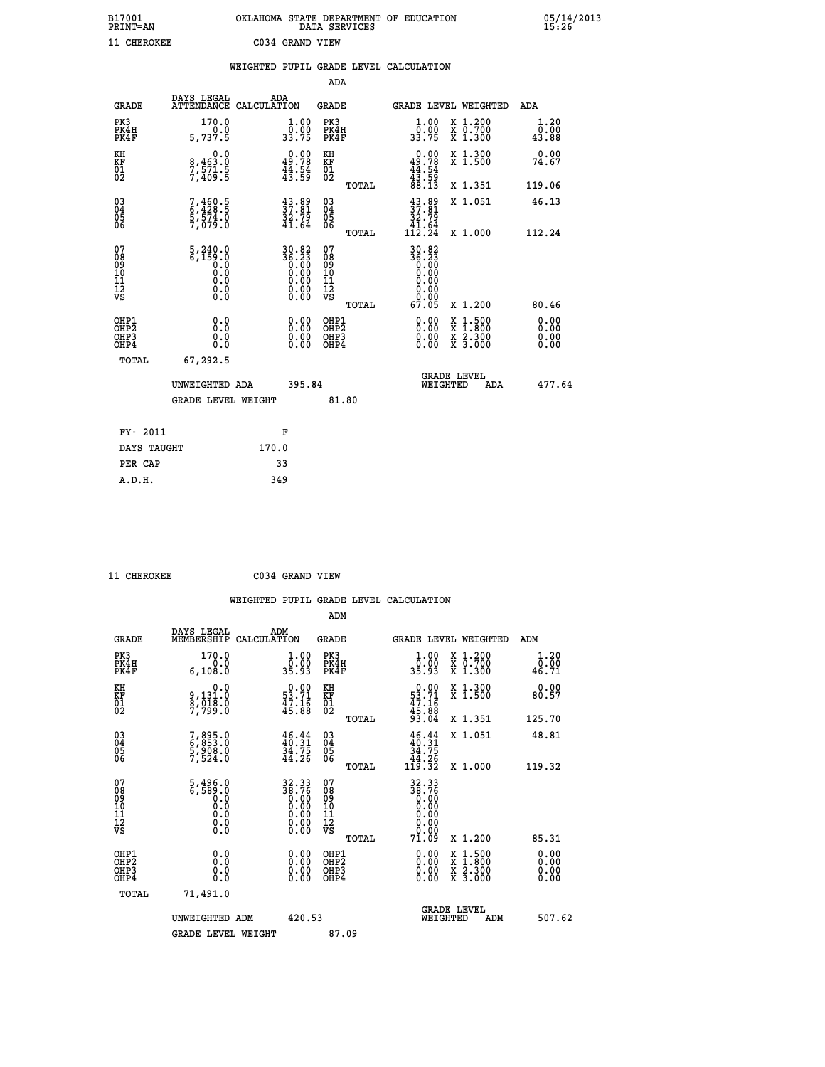B17001 OKLAHOMA STATE DEPARTMENT OF EDUCATION 05/14/2013
PRINT=AN DATA SERVICES 15:26

11 CHEROKEE C034 GRAND VIEW

## WEIGHTED PUPIL GRADE LEVEL CALCULATION

### ADA

| GRADE | DAYS LEGAL ATTENDANCE | ADA CALCULATION | GRADE | GRADE LEVEL | WEIGHTED | ADA |
|---|---|---|---|---|---|---|
| PK3 | 170.0 | 1.00 | PK3 | 1.00 | X 1.200 | 1.20 |
| PK4H | 0.0 | 0.00 | PK4H | 0.00 | X 0.700 | 0.00 |
| PK4F | 5,737.5 | 33.75 | PK4F | 33.75 | X 1.300 | 43.88 |
| KH | 0.0 | 0.00 | KH | 0.00 | X 1.300 | 0.00 |
| KF | 8,463.0 | 49.78 | KF | 49.78 | X 1.500 | 74.67 |
| 01 | 7,571.5 | 44.54 | 01 | 44.54 | | |
| 02 | 7,409.5 | 43.59 | 02 | 43.59 | | |
| | | | TOTAL | 88.13 | X 1.351 | 119.06 |
| 03 | 7,460.5 | 43.89 | 03 | 43.89 | X 1.051 | 46.13 |
| 04 | 6,428.5 | 37.81 | 04 | 37.81 | | |
| 05 | 5,574.0 | 32.79 | 05 | 32.79 | | |
| 06 | 7,079.0 | 41.64 | 06 | 41.64 | | |
| | | | TOTAL | 112.24 | X 1.000 | 112.24 |
| 07 | 5,240.0 | 30.82 | 07 | 30.82 | | |
| 08 | 6,159.0 | 36.23 | 08 | 36.23 | | |
| 09 | 0.0 | 0.00 | 09 | 0.00 | | |
| 10 | 0.0 | 0.00 | 10 | 0.00 | | |
| 11 | 0.0 | 0.00 | 11 | 0.00 | | |
| 12 | 0.0 | 0.00 | 12 | 0.00 | | |
| VS | 0.0 | 0.00 | VS | 0.00 | | |
| | | | TOTAL | 67.05 | X 1.200 | 80.46 |
| OHP1 | 0.0 | 0.00 | OHP1 | 0.00 | X 1.500 | 0.00 |
| OHP2 | 0.0 | 0.00 | OHP2 | 0.00 | X 1.800 | 0.00 |
| OHP3 | 0.0 | 0.00 | OHP3 | 0.00 | X 2.300 | 0.00 |
| OHP4 | 0.0 | 0.00 | OHP4 | 0.00 | X 3.000 | 0.00 |
| TOTAL | 67,292.5 | | | | | |

UNWEIGHTED ADA 395.84 GRADE LEVEL WEIGHTED ADA 477.64

GRADE LEVEL WEIGHT 81.80

| FY- 2011 | F |
|---|---|
| DAYS TAUGHT | 170.0 |
| PER CAP | 33 |
| A.D.H. | 349 |

11 CHEROKEE C034 GRAND VIEW

## WEIGHTED PUPIL GRADE LEVEL CALCULATION

### ADM

| GRADE | DAYS LEGAL MEMBERSHIP | ADM CALCULATION | GRADE | GRADE LEVEL | WEIGHTED | ADM |
|---|---|---|---|---|---|---|
| PK3 | 170.0 | 1.00 | PK3 | 1.00 | X 1.200 | 1.20 |
| PK4H | 0.0 | 0.00 | PK4H | 0.00 | X 0.700 | 0.00 |
| PK4F | 6,108.0 | 35.93 | PK4F | 35.93 | X 1.300 | 46.71 |
| KH | 0.0 | 0.00 | KH | 0.00 | X 1.300 | 0.00 |
| KF | 9,131.0 | 53.71 | KF | 53.71 | X 1.500 | 80.57 |
| 01 | 8,018.0 | 47.16 | 01 | 47.16 | | |
| 02 | 7,799.0 | 45.88 | 02 | 45.88 | | |
| | | | TOTAL | 93.04 | X 1.351 | 125.70 |
| 03 | 7,895.0 | 46.44 | 03 | 46.44 | X 1.051 | 48.81 |
| 04 | 6,853.0 | 40.31 | 04 | 40.31 | | |
| 05 | 5,908.0 | 34.75 | 05 | 34.75 | | |
| 06 | 7,524.0 | 44.26 | 06 | 44.26 | | |
| | | | TOTAL | 119.32 | X 1.000 | 119.32 |
| 07 | 5,496.0 | 32.33 | 07 | 32.33 | | |
| 08 | 6,589.0 | 38.76 | 08 | 38.76 | | |
| 09 | 0.0 | 0.00 | 09 | 0.00 | | |
| 10 | 0.0 | 0.00 | 10 | 0.00 | | |
| 11 | 0.0 | 0.00 | 11 | 0.00 | | |
| 12 | 0.0 | 0.00 | 12 | 0.00 | | |
| VS | 0.0 | 0.00 | VS | 0.00 | | |
| | | | TOTAL | 71.09 | X 1.200 | 85.31 |
| OHP1 | 0.0 | 0.00 | OHP1 | 0.00 | X 1.500 | 0.00 |
| OHP2 | 0.0 | 0.00 | OHP2 | 0.00 | X 1.800 | 0.00 |
| OHP3 | 0.0 | 0.00 | OHP3 | 0.00 | X 2.300 | 0.00 |
| OHP4 | 0.0 | 0.00 | OHP4 | 0.00 | X 3.000 | 0.00 |
| TOTAL | 71,491.0 | | | | | |

UNWEIGHTED ADM 420.53 GRADE LEVEL WEIGHTED ADM 507.62

GRADE LEVEL WEIGHT 87.09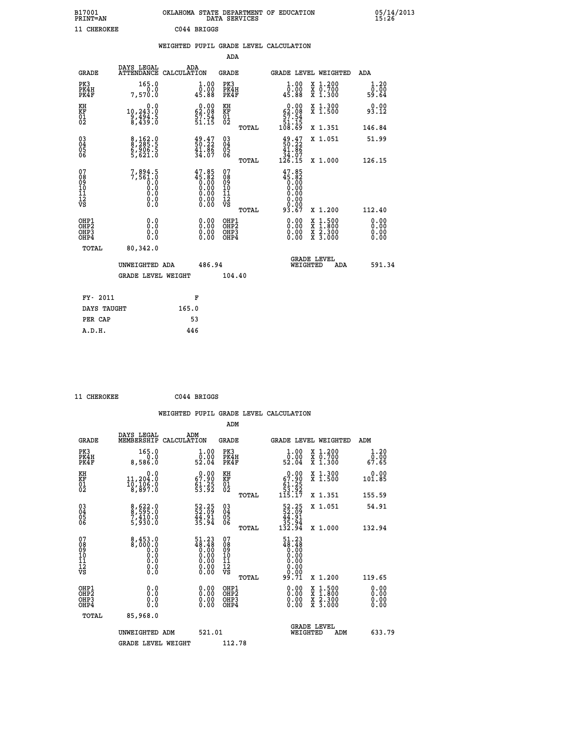B17001 OKLAHOMA STATE DEPARTMENT OF EDUCATION 05/14/2013
PRINT=AN DATA SERVICES 15:26

11 CHEROKEE C044 BRIGGS

## WEIGHTED PUPIL GRADE LEVEL CALCULATION

### ADA

| GRADE | DAYS LEGAL ATTENDANCE | ADA CALCULATION | GRADE | GRADE LEVEL | WEIGHTED | ADA |
|---|---|---|---|---|---|---|
| PK3 | 165.0 | 1.00 | PK3 | 1.00 | X 1.200 | 1.20 |
| PK4H | 0.0 | 0.00 | PK4H | 0.00 | X 0.700 | 0.00 |
| PK4F | 7,570.0 | 45.88 | PK4F | 45.88 | X 1.300 | 59.64 |
| KH | 0.0 | 0.00 | KH | 0.00 | X 1.300 | 0.00 |
| KF | 10,243.0 | 62.08 | KF | 62.08 | X 1.500 | 93.12 |
| 01 | 9,494.5 | 57.54 | 01 | 57.54 | | |
| 02 | 8,439.0 | 51.15 | 02 | 51.15 | | |
| | | | TOTAL | 108.69 | X 1.351 | 146.84 |
| 03 | 8,162.0 | 49.47 | 03 | 49.47 | X 1.051 | 51.99 |
| 04 | 8,285.5 | 50.22 | 04 | 50.22 | | |
| 05 | 6,906.5 | 41.86 | 05 | 41.86 | | |
| 06 | 5,621.0 | 34.07 | 06 | 34.07 | | |
| | | | TOTAL | 126.15 | X 1.000 | 126.15 |
| 07 | 7,894.5 | 47.85 | 07 | 47.85 | | |
| 08 | 7,561.0 | 45.82 | 08 | 45.82 | | |
| 09 | 0.0 | 0.00 | 09 | 0.00 | | |
| 10 | 0.0 | 0.00 | 10 | 0.00 | | |
| 11 | 0.0 | 0.00 | 11 | 0.00 | | |
| 12 | 0.0 | 0.00 | 12 | 0.00 | | |
| VS | 0.0 | 0.00 | VS | 0.00 | | |
| | | | TOTAL | 93.67 | X 1.200 | 112.40 |
| OHP1 | 0.0 | 0.00 | OHP1 | 0.00 | X 1.500 | 0.00 |
| OHP2 | 0.0 | 0.00 | OHP2 | 0.00 | X 1.800 | 0.00 |
| OHP3 | 0.0 | 0.00 | OHP3 | 0.00 | X 2.300 | 0.00 |
| OHP4 | 0.0 | 0.00 | OHP4 | 0.00 | X 3.000 | 0.00 |
| TOTAL | 80,342.0 | | | | | |

UNWEIGHTED ADA 486.94 GRADE LEVEL WEIGHTED ADA 591.34

GRADE LEVEL WEIGHT 104.40

| | |
|---|---|
| FY- 2011 | F |
| DAYS TAUGHT | 165.0 |
| PER CAP | 53 |
| A.D.H. | 446 |

11 CHEROKEE C044 BRIGGS

## WEIGHTED PUPIL GRADE LEVEL CALCULATION

### ADM

| GRADE | DAYS LEGAL MEMBERSHIP | ADM CALCULATION | GRADE | GRADE LEVEL | WEIGHTED | ADM |
|---|---|---|---|---|---|---|
| PK3 | 165.0 | 1.00 | PK3 | 1.00 | X 1.200 | 1.20 |
| PK4H | 0.0 | 0.00 | PK4H | 0.00 | X 0.700 | 0.00 |
| PK4F | 8,586.0 | 52.04 | PK4F | 52.04 | X 1.300 | 67.65 |
| KH | 0.0 | 0.00 | KH | 0.00 | X 1.300 | 0.00 |
| KF | 11,204.0 | 67.90 | KF | 67.90 | X 1.500 | 101.85 |
| 01 | 10,106.0 | 61.25 | 01 | 61.25 | | |
| 02 | 8,897.0 | 53.92 | 02 | 53.92 | | |
| | | | TOTAL | 115.17 | X 1.351 | 155.59 |
| 03 | 8,622.0 | 52.25 | 03 | 52.25 | X 1.051 | 54.91 |
| 04 | 8,595.0 | 52.09 | 04 | 52.09 | | |
| 05 | 7,410.0 | 44.91 | 05 | 44.91 | | |
| 06 | 5,930.0 | 35.94 | 06 | 35.94 | | |
| | | | TOTAL | 132.94 | X 1.000 | 132.94 |
| 07 | 8,453.0 | 51.23 | 07 | 51.23 | | |
| 08 | 8,000.0 | 48.48 | 08 | 48.48 | | |
| 09 | 0.0 | 0.00 | 09 | 0.00 | | |
| 10 | 0.0 | 0.00 | 10 | 0.00 | | |
| 11 | 0.0 | 0.00 | 11 | 0.00 | | |
| 12 | 0.0 | 0.00 | 12 | 0.00 | | |
| VS | 0.0 | 0.00 | VS | 0.00 | | |
| | | | TOTAL | 99.71 | X 1.200 | 119.65 |
| OHP1 | 0.0 | 0.00 | OHP1 | 0.00 | X 1.500 | 0.00 |
| OHP2 | 0.0 | 0.00 | OHP2 | 0.00 | X 1.800 | 0.00 |
| OHP3 | 0.0 | 0.00 | OHP3 | 0.00 | X 2.300 | 0.00 |
| OHP4 | 0.0 | 0.00 | OHP4 | 0.00 | X 3.000 | 0.00 |
| TOTAL | 85,968.0 | | | | | |

UNWEIGHTED ADM 521.01 GRADE LEVEL WEIGHTED ADM 633.79

GRADE LEVEL WEIGHT 112.78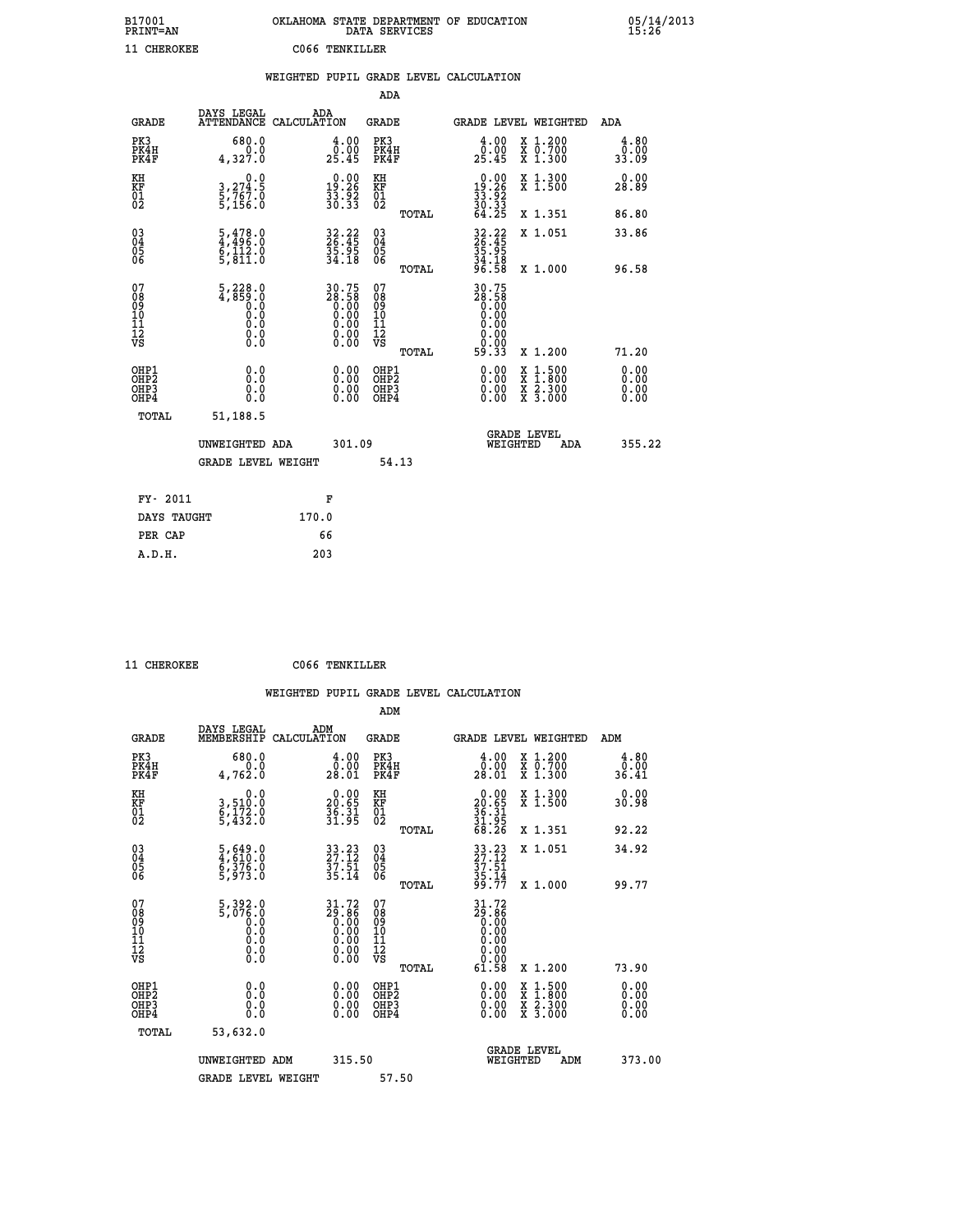B17001 OKLAHOMA STATE DEPARTMENT OF EDUCATION 05/14/2013
PRINT=AN DATA SERVICES 15:26

11 CHEROKEE C066 TENKILLER

WEIGHTED PUPIL GRADE LEVEL CALCULATION

ADA

| GRADE | DAYS LEGAL ATTENDANCE | ADA CALCULATION | GRADE | | GRADE LEVEL | WEIGHTED | ADA |
|---|---|---|---|---|---|---|---|
| PK3 | 680.0 | 4.00 | PK3 | | 4.00 | X 1.200 | 4.80 |
| PK4H | 0.0 | 0.00 | PK4H | | 0.00 | X 0.700 | 0.00 |
| PK4F | 4,327.0 | 25.45 | PK4F | | 25.45 | X 1.300 | 33.09 |
| KH | 0.0 | 0.00 | KH | | 0.00 | X 1.300 | 0.00 |
| KF | 3,274.5 | 19.26 | KF | | 19.26 | X 1.500 | 28.89 |
| 01 | 5,767.0 | 33.92 | 01 | | 33.92 | | |
| 02 | 5,156.0 | 30.33 | 02 | | 30.33 | | |
| | | | | TOTAL | 64.25 | X 1.351 | 86.80 |
| 03 | 5,478.0 | 32.22 | 03 | | 32.22 | X 1.051 | 33.86 |
| 04 | 4,496.0 | 26.45 | 04 | | 26.45 | | |
| 05 | 6,112.0 | 35.95 | 05 | | 35.95 | | |
| 06 | 5,811.0 | 34.18 | 06 | | 34.18 | | |
| | | | | TOTAL | 96.58 | X 1.000 | 96.58 |
| 07 | 5,228.0 | 30.75 | 07 | | 30.75 | | |
| 08 | 4,859.0 | 28.58 | 08 | | 28.58 | | |
| 09 | 0.0 | 0.00 | 09 | | 0.00 | | |
| 10 | 0.0 | 0.00 | 10 | | 0.00 | | |
| 11 | 0.0 | 0.00 | 11 | | 0.00 | | |
| 12 | 0.0 | 0.00 | 12 | | 0.00 | | |
| VS | 0.0 | 0.00 | VS | | 0.00 | | |
| | | | | TOTAL | 59.33 | X 1.200 | 71.20 |
| OHP1 | 0.0 | 0.00 | OHP1 | | 0.00 | X 1.500 | 0.00 |
| OHP2 | 0.0 | 0.00 | OHP2 | | 0.00 | X 1.800 | 0.00 |
| OHP3 | 0.0 | 0.00 | OHP3 | | 0.00 | X 2.300 | 0.00 |
| OHP4 | 0.0 | 0.00 | OHP4 | | 0.00 | X 3.000 | 0.00 |
| TOTAL | 51,188.5 | | | | | | |

UNWEIGHTED ADA 301.09 | GRADE LEVEL WEIGHTED ADA 355.22

GRADE LEVEL WEIGHT 54.13

| FY- 2011 | F |
|---|---|
| DAYS TAUGHT | 170.0 |
| PER CAP | 66 |
| A.D.H. | 203 |

11 CHEROKEE C066 TENKILLER

WEIGHTED PUPIL GRADE LEVEL CALCULATION

ADM

| GRADE | DAYS LEGAL MEMBERSHIP | ADM CALCULATION | GRADE | | GRADE LEVEL | WEIGHTED | ADM |
|---|---|---|---|---|---|---|---|
| PK3 | 680.0 | 4.00 | PK3 | | 4.00 | X 1.200 | 4.80 |
| PK4H | 0.0 | 0.00 | PK4H | | 0.00 | X 0.700 | 0.00 |
| PK4F | 4,762.0 | 28.01 | PK4F | | 28.01 | X 1.300 | 36.41 |
| KH | 0.0 | 0.00 | KH | | 0.00 | X 1.300 | 0.00 |
| KF | 3,510.0 | 20.65 | KF | | 20.65 | X 1.500 | 30.98 |
| 01 | 6,172.0 | 36.31 | 01 | | 36.31 | | |
| 02 | 5,432.0 | 31.95 | 02 | | 31.95 | | |
| | | | | TOTAL | 68.26 | X 1.351 | 92.22 |
| 03 | 5,649.0 | 33.23 | 03 | | 33.23 | X 1.051 | 34.92 |
| 04 | 4,610.0 | 27.12 | 04 | | 27.12 | | |
| 05 | 6,376.0 | 37.51 | 05 | | 37.51 | | |
| 06 | 5,973.0 | 35.14 | 06 | | 35.14 | | |
| | | | | TOTAL | 99.77 | X 1.000 | 99.77 |
| 07 | 5,392.0 | 31.72 | 07 | | 31.72 | | |
| 08 | 5,076.0 | 29.86 | 08 | | 29.86 | | |
| 09 | 0.0 | 0.00 | 09 | | 0.00 | | |
| 10 | 0.0 | 0.00 | 10 | | 0.00 | | |
| 11 | 0.0 | 0.00 | 11 | | 0.00 | | |
| 12 | 0.0 | 0.00 | 12 | | 0.00 | | |
| VS | 0.0 | 0.00 | VS | | 0.00 | | |
| | | | | TOTAL | 61.58 | X 1.200 | 73.90 |
| OHP1 | 0.0 | 0.00 | OHP1 | | 0.00 | X 1.500 | 0.00 |
| OHP2 | 0.0 | 0.00 | OHP2 | | 0.00 | X 1.800 | 0.00 |
| OHP3 | 0.0 | 0.00 | OHP3 | | 0.00 | X 2.300 | 0.00 |
| OHP4 | 0.0 | 0.00 | OHP4 | | 0.00 | X 3.000 | 0.00 |
| TOTAL | 53,632.0 | | | | | | |

UNWEIGHTED ADM 315.50 | GRADE LEVEL WEIGHTED ADM 373.00

GRADE LEVEL WEIGHT 57.50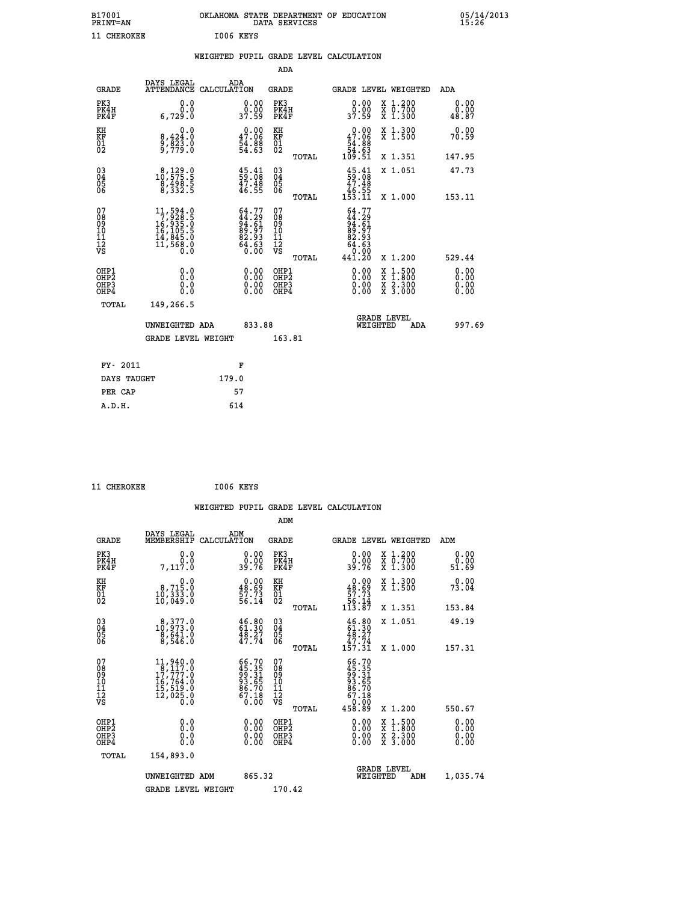B17001 OKLAHOMA STATE DEPARTMENT OF EDUCATION 05/14/2013
PRINT=AN DATA SERVICES 15:26

11 CHEROKEE I006 KEYS

## WEIGHTED PUPIL GRADE LEVEL CALCULATION

### ADA

| GRADE | DAYS LEGAL ATTENDANCE | ADA CALCULATION | GRADE | GRADE LEVEL | WEIGHTED | ADA |
|---|---|---|---|---|---|---|
| PK3 | 0.0 | 0.00 | PK3 | 0.00 | X 1.200 | 0.00 |
| PK4H | 0.0 | 0.00 | PK4H | 0.00 | X 0.700 | 0.00 |
| PK4F | 6,729.0 | 37.59 | PK4F | 37.59 | X 1.300 | 48.87 |
| KH | 0.0 | 0.00 | KH | 0.00 | X 1.300 | 0.00 |
| KF | 8,424.0 | 47.06 | KF | 47.06 | X 1.500 | 70.59 |
| 01 | 9,823.0 | 54.88 | 01 | 54.88 | | |
| 02 | 9,779.0 | 54.63 | 02 | 54.63 | | |
| | | | TOTAL | 109.51 | X 1.351 | 147.95 |
| 03 | 8,129.0 | 45.41 | 03 | 45.41 | X 1.051 | 47.73 |
| 04 | 10,575.5 | 59.08 | 04 | 59.08 | | |
| 05 | 8,498.5 | 47.48 | 05 | 47.48 | | |
| 06 | 8,332.5 | 46.55 | 06 | 46.55 | | |
| | | | TOTAL | 153.11 | X 1.000 | 153.11 |
| 07 | 11,594.0 | 64.77 | 07 | 64.77 | | |
| 08 | 7,928.5 | 44.29 | 08 | 44.29 | | |
| 09 | 16,935.0 | 94.61 | 09 | 94.61 | | |
| 10 | 16,105.5 | 89.97 | 10 | 89.97 | | |
| 11 | 14,845.0 | 82.93 | 11 | 82.93 | | |
| 12 | 11,568.0 | 64.63 | 12 | 64.63 | | |
| VS | 0.0 | 0.00 | VS | 0.00 | | |
| | | | TOTAL | 441.20 | X 1.200 | 529.44 |
| OHP1 | 0.0 | 0.00 | OHP1 | 0.00 | X 1.500 | 0.00 |
| OHP2 | 0.0 | 0.00 | OHP2 | 0.00 | X 1.800 | 0.00 |
| OHP3 | 0.0 | 0.00 | OHP3 | 0.00 | X 2.300 | 0.00 |
| OHP4 | 0.0 | 0.00 | OHP4 | 0.00 | X 3.000 | 0.00 |
| TOTAL | 149,266.5 | | | | | |

UNWEIGHTED ADA 833.88 GRADE LEVEL WEIGHTED ADA 997.69

GRADE LEVEL WEIGHT 163.81

| FY- 2011 | F |
|---|---|
| DAYS TAUGHT | 179.0 |
| PER CAP | 57 |
| A.D.H. | 614 |

11 CHEROKEE I006 KEYS

## WEIGHTED PUPIL GRADE LEVEL CALCULATION

### ADM

| GRADE | DAYS LEGAL MEMBERSHIP | ADM CALCULATION | GRADE | GRADE LEVEL | WEIGHTED | ADM |
|---|---|---|---|---|---|---|
| PK3 | 0.0 | 0.00 | PK3 | 0.00 | X 1.200 | 0.00 |
| PK4H | 0.0 | 0.00 | PK4H | 0.00 | X 0.700 | 0.00 |
| PK4F | 7,117.0 | 39.76 | PK4F | 39.76 | X 1.300 | 51.69 |
| KH | 0.0 | 0.00 | KH | 0.00 | X 1.300 | 0.00 |
| KF | 8,715.0 | 48.69 | KF | 48.69 | X 1.500 | 73.04 |
| 01 | 10,333.0 | 57.73 | 01 | 57.73 | | |
| 02 | 10,049.0 | 56.14 | 02 | 56.14 | | |
| | | | TOTAL | 113.87 | X 1.351 | 153.84 |
| 03 | 8,377.0 | 46.80 | 03 | 46.80 | X 1.051 | 49.19 |
| 04 | 10,973.0 | 61.30 | 04 | 61.30 | | |
| 05 | 8,641.0 | 48.27 | 05 | 48.27 | | |
| 06 | 8,546.0 | 47.74 | 06 | 47.74 | | |
| | | | TOTAL | 157.31 | X 1.000 | 157.31 |
| 07 | 11,940.0 | 66.70 | 07 | 66.70 | | |
| 08 | 8,117.0 | 45.35 | 08 | 45.35 | | |
| 09 | 17,777.0 | 99.31 | 09 | 99.31 | | |
| 10 | 16,764.0 | 93.65 | 10 | 93.65 | | |
| 11 | 15,519.0 | 86.70 | 11 | 86.70 | | |
| 12 | 12,025.0 | 67.18 | 12 | 67.18 | | |
| VS | 0.0 | 0.00 | VS | 0.00 | | |
| | | | TOTAL | 458.89 | X 1.200 | 550.67 |
| OHP1 | 0.0 | 0.00 | OHP1 | 0.00 | X 1.500 | 0.00 |
| OHP2 | 0.0 | 0.00 | OHP2 | 0.00 | X 1.800 | 0.00 |
| OHP3 | 0.0 | 0.00 | OHP3 | 0.00 | X 2.300 | 0.00 |
| OHP4 | 0.0 | 0.00 | OHP4 | 0.00 | X 3.000 | 0.00 |
| TOTAL | 154,893.0 | | | | | |

UNWEIGHTED ADM 865.32 GRADE LEVEL WEIGHTED ADM 1,035.74

GRADE LEVEL WEIGHT 170.42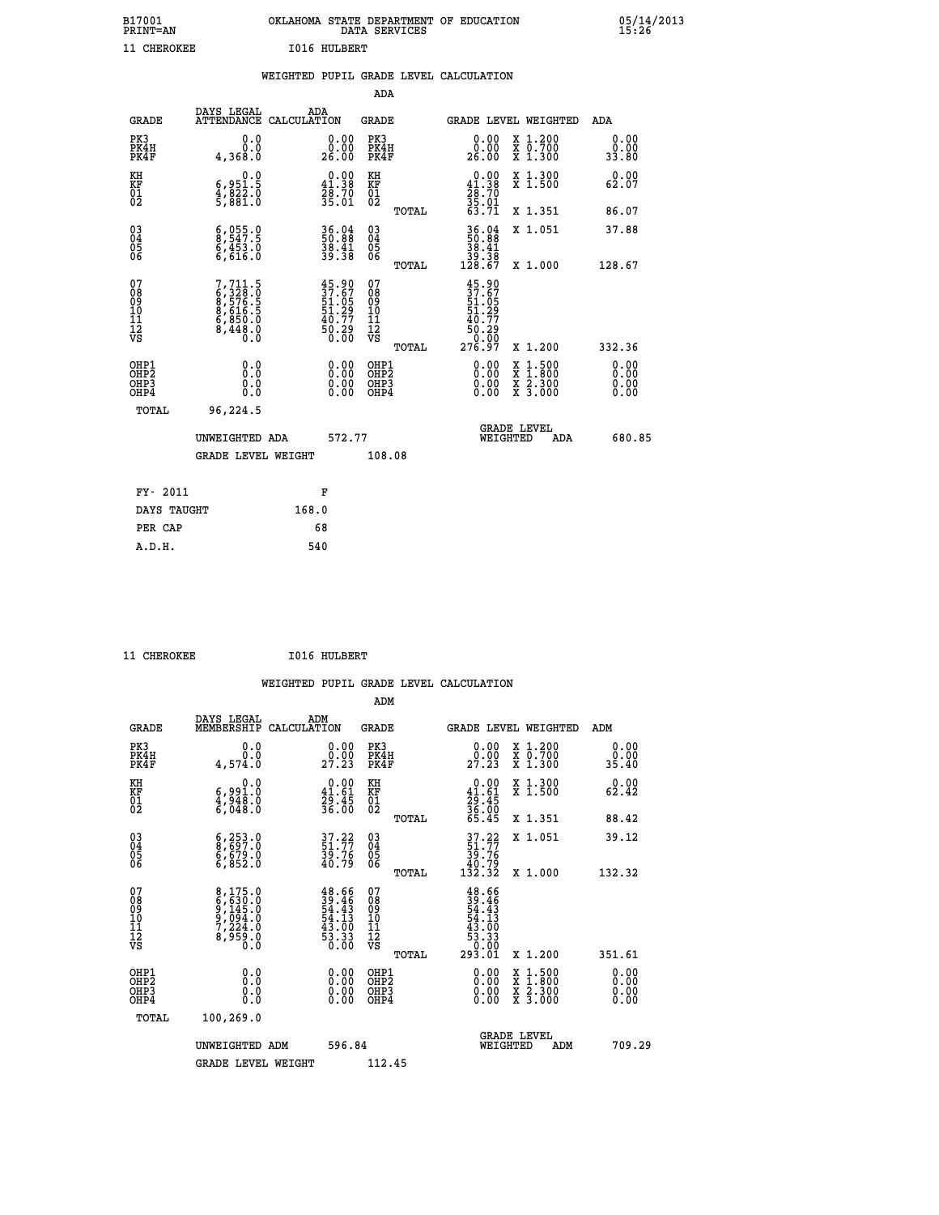B17001 OKLAHOMA STATE DEPARTMENT OF EDUCATION 05/14/2013
PRINT=AN DATA SERVICES 15:26

11 CHEROKEE I016 HULBERT

WEIGHTED PUPIL GRADE LEVEL CALCULATION

ADA

| GRADE | DAYS LEGAL ATTENDANCE | ADA CALCULATION | GRADE | GRADE LEVEL | WEIGHTED | ADA |
|---|---|---|---|---|---|---|
| PK3 | 0.0 | 0.00 | PK3 | 0.00 | X 1.200 | 0.00 |
| PK4H | 0.0 | 0.00 | PK4H | 0.00 | X 0.700 | 0.00 |
| PK4F | 4,368.0 | 26.00 | PK4F | 26.00 | X 1.300 | 33.80 |
| KH | 0.0 | 0.00 | KH | 0.00 | X 1.300 | 0.00 |
| KF | 6,951.5 | 41.38 | KF | 41.38 | X 1.500 | 62.07 |
| 01 | 4,822.0 | 28.70 | 01 | 28.70 | | |
| 02 | 5,881.0 | 35.01 | 02 | 35.01 | | |
| | | | TOTAL | 63.71 | X 1.351 | 86.07 |
| 03 | 6,055.0 | 36.04 | 03 | 36.04 | X 1.051 | 37.88 |
| 04 | 8,547.5 | 50.88 | 04 | 50.88 | | |
| 05 | 6,453.0 | 38.41 | 05 | 38.41 | | |
| 06 | 6,616.0 | 39.38 | 06 | 39.38 | | |
| | | | TOTAL | 128.67 | X 1.000 | 128.67 |
| 07 | 7,711.5 | 45.90 | 07 | 45.90 | | |
| 08 | 6,328.0 | 37.67 | 08 | 37.67 | | |
| 09 | 8,576.5 | 51.05 | 09 | 51.05 | | |
| 10 | 8,616.5 | 51.29 | 10 | 51.29 | | |
| 11 | 6,850.0 | 40.77 | 11 | 40.77 | | |
| 12 | 8,448.0 | 50.29 | 12 | 50.29 | | |
| VS | 0.0 | 0.00 | VS | 0.00 | | |
| | | | TOTAL | 276.97 | X 1.200 | 332.36 |
| OHP1 | 0.0 | 0.00 | OHP1 | 0.00 | X 1.500 | 0.00 |
| OHP2 | 0.0 | 0.00 | OHP2 | 0.00 | X 1.800 | 0.00 |
| OHP3 | 0.0 | 0.00 | OHP3 | 0.00 | X 2.300 | 0.00 |
| OHP4 | 0.0 | 0.00 | OHP4 | 0.00 | X 3.000 | 0.00 |
| TOTAL | 96,224.5 | | | | | |

UNWEIGHTED ADA 572.77 GRADE LEVEL WEIGHTED ADA 680.85

GRADE LEVEL WEIGHT 108.08

FY- 2011 F
DAYS TAUGHT 168.0
PER CAP 68
A.D.H. 540

11 CHEROKEE I016 HULBERT

WEIGHTED PUPIL GRADE LEVEL CALCULATION

ADM

| GRADE | DAYS LEGAL MEMBERSHIP | ADM CALCULATION | GRADE | GRADE LEVEL | WEIGHTED | ADM |
|---|---|---|---|---|---|---|
| PK3 | 0.0 | 0.00 | PK3 | 0.00 | X 1.200 | 0.00 |
| PK4H | 0.0 | 0.00 | PK4H | 0.00 | X 0.700 | 0.00 |
| PK4F | 4,574.0 | 27.23 | PK4F | 27.23 | X 1.300 | 35.40 |
| KH | 0.0 | 0.00 | KH | 0.00 | X 1.300 | 0.00 |
| KF | 6,991.0 | 41.61 | KF | 41.61 | X 1.500 | 62.42 |
| 01 | 4,948.0 | 29.45 | 01 | 29.45 | | |
| 02 | 6,048.0 | 36.00 | 02 | 36.00 | | |
| | | | TOTAL | 65.45 | X 1.351 | 88.42 |
| 03 | 6,253.0 | 37.22 | 03 | 37.22 | X 1.051 | 39.12 |
| 04 | 8,697.0 | 51.77 | 04 | 51.77 | | |
| 05 | 6,679.0 | 39.76 | 05 | 39.76 | | |
| 06 | 6,852.0 | 40.79 | 06 | 40.79 | | |
| | | | TOTAL | 132.32 | X 1.000 | 132.32 |
| 07 | 8,175.0 | 48.66 | 07 | 48.66 | | |
| 08 | 6,630.0 | 39.46 | 08 | 39.46 | | |
| 09 | 9,145.0 | 54.43 | 09 | 54.43 | | |
| 10 | 9,094.0 | 54.13 | 10 | 54.13 | | |
| 11 | 7,224.0 | 43.00 | 11 | 43.00 | | |
| 12 | 8,959.0 | 53.33 | 12 | 53.33 | | |
| VS | 0.0 | 0.00 | VS | 0.00 | | |
| | | | TOTAL | 293.01 | X 1.200 | 351.61 |
| OHP1 | 0.0 | 0.00 | OHP1 | 0.00 | X 1.500 | 0.00 |
| OHP2 | 0.0 | 0.00 | OHP2 | 0.00 | X 1.800 | 0.00 |
| OHP3 | 0.0 | 0.00 | OHP3 | 0.00 | X 2.300 | 0.00 |
| OHP4 | 0.0 | 0.00 | OHP4 | 0.00 | X 3.000 | 0.00 |
| TOTAL | 100,269.0 | | | | | |

UNWEIGHTED ADM 596.84 GRADE LEVEL WEIGHTED ADM 709.29

GRADE LEVEL WEIGHT 112.45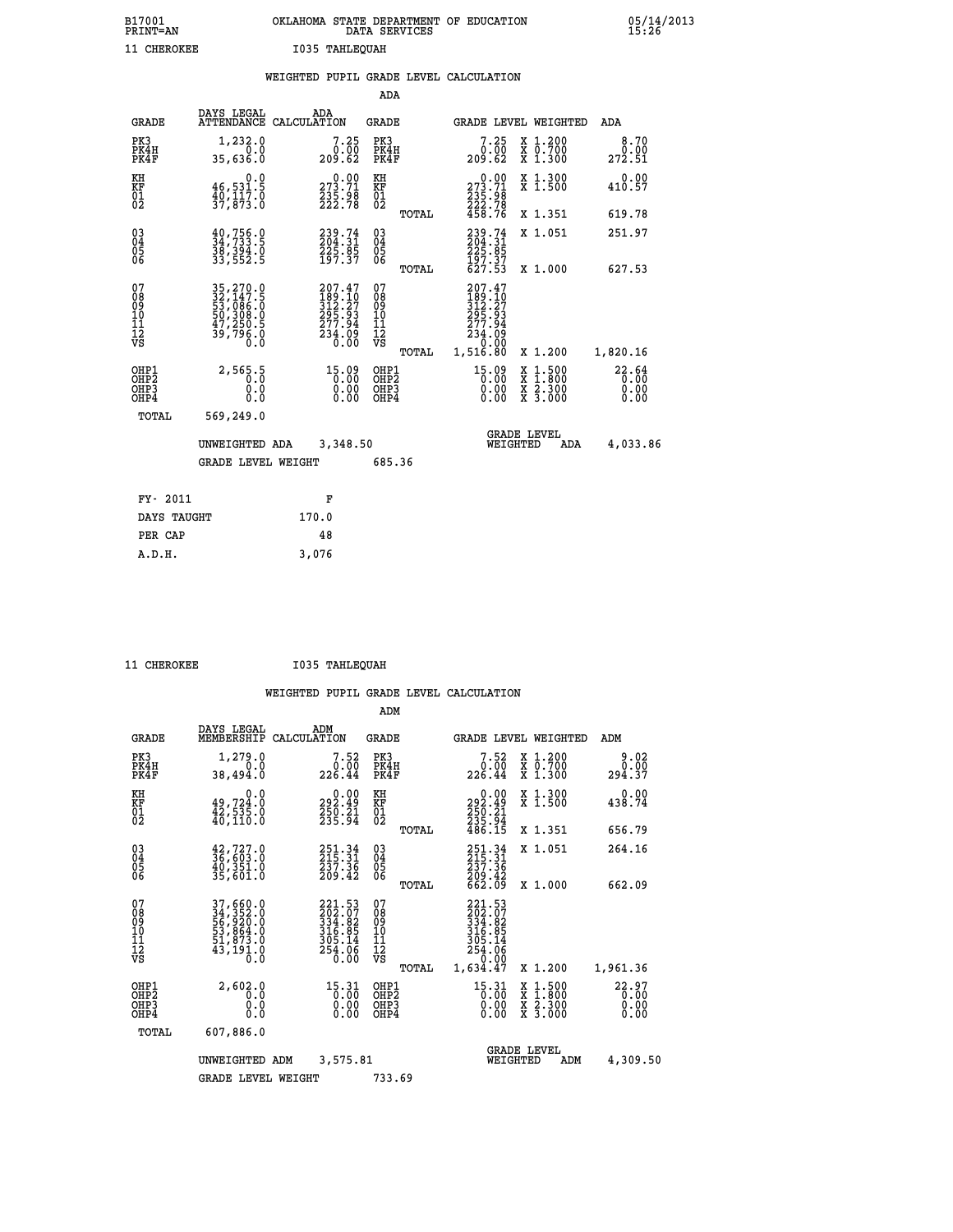B17001 OKLAHOMA STATE DEPARTMENT OF EDUCATION 05/14/2013
PRINT=AN DATA SERVICES 15:26

11 CHEROKEE I035 TAHLEQUAH

## WEIGHTED PUPIL GRADE LEVEL CALCULATION

### ADA

| GRADE | DAYS LEGAL ATTENDANCE | ADA CALCULATION | GRADE | | GRADE LEVEL | WEIGHTED | ADA |
|---|---|---|---|---|---|---|---|
| PK3 | 1,232.0 | 7.25 | PK3 | | 7.25 | X 1.200 | 8.70 |
| PK4H | 0.0 | 0.00 | PK4H | | 0.00 | X 0.700 | 0.00 |
| PK4F | 35,636.0 | 209.62 | PK4F | | 209.62 | X 1.300 | 272.51 |
| KH | 0.0 | 0.00 | KH | | 0.00 | X 1.300 | 0.00 |
| KF | 46,531.5 | 273.71 | KF | | 273.71 | X 1.500 | 410.57 |
| 01 | 40,117.0 | 235.98 | 01 | | 235.98 | | |
| 02 | 37,873.0 | 222.78 | 02 | | 222.78 | | |
| | | | | TOTAL | 458.76 | X 1.351 | 619.78 |
| 03 | 40,756.0 | 239.74 | 03 | | 239.74 | X 1.051 | 251.97 |
| 04 | 34,733.5 | 204.31 | 04 | | 204.31 | | |
| 05 | 38,394.0 | 225.85 | 05 | | 225.85 | | |
| 06 | 33,552.5 | 197.37 | 06 | | 197.37 | | |
| | | | | TOTAL | 627.53 | X 1.000 | 627.53 |
| 07 | 35,270.0 | 207.47 | 07 | | 207.47 | | |
| 08 | 32,147.5 | 189.10 | 08 | | 189.10 | | |
| 09 | 53,086.0 | 312.27 | 09 | | 312.27 | | |
| 10 | 50,308.0 | 295.93 | 10 | | 295.93 | | |
| 11 | 47,250.5 | 277.94 | 11 | | 277.94 | | |
| 12 | 39,796.0 | 234.09 | 12 | | 234.09 | | |
| VS | 0.0 | 0.00 | VS | | 0.00 | | |
| | | | | TOTAL | 1,516.80 | X 1.200 | 1,820.16 |
| OHP1 | 2,565.5 | 15.09 | OHP1 | | 15.09 | X 1.500 | 22.64 |
| OHP2 | 0.0 | 0.00 | OHP2 | | 0.00 | X 1.800 | 0.00 |
| OHP3 | 0.0 | 0.00 | OHP3 | | 0.00 | X 2.300 | 0.00 |
| OHP4 | 0.0 | 0.00 | OHP4 | | 0.00 | X 3.000 | 0.00 |
| TOTAL | 569,249.0 | | | | | | |

UNWEIGHTED ADA 3,348.50 GRADE LEVEL WEIGHTED ADA 4,033.86

GRADE LEVEL WEIGHT 685.36

| FY- 2011 | F |
|---|---|
| DAYS TAUGHT | 170.0 |
| PER CAP | 48 |
| A.D.H. | 3,076 |

11 CHEROKEE I035 TAHLEQUAH

## WEIGHTED PUPIL GRADE LEVEL CALCULATION

### ADM

| GRADE | DAYS LEGAL MEMBERSHIP | ADM CALCULATION | GRADE | | GRADE LEVEL | WEIGHTED | ADM |
|---|---|---|---|---|---|---|---|
| PK3 | 1,279.0 | 7.52 | PK3 | | 7.52 | X 1.200 | 9.02 |
| PK4H | 0.0 | 0.00 | PK4H | | 0.00 | X 0.700 | 0.00 |
| PK4F | 38,494.0 | 226.44 | PK4F | | 226.44 | X 1.300 | 294.37 |
| KH | 0.0 | 0.00 | KH | | 0.00 | X 1.300 | 0.00 |
| KF | 49,724.0 | 292.49 | KF | | 292.49 | X 1.500 | 438.74 |
| 01 | 42,535.0 | 250.21 | 01 | | 250.21 | | |
| 02 | 40,110.0 | 235.94 | 02 | | 235.94 | | |
| | | | | TOTAL | 486.15 | X 1.351 | 656.79 |
| 03 | 42,727.0 | 251.34 | 03 | | 251.34 | X 1.051 | 264.16 |
| 04 | 36,603.0 | 215.31 | 04 | | 215.31 | | |
| 05 | 40,351.0 | 237.36 | 05 | | 237.36 | | |
| 06 | 35,601.0 | 209.42 | 06 | | 209.42 | | |
| | | | | TOTAL | 662.09 | X 1.000 | 662.09 |
| 07 | 37,660.0 | 221.53 | 07 | | 221.53 | | |
| 08 | 34,352.0 | 202.07 | 08 | | 202.07 | | |
| 09 | 56,920.0 | 334.82 | 09 | | 334.82 | | |
| 10 | 53,864.0 | 316.85 | 10 | | 316.85 | | |
| 11 | 51,873.0 | 305.14 | 11 | | 305.14 | | |
| 12 | 43,191.0 | 254.06 | 12 | | 254.06 | | |
| VS | 0.0 | 0.00 | VS | | 0.00 | | |
| | | | | TOTAL | 1,634.47 | X 1.200 | 1,961.36 |
| OHP1 | 2,602.0 | 15.31 | OHP1 | | 15.31 | X 1.500 | 22.97 |
| OHP2 | 0.0 | 0.00 | OHP2 | | 0.00 | X 1.800 | 0.00 |
| OHP3 | 0.0 | 0.00 | OHP3 | | 0.00 | X 2.300 | 0.00 |
| OHP4 | 0.0 | 0.00 | OHP4 | | 0.00 | X 3.000 | 0.00 |
| TOTAL | 607,886.0 | | | | | | |

UNWEIGHTED ADM 3,575.81 GRADE LEVEL WEIGHTED ADM 4,309.50

GRADE LEVEL WEIGHT 733.69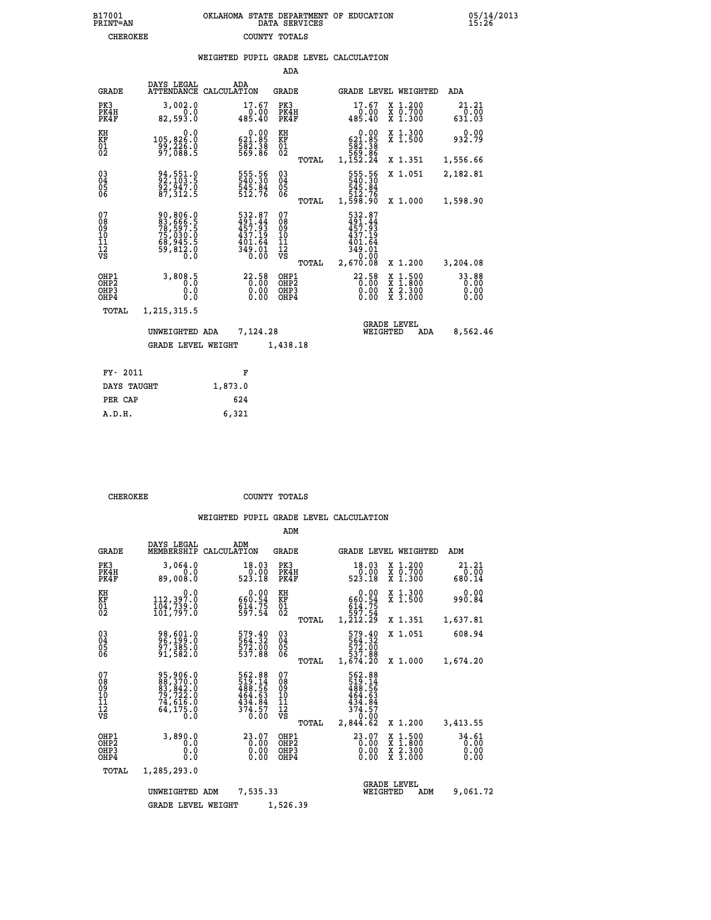B17001 PRINT=AN — OKLAHOMA STATE DEPARTMENT OF EDUCATION DATA SERVICES — 05/14/2013 15:26

CHEROKEE — COUNTY TOTALS

## WEIGHTED PUPIL GRADE LEVEL CALCULATION

### ADA

| GRADE | DAYS LEGAL ATTENDANCE | ADA CALCULATION | GRADE | | GRADE LEVEL | WEIGHTED | ADA |
|---|---|---|---|---|---|---|---|
| PK3 | 3,002.0 | 17.67 | PK3 | | 17.67 | X 1.200 | 21.21 |
| PK4H | 0.0 | 0.00 | PK4H | | 0.00 | X 0.700 | 0.00 |
| PK4F | 82,593.0 | 485.40 | PK4F | | 485.40 | X 1.300 | 631.03 |
| KH | 0.0 | 0.00 | KH | | 0.00 | X 1.300 | 0.00 |
| KF | 105,826.0 | 621.85 | KF | | 621.85 | X 1.500 | 932.79 |
| 01 | 99,226.0 | 582.38 | 01 | | 582.38 | | |
| 02 | 97,088.5 | 569.86 | 02 | | 569.86 | | |
| | | | | TOTAL | 1,152.24 | X 1.351 | 1,556.66 |
| 03 | 94,551.0 | 555.56 | 03 | | 555.56 | X 1.051 | 2,182.81 |
| 04 | 92,103.5 | 540.30 | 04 | | 540.30 | | |
| 05 | 92,947.0 | 545.84 | 05 | | 545.84 | | |
| 06 | 87,312.5 | 512.76 | 06 | | 512.76 | | |
| | | | | TOTAL | 1,598.90 | X 1.000 | 1,598.90 |
| 07 | 90,806.0 | 532.87 | 07 | | 532.87 | | |
| 08 | 83,666.5 | 491.44 | 08 | | 491.44 | | |
| 09 | 78,597.5 | 457.93 | 09 | | 457.93 | | |
| 10 | 75,030.0 | 437.19 | 10 | | 437.19 | | |
| 11 | 68,945.5 | 401.64 | 11 | | 401.64 | | |
| 12 | 59,812.0 | 349.01 | 12 | | 349.01 | | |
| VS | 0.0 | 0.00 | VS | | 0.00 | | |
| | | | | TOTAL | 2,670.08 | X 1.200 | 3,204.08 |
| OHP1 | 3,808.5 | 22.58 | OHP1 | | 22.58 | X 1.500 | 33.88 |
| OHP2 | 0.0 | 0.00 | OHP2 | | 0.00 | X 1.800 | 0.00 |
| OHP3 | 0.0 | 0.00 | OHP3 | | 0.00 | X 2.300 | 0.00 |
| OHP4 | 0.0 | 0.00 | OHP4 | | 0.00 | X 3.000 | 0.00 |
| TOTAL | 1,215,315.5 | | | | | | |

UNWEIGHTED ADA 7,124.28 — GRADE LEVEL WEIGHTED ADA 8,562.46

GRADE LEVEL WEIGHT 1,438.18

| FY- 2011 | F |
|---|---|
| DAYS TAUGHT | 1,873.0 |
| PER CAP | 624 |
| A.D.H. | 6,321 |

CHEROKEE — COUNTY TOTALS

## WEIGHTED PUPIL GRADE LEVEL CALCULATION

### ADM

| GRADE | DAYS LEGAL MEMBERSHIP | ADM CALCULATION | GRADE | | GRADE LEVEL | WEIGHTED | ADM |
|---|---|---|---|---|---|---|---|
| PK3 | 3,064.0 | 18.03 | PK3 | | 18.03 | X 1.200 | 21.21 |
| PK4H | 0.0 | 0.00 | PK4H | | 0.00 | X 0.700 | 0.00 |
| PK4F | 89,008.0 | 523.18 | PK4F | | 523.18 | X 1.300 | 680.14 |
| KH | 0.0 | 0.00 | KH | | 0.00 | X 1.300 | 0.00 |
| KF | 112,397.0 | 660.54 | KF | | 660.54 | X 1.500 | 990.84 |
| 01 | 104,739.0 | 614.75 | 01 | | 614.75 | | |
| 02 | 101,797.0 | 597.54 | 02 | | 597.54 | | |
| | | | | TOTAL | 1,212.29 | X 1.351 | 1,637.81 |
| 03 | 98,601.0 | 579.40 | 03 | | 579.40 | X 1.051 | 608.94 |
| 04 | 96,199.0 | 564.32 | 04 | | 564.32 | | |
| 05 | 97,385.0 | 572.00 | 05 | | 572.00 | | |
| 06 | 91,582.0 | 537.88 | 06 | | 537.88 | | |
| | | | | TOTAL | 1,674.20 | X 1.000 | 1,674.20 |
| 07 | 95,906.0 | 562.88 | 07 | | 562.88 | | |
| 08 | 88,370.0 | 519.14 | 08 | | 519.14 | | |
| 09 | 83,842.0 | 488.56 | 09 | | 488.56 | | |
| 10 | 79,722.0 | 464.63 | 10 | | 464.63 | | |
| 11 | 74,616.0 | 434.84 | 11 | | 434.84 | | |
| 12 | 64,175.0 | 374.57 | 12 | | 374.57 | | |
| VS | 0.0 | 0.00 | VS | | 0.00 | | |
| | | | | TOTAL | 2,844.62 | X 1.200 | 3,413.55 |
| OHP1 | 3,890.0 | 23.07 | OHP1 | | 23.07 | X 1.500 | 34.61 |
| OHP2 | 0.0 | 0.00 | OHP2 | | 0.00 | X 1.800 | 0.00 |
| OHP3 | 0.0 | 0.00 | OHP3 | | 0.00 | X 2.300 | 0.00 |
| OHP4 | 0.0 | 0.00 | OHP4 | | 0.00 | X 3.000 | 0.00 |
| TOTAL | 1,285,293.0 | | | | | | |

UNWEIGHTED ADM 7,535.33 — GRADE LEVEL WEIGHTED ADM 9,061.72

GRADE LEVEL WEIGHT 1,526.39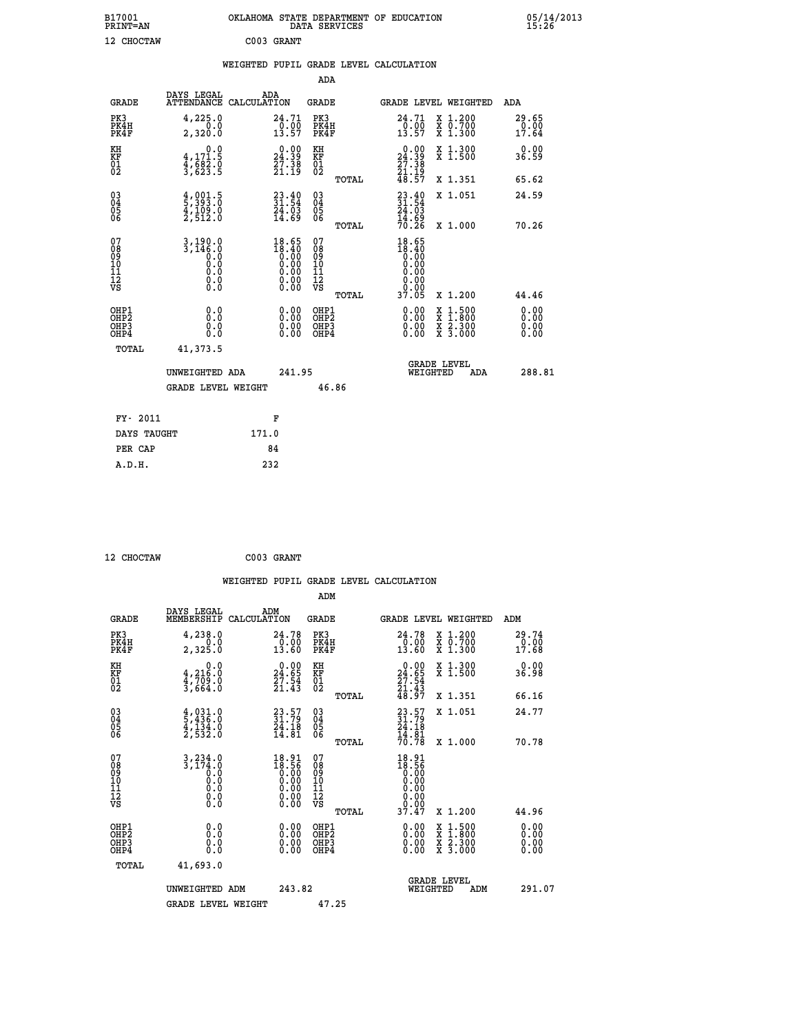B17001 OKLAHOMA STATE DEPARTMENT OF EDUCATION 05/14/2013
PRINT=AN DATA SERVICES 15:26

12 CHOCTAW C003 GRANT

## WEIGHTED PUPIL GRADE LEVEL CALCULATION

### ADA

| GRADE | DAYS LEGAL ATTENDANCE | ADA CALCULATION | GRADE | GRADE LEVEL | WEIGHTED | ADA |
|---|---|---|---|---|---|---|
| PK3 | 4,225.0 | 24.71 | PK3 | 24.71 | X 1.200 | 29.65 |
| PK4H | 0.0 | 0.00 | PK4H | 0.00 | X 0.700 | 0.00 |
| PK4F | 2,320.0 | 13.57 | PK4F | 13.57 | X 1.300 | 17.64 |
| KH | 0.0 | 0.00 | KH | 0.00 | X 1.300 | 0.00 |
| KF | 4,171.5 | 24.39 | KF | 24.39 | X 1.500 | 36.59 |
| 01 | 4,682.0 | 27.38 | 01 | 27.38 | | |
| 02 | 3,623.5 | 21.19 | 02 | 21.19 | | |
| | | | TOTAL | 48.57 | X 1.351 | 65.62 |
| 03 | 4,001.5 | 23.40 | 03 | 23.40 | X 1.051 | 24.59 |
| 04 | 5,393.0 | 31.54 | 04 | 31.54 | | |
| 05 | 4,109.0 | 24.03 | 05 | 24.03 | | |
| 06 | 2,512.0 | 14.69 | 06 | 14.69 | | |
| | | | TOTAL | 70.26 | X 1.000 | 70.26 |
| 07 | 3,190.0 | 18.65 | 07 | 18.65 | | |
| 08 | 3,146.0 | 18.40 | 08 | 18.40 | | |
| 09 | 0.0 | 0.00 | 09 | 0.00 | | |
| 10 | 0.0 | 0.00 | 10 | 0.00 | | |
| 11 | 0.0 | 0.00 | 11 | 0.00 | | |
| 12 | 0.0 | 0.00 | 12 | 0.00 | | |
| VS | 0.0 | 0.00 | VS | 0.00 | | |
| | | | TOTAL | 37.05 | X 1.200 | 44.46 |
| OHP1 | 0.0 | 0.00 | OHP1 | 0.00 | X 1.500 | 0.00 |
| OHP2 | 0.0 | 0.00 | OHP2 | 0.00 | X 1.800 | 0.00 |
| OHP3 | 0.0 | 0.00 | OHP3 | 0.00 | X 2.300 | 0.00 |
| OHP4 | 0.0 | 0.00 | OHP4 | 0.00 | X 3.000 | 0.00 |
| TOTAL | 41,373.5 | | | | | |

UNWEIGHTED ADA 241.95 GRADE LEVEL WEIGHTED ADA 288.81

GRADE LEVEL WEIGHT 46.86

| FY- 2011 | F |
|---|---|
| DAYS TAUGHT | 171.0 |
| PER CAP | 84 |
| A.D.H. | 232 |

12 CHOCTAW C003 GRANT

## WEIGHTED PUPIL GRADE LEVEL CALCULATION

### ADM

| GRADE | DAYS LEGAL MEMBERSHIP | ADM CALCULATION | GRADE | GRADE LEVEL | WEIGHTED | ADM |
|---|---|---|---|---|---|---|
| PK3 | 4,238.0 | 24.78 | PK3 | 24.78 | X 1.200 | 29.74 |
| PK4H | 0.0 | 0.00 | PK4H | 0.00 | X 0.700 | 0.00 |
| PK4F | 2,325.0 | 13.60 | PK4F | 13.60 | X 1.300 | 17.68 |
| KH | 0.0 | 0.00 | KH | 0.00 | X 1.300 | 0.00 |
| KF | 4,216.0 | 24.65 | KF | 24.65 | X 1.500 | 36.98 |
| 01 | 4,709.0 | 27.54 | 01 | 27.54 | | |
| 02 | 3,664.0 | 21.43 | 02 | 21.43 | | |
| | | | TOTAL | 48.97 | X 1.351 | 66.16 |
| 03 | 4,031.0 | 23.57 | 03 | 23.57 | X 1.051 | 24.77 |
| 04 | 5,436.0 | 31.79 | 04 | 31.79 | | |
| 05 | 4,134.0 | 24.18 | 05 | 24.18 | | |
| 06 | 2,532.0 | 14.81 | 06 | 14.81 | | |
| | | | TOTAL | 70.78 | X 1.000 | 70.78 |
| 07 | 3,234.0 | 18.91 | 07 | 18.91 | | |
| 08 | 3,174.0 | 18.56 | 08 | 18.56 | | |
| 09 | 0.0 | 0.00 | 09 | 0.00 | | |
| 10 | 0.0 | 0.00 | 10 | 0.00 | | |
| 11 | 0.0 | 0.00 | 11 | 0.00 | | |
| 12 | 0.0 | 0.00 | 12 | 0.00 | | |
| VS | 0.0 | 0.00 | VS | 0.00 | | |
| | | | TOTAL | 37.47 | X 1.200 | 44.96 |
| OHP1 | 0.0 | 0.00 | OHP1 | 0.00 | X 1.500 | 0.00 |
| OHP2 | 0.0 | 0.00 | OHP2 | 0.00 | X 1.800 | 0.00 |
| OHP3 | 0.0 | 0.00 | OHP3 | 0.00 | X 2.300 | 0.00 |
| OHP4 | 0.0 | 0.00 | OHP4 | 0.00 | X 3.000 | 0.00 |
| TOTAL | 41,693.0 | | | | | |

UNWEIGHTED ADM 243.82 GRADE LEVEL WEIGHTED ADM 291.07

GRADE LEVEL WEIGHT 47.25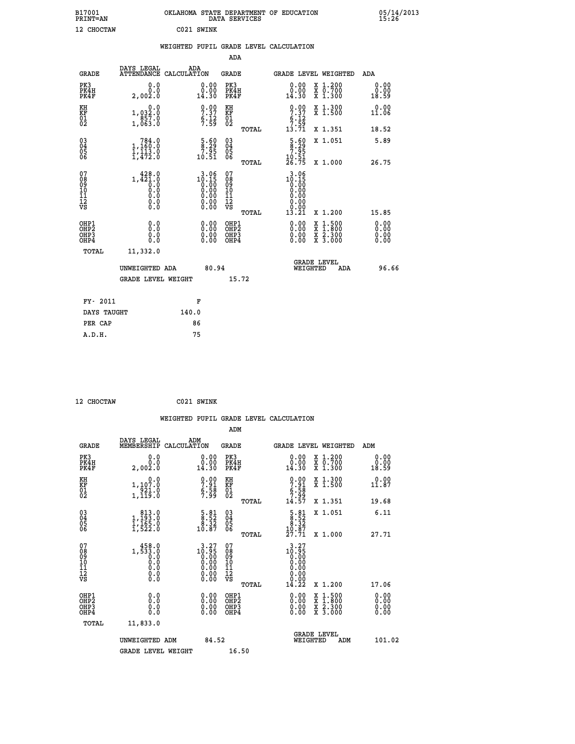B17001 PRINT=AN — OKLAHOMA STATE DEPARTMENT OF EDUCATION DATA SERVICES — 05/14/2013 15:26

12 CHOCTAW — C021 SWINK

## WEIGHTED PUPIL GRADE LEVEL CALCULATION

### ADA

| GRADE | DAYS LEGAL ATTENDANCE | ADA CALCULATION | GRADE | GRADE LEVEL | WEIGHTED | ADA |
|---|---|---|---|---|---|---|
| PK3 | 0.0 | 0.00 | PK3 | 0.00 | X 1.200 | 0.00 |
| PK4H | 0.0 | 0.00 | PK4H | 0.00 | X 0.700 | 0.00 |
| PK4F | 2,002.0 | 14.30 | PK4F | 14.30 | X 1.300 | 18.59 |
| KH | 0.0 | 0.00 | KH | 0.00 | X 1.300 | 0.00 |
| KF | 1,032.0 | 7.37 | KF | 7.37 | X 1.500 | 11.06 |
| 01 | 857.0 | 6.12 | 01 | 6.12 | | |
| 02 | 1,063.0 | 7.59 | 02 | 7.59 | | |
| | | | TOTAL | 13.71 | X 1.351 | 18.52 |
| 03 | 784.0 | 5.60 | 03 | 5.60 | X 1.051 | 5.89 |
| 04 | 1,160.0 | 8.29 | 04 | 8.29 | | |
| 05 | 1,113.0 | 7.95 | 05 | 7.95 | | |
| 06 | 1,472.0 | 10.51 | 06 | 10.51 | | |
| | | | TOTAL | 26.75 | X 1.000 | 26.75 |
| 07 | 428.0 | 3.06 | 07 | 3.06 | | |
| 08 | 1,421.0 | 10.15 | 08 | 10.15 | | |
| 09 | 0.0 | 0.00 | 09 | 0.00 | | |
| 10 | 0.0 | 0.00 | 10 | 0.00 | | |
| 11 | 0.0 | 0.00 | 11 | 0.00 | | |
| 12 | 0.0 | 0.00 | 12 | 0.00 | | |
| VS | 0.0 | 0.00 | VS | 0.00 | | |
| | | | TOTAL | 13.21 | X 1.200 | 15.85 |
| OHP1 | 0.0 | 0.00 | OHP1 | 0.00 | X 1.500 | 0.00 |
| OHP2 | 0.0 | 0.00 | OHP2 | 0.00 | X 1.800 | 0.00 |
| OHP3 | 0.0 | 0.00 | OHP3 | 0.00 | X 2.300 | 0.00 |
| OHP4 | 0.0 | 0.00 | OHP4 | 0.00 | X 3.000 | 0.00 |
| TOTAL | 11,332.0 | | | | | |

UNWEIGHTED ADA: 80.94 — GRADE LEVEL WEIGHTED ADA: 96.66

GRADE LEVEL WEIGHT: 15.72

| FY- 2011 | F |
|---|---|
| DAYS TAUGHT | 140.0 |
| PER CAP | 86 |
| A.D.H. | 75 |

12 CHOCTAW — C021 SWINK

## WEIGHTED PUPIL GRADE LEVEL CALCULATION

### ADM

| GRADE | DAYS LEGAL MEMBERSHIP | ADM CALCULATION | GRADE | GRADE LEVEL | WEIGHTED | ADM |
|---|---|---|---|---|---|---|
| PK3 | 0.0 | 0.00 | PK3 | 0.00 | X 1.200 | 0.00 |
| PK4H | 0.0 | 0.00 | PK4H | 0.00 | X 0.700 | 0.00 |
| PK4F | 2,002.0 | 14.30 | PK4F | 14.30 | X 1.300 | 18.59 |
| KH | 0.0 | 0.00 | KH | 0.00 | X 1.300 | 0.00 |
| KF | 1,107.0 | 7.91 | KF | 7.91 | X 1.500 | 11.87 |
| 01 | 921.0 | 6.58 | 01 | 6.58 | | |
| 02 | 1,119.0 | 7.99 | 02 | 7.99 | | |
| | | | TOTAL | 14.57 | X 1.351 | 19.68 |
| 03 | 813.0 | 5.81 | 03 | 5.81 | X 1.051 | 6.11 |
| 04 | 1,193.0 | 8.52 | 04 | 8.52 | | |
| 05 | 1,165.0 | 8.32 | 05 | 8.32 | | |
| 06 | 1,522.0 | 10.87 | 06 | 10.87 | | |
| | | | TOTAL | 27.71 | X 1.000 | 27.71 |
| 07 | 458.0 | 3.27 | 07 | 3.27 | | |
| 08 | 1,533.0 | 10.95 | 08 | 10.95 | | |
| 09 | 0.0 | 0.00 | 09 | 0.00 | | |
| 10 | 0.0 | 0.00 | 10 | 0.00 | | |
| 11 | 0.0 | 0.00 | 11 | 0.00 | | |
| 12 | 0.0 | 0.00 | 12 | 0.00 | | |
| VS | 0.0 | 0.00 | VS | 0.00 | | |
| | | | TOTAL | 14.22 | X 1.200 | 17.06 |
| OHP1 | 0.0 | 0.00 | OHP1 | 0.00 | X 1.500 | 0.00 |
| OHP2 | 0.0 | 0.00 | OHP2 | 0.00 | X 1.800 | 0.00 |
| OHP3 | 0.0 | 0.00 | OHP3 | 0.00 | X 2.300 | 0.00 |
| OHP4 | 0.0 | 0.00 | OHP4 | 0.00 | X 3.000 | 0.00 |
| TOTAL | 11,833.0 | | | | | |

UNWEIGHTED ADM: 84.52 — GRADE LEVEL WEIGHTED ADM: 101.02

GRADE LEVEL WEIGHT: 16.50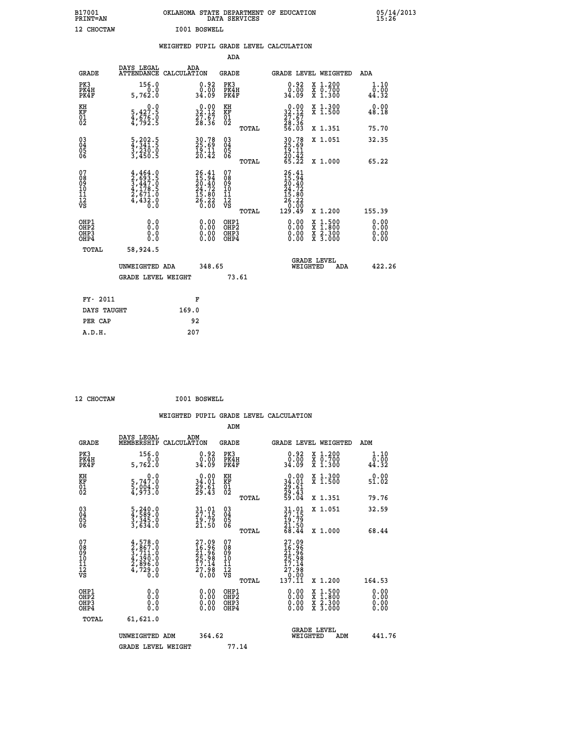B17001 OKLAHOMA STATE DEPARTMENT OF EDUCATION 05/14/2013
PRINT=AN DATA SERVICES 15:26

12 CHOCTAW I001 BOSWELL

WEIGHTED PUPIL GRADE LEVEL CALCULATION

ADA

| GRADE | DAYS LEGAL ATTENDANCE | ADA CALCULATION | GRADE | GRADE LEVEL | WEIGHTED | ADA |
|---|---|---|---|---|---|---|
| PK3 | 156.0 | 0.92 | PK3 | 0.92 | X 1.200 | 1.10 |
| PK4H | 0.0 | 0.00 | PK4H | 0.00 | X 0.700 | 0.00 |
| PK4F | 5,762.0 | 34.09 | PK4F | 34.09 | X 1.300 | 44.32 |
| KH | 0.0 | 0.00 | KH | 0.00 | X 1.300 | 0.00 |
| KF | 5,427.5 | 32.12 | KF | 32.12 | X 1.500 | 48.18 |
| 01 | 4,676.0 | 27.67 | 01 | 27.67 | | |
| 02 | 4,792.5 | 28.36 | 02 | 28.36 | | |
| | | | TOTAL | 56.03 | X 1.351 | 75.70 |
| 03 | 5,202.5 | 30.78 | 03 | 30.78 | X 1.051 | 32.35 |
| 04 | 4,341.5 | 25.69 | 04 | 25.69 | | |
| 05 | 3,230.0 | 19.11 | 05 | 19.11 | | |
| 06 | 3,450.5 | 20.42 | 06 | 20.42 | | |
| | | | TOTAL | 65.22 | X 1.000 | 65.22 |
| 07 | 4,464.0 | 26.41 | 07 | 26.41 | | |
| 08 | 2,693.5 | 15.94 | 08 | 15.94 | | |
| 09 | 3,447.0 | 20.40 | 09 | 20.40 | | |
| 10 | 4,178.5 | 24.72 | 10 | 24.72 | | |
| 11 | 2,671.0 | 15.80 | 11 | 15.80 | | |
| 12 | 4,432.0 | 26.22 | 12 | 26.22 | | |
| VS | 0.0 | 0.00 | VS | 0.00 | | |
| | | | TOTAL | 129.49 | X 1.200 | 155.39 |
| OHP1 | 0.0 | 0.00 | OHP1 | 0.00 | X 1.500 | 0.00 |
| OHP2 | 0.0 | 0.00 | OHP2 | 0.00 | X 1.800 | 0.00 |
| OHP3 | 0.0 | 0.00 | OHP3 | 0.00 | X 2.300 | 0.00 |
| OHP4 | 0.0 | 0.00 | OHP4 | 0.00 | X 3.000 | 0.00 |
| TOTAL | 58,924.5 | | | | | |

UNWEIGHTED ADA 348.65 GRADE LEVEL WEIGHTED ADA 422.26

GRADE LEVEL WEIGHT 73.61

| FY- 2011 | F |
|---|---|
| DAYS TAUGHT | 169.0 |
| PER CAP | 92 |
| A.D.H. | 207 |

12 CHOCTAW I001 BOSWELL

WEIGHTED PUPIL GRADE LEVEL CALCULATION

ADM

| GRADE | DAYS LEGAL MEMBERSHIP | ADM CALCULATION | GRADE | GRADE LEVEL | WEIGHTED | ADM |
|---|---|---|---|---|---|---|
| PK3 | 156.0 | 0.92 | PK3 | 0.92 | X 1.200 | 1.10 |
| PK4H | 0.0 | 0.00 | PK4H | 0.00 | X 0.700 | 0.00 |
| PK4F | 5,762.0 | 34.09 | PK4F | 34.09 | X 1.300 | 44.32 |
| KH | 0.0 | 0.00 | KH | 0.00 | X 1.300 | 0.00 |
| KF | 5,747.0 | 34.01 | KF | 34.01 | X 1.500 | 51.02 |
| 01 | 5,004.0 | 29.61 | 01 | 29.61 | | |
| 02 | 4,973.0 | 29.43 | 02 | 29.43 | | |
| | | | TOTAL | 59.04 | X 1.351 | 79.76 |
| 03 | 5,240.0 | 31.01 | 03 | 31.01 | X 1.051 | 32.59 |
| 04 | 4,589.0 | 27.15 | 04 | 27.15 | | |
| 05 | 3,345.0 | 19.79 | 05 | 19.79 | | |
| 06 | 3,634.0 | 21.50 | 06 | 21.50 | | |
| | | | TOTAL | 68.44 | X 1.000 | 68.44 |
| 07 | 4,578.0 | 27.09 | 07 | 27.09 | | |
| 08 | 2,867.0 | 16.96 | 08 | 16.96 | | |
| 09 | 3,711.0 | 21.96 | 09 | 21.96 | | |
| 10 | 4,390.0 | 25.98 | 10 | 25.98 | | |
| 11 | 2,896.0 | 17.14 | 11 | 17.14 | | |
| 12 | 4,729.0 | 27.98 | 12 | 27.98 | | |
| VS | 0.0 | 0.00 | VS | 0.00 | | |
| | | | TOTAL | 137.11 | X 1.200 | 164.53 |
| OHP1 | 0.0 | 0.00 | OHP1 | 0.00 | X 1.500 | 0.00 |
| OHP2 | 0.0 | 0.00 | OHP2 | 0.00 | X 1.800 | 0.00 |
| OHP3 | 0.0 | 0.00 | OHP3 | 0.00 | X 2.300 | 0.00 |
| OHP4 | 0.0 | 0.00 | OHP4 | 0.00 | X 3.000 | 0.00 |
| TOTAL | 61,621.0 | | | | | |

UNWEIGHTED ADM 364.62 GRADE LEVEL WEIGHTED ADM 441.76

GRADE LEVEL WEIGHT 77.14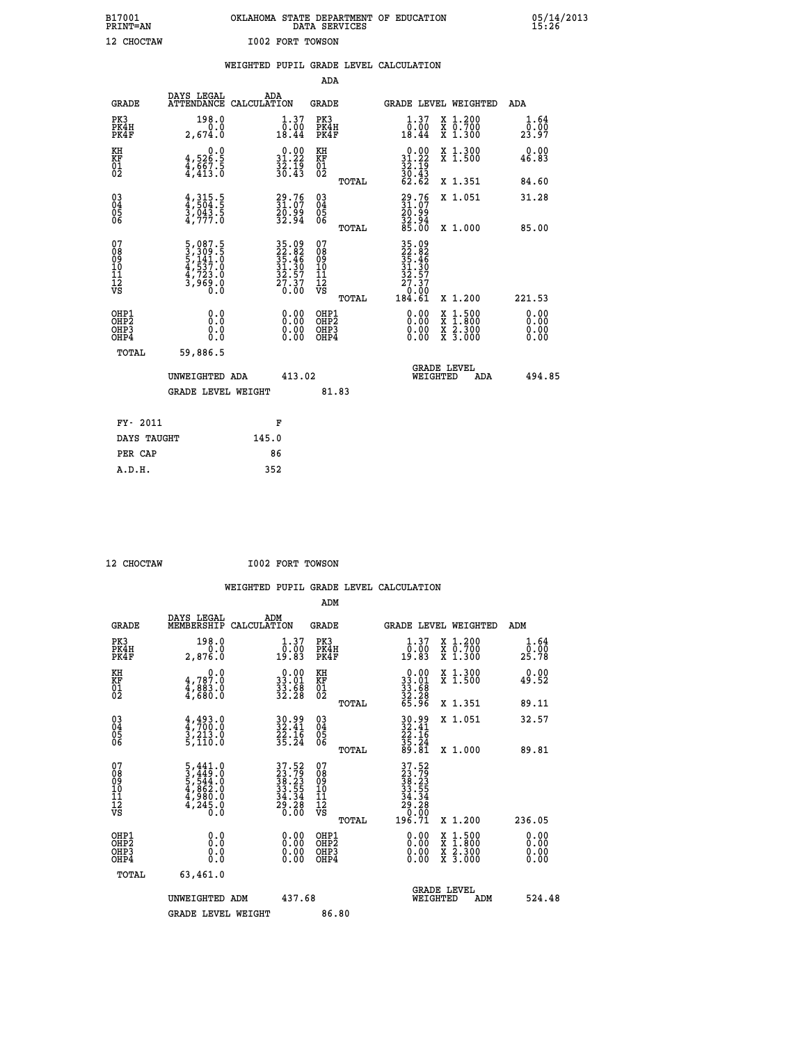B17001 OKLAHOMA STATE DEPARTMENT OF EDUCATION 05/14/2013
PRINT=AN DATA SERVICES 15:26

12 CHOCTAW I002 FORT TOWSON

## WEIGHTED PUPIL GRADE LEVEL CALCULATION

### ADA

| GRADE | DAYS LEGAL ATTENDANCE | ADA CALCULATION | GRADE | GRADE LEVEL | WEIGHTED | ADA |
|---|---|---|---|---|---|---|
| PK3 | 198.0 | 1.37 | PK3 | 1.37 | X 1.200 | 1.64 |
| PK4H | 0.0 | 0.00 | PK4H | 0.00 | X 0.700 | 0.00 |
| PK4F | 2,674.0 | 18.44 | PK4F | 18.44 | X 1.300 | 23.97 |
| KH | 0.0 | 0.00 | KH | 0.00 | X 1.300 | 0.00 |
| KF | 4,526.5 | 31.22 | KF | 31.22 | X 1.500 | 46.83 |
| 01 | 4,667.5 | 32.19 | 01 | 32.19 | | |
| 02 | 4,413.0 | 30.43 | 02 | 30.43 | | |
| | | | TOTAL | 62.62 | X 1.351 | 84.60 |
| 03 | 4,315.5 | 29.76 | 03 | 29.76 | X 1.051 | 31.28 |
| 04 | 4,504.5 | 31.07 | 04 | 31.07 | | |
| 05 | 3,043.5 | 20.99 | 05 | 20.99 | | |
| 06 | 4,777.0 | 32.94 | 06 | 32.94 | | |
| | | | TOTAL | 85.00 | X 1.000 | 85.00 |
| 07 | 5,087.5 | 35.09 | 07 | 35.09 | | |
| 08 | 3,309.5 | 22.82 | 08 | 22.82 | | |
| 09 | 5,141.0 | 35.46 | 09 | 35.46 | | |
| 10 | 4,537.0 | 31.30 | 10 | 31.30 | | |
| 11 | 4,723.0 | 32.57 | 11 | 32.57 | | |
| 12 | 3,969.0 | 27.37 | 12 | 27.37 | | |
| VS | 0.0 | 0.00 | VS | 0.00 | | |
| | | | TOTAL | 184.61 | X 1.200 | 221.53 |
| OHP1 | 0.0 | 0.00 | OHP1 | 0.00 | X 1.500 | 0.00 |
| OHP2 | 0.0 | 0.00 | OHP2 | 0.00 | X 1.800 | 0.00 |
| OHP3 | 0.0 | 0.00 | OHP3 | 0.00 | X 2.300 | 0.00 |
| OHP4 | 0.0 | 0.00 | OHP4 | 0.00 | X 3.000 | 0.00 |
| TOTAL | 59,886.5 | | | | | |

UNWEIGHTED ADA 413.02 GRADE LEVEL WEIGHTED ADA 494.85

GRADE LEVEL WEIGHT 81.83

| FY- 2011 | F |
|---|---|
| DAYS TAUGHT | 145.0 |
| PER CAP | 86 |
| A.D.H. | 352 |

12 CHOCTAW I002 FORT TOWSON

## WEIGHTED PUPIL GRADE LEVEL CALCULATION

### ADM

| GRADE | DAYS LEGAL MEMBERSHIP | ADM CALCULATION | GRADE | GRADE LEVEL | WEIGHTED | ADM |
|---|---|---|---|---|---|---|
| PK3 | 198.0 | 1.37 | PK3 | 1.37 | X 1.200 | 1.64 |
| PK4H | 0.0 | 0.00 | PK4H | 0.00 | X 0.700 | 0.00 |
| PK4F | 2,876.0 | 19.83 | PK4F | 19.83 | X 1.300 | 25.78 |
| KH | 0.0 | 0.00 | KH | 0.00 | X 1.300 | 0.00 |
| KF | 4,787.0 | 33.01 | KF | 33.01 | X 1.500 | 49.52 |
| 01 | 4,883.0 | 33.68 | 01 | 33.68 | | |
| 02 | 4,680.0 | 32.28 | 02 | 32.28 | | |
| | | | TOTAL | 65.96 | X 1.351 | 89.11 |
| 03 | 4,493.0 | 30.99 | 03 | 30.99 | X 1.051 | 32.57 |
| 04 | 4,700.0 | 32.41 | 04 | 32.41 | | |
| 05 | 3,213.0 | 22.16 | 05 | 22.16 | | |
| 06 | 5,110.0 | 35.24 | 06 | 35.24 | | |
| | | | TOTAL | 89.81 | X 1.000 | 89.81 |
| 07 | 5,441.0 | 37.52 | 07 | 37.52 | | |
| 08 | 3,449.0 | 23.79 | 08 | 23.79 | | |
| 09 | 5,544.0 | 38.23 | 09 | 38.23 | | |
| 10 | 4,862.0 | 33.55 | 10 | 33.55 | | |
| 11 | 4,980.0 | 34.34 | 11 | 34.34 | | |
| 12 | 4,245.0 | 29.28 | 12 | 29.28 | | |
| VS | 0.0 | 0.00 | VS | 0.00 | | |
| | | | TOTAL | 196.71 | X 1.200 | 236.05 |
| OHP1 | 0.0 | 0.00 | OHP1 | 0.00 | X 1.500 | 0.00 |
| OHP2 | 0.0 | 0.00 | OHP2 | 0.00 | X 1.800 | 0.00 |
| OHP3 | 0.0 | 0.00 | OHP3 | 0.00 | X 2.300 | 0.00 |
| OHP4 | 0.0 | 0.00 | OHP4 | 0.00 | X 3.000 | 0.00 |
| TOTAL | 63,461.0 | | | | | |

UNWEIGHTED ADM 437.68 GRADE LEVEL WEIGHTED ADM 524.48

GRADE LEVEL WEIGHT 86.80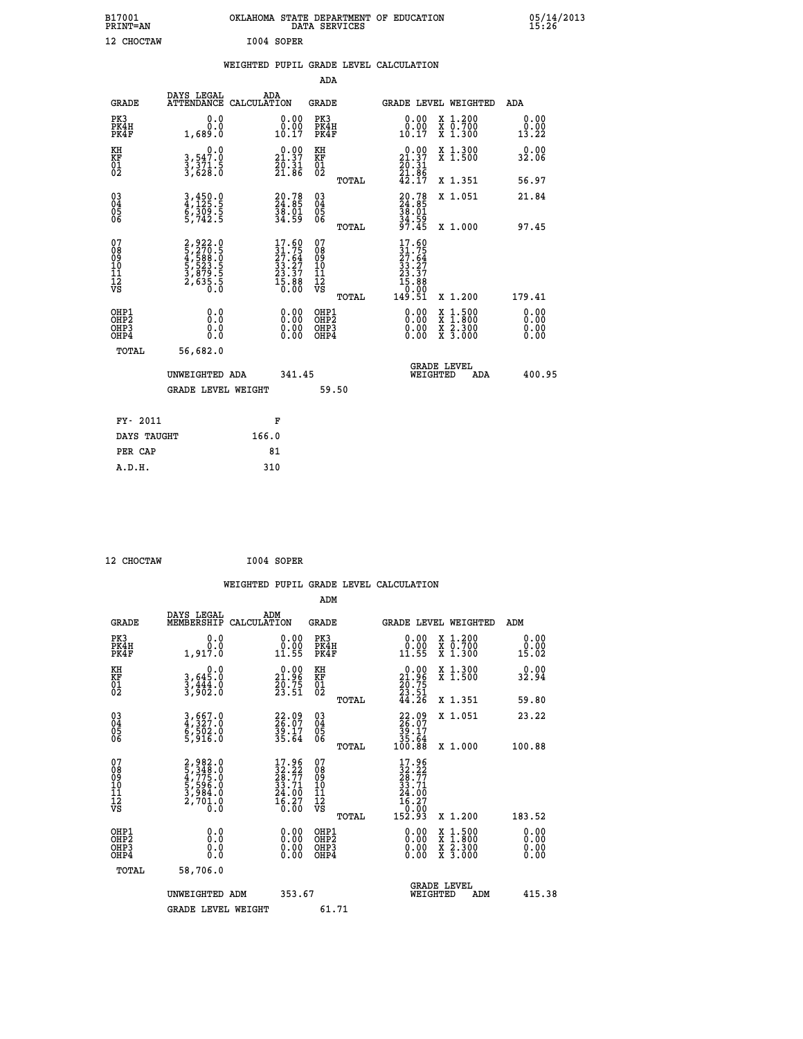B17001 PRINT=AN — OKLAHOMA STATE DEPARTMENT OF EDUCATION DATA SERVICES — 05/14/2013 15:26

12 CHOCTAW — I004 SOPER

## WEIGHTED PUPIL GRADE LEVEL CALCULATION

### ADA

| GRADE | DAYS LEGAL ATTENDANCE | ADA CALCULATION | GRADE | GRADE LEVEL | WEIGHTED | ADA |
|---|---|---|---|---|---|---|
| PK3 | 0.0 | 0.00 | PK3 | 0.00 | X 1.200 | 0.00 |
| PK4H | 0.0 | 0.00 | PK4H | 0.00 | X 0.700 | 0.00 |
| PK4F | 1,689.0 | 10.17 | PK4F | 10.17 | X 1.300 | 13.22 |
| KH | 0.0 | 0.00 | KH | 0.00 | X 1.300 | 0.00 |
| KF | 3,547.0 | 21.37 | KF | 21.37 | X 1.500 | 32.06 |
| 01 | 3,371.5 | 20.31 | 01 | 20.31 | | |
| 02 | 3,628.0 | 21.86 | 02 | 21.86 | | |
| | | | TOTAL | 42.17 | X 1.351 | 56.97 |
| 03 | 3,450.0 | 20.78 | 03 | 20.78 | X 1.051 | 21.84 |
| 04 | 4,125.5 | 24.85 | 04 | 24.85 | | |
| 05 | 6,309.5 | 38.01 | 05 | 38.01 | | |
| 06 | 5,742.5 | 34.59 | 06 | 34.59 | | |
| | | | TOTAL | 97.45 | X 1.000 | 97.45 |
| 07 | 2,922.0 | 17.60 | 07 | 17.60 | | |
| 08 | 5,270.5 | 31.75 | 08 | 31.75 | | |
| 09 | 4,588.0 | 27.64 | 09 | 27.64 | | |
| 10 | 5,523.5 | 33.27 | 10 | 33.27 | | |
| 11 | 3,879.5 | 23.37 | 11 | 23.37 | | |
| 12 | 2,635.5 | 15.88 | 12 | 15.88 | | |
| VS | 0.0 | 0.00 | VS | 0.00 | | |
| | | | TOTAL | 149.51 | X 1.200 | 179.41 |
| OHP1 | 0.0 | 0.00 | OHP1 | 0.00 | X 1.500 | 0.00 |
| OHP2 | 0.0 | 0.00 | OHP2 | 0.00 | X 1.800 | 0.00 |
| OHP3 | 0.0 | 0.00 | OHP3 | 0.00 | X 2.300 | 0.00 |
| OHP4 | 0.0 | 0.00 | OHP4 | 0.00 | X 3.000 | 0.00 |
| TOTAL | 56,682.0 | | | | | |

UNWEIGHTED ADA 341.45 — GRADE LEVEL WEIGHTED ADA 400.95

GRADE LEVEL WEIGHT 59.50

| FY- 2011 | F |
|---|---|
| DAYS TAUGHT | 166.0 |
| PER CAP | 81 |
| A.D.H. | 310 |

12 CHOCTAW — I004 SOPER

## WEIGHTED PUPIL GRADE LEVEL CALCULATION

### ADM

| GRADE | DAYS LEGAL MEMBERSHIP | ADM CALCULATION | GRADE | GRADE LEVEL | WEIGHTED | ADM |
|---|---|---|---|---|---|---|
| PK3 | 0.0 | 0.00 | PK3 | 0.00 | X 1.200 | 0.00 |
| PK4H | 0.0 | 0.00 | PK4H | 0.00 | X 0.700 | 0.00 |
| PK4F | 1,917.0 | 11.55 | PK4F | 11.55 | X 1.300 | 15.02 |
| KH | 0.0 | 0.00 | KH | 0.00 | X 1.300 | 0.00 |
| KF | 3,645.0 | 21.96 | KF | 21.96 | X 1.500 | 32.94 |
| 01 | 3,444.0 | 20.75 | 01 | 20.75 | | |
| 02 | 3,902.0 | 23.51 | 02 | 23.51 | | |
| | | | TOTAL | 44.26 | X 1.351 | 59.80 |
| 03 | 3,667.0 | 22.09 | 03 | 22.09 | X 1.051 | 23.22 |
| 04 | 4,327.0 | 26.07 | 04 | 26.07 | | |
| 05 | 6,502.0 | 39.17 | 05 | 39.17 | | |
| 06 | 5,916.0 | 35.64 | 06 | 35.64 | | |
| | | | TOTAL | 100.88 | X 1.000 | 100.88 |
| 07 | 2,982.0 | 17.96 | 07 | 17.96 | | |
| 08 | 5,348.0 | 32.22 | 08 | 32.22 | | |
| 09 | 4,775.0 | 28.77 | 09 | 28.77 | | |
| 10 | 5,596.0 | 33.71 | 10 | 33.71 | | |
| 11 | 3,984.0 | 24.00 | 11 | 24.00 | | |
| 12 | 2,701.0 | 16.27 | 12 | 16.27 | | |
| VS | 0.0 | 0.00 | VS | 0.00 | | |
| | | | TOTAL | 152.93 | X 1.200 | 183.52 |
| OHP1 | 0.0 | 0.00 | OHP1 | 0.00 | X 1.500 | 0.00 |
| OHP2 | 0.0 | 0.00 | OHP2 | 0.00 | X 1.800 | 0.00 |
| OHP3 | 0.0 | 0.00 | OHP3 | 0.00 | X 2.300 | 0.00 |
| OHP4 | 0.0 | 0.00 | OHP4 | 0.00 | X 3.000 | 0.00 |
| TOTAL | 58,706.0 | | | | | |

UNWEIGHTED ADM 353.67 — GRADE LEVEL WEIGHTED ADM 415.38

GRADE LEVEL WEIGHT 61.71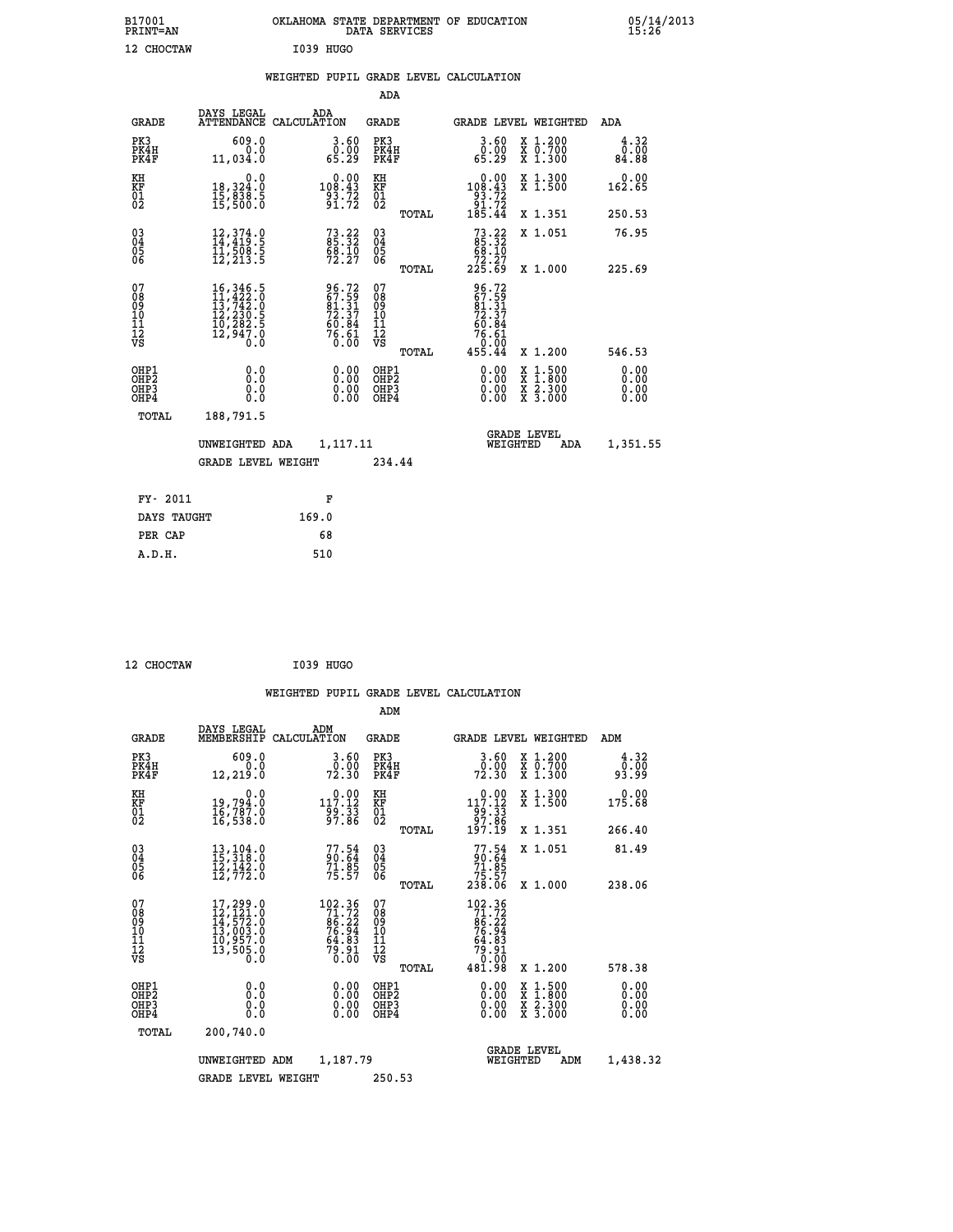B17001 OKLAHOMA STATE DEPARTMENT OF EDUCATION 05/14/2013
PRINT=AN DATA SERVICES 15:26

12 CHOCTAW I039 HUGO

## WEIGHTED PUPIL GRADE LEVEL CALCULATION

### ADA

| GRADE | DAYS LEGAL ATTENDANCE | ADA CALCULATION | GRADE | GRADE LEVEL | WEIGHTED | ADA |
|---|---|---|---|---|---|---|
| PK3 | 609.0 | 3.60 | PK3 | 3.60 | X 1.200 | 4.32 |
| PK4H | 0.0 | 0.00 | PK4H | 0.00 | X 0.700 | 0.00 |
| PK4F | 11,034.0 | 65.29 | PK4F | 65.29 | X 1.300 | 84.88 |
| KH | 0.0 | 0.00 | KH | 0.00 | X 1.300 | 0.00 |
| KF | 18,324.0 | 108.43 | KF | 108.43 | X 1.500 | 162.65 |
| 01 | 15,838.5 | 93.72 | 01 | 93.72 | | |
| 02 | 15,500.0 | 91.72 | 02 | 91.72 | | |
| | | | TOTAL | 185.44 | X 1.351 | 250.53 |
| 03 | 12,374.0 | 73.22 | 03 | 73.22 | X 1.051 | 76.95 |
| 04 | 14,419.5 | 85.32 | 04 | 85.32 | | |
| 05 | 11,508.5 | 68.10 | 05 | 68.10 | | |
| 06 | 12,213.5 | 72.27 | 06 | 72.27 | | |
| | | | TOTAL | 225.69 | X 1.000 | 225.69 |
| 07 | 16,346.5 | 96.72 | 07 | 96.72 | | |
| 08 | 11,422.0 | 67.59 | 08 | 67.59 | | |
| 09 | 13,742.0 | 81.31 | 09 | 81.31 | | |
| 10 | 12,230.5 | 72.37 | 10 | 72.37 | | |
| 11 | 10,282.5 | 60.84 | 11 | 60.84 | | |
| 12 | 12,947.0 | 76.61 | 12 | 76.61 | | |
| VS | 0.0 | 0.00 | VS | 0.00 | | |
| | | | TOTAL | 455.44 | X 1.200 | 546.53 |
| OHP1 | 0.0 | 0.00 | OHP1 | 0.00 | X 1.500 | 0.00 |
| OHP2 | 0.0 | 0.00 | OHP2 | 0.00 | X 1.800 | 0.00 |
| OHP3 | 0.0 | 0.00 | OHP3 | 0.00 | X 2.300 | 0.00 |
| OHP4 | 0.0 | 0.00 | OHP4 | 0.00 | X 3.000 | 0.00 |
| TOTAL | 188,791.5 | | | | | |

UNWEIGHTED ADA 1,117.11 GRADE LEVEL WEIGHTED ADA 1,351.55

GRADE LEVEL WEIGHT 234.44

| FY- 2011 | F |
|---|---|
| DAYS TAUGHT | 169.0 |
| PER CAP | 68 |
| A.D.H. | 510 |

12 CHOCTAW I039 HUGO

## WEIGHTED PUPIL GRADE LEVEL CALCULATION

### ADM

| GRADE | DAYS LEGAL MEMBERSHIP | ADM CALCULATION | GRADE | GRADE LEVEL | WEIGHTED | ADM |
|---|---|---|---|---|---|---|
| PK3 | 609.0 | 3.60 | PK3 | 3.60 | X 1.200 | 4.32 |
| PK4H | 0.0 | 0.00 | PK4H | 0.00 | X 0.700 | 0.00 |
| PK4F | 12,219.0 | 72.30 | PK4F | 72.30 | X 1.300 | 93.99 |
| KH | 0.0 | 0.00 | KH | 0.00 | X 1.300 | 0.00 |
| KF | 19,794.0 | 117.12 | KF | 117.12 | X 1.500 | 175.68 |
| 01 | 16,787.0 | 99.33 | 01 | 99.33 | | |
| 02 | 16,538.0 | 97.86 | 02 | 97.86 | | |
| | | | TOTAL | 197.19 | X 1.351 | 266.40 |
| 03 | 13,104.0 | 77.54 | 03 | 77.54 | X 1.051 | 81.49 |
| 04 | 15,318.0 | 90.64 | 04 | 90.64 | | |
| 05 | 12,142.0 | 71.85 | 05 | 71.85 | | |
| 06 | 12,772.0 | 75.57 | 06 | 75.57 | | |
| | | | TOTAL | 238.06 | X 1.000 | 238.06 |
| 07 | 17,299.0 | 102.36 | 07 | 102.36 | | |
| 08 | 12,121.0 | 71.72 | 08 | 71.72 | | |
| 09 | 14,572.0 | 86.22 | 09 | 86.22 | | |
| 10 | 13,003.0 | 76.94 | 10 | 76.94 | | |
| 11 | 10,957.0 | 64.83 | 11 | 64.83 | | |
| 12 | 13,505.0 | 79.91 | 12 | 79.91 | | |
| VS | 0.0 | 0.00 | VS | 0.00 | | |
| | | | TOTAL | 481.98 | X 1.200 | 578.38 |
| OHP1 | 0.0 | 0.00 | OHP1 | 0.00 | X 1.500 | 0.00 |
| OHP2 | 0.0 | 0.00 | OHP2 | 0.00 | X 1.800 | 0.00 |
| OHP3 | 0.0 | 0.00 | OHP3 | 0.00 | X 2.300 | 0.00 |
| OHP4 | 0.0 | 0.00 | OHP4 | 0.00 | X 3.000 | 0.00 |
| TOTAL | 200,740.0 | | | | | |

UNWEIGHTED ADM 1,187.79 GRADE LEVEL WEIGHTED ADM 1,438.32

GRADE LEVEL WEIGHT 250.53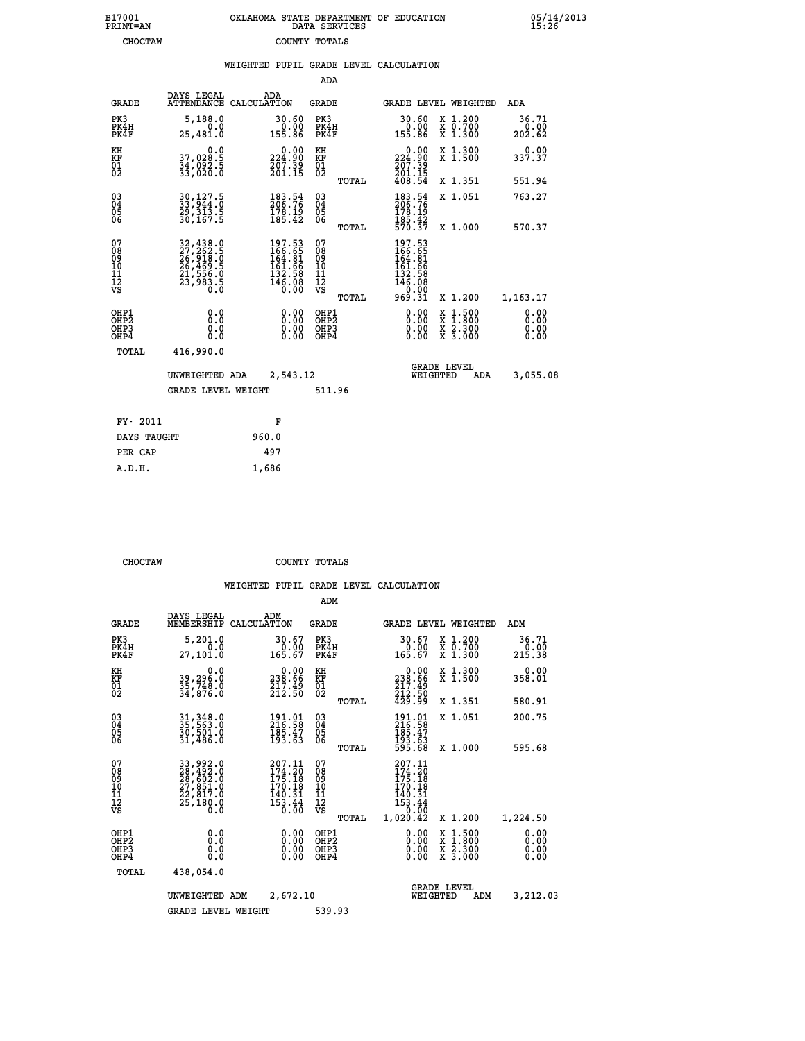B17001 OKLAHOMA STATE DEPARTMENT OF EDUCATION 05/14/2013
PRINT=AN DATA SERVICES 15:26
CHOCTAW COUNTY TOTALS

## WEIGHTED PUPIL GRADE LEVEL CALCULATION

### ADA

| GRADE | DAYS LEGAL ATTENDANCE | ADA CALCULATION | GRADE | GRADE LEVEL | WEIGHTED | ADA |
|---|---|---|---|---|---|---|
| PK3 | 5,188.0 | 30.60 | PK3 | 30.60 | X 1.200 | 36.71 |
| PK4H | 0.0 | 0.00 | PK4H | 0.00 | X 0.700 | 0.00 |
| PK4F | 25,481.0 | 155.86 | PK4F | 155.86 | X 1.300 | 202.62 |
| KH | 0.0 | 0.00 | KH | 0.00 | X 1.300 | 0.00 |
| KF | 37,028.5 | 224.90 | KF | 224.90 | X 1.500 | 337.37 |
| 01 | 34,092.5 | 207.39 | 01 | 207.39 | | |
| 02 | 33,020.0 | 201.15 | 02 | 201.15 | | |
| | | | TOTAL | 408.54 | X 1.351 | 551.94 |
| 03 | 30,127.5 | 183.54 | 03 | 183.54 | X 1.051 | 763.27 |
| 04 | 33,944.0 | 206.76 | 04 | 206.76 | | |
| 05 | 29,313.5 | 178.19 | 05 | 178.19 | | |
| 06 | 30,167.5 | 185.42 | 06 | 185.42 | | |
| | | | TOTAL | 570.37 | X 1.000 | 570.37 |
| 07 | 32,438.0 | 197.53 | 07 | 197.53 | | |
| 08 | 27,262.5 | 166.65 | 08 | 166.65 | | |
| 09 | 26,918.0 | 164.81 | 09 | 164.81 | | |
| 10 | 26,469.5 | 161.66 | 10 | 161.66 | | |
| 11 | 21,556.0 | 132.58 | 11 | 132.58 | | |
| 12 | 23,983.5 | 146.08 | 12 | 146.08 | | |
| VS | 0.0 | 0.00 | VS | 0.00 | | |
| | | | TOTAL | 969.31 | X 1.200 | 1,163.17 |
| OHP1 | 0.0 | 0.00 | OHP1 | 0.00 | X 1.500 | 0.00 |
| OHP2 | 0.0 | 0.00 | OHP2 | 0.00 | X 1.800 | 0.00 |
| OHP3 | 0.0 | 0.00 | OHP3 | 0.00 | X 2.300 | 0.00 |
| OHP4 | 0.0 | 0.00 | OHP4 | 0.00 | X 3.000 | 0.00 |
| TOTAL | 416,990.0 | | | | | |

UNWEIGHTED ADA 2,543.12 GRADE LEVEL WEIGHTED ADA 3,055.08

GRADE LEVEL WEIGHT 511.96

| FY- 2011 | F |
|---|---|
| DAYS TAUGHT | 960.0 |
| PER CAP | 497 |
| A.D.H. | 1,686 |

CHOCTAW COUNTY TOTALS

## WEIGHTED PUPIL GRADE LEVEL CALCULATION

### ADM

| GRADE | DAYS LEGAL MEMBERSHIP | ADM CALCULATION | GRADE | GRADE LEVEL | WEIGHTED | ADM |
|---|---|---|---|---|---|---|
| PK3 | 5,201.0 | 30.67 | PK3 | 30.67 | X 1.200 | 36.71 |
| PK4H | 0.0 | 0.00 | PK4H | 0.00 | X 0.700 | 0.00 |
| PK4F | 27,101.0 | 165.67 | PK4F | 165.67 | X 1.300 | 215.38 |
| KH | 0.0 | 0.00 | KH | 0.00 | X 1.300 | 0.00 |
| KF | 39,296.0 | 238.66 | KF | 238.66 | X 1.500 | 358.01 |
| 01 | 35,748.0 | 217.49 | 01 | 217.49 | | |
| 02 | 34,876.0 | 212.50 | 02 | 212.50 | | |
| | | | TOTAL | 429.99 | X 1.351 | 580.91 |
| 03 | 31,348.0 | 191.01 | 03 | 191.01 | X 1.051 | 200.75 |
| 04 | 35,563.0 | 216.58 | 04 | 216.58 | | |
| 05 | 30,501.0 | 185.47 | 05 | 185.47 | | |
| 06 | 31,486.0 | 193.63 | 06 | 193.63 | | |
| | | | TOTAL | 595.68 | X 1.000 | 595.68 |
| 07 | 33,992.0 | 207.11 | 07 | 207.11 | | |
| 08 | 28,492.0 | 174.20 | 08 | 174.20 | | |
| 09 | 28,602.0 | 175.18 | 09 | 175.18 | | |
| 10 | 27,851.0 | 170.18 | 10 | 170.18 | | |
| 11 | 22,817.0 | 140.31 | 11 | 140.31 | | |
| 12 | 25,180.0 | 153.44 | 12 | 153.44 | | |
| VS | 0.0 | 0.00 | VS | 0.00 | | |
| | | | TOTAL | 1,020.42 | X 1.200 | 1,224.50 |
| OHP1 | 0.0 | 0.00 | OHP1 | 0.00 | X 1.500 | 0.00 |
| OHP2 | 0.0 | 0.00 | OHP2 | 0.00 | X 1.800 | 0.00 |
| OHP3 | 0.0 | 0.00 | OHP3 | 0.00 | X 2.300 | 0.00 |
| OHP4 | 0.0 | 0.00 | OHP4 | 0.00 | X 3.000 | 0.00 |
| TOTAL | 438,054.0 | | | | | |

UNWEIGHTED ADM 2,672.10 GRADE LEVEL WEIGHTED ADM 3,212.03

GRADE LEVEL WEIGHT 539.93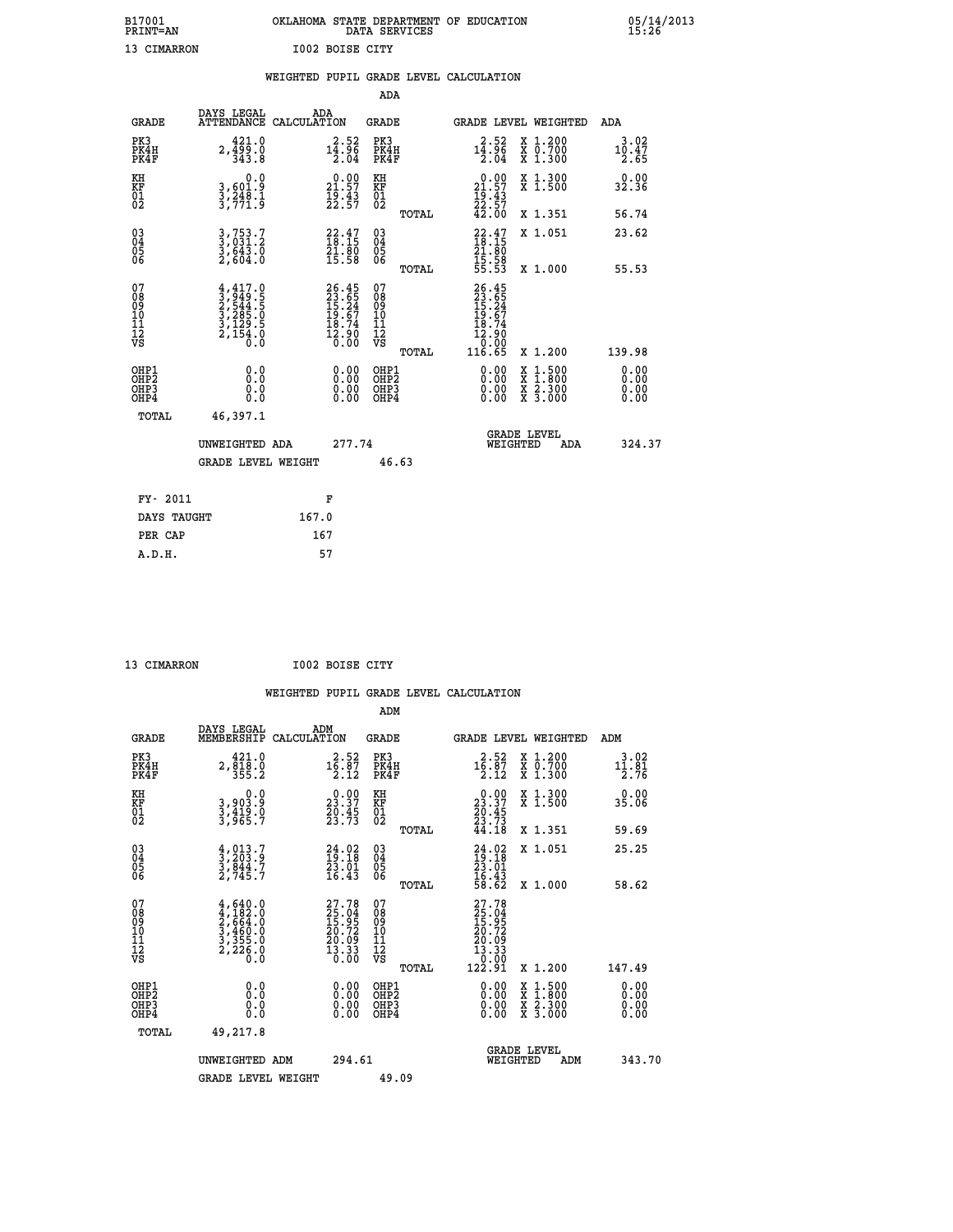B17001 OKLAHOMA STATE DEPARTMENT OF EDUCATION 05/14/2013
PRINT=AN DATA SERVICES 15:26

13 CIMARRON I002 BOISE CITY

## WEIGHTED PUPIL GRADE LEVEL CALCULATION

### ADA

| GRADE | DAYS LEGAL ATTENDANCE | ADA CALCULATION | GRADE | GRADE LEVEL | WEIGHTED | ADA |
|---|---|---|---|---|---|---|
| PK3 | 421.0 | 2.52 | PK3 | 2.52 | X 1.200 | 3.02 |
| PK4H | 2,499.0 | 14.96 | PK4H | 14.96 | X 0.700 | 10.47 |
| PK4F | 343.8 | 2.04 | PK4F | 2.04 | X 1.300 | 2.65 |
| KH | 0.0 | 0.00 | KH | 0.00 | X 1.300 | 0.00 |
| KF | 3,601.9 | 21.57 | KF | 21.57 | X 1.500 | 32.36 |
| 01 | 3,248.1 | 19.43 | 01 | 19.43 | | |
| 02 | 3,771.9 | 22.57 | 02 | 22.57 | | |
| | | | TOTAL | 42.00 | X 1.351 | 56.74 |
| 03 | 3,753.7 | 22.47 | 03 | 22.47 | X 1.051 | 23.62 |
| 04 | 3,031.2 | 18.15 | 04 | 18.15 | | |
| 05 | 3,643.0 | 21.80 | 05 | 21.80 | | |
| 06 | 2,604.0 | 15.58 | 06 | 15.58 | | |
| | | | TOTAL | 55.53 | X 1.000 | 55.53 |
| 07 | 4,417.0 | 26.45 | 07 | 26.45 | | |
| 08 | 3,949.5 | 23.65 | 08 | 23.65 | | |
| 09 | 2,544.5 | 15.24 | 09 | 15.24 | | |
| 10 | 3,285.0 | 19.67 | 10 | 19.67 | | |
| 11 | 3,129.5 | 18.74 | 11 | 18.74 | | |
| 12 | 2,154.0 | 12.90 | 12 | 12.90 | | |
| VS | 0.0 | 0.00 | VS | 0.00 | | |
| | | | TOTAL | 116.65 | X 1.200 | 139.98 |
| OHP1 | 0.0 | 0.00 | OHP1 | 0.00 | X 1.500 | 0.00 |
| OHP2 | 0.0 | 0.00 | OHP2 | 0.00 | X 1.800 | 0.00 |
| OHP3 | 0.0 | 0.00 | OHP3 | 0.00 | X 2.300 | 0.00 |
| OHP4 | 0.0 | 0.00 | OHP4 | 0.00 | X 3.000 | 0.00 |
| TOTAL | 46,397.1 | | | | | |

UNWEIGHTED ADA 277.74 | GRADE LEVEL WEIGHTED ADA 324.37

GRADE LEVEL WEIGHT 46.63

| FY- 2011 | F |
|---|---|
| DAYS TAUGHT | 167.0 |
| PER CAP | 167 |
| A.D.H. | 57 |

13 CIMARRON I002 BOISE CITY

## WEIGHTED PUPIL GRADE LEVEL CALCULATION

### ADM

| GRADE | DAYS LEGAL MEMBERSHIP | ADM CALCULATION | GRADE | GRADE LEVEL | WEIGHTED | ADM |
|---|---|---|---|---|---|---|
| PK3 | 421.0 | 2.52 | PK3 | 2.52 | X 1.200 | 3.02 |
| PK4H | 2,818.0 | 16.87 | PK4H | 16.87 | X 0.700 | 11.81 |
| PK4F | 355.2 | 2.12 | PK4F | 2.12 | X 1.300 | 2.76 |
| KH | 0.0 | 0.00 | KH | 0.00 | X 1.300 | 0.00 |
| KF | 3,903.9 | 23.37 | KF | 23.37 | X 1.500 | 35.06 |
| 01 | 3,419.0 | 20.45 | 01 | 20.45 | | |
| 02 | 3,965.7 | 23.73 | 02 | 23.73 | | |
| | | | TOTAL | 44.18 | X 1.351 | 59.69 |
| 03 | 4,013.7 | 24.02 | 03 | 24.02 | X 1.051 | 25.25 |
| 04 | 3,203.9 | 19.18 | 04 | 19.18 | | |
| 05 | 3,844.7 | 23.01 | 05 | 23.01 | | |
| 06 | 2,745.7 | 16.43 | 06 | 16.43 | | |
| | | | TOTAL | 58.62 | X 1.000 | 58.62 |
| 07 | 4,640.0 | 27.78 | 07 | 27.78 | | |
| 08 | 4,182.0 | 25.04 | 08 | 25.04 | | |
| 09 | 2,664.0 | 15.95 | 09 | 15.95 | | |
| 10 | 3,460.0 | 20.72 | 10 | 20.72 | | |
| 11 | 3,355.0 | 20.09 | 11 | 20.09 | | |
| 12 | 2,226.0 | 13.33 | 12 | 13.33 | | |
| VS | 0.0 | 0.00 | VS | 0.00 | | |
| | | | TOTAL | 122.91 | X 1.200 | 147.49 |
| OHP1 | 0.0 | 0.00 | OHP1 | 0.00 | X 1.500 | 0.00 |
| OHP2 | 0.0 | 0.00 | OHP2 | 0.00 | X 1.800 | 0.00 |
| OHP3 | 0.0 | 0.00 | OHP3 | 0.00 | X 2.300 | 0.00 |
| OHP4 | 0.0 | 0.00 | OHP4 | 0.00 | X 3.000 | 0.00 |
| TOTAL | 49,217.8 | | | | | |

UNWEIGHTED ADM 294.61 | GRADE LEVEL WEIGHTED ADM 343.70

GRADE LEVEL WEIGHT 49.09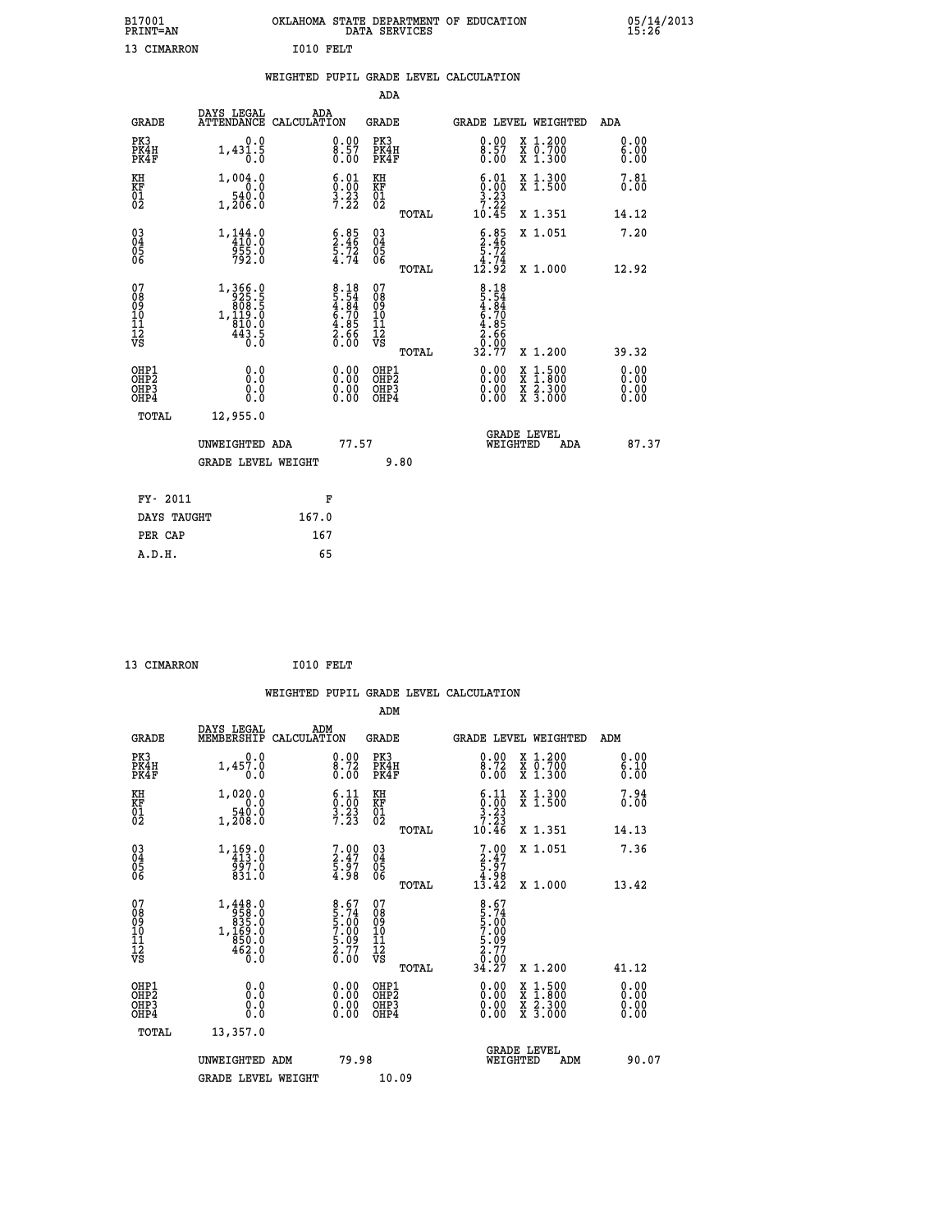B17001 OKLAHOMA STATE DEPARTMENT OF EDUCATION 05/14/2013
PRINT=AN DATA SERVICES 15:26

13 CIMARRON I010 FELT

## WEIGHTED PUPIL GRADE LEVEL CALCULATION

### ADA

| GRADE | DAYS LEGAL ATTENDANCE | ADA CALCULATION | GRADE | | GRADE LEVEL | WEIGHTED | ADA |
|---|---|---|---|---|---|---|---|
| PK3 | 0.0 | 0.00 | PK3 | | 0.00 | X 1.200 | 0.00 |
| PK4H | 1,431.5 | 8.57 | PK4H | | 8.57 | X 0.700 | 6.00 |
| PK4F | 0.0 | 0.00 | PK4F | | 0.00 | X 1.300 | 0.00 |
| KH | 1,004.0 | 6.01 | KH | | 6.01 | X 1.300 | 7.81 |
| KF | 0.0 | 0.00 | KF | | 0.00 | X 1.500 | 0.00 |
| 01 | 540.0 | 3.23 | 01 | | 3.23 | | |
| 02 | 1,206.0 | 7.22 | 02 | | 7.22 | | |
| | | | | TOTAL | 10.45 | X 1.351 | 14.12 |
| 03 | 1,144.0 | 6.85 | 03 | | 6.85 | X 1.051 | 7.20 |
| 04 | 410.0 | 2.46 | 04 | | 2.46 | | |
| 05 | 955.0 | 5.72 | 05 | | 5.72 | | |
| 06 | 792.0 | 4.74 | 06 | | 4.74 | | |
| | | | | TOTAL | 12.92 | X 1.000 | 12.92 |
| 07 | 1,366.0 | 8.18 | 07 | | 8.18 | | |
| 08 | 925.5 | 5.54 | 08 | | 5.54 | | |
| 09 | 808.5 | 4.84 | 09 | | 4.84 | | |
| 10 | 1,119.0 | 6.70 | 10 | | 6.70 | | |
| 11 | 810.0 | 4.85 | 11 | | 4.85 | | |
| 12 | 443.5 | 2.66 | 12 | | 2.66 | | |
| VS | 0.0 | 0.00 | VS | | 0.00 | | |
| | | | | TOTAL | 32.77 | X 1.200 | 39.32 |
| OHP1 | 0.0 | 0.00 | OHP1 | | 0.00 | X 1.500 | 0.00 |
| OHP2 | 0.0 | 0.00 | OHP2 | | 0.00 | X 1.800 | 0.00 |
| OHP3 | 0.0 | 0.00 | OHP3 | | 0.00 | X 2.300 | 0.00 |
| OHP4 | 0.0 | 0.00 | OHP4 | | 0.00 | X 3.000 | 0.00 |
| TOTAL | 12,955.0 | | | | | | |

UNWEIGHTED ADA 77.57 GRADE LEVEL WEIGHTED ADA 87.37

GRADE LEVEL WEIGHT 9.80

| FY- 2011 | F |
|---|---|
| DAYS TAUGHT | 167.0 |
| PER CAP | 167 |
| A.D.H. | 65 |

13 CIMARRON I010 FELT

## WEIGHTED PUPIL GRADE LEVEL CALCULATION

### ADM

| GRADE | DAYS LEGAL MEMBERSHIP | ADM CALCULATION | GRADE | | GRADE LEVEL | WEIGHTED | ADM |
|---|---|---|---|---|---|---|---|
| PK3 | 0.0 | 0.00 | PK3 | | 0.00 | X 1.200 | 0.00 |
| PK4H | 1,457.0 | 8.72 | PK4H | | 8.72 | X 0.700 | 6.10 |
| PK4F | 0.0 | 0.00 | PK4F | | 0.00 | X 1.300 | 0.00 |
| KH | 1,020.0 | 6.11 | KH | | 6.11 | X 1.300 | 7.94 |
| KF | 0.0 | 0.00 | KF | | 0.00 | X 1.500 | 0.00 |
| 01 | 540.0 | 3.23 | 01 | | 3.23 | | |
| 02 | 1,208.0 | 7.23 | 02 | | 7.23 | | |
| | | | | TOTAL | 10.46 | X 1.351 | 14.13 |
| 03 | 1,169.0 | 7.00 | 03 | | 7.00 | X 1.051 | 7.36 |
| 04 | 413.0 | 2.47 | 04 | | 2.47 | | |
| 05 | 997.0 | 5.97 | 05 | | 5.97 | | |
| 06 | 831.0 | 4.98 | 06 | | 4.98 | | |
| | | | | TOTAL | 13.42 | X 1.000 | 13.42 |
| 07 | 1,448.0 | 8.67 | 07 | | 8.67 | | |
| 08 | 958.0 | 5.74 | 08 | | 5.74 | | |
| 09 | 835.0 | 5.00 | 09 | | 5.00 | | |
| 10 | 1,169.0 | 7.00 | 10 | | 7.00 | | |
| 11 | 850.0 | 5.09 | 11 | | 5.09 | | |
| 12 | 462.0 | 2.77 | 12 | | 2.77 | | |
| VS | 0.0 | 0.00 | VS | | 0.00 | | |
| | | | | TOTAL | 34.27 | X 1.200 | 41.12 |
| OHP1 | 0.0 | 0.00 | OHP1 | | 0.00 | X 1.500 | 0.00 |
| OHP2 | 0.0 | 0.00 | OHP2 | | 0.00 | X 1.800 | 0.00 |
| OHP3 | 0.0 | 0.00 | OHP3 | | 0.00 | X 2.300 | 0.00 |
| OHP4 | 0.0 | 0.00 | OHP4 | | 0.00 | X 3.000 | 0.00 |
| TOTAL | 13,357.0 | | | | | | |

UNWEIGHTED ADM 79.98 GRADE LEVEL WEIGHTED ADM 90.07

GRADE LEVEL WEIGHT 10.09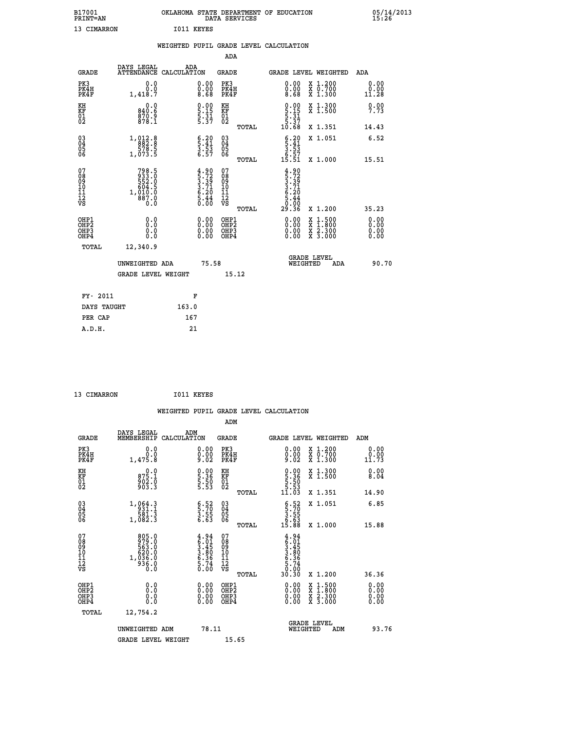B17001 OKLAHOMA STATE DEPARTMENT OF EDUCATION 05/14/2013
PRINT=AN DATA SERVICES 15:26

13 CIMARRON I011 KEYES

WEIGHTED PUPIL GRADE LEVEL CALCULATION

ADA

| GRADE | DAYS LEGAL ATTENDANCE | ADA CALCULATION | GRADE | | GRADE LEVEL | WEIGHTED | ADA |
|---|---|---|---|---|---|---|---|
| PK3 | 0.0 | 0.00 | PK3 | | 0.00 | X 1.200 | 0.00 |
| PK4H | 0.0 | 0.00 | PK4H | | 0.00 | X 0.700 | 0.00 |
| PK4F | 1,418.7 | 8.68 | PK4F | | 8.68 | X 1.300 | 11.28 |
| KH | 0.0 | 0.00 | KH | | 0.00 | X 1.300 | 0.00 |
| KF | 840.6 | 5.15 | KF | | 5.15 | X 1.500 | 7.73 |
| 01 | 870.9 | 5.31 | 01 | | 5.31 | | |
| 02 | 878.1 | 5.37 | 02 | | 5.37 | | |
| | | | | TOTAL | 10.68 | X 1.351 | 14.43 |
| 03 | 1,012.8 | 6.20 | 03 | | 6.20 | X 1.051 | 6.52 |
| 04 | 882.8 | 5.41 | 04 | | 5.41 | | |
| 05 | 578.5 | 3.53 | 05 | | 3.53 | | |
| 06 | 1,073.5 | 6.57 | 06 | | 6.57 | | |
| | | | | TOTAL | 15.51 | X 1.000 | 15.51 |
| 07 | 798.5 | 4.90 | 07 | | 4.90 | | |
| 08 | 933.0 | 5.72 | 08 | | 5.72 | | |
| 09 | 552.0 | 3.39 | 09 | | 3.39 | | |
| 10 | 604.5 | 3.71 | 10 | | 3.71 | | |
| 11 | 1,010.0 | 6.20 | 11 | | 6.20 | | |
| 12 | 887.0 | 5.44 | 12 | | 5.44 | | |
| VS | 0.0 | 0.00 | VS | | 0.00 | | |
| | | | | TOTAL | 29.36 | X 1.200 | 35.23 |
| OHP1 | 0.0 | 0.00 | OHP1 | | 0.00 | X 1.500 | 0.00 |
| OHP2 | 0.0 | 0.00 | OHP2 | | 0.00 | X 1.800 | 0.00 |
| OHP3 | 0.0 | 0.00 | OHP3 | | 0.00 | X 2.300 | 0.00 |
| OHP4 | 0.0 | 0.00 | OHP4 | | 0.00 | X 3.000 | 0.00 |
| TOTAL | 12,340.9 | | | | | | |

UNWEIGHTED ADA 75.58 GRADE LEVEL WEIGHTED ADA 90.70

GRADE LEVEL WEIGHT 15.12

| FY- 2011 | F |
|---|---|
| DAYS TAUGHT | 163.0 |
| PER CAP | 167 |
| A.D.H. | 21 |

13 CIMARRON I011 KEYES

WEIGHTED PUPIL GRADE LEVEL CALCULATION

ADM

| GRADE | DAYS LEGAL MEMBERSHIP | ADM CALCULATION | GRADE | | GRADE LEVEL | WEIGHTED | ADM |
|---|---|---|---|---|---|---|---|
| PK3 | 0.0 | 0.00 | PK3 | | 0.00 | X 1.200 | 0.00 |
| PK4H | 0.0 | 0.00 | PK4H | | 0.00 | X 0.700 | 0.00 |
| PK4F | 1,475.8 | 9.02 | PK4F | | 9.02 | X 1.300 | 11.73 |
| KH | 0.0 | 0.00 | KH | | 0.00 | X 1.300 | 0.00 |
| KF | 875.1 | 5.36 | KF | | 5.36 | X 1.500 | 8.04 |
| 01 | 902.0 | 5.50 | 01 | | 5.50 | | |
| 02 | 903.3 | 5.53 | 02 | | 5.53 | | |
| | | | | TOTAL | 11.03 | X 1.351 | 14.90 |
| 03 | 1,064.3 | 6.52 | 03 | | 6.52 | X 1.051 | 6.85 |
| 04 | 931.1 | 5.70 | 04 | | 5.70 | | |
| 05 | 581.3 | 3.55 | 05 | | 3.55 | | |
| 06 | 1,082.3 | 6.63 | 06 | | 6.63 | | |
| | | | | TOTAL | 15.88 | X 1.000 | 15.88 |
| 07 | 805.0 | 4.94 | 07 | | 4.94 | | |
| 08 | 979.0 | 6.01 | 08 | | 6.01 | | |
| 09 | 563.0 | 3.45 | 09 | | 3.45 | | |
| 10 | 620.0 | 3.80 | 10 | | 3.80 | | |
| 11 | 1,036.0 | 6.36 | 11 | | 6.36 | | |
| 12 | 936.0 | 5.74 | 12 | | 5.74 | | |
| VS | 0.0 | 0.00 | VS | | 0.00 | | |
| | | | | TOTAL | 30.30 | X 1.200 | 36.36 |
| OHP1 | 0.0 | 0.00 | OHP1 | | 0.00 | X 1.500 | 0.00 |
| OHP2 | 0.0 | 0.00 | OHP2 | | 0.00 | X 1.800 | 0.00 |
| OHP3 | 0.0 | 0.00 | OHP3 | | 0.00 | X 2.300 | 0.00 |
| OHP4 | 0.0 | 0.00 | OHP4 | | 0.00 | X 3.000 | 0.00 |
| TOTAL | 12,754.2 | | | | | | |

UNWEIGHTED ADM 78.11 GRADE LEVEL WEIGHTED ADM 93.76

GRADE LEVEL WEIGHT 15.65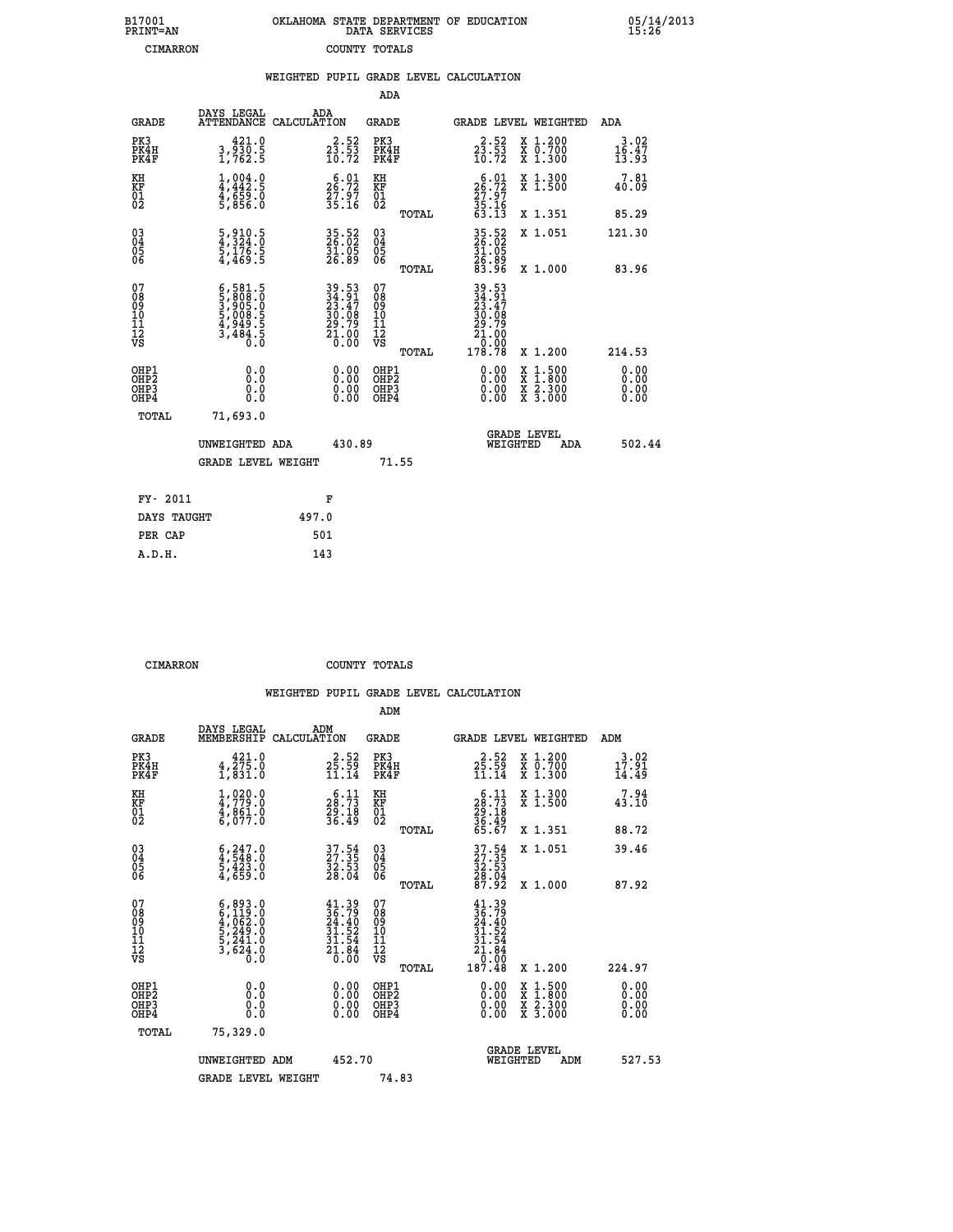B17001 PRINT=AN — OKLAHOMA STATE DEPARTMENT OF EDUCATION DATA SERVICES — 05/14/2013 15:26

CIMARRON — COUNTY TOTALS

## WEIGHTED PUPIL GRADE LEVEL CALCULATION

### ADA

| GRADE | DAYS LEGAL ATTENDANCE | ADA CALCULATION | GRADE | | GRADE LEVEL | WEIGHTED | ADA |
|---|---|---|---|---|---|---|---|
| PK3 | 421.0 | 2.52 | PK3 | | 2.52 | X 1.200 | 3.02 |
| PK4H | 3,930.5 | 23.53 | PK4H | | 23.53 | X 0.700 | 16.47 |
| PK4F | 1,762.5 | 10.72 | PK4F | | 10.72 | X 1.300 | 13.93 |
| KH | 1,004.0 | 6.01 | KH | | 6.01 | X 1.300 | 7.81 |
| KF | 4,442.5 | 26.72 | KF | | 26.72 | X 1.500 | 40.09 |
| 01 | 4,659.0 | 27.97 | 01 | | 27.97 | | |
| 02 | 5,856.0 | 35.16 | 02 | | 35.16 | | |
| | | | | TOTAL | 63.13 | X 1.351 | 85.29 |
| 03 | 5,910.5 | 35.52 | 03 | | 35.52 | X 1.051 | 121.30 |
| 04 | 4,324.0 | 26.02 | 04 | | 26.02 | | |
| 05 | 5,176.5 | 31.05 | 05 | | 31.05 | | |
| 06 | 4,469.5 | 26.89 | 06 | | 26.89 | | |
| | | | | TOTAL | 83.96 | X 1.000 | 83.96 |
| 07 | 6,581.5 | 39.53 | 07 | | 39.53 | | |
| 08 | 5,808.0 | 34.91 | 08 | | 34.91 | | |
| 09 | 3,905.0 | 23.47 | 09 | | 23.47 | | |
| 10 | 5,008.5 | 30.08 | 10 | | 30.08 | | |
| 11 | 4,949.5 | 29.79 | 11 | | 29.79 | | |
| 12 | 3,484.5 | 21.00 | 12 | | 21.00 | | |
| VS | 0.0 | 0.00 | VS | | 0.00 | | |
| | | | | TOTAL | 178.78 | X 1.200 | 214.53 |
| OHP1 | 0.0 | 0.00 | OHP1 | | 0.00 | X 1.500 | 0.00 |
| OHP2 | 0.0 | 0.00 | OHP2 | | 0.00 | X 1.800 | 0.00 |
| OHP3 | 0.0 | 0.00 | OHP3 | | 0.00 | X 2.300 | 0.00 |
| OHP4 | 0.0 | 0.00 | OHP4 | | 0.00 | X 3.000 | 0.00 |
| TOTAL | 71,693.0 | | | | | | |

UNWEIGHTED ADA 430.89 — GRADE LEVEL WEIGHTED ADA 502.44

GRADE LEVEL WEIGHT 71.55

| FY- 2011 | F |
|---|---|
| DAYS TAUGHT | 497.0 |
| PER CAP | 501 |
| A.D.H. | 143 |

CIMARRON — COUNTY TOTALS

## WEIGHTED PUPIL GRADE LEVEL CALCULATION

### ADM

| GRADE | DAYS LEGAL MEMBERSHIP | ADM CALCULATION | GRADE | | GRADE LEVEL | WEIGHTED | ADM |
|---|---|---|---|---|---|---|---|
| PK3 | 421.0 | 2.52 | PK3 | | 2.52 | X 1.200 | 3.02 |
| PK4H | 4,275.0 | 25.59 | PK4H | | 25.59 | X 0.700 | 17.91 |
| PK4F | 1,831.0 | 11.14 | PK4F | | 11.14 | X 1.300 | 14.49 |
| KH | 1,020.0 | 6.11 | KH | | 6.11 | X 1.300 | 7.94 |
| KF | 4,779.0 | 28.73 | KF | | 28.73 | X 1.500 | 43.10 |
| 01 | 4,861.0 | 29.18 | 01 | | 29.18 | | |
| 02 | 6,077.0 | 36.49 | 02 | | 36.49 | | |
| | | | | TOTAL | 65.67 | X 1.351 | 88.72 |
| 03 | 6,247.0 | 37.54 | 03 | | 37.54 | X 1.051 | 39.46 |
| 04 | 4,548.0 | 27.35 | 04 | | 27.35 | | |
| 05 | 5,423.0 | 32.53 | 05 | | 32.53 | | |
| 06 | 4,659.0 | 28.04 | 06 | | 28.04 | | |
| | | | | TOTAL | 87.92 | X 1.000 | 87.92 |
| 07 | 6,893.0 | 41.39 | 07 | | 41.39 | | |
| 08 | 6,119.0 | 36.79 | 08 | | 36.79 | | |
| 09 | 4,062.0 | 24.40 | 09 | | 24.40 | | |
| 10 | 5,249.0 | 31.52 | 10 | | 31.52 | | |
| 11 | 5,241.0 | 31.54 | 11 | | 31.54 | | |
| 12 | 3,624.0 | 21.84 | 12 | | 21.84 | | |
| VS | 0.0 | 0.00 | VS | | 0.00 | | |
| | | | | TOTAL | 187.48 | X 1.200 | 224.97 |
| OHP1 | 0.0 | 0.00 | OHP1 | | 0.00 | X 1.500 | 0.00 |
| OHP2 | 0.0 | 0.00 | OHP2 | | 0.00 | X 1.800 | 0.00 |
| OHP3 | 0.0 | 0.00 | OHP3 | | 0.00 | X 2.300 | 0.00 |
| OHP4 | 0.0 | 0.00 | OHP4 | | 0.00 | X 3.000 | 0.00 |
| TOTAL | 75,329.0 | | | | | | |

UNWEIGHTED ADM 452.70 — GRADE LEVEL WEIGHTED ADM 527.53

GRADE LEVEL WEIGHT 74.83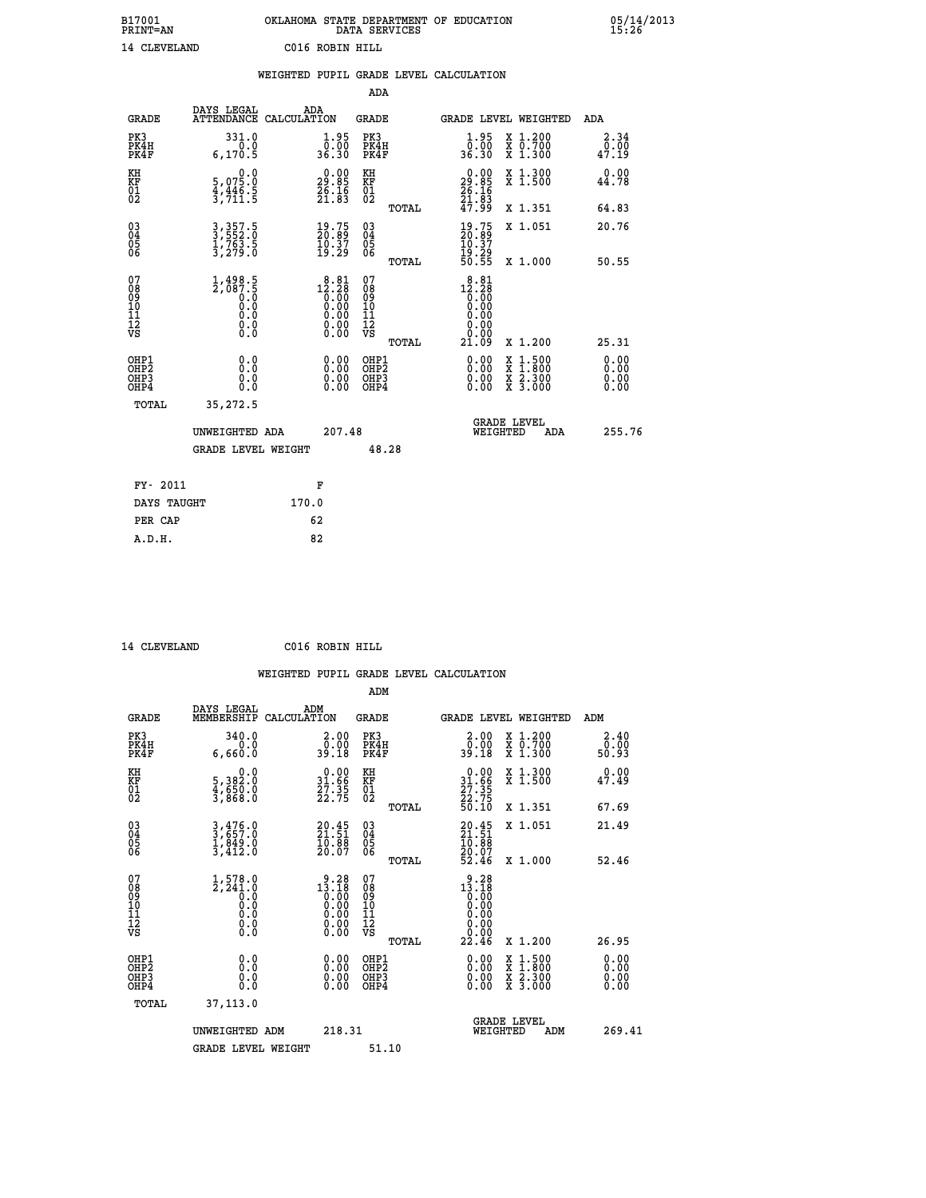B17001 OKLAHOMA STATE DEPARTMENT OF EDUCATION 05/14/2013
PRINT=AN DATA SERVICES 15:26

14 CLEVELAND C016 ROBIN HILL

## WEIGHTED PUPIL GRADE LEVEL CALCULATION

### ADA

| GRADE | DAYS LEGAL ATTENDANCE | ADA CALCULATION | GRADE | GRADE LEVEL | WEIGHTED | ADA |
|---|---|---|---|---|---|---|
| PK3 | 331.0 | 1.95 | PK3 | 1.95 | X 1.200 | 2.34 |
| PK4H | 0.0 | 0.00 | PK4H | 0.00 | X 0.700 | 0.00 |
| PK4F | 6,170.5 | 36.30 | PK4F | 36.30 | X 1.300 | 47.19 |
| KH | 0.0 | 0.00 | KH | 0.00 | X 1.300 | 0.00 |
| KF | 5,075.0 | 29.85 | KF | 29.85 | X 1.500 | 44.78 |
| 01 | 4,446.5 | 26.16 | 01 | 26.16 | | |
| 02 | 3,711.5 | 21.83 | 02 | 21.83 | | |
| | | | TOTAL | 47.99 | X 1.351 | 64.83 |
| 03 | 3,357.5 | 19.75 | 03 | 19.75 | X 1.051 | 20.76 |
| 04 | 3,552.0 | 20.89 | 04 | 20.89 | | |
| 05 | 1,763.5 | 10.37 | 05 | 10.37 | | |
| 06 | 3,279.0 | 19.29 | 06 | 19.29 | | |
| | | | TOTAL | 50.55 | X 1.000 | 50.55 |
| 07 | 1,498.5 | 8.81 | 07 | 8.81 | | |
| 08 | 2,087.5 | 12.28 | 08 | 12.28 | | |
| 09 | 0.0 | 0.00 | 09 | 0.00 | | |
| 10 | 0.0 | 0.00 | 10 | 0.00 | | |
| 11 | 0.0 | 0.00 | 11 | 0.00 | | |
| 12 | 0.0 | 0.00 | 12 | 0.00 | | |
| VS | 0.0 | 0.00 | VS | 0.00 | | |
| | | | TOTAL | 21.09 | X 1.200 | 25.31 |
| OHP1 | 0.0 | 0.00 | OHP1 | 0.00 | X 1.500 | 0.00 |
| OHP2 | 0.0 | 0.00 | OHP2 | 0.00 | X 1.800 | 0.00 |
| OHP3 | 0.0 | 0.00 | OHP3 | 0.00 | X 2.300 | 0.00 |
| OHP4 | 0.0 | 0.00 | OHP4 | 0.00 | X 3.000 | 0.00 |
| TOTAL | 35,272.5 | | | | | |

UNWEIGHTED ADA 207.48 GRADE LEVEL WEIGHTED ADA 255.76

GRADE LEVEL WEIGHT 48.28

| FY- 2011 | F |
|---|---|
| DAYS TAUGHT | 170.0 |
| PER CAP | 62 |
| A.D.H. | 82 |

14 CLEVELAND C016 ROBIN HILL

## WEIGHTED PUPIL GRADE LEVEL CALCULATION

### ADM

| GRADE | DAYS LEGAL MEMBERSHIP | ADM CALCULATION | GRADE | GRADE LEVEL | WEIGHTED | ADM |
|---|---|---|---|---|---|---|
| PK3 | 340.0 | 2.00 | PK3 | 2.00 | X 1.200 | 2.40 |
| PK4H | 0.0 | 0.00 | PK4H | 0.00 | X 0.700 | 0.00 |
| PK4F | 6,660.0 | 39.18 | PK4F | 39.18 | X 1.300 | 50.93 |
| KH | 0.0 | 0.00 | KH | 0.00 | X 1.300 | 0.00 |
| KF | 5,382.0 | 31.66 | KF | 31.66 | X 1.500 | 47.49 |
| 01 | 4,650.0 | 27.35 | 01 | 27.35 | | |
| 02 | 3,868.0 | 22.75 | 02 | 22.75 | | |
| | | | TOTAL | 50.10 | X 1.351 | 67.69 |
| 03 | 3,476.0 | 20.45 | 03 | 20.45 | X 1.051 | 21.49 |
| 04 | 3,657.0 | 21.51 | 04 | 21.51 | | |
| 05 | 1,849.0 | 10.88 | 05 | 10.88 | | |
| 06 | 3,412.0 | 20.07 | 06 | 20.07 | | |
| | | | TOTAL | 52.46 | X 1.000 | 52.46 |
| 07 | 1,578.0 | 9.28 | 07 | 9.28 | | |
| 08 | 2,241.0 | 13.18 | 08 | 13.18 | | |
| 09 | 0.0 | 0.00 | 09 | 0.00 | | |
| 10 | 0.0 | 0.00 | 10 | 0.00 | | |
| 11 | 0.0 | 0.00 | 11 | 0.00 | | |
| 12 | 0.0 | 0.00 | 12 | 0.00 | | |
| VS | 0.0 | 0.00 | VS | 0.00 | | |
| | | | TOTAL | 22.46 | X 1.200 | 26.95 |
| OHP1 | 0.0 | 0.00 | OHP1 | 0.00 | X 1.500 | 0.00 |
| OHP2 | 0.0 | 0.00 | OHP2 | 0.00 | X 1.800 | 0.00 |
| OHP3 | 0.0 | 0.00 | OHP3 | 0.00 | X 2.300 | 0.00 |
| OHP4 | 0.0 | 0.00 | OHP4 | 0.00 | X 3.000 | 0.00 |
| TOTAL | 37,113.0 | | | | | |

UNWEIGHTED ADM 218.31 GRADE LEVEL WEIGHTED ADM 269.41

GRADE LEVEL WEIGHT 51.10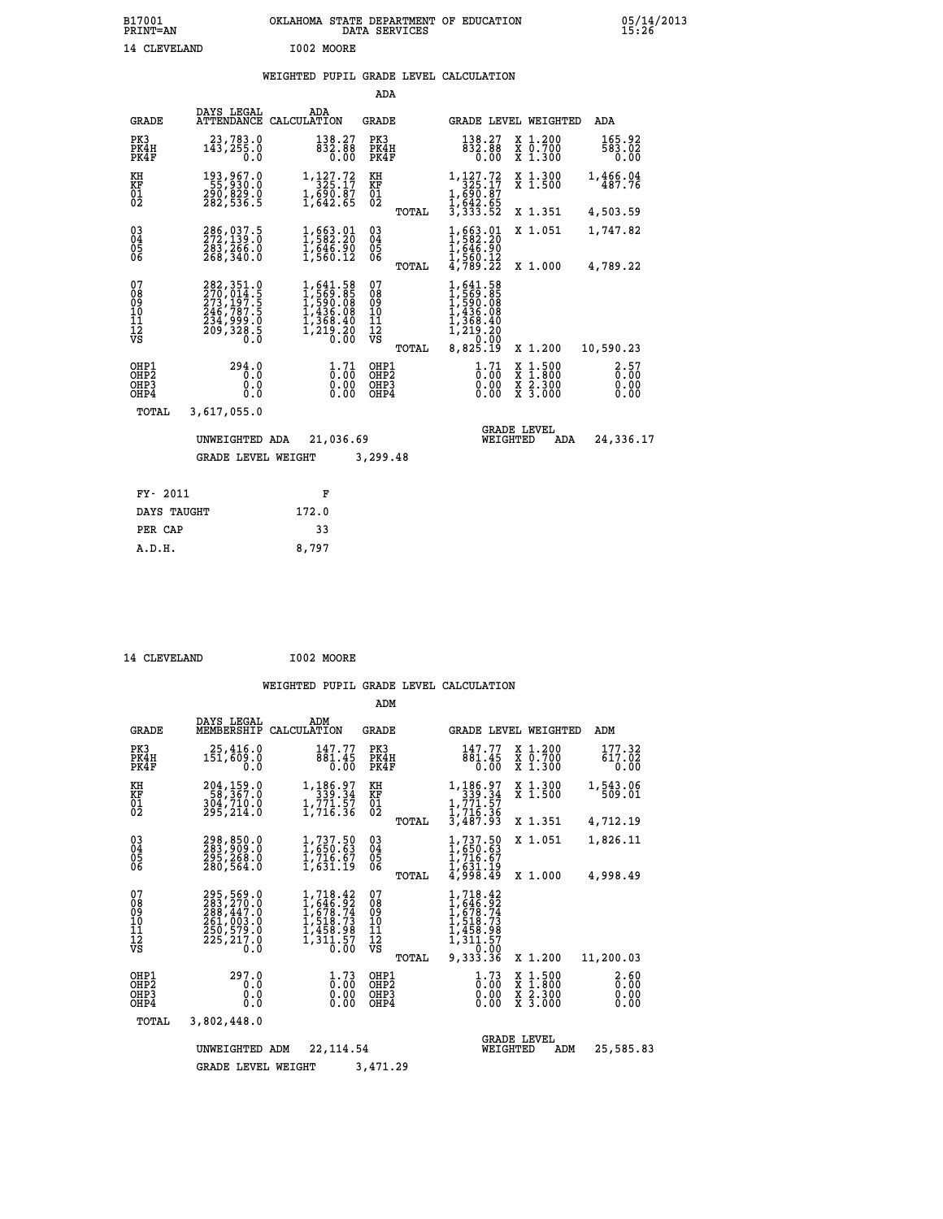B17001 OKLAHOMA STATE DEPARTMENT OF EDUCATION 05/14/2013
PRINT=AN DATA SERVICES 15:26

14 CLEVELAND I002 MOORE

## WEIGHTED PUPIL GRADE LEVEL CALCULATION

### ADA

| GRADE | DAYS LEGAL ATTENDANCE | ADA CALCULATION | GRADE | | GRADE LEVEL | WEIGHTED | ADA |
|---|---|---|---|---|---|---|---|
| PK3 | 23,783.0 | 138.27 | PK3 | | 138.27 | X 1.200 | 165.92 |
| PK4H | 143,255.0 | 832.88 | PK4H | | 832.88 | X 0.700 | 583.02 |
| PK4F | 0.0 | 0.00 | PK4F | | 0.00 | X 1.300 | 0.00 |
| KH | 193,967.0 | 1,127.72 | KH | | 1,127.72 | X 1.300 | 1,466.04 |
| KF | 55,930.0 | 325.17 | KF | | 325.17 | X 1.500 | 487.76 |
| 01 | 290,829.0 | 1,690.87 | 01 | | 1,690.87 | | |
| 02 | 282,536.5 | 1,642.65 | 02 | | 1,642.65 | | |
| | | | | TOTAL | 3,333.52 | X 1.351 | 4,503.59 |
| 03 | 286,037.5 | 1,663.01 | 03 | | 1,663.01 | X 1.051 | 1,747.82 |
| 04 | 272,139.0 | 1,582.20 | 04 | | 1,582.20 | | |
| 05 | 283,266.0 | 1,646.90 | 05 | | 1,646.90 | | |
| 06 | 268,340.0 | 1,560.12 | 06 | | 1,560.12 | | |
| | | | | TOTAL | 4,789.22 | X 1.000 | 4,789.22 |
| 07 | 282,351.0 | 1,641.58 | 07 | | 1,641.58 | | |
| 08 | 270,014.5 | 1,569.85 | 08 | | 1,569.85 | | |
| 09 | 273,197.5 | 1,590.08 | 09 | | 1,590.08 | | |
| 10 | 246,787.5 | 1,436.08 | 10 | | 1,436.08 | | |
| 11 | 234,999.0 | 1,368.40 | 11 | | 1,368.40 | | |
| 12 | 209,328.5 | 1,219.20 | 12 | | 1,219.20 | | |
| VS | 0.0 | 0.00 | VS | | 0.00 | | |
| | | | | TOTAL | 8,825.19 | X 1.200 | 10,590.23 |
| OHP1 | 294.0 | 1.71 | OHP1 | | 1.71 | X 1.500 | 2.57 |
| OHP2 | 0.0 | 0.00 | OHP2 | | 0.00 | X 1.800 | 0.00 |
| OHP3 | 0.0 | 0.00 | OHP3 | | 0.00 | X 2.300 | 0.00 |
| OHP4 | 0.0 | 0.00 | OHP4 | | 0.00 | X 3.000 | 0.00 |
| TOTAL | 3,617,055.0 | | | | | | |

UNWEIGHTED ADA 21,036.69 GRADE LEVEL WEIGHTED ADA 24,336.17

GRADE LEVEL WEIGHT 3,299.48

| FY- 2011 | F |
|---|---|
| DAYS TAUGHT | 172.0 |
| PER CAP | 33 |
| A.D.H. | 8,797 |

14 CLEVELAND I002 MOORE

## WEIGHTED PUPIL GRADE LEVEL CALCULATION

### ADM

| GRADE | DAYS LEGAL MEMBERSHIP | ADM CALCULATION | GRADE | | GRADE LEVEL | WEIGHTED | ADM |
|---|---|---|---|---|---|---|---|
| PK3 | 25,416.0 | 147.77 | PK3 | | 147.77 | X 1.200 | 177.32 |
| PK4H | 151,609.0 | 881.45 | PK4H | | 881.45 | X 0.700 | 617.02 |
| PK4F | 0.0 | 0.00 | PK4F | | 0.00 | X 1.300 | 0.00 |
| KH | 204,159.0 | 1,186.97 | KH | | 1,186.97 | X 1.300 | 1,543.06 |
| KF | 58,367.0 | 339.34 | KF | | 339.34 | X 1.500 | 509.01 |
| 01 | 304,710.0 | 1,771.57 | 01 | | 1,771.57 | | |
| 02 | 295,214.0 | 1,716.36 | 02 | | 1,716.36 | | |
| | | | | TOTAL | 3,487.93 | X 1.351 | 4,712.19 |
| 03 | 298,850.0 | 1,737.50 | 03 | | 1,737.50 | X 1.051 | 1,826.11 |
| 04 | 283,909.0 | 1,650.63 | 04 | | 1,650.63 | | |
| 05 | 295,268.0 | 1,716.67 | 05 | | 1,716.67 | | |
| 06 | 280,564.0 | 1,631.19 | 06 | | 1,631.19 | | |
| | | | | TOTAL | 4,998.49 | X 1.000 | 4,998.49 |
| 07 | 295,569.0 | 1,718.42 | 07 | | 1,718.42 | | |
| 08 | 283,270.0 | 1,646.92 | 08 | | 1,646.92 | | |
| 09 | 288,447.0 | 1,678.74 | 09 | | 1,678.74 | | |
| 10 | 261,003.0 | 1,518.73 | 10 | | 1,518.73 | | |
| 11 | 250,579.0 | 1,458.98 | 11 | | 1,458.98 | | |
| 12 | 225,217.0 | 1,311.57 | 12 | | 1,311.57 | | |
| VS | 0.0 | 0.00 | VS | | 0.00 | | |
| | | | | TOTAL | 9,333.36 | X 1.200 | 11,200.03 |
| OHP1 | 297.0 | 1.73 | OHP1 | | 1.73 | X 1.500 | 2.60 |
| OHP2 | 0.0 | 0.00 | OHP2 | | 0.00 | X 1.800 | 0.00 |
| OHP3 | 0.0 | 0.00 | OHP3 | | 0.00 | X 2.300 | 0.00 |
| OHP4 | 0.0 | 0.00 | OHP4 | | 0.00 | X 3.000 | 0.00 |
| TOTAL | 3,802,448.0 | | | | | | |

UNWEIGHTED ADM 22,114.54 GRADE LEVEL WEIGHTED ADM 25,585.83

GRADE LEVEL WEIGHT 3,471.29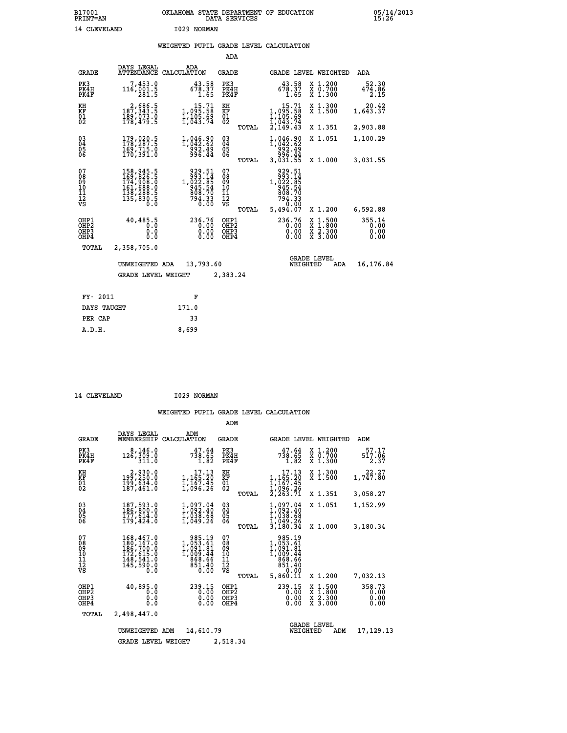B17001 OKLAHOMA STATE DEPARTMENT OF EDUCATION 05/14/2013
PRINT=AN DATA SERVICES 15:26

14 CLEVELAND I029 NORMAN

## WEIGHTED PUPIL GRADE LEVEL CALCULATION

### ADA

| GRADE | DAYS LEGAL ATTENDANCE | ADA CALCULATION | GRADE | GRADE LEVEL | WEIGHTED | ADA |
|---|---|---|---|---|---|---|
| PK3 | 7,453.0 | 43.58 | PK3 | 43.58 | X 1.200 | 52.30 |
| PK4H | 116,001.5 | 678.37 | PK4H | 678.37 | X 0.700 | 474.86 |
| PK4F | 281.5 | 1.65 | PK4F | 1.65 | X 1.300 | 2.15 |
| KH | 2,686.5 | 15.71 | KH | 15.71 | X 1.300 | 20.42 |
| KF | 187,343.5 | 1,095.58 | KF | 1,095.58 | X 1.500 | 1,643.37 |
| 01 | 189,073.0 | 1,105.69 | 01 | 1,105.69 | | |
| 02 | 178,479.5 | 1,043.74 | 02 | 1,043.74 | | |
| | | | TOTAL | 2,149.43 | X 1.351 | 2,903.88 |
| 03 | 179,020.5 | 1,046.90 | 03 | 1,046.90 | X 1.051 | 1,100.29 |
| 04 | 178,287.5 | 1,042.62 | 04 | 1,042.62 | | |
| 05 | 169,715.0 | 992.49 | 05 | 992.49 | | |
| 06 | 170,391.0 | 996.44 | 06 | 996.44 | | |
| | | | TOTAL | 3,031.55 | X 1.000 | 3,031.55 |
| 07 | 158,945.5 | 929.51 | 07 | 929.51 | | |
| 08 | 169,826.5 | 993.14 | 08 | 993.14 | | |
| 09 | 174,908.0 | 1,022.85 | 09 | 1,022.85 | | |
| 10 | 161,688.0 | 945.54 | 10 | 945.54 | | |
| 11 | 138,288.5 | 808.70 | 11 | 808.70 | | |
| 12 | 135,830.5 | 794.33 | 12 | 794.33 | | |
| VS | 0.0 | 0.00 | VS | 0.00 | | |
| | | | TOTAL | 5,494.07 | X 1.200 | 6,592.88 |
| OHP1 | 40,485.5 | 236.76 | OHP1 | 236.76 | X 1.500 | 355.14 |
| OHP2 | 0.0 | 0.00 | OHP2 | 0.00 | X 1.800 | 0.00 |
| OHP3 | 0.0 | 0.00 | OHP3 | 0.00 | X 2.300 | 0.00 |
| OHP4 | 0.0 | 0.00 | OHP4 | 0.00 | X 3.000 | 0.00 |
| TOTAL | 2,358,705.0 | | | | | |

UNWEIGHTED ADA 13,793.60 GRADE LEVEL WEIGHTED ADA 16,176.84

GRADE LEVEL WEIGHT 2,383.24

| FY- 2011 | F |
|---|---|
| DAYS TAUGHT | 171.0 |
| PER CAP | 33 |
| A.D.H. | 8,699 |

14 CLEVELAND I029 NORMAN

## WEIGHTED PUPIL GRADE LEVEL CALCULATION

### ADM

| GRADE | DAYS LEGAL MEMBERSHIP | ADM CALCULATION | GRADE | GRADE LEVEL | WEIGHTED | ADM |
|---|---|---|---|---|---|---|
| PK3 | 8,146.0 | 47.64 | PK3 | 47.64 | X 1.200 | 57.17 |
| PK4H | 126,309.0 | 738.65 | PK4H | 738.65 | X 0.700 | 517.06 |
| PK4F | 311.0 | 1.82 | PK4F | 1.82 | X 1.300 | 2.37 |
| KH | 2,930.0 | 17.13 | KH | 17.13 | X 1.300 | 22.27 |
| KF | 199,250.0 | 1,165.20 | KF | 1,165.20 | X 1.500 | 1,747.80 |
| 01 | 199,634.0 | 1,167.45 | 01 | 1,167.45 | | |
| 02 | 187,461.0 | 1,096.26 | 02 | 1,096.26 | | |
| | | | TOTAL | 2,263.71 | X 1.351 | 3,058.27 |
| 03 | 187,593.0 | 1,097.04 | 03 | 1,097.04 | X 1.051 | 1,152.99 |
| 04 | 186,800.0 | 1,092.40 | 04 | 1,092.40 | | |
| 05 | 177,614.0 | 1,038.68 | 05 | 1,038.68 | | |
| 06 | 179,424.0 | 1,049.26 | 06 | 1,049.26 | | |
| | | | TOTAL | 3,180.34 | X 1.000 | 3,180.34 |
| 07 | 168,467.0 | 985.19 | 07 | 985.19 | | |
| 08 | 180,167.0 | 1,053.61 | 08 | 1,053.61 | | |
| 09 | 186,700.0 | 1,091.81 | 09 | 1,091.81 | | |
| 10 | 172,615.0 | 1,009.44 | 10 | 1,009.44 | | |
| 11 | 148,541.0 | 868.66 | 11 | 868.66 | | |
| 12 | 145,590.0 | 851.40 | 12 | 851.40 | | |
| VS | 0.0 | 0.00 | VS | 0.00 | | |
| | | | TOTAL | 5,860.11 | X 1.200 | 7,032.13 |
| OHP1 | 40,895.0 | 239.15 | OHP1 | 239.15 | X 1.500 | 358.73 |
| OHP2 | 0.0 | 0.00 | OHP2 | 0.00 | X 1.800 | 0.00 |
| OHP3 | 0.0 | 0.00 | OHP3 | 0.00 | X 2.300 | 0.00 |
| OHP4 | 0.0 | 0.00 | OHP4 | 0.00 | X 3.000 | 0.00 |
| TOTAL | 2,498,447.0 | | | | | |

UNWEIGHTED ADM 14,610.79 GRADE LEVEL WEIGHTED ADM 17,129.13

GRADE LEVEL WEIGHT 2,518.34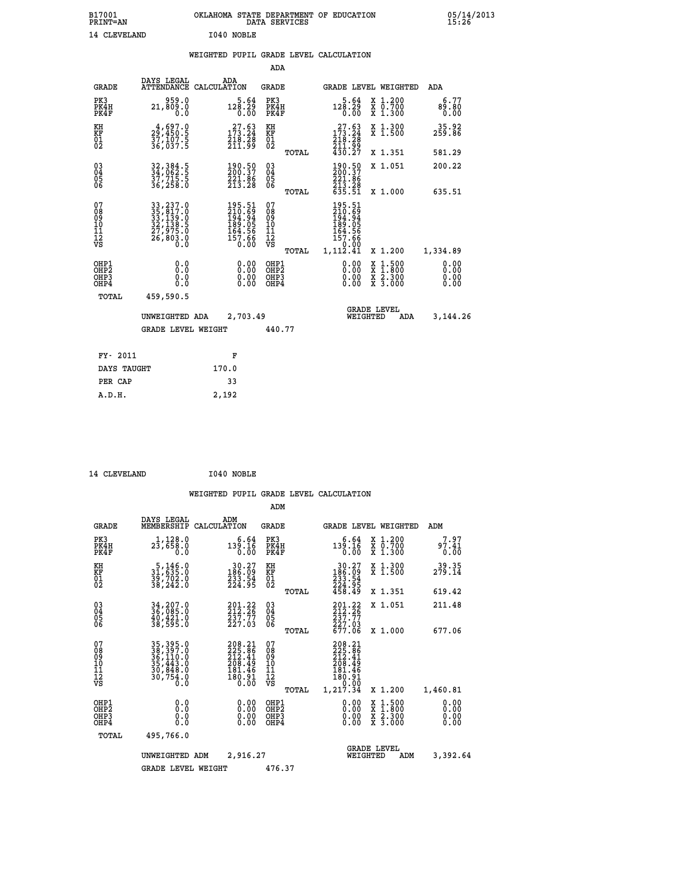B17001 OKLAHOMA STATE DEPARTMENT OF EDUCATION 05/14/2013
PRINT=AN DATA SERVICES 15:26

14 CLEVELAND I040 NOBLE

WEIGHTED PUPIL GRADE LEVEL CALCULATION

ADA

| GRADE | DAYS LEGAL ATTENDANCE | ADA CALCULATION | GRADE | | GRADE LEVEL | WEIGHTED | ADA |
|---|---|---|---|---|---|---|---|
| PK3 | 959.0 | 5.64 | PK3 | | 5.64 | X 1.200 | 6.77 |
| PK4H | 21,809.0 | 128.29 | PK4H | | 128.29 | X 0.700 | 89.80 |
| PK4F | 0.0 | 0.00 | PK4F | | 0.00 | X 1.300 | 0.00 |
| KH | 4,697.0 | 27.63 | KH | | 27.63 | X 1.300 | 35.92 |
| KF | 29,450.5 | 173.24 | KF | | 173.24 | X 1.500 | 259.86 |
| 01 | 37,107.5 | 218.28 | 01 | | 218.28 | | |
| 02 | 36,037.5 | 211.99 | 02 | | 211.99 | | |
| | | | | TOTAL | 430.27 | X 1.351 | 581.29 |
| 03 | 32,384.5 | 190.50 | 03 | | 190.50 | X 1.051 | 200.22 |
| 04 | 34,062.5 | 200.37 | 04 | | 200.37 | | |
| 05 | 37,715.5 | 221.86 | 05 | | 221.86 | | |
| 06 | 36,258.0 | 213.28 | 06 | | 213.28 | | |
| | | | | TOTAL | 635.51 | X 1.000 | 635.51 |
| 07 | 33,237.0 | 195.51 | 07 | | 195.51 | | |
| 08 | 35,817.0 | 210.69 | 08 | | 210.69 | | |
| 09 | 33,139.0 | 194.94 | 09 | | 194.94 | | |
| 10 | 32,138.5 | 189.05 | 10 | | 189.05 | | |
| 11 | 27,975.0 | 164.56 | 11 | | 164.56 | | |
| 12 | 26,803.0 | 157.66 | 12 | | 157.66 | | |
| VS | 0.0 | 0.00 | VS | | 0.00 | | |
| | | | | TOTAL | 1,112.41 | X 1.200 | 1,334.89 |
| OHP1 | 0.0 | 0.00 | OHP1 | | 0.00 | X 1.500 | 0.00 |
| OHP2 | 0.0 | 0.00 | OHP2 | | 0.00 | X 1.800 | 0.00 |
| OHP3 | 0.0 | 0.00 | OHP3 | | 0.00 | X 2.300 | 0.00 |
| OHP4 | 0.0 | 0.00 | OHP4 | | 0.00 | X 3.000 | 0.00 |
| TOTAL | 459,590.5 | | | | | | |

UNWEIGHTED ADA 2,703.49 GRADE LEVEL WEIGHTED ADA 3,144.26

GRADE LEVEL WEIGHT 440.77

| FY- 2011 | F |
|---|---|
| DAYS TAUGHT | 170.0 |
| PER CAP | 33 |
| A.D.H. | 2,192 |

14 CLEVELAND I040 NOBLE

WEIGHTED PUPIL GRADE LEVEL CALCULATION

ADM

| GRADE | DAYS LEGAL MEMBERSHIP | ADM CALCULATION | GRADE | | GRADE LEVEL | WEIGHTED | ADM |
|---|---|---|---|---|---|---|---|
| PK3 | 1,128.0 | 6.64 | PK3 | | 6.64 | X 1.200 | 7.97 |
| PK4H | 23,658.0 | 139.16 | PK4H | | 139.16 | X 0.700 | 97.41 |
| PK4F | 0.0 | 0.00 | PK4F | | 0.00 | X 1.300 | 0.00 |
| KH | 5,146.0 | 30.27 | KH | | 30.27 | X 1.300 | 39.35 |
| KF | 31,635.0 | 186.09 | KF | | 186.09 | X 1.500 | 279.14 |
| 01 | 39,702.0 | 233.54 | 01 | | 233.54 | | |
| 02 | 38,242.0 | 224.95 | 02 | | 224.95 | | |
| | | | | TOTAL | 458.49 | X 1.351 | 619.42 |
| 03 | 34,207.0 | 201.22 | 03 | | 201.22 | X 1.051 | 211.48 |
| 04 | 36,085.0 | 212.26 | 04 | | 212.26 | | |
| 05 | 40,421.0 | 237.77 | 05 | | 237.77 | | |
| 06 | 38,595.0 | 227.03 | 06 | | 227.03 | | |
| | | | | TOTAL | 677.06 | X 1.000 | 677.06 |
| 07 | 35,395.0 | 208.21 | 07 | | 208.21 | | |
| 08 | 38,397.0 | 225.86 | 08 | | 225.86 | | |
| 09 | 36,110.0 | 212.41 | 09 | | 212.41 | | |
| 10 | 35,443.0 | 208.49 | 10 | | 208.49 | | |
| 11 | 30,848.0 | 181.46 | 11 | | 181.46 | | |
| 12 | 30,754.0 | 180.91 | 12 | | 180.91 | | |
| VS | 0.0 | 0.00 | VS | | 0.00 | | |
| | | | | TOTAL | 1,217.34 | X 1.200 | 1,460.81 |
| OHP1 | 0.0 | 0.00 | OHP1 | | 0.00 | X 1.500 | 0.00 |
| OHP2 | 0.0 | 0.00 | OHP2 | | 0.00 | X 1.800 | 0.00 |
| OHP3 | 0.0 | 0.00 | OHP3 | | 0.00 | X 2.300 | 0.00 |
| OHP4 | 0.0 | 0.00 | OHP4 | | 0.00 | X 3.000 | 0.00 |
| TOTAL | 495,766.0 | | | | | | |

UNWEIGHTED ADM 2,916.27 GRADE LEVEL WEIGHTED ADM 3,392.64

GRADE LEVEL WEIGHT 476.37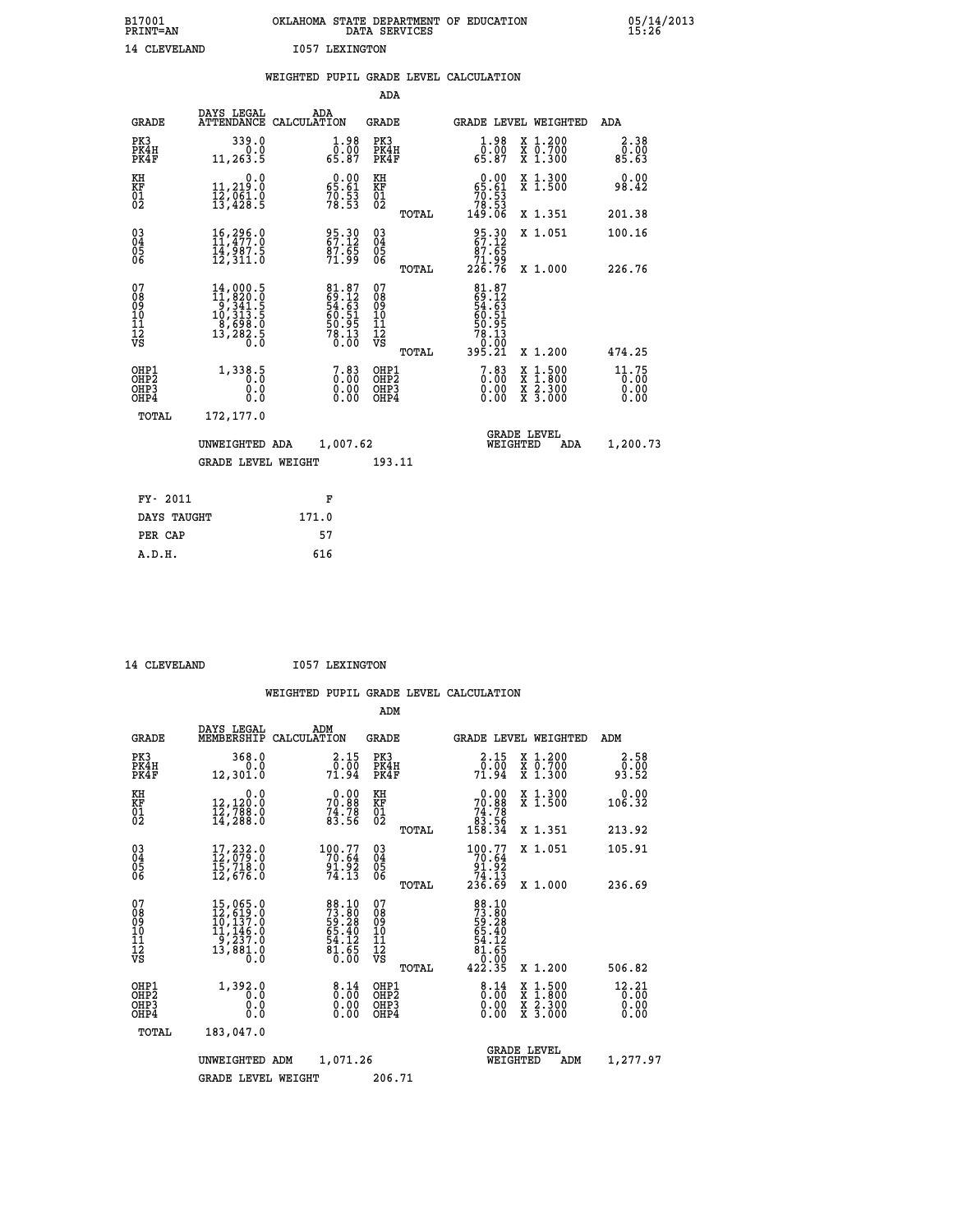B17001 OKLAHOMA STATE DEPARTMENT OF EDUCATION 05/14/2013
PRINT=AN DATA SERVICES 15:26

14 CLEVELAND I057 LEXINGTON

## WEIGHTED PUPIL GRADE LEVEL CALCULATION

### ADA

| GRADE | DAYS LEGAL ATTENDANCE | ADA CALCULATION | GRADE | GRADE LEVEL | WEIGHTED | ADA |
|---|---|---|---|---|---|---|
| PK3 | 339.0 | 1.98 | PK3 | 1.98 | X 1.200 | 2.38 |
| PK4H | 0.0 | 0.00 | PK4H | 0.00 | X 0.700 | 0.00 |
| PK4F | 11,263.5 | 65.87 | PK4F | 65.87 | X 1.300 | 85.63 |
| KH | 0.0 | 0.00 | KH | 0.00 | X 1.300 | 0.00 |
| KF | 11,219.0 | 65.61 | KF | 65.61 | X 1.500 | 98.42 |
| 01 | 12,061.0 | 70.53 | 01 | 70.53 | | |
| 02 | 13,428.5 | 78.53 | 02 | 78.53 | | |
| | | | TOTAL | 149.06 | X 1.351 | 201.38 |
| 03 | 16,296.0 | 95.30 | 03 | 95.30 | X 1.051 | 100.16 |
| 04 | 11,477.0 | 67.12 | 04 | 67.12 | | |
| 05 | 14,987.5 | 87.65 | 05 | 87.65 | | |
| 06 | 12,311.0 | 71.99 | 06 | 71.99 | | |
| | | | TOTAL | 226.76 | X 1.000 | 226.76 |
| 07 | 14,000.5 | 81.87 | 07 | 81.87 | | |
| 08 | 11,820.0 | 69.12 | 08 | 69.12 | | |
| 09 | 9,341.5 | 54.63 | 09 | 54.63 | | |
| 10 | 10,313.5 | 60.51 | 10 | 60.51 | | |
| 11 | 8,698.0 | 50.95 | 11 | 50.95 | | |
| 12 | 13,282.5 | 78.13 | 12 | 78.13 | | |
| VS | 0.0 | 0.00 | VS | 0.00 | | |
| | | | TOTAL | 395.21 | X 1.200 | 474.25 |
| OHP1 | 1,338.5 | 7.83 | OHP1 | 7.83 | X 1.500 | 11.75 |
| OHP2 | 0.0 | 0.00 | OHP2 | 0.00 | X 1.800 | 0.00 |
| OHP3 | 0.0 | 0.00 | OHP3 | 0.00 | X 2.300 | 0.00 |
| OHP4 | 0.0 | 0.00 | OHP4 | 0.00 | X 3.000 | 0.00 |
| TOTAL | 172,177.0 | | | | | |

UNWEIGHTED ADA 1,007.62 GRADE LEVEL WEIGHTED ADA 1,200.73

GRADE LEVEL WEIGHT 193.11

| FY- 2011 | F |
|---|---|
| DAYS TAUGHT | 171.0 |
| PER CAP | 57 |
| A.D.H. | 616 |

14 CLEVELAND I057 LEXINGTON

## WEIGHTED PUPIL GRADE LEVEL CALCULATION

### ADM

| GRADE | DAYS LEGAL MEMBERSHIP | ADM CALCULATION | GRADE | GRADE LEVEL | WEIGHTED | ADM |
|---|---|---|---|---|---|---|
| PK3 | 368.0 | 2.15 | PK3 | 2.15 | X 1.200 | 2.58 |
| PK4H | 0.0 | 0.00 | PK4H | 0.00 | X 0.700 | 0.00 |
| PK4F | 12,301.0 | 71.94 | PK4F | 71.94 | X 1.300 | 93.52 |
| KH | 0.0 | 0.00 | KH | 0.00 | X 1.300 | 0.00 |
| KF | 12,120.0 | 70.88 | KF | 70.88 | X 1.500 | 106.32 |
| 01 | 12,788.0 | 74.78 | 01 | 74.78 | | |
| 02 | 14,288.0 | 83.56 | 02 | 83.56 | | |
| | | | TOTAL | 158.34 | X 1.351 | 213.92 |
| 03 | 17,232.0 | 100.77 | 03 | 100.77 | X 1.051 | 105.91 |
| 04 | 12,079.0 | 70.64 | 04 | 70.64 | | |
| 05 | 15,718.0 | 91.92 | 05 | 91.92 | | |
| 06 | 12,676.0 | 74.13 | 06 | 74.13 | | |
| | | | TOTAL | 236.69 | X 1.000 | 236.69 |
| 07 | 15,065.0 | 88.10 | 07 | 88.10 | | |
| 08 | 12,619.0 | 73.80 | 08 | 73.80 | | |
| 09 | 10,137.0 | 59.28 | 09 | 59.28 | | |
| 10 | 11,146.0 | 65.40 | 10 | 65.40 | | |
| 11 | 9,237.0 | 54.12 | 11 | 54.12 | | |
| 12 | 13,881.0 | 81.65 | 12 | 81.65 | | |
| VS | 0.0 | 0.00 | VS | 0.00 | | |
| | | | TOTAL | 422.35 | X 1.200 | 506.82 |
| OHP1 | 1,392.0 | 8.14 | OHP1 | 8.14 | X 1.500 | 12.21 |
| OHP2 | 0.0 | 0.00 | OHP2 | 0.00 | X 1.800 | 0.00 |
| OHP3 | 0.0 | 0.00 | OHP3 | 0.00 | X 2.300 | 0.00 |
| OHP4 | 0.0 | 0.00 | OHP4 | 0.00 | X 3.000 | 0.00 |
| TOTAL | 183,047.0 | | | | | |

UNWEIGHTED ADM 1,071.26 GRADE LEVEL WEIGHTED ADM 1,277.97

GRADE LEVEL WEIGHT 206.71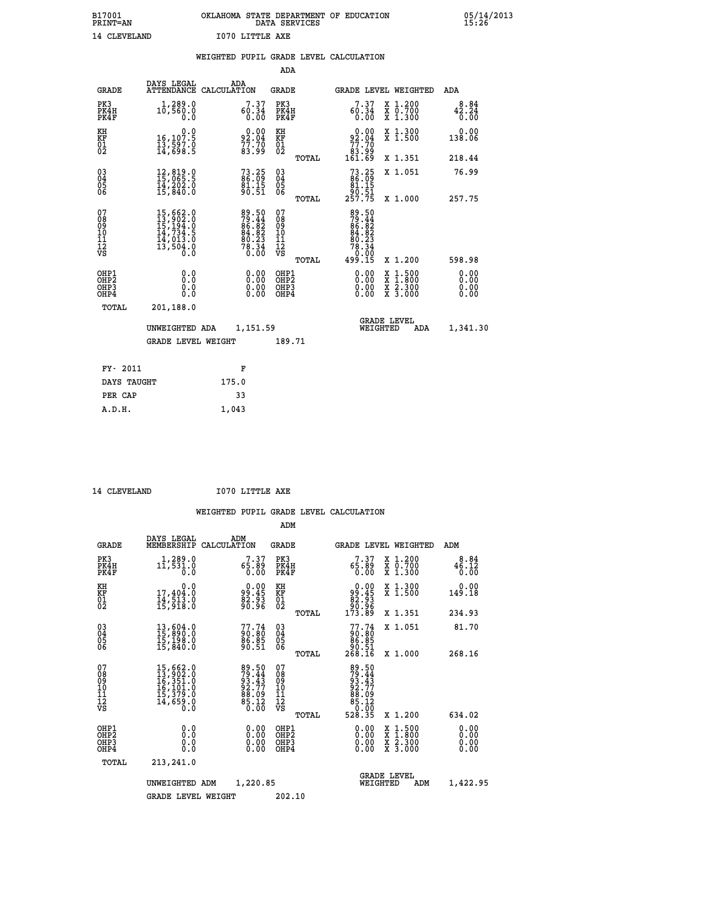B17001 PRINT=AN — OKLAHOMA STATE DEPARTMENT OF EDUCATION DATA SERVICES — 05/14/2013 15:26

14 CLEVELAND — I070 LITTLE AXE

## WEIGHTED PUPIL GRADE LEVEL CALCULATION

### ADA

| GRADE | DAYS LEGAL ATTENDANCE | ADA CALCULATION | GRADE | GRADE LEVEL | WEIGHTED | ADA |
|---|---|---|---|---|---|---|
| PK3 | 1,289.0 | 7.37 | PK3 | 7.37 | X 1.200 | 8.84 |
| PK4H | 10,560.0 | 60.34 | PK4H | 60.34 | X 0.700 | 42.24 |
| PK4F | 0.0 | 0.00 | PK4F | 0.00 | X 1.300 | 0.00 |
| KH | 0.0 | 0.00 | KH | 0.00 | X 1.300 | 0.00 |
| KF | 16,107.5 | 92.04 | KF | 92.04 | X 1.500 | 138.06 |
| 01 | 13,597.0 | 77.70 | 01 | 77.70 | | |
| 02 | 14,698.5 | 83.99 | 02 | 83.99 | | |
| | | | TOTAL | 161.69 | X 1.351 | 218.44 |
| 03 | 12,819.0 | 73.25 | 03 | 73.25 | X 1.051 | 76.99 |
| 04 | 15,065.5 | 86.09 | 04 | 86.09 | | |
| 05 | 14,202.0 | 81.15 | 05 | 81.15 | | |
| 06 | 15,840.0 | 90.51 | 06 | 90.51 | | |
| | | | TOTAL | 257.75 | X 1.000 | 257.75 |
| 07 | 15,662.0 | 89.50 | 07 | 89.50 | | |
| 08 | 13,902.0 | 79.44 | 08 | 79.44 | | |
| 09 | 15,194.0 | 86.82 | 09 | 86.82 | | |
| 10 | 14,734.5 | 84.82 | 10 | 84.82 | | |
| 11 | 14,013.0 | 80.23 | 11 | 80.23 | | |
| 12 | 13,504.0 | 78.34 | 12 | 78.34 | | |
| VS | 0.0 | 0.00 | VS | 0.00 | | |
| | | | TOTAL | 499.15 | X 1.200 | 598.98 |
| OHP1 | 0.0 | 0.00 | OHP1 | 0.00 | X 1.500 | 0.00 |
| OHP2 | 0.0 | 0.00 | OHP2 | 0.00 | X 1.800 | 0.00 |
| OHP3 | 0.0 | 0.00 | OHP3 | 0.00 | X 2.300 | 0.00 |
| OHP4 | 0.0 | 0.00 | OHP4 | 0.00 | X 3.000 | 0.00 |
| TOTAL | 201,188.0 | | | | | |

UNWEIGHTED ADA 1,151.59 — GRADE LEVEL WEIGHTED ADA 1,341.30

GRADE LEVEL WEIGHT 189.71

| FY- 2011 | F |
|---|---|
| DAYS TAUGHT | 175.0 |
| PER CAP | 33 |
| A.D.H. | 1,043 |

14 CLEVELAND — I070 LITTLE AXE

## WEIGHTED PUPIL GRADE LEVEL CALCULATION

### ADM

| GRADE | DAYS LEGAL MEMBERSHIP | ADM CALCULATION | GRADE | GRADE LEVEL | WEIGHTED | ADM |
|---|---|---|---|---|---|---|
| PK3 | 1,289.0 | 7.37 | PK3 | 7.37 | X 1.200 | 8.84 |
| PK4H | 11,531.0 | 65.89 | PK4H | 65.89 | X 0.700 | 46.12 |
| PK4F | 0.0 | 0.00 | PK4F | 0.00 | X 1.300 | 0.00 |
| KH | 0.0 | 0.00 | KH | 0.00 | X 1.300 | 0.00 |
| KF | 17,404.0 | 99.45 | KF | 99.45 | X 1.500 | 149.18 |
| 01 | 14,513.0 | 82.93 | 01 | 82.93 | | |
| 02 | 15,918.0 | 90.96 | 02 | 90.96 | | |
| | | | TOTAL | 173.89 | X 1.351 | 234.93 |
| 03 | 13,604.0 | 77.74 | 03 | 77.74 | X 1.051 | 81.70 |
| 04 | 15,890.0 | 90.80 | 04 | 90.80 | | |
| 05 | 15,198.0 | 86.85 | 05 | 86.85 | | |
| 06 | 15,840.0 | 90.51 | 06 | 90.51 | | |
| | | | TOTAL | 268.16 | X 1.000 | 268.16 |
| 07 | 15,662.0 | 89.50 | 07 | 89.50 | | |
| 08 | 13,902.0 | 79.44 | 08 | 79.44 | | |
| 09 | 16,351.0 | 93.43 | 09 | 93.43 | | |
| 10 | 16,101.0 | 92.77 | 10 | 92.77 | | |
| 11 | 15,379.0 | 88.09 | 11 | 88.09 | | |
| 12 | 14,659.0 | 85.12 | 12 | 85.12 | | |
| VS | 0.0 | 0.00 | VS | 0.00 | | |
| | | | TOTAL | 528.35 | X 1.200 | 634.02 |
| OHP1 | 0.0 | 0.00 | OHP1 | 0.00 | X 1.500 | 0.00 |
| OHP2 | 0.0 | 0.00 | OHP2 | 0.00 | X 1.800 | 0.00 |
| OHP3 | 0.0 | 0.00 | OHP3 | 0.00 | X 2.300 | 0.00 |
| OHP4 | 0.0 | 0.00 | OHP4 | 0.00 | X 3.000 | 0.00 |
| TOTAL | 213,241.0 | | | | | |

UNWEIGHTED ADM 1,220.85 — GRADE LEVEL WEIGHTED ADM 1,422.95

GRADE LEVEL WEIGHT 202.10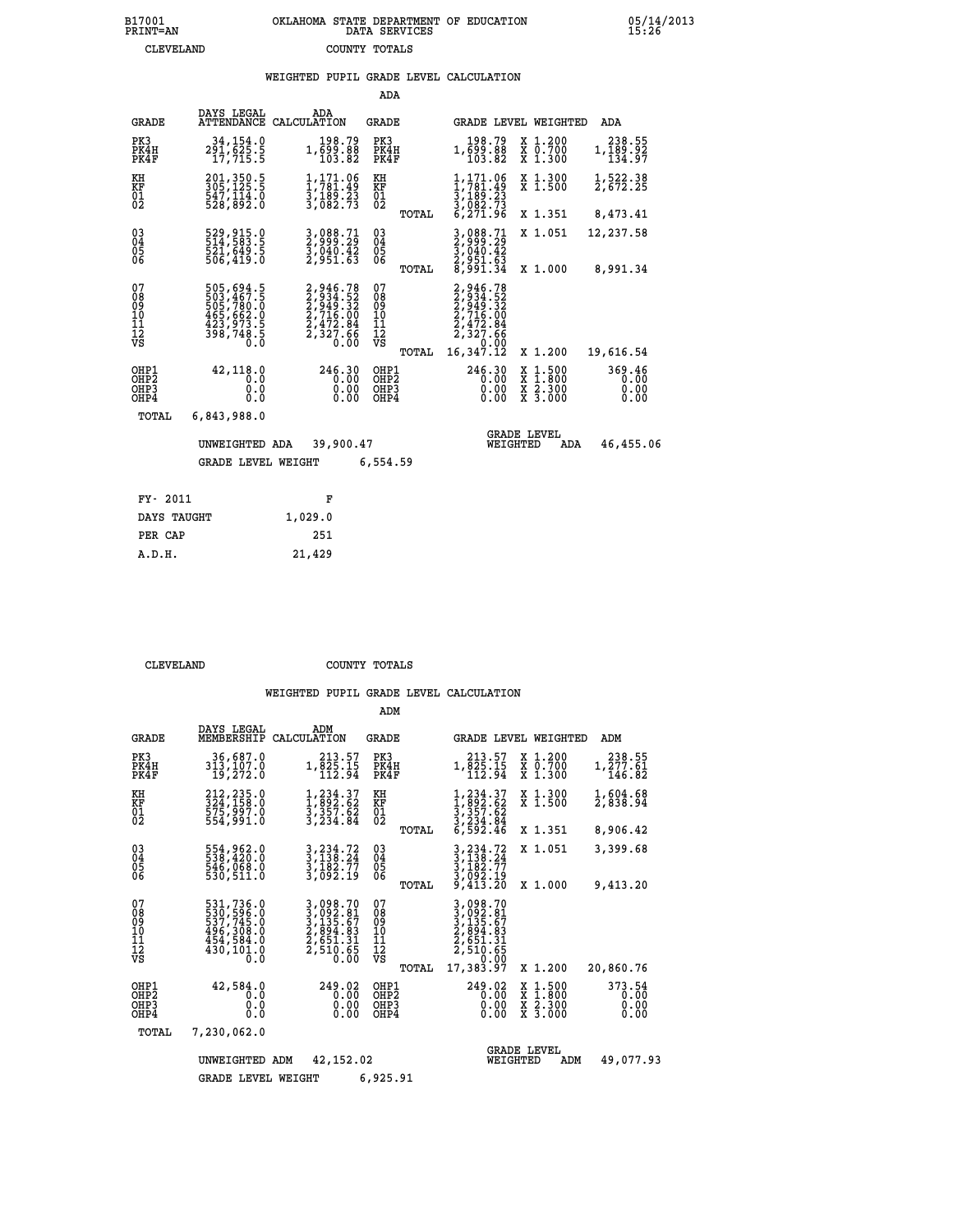B17001 PRINT=AN — OKLAHOMA STATE DEPARTMENT OF EDUCATION DATA SERVICES — 05/14/2013 15:26

CLEVELAND — COUNTY TOTALS

## WEIGHTED PUPIL GRADE LEVEL CALCULATION

### ADA

| GRADE | DAYS LEGAL ATTENDANCE | ADA CALCULATION | GRADE | | GRADE LEVEL | WEIGHTED | ADA |
|---|---|---|---|---|---|---|---|
| PK3 | 34,154.0 | 198.79 | PK3 | | 198.79 | X 1.200 | 238.55 |
| PK4H | 291,625.5 | 1,699.88 | PK4H | | 1,699.88 | X 0.700 | 1,189.92 |
| PK4F | 17,715.5 | 103.82 | PK4F | | 103.82 | X 1.300 | 134.97 |
| KH | 201,350.5 | 1,171.06 | KH | | 1,171.06 | X 1.300 | 1,522.38 |
| KF | 305,125.5 | 1,781.49 | KF | | 1,781.49 | X 1.500 | 2,672.25 |
| 01 | 547,114.0 | 3,189.23 | 01 | | 3,189.23 | | |
| 02 | 528,892.0 | 3,082.73 | 02 | | 3,082.73 | | |
| | | | | TOTAL | 6,271.96 | X 1.351 | 8,473.41 |
| 03 | 529,915.0 | 3,088.71 | 03 | | 3,088.71 | X 1.051 | 12,237.58 |
| 04 | 514,583.5 | 2,999.29 | 04 | | 2,999.29 | | |
| 05 | 521,649.5 | 3,040.42 | 05 | | 3,040.42 | | |
| 06 | 506,419.0 | 2,951.63 | 06 | | 2,951.63 | | |
| | | | | TOTAL | 8,991.34 | X 1.000 | 8,991.34 |
| 07 | 505,694.5 | 2,946.78 | 07 | | 2,946.78 | | |
| 08 | 503,467.5 | 2,934.52 | 08 | | 2,934.52 | | |
| 09 | 505,780.0 | 2,949.32 | 09 | | 2,949.32 | | |
| 10 | 465,662.0 | 2,716.00 | 10 | | 2,716.00 | | |
| 11 | 423,973.5 | 2,472.84 | 11 | | 2,472.84 | | |
| 12 | 398,748.5 | 2,327.66 | 12 | | 2,327.66 | | |
| VS | 0.0 | 0.00 | VS | | 0.00 | | |
| | | | | TOTAL | 16,347.12 | X 1.200 | 19,616.54 |
| OHP1 | 42,118.0 | 246.30 | OHP1 | | 246.30 | X 1.500 | 369.46 |
| OHP2 | 0.0 | 0.00 | OHP2 | | 0.00 | X 1.800 | 0.00 |
| OHP3 | 0.0 | 0.00 | OHP3 | | 0.00 | X 2.300 | 0.00 |
| OHP4 | 0.0 | 0.00 | OHP4 | | 0.00 | X 3.000 | 0.00 |
| TOTAL | 6,843,988.0 | | | | | | |

UNWEIGHTED ADA 39,900.47 — GRADE LEVEL WEIGHTED ADA 46,455.06

GRADE LEVEL WEIGHT 6,554.59

| | |
|---|---|
| FY- 2011 | F |
| DAYS TAUGHT | 1,029.0 |
| PER CAP | 251 |
| A.D.H. | 21,429 |

CLEVELAND — COUNTY TOTALS

## WEIGHTED PUPIL GRADE LEVEL CALCULATION

### ADM

| GRADE | DAYS LEGAL MEMBERSHIP | ADM CALCULATION | GRADE | | GRADE LEVEL | WEIGHTED | ADM |
|---|---|---|---|---|---|---|---|
| PK3 | 36,687.0 | 213.57 | PK3 | | 213.57 | X 1.200 | 238.55 |
| PK4H | 313,107.0 | 1,825.15 | PK4H | | 1,825.15 | X 0.700 | 1,277.61 |
| PK4F | 19,272.0 | 112.94 | PK4F | | 112.94 | X 1.300 | 146.82 |
| KH | 212,235.0 | 1,234.37 | KH | | 1,234.37 | X 1.300 | 1,604.68 |
| KF | 324,158.0 | 1,892.62 | KF | | 1,892.62 | X 1.500 | 2,838.94 |
| 01 | 575,997.0 | 3,357.62 | 01 | | 3,357.62 | | |
| 02 | 554,991.0 | 3,234.84 | 02 | | 3,234.84 | | |
| | | | | TOTAL | 6,592.46 | X 1.351 | 8,906.42 |
| 03 | 554,962.0 | 3,234.72 | 03 | | 3,234.72 | X 1.051 | 3,399.68 |
| 04 | 538,420.0 | 3,138.24 | 04 | | 3,138.24 | | |
| 05 | 546,068.0 | 3,182.77 | 05 | | 3,182.77 | | |
| 06 | 530,511.0 | 3,092.19 | 06 | | 3,092.19 | | |
| | | | | TOTAL | 9,413.20 | X 1.000 | 9,413.20 |
| 07 | 531,736.0 | 3,098.70 | 07 | | 3,098.70 | | |
| 08 | 530,596.0 | 3,092.81 | 08 | | 3,092.81 | | |
| 09 | 537,745.0 | 3,135.67 | 09 | | 3,135.67 | | |
| 10 | 496,308.0 | 2,894.83 | 10 | | 2,894.83 | | |
| 11 | 454,584.0 | 2,651.31 | 11 | | 2,651.31 | | |
| 12 | 430,101.0 | 2,510.65 | 12 | | 2,510.65 | | |
| VS | 0.0 | 0.00 | VS | | 0.00 | | |
| | | | | TOTAL | 17,383.97 | X 1.200 | 20,860.76 |
| OHP1 | 42,584.0 | 249.02 | OHP1 | | 249.02 | X 1.500 | 373.54 |
| OHP2 | 0.0 | 0.00 | OHP2 | | 0.00 | X 1.800 | 0.00 |
| OHP3 | 0.0 | 0.00 | OHP3 | | 0.00 | X 2.300 | 0.00 |
| OHP4 | 0.0 | 0.00 | OHP4 | | 0.00 | X 3.000 | 0.00 |
| TOTAL | 7,230,062.0 | | | | | | |

UNWEIGHTED ADM 42,152.02 — GRADE LEVEL WEIGHTED ADM 49,077.93

GRADE LEVEL WEIGHT 6,925.91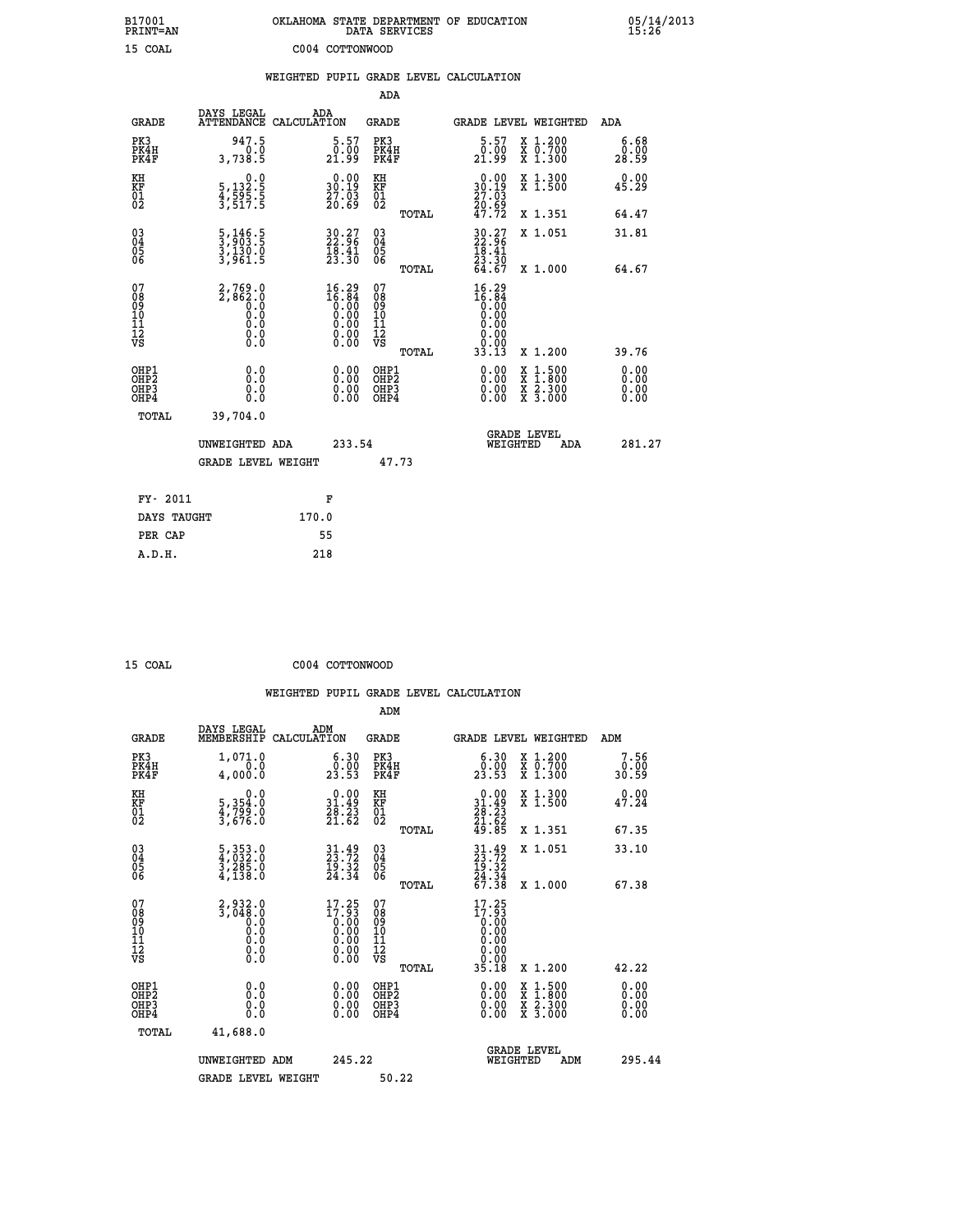B17001 OKLAHOMA STATE DEPARTMENT OF EDUCATION 05/14/2013
PRINT=AN DATA SERVICES 15:26

15 COAL C004 COTTONWOOD

WEIGHTED PUPIL GRADE LEVEL CALCULATION

ADA

| GRADE | DAYS LEGAL ATTENDANCE | ADA CALCULATION | GRADE | GRADE LEVEL | WEIGHTED | ADA |
|---|---|---|---|---|---|---|
| PK3 | 947.5 | 5.57 | PK3 | 5.57 | X 1.200 | 6.68 |
| PK4H | 0.0 | 0.00 | PK4H | 0.00 | X 0.700 | 0.00 |
| PK4F | 3,738.5 | 21.99 | PK4F | 21.99 | X 1.300 | 28.59 |
| KH | 0.0 | 0.00 | KH | 0.00 | X 1.300 | 0.00 |
| KF | 5,132.5 | 30.19 | KF | 30.19 | X 1.500 | 45.29 |
| 01 | 4,595.5 | 27.03 | 01 | 27.03 | | |
| 02 | 3,517.5 | 20.69 | 02 | 20.69 | | |
| | | | TOTAL | 47.72 | X 1.351 | 64.47 |
| 03 | 5,146.5 | 30.27 | 03 | 30.27 | X 1.051 | 31.81 |
| 04 | 3,903.5 | 22.96 | 04 | 22.96 | | |
| 05 | 3,130.0 | 18.41 | 05 | 18.41 | | |
| 06 | 3,961.5 | 23.30 | 06 | 23.30 | | |
| | | | TOTAL | 64.67 | X 1.000 | 64.67 |
| 07 | 2,769.0 | 16.29 | 07 | 16.29 | | |
| 08 | 2,862.0 | 16.84 | 08 | 16.84 | | |
| 09 | 0.0 | 0.00 | 09 | 0.00 | | |
| 10 | 0.0 | 0.00 | 10 | 0.00 | | |
| 11 | 0.0 | 0.00 | 11 | 0.00 | | |
| 12 | 0.0 | 0.00 | 12 | 0.00 | | |
| VS | 0.0 | 0.00 | VS | 0.00 | | |
| | | | TOTAL | 33.13 | X 1.200 | 39.76 |
| OHP1 | 0.0 | 0.00 | OHP1 | 0.00 | X 1.500 | 0.00 |
| OHP2 | 0.0 | 0.00 | OHP2 | 0.00 | X 1.800 | 0.00 |
| OHP3 | 0.0 | 0.00 | OHP3 | 0.00 | X 2.300 | 0.00 |
| OHP4 | 0.0 | 0.00 | OHP4 | 0.00 | X 3.000 | 0.00 |
| TOTAL | 39,704.0 | | | | | |

UNWEIGHTED ADA 233.54 GRADE LEVEL WEIGHTED ADA 281.27

GRADE LEVEL WEIGHT 47.73

| FY- 2011 | F |
|---|---|
| DAYS TAUGHT | 170.0 |
| PER CAP | 55 |
| A.D.H. | 218 |

15 COAL C004 COTTONWOOD

WEIGHTED PUPIL GRADE LEVEL CALCULATION

ADM

| GRADE | DAYS LEGAL MEMBERSHIP | ADM CALCULATION | GRADE | GRADE LEVEL | WEIGHTED | ADM |
|---|---|---|---|---|---|---|
| PK3 | 1,071.0 | 6.30 | PK3 | 6.30 | X 1.200 | 7.56 |
| PK4H | 0.0 | 0.00 | PK4H | 0.00 | X 0.700 | 0.00 |
| PK4F | 4,000.0 | 23.53 | PK4F | 23.53 | X 1.300 | 30.59 |
| KH | 0.0 | 0.00 | KH | 0.00 | X 1.300 | 0.00 |
| KF | 5,354.0 | 31.49 | KF | 31.49 | X 1.500 | 47.24 |
| 01 | 4,799.0 | 28.23 | 01 | 28.23 | | |
| 02 | 3,676.0 | 21.62 | 02 | 21.62 | | |
| | | | TOTAL | 49.85 | X 1.351 | 67.35 |
| 03 | 5,353.0 | 31.49 | 03 | 31.49 | X 1.051 | 33.10 |
| 04 | 4,032.0 | 23.72 | 04 | 23.72 | | |
| 05 | 3,285.0 | 19.32 | 05 | 19.32 | | |
| 06 | 4,138.0 | 24.34 | 06 | 24.34 | | |
| | | | TOTAL | 67.38 | X 1.000 | 67.38 |
| 07 | 2,932.0 | 17.25 | 07 | 17.25 | | |
| 08 | 3,048.0 | 17.93 | 08 | 17.93 | | |
| 09 | 0.0 | 0.00 | 09 | 0.00 | | |
| 10 | 0.0 | 0.00 | 10 | 0.00 | | |
| 11 | 0.0 | 0.00 | 11 | 0.00 | | |
| 12 | 0.0 | 0.00 | 12 | 0.00 | | |
| VS | 0.0 | 0.00 | VS | 0.00 | | |
| | | | TOTAL | 35.18 | X 1.200 | 42.22 |
| OHP1 | 0.0 | 0.00 | OHP1 | 0.00 | X 1.500 | 0.00 |
| OHP2 | 0.0 | 0.00 | OHP2 | 0.00 | X 1.800 | 0.00 |
| OHP3 | 0.0 | 0.00 | OHP3 | 0.00 | X 2.300 | 0.00 |
| OHP4 | 0.0 | 0.00 | OHP4 | 0.00 | X 3.000 | 0.00 |
| TOTAL | 41,688.0 | | | | | |

UNWEIGHTED ADM 245.22 GRADE LEVEL WEIGHTED ADM 295.44

GRADE LEVEL WEIGHT 50.22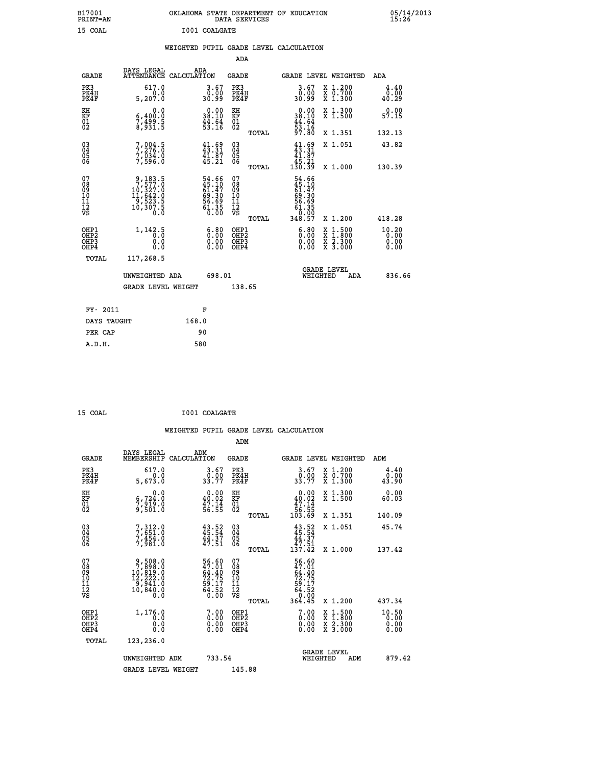B17001 OKLAHOMA STATE DEPARTMENT OF EDUCATION 05/14/2013
PRINT=AN DATA SERVICES 15:26

15 COAL I001 COALGATE

WEIGHTED PUPIL GRADE LEVEL CALCULATION

ADA

| GRADE | DAYS LEGAL ATTENDANCE | ADA CALCULATION | GRADE | | GRADE LEVEL | WEIGHTED | ADA |
|---|---|---|---|---|---|---|---|
| PK3 | 617.0 | 3.67 | PK3 | | 3.67 | X 1.200 | 4.40 |
| PK4H | 0.0 | 0.00 | PK4H | | 0.00 | X 0.700 | 0.00 |
| PK4F | 5,207.0 | 30.99 | PK4F | | 30.99 | X 1.300 | 40.29 |
| KH | 0.0 | 0.00 | KH | | 0.00 | X 1.300 | 0.00 |
| KF | 6,400.0 | 38.10 | KF | | 38.10 | X 1.500 | 57.15 |
| 01 | 7,499.5 | 44.64 | 01 | | 44.64 | | |
| 02 | 8,931.5 | 53.16 | 02 | | 53.16 | | |
| | | | | TOTAL | 97.80 | X 1.351 | 132.13 |
| 03 | 7,004.5 | 41.69 | 03 | | 41.69 | X 1.051 | 43.82 |
| 04 | 7,276.0 | 43.31 | 04 | | 43.31 | | |
| 05 | 7,034.0 | 41.87 | 05 | | 41.87 | | |
| 06 | 7,596.0 | 45.21 | 06 | | 45.21 | | |
| | | | | TOTAL | 130.39 | X 1.000 | 130.39 |
| 07 | 9,183.5 | 54.66 | 07 | | 54.66 | | |
| 08 | 7,577.0 | 45.10 | 08 | | 45.10 | | |
| 09 | 10,327.0 | 61.47 | 09 | | 61.47 | | |
| 10 | 11,642.0 | 69.30 | 10 | | 69.30 | | |
| 11 | 9,523.5 | 56.69 | 11 | | 56.69 | | |
| 12 | 10,307.5 | 61.35 | 12 | | 61.35 | | |
| VS | 0.0 | 0.00 | VS | | 0.00 | | |
| | | | | TOTAL | 348.57 | X 1.200 | 418.28 |
| OHP1 | 1,142.5 | 6.80 | OHP1 | | 6.80 | X 1.500 | 10.20 |
| OHP2 | 0.0 | 0.00 | OHP2 | | 0.00 | X 1.800 | 0.00 |
| OHP3 | 0.0 | 0.00 | OHP3 | | 0.00 | X 2.300 | 0.00 |
| OHP4 | 0.0 | 0.00 | OHP4 | | 0.00 | X 3.000 | 0.00 |
| TOTAL | 117,268.5 | | | | | | |

UNWEIGHTED ADA 698.01 — GRADE LEVEL WEIGHTED ADA 836.66

GRADE LEVEL WEIGHT 138.65

| FY- 2011 | F |
|---|---|
| DAYS TAUGHT | 168.0 |
| PER CAP | 90 |
| A.D.H. | 580 |

15 COAL I001 COALGATE

WEIGHTED PUPIL GRADE LEVEL CALCULATION

ADM

| GRADE | DAYS LEGAL MEMBERSHIP | ADM CALCULATION | GRADE | | GRADE LEVEL | WEIGHTED | ADM |
|---|---|---|---|---|---|---|---|
| PK3 | 617.0 | 3.67 | PK3 | | 3.67 | X 1.200 | 4.40 |
| PK4H | 0.0 | 0.00 | PK4H | | 0.00 | X 0.700 | 0.00 |
| PK4F | 5,673.0 | 33.77 | PK4F | | 33.77 | X 1.300 | 43.90 |
| KH | 0.0 | 0.00 | KH | | 0.00 | X 1.300 | 0.00 |
| KF | 6,724.0 | 40.02 | KF | | 40.02 | X 1.500 | 60.03 |
| 01 | 7,919.0 | 47.14 | 01 | | 47.14 | | |
| 02 | 9,501.0 | 56.55 | 02 | | 56.55 | | |
| | | | | TOTAL | 103.69 | X 1.351 | 140.09 |
| 03 | 7,312.0 | 43.52 | 03 | | 43.52 | X 1.051 | 45.74 |
| 04 | 7,651.0 | 45.54 | 04 | | 45.54 | | |
| 05 | 7,454.0 | 44.37 | 05 | | 44.37 | | |
| 06 | 7,981.0 | 47.51 | 06 | | 47.51 | | |
| | | | | TOTAL | 137.42 | X 1.000 | 137.42 |
| 07 | 9,508.0 | 56.60 | 07 | | 56.60 | | |
| 08 | 7,898.0 | 47.01 | 08 | | 47.01 | | |
| 09 | 10,819.0 | 64.40 | 09 | | 64.40 | | |
| 10 | 12,222.0 | 72.75 | 10 | | 72.75 | | |
| 11 | 9,941.0 | 59.17 | 11 | | 59.17 | | |
| 12 | 10,840.0 | 64.52 | 12 | | 64.52 | | |
| VS | 0.0 | 0.00 | VS | | 0.00 | | |
| | | | | TOTAL | 364.45 | X 1.200 | 437.34 |
| OHP1 | 1,176.0 | 7.00 | OHP1 | | 7.00 | X 1.500 | 10.50 |
| OHP2 | 0.0 | 0.00 | OHP2 | | 0.00 | X 1.800 | 0.00 |
| OHP3 | 0.0 | 0.00 | OHP3 | | 0.00 | X 2.300 | 0.00 |
| OHP4 | 0.0 | 0.00 | OHP4 | | 0.00 | X 3.000 | 0.00 |
| TOTAL | 123,236.0 | | | | | | |

UNWEIGHTED ADM 733.54 — GRADE LEVEL WEIGHTED ADM 879.42

GRADE LEVEL WEIGHT 145.88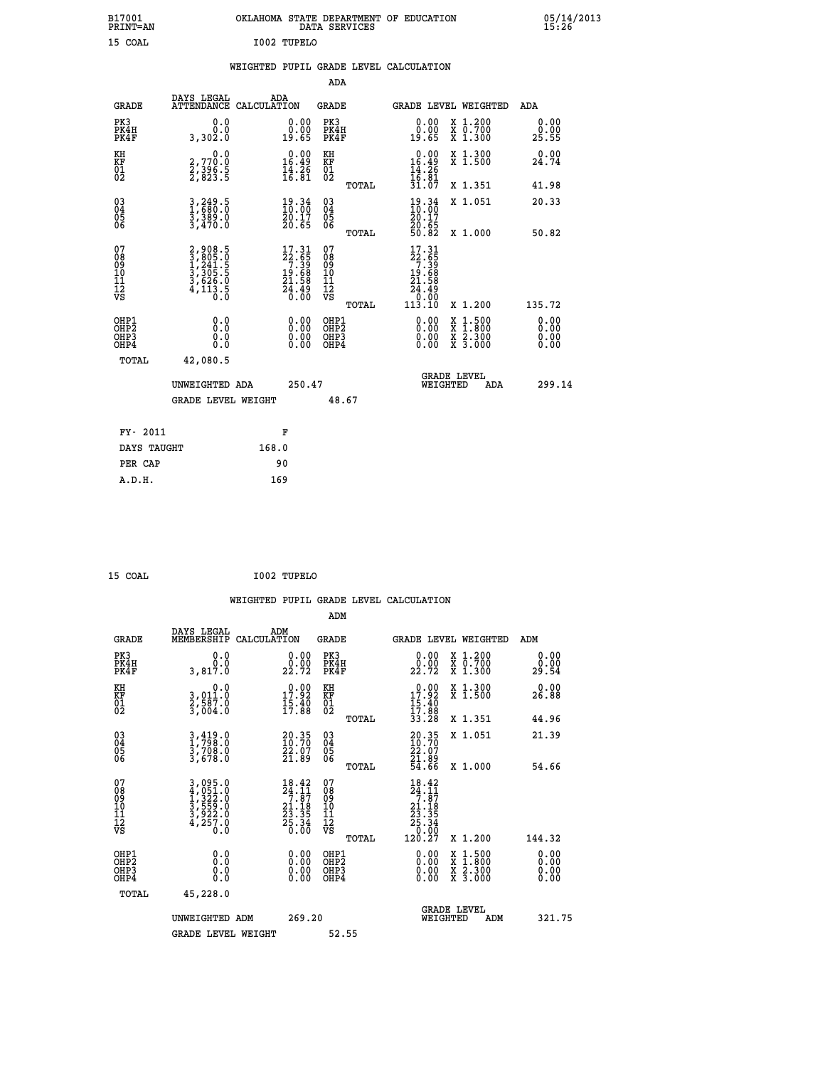B17001 PRINT=AN OKLAHOMA STATE DEPARTMENT OF EDUCATION DATA SERVICES 05/14/2013 15:26

15 COAL I002 TUPELO

WEIGHTED PUPIL GRADE LEVEL CALCULATION

ADA

| GRADE | DAYS LEGAL ATTENDANCE | ADA CALCULATION | GRADE | GRADE LEVEL | WEIGHTED | ADA |
|---|---|---|---|---|---|---|
| PK3 | 0.0 | 0.00 | PK3 | 0.00 | X 1.200 | 0.00 |
| PK4H | 0.0 | 0.00 | PK4H | 0.00 | X 0.700 | 0.00 |
| PK4F | 3,302.0 | 19.65 | PK4F | 19.65 | X 1.300 | 25.55 |
| KH | 0.0 | 0.00 | KH | 0.00 | X 1.300 | 0.00 |
| KF | 2,770.0 | 16.49 | KF | 16.49 | X 1.500 | 24.74 |
| 01 | 2,396.5 | 14.26 | 01 | 14.26 | | |
| 02 | 2,823.5 | 16.81 | 02 | 16.81 | | |
| | | | TOTAL | 31.07 | X 1.351 | 41.98 |
| 03 | 3,249.5 | 19.34 | 03 | 19.34 | X 1.051 | 20.33 |
| 04 | 1,680.0 | 10.00 | 04 | 10.00 | | |
| 05 | 3,389.0 | 20.17 | 05 | 20.17 | | |
| 06 | 3,470.0 | 20.65 | 06 | 20.65 | | |
| | | | TOTAL | 50.82 | X 1.000 | 50.82 |
| 07 | 2,908.5 | 17.31 | 07 | 17.31 | | |
| 08 | 3,805.0 | 22.65 | 08 | 22.65 | | |
| 09 | 1,241.5 | 7.39 | 09 | 7.39 | | |
| 10 | 3,305.5 | 19.68 | 10 | 19.68 | | |
| 11 | 3,626.0 | 21.58 | 11 | 21.58 | | |
| 12 | 4,113.5 | 24.49 | 12 | 24.49 | | |
| VS | 0.0 | 0.00 | VS | 0.00 | | |
| | | | TOTAL | 113.10 | X 1.200 | 135.72 |
| OHP1 | 0.0 | 0.00 | OHP1 | 0.00 | X 1.500 | 0.00 |
| OHP2 | 0.0 | 0.00 | OHP2 | 0.00 | X 1.800 | 0.00 |
| OHP3 | 0.0 | 0.00 | OHP3 | 0.00 | X 2.300 | 0.00 |
| OHP4 | 0.0 | 0.00 | OHP4 | 0.00 | X 3.000 | 0.00 |
| TOTAL | 42,080.5 | | | | | |

UNWEIGHTED ADA 250.47 GRADE LEVEL WEIGHTED ADA 299.14

GRADE LEVEL WEIGHT 48.67

| FY- 2011 | F |
|---|---|
| DAYS TAUGHT | 168.0 |
| PER CAP | 90 |
| A.D.H. | 169 |

15 COAL I002 TUPELO

WEIGHTED PUPIL GRADE LEVEL CALCULATION

ADM

| GRADE | DAYS LEGAL MEMBERSHIP | ADM CALCULATION | GRADE | GRADE LEVEL | WEIGHTED | ADM |
|---|---|---|---|---|---|---|
| PK3 | 0.0 | 0.00 | PK3 | 0.00 | X 1.200 | 0.00 |
| PK4H | 0.0 | 0.00 | PK4H | 0.00 | X 0.700 | 0.00 |
| PK4F | 3,817.0 | 22.72 | PK4F | 22.72 | X 1.300 | 29.54 |
| KH | 0.0 | 0.00 | KH | 0.00 | X 1.300 | 0.00 |
| KF | 3,011.0 | 17.92 | KF | 17.92 | X 1.500 | 26.88 |
| 01 | 2,587.0 | 15.40 | 01 | 15.40 | | |
| 02 | 3,004.0 | 17.88 | 02 | 17.88 | | |
| | | | TOTAL | 33.28 | X 1.351 | 44.96 |
| 03 | 3,419.0 | 20.35 | 03 | 20.35 | X 1.051 | 21.39 |
| 04 | 1,798.0 | 10.70 | 04 | 10.70 | | |
| 05 | 3,708.0 | 22.07 | 05 | 22.07 | | |
| 06 | 3,678.0 | 21.89 | 06 | 21.89 | | |
| | | | TOTAL | 54.66 | X 1.000 | 54.66 |
| 07 | 3,095.0 | 18.42 | 07 | 18.42 | | |
| 08 | 4,051.0 | 24.11 | 08 | 24.11 | | |
| 09 | 1,322.0 | 7.87 | 09 | 7.87 | | |
| 10 | 3,559.0 | 21.18 | 10 | 21.18 | | |
| 11 | 3,922.0 | 23.35 | 11 | 23.35 | | |
| 12 | 4,257.0 | 25.34 | 12 | 25.34 | | |
| VS | 0.0 | 0.00 | VS | 0.00 | | |
| | | | TOTAL | 120.27 | X 1.200 | 144.32 |
| OHP1 | 0.0 | 0.00 | OHP1 | 0.00 | X 1.500 | 0.00 |
| OHP2 | 0.0 | 0.00 | OHP2 | 0.00 | X 1.800 | 0.00 |
| OHP3 | 0.0 | 0.00 | OHP3 | 0.00 | X 2.300 | 0.00 |
| OHP4 | 0.0 | 0.00 | OHP4 | 0.00 | X 3.000 | 0.00 |
| TOTAL | 45,228.0 | | | | | |

UNWEIGHTED ADM 269.20 GRADE LEVEL WEIGHTED ADM 321.75

GRADE LEVEL WEIGHT 52.55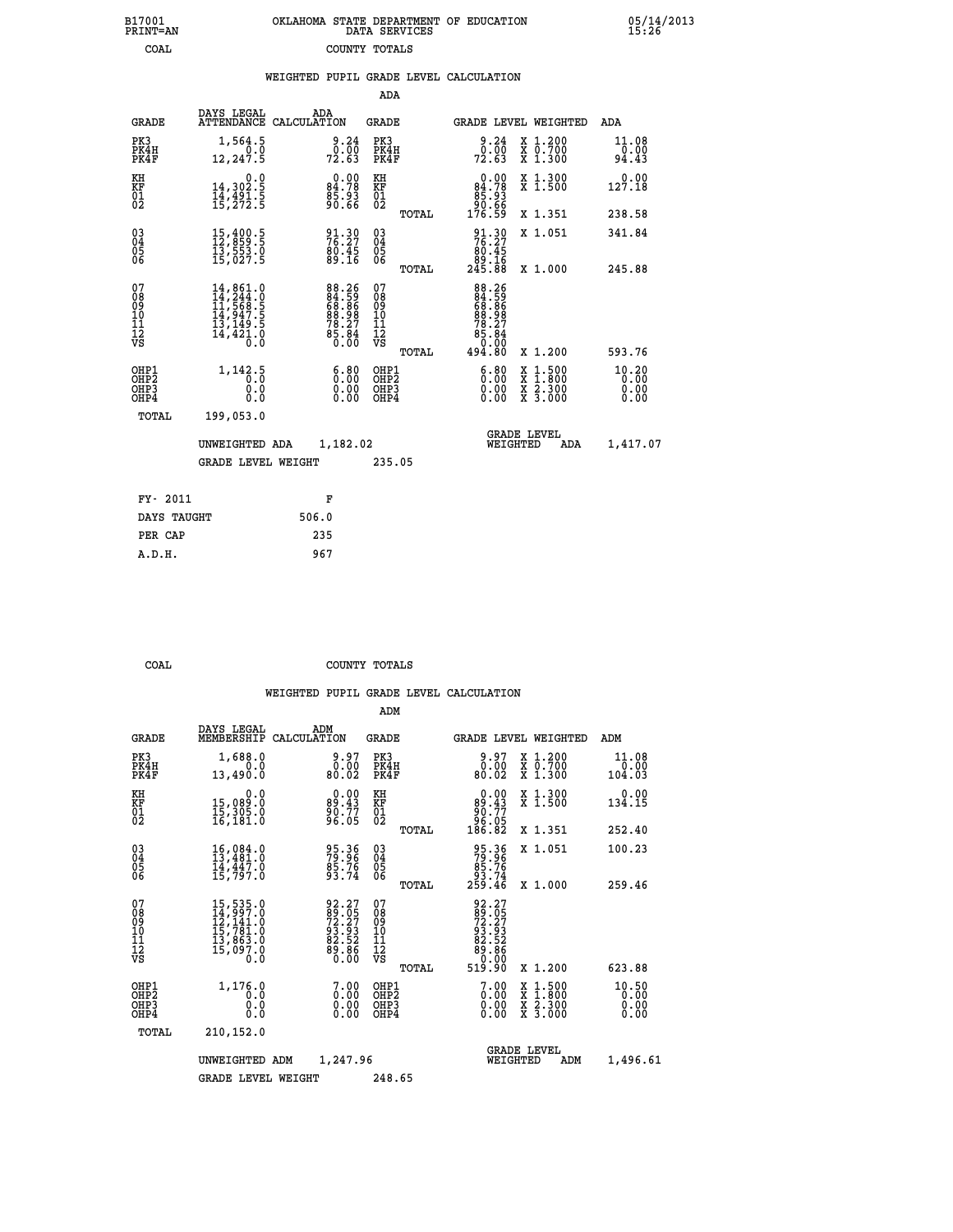B17001 PRINT=AN — OKLAHOMA STATE DEPARTMENT OF EDUCATION DATA SERVICES — 05/14/2013 15:26

COAL — COUNTY TOTALS

### WEIGHTED PUPIL GRADE LEVEL CALCULATION

ADA

| GRADE | DAYS LEGAL ATTENDANCE | ADA CALCULATION | GRADE | GRADE LEVEL | WEIGHTED | ADA |
|---|---|---|---|---|---|---|
| PK3 | 1,564.5 | 9.24 | PK3 | 9.24 | X 1.200 | 11.08 |
| PK4H | 0.0 | 0.00 | PK4H | 0.00 | X 0.700 | 0.00 |
| PK4F | 12,247.5 | 72.63 | PK4F | 72.63 | X 1.300 | 94.43 |
| KH | 0.0 | 0.00 | KH | 0.00 | X 1.300 | 0.00 |
| KF | 14,302.5 | 84.78 | KF | 84.78 | X 1.500 | 127.18 |
| 01 | 14,491.5 | 85.93 | 01 | 85.93 | | |
| 02 | 15,272.5 | 90.66 | 02 | 90.66 | | |
| | | | TOTAL | 176.59 | X 1.351 | 238.58 |
| 03 | 15,400.5 | 91.30 | 03 | 91.30 | X 1.051 | 341.84 |
| 04 | 12,859.5 | 76.27 | 04 | 76.27 | | |
| 05 | 13,553.0 | 80.45 | 05 | 80.45 | | |
| 06 | 15,027.5 | 89.16 | 06 | 89.16 | | |
| | | | TOTAL | 245.88 | X 1.000 | 245.88 |
| 07 | 14,861.0 | 88.26 | 07 | 88.26 | | |
| 08 | 14,244.0 | 84.59 | 08 | 84.59 | | |
| 09 | 11,568.5 | 68.86 | 09 | 68.86 | | |
| 10 | 14,947.5 | 88.98 | 10 | 88.98 | | |
| 11 | 13,149.5 | 78.27 | 11 | 78.27 | | |
| 12 | 14,421.0 | 85.84 | 12 | 85.84 | | |
| VS | 0.0 | 0.00 | VS | 0.00 | | |
| | | | TOTAL | 494.80 | X 1.200 | 593.76 |
| OHP1 | 1,142.5 | 6.80 | OHP1 | 6.80 | X 1.500 | 10.20 |
| OHP2 | 0.0 | 0.00 | OHP2 | 0.00 | X 1.800 | 0.00 |
| OHP3 | 0.0 | 0.00 | OHP3 | 0.00 | X 2.300 | 0.00 |
| OHP4 | 0.0 | 0.00 | OHP4 | 0.00 | X 3.000 | 0.00 |
| TOTAL | 199,053.0 | | | | | |

UNWEIGHTED ADA 1,182.02 — GRADE LEVEL WEIGHTED ADA 1,417.07

GRADE LEVEL WEIGHT 235.05

| FY- 2011 | F |
|---|---|
| DAYS TAUGHT | 506.0 |
| PER CAP | 235 |
| A.D.H. | 967 |

COAL — COUNTY TOTALS

### WEIGHTED PUPIL GRADE LEVEL CALCULATION

ADM

| GRADE | DAYS LEGAL MEMBERSHIP | ADM CALCULATION | GRADE | GRADE LEVEL | WEIGHTED | ADM |
|---|---|---|---|---|---|---|
| PK3 | 1,688.0 | 9.97 | PK3 | 9.97 | X 1.200 | 11.08 |
| PK4H | 0.0 | 0.00 | PK4H | 0.00 | X 0.700 | 0.00 |
| PK4F | 13,490.0 | 80.02 | PK4F | 80.02 | X 1.300 | 104.03 |
| KH | 0.0 | 0.00 | KH | 0.00 | X 1.300 | 0.00 |
| KF | 15,089.0 | 89.43 | KF | 89.43 | X 1.500 | 134.15 |
| 01 | 15,305.0 | 90.77 | 01 | 90.77 | | |
| 02 | 16,181.0 | 96.05 | 02 | 96.05 | | |
| | | | TOTAL | 186.82 | X 1.351 | 252.40 |
| 03 | 16,084.0 | 95.36 | 03 | 95.36 | X 1.051 | 100.23 |
| 04 | 13,481.0 | 79.96 | 04 | 79.96 | | |
| 05 | 14,447.0 | 85.76 | 05 | 85.76 | | |
| 06 | 15,797.0 | 93.74 | 06 | 93.74 | | |
| | | | TOTAL | 259.46 | X 1.000 | 259.46 |
| 07 | 15,535.0 | 92.27 | 07 | 92.27 | | |
| 08 | 14,997.0 | 89.05 | 08 | 89.05 | | |
| 09 | 12,141.0 | 72.27 | 09 | 72.27 | | |
| 10 | 15,781.0 | 93.93 | 10 | 93.93 | | |
| 11 | 13,863.0 | 82.52 | 11 | 82.52 | | |
| 12 | 15,097.0 | 89.86 | 12 | 89.86 | | |
| VS | 0.0 | 0.00 | VS | 0.00 | | |
| | | | TOTAL | 519.90 | X 1.200 | 623.88 |
| OHP1 | 1,176.0 | 7.00 | OHP1 | 7.00 | X 1.500 | 10.50 |
| OHP2 | 0.0 | 0.00 | OHP2 | 0.00 | X 1.800 | 0.00 |
| OHP3 | 0.0 | 0.00 | OHP3 | 0.00 | X 2.300 | 0.00 |
| OHP4 | 0.0 | 0.00 | OHP4 | 0.00 | X 3.000 | 0.00 |
| TOTAL | 210,152.0 | | | | | |

UNWEIGHTED ADM 1,247.96 — GRADE LEVEL WEIGHTED ADM 1,496.61

GRADE LEVEL WEIGHT 248.65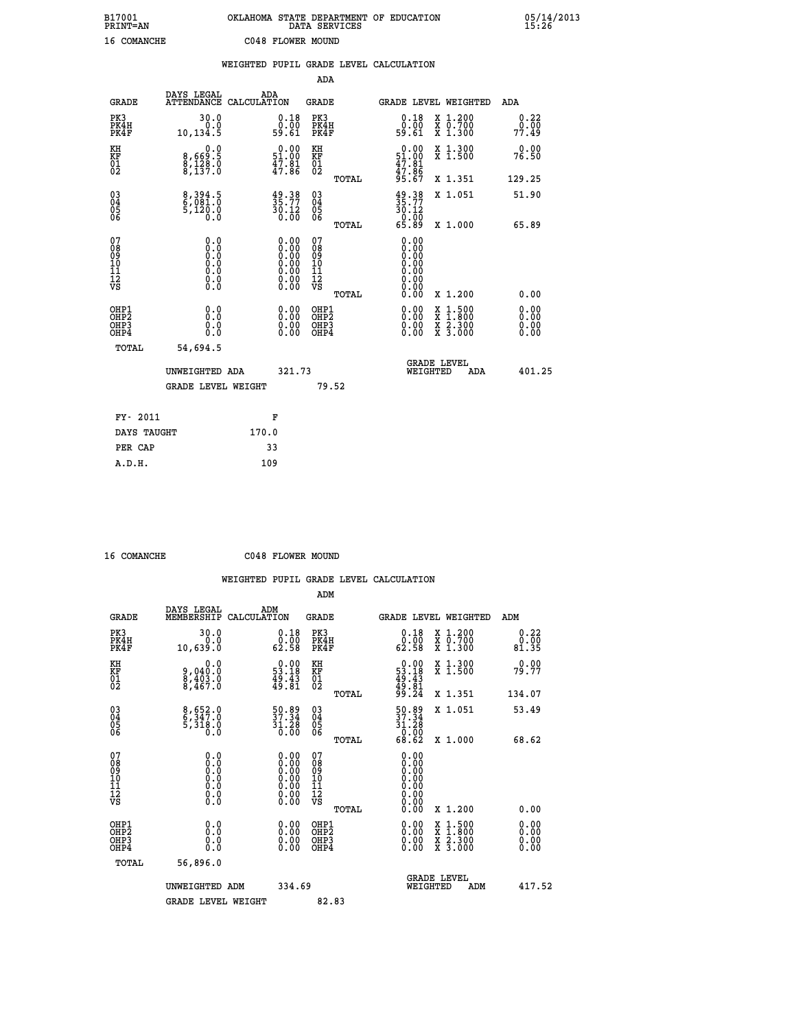B17001 OKLAHOMA STATE DEPARTMENT OF EDUCATION 05/14/2013
PRINT=AN DATA SERVICES 15:26

16 COMANCHE C048 FLOWER MOUND

## WEIGHTED PUPIL GRADE LEVEL CALCULATION

### ADA

| GRADE | DAYS LEGAL ATTENDANCE | ADA CALCULATION | GRADE | GRADE LEVEL | WEIGHTED | ADA |
|---|---|---|---|---|---|---|
| PK3 | 30.0 | 0.18 | PK3 | 0.18 | X 1.200 | 0.22 |
| PK4H | 0.0 | 0.00 | PK4H | 0.00 | X 0.700 | 0.00 |
| PK4F | 10,134.5 | 59.61 | PK4F | 59.61 | X 1.300 | 77.49 |
| KH | 0.0 | 0.00 | KH | 0.00 | X 1.300 | 0.00 |
| KF | 8,669.5 | 51.00 | KF | 51.00 | X 1.500 | 76.50 |
| 01 | 8,128.0 | 47.81 | 01 | 47.81 | | |
| 02 | 8,137.0 | 47.86 | 02 | 47.86 | | |
| | | | TOTAL | 95.67 | X 1.351 | 129.25 |
| 03 | 8,394.5 | 49.38 | 03 | 49.38 | X 1.051 | 51.90 |
| 04 | 6,081.0 | 35.77 | 04 | 35.77 | | |
| 05 | 5,120.0 | 30.12 | 05 | 30.12 | | |
| 06 | 0.0 | 0.00 | 06 | 0.00 | | |
| | | | TOTAL | 65.89 | X 1.000 | 65.89 |
| 07 | 0.0 | 0.00 | 07 | 0.00 | | |
| 08 | 0.0 | 0.00 | 08 | 0.00 | | |
| 09 | 0.0 | 0.00 | 09 | 0.00 | | |
| 10 | 0.0 | 0.00 | 10 | 0.00 | | |
| 11 | 0.0 | 0.00 | 11 | 0.00 | | |
| 12 | 0.0 | 0.00 | 12 | 0.00 | | |
| VS | 0.0 | 0.00 | VS | 0.00 | | |
| | | | TOTAL | 0.00 | X 1.200 | 0.00 |
| OHP1 | 0.0 | 0.00 | OHP1 | 0.00 | X 1.500 | 0.00 |
| OHP2 | 0.0 | 0.00 | OHP2 | 0.00 | X 1.800 | 0.00 |
| OHP3 | 0.0 | 0.00 | OHP3 | 0.00 | X 2.300 | 0.00 |
| OHP4 | 0.0 | 0.00 | OHP4 | 0.00 | X 3.000 | 0.00 |
| TOTAL | 54,694.5 | | | | | |

UNWEIGHTED ADA 321.73 GRADE LEVEL WEIGHTED ADA 401.25

GRADE LEVEL WEIGHT 79.52

| FY- 2011 | F |
|---|---|
| DAYS TAUGHT | 170.0 |
| PER CAP | 33 |
| A.D.H. | 109 |

16 COMANCHE C048 FLOWER MOUND

## WEIGHTED PUPIL GRADE LEVEL CALCULATION

### ADM

| GRADE | DAYS LEGAL MEMBERSHIP | ADM CALCULATION | GRADE | GRADE LEVEL | WEIGHTED | ADM |
|---|---|---|---|---|---|---|
| PK3 | 30.0 | 0.18 | PK3 | 0.18 | X 1.200 | 0.22 |
| PK4H | 0.0 | 0.00 | PK4H | 0.00 | X 0.700 | 0.00 |
| PK4F | 10,639.0 | 62.58 | PK4F | 62.58 | X 1.300 | 81.35 |
| KH | 0.0 | 0.00 | KH | 0.00 | X 1.300 | 0.00 |
| KF | 9,040.0 | 53.18 | KF | 53.18 | X 1.500 | 79.77 |
| 01 | 8,403.0 | 49.43 | 01 | 49.43 | | |
| 02 | 8,467.0 | 49.81 | 02 | 49.81 | | |
| | | | TOTAL | 99.24 | X 1.351 | 134.07 |
| 03 | 8,652.0 | 50.89 | 03 | 50.89 | X 1.051 | 53.49 |
| 04 | 6,347.0 | 37.34 | 04 | 37.34 | | |
| 05 | 5,318.0 | 31.28 | 05 | 31.28 | | |
| 06 | 0.0 | 0.00 | 06 | 0.00 | | |
| | | | TOTAL | 68.62 | X 1.000 | 68.62 |
| 07 | 0.0 | 0.00 | 07 | 0.00 | | |
| 08 | 0.0 | 0.00 | 08 | 0.00 | | |
| 09 | 0.0 | 0.00 | 09 | 0.00 | | |
| 10 | 0.0 | 0.00 | 10 | 0.00 | | |
| 11 | 0.0 | 0.00 | 11 | 0.00 | | |
| 12 | 0.0 | 0.00 | 12 | 0.00 | | |
| VS | 0.0 | 0.00 | VS | 0.00 | | |
| | | | TOTAL | 0.00 | X 1.200 | 0.00 |
| OHP1 | 0.0 | 0.00 | OHP1 | 0.00 | X 1.500 | 0.00 |
| OHP2 | 0.0 | 0.00 | OHP2 | 0.00 | X 1.800 | 0.00 |
| OHP3 | 0.0 | 0.00 | OHP3 | 0.00 | X 2.300 | 0.00 |
| OHP4 | 0.0 | 0.00 | OHP4 | 0.00 | X 3.000 | 0.00 |
| TOTAL | 56,896.0 | | | | | |

UNWEIGHTED ADM 334.69 GRADE LEVEL WEIGHTED ADM 417.52

GRADE LEVEL WEIGHT 82.83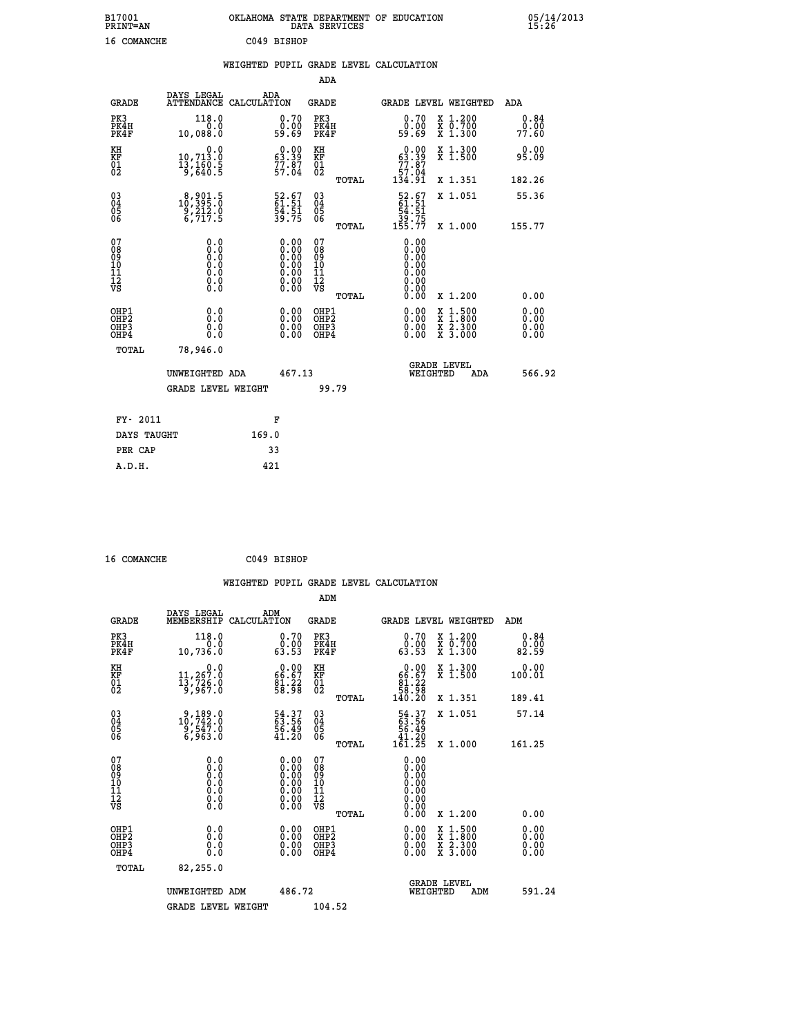B17001 OKLAHOMA STATE DEPARTMENT OF EDUCATION 05/14/2013
PRINT=AN DATA SERVICES 15:26

16 COMANCHE C049 BISHOP

WEIGHTED PUPIL GRADE LEVEL CALCULATION

ADA

| GRADE | DAYS LEGAL ATTENDANCE | ADA CALCULATION | GRADE | GRADE LEVEL | WEIGHTED | ADA |
|---|---|---|---|---|---|---|
| PK3 | 118.0 | 0.70 | PK3 | 0.70 | X 1.200 | 0.84 |
| PK4H | 0.0 | 0.00 | PK4H | 0.00 | X 0.700 | 0.00 |
| PK4F | 10,088.0 | 59.69 | PK4F | 59.69 | X 1.300 | 77.60 |
| KH | 0.0 | 0.00 | KH | 0.00 | X 1.300 | 0.00 |
| KF | 10,713.0 | 63.39 | KF | 63.39 | X 1.500 | 95.09 |
| 01 | 13,160.5 | 77.87 | 01 | 77.87 | | |
| 02 | 9,640.5 | 57.04 | 02 | 57.04 | | |
| | | | TOTAL | 134.91 | X 1.351 | 182.26 |
| 03 | 8,901.5 | 52.67 | 03 | 52.67 | X 1.051 | 55.36 |
| 04 | 10,395.0 | 61.51 | 04 | 61.51 | | |
| 05 | 9,212.0 | 54.51 | 05 | 54.51 | | |
| 06 | 6,717.5 | 39.75 | 06 | 39.75 | | |
| | | | TOTAL | 155.77 | X 1.000 | 155.77 |
| 07 | 0.0 | 0.00 | 07 | 0.00 | | |
| 08 | 0.0 | 0.00 | 08 | 0.00 | | |
| 09 | 0.0 | 0.00 | 09 | 0.00 | | |
| 10 | 0.0 | 0.00 | 10 | 0.00 | | |
| 11 | 0.0 | 0.00 | 11 | 0.00 | | |
| 12 | 0.0 | 0.00 | 12 | 0.00 | | |
| VS | 0.0 | 0.00 | VS | 0.00 | | |
| | | | TOTAL | 0.00 | X 1.200 | 0.00 |
| OHP1 | 0.0 | 0.00 | OHP1 | 0.00 | X 1.500 | 0.00 |
| OHP2 | 0.0 | 0.00 | OHP2 | 0.00 | X 1.800 | 0.00 |
| OHP3 | 0.0 | 0.00 | OHP3 | 0.00 | X 2.300 | 0.00 |
| OHP4 | 0.0 | 0.00 | OHP4 | 0.00 | X 3.000 | 0.00 |
| TOTAL | 78,946.0 | | | | | |

UNWEIGHTED ADA 467.13 GRADE LEVEL WEIGHTED ADA 566.92

GRADE LEVEL WEIGHT 99.79

| FY- 2011 | F |
|---|---|
| DAYS TAUGHT | 169.0 |
| PER CAP | 33 |
| A.D.H. | 421 |

16 COMANCHE C049 BISHOP

WEIGHTED PUPIL GRADE LEVEL CALCULATION

ADM

| GRADE | DAYS LEGAL MEMBERSHIP | ADM CALCULATION | GRADE | GRADE LEVEL | WEIGHTED | ADM |
|---|---|---|---|---|---|---|
| PK3 | 118.0 | 0.70 | PK3 | 0.70 | X 1.200 | 0.84 |
| PK4H | 0.0 | 0.00 | PK4H | 0.00 | X 0.700 | 0.00 |
| PK4F | 10,736.0 | 63.53 | PK4F | 63.53 | X 1.300 | 82.59 |
| KH | 0.0 | 0.00 | KH | 0.00 | X 1.300 | 0.00 |
| KF | 11,267.0 | 66.67 | KF | 66.67 | X 1.500 | 100.01 |
| 01 | 13,726.0 | 81.22 | 01 | 81.22 | | |
| 02 | 9,967.0 | 58.98 | 02 | 58.98 | | |
| | | | TOTAL | 140.20 | X 1.351 | 189.41 |
| 03 | 9,189.0 | 54.37 | 03 | 54.37 | X 1.051 | 57.14 |
| 04 | 10,742.0 | 63.56 | 04 | 63.56 | | |
| 05 | 9,547.0 | 56.49 | 05 | 56.49 | | |
| 06 | 6,963.0 | 41.20 | 06 | 41.20 | | |
| | | | TOTAL | 161.25 | X 1.000 | 161.25 |
| 07 | 0.0 | 0.00 | 07 | 0.00 | | |
| 08 | 0.0 | 0.00 | 08 | 0.00 | | |
| 09 | 0.0 | 0.00 | 09 | 0.00 | | |
| 10 | 0.0 | 0.00 | 10 | 0.00 | | |
| 11 | 0.0 | 0.00 | 11 | 0.00 | | |
| 12 | 0.0 | 0.00 | 12 | 0.00 | | |
| VS | 0.0 | 0.00 | VS | 0.00 | | |
| | | | TOTAL | 0.00 | X 1.200 | 0.00 |
| OHP1 | 0.0 | 0.00 | OHP1 | 0.00 | X 1.500 | 0.00 |
| OHP2 | 0.0 | 0.00 | OHP2 | 0.00 | X 1.800 | 0.00 |
| OHP3 | 0.0 | 0.00 | OHP3 | 0.00 | X 2.300 | 0.00 |
| OHP4 | 0.0 | 0.00 | OHP4 | 0.00 | X 3.000 | 0.00 |
| TOTAL | 82,255.0 | | | | | |

UNWEIGHTED ADM 486.72 GRADE LEVEL WEIGHTED ADM 591.24

GRADE LEVEL WEIGHT 104.52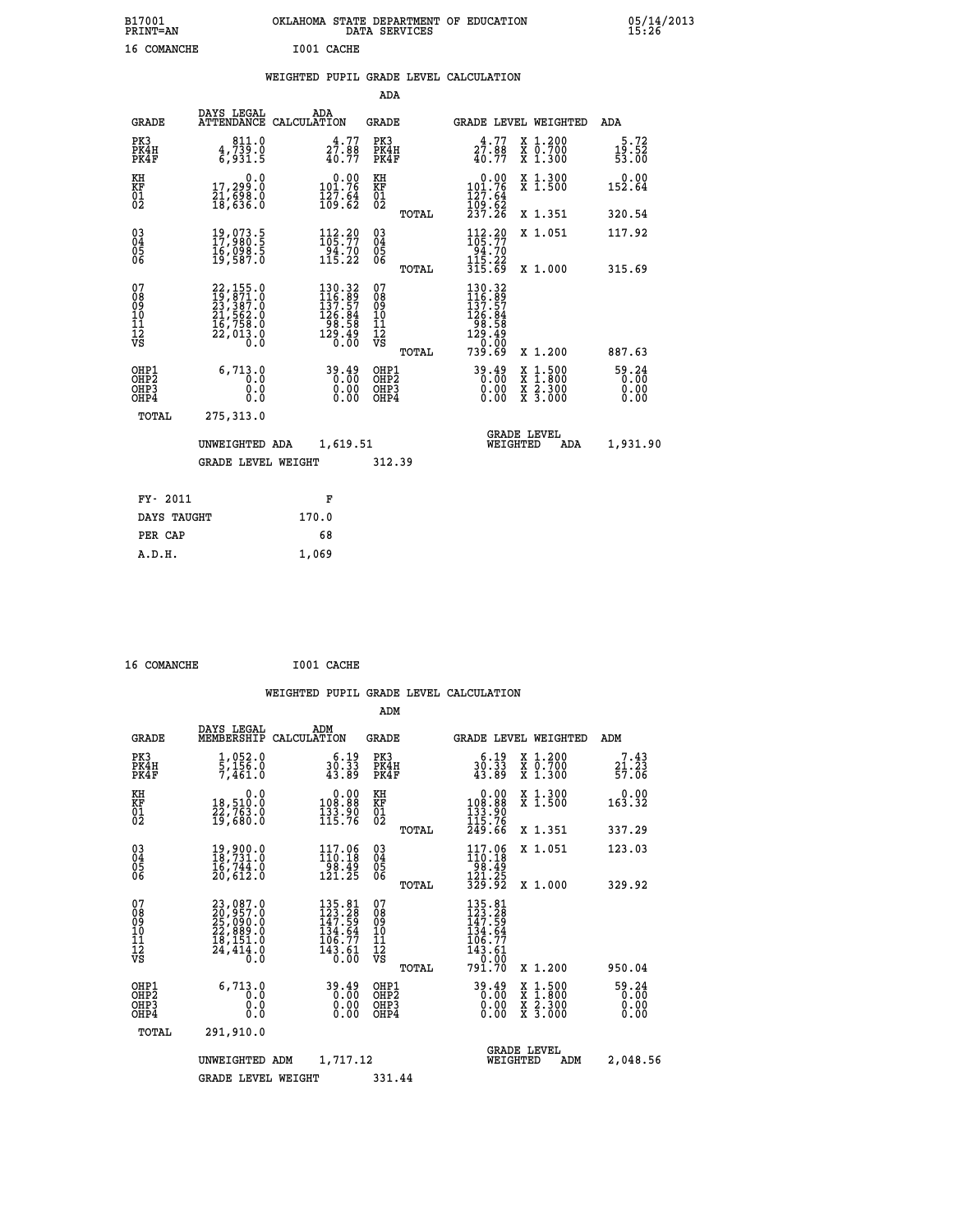B17001 OKLAHOMA STATE DEPARTMENT OF EDUCATION 05/14/2013
PRINT=AN DATA SERVICES 15:26

16 COMANCHE I001 CACHE

WEIGHTED PUPIL GRADE LEVEL CALCULATION

ADA

| GRADE | DAYS LEGAL ATTENDANCE | ADA CALCULATION | GRADE | GRADE LEVEL | WEIGHTED | ADA |
|---|---|---|---|---|---|---|
| PK3 | 811.0 | 4.77 | PK3 | 4.77 | X 1.200 | 5.72 |
| PK4H | 4,739.0 | 27.88 | PK4H | 27.88 | X 0.700 | 19.52 |
| PK4F | 6,931.5 | 40.77 | PK4F | 40.77 | X 1.300 | 53.00 |
| KH | 0.0 | 0.00 | KH | 0.00 | X 1.300 | 0.00 |
| KF | 17,299.0 | 101.76 | KF | 101.76 | X 1.500 | 152.64 |
| 01 | 21,698.0 | 127.64 | 01 | 127.64 | | |
| 02 | 18,636.0 | 109.62 | 02 | 109.62 | | |
| | | | TOTAL | 237.26 | X 1.351 | 320.54 |
| 03 | 19,073.5 | 112.20 | 03 | 112.20 | X 1.051 | 117.92 |
| 04 | 17,980.5 | 105.77 | 04 | 105.77 | | |
| 05 | 16,098.5 | 94.70 | 05 | 94.70 | | |
| 06 | 19,587.0 | 115.22 | 06 | 115.22 | | |
| | | | TOTAL | 315.69 | X 1.000 | 315.69 |
| 07 | 22,155.0 | 130.32 | 07 | 130.32 | | |
| 08 | 19,871.0 | 116.89 | 08 | 116.89 | | |
| 09 | 23,387.0 | 137.57 | 09 | 137.57 | | |
| 10 | 21,562.0 | 126.84 | 10 | 126.84 | | |
| 11 | 16,758.0 | 98.58 | 11 | 98.58 | | |
| 12 | 22,013.0 | 129.49 | 12 | 129.49 | | |
| VS | 0.0 | 0.00 | VS | 0.00 | | |
| | | | TOTAL | 739.69 | X 1.200 | 887.63 |
| OHP1 | 6,713.0 | 39.49 | OHP1 | 39.49 | X 1.500 | 59.24 |
| OHP2 | 0.0 | 0.00 | OHP2 | 0.00 | X 1.800 | 0.00 |
| OHP3 | 0.0 | 0.00 | OHP3 | 0.00 | X 2.300 | 0.00 |
| OHP4 | 0.0 | 0.00 | OHP4 | 0.00 | X 3.000 | 0.00 |
| TOTAL | 275,313.0 | | | | | |

UNWEIGHTED ADA 1,619.51 GRADE LEVEL WEIGHTED ADA 1,931.90

GRADE LEVEL WEIGHT 312.39

| FY- 2011 | F |
|---|---|
| DAYS TAUGHT | 170.0 |
| PER CAP | 68 |
| A.D.H. | 1,069 |

16 COMANCHE I001 CACHE

WEIGHTED PUPIL GRADE LEVEL CALCULATION

ADM

| GRADE | DAYS LEGAL MEMBERSHIP | ADM CALCULATION | GRADE | GRADE LEVEL | WEIGHTED | ADM |
|---|---|---|---|---|---|---|
| PK3 | 1,052.0 | 6.19 | PK3 | 6.19 | X 1.200 | 7.43 |
| PK4H | 5,156.0 | 30.33 | PK4H | 30.33 | X 0.700 | 21.23 |
| PK4F | 7,461.0 | 43.89 | PK4F | 43.89 | X 1.300 | 57.06 |
| KH | 0.0 | 0.00 | KH | 0.00 | X 1.300 | 0.00 |
| KF | 18,510.0 | 108.88 | KF | 108.88 | X 1.500 | 163.32 |
| 01 | 22,763.0 | 133.90 | 01 | 133.90 | | |
| 02 | 19,680.0 | 115.76 | 02 | 115.76 | | |
| | | | TOTAL | 249.66 | X 1.351 | 337.29 |
| 03 | 19,900.0 | 117.06 | 03 | 117.06 | X 1.051 | 123.03 |
| 04 | 18,731.0 | 110.18 | 04 | 110.18 | | |
| 05 | 16,744.0 | 98.49 | 05 | 98.49 | | |
| 06 | 20,612.0 | 121.25 | 06 | 121.25 | | |
| | | | TOTAL | 329.92 | X 1.000 | 329.92 |
| 07 | 23,087.0 | 135.81 | 07 | 135.81 | | |
| 08 | 20,957.0 | 123.28 | 08 | 123.28 | | |
| 09 | 25,090.0 | 147.59 | 09 | 147.59 | | |
| 10 | 22,889.0 | 134.64 | 10 | 134.64 | | |
| 11 | 18,151.0 | 106.77 | 11 | 106.77 | | |
| 12 | 24,414.0 | 143.61 | 12 | 143.61 | | |
| VS | 0.0 | 0.00 | VS | 0.00 | | |
| | | | TOTAL | 791.70 | X 1.200 | 950.04 |
| OHP1 | 6,713.0 | 39.49 | OHP1 | 39.49 | X 1.500 | 59.24 |
| OHP2 | 0.0 | 0.00 | OHP2 | 0.00 | X 1.800 | 0.00 |
| OHP3 | 0.0 | 0.00 | OHP3 | 0.00 | X 2.300 | 0.00 |
| OHP4 | 0.0 | 0.00 | OHP4 | 0.00 | X 3.000 | 0.00 |
| TOTAL | 291,910.0 | | | | | |

UNWEIGHTED ADM 1,717.12 GRADE LEVEL WEIGHTED ADM 2,048.56

GRADE LEVEL WEIGHT 331.44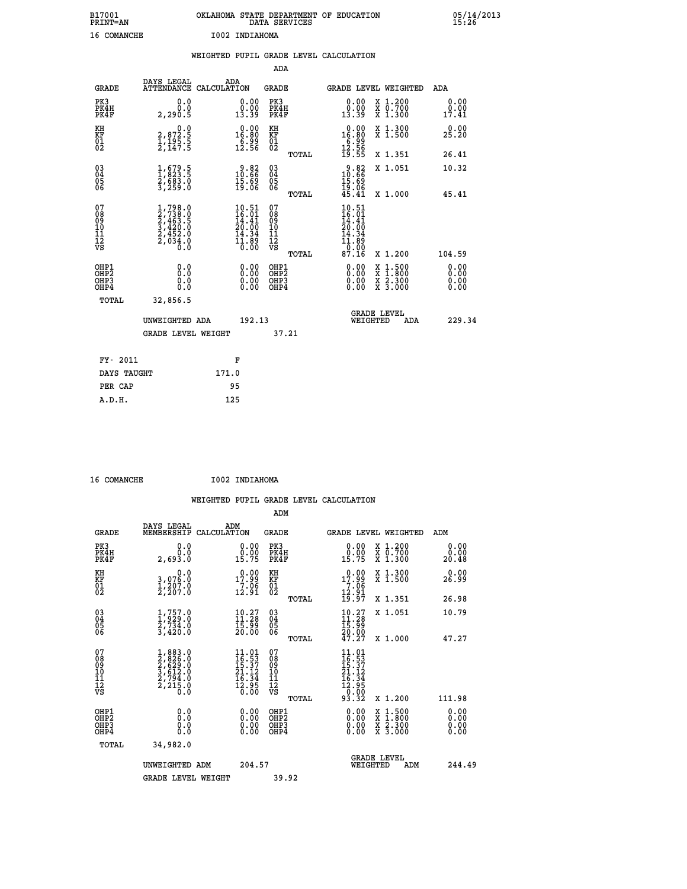B17001 OKLAHOMA STATE DEPARTMENT OF EDUCATION 05/14/2013
PRINT=AN DATA SERVICES 15:26

16 COMANCHE I002 INDIAHOMA

## WEIGHTED PUPIL GRADE LEVEL CALCULATION

### ADA

| GRADE | DAYS LEGAL ATTENDANCE | ADA CALCULATION | GRADE | GRADE LEVEL | WEIGHTED | ADA |
|---|---|---|---|---|---|---|
| PK3 | 0.0 | 0.00 | PK3 | 0.00 | X 1.200 | 0.00 |
| PK4H | 0.0 | 0.00 | PK4H | 0.00 | X 0.700 | 0.00 |
| PK4F | 2,290.5 | 13.39 | PK4F | 13.39 | X 1.300 | 17.41 |
| KH | 0.0 | 0.00 | KH | 0.00 | X 1.300 | 0.00 |
| KF | 2,872.5 | 16.80 | KF | 16.80 | X 1.500 | 25.20 |
| 01 | 1,195.5 | 6.99 | 01 | 6.99 | | |
| 02 | 2,147.5 | 12.56 | 02 | 12.56 | | |
| | | | TOTAL | 19.55 | X 1.351 | 26.41 |
| 03 | 1,679.5 | 9.82 | 03 | 9.82 | X 1.051 | 10.32 |
| 04 | 1,823.5 | 10.66 | 04 | 10.66 | | |
| 05 | 2,683.0 | 15.69 | 05 | 15.69 | | |
| 06 | 3,259.0 | 19.06 | 06 | 19.06 | | |
| | | | TOTAL | 45.41 | X 1.000 | 45.41 |
| 07 | 1,798.0 | 10.51 | 07 | 10.51 | | |
| 08 | 2,738.0 | 16.01 | 08 | 16.01 | | |
| 09 | 2,463.5 | 14.41 | 09 | 14.41 | | |
| 10 | 3,420.0 | 20.00 | 10 | 20.00 | | |
| 11 | 2,452.0 | 14.34 | 11 | 14.34 | | |
| 12 | 2,034.0 | 11.89 | 12 | 11.89 | | |
| VS | 0.0 | 0.00 | VS | 0.00 | | |
| | | | TOTAL | 87.16 | X 1.200 | 104.59 |
| OHP1 | 0.0 | 0.00 | OHP1 | 0.00 | X 1.500 | 0.00 |
| OHP2 | 0.0 | 0.00 | OHP2 | 0.00 | X 1.800 | 0.00 |
| OHP3 | 0.0 | 0.00 | OHP3 | 0.00 | X 2.300 | 0.00 |
| OHP4 | 0.0 | 0.00 | OHP4 | 0.00 | X 3.000 | 0.00 |
| TOTAL | 32,856.5 | | | | | |

UNWEIGHTED ADA 192.13 GRADE LEVEL WEIGHTED ADA 229.34

GRADE LEVEL WEIGHT 37.21

| FY- 2011 | F |
|---|---|
| DAYS TAUGHT | 171.0 |
| PER CAP | 95 |
| A.D.H. | 125 |

16 COMANCHE I002 INDIAHOMA

## WEIGHTED PUPIL GRADE LEVEL CALCULATION

### ADM

| GRADE | DAYS LEGAL MEMBERSHIP | ADM CALCULATION | GRADE | GRADE LEVEL | WEIGHTED | ADM |
|---|---|---|---|---|---|---|
| PK3 | 0.0 | 0.00 | PK3 | 0.00 | X 1.200 | 0.00 |
| PK4H | 0.0 | 0.00 | PK4H | 0.00 | X 0.700 | 0.00 |
| PK4F | 2,693.0 | 15.75 | PK4F | 15.75 | X 1.300 | 20.48 |
| KH | 0.0 | 0.00 | KH | 0.00 | X 1.300 | 0.00 |
| KF | 3,076.0 | 17.99 | KF | 17.99 | X 1.500 | 26.99 |
| 01 | 1,207.0 | 7.06 | 01 | 7.06 | | |
| 02 | 2,207.0 | 12.91 | 02 | 12.91 | | |
| | | | TOTAL | 19.97 | X 1.351 | 26.98 |
| 03 | 1,757.0 | 10.27 | 03 | 10.27 | X 1.051 | 10.79 |
| 04 | 1,929.0 | 11.28 | 04 | 11.28 | | |
| 05 | 2,734.0 | 15.99 | 05 | 15.99 | | |
| 06 | 3,420.0 | 20.00 | 06 | 20.00 | | |
| | | | TOTAL | 47.27 | X 1.000 | 47.27 |
| 07 | 1,883.0 | 11.01 | 07 | 11.01 | | |
| 08 | 2,826.0 | 16.53 | 08 | 16.53 | | |
| 09 | 2,629.0 | 15.37 | 09 | 15.37 | | |
| 10 | 3,612.0 | 21.12 | 10 | 21.12 | | |
| 11 | 2,794.0 | 16.34 | 11 | 16.34 | | |
| 12 | 2,215.0 | 12.95 | 12 | 12.95 | | |
| VS | 0.0 | 0.00 | VS | 0.00 | | |
| | | | TOTAL | 93.32 | X 1.200 | 111.98 |
| OHP1 | 0.0 | 0.00 | OHP1 | 0.00 | X 1.500 | 0.00 |
| OHP2 | 0.0 | 0.00 | OHP2 | 0.00 | X 1.800 | 0.00 |
| OHP3 | 0.0 | 0.00 | OHP3 | 0.00 | X 2.300 | 0.00 |
| OHP4 | 0.0 | 0.00 | OHP4 | 0.00 | X 3.000 | 0.00 |
| TOTAL | 34,982.0 | | | | | |

UNWEIGHTED ADM 204.57 GRADE LEVEL WEIGHTED ADM 244.49

GRADE LEVEL WEIGHT 39.92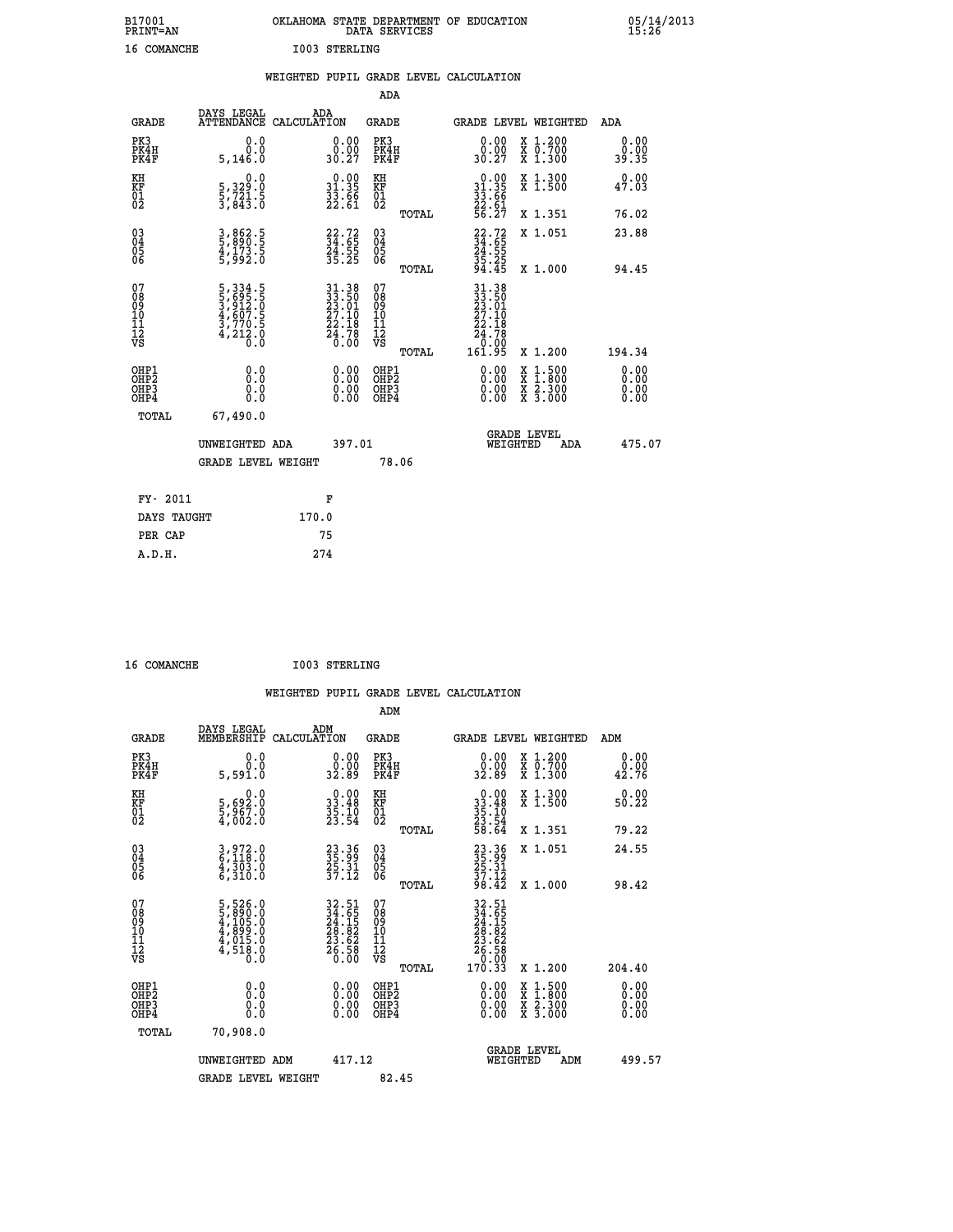B17001 OKLAHOMA STATE DEPARTMENT OF EDUCATION 05/14/2013
PRINT=AN DATA SERVICES 15:26

16 COMANCHE I003 STERLING

## WEIGHTED PUPIL GRADE LEVEL CALCULATION

### ADA

| GRADE | DAYS LEGAL ATTENDANCE | ADA CALCULATION | GRADE | | GRADE LEVEL | WEIGHTED | ADA |
|---|---|---|---|---|---|---|---|
| PK3 | 0.0 | 0.00 | PK3 | | 0.00 | X 1.200 | 0.00 |
| PK4H | 0.0 | 0.00 | PK4H | | 0.00 | X 0.700 | 0.00 |
| PK4F | 5,146.0 | 30.27 | PK4F | | 30.27 | X 1.300 | 39.35 |
| KH | 0.0 | 0.00 | KH | | 0.00 | X 1.300 | 0.00 |
| KF | 5,329.0 | 31.35 | KF | | 31.35 | X 1.500 | 47.03 |
| 01 | 5,721.5 | 33.66 | 01 | | 33.66 | | |
| 02 | 3,843.0 | 22.61 | 02 | | 22.61 | | |
| | | | | TOTAL | 56.27 | X 1.351 | 76.02 |
| 03 | 3,862.5 | 22.72 | 03 | | 22.72 | X 1.051 | 23.88 |
| 04 | 5,890.5 | 34.65 | 04 | | 34.65 | | |
| 05 | 4,173.5 | 24.55 | 05 | | 24.55 | | |
| 06 | 5,992.0 | 35.25 | 06 | | 35.25 | | |
| | | | | TOTAL | 94.45 | X 1.000 | 94.45 |
| 07 | 5,334.5 | 31.38 | 07 | | 31.38 | | |
| 08 | 5,695.5 | 33.50 | 08 | | 33.50 | | |
| 09 | 3,912.0 | 23.01 | 09 | | 23.01 | | |
| 10 | 4,607.5 | 27.10 | 10 | | 27.10 | | |
| 11 | 3,770.5 | 22.18 | 11 | | 22.18 | | |
| 12 | 4,212.0 | 24.78 | 12 | | 24.78 | | |
| VS | 0.0 | 0.00 | VS | | 0.00 | | |
| | | | | TOTAL | 161.95 | X 1.200 | 194.34 |
| OHP1 | 0.0 | 0.00 | OHP1 | | 0.00 | X 1.500 | 0.00 |
| OHP2 | 0.0 | 0.00 | OHP2 | | 0.00 | X 1.800 | 0.00 |
| OHP3 | 0.0 | 0.00 | OHP3 | | 0.00 | X 2.300 | 0.00 |
| OHP4 | 0.0 | 0.00 | OHP4 | | 0.00 | X 3.000 | 0.00 |
| TOTAL | 67,490.0 | | | | | | |

UNWEIGHTED ADA 397.01 GRADE LEVEL WEIGHTED ADA 475.07

GRADE LEVEL WEIGHT 78.06

| FY- 2011 | F |
|---|---|
| DAYS TAUGHT | 170.0 |
| PER CAP | 75 |
| A.D.H. | 274 |

16 COMANCHE I003 STERLING

## WEIGHTED PUPIL GRADE LEVEL CALCULATION

### ADM

| GRADE | DAYS LEGAL MEMBERSHIP | ADM CALCULATION | GRADE | | GRADE LEVEL | WEIGHTED | ADM |
|---|---|---|---|---|---|---|---|
| PK3 | 0.0 | 0.00 | PK3 | | 0.00 | X 1.200 | 0.00 |
| PK4H | 0.0 | 0.00 | PK4H | | 0.00 | X 0.700 | 0.00 |
| PK4F | 5,591.0 | 32.89 | PK4F | | 32.89 | X 1.300 | 42.76 |
| KH | 0.0 | 0.00 | KH | | 0.00 | X 1.300 | 0.00 |
| KF | 5,692.0 | 33.48 | KF | | 33.48 | X 1.500 | 50.22 |
| 01 | 5,967.0 | 35.10 | 01 | | 35.10 | | |
| 02 | 4,002.0 | 23.54 | 02 | | 23.54 | | |
| | | | | TOTAL | 58.64 | X 1.351 | 79.22 |
| 03 | 3,972.0 | 23.36 | 03 | | 23.36 | X 1.051 | 24.55 |
| 04 | 6,118.0 | 35.99 | 04 | | 35.99 | | |
| 05 | 4,303.0 | 25.31 | 05 | | 25.31 | | |
| 06 | 6,310.0 | 37.12 | 06 | | 37.12 | | |
| | | | | TOTAL | 98.42 | X 1.000 | 98.42 |
| 07 | 5,526.0 | 32.51 | 07 | | 32.51 | | |
| 08 | 5,890.0 | 34.65 | 08 | | 34.65 | | |
| 09 | 4,105.0 | 24.15 | 09 | | 24.15 | | |
| 10 | 4,899.0 | 28.82 | 10 | | 28.82 | | |
| 11 | 4,015.0 | 23.62 | 11 | | 23.62 | | |
| 12 | 4,518.0 | 26.58 | 12 | | 26.58 | | |
| VS | 0.0 | 0.00 | VS | | 0.00 | | |
| | | | | TOTAL | 170.33 | X 1.200 | 204.40 |
| OHP1 | 0.0 | 0.00 | OHP1 | | 0.00 | X 1.500 | 0.00 |
| OHP2 | 0.0 | 0.00 | OHP2 | | 0.00 | X 1.800 | 0.00 |
| OHP3 | 0.0 | 0.00 | OHP3 | | 0.00 | X 2.300 | 0.00 |
| OHP4 | 0.0 | 0.00 | OHP4 | | 0.00 | X 3.000 | 0.00 |
| TOTAL | 70,908.0 | | | | | | |

UNWEIGHTED ADM 417.12 GRADE LEVEL WEIGHTED ADM 499.57

GRADE LEVEL WEIGHT 82.45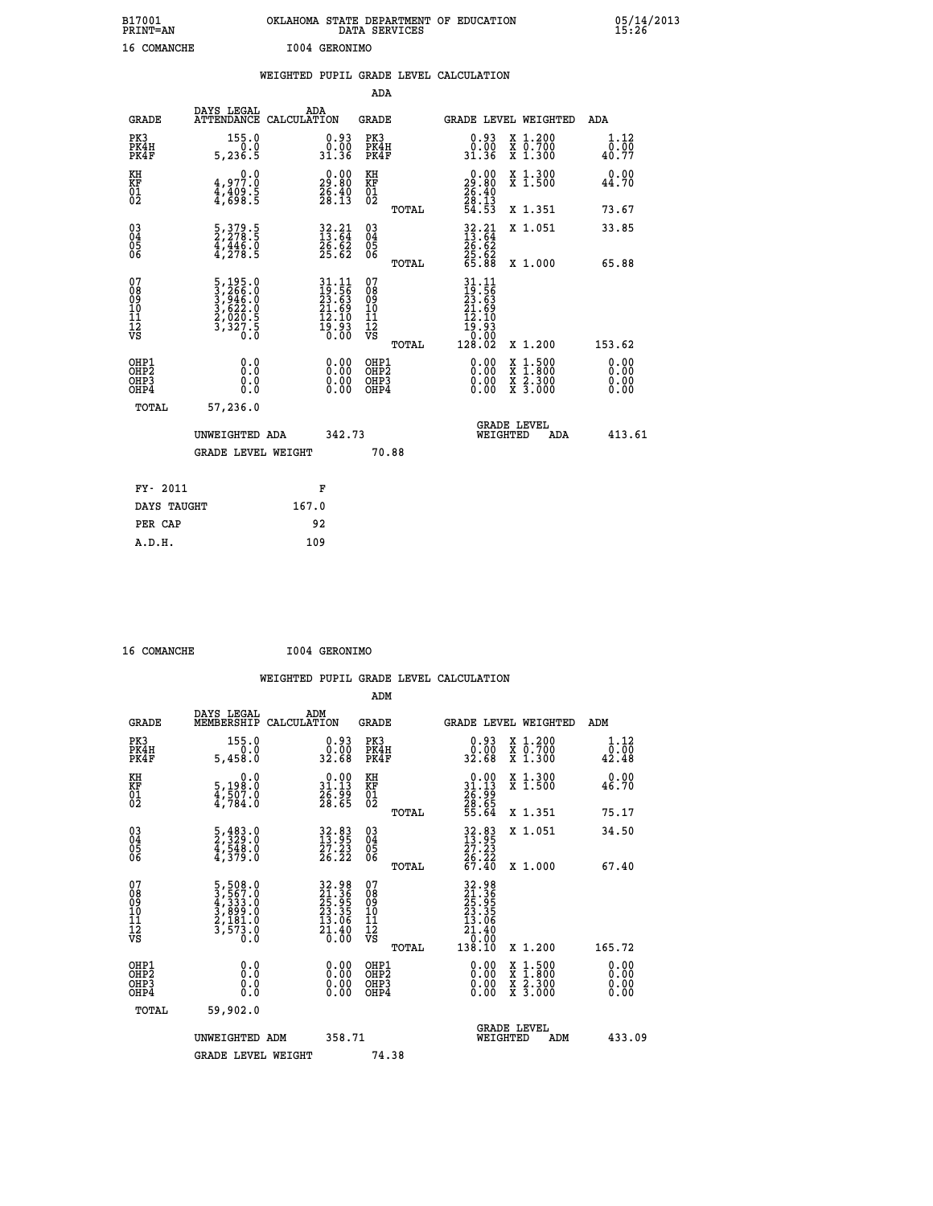B17001 OKLAHOMA STATE DEPARTMENT OF EDUCATION 05/14/2013
PRINT=AN DATA SERVICES 15:26

16 COMANCHE I004 GERONIMO

## WEIGHTED PUPIL GRADE LEVEL CALCULATION

### ADA

| GRADE | DAYS LEGAL ATTENDANCE | ADA CALCULATION | GRADE | | GRADE LEVEL | WEIGHTED | ADA |
|---|---|---|---|---|---|---|---|
| PK3 | 155.0 | 0.93 | PK3 | | 0.93 | X 1.200 | 1.12 |
| PK4H | 0.0 | 0.00 | PK4H | | 0.00 | X 0.700 | 0.00 |
| PK4F | 5,236.5 | 31.36 | PK4F | | 31.36 | X 1.300 | 40.77 |
| KH | 0.0 | 0.00 | KH | | 0.00 | X 1.300 | 0.00 |
| KF | 4,977.0 | 29.80 | KF | | 29.80 | X 1.500 | 44.70 |
| 01 | 4,409.5 | 26.40 | 01 | | 26.40 | | |
| 02 | 4,698.5 | 28.13 | 02 | | 28.13 | | |
| | | | | TOTAL | 54.53 | X 1.351 | 73.67 |
| 03 | 5,379.5 | 32.21 | 03 | | 32.21 | X 1.051 | 33.85 |
| 04 | 2,278.5 | 13.64 | 04 | | 13.64 | | |
| 05 | 4,446.0 | 26.62 | 05 | | 26.62 | | |
| 06 | 4,278.5 | 25.62 | 06 | | 25.62 | | |
| | | | | TOTAL | 65.88 | X 1.000 | 65.88 |
| 07 | 5,195.0 | 31.11 | 07 | | 31.11 | | |
| 08 | 3,266.0 | 19.56 | 08 | | 19.56 | | |
| 09 | 3,946.0 | 23.63 | 09 | | 23.63 | | |
| 10 | 3,622.0 | 21.69 | 10 | | 21.69 | | |
| 11 | 2,020.5 | 12.10 | 11 | | 12.10 | | |
| 12 | 3,327.5 | 19.93 | 12 | | 19.93 | | |
| VS | 0.0 | 0.00 | VS | | 0.00 | | |
| | | | | TOTAL | 128.02 | X 1.200 | 153.62 |
| OHP1 | 0.0 | 0.00 | OHP1 | | 0.00 | X 1.500 | 0.00 |
| OHP2 | 0.0 | 0.00 | OHP2 | | 0.00 | X 1.800 | 0.00 |
| OHP3 | 0.0 | 0.00 | OHP3 | | 0.00 | X 2.300 | 0.00 |
| OHP4 | 0.0 | 0.00 | OHP4 | | 0.00 | X 3.000 | 0.00 |
| TOTAL | 57,236.0 | | | | | | |

UNWEIGHTED ADA 342.73 GRADE LEVEL WEIGHTED ADA 413.61

GRADE LEVEL WEIGHT 70.88

| FY- 2011 | F |
|---|---|
| DAYS TAUGHT | 167.0 |
| PER CAP | 92 |
| A.D.H. | 109 |

16 COMANCHE I004 GERONIMO

## WEIGHTED PUPIL GRADE LEVEL CALCULATION

### ADM

| GRADE | DAYS LEGAL MEMBERSHIP | ADM CALCULATION | GRADE | | GRADE LEVEL | WEIGHTED | ADM |
|---|---|---|---|---|---|---|---|
| PK3 | 155.0 | 0.93 | PK3 | | 0.93 | X 1.200 | 1.12 |
| PK4H | 0.0 | 0.00 | PK4H | | 0.00 | X 0.700 | 0.00 |
| PK4F | 5,458.0 | 32.68 | PK4F | | 32.68 | X 1.300 | 42.48 |
| KH | 0.0 | 0.00 | KH | | 0.00 | X 1.300 | 0.00 |
| KF | 5,198.0 | 31.13 | KF | | 31.13 | X 1.500 | 46.70 |
| 01 | 4,507.0 | 26.99 | 01 | | 26.99 | | |
| 02 | 4,784.0 | 28.65 | 02 | | 28.65 | | |
| | | | | TOTAL | 55.64 | X 1.351 | 75.17 |
| 03 | 5,483.0 | 32.83 | 03 | | 32.83 | X 1.051 | 34.50 |
| 04 | 2,329.0 | 13.95 | 04 | | 13.95 | | |
| 05 | 4,548.0 | 27.23 | 05 | | 27.23 | | |
| 06 | 4,379.0 | 26.22 | 06 | | 26.22 | | |
| | | | | TOTAL | 67.40 | X 1.000 | 67.40 |
| 07 | 5,508.0 | 32.98 | 07 | | 32.98 | | |
| 08 | 3,567.0 | 21.36 | 08 | | 21.36 | | |
| 09 | 4,333.0 | 25.95 | 09 | | 25.95 | | |
| 10 | 3,899.0 | 23.35 | 10 | | 23.35 | | |
| 11 | 2,181.0 | 13.06 | 11 | | 13.06 | | |
| 12 | 3,573.0 | 21.40 | 12 | | 21.40 | | |
| VS | 0.0 | 0.00 | VS | | 0.00 | | |
| | | | | TOTAL | 138.10 | X 1.200 | 165.72 |
| OHP1 | 0.0 | 0.00 | OHP1 | | 0.00 | X 1.500 | 0.00 |
| OHP2 | 0.0 | 0.00 | OHP2 | | 0.00 | X 1.800 | 0.00 |
| OHP3 | 0.0 | 0.00 | OHP3 | | 0.00 | X 2.300 | 0.00 |
| OHP4 | 0.0 | 0.00 | OHP4 | | 0.00 | X 3.000 | 0.00 |
| TOTAL | 59,902.0 | | | | | | |

UNWEIGHTED ADM 358.71 GRADE LEVEL WEIGHTED ADM 433.09

GRADE LEVEL WEIGHT 74.38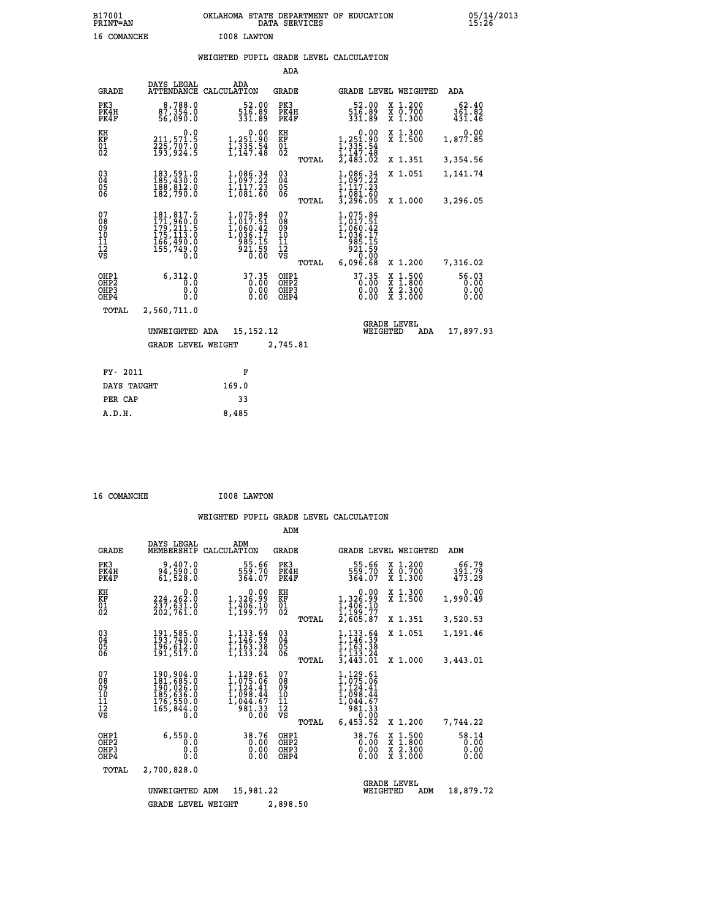B17001 OKLAHOMA STATE DEPARTMENT OF EDUCATION 05/14/2013
PRINT=AN DATA SERVICES 15:26

16 COMANCHE I008 LAWTON

## WEIGHTED PUPIL GRADE LEVEL CALCULATION

### ADA

| GRADE | DAYS LEGAL ATTENDANCE | ADA CALCULATION | GRADE | | GRADE LEVEL | WEIGHTED | ADA |
|---|---|---|---|---|---|---|---|
| PK3 | 8,788.0 | 52.00 | PK3 | | 52.00 | X 1.200 | 62.40 |
| PK4H | 87,354.0 | 516.89 | PK4H | | 516.89 | X 0.700 | 361.82 |
| PK4F | 56,090.0 | 331.89 | PK4F | | 331.89 | X 1.300 | 431.46 |
| KH | 0.0 | 0.00 | KH | | 0.00 | X 1.300 | 0.00 |
| KF | 211,571.5 | 1,251.90 | KF | | 1,251.90 | X 1.500 | 1,877.85 |
| 01 | 225,707.0 | 1,335.54 | 01 | | 1,335.54 | | |
| 02 | 193,924.5 | 1,147.48 | 02 | | 1,147.48 | | |
| | | | | TOTAL | 2,483.02 | X 1.351 | 3,354.56 |
| 03 | 183,591.0 | 1,086.34 | 03 | | 1,086.34 | X 1.051 | 1,141.74 |
| 04 | 185,430.0 | 1,097.22 | 04 | | 1,097.22 | | |
| 05 | 188,812.0 | 1,117.23 | 05 | | 1,117.23 | | |
| 06 | 182,790.0 | 1,081.60 | 06 | | 1,081.60 | | |
| | | | | TOTAL | 3,296.05 | X 1.000 | 3,296.05 |
| 07 | 181,817.5 | 1,075.84 | 07 | | 1,075.84 | | |
| 08 | 171,960.0 | 1,017.51 | 08 | | 1,017.51 | | |
| 09 | 179,211.5 | 1,060.42 | 09 | | 1,060.42 | | |
| 10 | 175,113.0 | 1,036.17 | 10 | | 1,036.17 | | |
| 11 | 166,490.0 | 985.15 | 11 | | 985.15 | | |
| 12 | 155,749.0 | 921.59 | 12 | | 921.59 | | |
| VS | 0.0 | 0.00 | VS | | 0.00 | | |
| | | | | TOTAL | 6,096.68 | X 1.200 | 7,316.02 |
| OHP1 | 6,312.0 | 37.35 | OHP1 | | 37.35 | X 1.500 | 56.03 |
| OHP2 | 0.0 | 0.00 | OHP2 | | 0.00 | X 1.800 | 0.00 |
| OHP3 | 0.0 | 0.00 | OHP3 | | 0.00 | X 2.300 | 0.00 |
| OHP4 | 0.0 | 0.00 | OHP4 | | 0.00 | X 3.000 | 0.00 |
| TOTAL | 2,560,711.0 | | | | | | |

UNWEIGHTED ADA 15,152.12 — GRADE LEVEL WEIGHTED ADA 17,897.93

GRADE LEVEL WEIGHT 2,745.81

| FY- 2011 | F |
|---|---|
| DAYS TAUGHT | 169.0 |
| PER CAP | 33 |
| A.D.H. | 8,485 |

16 COMANCHE I008 LAWTON

## WEIGHTED PUPIL GRADE LEVEL CALCULATION

### ADM

| GRADE | DAYS LEGAL MEMBERSHIP | ADM CALCULATION | GRADE | | GRADE LEVEL | WEIGHTED | ADM |
|---|---|---|---|---|---|---|---|
| PK3 | 9,407.0 | 55.66 | PK3 | | 55.66 | X 1.200 | 66.79 |
| PK4H | 94,590.0 | 559.70 | PK4H | | 559.70 | X 0.700 | 391.79 |
| PK4F | 61,528.0 | 364.07 | PK4F | | 364.07 | X 1.300 | 473.29 |
| KH | 0.0 | 0.00 | KH | | 0.00 | X 1.300 | 0.00 |
| KF | 224,262.0 | 1,326.99 | KF | | 1,326.99 | X 1.500 | 1,990.49 |
| 01 | 237,631.0 | 1,406.10 | 01 | | 1,406.10 | | |
| 02 | 202,761.0 | 1,199.77 | 02 | | 1,199.77 | | |
| | | | | TOTAL | 2,605.87 | X 1.351 | 3,520.53 |
| 03 | 191,585.0 | 1,133.64 | 03 | | 1,133.64 | X 1.051 | 1,191.46 |
| 04 | 193,740.0 | 1,146.39 | 04 | | 1,146.39 | | |
| 05 | 196,612.0 | 1,163.38 | 05 | | 1,163.38 | | |
| 06 | 191,517.0 | 1,133.24 | 06 | | 1,133.24 | | |
| | | | | TOTAL | 3,443.01 | X 1.000 | 3,443.01 |
| 07 | 190,904.0 | 1,129.61 | 07 | | 1,129.61 | | |
| 08 | 181,685.0 | 1,075.06 | 08 | | 1,075.06 | | |
| 09 | 190,026.0 | 1,124.41 | 09 | | 1,124.41 | | |
| 10 | 185,636.0 | 1,098.44 | 10 | | 1,098.44 | | |
| 11 | 176,550.0 | 1,044.67 | 11 | | 1,044.67 | | |
| 12 | 165,844.0 | 981.33 | 12 | | 981.33 | | |
| VS | 0.0 | 0.00 | VS | | 0.00 | | |
| | | | | TOTAL | 6,453.52 | X 1.200 | 7,744.22 |
| OHP1 | 6,550.0 | 38.76 | OHP1 | | 38.76 | X 1.500 | 58.14 |
| OHP2 | 0.0 | 0.00 | OHP2 | | 0.00 | X 1.800 | 0.00 |
| OHP3 | 0.0 | 0.00 | OHP3 | | 0.00 | X 2.300 | 0.00 |
| OHP4 | 0.0 | 0.00 | OHP4 | | 0.00 | X 3.000 | 0.00 |
| TOTAL | 2,700,828.0 | | | | | | |

UNWEIGHTED ADM 15,981.22 — GRADE LEVEL WEIGHTED ADM 18,879.72

GRADE LEVEL WEIGHT 2,898.50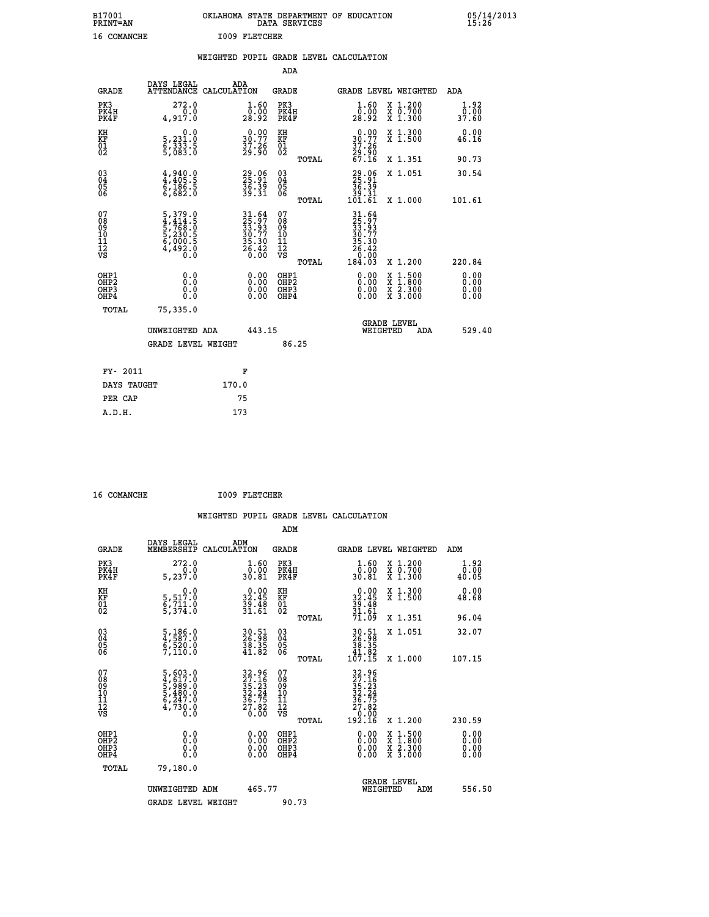B17001 OKLAHOMA STATE DEPARTMENT OF EDUCATION 05/14/2013
PRINT=AN DATA SERVICES 15:26

16 COMANCHE I009 FLETCHER

WEIGHTED PUPIL GRADE LEVEL CALCULATION

ADA

| GRADE | DAYS LEGAL ATTENDANCE | ADA CALCULATION | GRADE | | GRADE LEVEL | WEIGHTED | ADA |
|---|---|---|---|---|---|---|---|
| PK3 | 272.0 | 1.60 | PK3 | | 1.60 | X 1.200 | 1.92 |
| PK4H | 0.0 | 0.00 | PK4H | | 0.00 | X 0.700 | 0.00 |
| PK4F | 4,917.0 | 28.92 | PK4F | | 28.92 | X 1.300 | 37.60 |
| KH | 0.0 | 0.00 | KH | | 0.00 | X 1.300 | 0.00 |
| KF | 5,231.0 | 30.77 | KF | | 30.77 | X 1.500 | 46.16 |
| 01 | 6,333.5 | 37.26 | 01 | | 37.26 | | |
| 02 | 5,083.0 | 29.90 | 02 | | 29.90 | | |
| | | | | TOTAL | 67.16 | X 1.351 | 90.73 |
| 03 | 4,940.0 | 29.06 | 03 | | 29.06 | X 1.051 | 30.54 |
| 04 | 4,405.5 | 25.91 | 04 | | 25.91 | | |
| 05 | 6,186.5 | 36.39 | 05 | | 36.39 | | |
| 06 | 6,682.0 | 39.31 | 06 | | 39.31 | | |
| | | | | TOTAL | 101.61 | X 1.000 | 101.61 |
| 07 | 5,379.0 | 31.64 | 07 | | 31.64 | | |
| 08 | 4,414.5 | 25.97 | 08 | | 25.97 | | |
| 09 | 5,768.0 | 33.93 | 09 | | 33.93 | | |
| 10 | 5,230.5 | 30.77 | 10 | | 30.77 | | |
| 11 | 6,000.5 | 35.30 | 11 | | 35.30 | | |
| 12 | 4,492.0 | 26.42 | 12 | | 26.42 | | |
| VS | 0.0 | 0.00 | VS | | 0.00 | | |
| | | | | TOTAL | 184.03 | X 1.200 | 220.84 |
| OHP1 | 0.0 | 0.00 | OHP1 | | 0.00 | X 1.500 | 0.00 |
| OHP2 | 0.0 | 0.00 | OHP2 | | 0.00 | X 1.800 | 0.00 |
| OHP3 | 0.0 | 0.00 | OHP3 | | 0.00 | X 2.300 | 0.00 |
| OHP4 | 0.0 | 0.00 | OHP4 | | 0.00 | X 3.000 | 0.00 |
| TOTAL | 75,335.0 | | | | | | |

UNWEIGHTED ADA 443.15 GRADE LEVEL WEIGHTED ADA 529.40

GRADE LEVEL WEIGHT 86.25

| FY- 2011 | F |
|---|---|
| DAYS TAUGHT | 170.0 |
| PER CAP | 75 |
| A.D.H. | 173 |

16 COMANCHE I009 FLETCHER

WEIGHTED PUPIL GRADE LEVEL CALCULATION

ADM

| GRADE | DAYS LEGAL MEMBERSHIP | ADM CALCULATION | GRADE | | GRADE LEVEL | WEIGHTED | ADM |
|---|---|---|---|---|---|---|---|
| PK3 | 272.0 | 1.60 | PK3 | | 1.60 | X 1.200 | 1.92 |
| PK4H | 0.0 | 0.00 | PK4H | | 0.00 | X 0.700 | 0.00 |
| PK4F | 5,237.0 | 30.81 | PK4F | | 30.81 | X 1.300 | 40.05 |
| KH | 0.0 | 0.00 | KH | | 0.00 | X 1.300 | 0.00 |
| KF | 5,517.0 | 32.45 | KF | | 32.45 | X 1.500 | 48.68 |
| 01 | 6,711.0 | 39.48 | 01 | | 39.48 | | |
| 02 | 5,374.0 | 31.61 | 02 | | 31.61 | | |
| | | | | TOTAL | 71.09 | X 1.351 | 96.04 |
| 03 | 5,186.0 | 30.51 | 03 | | 30.51 | X 1.051 | 32.07 |
| 04 | 4,587.0 | 26.98 | 04 | | 26.98 | | |
| 05 | 6,520.0 | 38.35 | 05 | | 38.35 | | |
| 06 | 7,110.0 | 41.82 | 06 | | 41.82 | | |
| | | | | TOTAL | 107.15 | X 1.000 | 107.15 |
| 07 | 5,603.0 | 32.96 | 07 | | 32.96 | | |
| 08 | 4,617.0 | 27.16 | 08 | | 27.16 | | |
| 09 | 5,989.0 | 35.23 | 09 | | 35.23 | | |
| 10 | 5,480.0 | 32.24 | 10 | | 32.24 | | |
| 11 | 6,247.0 | 36.75 | 11 | | 36.75 | | |
| 12 | 4,730.0 | 27.82 | 12 | | 27.82 | | |
| VS | 0.0 | 0.00 | VS | | 0.00 | | |
| | | | | TOTAL | 192.16 | X 1.200 | 230.59 |
| OHP1 | 0.0 | 0.00 | OHP1 | | 0.00 | X 1.500 | 0.00 |
| OHP2 | 0.0 | 0.00 | OHP2 | | 0.00 | X 1.800 | 0.00 |
| OHP3 | 0.0 | 0.00 | OHP3 | | 0.00 | X 2.300 | 0.00 |
| OHP4 | 0.0 | 0.00 | OHP4 | | 0.00 | X 3.000 | 0.00 |
| TOTAL | 79,180.0 | | | | | | |

UNWEIGHTED ADM 465.77 GRADE LEVEL WEIGHTED ADM 556.50

GRADE LEVEL WEIGHT 90.73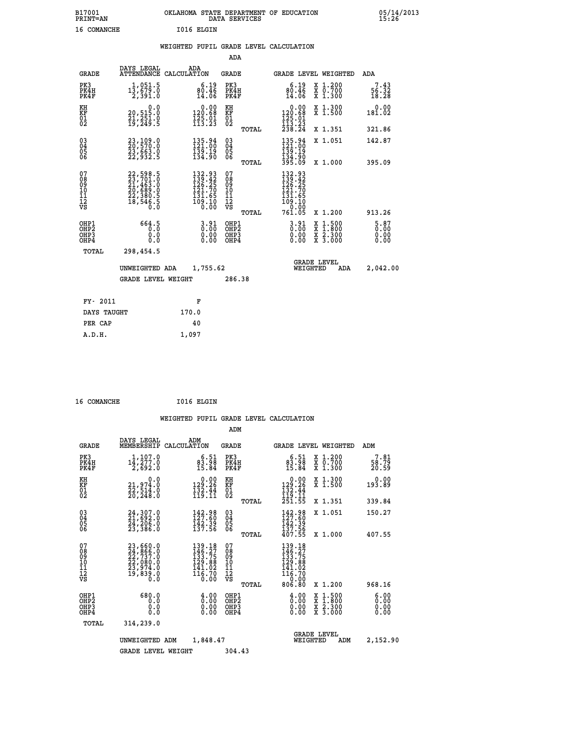B17001 PRINT=AN — OKLAHOMA STATE DEPARTMENT OF EDUCATION DATA SERVICES — 05/14/2013 15:26

16 COMANCHE — I016 ELGIN

## WEIGHTED PUPIL GRADE LEVEL CALCULATION

### ADA

| GRADE | DAYS LEGAL ATTENDANCE | ADA CALCULATION | GRADE | | GRADE LEVEL | WEIGHTED | ADA |
|---|---|---|---|---|---|---|---|
| PK3 | 1,051.5 | 6.19 | PK3 | | 6.19 | X 1.200 | 7.43 |
| PK4H | 13,679.0 | 80.46 | PK4H | | 80.46 | X 0.700 | 56.32 |
| PK4F | 2,391.0 | 14.06 | PK4F | | 14.06 | X 1.300 | 18.28 |
| KH | 0.0 | 0.00 | KH | | 0.00 | X 1.300 | 0.00 |
| KF | 20,515.0 | 120.68 | KF | | 120.68 | X 1.500 | 181.02 |
| 01 | 21,251.0 | 125.01 | 01 | | 125.01 | | |
| 02 | 19,249.5 | 113.23 | 02 | | 113.23 | | |
| | | | | TOTAL | 238.24 | X 1.351 | 321.86 |
| 03 | 23,109.0 | 135.94 | 03 | | 135.94 | X 1.051 | 142.87 |
| 04 | 20,570.0 | 121.00 | 04 | | 121.00 | | |
| 05 | 23,663.0 | 139.19 | 05 | | 139.19 | | |
| 06 | 22,932.5 | 134.90 | 06 | | 134.90 | | |
| | | | | TOTAL | 395.09 | X 1.000 | 395.09 |
| 07 | 22,598.5 | 132.93 | 07 | | 132.93 | | |
| 08 | 23,701.0 | 139.42 | 08 | | 139.42 | | |
| 09 | 21,463.0 | 126.25 | 09 | | 126.25 | | |
| 10 | 20,689.0 | 121.70 | 10 | | 121.70 | | |
| 11 | 22,380.5 | 131.65 | 11 | | 131.65 | | |
| 12 | 18,546.5 | 109.10 | 12 | | 109.10 | | |
| VS | 0.0 | 0.00 | VS | | 0.00 | | |
| | | | | TOTAL | 761.05 | X 1.200 | 913.26 |
| OHP1 | 664.5 | 3.91 | OHP1 | | 3.91 | X 1.500 | 5.87 |
| OHP2 | 0.0 | 0.00 | OHP2 | | 0.00 | X 1.800 | 0.00 |
| OHP3 | 0.0 | 0.00 | OHP3 | | 0.00 | X 2.300 | 0.00 |
| OHP4 | 0.0 | 0.00 | OHP4 | | 0.00 | X 3.000 | 0.00 |
| TOTAL | 298,454.5 | | | | | | |

UNWEIGHTED ADA 1,755.62 — GRADE LEVEL WEIGHTED ADA 2,042.00

GRADE LEVEL WEIGHT 286.38

| FY- 2011 | F |
|---|---|
| DAYS TAUGHT | 170.0 |
| PER CAP | 40 |
| A.D.H. | 1,097 |

16 COMANCHE — I016 ELGIN

## WEIGHTED PUPIL GRADE LEVEL CALCULATION

### ADM

| GRADE | DAYS LEGAL MEMBERSHIP | ADM CALCULATION | GRADE | | GRADE LEVEL | WEIGHTED | ADM |
|---|---|---|---|---|---|---|---|
| PK3 | 1,107.0 | 6.51 | PK3 | | 6.51 | X 1.200 | 7.81 |
| PK4H | 14,277.0 | 83.98 | PK4H | | 83.98 | X 0.700 | 58.79 |
| PK4F | 2,692.0 | 15.84 | PK4F | | 15.84 | X 1.300 | 20.59 |
| KH | 0.0 | 0.00 | KH | | 0.00 | X 1.300 | 0.00 |
| KF | 21,974.0 | 129.26 | KF | | 129.26 | X 1.500 | 193.89 |
| 01 | 22,514.0 | 132.44 | 01 | | 132.44 | | |
| 02 | 20,248.0 | 119.11 | 02 | | 119.11 | | |
| | | | | TOTAL | 251.55 | X 1.351 | 339.84 |
| 03 | 24,307.0 | 142.98 | 03 | | 142.98 | X 1.051 | 150.27 |
| 04 | 21,692.0 | 127.60 | 04 | | 127.60 | | |
| 05 | 24,206.0 | 142.39 | 05 | | 142.39 | | |
| 06 | 23,386.0 | 137.56 | 06 | | 137.56 | | |
| | | | | TOTAL | 407.55 | X 1.000 | 407.55 |
| 07 | 23,660.0 | 139.18 | 07 | | 139.18 | | |
| 08 | 24,866.0 | 146.27 | 08 | | 146.27 | | |
| 09 | 22,737.0 | 133.75 | 09 | | 133.75 | | |
| 10 | 22,080.0 | 129.88 | 10 | | 129.88 | | |
| 11 | 23,974.0 | 141.02 | 11 | | 141.02 | | |
| 12 | 19,839.0 | 116.70 | 12 | | 116.70 | | |
| VS | 0.0 | 0.00 | VS | | 0.00 | | |
| | | | | TOTAL | 806.80 | X 1.200 | 968.16 |
| OHP1 | 680.0 | 4.00 | OHP1 | | 4.00 | X 1.500 | 6.00 |
| OHP2 | 0.0 | 0.00 | OHP2 | | 0.00 | X 1.800 | 0.00 |
| OHP3 | 0.0 | 0.00 | OHP3 | | 0.00 | X 2.300 | 0.00 |
| OHP4 | 0.0 | 0.00 | OHP4 | | 0.00 | X 3.000 | 0.00 |
| TOTAL | 314,239.0 | | | | | | |

UNWEIGHTED ADM 1,848.47 — GRADE LEVEL WEIGHTED ADM 2,152.90

GRADE LEVEL WEIGHT 304.43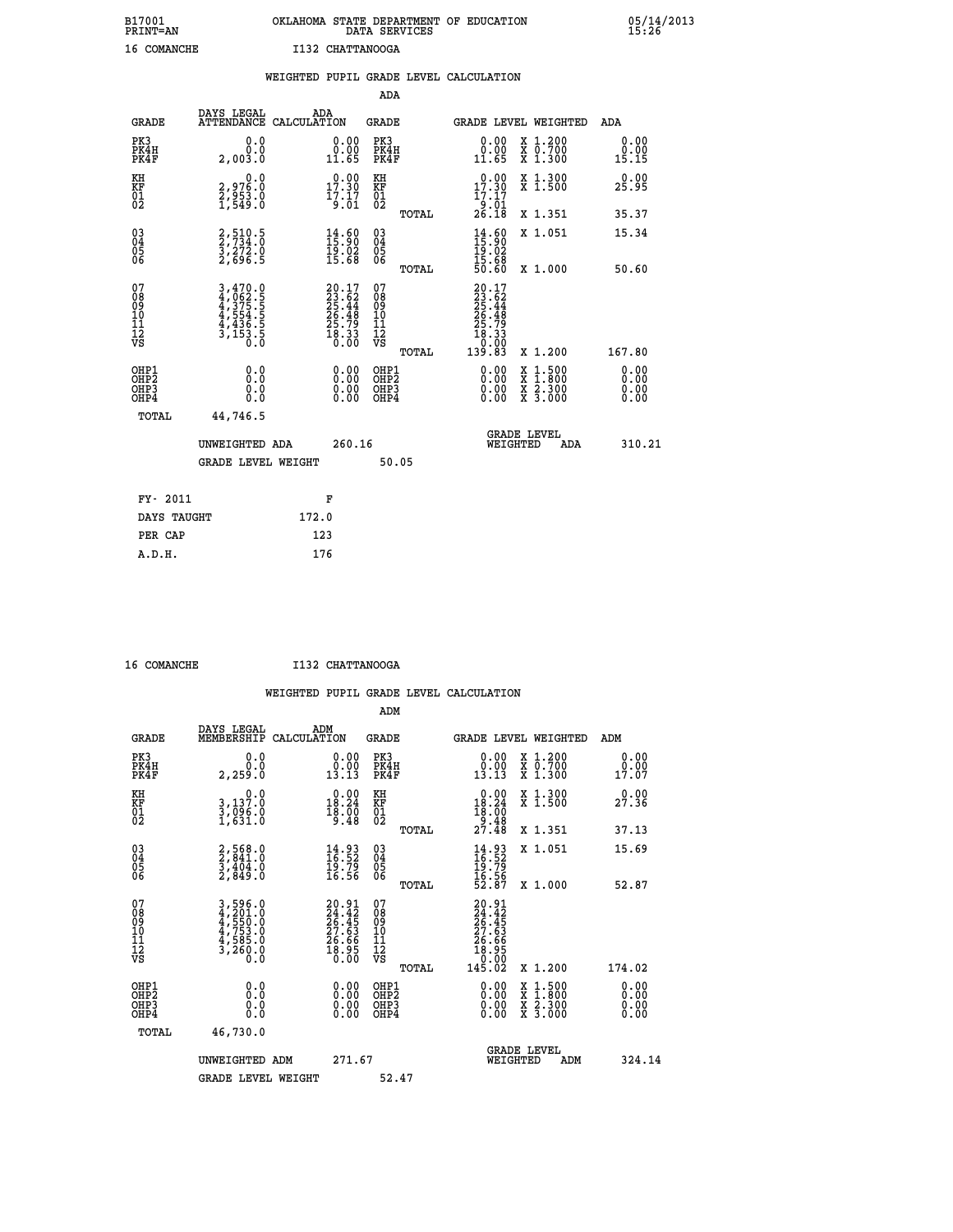B17001 PRINT=AN — OKLAHOMA STATE DEPARTMENT OF EDUCATION DATA SERVICES — 05/14/2013 15:26

16 COMANCHE — I132 CHATTANOOGA

## WEIGHTED PUPIL GRADE LEVEL CALCULATION

### ADA

| GRADE | DAYS LEGAL ATTENDANCE | ADA CALCULATION | GRADE | GRADE LEVEL | WEIGHTED | ADA |
|---|---|---|---|---|---|---|
| PK3 | 0.0 | 0.00 | PK3 | 0.00 | X 1.200 | 0.00 |
| PK4H | 0.0 | 0.00 | PK4H | 0.00 | X 0.700 | 0.00 |
| PK4F | 2,003.0 | 11.65 | PK4F | 11.65 | X 1.300 | 15.15 |
| KH | 0.0 | 0.00 | KH | 0.00 | X 1.300 | 0.00 |
| KF | 2,976.0 | 17.30 | KF | 17.30 | X 1.500 | 25.95 |
| 01 | 2,953.0 | 17.17 | 01 | 17.17 | | |
| 02 | 1,549.0 | 9.01 | 02 | 9.01 | | |
| | | | TOTAL | 26.18 | X 1.351 | 35.37 |
| 03 | 2,510.5 | 14.60 | 03 | 14.60 | X 1.051 | 15.34 |
| 04 | 2,734.0 | 15.90 | 04 | 15.90 | | |
| 05 | 3,272.0 | 19.02 | 05 | 19.02 | | |
| 06 | 2,696.5 | 15.68 | 06 | 15.68 | | |
| | | | TOTAL | 50.60 | X 1.000 | 50.60 |
| 07 | 3,470.0 | 20.17 | 07 | 20.17 | | |
| 08 | 4,062.5 | 23.62 | 08 | 23.62 | | |
| 09 | 4,375.5 | 25.44 | 09 | 25.44 | | |
| 10 | 4,554.5 | 26.48 | 10 | 26.48 | | |
| 11 | 4,436.5 | 25.79 | 11 | 25.79 | | |
| 12 | 3,153.5 | 18.33 | 12 | 18.33 | | |
| VS | 0.0 | 0.00 | VS | 0.00 | | |
| | | | TOTAL | 139.83 | X 1.200 | 167.80 |
| OHP1 | 0.0 | 0.00 | OHP1 | 0.00 | X 1.500 | 0.00 |
| OHP2 | 0.0 | 0.00 | OHP2 | 0.00 | X 1.800 | 0.00 |
| OHP3 | 0.0 | 0.00 | OHP3 | 0.00 | X 2.300 | 0.00 |
| OHP4 | 0.0 | 0.00 | OHP4 | 0.00 | X 3.000 | 0.00 |
| TOTAL | 44,746.5 | | | | | |

UNWEIGHTED ADA 260.16 — GRADE LEVEL WEIGHTED ADA 310.21

GRADE LEVEL WEIGHT 50.05

| FY- 2011 | F |
|---|---|
| DAYS TAUGHT | 172.0 |
| PER CAP | 123 |
| A.D.H. | 176 |

16 COMANCHE — I132 CHATTANOOGA

## WEIGHTED PUPIL GRADE LEVEL CALCULATION

### ADM

| GRADE | DAYS LEGAL MEMBERSHIP | ADM CALCULATION | GRADE | GRADE LEVEL | WEIGHTED | ADM |
|---|---|---|---|---|---|---|
| PK3 | 0.0 | 0.00 | PK3 | 0.00 | X 1.200 | 0.00 |
| PK4H | 0.0 | 0.00 | PK4H | 0.00 | X 0.700 | 0.00 |
| PK4F | 2,259.0 | 13.13 | PK4F | 13.13 | X 1.300 | 17.07 |
| KH | 0.0 | 0.00 | KH | 0.00 | X 1.300 | 0.00 |
| KF | 3,137.0 | 18.24 | KF | 18.24 | X 1.500 | 27.36 |
| 01 | 3,096.0 | 18.00 | 01 | 18.00 | | |
| 02 | 1,631.0 | 9.48 | 02 | 9.48 | | |
| | | | TOTAL | 27.48 | X 1.351 | 37.13 |
| 03 | 2,568.0 | 14.93 | 03 | 14.93 | X 1.051 | 15.69 |
| 04 | 2,841.0 | 16.52 | 04 | 16.52 | | |
| 05 | 3,404.0 | 19.79 | 05 | 19.79 | | |
| 06 | 2,849.0 | 16.56 | 06 | 16.56 | | |
| | | | TOTAL | 52.87 | X 1.000 | 52.87 |
| 07 | 3,596.0 | 20.91 | 07 | 20.91 | | |
| 08 | 4,201.0 | 24.42 | 08 | 24.42 | | |
| 09 | 4,550.0 | 26.45 | 09 | 26.45 | | |
| 10 | 4,753.0 | 27.63 | 10 | 27.63 | | |
| 11 | 4,585.0 | 26.66 | 11 | 26.66 | | |
| 12 | 3,260.0 | 18.95 | 12 | 18.95 | | |
| VS | 0.0 | 0.00 | VS | 0.00 | | |
| | | | TOTAL | 145.02 | X 1.200 | 174.02 |
| OHP1 | 0.0 | 0.00 | OHP1 | 0.00 | X 1.500 | 0.00 |
| OHP2 | 0.0 | 0.00 | OHP2 | 0.00 | X 1.800 | 0.00 |
| OHP3 | 0.0 | 0.00 | OHP3 | 0.00 | X 2.300 | 0.00 |
| OHP4 | 0.0 | 0.00 | OHP4 | 0.00 | X 3.000 | 0.00 |
| TOTAL | 46,730.0 | | | | | |

UNWEIGHTED ADM 271.67 — GRADE LEVEL WEIGHTED ADM 324.14

GRADE LEVEL WEIGHT 52.47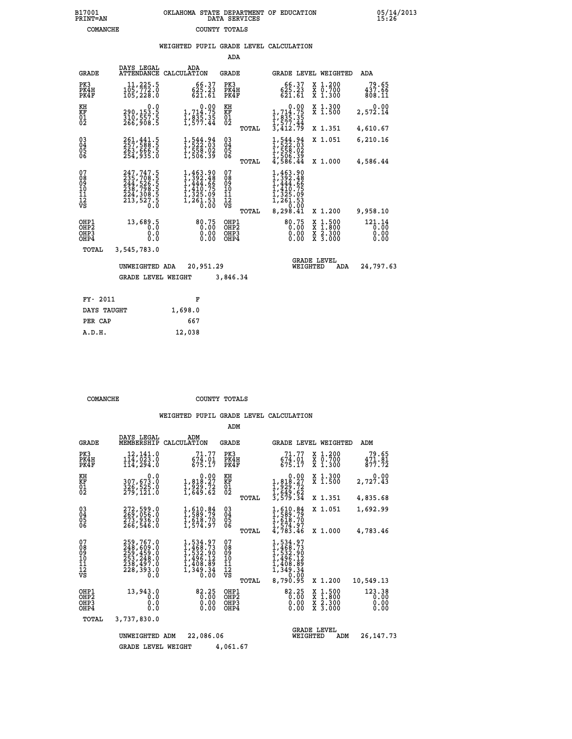B17001 PRINT=AN OKLAHOMA STATE DEPARTMENT OF EDUCATION DATA SERVICES 05/14/2013 15:26

COMANCHE COUNTY TOTALS

## WEIGHTED PUPIL GRADE LEVEL CALCULATION

### ADA

| GRADE | DAYS LEGAL ATTENDANCE | ADA CALCULATION | GRADE | | GRADE LEVEL | WEIGHTED | ADA |
|---|---|---|---|---|---|---|---|
| PK3 | 11,225.5 | 66.37 | PK3 | | 66.37 | X 1.200 | 79.65 |
| PK4H | 105,772.0 | 625.23 | PK4H | | 625.23 | X 0.700 | 437.66 |
| PK4F | 105,228.0 | 621.61 | PK4F | | 621.61 | X 1.300 | 808.11 |
| KH | 0.0 | 0.00 | KH | | 0.00 | X 1.300 | 0.00 |
| KF | 290,153.5 | 1,714.75 | KF | | 1,714.75 | X 1.500 | 2,572.14 |
| 01 | 310,557.5 | 1,835.35 | 01 | | 1,835.35 | | |
| 02 | 266,908.5 | 1,577.44 | 02 | | 1,577.44 | | |
| | | | | TOTAL | 3,412.79 | X 1.351 | 4,610.67 |
| 03 | 261,441.5 | 1,544.94 | 03 | | 1,544.94 | X 1.051 | 6,210.16 |
| 04 | 257,588.5 | 1,522.03 | 04 | | 1,522.03 | | |
| 05 | 263,666.5 | 1,558.02 | 05 | | 1,558.02 | | |
| 06 | 254,935.0 | 1,506.39 | 06 | | 1,506.39 | | |
| | | | | TOTAL | 4,586.44 | X 1.000 | 4,586.44 |
| 07 | 247,747.5 | 1,463.90 | 07 | | 1,463.90 | | |
| 08 | 235,708.5 | 1,392.48 | 08 | | 1,392.48 | | |
| 09 | 244,526.5 | 1,444.66 | 09 | | 1,444.66 | | |
| 10 | 238,798.5 | 1,410.75 | 10 | | 1,410.75 | | |
| 11 | 224,308.5 | 1,325.09 | 11 | | 1,325.09 | | |
| 12 | 213,527.5 | 1,261.53 | 12 | | 1,261.53 | | |
| VS | 0.0 | 0.00 | VS | | 0.00 | | |
| | | | | TOTAL | 8,298.41 | X 1.200 | 9,958.10 |
| OHP1 | 13,689.5 | 80.75 | OHP1 | | 80.75 | X 1.500 | 121.14 |
| OHP2 | 0.0 | 0.00 | OHP2 | | 0.00 | X 1.800 | 0.00 |
| OHP3 | 0.0 | 0.00 | OHP3 | | 0.00 | X 2.300 | 0.00 |
| OHP4 | 0.0 | 0.00 | OHP4 | | 0.00 | X 3.000 | 0.00 |
| TOTAL | 3,545,783.0 | | | | | | |

UNWEIGHTED ADA 20,951.29 GRADE LEVEL WEIGHTED ADA 24,797.63

GRADE LEVEL WEIGHT 3,846.34

| FY- 2011 | F |
|---|---|
| DAYS TAUGHT | 1,698.0 |
| PER CAP | 667 |
| A.D.H. | 12,038 |

COMANCHE COUNTY TOTALS

## WEIGHTED PUPIL GRADE LEVEL CALCULATION

### ADM

| GRADE | DAYS LEGAL MEMBERSHIP | ADM CALCULATION | GRADE | | GRADE LEVEL | WEIGHTED | ADM |
|---|---|---|---|---|---|---|---|
| PK3 | 12,141.0 | 71.77 | PK3 | | 71.77 | X 1.200 | 79.65 |
| PK4H | 114,023.0 | 674.01 | PK4H | | 674.01 | X 0.700 | 471.81 |
| PK4F | 114,294.0 | 675.17 | PK4F | | 675.17 | X 1.300 | 877.72 |
| KH | 0.0 | 0.00 | KH | | 0.00 | X 1.300 | 0.00 |
| KF | 307,673.0 | 1,818.27 | KF | | 1,818.27 | X 1.500 | 2,727.43 |
| 01 | 326,525.0 | 1,929.72 | 01 | | 1,929.72 | | |
| 02 | 279,121.0 | 1,649.62 | 02 | | 1,649.62 | | |
| | | | | TOTAL | 3,579.34 | X 1.351 | 4,835.68 |
| 03 | 272,599.0 | 1,610.84 | 03 | | 1,610.84 | X 1.051 | 1,692.99 |
| 04 | 269,056.0 | 1,589.79 | 04 | | 1,589.79 | | |
| 05 | 273,936.0 | 1,618.70 | 05 | | 1,618.70 | | |
| 06 | 266,546.0 | 1,574.97 | 06 | | 1,574.97 | | |
| | | | | TOTAL | 4,783.46 | X 1.000 | 4,783.46 |
| 07 | 259,767.0 | 1,534.97 | 07 | | 1,534.97 | | |
| 08 | 248,609.0 | 1,468.73 | 08 | | 1,468.73 | | |
| 09 | 259,459.0 | 1,532.90 | 09 | | 1,532.90 | | |
| 10 | 253,248.0 | 1,496.12 | 10 | | 1,496.12 | | |
| 11 | 238,497.0 | 1,408.89 | 11 | | 1,408.89 | | |
| 12 | 228,393.0 | 1,349.34 | 12 | | 1,349.34 | | |
| VS | 0.0 | 0.00 | VS | | 0.00 | | |
| | | | | TOTAL | 8,790.95 | X 1.200 | 10,549.13 |
| OHP1 | 13,943.0 | 82.25 | OHP1 | | 82.25 | X 1.500 | 123.38 |
| OHP2 | 0.0 | 0.00 | OHP2 | | 0.00 | X 1.800 | 0.00 |
| OHP3 | 0.0 | 0.00 | OHP3 | | 0.00 | X 2.300 | 0.00 |
| OHP4 | 0.0 | 0.00 | OHP4 | | 0.00 | X 3.000 | 0.00 |
| TOTAL | 3,737,830.0 | | | | | | |

UNWEIGHTED ADM 22,086.06 GRADE LEVEL WEIGHTED ADM 26,147.73

GRADE LEVEL WEIGHT 4,061.67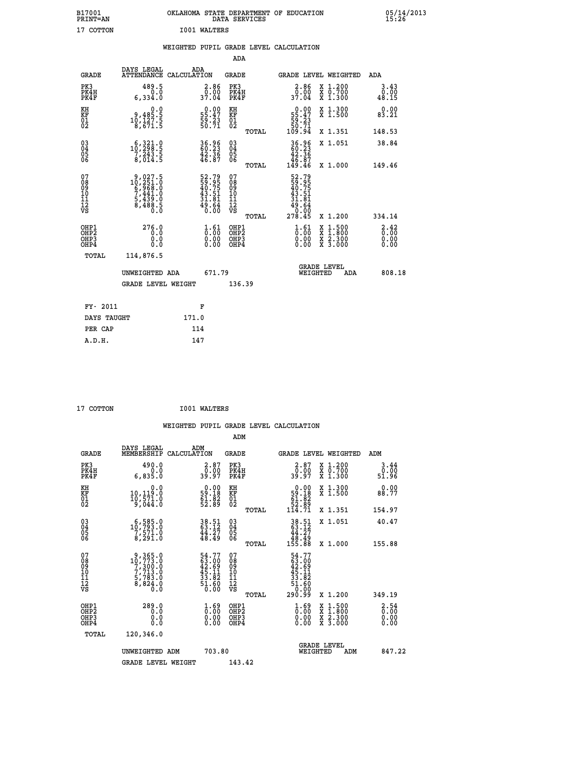B17001 OKLAHOMA STATE DEPARTMENT OF EDUCATION 05/14/2013
PRINT=AN DATA SERVICES 15:26

17 COTTON I001 WALTERS

## WEIGHTED PUPIL GRADE LEVEL CALCULATION

### ADA

| GRADE | DAYS LEGAL ATTENDANCE | ADA CALCULATION | GRADE | GRADE LEVEL | WEIGHTED | ADA |
|---|---|---|---|---|---|---|
| PK3 | 489.5 | 2.86 | PK3 | 2.86 | X 1.200 | 3.43 |
| PK4H | 0.0 | 0.00 | PK4H | 0.00 | X 0.700 | 0.00 |
| PK4F | 6,334.0 | 37.04 | PK4F | 37.04 | X 1.300 | 48.15 |
| KH | 0.0 | 0.00 | KH | 0.00 | X 1.300 | 0.00 |
| KF | 9,485.5 | 55.47 | KF | 55.47 | X 1.500 | 83.21 |
| 01 | 10,127.5 | 59.23 | 01 | 59.23 | | |
| 02 | 8,671.5 | 50.71 | 02 | 50.71 | | |
| | | | TOTAL | 109.94 | X 1.351 | 148.53 |
| 03 | 6,321.0 | 36.96 | 03 | 36.96 | X 1.051 | 38.84 |
| 04 | 10,298.5 | 60.23 | 04 | 60.23 | | |
| 05 | 7,243.5 | 42.36 | 05 | 42.36 | | |
| 06 | 8,014.5 | 46.87 | 06 | 46.87 | | |
| | | | TOTAL | 149.46 | X 1.000 | 149.46 |
| 07 | 9,027.5 | 52.79 | 07 | 52.79 | | |
| 08 | 10,251.0 | 59.95 | 08 | 59.95 | | |
| 09 | 6,968.0 | 40.75 | 09 | 40.75 | | |
| 10 | 7,441.0 | 43.51 | 10 | 43.51 | | |
| 11 | 5,439.0 | 31.81 | 11 | 31.81 | | |
| 12 | 8,488.5 | 49.64 | 12 | 49.64 | | |
| VS | 0.0 | 0.00 | VS | 0.00 | | |
| | | | TOTAL | 278.45 | X 1.200 | 334.14 |
| OHP1 | 276.0 | 1.61 | OHP1 | 1.61 | X 1.500 | 2.42 |
| OHP2 | 0.0 | 0.00 | OHP2 | 0.00 | X 1.800 | 0.00 |
| OHP3 | 0.0 | 0.00 | OHP3 | 0.00 | X 2.300 | 0.00 |
| OHP4 | 0.0 | 0.00 | OHP4 | 0.00 | X 3.000 | 0.00 |
| TOTAL | 114,876.5 | | | | | |

UNWEIGHTED ADA 671.79 &nbsp;&nbsp;&nbsp; GRADE LEVEL WEIGHTED ADA 808.18

GRADE LEVEL WEIGHT 136.39

| FY- 2011 | F |
|---|---|
| DAYS TAUGHT | 171.0 |
| PER CAP | 114 |
| A.D.H. | 147 |

17 COTTON I001 WALTERS

## WEIGHTED PUPIL GRADE LEVEL CALCULATION

### ADM

| GRADE | DAYS LEGAL MEMBERSHIP | ADM CALCULATION | GRADE | GRADE LEVEL | WEIGHTED | ADM |
|---|---|---|---|---|---|---|
| PK3 | 490.0 | 2.87 | PK3 | 2.87 | X 1.200 | 3.44 |
| PK4H | 0.0 | 0.00 | PK4H | 0.00 | X 0.700 | 0.00 |
| PK4F | 6,835.0 | 39.97 | PK4F | 39.97 | X 1.300 | 51.96 |
| KH | 0.0 | 0.00 | KH | 0.00 | X 1.300 | 0.00 |
| KF | 10,119.0 | 59.18 | KF | 59.18 | X 1.500 | 88.77 |
| 01 | 10,571.0 | 61.82 | 01 | 61.82 | | |
| 02 | 9,044.0 | 52.89 | 02 | 52.89 | | |
| | | | TOTAL | 114.71 | X 1.351 | 154.97 |
| 03 | 6,585.0 | 38.51 | 03 | 38.51 | X 1.051 | 40.47 |
| 04 | 10,793.0 | 63.12 | 04 | 63.12 | | |
| 05 | 7,571.0 | 44.27 | 05 | 44.27 | | |
| 06 | 8,291.0 | 48.49 | 06 | 48.49 | | |
| | | | TOTAL | 155.88 | X 1.000 | 155.88 |
| 07 | 9,365.0 | 54.77 | 07 | 54.77 | | |
| 08 | 10,773.0 | 63.00 | 08 | 63.00 | | |
| 09 | 7,300.0 | 42.69 | 09 | 42.69 | | |
| 10 | 7,713.0 | 45.11 | 10 | 45.11 | | |
| 11 | 5,783.0 | 33.82 | 11 | 33.82 | | |
| 12 | 8,824.0 | 51.60 | 12 | 51.60 | | |
| VS | 0.0 | 0.00 | VS | 0.00 | | |
| | | | TOTAL | 290.99 | X 1.200 | 349.19 |
| OHP1 | 289.0 | 1.69 | OHP1 | 1.69 | X 1.500 | 2.54 |
| OHP2 | 0.0 | 0.00 | OHP2 | 0.00 | X 1.800 | 0.00 |
| OHP3 | 0.0 | 0.00 | OHP3 | 0.00 | X 2.300 | 0.00 |
| OHP4 | 0.0 | 0.00 | OHP4 | 0.00 | X 3.000 | 0.00 |
| TOTAL | 120,346.0 | | | | | |

UNWEIGHTED ADM 703.80 &nbsp;&nbsp;&nbsp; GRADE LEVEL WEIGHTED ADM 847.22

GRADE LEVEL WEIGHT 143.42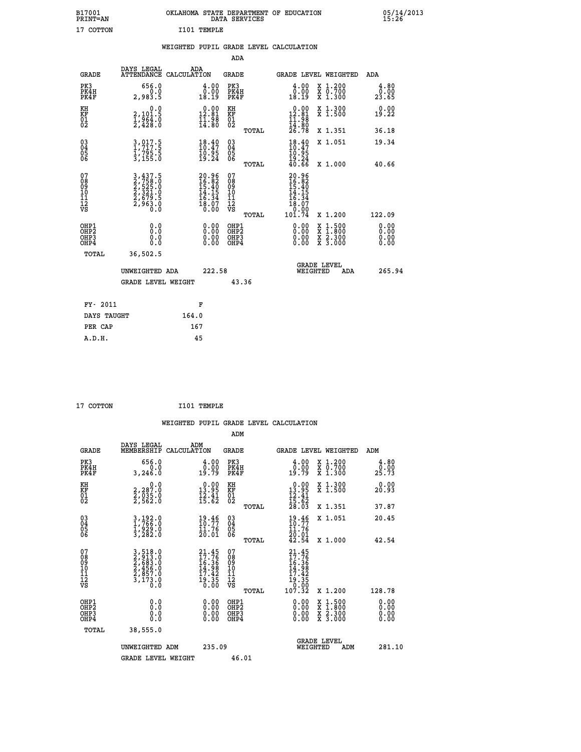B17001 PRINT=AN — OKLAHOMA STATE DEPARTMENT OF EDUCATION DATA SERVICES — 05/14/2013 15:26

17 COTTON — I101 TEMPLE

## WEIGHTED PUPIL GRADE LEVEL CALCULATION

### ADA

| GRADE | DAYS LEGAL ATTENDANCE | ADA CALCULATION | GRADE | GRADE LEVEL | WEIGHTED | ADA |
|---|---|---|---|---|---|---|
| PK3 | 656.0 | 4.00 | PK3 | 4.00 | X 1.200 | 4.80 |
| PK4H | 0.0 | 0.00 | PK4H | 0.00 | X 0.700 | 0.00 |
| PK4F | 2,983.5 | 18.19 | PK4F | 18.19 | X 1.300 | 23.65 |
| KH | 0.0 | 0.00 | KH | 0.00 | X 1.300 | 0.00 |
| KF | 2,101.5 | 12.81 | KF | 12.81 | X 1.500 | 19.22 |
| 01 | 1,964.0 | 11.98 | 01 | 11.98 | | |
| 02 | 2,428.0 | 14.80 | 02 | 14.80 | | |
| | | | TOTAL | 26.78 | X 1.351 | 36.18 |
| 03 | 3,017.5 | 18.40 | 03 | 18.40 | X 1.051 | 19.34 |
| 04 | 1,717.5 | 10.47 | 04 | 10.47 | | |
| 05 | 1,795.5 | 10.95 | 05 | 10.95 | | |
| 06 | 3,155.0 | 19.24 | 06 | 19.24 | | |
| | | | TOTAL | 40.66 | X 1.000 | 40.66 |
| 07 | 3,437.5 | 20.96 | 07 | 20.96 | | |
| 08 | 2,758.0 | 16.82 | 08 | 16.82 | | |
| 09 | 2,525.0 | 15.40 | 09 | 15.40 | | |
| 10 | 2,321.0 | 14.15 | 10 | 14.15 | | |
| 11 | 2,679.5 | 16.34 | 11 | 16.34 | | |
| 12 | 2,963.0 | 18.07 | 12 | 18.07 | | |
| VS | 0.0 | 0.00 | VS | 0.00 | | |
| | | | TOTAL | 101.74 | X 1.200 | 122.09 |
| OHP1 | 0.0 | 0.00 | OHP1 | 0.00 | X 1.500 | 0.00 |
| OHP2 | 0.0 | 0.00 | OHP2 | 0.00 | X 1.800 | 0.00 |
| OHP3 | 0.0 | 0.00 | OHP3 | 0.00 | X 2.300 | 0.00 |
| OHP4 | 0.0 | 0.00 | OHP4 | 0.00 | X 3.000 | 0.00 |
| TOTAL | 36,502.5 | | | | | |

UNWEIGHTED ADA 222.58 — GRADE LEVEL WEIGHTED ADA 265.94

GRADE LEVEL WEIGHT 43.36

| FY- 2011 | F |
|---|---|
| DAYS TAUGHT | 164.0 |
| PER CAP | 167 |
| A.D.H. | 45 |

17 COTTON — I101 TEMPLE

## WEIGHTED PUPIL GRADE LEVEL CALCULATION

### ADM

| GRADE | DAYS LEGAL MEMBERSHIP | ADM CALCULATION | GRADE | GRADE LEVEL | WEIGHTED | ADM |
|---|---|---|---|---|---|---|
| PK3 | 656.0 | 4.00 | PK3 | 4.00 | X 1.200 | 4.80 |
| PK4H | 0.0 | 0.00 | PK4H | 0.00 | X 0.700 | 0.00 |
| PK4F | 3,246.0 | 19.79 | PK4F | 19.79 | X 1.300 | 25.73 |
| KH | 0.0 | 0.00 | KH | 0.00 | X 1.300 | 0.00 |
| KF | 2,287.0 | 13.95 | KF | 13.95 | X 1.500 | 20.93 |
| 01 | 2,035.0 | 12.41 | 01 | 12.41 | | |
| 02 | 2,562.0 | 15.62 | 02 | 15.62 | | |
| | | | TOTAL | 28.03 | X 1.351 | 37.87 |
| 03 | 3,192.0 | 19.46 | 03 | 19.46 | X 1.051 | 20.45 |
| 04 | 1,766.0 | 10.77 | 04 | 10.77 | | |
| 05 | 1,929.0 | 11.76 | 05 | 11.76 | | |
| 06 | 3,282.0 | 20.01 | 06 | 20.01 | | |
| | | | TOTAL | 42.54 | X 1.000 | 42.54 |
| 07 | 3,518.0 | 21.45 | 07 | 21.45 | | |
| 08 | 2,913.0 | 17.76 | 08 | 17.76 | | |
| 09 | 2,683.0 | 16.36 | 09 | 16.36 | | |
| 10 | 2,456.0 | 14.98 | 10 | 14.98 | | |
| 11 | 2,857.0 | 17.42 | 11 | 17.42 | | |
| 12 | 3,173.0 | 19.35 | 12 | 19.35 | | |
| VS | 0.0 | 0.00 | VS | 0.00 | | |
| | | | TOTAL | 107.32 | X 1.200 | 128.78 |
| OHP1 | 0.0 | 0.00 | OHP1 | 0.00 | X 1.500 | 0.00 |
| OHP2 | 0.0 | 0.00 | OHP2 | 0.00 | X 1.800 | 0.00 |
| OHP3 | 0.0 | 0.00 | OHP3 | 0.00 | X 2.300 | 0.00 |
| OHP4 | 0.0 | 0.00 | OHP4 | 0.00 | X 3.000 | 0.00 |
| TOTAL | 38,555.0 | | | | | |

UNWEIGHTED ADM 235.09 — GRADE LEVEL WEIGHTED ADM 281.10

GRADE LEVEL WEIGHT 46.01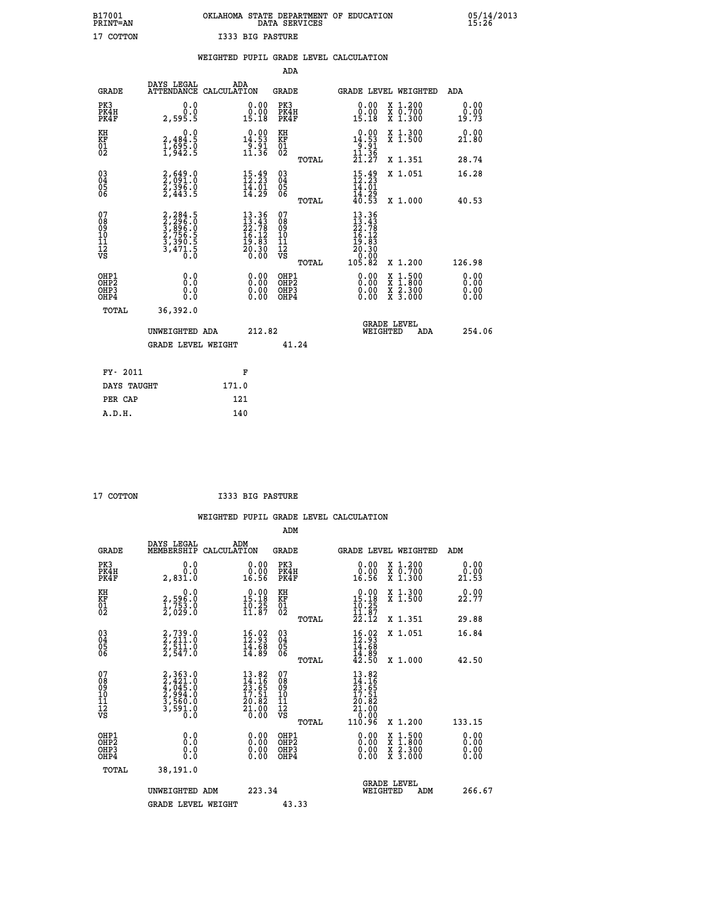B17001 OKLAHOMA STATE DEPARTMENT OF EDUCATION 05/14/2013
PRINT=AN DATA SERVICES 15:26

17 COTTON I333 BIG PASTURE

WEIGHTED PUPIL GRADE LEVEL CALCULATION

ADA

| GRADE | DAYS LEGAL ATTENDANCE | ADA CALCULATION | GRADE | GRADE LEVEL | WEIGHTED | ADA |
|---|---|---|---|---|---|---|
| PK3 | 0.0 | 0.00 | PK3 | 0.00 | X 1.200 | 0.00 |
| PK4H | 0.0 | 0.00 | PK4H | 0.00 | X 0.700 | 0.00 |
| PK4F | 2,595.5 | 15.18 | PK4F | 15.18 | X 1.300 | 19.73 |
| KH | 0.0 | 0.00 | KH | 0.00 | X 1.300 | 0.00 |
| KF | 2,484.5 | 14.53 | KF | 14.53 | X 1.500 | 21.80 |
| 01 | 1,695.0 | 9.91 | 01 | 9.91 | | |
| 02 | 1,942.5 | 11.36 | 02 | 11.36 | | |
| | | | TOTAL | 21.27 | X 1.351 | 28.74 |
| 03 | 2,649.0 | 15.49 | 03 | 15.49 | X 1.051 | 16.28 |
| 04 | 2,091.0 | 12.23 | 04 | 12.23 | | |
| 05 | 2,396.0 | 14.01 | 05 | 14.01 | | |
| 06 | 2,443.5 | 14.29 | 06 | 14.29 | | |
| | | | TOTAL | 40.53 | X 1.000 | 40.53 |
| 07 | 2,284.5 | 13.36 | 07 | 13.36 | | |
| 08 | 2,296.0 | 13.43 | 08 | 13.43 | | |
| 09 | 3,896.0 | 22.78 | 09 | 22.78 | | |
| 10 | 2,756.5 | 16.12 | 10 | 16.12 | | |
| 11 | 3,390.5 | 19.83 | 11 | 19.83 | | |
| 12 | 3,471.5 | 20.30 | 12 | 20.30 | | |
| VS | 0.0 | 0.00 | VS | 0.00 | | |
| | | | TOTAL | 105.82 | X 1.200 | 126.98 |
| OHP1 | 0.0 | 0.00 | OHP1 | 0.00 | X 1.500 | 0.00 |
| OHP2 | 0.0 | 0.00 | OHP2 | 0.00 | X 1.800 | 0.00 |
| OHP3 | 0.0 | 0.00 | OHP3 | 0.00 | X 2.300 | 0.00 |
| OHP4 | 0.0 | 0.00 | OHP4 | 0.00 | X 3.000 | 0.00 |
| TOTAL | 36,392.0 | | | | | |

UNWEIGHTED ADA 212.82 GRADE LEVEL WEIGHTED ADA 254.06

GRADE LEVEL WEIGHT 41.24

| FY- 2011 | F |
|---|---|
| DAYS TAUGHT | 171.0 |
| PER CAP | 121 |
| A.D.H. | 140 |

17 COTTON I333 BIG PASTURE

WEIGHTED PUPIL GRADE LEVEL CALCULATION

ADM

| GRADE | DAYS LEGAL MEMBERSHIP | ADM CALCULATION | GRADE | GRADE LEVEL | WEIGHTED | ADM |
|---|---|---|---|---|---|---|
| PK3 | 0.0 | 0.00 | PK3 | 0.00 | X 1.200 | 0.00 |
| PK4H | 0.0 | 0.00 | PK4H | 0.00 | X 0.700 | 0.00 |
| PK4F | 2,831.0 | 16.56 | PK4F | 16.56 | X 1.300 | 21.53 |
| KH | 0.0 | 0.00 | KH | 0.00 | X 1.300 | 0.00 |
| KF | 2,596.0 | 15.18 | KF | 15.18 | X 1.500 | 22.77 |
| 01 | 1,753.0 | 10.25 | 01 | 10.25 | | |
| 02 | 2,029.0 | 11.87 | 02 | 11.87 | | |
| | | | TOTAL | 22.12 | X 1.351 | 29.88 |
| 03 | 2,739.0 | 16.02 | 03 | 16.02 | X 1.051 | 16.84 |
| 04 | 2,211.0 | 12.93 | 04 | 12.93 | | |
| 05 | 2,511.0 | 14.68 | 05 | 14.68 | | |
| 06 | 2,547.0 | 14.89 | 06 | 14.89 | | |
| | | | TOTAL | 42.50 | X 1.000 | 42.50 |
| 07 | 2,363.0 | 13.82 | 07 | 13.82 | | |
| 08 | 2,421.0 | 14.16 | 08 | 14.16 | | |
| 09 | 4,045.0 | 23.65 | 09 | 23.65 | | |
| 10 | 2,994.0 | 17.51 | 10 | 17.51 | | |
| 11 | 3,560.0 | 20.82 | 11 | 20.82 | | |
| 12 | 3,591.0 | 21.00 | 12 | 21.00 | | |
| VS | 0.0 | 0.00 | VS | 0.00 | | |
| | | | TOTAL | 110.96 | X 1.200 | 133.15 |
| OHP1 | 0.0 | 0.00 | OHP1 | 0.00 | X 1.500 | 0.00 |
| OHP2 | 0.0 | 0.00 | OHP2 | 0.00 | X 1.800 | 0.00 |
| OHP3 | 0.0 | 0.00 | OHP3 | 0.00 | X 2.300 | 0.00 |
| OHP4 | 0.0 | 0.00 | OHP4 | 0.00 | X 3.000 | 0.00 |
| TOTAL | 38,191.0 | | | | | |

UNWEIGHTED ADM 223.34 GRADE LEVEL WEIGHTED ADM 266.67

GRADE LEVEL WEIGHT 43.33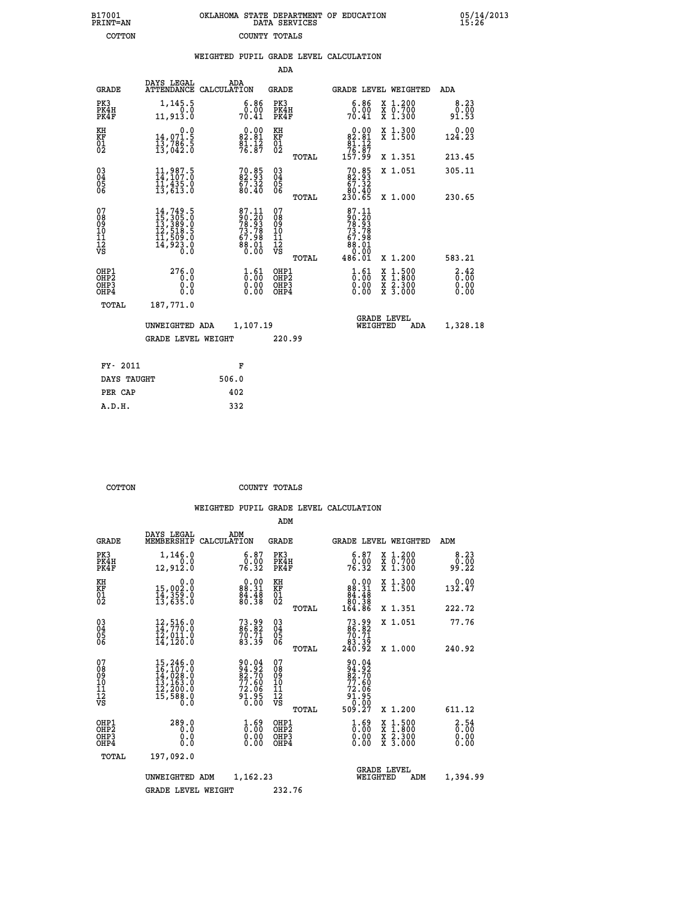B17001 PRINT=AN — OKLAHOMA STATE DEPARTMENT OF EDUCATION DATA SERVICES — 05/14/2013 15:26

COTTON — COUNTY TOTALS

## WEIGHTED PUPIL GRADE LEVEL CALCULATION

### ADA

| GRADE | DAYS LEGAL ATTENDANCE | ADA CALCULATION | GRADE | GRADE LEVEL | WEIGHTED | ADA |
|---|---|---|---|---|---|---|
| PK3 | 1,145.5 | 6.86 | PK3 | 6.86 | X 1.200 | 8.23 |
| PK4H | 0.0 | 0.00 | PK4H | 0.00 | X 0.700 | 0.00 |
| PK4F | 11,913.0 | 70.41 | PK4F | 70.41 | X 1.300 | 91.53 |
| KH | 0.0 | 0.00 | KH | 0.00 | X 1.300 | 0.00 |
| KF | 14,071.5 | 82.81 | KF | 82.81 | X 1.500 | 124.23 |
| 01 | 13,786.5 | 81.12 | 01 | 81.12 | | |
| 02 | 13,042.0 | 76.87 | 02 | 76.87 | | |
| | | | TOTAL | 157.99 | X 1.351 | 213.45 |
| 03 | 11,987.5 | 70.85 | 03 | 70.85 | X 1.051 | 305.11 |
| 04 | 14,107.0 | 82.93 | 04 | 82.93 | | |
| 05 | 11,435.0 | 67.32 | 05 | 67.32 | | |
| 06 | 13,613.0 | 80.40 | 06 | 80.40 | | |
| | | | TOTAL | 230.65 | X 1.000 | 230.65 |
| 07 | 14,749.5 | 87.11 | 07 | 87.11 | | |
| 08 | 15,305.0 | 90.20 | 08 | 90.20 | | |
| 09 | 13,389.0 | 78.93 | 09 | 78.93 | | |
| 10 | 12,518.5 | 73.78 | 10 | 73.78 | | |
| 11 | 11,509.0 | 67.98 | 11 | 67.98 | | |
| 12 | 14,923.0 | 88.01 | 12 | 88.01 | | |
| VS | 0.0 | 0.00 | VS | 0.00 | | |
| | | | TOTAL | 486.01 | X 1.200 | 583.21 |
| OHP1 | 276.0 | 1.61 | OHP1 | 1.61 | X 1.500 | 2.42 |
| OHP2 | 0.0 | 0.00 | OHP2 | 0.00 | X 1.800 | 0.00 |
| OHP3 | 0.0 | 0.00 | OHP3 | 0.00 | X 2.300 | 0.00 |
| OHP4 | 0.0 | 0.00 | OHP4 | 0.00 | X 3.000 | 0.00 |
| TOTAL | 187,771.0 | | | | | |

UNWEIGHTED ADA 1,107.19 — GRADE LEVEL WEIGHTED ADA 1,328.18

GRADE LEVEL WEIGHT 220.99

| FY- 2011 | F |
|---|---|
| DAYS TAUGHT | 506.0 |
| PER CAP | 402 |
| A.D.H. | 332 |

COTTON — COUNTY TOTALS

## WEIGHTED PUPIL GRADE LEVEL CALCULATION

### ADM

| GRADE | DAYS LEGAL MEMBERSHIP | ADM CALCULATION | GRADE | GRADE LEVEL | WEIGHTED | ADM |
|---|---|---|---|---|---|---|
| PK3 | 1,146.0 | 6.87 | PK3 | 6.87 | X 1.200 | 8.23 |
| PK4H | 0.0 | 0.00 | PK4H | 0.00 | X 0.700 | 0.00 |
| PK4F | 12,912.0 | 76.32 | PK4F | 76.32 | X 1.300 | 99.22 |
| KH | 0.0 | 0.00 | KH | 0.00 | X 1.300 | 0.00 |
| KF | 15,002.0 | 88.31 | KF | 88.31 | X 1.500 | 132.47 |
| 01 | 14,359.0 | 84.48 | 01 | 84.48 | | |
| 02 | 13,635.0 | 80.38 | 02 | 80.38 | | |
| | | | TOTAL | 164.86 | X 1.351 | 222.72 |
| 03 | 12,516.0 | 73.99 | 03 | 73.99 | X 1.051 | 77.76 |
| 04 | 14,770.0 | 86.82 | 04 | 86.82 | | |
| 05 | 12,011.0 | 70.71 | 05 | 70.71 | | |
| 06 | 14,120.0 | 83.39 | 06 | 83.39 | | |
| | | | TOTAL | 240.92 | X 1.000 | 240.92 |
| 07 | 15,246.0 | 90.04 | 07 | 90.04 | | |
| 08 | 16,107.0 | 94.92 | 08 | 94.92 | | |
| 09 | 14,028.0 | 82.70 | 09 | 82.70 | | |
| 10 | 13,163.0 | 77.60 | 10 | 77.60 | | |
| 11 | 12,200.0 | 72.06 | 11 | 72.06 | | |
| 12 | 15,588.0 | 91.95 | 12 | 91.95 | | |
| VS | 0.0 | 0.00 | VS | 0.00 | | |
| | | | TOTAL | 509.27 | X 1.200 | 611.12 |
| OHP1 | 289.0 | 1.69 | OHP1 | 1.69 | X 1.500 | 2.54 |
| OHP2 | 0.0 | 0.00 | OHP2 | 0.00 | X 1.800 | 0.00 |
| OHP3 | 0.0 | 0.00 | OHP3 | 0.00 | X 2.300 | 0.00 |
| OHP4 | 0.0 | 0.00 | OHP4 | 0.00 | X 3.000 | 0.00 |
| TOTAL | 197,092.0 | | | | | |

UNWEIGHTED ADM 1,162.23 — GRADE LEVEL WEIGHTED ADM 1,394.99

GRADE LEVEL WEIGHT 232.76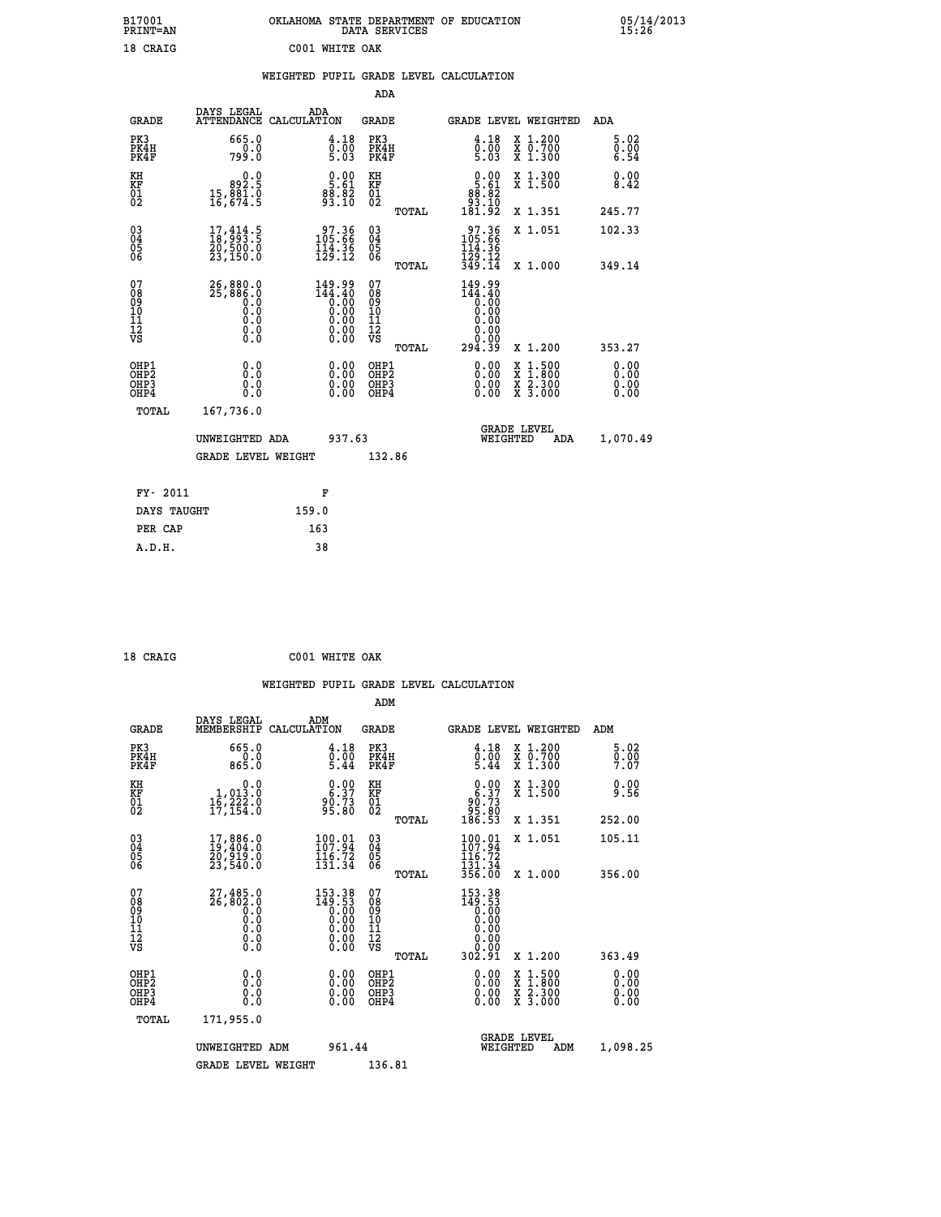B17001 OKLAHOMA STATE DEPARTMENT OF EDUCATION 05/14/2013
PRINT=AN DATA SERVICES 15:26

18 CRAIG C001 WHITE OAK

## WEIGHTED PUPIL GRADE LEVEL CALCULATION

### ADA

| GRADE | DAYS LEGAL ATTENDANCE | ADA CALCULATION | GRADE | GRADE LEVEL | WEIGHTED | ADA |
|---|---|---|---|---|---|---|
| PK3 | 665.0 | 4.18 | PK3 | 4.18 | X 1.200 | 5.02 |
| PK4H | 0.0 | 0.00 | PK4H | 0.00 | X 0.700 | 0.00 |
| PK4F | 799.0 | 5.03 | PK4F | 5.03 | X 1.300 | 6.54 |
| KH | 0.0 | 0.00 | KH | 0.00 | X 1.300 | 0.00 |
| KF | 892.5 | 5.61 | KF | 5.61 | X 1.500 | 8.42 |
| 01 | 15,881.0 | 88.82 | 01 | 88.82 | | |
| 02 | 16,674.5 | 93.10 | 02 | 93.10 | | |
| | | | TOTAL | 181.92 | X 1.351 | 245.77 |
| 03 | 17,414.5 | 97.36 | 03 | 97.36 | X 1.051 | 102.33 |
| 04 | 18,993.5 | 105.66 | 04 | 105.66 | | |
| 05 | 20,500.0 | 114.36 | 05 | 114.36 | | |
| 06 | 23,150.0 | 129.12 | 06 | 129.12 | | |
| | | | TOTAL | 349.14 | X 1.000 | 349.14 |
| 07 | 26,880.0 | 149.99 | 07 | 149.99 | | |
| 08 | 25,886.0 | 144.40 | 08 | 144.40 | | |
| 09 | 0.0 | 0.00 | 09 | 0.00 | | |
| 10 | 0.0 | 0.00 | 10 | 0.00 | | |
| 11 | 0.0 | 0.00 | 11 | 0.00 | | |
| 12 | 0.0 | 0.00 | 12 | 0.00 | | |
| VS | 0.0 | 0.00 | VS | 0.00 | | |
| | | | TOTAL | 294.39 | X 1.200 | 353.27 |
| OHP1 | 0.0 | 0.00 | OHP1 | 0.00 | X 1.500 | 0.00 |
| OHP2 | 0.0 | 0.00 | OHP2 | 0.00 | X 1.800 | 0.00 |
| OHP3 | 0.0 | 0.00 | OHP3 | 0.00 | X 2.300 | 0.00 |
| OHP4 | 0.0 | 0.00 | OHP4 | 0.00 | X 3.000 | 0.00 |
| TOTAL | 167,736.0 | | | | | |

UNWEIGHTED ADA 937.63 | GRADE LEVEL WEIGHTED ADA 1,070.49

GRADE LEVEL WEIGHT 132.86

| FY- 2011 | F |
|---|---|
| DAYS TAUGHT | 159.0 |
| PER CAP | 163 |
| A.D.H. | 38 |

18 CRAIG C001 WHITE OAK

## WEIGHTED PUPIL GRADE LEVEL CALCULATION

### ADM

| GRADE | DAYS LEGAL MEMBERSHIP | ADM CALCULATION | GRADE | GRADE LEVEL | WEIGHTED | ADM |
|---|---|---|---|---|---|---|
| PK3 | 665.0 | 4.18 | PK3 | 4.18 | X 1.200 | 5.02 |
| PK4H | 0.0 | 0.00 | PK4H | 0.00 | X 0.700 | 0.00 |
| PK4F | 865.0 | 5.44 | PK4F | 5.44 | X 1.300 | 7.07 |
| KH | 0.0 | 0.00 | KH | 0.00 | X 1.300 | 0.00 |
| KF | 1,013.0 | 6.37 | KF | 6.37 | X 1.500 | 9.56 |
| 01 | 16,222.0 | 90.73 | 01 | 90.73 | | |
| 02 | 17,154.0 | 95.80 | 02 | 95.80 | | |
| | | | TOTAL | 186.53 | X 1.351 | 252.00 |
| 03 | 17,886.0 | 100.01 | 03 | 100.01 | X 1.051 | 105.11 |
| 04 | 19,404.0 | 107.94 | 04 | 107.94 | | |
| 05 | 20,919.0 | 116.72 | 05 | 116.72 | | |
| 06 | 23,540.0 | 131.34 | 06 | 131.34 | | |
| | | | TOTAL | 356.00 | X 1.000 | 356.00 |
| 07 | 27,485.0 | 153.38 | 07 | 153.38 | | |
| 08 | 26,802.0 | 149.53 | 08 | 149.53 | | |
| 09 | 0.0 | 0.00 | 09 | 0.00 | | |
| 10 | 0.0 | 0.00 | 10 | 0.00 | | |
| 11 | 0.0 | 0.00 | 11 | 0.00 | | |
| 12 | 0.0 | 0.00 | 12 | 0.00 | | |
| VS | 0.0 | 0.00 | VS | 0.00 | | |
| | | | TOTAL | 302.91 | X 1.200 | 363.49 |
| OHP1 | 0.0 | 0.00 | OHP1 | 0.00 | X 1.500 | 0.00 |
| OHP2 | 0.0 | 0.00 | OHP2 | 0.00 | X 1.800 | 0.00 |
| OHP3 | 0.0 | 0.00 | OHP3 | 0.00 | X 2.300 | 0.00 |
| OHP4 | 0.0 | 0.00 | OHP4 | 0.00 | X 3.000 | 0.00 |
| TOTAL | 171,955.0 | | | | | |

UNWEIGHTED ADM 961.44 | GRADE LEVEL WEIGHTED ADM 1,098.25

GRADE LEVEL WEIGHT 136.81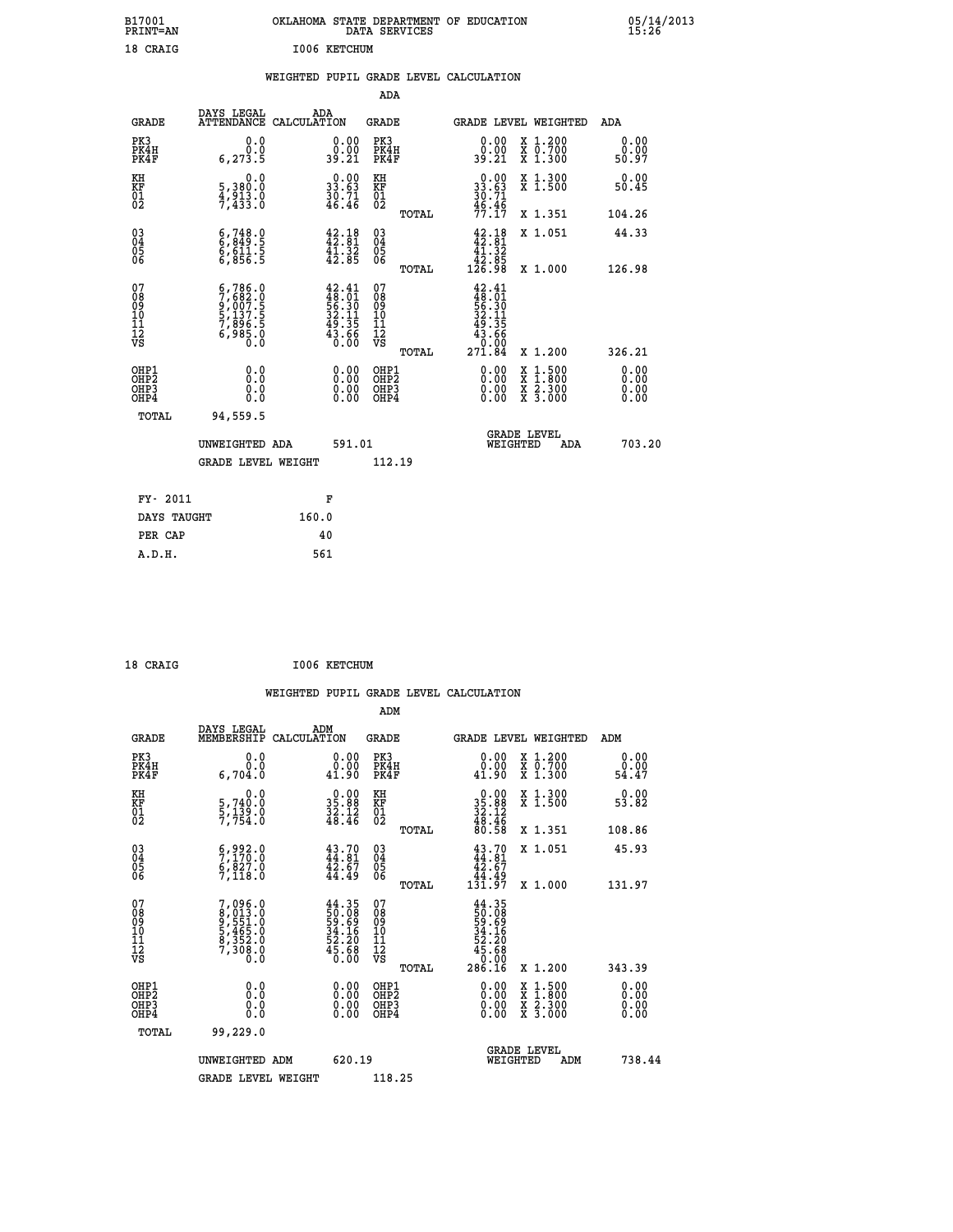B17001 PRINT=AN — OKLAHOMA STATE DEPARTMENT OF EDUCATION DATA SERVICES — 05/14/2013 15:26

18 CRAIG — I006 KETCHUM

## WEIGHTED PUPIL GRADE LEVEL CALCULATION

### ADA

| GRADE | DAYS LEGAL ATTENDANCE | ADA CALCULATION | GRADE | | GRADE LEVEL | WEIGHTED | ADA |
|---|---|---|---|---|---|---|---|
| PK3 | 0.0 | 0.00 | PK3 | | 0.00 | X 1.200 | 0.00 |
| PK4H | 0.0 | 0.00 | PK4H | | 0.00 | X 0.700 | 0.00 |
| PK4F | 6,273.5 | 39.21 | PK4F | | 39.21 | X 1.300 | 50.97 |
| KH | 0.0 | 0.00 | KH | | 0.00 | X 1.300 | 0.00 |
| KF | 5,380.0 | 33.63 | KF | | 33.63 | X 1.500 | 50.45 |
| 01 | 4,913.0 | 30.71 | 01 | | 30.71 | | |
| 02 | 7,433.0 | 46.46 | 02 | | 46.46 | | |
| | | | | TOTAL | 77.17 | X 1.351 | 104.26 |
| 03 | 6,748.0 | 42.18 | 03 | | 42.18 | X 1.051 | 44.33 |
| 04 | 6,849.5 | 42.81 | 04 | | 42.81 | | |
| 05 | 6,611.5 | 41.32 | 05 | | 41.32 | | |
| 06 | 6,856.5 | 42.85 | 06 | | 42.85 | | |
| | | | | TOTAL | 126.98 | X 1.000 | 126.98 |
| 07 | 6,786.0 | 42.41 | 07 | | 42.41 | | |
| 08 | 7,682.0 | 48.01 | 08 | | 48.01 | | |
| 09 | 9,007.5 | 56.30 | 09 | | 56.30 | | |
| 10 | 5,137.5 | 32.11 | 10 | | 32.11 | | |
| 11 | 7,896.5 | 49.35 | 11 | | 49.35 | | |
| 12 | 6,985.0 | 43.66 | 12 | | 43.66 | | |
| VS | 0.0 | 0.00 | VS | | 0.00 | | |
| | | | | TOTAL | 271.84 | X 1.200 | 326.21 |
| OHP1 | 0.0 | 0.00 | OHP1 | | 0.00 | X 1.500 | 0.00 |
| OHP2 | 0.0 | 0.00 | OHP2 | | 0.00 | X 1.800 | 0.00 |
| OHP3 | 0.0 | 0.00 | OHP3 | | 0.00 | X 2.300 | 0.00 |
| OHP4 | 0.0 | 0.00 | OHP4 | | 0.00 | X 3.000 | 0.00 |
| TOTAL | 94,559.5 | | | | | | |

UNWEIGHTED ADA 591.01 — GRADE LEVEL WEIGHTED ADA 703.20

GRADE LEVEL WEIGHT 112.19

| FY- 2011 | F |
|---|---|
| DAYS TAUGHT | 160.0 |
| PER CAP | 40 |
| A.D.H. | 561 |

18 CRAIG — I006 KETCHUM

## WEIGHTED PUPIL GRADE LEVEL CALCULATION

### ADM

| GRADE | DAYS LEGAL MEMBERSHIP | ADM CALCULATION | GRADE | | GRADE LEVEL | WEIGHTED | ADM |
|---|---|---|---|---|---|---|---|
| PK3 | 0.0 | 0.00 | PK3 | | 0.00 | X 1.200 | 0.00 |
| PK4H | 0.0 | 0.00 | PK4H | | 0.00 | X 0.700 | 0.00 |
| PK4F | 6,704.0 | 41.90 | PK4F | | 41.90 | X 1.300 | 54.47 |
| KH | 0.0 | 0.00 | KH | | 0.00 | X 1.300 | 0.00 |
| KF | 5,740.0 | 35.88 | KF | | 35.88 | X 1.500 | 53.82 |
| 01 | 5,139.0 | 32.12 | 01 | | 32.12 | | |
| 02 | 7,754.0 | 48.46 | 02 | | 48.46 | | |
| | | | | TOTAL | 80.58 | X 1.351 | 108.86 |
| 03 | 6,992.0 | 43.70 | 03 | | 43.70 | X 1.051 | 45.93 |
| 04 | 7,170.0 | 44.81 | 04 | | 44.81 | | |
| 05 | 6,827.0 | 42.67 | 05 | | 42.67 | | |
| 06 | 7,118.0 | 44.49 | 06 | | 44.49 | | |
| | | | | TOTAL | 131.97 | X 1.000 | 131.97 |
| 07 | 7,096.0 | 44.35 | 07 | | 44.35 | | |
| 08 | 8,013.0 | 50.08 | 08 | | 50.08 | | |
| 09 | 9,551.0 | 59.69 | 09 | | 59.69 | | |
| 10 | 5,465.0 | 34.16 | 10 | | 34.16 | | |
| 11 | 8,352.0 | 52.20 | 11 | | 52.20 | | |
| 12 | 7,308.0 | 45.68 | 12 | | 45.68 | | |
| VS | 0.0 | 0.00 | VS | | 0.00 | | |
| | | | | TOTAL | 286.16 | X 1.200 | 343.39 |
| OHP1 | 0.0 | 0.00 | OHP1 | | 0.00 | X 1.500 | 0.00 |
| OHP2 | 0.0 | 0.00 | OHP2 | | 0.00 | X 1.800 | 0.00 |
| OHP3 | 0.0 | 0.00 | OHP3 | | 0.00 | X 2.300 | 0.00 |
| OHP4 | 0.0 | 0.00 | OHP4 | | 0.00 | X 3.000 | 0.00 |
| TOTAL | 99,229.0 | | | | | | |

UNWEIGHTED ADM 620.19 — GRADE LEVEL WEIGHTED ADM 738.44

GRADE LEVEL WEIGHT 118.25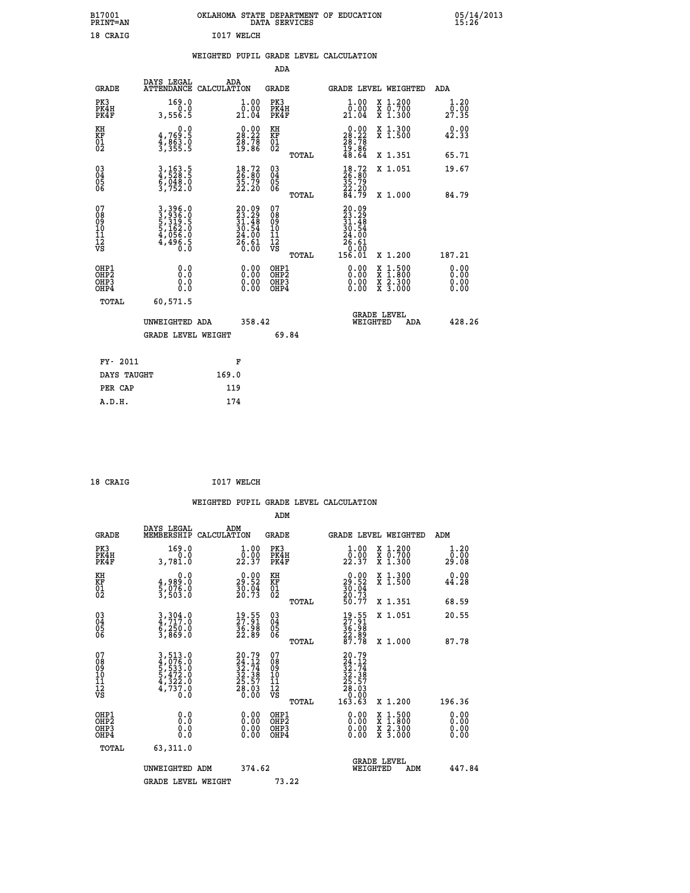B17001 PRINT=AN — OKLAHOMA STATE DEPARTMENT OF EDUCATION DATA SERVICES — 05/14/2013 15:26

18 CRAIG — I017 WELCH

## WEIGHTED PUPIL GRADE LEVEL CALCULATION

### ADA

| GRADE | DAYS LEGAL ATTENDANCE | ADA CALCULATION | GRADE | GRADE LEVEL | WEIGHTED | ADA |
|---|---|---|---|---|---|---|
| PK3 | 169.0 | 1.00 | PK3 | 1.00 | X 1.200 | 1.20 |
| PK4H | 0.0 | 0.00 | PK4H | 0.00 | X 0.700 | 0.00 |
| PK4F | 3,556.5 | 21.04 | PK4F | 21.04 | X 1.300 | 27.35 |
| KH | 0.0 | 0.00 | KH | 0.00 | X 1.300 | 0.00 |
| KF | 4,769.5 | 28.22 | KF | 28.22 | X 1.500 | 42.33 |
| 01 | 4,863.0 | 28.78 | 01 | 28.78 | | |
| 02 | 3,355.5 | 19.86 | 02 | 19.86 | | |
| | | | TOTAL | 48.64 | X 1.351 | 65.71 |
| 03 | 3,163.5 | 18.72 | 03 | 18.72 | X 1.051 | 19.67 |
| 04 | 4,528.5 | 26.80 | 04 | 26.80 | | |
| 05 | 6,048.0 | 35.79 | 05 | 35.79 | | |
| 06 | 3,752.0 | 22.20 | 06 | 22.20 | | |
| | | | TOTAL | 84.79 | X 1.000 | 84.79 |
| 07 | 3,396.0 | 20.09 | 07 | 20.09 | | |
| 08 | 3,936.0 | 23.29 | 08 | 23.29 | | |
| 09 | 5,319.5 | 31.48 | 09 | 31.48 | | |
| 10 | 5,162.0 | 30.54 | 10 | 30.54 | | |
| 11 | 4,056.0 | 24.00 | 11 | 24.00 | | |
| 12 | 4,496.5 | 26.61 | 12 | 26.61 | | |
| VS | 0.0 | 0.00 | VS | 0.00 | | |
| | | | TOTAL | 156.01 | X 1.200 | 187.21 |
| OHP1 | 0.0 | 0.00 | OHP1 | 0.00 | X 1.500 | 0.00 |
| OHP2 | 0.0 | 0.00 | OHP2 | 0.00 | X 1.800 | 0.00 |
| OHP3 | 0.0 | 0.00 | OHP3 | 0.00 | X 2.300 | 0.00 |
| OHP4 | 0.0 | 0.00 | OHP4 | 0.00 | X 3.000 | 0.00 |
| TOTAL | 60,571.5 | | | | | |

UNWEIGHTED ADA 358.42 — GRADE LEVEL WEIGHTED ADA 428.26

GRADE LEVEL WEIGHT 69.84

| FY- 2011 | F |
|---|---|
| DAYS TAUGHT | 169.0 |
| PER CAP | 119 |
| A.D.H. | 174 |

18 CRAIG — I017 WELCH

## WEIGHTED PUPIL GRADE LEVEL CALCULATION

### ADM

| GRADE | DAYS LEGAL MEMBERSHIP | ADM CALCULATION | GRADE | GRADE LEVEL | WEIGHTED | ADM |
|---|---|---|---|---|---|---|
| PK3 | 169.0 | 1.00 | PK3 | 1.00 | X 1.200 | 1.20 |
| PK4H | 0.0 | 0.00 | PK4H | 0.00 | X 0.700 | 0.00 |
| PK4F | 3,781.0 | 22.37 | PK4F | 22.37 | X 1.300 | 29.08 |
| KH | 0.0 | 0.00 | KH | 0.00 | X 1.300 | 0.00 |
| KF | 4,989.0 | 29.52 | KF | 29.52 | X 1.500 | 44.28 |
| 01 | 5,076.0 | 30.04 | 01 | 30.04 | | |
| 02 | 3,503.0 | 20.73 | 02 | 20.73 | | |
| | | | TOTAL | 50.77 | X 1.351 | 68.59 |
| 03 | 3,304.0 | 19.55 | 03 | 19.55 | X 1.051 | 20.55 |
| 04 | 4,717.0 | 27.91 | 04 | 27.91 | | |
| 05 | 6,250.0 | 36.98 | 05 | 36.98 | | |
| 06 | 3,869.0 | 22.89 | 06 | 22.89 | | |
| | | | TOTAL | 87.78 | X 1.000 | 87.78 |
| 07 | 3,513.0 | 20.79 | 07 | 20.79 | | |
| 08 | 4,076.0 | 24.12 | 08 | 24.12 | | |
| 09 | 5,533.0 | 32.74 | 09 | 32.74 | | |
| 10 | 5,472.0 | 32.38 | 10 | 32.38 | | |
| 11 | 4,322.0 | 25.57 | 11 | 25.57 | | |
| 12 | 4,737.0 | 28.03 | 12 | 28.03 | | |
| VS | 0.0 | 0.00 | VS | 0.00 | | |
| | | | TOTAL | 163.63 | X 1.200 | 196.36 |
| OHP1 | 0.0 | 0.00 | OHP1 | 0.00 | X 1.500 | 0.00 |
| OHP2 | 0.0 | 0.00 | OHP2 | 0.00 | X 1.800 | 0.00 |
| OHP3 | 0.0 | 0.00 | OHP3 | 0.00 | X 2.300 | 0.00 |
| OHP4 | 0.0 | 0.00 | OHP4 | 0.00 | X 3.000 | 0.00 |
| TOTAL | 63,311.0 | | | | | |

UNWEIGHTED ADM 374.62 — GRADE LEVEL WEIGHTED ADM 447.84

GRADE LEVEL WEIGHT 73.22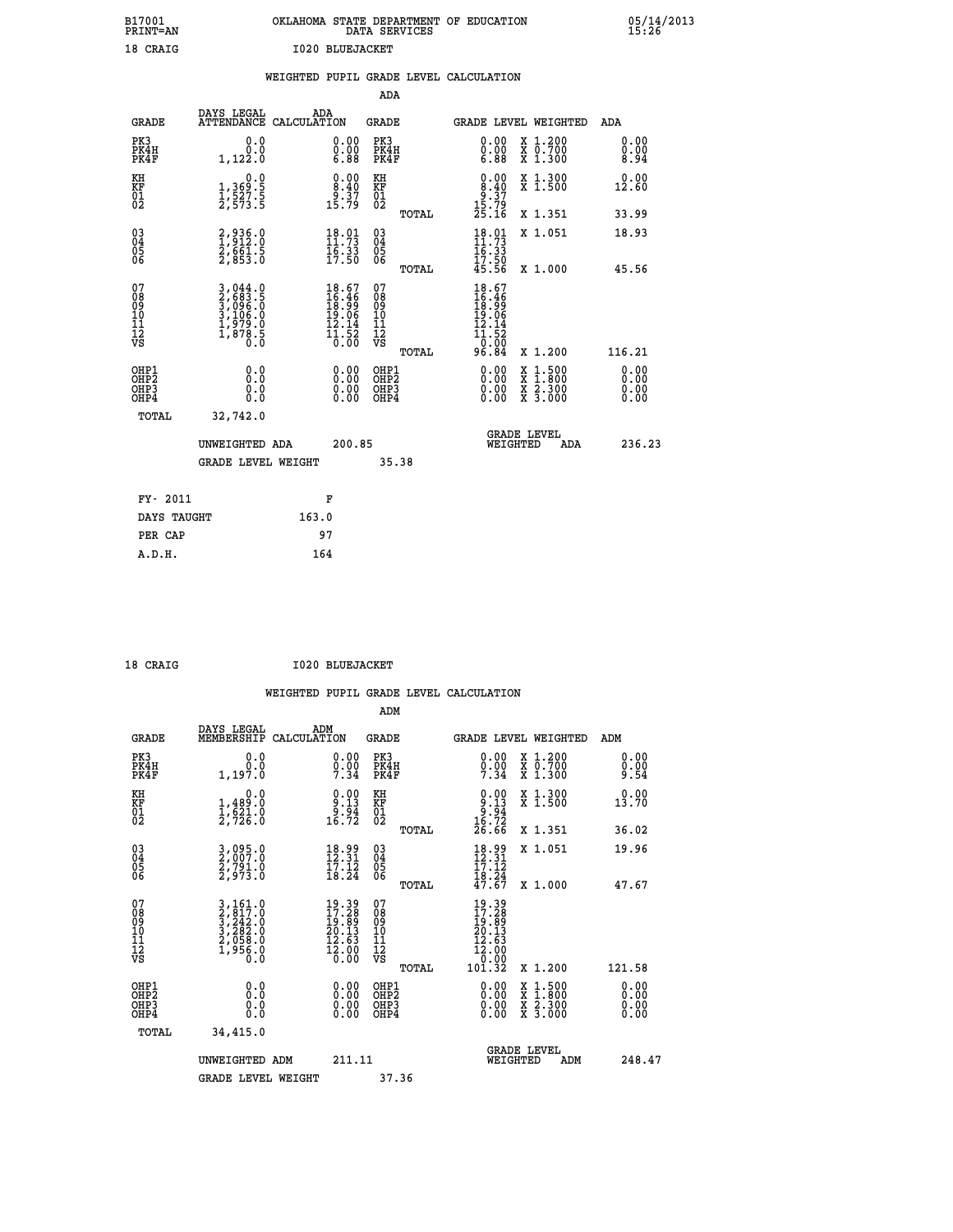B17001 OKLAHOMA STATE DEPARTMENT OF EDUCATION 05/14/2013
PRINT=AN DATA SERVICES 15:26

18 CRAIG I020 BLUEJACKET

WEIGHTED PUPIL GRADE LEVEL CALCULATION

ADA

| GRADE | DAYS LEGAL ATTENDANCE | ADA CALCULATION | GRADE | GRADE LEVEL | WEIGHTED | ADA |
|---|---|---|---|---|---|---|
| PK3 | 0.0 | 0.00 | PK3 | 0.00 | X 1.200 | 0.00 |
| PK4H | 0.0 | 0.00 | PK4H | 0.00 | X 0.700 | 0.00 |
| PK4F | 1,122.0 | 6.88 | PK4F | 6.88 | X 1.300 | 8.94 |
| KH | 0.0 | 0.00 | KH | 0.00 | X 1.300 | 0.00 |
| KF | 1,369.5 | 8.40 | KF | 8.40 | X 1.500 | 12.60 |
| 01 | 1,527.5 | 9.37 | 01 | 9.37 | | |
| 02 | 2,573.5 | 15.79 | 02 | 15.79 | | |
| | | | TOTAL | 25.16 | X 1.351 | 33.99 |
| 03 | 2,936.0 | 18.01 | 03 | 18.01 | X 1.051 | 18.93 |
| 04 | 1,912.0 | 11.73 | 04 | 11.73 | | |
| 05 | 2,661.5 | 16.33 | 05 | 16.33 | | |
| 06 | 2,853.0 | 17.50 | 06 | 17.50 | | |
| | | | TOTAL | 45.56 | X 1.000 | 45.56 |
| 07 | 3,044.0 | 18.67 | 07 | 18.67 | | |
| 08 | 2,683.5 | 16.46 | 08 | 16.46 | | |
| 09 | 3,096.0 | 18.99 | 09 | 18.99 | | |
| 10 | 3,106.0 | 19.06 | 10 | 19.06 | | |
| 11 | 1,979.0 | 12.14 | 11 | 12.14 | | |
| 12 | 1,878.5 | 11.52 | 12 | 11.52 | | |
| VS | 0.0 | 0.00 | VS | 0.00 | | |
| | | | TOTAL | 96.84 | X 1.200 | 116.21 |
| OHP1 | 0.0 | 0.00 | OHP1 | 0.00 | X 1.500 | 0.00 |
| OHP2 | 0.0 | 0.00 | OHP2 | 0.00 | X 1.800 | 0.00 |
| OHP3 | 0.0 | 0.00 | OHP3 | 0.00 | X 2.300 | 0.00 |
| OHP4 | 0.0 | 0.00 | OHP4 | 0.00 | X 3.000 | 0.00 |
| TOTAL | 32,742.0 | | | | | |

UNWEIGHTED ADA 200.85 GRADE LEVEL WEIGHTED ADA 236.23

GRADE LEVEL WEIGHT 35.38

| FY- 2011 | F |
|---|---|
| DAYS TAUGHT | 163.0 |
| PER CAP | 97 |
| A.D.H. | 164 |

18 CRAIG I020 BLUEJACKET

WEIGHTED PUPIL GRADE LEVEL CALCULATION

ADM

| GRADE | DAYS LEGAL MEMBERSHIP | ADM CALCULATION | GRADE | GRADE LEVEL | WEIGHTED | ADM |
|---|---|---|---|---|---|---|
| PK3 | 0.0 | 0.00 | PK3 | 0.00 | X 1.200 | 0.00 |
| PK4H | 0.0 | 0.00 | PK4H | 0.00 | X 0.700 | 0.00 |
| PK4F | 1,197.0 | 7.34 | PK4F | 7.34 | X 1.300 | 9.54 |
| KH | 0.0 | 0.00 | KH | 0.00 | X 1.300 | 0.00 |
| KF | 1,489.0 | 9.13 | KF | 9.13 | X 1.500 | 13.70 |
| 01 | 1,621.0 | 9.94 | 01 | 9.94 | | |
| 02 | 2,726.0 | 16.72 | 02 | 16.72 | | |
| | | | TOTAL | 26.66 | X 1.351 | 36.02 |
| 03 | 3,095.0 | 18.99 | 03 | 18.99 | X 1.051 | 19.96 |
| 04 | 2,007.0 | 12.31 | 04 | 12.31 | | |
| 05 | 2,791.0 | 17.12 | 05 | 17.12 | | |
| 06 | 2,973.0 | 18.24 | 06 | 18.24 | | |
| | | | TOTAL | 47.67 | X 1.000 | 47.67 |
| 07 | 3,161.0 | 19.39 | 07 | 19.39 | | |
| 08 | 2,817.0 | 17.28 | 08 | 17.28 | | |
| 09 | 3,242.0 | 19.89 | 09 | 19.89 | | |
| 10 | 3,282.0 | 20.13 | 10 | 20.13 | | |
| 11 | 2,058.0 | 12.63 | 11 | 12.63 | | |
| 12 | 1,956.0 | 12.00 | 12 | 12.00 | | |
| VS | 0.0 | 0.00 | VS | 0.00 | | |
| | | | TOTAL | 101.32 | X 1.200 | 121.58 |
| OHP1 | 0.0 | 0.00 | OHP1 | 0.00 | X 1.500 | 0.00 |
| OHP2 | 0.0 | 0.00 | OHP2 | 0.00 | X 1.800 | 0.00 |
| OHP3 | 0.0 | 0.00 | OHP3 | 0.00 | X 2.300 | 0.00 |
| OHP4 | 0.0 | 0.00 | OHP4 | 0.00 | X 3.000 | 0.00 |
| TOTAL | 34,415.0 | | | | | |

UNWEIGHTED ADM 211.11 GRADE LEVEL WEIGHTED ADM 248.47

GRADE LEVEL WEIGHT 37.36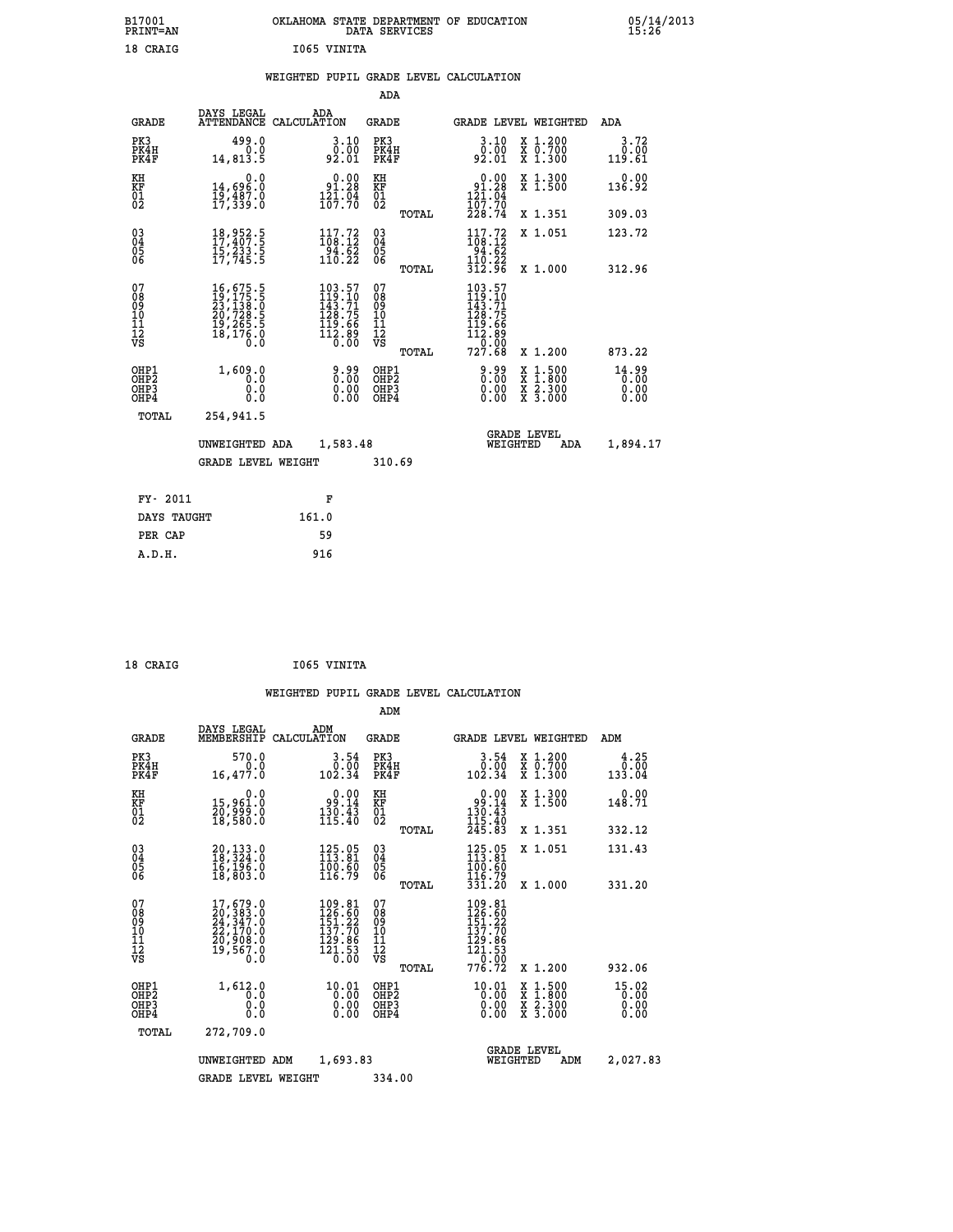B17001 PRINT=AN OKLAHOMA STATE DEPARTMENT OF EDUCATION DATA SERVICES 05/14/2013 15:26

18 CRAIG I065 VINITA

## WEIGHTED PUPIL GRADE LEVEL CALCULATION

### ADA

| GRADE | DAYS LEGAL ATTENDANCE | ADA CALCULATION | GRADE | GRADE LEVEL | WEIGHTED | ADA |
|---|---|---|---|---|---|---|
| PK3 | 499.0 | 3.10 | PK3 | 3.10 | X 1.200 | 3.72 |
| PK4H | 0.0 | 0.00 | PK4H | 0.00 | X 0.700 | 0.00 |
| PK4F | 14,813.5 | 92.01 | PK4F | 92.01 | X 1.300 | 119.61 |
| KH | 0.0 | 0.00 | KH | 0.00 | X 1.300 | 0.00 |
| KF | 14,696.0 | 91.28 | KF | 91.28 | X 1.500 | 136.92 |
| 01 | 19,487.0 | 121.04 | 01 | 121.04 | | |
| 02 | 17,339.0 | 107.70 | 02 | 107.70 | | |
| | | | TOTAL | 228.74 | X 1.351 | 309.03 |
| 03 | 18,952.5 | 117.72 | 03 | 117.72 | X 1.051 | 123.72 |
| 04 | 17,407.5 | 108.12 | 04 | 108.12 | | |
| 05 | 15,233.5 | 94.62 | 05 | 94.62 | | |
| 06 | 17,745.5 | 110.22 | 06 | 110.22 | | |
| | | | TOTAL | 312.96 | X 1.000 | 312.96 |
| 07 | 16,675.5 | 103.57 | 07 | 103.57 | | |
| 08 | 19,175.5 | 119.10 | 08 | 119.10 | | |
| 09 | 23,138.0 | 143.71 | 09 | 143.71 | | |
| 10 | 20,728.5 | 128.75 | 10 | 128.75 | | |
| 11 | 19,265.5 | 119.66 | 11 | 119.66 | | |
| 12 | 18,176.0 | 112.89 | 12 | 112.89 | | |
| VS | 0.0 | 0.00 | VS | 0.00 | | |
| | | | TOTAL | 727.68 | X 1.200 | 873.22 |
| OHP1 | 1,609.0 | 9.99 | OHP1 | 9.99 | X 1.500 | 14.99 |
| OHP2 | 0.0 | 0.00 | OHP2 | 0.00 | X 1.800 | 0.00 |
| OHP3 | 0.0 | 0.00 | OHP3 | 0.00 | X 2.300 | 0.00 |
| OHP4 | 0.0 | 0.00 | OHP4 | 0.00 | X 3.000 | 0.00 |
| TOTAL | 254,941.5 | | | | | |

UNWEIGHTED ADA 1,583.48 — GRADE LEVEL WEIGHTED ADA 1,894.17

GRADE LEVEL WEIGHT 310.69

| FY- 2011 | F |
|---|---|
| DAYS TAUGHT | 161.0 |
| PER CAP | 59 |
| A.D.H. | 916 |

18 CRAIG I065 VINITA

## WEIGHTED PUPIL GRADE LEVEL CALCULATION

### ADM

| GRADE | DAYS LEGAL MEMBERSHIP | ADM CALCULATION | GRADE | GRADE LEVEL | WEIGHTED | ADM |
|---|---|---|---|---|---|---|
| PK3 | 570.0 | 3.54 | PK3 | 3.54 | X 1.200 | 4.25 |
| PK4H | 0.0 | 0.00 | PK4H | 0.00 | X 0.700 | 0.00 |
| PK4F | 16,477.0 | 102.34 | PK4F | 102.34 | X 1.300 | 133.04 |
| KH | 0.0 | 0.00 | KH | 0.00 | X 1.300 | 0.00 |
| KF | 15,961.0 | 99.14 | KF | 99.14 | X 1.500 | 148.71 |
| 01 | 20,999.0 | 130.43 | 01 | 130.43 | | |
| 02 | 18,580.0 | 115.40 | 02 | 115.40 | | |
| | | | TOTAL | 245.83 | X 1.351 | 332.12 |
| 03 | 20,133.0 | 125.05 | 03 | 125.05 | X 1.051 | 131.43 |
| 04 | 18,324.0 | 113.81 | 04 | 113.81 | | |
| 05 | 16,196.0 | 100.60 | 05 | 100.60 | | |
| 06 | 18,803.0 | 116.79 | 06 | 116.79 | | |
| | | | TOTAL | 331.20 | X 1.000 | 331.20 |
| 07 | 17,679.0 | 109.81 | 07 | 109.81 | | |
| 08 | 20,383.0 | 126.60 | 08 | 126.60 | | |
| 09 | 24,347.0 | 151.22 | 09 | 151.22 | | |
| 10 | 22,170.0 | 137.70 | 10 | 137.70 | | |
| 11 | 20,908.0 | 129.86 | 11 | 129.86 | | |
| 12 | 19,567.0 | 121.53 | 12 | 121.53 | | |
| VS | 0.0 | 0.00 | VS | 0.00 | | |
| | | | TOTAL | 776.72 | X 1.200 | 932.06 |
| OHP1 | 1,612.0 | 10.01 | OHP1 | 10.01 | X 1.500 | 15.02 |
| OHP2 | 0.0 | 0.00 | OHP2 | 0.00 | X 1.800 | 0.00 |
| OHP3 | 0.0 | 0.00 | OHP3 | 0.00 | X 2.300 | 0.00 |
| OHP4 | 0.0 | 0.00 | OHP4 | 0.00 | X 3.000 | 0.00 |
| TOTAL | 272,709.0 | | | | | |

UNWEIGHTED ADM 1,693.83 — GRADE LEVEL WEIGHTED ADM 2,027.83

GRADE LEVEL WEIGHT 334.00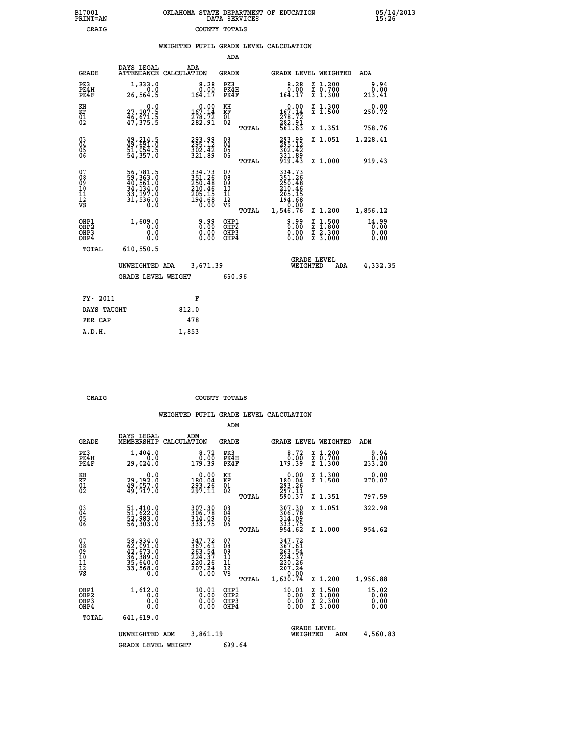B17001 OKLAHOMA STATE DEPARTMENT OF EDUCATION 05/14/2013
PRINT=AN DATA SERVICES 15:26
CRAIG COUNTY TOTALS

### WEIGHTED PUPIL GRADE LEVEL CALCULATION

ADA

| GRADE | DAYS LEGAL ATTENDANCE | ADA CALCULATION | GRADE | | GRADE LEVEL | WEIGHTED | ADA |
|---|---|---|---|---|---|---|---|
| PK3 | 1,333.0 | 8.28 | PK3 | | 8.28 | X 1.200 | 9.94 |
| PK4H | 0.0 | 0.00 | PK4H | | 0.00 | X 0.700 | 0.00 |
| PK4F | 26,564.5 | 164.17 | PK4F | | 164.17 | X 1.300 | 213.41 |
| KH | 0.0 | 0.00 | KH | | 0.00 | X 1.300 | 0.00 |
| KF | 27,107.5 | 167.14 | KF | | 167.14 | X 1.500 | 250.72 |
| 01 | 46,671.5 | 278.72 | 01 | | 278.72 | | |
| 02 | 47,375.5 | 282.91 | 02 | | 282.91 | | |
| | | | | TOTAL | 561.63 | X 1.351 | 758.76 |
| 03 | 49,214.5 | 293.99 | 03 | | 293.99 | X 1.051 | 1,228.41 |
| 04 | 49,691.0 | 295.12 | 04 | | 295.12 | | |
| 05 | 51,054.5 | 302.42 | 05 | | 302.42 | | |
| 06 | 54,357.0 | 321.89 | 06 | | 321.89 | | |
| | | | | TOTAL | 919.43 | X 1.000 | 919.43 |
| 07 | 56,781.5 | 334.73 | 07 | | 334.73 | | |
| 08 | 59,363.0 | 351.26 | 08 | | 351.26 | | |
| 09 | 40,561.0 | 250.48 | 09 | | 250.48 | | |
| 10 | 34,134.0 | 210.46 | 10 | | 210.46 | | |
| 11 | 33,197.0 | 205.15 | 11 | | 205.15 | | |
| 12 | 31,536.0 | 194.68 | 12 | | 194.68 | | |
| VS | 0.0 | 0.00 | VS | | 0.00 | | |
| | | | | TOTAL | 1,546.76 | X 1.200 | 1,856.12 |
| OHP1 | 1,609.0 | 9.99 | OHP1 | | 9.99 | X 1.500 | 14.99 |
| OHP2 | 0.0 | 0.00 | OHP2 | | 0.00 | X 1.800 | 0.00 |
| OHP3 | 0.0 | 0.00 | OHP3 | | 0.00 | X 2.300 | 0.00 |
| OHP4 | 0.0 | 0.00 | OHP4 | | 0.00 | X 3.000 | 0.00 |
| TOTAL | 610,550.5 | | | | | | |

UNWEIGHTED ADA 3,671.39 GRADE LEVEL WEIGHTED ADA 4,332.35

GRADE LEVEL WEIGHT 660.96

| FY- 2011 | F |
|---|---|
| DAYS TAUGHT | 812.0 |
| PER CAP | 478 |
| A.D.H. | 1,853 |

CRAIG COUNTY TOTALS

### WEIGHTED PUPIL GRADE LEVEL CALCULATION

ADM

| GRADE | DAYS LEGAL MEMBERSHIP | ADM CALCULATION | GRADE | | GRADE LEVEL | WEIGHTED | ADM |
|---|---|---|---|---|---|---|---|
| PK3 | 1,404.0 | 8.72 | PK3 | | 8.72 | X 1.200 | 9.94 |
| PK4H | 0.0 | 0.00 | PK4H | | 0.00 | X 0.700 | 0.00 |
| PK4F | 29,024.0 | 179.39 | PK4F | | 179.39 | X 1.300 | 233.20 |
| KH | 0.0 | 0.00 | KH | | 0.00 | X 1.300 | 0.00 |
| KF | 29,192.0 | 180.04 | KF | | 180.04 | X 1.500 | 270.07 |
| 01 | 49,057.0 | 293.26 | 01 | | 293.26 | | |
| 02 | 49,717.0 | 297.11 | 02 | | 297.11 | | |
| | | | | TOTAL | 590.37 | X 1.351 | 797.59 |
| 03 | 51,410.0 | 307.30 | 03 | | 307.30 | X 1.051 | 322.98 |
| 04 | 51,622.0 | 306.78 | 04 | | 306.78 | | |
| 05 | 52,983.0 | 314.09 | 05 | | 314.09 | | |
| 06 | 56,303.0 | 333.75 | 06 | | 333.75 | | |
| | | | | TOTAL | 954.62 | X 1.000 | 954.62 |
| 07 | 58,934.0 | 347.72 | 07 | | 347.72 | | |
| 08 | 62,091.0 | 367.61 | 08 | | 367.61 | | |
| 09 | 42,673.0 | 263.54 | 09 | | 263.54 | | |
| 10 | 36,389.0 | 224.37 | 10 | | 224.37 | | |
| 11 | 35,640.0 | 220.26 | 11 | | 220.26 | | |
| 12 | 33,568.0 | 207.24 | 12 | | 207.24 | | |
| VS | 0.0 | 0.00 | VS | | 0.00 | | |
| | | | | TOTAL | 1,630.74 | X 1.200 | 1,956.88 |
| OHP1 | 1,612.0 | 10.01 | OHP1 | | 10.01 | X 1.500 | 15.02 |
| OHP2 | 0.0 | 0.00 | OHP2 | | 0.00 | X 1.800 | 0.00 |
| OHP3 | 0.0 | 0.00 | OHP3 | | 0.00 | X 2.300 | 0.00 |
| OHP4 | 0.0 | 0.00 | OHP4 | | 0.00 | X 3.000 | 0.00 |
| TOTAL | 641,619.0 | | | | | | |

UNWEIGHTED ADM 3,861.19 GRADE LEVEL WEIGHTED ADM 4,560.83

GRADE LEVEL WEIGHT 699.64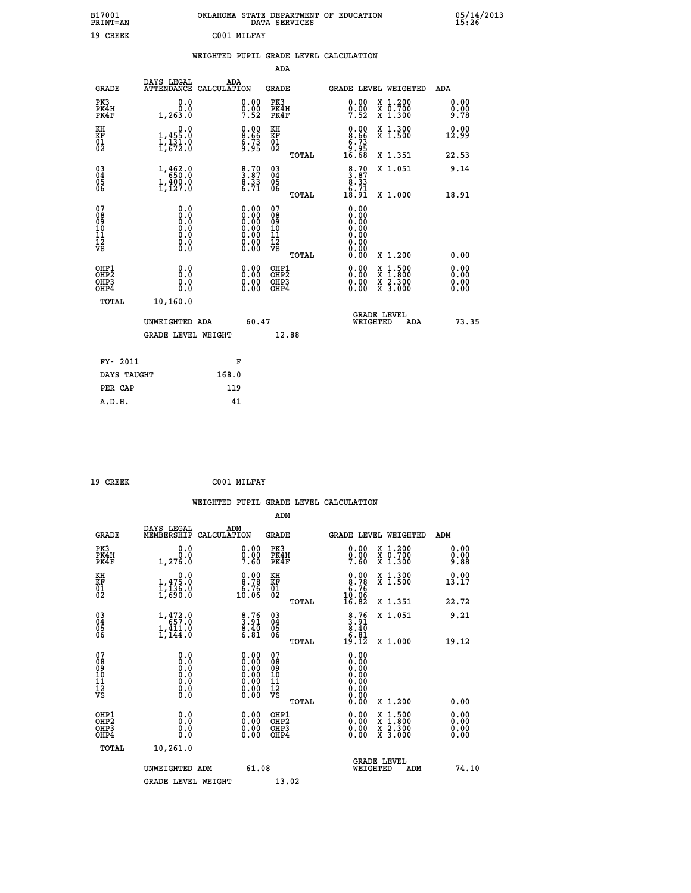B17001 OKLAHOMA STATE DEPARTMENT OF EDUCATION 05/14/2013
PRINT=AN DATA SERVICES 15:26

19 CREEK C001 MILFAY

WEIGHTED PUPIL GRADE LEVEL CALCULATION

ADA

| GRADE | DAYS LEGAL ATTENDANCE | ADA CALCULATION | GRADE | GRADE LEVEL | WEIGHTED | ADA |
|---|---|---|---|---|---|---|
| PK3 | 0.0 | 0.00 | PK3 | 0.00 | X 1.200 | 0.00 |
| PK4H | 0.0 | 0.00 | PK4H | 0.00 | X 0.700 | 0.00 |
| PK4F | 1,263.0 | 7.52 | PK4F | 7.52 | X 1.300 | 9.78 |
| KH | 0.0 | 0.00 | KH | 0.00 | X 1.300 | 0.00 |
| KF | 1,455.0 | 8.66 | KF | 8.66 | X 1.500 | 12.99 |
| 01 | 1,131.0 | 6.73 | 01 | 6.73 | | |
| 02 | 1,672.0 | 9.95 | 02 | 9.95 | | |
| | | | TOTAL | 16.68 | X 1.351 | 22.53 |
| 03 | 1,462.0 | 8.70 | 03 | 8.70 | X 1.051 | 9.14 |
| 04 | 650.0 | 3.87 | 04 | 3.87 | | |
| 05 | 1,400.0 | 8.33 | 05 | 8.33 | | |
| 06 | 1,127.0 | 6.71 | 06 | 6.71 | | |
| | | | TOTAL | 18.91 | X 1.000 | 18.91 |
| 07 | 0.0 | 0.00 | 07 | 0.00 | | |
| 08 | 0.0 | 0.00 | 08 | 0.00 | | |
| 09 | 0.0 | 0.00 | 09 | 0.00 | | |
| 10 | 0.0 | 0.00 | 10 | 0.00 | | |
| 11 | 0.0 | 0.00 | 11 | 0.00 | | |
| 12 | 0.0 | 0.00 | 12 | 0.00 | | |
| VS | 0.0 | 0.00 | VS | 0.00 | | |
| | | | TOTAL | 0.00 | X 1.200 | 0.00 |
| OHP1 | 0.0 | 0.00 | OHP1 | 0.00 | X 1.500 | 0.00 |
| OHP2 | 0.0 | 0.00 | OHP2 | 0.00 | X 1.800 | 0.00 |
| OHP3 | 0.0 | 0.00 | OHP3 | 0.00 | X 2.300 | 0.00 |
| OHP4 | 0.0 | 0.00 | OHP4 | 0.00 | X 3.000 | 0.00 |
| TOTAL | 10,160.0 | | | | | |

UNWEIGHTED ADA 60.47 GRADE LEVEL WEIGHTED ADA 73.35

GRADE LEVEL WEIGHT 12.88

| FY- 2011 | F |
|---|---|
| DAYS TAUGHT | 168.0 |
| PER CAP | 119 |
| A.D.H. | 41 |

19 CREEK C001 MILFAY

WEIGHTED PUPIL GRADE LEVEL CALCULATION

ADM

| GRADE | DAYS LEGAL MEMBERSHIP | ADM CALCULATION | GRADE | GRADE LEVEL | WEIGHTED | ADM |
|---|---|---|---|---|---|---|
| PK3 | 0.0 | 0.00 | PK3 | 0.00 | X 1.200 | 0.00 |
| PK4H | 0.0 | 0.00 | PK4H | 0.00 | X 0.700 | 0.00 |
| PK4F | 1,276.0 | 7.60 | PK4F | 7.60 | X 1.300 | 9.88 |
| KH | 0.0 | 0.00 | KH | 0.00 | X 1.300 | 0.00 |
| KF | 1,475.0 | 8.78 | KF | 8.78 | X 1.500 | 13.17 |
| 01 | 1,136.0 | 6.76 | 01 | 6.76 | | |
| 02 | 1,690.0 | 10.06 | 02 | 10.06 | | |
| | | | TOTAL | 16.82 | X 1.351 | 22.72 |
| 03 | 1,472.0 | 8.76 | 03 | 8.76 | X 1.051 | 9.21 |
| 04 | 657.0 | 3.91 | 04 | 3.91 | | |
| 05 | 1,411.0 | 8.40 | 05 | 8.40 | | |
| 06 | 1,144.0 | 6.81 | 06 | 6.81 | | |
| | | | TOTAL | 19.12 | X 1.000 | 19.12 |
| 07 | 0.0 | 0.00 | 07 | 0.00 | | |
| 08 | 0.0 | 0.00 | 08 | 0.00 | | |
| 09 | 0.0 | 0.00 | 09 | 0.00 | | |
| 10 | 0.0 | 0.00 | 10 | 0.00 | | |
| 11 | 0.0 | 0.00 | 11 | 0.00 | | |
| 12 | 0.0 | 0.00 | 12 | 0.00 | | |
| VS | 0.0 | 0.00 | VS | 0.00 | | |
| | | | TOTAL | 0.00 | X 1.200 | 0.00 |
| OHP1 | 0.0 | 0.00 | OHP1 | 0.00 | X 1.500 | 0.00 |
| OHP2 | 0.0 | 0.00 | OHP2 | 0.00 | X 1.800 | 0.00 |
| OHP3 | 0.0 | 0.00 | OHP3 | 0.00 | X 2.300 | 0.00 |
| OHP4 | 0.0 | 0.00 | OHP4 | 0.00 | X 3.000 | 0.00 |
| TOTAL | 10,261.0 | | | | | |

UNWEIGHTED ADM 61.08 GRADE LEVEL WEIGHTED ADM 74.10

GRADE LEVEL WEIGHT 13.02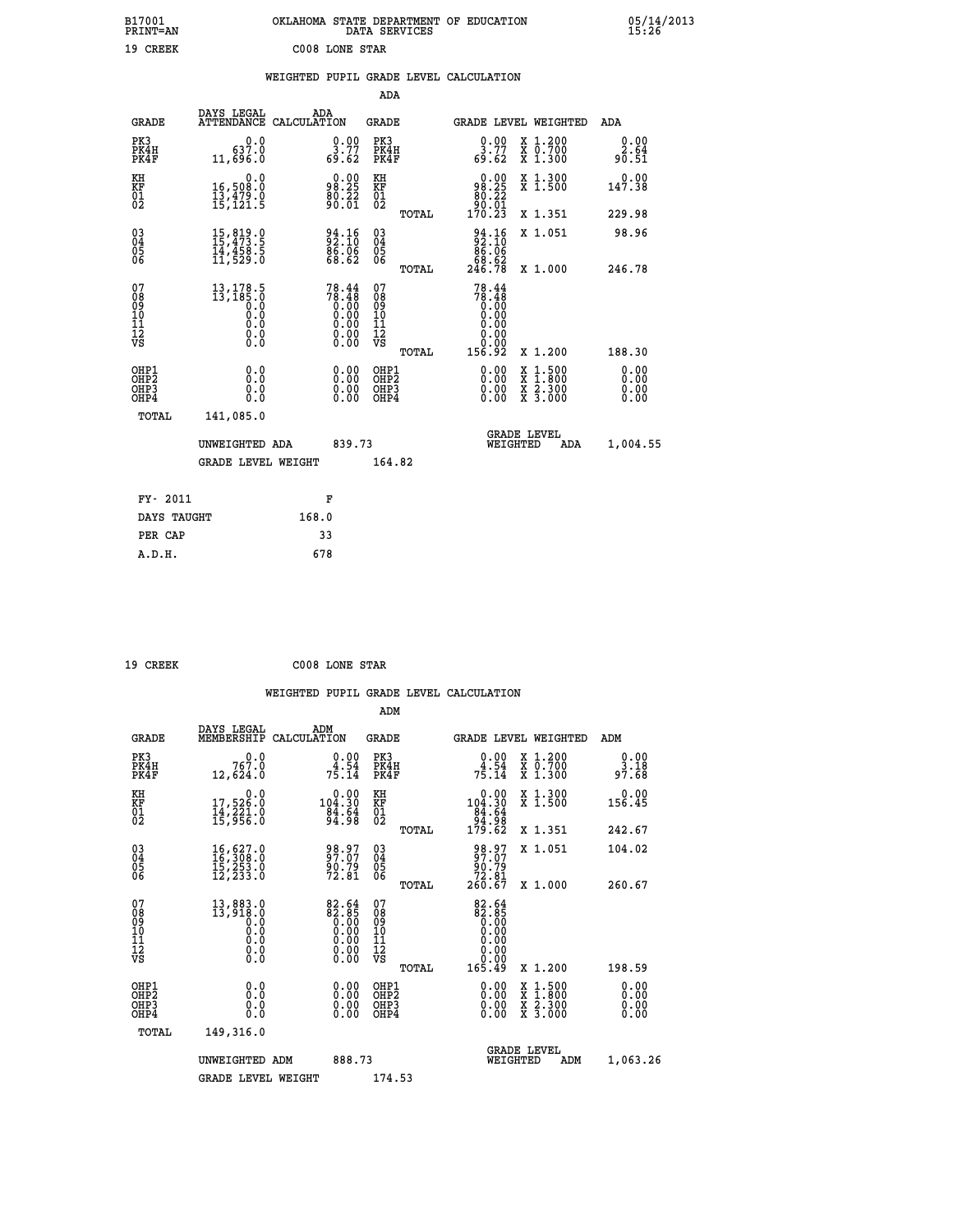B17001 PRINT=AN — OKLAHOMA STATE DEPARTMENT OF EDUCATION DATA SERVICES — 05/14/2013 15:26

19 CREEK — C008 LONE STAR

## WEIGHTED PUPIL GRADE LEVEL CALCULATION

### ADA

| GRADE | DAYS LEGAL ATTENDANCE | ADA CALCULATION | GRADE | | GRADE LEVEL | WEIGHTED | ADA |
|---|---|---|---|---|---|---|---|
| PK3 | 0.0 | 0.00 | PK3 | | 0.00 | X 1.200 | 0.00 |
| PK4H | 637.0 | 3.77 | PK4H | | 3.77 | X 0.700 | 2.64 |
| PK4F | 11,696.0 | 69.62 | PK4F | | 69.62 | X 1.300 | 90.51 |
| KH | 0.0 | 0.00 | KH | | 0.00 | X 1.300 | 0.00 |
| KF | 16,508.0 | 98.25 | KF | | 98.25 | X 1.500 | 147.38 |
| 01 | 13,479.0 | 80.22 | 01 | | 80.22 | | |
| 02 | 15,121.5 | 90.01 | 02 | | 90.01 | | |
| | | | | TOTAL | 170.23 | X 1.351 | 229.98 |
| 03 | 15,819.0 | 94.16 | 03 | | 94.16 | X 1.051 | 98.96 |
| 04 | 15,473.5 | 92.10 | 04 | | 92.10 | | |
| 05 | 14,458.5 | 86.06 | 05 | | 86.06 | | |
| 06 | 11,529.0 | 68.62 | 06 | | 68.62 | | |
| | | | | TOTAL | 246.78 | X 1.000 | 246.78 |
| 07 | 13,178.5 | 78.44 | 07 | | 78.44 | | |
| 08 | 13,185.0 | 78.48 | 08 | | 78.48 | | |
| 09 | 0.0 | 0.00 | 09 | | 0.00 | | |
| 10 | 0.0 | 0.00 | 10 | | 0.00 | | |
| 11 | 0.0 | 0.00 | 11 | | 0.00 | | |
| 12 | 0.0 | 0.00 | 12 | | 0.00 | | |
| VS | 0.0 | 0.00 | VS | | 0.00 | | |
| | | | | TOTAL | 156.92 | X 1.200 | 188.30 |
| OHP1 | 0.0 | 0.00 | OHP1 | | 0.00 | X 1.500 | 0.00 |
| OHP2 | 0.0 | 0.00 | OHP2 | | 0.00 | X 1.800 | 0.00 |
| OHP3 | 0.0 | 0.00 | OHP3 | | 0.00 | X 2.300 | 0.00 |
| OHP4 | 0.0 | 0.00 | OHP4 | | 0.00 | X 3.000 | 0.00 |
| TOTAL | 141,085.0 | | | | | | |

UNWEIGHTED ADA 839.73 — GRADE LEVEL WEIGHTED ADA 1,004.55

GRADE LEVEL WEIGHT 164.82

| FY- 2011 | F |
|---|---|
| DAYS TAUGHT | 168.0 |
| PER CAP | 33 |
| A.D.H. | 678 |

19 CREEK — C008 LONE STAR

## WEIGHTED PUPIL GRADE LEVEL CALCULATION

### ADM

| GRADE | DAYS LEGAL MEMBERSHIP | ADM CALCULATION | GRADE | | GRADE LEVEL | WEIGHTED | ADM |
|---|---|---|---|---|---|---|---|
| PK3 | 0.0 | 0.00 | PK3 | | 0.00 | X 1.200 | 0.00 |
| PK4H | 767.0 | 4.54 | PK4H | | 4.54 | X 0.700 | 3.18 |
| PK4F | 12,624.0 | 75.14 | PK4F | | 75.14 | X 1.300 | 97.68 |
| KH | 0.0 | 0.00 | KH | | 0.00 | X 1.300 | 0.00 |
| KF | 17,526.0 | 104.30 | KF | | 104.30 | X 1.500 | 156.45 |
| 01 | 14,221.0 | 84.64 | 01 | | 84.64 | | |
| 02 | 15,956.0 | 94.98 | 02 | | 94.98 | | |
| | | | | TOTAL | 179.62 | X 1.351 | 242.67 |
| 03 | 16,627.0 | 98.97 | 03 | | 98.97 | X 1.051 | 104.02 |
| 04 | 16,308.0 | 97.07 | 04 | | 97.07 | | |
| 05 | 15,253.0 | 90.79 | 05 | | 90.79 | | |
| 06 | 12,233.0 | 72.81 | 06 | | 72.81 | | |
| | | | | TOTAL | 260.67 | X 1.000 | 260.67 |
| 07 | 13,883.0 | 82.64 | 07 | | 82.64 | | |
| 08 | 13,918.0 | 82.85 | 08 | | 82.85 | | |
| 09 | 0.0 | 0.00 | 09 | | 0.00 | | |
| 10 | 0.0 | 0.00 | 10 | | 0.00 | | |
| 11 | 0.0 | 0.00 | 11 | | 0.00 | | |
| 12 | 0.0 | 0.00 | 12 | | 0.00 | | |
| VS | 0.0 | 0.00 | VS | | 0.00 | | |
| | | | | TOTAL | 165.49 | X 1.200 | 198.59 |
| OHP1 | 0.0 | 0.00 | OHP1 | | 0.00 | X 1.500 | 0.00 |
| OHP2 | 0.0 | 0.00 | OHP2 | | 0.00 | X 1.800 | 0.00 |
| OHP3 | 0.0 | 0.00 | OHP3 | | 0.00 | X 2.300 | 0.00 |
| OHP4 | 0.0 | 0.00 | OHP4 | | 0.00 | X 3.000 | 0.00 |
| TOTAL | 149,316.0 | | | | | | |

UNWEIGHTED ADM 888.73 — GRADE LEVEL WEIGHTED ADM 1,063.26

GRADE LEVEL WEIGHT 174.53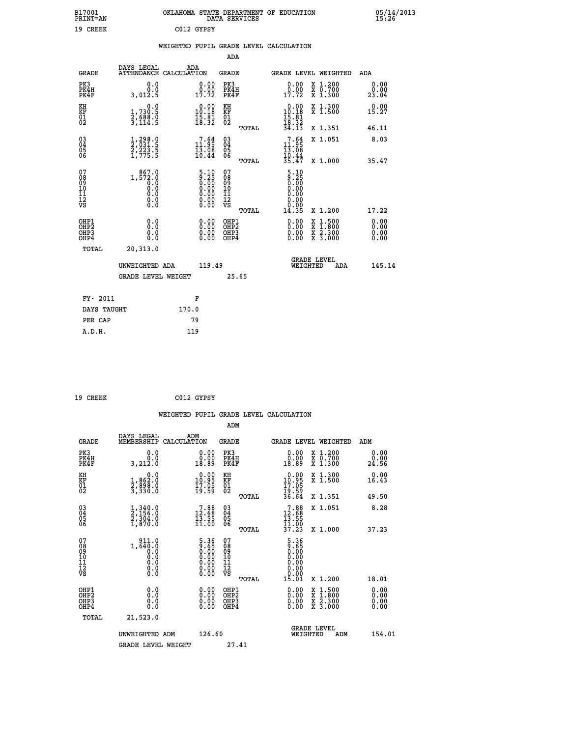B17001 OKLAHOMA STATE DEPARTMENT OF EDUCATION 05/14/2013
PRINT=AN DATA SERVICES 15:26

19 CREEK C012 GYPSY

## WEIGHTED PUPIL GRADE LEVEL CALCULATION

### ADA

| GRADE | DAYS LEGAL ATTENDANCE | ADA CALCULATION | GRADE | GRADE LEVEL | WEIGHTED | ADA |
|---|---|---|---|---|---|---|
| PK3 | 0.0 | 0.00 | PK3 | 0.00 | X 1.200 | 0.00 |
| PK4H | 0.0 | 0.00 | PK4H | 0.00 | X 0.700 | 0.00 |
| PK4F | 3,012.5 | 17.72 | PK4F | 17.72 | X 1.300 | 23.04 |
| KH | 0.0 | 0.00 | KH | 0.00 | X 1.300 | 0.00 |
| KF | 1,730.5 | 10.18 | KF | 10.18 | X 1.500 | 15.27 |
| 01 | 2,688.0 | 15.81 | 01 | 15.81 | | |
| 02 | 3,114.5 | 18.32 | 02 | 18.32 | | |
| | | | TOTAL | 34.13 | X 1.351 | 46.11 |
| 03 | 1,298.0 | 7.64 | 03 | 7.64 | X 1.051 | 8.03 |
| 04 | 2,031.5 | 11.95 | 04 | 11.95 | | |
| 05 | 2,223.5 | 13.08 | 05 | 13.08 | | |
| 06 | 1,775.5 | 10.44 | 06 | 10.44 | | |
| | | | TOTAL | 35.47 | X 1.000 | 35.47 |
| 07 | 867.0 | 5.10 | 07 | 5.10 | | |
| 08 | 1,572.0 | 9.25 | 08 | 9.25 | | |
| 09 | 0.0 | 0.00 | 09 | 0.00 | | |
| 10 | 0.0 | 0.00 | 10 | 0.00 | | |
| 11 | 0.0 | 0.00 | 11 | 0.00 | | |
| 12 | 0.0 | 0.00 | 12 | 0.00 | | |
| VS | 0.0 | 0.00 | VS | 0.00 | | |
| | | | TOTAL | 14.35 | X 1.200 | 17.22 |
| OHP1 | 0.0 | 0.00 | OHP1 | 0.00 | X 1.500 | 0.00 |
| OHP2 | 0.0 | 0.00 | OHP2 | 0.00 | X 1.800 | 0.00 |
| OHP3 | 0.0 | 0.00 | OHP3 | 0.00 | X 2.300 | 0.00 |
| OHP4 | 0.0 | 0.00 | OHP4 | 0.00 | X 3.000 | 0.00 |
| TOTAL | 20,313.0 | | | | | |

UNWEIGHTED ADA 119.49 — GRADE LEVEL WEIGHTED ADA 145.14

GRADE LEVEL WEIGHT 25.65

| | |
|---|---|
| FY- 2011 | F |
| DAYS TAUGHT | 170.0 |
| PER CAP | 79 |
| A.D.H. | 119 |

19 CREEK C012 GYPSY

## WEIGHTED PUPIL GRADE LEVEL CALCULATION

### ADM

| GRADE | DAYS LEGAL MEMBERSHIP | ADM CALCULATION | GRADE | GRADE LEVEL | WEIGHTED | ADM |
|---|---|---|---|---|---|---|
| PK3 | 0.0 | 0.00 | PK3 | 0.00 | X 1.200 | 0.00 |
| PK4H | 0.0 | 0.00 | PK4H | 0.00 | X 0.700 | 0.00 |
| PK4F | 3,212.0 | 18.89 | PK4F | 18.89 | X 1.300 | 24.56 |
| KH | 0.0 | 0.00 | KH | 0.00 | X 1.300 | 0.00 |
| KF | 1,862.0 | 10.95 | KF | 10.95 | X 1.500 | 16.43 |
| 01 | 2,898.0 | 17.05 | 01 | 17.05 | | |
| 02 | 3,330.0 | 19.59 | 02 | 19.59 | | |
| | | | TOTAL | 36.64 | X 1.351 | 49.50 |
| 03 | 1,340.0 | 7.88 | 03 | 7.88 | X 1.051 | 8.28 |
| 04 | 2,156.0 | 12.68 | 04 | 12.68 | | |
| 05 | 2,304.0 | 13.55 | 05 | 13.55 | | |
| 06 | 1,870.0 | 11.00 | 06 | 11.00 | | |
| | | | TOTAL | 37.23 | X 1.000 | 37.23 |
| 07 | 911.0 | 5.36 | 07 | 5.36 | | |
| 08 | 1,640.0 | 9.65 | 08 | 9.65 | | |
| 09 | 0.0 | 0.00 | 09 | 0.00 | | |
| 10 | 0.0 | 0.00 | 10 | 0.00 | | |
| 11 | 0.0 | 0.00 | 11 | 0.00 | | |
| 12 | 0.0 | 0.00 | 12 | 0.00 | | |
| VS | 0.0 | 0.00 | VS | 0.00 | | |
| | | | TOTAL | 15.01 | X 1.200 | 18.01 |
| OHP1 | 0.0 | 0.00 | OHP1 | 0.00 | X 1.500 | 0.00 |
| OHP2 | 0.0 | 0.00 | OHP2 | 0.00 | X 1.800 | 0.00 |
| OHP3 | 0.0 | 0.00 | OHP3 | 0.00 | X 2.300 | 0.00 |
| OHP4 | 0.0 | 0.00 | OHP4 | 0.00 | X 3.000 | 0.00 |
| TOTAL | 21,523.0 | | | | | |

UNWEIGHTED ADM 126.60 — GRADE LEVEL WEIGHTED ADM 154.01

GRADE LEVEL WEIGHT 27.41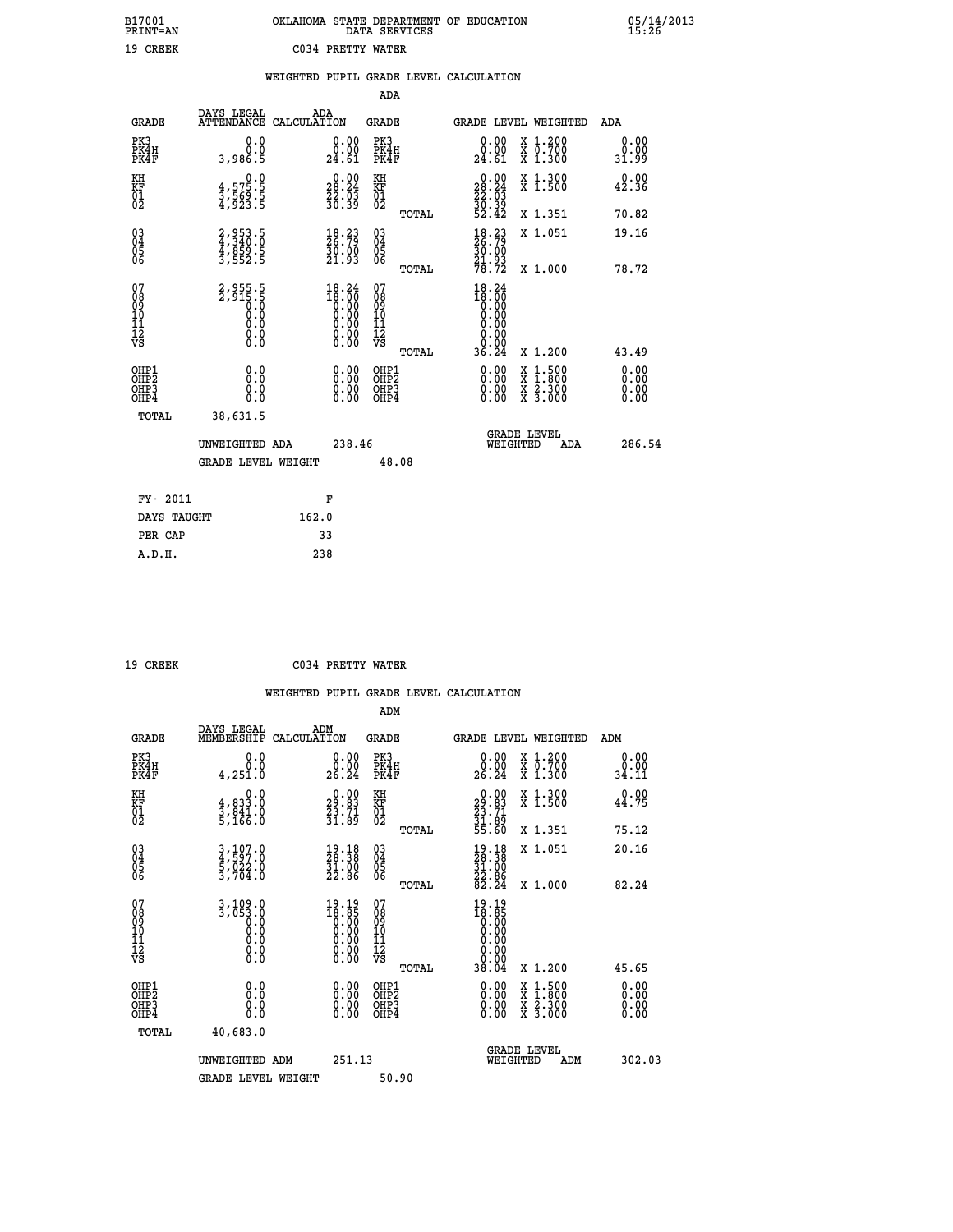B17001 OKLAHOMA STATE DEPARTMENT OF EDUCATION 05/14/2013
PRINT=AN DATA SERVICES 15:26

19 CREEK C034 PRETTY WATER

## WEIGHTED PUPIL GRADE LEVEL CALCULATION

### ADA

| GRADE | DAYS LEGAL ATTENDANCE | ADA CALCULATION | GRADE | GRADE LEVEL | WEIGHTED | ADA |
|---|---|---|---|---|---|---|
| PK3 | 0.0 | 0.00 | PK3 | 0.00 | X 1.200 | 0.00 |
| PK4H | 0.0 | 0.00 | PK4H | 0.00 | X 0.700 | 0.00 |
| PK4F | 3,986.5 | 24.61 | PK4F | 24.61 | X 1.300 | 31.99 |
| KH | 0.0 | 0.00 | KH | 0.00 | X 1.300 | 0.00 |
| KF | 4,575.5 | 28.24 | KF | 28.24 | X 1.500 | 42.36 |
| 01 | 3,569.5 | 22.03 | 01 | 22.03 | | |
| 02 | 4,923.5 | 30.39 | 02 | 30.39 | | |
| | | | TOTAL | 52.42 | X 1.351 | 70.82 |
| 03 | 2,953.5 | 18.23 | 03 | 18.23 | X 1.051 | 19.16 |
| 04 | 4,340.0 | 26.79 | 04 | 26.79 | | |
| 05 | 4,859.5 | 30.00 | 05 | 30.00 | | |
| 06 | 3,552.5 | 21.93 | 06 | 21.93 | | |
| | | | TOTAL | 78.72 | X 1.000 | 78.72 |
| 07 | 2,955.5 | 18.24 | 07 | 18.24 | | |
| 08 | 2,915.5 | 18.00 | 08 | 18.00 | | |
| 09 | 0.0 | 0.00 | 09 | 0.00 | | |
| 10 | 0.0 | 0.00 | 10 | 0.00 | | |
| 11 | 0.0 | 0.00 | 11 | 0.00 | | |
| 12 | 0.0 | 0.00 | 12 | 0.00 | | |
| VS | 0.0 | 0.00 | VS | 0.00 | | |
| | | | TOTAL | 36.24 | X 1.200 | 43.49 |
| OHP1 | 0.0 | 0.00 | OHP1 | 0.00 | X 1.500 | 0.00 |
| OHP2 | 0.0 | 0.00 | OHP2 | 0.00 | X 1.800 | 0.00 |
| OHP3 | 0.0 | 0.00 | OHP3 | 0.00 | X 2.300 | 0.00 |
| OHP4 | 0.0 | 0.00 | OHP4 | 0.00 | X 3.000 | 0.00 |
| TOTAL | 38,631.5 | | | | | |

UNWEIGHTED ADA 238.46 | GRADE LEVEL WEIGHTED ADA 286.54

GRADE LEVEL WEIGHT 48.08

| | |
|---|---|
| FY- 2011 | F |
| DAYS TAUGHT | 162.0 |
| PER CAP | 33 |
| A.D.H. | 238 |

19 CREEK C034 PRETTY WATER

## WEIGHTED PUPIL GRADE LEVEL CALCULATION

### ADM

| GRADE | DAYS LEGAL MEMBERSHIP | ADM CALCULATION | GRADE | GRADE LEVEL | WEIGHTED | ADM |
|---|---|---|---|---|---|---|
| PK3 | 0.0 | 0.00 | PK3 | 0.00 | X 1.200 | 0.00 |
| PK4H | 0.0 | 0.00 | PK4H | 0.00 | X 0.700 | 0.00 |
| PK4F | 4,251.0 | 26.24 | PK4F | 26.24 | X 1.300 | 34.11 |
| KH | 0.0 | 0.00 | KH | 0.00 | X 1.300 | 0.00 |
| KF | 4,833.0 | 29.83 | KF | 29.83 | X 1.500 | 44.75 |
| 01 | 3,841.0 | 23.71 | 01 | 23.71 | | |
| 02 | 5,166.0 | 31.89 | 02 | 31.89 | | |
| | | | TOTAL | 55.60 | X 1.351 | 75.12 |
| 03 | 3,107.0 | 19.18 | 03 | 19.18 | X 1.051 | 20.16 |
| 04 | 4,597.0 | 28.38 | 04 | 28.38 | | |
| 05 | 5,022.0 | 31.00 | 05 | 31.00 | | |
| 06 | 3,704.0 | 22.86 | 06 | 22.86 | | |
| | | | TOTAL | 82.24 | X 1.000 | 82.24 |
| 07 | 3,109.0 | 19.19 | 07 | 19.19 | | |
| 08 | 3,053.0 | 18.85 | 08 | 18.85 | | |
| 09 | 0.0 | 0.00 | 09 | 0.00 | | |
| 10 | 0.0 | 0.00 | 10 | 0.00 | | |
| 11 | 0.0 | 0.00 | 11 | 0.00 | | |
| 12 | 0.0 | 0.00 | 12 | 0.00 | | |
| VS | 0.0 | 0.00 | VS | 0.00 | | |
| | | | TOTAL | 38.04 | X 1.200 | 45.65 |
| OHP1 | 0.0 | 0.00 | OHP1 | 0.00 | X 1.500 | 0.00 |
| OHP2 | 0.0 | 0.00 | OHP2 | 0.00 | X 1.800 | 0.00 |
| OHP3 | 0.0 | 0.00 | OHP3 | 0.00 | X 2.300 | 0.00 |
| OHP4 | 0.0 | 0.00 | OHP4 | 0.00 | X 3.000 | 0.00 |
| TOTAL | 40,683.0 | | | | | |

UNWEIGHTED ADM 251.13 | GRADE LEVEL WEIGHTED ADM 302.03

GRADE LEVEL WEIGHT 50.90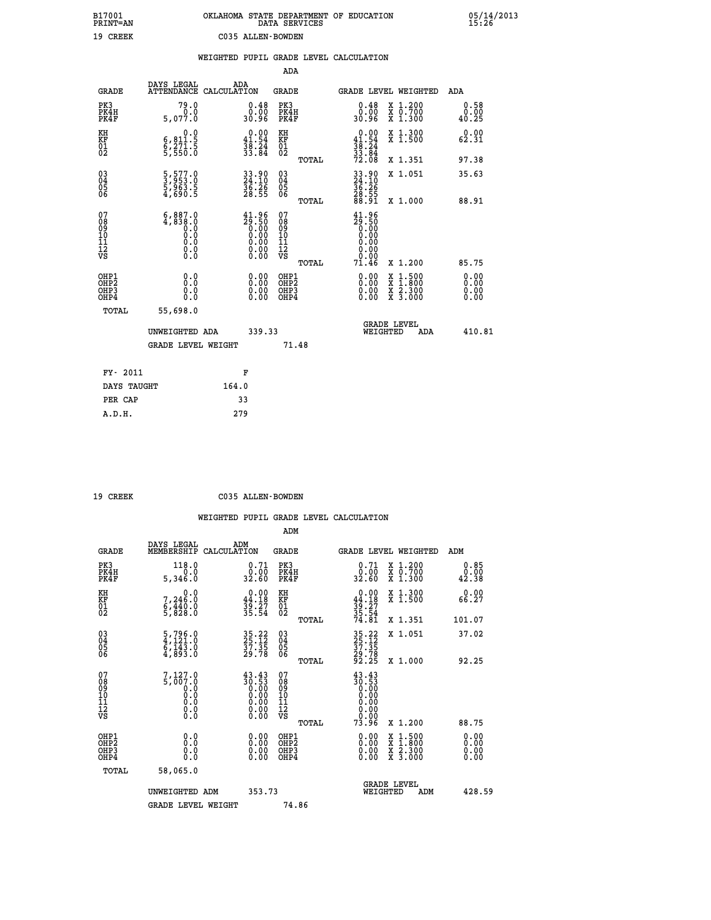B17001 PRINT=AN — OKLAHOMA STATE DEPARTMENT OF EDUCATION DATA SERVICES — 05/14/2013 15:26

19 CREEK — C035 ALLEN-BOWDEN

## WEIGHTED PUPIL GRADE LEVEL CALCULATION

### ADA

| GRADE | DAYS LEGAL ATTENDANCE | ADA CALCULATION | GRADE | GRADE LEVEL | WEIGHTED | ADA |
|---|---|---|---|---|---|---|
| PK3 | 79.0 | 0.48 | PK3 | 0.48 | X 1.200 | 0.58 |
| PK4H | 0.0 | 0.00 | PK4H | 0.00 | X 0.700 | 0.00 |
| PK4F | 5,077.0 | 30.96 | PK4F | 30.96 | X 1.300 | 40.25 |
| KH | 0.0 | 0.00 | KH | 0.00 | X 1.300 | 0.00 |
| KF | 6,811.5 | 41.54 | KF | 41.54 | X 1.500 | 62.31 |
| 01 | 6,271.5 | 38.24 | 01 | 38.24 | | |
| 02 | 5,550.0 | 33.84 | 02 | 33.84 | | |
| | | | TOTAL | 72.08 | X 1.351 | 97.38 |
| 03 | 5,577.0 | 33.90 | 03 | 33.90 | X 1.051 | 35.63 |
| 04 | 3,953.0 | 24.10 | 04 | 24.10 | | |
| 05 | 5,963.5 | 36.26 | 05 | 36.26 | | |
| 06 | 4,690.5 | 28.55 | 06 | 28.55 | | |
| | | | TOTAL | 88.91 | X 1.000 | 88.91 |
| 07 | 6,887.0 | 41.96 | 07 | 41.96 | | |
| 08 | 4,838.0 | 29.50 | 08 | 29.50 | | |
| 09 | 0.0 | 0.00 | 09 | 0.00 | | |
| 10 | 0.0 | 0.00 | 10 | 0.00 | | |
| 11 | 0.0 | 0.00 | 11 | 0.00 | | |
| 12 | 0.0 | 0.00 | 12 | 0.00 | | |
| VS | 0.0 | 0.00 | VS | 0.00 | | |
| | | | TOTAL | 71.46 | X 1.200 | 85.75 |
| OHP1 | 0.0 | 0.00 | OHP1 | 0.00 | X 1.500 | 0.00 |
| OHP2 | 0.0 | 0.00 | OHP2 | 0.00 | X 1.800 | 0.00 |
| OHP3 | 0.0 | 0.00 | OHP3 | 0.00 | X 2.300 | 0.00 |
| OHP4 | 0.0 | 0.00 | OHP4 | 0.00 | X 3.000 | 0.00 |
| TOTAL | 55,698.0 | | | | | |

UNWEIGHTED ADA 339.33 — GRADE LEVEL WEIGHTED ADA 410.81

GRADE LEVEL WEIGHT 71.48

| FY- 2011 | F |
|---|---|
| DAYS TAUGHT | 164.0 |
| PER CAP | 33 |
| A.D.H. | 279 |

19 CREEK — C035 ALLEN-BOWDEN

## WEIGHTED PUPIL GRADE LEVEL CALCULATION

### ADM

| GRADE | DAYS LEGAL MEMBERSHIP | ADM CALCULATION | GRADE | GRADE LEVEL | WEIGHTED | ADM |
|---|---|---|---|---|---|---|
| PK3 | 118.0 | 0.71 | PK3 | 0.71 | X 1.200 | 0.85 |
| PK4H | 0.0 | 0.00 | PK4H | 0.00 | X 0.700 | 0.00 |
| PK4F | 5,346.0 | 32.60 | PK4F | 32.60 | X 1.300 | 42.38 |
| KH | 0.0 | 0.00 | KH | 0.00 | X 1.300 | 0.00 |
| KF | 7,246.0 | 44.18 | KF | 44.18 | X 1.500 | 66.27 |
| 01 | 6,440.0 | 39.27 | 01 | 39.27 | | |
| 02 | 5,828.0 | 35.54 | 02 | 35.54 | | |
| | | | TOTAL | 74.81 | X 1.351 | 101.07 |
| 03 | 5,796.0 | 35.22 | 03 | 35.22 | X 1.051 | 37.02 |
| 04 | 4,121.0 | 25.12 | 04 | 25.12 | | |
| 05 | 6,143.0 | 37.35 | 05 | 37.35 | | |
| 06 | 4,893.0 | 29.78 | 06 | 29.78 | | |
| | | | TOTAL | 92.25 | X 1.000 | 92.25 |
| 07 | 7,127.0 | 43.43 | 07 | 43.43 | | |
| 08 | 5,007.0 | 30.53 | 08 | 30.53 | | |
| 09 | 0.0 | 0.00 | 09 | 0.00 | | |
| 10 | 0.0 | 0.00 | 10 | 0.00 | | |
| 11 | 0.0 | 0.00 | 11 | 0.00 | | |
| 12 | 0.0 | 0.00 | 12 | 0.00 | | |
| VS | 0.0 | 0.00 | VS | 0.00 | | |
| | | | TOTAL | 73.96 | X 1.200 | 88.75 |
| OHP1 | 0.0 | 0.00 | OHP1 | 0.00 | X 1.500 | 0.00 |
| OHP2 | 0.0 | 0.00 | OHP2 | 0.00 | X 1.800 | 0.00 |
| OHP3 | 0.0 | 0.00 | OHP3 | 0.00 | X 2.300 | 0.00 |
| OHP4 | 0.0 | 0.00 | OHP4 | 0.00 | X 3.000 | 0.00 |
| TOTAL | 58,065.0 | | | | | |

UNWEIGHTED ADM 353.73 — GRADE LEVEL WEIGHTED ADM 428.59

GRADE LEVEL WEIGHT 74.86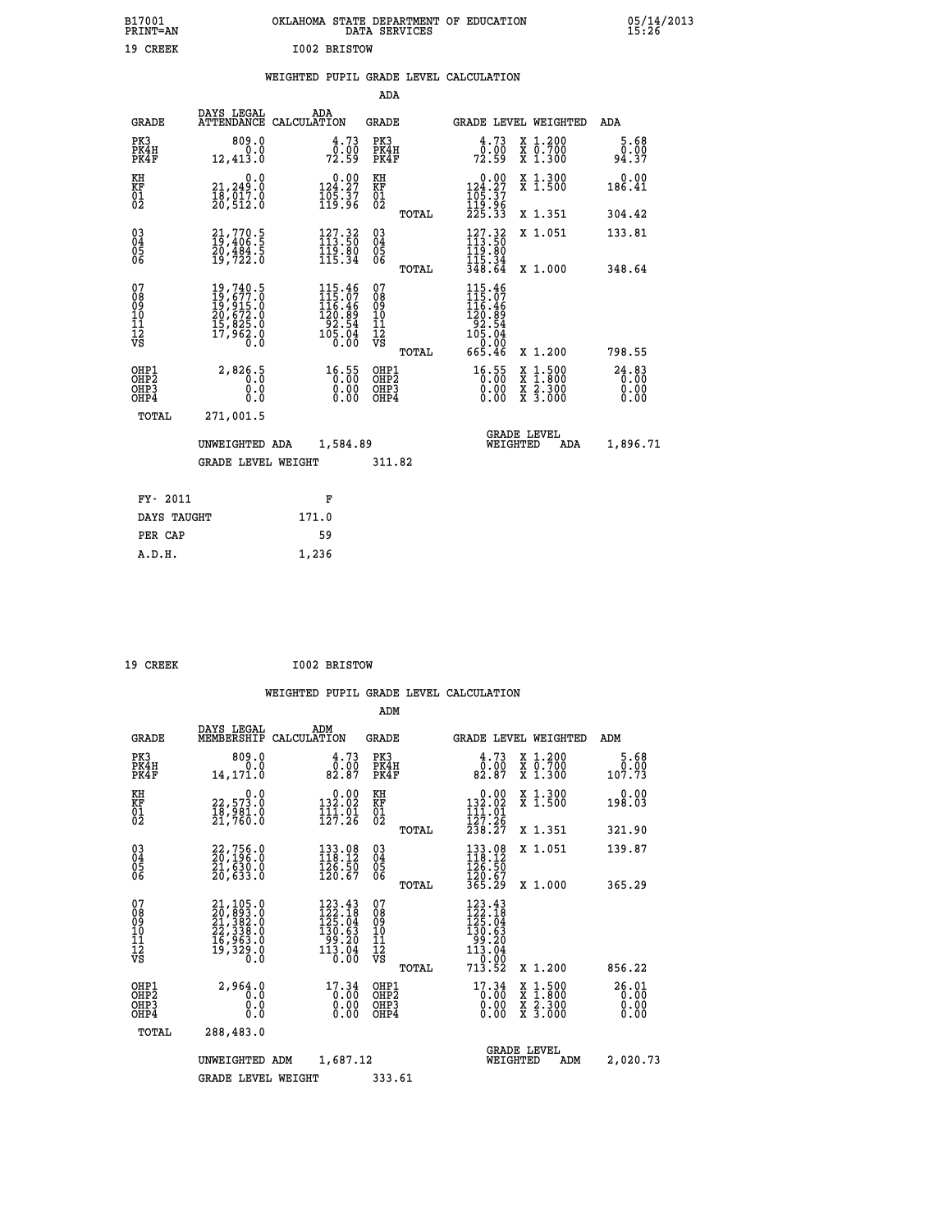B17001 PRINT=AN — OKLAHOMA STATE DEPARTMENT OF EDUCATION DATA SERVICES — 05/14/2013 15:26

19 CREEK — I002 BRISTOW

## WEIGHTED PUPIL GRADE LEVEL CALCULATION

### ADA

| GRADE | DAYS LEGAL ATTENDANCE | ADA CALCULATION | GRADE | GRADE LEVEL | WEIGHTED | ADA |
|---|---|---|---|---|---|---|
| PK3 | 809.0 | 4.73 | PK3 | 4.73 | X 1.200 | 5.68 |
| PK4H | 0.0 | 0.00 | PK4H | 0.00 | X 0.700 | 0.00 |
| PK4F | 12,413.0 | 72.59 | PK4F | 72.59 | X 1.300 | 94.37 |
| KH | 0.0 | 0.00 | KH | 0.00 | X 1.300 | 0.00 |
| KF | 21,249.0 | 124.27 | KF | 124.27 | X 1.500 | 186.41 |
| 01 | 18,017.0 | 105.37 | 01 | 105.37 | | |
| 02 | 20,512.0 | 119.96 | 02 | 119.96 | | |
| | | | TOTAL | 225.33 | X 1.351 | 304.42 |
| 03 | 21,770.5 | 127.32 | 03 | 127.32 | X 1.051 | 133.81 |
| 04 | 19,406.5 | 113.50 | 04 | 113.50 | | |
| 05 | 20,484.5 | 119.80 | 05 | 119.80 | | |
| 06 | 19,722.0 | 115.34 | 06 | 115.34 | | |
| | | | TOTAL | 348.64 | X 1.000 | 348.64 |
| 07 | 19,740.5 | 115.46 | 07 | 115.46 | | |
| 08 | 19,677.0 | 115.07 | 08 | 115.07 | | |
| 09 | 19,915.0 | 116.46 | 09 | 116.46 | | |
| 10 | 20,672.0 | 120.89 | 10 | 120.89 | | |
| 11 | 15,825.0 | 92.54 | 11 | 92.54 | | |
| 12 | 17,962.0 | 105.04 | 12 | 105.04 | | |
| VS | 0.0 | 0.00 | VS | 0.00 | | |
| | | | TOTAL | 665.46 | X 1.200 | 798.55 |
| OHP1 | 2,826.5 | 16.55 | OHP1 | 16.55 | X 1.500 | 24.83 |
| OHP2 | 0.0 | 0.00 | OHP2 | 0.00 | X 1.800 | 0.00 |
| OHP3 | 0.0 | 0.00 | OHP3 | 0.00 | X 2.300 | 0.00 |
| OHP4 | 0.0 | 0.00 | OHP4 | 0.00 | X 3.000 | 0.00 |
| TOTAL | 271,001.5 | | | | | |

UNWEIGHTED ADA 1,584.89 — GRADE LEVEL WEIGHTED ADA 1,896.71

GRADE LEVEL WEIGHT 311.82

| FY- 2011 | F |
|---|---|
| DAYS TAUGHT | 171.0 |
| PER CAP | 59 |
| A.D.H. | 1,236 |

19 CREEK — I002 BRISTOW

## WEIGHTED PUPIL GRADE LEVEL CALCULATION

### ADM

| GRADE | DAYS LEGAL MEMBERSHIP | ADM CALCULATION | GRADE | GRADE LEVEL | WEIGHTED | ADM |
|---|---|---|---|---|---|---|
| PK3 | 809.0 | 4.73 | PK3 | 4.73 | X 1.200 | 5.68 |
| PK4H | 0.0 | 0.00 | PK4H | 0.00 | X 0.700 | 0.00 |
| PK4F | 14,171.0 | 82.87 | PK4F | 82.87 | X 1.300 | 107.73 |
| KH | 0.0 | 0.00 | KH | 0.00 | X 1.300 | 0.00 |
| KF | 22,573.0 | 132.02 | KF | 132.02 | X 1.500 | 198.03 |
| 01 | 18,981.0 | 111.01 | 01 | 111.01 | | |
| 02 | 21,760.0 | 127.26 | 02 | 127.26 | | |
| | | | TOTAL | 238.27 | X 1.351 | 321.90 |
| 03 | 22,756.0 | 133.08 | 03 | 133.08 | X 1.051 | 139.87 |
| 04 | 20,196.0 | 118.12 | 04 | 118.12 | | |
| 05 | 21,630.0 | 126.50 | 05 | 126.50 | | |
| 06 | 20,633.0 | 120.67 | 06 | 120.67 | | |
| | | | TOTAL | 365.29 | X 1.000 | 365.29 |
| 07 | 21,105.0 | 123.43 | 07 | 123.43 | | |
| 08 | 20,893.0 | 122.18 | 08 | 122.18 | | |
| 09 | 21,382.0 | 125.04 | 09 | 125.04 | | |
| 10 | 22,338.0 | 130.63 | 10 | 130.63 | | |
| 11 | 16,963.0 | 99.20 | 11 | 99.20 | | |
| 12 | 19,329.0 | 113.04 | 12 | 113.04 | | |
| VS | 0.0 | 0.00 | VS | 0.00 | | |
| | | | TOTAL | 713.52 | X 1.200 | 856.22 |
| OHP1 | 2,964.0 | 17.34 | OHP1 | 17.34 | X 1.500 | 26.01 |
| OHP2 | 0.0 | 0.00 | OHP2 | 0.00 | X 1.800 | 0.00 |
| OHP3 | 0.0 | 0.00 | OHP3 | 0.00 | X 2.300 | 0.00 |
| OHP4 | 0.0 | 0.00 | OHP4 | 0.00 | X 3.000 | 0.00 |
| TOTAL | 288,483.0 | | | | | |

UNWEIGHTED ADM 1,687.12 — GRADE LEVEL WEIGHTED ADM 2,020.73

GRADE LEVEL WEIGHT 333.61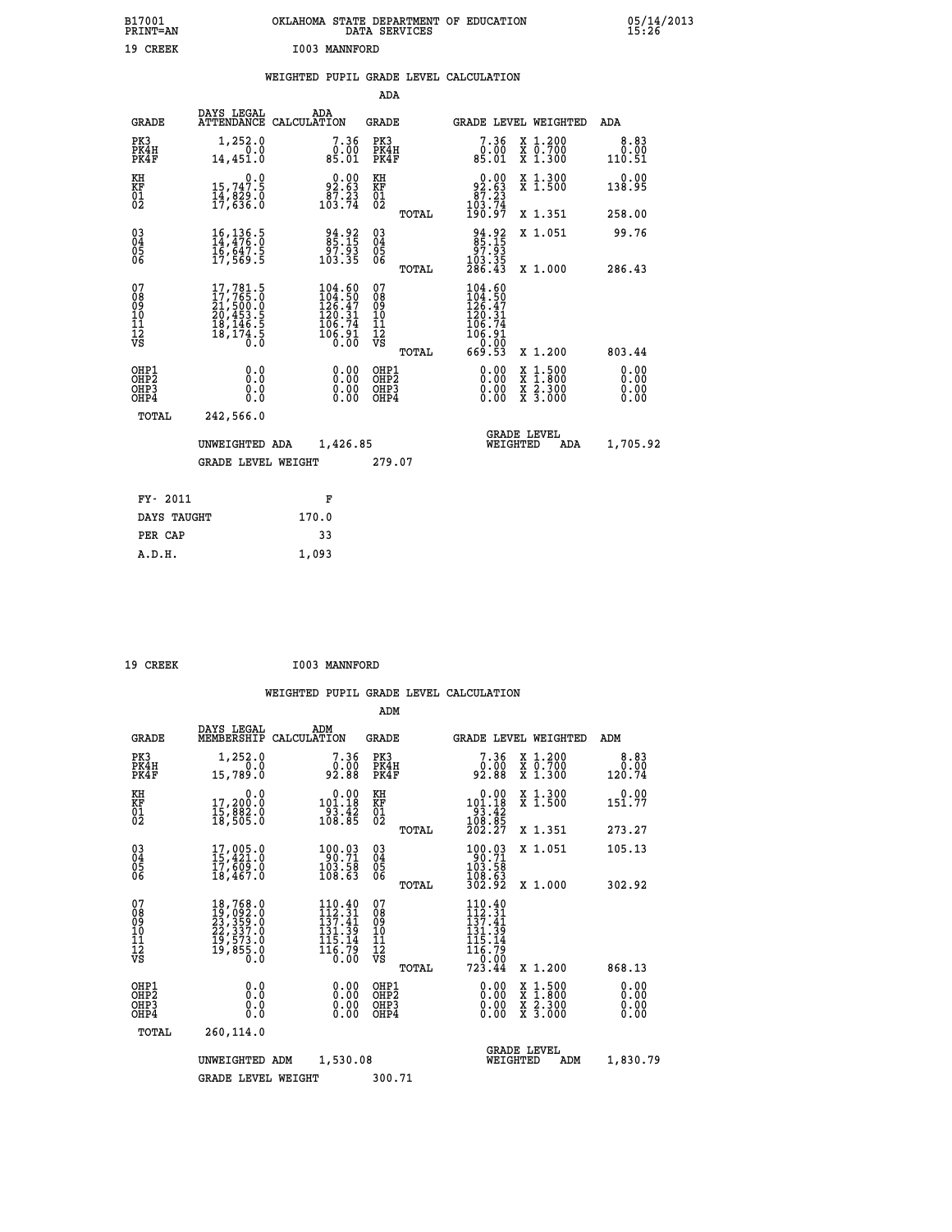B17001 PRINT=AN OKLAHOMA STATE DEPARTMENT OF EDUCATION DATA SERVICES 05/14/2013 15:26

19 CREEK I003 MANNFORD

## WEIGHTED PUPIL GRADE LEVEL CALCULATION

### ADA

| GRADE | DAYS LEGAL ATTENDANCE | ADA CALCULATION | GRADE | GRADE LEVEL | WEIGHTED | ADA |
|---|---|---|---|---|---|---|
| PK3 | 1,252.0 | 7.36 | PK3 | 7.36 | X 1.200 | 8.83 |
| PK4H | 0.0 | 0.00 | PK4H | 0.00 | X 0.700 | 0.00 |
| PK4F | 14,451.0 | 85.01 | PK4F | 85.01 | X 1.300 | 110.51 |
| KH | 0.0 | 0.00 | KH | 0.00 | X 1.300 | 0.00 |
| KF | 15,747.5 | 92.63 | KF | 92.63 | X 1.500 | 138.95 |
| 01 | 14,829.0 | 87.23 | 01 | 87.23 | | |
| 02 | 17,636.0 | 103.74 | 02 | 103.74 | | |
| | | | TOTAL | 190.97 | X 1.351 | 258.00 |
| 03 | 16,136.5 | 94.92 | 03 | 94.92 | X 1.051 | 99.76 |
| 04 | 14,476.0 | 85.15 | 04 | 85.15 | | |
| 05 | 16,647.5 | 97.93 | 05 | 97.93 | | |
| 06 | 17,569.5 | 103.35 | 06 | 103.35 | | |
| | | | TOTAL | 286.43 | X 1.000 | 286.43 |
| 07 | 17,781.5 | 104.60 | 07 | 104.60 | | |
| 08 | 17,765.0 | 104.50 | 08 | 104.50 | | |
| 09 | 21,500.0 | 126.47 | 09 | 126.47 | | |
| 10 | 20,453.5 | 120.31 | 10 | 120.31 | | |
| 11 | 18,146.5 | 106.74 | 11 | 106.74 | | |
| 12 | 18,174.5 | 106.91 | 12 | 106.91 | | |
| VS | 0.0 | 0.00 | VS | 0.00 | | |
| | | | TOTAL | 669.53 | X 1.200 | 803.44 |
| OHP1 | 0.0 | 0.00 | OHP1 | 0.00 | X 1.500 | 0.00 |
| OHP2 | 0.0 | 0.00 | OHP2 | 0.00 | X 1.800 | 0.00 |
| OHP3 | 0.0 | 0.00 | OHP3 | 0.00 | X 2.300 | 0.00 |
| OHP4 | 0.0 | 0.00 | OHP4 | 0.00 | X 3.000 | 0.00 |
| TOTAL | 242,566.0 | | | | | |

UNWEIGHTED ADA 1,426.85 GRADE LEVEL WEIGHTED ADA 1,705.92

GRADE LEVEL WEIGHT 279.07

| | |
|---|---|
| FY- 2011 | F |
| DAYS TAUGHT | 170.0 |
| PER CAP | 33 |
| A.D.H. | 1,093 |

19 CREEK I003 MANNFORD

## WEIGHTED PUPIL GRADE LEVEL CALCULATION

### ADM

| GRADE | DAYS LEGAL MEMBERSHIP | ADM CALCULATION | GRADE | GRADE LEVEL | WEIGHTED | ADM |
|---|---|---|---|---|---|---|
| PK3 | 1,252.0 | 7.36 | PK3 | 7.36 | X 1.200 | 8.83 |
| PK4H | 0.0 | 0.00 | PK4H | 0.00 | X 0.700 | 0.00 |
| PK4F | 15,789.0 | 92.88 | PK4F | 92.88 | X 1.300 | 120.74 |
| KH | 0.0 | 0.00 | KH | 0.00 | X 1.300 | 0.00 |
| KF | 17,200.0 | 101.18 | KF | 101.18 | X 1.500 | 151.77 |
| 01 | 15,882.0 | 93.42 | 01 | 93.42 | | |
| 02 | 18,505.0 | 108.85 | 02 | 108.85 | | |
| | | | TOTAL | 202.27 | X 1.351 | 273.27 |
| 03 | 17,005.0 | 100.03 | 03 | 100.03 | X 1.051 | 105.13 |
| 04 | 15,421.0 | 90.71 | 04 | 90.71 | | |
| 05 | 17,609.0 | 103.58 | 05 | 103.58 | | |
| 06 | 18,467.0 | 108.63 | 06 | 108.63 | | |
| | | | TOTAL | 302.92 | X 1.000 | 302.92 |
| 07 | 18,768.0 | 110.40 | 07 | 110.40 | | |
| 08 | 19,092.0 | 112.31 | 08 | 112.31 | | |
| 09 | 23,359.0 | 137.41 | 09 | 137.41 | | |
| 10 | 22,337.0 | 131.39 | 10 | 131.39 | | |
| 11 | 19,573.0 | 115.14 | 11 | 115.14 | | |
| 12 | 19,855.0 | 116.79 | 12 | 116.79 | | |
| VS | 0.0 | 0.00 | VS | 0.00 | | |
| | | | TOTAL | 723.44 | X 1.200 | 868.13 |
| OHP1 | 0.0 | 0.00 | OHP1 | 0.00 | X 1.500 | 0.00 |
| OHP2 | 0.0 | 0.00 | OHP2 | 0.00 | X 1.800 | 0.00 |
| OHP3 | 0.0 | 0.00 | OHP3 | 0.00 | X 2.300 | 0.00 |
| OHP4 | 0.0 | 0.00 | OHP4 | 0.00 | X 3.000 | 0.00 |
| TOTAL | 260,114.0 | | | | | |

UNWEIGHTED ADM 1,530.08 GRADE LEVEL WEIGHTED ADM 1,830.79

GRADE LEVEL WEIGHT 300.71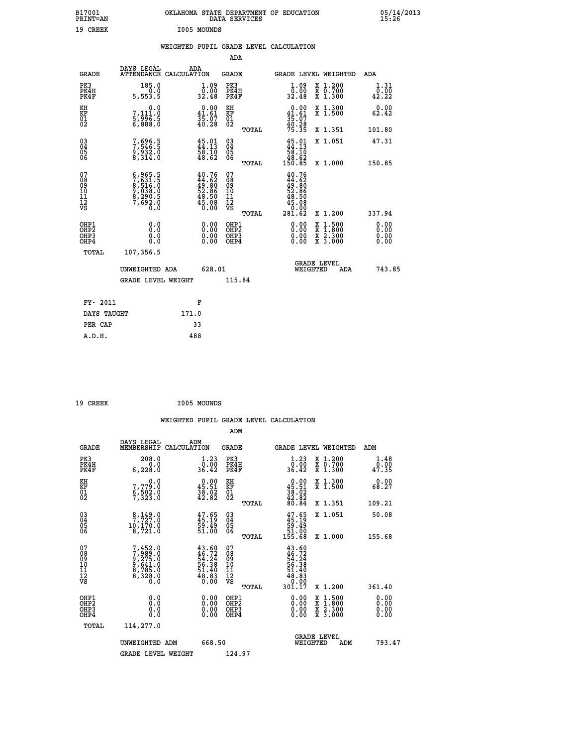B17001 OKLAHOMA STATE DEPARTMENT OF EDUCATION 05/14/2013
PRINT=AN DATA SERVICES 15:26

19 CREEK I005 MOUNDS

WEIGHTED PUPIL GRADE LEVEL CALCULATION

ADA

| GRADE | DAYS LEGAL ATTENDANCE | ADA CALCULATION | GRADE | | GRADE LEVEL | WEIGHTED | ADA |
|---|---|---|---|---|---|---|---|
| PK3 | 185.0 | 1.09 | PK3 | | 1.09 | X 1.200 | 1.31 |
| PK4H | 0.0 | 0.00 | PK4H | | 0.00 | X 0.700 | 0.00 |
| PK4F | 5,553.5 | 32.48 | PK4F | | 32.48 | X 1.300 | 42.22 |
| KH | 0.0 | 0.00 | KH | | 0.00 | X 1.300 | 0.00 |
| KF | 7,111.0 | 41.61 | KF | | 41.61 | X 1.500 | 62.42 |
| 01 | 5,996.5 | 35.07 | 01 | | 35.07 | | |
| 02 | 6,888.0 | 40.28 | 02 | | 40.28 | | |
| | | | | TOTAL | 75.35 | X 1.351 | 101.80 |
| 03 | 7,696.5 | 45.01 | 03 | | 45.01 | X 1.051 | 47.31 |
| 04 | 7,546.5 | 44.13 | 04 | | 44.13 | | |
| 05 | 9,932.0 | 58.10 | 05 | | 58.10 | | |
| 06 | 8,314.0 | 48.62 | 06 | | 48.62 | | |
| | | | | TOTAL | 150.85 | X 1.000 | 150.85 |
| 07 | 6,965.5 | 40.76 | 07 | | 40.76 | | |
| 08 | 7,631.5 | 44.62 | 08 | | 44.62 | | |
| 09 | 8,516.0 | 49.80 | 09 | | 49.80 | | |
| 10 | 9,038.0 | 52.86 | 10 | | 52.86 | | |
| 11 | 8,290.5 | 48.50 | 11 | | 48.50 | | |
| 12 | 7,692.0 | 45.08 | 12 | | 45.08 | | |
| VS | 0.0 | 0.00 | VS | | 0.00 | | |
| | | | | TOTAL | 281.62 | X 1.200 | 337.94 |
| OHP1 | 0.0 | 0.00 | OHP1 | | 0.00 | X 1.500 | 0.00 |
| OHP2 | 0.0 | 0.00 | OHP2 | | 0.00 | X 1.800 | 0.00 |
| OHP3 | 0.0 | 0.00 | OHP3 | | 0.00 | X 2.300 | 0.00 |
| OHP4 | 0.0 | 0.00 | OHP4 | | 0.00 | X 3.000 | 0.00 |
| TOTAL | 107,356.5 | | | | | | |

UNWEIGHTED ADA 628.01 — GRADE LEVEL WEIGHTED ADA 743.85

GRADE LEVEL WEIGHT 115.84

| FY- 2011 | F |
|---|---|
| DAYS TAUGHT | 171.0 |
| PER CAP | 33 |
| A.D.H. | 488 |

19 CREEK I005 MOUNDS

WEIGHTED PUPIL GRADE LEVEL CALCULATION

ADM

| GRADE | DAYS LEGAL MEMBERSHIP | ADM CALCULATION | GRADE | | GRADE LEVEL | WEIGHTED | ADM |
|---|---|---|---|---|---|---|---|
| PK3 | 208.0 | 1.23 | PK3 | | 1.23 | X 1.200 | 1.48 |
| PK4H | 0.0 | 0.00 | PK4H | | 0.00 | X 0.700 | 0.00 |
| PK4F | 6,228.0 | 36.42 | PK4F | | 36.42 | X 1.300 | 47.35 |
| KH | 0.0 | 0.00 | KH | | 0.00 | X 1.300 | 0.00 |
| KF | 7,779.0 | 45.51 | KF | | 45.51 | X 1.500 | 68.27 |
| 01 | 6,502.0 | 38.02 | 01 | | 38.02 | | |
| 02 | 7,323.0 | 42.82 | 02 | | 42.82 | | |
| | | | | TOTAL | 80.84 | X 1.351 | 109.21 |
| 03 | 8,149.0 | 47.65 | 03 | | 47.65 | X 1.051 | 50.08 |
| 04 | 7,727.0 | 45.19 | 04 | | 45.19 | | |
| 05 | 10,170.0 | 59.49 | 05 | | 59.49 | | |
| 06 | 8,721.0 | 51.00 | 06 | | 51.00 | | |
| | | | | TOTAL | 155.68 | X 1.000 | 155.68 |
| 07 | 7,452.0 | 43.60 | 07 | | 43.60 | | |
| 08 | 7,989.0 | 46.72 | 08 | | 46.72 | | |
| 09 | 9,275.0 | 54.24 | 09 | | 54.24 | | |
| 10 | 9,641.0 | 56.38 | 10 | | 56.38 | | |
| 11 | 8,785.0 | 51.40 | 11 | | 51.40 | | |
| 12 | 8,328.0 | 48.83 | 12 | | 48.83 | | |
| VS | 0.0 | 0.00 | VS | | 0.00 | | |
| | | | | TOTAL | 301.17 | X 1.200 | 361.40 |
| OHP1 | 0.0 | 0.00 | OHP1 | | 0.00 | X 1.500 | 0.00 |
| OHP2 | 0.0 | 0.00 | OHP2 | | 0.00 | X 1.800 | 0.00 |
| OHP3 | 0.0 | 0.00 | OHP3 | | 0.00 | X 2.300 | 0.00 |
| OHP4 | 0.0 | 0.00 | OHP4 | | 0.00 | X 3.000 | 0.00 |
| TOTAL | 114,277.0 | | | | | | |

UNWEIGHTED ADM 668.50 — GRADE LEVEL WEIGHTED ADM 793.47

GRADE LEVEL WEIGHT 124.97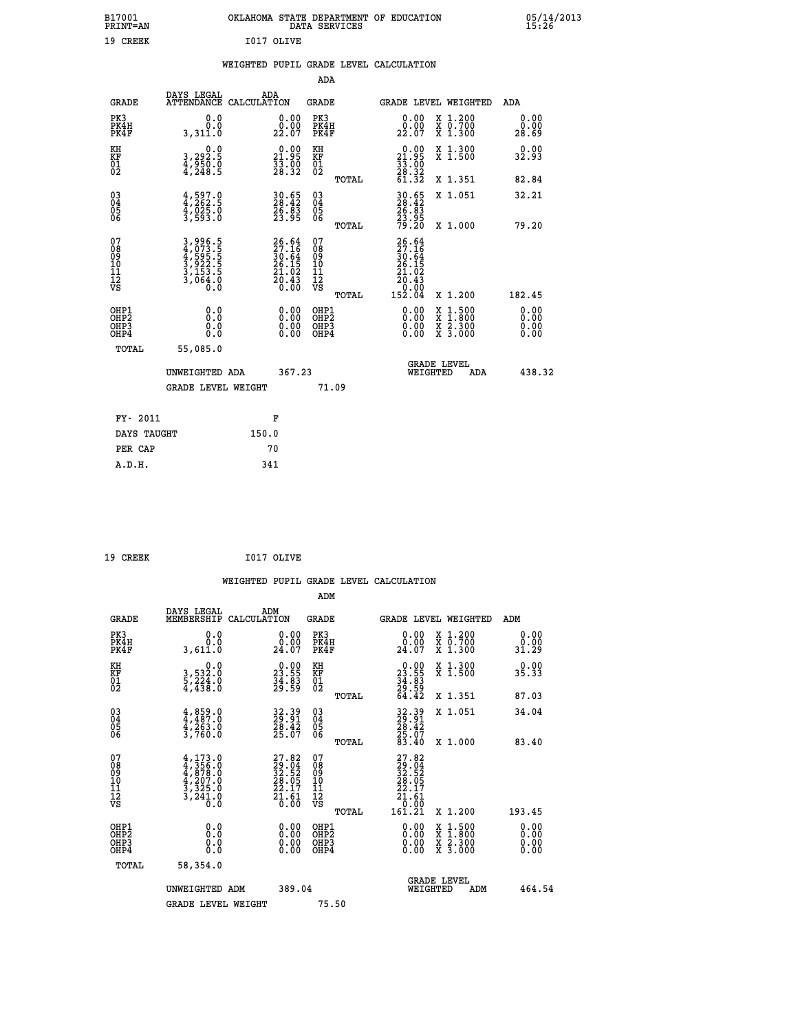B17001 PRINT=AN — OKLAHOMA STATE DEPARTMENT OF EDUCATION DATA SERVICES — 05/14/2013 15:26

19 CREEK I017 OLIVE

## WEIGHTED PUPIL GRADE LEVEL CALCULATION

### ADA

| GRADE | DAYS LEGAL ATTENDANCE | ADA CALCULATION | GRADE | GRADE LEVEL | WEIGHTED | ADA |
|---|---|---|---|---|---|---|
| PK3 | 0.0 | 0.00 | PK3 | 0.00 | X 1.200 | 0.00 |
| PK4H | 0.0 | 0.00 | PK4H | 0.00 | X 0.700 | 0.00 |
| PK4F | 3,311.0 | 22.07 | PK4F | 22.07 | X 1.300 | 28.69 |
| KH | 0.0 | 0.00 | KH | 0.00 | X 1.300 | 0.00 |
| KF | 3,292.5 | 21.95 | KF | 21.95 | X 1.500 | 32.93 |
| 01 | 4,950.0 | 33.00 | 01 | 33.00 | | |
| 02 | 4,248.5 | 28.32 | 02 | 28.32 | | |
| | | | TOTAL | 61.32 | X 1.351 | 82.84 |
| 03 | 4,597.0 | 30.65 | 03 | 30.65 | X 1.051 | 32.21 |
| 04 | 4,262.5 | 28.42 | 04 | 28.42 | | |
| 05 | 4,025.0 | 26.83 | 05 | 26.83 | | |
| 06 | 3,593.0 | 23.95 | 06 | 23.95 | | |
| | | | TOTAL | 79.20 | X 1.000 | 79.20 |
| 07 | 3,996.5 | 26.64 | 07 | 26.64 | | |
| 08 | 4,073.5 | 27.16 | 08 | 27.16 | | |
| 09 | 4,595.5 | 30.64 | 09 | 30.64 | | |
| 10 | 3,922.5 | 26.15 | 10 | 26.15 | | |
| 11 | 3,153.5 | 21.02 | 11 | 21.02 | | |
| 12 | 3,064.0 | 20.43 | 12 | 20.43 | | |
| VS | 0.0 | 0.00 | VS | 0.00 | | |
| | | | TOTAL | 152.04 | X 1.200 | 182.45 |
| OHP1 | 0.0 | 0.00 | OHP1 | 0.00 | X 1.500 | 0.00 |
| OHP2 | 0.0 | 0.00 | OHP2 | 0.00 | X 1.800 | 0.00 |
| OHP3 | 0.0 | 0.00 | OHP3 | 0.00 | X 2.300 | 0.00 |
| OHP4 | 0.0 | 0.00 | OHP4 | 0.00 | X 3.000 | 0.00 |
| TOTAL | 55,085.0 | | | | | |

UNWEIGHTED ADA 367.23 — GRADE LEVEL WEIGHTED ADA 438.32

GRADE LEVEL WEIGHT 71.09

| FY- 2011 | F |
|---|---|
| DAYS TAUGHT | 150.0 |
| PER CAP | 70 |
| A.D.H. | 341 |

19 CREEK I017 OLIVE

## WEIGHTED PUPIL GRADE LEVEL CALCULATION

### ADM

| GRADE | DAYS LEGAL MEMBERSHIP | ADM CALCULATION | GRADE | GRADE LEVEL | WEIGHTED | ADM |
|---|---|---|---|---|---|---|
| PK3 | 0.0 | 0.00 | PK3 | 0.00 | X 1.200 | 0.00 |
| PK4H | 0.0 | 0.00 | PK4H | 0.00 | X 0.700 | 0.00 |
| PK4F | 3,611.0 | 24.07 | PK4F | 24.07 | X 1.300 | 31.29 |
| KH | 0.0 | 0.00 | KH | 0.00 | X 1.300 | 0.00 |
| KF | 3,532.0 | 23.55 | KF | 23.55 | X 1.500 | 35.33 |
| 01 | 5,224.0 | 34.83 | 01 | 34.83 | | |
| 02 | 4,438.0 | 29.59 | 02 | 29.59 | | |
| | | | TOTAL | 64.42 | X 1.351 | 87.03 |
| 03 | 4,859.0 | 32.39 | 03 | 32.39 | X 1.051 | 34.04 |
| 04 | 4,487.0 | 29.91 | 04 | 29.91 | | |
| 05 | 4,263.0 | 28.42 | 05 | 28.42 | | |
| 06 | 3,760.0 | 25.07 | 06 | 25.07 | | |
| | | | TOTAL | 83.40 | X 1.000 | 83.40 |
| 07 | 4,173.0 | 27.82 | 07 | 27.82 | | |
| 08 | 4,356.0 | 29.04 | 08 | 29.04 | | |
| 09 | 4,878.0 | 32.52 | 09 | 32.52 | | |
| 10 | 4,207.0 | 28.05 | 10 | 28.05 | | |
| 11 | 3,325.0 | 22.17 | 11 | 22.17 | | |
| 12 | 3,241.0 | 21.61 | 12 | 21.61 | | |
| VS | 0.0 | 0.00 | VS | 0.00 | | |
| | | | TOTAL | 161.21 | X 1.200 | 193.45 |
| OHP1 | 0.0 | 0.00 | OHP1 | 0.00 | X 1.500 | 0.00 |
| OHP2 | 0.0 | 0.00 | OHP2 | 0.00 | X 1.800 | 0.00 |
| OHP3 | 0.0 | 0.00 | OHP3 | 0.00 | X 2.300 | 0.00 |
| OHP4 | 0.0 | 0.00 | OHP4 | 0.00 | X 3.000 | 0.00 |
| TOTAL | 58,354.0 | | | | | |

UNWEIGHTED ADM 389.04 — GRADE LEVEL WEIGHTED ADM 464.54

GRADE LEVEL WEIGHT 75.50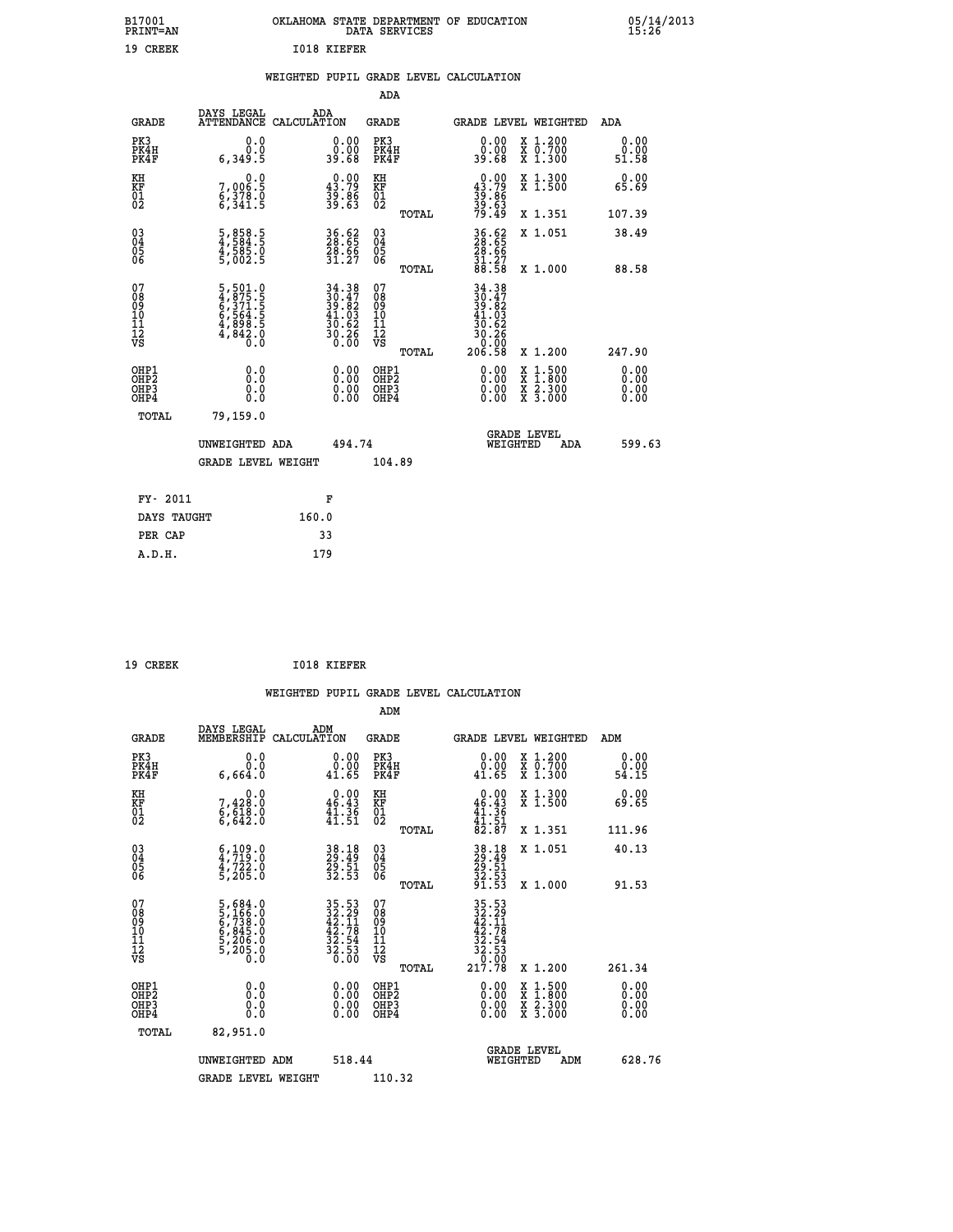B17001 OKLAHOMA STATE DEPARTMENT OF EDUCATION 05/14/2013
PRINT=AN DATA SERVICES 15:26

19 CREEK I018 KIEFER

## WEIGHTED PUPIL GRADE LEVEL CALCULATION

### ADA

| GRADE | DAYS LEGAL ATTENDANCE | ADA CALCULATION | GRADE | GRADE LEVEL | WEIGHTED | ADA |
|---|---|---|---|---|---|---|
| PK3 | 0.0 | 0.00 | PK3 | 0.00 | X 1.200 | 0.00 |
| PK4H | 0.0 | 0.00 | PK4H | 0.00 | X 0.700 | 0.00 |
| PK4F | 6,349.5 | 39.68 | PK4F | 39.68 | X 1.300 | 51.58 |
| KH | 0.0 | 0.00 | KH | 0.00 | X 1.300 | 0.00 |
| KF | 7,006.5 | 43.79 | KF | 43.79 | X 1.500 | 65.69 |
| 01 | 6,378.0 | 39.86 | 01 | 39.86 | | |
| 02 | 6,341.5 | 39.63 | 02 | 39.63 | | |
| | | | TOTAL | 79.49 | X 1.351 | 107.39 |
| 03 | 5,858.5 | 36.62 | 03 | 36.62 | X 1.051 | 38.49 |
| 04 | 4,584.5 | 28.65 | 04 | 28.65 | | |
| 05 | 4,585.0 | 28.66 | 05 | 28.66 | | |
| 06 | 5,002.5 | 31.27 | 06 | 31.27 | | |
| | | | TOTAL | 88.58 | X 1.000 | 88.58 |
| 07 | 5,501.0 | 34.38 | 07 | 34.38 | | |
| 08 | 4,875.5 | 30.47 | 08 | 30.47 | | |
| 09 | 6,371.5 | 39.82 | 09 | 39.82 | | |
| 10 | 6,564.5 | 41.03 | 10 | 41.03 | | |
| 11 | 4,898.5 | 30.62 | 11 | 30.62 | | |
| 12 | 4,842.0 | 30.26 | 12 | 30.26 | | |
| VS | 0.0 | 0.00 | VS | 0.00 | | |
| | | | TOTAL | 206.58 | X 1.200 | 247.90 |
| OHP1 | 0.0 | 0.00 | OHP1 | 0.00 | X 1.500 | 0.00 |
| OHP2 | 0.0 | 0.00 | OHP2 | 0.00 | X 1.800 | 0.00 |
| OHP3 | 0.0 | 0.00 | OHP3 | 0.00 | X 2.300 | 0.00 |
| OHP4 | 0.0 | 0.00 | OHP4 | 0.00 | X 3.000 | 0.00 |
| TOTAL | 79,159.0 | | | | | |

UNWEIGHTED ADA 494.74 GRADE LEVEL WEIGHTED ADA 599.63

GRADE LEVEL WEIGHT 104.89

| FY- 2011 | F |
|---|---|
| DAYS TAUGHT | 160.0 |
| PER CAP | 33 |
| A.D.H. | 179 |

19 CREEK I018 KIEFER

## WEIGHTED PUPIL GRADE LEVEL CALCULATION

### ADM

| GRADE | DAYS LEGAL MEMBERSHIP | ADM CALCULATION | GRADE | GRADE LEVEL | WEIGHTED | ADM |
|---|---|---|---|---|---|---|
| PK3 | 0.0 | 0.00 | PK3 | 0.00 | X 1.200 | 0.00 |
| PK4H | 0.0 | 0.00 | PK4H | 0.00 | X 0.700 | 0.00 |
| PK4F | 6,664.0 | 41.65 | PK4F | 41.65 | X 1.300 | 54.15 |
| KH | 0.0 | 0.00 | KH | 0.00 | X 1.300 | 0.00 |
| KF | 7,428.0 | 46.43 | KF | 46.43 | X 1.500 | 69.65 |
| 01 | 6,618.0 | 41.36 | 01 | 41.36 | | |
| 02 | 6,642.0 | 41.51 | 02 | 41.51 | | |
| | | | TOTAL | 82.87 | X 1.351 | 111.96 |
| 03 | 6,109.0 | 38.18 | 03 | 38.18 | X 1.051 | 40.13 |
| 04 | 4,719.0 | 29.49 | 04 | 29.49 | | |
| 05 | 4,722.0 | 29.51 | 05 | 29.51 | | |
| 06 | 5,205.0 | 32.53 | 06 | 32.53 | | |
| | | | TOTAL | 91.53 | X 1.000 | 91.53 |
| 07 | 5,684.0 | 35.53 | 07 | 35.53 | | |
| 08 | 5,166.0 | 32.29 | 08 | 32.29 | | |
| 09 | 6,738.0 | 42.11 | 09 | 42.11 | | |
| 10 | 6,845.0 | 42.78 | 10 | 42.78 | | |
| 11 | 5,206.0 | 32.54 | 11 | 32.54 | | |
| 12 | 5,205.0 | 32.53 | 12 | 32.53 | | |
| VS | 0.0 | 0.00 | VS | 0.00 | | |
| | | | TOTAL | 217.78 | X 1.200 | 261.34 |
| OHP1 | 0.0 | 0.00 | OHP1 | 0.00 | X 1.500 | 0.00 |
| OHP2 | 0.0 | 0.00 | OHP2 | 0.00 | X 1.800 | 0.00 |
| OHP3 | 0.0 | 0.00 | OHP3 | 0.00 | X 2.300 | 0.00 |
| OHP4 | 0.0 | 0.00 | OHP4 | 0.00 | X 3.000 | 0.00 |
| TOTAL | 82,951.0 | | | | | |

UNWEIGHTED ADM 518.44 GRADE LEVEL WEIGHTED ADM 628.76

GRADE LEVEL WEIGHT 110.32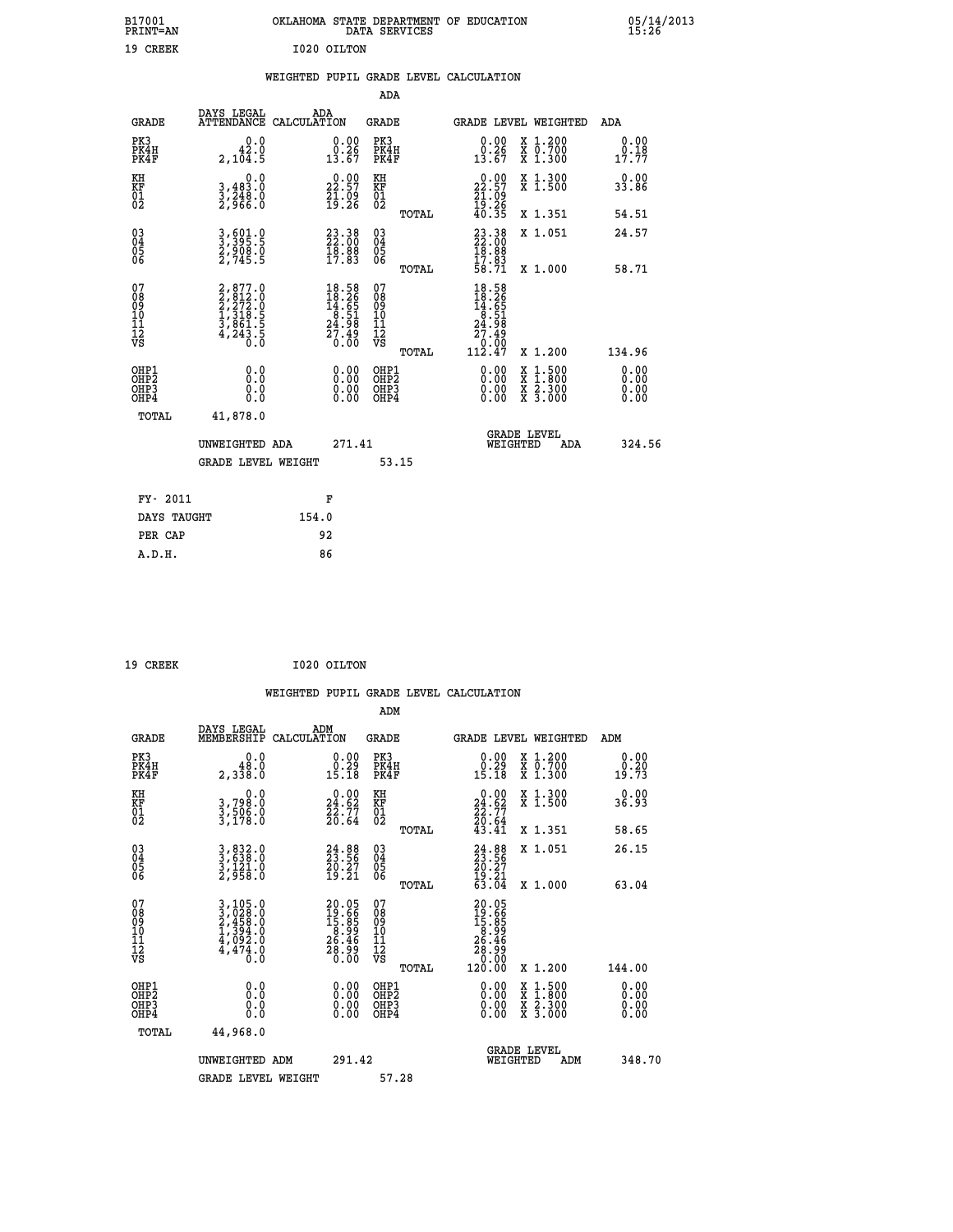B17001 PRINT=AN — OKLAHOMA STATE DEPARTMENT OF EDUCATION DATA SERVICES — 05/14/2013 15:26

19 CREEK — I020 OILTON

## WEIGHTED PUPIL GRADE LEVEL CALCULATION

### ADA

| GRADE | DAYS LEGAL ATTENDANCE | ADA CALCULATION | GRADE | | GRADE LEVEL | WEIGHTED | ADA |
|---|---|---|---|---|---|---|---|
| PK3 | 0.0 | 0.00 | PK3 | | 0.00 | X 1.200 | 0.00 |
| PK4H | 42.0 | 0.26 | PK4H | | 0.26 | X 0.700 | 0.18 |
| PK4F | 2,104.5 | 13.67 | PK4F | | 13.67 | X 1.300 | 17.77 |
| KH | 0.0 | 0.00 | KH | | 0.00 | X 1.300 | 0.00 |
| KF | 3,483.0 | 22.57 | KF | | 22.57 | X 1.500 | 33.86 |
| 01 | 3,248.0 | 21.09 | 01 | | 21.09 | | |
| 02 | 2,966.0 | 19.26 | 02 | | 19.26 | | |
| | | | | TOTAL | 40.35 | X 1.351 | 54.51 |
| 03 | 3,601.0 | 23.38 | 03 | | 23.38 | X 1.051 | 24.57 |
| 04 | 3,395.5 | 22.00 | 04 | | 22.00 | | |
| 05 | 2,908.0 | 18.88 | 05 | | 18.88 | | |
| 06 | 2,745.5 | 17.83 | 06 | | 17.83 | | |
| | | | | TOTAL | 58.71 | X 1.000 | 58.71 |
| 07 | 2,877.0 | 18.58 | 07 | | 18.58 | | |
| 08 | 2,812.0 | 18.26 | 08 | | 18.26 | | |
| 09 | 2,272.0 | 14.65 | 09 | | 14.65 | | |
| 10 | 1,318.5 | 8.51 | 10 | | 8.51 | | |
| 11 | 3,861.5 | 24.98 | 11 | | 24.98 | | |
| 12 | 4,243.5 | 27.49 | 12 | | 27.49 | | |
| VS | 0.0 | 0.00 | VS | | 0.00 | | |
| | | | | TOTAL | 112.47 | X 1.200 | 134.96 |
| OHP1 | 0.0 | 0.00 | OHP1 | | 0.00 | X 1.500 | 0.00 |
| OHP2 | 0.0 | 0.00 | OHP2 | | 0.00 | X 1.800 | 0.00 |
| OHP3 | 0.0 | 0.00 | OHP3 | | 0.00 | X 2.300 | 0.00 |
| OHP4 | 0.0 | 0.00 | OHP4 | | 0.00 | X 3.000 | 0.00 |
| TOTAL | 41,878.0 | | | | | | |

UNWEIGHTED ADA 271.41 — GRADE LEVEL WEIGHTED ADA 324.56

GRADE LEVEL WEIGHT 53.15

| FY- 2011 | F |
|---|---|
| DAYS TAUGHT | 154.0 |
| PER CAP | 92 |
| A.D.H. | 86 |

19 CREEK — I020 OILTON

## WEIGHTED PUPIL GRADE LEVEL CALCULATION

### ADM

| GRADE | DAYS LEGAL MEMBERSHIP | ADM CALCULATION | GRADE | | GRADE LEVEL | WEIGHTED | ADM |
|---|---|---|---|---|---|---|---|
| PK3 | 0.0 | 0.00 | PK3 | | 0.00 | X 1.200 | 0.00 |
| PK4H | 48.0 | 0.29 | PK4H | | 0.29 | X 0.700 | 0.20 |
| PK4F | 2,338.0 | 15.18 | PK4F | | 15.18 | X 1.300 | 19.73 |
| KH | 0.0 | 0.00 | KH | | 0.00 | X 1.300 | 0.00 |
| KF | 3,798.0 | 24.62 | KF | | 24.62 | X 1.500 | 36.93 |
| 01 | 3,506.0 | 22.77 | 01 | | 22.77 | | |
| 02 | 3,178.0 | 20.64 | 02 | | 20.64 | | |
| | | | | TOTAL | 43.41 | X 1.351 | 58.65 |
| 03 | 3,832.0 | 24.88 | 03 | | 24.88 | X 1.051 | 26.15 |
| 04 | 3,638.0 | 23.56 | 04 | | 23.56 | | |
| 05 | 3,121.0 | 20.27 | 05 | | 20.27 | | |
| 06 | 2,958.0 | 19.21 | 06 | | 19.21 | | |
| | | | | TOTAL | 63.04 | X 1.000 | 63.04 |
| 07 | 3,105.0 | 20.05 | 07 | | 20.05 | | |
| 08 | 3,028.0 | 19.66 | 08 | | 19.66 | | |
| 09 | 2,458.0 | 15.85 | 09 | | 15.85 | | |
| 10 | 1,394.0 | 8.99 | 10 | | 8.99 | | |
| 11 | 4,092.0 | 26.46 | 11 | | 26.46 | | |
| 12 | 4,474.0 | 28.99 | 12 | | 28.99 | | |
| VS | 0.0 | 0.00 | VS | | 0.00 | | |
| | | | | TOTAL | 120.00 | X 1.200 | 144.00 |
| OHP1 | 0.0 | 0.00 | OHP1 | | 0.00 | X 1.500 | 0.00 |
| OHP2 | 0.0 | 0.00 | OHP2 | | 0.00 | X 1.800 | 0.00 |
| OHP3 | 0.0 | 0.00 | OHP3 | | 0.00 | X 2.300 | 0.00 |
| OHP4 | 0.0 | 0.00 | OHP4 | | 0.00 | X 3.000 | 0.00 |
| TOTAL | 44,968.0 | | | | | | |

UNWEIGHTED ADM 291.42 — GRADE LEVEL WEIGHTED ADM 348.70

GRADE LEVEL WEIGHT 57.28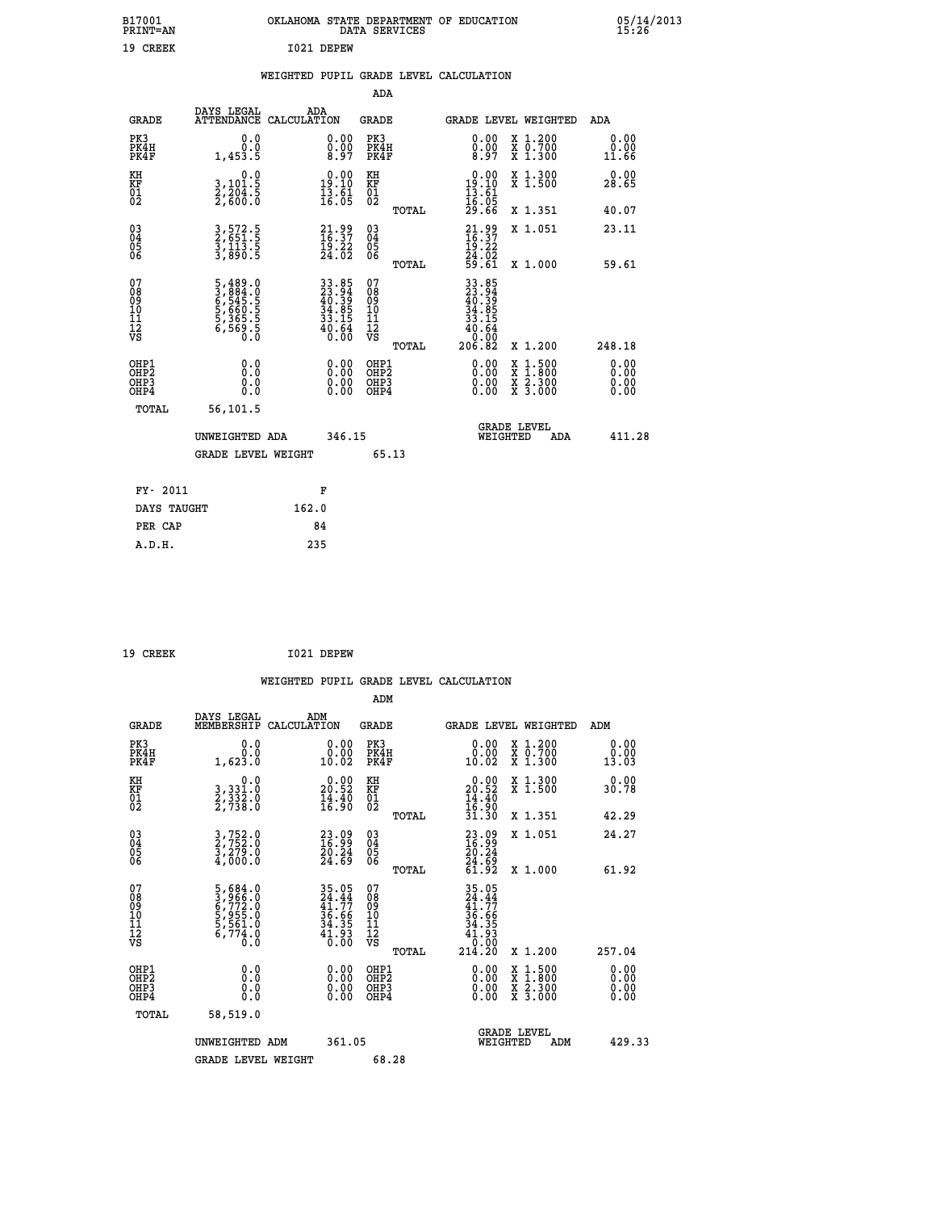B17001 OKLAHOMA STATE DEPARTMENT OF EDUCATION 05/14/2013
PRINT=AN DATA SERVICES 15:26

19 CREEK I021 DEPEW

## WEIGHTED PUPIL GRADE LEVEL CALCULATION

### ADA

| GRADE | DAYS LEGAL ATTENDANCE | ADA CALCULATION | GRADE | | GRADE LEVEL | WEIGHTED | ADA |
|---|---|---|---|---|---|---|---|
| PK3 | 0.0 | 0.00 | PK3 | | 0.00 | X 1.200 | 0.00 |
| PK4H | 0.0 | 0.00 | PK4H | | 0.00 | X 0.700 | 0.00 |
| PK4F | 1,453.5 | 8.97 | PK4F | | 8.97 | X 1.300 | 11.66 |
| KH | 0.0 | 0.00 | KH | | 0.00 | X 1.300 | 0.00 |
| KF | 3,101.5 | 19.10 | KF | | 19.10 | X 1.500 | 28.65 |
| 01 | 2,204.5 | 13.61 | 01 | | 13.61 | | |
| 02 | 2,600.0 | 16.05 | 02 | | 16.05 | | |
| | | | | TOTAL | 29.66 | X 1.351 | 40.07 |
| 03 | 3,572.5 | 21.99 | 03 | | 21.99 | X 1.051 | 23.11 |
| 04 | 2,651.5 | 16.37 | 04 | | 16.37 | | |
| 05 | 3,113.5 | 19.22 | 05 | | 19.22 | | |
| 06 | 3,890.5 | 24.02 | 06 | | 24.02 | | |
| | | | | TOTAL | 59.61 | X 1.000 | 59.61 |
| 07 | 5,489.0 | 33.85 | 07 | | 33.85 | | |
| 08 | 3,884.0 | 23.94 | 08 | | 23.94 | | |
| 09 | 6,545.5 | 40.39 | 09 | | 40.39 | | |
| 10 | 5,660.5 | 34.85 | 10 | | 34.85 | | |
| 11 | 5,365.5 | 33.15 | 11 | | 33.15 | | |
| 12 | 6,569.5 | 40.64 | 12 | | 40.64 | | |
| VS | 0.0 | 0.00 | VS | | 0.00 | | |
| | | | | TOTAL | 206.82 | X 1.200 | 248.18 |
| OHP1 | 0.0 | 0.00 | OHP1 | | 0.00 | X 1.500 | 0.00 |
| OHP2 | 0.0 | 0.00 | OHP2 | | 0.00 | X 1.800 | 0.00 |
| OHP3 | 0.0 | 0.00 | OHP3 | | 0.00 | X 2.300 | 0.00 |
| OHP4 | 0.0 | 0.00 | OHP4 | | 0.00 | X 3.000 | 0.00 |
| TOTAL | 56,101.5 | | | | | | |

UNWEIGHTED ADA 346.15 GRADE LEVEL WEIGHTED ADA 411.28

GRADE LEVEL WEIGHT 65.13

| FY- 2011 | F |
|---|---|
| DAYS TAUGHT | 162.0 |
| PER CAP | 84 |
| A.D.H. | 235 |

19 CREEK I021 DEPEW

## WEIGHTED PUPIL GRADE LEVEL CALCULATION

### ADM

| GRADE | DAYS LEGAL MEMBERSHIP | ADM CALCULATION | GRADE | | GRADE LEVEL | WEIGHTED | ADM |
|---|---|---|---|---|---|---|---|
| PK3 | 0.0 | 0.00 | PK3 | | 0.00 | X 1.200 | 0.00 |
| PK4H | 0.0 | 0.00 | PK4H | | 0.00 | X 0.700 | 0.00 |
| PK4F | 1,623.0 | 10.02 | PK4F | | 10.02 | X 1.300 | 13.03 |
| KH | 0.0 | 0.00 | KH | | 0.00 | X 1.300 | 0.00 |
| KF | 3,331.0 | 20.52 | KF | | 20.52 | X 1.500 | 30.78 |
| 01 | 2,332.0 | 14.40 | 01 | | 14.40 | | |
| 02 | 2,738.0 | 16.90 | 02 | | 16.90 | | |
| | | | | TOTAL | 31.30 | X 1.351 | 42.29 |
| 03 | 3,752.0 | 23.09 | 03 | | 23.09 | X 1.051 | 24.27 |
| 04 | 2,752.0 | 16.99 | 04 | | 16.99 | | |
| 05 | 3,279.0 | 20.24 | 05 | | 20.24 | | |
| 06 | 4,000.0 | 24.69 | 06 | | 24.69 | | |
| | | | | TOTAL | 61.92 | X 1.000 | 61.92 |
| 07 | 5,684.0 | 35.05 | 07 | | 35.05 | | |
| 08 | 3,966.0 | 24.44 | 08 | | 24.44 | | |
| 09 | 6,772.0 | 41.77 | 09 | | 41.77 | | |
| 10 | 5,955.0 | 36.66 | 10 | | 36.66 | | |
| 11 | 5,561.0 | 34.35 | 11 | | 34.35 | | |
| 12 | 6,774.0 | 41.93 | 12 | | 41.93 | | |
| VS | 0.0 | 0.00 | VS | | 0.00 | | |
| | | | | TOTAL | 214.20 | X 1.200 | 257.04 |
| OHP1 | 0.0 | 0.00 | OHP1 | | 0.00 | X 1.500 | 0.00 |
| OHP2 | 0.0 | 0.00 | OHP2 | | 0.00 | X 1.800 | 0.00 |
| OHP3 | 0.0 | 0.00 | OHP3 | | 0.00 | X 2.300 | 0.00 |
| OHP4 | 0.0 | 0.00 | OHP4 | | 0.00 | X 3.000 | 0.00 |
| TOTAL | 58,519.0 | | | | | | |

UNWEIGHTED ADM 361.05 GRADE LEVEL WEIGHTED ADM 429.33

GRADE LEVEL WEIGHT 68.28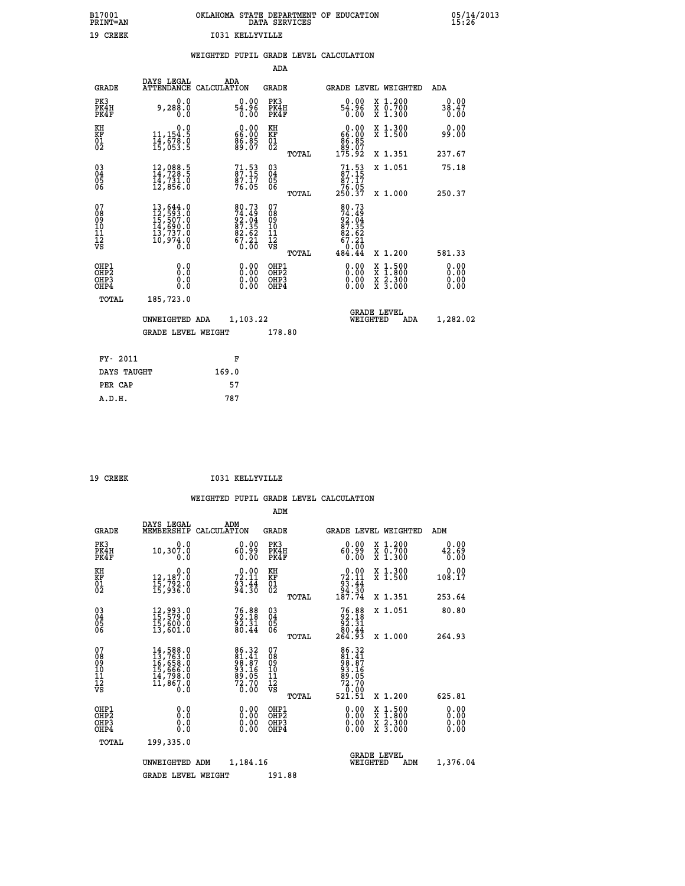B17001 PRINT=AN — OKLAHOMA STATE DEPARTMENT OF EDUCATION DATA SERVICES — 05/14/2013 15:26

19 CREEK — I031 KELLYVILLE

## WEIGHTED PUPIL GRADE LEVEL CALCULATION

### ADA

| GRADE | DAYS LEGAL ATTENDANCE | ADA CALCULATION | GRADE | | GRADE LEVEL | WEIGHTED | ADA |
|---|---|---|---|---|---|---|---|
| PK3 | 0.0 | 0.00 | PK3 | | 0.00 | X 1.200 | 0.00 |
| PK4H | 9,288.0 | 54.96 | PK4H | | 54.96 | X 0.700 | 38.47 |
| PK4F | 0.0 | 0.00 | PK4F | | 0.00 | X 1.300 | 0.00 |
| KH | 0.0 | 0.00 | KH | | 0.00 | X 1.300 | 0.00 |
| KF | 11,154.5 | 66.00 | KF | | 66.00 | X 1.500 | 99.00 |
| 01 | 14,678.0 | 86.85 | 01 | | 86.85 | | |
| 02 | 15,053.5 | 89.07 | 02 | | 89.07 | | |
| | | | | TOTAL | 175.92 | X 1.351 | 237.67 |
| 03 | 12,088.5 | 71.53 | 03 | | 71.53 | X 1.051 | 75.18 |
| 04 | 14,728.5 | 87.15 | 04 | | 87.15 | | |
| 05 | 14,731.0 | 87.17 | 05 | | 87.17 | | |
| 06 | 12,856.0 | 76.05 | 06 | | 76.05 | | |
| | | | | TOTAL | 250.37 | X 1.000 | 250.37 |
| 07 | 13,644.0 | 80.73 | 07 | | 80.73 | | |
| 08 | 12,593.0 | 74.49 | 08 | | 74.49 | | |
| 09 | 15,507.0 | 92.04 | 09 | | 92.04 | | |
| 10 | 14,690.0 | 87.35 | 10 | | 87.35 | | |
| 11 | 13,737.0 | 82.62 | 11 | | 82.62 | | |
| 12 | 10,974.0 | 67.21 | 12 | | 67.21 | | |
| VS | 0.0 | 0.00 | VS | | 0.00 | | |
| | | | | TOTAL | 484.44 | X 1.200 | 581.33 |
| OHP1 | 0.0 | 0.00 | OHP1 | | 0.00 | X 1.500 | 0.00 |
| OHP2 | 0.0 | 0.00 | OHP2 | | 0.00 | X 1.800 | 0.00 |
| OHP3 | 0.0 | 0.00 | OHP3 | | 0.00 | X 2.300 | 0.00 |
| OHP4 | 0.0 | 0.00 | OHP4 | | 0.00 | X 3.000 | 0.00 |
| TOTAL | 185,723.0 | | | | | | |

UNWEIGHTED ADA 1,103.22 — GRADE LEVEL WEIGHTED ADA 1,282.02

GRADE LEVEL WEIGHT 178.80

| | |
|---|---|
| FY- 2011 | F |
| DAYS TAUGHT | 169.0 |
| PER CAP | 57 |
| A.D.H. | 787 |

19 CREEK — I031 KELLYVILLE

## WEIGHTED PUPIL GRADE LEVEL CALCULATION

### ADM

| GRADE | DAYS LEGAL MEMBERSHIP | ADM CALCULATION | GRADE | | GRADE LEVEL | WEIGHTED | ADM |
|---|---|---|---|---|---|---|---|
| PK3 | 0.0 | 0.00 | PK3 | | 0.00 | X 1.200 | 0.00 |
| PK4H | 10,307.0 | 60.99 | PK4H | | 60.99 | X 0.700 | 42.69 |
| PK4F | 0.0 | 0.00 | PK4F | | 0.00 | X 1.300 | 0.00 |
| KH | 0.0 | 0.00 | KH | | 0.00 | X 1.300 | 0.00 |
| KF | 12,187.0 | 72.11 | KF | | 72.11 | X 1.500 | 108.17 |
| 01 | 15,792.0 | 93.44 | 01 | | 93.44 | | |
| 02 | 15,936.0 | 94.30 | 02 | | 94.30 | | |
| | | | | TOTAL | 187.74 | X 1.351 | 253.64 |
| 03 | 12,993.0 | 76.88 | 03 | | 76.88 | X 1.051 | 80.80 |
| 04 | 15,579.0 | 92.18 | 04 | | 92.18 | | |
| 05 | 15,600.0 | 92.31 | 05 | | 92.31 | | |
| 06 | 13,601.0 | 80.44 | 06 | | 80.44 | | |
| | | | | TOTAL | 264.93 | X 1.000 | 264.93 |
| 07 | 14,588.0 | 86.32 | 07 | | 86.32 | | |
| 08 | 13,763.0 | 81.41 | 08 | | 81.41 | | |
| 09 | 16,658.0 | 98.87 | 09 | | 98.87 | | |
| 10 | 15,666.0 | 93.16 | 10 | | 93.16 | | |
| 11 | 14,798.0 | 89.05 | 11 | | 89.05 | | |
| 12 | 11,867.0 | 72.70 | 12 | | 72.70 | | |
| VS | 0.0 | 0.00 | VS | | 0.00 | | |
| | | | | TOTAL | 521.51 | X 1.200 | 625.81 |
| OHP1 | 0.0 | 0.00 | OHP1 | | 0.00 | X 1.500 | 0.00 |
| OHP2 | 0.0 | 0.00 | OHP2 | | 0.00 | X 1.800 | 0.00 |
| OHP3 | 0.0 | 0.00 | OHP3 | | 0.00 | X 2.300 | 0.00 |
| OHP4 | 0.0 | 0.00 | OHP4 | | 0.00 | X 3.000 | 0.00 |
| TOTAL | 199,335.0 | | | | | | |

UNWEIGHTED ADM 1,184.16 — GRADE LEVEL WEIGHTED ADM 1,376.04

GRADE LEVEL WEIGHT 191.88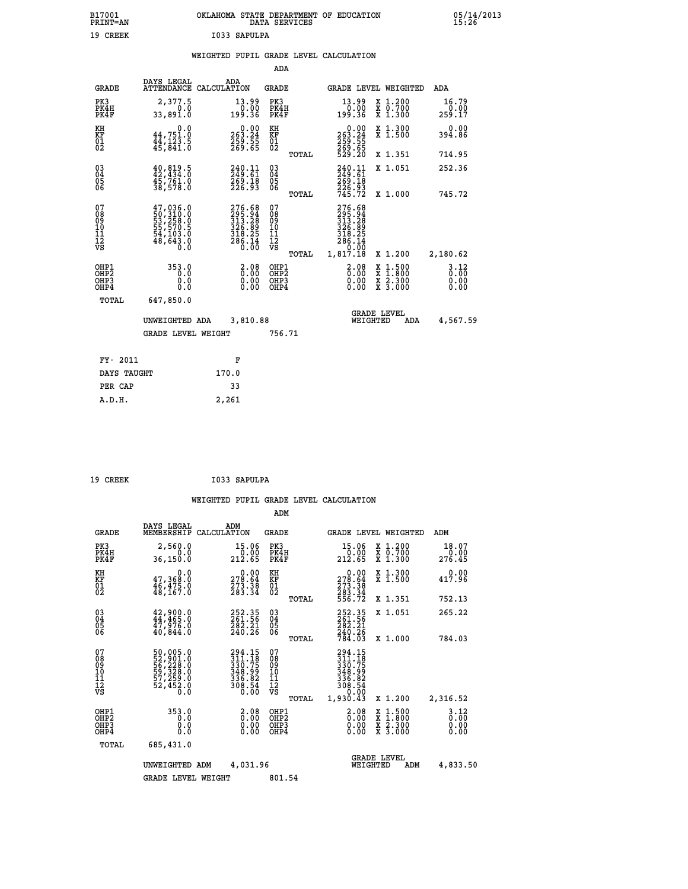B17001 PRINT=AN — OKLAHOMA STATE DEPARTMENT OF EDUCATION DATA SERVICES — 05/14/2013 15:26

19 CREEK — I033 SAPULPA

## WEIGHTED PUPIL GRADE LEVEL CALCULATION

### ADA

| GRADE | DAYS LEGAL ATTENDANCE | ADA CALCULATION | GRADE | GRADE LEVEL | WEIGHTED | ADA |
|---|---|---|---|---|---|---|
| PK3 | 2,377.5 | 13.99 | PK3 | 13.99 | X 1.200 | 16.79 |
| PK4H | 0.0 | 0.00 | PK4H | 0.00 | X 0.700 | 0.00 |
| PK4F | 33,891.0 | 199.36 | PK4F | 199.36 | X 1.300 | 259.17 |
| KH | 0.0 | 0.00 | KH | 0.00 | X 1.300 | 0.00 |
| KF | 44,751.0 | 263.24 | KF | 263.24 | X 1.500 | 394.86 |
| 01 | 44,123.5 | 259.55 | 01 | 259.55 | | |
| 02 | 45,841.0 | 269.65 | 02 | 269.65 | | |
| | | | TOTAL | 529.20 | X 1.351 | 714.95 |
| 03 | 40,819.5 | 240.11 | 03 | 240.11 | X 1.051 | 252.36 |
| 04 | 42,434.0 | 249.61 | 04 | 249.61 | | |
| 05 | 45,761.0 | 269.18 | 05 | 269.18 | | |
| 06 | 38,578.0 | 226.93 | 06 | 226.93 | | |
| | | | TOTAL | 745.72 | X 1.000 | 745.72 |
| 07 | 47,036.0 | 276.68 | 07 | 276.68 | | |
| 08 | 50,310.0 | 295.94 | 08 | 295.94 | | |
| 09 | 53,258.0 | 313.28 | 09 | 313.28 | | |
| 10 | 55,570.5 | 326.89 | 10 | 326.89 | | |
| 11 | 54,103.0 | 318.25 | 11 | 318.25 | | |
| 12 | 48,643.0 | 286.14 | 12 | 286.14 | | |
| VS | 0.0 | 0.00 | VS | 0.00 | | |
| | | | TOTAL | 1,817.18 | X 1.200 | 2,180.62 |
| OHP1 | 353.0 | 2.08 | OHP1 | 2.08 | X 1.500 | 3.12 |
| OHP2 | 0.0 | 0.00 | OHP2 | 0.00 | X 1.800 | 0.00 |
| OHP3 | 0.0 | 0.00 | OHP3 | 0.00 | X 2.300 | 0.00 |
| OHP4 | 0.0 | 0.00 | OHP4 | 0.00 | X 3.000 | 0.00 |
| TOTAL | 647,850.0 | | | | | |

UNWEIGHTED ADA 3,810.88 — GRADE LEVEL WEIGHTED ADA 4,567.59

GRADE LEVEL WEIGHT 756.71

| FY- 2011 | F |
|---|---|
| DAYS TAUGHT | 170.0 |
| PER CAP | 33 |
| A.D.H. | 2,261 |

19 CREEK — I033 SAPULPA

## WEIGHTED PUPIL GRADE LEVEL CALCULATION

### ADM

| GRADE | DAYS LEGAL MEMBERSHIP | ADM CALCULATION | GRADE | GRADE LEVEL | WEIGHTED | ADM |
|---|---|---|---|---|---|---|
| PK3 | 2,560.0 | 15.06 | PK3 | 15.06 | X 1.200 | 18.07 |
| PK4H | 0.0 | 0.00 | PK4H | 0.00 | X 0.700 | 0.00 |
| PK4F | 36,150.0 | 212.65 | PK4F | 212.65 | X 1.300 | 276.45 |
| KH | 0.0 | 0.00 | KH | 0.00 | X 1.300 | 0.00 |
| KF | 47,368.0 | 278.64 | KF | 278.64 | X 1.500 | 417.96 |
| 01 | 46,475.0 | 273.38 | 01 | 273.38 | | |
| 02 | 48,167.0 | 283.34 | 02 | 283.34 | | |
| | | | TOTAL | 556.72 | X 1.351 | 752.13 |
| 03 | 42,900.0 | 252.35 | 03 | 252.35 | X 1.051 | 265.22 |
| 04 | 44,465.0 | 261.56 | 04 | 261.56 | | |
| 05 | 47,976.0 | 282.21 | 05 | 282.21 | | |
| 06 | 40,844.0 | 240.26 | 06 | 240.26 | | |
| | | | TOTAL | 784.03 | X 1.000 | 784.03 |
| 07 | 50,005.0 | 294.15 | 07 | 294.15 | | |
| 08 | 52,901.0 | 311.18 | 08 | 311.18 | | |
| 09 | 56,228.0 | 330.75 | 09 | 330.75 | | |
| 10 | 59,328.0 | 348.99 | 10 | 348.99 | | |
| 11 | 57,259.0 | 336.82 | 11 | 336.82 | | |
| 12 | 52,452.0 | 308.54 | 12 | 308.54 | | |
| VS | 0.0 | 0.00 | VS | 0.00 | | |
| | | | TOTAL | 1,930.43 | X 1.200 | 2,316.52 |
| OHP1 | 353.0 | 2.08 | OHP1 | 2.08 | X 1.500 | 3.12 |
| OHP2 | 0.0 | 0.00 | OHP2 | 0.00 | X 1.800 | 0.00 |
| OHP3 | 0.0 | 0.00 | OHP3 | 0.00 | X 2.300 | 0.00 |
| OHP4 | 0.0 | 0.00 | OHP4 | 0.00 | X 3.000 | 0.00 |
| TOTAL | 685,431.0 | | | | | |

UNWEIGHTED ADM 4,031.96 — GRADE LEVEL WEIGHTED ADM 4,833.50

GRADE LEVEL WEIGHT 801.54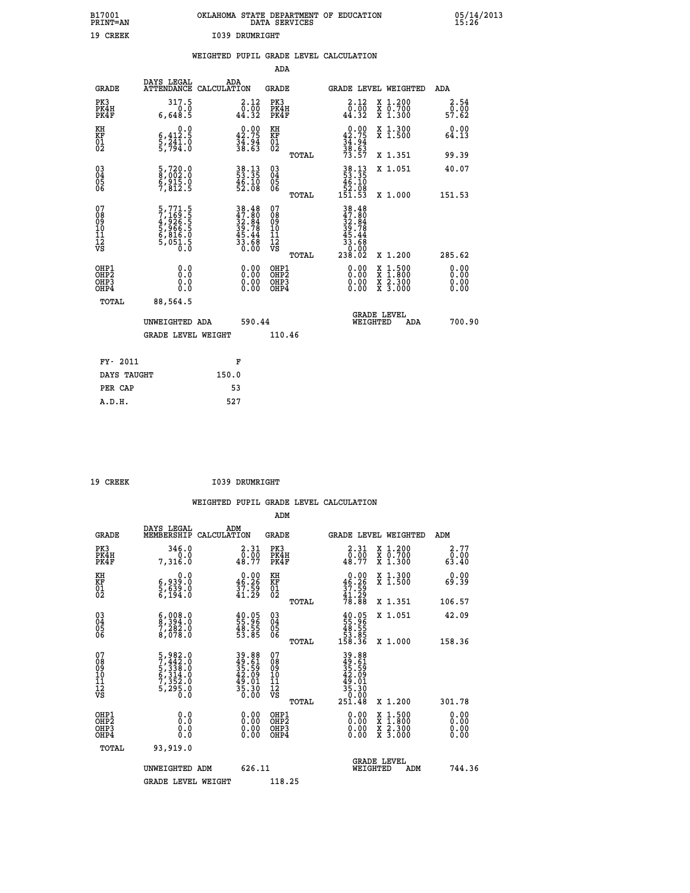B17001 OKLAHOMA STATE DEPARTMENT OF EDUCATION 05/14/2013
PRINT=AN DATA SERVICES 15:26

19 CREEK I039 DRUMRIGHT

## WEIGHTED PUPIL GRADE LEVEL CALCULATION

### ADA

| GRADE | DAYS LEGAL ATTENDANCE | ADA CALCULATION | GRADE | | GRADE LEVEL | WEIGHTED | ADA |
|---|---|---|---|---|---|---|---|
| PK3 | 317.5 | 2.12 | PK3 | | 2.12 | X 1.200 | 2.54 |
| PK4H | 0.0 | 0.00 | PK4H | | 0.00 | X 0.700 | 0.00 |
| PK4F | 6,648.5 | 44.32 | PK4F | | 44.32 | X 1.300 | 57.62 |
| KH | 0.0 | 0.00 | KH | | 0.00 | X 1.300 | 0.00 |
| KF | 6,412.5 | 42.75 | KF | | 42.75 | X 1.500 | 64.13 |
| 01 | 5,241.0 | 34.94 | 01 | | 34.94 | | |
| 02 | 5,794.0 | 38.63 | 02 | | 38.63 | | |
| | | | | TOTAL | 73.57 | X 1.351 | 99.39 |
| 03 | 5,720.0 | 38.13 | 03 | | 38.13 | X 1.051 | 40.07 |
| 04 | 8,002.0 | 53.35 | 04 | | 53.35 | | |
| 05 | 6,915.0 | 46.10 | 05 | | 46.10 | | |
| 06 | 7,812.5 | 52.08 | 06 | | 52.08 | | |
| | | | | TOTAL | 151.53 | X 1.000 | 151.53 |
| 07 | 5,771.5 | 38.48 | 07 | | 38.48 | | |
| 08 | 7,169.5 | 47.80 | 08 | | 47.80 | | |
| 09 | 4,926.5 | 32.84 | 09 | | 32.84 | | |
| 10 | 5,966.5 | 39.78 | 10 | | 39.78 | | |
| 11 | 6,816.0 | 45.44 | 11 | | 45.44 | | |
| 12 | 5,051.5 | 33.68 | 12 | | 33.68 | | |
| VS | 0.0 | 0.00 | VS | | 0.00 | | |
| | | | | TOTAL | 238.02 | X 1.200 | 285.62 |
| OHP1 | 0.0 | 0.00 | OHP1 | | 0.00 | X 1.500 | 0.00 |
| OHP2 | 0.0 | 0.00 | OHP2 | | 0.00 | X 1.800 | 0.00 |
| OHP3 | 0.0 | 0.00 | OHP3 | | 0.00 | X 2.300 | 0.00 |
| OHP4 | 0.0 | 0.00 | OHP4 | | 0.00 | X 3.000 | 0.00 |
| TOTAL | 88,564.5 | | | | | | |

UNWEIGHTED ADA 590.44 GRADE LEVEL WEIGHTED ADA 700.90

GRADE LEVEL WEIGHT 110.46

| FY- 2011 | F |
|---|---|
| DAYS TAUGHT | 150.0 |
| PER CAP | 53 |
| A.D.H. | 527 |

19 CREEK I039 DRUMRIGHT

## WEIGHTED PUPIL GRADE LEVEL CALCULATION

### ADM

| GRADE | DAYS LEGAL MEMBERSHIP | ADM CALCULATION | GRADE | | GRADE LEVEL | WEIGHTED | ADM |
|---|---|---|---|---|---|---|---|
| PK3 | 346.0 | 2.31 | PK3 | | 2.31 | X 1.200 | 2.77 |
| PK4H | 0.0 | 0.00 | PK4H | | 0.00 | X 0.700 | 0.00 |
| PK4F | 7,316.0 | 48.77 | PK4F | | 48.77 | X 1.300 | 63.40 |
| KH | 0.0 | 0.00 | KH | | 0.00 | X 1.300 | 0.00 |
| KF | 6,939.0 | 46.26 | KF | | 46.26 | X 1.500 | 69.39 |
| 01 | 5,639.0 | 37.59 | 01 | | 37.59 | | |
| 02 | 6,194.0 | 41.29 | 02 | | 41.29 | | |
| | | | | TOTAL | 78.88 | X 1.351 | 106.57 |
| 03 | 6,008.0 | 40.05 | 03 | | 40.05 | X 1.051 | 42.09 |
| 04 | 8,394.0 | 55.96 | 04 | | 55.96 | | |
| 05 | 7,282.0 | 48.55 | 05 | | 48.55 | | |
| 06 | 8,078.0 | 53.85 | 06 | | 53.85 | | |
| | | | | TOTAL | 158.36 | X 1.000 | 158.36 |
| 07 | 5,982.0 | 39.88 | 07 | | 39.88 | | |
| 08 | 7,442.0 | 49.61 | 08 | | 49.61 | | |
| 09 | 5,338.0 | 35.59 | 09 | | 35.59 | | |
| 10 | 6,314.0 | 42.09 | 10 | | 42.09 | | |
| 11 | 7,352.0 | 49.01 | 11 | | 49.01 | | |
| 12 | 5,295.0 | 35.30 | 12 | | 35.30 | | |
| VS | 0.0 | 0.00 | VS | | 0.00 | | |
| | | | | TOTAL | 251.48 | X 1.200 | 301.78 |
| OHP1 | 0.0 | 0.00 | OHP1 | | 0.00 | X 1.500 | 0.00 |
| OHP2 | 0.0 | 0.00 | OHP2 | | 0.00 | X 1.800 | 0.00 |
| OHP3 | 0.0 | 0.00 | OHP3 | | 0.00 | X 2.300 | 0.00 |
| OHP4 | 0.0 | 0.00 | OHP4 | | 0.00 | X 3.000 | 0.00 |
| TOTAL | 93,919.0 | | | | | | |

UNWEIGHTED ADM 626.11 GRADE LEVEL WEIGHTED ADM 744.36

GRADE LEVEL WEIGHT 118.25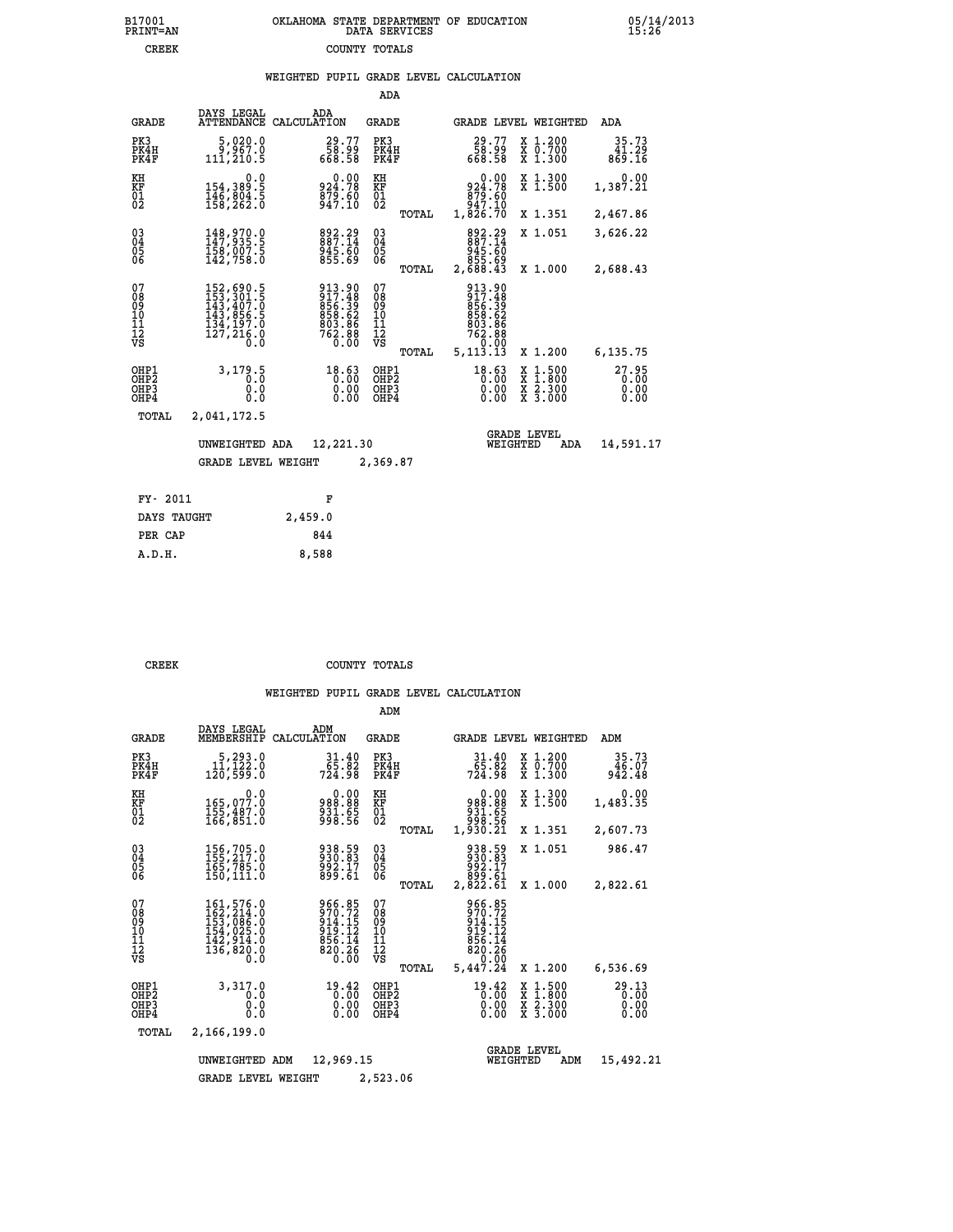B17001 OKLAHOMA STATE DEPARTMENT OF EDUCATION 05/14/2013
PRINT=AN DATA SERVICES 15:26
CREEK COUNTY TOTALS

WEIGHTED PUPIL GRADE LEVEL CALCULATION

ADA

| GRADE | DAYS LEGAL ATTENDANCE | ADA CALCULATION | GRADE | | GRADE LEVEL | WEIGHTED | ADA |
|---|---|---|---|---|---|---|---|
| PK3 | 5,020.0 | 29.77 | PK3 | | 29.77 | X 1.200 | 35.73 |
| PK4H | 9,967.0 | 58.99 | PK4H | | 58.99 | X 0.700 | 41.29 |
| PK4F | 111,210.5 | 668.58 | PK4F | | 668.58 | X 1.300 | 869.16 |
| KH | 0.0 | 0.00 | KH | | 0.00 | X 1.300 | 0.00 |
| KF | 154,389.5 | 924.78 | KF | | 924.78 | X 1.500 | 1,387.21 |
| 01 | 146,804.5 | 879.60 | 01 | | 879.60 | | |
| 02 | 158,262.0 | 947.10 | 02 | | 947.10 | | |
| | | | | TOTAL | 1,826.70 | X 1.351 | 2,467.86 |
| 03 | 148,970.0 | 892.29 | 03 | | 892.29 | X 1.051 | 3,626.22 |
| 04 | 147,935.5 | 887.14 | 04 | | 887.14 | | |
| 05 | 158,007.5 | 945.60 | 05 | | 945.60 | | |
| 06 | 142,758.0 | 855.69 | 06 | | 855.69 | | |
| | | | | TOTAL | 2,688.43 | X 1.000 | 2,688.43 |
| 07 | 152,690.5 | 913.90 | 07 | | 913.90 | | |
| 08 | 153,301.5 | 917.48 | 08 | | 917.48 | | |
| 09 | 143,407.0 | 856.39 | 09 | | 856.39 | | |
| 10 | 143,856.5 | 858.62 | 10 | | 858.62 | | |
| 11 | 134,197.0 | 803.86 | 11 | | 803.86 | | |
| 12 | 127,216.0 | 762.88 | 12 | | 762.88 | | |
| VS | 0.0 | 0.00 | VS | | 0.00 | | |
| | | | | TOTAL | 5,113.13 | X 1.200 | 6,135.75 |
| OHP1 | 3,179.5 | 18.63 | OHP1 | | 18.63 | X 1.500 | 27.95 |
| OHP2 | 0.0 | 0.00 | OHP2 | | 0.00 | X 1.800 | 0.00 |
| OHP3 | 0.0 | 0.00 | OHP3 | | 0.00 | X 2.300 | 0.00 |
| OHP4 | 0.0 | 0.00 | OHP4 | | 0.00 | X 3.000 | 0.00 |
| TOTAL | 2,041,172.5 | | | | | | |

UNWEIGHTED ADA 12,221.30 GRADE LEVEL WEIGHTED ADA 14,591.17

GRADE LEVEL WEIGHT 2,369.87

| FY- 2011 | F |
|---|---|
| DAYS TAUGHT | 2,459.0 |
| PER CAP | 844 |
| A.D.H. | 8,588 |

CREEK COUNTY TOTALS

WEIGHTED PUPIL GRADE LEVEL CALCULATION

ADM

| GRADE | DAYS LEGAL MEMBERSHIP | ADM CALCULATION | GRADE | | GRADE LEVEL | WEIGHTED | ADM |
|---|---|---|---|---|---|---|---|
| PK3 | 5,293.0 | 31.40 | PK3 | | 31.40 | X 1.200 | 35.73 |
| PK4H | 11,122.0 | 65.82 | PK4H | | 65.82 | X 0.700 | 46.07 |
| PK4F | 120,599.0 | 724.98 | PK4F | | 724.98 | X 1.300 | 942.48 |
| KH | 0.0 | 0.00 | KH | | 0.00 | X 1.300 | 0.00 |
| KF | 165,077.0 | 988.88 | KF | | 988.88 | X 1.500 | 1,483.35 |
| 01 | 155,487.0 | 931.65 | 01 | | 931.65 | | |
| 02 | 166,851.0 | 998.56 | 02 | | 998.56 | | |
| | | | | TOTAL | 1,930.21 | X 1.351 | 2,607.73 |
| 03 | 156,705.0 | 938.59 | 03 | | 938.59 | X 1.051 | 986.47 |
| 04 | 155,217.0 | 930.83 | 04 | | 930.83 | | |
| 05 | 165,785.0 | 992.17 | 05 | | 992.17 | | |
| 06 | 150,111.0 | 899.61 | 06 | | 899.61 | | |
| | | | | TOTAL | 2,822.61 | X 1.000 | 2,822.61 |
| 07 | 161,576.0 | 966.85 | 07 | | 966.85 | | |
| 08 | 162,214.0 | 970.72 | 08 | | 970.72 | | |
| 09 | 153,086.0 | 914.15 | 09 | | 914.15 | | |
| 10 | 154,025.0 | 919.12 | 10 | | 919.12 | | |
| 11 | 142,914.0 | 856.14 | 11 | | 856.14 | | |
| 12 | 136,820.0 | 820.26 | 12 | | 820.26 | | |
| VS | 0.0 | 0.00 | VS | | 0.00 | | |
| | | | | TOTAL | 5,447.24 | X 1.200 | 6,536.69 |
| OHP1 | 3,317.0 | 19.42 | OHP1 | | 19.42 | X 1.500 | 29.13 |
| OHP2 | 0.0 | 0.00 | OHP2 | | 0.00 | X 1.800 | 0.00 |
| OHP3 | 0.0 | 0.00 | OHP3 | | 0.00 | X 2.300 | 0.00 |
| OHP4 | 0.0 | 0.00 | OHP4 | | 0.00 | X 3.000 | 0.00 |
| TOTAL | 2,166,199.0 | | | | | | |

UNWEIGHTED ADM 12,969.15 GRADE LEVEL WEIGHTED ADM 15,492.21

GRADE LEVEL WEIGHT 2,523.06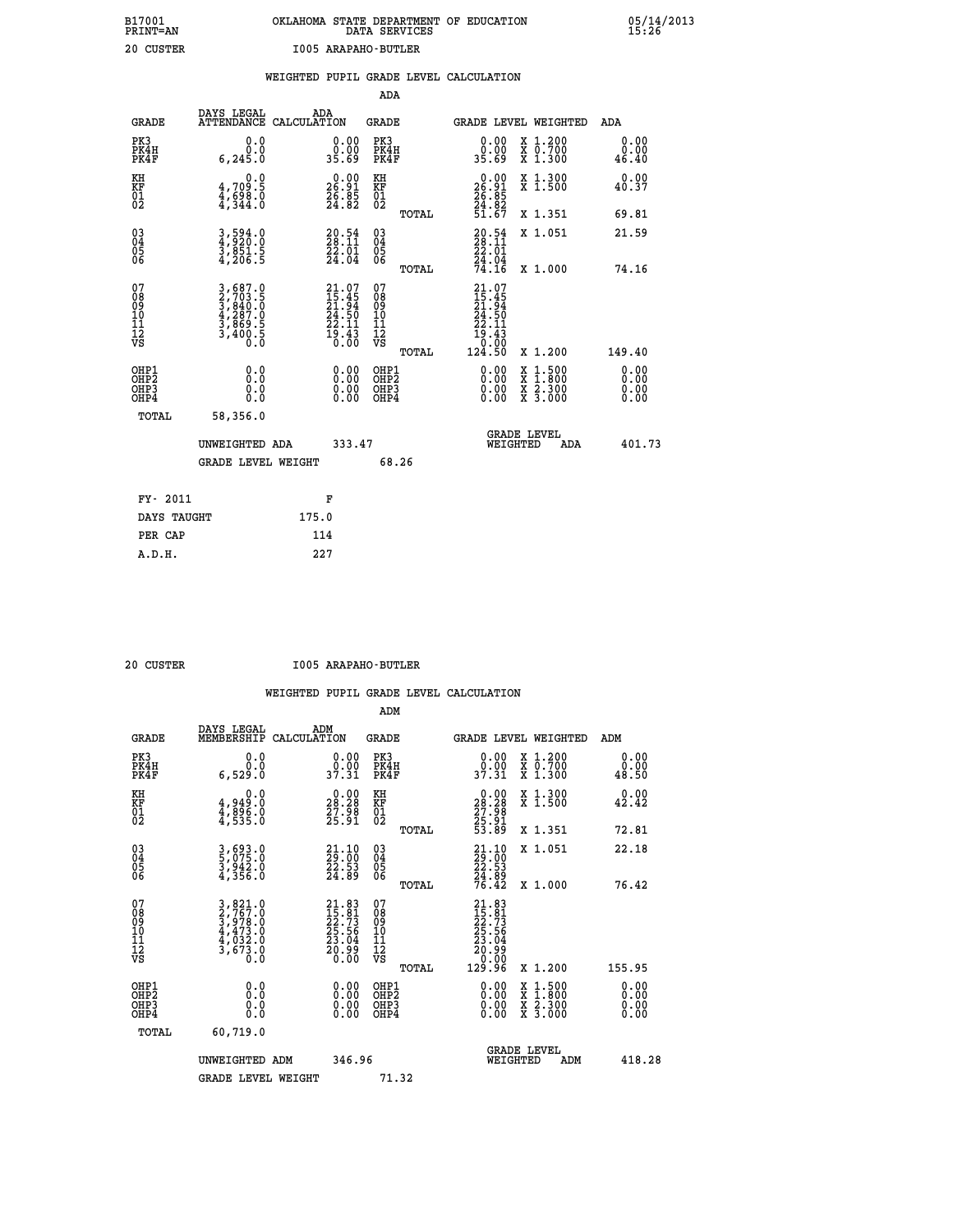B17001 OKLAHOMA STATE DEPARTMENT OF EDUCATION 05/14/2013
PRINT=AN DATA SERVICES 15:26

20 CUSTER I005 ARAPAHO-BUTLER

## WEIGHTED PUPIL GRADE LEVEL CALCULATION

### ADA

| GRADE | DAYS LEGAL ATTENDANCE | ADA CALCULATION | GRADE | GRADE LEVEL | WEIGHTED | ADA |
|---|---|---|---|---|---|---|
| PK3 | 0.0 | 0.00 | PK3 | 0.00 | X 1.200 | 0.00 |
| PK4H | 0.0 | 0.00 | PK4H | 0.00 | X 0.700 | 0.00 |
| PK4F | 6,245.0 | 35.69 | PK4F | 35.69 | X 1.300 | 46.40 |
| KH | 0.0 | 0.00 | KH | 0.00 | X 1.300 | 0.00 |
| KF | 4,709.5 | 26.91 | KF | 26.91 | X 1.500 | 40.37 |
| 01 | 4,698.0 | 26.85 | 01 | 26.85 | | |
| 02 | 4,344.0 | 24.82 | 02 | 24.82 | | |
| | | | TOTAL | 51.67 | X 1.351 | 69.81 |
| 03 | 3,594.0 | 20.54 | 03 | 20.54 | X 1.051 | 21.59 |
| 04 | 4,920.0 | 28.11 | 04 | 28.11 | | |
| 05 | 3,851.5 | 22.01 | 05 | 22.01 | | |
| 06 | 4,206.5 | 24.04 | 06 | 24.04 | | |
| | | | TOTAL | 74.16 | X 1.000 | 74.16 |
| 07 | 3,687.0 | 21.07 | 07 | 21.07 | | |
| 08 | 2,703.5 | 15.45 | 08 | 15.45 | | |
| 09 | 3,840.0 | 21.94 | 09 | 21.94 | | |
| 10 | 4,287.0 | 24.50 | 10 | 24.50 | | |
| 11 | 3,869.5 | 22.11 | 11 | 22.11 | | |
| 12 | 3,400.5 | 19.43 | 12 | 19.43 | | |
| VS | 0.0 | 0.00 | VS | 0.00 | | |
| | | | TOTAL | 124.50 | X 1.200 | 149.40 |
| OHP1 | 0.0 | 0.00 | OHP1 | 0.00 | X 1.500 | 0.00 |
| OHP2 | 0.0 | 0.00 | OHP2 | 0.00 | X 1.800 | 0.00 |
| OHP3 | 0.0 | 0.00 | OHP3 | 0.00 | X 2.300 | 0.00 |
| OHP4 | 0.0 | 0.00 | OHP4 | 0.00 | X 3.000 | 0.00 |
| TOTAL | 58,356.0 | | | | | |

UNWEIGHTED ADA 333.47 GRADE LEVEL WEIGHTED ADA 401.73

GRADE LEVEL WEIGHT 68.26

| FY- 2011 | F |
|---|---|
| DAYS TAUGHT | 175.0 |
| PER CAP | 114 |
| A.D.H. | 227 |

20 CUSTER I005 ARAPAHO-BUTLER

## WEIGHTED PUPIL GRADE LEVEL CALCULATION

### ADM

| GRADE | DAYS LEGAL MEMBERSHIP | ADM CALCULATION | GRADE | GRADE LEVEL | WEIGHTED | ADM |
|---|---|---|---|---|---|---|
| PK3 | 0.0 | 0.00 | PK3 | 0.00 | X 1.200 | 0.00 |
| PK4H | 0.0 | 0.00 | PK4H | 0.00 | X 0.700 | 0.00 |
| PK4F | 6,529.0 | 37.31 | PK4F | 37.31 | X 1.300 | 48.50 |
| KH | 0.0 | 0.00 | KH | 0.00 | X 1.300 | 0.00 |
| KF | 4,949.0 | 28.28 | KF | 28.28 | X 1.500 | 42.42 |
| 01 | 4,896.0 | 27.98 | 01 | 27.98 | | |
| 02 | 4,535.0 | 25.91 | 02 | 25.91 | | |
| | | | TOTAL | 53.89 | X 1.351 | 72.81 |
| 03 | 3,693.0 | 21.10 | 03 | 21.10 | X 1.051 | 22.18 |
| 04 | 5,075.0 | 29.00 | 04 | 29.00 | | |
| 05 | 3,942.0 | 22.53 | 05 | 22.53 | | |
| 06 | 4,356.0 | 24.89 | 06 | 24.89 | | |
| | | | TOTAL | 76.42 | X 1.000 | 76.42 |
| 07 | 3,821.0 | 21.83 | 07 | 21.83 | | |
| 08 | 2,767.0 | 15.81 | 08 | 15.81 | | |
| 09 | 3,978.0 | 22.73 | 09 | 22.73 | | |
| 10 | 4,473.0 | 25.56 | 10 | 25.56 | | |
| 11 | 4,032.0 | 23.04 | 11 | 23.04 | | |
| 12 | 3,673.0 | 20.99 | 12 | 20.99 | | |
| VS | 0.0 | 0.00 | VS | 0.00 | | |
| | | | TOTAL | 129.96 | X 1.200 | 155.95 |
| OHP1 | 0.0 | 0.00 | OHP1 | 0.00 | X 1.500 | 0.00 |
| OHP2 | 0.0 | 0.00 | OHP2 | 0.00 | X 1.800 | 0.00 |
| OHP3 | 0.0 | 0.00 | OHP3 | 0.00 | X 2.300 | 0.00 |
| OHP4 | 0.0 | 0.00 | OHP4 | 0.00 | X 3.000 | 0.00 |
| TOTAL | 60,719.0 | | | | | |

UNWEIGHTED ADM 346.96 GRADE LEVEL WEIGHTED ADM 418.28

GRADE LEVEL WEIGHT 71.32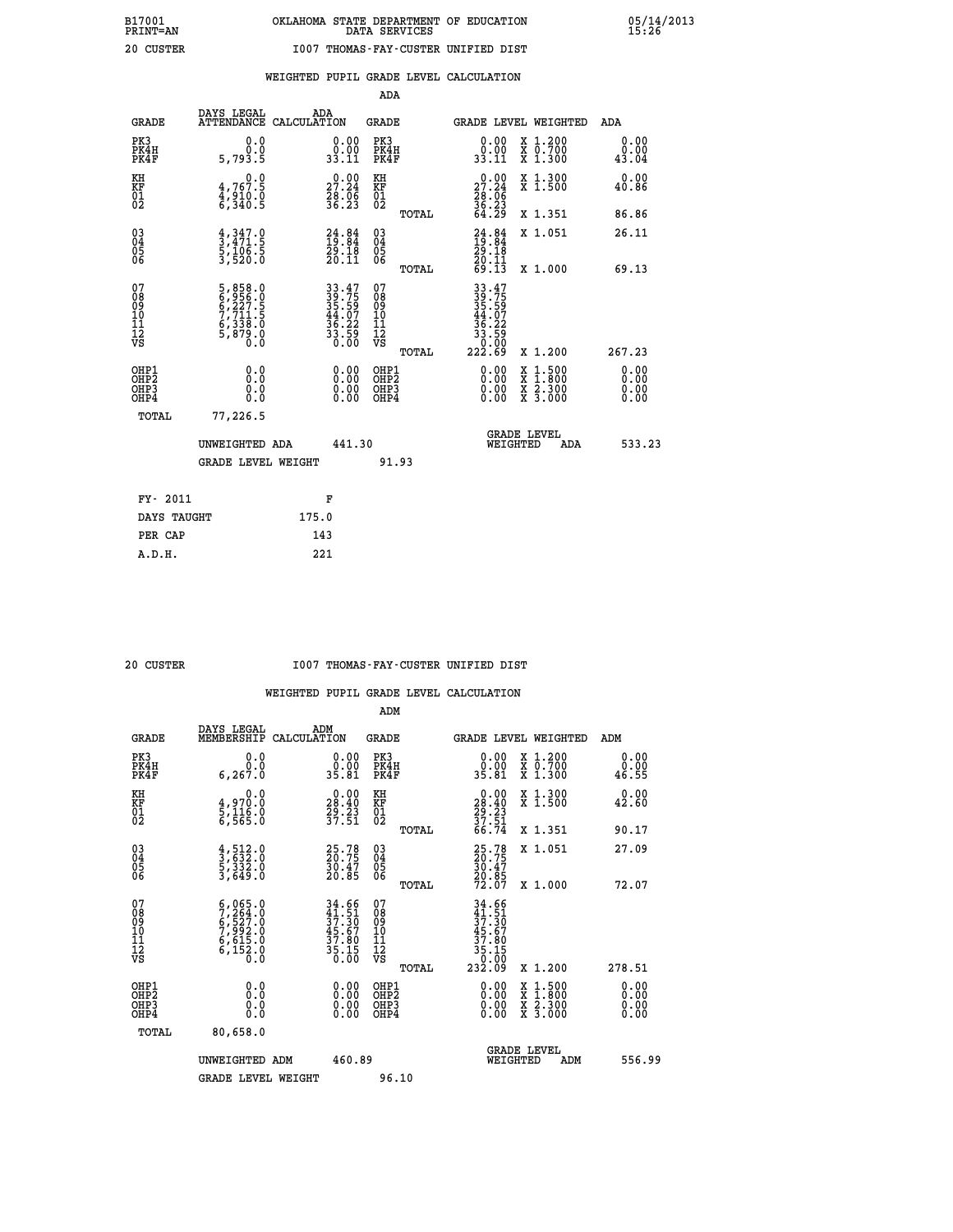B17001 OKLAHOMA STATE DEPARTMENT OF EDUCATION 05/14/2013
PRINT=AN DATA SERVICES 15:26

20 CUSTER I007 THOMAS-FAY-CUSTER UNIFIED DIST

WEIGHTED PUPIL GRADE LEVEL CALCULATION

ADA

| GRADE | DAYS LEGAL ATTENDANCE | ADA CALCULATION | GRADE | GRADE LEVEL | WEIGHTED | ADA |
|---|---|---|---|---|---|---|
| PK3 | 0.0 | 0.00 | PK3 | 0.00 | X 1.200 | 0.00 |
| PK4H | 0.0 | 0.00 | PK4H | 0.00 | X 0.700 | 0.00 |
| PK4F | 5,793.5 | 33.11 | PK4F | 33.11 | X 1.300 | 43.04 |
| KH | 0.0 | 0.00 | KH | 0.00 | X 1.300 | 0.00 |
| KF | 4,767.5 | 27.24 | KF | 27.24 | X 1.500 | 40.86 |
| 01 | 4,910.0 | 28.06 | 01 | 28.06 | | |
| 02 | 6,340.5 | 36.23 | 02 | 36.23 | | |
| | | | TOTAL | 64.29 | X 1.351 | 86.86 |
| 03 | 4,347.0 | 24.84 | 03 | 24.84 | X 1.051 | 26.11 |
| 04 | 3,471.5 | 19.84 | 04 | 19.84 | | |
| 05 | 5,106.5 | 29.18 | 05 | 29.18 | | |
| 06 | 3,520.0 | 20.11 | 06 | 20.11 | | |
| | | | TOTAL | 69.13 | X 1.000 | 69.13 |
| 07 | 5,858.0 | 33.47 | 07 | 33.47 | | |
| 08 | 6,956.0 | 39.75 | 08 | 39.75 | | |
| 09 | 6,227.5 | 35.59 | 09 | 35.59 | | |
| 10 | 7,711.5 | 44.07 | 10 | 44.07 | | |
| 11 | 6,338.0 | 36.22 | 11 | 36.22 | | |
| 12 | 5,879.0 | 33.59 | 12 | 33.59 | | |
| VS | 0.0 | 0.00 | VS | 0.00 | | |
| | | | TOTAL | 222.69 | X 1.200 | 267.23 |
| OHP1 | 0.0 | 0.00 | OHP1 | 0.00 | X 1.500 | 0.00 |
| OHP2 | 0.0 | 0.00 | OHP2 | 0.00 | X 1.800 | 0.00 |
| OHP3 | 0.0 | 0.00 | OHP3 | 0.00 | X 2.300 | 0.00 |
| OHP4 | 0.0 | 0.00 | OHP4 | 0.00 | X 3.000 | 0.00 |
| TOTAL | 77,226.5 | | | | | |

UNWEIGHTED ADA 441.30 GRADE LEVEL WEIGHTED ADA 533.23

GRADE LEVEL WEIGHT 91.93

FY- 2011 F
DAYS TAUGHT 175.0
PER CAP 143
A.D.H. 221

20 CUSTER I007 THOMAS-FAY-CUSTER UNIFIED DIST

WEIGHTED PUPIL GRADE LEVEL CALCULATION

ADM

| GRADE | DAYS LEGAL MEMBERSHIP | ADM CALCULATION | GRADE | GRADE LEVEL | WEIGHTED | ADM |
|---|---|---|---|---|---|---|
| PK3 | 0.0 | 0.00 | PK3 | 0.00 | X 1.200 | 0.00 |
| PK4H | 0.0 | 0.00 | PK4H | 0.00 | X 0.700 | 0.00 |
| PK4F | 6,267.0 | 35.81 | PK4F | 35.81 | X 1.300 | 46.55 |
| KH | 0.0 | 0.00 | KH | 0.00 | X 1.300 | 0.00 |
| KF | 4,970.0 | 28.40 | KF | 28.40 | X 1.500 | 42.60 |
| 01 | 5,116.0 | 29.23 | 01 | 29.23 | | |
| 02 | 6,565.0 | 37.51 | 02 | 37.51 | | |
| | | | TOTAL | 66.74 | X 1.351 | 90.17 |
| 03 | 4,512.0 | 25.78 | 03 | 25.78 | X 1.051 | 27.09 |
| 04 | 3,632.0 | 20.75 | 04 | 20.75 | | |
| 05 | 5,332.0 | 30.47 | 05 | 30.47 | | |
| 06 | 3,649.0 | 20.85 | 06 | 20.85 | | |
| | | | TOTAL | 72.07 | X 1.000 | 72.07 |
| 07 | 6,065.0 | 34.66 | 07 | 34.66 | | |
| 08 | 7,264.0 | 41.51 | 08 | 41.51 | | |
| 09 | 6,527.0 | 37.30 | 09 | 37.30 | | |
| 10 | 7,992.0 | 45.67 | 10 | 45.67 | | |
| 11 | 6,615.0 | 37.80 | 11 | 37.80 | | |
| 12 | 6,152.0 | 35.15 | 12 | 35.15 | | |
| VS | 0.0 | 0.00 | VS | 0.00 | | |
| | | | TOTAL | 232.09 | X 1.200 | 278.51 |
| OHP1 | 0.0 | 0.00 | OHP1 | 0.00 | X 1.500 | 0.00 |
| OHP2 | 0.0 | 0.00 | OHP2 | 0.00 | X 1.800 | 0.00 |
| OHP3 | 0.0 | 0.00 | OHP3 | 0.00 | X 2.300 | 0.00 |
| OHP4 | 0.0 | 0.00 | OHP4 | 0.00 | X 3.000 | 0.00 |
| TOTAL | 80,658.0 | | | | | |

UNWEIGHTED ADM 460.89 GRADE LEVEL WEIGHTED ADM 556.99

GRADE LEVEL WEIGHT 96.10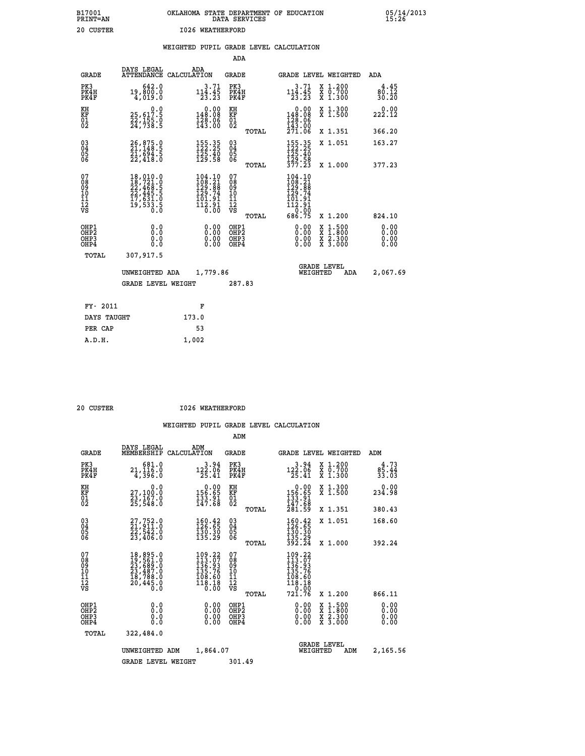B17001 PRINT=AN
OKLAHOMA STATE DEPARTMENT OF EDUCATION DATA SERVICES
05/14/2013 15:26

20 CUSTER — I026 WEATHERFORD

## WEIGHTED PUPIL GRADE LEVEL CALCULATION

### ADA

| GRADE | DAYS LEGAL ATTENDANCE | ADA CALCULATION | GRADE | GRADE LEVEL | WEIGHTED | ADA |
|---|---|---|---|---|---|---|
| PK3 | 642.0 | 3.71 | PK3 | 3.71 | X 1.200 | 4.45 |
| PK4H | 19,800.0 | 114.45 | PK4H | 114.45 | X 0.700 | 80.12 |
| PK4F | 4,019.0 | 23.23 | PK4F | 23.23 | X 1.300 | 30.20 |
| KH | 0.0 | 0.00 | KH | 0.00 | X 1.300 | 0.00 |
| KF | 25,617.5 | 148.08 | KF | 148.08 | X 1.500 | 222.12 |
| 01 | 22,155.0 | 128.06 | 01 | 128.06 | | |
| 02 | 24,738.5 | 143.00 | 02 | 143.00 | | |
| | | | TOTAL | 271.06 | X 1.351 | 366.20 |
| 03 | 26,875.0 | 155.35 | 03 | 155.35 | X 1.051 | 163.27 |
| 04 | 21,148.5 | 122.25 | 04 | 122.25 | | |
| 05 | 21,694.5 | 125.40 | 05 | 125.40 | | |
| 06 | 22,418.0 | 129.58 | 06 | 129.58 | | |
| | | | TOTAL | 377.23 | X 1.000 | 377.23 |
| 07 | 18,010.0 | 104.10 | 07 | 104.10 | | |
| 08 | 18,721.0 | 108.21 | 08 | 108.21 | | |
| 09 | 22,468.5 | 129.88 | 09 | 129.88 | | |
| 10 | 22,445.5 | 129.74 | 10 | 129.74 | | |
| 11 | 17,631.0 | 101.91 | 11 | 101.91 | | |
| 12 | 19,533.5 | 112.91 | 12 | 112.91 | | |
| VS | 0.0 | 0.00 | VS | 0.00 | | |
| | | | TOTAL | 686.75 | X 1.200 | 824.10 |
| OHP1 | 0.0 | 0.00 | OHP1 | 0.00 | X 1.500 | 0.00 |
| OHP2 | 0.0 | 0.00 | OHP2 | 0.00 | X 1.800 | 0.00 |
| OHP3 | 0.0 | 0.00 | OHP3 | 0.00 | X 2.300 | 0.00 |
| OHP4 | 0.0 | 0.00 | OHP4 | 0.00 | X 3.000 | 0.00 |
| TOTAL | 307,917.5 | | | | | |

UNWEIGHTED ADA 1,779.86 — GRADE LEVEL WEIGHTED ADA 2,067.69

GRADE LEVEL WEIGHT 287.83

| FY- 2011 | F |
|---|---|
| DAYS TAUGHT | 173.0 |
| PER CAP | 53 |
| A.D.H. | 1,002 |

20 CUSTER — I026 WEATHERFORD

## WEIGHTED PUPIL GRADE LEVEL CALCULATION

### ADM

| GRADE | DAYS LEGAL MEMBERSHIP | ADM CALCULATION | GRADE | GRADE LEVEL | WEIGHTED | ADM |
|---|---|---|---|---|---|---|
| PK3 | 681.0 | 3.94 | PK3 | 3.94 | X 1.200 | 4.73 |
| PK4H | 21,116.0 | 122.06 | PK4H | 122.06 | X 0.700 | 85.44 |
| PK4F | 4,396.0 | 25.41 | PK4F | 25.41 | X 1.300 | 33.03 |
| KH | 0.0 | 0.00 | KH | 0.00 | X 1.300 | 0.00 |
| KF | 27,100.0 | 156.65 | KF | 156.65 | X 1.500 | 234.98 |
| 01 | 23,167.0 | 133.91 | 01 | 133.91 | | |
| 02 | 25,548.0 | 147.68 | 02 | 147.68 | | |
| | | | TOTAL | 281.59 | X 1.351 | 380.43 |
| 03 | 27,752.0 | 160.42 | 03 | 160.42 | X 1.051 | 168.60 |
| 04 | 21,911.0 | 126.65 | 04 | 126.65 | | |
| 05 | 22,542.0 | 130.30 | 05 | 130.30 | | |
| 06 | 23,406.0 | 135.29 | 06 | 135.29 | | |
| | | | TOTAL | 392.24 | X 1.000 | 392.24 |
| 07 | 18,895.0 | 109.22 | 07 | 109.22 | | |
| 08 | 19,561.0 | 113.07 | 08 | 113.07 | | |
| 09 | 23,689.0 | 136.93 | 09 | 136.93 | | |
| 10 | 23,487.0 | 135.76 | 10 | 135.76 | | |
| 11 | 18,788.0 | 108.60 | 11 | 108.60 | | |
| 12 | 20,445.0 | 118.18 | 12 | 118.18 | | |
| VS | 0.0 | 0.00 | VS | 0.00 | | |
| | | | TOTAL | 721.76 | X 1.200 | 866.11 |
| OHP1 | 0.0 | 0.00 | OHP1 | 0.00 | X 1.500 | 0.00 |
| OHP2 | 0.0 | 0.00 | OHP2 | 0.00 | X 1.800 | 0.00 |
| OHP3 | 0.0 | 0.00 | OHP3 | 0.00 | X 2.300 | 0.00 |
| OHP4 | 0.0 | 0.00 | OHP4 | 0.00 | X 3.000 | 0.00 |
| TOTAL | 322,484.0 | | | | | |

UNWEIGHTED ADM 1,864.07 — GRADE LEVEL WEIGHTED ADM 2,165.56

GRADE LEVEL WEIGHT 301.49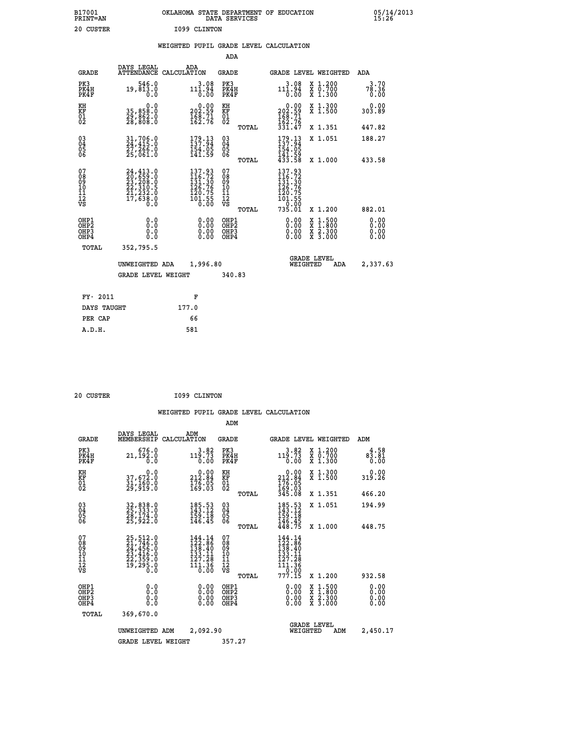B17001 PRINT=AN — OKLAHOMA STATE DEPARTMENT OF EDUCATION DATA SERVICES — 05/14/2013 15:26

20 CUSTER — I099 CLINTON

## WEIGHTED PUPIL GRADE LEVEL CALCULATION

### ADA

| GRADE | DAYS LEGAL ATTENDANCE | ADA CALCULATION | GRADE | GRADE LEVEL | WEIGHTED | ADA |
|---|---|---|---|---|---|---|
| PK3 | 546.0 | 3.08 | PK3 | 3.08 | X 1.200 | 3.70 |
| PK4H | 19,813.0 | 111.94 | PK4H | 111.94 | X 0.700 | 78.36 |
| PK4F | 0.0 | 0.00 | PK4F | 0.00 | X 1.300 | 0.00 |
| KH | 0.0 | 0.00 | KH | 0.00 | X 1.300 | 0.00 |
| KF | 35,858.0 | 202.59 | KF | 202.59 | X 1.500 | 303.89 |
| 01 | 29,862.0 | 168.71 | 01 | 168.71 | | |
| 02 | 28,808.0 | 162.76 | 02 | 162.76 | | |
| | | | TOTAL | 331.47 | X 1.351 | 447.82 |
| 03 | 31,706.0 | 179.13 | 03 | 179.13 | X 1.051 | 188.27 |
| 04 | 24,415.0 | 137.94 | 04 | 137.94 | | |
| 05 | 27,266.0 | 154.05 | 05 | 154.05 | | |
| 06 | 25,061.0 | 141.59 | 06 | 141.59 | | |
| | | | TOTAL | 433.58 | X 1.000 | 433.58 |
| 07 | 24,413.0 | 137.93 | 07 | 137.93 | | |
| 08 | 20,659.0 | 116.72 | 08 | 116.72 | | |
| 09 | 23,208.0 | 131.30 | 09 | 131.30 | | |
| 10 | 22,310.5 | 126.76 | 10 | 126.76 | | |
| 11 | 21,232.0 | 120.75 | 11 | 120.75 | | |
| 12 | 17,638.0 | 101.55 | 12 | 101.55 | | |
| VS | 0.0 | 0.00 | VS | 0.00 | | |
| | | | TOTAL | 735.01 | X 1.200 | 882.01 |
| OHP1 | 0.0 | 0.00 | OHP1 | 0.00 | X 1.500 | 0.00 |
| OHP2 | 0.0 | 0.00 | OHP2 | 0.00 | X 1.800 | 0.00 |
| OHP3 | 0.0 | 0.00 | OHP3 | 0.00 | X 2.300 | 0.00 |
| OHP4 | 0.0 | 0.00 | OHP4 | 0.00 | X 3.000 | 0.00 |
| TOTAL | 352,795.5 | | | | | |

UNWEIGHTED ADA 1,996.80 — GRADE LEVEL WEIGHTED ADA 2,337.63

GRADE LEVEL WEIGHT 340.83

| FY- 2011 | F |
|---|---|
| DAYS TAUGHT | 177.0 |
| PER CAP | 66 |
| A.D.H. | 581 |

20 CUSTER — I099 CLINTON

## WEIGHTED PUPIL GRADE LEVEL CALCULATION

### ADM

| GRADE | DAYS LEGAL MEMBERSHIP | ADM CALCULATION | GRADE | GRADE LEVEL | WEIGHTED | ADM |
|---|---|---|---|---|---|---|
| PK3 | 676.0 | 3.82 | PK3 | 3.82 | X 1.200 | 4.58 |
| PK4H | 21,192.0 | 119.73 | PK4H | 119.73 | X 0.700 | 83.81 |
| PK4F | 0.0 | 0.00 | PK4F | 0.00 | X 1.300 | 0.00 |
| KH | 0.0 | 0.00 | KH | 0.00 | X 1.300 | 0.00 |
| KF | 37,672.0 | 212.84 | KF | 212.84 | X 1.500 | 319.26 |
| 01 | 31,160.0 | 176.05 | 01 | 176.05 | | |
| 02 | 29,919.0 | 169.03 | 02 | 169.03 | | |
| | | | TOTAL | 345.08 | X 1.351 | 466.20 |
| 03 | 32,838.0 | 185.53 | 03 | 185.53 | X 1.051 | 194.99 |
| 04 | 25,333.0 | 143.12 | 04 | 143.12 | | |
| 05 | 28,174.0 | 159.18 | 05 | 159.18 | | |
| 06 | 25,922.0 | 146.45 | 06 | 146.45 | | |
| | | | TOTAL | 448.75 | X 1.000 | 448.75 |
| 07 | 25,512.0 | 144.14 | 07 | 144.14 | | |
| 08 | 21,746.0 | 122.86 | 08 | 122.86 | | |
| 09 | 24,456.0 | 138.40 | 09 | 138.40 | | |
| 10 | 23,416.0 | 133.11 | 10 | 133.11 | | |
| 11 | 22,359.0 | 127.28 | 11 | 127.28 | | |
| 12 | 19,295.0 | 111.36 | 12 | 111.36 | | |
| VS | 0.0 | 0.00 | VS | 0.00 | | |
| | | | TOTAL | 777.15 | X 1.200 | 932.58 |
| OHP1 | 0.0 | 0.00 | OHP1 | 0.00 | X 1.500 | 0.00 |
| OHP2 | 0.0 | 0.00 | OHP2 | 0.00 | X 1.800 | 0.00 |
| OHP3 | 0.0 | 0.00 | OHP3 | 0.00 | X 2.300 | 0.00 |
| OHP4 | 0.0 | 0.00 | OHP4 | 0.00 | X 3.000 | 0.00 |
| TOTAL | 369,670.0 | | | | | |

UNWEIGHTED ADM 2,092.90 — GRADE LEVEL WEIGHTED ADM 2,450.17

GRADE LEVEL WEIGHT 357.27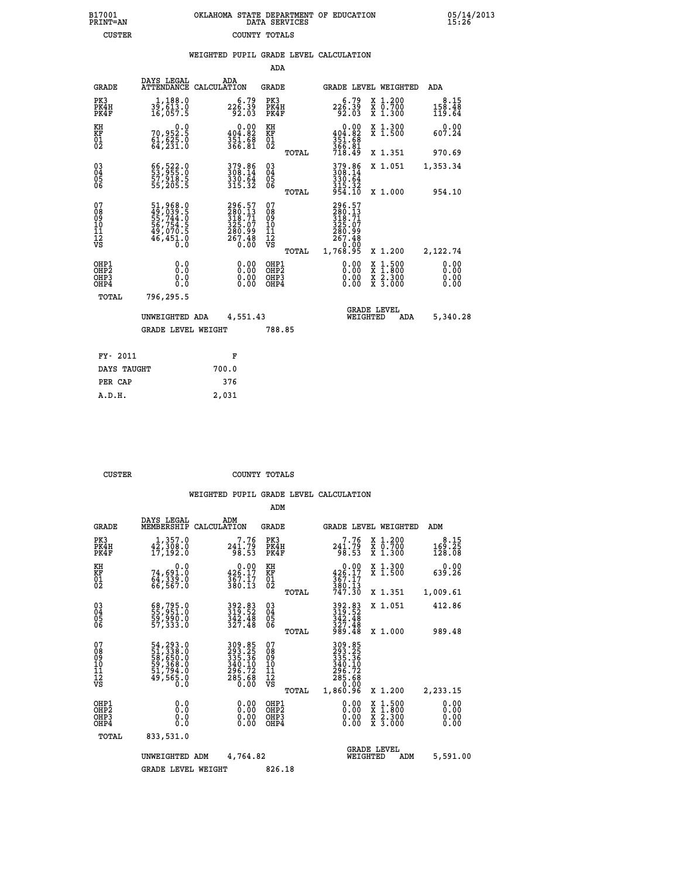B17001 PRINT=AN — OKLAHOMA STATE DEPARTMENT OF EDUCATION DATA SERVICES — 05/14/2013 15:26

CUSTER — COUNTY TOTALS

WEIGHTED PUPIL GRADE LEVEL CALCULATION

ADA

| GRADE | DAYS LEGAL ATTENDANCE | ADA CALCULATION | GRADE | GRADE LEVEL | WEIGHTED | ADA |
|---|---|---|---|---|---|---|
| PK3 | 1,188.0 | 6.79 | PK3 | 6.79 | X 1.200 | 8.15 |
| PK4H | 39,613.0 | 226.39 | PK4H | 226.39 | X 0.700 | 158.48 |
| PK4F | 16,057.5 | 92.03 | PK4F | 92.03 | X 1.300 | 119.64 |
| KH | 0.0 | 0.00 | KH | 0.00 | X 1.300 | 0.00 |
| KF | 70,952.5 | 404.82 | KF | 404.82 | X 1.500 | 607.24 |
| 01 | 61,625.0 | 351.68 | 01 | 351.68 | | |
| 02 | 64,231.0 | 366.81 | 02 | 366.81 | | |
| | | | TOTAL | 718.49 | X 1.351 | 970.69 |
| 03 | 66,522.0 | 379.86 | 03 | 379.86 | X 1.051 | 1,353.34 |
| 04 | 53,955.0 | 308.14 | 04 | 308.14 | | |
| 05 | 57,918.5 | 330.64 | 05 | 330.64 | | |
| 06 | 55,205.5 | 315.32 | 06 | 315.32 | | |
| | | | TOTAL | 954.10 | X 1.000 | 954.10 |
| 07 | 51,968.0 | 296.57 | 07 | 296.57 | | |
| 08 | 49,039.5 | 280.13 | 08 | 280.13 | | |
| 09 | 55,744.0 | 318.71 | 09 | 318.71 | | |
| 10 | 56,754.5 | 325.07 | 10 | 325.07 | | |
| 11 | 49,070.5 | 280.99 | 11 | 280.99 | | |
| 12 | 46,451.0 | 267.48 | 12 | 267.48 | | |
| VS | 0.0 | 0.00 | VS | 0.00 | | |
| | | | TOTAL | 1,768.95 | X 1.200 | 2,122.74 |
| OHP1 | 0.0 | 0.00 | OHP1 | 0.00 | X 1.500 | 0.00 |
| OHP2 | 0.0 | 0.00 | OHP2 | 0.00 | X 1.800 | 0.00 |
| OHP3 | 0.0 | 0.00 | OHP3 | 0.00 | X 2.300 | 0.00 |
| OHP4 | 0.0 | 0.00 | OHP4 | 0.00 | X 3.000 | 0.00 |
| TOTAL | 796,295.5 | | | | | |

UNWEIGHTED ADA 4,551.43 — GRADE LEVEL WEIGHTED ADA 5,340.28

GRADE LEVEL WEIGHT 788.85

| FY- 2011 | F |
|---|---|
| DAYS TAUGHT | 700.0 |
| PER CAP | 376 |
| A.D.H. | 2,031 |

CUSTER — COUNTY TOTALS

WEIGHTED PUPIL GRADE LEVEL CALCULATION

ADM

| GRADE | DAYS LEGAL MEMBERSHIP | ADM CALCULATION | GRADE | GRADE LEVEL | WEIGHTED | ADM |
|---|---|---|---|---|---|---|
| PK3 | 1,357.0 | 7.76 | PK3 | 7.76 | X 1.200 | 8.15 |
| PK4H | 42,308.0 | 241.79 | PK4H | 241.79 | X 0.700 | 169.25 |
| PK4F | 17,192.0 | 98.53 | PK4F | 98.53 | X 1.300 | 128.08 |
| KH | 0.0 | 0.00 | KH | 0.00 | X 1.300 | 0.00 |
| KF | 74,691.0 | 426.17 | KF | 426.17 | X 1.500 | 639.26 |
| 01 | 64,339.0 | 367.17 | 01 | 367.17 | | |
| 02 | 66,567.0 | 380.13 | 02 | 380.13 | | |
| | | | TOTAL | 747.30 | X 1.351 | 1,009.61 |
| 03 | 68,795.0 | 392.83 | 03 | 392.83 | X 1.051 | 412.86 |
| 04 | 55,951.0 | 319.52 | 04 | 319.52 | | |
| 05 | 59,990.0 | 342.48 | 05 | 342.48 | | |
| 06 | 57,333.0 | 327.48 | 06 | 327.48 | | |
| | | | TOTAL | 989.48 | X 1.000 | 989.48 |
| 07 | 54,293.0 | 309.85 | 07 | 309.85 | | |
| 08 | 51,338.0 | 293.25 | 08 | 293.25 | | |
| 09 | 58,650.0 | 335.36 | 09 | 335.36 | | |
| 10 | 59,368.0 | 340.10 | 10 | 340.10 | | |
| 11 | 51,794.0 | 296.72 | 11 | 296.72 | | |
| 12 | 49,565.0 | 285.68 | 12 | 285.68 | | |
| VS | 0.0 | 0.00 | VS | 0.00 | | |
| | | | TOTAL | 1,860.96 | X 1.200 | 2,233.15 |
| OHP1 | 0.0 | 0.00 | OHP1 | 0.00 | X 1.500 | 0.00 |
| OHP2 | 0.0 | 0.00 | OHP2 | 0.00 | X 1.800 | 0.00 |
| OHP3 | 0.0 | 0.00 | OHP3 | 0.00 | X 2.300 | 0.00 |
| OHP4 | 0.0 | 0.00 | OHP4 | 0.00 | X 3.000 | 0.00 |
| TOTAL | 833,531.0 | | | | | |

UNWEIGHTED ADM 4,764.82 — GRADE LEVEL WEIGHTED ADM 5,591.00

GRADE LEVEL WEIGHT 826.18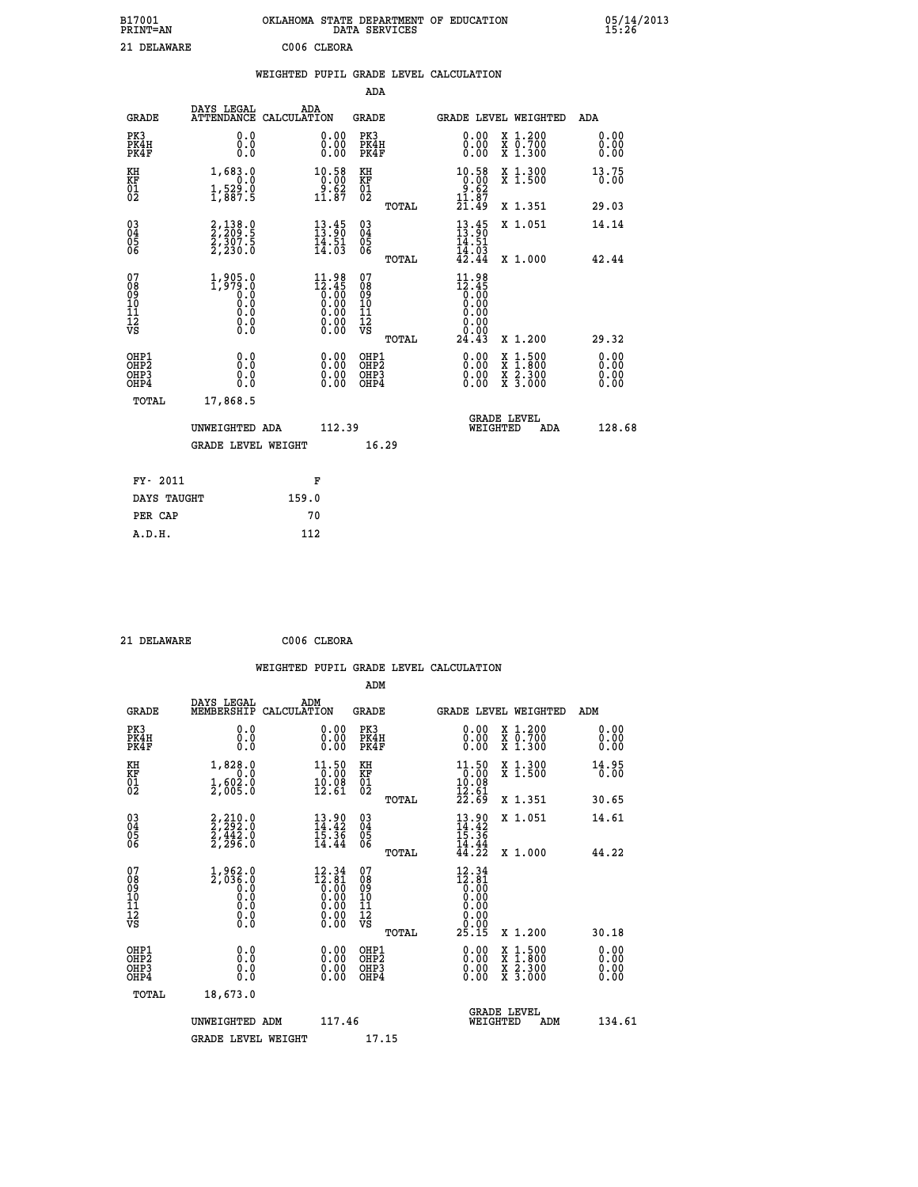B17001 OKLAHOMA STATE DEPARTMENT OF EDUCATION 05/14/2013
PRINT=AN DATA SERVICES 15:26

21 DELAWARE C006 CLEORA

## WEIGHTED PUPIL GRADE LEVEL CALCULATION

### ADA

| GRADE | DAYS LEGAL ATTENDANCE | ADA CALCULATION | GRADE | GRADE LEVEL | WEIGHTED | ADA |
|---|---|---|---|---|---|---|
| PK3 | 0.0 | 0.00 | PK3 | 0.00 | X 1.200 | 0.00 |
| PK4H | 0.0 | 0.00 | PK4H | 0.00 | X 0.700 | 0.00 |
| PK4F | 0.0 | 0.00 | PK4F | 0.00 | X 1.300 | 0.00 |
| KH | 1,683.0 | 10.58 | KH | 10.58 | X 1.300 | 13.75 |
| KF | 0.0 | 0.00 | KF | 0.00 | X 1.500 | 0.00 |
| 01 | 1,529.0 | 9.62 | 01 | 9.62 | | |
| 02 | 1,887.5 | 11.87 | 02 | 11.87 | | |
| | | | TOTAL | 21.49 | X 1.351 | 29.03 |
| 03 | 2,138.0 | 13.45 | 03 | 13.45 | X 1.051 | 14.14 |
| 04 | 2,209.5 | 13.90 | 04 | 13.90 | | |
| 05 | 2,307.5 | 14.51 | 05 | 14.51 | | |
| 06 | 2,230.0 | 14.03 | 06 | 14.03 | | |
| | | | TOTAL | 42.44 | X 1.000 | 42.44 |
| 07 | 1,905.0 | 11.98 | 07 | 11.98 | | |
| 08 | 1,979.0 | 12.45 | 08 | 12.45 | | |
| 09 | 0.0 | 0.00 | 09 | 0.00 | | |
| 10 | 0.0 | 0.00 | 10 | 0.00 | | |
| 11 | 0.0 | 0.00 | 11 | 0.00 | | |
| 12 | 0.0 | 0.00 | 12 | 0.00 | | |
| VS | 0.0 | 0.00 | VS | 0.00 | | |
| | | | TOTAL | 24.43 | X 1.200 | 29.32 |
| OHP1 | 0.0 | 0.00 | OHP1 | 0.00 | X 1.500 | 0.00 |
| OHP2 | 0.0 | 0.00 | OHP2 | 0.00 | X 1.800 | 0.00 |
| OHP3 | 0.0 | 0.00 | OHP3 | 0.00 | X 2.300 | 0.00 |
| OHP4 | 0.0 | 0.00 | OHP4 | 0.00 | X 3.000 | 0.00 |
| TOTAL | 17,868.5 | | | | | |

UNWEIGHTED ADA 112.39 GRADE LEVEL WEIGHTED ADA 128.68

GRADE LEVEL WEIGHT 16.29

| FY- 2011 | F |
|---|---|
| DAYS TAUGHT | 159.0 |
| PER CAP | 70 |
| A.D.H. | 112 |

21 DELAWARE C006 CLEORA

## WEIGHTED PUPIL GRADE LEVEL CALCULATION

### ADM

| GRADE | DAYS LEGAL MEMBERSHIP | ADM CALCULATION | GRADE | GRADE LEVEL | WEIGHTED | ADM |
|---|---|---|---|---|---|---|
| PK3 | 0.0 | 0.00 | PK3 | 0.00 | X 1.200 | 0.00 |
| PK4H | 0.0 | 0.00 | PK4H | 0.00 | X 0.700 | 0.00 |
| PK4F | 0.0 | 0.00 | PK4F | 0.00 | X 1.300 | 0.00 |
| KH | 1,828.0 | 11.50 | KH | 11.50 | X 1.300 | 14.95 |
| KF | 0.0 | 0.00 | KF | 0.00 | X 1.500 | 0.00 |
| 01 | 1,602.0 | 10.08 | 01 | 10.08 | | |
| 02 | 2,005.0 | 12.61 | 02 | 12.61 | | |
| | | | TOTAL | 22.69 | X 1.351 | 30.65 |
| 03 | 2,210.0 | 13.90 | 03 | 13.90 | X 1.051 | 14.61 |
| 04 | 2,292.0 | 14.42 | 04 | 14.42 | | |
| 05 | 2,442.0 | 15.36 | 05 | 15.36 | | |
| 06 | 2,296.0 | 14.44 | 06 | 14.44 | | |
| | | | TOTAL | 44.22 | X 1.000 | 44.22 |
| 07 | 1,962.0 | 12.34 | 07 | 12.34 | | |
| 08 | 2,036.0 | 12.81 | 08 | 12.81 | | |
| 09 | 0.0 | 0.00 | 09 | 0.00 | | |
| 10 | 0.0 | 0.00 | 10 | 0.00 | | |
| 11 | 0.0 | 0.00 | 11 | 0.00 | | |
| 12 | 0.0 | 0.00 | 12 | 0.00 | | |
| VS | 0.0 | 0.00 | VS | 0.00 | | |
| | | | TOTAL | 25.15 | X 1.200 | 30.18 |
| OHP1 | 0.0 | 0.00 | OHP1 | 0.00 | X 1.500 | 0.00 |
| OHP2 | 0.0 | 0.00 | OHP2 | 0.00 | X 1.800 | 0.00 |
| OHP3 | 0.0 | 0.00 | OHP3 | 0.00 | X 2.300 | 0.00 |
| OHP4 | 0.0 | 0.00 | OHP4 | 0.00 | X 3.000 | 0.00 |
| TOTAL | 18,673.0 | | | | | |

UNWEIGHTED ADM 117.46 GRADE LEVEL WEIGHTED ADM 134.61

GRADE LEVEL WEIGHT 17.15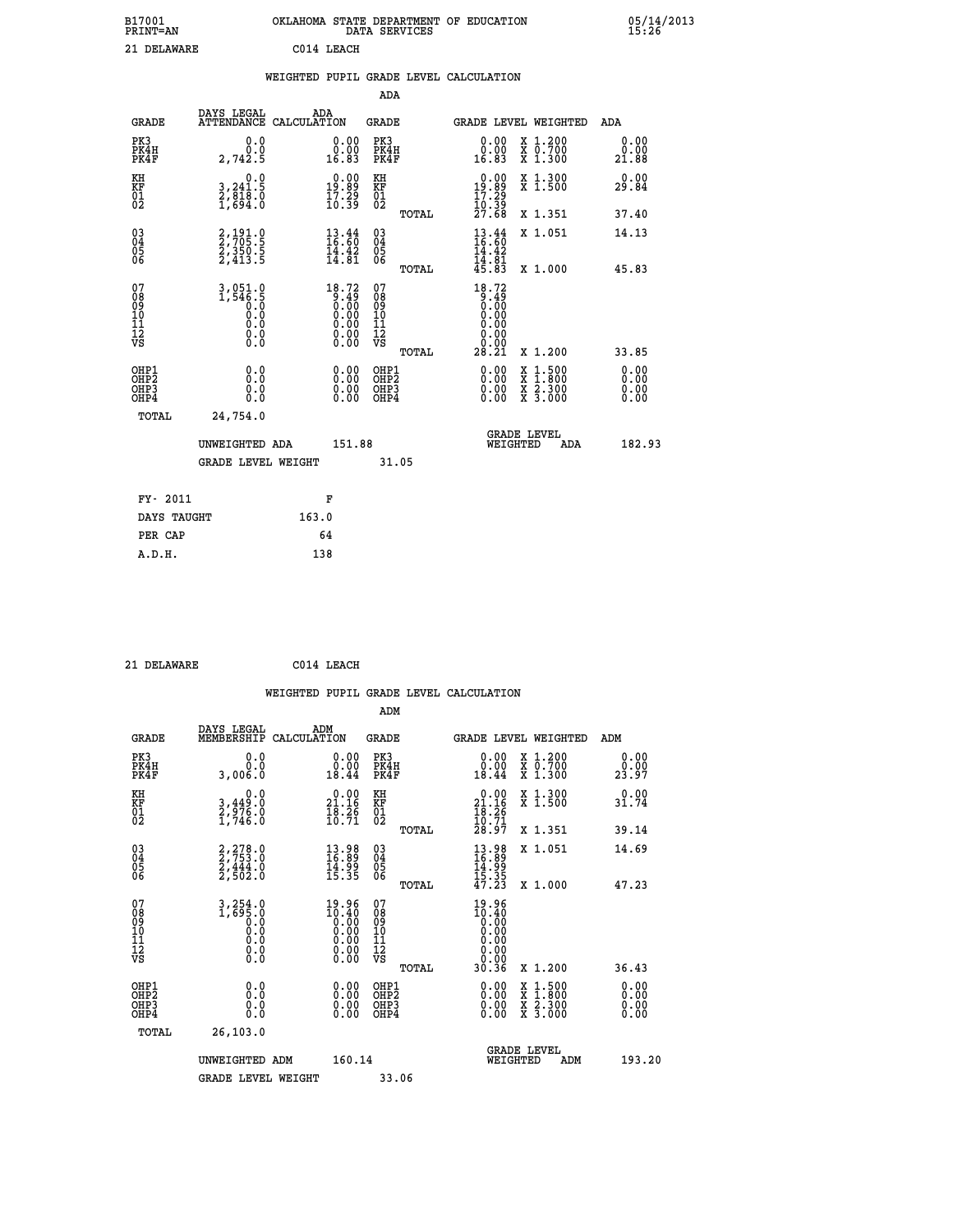B17001 OKLAHOMA STATE DEPARTMENT OF EDUCATION 05/14/2013
PRINT=AN DATA SERVICES 15:26

21 DELAWARE C014 LEACH

## WEIGHTED PUPIL GRADE LEVEL CALCULATION

### ADA

| GRADE | DAYS LEGAL ATTENDANCE | ADA CALCULATION | GRADE | GRADE LEVEL | WEIGHTED | ADA |
|---|---|---|---|---|---|---|
| PK3 | 0.0 | 0.00 | PK3 | 0.00 | X 1.200 | 0.00 |
| PK4H | 0.0 | 0.00 | PK4H | 0.00 | X 0.700 | 0.00 |
| PK4F | 2,742.5 | 16.83 | PK4F | 16.83 | X 1.300 | 21.88 |
| KH | 0.0 | 0.00 | KH | 0.00 | X 1.300 | 0.00 |
| KF | 3,241.5 | 19.89 | KF | 19.89 | X 1.500 | 29.84 |
| 01 | 2,818.0 | 17.29 | 01 | 17.29 | | |
| 02 | 1,694.0 | 10.39 | 02 | 10.39 | | |
| | | | TOTAL | 27.68 | X 1.351 | 37.40 |
| 03 | 2,191.0 | 13.44 | 03 | 13.44 | X 1.051 | 14.13 |
| 04 | 2,705.5 | 16.60 | 04 | 16.60 | | |
| 05 | 2,350.5 | 14.42 | 05 | 14.42 | | |
| 06 | 2,413.5 | 14.81 | 06 | 14.81 | | |
| | | | TOTAL | 45.83 | X 1.000 | 45.83 |
| 07 | 3,051.0 | 18.72 | 07 | 18.72 | | |
| 08 | 1,546.5 | 9.49 | 08 | 9.49 | | |
| 09 | 0.0 | 0.00 | 09 | 0.00 | | |
| 10 | 0.0 | 0.00 | 10 | 0.00 | | |
| 11 | 0.0 | 0.00 | 11 | 0.00 | | |
| 12 | 0.0 | 0.00 | 12 | 0.00 | | |
| VS | 0.0 | 0.00 | VS | 0.00 | | |
| | | | TOTAL | 28.21 | X 1.200 | 33.85 |
| OHP1 | 0.0 | 0.00 | OHP1 | 0.00 | X 1.500 | 0.00 |
| OHP2 | 0.0 | 0.00 | OHP2 | 0.00 | X 1.800 | 0.00 |
| OHP3 | 0.0 | 0.00 | OHP3 | 0.00 | X 2.300 | 0.00 |
| OHP4 | 0.0 | 0.00 | OHP4 | 0.00 | X 3.000 | 0.00 |
| TOTAL | 24,754.0 | | | | | |

UNWEIGHTED ADA 151.88 GRADE LEVEL WEIGHTED ADA 182.93

GRADE LEVEL WEIGHT 31.05

| FY- 2011 | F |
|---|---|
| DAYS TAUGHT | 163.0 |
| PER CAP | 64 |
| A.D.H. | 138 |

21 DELAWARE C014 LEACH

## WEIGHTED PUPIL GRADE LEVEL CALCULATION

### ADM

| GRADE | DAYS LEGAL MEMBERSHIP | ADM CALCULATION | GRADE | GRADE LEVEL | WEIGHTED | ADM |
|---|---|---|---|---|---|---|
| PK3 | 0.0 | 0.00 | PK3 | 0.00 | X 1.200 | 0.00 |
| PK4H | 0.0 | 0.00 | PK4H | 0.00 | X 0.700 | 0.00 |
| PK4F | 3,006.0 | 18.44 | PK4F | 18.44 | X 1.300 | 23.97 |
| KH | 0.0 | 0.00 | KH | 0.00 | X 1.300 | 0.00 |
| KF | 3,449.0 | 21.16 | KF | 21.16 | X 1.500 | 31.74 |
| 01 | 2,976.0 | 18.26 | 01 | 18.26 | | |
| 02 | 1,746.0 | 10.71 | 02 | 10.71 | | |
| | | | TOTAL | 28.97 | X 1.351 | 39.14 |
| 03 | 2,278.0 | 13.98 | 03 | 13.98 | X 1.051 | 14.69 |
| 04 | 2,753.0 | 16.89 | 04 | 16.89 | | |
| 05 | 2,444.0 | 14.99 | 05 | 14.99 | | |
| 06 | 2,502.0 | 15.35 | 06 | 15.35 | | |
| | | | TOTAL | 47.23 | X 1.000 | 47.23 |
| 07 | 3,254.0 | 19.96 | 07 | 19.96 | | |
| 08 | 1,695.0 | 10.40 | 08 | 10.40 | | |
| 09 | 0.0 | 0.00 | 09 | 0.00 | | |
| 10 | 0.0 | 0.00 | 10 | 0.00 | | |
| 11 | 0.0 | 0.00 | 11 | 0.00 | | |
| 12 | 0.0 | 0.00 | 12 | 0.00 | | |
| VS | 0.0 | 0.00 | VS | 0.00 | | |
| | | | TOTAL | 30.36 | X 1.200 | 36.43 |
| OHP1 | 0.0 | 0.00 | OHP1 | 0.00 | X 1.500 | 0.00 |
| OHP2 | 0.0 | 0.00 | OHP2 | 0.00 | X 1.800 | 0.00 |
| OHP3 | 0.0 | 0.00 | OHP3 | 0.00 | X 2.300 | 0.00 |
| OHP4 | 0.0 | 0.00 | OHP4 | 0.00 | X 3.000 | 0.00 |
| TOTAL | 26,103.0 | | | | | |

UNWEIGHTED ADM 160.14 GRADE LEVEL WEIGHTED ADM 193.20

GRADE LEVEL WEIGHT 33.06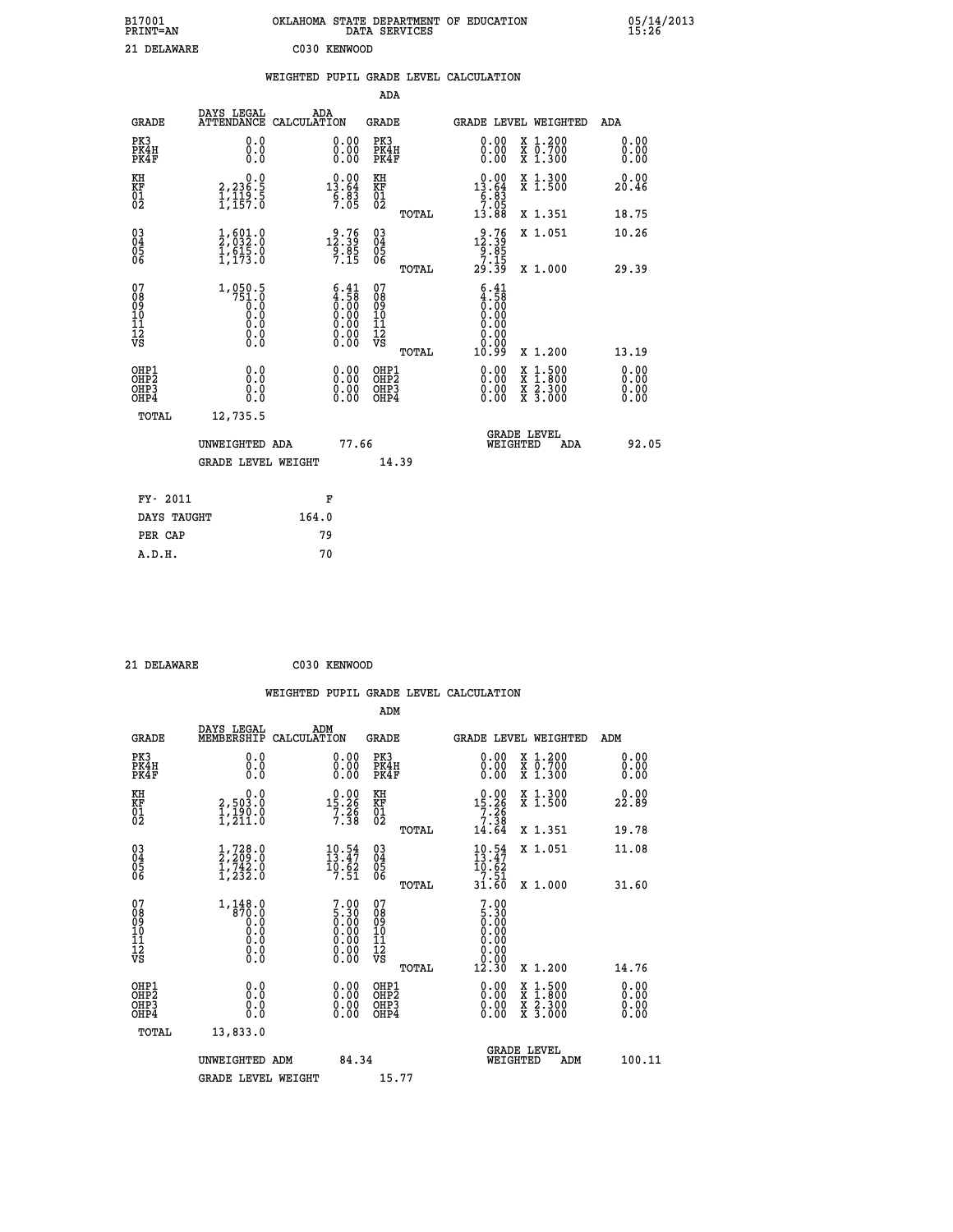B17001 OKLAHOMA STATE DEPARTMENT OF EDUCATION 05/14/2013
PRINT=AN DATA SERVICES 15:26

21 DELAWARE C030 KENWOOD

## WEIGHTED PUPIL GRADE LEVEL CALCULATION

### ADA

| GRADE | DAYS LEGAL ATTENDANCE | ADA CALCULATION | GRADE | GRADE LEVEL | WEIGHTED | ADA |
|---|---|---|---|---|---|---|
| PK3 | 0.0 | 0.00 | PK3 | 0.00 | X 1.200 | 0.00 |
| PK4H | 0.0 | 0.00 | PK4H | 0.00 | X 0.700 | 0.00 |
| PK4F | 0.0 | 0.00 | PK4F | 0.00 | X 1.300 | 0.00 |
| KH | 0.0 | 0.00 | KH | 0.00 | X 1.300 | 0.00 |
| KF | 2,236.5 | 13.64 | KF | 13.64 | X 1.500 | 20.46 |
| 01 | 1,119.5 | 6.83 | 01 | 6.83 | | |
| 02 | 1,157.0 | 7.05 | 02 | 7.05 | | |
| | | | TOTAL | 13.88 | X 1.351 | 18.75 |
| 03 | 1,601.0 | 9.76 | 03 | 9.76 | X 1.051 | 10.26 |
| 04 | 2,032.0 | 12.39 | 04 | 12.39 | | |
| 05 | 1,615.0 | 9.85 | 05 | 9.85 | | |
| 06 | 1,173.0 | 7.15 | 06 | 7.15 | | |
| | | | TOTAL | 29.39 | X 1.000 | 29.39 |
| 07 | 1,050.5 | 6.41 | 07 | 6.41 | | |
| 08 | 751.0 | 4.58 | 08 | 4.58 | | |
| 09 | 0.0 | 0.00 | 09 | 0.00 | | |
| 10 | 0.0 | 0.00 | 10 | 0.00 | | |
| 11 | 0.0 | 0.00 | 11 | 0.00 | | |
| 12 | 0.0 | 0.00 | 12 | 0.00 | | |
| VS | 0.0 | 0.00 | VS | 0.00 | | |
| | | | TOTAL | 10.99 | X 1.200 | 13.19 |
| OHP1 | 0.0 | 0.00 | OHP1 | 0.00 | X 1.500 | 0.00 |
| OHP2 | 0.0 | 0.00 | OHP2 | 0.00 | X 1.800 | 0.00 |
| OHP3 | 0.0 | 0.00 | OHP3 | 0.00 | X 2.300 | 0.00 |
| OHP4 | 0.0 | 0.00 | OHP4 | 0.00 | X 3.000 | 0.00 |
| TOTAL | 12,735.5 | | | | | |

UNWEIGHTED ADA 77.66 GRADE LEVEL WEIGHTED ADA 92.05

GRADE LEVEL WEIGHT 14.39

| | |
|---|---|
| FY- 2011 | F |
| DAYS TAUGHT | 164.0 |
| PER CAP | 79 |
| A.D.H. | 70 |

21 DELAWARE C030 KENWOOD

## WEIGHTED PUPIL GRADE LEVEL CALCULATION

### ADM

| GRADE | DAYS LEGAL MEMBERSHIP | ADM CALCULATION | GRADE | GRADE LEVEL | WEIGHTED | ADM |
|---|---|---|---|---|---|---|
| PK3 | 0.0 | 0.00 | PK3 | 0.00 | X 1.200 | 0.00 |
| PK4H | 0.0 | 0.00 | PK4H | 0.00 | X 0.700 | 0.00 |
| PK4F | 0.0 | 0.00 | PK4F | 0.00 | X 1.300 | 0.00 |
| KH | 0.0 | 0.00 | KH | 0.00 | X 1.300 | 0.00 |
| KF | 2,503.0 | 15.26 | KF | 15.26 | X 1.500 | 22.89 |
| 01 | 1,190.0 | 7.26 | 01 | 7.26 | | |
| 02 | 1,211.0 | 7.38 | 02 | 7.38 | | |
| | | | TOTAL | 14.64 | X 1.351 | 19.78 |
| 03 | 1,728.0 | 10.54 | 03 | 10.54 | X 1.051 | 11.08 |
| 04 | 2,209.0 | 13.47 | 04 | 13.47 | | |
| 05 | 1,742.0 | 10.62 | 05 | 10.62 | | |
| 06 | 1,232.0 | 7.51 | 06 | 7.51 | | |
| | | | TOTAL | 31.60 | X 1.000 | 31.60 |
| 07 | 1,148.0 | 7.00 | 07 | 7.00 | | |
| 08 | 870.0 | 5.30 | 08 | 5.30 | | |
| 09 | 0.0 | 0.00 | 09 | 0.00 | | |
| 10 | 0.0 | 0.00 | 10 | 0.00 | | |
| 11 | 0.0 | 0.00 | 11 | 0.00 | | |
| 12 | 0.0 | 0.00 | 12 | 0.00 | | |
| VS | 0.0 | 0.00 | VS | 0.00 | | |
| | | | TOTAL | 12.30 | X 1.200 | 14.76 |
| OHP1 | 0.0 | 0.00 | OHP1 | 0.00 | X 1.500 | 0.00 |
| OHP2 | 0.0 | 0.00 | OHP2 | 0.00 | X 1.800 | 0.00 |
| OHP3 | 0.0 | 0.00 | OHP3 | 0.00 | X 2.300 | 0.00 |
| OHP4 | 0.0 | 0.00 | OHP4 | 0.00 | X 3.000 | 0.00 |
| TOTAL | 13,833.0 | | | | | |

UNWEIGHTED ADM 84.34 GRADE LEVEL WEIGHTED ADM 100.11

GRADE LEVEL WEIGHT 15.77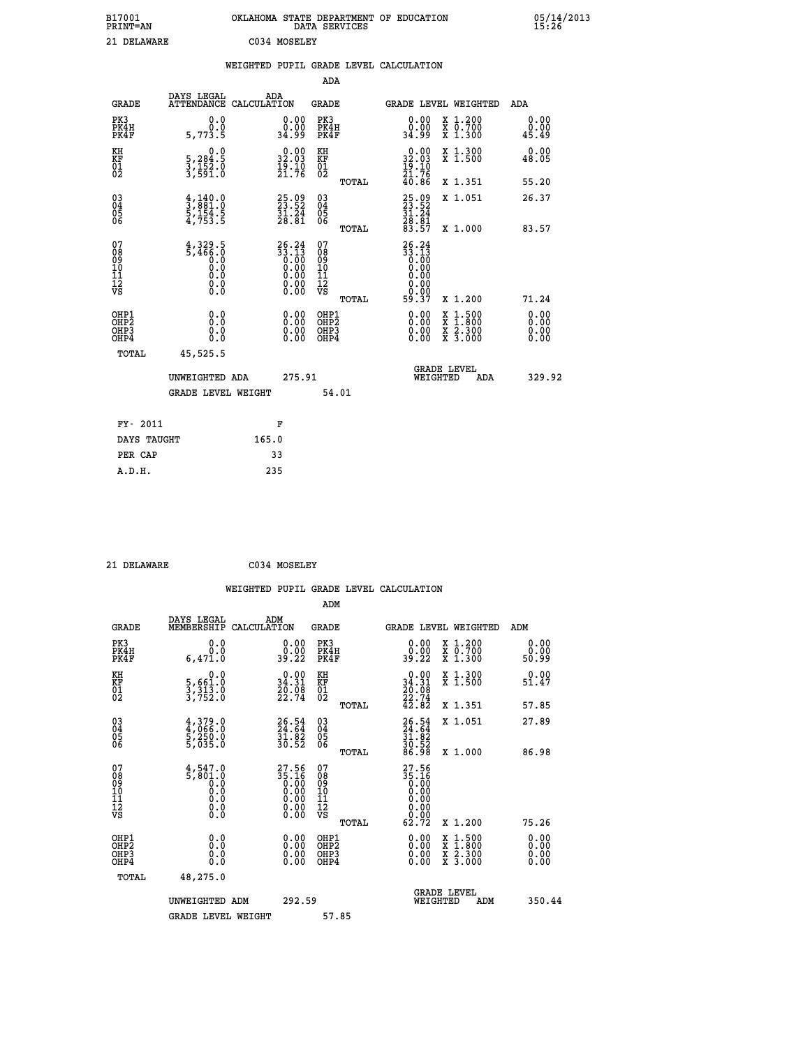B17001
PRINT=AN

OKLAHOMA STATE DEPARTMENT OF EDUCATION
DATA SERVICES

05/14/2013
15:26

21 DELAWARE C034 MOSELEY

## WEIGHTED PUPIL GRADE LEVEL CALCULATION

### ADA

| GRADE | DAYS LEGAL ATTENDANCE | ADA CALCULATION | GRADE | GRADE LEVEL | WEIGHTED | ADA |
|---|---|---|---|---|---|---|
| PK3 | 0.0 | 0.00 | PK3 | 0.00 | X 1.200 | 0.00 |
| PK4H | 0.0 | 0.00 | PK4H | 0.00 | X 0.700 | 0.00 |
| PK4F | 5,773.5 | 34.99 | PK4F | 34.99 | X 1.300 | 45.49 |
| KH | 0.0 | 0.00 | KH | 0.00 | X 1.300 | 0.00 |
| KF | 5,284.5 | 32.03 | KF | 32.03 | X 1.500 | 48.05 |
| 01 | 3,152.0 | 19.10 | 01 | 19.10 | | |
| 02 | 3,591.0 | 21.76 | 02 | 21.76 | | |
| | | | TOTAL | 40.86 | X 1.351 | 55.20 |
| 03 | 4,140.0 | 25.09 | 03 | 25.09 | X 1.051 | 26.37 |
| 04 | 3,881.0 | 23.52 | 04 | 23.52 | | |
| 05 | 5,154.5 | 31.24 | 05 | 31.24 | | |
| 06 | 4,753.5 | 28.81 | 06 | 28.81 | | |
| | | | TOTAL | 83.57 | X 1.000 | 83.57 |
| 07 | 4,329.5 | 26.24 | 07 | 26.24 | | |
| 08 | 5,466.0 | 33.13 | 08 | 33.13 | | |
| 09 | 0.0 | 0.00 | 09 | 0.00 | | |
| 10 | 0.0 | 0.00 | 10 | 0.00 | | |
| 11 | 0.0 | 0.00 | 11 | 0.00 | | |
| 12 | 0.0 | 0.00 | 12 | 0.00 | | |
| VS | 0.0 | 0.00 | VS | 0.00 | | |
| | | | TOTAL | 59.37 | X 1.200 | 71.24 |
| OHP1 | 0.0 | 0.00 | OHP1 | 0.00 | X 1.500 | 0.00 |
| OHP2 | 0.0 | 0.00 | OHP2 | 0.00 | X 1.800 | 0.00 |
| OHP3 | 0.0 | 0.00 | OHP3 | 0.00 | X 2.300 | 0.00 |
| OHP4 | 0.0 | 0.00 | OHP4 | 0.00 | X 3.000 | 0.00 |
| TOTAL | 45,525.5 | | | | | |

UNWEIGHTED ADA 275.91 GRADE LEVEL WEIGHTED ADA 329.92

GRADE LEVEL WEIGHT 54.01

| FY- 2011 | F |
|---|---|
| DAYS TAUGHT | 165.0 |
| PER CAP | 33 |
| A.D.H. | 235 |

21 DELAWARE C034 MOSELEY

## WEIGHTED PUPIL GRADE LEVEL CALCULATION

### ADM

| GRADE | DAYS LEGAL MEMBERSHIP | ADM CALCULATION | GRADE | GRADE LEVEL | WEIGHTED | ADM |
|---|---|---|---|---|---|---|
| PK3 | 0.0 | 0.00 | PK3 | 0.00 | X 1.200 | 0.00 |
| PK4H | 0.0 | 0.00 | PK4H | 0.00 | X 0.700 | 0.00 |
| PK4F | 6,471.0 | 39.22 | PK4F | 39.22 | X 1.300 | 50.99 |
| KH | 0.0 | 0.00 | KH | 0.00 | X 1.300 | 0.00 |
| KF | 5,661.0 | 34.31 | KF | 34.31 | X 1.500 | 51.47 |
| 01 | 3,313.0 | 20.08 | 01 | 20.08 | | |
| 02 | 3,752.0 | 22.74 | 02 | 22.74 | | |
| | | | TOTAL | 42.82 | X 1.351 | 57.85 |
| 03 | 4,379.0 | 26.54 | 03 | 26.54 | X 1.051 | 27.89 |
| 04 | 4,066.0 | 24.64 | 04 | 24.64 | | |
| 05 | 5,250.0 | 31.82 | 05 | 31.82 | | |
| 06 | 5,035.0 | 30.52 | 06 | 30.52 | | |
| | | | TOTAL | 86.98 | X 1.000 | 86.98 |
| 07 | 4,547.0 | 27.56 | 07 | 27.56 | | |
| 08 | 5,801.0 | 35.16 | 08 | 35.16 | | |
| 09 | 0.0 | 0.00 | 09 | 0.00 | | |
| 10 | 0.0 | 0.00 | 10 | 0.00 | | |
| 11 | 0.0 | 0.00 | 11 | 0.00 | | |
| 12 | 0.0 | 0.00 | 12 | 0.00 | | |
| VS | 0.0 | 0.00 | VS | 0.00 | | |
| | | | TOTAL | 62.72 | X 1.200 | 75.26 |
| OHP1 | 0.0 | 0.00 | OHP1 | 0.00 | X 1.500 | 0.00 |
| OHP2 | 0.0 | 0.00 | OHP2 | 0.00 | X 1.800 | 0.00 |
| OHP3 | 0.0 | 0.00 | OHP3 | 0.00 | X 2.300 | 0.00 |
| OHP4 | 0.0 | 0.00 | OHP4 | 0.00 | X 3.000 | 0.00 |
| TOTAL | 48,275.0 | | | | | |

UNWEIGHTED ADM 292.59 GRADE LEVEL WEIGHTED ADM 350.44

GRADE LEVEL WEIGHT 57.85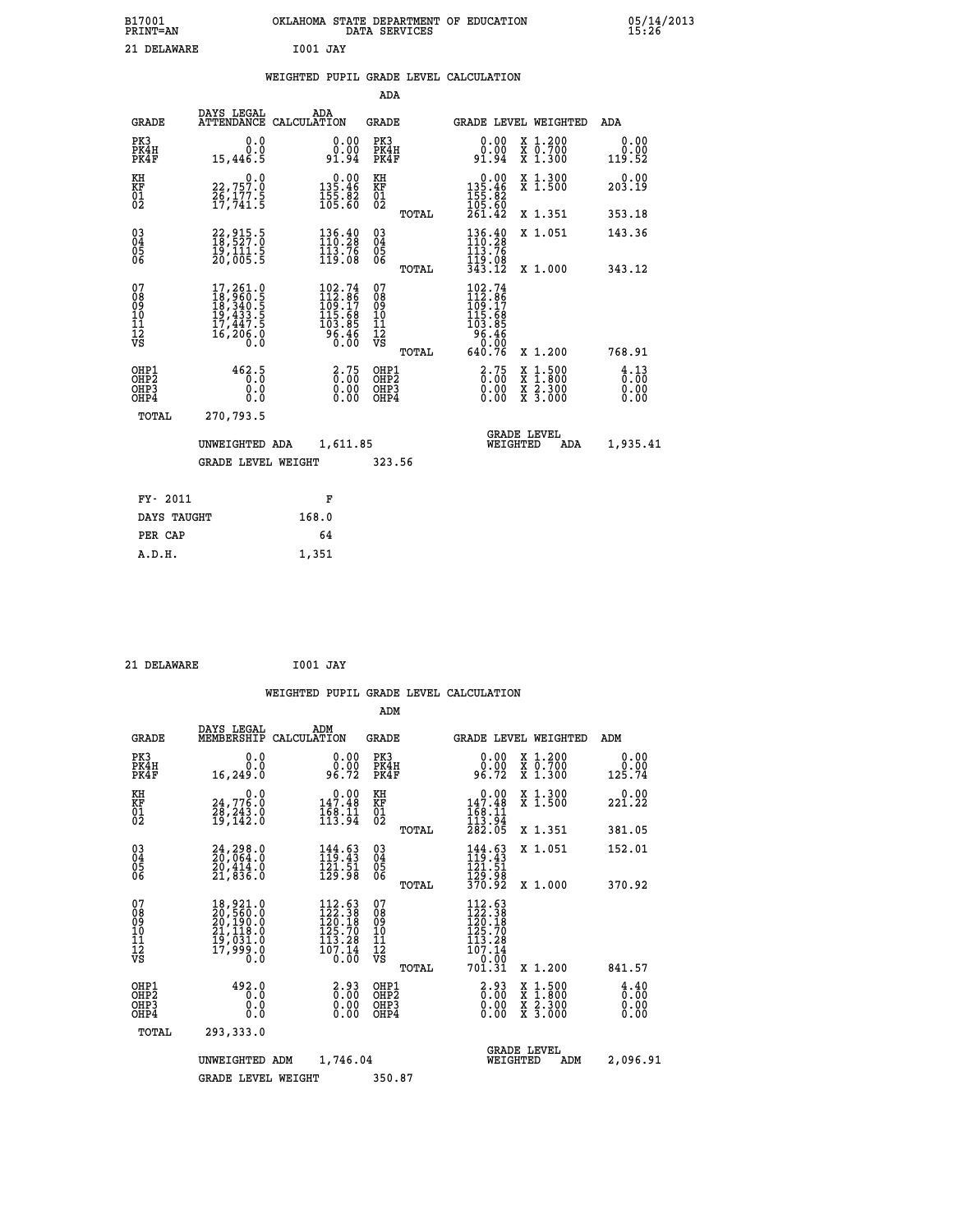B17001 OKLAHOMA STATE DEPARTMENT OF EDUCATION 05/14/2013
PRINT=AN DATA SERVICES 15:26

21 DELAWARE I001 JAY

## WEIGHTED PUPIL GRADE LEVEL CALCULATION

### ADA

| GRADE | DAYS LEGAL ATTENDANCE | ADA CALCULATION | GRADE | GRADE LEVEL | WEIGHTED | ADA |
|---|---|---|---|---|---|---|
| PK3 | 0.0 | 0.00 | PK3 | 0.00 | X 1.200 | 0.00 |
| PK4H | 0.0 | 0.00 | PK4H | 0.00 | X 0.700 | 0.00 |
| PK4F | 15,446.5 | 91.94 | PK4F | 91.94 | X 1.300 | 119.52 |
| KH | 0.0 | 0.00 | KH | 0.00 | X 1.300 | 0.00 |
| KF | 22,757.0 | 135.46 | KF | 135.46 | X 1.500 | 203.19 |
| 01 | 26,177.5 | 155.82 | 01 | 155.82 | | |
| 02 | 17,741.5 | 105.60 | 02 | 105.60 | | |
| | | | TOTAL | 261.42 | X 1.351 | 353.18 |
| 03 | 22,915.5 | 136.40 | 03 | 136.40 | X 1.051 | 143.36 |
| 04 | 18,527.0 | 110.28 | 04 | 110.28 | | |
| 05 | 19,111.5 | 113.76 | 05 | 113.76 | | |
| 06 | 20,005.5 | 119.08 | 06 | 119.08 | | |
| | | | TOTAL | 343.12 | X 1.000 | 343.12 |
| 07 | 17,261.0 | 102.74 | 07 | 102.74 | | |
| 08 | 18,960.5 | 112.86 | 08 | 112.86 | | |
| 09 | 18,340.5 | 109.17 | 09 | 109.17 | | |
| 10 | 19,433.5 | 115.68 | 10 | 115.68 | | |
| 11 | 17,447.5 | 103.85 | 11 | 103.85 | | |
| 12 | 16,206.0 | 96.46 | 12 | 96.46 | | |
| VS | 0.0 | 0.00 | VS | 0.00 | | |
| | | | TOTAL | 640.76 | X 1.200 | 768.91 |
| OHP1 | 462.5 | 2.75 | OHP1 | 2.75 | X 1.500 | 4.13 |
| OHP2 | 0.0 | 0.00 | OHP2 | 0.00 | X 1.800 | 0.00 |
| OHP3 | 0.0 | 0.00 | OHP3 | 0.00 | X 2.300 | 0.00 |
| OHP4 | 0.0 | 0.00 | OHP4 | 0.00 | X 3.000 | 0.00 |
| TOTAL | 270,793.5 | | | | | |

UNWEIGHTED ADA 1,611.85 — GRADE LEVEL WEIGHTED ADA 1,935.41

GRADE LEVEL WEIGHT 323.56

| FY- 2011 | F |
|---|---|
| DAYS TAUGHT | 168.0 |
| PER CAP | 64 |
| A.D.H. | 1,351 |

21 DELAWARE I001 JAY

## WEIGHTED PUPIL GRADE LEVEL CALCULATION

### ADM

| GRADE | DAYS LEGAL MEMBERSHIP | ADM CALCULATION | GRADE | GRADE LEVEL | WEIGHTED | ADM |
|---|---|---|---|---|---|---|
| PK3 | 0.0 | 0.00 | PK3 | 0.00 | X 1.200 | 0.00 |
| PK4H | 0.0 | 0.00 | PK4H | 0.00 | X 0.700 | 0.00 |
| PK4F | 16,249.0 | 96.72 | PK4F | 96.72 | X 1.300 | 125.74 |
| KH | 0.0 | 0.00 | KH | 0.00 | X 1.300 | 0.00 |
| KF | 24,776.0 | 147.48 | KF | 147.48 | X 1.500 | 221.22 |
| 01 | 28,243.0 | 168.11 | 01 | 168.11 | | |
| 02 | 19,142.0 | 113.94 | 02 | 113.94 | | |
| | | | TOTAL | 282.05 | X 1.351 | 381.05 |
| 03 | 24,298.0 | 144.63 | 03 | 144.63 | X 1.051 | 152.01 |
| 04 | 20,064.0 | 119.43 | 04 | 119.43 | | |
| 05 | 20,414.0 | 121.51 | 05 | 121.51 | | |
| 06 | 21,836.0 | 129.98 | 06 | 129.98 | | |
| | | | TOTAL | 370.92 | X 1.000 | 370.92 |
| 07 | 18,921.0 | 112.63 | 07 | 112.63 | | |
| 08 | 20,560.0 | 122.38 | 08 | 122.38 | | |
| 09 | 20,190.0 | 120.18 | 09 | 120.18 | | |
| 10 | 21,118.0 | 125.70 | 10 | 125.70 | | |
| 11 | 19,031.0 | 113.28 | 11 | 113.28 | | |
| 12 | 17,999.0 | 107.14 | 12 | 107.14 | | |
| VS | 0.0 | 0.00 | VS | 0.00 | | |
| | | | TOTAL | 701.31 | X 1.200 | 841.57 |
| OHP1 | 492.0 | 2.93 | OHP1 | 2.93 | X 1.500 | 4.40 |
| OHP2 | 0.0 | 0.00 | OHP2 | 0.00 | X 1.800 | 0.00 |
| OHP3 | 0.0 | 0.00 | OHP3 | 0.00 | X 2.300 | 0.00 |
| OHP4 | 0.0 | 0.00 | OHP4 | 0.00 | X 3.000 | 0.00 |
| TOTAL | 293,333.0 | | | | | |

UNWEIGHTED ADM 1,746.04 — GRADE LEVEL WEIGHTED ADM 2,096.91

GRADE LEVEL WEIGHT 350.87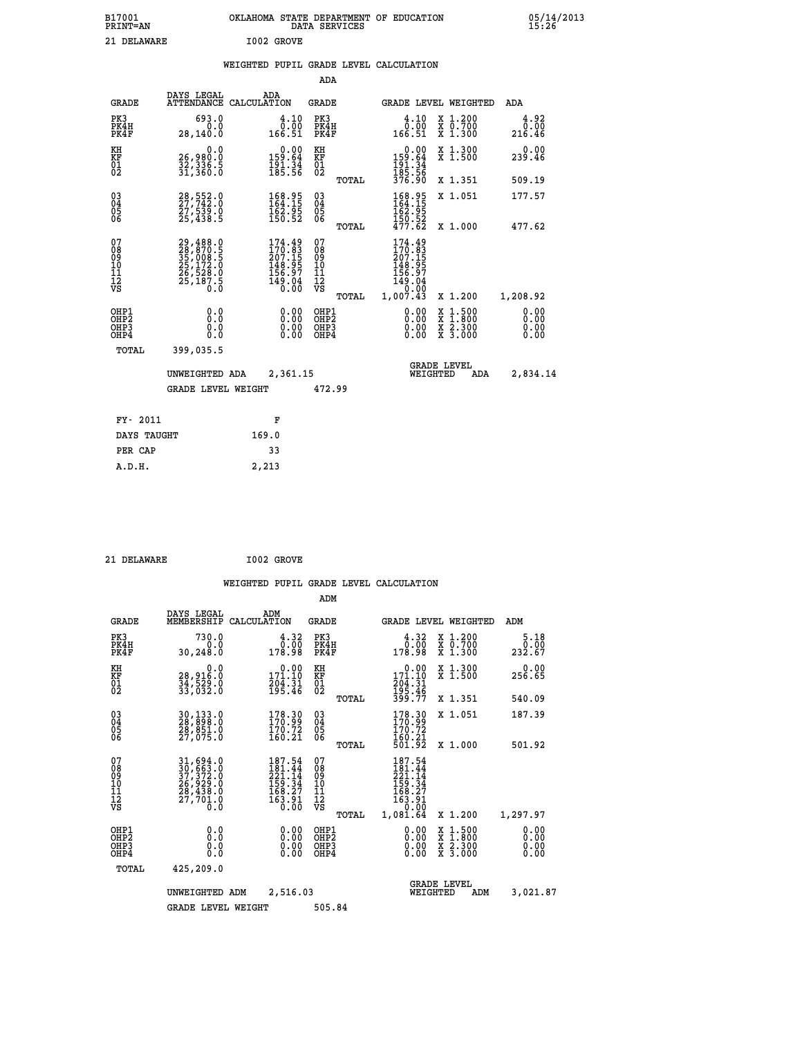B17001 OKLAHOMA STATE DEPARTMENT OF EDUCATION 05/14/2013
PRINT=AN DATA SERVICES 15:26

21 DELAWARE I002 GROVE

## WEIGHTED PUPIL GRADE LEVEL CALCULATION

### ADA

| GRADE | DAYS LEGAL ATTENDANCE | ADA CALCULATION | GRADE | | GRADE LEVEL | WEIGHTED | ADA |
|---|---|---|---|---|---|---|---|
| PK3 | 693.0 | 4.10 | PK3 | | 4.10 | X 1.200 | 4.92 |
| PK4H | 0.0 | 0.00 | PK4H | | 0.00 | X 0.700 | 0.00 |
| PK4F | 28,140.0 | 166.51 | PK4F | | 166.51 | X 1.300 | 216.46 |
| KH | 0.0 | 0.00 | KH | | 0.00 | X 1.300 | 0.00 |
| KF | 26,980.0 | 159.64 | KF | | 159.64 | X 1.500 | 239.46 |
| 01 | 32,336.5 | 191.34 | 01 | | 191.34 | | |
| 02 | 31,360.0 | 185.56 | 02 | | 185.56 | | |
| | | | | TOTAL | 376.90 | X 1.351 | 509.19 |
| 03 | 28,552.0 | 168.95 | 03 | | 168.95 | X 1.051 | 177.57 |
| 04 | 27,742.0 | 164.15 | 04 | | 164.15 | | |
| 05 | 27,539.0 | 162.95 | 05 | | 162.95 | | |
| 06 | 25,438.5 | 150.52 | 06 | | 150.52 | | |
| | | | | TOTAL | 477.62 | X 1.000 | 477.62 |
| 07 | 29,488.0 | 174.49 | 07 | | 174.49 | | |
| 08 | 28,870.5 | 170.83 | 08 | | 170.83 | | |
| 09 | 35,008.5 | 207.15 | 09 | | 207.15 | | |
| 10 | 25,172.0 | 148.95 | 10 | | 148.95 | | |
| 11 | 26,528.0 | 156.97 | 11 | | 156.97 | | |
| 12 | 25,187.5 | 149.04 | 12 | | 149.04 | | |
| VS | 0.0 | 0.00 | VS | | 0.00 | | |
| | | | | TOTAL | 1,007.43 | X 1.200 | 1,208.92 |
| OHP1 | 0.0 | 0.00 | OHP1 | | 0.00 | X 1.500 | 0.00 |
| OHP2 | 0.0 | 0.00 | OHP2 | | 0.00 | X 1.800 | 0.00 |
| OHP3 | 0.0 | 0.00 | OHP3 | | 0.00 | X 2.300 | 0.00 |
| OHP4 | 0.0 | 0.00 | OHP4 | | 0.00 | X 3.000 | 0.00 |
| TOTAL | 399,035.5 | | | | | | |

UNWEIGHTED ADA 2,361.15 GRADE LEVEL WEIGHTED ADA 2,834.14

GRADE LEVEL WEIGHT 472.99

| FY- 2011 | F |
|---|---|
| DAYS TAUGHT | 169.0 |
| PER CAP | 33 |
| A.D.H. | 2,213 |

21 DELAWARE I002 GROVE

## WEIGHTED PUPIL GRADE LEVEL CALCULATION

### ADM

| GRADE | DAYS LEGAL MEMBERSHIP | ADM CALCULATION | GRADE | | GRADE LEVEL | WEIGHTED | ADM |
|---|---|---|---|---|---|---|---|
| PK3 | 730.0 | 4.32 | PK3 | | 4.32 | X 1.200 | 5.18 |
| PK4H | 0.0 | 0.00 | PK4H | | 0.00 | X 0.700 | 0.00 |
| PK4F | 30,248.0 | 178.98 | PK4F | | 178.98 | X 1.300 | 232.67 |
| KH | 0.0 | 0.00 | KH | | 0.00 | X 1.300 | 0.00 |
| KF | 28,916.0 | 171.10 | KF | | 171.10 | X 1.500 | 256.65 |
| 01 | 34,529.0 | 204.31 | 01 | | 204.31 | | |
| 02 | 33,032.0 | 195.46 | 02 | | 195.46 | | |
| | | | | TOTAL | 399.77 | X 1.351 | 540.09 |
| 03 | 30,133.0 | 178.30 | 03 | | 178.30 | X 1.051 | 187.39 |
| 04 | 28,898.0 | 170.99 | 04 | | 170.99 | | |
| 05 | 28,851.0 | 170.72 | 05 | | 170.72 | | |
| 06 | 27,075.0 | 160.21 | 06 | | 160.21 | | |
| | | | | TOTAL | 501.92 | X 1.000 | 501.92 |
| 07 | 31,694.0 | 187.54 | 07 | | 187.54 | | |
| 08 | 30,663.0 | 181.44 | 08 | | 181.44 | | |
| 09 | 37,372.0 | 221.14 | 09 | | 221.14 | | |
| 10 | 26,929.0 | 159.34 | 10 | | 159.34 | | |
| 11 | 28,438.0 | 168.27 | 11 | | 168.27 | | |
| 12 | 27,701.0 | 163.91 | 12 | | 163.91 | | |
| VS | 0.0 | 0.00 | VS | | 0.00 | | |
| | | | | TOTAL | 1,081.64 | X 1.200 | 1,297.97 |
| OHP1 | 0.0 | 0.00 | OHP1 | | 0.00 | X 1.500 | 0.00 |
| OHP2 | 0.0 | 0.00 | OHP2 | | 0.00 | X 1.800 | 0.00 |
| OHP3 | 0.0 | 0.00 | OHP3 | | 0.00 | X 2.300 | 0.00 |
| OHP4 | 0.0 | 0.00 | OHP4 | | 0.00 | X 3.000 | 0.00 |
| TOTAL | 425,209.0 | | | | | | |

UNWEIGHTED ADM 2,516.03 GRADE LEVEL WEIGHTED ADM 3,021.87

GRADE LEVEL WEIGHT 505.84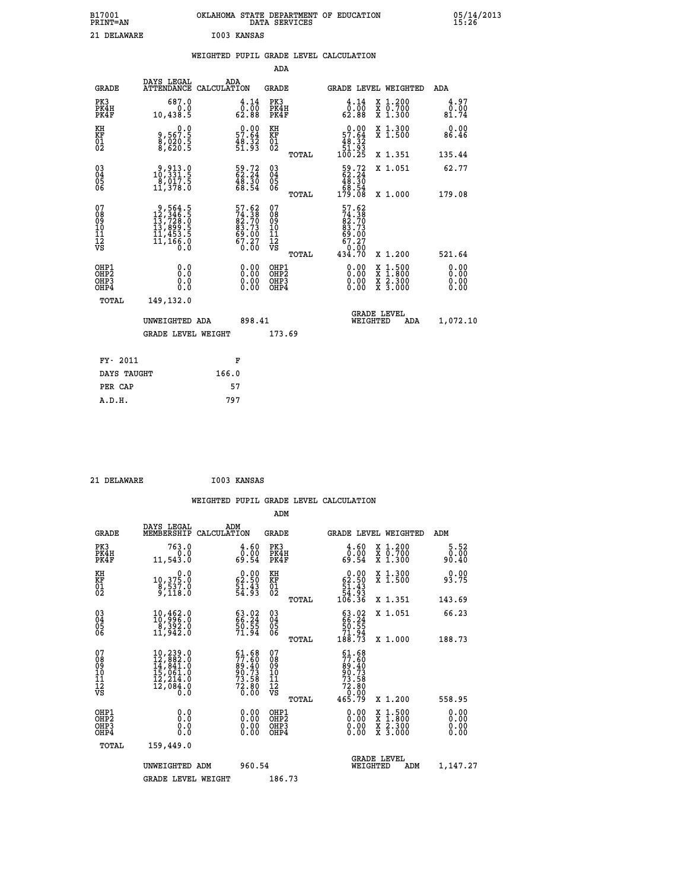B17001 OKLAHOMA STATE DEPARTMENT OF EDUCATION 05/14/2013
PRINT=AN DATA SERVICES 15:26

21 DELAWARE I003 KANSAS

## WEIGHTED PUPIL GRADE LEVEL CALCULATION

### ADA

| GRADE | DAYS LEGAL ATTENDANCE | ADA CALCULATION | GRADE | GRADE LEVEL | WEIGHTED | ADA |
|---|---|---|---|---|---|---|
| PK3 | 687.0 | 4.14 | PK3 | 4.14 | X 1.200 | 4.97 |
| PK4H | 0.0 | 0.00 | PK4H | 0.00 | X 0.700 | 0.00 |
| PK4F | 10,438.5 | 62.88 | PK4F | 62.88 | X 1.300 | 81.74 |
| KH | 0.0 | 0.00 | KH | 0.00 | X 1.300 | 0.00 |
| KF | 9,567.5 | 57.64 | KF | 57.64 | X 1.500 | 86.46 |
| 01 | 8,020.5 | 48.32 | 01 | 48.32 | | |
| 02 | 8,620.5 | 51.93 | 02 | 51.93 | | |
| | | | TOTAL | 100.25 | X 1.351 | 135.44 |
| 03 | 9,913.0 | 59.72 | 03 | 59.72 | X 1.051 | 62.77 |
| 04 | 10,331.5 | 62.24 | 04 | 62.24 | | |
| 05 | 8,017.5 | 48.30 | 05 | 48.30 | | |
| 06 | 11,378.0 | 68.54 | 06 | 68.54 | | |
| | | | TOTAL | 179.08 | X 1.000 | 179.08 |
| 07 | 9,564.5 | 57.62 | 07 | 57.62 | | |
| 08 | 12,346.5 | 74.38 | 08 | 74.38 | | |
| 09 | 13,728.0 | 82.70 | 09 | 82.70 | | |
| 10 | 13,899.5 | 83.73 | 10 | 83.73 | | |
| 11 | 11,453.5 | 69.00 | 11 | 69.00 | | |
| 12 | 11,166.0 | 67.27 | 12 | 67.27 | | |
| VS | 0.0 | 0.00 | VS | 0.00 | | |
| | | | TOTAL | 434.70 | X 1.200 | 521.64 |
| OHP1 | 0.0 | 0.00 | OHP1 | 0.00 | X 1.500 | 0.00 |
| OHP2 | 0.0 | 0.00 | OHP2 | 0.00 | X 1.800 | 0.00 |
| OHP3 | 0.0 | 0.00 | OHP3 | 0.00 | X 2.300 | 0.00 |
| OHP4 | 0.0 | 0.00 | OHP4 | 0.00 | X 3.000 | 0.00 |
| TOTAL | 149,132.0 | | | | | |

UNWEIGHTED ADA 898.41 GRADE LEVEL WEIGHTED ADA 1,072.10

GRADE LEVEL WEIGHT 173.69

| FY- 2011 | F |
|---|---|
| DAYS TAUGHT | 166.0 |
| PER CAP | 57 |
| A.D.H. | 797 |

21 DELAWARE I003 KANSAS

## WEIGHTED PUPIL GRADE LEVEL CALCULATION

### ADM

| GRADE | DAYS LEGAL MEMBERSHIP | ADM CALCULATION | GRADE | GRADE LEVEL | WEIGHTED | ADM |
|---|---|---|---|---|---|---|
| PK3 | 763.0 | 4.60 | PK3 | 4.60 | X 1.200 | 5.52 |
| PK4H | 0.0 | 0.00 | PK4H | 0.00 | X 0.700 | 0.00 |
| PK4F | 11,543.0 | 69.54 | PK4F | 69.54 | X 1.300 | 90.40 |
| KH | 0.0 | 0.00 | KH | 0.00 | X 1.300 | 0.00 |
| KF | 10,375.0 | 62.50 | KF | 62.50 | X 1.500 | 93.75 |
| 01 | 8,537.0 | 51.43 | 01 | 51.43 | | |
| 02 | 9,118.0 | 54.93 | 02 | 54.93 | | |
| | | | TOTAL | 106.36 | X 1.351 | 143.69 |
| 03 | 10,462.0 | 63.02 | 03 | 63.02 | X 1.051 | 66.23 |
| 04 | 10,996.0 | 66.24 | 04 | 66.24 | | |
| 05 | 8,392.0 | 50.55 | 05 | 50.55 | | |
| 06 | 11,942.0 | 71.94 | 06 | 71.94 | | |
| | | | TOTAL | 188.73 | X 1.000 | 188.73 |
| 07 | 10,239.0 | 61.68 | 07 | 61.68 | | |
| 08 | 12,882.0 | 77.60 | 08 | 77.60 | | |
| 09 | 14,841.0 | 89.40 | 09 | 89.40 | | |
| 10 | 15,061.0 | 90.73 | 10 | 90.73 | | |
| 11 | 12,214.0 | 73.58 | 11 | 73.58 | | |
| 12 | 12,084.0 | 72.80 | 12 | 72.80 | | |
| VS | 0.0 | 0.00 | VS | 0.00 | | |
| | | | TOTAL | 465.79 | X 1.200 | 558.95 |
| OHP1 | 0.0 | 0.00 | OHP1 | 0.00 | X 1.500 | 0.00 |
| OHP2 | 0.0 | 0.00 | OHP2 | 0.00 | X 1.800 | 0.00 |
| OHP3 | 0.0 | 0.00 | OHP3 | 0.00 | X 2.300 | 0.00 |
| OHP4 | 0.0 | 0.00 | OHP4 | 0.00 | X 3.000 | 0.00 |
| TOTAL | 159,449.0 | | | | | |

UNWEIGHTED ADM 960.54 GRADE LEVEL WEIGHTED ADM 1,147.27

GRADE LEVEL WEIGHT 186.73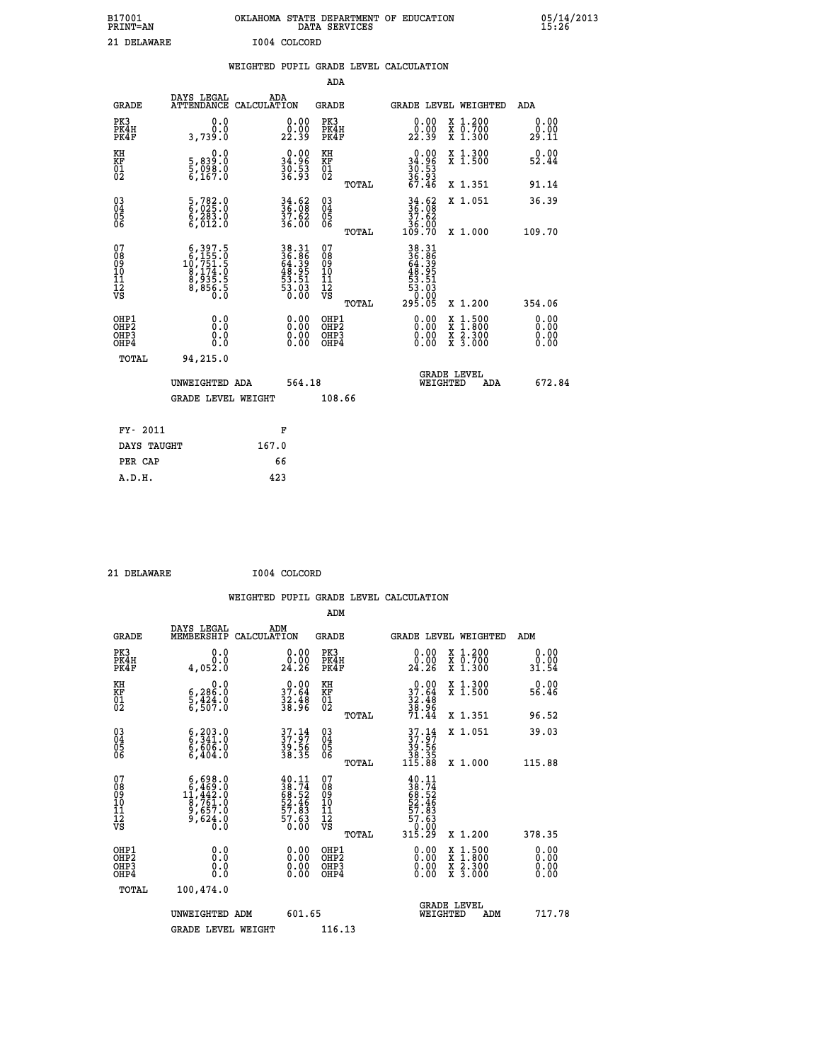B17001 OKLAHOMA STATE DEPARTMENT OF EDUCATION 05/14/2013
PRINT=AN DATA SERVICES 15:26

21 DELAWARE I004 COLCORD

## WEIGHTED PUPIL GRADE LEVEL CALCULATION

### ADA

| GRADE | DAYS LEGAL ATTENDANCE | ADA CALCULATION | GRADE | GRADE LEVEL | WEIGHTED | ADA |
|---|---|---|---|---|---|---|
| PK3 | 0.0 | 0.00 | PK3 | 0.00 | X 1.200 | 0.00 |
| PK4H | 0.0 | 0.00 | PK4H | 0.00 | X 0.700 | 0.00 |
| PK4F | 3,739.0 | 22.39 | PK4F | 22.39 | X 1.300 | 29.11 |
| KH | 0.0 | 0.00 | KH | 0.00 | X 1.300 | 0.00 |
| KF | 5,839.0 | 34.96 | KF | 34.96 | X 1.500 | 52.44 |
| 01 | 5,098.0 | 30.53 | 01 | 30.53 | | |
| 02 | 6,167.0 | 36.93 | 02 | 36.93 | | |
| | | | TOTAL | 67.46 | X 1.351 | 91.14 |
| 03 | 5,782.0 | 34.62 | 03 | 34.62 | X 1.051 | 36.39 |
| 04 | 6,025.0 | 36.08 | 04 | 36.08 | | |
| 05 | 6,283.0 | 37.62 | 05 | 37.62 | | |
| 06 | 6,012.0 | 36.00 | 06 | 36.00 | | |
| | | | TOTAL | 109.70 | X 1.000 | 109.70 |
| 07 | 6,397.5 | 38.31 | 07 | 38.31 | | |
| 08 | 6,155.0 | 36.86 | 08 | 36.86 | | |
| 09 | 10,751.5 | 64.39 | 09 | 64.39 | | |
| 10 | 8,174.0 | 48.95 | 10 | 48.95 | | |
| 11 | 8,935.5 | 53.51 | 11 | 53.51 | | |
| 12 | 8,856.5 | 53.03 | 12 | 53.03 | | |
| VS | 0.0 | 0.00 | VS | 0.00 | | |
| | | | TOTAL | 295.05 | X 1.200 | 354.06 |
| OHP1 | 0.0 | 0.00 | OHP1 | 0.00 | X 1.500 | 0.00 |
| OHP2 | 0.0 | 0.00 | OHP2 | 0.00 | X 1.800 | 0.00 |
| OHP3 | 0.0 | 0.00 | OHP3 | 0.00 | X 2.300 | 0.00 |
| OHP4 | 0.0 | 0.00 | OHP4 | 0.00 | X 3.000 | 0.00 |
| TOTAL | 94,215.0 | | | | | |

UNWEIGHTED ADA 564.18 | GRADE LEVEL WEIGHTED ADA 672.84

GRADE LEVEL WEIGHT 108.66

| FY- 2011 | F |
|---|---|
| DAYS TAUGHT | 167.0 |
| PER CAP | 66 |
| A.D.H. | 423 |

21 DELAWARE I004 COLCORD

## WEIGHTED PUPIL GRADE LEVEL CALCULATION

### ADM

| GRADE | DAYS LEGAL MEMBERSHIP | ADM CALCULATION | GRADE | GRADE LEVEL | WEIGHTED | ADM |
|---|---|---|---|---|---|---|
| PK3 | 0.0 | 0.00 | PK3 | 0.00 | X 1.200 | 0.00 |
| PK4H | 0.0 | 0.00 | PK4H | 0.00 | X 0.700 | 0.00 |
| PK4F | 4,052.0 | 24.26 | PK4F | 24.26 | X 1.300 | 31.54 |
| KH | 0.0 | 0.00 | KH | 0.00 | X 1.300 | 0.00 |
| KF | 6,286.0 | 37.64 | KF | 37.64 | X 1.500 | 56.46 |
| 01 | 5,424.0 | 32.48 | 01 | 32.48 | | |
| 02 | 6,507.0 | 38.96 | 02 | 38.96 | | |
| | | | TOTAL | 71.44 | X 1.351 | 96.52 |
| 03 | 6,203.0 | 37.14 | 03 | 37.14 | X 1.051 | 39.03 |
| 04 | 6,341.0 | 37.97 | 04 | 37.97 | | |
| 05 | 6,606.0 | 39.56 | 05 | 39.56 | | |
| 06 | 6,404.0 | 38.35 | 06 | 38.35 | | |
| | | | TOTAL | 115.88 | X 1.000 | 115.88 |
| 07 | 6,698.0 | 40.11 | 07 | 40.11 | | |
| 08 | 6,469.0 | 38.74 | 08 | 38.74 | | |
| 09 | 11,442.0 | 68.52 | 09 | 68.52 | | |
| 10 | 8,761.0 | 52.46 | 10 | 52.46 | | |
| 11 | 9,657.0 | 57.83 | 11 | 57.83 | | |
| 12 | 9,624.0 | 57.63 | 12 | 57.63 | | |
| VS | 0.0 | 0.00 | VS | 0.00 | | |
| | | | TOTAL | 315.29 | X 1.200 | 378.35 |
| OHP1 | 0.0 | 0.00 | OHP1 | 0.00 | X 1.500 | 0.00 |
| OHP2 | 0.0 | 0.00 | OHP2 | 0.00 | X 1.800 | 0.00 |
| OHP3 | 0.0 | 0.00 | OHP3 | 0.00 | X 2.300 | 0.00 |
| OHP4 | 0.0 | 0.00 | OHP4 | 0.00 | X 3.000 | 0.00 |
| TOTAL | 100,474.0 | | | | | |

UNWEIGHTED ADM 601.65 | GRADE LEVEL WEIGHTED ADM 717.78

GRADE LEVEL WEIGHT 116.13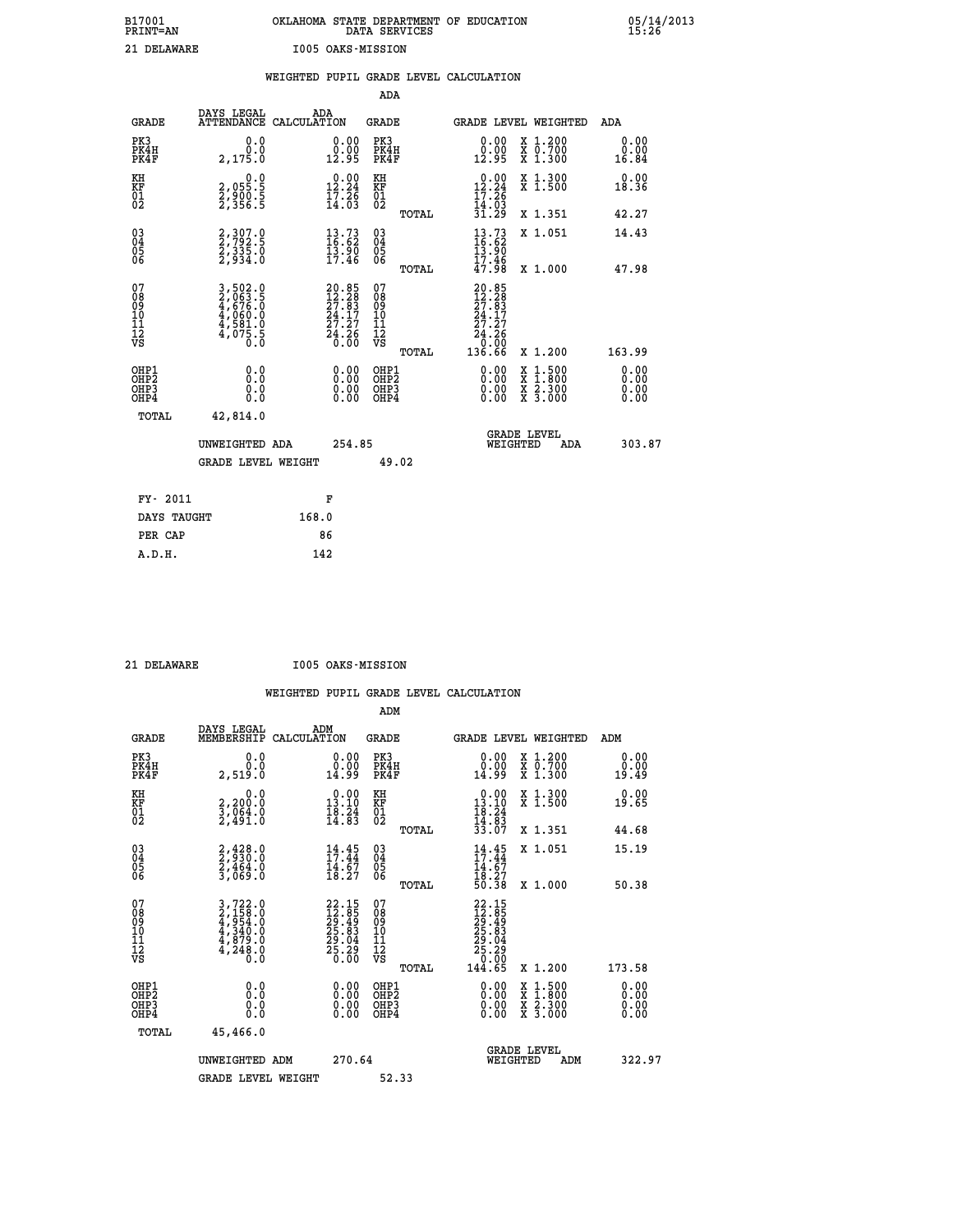B17001 OKLAHOMA STATE DEPARTMENT OF EDUCATION 05/14/2013
PRINT=AN DATA SERVICES 15:26

21 DELAWARE I005 OAKS-MISSION

## WEIGHTED PUPIL GRADE LEVEL CALCULATION

### ADA

| GRADE | DAYS LEGAL ATTENDANCE | ADA CALCULATION | GRADE | | GRADE LEVEL | WEIGHTED | ADA |
|---|---|---|---|---|---|---|---|
| PK3 | 0.0 | 0.00 | PK3 | | 0.00 | X 1.200 | 0.00 |
| PK4H | 0.0 | 0.00 | PK4H | | 0.00 | X 0.700 | 0.00 |
| PK4F | 2,175.0 | 12.95 | PK4F | | 12.95 | X 1.300 | 16.84 |
| KH | 0.0 | 0.00 | KH | | 0.00 | X 1.300 | 0.00 |
| KF | 2,055.5 | 12.24 | KF | | 12.24 | X 1.500 | 18.36 |
| 01 | 2,900.5 | 17.26 | 01 | | 17.26 | | |
| 02 | 2,356.5 | 14.03 | 02 | | 14.03 | | |
| | | | | TOTAL | 31.29 | X 1.351 | 42.27 |
| 03 | 2,307.0 | 13.73 | 03 | | 13.73 | X 1.051 | 14.43 |
| 04 | 2,792.5 | 16.62 | 04 | | 16.62 | | |
| 05 | 2,335.0 | 13.90 | 05 | | 13.90 | | |
| 06 | 2,934.0 | 17.46 | 06 | | 17.46 | | |
| | | | | TOTAL | 47.98 | X 1.000 | 47.98 |
| 07 | 3,502.0 | 20.85 | 07 | | 20.85 | | |
| 08 | 2,063.5 | 12.28 | 08 | | 12.28 | | |
| 09 | 4,676.0 | 27.83 | 09 | | 27.83 | | |
| 10 | 4,060.0 | 24.17 | 10 | | 24.17 | | |
| 11 | 4,581.0 | 27.27 | 11 | | 27.27 | | |
| 12 | 4,075.5 | 24.26 | 12 | | 24.26 | | |
| VS | 0.0 | 0.00 | VS | | 0.00 | | |
| | | | | TOTAL | 136.66 | X 1.200 | 163.99 |
| OHP1 | 0.0 | 0.00 | OHP1 | | 0.00 | X 1.500 | 0.00 |
| OHP2 | 0.0 | 0.00 | OHP2 | | 0.00 | X 1.800 | 0.00 |
| OHP3 | 0.0 | 0.00 | OHP3 | | 0.00 | X 2.300 | 0.00 |
| OHP4 | 0.0 | 0.00 | OHP4 | | 0.00 | X 3.000 | 0.00 |
| TOTAL | 42,814.0 | | | | | | |

UNWEIGHTED ADA 254.85 GRADE LEVEL WEIGHTED ADA 303.87

GRADE LEVEL WEIGHT 49.02

| FY- 2011 | F |
|---|---|
| DAYS TAUGHT | 168.0 |
| PER CAP | 86 |
| A.D.H. | 142 |

21 DELAWARE I005 OAKS-MISSION

## WEIGHTED PUPIL GRADE LEVEL CALCULATION

### ADM

| GRADE | DAYS LEGAL MEMBERSHIP | ADM CALCULATION | GRADE | | GRADE LEVEL | WEIGHTED | ADM |
|---|---|---|---|---|---|---|---|
| PK3 | 0.0 | 0.00 | PK3 | | 0.00 | X 1.200 | 0.00 |
| PK4H | 0.0 | 0.00 | PK4H | | 0.00 | X 0.700 | 0.00 |
| PK4F | 2,519.0 | 14.99 | PK4F | | 14.99 | X 1.300 | 19.49 |
| KH | 0.0 | 0.00 | KH | | 0.00 | X 1.300 | 0.00 |
| KF | 2,200.0 | 13.10 | KF | | 13.10 | X 1.500 | 19.65 |
| 01 | 3,064.0 | 18.24 | 01 | | 18.24 | | |
| 02 | 2,491.0 | 14.83 | 02 | | 14.83 | | |
| | | | | TOTAL | 33.07 | X 1.351 | 44.68 |
| 03 | 2,428.0 | 14.45 | 03 | | 14.45 | X 1.051 | 15.19 |
| 04 | 2,930.0 | 17.44 | 04 | | 17.44 | | |
| 05 | 2,464.0 | 14.67 | 05 | | 14.67 | | |
| 06 | 3,069.0 | 18.27 | 06 | | 18.27 | | |
| | | | | TOTAL | 50.38 | X 1.000 | 50.38 |
| 07 | 3,722.0 | 22.15 | 07 | | 22.15 | | |
| 08 | 2,158.0 | 12.85 | 08 | | 12.85 | | |
| 09 | 4,954.0 | 29.49 | 09 | | 29.49 | | |
| 10 | 4,340.0 | 25.83 | 10 | | 25.83 | | |
| 11 | 4,879.0 | 29.04 | 11 | | 29.04 | | |
| 12 | 4,248.0 | 25.29 | 12 | | 25.29 | | |
| VS | 0.0 | 0.00 | VS | | 0.00 | | |
| | | | | TOTAL | 144.65 | X 1.200 | 173.58 |
| OHP1 | 0.0 | 0.00 | OHP1 | | 0.00 | X 1.500 | 0.00 |
| OHP2 | 0.0 | 0.00 | OHP2 | | 0.00 | X 1.800 | 0.00 |
| OHP3 | 0.0 | 0.00 | OHP3 | | 0.00 | X 2.300 | 0.00 |
| OHP4 | 0.0 | 0.00 | OHP4 | | 0.00 | X 3.000 | 0.00 |
| TOTAL | 45,466.0 | | | | | | |

UNWEIGHTED ADM 270.64 GRADE LEVEL WEIGHTED ADM 322.97

GRADE LEVEL WEIGHT 52.33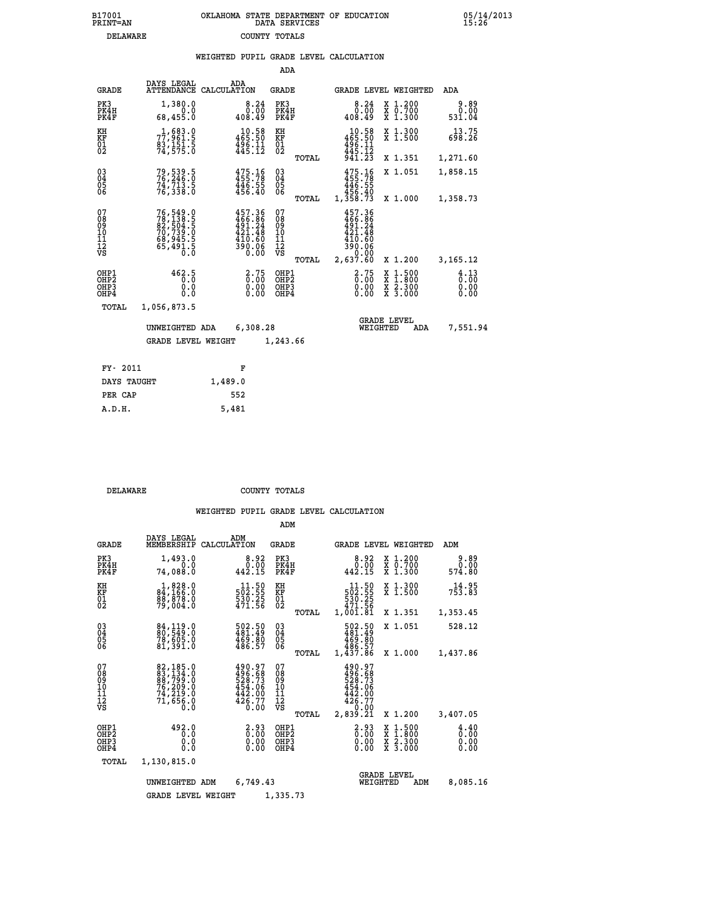B17001
PRINT=AN

OKLAHOMA STATE DEPARTMENT OF EDUCATION
DATA SERVICES

05/14/2013
15:26

DELAWARE    COUNTY TOTALS

## WEIGHTED PUPIL GRADE LEVEL CALCULATION

ADA

| GRADE | DAYS LEGAL ATTENDANCE | ADA CALCULATION | GRADE | GRADE LEVEL | WEIGHTED | ADA |
|---|---|---|---|---|---|---|
| PK3 | 1,380.0 | 8.24 | PK3 | 8.24 | X 1.200 | 9.89 |
| PK4H | 0.0 | 0.00 | PK4H | 0.00 | X 0.700 | 0.00 |
| PK4F | 68,455.0 | 408.49 | PK4F | 408.49 | X 1.300 | 531.04 |
| KH | 1,683.0 | 10.58 | KH | 10.58 | X 1.300 | 13.75 |
| KF | 77,961.5 | 465.50 | KF | 465.50 | X 1.500 | 698.26 |
| 01 | 83,151.5 | 496.11 | 01 | 496.11 | | |
| 02 | 74,575.0 | 445.12 | 02 | 445.12 | | |
| | | | TOTAL | 941.23 | X 1.351 | 1,271.60 |
| 03 | 79,539.5 | 475.16 | 03 | 475.16 | X 1.051 | 1,858.15 |
| 04 | 76,246.0 | 455.78 | 04 | 455.78 | | |
| 05 | 74,713.5 | 446.55 | 05 | 446.55 | | |
| 06 | 76,338.0 | 456.40 | 06 | 456.40 | | |
| | | | TOTAL | 1,358.73 | X 1.000 | 1,358.73 |
| 07 | 76,549.0 | 457.36 | 07 | 457.36 | | |
| 08 | 78,138.5 | 466.86 | 08 | 466.86 | | |
| 09 | 82,504.5 | 491.24 | 09 | 491.24 | | |
| 10 | 70,739.0 | 421.48 | 10 | 421.48 | | |
| 11 | 68,945.5 | 410.60 | 11 | 410.60 | | |
| 12 | 65,491.5 | 390.06 | 12 | 390.06 | | |
| VS | 0.0 | 0.00 | VS | 0.00 | | |
| | | | TOTAL | 2,637.60 | X 1.200 | 3,165.12 |
| OHP1 | 462.5 | 2.75 | OHP1 | 2.75 | X 1.500 | 4.13 |
| OHP2 | 0.0 | 0.00 | OHP2 | 0.00 | X 1.800 | 0.00 |
| OHP3 | 0.0 | 0.00 | OHP3 | 0.00 | X 2.300 | 0.00 |
| OHP4 | 0.0 | 0.00 | OHP4 | 0.00 | X 3.000 | 0.00 |
| TOTAL | 1,056,873.5 | | | | | |

UNWEIGHTED ADA 6,308.28    GRADE LEVEL WEIGHTED ADA 7,551.94

GRADE LEVEL WEIGHT 1,243.66

| FY- 2011 | F |
|---|---|
| DAYS TAUGHT | 1,489.0 |
| PER CAP | 552 |
| A.D.H. | 5,481 |

DELAWARE    COUNTY TOTALS

## WEIGHTED PUPIL GRADE LEVEL CALCULATION

ADM

| GRADE | DAYS LEGAL MEMBERSHIP | ADM CALCULATION | GRADE | GRADE LEVEL | WEIGHTED | ADM |
|---|---|---|---|---|---|---|
| PK3 | 1,493.0 | 8.92 | PK3 | 8.92 | X 1.200 | 9.89 |
| PK4H | 0.0 | 0.00 | PK4H | 0.00 | X 0.700 | 0.00 |
| PK4F | 74,088.0 | 442.15 | PK4F | 442.15 | X 1.300 | 574.80 |
| KH | 1,828.0 | 11.50 | KH | 11.50 | X 1.300 | 14.95 |
| KF | 84,166.0 | 502.55 | KF | 502.55 | X 1.500 | 753.83 |
| 01 | 88,878.0 | 530.25 | 01 | 530.25 | | |
| 02 | 79,004.0 | 471.56 | 02 | 471.56 | | |
| | | | TOTAL | 1,001.81 | X 1.351 | 1,353.45 |
| 03 | 84,119.0 | 502.50 | 03 | 502.50 | X 1.051 | 528.12 |
| 04 | 80,549.0 | 481.49 | 04 | 481.49 | | |
| 05 | 78,605.0 | 469.80 | 05 | 469.80 | | |
| 06 | 81,391.0 | 486.57 | 06 | 486.57 | | |
| | | | TOTAL | 1,437.86 | X 1.000 | 1,437.86 |
| 07 | 82,185.0 | 490.97 | 07 | 490.97 | | |
| 08 | 83,134.0 | 496.68 | 08 | 496.68 | | |
| 09 | 88,799.0 | 528.73 | 09 | 528.73 | | |
| 10 | 76,209.0 | 454.06 | 10 | 454.06 | | |
| 11 | 74,219.0 | 442.00 | 11 | 442.00 | | |
| 12 | 71,656.0 | 426.77 | 12 | 426.77 | | |
| VS | 0.0 | 0.00 | VS | 0.00 | | |
| | | | TOTAL | 2,839.21 | X 1.200 | 3,407.05 |
| OHP1 | 492.0 | 2.93 | OHP1 | 2.93 | X 1.500 | 4.40 |
| OHP2 | 0.0 | 0.00 | OHP2 | 0.00 | X 1.800 | 0.00 |
| OHP3 | 0.0 | 0.00 | OHP3 | 0.00 | X 2.300 | 0.00 |
| OHP4 | 0.0 | 0.00 | OHP4 | 0.00 | X 3.000 | 0.00 |
| TOTAL | 1,130,815.0 | | | | | |

UNWEIGHTED ADM 6,749.43    GRADE LEVEL WEIGHTED ADM 8,085.16

GRADE LEVEL WEIGHT 1,335.73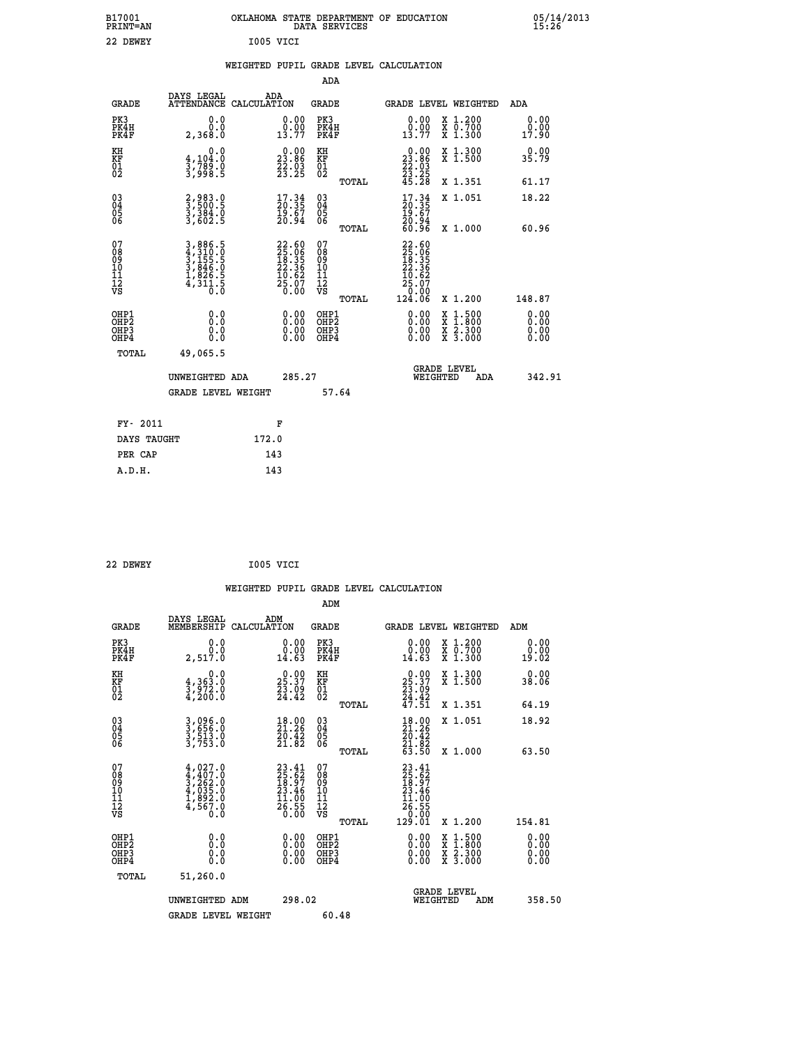B17001 OKLAHOMA STATE DEPARTMENT OF EDUCATION 05/14/2013
PRINT=AN DATA SERVICES 15:26

22 DEWEY I005 VICI

## WEIGHTED PUPIL GRADE LEVEL CALCULATION

### ADA

| GRADE | DAYS LEGAL ATTENDANCE | ADA CALCULATION | GRADE | GRADE LEVEL | WEIGHTED | ADA |
|---|---|---|---|---|---|---|
| PK3 | 0.0 | 0.00 | PK3 | 0.00 | X 1.200 | 0.00 |
| PK4H | 0.0 | 0.00 | PK4H | 0.00 | X 0.700 | 0.00 |
| PK4F | 2,368.0 | 13.77 | PK4F | 13.77 | X 1.300 | 17.90 |
| KH | 0.0 | 0.00 | KH | 0.00 | X 1.300 | 0.00 |
| KF | 4,104.0 | 23.86 | KF | 23.86 | X 1.500 | 35.79 |
| 01 | 3,789.0 | 22.03 | 01 | 22.03 | | |
| 02 | 3,998.5 | 23.25 | 02 | 23.25 | | |
| | | | TOTAL | 45.28 | X 1.351 | 61.17 |
| 03 | 2,983.0 | 17.34 | 03 | 17.34 | X 1.051 | 18.22 |
| 04 | 3,500.5 | 20.35 | 04 | 20.35 | | |
| 05 | 3,384.0 | 19.67 | 05 | 19.67 | | |
| 06 | 3,602.5 | 20.94 | 06 | 20.94 | | |
| | | | TOTAL | 60.96 | X 1.000 | 60.96 |
| 07 | 3,886.5 | 22.60 | 07 | 22.60 | | |
| 08 | 4,310.0 | 25.06 | 08 | 25.06 | | |
| 09 | 3,155.5 | 18.35 | 09 | 18.35 | | |
| 10 | 3,846.0 | 22.36 | 10 | 22.36 | | |
| 11 | 1,826.5 | 10.62 | 11 | 10.62 | | |
| 12 | 4,311.5 | 25.07 | 12 | 25.07 | | |
| VS | 0.0 | 0.00 | VS | 0.00 | | |
| | | | TOTAL | 124.06 | X 1.200 | 148.87 |
| OHP1 | 0.0 | 0.00 | OHP1 | 0.00 | X 1.500 | 0.00 |
| OHP2 | 0.0 | 0.00 | OHP2 | 0.00 | X 1.800 | 0.00 |
| OHP3 | 0.0 | 0.00 | OHP3 | 0.00 | X 2.300 | 0.00 |
| OHP4 | 0.0 | 0.00 | OHP4 | 0.00 | X 3.000 | 0.00 |
| TOTAL | 49,065.5 | | | | | |

UNWEIGHTED ADA 285.27 GRADE LEVEL WEIGHTED ADA 342.91

GRADE LEVEL WEIGHT 57.64

| FY- 2011 | F |
|---|---|
| DAYS TAUGHT | 172.0 |
| PER CAP | 143 |
| A.D.H. | 143 |

22 DEWEY I005 VICI

## WEIGHTED PUPIL GRADE LEVEL CALCULATION

### ADM

| GRADE | DAYS LEGAL MEMBERSHIP | ADM CALCULATION | GRADE | GRADE LEVEL | WEIGHTED | ADM |
|---|---|---|---|---|---|---|
| PK3 | 0.0 | 0.00 | PK3 | 0.00 | X 1.200 | 0.00 |
| PK4H | 0.0 | 0.00 | PK4H | 0.00 | X 0.700 | 0.00 |
| PK4F | 2,517.0 | 14.63 | PK4F | 14.63 | X 1.300 | 19.02 |
| KH | 0.0 | 0.00 | KH | 0.00 | X 1.300 | 0.00 |
| KF | 4,363.0 | 25.37 | KF | 25.37 | X 1.500 | 38.06 |
| 01 | 3,972.0 | 23.09 | 01 | 23.09 | | |
| 02 | 4,200.0 | 24.42 | 02 | 24.42 | | |
| | | | TOTAL | 47.51 | X 1.351 | 64.19 |
| 03 | 3,096.0 | 18.00 | 03 | 18.00 | X 1.051 | 18.92 |
| 04 | 3,656.0 | 21.26 | 04 | 21.26 | | |
| 05 | 3,513.0 | 20.42 | 05 | 20.42 | | |
| 06 | 3,753.0 | 21.82 | 06 | 21.82 | | |
| | | | TOTAL | 63.50 | X 1.000 | 63.50 |
| 07 | 4,027.0 | 23.41 | 07 | 23.41 | | |
| 08 | 4,407.0 | 25.62 | 08 | 25.62 | | |
| 09 | 3,262.0 | 18.97 | 09 | 18.97 | | |
| 10 | 4,035.0 | 23.46 | 10 | 23.46 | | |
| 11 | 1,892.0 | 11.00 | 11 | 11.00 | | |
| 12 | 4,567.0 | 26.55 | 12 | 26.55 | | |
| VS | 0.0 | 0.00 | VS | 0.00 | | |
| | | | TOTAL | 129.01 | X 1.200 | 154.81 |
| OHP1 | 0.0 | 0.00 | OHP1 | 0.00 | X 1.500 | 0.00 |
| OHP2 | 0.0 | 0.00 | OHP2 | 0.00 | X 1.800 | 0.00 |
| OHP3 | 0.0 | 0.00 | OHP3 | 0.00 | X 2.300 | 0.00 |
| OHP4 | 0.0 | 0.00 | OHP4 | 0.00 | X 3.000 | 0.00 |
| TOTAL | 51,260.0 | | | | | |

UNWEIGHTED ADM 298.02 GRADE LEVEL WEIGHTED ADM 358.50

GRADE LEVEL WEIGHT 60.48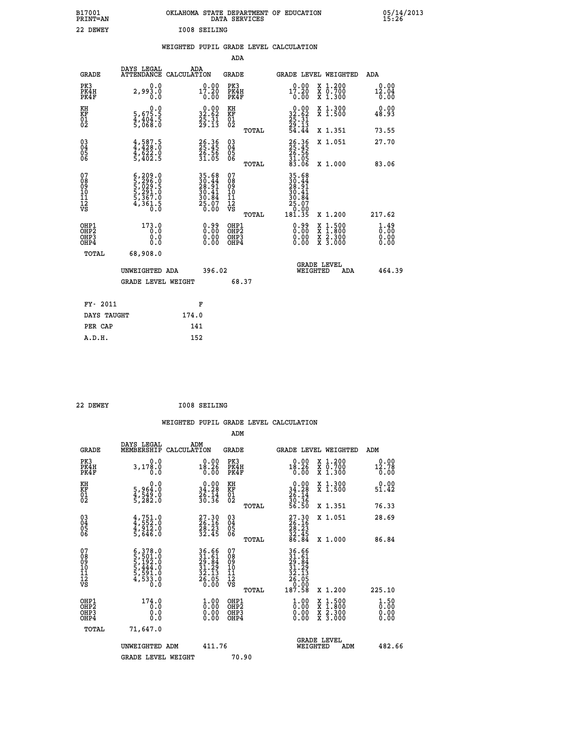B17001 OKLAHOMA STATE DEPARTMENT OF EDUCATION 05/14/2013
PRINT=AN DATA SERVICES 15:26

22 DEWEY I008 SEILING

## WEIGHTED PUPIL GRADE LEVEL CALCULATION

### ADA

| GRADE | DAYS LEGAL ATTENDANCE | ADA CALCULATION | GRADE | GRADE LEVEL | WEIGHTED | ADA |
|---|---|---|---|---|---|---|
| PK3 | 0.0 | 0.00 | PK3 | 0.00 | X 1.200 | 0.00 |
| PK4H | 2,993.0 | 17.20 | PK4H | 17.20 | X 0.700 | 12.04 |
| PK4F | 0.0 | 0.00 | PK4F | 0.00 | X 1.300 | 0.00 |
| KH | 0.0 | 0.00 | KH | 0.00 | X 1.300 | 0.00 |
| KF | 5,675.5 | 32.62 | KF | 32.62 | X 1.500 | 48.93 |
| 01 | 4,404.5 | 25.31 | 01 | 25.31 | | |
| 02 | 5,068.0 | 29.13 | 02 | 29.13 | | |
| | | | TOTAL | 54.44 | X 1.351 | 73.55 |
| 03 | 4,587.5 | 26.36 | 03 | 26.36 | X 1.051 | 27.70 |
| 04 | 4,428.0 | 25.45 | 04 | 25.45 | | |
| 05 | 4,622.0 | 26.56 | 05 | 26.56 | | |
| 06 | 5,402.5 | 31.05 | 06 | 31.05 | | |
| | | | TOTAL | 83.06 | X 1.000 | 83.06 |
| 07 | 6,209.0 | 35.68 | 07 | 35.68 | | |
| 08 | 5,296.0 | 30.44 | 08 | 30.44 | | |
| 09 | 5,029.5 | 28.91 | 09 | 28.91 | | |
| 10 | 5,291.0 | 30.41 | 10 | 30.41 | | |
| 11 | 5,367.0 | 30.84 | 11 | 30.84 | | |
| 12 | 4,361.5 | 25.07 | 12 | 25.07 | | |
| VS | 0.0 | 0.00 | VS | 0.00 | | |
| | | | TOTAL | 181.35 | X 1.200 | 217.62 |
| OHP1 | 173.0 | 0.99 | OHP1 | 0.99 | X 1.500 | 1.49 |
| OHP2 | 0.0 | 0.00 | OHP2 | 0.00 | X 1.800 | 0.00 |
| OHP3 | 0.0 | 0.00 | OHP3 | 0.00 | X 2.300 | 0.00 |
| OHP4 | 0.0 | 0.00 | OHP4 | 0.00 | X 3.000 | 0.00 |
| TOTAL | 68,908.0 | | | | | |

UNWEIGHTED ADA 396.02 | GRADE LEVEL WEIGHTED ADA 464.39

GRADE LEVEL WEIGHT 68.37

| FY- 2011 | F |
|---|---|
| DAYS TAUGHT | 174.0 |
| PER CAP | 141 |
| A.D.H. | 152 |

22 DEWEY I008 SEILING

## WEIGHTED PUPIL GRADE LEVEL CALCULATION

### ADM

| GRADE | DAYS LEGAL MEMBERSHIP | ADM CALCULATION | GRADE | GRADE LEVEL | WEIGHTED | ADM |
|---|---|---|---|---|---|---|
| PK3 | 0.0 | 0.00 | PK3 | 0.00 | X 1.200 | 0.00 |
| PK4H | 3,178.0 | 18.26 | PK4H | 18.26 | X 0.700 | 12.78 |
| PK4F | 0.0 | 0.00 | PK4F | 0.00 | X 1.300 | 0.00 |
| KH | 0.0 | 0.00 | KH | 0.00 | X 1.300 | 0.00 |
| KF | 5,964.0 | 34.28 | KF | 34.28 | X 1.500 | 51.42 |
| 01 | 4,549.0 | 26.14 | 01 | 26.14 | | |
| 02 | 5,282.0 | 30.36 | 02 | 30.36 | | |
| | | | TOTAL | 56.50 | X 1.351 | 76.33 |
| 03 | 4,751.0 | 27.30 | 03 | 27.30 | X 1.051 | 28.69 |
| 04 | 4,552.0 | 26.16 | 04 | 26.16 | | |
| 05 | 4,912.0 | 28.23 | 05 | 28.23 | | |
| 06 | 5,646.0 | 32.45 | 06 | 32.45 | | |
| | | | TOTAL | 86.84 | X 1.000 | 86.84 |
| 07 | 6,378.0 | 36.66 | 07 | 36.66 | | |
| 08 | 5,501.0 | 31.61 | 08 | 31.61 | | |
| 09 | 5,192.0 | 29.84 | 09 | 29.84 | | |
| 10 | 5,444.0 | 31.29 | 10 | 31.29 | | |
| 11 | 5,591.0 | 32.13 | 11 | 32.13 | | |
| 12 | 4,533.0 | 26.05 | 12 | 26.05 | | |
| VS | 0.0 | 0.00 | VS | 0.00 | | |
| | | | TOTAL | 187.58 | X 1.200 | 225.10 |
| OHP1 | 174.0 | 1.00 | OHP1 | 1.00 | X 1.500 | 1.50 |
| OHP2 | 0.0 | 0.00 | OHP2 | 0.00 | X 1.800 | 0.00 |
| OHP3 | 0.0 | 0.00 | OHP3 | 0.00 | X 2.300 | 0.00 |
| OHP4 | 0.0 | 0.00 | OHP4 | 0.00 | X 3.000 | 0.00 |
| TOTAL | 71,647.0 | | | | | |

UNWEIGHTED ADM 411.76 | GRADE LEVEL WEIGHTED ADM 482.66

GRADE LEVEL WEIGHT 70.90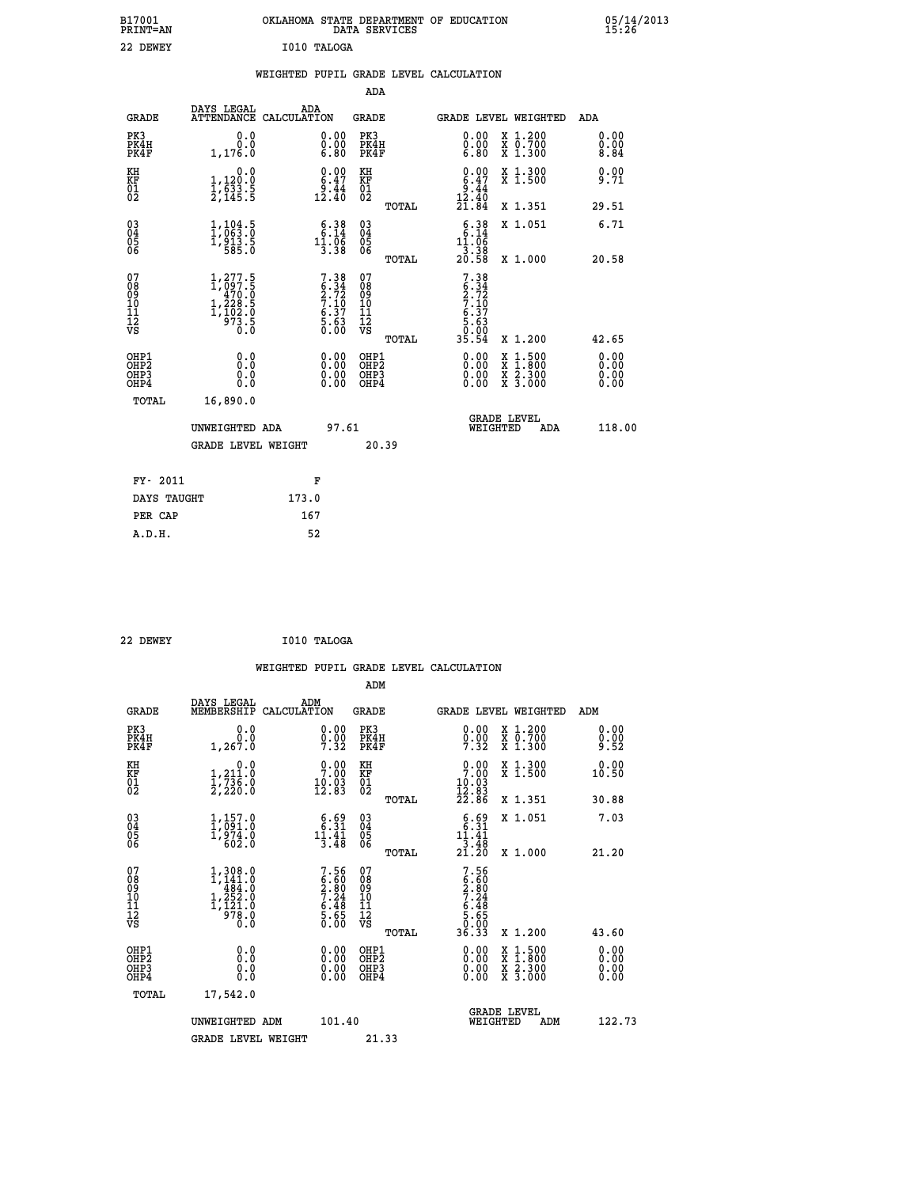B17001 OKLAHOMA STATE DEPARTMENT OF EDUCATION 05/14/2013
PRINT=AN DATA SERVICES 15:26

22 DEWEY I010 TALOGA

## WEIGHTED PUPIL GRADE LEVEL CALCULATION

### ADA

| GRADE | DAYS LEGAL ATTENDANCE | ADA CALCULATION | GRADE | GRADE LEVEL | WEIGHTED | ADA |
|---|---|---|---|---|---|---|
| PK3 | 0.0 | 0.00 | PK3 | 0.00 | X 1.200 | 0.00 |
| PK4H | 0.0 | 0.00 | PK4H | 0.00 | X 0.700 | 0.00 |
| PK4F | 1,176.0 | 6.80 | PK4F | 6.80 | X 1.300 | 8.84 |
| KH | 0.0 | 0.00 | KH | 0.00 | X 1.300 | 0.00 |
| KF | 1,120.0 | 6.47 | KF | 6.47 | X 1.500 | 9.71 |
| 01 | 1,633.5 | 9.44 | 01 | 9.44 | | |
| 02 | 2,145.5 | 12.40 | 02 | 12.40 | | |
| | | | TOTAL | 21.84 | X 1.351 | 29.51 |
| 03 | 1,104.5 | 6.38 | 03 | 6.38 | X 1.051 | 6.71 |
| 04 | 1,063.0 | 6.14 | 04 | 6.14 | | |
| 05 | 1,913.5 | 11.06 | 05 | 11.06 | | |
| 06 | 585.0 | 3.38 | 06 | 3.38 | | |
| | | | TOTAL | 20.58 | X 1.000 | 20.58 |
| 07 | 1,277.5 | 7.38 | 07 | 7.38 | | |
| 08 | 1,097.5 | 6.34 | 08 | 6.34 | | |
| 09 | 470.0 | 2.72 | 09 | 2.72 | | |
| 10 | 1,228.5 | 7.10 | 10 | 7.10 | | |
| 11 | 1,102.0 | 6.37 | 11 | 6.37 | | |
| 12 | 973.5 | 5.63 | 12 | 5.63 | | |
| VS | 0.0 | 0.00 | VS | 0.00 | | |
| | | | TOTAL | 35.54 | X 1.200 | 42.65 |
| OHP1 | 0.0 | 0.00 | OHP1 | 0.00 | X 1.500 | 0.00 |
| OHP2 | 0.0 | 0.00 | OHP2 | 0.00 | X 1.800 | 0.00 |
| OHP3 | 0.0 | 0.00 | OHP3 | 0.00 | X 2.300 | 0.00 |
| OHP4 | 0.0 | 0.00 | OHP4 | 0.00 | X 3.000 | 0.00 |
| TOTAL | 16,890.0 | | | | | |

UNWEIGHTED ADA 97.61 GRADE LEVEL WEIGHTED ADA 118.00

GRADE LEVEL WEIGHT 20.39

| FY- 2011 | F |
|---|---|
| DAYS TAUGHT | 173.0 |
| PER CAP | 167 |
| A.D.H. | 52 |

22 DEWEY I010 TALOGA

## WEIGHTED PUPIL GRADE LEVEL CALCULATION

### ADM

| GRADE | DAYS LEGAL MEMBERSHIP | ADM CALCULATION | GRADE | GRADE LEVEL | WEIGHTED | ADM |
|---|---|---|---|---|---|---|
| PK3 | 0.0 | 0.00 | PK3 | 0.00 | X 1.200 | 0.00 |
| PK4H | 0.0 | 0.00 | PK4H | 0.00 | X 0.700 | 0.00 |
| PK4F | 1,267.0 | 7.32 | PK4F | 7.32 | X 1.300 | 9.52 |
| KH | 0.0 | 0.00 | KH | 0.00 | X 1.300 | 0.00 |
| KF | 1,211.0 | 7.00 | KF | 7.00 | X 1.500 | 10.50 |
| 01 | 1,736.0 | 10.03 | 01 | 10.03 | | |
| 02 | 2,220.0 | 12.83 | 02 | 12.83 | | |
| | | | TOTAL | 22.86 | X 1.351 | 30.88 |
| 03 | 1,157.0 | 6.69 | 03 | 6.69 | X 1.051 | 7.03 |
| 04 | 1,091.0 | 6.31 | 04 | 6.31 | | |
| 05 | 1,974.0 | 11.41 | 05 | 11.41 | | |
| 06 | 602.0 | 3.48 | 06 | 3.48 | | |
| | | | TOTAL | 21.20 | X 1.000 | 21.20 |
| 07 | 1,308.0 | 7.56 | 07 | 7.56 | | |
| 08 | 1,141.0 | 6.60 | 08 | 6.60 | | |
| 09 | 484.0 | 2.80 | 09 | 2.80 | | |
| 10 | 1,252.0 | 7.24 | 10 | 7.24 | | |
| 11 | 1,121.0 | 6.48 | 11 | 6.48 | | |
| 12 | 978.0 | 5.65 | 12 | 5.65 | | |
| VS | 0.0 | 0.00 | VS | 0.00 | | |
| | | | TOTAL | 36.33 | X 1.200 | 43.60 |
| OHP1 | 0.0 | 0.00 | OHP1 | 0.00 | X 1.500 | 0.00 |
| OHP2 | 0.0 | 0.00 | OHP2 | 0.00 | X 1.800 | 0.00 |
| OHP3 | 0.0 | 0.00 | OHP3 | 0.00 | X 2.300 | 0.00 |
| OHP4 | 0.0 | 0.00 | OHP4 | 0.00 | X 3.000 | 0.00 |
| TOTAL | 17,542.0 | | | | | |

UNWEIGHTED ADM 101.40 GRADE LEVEL WEIGHTED ADM 122.73

GRADE LEVEL WEIGHT 21.33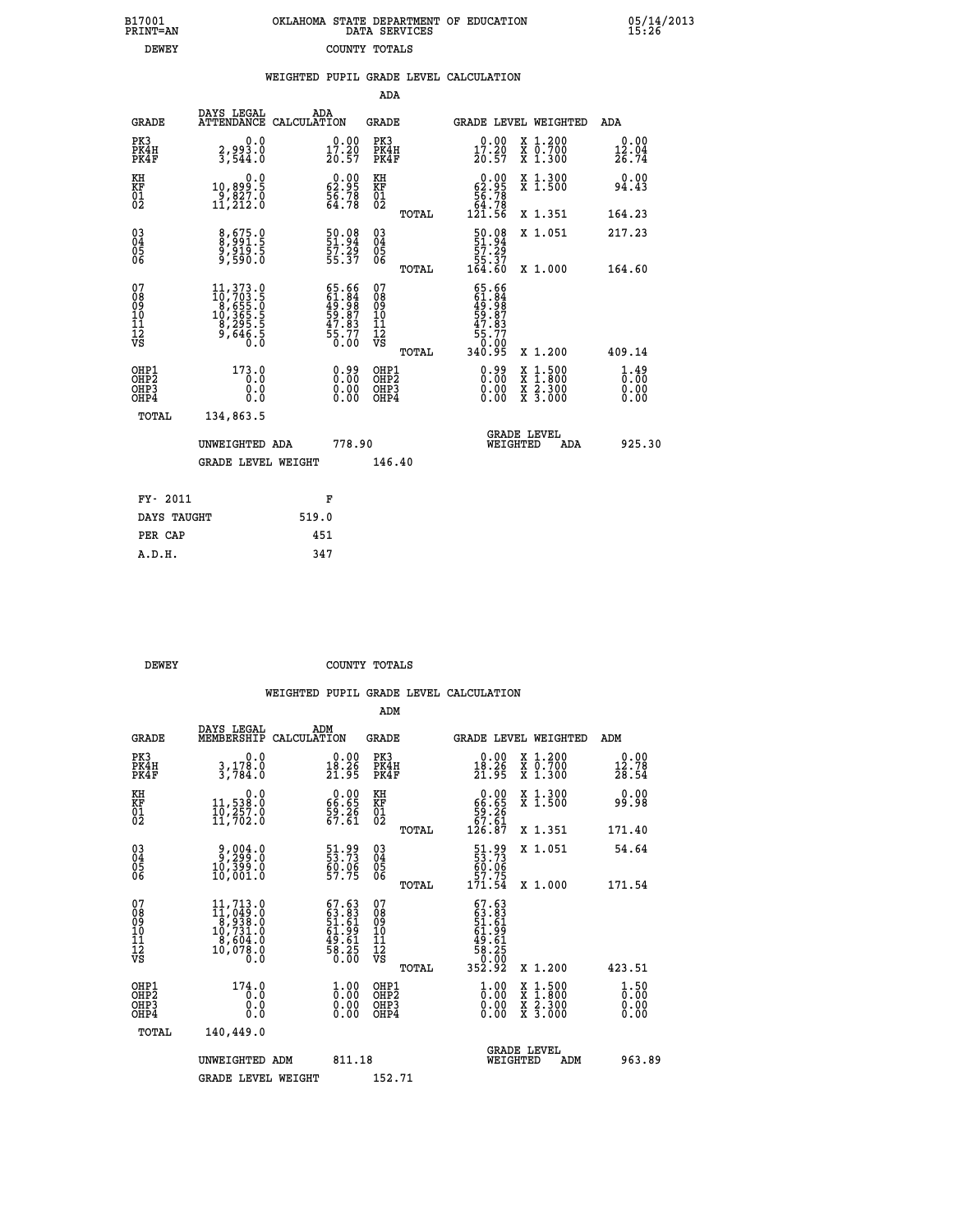B17001 PRINT=AN — OKLAHOMA STATE DEPARTMENT OF EDUCATION DATA SERVICES — 05/14/2013 15:26

DEWEY — COUNTY TOTALS

WEIGHTED PUPIL GRADE LEVEL CALCULATION

ADA

| GRADE | DAYS LEGAL ATTENDANCE | ADA CALCULATION | GRADE | GRADE LEVEL | WEIGHTED | ADA |
|---|---|---|---|---|---|---|
| PK3 | 0.0 | 0.00 | PK3 | 0.00 | X 1.200 | 0.00 |
| PK4H | 2,993.0 | 17.20 | PK4H | 17.20 | X 0.700 | 12.04 |
| PK4F | 3,544.0 | 20.57 | PK4F | 20.57 | X 1.300 | 26.74 |
| KH | 0.0 | 0.00 | KH | 0.00 | X 1.300 | 0.00 |
| KF | 10,899.5 | 62.95 | KF | 62.95 | X 1.500 | 94.43 |
| 01 | 9,827.0 | 56.78 | 01 | 56.78 | | |
| 02 | 11,212.0 | 64.78 | 02 | 64.78 | | |
| | | | TOTAL | 121.56 | X 1.351 | 164.23 |
| 03 | 8,675.0 | 50.08 | 03 | 50.08 | X 1.051 | 217.23 |
| 04 | 8,991.5 | 51.94 | 04 | 51.94 | | |
| 05 | 9,919.5 | 57.29 | 05 | 57.29 | | |
| 06 | 9,590.0 | 55.37 | 06 | 55.37 | | |
| | | | TOTAL | 164.60 | X 1.000 | 164.60 |
| 07 | 11,373.0 | 65.66 | 07 | 65.66 | | |
| 08 | 10,703.5 | 61.84 | 08 | 61.84 | | |
| 09 | 8,655.0 | 49.98 | 09 | 49.98 | | |
| 10 | 10,365.5 | 59.87 | 10 | 59.87 | | |
| 11 | 8,295.5 | 47.83 | 11 | 47.83 | | |
| 12 | 9,646.5 | 55.77 | 12 | 55.77 | | |
| VS | 0.0 | 0.00 | VS | 0.00 | | |
| | | | TOTAL | 340.95 | X 1.200 | 409.14 |
| OHP1 | 173.0 | 0.99 | OHP1 | 0.99 | X 1.500 | 1.49 |
| OHP2 | 0.0 | 0.00 | OHP2 | 0.00 | X 1.800 | 0.00 |
| OHP3 | 0.0 | 0.00 | OHP3 | 0.00 | X 2.300 | 0.00 |
| OHP4 | 0.0 | 0.00 | OHP4 | 0.00 | X 3.000 | 0.00 |
| TOTAL | 134,863.5 | | | | | |

UNWEIGHTED ADA 778.90 — GRADE LEVEL WEIGHTED ADA 925.30

GRADE LEVEL WEIGHT 146.40

| FY- 2011 | F |
|---|---|
| DAYS TAUGHT | 519.0 |
| PER CAP | 451 |
| A.D.H. | 347 |

DEWEY — COUNTY TOTALS

WEIGHTED PUPIL GRADE LEVEL CALCULATION

ADM

| GRADE | DAYS LEGAL MEMBERSHIP | ADM CALCULATION | GRADE | GRADE LEVEL | WEIGHTED | ADM |
|---|---|---|---|---|---|---|
| PK3 | 0.0 | 0.00 | PK3 | 0.00 | X 1.200 | 0.00 |
| PK4H | 3,178.0 | 18.26 | PK4H | 18.26 | X 0.700 | 12.78 |
| PK4F | 3,784.0 | 21.95 | PK4F | 21.95 | X 1.300 | 28.54 |
| KH | 0.0 | 0.00 | KH | 0.00 | X 1.300 | 0.00 |
| KF | 11,538.0 | 66.65 | KF | 66.65 | X 1.500 | 99.98 |
| 01 | 10,257.0 | 59.26 | 01 | 59.26 | | |
| 02 | 11,702.0 | 67.61 | 02 | 67.61 | | |
| | | | TOTAL | 126.87 | X 1.351 | 171.40 |
| 03 | 9,004.0 | 51.99 | 03 | 51.99 | X 1.051 | 54.64 |
| 04 | 9,299.0 | 53.73 | 04 | 53.73 | | |
| 05 | 10,399.0 | 60.06 | 05 | 60.06 | | |
| 06 | 10,001.0 | 57.75 | 06 | 57.75 | | |
| | | | TOTAL | 171.54 | X 1.000 | 171.54 |
| 07 | 11,713.0 | 67.63 | 07 | 67.63 | | |
| 08 | 11,049.0 | 63.83 | 08 | 63.83 | | |
| 09 | 8,938.0 | 51.61 | 09 | 51.61 | | |
| 10 | 10,731.0 | 61.99 | 10 | 61.99 | | |
| 11 | 8,604.0 | 49.61 | 11 | 49.61 | | |
| 12 | 10,078.0 | 58.25 | 12 | 58.25 | | |
| VS | 0.0 | 0.00 | VS | 0.00 | | |
| | | | TOTAL | 352.92 | X 1.200 | 423.51 |
| OHP1 | 174.0 | 1.00 | OHP1 | 1.00 | X 1.500 | 1.50 |
| OHP2 | 0.0 | 0.00 | OHP2 | 0.00 | X 1.800 | 0.00 |
| OHP3 | 0.0 | 0.00 | OHP3 | 0.00 | X 2.300 | 0.00 |
| OHP4 | 0.0 | 0.00 | OHP4 | 0.00 | X 3.000 | 0.00 |
| TOTAL | 140,449.0 | | | | | |

UNWEIGHTED ADM 811.18 — GRADE LEVEL WEIGHTED ADM 963.89

GRADE LEVEL WEIGHT 152.71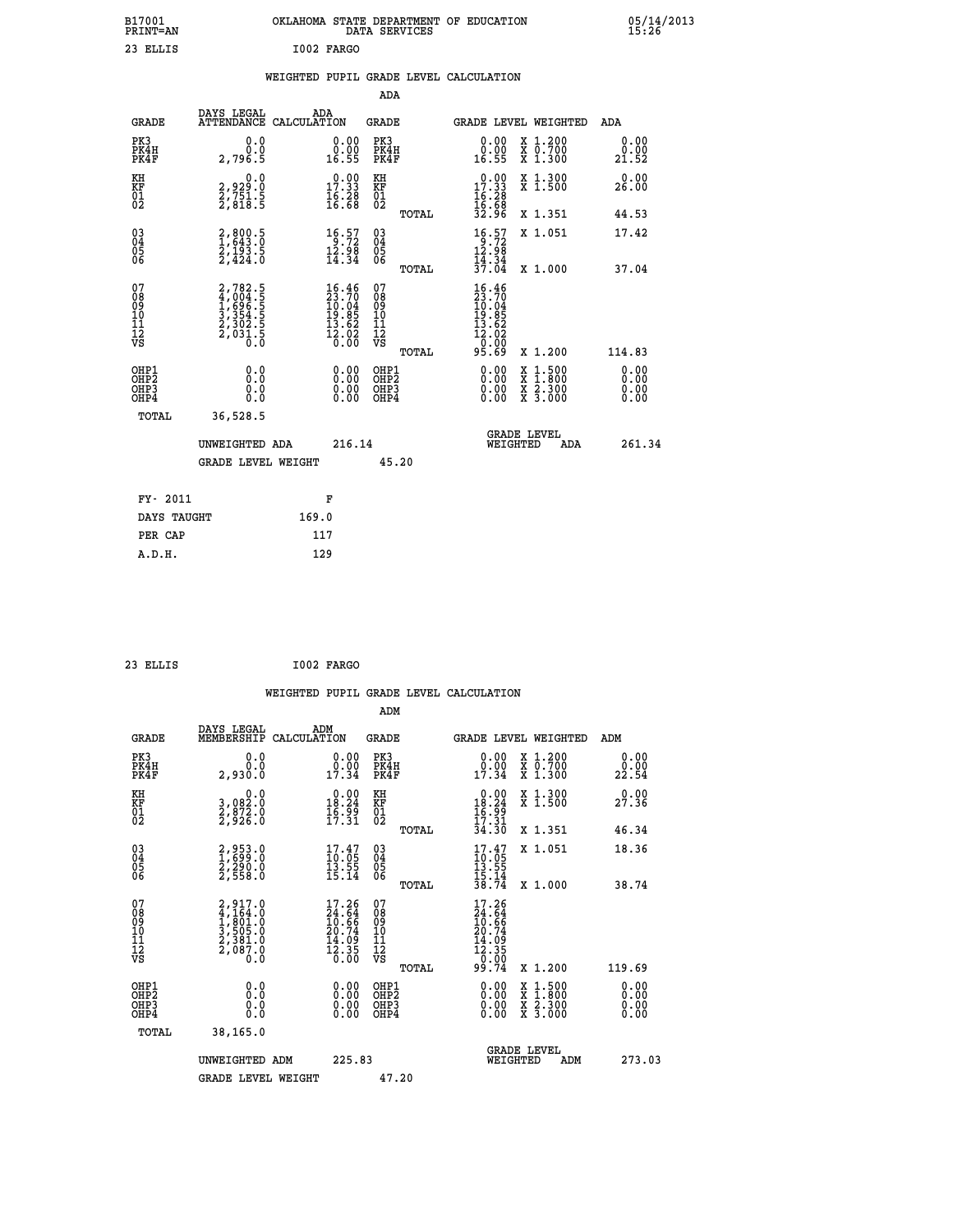B17001 PRINT=AN — OKLAHOMA STATE DEPARTMENT OF EDUCATION DATA SERVICES — 05/14/2013 15:26

23 ELLIS — I002 FARGO

## WEIGHTED PUPIL GRADE LEVEL CALCULATION

### ADA

| GRADE | DAYS LEGAL ATTENDANCE | ADA CALCULATION | GRADE | GRADE LEVEL | WEIGHTED | ADA |
|---|---|---|---|---|---|---|
| PK3 | 0.0 | 0.00 | PK3 | 0.00 | X 1.200 | 0.00 |
| PK4H | 0.0 | 0.00 | PK4H | 0.00 | X 0.700 | 0.00 |
| PK4F | 2,796.5 | 16.55 | PK4F | 16.55 | X 1.300 | 21.52 |
| KH | 0.0 | 0.00 | KH | 0.00 | X 1.300 | 0.00 |
| KF | 2,929.0 | 17.33 | KF | 17.33 | X 1.500 | 26.00 |
| 01 | 2,751.5 | 16.28 | 01 | 16.28 | | |
| 02 | 2,818.5 | 16.68 | 02 | 16.68 | | |
| | | | TOTAL | 32.96 | X 1.351 | 44.53 |
| 03 | 2,800.5 | 16.57 | 03 | 16.57 | X 1.051 | 17.42 |
| 04 | 1,643.0 | 9.72 | 04 | 9.72 | | |
| 05 | 2,193.5 | 12.98 | 05 | 12.98 | | |
| 06 | 2,424.0 | 14.34 | 06 | 14.34 | | |
| | | | TOTAL | 37.04 | X 1.000 | 37.04 |
| 07 | 2,782.5 | 16.46 | 07 | 16.46 | | |
| 08 | 4,004.5 | 23.70 | 08 | 23.70 | | |
| 09 | 1,696.5 | 10.04 | 09 | 10.04 | | |
| 10 | 3,354.5 | 19.85 | 10 | 19.85 | | |
| 11 | 2,302.5 | 13.62 | 11 | 13.62 | | |
| 12 | 2,031.5 | 12.02 | 12 | 12.02 | | |
| VS | 0.0 | 0.00 | VS | 0.00 | | |
| | | | TOTAL | 95.69 | X 1.200 | 114.83 |
| OHP1 | 0.0 | 0.00 | OHP1 | 0.00 | X 1.500 | 0.00 |
| OHP2 | 0.0 | 0.00 | OHP2 | 0.00 | X 1.800 | 0.00 |
| OHP3 | 0.0 | 0.00 | OHP3 | 0.00 | X 2.300 | 0.00 |
| OHP4 | 0.0 | 0.00 | OHP4 | 0.00 | X 3.000 | 0.00 |
| TOTAL | 36,528.5 | | | | | |

UNWEIGHTED ADA 216.14 — GRADE LEVEL WEIGHTED ADA 261.34

GRADE LEVEL WEIGHT 45.20

| FY- 2011 | F |
|---|---|
| DAYS TAUGHT | 169.0 |
| PER CAP | 117 |
| A.D.H. | 129 |

23 ELLIS — I002 FARGO

## WEIGHTED PUPIL GRADE LEVEL CALCULATION

### ADM

| GRADE | DAYS LEGAL MEMBERSHIP | ADM CALCULATION | GRADE | GRADE LEVEL | WEIGHTED | ADM |
|---|---|---|---|---|---|---|
| PK3 | 0.0 | 0.00 | PK3 | 0.00 | X 1.200 | 0.00 |
| PK4H | 0.0 | 0.00 | PK4H | 0.00 | X 0.700 | 0.00 |
| PK4F | 2,930.0 | 17.34 | PK4F | 17.34 | X 1.300 | 22.54 |
| KH | 0.0 | 0.00 | KH | 0.00 | X 1.300 | 0.00 |
| KF | 3,082.0 | 18.24 | KF | 18.24 | X 1.500 | 27.36 |
| 01 | 2,872.0 | 16.99 | 01 | 16.99 | | |
| 02 | 2,926.0 | 17.31 | 02 | 17.31 | | |
| | | | TOTAL | 34.30 | X 1.351 | 46.34 |
| 03 | 2,953.0 | 17.47 | 03 | 17.47 | X 1.051 | 18.36 |
| 04 | 1,699.0 | 10.05 | 04 | 10.05 | | |
| 05 | 2,290.0 | 13.55 | 05 | 13.55 | | |
| 06 | 2,558.0 | 15.14 | 06 | 15.14 | | |
| | | | TOTAL | 38.74 | X 1.000 | 38.74 |
| 07 | 2,917.0 | 17.26 | 07 | 17.26 | | |
| 08 | 4,164.0 | 24.64 | 08 | 24.64 | | |
| 09 | 1,801.0 | 10.66 | 09 | 10.66 | | |
| 10 | 3,505.0 | 20.74 | 10 | 20.74 | | |
| 11 | 2,381.0 | 14.09 | 11 | 14.09 | | |
| 12 | 2,087.0 | 12.35 | 12 | 12.35 | | |
| VS | 0.0 | 0.00 | VS | 0.00 | | |
| | | | TOTAL | 99.74 | X 1.200 | 119.69 |
| OHP1 | 0.0 | 0.00 | OHP1 | 0.00 | X 1.500 | 0.00 |
| OHP2 | 0.0 | 0.00 | OHP2 | 0.00 | X 1.800 | 0.00 |
| OHP3 | 0.0 | 0.00 | OHP3 | 0.00 | X 2.300 | 0.00 |
| OHP4 | 0.0 | 0.00 | OHP4 | 0.00 | X 3.000 | 0.00 |
| TOTAL | 38,165.0 | | | | | |

UNWEIGHTED ADM 225.83 — GRADE LEVEL WEIGHTED ADM 273.03

GRADE LEVEL WEIGHT 47.20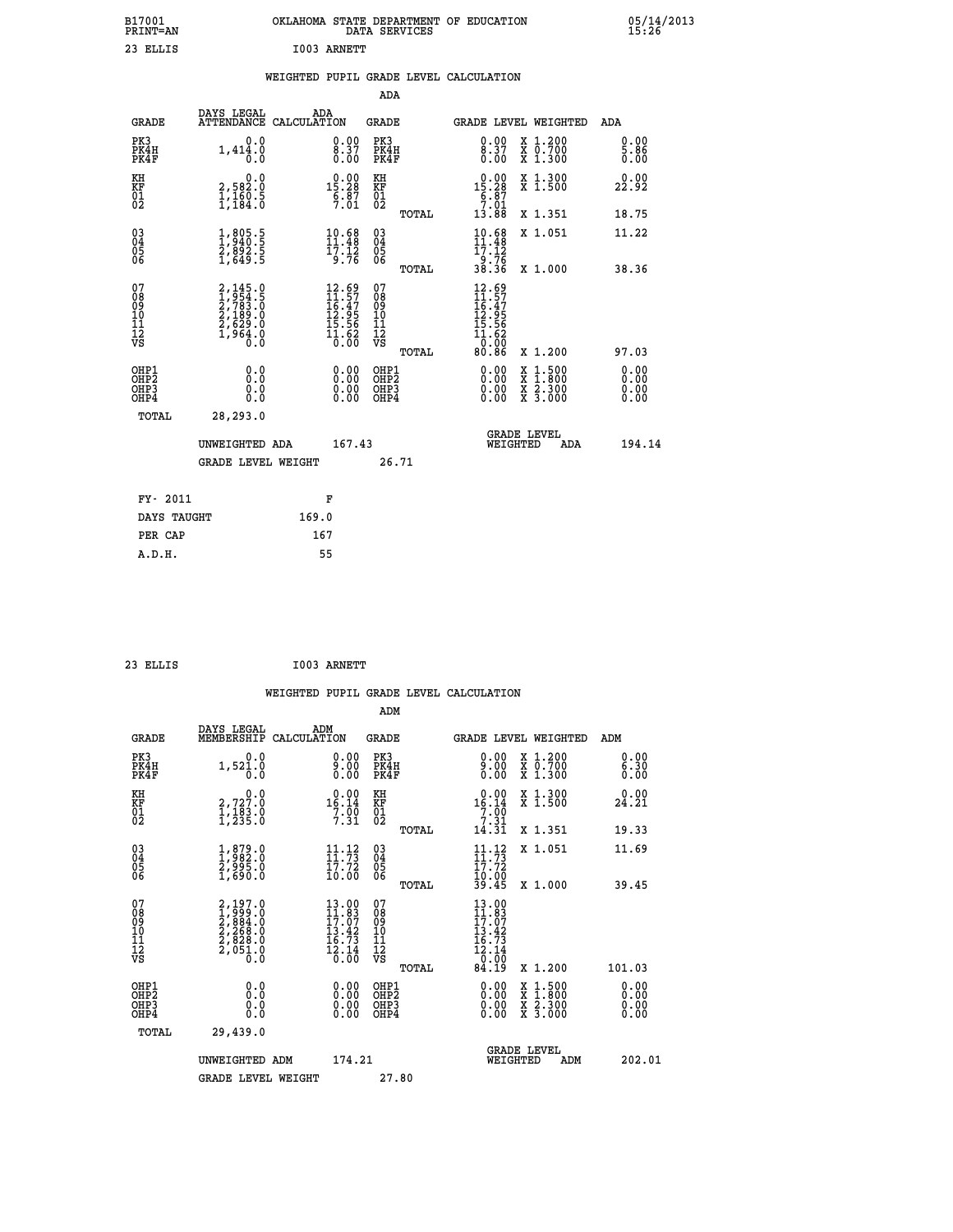B17001 OKLAHOMA STATE DEPARTMENT OF EDUCATION 05/14/2013
PRINT=AN DATA SERVICES 15:26

23 ELLIS I003 ARNETT

## WEIGHTED PUPIL GRADE LEVEL CALCULATION

### ADA

| GRADE | DAYS LEGAL ATTENDANCE | ADA CALCULATION | GRADE | GRADE LEVEL | WEIGHTED | ADA |
|---|---|---|---|---|---|---|
| PK3 | 0.0 | 0.00 | PK3 | 0.00 | X 1.200 | 0.00 |
| PK4H | 1,414.0 | 8.37 | PK4H | 8.37 | X 0.700 | 5.86 |
| PK4F | 0.0 | 0.00 | PK4F | 0.00 | X 1.300 | 0.00 |
| KH | 0.0 | 0.00 | KH | 0.00 | X 1.300 | 0.00 |
| KF | 2,582.0 | 15.28 | KF | 15.28 | X 1.500 | 22.92 |
| 01 | 1,160.5 | 6.87 | 01 | 6.87 | | |
| 02 | 1,184.0 | 7.01 | 02 | 7.01 | | |
| | | | TOTAL | 13.88 | X 1.351 | 18.75 |
| 03 | 1,805.5 | 10.68 | 03 | 10.68 | X 1.051 | 11.22 |
| 04 | 1,940.5 | 11.48 | 04 | 11.48 | | |
| 05 | 2,892.5 | 17.12 | 05 | 17.12 | | |
| 06 | 1,649.5 | 9.76 | 06 | 9.76 | | |
| | | | TOTAL | 38.36 | X 1.000 | 38.36 |
| 07 | 2,145.0 | 12.69 | 07 | 12.69 | | |
| 08 | 1,954.5 | 11.57 | 08 | 11.57 | | |
| 09 | 2,783.0 | 16.47 | 09 | 16.47 | | |
| 10 | 2,189.0 | 12.95 | 10 | 12.95 | | |
| 11 | 2,629.0 | 15.56 | 11 | 15.56 | | |
| 12 | 1,964.0 | 11.62 | 12 | 11.62 | | |
| VS | 0.0 | 0.00 | VS | 0.00 | | |
| | | | TOTAL | 80.86 | X 1.200 | 97.03 |
| OHP1 | 0.0 | 0.00 | OHP1 | 0.00 | X 1.500 | 0.00 |
| OHP2 | 0.0 | 0.00 | OHP2 | 0.00 | X 1.800 | 0.00 |
| OHP3 | 0.0 | 0.00 | OHP3 | 0.00 | X 2.300 | 0.00 |
| OHP4 | 0.0 | 0.00 | OHP4 | 0.00 | X 3.000 | 0.00 |
| TOTAL | 28,293.0 | | | | | |

UNWEIGHTED ADA 167.43 GRADE LEVEL WEIGHTED ADA 194.14

GRADE LEVEL WEIGHT 26.71

| FY- 2011 | F |
|---|---|
| DAYS TAUGHT | 169.0 |
| PER CAP | 167 |
| A.D.H. | 55 |

23 ELLIS I003 ARNETT

## WEIGHTED PUPIL GRADE LEVEL CALCULATION

### ADM

| GRADE | DAYS LEGAL MEMBERSHIP | ADM CALCULATION | GRADE | GRADE LEVEL | WEIGHTED | ADM |
|---|---|---|---|---|---|---|
| PK3 | 0.0 | 0.00 | PK3 | 0.00 | X 1.200 | 0.00 |
| PK4H | 1,521.0 | 9.00 | PK4H | 9.00 | X 0.700 | 6.30 |
| PK4F | 0.0 | 0.00 | PK4F | 0.00 | X 1.300 | 0.00 |
| KH | 0.0 | 0.00 | KH | 0.00 | X 1.300 | 0.00 |
| KF | 2,727.0 | 16.14 | KF | 16.14 | X 1.500 | 24.21 |
| 01 | 1,183.0 | 7.00 | 01 | 7.00 | | |
| 02 | 1,235.0 | 7.31 | 02 | 7.31 | | |
| | | | TOTAL | 14.31 | X 1.351 | 19.33 |
| 03 | 1,879.0 | 11.12 | 03 | 11.12 | X 1.051 | 11.69 |
| 04 | 1,982.0 | 11.73 | 04 | 11.73 | | |
| 05 | 2,995.0 | 17.72 | 05 | 17.72 | | |
| 06 | 1,690.0 | 10.00 | 06 | 10.00 | | |
| | | | TOTAL | 39.45 | X 1.000 | 39.45 |
| 07 | 2,197.0 | 13.00 | 07 | 13.00 | | |
| 08 | 1,999.0 | 11.83 | 08 | 11.83 | | |
| 09 | 2,884.0 | 17.07 | 09 | 17.07 | | |
| 10 | 2,268.0 | 13.42 | 10 | 13.42 | | |
| 11 | 2,828.0 | 16.73 | 11 | 16.73 | | |
| 12 | 2,051.0 | 12.14 | 12 | 12.14 | | |
| VS | 0.0 | 0.00 | VS | 0.00 | | |
| | | | TOTAL | 84.19 | X 1.200 | 101.03 |
| OHP1 | 0.0 | 0.00 | OHP1 | 0.00 | X 1.500 | 0.00 |
| OHP2 | 0.0 | 0.00 | OHP2 | 0.00 | X 1.800 | 0.00 |
| OHP3 | 0.0 | 0.00 | OHP3 | 0.00 | X 2.300 | 0.00 |
| OHP4 | 0.0 | 0.00 | OHP4 | 0.00 | X 3.000 | 0.00 |
| TOTAL | 29,439.0 | | | | | |

UNWEIGHTED ADM 174.21 GRADE LEVEL WEIGHTED ADM 202.01

GRADE LEVEL WEIGHT 27.80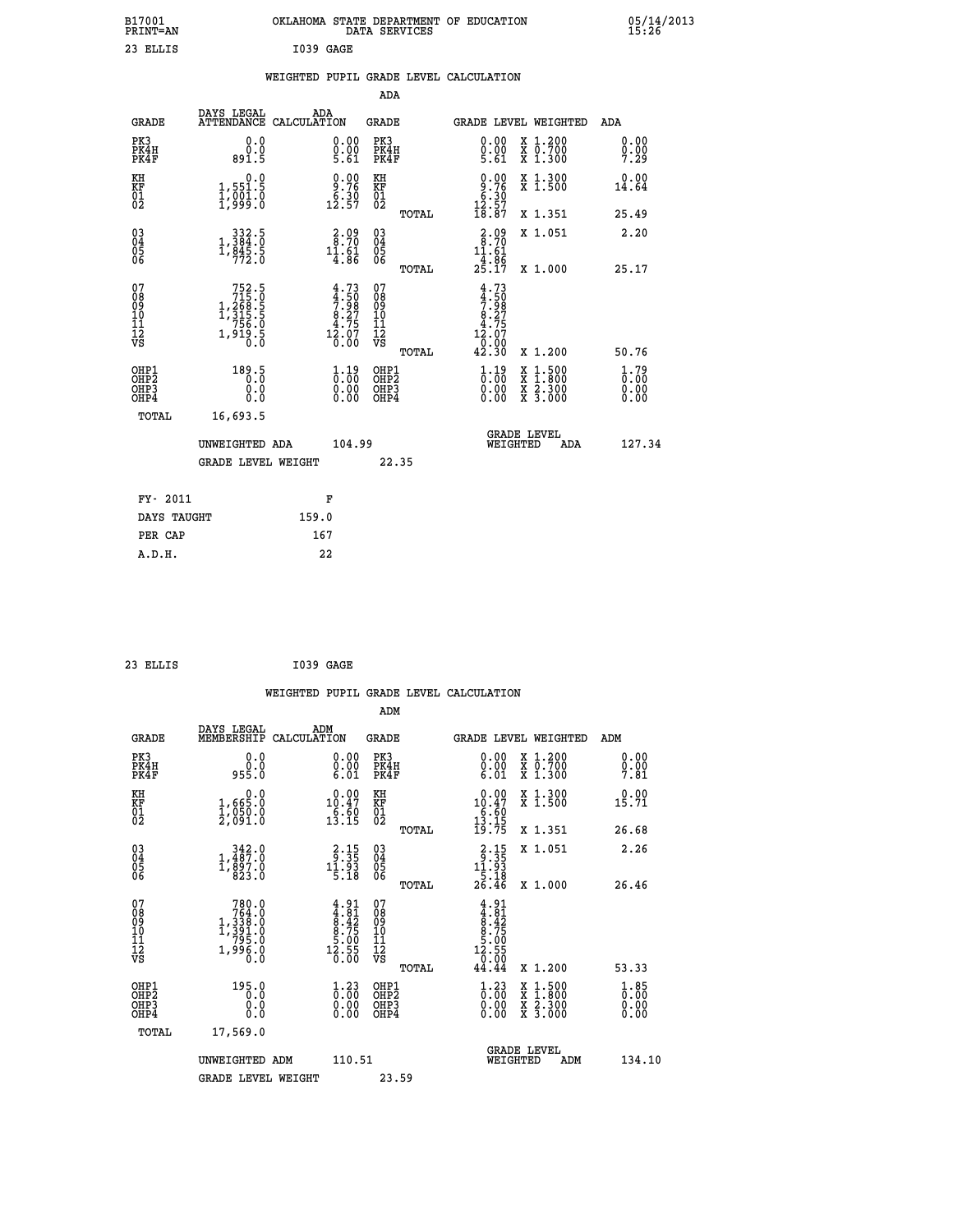B17001 OKLAHOMA STATE DEPARTMENT OF EDUCATION 05/14/2013
PRINT=AN DATA SERVICES 15:26

23 ELLIS I039 GAGE

## WEIGHTED PUPIL GRADE LEVEL CALCULATION

### ADA

| GRADE | DAYS LEGAL ATTENDANCE | ADA CALCULATION | GRADE | | GRADE LEVEL | WEIGHTED | ADA |
|---|---|---|---|---|---|---|---|
| PK3 | 0.0 | 0.00 | PK3 | | 0.00 | X 1.200 | 0.00 |
| PK4H | 0.0 | 0.00 | PK4H | | 0.00 | X 0.700 | 0.00 |
| PK4F | 891.5 | 5.61 | PK4F | | 5.61 | X 1.300 | 7.29 |
| KH | 0.0 | 0.00 | KH | | 0.00 | X 1.300 | 0.00 |
| KF | 1,551.5 | 9.76 | KF | | 9.76 | X 1.500 | 14.64 |
| 01 | 1,001.0 | 6.30 | 01 | | 6.30 | | |
| 02 | 1,999.0 | 12.57 | 02 | | 12.57 | | |
| | | | | TOTAL | 18.87 | X 1.351 | 25.49 |
| 03 | 332.5 | 2.09 | 03 | | 2.09 | X 1.051 | 2.20 |
| 04 | 1,384.0 | 8.70 | 04 | | 8.70 | | |
| 05 | 1,845.5 | 11.61 | 05 | | 11.61 | | |
| 06 | 772.0 | 4.86 | 06 | | 4.86 | | |
| | | | | TOTAL | 25.17 | X 1.000 | 25.17 |
| 07 | 752.5 | 4.73 | 07 | | 4.73 | | |
| 08 | 715.0 | 4.50 | 08 | | 4.50 | | |
| 09 | 1,268.5 | 7.98 | 09 | | 7.98 | | |
| 10 | 1,315.5 | 8.27 | 10 | | 8.27 | | |
| 11 | 756.0 | 4.75 | 11 | | 4.75 | | |
| 12 | 1,919.5 | 12.07 | 12 | | 12.07 | | |
| VS | 0.0 | 0.00 | VS | | 0.00 | | |
| | | | | TOTAL | 42.30 | X 1.200 | 50.76 |
| OHP1 | 189.5 | 1.19 | OHP1 | | 1.19 | X 1.500 | 1.79 |
| OHP2 | 0.0 | 0.00 | OHP2 | | 0.00 | X 1.800 | 0.00 |
| OHP3 | 0.0 | 0.00 | OHP3 | | 0.00 | X 2.300 | 0.00 |
| OHP4 | 0.0 | 0.00 | OHP4 | | 0.00 | X 3.000 | 0.00 |
| TOTAL | 16,693.5 | | | | | | |

UNWEIGHTED ADA 104.99 GRADE LEVEL WEIGHTED ADA 127.34

GRADE LEVEL WEIGHT 22.35

| FY- 2011 | F |
|---|---|
| DAYS TAUGHT | 159.0 |
| PER CAP | 167 |
| A.D.H. | 22 |

23 ELLIS I039 GAGE

## WEIGHTED PUPIL GRADE LEVEL CALCULATION

### ADM

| GRADE | DAYS LEGAL MEMBERSHIP | ADM CALCULATION | GRADE | | GRADE LEVEL | WEIGHTED | ADM |
|---|---|---|---|---|---|---|---|
| PK3 | 0.0 | 0.00 | PK3 | | 0.00 | X 1.200 | 0.00 |
| PK4H | 0.0 | 0.00 | PK4H | | 0.00 | X 0.700 | 0.00 |
| PK4F | 955.0 | 6.01 | PK4F | | 6.01 | X 1.300 | 7.81 |
| KH | 0.0 | 0.00 | KH | | 0.00 | X 1.300 | 0.00 |
| KF | 1,665.0 | 10.47 | KF | | 10.47 | X 1.500 | 15.71 |
| 01 | 1,050.0 | 6.60 | 01 | | 6.60 | | |
| 02 | 2,091.0 | 13.15 | 02 | | 13.15 | | |
| | | | | TOTAL | 19.75 | X 1.351 | 26.68 |
| 03 | 342.0 | 2.15 | 03 | | 2.15 | X 1.051 | 2.26 |
| 04 | 1,487.0 | 9.35 | 04 | | 9.35 | | |
| 05 | 1,897.0 | 11.93 | 05 | | 11.93 | | |
| 06 | 823.0 | 5.18 | 06 | | 5.18 | | |
| | | | | TOTAL | 26.46 | X 1.000 | 26.46 |
| 07 | 780.0 | 4.91 | 07 | | 4.91 | | |
| 08 | 764.0 | 4.81 | 08 | | 4.81 | | |
| 09 | 1,338.0 | 8.42 | 09 | | 8.42 | | |
| 10 | 1,391.0 | 8.75 | 10 | | 8.75 | | |
| 11 | 795.0 | 5.00 | 11 | | 5.00 | | |
| 12 | 1,996.0 | 12.55 | 12 | | 12.55 | | |
| VS | 0.0 | 0.00 | VS | | 0.00 | | |
| | | | | TOTAL | 44.44 | X 1.200 | 53.33 |
| OHP1 | 195.0 | 1.23 | OHP1 | | 1.23 | X 1.500 | 1.85 |
| OHP2 | 0.0 | 0.00 | OHP2 | | 0.00 | X 1.800 | 0.00 |
| OHP3 | 0.0 | 0.00 | OHP3 | | 0.00 | X 2.300 | 0.00 |
| OHP4 | 0.0 | 0.00 | OHP4 | | 0.00 | X 3.000 | 0.00 |
| TOTAL | 17,569.0 | | | | | | |

UNWEIGHTED ADM 110.51 GRADE LEVEL WEIGHTED ADM 134.10

GRADE LEVEL WEIGHT 23.59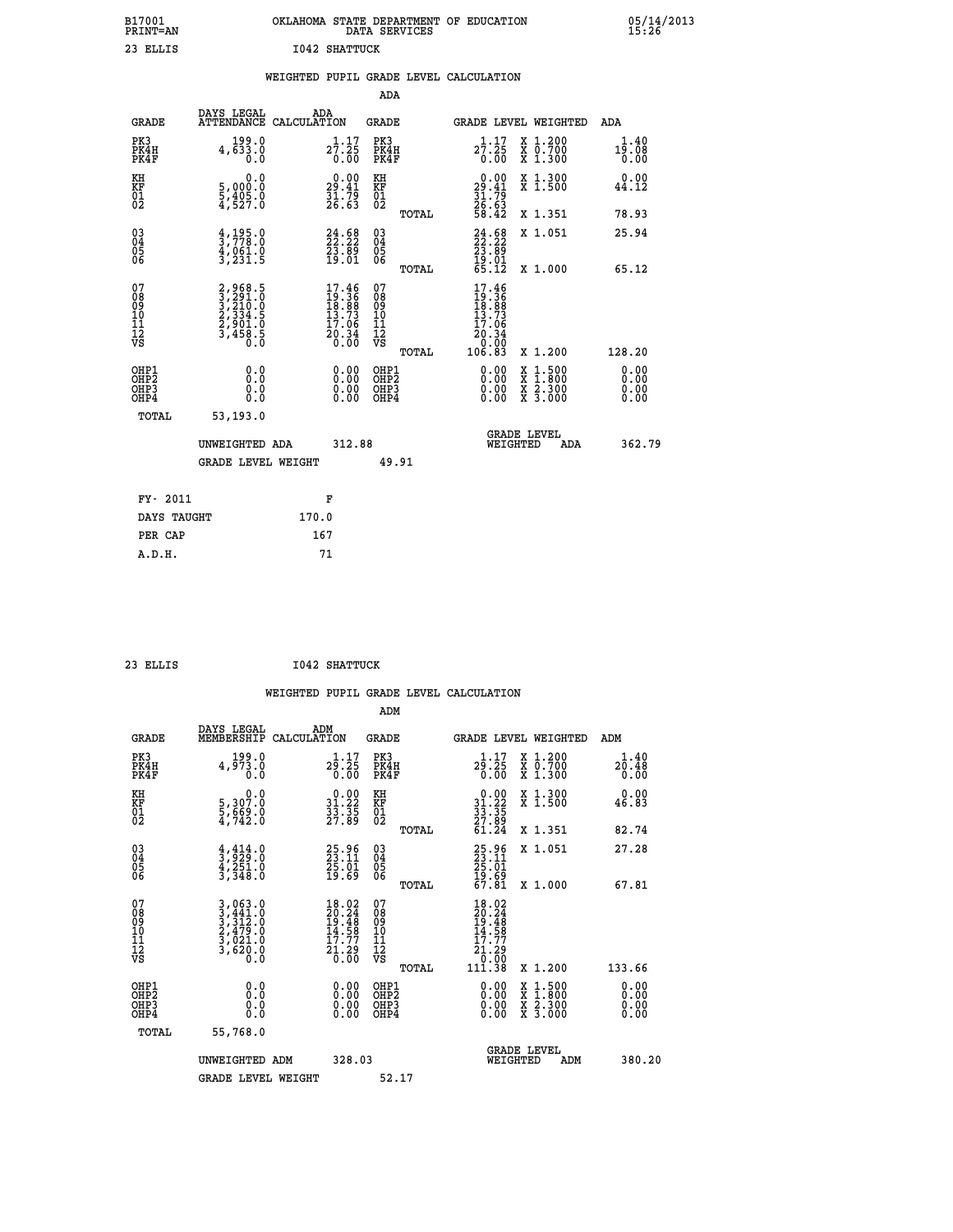B17001 PRINT=AN — OKLAHOMA STATE DEPARTMENT OF EDUCATION DATA SERVICES — 05/14/2013 15:26

23 ELLIS — I042 SHATTUCK

## WEIGHTED PUPIL GRADE LEVEL CALCULATION

### ADA

| GRADE | DAYS LEGAL ATTENDANCE | ADA CALCULATION | GRADE | GRADE LEVEL | WEIGHTED | ADA |
|---|---|---|---|---|---|---|
| PK3 | 199.0 | 1.17 | PK3 | 1.17 | X 1.200 | 1.40 |
| PK4H | 4,633.0 | 27.25 | PK4H | 27.25 | X 0.700 | 19.08 |
| PK4F | 0.0 | 0.00 | PK4F | 0.00 | X 1.300 | 0.00 |
| KH | 0.0 | 0.00 | KH | 0.00 | X 1.300 | 0.00 |
| KF | 5,000.0 | 29.41 | KF | 29.41 | X 1.500 | 44.12 |
| 01 | 5,405.0 | 31.79 | 01 | 31.79 | | |
| 02 | 4,527.0 | 26.63 | 02 | 26.63 | | |
| | | | TOTAL | 58.42 | X 1.351 | 78.93 |
| 03 | 4,195.0 | 24.68 | 03 | 24.68 | X 1.051 | 25.94 |
| 04 | 3,778.0 | 22.22 | 04 | 22.22 | | |
| 05 | 4,061.0 | 23.89 | 05 | 23.89 | | |
| 06 | 3,231.5 | 19.01 | 06 | 19.01 | | |
| | | | TOTAL | 65.12 | X 1.000 | 65.12 |
| 07 | 2,968.5 | 17.46 | 07 | 17.46 | | |
| 08 | 3,291.0 | 19.36 | 08 | 19.36 | | |
| 09 | 3,210.0 | 18.88 | 09 | 18.88 | | |
| 10 | 2,334.5 | 13.73 | 10 | 13.73 | | |
| 11 | 2,901.0 | 17.06 | 11 | 17.06 | | |
| 12 | 3,458.5 | 20.34 | 12 | 20.34 | | |
| VS | 0.0 | 0.00 | VS | 0.00 | | |
| | | | TOTAL | 106.83 | X 1.200 | 128.20 |
| OHP1 | 0.0 | 0.00 | OHP1 | 0.00 | X 1.500 | 0.00 |
| OHP2 | 0.0 | 0.00 | OHP2 | 0.00 | X 1.800 | 0.00 |
| OHP3 | 0.0 | 0.00 | OHP3 | 0.00 | X 2.300 | 0.00 |
| OHP4 | 0.0 | 0.00 | OHP4 | 0.00 | X 3.000 | 0.00 |
| TOTAL | 53,193.0 | | | | | |

UNWEIGHTED ADA 312.88 — GRADE LEVEL WEIGHTED ADA 362.79

GRADE LEVEL WEIGHT 49.91

| | |
|---|---|
| FY- 2011 | F |
| DAYS TAUGHT | 170.0 |
| PER CAP | 167 |
| A.D.H. | 71 |

23 ELLIS — I042 SHATTUCK

## WEIGHTED PUPIL GRADE LEVEL CALCULATION

### ADM

| GRADE | DAYS LEGAL MEMBERSHIP | ADM CALCULATION | GRADE | GRADE LEVEL | WEIGHTED | ADM |
|---|---|---|---|---|---|---|
| PK3 | 199.0 | 1.17 | PK3 | 1.17 | X 1.200 | 1.40 |
| PK4H | 4,973.0 | 29.25 | PK4H | 29.25 | X 0.700 | 20.48 |
| PK4F | 0.0 | 0.00 | PK4F | 0.00 | X 1.300 | 0.00 |
| KH | 0.0 | 0.00 | KH | 0.00 | X 1.300 | 0.00 |
| KF | 5,307.0 | 31.22 | KF | 31.22 | X 1.500 | 46.83 |
| 01 | 5,669.0 | 33.35 | 01 | 33.35 | | |
| 02 | 4,742.0 | 27.89 | 02 | 27.89 | | |
| | | | TOTAL | 61.24 | X 1.351 | 82.74 |
| 03 | 4,414.0 | 25.96 | 03 | 25.96 | X 1.051 | 27.28 |
| 04 | 3,929.0 | 23.11 | 04 | 23.11 | | |
| 05 | 4,251.0 | 25.01 | 05 | 25.01 | | |
| 06 | 3,348.0 | 19.69 | 06 | 19.69 | | |
| | | | TOTAL | 67.81 | X 1.000 | 67.81 |
| 07 | 3,063.0 | 18.02 | 07 | 18.02 | | |
| 08 | 3,441.0 | 20.24 | 08 | 20.24 | | |
| 09 | 3,312.0 | 19.48 | 09 | 19.48 | | |
| 10 | 2,479.0 | 14.58 | 10 | 14.58 | | |
| 11 | 3,021.0 | 17.77 | 11 | 17.77 | | |
| 12 | 3,620.0 | 21.29 | 12 | 21.29 | | |
| VS | 0.0 | 0.00 | VS | 0.00 | | |
| | | | TOTAL | 111.38 | X 1.200 | 133.66 |
| OHP1 | 0.0 | 0.00 | OHP1 | 0.00 | X 1.500 | 0.00 |
| OHP2 | 0.0 | 0.00 | OHP2 | 0.00 | X 1.800 | 0.00 |
| OHP3 | 0.0 | 0.00 | OHP3 | 0.00 | X 2.300 | 0.00 |
| OHP4 | 0.0 | 0.00 | OHP4 | 0.00 | X 3.000 | 0.00 |
| TOTAL | 55,768.0 | | | | | |

UNWEIGHTED ADM 328.03 — GRADE LEVEL WEIGHTED ADM 380.20

GRADE LEVEL WEIGHT 52.17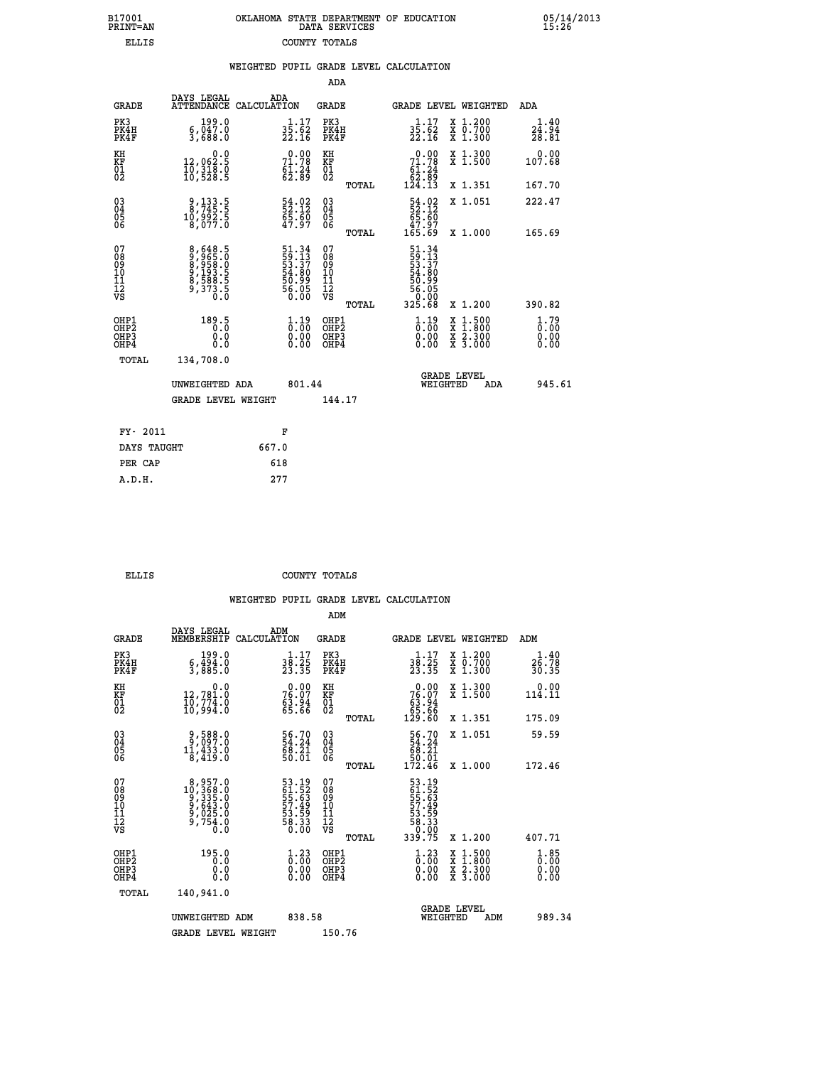B17001 PRINT=AN — OKLAHOMA STATE DEPARTMENT OF EDUCATION DATA SERVICES — 05/14/2013 15:26

ELLIS — COUNTY TOTALS

### WEIGHTED PUPIL GRADE LEVEL CALCULATION

ADA

| GRADE | DAYS LEGAL ATTENDANCE | ADA CALCULATION | GRADE | GRADE LEVEL | WEIGHTED | ADA |
|---|---|---|---|---|---|---|
| PK3 | 199.0 | 1.17 | PK3 | 1.17 | X 1.200 | 1.40 |
| PK4H | 6,047.0 | 35.62 | PK4H | 35.62 | X 0.700 | 24.94 |
| PK4F | 3,688.0 | 22.16 | PK4F | 22.16 | X 1.300 | 28.81 |
| KH | 0.0 | 0.00 | KH | 0.00 | X 1.300 | 0.00 |
| KF | 12,062.5 | 71.78 | KF | 71.78 | X 1.500 | 107.68 |
| 01 | 10,318.0 | 61.24 | 01 | 61.24 | | |
| 02 | 10,528.5 | 62.89 | 02 | 62.89 | | |
| | | | TOTAL | 124.13 | X 1.351 | 167.70 |
| 03 | 9,133.5 | 54.02 | 03 | 54.02 | X 1.051 | 222.47 |
| 04 | 8,745.5 | 52.12 | 04 | 52.12 | | |
| 05 | 10,992.5 | 65.60 | 05 | 65.60 | | |
| 06 | 8,077.0 | 47.97 | 06 | 47.97 | | |
| | | | TOTAL | 165.69 | X 1.000 | 165.69 |
| 07 | 8,648.5 | 51.34 | 07 | 51.34 | | |
| 08 | 9,965.0 | 59.13 | 08 | 59.13 | | |
| 09 | 8,958.0 | 53.37 | 09 | 53.37 | | |
| 10 | 9,193.5 | 54.80 | 10 | 54.80 | | |
| 11 | 8,588.5 | 50.99 | 11 | 50.99 | | |
| 12 | 9,373.5 | 56.05 | 12 | 56.05 | | |
| VS | 0.0 | 0.00 | VS | 0.00 | | |
| | | | TOTAL | 325.68 | X 1.200 | 390.82 |
| OHP1 | 189.5 | 1.19 | OHP1 | 1.19 | X 1.500 | 1.79 |
| OHP2 | 0.0 | 0.00 | OHP2 | 0.00 | X 1.800 | 0.00 |
| OHP3 | 0.0 | 0.00 | OHP3 | 0.00 | X 2.300 | 0.00 |
| OHP4 | 0.0 | 0.00 | OHP4 | 0.00 | X 3.000 | 0.00 |
| TOTAL | 134,708.0 | | | | | |

UNWEIGHTED ADA 801.44 — GRADE LEVEL WEIGHTED ADA 945.61

GRADE LEVEL WEIGHT 144.17

| FY- 2011 | F |
|---|---|
| DAYS TAUGHT | 667.0 |
| PER CAP | 618 |
| A.D.H. | 277 |

ELLIS — COUNTY TOTALS

### WEIGHTED PUPIL GRADE LEVEL CALCULATION

ADM

| GRADE | DAYS LEGAL MEMBERSHIP | ADM CALCULATION | GRADE | GRADE LEVEL | WEIGHTED | ADM |
|---|---|---|---|---|---|---|
| PK3 | 199.0 | 1.17 | PK3 | 1.17 | X 1.200 | 1.40 |
| PK4H | 6,494.0 | 38.25 | PK4H | 38.25 | X 0.700 | 26.78 |
| PK4F | 3,885.0 | 23.35 | PK4F | 23.35 | X 1.300 | 30.35 |
| KH | 0.0 | 0.00 | KH | 0.00 | X 1.300 | 0.00 |
| KF | 12,781.0 | 76.07 | KF | 76.07 | X 1.500 | 114.11 |
| 01 | 10,774.0 | 63.94 | 01 | 63.94 | | |
| 02 | 10,994.0 | 65.66 | 02 | 65.66 | | |
| | | | TOTAL | 129.60 | X 1.351 | 175.09 |
| 03 | 9,588.0 | 56.70 | 03 | 56.70 | X 1.051 | 59.59 |
| 04 | 9,097.0 | 54.24 | 04 | 54.24 | | |
| 05 | 11,433.0 | 68.21 | 05 | 68.21 | | |
| 06 | 8,419.0 | 50.01 | 06 | 50.01 | | |
| | | | TOTAL | 172.46 | X 1.000 | 172.46 |
| 07 | 8,957.0 | 53.19 | 07 | 53.19 | | |
| 08 | 10,368.0 | 61.52 | 08 | 61.52 | | |
| 09 | 9,335.0 | 55.63 | 09 | 55.63 | | |
| 10 | 9,643.0 | 57.49 | 10 | 57.49 | | |
| 11 | 9,025.0 | 53.59 | 11 | 53.59 | | |
| 12 | 9,754.0 | 58.33 | 12 | 58.33 | | |
| VS | 0.0 | 0.00 | VS | 0.00 | | |
| | | | TOTAL | 339.75 | X 1.200 | 407.71 |
| OHP1 | 195.0 | 1.23 | OHP1 | 1.23 | X 1.500 | 1.85 |
| OHP2 | 0.0 | 0.00 | OHP2 | 0.00 | X 1.800 | 0.00 |
| OHP3 | 0.0 | 0.00 | OHP3 | 0.00 | X 2.300 | 0.00 |
| OHP4 | 0.0 | 0.00 | OHP4 | 0.00 | X 3.000 | 0.00 |
| TOTAL | 140,941.0 | | | | | |

UNWEIGHTED ADM 838.58 — GRADE LEVEL WEIGHTED ADM 989.34

GRADE LEVEL WEIGHT 150.76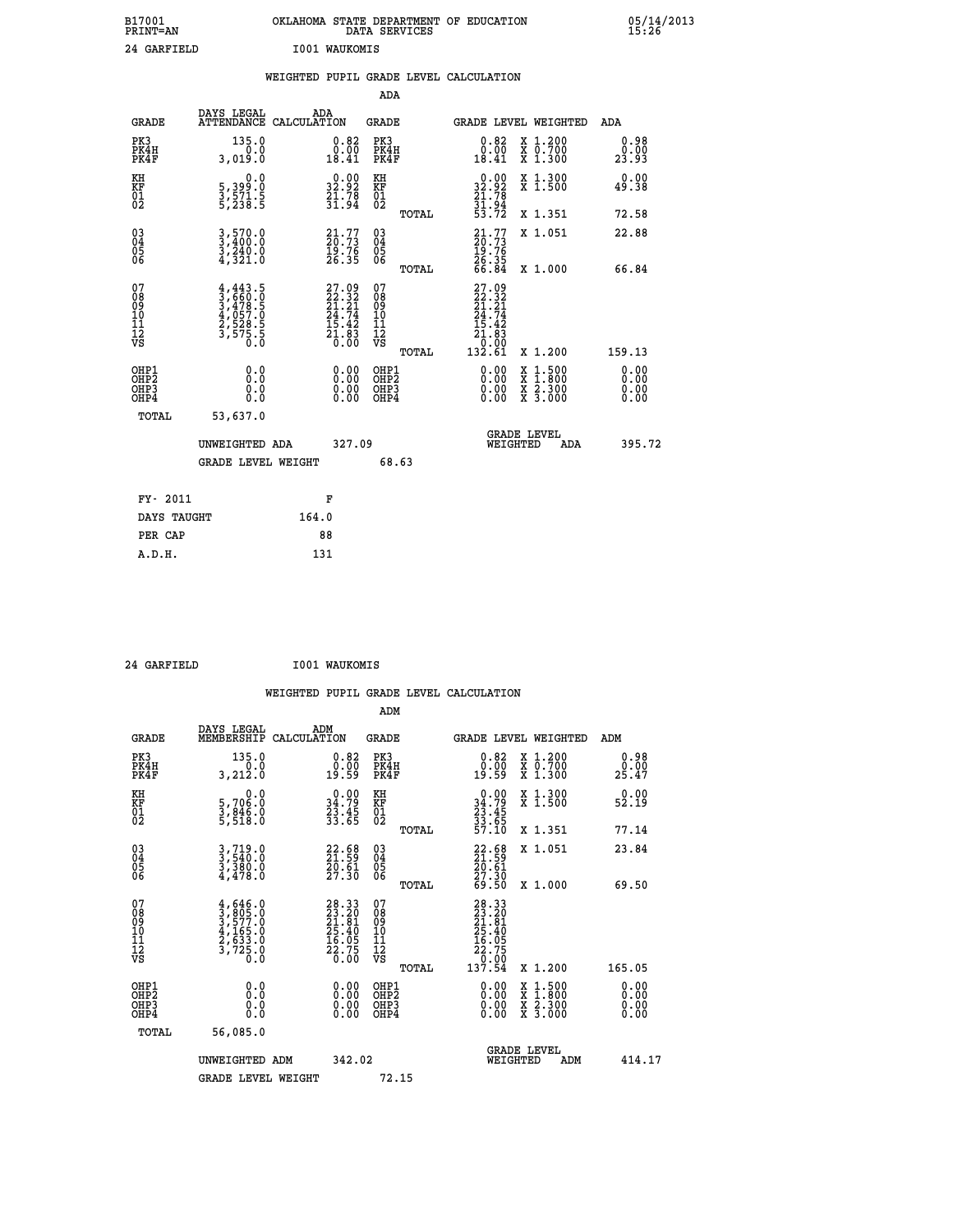B17001 OKLAHOMA STATE DEPARTMENT OF EDUCATION 05/14/2013
PRINT=AN DATA SERVICES 15:26

24 GARFIELD I001 WAUKOMIS

WEIGHTED PUPIL GRADE LEVEL CALCULATION

ADA

| GRADE | DAYS LEGAL ATTENDANCE | ADA CALCULATION | GRADE | GRADE LEVEL | WEIGHTED | ADA |
|---|---|---|---|---|---|---|
| PK3 | 135.0 | 0.82 | PK3 | 0.82 | X 1.200 | 0.98 |
| PK4H | 0.0 | 0.00 | PK4H | 0.00 | X 0.700 | 0.00 |
| PK4F | 3,019.0 | 18.41 | PK4F | 18.41 | X 1.300 | 23.93 |
| KH | 0.0 | 0.00 | KH | 0.00 | X 1.300 | 0.00 |
| KF | 5,399.0 | 32.92 | KF | 32.92 | X 1.500 | 49.38 |
| 01 | 3,571.5 | 21.78 | 01 | 21.78 | | |
| 02 | 5,238.5 | 31.94 | 02 | 31.94 | | |
| | | | TOTAL | 53.72 | X 1.351 | 72.58 |
| 03 | 3,570.0 | 21.77 | 03 | 21.77 | X 1.051 | 22.88 |
| 04 | 3,400.0 | 20.73 | 04 | 20.73 | | |
| 05 | 3,240.0 | 19.76 | 05 | 19.76 | | |
| 06 | 4,321.0 | 26.35 | 06 | 26.35 | | |
| | | | TOTAL | 66.84 | X 1.000 | 66.84 |
| 07 | 4,443.5 | 27.09 | 07 | 27.09 | | |
| 08 | 3,660.0 | 22.32 | 08 | 22.32 | | |
| 09 | 3,478.5 | 21.21 | 09 | 21.21 | | |
| 10 | 4,057.0 | 24.74 | 10 | 24.74 | | |
| 11 | 2,528.5 | 15.42 | 11 | 15.42 | | |
| 12 | 3,575.5 | 21.83 | 12 | 21.83 | | |
| VS | 0.0 | 0.00 | VS | 0.00 | | |
| | | | TOTAL | 132.61 | X 1.200 | 159.13 |
| OHP1 | 0.0 | 0.00 | OHP1 | 0.00 | X 1.500 | 0.00 |
| OHP2 | 0.0 | 0.00 | OHP2 | 0.00 | X 1.800 | 0.00 |
| OHP3 | 0.0 | 0.00 | OHP3 | 0.00 | X 2.300 | 0.00 |
| OHP4 | 0.0 | 0.00 | OHP4 | 0.00 | X 3.000 | 0.00 |
| TOTAL | 53,637.0 | | | | | |

UNWEIGHTED ADA 327.09 GRADE LEVEL WEIGHTED ADA 395.72

GRADE LEVEL WEIGHT 68.63

| FY- 2011 | F |
|---|---|
| DAYS TAUGHT | 164.0 |
| PER CAP | 88 |
| A.D.H. | 131 |

24 GARFIELD I001 WAUKOMIS

WEIGHTED PUPIL GRADE LEVEL CALCULATION

ADM

| GRADE | DAYS LEGAL MEMBERSHIP | ADM CALCULATION | GRADE | GRADE LEVEL | WEIGHTED | ADM |
|---|---|---|---|---|---|---|
| PK3 | 135.0 | 0.82 | PK3 | 0.82 | X 1.200 | 0.98 |
| PK4H | 0.0 | 0.00 | PK4H | 0.00 | X 0.700 | 0.00 |
| PK4F | 3,212.0 | 19.59 | PK4F | 19.59 | X 1.300 | 25.47 |
| KH | 0.0 | 0.00 | KH | 0.00 | X 1.300 | 0.00 |
| KF | 5,706.0 | 34.79 | KF | 34.79 | X 1.500 | 52.19 |
| 01 | 3,846.0 | 23.45 | 01 | 23.45 | | |
| 02 | 5,518.0 | 33.65 | 02 | 33.65 | | |
| | | | TOTAL | 57.10 | X 1.351 | 77.14 |
| 03 | 3,719.0 | 22.68 | 03 | 22.68 | X 1.051 | 23.84 |
| 04 | 3,540.0 | 21.59 | 04 | 21.59 | | |
| 05 | 3,380.0 | 20.61 | 05 | 20.61 | | |
| 06 | 4,478.0 | 27.30 | 06 | 27.30 | | |
| | | | TOTAL | 69.50 | X 1.000 | 69.50 |
| 07 | 4,646.0 | 28.33 | 07 | 28.33 | | |
| 08 | 3,805.0 | 23.20 | 08 | 23.20 | | |
| 09 | 3,577.0 | 21.81 | 09 | 21.81 | | |
| 10 | 4,165.0 | 25.40 | 10 | 25.40 | | |
| 11 | 2,633.0 | 16.05 | 11 | 16.05 | | |
| 12 | 3,725.0 | 22.75 | 12 | 22.75 | | |
| VS | 0.0 | 0.00 | VS | 0.00 | | |
| | | | TOTAL | 137.54 | X 1.200 | 165.05 |
| OHP1 | 0.0 | 0.00 | OHP1 | 0.00 | X 1.500 | 0.00 |
| OHP2 | 0.0 | 0.00 | OHP2 | 0.00 | X 1.800 | 0.00 |
| OHP3 | 0.0 | 0.00 | OHP3 | 0.00 | X 2.300 | 0.00 |
| OHP4 | 0.0 | 0.00 | OHP4 | 0.00 | X 3.000 | 0.00 |
| TOTAL | 56,085.0 | | | | | |

UNWEIGHTED ADM 342.02 GRADE LEVEL WEIGHTED ADM 414.17

GRADE LEVEL WEIGHT 72.15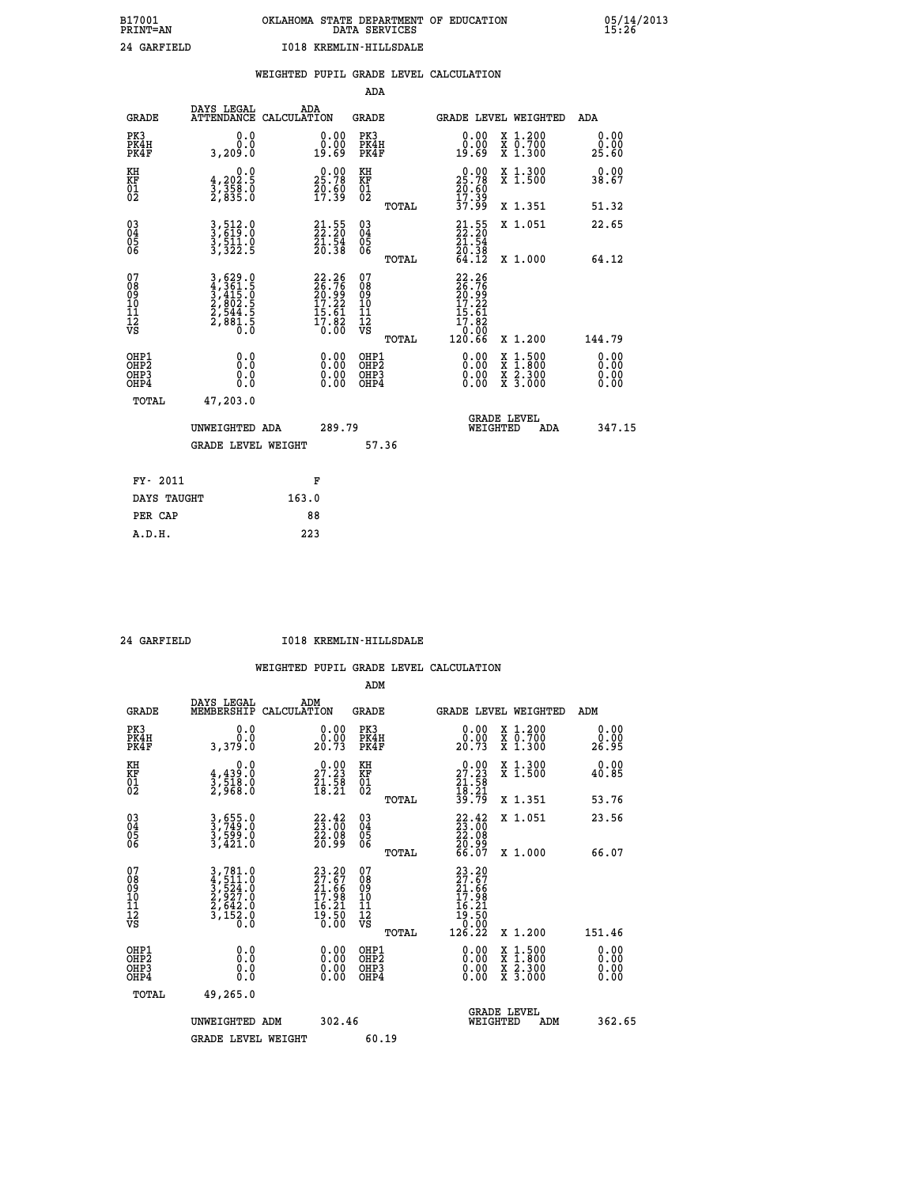B17001 PRINT=AN — OKLAHOMA STATE DEPARTMENT OF EDUCATION DATA SERVICES — 05/14/2013 15:26

24 GARFIELD — I018 KREMLIN-HILLSDALE

## WEIGHTED PUPIL GRADE LEVEL CALCULATION

### ADA

| GRADE | DAYS LEGAL ATTENDANCE | ADA CALCULATION | GRADE | GRADE LEVEL | WEIGHTED | ADA |
|---|---|---|---|---|---|---|
| PK3 | 0.0 | 0.00 | PK3 | 0.00 | X 1.200 | 0.00 |
| PK4H | 0.0 | 0.00 | PK4H | 0.00 | X 0.700 | 0.00 |
| PK4F | 3,209.0 | 19.69 | PK4F | 19.69 | X 1.300 | 25.60 |
| KH | 0.0 | 0.00 | KH | 0.00 | X 1.300 | 0.00 |
| KF | 4,202.5 | 25.78 | KF | 25.78 | X 1.500 | 38.67 |
| 01 | 3,358.0 | 20.60 | 01 | 20.60 | | |
| 02 | 2,835.0 | 17.39 | 02 | 17.39 | | |
| | | | TOTAL | 37.99 | X 1.351 | 51.32 |
| 03 | 3,512.0 | 21.55 | 03 | 21.55 | X 1.051 | 22.65 |
| 04 | 3,619.0 | 22.20 | 04 | 22.20 | | |
| 05 | 3,511.0 | 21.54 | 05 | 21.54 | | |
| 06 | 3,322.5 | 20.38 | 06 | 20.38 | | |
| | | | TOTAL | 64.12 | X 1.000 | 64.12 |
| 07 | 3,629.0 | 22.26 | 07 | 22.26 | | |
| 08 | 4,361.5 | 26.76 | 08 | 26.76 | | |
| 09 | 3,415.0 | 20.99 | 09 | 20.99 | | |
| 10 | 2,802.5 | 17.22 | 10 | 17.22 | | |
| 11 | 2,544.5 | 15.61 | 11 | 15.61 | | |
| 12 | 2,881.5 | 17.82 | 12 | 17.82 | | |
| VS | 0.0 | 0.00 | VS | 0.00 | | |
| | | | TOTAL | 120.66 | X 1.200 | 144.79 |
| OHP1 | 0.0 | 0.00 | OHP1 | 0.00 | X 1.500 | 0.00 |
| OHP2 | 0.0 | 0.00 | OHP2 | 0.00 | X 1.800 | 0.00 |
| OHP3 | 0.0 | 0.00 | OHP3 | 0.00 | X 2.300 | 0.00 |
| OHP4 | 0.0 | 0.00 | OHP4 | 0.00 | X 3.000 | 0.00 |
| TOTAL | 47,203.0 | | | | | |

UNWEIGHTED ADA 289.79 — GRADE LEVEL WEIGHTED ADA 347.15

GRADE LEVEL WEIGHT 57.36

| FY- 2011 | F |
|---|---|
| DAYS TAUGHT | 163.0 |
| PER CAP | 88 |
| A.D.H. | 223 |

24 GARFIELD — I018 KREMLIN-HILLSDALE

## WEIGHTED PUPIL GRADE LEVEL CALCULATION

### ADM

| GRADE | DAYS LEGAL MEMBERSHIP | ADM CALCULATION | GRADE | GRADE LEVEL | WEIGHTED | ADM |
|---|---|---|---|---|---|---|
| PK3 | 0.0 | 0.00 | PK3 | 0.00 | X 1.200 | 0.00 |
| PK4H | 0.0 | 0.00 | PK4H | 0.00 | X 0.700 | 0.00 |
| PK4F | 3,379.0 | 20.73 | PK4F | 20.73 | X 1.300 | 26.95 |
| KH | 0.0 | 0.00 | KH | 0.00 | X 1.300 | 0.00 |
| KF | 4,439.0 | 27.23 | KF | 27.23 | X 1.500 | 40.85 |
| 01 | 3,518.0 | 21.58 | 01 | 21.58 | | |
| 02 | 2,968.0 | 18.21 | 02 | 18.21 | | |
| | | | TOTAL | 39.79 | X 1.351 | 53.76 |
| 03 | 3,655.0 | 22.42 | 03 | 22.42 | X 1.051 | 23.56 |
| 04 | 3,749.0 | 23.00 | 04 | 23.00 | | |
| 05 | 3,599.0 | 22.08 | 05 | 22.08 | | |
| 06 | 3,421.0 | 20.99 | 06 | 20.99 | | |
| | | | TOTAL | 66.07 | X 1.000 | 66.07 |
| 07 | 3,781.0 | 23.20 | 07 | 23.20 | | |
| 08 | 4,511.0 | 27.67 | 08 | 27.67 | | |
| 09 | 3,524.0 | 21.66 | 09 | 21.66 | | |
| 10 | 2,927.0 | 17.98 | 10 | 17.98 | | |
| 11 | 2,642.0 | 16.21 | 11 | 16.21 | | |
| 12 | 3,152.0 | 19.50 | 12 | 19.50 | | |
| VS | 0.0 | 0.00 | VS | 0.00 | | |
| | | | TOTAL | 126.22 | X 1.200 | 151.46 |
| OHP1 | 0.0 | 0.00 | OHP1 | 0.00 | X 1.500 | 0.00 |
| OHP2 | 0.0 | 0.00 | OHP2 | 0.00 | X 1.800 | 0.00 |
| OHP3 | 0.0 | 0.00 | OHP3 | 0.00 | X 2.300 | 0.00 |
| OHP4 | 0.0 | 0.00 | OHP4 | 0.00 | X 3.000 | 0.00 |
| TOTAL | 49,265.0 | | | | | |

UNWEIGHTED ADM 302.46 — GRADE LEVEL WEIGHTED ADM 362.65

GRADE LEVEL WEIGHT 60.19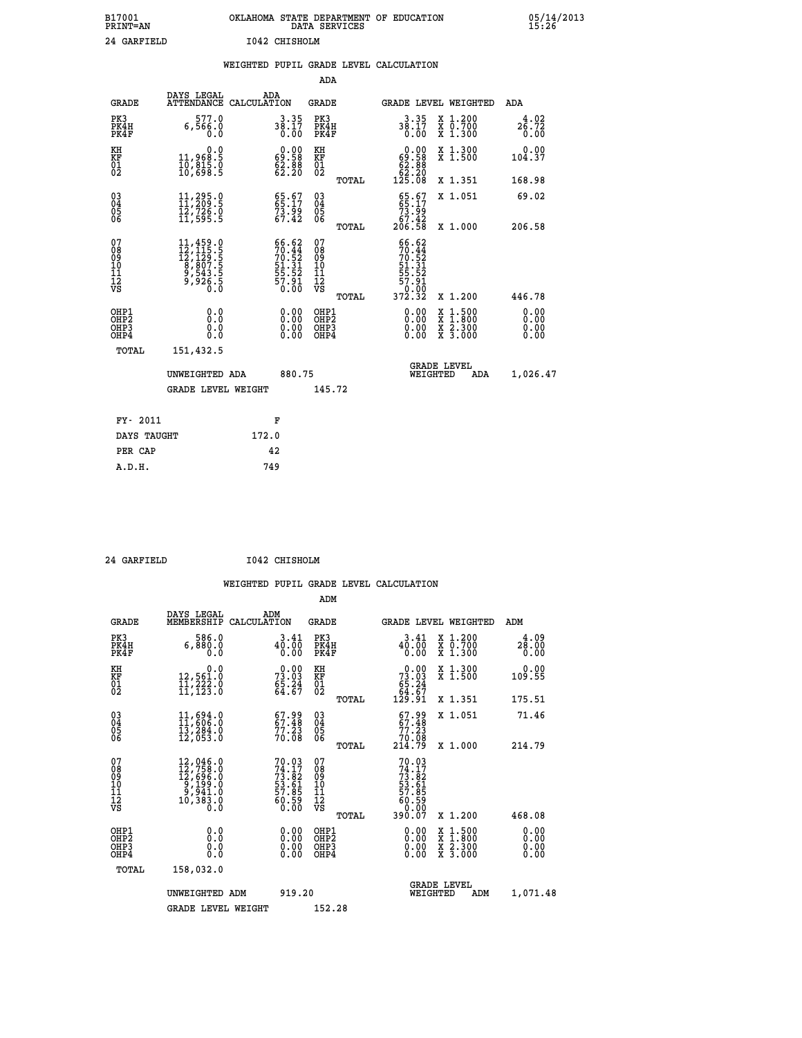B17001 OKLAHOMA STATE DEPARTMENT OF EDUCATION 05/14/2013
PRINT=AN DATA SERVICES 15:26

24 GARFIELD I042 CHISHOLM

## WEIGHTED PUPIL GRADE LEVEL CALCULATION

### ADA

| GRADE | DAYS LEGAL ATTENDANCE | ADA CALCULATION | GRADE | GRADE LEVEL | WEIGHTED | ADA |
|---|---|---|---|---|---|---|
| PK3 | 577.0 | 3.35 | PK3 | 3.35 | X 1.200 | 4.02 |
| PK4H | 6,566.0 | 38.17 | PK4H | 38.17 | X 0.700 | 26.72 |
| PK4F | 0.0 | 0.00 | PK4F | 0.00 | X 1.300 | 0.00 |
| KH | 0.0 | 0.00 | KH | 0.00 | X 1.300 | 0.00 |
| KF | 11,968.5 | 69.58 | KF | 69.58 | X 1.500 | 104.37 |
| 01 | 10,815.0 | 62.88 | 01 | 62.88 | | |
| 02 | 10,698.5 | 62.20 | 02 | 62.20 | | |
| | | | TOTAL | 125.08 | X 1.351 | 168.98 |
| 03 | 11,295.0 | 65.67 | 03 | 65.67 | X 1.051 | 69.02 |
| 04 | 11,209.5 | 65.17 | 04 | 65.17 | | |
| 05 | 12,726.0 | 73.99 | 05 | 73.99 | | |
| 06 | 11,595.5 | 67.42 | 06 | 67.42 | | |
| | | | TOTAL | 206.58 | X 1.000 | 206.58 |
| 07 | 11,459.0 | 66.62 | 07 | 66.62 | | |
| 08 | 12,115.5 | 70.44 | 08 | 70.44 | | |
| 09 | 12,129.5 | 70.52 | 09 | 70.52 | | |
| 10 | 8,807.5 | 51.31 | 10 | 51.31 | | |
| 11 | 9,543.5 | 55.52 | 11 | 55.52 | | |
| 12 | 9,926.5 | 57.91 | 12 | 57.91 | | |
| VS | 0.0 | 0.00 | VS | 0.00 | | |
| | | | TOTAL | 372.32 | X 1.200 | 446.78 |
| OHP1 | 0.0 | 0.00 | OHP1 | 0.00 | X 1.500 | 0.00 |
| OHP2 | 0.0 | 0.00 | OHP2 | 0.00 | X 1.800 | 0.00 |
| OHP3 | 0.0 | 0.00 | OHP3 | 0.00 | X 2.300 | 0.00 |
| OHP4 | 0.0 | 0.00 | OHP4 | 0.00 | X 3.000 | 0.00 |
| TOTAL | 151,432.5 | | | | | |

UNWEIGHTED ADA 880.75 GRADE LEVEL WEIGHTED ADA 1,026.47

GRADE LEVEL WEIGHT 145.72

| FY- 2011 | F |
|---|---|
| DAYS TAUGHT | 172.0 |
| PER CAP | 42 |
| A.D.H. | 749 |

24 GARFIELD I042 CHISHOLM

## WEIGHTED PUPIL GRADE LEVEL CALCULATION

### ADM

| GRADE | DAYS LEGAL MEMBERSHIP | ADM CALCULATION | GRADE | GRADE LEVEL | WEIGHTED | ADM |
|---|---|---|---|---|---|---|
| PK3 | 586.0 | 3.41 | PK3 | 3.41 | X 1.200 | 4.09 |
| PK4H | 6,880.0 | 40.00 | PK4H | 40.00 | X 0.700 | 28.00 |
| PK4F | 0.0 | 0.00 | PK4F | 0.00 | X 1.300 | 0.00 |
| KH | 0.0 | 0.00 | KH | 0.00 | X 1.300 | 0.00 |
| KF | 12,561.0 | 73.03 | KF | 73.03 | X 1.500 | 109.55 |
| 01 | 11,222.0 | 65.24 | 01 | 65.24 | | |
| 02 | 11,123.0 | 64.67 | 02 | 64.67 | | |
| | | | TOTAL | 129.91 | X 1.351 | 175.51 |
| 03 | 11,694.0 | 67.99 | 03 | 67.99 | X 1.051 | 71.46 |
| 04 | 11,606.0 | 67.48 | 04 | 67.48 | | |
| 05 | 13,284.0 | 77.23 | 05 | 77.23 | | |
| 06 | 12,053.0 | 70.08 | 06 | 70.08 | | |
| | | | TOTAL | 214.79 | X 1.000 | 214.79 |
| 07 | 12,046.0 | 70.03 | 07 | 70.03 | | |
| 08 | 12,758.0 | 74.17 | 08 | 74.17 | | |
| 09 | 12,696.0 | 73.82 | 09 | 73.82 | | |
| 10 | 9,199.0 | 53.61 | 10 | 53.61 | | |
| 11 | 9,941.0 | 57.85 | 11 | 57.85 | | |
| 12 | 10,383.0 | 60.59 | 12 | 60.59 | | |
| VS | 0.0 | 0.00 | VS | 0.00 | | |
| | | | TOTAL | 390.07 | X 1.200 | 468.08 |
| OHP1 | 0.0 | 0.00 | OHP1 | 0.00 | X 1.500 | 0.00 |
| OHP2 | 0.0 | 0.00 | OHP2 | 0.00 | X 1.800 | 0.00 |
| OHP3 | 0.0 | 0.00 | OHP3 | 0.00 | X 2.300 | 0.00 |
| OHP4 | 0.0 | 0.00 | OHP4 | 0.00 | X 3.000 | 0.00 |
| TOTAL | 158,032.0 | | | | | |

UNWEIGHTED ADM 919.20 GRADE LEVEL WEIGHTED ADM 1,071.48

GRADE LEVEL WEIGHT 152.28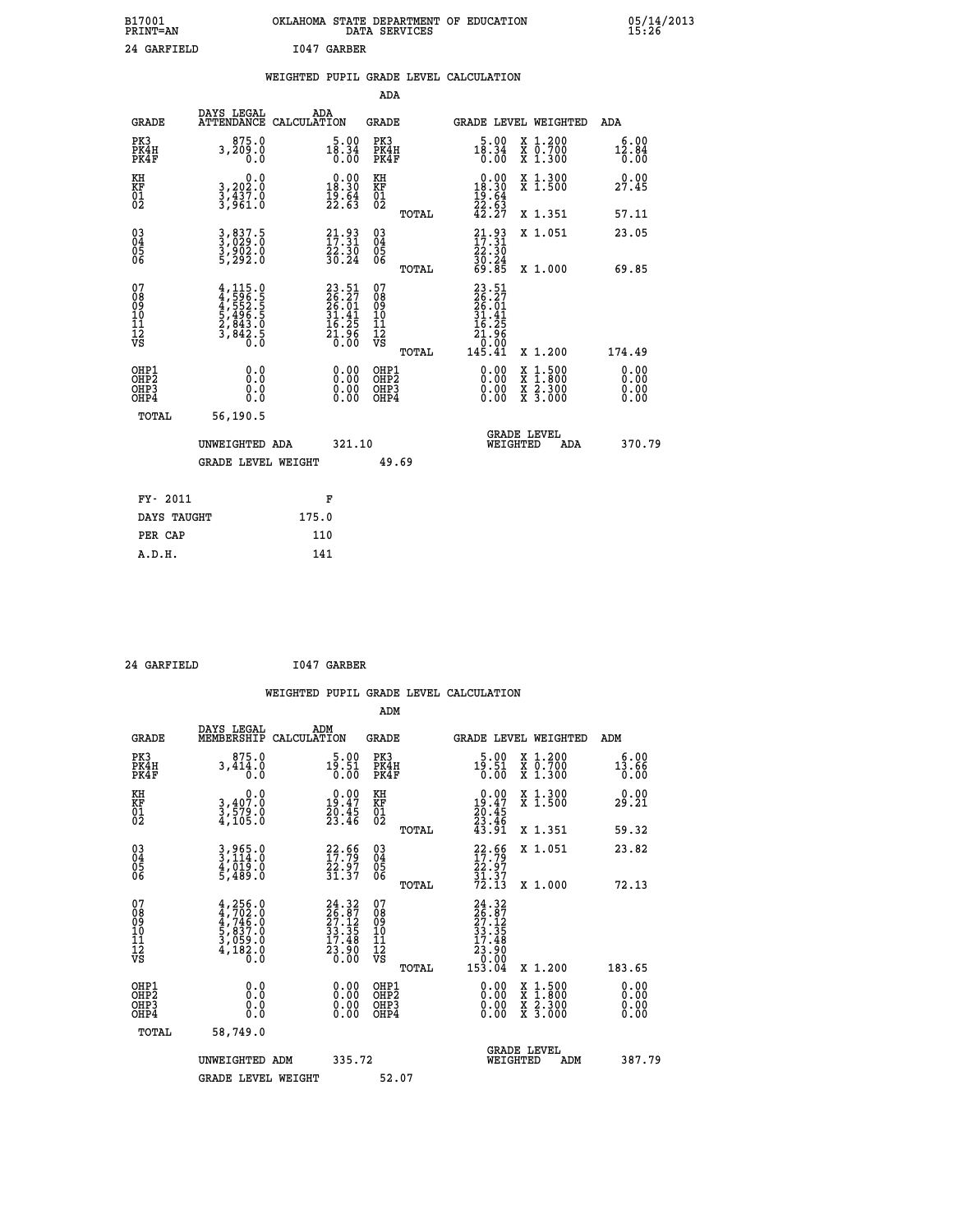B17001 PRINT=AN — OKLAHOMA STATE DEPARTMENT OF EDUCATION DATA SERVICES — 05/14/2013 15:26

24 GARFIELD — I047 GARBER

## WEIGHTED PUPIL GRADE LEVEL CALCULATION

### ADA

| GRADE | DAYS LEGAL ATTENDANCE | ADA CALCULATION | GRADE | | GRADE LEVEL | WEIGHTED | ADA |
|---|---|---|---|---|---|---|---|
| PK3 | 875.0 | 5.00 | PK3 | | 5.00 | X 1.200 | 6.00 |
| PK4H | 3,209.0 | 18.34 | PK4H | | 18.34 | X 0.700 | 12.84 |
| PK4F | 0.0 | 0.00 | PK4F | | 0.00 | X 1.300 | 0.00 |
| KH | 0.0 | 0.00 | KH | | 0.00 | X 1.300 | 0.00 |
| KF | 3,202.0 | 18.30 | KF | | 18.30 | X 1.500 | 27.45 |
| 01 | 3,437.0 | 19.64 | 01 | | 19.64 | | |
| 02 | 3,961.0 | 22.63 | 02 | | 22.63 | | |
| | | | | TOTAL | 42.27 | X 1.351 | 57.11 |
| 03 | 3,837.5 | 21.93 | 03 | | 21.93 | X 1.051 | 23.05 |
| 04 | 3,029.0 | 17.31 | 04 | | 17.31 | | |
| 05 | 3,902.0 | 22.30 | 05 | | 22.30 | | |
| 06 | 5,292.0 | 30.24 | 06 | | 30.24 | | |
| | | | | TOTAL | 69.85 | X 1.000 | 69.85 |
| 07 | 4,115.0 | 23.51 | 07 | | 23.51 | | |
| 08 | 4,596.5 | 26.27 | 08 | | 26.27 | | |
| 09 | 4,552.5 | 26.01 | 09 | | 26.01 | | |
| 10 | 5,496.5 | 31.41 | 10 | | 31.41 | | |
| 11 | 2,843.0 | 16.25 | 11 | | 16.25 | | |
| 12 | 3,842.5 | 21.96 | 12 | | 21.96 | | |
| VS | 0.0 | 0.00 | VS | | 0.00 | | |
| | | | | TOTAL | 145.41 | X 1.200 | 174.49 |
| OHP1 | 0.0 | 0.00 | OHP1 | | 0.00 | X 1.500 | 0.00 |
| OHP2 | 0.0 | 0.00 | OHP2 | | 0.00 | X 1.800 | 0.00 |
| OHP3 | 0.0 | 0.00 | OHP3 | | 0.00 | X 2.300 | 0.00 |
| OHP4 | 0.0 | 0.00 | OHP4 | | 0.00 | X 3.000 | 0.00 |
| TOTAL | 56,190.5 | | | | | | |

UNWEIGHTED ADA 321.10 — GRADE LEVEL WEIGHTED ADA 370.79

GRADE LEVEL WEIGHT 49.69

| FY- 2011 | F |
|---|---|
| DAYS TAUGHT | 175.0 |
| PER CAP | 110 |
| A.D.H. | 141 |

24 GARFIELD — I047 GARBER

## WEIGHTED PUPIL GRADE LEVEL CALCULATION

### ADM

| GRADE | DAYS LEGAL MEMBERSHIP | ADM CALCULATION | GRADE | | GRADE LEVEL | WEIGHTED | ADM |
|---|---|---|---|---|---|---|---|
| PK3 | 875.0 | 5.00 | PK3 | | 5.00 | X 1.200 | 6.00 |
| PK4H | 3,414.0 | 19.51 | PK4H | | 19.51 | X 0.700 | 13.66 |
| PK4F | 0.0 | 0.00 | PK4F | | 0.00 | X 1.300 | 0.00 |
| KH | 0.0 | 0.00 | KH | | 0.00 | X 1.300 | 0.00 |
| KF | 3,407.0 | 19.47 | KF | | 19.47 | X 1.500 | 29.21 |
| 01 | 3,579.0 | 20.45 | 01 | | 20.45 | | |
| 02 | 4,105.0 | 23.46 | 02 | | 23.46 | | |
| | | | | TOTAL | 43.91 | X 1.351 | 59.32 |
| 03 | 3,965.0 | 22.66 | 03 | | 22.66 | X 1.051 | 23.82 |
| 04 | 3,114.0 | 17.79 | 04 | | 17.79 | | |
| 05 | 4,019.0 | 22.97 | 05 | | 22.97 | | |
| 06 | 5,489.0 | 31.37 | 06 | | 31.37 | | |
| | | | | TOTAL | 72.13 | X 1.000 | 72.13 |
| 07 | 4,256.0 | 24.32 | 07 | | 24.32 | | |
| 08 | 4,702.0 | 26.87 | 08 | | 26.87 | | |
| 09 | 4,746.0 | 27.12 | 09 | | 27.12 | | |
| 10 | 5,837.0 | 33.35 | 10 | | 33.35 | | |
| 11 | 3,059.0 | 17.48 | 11 | | 17.48 | | |
| 12 | 4,182.0 | 23.90 | 12 | | 23.90 | | |
| VS | 0.0 | 0.00 | VS | | 0.00 | | |
| | | | | TOTAL | 153.04 | X 1.200 | 183.65 |
| OHP1 | 0.0 | 0.00 | OHP1 | | 0.00 | X 1.500 | 0.00 |
| OHP2 | 0.0 | 0.00 | OHP2 | | 0.00 | X 1.800 | 0.00 |
| OHP3 | 0.0 | 0.00 | OHP3 | | 0.00 | X 2.300 | 0.00 |
| OHP4 | 0.0 | 0.00 | OHP4 | | 0.00 | X 3.000 | 0.00 |
| TOTAL | 58,749.0 | | | | | | |

UNWEIGHTED ADM 335.72 — GRADE LEVEL WEIGHTED ADM 387.79

GRADE LEVEL WEIGHT 52.07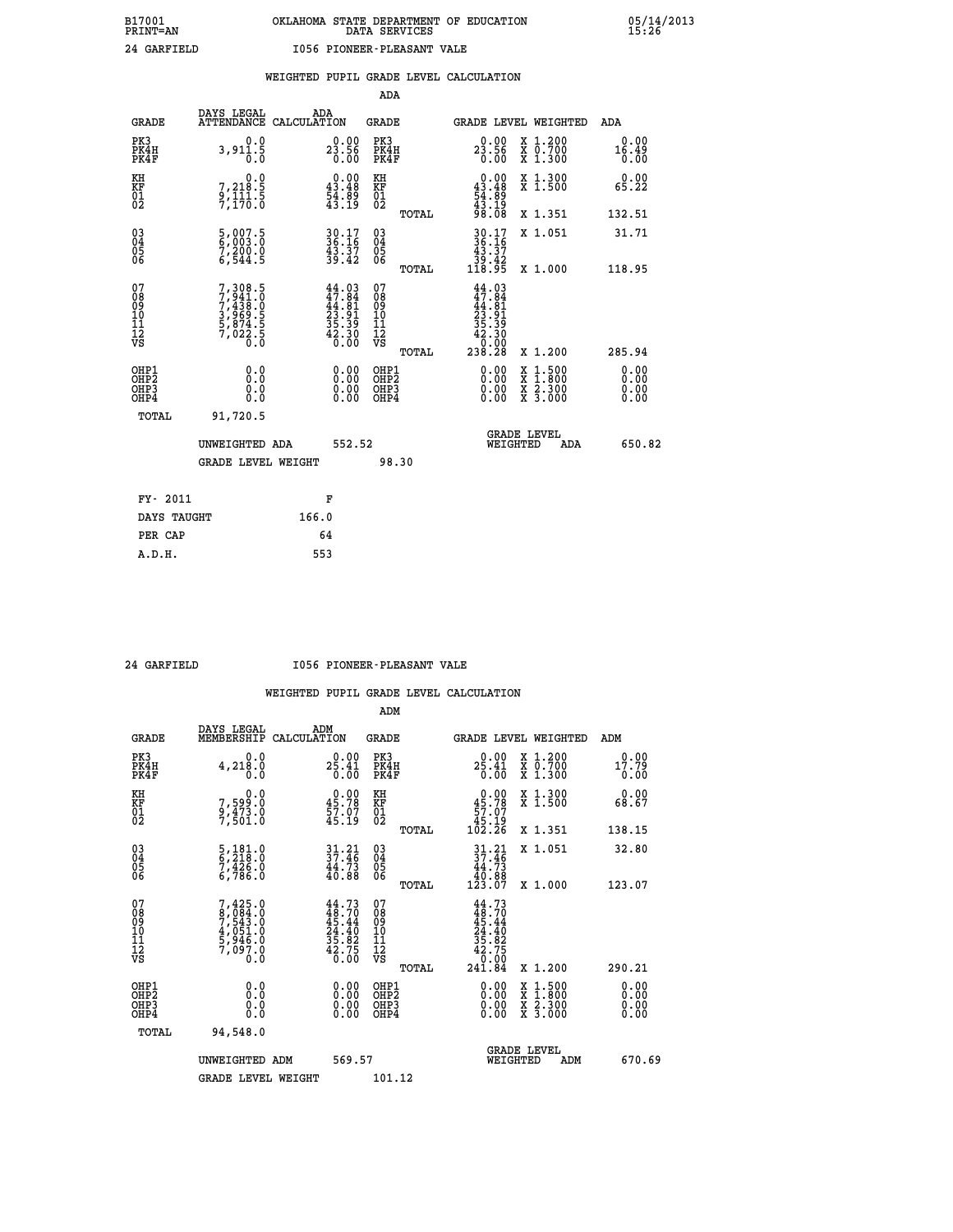B17001 OKLAHOMA STATE DEPARTMENT OF EDUCATION 05/14/2013
PRINT=AN DATA SERVICES 15:26

24 GARFIELD I056 PIONEER-PLEASANT VALE

## WEIGHTED PUPIL GRADE LEVEL CALCULATION

### ADA

| GRADE | DAYS LEGAL ATTENDANCE | ADA CALCULATION | GRADE | | GRADE LEVEL | WEIGHTED | ADA |
|---|---|---|---|---|---|---|---|
| PK3 | 0.0 | 0.00 | PK3 | | 0.00 | X 1.200 | 0.00 |
| PK4H | 3,911.5 | 23.56 | PK4H | | 23.56 | X 0.700 | 16.49 |
| PK4F | 0.0 | 0.00 | PK4F | | 0.00 | X 1.300 | 0.00 |
| KH | 0.0 | 0.00 | KH | | 0.00 | X 1.300 | 0.00 |
| KF | 7,218.5 | 43.48 | KF | | 43.48 | X 1.500 | 65.22 |
| 01 | 9,111.5 | 54.89 | 01 | | 54.89 | | |
| 02 | 7,170.0 | 43.19 | 02 | | 43.19 | | |
| | | | | TOTAL | 98.08 | X 1.351 | 132.51 |
| 03 | 5,007.5 | 30.17 | 03 | | 30.17 | X 1.051 | 31.71 |
| 04 | 6,003.0 | 36.16 | 04 | | 36.16 | | |
| 05 | 7,200.0 | 43.37 | 05 | | 43.37 | | |
| 06 | 6,544.5 | 39.42 | 06 | | 39.42 | | |
| | | | | TOTAL | 118.95 | X 1.000 | 118.95 |
| 07 | 7,308.5 | 44.03 | 07 | | 44.03 | | |
| 08 | 7,941.0 | 47.84 | 08 | | 47.84 | | |
| 09 | 7,438.0 | 44.81 | 09 | | 44.81 | | |
| 10 | 3,969.5 | 23.91 | 10 | | 23.91 | | |
| 11 | 5,874.5 | 35.39 | 11 | | 35.39 | | |
| 12 | 7,022.5 | 42.30 | 12 | | 42.30 | | |
| VS | 0.0 | 0.00 | VS | | 0.00 | | |
| | | | | TOTAL | 238.28 | X 1.200 | 285.94 |
| OHP1 | 0.0 | 0.00 | OHP1 | | 0.00 | X 1.500 | 0.00 |
| OHP2 | 0.0 | 0.00 | OHP2 | | 0.00 | X 1.800 | 0.00 |
| OHP3 | 0.0 | 0.00 | OHP3 | | 0.00 | X 2.300 | 0.00 |
| OHP4 | 0.0 | 0.00 | OHP4 | | 0.00 | X 3.000 | 0.00 |
| TOTAL | 91,720.5 | | | | | | |

UNWEIGHTED ADA 552.52 GRADE LEVEL WEIGHTED ADA 650.82

GRADE LEVEL WEIGHT 98.30

| FY- 2011 | F |
|---|---|
| DAYS TAUGHT | 166.0 |
| PER CAP | 64 |
| A.D.H. | 553 |

24 GARFIELD I056 PIONEER-PLEASANT VALE

## WEIGHTED PUPIL GRADE LEVEL CALCULATION

### ADM

| GRADE | DAYS LEGAL MEMBERSHIP | ADM CALCULATION | GRADE | | GRADE LEVEL | WEIGHTED | ADM |
|---|---|---|---|---|---|---|---|
| PK3 | 0.0 | 0.00 | PK3 | | 0.00 | X 1.200 | 0.00 |
| PK4H | 4,218.0 | 25.41 | PK4H | | 25.41 | X 0.700 | 17.79 |
| PK4F | 0.0 | 0.00 | PK4F | | 0.00 | X 1.300 | 0.00 |
| KH | 0.0 | 0.00 | KH | | 0.00 | X 1.300 | 0.00 |
| KF | 7,599.0 | 45.78 | KF | | 45.78 | X 1.500 | 68.67 |
| 01 | 9,473.0 | 57.07 | 01 | | 57.07 | | |
| 02 | 7,501.0 | 45.19 | 02 | | 45.19 | | |
| | | | | TOTAL | 102.26 | X 1.351 | 138.15 |
| 03 | 5,181.0 | 31.21 | 03 | | 31.21 | X 1.051 | 32.80 |
| 04 | 6,218.0 | 37.46 | 04 | | 37.46 | | |
| 05 | 7,426.0 | 44.73 | 05 | | 44.73 | | |
| 06 | 6,786.0 | 40.88 | 06 | | 40.88 | | |
| | | | | TOTAL | 123.07 | X 1.000 | 123.07 |
| 07 | 7,425.0 | 44.73 | 07 | | 44.73 | | |
| 08 | 8,084.0 | 48.70 | 08 | | 48.70 | | |
| 09 | 7,543.0 | 45.44 | 09 | | 45.44 | | |
| 10 | 4,051.0 | 24.40 | 10 | | 24.40 | | |
| 11 | 5,946.0 | 35.82 | 11 | | 35.82 | | |
| 12 | 7,097.0 | 42.75 | 12 | | 42.75 | | |
| VS | 0.0 | 0.00 | VS | | 0.00 | | |
| | | | | TOTAL | 241.84 | X 1.200 | 290.21 |
| OHP1 | 0.0 | 0.00 | OHP1 | | 0.00 | X 1.500 | 0.00 |
| OHP2 | 0.0 | 0.00 | OHP2 | | 0.00 | X 1.800 | 0.00 |
| OHP3 | 0.0 | 0.00 | OHP3 | | 0.00 | X 2.300 | 0.00 |
| OHP4 | 0.0 | 0.00 | OHP4 | | 0.00 | X 3.000 | 0.00 |
| TOTAL | 94,548.0 | | | | | | |

UNWEIGHTED ADM 569.57 GRADE LEVEL WEIGHTED ADM 670.69

GRADE LEVEL WEIGHT 101.12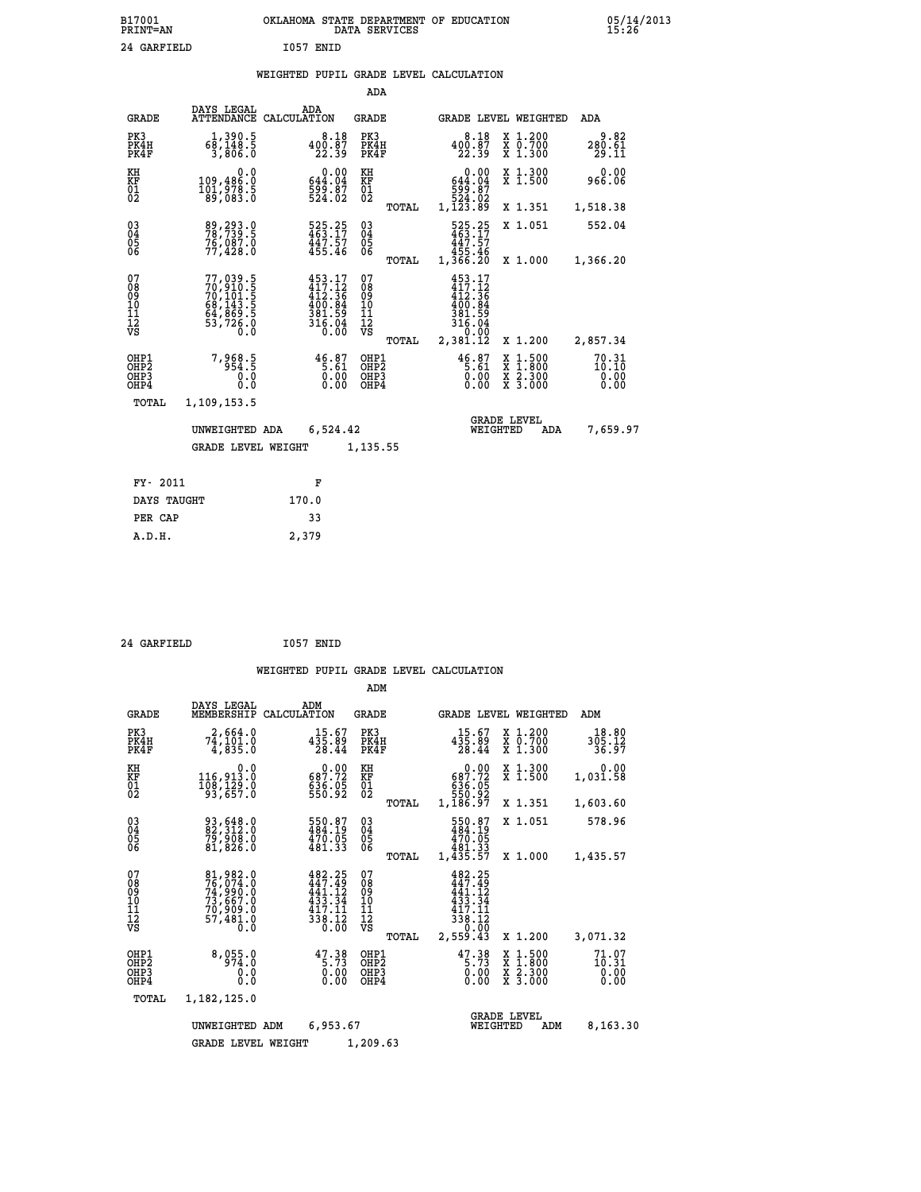B17001 OKLAHOMA STATE DEPARTMENT OF EDUCATION 05/14/2013
PRINT=AN DATA SERVICES 15:26

24 GARFIELD I057 ENID

## WEIGHTED PUPIL GRADE LEVEL CALCULATION

### ADA

| GRADE | DAYS LEGAL ATTENDANCE | ADA CALCULATION | GRADE | | GRADE LEVEL | WEIGHTED | ADA |
|---|---|---|---|---|---|---|---|
| PK3 | 1,390.5 | 8.18 | PK3 | | 8.18 | X 1.200 | 9.82 |
| PK4H | 68,148.5 | 400.87 | PK4H | | 400.87 | X 0.700 | 280.61 |
| PK4F | 3,806.0 | 22.39 | PK4F | | 22.39 | X 1.300 | 29.11 |
| KH | 0.0 | 0.00 | KH | | 0.00 | X 1.300 | 0.00 |
| KF | 109,486.0 | 644.04 | KF | | 644.04 | X 1.500 | 966.06 |
| 01 | 101,978.5 | 599.87 | 01 | | 599.87 | | |
| 02 | 89,083.0 | 524.02 | 02 | | 524.02 | | |
| | | | | TOTAL | 1,123.89 | X 1.351 | 1,518.38 |
| 03 | 89,293.0 | 525.25 | 03 | | 525.25 | X 1.051 | 552.04 |
| 04 | 78,739.5 | 463.17 | 04 | | 463.17 | | |
| 05 | 76,087.0 | 447.57 | 05 | | 447.57 | | |
| 06 | 77,428.0 | 455.46 | 06 | | 455.46 | | |
| | | | | TOTAL | 1,366.20 | X 1.000 | 1,366.20 |
| 07 | 77,039.5 | 453.17 | 07 | | 453.17 | | |
| 08 | 70,910.5 | 417.12 | 08 | | 417.12 | | |
| 09 | 70,101.5 | 412.36 | 09 | | 412.36 | | |
| 10 | 68,143.5 | 400.84 | 10 | | 400.84 | | |
| 11 | 64,869.5 | 381.59 | 11 | | 381.59 | | |
| 12 | 53,726.0 | 316.04 | 12 | | 316.04 | | |
| VS | 0.0 | 0.00 | VS | | 0.00 | | |
| | | | | TOTAL | 2,381.12 | X 1.200 | 2,857.34 |
| OHP1 | 7,968.5 | 46.87 | OHP1 | | 46.87 | X 1.500 | 70.31 |
| OHP2 | 954.5 | 5.61 | OHP2 | | 5.61 | X 1.800 | 10.10 |
| OHP3 | 0.0 | 0.00 | OHP3 | | 0.00 | X 2.300 | 0.00 |
| OHP4 | 0.0 | 0.00 | OHP4 | | 0.00 | X 3.000 | 0.00 |
| TOTAL | 1,109,153.5 | | | | | | |

UNWEIGHTED ADA 6,524.42 — GRADE LEVEL WEIGHTED ADA 7,659.97

GRADE LEVEL WEIGHT 1,135.55

| FY- 2011 | F |
|---|---|
| DAYS TAUGHT | 170.0 |
| PER CAP | 33 |
| A.D.H. | 2,379 |

24 GARFIELD I057 ENID

## WEIGHTED PUPIL GRADE LEVEL CALCULATION

### ADM

| GRADE | DAYS LEGAL MEMBERSHIP | ADM CALCULATION | GRADE | | GRADE LEVEL | WEIGHTED | ADM |
|---|---|---|---|---|---|---|---|
| PK3 | 2,664.0 | 15.67 | PK3 | | 15.67 | X 1.200 | 18.80 |
| PK4H | 74,101.0 | 435.89 | PK4H | | 435.89 | X 0.700 | 305.12 |
| PK4F | 4,835.0 | 28.44 | PK4F | | 28.44 | X 1.300 | 36.97 |
| KH | 0.0 | 0.00 | KH | | 0.00 | X 1.300 | 0.00 |
| KF | 116,913.0 | 687.72 | KF | | 687.72 | X 1.500 | 1,031.58 |
| 01 | 108,129.0 | 636.05 | 01 | | 636.05 | | |
| 02 | 93,657.0 | 550.92 | 02 | | 550.92 | | |
| | | | | TOTAL | 1,186.97 | X 1.351 | 1,603.60 |
| 03 | 93,648.0 | 550.87 | 03 | | 550.87 | X 1.051 | 578.96 |
| 04 | 82,312.0 | 484.19 | 04 | | 484.19 | | |
| 05 | 79,908.0 | 470.05 | 05 | | 470.05 | | |
| 06 | 81,826.0 | 481.33 | 06 | | 481.33 | | |
| | | | | TOTAL | 1,435.57 | X 1.000 | 1,435.57 |
| 07 | 81,982.0 | 482.25 | 07 | | 482.25 | | |
| 08 | 76,074.0 | 447.49 | 08 | | 447.49 | | |
| 09 | 74,990.0 | 441.12 | 09 | | 441.12 | | |
| 10 | 73,667.0 | 433.34 | 10 | | 433.34 | | |
| 11 | 70,909.0 | 417.11 | 11 | | 417.11 | | |
| 12 | 57,481.0 | 338.12 | 12 | | 338.12 | | |
| VS | 0.0 | 0.00 | VS | | 0.00 | | |
| | | | | TOTAL | 2,559.43 | X 1.200 | 3,071.32 |
| OHP1 | 8,055.0 | 47.38 | OHP1 | | 47.38 | X 1.500 | 71.07 |
| OHP2 | 974.0 | 5.73 | OHP2 | | 5.73 | X 1.800 | 10.31 |
| OHP3 | 0.0 | 0.00 | OHP3 | | 0.00 | X 2.300 | 0.00 |
| OHP4 | 0.0 | 0.00 | OHP4 | | 0.00 | X 3.000 | 0.00 |
| TOTAL | 1,182,125.0 | | | | | | |

UNWEIGHTED ADM 6,953.67 — GRADE LEVEL WEIGHTED ADM 8,163.30

GRADE LEVEL WEIGHT 1,209.63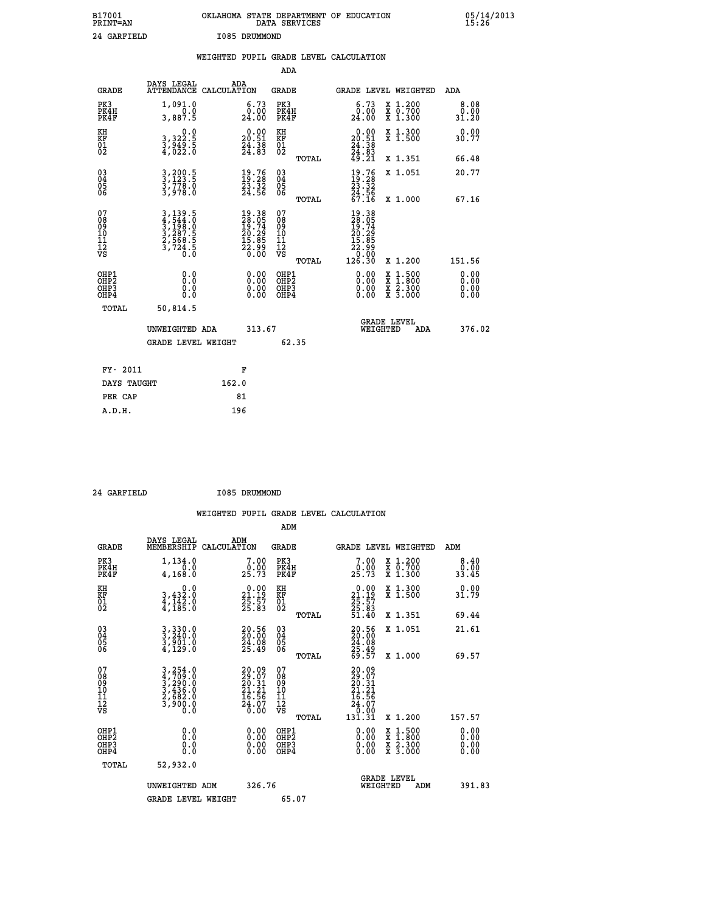B17001
PRINT=AN

OKLAHOMA STATE DEPARTMENT OF EDUCATION
DATA SERVICES

05/14/2013
15:26

24 GARFIELD　　　　I085 DRUMMOND

## WEIGHTED PUPIL GRADE LEVEL CALCULATION

### ADA

| GRADE | DAYS LEGAL ATTENDANCE | ADA CALCULATION | GRADE | GRADE LEVEL | WEIGHTED | ADA |
|---|---|---|---|---|---|---|
| PK3 | 1,091.0 | 6.73 | PK3 | 6.73 | X 1.200 | 8.08 |
| PK4H | 0.0 | 0.00 | PK4H | 0.00 | X 0.700 | 0.00 |
| PK4F | 3,887.5 | 24.00 | PK4F | 24.00 | X 1.300 | 31.20 |
| KH | 0.0 | 0.00 | KH | 0.00 | X 1.300 | 0.00 |
| KF | 3,322.5 | 20.51 | KF | 20.51 | X 1.500 | 30.77 |
| 01 | 3,949.5 | 24.38 | 01 | 24.38 | | |
| 02 | 4,022.0 | 24.83 | 02 | 24.83 | | |
| | | | TOTAL | 49.21 | X 1.351 | 66.48 |
| 03 | 3,200.5 | 19.76 | 03 | 19.76 | X 1.051 | 20.77 |
| 04 | 3,123.5 | 19.28 | 04 | 19.28 | | |
| 05 | 3,778.0 | 23.32 | 05 | 23.32 | | |
| 06 | 3,978.0 | 24.56 | 06 | 24.56 | | |
| | | | TOTAL | 67.16 | X 1.000 | 67.16 |
| 07 | 3,139.5 | 19.38 | 07 | 19.38 | | |
| 08 | 4,544.0 | 28.05 | 08 | 28.05 | | |
| 09 | 3,198.0 | 19.74 | 09 | 19.74 | | |
| 10 | 3,287.5 | 20.29 | 10 | 20.29 | | |
| 11 | 2,568.5 | 15.85 | 11 | 15.85 | | |
| 12 | 3,724.5 | 22.99 | 12 | 22.99 | | |
| VS | 0.0 | 0.00 | VS | 0.00 | | |
| | | | TOTAL | 126.30 | X 1.200 | 151.56 |
| OHP1 | 0.0 | 0.00 | OHP1 | 0.00 | X 1.500 | 0.00 |
| OHP2 | 0.0 | 0.00 | OHP2 | 0.00 | X 1.800 | 0.00 |
| OHP3 | 0.0 | 0.00 | OHP3 | 0.00 | X 2.300 | 0.00 |
| OHP4 | 0.0 | 0.00 | OHP4 | 0.00 | X 3.000 | 0.00 |
| TOTAL | 50,814.5 | | | | | |

UNWEIGHTED ADA　313.67　　GRADE LEVEL WEIGHTED ADA　376.02

GRADE LEVEL WEIGHT　62.35

| FY- 2011 | F |
|---|---|
| DAYS TAUGHT | 162.0 |
| PER CAP | 81 |
| A.D.H. | 196 |

24 GARFIELD　　　　I085 DRUMMOND

## WEIGHTED PUPIL GRADE LEVEL CALCULATION

### ADM

| GRADE | DAYS LEGAL MEMBERSHIP | ADM CALCULATION | GRADE | GRADE LEVEL | WEIGHTED | ADM |
|---|---|---|---|---|---|---|
| PK3 | 1,134.0 | 7.00 | PK3 | 7.00 | X 1.200 | 8.40 |
| PK4H | 0.0 | 0.00 | PK4H | 0.00 | X 0.700 | 0.00 |
| PK4F | 4,168.0 | 25.73 | PK4F | 25.73 | X 1.300 | 33.45 |
| KH | 0.0 | 0.00 | KH | 0.00 | X 1.300 | 0.00 |
| KF | 3,432.0 | 21.19 | KF | 21.19 | X 1.500 | 31.79 |
| 01 | 4,142.0 | 25.57 | 01 | 25.57 | | |
| 02 | 4,185.0 | 25.83 | 02 | 25.83 | | |
| | | | TOTAL | 51.40 | X 1.351 | 69.44 |
| 03 | 3,330.0 | 20.56 | 03 | 20.56 | X 1.051 | 21.61 |
| 04 | 3,240.0 | 20.00 | 04 | 20.00 | | |
| 05 | 3,901.0 | 24.08 | 05 | 24.08 | | |
| 06 | 4,129.0 | 25.49 | 06 | 25.49 | | |
| | | | TOTAL | 69.57 | X 1.000 | 69.57 |
| 07 | 3,254.0 | 20.09 | 07 | 20.09 | | |
| 08 | 4,709.0 | 29.07 | 08 | 29.07 | | |
| 09 | 3,290.0 | 20.31 | 09 | 20.31 | | |
| 10 | 3,436.0 | 21.21 | 10 | 21.21 | | |
| 11 | 2,682.0 | 16.56 | 11 | 16.56 | | |
| 12 | 3,900.0 | 24.07 | 12 | 24.07 | | |
| VS | 0.0 | 0.00 | VS | 0.00 | | |
| | | | TOTAL | 131.31 | X 1.200 | 157.57 |
| OHP1 | 0.0 | 0.00 | OHP1 | 0.00 | X 1.500 | 0.00 |
| OHP2 | 0.0 | 0.00 | OHP2 | 0.00 | X 1.800 | 0.00 |
| OHP3 | 0.0 | 0.00 | OHP3 | 0.00 | X 2.300 | 0.00 |
| OHP4 | 0.0 | 0.00 | OHP4 | 0.00 | X 3.000 | 0.00 |
| TOTAL | 52,932.0 | | | | | |

UNWEIGHTED ADM　326.76　　GRADE LEVEL WEIGHTED ADM　391.83

GRADE LEVEL WEIGHT　65.07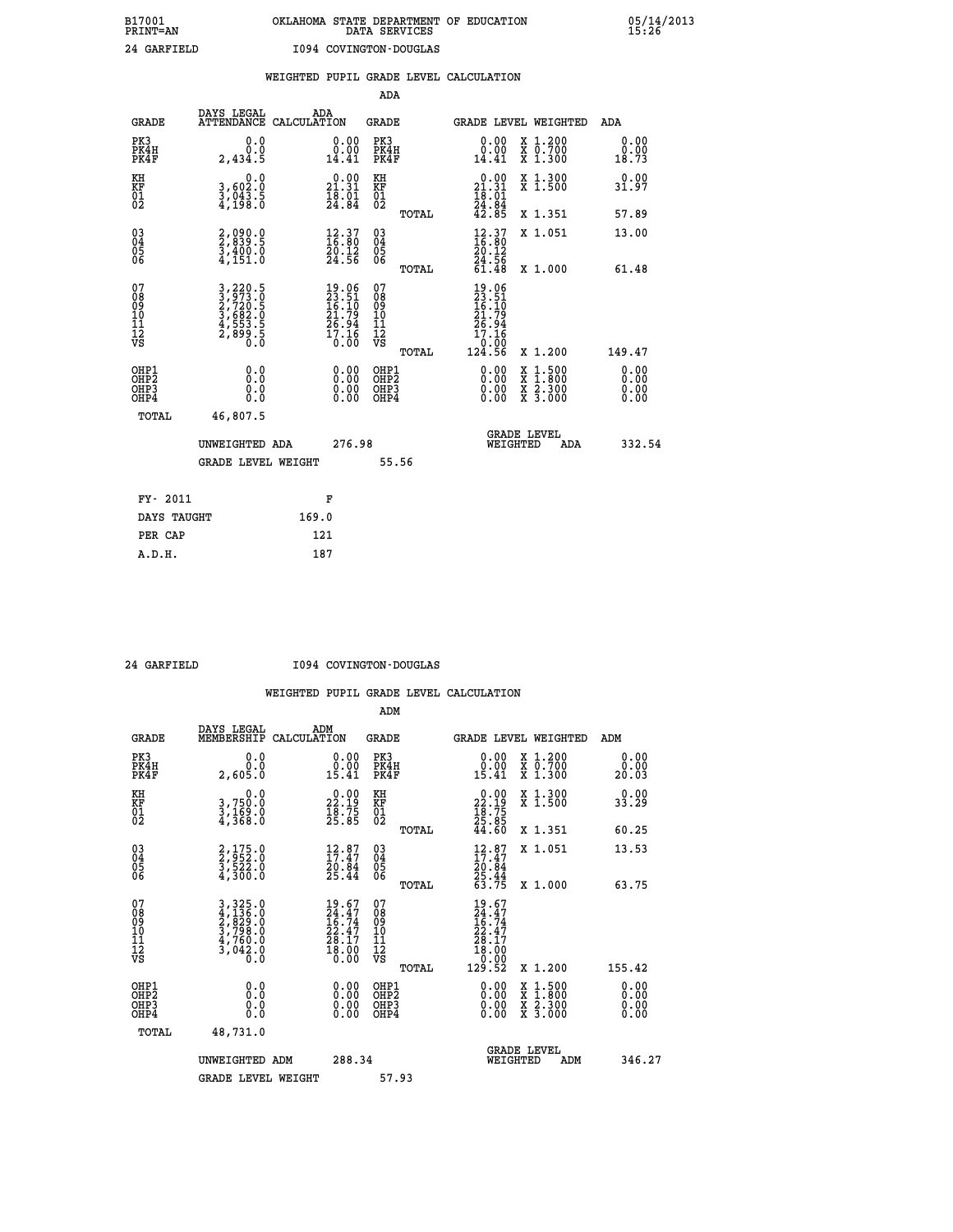B17001 OKLAHOMA STATE DEPARTMENT OF EDUCATION 05/14/2013
PRINT=AN DATA SERVICES 15:26

24 GARFIELD I094 COVINGTON-DOUGLAS

## WEIGHTED PUPIL GRADE LEVEL CALCULATION

### ADA

| GRADE | DAYS LEGAL ATTENDANCE | ADA CALCULATION | GRADE | | GRADE LEVEL | WEIGHTED | ADA |
|---|---|---|---|---|---|---|---|
| PK3 | 0.0 | 0.00 | PK3 | | 0.00 | X 1.200 | 0.00 |
| PK4H | 0.0 | 0.00 | PK4H | | 0.00 | X 0.700 | 0.00 |
| PK4F | 2,434.5 | 14.41 | PK4F | | 14.41 | X 1.300 | 18.73 |
| KH | 0.0 | 0.00 | KH | | 0.00 | X 1.300 | 0.00 |
| KF | 3,602.0 | 21.31 | KF | | 21.31 | X 1.500 | 31.97 |
| 01 | 3,043.5 | 18.01 | 01 | | 18.01 | | |
| 02 | 4,198.0 | 24.84 | 02 | | 24.84 | | |
| | | | | TOTAL | 42.85 | X 1.351 | 57.89 |
| 03 | 2,090.0 | 12.37 | 03 | | 12.37 | X 1.051 | 13.00 |
| 04 | 2,839.5 | 16.80 | 04 | | 16.80 | | |
| 05 | 3,400.0 | 20.12 | 05 | | 20.12 | | |
| 06 | 4,151.0 | 24.56 | 06 | | 24.56 | | |
| | | | | TOTAL | 61.48 | X 1.000 | 61.48 |
| 07 | 3,220.5 | 19.06 | 07 | | 19.06 | | |
| 08 | 3,973.0 | 23.51 | 08 | | 23.51 | | |
| 09 | 2,720.5 | 16.10 | 09 | | 16.10 | | |
| 10 | 3,682.0 | 21.79 | 10 | | 21.79 | | |
| 11 | 4,553.5 | 26.94 | 11 | | 26.94 | | |
| 12 | 2,899.5 | 17.16 | 12 | | 17.16 | | |
| VS | 0.0 | 0.00 | VS | | 0.00 | | |
| | | | | TOTAL | 124.56 | X 1.200 | 149.47 |
| OHP1 | 0.0 | 0.00 | OHP1 | | 0.00 | X 1.500 | 0.00 |
| OHP2 | 0.0 | 0.00 | OHP2 | | 0.00 | X 1.800 | 0.00 |
| OHP3 | 0.0 | 0.00 | OHP3 | | 0.00 | X 2.300 | 0.00 |
| OHP4 | 0.0 | 0.00 | OHP4 | | 0.00 | X 3.000 | 0.00 |
| TOTAL | 46,807.5 | | | | | | |

UNWEIGHTED ADA 276.98 — GRADE LEVEL WEIGHTED ADA 332.54

GRADE LEVEL WEIGHT 55.56

| FY- 2011 | F |
|---|---|
| DAYS TAUGHT | 169.0 |
| PER CAP | 121 |
| A.D.H. | 187 |

24 GARFIELD I094 COVINGTON-DOUGLAS

## WEIGHTED PUPIL GRADE LEVEL CALCULATION

### ADM

| GRADE | DAYS LEGAL MEMBERSHIP | ADM CALCULATION | GRADE | | GRADE LEVEL | WEIGHTED | ADM |
|---|---|---|---|---|---|---|---|
| PK3 | 0.0 | 0.00 | PK3 | | 0.00 | X 1.200 | 0.00 |
| PK4H | 0.0 | 0.00 | PK4H | | 0.00 | X 0.700 | 0.00 |
| PK4F | 2,605.0 | 15.41 | PK4F | | 15.41 | X 1.300 | 20.03 |
| KH | 0.0 | 0.00 | KH | | 0.00 | X 1.300 | 0.00 |
| KF | 3,750.0 | 22.19 | KF | | 22.19 | X 1.500 | 33.29 |
| 01 | 3,169.0 | 18.75 | 01 | | 18.75 | | |
| 02 | 4,368.0 | 25.85 | 02 | | 25.85 | | |
| | | | | TOTAL | 44.60 | X 1.351 | 60.25 |
| 03 | 2,175.0 | 12.87 | 03 | | 12.87 | X 1.051 | 13.53 |
| 04 | 2,952.0 | 17.47 | 04 | | 17.47 | | |
| 05 | 3,522.0 | 20.84 | 05 | | 20.84 | | |
| 06 | 4,300.0 | 25.44 | 06 | | 25.44 | | |
| | | | | TOTAL | 63.75 | X 1.000 | 63.75 |
| 07 | 3,325.0 | 19.67 | 07 | | 19.67 | | |
| 08 | 4,136.0 | 24.47 | 08 | | 24.47 | | |
| 09 | 2,829.0 | 16.74 | 09 | | 16.74 | | |
| 10 | 3,798.0 | 22.47 | 10 | | 22.47 | | |
| 11 | 4,760.0 | 28.17 | 11 | | 28.17 | | |
| 12 | 3,042.0 | 18.00 | 12 | | 18.00 | | |
| VS | 0.0 | 0.00 | VS | | 0.00 | | |
| | | | | TOTAL | 129.52 | X 1.200 | 155.42 |
| OHP1 | 0.0 | 0.00 | OHP1 | | 0.00 | X 1.500 | 0.00 |
| OHP2 | 0.0 | 0.00 | OHP2 | | 0.00 | X 1.800 | 0.00 |
| OHP3 | 0.0 | 0.00 | OHP3 | | 0.00 | X 2.300 | 0.00 |
| OHP4 | 0.0 | 0.00 | OHP4 | | 0.00 | X 3.000 | 0.00 |
| TOTAL | 48,731.0 | | | | | | |

UNWEIGHTED ADM 288.34 — GRADE LEVEL WEIGHTED ADM 346.27

GRADE LEVEL WEIGHT 57.93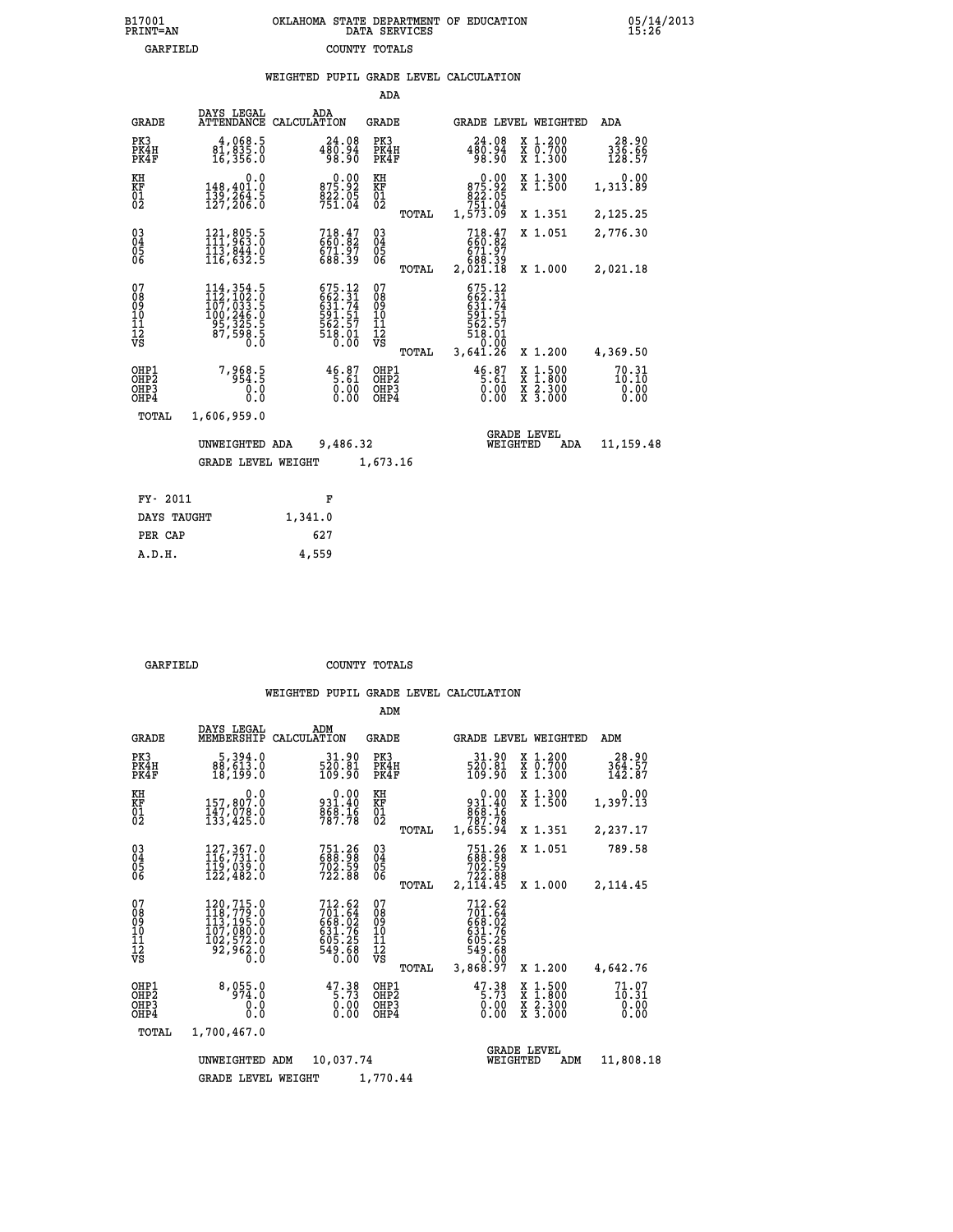B17001
PRINT=AN

OKLAHOMA STATE DEPARTMENT OF EDUCATION
DATA SERVICES

05/14/2013
15:26

GARFIELD COUNTY TOTALS

## WEIGHTED PUPIL GRADE LEVEL CALCULATION

### ADA

| GRADE | DAYS LEGAL ATTENDANCE | ADA CALCULATION | GRADE | GRADE LEVEL | WEIGHTED | ADA |
|---|---|---|---|---|---|---|
| PK3 | 4,068.5 | 24.08 | PK3 | 24.08 | X 1.200 | 28.90 |
| PK4H | 81,835.0 | 480.94 | PK4H | 480.94 | X 0.700 | 336.66 |
| PK4F | 16,356.0 | 98.90 | PK4F | 98.90 | X 1.300 | 128.57 |
| KH | 0.0 | 0.00 | KH | 0.00 | X 1.300 | 0.00 |
| KF | 148,401.0 | 875.92 | KF | 875.92 | X 1.500 | 1,313.89 |
| 01 | 139,264.5 | 822.05 | 01 | 822.05 | | |
| 02 | 127,206.0 | 751.04 | 02 | 751.04 | | |
| | | | TOTAL | 1,573.09 | X 1.351 | 2,125.25 |
| 03 | 121,805.5 | 718.47 | 03 | 718.47 | X 1.051 | 2,776.30 |
| 04 | 111,963.0 | 660.82 | 04 | 660.82 | | |
| 05 | 113,844.0 | 671.97 | 05 | 671.97 | | |
| 06 | 116,632.5 | 688.39 | 06 | 688.39 | | |
| | | | TOTAL | 2,021.18 | X 1.000 | 2,021.18 |
| 07 | 114,354.5 | 675.12 | 07 | 675.12 | | |
| 08 | 112,102.0 | 662.31 | 08 | 662.31 | | |
| 09 | 107,033.5 | 631.74 | 09 | 631.74 | | |
| 10 | 100,246.0 | 591.51 | 10 | 591.51 | | |
| 11 | 95,325.5 | 562.57 | 11 | 562.57 | | |
| 12 | 87,598.5 | 518.01 | 12 | 518.01 | | |
| VS | 0.0 | 0.00 | VS | 0.00 | | |
| | | | TOTAL | 3,641.26 | X 1.200 | 4,369.50 |
| OHP1 | 7,968.5 | 46.87 | OHP1 | 46.87 | X 1.500 | 70.31 |
| OHP2 | 954.5 | 5.61 | OHP2 | 5.61 | X 1.800 | 10.10 |
| OHP3 | 0.0 | 0.00 | OHP3 | 0.00 | X 2.300 | 0.00 |
| OHP4 | 0.0 | 0.00 | OHP4 | 0.00 | X 3.000 | 0.00 |
| TOTAL | 1,606,959.0 | | | | | |

UNWEIGHTED ADA 9,486.32 — GRADE LEVEL WEIGHTED ADA 11,159.48

GRADE LEVEL WEIGHT 1,673.16

| FY- 2011 | F |
|---|---|
| DAYS TAUGHT | 1,341.0 |
| PER CAP | 627 |
| A.D.H. | 4,559 |

GARFIELD COUNTY TOTALS

## WEIGHTED PUPIL GRADE LEVEL CALCULATION

### ADM

| GRADE | DAYS LEGAL MEMBERSHIP | ADM CALCULATION | GRADE | GRADE LEVEL | WEIGHTED | ADM |
|---|---|---|---|---|---|---|
| PK3 | 5,394.0 | 31.90 | PK3 | 31.90 | X 1.200 | 28.90 |
| PK4H | 88,613.0 | 520.81 | PK4H | 520.81 | X 0.700 | 364.57 |
| PK4F | 18,199.0 | 109.90 | PK4F | 109.90 | X 1.300 | 142.87 |
| KH | 0.0 | 0.00 | KH | 0.00 | X 1.300 | 0.00 |
| KF | 157,807.0 | 931.40 | KF | 931.40 | X 1.500 | 1,397.13 |
| 01 | 147,078.0 | 868.16 | 01 | 868.16 | | |
| 02 | 133,425.0 | 787.78 | 02 | 787.78 | | |
| | | | TOTAL | 1,655.94 | X 1.351 | 2,237.17 |
| 03 | 127,367.0 | 751.26 | 03 | 751.26 | X 1.051 | 789.58 |
| 04 | 116,731.0 | 688.98 | 04 | 688.98 | | |
| 05 | 119,039.0 | 702.59 | 05 | 702.59 | | |
| 06 | 122,482.0 | 722.88 | 06 | 722.88 | | |
| | | | TOTAL | 2,114.45 | X 1.000 | 2,114.45 |
| 07 | 120,715.0 | 712.62 | 07 | 712.62 | | |
| 08 | 118,779.0 | 701.64 | 08 | 701.64 | | |
| 09 | 113,195.0 | 668.02 | 09 | 668.02 | | |
| 10 | 107,080.0 | 631.76 | 10 | 631.76 | | |
| 11 | 102,572.0 | 605.25 | 11 | 605.25 | | |
| 12 | 92,962.0 | 549.68 | 12 | 549.68 | | |
| VS | 0.0 | 0.00 | VS | 0.00 | | |
| | | | TOTAL | 3,868.97 | X 1.200 | 4,642.76 |
| OHP1 | 8,055.0 | 47.38 | OHP1 | 47.38 | X 1.500 | 71.07 |
| OHP2 | 974.0 | 5.73 | OHP2 | 5.73 | X 1.800 | 10.31 |
| OHP3 | 0.0 | 0.00 | OHP3 | 0.00 | X 2.300 | 0.00 |
| OHP4 | 0.0 | 0.00 | OHP4 | 0.00 | X 3.000 | 0.00 |
| TOTAL | 1,700,467.0 | | | | | |

UNWEIGHTED ADM 10,037.74 — GRADE LEVEL WEIGHTED ADM 11,808.18

GRADE LEVEL WEIGHT 1,770.44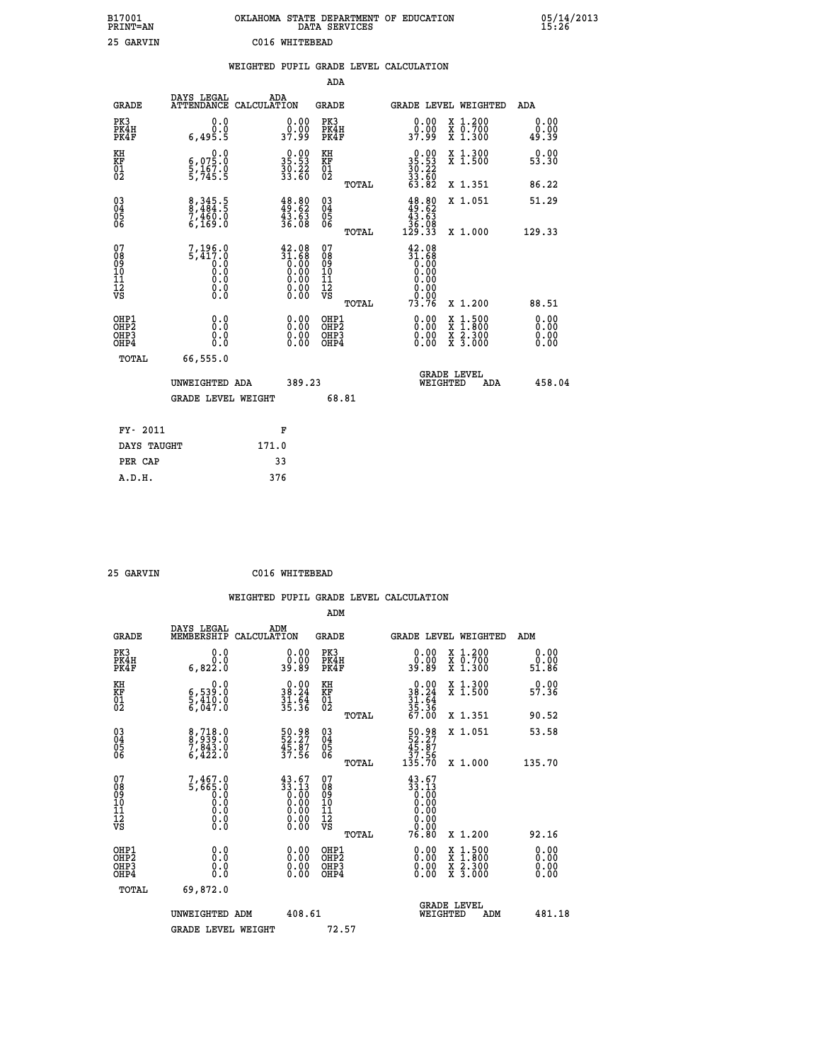B17001 OKLAHOMA STATE DEPARTMENT OF EDUCATION 05/14/2013
PRINT=AN DATA SERVICES 15:26

25 GARVIN C016 WHITEBEAD

## WEIGHTED PUPIL GRADE LEVEL CALCULATION

### ADA

| GRADE | DAYS LEGAL ATTENDANCE | ADA CALCULATION | GRADE | GRADE LEVEL | WEIGHTED | ADA |
|---|---|---|---|---|---|---|
| PK3 | 0.0 | 0.00 | PK3 | 0.00 | X 1.200 | 0.00 |
| PK4H | 0.0 | 0.00 | PK4H | 0.00 | X 0.700 | 0.00 |
| PK4F | 6,495.5 | 37.99 | PK4F | 37.99 | X 1.300 | 49.39 |
| KH | 0.0 | 0.00 | KH | 0.00 | X 1.300 | 0.00 |
| KF | 6,075.0 | 35.53 | KF | 35.53 | X 1.500 | 53.30 |
| 01 | 5,167.0 | 30.22 | 01 | 30.22 | | |
| 02 | 5,745.5 | 33.60 | 02 | 33.60 | | |
| | | | TOTAL | 63.82 | X 1.351 | 86.22 |
| 03 | 8,345.5 | 48.80 | 03 | 48.80 | X 1.051 | 51.29 |
| 04 | 8,484.5 | 49.62 | 04 | 49.62 | | |
| 05 | 7,460.0 | 43.63 | 05 | 43.63 | | |
| 06 | 6,169.0 | 36.08 | 06 | 36.08 | | |
| | | | TOTAL | 129.33 | X 1.000 | 129.33 |
| 07 | 7,196.0 | 42.08 | 07 | 42.08 | | |
| 08 | 5,417.0 | 31.68 | 08 | 31.68 | | |
| 09 | 0.0 | 0.00 | 09 | 0.00 | | |
| 10 | 0.0 | 0.00 | 10 | 0.00 | | |
| 11 | 0.0 | 0.00 | 11 | 0.00 | | |
| 12 | 0.0 | 0.00 | 12 | 0.00 | | |
| VS | 0.0 | 0.00 | VS | 0.00 | | |
| | | | TOTAL | 73.76 | X 1.200 | 88.51 |
| OHP1 | 0.0 | 0.00 | OHP1 | 0.00 | X 1.500 | 0.00 |
| OHP2 | 0.0 | 0.00 | OHP2 | 0.00 | X 1.800 | 0.00 |
| OHP3 | 0.0 | 0.00 | OHP3 | 0.00 | X 2.300 | 0.00 |
| OHP4 | 0.0 | 0.00 | OHP4 | 0.00 | X 3.000 | 0.00 |
| TOTAL | 66,555.0 | | | | | |

UNWEIGHTED ADA 389.23 &nbsp;&nbsp;&nbsp; GRADE LEVEL WEIGHTED ADA 458.04

GRADE LEVEL WEIGHT 68.81

| FY- 2011 | F |
|---|---|
| DAYS TAUGHT | 171.0 |
| PER CAP | 33 |
| A.D.H. | 376 |

25 GARVIN C016 WHITEBEAD

## WEIGHTED PUPIL GRADE LEVEL CALCULATION

### ADM

| GRADE | DAYS LEGAL MEMBERSHIP | ADM CALCULATION | GRADE | GRADE LEVEL | WEIGHTED | ADM |
|---|---|---|---|---|---|---|
| PK3 | 0.0 | 0.00 | PK3 | 0.00 | X 1.200 | 0.00 |
| PK4H | 0.0 | 0.00 | PK4H | 0.00 | X 0.700 | 0.00 |
| PK4F | 6,822.0 | 39.89 | PK4F | 39.89 | X 1.300 | 51.86 |
| KH | 0.0 | 0.00 | KH | 0.00 | X 1.300 | 0.00 |
| KF | 6,539.0 | 38.24 | KF | 38.24 | X 1.500 | 57.36 |
| 01 | 5,410.0 | 31.64 | 01 | 31.64 | | |
| 02 | 6,047.0 | 35.36 | 02 | 35.36 | | |
| | | | TOTAL | 67.00 | X 1.351 | 90.52 |
| 03 | 8,718.0 | 50.98 | 03 | 50.98 | X 1.051 | 53.58 |
| 04 | 8,939.0 | 52.27 | 04 | 52.27 | | |
| 05 | 7,843.0 | 45.87 | 05 | 45.87 | | |
| 06 | 6,422.0 | 37.56 | 06 | 37.56 | | |
| | | | TOTAL | 135.70 | X 1.000 | 135.70 |
| 07 | 7,467.0 | 43.67 | 07 | 43.67 | | |
| 08 | 5,665.0 | 33.13 | 08 | 33.13 | | |
| 09 | 0.0 | 0.00 | 09 | 0.00 | | |
| 10 | 0.0 | 0.00 | 10 | 0.00 | | |
| 11 | 0.0 | 0.00 | 11 | 0.00 | | |
| 12 | 0.0 | 0.00 | 12 | 0.00 | | |
| VS | 0.0 | 0.00 | VS | 0.00 | | |
| | | | TOTAL | 76.80 | X 1.200 | 92.16 |
| OHP1 | 0.0 | 0.00 | OHP1 | 0.00 | X 1.500 | 0.00 |
| OHP2 | 0.0 | 0.00 | OHP2 | 0.00 | X 1.800 | 0.00 |
| OHP3 | 0.0 | 0.00 | OHP3 | 0.00 | X 2.300 | 0.00 |
| OHP4 | 0.0 | 0.00 | OHP4 | 0.00 | X 3.000 | 0.00 |
| TOTAL | 69,872.0 | | | | | |

UNWEIGHTED ADM 408.61 &nbsp;&nbsp;&nbsp; GRADE LEVEL WEIGHTED ADM 481.18

GRADE LEVEL WEIGHT 72.57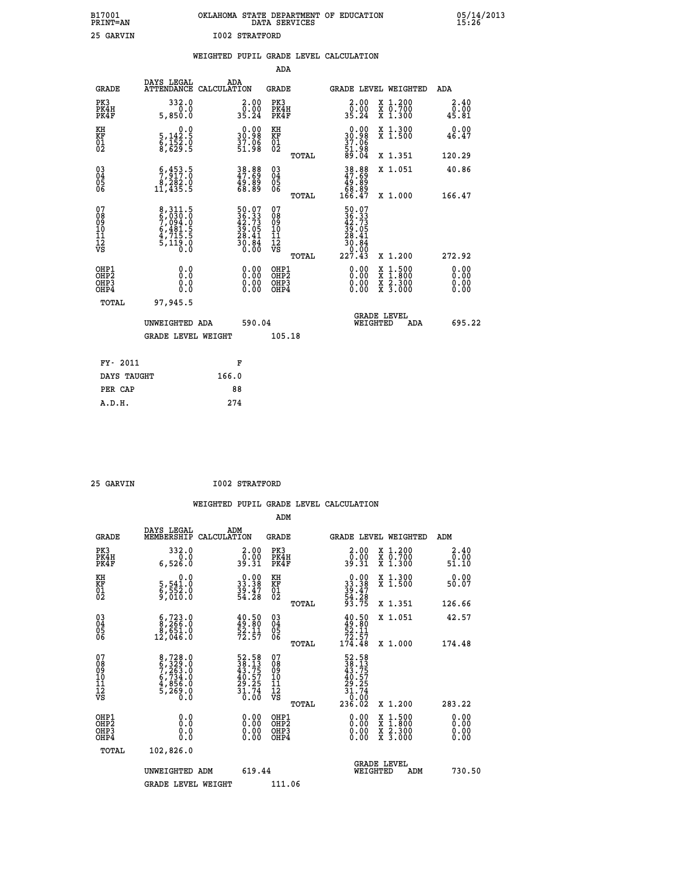B17001 OKLAHOMA STATE DEPARTMENT OF EDUCATION 05/14/2013
PRINT=AN DATA SERVICES 15:26

25 GARVIN I002 STRATFORD

## WEIGHTED PUPIL GRADE LEVEL CALCULATION

### ADA

| GRADE | DAYS LEGAL ATTENDANCE | ADA CALCULATION | GRADE | GRADE LEVEL | WEIGHTED | ADA |
|---|---|---|---|---|---|---|
| PK3 | 332.0 | 2.00 | PK3 | 2.00 | X 1.200 | 2.40 |
| PK4H | 0.0 | 0.00 | PK4H | 0.00 | X 0.700 | 0.00 |
| PK4F | 5,850.0 | 35.24 | PK4F | 35.24 | X 1.300 | 45.81 |
| KH | 0.0 | 0.00 | KH | 0.00 | X 1.300 | 0.00 |
| KF | 5,142.5 | 30.98 | KF | 30.98 | X 1.500 | 46.47 |
| 01 | 6,152.0 | 37.06 | 01 | 37.06 | | |
| 02 | 8,629.5 | 51.98 | 02 | 51.98 | | |
| | | | TOTAL | 89.04 | X 1.351 | 120.29 |
| 03 | 6,453.5 | 38.88 | 03 | 38.88 | X 1.051 | 40.86 |
| 04 | 7,917.0 | 47.69 | 04 | 47.69 | | |
| 05 | 8,282.0 | 49.89 | 05 | 49.89 | | |
| 06 | 11,435.5 | 68.89 | 06 | 68.89 | | |
| | | | TOTAL | 166.47 | X 1.000 | 166.47 |
| 07 | 8,311.5 | 50.07 | 07 | 50.07 | | |
| 08 | 6,030.0 | 36.33 | 08 | 36.33 | | |
| 09 | 7,094.0 | 42.73 | 09 | 42.73 | | |
| 10 | 6,481.5 | 39.05 | 10 | 39.05 | | |
| 11 | 4,715.5 | 28.41 | 11 | 28.41 | | |
| 12 | 5,119.0 | 30.84 | 12 | 30.84 | | |
| VS | 0.0 | 0.00 | VS | 0.00 | | |
| | | | TOTAL | 227.43 | X 1.200 | 272.92 |
| OHP1 | 0.0 | 0.00 | OHP1 | 0.00 | X 1.500 | 0.00 |
| OHP2 | 0.0 | 0.00 | OHP2 | 0.00 | X 1.800 | 0.00 |
| OHP3 | 0.0 | 0.00 | OHP3 | 0.00 | X 2.300 | 0.00 |
| OHP4 | 0.0 | 0.00 | OHP4 | 0.00 | X 3.000 | 0.00 |
| TOTAL | 97,945.5 | | | | | |

UNWEIGHTED ADA 590.04 | GRADE LEVEL WEIGHTED ADA 695.22

GRADE LEVEL WEIGHT 105.18

| FY- 2011 | F |
|---|---|
| DAYS TAUGHT | 166.0 |
| PER CAP | 88 |
| A.D.H. | 274 |

25 GARVIN I002 STRATFORD

## WEIGHTED PUPIL GRADE LEVEL CALCULATION

### ADM

| GRADE | DAYS LEGAL MEMBERSHIP | ADM CALCULATION | GRADE | GRADE LEVEL | WEIGHTED | ADM |
|---|---|---|---|---|---|---|
| PK3 | 332.0 | 2.00 | PK3 | 2.00 | X 1.200 | 2.40 |
| PK4H | 0.0 | 0.00 | PK4H | 0.00 | X 0.700 | 0.00 |
| PK4F | 6,526.0 | 39.31 | PK4F | 39.31 | X 1.300 | 51.10 |
| KH | 0.0 | 0.00 | KH | 0.00 | X 1.300 | 0.00 |
| KF | 5,541.0 | 33.38 | KF | 33.38 | X 1.500 | 50.07 |
| 01 | 6,552.0 | 39.47 | 01 | 39.47 | | |
| 02 | 9,010.0 | 54.28 | 02 | 54.28 | | |
| | | | TOTAL | 93.75 | X 1.351 | 126.66 |
| 03 | 6,723.0 | 40.50 | 03 | 40.50 | X 1.051 | 42.57 |
| 04 | 8,266.0 | 49.80 | 04 | 49.80 | | |
| 05 | 8,651.0 | 52.11 | 05 | 52.11 | | |
| 06 | 12,046.0 | 72.57 | 06 | 72.57 | | |
| | | | TOTAL | 174.48 | X 1.000 | 174.48 |
| 07 | 8,728.0 | 52.58 | 07 | 52.58 | | |
| 08 | 6,329.0 | 38.13 | 08 | 38.13 | | |
| 09 | 7,263.0 | 43.75 | 09 | 43.75 | | |
| 10 | 6,734.0 | 40.57 | 10 | 40.57 | | |
| 11 | 4,856.0 | 29.25 | 11 | 29.25 | | |
| 12 | 5,269.0 | 31.74 | 12 | 31.74 | | |
| VS | 0.0 | 0.00 | VS | 0.00 | | |
| | | | TOTAL | 236.02 | X 1.200 | 283.22 |
| OHP1 | 0.0 | 0.00 | OHP1 | 0.00 | X 1.500 | 0.00 |
| OHP2 | 0.0 | 0.00 | OHP2 | 0.00 | X 1.800 | 0.00 |
| OHP3 | 0.0 | 0.00 | OHP3 | 0.00 | X 2.300 | 0.00 |
| OHP4 | 0.0 | 0.00 | OHP4 | 0.00 | X 3.000 | 0.00 |
| TOTAL | 102,826.0 | | | | | |

UNWEIGHTED ADM 619.44 | GRADE LEVEL WEIGHTED ADM 730.50

GRADE LEVEL WEIGHT 111.06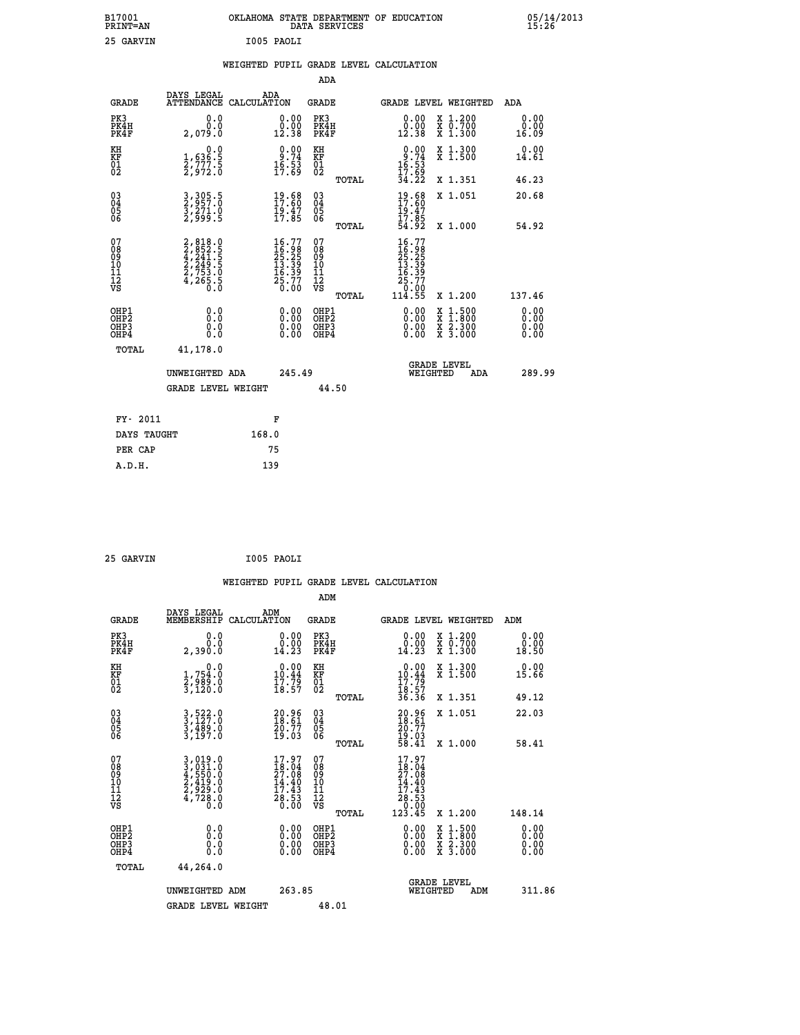B17001 OKLAHOMA STATE DEPARTMENT OF EDUCATION 05/14/2013
PRINT=AN DATA SERVICES 15:26

25 GARVIN I005 PAOLI

## WEIGHTED PUPIL GRADE LEVEL CALCULATION

### ADA

| GRADE | DAYS LEGAL ATTENDANCE | ADA CALCULATION | GRADE | | GRADE LEVEL | WEIGHTED | ADA |
|---|---|---|---|---|---|---|---|
| PK3 | 0.0 | 0.00 | PK3 | | 0.00 | X 1.200 | 0.00 |
| PK4H | 0.0 | 0.00 | PK4H | | 0.00 | X 0.700 | 0.00 |
| PK4F | 2,079.0 | 12.38 | PK4F | | 12.38 | X 1.300 | 16.09 |
| KH | 0.0 | 0.00 | KH | | 0.00 | X 1.300 | 0.00 |
| KF | 1,636.5 | 9.74 | KF | | 9.74 | X 1.500 | 14.61 |
| 01 | 2,777.5 | 16.53 | 01 | | 16.53 | | |
| 02 | 2,972.0 | 17.69 | 02 | | 17.69 | | |
| | | | | TOTAL | 34.22 | X 1.351 | 46.23 |
| 03 | 3,305.5 | 19.68 | 03 | | 19.68 | X 1.051 | 20.68 |
| 04 | 2,957.0 | 17.60 | 04 | | 17.60 | | |
| 05 | 3,271.0 | 19.47 | 05 | | 19.47 | | |
| 06 | 2,999.5 | 17.85 | 06 | | 17.85 | | |
| | | | | TOTAL | 54.92 | X 1.000 | 54.92 |
| 07 | 2,818.0 | 16.77 | 07 | | 16.77 | | |
| 08 | 2,852.5 | 16.98 | 08 | | 16.98 | | |
| 09 | 4,241.5 | 25.25 | 09 | | 25.25 | | |
| 10 | 2,249.5 | 13.39 | 10 | | 13.39 | | |
| 11 | 2,753.0 | 16.39 | 11 | | 16.39 | | |
| 12 | 4,265.5 | 25.77 | 12 | | 25.77 | | |
| VS | 0.0 | 0.00 | VS | | 0.00 | | |
| | | | | TOTAL | 114.55 | X 1.200 | 137.46 |
| OHP1 | 0.0 | 0.00 | OHP1 | | 0.00 | X 1.500 | 0.00 |
| OHP2 | 0.0 | 0.00 | OHP2 | | 0.00 | X 1.800 | 0.00 |
| OHP3 | 0.0 | 0.00 | OHP3 | | 0.00 | X 2.300 | 0.00 |
| OHP4 | 0.0 | 0.00 | OHP4 | | 0.00 | X 3.000 | 0.00 |
| TOTAL | 41,178.0 | | | | | | |

UNWEIGHTED ADA 245.49 GRADE LEVEL WEIGHTED ADA 289.99

GRADE LEVEL WEIGHT 44.50

| FY- 2011 | F |
|---|---|
| DAYS TAUGHT | 168.0 |
| PER CAP | 75 |
| A.D.H. | 139 |

25 GARVIN I005 PAOLI

## WEIGHTED PUPIL GRADE LEVEL CALCULATION

### ADM

| GRADE | DAYS LEGAL MEMBERSHIP | ADM CALCULATION | GRADE | | GRADE LEVEL | WEIGHTED | ADM |
|---|---|---|---|---|---|---|---|
| PK3 | 0.0 | 0.00 | PK3 | | 0.00 | X 1.200 | 0.00 |
| PK4H | 0.0 | 0.00 | PK4H | | 0.00 | X 0.700 | 0.00 |
| PK4F | 2,390.0 | 14.23 | PK4F | | 14.23 | X 1.300 | 18.50 |
| KH | 0.0 | 0.00 | KH | | 0.00 | X 1.300 | 0.00 |
| KF | 1,754.0 | 10.44 | KF | | 10.44 | X 1.500 | 15.66 |
| 01 | 2,989.0 | 17.79 | 01 | | 17.79 | | |
| 02 | 3,120.0 | 18.57 | 02 | | 18.57 | | |
| | | | | TOTAL | 36.36 | X 1.351 | 49.12 |
| 03 | 3,522.0 | 20.96 | 03 | | 20.96 | X 1.051 | 22.03 |
| 04 | 3,127.0 | 18.61 | 04 | | 18.61 | | |
| 05 | 3,489.0 | 20.77 | 05 | | 20.77 | | |
| 06 | 3,197.0 | 19.03 | 06 | | 19.03 | | |
| | | | | TOTAL | 58.41 | X 1.000 | 58.41 |
| 07 | 3,019.0 | 17.97 | 07 | | 17.97 | | |
| 08 | 3,031.0 | 18.04 | 08 | | 18.04 | | |
| 09 | 4,550.0 | 27.08 | 09 | | 27.08 | | |
| 10 | 2,419.0 | 14.40 | 10 | | 14.40 | | |
| 11 | 2,929.0 | 17.43 | 11 | | 17.43 | | |
| 12 | 4,728.0 | 28.53 | 12 | | 28.53 | | |
| VS | 0.0 | 0.00 | VS | | 0.00 | | |
| | | | | TOTAL | 123.45 | X 1.200 | 148.14 |
| OHP1 | 0.0 | 0.00 | OHP1 | | 0.00 | X 1.500 | 0.00 |
| OHP2 | 0.0 | 0.00 | OHP2 | | 0.00 | X 1.800 | 0.00 |
| OHP3 | 0.0 | 0.00 | OHP3 | | 0.00 | X 2.300 | 0.00 |
| OHP4 | 0.0 | 0.00 | OHP4 | | 0.00 | X 3.000 | 0.00 |
| TOTAL | 44,264.0 | | | | | | |

UNWEIGHTED ADM 263.85 GRADE LEVEL WEIGHTED ADM 311.86

GRADE LEVEL WEIGHT 48.01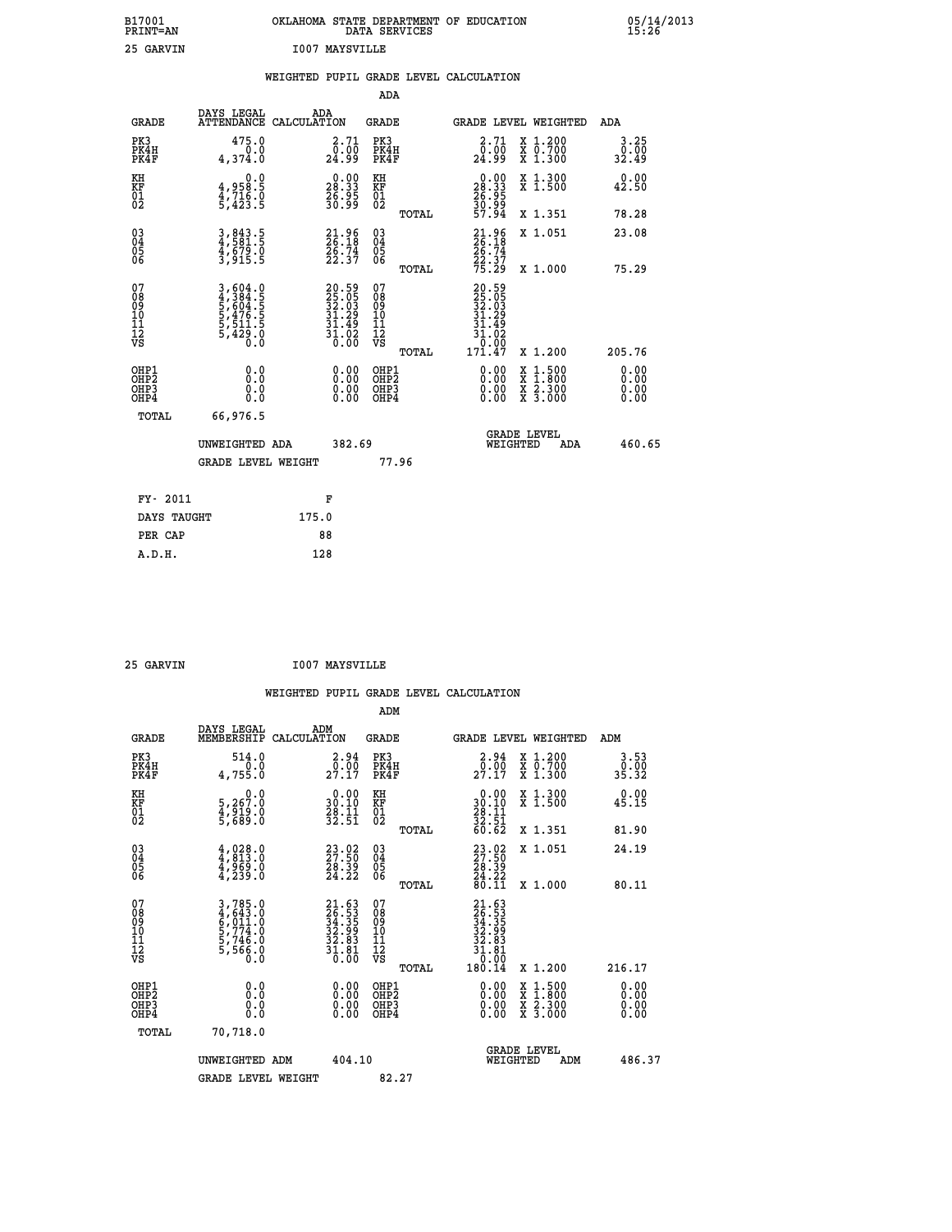B17001 PRINT=AN — OKLAHOMA STATE DEPARTMENT OF EDUCATION DATA SERVICES — 05/14/2013 15:26

25 GARVIN — I007 MAYSVILLE

## WEIGHTED PUPIL GRADE LEVEL CALCULATION

### ADA

| GRADE | DAYS LEGAL ATTENDANCE | ADA CALCULATION | GRADE | GRADE LEVEL | WEIGHTED | ADA |
|---|---|---|---|---|---|---|
| PK3 | 475.0 | 2.71 | PK3 | 2.71 | X 1.200 | 3.25 |
| PK4H | 0.0 | 0.00 | PK4H | 0.00 | X 0.700 | 0.00 |
| PK4F | 4,374.0 | 24.99 | PK4F | 24.99 | X 1.300 | 32.49 |
| KH | 0.0 | 0.00 | KH | 0.00 | X 1.300 | 0.00 |
| KF | 4,958.5 | 28.33 | KF | 28.33 | X 1.500 | 42.50 |
| 01 | 4,716.0 | 26.95 | 01 | 26.95 | | |
| 02 | 5,423.5 | 30.99 | 02 | 30.99 | | |
| | | | TOTAL | 57.94 | X 1.351 | 78.28 |
| 03 | 3,843.5 | 21.96 | 03 | 21.96 | X 1.051 | 23.08 |
| 04 | 4,581.5 | 26.18 | 04 | 26.18 | | |
| 05 | 4,679.0 | 26.74 | 05 | 26.74 | | |
| 06 | 3,915.5 | 22.37 | 06 | 22.37 | | |
| | | | TOTAL | 75.29 | X 1.000 | 75.29 |
| 07 | 3,604.0 | 20.59 | 07 | 20.59 | | |
| 08 | 4,384.5 | 25.05 | 08 | 25.05 | | |
| 09 | 5,604.5 | 32.03 | 09 | 32.03 | | |
| 10 | 5,476.5 | 31.29 | 10 | 31.29 | | |
| 11 | 5,511.5 | 31.49 | 11 | 31.49 | | |
| 12 | 5,429.0 | 31.02 | 12 | 31.02 | | |
| VS | 0.0 | 0.00 | VS | 0.00 | | |
| | | | TOTAL | 171.47 | X 1.200 | 205.76 |
| OHP1 | 0.0 | 0.00 | OHP1 | 0.00 | X 1.500 | 0.00 |
| OHP2 | 0.0 | 0.00 | OHP2 | 0.00 | X 1.800 | 0.00 |
| OHP3 | 0.0 | 0.00 | OHP3 | 0.00 | X 2.300 | 0.00 |
| OHP4 | 0.0 | 0.00 | OHP4 | 0.00 | X 3.000 | 0.00 |
| TOTAL | 66,976.5 | | | | | |

UNWEIGHTED ADA 382.69 — GRADE LEVEL WEIGHTED ADA 460.65

GRADE LEVEL WEIGHT 77.96

| FY- 2011 | F |
|---|---|
| DAYS TAUGHT | 175.0 |
| PER CAP | 88 |
| A.D.H. | 128 |

25 GARVIN — I007 MAYSVILLE

## WEIGHTED PUPIL GRADE LEVEL CALCULATION

### ADM

| GRADE | DAYS LEGAL MEMBERSHIP | ADM CALCULATION | GRADE | GRADE LEVEL | WEIGHTED | ADM |
|---|---|---|---|---|---|---|
| PK3 | 514.0 | 2.94 | PK3 | 2.94 | X 1.200 | 3.53 |
| PK4H | 0.0 | 0.00 | PK4H | 0.00 | X 0.700 | 0.00 |
| PK4F | 4,755.0 | 27.17 | PK4F | 27.17 | X 1.300 | 35.32 |
| KH | 0.0 | 0.00 | KH | 0.00 | X 1.300 | 0.00 |
| KF | 5,267.0 | 30.10 | KF | 30.10 | X 1.500 | 45.15 |
| 01 | 4,919.0 | 28.11 | 01 | 28.11 | | |
| 02 | 5,689.0 | 32.51 | 02 | 32.51 | | |
| | | | TOTAL | 60.62 | X 1.351 | 81.90 |
| 03 | 4,028.0 | 23.02 | 03 | 23.02 | X 1.051 | 24.19 |
| 04 | 4,813.0 | 27.50 | 04 | 27.50 | | |
| 05 | 4,969.0 | 28.39 | 05 | 28.39 | | |
| 06 | 4,239.0 | 24.22 | 06 | 24.22 | | |
| | | | TOTAL | 80.11 | X 1.000 | 80.11 |
| 07 | 3,785.0 | 21.63 | 07 | 21.63 | | |
| 08 | 4,643.0 | 26.53 | 08 | 26.53 | | |
| 09 | 6,011.0 | 34.35 | 09 | 34.35 | | |
| 10 | 5,774.0 | 32.99 | 10 | 32.99 | | |
| 11 | 5,746.0 | 32.83 | 11 | 32.83 | | |
| 12 | 5,566.0 | 31.81 | 12 | 31.81 | | |
| VS | 0.0 | 0.00 | VS | 0.00 | | |
| | | | TOTAL | 180.14 | X 1.200 | 216.17 |
| OHP1 | 0.0 | 0.00 | OHP1 | 0.00 | X 1.500 | 0.00 |
| OHP2 | 0.0 | 0.00 | OHP2 | 0.00 | X 1.800 | 0.00 |
| OHP3 | 0.0 | 0.00 | OHP3 | 0.00 | X 2.300 | 0.00 |
| OHP4 | 0.0 | 0.00 | OHP4 | 0.00 | X 3.000 | 0.00 |
| TOTAL | 70,718.0 | | | | | |

UNWEIGHTED ADM 404.10 — GRADE LEVEL WEIGHTED ADM 486.37

GRADE LEVEL WEIGHT 82.27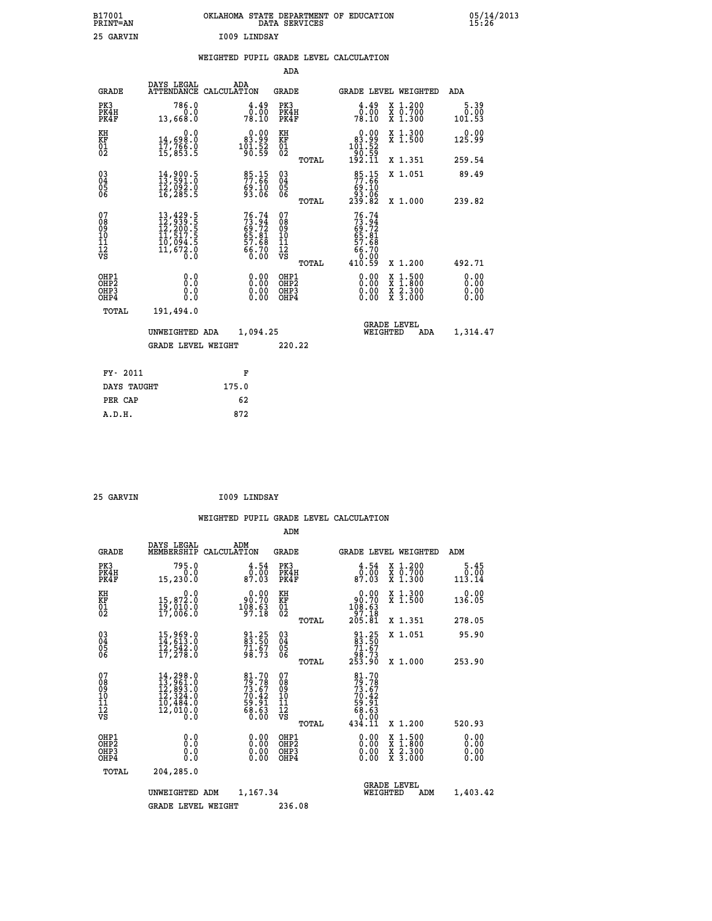B17001 PRINT=AN — OKLAHOMA STATE DEPARTMENT OF EDUCATION DATA SERVICES — 05/14/2013 15:26

25 GARVIN — I009 LINDSAY

## WEIGHTED PUPIL GRADE LEVEL CALCULATION

### ADA

| GRADE | DAYS LEGAL ATTENDANCE | ADA CALCULATION | GRADE | | GRADE LEVEL | WEIGHTED | ADA |
|---|---|---|---|---|---|---|---|
| PK3 | 786.0 | 4.49 | PK3 | | 4.49 | X 1.200 | 5.39 |
| PK4H | 0.0 | 0.00 | PK4H | | 0.00 | X 0.700 | 0.00 |
| PK4F | 13,668.0 | 78.10 | PK4F | | 78.10 | X 1.300 | 101.53 |
| KH | 0.0 | 0.00 | KH | | 0.00 | X 1.300 | 0.00 |
| KF | 14,698.0 | 83.99 | KF | | 83.99 | X 1.500 | 125.99 |
| 01 | 17,766.0 | 101.52 | 01 | | 101.52 | | |
| 02 | 15,853.5 | 90.59 | 02 | | 90.59 | | |
| | | | | TOTAL | 192.11 | X 1.351 | 259.54 |
| 03 | 14,900.5 | 85.15 | 03 | | 85.15 | X 1.051 | 89.49 |
| 04 | 13,591.0 | 77.66 | 04 | | 77.66 | | |
| 05 | 12,092.0 | 69.10 | 05 | | 69.10 | | |
| 06 | 16,285.5 | 93.06 | 06 | | 93.06 | | |
| | | | | TOTAL | 239.82 | X 1.000 | 239.82 |
| 07 | 13,429.5 | 76.74 | 07 | | 76.74 | | |
| 08 | 12,939.5 | 73.94 | 08 | | 73.94 | | |
| 09 | 12,200.5 | 69.72 | 09 | | 69.72 | | |
| 10 | 11,517.5 | 65.81 | 10 | | 65.81 | | |
| 11 | 10,094.5 | 57.68 | 11 | | 57.68 | | |
| 12 | 11,672.0 | 66.70 | 12 | | 66.70 | | |
| VS | 0.0 | 0.00 | VS | | 0.00 | | |
| | | | | TOTAL | 410.59 | X 1.200 | 492.71 |
| OHP1 | 0.0 | 0.00 | OHP1 | | 0.00 | X 1.500 | 0.00 |
| OHP2 | 0.0 | 0.00 | OHP2 | | 0.00 | X 1.800 | 0.00 |
| OHP3 | 0.0 | 0.00 | OHP3 | | 0.00 | X 2.300 | 0.00 |
| OHP4 | 0.0 | 0.00 | OHP4 | | 0.00 | X 3.000 | 0.00 |
| TOTAL | 191,494.0 | | | | | | |

UNWEIGHTED ADA 1,094.25 — GRADE LEVEL WEIGHTED ADA 1,314.47

GRADE LEVEL WEIGHT 220.22

| FY- 2011 | F |
|---|---|
| DAYS TAUGHT | 175.0 |
| PER CAP | 62 |
| A.D.H. | 872 |

25 GARVIN — I009 LINDSAY

## WEIGHTED PUPIL GRADE LEVEL CALCULATION

### ADM

| GRADE | DAYS LEGAL MEMBERSHIP | ADM CALCULATION | GRADE | | GRADE LEVEL | WEIGHTED | ADM |
|---|---|---|---|---|---|---|---|
| PK3 | 795.0 | 4.54 | PK3 | | 4.54 | X 1.200 | 5.45 |
| PK4H | 0.0 | 0.00 | PK4H | | 0.00 | X 0.700 | 0.00 |
| PK4F | 15,230.0 | 87.03 | PK4F | | 87.03 | X 1.300 | 113.14 |
| KH | 0.0 | 0.00 | KH | | 0.00 | X 1.300 | 0.00 |
| KF | 15,872.0 | 90.70 | KF | | 90.70 | X 1.500 | 136.05 |
| 01 | 19,010.0 | 108.63 | 01 | | 108.63 | | |
| 02 | 17,006.0 | 97.18 | 02 | | 97.18 | | |
| | | | | TOTAL | 205.81 | X 1.351 | 278.05 |
| 03 | 15,969.0 | 91.25 | 03 | | 91.25 | X 1.051 | 95.90 |
| 04 | 14,613.0 | 83.50 | 04 | | 83.50 | | |
| 05 | 12,542.0 | 71.67 | 05 | | 71.67 | | |
| 06 | 17,278.0 | 98.73 | 06 | | 98.73 | | |
| | | | | TOTAL | 253.90 | X 1.000 | 253.90 |
| 07 | 14,298.0 | 81.70 | 07 | | 81.70 | | |
| 08 | 13,961.0 | 79.78 | 08 | | 79.78 | | |
| 09 | 12,893.0 | 73.67 | 09 | | 73.67 | | |
| 10 | 12,324.0 | 70.42 | 10 | | 70.42 | | |
| 11 | 10,484.0 | 59.91 | 11 | | 59.91 | | |
| 12 | 12,010.0 | 68.63 | 12 | | 68.63 | | |
| VS | 0.0 | 0.00 | VS | | 0.00 | | |
| | | | | TOTAL | 434.11 | X 1.200 | 520.93 |
| OHP1 | 0.0 | 0.00 | OHP1 | | 0.00 | X 1.500 | 0.00 |
| OHP2 | 0.0 | 0.00 | OHP2 | | 0.00 | X 1.800 | 0.00 |
| OHP3 | 0.0 | 0.00 | OHP3 | | 0.00 | X 2.300 | 0.00 |
| OHP4 | 0.0 | 0.00 | OHP4 | | 0.00 | X 3.000 | 0.00 |
| TOTAL | 204,285.0 | | | | | | |

UNWEIGHTED ADM 1,167.34 — GRADE LEVEL WEIGHTED ADM 1,403.42

GRADE LEVEL WEIGHT 236.08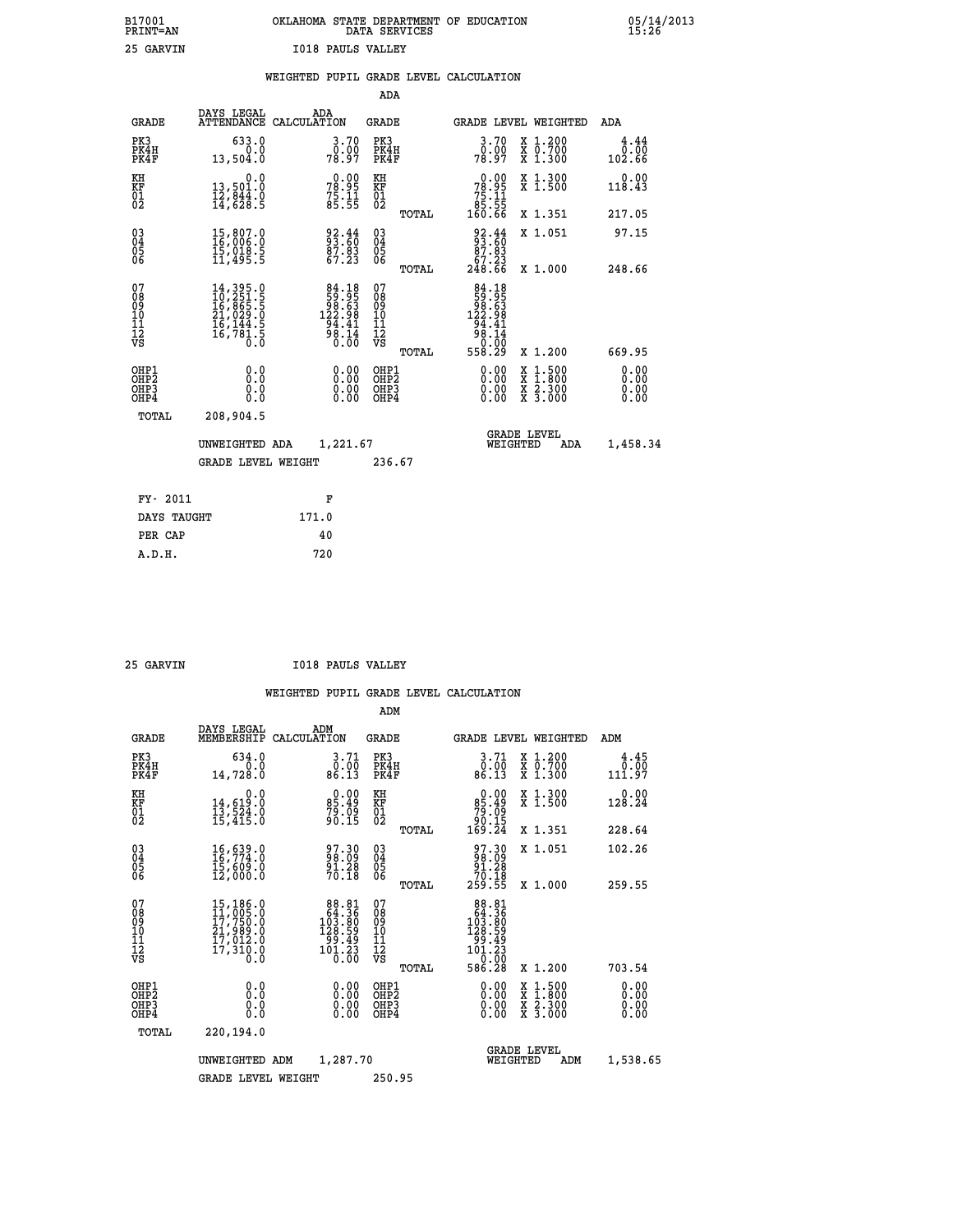B17001 OKLAHOMA STATE DEPARTMENT OF EDUCATION 05/14/2013
PRINT=AN DATA SERVICES 15:26

25 GARVIN I018 PAULS VALLEY

## WEIGHTED PUPIL GRADE LEVEL CALCULATION

### ADA

| GRADE | DAYS LEGAL ATTENDANCE | ADA CALCULATION | GRADE | | GRADE LEVEL | WEIGHTED | ADA |
|---|---|---|---|---|---|---|---|
| PK3 | 633.0 | 3.70 | PK3 | | 3.70 | X 1.200 | 4.44 |
| PK4H | 0.0 | 0.00 | PK4H | | 0.00 | X 0.700 | 0.00 |
| PK4F | 13,504.0 | 78.97 | PK4F | | 78.97 | X 1.300 | 102.66 |
| KH | 0.0 | 0.00 | KH | | 0.00 | X 1.300 | 0.00 |
| KF | 13,501.0 | 78.95 | KF | | 78.95 | X 1.500 | 118.43 |
| 01 | 12,844.0 | 75.11 | 01 | | 75.11 | | |
| 02 | 14,628.5 | 85.55 | 02 | | 85.55 | | |
| | | | | TOTAL | 160.66 | X 1.351 | 217.05 |
| 03 | 15,807.0 | 92.44 | 03 | | 92.44 | X 1.051 | 97.15 |
| 04 | 16,006.0 | 93.60 | 04 | | 93.60 | | |
| 05 | 15,018.5 | 87.83 | 05 | | 87.83 | | |
| 06 | 11,495.5 | 67.23 | 06 | | 67.23 | | |
| | | | | TOTAL | 248.66 | X 1.000 | 248.66 |
| 07 | 14,395.0 | 84.18 | 07 | | 84.18 | | |
| 08 | 10,251.5 | 59.95 | 08 | | 59.95 | | |
| 09 | 16,865.5 | 98.63 | 09 | | 98.63 | | |
| 10 | 21,029.0 | 122.98 | 10 | | 122.98 | | |
| 11 | 16,144.5 | 94.41 | 11 | | 94.41 | | |
| 12 | 16,781.5 | 98.14 | 12 | | 98.14 | | |
| VS | 0.0 | 0.00 | VS | | 0.00 | | |
| | | | | TOTAL | 558.29 | X 1.200 | 669.95 |
| OHP1 | 0.0 | 0.00 | OHP1 | | 0.00 | X 1.500 | 0.00 |
| OHP2 | 0.0 | 0.00 | OHP2 | | 0.00 | X 1.800 | 0.00 |
| OHP3 | 0.0 | 0.00 | OHP3 | | 0.00 | X 2.300 | 0.00 |
| OHP4 | 0.0 | 0.00 | OHP4 | | 0.00 | X 3.000 | 0.00 |
| TOTAL | 208,904.5 | | | | | | |

UNWEIGHTED ADA 1,221.67 GRADE LEVEL WEIGHTED ADA 1,458.34

GRADE LEVEL WEIGHT 236.67

| FY- 2011 | F |
|---|---|
| DAYS TAUGHT | 171.0 |
| PER CAP | 40 |
| A.D.H. | 720 |

25 GARVIN I018 PAULS VALLEY

## WEIGHTED PUPIL GRADE LEVEL CALCULATION

### ADM

| GRADE | DAYS LEGAL MEMBERSHIP | ADM CALCULATION | GRADE | | GRADE LEVEL | WEIGHTED | ADM |
|---|---|---|---|---|---|---|---|
| PK3 | 634.0 | 3.71 | PK3 | | 3.71 | X 1.200 | 4.45 |
| PK4H | 0.0 | 0.00 | PK4H | | 0.00 | X 0.700 | 0.00 |
| PK4F | 14,728.0 | 86.13 | PK4F | | 86.13 | X 1.300 | 111.97 |
| KH | 0.0 | 0.00 | KH | | 0.00 | X 1.300 | 0.00 |
| KF | 14,619.0 | 85.49 | KF | | 85.49 | X 1.500 | 128.24 |
| 01 | 13,524.0 | 79.09 | 01 | | 79.09 | | |
| 02 | 15,415.0 | 90.15 | 02 | | 90.15 | | |
| | | | | TOTAL | 169.24 | X 1.351 | 228.64 |
| 03 | 16,639.0 | 97.30 | 03 | | 97.30 | X 1.051 | 102.26 |
| 04 | 16,774.0 | 98.09 | 04 | | 98.09 | | |
| 05 | 15,609.0 | 91.28 | 05 | | 91.28 | | |
| 06 | 12,000.0 | 70.18 | 06 | | 70.18 | | |
| | | | | TOTAL | 259.55 | X 1.000 | 259.55 |
| 07 | 15,186.0 | 88.81 | 07 | | 88.81 | | |
| 08 | 11,005.0 | 64.36 | 08 | | 64.36 | | |
| 09 | 17,750.0 | 103.80 | 09 | | 103.80 | | |
| 10 | 21,989.0 | 128.59 | 10 | | 128.59 | | |
| 11 | 17,012.0 | 99.49 | 11 | | 99.49 | | |
| 12 | 17,310.0 | 101.23 | 12 | | 101.23 | | |
| VS | 0.0 | 0.00 | VS | | 0.00 | | |
| | | | | TOTAL | 586.28 | X 1.200 | 703.54 |
| OHP1 | 0.0 | 0.00 | OHP1 | | 0.00 | X 1.500 | 0.00 |
| OHP2 | 0.0 | 0.00 | OHP2 | | 0.00 | X 1.800 | 0.00 |
| OHP3 | 0.0 | 0.00 | OHP3 | | 0.00 | X 2.300 | 0.00 |
| OHP4 | 0.0 | 0.00 | OHP4 | | 0.00 | X 3.000 | 0.00 |
| TOTAL | 220,194.0 | | | | | | |

UNWEIGHTED ADM 1,287.70 GRADE LEVEL WEIGHTED ADM 1,538.65

GRADE LEVEL WEIGHT 250.95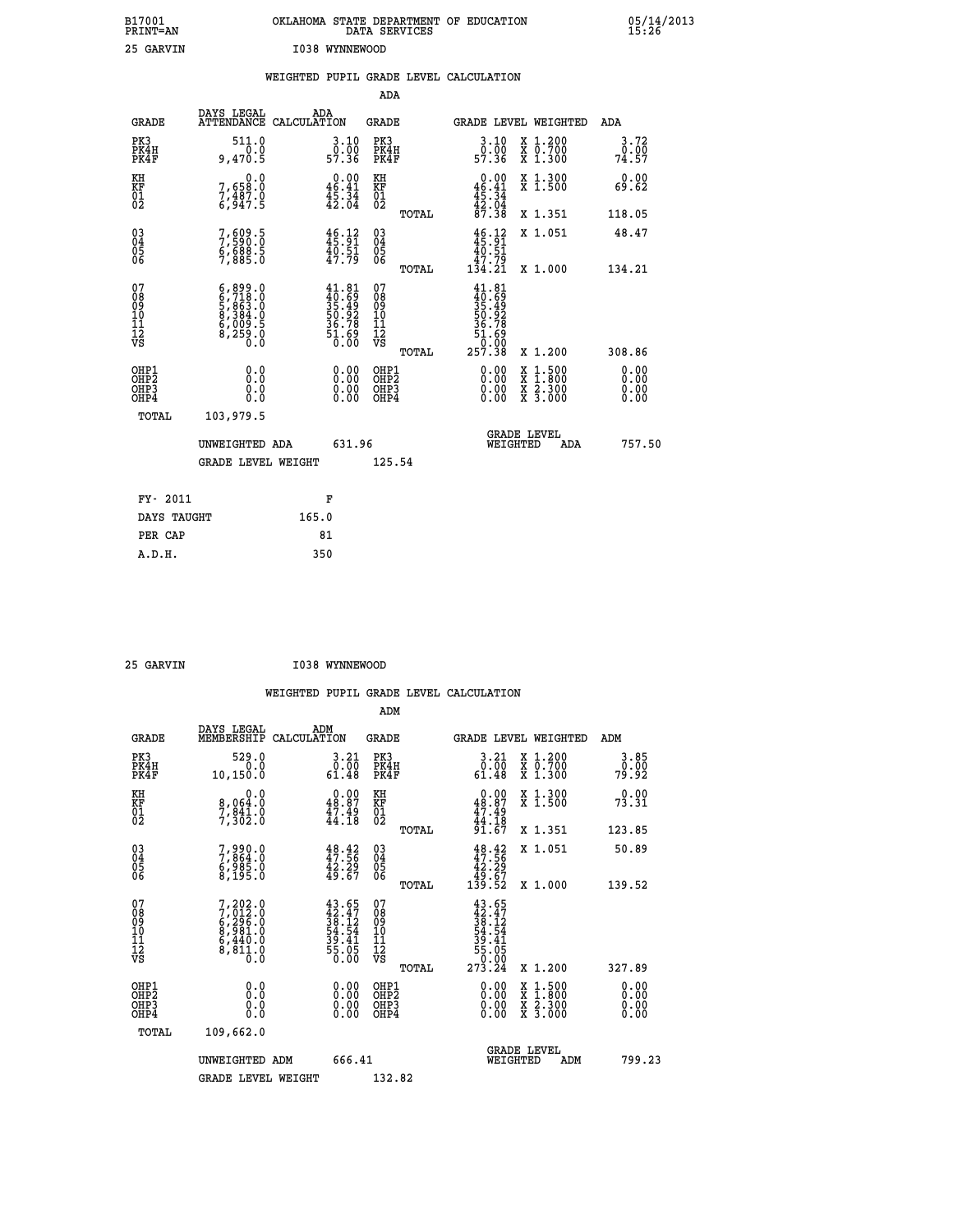B17001 OKLAHOMA STATE DEPARTMENT OF EDUCATION 05/14/2013
PRINT=AN DATA SERVICES 15:26

25 GARVIN I038 WYNNEWOOD

## WEIGHTED PUPIL GRADE LEVEL CALCULATION

### ADA

| GRADE | DAYS LEGAL ATTENDANCE | ADA CALCULATION | GRADE | GRADE LEVEL | WEIGHTED | ADA |
|---|---|---|---|---|---|---|
| PK3 | 511.0 | 3.10 | PK3 | 3.10 | X 1.200 | 3.72 |
| PK4H | 0.0 | 0.00 | PK4H | 0.00 | X 0.700 | 0.00 |
| PK4F | 9,470.5 | 57.36 | PK4F | 57.36 | X 1.300 | 74.57 |
| KH | 0.0 | 0.00 | KH | 0.00 | X 1.300 | 0.00 |
| KF | 7,658.0 | 46.41 | KF | 46.41 | X 1.500 | 69.62 |
| 01 | 7,487.0 | 45.34 | 01 | 45.34 | | |
| 02 | 6,947.5 | 42.04 | 02 | 42.04 | | |
| | | | TOTAL | 87.38 | X 1.351 | 118.05 |
| 03 | 7,609.5 | 46.12 | 03 | 46.12 | X 1.051 | 48.47 |
| 04 | 7,590.0 | 45.91 | 04 | 45.91 | | |
| 05 | 6,688.5 | 40.51 | 05 | 40.51 | | |
| 06 | 7,885.0 | 47.79 | 06 | 47.79 | | |
| | | | TOTAL | 134.21 | X 1.000 | 134.21 |
| 07 | 6,899.0 | 41.81 | 07 | 41.81 | | |
| 08 | 6,718.0 | 40.69 | 08 | 40.69 | | |
| 09 | 5,863.0 | 35.49 | 09 | 35.49 | | |
| 10 | 8,384.0 | 50.92 | 10 | 50.92 | | |
| 11 | 6,009.5 | 36.78 | 11 | 36.78 | | |
| 12 | 8,259.0 | 51.69 | 12 | 51.69 | | |
| VS | 0.0 | 0.00 | VS | 0.00 | | |
| | | | TOTAL | 257.38 | X 1.200 | 308.86 |
| OHP1 | 0.0 | 0.00 | OHP1 | 0.00 | X 1.500 | 0.00 |
| OHP2 | 0.0 | 0.00 | OHP2 | 0.00 | X 1.800 | 0.00 |
| OHP3 | 0.0 | 0.00 | OHP3 | 0.00 | X 2.300 | 0.00 |
| OHP4 | 0.0 | 0.00 | OHP4 | 0.00 | X 3.000 | 0.00 |
| TOTAL | 103,979.5 | | | | | |

UNWEIGHTED ADA 631.96 GRADE LEVEL WEIGHTED ADA 757.50

GRADE LEVEL WEIGHT 125.54

| FY- 2011 | F |
|---|---|
| DAYS TAUGHT | 165.0 |
| PER CAP | 81 |
| A.D.H. | 350 |

25 GARVIN I038 WYNNEWOOD

## WEIGHTED PUPIL GRADE LEVEL CALCULATION

### ADM

| GRADE | DAYS LEGAL MEMBERSHIP | ADM CALCULATION | GRADE | GRADE LEVEL | WEIGHTED | ADM |
|---|---|---|---|---|---|---|
| PK3 | 529.0 | 3.21 | PK3 | 3.21 | X 1.200 | 3.85 |
| PK4H | 0.0 | 0.00 | PK4H | 0.00 | X 0.700 | 0.00 |
| PK4F | 10,150.0 | 61.48 | PK4F | 61.48 | X 1.300 | 79.92 |
| KH | 0.0 | 0.00 | KH | 0.00 | X 1.300 | 0.00 |
| KF | 8,064.0 | 48.87 | KF | 48.87 | X 1.500 | 73.31 |
| 01 | 7,841.0 | 47.49 | 01 | 47.49 | | |
| 02 | 7,302.0 | 44.18 | 02 | 44.18 | | |
| | | | TOTAL | 91.67 | X 1.351 | 123.85 |
| 03 | 7,990.0 | 48.42 | 03 | 48.42 | X 1.051 | 50.89 |
| 04 | 7,864.0 | 47.56 | 04 | 47.56 | | |
| 05 | 6,985.0 | 42.29 | 05 | 42.29 | | |
| 06 | 8,195.0 | 49.67 | 06 | 49.67 | | |
| | | | TOTAL | 139.52 | X 1.000 | 139.52 |
| 07 | 7,202.0 | 43.65 | 07 | 43.65 | | |
| 08 | 7,012.0 | 42.47 | 08 | 42.47 | | |
| 09 | 6,296.0 | 38.12 | 09 | 38.12 | | |
| 10 | 8,981.0 | 54.54 | 10 | 54.54 | | |
| 11 | 6,440.0 | 39.41 | 11 | 39.41 | | |
| 12 | 8,811.0 | 55.05 | 12 | 55.05 | | |
| VS | 0.0 | 0.00 | VS | 0.00 | | |
| | | | TOTAL | 273.24 | X 1.200 | 327.89 |
| OHP1 | 0.0 | 0.00 | OHP1 | 0.00 | X 1.500 | 0.00 |
| OHP2 | 0.0 | 0.00 | OHP2 | 0.00 | X 1.800 | 0.00 |
| OHP3 | 0.0 | 0.00 | OHP3 | 0.00 | X 2.300 | 0.00 |
| OHP4 | 0.0 | 0.00 | OHP4 | 0.00 | X 3.000 | 0.00 |
| TOTAL | 109,662.0 | | | | | |

UNWEIGHTED ADM 666.41 GRADE LEVEL WEIGHTED ADM 799.23

GRADE LEVEL WEIGHT 132.82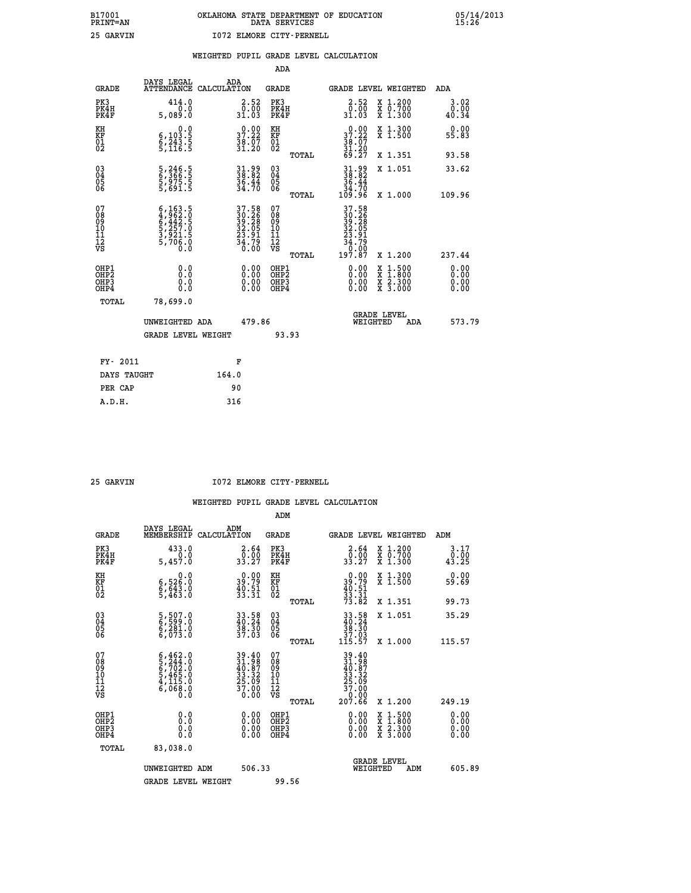B17001 OKLAHOMA STATE DEPARTMENT OF EDUCATION 05/14/2013
PRINT=AN DATA SERVICES 15:26

25 GARVIN I072 ELMORE CITY-PERNELL

## WEIGHTED PUPIL GRADE LEVEL CALCULATION

### ADA

| GRADE | DAYS LEGAL ATTENDANCE | ADA CALCULATION | GRADE | GRADE LEVEL | WEIGHTED | ADA |
|---|---|---|---|---|---|---|
| PK3 | 414.0 | 2.52 | PK3 | 2.52 | X 1.200 | 3.02 |
| PK4H | 0.0 | 0.00 | PK4H | 0.00 | X 0.700 | 0.00 |
| PK4F | 5,089.0 | 31.03 | PK4F | 31.03 | X 1.300 | 40.34 |
| KH | 0.0 | 0.00 | KH | 0.00 | X 1.300 | 0.00 |
| KF | 6,103.5 | 37.22 | KF | 37.22 | X 1.500 | 55.83 |
| 01 | 6,243.5 | 38.07 | 01 | 38.07 | | |
| 02 | 5,116.5 | 31.20 | 02 | 31.20 | | |
| | | | TOTAL | 69.27 | X 1.351 | 93.58 |
| 03 | 5,246.5 | 31.99 | 03 | 31.99 | X 1.051 | 33.62 |
| 04 | 6,366.5 | 38.82 | 04 | 38.82 | | |
| 05 | 5,975.5 | 36.44 | 05 | 36.44 | | |
| 06 | 5,691.5 | 34.70 | 06 | 34.70 | | |
| | | | TOTAL | 109.96 | X 1.000 | 109.96 |
| 07 | 6,163.5 | 37.58 | 07 | 37.58 | | |
| 08 | 4,962.0 | 30.26 | 08 | 30.26 | | |
| 09 | 6,442.5 | 39.28 | 09 | 39.28 | | |
| 10 | 5,257.0 | 32.05 | 10 | 32.05 | | |
| 11 | 3,921.5 | 23.91 | 11 | 23.91 | | |
| 12 | 5,706.0 | 34.79 | 12 | 34.79 | | |
| VS | 0.0 | 0.00 | VS | 0.00 | | |
| | | | TOTAL | 197.87 | X 1.200 | 237.44 |
| OHP1 | 0.0 | 0.00 | OHP1 | 0.00 | X 1.500 | 0.00 |
| OHP2 | 0.0 | 0.00 | OHP2 | 0.00 | X 1.800 | 0.00 |
| OHP3 | 0.0 | 0.00 | OHP3 | 0.00 | X 2.300 | 0.00 |
| OHP4 | 0.0 | 0.00 | OHP4 | 0.00 | X 3.000 | 0.00 |
| TOTAL | 78,699.0 | | | | | |

UNWEIGHTED ADA 479.86 GRADE LEVEL WEIGHTED ADA 573.79

GRADE LEVEL WEIGHT 93.93

| FY- 2011 | F |
|---|---|
| DAYS TAUGHT | 164.0 |
| PER CAP | 90 |
| A.D.H. | 316 |

25 GARVIN I072 ELMORE CITY-PERNELL

## WEIGHTED PUPIL GRADE LEVEL CALCULATION

### ADM

| GRADE | DAYS LEGAL MEMBERSHIP | ADM CALCULATION | GRADE | GRADE LEVEL | WEIGHTED | ADM |
|---|---|---|---|---|---|---|
| PK3 | 433.0 | 2.64 | PK3 | 2.64 | X 1.200 | 3.17 |
| PK4H | 0.0 | 0.00 | PK4H | 0.00 | X 0.700 | 0.00 |
| PK4F | 5,457.0 | 33.27 | PK4F | 33.27 | X 1.300 | 43.25 |
| KH | 0.0 | 0.00 | KH | 0.00 | X 1.300 | 0.00 |
| KF | 6,526.0 | 39.79 | KF | 39.79 | X 1.500 | 59.69 |
| 01 | 6,643.0 | 40.51 | 01 | 40.51 | | |
| 02 | 5,463.0 | 33.31 | 02 | 33.31 | | |
| | | | TOTAL | 73.82 | X 1.351 | 99.73 |
| 03 | 5,507.0 | 33.58 | 03 | 33.58 | X 1.051 | 35.29 |
| 04 | 6,599.0 | 40.24 | 04 | 40.24 | | |
| 05 | 6,281.0 | 38.30 | 05 | 38.30 | | |
| 06 | 6,073.0 | 37.03 | 06 | 37.03 | | |
| | | | TOTAL | 115.57 | X 1.000 | 115.57 |
| 07 | 6,462.0 | 39.40 | 07 | 39.40 | | |
| 08 | 5,244.0 | 31.98 | 08 | 31.98 | | |
| 09 | 6,702.0 | 40.87 | 09 | 40.87 | | |
| 10 | 5,465.0 | 33.32 | 10 | 33.32 | | |
| 11 | 4,115.0 | 25.09 | 11 | 25.09 | | |
| 12 | 6,068.0 | 37.00 | 12 | 37.00 | | |
| VS | 0.0 | 0.00 | VS | 0.00 | | |
| | | | TOTAL | 207.66 | X 1.200 | 249.19 |
| OHP1 | 0.0 | 0.00 | OHP1 | 0.00 | X 1.500 | 0.00 |
| OHP2 | 0.0 | 0.00 | OHP2 | 0.00 | X 1.800 | 0.00 |
| OHP3 | 0.0 | 0.00 | OHP3 | 0.00 | X 2.300 | 0.00 |
| OHP4 | 0.0 | 0.00 | OHP4 | 0.00 | X 3.000 | 0.00 |
| TOTAL | 83,038.0 | | | | | |

UNWEIGHTED ADM 506.33 GRADE LEVEL WEIGHTED ADM 605.89

GRADE LEVEL WEIGHT 99.56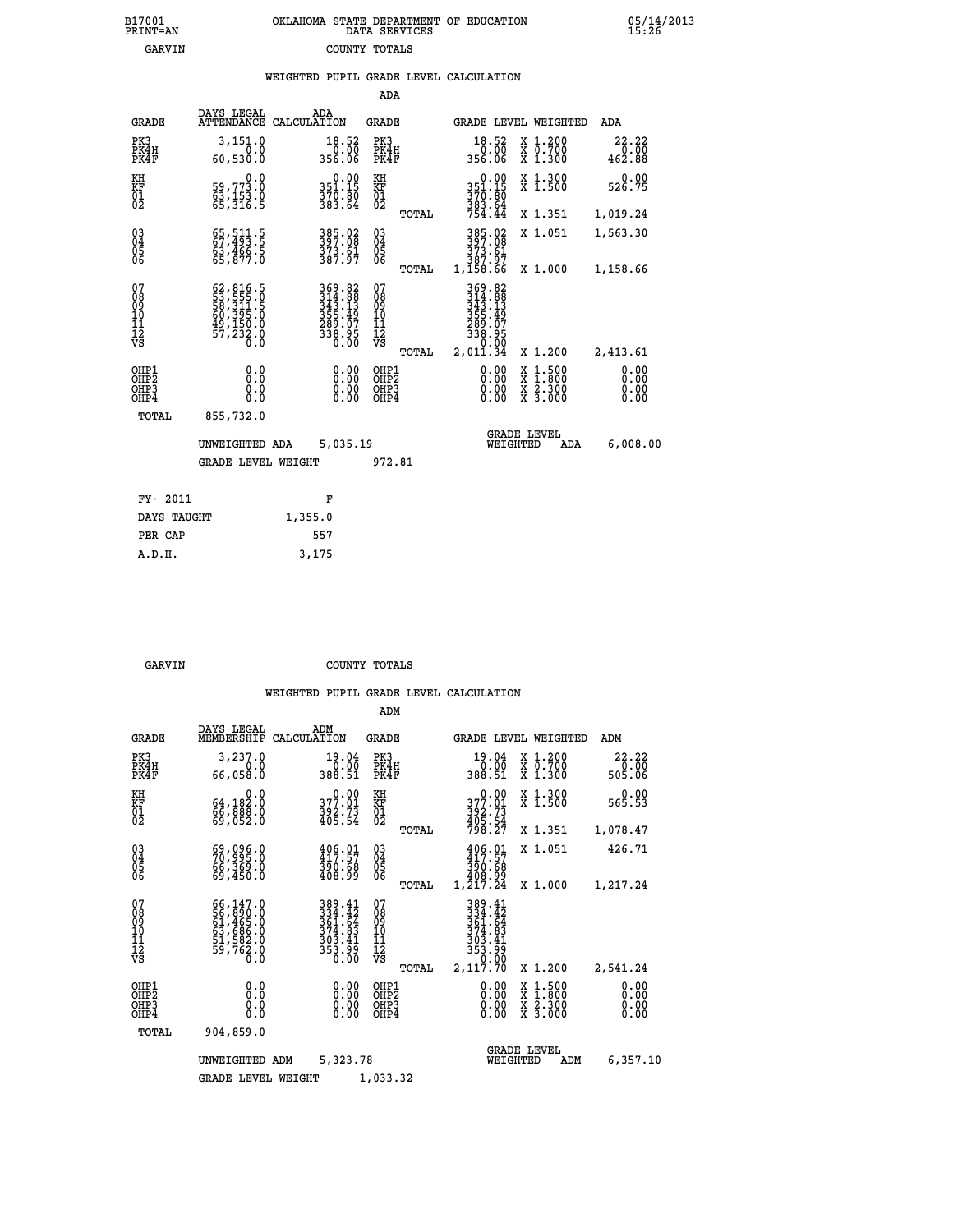B17001 PRINT=AN — OKLAHOMA STATE DEPARTMENT OF EDUCATION DATA SERVICES — 05/14/2013 15:26

GARVIN — COUNTY TOTALS

WEIGHTED PUPIL GRADE LEVEL CALCULATION

ADA

| GRADE | DAYS LEGAL ATTENDANCE | ADA CALCULATION | GRADE | GRADE LEVEL | WEIGHTED | ADA |
|---|---|---|---|---|---|---|
| PK3 | 3,151.0 | 18.52 | PK3 | 18.52 | X 1.200 | 22.22 |
| PK4H | 0.0 | 0.00 | PK4H | 0.00 | X 0.700 | 0.00 |
| PK4F | 60,530.0 | 356.06 | PK4F | 356.06 | X 1.300 | 462.88 |
| KH | 0.0 | 0.00 | KH | 0.00 | X 1.300 | 0.00 |
| KF | 59,773.0 | 351.15 | KF | 351.15 | X 1.500 | 526.75 |
| 01 | 63,153.0 | 370.80 | 01 | 370.80 | | |
| 02 | 65,316.5 | 383.64 | 02 | 383.64 | | |
| | | | TOTAL | 754.44 | X 1.351 | 1,019.24 |
| 03 | 65,511.5 | 385.02 | 03 | 385.02 | X 1.051 | 1,563.30 |
| 04 | 67,493.5 | 397.08 | 04 | 397.08 | | |
| 05 | 63,466.5 | 373.61 | 05 | 373.61 | | |
| 06 | 65,877.0 | 387.97 | 06 | 387.97 | | |
| | | | TOTAL | 1,158.66 | X 1.000 | 1,158.66 |
| 07 | 62,816.5 | 369.82 | 07 | 369.82 | | |
| 08 | 53,555.0 | 314.88 | 08 | 314.88 | | |
| 09 | 58,311.5 | 343.13 | 09 | 343.13 | | |
| 10 | 60,395.0 | 355.49 | 10 | 355.49 | | |
| 11 | 49,150.0 | 289.07 | 11 | 289.07 | | |
| 12 | 57,232.0 | 338.95 | 12 | 338.95 | | |
| VS | 0.0 | 0.00 | VS | 0.00 | | |
| | | | TOTAL | 2,011.34 | X 1.200 | 2,413.61 |
| OHP1 | 0.0 | 0.00 | OHP1 | 0.00 | X 1.500 | 0.00 |
| OHP2 | 0.0 | 0.00 | OHP2 | 0.00 | X 1.800 | 0.00 |
| OHP3 | 0.0 | 0.00 | OHP3 | 0.00 | X 2.300 | 0.00 |
| OHP4 | 0.0 | 0.00 | OHP4 | 0.00 | X 3.000 | 0.00 |
| TOTAL | 855,732.0 | | | | | |

UNWEIGHTED ADA 5,035.19 — GRADE LEVEL WEIGHTED ADA 6,008.00

GRADE LEVEL WEIGHT 972.81

| FY- 2011 | F |
|---|---|
| DAYS TAUGHT | 1,355.0 |
| PER CAP | 557 |
| A.D.H. | 3,175 |

GARVIN — COUNTY TOTALS

WEIGHTED PUPIL GRADE LEVEL CALCULATION

ADM

| GRADE | DAYS LEGAL MEMBERSHIP | ADM CALCULATION | GRADE | GRADE LEVEL | WEIGHTED | ADM |
|---|---|---|---|---|---|---|
| PK3 | 3,237.0 | 19.04 | PK3 | 19.04 | X 1.200 | 22.22 |
| PK4H | 0.0 | 0.00 | PK4H | 0.00 | X 0.700 | 0.00 |
| PK4F | 66,058.0 | 388.51 | PK4F | 388.51 | X 1.300 | 505.06 |
| KH | 0.0 | 0.00 | KH | 0.00 | X 1.300 | 0.00 |
| KF | 64,182.0 | 377.01 | KF | 377.01 | X 1.500 | 565.53 |
| 01 | 66,888.0 | 392.73 | 01 | 392.73 | | |
| 02 | 69,052.0 | 405.54 | 02 | 405.54 | | |
| | | | TOTAL | 798.27 | X 1.351 | 1,078.47 |
| 03 | 69,096.0 | 406.01 | 03 | 406.01 | X 1.051 | 426.71 |
| 04 | 70,995.0 | 417.57 | 04 | 417.57 | | |
| 05 | 66,369.0 | 390.68 | 05 | 390.68 | | |
| 06 | 69,450.0 | 408.99 | 06 | 408.99 | | |
| | | | TOTAL | 1,217.24 | X 1.000 | 1,217.24 |
| 07 | 66,147.0 | 389.41 | 07 | 389.41 | | |
| 08 | 56,890.0 | 334.42 | 08 | 334.42 | | |
| 09 | 61,465.0 | 361.64 | 09 | 361.64 | | |
| 10 | 63,686.0 | 374.83 | 10 | 374.83 | | |
| 11 | 51,582.0 | 303.41 | 11 | 303.41 | | |
| 12 | 59,762.0 | 353.99 | 12 | 353.99 | | |
| VS | 0.0 | 0.00 | VS | 0.00 | | |
| | | | TOTAL | 2,117.70 | X 1.200 | 2,541.24 |
| OHP1 | 0.0 | 0.00 | OHP1 | 0.00 | X 1.500 | 0.00 |
| OHP2 | 0.0 | 0.00 | OHP2 | 0.00 | X 1.800 | 0.00 |
| OHP3 | 0.0 | 0.00 | OHP3 | 0.00 | X 2.300 | 0.00 |
| OHP4 | 0.0 | 0.00 | OHP4 | 0.00 | X 3.000 | 0.00 |
| TOTAL | 904,859.0 | | | | | |

UNWEIGHTED ADM 5,323.78 — GRADE LEVEL WEIGHTED ADM 6,357.10

GRADE LEVEL WEIGHT 1,033.32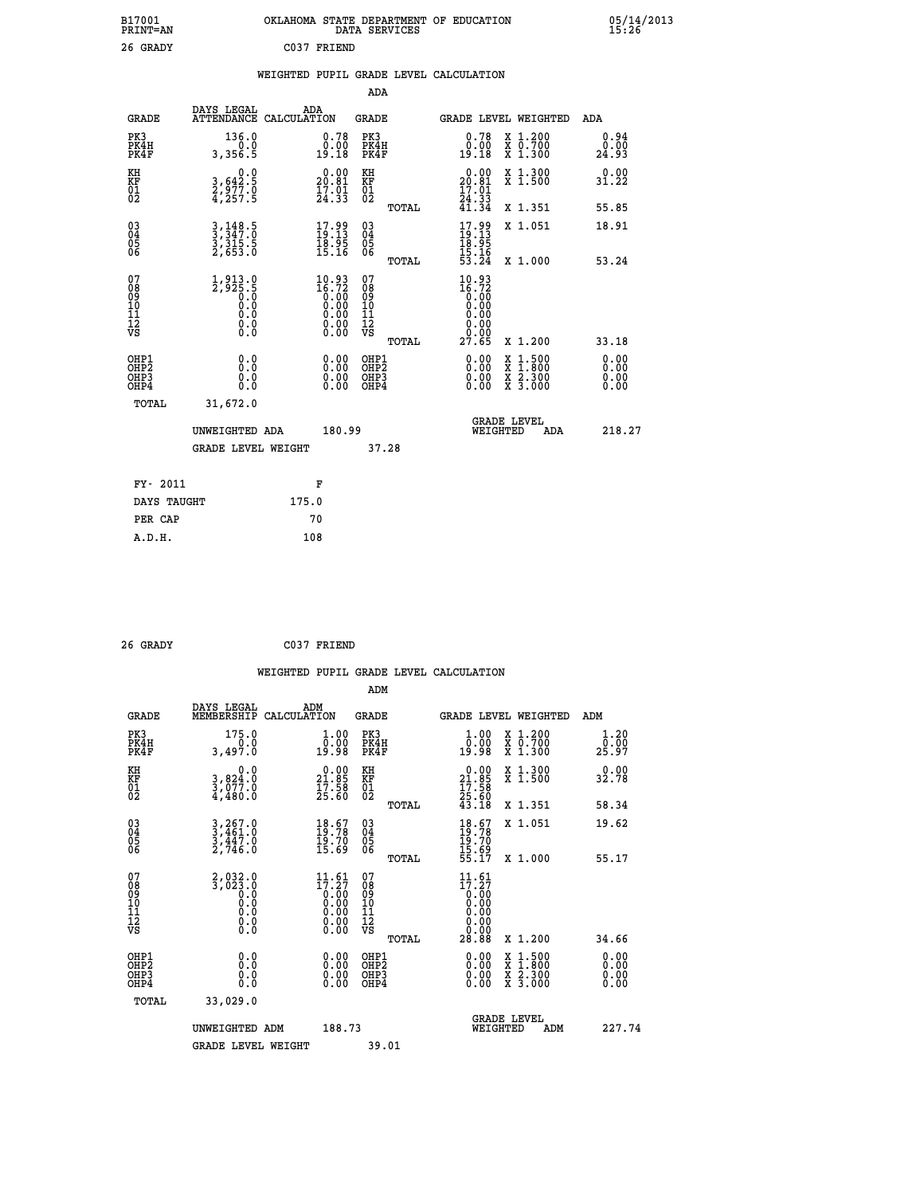B17001 OKLAHOMA STATE DEPARTMENT OF EDUCATION 05/14/2013
PRINT=AN DATA SERVICES 15:26

26 GRADY C037 FRIEND

## WEIGHTED PUPIL GRADE LEVEL CALCULATION

ADA

| GRADE | DAYS LEGAL ATTENDANCE | ADA CALCULATION | GRADE | GRADE LEVEL | WEIGHTED | ADA |
|---|---|---|---|---|---|---|
| PK3 | 136.0 | 0.78 | PK3 | 0.78 | X 1.200 | 0.94 |
| PK4H | 0.0 | 0.00 | PK4H | 0.00 | X 0.700 | 0.00 |
| PK4F | 3,356.5 | 19.18 | PK4F | 19.18 | X 1.300 | 24.93 |
| KH | 0.0 | 0.00 | KH | 0.00 | X 1.300 | 0.00 |
| KF | 3,642.5 | 20.81 | KF | 20.81 | X 1.500 | 31.22 |
| 01 | 2,977.0 | 17.01 | 01 | 17.01 | | |
| 02 | 4,257.5 | 24.33 | 02 | 24.33 | | |
| | | | TOTAL | 41.34 | X 1.351 | 55.85 |
| 03 | 3,148.5 | 17.99 | 03 | 17.99 | X 1.051 | 18.91 |
| 04 | 3,347.0 | 19.13 | 04 | 19.13 | | |
| 05 | 3,315.5 | 18.95 | 05 | 18.95 | | |
| 06 | 2,653.0 | 15.16 | 06 | 15.16 | | |
| | | | TOTAL | 53.24 | X 1.000 | 53.24 |
| 07 | 1,913.0 | 10.93 | 07 | 10.93 | | |
| 08 | 2,925.5 | 16.72 | 08 | 16.72 | | |
| 09 | 0.0 | 0.00 | 09 | 0.00 | | |
| 10 | 0.0 | 0.00 | 10 | 0.00 | | |
| 11 | 0.0 | 0.00 | 11 | 0.00 | | |
| 12 | 0.0 | 0.00 | 12 | 0.00 | | |
| VS | 0.0 | 0.00 | VS | 0.00 | | |
| | | | TOTAL | 27.65 | X 1.200 | 33.18 |
| OHP1 | 0.0 | 0.00 | OHP1 | 0.00 | X 1.500 | 0.00 |
| OHP2 | 0.0 | 0.00 | OHP2 | 0.00 | X 1.800 | 0.00 |
| OHP3 | 0.0 | 0.00 | OHP3 | 0.00 | X 2.300 | 0.00 |
| OHP4 | 0.0 | 0.00 | OHP4 | 0.00 | X 3.000 | 0.00 |
| TOTAL | 31,672.0 | | | | | |

UNWEIGHTED ADA 180.99 GRADE LEVEL WEIGHTED ADA 218.27

GRADE LEVEL WEIGHT 37.28

| FY- 2011 | F |
|---|---|
| DAYS TAUGHT | 175.0 |
| PER CAP | 70 |
| A.D.H. | 108 |

26 GRADY C037 FRIEND

## WEIGHTED PUPIL GRADE LEVEL CALCULATION

ADM

| GRADE | DAYS LEGAL MEMBERSHIP | ADM CALCULATION | GRADE | GRADE LEVEL | WEIGHTED | ADM |
|---|---|---|---|---|---|---|
| PK3 | 175.0 | 1.00 | PK3 | 1.00 | X 1.200 | 1.20 |
| PK4H | 0.0 | 0.00 | PK4H | 0.00 | X 0.700 | 0.00 |
| PK4F | 3,497.0 | 19.98 | PK4F | 19.98 | X 1.300 | 25.97 |
| KH | 0.0 | 0.00 | KH | 0.00 | X 1.300 | 0.00 |
| KF | 3,824.0 | 21.85 | KF | 21.85 | X 1.500 | 32.78 |
| 01 | 3,077.0 | 17.58 | 01 | 17.58 | | |
| 02 | 4,480.0 | 25.60 | 02 | 25.60 | | |
| | | | TOTAL | 43.18 | X 1.351 | 58.34 |
| 03 | 3,267.0 | 18.67 | 03 | 18.67 | X 1.051 | 19.62 |
| 04 | 3,461.0 | 19.78 | 04 | 19.78 | | |
| 05 | 3,447.0 | 19.70 | 05 | 19.70 | | |
| 06 | 2,746.0 | 15.69 | 06 | 15.69 | | |
| | | | TOTAL | 55.17 | X 1.000 | 55.17 |
| 07 | 2,032.0 | 11.61 | 07 | 11.61 | | |
| 08 | 3,023.0 | 17.27 | 08 | 17.27 | | |
| 09 | 0.0 | 0.00 | 09 | 0.00 | | |
| 10 | 0.0 | 0.00 | 10 | 0.00 | | |
| 11 | 0.0 | 0.00 | 11 | 0.00 | | |
| 12 | 0.0 | 0.00 | 12 | 0.00 | | |
| VS | 0.0 | 0.00 | VS | 0.00 | | |
| | | | TOTAL | 28.88 | X 1.200 | 34.66 |
| OHP1 | 0.0 | 0.00 | OHP1 | 0.00 | X 1.500 | 0.00 |
| OHP2 | 0.0 | 0.00 | OHP2 | 0.00 | X 1.800 | 0.00 |
| OHP3 | 0.0 | 0.00 | OHP3 | 0.00 | X 2.300 | 0.00 |
| OHP4 | 0.0 | 0.00 | OHP4 | 0.00 | X 3.000 | 0.00 |
| TOTAL | 33,029.0 | | | | | |

UNWEIGHTED ADM 188.73 GRADE LEVEL WEIGHTED ADM 227.74

GRADE LEVEL WEIGHT 39.01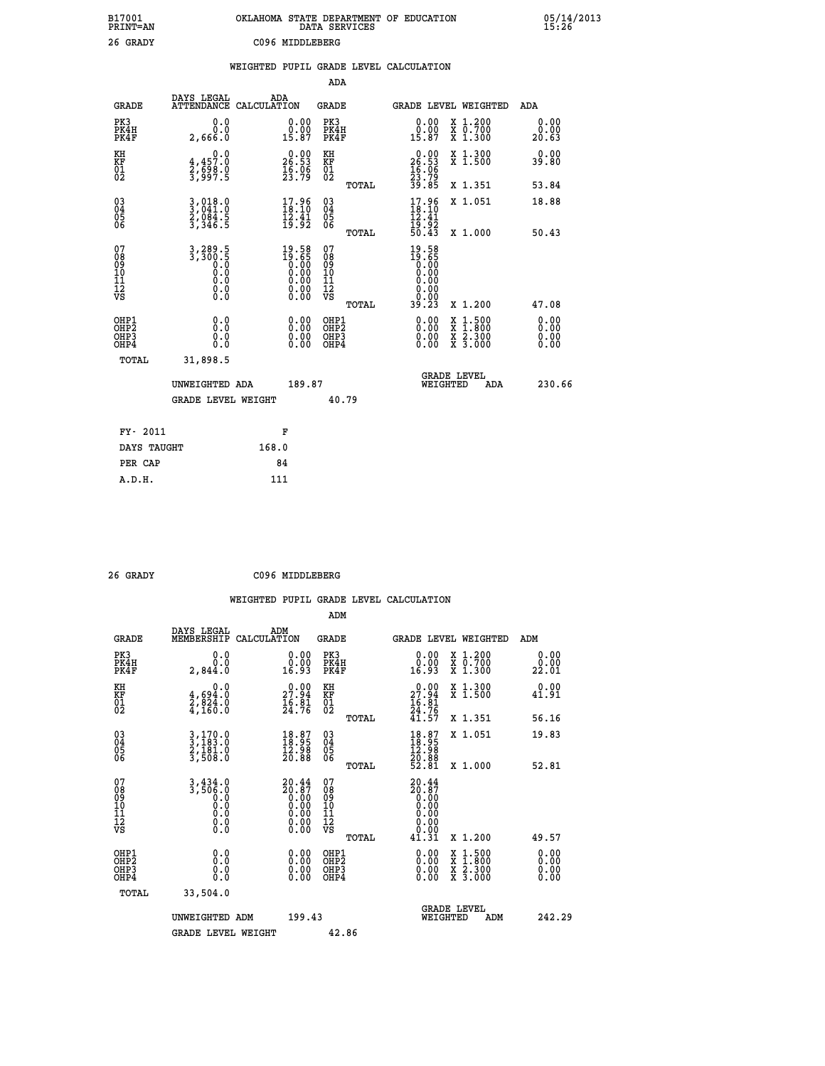B17001 OKLAHOMA STATE DEPARTMENT OF EDUCATION 05/14/2013
PRINT=AN DATA SERVICES 15:26

26 GRADY C096 MIDDLEBERG

## WEIGHTED PUPIL GRADE LEVEL CALCULATION

### ADA

| GRADE | DAYS LEGAL ATTENDANCE | ADA CALCULATION | GRADE | | GRADE LEVEL | WEIGHTED | ADA |
|---|---|---|---|---|---|---|---|
| PK3 | 0.0 | 0.00 | PK3 | | 0.00 | X 1.200 | 0.00 |
| PK4H | 0.0 | 0.00 | PK4H | | 0.00 | X 0.700 | 0.00 |
| PK4F | 2,666.0 | 15.87 | PK4F | | 15.87 | X 1.300 | 20.63 |
| KH | 0.0 | 0.00 | KH | | 0.00 | X 1.300 | 0.00 |
| KF | 4,457.0 | 26.53 | KF | | 26.53 | X 1.500 | 39.80 |
| 01 | 2,698.0 | 16.06 | 01 | | 16.06 | | |
| 02 | 3,997.5 | 23.79 | 02 | | 23.79 | | |
| | | | | TOTAL | 39.85 | X 1.351 | 53.84 |
| 03 | 3,018.0 | 17.96 | 03 | | 17.96 | X 1.051 | 18.88 |
| 04 | 3,041.0 | 18.10 | 04 | | 18.10 | | |
| 05 | 2,084.5 | 12.41 | 05 | | 12.41 | | |
| 06 | 3,346.5 | 19.92 | 06 | | 19.92 | | |
| | | | | TOTAL | 50.43 | X 1.000 | 50.43 |
| 07 | 3,289.5 | 19.58 | 07 | | 19.58 | | |
| 08 | 3,300.5 | 19.65 | 08 | | 19.65 | | |
| 09 | 0.0 | 0.00 | 09 | | 0.00 | | |
| 10 | 0.0 | 0.00 | 10 | | 0.00 | | |
| 11 | 0.0 | 0.00 | 11 | | 0.00 | | |
| 12 | 0.0 | 0.00 | 12 | | 0.00 | | |
| VS | 0.0 | 0.00 | VS | | 0.00 | | |
| | | | | TOTAL | 39.23 | X 1.200 | 47.08 |
| OHP1 | 0.0 | 0.00 | OHP1 | | 0.00 | X 1.500 | 0.00 |
| OHP2 | 0.0 | 0.00 | OHP2 | | 0.00 | X 1.800 | 0.00 |
| OHP3 | 0.0 | 0.00 | OHP3 | | 0.00 | X 2.300 | 0.00 |
| OHP4 | 0.0 | 0.00 | OHP4 | | 0.00 | X 3.000 | 0.00 |
| TOTAL | 31,898.5 | | | | | | |

UNWEIGHTED ADA 189.87 GRADE LEVEL WEIGHTED ADA 230.66

GRADE LEVEL WEIGHT 40.79

| FY- 2011 | F |
|---|---|
| DAYS TAUGHT | 168.0 |
| PER CAP | 84 |
| A.D.H. | 111 |

26 GRADY C096 MIDDLEBERG

## WEIGHTED PUPIL GRADE LEVEL CALCULATION

### ADM

| GRADE | DAYS LEGAL MEMBERSHIP | ADM CALCULATION | GRADE | | GRADE LEVEL | WEIGHTED | ADM |
|---|---|---|---|---|---|---|---|
| PK3 | 0.0 | 0.00 | PK3 | | 0.00 | X 1.200 | 0.00 |
| PK4H | 0.0 | 0.00 | PK4H | | 0.00 | X 0.700 | 0.00 |
| PK4F | 2,844.0 | 16.93 | PK4F | | 16.93 | X 1.300 | 22.01 |
| KH | 0.0 | 0.00 | KH | | 0.00 | X 1.300 | 0.00 |
| KF | 4,694.0 | 27.94 | KF | | 27.94 | X 1.500 | 41.91 |
| 01 | 2,824.0 | 16.81 | 01 | | 16.81 | | |
| 02 | 4,160.0 | 24.76 | 02 | | 24.76 | | |
| | | | | TOTAL | 41.57 | X 1.351 | 56.16 |
| 03 | 3,170.0 | 18.87 | 03 | | 18.87 | X 1.051 | 19.83 |
| 04 | 3,183.0 | 18.95 | 04 | | 18.95 | | |
| 05 | 2,181.0 | 12.98 | 05 | | 12.98 | | |
| 06 | 3,508.0 | 20.88 | 06 | | 20.88 | | |
| | | | | TOTAL | 52.81 | X 1.000 | 52.81 |
| 07 | 3,434.0 | 20.44 | 07 | | 20.44 | | |
| 08 | 3,506.0 | 20.87 | 08 | | 20.87 | | |
| 09 | 0.0 | 0.00 | 09 | | 0.00 | | |
| 10 | 0.0 | 0.00 | 10 | | 0.00 | | |
| 11 | 0.0 | 0.00 | 11 | | 0.00 | | |
| 12 | 0.0 | 0.00 | 12 | | 0.00 | | |
| VS | 0.0 | 0.00 | VS | | 0.00 | | |
| | | | | TOTAL | 41.31 | X 1.200 | 49.57 |
| OHP1 | 0.0 | 0.00 | OHP1 | | 0.00 | X 1.500 | 0.00 |
| OHP2 | 0.0 | 0.00 | OHP2 | | 0.00 | X 1.800 | 0.00 |
| OHP3 | 0.0 | 0.00 | OHP3 | | 0.00 | X 2.300 | 0.00 |
| OHP4 | 0.0 | 0.00 | OHP4 | | 0.00 | X 3.000 | 0.00 |
| TOTAL | 33,504.0 | | | | | | |

UNWEIGHTED ADM 199.43 GRADE LEVEL WEIGHTED ADM 242.29

GRADE LEVEL WEIGHT 42.86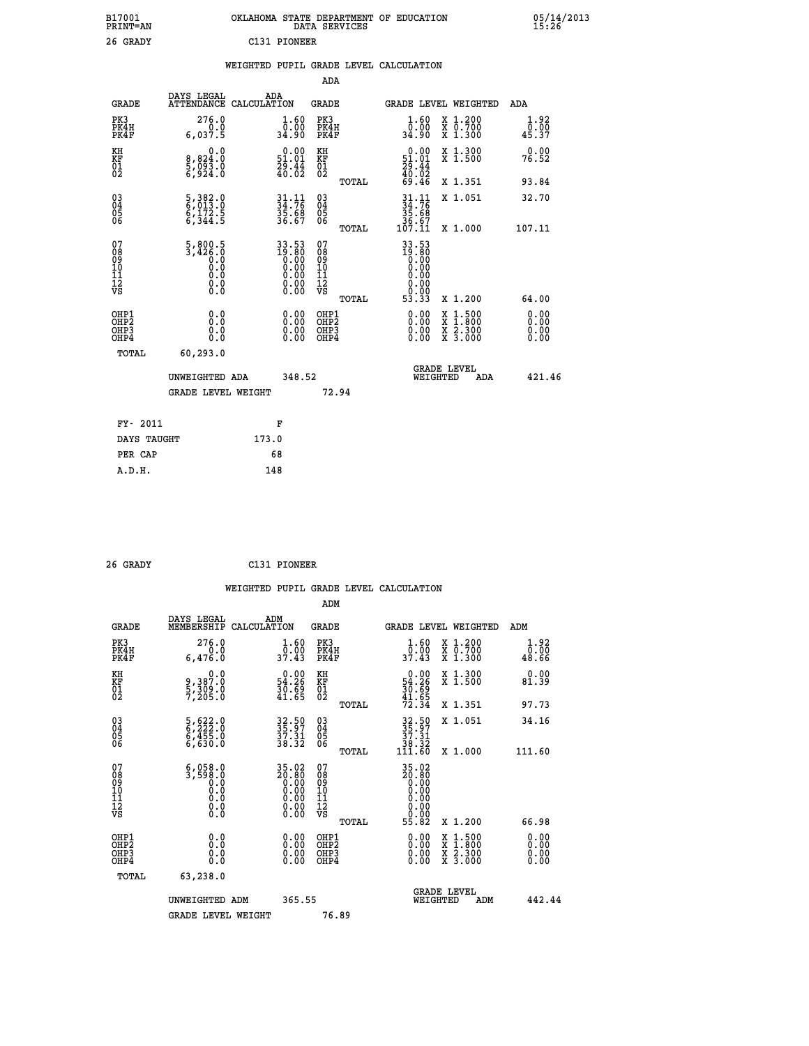B17001 OKLAHOMA STATE DEPARTMENT OF EDUCATION 05/14/2013
PRINT=AN DATA SERVICES 15:26

26 GRADY C131 PIONEER

## WEIGHTED PUPIL GRADE LEVEL CALCULATION

### ADA

| GRADE | DAYS LEGAL ATTENDANCE | ADA CALCULATION | GRADE | GRADE LEVEL | WEIGHTED | ADA |
|---|---|---|---|---|---|---|
| PK3 | 276.0 | 1.60 | PK3 | 1.60 | X 1.200 | 1.92 |
| PK4H | 0.0 | 0.00 | PK4H | 0.00 | X 0.700 | 0.00 |
| PK4F | 6,037.5 | 34.90 | PK4F | 34.90 | X 1.300 | 45.37 |
| KH | 0.0 | 0.00 | KH | 0.00 | X 1.300 | 0.00 |
| KF | 8,824.0 | 51.01 | KF | 51.01 | X 1.500 | 76.52 |
| 01 | 5,093.0 | 29.44 | 01 | 29.44 | | |
| 02 | 6,924.0 | 40.02 | 02 | 40.02 | | |
| | | | TOTAL | 69.46 | X 1.351 | 93.84 |
| 03 | 5,382.0 | 31.11 | 03 | 31.11 | X 1.051 | 32.70 |
| 04 | 6,013.0 | 34.76 | 04 | 34.76 | | |
| 05 | 6,172.5 | 35.68 | 05 | 35.68 | | |
| 06 | 6,344.5 | 36.67 | 06 | 36.67 | | |
| | | | TOTAL | 107.11 | X 1.000 | 107.11 |
| 07 | 5,800.5 | 33.53 | 07 | 33.53 | | |
| 08 | 3,426.0 | 19.80 | 08 | 19.80 | | |
| 09 | 0.0 | 0.00 | 09 | 0.00 | | |
| 10 | 0.0 | 0.00 | 10 | 0.00 | | |
| 11 | 0.0 | 0.00 | 11 | 0.00 | | |
| 12 | 0.0 | 0.00 | 12 | 0.00 | | |
| VS | 0.0 | 0.00 | VS | 0.00 | | |
| | | | TOTAL | 53.33 | X 1.200 | 64.00 |
| OHP1 | 0.0 | 0.00 | OHP1 | 0.00 | X 1.500 | 0.00 |
| OHP2 | 0.0 | 0.00 | OHP2 | 0.00 | X 1.800 | 0.00 |
| OHP3 | 0.0 | 0.00 | OHP3 | 0.00 | X 2.300 | 0.00 |
| OHP4 | 0.0 | 0.00 | OHP4 | 0.00 | X 3.000 | 0.00 |
| TOTAL | 60,293.0 | | | | | |

UNWEIGHTED ADA 348.52 GRADE LEVEL WEIGHTED ADA 421.46

GRADE LEVEL WEIGHT 72.94

| FY- 2011 | F |
|---|---|
| DAYS TAUGHT | 173.0 |
| PER CAP | 68 |
| A.D.H. | 148 |

26 GRADY C131 PIONEER

## WEIGHTED PUPIL GRADE LEVEL CALCULATION

### ADM

| GRADE | DAYS LEGAL MEMBERSHIP | ADM CALCULATION | GRADE | GRADE LEVEL | WEIGHTED | ADM |
|---|---|---|---|---|---|---|
| PK3 | 276.0 | 1.60 | PK3 | 1.60 | X 1.200 | 1.92 |
| PK4H | 0.0 | 0.00 | PK4H | 0.00 | X 0.700 | 0.00 |
| PK4F | 6,476.0 | 37.43 | PK4F | 37.43 | X 1.300 | 48.66 |
| KH | 0.0 | 0.00 | KH | 0.00 | X 1.300 | 0.00 |
| KF | 9,387.0 | 54.26 | KF | 54.26 | X 1.500 | 81.39 |
| 01 | 5,309.0 | 30.69 | 01 | 30.69 | | |
| 02 | 7,205.0 | 41.65 | 02 | 41.65 | | |
| | | | TOTAL | 72.34 | X 1.351 | 97.73 |
| 03 | 5,622.0 | 32.50 | 03 | 32.50 | X 1.051 | 34.16 |
| 04 | 6,222.0 | 35.97 | 04 | 35.97 | | |
| 05 | 6,455.0 | 37.31 | 05 | 37.31 | | |
| 06 | 6,630.0 | 38.32 | 06 | 38.32 | | |
| | | | TOTAL | 111.60 | X 1.000 | 111.60 |
| 07 | 6,058.0 | 35.02 | 07 | 35.02 | | |
| 08 | 3,598.0 | 20.80 | 08 | 20.80 | | |
| 09 | 0.0 | 0.00 | 09 | 0.00 | | |
| 10 | 0.0 | 0.00 | 10 | 0.00 | | |
| 11 | 0.0 | 0.00 | 11 | 0.00 | | |
| 12 | 0.0 | 0.00 | 12 | 0.00 | | |
| VS | 0.0 | 0.00 | VS | 0.00 | | |
| | | | TOTAL | 55.82 | X 1.200 | 66.98 |
| OHP1 | 0.0 | 0.00 | OHP1 | 0.00 | X 1.500 | 0.00 |
| OHP2 | 0.0 | 0.00 | OHP2 | 0.00 | X 1.800 | 0.00 |
| OHP3 | 0.0 | 0.00 | OHP3 | 0.00 | X 2.300 | 0.00 |
| OHP4 | 0.0 | 0.00 | OHP4 | 0.00 | X 3.000 | 0.00 |
| TOTAL | 63,238.0 | | | | | |

UNWEIGHTED ADM 365.55 GRADE LEVEL WEIGHTED ADM 442.44

GRADE LEVEL WEIGHT 76.89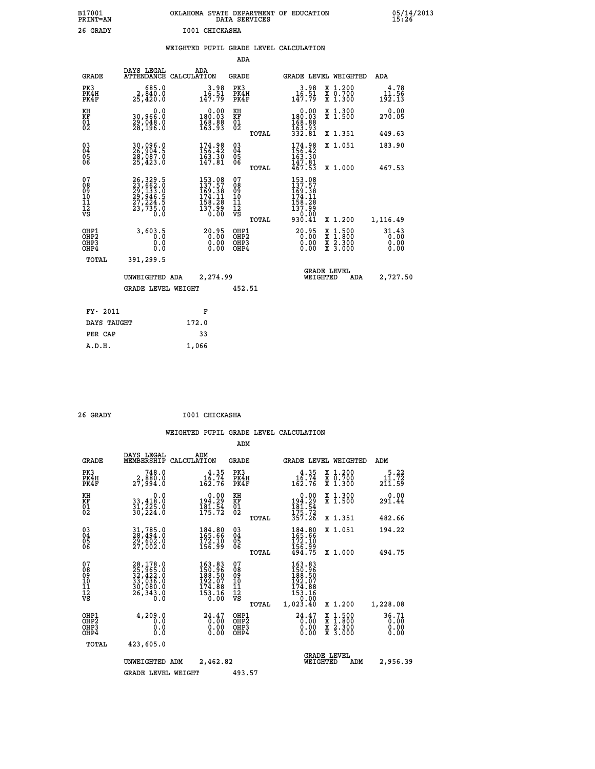B17001 OKLAHOMA STATE DEPARTMENT OF EDUCATION 05/14/2013
PRINT=AN DATA SERVICES 15:26

26 GRADY I001 CHICKASHA

WEIGHTED PUPIL GRADE LEVEL CALCULATION

ADA

| GRADE | DAYS LEGAL ATTENDANCE | ADA CALCULATION | GRADE | GRADE LEVEL | WEIGHTED | ADA |
|---|---|---|---|---|---|---|
| PK3 | 685.0 | 3.98 | PK3 | 3.98 | X 1.200 | 4.78 |
| PK4H | 2,840.0 | 16.51 | PK4H | 16.51 | X 0.700 | 11.56 |
| PK4F | 25,420.0 | 147.79 | PK4F | 147.79 | X 1.300 | 192.13 |
| KH | 0.0 | 0.00 | KH | 0.00 | X 1.300 | 0.00 |
| KF | 30,966.0 | 180.03 | KF | 180.03 | X 1.500 | 270.05 |
| 01 | 29,048.0 | 168.88 | 01 | 168.88 | | |
| 02 | 28,196.0 | 163.93 | 02 | 163.93 | | |
| | | | TOTAL | 332.81 | X 1.351 | 449.63 |
| 03 | 30,096.0 | 174.98 | 03 | 174.98 | X 1.051 | 183.90 |
| 04 | 26,904.5 | 156.42 | 04 | 156.42 | | |
| 05 | 28,087.0 | 163.30 | 05 | 163.30 | | |
| 06 | 25,423.0 | 147.81 | 06 | 147.81 | | |
| | | | TOTAL | 467.53 | X 1.000 | 467.53 |
| 07 | 26,329.5 | 153.08 | 07 | 153.08 | | |
| 08 | 23,662.0 | 137.57 | 08 | 137.57 | | |
| 09 | 29,133.0 | 169.38 | 09 | 169.38 | | |
| 10 | 29,946.5 | 174.11 | 10 | 174.11 | | |
| 11 | 27,224.5 | 158.28 | 11 | 158.28 | | |
| 12 | 23,735.0 | 137.99 | 12 | 137.99 | | |
| VS | 0.0 | 0.00 | VS | 0.00 | | |
| | | | TOTAL | 930.41 | X 1.200 | 1,116.49 |
| OHP1 | 3,603.5 | 20.95 | OHP1 | 20.95 | X 1.500 | 31.43 |
| OHP2 | 0.0 | 0.00 | OHP2 | 0.00 | X 1.800 | 0.00 |
| OHP3 | 0.0 | 0.00 | OHP3 | 0.00 | X 2.300 | 0.00 |
| OHP4 | 0.0 | 0.00 | OHP4 | 0.00 | X 3.000 | 0.00 |
| TOTAL | 391,299.5 | | | | | |

UNWEIGHTED ADA 2,274.99 GRADE LEVEL WEIGHTED ADA 2,727.50

GRADE LEVEL WEIGHT 452.51

| FY- 2011 | F |
|---|---|
| DAYS TAUGHT | 172.0 |
| PER CAP | 33 |
| A.D.H. | 1,066 |

26 GRADY I001 CHICKASHA

WEIGHTED PUPIL GRADE LEVEL CALCULATION

ADM

| GRADE | DAYS LEGAL MEMBERSHIP | ADM CALCULATION | GRADE | GRADE LEVEL | WEIGHTED | ADM |
|---|---|---|---|---|---|---|
| PK3 | 748.0 | 4.35 | PK3 | 4.35 | X 1.200 | 5.22 |
| PK4H | 2,880.0 | 16.74 | PK4H | 16.74 | X 0.700 | 11.72 |
| PK4F | 27,994.0 | 162.76 | PK4F | 162.76 | X 1.300 | 211.59 |
| KH | 0.0 | 0.00 | KH | 0.00 | X 1.300 | 0.00 |
| KF | 33,418.0 | 194.29 | KF | 194.29 | X 1.500 | 291.44 |
| 01 | 31,225.0 | 181.54 | 01 | 181.54 | | |
| 02 | 30,224.0 | 175.72 | 02 | 175.72 | | |
| | | | TOTAL | 357.26 | X 1.351 | 482.66 |
| 03 | 31,785.0 | 184.80 | 03 | 184.80 | X 1.051 | 194.22 |
| 04 | 28,494.0 | 165.66 | 04 | 165.66 | | |
| 05 | 29,602.0 | 172.10 | 05 | 172.10 | | |
| 06 | 27,002.0 | 156.99 | 06 | 156.99 | | |
| | | | TOTAL | 494.75 | X 1.000 | 494.75 |
| 07 | 28,178.0 | 163.83 | 07 | 163.83 | | |
| 08 | 25,965.0 | 150.96 | 08 | 150.96 | | |
| 09 | 32,422.0 | 188.50 | 09 | 188.50 | | |
| 10 | 33,036.0 | 192.07 | 10 | 192.07 | | |
| 11 | 30,080.0 | 174.88 | 11 | 174.88 | | |
| 12 | 26,343.0 | 153.16 | 12 | 153.16 | | |
| VS | 0.0 | 0.00 | VS | 0.00 | | |
| | | | TOTAL | 1,023.40 | X 1.200 | 1,228.08 |
| OHP1 | 4,209.0 | 24.47 | OHP1 | 24.47 | X 1.500 | 36.71 |
| OHP2 | 0.0 | 0.00 | OHP2 | 0.00 | X 1.800 | 0.00 |
| OHP3 | 0.0 | 0.00 | OHP3 | 0.00 | X 2.300 | 0.00 |
| OHP4 | 0.0 | 0.00 | OHP4 | 0.00 | X 3.000 | 0.00 |
| TOTAL | 423,605.0 | | | | | |

UNWEIGHTED ADM 2,462.82 GRADE LEVEL WEIGHTED ADM 2,956.39

GRADE LEVEL WEIGHT 493.57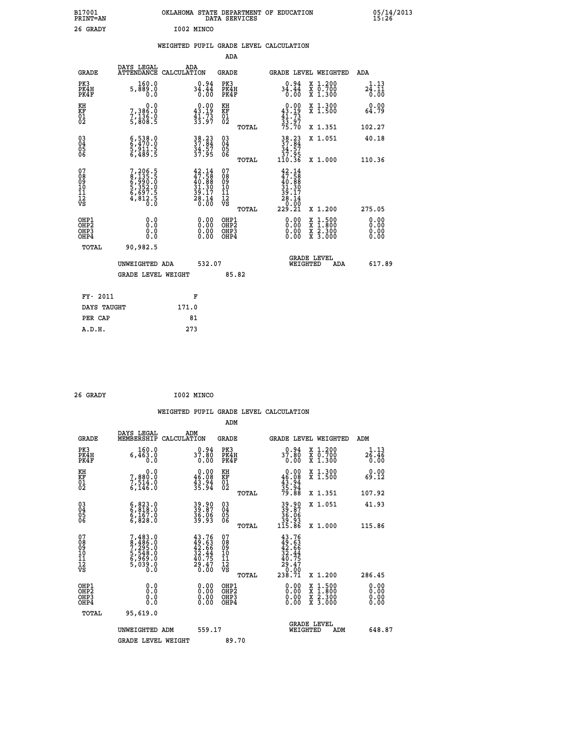B17001 PRINT=AN — OKLAHOMA STATE DEPARTMENT OF EDUCATION DATA SERVICES — 05/14/2013 15:26

26 GRADY — I002 MINCO

## WEIGHTED PUPIL GRADE LEVEL CALCULATION

### ADA

| GRADE | DAYS LEGAL ATTENDANCE | ADA CALCULATION | GRADE | GRADE LEVEL | WEIGHTED | ADA |
|---|---|---|---|---|---|---|
| PK3 | 160.0 | 0.94 | PK3 | 0.94 | X 1.200 | 1.13 |
| PK4H | 5,889.0 | 34.44 | PK4H | 34.44 | X 0.700 | 24.11 |
| PK4F | 0.0 | 0.00 | PK4F | 0.00 | X 1.300 | 0.00 |
| KH | 0.0 | 0.00 | KH | 0.00 | X 1.300 | 0.00 |
| KF | 7,386.0 | 43.19 | KF | 43.19 | X 1.500 | 64.79 |
| 01 | 7,136.0 | 41.73 | 01 | 41.73 | | |
| 02 | 5,808.5 | 33.97 | 02 | 33.97 | | |
| | | | TOTAL | 75.70 | X 1.351 | 102.27 |
| 03 | 6,538.0 | 38.23 | 03 | 38.23 | X 1.051 | 40.18 |
| 04 | 6,470.0 | 37.84 | 04 | 37.84 | | |
| 05 | 5,911.5 | 34.57 | 05 | 34.57 | | |
| 06 | 6,489.5 | 37.95 | 06 | 37.95 | | |
| | | | TOTAL | 110.36 | X 1.000 | 110.36 |
| 07 | 7,206.5 | 42.14 | 07 | 42.14 | | |
| 08 | 8,135.5 | 47.58 | 08 | 47.58 | | |
| 09 | 6,990.0 | 40.88 | 09 | 40.88 | | |
| 10 | 5,352.0 | 31.30 | 10 | 31.30 | | |
| 11 | 6,697.5 | 39.17 | 11 | 39.17 | | |
| 12 | 4,812.5 | 28.14 | 12 | 28.14 | | |
| VS | 0.0 | 0.00 | VS | 0.00 | | |
| | | | TOTAL | 229.21 | X 1.200 | 275.05 |
| OHP1 | 0.0 | 0.00 | OHP1 | 0.00 | X 1.500 | 0.00 |
| OHP2 | 0.0 | 0.00 | OHP2 | 0.00 | X 1.800 | 0.00 |
| OHP3 | 0.0 | 0.00 | OHP3 | 0.00 | X 2.300 | 0.00 |
| OHP4 | 0.0 | 0.00 | OHP4 | 0.00 | X 3.000 | 0.00 |
| TOTAL | 90,982.5 | | | | | |

UNWEIGHTED ADA 532.07 — GRADE LEVEL WEIGHTED ADA 617.89

GRADE LEVEL WEIGHT 85.82

| FY- 2011 | F |
|---|---|
| DAYS TAUGHT | 171.0 |
| PER CAP | 81 |
| A.D.H. | 273 |

26 GRADY — I002 MINCO

## WEIGHTED PUPIL GRADE LEVEL CALCULATION

### ADM

| GRADE | DAYS LEGAL MEMBERSHIP | ADM CALCULATION | GRADE | GRADE LEVEL | WEIGHTED | ADM |
|---|---|---|---|---|---|---|
| PK3 | 160.0 | 0.94 | PK3 | 0.94 | X 1.200 | 1.13 |
| PK4H | 6,463.0 | 37.80 | PK4H | 37.80 | X 0.700 | 26.46 |
| PK4F | 0.0 | 0.00 | PK4F | 0.00 | X 1.300 | 0.00 |
| KH | 0.0 | 0.00 | KH | 0.00 | X 1.300 | 0.00 |
| KF | 7,880.0 | 46.08 | KF | 46.08 | X 1.500 | 69.12 |
| 01 | 7,514.0 | 43.94 | 01 | 43.94 | | |
| 02 | 6,146.0 | 35.94 | 02 | 35.94 | | |
| | | | TOTAL | 79.88 | X 1.351 | 107.92 |
| 03 | 6,823.0 | 39.90 | 03 | 39.90 | X 1.051 | 41.93 |
| 04 | 6,818.0 | 39.87 | 04 | 39.87 | | |
| 05 | 6,167.0 | 36.06 | 05 | 36.06 | | |
| 06 | 6,828.0 | 39.93 | 06 | 39.93 | | |
| | | | TOTAL | 115.86 | X 1.000 | 115.86 |
| 07 | 7,483.0 | 43.76 | 07 | 43.76 | | |
| 08 | 8,486.0 | 49.63 | 08 | 49.63 | | |
| 09 | 7,295.0 | 42.66 | 09 | 42.66 | | |
| 10 | 5,548.0 | 32.44 | 10 | 32.44 | | |
| 11 | 6,969.0 | 40.75 | 11 | 40.75 | | |
| 12 | 5,039.0 | 29.47 | 12 | 29.47 | | |
| VS | 0.0 | 0.00 | VS | 0.00 | | |
| | | | TOTAL | 238.71 | X 1.200 | 286.45 |
| OHP1 | 0.0 | 0.00 | OHP1 | 0.00 | X 1.500 | 0.00 |
| OHP2 | 0.0 | 0.00 | OHP2 | 0.00 | X 1.800 | 0.00 |
| OHP3 | 0.0 | 0.00 | OHP3 | 0.00 | X 2.300 | 0.00 |
| OHP4 | 0.0 | 0.00 | OHP4 | 0.00 | X 3.000 | 0.00 |
| TOTAL | 95,619.0 | | | | | |

UNWEIGHTED ADM 559.17 — GRADE LEVEL WEIGHTED ADM 648.87

GRADE LEVEL WEIGHT 89.70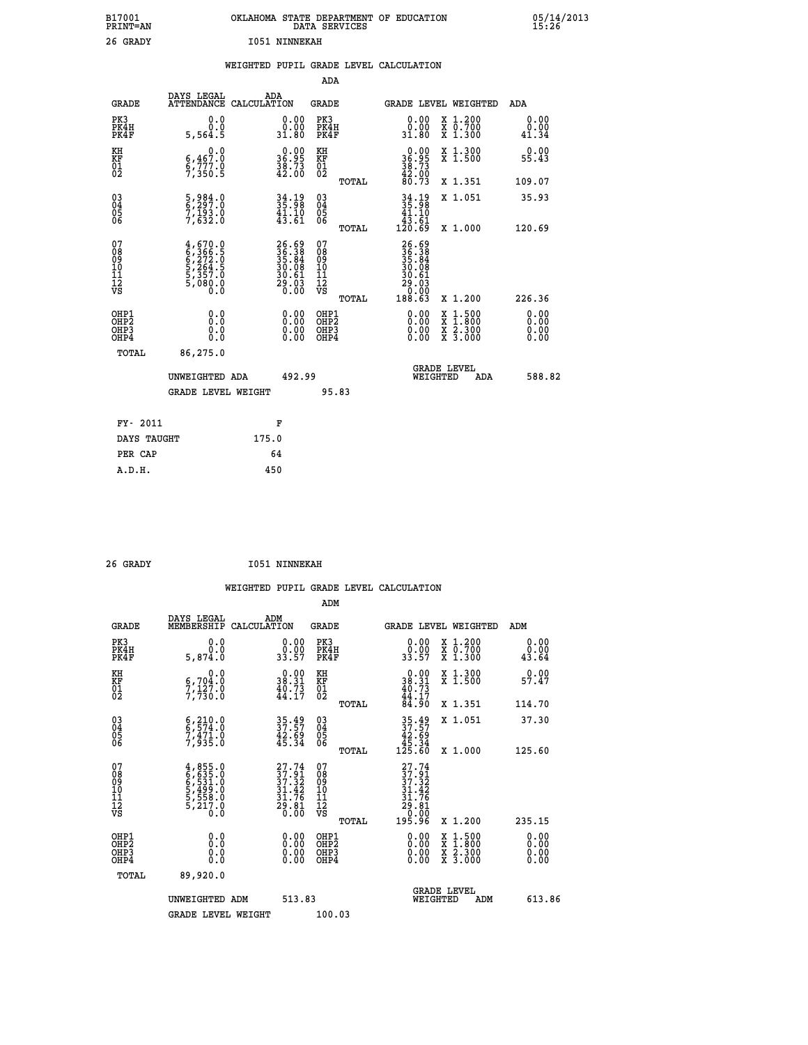B17001 OKLAHOMA STATE DEPARTMENT OF EDUCATION 05/14/2013
PRINT=AN DATA SERVICES 15:26

26 GRADY I051 NINNEKAH

## WEIGHTED PUPIL GRADE LEVEL CALCULATION

### ADA

| GRADE | DAYS LEGAL ATTENDANCE | ADA CALCULATION | GRADE | GRADE LEVEL | WEIGHTED | ADA |
|---|---|---|---|---|---|---|
| PK3 | 0.0 | 0.00 | PK3 | 0.00 | X 1.200 | 0.00 |
| PK4H | 0.0 | 0.00 | PK4H | 0.00 | X 0.700 | 0.00 |
| PK4F | 5,564.5 | 31.80 | PK4F | 31.80 | X 1.300 | 41.34 |
| KH | 0.0 | 0.00 | KH | 0.00 | X 1.300 | 0.00 |
| KF | 6,467.0 | 36.95 | KF | 36.95 | X 1.500 | 55.43 |
| 01 | 6,777.0 | 38.73 | 01 | 38.73 | | |
| 02 | 7,350.5 | 42.00 | 02 | 42.00 | | |
| | | | TOTAL | 80.73 | X 1.351 | 109.07 |
| 03 | 5,984.0 | 34.19 | 03 | 34.19 | X 1.051 | 35.93 |
| 04 | 6,297.0 | 35.98 | 04 | 35.98 | | |
| 05 | 7,193.0 | 41.10 | 05 | 41.10 | | |
| 06 | 7,632.0 | 43.61 | 06 | 43.61 | | |
| | | | TOTAL | 120.69 | X 1.000 | 120.69 |
| 07 | 4,670.0 | 26.69 | 07 | 26.69 | | |
| 08 | 6,366.5 | 36.38 | 08 | 36.38 | | |
| 09 | 6,272.0 | 35.84 | 09 | 35.84 | | |
| 10 | 5,264.5 | 30.08 | 10 | 30.08 | | |
| 11 | 5,357.0 | 30.61 | 11 | 30.61 | | |
| 12 | 5,080.0 | 29.03 | 12 | 29.03 | | |
| VS | 0.0 | 0.00 | VS | 0.00 | | |
| | | | TOTAL | 188.63 | X 1.200 | 226.36 |
| OHP1 | 0.0 | 0.00 | OHP1 | 0.00 | X 1.500 | 0.00 |
| OHP2 | 0.0 | 0.00 | OHP2 | 0.00 | X 1.800 | 0.00 |
| OHP3 | 0.0 | 0.00 | OHP3 | 0.00 | X 2.300 | 0.00 |
| OHP4 | 0.0 | 0.00 | OHP4 | 0.00 | X 3.000 | 0.00 |
| TOTAL | 86,275.0 | | | | | |

UNWEIGHTED ADA 492.99 GRADE LEVEL WEIGHTED ADA 588.82

GRADE LEVEL WEIGHT 95.83

| FY- 2011 | F |
|---|---|
| DAYS TAUGHT | 175.0 |
| PER CAP | 64 |
| A.D.H. | 450 |

26 GRADY I051 NINNEKAH

## WEIGHTED PUPIL GRADE LEVEL CALCULATION

### ADM

| GRADE | DAYS LEGAL MEMBERSHIP | ADM CALCULATION | GRADE | GRADE LEVEL | WEIGHTED | ADM |
|---|---|---|---|---|---|---|
| PK3 | 0.0 | 0.00 | PK3 | 0.00 | X 1.200 | 0.00 |
| PK4H | 0.0 | 0.00 | PK4H | 0.00 | X 0.700 | 0.00 |
| PK4F | 5,874.0 | 33.57 | PK4F | 33.57 | X 1.300 | 43.64 |
| KH | 0.0 | 0.00 | KH | 0.00 | X 1.300 | 0.00 |
| KF | 6,704.0 | 38.31 | KF | 38.31 | X 1.500 | 57.47 |
| 01 | 7,127.0 | 40.73 | 01 | 40.73 | | |
| 02 | 7,730.0 | 44.17 | 02 | 44.17 | | |
| | | | TOTAL | 84.90 | X 1.351 | 114.70 |
| 03 | 6,210.0 | 35.49 | 03 | 35.49 | X 1.051 | 37.30 |
| 04 | 6,574.0 | 37.57 | 04 | 37.57 | | |
| 05 | 7,471.0 | 42.69 | 05 | 42.69 | | |
| 06 | 7,935.0 | 45.34 | 06 | 45.34 | | |
| | | | TOTAL | 125.60 | X 1.000 | 125.60 |
| 07 | 4,855.0 | 27.74 | 07 | 27.74 | | |
| 08 | 6,635.0 | 37.91 | 08 | 37.91 | | |
| 09 | 6,531.0 | 37.32 | 09 | 37.32 | | |
| 10 | 5,499.0 | 31.42 | 10 | 31.42 | | |
| 11 | 5,558.0 | 31.76 | 11 | 31.76 | | |
| 12 | 5,217.0 | 29.81 | 12 | 29.81 | | |
| VS | 0.0 | 0.00 | VS | 0.00 | | |
| | | | TOTAL | 195.96 | X 1.200 | 235.15 |
| OHP1 | 0.0 | 0.00 | OHP1 | 0.00 | X 1.500 | 0.00 |
| OHP2 | 0.0 | 0.00 | OHP2 | 0.00 | X 1.800 | 0.00 |
| OHP3 | 0.0 | 0.00 | OHP3 | 0.00 | X 2.300 | 0.00 |
| OHP4 | 0.0 | 0.00 | OHP4 | 0.00 | X 3.000 | 0.00 |
| TOTAL | 89,920.0 | | | | | |

UNWEIGHTED ADM 513.83 GRADE LEVEL WEIGHTED ADM 613.86

GRADE LEVEL WEIGHT 100.03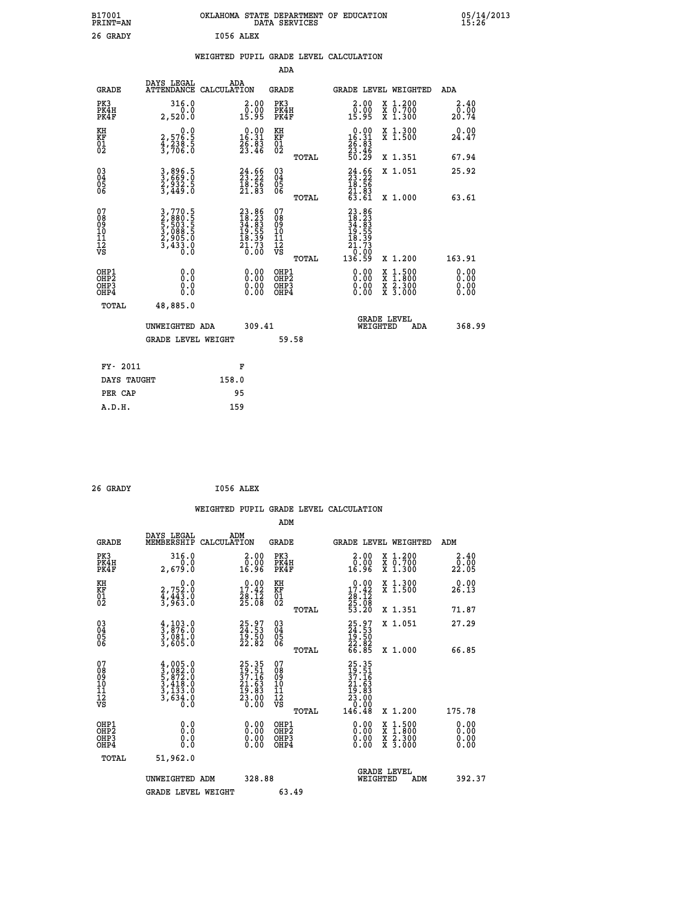B17001 OKLAHOMA STATE DEPARTMENT OF EDUCATION 05/14/2013
PRINT=AN DATA SERVICES 15:26

26 GRADY I056 ALEX

## WEIGHTED PUPIL GRADE LEVEL CALCULATION

### ADA

| GRADE | DAYS LEGAL ATTENDANCE | ADA CALCULATION | GRADE | GRADE LEVEL | WEIGHTED | ADA |
|---|---|---|---|---|---|---|
| PK3 | 316.0 | 2.00 | PK3 | 2.00 | X 1.200 | 2.40 |
| PK4H | 0.0 | 0.00 | PK4H | 0.00 | X 0.700 | 0.00 |
| PK4F | 2,520.0 | 15.95 | PK4F | 15.95 | X 1.300 | 20.74 |
| KH | 0.0 | 0.00 | KH | 0.00 | X 1.300 | 0.00 |
| KF | 2,576.5 | 16.31 | KF | 16.31 | X 1.500 | 24.47 |
| 01 | 4,238.5 | 26.83 | 01 | 26.83 | | |
| 02 | 3,706.0 | 23.46 | 02 | 23.46 | | |
| | | | TOTAL | 50.29 | X 1.351 | 67.94 |
| 03 | 3,896.5 | 24.66 | 03 | 24.66 | X 1.051 | 25.92 |
| 04 | 3,669.0 | 23.22 | 04 | 23.22 | | |
| 05 | 2,932.5 | 18.56 | 05 | 18.56 | | |
| 06 | 3,449.0 | 21.83 | 06 | 21.83 | | |
| | | | TOTAL | 63.61 | X 1.000 | 63.61 |
| 07 | 3,770.5 | 23.86 | 07 | 23.86 | | |
| 08 | 2,880.5 | 18.23 | 08 | 18.23 | | |
| 09 | 5,503.5 | 34.83 | 09 | 34.83 | | |
| 10 | 3,088.5 | 19.55 | 10 | 19.55 | | |
| 11 | 2,905.0 | 18.39 | 11 | 18.39 | | |
| 12 | 3,433.0 | 21.73 | 12 | 21.73 | | |
| VS | 0.0 | 0.00 | VS | 0.00 | | |
| | | | TOTAL | 136.59 | X 1.200 | 163.91 |
| OHP1 | 0.0 | 0.00 | OHP1 | 0.00 | X 1.500 | 0.00 |
| OHP2 | 0.0 | 0.00 | OHP2 | 0.00 | X 1.800 | 0.00 |
| OHP3 | 0.0 | 0.00 | OHP3 | 0.00 | X 2.300 | 0.00 |
| OHP4 | 0.0 | 0.00 | OHP4 | 0.00 | X 3.000 | 0.00 |
| TOTAL | 48,885.0 | | | | | |

UNWEIGHTED ADA 309.41 GRADE LEVEL WEIGHTED ADA 368.99

GRADE LEVEL WEIGHT 59.58

| FY- 2011 | F |
|---|---|
| DAYS TAUGHT | 158.0 |
| PER CAP | 95 |
| A.D.H. | 159 |

26 GRADY I056 ALEX

## WEIGHTED PUPIL GRADE LEVEL CALCULATION

### ADM

| GRADE | DAYS LEGAL MEMBERSHIP | ADM CALCULATION | GRADE | GRADE LEVEL | WEIGHTED | ADM |
|---|---|---|---|---|---|---|
| PK3 | 316.0 | 2.00 | PK3 | 2.00 | X 1.200 | 2.40 |
| PK4H | 0.0 | 0.00 | PK4H | 0.00 | X 0.700 | 0.00 |
| PK4F | 2,679.0 | 16.96 | PK4F | 16.96 | X 1.300 | 22.05 |
| KH | 0.0 | 0.00 | KH | 0.00 | X 1.300 | 0.00 |
| KF | 2,752.0 | 17.42 | KF | 17.42 | X 1.500 | 26.13 |
| 01 | 4,443.0 | 28.12 | 01 | 28.12 | | |
| 02 | 3,963.0 | 25.08 | 02 | 25.08 | | |
| | | | TOTAL | 53.20 | X 1.351 | 71.87 |
| 03 | 4,103.0 | 25.97 | 03 | 25.97 | X 1.051 | 27.29 |
| 04 | 3,876.0 | 24.53 | 04 | 24.53 | | |
| 05 | 3,081.0 | 19.50 | 05 | 19.50 | | |
| 06 | 3,605.0 | 22.82 | 06 | 22.82 | | |
| | | | TOTAL | 66.85 | X 1.000 | 66.85 |
| 07 | 4,005.0 | 25.35 | 07 | 25.35 | | |
| 08 | 3,082.0 | 19.51 | 08 | 19.51 | | |
| 09 | 5,872.0 | 37.16 | 09 | 37.16 | | |
| 10 | 3,418.0 | 21.63 | 10 | 21.63 | | |
| 11 | 3,133.0 | 19.83 | 11 | 19.83 | | |
| 12 | 3,634.0 | 23.00 | 12 | 23.00 | | |
| VS | 0.0 | 0.00 | VS | 0.00 | | |
| | | | TOTAL | 146.48 | X 1.200 | 175.78 |
| OHP1 | 0.0 | 0.00 | OHP1 | 0.00 | X 1.500 | 0.00 |
| OHP2 | 0.0 | 0.00 | OHP2 | 0.00 | X 1.800 | 0.00 |
| OHP3 | 0.0 | 0.00 | OHP3 | 0.00 | X 2.300 | 0.00 |
| OHP4 | 0.0 | 0.00 | OHP4 | 0.00 | X 3.000 | 0.00 |
| TOTAL | 51,962.0 | | | | | |

UNWEIGHTED ADM 328.88 GRADE LEVEL WEIGHTED ADM 392.37

GRADE LEVEL WEIGHT 63.49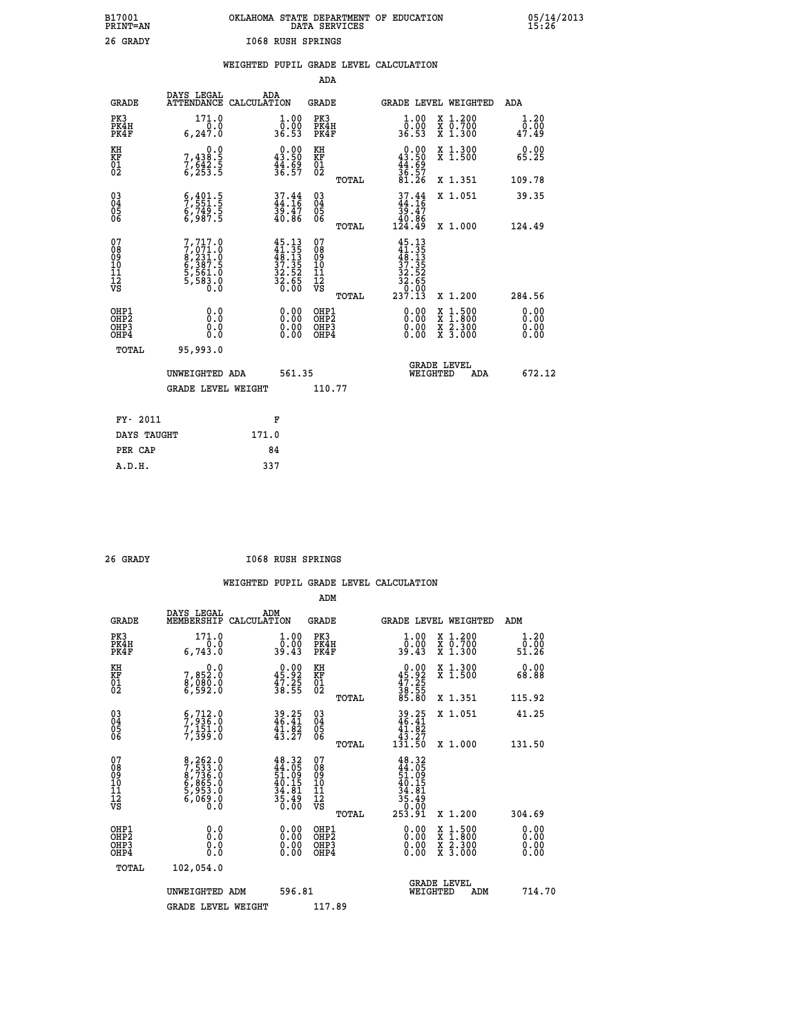B17001 PRINT=AN — OKLAHOMA STATE DEPARTMENT OF EDUCATION DATA SERVICES — 05/14/2013 15:26

26 GRADY — I068 RUSH SPRINGS

## WEIGHTED PUPIL GRADE LEVEL CALCULATION

### ADA

| GRADE | DAYS LEGAL ATTENDANCE | ADA CALCULATION | GRADE | GRADE LEVEL | WEIGHTED | ADA |
|---|---|---|---|---|---|---|
| PK3 | 171.0 | 1.00 | PK3 | 1.00 | X 1.200 | 1.20 |
| PK4H | 0.0 | 0.00 | PK4H | 0.00 | X 0.700 | 0.00 |
| PK4F | 6,247.0 | 36.53 | PK4F | 36.53 | X 1.300 | 47.49 |
| KH | 0.0 | 0.00 | KH | 0.00 | X 1.300 | 0.00 |
| KF | 7,438.5 | 43.50 | KF | 43.50 | X 1.500 | 65.25 |
| 01 | 7,642.5 | 44.69 | 01 | 44.69 | | |
| 02 | 6,253.5 | 36.57 | 02 | 36.57 | | |
| | | | TOTAL | 81.26 | X 1.351 | 109.78 |
| 03 | 6,401.5 | 37.44 | 03 | 37.44 | X 1.051 | 39.35 |
| 04 | 7,551.5 | 44.16 | 04 | 44.16 | | |
| 05 | 6,749.5 | 39.47 | 05 | 39.47 | | |
| 06 | 6,987.5 | 40.86 | 06 | 40.86 | | |
| | | | TOTAL | 124.49 | X 1.000 | 124.49 |
| 07 | 7,717.0 | 45.13 | 07 | 45.13 | | |
| 08 | 7,071.0 | 41.35 | 08 | 41.35 | | |
| 09 | 8,231.0 | 48.13 | 09 | 48.13 | | |
| 10 | 6,387.5 | 37.35 | 10 | 37.35 | | |
| 11 | 5,561.0 | 32.52 | 11 | 32.52 | | |
| 12 | 5,583.0 | 32.65 | 12 | 32.65 | | |
| VS | 0.0 | 0.00 | VS | 0.00 | | |
| | | | TOTAL | 237.13 | X 1.200 | 284.56 |
| OHP1 | 0.0 | 0.00 | OHP1 | 0.00 | X 1.500 | 0.00 |
| OHP2 | 0.0 | 0.00 | OHP2 | 0.00 | X 1.800 | 0.00 |
| OHP3 | 0.0 | 0.00 | OHP3 | 0.00 | X 2.300 | 0.00 |
| OHP4 | 0.0 | 0.00 | OHP4 | 0.00 | X 3.000 | 0.00 |
| TOTAL | 95,993.0 | | | | | |

UNWEIGHTED ADA 561.35 — GRADE LEVEL WEIGHTED ADA 672.12

GRADE LEVEL WEIGHT 110.77

| FY- 2011 | F |
|---|---|
| DAYS TAUGHT | 171.0 |
| PER CAP | 84 |
| A.D.H. | 337 |

26 GRADY — I068 RUSH SPRINGS

## WEIGHTED PUPIL GRADE LEVEL CALCULATION

### ADM

| GRADE | DAYS LEGAL MEMBERSHIP | ADM CALCULATION | GRADE | GRADE LEVEL | WEIGHTED | ADM |
|---|---|---|---|---|---|---|
| PK3 | 171.0 | 1.00 | PK3 | 1.00 | X 1.200 | 1.20 |
| PK4H | 0.0 | 0.00 | PK4H | 0.00 | X 0.700 | 0.00 |
| PK4F | 6,743.0 | 39.43 | PK4F | 39.43 | X 1.300 | 51.26 |
| KH | 0.0 | 0.00 | KH | 0.00 | X 1.300 | 0.00 |
| KF | 7,852.0 | 45.92 | KF | 45.92 | X 1.500 | 68.88 |
| 01 | 8,080.0 | 47.25 | 01 | 47.25 | | |
| 02 | 6,592.0 | 38.55 | 02 | 38.55 | | |
| | | | TOTAL | 85.80 | X 1.351 | 115.92 |
| 03 | 6,712.0 | 39.25 | 03 | 39.25 | X 1.051 | 41.25 |
| 04 | 7,936.0 | 46.41 | 04 | 46.41 | | |
| 05 | 7,151.0 | 41.82 | 05 | 41.82 | | |
| 06 | 7,399.0 | 43.27 | 06 | 43.27 | | |
| | | | TOTAL | 131.50 | X 1.000 | 131.50 |
| 07 | 8,262.0 | 48.32 | 07 | 48.32 | | |
| 08 | 7,533.0 | 44.05 | 08 | 44.05 | | |
| 09 | 8,736.0 | 51.09 | 09 | 51.09 | | |
| 10 | 6,865.0 | 40.15 | 10 | 40.15 | | |
| 11 | 5,953.0 | 34.81 | 11 | 34.81 | | |
| 12 | 6,069.0 | 35.49 | 12 | 35.49 | | |
| VS | 0.0 | 0.00 | VS | 0.00 | | |
| | | | TOTAL | 253.91 | X 1.200 | 304.69 |
| OHP1 | 0.0 | 0.00 | OHP1 | 0.00 | X 1.500 | 0.00 |
| OHP2 | 0.0 | 0.00 | OHP2 | 0.00 | X 1.800 | 0.00 |
| OHP3 | 0.0 | 0.00 | OHP3 | 0.00 | X 2.300 | 0.00 |
| OHP4 | 0.0 | 0.00 | OHP4 | 0.00 | X 3.000 | 0.00 |
| TOTAL | 102,054.0 | | | | | |

UNWEIGHTED ADM 596.81 — GRADE LEVEL WEIGHTED ADM 714.70

GRADE LEVEL WEIGHT 117.89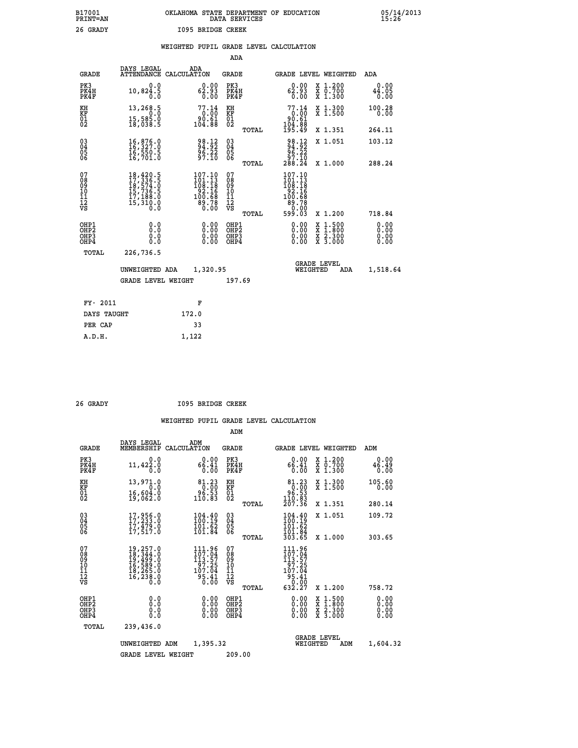B17001 OKLAHOMA STATE DEPARTMENT OF EDUCATION 05/14/2013
PRINT=AN DATA SERVICES 15:26

26 GRADY I095 BRIDGE CREEK

WEIGHTED PUPIL GRADE LEVEL CALCULATION

ADA

| GRADE | DAYS LEGAL ATTENDANCE | ADA CALCULATION | GRADE | GRADE LEVEL | WEIGHTED | ADA |
|---|---|---|---|---|---|---|
| PK3 | 0.0 | 0.00 | PK3 | 0.00 | X 1.200 | 0.00 |
| PK4H | 10,824.5 | 62.93 | PK4H | 62.93 | X 0.700 | 44.05 |
| PK4F | 0.0 | 0.00 | PK4F | 0.00 | X 1.300 | 0.00 |
| KH | 13,268.5 | 77.14 | KH | 77.14 | X 1.300 | 100.28 |
| KF | 0.0 | 0.00 | KF | 0.00 | X 1.500 | 0.00 |
| 01 | 15,585.0 | 90.61 | 01 | 90.61 | | |
| 02 | 18,038.5 | 104.88 | 02 | 104.88 | | |
| | | | TOTAL | 195.49 | X 1.351 | 264.11 |
| 03 | 16,876.0 | 98.12 | 03 | 98.12 | X 1.051 | 103.12 |
| 04 | 16,327.0 | 94.92 | 04 | 94.92 | | |
| 05 | 16,550.5 | 96.22 | 05 | 96.22 | | |
| 06 | 16,701.0 | 97.10 | 06 | 97.10 | | |
| | | | TOTAL | 288.24 | X 1.000 | 288.24 |
| 07 | 18,420.5 | 107.10 | 07 | 107.10 | | |
| 08 | 17,336.5 | 101.13 | 08 | 101.13 | | |
| 09 | 18,574.0 | 108.18 | 09 | 108.18 | | |
| 10 | 15,736.5 | 92.16 | 10 | 92.16 | | |
| 11 | 17,188.0 | 100.68 | 11 | 100.68 | | |
| 12 | 15,310.0 | 89.78 | 12 | 89.78 | | |
| VS | 0.0 | 0.00 | VS | 0.00 | | |
| | | | TOTAL | 599.03 | X 1.200 | 718.84 |
| OHP1 | 0.0 | 0.00 | OHP1 | 0.00 | X 1.500 | 0.00 |
| OHP2 | 0.0 | 0.00 | OHP2 | 0.00 | X 1.800 | 0.00 |
| OHP3 | 0.0 | 0.00 | OHP3 | 0.00 | X 2.300 | 0.00 |
| OHP4 | 0.0 | 0.00 | OHP4 | 0.00 | X 3.000 | 0.00 |
| TOTAL | 226,736.5 | | | | | |

UNWEIGHTED ADA 1,320.95 GRADE LEVEL WEIGHTED ADA 1,518.64

GRADE LEVEL WEIGHT 197.69

| FY- 2011 | F |
|---|---|
| DAYS TAUGHT | 172.0 |
| PER CAP | 33 |
| A.D.H. | 1,122 |

26 GRADY I095 BRIDGE CREEK

WEIGHTED PUPIL GRADE LEVEL CALCULATION

ADM

| GRADE | DAYS LEGAL MEMBERSHIP | ADM CALCULATION | GRADE | GRADE LEVEL | WEIGHTED | ADM |
|---|---|---|---|---|---|---|
| PK3 | 0.0 | 0.00 | PK3 | 0.00 | X 1.200 | 0.00 |
| PK4H | 11,422.0 | 66.41 | PK4H | 66.41 | X 0.700 | 46.49 |
| PK4F | 0.0 | 0.00 | PK4F | 0.00 | X 1.300 | 0.00 |
| KH | 13,971.0 | 81.23 | KH | 81.23 | X 1.300 | 105.60 |
| KF | 0.0 | 0.00 | KF | 0.00 | X 1.500 | 0.00 |
| 01 | 16,604.0 | 96.53 | 01 | 96.53 | | |
| 02 | 19,062.0 | 110.83 | 02 | 110.83 | | |
| | | | TOTAL | 207.36 | X 1.351 | 280.14 |
| 03 | 17,956.0 | 104.40 | 03 | 104.40 | X 1.051 | 109.72 |
| 04 | 17,233.0 | 100.19 | 04 | 100.19 | | |
| 05 | 17,479.0 | 101.62 | 05 | 101.62 | | |
| 06 | 17,517.0 | 101.84 | 06 | 101.84 | | |
| | | | TOTAL | 303.65 | X 1.000 | 303.65 |
| 07 | 19,257.0 | 111.96 | 07 | 111.96 | | |
| 08 | 18,344.0 | 107.04 | 08 | 107.04 | | |
| 09 | 19,499.0 | 113.57 | 09 | 113.57 | | |
| 10 | 16,589.0 | 97.25 | 10 | 97.25 | | |
| 11 | 18,265.0 | 107.04 | 11 | 107.04 | | |
| 12 | 16,238.0 | 95.41 | 12 | 95.41 | | |
| VS | 0.0 | 0.00 | VS | 0.00 | | |
| | | | TOTAL | 632.27 | X 1.200 | 758.72 |
| OHP1 | 0.0 | 0.00 | OHP1 | 0.00 | X 1.500 | 0.00 |
| OHP2 | 0.0 | 0.00 | OHP2 | 0.00 | X 1.800 | 0.00 |
| OHP3 | 0.0 | 0.00 | OHP3 | 0.00 | X 2.300 | 0.00 |
| OHP4 | 0.0 | 0.00 | OHP4 | 0.00 | X 3.000 | 0.00 |
| TOTAL | 239,436.0 | | | | | |

UNWEIGHTED ADM 1,395.32 GRADE LEVEL WEIGHTED ADM 1,604.32

GRADE LEVEL WEIGHT 209.00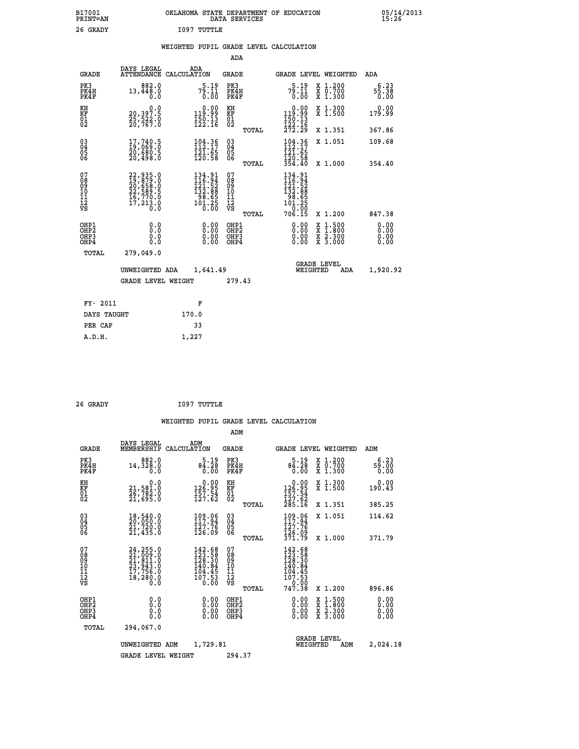B17001 PRINT=AN — OKLAHOMA STATE DEPARTMENT OF EDUCATION DATA SERVICES — 05/14/2013 15:26

26 GRADY — I097 TUTTLE

## WEIGHTED PUPIL GRADE LEVEL CALCULATION

### ADA

| GRADE | DAYS LEGAL ATTENDANCE | ADA CALCULATION | GRADE | | GRADE LEVEL | WEIGHTED | ADA |
|---|---|---|---|---|---|---|---|
| PK3 | 882.0 | 5.19 | PK3 | | 5.19 | X 1.200 | 6.23 |
| PK4H | 13,448.0 | 79.11 | PK4H | | 79.11 | X 0.700 | 55.38 |
| PK4F | 0.0 | 0.00 | PK4F | | 0.00 | X 1.300 | 0.00 |
| KH | 0.0 | 0.00 | KH | | 0.00 | X 1.300 | 0.00 |
| KF | 20,397.5 | 119.99 | KF | | 119.99 | X 1.500 | 179.99 |
| 01 | 25,522.0 | 150.13 | 01 | | 150.13 | | |
| 02 | 20,767.0 | 122.16 | 02 | | 122.16 | | |
| | | | | TOTAL | 272.29 | X 1.351 | 367.86 |
| 03 | 17,740.5 | 104.36 | 03 | | 104.36 | X 1.051 | 109.68 |
| 04 | 19,069.0 | 112.17 | 04 | | 112.17 | | |
| 05 | 20,680.5 | 121.65 | 05 | | 121.65 | | |
| 06 | 20,498.0 | 120.58 | 06 | | 120.58 | | |
| | | | | TOTAL | 354.40 | X 1.000 | 354.40 |
| 07 | 22,935.0 | 134.91 | 07 | | 134.91 | | |
| 08 | 19,879.0 | 116.94 | 08 | | 116.94 | | |
| 09 | 20,658.0 | 121.52 | 09 | | 121.52 | | |
| 10 | 22,589.5 | 132.88 | 10 | | 132.88 | | |
| 11 | 16,770.0 | 98.65 | 11 | | 98.65 | | |
| 12 | 17,213.0 | 101.25 | 12 | | 101.25 | | |
| VS | 0.0 | 0.00 | VS | | 0.00 | | |
| | | | | TOTAL | 706.15 | X 1.200 | 847.38 |
| OHP1 | 0.0 | 0.00 | OHP1 | | 0.00 | X 1.500 | 0.00 |
| OHP2 | 0.0 | 0.00 | OHP2 | | 0.00 | X 1.800 | 0.00 |
| OHP3 | 0.0 | 0.00 | OHP3 | | 0.00 | X 2.300 | 0.00 |
| OHP4 | 0.0 | 0.00 | OHP4 | | 0.00 | X 3.000 | 0.00 |
| TOTAL | 279,049.0 | | | | | | |

UNWEIGHTED ADA 1,641.49 — GRADE LEVEL WEIGHTED ADA 1,920.92

GRADE LEVEL WEIGHT 279.43

| FY- 2011 | F |
|---|---|
| DAYS TAUGHT | 170.0 |
| PER CAP | 33 |
| A.D.H. | 1,227 |

26 GRADY — I097 TUTTLE

## WEIGHTED PUPIL GRADE LEVEL CALCULATION

### ADM

| GRADE | DAYS LEGAL MEMBERSHIP | ADM CALCULATION | GRADE | | GRADE LEVEL | WEIGHTED | ADM |
|---|---|---|---|---|---|---|---|
| PK3 | 882.0 | 5.19 | PK3 | | 5.19 | X 1.200 | 6.23 |
| PK4H | 14,328.0 | 84.28 | PK4H | | 84.28 | X 0.700 | 59.00 |
| PK4F | 0.0 | 0.00 | PK4F | | 0.00 | X 1.300 | 0.00 |
| KH | 0.0 | 0.00 | KH | | 0.00 | X 1.300 | 0.00 |
| KF | 21,581.0 | 126.95 | KF | | 126.95 | X 1.500 | 190.43 |
| 01 | 26,782.0 | 157.54 | 01 | | 157.54 | | |
| 02 | 21,695.0 | 127.62 | 02 | | 127.62 | | |
| | | | | TOTAL | 285.16 | X 1.351 | 385.25 |
| 03 | 18,540.0 | 109.06 | 03 | | 109.06 | X 1.051 | 114.62 |
| 04 | 20,050.0 | 117.94 | 04 | | 117.94 | | |
| 05 | 21,720.0 | 127.76 | 05 | | 127.76 | | |
| 06 | 21,435.0 | 126.09 | 06 | | 126.09 | | |
| | | | | TOTAL | 371.79 | X 1.000 | 371.79 |
| 07 | 24,255.0 | 142.68 | 07 | | 142.68 | | |
| 08 | 21,009.0 | 123.58 | 08 | | 123.58 | | |
| 09 | 21,811.0 | 128.30 | 09 | | 128.30 | | |
| 10 | 23,943.0 | 140.84 | 10 | | 140.84 | | |
| 11 | 17,756.0 | 104.45 | 11 | | 104.45 | | |
| 12 | 18,280.0 | 107.53 | 12 | | 107.53 | | |
| VS | 0.0 | 0.00 | VS | | 0.00 | | |
| | | | | TOTAL | 747.38 | X 1.200 | 896.86 |
| OHP1 | 0.0 | 0.00 | OHP1 | | 0.00 | X 1.500 | 0.00 |
| OHP2 | 0.0 | 0.00 | OHP2 | | 0.00 | X 1.800 | 0.00 |
| OHP3 | 0.0 | 0.00 | OHP3 | | 0.00 | X 2.300 | 0.00 |
| OHP4 | 0.0 | 0.00 | OHP4 | | 0.00 | X 3.000 | 0.00 |
| TOTAL | 294,067.0 | | | | | | |

UNWEIGHTED ADM 1,729.81 — GRADE LEVEL WEIGHTED ADM 2,024.18

GRADE LEVEL WEIGHT 294.37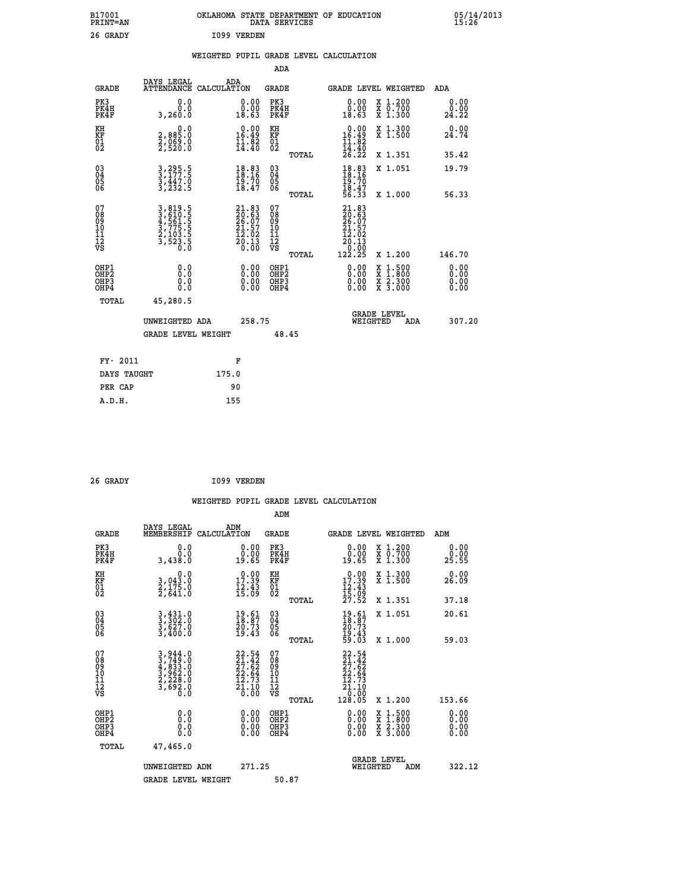B17001 OKLAHOMA STATE DEPARTMENT OF EDUCATION 05/14/2013
PRINT=AN DATA SERVICES 15:26
26 GRADY I099 VERDEN

WEIGHTED PUPIL GRADE LEVEL CALCULATION

ADA

| GRADE | DAYS LEGAL ATTENDANCE | ADA CALCULATION | GRADE | | GRADE LEVEL | WEIGHTED | ADA |
|---|---|---|---|---|---|---|---|
| PK3 | 0.0 | 0.00 | PK3 | | 0.00 | X 1.200 | 0.00 |
| PK4H | 0.0 | 0.00 | PK4H | | 0.00 | X 0.700 | 0.00 |
| PK4F | 3,260.0 | 18.63 | PK4F | | 18.63 | X 1.300 | 24.22 |
| KH | 0.0 | 0.00 | KH | | 0.00 | X 1.300 | 0.00 |
| KF | 2,885.0 | 16.49 | KF | | 16.49 | X 1.500 | 24.74 |
| 01 | 2,069.0 | 11.82 | 01 | | 11.82 | | |
| 02 | 2,520.0 | 14.40 | 02 | | 14.40 | | |
| | | | | TOTAL | 26.22 | X 1.351 | 35.42 |
| 03 | 3,295.5 | 18.83 | 03 | | 18.83 | X 1.051 | 19.79 |
| 04 | 3,177.5 | 18.16 | 04 | | 18.16 | | |
| 05 | 3,447.0 | 19.70 | 05 | | 19.70 | | |
| 06 | 3,232.5 | 18.47 | 06 | | 18.47 | | |
| | | | | TOTAL | 56.33 | X 1.000 | 56.33 |
| 07 | 3,819.5 | 21.83 | 07 | | 21.83 | | |
| 08 | 3,610.5 | 20.63 | 08 | | 20.63 | | |
| 09 | 4,561.5 | 26.07 | 09 | | 26.07 | | |
| 10 | 3,775.5 | 21.57 | 10 | | 21.57 | | |
| 11 | 2,103.5 | 12.02 | 11 | | 12.02 | | |
| 12 | 3,523.5 | 20.13 | 12 | | 20.13 | | |
| VS | 0.0 | 0.00 | VS | | 0.00 | | |
| | | | | TOTAL | 122.25 | X 1.200 | 146.70 |
| OHP1 | 0.0 | 0.00 | OHP1 | | 0.00 | X 1.500 | 0.00 |
| OHP2 | 0.0 | 0.00 | OHP2 | | 0.00 | X 1.800 | 0.00 |
| OHP3 | 0.0 | 0.00 | OHP3 | | 0.00 | X 2.300 | 0.00 |
| OHP4 | 0.0 | 0.00 | OHP4 | | 0.00 | X 3.000 | 0.00 |
| TOTAL | 45,280.5 | | | | | | |

UNWEIGHTED ADA 258.75 GRADE LEVEL WEIGHTED ADA 307.20

GRADE LEVEL WEIGHT 48.45

| FY- 2011 | F |
|---|---|
| DAYS TAUGHT | 175.0 |
| PER CAP | 90 |
| A.D.H. | 155 |

26 GRADY I099 VERDEN

WEIGHTED PUPIL GRADE LEVEL CALCULATION

ADM

| GRADE | DAYS LEGAL MEMBERSHIP | ADM CALCULATION | GRADE | | GRADE LEVEL | WEIGHTED | ADM |
|---|---|---|---|---|---|---|---|
| PK3 | 0.0 | 0.00 | PK3 | | 0.00 | X 1.200 | 0.00 |
| PK4H | 0.0 | 0.00 | PK4H | | 0.00 | X 0.700 | 0.00 |
| PK4F | 3,438.0 | 19.65 | PK4F | | 19.65 | X 1.300 | 25.55 |
| KH | 0.0 | 0.00 | KH | | 0.00 | X 1.300 | 0.00 |
| KF | 3,043.0 | 17.39 | KF | | 17.39 | X 1.500 | 26.09 |
| 01 | 2,175.0 | 12.43 | 01 | | 12.43 | | |
| 02 | 2,641.0 | 15.09 | 02 | | 15.09 | | |
| | | | | TOTAL | 27.52 | X 1.351 | 37.18 |
| 03 | 3,431.0 | 19.61 | 03 | | 19.61 | X 1.051 | 20.61 |
| 04 | 3,302.0 | 18.87 | 04 | | 18.87 | | |
| 05 | 3,627.0 | 20.73 | 05 | | 20.73 | | |
| 06 | 3,400.0 | 19.43 | 06 | | 19.43 | | |
| | | | | TOTAL | 59.03 | X 1.000 | 59.03 |
| 07 | 3,944.0 | 22.54 | 07 | | 22.54 | | |
| 08 | 3,749.0 | 21.42 | 08 | | 21.42 | | |
| 09 | 4,833.0 | 27.62 | 09 | | 27.62 | | |
| 10 | 3,962.0 | 22.64 | 10 | | 22.64 | | |
| 11 | 2,228.0 | 12.73 | 11 | | 12.73 | | |
| 12 | 3,692.0 | 21.10 | 12 | | 21.10 | | |
| VS | 0.0 | 0.00 | VS | | 0.00 | | |
| | | | | TOTAL | 128.05 | X 1.200 | 153.66 |
| OHP1 | 0.0 | 0.00 | OHP1 | | 0.00 | X 1.500 | 0.00 |
| OHP2 | 0.0 | 0.00 | OHP2 | | 0.00 | X 1.800 | 0.00 |
| OHP3 | 0.0 | 0.00 | OHP3 | | 0.00 | X 2.300 | 0.00 |
| OHP4 | 0.0 | 0.00 | OHP4 | | 0.00 | X 3.000 | 0.00 |
| TOTAL | 47,465.0 | | | | | | |

UNWEIGHTED ADM 271.25 GRADE LEVEL WEIGHTED ADM 322.12

GRADE LEVEL WEIGHT 50.87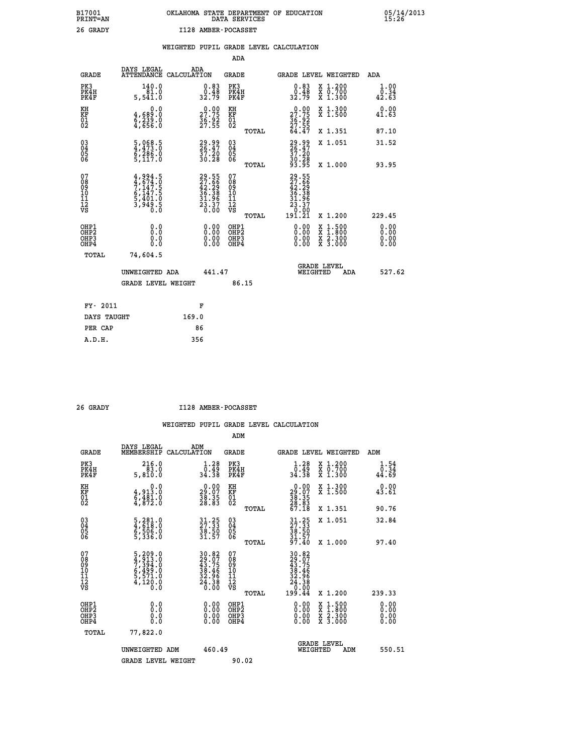B17001 OKLAHOMA STATE DEPARTMENT OF EDUCATION 05/14/2013
PRINT=AN DATA SERVICES 15:26

26 GRADY I128 AMBER-POCASSET

WEIGHTED PUPIL GRADE LEVEL CALCULATION

ADA

| GRADE | DAYS LEGAL ATTENDANCE | ADA CALCULATION | GRADE | | GRADE LEVEL | WEIGHTED | ADA |
|---|---|---|---|---|---|---|---|
| PK3 | 140.0 | 0.83 | PK3 | | 0.83 | X 1.200 | 1.00 |
| PK4H | 81.0 | 0.48 | PK4H | | 0.48 | X 0.700 | 0.34 |
| PK4F | 5,541.0 | 32.79 | PK4F | | 32.79 | X 1.300 | 42.63 |
| KH | 0.0 | 0.00 | KH | | 0.00 | X 1.300 | 0.00 |
| KF | 4,689.0 | 27.75 | KF | | 27.75 | X 1.500 | 41.63 |
| 01 | 6,239.0 | 36.92 | 01 | | 36.92 | | |
| 02 | 4,656.0 | 27.55 | 02 | | 27.55 | | |
| | | | | TOTAL | 64.47 | X 1.351 | 87.10 |
| 03 | 5,068.5 | 29.99 | 03 | | 29.99 | X 1.051 | 31.52 |
| 04 | 4,473.0 | 26.47 | 04 | | 26.47 | | |
| 05 | 6,286.0 | 37.20 | 05 | | 37.20 | | |
| 06 | 5,117.0 | 30.28 | 06 | | 30.28 | | |
| | | | | TOTAL | 93.95 | X 1.000 | 93.95 |
| 07 | 4,994.5 | 29.55 | 07 | | 29.55 | | |
| 08 | 4,674.0 | 27.66 | 08 | | 27.66 | | |
| 09 | 7,147.5 | 42.29 | 09 | | 42.29 | | |
| 10 | 6,147.5 | 36.38 | 10 | | 36.38 | | |
| 11 | 5,401.0 | 31.96 | 11 | | 31.96 | | |
| 12 | 3,949.5 | 23.37 | 12 | | 23.37 | | |
| VS | 0.0 | 0.00 | VS | | 0.00 | | |
| | | | | TOTAL | 191.21 | X 1.200 | 229.45 |
| OHP1 | 0.0 | 0.00 | OHP1 | | 0.00 | X 1.500 | 0.00 |
| OHP2 | 0.0 | 0.00 | OHP2 | | 0.00 | X 1.800 | 0.00 |
| OHP3 | 0.0 | 0.00 | OHP3 | | 0.00 | X 2.300 | 0.00 |
| OHP4 | 0.0 | 0.00 | OHP4 | | 0.00 | X 3.000 | 0.00 |
| TOTAL | 74,604.5 | | | | | | |

UNWEIGHTED ADA 441.47 GRADE LEVEL WEIGHTED ADA 527.62

GRADE LEVEL WEIGHT 86.15

| FY- 2011 | F |
|---|---|
| DAYS TAUGHT | 169.0 |
| PER CAP | 86 |
| A.D.H. | 356 |

26 GRADY I128 AMBER-POCASSET

WEIGHTED PUPIL GRADE LEVEL CALCULATION

ADM

| GRADE | DAYS LEGAL MEMBERSHIP | ADM CALCULATION | GRADE | | GRADE LEVEL | WEIGHTED | ADM |
|---|---|---|---|---|---|---|---|
| PK3 | 216.0 | 1.28 | PK3 | | 1.28 | X 1.200 | 1.54 |
| PK4H | 83.0 | 0.49 | PK4H | | 0.49 | X 0.700 | 0.34 |
| PK4F | 5,810.0 | 34.38 | PK4F | | 34.38 | X 1.300 | 44.69 |
| KH | 0.0 | 0.00 | KH | | 0.00 | X 1.300 | 0.00 |
| KF | 4,913.0 | 29.07 | KF | | 29.07 | X 1.500 | 43.61 |
| 01 | 6,481.0 | 38.35 | 01 | | 38.35 | | |
| 02 | 4,872.0 | 28.83 | 02 | | 28.83 | | |
| | | | | TOTAL | 67.18 | X 1.351 | 90.76 |
| 03 | 5,281.0 | 31.25 | 03 | | 31.25 | X 1.051 | 32.84 |
| 04 | 4,618.0 | 27.33 | 04 | | 27.33 | | |
| 05 | 6,506.0 | 38.50 | 05 | | 38.50 | | |
| 06 | 5,336.0 | 31.57 | 06 | | 31.57 | | |
| | | | | TOTAL | 97.40 | X 1.000 | 97.40 |
| 07 | 5,209.0 | 30.82 | 07 | | 30.82 | | |
| 08 | 4,913.0 | 29.07 | 08 | | 29.07 | | |
| 09 | 7,394.0 | 43.75 | 09 | | 43.75 | | |
| 10 | 6,499.0 | 38.46 | 10 | | 38.46 | | |
| 11 | 5,571.0 | 32.96 | 11 | | 32.96 | | |
| 12 | 4,120.0 | 24.38 | 12 | | 24.38 | | |
| VS | 0.0 | 0.00 | VS | | 0.00 | | |
| | | | | TOTAL | 199.44 | X 1.200 | 239.33 |
| OHP1 | 0.0 | 0.00 | OHP1 | | 0.00 | X 1.500 | 0.00 |
| OHP2 | 0.0 | 0.00 | OHP2 | | 0.00 | X 1.800 | 0.00 |
| OHP3 | 0.0 | 0.00 | OHP3 | | 0.00 | X 2.300 | 0.00 |
| OHP4 | 0.0 | 0.00 | OHP4 | | 0.00 | X 3.000 | 0.00 |
| TOTAL | 77,822.0 | | | | | | |

UNWEIGHTED ADM 460.49 GRADE LEVEL WEIGHTED ADM 550.51

GRADE LEVEL WEIGHT 90.02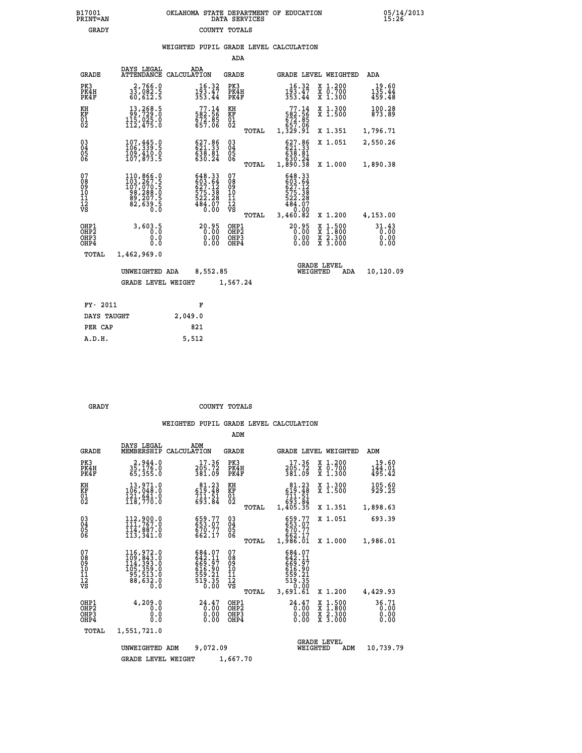B17001 PRINT=AN — OKLAHOMA STATE DEPARTMENT OF EDUCATION DATA SERVICES — 05/14/2013 15:26

GRADY — COUNTY TOTALS

WEIGHTED PUPIL GRADE LEVEL CALCULATION

ADA

| GRADE | DAYS LEGAL ATTENDANCE | ADA CALCULATION | GRADE | GRADE LEVEL | WEIGHTED | ADA |
|---|---|---|---|---|---|---|
| PK3 | 2,766.0 | 16.32 | PK3 | 16.32 | X 1.200 | 19.60 |
| PK4H | 33,082.5 | 193.47 | PK4H | 193.47 | X 0.700 | 135.44 |
| PK4F | 60,612.5 | 353.44 | PK4F | 353.44 | X 1.300 | 459.48 |
| KH | 13,268.5 | 77.14 | KH | 77.14 | X 1.300 | 100.28 |
| KF | 99,729.0 | 582.56 | KF | 582.56 | X 1.500 | 873.89 |
| 01 | 115,025.0 | 672.85 | 01 | 672.85 | | |
| 02 | 112,475.0 | 657.06 | 02 | 657.06 | | |
| | | | TOTAL | 1,329.91 | X 1.351 | 1,796.71 |
| 03 | 107,445.0 | 627.86 | 03 | 627.86 | X 1.051 | 2,550.26 |
| 04 | 106,339.5 | 621.33 | 04 | 621.33 | | |
| 05 | 109,410.0 | 638.81 | 05 | 638.81 | | |
| 06 | 107,873.5 | 630.24 | 06 | 630.24 | | |
| | | | TOTAL | 1,890.38 | X 1.000 | 1,890.38 |
| 07 | 110,866.0 | 648.33 | 07 | 648.33 | | |
| 08 | 103,267.5 | 603.64 | 08 | 603.64 | | |
| 09 | 107,070.5 | 627.12 | 09 | 627.12 | | |
| 10 | 98,288.0 | 575.38 | 10 | 575.38 | | |
| 11 | 89,207.5 | 522.28 | 11 | 522.28 | | |
| 12 | 82,639.5 | 484.07 | 12 | 484.07 | | |
| VS | 0.0 | 0.00 | VS | 0.00 | | |
| | | | TOTAL | 3,460.82 | X 1.200 | 4,153.00 |
| OHP1 | 3,603.5 | 20.95 | OHP1 | 20.95 | X 1.500 | 31.43 |
| OHP2 | 0.0 | 0.00 | OHP2 | 0.00 | X 1.800 | 0.00 |
| OHP3 | 0.0 | 0.00 | OHP3 | 0.00 | X 2.300 | 0.00 |
| OHP4 | 0.0 | 0.00 | OHP4 | 0.00 | X 3.000 | 0.00 |
| TOTAL | 1,462,969.0 | | | | | |

UNWEIGHTED ADA 8,552.85 — GRADE LEVEL WEIGHTED ADA 10,120.09

GRADE LEVEL WEIGHT 1,567.24

| FY- 2011 | F |
|---|---|
| DAYS TAUGHT | 2,049.0 |
| PER CAP | 821 |
| A.D.H. | 5,512 |

GRADY — COUNTY TOTALS

WEIGHTED PUPIL GRADE LEVEL CALCULATION

ADM

| GRADE | DAYS LEGAL MEMBERSHIP | ADM CALCULATION | GRADE | GRADE LEVEL | WEIGHTED | ADM |
|---|---|---|---|---|---|---|
| PK3 | 2,944.0 | 17.36 | PK3 | 17.36 | X 1.200 | 19.60 |
| PK4H | 35,176.0 | 205.72 | PK4H | 205.72 | X 0.700 | 144.01 |
| PK4F | 65,355.0 | 381.09 | PK4F | 381.09 | X 1.300 | 495.42 |
| KH | 13,971.0 | 81.23 | KH | 81.23 | X 1.300 | 105.60 |
| KF | 106,048.0 | 619.48 | KF | 619.48 | X 1.500 | 929.25 |
| 01 | 121,641.0 | 711.51 | 01 | 711.51 | | |
| 02 | 118,770.0 | 693.84 | 02 | 693.84 | | |
| | | | TOTAL | 1,405.35 | X 1.351 | 1,898.63 |
| 03 | 112,900.0 | 659.77 | 03 | 659.77 | X 1.051 | 693.39 |
| 04 | 111,767.0 | 653.07 | 04 | 653.07 | | |
| 05 | 114,887.0 | 670.77 | 05 | 670.77 | | |
| 06 | 113,341.0 | 662.17 | 06 | 662.17 | | |
| | | | TOTAL | 1,986.01 | X 1.000 | 1,986.01 |
| 07 | 116,972.0 | 684.07 | 07 | 684.07 | | |
| 08 | 109,843.0 | 642.11 | 08 | 642.11 | | |
| 09 | 114,393.0 | 669.97 | 09 | 669.97 | | |
| 10 | 105,359.0 | 616.90 | 10 | 616.90 | | |
| 11 | 95,513.0 | 559.21 | 11 | 559.21 | | |
| 12 | 88,632.0 | 519.35 | 12 | 519.35 | | |
| VS | 0.0 | 0.00 | VS | 0.00 | | |
| | | | TOTAL | 3,691.61 | X 1.200 | 4,429.93 |
| OHP1 | 4,209.0 | 24.47 | OHP1 | 24.47 | X 1.500 | 36.71 |
| OHP2 | 0.0 | 0.00 | OHP2 | 0.00 | X 1.800 | 0.00 |
| OHP3 | 0.0 | 0.00 | OHP3 | 0.00 | X 2.300 | 0.00 |
| OHP4 | 0.0 | 0.00 | OHP4 | 0.00 | X 3.000 | 0.00 |
| TOTAL | 1,551,721.0 | | | | | |

UNWEIGHTED ADM 9,072.09 — GRADE LEVEL WEIGHTED ADM 10,739.79

GRADE LEVEL WEIGHT 1,667.70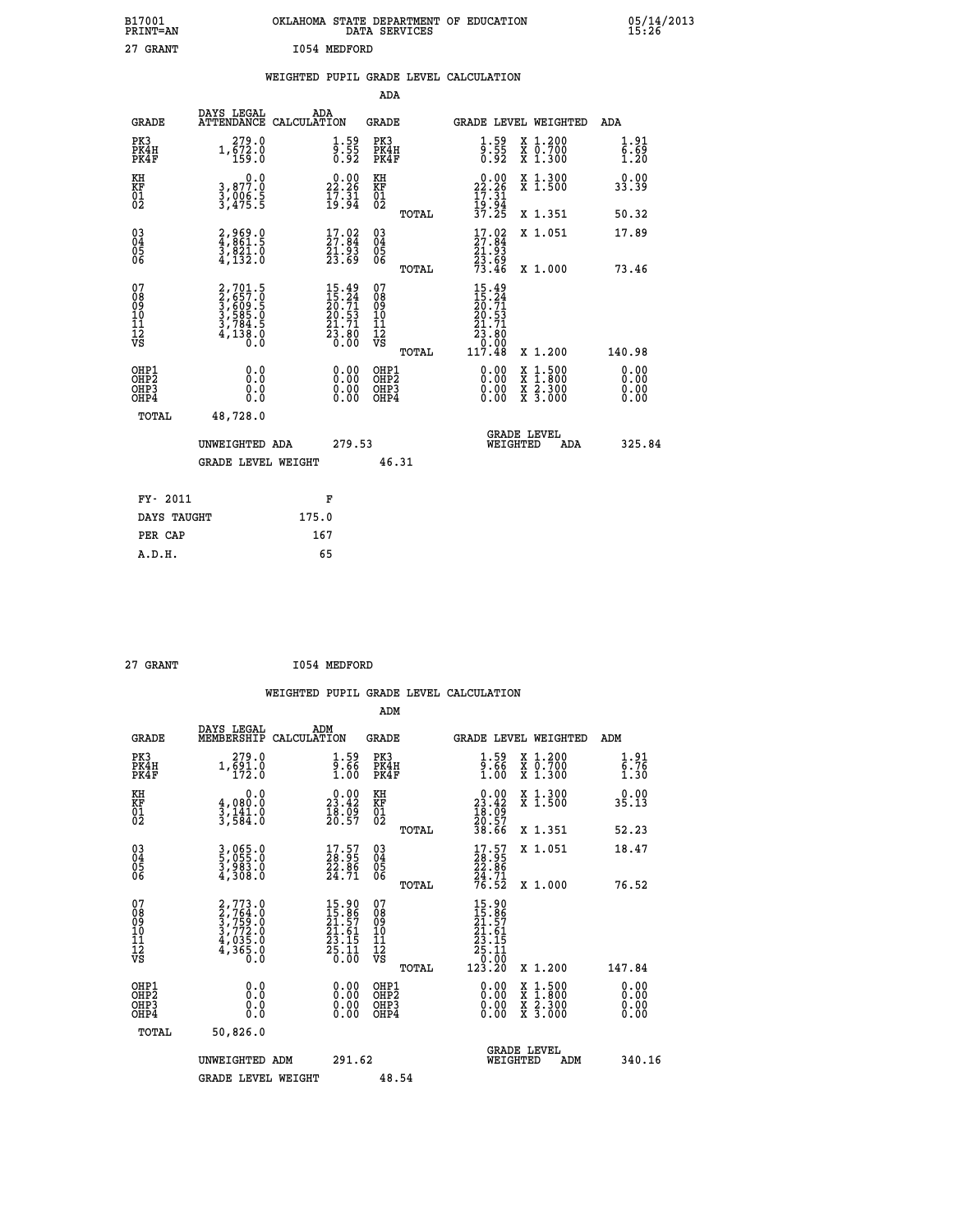B17001 OKLAHOMA STATE DEPARTMENT OF EDUCATION 05/14/2013
PRINT=AN DATA SERVICES 15:26

27 GRANT I054 MEDFORD

## WEIGHTED PUPIL GRADE LEVEL CALCULATION

### ADA

| GRADE | DAYS LEGAL ATTENDANCE | ADA CALCULATION | GRADE | | GRADE LEVEL | WEIGHTED | ADA |
|---|---|---|---|---|---|---|---|
| PK3 | 279.0 | 1.59 | PK3 | | 1.59 | X 1.200 | 1.91 |
| PK4H | 1,672.0 | 9.55 | PK4H | | 9.55 | X 0.700 | 6.69 |
| PK4F | 159.0 | 0.92 | PK4F | | 0.92 | X 1.300 | 1.20 |
| KH | 0.0 | 0.00 | KH | | 0.00 | X 1.300 | 0.00 |
| KF | 3,877.0 | 22.26 | KF | | 22.26 | X 1.500 | 33.39 |
| 01 | 3,006.5 | 17.31 | 01 | | 17.31 | | |
| 02 | 3,475.5 | 19.94 | 02 | | 19.94 | | |
| | | | | TOTAL | 37.25 | X 1.351 | 50.32 |
| 03 | 2,969.0 | 17.02 | 03 | | 17.02 | X 1.051 | 17.89 |
| 04 | 4,861.5 | 27.84 | 04 | | 27.84 | | |
| 05 | 3,821.0 | 21.93 | 05 | | 21.93 | | |
| 06 | 4,132.0 | 23.69 | 06 | | 23.69 | | |
| | | | | TOTAL | 73.46 | X 1.000 | 73.46 |
| 07 | 2,701.5 | 15.49 | 07 | | 15.49 | | |
| 08 | 2,657.0 | 15.24 | 08 | | 15.24 | | |
| 09 | 3,609.5 | 20.71 | 09 | | 20.71 | | |
| 10 | 3,585.0 | 20.53 | 10 | | 20.53 | | |
| 11 | 3,784.5 | 21.71 | 11 | | 21.71 | | |
| 12 | 4,138.0 | 23.80 | 12 | | 23.80 | | |
| VS | 0.0 | 0.00 | VS | | 0.00 | | |
| | | | | TOTAL | 117.48 | X 1.200 | 140.98 |
| OHP1 | 0.0 | 0.00 | OHP1 | | 0.00 | X 1.500 | 0.00 |
| OHP2 | 0.0 | 0.00 | OHP2 | | 0.00 | X 1.800 | 0.00 |
| OHP3 | 0.0 | 0.00 | OHP3 | | 0.00 | X 2.300 | 0.00 |
| OHP4 | 0.0 | 0.00 | OHP4 | | 0.00 | X 3.000 | 0.00 |
| TOTAL | 48,728.0 | | | | | | |

UNWEIGHTED ADA 279.53 GRADE LEVEL WEIGHTED ADA 325.84

GRADE LEVEL WEIGHT 46.31

| FY- 2011 | F |
|---|---|
| DAYS TAUGHT | 175.0 |
| PER CAP | 167 |
| A.D.H. | 65 |

27 GRANT I054 MEDFORD

## WEIGHTED PUPIL GRADE LEVEL CALCULATION

### ADM

| GRADE | DAYS LEGAL MEMBERSHIP | ADM CALCULATION | GRADE | | GRADE LEVEL | WEIGHTED | ADM |
|---|---|---|---|---|---|---|---|
| PK3 | 279.0 | 1.59 | PK3 | | 1.59 | X 1.200 | 1.91 |
| PK4H | 1,691.0 | 9.66 | PK4H | | 9.66 | X 0.700 | 6.76 |
| PK4F | 172.0 | 1.00 | PK4F | | 1.00 | X 1.300 | 1.30 |
| KH | 0.0 | 0.00 | KH | | 0.00 | X 1.300 | 0.00 |
| KF | 4,080.0 | 23.42 | KF | | 23.42 | X 1.500 | 35.13 |
| 01 | 3,141.0 | 18.09 | 01 | | 18.09 | | |
| 02 | 3,584.0 | 20.57 | 02 | | 20.57 | | |
| | | | | TOTAL | 38.66 | X 1.351 | 52.23 |
| 03 | 3,065.0 | 17.57 | 03 | | 17.57 | X 1.051 | 18.47 |
| 04 | 5,055.0 | 28.95 | 04 | | 28.95 | | |
| 05 | 3,983.0 | 22.86 | 05 | | 22.86 | | |
| 06 | 4,308.0 | 24.71 | 06 | | 24.71 | | |
| | | | | TOTAL | 76.52 | X 1.000 | 76.52 |
| 07 | 2,773.0 | 15.90 | 07 | | 15.90 | | |
| 08 | 2,764.0 | 15.86 | 08 | | 15.86 | | |
| 09 | 3,759.0 | 21.57 | 09 | | 21.57 | | |
| 10 | 3,772.0 | 21.61 | 10 | | 21.61 | | |
| 11 | 4,035.0 | 23.15 | 11 | | 23.15 | | |
| 12 | 4,365.0 | 25.11 | 12 | | 25.11 | | |
| VS | 0.0 | 0.00 | VS | | 0.00 | | |
| | | | | TOTAL | 123.20 | X 1.200 | 147.84 |
| OHP1 | 0.0 | 0.00 | OHP1 | | 0.00 | X 1.500 | 0.00 |
| OHP2 | 0.0 | 0.00 | OHP2 | | 0.00 | X 1.800 | 0.00 |
| OHP3 | 0.0 | 0.00 | OHP3 | | 0.00 | X 2.300 | 0.00 |
| OHP4 | 0.0 | 0.00 | OHP4 | | 0.00 | X 3.000 | 0.00 |
| TOTAL | 50,826.0 | | | | | | |

UNWEIGHTED ADM 291.62 GRADE LEVEL WEIGHTED ADM 340.16

GRADE LEVEL WEIGHT 48.54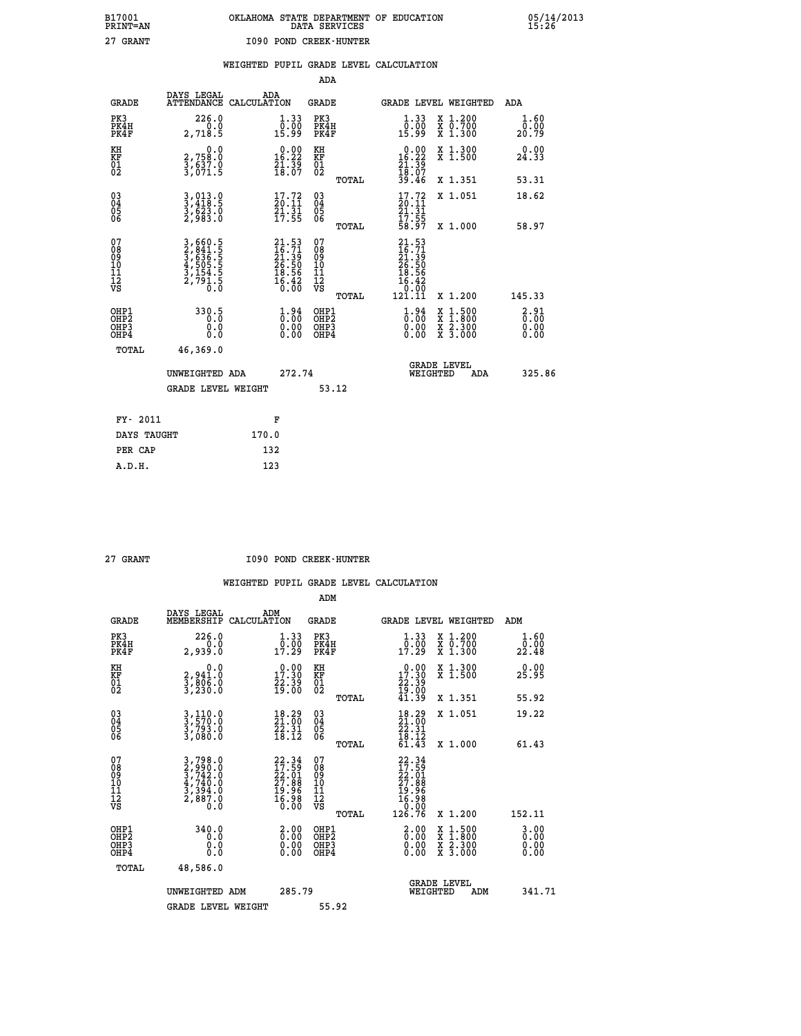B17001 PRINT=AN — OKLAHOMA STATE DEPARTMENT OF EDUCATION DATA SERVICES — 05/14/2013 15:26

27 GRANT — I090 POND CREEK-HUNTER

## WEIGHTED PUPIL GRADE LEVEL CALCULATION

### ADA

| GRADE | DAYS LEGAL ATTENDANCE | ADA CALCULATION | GRADE | GRADE LEVEL | WEIGHTED | ADA |
|---|---|---|---|---|---|---|
| PK3 | 226.0 | 1.33 | PK3 | 1.33 | X 1.200 | 1.60 |
| PK4H | 0.0 | 0.00 | PK4H | 0.00 | X 0.700 | 0.00 |
| PK4F | 2,718.5 | 15.99 | PK4F | 15.99 | X 1.300 | 20.79 |
| KH | 0.0 | 0.00 | KH | 0.00 | X 1.300 | 0.00 |
| KF | 2,758.0 | 16.22 | KF | 16.22 | X 1.500 | 24.33 |
| 01 | 3,637.0 | 21.39 | 01 | 21.39 | | |
| 02 | 3,071.5 | 18.07 | 02 | 18.07 | | |
| | | | TOTAL | 39.46 | X 1.351 | 53.31 |
| 03 | 3,013.0 | 17.72 | 03 | 17.72 | X 1.051 | 18.62 |
| 04 | 3,418.5 | 20.11 | 04 | 20.11 | | |
| 05 | 3,623.0 | 21.31 | 05 | 21.31 | | |
| 06 | 2,983.0 | 17.55 | 06 | 17.55 | | |
| | | | TOTAL | 58.97 | X 1.000 | 58.97 |
| 07 | 3,660.5 | 21.53 | 07 | 21.53 | | |
| 08 | 2,841.5 | 16.71 | 08 | 16.71 | | |
| 09 | 3,636.5 | 21.39 | 09 | 21.39 | | |
| 10 | 4,505.5 | 26.50 | 10 | 26.50 | | |
| 11 | 3,154.5 | 18.56 | 11 | 18.56 | | |
| 12 | 2,791.5 | 16.42 | 12 | 16.42 | | |
| VS | 0.0 | 0.00 | VS | 0.00 | | |
| | | | TOTAL | 121.11 | X 1.200 | 145.33 |
| OHP1 | 330.5 | 1.94 | OHP1 | 1.94 | X 1.500 | 2.91 |
| OHP2 | 0.0 | 0.00 | OHP2 | 0.00 | X 1.800 | 0.00 |
| OHP3 | 0.0 | 0.00 | OHP3 | 0.00 | X 2.300 | 0.00 |
| OHP4 | 0.0 | 0.00 | OHP4 | 0.00 | X 3.000 | 0.00 |
| TOTAL | 46,369.0 | | | | | |

UNWEIGHTED ADA 272.74 — GRADE LEVEL WEIGHTED ADA 325.86

GRADE LEVEL WEIGHT 53.12

| FY- 2011 | F |
|---|---|
| DAYS TAUGHT | 170.0 |
| PER CAP | 132 |
| A.D.H. | 123 |

27 GRANT — I090 POND CREEK-HUNTER

## WEIGHTED PUPIL GRADE LEVEL CALCULATION

### ADM

| GRADE | DAYS LEGAL MEMBERSHIP | ADM CALCULATION | GRADE | GRADE LEVEL | WEIGHTED | ADM |
|---|---|---|---|---|---|---|
| PK3 | 226.0 | 1.33 | PK3 | 1.33 | X 1.200 | 1.60 |
| PK4H | 0.0 | 0.00 | PK4H | 0.00 | X 0.700 | 0.00 |
| PK4F | 2,939.0 | 17.29 | PK4F | 17.29 | X 1.300 | 22.48 |
| KH | 0.0 | 0.00 | KH | 0.00 | X 1.300 | 0.00 |
| KF | 2,941.0 | 17.30 | KF | 17.30 | X 1.500 | 25.95 |
| 01 | 3,806.0 | 22.39 | 01 | 22.39 | | |
| 02 | 3,230.0 | 19.00 | 02 | 19.00 | | |
| | | | TOTAL | 41.39 | X 1.351 | 55.92 |
| 03 | 3,110.0 | 18.29 | 03 | 18.29 | X 1.051 | 19.22 |
| 04 | 3,570.0 | 21.00 | 04 | 21.00 | | |
| 05 | 3,793.0 | 22.31 | 05 | 22.31 | | |
| 06 | 3,080.0 | 18.12 | 06 | 18.12 | | |
| | | | TOTAL | 61.43 | X 1.000 | 61.43 |
| 07 | 3,798.0 | 22.34 | 07 | 22.34 | | |
| 08 | 2,990.0 | 17.59 | 08 | 17.59 | | |
| 09 | 3,742.0 | 22.01 | 09 | 22.01 | | |
| 10 | 4,740.0 | 27.88 | 10 | 27.88 | | |
| 11 | 3,394.0 | 19.96 | 11 | 19.96 | | |
| 12 | 2,887.0 | 16.98 | 12 | 16.98 | | |
| VS | 0.0 | 0.00 | VS | 0.00 | | |
| | | | TOTAL | 126.76 | X 1.200 | 152.11 |
| OHP1 | 340.0 | 2.00 | OHP1 | 2.00 | X 1.500 | 3.00 |
| OHP2 | 0.0 | 0.00 | OHP2 | 0.00 | X 1.800 | 0.00 |
| OHP3 | 0.0 | 0.00 | OHP3 | 0.00 | X 2.300 | 0.00 |
| OHP4 | 0.0 | 0.00 | OHP4 | 0.00 | X 3.000 | 0.00 |
| TOTAL | 48,586.0 | | | | | |

UNWEIGHTED ADM 285.79 — GRADE LEVEL WEIGHTED ADM 341.71

GRADE LEVEL WEIGHT 55.92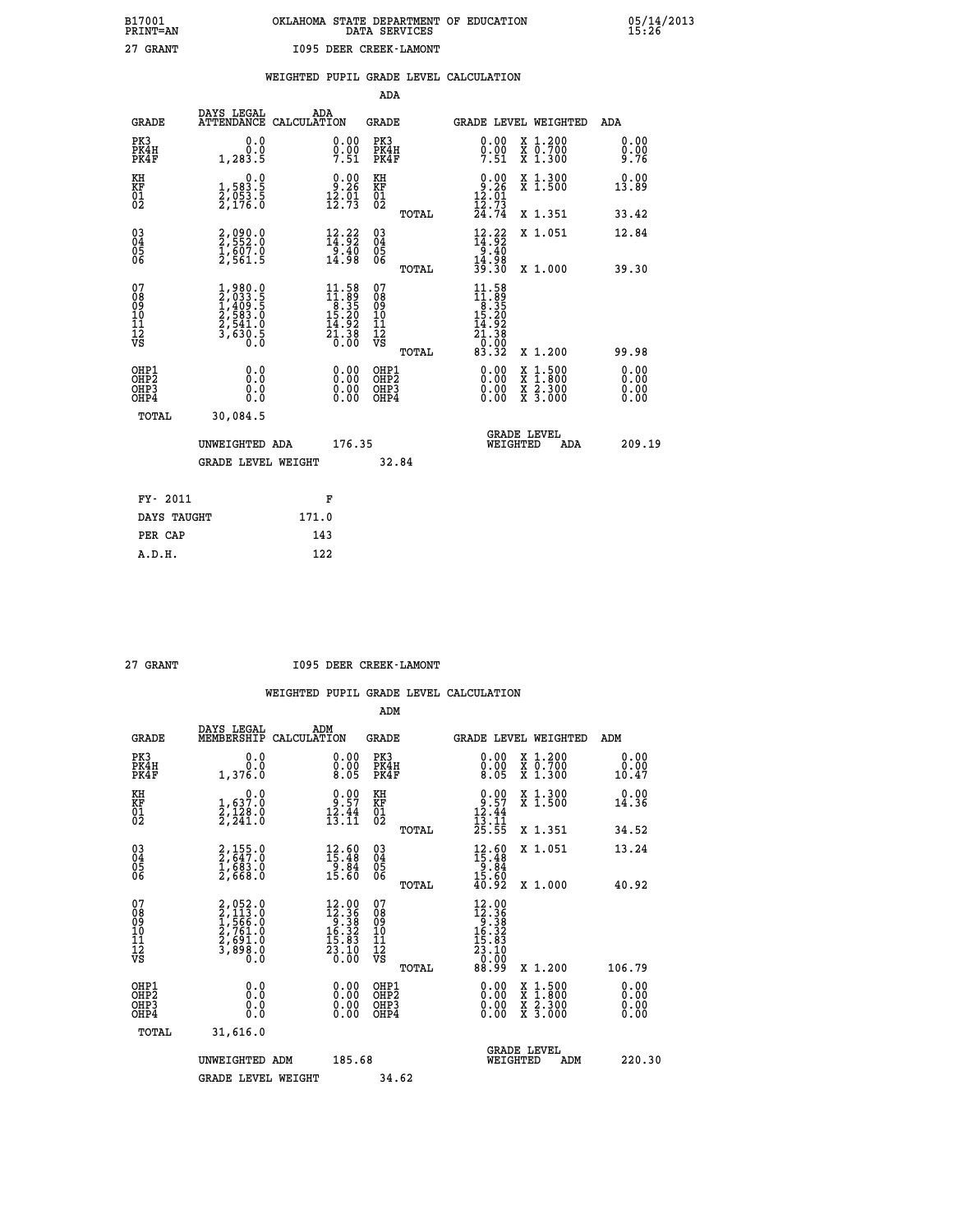B17001 PRINT=AN — OKLAHOMA STATE DEPARTMENT OF EDUCATION DATA SERVICES — 05/14/2013 15:26

27 GRANT — I095 DEER CREEK-LAMONT

## WEIGHTED PUPIL GRADE LEVEL CALCULATION

### ADA

| GRADE | DAYS LEGAL ATTENDANCE | ADA CALCULATION | GRADE | | GRADE LEVEL | WEIGHTED | ADA |
|---|---|---|---|---|---|---|---|
| PK3 | 0.0 | 0.00 | PK3 | | 0.00 | X 1.200 | 0.00 |
| PK4H | 0.0 | 0.00 | PK4H | | 0.00 | X 0.700 | 0.00 |
| PK4F | 1,283.5 | 7.51 | PK4F | | 7.51 | X 1.300 | 9.76 |
| KH | 0.0 | 0.00 | KH | | 0.00 | X 1.300 | 0.00 |
| KF | 1,583.5 | 9.26 | KF | | 9.26 | X 1.500 | 13.89 |
| 01 | 2,053.5 | 12.01 | 01 | | 12.01 | | |
| 02 | 2,176.0 | 12.73 | 02 | | 12.73 | | |
| | | | | TOTAL | 24.74 | X 1.351 | 33.42 |
| 03 | 2,090.0 | 12.22 | 03 | | 12.22 | X 1.051 | 12.84 |
| 04 | 2,552.0 | 14.92 | 04 | | 14.92 | | |
| 05 | 1,607.0 | 9.40 | 05 | | 9.40 | | |
| 06 | 2,561.5 | 14.98 | 06 | | 14.98 | | |
| | | | | TOTAL | 39.30 | X 1.000 | 39.30 |
| 07 | 1,980.0 | 11.58 | 07 | | 11.58 | | |
| 08 | 2,033.5 | 11.89 | 08 | | 11.89 | | |
| 09 | 1,409.5 | 8.35 | 09 | | 8.35 | | |
| 10 | 2,583.0 | 15.20 | 10 | | 15.20 | | |
| 11 | 2,541.0 | 14.92 | 11 | | 14.92 | | |
| 12 | 3,630.5 | 21.38 | 12 | | 21.38 | | |
| VS | 0.0 | 0.00 | VS | | 0.00 | | |
| | | | | TOTAL | 83.32 | X 1.200 | 99.98 |
| OHP1 | 0.0 | 0.00 | OHP1 | | 0.00 | X 1.500 | 0.00 |
| OHP2 | 0.0 | 0.00 | OHP2 | | 0.00 | X 1.800 | 0.00 |
| OHP3 | 0.0 | 0.00 | OHP3 | | 0.00 | X 2.300 | 0.00 |
| OHP4 | 0.0 | 0.00 | OHP4 | | 0.00 | X 3.000 | 0.00 |
| TOTAL | 30,084.5 | | | | | | |

UNWEIGHTED ADA 176.35 — GRADE LEVEL WEIGHTED ADA 209.19

GRADE LEVEL WEIGHT 32.84

| FY- 2011 | F |
|---|---|
| DAYS TAUGHT | 171.0 |
| PER CAP | 143 |
| A.D.H. | 122 |

27 GRANT — I095 DEER CREEK-LAMONT

## WEIGHTED PUPIL GRADE LEVEL CALCULATION

### ADM

| GRADE | DAYS LEGAL MEMBERSHIP | ADM CALCULATION | GRADE | | GRADE LEVEL | WEIGHTED | ADM |
|---|---|---|---|---|---|---|---|
| PK3 | 0.0 | 0.00 | PK3 | | 0.00 | X 1.200 | 0.00 |
| PK4H | 0.0 | 0.00 | PK4H | | 0.00 | X 0.700 | 0.00 |
| PK4F | 1,376.0 | 8.05 | PK4F | | 8.05 | X 1.300 | 10.47 |
| KH | 0.0 | 0.00 | KH | | 0.00 | X 1.300 | 0.00 |
| KF | 1,637.0 | 9.57 | KF | | 9.57 | X 1.500 | 14.36 |
| 01 | 2,128.0 | 12.44 | 01 | | 12.44 | | |
| 02 | 2,241.0 | 13.11 | 02 | | 13.11 | | |
| | | | | TOTAL | 25.55 | X 1.351 | 34.52 |
| 03 | 2,155.0 | 12.60 | 03 | | 12.60 | X 1.051 | 13.24 |
| 04 | 2,647.0 | 15.48 | 04 | | 15.48 | | |
| 05 | 1,683.0 | 9.84 | 05 | | 9.84 | | |
| 06 | 2,668.0 | 15.60 | 06 | | 15.60 | | |
| | | | | TOTAL | 40.92 | X 1.000 | 40.92 |
| 07 | 2,052.0 | 12.00 | 07 | | 12.00 | | |
| 08 | 2,113.0 | 12.36 | 08 | | 12.36 | | |
| 09 | 1,566.0 | 9.38 | 09 | | 9.38 | | |
| 10 | 2,761.0 | 16.32 | 10 | | 16.32 | | |
| 11 | 2,691.0 | 15.83 | 11 | | 15.83 | | |
| 12 | 3,898.0 | 23.10 | 12 | | 23.10 | | |
| VS | 0.0 | 0.00 | VS | | 0.00 | | |
| | | | | TOTAL | 88.99 | X 1.200 | 106.79 |
| OHP1 | 0.0 | 0.00 | OHP1 | | 0.00 | X 1.500 | 0.00 |
| OHP2 | 0.0 | 0.00 | OHP2 | | 0.00 | X 1.800 | 0.00 |
| OHP3 | 0.0 | 0.00 | OHP3 | | 0.00 | X 2.300 | 0.00 |
| OHP4 | 0.0 | 0.00 | OHP4 | | 0.00 | X 3.000 | 0.00 |
| TOTAL | 31,616.0 | | | | | | |

UNWEIGHTED ADM 185.68 — GRADE LEVEL WEIGHTED ADM 220.30

GRADE LEVEL WEIGHT 34.62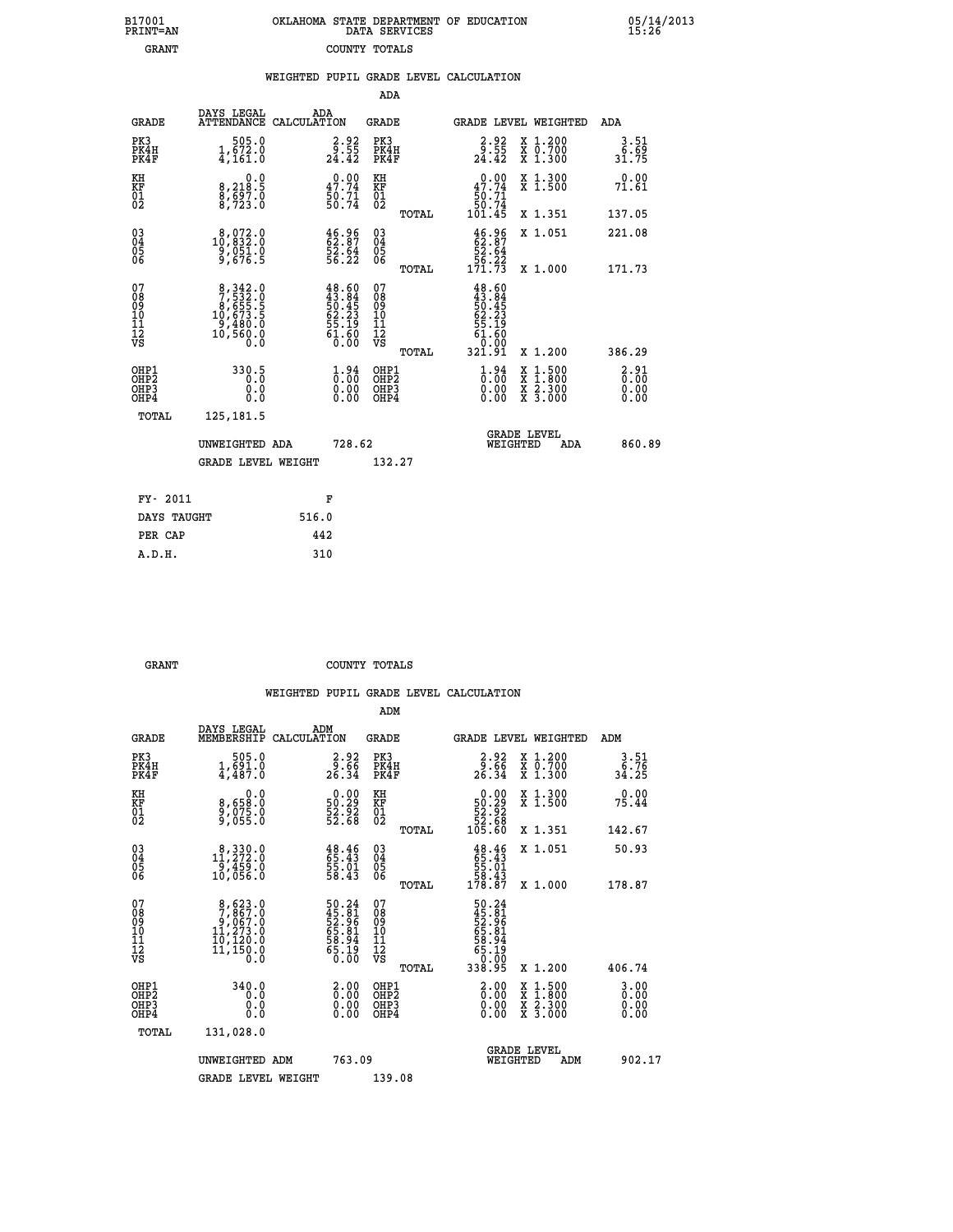B17001 PRINT=AN — OKLAHOMA STATE DEPARTMENT OF EDUCATION — DATA SERVICES — 05/14/2013 15:26

GRANT — COUNTY TOTALS

## WEIGHTED PUPIL GRADE LEVEL CALCULATION

### ADA

| GRADE | DAYS LEGAL ATTENDANCE | ADA CALCULATION | GRADE | GRADE LEVEL | WEIGHTED | ADA |
|---|---|---|---|---|---|---|
| PK3 | 505.0 | 2.92 | PK3 | 2.92 | X 1.200 | 3.51 |
| PK4H | 1,672.0 | 9.55 | PK4H | 9.55 | X 0.700 | 6.69 |
| PK4F | 4,161.0 | 24.42 | PK4F | 24.42 | X 1.300 | 31.75 |
| KH | 0.0 | 0.00 | KH | 0.00 | X 1.300 | 0.00 |
| KF | 8,218.5 | 47.74 | KF | 47.74 | X 1.500 | 71.61 |
| 01 | 8,697.0 | 50.71 | 01 | 50.71 | | |
| 02 | 8,723.0 | 50.74 | 02 | 50.74 | | |
| | | | TOTAL | 101.45 | X 1.351 | 137.05 |
| 03 | 8,072.0 | 46.96 | 03 | 46.96 | X 1.051 | 221.08 |
| 04 | 10,832.0 | 62.87 | 04 | 62.87 | | |
| 05 | 9,051.0 | 52.64 | 05 | 52.64 | | |
| 06 | 9,676.5 | 56.22 | 06 | 56.22 | | |
| | | | TOTAL | 171.73 | X 1.000 | 171.73 |
| 07 | 8,342.0 | 48.60 | 07 | 48.60 | | |
| 08 | 7,532.0 | 43.84 | 08 | 43.84 | | |
| 09 | 8,655.5 | 50.45 | 09 | 50.45 | | |
| 10 | 10,673.5 | 62.23 | 10 | 62.23 | | |
| 11 | 9,480.0 | 55.19 | 11 | 55.19 | | |
| 12 | 10,560.0 | 61.60 | 12 | 61.60 | | |
| VS | 0.0 | 0.00 | VS | 0.00 | | |
| | | | TOTAL | 321.91 | X 1.200 | 386.29 |
| OHP1 | 330.5 | 1.94 | OHP1 | 1.94 | X 1.500 | 2.91 |
| OHP2 | 0.0 | 0.00 | OHP2 | 0.00 | X 1.800 | 0.00 |
| OHP3 | 0.0 | 0.00 | OHP3 | 0.00 | X 2.300 | 0.00 |
| OHP4 | 0.0 | 0.00 | OHP4 | 0.00 | X 3.000 | 0.00 |
| TOTAL | 125,181.5 | | | | | |

UNWEIGHTED ADA 728.62 — GRADE LEVEL WEIGHTED ADA 860.89

GRADE LEVEL WEIGHT 132.27

| FY- 2011 | F |
|---|---|
| DAYS TAUGHT | 516.0 |
| PER CAP | 442 |
| A.D.H. | 310 |

GRANT — COUNTY TOTALS

## WEIGHTED PUPIL GRADE LEVEL CALCULATION

### ADM

| GRADE | DAYS LEGAL MEMBERSHIP | ADM CALCULATION | GRADE | GRADE LEVEL | WEIGHTED | ADM |
|---|---|---|---|---|---|---|
| PK3 | 505.0 | 2.92 | PK3 | 2.92 | X 1.200 | 3.51 |
| PK4H | 1,691.0 | 9.66 | PK4H | 9.66 | X 0.700 | 6.76 |
| PK4F | 4,487.0 | 26.34 | PK4F | 26.34 | X 1.300 | 34.25 |
| KH | 0.0 | 0.00 | KH | 0.00 | X 1.300 | 0.00 |
| KF | 8,658.0 | 50.29 | KF | 50.29 | X 1.500 | 75.44 |
| 01 | 9,075.0 | 52.92 | 01 | 52.92 | | |
| 02 | 9,055.0 | 52.68 | 02 | 52.68 | | |
| | | | TOTAL | 105.60 | X 1.351 | 142.67 |
| 03 | 8,330.0 | 48.46 | 03 | 48.46 | X 1.051 | 50.93 |
| 04 | 11,272.0 | 65.43 | 04 | 65.43 | | |
| 05 | 9,459.0 | 55.01 | 05 | 55.01 | | |
| 06 | 10,056.0 | 58.43 | 06 | 58.43 | | |
| | | | TOTAL | 178.87 | X 1.000 | 178.87 |
| 07 | 8,623.0 | 50.24 | 07 | 50.24 | | |
| 08 | 7,867.0 | 45.81 | 08 | 45.81 | | |
| 09 | 9,067.0 | 52.96 | 09 | 52.96 | | |
| 10 | 11,273.0 | 65.81 | 10 | 65.81 | | |
| 11 | 10,120.0 | 58.94 | 11 | 58.94 | | |
| 12 | 11,150.0 | 65.19 | 12 | 65.19 | | |
| VS | 0.0 | 0.00 | VS | 0.00 | | |
| | | | TOTAL | 338.95 | X 1.200 | 406.74 |
| OHP1 | 340.0 | 2.00 | OHP1 | 2.00 | X 1.500 | 3.00 |
| OHP2 | 0.0 | 0.00 | OHP2 | 0.00 | X 1.800 | 0.00 |
| OHP3 | 0.0 | 0.00 | OHP3 | 0.00 | X 2.300 | 0.00 |
| OHP4 | 0.0 | 0.00 | OHP4 | 0.00 | X 3.000 | 0.00 |
| TOTAL | 131,028.0 | | | | | |

UNWEIGHTED ADM 763.09 — GRADE LEVEL WEIGHTED ADM 902.17

GRADE LEVEL WEIGHT 139.08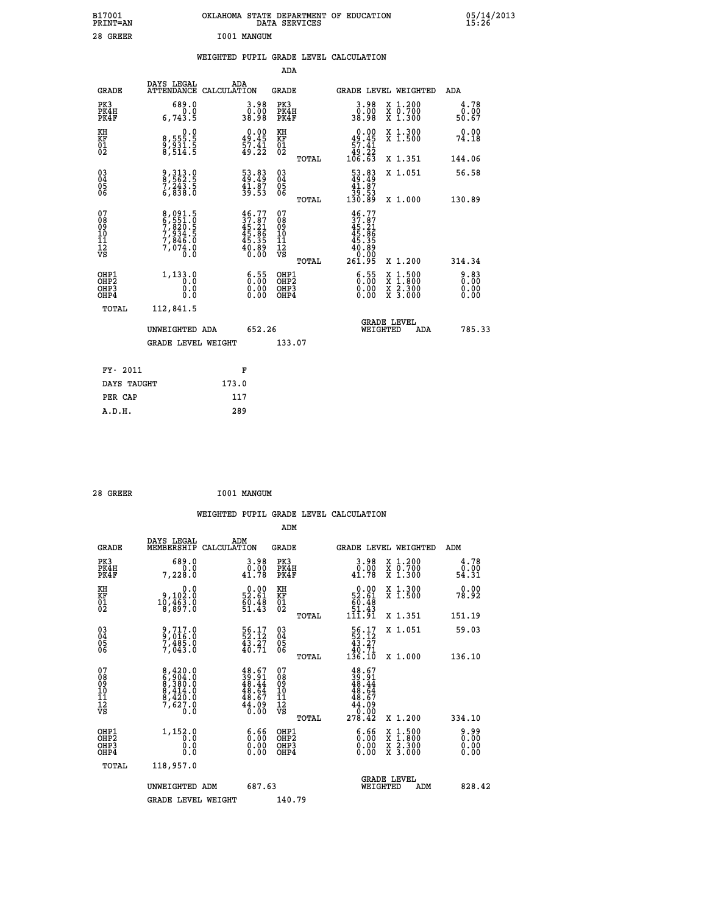B17001 PRINT=AN    OKLAHOMA STATE DEPARTMENT OF EDUCATION DATA SERVICES    05/14/2013 15:26

28 GREER    I001 MANGUM

## WEIGHTED PUPIL GRADE LEVEL CALCULATION

### ADA

| GRADE | DAYS LEGAL ATTENDANCE | ADA CALCULATION | GRADE | GRADE LEVEL | WEIGHTED | ADA |
|---|---|---|---|---|---|---|
| PK3 | 689.0 | 3.98 | PK3 | 3.98 | X 1.200 | 4.78 |
| PK4H | 0.0 | 0.00 | PK4H | 0.00 | X 0.700 | 0.00 |
| PK4F | 6,743.5 | 38.98 | PK4F | 38.98 | X 1.300 | 50.67 |
| KH | 0.0 | 0.00 | KH | 0.00 | X 1.300 | 0.00 |
| KF | 8,555.5 | 49.45 | KF | 49.45 | X 1.500 | 74.18 |
| 01 | 9,931.5 | 57.41 | 01 | 57.41 | | |
| 02 | 8,514.5 | 49.22 | 02 | 49.22 | | |
| | | | TOTAL | 106.63 | X 1.351 | 144.06 |
| 03 | 9,313.0 | 53.83 | 03 | 53.83 | X 1.051 | 56.58 |
| 04 | 8,562.5 | 49.49 | 04 | 49.49 | | |
| 05 | 7,243.5 | 41.87 | 05 | 41.87 | | |
| 06 | 6,838.0 | 39.53 | 06 | 39.53 | | |
| | | | TOTAL | 130.89 | X 1.000 | 130.89 |
| 07 | 8,091.5 | 46.77 | 07 | 46.77 | | |
| 08 | 6,551.0 | 37.87 | 08 | 37.87 | | |
| 09 | 7,820.5 | 45.21 | 09 | 45.21 | | |
| 10 | 7,934.5 | 45.86 | 10 | 45.86 | | |
| 11 | 7,846.0 | 45.35 | 11 | 45.35 | | |
| 12 | 7,074.0 | 40.89 | 12 | 40.89 | | |
| VS | 0.0 | 0.00 | VS | 0.00 | | |
| | | | TOTAL | 261.95 | X 1.200 | 314.34 |
| OHP1 | 1,133.0 | 6.55 | OHP1 | 6.55 | X 1.500 | 9.83 |
| OHP2 | 0.0 | 0.00 | OHP2 | 0.00 | X 1.800 | 0.00 |
| OHP3 | 0.0 | 0.00 | OHP3 | 0.00 | X 2.300 | 0.00 |
| OHP4 | 0.0 | 0.00 | OHP4 | 0.00 | X 3.000 | 0.00 |
| TOTAL | 112,841.5 | | | | | |

UNWEIGHTED ADA 652.26    GRADE LEVEL WEIGHTED ADA 785.33

GRADE LEVEL WEIGHT 133.07

| FY- 2011 | F |
|---|---|
| DAYS TAUGHT | 173.0 |
| PER CAP | 117 |
| A.D.H. | 289 |

28 GREER    I001 MANGUM

## WEIGHTED PUPIL GRADE LEVEL CALCULATION

### ADM

| GRADE | DAYS LEGAL MEMBERSHIP | ADM CALCULATION | GRADE | GRADE LEVEL | WEIGHTED | ADM |
|---|---|---|---|---|---|---|
| PK3 | 689.0 | 3.98 | PK3 | 3.98 | X 1.200 | 4.78 |
| PK4H | 0.0 | 0.00 | PK4H | 0.00 | X 0.700 | 0.00 |
| PK4F | 7,228.0 | 41.78 | PK4F | 41.78 | X 1.300 | 54.31 |
| KH | 0.0 | 0.00 | KH | 0.00 | X 1.300 | 0.00 |
| KF | 9,102.0 | 52.61 | KF | 52.61 | X 1.500 | 78.92 |
| 01 | 10,463.0 | 60.48 | 01 | 60.48 | | |
| 02 | 8,897.0 | 51.43 | 02 | 51.43 | | |
| | | | TOTAL | 111.91 | X 1.351 | 151.19 |
| 03 | 9,717.0 | 56.17 | 03 | 56.17 | X 1.051 | 59.03 |
| 04 | 9,016.0 | 52.12 | 04 | 52.12 | | |
| 05 | 7,485.0 | 43.27 | 05 | 43.27 | | |
| 06 | 7,043.0 | 40.71 | 06 | 40.71 | | |
| | | | TOTAL | 136.10 | X 1.000 | 136.10 |
| 07 | 8,420.0 | 48.67 | 07 | 48.67 | | |
| 08 | 6,904.0 | 39.91 | 08 | 39.91 | | |
| 09 | 8,380.0 | 48.44 | 09 | 48.44 | | |
| 10 | 8,414.0 | 48.64 | 10 | 48.64 | | |
| 11 | 8,420.0 | 48.67 | 11 | 48.67 | | |
| 12 | 7,627.0 | 44.09 | 12 | 44.09 | | |
| VS | 0.0 | 0.00 | VS | 0.00 | | |
| | | | TOTAL | 278.42 | X 1.200 | 334.10 |
| OHP1 | 1,152.0 | 6.66 | OHP1 | 6.66 | X 1.500 | 9.99 |
| OHP2 | 0.0 | 0.00 | OHP2 | 0.00 | X 1.800 | 0.00 |
| OHP3 | 0.0 | 0.00 | OHP3 | 0.00 | X 2.300 | 0.00 |
| OHP4 | 0.0 | 0.00 | OHP4 | 0.00 | X 3.000 | 0.00 |
| TOTAL | 118,957.0 | | | | | |

UNWEIGHTED ADM 687.63    GRADE LEVEL WEIGHTED ADM 828.42

GRADE LEVEL WEIGHT 140.79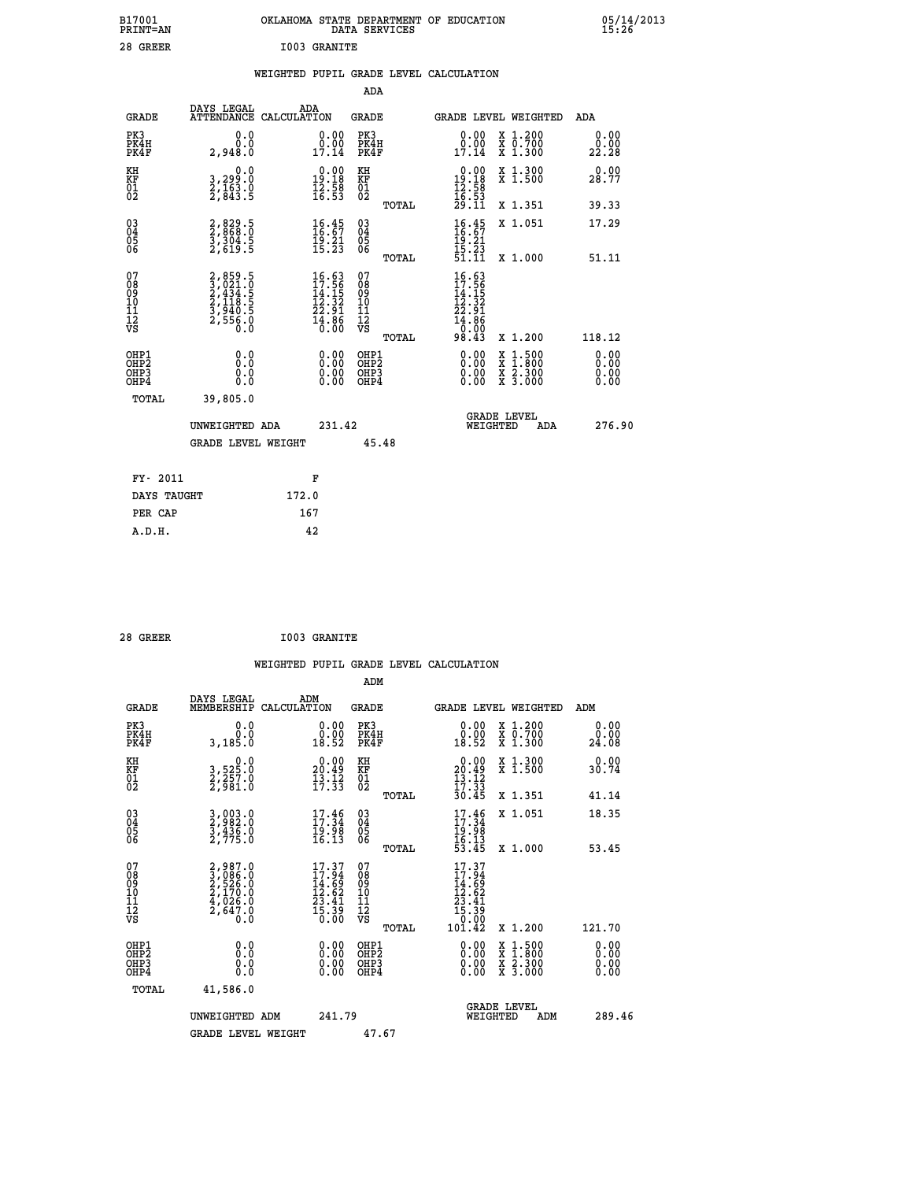B17001 OKLAHOMA STATE DEPARTMENT OF EDUCATION 05/14/2013
PRINT=AN DATA SERVICES 15:26

28 GREER I003 GRANITE

## WEIGHTED PUPIL GRADE LEVEL CALCULATION

### ADA

| GRADE | DAYS LEGAL ATTENDANCE | ADA CALCULATION | GRADE | GRADE LEVEL | WEIGHTED | ADA |
|---|---|---|---|---|---|---|
| PK3 | 0.0 | 0.00 | PK3 | 0.00 | X 1.200 | 0.00 |
| PK4H | 0.0 | 0.00 | PK4H | 0.00 | X 0.700 | 0.00 |
| PK4F | 2,948.0 | 17.14 | PK4F | 17.14 | X 1.300 | 22.28 |
| KH | 0.0 | 0.00 | KH | 0.00 | X 1.300 | 0.00 |
| KF | 3,299.0 | 19.18 | KF | 19.18 | X 1.500 | 28.77 |
| 01 | 2,163.0 | 12.58 | 01 | 12.58 | | |
| 02 | 2,843.5 | 16.53 | 02 | 16.53 | | |
| | | | TOTAL | 29.11 | X 1.351 | 39.33 |
| 03 | 2,829.5 | 16.45 | 03 | 16.45 | X 1.051 | 17.29 |
| 04 | 2,868.0 | 16.67 | 04 | 16.67 | | |
| 05 | 3,304.5 | 19.21 | 05 | 19.21 | | |
| 06 | 2,619.5 | 15.23 | 06 | 15.23 | | |
| | | | TOTAL | 51.11 | X 1.000 | 51.11 |
| 07 | 2,859.5 | 16.63 | 07 | 16.63 | | |
| 08 | 3,021.0 | 17.56 | 08 | 17.56 | | |
| 09 | 2,434.5 | 14.15 | 09 | 14.15 | | |
| 10 | 2,118.5 | 12.32 | 10 | 12.32 | | |
| 11 | 3,940.5 | 22.91 | 11 | 22.91 | | |
| 12 | 2,556.0 | 14.86 | 12 | 14.86 | | |
| VS | 0.0 | 0.00 | VS | 0.00 | | |
| | | | TOTAL | 98.43 | X 1.200 | 118.12 |
| OHP1 | 0.0 | 0.00 | OHP1 | 0.00 | X 1.500 | 0.00 |
| OHP2 | 0.0 | 0.00 | OHP2 | 0.00 | X 1.800 | 0.00 |
| OHP3 | 0.0 | 0.00 | OHP3 | 0.00 | X 2.300 | 0.00 |
| OHP4 | 0.0 | 0.00 | OHP4 | 0.00 | X 3.000 | 0.00 |
| TOTAL | 39,805.0 | | | | | |

UNWEIGHTED ADA 231.42 GRADE LEVEL WEIGHTED ADA 276.90

GRADE LEVEL WEIGHT 45.48

| FY- 2011 | F |
|---|---|
| DAYS TAUGHT | 172.0 |
| PER CAP | 167 |
| A.D.H. | 42 |

28 GREER I003 GRANITE

## WEIGHTED PUPIL GRADE LEVEL CALCULATION

### ADM

| GRADE | DAYS LEGAL MEMBERSHIP | ADM CALCULATION | GRADE | GRADE LEVEL | WEIGHTED | ADM |
|---|---|---|---|---|---|---|
| PK3 | 0.0 | 0.00 | PK3 | 0.00 | X 1.200 | 0.00 |
| PK4H | 0.0 | 0.00 | PK4H | 0.00 | X 0.700 | 0.00 |
| PK4F | 3,185.0 | 18.52 | PK4F | 18.52 | X 1.300 | 24.08 |
| KH | 0.0 | 0.00 | KH | 0.00 | X 1.300 | 0.00 |
| KF | 3,525.0 | 20.49 | KF | 20.49 | X 1.500 | 30.74 |
| 01 | 2,257.0 | 13.12 | 01 | 13.12 | | |
| 02 | 2,981.0 | 17.33 | 02 | 17.33 | | |
| | | | TOTAL | 30.45 | X 1.351 | 41.14 |
| 03 | 3,003.0 | 17.46 | 03 | 17.46 | X 1.051 | 18.35 |
| 04 | 2,982.0 | 17.34 | 04 | 17.34 | | |
| 05 | 3,436.0 | 19.98 | 05 | 19.98 | | |
| 06 | 2,775.0 | 16.13 | 06 | 16.13 | | |
| | | | TOTAL | 53.45 | X 1.000 | 53.45 |
| 07 | 2,987.0 | 17.37 | 07 | 17.37 | | |
| 08 | 3,086.0 | 17.94 | 08 | 17.94 | | |
| 09 | 2,526.0 | 14.69 | 09 | 14.69 | | |
| 10 | 2,170.0 | 12.62 | 10 | 12.62 | | |
| 11 | 4,026.0 | 23.41 | 11 | 23.41 | | |
| 12 | 2,647.0 | 15.39 | 12 | 15.39 | | |
| VS | 0.0 | 0.00 | VS | 0.00 | | |
| | | | TOTAL | 101.42 | X 1.200 | 121.70 |
| OHP1 | 0.0 | 0.00 | OHP1 | 0.00 | X 1.500 | 0.00 |
| OHP2 | 0.0 | 0.00 | OHP2 | 0.00 | X 1.800 | 0.00 |
| OHP3 | 0.0 | 0.00 | OHP3 | 0.00 | X 2.300 | 0.00 |
| OHP4 | 0.0 | 0.00 | OHP4 | 0.00 | X 3.000 | 0.00 |
| TOTAL | 41,586.0 | | | | | |

UNWEIGHTED ADM 241.79 GRADE LEVEL WEIGHTED ADM 289.46

GRADE LEVEL WEIGHT 47.67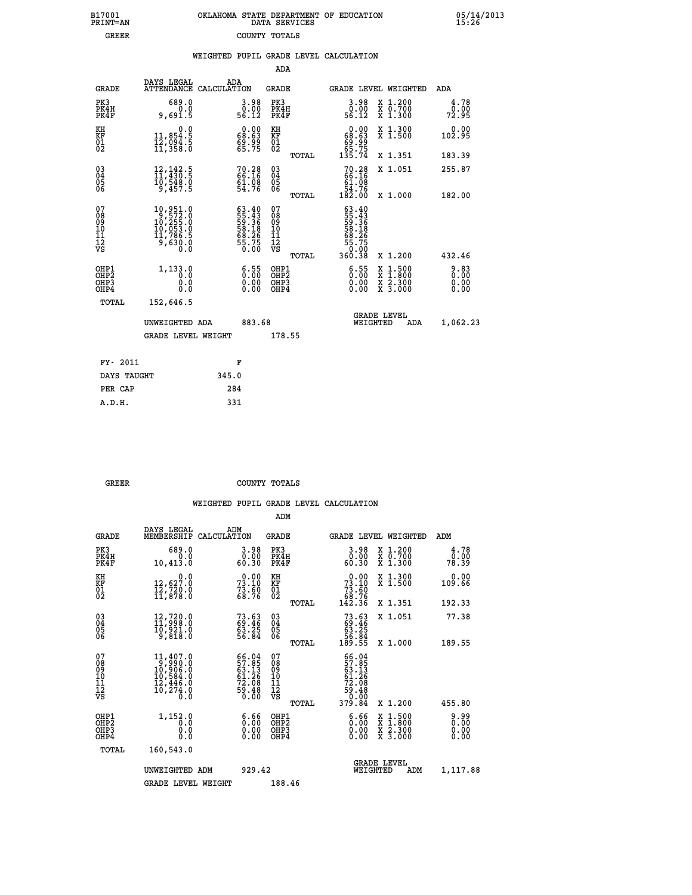B17001 OKLAHOMA STATE DEPARTMENT OF EDUCATION 05/14/2013
PRINT=AN DATA SERVICES 15:26
GREER COUNTY TOTALS

### WEIGHTED PUPIL GRADE LEVEL CALCULATION

ADA

| GRADE | DAYS LEGAL ATTENDANCE | ADA CALCULATION | GRADE | | GRADE LEVEL | WEIGHTED | ADA |
|---|---|---|---|---|---|---|---|
| PK3 | 689.0 | 3.98 | PK3 | | 3.98 | X 1.200 | 4.78 |
| PK4H | 0.0 | 0.00 | PK4H | | 0.00 | X 0.700 | 0.00 |
| PK4F | 9,691.5 | 56.12 | PK4F | | 56.12 | X 1.300 | 72.95 |
| KH | 0.0 | 0.00 | KH | | 0.00 | X 1.300 | 0.00 |
| KF | 11,854.5 | 68.63 | KF | | 68.63 | X 1.500 | 102.95 |
| 01 | 12,094.5 | 69.99 | 01 | | 69.99 | | |
| 02 | 11,358.0 | 65.75 | 02 | | 65.75 | | |
| | | | | TOTAL | 135.74 | X 1.351 | 183.39 |
| 03 | 12,142.5 | 70.28 | 03 | | 70.28 | X 1.051 | 255.87 |
| 04 | 11,430.5 | 66.16 | 04 | | 66.16 | | |
| 05 | 10,548.0 | 61.08 | 05 | | 61.08 | | |
| 06 | 9,457.5 | 54.76 | 06 | | 54.76 | | |
| | | | | TOTAL | 182.00 | X 1.000 | 182.00 |
| 07 | 10,951.0 | 63.40 | 07 | | 63.40 | | |
| 08 | 9,572.0 | 55.43 | 08 | | 55.43 | | |
| 09 | 10,255.0 | 59.36 | 09 | | 59.36 | | |
| 10 | 10,053.0 | 58.18 | 10 | | 58.18 | | |
| 11 | 11,786.5 | 68.26 | 11 | | 68.26 | | |
| 12 | 9,630.0 | 55.75 | 12 | | 55.75 | | |
| VS | 0.0 | 0.00 | VS | | 0.00 | | |
| | | | | TOTAL | 360.38 | X 1.200 | 432.46 |
| OHP1 | 1,133.0 | 6.55 | OHP1 | | 6.55 | X 1.500 | 9.83 |
| OHP2 | 0.0 | 0.00 | OHP2 | | 0.00 | X 1.800 | 0.00 |
| OHP3 | 0.0 | 0.00 | OHP3 | | 0.00 | X 2.300 | 0.00 |
| OHP4 | 0.0 | 0.00 | OHP4 | | 0.00 | X 3.000 | 0.00 |
| TOTAL | 152,646.5 | | | | | | |

UNWEIGHTED ADA 883.68 GRADE LEVEL WEIGHTED ADA 1,062.23

GRADE LEVEL WEIGHT 178.55

| FY- 2011 | F |
|---|---|
| DAYS TAUGHT | 345.0 |
| PER CAP | 284 |
| A.D.H. | 331 |

GREER COUNTY TOTALS

### WEIGHTED PUPIL GRADE LEVEL CALCULATION

ADM

| GRADE | DAYS LEGAL MEMBERSHIP | ADM CALCULATION | GRADE | | GRADE LEVEL | WEIGHTED | ADM |
|---|---|---|---|---|---|---|---|
| PK3 | 689.0 | 3.98 | PK3 | | 3.98 | X 1.200 | 4.78 |
| PK4H | 0.0 | 0.00 | PK4H | | 0.00 | X 0.700 | 0.00 |
| PK4F | 10,413.0 | 60.30 | PK4F | | 60.30 | X 1.300 | 78.39 |
| KH | 0.0 | 0.00 | KH | | 0.00 | X 1.300 | 0.00 |
| KF | 12,627.0 | 73.10 | KF | | 73.10 | X 1.500 | 109.66 |
| 01 | 12,720.0 | 73.60 | 01 | | 73.60 | | |
| 02 | 11,878.0 | 68.76 | 02 | | 68.76 | | |
| | | | | TOTAL | 142.36 | X 1.351 | 192.33 |
| 03 | 12,720.0 | 73.63 | 03 | | 73.63 | X 1.051 | 77.38 |
| 04 | 11,998.0 | 69.46 | 04 | | 69.46 | | |
| 05 | 10,921.0 | 63.25 | 05 | | 63.25 | | |
| 06 | 9,818.0 | 56.84 | 06 | | 56.84 | | |
| | | | | TOTAL | 189.55 | X 1.000 | 189.55 |
| 07 | 11,407.0 | 66.04 | 07 | | 66.04 | | |
| 08 | 9,990.0 | 57.85 | 08 | | 57.85 | | |
| 09 | 10,906.0 | 63.13 | 09 | | 63.13 | | |
| 10 | 10,584.0 | 61.26 | 10 | | 61.26 | | |
| 11 | 12,446.0 | 72.08 | 11 | | 72.08 | | |
| 12 | 10,274.0 | 59.48 | 12 | | 59.48 | | |
| VS | 0.0 | 0.00 | VS | | 0.00 | | |
| | | | | TOTAL | 379.84 | X 1.200 | 455.80 |
| OHP1 | 1,152.0 | 6.66 | OHP1 | | 6.66 | X 1.500 | 9.99 |
| OHP2 | 0.0 | 0.00 | OHP2 | | 0.00 | X 1.800 | 0.00 |
| OHP3 | 0.0 | 0.00 | OHP3 | | 0.00 | X 2.300 | 0.00 |
| OHP4 | 0.0 | 0.00 | OHP4 | | 0.00 | X 3.000 | 0.00 |
| TOTAL | 160,543.0 | | | | | | |

UNWEIGHTED ADM 929.42 GRADE LEVEL WEIGHTED ADM 1,117.88

GRADE LEVEL WEIGHT 188.46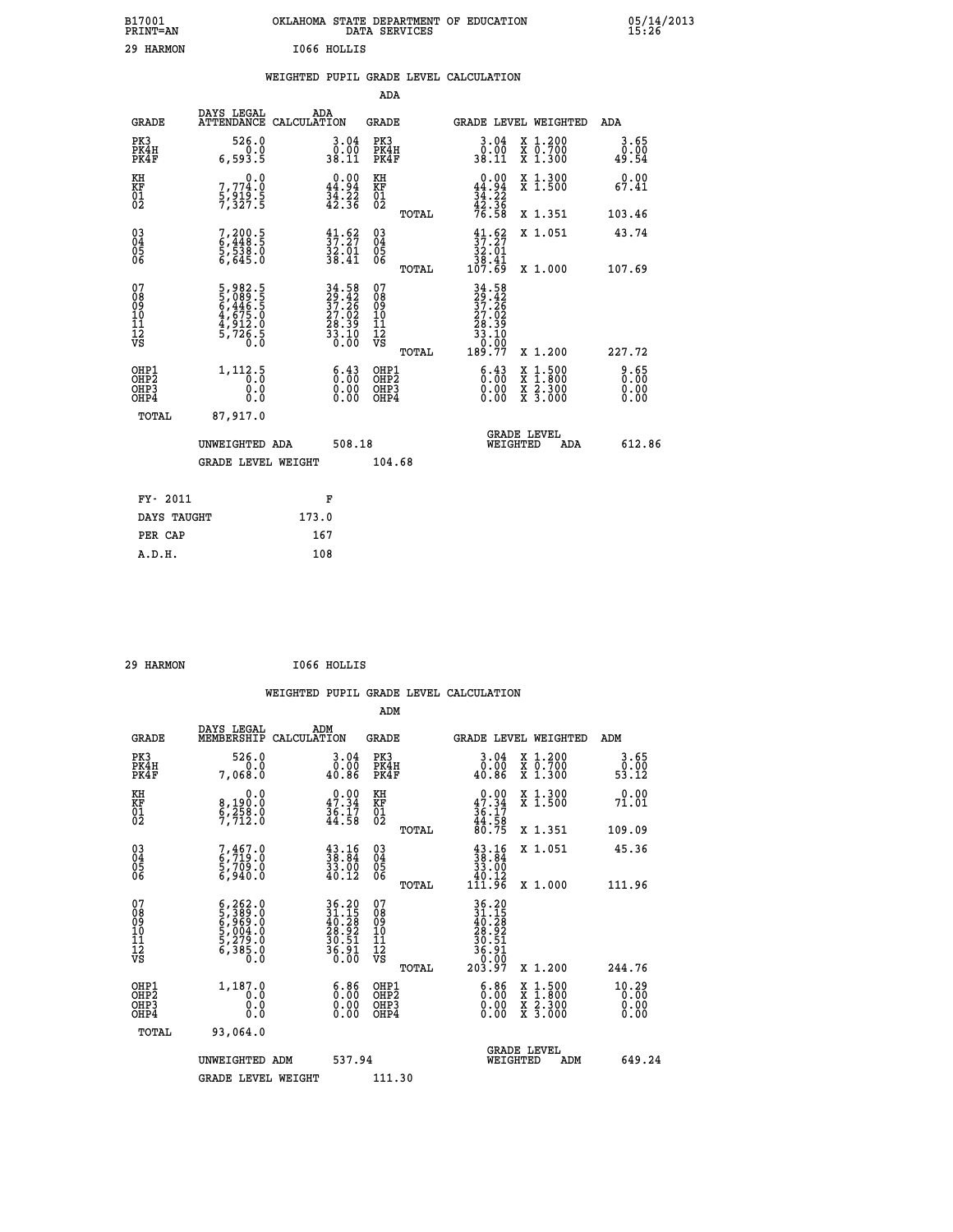B17001 OKLAHOMA STATE DEPARTMENT OF EDUCATION 05/14/2013
PRINT=AN DATA SERVICES 15:26

29 HARMON I066 HOLLIS

WEIGHTED PUPIL GRADE LEVEL CALCULATION

ADA

| GRADE | DAYS LEGAL ATTENDANCE | ADA CALCULATION | GRADE | | GRADE LEVEL | WEIGHTED | ADA |
|---|---|---|---|---|---|---|---|
| PK3 | 526.0 | 3.04 | PK3 | | 3.04 | X 1.200 | 3.65 |
| PK4H | 0.0 | 0.00 | PK4H | | 0.00 | X 0.700 | 0.00 |
| PK4F | 6,593.5 | 38.11 | PK4F | | 38.11 | X 1.300 | 49.54 |
| KH | 0.0 | 0.00 | KH | | 0.00 | X 1.300 | 0.00 |
| KF | 7,774.0 | 44.94 | KF | | 44.94 | X 1.500 | 67.41 |
| 01 | 5,919.5 | 34.22 | 01 | | 34.22 | | |
| 02 | 7,327.5 | 42.36 | 02 | | 42.36 | | |
| | | | | TOTAL | 76.58 | X 1.351 | 103.46 |
| 03 | 7,200.5 | 41.62 | 03 | | 41.62 | X 1.051 | 43.74 |
| 04 | 6,448.5 | 37.27 | 04 | | 37.27 | | |
| 05 | 5,538.0 | 32.01 | 05 | | 32.01 | | |
| 06 | 6,645.0 | 38.41 | 06 | | 38.41 | | |
| | | | | TOTAL | 107.69 | X 1.000 | 107.69 |
| 07 | 5,982.5 | 34.58 | 07 | | 34.58 | | |
| 08 | 5,089.5 | 29.42 | 08 | | 29.42 | | |
| 09 | 6,446.5 | 37.26 | 09 | | 37.26 | | |
| 10 | 4,675.0 | 27.02 | 10 | | 27.02 | | |
| 11 | 4,912.0 | 28.39 | 11 | | 28.39 | | |
| 12 | 5,726.5 | 33.10 | 12 | | 33.10 | | |
| VS | 0.0 | 0.00 | VS | | 0.00 | | |
| | | | | TOTAL | 189.77 | X 1.200 | 227.72 |
| OHP1 | 1,112.5 | 6.43 | OHP1 | | 6.43 | X 1.500 | 9.65 |
| OHP2 | 0.0 | 0.00 | OHP2 | | 0.00 | X 1.800 | 0.00 |
| OHP3 | 0.0 | 0.00 | OHP3 | | 0.00 | X 2.300 | 0.00 |
| OHP4 | 0.0 | 0.00 | OHP4 | | 0.00 | X 3.000 | 0.00 |
| TOTAL | 87,917.0 | | | | | | |

UNWEIGHTED ADA 508.18 GRADE LEVEL WEIGHTED ADA 612.86

GRADE LEVEL WEIGHT 104.68

| FY- 2011 | F |
|---|---|
| DAYS TAUGHT | 173.0 |
| PER CAP | 167 |
| A.D.H. | 108 |

29 HARMON I066 HOLLIS

WEIGHTED PUPIL GRADE LEVEL CALCULATION

ADM

| GRADE | DAYS LEGAL MEMBERSHIP | ADM CALCULATION | GRADE | | GRADE LEVEL | WEIGHTED | ADM |
|---|---|---|---|---|---|---|---|
| PK3 | 526.0 | 3.04 | PK3 | | 3.04 | X 1.200 | 3.65 |
| PK4H | 0.0 | 0.00 | PK4H | | 0.00 | X 0.700 | 0.00 |
| PK4F | 7,068.0 | 40.86 | PK4F | | 40.86 | X 1.300 | 53.12 |
| KH | 0.0 | 0.00 | KH | | 0.00 | X 1.300 | 0.00 |
| KF | 8,190.0 | 47.34 | KF | | 47.34 | X 1.500 | 71.01 |
| 01 | 6,258.0 | 36.17 | 01 | | 36.17 | | |
| 02 | 7,712.0 | 44.58 | 02 | | 44.58 | | |
| | | | | TOTAL | 80.75 | X 1.351 | 109.09 |
| 03 | 7,467.0 | 43.16 | 03 | | 43.16 | X 1.051 | 45.36 |
| 04 | 6,719.0 | 38.84 | 04 | | 38.84 | | |
| 05 | 5,709.0 | 33.00 | 05 | | 33.00 | | |
| 06 | 6,940.0 | 40.12 | 06 | | 40.12 | | |
| | | | | TOTAL | 111.96 | X 1.000 | 111.96 |
| 07 | 6,262.0 | 36.20 | 07 | | 36.20 | | |
| 08 | 5,389.0 | 31.15 | 08 | | 31.15 | | |
| 09 | 6,969.0 | 40.28 | 09 | | 40.28 | | |
| 10 | 5,004.0 | 28.92 | 10 | | 28.92 | | |
| 11 | 5,279.0 | 30.51 | 11 | | 30.51 | | |
| 12 | 6,385.0 | 36.91 | 12 | | 36.91 | | |
| VS | 0.0 | 0.00 | VS | | 0.00 | | |
| | | | | TOTAL | 203.97 | X 1.200 | 244.76 |
| OHP1 | 1,187.0 | 6.86 | OHP1 | | 6.86 | X 1.500 | 10.29 |
| OHP2 | 0.0 | 0.00 | OHP2 | | 0.00 | X 1.800 | 0.00 |
| OHP3 | 0.0 | 0.00 | OHP3 | | 0.00 | X 2.300 | 0.00 |
| OHP4 | 0.0 | 0.00 | OHP4 | | 0.00 | X 3.000 | 0.00 |
| TOTAL | 93,064.0 | | | | | | |

UNWEIGHTED ADM 537.94 GRADE LEVEL WEIGHTED ADM 649.24

GRADE LEVEL WEIGHT 111.30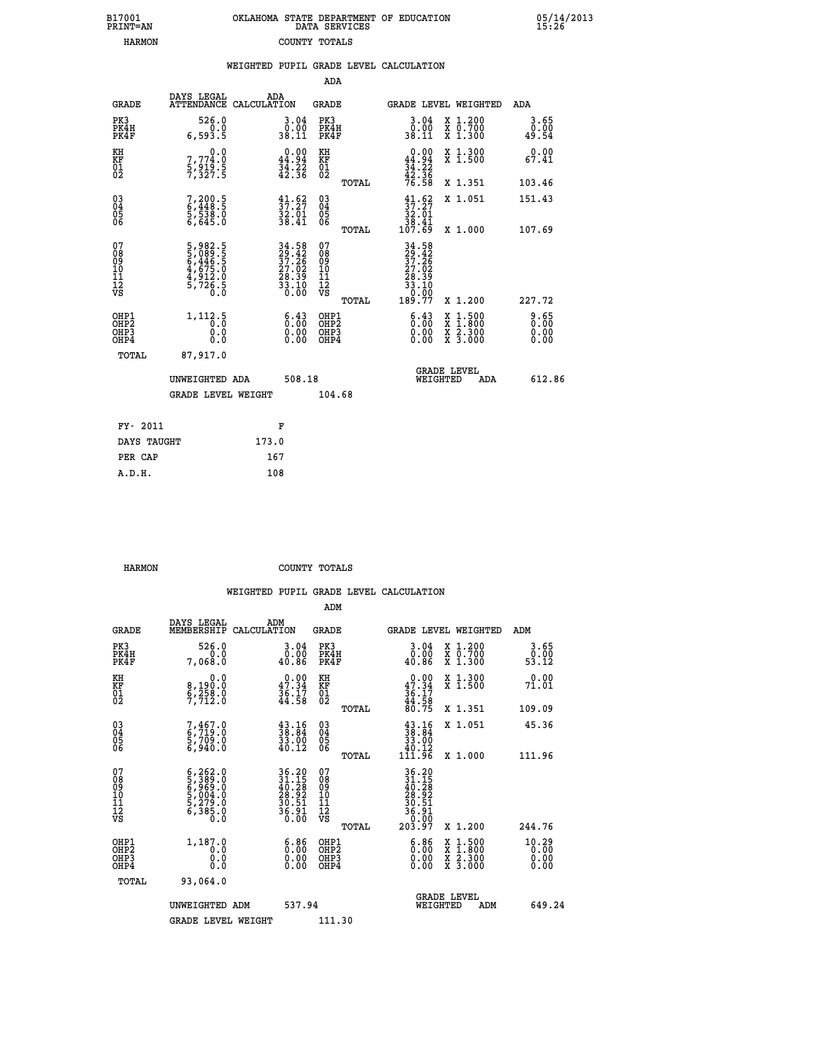B17001 OKLAHOMA STATE DEPARTMENT OF EDUCATION 05/14/2013
PRINT=AN DATA SERVICES 15:26
HARMON COUNTY TOTALS

### WEIGHTED PUPIL GRADE LEVEL CALCULATION

ADA

| GRADE | DAYS LEGAL ATTENDANCE | ADA CALCULATION | GRADE | GRADE LEVEL | WEIGHTED | ADA |
|---|---|---|---|---|---|---|
| PK3 | 526.0 | 3.04 | PK3 | 3.04 | X 1.200 | 3.65 |
| PK4H | 0.0 | 0.00 | PK4H | 0.00 | X 0.700 | 0.00 |
| PK4F | 6,593.5 | 38.11 | PK4F | 38.11 | X 1.300 | 49.54 |
| KH | 0.0 | 0.00 | KH | 0.00 | X 1.300 | 0.00 |
| KF | 7,774.0 | 44.94 | KF | 44.94 | X 1.500 | 67.41 |
| 01 | 5,919.5 | 34.22 | 01 | 34.22 | | |
| 02 | 7,327.5 | 42.36 | 02 | 42.36 | | |
| | | | TOTAL | 76.58 | X 1.351 | 103.46 |
| 03 | 7,200.5 | 41.62 | 03 | 41.62 | X 1.051 | 151.43 |
| 04 | 6,448.5 | 37.27 | 04 | 37.27 | | |
| 05 | 5,538.0 | 32.01 | 05 | 32.01 | | |
| 06 | 6,645.0 | 38.41 | 06 | 38.41 | | |
| | | | TOTAL | 107.69 | X 1.000 | 107.69 |
| 07 | 5,982.5 | 34.58 | 07 | 34.58 | | |
| 08 | 5,089.5 | 29.42 | 08 | 29.42 | | |
| 09 | 6,446.5 | 37.26 | 09 | 37.26 | | |
| 10 | 4,675.0 | 27.02 | 10 | 27.02 | | |
| 11 | 4,912.0 | 28.39 | 11 | 28.39 | | |
| 12 | 5,726.5 | 33.10 | 12 | 33.10 | | |
| VS | 0.0 | 0.00 | VS | 0.00 | | |
| | | | TOTAL | 189.77 | X 1.200 | 227.72 |
| OHP1 | 1,112.5 | 6.43 | OHP1 | 6.43 | X 1.500 | 9.65 |
| OHP2 | 0.0 | 0.00 | OHP2 | 0.00 | X 1.800 | 0.00 |
| OHP3 | 0.0 | 0.00 | OHP3 | 0.00 | X 2.300 | 0.00 |
| OHP4 | 0.0 | 0.00 | OHP4 | 0.00 | X 3.000 | 0.00 |
| TOTAL | 87,917.0 | | | | | |

UNWEIGHTED ADA 508.18 | GRADE LEVEL WEIGHTED ADA 612.86

GRADE LEVEL WEIGHT 104.68

FY- 2011 F
DAYS TAUGHT 173.0
PER CAP 167
A.D.H. 108

HARMON COUNTY TOTALS

### WEIGHTED PUPIL GRADE LEVEL CALCULATION

ADM

| GRADE | DAYS LEGAL MEMBERSHIP | ADM CALCULATION | GRADE | GRADE LEVEL | WEIGHTED | ADM |
|---|---|---|---|---|---|---|
| PK3 | 526.0 | 3.04 | PK3 | 3.04 | X 1.200 | 3.65 |
| PK4H | 0.0 | 0.00 | PK4H | 0.00 | X 0.700 | 0.00 |
| PK4F | 7,068.0 | 40.86 | PK4F | 40.86 | X 1.300 | 53.12 |
| KH | 0.0 | 0.00 | KH | 0.00 | X 1.300 | 0.00 |
| KF | 8,190.0 | 47.34 | KF | 47.34 | X 1.500 | 71.01 |
| 01 | 6,258.0 | 36.17 | 01 | 36.17 | | |
| 02 | 7,712.0 | 44.58 | 02 | 44.58 | | |
| | | | TOTAL | 80.75 | X 1.351 | 109.09 |
| 03 | 7,467.0 | 43.16 | 03 | 43.16 | X 1.051 | 45.36 |
| 04 | 6,719.0 | 38.84 | 04 | 38.84 | | |
| 05 | 5,709.0 | 33.00 | 05 | 33.00 | | |
| 06 | 6,940.0 | 40.12 | 06 | 40.12 | | |
| | | | TOTAL | 111.96 | X 1.000 | 111.96 |
| 07 | 6,262.0 | 36.20 | 07 | 36.20 | | |
| 08 | 5,389.0 | 31.15 | 08 | 31.15 | | |
| 09 | 6,969.0 | 40.28 | 09 | 40.28 | | |
| 10 | 5,004.0 | 28.92 | 10 | 28.92 | | |
| 11 | 5,279.0 | 30.51 | 11 | 30.51 | | |
| 12 | 6,385.0 | 36.91 | 12 | 36.91 | | |
| VS | 0.0 | 0.00 | VS | 0.00 | | |
| | | | TOTAL | 203.97 | X 1.200 | 244.76 |
| OHP1 | 1,187.0 | 6.86 | OHP1 | 6.86 | X 1.500 | 10.29 |
| OHP2 | 0.0 | 0.00 | OHP2 | 0.00 | X 1.800 | 0.00 |
| OHP3 | 0.0 | 0.00 | OHP3 | 0.00 | X 2.300 | 0.00 |
| OHP4 | 0.0 | 0.00 | OHP4 | 0.00 | X 3.000 | 0.00 |
| TOTAL | 93,064.0 | | | | | |

UNWEIGHTED ADM 537.94 | GRADE LEVEL WEIGHTED ADM 649.24

GRADE LEVEL WEIGHT 111.30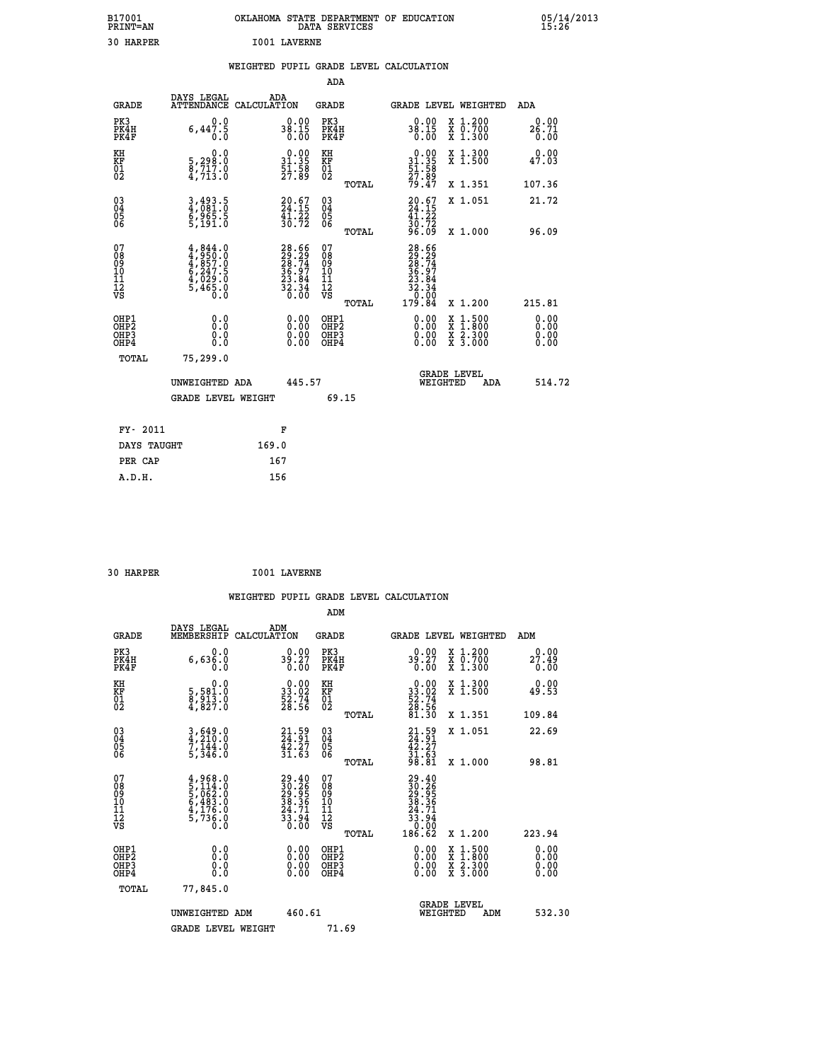B17001 OKLAHOMA STATE DEPARTMENT OF EDUCATION 05/14/2013
PRINT=AN DATA SERVICES 15:26

30 HARPER I001 LAVERNE

## WEIGHTED PUPIL GRADE LEVEL CALCULATION

### ADA

| GRADE | DAYS LEGAL ATTENDANCE | ADA CALCULATION | GRADE | GRADE LEVEL | WEIGHTED | ADA |
|---|---|---|---|---|---|---|
| PK3 | 0.0 | 0.00 | PK3 | 0.00 | X 1.200 | 0.00 |
| PK4H | 6,447.5 | 38.15 | PK4H | 38.15 | X 0.700 | 26.71 |
| PK4F | 0.0 | 0.00 | PK4F | 0.00 | X 1.300 | 0.00 |
| KH | 0.0 | 0.00 | KH | 0.00 | X 1.300 | 0.00 |
| KF | 5,298.0 | 31.35 | KF | 31.35 | X 1.500 | 47.03 |
| 01 | 8,717.0 | 51.58 | 01 | 51.58 | | |
| 02 | 4,713.0 | 27.89 | 02 | 27.89 | | |
| | | | TOTAL | 79.47 | X 1.351 | 107.36 |
| 03 | 3,493.5 | 20.67 | 03 | 20.67 | X 1.051 | 21.72 |
| 04 | 4,081.0 | 24.15 | 04 | 24.15 | | |
| 05 | 6,965.5 | 41.22 | 05 | 41.22 | | |
| 06 | 5,191.0 | 30.72 | 06 | 30.72 | | |
| | | | TOTAL | 96.09 | X 1.000 | 96.09 |
| 07 | 4,844.0 | 28.66 | 07 | 28.66 | | |
| 08 | 4,950.0 | 29.29 | 08 | 29.29 | | |
| 09 | 4,857.0 | 28.74 | 09 | 28.74 | | |
| 10 | 6,247.5 | 36.97 | 10 | 36.97 | | |
| 11 | 4,029.0 | 23.84 | 11 | 23.84 | | |
| 12 | 5,465.0 | 32.34 | 12 | 32.34 | | |
| VS | 0.0 | 0.00 | VS | 0.00 | | |
| | | | TOTAL | 179.84 | X 1.200 | 215.81 |
| OHP1 | 0.0 | 0.00 | OHP1 | 0.00 | X 1.500 | 0.00 |
| OHP2 | 0.0 | 0.00 | OHP2 | 0.00 | X 1.800 | 0.00 |
| OHP3 | 0.0 | 0.00 | OHP3 | 0.00 | X 2.300 | 0.00 |
| OHP4 | 0.0 | 0.00 | OHP4 | 0.00 | X 3.000 | 0.00 |
| TOTAL | 75,299.0 | | | | | |

UNWEIGHTED ADA 445.57 GRADE LEVEL WEIGHTED ADA 514.72

GRADE LEVEL WEIGHT 69.15

| FY- 2011 | F |
|---|---|
| DAYS TAUGHT | 169.0 |
| PER CAP | 167 |
| A.D.H. | 156 |

30 HARPER I001 LAVERNE

## WEIGHTED PUPIL GRADE LEVEL CALCULATION

### ADM

| GRADE | DAYS LEGAL MEMBERSHIP | ADM CALCULATION | GRADE | GRADE LEVEL | WEIGHTED | ADM |
|---|---|---|---|---|---|---|
| PK3 | 0.0 | 0.00 | PK3 | 0.00 | X 1.200 | 0.00 |
| PK4H | 6,636.0 | 39.27 | PK4H | 39.27 | X 0.700 | 27.49 |
| PK4F | 0.0 | 0.00 | PK4F | 0.00 | X 1.300 | 0.00 |
| KH | 0.0 | 0.00 | KH | 0.00 | X 1.300 | 0.00 |
| KF | 5,581.0 | 33.02 | KF | 33.02 | X 1.500 | 49.53 |
| 01 | 8,913.0 | 52.74 | 01 | 52.74 | | |
| 02 | 4,827.0 | 28.56 | 02 | 28.56 | | |
| | | | TOTAL | 81.30 | X 1.351 | 109.84 |
| 03 | 3,649.0 | 21.59 | 03 | 21.59 | X 1.051 | 22.69 |
| 04 | 4,210.0 | 24.91 | 04 | 24.91 | | |
| 05 | 7,144.0 | 42.27 | 05 | 42.27 | | |
| 06 | 5,346.0 | 31.63 | 06 | 31.63 | | |
| | | | TOTAL | 98.81 | X 1.000 | 98.81 |
| 07 | 4,968.0 | 29.40 | 07 | 29.40 | | |
| 08 | 5,114.0 | 30.26 | 08 | 30.26 | | |
| 09 | 5,062.0 | 29.95 | 09 | 29.95 | | |
| 10 | 6,483.0 | 38.36 | 10 | 38.36 | | |
| 11 | 4,176.0 | 24.71 | 11 | 24.71 | | |
| 12 | 5,736.0 | 33.94 | 12 | 33.94 | | |
| VS | 0.0 | 0.00 | VS | 0.00 | | |
| | | | TOTAL | 186.62 | X 1.200 | 223.94 |
| OHP1 | 0.0 | 0.00 | OHP1 | 0.00 | X 1.500 | 0.00 |
| OHP2 | 0.0 | 0.00 | OHP2 | 0.00 | X 1.800 | 0.00 |
| OHP3 | 0.0 | 0.00 | OHP3 | 0.00 | X 2.300 | 0.00 |
| OHP4 | 0.0 | 0.00 | OHP4 | 0.00 | X 3.000 | 0.00 |
| TOTAL | 77,845.0 | | | | | |

UNWEIGHTED ADM 460.61 GRADE LEVEL WEIGHTED ADM 532.30

GRADE LEVEL WEIGHT 71.69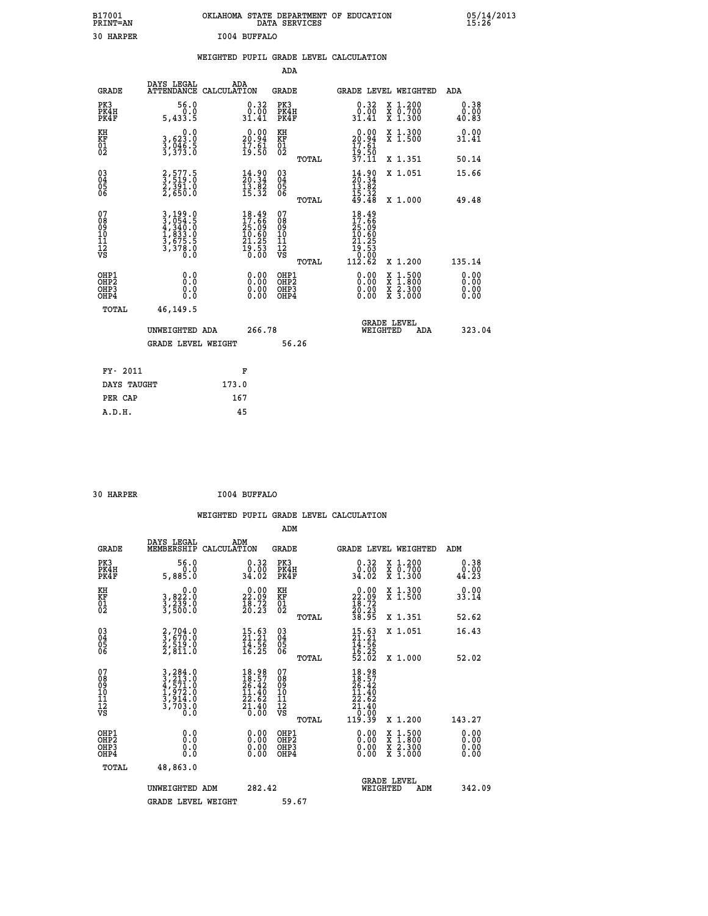B17001 OKLAHOMA STATE DEPARTMENT OF EDUCATION 05/14/2013
PRINT=AN DATA SERVICES 15:26

30 HARPER I004 BUFFALO

## WEIGHTED PUPIL GRADE LEVEL CALCULATION

### ADA

| GRADE | DAYS LEGAL ATTENDANCE | ADA CALCULATION | GRADE | | GRADE LEVEL | WEIGHTED | ADA |
|---|---|---|---|---|---|---|---|
| PK3 | 56.0 | 0.32 | PK3 | | 0.32 | X 1.200 | 0.38 |
| PK4H | 0.0 | 0.00 | PK4H | | 0.00 | X 0.700 | 0.00 |
| PK4F | 5,433.5 | 31.41 | PK4F | | 31.41 | X 1.300 | 40.83 |
| KH | 0.0 | 0.00 | KH | | 0.00 | X 1.300 | 0.00 |
| KF | 3,623.0 | 20.94 | KF | | 20.94 | X 1.500 | 31.41 |
| 01 | 3,046.5 | 17.61 | 01 | | 17.61 | | |
| 02 | 3,373.0 | 19.50 | 02 | | 19.50 | | |
| | | | | TOTAL | 37.11 | X 1.351 | 50.14 |
| 03 | 2,577.5 | 14.90 | 03 | | 14.90 | X 1.051 | 15.66 |
| 04 | 3,519.0 | 20.34 | 04 | | 20.34 | | |
| 05 | 2,391.0 | 13.82 | 05 | | 13.82 | | |
| 06 | 2,650.0 | 15.32 | 06 | | 15.32 | | |
| | | | | TOTAL | 49.48 | X 1.000 | 49.48 |
| 07 | 3,199.0 | 18.49 | 07 | | 18.49 | | |
| 08 | 3,054.5 | 17.66 | 08 | | 17.66 | | |
| 09 | 4,340.0 | 25.09 | 09 | | 25.09 | | |
| 10 | 1,833.0 | 10.60 | 10 | | 10.60 | | |
| 11 | 3,675.5 | 21.25 | 11 | | 21.25 | | |
| 12 | 3,378.0 | 19.53 | 12 | | 19.53 | | |
| VS | 0.0 | 0.00 | VS | | 0.00 | | |
| | | | | TOTAL | 112.62 | X 1.200 | 135.14 |
| OHP1 | 0.0 | 0.00 | OHP1 | | 0.00 | X 1.500 | 0.00 |
| OHP2 | 0.0 | 0.00 | OHP2 | | 0.00 | X 1.800 | 0.00 |
| OHP3 | 0.0 | 0.00 | OHP3 | | 0.00 | X 2.300 | 0.00 |
| OHP4 | 0.0 | 0.00 | OHP4 | | 0.00 | X 3.000 | 0.00 |
| TOTAL | 46,149.5 | | | | | | |

UNWEIGHTED ADA 266.78 GRADE LEVEL WEIGHTED ADA 323.04

GRADE LEVEL WEIGHT 56.26

| FY- 2011 | F |
|---|---|
| DAYS TAUGHT | 173.0 |
| PER CAP | 167 |
| A.D.H. | 45 |

30 HARPER I004 BUFFALO

## WEIGHTED PUPIL GRADE LEVEL CALCULATION

### ADM

| GRADE | DAYS LEGAL MEMBERSHIP | ADM CALCULATION | GRADE | | GRADE LEVEL | WEIGHTED | ADM |
|---|---|---|---|---|---|---|---|
| PK3 | 56.0 | 0.32 | PK3 | | 0.32 | X 1.200 | 0.38 |
| PK4H | 0.0 | 0.00 | PK4H | | 0.00 | X 0.700 | 0.00 |
| PK4F | 5,885.0 | 34.02 | PK4F | | 34.02 | X 1.300 | 44.23 |
| KH | 0.0 | 0.00 | KH | | 0.00 | X 1.300 | 0.00 |
| KF | 3,822.0 | 22.09 | KF | | 22.09 | X 1.500 | 33.14 |
| 01 | 3,239.0 | 18.72 | 01 | | 18.72 | | |
| 02 | 3,500.0 | 20.23 | 02 | | 20.23 | | |
| | | | | TOTAL | 38.95 | X 1.351 | 52.62 |
| 03 | 2,704.0 | 15.63 | 03 | | 15.63 | X 1.051 | 16.43 |
| 04 | 3,670.0 | 21.21 | 04 | | 21.21 | | |
| 05 | 2,519.0 | 14.56 | 05 | | 14.56 | | |
| 06 | 2,811.0 | 16.25 | 06 | | 16.25 | | |
| | | | | TOTAL | 52.02 | X 1.000 | 52.02 |
| 07 | 3,284.0 | 18.98 | 07 | | 18.98 | | |
| 08 | 3,213.0 | 18.57 | 08 | | 18.57 | | |
| 09 | 4,571.0 | 26.42 | 09 | | 26.42 | | |
| 10 | 1,972.0 | 11.40 | 10 | | 11.40 | | |
| 11 | 3,914.0 | 22.62 | 11 | | 22.62 | | |
| 12 | 3,703.0 | 21.40 | 12 | | 21.40 | | |
| VS | 0.0 | 0.00 | VS | | 0.00 | | |
| | | | | TOTAL | 119.39 | X 1.200 | 143.27 |
| OHP1 | 0.0 | 0.00 | OHP1 | | 0.00 | X 1.500 | 0.00 |
| OHP2 | 0.0 | 0.00 | OHP2 | | 0.00 | X 1.800 | 0.00 |
| OHP3 | 0.0 | 0.00 | OHP3 | | 0.00 | X 2.300 | 0.00 |
| OHP4 | 0.0 | 0.00 | OHP4 | | 0.00 | X 3.000 | 0.00 |
| TOTAL | 48,863.0 | | | | | | |

UNWEIGHTED ADM 282.42 GRADE LEVEL WEIGHTED ADM 342.09

GRADE LEVEL WEIGHT 59.67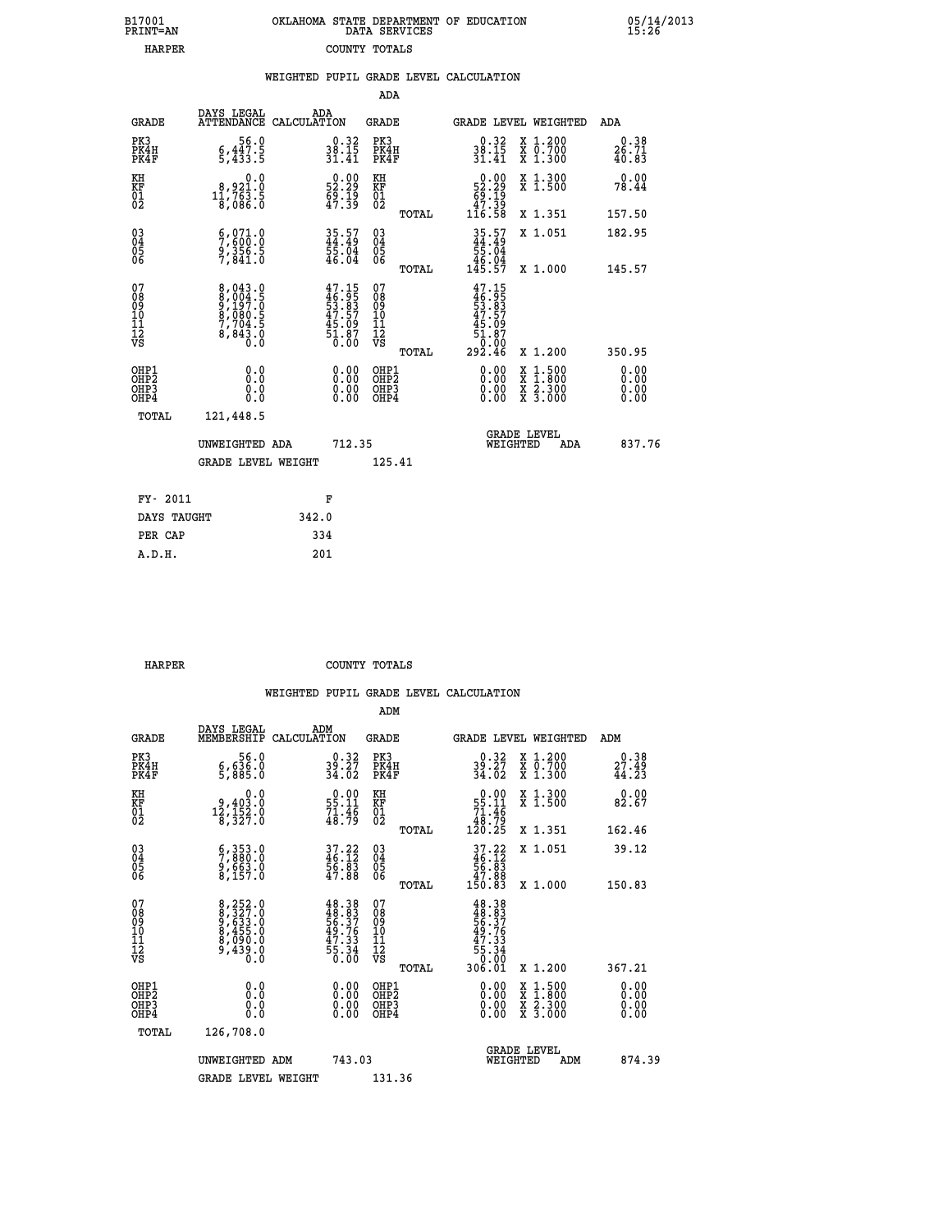B17001 PRINT=AN — OKLAHOMA STATE DEPARTMENT OF EDUCATION DATA SERVICES — 05/14/2013 15:26

HARPER — COUNTY TOTALS

## WEIGHTED PUPIL GRADE LEVEL CALCULATION

### ADA

| GRADE | DAYS LEGAL ATTENDANCE | ADA CALCULATION | GRADE | GRADE LEVEL | WEIGHTED | ADA |
|---|---|---|---|---|---|---|
| PK3 | 56.0 | 0.32 | PK3 | 0.32 | X 1.200 | 0.38 |
| PK4H | 6,447.5 | 38.15 | PK4H | 38.15 | X 0.700 | 26.71 |
| PK4F | 5,433.5 | 31.41 | PK4F | 31.41 | X 1.300 | 40.83 |
| KH | 0.0 | 0.00 | KH | 0.00 | X 1.300 | 0.00 |
| KF | 8,921.0 | 52.29 | KF | 52.29 | X 1.500 | 78.44 |
| 01 | 11,763.5 | 69.19 | 01 | 69.19 | | |
| 02 | 8,086.0 | 47.39 | 02 | 47.39 | | |
| | | | TOTAL | 116.58 | X 1.351 | 157.50 |
| 03 | 6,071.0 | 35.57 | 03 | 35.57 | X 1.051 | 182.95 |
| 04 | 7,600.0 | 44.49 | 04 | 44.49 | | |
| 05 | 9,356.5 | 55.04 | 05 | 55.04 | | |
| 06 | 7,841.0 | 46.04 | 06 | 46.04 | | |
| | | | TOTAL | 145.57 | X 1.000 | 145.57 |
| 07 | 8,043.0 | 47.15 | 07 | 47.15 | | |
| 08 | 8,004.5 | 46.95 | 08 | 46.95 | | |
| 09 | 9,197.0 | 53.83 | 09 | 53.83 | | |
| 10 | 8,080.5 | 47.57 | 10 | 47.57 | | |
| 11 | 7,704.5 | 45.09 | 11 | 45.09 | | |
| 12 | 8,843.0 | 51.87 | 12 | 51.87 | | |
| VS | 0.0 | 0.00 | VS | 0.00 | | |
| | | | TOTAL | 292.46 | X 1.200 | 350.95 |
| OHP1 | 0.0 | 0.00 | OHP1 | 0.00 | X 1.500 | 0.00 |
| OHP2 | 0.0 | 0.00 | OHP2 | 0.00 | X 1.800 | 0.00 |
| OHP3 | 0.0 | 0.00 | OHP3 | 0.00 | X 2.300 | 0.00 |
| OHP4 | 0.0 | 0.00 | OHP4 | 0.00 | X 3.000 | 0.00 |
| TOTAL | 121,448.5 | | | | | |

UNWEIGHTED ADA 712.35 — GRADE LEVEL WEIGHTED ADA 837.76

GRADE LEVEL WEIGHT 125.41

| FY- 2011 | F |
|---|---|
| DAYS TAUGHT | 342.0 |
| PER CAP | 334 |
| A.D.H. | 201 |

HARPER — COUNTY TOTALS

## WEIGHTED PUPIL GRADE LEVEL CALCULATION

### ADM

| GRADE | DAYS LEGAL MEMBERSHIP | ADM CALCULATION | GRADE | GRADE LEVEL | WEIGHTED | ADM |
|---|---|---|---|---|---|---|
| PK3 | 56.0 | 0.32 | PK3 | 0.32 | X 1.200 | 0.38 |
| PK4H | 6,636.0 | 39.27 | PK4H | 39.27 | X 0.700 | 27.49 |
| PK4F | 5,885.0 | 34.02 | PK4F | 34.02 | X 1.300 | 44.23 |
| KH | 0.0 | 0.00 | KH | 0.00 | X 1.300 | 0.00 |
| KF | 9,403.0 | 55.11 | KF | 55.11 | X 1.500 | 82.67 |
| 01 | 12,152.0 | 71.46 | 01 | 71.46 | | |
| 02 | 8,327.0 | 48.79 | 02 | 48.79 | | |
| | | | TOTAL | 120.25 | X 1.351 | 162.46 |
| 03 | 6,353.0 | 37.22 | 03 | 37.22 | X 1.051 | 39.12 |
| 04 | 7,880.0 | 46.12 | 04 | 46.12 | | |
| 05 | 9,663.0 | 56.83 | 05 | 56.83 | | |
| 06 | 8,157.0 | 47.88 | 06 | 47.88 | | |
| | | | TOTAL | 150.83 | X 1.000 | 150.83 |
| 07 | 8,252.0 | 48.38 | 07 | 48.38 | | |
| 08 | 8,327.0 | 48.83 | 08 | 48.83 | | |
| 09 | 9,633.0 | 56.37 | 09 | 56.37 | | |
| 10 | 8,455.0 | 49.76 | 10 | 49.76 | | |
| 11 | 8,090.0 | 47.33 | 11 | 47.33 | | |
| 12 | 9,439.0 | 55.34 | 12 | 55.34 | | |
| VS | 0.0 | 0.00 | VS | 0.00 | | |
| | | | TOTAL | 306.01 | X 1.200 | 367.21 |
| OHP1 | 0.0 | 0.00 | OHP1 | 0.00 | X 1.500 | 0.00 |
| OHP2 | 0.0 | 0.00 | OHP2 | 0.00 | X 1.800 | 0.00 |
| OHP3 | 0.0 | 0.00 | OHP3 | 0.00 | X 2.300 | 0.00 |
| OHP4 | 0.0 | 0.00 | OHP4 | 0.00 | X 3.000 | 0.00 |
| TOTAL | 126,708.0 | | | | | |

UNWEIGHTED ADM 743.03 — GRADE LEVEL WEIGHTED ADM 874.39

GRADE LEVEL WEIGHT 131.36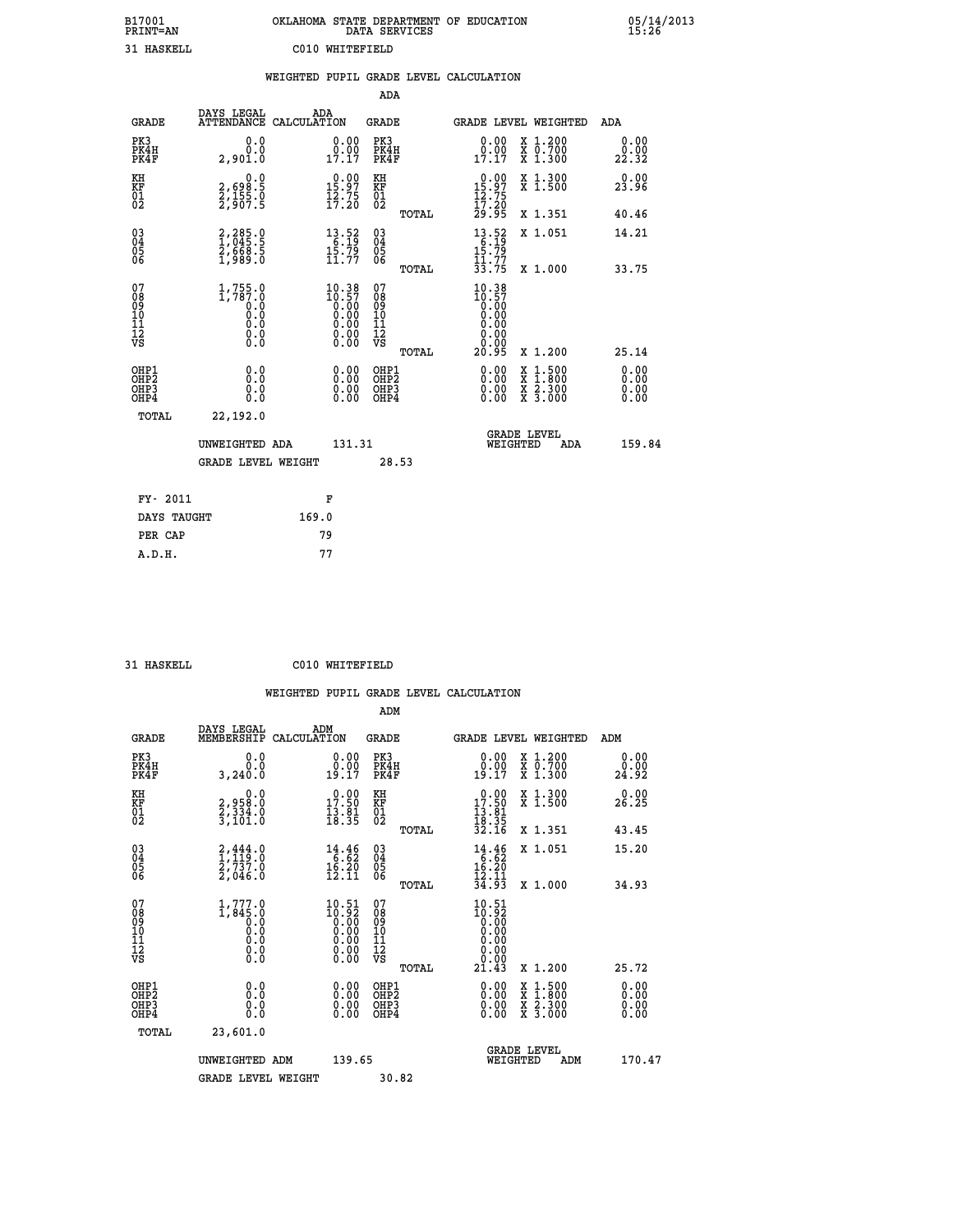B17001 OKLAHOMA STATE DEPARTMENT OF EDUCATION 05/14/2013
PRINT=AN DATA SERVICES 15:26

31 HASKELL C010 WHITEFIELD

## WEIGHTED PUPIL GRADE LEVEL CALCULATION

### ADA

| GRADE | DAYS LEGAL ATTENDANCE | ADA CALCULATION | GRADE | GRADE LEVEL | WEIGHTED | ADA |
|---|---|---|---|---|---|---|
| PK3 | 0.0 | 0.00 | PK3 | 0.00 | X 1.200 | 0.00 |
| PK4H | 0.0 | 0.00 | PK4H | 0.00 | X 0.700 | 0.00 |
| PK4F | 2,901.0 | 17.17 | PK4F | 17.17 | X 1.300 | 22.32 |
| KH | 0.0 | 0.00 | KH | 0.00 | X 1.300 | 0.00 |
| KF | 2,698.5 | 15.97 | KF | 15.97 | X 1.500 | 23.96 |
| 01 | 2,155.0 | 12.75 | 01 | 12.75 | | |
| 02 | 2,907.5 | 17.20 | 02 | 17.20 | | |
| | | | TOTAL | 29.95 | X 1.351 | 40.46 |
| 03 | 2,285.0 | 13.52 | 03 | 13.52 | X 1.051 | 14.21 |
| 04 | 1,045.5 | 6.19 | 04 | 6.19 | | |
| 05 | 2,668.5 | 15.79 | 05 | 15.79 | | |
| 06 | 1,989.0 | 11.77 | 06 | 11.77 | | |
| | | | TOTAL | 33.75 | X 1.000 | 33.75 |
| 07 | 1,755.0 | 10.38 | 07 | 10.38 | | |
| 08 | 1,787.0 | 10.57 | 08 | 10.57 | | |
| 09 | 0.0 | 0.00 | 09 | 0.00 | | |
| 10 | 0.0 | 0.00 | 10 | 0.00 | | |
| 11 | 0.0 | 0.00 | 11 | 0.00 | | |
| 12 | 0.0 | 0.00 | 12 | 0.00 | | |
| VS | 0.0 | 0.00 | VS | 0.00 | | |
| | | | TOTAL | 20.95 | X 1.200 | 25.14 |
| OHP1 | 0.0 | 0.00 | OHP1 | 0.00 | X 1.500 | 0.00 |
| OHP2 | 0.0 | 0.00 | OHP2 | 0.00 | X 1.800 | 0.00 |
| OHP3 | 0.0 | 0.00 | OHP3 | 0.00 | X 2.300 | 0.00 |
| OHP4 | 0.0 | 0.00 | OHP4 | 0.00 | X 3.000 | 0.00 |
| TOTAL | 22,192.0 | | | | | |

UNWEIGHTED ADA 131.31 — GRADE LEVEL WEIGHTED ADA 159.84

GRADE LEVEL WEIGHT 28.53

| FY- 2011 | F |
|---|---|
| DAYS TAUGHT | 169.0 |
| PER CAP | 79 |
| A.D.H. | 77 |

31 HASKELL C010 WHITEFIELD

## WEIGHTED PUPIL GRADE LEVEL CALCULATION

### ADM

| GRADE | DAYS LEGAL MEMBERSHIP | ADM CALCULATION | GRADE | GRADE LEVEL | WEIGHTED | ADM |
|---|---|---|---|---|---|---|
| PK3 | 0.0 | 0.00 | PK3 | 0.00 | X 1.200 | 0.00 |
| PK4H | 0.0 | 0.00 | PK4H | 0.00 | X 0.700 | 0.00 |
| PK4F | 3,240.0 | 19.17 | PK4F | 19.17 | X 1.300 | 24.92 |
| KH | 0.0 | 0.00 | KH | 0.00 | X 1.300 | 0.00 |
| KF | 2,958.0 | 17.50 | KF | 17.50 | X 1.500 | 26.25 |
| 01 | 2,334.0 | 13.81 | 01 | 13.81 | | |
| 02 | 3,101.0 | 18.35 | 02 | 18.35 | | |
| | | | TOTAL | 32.16 | X 1.351 | 43.45 |
| 03 | 2,444.0 | 14.46 | 03 | 14.46 | X 1.051 | 15.20 |
| 04 | 1,119.0 | 6.62 | 04 | 6.62 | | |
| 05 | 2,737.0 | 16.20 | 05 | 16.20 | | |
| 06 | 2,046.0 | 12.11 | 06 | 12.11 | | |
| | | | TOTAL | 34.93 | X 1.000 | 34.93 |
| 07 | 1,777.0 | 10.51 | 07 | 10.51 | | |
| 08 | 1,845.0 | 10.92 | 08 | 10.92 | | |
| 09 | 0.0 | 0.00 | 09 | 0.00 | | |
| 10 | 0.0 | 0.00 | 10 | 0.00 | | |
| 11 | 0.0 | 0.00 | 11 | 0.00 | | |
| 12 | 0.0 | 0.00 | 12 | 0.00 | | |
| VS | 0.0 | 0.00 | VS | 0.00 | | |
| | | | TOTAL | 21.43 | X 1.200 | 25.72 |
| OHP1 | 0.0 | 0.00 | OHP1 | 0.00 | X 1.500 | 0.00 |
| OHP2 | 0.0 | 0.00 | OHP2 | 0.00 | X 1.800 | 0.00 |
| OHP3 | 0.0 | 0.00 | OHP3 | 0.00 | X 2.300 | 0.00 |
| OHP4 | 0.0 | 0.00 | OHP4 | 0.00 | X 3.000 | 0.00 |
| TOTAL | 23,601.0 | | | | | |

UNWEIGHTED ADM 139.65 — GRADE LEVEL WEIGHTED ADM 170.47

GRADE LEVEL WEIGHT 30.82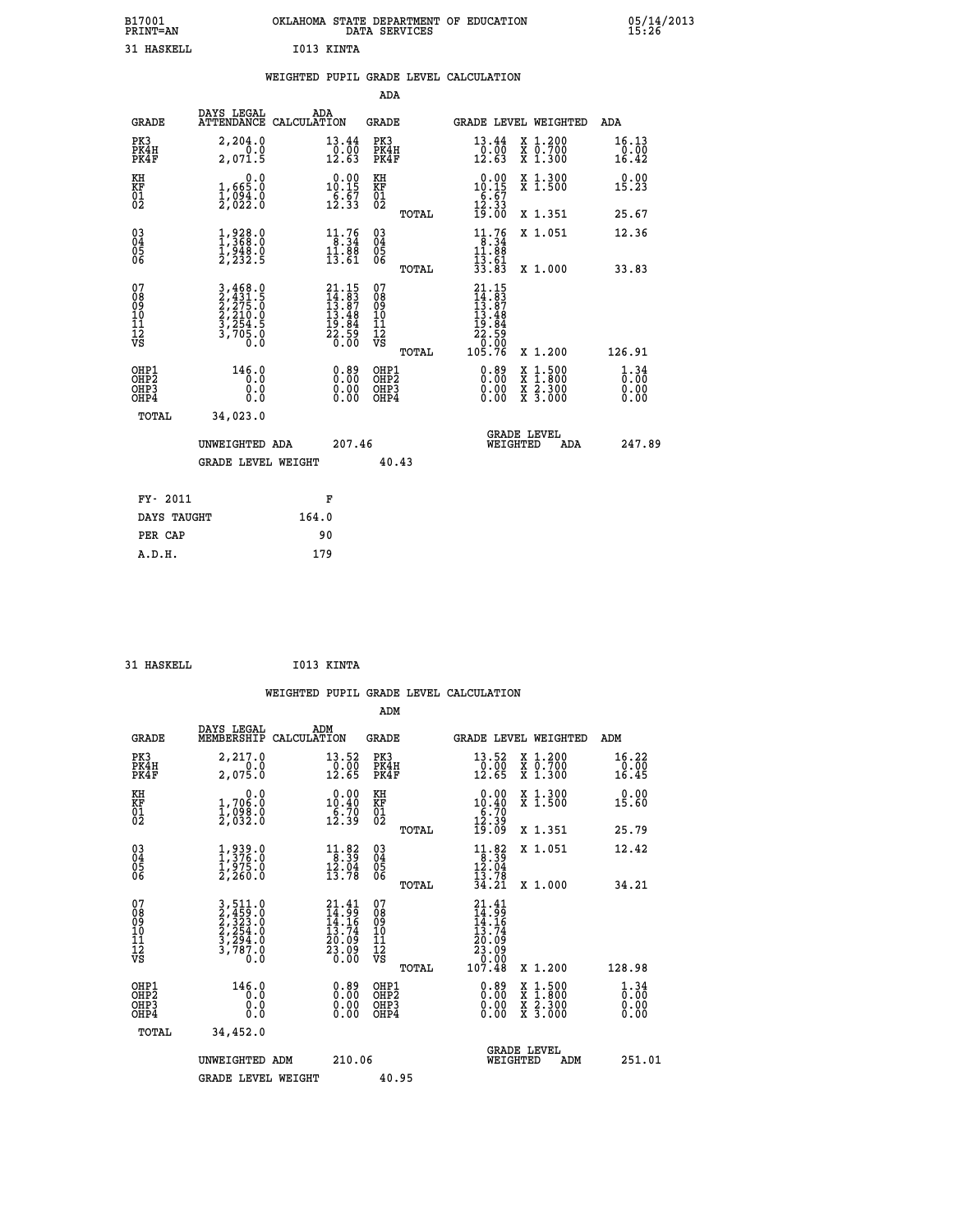B17001 OKLAHOMA STATE DEPARTMENT OF EDUCATION 05/14/2013
PRINT=AN DATA SERVICES 15:26

31 HASKELL I013 KINTA

WEIGHTED PUPIL GRADE LEVEL CALCULATION

ADA

| GRADE | DAYS LEGAL ATTENDANCE | ADA CALCULATION | GRADE | | GRADE LEVEL | WEIGHTED | ADA |
|---|---|---|---|---|---|---|---|
| PK3 | 2,204.0 | 13.44 | PK3 | | 13.44 | X 1.200 | 16.13 |
| PK4H | 0.0 | 0.00 | PK4H | | 0.00 | X 0.700 | 0.00 |
| PK4F | 2,071.5 | 12.63 | PK4F | | 12.63 | X 1.300 | 16.42 |
| KH | 0.0 | 0.00 | KH | | 0.00 | X 1.300 | 0.00 |
| KF | 1,665.0 | 10.15 | KF | | 10.15 | X 1.500 | 15.23 |
| 01 | 1,094.0 | 6.67 | 01 | | 6.67 | | |
| 02 | 2,022.0 | 12.33 | 02 | | 12.33 | | |
| | | | | TOTAL | 19.00 | X 1.351 | 25.67 |
| 03 | 1,928.0 | 11.76 | 03 | | 11.76 | X 1.051 | 12.36 |
| 04 | 1,368.0 | 8.34 | 04 | | 8.34 | | |
| 05 | 1,948.0 | 11.88 | 05 | | 11.88 | | |
| 06 | 2,232.5 | 13.61 | 06 | | 13.61 | | |
| | | | | TOTAL | 33.83 | X 1.000 | 33.83 |
| 07 | 3,468.0 | 21.15 | 07 | | 21.15 | | |
| 08 | 2,431.5 | 14.83 | 08 | | 14.83 | | |
| 09 | 2,275.0 | 13.87 | 09 | | 13.87 | | |
| 10 | 2,210.0 | 13.48 | 10 | | 13.48 | | |
| 11 | 3,254.5 | 19.84 | 11 | | 19.84 | | |
| 12 | 3,705.0 | 22.59 | 12 | | 22.59 | | |
| VS | 0.0 | 0.00 | VS | | 0.00 | | |
| | | | | TOTAL | 105.76 | X 1.200 | 126.91 |
| OHP1 | 146.0 | 0.89 | OHP1 | | 0.89 | X 1.500 | 1.34 |
| OHP2 | 0.0 | 0.00 | OHP2 | | 0.00 | X 1.800 | 0.00 |
| OHP3 | 0.0 | 0.00 | OHP3 | | 0.00 | X 2.300 | 0.00 |
| OHP4 | 0.0 | 0.00 | OHP4 | | 0.00 | X 3.000 | 0.00 |
| TOTAL | 34,023.0 | | | | | | |

UNWEIGHTED ADA 207.46 — GRADE LEVEL WEIGHTED ADA 247.89

GRADE LEVEL WEIGHT 40.43

| FY- 2011 | F |
|---|---|
| DAYS TAUGHT | 164.0 |
| PER CAP | 90 |
| A.D.H. | 179 |

31 HASKELL I013 KINTA

WEIGHTED PUPIL GRADE LEVEL CALCULATION

ADM

| GRADE | DAYS LEGAL MEMBERSHIP | ADM CALCULATION | GRADE | | GRADE LEVEL | WEIGHTED | ADM |
|---|---|---|---|---|---|---|---|
| PK3 | 2,217.0 | 13.52 | PK3 | | 13.52 | X 1.200 | 16.22 |
| PK4H | 0.0 | 0.00 | PK4H | | 0.00 | X 0.700 | 0.00 |
| PK4F | 2,075.0 | 12.65 | PK4F | | 12.65 | X 1.300 | 16.45 |
| KH | 0.0 | 0.00 | KH | | 0.00 | X 1.300 | 0.00 |
| KF | 1,706.0 | 10.40 | KF | | 10.40 | X 1.500 | 15.60 |
| 01 | 1,098.0 | 6.70 | 01 | | 6.70 | | |
| 02 | 2,032.0 | 12.39 | 02 | | 12.39 | | |
| | | | | TOTAL | 19.09 | X 1.351 | 25.79 |
| 03 | 1,939.0 | 11.82 | 03 | | 11.82 | X 1.051 | 12.42 |
| 04 | 1,376.0 | 8.39 | 04 | | 8.39 | | |
| 05 | 1,975.0 | 12.04 | 05 | | 12.04 | | |
| 06 | 2,260.0 | 13.78 | 06 | | 13.78 | | |
| | | | | TOTAL | 34.21 | X 1.000 | 34.21 |
| 07 | 3,511.0 | 21.41 | 07 | | 21.41 | | |
| 08 | 2,459.0 | 14.99 | 08 | | 14.99 | | |
| 09 | 2,323.0 | 14.16 | 09 | | 14.16 | | |
| 10 | 2,254.0 | 13.74 | 10 | | 13.74 | | |
| 11 | 3,294.0 | 20.09 | 11 | | 20.09 | | |
| 12 | 3,787.0 | 23.09 | 12 | | 23.09 | | |
| VS | 0.0 | 0.00 | VS | | 0.00 | | |
| | | | | TOTAL | 107.48 | X 1.200 | 128.98 |
| OHP1 | 146.0 | 0.89 | OHP1 | | 0.89 | X 1.500 | 1.34 |
| OHP2 | 0.0 | 0.00 | OHP2 | | 0.00 | X 1.800 | 0.00 |
| OHP3 | 0.0 | 0.00 | OHP3 | | 0.00 | X 2.300 | 0.00 |
| OHP4 | 0.0 | 0.00 | OHP4 | | 0.00 | X 3.000 | 0.00 |
| TOTAL | 34,452.0 | | | | | | |

UNWEIGHTED ADM 210.06 — GRADE LEVEL WEIGHTED ADM 251.01

GRADE LEVEL WEIGHT 40.95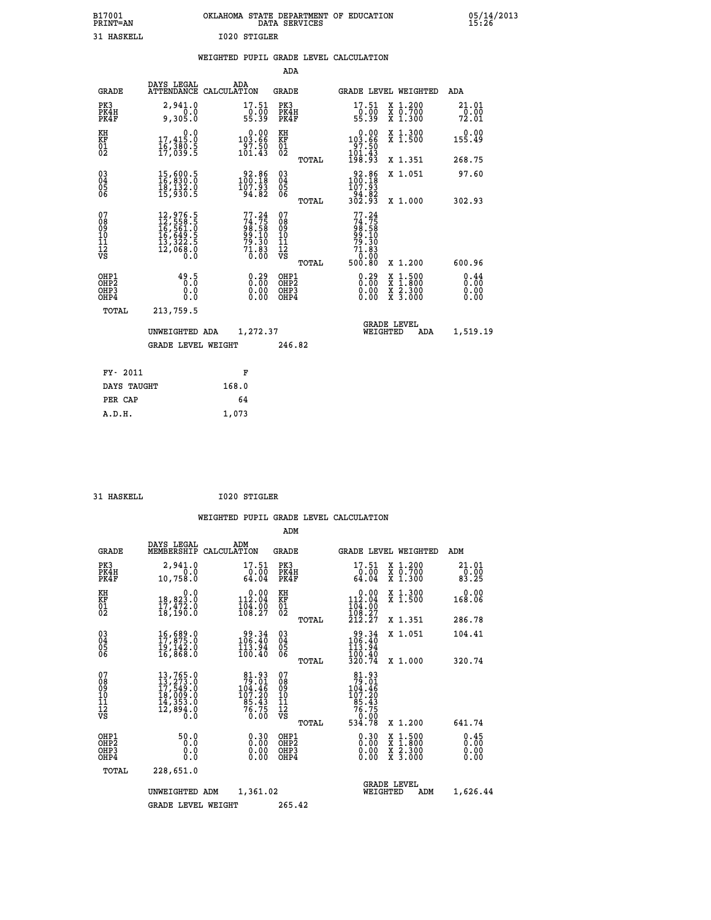B17001 OKLAHOMA STATE DEPARTMENT OF EDUCATION 05/14/2013
PRINT=AN DATA SERVICES 15:26

31 HASKELL I020 STIGLER

## WEIGHTED PUPIL GRADE LEVEL CALCULATION

### ADA

| GRADE | DAYS LEGAL ATTENDANCE | ADA CALCULATION | GRADE | | GRADE LEVEL | WEIGHTED | ADA |
|---|---|---|---|---|---|---|---|
| PK3 | 2,941.0 | 17.51 | PK3 | | 17.51 | X 1.200 | 21.01 |
| PK4H | 0.0 | 0.00 | PK4H | | 0.00 | X 0.700 | 0.00 |
| PK4F | 9,305.0 | 55.39 | PK4F | | 55.39 | X 1.300 | 72.01 |
| KH | 0.0 | 0.00 | KH | | 0.00 | X 1.300 | 0.00 |
| KF | 17,415.0 | 103.66 | KF | | 103.66 | X 1.500 | 155.49 |
| 01 | 16,380.5 | 97.50 | 01 | | 97.50 | | |
| 02 | 17,039.5 | 101.43 | 02 | | 101.43 | | |
| | | | | TOTAL | 198.93 | X 1.351 | 268.75 |
| 03 | 15,600.5 | 92.86 | 03 | | 92.86 | X 1.051 | 97.60 |
| 04 | 16,830.0 | 100.18 | 04 | | 100.18 | | |
| 05 | 18,132.0 | 107.93 | 05 | | 107.93 | | |
| 06 | 15,930.5 | 94.82 | 06 | | 94.82 | | |
| | | | | TOTAL | 302.93 | X 1.000 | 302.93 |
| 07 | 12,976.5 | 77.24 | 07 | | 77.24 | | |
| 08 | 12,558.5 | 74.75 | 08 | | 74.75 | | |
| 09 | 16,561.0 | 98.58 | 09 | | 98.58 | | |
| 10 | 16,649.5 | 99.10 | 10 | | 99.10 | | |
| 11 | 13,322.5 | 79.30 | 11 | | 79.30 | | |
| 12 | 12,068.0 | 71.83 | 12 | | 71.83 | | |
| VS | 0.0 | 0.00 | VS | | 0.00 | | |
| | | | | TOTAL | 500.80 | X 1.200 | 600.96 |
| OHP1 | 49.5 | 0.29 | OHP1 | | 0.29 | X 1.500 | 0.44 |
| OHP2 | 0.0 | 0.00 | OHP2 | | 0.00 | X 1.800 | 0.00 |
| OHP3 | 0.0 | 0.00 | OHP3 | | 0.00 | X 2.300 | 0.00 |
| OHP4 | 0.0 | 0.00 | OHP4 | | 0.00 | X 3.000 | 0.00 |
| TOTAL | 213,759.5 | | | | | | |

UNWEIGHTED ADA 1,272.37 GRADE LEVEL WEIGHTED ADA 1,519.19

GRADE LEVEL WEIGHT 246.82

| FY- 2011 | F |
|---|---|
| DAYS TAUGHT | 168.0 |
| PER CAP | 64 |
| A.D.H. | 1,073 |

31 HASKELL I020 STIGLER

## WEIGHTED PUPIL GRADE LEVEL CALCULATION

### ADM

| GRADE | DAYS LEGAL MEMBERSHIP | ADM CALCULATION | GRADE | | GRADE LEVEL | WEIGHTED | ADM |
|---|---|---|---|---|---|---|---|
| PK3 | 2,941.0 | 17.51 | PK3 | | 17.51 | X 1.200 | 21.01 |
| PK4H | 0.0 | 0.00 | PK4H | | 0.00 | X 0.700 | 0.00 |
| PK4F | 10,758.0 | 64.04 | PK4F | | 64.04 | X 1.300 | 83.25 |
| KH | 0.0 | 0.00 | KH | | 0.00 | X 1.300 | 0.00 |
| KF | 18,823.0 | 112.04 | KF | | 112.04 | X 1.500 | 168.06 |
| 01 | 17,472.0 | 104.00 | 01 | | 104.00 | | |
| 02 | 18,190.0 | 108.27 | 02 | | 108.27 | | |
| | | | | TOTAL | 212.27 | X 1.351 | 286.78 |
| 03 | 16,689.0 | 99.34 | 03 | | 99.34 | X 1.051 | 104.41 |
| 04 | 17,875.0 | 106.40 | 04 | | 106.40 | | |
| 05 | 19,142.0 | 113.94 | 05 | | 113.94 | | |
| 06 | 16,868.0 | 100.40 | 06 | | 100.40 | | |
| | | | | TOTAL | 320.74 | X 1.000 | 320.74 |
| 07 | 13,765.0 | 81.93 | 07 | | 81.93 | | |
| 08 | 13,273.0 | 79.01 | 08 | | 79.01 | | |
| 09 | 17,549.0 | 104.46 | 09 | | 104.46 | | |
| 10 | 18,009.0 | 107.20 | 10 | | 107.20 | | |
| 11 | 14,353.0 | 85.43 | 11 | | 85.43 | | |
| 12 | 12,894.0 | 76.75 | 12 | | 76.75 | | |
| VS | 0.0 | 0.00 | VS | | 0.00 | | |
| | | | | TOTAL | 534.78 | X 1.200 | 641.74 |
| OHP1 | 50.0 | 0.30 | OHP1 | | 0.30 | X 1.500 | 0.45 |
| OHP2 | 0.0 | 0.00 | OHP2 | | 0.00 | X 1.800 | 0.00 |
| OHP3 | 0.0 | 0.00 | OHP3 | | 0.00 | X 2.300 | 0.00 |
| OHP4 | 0.0 | 0.00 | OHP4 | | 0.00 | X 3.000 | 0.00 |
| TOTAL | 228,651.0 | | | | | | |

UNWEIGHTED ADM 1,361.02 GRADE LEVEL WEIGHTED ADM 1,626.44

GRADE LEVEL WEIGHT 265.42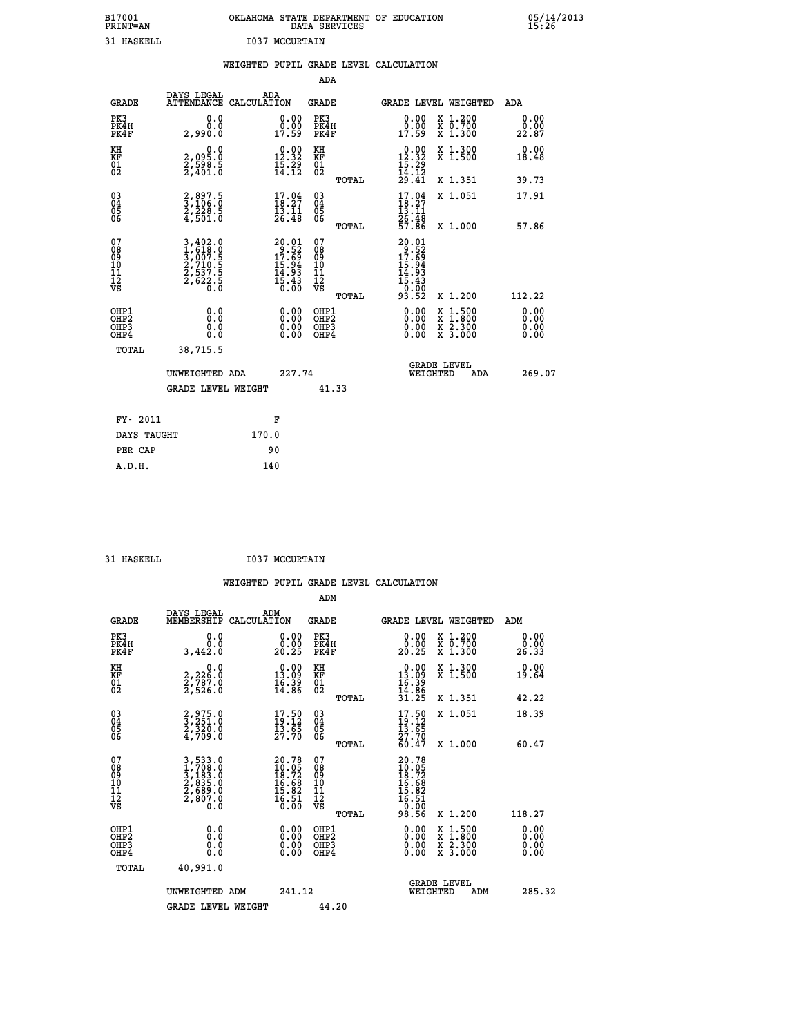B17001 OKLAHOMA STATE DEPARTMENT OF EDUCATION 05/14/2013
PRINT=AN DATA SERVICES 15:26

31 HASKELL I037 MCCURTAIN

## WEIGHTED PUPIL GRADE LEVEL CALCULATION

### ADA

| GRADE | DAYS LEGAL ATTENDANCE | ADA CALCULATION | GRADE | GRADE LEVEL | WEIGHTED | ADA |
|---|---|---|---|---|---|---|
| PK3 | 0.0 | 0.00 | PK3 | 0.00 | X 1.200 | 0.00 |
| PK4H | 0.0 | 0.00 | PK4H | 0.00 | X 0.700 | 0.00 |
| PK4F | 2,990.0 | 17.59 | PK4F | 17.59 | X 1.300 | 22.87 |
| KH | 0.0 | 0.00 | KH | 0.00 | X 1.300 | 0.00 |
| KF | 2,095.0 | 12.32 | KF | 12.32 | X 1.500 | 18.48 |
| 01 | 2,598.5 | 15.29 | 01 | 15.29 | | |
| 02 | 2,401.0 | 14.12 | 02 | 14.12 | | |
| | | | TOTAL | 29.41 | X 1.351 | 39.73 |
| 03 | 2,897.5 | 17.04 | 03 | 17.04 | X 1.051 | 17.91 |
| 04 | 3,106.0 | 18.27 | 04 | 18.27 | | |
| 05 | 2,228.5 | 13.11 | 05 | 13.11 | | |
| 06 | 4,501.0 | 26.48 | 06 | 26.48 | | |
| | | | TOTAL | 57.86 | X 1.000 | 57.86 |
| 07 | 3,402.0 | 20.01 | 07 | 20.01 | | |
| 08 | 1,618.0 | 9.52 | 08 | 9.52 | | |
| 09 | 3,007.5 | 17.69 | 09 | 17.69 | | |
| 10 | 2,710.5 | 15.94 | 10 | 15.94 | | |
| 11 | 2,537.5 | 14.93 | 11 | 14.93 | | |
| 12 | 2,622.5 | 15.43 | 12 | 15.43 | | |
| VS | 0.0 | 0.00 | VS | 0.00 | | |
| | | | TOTAL | 93.52 | X 1.200 | 112.22 |
| OHP1 | 0.0 | 0.00 | OHP1 | 0.00 | X 1.500 | 0.00 |
| OHP2 | 0.0 | 0.00 | OHP2 | 0.00 | X 1.800 | 0.00 |
| OHP3 | 0.0 | 0.00 | OHP3 | 0.00 | X 2.300 | 0.00 |
| OHP4 | 0.0 | 0.00 | OHP4 | 0.00 | X 3.000 | 0.00 |
| TOTAL | 38,715.5 | | | | | |

UNWEIGHTED ADA 227.74 GRADE LEVEL WEIGHTED ADA 269.07

GRADE LEVEL WEIGHT 41.33

| FY- 2011 | F |
|---|---|
| DAYS TAUGHT | 170.0 |
| PER CAP | 90 |
| A.D.H. | 140 |

31 HASKELL I037 MCCURTAIN

## WEIGHTED PUPIL GRADE LEVEL CALCULATION

### ADM

| GRADE | DAYS LEGAL MEMBERSHIP | ADM CALCULATION | GRADE | GRADE LEVEL | WEIGHTED | ADM |
|---|---|---|---|---|---|---|
| PK3 | 0.0 | 0.00 | PK3 | 0.00 | X 1.200 | 0.00 |
| PK4H | 0.0 | 0.00 | PK4H | 0.00 | X 0.700 | 0.00 |
| PK4F | 3,442.0 | 20.25 | PK4F | 20.25 | X 1.300 | 26.33 |
| KH | 0.0 | 0.00 | KH | 0.00 | X 1.300 | 0.00 |
| KF | 2,226.0 | 13.09 | KF | 13.09 | X 1.500 | 19.64 |
| 01 | 2,787.0 | 16.39 | 01 | 16.39 | | |
| 02 | 2,526.0 | 14.86 | 02 | 14.86 | | |
| | | | TOTAL | 31.25 | X 1.351 | 42.22 |
| 03 | 2,975.0 | 17.50 | 03 | 17.50 | X 1.051 | 18.39 |
| 04 | 3,251.0 | 19.12 | 04 | 19.12 | | |
| 05 | 2,320.0 | 13.65 | 05 | 13.65 | | |
| 06 | 4,709.0 | 27.70 | 06 | 27.70 | | |
| | | | TOTAL | 60.47 | X 1.000 | 60.47 |
| 07 | 3,533.0 | 20.78 | 07 | 20.78 | | |
| 08 | 1,708.0 | 10.05 | 08 | 10.05 | | |
| 09 | 3,183.0 | 18.72 | 09 | 18.72 | | |
| 10 | 2,835.0 | 16.68 | 10 | 16.68 | | |
| 11 | 2,689.0 | 15.82 | 11 | 15.82 | | |
| 12 | 2,807.0 | 16.51 | 12 | 16.51 | | |
| VS | 0.0 | 0.00 | VS | 0.00 | | |
| | | | TOTAL | 98.56 | X 1.200 | 118.27 |
| OHP1 | 0.0 | 0.00 | OHP1 | 0.00 | X 1.500 | 0.00 |
| OHP2 | 0.0 | 0.00 | OHP2 | 0.00 | X 1.800 | 0.00 |
| OHP3 | 0.0 | 0.00 | OHP3 | 0.00 | X 2.300 | 0.00 |
| OHP4 | 0.0 | 0.00 | OHP4 | 0.00 | X 3.000 | 0.00 |
| TOTAL | 40,991.0 | | | | | |

UNWEIGHTED ADM 241.12 GRADE LEVEL WEIGHTED ADM 285.32

GRADE LEVEL WEIGHT 44.20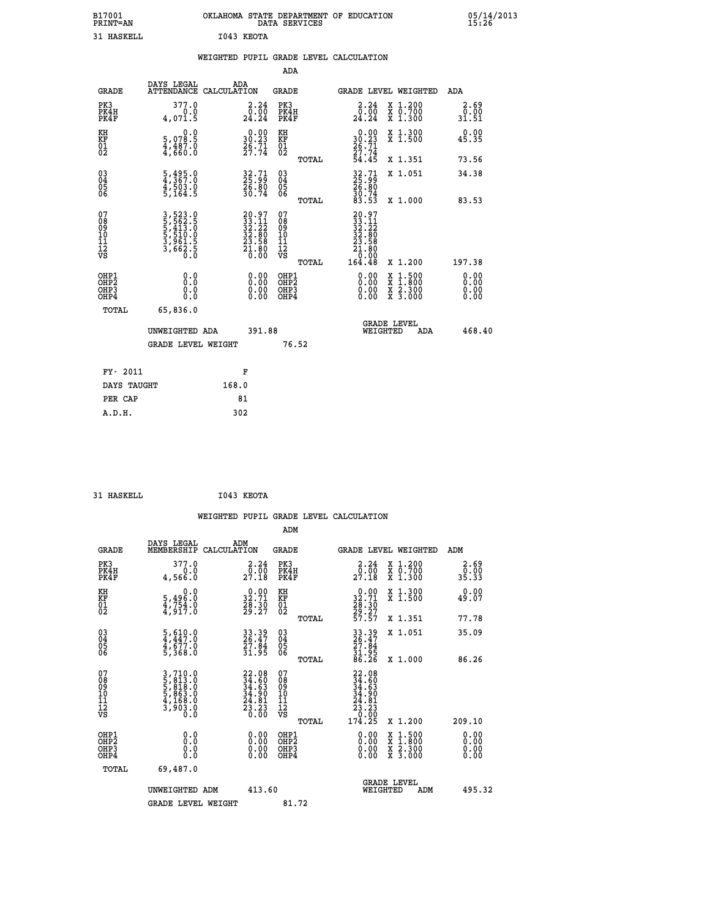B17001 OKLAHOMA STATE DEPARTMENT OF EDUCATION 05/14/2013
PRINT=AN DATA SERVICES 15:26

31 HASKELL I043 KEOTA

## WEIGHTED PUPIL GRADE LEVEL CALCULATION

### ADA

| GRADE | DAYS LEGAL ATTENDANCE | ADA CALCULATION | GRADE | | GRADE LEVEL | WEIGHTED | ADA |
|---|---|---|---|---|---|---|---|
| PK3 | 377.0 | 2.24 | PK3 | | 2.24 | X 1.200 | 2.69 |
| PK4H | 0.0 | 0.00 | PK4H | | 0.00 | X 0.700 | 0.00 |
| PK4F | 4,071.5 | 24.24 | PK4F | | 24.24 | X 1.300 | 31.51 |
| KH | 0.0 | 0.00 | KH | | 0.00 | X 1.300 | 0.00 |
| KF | 5,078.5 | 30.23 | KF | | 30.23 | X 1.500 | 45.35 |
| 01 | 4,487.0 | 26.71 | 01 | | 26.71 | | |
| 02 | 4,660.0 | 27.74 | 02 | | 27.74 | | |
| | | | | TOTAL | 54.45 | X 1.351 | 73.56 |
| 03 | 5,495.0 | 32.71 | 03 | | 32.71 | X 1.051 | 34.38 |
| 04 | 4,367.0 | 25.99 | 04 | | 25.99 | | |
| 05 | 4,503.0 | 26.80 | 05 | | 26.80 | | |
| 06 | 5,164.5 | 30.74 | 06 | | 30.74 | | |
| | | | | TOTAL | 83.53 | X 1.000 | 83.53 |
| 07 | 3,523.0 | 20.97 | 07 | | 20.97 | | |
| 08 | 5,562.5 | 33.11 | 08 | | 33.11 | | |
| 09 | 5,413.0 | 32.22 | 09 | | 32.22 | | |
| 10 | 5,510.0 | 32.80 | 10 | | 32.80 | | |
| 11 | 3,961.5 | 23.58 | 11 | | 23.58 | | |
| 12 | 3,662.5 | 21.80 | 12 | | 21.80 | | |
| VS | 0.0 | 0.00 | VS | | 0.00 | | |
| | | | | TOTAL | 164.48 | X 1.200 | 197.38 |
| OHP1 | 0.0 | 0.00 | OHP1 | | 0.00 | X 1.500 | 0.00 |
| OHP2 | 0.0 | 0.00 | OHP2 | | 0.00 | X 1.800 | 0.00 |
| OHP3 | 0.0 | 0.00 | OHP3 | | 0.00 | X 2.300 | 0.00 |
| OHP4 | 0.0 | 0.00 | OHP4 | | 0.00 | X 3.000 | 0.00 |
| TOTAL | 65,836.0 | | | | | | |

UNWEIGHTED ADA 391.88 GRADE LEVEL WEIGHTED ADA 468.40

GRADE LEVEL WEIGHT 76.52

| FY- 2011 | F |
|---|---|
| DAYS TAUGHT | 168.0 |
| PER CAP | 81 |
| A.D.H. | 302 |

31 HASKELL I043 KEOTA

## WEIGHTED PUPIL GRADE LEVEL CALCULATION

### ADM

| GRADE | DAYS LEGAL MEMBERSHIP | ADM CALCULATION | GRADE | | GRADE LEVEL | WEIGHTED | ADM |
|---|---|---|---|---|---|---|---|
| PK3 | 377.0 | 2.24 | PK3 | | 2.24 | X 1.200 | 2.69 |
| PK4H | 0.0 | 0.00 | PK4H | | 0.00 | X 0.700 | 0.00 |
| PK4F | 4,566.0 | 27.18 | PK4F | | 27.18 | X 1.300 | 35.33 |
| KH | 0.0 | 0.00 | KH | | 0.00 | X 1.300 | 0.00 |
| KF | 5,496.0 | 32.71 | KF | | 32.71 | X 1.500 | 49.07 |
| 01 | 4,754.0 | 28.30 | 01 | | 28.30 | | |
| 02 | 4,917.0 | 29.27 | 02 | | 29.27 | | |
| | | | | TOTAL | 57.57 | X 1.351 | 77.78 |
| 03 | 5,610.0 | 33.39 | 03 | | 33.39 | X 1.051 | 35.09 |
| 04 | 4,447.0 | 26.47 | 04 | | 26.47 | | |
| 05 | 4,677.0 | 27.84 | 05 | | 27.84 | | |
| 06 | 5,368.0 | 31.95 | 06 | | 31.95 | | |
| | | | | TOTAL | 86.26 | X 1.000 | 86.26 |
| 07 | 3,710.0 | 22.08 | 07 | | 22.08 | | |
| 08 | 5,813.0 | 34.60 | 08 | | 34.60 | | |
| 09 | 5,818.0 | 34.63 | 09 | | 34.63 | | |
| 10 | 5,863.0 | 34.90 | 10 | | 34.90 | | |
| 11 | 4,168.0 | 24.81 | 11 | | 24.81 | | |
| 12 | 3,903.0 | 23.23 | 12 | | 23.23 | | |
| VS | 0.0 | 0.00 | VS | | 0.00 | | |
| | | | | TOTAL | 174.25 | X 1.200 | 209.10 |
| OHP1 | 0.0 | 0.00 | OHP1 | | 0.00 | X 1.500 | 0.00 |
| OHP2 | 0.0 | 0.00 | OHP2 | | 0.00 | X 1.800 | 0.00 |
| OHP3 | 0.0 | 0.00 | OHP3 | | 0.00 | X 2.300 | 0.00 |
| OHP4 | 0.0 | 0.00 | OHP4 | | 0.00 | X 3.000 | 0.00 |
| TOTAL | 69,487.0 | | | | | | |

UNWEIGHTED ADM 413.60 GRADE LEVEL WEIGHTED ADM 495.32

GRADE LEVEL WEIGHT 81.72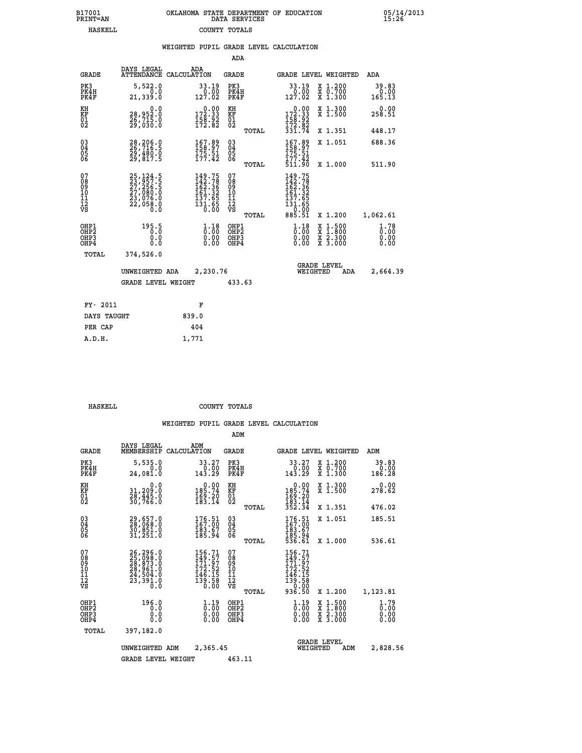B17001 PRINT=AN — OKLAHOMA STATE DEPARTMENT OF EDUCATION DATA SERVICES — 05/14/2013 15:26

HASKELL — COUNTY TOTALS

## WEIGHTED PUPIL GRADE LEVEL CALCULATION

### ADA

| GRADE | DAYS LEGAL ATTENDANCE | ADA CALCULATION | GRADE | GRADE LEVEL | WEIGHTED | ADA |
|---|---|---|---|---|---|---|
| PK3 | 5,522.0 | 33.19 | PK3 | 33.19 | X 1.200 | 39.83 |
| PK4H | 0.0 | 0.00 | PK4H | 0.00 | X 0.700 | 0.00 |
| PK4F | 21,339.0 | 127.02 | PK4F | 127.02 | X 1.300 | 165.13 |
| KH | 0.0 | 0.00 | KH | 0.00 | X 1.300 | 0.00 |
| KF | 28,952.0 | 172.33 | KF | 172.33 | X 1.500 | 258.51 |
| 01 | 26,715.0 | 158.92 | 01 | 158.92 | | |
| 02 | 29,030.0 | 172.82 | 02 | 172.82 | | |
| | | | TOTAL | 331.74 | X 1.351 | 448.17 |
| 03 | 28,206.0 | 167.89 | 03 | 167.89 | X 1.051 | 688.36 |
| 04 | 26,716.5 | 158.97 | 04 | 158.97 | | |
| 05 | 29,480.0 | 175.51 | 05 | 175.51 | | |
| 06 | 29,817.5 | 177.42 | 06 | 177.42 | | |
| | | | TOTAL | 511.90 | X 1.000 | 511.90 |
| 07 | 25,124.5 | 149.75 | 07 | 149.75 | | |
| 08 | 23,957.5 | 142.78 | 08 | 142.78 | | |
| 09 | 27,256.5 | 162.36 | 09 | 162.36 | | |
| 10 | 27,080.0 | 161.32 | 10 | 161.32 | | |
| 11 | 23,076.0 | 137.65 | 11 | 137.65 | | |
| 12 | 22,058.0 | 131.65 | 12 | 131.65 | | |
| VS | 0.0 | 0.00 | VS | 0.00 | | |
| | | | TOTAL | 885.51 | X 1.200 | 1,062.61 |
| OHP1 | 195.5 | 1.18 | OHP1 | 1.18 | X 1.500 | 1.78 |
| OHP2 | 0.0 | 0.00 | OHP2 | 0.00 | X 1.800 | 0.00 |
| OHP3 | 0.0 | 0.00 | OHP3 | 0.00 | X 2.300 | 0.00 |
| OHP4 | 0.0 | 0.00 | OHP4 | 0.00 | X 3.000 | 0.00 |
| TOTAL | 374,526.0 | | | | | |

UNWEIGHTED ADA 2,230.76 — GRADE LEVEL WEIGHTED ADA 2,664.39

GRADE LEVEL WEIGHT 433.63

| FY- 2011 | F |
|---|---|
| DAYS TAUGHT | 839.0 |
| PER CAP | 404 |
| A.D.H. | 1,771 |

HASKELL — COUNTY TOTALS

## WEIGHTED PUPIL GRADE LEVEL CALCULATION

### ADM

| GRADE | DAYS LEGAL MEMBERSHIP | ADM CALCULATION | GRADE | GRADE LEVEL | WEIGHTED | ADM |
|---|---|---|---|---|---|---|
| PK3 | 5,535.0 | 33.27 | PK3 | 33.27 | X 1.200 | 39.83 |
| PK4H | 0.0 | 0.00 | PK4H | 0.00 | X 0.700 | 0.00 |
| PK4F | 24,081.0 | 143.29 | PK4F | 143.29 | X 1.300 | 186.28 |
| KH | 0.0 | 0.00 | KH | 0.00 | X 1.300 | 0.00 |
| KF | 31,209.0 | 185.74 | KF | 185.74 | X 1.500 | 278.62 |
| 01 | 28,445.0 | 169.20 | 01 | 169.20 | | |
| 02 | 30,766.0 | 183.14 | 02 | 183.14 | | |
| | | | TOTAL | 352.34 | X 1.351 | 476.02 |
| 03 | 29,657.0 | 176.51 | 03 | 176.51 | X 1.051 | 185.51 |
| 04 | 28,068.0 | 167.00 | 04 | 167.00 | | |
| 05 | 30,851.0 | 183.67 | 05 | 183.67 | | |
| 06 | 31,251.0 | 185.94 | 06 | 185.94 | | |
| | | | TOTAL | 536.61 | X 1.000 | 536.61 |
| 07 | 26,296.0 | 156.71 | 07 | 156.71 | | |
| 08 | 25,098.0 | 149.57 | 08 | 149.57 | | |
| 09 | 28,873.0 | 171.97 | 09 | 171.97 | | |
| 10 | 28,961.0 | 172.52 | 10 | 172.52 | | |
| 11 | 24,504.0 | 146.15 | 11 | 146.15 | | |
| 12 | 23,391.0 | 139.58 | 12 | 139.58 | | |
| VS | 0.0 | 0.00 | VS | 0.00 | | |
| | | | TOTAL | 936.50 | X 1.200 | 1,123.81 |
| OHP1 | 196.0 | 1.19 | OHP1 | 1.19 | X 1.500 | 1.79 |
| OHP2 | 0.0 | 0.00 | OHP2 | 0.00 | X 1.800 | 0.00 |
| OHP3 | 0.0 | 0.00 | OHP3 | 0.00 | X 2.300 | 0.00 |
| OHP4 | 0.0 | 0.00 | OHP4 | 0.00 | X 3.000 | 0.00 |
| TOTAL | 397,182.0 | | | | | |

UNWEIGHTED ADM 2,365.45 — GRADE LEVEL WEIGHTED ADM 2,828.56

GRADE LEVEL WEIGHT 463.11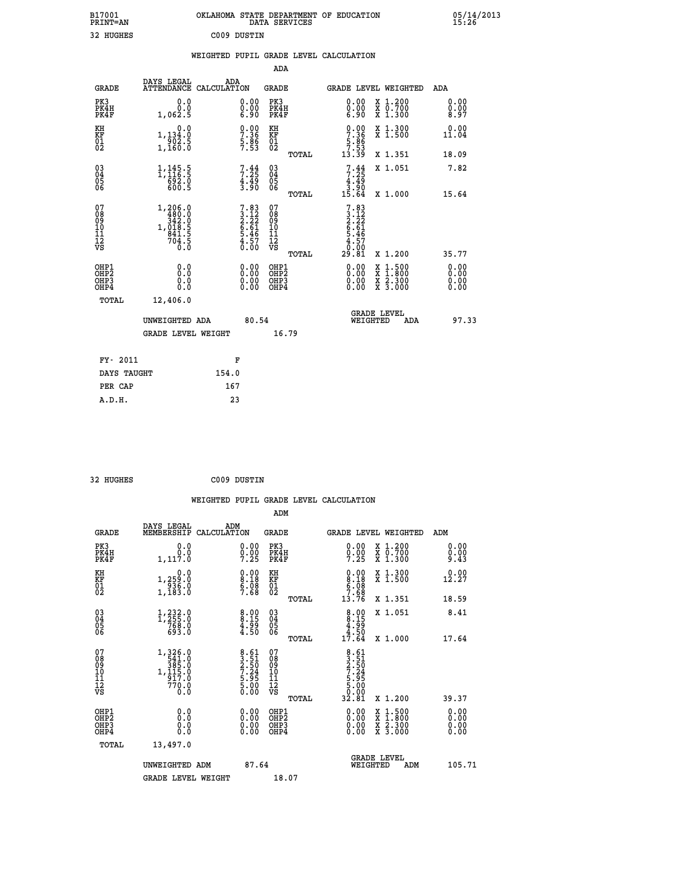B17001 OKLAHOMA STATE DEPARTMENT OF EDUCATION 05/14/2013
PRINT=AN DATA SERVICES 15:26

32 HUGHES C009 DUSTIN

## WEIGHTED PUPIL GRADE LEVEL CALCULATION

### ADA

| GRADE | DAYS LEGAL ATTENDANCE | ADA CALCULATION | GRADE | | GRADE LEVEL | WEIGHTED | ADA |
|---|---|---|---|---|---|---|---|
| PK3 | 0.0 | 0.00 | PK3 | | 0.00 | X 1.200 | 0.00 |
| PK4H | 0.0 | 0.00 | PK4H | | 0.00 | X 0.700 | 0.00 |
| PK4F | 1,062.5 | 6.90 | PK4F | | 6.90 | X 1.300 | 8.97 |
| KH | 0.0 | 0.00 | KH | | 0.00 | X 1.300 | 0.00 |
| KF | 1,134.0 | 7.36 | KF | | 7.36 | X 1.500 | 11.04 |
| 01 | 902.5 | 5.86 | 01 | | 5.86 | | |
| 02 | 1,160.0 | 7.53 | 02 | | 7.53 | | |
| | | | | TOTAL | 13.39 | X 1.351 | 18.09 |
| 03 | 1,145.5 | 7.44 | 03 | | 7.44 | X 1.051 | 7.82 |
| 04 | 1,116.5 | 7.25 | 04 | | 7.25 | | |
| 05 | 692.0 | 4.49 | 05 | | 4.49 | | |
| 06 | 600.5 | 3.90 | 06 | | 3.90 | | |
| | | | | TOTAL | 15.64 | X 1.000 | 15.64 |
| 07 | 1,206.0 | 7.83 | 07 | | 7.83 | | |
| 08 | 480.0 | 3.12 | 08 | | 3.12 | | |
| 09 | 342.0 | 2.22 | 09 | | 2.22 | | |
| 10 | 1,018.5 | 6.61 | 10 | | 6.61 | | |
| 11 | 841.5 | 5.46 | 11 | | 5.46 | | |
| 12 | 704.5 | 4.57 | 12 | | 4.57 | | |
| VS | 0.0 | 0.00 | VS | | 0.00 | | |
| | | | | TOTAL | 29.81 | X 1.200 | 35.77 |
| OHP1 | 0.0 | 0.00 | OHP1 | | 0.00 | X 1.500 | 0.00 |
| OHP2 | 0.0 | 0.00 | OHP2 | | 0.00 | X 1.800 | 0.00 |
| OHP3 | 0.0 | 0.00 | OHP3 | | 0.00 | X 2.300 | 0.00 |
| OHP4 | 0.0 | 0.00 | OHP4 | | 0.00 | X 3.000 | 0.00 |
| TOTAL | 12,406.0 | | | | | | |

UNWEIGHTED ADA 80.54 GRADE LEVEL WEIGHTED ADA 97.33

GRADE LEVEL WEIGHT 16.79

| FY- 2011 | F |
|---|---|
| DAYS TAUGHT | 154.0 |
| PER CAP | 167 |
| A.D.H. | 23 |

32 HUGHES C009 DUSTIN

## WEIGHTED PUPIL GRADE LEVEL CALCULATION

### ADM

| GRADE | DAYS LEGAL MEMBERSHIP | ADM CALCULATION | GRADE | | GRADE LEVEL | WEIGHTED | ADM |
|---|---|---|---|---|---|---|---|
| PK3 | 0.0 | 0.00 | PK3 | | 0.00 | X 1.200 | 0.00 |
| PK4H | 0.0 | 0.00 | PK4H | | 0.00 | X 0.700 | 0.00 |
| PK4F | 1,117.0 | 7.25 | PK4F | | 7.25 | X 1.300 | 9.43 |
| KH | 0.0 | 0.00 | KH | | 0.00 | X 1.300 | 0.00 |
| KF | 1,259.0 | 8.18 | KF | | 8.18 | X 1.500 | 12.27 |
| 01 | 936.0 | 6.08 | 01 | | 6.08 | | |
| 02 | 1,183.0 | 7.68 | 02 | | 7.68 | | |
| | | | | TOTAL | 13.76 | X 1.351 | 18.59 |
| 03 | 1,232.0 | 8.00 | 03 | | 8.00 | X 1.051 | 8.41 |
| 04 | 1,255.0 | 8.15 | 04 | | 8.15 | | |
| 05 | 768.0 | 4.99 | 05 | | 4.99 | | |
| 06 | 693.0 | 4.50 | 06 | | 4.50 | | |
| | | | | TOTAL | 17.64 | X 1.000 | 17.64 |
| 07 | 1,326.0 | 8.61 | 07 | | 8.61 | | |
| 08 | 541.0 | 3.51 | 08 | | 3.51 | | |
| 09 | 385.0 | 2.50 | 09 | | 2.50 | | |
| 10 | 1,115.0 | 7.24 | 10 | | 7.24 | | |
| 11 | 917.0 | 5.95 | 11 | | 5.95 | | |
| 12 | 770.0 | 5.00 | 12 | | 5.00 | | |
| VS | 0.0 | 0.00 | VS | | 0.00 | | |
| | | | | TOTAL | 32.81 | X 1.200 | 39.37 |
| OHP1 | 0.0 | 0.00 | OHP1 | | 0.00 | X 1.500 | 0.00 |
| OHP2 | 0.0 | 0.00 | OHP2 | | 0.00 | X 1.800 | 0.00 |
| OHP3 | 0.0 | 0.00 | OHP3 | | 0.00 | X 2.300 | 0.00 |
| OHP4 | 0.0 | 0.00 | OHP4 | | 0.00 | X 3.000 | 0.00 |
| TOTAL | 13,497.0 | | | | | | |

UNWEIGHTED ADM 87.64 GRADE LEVEL WEIGHTED ADM 105.71

GRADE LEVEL WEIGHT 18.07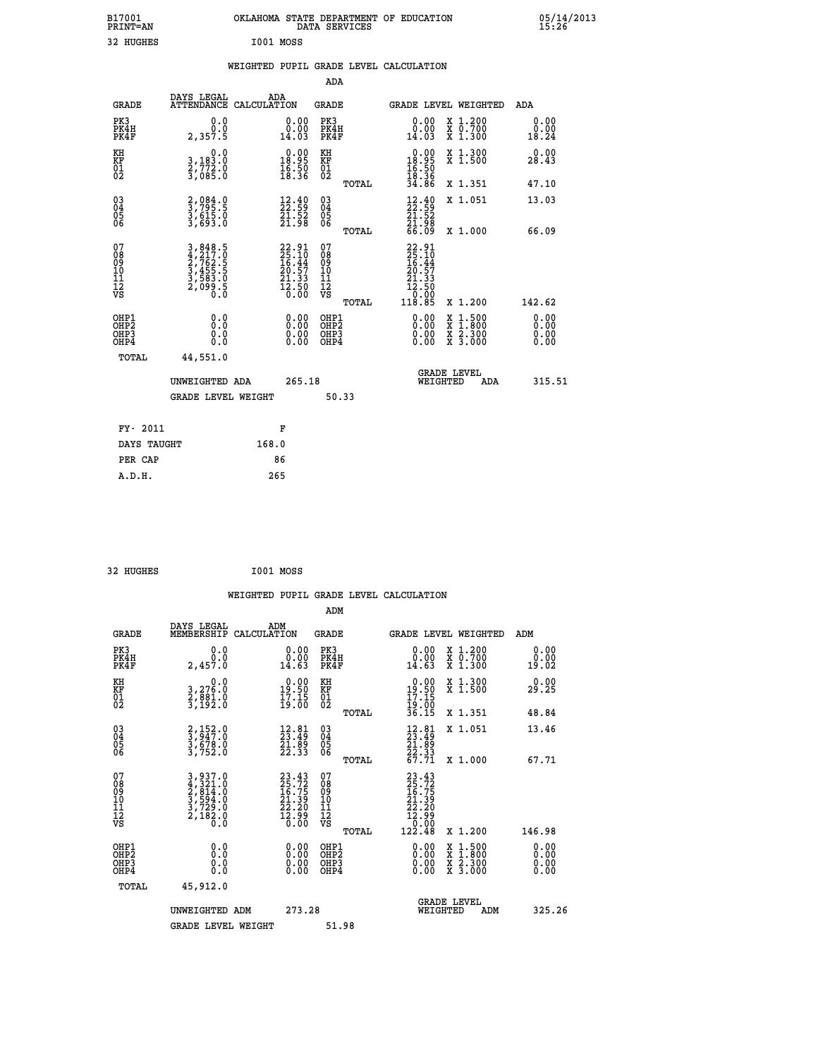B17001 OKLAHOMA STATE DEPARTMENT OF EDUCATION 05/14/2013
PRINT=AN DATA SERVICES 15:26

32 HUGHES I001 MOSS

## WEIGHTED PUPIL GRADE LEVEL CALCULATION

### ADA

| GRADE | DAYS LEGAL ATTENDANCE | ADA CALCULATION | GRADE | | GRADE LEVEL | WEIGHTED | ADA |
|---|---|---|---|---|---|---|---|
| PK3 | 0.0 | 0.00 | PK3 | | 0.00 | X 1.200 | 0.00 |
| PK4H | 0.0 | 0.00 | PK4H | | 0.00 | X 0.700 | 0.00 |
| PK4F | 2,357.5 | 14.03 | PK4F | | 14.03 | X 1.300 | 18.24 |
| KH | 0.0 | 0.00 | KH | | 0.00 | X 1.300 | 0.00 |
| KF | 3,183.0 | 18.95 | KF | | 18.95 | X 1.500 | 28.43 |
| 01 | 2,772.0 | 16.50 | 01 | | 16.50 | | |
| 02 | 3,085.0 | 18.36 | 02 | | 18.36 | | |
| | | | | TOTAL | 34.86 | X 1.351 | 47.10 |
| 03 | 2,084.0 | 12.40 | 03 | | 12.40 | X 1.051 | 13.03 |
| 04 | 3,795.5 | 22.59 | 04 | | 22.59 | | |
| 05 | 3,615.0 | 21.52 | 05 | | 21.52 | | |
| 06 | 3,693.0 | 21.98 | 06 | | 21.98 | | |
| | | | | TOTAL | 66.09 | X 1.000 | 66.09 |
| 07 | 3,848.5 | 22.91 | 07 | | 22.91 | | |
| 08 | 4,217.0 | 25.10 | 08 | | 25.10 | | |
| 09 | 2,762.5 | 16.44 | 09 | | 16.44 | | |
| 10 | 3,455.5 | 20.57 | 10 | | 20.57 | | |
| 11 | 3,583.0 | 21.33 | 11 | | 21.33 | | |
| 12 | 2,099.5 | 12.50 | 12 | | 12.50 | | |
| VS | 0.0 | 0.00 | VS | | 0.00 | | |
| | | | | TOTAL | 118.85 | X 1.200 | 142.62 |
| OHP1 | 0.0 | 0.00 | OHP1 | | 0.00 | X 1.500 | 0.00 |
| OHP2 | 0.0 | 0.00 | OHP2 | | 0.00 | X 1.800 | 0.00 |
| OHP3 | 0.0 | 0.00 | OHP3 | | 0.00 | X 2.300 | 0.00 |
| OHP4 | 0.0 | 0.00 | OHP4 | | 0.00 | X 3.000 | 0.00 |
| TOTAL | 44,551.0 | | | | | | |

UNWEIGHTED ADA 265.18 — GRADE LEVEL WEIGHTED ADA 315.51

GRADE LEVEL WEIGHT 50.33

| FY- 2011 | F |
|---|---|
| DAYS TAUGHT | 168.0 |
| PER CAP | 86 |
| A.D.H. | 265 |

32 HUGHES I001 MOSS

## WEIGHTED PUPIL GRADE LEVEL CALCULATION

### ADM

| GRADE | DAYS LEGAL MEMBERSHIP | ADM CALCULATION | GRADE | | GRADE LEVEL | WEIGHTED | ADM |
|---|---|---|---|---|---|---|---|
| PK3 | 0.0 | 0.00 | PK3 | | 0.00 | X 1.200 | 0.00 |
| PK4H | 0.0 | 0.00 | PK4H | | 0.00 | X 0.700 | 0.00 |
| PK4F | 2,457.0 | 14.63 | PK4F | | 14.63 | X 1.300 | 19.02 |
| KH | 0.0 | 0.00 | KH | | 0.00 | X 1.300 | 0.00 |
| KF | 3,276.0 | 19.50 | KF | | 19.50 | X 1.500 | 29.25 |
| 01 | 2,881.0 | 17.15 | 01 | | 17.15 | | |
| 02 | 3,192.0 | 19.00 | 02 | | 19.00 | | |
| | | | | TOTAL | 36.15 | X 1.351 | 48.84 |
| 03 | 2,152.0 | 12.81 | 03 | | 12.81 | X 1.051 | 13.46 |
| 04 | 3,947.0 | 23.49 | 04 | | 23.49 | | |
| 05 | 3,678.0 | 21.89 | 05 | | 21.89 | | |
| 06 | 3,752.0 | 22.33 | 06 | | 22.33 | | |
| | | | | TOTAL | 67.71 | X 1.000 | 67.71 |
| 07 | 3,937.0 | 23.43 | 07 | | 23.43 | | |
| 08 | 4,321.0 | 25.72 | 08 | | 25.72 | | |
| 09 | 2,814.0 | 16.75 | 09 | | 16.75 | | |
| 10 | 3,594.0 | 21.39 | 10 | | 21.39 | | |
| 11 | 3,729.0 | 22.20 | 11 | | 22.20 | | |
| 12 | 2,182.0 | 12.99 | 12 | | 12.99 | | |
| VS | 0.0 | 0.00 | VS | | 0.00 | | |
| | | | | TOTAL | 122.48 | X 1.200 | 146.98 |
| OHP1 | 0.0 | 0.00 | OHP1 | | 0.00 | X 1.500 | 0.00 |
| OHP2 | 0.0 | 0.00 | OHP2 | | 0.00 | X 1.800 | 0.00 |
| OHP3 | 0.0 | 0.00 | OHP3 | | 0.00 | X 2.300 | 0.00 |
| OHP4 | 0.0 | 0.00 | OHP4 | | 0.00 | X 3.000 | 0.00 |
| TOTAL | 45,912.0 | | | | | | |

UNWEIGHTED ADM 273.28 — GRADE LEVEL WEIGHTED ADM 325.26

GRADE LEVEL WEIGHT 51.98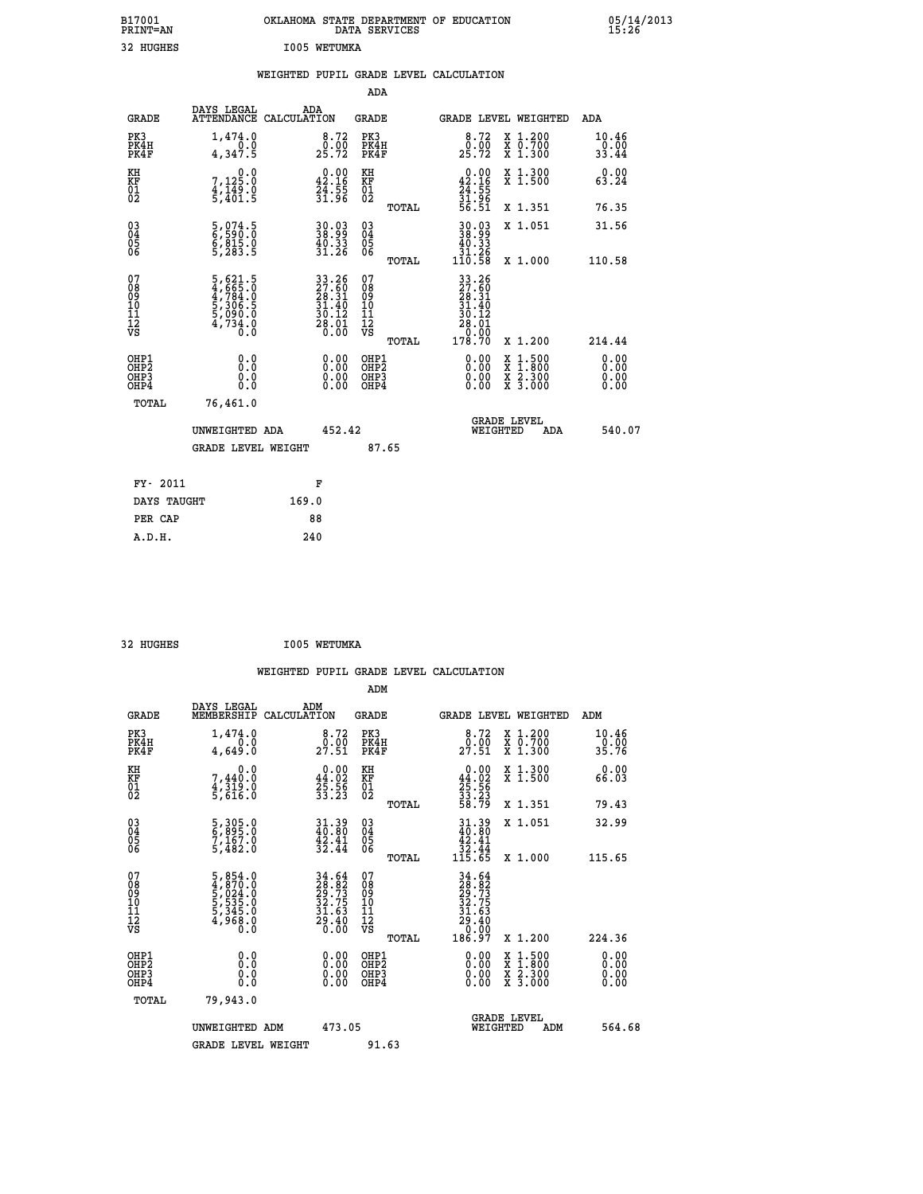B17001 OKLAHOMA STATE DEPARTMENT OF EDUCATION 05/14/2013
PRINT=AN DATA SERVICES 15:26

32 HUGHES I005 WETUMKA

WEIGHTED PUPIL GRADE LEVEL CALCULATION

ADA

| GRADE | DAYS LEGAL ATTENDANCE | ADA CALCULATION | GRADE | GRADE LEVEL | WEIGHTED | ADA |
|---|---|---|---|---|---|---|
| PK3 | 1,474.0 | 8.72 | PK3 | 8.72 | X 1.200 | 10.46 |
| PK4H | 0.0 | 0.00 | PK4H | 0.00 | X 0.700 | 0.00 |
| PK4F | 4,347.5 | 25.72 | PK4F | 25.72 | X 1.300 | 33.44 |
| KH | 0.0 | 0.00 | KH | 0.00 | X 1.300 | 0.00 |
| KF | 7,125.0 | 42.16 | KF | 42.16 | X 1.500 | 63.24 |
| 01 | 4,149.0 | 24.55 | 01 | 24.55 | | |
| 02 | 5,401.5 | 31.96 | 02 | 31.96 | | |
| | | | TOTAL | 56.51 | X 1.351 | 76.35 |
| 03 | 5,074.5 | 30.03 | 03 | 30.03 | X 1.051 | 31.56 |
| 04 | 6,590.0 | 38.99 | 04 | 38.99 | | |
| 05 | 6,815.0 | 40.33 | 05 | 40.33 | | |
| 06 | 5,283.5 | 31.26 | 06 | 31.26 | | |
| | | | TOTAL | 110.58 | X 1.000 | 110.58 |
| 07 | 5,621.5 | 33.26 | 07 | 33.26 | | |
| 08 | 4,665.0 | 27.60 | 08 | 27.60 | | |
| 09 | 4,784.0 | 28.31 | 09 | 28.31 | | |
| 10 | 5,306.5 | 31.40 | 10 | 31.40 | | |
| 11 | 5,090.0 | 30.12 | 11 | 30.12 | | |
| 12 | 4,734.0 | 28.01 | 12 | 28.01 | | |
| VS | 0.0 | 0.00 | VS | 0.00 | | |
| | | | TOTAL | 178.70 | X 1.200 | 214.44 |
| OHP1 | 0.0 | 0.00 | OHP1 | 0.00 | X 1.500 | 0.00 |
| OHP2 | 0.0 | 0.00 | OHP2 | 0.00 | X 1.800 | 0.00 |
| OHP3 | 0.0 | 0.00 | OHP3 | 0.00 | X 2.300 | 0.00 |
| OHP4 | 0.0 | 0.00 | OHP4 | 0.00 | X 3.000 | 0.00 |
| TOTAL | 76,461.0 | | | | | |

UNWEIGHTED ADA 452.42 GRADE LEVEL WEIGHTED ADA 540.07

GRADE LEVEL WEIGHT 87.65

| FY- 2011 | F |
|---|---|
| DAYS TAUGHT | 169.0 |
| PER CAP | 88 |
| A.D.H. | 240 |

32 HUGHES I005 WETUMKA

WEIGHTED PUPIL GRADE LEVEL CALCULATION

ADM

| GRADE | DAYS LEGAL MEMBERSHIP | ADM CALCULATION | GRADE | GRADE LEVEL | WEIGHTED | ADM |
|---|---|---|---|---|---|---|
| PK3 | 1,474.0 | 8.72 | PK3 | 8.72 | X 1.200 | 10.46 |
| PK4H | 0.0 | 0.00 | PK4H | 0.00 | X 0.700 | 0.00 |
| PK4F | 4,649.0 | 27.51 | PK4F | 27.51 | X 1.300 | 35.76 |
| KH | 0.0 | 0.00 | KH | 0.00 | X 1.300 | 0.00 |
| KF | 7,440.0 | 44.02 | KF | 44.02 | X 1.500 | 66.03 |
| 01 | 4,319.0 | 25.56 | 01 | 25.56 | | |
| 02 | 5,616.0 | 33.23 | 02 | 33.23 | | |
| | | | TOTAL | 58.79 | X 1.351 | 79.43 |
| 03 | 5,305.0 | 31.39 | 03 | 31.39 | X 1.051 | 32.99 |
| 04 | 6,895.0 | 40.80 | 04 | 40.80 | | |
| 05 | 7,167.0 | 42.41 | 05 | 42.41 | | |
| 06 | 5,482.0 | 32.44 | 06 | 32.44 | | |
| | | | TOTAL | 115.65 | X 1.000 | 115.65 |
| 07 | 5,854.0 | 34.64 | 07 | 34.64 | | |
| 08 | 4,870.0 | 28.82 | 08 | 28.82 | | |
| 09 | 5,024.0 | 29.73 | 09 | 29.73 | | |
| 10 | 5,535.0 | 32.75 | 10 | 32.75 | | |
| 11 | 5,345.0 | 31.63 | 11 | 31.63 | | |
| 12 | 4,968.0 | 29.40 | 12 | 29.40 | | |
| VS | 0.0 | 0.00 | VS | 0.00 | | |
| | | | TOTAL | 186.97 | X 1.200 | 224.36 |
| OHP1 | 0.0 | 0.00 | OHP1 | 0.00 | X 1.500 | 0.00 |
| OHP2 | 0.0 | 0.00 | OHP2 | 0.00 | X 1.800 | 0.00 |
| OHP3 | 0.0 | 0.00 | OHP3 | 0.00 | X 2.300 | 0.00 |
| OHP4 | 0.0 | 0.00 | OHP4 | 0.00 | X 3.000 | 0.00 |
| TOTAL | 79,943.0 | | | | | |

UNWEIGHTED ADM 473.05 GRADE LEVEL WEIGHTED ADM 564.68

GRADE LEVEL WEIGHT 91.63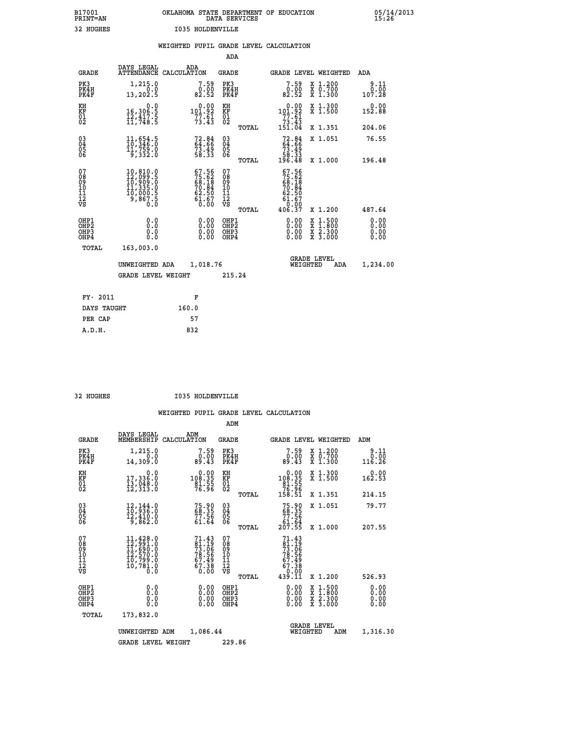B17001 PRINT=AN — OKLAHOMA STATE DEPARTMENT OF EDUCATION DATA SERVICES — 05/14/2013 15:26

32 HUGHES — I035 HOLDENVILLE

## WEIGHTED PUPIL GRADE LEVEL CALCULATION

### ADA

| GRADE | DAYS LEGAL ATTENDANCE | ADA CALCULATION | GRADE | GRADE LEVEL | WEIGHTED | ADA |
|---|---|---|---|---|---|---|
| PK3 | 1,215.0 | 7.59 | PK3 | 7.59 | X 1.200 | 9.11 |
| PK4H | 0.0 | 0.00 | PK4H | 0.00 | X 0.700 | 0.00 |
| PK4F | 13,202.5 | 82.52 | PK4F | 82.52 | X 1.300 | 107.28 |
| KH | 0.0 | 0.00 | KH | 0.00 | X 1.300 | 0.00 |
| KF | 16,306.5 | 101.92 | KF | 101.92 | X 1.500 | 152.88 |
| 01 | 12,417.5 | 77.61 | 01 | 77.61 | | |
| 02 | 11,748.5 | 73.43 | 02 | 73.43 | | |
| | | | TOTAL | 151.04 | X 1.351 | 204.06 |
| 03 | 11,654.5 | 72.84 | 03 | 72.84 | X 1.051 | 76.55 |
| 04 | 10,346.0 | 64.66 | 04 | 64.66 | | |
| 05 | 11,759.0 | 73.49 | 05 | 73.49 | | |
| 06 | 9,332.0 | 58.33 | 06 | 58.33 | | |
| | | | TOTAL | 196.48 | X 1.000 | 196.48 |
| 07 | 10,810.0 | 67.56 | 07 | 67.56 | | |
| 08 | 12,099.5 | 75.62 | 08 | 75.62 | | |
| 09 | 10,909.0 | 68.18 | 09 | 68.18 | | |
| 10 | 11,335.0 | 70.84 | 10 | 70.84 | | |
| 11 | 10,000.5 | 62.50 | 11 | 62.50 | | |
| 12 | 9,867.5 | 61.67 | 12 | 61.67 | | |
| VS | 0.0 | 0.00 | VS | 0.00 | | |
| | | | TOTAL | 406.37 | X 1.200 | 487.64 |
| OHP1 | 0.0 | 0.00 | OHP1 | 0.00 | X 1.500 | 0.00 |
| OHP2 | 0.0 | 0.00 | OHP2 | 0.00 | X 1.800 | 0.00 |
| OHP3 | 0.0 | 0.00 | OHP3 | 0.00 | X 2.300 | 0.00 |
| OHP4 | 0.0 | 0.00 | OHP4 | 0.00 | X 3.000 | 0.00 |
| TOTAL | 163,003.0 | | | | | |

UNWEIGHTED ADA 1,018.76 — GRADE LEVEL WEIGHTED ADA 1,234.00

GRADE LEVEL WEIGHT 215.24

| | |
|---|---|
| FY- 2011 | F |
| DAYS TAUGHT | 160.0 |
| PER CAP | 57 |
| A.D.H. | 832 |

32 HUGHES — I035 HOLDENVILLE

## WEIGHTED PUPIL GRADE LEVEL CALCULATION

### ADM

| GRADE | DAYS LEGAL MEMBERSHIP | ADM CALCULATION | GRADE | GRADE LEVEL | WEIGHTED | ADM |
|---|---|---|---|---|---|---|
| PK3 | 1,215.0 | 7.59 | PK3 | 7.59 | X 1.200 | 9.11 |
| PK4H | 0.0 | 0.00 | PK4H | 0.00 | X 0.700 | 0.00 |
| PK4F | 14,309.0 | 89.43 | PK4F | 89.43 | X 1.300 | 116.26 |
| KH | 0.0 | 0.00 | KH | 0.00 | X 1.300 | 0.00 |
| KF | 17,336.0 | 108.35 | KF | 108.35 | X 1.500 | 162.53 |
| 01 | 13,048.0 | 81.55 | 01 | 81.55 | | |
| 02 | 12,313.0 | 76.96 | 02 | 76.96 | | |
| | | | TOTAL | 158.51 | X 1.351 | 214.15 |
| 03 | 12,144.0 | 75.90 | 03 | 75.90 | X 1.051 | 79.77 |
| 04 | 10,936.0 | 68.35 | 04 | 68.35 | | |
| 05 | 12,410.0 | 77.56 | 05 | 77.56 | | |
| 06 | 9,862.0 | 61.64 | 06 | 61.64 | | |
| | | | TOTAL | 207.55 | X 1.000 | 207.55 |
| 07 | 11,428.0 | 71.43 | 07 | 71.43 | | |
| 08 | 12,991.0 | 81.19 | 08 | 81.19 | | |
| 09 | 11,690.0 | 73.06 | 09 | 73.06 | | |
| 10 | 12,570.0 | 78.56 | 10 | 78.56 | | |
| 11 | 10,799.0 | 67.49 | 11 | 67.49 | | |
| 12 | 10,781.0 | 67.38 | 12 | 67.38 | | |
| VS | 0.0 | 0.00 | VS | 0.00 | | |
| | | | TOTAL | 439.11 | X 1.200 | 526.93 |
| OHP1 | 0.0 | 0.00 | OHP1 | 0.00 | X 1.500 | 0.00 |
| OHP2 | 0.0 | 0.00 | OHP2 | 0.00 | X 1.800 | 0.00 |
| OHP3 | 0.0 | 0.00 | OHP3 | 0.00 | X 2.300 | 0.00 |
| OHP4 | 0.0 | 0.00 | OHP4 | 0.00 | X 3.000 | 0.00 |
| TOTAL | 173,832.0 | | | | | |

UNWEIGHTED ADM 1,086.44 — GRADE LEVEL WEIGHTED ADM 1,316.30

GRADE LEVEL WEIGHT 229.86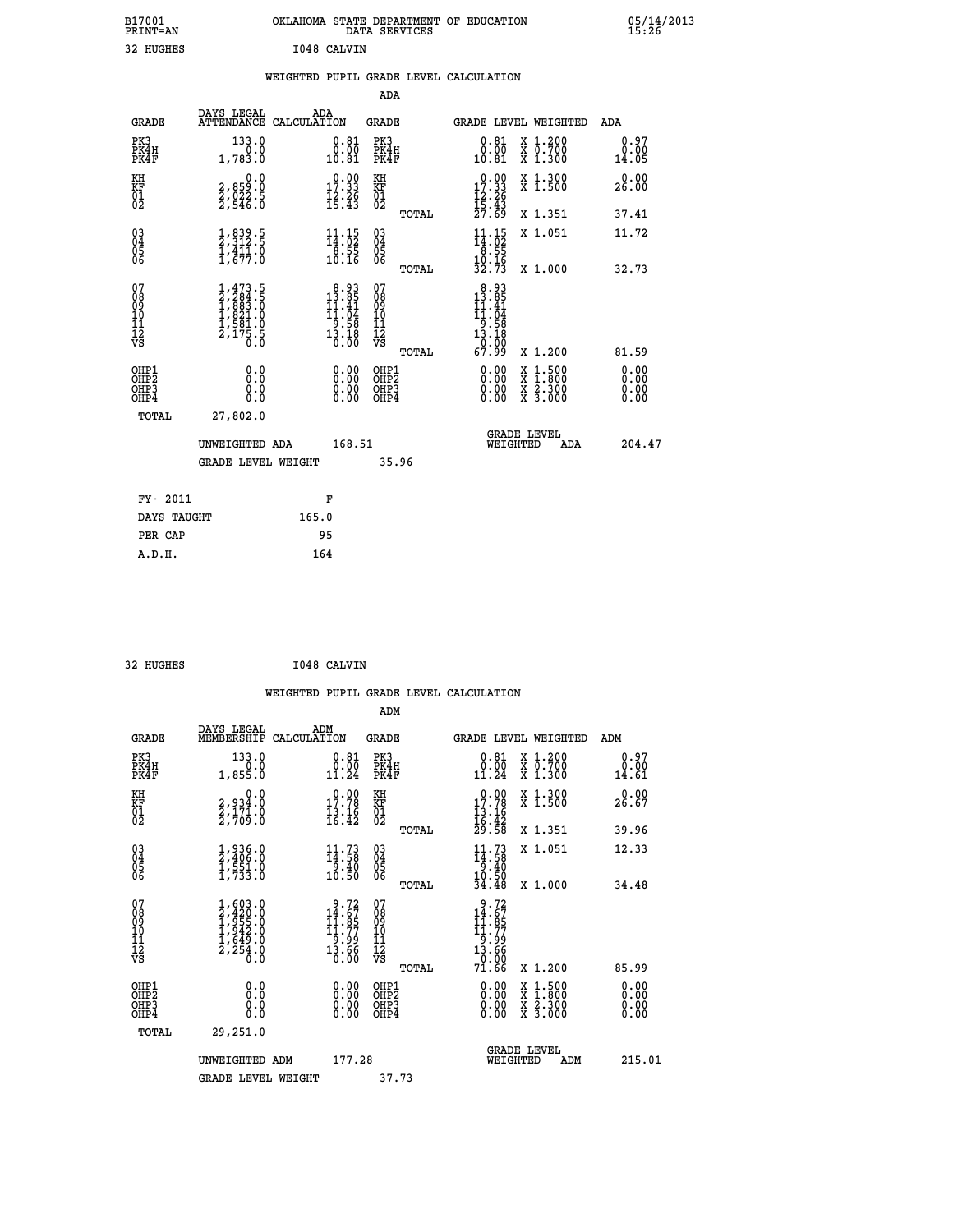B17001 PRINT=AN — OKLAHOMA STATE DEPARTMENT OF EDUCATION DATA SERVICES — 05/14/2013 15:26

32 HUGHES — I048 CALVIN

## WEIGHTED PUPIL GRADE LEVEL CALCULATION

### ADA

| GRADE | DAYS LEGAL ATTENDANCE | ADA CALCULATION | GRADE | GRADE LEVEL | WEIGHTED | ADA |
|---|---|---|---|---|---|---|
| PK3 | 133.0 | 0.81 | PK3 | 0.81 | X 1.200 | 0.97 |
| PK4H | 0.0 | 0.00 | PK4H | 0.00 | X 0.700 | 0.00 |
| PK4F | 1,783.0 | 10.81 | PK4F | 10.81 | X 1.300 | 14.05 |
| KH | 0.0 | 0.00 | KH | 0.00 | X 1.300 | 0.00 |
| KF | 2,859.0 | 17.33 | KF | 17.33 | X 1.500 | 26.00 |
| 01 | 2,022.5 | 12.26 | 01 | 12.26 | | |
| 02 | 2,546.0 | 15.43 | 02 | 15.43 | | |
| | | | TOTAL | 27.69 | X 1.351 | 37.41 |
| 03 | 1,839.5 | 11.15 | 03 | 11.15 | X 1.051 | 11.72 |
| 04 | 2,312.5 | 14.02 | 04 | 14.02 | | |
| 05 | 1,411.0 | 8.55 | 05 | 8.55 | | |
| 06 | 1,677.0 | 10.16 | 06 | 10.16 | | |
| | | | TOTAL | 32.73 | X 1.000 | 32.73 |
| 07 | 1,473.5 | 8.93 | 07 | 8.93 | | |
| 08 | 2,284.5 | 13.85 | 08 | 13.85 | | |
| 09 | 1,883.0 | 11.41 | 09 | 11.41 | | |
| 10 | 1,821.0 | 11.04 | 10 | 11.04 | | |
| 11 | 1,581.0 | 9.58 | 11 | 9.58 | | |
| 12 | 2,175.5 | 13.18 | 12 | 13.18 | | |
| VS | 0.0 | 0.00 | VS | 0.00 | | |
| | | | TOTAL | 67.99 | X 1.200 | 81.59 |
| OHP1 | 0.0 | 0.00 | OHP1 | 0.00 | X 1.500 | 0.00 |
| OHP2 | 0.0 | 0.00 | OHP2 | 0.00 | X 1.800 | 0.00 |
| OHP3 | 0.0 | 0.00 | OHP3 | 0.00 | X 2.300 | 0.00 |
| OHP4 | 0.0 | 0.00 | OHP4 | 0.00 | X 3.000 | 0.00 |
| TOTAL | 27,802.0 | | | | | |

UNWEIGHTED ADA 168.51 — GRADE LEVEL WEIGHTED ADA 204.47

GRADE LEVEL WEIGHT 35.96

| | |
|---|---|
| FY- 2011 | F |
| DAYS TAUGHT | 165.0 |
| PER CAP | 95 |
| A.D.H. | 164 |

32 HUGHES — I048 CALVIN

## WEIGHTED PUPIL GRADE LEVEL CALCULATION

### ADM

| GRADE | DAYS LEGAL MEMBERSHIP | ADM CALCULATION | GRADE | GRADE LEVEL | WEIGHTED | ADM |
|---|---|---|---|---|---|---|
| PK3 | 133.0 | 0.81 | PK3 | 0.81 | X 1.200 | 0.97 |
| PK4H | 0.0 | 0.00 | PK4H | 0.00 | X 0.700 | 0.00 |
| PK4F | 1,855.0 | 11.24 | PK4F | 11.24 | X 1.300 | 14.61 |
| KH | 0.0 | 0.00 | KH | 0.00 | X 1.300 | 0.00 |
| KF | 2,934.0 | 17.78 | KF | 17.78 | X 1.500 | 26.67 |
| 01 | 2,171.0 | 13.16 | 01 | 13.16 | | |
| 02 | 2,709.0 | 16.42 | 02 | 16.42 | | |
| | | | TOTAL | 29.58 | X 1.351 | 39.96 |
| 03 | 1,936.0 | 11.73 | 03 | 11.73 | X 1.051 | 12.33 |
| 04 | 2,406.0 | 14.58 | 04 | 14.58 | | |
| 05 | 1,551.0 | 9.40 | 05 | 9.40 | | |
| 06 | 1,733.0 | 10.50 | 06 | 10.50 | | |
| | | | TOTAL | 34.48 | X 1.000 | 34.48 |
| 07 | 1,603.0 | 9.72 | 07 | 9.72 | | |
| 08 | 2,420.0 | 14.67 | 08 | 14.67 | | |
| 09 | 1,955.0 | 11.85 | 09 | 11.85 | | |
| 10 | 1,942.0 | 11.77 | 10 | 11.77 | | |
| 11 | 1,649.0 | 9.99 | 11 | 9.99 | | |
| 12 | 2,254.0 | 13.66 | 12 | 13.66 | | |
| VS | 0.0 | 0.00 | VS | 0.00 | | |
| | | | TOTAL | 71.66 | X 1.200 | 85.99 |
| OHP1 | 0.0 | 0.00 | OHP1 | 0.00 | X 1.500 | 0.00 |
| OHP2 | 0.0 | 0.00 | OHP2 | 0.00 | X 1.800 | 0.00 |
| OHP3 | 0.0 | 0.00 | OHP3 | 0.00 | X 2.300 | 0.00 |
| OHP4 | 0.0 | 0.00 | OHP4 | 0.00 | X 3.000 | 0.00 |
| TOTAL | 29,251.0 | | | | | |

UNWEIGHTED ADM 177.28 — GRADE LEVEL WEIGHTED ADM 215.01

GRADE LEVEL WEIGHT 37.73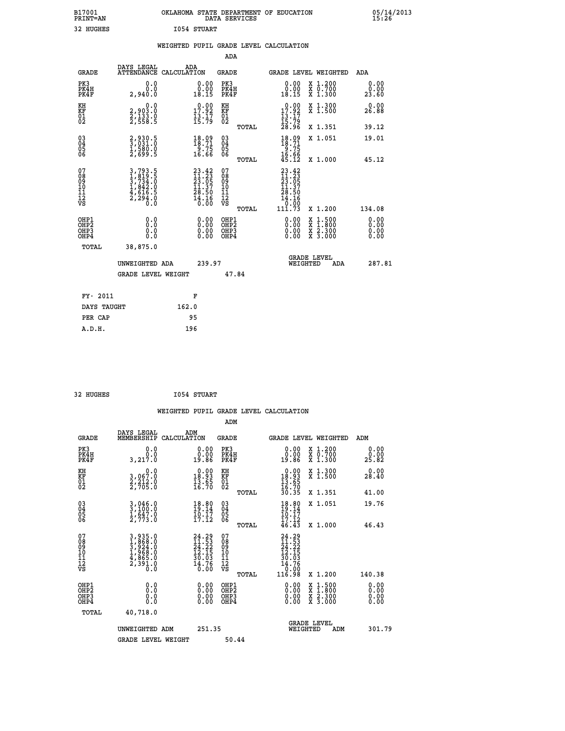B17001 OKLAHOMA STATE DEPARTMENT OF EDUCATION 05/14/2013
PRINT=AN DATA SERVICES 15:26

32 HUGHES I054 STUART

## WEIGHTED PUPIL GRADE LEVEL CALCULATION

### ADA

| GRADE | DAYS LEGAL ATTENDANCE | ADA CALCULATION | GRADE | GRADE LEVEL | WEIGHTED | ADA |
|---|---|---|---|---|---|---|
| PK3 | 0.0 | 0.00 | PK3 | 0.00 | X 1.200 | 0.00 |
| PK4H | 0.0 | 0.00 | PK4H | 0.00 | X 0.700 | 0.00 |
| PK4F | 2,940.0 | 18.15 | PK4F | 18.15 | X 1.300 | 23.60 |
| KH | 0.0 | 0.00 | KH | 0.00 | X 1.300 | 0.00 |
| KF | 2,903.0 | 17.92 | KF | 17.92 | X 1.500 | 26.88 |
| 01 | 2,133.0 | 13.17 | 01 | 13.17 | | |
| 02 | 2,558.5 | 15.79 | 02 | 15.79 | | |
| | | | TOTAL | 28.96 | X 1.351 | 39.12 |
| 03 | 2,930.5 | 18.09 | 03 | 18.09 | X 1.051 | 19.01 |
| 04 | 3,031.0 | 18.71 | 04 | 18.71 | | |
| 05 | 1,580.0 | 9.75 | 05 | 9.75 | | |
| 06 | 2,699.5 | 16.66 | 06 | 16.66 | | |
| | | | TOTAL | 45.12 | X 1.000 | 45.12 |
| 07 | 3,793.5 | 23.42 | 07 | 23.42 | | |
| 08 | 1,819.5 | 11.23 | 08 | 11.23 | | |
| 09 | 3,734.0 | 23.05 | 09 | 23.05 | | |
| 10 | 1,842.0 | 11.37 | 10 | 11.37 | | |
| 11 | 4,616.5 | 28.50 | 11 | 28.50 | | |
| 12 | 2,294.0 | 14.16 | 12 | 14.16 | | |
| VS | 0.0 | 0.00 | VS | 0.00 | | |
| | | | TOTAL | 111.73 | X 1.200 | 134.08 |
| OHP1 | 0.0 | 0.00 | OHP1 | 0.00 | X 1.500 | 0.00 |
| OHP2 | 0.0 | 0.00 | OHP2 | 0.00 | X 1.800 | 0.00 |
| OHP3 | 0.0 | 0.00 | OHP3 | 0.00 | X 2.300 | 0.00 |
| OHP4 | 0.0 | 0.00 | OHP4 | 0.00 | X 3.000 | 0.00 |
| TOTAL | 38,875.0 | | | | | |

UNWEIGHTED ADA 239.97 GRADE LEVEL WEIGHTED ADA 287.81

GRADE LEVEL WEIGHT 47.84

| FY- 2011 | F |
|---|---|
| DAYS TAUGHT | 162.0 |
| PER CAP | 95 |
| A.D.H. | 196 |

32 HUGHES I054 STUART

## WEIGHTED PUPIL GRADE LEVEL CALCULATION

### ADM

| GRADE | DAYS LEGAL MEMBERSHIP | ADM CALCULATION | GRADE | GRADE LEVEL | WEIGHTED | ADM |
|---|---|---|---|---|---|---|
| PK3 | 0.0 | 0.00 | PK3 | 0.00 | X 1.200 | 0.00 |
| PK4H | 0.0 | 0.00 | PK4H | 0.00 | X 0.700 | 0.00 |
| PK4F | 3,217.0 | 19.86 | PK4F | 19.86 | X 1.300 | 25.82 |
| KH | 0.0 | 0.00 | KH | 0.00 | X 1.300 | 0.00 |
| KF | 3,067.0 | 18.93 | KF | 18.93 | X 1.500 | 28.40 |
| 01 | 2,212.0 | 13.65 | 01 | 13.65 | | |
| 02 | 2,705.0 | 16.70 | 02 | 16.70 | | |
| | | | TOTAL | 30.35 | X 1.351 | 41.00 |
| 03 | 3,046.0 | 18.80 | 03 | 18.80 | X 1.051 | 19.76 |
| 04 | 3,100.0 | 19.14 | 04 | 19.14 | | |
| 05 | 1,647.0 | 10.17 | 05 | 10.17 | | |
| 06 | 2,773.0 | 17.12 | 06 | 17.12 | | |
| | | | TOTAL | 46.43 | X 1.000 | 46.43 |
| 07 | 3,935.0 | 24.29 | 07 | 24.29 | | |
| 08 | 1,868.0 | 11.53 | 08 | 11.53 | | |
| 09 | 3,924.0 | 24.22 | 09 | 24.22 | | |
| 10 | 1,968.0 | 12.15 | 10 | 12.15 | | |
| 11 | 4,865.0 | 30.03 | 11 | 30.03 | | |
| 12 | 2,391.0 | 14.76 | 12 | 14.76 | | |
| VS | 0.0 | 0.00 | VS | 0.00 | | |
| | | | TOTAL | 116.98 | X 1.200 | 140.38 |
| OHP1 | 0.0 | 0.00 | OHP1 | 0.00 | X 1.500 | 0.00 |
| OHP2 | 0.0 | 0.00 | OHP2 | 0.00 | X 1.800 | 0.00 |
| OHP3 | 0.0 | 0.00 | OHP3 | 0.00 | X 2.300 | 0.00 |
| OHP4 | 0.0 | 0.00 | OHP4 | 0.00 | X 3.000 | 0.00 |
| TOTAL | 40,718.0 | | | | | |

UNWEIGHTED ADM 251.35 GRADE LEVEL WEIGHTED ADM 301.79

GRADE LEVEL WEIGHT 50.44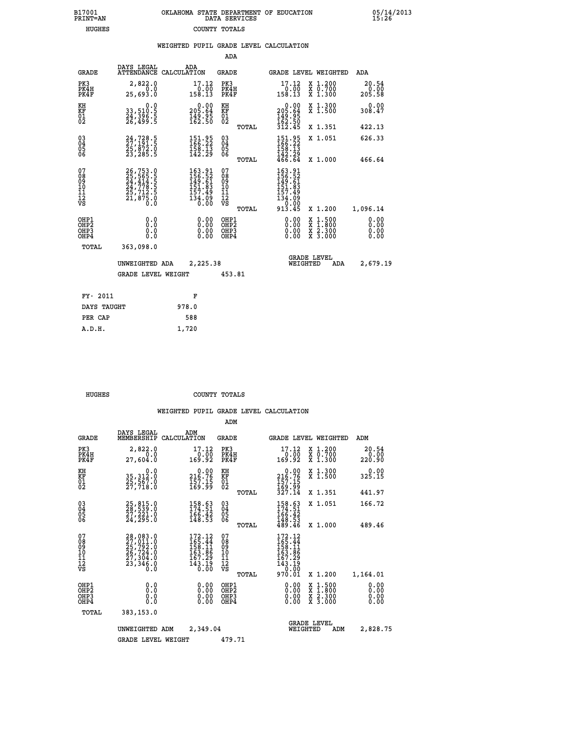B17001 PRINT=AN — OKLAHOMA STATE DEPARTMENT OF EDUCATION DATA SERVICES — 05/14/2013 15:26

HUGHES — COUNTY TOTALS

## WEIGHTED PUPIL GRADE LEVEL CALCULATION

### ADA

| GRADE | DAYS LEGAL ATTENDANCE | ADA CALCULATION | GRADE | GRADE LEVEL | WEIGHTED | ADA |
|---|---|---|---|---|---|---|
| PK3 | 2,822.0 | 17.12 | PK3 | 17.12 | X 1.200 | 20.54 |
| PK4H | 0.0 | 0.00 | PK4H | 0.00 | X 0.700 | 0.00 |
| PK4F | 25,693.0 | 158.13 | PK4F | 158.13 | X 1.300 | 205.58 |
| KH | 0.0 | 0.00 | KH | 0.00 | X 1.300 | 0.00 |
| KF | 33,510.5 | 205.64 | KF | 205.64 | X 1.500 | 308.47 |
| 01 | 24,396.5 | 149.95 | 01 | 149.95 | | |
| 02 | 26,499.5 | 162.50 | 02 | 162.50 | | |
| | | | TOTAL | 312.45 | X 1.351 | 422.13 |
| 03 | 24,728.5 | 151.95 | 03 | 151.95 | X 1.051 | 626.33 |
| 04 | 27,191.5 | 166.22 | 04 | 166.22 | | |
| 05 | 25,872.0 | 158.13 | 05 | 158.13 | | |
| 06 | 23,285.5 | 142.29 | 06 | 142.29 | | |
| | | | TOTAL | 466.64 | X 1.000 | 466.64 |
| 07 | 26,753.0 | 163.91 | 07 | 163.91 | | |
| 08 | 25,565.5 | 156.52 | 08 | 156.52 | | |
| 09 | 24,414.5 | 149.61 | 09 | 149.61 | | |
| 10 | 24,778.5 | 151.83 | 10 | 151.83 | | |
| 11 | 25,712.5 | 157.49 | 11 | 157.49 | | |
| 12 | 21,875.0 | 134.09 | 12 | 134.09 | | |
| VS | 0.0 | 0.00 | VS | 0.00 | | |
| | | | TOTAL | 913.45 | X 1.200 | 1,096.14 |
| OHP1 | 0.0 | 0.00 | OHP1 | 0.00 | X 1.500 | 0.00 |
| OHP2 | 0.0 | 0.00 | OHP2 | 0.00 | X 1.800 | 0.00 |
| OHP3 | 0.0 | 0.00 | OHP3 | 0.00 | X 2.300 | 0.00 |
| OHP4 | 0.0 | 0.00 | OHP4 | 0.00 | X 3.000 | 0.00 |
| TOTAL | 363,098.0 | | | | | |

UNWEIGHTED ADA 2,225.38 — GRADE LEVEL WEIGHTED ADA 2,679.19

GRADE LEVEL WEIGHT 453.81

| FY- 2011 | F |
|---|---|
| DAYS TAUGHT | 978.0 |
| PER CAP | 588 |
| A.D.H. | 1,720 |

HUGHES — COUNTY TOTALS

## WEIGHTED PUPIL GRADE LEVEL CALCULATION

### ADM

| GRADE | DAYS LEGAL MEMBERSHIP | ADM CALCULATION | GRADE | GRADE LEVEL | WEIGHTED | ADM |
|---|---|---|---|---|---|---|
| PK3 | 2,822.0 | 17.12 | PK3 | 17.12 | X 1.200 | 20.54 |
| PK4H | 0.0 | 0.00 | PK4H | 0.00 | X 0.700 | 0.00 |
| PK4F | 27,604.0 | 169.92 | PK4F | 169.92 | X 1.300 | 220.90 |
| KH | 0.0 | 0.00 | KH | 0.00 | X 1.300 | 0.00 |
| KF | 35,312.0 | 216.76 | KF | 216.76 | X 1.500 | 325.15 |
| 01 | 25,567.0 | 157.15 | 01 | 157.15 | | |
| 02 | 27,718.0 | 169.99 | 02 | 169.99 | | |
| | | | TOTAL | 327.14 | X 1.351 | 441.97 |
| 03 | 25,815.0 | 158.63 | 03 | 158.63 | X 1.051 | 166.72 |
| 04 | 28,539.0 | 174.51 | 04 | 174.51 | | |
| 05 | 27,221.0 | 166.42 | 05 | 166.42 | | |
| 06 | 24,295.0 | 148.53 | 06 | 148.53 | | |
| | | | TOTAL | 489.46 | X 1.000 | 489.46 |
| 07 | 28,083.0 | 172.12 | 07 | 172.12 | | |
| 08 | 27,011.0 | 165.44 | 08 | 165.44 | | |
| 09 | 25,792.0 | 158.11 | 09 | 158.11 | | |
| 10 | 26,724.0 | 163.86 | 10 | 163.86 | | |
| 11 | 27,304.0 | 167.29 | 11 | 167.29 | | |
| 12 | 23,346.0 | 143.19 | 12 | 143.19 | | |
| VS | 0.0 | 0.00 | VS | 0.00 | | |
| | | | TOTAL | 970.01 | X 1.200 | 1,164.01 |
| OHP1 | 0.0 | 0.00 | OHP1 | 0.00 | X 1.500 | 0.00 |
| OHP2 | 0.0 | 0.00 | OHP2 | 0.00 | X 1.800 | 0.00 |
| OHP3 | 0.0 | 0.00 | OHP3 | 0.00 | X 2.300 | 0.00 |
| OHP4 | 0.0 | 0.00 | OHP4 | 0.00 | X 3.000 | 0.00 |
| TOTAL | 383,153.0 | | | | | |

UNWEIGHTED ADM 2,349.04 — GRADE LEVEL WEIGHTED ADM 2,828.75

GRADE LEVEL WEIGHT 479.71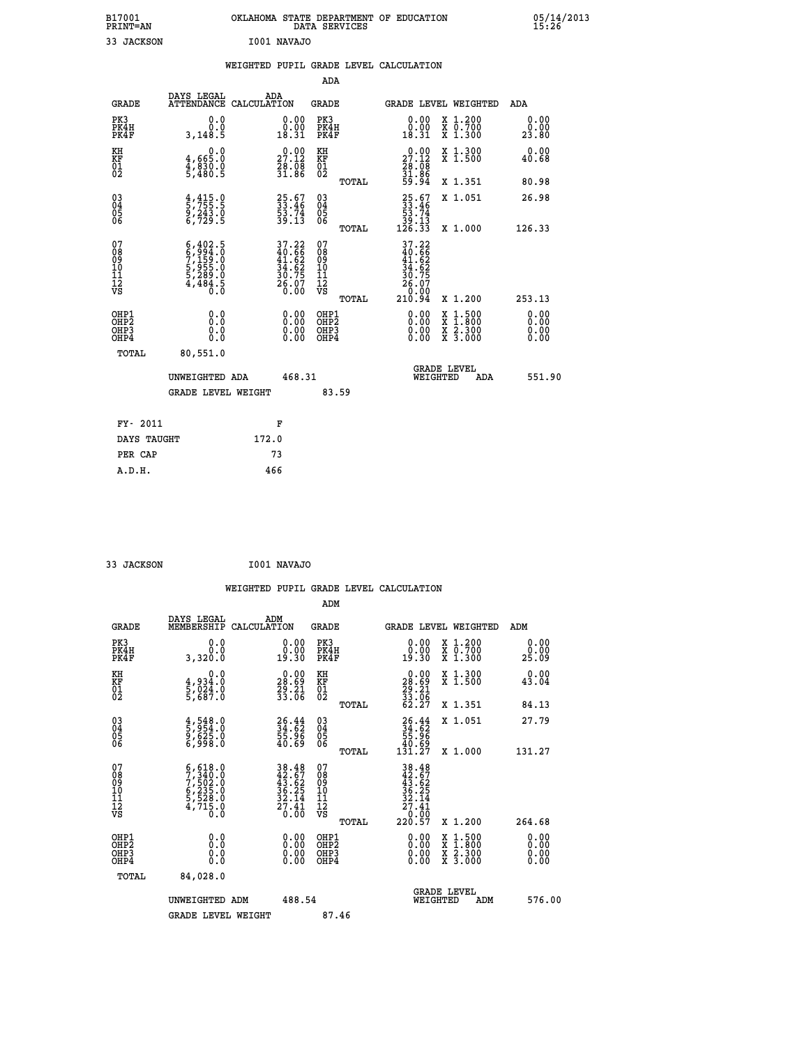B17001 OKLAHOMA STATE DEPARTMENT OF EDUCATION 05/14/2013
PRINT=AN DATA SERVICES 15:26

33 JACKSON I001 NAVAJO

## WEIGHTED PUPIL GRADE LEVEL CALCULATION

### ADA

| GRADE | DAYS LEGAL ATTENDANCE | ADA CALCULATION | GRADE | | GRADE LEVEL | WEIGHTED | ADA |
|---|---|---|---|---|---|---|---|
| PK3 | 0.0 | 0.00 | PK3 | | 0.00 | X 1.200 | 0.00 |
| PK4H | 0.0 | 0.00 | PK4H | | 0.00 | X 0.700 | 0.00 |
| PK4F | 3,148.5 | 18.31 | PK4F | | 18.31 | X 1.300 | 23.80 |
| KH | 0.0 | 0.00 | KH | | 0.00 | X 1.300 | 0.00 |
| KF | 4,665.0 | 27.12 | KF | | 27.12 | X 1.500 | 40.68 |
| 01 | 4,830.0 | 28.08 | 01 | | 28.08 | | |
| 02 | 5,480.5 | 31.86 | 02 | | 31.86 | | |
| | | | | TOTAL | 59.94 | X 1.351 | 80.98 |
| 03 | 4,415.0 | 25.67 | 03 | | 25.67 | X 1.051 | 26.98 |
| 04 | 5,755.5 | 33.46 | 04 | | 33.46 | | |
| 05 | 9,243.0 | 53.74 | 05 | | 53.74 | | |
| 06 | 6,729.5 | 39.13 | 06 | | 39.13 | | |
| | | | | TOTAL | 126.33 | X 1.000 | 126.33 |
| 07 | 6,402.5 | 37.22 | 07 | | 37.22 | | |
| 08 | 6,994.0 | 40.66 | 08 | | 40.66 | | |
| 09 | 7,159.0 | 41.62 | 09 | | 41.62 | | |
| 10 | 5,955.0 | 34.62 | 10 | | 34.62 | | |
| 11 | 5,289.0 | 30.75 | 11 | | 30.75 | | |
| 12 | 4,484.5 | 26.07 | 12 | | 26.07 | | |
| VS | 0.0 | 0.00 | VS | | 0.00 | | |
| | | | | TOTAL | 210.94 | X 1.200 | 253.13 |
| OHP1 | 0.0 | 0.00 | OHP1 | | 0.00 | X 1.500 | 0.00 |
| OHP2 | 0.0 | 0.00 | OHP2 | | 0.00 | X 1.800 | 0.00 |
| OHP3 | 0.0 | 0.00 | OHP3 | | 0.00 | X 2.300 | 0.00 |
| OHP4 | 0.0 | 0.00 | OHP4 | | 0.00 | X 3.000 | 0.00 |
| TOTAL | 80,551.0 | | | | | | |

UNWEIGHTED ADA 468.31 &nbsp;&nbsp; GRADE LEVEL WEIGHTED ADA 551.90

GRADE LEVEL WEIGHT 83.59

| FY- 2011 | F |
|---|---|
| DAYS TAUGHT | 172.0 |
| PER CAP | 73 |
| A.D.H. | 466 |

33 JACKSON I001 NAVAJO

## WEIGHTED PUPIL GRADE LEVEL CALCULATION

### ADM

| GRADE | DAYS LEGAL MEMBERSHIP | ADM CALCULATION | GRADE | | GRADE LEVEL | WEIGHTED | ADM |
|---|---|---|---|---|---|---|---|
| PK3 | 0.0 | 0.00 | PK3 | | 0.00 | X 1.200 | 0.00 |
| PK4H | 0.0 | 0.00 | PK4H | | 0.00 | X 0.700 | 0.00 |
| PK4F | 3,320.0 | 19.30 | PK4F | | 19.30 | X 1.300 | 25.09 |
| KH | 0.0 | 0.00 | KH | | 0.00 | X 1.300 | 0.00 |
| KF | 4,934.0 | 28.69 | KF | | 28.69 | X 1.500 | 43.04 |
| 01 | 5,024.0 | 29.21 | 01 | | 29.21 | | |
| 02 | 5,687.0 | 33.06 | 02 | | 33.06 | | |
| | | | | TOTAL | 62.27 | X 1.351 | 84.13 |
| 03 | 4,548.0 | 26.44 | 03 | | 26.44 | X 1.051 | 27.79 |
| 04 | 5,954.0 | 34.62 | 04 | | 34.62 | | |
| 05 | 9,625.0 | 55.96 | 05 | | 55.96 | | |
| 06 | 6,998.0 | 40.69 | 06 | | 40.69 | | |
| | | | | TOTAL | 131.27 | X 1.000 | 131.27 |
| 07 | 6,618.0 | 38.48 | 07 | | 38.48 | | |
| 08 | 7,340.0 | 42.67 | 08 | | 42.67 | | |
| 09 | 7,502.0 | 43.62 | 09 | | 43.62 | | |
| 10 | 6,235.0 | 36.25 | 10 | | 36.25 | | |
| 11 | 5,528.0 | 32.14 | 11 | | 32.14 | | |
| 12 | 4,715.0 | 27.41 | 12 | | 27.41 | | |
| VS | 0.0 | 0.00 | VS | | 0.00 | | |
| | | | | TOTAL | 220.57 | X 1.200 | 264.68 |
| OHP1 | 0.0 | 0.00 | OHP1 | | 0.00 | X 1.500 | 0.00 |
| OHP2 | 0.0 | 0.00 | OHP2 | | 0.00 | X 1.800 | 0.00 |
| OHP3 | 0.0 | 0.00 | OHP3 | | 0.00 | X 2.300 | 0.00 |
| OHP4 | 0.0 | 0.00 | OHP4 | | 0.00 | X 3.000 | 0.00 |
| TOTAL | 84,028.0 | | | | | | |

UNWEIGHTED ADM 488.54 &nbsp;&nbsp; GRADE LEVEL WEIGHTED ADM 576.00

GRADE LEVEL WEIGHT 87.46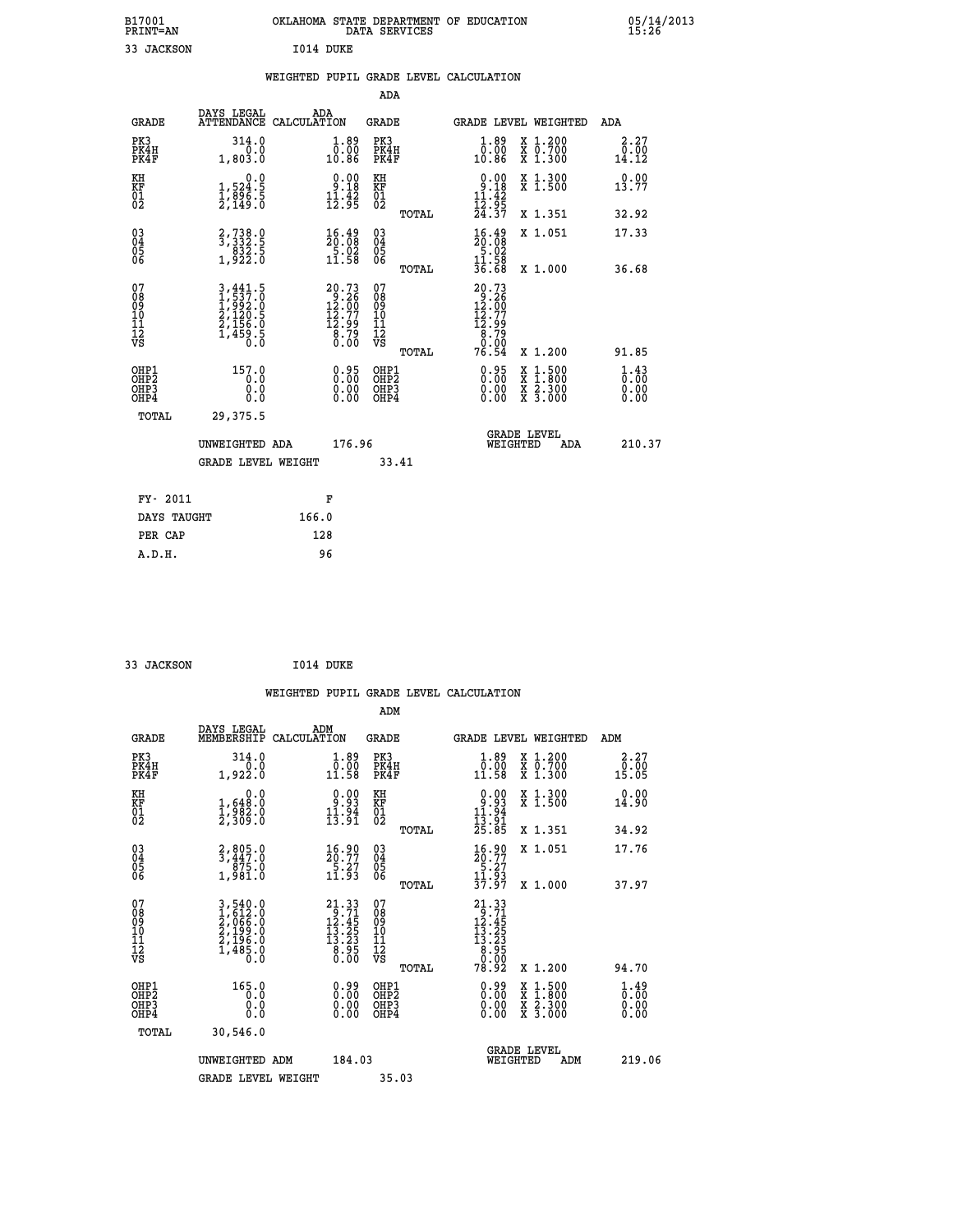B17001 OKLAHOMA STATE DEPARTMENT OF EDUCATION 05/14/2013
PRINT=AN DATA SERVICES 15:26

33 JACKSON I014 DUKE

## WEIGHTED PUPIL GRADE LEVEL CALCULATION

### ADA

| GRADE | DAYS LEGAL ATTENDANCE | ADA CALCULATION | GRADE | GRADE LEVEL | WEIGHTED | ADA |
|---|---|---|---|---|---|---|
| PK3 | 314.0 | 1.89 | PK3 | 1.89 | X 1.200 | 2.27 |
| PK4H | 0.0 | 0.00 | PK4H | 0.00 | X 0.700 | 0.00 |
| PK4F | 1,803.0 | 10.86 | PK4F | 10.86 | X 1.300 | 14.12 |
| KH | 0.0 | 0.00 | KH | 0.00 | X 1.300 | 0.00 |
| KF | 1,524.5 | 9.18 | KF | 9.18 | X 1.500 | 13.77 |
| 01 | 1,896.5 | 11.42 | 01 | 11.42 | | |
| 02 | 2,149.0 | 12.95 | 02 | 12.95 | | |
| | | | TOTAL | 24.37 | X 1.351 | 32.92 |
| 03 | 2,738.0 | 16.49 | 03 | 16.49 | X 1.051 | 17.33 |
| 04 | 3,332.5 | 20.08 | 04 | 20.08 | | |
| 05 | 832.5 | 5.02 | 05 | 5.02 | | |
| 06 | 1,922.0 | 11.58 | 06 | 11.58 | | |
| | | | TOTAL | 36.68 | X 1.000 | 36.68 |
| 07 | 3,441.5 | 20.73 | 07 | 20.73 | | |
| 08 | 1,537.0 | 9.26 | 08 | 9.26 | | |
| 09 | 1,992.0 | 12.00 | 09 | 12.00 | | |
| 10 | 2,120.5 | 12.77 | 10 | 12.77 | | |
| 11 | 2,156.0 | 12.99 | 11 | 12.99 | | |
| 12 | 1,459.5 | 8.79 | 12 | 8.79 | | |
| VS | 0.0 | 0.00 | VS | 0.00 | | |
| | | | TOTAL | 76.54 | X 1.200 | 91.85 |
| OHP1 | 157.0 | 0.95 | OHP1 | 0.95 | X 1.500 | 1.43 |
| OHP2 | 0.0 | 0.00 | OHP2 | 0.00 | X 1.800 | 0.00 |
| OHP3 | 0.0 | 0.00 | OHP3 | 0.00 | X 2.300 | 0.00 |
| OHP4 | 0.0 | 0.00 | OHP4 | 0.00 | X 3.000 | 0.00 |
| TOTAL | 29,375.5 | | | | | |

UNWEIGHTED ADA 176.96 GRADE LEVEL WEIGHTED ADA 210.37

GRADE LEVEL WEIGHT 33.41

| FY- 2011 | F |
|---|---|
| DAYS TAUGHT | 166.0 |
| PER CAP | 128 |
| A.D.H. | 96 |

33 JACKSON I014 DUKE

## WEIGHTED PUPIL GRADE LEVEL CALCULATION

### ADM

| GRADE | DAYS LEGAL MEMBERSHIP | ADM CALCULATION | GRADE | GRADE LEVEL | WEIGHTED | ADM |
|---|---|---|---|---|---|---|
| PK3 | 314.0 | 1.89 | PK3 | 1.89 | X 1.200 | 2.27 |
| PK4H | 0.0 | 0.00 | PK4H | 0.00 | X 0.700 | 0.00 |
| PK4F | 1,922.0 | 11.58 | PK4F | 11.58 | X 1.300 | 15.05 |
| KH | 0.0 | 0.00 | KH | 0.00 | X 1.300 | 0.00 |
| KF | 1,648.0 | 9.93 | KF | 9.93 | X 1.500 | 14.90 |
| 01 | 1,982.0 | 11.94 | 01 | 11.94 | | |
| 02 | 2,309.0 | 13.91 | 02 | 13.91 | | |
| | | | TOTAL | 25.85 | X 1.351 | 34.92 |
| 03 | 2,805.0 | 16.90 | 03 | 16.90 | X 1.051 | 17.76 |
| 04 | 3,447.0 | 20.77 | 04 | 20.77 | | |
| 05 | 875.0 | 5.27 | 05 | 5.27 | | |
| 06 | 1,981.0 | 11.93 | 06 | 11.93 | | |
| | | | TOTAL | 37.97 | X 1.000 | 37.97 |
| 07 | 3,540.0 | 21.33 | 07 | 21.33 | | |
| 08 | 1,612.0 | 9.71 | 08 | 9.71 | | |
| 09 | 2,066.0 | 12.45 | 09 | 12.45 | | |
| 10 | 2,199.0 | 13.25 | 10 | 13.25 | | |
| 11 | 2,196.0 | 13.23 | 11 | 13.23 | | |
| 12 | 1,485.0 | 8.95 | 12 | 8.95 | | |
| VS | 0.0 | 0.00 | VS | 0.00 | | |
| | | | TOTAL | 78.92 | X 1.200 | 94.70 |
| OHP1 | 165.0 | 0.99 | OHP1 | 0.99 | X 1.500 | 1.49 |
| OHP2 | 0.0 | 0.00 | OHP2 | 0.00 | X 1.800 | 0.00 |
| OHP3 | 0.0 | 0.00 | OHP3 | 0.00 | X 2.300 | 0.00 |
| OHP4 | 0.0 | 0.00 | OHP4 | 0.00 | X 3.000 | 0.00 |
| TOTAL | 30,546.0 | | | | | |

UNWEIGHTED ADM 184.03 GRADE LEVEL WEIGHTED ADM 219.06

GRADE LEVEL WEIGHT 35.03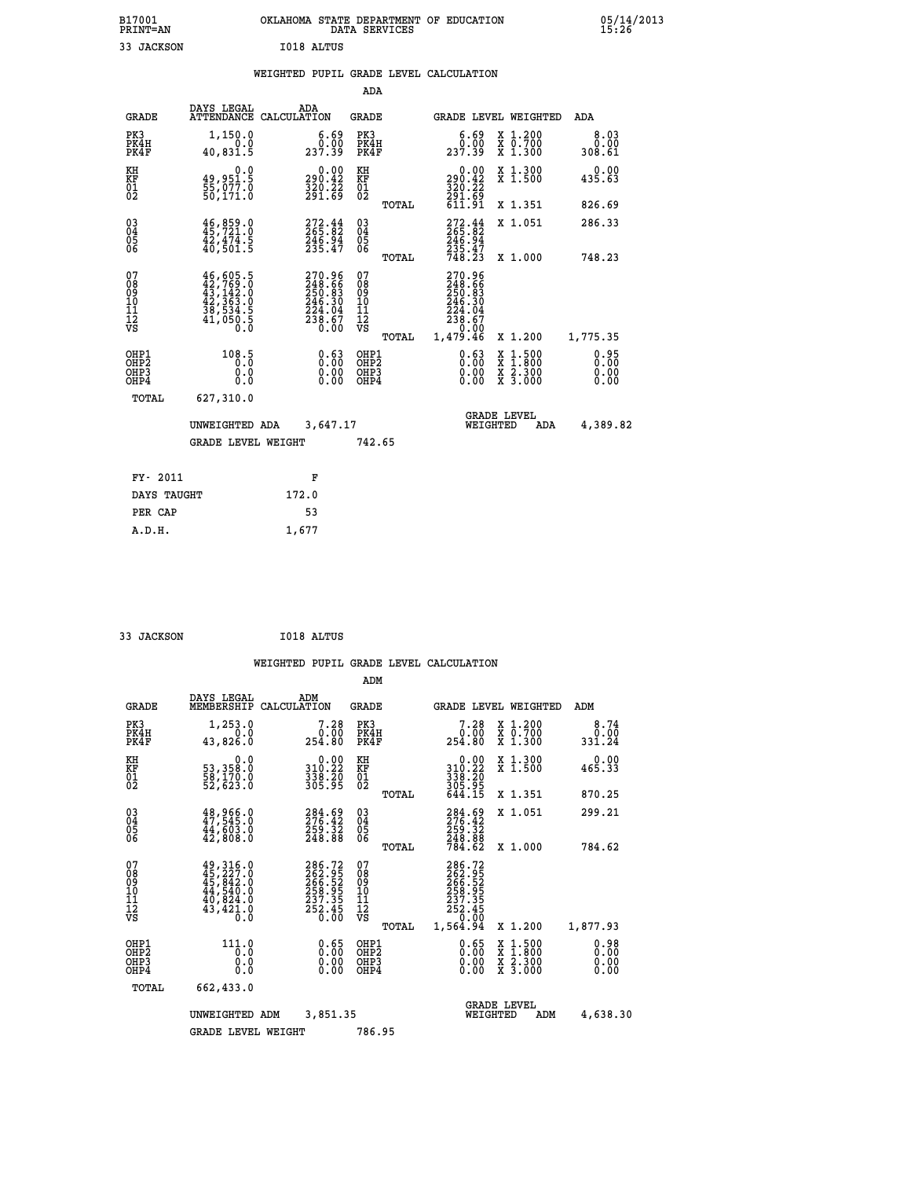B17001 OKLAHOMA STATE DEPARTMENT OF EDUCATION 05/14/2013
PRINT=AN DATA SERVICES 15:26

33 JACKSON I018 ALTUS

## WEIGHTED PUPIL GRADE LEVEL CALCULATION

### ADA

| GRADE | DAYS LEGAL ATTENDANCE | ADA CALCULATION | GRADE | GRADE LEVEL | WEIGHTED | ADA |
|---|---|---|---|---|---|---|
| PK3 | 1,150.0 | 6.69 | PK3 | 6.69 | X 1.200 | 8.03 |
| PK4H | 0.0 | 0.00 | PK4H | 0.00 | X 0.700 | 0.00 |
| PK4F | 40,831.5 | 237.39 | PK4F | 237.39 | X 1.300 | 308.61 |
| KH | 0.0 | 0.00 | KH | 0.00 | X 1.300 | 0.00 |
| KF | 49,951.5 | 290.42 | KF | 290.42 | X 1.500 | 435.63 |
| 01 | 55,077.0 | 320.22 | 01 | 320.22 | | |
| 02 | 50,171.0 | 291.69 | 02 | 291.69 | | |
| | | | TOTAL | 611.91 | X 1.351 | 826.69 |
| 03 | 46,859.0 | 272.44 | 03 | 272.44 | X 1.051 | 286.33 |
| 04 | 45,721.0 | 265.82 | 04 | 265.82 | | |
| 05 | 42,474.5 | 246.94 | 05 | 246.94 | | |
| 06 | 40,501.5 | 235.47 | 06 | 235.47 | | |
| | | | TOTAL | 748.23 | X 1.000 | 748.23 |
| 07 | 46,605.5 | 270.96 | 07 | 270.96 | | |
| 08 | 42,769.0 | 248.66 | 08 | 248.66 | | |
| 09 | 43,142.0 | 250.83 | 09 | 250.83 | | |
| 10 | 42,363.0 | 246.30 | 10 | 246.30 | | |
| 11 | 38,534.5 | 224.04 | 11 | 224.04 | | |
| 12 | 41,050.5 | 238.67 | 12 | 238.67 | | |
| VS | 0.0 | 0.00 | VS | 0.00 | | |
| | | | TOTAL | 1,479.46 | X 1.200 | 1,775.35 |
| OHP1 | 108.5 | 0.63 | OHP1 | 0.63 | X 1.500 | 0.95 |
| OHP2 | 0.0 | 0.00 | OHP2 | 0.00 | X 1.800 | 0.00 |
| OHP3 | 0.0 | 0.00 | OHP3 | 0.00 | X 2.300 | 0.00 |
| OHP4 | 0.0 | 0.00 | OHP4 | 0.00 | X 3.000 | 0.00 |
| TOTAL | 627,310.0 | | | | | |

UNWEIGHTED ADA 3,647.17 GRADE LEVEL WEIGHTED ADA 4,389.82

GRADE LEVEL WEIGHT 742.65

| FY- 2011 | F |
|---|---|
| DAYS TAUGHT | 172.0 |
| PER CAP | 53 |
| A.D.H. | 1,677 |

33 JACKSON I018 ALTUS

## WEIGHTED PUPIL GRADE LEVEL CALCULATION

### ADM

| GRADE | DAYS LEGAL MEMBERSHIP | ADM CALCULATION | GRADE | GRADE LEVEL | WEIGHTED | ADM |
|---|---|---|---|---|---|---|
| PK3 | 1,253.0 | 7.28 | PK3 | 7.28 | X 1.200 | 8.74 |
| PK4H | 0.0 | 0.00 | PK4H | 0.00 | X 0.700 | 0.00 |
| PK4F | 43,826.0 | 254.80 | PK4F | 254.80 | X 1.300 | 331.24 |
| KH | 0.0 | 0.00 | KH | 0.00 | X 1.300 | 0.00 |
| KF | 53,358.0 | 310.22 | KF | 310.22 | X 1.500 | 465.33 |
| 01 | 58,170.0 | 338.20 | 01 | 338.20 | | |
| 02 | 52,623.0 | 305.95 | 02 | 305.95 | | |
| | | | TOTAL | 644.15 | X 1.351 | 870.25 |
| 03 | 48,966.0 | 284.69 | 03 | 284.69 | X 1.051 | 299.21 |
| 04 | 47,545.0 | 276.42 | 04 | 276.42 | | |
| 05 | 44,603.0 | 259.32 | 05 | 259.32 | | |
| 06 | 42,808.0 | 248.88 | 06 | 248.88 | | |
| | | | TOTAL | 784.62 | X 1.000 | 784.62 |
| 07 | 49,316.0 | 286.72 | 07 | 286.72 | | |
| 08 | 45,227.0 | 262.95 | 08 | 262.95 | | |
| 09 | 45,842.0 | 266.52 | 09 | 266.52 | | |
| 10 | 44,540.0 | 258.95 | 10 | 258.95 | | |
| 11 | 40,824.0 | 237.35 | 11 | 237.35 | | |
| 12 | 43,421.0 | 252.45 | 12 | 252.45 | | |
| VS | 0.0 | 0.00 | VS | 0.00 | | |
| | | | TOTAL | 1,564.94 | X 1.200 | 1,877.93 |
| OHP1 | 111.0 | 0.65 | OHP1 | 0.65 | X 1.500 | 0.98 |
| OHP2 | 0.0 | 0.00 | OHP2 | 0.00 | X 1.800 | 0.00 |
| OHP3 | 0.0 | 0.00 | OHP3 | 0.00 | X 2.300 | 0.00 |
| OHP4 | 0.0 | 0.00 | OHP4 | 0.00 | X 3.000 | 0.00 |
| TOTAL | 662,433.0 | | | | | |

UNWEIGHTED ADM 3,851.35 GRADE LEVEL WEIGHTED ADM 4,638.30

GRADE LEVEL WEIGHT 786.95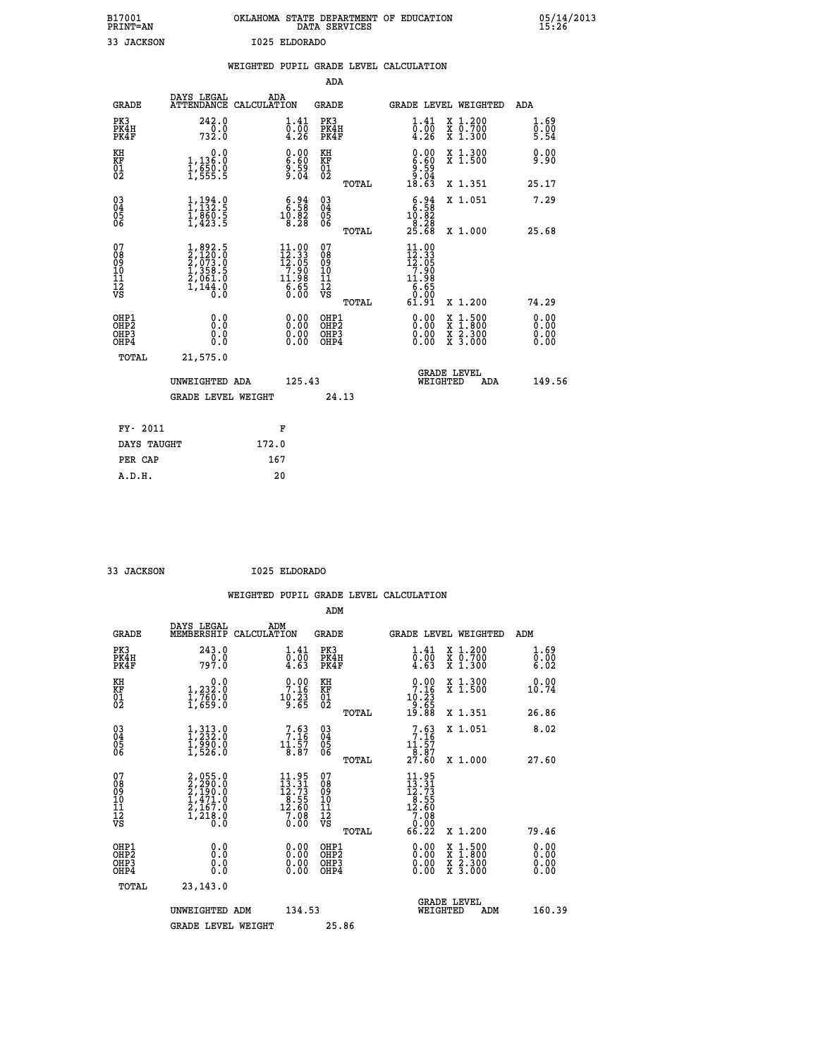B17001 OKLAHOMA STATE DEPARTMENT OF EDUCATION 05/14/2013
PRINT=AN DATA SERVICES 15:26

33 JACKSON I025 ELDORADO

## WEIGHTED PUPIL GRADE LEVEL CALCULATION

### ADA

| GRADE | DAYS LEGAL ATTENDANCE | ADA CALCULATION | GRADE | GRADE LEVEL | WEIGHTED | ADA |
|---|---|---|---|---|---|---|
| PK3 | 242.0 | 1.41 | PK3 | 1.41 | X 1.200 | 1.69 |
| PK4H | 0.0 | 0.00 | PK4H | 0.00 | X 0.700 | 0.00 |
| PK4F | 732.0 | 4.26 | PK4F | 4.26 | X 1.300 | 5.54 |
| KH | 0.0 | 0.00 | KH | 0.00 | X 1.300 | 0.00 |
| KF | 1,136.0 | 6.60 | KF | 6.60 | X 1.500 | 9.90 |
| 01 | 1,650.0 | 9.59 | 01 | 9.59 | | |
| 02 | 1,555.5 | 9.04 | 02 | 9.04 | | |
| | | | TOTAL | 18.63 | X 1.351 | 25.17 |
| 03 | 1,194.0 | 6.94 | 03 | 6.94 | X 1.051 | 7.29 |
| 04 | 1,132.5 | 6.58 | 04 | 6.58 | | |
| 05 | 1,860.5 | 10.82 | 05 | 10.82 | | |
| 06 | 1,423.5 | 8.28 | 06 | 8.28 | | |
| | | | TOTAL | 25.68 | X 1.000 | 25.68 |
| 07 | 1,892.5 | 11.00 | 07 | 11.00 | | |
| 08 | 2,120.0 | 12.33 | 08 | 12.33 | | |
| 09 | 2,073.0 | 12.05 | 09 | 12.05 | | |
| 10 | 1,358.5 | 7.90 | 10 | 7.90 | | |
| 11 | 2,061.0 | 11.98 | 11 | 11.98 | | |
| 12 | 1,144.0 | 6.65 | 12 | 6.65 | | |
| VS | 0.0 | 0.00 | VS | 0.00 | | |
| | | | TOTAL | 61.91 | X 1.200 | 74.29 |
| OHP1 | 0.0 | 0.00 | OHP1 | 0.00 | X 1.500 | 0.00 |
| OHP2 | 0.0 | 0.00 | OHP2 | 0.00 | X 1.800 | 0.00 |
| OHP3 | 0.0 | 0.00 | OHP3 | 0.00 | X 2.300 | 0.00 |
| OHP4 | 0.0 | 0.00 | OHP4 | 0.00 | X 3.000 | 0.00 |
| TOTAL | 21,575.0 | | | | | |

UNWEIGHTED ADA 125.43 | GRADE LEVEL WEIGHTED ADA 149.56

GRADE LEVEL WEIGHT 24.13

| FY- 2011 | F |
|---|---|
| DAYS TAUGHT | 172.0 |
| PER CAP | 167 |
| A.D.H. | 20 |

33 JACKSON I025 ELDORADO

## WEIGHTED PUPIL GRADE LEVEL CALCULATION

### ADM

| GRADE | DAYS LEGAL MEMBERSHIP | ADM CALCULATION | GRADE | GRADE LEVEL | WEIGHTED | ADM |
|---|---|---|---|---|---|---|
| PK3 | 243.0 | 1.41 | PK3 | 1.41 | X 1.200 | 1.69 |
| PK4H | 0.0 | 0.00 | PK4H | 0.00 | X 0.700 | 0.00 |
| PK4F | 797.0 | 4.63 | PK4F | 4.63 | X 1.300 | 6.02 |
| KH | 0.0 | 0.00 | KH | 0.00 | X 1.300 | 0.00 |
| KF | 1,232.0 | 7.16 | KF | 7.16 | X 1.500 | 10.74 |
| 01 | 1,760.0 | 10.23 | 01 | 10.23 | | |
| 02 | 1,659.0 | 9.65 | 02 | 9.65 | | |
| | | | TOTAL | 19.88 | X 1.351 | 26.86 |
| 03 | 1,313.0 | 7.63 | 03 | 7.63 | X 1.051 | 8.02 |
| 04 | 1,232.0 | 7.16 | 04 | 7.16 | | |
| 05 | 1,990.0 | 11.57 | 05 | 11.57 | | |
| 06 | 1,526.0 | 8.87 | 06 | 8.87 | | |
| | | | TOTAL | 27.60 | X 1.000 | 27.60 |
| 07 | 2,055.0 | 11.95 | 07 | 11.95 | | |
| 08 | 2,290.0 | 13.31 | 08 | 13.31 | | |
| 09 | 2,190.0 | 12.73 | 09 | 12.73 | | |
| 10 | 1,471.0 | 8.55 | 10 | 8.55 | | |
| 11 | 2,167.0 | 12.60 | 11 | 12.60 | | |
| 12 | 1,218.0 | 7.08 | 12 | 7.08 | | |
| VS | 0.0 | 0.00 | VS | 0.00 | | |
| | | | TOTAL | 66.22 | X 1.200 | 79.46 |
| OHP1 | 0.0 | 0.00 | OHP1 | 0.00 | X 1.500 | 0.00 |
| OHP2 | 0.0 | 0.00 | OHP2 | 0.00 | X 1.800 | 0.00 |
| OHP3 | 0.0 | 0.00 | OHP3 | 0.00 | X 2.300 | 0.00 |
| OHP4 | 0.0 | 0.00 | OHP4 | 0.00 | X 3.000 | 0.00 |
| TOTAL | 23,143.0 | | | | | |

UNWEIGHTED ADM 134.53 | GRADE LEVEL WEIGHTED ADM 160.39

GRADE LEVEL WEIGHT 25.86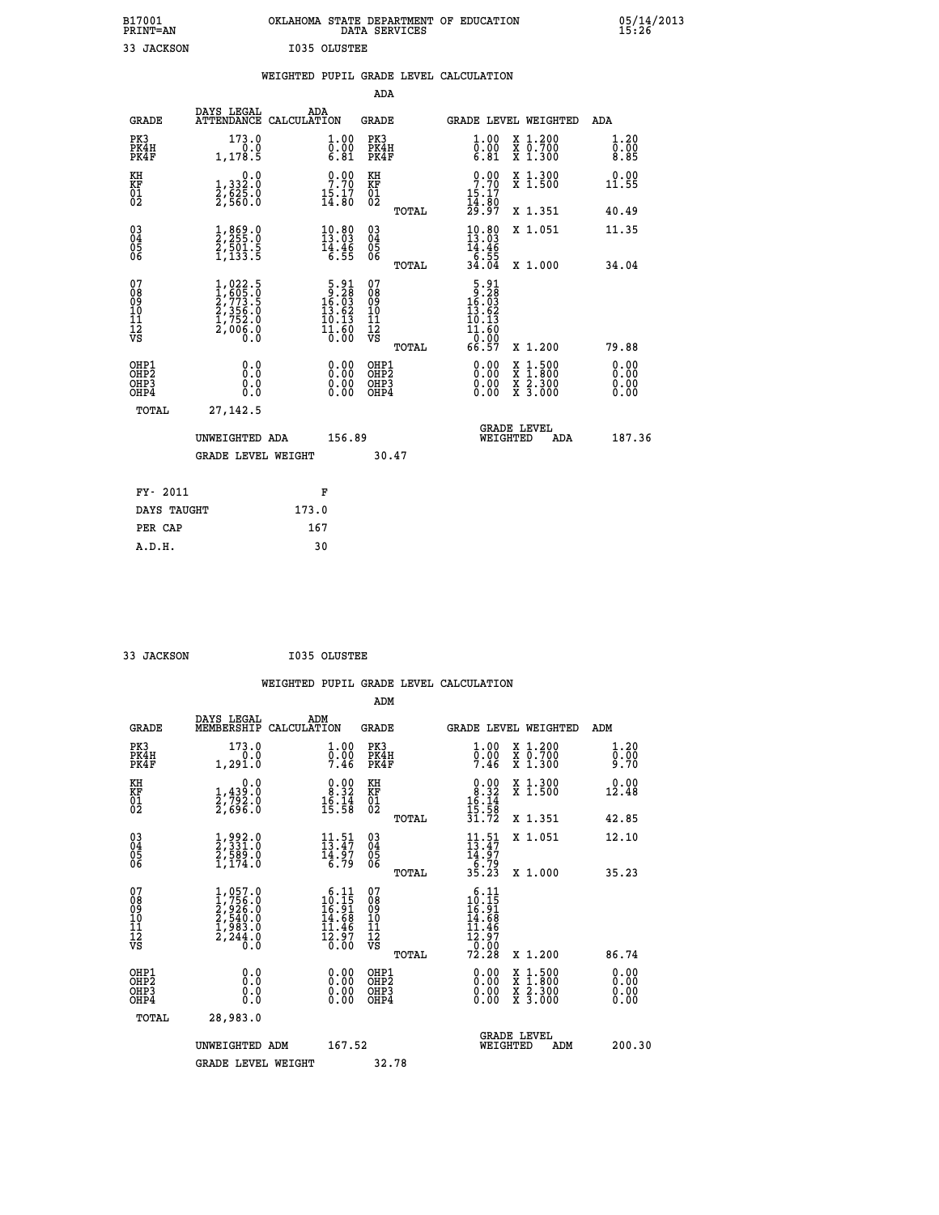B17001 PRINT=AN — OKLAHOMA STATE DEPARTMENT OF EDUCATION DATA SERVICES — 05/14/2013 15:26

33 JACKSON — I035 OLUSTEE

## WEIGHTED PUPIL GRADE LEVEL CALCULATION

### ADA

| GRADE | DAYS LEGAL ATTENDANCE | ADA CALCULATION | GRADE | GRADE LEVEL | WEIGHTED | ADA |
|---|---|---|---|---|---|---|
| PK3 | 173.0 | 1.00 | PK3 | 1.00 | X 1.200 | 1.20 |
| PK4H | 0.0 | 0.00 | PK4H | 0.00 | X 0.700 | 0.00 |
| PK4F | 1,178.5 | 6.81 | PK4F | 6.81 | X 1.300 | 8.85 |
| KH | 0.0 | 0.00 | KH | 0.00 | X 1.300 | 0.00 |
| KF | 1,332.0 | 7.70 | KF | 7.70 | X 1.500 | 11.55 |
| 01 | 2,625.0 | 15.17 | 01 | 15.17 | | |
| 02 | 2,560.0 | 14.80 | 02 | 14.80 | | |
| | | | TOTAL | 29.97 | X 1.351 | 40.49 |
| 03 | 1,869.0 | 10.80 | 03 | 10.80 | X 1.051 | 11.35 |
| 04 | 2,255.0 | 13.03 | 04 | 13.03 | | |
| 05 | 2,501.5 | 14.46 | 05 | 14.46 | | |
| 06 | 1,133.5 | 6.55 | 06 | 6.55 | | |
| | | | TOTAL | 34.04 | X 1.000 | 34.04 |
| 07 | 1,022.5 | 5.91 | 07 | 5.91 | | |
| 08 | 1,605.0 | 9.28 | 08 | 9.28 | | |
| 09 | 2,773.5 | 16.03 | 09 | 16.03 | | |
| 10 | 2,356.0 | 13.62 | 10 | 13.62 | | |
| 11 | 1,752.0 | 10.13 | 11 | 10.13 | | |
| 12 | 2,006.0 | 11.60 | 12 | 11.60 | | |
| VS | 0.0 | 0.00 | VS | 0.00 | | |
| | | | TOTAL | 66.57 | X 1.200 | 79.88 |
| OHP1 | 0.0 | 0.00 | OHP1 | 0.00 | X 1.500 | 0.00 |
| OHP2 | 0.0 | 0.00 | OHP2 | 0.00 | X 1.800 | 0.00 |
| OHP3 | 0.0 | 0.00 | OHP3 | 0.00 | X 2.300 | 0.00 |
| OHP4 | 0.0 | 0.00 | OHP4 | 0.00 | X 3.000 | 0.00 |
| TOTAL | 27,142.5 | | | | | |

UNWEIGHTED ADA 156.89 — GRADE LEVEL WEIGHTED ADA 187.36

GRADE LEVEL WEIGHT 30.47

| FY- 2011 | F |
|---|---|
| DAYS TAUGHT | 173.0 |
| PER CAP | 167 |
| A.D.H. | 30 |

33 JACKSON — I035 OLUSTEE

## WEIGHTED PUPIL GRADE LEVEL CALCULATION

### ADM

| GRADE | DAYS LEGAL MEMBERSHIP | ADM CALCULATION | GRADE | GRADE LEVEL | WEIGHTED | ADM |
|---|---|---|---|---|---|---|
| PK3 | 173.0 | 1.00 | PK3 | 1.00 | X 1.200 | 1.20 |
| PK4H | 0.0 | 0.00 | PK4H | 0.00 | X 0.700 | 0.00 |
| PK4F | 1,291.0 | 7.46 | PK4F | 7.46 | X 1.300 | 9.70 |
| KH | 0.0 | 0.00 | KH | 0.00 | X 1.300 | 0.00 |
| KF | 1,439.0 | 8.32 | KF | 8.32 | X 1.500 | 12.48 |
| 01 | 2,792.0 | 16.14 | 01 | 16.14 | | |
| 02 | 2,696.0 | 15.58 | 02 | 15.58 | | |
| | | | TOTAL | 31.72 | X 1.351 | 42.85 |
| 03 | 1,992.0 | 11.51 | 03 | 11.51 | X 1.051 | 12.10 |
| 04 | 2,331.0 | 13.47 | 04 | 13.47 | | |
| 05 | 2,589.0 | 14.97 | 05 | 14.97 | | |
| 06 | 1,174.0 | 6.79 | 06 | 6.79 | | |
| | | | TOTAL | 35.23 | X 1.000 | 35.23 |
| 07 | 1,057.0 | 6.11 | 07 | 6.11 | | |
| 08 | 1,756.0 | 10.15 | 08 | 10.15 | | |
| 09 | 2,926.0 | 16.91 | 09 | 16.91 | | |
| 10 | 2,540.0 | 14.68 | 10 | 14.68 | | |
| 11 | 1,983.0 | 11.46 | 11 | 11.46 | | |
| 12 | 2,244.0 | 12.97 | 12 | 12.97 | | |
| VS | 0.0 | 0.00 | VS | 0.00 | | |
| | | | TOTAL | 72.28 | X 1.200 | 86.74 |
| OHP1 | 0.0 | 0.00 | OHP1 | 0.00 | X 1.500 | 0.00 |
| OHP2 | 0.0 | 0.00 | OHP2 | 0.00 | X 1.800 | 0.00 |
| OHP3 | 0.0 | 0.00 | OHP3 | 0.00 | X 2.300 | 0.00 |
| OHP4 | 0.0 | 0.00 | OHP4 | 0.00 | X 3.000 | 0.00 |
| TOTAL | 28,983.0 | | | | | |

UNWEIGHTED ADM 167.52 — GRADE LEVEL WEIGHTED ADM 200.30

GRADE LEVEL WEIGHT 32.78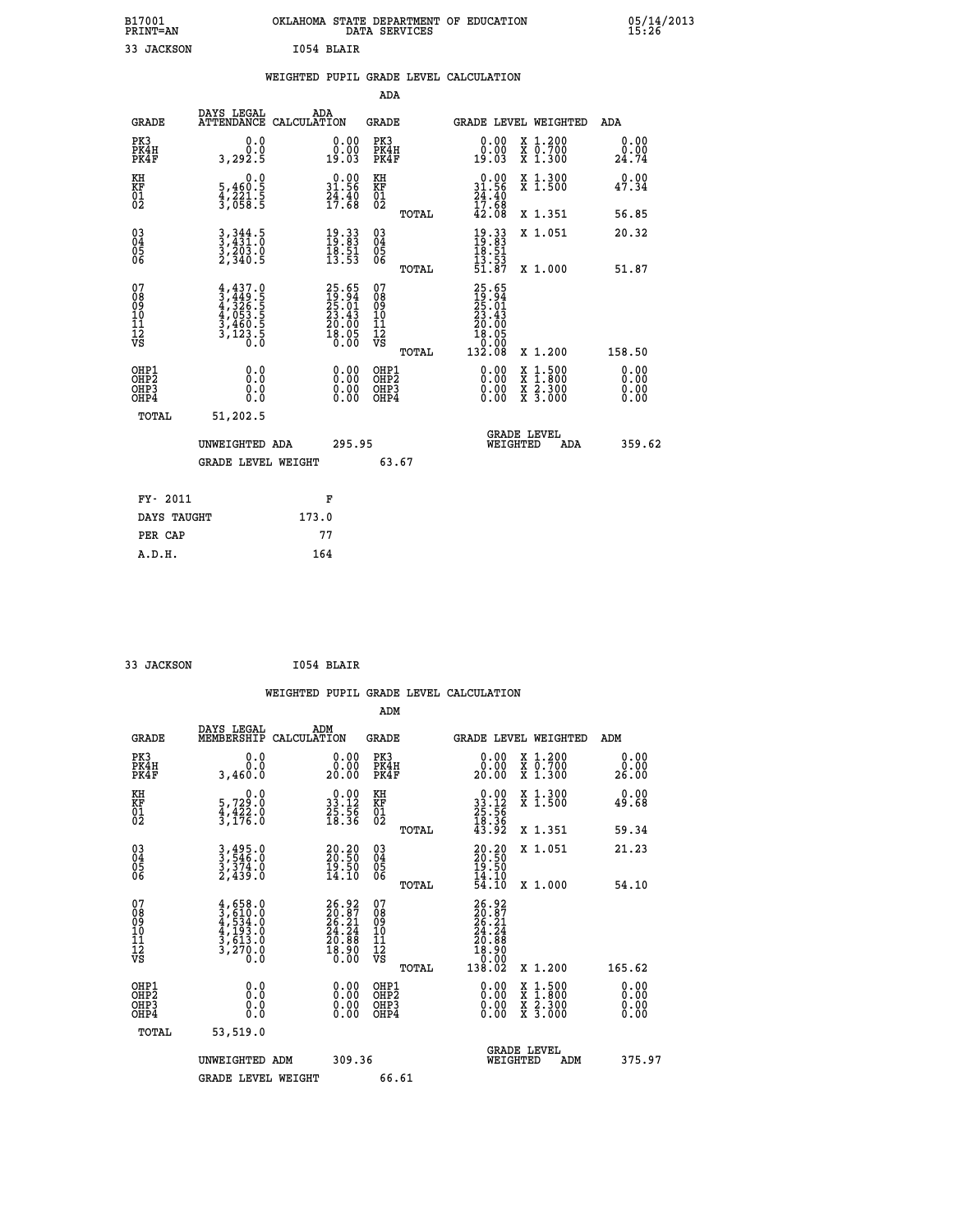B17001 OKLAHOMA STATE DEPARTMENT OF EDUCATION 05/14/2013
PRINT=AN DATA SERVICES 15:26

33 JACKSON I054 BLAIR

## WEIGHTED PUPIL GRADE LEVEL CALCULATION

### ADA

| GRADE | DAYS LEGAL ATTENDANCE | ADA CALCULATION | GRADE | | GRADE LEVEL | WEIGHTED | ADA |
|---|---|---|---|---|---|---|---|
| PK3 | 0.0 | 0.00 | PK3 | | 0.00 | X 1.200 | 0.00 |
| PK4H | 0.0 | 0.00 | PK4H | | 0.00 | X 0.700 | 0.00 |
| PK4F | 3,292.5 | 19.03 | PK4F | | 19.03 | X 1.300 | 24.74 |
| KH | 0.0 | 0.00 | KH | | 0.00 | X 1.300 | 0.00 |
| KF | 5,460.5 | 31.56 | KF | | 31.56 | X 1.500 | 47.34 |
| 01 | 4,221.5 | 24.40 | 01 | | 24.40 | | |
| 02 | 3,058.5 | 17.68 | 02 | | 17.68 | | |
| | | | | TOTAL | 42.08 | X 1.351 | 56.85 |
| 03 | 3,344.5 | 19.33 | 03 | | 19.33 | X 1.051 | 20.32 |
| 04 | 3,431.0 | 19.83 | 04 | | 19.83 | | |
| 05 | 3,203.0 | 18.51 | 05 | | 18.51 | | |
| 06 | 2,340.5 | 13.53 | 06 | | 13.53 | | |
| | | | | TOTAL | 51.87 | X 1.000 | 51.87 |
| 07 | 4,437.0 | 25.65 | 07 | | 25.65 | | |
| 08 | 3,449.5 | 19.94 | 08 | | 19.94 | | |
| 09 | 4,326.5 | 25.01 | 09 | | 25.01 | | |
| 10 | 4,053.5 | 23.43 | 10 | | 23.43 | | |
| 11 | 3,460.5 | 20.00 | 11 | | 20.00 | | |
| 12 | 3,123.5 | 18.05 | 12 | | 18.05 | | |
| VS | 0.0 | 0.00 | VS | | 0.00 | | |
| | | | | TOTAL | 132.08 | X 1.200 | 158.50 |
| OHP1 | 0.0 | 0.00 | OHP1 | | 0.00 | X 1.500 | 0.00 |
| OHP2 | 0.0 | 0.00 | OHP2 | | 0.00 | X 1.800 | 0.00 |
| OHP3 | 0.0 | 0.00 | OHP3 | | 0.00 | X 2.300 | 0.00 |
| OHP4 | 0.0 | 0.00 | OHP4 | | 0.00 | X 3.000 | 0.00 |
| TOTAL | 51,202.5 | | | | | | |

UNWEIGHTED ADA 295.95 GRADE LEVEL WEIGHTED ADA 359.62

GRADE LEVEL WEIGHT 63.67

| FY- 2011 | F |
|---|---|
| DAYS TAUGHT | 173.0 |
| PER CAP | 77 |
| A.D.H. | 164 |

33 JACKSON I054 BLAIR

## WEIGHTED PUPIL GRADE LEVEL CALCULATION

### ADM

| GRADE | DAYS LEGAL MEMBERSHIP | ADM CALCULATION | GRADE | | GRADE LEVEL | WEIGHTED | ADM |
|---|---|---|---|---|---|---|---|
| PK3 | 0.0 | 0.00 | PK3 | | 0.00 | X 1.200 | 0.00 |
| PK4H | 0.0 | 0.00 | PK4H | | 0.00 | X 0.700 | 0.00 |
| PK4F | 3,460.0 | 20.00 | PK4F | | 20.00 | X 1.300 | 26.00 |
| KH | 0.0 | 0.00 | KH | | 0.00 | X 1.300 | 0.00 |
| KF | 5,729.0 | 33.12 | KF | | 33.12 | X 1.500 | 49.68 |
| 01 | 4,422.0 | 25.56 | 01 | | 25.56 | | |
| 02 | 3,176.0 | 18.36 | 02 | | 18.36 | | |
| | | | | TOTAL | 43.92 | X 1.351 | 59.34 |
| 03 | 3,495.0 | 20.20 | 03 | | 20.20 | X 1.051 | 21.23 |
| 04 | 3,546.0 | 20.50 | 04 | | 20.50 | | |
| 05 | 3,374.0 | 19.50 | 05 | | 19.50 | | |
| 06 | 2,439.0 | 14.10 | 06 | | 14.10 | | |
| | | | | TOTAL | 54.10 | X 1.000 | 54.10 |
| 07 | 4,658.0 | 26.92 | 07 | | 26.92 | | |
| 08 | 3,610.0 | 20.87 | 08 | | 20.87 | | |
| 09 | 4,534.0 | 26.21 | 09 | | 26.21 | | |
| 10 | 4,193.0 | 24.24 | 10 | | 24.24 | | |
| 11 | 3,613.0 | 20.88 | 11 | | 20.88 | | |
| 12 | 3,270.0 | 18.90 | 12 | | 18.90 | | |
| VS | 0.0 | 0.00 | VS | | 0.00 | | |
| | | | | TOTAL | 138.02 | X 1.200 | 165.62 |
| OHP1 | 0.0 | 0.00 | OHP1 | | 0.00 | X 1.500 | 0.00 |
| OHP2 | 0.0 | 0.00 | OHP2 | | 0.00 | X 1.800 | 0.00 |
| OHP3 | 0.0 | 0.00 | OHP3 | | 0.00 | X 2.300 | 0.00 |
| OHP4 | 0.0 | 0.00 | OHP4 | | 0.00 | X 3.000 | 0.00 |
| TOTAL | 53,519.0 | | | | | | |

UNWEIGHTED ADM 309.36 GRADE LEVEL WEIGHTED ADM 375.97

GRADE LEVEL WEIGHT 66.61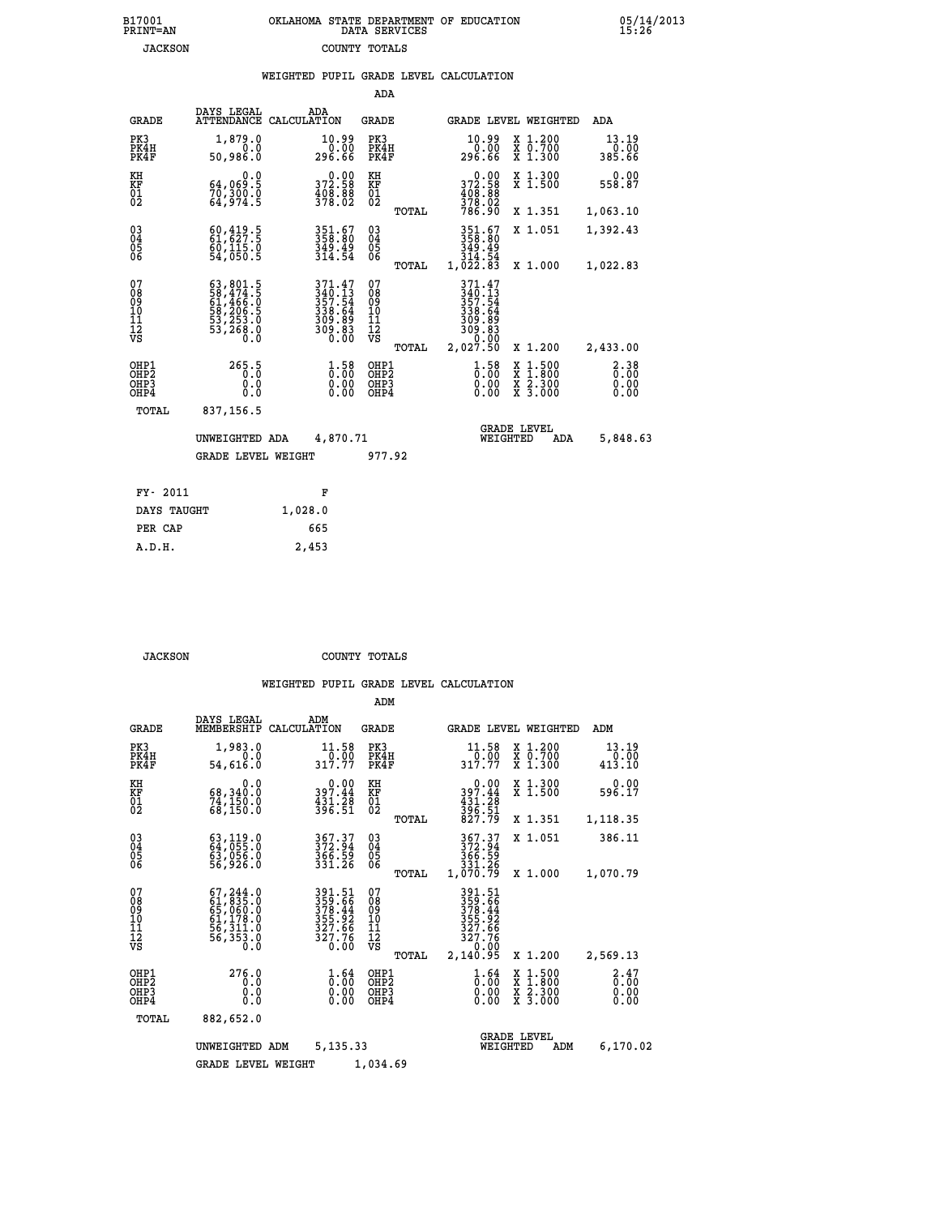B17001 PRINT=AN — OKLAHOMA STATE DEPARTMENT OF EDUCATION DATA SERVICES — 05/14/2013 15:26

JACKSON — COUNTY TOTALS

## WEIGHTED PUPIL GRADE LEVEL CALCULATION

### ADA

| GRADE | DAYS LEGAL ATTENDANCE | ADA CALCULATION | GRADE | | GRADE LEVEL | WEIGHTED | ADA |
|---|---|---|---|---|---|---|---|
| PK3 | 1,879.0 | 10.99 | PK3 | | 10.99 | X 1.200 | 13.19 |
| PK4H | 0.0 | 0.00 | PK4H | | 0.00 | X 0.700 | 0.00 |
| PK4F | 50,986.0 | 296.66 | PK4F | | 296.66 | X 1.300 | 385.66 |
| KH | 0.0 | 0.00 | KH | | 0.00 | X 1.300 | 0.00 |
| KF | 64,069.5 | 372.58 | KF | | 372.58 | X 1.500 | 558.87 |
| 01 | 70,300.0 | 408.88 | 01 | | 408.88 | | |
| 02 | 64,974.5 | 378.02 | 02 | | 378.02 | | |
| | | | | TOTAL | 786.90 | X 1.351 | 1,063.10 |
| 03 | 60,419.5 | 351.67 | 03 | | 351.67 | X 1.051 | 1,392.43 |
| 04 | 61,627.5 | 358.80 | 04 | | 358.80 | | |
| 05 | 60,115.0 | 349.49 | 05 | | 349.49 | | |
| 06 | 54,050.5 | 314.54 | 06 | | 314.54 | | |
| | | | | TOTAL | 1,022.83 | X 1.000 | 1,022.83 |
| 07 | 63,801.5 | 371.47 | 07 | | 371.47 | | |
| 08 | 58,474.5 | 340.13 | 08 | | 340.13 | | |
| 09 | 61,466.0 | 357.54 | 09 | | 357.54 | | |
| 10 | 58,206.5 | 338.64 | 10 | | 338.64 | | |
| 11 | 53,253.0 | 309.89 | 11 | | 309.89 | | |
| 12 | 53,268.0 | 309.83 | 12 | | 309.83 | | |
| VS | 0.0 | 0.00 | VS | | 0.00 | | |
| | | | | TOTAL | 2,027.50 | X 1.200 | 2,433.00 |
| OHP1 | 265.5 | 1.58 | OHP1 | | 1.58 | X 1.500 | 2.38 |
| OHP2 | 0.0 | 0.00 | OHP2 | | 0.00 | X 1.800 | 0.00 |
| OHP3 | 0.0 | 0.00 | OHP3 | | 0.00 | X 2.300 | 0.00 |
| OHP4 | 0.0 | 0.00 | OHP4 | | 0.00 | X 3.000 | 0.00 |
| TOTAL | 837,156.5 | | | | | | |

UNWEIGHTED ADA 4,870.71 — GRADE LEVEL WEIGHTED ADA 5,848.63

GRADE LEVEL WEIGHT 977.92

| FY- 2011 | F |
|---|---|
| DAYS TAUGHT | 1,028.0 |
| PER CAP | 665 |
| A.D.H. | 2,453 |

JACKSON — COUNTY TOTALS

## WEIGHTED PUPIL GRADE LEVEL CALCULATION

### ADM

| GRADE | DAYS LEGAL MEMBERSHIP | ADM CALCULATION | GRADE | | GRADE LEVEL | WEIGHTED | ADM |
|---|---|---|---|---|---|---|---|
| PK3 | 1,983.0 | 11.58 | PK3 | | 11.58 | X 1.200 | 13.19 |
| PK4H | 0.0 | 0.00 | PK4H | | 0.00 | X 0.700 | 0.00 |
| PK4F | 54,616.0 | 317.77 | PK4F | | 317.77 | X 1.300 | 413.10 |
| KH | 0.0 | 0.00 | KH | | 0.00 | X 1.300 | 0.00 |
| KF | 68,340.0 | 397.44 | KF | | 397.44 | X 1.500 | 596.17 |
| 01 | 74,150.0 | 431.28 | 01 | | 431.28 | | |
| 02 | 68,150.0 | 396.51 | 02 | | 396.51 | | |
| | | | | TOTAL | 827.79 | X 1.351 | 1,118.35 |
| 03 | 63,119.0 | 367.37 | 03 | | 367.37 | X 1.051 | 386.11 |
| 04 | 64,055.0 | 372.94 | 04 | | 372.94 | | |
| 05 | 63,056.0 | 366.59 | 05 | | 366.59 | | |
| 06 | 56,926.0 | 331.26 | 06 | | 331.26 | | |
| | | | | TOTAL | 1,070.79 | X 1.000 | 1,070.79 |
| 07 | 67,244.0 | 391.51 | 07 | | 391.51 | | |
| 08 | 61,835.0 | 359.66 | 08 | | 359.66 | | |
| 09 | 65,060.0 | 378.44 | 09 | | 378.44 | | |
| 10 | 61,178.0 | 355.92 | 10 | | 355.92 | | |
| 11 | 56,311.0 | 327.66 | 11 | | 327.66 | | |
| 12 | 56,353.0 | 327.76 | 12 | | 327.76 | | |
| VS | 0.0 | 0.00 | VS | | 0.00 | | |
| | | | | TOTAL | 2,140.95 | X 1.200 | 2,569.13 |
| OHP1 | 276.0 | 1.64 | OHP1 | | 1.64 | X 1.500 | 2.47 |
| OHP2 | 0.0 | 0.00 | OHP2 | | 0.00 | X 1.800 | 0.00 |
| OHP3 | 0.0 | 0.00 | OHP3 | | 0.00 | X 2.300 | 0.00 |
| OHP4 | 0.0 | 0.00 | OHP4 | | 0.00 | X 3.000 | 0.00 |
| TOTAL | 882,652.0 | | | | | | |

UNWEIGHTED ADM 5,135.33 — GRADE LEVEL WEIGHTED ADM 6,170.02

GRADE LEVEL WEIGHT 1,034.69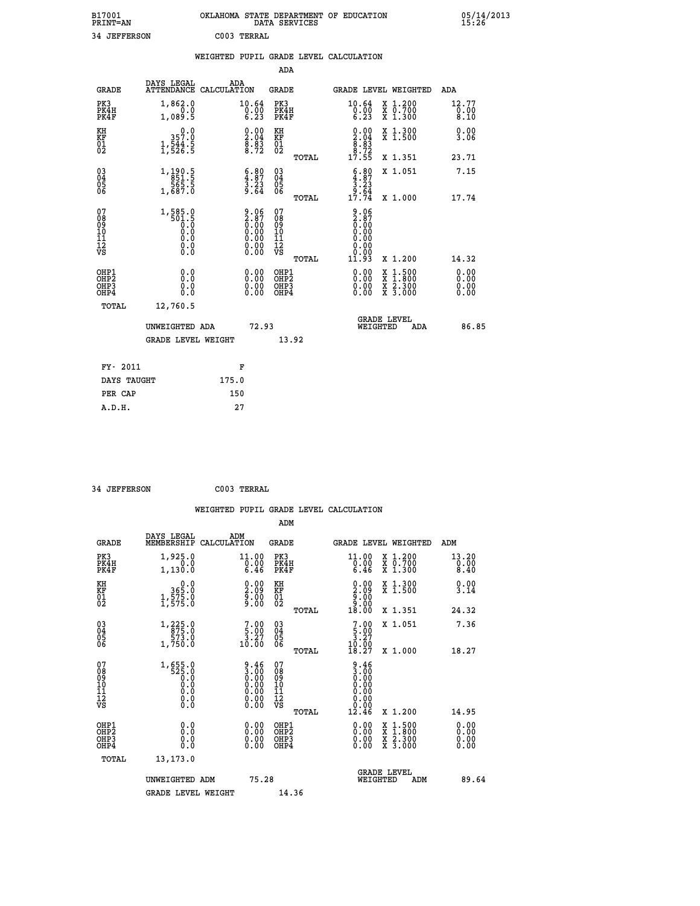B17001 OKLAHOMA STATE DEPARTMENT OF EDUCATION 05/14/2013
PRINT=AN DATA SERVICES 15:26

34 JEFFERSON C003 TERRAL

## WEIGHTED PUPIL GRADE LEVEL CALCULATION

### ADA

| GRADE | DAYS LEGAL ATTENDANCE | ADA CALCULATION | GRADE | GRADE LEVEL | WEIGHTED | ADA |
|---|---|---|---|---|---|---|
| PK3 | 1,862.0 | 10.64 | PK3 | 10.64 | X 1.200 | 12.77 |
| PK4H | 0.0 | 0.00 | PK4H | 0.00 | X 0.700 | 0.00 |
| PK4F | 1,089.5 | 6.23 | PK4F | 6.23 | X 1.300 | 8.10 |
| KH | 0.0 | 0.00 | KH | 0.00 | X 1.300 | 0.00 |
| KF | 357.0 | 2.04 | KF | 2.04 | X 1.500 | 3.06 |
| 01 | 1,544.5 | 8.83 | 01 | 8.83 | | |
| 02 | 1,526.5 | 8.72 | 02 | 8.72 | | |
| | | | TOTAL | 17.55 | X 1.351 | 23.71 |
| 03 | 1,190.5 | 6.80 | 03 | 6.80 | X 1.051 | 7.15 |
| 04 | 851.5 | 4.87 | 04 | 4.87 | | |
| 05 | 565.5 | 3.23 | 05 | 3.23 | | |
| 06 | 1,687.0 | 9.64 | 06 | 9.64 | | |
| | | | TOTAL | 17.74 | X 1.000 | 17.74 |
| 07 | 1,585.0 | 9.06 | 07 | 9.06 | | |
| 08 | 501.5 | 2.87 | 08 | 2.87 | | |
| 09 | 0.0 | 0.00 | 09 | 0.00 | | |
| 10 | 0.0 | 0.00 | 10 | 0.00 | | |
| 11 | 0.0 | 0.00 | 11 | 0.00 | | |
| 12 | 0.0 | 0.00 | 12 | 0.00 | | |
| VS | 0.0 | 0.00 | VS | 0.00 | | |
| | | | TOTAL | 11.93 | X 1.200 | 14.32 |
| OHP1 | 0.0 | 0.00 | OHP1 | 0.00 | X 1.500 | 0.00 |
| OHP2 | 0.0 | 0.00 | OHP2 | 0.00 | X 1.800 | 0.00 |
| OHP3 | 0.0 | 0.00 | OHP3 | 0.00 | X 2.300 | 0.00 |
| OHP4 | 0.0 | 0.00 | OHP4 | 0.00 | X 3.000 | 0.00 |
| TOTAL | 12,760.5 | | | | | |

UNWEIGHTED ADA 72.93 GRADE LEVEL WEIGHTED ADA 86.85

GRADE LEVEL WEIGHT 13.92

FY- 2011 F
DAYS TAUGHT 175.0
PER CAP 150
A.D.H. 27

34 JEFFERSON C003 TERRAL

## WEIGHTED PUPIL GRADE LEVEL CALCULATION

### ADM

| GRADE | DAYS LEGAL MEMBERSHIP | ADM CALCULATION | GRADE | GRADE LEVEL | WEIGHTED | ADM |
|---|---|---|---|---|---|---|
| PK3 | 1,925.0 | 11.00 | PK3 | 11.00 | X 1.200 | 13.20 |
| PK4H | 0.0 | 0.00 | PK4H | 0.00 | X 0.700 | 0.00 |
| PK4F | 1,130.0 | 6.46 | PK4F | 6.46 | X 1.300 | 8.40 |
| KH | 0.0 | 0.00 | KH | 0.00 | X 1.300 | 0.00 |
| KF | 365.0 | 2.09 | KF | 2.09 | X 1.500 | 3.14 |
| 01 | 1,575.0 | 9.00 | 01 | 9.00 | | |
| 02 | 1,575.0 | 9.00 | 02 | 9.00 | | |
| | | | TOTAL | 18.00 | X 1.351 | 24.32 |
| 03 | 1,225.0 | 7.00 | 03 | 7.00 | X 1.051 | 7.36 |
| 04 | 875.0 | 5.00 | 04 | 5.00 | | |
| 05 | 573.0 | 3.27 | 05 | 3.27 | | |
| 06 | 1,750.0 | 10.00 | 06 | 10.00 | | |
| | | | TOTAL | 18.27 | X 1.000 | 18.27 |
| 07 | 1,655.0 | 9.46 | 07 | 9.46 | | |
| 08 | 525.0 | 3.00 | 08 | 3.00 | | |
| 09 | 0.0 | 0.00 | 09 | 0.00 | | |
| 10 | 0.0 | 0.00 | 10 | 0.00 | | |
| 11 | 0.0 | 0.00 | 11 | 0.00 | | |
| 12 | 0.0 | 0.00 | 12 | 0.00 | | |
| VS | 0.0 | 0.00 | VS | 0.00 | | |
| | | | TOTAL | 12.46 | X 1.200 | 14.95 |
| OHP1 | 0.0 | 0.00 | OHP1 | 0.00 | X 1.500 | 0.00 |
| OHP2 | 0.0 | 0.00 | OHP2 | 0.00 | X 1.800 | 0.00 |
| OHP3 | 0.0 | 0.00 | OHP3 | 0.00 | X 2.300 | 0.00 |
| OHP4 | 0.0 | 0.00 | OHP4 | 0.00 | X 3.000 | 0.00 |
| TOTAL | 13,173.0 | | | | | |

UNWEIGHTED ADM 75.28 GRADE LEVEL WEIGHTED ADM 89.64

GRADE LEVEL WEIGHT 14.36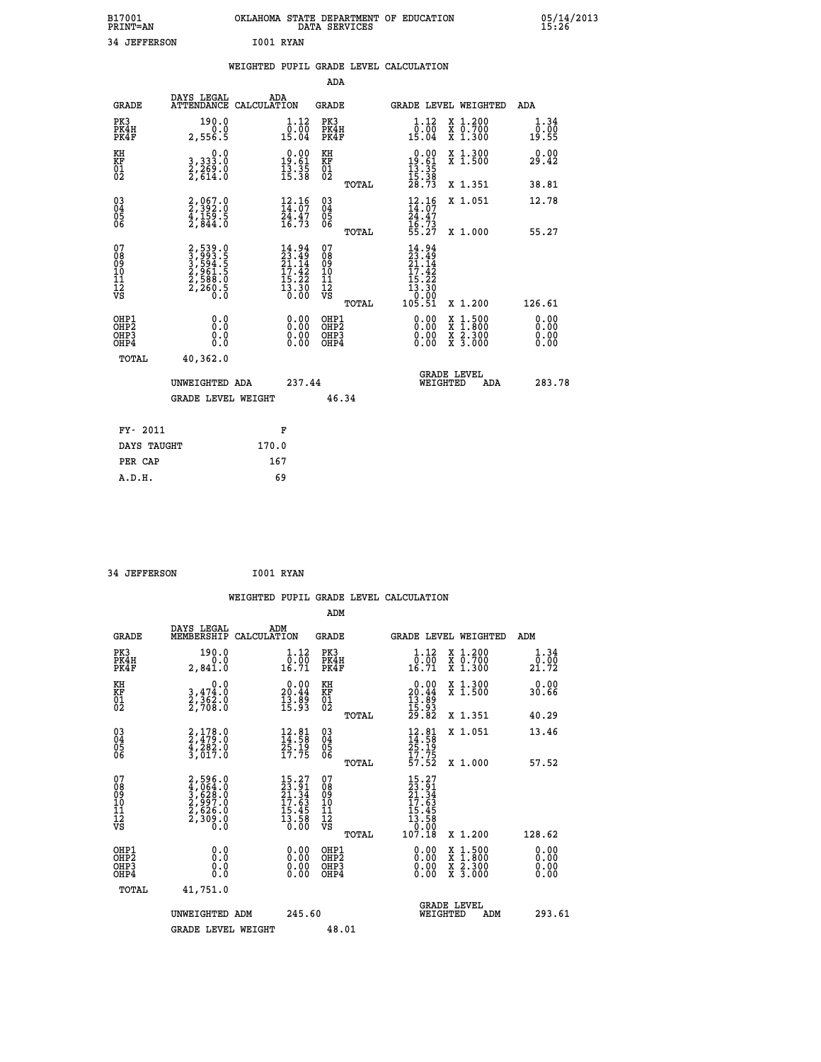B17001 OKLAHOMA STATE DEPARTMENT OF EDUCATION 05/14/2013
PRINT=AN DATA SERVICES 15:26

34 JEFFERSON I001 RYAN

## WEIGHTED PUPIL GRADE LEVEL CALCULATION

### ADA

| GRADE | DAYS LEGAL ATTENDANCE | ADA CALCULATION | GRADE | | GRADE LEVEL | WEIGHTED | ADA |
|---|---|---|---|---|---|---|---|
| PK3 | 190.0 | 1.12 | PK3 | | 1.12 | X 1.200 | 1.34 |
| PK4H | 0.0 | 0.00 | PK4H | | 0.00 | X 0.700 | 0.00 |
| PK4F | 2,556.5 | 15.04 | PK4F | | 15.04 | X 1.300 | 19.55 |
| KH | 0.0 | 0.00 | KH | | 0.00 | X 1.300 | 0.00 |
| KF | 3,333.0 | 19.61 | KF | | 19.61 | X 1.500 | 29.42 |
| 01 | 2,269.0 | 13.35 | 01 | | 13.35 | | |
| 02 | 2,614.0 | 15.38 | 02 | | 15.38 | | |
| | | | | TOTAL | 28.73 | X 1.351 | 38.81 |
| 03 | 2,067.0 | 12.16 | 03 | | 12.16 | X 1.051 | 12.78 |
| 04 | 2,392.0 | 14.07 | 04 | | 14.07 | | |
| 05 | 4,159.5 | 24.47 | 05 | | 24.47 | | |
| 06 | 2,844.0 | 16.73 | 06 | | 16.73 | | |
| | | | | TOTAL | 55.27 | X 1.000 | 55.27 |
| 07 | 2,539.0 | 14.94 | 07 | | 14.94 | | |
| 08 | 3,993.5 | 23.49 | 08 | | 23.49 | | |
| 09 | 3,594.5 | 21.14 | 09 | | 21.14 | | |
| 10 | 2,961.5 | 17.42 | 10 | | 17.42 | | |
| 11 | 2,588.0 | 15.22 | 11 | | 15.22 | | |
| 12 | 2,260.5 | 13.30 | 12 | | 13.30 | | |
| VS | 0.0 | 0.00 | VS | | 0.00 | | |
| | | | | TOTAL | 105.51 | X 1.200 | 126.61 |
| OHP1 | 0.0 | 0.00 | OHP1 | | 0.00 | X 1.500 | 0.00 |
| OHP2 | 0.0 | 0.00 | OHP2 | | 0.00 | X 1.800 | 0.00 |
| OHP3 | 0.0 | 0.00 | OHP3 | | 0.00 | X 2.300 | 0.00 |
| OHP4 | 0.0 | 0.00 | OHP4 | | 0.00 | X 3.000 | 0.00 |
| TOTAL | 40,362.0 | | | | | | |

UNWEIGHTED ADA 237.44 GRADE LEVEL WEIGHTED ADA 283.78

GRADE LEVEL WEIGHT 46.34

| FY- 2011 | F |
|---|---|
| DAYS TAUGHT | 170.0 |
| PER CAP | 167 |
| A.D.H. | 69 |

34 JEFFERSON I001 RYAN

## WEIGHTED PUPIL GRADE LEVEL CALCULATION

### ADM

| GRADE | DAYS LEGAL MEMBERSHIP | ADM CALCULATION | GRADE | | GRADE LEVEL | WEIGHTED | ADM |
|---|---|---|---|---|---|---|---|
| PK3 | 190.0 | 1.12 | PK3 | | 1.12 | X 1.200 | 1.34 |
| PK4H | 0.0 | 0.00 | PK4H | | 0.00 | X 0.700 | 0.00 |
| PK4F | 2,841.0 | 16.71 | PK4F | | 16.71 | X 1.300 | 21.72 |
| KH | 0.0 | 0.00 | KH | | 0.00 | X 1.300 | 0.00 |
| KF | 3,474.0 | 20.44 | KF | | 20.44 | X 1.500 | 30.66 |
| 01 | 2,362.0 | 13.89 | 01 | | 13.89 | | |
| 02 | 2,708.0 | 15.93 | 02 | | 15.93 | | |
| | | | | TOTAL | 29.82 | X 1.351 | 40.29 |
| 03 | 2,178.0 | 12.81 | 03 | | 12.81 | X 1.051 | 13.46 |
| 04 | 2,479.0 | 14.58 | 04 | | 14.58 | | |
| 05 | 4,282.0 | 25.19 | 05 | | 25.19 | | |
| 06 | 3,017.0 | 17.75 | 06 | | 17.75 | | |
| | | | | TOTAL | 57.52 | X 1.000 | 57.52 |
| 07 | 2,596.0 | 15.27 | 07 | | 15.27 | | |
| 08 | 4,064.0 | 23.91 | 08 | | 23.91 | | |
| 09 | 3,628.0 | 21.34 | 09 | | 21.34 | | |
| 10 | 2,997.0 | 17.63 | 10 | | 17.63 | | |
| 11 | 2,626.0 | 15.45 | 11 | | 15.45 | | |
| 12 | 2,309.0 | 13.58 | 12 | | 13.58 | | |
| VS | 0.0 | 0.00 | VS | | 0.00 | | |
| | | | | TOTAL | 107.18 | X 1.200 | 128.62 |
| OHP1 | 0.0 | 0.00 | OHP1 | | 0.00 | X 1.500 | 0.00 |
| OHP2 | 0.0 | 0.00 | OHP2 | | 0.00 | X 1.800 | 0.00 |
| OHP3 | 0.0 | 0.00 | OHP3 | | 0.00 | X 2.300 | 0.00 |
| OHP4 | 0.0 | 0.00 | OHP4 | | 0.00 | X 3.000 | 0.00 |
| TOTAL | 41,751.0 | | | | | | |

UNWEIGHTED ADM 245.60 GRADE LEVEL WEIGHTED ADM 293.61

GRADE LEVEL WEIGHT 48.01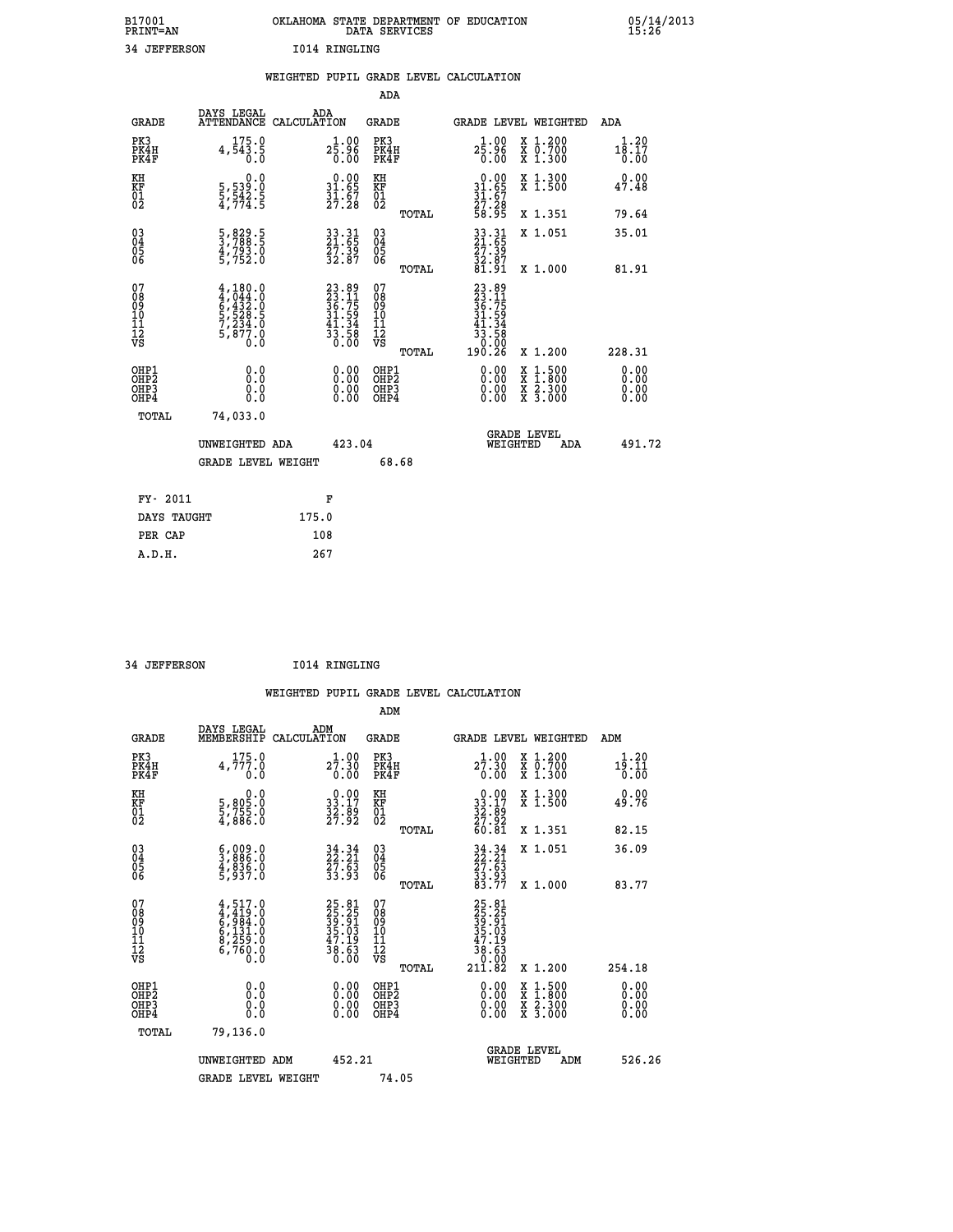B17001 OKLAHOMA STATE DEPARTMENT OF EDUCATION 05/14/2013
PRINT=AN DATA SERVICES 15:26

34 JEFFERSON I014 RINGLING

### WEIGHTED PUPIL GRADE LEVEL CALCULATION

#### ADA

| GRADE | DAYS LEGAL ATTENDANCE | ADA CALCULATION | GRADE | GRADE LEVEL | WEIGHTED | ADA |
|---|---|---|---|---|---|---|
| PK3 | 175.0 | 1.00 | PK3 | 1.00 | X 1.200 | 1.20 |
| PK4H | 4,543.5 | 25.96 | PK4H | 25.96 | X 0.700 | 18.17 |
| PK4F | 0.0 | 0.00 | PK4F | 0.00 | X 1.300 | 0.00 |
| KH | 0.0 | 0.00 | KH | 0.00 | X 1.300 | 0.00 |
| KF | 5,539.0 | 31.65 | KF | 31.65 | X 1.500 | 47.48 |
| 01 | 5,542.5 | 31.67 | 01 | 31.67 | | |
| 02 | 4,774.5 | 27.28 | 02 | 27.28 | | |
| | | | TOTAL | 58.95 | X 1.351 | 79.64 |
| 03 | 5,829.5 | 33.31 | 03 | 33.31 | X 1.051 | 35.01 |
| 04 | 3,788.5 | 21.65 | 04 | 21.65 | | |
| 05 | 4,793.0 | 27.39 | 05 | 27.39 | | |
| 06 | 5,752.0 | 32.87 | 06 | 32.87 | | |
| | | | TOTAL | 81.91 | X 1.000 | 81.91 |
| 07 | 4,180.0 | 23.89 | 07 | 23.89 | | |
| 08 | 4,044.0 | 23.11 | 08 | 23.11 | | |
| 09 | 6,432.0 | 36.75 | 09 | 36.75 | | |
| 10 | 5,528.5 | 31.59 | 10 | 31.59 | | |
| 11 | 7,234.0 | 41.34 | 11 | 41.34 | | |
| 12 | 5,877.0 | 33.58 | 12 | 33.58 | | |
| VS | 0.0 | 0.00 | VS | 0.00 | | |
| | | | TOTAL | 190.26 | X 1.200 | 228.31 |
| OHP1 | 0.0 | 0.00 | OHP1 | 0.00 | X 1.500 | 0.00 |
| OHP2 | 0.0 | 0.00 | OHP2 | 0.00 | X 1.800 | 0.00 |
| OHP3 | 0.0 | 0.00 | OHP3 | 0.00 | X 2.300 | 0.00 |
| OHP4 | 0.0 | 0.00 | OHP4 | 0.00 | X 3.000 | 0.00 |
| TOTAL | 74,033.0 | | | | | |

UNWEIGHTED ADA 423.04 GRADE LEVEL WEIGHTED ADA 491.72

GRADE LEVEL WEIGHT 68.68

| FY- 2011 | F |
|---|---|
| DAYS TAUGHT | 175.0 |
| PER CAP | 108 |
| A.D.H. | 267 |

34 JEFFERSON I014 RINGLING

### WEIGHTED PUPIL GRADE LEVEL CALCULATION

#### ADM

| GRADE | DAYS LEGAL MEMBERSHIP | ADM CALCULATION | GRADE | GRADE LEVEL | WEIGHTED | ADM |
|---|---|---|---|---|---|---|
| PK3 | 175.0 | 1.00 | PK3 | 1.00 | X 1.200 | 1.20 |
| PK4H | 4,777.0 | 27.30 | PK4H | 27.30 | X 0.700 | 19.11 |
| PK4F | 0.0 | 0.00 | PK4F | 0.00 | X 1.300 | 0.00 |
| KH | 0.0 | 0.00 | KH | 0.00 | X 1.300 | 0.00 |
| KF | 5,805.0 | 33.17 | KF | 33.17 | X 1.500 | 49.76 |
| 01 | 5,755.0 | 32.89 | 01 | 32.89 | | |
| 02 | 4,886.0 | 27.92 | 02 | 27.92 | | |
| | | | TOTAL | 60.81 | X 1.351 | 82.15 |
| 03 | 6,009.0 | 34.34 | 03 | 34.34 | X 1.051 | 36.09 |
| 04 | 3,886.0 | 22.21 | 04 | 22.21 | | |
| 05 | 4,836.0 | 27.63 | 05 | 27.63 | | |
| 06 | 5,937.0 | 33.93 | 06 | 33.93 | | |
| | | | TOTAL | 83.77 | X 1.000 | 83.77 |
| 07 | 4,517.0 | 25.81 | 07 | 25.81 | | |
| 08 | 4,419.0 | 25.25 | 08 | 25.25 | | |
| 09 | 6,984.0 | 39.91 | 09 | 39.91 | | |
| 10 | 6,131.0 | 35.03 | 10 | 35.03 | | |
| 11 | 8,259.0 | 47.19 | 11 | 47.19 | | |
| 12 | 6,760.0 | 38.63 | 12 | 38.63 | | |
| VS | 0.0 | 0.00 | VS | 0.00 | | |
| | | | TOTAL | 211.82 | X 1.200 | 254.18 |
| OHP1 | 0.0 | 0.00 | OHP1 | 0.00 | X 1.500 | 0.00 |
| OHP2 | 0.0 | 0.00 | OHP2 | 0.00 | X 1.800 | 0.00 |
| OHP3 | 0.0 | 0.00 | OHP3 | 0.00 | X 2.300 | 0.00 |
| OHP4 | 0.0 | 0.00 | OHP4 | 0.00 | X 3.000 | 0.00 |
| TOTAL | 79,136.0 | | | | | |

UNWEIGHTED ADM 452.21 GRADE LEVEL WEIGHTED ADM 526.26

GRADE LEVEL WEIGHT 74.05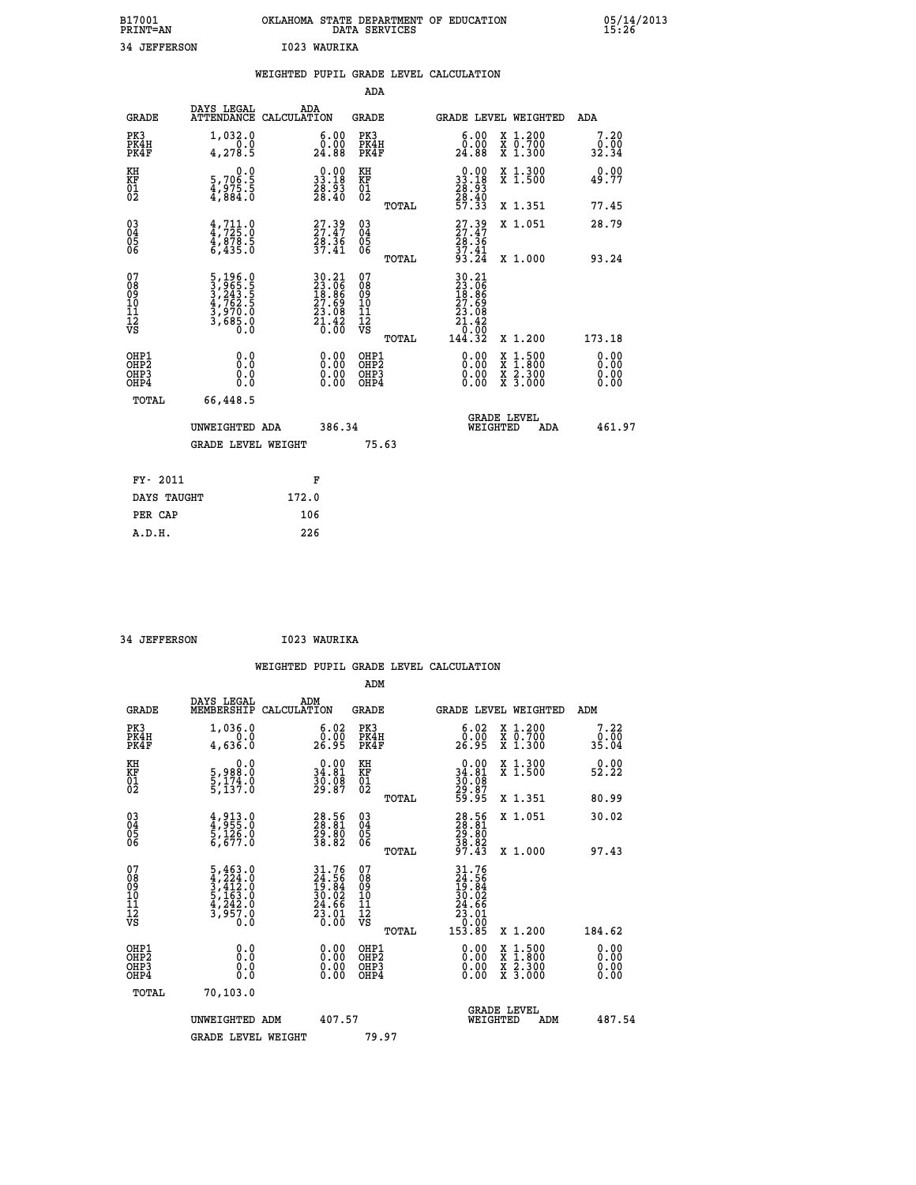B17001 OKLAHOMA STATE DEPARTMENT OF EDUCATION 05/14/2013
PRINT=AN DATA SERVICES 15:26

34 JEFFERSON I023 WAURIKA

## WEIGHTED PUPIL GRADE LEVEL CALCULATION

### ADA

| GRADE | DAYS LEGAL ATTENDANCE | ADA CALCULATION | GRADE | GRADE LEVEL | WEIGHTED | ADA |
|---|---|---|---|---|---|---|
| PK3 | 1,032.0 | 6.00 | PK3 | 6.00 | X 1.200 | 7.20 |
| PK4H | 0.0 | 0.00 | PK4H | 0.00 | X 0.700 | 0.00 |
| PK4F | 4,278.5 | 24.88 | PK4F | 24.88 | X 1.300 | 32.34 |
| KH | 0.0 | 0.00 | KH | 0.00 | X 1.300 | 0.00 |
| KF | 5,706.5 | 33.18 | KF | 33.18 | X 1.500 | 49.77 |
| 01 | 4,975.5 | 28.93 | 01 | 28.93 | | |
| 02 | 4,884.0 | 28.40 | 02 | 28.40 | | |
| | | | TOTAL | 57.33 | X 1.351 | 77.45 |
| 03 | 4,711.0 | 27.39 | 03 | 27.39 | X 1.051 | 28.79 |
| 04 | 4,725.0 | 27.47 | 04 | 27.47 | | |
| 05 | 4,878.5 | 28.36 | 05 | 28.36 | | |
| 06 | 6,435.0 | 37.41 | 06 | 37.41 | | |
| | | | TOTAL | 93.24 | X 1.000 | 93.24 |
| 07 | 5,196.0 | 30.21 | 07 | 30.21 | | |
| 08 | 3,965.5 | 23.06 | 08 | 23.06 | | |
| 09 | 3,243.5 | 18.86 | 09 | 18.86 | | |
| 10 | 4,762.5 | 27.69 | 10 | 27.69 | | |
| 11 | 3,970.0 | 23.08 | 11 | 23.08 | | |
| 12 | 3,685.0 | 21.42 | 12 | 21.42 | | |
| VS | 0.0 | 0.00 | VS | 0.00 | | |
| | | | TOTAL | 144.32 | X 1.200 | 173.18 |
| OHP1 | 0.0 | 0.00 | OHP1 | 0.00 | X 1.500 | 0.00 |
| OHP2 | 0.0 | 0.00 | OHP2 | 0.00 | X 1.800 | 0.00 |
| OHP3 | 0.0 | 0.00 | OHP3 | 0.00 | X 2.300 | 0.00 |
| OHP4 | 0.0 | 0.00 | OHP4 | 0.00 | X 3.000 | 0.00 |
| TOTAL | 66,448.5 | | | | | |

UNWEIGHTED ADA 386.34 GRADE LEVEL WEIGHTED ADA 461.97

GRADE LEVEL WEIGHT 75.63

| FY- 2011 | F |
|---|---|
| DAYS TAUGHT | 172.0 |
| PER CAP | 106 |
| A.D.H. | 226 |

34 JEFFERSON I023 WAURIKA

## WEIGHTED PUPIL GRADE LEVEL CALCULATION

### ADM

| GRADE | DAYS LEGAL MEMBERSHIP | ADM CALCULATION | GRADE | GRADE LEVEL | WEIGHTED | ADM |
|---|---|---|---|---|---|---|
| PK3 | 1,036.0 | 6.02 | PK3 | 6.02 | X 1.200 | 7.22 |
| PK4H | 0.0 | 0.00 | PK4H | 0.00 | X 0.700 | 0.00 |
| PK4F | 4,636.0 | 26.95 | PK4F | 26.95 | X 1.300 | 35.04 |
| KH | 0.0 | 0.00 | KH | 0.00 | X 1.300 | 0.00 |
| KF | 5,988.0 | 34.81 | KF | 34.81 | X 1.500 | 52.22 |
| 01 | 5,174.0 | 30.08 | 01 | 30.08 | | |
| 02 | 5,137.0 | 29.87 | 02 | 29.87 | | |
| | | | TOTAL | 59.95 | X 1.351 | 80.99 |
| 03 | 4,913.0 | 28.56 | 03 | 28.56 | X 1.051 | 30.02 |
| 04 | 4,955.0 | 28.81 | 04 | 28.81 | | |
| 05 | 5,126.0 | 29.80 | 05 | 29.80 | | |
| 06 | 6,677.0 | 38.82 | 06 | 38.82 | | |
| | | | TOTAL | 97.43 | X 1.000 | 97.43 |
| 07 | 5,463.0 | 31.76 | 07 | 31.76 | | |
| 08 | 4,224.0 | 24.56 | 08 | 24.56 | | |
| 09 | 3,412.0 | 19.84 | 09 | 19.84 | | |
| 10 | 5,163.0 | 30.02 | 10 | 30.02 | | |
| 11 | 4,242.0 | 24.66 | 11 | 24.66 | | |
| 12 | 3,957.0 | 23.01 | 12 | 23.01 | | |
| VS | 0.0 | 0.00 | VS | 0.00 | | |
| | | | TOTAL | 153.85 | X 1.200 | 184.62 |
| OHP1 | 0.0 | 0.00 | OHP1 | 0.00 | X 1.500 | 0.00 |
| OHP2 | 0.0 | 0.00 | OHP2 | 0.00 | X 1.800 | 0.00 |
| OHP3 | 0.0 | 0.00 | OHP3 | 0.00 | X 2.300 | 0.00 |
| OHP4 | 0.0 | 0.00 | OHP4 | 0.00 | X 3.000 | 0.00 |
| TOTAL | 70,103.0 | | | | | |

UNWEIGHTED ADM 407.57 GRADE LEVEL WEIGHTED ADM 487.54

GRADE LEVEL WEIGHT 79.97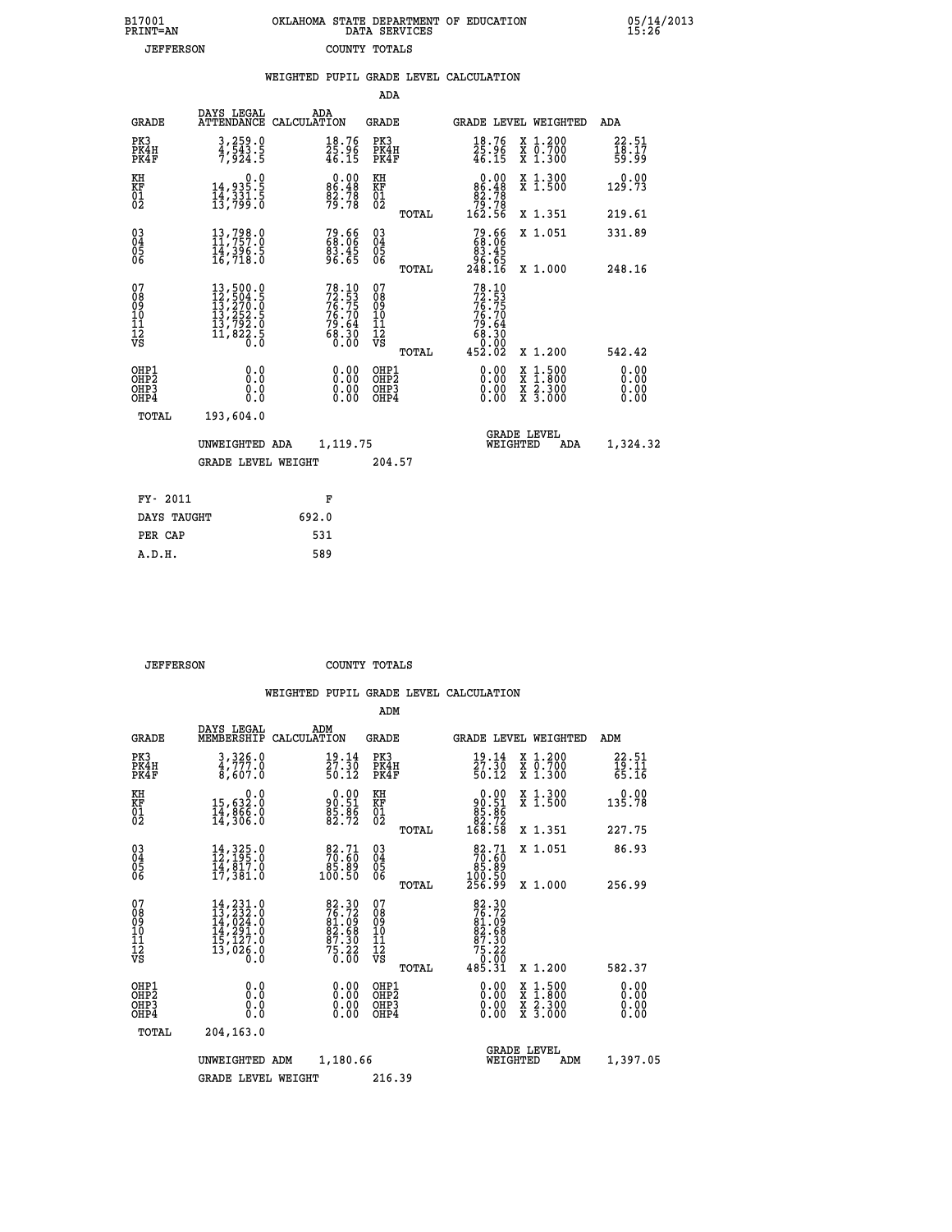B17001 PRINT=AN — OKLAHOMA STATE DEPARTMENT OF EDUCATION DATA SERVICES — 05/14/2013 15:26

JEFFERSON — COUNTY TOTALS

## WEIGHTED PUPIL GRADE LEVEL CALCULATION

### ADA

| GRADE | DAYS LEGAL ATTENDANCE | ADA CALCULATION | GRADE | GRADE LEVEL | WEIGHTED | ADA |
|---|---|---|---|---|---|---|
| PK3 | 3,259.0 | 18.76 | PK3 | 18.76 | X 1.200 | 22.51 |
| PK4H | 4,543.5 | 25.96 | PK4H | 25.96 | X 0.700 | 18.17 |
| PK4F | 7,924.5 | 46.15 | PK4F | 46.15 | X 1.300 | 59.99 |
| KH | 0.0 | 0.00 | KH | 0.00 | X 1.300 | 0.00 |
| KF | 14,935.5 | 86.48 | KF | 86.48 | X 1.500 | 129.73 |
| 01 | 14,331.5 | 82.78 | 01 | 82.78 | | |
| 02 | 13,799.0 | 79.78 | 02 | 79.78 | | |
| | | | TOTAL | 162.56 | X 1.351 | 219.61 |
| 03 | 13,798.0 | 79.66 | 03 | 79.66 | X 1.051 | 331.89 |
| 04 | 11,757.0 | 68.06 | 04 | 68.06 | | |
| 05 | 14,396.5 | 83.45 | 05 | 83.45 | | |
| 06 | 16,718.0 | 96.65 | 06 | 96.65 | | |
| | | | TOTAL | 248.16 | X 1.000 | 248.16 |
| 07 | 13,500.0 | 78.10 | 07 | 78.10 | | |
| 08 | 12,504.5 | 72.53 | 08 | 72.53 | | |
| 09 | 13,270.0 | 76.75 | 09 | 76.75 | | |
| 10 | 13,252.5 | 76.70 | 10 | 76.70 | | |
| 11 | 13,792.0 | 79.64 | 11 | 79.64 | | |
| 12 | 11,822.5 | 68.30 | 12 | 68.30 | | |
| VS | 0.0 | 0.00 | VS | 0.00 | | |
| | | | TOTAL | 452.02 | X 1.200 | 542.42 |
| OHP1 | 0.0 | 0.00 | OHP1 | 0.00 | X 1.500 | 0.00 |
| OHP2 | 0.0 | 0.00 | OHP2 | 0.00 | X 1.800 | 0.00 |
| OHP3 | 0.0 | 0.00 | OHP3 | 0.00 | X 2.300 | 0.00 |
| OHP4 | 0.0 | 0.00 | OHP4 | 0.00 | X 3.000 | 0.00 |
| TOTAL | 193,604.0 | | | | | |

UNWEIGHTED ADA 1,119.75 — GRADE LEVEL WEIGHTED ADA 1,324.32

GRADE LEVEL WEIGHT 204.57

| FY- 2011 | F |
|---|---|
| DAYS TAUGHT | 692.0 |
| PER CAP | 531 |
| A.D.H. | 589 |

JEFFERSON — COUNTY TOTALS

## WEIGHTED PUPIL GRADE LEVEL CALCULATION

### ADM

| GRADE | DAYS LEGAL MEMBERSHIP | ADM CALCULATION | GRADE | GRADE LEVEL | WEIGHTED | ADM |
|---|---|---|---|---|---|---|
| PK3 | 3,326.0 | 19.14 | PK3 | 19.14 | X 1.200 | 22.51 |
| PK4H | 4,777.0 | 27.30 | PK4H | 27.30 | X 0.700 | 19.11 |
| PK4F | 8,607.0 | 50.12 | PK4F | 50.12 | X 1.300 | 65.16 |
| KH | 0.0 | 0.00 | KH | 0.00 | X 1.300 | 0.00 |
| KF | 15,632.0 | 90.51 | KF | 90.51 | X 1.500 | 135.78 |
| 01 | 14,866.0 | 85.86 | 01 | 85.86 | | |
| 02 | 14,306.0 | 82.72 | 02 | 82.72 | | |
| | | | TOTAL | 168.58 | X 1.351 | 227.75 |
| 03 | 14,325.0 | 82.71 | 03 | 82.71 | X 1.051 | 86.93 |
| 04 | 12,195.0 | 70.60 | 04 | 70.60 | | |
| 05 | 14,817.0 | 85.89 | 05 | 85.89 | | |
| 06 | 17,381.0 | 100.50 | 06 | 100.50 | | |
| | | | TOTAL | 256.99 | X 1.000 | 256.99 |
| 07 | 14,231.0 | 82.30 | 07 | 82.30 | | |
| 08 | 13,232.0 | 76.72 | 08 | 76.72 | | |
| 09 | 14,024.0 | 81.09 | 09 | 81.09 | | |
| 10 | 14,291.0 | 82.68 | 10 | 82.68 | | |
| 11 | 15,127.0 | 87.30 | 11 | 87.30 | | |
| 12 | 13,026.0 | 75.22 | 12 | 75.22 | | |
| VS | 0.0 | 0.00 | VS | 0.00 | | |
| | | | TOTAL | 485.31 | X 1.200 | 582.37 |
| OHP1 | 0.0 | 0.00 | OHP1 | 0.00 | X 1.500 | 0.00 |
| OHP2 | 0.0 | 0.00 | OHP2 | 0.00 | X 1.800 | 0.00 |
| OHP3 | 0.0 | 0.00 | OHP3 | 0.00 | X 2.300 | 0.00 |
| OHP4 | 0.0 | 0.00 | OHP4 | 0.00 | X 3.000 | 0.00 |
| TOTAL | 204,163.0 | | | | | |

UNWEIGHTED ADM 1,180.66 — GRADE LEVEL WEIGHTED ADM 1,397.05

GRADE LEVEL WEIGHT 216.39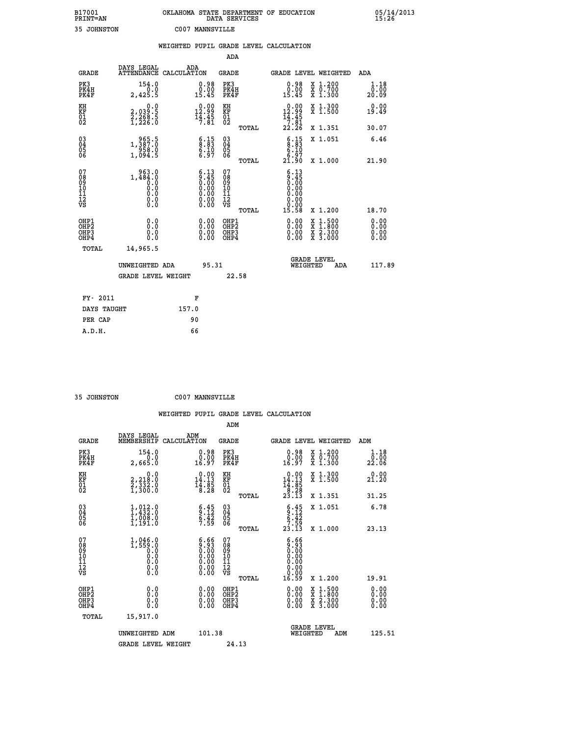B17001 OKLAHOMA STATE DEPARTMENT OF EDUCATION 05/14/2013
PRINT=AN DATA SERVICES 15:26

35 JOHNSTON C007 MANNSVILLE

## WEIGHTED PUPIL GRADE LEVEL CALCULATION

### ADA

| GRADE | DAYS LEGAL ATTENDANCE | ADA CALCULATION | GRADE | | GRADE LEVEL | WEIGHTED | ADA |
|---|---|---|---|---|---|---|---|
| PK3 | 154.0 | 0.98 | PK3 | | 0.98 | X 1.200 | 1.18 |
| PK4H | 0.0 | 0.00 | PK4H | | 0.00 | X 0.700 | 0.00 |
| PK4F | 2,425.5 | 15.45 | PK4F | | 15.45 | X 1.300 | 20.09 |
| KH | 0.0 | 0.00 | KH | | 0.00 | X 1.300 | 0.00 |
| KF | 2,039.5 | 12.99 | KF | | 12.99 | X 1.500 | 19.49 |
| 01 | 2,268.5 | 14.45 | 01 | | 14.45 | | |
| 02 | 1,226.0 | 7.81 | 02 | | 7.81 | | |
| | | | | TOTAL | 22.26 | X 1.351 | 30.07 |
| 03 | 965.5 | 6.15 | 03 | | 6.15 | X 1.051 | 6.46 |
| 04 | 1,387.0 | 8.83 | 04 | | 8.83 | | |
| 05 | 958.0 | 6.10 | 05 | | 6.10 | | |
| 06 | 1,094.5 | 6.97 | 06 | | 6.97 | | |
| | | | | TOTAL | 21.90 | X 1.000 | 21.90 |
| 07 | 963.0 | 6.13 | 07 | | 6.13 | | |
| 08 | 1,484.0 | 9.45 | 08 | | 9.45 | | |
| 09 | 0.0 | 0.00 | 09 | | 0.00 | | |
| 10 | 0.0 | 0.00 | 10 | | 0.00 | | |
| 11 | 0.0 | 0.00 | 11 | | 0.00 | | |
| 12 | 0.0 | 0.00 | 12 | | 0.00 | | |
| VS | 0.0 | 0.00 | VS | | 0.00 | | |
| | | | | TOTAL | 15.58 | X 1.200 | 18.70 |
| OHP1 | 0.0 | 0.00 | OHP1 | | 0.00 | X 1.500 | 0.00 |
| OHP2 | 0.0 | 0.00 | OHP2 | | 0.00 | X 1.800 | 0.00 |
| OHP3 | 0.0 | 0.00 | OHP3 | | 0.00 | X 2.300 | 0.00 |
| OHP4 | 0.0 | 0.00 | OHP4 | | 0.00 | X 3.000 | 0.00 |
| TOTAL | 14,965.5 | | | | | | |

UNWEIGHTED ADA 95.31 GRADE LEVEL WEIGHTED ADA 117.89

GRADE LEVEL WEIGHT 22.58

| FY- 2011 | F |
|---|---|
| DAYS TAUGHT | 157.0 |
| PER CAP | 90 |
| A.D.H. | 66 |

35 JOHNSTON C007 MANNSVILLE

## WEIGHTED PUPIL GRADE LEVEL CALCULATION

### ADM

| GRADE | DAYS LEGAL MEMBERSHIP | ADM CALCULATION | GRADE | | GRADE LEVEL | WEIGHTED | ADM |
|---|---|---|---|---|---|---|---|
| PK3 | 154.0 | 0.98 | PK3 | | 0.98 | X 1.200 | 1.18 |
| PK4H | 0.0 | 0.00 | PK4H | | 0.00 | X 0.700 | 0.00 |
| PK4F | 2,665.0 | 16.97 | PK4F | | 16.97 | X 1.300 | 22.06 |
| KH | 0.0 | 0.00 | KH | | 0.00 | X 1.300 | 0.00 |
| KF | 2,218.0 | 14.13 | KF | | 14.13 | X 1.500 | 21.20 |
| 01 | 2,332.0 | 14.85 | 01 | | 14.85 | | |
| 02 | 1,300.0 | 8.28 | 02 | | 8.28 | | |
| | | | | TOTAL | 23.13 | X 1.351 | 31.25 |
| 03 | 1,012.0 | 6.45 | 03 | | 6.45 | X 1.051 | 6.78 |
| 04 | 1,432.0 | 9.12 | 04 | | 9.12 | | |
| 05 | 1,008.0 | 6.42 | 05 | | 6.42 | | |
| 06 | 1,191.0 | 7.59 | 06 | | 7.59 | | |
| | | | | TOTAL | 23.13 | X 1.000 | 23.13 |
| 07 | 1,046.0 | 6.66 | 07 | | 6.66 | | |
| 08 | 1,559.0 | 9.93 | 08 | | 9.93 | | |
| 09 | 0.0 | 0.00 | 09 | | 0.00 | | |
| 10 | 0.0 | 0.00 | 10 | | 0.00 | | |
| 11 | 0.0 | 0.00 | 11 | | 0.00 | | |
| 12 | 0.0 | 0.00 | 12 | | 0.00 | | |
| VS | 0.0 | 0.00 | VS | | 0.00 | | |
| | | | | TOTAL | 16.59 | X 1.200 | 19.91 |
| OHP1 | 0.0 | 0.00 | OHP1 | | 0.00 | X 1.500 | 0.00 |
| OHP2 | 0.0 | 0.00 | OHP2 | | 0.00 | X 1.800 | 0.00 |
| OHP3 | 0.0 | 0.00 | OHP3 | | 0.00 | X 2.300 | 0.00 |
| OHP4 | 0.0 | 0.00 | OHP4 | | 0.00 | X 3.000 | 0.00 |
| TOTAL | 15,917.0 | | | | | | |

UNWEIGHTED ADM 101.38 GRADE LEVEL WEIGHTED ADM 125.51

GRADE LEVEL WEIGHT 24.13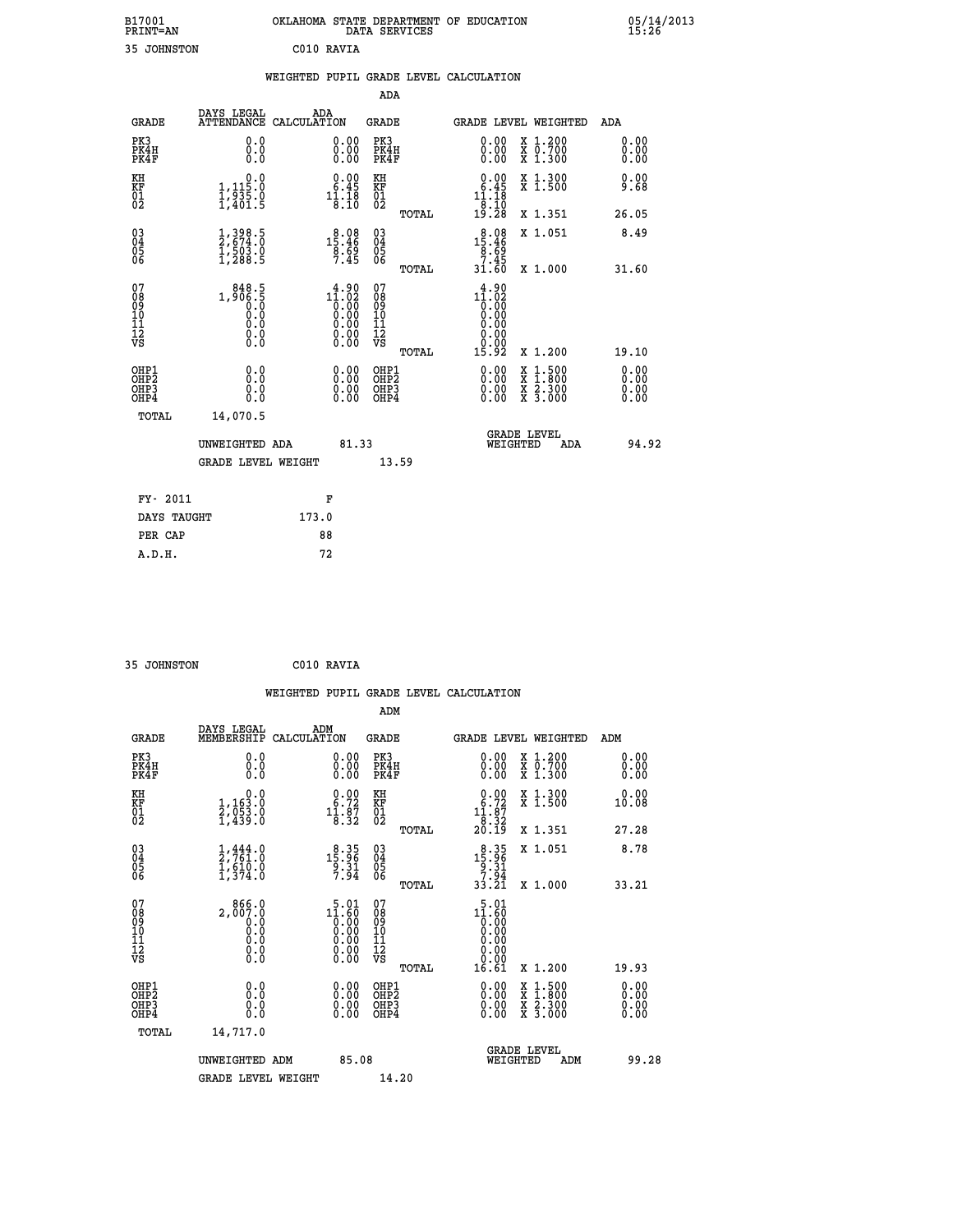B17001 OKLAHOMA STATE DEPARTMENT OF EDUCATION 05/14/2013
PRINT=AN DATA SERVICES 15:26

35 JOHNSTON C010 RAVIA

## WEIGHTED PUPIL GRADE LEVEL CALCULATION

### ADA

| GRADE | DAYS LEGAL ATTENDANCE | ADA CALCULATION | GRADE | GRADE LEVEL | WEIGHTED | ADA |
|---|---|---|---|---|---|---|
| PK3 | 0.0 | 0.00 | PK3 | 0.00 | X 1.200 | 0.00 |
| PK4H | 0.0 | 0.00 | PK4H | 0.00 | X 0.700 | 0.00 |
| PK4F | 0.0 | 0.00 | PK4F | 0.00 | X 1.300 | 0.00 |
| KH | 0.0 | 0.00 | KH | 0.00 | X 1.300 | 0.00 |
| KF | 1,115.0 | 6.45 | KF | 6.45 | X 1.500 | 9.68 |
| 01 | 1,935.0 | 11.18 | 01 | 11.18 | | |
| 02 | 1,401.5 | 8.10 | 02 | 8.10 | | |
| | | | TOTAL | 19.28 | X 1.351 | 26.05 |
| 03 | 1,398.5 | 8.08 | 03 | 8.08 | X 1.051 | 8.49 |
| 04 | 2,674.0 | 15.46 | 04 | 15.46 | | |
| 05 | 1,503.0 | 8.69 | 05 | 8.69 | | |
| 06 | 1,288.5 | 7.45 | 06 | 7.45 | | |
| | | | TOTAL | 31.60 | X 1.000 | 31.60 |
| 07 | 848.5 | 4.90 | 07 | 4.90 | | |
| 08 | 1,906.5 | 11.02 | 08 | 11.02 | | |
| 09 | 0.0 | 0.00 | 09 | 0.00 | | |
| 10 | 0.0 | 0.00 | 10 | 0.00 | | |
| 11 | 0.0 | 0.00 | 11 | 0.00 | | |
| 12 | 0.0 | 0.00 | 12 | 0.00 | | |
| VS | 0.0 | 0.00 | VS | 0.00 | | |
| | | | TOTAL | 15.92 | X 1.200 | 19.10 |
| OHP1 | 0.0 | 0.00 | OHP1 | 0.00 | X 1.500 | 0.00 |
| OHP2 | 0.0 | 0.00 | OHP2 | 0.00 | X 1.800 | 0.00 |
| OHP3 | 0.0 | 0.00 | OHP3 | 0.00 | X 2.300 | 0.00 |
| OHP4 | 0.0 | 0.00 | OHP4 | 0.00 | X 3.000 | 0.00 |
| TOTAL | 14,070.5 | | | | | |

UNWEIGHTED ADA 81.33 | GRADE LEVEL WEIGHTED ADA 94.92

GRADE LEVEL WEIGHT 13.59

| FY- 2011 | F |
|---|---|
| DAYS TAUGHT | 173.0 |
| PER CAP | 88 |
| A.D.H. | 72 |

35 JOHNSTON C010 RAVIA

## WEIGHTED PUPIL GRADE LEVEL CALCULATION

### ADM

| GRADE | DAYS LEGAL MEMBERSHIP | ADM CALCULATION | GRADE | GRADE LEVEL | WEIGHTED | ADM |
|---|---|---|---|---|---|---|
| PK3 | 0.0 | 0.00 | PK3 | 0.00 | X 1.200 | 0.00 |
| PK4H | 0.0 | 0.00 | PK4H | 0.00 | X 0.700 | 0.00 |
| PK4F | 0.0 | 0.00 | PK4F | 0.00 | X 1.300 | 0.00 |
| KH | 0.0 | 0.00 | KH | 0.00 | X 1.300 | 0.00 |
| KF | 1,163.0 | 6.72 | KF | 6.72 | X 1.500 | 10.08 |
| 01 | 2,053.0 | 11.87 | 01 | 11.87 | | |
| 02 | 1,439.0 | 8.32 | 02 | 8.32 | | |
| | | | TOTAL | 20.19 | X 1.351 | 27.28 |
| 03 | 1,444.0 | 8.35 | 03 | 8.35 | X 1.051 | 8.78 |
| 04 | 2,761.0 | 15.96 | 04 | 15.96 | | |
| 05 | 1,610.0 | 9.31 | 05 | 9.31 | | |
| 06 | 1,374.0 | 7.94 | 06 | 7.94 | | |
| | | | TOTAL | 33.21 | X 1.000 | 33.21 |
| 07 | 866.0 | 5.01 | 07 | 5.01 | | |
| 08 | 2,007.0 | 11.60 | 08 | 11.60 | | |
| 09 | 0.0 | 0.00 | 09 | 0.00 | | |
| 10 | 0.0 | 0.00 | 10 | 0.00 | | |
| 11 | 0.0 | 0.00 | 11 | 0.00 | | |
| 12 | 0.0 | 0.00 | 12 | 0.00 | | |
| VS | 0.0 | 0.00 | VS | 0.00 | | |
| | | | TOTAL | 16.61 | X 1.200 | 19.93 |
| OHP1 | 0.0 | 0.00 | OHP1 | 0.00 | X 1.500 | 0.00 |
| OHP2 | 0.0 | 0.00 | OHP2 | 0.00 | X 1.800 | 0.00 |
| OHP3 | 0.0 | 0.00 | OHP3 | 0.00 | X 2.300 | 0.00 |
| OHP4 | 0.0 | 0.00 | OHP4 | 0.00 | X 3.000 | 0.00 |
| TOTAL | 14,717.0 | | | | | |

UNWEIGHTED ADM 85.08 | GRADE LEVEL WEIGHTED ADM 99.28

GRADE LEVEL WEIGHT 14.20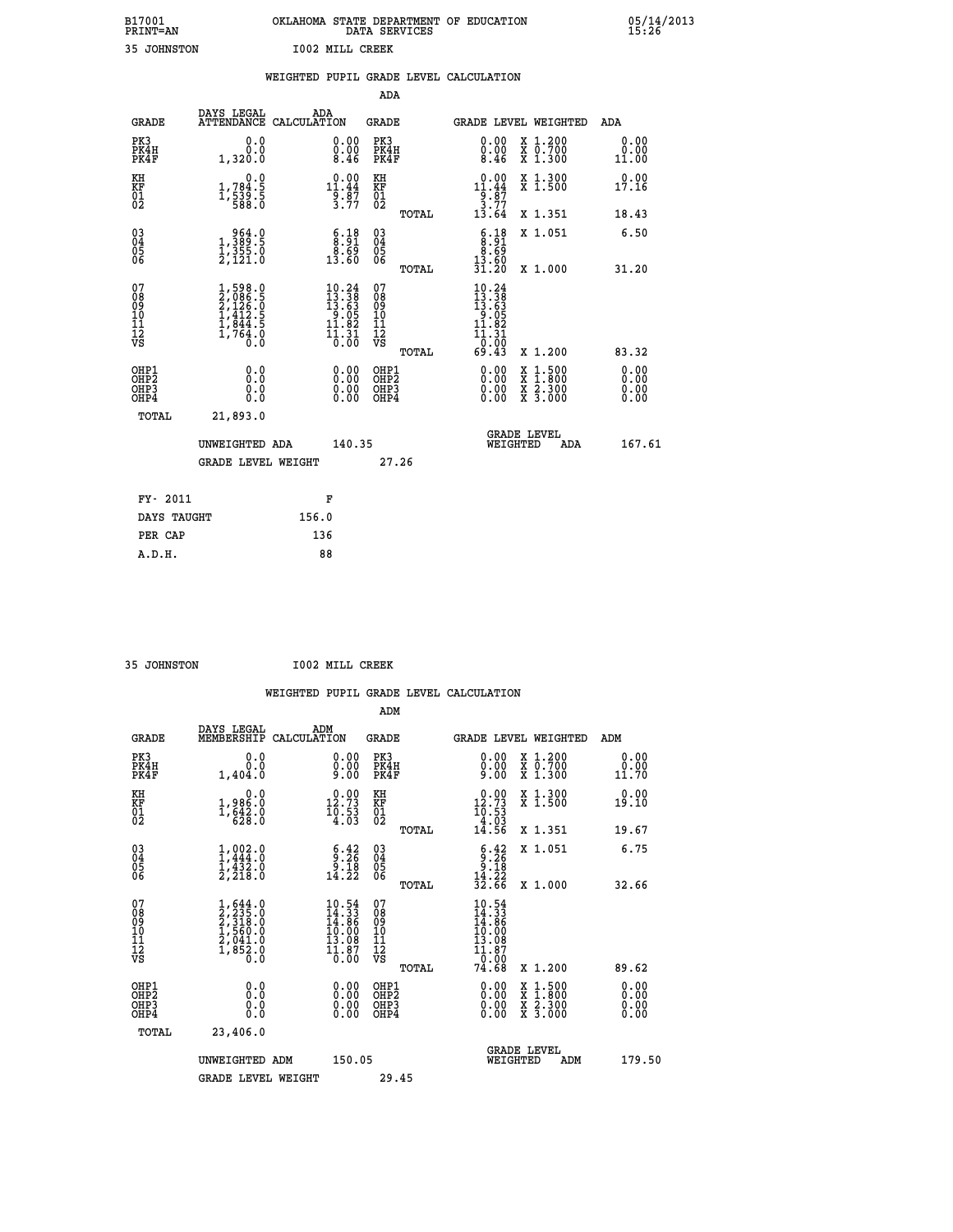B17001 OKLAHOMA STATE DEPARTMENT OF EDUCATION 05/14/2013
PRINT=AN DATA SERVICES 15:26

35 JOHNSTON I002 MILL CREEK

## WEIGHTED PUPIL GRADE LEVEL CALCULATION

### ADA

| GRADE | DAYS LEGAL ATTENDANCE | ADA CALCULATION | GRADE | GRADE LEVEL | WEIGHTED | ADA |
|---|---|---|---|---|---|---|
| PK3 | 0.0 | 0.00 | PK3 | 0.00 | X 1.200 | 0.00 |
| PK4H | 0.0 | 0.00 | PK4H | 0.00 | X 0.700 | 0.00 |
| PK4F | 1,320.0 | 8.46 | PK4F | 8.46 | X 1.300 | 11.00 |
| KH | 0.0 | 0.00 | KH | 0.00 | X 1.300 | 0.00 |
| KF | 1,784.5 | 11.44 | KF | 11.44 | X 1.500 | 17.16 |
| 01 | 1,539.5 | 9.87 | 01 | 9.87 | | |
| 02 | 588.0 | 3.77 | 02 | 3.77 | | |
| | | | TOTAL | 13.64 | X 1.351 | 18.43 |
| 03 | 964.0 | 6.18 | 03 | 6.18 | X 1.051 | 6.50 |
| 04 | 1,389.5 | 8.91 | 04 | 8.91 | | |
| 05 | 1,355.0 | 8.69 | 05 | 8.69 | | |
| 06 | 2,121.0 | 13.60 | 06 | 13.60 | | |
| | | | TOTAL | 31.20 | X 1.000 | 31.20 |
| 07 | 1,598.0 | 10.24 | 07 | 10.24 | | |
| 08 | 2,086.5 | 13.38 | 08 | 13.38 | | |
| 09 | 2,126.0 | 13.63 | 09 | 13.63 | | |
| 10 | 1,412.5 | 9.05 | 10 | 9.05 | | |
| 11 | 1,844.5 | 11.82 | 11 | 11.82 | | |
| 12 | 1,764.0 | 11.31 | 12 | 11.31 | | |
| VS | 0.0 | 0.00 | VS | 0.00 | | |
| | | | TOTAL | 69.43 | X 1.200 | 83.32 |
| OHP1 | 0.0 | 0.00 | OHP1 | 0.00 | X 1.500 | 0.00 |
| OHP2 | 0.0 | 0.00 | OHP2 | 0.00 | X 1.800 | 0.00 |
| OHP3 | 0.0 | 0.00 | OHP3 | 0.00 | X 2.300 | 0.00 |
| OHP4 | 0.0 | 0.00 | OHP4 | 0.00 | X 3.000 | 0.00 |
| TOTAL | 21,893.0 | | | | | |

UNWEIGHTED ADA 140.35 — GRADE LEVEL WEIGHTED ADA 167.61

GRADE LEVEL WEIGHT 27.26

| FY- 2011 | F |
|---|---|
| DAYS TAUGHT | 156.0 |
| PER CAP | 136 |
| A.D.H. | 88 |

35 JOHNSTON I002 MILL CREEK

## WEIGHTED PUPIL GRADE LEVEL CALCULATION

### ADM

| GRADE | DAYS LEGAL MEMBERSHIP | ADM CALCULATION | GRADE | GRADE LEVEL | WEIGHTED | ADM |
|---|---|---|---|---|---|---|
| PK3 | 0.0 | 0.00 | PK3 | 0.00 | X 1.200 | 0.00 |
| PK4H | 0.0 | 0.00 | PK4H | 0.00 | X 0.700 | 0.00 |
| PK4F | 1,404.0 | 9.00 | PK4F | 9.00 | X 1.300 | 11.70 |
| KH | 0.0 | 0.00 | KH | 0.00 | X 1.300 | 0.00 |
| KF | 1,986.0 | 12.73 | KF | 12.73 | X 1.500 | 19.10 |
| 01 | 1,642.0 | 10.53 | 01 | 10.53 | | |
| 02 | 628.0 | 4.03 | 02 | 4.03 | | |
| | | | TOTAL | 14.56 | X 1.351 | 19.67 |
| 03 | 1,002.0 | 6.42 | 03 | 6.42 | X 1.051 | 6.75 |
| 04 | 1,444.0 | 9.26 | 04 | 9.26 | | |
| 05 | 1,432.0 | 9.18 | 05 | 9.18 | | |
| 06 | 2,218.0 | 14.22 | 06 | 14.22 | | |
| | | | TOTAL | 32.66 | X 1.000 | 32.66 |
| 07 | 1,644.0 | 10.54 | 07 | 10.54 | | |
| 08 | 2,235.0 | 14.33 | 08 | 14.33 | | |
| 09 | 2,318.0 | 14.86 | 09 | 14.86 | | |
| 10 | 1,560.0 | 10.00 | 10 | 10.00 | | |
| 11 | 2,041.0 | 13.08 | 11 | 13.08 | | |
| 12 | 1,852.0 | 11.87 | 12 | 11.87 | | |
| VS | 0.0 | 0.00 | VS | 0.00 | | |
| | | | TOTAL | 74.68 | X 1.200 | 89.62 |
| OHP1 | 0.0 | 0.00 | OHP1 | 0.00 | X 1.500 | 0.00 |
| OHP2 | 0.0 | 0.00 | OHP2 | 0.00 | X 1.800 | 0.00 |
| OHP3 | 0.0 | 0.00 | OHP3 | 0.00 | X 2.300 | 0.00 |
| OHP4 | 0.0 | 0.00 | OHP4 | 0.00 | X 3.000 | 0.00 |
| TOTAL | 23,406.0 | | | | | |

UNWEIGHTED ADM 150.05 — GRADE LEVEL WEIGHTED ADM 179.50

GRADE LEVEL WEIGHT 29.45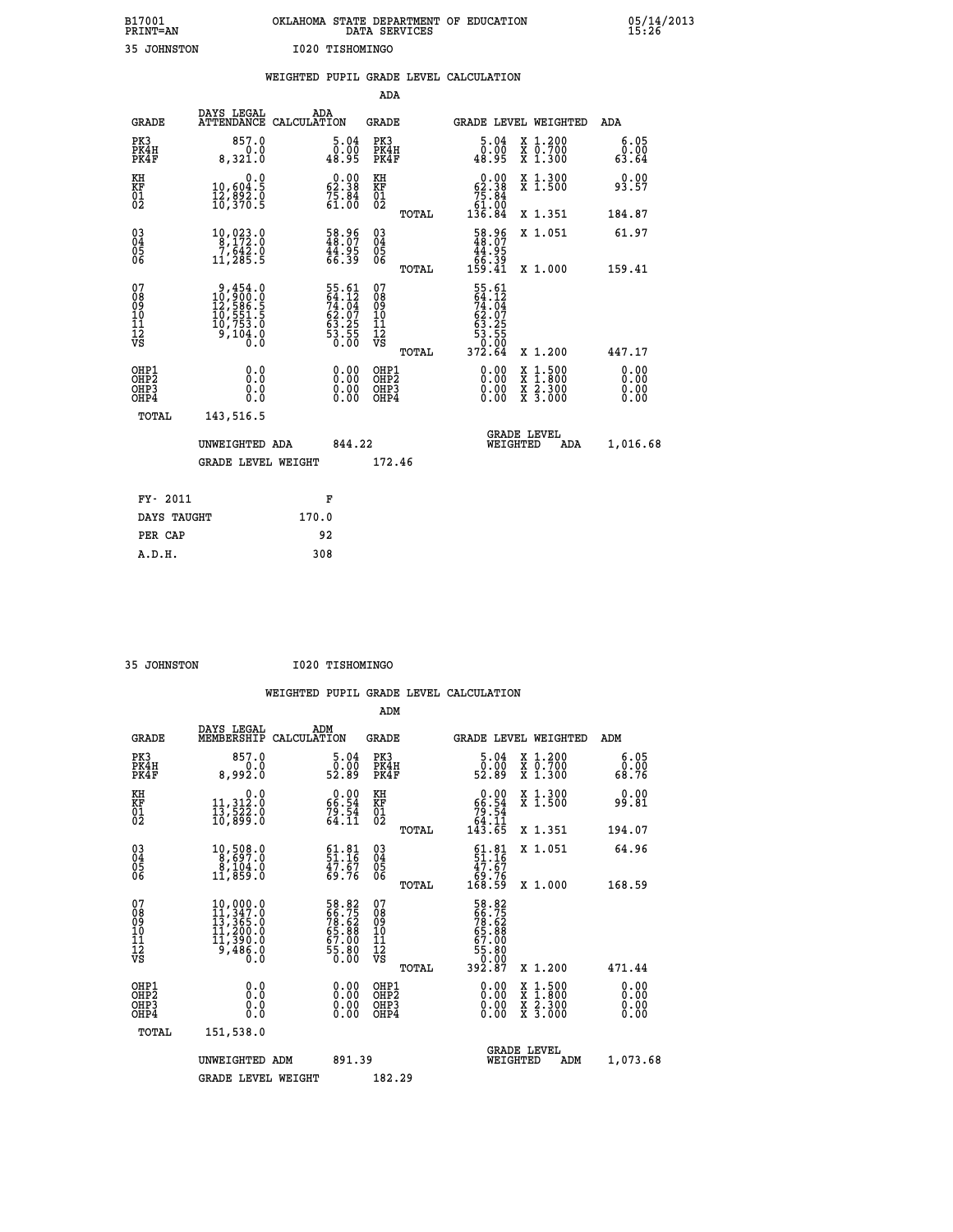B17001 OKLAHOMA STATE DEPARTMENT OF EDUCATION 05/14/2013
PRINT=AN DATA SERVICES 15:26

35 JOHNSTON I020 TISHOMINGO

## WEIGHTED PUPIL GRADE LEVEL CALCULATION

### ADA

| GRADE | DAYS LEGAL ATTENDANCE | ADA CALCULATION | GRADE | GRADE LEVEL | WEIGHTED | ADA |
|---|---|---|---|---|---|---|
| PK3 | 857.0 | 5.04 | PK3 | 5.04 | X 1.200 | 6.05 |
| PK4H | 0.0 | 0.00 | PK4H | 0.00 | X 0.700 | 0.00 |
| PK4F | 8,321.0 | 48.95 | PK4F | 48.95 | X 1.300 | 63.64 |
| KH | 0.0 | 0.00 | KH | 0.00 | X 1.300 | 0.00 |
| KF | 10,604.5 | 62.38 | KF | 62.38 | X 1.500 | 93.57 |
| 01 | 12,892.0 | 75.84 | 01 | 75.84 | | |
| 02 | 10,370.5 | 61.00 | 02 | 61.00 | | |
| | | | TOTAL | 136.84 | X 1.351 | 184.87 |
| 03 | 10,023.0 | 58.96 | 03 | 58.96 | X 1.051 | 61.97 |
| 04 | 8,172.0 | 48.07 | 04 | 48.07 | | |
| 05 | 7,642.0 | 44.95 | 05 | 44.95 | | |
| 06 | 11,285.5 | 66.39 | 06 | 66.39 | | |
| | | | TOTAL | 159.41 | X 1.000 | 159.41 |
| 07 | 9,454.0 | 55.61 | 07 | 55.61 | | |
| 08 | 10,900.0 | 64.12 | 08 | 64.12 | | |
| 09 | 12,586.5 | 74.04 | 09 | 74.04 | | |
| 10 | 10,551.5 | 62.07 | 10 | 62.07 | | |
| 11 | 10,753.0 | 63.25 | 11 | 63.25 | | |
| 12 | 9,104.0 | 53.55 | 12 | 53.55 | | |
| VS | 0.0 | 0.00 | VS | 0.00 | | |
| | | | TOTAL | 372.64 | X 1.200 | 447.17 |
| OHP1 | 0.0 | 0.00 | OHP1 | 0.00 | X 1.500 | 0.00 |
| OHP2 | 0.0 | 0.00 | OHP2 | 0.00 | X 1.800 | 0.00 |
| OHP3 | 0.0 | 0.00 | OHP3 | 0.00 | X 2.300 | 0.00 |
| OHP4 | 0.0 | 0.00 | OHP4 | 0.00 | X 3.000 | 0.00 |
| TOTAL | 143,516.5 | | | | | |

UNWEIGHTED ADA 844.22 | GRADE LEVEL WEIGHTED ADA 1,016.68

GRADE LEVEL WEIGHT 172.46

| FY- 2011 | F |
|---|---|
| DAYS TAUGHT | 170.0 |
| PER CAP | 92 |
| A.D.H. | 308 |

35 JOHNSTON I020 TISHOMINGO

## WEIGHTED PUPIL GRADE LEVEL CALCULATION

### ADM

| GRADE | DAYS LEGAL MEMBERSHIP | ADM CALCULATION | GRADE | GRADE LEVEL | WEIGHTED | ADM |
|---|---|---|---|---|---|---|
| PK3 | 857.0 | 5.04 | PK3 | 5.04 | X 1.200 | 6.05 |
| PK4H | 0.0 | 0.00 | PK4H | 0.00 | X 0.700 | 0.00 |
| PK4F | 8,992.0 | 52.89 | PK4F | 52.89 | X 1.300 | 68.76 |
| KH | 0.0 | 0.00 | KH | 0.00 | X 1.300 | 0.00 |
| KF | 11,312.0 | 66.54 | KF | 66.54 | X 1.500 | 99.81 |
| 01 | 13,522.0 | 79.54 | 01 | 79.54 | | |
| 02 | 10,899.0 | 64.11 | 02 | 64.11 | | |
| | | | TOTAL | 143.65 | X 1.351 | 194.07 |
| 03 | 10,508.0 | 61.81 | 03 | 61.81 | X 1.051 | 64.96 |
| 04 | 8,697.0 | 51.16 | 04 | 51.16 | | |
| 05 | 8,104.0 | 47.67 | 05 | 47.67 | | |
| 06 | 11,859.0 | 69.76 | 06 | 69.76 | | |
| | | | TOTAL | 168.59 | X 1.000 | 168.59 |
| 07 | 10,000.0 | 58.82 | 07 | 58.82 | | |
| 08 | 11,347.0 | 66.75 | 08 | 66.75 | | |
| 09 | 13,365.0 | 78.62 | 09 | 78.62 | | |
| 10 | 11,200.0 | 65.88 | 10 | 65.88 | | |
| 11 | 11,390.0 | 67.00 | 11 | 67.00 | | |
| 12 | 9,486.0 | 55.80 | 12 | 55.80 | | |
| VS | 0.0 | 0.00 | VS | 0.00 | | |
| | | | TOTAL | 392.87 | X 1.200 | 471.44 |
| OHP1 | 0.0 | 0.00 | OHP1 | 0.00 | X 1.500 | 0.00 |
| OHP2 | 0.0 | 0.00 | OHP2 | 0.00 | X 1.800 | 0.00 |
| OHP3 | 0.0 | 0.00 | OHP3 | 0.00 | X 2.300 | 0.00 |
| OHP4 | 0.0 | 0.00 | OHP4 | 0.00 | X 3.000 | 0.00 |
| TOTAL | 151,538.0 | | | | | |

UNWEIGHTED ADM 891.39 | GRADE LEVEL WEIGHTED ADM 1,073.68

GRADE LEVEL WEIGHT 182.29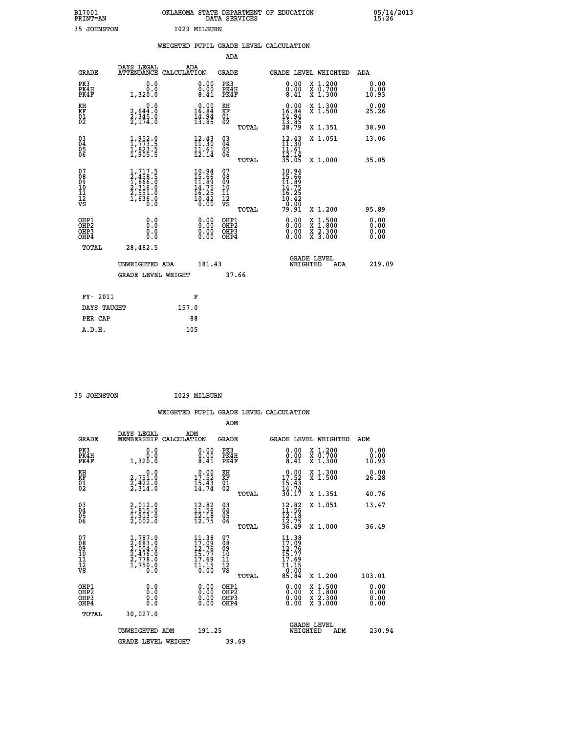B17001 OKLAHOMA STATE DEPARTMENT OF EDUCATION 05/14/2013
PRINT=AN DATA SERVICES 15:26

35 JOHNSTON I029 MILBURN

## WEIGHTED PUPIL GRADE LEVEL CALCULATION

### ADA

| GRADE | DAYS LEGAL ATTENDANCE | ADA CALCULATION | GRADE | | GRADE LEVEL | WEIGHTED | ADA |
|---|---|---|---|---|---|---|---|
| PK3 | 0.0 | 0.00 | PK3 | | 0.00 | X 1.200 | 0.00 |
| PK4H | 0.0 | 0.00 | PK4H | | 0.00 | X 0.700 | 0.00 |
| PK4F | 1,320.0 | 8.41 | PK4F | | 8.41 | X 1.300 | 10.93 |
| KH | 0.0 | 0.00 | KH | | 0.00 | X 1.300 | 0.00 |
| KF | 2,644.0 | 16.84 | KF | | 16.84 | X 1.500 | 25.26 |
| 01 | 2,345.0 | 14.94 | 01 | | 14.94 | | |
| 02 | 2,174.0 | 13.85 | 02 | | 13.85 | | |
| | | | | TOTAL | 28.79 | X 1.351 | 38.90 |
| 03 | 1,952.0 | 12.43 | 03 | | 12.43 | X 1.051 | 13.06 |
| 04 | 1,773.5 | 11.30 | 04 | | 11.30 | | |
| 05 | 1,823.5 | 11.61 | 05 | | 11.61 | | |
| 06 | 1,905.5 | 12.14 | 06 | | 12.14 | | |
| | | | | TOTAL | 35.05 | X 1.000 | 35.05 |
| 07 | 1,717.5 | 10.94 | 07 | | 10.94 | | |
| 08 | 2,458.5 | 15.66 | 08 | | 15.66 | | |
| 09 | 1,866.0 | 11.89 | 09 | | 11.89 | | |
| 10 | 2,316.0 | 14.75 | 10 | | 14.75 | | |
| 11 | 2,551.0 | 16.25 | 11 | | 16.25 | | |
| 12 | 1,636.0 | 10.42 | 12 | | 10.42 | | |
| VS | 0.0 | 0.00 | VS | | 0.00 | | |
| | | | | TOTAL | 79.91 | X 1.200 | 95.89 |
| OHP1 | 0.0 | 0.00 | OHP1 | | 0.00 | X 1.500 | 0.00 |
| OHP2 | 0.0 | 0.00 | OHP2 | | 0.00 | X 1.800 | 0.00 |
| OHP3 | 0.0 | 0.00 | OHP3 | | 0.00 | X 2.300 | 0.00 |
| OHP4 | 0.0 | 0.00 | OHP4 | | 0.00 | X 3.000 | 0.00 |
| TOTAL | 28,482.5 | | | | | | |

UNWEIGHTED ADA 181.43 GRADE LEVEL WEIGHTED ADA 219.09

GRADE LEVEL WEIGHT 37.66

| FY- 2011 | F |
|---|---|
| DAYS TAUGHT | 157.0 |
| PER CAP | 88 |
| A.D.H. | 105 |

35 JOHNSTON I029 MILBURN

## WEIGHTED PUPIL GRADE LEVEL CALCULATION

### ADM

| GRADE | DAYS LEGAL MEMBERSHIP | ADM CALCULATION | GRADE | | GRADE LEVEL | WEIGHTED | ADM |
|---|---|---|---|---|---|---|---|
| PK3 | 0.0 | 0.00 | PK3 | | 0.00 | X 1.200 | 0.00 |
| PK4H | 0.0 | 0.00 | PK4H | | 0.00 | X 0.700 | 0.00 |
| PK4F | 1,320.0 | 8.41 | PK4F | | 8.41 | X 1.300 | 10.93 |
| KH | 0.0 | 0.00 | KH | | 0.00 | X 1.300 | 0.00 |
| KF | 2,751.0 | 17.52 | KF | | 17.52 | X 1.500 | 26.28 |
| 01 | 2,422.0 | 15.43 | 01 | | 15.43 | | |
| 02 | 2,314.0 | 14.74 | 02 | | 14.74 | | |
| | | | | TOTAL | 30.17 | X 1.351 | 40.76 |
| 03 | 2,012.0 | 12.82 | 03 | | 12.82 | X 1.051 | 13.47 |
| 04 | 1,815.0 | 11.56 | 04 | | 11.56 | | |
| 05 | 1,913.0 | 12.18 | 05 | | 12.18 | | |
| 06 | 2,002.0 | 12.75 | 06 | | 12.75 | | |
| | | | | TOTAL | 36.49 | X 1.000 | 36.49 |
| 07 | 1,787.0 | 11.38 | 07 | | 11.38 | | |
| 08 | 2,683.0 | 17.09 | 08 | | 17.09 | | |
| 09 | 2,004.0 | 12.76 | 09 | | 12.76 | | |
| 10 | 2,476.0 | 15.77 | 10 | | 15.77 | | |
| 11 | 2,778.0 | 17.69 | 11 | | 17.69 | | |
| 12 | 1,750.0 | 11.15 | 12 | | 11.15 | | |
| VS | 0.0 | 0.00 | VS | | 0.00 | | |
| | | | | TOTAL | 85.84 | X 1.200 | 103.01 |
| OHP1 | 0.0 | 0.00 | OHP1 | | 0.00 | X 1.500 | 0.00 |
| OHP2 | 0.0 | 0.00 | OHP2 | | 0.00 | X 1.800 | 0.00 |
| OHP3 | 0.0 | 0.00 | OHP3 | | 0.00 | X 2.300 | 0.00 |
| OHP4 | 0.0 | 0.00 | OHP4 | | 0.00 | X 3.000 | 0.00 |
| TOTAL | 30,027.0 | | | | | | |

UNWEIGHTED ADM 191.25 GRADE LEVEL WEIGHTED ADM 230.94

GRADE LEVEL WEIGHT 39.69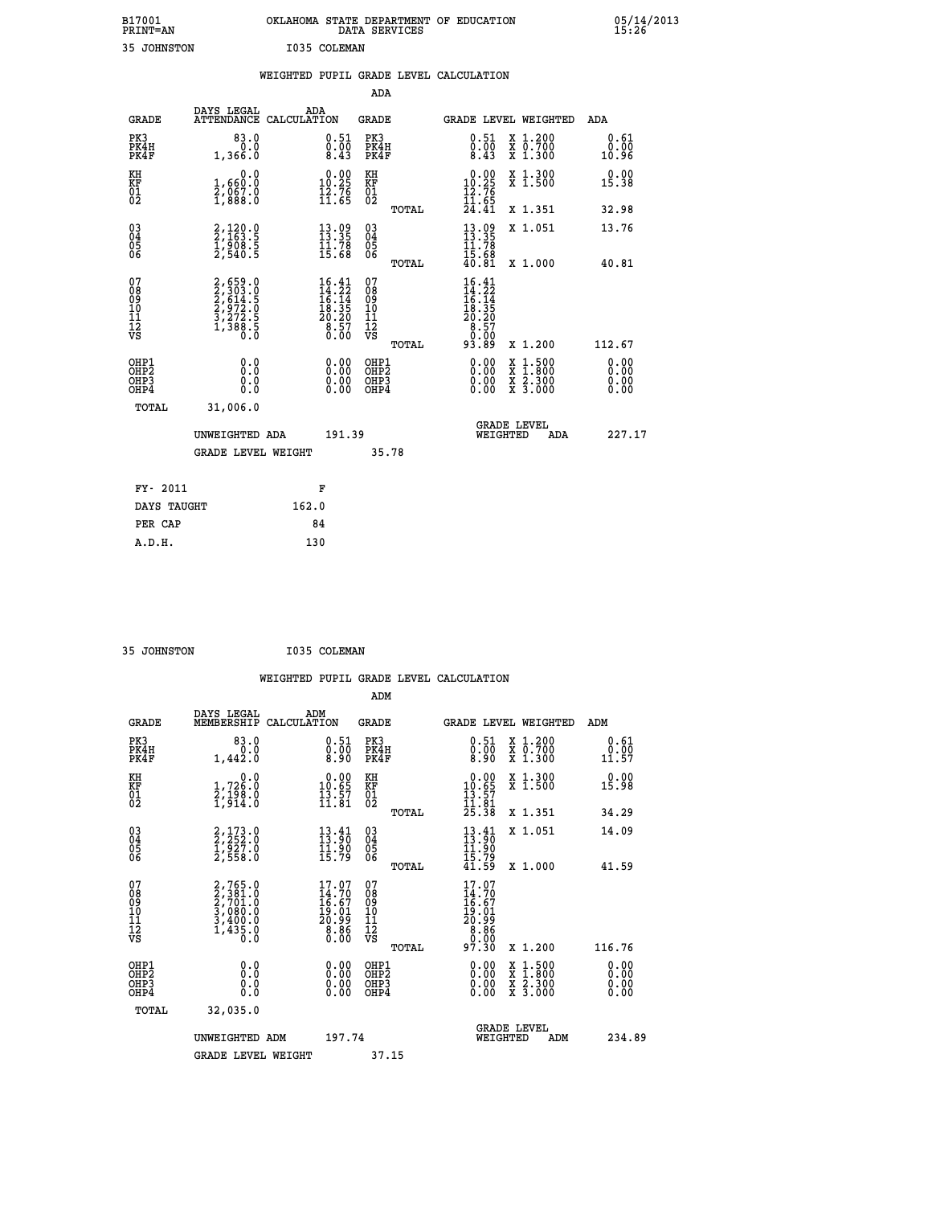B17001 OKLAHOMA STATE DEPARTMENT OF EDUCATION 05/14/2013
PRINT=AN DATA SERVICES 15:26

35 JOHNSTON I035 COLEMAN

WEIGHTED PUPIL GRADE LEVEL CALCULATION

ADA

| GRADE | DAYS LEGAL ATTENDANCE | ADA CALCULATION | GRADE | GRADE LEVEL | WEIGHTED | ADA |
|---|---|---|---|---|---|---|
| PK3 | 83.0 | 0.51 | PK3 | 0.51 | X 1.200 | 0.61 |
| PK4H | 0.0 | 0.00 | PK4H | 0.00 | X 0.700 | 0.00 |
| PK4F | 1,366.0 | 8.43 | PK4F | 8.43 | X 1.300 | 10.96 |
| KH | 0.0 | 0.00 | KH | 0.00 | X 1.300 | 0.00 |
| KF | 1,660.0 | 10.25 | KF | 10.25 | X 1.500 | 15.38 |
| 01 | 2,067.0 | 12.76 | 01 | 12.76 | | |
| 02 | 1,888.0 | 11.65 | 02 | 11.65 | | |
| | | | TOTAL | 24.41 | X 1.351 | 32.98 |
| 03 | 2,120.0 | 13.09 | 03 | 13.09 | X 1.051 | 13.76 |
| 04 | 2,163.5 | 13.35 | 04 | 13.35 | | |
| 05 | 1,908.5 | 11.78 | 05 | 11.78 | | |
| 06 | 2,540.5 | 15.68 | 06 | 15.68 | | |
| | | | TOTAL | 40.81 | X 1.000 | 40.81 |
| 07 | 2,659.0 | 16.41 | 07 | 16.41 | | |
| 08 | 2,303.0 | 14.22 | 08 | 14.22 | | |
| 09 | 2,614.5 | 16.14 | 09 | 16.14 | | |
| 10 | 2,972.0 | 18.35 | 10 | 18.35 | | |
| 11 | 3,272.5 | 20.20 | 11 | 20.20 | | |
| 12 | 1,388.5 | 8.57 | 12 | 8.57 | | |
| VS | 0.0 | 0.00 | VS | 0.00 | | |
| | | | TOTAL | 93.89 | X 1.200 | 112.67 |
| OHP1 | 0.0 | 0.00 | OHP1 | 0.00 | X 1.500 | 0.00 |
| OHP2 | 0.0 | 0.00 | OHP2 | 0.00 | X 1.800 | 0.00 |
| OHP3 | 0.0 | 0.00 | OHP3 | 0.00 | X 2.300 | 0.00 |
| OHP4 | 0.0 | 0.00 | OHP4 | 0.00 | X 3.000 | 0.00 |
| TOTAL | 31,006.0 | | | | | |

UNWEIGHTED ADA 191.39 GRADE LEVEL WEIGHTED ADA 227.17

GRADE LEVEL WEIGHT 35.78

| FY- 2011 | F |
|---|---|
| DAYS TAUGHT | 162.0 |
| PER CAP | 84 |
| A.D.H. | 130 |

35 JOHNSTON I035 COLEMAN

WEIGHTED PUPIL GRADE LEVEL CALCULATION

ADM

| GRADE | DAYS LEGAL MEMBERSHIP | ADM CALCULATION | GRADE | GRADE LEVEL | WEIGHTED | ADM |
|---|---|---|---|---|---|---|
| PK3 | 83.0 | 0.51 | PK3 | 0.51 | X 1.200 | 0.61 |
| PK4H | 0.0 | 0.00 | PK4H | 0.00 | X 0.700 | 0.00 |
| PK4F | 1,442.0 | 8.90 | PK4F | 8.90 | X 1.300 | 11.57 |
| KH | 0.0 | 0.00 | KH | 0.00 | X 1.300 | 0.00 |
| KF | 1,726.0 | 10.65 | KF | 10.65 | X 1.500 | 15.98 |
| 01 | 2,198.0 | 13.57 | 01 | 13.57 | | |
| 02 | 1,914.0 | 11.81 | 02 | 11.81 | | |
| | | | TOTAL | 25.38 | X 1.351 | 34.29 |
| 03 | 2,173.0 | 13.41 | 03 | 13.41 | X 1.051 | 14.09 |
| 04 | 2,252.0 | 13.90 | 04 | 13.90 | | |
| 05 | 1,927.0 | 11.90 | 05 | 11.90 | | |
| 06 | 2,558.0 | 15.79 | 06 | 15.79 | | |
| | | | TOTAL | 41.59 | X 1.000 | 41.59 |
| 07 | 2,765.0 | 17.07 | 07 | 17.07 | | |
| 08 | 2,381.0 | 14.70 | 08 | 14.70 | | |
| 09 | 2,701.0 | 16.67 | 09 | 16.67 | | |
| 10 | 3,080.0 | 19.01 | 10 | 19.01 | | |
| 11 | 3,400.0 | 20.99 | 11 | 20.99 | | |
| 12 | 1,435.0 | 8.86 | 12 | 8.86 | | |
| VS | 0.0 | 0.00 | VS | 0.00 | | |
| | | | TOTAL | 97.30 | X 1.200 | 116.76 |
| OHP1 | 0.0 | 0.00 | OHP1 | 0.00 | X 1.500 | 0.00 |
| OHP2 | 0.0 | 0.00 | OHP2 | 0.00 | X 1.800 | 0.00 |
| OHP3 | 0.0 | 0.00 | OHP3 | 0.00 | X 2.300 | 0.00 |
| OHP4 | 0.0 | 0.00 | OHP4 | 0.00 | X 3.000 | 0.00 |
| TOTAL | 32,035.0 | | | | | |

UNWEIGHTED ADM 197.74 GRADE LEVEL WEIGHTED ADM 234.89

GRADE LEVEL WEIGHT 37.15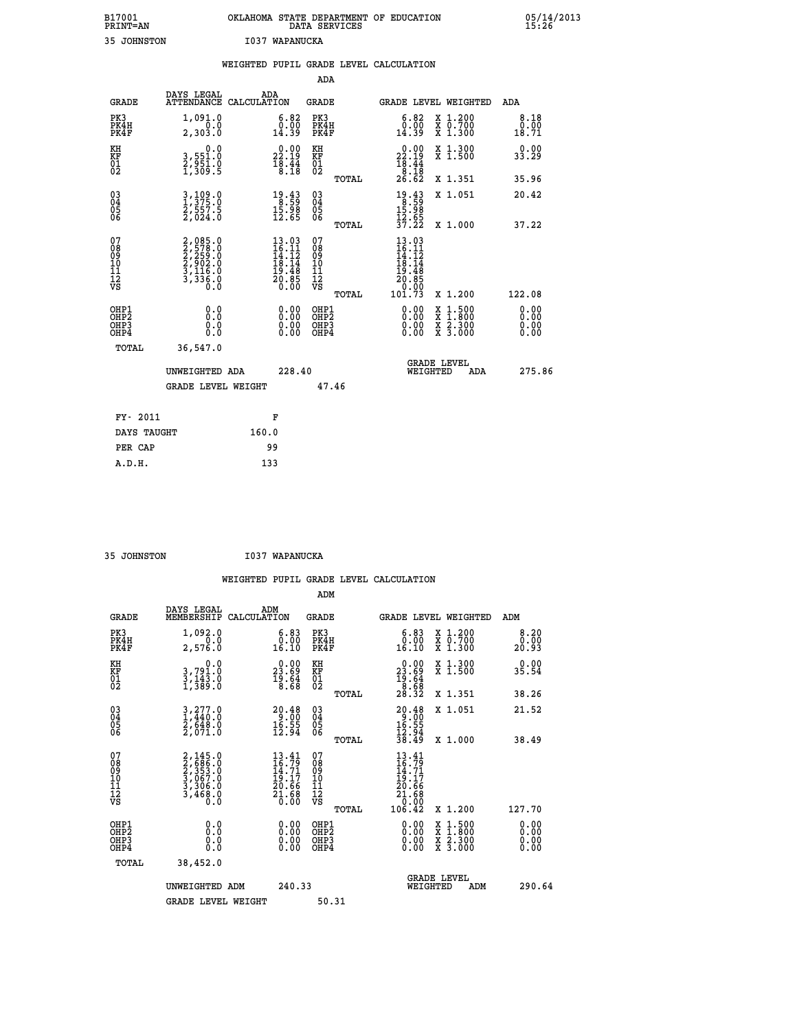B17001 OKLAHOMA STATE DEPARTMENT OF EDUCATION 05/14/2013
PRINT=AN DATA SERVICES 15:26

35 JOHNSTON I037 WAPANUCKA

## WEIGHTED PUPIL GRADE LEVEL CALCULATION

### ADA

| GRADE | DAYS LEGAL ATTENDANCE | ADA CALCULATION | GRADE | GRADE LEVEL | WEIGHTED | ADA |
|---|---|---|---|---|---|---|
| PK3 | 1,091.0 | 6.82 | PK3 | 6.82 | X 1.200 | 8.18 |
| PK4H | 0.0 | 0.00 | PK4H | 0.00 | X 0.700 | 0.00 |
| PK4F | 2,303.0 | 14.39 | PK4F | 14.39 | X 1.300 | 18.71 |
| KH | 0.0 | 0.00 | KH | 0.00 | X 1.300 | 0.00 |
| KF | 3,551.0 | 22.19 | KF | 22.19 | X 1.500 | 33.29 |
| 01 | 2,951.0 | 18.44 | 01 | 18.44 | | |
| 02 | 1,309.5 | 8.18 | 02 | 8.18 | | |
| | | | TOTAL | 26.62 | X 1.351 | 35.96 |
| 03 | 3,109.0 | 19.43 | 03 | 19.43 | X 1.051 | 20.42 |
| 04 | 1,375.0 | 8.59 | 04 | 8.59 | | |
| 05 | 2,557.5 | 15.98 | 05 | 15.98 | | |
| 06 | 2,024.0 | 12.65 | 06 | 12.65 | | |
| | | | TOTAL | 37.22 | X 1.000 | 37.22 |
| 07 | 2,085.0 | 13.03 | 07 | 13.03 | | |
| 08 | 2,578.0 | 16.11 | 08 | 16.11 | | |
| 09 | 2,259.0 | 14.12 | 09 | 14.12 | | |
| 10 | 2,902.0 | 18.14 | 10 | 18.14 | | |
| 11 | 3,116.0 | 19.48 | 11 | 19.48 | | |
| 12 | 3,336.0 | 20.85 | 12 | 20.85 | | |
| VS | 0.0 | 0.00 | VS | 0.00 | | |
| | | | TOTAL | 101.73 | X 1.200 | 122.08 |
| OHP1 | 0.0 | 0.00 | OHP1 | 0.00 | X 1.500 | 0.00 |
| OHP2 | 0.0 | 0.00 | OHP2 | 0.00 | X 1.800 | 0.00 |
| OHP3 | 0.0 | 0.00 | OHP3 | 0.00 | X 2.300 | 0.00 |
| OHP4 | 0.0 | 0.00 | OHP4 | 0.00 | X 3.000 | 0.00 |
| TOTAL | 36,547.0 | | | | | |

UNWEIGHTED ADA 228.40 | GRADE LEVEL WEIGHTED ADA 275.86

GRADE LEVEL WEIGHT 47.46

| FY- 2011 | F |
|---|---|
| DAYS TAUGHT | 160.0 |
| PER CAP | 99 |
| A.D.H. | 133 |

35 JOHNSTON I037 WAPANUCKA

## WEIGHTED PUPIL GRADE LEVEL CALCULATION

### ADM

| GRADE | DAYS LEGAL MEMBERSHIP | ADM CALCULATION | GRADE | GRADE LEVEL | WEIGHTED | ADM |
|---|---|---|---|---|---|---|
| PK3 | 1,092.0 | 6.83 | PK3 | 6.83 | X 1.200 | 8.20 |
| PK4H | 0.0 | 0.00 | PK4H | 0.00 | X 0.700 | 0.00 |
| PK4F | 2,576.0 | 16.10 | PK4F | 16.10 | X 1.300 | 20.93 |
| KH | 0.0 | 0.00 | KH | 0.00 | X 1.300 | 0.00 |
| KF | 3,791.0 | 23.69 | KF | 23.69 | X 1.500 | 35.54 |
| 01 | 3,143.0 | 19.64 | 01 | 19.64 | | |
| 02 | 1,389.0 | 8.68 | 02 | 8.68 | | |
| | | | TOTAL | 28.32 | X 1.351 | 38.26 |
| 03 | 3,277.0 | 20.48 | 03 | 20.48 | X 1.051 | 21.52 |
| 04 | 1,440.0 | 9.00 | 04 | 9.00 | | |
| 05 | 2,648.0 | 16.55 | 05 | 16.55 | | |
| 06 | 2,071.0 | 12.94 | 06 | 12.94 | | |
| | | | TOTAL | 38.49 | X 1.000 | 38.49 |
| 07 | 2,145.0 | 13.41 | 07 | 13.41 | | |
| 08 | 2,686.0 | 16.79 | 08 | 16.79 | | |
| 09 | 2,353.0 | 14.71 | 09 | 14.71 | | |
| 10 | 3,067.0 | 19.17 | 10 | 19.17 | | |
| 11 | 3,306.0 | 20.66 | 11 | 20.66 | | |
| 12 | 3,468.0 | 21.68 | 12 | 21.68 | | |
| VS | 0.0 | 0.00 | VS | 0.00 | | |
| | | | TOTAL | 106.42 | X 1.200 | 127.70 |
| OHP1 | 0.0 | 0.00 | OHP1 | 0.00 | X 1.500 | 0.00 |
| OHP2 | 0.0 | 0.00 | OHP2 | 0.00 | X 1.800 | 0.00 |
| OHP3 | 0.0 | 0.00 | OHP3 | 0.00 | X 2.300 | 0.00 |
| OHP4 | 0.0 | 0.00 | OHP4 | 0.00 | X 3.000 | 0.00 |
| TOTAL | 38,452.0 | | | | | |

UNWEIGHTED ADM 240.33 | GRADE LEVEL WEIGHTED ADM 290.64

GRADE LEVEL WEIGHT 50.31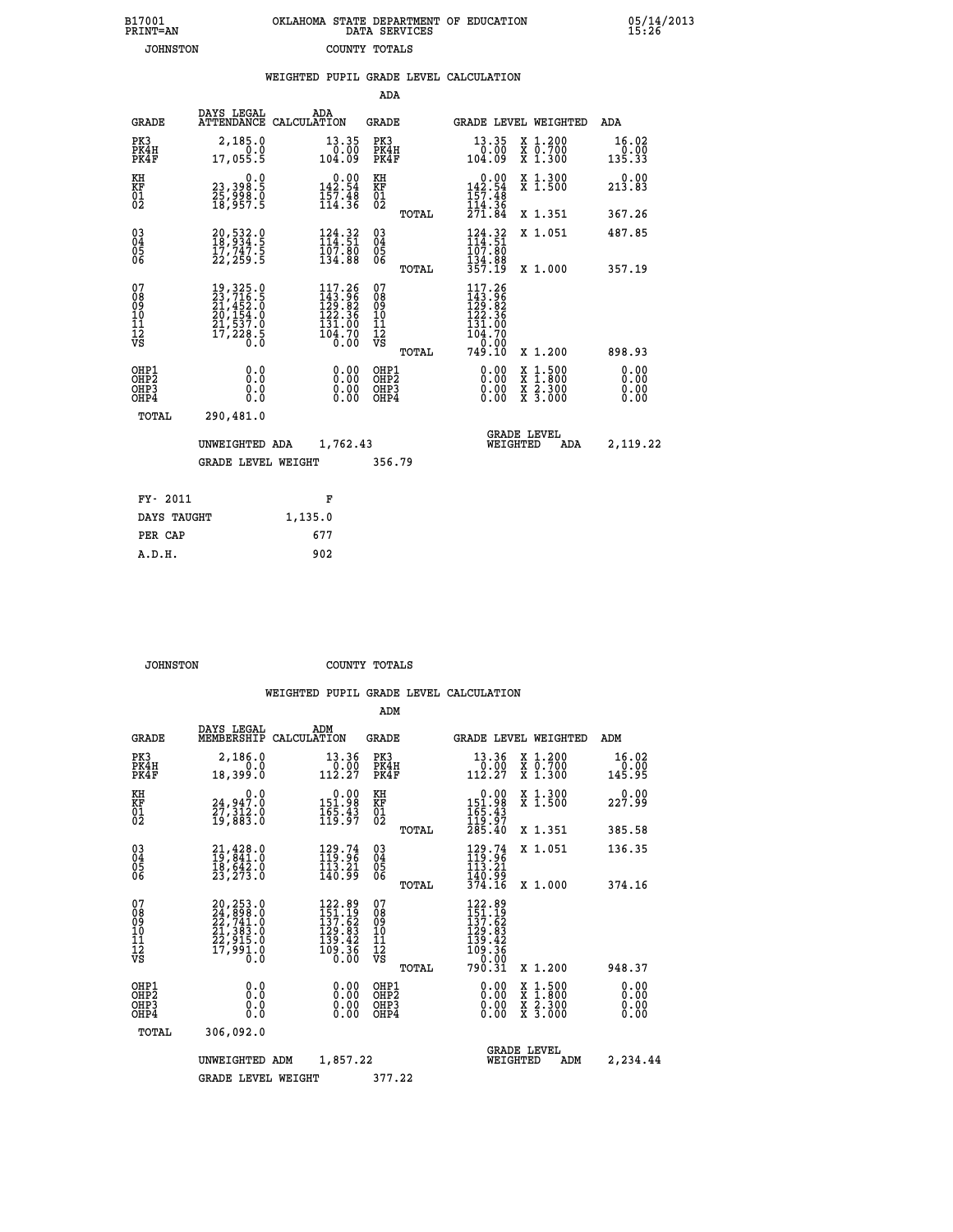B17001
PRINT=AN

OKLAHOMA STATE DEPARTMENT OF EDUCATION
DATA SERVICES

05/14/2013
15:26

JOHNSTON COUNTY TOTALS

## WEIGHTED PUPIL GRADE LEVEL CALCULATION

ADA

| GRADE | DAYS LEGAL ATTENDANCE | ADA CALCULATION | GRADE | | GRADE LEVEL | WEIGHTED | ADA |
|---|---|---|---|---|---|---|---|
| PK3 | 2,185.0 | 13.35 | PK3 | | 13.35 | X 1.200 | 16.02 |
| PK4H | 0.0 | 0.00 | PK4H | | 0.00 | X 0.700 | 0.00 |
| PK4F | 17,055.5 | 104.09 | PK4F | | 104.09 | X 1.300 | 135.33 |
| KH | 0.0 | 0.00 | KH | | 0.00 | X 1.300 | 0.00 |
| KF | 23,398.5 | 142.54 | KF | | 142.54 | X 1.500 | 213.83 |
| 01 | 25,998.0 | 157.48 | 01 | | 157.48 | | |
| 02 | 18,957.5 | 114.36 | 02 | | 114.36 | | |
| | | | | TOTAL | 271.84 | X 1.351 | 367.26 |
| 03 | 20,532.0 | 124.32 | 03 | | 124.32 | X 1.051 | 487.85 |
| 04 | 18,934.5 | 114.51 | 04 | | 114.51 | | |
| 05 | 17,747.5 | 107.80 | 05 | | 107.80 | | |
| 06 | 22,259.5 | 134.88 | 06 | | 134.88 | | |
| | | | | TOTAL | 357.19 | X 1.000 | 357.19 |
| 07 | 19,325.0 | 117.26 | 07 | | 117.26 | | |
| 08 | 23,716.5 | 143.96 | 08 | | 143.96 | | |
| 09 | 21,452.0 | 129.82 | 09 | | 129.82 | | |
| 10 | 20,154.0 | 122.36 | 10 | | 122.36 | | |
| 11 | 21,537.0 | 131.00 | 11 | | 131.00 | | |
| 12 | 17,228.5 | 104.70 | 12 | | 104.70 | | |
| VS | 0.0 | 0.00 | VS | | 0.00 | | |
| | | | | TOTAL | 749.10 | X 1.200 | 898.93 |
| OHP1 | 0.0 | 0.00 | OHP1 | | 0.00 | X 1.500 | 0.00 |
| OHP2 | 0.0 | 0.00 | OHP2 | | 0.00 | X 1.800 | 0.00 |
| OHP3 | 0.0 | 0.00 | OHP3 | | 0.00 | X 2.300 | 0.00 |
| OHP4 | 0.0 | 0.00 | OHP4 | | 0.00 | X 3.000 | 0.00 |
| TOTAL | 290,481.0 | | | | | | |

UNWEIGHTED ADA 1,762.43 GRADE LEVEL WEIGHTED ADA 2,119.22

GRADE LEVEL WEIGHT 356.79

| FY- 2011 | F |
|---|---|
| DAYS TAUGHT | 1,135.0 |
| PER CAP | 677 |
| A.D.H. | 902 |

JOHNSTON COUNTY TOTALS

## WEIGHTED PUPIL GRADE LEVEL CALCULATION

ADM

| GRADE | DAYS LEGAL MEMBERSHIP | ADM CALCULATION | GRADE | | GRADE LEVEL | WEIGHTED | ADM |
|---|---|---|---|---|---|---|---|
| PK3 | 2,186.0 | 13.36 | PK3 | | 13.36 | X 1.200 | 16.02 |
| PK4H | 0.0 | 0.00 | PK4H | | 0.00 | X 0.700 | 0.00 |
| PK4F | 18,399.0 | 112.27 | PK4F | | 112.27 | X 1.300 | 145.95 |
| KH | 0.0 | 0.00 | KH | | 0.00 | X 1.300 | 0.00 |
| KF | 24,947.0 | 151.98 | KF | | 151.98 | X 1.500 | 227.99 |
| 01 | 27,312.0 | 165.43 | 01 | | 165.43 | | |
| 02 | 19,883.0 | 119.97 | 02 | | 119.97 | | |
| | | | | TOTAL | 285.40 | X 1.351 | 385.58 |
| 03 | 21,428.0 | 129.74 | 03 | | 129.74 | X 1.051 | 136.35 |
| 04 | 19,841.0 | 119.96 | 04 | | 119.96 | | |
| 05 | 18,642.0 | 113.21 | 05 | | 113.21 | | |
| 06 | 23,273.0 | 140.99 | 06 | | 140.99 | | |
| | | | | TOTAL | 374.16 | X 1.000 | 374.16 |
| 07 | 20,253.0 | 122.89 | 07 | | 122.89 | | |
| 08 | 24,898.0 | 151.19 | 08 | | 151.19 | | |
| 09 | 22,741.0 | 137.62 | 09 | | 137.62 | | |
| 10 | 21,383.0 | 129.83 | 10 | | 129.83 | | |
| 11 | 22,915.0 | 139.42 | 11 | | 139.42 | | |
| 12 | 17,991.0 | 109.36 | 12 | | 109.36 | | |
| VS | 0.0 | 0.00 | VS | | 0.00 | | |
| | | | | TOTAL | 790.31 | X 1.200 | 948.37 |
| OHP1 | 0.0 | 0.00 | OHP1 | | 0.00 | X 1.500 | 0.00 |
| OHP2 | 0.0 | 0.00 | OHP2 | | 0.00 | X 1.800 | 0.00 |
| OHP3 | 0.0 | 0.00 | OHP3 | | 0.00 | X 2.300 | 0.00 |
| OHP4 | 0.0 | 0.00 | OHP4 | | 0.00 | X 3.000 | 0.00 |
| TOTAL | 306,092.0 | | | | | | |

UNWEIGHTED ADM 1,857.22 GRADE LEVEL WEIGHTED ADM 2,234.44

GRADE LEVEL WEIGHT 377.22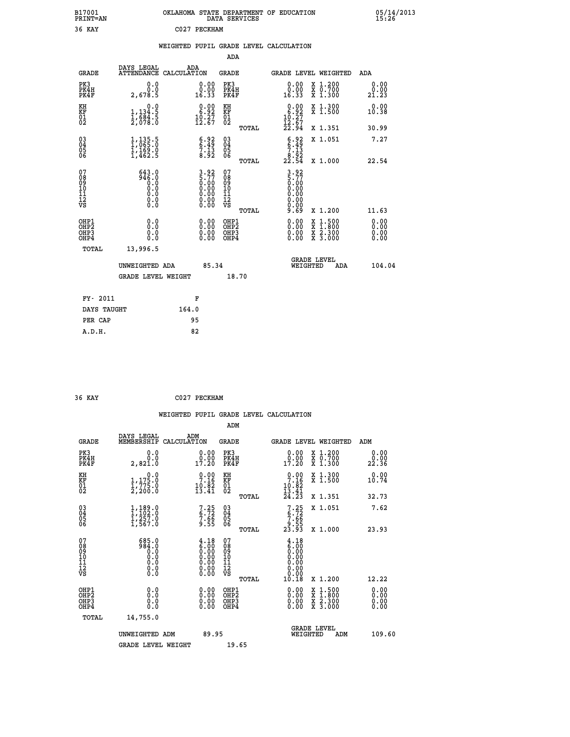B17001 OKLAHOMA STATE DEPARTMENT OF EDUCATION 05/14/2013
PRINT=AN DATA SERVICES 15:26

36 KAY C027 PECKHAM

## WEIGHTED PUPIL GRADE LEVEL CALCULATION

### ADA

| GRADE | DAYS LEGAL ATTENDANCE | ADA CALCULATION | GRADE | GRADE LEVEL | WEIGHTED | ADA |
|---|---|---|---|---|---|---|
| PK3 | 0.0 | 0.00 | PK3 | 0.00 | X 1.200 | 0.00 |
| PK4H | 0.0 | 0.00 | PK4H | 0.00 | X 0.700 | 0.00 |
| PK4F | 2,678.5 | 16.33 | PK4F | 16.33 | X 1.300 | 21.23 |
| KH | 0.0 | 0.00 | KH | 0.00 | X 1.300 | 0.00 |
| KF | 1,134.5 | 6.92 | KF | 6.92 | X 1.500 | 10.38 |
| 01 | 1,684.5 | 10.27 | 01 | 10.27 | | |
| 02 | 2,078.0 | 12.67 | 02 | 12.67 | | |
| | | | TOTAL | 22.94 | X 1.351 | 30.99 |
| 03 | 1,135.5 | 6.92 | 03 | 6.92 | X 1.051 | 7.27 |
| 04 | 1,065.0 | 6.49 | 04 | 6.49 | | |
| 05 | 1,169.0 | 7.13 | 05 | 7.13 | | |
| 06 | 1,462.5 | 8.92 | 06 | 8.92 | | |
| | | | TOTAL | 22.54 | X 1.000 | 22.54 |
| 07 | 643.0 | 3.92 | 07 | 3.92 | | |
| 08 | 946.0 | 5.77 | 08 | 5.77 | | |
| 09 | 0.0 | 0.00 | 09 | 0.00 | | |
| 10 | 0.0 | 0.00 | 10 | 0.00 | | |
| 11 | 0.0 | 0.00 | 11 | 0.00 | | |
| 12 | 0.0 | 0.00 | 12 | 0.00 | | |
| VS | 0.0 | 0.00 | VS | 0.00 | | |
| | | | TOTAL | 9.69 | X 1.200 | 11.63 |
| OHP1 | 0.0 | 0.00 | OHP1 | 0.00 | X 1.500 | 0.00 |
| OHP2 | 0.0 | 0.00 | OHP2 | 0.00 | X 1.800 | 0.00 |
| OHP3 | 0.0 | 0.00 | OHP3 | 0.00 | X 2.300 | 0.00 |
| OHP4 | 0.0 | 0.00 | OHP4 | 0.00 | X 3.000 | 0.00 |
| TOTAL | 13,996.5 | | | | | |

UNWEIGHTED ADA 85.34 | GRADE LEVEL WEIGHTED ADA 104.04

GRADE LEVEL WEIGHT 18.70

| FY- 2011 | F |
|---|---|
| DAYS TAUGHT | 164.0 |
| PER CAP | 95 |
| A.D.H. | 82 |

36 KAY C027 PECKHAM

## WEIGHTED PUPIL GRADE LEVEL CALCULATION

### ADM

| GRADE | DAYS LEGAL MEMBERSHIP | ADM CALCULATION | GRADE | GRADE LEVEL | WEIGHTED | ADM |
|---|---|---|---|---|---|---|
| PK3 | 0.0 | 0.00 | PK3 | 0.00 | X 1.200 | 0.00 |
| PK4H | 0.0 | 0.00 | PK4H | 0.00 | X 0.700 | 0.00 |
| PK4F | 2,821.0 | 17.20 | PK4F | 17.20 | X 1.300 | 22.36 |
| KH | 0.0 | 0.00 | KH | 0.00 | X 1.300 | 0.00 |
| KF | 1,175.0 | 7.16 | KF | 7.16 | X 1.500 | 10.74 |
| 01 | 1,775.0 | 10.82 | 01 | 10.82 | | |
| 02 | 2,200.0 | 13.41 | 02 | 13.41 | | |
| | | | TOTAL | 24.23 | X 1.351 | 32.73 |
| 03 | 1,189.0 | 7.25 | 03 | 7.25 | X 1.051 | 7.62 |
| 04 | 1,102.0 | 6.72 | 04 | 6.72 | | |
| 05 | 1,257.0 | 7.66 | 05 | 7.66 | | |
| 06 | 1,567.0 | 9.55 | 06 | 9.55 | | |
| | | | TOTAL | 23.93 | X 1.000 | 23.93 |
| 07 | 685.0 | 4.18 | 07 | 4.18 | | |
| 08 | 984.0 | 6.00 | 08 | 6.00 | | |
| 09 | 0.0 | 0.00 | 09 | 0.00 | | |
| 10 | 0.0 | 0.00 | 10 | 0.00 | | |
| 11 | 0.0 | 0.00 | 11 | 0.00 | | |
| 12 | 0.0 | 0.00 | 12 | 0.00 | | |
| VS | 0.0 | 0.00 | VS | 0.00 | | |
| | | | TOTAL | 10.18 | X 1.200 | 12.22 |
| OHP1 | 0.0 | 0.00 | OHP1 | 0.00 | X 1.500 | 0.00 |
| OHP2 | 0.0 | 0.00 | OHP2 | 0.00 | X 1.800 | 0.00 |
| OHP3 | 0.0 | 0.00 | OHP3 | 0.00 | X 2.300 | 0.00 |
| OHP4 | 0.0 | 0.00 | OHP4 | 0.00 | X 3.000 | 0.00 |
| TOTAL | 14,755.0 | | | | | |

UNWEIGHTED ADM 89.95 | GRADE LEVEL WEIGHTED ADM 109.60

GRADE LEVEL WEIGHT 19.65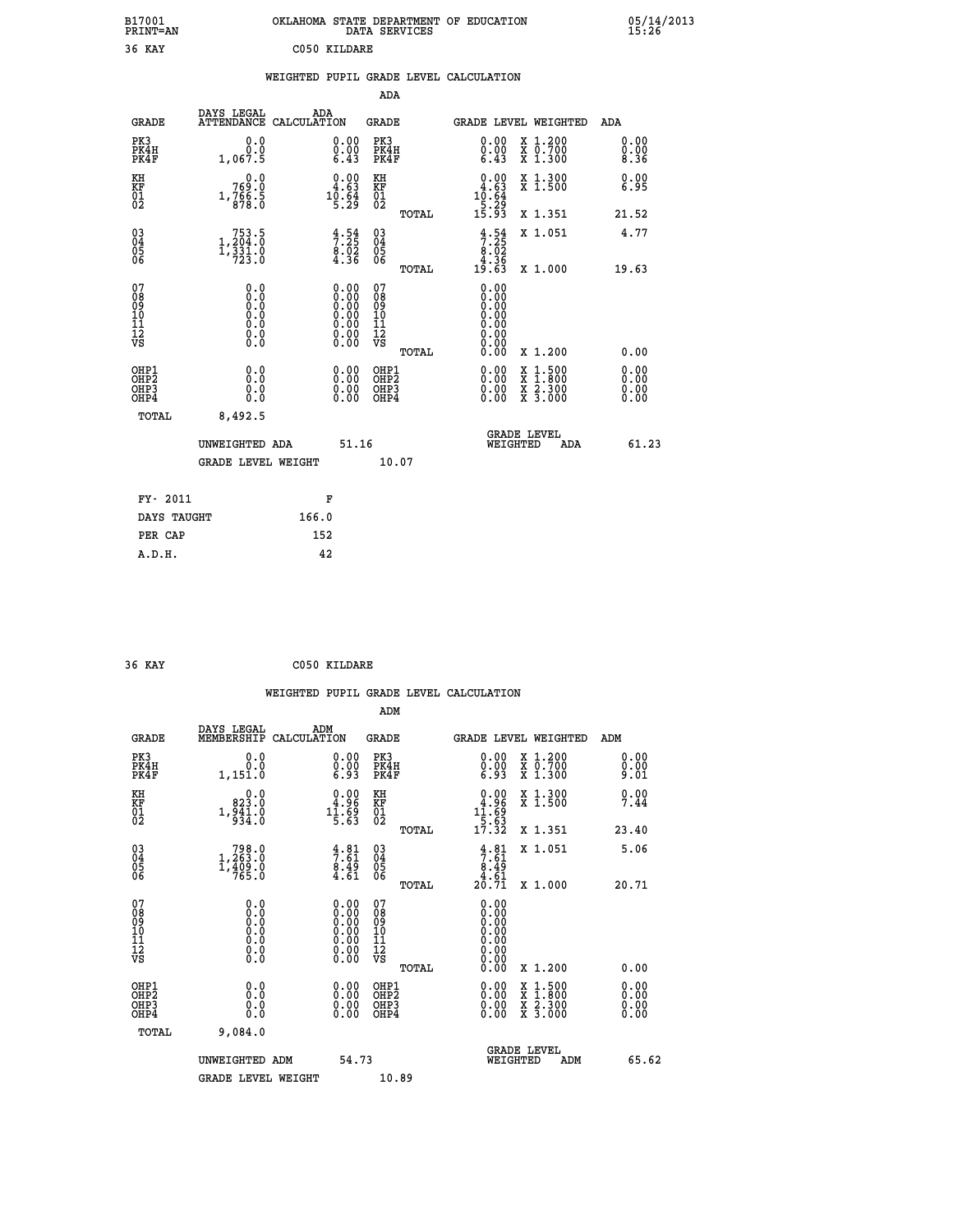B17001 OKLAHOMA STATE DEPARTMENT OF EDUCATION 05/14/2013
PRINT=AN DATA SERVICES 15:26

36 KAY C050 KILDARE

## WEIGHTED PUPIL GRADE LEVEL CALCULATION

### ADA

| GRADE | DAYS LEGAL ATTENDANCE | ADA CALCULATION | GRADE | GRADE LEVEL | WEIGHTED | ADA |
|---|---|---|---|---|---|---|
| PK3 | 0.0 | 0.00 | PK3 | 0.00 | X 1.200 | 0.00 |
| PK4H | 0.0 | 0.00 | PK4H | 0.00 | X 0.700 | 0.00 |
| PK4F | 1,067.5 | 6.43 | PK4F | 6.43 | X 1.300 | 8.36 |
| KH | 0.0 | 0.00 | KH | 0.00 | X 1.300 | 0.00 |
| KF | 769.0 | 4.63 | KF | 4.63 | X 1.500 | 6.95 |
| 01 | 1,766.5 | 10.64 | 01 | 10.64 | | |
| 02 | 878.0 | 5.29 | 02 | 5.29 | | |
| | | | TOTAL | 15.93 | X 1.351 | 21.52 |
| 03 | 753.5 | 4.54 | 03 | 4.54 | X 1.051 | 4.77 |
| 04 | 1,204.0 | 7.25 | 04 | 7.25 | | |
| 05 | 1,331.0 | 8.02 | 05 | 8.02 | | |
| 06 | 723.0 | 4.36 | 06 | 4.36 | | |
| | | | TOTAL | 19.63 | X 1.000 | 19.63 |
| 07 | 0.0 | 0.00 | 07 | 0.00 | | |
| 08 | 0.0 | 0.00 | 08 | 0.00 | | |
| 09 | 0.0 | 0.00 | 09 | 0.00 | | |
| 10 | 0.0 | 0.00 | 10 | 0.00 | | |
| 11 | 0.0 | 0.00 | 11 | 0.00 | | |
| 12 | 0.0 | 0.00 | 12 | 0.00 | | |
| VS | 0.0 | 0.00 | VS | 0.00 | | |
| | | | TOTAL | 0.00 | X 1.200 | 0.00 |
| OHP1 | 0.0 | 0.00 | OHP1 | 0.00 | X 1.500 | 0.00 |
| OHP2 | 0.0 | 0.00 | OHP2 | 0.00 | X 1.800 | 0.00 |
| OHP3 | 0.0 | 0.00 | OHP3 | 0.00 | X 2.300 | 0.00 |
| OHP4 | 0.0 | 0.00 | OHP4 | 0.00 | X 3.000 | 0.00 |
| TOTAL | 8,492.5 | | | | | |

UNWEIGHTED ADA 51.16 GRADE LEVEL WEIGHTED ADA 61.23

GRADE LEVEL WEIGHT 10.07

| FY- 2011 | F |
|---|---|
| DAYS TAUGHT | 166.0 |
| PER CAP | 152 |
| A.D.H. | 42 |

36 KAY C050 KILDARE

## WEIGHTED PUPIL GRADE LEVEL CALCULATION

### ADM

| GRADE | DAYS LEGAL MEMBERSHIP | ADM CALCULATION | GRADE | GRADE LEVEL | WEIGHTED | ADM |
|---|---|---|---|---|---|---|
| PK3 | 0.0 | 0.00 | PK3 | 0.00 | X 1.200 | 0.00 |
| PK4H | 0.0 | 0.00 | PK4H | 0.00 | X 0.700 | 0.00 |
| PK4F | 1,151.0 | 6.93 | PK4F | 6.93 | X 1.300 | 9.01 |
| KH | 0.0 | 0.00 | KH | 0.00 | X 1.300 | 0.00 |
| KF | 823.0 | 4.96 | KF | 4.96 | X 1.500 | 7.44 |
| 01 | 1,941.0 | 11.69 | 01 | 11.69 | | |
| 02 | 934.0 | 5.63 | 02 | 5.63 | | |
| | | | TOTAL | 17.32 | X 1.351 | 23.40 |
| 03 | 798.0 | 4.81 | 03 | 4.81 | X 1.051 | 5.06 |
| 04 | 1,263.0 | 7.61 | 04 | 7.61 | | |
| 05 | 1,409.0 | 8.49 | 05 | 8.49 | | |
| 06 | 765.0 | 4.61 | 06 | 4.61 | | |
| | | | TOTAL | 20.71 | X 1.000 | 20.71 |
| 07 | 0.0 | 0.00 | 07 | 0.00 | | |
| 08 | 0.0 | 0.00 | 08 | 0.00 | | |
| 09 | 0.0 | 0.00 | 09 | 0.00 | | |
| 10 | 0.0 | 0.00 | 10 | 0.00 | | |
| 11 | 0.0 | 0.00 | 11 | 0.00 | | |
| 12 | 0.0 | 0.00 | 12 | 0.00 | | |
| VS | 0.0 | 0.00 | VS | 0.00 | | |
| | | | TOTAL | 0.00 | X 1.200 | 0.00 |
| OHP1 | 0.0 | 0.00 | OHP1 | 0.00 | X 1.500 | 0.00 |
| OHP2 | 0.0 | 0.00 | OHP2 | 0.00 | X 1.800 | 0.00 |
| OHP3 | 0.0 | 0.00 | OHP3 | 0.00 | X 2.300 | 0.00 |
| OHP4 | 0.0 | 0.00 | OHP4 | 0.00 | X 3.000 | 0.00 |
| TOTAL | 9,084.0 | | | | | |

UNWEIGHTED ADM 54.73 GRADE LEVEL WEIGHTED ADM 65.62

GRADE LEVEL WEIGHT 10.89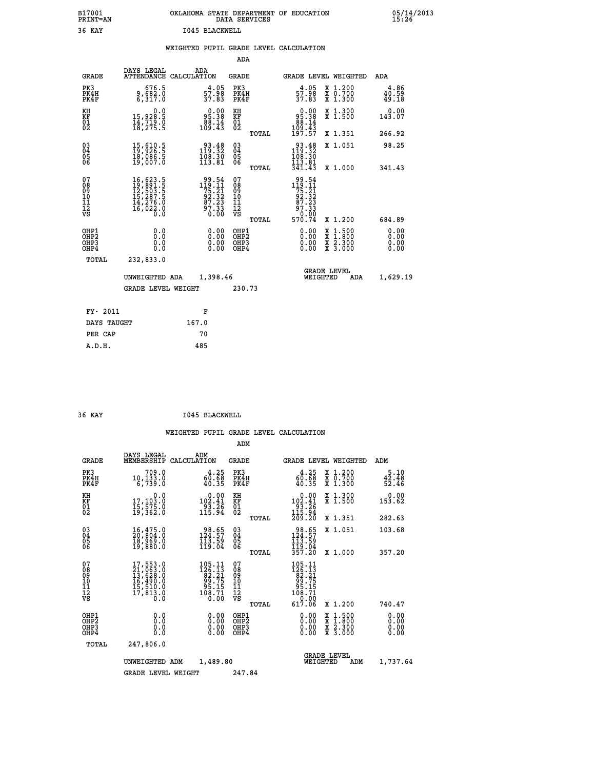B17001 OKLAHOMA STATE DEPARTMENT OF EDUCATION 05/14/2013
PRINT=AN DATA SERVICES 15:26

36 KAY I045 BLACKWELL

## WEIGHTED PUPIL GRADE LEVEL CALCULATION

### ADA

| GRADE | DAYS LEGAL ATTENDANCE | ADA CALCULATION | GRADE | GRADE LEVEL | WEIGHTED | ADA |
|---|---|---|---|---|---|---|
| PK3 | 676.5 | 4.05 | PK3 | 4.05 | X 1.200 | 4.86 |
| PK4H | 9,682.0 | 57.98 | PK4H | 57.98 | X 0.700 | 40.59 |
| PK4F | 6,317.0 | 37.83 | PK4F | 37.83 | X 1.300 | 49.18 |
| KH | 0.0 | 0.00 | KH | 0.00 | X 1.300 | 0.00 |
| KF | 15,928.5 | 95.38 | KF | 95.38 | X 1.500 | 143.07 |
| 01 | 14,719.0 | 88.14 | 01 | 88.14 | | |
| 02 | 18,275.5 | 109.43 | 02 | 109.43 | | |
| | | | TOTAL | 197.57 | X 1.351 | 266.92 |
| 03 | 15,610.5 | 93.48 | 03 | 93.48 | X 1.051 | 98.25 |
| 04 | 19,926.5 | 119.32 | 04 | 119.32 | | |
| 05 | 18,086.5 | 108.30 | 05 | 108.30 | | |
| 06 | 19,007.0 | 113.81 | 06 | 113.81 | | |
| | | | TOTAL | 341.43 | X 1.000 | 341.43 |
| 07 | 16,623.5 | 99.54 | 07 | 99.54 | | |
| 08 | 19,891.5 | 119.11 | 08 | 119.11 | | |
| 09 | 12,503.5 | 75.21 | 09 | 75.21 | | |
| 10 | 15,287.5 | 92.32 | 10 | 92.32 | | |
| 11 | 14,276.0 | 87.23 | 11 | 87.23 | | |
| 12 | 16,022.0 | 97.33 | 12 | 97.33 | | |
| VS | 0.0 | 0.00 | VS | 0.00 | | |
| | | | TOTAL | 570.74 | X 1.200 | 684.89 |
| OHP1 | 0.0 | 0.00 | OHP1 | 0.00 | X 1.500 | 0.00 |
| OHP2 | 0.0 | 0.00 | OHP2 | 0.00 | X 1.800 | 0.00 |
| OHP3 | 0.0 | 0.00 | OHP3 | 0.00 | X 2.300 | 0.00 |
| OHP4 | 0.0 | 0.00 | OHP4 | 0.00 | X 3.000 | 0.00 |
| TOTAL | 232,833.0 | | | | | |

UNWEIGHTED ADA 1,398.46 GRADE LEVEL WEIGHTED ADA 1,629.19

GRADE LEVEL WEIGHT 230.73

| FY- 2011 | F |
|---|---|
| DAYS TAUGHT | 167.0 |
| PER CAP | 70 |
| A.D.H. | 485 |

36 KAY I045 BLACKWELL

## WEIGHTED PUPIL GRADE LEVEL CALCULATION

### ADM

| GRADE | DAYS LEGAL MEMBERSHIP | ADM CALCULATION | GRADE | GRADE LEVEL | WEIGHTED | ADM |
|---|---|---|---|---|---|---|
| PK3 | 709.0 | 4.25 | PK3 | 4.25 | X 1.200 | 5.10 |
| PK4H | 10,133.0 | 60.68 | PK4H | 60.68 | X 0.700 | 42.48 |
| PK4F | 6,739.0 | 40.35 | PK4F | 40.35 | X 1.300 | 52.46 |
| KH | 0.0 | 0.00 | KH | 0.00 | X 1.300 | 0.00 |
| KF | 17,103.0 | 102.41 | KF | 102.41 | X 1.500 | 153.62 |
| 01 | 15,575.0 | 93.26 | 01 | 93.26 | | |
| 02 | 19,362.0 | 115.94 | 02 | 115.94 | | |
| | | | TOTAL | 209.20 | X 1.351 | 282.63 |
| 03 | 16,475.0 | 98.65 | 03 | 98.65 | X 1.051 | 103.68 |
| 04 | 20,804.0 | 124.57 | 04 | 124.57 | | |
| 05 | 18,969.0 | 113.59 | 05 | 113.59 | | |
| 06 | 19,880.0 | 119.04 | 06 | 119.04 | | |
| | | | TOTAL | 357.20 | X 1.000 | 357.20 |
| 07 | 17,553.0 | 105.11 | 07 | 105.11 | | |
| 08 | 21,063.0 | 126.13 | 08 | 126.13 | | |
| 09 | 13,628.0 | 82.21 | 09 | 82.21 | | |
| 10 | 16,490.0 | 99.75 | 10 | 99.75 | | |
| 11 | 15,510.0 | 95.15 | 11 | 95.15 | | |
| 12 | 17,813.0 | 108.71 | 12 | 108.71 | | |
| VS | 0.0 | 0.00 | VS | 0.00 | | |
| | | | TOTAL | 617.06 | X 1.200 | 740.47 |
| OHP1 | 0.0 | 0.00 | OHP1 | 0.00 | X 1.500 | 0.00 |
| OHP2 | 0.0 | 0.00 | OHP2 | 0.00 | X 1.800 | 0.00 |
| OHP3 | 0.0 | 0.00 | OHP3 | 0.00 | X 2.300 | 0.00 |
| OHP4 | 0.0 | 0.00 | OHP4 | 0.00 | X 3.000 | 0.00 |
| TOTAL | 247,806.0 | | | | | |

UNWEIGHTED ADM 1,489.80 GRADE LEVEL WEIGHTED ADM 1,737.64

GRADE LEVEL WEIGHT 247.84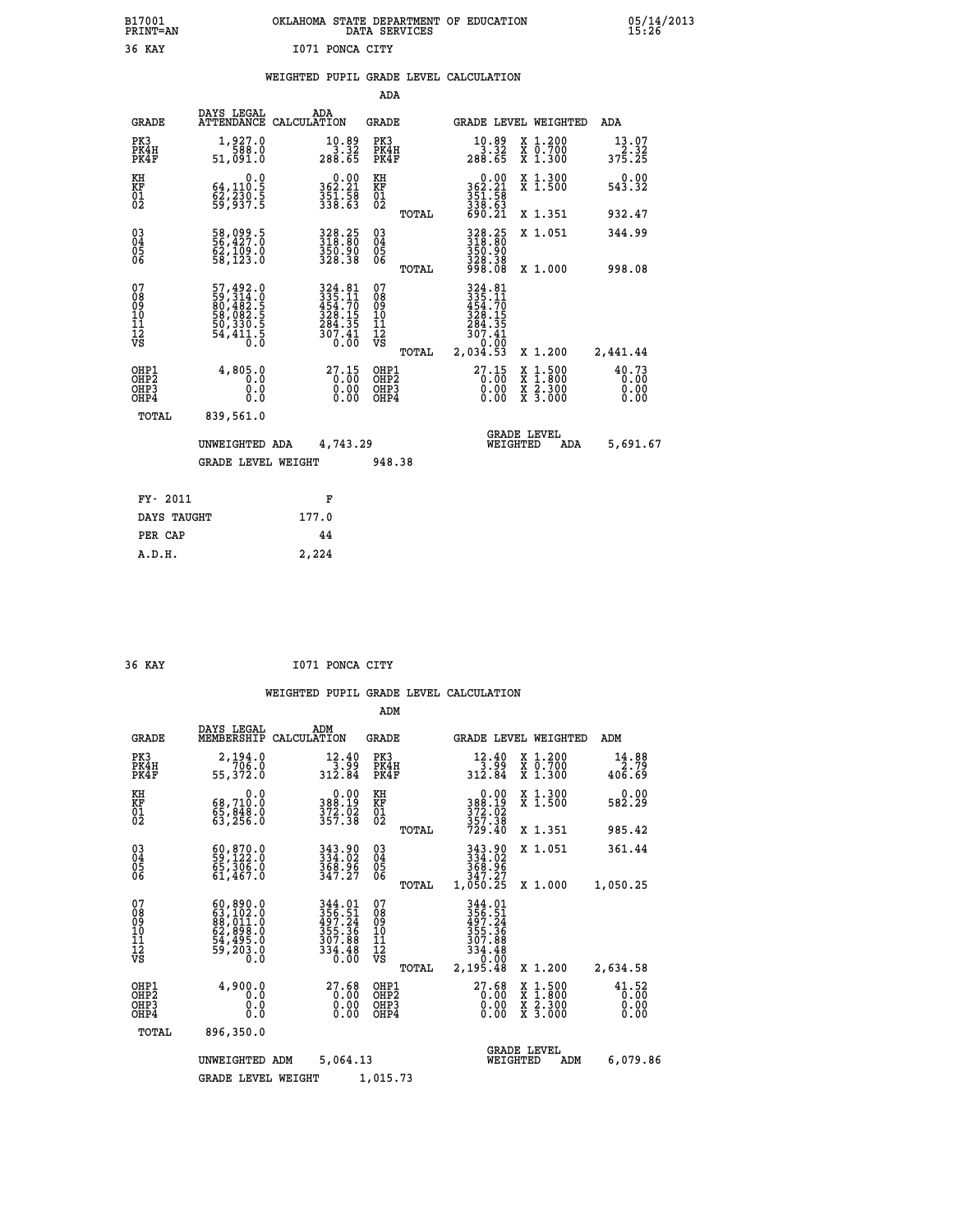B17001 OKLAHOMA STATE DEPARTMENT OF EDUCATION 05/14/2013
PRINT=AN DATA SERVICES 15:26

36 KAY I071 PONCA CITY

## WEIGHTED PUPIL GRADE LEVEL CALCULATION

### ADA

| GRADE | DAYS LEGAL ATTENDANCE | ADA CALCULATION | GRADE | | GRADE LEVEL | WEIGHTED | ADA |
|---|---|---|---|---|---|---|---|
| PK3 | 1,927.0 | 10.89 | PK3 | | 10.89 | X 1.200 | 13.07 |
| PK4H | 588.0 | 3.32 | PK4H | | 3.32 | X 0.700 | 2.32 |
| PK4F | 51,091.0 | 288.65 | PK4F | | 288.65 | X 1.300 | 375.25 |
| KH | 0.0 | 0.00 | KH | | 0.00 | X 1.300 | 0.00 |
| KF | 64,110.5 | 362.21 | KF | | 362.21 | X 1.500 | 543.32 |
| 01 | 62,230.5 | 351.58 | 01 | | 351.58 | | |
| 02 | 59,937.5 | 338.63 | 02 | | 338.63 | | |
| | | | | TOTAL | 690.21 | X 1.351 | 932.47 |
| 03 | 58,099.5 | 328.25 | 03 | | 328.25 | X 1.051 | 344.99 |
| 04 | 56,427.0 | 318.80 | 04 | | 318.80 | | |
| 05 | 62,109.0 | 350.90 | 05 | | 350.90 | | |
| 06 | 58,123.0 | 328.38 | 06 | | 328.38 | | |
| | | | | TOTAL | 998.08 | X 1.000 | 998.08 |
| 07 | 57,492.0 | 324.81 | 07 | | 324.81 | | |
| 08 | 59,314.0 | 335.11 | 08 | | 335.11 | | |
| 09 | 80,482.5 | 454.70 | 09 | | 454.70 | | |
| 10 | 58,082.5 | 328.15 | 10 | | 328.15 | | |
| 11 | 50,330.5 | 284.35 | 11 | | 284.35 | | |
| 12 | 54,411.5 | 307.41 | 12 | | 307.41 | | |
| VS | 0.0 | 0.00 | VS | | 0.00 | | |
| | | | | TOTAL | 2,034.53 | X 1.200 | 2,441.44 |
| OHP1 | 4,805.0 | 27.15 | OHP1 | | 27.15 | X 1.500 | 40.73 |
| OHP2 | 0.0 | 0.00 | OHP2 | | 0.00 | X 1.800 | 0.00 |
| OHP3 | 0.0 | 0.00 | OHP3 | | 0.00 | X 2.300 | 0.00 |
| OHP4 | 0.0 | 0.00 | OHP4 | | 0.00 | X 3.000 | 0.00 |
| TOTAL | 839,561.0 | | | | | | |

UNWEIGHTED ADA 4,743.29 GRADE LEVEL WEIGHTED ADA 5,691.67

GRADE LEVEL WEIGHT 948.38

| FY- 2011 | F |
|---|---|
| DAYS TAUGHT | 177.0 |
| PER CAP | 44 |
| A.D.H. | 2,224 |

36 KAY I071 PONCA CITY

## WEIGHTED PUPIL GRADE LEVEL CALCULATION

### ADM

| GRADE | DAYS LEGAL MEMBERSHIP | ADM CALCULATION | GRADE | | GRADE LEVEL | WEIGHTED | ADM |
|---|---|---|---|---|---|---|---|
| PK3 | 2,194.0 | 12.40 | PK3 | | 12.40 | X 1.200 | 14.88 |
| PK4H | 706.0 | 3.99 | PK4H | | 3.99 | X 0.700 | 2.79 |
| PK4F | 55,372.0 | 312.84 | PK4F | | 312.84 | X 1.300 | 406.69 |
| KH | 0.0 | 0.00 | KH | | 0.00 | X 1.300 | 0.00 |
| KF | 68,710.0 | 388.19 | KF | | 388.19 | X 1.500 | 582.29 |
| 01 | 65,848.0 | 372.02 | 01 | | 372.02 | | |
| 02 | 63,256.0 | 357.38 | 02 | | 357.38 | | |
| | | | | TOTAL | 729.40 | X 1.351 | 985.42 |
| 03 | 60,870.0 | 343.90 | 03 | | 343.90 | X 1.051 | 361.44 |
| 04 | 59,122.0 | 334.02 | 04 | | 334.02 | | |
| 05 | 65,306.0 | 368.96 | 05 | | 368.96 | | |
| 06 | 61,467.0 | 347.27 | 06 | | 347.27 | | |
| | | | | TOTAL | 1,050.25 | X 1.000 | 1,050.25 |
| 07 | 60,890.0 | 344.01 | 07 | | 344.01 | | |
| 08 | 63,102.0 | 356.51 | 08 | | 356.51 | | |
| 09 | 88,011.0 | 497.24 | 09 | | 497.24 | | |
| 10 | 62,898.0 | 355.36 | 10 | | 355.36 | | |
| 11 | 54,495.0 | 307.88 | 11 | | 307.88 | | |
| 12 | 59,203.0 | 334.48 | 12 | | 334.48 | | |
| VS | 0.0 | 0.00 | VS | | 0.00 | | |
| | | | | TOTAL | 2,195.48 | X 1.200 | 2,634.58 |
| OHP1 | 4,900.0 | 27.68 | OHP1 | | 27.68 | X 1.500 | 41.52 |
| OHP2 | 0.0 | 0.00 | OHP2 | | 0.00 | X 1.800 | 0.00 |
| OHP3 | 0.0 | 0.00 | OHP3 | | 0.00 | X 2.300 | 0.00 |
| OHP4 | 0.0 | 0.00 | OHP4 | | 0.00 | X 3.000 | 0.00 |
| TOTAL | 896,350.0 | | | | | | |

UNWEIGHTED ADM 5,064.13 GRADE LEVEL WEIGHTED ADM 6,079.86

GRADE LEVEL WEIGHT 1,015.73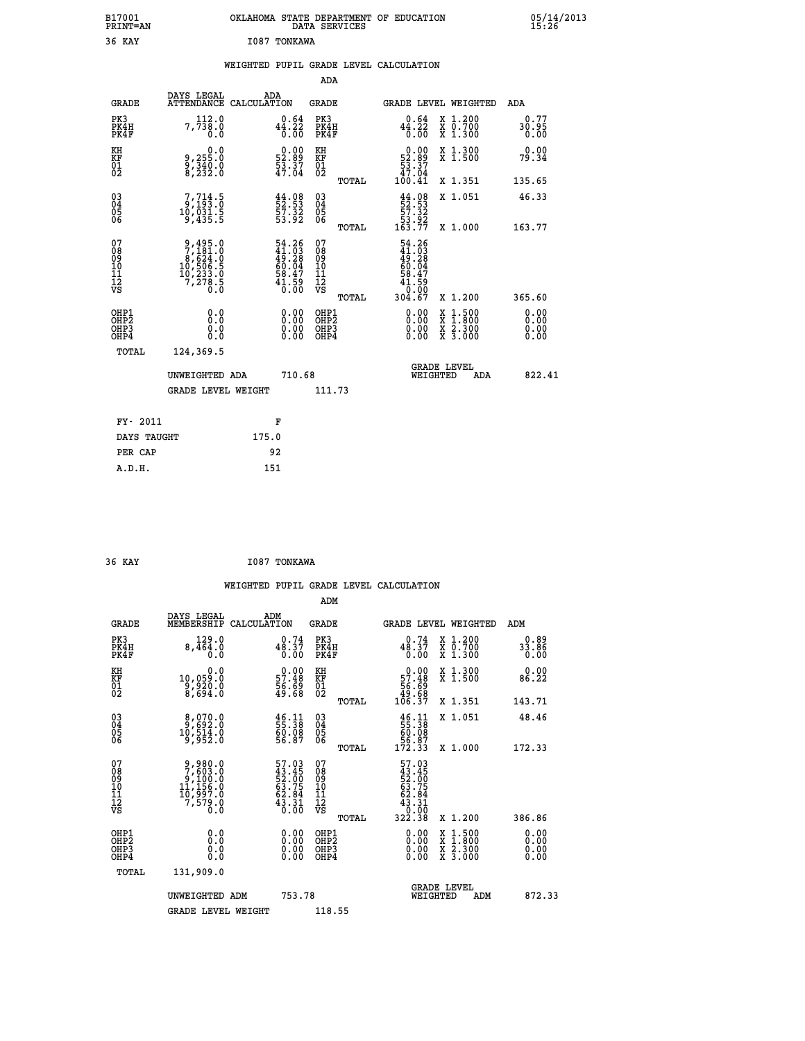B17001 PRINT=AN — OKLAHOMA STATE DEPARTMENT OF EDUCATION DATA SERVICES — 05/14/2013 15:26

36 KAY — I087 TONKAWA

## WEIGHTED PUPIL GRADE LEVEL CALCULATION

### ADA

| GRADE | DAYS LEGAL ATTENDANCE | ADA CALCULATION | GRADE | GRADE LEVEL | WEIGHTED | ADA |
|---|---|---|---|---|---|---|
| PK3 | 112.0 | 0.64 | PK3 | 0.64 | X 1.200 | 0.77 |
| PK4H | 7,738.0 | 44.22 | PK4H | 44.22 | X 0.700 | 30.95 |
| PK4F | 0.0 | 0.00 | PK4F | 0.00 | X 1.300 | 0.00 |
| KH | 0.0 | 0.00 | KH | 0.00 | X 1.300 | 0.00 |
| KF | 9,255.0 | 52.89 | KF | 52.89 | X 1.500 | 79.34 |
| 01 | 9,340.0 | 53.37 | 01 | 53.37 | | |
| 02 | 8,232.0 | 47.04 | 02 | 47.04 | | |
| | | | TOTAL | 100.41 | X 1.351 | 135.65 |
| 03 | 7,714.5 | 44.08 | 03 | 44.08 | X 1.051 | 46.33 |
| 04 | 9,193.0 | 52.53 | 04 | 52.53 | | |
| 05 | 10,031.5 | 57.32 | 05 | 57.32 | | |
| 06 | 9,435.5 | 53.92 | 06 | 53.92 | | |
| | | | TOTAL | 163.77 | X 1.000 | 163.77 |
| 07 | 9,495.0 | 54.26 | 07 | 54.26 | | |
| 08 | 7,181.0 | 41.03 | 08 | 41.03 | | |
| 09 | 8,624.0 | 49.28 | 09 | 49.28 | | |
| 10 | 10,506.5 | 60.04 | 10 | 60.04 | | |
| 11 | 10,233.0 | 58.47 | 11 | 58.47 | | |
| 12 | 7,278.5 | 41.59 | 12 | 41.59 | | |
| VS | 0.0 | 0.00 | VS | 0.00 | | |
| | | | TOTAL | 304.67 | X 1.200 | 365.60 |
| OHP1 | 0.0 | 0.00 | OHP1 | 0.00 | X 1.500 | 0.00 |
| OHP2 | 0.0 | 0.00 | OHP2 | 0.00 | X 1.800 | 0.00 |
| OHP3 | 0.0 | 0.00 | OHP3 | 0.00 | X 2.300 | 0.00 |
| OHP4 | 0.0 | 0.00 | OHP4 | 0.00 | X 3.000 | 0.00 |
| TOTAL | 124,369.5 | | | | | |

UNWEIGHTED ADA 710.68 — GRADE LEVEL WEIGHTED ADA 822.41

GRADE LEVEL WEIGHT 111.73

| FY- 2011 | F |
|---|---|
| DAYS TAUGHT | 175.0 |
| PER CAP | 92 |
| A.D.H. | 151 |

36 KAY — I087 TONKAWA

## WEIGHTED PUPIL GRADE LEVEL CALCULATION

### ADM

| GRADE | DAYS LEGAL MEMBERSHIP | ADM CALCULATION | GRADE | GRADE LEVEL | WEIGHTED | ADM |
|---|---|---|---|---|---|---|
| PK3 | 129.0 | 0.74 | PK3 | 0.74 | X 1.200 | 0.89 |
| PK4H | 8,464.0 | 48.37 | PK4H | 48.37 | X 0.700 | 33.86 |
| PK4F | 0.0 | 0.00 | PK4F | 0.00 | X 1.300 | 0.00 |
| KH | 0.0 | 0.00 | KH | 0.00 | X 1.300 | 0.00 |
| KF | 10,059.0 | 57.48 | KF | 57.48 | X 1.500 | 86.22 |
| 01 | 9,920.0 | 56.69 | 01 | 56.69 | | |
| 02 | 8,694.0 | 49.68 | 02 | 49.68 | | |
| | | | TOTAL | 106.37 | X 1.351 | 143.71 |
| 03 | 8,070.0 | 46.11 | 03 | 46.11 | X 1.051 | 48.46 |
| 04 | 9,692.0 | 55.38 | 04 | 55.38 | | |
| 05 | 10,514.0 | 60.08 | 05 | 60.08 | | |
| 06 | 9,952.0 | 56.87 | 06 | 56.87 | | |
| | | | TOTAL | 172.33 | X 1.000 | 172.33 |
| 07 | 9,980.0 | 57.03 | 07 | 57.03 | | |
| 08 | 7,603.0 | 43.45 | 08 | 43.45 | | |
| 09 | 9,100.0 | 52.00 | 09 | 52.00 | | |
| 10 | 11,156.0 | 63.75 | 10 | 63.75 | | |
| 11 | 10,997.0 | 62.84 | 11 | 62.84 | | |
| 12 | 7,579.0 | 43.31 | 12 | 43.31 | | |
| VS | 0.0 | 0.00 | VS | 0.00 | | |
| | | | TOTAL | 322.38 | X 1.200 | 386.86 |
| OHP1 | 0.0 | 0.00 | OHP1 | 0.00 | X 1.500 | 0.00 |
| OHP2 | 0.0 | 0.00 | OHP2 | 0.00 | X 1.800 | 0.00 |
| OHP3 | 0.0 | 0.00 | OHP3 | 0.00 | X 2.300 | 0.00 |
| OHP4 | 0.0 | 0.00 | OHP4 | 0.00 | X 3.000 | 0.00 |
| TOTAL | 131,909.0 | | | | | |

UNWEIGHTED ADM 753.78 — GRADE LEVEL WEIGHTED ADM 872.33

GRADE LEVEL WEIGHT 118.55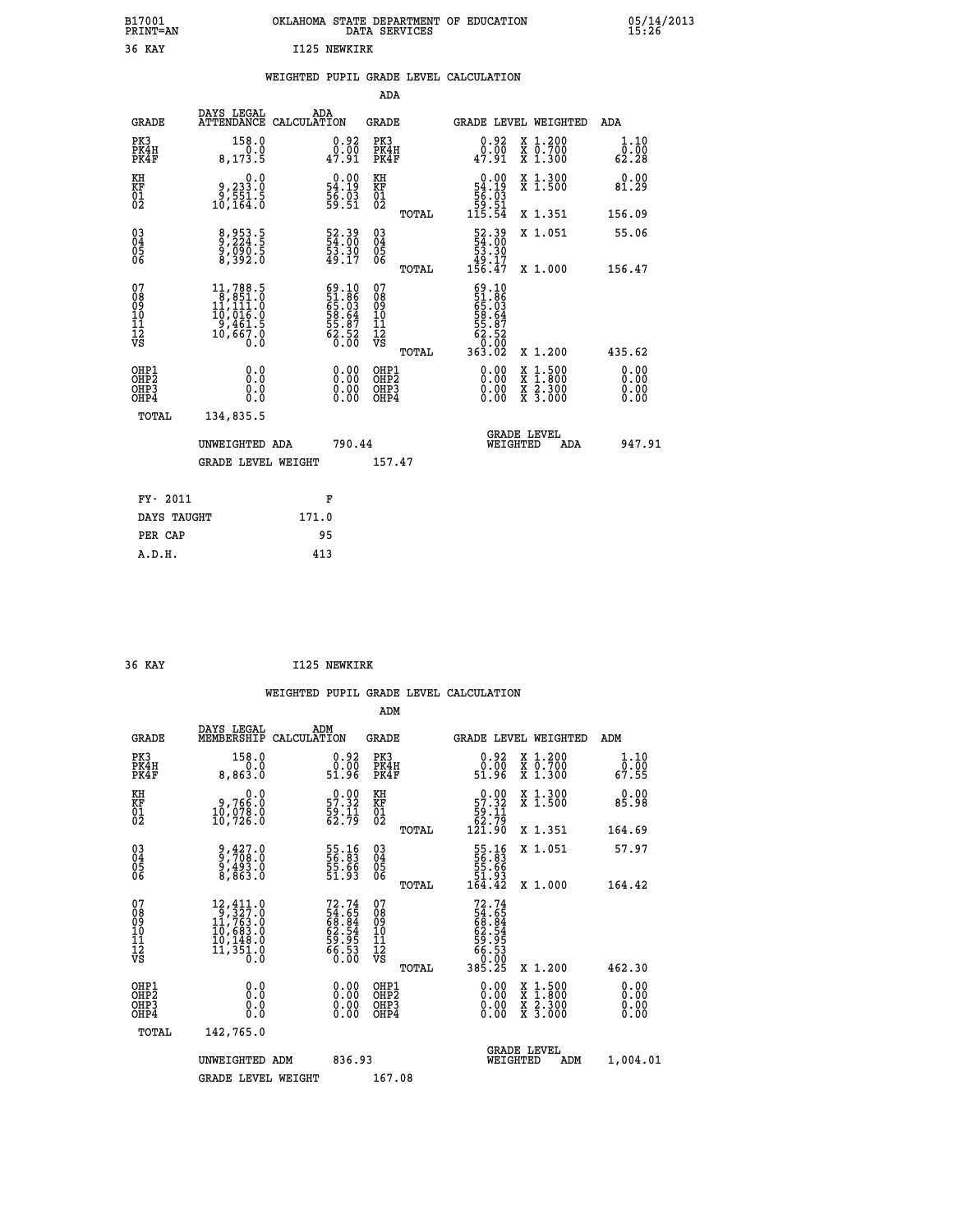B17001 PRINT=AN — OKLAHOMA STATE DEPARTMENT OF EDUCATION DATA SERVICES — 05/14/2013 15:26

36 KAY — I125 NEWKIRK

## WEIGHTED PUPIL GRADE LEVEL CALCULATION

### ADA

| GRADE | DAYS LEGAL ATTENDANCE | ADA CALCULATION | GRADE | GRADE LEVEL | WEIGHTED | ADA |
|---|---|---|---|---|---|---|
| PK3 | 158.0 | 0.92 | PK3 | 0.92 | X 1.200 | 1.10 |
| PK4H | 0.0 | 0.00 | PK4H | 0.00 | X 0.700 | 0.00 |
| PK4F | 8,173.5 | 47.91 | PK4F | 47.91 | X 1.300 | 62.28 |
| KH | 0.0 | 0.00 | KH | 0.00 | X 1.300 | 0.00 |
| KF | 9,233.0 | 54.19 | KF | 54.19 | X 1.500 | 81.29 |
| 01 | 9,551.5 | 56.03 | 01 | 56.03 | | |
| 02 | 10,164.0 | 59.51 | 02 | 59.51 | | |
| | | | TOTAL | 115.54 | X 1.351 | 156.09 |
| 03 | 8,953.5 | 52.39 | 03 | 52.39 | X 1.051 | 55.06 |
| 04 | 9,224.5 | 54.00 | 04 | 54.00 | | |
| 05 | 9,090.5 | 53.30 | 05 | 53.30 | | |
| 06 | 8,392.0 | 49.17 | 06 | 49.17 | | |
| | | | TOTAL | 156.47 | X 1.000 | 156.47 |
| 07 | 11,788.5 | 69.10 | 07 | 69.10 | | |
| 08 | 8,851.0 | 51.86 | 08 | 51.86 | | |
| 09 | 11,111.0 | 65.03 | 09 | 65.03 | | |
| 10 | 10,016.0 | 58.64 | 10 | 58.64 | | |
| 11 | 9,461.5 | 55.87 | 11 | 55.87 | | |
| 12 | 10,667.0 | 62.52 | 12 | 62.52 | | |
| VS | 0.0 | 0.00 | VS | 0.00 | | |
| | | | TOTAL | 363.02 | X 1.200 | 435.62 |
| OHP1 | 0.0 | 0.00 | OHP1 | 0.00 | X 1.500 | 0.00 |
| OHP2 | 0.0 | 0.00 | OHP2 | 0.00 | X 1.800 | 0.00 |
| OHP3 | 0.0 | 0.00 | OHP3 | 0.00 | X 2.300 | 0.00 |
| OHP4 | 0.0 | 0.00 | OHP4 | 0.00 | X 3.000 | 0.00 |
| TOTAL | 134,835.5 | | | | | |

UNWEIGHTED ADA 790.44 — GRADE LEVEL WEIGHTED ADA 947.91

GRADE LEVEL WEIGHT 157.47

| FY- 2011 | F |
|---|---|
| DAYS TAUGHT | 171.0 |
| PER CAP | 95 |
| A.D.H. | 413 |

36 KAY — I125 NEWKIRK

## WEIGHTED PUPIL GRADE LEVEL CALCULATION

### ADM

| GRADE | DAYS LEGAL MEMBERSHIP | ADM CALCULATION | GRADE | GRADE LEVEL | WEIGHTED | ADM |
|---|---|---|---|---|---|---|
| PK3 | 158.0 | 0.92 | PK3 | 0.92 | X 1.200 | 1.10 |
| PK4H | 0.0 | 0.00 | PK4H | 0.00 | X 0.700 | 0.00 |
| PK4F | 8,863.0 | 51.96 | PK4F | 51.96 | X 1.300 | 67.55 |
| KH | 0.0 | 0.00 | KH | 0.00 | X 1.300 | 0.00 |
| KF | 9,766.0 | 57.32 | KF | 57.32 | X 1.500 | 85.98 |
| 01 | 10,078.0 | 59.11 | 01 | 59.11 | | |
| 02 | 10,726.0 | 62.79 | 02 | 62.79 | | |
| | | | TOTAL | 121.90 | X 1.351 | 164.69 |
| 03 | 9,427.0 | 55.16 | 03 | 55.16 | X 1.051 | 57.97 |
| 04 | 9,708.0 | 56.83 | 04 | 56.83 | | |
| 05 | 9,493.0 | 55.66 | 05 | 55.66 | | |
| 06 | 8,863.0 | 51.93 | 06 | 51.93 | | |
| | | | TOTAL | 164.42 | X 1.000 | 164.42 |
| 07 | 12,411.0 | 72.74 | 07 | 72.74 | | |
| 08 | 9,327.0 | 54.65 | 08 | 54.65 | | |
| 09 | 11,763.0 | 68.84 | 09 | 68.84 | | |
| 10 | 10,683.0 | 62.54 | 10 | 62.54 | | |
| 11 | 10,148.0 | 59.95 | 11 | 59.95 | | |
| 12 | 11,351.0 | 66.53 | 12 | 66.53 | | |
| VS | 0.0 | 0.00 | VS | 0.00 | | |
| | | | TOTAL | 385.25 | X 1.200 | 462.30 |
| OHP1 | 0.0 | 0.00 | OHP1 | 0.00 | X 1.500 | 0.00 |
| OHP2 | 0.0 | 0.00 | OHP2 | 0.00 | X 1.800 | 0.00 |
| OHP3 | 0.0 | 0.00 | OHP3 | 0.00 | X 2.300 | 0.00 |
| OHP4 | 0.0 | 0.00 | OHP4 | 0.00 | X 3.000 | 0.00 |
| TOTAL | 142,765.0 | | | | | |

UNWEIGHTED ADM 836.93 — GRADE LEVEL WEIGHTED ADM 1,004.01

GRADE LEVEL WEIGHT 167.08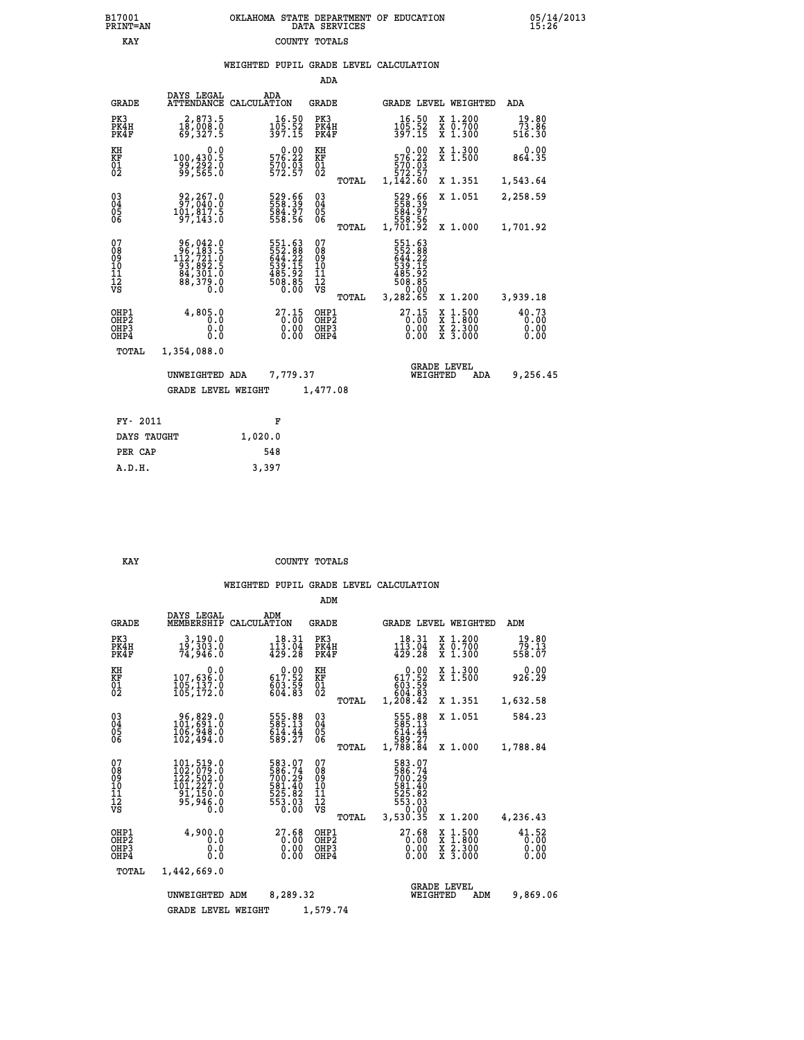B17001 PRINT=AN — OKLAHOMA STATE DEPARTMENT OF EDUCATION — DATA SERVICES — 05/14/2013 15:26

KAY — COUNTY TOTALS

## WEIGHTED PUPIL GRADE LEVEL CALCULATION

### ADA

| GRADE | DAYS LEGAL ATTENDANCE | ADA CALCULATION | GRADE | GRADE LEVEL | WEIGHTED | ADA |
|---|---|---|---|---|---|---|
| PK3 | 2,873.5 | 16.50 | PK3 | 16.50 | X 1.200 | 19.80 |
| PK4H | 18,008.0 | 105.52 | PK4H | 105.52 | X 0.700 | 73.86 |
| PK4F | 69,327.5 | 397.15 | PK4F | 397.15 | X 1.300 | 516.30 |
| KH | 0.0 | 0.00 | KH | 0.00 | X 1.300 | 0.00 |
| KF | 100,430.5 | 576.22 | KF | 576.22 | X 1.500 | 864.35 |
| 01 | 99,292.0 | 570.03 | 01 | 570.03 | | |
| 02 | 99,565.0 | 572.57 | 02 | 572.57 | | |
| | | | TOTAL | 1,142.60 | X 1.351 | 1,543.64 |
| 03 | 92,267.0 | 529.66 | 03 | 529.66 | X 1.051 | 2,258.59 |
| 04 | 97,040.0 | 558.39 | 04 | 558.39 | | |
| 05 | 101,817.5 | 584.97 | 05 | 584.97 | | |
| 06 | 97,143.0 | 558.56 | 06 | 558.56 | | |
| | | | TOTAL | 1,701.92 | X 1.000 | 1,701.92 |
| 07 | 96,042.0 | 551.63 | 07 | 551.63 | | |
| 08 | 96,183.5 | 552.88 | 08 | 552.88 | | |
| 09 | 112,721.0 | 644.22 | 09 | 644.22 | | |
| 10 | 93,892.5 | 539.15 | 10 | 539.15 | | |
| 11 | 84,301.0 | 485.92 | 11 | 485.92 | | |
| 12 | 88,379.0 | 508.85 | 12 | 508.85 | | |
| VS | 0.0 | 0.00 | VS | 0.00 | | |
| | | | TOTAL | 3,282.65 | X 1.200 | 3,939.18 |
| OHP1 | 4,805.0 | 27.15 | OHP1 | 27.15 | X 1.500 | 40.73 |
| OHP2 | 0.0 | 0.00 | OHP2 | 0.00 | X 1.800 | 0.00 |
| OHP3 | 0.0 | 0.00 | OHP3 | 0.00 | X 2.300 | 0.00 |
| OHP4 | 0.0 | 0.00 | OHP4 | 0.00 | X 3.000 | 0.00 |
| TOTAL | 1,354,088.0 | | | | | |

UNWEIGHTED ADA 7,779.37 — GRADE LEVEL WEIGHTED ADA 9,256.45

GRADE LEVEL WEIGHT 1,477.08

| FY- 2011 | F |
|---|---|
| DAYS TAUGHT | 1,020.0 |
| PER CAP | 548 |
| A.D.H. | 3,397 |

KAY — COUNTY TOTALS

## WEIGHTED PUPIL GRADE LEVEL CALCULATION

### ADM

| GRADE | DAYS LEGAL MEMBERSHIP | ADM CALCULATION | GRADE | GRADE LEVEL | WEIGHTED | ADM |
|---|---|---|---|---|---|---|
| PK3 | 3,190.0 | 18.31 | PK3 | 18.31 | X 1.200 | 19.80 |
| PK4H | 19,303.0 | 113.04 | PK4H | 113.04 | X 0.700 | 79.13 |
| PK4F | 74,946.0 | 429.28 | PK4F | 429.28 | X 1.300 | 558.07 |
| KH | 0.0 | 0.00 | KH | 0.00 | X 1.300 | 0.00 |
| KF | 107,636.0 | 617.52 | KF | 617.52 | X 1.500 | 926.29 |
| 01 | 105,137.0 | 603.59 | 01 | 603.59 | | |
| 02 | 105,172.0 | 604.83 | 02 | 604.83 | | |
| | | | TOTAL | 1,208.42 | X 1.351 | 1,632.58 |
| 03 | 96,829.0 | 555.88 | 03 | 555.88 | X 1.051 | 584.23 |
| 04 | 101,691.0 | 585.13 | 04 | 585.13 | | |
| 05 | 106,948.0 | 614.44 | 05 | 614.44 | | |
| 06 | 102,494.0 | 589.27 | 06 | 589.27 | | |
| | | | TOTAL | 1,788.84 | X 1.000 | 1,788.84 |
| 07 | 101,519.0 | 583.07 | 07 | 583.07 | | |
| 08 | 102,079.0 | 586.74 | 08 | 586.74 | | |
| 09 | 122,502.0 | 700.29 | 09 | 700.29 | | |
| 10 | 101,227.0 | 581.40 | 10 | 581.40 | | |
| 11 | 91,150.0 | 525.82 | 11 | 525.82 | | |
| 12 | 95,946.0 | 553.03 | 12 | 553.03 | | |
| VS | 0.0 | 0.00 | VS | 0.00 | | |
| | | | TOTAL | 3,530.35 | X 1.200 | 4,236.43 |
| OHP1 | 4,900.0 | 27.68 | OHP1 | 27.68 | X 1.500 | 41.52 |
| OHP2 | 0.0 | 0.00 | OHP2 | 0.00 | X 1.800 | 0.00 |
| OHP3 | 0.0 | 0.00 | OHP3 | 0.00 | X 2.300 | 0.00 |
| OHP4 | 0.0 | 0.00 | OHP4 | 0.00 | X 3.000 | 0.00 |
| TOTAL | 1,442,669.0 | | | | | |

UNWEIGHTED ADM 8,289.32 — GRADE LEVEL WEIGHTED ADM 9,869.06

GRADE LEVEL WEIGHT 1,579.74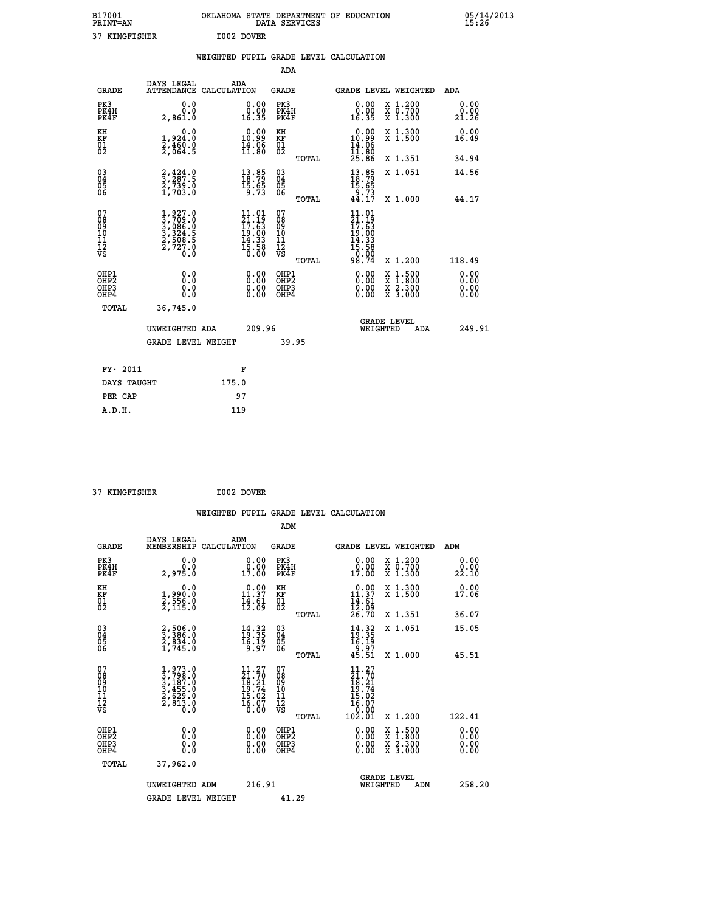B17001 OKLAHOMA STATE DEPARTMENT OF EDUCATION 05/14/2013
PRINT=AN DATA SERVICES 15:26

37 KINGFISHER I002 DOVER

## WEIGHTED PUPIL GRADE LEVEL CALCULATION

### ADA

| GRADE | DAYS LEGAL ATTENDANCE | ADA CALCULATION | GRADE | GRADE LEVEL | WEIGHTED | ADA |
|---|---|---|---|---|---|---|
| PK3 | 0.0 | 0.00 | PK3 | 0.00 | X 1.200 | 0.00 |
| PK4H | 0.0 | 0.00 | PK4H | 0.00 | X 0.700 | 0.00 |
| PK4F | 2,861.0 | 16.35 | PK4F | 16.35 | X 1.300 | 21.26 |
| KH | 0.0 | 0.00 | KH | 0.00 | X 1.300 | 0.00 |
| KF | 1,924.0 | 10.99 | KF | 10.99 | X 1.500 | 16.49 |
| 01 | 2,460.0 | 14.06 | 01 | 14.06 | | |
| 02 | 2,064.5 | 11.80 | 02 | 11.80 | | |
| | | | TOTAL | 25.86 | X 1.351 | 34.94 |
| 03 | 2,424.0 | 13.85 | 03 | 13.85 | X 1.051 | 14.56 |
| 04 | 3,287.5 | 18.79 | 04 | 18.79 | | |
| 05 | 2,739.0 | 15.65 | 05 | 15.65 | | |
| 06 | 1,703.0 | 9.73 | 06 | 9.73 | | |
| | | | TOTAL | 44.17 | X 1.000 | 44.17 |
| 07 | 1,927.0 | 11.01 | 07 | 11.01 | | |
| 08 | 3,709.0 | 21.19 | 08 | 21.19 | | |
| 09 | 3,086.0 | 17.63 | 09 | 17.63 | | |
| 10 | 3,324.5 | 19.00 | 10 | 19.00 | | |
| 11 | 2,508.5 | 14.33 | 11 | 14.33 | | |
| 12 | 2,727.0 | 15.58 | 12 | 15.58 | | |
| VS | 0.0 | 0.00 | VS | 0.00 | | |
| | | | TOTAL | 98.74 | X 1.200 | 118.49 |
| OHP1 | 0.0 | 0.00 | OHP1 | 0.00 | X 1.500 | 0.00 |
| OHP2 | 0.0 | 0.00 | OHP2 | 0.00 | X 1.800 | 0.00 |
| OHP3 | 0.0 | 0.00 | OHP3 | 0.00 | X 2.300 | 0.00 |
| OHP4 | 0.0 | 0.00 | OHP4 | 0.00 | X 3.000 | 0.00 |
| TOTAL | 36,745.0 | | | | | |

UNWEIGHTED ADA 209.96 GRADE LEVEL WEIGHTED ADA 249.91

GRADE LEVEL WEIGHT 39.95

| FY- 2011 | F |
|---|---|
| DAYS TAUGHT | 175.0 |
| PER CAP | 97 |
| A.D.H. | 119 |

37 KINGFISHER I002 DOVER

## WEIGHTED PUPIL GRADE LEVEL CALCULATION

### ADM

| GRADE | DAYS LEGAL MEMBERSHIP | ADM CALCULATION | GRADE | GRADE LEVEL | WEIGHTED | ADM |
|---|---|---|---|---|---|---|
| PK3 | 0.0 | 0.00 | PK3 | 0.00 | X 1.200 | 0.00 |
| PK4H | 0.0 | 0.00 | PK4H | 0.00 | X 0.700 | 0.00 |
| PK4F | 2,975.0 | 17.00 | PK4F | 17.00 | X 1.300 | 22.10 |
| KH | 0.0 | 0.00 | KH | 0.00 | X 1.300 | 0.00 |
| KF | 1,990.0 | 11.37 | KF | 11.37 | X 1.500 | 17.06 |
| 01 | 2,556.0 | 14.61 | 01 | 14.61 | | |
| 02 | 2,115.0 | 12.09 | 02 | 12.09 | | |
| | | | TOTAL | 26.70 | X 1.351 | 36.07 |
| 03 | 2,506.0 | 14.32 | 03 | 14.32 | X 1.051 | 15.05 |
| 04 | 3,386.0 | 19.35 | 04 | 19.35 | | |
| 05 | 2,834.0 | 16.19 | 05 | 16.19 | | |
| 06 | 1,745.0 | 9.97 | 06 | 9.97 | | |
| | | | TOTAL | 45.51 | X 1.000 | 45.51 |
| 07 | 1,973.0 | 11.27 | 07 | 11.27 | | |
| 08 | 3,798.0 | 21.70 | 08 | 21.70 | | |
| 09 | 3,187.0 | 18.21 | 09 | 18.21 | | |
| 10 | 3,455.0 | 19.74 | 10 | 19.74 | | |
| 11 | 2,629.0 | 15.02 | 11 | 15.02 | | |
| 12 | 2,813.0 | 16.07 | 12 | 16.07 | | |
| VS | 0.0 | 0.00 | VS | 0.00 | | |
| | | | TOTAL | 102.01 | X 1.200 | 122.41 |
| OHP1 | 0.0 | 0.00 | OHP1 | 0.00 | X 1.500 | 0.00 |
| OHP2 | 0.0 | 0.00 | OHP2 | 0.00 | X 1.800 | 0.00 |
| OHP3 | 0.0 | 0.00 | OHP3 | 0.00 | X 2.300 | 0.00 |
| OHP4 | 0.0 | 0.00 | OHP4 | 0.00 | X 3.000 | 0.00 |
| TOTAL | 37,962.0 | | | | | |

UNWEIGHTED ADM 216.91 GRADE LEVEL WEIGHTED ADM 258.20

GRADE LEVEL WEIGHT 41.29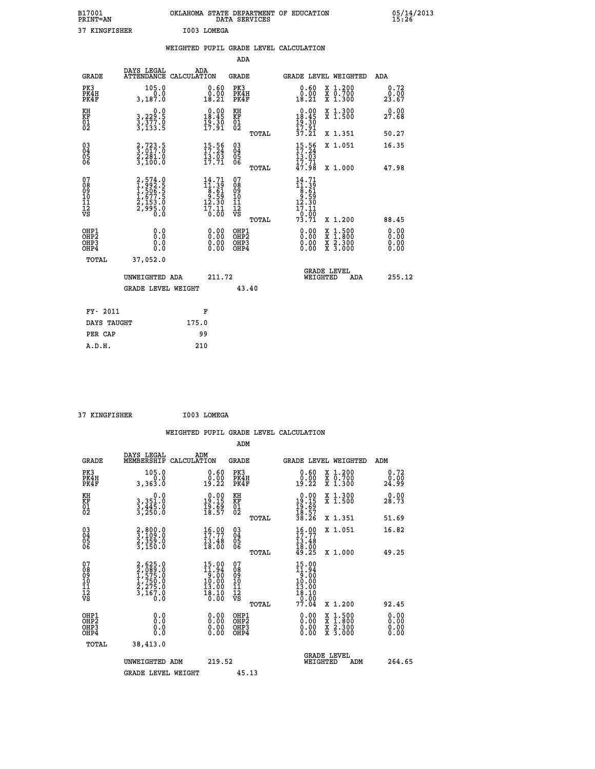B17001 OKLAHOMA STATE DEPARTMENT OF EDUCATION 05/14/2013
PRINT=AN DATA SERVICES 15:26

37 KINGFISHER I003 LOMEGA

WEIGHTED PUPIL GRADE LEVEL CALCULATION

ADA

| GRADE | DAYS LEGAL ATTENDANCE | ADA CALCULATION | GRADE | GRADE LEVEL | WEIGHTED | ADA |
|---|---|---|---|---|---|---|
| PK3 | 105.0 | 0.60 | PK3 | 0.60 | X 1.200 | 0.72 |
| PK4H | 0.0 | 0.00 | PK4H | 0.00 | X 0.700 | 0.00 |
| PK4F | 3,187.0 | 18.21 | PK4F | 18.21 | X 1.300 | 23.67 |
| KH | 0.0 | 0.00 | KH | 0.00 | X 1.300 | 0.00 |
| KF | 3,229.5 | 18.45 | KF | 18.45 | X 1.500 | 27.68 |
| 01 | 3,377.0 | 19.30 | 01 | 19.30 | | |
| 02 | 3,133.5 | 17.91 | 02 | 17.91 | | |
| | | | TOTAL | 37.21 | X 1.351 | 50.27 |
| 03 | 2,723.5 | 15.56 | 03 | 15.56 | X 1.051 | 16.35 |
| 04 | 3,017.0 | 17.24 | 04 | 17.24 | | |
| 05 | 2,281.0 | 13.03 | 05 | 13.03 | | |
| 06 | 3,100.0 | 17.71 | 06 | 17.71 | | |
| | | | TOTAL | 47.98 | X 1.000 | 47.98 |
| 07 | 2,574.0 | 14.71 | 07 | 14.71 | | |
| 08 | 1,992.5 | 11.39 | 08 | 11.39 | | |
| 09 | 1,506.5 | 8.61 | 09 | 8.61 | | |
| 10 | 1,677.5 | 9.59 | 10 | 9.59 | | |
| 11 | 2,153.0 | 12.30 | 11 | 12.30 | | |
| 12 | 2,995.0 | 17.11 | 12 | 17.11 | | |
| VS | 0.0 | 0.00 | VS | 0.00 | | |
| | | | TOTAL | 73.71 | X 1.200 | 88.45 |
| OHP1 | 0.0 | 0.00 | OHP1 | 0.00 | X 1.500 | 0.00 |
| OHP2 | 0.0 | 0.00 | OHP2 | 0.00 | X 1.800 | 0.00 |
| OHP3 | 0.0 | 0.00 | OHP3 | 0.00 | X 2.300 | 0.00 |
| OHP4 | 0.0 | 0.00 | OHP4 | 0.00 | X 3.000 | 0.00 |
| TOTAL | 37,052.0 | | | | | |

UNWEIGHTED ADA 211.72 | GRADE LEVEL WEIGHTED ADA 255.12

GRADE LEVEL WEIGHT 43.40

| FY- 2011 | F |
|---|---|
| DAYS TAUGHT | 175.0 |
| PER CAP | 99 |
| A.D.H. | 210 |

37 KINGFISHER I003 LOMEGA

WEIGHTED PUPIL GRADE LEVEL CALCULATION

ADM

| GRADE | DAYS LEGAL MEMBERSHIP | ADM CALCULATION | GRADE | GRADE LEVEL | WEIGHTED | ADM |
|---|---|---|---|---|---|---|
| PK3 | 105.0 | 0.60 | PK3 | 0.60 | X 1.200 | 0.72 |
| PK4H | 0.0 | 0.00 | PK4H | 0.00 | X 0.700 | 0.00 |
| PK4F | 3,363.0 | 19.22 | PK4F | 19.22 | X 1.300 | 24.99 |
| KH | 0.0 | 0.00 | KH | 0.00 | X 1.300 | 0.00 |
| KF | 3,351.0 | 19.15 | KF | 19.15 | X 1.500 | 28.73 |
| 01 | 3,445.0 | 19.69 | 01 | 19.69 | | |
| 02 | 3,250.0 | 18.57 | 02 | 18.57 | | |
| | | | TOTAL | 38.26 | X 1.351 | 51.69 |
| 03 | 2,800.0 | 16.00 | 03 | 16.00 | X 1.051 | 16.82 |
| 04 | 3,109.0 | 17.77 | 04 | 17.77 | | |
| 05 | 2,359.0 | 13.48 | 05 | 13.48 | | |
| 06 | 3,150.0 | 18.00 | 06 | 18.00 | | |
| | | | TOTAL | 49.25 | X 1.000 | 49.25 |
| 07 | 2,625.0 | 15.00 | 07 | 15.00 | | |
| 08 | 2,089.0 | 11.94 | 08 | 11.94 | | |
| 09 | 1,575.0 | 9.00 | 09 | 9.00 | | |
| 10 | 1,750.0 | 10.00 | 10 | 10.00 | | |
| 11 | 2,275.0 | 13.00 | 11 | 13.00 | | |
| 12 | 3,167.0 | 18.10 | 12 | 18.10 | | |
| VS | 0.0 | 0.00 | VS | 0.00 | | |
| | | | TOTAL | 77.04 | X 1.200 | 92.45 |
| OHP1 | 0.0 | 0.00 | OHP1 | 0.00 | X 1.500 | 0.00 |
| OHP2 | 0.0 | 0.00 | OHP2 | 0.00 | X 1.800 | 0.00 |
| OHP3 | 0.0 | 0.00 | OHP3 | 0.00 | X 2.300 | 0.00 |
| OHP4 | 0.0 | 0.00 | OHP4 | 0.00 | X 3.000 | 0.00 |
| TOTAL | 38,413.0 | | | | | |

UNWEIGHTED ADM 219.52 | GRADE LEVEL WEIGHTED ADM 264.65

GRADE LEVEL WEIGHT 45.13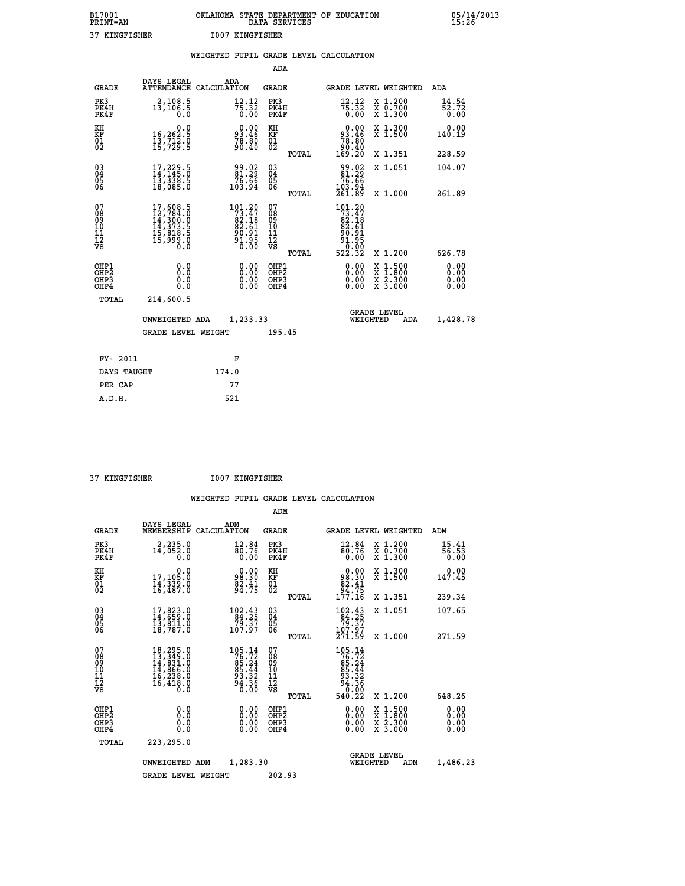B17001 OKLAHOMA STATE DEPARTMENT OF EDUCATION 05/14/2013
PRINT=AN DATA SERVICES 15:26

37 KINGFISHER I007 KINGFISHER

WEIGHTED PUPIL GRADE LEVEL CALCULATION

ADA

| GRADE | DAYS LEGAL ATTENDANCE | ADA CALCULATION | GRADE | | GRADE LEVEL | WEIGHTED | ADA |
|---|---|---|---|---|---|---|---|
| PK3 | 2,108.5 | 12.12 | PK3 | | 12.12 | X 1.200 | 14.54 |
| PK4H | 13,106.5 | 75.32 | PK4H | | 75.32 | X 0.700 | 52.72 |
| PK4F | 0.0 | 0.00 | PK4F | | 0.00 | X 1.300 | 0.00 |
| KH | 0.0 | 0.00 | KH | | 0.00 | X 1.300 | 0.00 |
| KF | 16,262.5 | 93.46 | KF | | 93.46 | X 1.500 | 140.19 |
| 01 | 13,712.0 | 78.80 | 01 | | 78.80 | | |
| 02 | 15,729.5 | 90.40 | 02 | | 90.40 | | |
| | | | | TOTAL | 169.20 | X 1.351 | 228.59 |
| 03 | 17,229.5 | 99.02 | 03 | | 99.02 | X 1.051 | 104.07 |
| 04 | 14,145.0 | 81.29 | 04 | | 81.29 | | |
| 05 | 13,338.5 | 76.66 | 05 | | 76.66 | | |
| 06 | 18,085.0 | 103.94 | 06 | | 103.94 | | |
| | | | | TOTAL | 261.89 | X 1.000 | 261.89 |
| 07 | 17,608.5 | 101.20 | 07 | | 101.20 | | |
| 08 | 12,784.0 | 73.47 | 08 | | 73.47 | | |
| 09 | 14,300.0 | 82.18 | 09 | | 82.18 | | |
| 10 | 14,373.5 | 82.61 | 10 | | 82.61 | | |
| 11 | 15,818.5 | 90.91 | 11 | | 90.91 | | |
| 12 | 15,999.0 | 91.95 | 12 | | 91.95 | | |
| VS | 0.0 | 0.00 | VS | | 0.00 | | |
| | | | | TOTAL | 522.32 | X 1.200 | 626.78 |
| OHP1 | 0.0 | 0.00 | OHP1 | | 0.00 | X 1.500 | 0.00 |
| OHP2 | 0.0 | 0.00 | OHP2 | | 0.00 | X 1.800 | 0.00 |
| OHP3 | 0.0 | 0.00 | OHP3 | | 0.00 | X 2.300 | 0.00 |
| OHP4 | 0.0 | 0.00 | OHP4 | | 0.00 | X 3.000 | 0.00 |
| TOTAL | 214,600.5 | | | | | | |

UNWEIGHTED ADA 1,233.33 GRADE LEVEL WEIGHTED ADA 1,428.78

GRADE LEVEL WEIGHT 195.45

| FY- 2011 | F |
|---|---|
| DAYS TAUGHT | 174.0 |
| PER CAP | 77 |
| A.D.H. | 521 |

37 KINGFISHER I007 KINGFISHER

WEIGHTED PUPIL GRADE LEVEL CALCULATION

ADM

| GRADE | DAYS LEGAL MEMBERSHIP | ADM CALCULATION | GRADE | | GRADE LEVEL | WEIGHTED | ADM |
|---|---|---|---|---|---|---|---|
| PK3 | 2,235.0 | 12.84 | PK3 | | 12.84 | X 1.200 | 15.41 |
| PK4H | 14,052.0 | 80.76 | PK4H | | 80.76 | X 0.700 | 56.53 |
| PK4F | 0.0 | 0.00 | PK4F | | 0.00 | X 1.300 | 0.00 |
| KH | 0.0 | 0.00 | KH | | 0.00 | X 1.300 | 0.00 |
| KF | 17,105.0 | 98.30 | KF | | 98.30 | X 1.500 | 147.45 |
| 01 | 14,339.0 | 82.41 | 01 | | 82.41 | | |
| 02 | 16,487.0 | 94.75 | 02 | | 94.75 | | |
| | | | | TOTAL | 177.16 | X 1.351 | 239.34 |
| 03 | 17,823.0 | 102.43 | 03 | | 102.43 | X 1.051 | 107.65 |
| 04 | 14,659.0 | 84.25 | 04 | | 84.25 | | |
| 05 | 13,811.0 | 79.37 | 05 | | 79.37 | | |
| 06 | 18,787.0 | 107.97 | 06 | | 107.97 | | |
| | | | | TOTAL | 271.59 | X 1.000 | 271.59 |
| 07 | 18,295.0 | 105.14 | 07 | | 105.14 | | |
| 08 | 13,349.0 | 76.72 | 08 | | 76.72 | | |
| 09 | 14,831.0 | 85.24 | 09 | | 85.24 | | |
| 10 | 14,866.0 | 85.44 | 10 | | 85.44 | | |
| 11 | 16,238.0 | 93.32 | 11 | | 93.32 | | |
| 12 | 16,418.0 | 94.36 | 12 | | 94.36 | | |
| VS | 0.0 | 0.00 | VS | | 0.00 | | |
| | | | | TOTAL | 540.22 | X 1.200 | 648.26 |
| OHP1 | 0.0 | 0.00 | OHP1 | | 0.00 | X 1.500 | 0.00 |
| OHP2 | 0.0 | 0.00 | OHP2 | | 0.00 | X 1.800 | 0.00 |
| OHP3 | 0.0 | 0.00 | OHP3 | | 0.00 | X 2.300 | 0.00 |
| OHP4 | 0.0 | 0.00 | OHP4 | | 0.00 | X 3.000 | 0.00 |
| TOTAL | 223,295.0 | | | | | | |

UNWEIGHTED ADM 1,283.30 GRADE LEVEL WEIGHTED ADM 1,486.23

GRADE LEVEL WEIGHT 202.93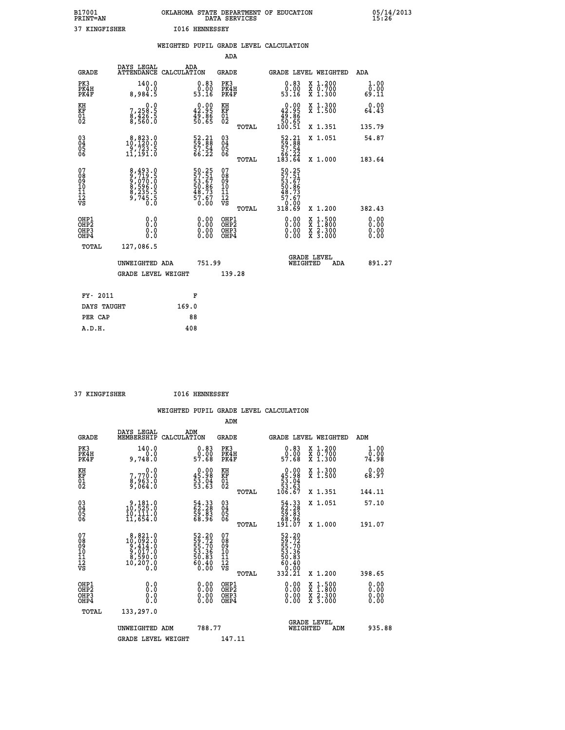B17001 OKLAHOMA STATE DEPARTMENT OF EDUCATION 05/14/2013
PRINT=AN DATA SERVICES 15:26
37 KINGFISHER I016 HENNESSEY

## WEIGHTED PUPIL GRADE LEVEL CALCULATION

### ADA

| GRADE | DAYS LEGAL ATTENDANCE | ADA CALCULATION | GRADE | GRADE LEVEL | WEIGHTED | ADA |
|---|---|---|---|---|---|---|
| PK3 | 140.0 | 0.83 | PK3 | 0.83 | X 1.200 | 1.00 |
| PK4H | 0.0 | 0.00 | PK4H | 0.00 | X 0.700 | 0.00 |
| PK4F | 8,984.5 | 53.16 | PK4F | 53.16 | X 1.300 | 69.11 |
| KH | 0.0 | 0.00 | KH | 0.00 | X 1.300 | 0.00 |
| KF | 7,258.5 | 42.95 | KF | 42.95 | X 1.500 | 64.43 |
| 01 | 8,426.5 | 49.86 | 01 | 49.86 | | |
| 02 | 8,560.0 | 50.65 | 02 | 50.65 | | |
| | | | TOTAL | 100.51 | X 1.351 | 135.79 |
| 03 | 8,823.0 | 52.21 | 03 | 52.21 | X 1.051 | 54.87 |
| 04 | 10,120.0 | 59.88 | 04 | 59.88 | | |
| 05 | 9,723.5 | 57.54 | 05 | 57.54 | | |
| 06 | 11,191.0 | 66.22 | 06 | 66.22 | | |
| | | | TOTAL | 183.64 | X 1.000 | 183.64 |
| 07 | 8,493.0 | 50.25 | 07 | 50.25 | | |
| 08 | 9,719.5 | 57.51 | 08 | 57.51 | | |
| 09 | 9,070.0 | 53.67 | 09 | 53.67 | | |
| 10 | 8,596.0 | 50.86 | 10 | 50.86 | | |
| 11 | 8,235.5 | 48.73 | 11 | 48.73 | | |
| 12 | 9,745.5 | 57.67 | 12 | 57.67 | | |
| VS | 0.0 | 0.00 | VS | 0.00 | | |
| | | | TOTAL | 318.69 | X 1.200 | 382.43 |
| OHP1 | 0.0 | 0.00 | OHP1 | 0.00 | X 1.500 | 0.00 |
| OHP2 | 0.0 | 0.00 | OHP2 | 0.00 | X 1.800 | 0.00 |
| OHP3 | 0.0 | 0.00 | OHP3 | 0.00 | X 2.300 | 0.00 |
| OHP4 | 0.0 | 0.00 | OHP4 | 0.00 | X 3.000 | 0.00 |
| TOTAL | 127,086.5 | | | | | |

UNWEIGHTED ADA 751.99 GRADE LEVEL WEIGHTED ADA 891.27

GRADE LEVEL WEIGHT 139.28

| FY- 2011 | F |
|---|---|
| DAYS TAUGHT | 169.0 |
| PER CAP | 88 |
| A.D.H. | 408 |

37 KINGFISHER I016 HENNESSEY

## WEIGHTED PUPIL GRADE LEVEL CALCULATION

### ADM

| GRADE | DAYS LEGAL MEMBERSHIP | ADM CALCULATION | GRADE | GRADE LEVEL | WEIGHTED | ADM |
|---|---|---|---|---|---|---|
| PK3 | 140.0 | 0.83 | PK3 | 0.83 | X 1.200 | 1.00 |
| PK4H | 0.0 | 0.00 | PK4H | 0.00 | X 0.700 | 0.00 |
| PK4F | 9,748.0 | 57.68 | PK4F | 57.68 | X 1.300 | 74.98 |
| KH | 0.0 | 0.00 | KH | 0.00 | X 1.300 | 0.00 |
| KF | 7,770.0 | 45.98 | KF | 45.98 | X 1.500 | 68.97 |
| 01 | 8,963.0 | 53.04 | 01 | 53.04 | | |
| 02 | 9,064.0 | 53.63 | 02 | 53.63 | | |
| | | | TOTAL | 106.67 | X 1.351 | 144.11 |
| 03 | 9,181.0 | 54.33 | 03 | 54.33 | X 1.051 | 57.10 |
| 04 | 10,525.0 | 62.28 | 04 | 62.28 | | |
| 05 | 10,111.0 | 59.83 | 05 | 59.83 | | |
| 06 | 11,654.0 | 68.96 | 06 | 68.96 | | |
| | | | TOTAL | 191.07 | X 1.000 | 191.07 |
| 07 | 8,821.0 | 52.20 | 07 | 52.20 | | |
| 08 | 10,092.0 | 59.72 | 08 | 59.72 | | |
| 09 | 9,414.0 | 55.70 | 09 | 55.70 | | |
| 10 | 9,017.0 | 53.36 | 10 | 53.36 | | |
| 11 | 8,590.0 | 50.83 | 11 | 50.83 | | |
| 12 | 10,207.0 | 60.40 | 12 | 60.40 | | |
| VS | 0.0 | 0.00 | VS | 0.00 | | |
| | | | TOTAL | 332.21 | X 1.200 | 398.65 |
| OHP1 | 0.0 | 0.00 | OHP1 | 0.00 | X 1.500 | 0.00 |
| OHP2 | 0.0 | 0.00 | OHP2 | 0.00 | X 1.800 | 0.00 |
| OHP3 | 0.0 | 0.00 | OHP3 | 0.00 | X 2.300 | 0.00 |
| OHP4 | 0.0 | 0.00 | OHP4 | 0.00 | X 3.000 | 0.00 |
| TOTAL | 133,297.0 | | | | | |

UNWEIGHTED ADM 788.77 GRADE LEVEL WEIGHTED ADM 935.88

GRADE LEVEL WEIGHT 147.11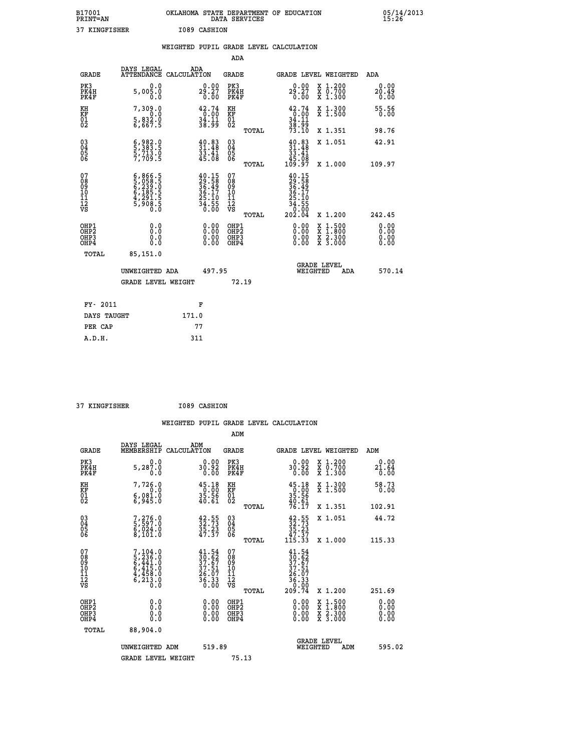B17001 OKLAHOMA STATE DEPARTMENT OF EDUCATION 05/14/2013
PRINT=AN DATA SERVICES 15:26

37 KINGFISHER I089 CASHION

WEIGHTED PUPIL GRADE LEVEL CALCULATION

ADA

| GRADE | DAYS LEGAL ATTENDANCE | ADA CALCULATION | GRADE | GRADE LEVEL | WEIGHTED | ADA |
|---|---|---|---|---|---|---|
| PK3 | 0.0 | 0.00 | PK3 | 0.00 | X 1.200 | 0.00 |
| PK4H | 5,005.0 | 29.27 | PK4H | 29.27 | X 0.700 | 20.49 |
| PK4F | 0.0 | 0.00 | PK4F | 0.00 | X 1.300 | 0.00 |
| KH | 7,309.0 | 42.74 | KH | 42.74 | X 1.300 | 55.56 |
| KF | 0.0 | 0.00 | KF | 0.00 | X 1.500 | 0.00 |
| 01 | 5,832.0 | 34.11 | 01 | 34.11 | | |
| 02 | 6,667.5 | 38.99 | 02 | 38.99 | | |
| | | | TOTAL | 73.10 | X 1.351 | 98.76 |
| 03 | 6,982.0 | 40.83 | 03 | 40.83 | X 1.051 | 42.91 |
| 04 | 5,383.5 | 31.48 | 04 | 31.48 | | |
| 05 | 5,713.0 | 33.41 | 05 | 33.41 | | |
| 06 | 7,709.5 | 45.08 | 06 | 45.08 | | |
| | | | TOTAL | 109.97 | X 1.000 | 109.97 |
| 07 | 6,866.5 | 40.15 | 07 | 40.15 | | |
| 08 | 5,058.5 | 29.58 | 08 | 29.58 | | |
| 09 | 6,239.0 | 36.49 | 09 | 36.49 | | |
| 10 | 6,185.5 | 36.17 | 10 | 36.17 | | |
| 11 | 4,291.5 | 25.10 | 11 | 25.10 | | |
| 12 | 5,908.5 | 34.55 | 12 | 34.55 | | |
| VS | 0.0 | 0.00 | VS | 0.00 | | |
| | | | TOTAL | 202.04 | X 1.200 | 242.45 |
| OHP1 | 0.0 | 0.00 | OHP1 | 0.00 | X 1.500 | 0.00 |
| OHP2 | 0.0 | 0.00 | OHP2 | 0.00 | X 1.800 | 0.00 |
| OHP3 | 0.0 | 0.00 | OHP3 | 0.00 | X 2.300 | 0.00 |
| OHP4 | 0.0 | 0.00 | OHP4 | 0.00 | X 3.000 | 0.00 |
| TOTAL | 85,151.0 | | | | | |

UNWEIGHTED ADA 497.95 GRADE LEVEL WEIGHTED ADA 570.14

GRADE LEVEL WEIGHT 72.19

| FY- 2011 | F |
|---|---|
| DAYS TAUGHT | 171.0 |
| PER CAP | 77 |
| A.D.H. | 311 |

37 KINGFISHER I089 CASHION

WEIGHTED PUPIL GRADE LEVEL CALCULATION

ADM

| GRADE | DAYS LEGAL MEMBERSHIP | ADM CALCULATION | GRADE | GRADE LEVEL | WEIGHTED | ADM |
|---|---|---|---|---|---|---|
| PK3 | 0.0 | 0.00 | PK3 | 0.00 | X 1.200 | 0.00 |
| PK4H | 5,287.0 | 30.92 | PK4H | 30.92 | X 0.700 | 21.64 |
| PK4F | 0.0 | 0.00 | PK4F | 0.00 | X 1.300 | 0.00 |
| KH | 7,726.0 | 45.18 | KH | 45.18 | X 1.300 | 58.73 |
| KF | 0.0 | 0.00 | KF | 0.00 | X 1.500 | 0.00 |
| 01 | 6,081.0 | 35.56 | 01 | 35.56 | | |
| 02 | 6,945.0 | 40.61 | 02 | 40.61 | | |
| | | | TOTAL | 76.17 | X 1.351 | 102.91 |
| 03 | 7,276.0 | 42.55 | 03 | 42.55 | X 1.051 | 44.72 |
| 04 | 5,597.0 | 32.73 | 04 | 32.73 | | |
| 05 | 6,024.0 | 35.23 | 05 | 35.23 | | |
| 06 | 8,101.0 | 47.37 | 06 | 47.37 | | |
| | | | TOTAL | 115.33 | X 1.000 | 115.33 |
| 07 | 7,104.0 | 41.54 | 07 | 41.54 | | |
| 08 | 5,236.0 | 30.62 | 08 | 30.62 | | |
| 09 | 6,441.0 | 37.67 | 09 | 37.67 | | |
| 10 | 6,415.0 | 37.51 | 10 | 37.51 | | |
| 11 | 4,458.0 | 26.07 | 11 | 26.07 | | |
| 12 | 6,213.0 | 36.33 | 12 | 36.33 | | |
| VS | 0.0 | 0.00 | VS | 0.00 | | |
| | | | TOTAL | 209.74 | X 1.200 | 251.69 |
| OHP1 | 0.0 | 0.00 | OHP1 | 0.00 | X 1.500 | 0.00 |
| OHP2 | 0.0 | 0.00 | OHP2 | 0.00 | X 1.800 | 0.00 |
| OHP3 | 0.0 | 0.00 | OHP3 | 0.00 | X 2.300 | 0.00 |
| OHP4 | 0.0 | 0.00 | OHP4 | 0.00 | X 3.000 | 0.00 |
| TOTAL | 88,904.0 | | | | | |

UNWEIGHTED ADM 519.89 GRADE LEVEL WEIGHTED ADM 595.02

GRADE LEVEL WEIGHT 75.13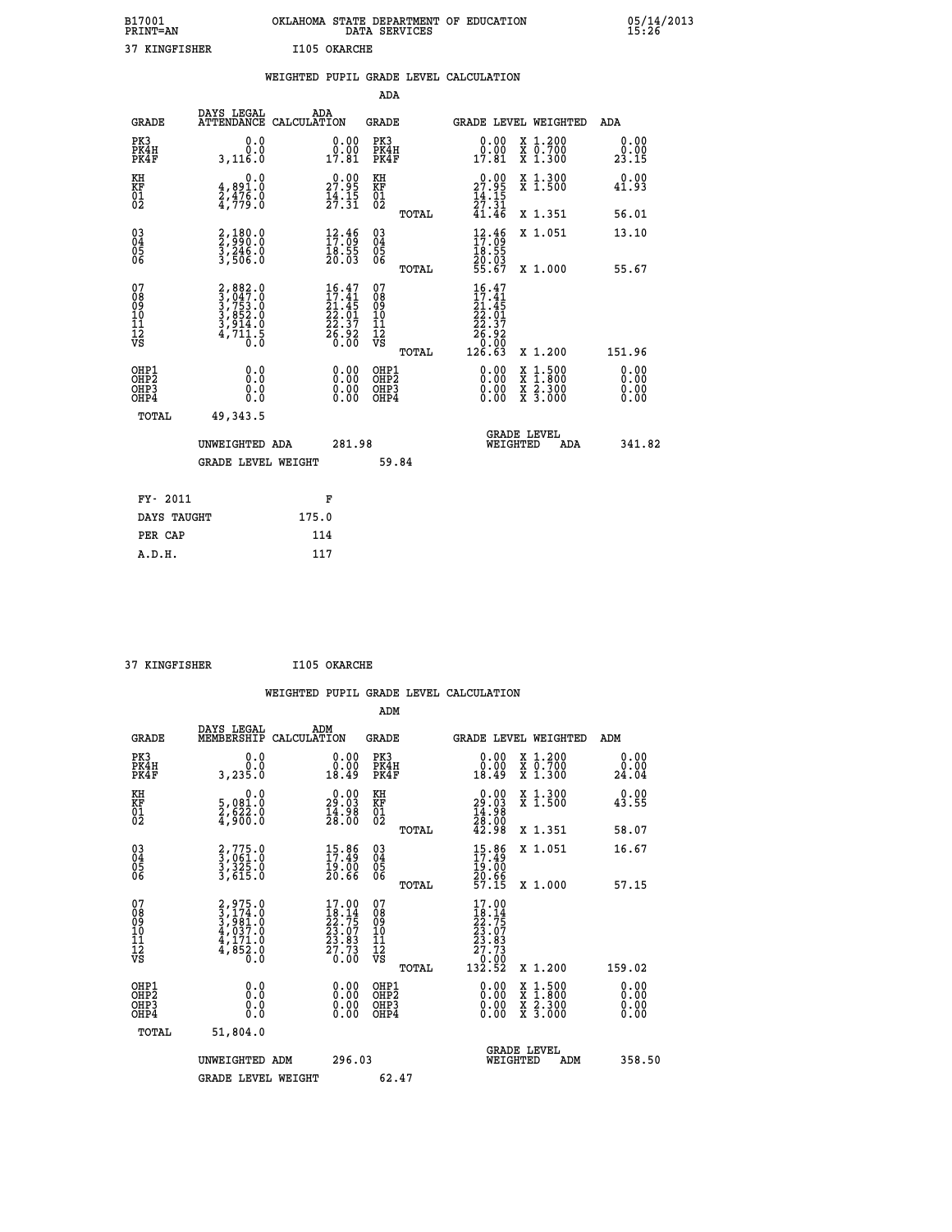B17001 OKLAHOMA STATE DEPARTMENT OF EDUCATION 05/14/2013
PRINT=AN DATA SERVICES 15:26

37 KINGFISHER I105 OKARCHE

WEIGHTED PUPIL GRADE LEVEL CALCULATION

ADA

| GRADE | DAYS LEGAL ATTENDANCE | ADA CALCULATION | GRADE | | GRADE LEVEL | WEIGHTED | ADA |
|---|---|---|---|---|---|---|---|
| PK3 | 0.0 | 0.00 | PK3 | | 0.00 | X 1.200 | 0.00 |
| PK4H | 0.0 | 0.00 | PK4H | | 0.00 | X 0.700 | 0.00 |
| PK4F | 3,116.0 | 17.81 | PK4F | | 17.81 | X 1.300 | 23.15 |
| KH | 0.0 | 0.00 | KH | | 0.00 | X 1.300 | 0.00 |
| KF | 4,891.0 | 27.95 | KF | | 27.95 | X 1.500 | 41.93 |
| 01 | 2,476.0 | 14.15 | 01 | | 14.15 | | |
| 02 | 4,779.0 | 27.31 | 02 | | 27.31 | | |
| | | | | TOTAL | 41.46 | X 1.351 | 56.01 |
| 03 | 2,180.0 | 12.46 | 03 | | 12.46 | X 1.051 | 13.10 |
| 04 | 2,990.0 | 17.09 | 04 | | 17.09 | | |
| 05 | 3,246.0 | 18.55 | 05 | | 18.55 | | |
| 06 | 3,506.0 | 20.03 | 06 | | 20.03 | | |
| | | | | TOTAL | 55.67 | X 1.000 | 55.67 |
| 07 | 2,882.0 | 16.47 | 07 | | 16.47 | | |
| 08 | 3,047.0 | 17.41 | 08 | | 17.41 | | |
| 09 | 3,753.0 | 21.45 | 09 | | 21.45 | | |
| 10 | 3,852.0 | 22.01 | 10 | | 22.01 | | |
| 11 | 3,914.0 | 22.37 | 11 | | 22.37 | | |
| 12 | 4,711.5 | 26.92 | 12 | | 26.92 | | |
| VS | 0.0 | 0.00 | VS | | 0.00 | | |
| | | | | TOTAL | 126.63 | X 1.200 | 151.96 |
| OHP1 | 0.0 | 0.00 | OHP1 | | 0.00 | X 1.500 | 0.00 |
| OHP2 | 0.0 | 0.00 | OHP2 | | 0.00 | X 1.800 | 0.00 |
| OHP3 | 0.0 | 0.00 | OHP3 | | 0.00 | X 2.300 | 0.00 |
| OHP4 | 0.0 | 0.00 | OHP4 | | 0.00 | X 3.000 | 0.00 |
| TOTAL | 49,343.5 | | | | | | |

UNWEIGHTED ADA 281.98 GRADE LEVEL WEIGHTED ADA 341.82

GRADE LEVEL WEIGHT 59.84

| FY- 2011 | F |
|---|---|
| DAYS TAUGHT | 175.0 |
| PER CAP | 114 |
| A.D.H. | 117 |

37 KINGFISHER I105 OKARCHE

WEIGHTED PUPIL GRADE LEVEL CALCULATION

ADM

| GRADE | DAYS LEGAL MEMBERSHIP | ADM CALCULATION | GRADE | | GRADE LEVEL | WEIGHTED | ADM |
|---|---|---|---|---|---|---|---|
| PK3 | 0.0 | 0.00 | PK3 | | 0.00 | X 1.200 | 0.00 |
| PK4H | 0.0 | 0.00 | PK4H | | 0.00 | X 0.700 | 0.00 |
| PK4F | 3,235.0 | 18.49 | PK4F | | 18.49 | X 1.300 | 24.04 |
| KH | 0.0 | 0.00 | KH | | 0.00 | X 1.300 | 0.00 |
| KF | 5,081.0 | 29.03 | KF | | 29.03 | X 1.500 | 43.55 |
| 01 | 2,622.0 | 14.98 | 01 | | 14.98 | | |
| 02 | 4,900.0 | 28.00 | 02 | | 28.00 | | |
| | | | | TOTAL | 42.98 | X 1.351 | 58.07 |
| 03 | 2,775.0 | 15.86 | 03 | | 15.86 | X 1.051 | 16.67 |
| 04 | 3,061.0 | 17.49 | 04 | | 17.49 | | |
| 05 | 3,325.0 | 19.00 | 05 | | 19.00 | | |
| 06 | 3,615.0 | 20.66 | 06 | | 20.66 | | |
| | | | | TOTAL | 57.15 | X 1.000 | 57.15 |
| 07 | 2,975.0 | 17.00 | 07 | | 17.00 | | |
| 08 | 3,174.0 | 18.14 | 08 | | 18.14 | | |
| 09 | 3,981.0 | 22.75 | 09 | | 22.75 | | |
| 10 | 4,037.0 | 23.07 | 10 | | 23.07 | | |
| 11 | 4,171.0 | 23.83 | 11 | | 23.83 | | |
| 12 | 4,852.0 | 27.73 | 12 | | 27.73 | | |
| VS | 0.0 | 0.00 | VS | | 0.00 | | |
| | | | | TOTAL | 132.52 | X 1.200 | 159.02 |
| OHP1 | 0.0 | 0.00 | OHP1 | | 0.00 | X 1.500 | 0.00 |
| OHP2 | 0.0 | 0.00 | OHP2 | | 0.00 | X 1.800 | 0.00 |
| OHP3 | 0.0 | 0.00 | OHP3 | | 0.00 | X 2.300 | 0.00 |
| OHP4 | 0.0 | 0.00 | OHP4 | | 0.00 | X 3.000 | 0.00 |
| TOTAL | 51,804.0 | | | | | | |

UNWEIGHTED ADM 296.03 GRADE LEVEL WEIGHTED ADM 358.50

GRADE LEVEL WEIGHT 62.47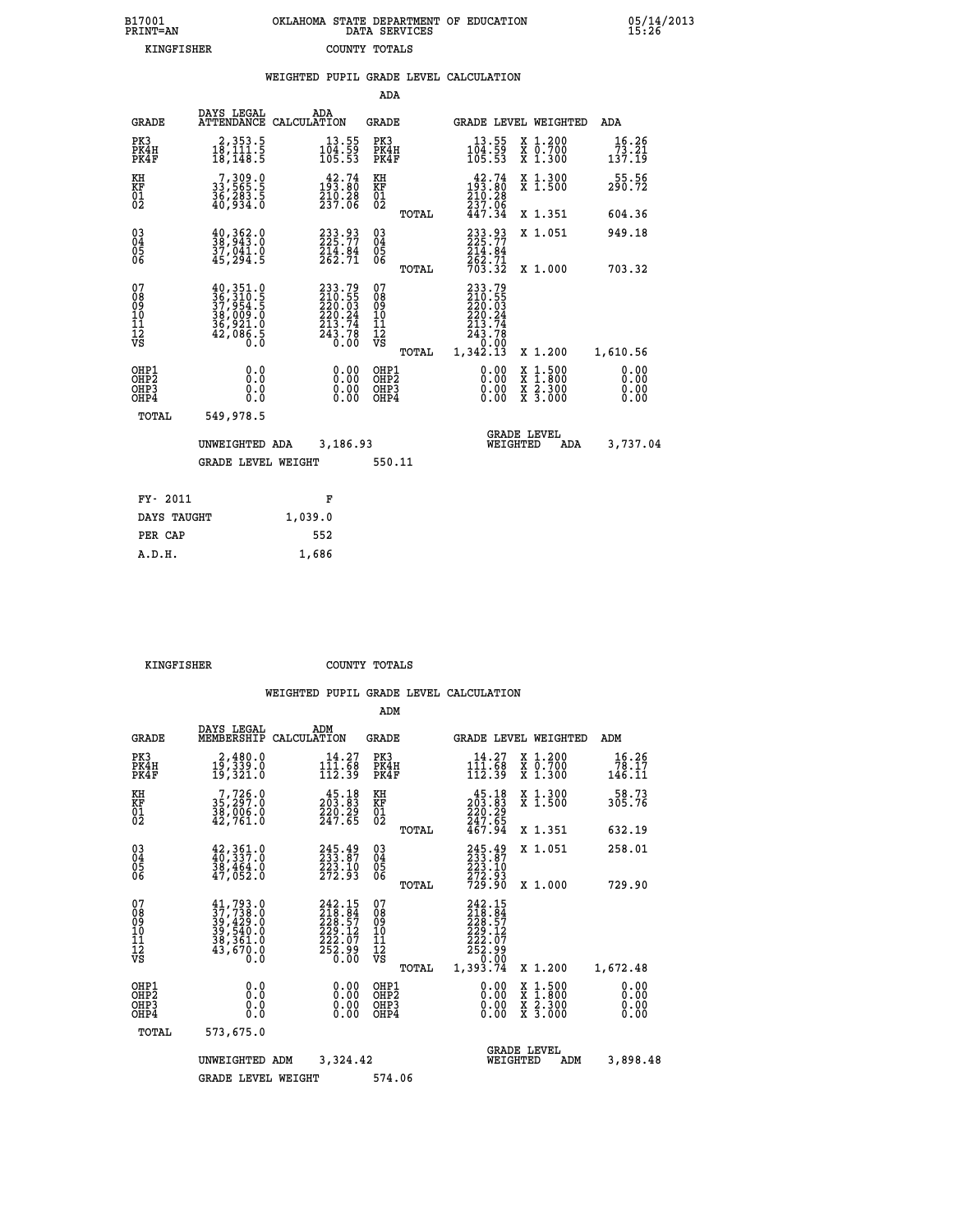B17001 OKLAHOMA STATE DEPARTMENT OF EDUCATION 05/14/2013
PRINT=AN DATA SERVICES 15:26

KINGFISHER COUNTY TOTALS

## WEIGHTED PUPIL GRADE LEVEL CALCULATION

ADA

| GRADE | DAYS LEGAL ATTENDANCE | ADA CALCULATION | GRADE | | GRADE LEVEL | WEIGHTED | ADA |
|---|---|---|---|---|---|---|---|
| PK3 | 2,353.5 | 13.55 | PK3 | | 13.55 | X 1.200 | 16.26 |
| PK4H | 18,111.5 | 104.59 | PK4H | | 104.59 | X 0.700 | 73.21 |
| PK4F | 18,148.5 | 105.53 | PK4F | | 105.53 | X 1.300 | 137.19 |
| KH | 7,309.0 | 42.74 | KH | | 42.74 | X 1.300 | 55.56 |
| KF | 33,565.5 | 193.80 | KF | | 193.80 | X 1.500 | 290.72 |
| 01 | 36,283.5 | 210.28 | 01 | | 210.28 | | |
| 02 | 40,934.0 | 237.06 | 02 | | 237.06 | | |
| | | | | TOTAL | 447.34 | X 1.351 | 604.36 |
| 03 | 40,362.0 | 233.93 | 03 | | 233.93 | X 1.051 | 949.18 |
| 04 | 38,943.0 | 225.77 | 04 | | 225.77 | | |
| 05 | 37,041.0 | 214.84 | 05 | | 214.84 | | |
| 06 | 45,294.5 | 262.71 | 06 | | 262.71 | | |
| | | | | TOTAL | 703.32 | X 1.000 | 703.32 |
| 07 | 40,351.0 | 233.79 | 07 | | 233.79 | | |
| 08 | 36,310.5 | 210.55 | 08 | | 210.55 | | |
| 09 | 37,954.5 | 220.03 | 09 | | 220.03 | | |
| 10 | 38,009.0 | 220.24 | 10 | | 220.24 | | |
| 11 | 36,921.0 | 213.74 | 11 | | 213.74 | | |
| 12 | 42,086.5 | 243.78 | 12 | | 243.78 | | |
| VS | 0.0 | 0.00 | VS | | 0.00 | | |
| | | | | TOTAL | 1,342.13 | X 1.200 | 1,610.56 |
| OHP1 | 0.0 | 0.00 | OHP1 | | 0.00 | X 1.500 | 0.00 |
| OHP2 | 0.0 | 0.00 | OHP2 | | 0.00 | X 1.800 | 0.00 |
| OHP3 | 0.0 | 0.00 | OHP3 | | 0.00 | X 2.300 | 0.00 |
| OHP4 | 0.0 | 0.00 | OHP4 | | 0.00 | X 3.000 | 0.00 |
| TOTAL | 549,978.5 | | | | | | |

UNWEIGHTED ADA 3,186.93 GRADE LEVEL WEIGHTED ADA 3,737.04

GRADE LEVEL WEIGHT 550.11

| FY- 2011 | F |
|---|---|
| DAYS TAUGHT | 1,039.0 |
| PER CAP | 552 |
| A.D.H. | 1,686 |

KINGFISHER COUNTY TOTALS

## WEIGHTED PUPIL GRADE LEVEL CALCULATION

ADM

| GRADE | DAYS LEGAL MEMBERSHIP | ADM CALCULATION | GRADE | | GRADE LEVEL | WEIGHTED | ADM |
|---|---|---|---|---|---|---|---|
| PK3 | 2,480.0 | 14.27 | PK3 | | 14.27 | X 1.200 | 16.26 |
| PK4H | 19,339.0 | 111.68 | PK4H | | 111.68 | X 0.700 | 78.17 |
| PK4F | 19,321.0 | 112.39 | PK4F | | 112.39 | X 1.300 | 146.11 |
| KH | 7,726.0 | 45.18 | KH | | 45.18 | X 1.300 | 58.73 |
| KF | 35,297.0 | 203.83 | KF | | 203.83 | X 1.500 | 305.76 |
| 01 | 38,006.0 | 220.29 | 01 | | 220.29 | | |
| 02 | 42,761.0 | 247.65 | 02 | | 247.65 | | |
| | | | | TOTAL | 467.94 | X 1.351 | 632.19 |
| 03 | 42,361.0 | 245.49 | 03 | | 245.49 | X 1.051 | 258.01 |
| 04 | 40,337.0 | 233.87 | 04 | | 233.87 | | |
| 05 | 38,464.0 | 223.10 | 05 | | 223.10 | | |
| 06 | 47,052.0 | 272.93 | 06 | | 272.93 | | |
| | | | | TOTAL | 729.90 | X 1.000 | 729.90 |
| 07 | 41,793.0 | 242.15 | 07 | | 242.15 | | |
| 08 | 37,738.0 | 218.84 | 08 | | 218.84 | | |
| 09 | 39,429.0 | 228.57 | 09 | | 228.57 | | |
| 10 | 39,540.0 | 229.12 | 10 | | 229.12 | | |
| 11 | 38,361.0 | 222.07 | 11 | | 222.07 | | |
| 12 | 43,670.0 | 252.99 | 12 | | 252.99 | | |
| VS | 0.0 | 0.00 | VS | | 0.00 | | |
| | | | | TOTAL | 1,393.74 | X 1.200 | 1,672.48 |
| OHP1 | 0.0 | 0.00 | OHP1 | | 0.00 | X 1.500 | 0.00 |
| OHP2 | 0.0 | 0.00 | OHP2 | | 0.00 | X 1.800 | 0.00 |
| OHP3 | 0.0 | 0.00 | OHP3 | | 0.00 | X 2.300 | 0.00 |
| OHP4 | 0.0 | 0.00 | OHP4 | | 0.00 | X 3.000 | 0.00 |
| TOTAL | 573,675.0 | | | | | | |

UNWEIGHTED ADM 3,324.42 GRADE LEVEL WEIGHTED ADM 3,898.48

GRADE LEVEL WEIGHT 574.06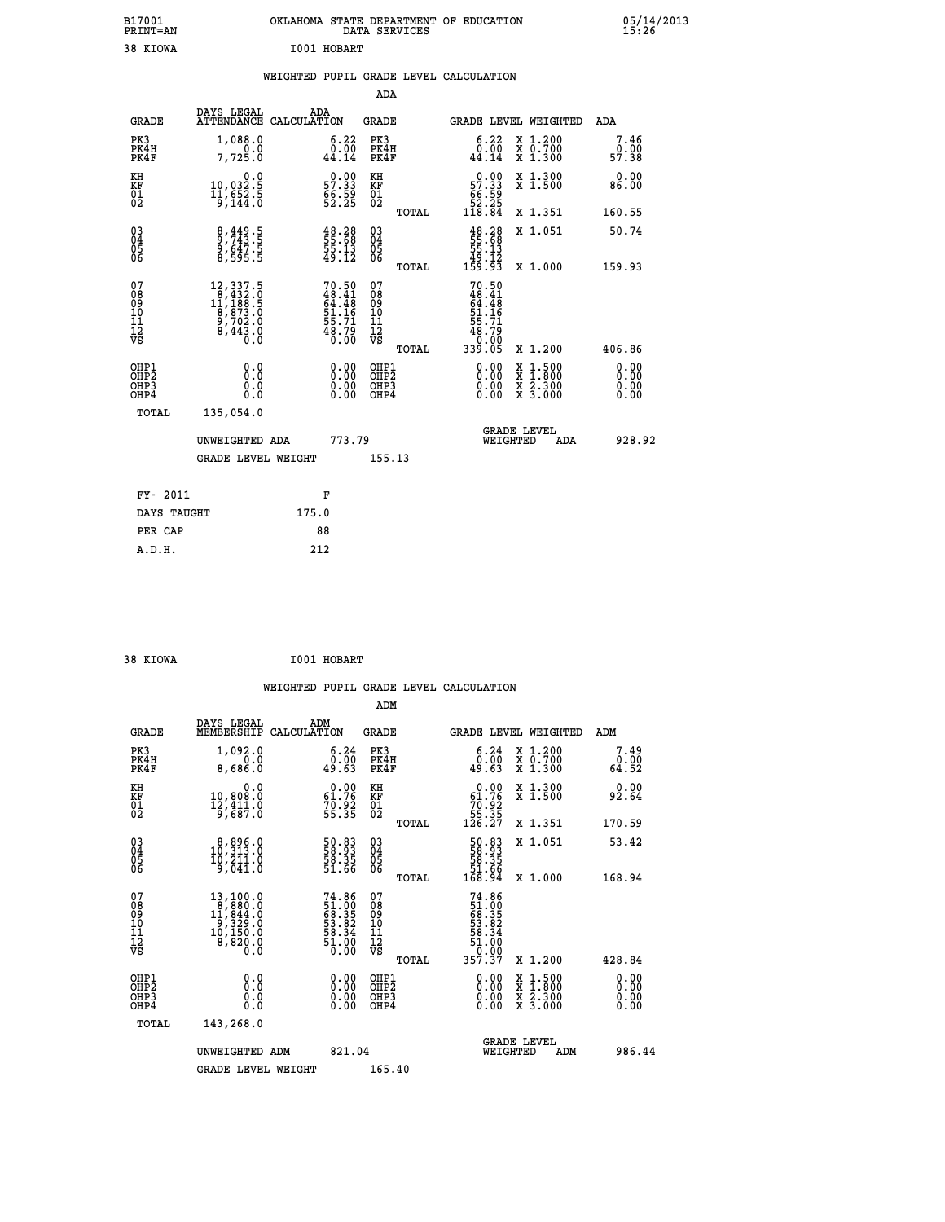B17001 OKLAHOMA STATE DEPARTMENT OF EDUCATION 05/14/2013
PRINT=AN DATA SERVICES 15:26

38 KIOWA I001 HOBART

## WEIGHTED PUPIL GRADE LEVEL CALCULATION

### ADA

| GRADE | DAYS LEGAL ATTENDANCE | ADA CALCULATION | GRADE | GRADE LEVEL | WEIGHTED | ADA |
|---|---|---|---|---|---|---|
| PK3 | 1,088.0 | 6.22 | PK3 | 6.22 | X 1.200 | 7.46 |
| PK4H | 0.0 | 0.00 | PK4H | 0.00 | X 0.700 | 0.00 |
| PK4F | 7,725.0 | 44.14 | PK4F | 44.14 | X 1.300 | 57.38 |
| KH | 0.0 | 0.00 | KH | 0.00 | X 1.300 | 0.00 |
| KF | 10,032.5 | 57.33 | KF | 57.33 | X 1.500 | 86.00 |
| 01 | 11,652.5 | 66.59 | 01 | 66.59 | | |
| 02 | 9,144.0 | 52.25 | 02 | 52.25 | | |
| | | | TOTAL | 118.84 | X 1.351 | 160.55 |
| 03 | 8,449.5 | 48.28 | 03 | 48.28 | X 1.051 | 50.74 |
| 04 | 9,743.5 | 55.68 | 04 | 55.68 | | |
| 05 | 9,647.5 | 55.13 | 05 | 55.13 | | |
| 06 | 8,595.5 | 49.12 | 06 | 49.12 | | |
| | | | TOTAL | 159.93 | X 1.000 | 159.93 |
| 07 | 12,337.5 | 70.50 | 07 | 70.50 | | |
| 08 | 8,432.0 | 48.41 | 08 | 48.41 | | |
| 09 | 11,188.5 | 64.48 | 09 | 64.48 | | |
| 10 | 8,873.0 | 51.16 | 10 | 51.16 | | |
| 11 | 9,702.0 | 55.71 | 11 | 55.71 | | |
| 12 | 8,443.0 | 48.79 | 12 | 48.79 | | |
| VS | 0.0 | 0.00 | VS | 0.00 | | |
| | | | TOTAL | 339.05 | X 1.200 | 406.86 |
| OHP1 | 0.0 | 0.00 | OHP1 | 0.00 | X 1.500 | 0.00 |
| OHP2 | 0.0 | 0.00 | OHP2 | 0.00 | X 1.800 | 0.00 |
| OHP3 | 0.0 | 0.00 | OHP3 | 0.00 | X 2.300 | 0.00 |
| OHP4 | 0.0 | 0.00 | OHP4 | 0.00 | X 3.000 | 0.00 |
| TOTAL | 135,054.0 | | | | | |

UNWEIGHTED ADA 773.79 — GRADE LEVEL WEIGHTED ADA 928.92

GRADE LEVEL WEIGHT 155.13

| | |
|---|---|
| FY- 2011 | F |
| DAYS TAUGHT | 175.0 |
| PER CAP | 88 |
| A.D.H. | 212 |

38 KIOWA I001 HOBART

## WEIGHTED PUPIL GRADE LEVEL CALCULATION

### ADM

| GRADE | DAYS LEGAL MEMBERSHIP | ADM CALCULATION | GRADE | GRADE LEVEL | WEIGHTED | ADM |
|---|---|---|---|---|---|---|
| PK3 | 1,092.0 | 6.24 | PK3 | 6.24 | X 1.200 | 7.49 |
| PK4H | 0.0 | 0.00 | PK4H | 0.00 | X 0.700 | 0.00 |
| PK4F | 8,686.0 | 49.63 | PK4F | 49.63 | X 1.300 | 64.52 |
| KH | 0.0 | 0.00 | KH | 0.00 | X 1.300 | 0.00 |
| KF | 10,808.0 | 61.76 | KF | 61.76 | X 1.500 | 92.64 |
| 01 | 12,411.0 | 70.92 | 01 | 70.92 | | |
| 02 | 9,687.0 | 55.35 | 02 | 55.35 | | |
| | | | TOTAL | 126.27 | X 1.351 | 170.59 |
| 03 | 8,896.0 | 50.83 | 03 | 50.83 | X 1.051 | 53.42 |
| 04 | 10,313.0 | 58.93 | 04 | 58.93 | | |
| 05 | 10,211.0 | 58.35 | 05 | 58.35 | | |
| 06 | 9,041.0 | 51.66 | 06 | 51.66 | | |
| | | | TOTAL | 168.94 | X 1.000 | 168.94 |
| 07 | 13,100.0 | 74.86 | 07 | 74.86 | | |
| 08 | 8,880.0 | 51.00 | 08 | 51.00 | | |
| 09 | 11,844.0 | 68.35 | 09 | 68.35 | | |
| 10 | 9,329.0 | 53.82 | 10 | 53.82 | | |
| 11 | 10,150.0 | 58.34 | 11 | 58.34 | | |
| 12 | 8,820.0 | 51.00 | 12 | 51.00 | | |
| VS | 0.0 | 0.00 | VS | 0.00 | | |
| | | | TOTAL | 357.37 | X 1.200 | 428.84 |
| OHP1 | 0.0 | 0.00 | OHP1 | 0.00 | X 1.500 | 0.00 |
| OHP2 | 0.0 | 0.00 | OHP2 | 0.00 | X 1.800 | 0.00 |
| OHP3 | 0.0 | 0.00 | OHP3 | 0.00 | X 2.300 | 0.00 |
| OHP4 | 0.0 | 0.00 | OHP4 | 0.00 | X 3.000 | 0.00 |
| TOTAL | 143,268.0 | | | | | |

UNWEIGHTED ADM 821.04 — GRADE LEVEL WEIGHTED ADM 986.44

GRADE LEVEL WEIGHT 165.40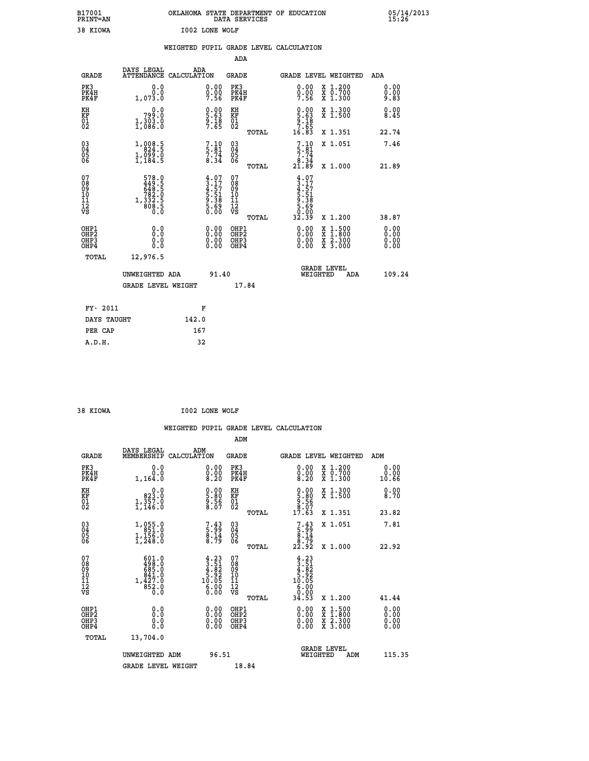B17001 PRINT=AN — OKLAHOMA STATE DEPARTMENT OF EDUCATION DATA SERVICES — 05/14/2013 15:26

38 KIOWA — I002 LONE WOLF

## WEIGHTED PUPIL GRADE LEVEL CALCULATION

### ADA

| GRADE | DAYS LEGAL ATTENDANCE | ADA CALCULATION | GRADE | GRADE LEVEL | WEIGHTED | ADA |
|---|---|---|---|---|---|---|
| PK3 | 0.0 | 0.00 | PK3 | 0.00 | X 1.200 | 0.00 |
| PK4H | 0.0 | 0.00 | PK4H | 0.00 | X 0.700 | 0.00 |
| PK4F | 1,073.0 | 7.56 | PK4F | 7.56 | X 1.300 | 9.83 |
| KH | 0.0 | 0.00 | KH | 0.00 | X 1.300 | 0.00 |
| KF | 799.0 | 5.63 | KF | 5.63 | X 1.500 | 8.45 |
| 01 | 1,303.0 | 9.18 | 01 | 9.18 | | |
| 02 | 1,086.0 | 7.65 | 02 | 7.65 | | |
| | | | TOTAL | 16.83 | X 1.351 | 22.74 |
| 03 | 1,008.5 | 7.10 | 03 | 7.10 | X 1.051 | 7.46 |
| 04 | 824.5 | 5.81 | 04 | 5.81 | | |
| 05 | 1,099.0 | 7.74 | 05 | 7.74 | | |
| 06 | 1,184.5 | 8.34 | 06 | 8.34 | | |
| | | | TOTAL | 21.89 | X 1.000 | 21.89 |
| 07 | 578.0 | 4.07 | 07 | 4.07 | | |
| 08 | 449.5 | 3.17 | 08 | 3.17 | | |
| 09 | 648.5 | 4.57 | 09 | 4.57 | | |
| 10 | 782.0 | 5.51 | 10 | 5.51 | | |
| 11 | 1,332.5 | 9.38 | 11 | 9.38 | | |
| 12 | 808.5 | 5.69 | 12 | 5.69 | | |
| VS | 0.0 | 0.00 | VS | 0.00 | | |
| | | | TOTAL | 32.39 | X 1.200 | 38.87 |
| OHP1 | 0.0 | 0.00 | OHP1 | 0.00 | X 1.500 | 0.00 |
| OHP2 | 0.0 | 0.00 | OHP2 | 0.00 | X 1.800 | 0.00 |
| OHP3 | 0.0 | 0.00 | OHP3 | 0.00 | X 2.300 | 0.00 |
| OHP4 | 0.0 | 0.00 | OHP4 | 0.00 | X 3.000 | 0.00 |
| TOTAL | 12,976.5 | | | | | |

UNWEIGHTED ADA 91.40 — GRADE LEVEL WEIGHTED ADA 109.24

GRADE LEVEL WEIGHT 17.84

| FY- 2011 | F |
|---|---|
| DAYS TAUGHT | 142.0 |
| PER CAP | 167 |
| A.D.H. | 32 |

38 KIOWA — I002 LONE WOLF

## WEIGHTED PUPIL GRADE LEVEL CALCULATION

### ADM

| GRADE | DAYS LEGAL MEMBERSHIP | ADM CALCULATION | GRADE | GRADE LEVEL | WEIGHTED | ADM |
|---|---|---|---|---|---|---|
| PK3 | 0.0 | 0.00 | PK3 | 0.00 | X 1.200 | 0.00 |
| PK4H | 0.0 | 0.00 | PK4H | 0.00 | X 0.700 | 0.00 |
| PK4F | 1,164.0 | 8.20 | PK4F | 8.20 | X 1.300 | 10.66 |
| KH | 0.0 | 0.00 | KH | 0.00 | X 1.300 | 0.00 |
| KF | 823.0 | 5.80 | KF | 5.80 | X 1.500 | 8.70 |
| 01 | 1,357.0 | 9.56 | 01 | 9.56 | | |
| 02 | 1,146.0 | 8.07 | 02 | 8.07 | | |
| | | | TOTAL | 17.63 | X 1.351 | 23.82 |
| 03 | 1,055.0 | 7.43 | 03 | 7.43 | X 1.051 | 7.81 |
| 04 | 851.0 | 5.99 | 04 | 5.99 | | |
| 05 | 1,156.0 | 8.14 | 05 | 8.14 | | |
| 06 | 1,248.0 | 8.79 | 06 | 8.79 | | |
| | | | TOTAL | 22.92 | X 1.000 | 22.92 |
| 07 | 601.0 | 4.23 | 07 | 4.23 | | |
| 08 | 498.0 | 3.51 | 08 | 3.51 | | |
| 09 | 685.0 | 4.82 | 09 | 4.82 | | |
| 10 | 841.0 | 5.92 | 10 | 5.92 | | |
| 11 | 1,427.0 | 10.05 | 11 | 10.05 | | |
| 12 | 852.0 | 6.00 | 12 | 6.00 | | |
| VS | 0.0 | 0.00 | VS | 0.00 | | |
| | | | TOTAL | 34.53 | X 1.200 | 41.44 |
| OHP1 | 0.0 | 0.00 | OHP1 | 0.00 | X 1.500 | 0.00 |
| OHP2 | 0.0 | 0.00 | OHP2 | 0.00 | X 1.800 | 0.00 |
| OHP3 | 0.0 | 0.00 | OHP3 | 0.00 | X 2.300 | 0.00 |
| OHP4 | 0.0 | 0.00 | OHP4 | 0.00 | X 3.000 | 0.00 |
| TOTAL | 13,704.0 | | | | | |

UNWEIGHTED ADM 96.51 — GRADE LEVEL WEIGHTED ADM 115.35

GRADE LEVEL WEIGHT 18.84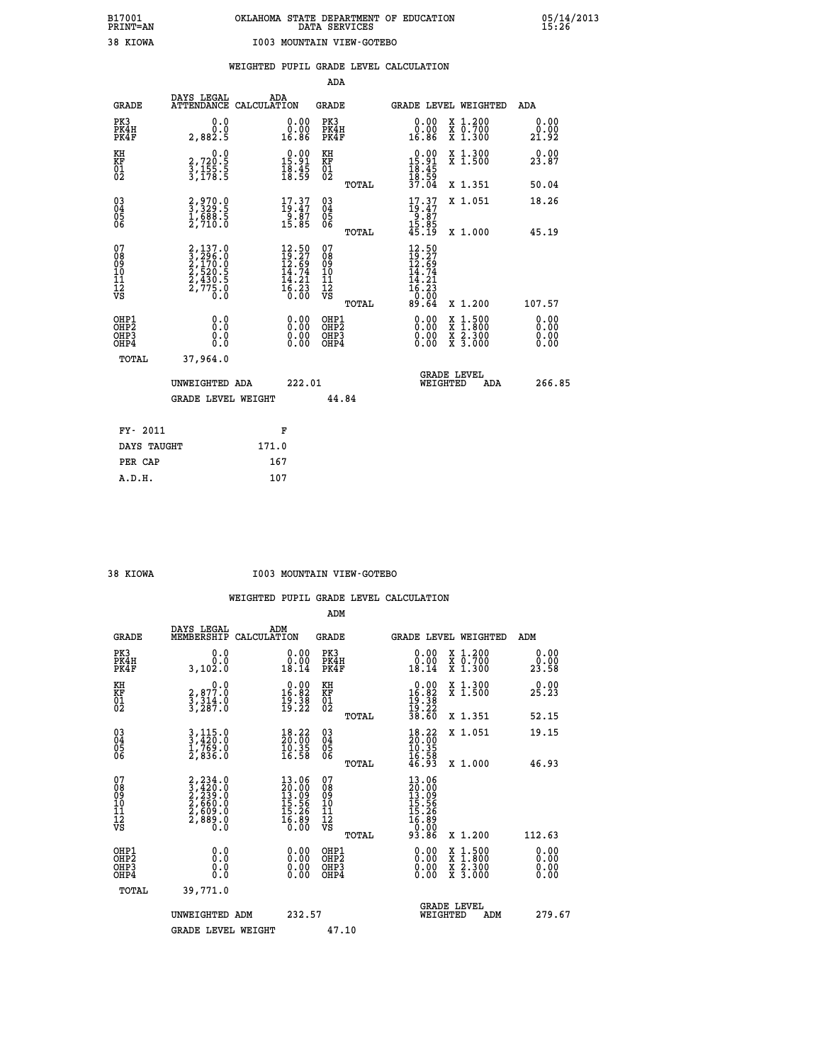B17001 OKLAHOMA STATE DEPARTMENT OF EDUCATION 05/14/2013
PRINT=AN DATA SERVICES 15:26

38 KIOWA I003 MOUNTAIN VIEW-GOTEBO

## WEIGHTED PUPIL GRADE LEVEL CALCULATION

### ADA

| GRADE | DAYS LEGAL ATTENDANCE | ADA CALCULATION | GRADE | GRADE LEVEL | WEIGHTED | ADA |
|---|---|---|---|---|---|---|
| PK3 | 0.0 | 0.00 | PK3 | 0.00 | X 1.200 | 0.00 |
| PK4H | 0.0 | 0.00 | PK4H | 0.00 | X 0.700 | 0.00 |
| PK4F | 2,882.5 | 16.86 | PK4F | 16.86 | X 1.300 | 21.92 |
| KH | 0.0 | 0.00 | KH | 0.00 | X 1.300 | 0.00 |
| KF | 2,720.5 | 15.91 | KF | 15.91 | X 1.500 | 23.87 |
| 01 | 3,155.5 | 18.45 | 01 | 18.45 | | |
| 02 | 3,178.5 | 18.59 | 02 | 18.59 | | |
| | | | TOTAL | 37.04 | X 1.351 | 50.04 |
| 03 | 2,970.0 | 17.37 | 03 | 17.37 | X 1.051 | 18.26 |
| 04 | 3,329.5 | 19.47 | 04 | 19.47 | | |
| 05 | 1,688.5 | 9.87 | 05 | 9.87 | | |
| 06 | 2,710.0 | 15.85 | 06 | 15.85 | | |
| | | | TOTAL | 45.19 | X 1.000 | 45.19 |
| 07 | 2,137.0 | 12.50 | 07 | 12.50 | | |
| 08 | 3,296.0 | 19.27 | 08 | 19.27 | | |
| 09 | 2,170.0 | 12.69 | 09 | 12.69 | | |
| 10 | 2,520.5 | 14.74 | 10 | 14.74 | | |
| 11 | 2,430.5 | 14.21 | 11 | 14.21 | | |
| 12 | 2,775.0 | 16.23 | 12 | 16.23 | | |
| VS | 0.0 | 0.00 | VS | 0.00 | | |
| | | | TOTAL | 89.64 | X 1.200 | 107.57 |
| OHP1 | 0.0 | 0.00 | OHP1 | 0.00 | X 1.500 | 0.00 |
| OHP2 | 0.0 | 0.00 | OHP2 | 0.00 | X 1.800 | 0.00 |
| OHP3 | 0.0 | 0.00 | OHP3 | 0.00 | X 2.300 | 0.00 |
| OHP4 | 0.0 | 0.00 | OHP4 | 0.00 | X 3.000 | 0.00 |
| TOTAL | 37,964.0 | | | | | |

UNWEIGHTED ADA 222.01 GRADE LEVEL WEIGHTED ADA 266.85

GRADE LEVEL WEIGHT 44.84

| FY- 2011 | F |
|---|---|
| DAYS TAUGHT | 171.0 |
| PER CAP | 167 |
| A.D.H. | 107 |

38 KIOWA I003 MOUNTAIN VIEW-GOTEBO

## WEIGHTED PUPIL GRADE LEVEL CALCULATION

### ADM

| GRADE | DAYS LEGAL MEMBERSHIP | ADM CALCULATION | GRADE | GRADE LEVEL | WEIGHTED | ADM |
|---|---|---|---|---|---|---|
| PK3 | 0.0 | 0.00 | PK3 | 0.00 | X 1.200 | 0.00 |
| PK4H | 0.0 | 0.00 | PK4H | 0.00 | X 0.700 | 0.00 |
| PK4F | 3,102.0 | 18.14 | PK4F | 18.14 | X 1.300 | 23.58 |
| KH | 0.0 | 0.00 | KH | 0.00 | X 1.300 | 0.00 |
| KF | 2,877.0 | 16.82 | KF | 16.82 | X 1.500 | 25.23 |
| 01 | 3,314.0 | 19.38 | 01 | 19.38 | | |
| 02 | 3,287.0 | 19.22 | 02 | 19.22 | | |
| | | | TOTAL | 38.60 | X 1.351 | 52.15 |
| 03 | 3,115.0 | 18.22 | 03 | 18.22 | X 1.051 | 19.15 |
| 04 | 3,420.0 | 20.00 | 04 | 20.00 | | |
| 05 | 1,769.0 | 10.35 | 05 | 10.35 | | |
| 06 | 2,836.0 | 16.58 | 06 | 16.58 | | |
| | | | TOTAL | 46.93 | X 1.000 | 46.93 |
| 07 | 2,234.0 | 13.06 | 07 | 13.06 | | |
| 08 | 3,420.0 | 20.00 | 08 | 20.00 | | |
| 09 | 2,239.0 | 13.09 | 09 | 13.09 | | |
| 10 | 2,660.0 | 15.56 | 10 | 15.56 | | |
| 11 | 2,609.0 | 15.26 | 11 | 15.26 | | |
| 12 | 2,889.0 | 16.89 | 12 | 16.89 | | |
| VS | 0.0 | 0.00 | VS | 0.00 | | |
| | | | TOTAL | 93.86 | X 1.200 | 112.63 |
| OHP1 | 0.0 | 0.00 | OHP1 | 0.00 | X 1.500 | 0.00 |
| OHP2 | 0.0 | 0.00 | OHP2 | 0.00 | X 1.800 | 0.00 |
| OHP3 | 0.0 | 0.00 | OHP3 | 0.00 | X 2.300 | 0.00 |
| OHP4 | 0.0 | 0.00 | OHP4 | 0.00 | X 3.000 | 0.00 |
| TOTAL | 39,771.0 | | | | | |

UNWEIGHTED ADM 232.57 GRADE LEVEL WEIGHTED ADM 279.67

GRADE LEVEL WEIGHT 47.10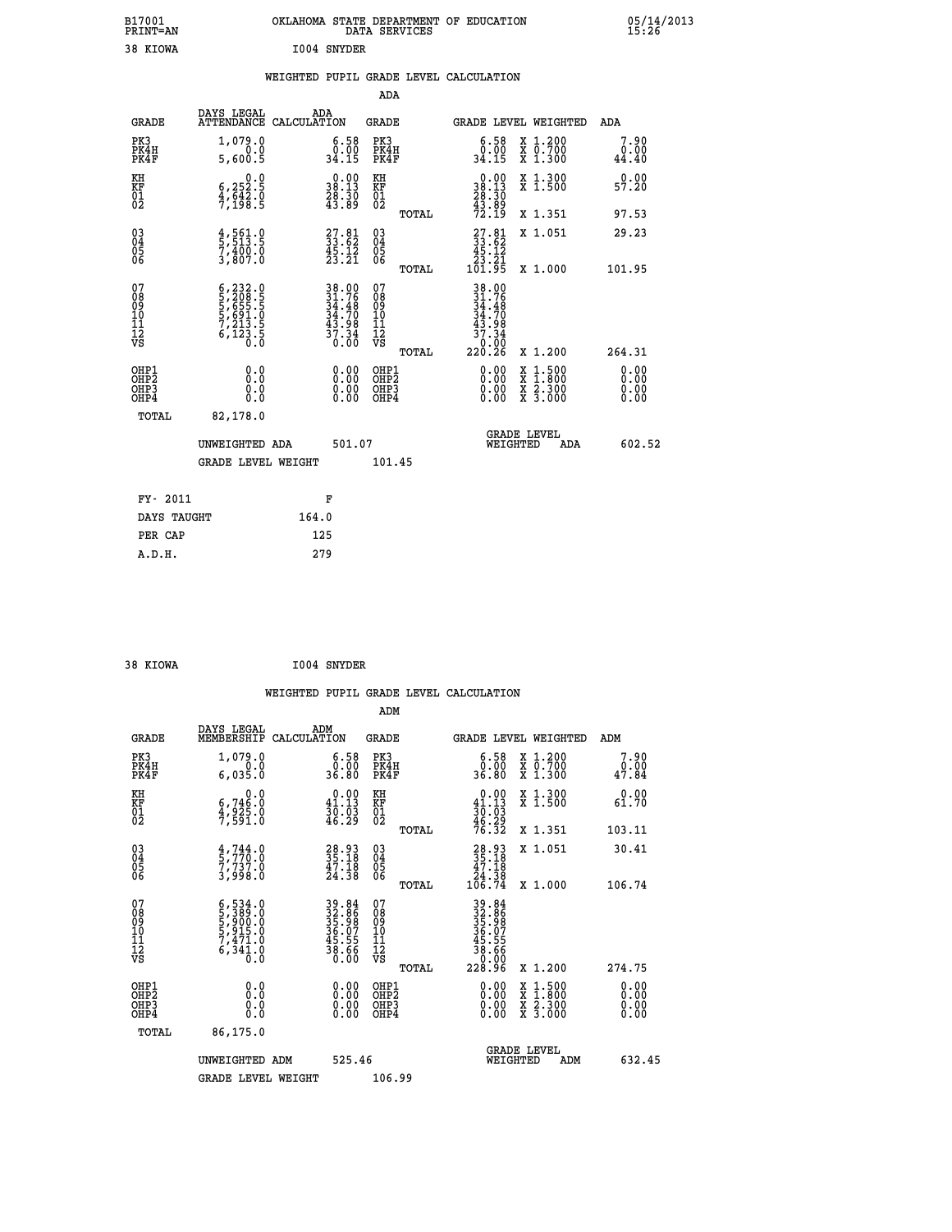B17001 PRINT=AN — OKLAHOMA STATE DEPARTMENT OF EDUCATION DATA SERVICES — 05/14/2013 15:26

38 KIOWA    I004 SNYDER

## WEIGHTED PUPIL GRADE LEVEL CALCULATION

### ADA

| GRADE | DAYS LEGAL ATTENDANCE | ADA CALCULATION | GRADE | GRADE LEVEL | WEIGHTED | ADA |
|---|---|---|---|---|---|---|
| PK3 | 1,079.0 | 6.58 | PK3 | 6.58 | X 1.200 | 7.90 |
| PK4H | 0.0 | 0.00 | PK4H | 0.00 | X 0.700 | 0.00 |
| PK4F | 5,600.5 | 34.15 | PK4F | 34.15 | X 1.300 | 44.40 |
| KH | 0.0 | 0.00 | KH | 0.00 | X 1.300 | 0.00 |
| KF | 6,252.5 | 38.13 | KF | 38.13 | X 1.500 | 57.20 |
| 01 | 4,642.0 | 28.30 | 01 | 28.30 | | |
| 02 | 7,198.5 | 43.89 | 02 | 43.89 | | |
| | | | TOTAL | 72.19 | X 1.351 | 97.53 |
| 03 | 4,561.0 | 27.81 | 03 | 27.81 | X 1.051 | 29.23 |
| 04 | 5,513.5 | 33.62 | 04 | 33.62 | | |
| 05 | 7,400.0 | 45.12 | 05 | 45.12 | | |
| 06 | 3,807.0 | 23.21 | 06 | 23.21 | | |
| | | | TOTAL | 101.95 | X 1.000 | 101.95 |
| 07 | 6,232.0 | 38.00 | 07 | 38.00 | | |
| 08 | 5,208.5 | 31.76 | 08 | 31.76 | | |
| 09 | 5,655.5 | 34.48 | 09 | 34.48 | | |
| 10 | 5,691.0 | 34.70 | 10 | 34.70 | | |
| 11 | 7,213.5 | 43.98 | 11 | 43.98 | | |
| 12 | 6,123.5 | 37.34 | 12 | 37.34 | | |
| VS | 0.0 | 0.00 | VS | 0.00 | | |
| | | | TOTAL | 220.26 | X 1.200 | 264.31 |
| OHP1 | 0.0 | 0.00 | OHP1 | 0.00 | X 1.500 | 0.00 |
| OHP2 | 0.0 | 0.00 | OHP2 | 0.00 | X 1.800 | 0.00 |
| OHP3 | 0.0 | 0.00 | OHP3 | 0.00 | X 2.300 | 0.00 |
| OHP4 | 0.0 | 0.00 | OHP4 | 0.00 | X 3.000 | 0.00 |
| TOTAL | 82,178.0 | | | | | |

UNWEIGHTED ADA 501.07 — GRADE LEVEL WEIGHTED ADA 602.52

GRADE LEVEL WEIGHT 101.45

| FY- 2011 | F |
|---|---|
| DAYS TAUGHT | 164.0 |
| PER CAP | 125 |
| A.D.H. | 279 |

38 KIOWA    I004 SNYDER

## WEIGHTED PUPIL GRADE LEVEL CALCULATION

### ADM

| GRADE | DAYS LEGAL MEMBERSHIP | ADM CALCULATION | GRADE | GRADE LEVEL | WEIGHTED | ADM |
|---|---|---|---|---|---|---|
| PK3 | 1,079.0 | 6.58 | PK3 | 6.58 | X 1.200 | 7.90 |
| PK4H | 0.0 | 0.00 | PK4H | 0.00 | X 0.700 | 0.00 |
| PK4F | 6,035.0 | 36.80 | PK4F | 36.80 | X 1.300 | 47.84 |
| KH | 0.0 | 0.00 | KH | 0.00 | X 1.300 | 0.00 |
| KF | 6,746.0 | 41.13 | KF | 41.13 | X 1.500 | 61.70 |
| 01 | 4,925.0 | 30.03 | 01 | 30.03 | | |
| 02 | 7,591.0 | 46.29 | 02 | 46.29 | | |
| | | | TOTAL | 76.32 | X 1.351 | 103.11 |
| 03 | 4,744.0 | 28.93 | 03 | 28.93 | X 1.051 | 30.41 |
| 04 | 5,770.0 | 35.18 | 04 | 35.18 | | |
| 05 | 7,737.0 | 47.18 | 05 | 47.18 | | |
| 06 | 3,998.0 | 24.38 | 06 | 24.38 | | |
| | | | TOTAL | 106.74 | X 1.000 | 106.74 |
| 07 | 6,534.0 | 39.84 | 07 | 39.84 | | |
| 08 | 5,389.0 | 32.86 | 08 | 32.86 | | |
| 09 | 5,900.0 | 35.98 | 09 | 35.98 | | |
| 10 | 5,915.0 | 36.07 | 10 | 36.07 | | |
| 11 | 7,471.0 | 45.55 | 11 | 45.55 | | |
| 12 | 6,341.0 | 38.66 | 12 | 38.66 | | |
| VS | 0.0 | 0.00 | VS | 0.00 | | |
| | | | TOTAL | 228.96 | X 1.200 | 274.75 |
| OHP1 | 0.0 | 0.00 | OHP1 | 0.00 | X 1.500 | 0.00 |
| OHP2 | 0.0 | 0.00 | OHP2 | 0.00 | X 1.800 | 0.00 |
| OHP3 | 0.0 | 0.00 | OHP3 | 0.00 | X 2.300 | 0.00 |
| OHP4 | 0.0 | 0.00 | OHP4 | 0.00 | X 3.000 | 0.00 |
| TOTAL | 86,175.0 | | | | | |

UNWEIGHTED ADM 525.46 — GRADE LEVEL WEIGHTED ADM 632.45

GRADE LEVEL WEIGHT 106.99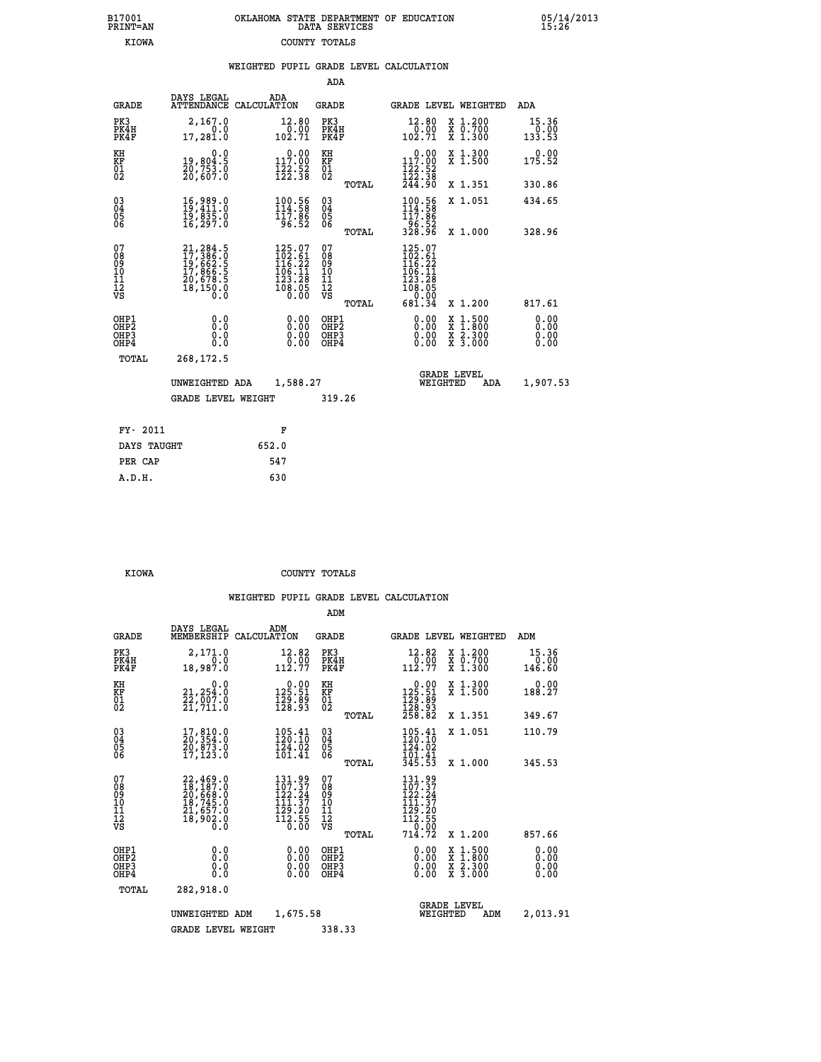B17001 PRINT=AN OKLAHOMA STATE DEPARTMENT OF EDUCATION DATA SERVICES 05/14/2013 15:26

KIOWA COUNTY TOTALS

WEIGHTED PUPIL GRADE LEVEL CALCULATION

ADA

| GRADE | DAYS LEGAL ATTENDANCE | ADA CALCULATION | GRADE | | GRADE LEVEL | WEIGHTED | ADA |
|---|---|---|---|---|---|---|---|
| PK3 | 2,167.0 | 12.80 | PK3 | | 12.80 | X 1.200 | 15.36 |
| PK4H | 0.0 | 0.00 | PK4H | | 0.00 | X 0.700 | 0.00 |
| PK4F | 17,281.0 | 102.71 | PK4F | | 102.71 | X 1.300 | 133.53 |
| KH | 0.0 | 0.00 | KH | | 0.00 | X 1.300 | 0.00 |
| KF | 19,804.5 | 117.00 | KF | | 117.00 | X 1.500 | 175.52 |
| 01 | 20,753.0 | 122.52 | 01 | | 122.52 | | |
| 02 | 20,607.0 | 122.38 | 02 | | 122.38 | | |
| | | | | TOTAL | 244.90 | X 1.351 | 330.86 |
| 03 | 16,989.0 | 100.56 | 03 | | 100.56 | X 1.051 | 434.65 |
| 04 | 19,411.0 | 114.58 | 04 | | 114.58 | | |
| 05 | 19,835.0 | 117.86 | 05 | | 117.86 | | |
| 06 | 16,297.0 | 96.52 | 06 | | 96.52 | | |
| | | | | TOTAL | 328.96 | X 1.000 | 328.96 |
| 07 | 21,284.5 | 125.07 | 07 | | 125.07 | | |
| 08 | 17,386.0 | 102.61 | 08 | | 102.61 | | |
| 09 | 19,662.5 | 116.22 | 09 | | 116.22 | | |
| 10 | 17,866.5 | 106.11 | 10 | | 106.11 | | |
| 11 | 20,678.5 | 123.28 | 11 | | 123.28 | | |
| 12 | 18,150.0 | 108.05 | 12 | | 108.05 | | |
| VS | 0.0 | 0.00 | VS | | 0.00 | | |
| | | | | TOTAL | 681.34 | X 1.200 | 817.61 |
| OHP1 | 0.0 | 0.00 | OHP1 | | 0.00 | X 1.500 | 0.00 |
| OHP2 | 0.0 | 0.00 | OHP2 | | 0.00 | X 1.800 | 0.00 |
| OHP3 | 0.0 | 0.00 | OHP3 | | 0.00 | X 2.300 | 0.00 |
| OHP4 | 0.0 | 0.00 | OHP4 | | 0.00 | X 3.000 | 0.00 |
| TOTAL | 268,172.5 | | | | | | |

UNWEIGHTED ADA 1,588.27 — GRADE LEVEL WEIGHTED ADA 1,907.53

GRADE LEVEL WEIGHT 319.26

| FY- 2011 | F |
|---|---|
| DAYS TAUGHT | 652.0 |
| PER CAP | 547 |
| A.D.H. | 630 |

KIOWA COUNTY TOTALS

WEIGHTED PUPIL GRADE LEVEL CALCULATION

ADM

| GRADE | DAYS LEGAL MEMBERSHIP | ADM CALCULATION | GRADE | | GRADE LEVEL | WEIGHTED | ADM |
|---|---|---|---|---|---|---|---|
| PK3 | 2,171.0 | 12.82 | PK3 | | 12.82 | X 1.200 | 15.36 |
| PK4H | 0.0 | 0.00 | PK4H | | 0.00 | X 0.700 | 0.00 |
| PK4F | 18,987.0 | 112.77 | PK4F | | 112.77 | X 1.300 | 146.60 |
| KH | 0.0 | 0.00 | KH | | 0.00 | X 1.300 | 0.00 |
| KF | 21,254.0 | 125.51 | KF | | 125.51 | X 1.500 | 188.27 |
| 01 | 22,007.0 | 129.89 | 01 | | 129.89 | | |
| 02 | 21,711.0 | 128.93 | 02 | | 128.93 | | |
| | | | | TOTAL | 258.82 | X 1.351 | 349.67 |
| 03 | 17,810.0 | 105.41 | 03 | | 105.41 | X 1.051 | 110.79 |
| 04 | 20,354.0 | 120.10 | 04 | | 120.10 | | |
| 05 | 20,873.0 | 124.02 | 05 | | 124.02 | | |
| 06 | 17,123.0 | 101.41 | 06 | | 101.41 | | |
| | | | | TOTAL | 345.53 | X 1.000 | 345.53 |
| 07 | 22,469.0 | 131.99 | 07 | | 131.99 | | |
| 08 | 18,187.0 | 107.37 | 08 | | 107.37 | | |
| 09 | 20,668.0 | 122.24 | 09 | | 122.24 | | |
| 10 | 18,745.0 | 111.37 | 10 | | 111.37 | | |
| 11 | 21,657.0 | 129.20 | 11 | | 129.20 | | |
| 12 | 18,902.0 | 112.55 | 12 | | 112.55 | | |
| VS | 0.0 | 0.00 | VS | | 0.00 | | |
| | | | | TOTAL | 714.72 | X 1.200 | 857.66 |
| OHP1 | 0.0 | 0.00 | OHP1 | | 0.00 | X 1.500 | 0.00 |
| OHP2 | 0.0 | 0.00 | OHP2 | | 0.00 | X 1.800 | 0.00 |
| OHP3 | 0.0 | 0.00 | OHP3 | | 0.00 | X 2.300 | 0.00 |
| OHP4 | 0.0 | 0.00 | OHP4 | | 0.00 | X 3.000 | 0.00 |
| TOTAL | 282,918.0 | | | | | | |

UNWEIGHTED ADM 1,675.58 — GRADE LEVEL WEIGHTED ADM 2,013.91

GRADE LEVEL WEIGHT 338.33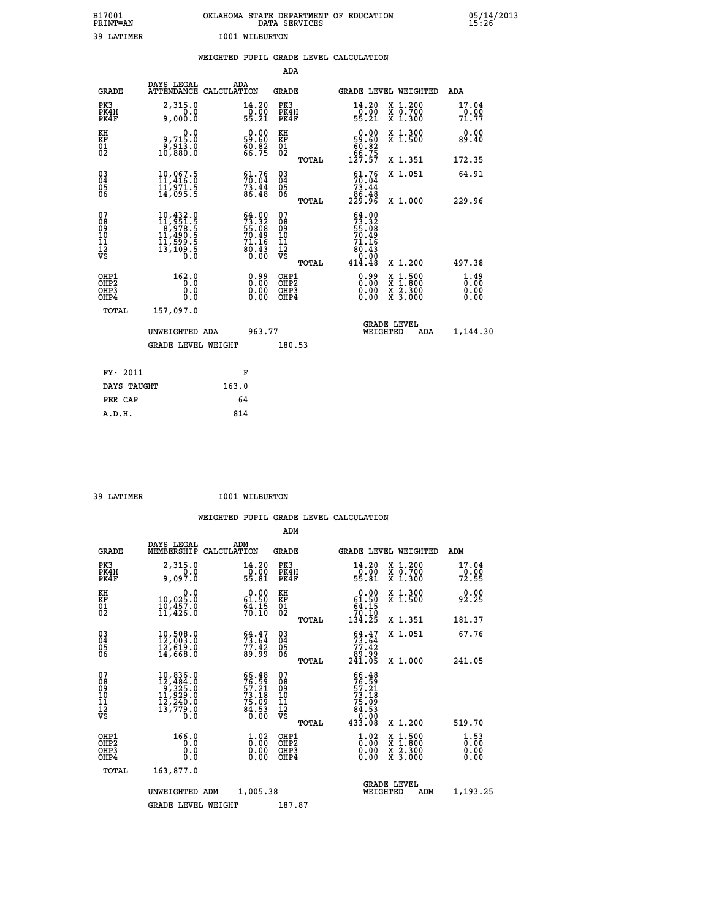B17001 OKLAHOMA STATE DEPARTMENT OF EDUCATION 05/14/2013
PRINT=AN DATA SERVICES 15:26

39 LATIMER I001 WILBURTON

## WEIGHTED PUPIL GRADE LEVEL CALCULATION

### ADA

| GRADE | DAYS LEGAL ATTENDANCE | ADA CALCULATION | GRADE | GRADE LEVEL | WEIGHTED | ADA |
|---|---|---|---|---|---|---|
| PK3 | 2,315.0 | 14.20 | PK3 | 14.20 | X 1.200 | 17.04 |
| PK4H | 0.0 | 0.00 | PK4H | 0.00 | X 0.700 | 0.00 |
| PK4F | 9,000.0 | 55.21 | PK4F | 55.21 | X 1.300 | 71.77 |
| KH | 0.0 | 0.00 | KH | 0.00 | X 1.300 | 0.00 |
| KF | 9,715.0 | 59.60 | KF | 59.60 | X 1.500 | 89.40 |
| 01 | 9,913.0 | 60.82 | 01 | 60.82 | | |
| 02 | 10,880.0 | 66.75 | 02 | 66.75 | | |
| | | | TOTAL | 127.57 | X 1.351 | 172.35 |
| 03 | 10,067.5 | 61.76 | 03 | 61.76 | X 1.051 | 64.91 |
| 04 | 11,416.0 | 70.04 | 04 | 70.04 | | |
| 05 | 11,971.5 | 73.44 | 05 | 73.44 | | |
| 06 | 14,095.5 | 86.48 | 06 | 86.48 | | |
| | | | TOTAL | 229.96 | X 1.000 | 229.96 |
| 07 | 10,432.0 | 64.00 | 07 | 64.00 | | |
| 08 | 11,951.5 | 73.32 | 08 | 73.32 | | |
| 09 | 8,978.5 | 55.08 | 09 | 55.08 | | |
| 10 | 11,490.5 | 70.49 | 10 | 70.49 | | |
| 11 | 11,599.5 | 71.16 | 11 | 71.16 | | |
| 12 | 13,109.5 | 80.43 | 12 | 80.43 | | |
| VS | 0.0 | 0.00 | VS | 0.00 | | |
| | | | TOTAL | 414.48 | X 1.200 | 497.38 |
| OHP1 | 162.0 | 0.99 | OHP1 | 0.99 | X 1.500 | 1.49 |
| OHP2 | 0.0 | 0.00 | OHP2 | 0.00 | X 1.800 | 0.00 |
| OHP3 | 0.0 | 0.00 | OHP3 | 0.00 | X 2.300 | 0.00 |
| OHP4 | 0.0 | 0.00 | OHP4 | 0.00 | X 3.000 | 0.00 |
| TOTAL | 157,097.0 | | | | | |

UNWEIGHTED ADA 963.77 GRADE LEVEL WEIGHTED ADA 1,144.30

GRADE LEVEL WEIGHT 180.53

| FY- 2011 | F |
|---|---|
| DAYS TAUGHT | 163.0 |
| PER CAP | 64 |
| A.D.H. | 814 |

39 LATIMER I001 WILBURTON

## WEIGHTED PUPIL GRADE LEVEL CALCULATION

### ADM

| GRADE | DAYS LEGAL MEMBERSHIP | ADM CALCULATION | GRADE | GRADE LEVEL | WEIGHTED | ADM |
|---|---|---|---|---|---|---|
| PK3 | 2,315.0 | 14.20 | PK3 | 14.20 | X 1.200 | 17.04 |
| PK4H | 0.0 | 0.00 | PK4H | 0.00 | X 0.700 | 0.00 |
| PK4F | 9,097.0 | 55.81 | PK4F | 55.81 | X 1.300 | 72.55 |
| KH | 0.0 | 0.00 | KH | 0.00 | X 1.300 | 0.00 |
| KF | 10,025.0 | 61.50 | KF | 61.50 | X 1.500 | 92.25 |
| 01 | 10,457.0 | 64.15 | 01 | 64.15 | | |
| 02 | 11,426.0 | 70.10 | 02 | 70.10 | | |
| | | | TOTAL | 134.25 | X 1.351 | 181.37 |
| 03 | 10,508.0 | 64.47 | 03 | 64.47 | X 1.051 | 67.76 |
| 04 | 12,003.0 | 73.64 | 04 | 73.64 | | |
| 05 | 12,619.0 | 77.42 | 05 | 77.42 | | |
| 06 | 14,668.0 | 89.99 | 06 | 89.99 | | |
| | | | TOTAL | 241.05 | X 1.000 | 241.05 |
| 07 | 10,836.0 | 66.48 | 07 | 66.48 | | |
| 08 | 12,484.0 | 76.59 | 08 | 76.59 | | |
| 09 | 9,325.0 | 57.21 | 09 | 57.21 | | |
| 10 | 11,929.0 | 73.18 | 10 | 73.18 | | |
| 11 | 12,240.0 | 75.09 | 11 | 75.09 | | |
| 12 | 13,779.0 | 84.53 | 12 | 84.53 | | |
| VS | 0.0 | 0.00 | VS | 0.00 | | |
| | | | TOTAL | 433.08 | X 1.200 | 519.70 |
| OHP1 | 166.0 | 1.02 | OHP1 | 1.02 | X 1.500 | 1.53 |
| OHP2 | 0.0 | 0.00 | OHP2 | 0.00 | X 1.800 | 0.00 |
| OHP3 | 0.0 | 0.00 | OHP3 | 0.00 | X 2.300 | 0.00 |
| OHP4 | 0.0 | 0.00 | OHP4 | 0.00 | X 3.000 | 0.00 |
| TOTAL | 163,877.0 | | | | | |

UNWEIGHTED ADM 1,005.38 GRADE LEVEL WEIGHTED ADM 1,193.25

GRADE LEVEL WEIGHT 187.87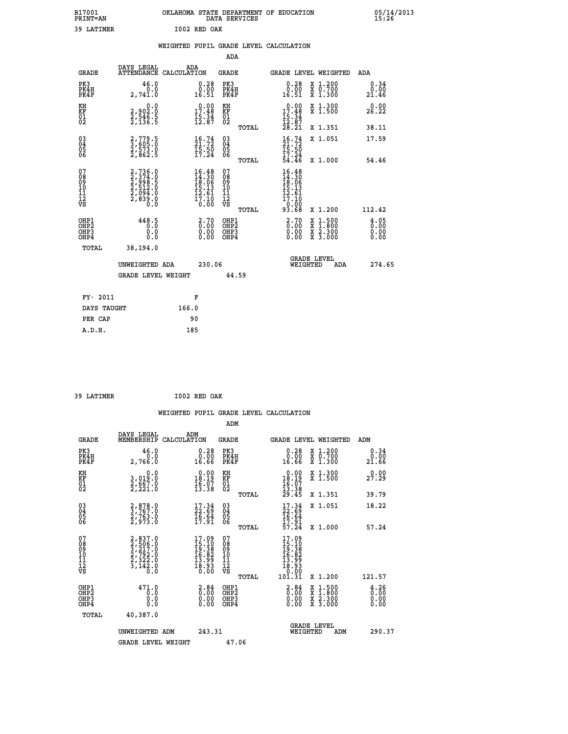B17001 PRINT=AN — OKLAHOMA STATE DEPARTMENT OF EDUCATION DATA SERVICES — 05/14/2013 15:26

39 LATIMER — I002 RED OAK

## WEIGHTED PUPIL GRADE LEVEL CALCULATION

### ADA

| GRADE | DAYS LEGAL ATTENDANCE | ADA CALCULATION | GRADE | | GRADE LEVEL | WEIGHTED | ADA |
|---|---|---|---|---|---|---|---|
| PK3 | 46.0 | 0.28 | PK3 | | 0.28 | X 1.200 | 0.34 |
| PK4H | 0.0 | 0.00 | PK4H | | 0.00 | X 0.700 | 0.00 |
| PK4F | 2,741.0 | 16.51 | PK4F | | 16.51 | X 1.300 | 21.46 |
| KH | 0.0 | 0.00 | KH | | 0.00 | X 1.300 | 0.00 |
| KF | 2,902.0 | 17.48 | KF | | 17.48 | X 1.500 | 26.22 |
| 01 | 2,546.5 | 15.34 | 01 | | 15.34 | | |
| 02 | 2,136.5 | 12.87 | 02 | | 12.87 | | |
| | | | | TOTAL | 28.21 | X 1.351 | 38.11 |
| 03 | 2,779.5 | 16.74 | 03 | | 16.74 | X 1.051 | 17.59 |
| 04 | 3,605.0 | 21.72 | 04 | | 21.72 | | |
| 05 | 2,573.0 | 15.50 | 05 | | 15.50 | | |
| 06 | 2,862.5 | 17.24 | 06 | | 17.24 | | |
| | | | | TOTAL | 54.46 | X 1.000 | 54.46 |
| 07 | 2,736.0 | 16.48 | 07 | | 16.48 | | |
| 08 | 2,374.0 | 14.30 | 08 | | 14.30 | | |
| 09 | 2,998.5 | 18.06 | 09 | | 18.06 | | |
| 10 | 2,512.0 | 15.13 | 10 | | 15.13 | | |
| 11 | 2,094.0 | 12.61 | 11 | | 12.61 | | |
| 12 | 2,839.0 | 17.10 | 12 | | 17.10 | | |
| VS | 0.0 | 0.00 | VS | | 0.00 | | |
| | | | | TOTAL | 93.68 | X 1.200 | 112.42 |
| OHP1 | 448.5 | 2.70 | OHP1 | | 2.70 | X 1.500 | 4.05 |
| OHP2 | 0.0 | 0.00 | OHP2 | | 0.00 | X 1.800 | 0.00 |
| OHP3 | 0.0 | 0.00 | OHP3 | | 0.00 | X 2.300 | 0.00 |
| OHP4 | 0.0 | 0.00 | OHP4 | | 0.00 | X 3.000 | 0.00 |
| TOTAL | 38,194.0 | | | | | | |

UNWEIGHTED ADA 230.06 — GRADE LEVEL WEIGHTED ADA 274.65

GRADE LEVEL WEIGHT 44.59

| FY- 2011 | F |
|---|---|
| DAYS TAUGHT | 166.0 |
| PER CAP | 90 |
| A.D.H. | 185 |

39 LATIMER — I002 RED OAK

## WEIGHTED PUPIL GRADE LEVEL CALCULATION

### ADM

| GRADE | DAYS LEGAL MEMBERSHIP | ADM CALCULATION | GRADE | | GRADE LEVEL | WEIGHTED | ADM |
|---|---|---|---|---|---|---|---|
| PK3 | 46.0 | 0.28 | PK3 | | 0.28 | X 1.200 | 0.34 |
| PK4H | 0.0 | 0.00 | PK4H | | 0.00 | X 0.700 | 0.00 |
| PK4F | 2,766.0 | 16.66 | PK4F | | 16.66 | X 1.300 | 21.66 |
| KH | 0.0 | 0.00 | KH | | 0.00 | X 1.300 | 0.00 |
| KF | 3,019.0 | 18.19 | KF | | 18.19 | X 1.500 | 27.29 |
| 01 | 2,667.0 | 16.07 | 01 | | 16.07 | | |
| 02 | 2,221.0 | 13.38 | 02 | | 13.38 | | |
| | | | | TOTAL | 29.45 | X 1.351 | 39.79 |
| 03 | 2,878.0 | 17.34 | 03 | | 17.34 | X 1.051 | 18.22 |
| 04 | 3,767.0 | 22.69 | 04 | | 22.69 | | |
| 05 | 2,763.0 | 16.64 | 05 | | 16.64 | | |
| 06 | 2,973.0 | 17.91 | 06 | | 17.91 | | |
| | | | | TOTAL | 57.24 | X 1.000 | 57.24 |
| 07 | 2,837.0 | 17.09 | 07 | | 17.09 | | |
| 08 | 2,506.0 | 15.10 | 08 | | 15.10 | | |
| 09 | 3,217.0 | 19.38 | 09 | | 19.38 | | |
| 10 | 2,792.0 | 16.82 | 10 | | 16.82 | | |
| 11 | 2,322.0 | 13.99 | 11 | | 13.99 | | |
| 12 | 3,142.0 | 18.93 | 12 | | 18.93 | | |
| VS | 0.0 | 0.00 | VS | | 0.00 | | |
| | | | | TOTAL | 101.31 | X 1.200 | 121.57 |
| OHP1 | 471.0 | 2.84 | OHP1 | | 2.84 | X 1.500 | 4.26 |
| OHP2 | 0.0 | 0.00 | OHP2 | | 0.00 | X 1.800 | 0.00 |
| OHP3 | 0.0 | 0.00 | OHP3 | | 0.00 | X 2.300 | 0.00 |
| OHP4 | 0.0 | 0.00 | OHP4 | | 0.00 | X 3.000 | 0.00 |
| TOTAL | 40,387.0 | | | | | | |

UNWEIGHTED ADM 243.31 — GRADE LEVEL WEIGHTED ADM 290.37

GRADE LEVEL WEIGHT 47.06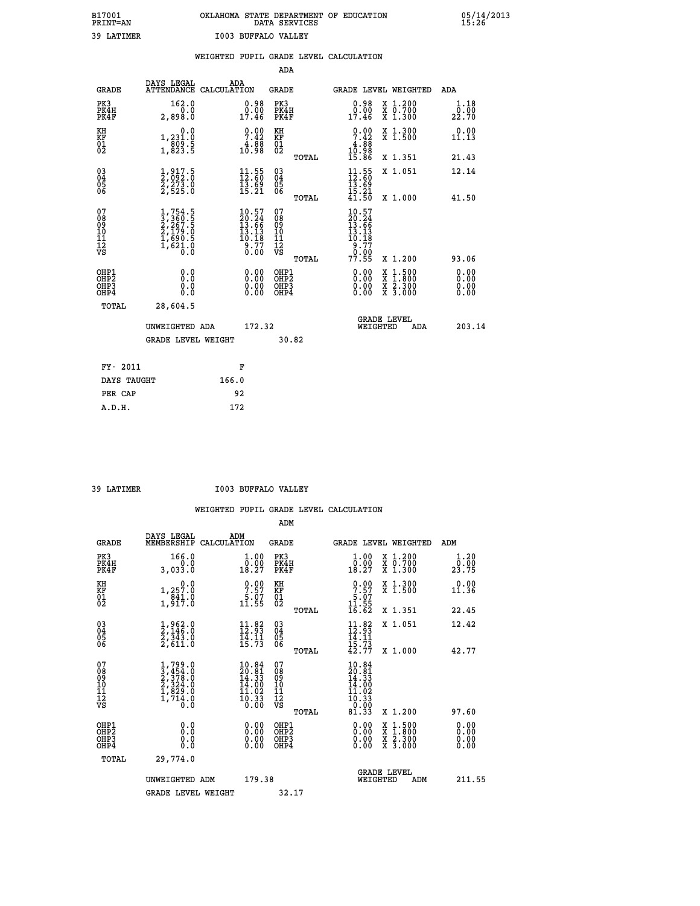B17001 OKLAHOMA STATE DEPARTMENT OF EDUCATION 05/14/2013
PRINT=AN DATA SERVICES 15:26

39 LATIMER I003 BUFFALO VALLEY

WEIGHTED PUPIL GRADE LEVEL CALCULATION

ADA

| GRADE | DAYS LEGAL ATTENDANCE | ADA CALCULATION | GRADE | GRADE LEVEL | WEIGHTED | ADA |
|---|---|---|---|---|---|---|
| PK3 | 162.0 | 0.98 | PK3 | 0.98 | X 1.200 | 1.18 |
| PK4H | 0.0 | 0.00 | PK4H | 0.00 | X 0.700 | 0.00 |
| PK4F | 2,898.0 | 17.46 | PK4F | 17.46 | X 1.300 | 22.70 |
| KH | 0.0 | 0.00 | KH | 0.00 | X 1.300 | 0.00 |
| KF | 1,231.0 | 7.42 | KF | 7.42 | X 1.500 | 11.13 |
| 01 | 809.5 | 4.88 | 01 | 4.88 | | |
| 02 | 1,823.5 | 10.98 | 02 | 10.98 | | |
| | | | TOTAL | 15.86 | X 1.351 | 21.43 |
| 03 | 1,917.5 | 11.55 | 03 | 11.55 | X 1.051 | 12.14 |
| 04 | 2,092.0 | 12.60 | 04 | 12.60 | | |
| 05 | 2,273.0 | 13.69 | 05 | 13.69 | | |
| 06 | 2,525.0 | 15.21 | 06 | 15.21 | | |
| | | | TOTAL | 41.50 | X 1.000 | 41.50 |
| 07 | 1,754.5 | 10.57 | 07 | 10.57 | | |
| 08 | 3,360.5 | 20.24 | 08 | 20.24 | | |
| 09 | 2,267.5 | 13.66 | 09 | 13.66 | | |
| 10 | 2,179.0 | 13.13 | 10 | 13.13 | | |
| 11 | 1,690.5 | 10.18 | 11 | 10.18 | | |
| 12 | 1,621.0 | 9.77 | 12 | 9.77 | | |
| VS | 0.0 | 0.00 | VS | 0.00 | | |
| | | | TOTAL | 77.55 | X 1.200 | 93.06 |
| OHP1 | 0.0 | 0.00 | OHP1 | 0.00 | X 1.500 | 0.00 |
| OHP2 | 0.0 | 0.00 | OHP2 | 0.00 | X 1.800 | 0.00 |
| OHP3 | 0.0 | 0.00 | OHP3 | 0.00 | X 2.300 | 0.00 |
| OHP4 | 0.0 | 0.00 | OHP4 | 0.00 | X 3.000 | 0.00 |
| TOTAL | 28,604.5 | | | | | |

UNWEIGHTED ADA 172.32 GRADE LEVEL WEIGHTED ADA 203.14

GRADE LEVEL WEIGHT 30.82

| FY- 2011 | F |
|---|---|
| DAYS TAUGHT | 166.0 |
| PER CAP | 92 |
| A.D.H. | 172 |

39 LATIMER I003 BUFFALO VALLEY

WEIGHTED PUPIL GRADE LEVEL CALCULATION

ADM

| GRADE | DAYS LEGAL MEMBERSHIP | ADM CALCULATION | GRADE | GRADE LEVEL | WEIGHTED | ADM |
|---|---|---|---|---|---|---|
| PK3 | 166.0 | 1.00 | PK3 | 1.00 | X 1.200 | 1.20 |
| PK4H | 0.0 | 0.00 | PK4H | 0.00 | X 0.700 | 0.00 |
| PK4F | 3,033.0 | 18.27 | PK4F | 18.27 | X 1.300 | 23.75 |
| KH | 0.0 | 0.00 | KH | 0.00 | X 1.300 | 0.00 |
| KF | 1,257.0 | 7.57 | KF | 7.57 | X 1.500 | 11.36 |
| 01 | 841.0 | 5.07 | 01 | 5.07 | | |
| 02 | 1,917.0 | 11.55 | 02 | 11.55 | | |
| | | | TOTAL | 16.62 | X 1.351 | 22.45 |
| 03 | 1,962.0 | 11.82 | 03 | 11.82 | X 1.051 | 12.42 |
| 04 | 2,146.0 | 12.93 | 04 | 12.93 | | |
| 05 | 2,343.0 | 14.11 | 05 | 14.11 | | |
| 06 | 2,611.0 | 15.73 | 06 | 15.73 | | |
| | | | TOTAL | 42.77 | X 1.000 | 42.77 |
| 07 | 1,799.0 | 10.84 | 07 | 10.84 | | |
| 08 | 3,454.0 | 20.81 | 08 | 20.81 | | |
| 09 | 2,378.0 | 14.33 | 09 | 14.33 | | |
| 10 | 2,324.0 | 14.00 | 10 | 14.00 | | |
| 11 | 1,829.0 | 11.02 | 11 | 11.02 | | |
| 12 | 1,714.0 | 10.33 | 12 | 10.33 | | |
| VS | 0.0 | 0.00 | VS | 0.00 | | |
| | | | TOTAL | 81.33 | X 1.200 | 97.60 |
| OHP1 | 0.0 | 0.00 | OHP1 | 0.00 | X 1.500 | 0.00 |
| OHP2 | 0.0 | 0.00 | OHP2 | 0.00 | X 1.800 | 0.00 |
| OHP3 | 0.0 | 0.00 | OHP3 | 0.00 | X 2.300 | 0.00 |
| OHP4 | 0.0 | 0.00 | OHP4 | 0.00 | X 3.000 | 0.00 |
| TOTAL | 29,774.0 | | | | | |

UNWEIGHTED ADM 179.38 GRADE LEVEL WEIGHTED ADM 211.55

GRADE LEVEL WEIGHT 32.17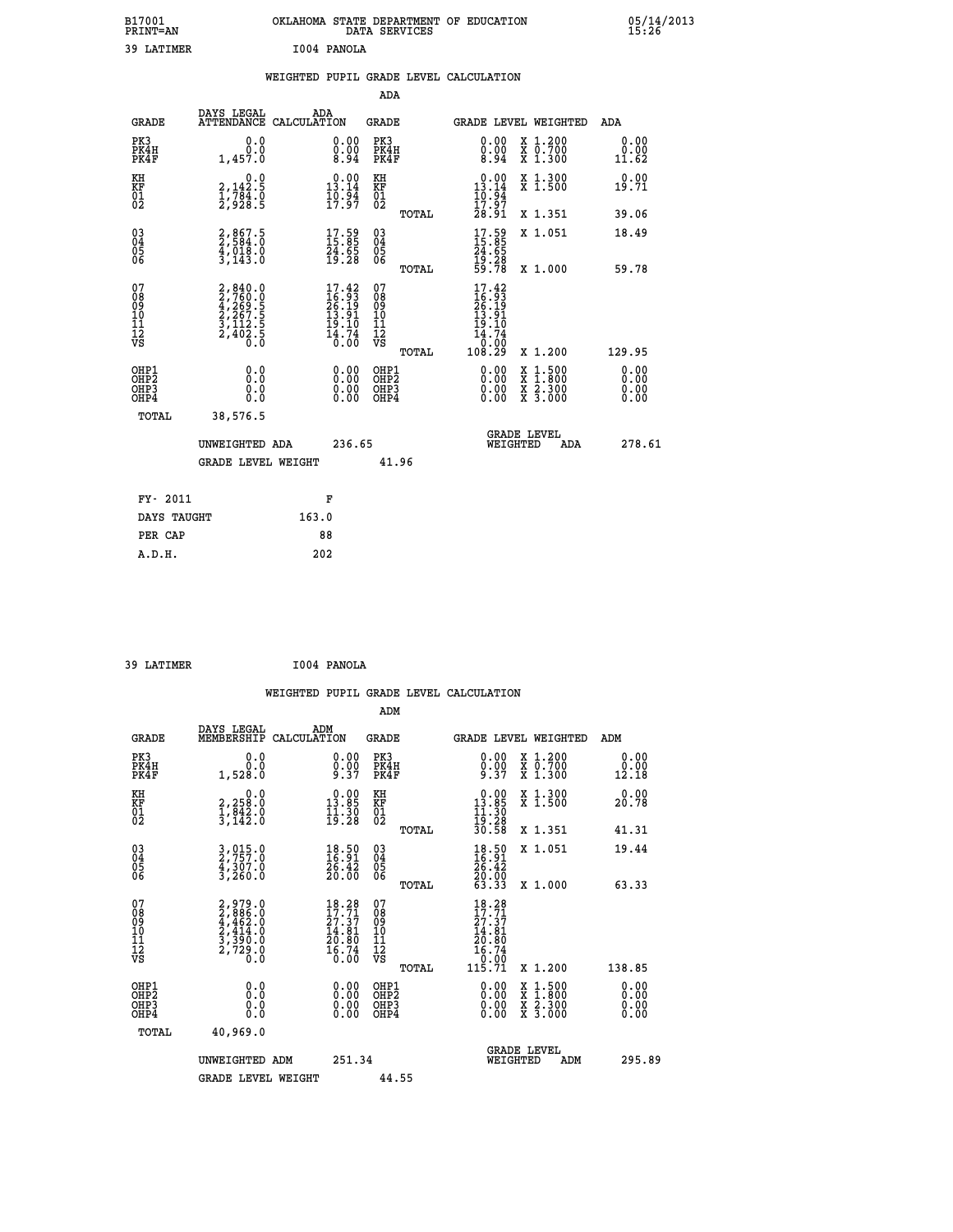B17001 OKLAHOMA STATE DEPARTMENT OF EDUCATION 05/14/2013
PRINT=AN DATA SERVICES 15:26

39 LATIMER I004 PANOLA

## WEIGHTED PUPIL GRADE LEVEL CALCULATION

### ADA

| GRADE | DAYS LEGAL ATTENDANCE | ADA CALCULATION | GRADE | GRADE LEVEL | WEIGHTED | ADA |
|---|---|---|---|---|---|---|
| PK3 | 0.0 | 0.00 | PK3 | 0.00 | X 1.200 | 0.00 |
| PK4H | 0.0 | 0.00 | PK4H | 0.00 | X 0.700 | 0.00 |
| PK4F | 1,457.0 | 8.94 | PK4F | 8.94 | X 1.300 | 11.62 |
| KH | 0.0 | 0.00 | KH | 0.00 | X 1.300 | 0.00 |
| KF | 2,142.5 | 13.14 | KF | 13.14 | X 1.500 | 19.71 |
| 01 | 1,784.0 | 10.94 | 01 | 10.94 | | |
| 02 | 2,928.5 | 17.97 | 02 | 17.97 | | |
| | | | TOTAL | 28.91 | X 1.351 | 39.06 |
| 03 | 2,867.5 | 17.59 | 03 | 17.59 | X 1.051 | 18.49 |
| 04 | 2,584.0 | 15.85 | 04 | 15.85 | | |
| 05 | 4,018.0 | 24.65 | 05 | 24.65 | | |
| 06 | 3,143.0 | 19.28 | 06 | 19.28 | | |
| | | | TOTAL | 59.78 | X 1.000 | 59.78 |
| 07 | 2,840.0 | 17.42 | 07 | 17.42 | | |
| 08 | 2,760.0 | 16.93 | 08 | 16.93 | | |
| 09 | 4,269.5 | 26.19 | 09 | 26.19 | | |
| 10 | 2,267.5 | 13.91 | 10 | 13.91 | | |
| 11 | 3,112.5 | 19.10 | 11 | 19.10 | | |
| 12 | 2,402.5 | 14.74 | 12 | 14.74 | | |
| VS | 0.0 | 0.00 | VS | 0.00 | | |
| | | | TOTAL | 108.29 | X 1.200 | 129.95 |
| OHP1 | 0.0 | 0.00 | OHP1 | 0.00 | X 1.500 | 0.00 |
| OHP2 | 0.0 | 0.00 | OHP2 | 0.00 | X 1.800 | 0.00 |
| OHP3 | 0.0 | 0.00 | OHP3 | 0.00 | X 2.300 | 0.00 |
| OHP4 | 0.0 | 0.00 | OHP4 | 0.00 | X 3.000 | 0.00 |
| TOTAL | 38,576.5 | | | | | |

UNWEIGHTED ADA 236.65 GRADE LEVEL WEIGHTED ADA 278.61

GRADE LEVEL WEIGHT 41.96

| FY- 2011 | F |
|---|---|
| DAYS TAUGHT | 163.0 |
| PER CAP | 88 |
| A.D.H. | 202 |

39 LATIMER I004 PANOLA

## WEIGHTED PUPIL GRADE LEVEL CALCULATION

### ADM

| GRADE | DAYS LEGAL MEMBERSHIP | ADM CALCULATION | GRADE | GRADE LEVEL | WEIGHTED | ADM |
|---|---|---|---|---|---|---|
| PK3 | 0.0 | 0.00 | PK3 | 0.00 | X 1.200 | 0.00 |
| PK4H | 0.0 | 0.00 | PK4H | 0.00 | X 0.700 | 0.00 |
| PK4F | 1,528.0 | 9.37 | PK4F | 9.37 | X 1.300 | 12.18 |
| KH | 0.0 | 0.00 | KH | 0.00 | X 1.300 | 0.00 |
| KF | 2,258.0 | 13.85 | KF | 13.85 | X 1.500 | 20.78 |
| 01 | 1,842.0 | 11.30 | 01 | 11.30 | | |
| 02 | 3,142.0 | 19.28 | 02 | 19.28 | | |
| | | | TOTAL | 30.58 | X 1.351 | 41.31 |
| 03 | 3,015.0 | 18.50 | 03 | 18.50 | X 1.051 | 19.44 |
| 04 | 2,757.0 | 16.91 | 04 | 16.91 | | |
| 05 | 4,307.0 | 26.42 | 05 | 26.42 | | |
| 06 | 3,260.0 | 20.00 | 06 | 20.00 | | |
| | | | TOTAL | 63.33 | X 1.000 | 63.33 |
| 07 | 2,979.0 | 18.28 | 07 | 18.28 | | |
| 08 | 2,886.0 | 17.71 | 08 | 17.71 | | |
| 09 | 4,462.0 | 27.37 | 09 | 27.37 | | |
| 10 | 2,414.0 | 14.81 | 10 | 14.81 | | |
| 11 | 3,390.0 | 20.80 | 11 | 20.80 | | |
| 12 | 2,729.0 | 16.74 | 12 | 16.74 | | |
| VS | 0.0 | 0.00 | VS | 0.00 | | |
| | | | TOTAL | 115.71 | X 1.200 | 138.85 |
| OHP1 | 0.0 | 0.00 | OHP1 | 0.00 | X 1.500 | 0.00 |
| OHP2 | 0.0 | 0.00 | OHP2 | 0.00 | X 1.800 | 0.00 |
| OHP3 | 0.0 | 0.00 | OHP3 | 0.00 | X 2.300 | 0.00 |
| OHP4 | 0.0 | 0.00 | OHP4 | 0.00 | X 3.000 | 0.00 |
| TOTAL | 40,969.0 | | | | | |

UNWEIGHTED ADM 251.34 GRADE LEVEL WEIGHTED ADM 295.89

GRADE LEVEL WEIGHT 44.55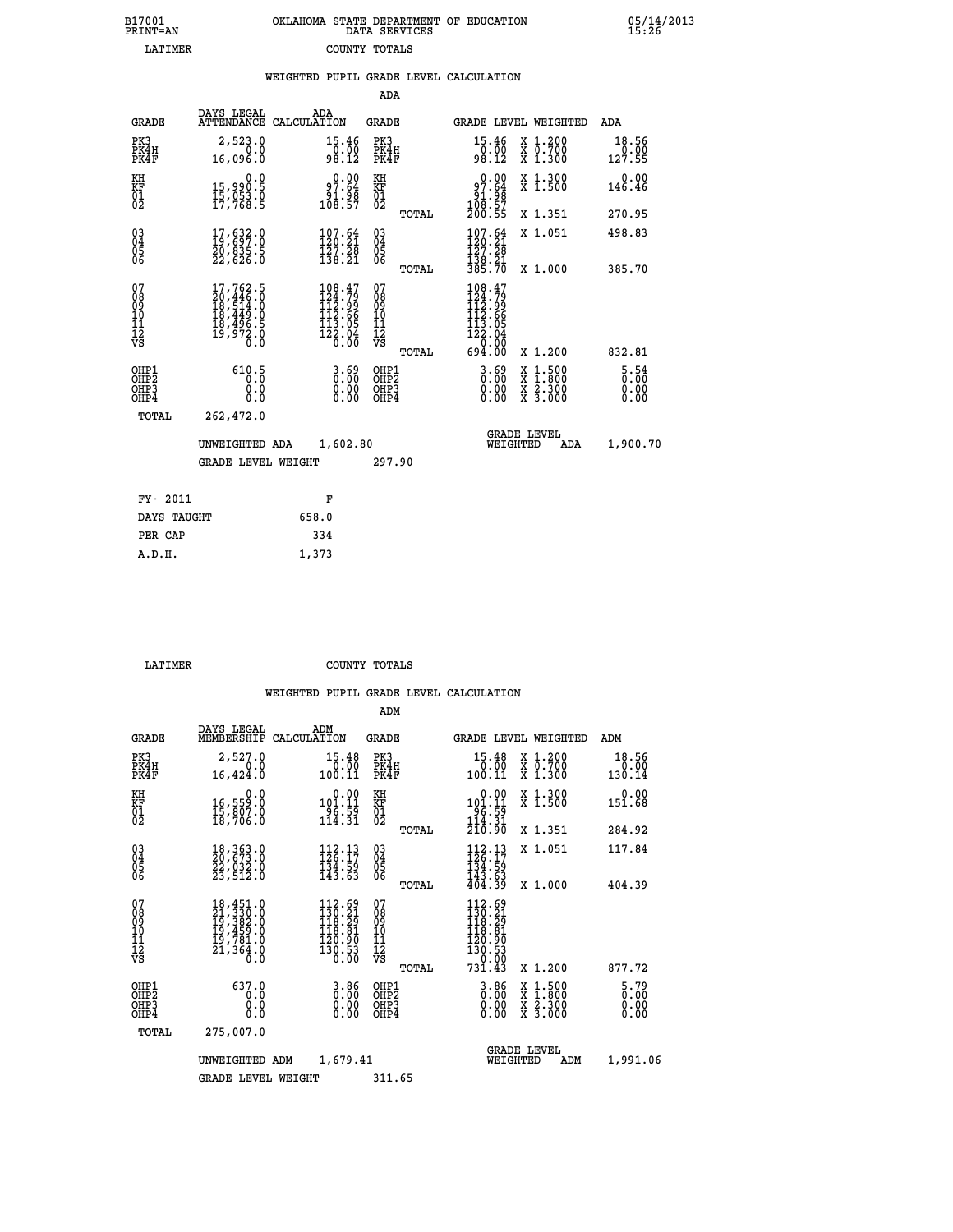B17001 OKLAHOMA STATE DEPARTMENT OF EDUCATION 05/14/2013
PRINT=AN DATA SERVICES 15:26

LATIMER COUNTY TOTALS

## WEIGHTED PUPIL GRADE LEVEL CALCULATION

ADA

| GRADE | DAYS LEGAL ATTENDANCE | ADA CALCULATION | GRADE | | GRADE LEVEL | WEIGHTED | ADA |
|---|---|---|---|---|---|---|---|
| PK3 | 2,523.0 | 15.46 | PK3 | | 15.46 | X 1.200 | 18.56 |
| PK4H | 0.0 | 0.00 | PK4H | | 0.00 | X 0.700 | 0.00 |
| PK4F | 16,096.0 | 98.12 | PK4F | | 98.12 | X 1.300 | 127.55 |
| KH | 0.0 | 0.00 | KH | | 0.00 | X 1.300 | 0.00 |
| KF | 15,990.5 | 97.64 | KF | | 97.64 | X 1.500 | 146.46 |
| 01 | 15,053.0 | 91.98 | 01 | | 91.98 | | |
| 02 | 17,768.5 | 108.57 | 02 | | 108.57 | | |
| | | | | TOTAL | 200.55 | X 1.351 | 270.95 |
| 03 | 17,632.0 | 107.64 | 03 | | 107.64 | X 1.051 | 498.83 |
| 04 | 19,697.0 | 120.21 | 04 | | 120.21 | | |
| 05 | 20,835.5 | 127.28 | 05 | | 127.28 | | |
| 06 | 22,626.0 | 138.21 | 06 | | 138.21 | | |
| | | | | TOTAL | 385.70 | X 1.000 | 385.70 |
| 07 | 17,762.5 | 108.47 | 07 | | 108.47 | | |
| 08 | 20,446.0 | 124.79 | 08 | | 124.79 | | |
| 09 | 18,514.0 | 112.99 | 09 | | 112.99 | | |
| 10 | 18,449.0 | 112.66 | 10 | | 112.66 | | |
| 11 | 18,496.5 | 113.05 | 11 | | 113.05 | | |
| 12 | 19,972.0 | 122.04 | 12 | | 122.04 | | |
| VS | 0.0 | 0.00 | VS | | 0.00 | | |
| | | | | TOTAL | 694.00 | X 1.200 | 832.81 |
| OHP1 | 610.5 | 3.69 | OHP1 | | 3.69 | X 1.500 | 5.54 |
| OHP2 | 0.0 | 0.00 | OHP2 | | 0.00 | X 1.800 | 0.00 |
| OHP3 | 0.0 | 0.00 | OHP3 | | 0.00 | X 2.300 | 0.00 |
| OHP4 | 0.0 | 0.00 | OHP4 | | 0.00 | X 3.000 | 0.00 |
| TOTAL | 262,472.0 | | | | | | |

UNWEIGHTED ADA 1,602.80 GRADE LEVEL WEIGHTED ADA 1,900.70

GRADE LEVEL WEIGHT 297.90

| FY- 2011 | F |
|---|---|
| DAYS TAUGHT | 658.0 |
| PER CAP | 334 |
| A.D.H. | 1,373 |

LATIMER COUNTY TOTALS

## WEIGHTED PUPIL GRADE LEVEL CALCULATION

ADM

| GRADE | DAYS LEGAL MEMBERSHIP | ADM CALCULATION | GRADE | | GRADE LEVEL | WEIGHTED | ADM |
|---|---|---|---|---|---|---|---|
| PK3 | 2,527.0 | 15.48 | PK3 | | 15.48 | X 1.200 | 18.56 |
| PK4H | 0.0 | 0.00 | PK4H | | 0.00 | X 0.700 | 0.00 |
| PK4F | 16,424.0 | 100.11 | PK4F | | 100.11 | X 1.300 | 130.14 |
| KH | 0.0 | 0.00 | KH | | 0.00 | X 1.300 | 0.00 |
| KF | 16,559.0 | 101.11 | KF | | 101.11 | X 1.500 | 151.68 |
| 01 | 15,807.0 | 96.59 | 01 | | 96.59 | | |
| 02 | 18,706.0 | 114.31 | 02 | | 114.31 | | |
| | | | | TOTAL | 210.90 | X 1.351 | 284.92 |
| 03 | 18,363.0 | 112.13 | 03 | | 112.13 | X 1.051 | 117.84 |
| 04 | 20,673.0 | 126.17 | 04 | | 126.17 | | |
| 05 | 22,032.0 | 134.59 | 05 | | 134.59 | | |
| 06 | 23,512.0 | 143.63 | 06 | | 143.63 | | |
| | | | | TOTAL | 404.39 | X 1.000 | 404.39 |
| 07 | 18,451.0 | 112.69 | 07 | | 112.69 | | |
| 08 | 21,330.0 | 130.21 | 08 | | 130.21 | | |
| 09 | 19,382.0 | 118.29 | 09 | | 118.29 | | |
| 10 | 19,459.0 | 118.81 | 10 | | 118.81 | | |
| 11 | 19,781.0 | 120.90 | 11 | | 120.90 | | |
| 12 | 21,364.0 | 130.53 | 12 | | 130.53 | | |
| VS | 0.0 | 0.00 | VS | | 0.00 | | |
| | | | | TOTAL | 731.43 | X 1.200 | 877.72 |
| OHP1 | 637.0 | 3.86 | OHP1 | | 3.86 | X 1.500 | 5.79 |
| OHP2 | 0.0 | 0.00 | OHP2 | | 0.00 | X 1.800 | 0.00 |
| OHP3 | 0.0 | 0.00 | OHP3 | | 0.00 | X 2.300 | 0.00 |
| OHP4 | 0.0 | 0.00 | OHP4 | | 0.00 | X 3.000 | 0.00 |
| TOTAL | 275,007.0 | | | | | | |

UNWEIGHTED ADM 1,679.41 GRADE LEVEL WEIGHTED ADM 1,991.06

GRADE LEVEL WEIGHT 311.65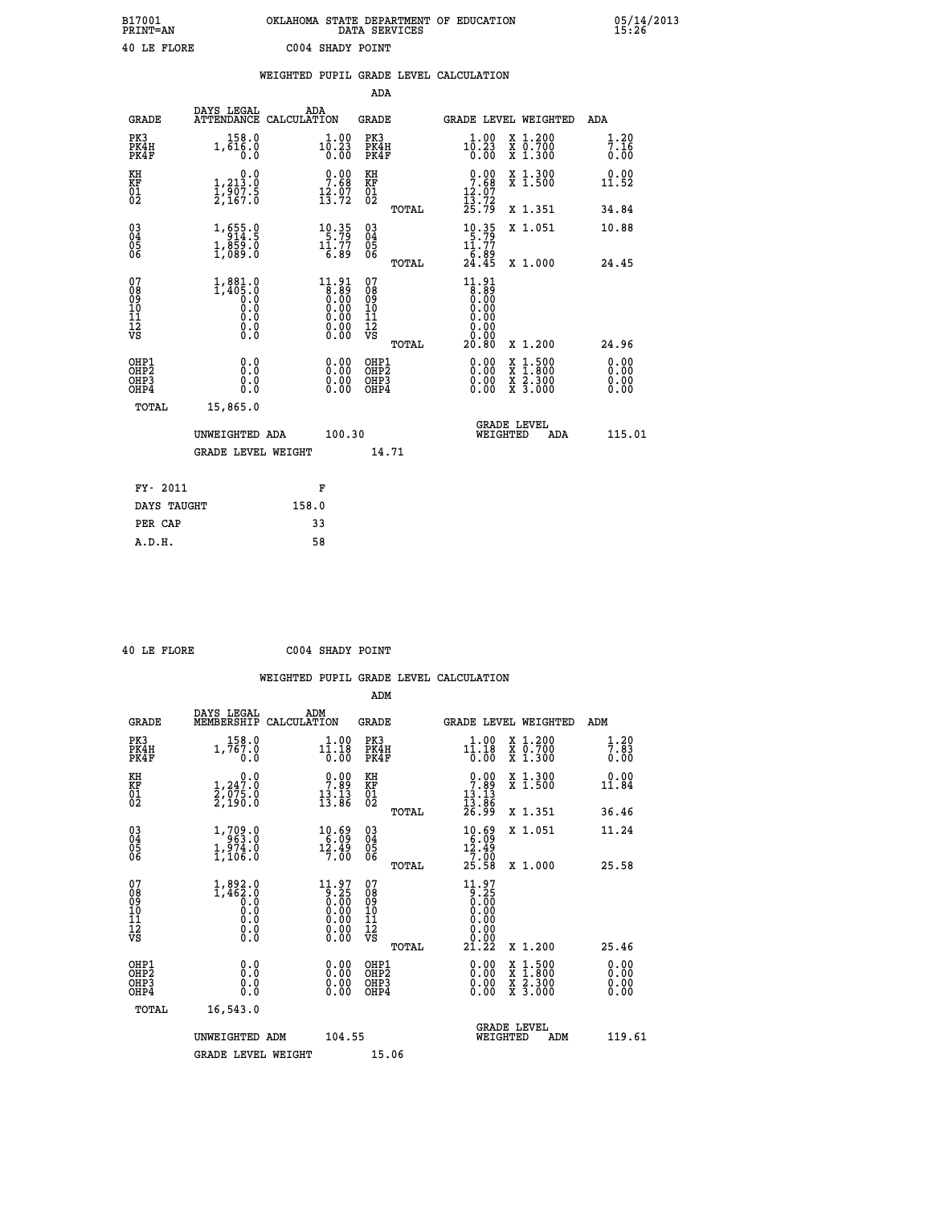B17001 OKLAHOMA STATE DEPARTMENT OF EDUCATION 05/14/2013
PRINT=AN DATA SERVICES 15:26

40 LE FLORE C004 SHADY POINT

## WEIGHTED PUPIL GRADE LEVEL CALCULATION

### ADA

| GRADE | DAYS LEGAL ATTENDANCE | ADA CALCULATION | GRADE | GRADE LEVEL | WEIGHTED | ADA |
|---|---|---|---|---|---|---|
| PK3 | 158.0 | 1.00 | PK3 | 1.00 | X 1.200 | 1.20 |
| PK4H | 1,616.0 | 10.23 | PK4H | 10.23 | X 0.700 | 7.16 |
| PK4F | 0.0 | 0.00 | PK4F | 0.00 | X 1.300 | 0.00 |
| KH | 0.0 | 0.00 | KH | 0.00 | X 1.300 | 0.00 |
| KF | 1,213.0 | 7.68 | KF | 7.68 | X 1.500 | 11.52 |
| 01 | 1,907.5 | 12.07 | 01 | 12.07 | | |
| 02 | 2,167.0 | 13.72 | 02 | 13.72 | | |
| | | | TOTAL | 25.79 | X 1.351 | 34.84 |
| 03 | 1,655.0 | 10.35 | 03 | 10.35 | X 1.051 | 10.88 |
| 04 | 914.5 | 5.79 | 04 | 5.79 | | |
| 05 | 1,859.0 | 11.77 | 05 | 11.77 | | |
| 06 | 1,089.0 | 6.89 | 06 | 6.89 | | |
| | | | TOTAL | 24.45 | X 1.000 | 24.45 |
| 07 | 1,881.0 | 11.91 | 07 | 11.91 | | |
| 08 | 1,405.0 | 8.89 | 08 | 8.89 | | |
| 09 | 0.0 | 0.00 | 09 | 0.00 | | |
| 10 | 0.0 | 0.00 | 10 | 0.00 | | |
| 11 | 0.0 | 0.00 | 11 | 0.00 | | |
| 12 | 0.0 | 0.00 | 12 | 0.00 | | |
| VS | 0.0 | 0.00 | VS | 0.00 | | |
| | | | TOTAL | 20.80 | X 1.200 | 24.96 |
| OHP1 | 0.0 | 0.00 | OHP1 | 0.00 | X 1.500 | 0.00 |
| OHP2 | 0.0 | 0.00 | OHP2 | 0.00 | X 1.800 | 0.00 |
| OHP3 | 0.0 | 0.00 | OHP3 | 0.00 | X 2.300 | 0.00 |
| OHP4 | 0.0 | 0.00 | OHP4 | 0.00 | X 3.000 | 0.00 |
| TOTAL | 15,865.0 | | | | | |

UNWEIGHTED ADA 100.30 GRADE LEVEL WEIGHTED ADA 115.01

GRADE LEVEL WEIGHT 14.71

| FY- 2011 | F |
|---|---|
| DAYS TAUGHT | 158.0 |
| PER CAP | 33 |
| A.D.H. | 58 |

40 LE FLORE C004 SHADY POINT

## WEIGHTED PUPIL GRADE LEVEL CALCULATION

### ADM

| GRADE | DAYS LEGAL MEMBERSHIP | ADM CALCULATION | GRADE | GRADE LEVEL | WEIGHTED | ADM |
|---|---|---|---|---|---|---|
| PK3 | 158.0 | 1.00 | PK3 | 1.00 | X 1.200 | 1.20 |
| PK4H | 1,767.0 | 11.18 | PK4H | 11.18 | X 0.700 | 7.83 |
| PK4F | 0.0 | 0.00 | PK4F | 0.00 | X 1.300 | 0.00 |
| KH | 0.0 | 0.00 | KH | 0.00 | X 1.300 | 0.00 |
| KF | 1,247.0 | 7.89 | KF | 7.89 | X 1.500 | 11.84 |
| 01 | 2,075.0 | 13.13 | 01 | 13.13 | | |
| 02 | 2,190.0 | 13.86 | 02 | 13.86 | | |
| | | | TOTAL | 26.99 | X 1.351 | 36.46 |
| 03 | 1,709.0 | 10.69 | 03 | 10.69 | X 1.051 | 11.24 |
| 04 | 963.0 | 6.09 | 04 | 6.09 | | |
| 05 | 1,974.0 | 12.49 | 05 | 12.49 | | |
| 06 | 1,106.0 | 7.00 | 06 | 7.00 | | |
| | | | TOTAL | 25.58 | X 1.000 | 25.58 |
| 07 | 1,892.0 | 11.97 | 07 | 11.97 | | |
| 08 | 1,462.0 | 9.25 | 08 | 9.25 | | |
| 09 | 0.0 | 0.00 | 09 | 0.00 | | |
| 10 | 0.0 | 0.00 | 10 | 0.00 | | |
| 11 | 0.0 | 0.00 | 11 | 0.00 | | |
| 12 | 0.0 | 0.00 | 12 | 0.00 | | |
| VS | 0.0 | 0.00 | VS | 0.00 | | |
| | | | TOTAL | 21.22 | X 1.200 | 25.46 |
| OHP1 | 0.0 | 0.00 | OHP1 | 0.00 | X 1.500 | 0.00 |
| OHP2 | 0.0 | 0.00 | OHP2 | 0.00 | X 1.800 | 0.00 |
| OHP3 | 0.0 | 0.00 | OHP3 | 0.00 | X 2.300 | 0.00 |
| OHP4 | 0.0 | 0.00 | OHP4 | 0.00 | X 3.000 | 0.00 |
| TOTAL | 16,543.0 | | | | | |

UNWEIGHTED ADM 104.55 GRADE LEVEL WEIGHTED ADM 119.61

GRADE LEVEL WEIGHT 15.06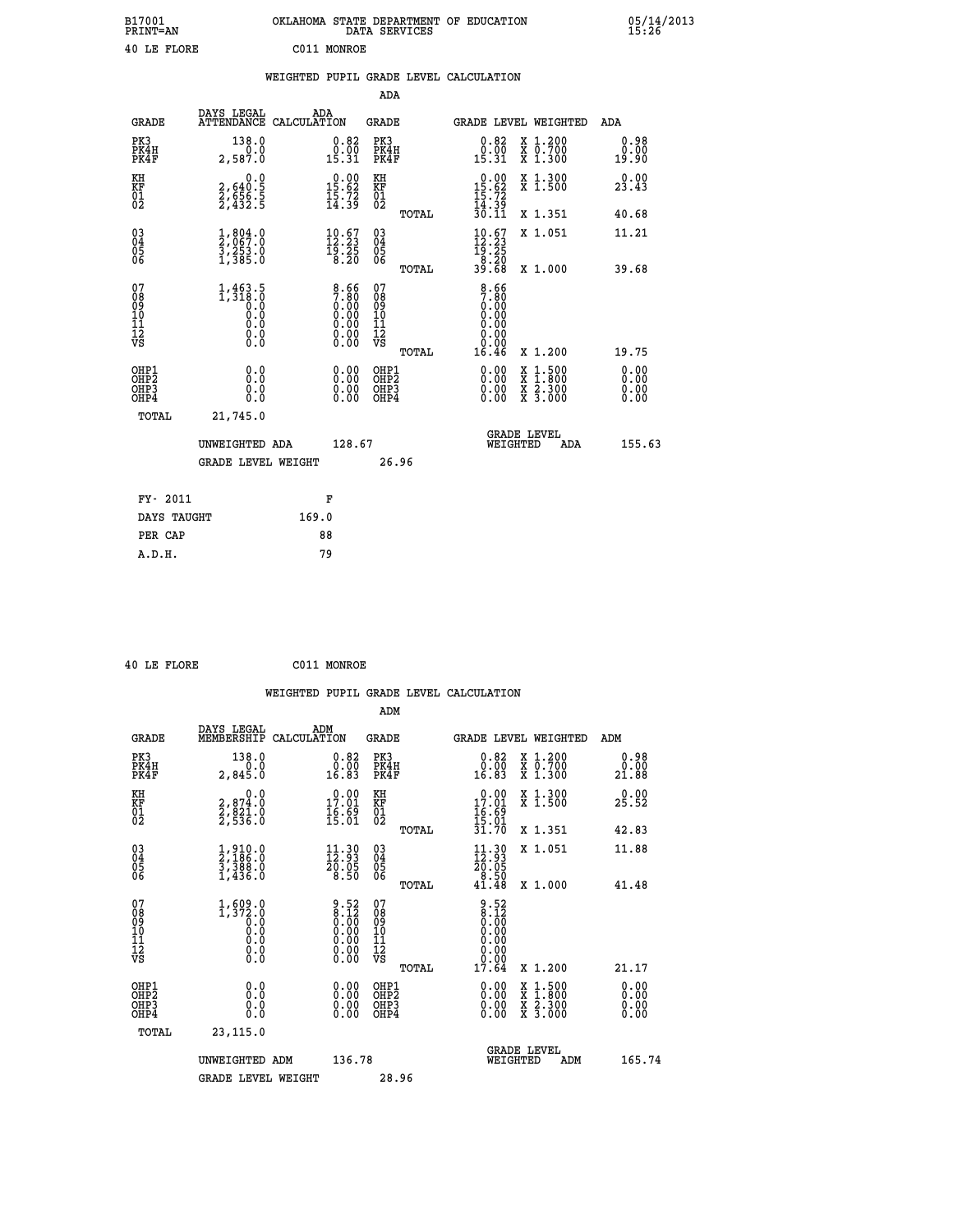B17001 OKLAHOMA STATE DEPARTMENT OF EDUCATION 05/14/2013
PRINT=AN DATA SERVICES 15:26

40 LE FLORE C011 MONROE

## WEIGHTED PUPIL GRADE LEVEL CALCULATION

### ADA

| GRADE | DAYS LEGAL ATTENDANCE | ADA CALCULATION | GRADE | GRADE LEVEL | WEIGHTED | ADA |
|---|---|---|---|---|---|---|
| PK3 | 138.0 | 0.82 | PK3 | 0.82 | X 1.200 | 0.98 |
| PK4H | 0.0 | 0.00 | PK4H | 0.00 | X 0.700 | 0.00 |
| PK4F | 2,587.0 | 15.31 | PK4F | 15.31 | X 1.300 | 19.90 |
| KH | 0.0 | 0.00 | KH | 0.00 | X 1.300 | 0.00 |
| KF | 2,640.5 | 15.62 | KF | 15.62 | X 1.500 | 23.43 |
| 01 | 2,656.5 | 15.72 | 01 | 15.72 | | |
| 02 | 2,432.5 | 14.39 | 02 | 14.39 | | |
| | | | TOTAL | 30.11 | X 1.351 | 40.68 |
| 03 | 1,804.0 | 10.67 | 03 | 10.67 | X 1.051 | 11.21 |
| 04 | 2,067.0 | 12.23 | 04 | 12.23 | | |
| 05 | 3,253.0 | 19.25 | 05 | 19.25 | | |
| 06 | 1,385.0 | 8.20 | 06 | 8.20 | | |
| | | | TOTAL | 39.68 | X 1.000 | 39.68 |
| 07 | 1,463.5 | 8.66 | 07 | 8.66 | | |
| 08 | 1,318.0 | 7.80 | 08 | 7.80 | | |
| 09 | 0.0 | 0.00 | 09 | 0.00 | | |
| 10 | 0.0 | 0.00 | 10 | 0.00 | | |
| 11 | 0.0 | 0.00 | 11 | 0.00 | | |
| 12 | 0.0 | 0.00 | 12 | 0.00 | | |
| VS | 0.0 | 0.00 | VS | 0.00 | | |
| | | | TOTAL | 16.46 | X 1.200 | 19.75 |
| OHP1 | 0.0 | 0.00 | OHP1 | 0.00 | X 1.500 | 0.00 |
| OHP2 | 0.0 | 0.00 | OHP2 | 0.00 | X 1.800 | 0.00 |
| OHP3 | 0.0 | 0.00 | OHP3 | 0.00 | X 2.300 | 0.00 |
| OHP4 | 0.0 | 0.00 | OHP4 | 0.00 | X 3.000 | 0.00 |
| TOTAL | 21,745.0 | | | | | |

UNWEIGHTED ADA 128.67 GRADE LEVEL WEIGHTED ADA 155.63

GRADE LEVEL WEIGHT 26.96

| FY- 2011 | F |
|---|---|
| DAYS TAUGHT | 169.0 |
| PER CAP | 88 |
| A.D.H. | 79 |

40 LE FLORE C011 MONROE

## WEIGHTED PUPIL GRADE LEVEL CALCULATION

### ADM

| GRADE | DAYS LEGAL MEMBERSHIP | ADM CALCULATION | GRADE | GRADE LEVEL | WEIGHTED | ADM |
|---|---|---|---|---|---|---|
| PK3 | 138.0 | 0.82 | PK3 | 0.82 | X 1.200 | 0.98 |
| PK4H | 0.0 | 0.00 | PK4H | 0.00 | X 0.700 | 0.00 |
| PK4F | 2,845.0 | 16.83 | PK4F | 16.83 | X 1.300 | 21.88 |
| KH | 0.0 | 0.00 | KH | 0.00 | X 1.300 | 0.00 |
| KF | 2,874.0 | 17.01 | KF | 17.01 | X 1.500 | 25.52 |
| 01 | 2,821.0 | 16.69 | 01 | 16.69 | | |
| 02 | 2,536.0 | 15.01 | 02 | 15.01 | | |
| | | | TOTAL | 31.70 | X 1.351 | 42.83 |
| 03 | 1,910.0 | 11.30 | 03 | 11.30 | X 1.051 | 11.88 |
| 04 | 2,186.0 | 12.93 | 04 | 12.93 | | |
| 05 | 3,388.0 | 20.05 | 05 | 20.05 | | |
| 06 | 1,436.0 | 8.50 | 06 | 8.50 | | |
| | | | TOTAL | 41.48 | X 1.000 | 41.48 |
| 07 | 1,609.0 | 9.52 | 07 | 9.52 | | |
| 08 | 1,372.0 | 8.12 | 08 | 8.12 | | |
| 09 | 0.0 | 0.00 | 09 | 0.00 | | |
| 10 | 0.0 | 0.00 | 10 | 0.00 | | |
| 11 | 0.0 | 0.00 | 11 | 0.00 | | |
| 12 | 0.0 | 0.00 | 12 | 0.00 | | |
| VS | 0.0 | 0.00 | VS | 0.00 | | |
| | | | TOTAL | 17.64 | X 1.200 | 21.17 |
| OHP1 | 0.0 | 0.00 | OHP1 | 0.00 | X 1.500 | 0.00 |
| OHP2 | 0.0 | 0.00 | OHP2 | 0.00 | X 1.800 | 0.00 |
| OHP3 | 0.0 | 0.00 | OHP3 | 0.00 | X 2.300 | 0.00 |
| OHP4 | 0.0 | 0.00 | OHP4 | 0.00 | X 3.000 | 0.00 |
| TOTAL | 23,115.0 | | | | | |

UNWEIGHTED ADM 136.78 GRADE LEVEL WEIGHTED ADM 165.74

GRADE LEVEL WEIGHT 28.96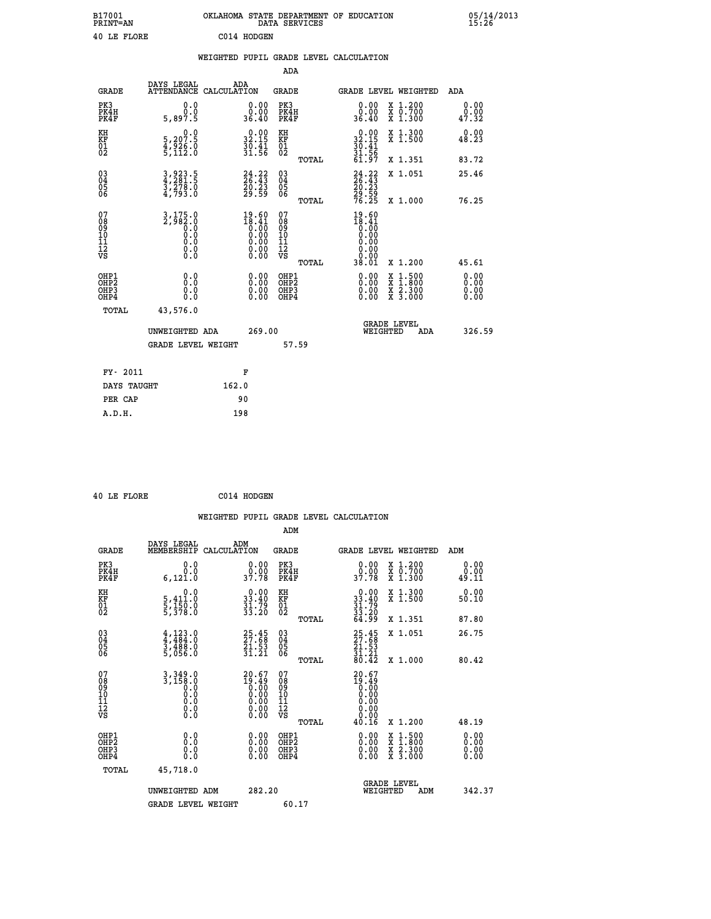B17001 OKLAHOMA STATE DEPARTMENT OF EDUCATION 05/14/2013
PRINT=AN DATA SERVICES 15:26

40 LE FLORE C014 HODGEN

## WEIGHTED PUPIL GRADE LEVEL CALCULATION

### ADA

| GRADE | DAYS LEGAL ATTENDANCE | ADA CALCULATION | GRADE | GRADE LEVEL | WEIGHTED | ADA |
|---|---|---|---|---|---|---|
| PK3 | 0.0 | 0.00 | PK3 | 0.00 | X 1.200 | 0.00 |
| PK4H | 0.0 | 0.00 | PK4H | 0.00 | X 0.700 | 0.00 |
| PK4F | 5,897.5 | 36.40 | PK4F | 36.40 | X 1.300 | 47.32 |
| KH | 0.0 | 0.00 | KH | 0.00 | X 1.300 | 0.00 |
| KF | 5,207.5 | 32.15 | KF | 32.15 | X 1.500 | 48.23 |
| 01 | 4,926.0 | 30.41 | 01 | 30.41 | | |
| 02 | 5,112.0 | 31.56 | 02 | 31.56 | | |
| | | | TOTAL | 61.97 | X 1.351 | 83.72 |
| 03 | 3,923.5 | 24.22 | 03 | 24.22 | X 1.051 | 25.46 |
| 04 | 4,281.5 | 26.43 | 04 | 26.43 | | |
| 05 | 3,278.0 | 20.23 | 05 | 20.23 | | |
| 06 | 4,793.0 | 29.59 | 06 | 29.59 | | |
| | | | TOTAL | 76.25 | X 1.000 | 76.25 |
| 07 | 3,175.0 | 19.60 | 07 | 19.60 | | |
| 08 | 2,982.0 | 18.41 | 08 | 18.41 | | |
| 09 | 0.0 | 0.00 | 09 | 0.00 | | |
| 10 | 0.0 | 0.00 | 10 | 0.00 | | |
| 11 | 0.0 | 0.00 | 11 | 0.00 | | |
| 12 | 0.0 | 0.00 | 12 | 0.00 | | |
| VS | 0.0 | 0.00 | VS | 0.00 | | |
| | | | TOTAL | 38.01 | X 1.200 | 45.61 |
| OHP1 | 0.0 | 0.00 | OHP1 | 0.00 | X 1.500 | 0.00 |
| OHP2 | 0.0 | 0.00 | OHP2 | 0.00 | X 1.800 | 0.00 |
| OHP3 | 0.0 | 0.00 | OHP3 | 0.00 | X 2.300 | 0.00 |
| OHP4 | 0.0 | 0.00 | OHP4 | 0.00 | X 3.000 | 0.00 |
| TOTAL | 43,576.0 | | | | | |

UNWEIGHTED ADA 269.00 GRADE LEVEL WEIGHTED ADA 326.59

GRADE LEVEL WEIGHT 57.59

| FY- 2011 | F |
|---|---|
| DAYS TAUGHT | 162.0 |
| PER CAP | 90 |
| A.D.H. | 198 |

40 LE FLORE C014 HODGEN

## WEIGHTED PUPIL GRADE LEVEL CALCULATION

### ADM

| GRADE | DAYS LEGAL MEMBERSHIP | ADM CALCULATION | GRADE | GRADE LEVEL | WEIGHTED | ADM |
|---|---|---|---|---|---|---|
| PK3 | 0.0 | 0.00 | PK3 | 0.00 | X 1.200 | 0.00 |
| PK4H | 0.0 | 0.00 | PK4H | 0.00 | X 0.700 | 0.00 |
| PK4F | 6,121.0 | 37.78 | PK4F | 37.78 | X 1.300 | 49.11 |
| KH | 0.0 | 0.00 | KH | 0.00 | X 1.300 | 0.00 |
| KF | 5,411.0 | 33.40 | KF | 33.40 | X 1.500 | 50.10 |
| 01 | 5,150.0 | 31.79 | 01 | 31.79 | | |
| 02 | 5,378.0 | 33.20 | 02 | 33.20 | | |
| | | | TOTAL | 64.99 | X 1.351 | 87.80 |
| 03 | 4,123.0 | 25.45 | 03 | 25.45 | X 1.051 | 26.75 |
| 04 | 4,484.0 | 27.68 | 04 | 27.68 | | |
| 05 | 3,488.0 | 21.53 | 05 | 21.53 | | |
| 06 | 5,056.0 | 31.21 | 06 | 31.21 | | |
| | | | TOTAL | 80.42 | X 1.000 | 80.42 |
| 07 | 3,349.0 | 20.67 | 07 | 20.67 | | |
| 08 | 3,158.0 | 19.49 | 08 | 19.49 | | |
| 09 | 0.0 | 0.00 | 09 | 0.00 | | |
| 10 | 0.0 | 0.00 | 10 | 0.00 | | |
| 11 | 0.0 | 0.00 | 11 | 0.00 | | |
| 12 | 0.0 | 0.00 | 12 | 0.00 | | |
| VS | 0.0 | 0.00 | VS | 0.00 | | |
| | | | TOTAL | 40.16 | X 1.200 | 48.19 |
| OHP1 | 0.0 | 0.00 | OHP1 | 0.00 | X 1.500 | 0.00 |
| OHP2 | 0.0 | 0.00 | OHP2 | 0.00 | X 1.800 | 0.00 |
| OHP3 | 0.0 | 0.00 | OHP3 | 0.00 | X 2.300 | 0.00 |
| OHP4 | 0.0 | 0.00 | OHP4 | 0.00 | X 3.000 | 0.00 |
| TOTAL | 45,718.0 | | | | | |

UNWEIGHTED ADM 282.20 GRADE LEVEL WEIGHTED ADM 342.37

GRADE LEVEL WEIGHT 60.17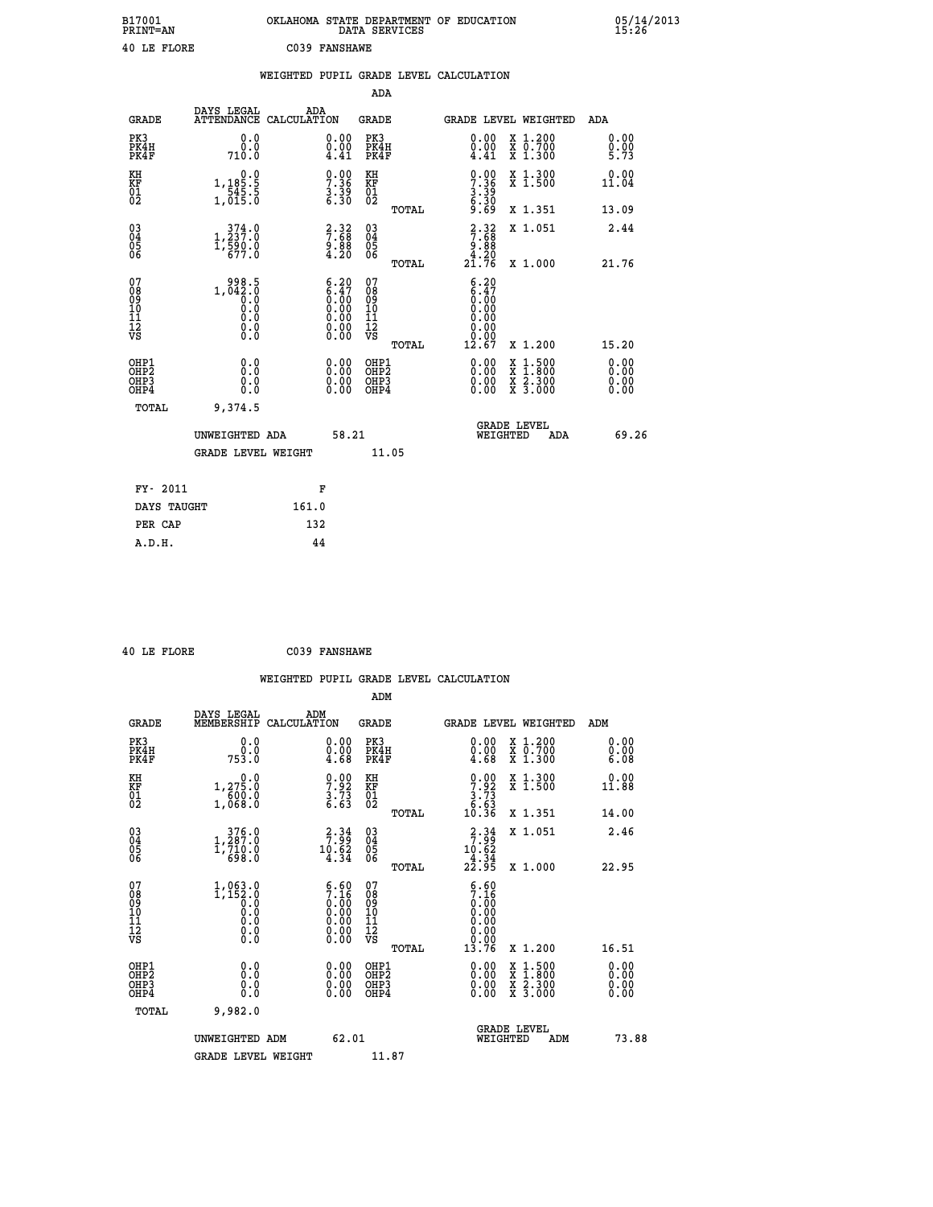B17001 OKLAHOMA STATE DEPARTMENT OF EDUCATION 05/14/2013
PRINT=AN DATA SERVICES 15:26

40 LE FLORE C039 FANSHAWE

WEIGHTED PUPIL GRADE LEVEL CALCULATION

ADA

| GRADE | DAYS LEGAL ATTENDANCE | ADA CALCULATION | GRADE | GRADE LEVEL | WEIGHTED | ADA |
|---|---|---|---|---|---|---|
| PK3 | 0.0 | 0.00 | PK3 | 0.00 | X 1.200 | 0.00 |
| PK4H | 0.0 | 0.00 | PK4H | 0.00 | X 0.700 | 0.00 |
| PK4F | 710.0 | 4.41 | PK4F | 4.41 | X 1.300 | 5.73 |
| KH | 0.0 | 0.00 | KH | 0.00 | X 1.300 | 0.00 |
| KF | 1,185.5 | 7.36 | KF | 7.36 | X 1.500 | 11.04 |
| 01 | 545.5 | 3.39 | 01 | 3.39 | | |
| 02 | 1,015.0 | 6.30 | 02 | 6.30 | | |
| | | | TOTAL | 9.69 | X 1.351 | 13.09 |
| 03 | 374.0 | 2.32 | 03 | 2.32 | X 1.051 | 2.44 |
| 04 | 1,237.0 | 7.68 | 04 | 7.68 | | |
| 05 | 1,590.0 | 9.88 | 05 | 9.88 | | |
| 06 | 677.0 | 4.20 | 06 | 4.20 | | |
| | | | TOTAL | 21.76 | X 1.000 | 21.76 |
| 07 | 998.5 | 6.20 | 07 | 6.20 | | |
| 08 | 1,042.0 | 6.47 | 08 | 6.47 | | |
| 09 | 0.0 | 0.00 | 09 | 0.00 | | |
| 10 | 0.0 | 0.00 | 10 | 0.00 | | |
| 11 | 0.0 | 0.00 | 11 | 0.00 | | |
| 12 | 0.0 | 0.00 | 12 | 0.00 | | |
| VS | 0.0 | 0.00 | VS | 0.00 | | |
| | | | TOTAL | 12.67 | X 1.200 | 15.20 |
| OHP1 | 0.0 | 0.00 | OHP1 | 0.00 | X 1.500 | 0.00 |
| OHP2 | 0.0 | 0.00 | OHP2 | 0.00 | X 1.800 | 0.00 |
| OHP3 | 0.0 | 0.00 | OHP3 | 0.00 | X 2.300 | 0.00 |
| OHP4 | 0.0 | 0.00 | OHP4 | 0.00 | X 3.000 | 0.00 |
| TOTAL | 9,374.5 | | | | | |

UNWEIGHTED ADA 58.21 GRADE LEVEL WEIGHTED ADA 69.26

GRADE LEVEL WEIGHT 11.05

| FY- 2011 | F |
|---|---|
| DAYS TAUGHT | 161.0 |
| PER CAP | 132 |
| A.D.H. | 44 |

40 LE FLORE C039 FANSHAWE

WEIGHTED PUPIL GRADE LEVEL CALCULATION

ADM

| GRADE | DAYS LEGAL MEMBERSHIP | ADM CALCULATION | GRADE | GRADE LEVEL | WEIGHTED | ADM |
|---|---|---|---|---|---|---|
| PK3 | 0.0 | 0.00 | PK3 | 0.00 | X 1.200 | 0.00 |
| PK4H | 0.0 | 0.00 | PK4H | 0.00 | X 0.700 | 0.00 |
| PK4F | 753.0 | 4.68 | PK4F | 4.68 | X 1.300 | 6.08 |
| KH | 0.0 | 0.00 | KH | 0.00 | X 1.300 | 0.00 |
| KF | 1,275.0 | 7.92 | KF | 7.92 | X 1.500 | 11.88 |
| 01 | 600.0 | 3.73 | 01 | 3.73 | | |
| 02 | 1,068.0 | 6.63 | 02 | 6.63 | | |
| | | | TOTAL | 10.36 | X 1.351 | 14.00 |
| 03 | 376.0 | 2.34 | 03 | 2.34 | X 1.051 | 2.46 |
| 04 | 1,287.0 | 7.99 | 04 | 7.99 | | |
| 05 | 1,710.0 | 10.62 | 05 | 10.62 | | |
| 06 | 698.0 | 4.34 | 06 | 4.34 | | |
| | | | TOTAL | 22.95 | X 1.000 | 22.95 |
| 07 | 1,063.0 | 6.60 | 07 | 6.60 | | |
| 08 | 1,152.0 | 7.16 | 08 | 7.16 | | |
| 09 | 0.0 | 0.00 | 09 | 0.00 | | |
| 10 | 0.0 | 0.00 | 10 | 0.00 | | |
| 11 | 0.0 | 0.00 | 11 | 0.00 | | |
| 12 | 0.0 | 0.00 | 12 | 0.00 | | |
| VS | 0.0 | 0.00 | VS | 0.00 | | |
| | | | TOTAL | 13.76 | X 1.200 | 16.51 |
| OHP1 | 0.0 | 0.00 | OHP1 | 0.00 | X 1.500 | 0.00 |
| OHP2 | 0.0 | 0.00 | OHP2 | 0.00 | X 1.800 | 0.00 |
| OHP3 | 0.0 | 0.00 | OHP3 | 0.00 | X 2.300 | 0.00 |
| OHP4 | 0.0 | 0.00 | OHP4 | 0.00 | X 3.000 | 0.00 |
| TOTAL | 9,982.0 | | | | | |

UNWEIGHTED ADM 62.01 GRADE LEVEL WEIGHTED ADM 73.88

GRADE LEVEL WEIGHT 11.87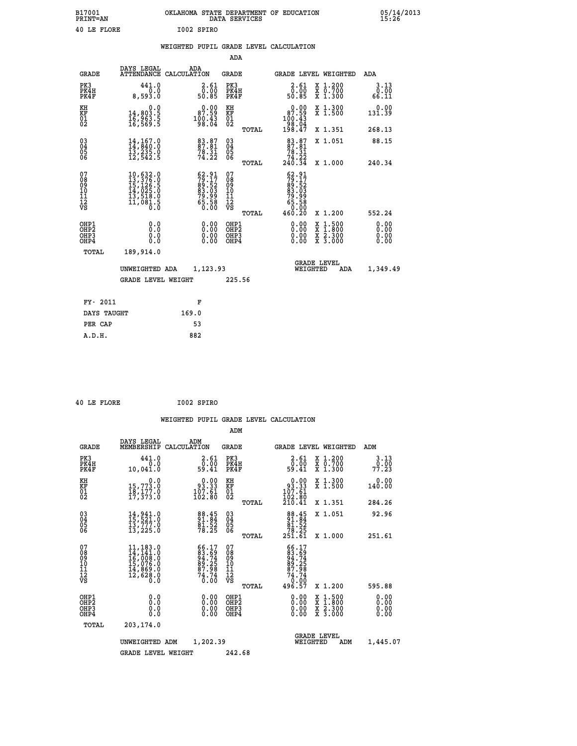B17001 OKLAHOMA STATE DEPARTMENT OF EDUCATION 05/14/2013
PRINT=AN DATA SERVICES 15:26

40 LE FLORE I002 SPIRO

## WEIGHTED PUPIL GRADE LEVEL CALCULATION

### ADA

| GRADE | DAYS LEGAL ATTENDANCE | ADA CALCULATION | GRADE | GRADE LEVEL | WEIGHTED | ADA |
|---|---|---|---|---|---|---|
| PK3 | 441.0 | 2.61 | PK3 | 2.61 | X 1.200 | 3.13 |
| PK4H | 0.0 | 0.00 | PK4H | 0.00 | X 0.700 | 0.00 |
| PK4F | 8,593.0 | 50.85 | PK4F | 50.85 | X 1.300 | 66.11 |
| KH | 0.0 | 0.00 | KH | 0.00 | X 1.300 | 0.00 |
| KF | 14,803.5 | 87.59 | KF | 87.59 | X 1.500 | 131.39 |
| 01 | 16,963.5 | 100.43 | 01 | 100.43 | | |
| 02 | 16,569.5 | 98.04 | 02 | 98.04 | | |
| | | | TOTAL | 198.47 | X 1.351 | 268.13 |
| 03 | 14,167.0 | 83.87 | 03 | 83.87 | X 1.051 | 88.15 |
| 04 | 14,840.0 | 87.81 | 04 | 87.81 | | |
| 05 | 13,235.0 | 78.31 | 05 | 78.31 | | |
| 06 | 12,542.5 | 74.22 | 06 | 74.22 | | |
| | | | TOTAL | 240.34 | X 1.000 | 240.34 |
| 07 | 10,632.0 | 62.91 | 07 | 62.91 | | |
| 08 | 13,376.0 | 79.17 | 08 | 79.17 | | |
| 09 | 15,126.5 | 89.52 | 09 | 89.52 | | |
| 10 | 14,025.0 | 83.03 | 10 | 83.03 | | |
| 11 | 13,518.0 | 79.99 | 11 | 79.99 | | |
| 12 | 11,081.5 | 65.58 | 12 | 65.58 | | |
| VS | 0.0 | 0.00 | VS | 0.00 | | |
| | | | TOTAL | 460.20 | X 1.200 | 552.24 |
| OHP1 | 0.0 | 0.00 | OHP1 | 0.00 | X 1.500 | 0.00 |
| OHP2 | 0.0 | 0.00 | OHP2 | 0.00 | X 1.800 | 0.00 |
| OHP3 | 0.0 | 0.00 | OHP3 | 0.00 | X 2.300 | 0.00 |
| OHP4 | 0.0 | 0.00 | OHP4 | 0.00 | X 3.000 | 0.00 |
| TOTAL | 189,914.0 | | | | | |

UNWEIGHTED ADA 1,123.93 GRADE LEVEL WEIGHTED ADA 1,349.49

GRADE LEVEL WEIGHT 225.56

| FY- 2011 | F |
|---|---|
| DAYS TAUGHT | 169.0 |
| PER CAP | 53 |
| A.D.H. | 882 |

40 LE FLORE I002 SPIRO

## WEIGHTED PUPIL GRADE LEVEL CALCULATION

### ADM

| GRADE | DAYS LEGAL MEMBERSHIP | ADM CALCULATION | GRADE | GRADE LEVEL | WEIGHTED | ADM |
|---|---|---|---|---|---|---|
| PK3 | 441.0 | 2.61 | PK3 | 2.61 | X 1.200 | 3.13 |
| PK4H | 0.0 | 0.00 | PK4H | 0.00 | X 0.700 | 0.00 |
| PK4F | 10,041.0 | 59.41 | PK4F | 59.41 | X 1.300 | 77.23 |
| KH | 0.0 | 0.00 | KH | 0.00 | X 1.300 | 0.00 |
| KF | 15,773.0 | 93.33 | KF | 93.33 | X 1.500 | 140.00 |
| 01 | 18,177.0 | 107.61 | 01 | 107.61 | | |
| 02 | 17,373.0 | 102.80 | 02 | 102.80 | | |
| | | | TOTAL | 210.41 | X 1.351 | 284.26 |
| 03 | 14,941.0 | 88.45 | 03 | 88.45 | X 1.051 | 92.96 |
| 04 | 15,521.0 | 91.84 | 04 | 91.84 | | |
| 05 | 13,777.0 | 81.52 | 05 | 81.52 | | |
| 06 | 13,225.0 | 78.25 | 06 | 78.25 | | |
| | | | TOTAL | 251.61 | X 1.000 | 251.61 |
| 07 | 11,183.0 | 66.17 | 07 | 66.17 | | |
| 08 | 14,141.0 | 83.69 | 08 | 83.69 | | |
| 09 | 16,008.0 | 94.74 | 09 | 94.74 | | |
| 10 | 15,076.0 | 89.25 | 10 | 89.25 | | |
| 11 | 14,869.0 | 87.98 | 11 | 87.98 | | |
| 12 | 12,628.0 | 74.74 | 12 | 74.74 | | |
| VS | 0.0 | 0.00 | VS | 0.00 | | |
| | | | TOTAL | 496.57 | X 1.200 | 595.88 |
| OHP1 | 0.0 | 0.00 | OHP1 | 0.00 | X 1.500 | 0.00 |
| OHP2 | 0.0 | 0.00 | OHP2 | 0.00 | X 1.800 | 0.00 |
| OHP3 | 0.0 | 0.00 | OHP3 | 0.00 | X 2.300 | 0.00 |
| OHP4 | 0.0 | 0.00 | OHP4 | 0.00 | X 3.000 | 0.00 |
| TOTAL | 203,174.0 | | | | | |

UNWEIGHTED ADM 1,202.39 GRADE LEVEL WEIGHTED ADM 1,445.07

GRADE LEVEL WEIGHT 242.68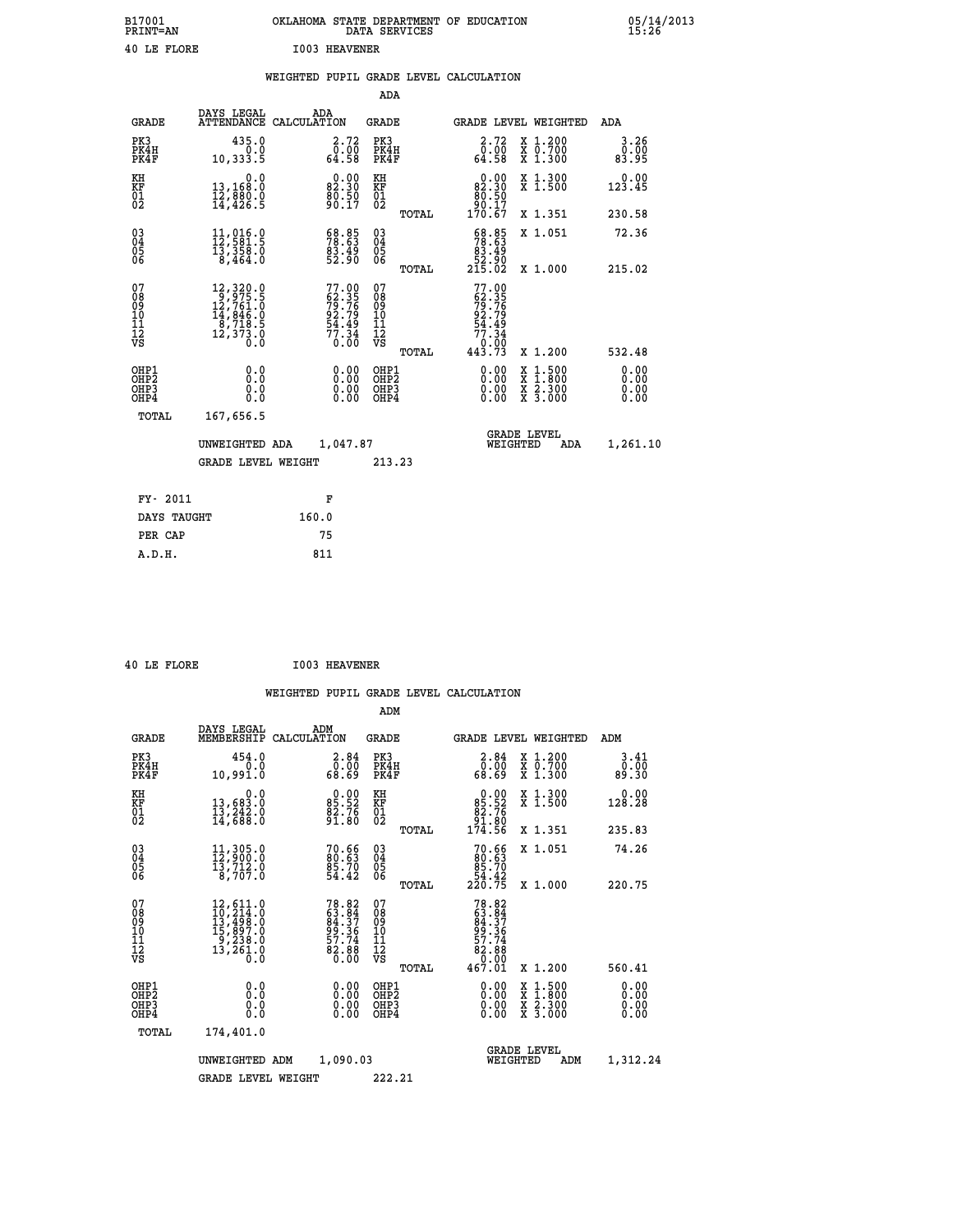B17001 OKLAHOMA STATE DEPARTMENT OF EDUCATION 05/14/2013
PRINT=AN DATA SERVICES 15:26

40 LE FLORE I003 HEAVENER

WEIGHTED PUPIL GRADE LEVEL CALCULATION

ADA

| GRADE | DAYS LEGAL ATTENDANCE | ADA CALCULATION | GRADE | | GRADE LEVEL | WEIGHTED | ADA |
|---|---|---|---|---|---|---|---|
| PK3 | 435.0 | 2.72 | PK3 | | 2.72 | X 1.200 | 3.26 |
| PK4H | 0.0 | 0.00 | PK4H | | 0.00 | X 0.700 | 0.00 |
| PK4F | 10,333.5 | 64.58 | PK4F | | 64.58 | X 1.300 | 83.95 |
| KH | 0.0 | 0.00 | KH | | 0.00 | X 1.300 | 0.00 |
| KF | 13,168.0 | 82.30 | KF | | 82.30 | X 1.500 | 123.45 |
| 01 | 12,880.0 | 80.50 | 01 | | 80.50 | | |
| 02 | 14,426.5 | 90.17 | 02 | | 90.17 | | |
| | | | | TOTAL | 170.67 | X 1.351 | 230.58 |
| 03 | 11,016.0 | 68.85 | 03 | | 68.85 | X 1.051 | 72.36 |
| 04 | 12,581.5 | 78.63 | 04 | | 78.63 | | |
| 05 | 13,358.0 | 83.49 | 05 | | 83.49 | | |
| 06 | 8,464.0 | 52.90 | 06 | | 52.90 | | |
| | | | | TOTAL | 215.02 | X 1.000 | 215.02 |
| 07 | 12,320.0 | 77.00 | 07 | | 77.00 | | |
| 08 | 9,975.5 | 62.35 | 08 | | 62.35 | | |
| 09 | 12,761.0 | 79.76 | 09 | | 79.76 | | |
| 10 | 14,846.0 | 92.79 | 10 | | 92.79 | | |
| 11 | 8,718.5 | 54.49 | 11 | | 54.49 | | |
| 12 | 12,373.0 | 77.34 | 12 | | 77.34 | | |
| VS | 0.0 | 0.00 | VS | | 0.00 | | |
| | | | | TOTAL | 443.73 | X 1.200 | 532.48 |
| OHP1 | 0.0 | 0.00 | OHP1 | | 0.00 | X 1.500 | 0.00 |
| OHP2 | 0.0 | 0.00 | OHP2 | | 0.00 | X 1.800 | 0.00 |
| OHP3 | 0.0 | 0.00 | OHP3 | | 0.00 | X 2.300 | 0.00 |
| OHP4 | 0.0 | 0.00 | OHP4 | | 0.00 | X 3.000 | 0.00 |
| TOTAL | 167,656.5 | | | | | | |

UNWEIGHTED ADA 1,047.87 GRADE LEVEL WEIGHTED ADA 1,261.10

GRADE LEVEL WEIGHT 213.23

| FY- 2011 | F |
|---|---|
| DAYS TAUGHT | 160.0 |
| PER CAP | 75 |
| A.D.H. | 811 |

40 LE FLORE I003 HEAVENER

WEIGHTED PUPIL GRADE LEVEL CALCULATION

ADM

| GRADE | DAYS LEGAL MEMBERSHIP | ADM CALCULATION | GRADE | | GRADE LEVEL | WEIGHTED | ADM |
|---|---|---|---|---|---|---|---|
| PK3 | 454.0 | 2.84 | PK3 | | 2.84 | X 1.200 | 3.41 |
| PK4H | 0.0 | 0.00 | PK4H | | 0.00 | X 0.700 | 0.00 |
| PK4F | 10,991.0 | 68.69 | PK4F | | 68.69 | X 1.300 | 89.30 |
| KH | 0.0 | 0.00 | KH | | 0.00 | X 1.300 | 0.00 |
| KF | 13,683.0 | 85.52 | KF | | 85.52 | X 1.500 | 128.28 |
| 01 | 13,242.0 | 82.76 | 01 | | 82.76 | | |
| 02 | 14,688.0 | 91.80 | 02 | | 91.80 | | |
| | | | | TOTAL | 174.56 | X 1.351 | 235.83 |
| 03 | 11,305.0 | 70.66 | 03 | | 70.66 | X 1.051 | 74.26 |
| 04 | 12,900.0 | 80.63 | 04 | | 80.63 | | |
| 05 | 13,712.0 | 85.70 | 05 | | 85.70 | | |
| 06 | 8,707.0 | 54.42 | 06 | | 54.42 | | |
| | | | | TOTAL | 220.75 | X 1.000 | 220.75 |
| 07 | 12,611.0 | 78.82 | 07 | | 78.82 | | |
| 08 | 10,214.0 | 63.84 | 08 | | 63.84 | | |
| 09 | 13,498.0 | 84.37 | 09 | | 84.37 | | |
| 10 | 15,897.0 | 99.36 | 10 | | 99.36 | | |
| 11 | 9,238.0 | 57.74 | 11 | | 57.74 | | |
| 12 | 13,261.0 | 82.88 | 12 | | 82.88 | | |
| VS | 0.0 | 0.00 | VS | | 0.00 | | |
| | | | | TOTAL | 467.01 | X 1.200 | 560.41 |
| OHP1 | 0.0 | 0.00 | OHP1 | | 0.00 | X 1.500 | 0.00 |
| OHP2 | 0.0 | 0.00 | OHP2 | | 0.00 | X 1.800 | 0.00 |
| OHP3 | 0.0 | 0.00 | OHP3 | | 0.00 | X 2.300 | 0.00 |
| OHP4 | 0.0 | 0.00 | OHP4 | | 0.00 | X 3.000 | 0.00 |
| TOTAL | 174,401.0 | | | | | | |

UNWEIGHTED ADM 1,090.03 GRADE LEVEL WEIGHTED ADM 1,312.24

GRADE LEVEL WEIGHT 222.21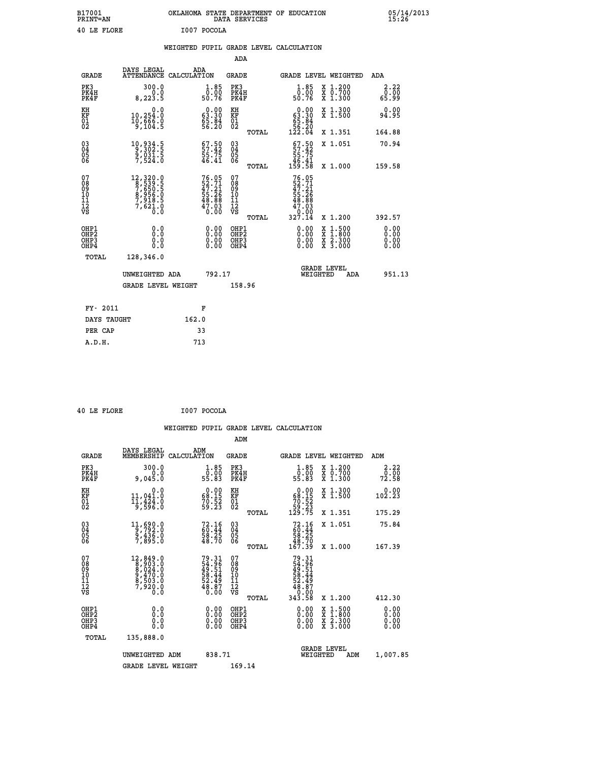B17001 OKLAHOMA STATE DEPARTMENT OF EDUCATION 05/14/2013
PRINT=AN DATA SERVICES 15:26

40 LE FLORE I007 POCOLA

## WEIGHTED PUPIL GRADE LEVEL CALCULATION

### ADA

| GRADE | DAYS LEGAL ATTENDANCE | ADA CALCULATION | GRADE | | GRADE LEVEL | WEIGHTED | ADA |
|---|---|---|---|---|---|---|---|
| PK3 | 300.0 | 1.85 | PK3 | | 1.85 | X 1.200 | 2.22 |
| PK4H | 0.0 | 0.00 | PK4H | | 0.00 | X 0.700 | 0.00 |
| PK4F | 8,223.5 | 50.76 | PK4F | | 50.76 | X 1.300 | 65.99 |
| KH | 0.0 | 0.00 | KH | | 0.00 | X 1.300 | 0.00 |
| KF | 10,254.0 | 63.30 | KF | | 63.30 | X 1.500 | 94.95 |
| 01 | 10,666.0 | 65.84 | 01 | | 65.84 | | |
| 02 | 9,104.5 | 56.20 | 02 | | 56.20 | | |
| | | | | TOTAL | 122.04 | X 1.351 | 164.88 |
| 03 | 10,934.5 | 67.50 | 03 | | 67.50 | X 1.051 | 70.94 |
| 04 | 9,302.5 | 57.42 | 04 | | 57.42 | | |
| 05 | 9,031.5 | 55.75 | 05 | | 55.75 | | |
| 06 | 7,524.0 | 46.41 | 06 | | 46.41 | | |
| | | | | TOTAL | 159.58 | X 1.000 | 159.58 |
| 07 | 12,320.0 | 76.05 | 07 | | 76.05 | | |
| 08 | 8,539.5 | 52.71 | 08 | | 52.71 | | |
| 09 | 7,650.5 | 47.21 | 09 | | 47.21 | | |
| 10 | 8,956.0 | 55.26 | 10 | | 55.26 | | |
| 11 | 7,918.5 | 48.88 | 11 | | 48.88 | | |
| 12 | 7,621.0 | 47.03 | 12 | | 47.03 | | |
| VS | 0.0 | 0.00 | VS | | 0.00 | | |
| | | | | TOTAL | 327.14 | X 1.200 | 392.57 |
| OHP1 | 0.0 | 0.00 | OHP1 | | 0.00 | X 1.500 | 0.00 |
| OHP2 | 0.0 | 0.00 | OHP2 | | 0.00 | X 1.800 | 0.00 |
| OHP3 | 0.0 | 0.00 | OHP3 | | 0.00 | X 2.300 | 0.00 |
| OHP4 | 0.0 | 0.00 | OHP4 | | 0.00 | X 3.000 | 0.00 |
| TOTAL | 128,346.0 | | | | | | |

UNWEIGHTED ADA 792.17 GRADE LEVEL WEIGHTED ADA 951.13

GRADE LEVEL WEIGHT 158.96

| FY- 2011 | F |
|---|---|
| DAYS TAUGHT | 162.0 |
| PER CAP | 33 |
| A.D.H. | 713 |

40 LE FLORE I007 POCOLA

## WEIGHTED PUPIL GRADE LEVEL CALCULATION

### ADM

| GRADE | DAYS LEGAL MEMBERSHIP | ADM CALCULATION | GRADE | | GRADE LEVEL | WEIGHTED | ADM |
|---|---|---|---|---|---|---|---|
| PK3 | 300.0 | 1.85 | PK3 | | 1.85 | X 1.200 | 2.22 |
| PK4H | 0.0 | 0.00 | PK4H | | 0.00 | X 0.700 | 0.00 |
| PK4F | 9,045.0 | 55.83 | PK4F | | 55.83 | X 1.300 | 72.58 |
| KH | 0.0 | 0.00 | KH | | 0.00 | X 1.300 | 0.00 |
| KF | 11,041.0 | 68.15 | KF | | 68.15 | X 1.500 | 102.23 |
| 01 | 11,424.0 | 70.52 | 01 | | 70.52 | | |
| 02 | 9,596.0 | 59.23 | 02 | | 59.23 | | |
| | | | | TOTAL | 129.75 | X 1.351 | 175.29 |
| 03 | 11,690.0 | 72.16 | 03 | | 72.16 | X 1.051 | 75.84 |
| 04 | 9,792.0 | 60.44 | 04 | | 60.44 | | |
| 05 | 9,436.0 | 58.25 | 05 | | 58.25 | | |
| 06 | 7,895.0 | 48.70 | 06 | | 48.70 | | |
| | | | | TOTAL | 167.39 | X 1.000 | 167.39 |
| 07 | 12,849.0 | 79.31 | 07 | | 79.31 | | |
| 08 | 8,903.0 | 54.96 | 08 | | 54.96 | | |
| 09 | 8,024.0 | 49.51 | 09 | | 49.51 | | |
| 10 | 9,470.0 | 58.44 | 10 | | 58.44 | | |
| 11 | 8,503.0 | 52.49 | 11 | | 52.49 | | |
| 12 | 7,920.0 | 48.87 | 12 | | 48.87 | | |
| VS | 0.0 | 0.00 | VS | | 0.00 | | |
| | | | | TOTAL | 343.58 | X 1.200 | 412.30 |
| OHP1 | 0.0 | 0.00 | OHP1 | | 0.00 | X 1.500 | 0.00 |
| OHP2 | 0.0 | 0.00 | OHP2 | | 0.00 | X 1.800 | 0.00 |
| OHP3 | 0.0 | 0.00 | OHP3 | | 0.00 | X 2.300 | 0.00 |
| OHP4 | 0.0 | 0.00 | OHP4 | | 0.00 | X 3.000 | 0.00 |
| TOTAL | 135,888.0 | | | | | | |

UNWEIGHTED ADM 838.71 GRADE LEVEL WEIGHTED ADM 1,007.85

GRADE LEVEL WEIGHT 169.14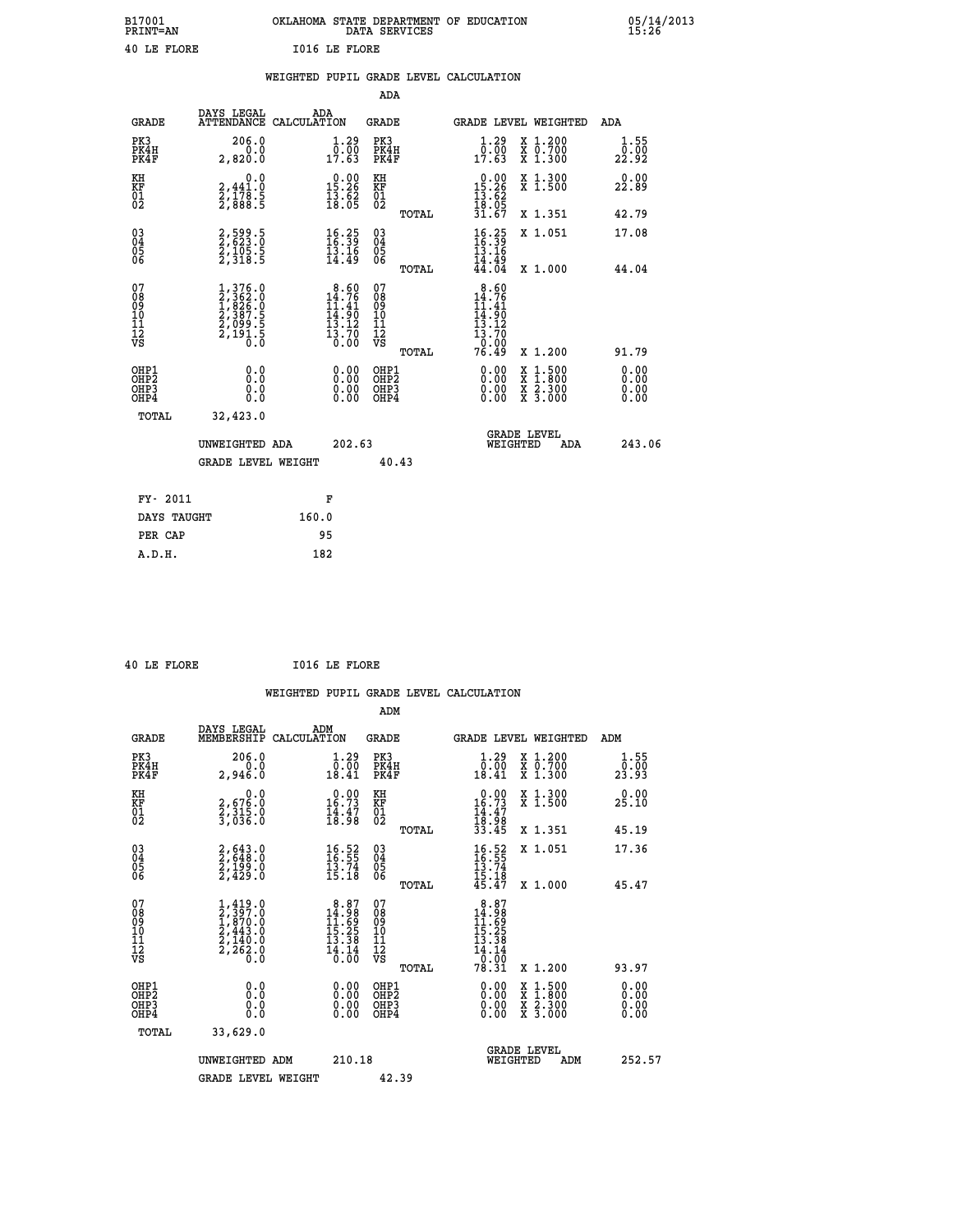B17001 OKLAHOMA STATE DEPARTMENT OF EDUCATION 05/14/2013
PRINT=AN DATA SERVICES 15:26

40 LE FLORE I016 LE FLORE

## WEIGHTED PUPIL GRADE LEVEL CALCULATION

### ADA

| GRADE | DAYS LEGAL ATTENDANCE | ADA CALCULATION | GRADE | GRADE LEVEL | WEIGHTED | ADA |
|---|---|---|---|---|---|---|
| PK3 | 206.0 | 1.29 | PK3 | 1.29 | X 1.200 | 1.55 |
| PK4H | 0.0 | 0.00 | PK4H | 0.00 | X 0.700 | 0.00 |
| PK4F | 2,820.0 | 17.63 | PK4F | 17.63 | X 1.300 | 22.92 |
| KH | 0.0 | 0.00 | KH | 0.00 | X 1.300 | 0.00 |
| KF | 2,441.0 | 15.26 | KF | 15.26 | X 1.500 | 22.89 |
| 01 | 2,178.5 | 13.62 | 01 | 13.62 | | |
| 02 | 2,888.5 | 18.05 | 02 | 18.05 | | |
| | | | TOTAL | 31.67 | X 1.351 | 42.79 |
| 03 | 2,599.5 | 16.25 | 03 | 16.25 | X 1.051 | 17.08 |
| 04 | 2,623.0 | 16.39 | 04 | 16.39 | | |
| 05 | 2,105.5 | 13.16 | 05 | 13.16 | | |
| 06 | 2,318.5 | 14.49 | 06 | 14.49 | | |
| | | | TOTAL | 44.04 | X 1.000 | 44.04 |
| 07 | 1,376.0 | 8.60 | 07 | 8.60 | | |
| 08 | 2,362.0 | 14.76 | 08 | 14.76 | | |
| 09 | 1,826.0 | 11.41 | 09 | 11.41 | | |
| 10 | 2,387.5 | 14.90 | 10 | 14.90 | | |
| 11 | 2,099.5 | 13.12 | 11 | 13.12 | | |
| 12 | 2,191.5 | 13.70 | 12 | 13.70 | | |
| VS | 0.0 | 0.00 | VS | 0.00 | | |
| | | | TOTAL | 76.49 | X 1.200 | 91.79 |
| OHP1 | 0.0 | 0.00 | OHP1 | 0.00 | X 1.500 | 0.00 |
| OHP2 | 0.0 | 0.00 | OHP2 | 0.00 | X 1.800 | 0.00 |
| OHP3 | 0.0 | 0.00 | OHP3 | 0.00 | X 2.300 | 0.00 |
| OHP4 | 0.0 | 0.00 | OHP4 | 0.00 | X 3.000 | 0.00 |
| TOTAL | 32,423.0 | | | | | |

UNWEIGHTED ADA 202.63 GRADE LEVEL WEIGHTED ADA 243.06

GRADE LEVEL WEIGHT 40.43

| FY- 2011 | F |
|---|---|
| DAYS TAUGHT | 160.0 |
| PER CAP | 95 |
| A.D.H. | 182 |

40 LE FLORE I016 LE FLORE

## WEIGHTED PUPIL GRADE LEVEL CALCULATION

### ADM

| GRADE | DAYS LEGAL MEMBERSHIP | ADM CALCULATION | GRADE | GRADE LEVEL | WEIGHTED | ADM |
|---|---|---|---|---|---|---|
| PK3 | 206.0 | 1.29 | PK3 | 1.29 | X 1.200 | 1.55 |
| PK4H | 0.0 | 0.00 | PK4H | 0.00 | X 0.700 | 0.00 |
| PK4F | 2,946.0 | 18.41 | PK4F | 18.41 | X 1.300 | 23.93 |
| KH | 0.0 | 0.00 | KH | 0.00 | X 1.300 | 0.00 |
| KF | 2,676.0 | 16.73 | KF | 16.73 | X 1.500 | 25.10 |
| 01 | 2,315.0 | 14.47 | 01 | 14.47 | | |
| 02 | 3,036.0 | 18.98 | 02 | 18.98 | | |
| | | | TOTAL | 33.45 | X 1.351 | 45.19 |
| 03 | 2,643.0 | 16.52 | 03 | 16.52 | X 1.051 | 17.36 |
| 04 | 2,648.0 | 16.55 | 04 | 16.55 | | |
| 05 | 2,199.0 | 13.74 | 05 | 13.74 | | |
| 06 | 2,429.0 | 15.18 | 06 | 15.18 | | |
| | | | TOTAL | 45.47 | X 1.000 | 45.47 |
| 07 | 1,419.0 | 8.87 | 07 | 8.87 | | |
| 08 | 2,397.0 | 14.98 | 08 | 14.98 | | |
| 09 | 1,870.0 | 11.69 | 09 | 11.69 | | |
| 10 | 2,443.0 | 15.25 | 10 | 15.25 | | |
| 11 | 2,140.0 | 13.38 | 11 | 13.38 | | |
| 12 | 2,262.0 | 14.14 | 12 | 14.14 | | |
| VS | 0.0 | 0.00 | VS | 0.00 | | |
| | | | TOTAL | 78.31 | X 1.200 | 93.97 |
| OHP1 | 0.0 | 0.00 | OHP1 | 0.00 | X 1.500 | 0.00 |
| OHP2 | 0.0 | 0.00 | OHP2 | 0.00 | X 1.800 | 0.00 |
| OHP3 | 0.0 | 0.00 | OHP3 | 0.00 | X 2.300 | 0.00 |
| OHP4 | 0.0 | 0.00 | OHP4 | 0.00 | X 3.000 | 0.00 |
| TOTAL | 33,629.0 | | | | | |

UNWEIGHTED ADM 210.18 GRADE LEVEL WEIGHTED ADM 252.57

GRADE LEVEL WEIGHT 42.39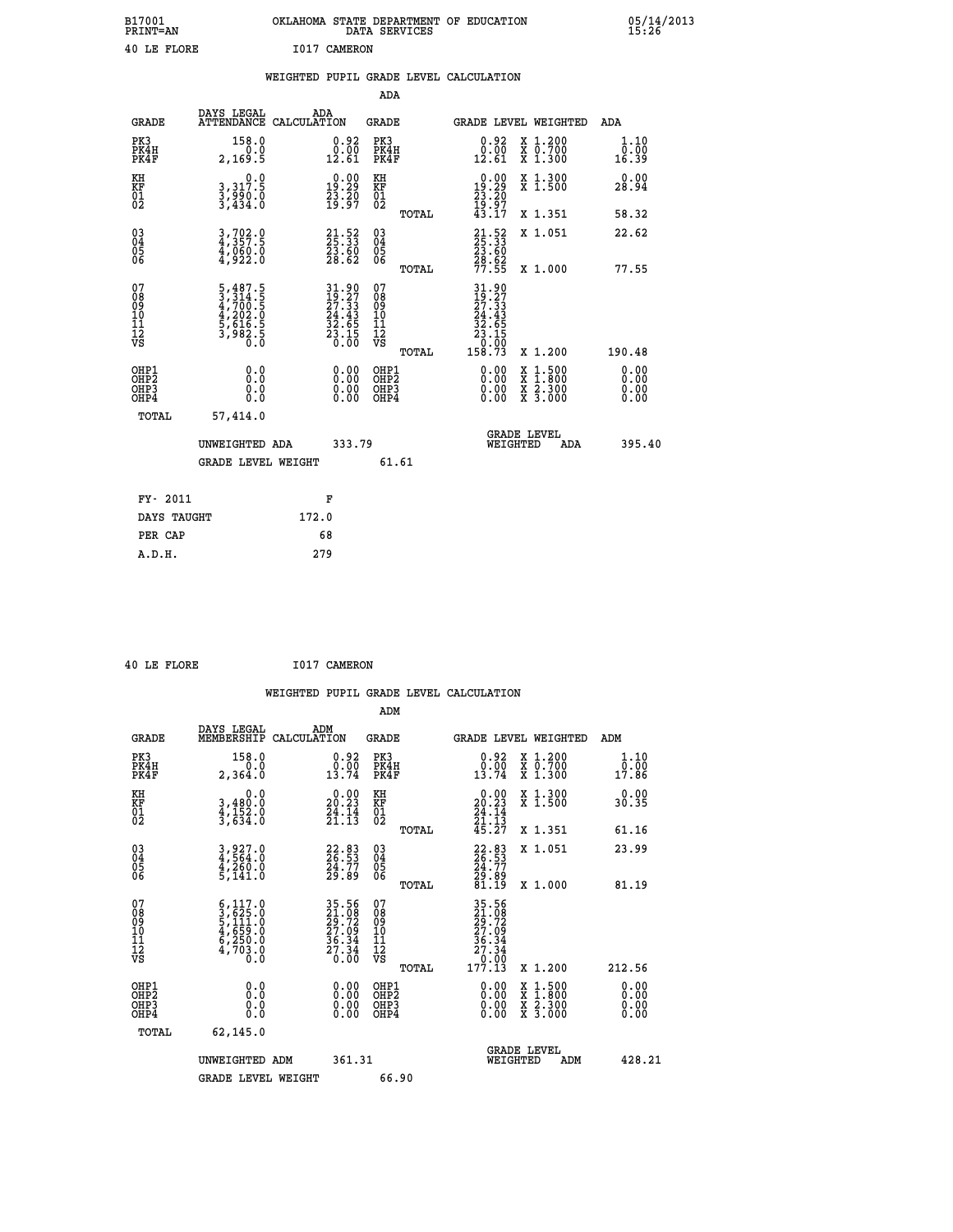B17001 OKLAHOMA STATE DEPARTMENT OF EDUCATION 05/14/2013
PRINT=AN DATA SERVICES 15:26

40 LE FLORE I017 CAMERON

## WEIGHTED PUPIL GRADE LEVEL CALCULATION

### ADA

| GRADE | DAYS LEGAL ATTENDANCE | ADA CALCULATION | GRADE | GRADE LEVEL | WEIGHTED | ADA |
|---|---|---|---|---|---|---|
| PK3 | 158.0 | 0.92 | PK3 | 0.92 | X 1.200 | 1.10 |
| PK4H | 0.0 | 0.00 | PK4H | 0.00 | X 0.700 | 0.00 |
| PK4F | 2,169.5 | 12.61 | PK4F | 12.61 | X 1.300 | 16.39 |
| KH | 0.0 | 0.00 | KH | 0.00 | X 1.300 | 0.00 |
| KF | 3,317.5 | 19.29 | KF | 19.29 | X 1.500 | 28.94 |
| 01 | 3,990.0 | 23.20 | 01 | 23.20 | | |
| 02 | 3,434.0 | 19.97 | 02 | 19.97 | | |
| | | | TOTAL | 43.17 | X 1.351 | 58.32 |
| 03 | 3,702.0 | 21.52 | 03 | 21.52 | X 1.051 | 22.62 |
| 04 | 4,357.5 | 25.33 | 04 | 25.33 | | |
| 05 | 4,060.0 | 23.60 | 05 | 23.60 | | |
| 06 | 4,922.0 | 28.62 | 06 | 28.62 | | |
| | | | TOTAL | 77.55 | X 1.000 | 77.55 |
| 07 | 5,487.5 | 31.90 | 07 | 31.90 | | |
| 08 | 3,314.5 | 19.27 | 08 | 19.27 | | |
| 09 | 4,700.5 | 27.33 | 09 | 27.33 | | |
| 10 | 4,202.0 | 24.43 | 10 | 24.43 | | |
| 11 | 5,616.5 | 32.65 | 11 | 32.65 | | |
| 12 | 3,982.5 | 23.15 | 12 | 23.15 | | |
| VS | 0.0 | 0.00 | VS | 0.00 | | |
| | | | TOTAL | 158.73 | X 1.200 | 190.48 |
| OHP1 | 0.0 | 0.00 | OHP1 | 0.00 | X 1.500 | 0.00 |
| OHP2 | 0.0 | 0.00 | OHP2 | 0.00 | X 1.800 | 0.00 |
| OHP3 | 0.0 | 0.00 | OHP3 | 0.00 | X 2.300 | 0.00 |
| OHP4 | 0.0 | 0.00 | OHP4 | 0.00 | X 3.000 | 0.00 |
| TOTAL | 57,414.0 | | | | | |

UNWEIGHTED ADA 333.79 — GRADE LEVEL WEIGHTED ADA 395.40

GRADE LEVEL WEIGHT 61.61

| FY- 2011 | F |
|---|---|
| DAYS TAUGHT | 172.0 |
| PER CAP | 68 |
| A.D.H. | 279 |

40 LE FLORE I017 CAMERON

## WEIGHTED PUPIL GRADE LEVEL CALCULATION

### ADM

| GRADE | DAYS LEGAL MEMBERSHIP | ADM CALCULATION | GRADE | GRADE LEVEL | WEIGHTED | ADM |
|---|---|---|---|---|---|---|
| PK3 | 158.0 | 0.92 | PK3 | 0.92 | X 1.200 | 1.10 |
| PK4H | 0.0 | 0.00 | PK4H | 0.00 | X 0.700 | 0.00 |
| PK4F | 2,364.0 | 13.74 | PK4F | 13.74 | X 1.300 | 17.86 |
| KH | 0.0 | 0.00 | KH | 0.00 | X 1.300 | 0.00 |
| KF | 3,480.0 | 20.23 | KF | 20.23 | X 1.500 | 30.35 |
| 01 | 4,152.0 | 24.14 | 01 | 24.14 | | |
| 02 | 3,634.0 | 21.13 | 02 | 21.13 | | |
| | | | TOTAL | 45.27 | X 1.351 | 61.16 |
| 03 | 3,927.0 | 22.83 | 03 | 22.83 | X 1.051 | 23.99 |
| 04 | 4,564.0 | 26.53 | 04 | 26.53 | | |
| 05 | 4,260.0 | 24.77 | 05 | 24.77 | | |
| 06 | 5,141.0 | 29.89 | 06 | 29.89 | | |
| | | | TOTAL | 81.19 | X 1.000 | 81.19 |
| 07 | 6,117.0 | 35.56 | 07 | 35.56 | | |
| 08 | 3,625.0 | 21.08 | 08 | 21.08 | | |
| 09 | 5,111.0 | 29.72 | 09 | 29.72 | | |
| 10 | 4,659.0 | 27.09 | 10 | 27.09 | | |
| 11 | 6,250.0 | 36.34 | 11 | 36.34 | | |
| 12 | 4,703.0 | 27.34 | 12 | 27.34 | | |
| VS | 0.0 | 0.00 | VS | 0.00 | | |
| | | | TOTAL | 177.13 | X 1.200 | 212.56 |
| OHP1 | 0.0 | 0.00 | OHP1 | 0.00 | X 1.500 | 0.00 |
| OHP2 | 0.0 | 0.00 | OHP2 | 0.00 | X 1.800 | 0.00 |
| OHP3 | 0.0 | 0.00 | OHP3 | 0.00 | X 2.300 | 0.00 |
| OHP4 | 0.0 | 0.00 | OHP4 | 0.00 | X 3.000 | 0.00 |
| TOTAL | 62,145.0 | | | | | |

UNWEIGHTED ADM 361.31 — GRADE LEVEL WEIGHTED ADM 428.21

GRADE LEVEL WEIGHT 66.90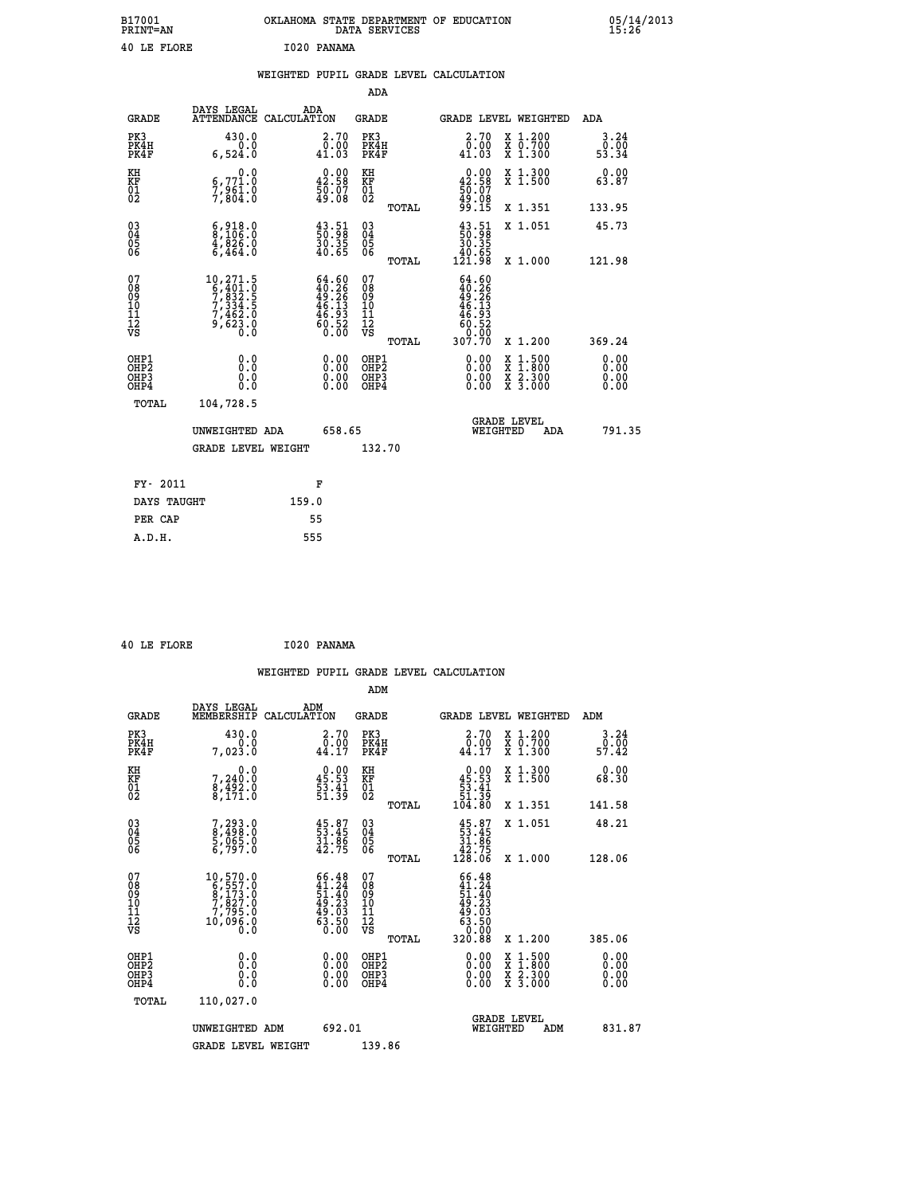B17001 OKLAHOMA STATE DEPARTMENT OF EDUCATION 05/14/2013
PRINT=AN DATA SERVICES 15:26

40 LE FLORE I020 PANAMA

## WEIGHTED PUPIL GRADE LEVEL CALCULATION

### ADA

| GRADE | DAYS LEGAL ATTENDANCE | ADA CALCULATION | GRADE | GRADE LEVEL | WEIGHTED | ADA |
|---|---|---|---|---|---|---|
| PK3 | 430.0 | 2.70 | PK3 | 2.70 | X 1.200 | 3.24 |
| PK4H | 0.0 | 0.00 | PK4H | 0.00 | X 0.700 | 0.00 |
| PK4F | 6,524.0 | 41.03 | PK4F | 41.03 | X 1.300 | 53.34 |
| KH | 0.0 | 0.00 | KH | 0.00 | X 1.300 | 0.00 |
| KF | 6,771.0 | 42.58 | KF | 42.58 | X 1.500 | 63.87 |
| 01 | 7,961.0 | 50.07 | 01 | 50.07 | | |
| 02 | 7,804.0 | 49.08 | 02 | 49.08 | | |
| | | | TOTAL | 99.15 | X 1.351 | 133.95 |
| 03 | 6,918.0 | 43.51 | 03 | 43.51 | X 1.051 | 45.73 |
| 04 | 8,106.0 | 50.98 | 04 | 50.98 | | |
| 05 | 4,826.0 | 30.35 | 05 | 30.35 | | |
| 06 | 6,464.0 | 40.65 | 06 | 40.65 | | |
| | | | TOTAL | 121.98 | X 1.000 | 121.98 |
| 07 | 10,271.5 | 64.60 | 07 | 64.60 | | |
| 08 | 6,401.0 | 40.26 | 08 | 40.26 | | |
| 09 | 7,832.5 | 49.26 | 09 | 49.26 | | |
| 10 | 7,334.5 | 46.13 | 10 | 46.13 | | |
| 11 | 7,462.0 | 46.93 | 11 | 46.93 | | |
| 12 | 9,623.0 | 60.52 | 12 | 60.52 | | |
| VS | 0.0 | 0.00 | VS | 0.00 | | |
| | | | TOTAL | 307.70 | X 1.200 | 369.24 |
| OHP1 | 0.0 | 0.00 | OHP1 | 0.00 | X 1.500 | 0.00 |
| OHP2 | 0.0 | 0.00 | OHP2 | 0.00 | X 1.800 | 0.00 |
| OHP3 | 0.0 | 0.00 | OHP3 | 0.00 | X 2.300 | 0.00 |
| OHP4 | 0.0 | 0.00 | OHP4 | 0.00 | X 3.000 | 0.00 |
| TOTAL | 104,728.5 | | | | | |

UNWEIGHTED ADA 658.65 GRADE LEVEL WEIGHTED ADA 791.35

GRADE LEVEL WEIGHT 132.70

| FY- 2011 | F |
|---|---|
| DAYS TAUGHT | 159.0 |
| PER CAP | 55 |
| A.D.H. | 555 |

40 LE FLORE I020 PANAMA

## WEIGHTED PUPIL GRADE LEVEL CALCULATION

### ADM

| GRADE | DAYS LEGAL MEMBERSHIP | ADM CALCULATION | GRADE | GRADE LEVEL | WEIGHTED | ADM |
|---|---|---|---|---|---|---|
| PK3 | 430.0 | 2.70 | PK3 | 2.70 | X 1.200 | 3.24 |
| PK4H | 0.0 | 0.00 | PK4H | 0.00 | X 0.700 | 0.00 |
| PK4F | 7,023.0 | 44.17 | PK4F | 44.17 | X 1.300 | 57.42 |
| KH | 0.0 | 0.00 | KH | 0.00 | X 1.300 | 0.00 |
| KF | 7,240.0 | 45.53 | KF | 45.53 | X 1.500 | 68.30 |
| 01 | 8,492.0 | 53.41 | 01 | 53.41 | | |
| 02 | 8,171.0 | 51.39 | 02 | 51.39 | | |
| | | | TOTAL | 104.80 | X 1.351 | 141.58 |
| 03 | 7,293.0 | 45.87 | 03 | 45.87 | X 1.051 | 48.21 |
| 04 | 8,498.0 | 53.45 | 04 | 53.45 | | |
| 05 | 5,065.0 | 31.86 | 05 | 31.86 | | |
| 06 | 6,797.0 | 42.75 | 06 | 42.75 | | |
| | | | TOTAL | 128.06 | X 1.000 | 128.06 |
| 07 | 10,570.0 | 66.48 | 07 | 66.48 | | |
| 08 | 6,557.0 | 41.24 | 08 | 41.24 | | |
| 09 | 8,173.0 | 51.40 | 09 | 51.40 | | |
| 10 | 7,827.0 | 49.23 | 10 | 49.23 | | |
| 11 | 7,795.0 | 49.03 | 11 | 49.03 | | |
| 12 | 10,096.0 | 63.50 | 12 | 63.50 | | |
| VS | 0.0 | 0.00 | VS | 0.00 | | |
| | | | TOTAL | 320.88 | X 1.200 | 385.06 |
| OHP1 | 0.0 | 0.00 | OHP1 | 0.00 | X 1.500 | 0.00 |
| OHP2 | 0.0 | 0.00 | OHP2 | 0.00 | X 1.800 | 0.00 |
| OHP3 | 0.0 | 0.00 | OHP3 | 0.00 | X 2.300 | 0.00 |
| OHP4 | 0.0 | 0.00 | OHP4 | 0.00 | X 3.000 | 0.00 |
| TOTAL | 110,027.0 | | | | | |

UNWEIGHTED ADM 692.01 GRADE LEVEL WEIGHTED ADM 831.87

GRADE LEVEL WEIGHT 139.86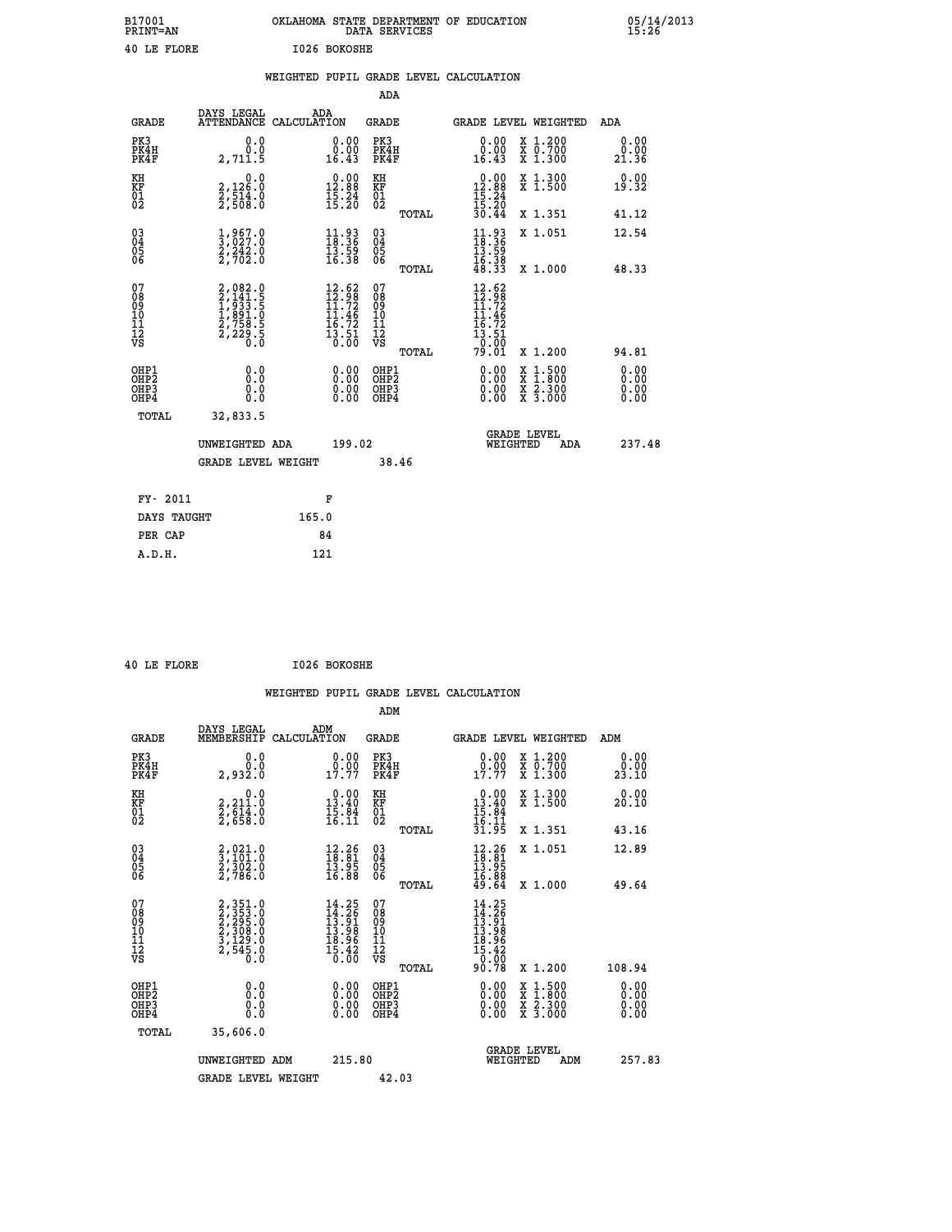B17001 PRINT=AN — OKLAHOMA STATE DEPARTMENT OF EDUCATION DATA SERVICES — 05/14/2013 15:26

40 LE FLORE — I026 BOKOSHE

## WEIGHTED PUPIL GRADE LEVEL CALCULATION

### ADA

| GRADE | DAYS LEGAL ATTENDANCE | ADA CALCULATION | GRADE | GRADE LEVEL | WEIGHTED | ADA |
|---|---|---|---|---|---|---|
| PK3 | 0.0 | 0.00 | PK3 | 0.00 | X 1.200 | 0.00 |
| PK4H | 0.0 | 0.00 | PK4H | 0.00 | X 0.700 | 0.00 |
| PK4F | 2,711.5 | 16.43 | PK4F | 16.43 | X 1.300 | 21.36 |
| KH | 0.0 | 0.00 | KH | 0.00 | X 1.300 | 0.00 |
| KF | 2,126.0 | 12.88 | KF | 12.88 | X 1.500 | 19.32 |
| 01 | 2,514.0 | 15.24 | 01 | 15.24 | | |
| 02 | 2,508.0 | 15.20 | 02 | 15.20 | | |
| | | | TOTAL | 30.44 | X 1.351 | 41.12 |
| 03 | 1,967.0 | 11.93 | 03 | 11.93 | X 1.051 | 12.54 |
| 04 | 3,027.0 | 18.36 | 04 | 18.36 | | |
| 05 | 2,242.0 | 13.59 | 05 | 13.59 | | |
| 06 | 2,702.0 | 16.38 | 06 | 16.38 | | |
| | | | TOTAL | 48.33 | X 1.000 | 48.33 |
| 07 | 2,082.0 | 12.62 | 07 | 12.62 | | |
| 08 | 2,141.5 | 12.98 | 08 | 12.98 | | |
| 09 | 1,933.5 | 11.72 | 09 | 11.72 | | |
| 10 | 1,891.0 | 11.46 | 10 | 11.46 | | |
| 11 | 2,758.5 | 16.72 | 11 | 16.72 | | |
| 12 | 2,229.5 | 13.51 | 12 | 13.51 | | |
| VS | 0.0 | 0.00 | VS | 0.00 | | |
| | | | TOTAL | 79.01 | X 1.200 | 94.81 |
| OHP1 | 0.0 | 0.00 | OHP1 | 0.00 | X 1.500 | 0.00 |
| OHP2 | 0.0 | 0.00 | OHP2 | 0.00 | X 1.800 | 0.00 |
| OHP3 | 0.0 | 0.00 | OHP3 | 0.00 | X 2.300 | 0.00 |
| OHP4 | 0.0 | 0.00 | OHP4 | 0.00 | X 3.000 | 0.00 |
| TOTAL | 32,833.5 | | | | | |

UNWEIGHTED ADA 199.02 — GRADE LEVEL WEIGHTED ADA 237.48

GRADE LEVEL WEIGHT 38.46

| | |
|---|---|
| FY- 2011 | F |
| DAYS TAUGHT | 165.0 |
| PER CAP | 84 |
| A.D.H. | 121 |

40 LE FLORE — I026 BOKOSHE

## WEIGHTED PUPIL GRADE LEVEL CALCULATION

### ADM

| GRADE | DAYS LEGAL MEMBERSHIP | ADM CALCULATION | GRADE | GRADE LEVEL | WEIGHTED | ADM |
|---|---|---|---|---|---|---|
| PK3 | 0.0 | 0.00 | PK3 | 0.00 | X 1.200 | 0.00 |
| PK4H | 0.0 | 0.00 | PK4H | 0.00 | X 0.700 | 0.00 |
| PK4F | 2,932.0 | 17.77 | PK4F | 17.77 | X 1.300 | 23.10 |
| KH | 0.0 | 0.00 | KH | 0.00 | X 1.300 | 0.00 |
| KF | 2,211.0 | 13.40 | KF | 13.40 | X 1.500 | 20.10 |
| 01 | 2,614.0 | 15.84 | 01 | 15.84 | | |
| 02 | 2,658.0 | 16.11 | 02 | 16.11 | | |
| | | | TOTAL | 31.95 | X 1.351 | 43.16 |
| 03 | 2,021.0 | 12.26 | 03 | 12.26 | X 1.051 | 12.89 |
| 04 | 3,101.0 | 18.81 | 04 | 18.81 | | |
| 05 | 2,302.0 | 13.95 | 05 | 13.95 | | |
| 06 | 2,786.0 | 16.88 | 06 | 16.88 | | |
| | | | TOTAL | 49.64 | X 1.000 | 49.64 |
| 07 | 2,351.0 | 14.25 | 07 | 14.25 | | |
| 08 | 2,353.0 | 14.26 | 08 | 14.26 | | |
| 09 | 2,295.0 | 13.91 | 09 | 13.91 | | |
| 10 | 2,308.0 | 13.98 | 10 | 13.98 | | |
| 11 | 3,129.0 | 18.96 | 11 | 18.96 | | |
| 12 | 2,545.0 | 15.42 | 12 | 15.42 | | |
| VS | 0.0 | 0.00 | VS | 0.00 | | |
| | | | TOTAL | 90.78 | X 1.200 | 108.94 |
| OHP1 | 0.0 | 0.00 | OHP1 | 0.00 | X 1.500 | 0.00 |
| OHP2 | 0.0 | 0.00 | OHP2 | 0.00 | X 1.800 | 0.00 |
| OHP3 | 0.0 | 0.00 | OHP3 | 0.00 | X 2.300 | 0.00 |
| OHP4 | 0.0 | 0.00 | OHP4 | 0.00 | X 3.000 | 0.00 |
| TOTAL | 35,606.0 | | | | | |

UNWEIGHTED ADM 215.80 — GRADE LEVEL WEIGHTED ADM 257.83

GRADE LEVEL WEIGHT 42.03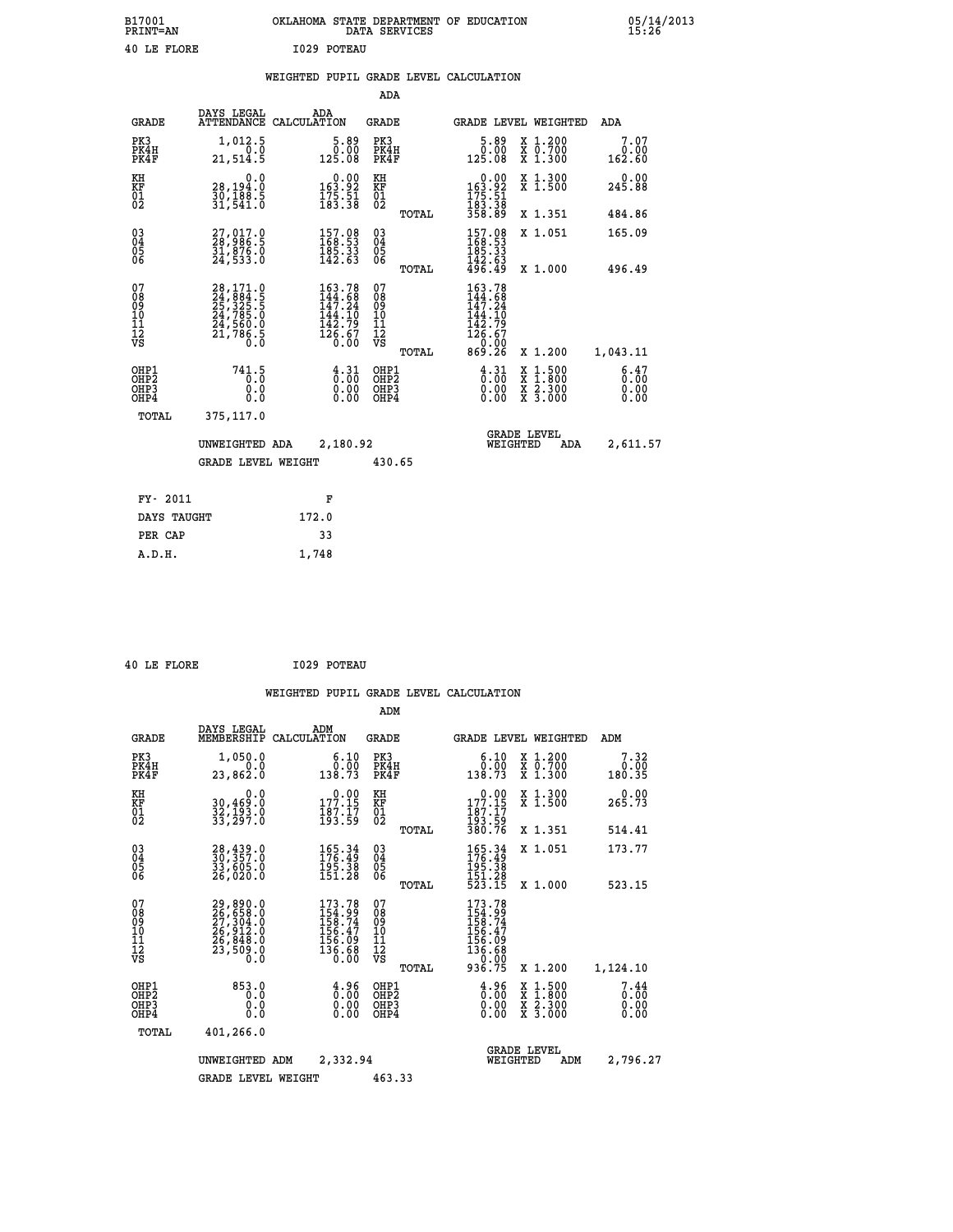B17001 OKLAHOMA STATE DEPARTMENT OF EDUCATION 05/14/2013
PRINT=AN DATA SERVICES 15:26

40 LE FLORE I029 POTEAU

WEIGHTED PUPIL GRADE LEVEL CALCULATION

ADA

| GRADE | DAYS LEGAL ATTENDANCE | ADA CALCULATION | GRADE | GRADE LEVEL | WEIGHTED | ADA |
|---|---|---|---|---|---|---|
| PK3 | 1,012.5 | 5.89 | PK3 | 5.89 | X 1.200 | 7.07 |
| PK4H | 0.0 | 0.00 | PK4H | 0.00 | X 0.700 | 0.00 |
| PK4F | 21,514.5 | 125.08 | PK4F | 125.08 | X 1.300 | 162.60 |
| KH | 0.0 | 0.00 | KH | 0.00 | X 1.300 | 0.00 |
| KF | 28,194.0 | 163.92 | KF | 163.92 | X 1.500 | 245.88 |
| 01 | 30,188.5 | 175.51 | 01 | 175.51 | | |
| 02 | 31,541.0 | 183.38 | 02 | 183.38 | | |
| | | | TOTAL | 358.89 | X 1.351 | 484.86 |
| 03 | 27,017.0 | 157.08 | 03 | 157.08 | X 1.051 | 165.09 |
| 04 | 28,986.5 | 168.53 | 04 | 168.53 | | |
| 05 | 31,876.0 | 185.33 | 05 | 185.33 | | |
| 06 | 24,533.0 | 142.63 | 06 | 142.63 | | |
| | | | TOTAL | 496.49 | X 1.000 | 496.49 |
| 07 | 28,171.0 | 163.78 | 07 | 163.78 | | |
| 08 | 24,884.5 | 144.68 | 08 | 144.68 | | |
| 09 | 25,325.5 | 147.24 | 09 | 147.24 | | |
| 10 | 24,785.0 | 144.10 | 10 | 144.10 | | |
| 11 | 24,560.0 | 142.79 | 11 | 142.79 | | |
| 12 | 21,786.5 | 126.67 | 12 | 126.67 | | |
| VS | 0.0 | 0.00 | VS | 0.00 | | |
| | | | TOTAL | 869.26 | X 1.200 | 1,043.11 |
| OHP1 | 741.5 | 4.31 | OHP1 | 4.31 | X 1.500 | 6.47 |
| OHP2 | 0.0 | 0.00 | OHP2 | 0.00 | X 1.800 | 0.00 |
| OHP3 | 0.0 | 0.00 | OHP3 | 0.00 | X 2.300 | 0.00 |
| OHP4 | 0.0 | 0.00 | OHP4 | 0.00 | X 3.000 | 0.00 |
| TOTAL | 375,117.0 | | | | | |

UNWEIGHTED ADA 2,180.92 GRADE LEVEL WEIGHTED ADA 2,611.57

GRADE LEVEL WEIGHT 430.65

| FY- 2011 | F |
|---|---|
| DAYS TAUGHT | 172.0 |
| PER CAP | 33 |
| A.D.H. | 1,748 |

40 LE FLORE I029 POTEAU

WEIGHTED PUPIL GRADE LEVEL CALCULATION

ADM

| GRADE | DAYS LEGAL MEMBERSHIP | ADM CALCULATION | GRADE | GRADE LEVEL | WEIGHTED | ADM |
|---|---|---|---|---|---|---|
| PK3 | 1,050.0 | 6.10 | PK3 | 6.10 | X 1.200 | 7.32 |
| PK4H | 0.0 | 0.00 | PK4H | 0.00 | X 0.700 | 0.00 |
| PK4F | 23,862.0 | 138.73 | PK4F | 138.73 | X 1.300 | 180.35 |
| KH | 0.0 | 0.00 | KH | 0.00 | X 1.300 | 0.00 |
| KF | 30,469.0 | 177.15 | KF | 177.15 | X 1.500 | 265.73 |
| 01 | 32,193.0 | 187.17 | 01 | 187.17 | | |
| 02 | 33,297.0 | 193.59 | 02 | 193.59 | | |
| | | | TOTAL | 380.76 | X 1.351 | 514.41 |
| 03 | 28,439.0 | 165.34 | 03 | 165.34 | X 1.051 | 173.77 |
| 04 | 30,357.0 | 176.49 | 04 | 176.49 | | |
| 05 | 33,605.0 | 195.38 | 05 | 195.38 | | |
| 06 | 26,020.0 | 151.28 | 06 | 151.28 | | |
| | | | TOTAL | 523.15 | X 1.000 | 523.15 |
| 07 | 29,890.0 | 173.78 | 07 | 173.78 | | |
| 08 | 26,658.0 | 154.99 | 08 | 154.99 | | |
| 09 | 27,304.0 | 158.74 | 09 | 158.74 | | |
| 10 | 26,912.0 | 156.47 | 10 | 156.47 | | |
| 11 | 26,848.0 | 156.09 | 11 | 156.09 | | |
| 12 | 23,509.0 | 136.68 | 12 | 136.68 | | |
| VS | 0.0 | 0.00 | VS | 0.00 | | |
| | | | TOTAL | 936.75 | X 1.200 | 1,124.10 |
| OHP1 | 853.0 | 4.96 | OHP1 | 4.96 | X 1.500 | 7.44 |
| OHP2 | 0.0 | 0.00 | OHP2 | 0.00 | X 1.800 | 0.00 |
| OHP3 | 0.0 | 0.00 | OHP3 | 0.00 | X 2.300 | 0.00 |
| OHP4 | 0.0 | 0.00 | OHP4 | 0.00 | X 3.000 | 0.00 |
| TOTAL | 401,266.0 | | | | | |

UNWEIGHTED ADM 2,332.94 GRADE LEVEL WEIGHTED ADM 2,796.27

GRADE LEVEL WEIGHT 463.33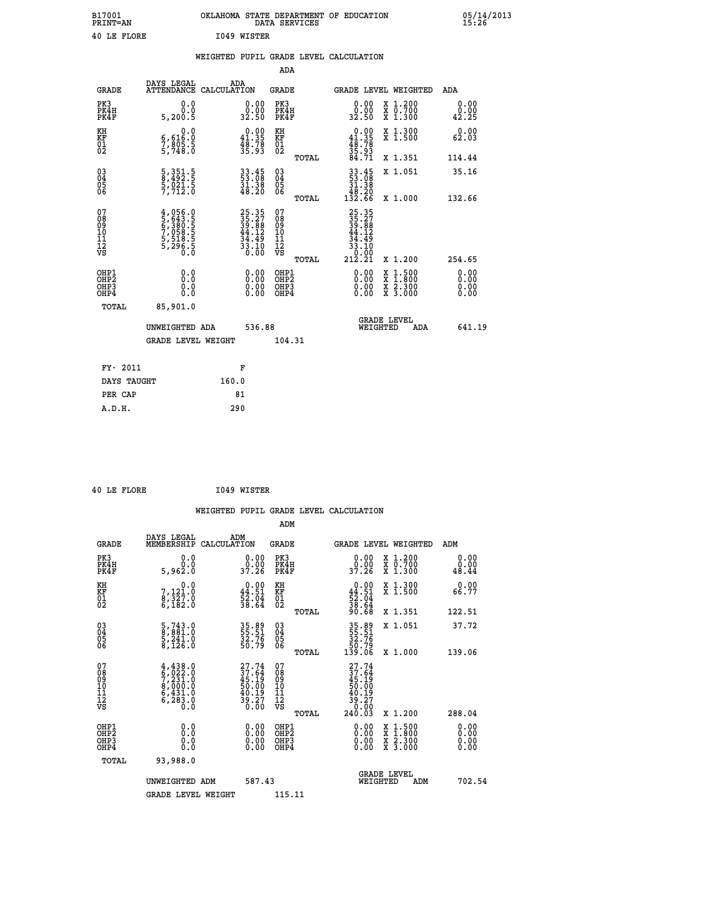B17001 OKLAHOMA STATE DEPARTMENT OF EDUCATION 05/14/2013
PRINT=AN DATA SERVICES 15:26

40 LE FLORE I049 WISTER

## WEIGHTED PUPIL GRADE LEVEL CALCULATION

### ADA

| GRADE | DAYS LEGAL ATTENDANCE | ADA CALCULATION | GRADE | | GRADE LEVEL | WEIGHTED | ADA |
|---|---|---|---|---|---|---|---|
| PK3 | 0.0 | 0.00 | PK3 | | 0.00 | X 1.200 | 0.00 |
| PK4H | 0.0 | 0.00 | PK4H | | 0.00 | X 0.700 | 0.00 |
| PK4F | 5,200.5 | 32.50 | PK4F | | 32.50 | X 1.300 | 42.25 |
| KH | 0.0 | 0.00 | KH | | 0.00 | X 1.300 | 0.00 |
| KF | 6,616.0 | 41.35 | KF | | 41.35 | X 1.500 | 62.03 |
| 01 | 7,805.5 | 48.78 | 01 | | 48.78 | | |
| 02 | 5,748.0 | 35.93 | 02 | | 35.93 | | |
| | | | | TOTAL | 84.71 | X 1.351 | 114.44 |
| 03 | 5,351.5 | 33.45 | 03 | | 33.45 | X 1.051 | 35.16 |
| 04 | 8,492.5 | 53.08 | 04 | | 53.08 | | |
| 05 | 5,021.5 | 31.38 | 05 | | 31.38 | | |
| 06 | 7,712.0 | 48.20 | 06 | | 48.20 | | |
| | | | | TOTAL | 132.66 | X 1.000 | 132.66 |
| 07 | 4,056.0 | 25.35 | 07 | | 25.35 | | |
| 08 | 5,643.5 | 35.27 | 08 | | 35.27 | | |
| 09 | 6,380.5 | 39.88 | 09 | | 39.88 | | |
| 10 | 7,058.5 | 44.12 | 10 | | 44.12 | | |
| 11 | 5,518.5 | 34.49 | 11 | | 34.49 | | |
| 12 | 5,296.5 | 33.10 | 12 | | 33.10 | | |
| VS | 0.0 | 0.00 | VS | | 0.00 | | |
| | | | | TOTAL | 212.21 | X 1.200 | 254.65 |
| OHP1 | 0.0 | 0.00 | OHP1 | | 0.00 | X 1.500 | 0.00 |
| OHP2 | 0.0 | 0.00 | OHP2 | | 0.00 | X 1.800 | 0.00 |
| OHP3 | 0.0 | 0.00 | OHP3 | | 0.00 | X 2.300 | 0.00 |
| OHP4 | 0.0 | 0.00 | OHP4 | | 0.00 | X 3.000 | 0.00 |
| TOTAL | 85,901.0 | | | | | | |

UNWEIGHTED ADA 536.88 GRADE LEVEL WEIGHTED ADA 641.19

GRADE LEVEL WEIGHT 104.31

| FY- 2011 | F |
|---|---|
| DAYS TAUGHT | 160.0 |
| PER CAP | 81 |
| A.D.H. | 290 |

40 LE FLORE I049 WISTER

## WEIGHTED PUPIL GRADE LEVEL CALCULATION

### ADM

| GRADE | DAYS LEGAL MEMBERSHIP | ADM CALCULATION | GRADE | | GRADE LEVEL | WEIGHTED | ADM |
|---|---|---|---|---|---|---|---|
| PK3 | 0.0 | 0.00 | PK3 | | 0.00 | X 1.200 | 0.00 |
| PK4H | 0.0 | 0.00 | PK4H | | 0.00 | X 0.700 | 0.00 |
| PK4F | 5,962.0 | 37.26 | PK4F | | 37.26 | X 1.300 | 48.44 |
| KH | 0.0 | 0.00 | KH | | 0.00 | X 1.300 | 0.00 |
| KF | 7,121.0 | 44.51 | KF | | 44.51 | X 1.500 | 66.77 |
| 01 | 8,327.0 | 52.04 | 01 | | 52.04 | | |
| 02 | 6,182.0 | 38.64 | 02 | | 38.64 | | |
| | | | | TOTAL | 90.68 | X 1.351 | 122.51 |
| 03 | 5,743.0 | 35.89 | 03 | | 35.89 | X 1.051 | 37.72 |
| 04 | 8,881.0 | 55.51 | 04 | | 55.51 | | |
| 05 | 5,241.0 | 32.76 | 05 | | 32.76 | | |
| 06 | 8,126.0 | 50.79 | 06 | | 50.79 | | |
| | | | | TOTAL | 139.06 | X 1.000 | 139.06 |
| 07 | 4,438.0 | 27.74 | 07 | | 27.74 | | |
| 08 | 6,022.0 | 37.64 | 08 | | 37.64 | | |
| 09 | 7,231.0 | 45.19 | 09 | | 45.19 | | |
| 10 | 8,000.0 | 50.00 | 10 | | 50.00 | | |
| 11 | 6,431.0 | 40.19 | 11 | | 40.19 | | |
| 12 | 6,283.0 | 39.27 | 12 | | 39.27 | | |
| VS | 0.0 | 0.00 | VS | | 0.00 | | |
| | | | | TOTAL | 240.03 | X 1.200 | 288.04 |
| OHP1 | 0.0 | 0.00 | OHP1 | | 0.00 | X 1.500 | 0.00 |
| OHP2 | 0.0 | 0.00 | OHP2 | | 0.00 | X 1.800 | 0.00 |
| OHP3 | 0.0 | 0.00 | OHP3 | | 0.00 | X 2.300 | 0.00 |
| OHP4 | 0.0 | 0.00 | OHP4 | | 0.00 | X 3.000 | 0.00 |
| TOTAL | 93,988.0 | | | | | | |

UNWEIGHTED ADM 587.43 GRADE LEVEL WEIGHTED ADM 702.54

GRADE LEVEL WEIGHT 115.11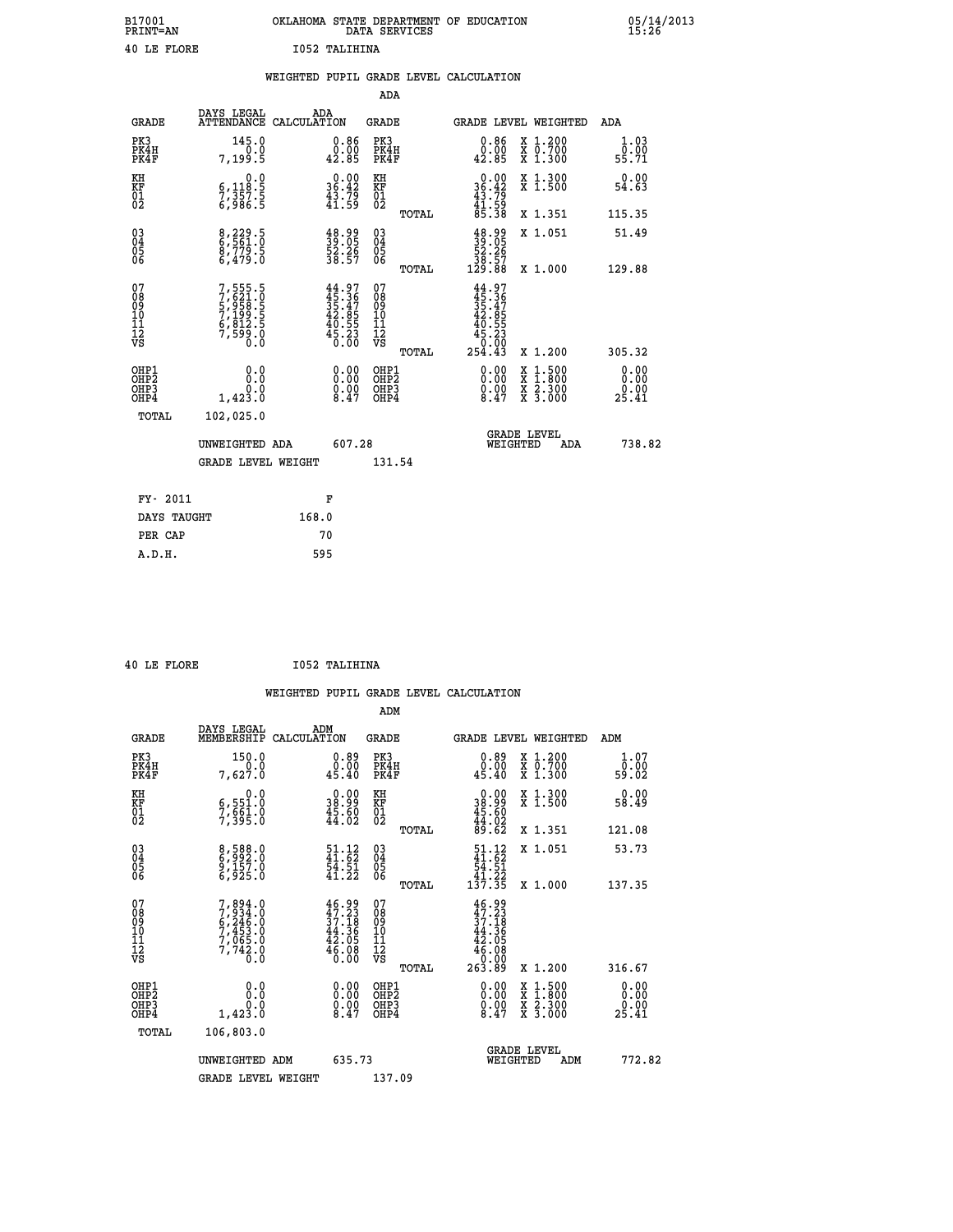B17001 OKLAHOMA STATE DEPARTMENT OF EDUCATION 05/14/2013
PRINT=AN DATA SERVICES 15:26

40 LE FLORE I052 TALIHINA

## WEIGHTED PUPIL GRADE LEVEL CALCULATION

### ADA

| GRADE | DAYS LEGAL ATTENDANCE | ADA CALCULATION | GRADE | GRADE LEVEL | WEIGHTED | ADA |
|---|---|---|---|---|---|---|
| PK3 | 145.0 | 0.86 | PK3 | 0.86 | X 1.200 | 1.03 |
| PK4H | 0.0 | 0.00 | PK4H | 0.00 | X 0.700 | 0.00 |
| PK4F | 7,199.5 | 42.85 | PK4F | 42.85 | X 1.300 | 55.71 |
| KH | 0.0 | 0.00 | KH | 0.00 | X 1.300 | 0.00 |
| KF | 6,118.5 | 36.42 | KF | 36.42 | X 1.500 | 54.63 |
| 01 | 7,357.5 | 43.79 | 01 | 43.79 | | |
| 02 | 6,986.5 | 41.59 | 02 | 41.59 | | |
| | | | TOTAL | 85.38 | X 1.351 | 115.35 |
| 03 | 8,229.5 | 48.99 | 03 | 48.99 | X 1.051 | 51.49 |
| 04 | 6,561.0 | 39.05 | 04 | 39.05 | | |
| 05 | 8,779.5 | 52.26 | 05 | 52.26 | | |
| 06 | 6,479.0 | 38.57 | 06 | 38.57 | | |
| | | | TOTAL | 129.88 | X 1.000 | 129.88 |
| 07 | 7,555.5 | 44.97 | 07 | 44.97 | | |
| 08 | 7,621.0 | 45.36 | 08 | 45.36 | | |
| 09 | 5,958.5 | 35.47 | 09 | 35.47 | | |
| 10 | 7,199.5 | 42.85 | 10 | 42.85 | | |
| 11 | 6,812.5 | 40.55 | 11 | 40.55 | | |
| 12 | 7,599.0 | 45.23 | 12 | 45.23 | | |
| VS | 0.0 | 0.00 | VS | 0.00 | | |
| | | | TOTAL | 254.43 | X 1.200 | 305.32 |
| OHP1 | 0.0 | 0.00 | OHP1 | 0.00 | X 1.500 | 0.00 |
| OHP2 | 0.0 | 0.00 | OHP2 | 0.00 | X 1.800 | 0.00 |
| OHP3 | 0.0 | 0.00 | OHP3 | 0.00 | X 2.300 | 0.00 |
| OHP4 | 1,423.0 | 8.47 | OHP4 | 8.47 | X 3.000 | 25.41 |
| TOTAL | 102,025.0 | | | | | |

UNWEIGHTED ADA 607.28 GRADE LEVEL WEIGHTED ADA 738.82

GRADE LEVEL WEIGHT 131.54

| | |
|---|---|
| FY- 2011 | F |
| DAYS TAUGHT | 168.0 |
| PER CAP | 70 |
| A.D.H. | 595 |

40 LE FLORE I052 TALIHINA

## WEIGHTED PUPIL GRADE LEVEL CALCULATION

### ADM

| GRADE | DAYS LEGAL MEMBERSHIP | ADM CALCULATION | GRADE | GRADE LEVEL | WEIGHTED | ADM |
|---|---|---|---|---|---|---|
| PK3 | 150.0 | 0.89 | PK3 | 0.89 | X 1.200 | 1.07 |
| PK4H | 0.0 | 0.00 | PK4H | 0.00 | X 0.700 | 0.00 |
| PK4F | 7,627.0 | 45.40 | PK4F | 45.40 | X 1.300 | 59.02 |
| KH | 0.0 | 0.00 | KH | 0.00 | X 1.300 | 0.00 |
| KF | 6,551.0 | 38.99 | KF | 38.99 | X 1.500 | 58.49 |
| 01 | 7,661.0 | 45.60 | 01 | 45.60 | | |
| 02 | 7,395.0 | 44.02 | 02 | 44.02 | | |
| | | | TOTAL | 89.62 | X 1.351 | 121.08 |
| 03 | 8,588.0 | 51.12 | 03 | 51.12 | X 1.051 | 53.73 |
| 04 | 6,992.0 | 41.62 | 04 | 41.62 | | |
| 05 | 9,157.0 | 54.51 | 05 | 54.51 | | |
| 06 | 6,925.0 | 41.22 | 06 | 41.22 | | |
| | | | TOTAL | 137.35 | X 1.000 | 137.35 |
| 07 | 7,894.0 | 46.99 | 07 | 46.99 | | |
| 08 | 7,934.0 | 47.23 | 08 | 47.23 | | |
| 09 | 6,246.0 | 37.18 | 09 | 37.18 | | |
| 10 | 7,453.0 | 44.36 | 10 | 44.36 | | |
| 11 | 7,065.0 | 42.05 | 11 | 42.05 | | |
| 12 | 7,742.0 | 46.08 | 12 | 46.08 | | |
| VS | 0.0 | 0.00 | VS | 0.00 | | |
| | | | TOTAL | 263.89 | X 1.200 | 316.67 |
| OHP1 | 0.0 | 0.00 | OHP1 | 0.00 | X 1.500 | 0.00 |
| OHP2 | 0.0 | 0.00 | OHP2 | 0.00 | X 1.800 | 0.00 |
| OHP3 | 0.0 | 0.00 | OHP3 | 0.00 | X 2.300 | 0.00 |
| OHP4 | 1,423.0 | 8.47 | OHP4 | 8.47 | X 3.000 | 25.41 |
| TOTAL | 106,803.0 | | | | | |

UNWEIGHTED ADM 635.73 GRADE LEVEL WEIGHTED ADM 772.82

GRADE LEVEL WEIGHT 137.09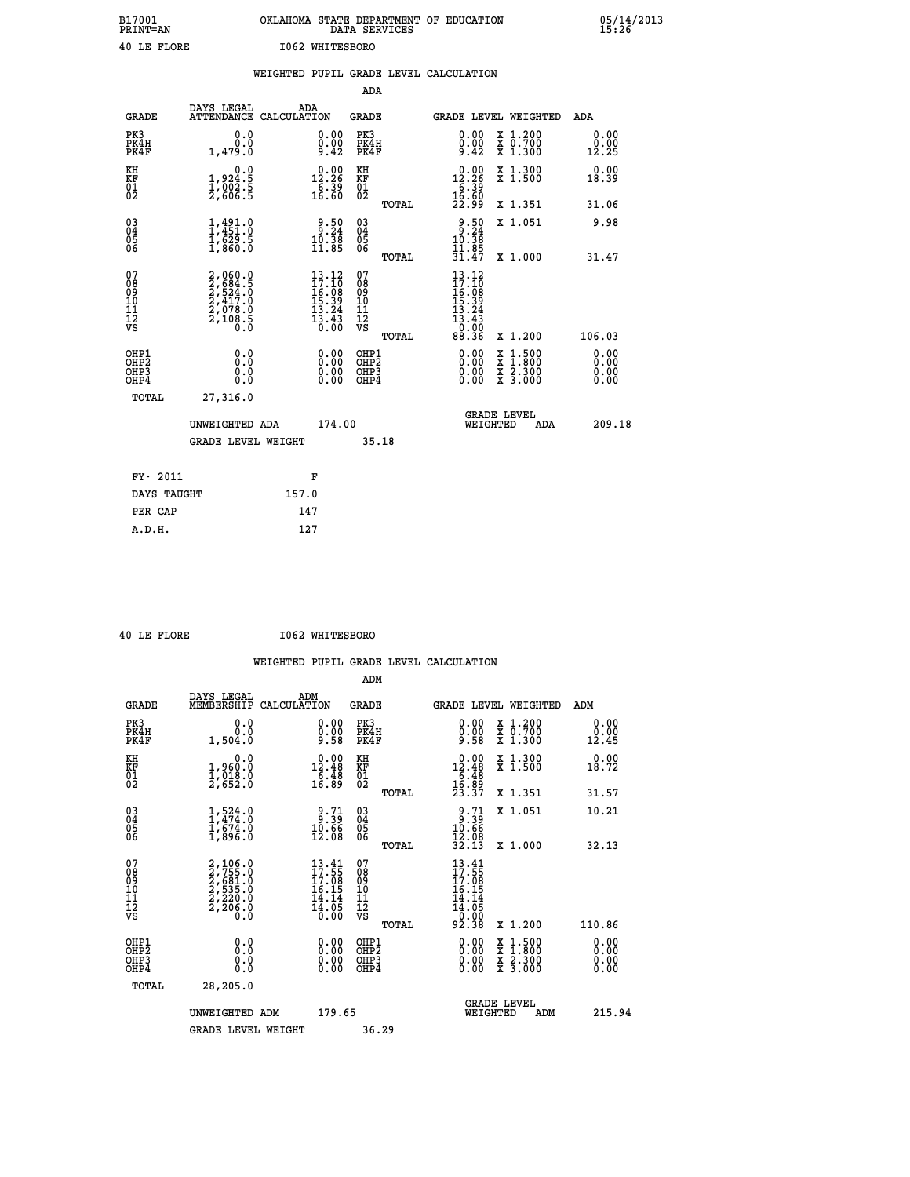B17001 OKLAHOMA STATE DEPARTMENT OF EDUCATION 05/14/2013
PRINT=AN DATA SERVICES 15:26

40 LE FLORE I062 WHITESBORO

## WEIGHTED PUPIL GRADE LEVEL CALCULATION

### ADA

| GRADE | DAYS LEGAL ATTENDANCE | ADA CALCULATION | GRADE | GRADE LEVEL | WEIGHTED | ADA |
|---|---|---|---|---|---|---|
| PK3 | 0.0 | 0.00 | PK3 | 0.00 | X 1.200 | 0.00 |
| PK4H | 0.0 | 0.00 | PK4H | 0.00 | X 0.700 | 0.00 |
| PK4F | 1,479.0 | 9.42 | PK4F | 9.42 | X 1.300 | 12.25 |
| KH | 0.0 | 0.00 | KH | 0.00 | X 1.300 | 0.00 |
| KF | 1,924.5 | 12.26 | KF | 12.26 | X 1.500 | 18.39 |
| 01 | 1,002.5 | 6.39 | 01 | 6.39 | | |
| 02 | 2,606.5 | 16.60 | 02 | 16.60 | | |
| | | | TOTAL | 22.99 | X 1.351 | 31.06 |
| 03 | 1,491.0 | 9.50 | 03 | 9.50 | X 1.051 | 9.98 |
| 04 | 1,451.0 | 9.24 | 04 | 9.24 | | |
| 05 | 1,629.5 | 10.38 | 05 | 10.38 | | |
| 06 | 1,860.0 | 11.85 | 06 | 11.85 | | |
| | | | TOTAL | 31.47 | X 1.000 | 31.47 |
| 07 | 2,060.0 | 13.12 | 07 | 13.12 | | |
| 08 | 2,684.5 | 17.10 | 08 | 17.10 | | |
| 09 | 2,524.0 | 16.08 | 09 | 16.08 | | |
| 10 | 2,417.0 | 15.39 | 10 | 15.39 | | |
| 11 | 2,078.0 | 13.24 | 11 | 13.24 | | |
| 12 | 2,108.5 | 13.43 | 12 | 13.43 | | |
| VS | 0.0 | 0.00 | VS | 0.00 | | |
| | | | TOTAL | 88.36 | X 1.200 | 106.03 |
| OHP1 | 0.0 | 0.00 | OHP1 | 0.00 | X 1.500 | 0.00 |
| OHP2 | 0.0 | 0.00 | OHP2 | 0.00 | X 1.800 | 0.00 |
| OHP3 | 0.0 | 0.00 | OHP3 | 0.00 | X 2.300 | 0.00 |
| OHP4 | 0.0 | 0.00 | OHP4 | 0.00 | X 3.000 | 0.00 |
| TOTAL | 27,316.0 | | | | | |

UNWEIGHTED ADA 174.00 GRADE LEVEL WEIGHTED ADA 209.18

GRADE LEVEL WEIGHT 35.18

| FY- 2011 | F |
|---|---|
| DAYS TAUGHT | 157.0 |
| PER CAP | 147 |
| A.D.H. | 127 |

40 LE FLORE I062 WHITESBORO

## WEIGHTED PUPIL GRADE LEVEL CALCULATION

### ADM

| GRADE | DAYS LEGAL MEMBERSHIP | ADM CALCULATION | GRADE | GRADE LEVEL | WEIGHTED | ADM |
|---|---|---|---|---|---|---|
| PK3 | 0.0 | 0.00 | PK3 | 0.00 | X 1.200 | 0.00 |
| PK4H | 0.0 | 0.00 | PK4H | 0.00 | X 0.700 | 0.00 |
| PK4F | 1,504.0 | 9.58 | PK4F | 9.58 | X 1.300 | 12.45 |
| KH | 0.0 | 0.00 | KH | 0.00 | X 1.300 | 0.00 |
| KF | 1,960.0 | 12.48 | KF | 12.48 | X 1.500 | 18.72 |
| 01 | 1,018.0 | 6.48 | 01 | 6.48 | | |
| 02 | 2,652.0 | 16.89 | 02 | 16.89 | | |
| | | | TOTAL | 23.37 | X 1.351 | 31.57 |
| 03 | 1,524.0 | 9.71 | 03 | 9.71 | X 1.051 | 10.21 |
| 04 | 1,474.0 | 9.39 | 04 | 9.39 | | |
| 05 | 1,674.0 | 10.66 | 05 | 10.66 | | |
| 06 | 1,896.0 | 12.08 | 06 | 12.08 | | |
| | | | TOTAL | 32.13 | X 1.000 | 32.13 |
| 07 | 2,106.0 | 13.41 | 07 | 13.41 | | |
| 08 | 2,755.0 | 17.55 | 08 | 17.55 | | |
| 09 | 2,681.0 | 17.08 | 09 | 17.08 | | |
| 10 | 2,535.0 | 16.15 | 10 | 16.15 | | |
| 11 | 2,220.0 | 14.14 | 11 | 14.14 | | |
| 12 | 2,206.0 | 14.05 | 12 | 14.05 | | |
| VS | 0.0 | 0.00 | VS | 0.00 | | |
| | | | TOTAL | 92.38 | X 1.200 | 110.86 |
| OHP1 | 0.0 | 0.00 | OHP1 | 0.00 | X 1.500 | 0.00 |
| OHP2 | 0.0 | 0.00 | OHP2 | 0.00 | X 1.800 | 0.00 |
| OHP3 | 0.0 | 0.00 | OHP3 | 0.00 | X 2.300 | 0.00 |
| OHP4 | 0.0 | 0.00 | OHP4 | 0.00 | X 3.000 | 0.00 |
| TOTAL | 28,205.0 | | | | | |

UNWEIGHTED ADM 179.65 GRADE LEVEL WEIGHTED ADM 215.94

GRADE LEVEL WEIGHT 36.29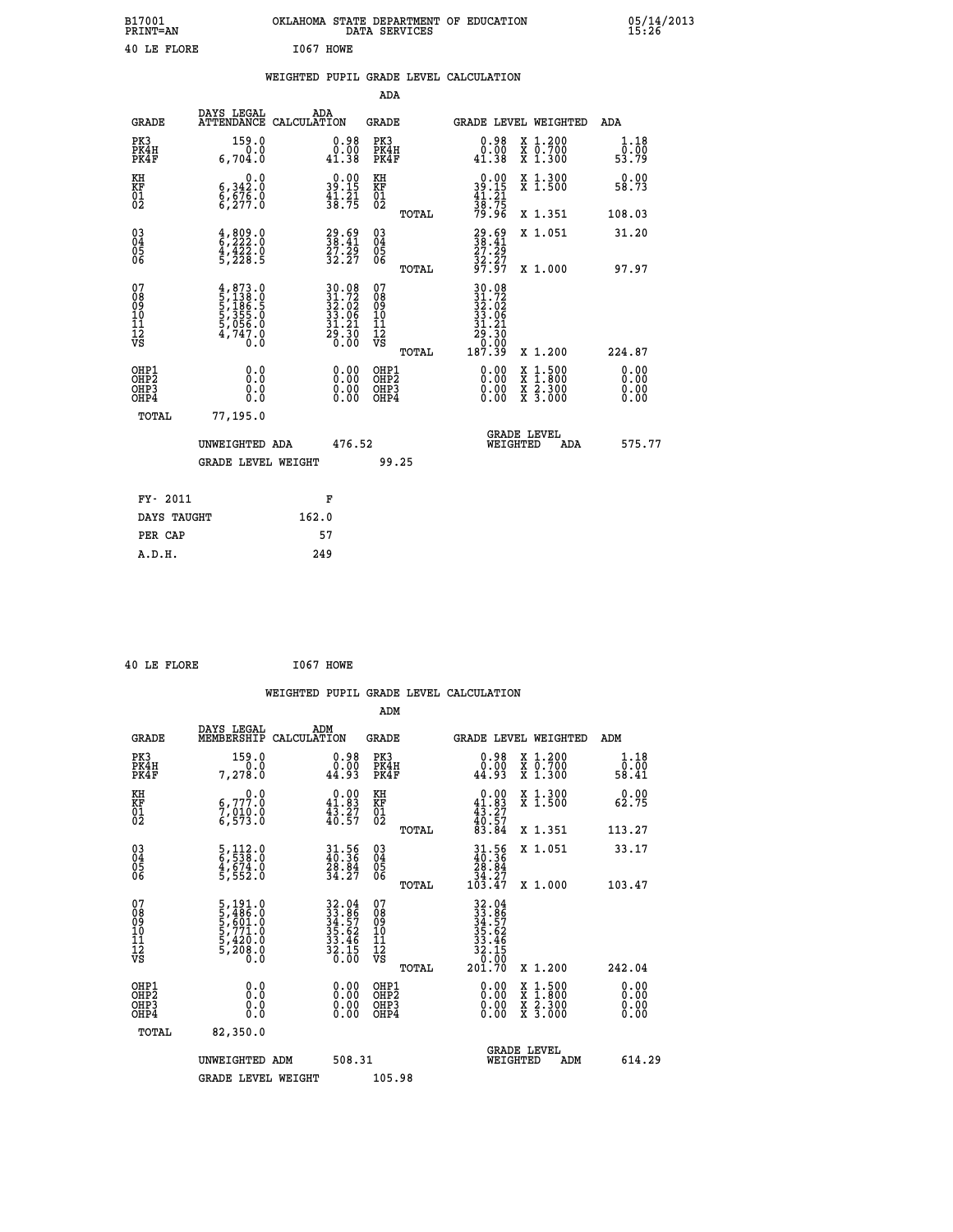B17001 OKLAHOMA STATE DEPARTMENT OF EDUCATION 05/14/2013
PRINT=AN DATA SERVICES 15:26

40 LE FLORE I067 HOWE

## WEIGHTED PUPIL GRADE LEVEL CALCULATION

### ADA

| GRADE | DAYS LEGAL ATTENDANCE | ADA CALCULATION | GRADE | GRADE LEVEL | WEIGHTED | ADA |
|---|---|---|---|---|---|---|
| PK3 | 159.0 | 0.98 | PK3 | 0.98 | X 1.200 | 1.18 |
| PK4H | 0.0 | 0.00 | PK4H | 0.00 | X 0.700 | 0.00 |
| PK4F | 6,704.0 | 41.38 | PK4F | 41.38 | X 1.300 | 53.79 |
| KH | 0.0 | 0.00 | KH | 0.00 | X 1.300 | 0.00 |
| KF | 6,342.0 | 39.15 | KF | 39.15 | X 1.500 | 58.73 |
| 01 | 6,676.0 | 41.21 | 01 | 41.21 | | |
| 02 | 6,277.0 | 38.75 | 02 | 38.75 | | |
| | | | TOTAL | 79.96 | X 1.351 | 108.03 |
| 03 | 4,809.0 | 29.69 | 03 | 29.69 | X 1.051 | 31.20 |
| 04 | 6,222.0 | 38.41 | 04 | 38.41 | | |
| 05 | 4,422.0 | 27.29 | 05 | 27.29 | | |
| 06 | 5,228.5 | 32.27 | 06 | 32.27 | | |
| | | | TOTAL | 97.97 | X 1.000 | 97.97 |
| 07 | 4,873.0 | 30.08 | 07 | 30.08 | | |
| 08 | 5,138.0 | 31.72 | 08 | 31.72 | | |
| 09 | 5,186.5 | 32.02 | 09 | 32.02 | | |
| 10 | 5,355.0 | 33.06 | 10 | 33.06 | | |
| 11 | 5,056.0 | 31.21 | 11 | 31.21 | | |
| 12 | 4,747.0 | 29.30 | 12 | 29.30 | | |
| VS | 0.0 | 0.00 | VS | 0.00 | | |
| | | | TOTAL | 187.39 | X 1.200 | 224.87 |
| OHP1 | 0.0 | 0.00 | OHP1 | 0.00 | X 1.500 | 0.00 |
| OHP2 | 0.0 | 0.00 | OHP2 | 0.00 | X 1.800 | 0.00 |
| OHP3 | 0.0 | 0.00 | OHP3 | 0.00 | X 2.300 | 0.00 |
| OHP4 | 0.0 | 0.00 | OHP4 | 0.00 | X 3.000 | 0.00 |
| TOTAL | 77,195.0 | | | | | |

UNWEIGHTED ADA 476.52 GRADE LEVEL WEIGHTED ADA 575.77

GRADE LEVEL WEIGHT 99.25

| FY- 2011 | F |
|---|---|
| DAYS TAUGHT | 162.0 |
| PER CAP | 57 |
| A.D.H. | 249 |

40 LE FLORE I067 HOWE

## WEIGHTED PUPIL GRADE LEVEL CALCULATION

### ADM

| GRADE | DAYS LEGAL MEMBERSHIP | ADM CALCULATION | GRADE | GRADE LEVEL | WEIGHTED | ADM |
|---|---|---|---|---|---|---|
| PK3 | 159.0 | 0.98 | PK3 | 0.98 | X 1.200 | 1.18 |
| PK4H | 0.0 | 0.00 | PK4H | 0.00 | X 0.700 | 0.00 |
| PK4F | 7,278.0 | 44.93 | PK4F | 44.93 | X 1.300 | 58.41 |
| KH | 0.0 | 0.00 | KH | 0.00 | X 1.300 | 0.00 |
| KF | 6,777.0 | 41.83 | KF | 41.83 | X 1.500 | 62.75 |
| 01 | 7,010.0 | 43.27 | 01 | 43.27 | | |
| 02 | 6,573.0 | 40.57 | 02 | 40.57 | | |
| | | | TOTAL | 83.84 | X 1.351 | 113.27 |
| 03 | 5,112.0 | 31.56 | 03 | 31.56 | X 1.051 | 33.17 |
| 04 | 6,538.0 | 40.36 | 04 | 40.36 | | |
| 05 | 4,674.0 | 28.84 | 05 | 28.84 | | |
| 06 | 5,552.0 | 34.27 | 06 | 34.27 | | |
| | | | TOTAL | 103.47 | X 1.000 | 103.47 |
| 07 | 5,191.0 | 32.04 | 07 | 32.04 | | |
| 08 | 5,486.0 | 33.86 | 08 | 33.86 | | |
| 09 | 5,601.0 | 34.57 | 09 | 34.57 | | |
| 10 | 5,771.0 | 35.62 | 10 | 35.62 | | |
| 11 | 5,420.0 | 33.46 | 11 | 33.46 | | |
| 12 | 5,208.0 | 32.15 | 12 | 32.15 | | |
| VS | 0.0 | 0.00 | VS | 0.00 | | |
| | | | TOTAL | 201.70 | X 1.200 | 242.04 |
| OHP1 | 0.0 | 0.00 | OHP1 | 0.00 | X 1.500 | 0.00 |
| OHP2 | 0.0 | 0.00 | OHP2 | 0.00 | X 1.800 | 0.00 |
| OHP3 | 0.0 | 0.00 | OHP3 | 0.00 | X 2.300 | 0.00 |
| OHP4 | 0.0 | 0.00 | OHP4 | 0.00 | X 3.000 | 0.00 |
| TOTAL | 82,350.0 | | | | | |

UNWEIGHTED ADM 508.31 GRADE LEVEL WEIGHTED ADM 614.29

GRADE LEVEL WEIGHT 105.98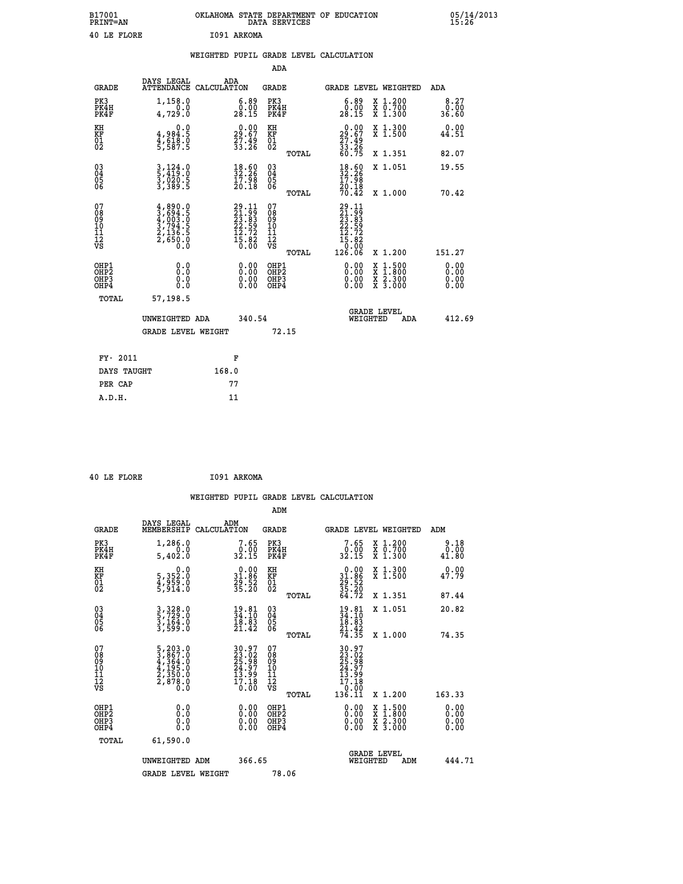B17001 OKLAHOMA STATE DEPARTMENT OF EDUCATION 05/14/2013
PRINT=AN DATA SERVICES 15:26

40 LE FLORE I091 ARKOMA

WEIGHTED PUPIL GRADE LEVEL CALCULATION

ADA

| GRADE | DAYS LEGAL ATTENDANCE | ADA CALCULATION | GRADE | GRADE LEVEL | WEIGHTED | ADA |
|---|---|---|---|---|---|---|
| PK3 | 1,158.0 | 6.89 | PK3 | 6.89 | X 1.200 | 8.27 |
| PK4H | 0.0 | 0.00 | PK4H | 0.00 | X 0.700 | 0.00 |
| PK4F | 4,729.0 | 28.15 | PK4F | 28.15 | X 1.300 | 36.60 |
| KH | 0.0 | 0.00 | KH | 0.00 | X 1.300 | 0.00 |
| KF | 4,984.5 | 29.67 | KF | 29.67 | X 1.500 | 44.51 |
| 01 | 4,618.0 | 27.49 | 01 | 27.49 | | |
| 02 | 5,587.5 | 33.26 | 02 | 33.26 | | |
| | | | TOTAL | 60.75 | X 1.351 | 82.07 |
| 03 | 3,124.0 | 18.60 | 03 | 18.60 | X 1.051 | 19.55 |
| 04 | 5,419.0 | 32.26 | 04 | 32.26 | | |
| 05 | 3,020.5 | 17.98 | 05 | 17.98 | | |
| 06 | 3,389.5 | 20.18 | 06 | 20.18 | | |
| | | | TOTAL | 70.42 | X 1.000 | 70.42 |
| 07 | 4,890.0 | 29.11 | 07 | 29.11 | | |
| 08 | 3,694.5 | 21.99 | 08 | 21.99 | | |
| 09 | 4,003.0 | 23.83 | 09 | 23.83 | | |
| 10 | 3,794.5 | 22.59 | 10 | 22.59 | | |
| 11 | 2,136.5 | 12.72 | 11 | 12.72 | | |
| 12 | 2,650.0 | 15.82 | 12 | 15.82 | | |
| VS | 0.0 | 0.00 | VS | 0.00 | | |
| | | | TOTAL | 126.06 | X 1.200 | 151.27 |
| OHP1 | 0.0 | 0.00 | OHP1 | 0.00 | X 1.500 | 0.00 |
| OHP2 | 0.0 | 0.00 | OHP2 | 0.00 | X 1.800 | 0.00 |
| OHP3 | 0.0 | 0.00 | OHP3 | 0.00 | X 2.300 | 0.00 |
| OHP4 | 0.0 | 0.00 | OHP4 | 0.00 | X 3.000 | 0.00 |
| TOTAL | 57,198.5 | | | | | |

UNWEIGHTED ADA 340.54 GRADE LEVEL WEIGHTED ADA 412.69

GRADE LEVEL WEIGHT 72.15

| FY- 2011 | F |
|---|---|
| DAYS TAUGHT | 168.0 |
| PER CAP | 77 |
| A.D.H. | 11 |

40 LE FLORE I091 ARKOMA

WEIGHTED PUPIL GRADE LEVEL CALCULATION

ADM

| GRADE | DAYS LEGAL MEMBERSHIP | ADM CALCULATION | GRADE | GRADE LEVEL | WEIGHTED | ADM |
|---|---|---|---|---|---|---|
| PK3 | 1,286.0 | 7.65 | PK3 | 7.65 | X 1.200 | 9.18 |
| PK4H | 0.0 | 0.00 | PK4H | 0.00 | X 0.700 | 0.00 |
| PK4F | 5,402.0 | 32.15 | PK4F | 32.15 | X 1.300 | 41.80 |
| KH | 0.0 | 0.00 | KH | 0.00 | X 1.300 | 0.00 |
| KF | 5,352.0 | 31.86 | KF | 31.86 | X 1.500 | 47.79 |
| 01 | 4,959.0 | 29.52 | 01 | 29.52 | | |
| 02 | 5,914.0 | 35.20 | 02 | 35.20 | | |
| | | | TOTAL | 64.72 | X 1.351 | 87.44 |
| 03 | 3,328.0 | 19.81 | 03 | 19.81 | X 1.051 | 20.82 |
| 04 | 5,729.0 | 34.10 | 04 | 34.10 | | |
| 05 | 3,164.0 | 18.83 | 05 | 18.83 | | |
| 06 | 3,599.0 | 21.42 | 06 | 21.42 | | |
| | | | TOTAL | 74.35 | X 1.000 | 74.35 |
| 07 | 5,203.0 | 30.97 | 07 | 30.97 | | |
| 08 | 3,867.0 | 23.02 | 08 | 23.02 | | |
| 09 | 4,364.0 | 25.98 | 09 | 25.98 | | |
| 10 | 4,195.0 | 24.97 | 10 | 24.97 | | |
| 11 | 2,350.0 | 13.99 | 11 | 13.99 | | |
| 12 | 2,878.0 | 17.18 | 12 | 17.18 | | |
| VS | 0.0 | 0.00 | VS | 0.00 | | |
| | | | TOTAL | 136.11 | X 1.200 | 163.33 |
| OHP1 | 0.0 | 0.00 | OHP1 | 0.00 | X 1.500 | 0.00 |
| OHP2 | 0.0 | 0.00 | OHP2 | 0.00 | X 1.800 | 0.00 |
| OHP3 | 0.0 | 0.00 | OHP3 | 0.00 | X 2.300 | 0.00 |
| OHP4 | 0.0 | 0.00 | OHP4 | 0.00 | X 3.000 | 0.00 |
| TOTAL | 61,590.0 | | | | | |

UNWEIGHTED ADM 366.65 GRADE LEVEL WEIGHTED ADM 444.71

GRADE LEVEL WEIGHT 78.06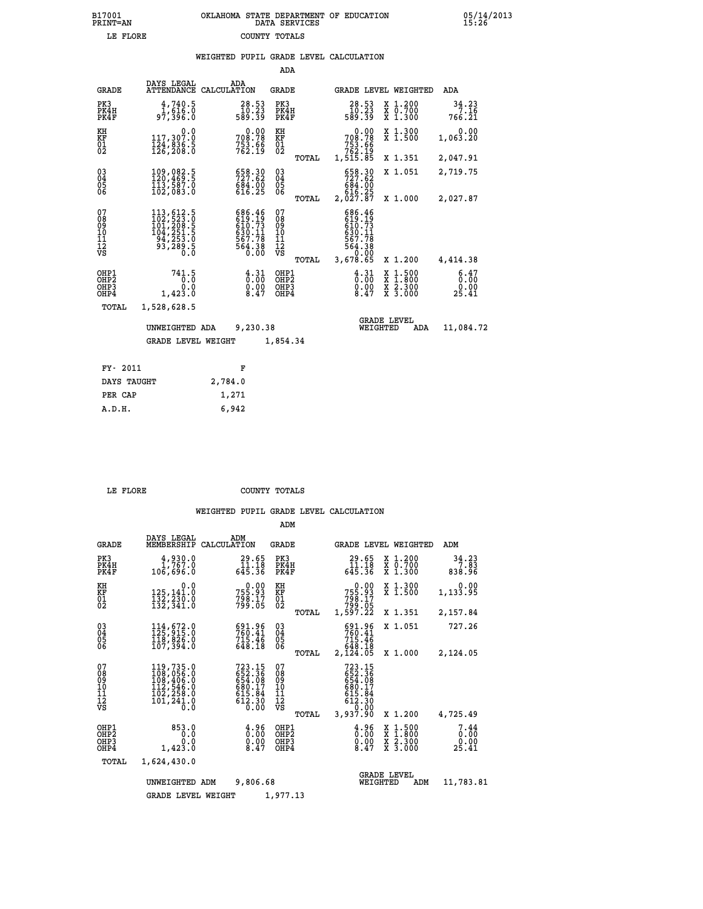B17001 OKLAHOMA STATE DEPARTMENT OF EDUCATION 05/14/2013
PRINT=AN DATA SERVICES 15:26

LE FLORE COUNTY TOTALS

## WEIGHTED PUPIL GRADE LEVEL CALCULATION

### ADA

| GRADE | DAYS LEGAL ATTENDANCE | ADA CALCULATION | GRADE | GRADE LEVEL | WEIGHTED | ADA |
|---|---|---|---|---|---|---|
| PK3 | 4,740.5 | 28.53 | PK3 | 28.53 | X 1.200 | 34.23 |
| PK4H | 1,616.0 | 10.23 | PK4H | 10.23 | X 0.700 | 7.16 |
| PK4F | 97,396.0 | 589.39 | PK4F | 589.39 | X 1.300 | 766.21 |
| KH | 0.0 | 0.00 | KH | 0.00 | X 1.300 | 0.00 |
| KF | 117,307.0 | 708.78 | KF | 708.78 | X 1.500 | 1,063.20 |
| 01 | 124,836.5 | 753.66 | 01 | 753.66 | | |
| 02 | 126,208.0 | 762.19 | 02 | 762.19 | | |
| | | | TOTAL | 1,515.85 | X 1.351 | 2,047.91 |
| 03 | 109,082.5 | 658.30 | 03 | 658.30 | X 1.051 | 2,719.75 |
| 04 | 120,469.5 | 727.62 | 04 | 727.62 | | |
| 05 | 113,587.0 | 684.00 | 05 | 684.00 | | |
| 06 | 102,083.0 | 616.25 | 06 | 616.25 | | |
| | | | TOTAL | 2,027.87 | X 1.000 | 2,027.87 |
| 07 | 113,612.5 | 686.46 | 07 | 686.46 | | |
| 08 | 102,523.0 | 619.19 | 08 | 619.19 | | |
| 09 | 101,208.5 | 610.73 | 09 | 610.73 | | |
| 10 | 104,251.5 | 630.11 | 10 | 630.11 | | |
| 11 | 94,253.0 | 567.78 | 11 | 567.78 | | |
| 12 | 93,289.5 | 564.38 | 12 | 564.38 | | |
| VS | 0.0 | 0.00 | VS | 0.00 | | |
| | | | TOTAL | 3,678.65 | X 1.200 | 4,414.38 |
| OHP1 | 741.5 | 4.31 | OHP1 | 4.31 | X 1.500 | 6.47 |
| OHP2 | 0.0 | 0.00 | OHP2 | 0.00 | X 1.800 | 0.00 |
| OHP3 | 0.0 | 0.00 | OHP3 | 0.00 | X 2.300 | 0.00 |
| OHP4 | 1,423.0 | 8.47 | OHP4 | 8.47 | X 3.000 | 25.41 |
| TOTAL | 1,528,628.5 | | | | | |

UNWEIGHTED ADA 9,230.38 GRADE LEVEL WEIGHTED ADA 11,084.72

GRADE LEVEL WEIGHT 1,854.34

| FY- 2011 | F |
|---|---|
| DAYS TAUGHT | 2,784.0 |
| PER CAP | 1,271 |
| A.D.H. | 6,942 |

LE FLORE COUNTY TOTALS

## WEIGHTED PUPIL GRADE LEVEL CALCULATION

### ADM

| GRADE | DAYS LEGAL MEMBERSHIP | ADM CALCULATION | GRADE | GRADE LEVEL | WEIGHTED | ADM |
|---|---|---|---|---|---|---|
| PK3 | 4,930.0 | 29.65 | PK3 | 29.65 | X 1.200 | 34.23 |
| PK4H | 1,767.0 | 11.18 | PK4H | 11.18 | X 0.700 | 7.83 |
| PK4F | 106,696.0 | 645.36 | PK4F | 645.36 | X 1.300 | 838.96 |
| KH | 0.0 | 0.00 | KH | 0.00 | X 1.300 | 0.00 |
| KF | 125,141.0 | 755.93 | KF | 755.93 | X 1.500 | 1,133.95 |
| 01 | 132,230.0 | 798.17 | 01 | 798.17 | | |
| 02 | 132,341.0 | 799.05 | 02 | 799.05 | | |
| | | | TOTAL | 1,597.22 | X 1.351 | 2,157.84 |
| 03 | 114,672.0 | 691.96 | 03 | 691.96 | X 1.051 | 727.26 |
| 04 | 125,915.0 | 760.41 | 04 | 760.41 | | |
| 05 | 118,826.0 | 715.46 | 05 | 715.46 | | |
| 06 | 107,394.0 | 648.18 | 06 | 648.18 | | |
| | | | TOTAL | 2,124.05 | X 1.000 | 2,124.05 |
| 07 | 119,735.0 | 723.15 | 07 | 723.15 | | |
| 08 | 108,056.0 | 652.36 | 08 | 652.36 | | |
| 09 | 108,406.0 | 654.08 | 09 | 654.08 | | |
| 10 | 112,546.0 | 680.17 | 10 | 680.17 | | |
| 11 | 102,258.0 | 615.84 | 11 | 615.84 | | |
| 12 | 101,241.0 | 612.30 | 12 | 612.30 | | |
| VS | 0.0 | 0.00 | VS | 0.00 | | |
| | | | TOTAL | 3,937.90 | X 1.200 | 4,725.49 |
| OHP1 | 853.0 | 4.96 | OHP1 | 4.96 | X 1.500 | 7.44 |
| OHP2 | 0.0 | 0.00 | OHP2 | 0.00 | X 1.800 | 0.00 |
| OHP3 | 0.0 | 0.00 | OHP3 | 0.00 | X 2.300 | 0.00 |
| OHP4 | 1,423.0 | 8.47 | OHP4 | 8.47 | X 3.000 | 25.41 |
| TOTAL | 1,624,430.0 | | | | | |

UNWEIGHTED ADM 9,806.68 GRADE LEVEL WEIGHTED ADM 11,783.81

GRADE LEVEL WEIGHT 1,977.13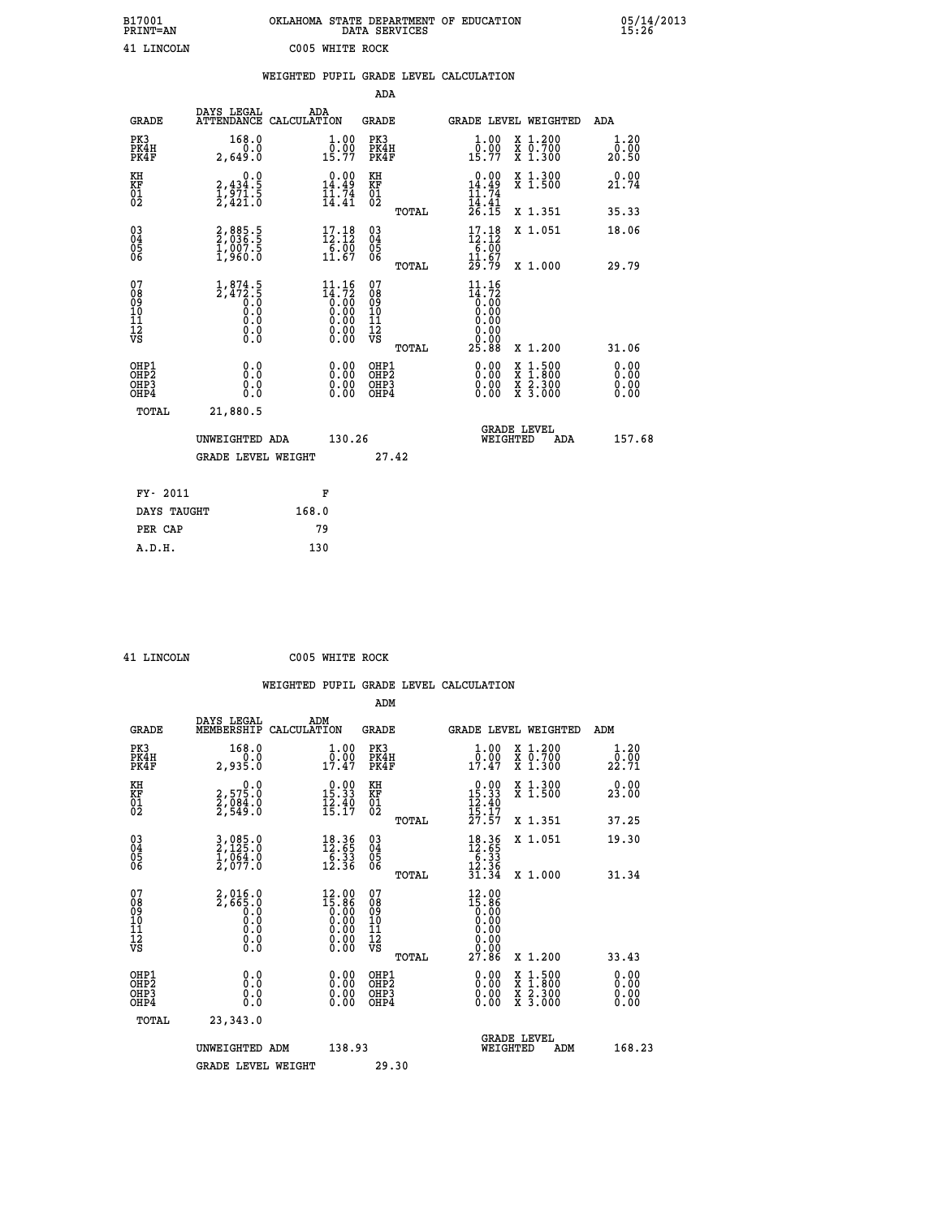B17001 OKLAHOMA STATE DEPARTMENT OF EDUCATION 05/14/2013
PRINT=AN DATA SERVICES 15:26

41 LINCOLN C005 WHITE ROCK

## WEIGHTED PUPIL GRADE LEVEL CALCULATION

### ADA

| GRADE | DAYS LEGAL ATTENDANCE | ADA CALCULATION | GRADE | GRADE LEVEL | WEIGHTED | ADA |
|---|---|---|---|---|---|---|
| PK3 | 168.0 | 1.00 | PK3 | 1.00 | X 1.200 | 1.20 |
| PK4H | 0.0 | 0.00 | PK4H | 0.00 | X 0.700 | 0.00 |
| PK4F | 2,649.0 | 15.77 | PK4F | 15.77 | X 1.300 | 20.50 |
| KH | 0.0 | 0.00 | KH | 0.00 | X 1.300 | 0.00 |
| KF | 2,434.5 | 14.49 | KF | 14.49 | X 1.500 | 21.74 |
| 01 | 1,971.5 | 11.74 | 01 | 11.74 | | |
| 02 | 2,421.0 | 14.41 | 02 | 14.41 | | |
| | | | TOTAL | 26.15 | X 1.351 | 35.33 |
| 03 | 2,885.5 | 17.18 | 03 | 17.18 | X 1.051 | 18.06 |
| 04 | 2,036.5 | 12.12 | 04 | 12.12 | | |
| 05 | 1,007.5 | 6.00 | 05 | 6.00 | | |
| 06 | 1,960.0 | 11.67 | 06 | 11.67 | | |
| | | | TOTAL | 29.79 | X 1.000 | 29.79 |
| 07 | 1,874.5 | 11.16 | 07 | 11.16 | | |
| 08 | 2,472.5 | 14.72 | 08 | 14.72 | | |
| 09 | 0.0 | 0.00 | 09 | 0.00 | | |
| 10 | 0.0 | 0.00 | 10 | 0.00 | | |
| 11 | 0.0 | 0.00 | 11 | 0.00 | | |
| 12 | 0.0 | 0.00 | 12 | 0.00 | | |
| VS | 0.0 | 0.00 | VS | 0.00 | | |
| | | | TOTAL | 25.88 | X 1.200 | 31.06 |
| OHP1 | 0.0 | 0.00 | OHP1 | 0.00 | X 1.500 | 0.00 |
| OHP2 | 0.0 | 0.00 | OHP2 | 0.00 | X 1.800 | 0.00 |
| OHP3 | 0.0 | 0.00 | OHP3 | 0.00 | X 2.300 | 0.00 |
| OHP4 | 0.0 | 0.00 | OHP4 | 0.00 | X 3.000 | 0.00 |
| TOTAL | 21,880.5 | | | | | |

UNWEIGHTED ADA 130.26 GRADE LEVEL WEIGHTED ADA 157.68

GRADE LEVEL WEIGHT 27.42

| FY- 2011 | F |
|---|---|
| DAYS TAUGHT | 168.0 |
| PER CAP | 79 |
| A.D.H. | 130 |

41 LINCOLN C005 WHITE ROCK

## WEIGHTED PUPIL GRADE LEVEL CALCULATION

### ADM

| GRADE | DAYS LEGAL MEMBERSHIP | ADM CALCULATION | GRADE | GRADE LEVEL | WEIGHTED | ADM |
|---|---|---|---|---|---|---|
| PK3 | 168.0 | 1.00 | PK3 | 1.00 | X 1.200 | 1.20 |
| PK4H | 0.0 | 0.00 | PK4H | 0.00 | X 0.700 | 0.00 |
| PK4F | 2,935.0 | 17.47 | PK4F | 17.47 | X 1.300 | 22.71 |
| KH | 0.0 | 0.00 | KH | 0.00 | X 1.300 | 0.00 |
| KF | 2,575.0 | 15.33 | KF | 15.33 | X 1.500 | 23.00 |
| 01 | 2,084.0 | 12.40 | 01 | 12.40 | | |
| 02 | 2,549.0 | 15.17 | 02 | 15.17 | | |
| | | | TOTAL | 27.57 | X 1.351 | 37.25 |
| 03 | 3,085.0 | 18.36 | 03 | 18.36 | X 1.051 | 19.30 |
| 04 | 2,125.0 | 12.65 | 04 | 12.65 | | |
| 05 | 1,064.0 | 6.33 | 05 | 6.33 | | |
| 06 | 2,077.0 | 12.36 | 06 | 12.36 | | |
| | | | TOTAL | 31.34 | X 1.000 | 31.34 |
| 07 | 2,016.0 | 12.00 | 07 | 12.00 | | |
| 08 | 2,665.0 | 15.86 | 08 | 15.86 | | |
| 09 | 0.0 | 0.00 | 09 | 0.00 | | |
| 10 | 0.0 | 0.00 | 10 | 0.00 | | |
| 11 | 0.0 | 0.00 | 11 | 0.00 | | |
| 12 | 0.0 | 0.00 | 12 | 0.00 | | |
| VS | 0.0 | 0.00 | VS | 0.00 | | |
| | | | TOTAL | 27.86 | X 1.200 | 33.43 |
| OHP1 | 0.0 | 0.00 | OHP1 | 0.00 | X 1.500 | 0.00 |
| OHP2 | 0.0 | 0.00 | OHP2 | 0.00 | X 1.800 | 0.00 |
| OHP3 | 0.0 | 0.00 | OHP3 | 0.00 | X 2.300 | 0.00 |
| OHP4 | 0.0 | 0.00 | OHP4 | 0.00 | X 3.000 | 0.00 |
| TOTAL | 23,343.0 | | | | | |

UNWEIGHTED ADM 138.93 GRADE LEVEL WEIGHTED ADM 168.23

GRADE LEVEL WEIGHT 29.30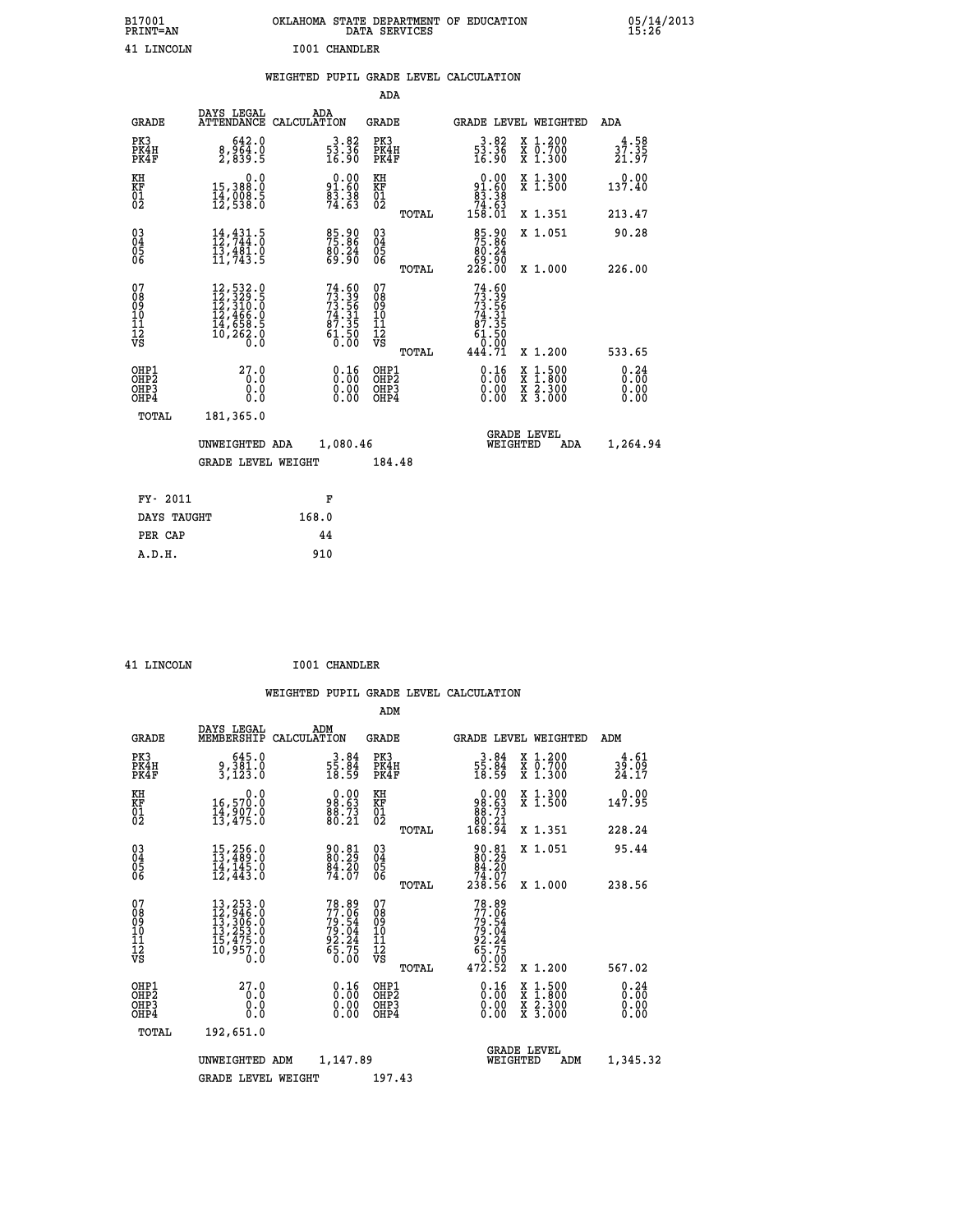B17001 OKLAHOMA STATE DEPARTMENT OF EDUCATION 05/14/2013
PRINT=AN DATA SERVICES 15:26

41 LINCOLN I001 CHANDLER

## WEIGHTED PUPIL GRADE LEVEL CALCULATION

### ADA

| GRADE | DAYS LEGAL ATTENDANCE | ADA CALCULATION | GRADE | GRADE LEVEL | WEIGHTED | ADA |
|---|---|---|---|---|---|---|
| PK3 | 642.0 | 3.82 | PK3 | 3.82 | X 1.200 | 4.58 |
| PK4H | 8,964.0 | 53.36 | PK4H | 53.36 | X 0.700 | 37.35 |
| PK4F | 2,839.5 | 16.90 | PK4F | 16.90 | X 1.300 | 21.97 |
| KH | 0.0 | 0.00 | KH | 0.00 | X 1.300 | 0.00 |
| KF | 15,388.0 | 91.60 | KF | 91.60 | X 1.500 | 137.40 |
| 01 | 14,008.5 | 83.38 | 01 | 83.38 | | |
| 02 | 12,538.0 | 74.63 | 02 | 74.63 | | |
| | | | TOTAL | 158.01 | X 1.351 | 213.47 |
| 03 | 14,431.5 | 85.90 | 03 | 85.90 | X 1.051 | 90.28 |
| 04 | 12,744.0 | 75.86 | 04 | 75.86 | | |
| 05 | 13,481.0 | 80.24 | 05 | 80.24 | | |
| 06 | 11,743.5 | 69.90 | 06 | 69.90 | | |
| | | | TOTAL | 226.00 | X 1.000 | 226.00 |
| 07 | 12,532.0 | 74.60 | 07 | 74.60 | | |
| 08 | 12,329.5 | 73.39 | 08 | 73.39 | | |
| 09 | 12,310.0 | 73.56 | 09 | 73.56 | | |
| 10 | 12,466.0 | 74.31 | 10 | 74.31 | | |
| 11 | 14,658.5 | 87.35 | 11 | 87.35 | | |
| 12 | 10,262.0 | 61.50 | 12 | 61.50 | | |
| VS | 0.0 | 0.00 | VS | 0.00 | | |
| | | | TOTAL | 444.71 | X 1.200 | 533.65 |
| OHP1 | 27.0 | 0.16 | OHP1 | 0.16 | X 1.500 | 0.24 |
| OHP2 | 0.0 | 0.00 | OHP2 | 0.00 | X 1.800 | 0.00 |
| OHP3 | 0.0 | 0.00 | OHP3 | 0.00 | X 2.300 | 0.00 |
| OHP4 | 0.0 | 0.00 | OHP4 | 0.00 | X 3.000 | 0.00 |
| TOTAL | 181,365.0 | | | | | |

UNWEIGHTED ADA 1,080.46 GRADE LEVEL WEIGHTED ADA 1,264.94

GRADE LEVEL WEIGHT 184.48

| FY- 2011 | F |
|---|---|
| DAYS TAUGHT | 168.0 |
| PER CAP | 44 |
| A.D.H. | 910 |

41 LINCOLN I001 CHANDLER

## WEIGHTED PUPIL GRADE LEVEL CALCULATION

### ADM

| GRADE | DAYS LEGAL MEMBERSHIP | ADM CALCULATION | GRADE | GRADE LEVEL | WEIGHTED | ADM |
|---|---|---|---|---|---|---|
| PK3 | 645.0 | 3.84 | PK3 | 3.84 | X 1.200 | 4.61 |
| PK4H | 9,381.0 | 55.84 | PK4H | 55.84 | X 0.700 | 39.09 |
| PK4F | 3,123.0 | 18.59 | PK4F | 18.59 | X 1.300 | 24.17 |
| KH | 0.0 | 0.00 | KH | 0.00 | X 1.300 | 0.00 |
| KF | 16,570.0 | 98.63 | KF | 98.63 | X 1.500 | 147.95 |
| 01 | 14,907.0 | 88.73 | 01 | 88.73 | | |
| 02 | 13,475.0 | 80.21 | 02 | 80.21 | | |
| | | | TOTAL | 168.94 | X 1.351 | 228.24 |
| 03 | 15,256.0 | 90.81 | 03 | 90.81 | X 1.051 | 95.44 |
| 04 | 13,489.0 | 80.29 | 04 | 80.29 | | |
| 05 | 14,145.0 | 84.20 | 05 | 84.20 | | |
| 06 | 12,443.0 | 74.07 | 06 | 74.07 | | |
| | | | TOTAL | 238.56 | X 1.000 | 238.56 |
| 07 | 13,253.0 | 78.89 | 07 | 78.89 | | |
| 08 | 12,946.0 | 77.06 | 08 | 77.06 | | |
| 09 | 13,306.0 | 79.54 | 09 | 79.54 | | |
| 10 | 13,253.0 | 79.04 | 10 | 79.04 | | |
| 11 | 15,475.0 | 92.24 | 11 | 92.24 | | |
| 12 | 10,957.0 | 65.75 | 12 | 65.75 | | |
| VS | 0.0 | 0.00 | VS | 0.00 | | |
| | | | TOTAL | 472.52 | X 1.200 | 567.02 |
| OHP1 | 27.0 | 0.16 | OHP1 | 0.16 | X 1.500 | 0.24 |
| OHP2 | 0.0 | 0.00 | OHP2 | 0.00 | X 1.800 | 0.00 |
| OHP3 | 0.0 | 0.00 | OHP3 | 0.00 | X 2.300 | 0.00 |
| OHP4 | 0.0 | 0.00 | OHP4 | 0.00 | X 3.000 | 0.00 |
| TOTAL | 192,651.0 | | | | | |

UNWEIGHTED ADM 1,147.89 GRADE LEVEL WEIGHTED ADM 1,345.32

GRADE LEVEL WEIGHT 197.43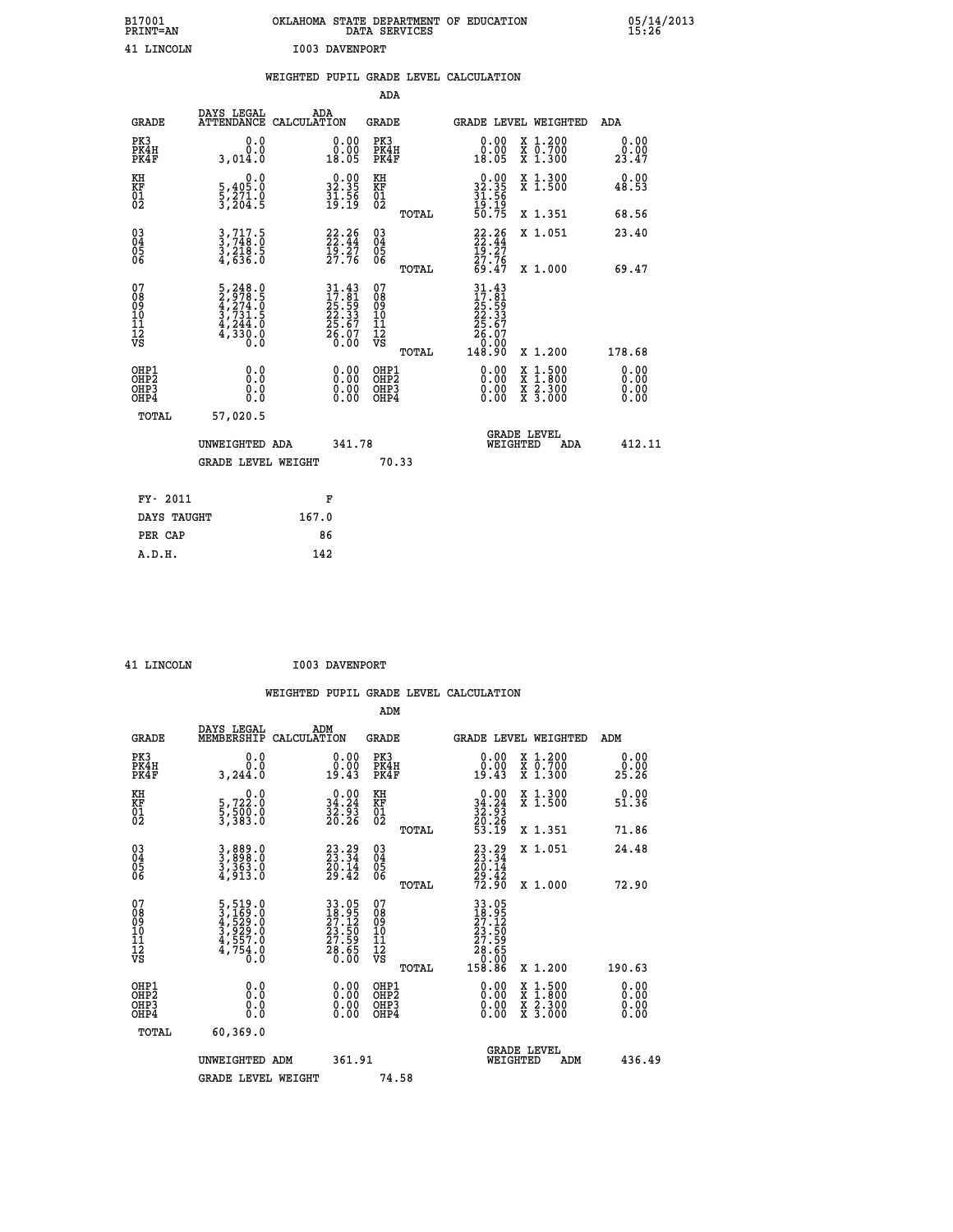B17001 OKLAHOMA STATE DEPARTMENT OF EDUCATION 05/14/2013
PRINT=AN DATA SERVICES 15:26

41 LINCOLN I003 DAVENPORT

## WEIGHTED PUPIL GRADE LEVEL CALCULATION

### ADA

| GRADE | DAYS LEGAL ATTENDANCE | ADA CALCULATION | GRADE | GRADE LEVEL | WEIGHTED | ADA |
|---|---|---|---|---|---|---|
| PK3 | 0.0 | 0.00 | PK3 | 0.00 | X 1.200 | 0.00 |
| PK4H | 0.0 | 0.00 | PK4H | 0.00 | X 0.700 | 0.00 |
| PK4F | 3,014.0 | 18.05 | PK4F | 18.05 | X 1.300 | 23.47 |
| KH | 0.0 | 0.00 | KH | 0.00 | X 1.300 | 0.00 |
| KF | 5,405.0 | 32.35 | KF | 32.35 | X 1.500 | 48.53 |
| 01 | 5,271.0 | 31.56 | 01 | 31.56 | | |
| 02 | 3,204.5 | 19.19 | 02 | 19.19 | | |
| | | | TOTAL | 50.75 | X 1.351 | 68.56 |
| 03 | 3,717.5 | 22.26 | 03 | 22.26 | X 1.051 | 23.40 |
| 04 | 3,748.0 | 22.44 | 04 | 22.44 | | |
| 05 | 3,218.5 | 19.27 | 05 | 19.27 | | |
| 06 | 4,636.0 | 27.76 | 06 | 27.76 | | |
| | | | TOTAL | 69.47 | X 1.000 | 69.47 |
| 07 | 5,248.0 | 31.43 | 07 | 31.43 | | |
| 08 | 2,978.5 | 17.81 | 08 | 17.81 | | |
| 09 | 4,274.0 | 25.59 | 09 | 25.59 | | |
| 10 | 3,731.5 | 22.33 | 10 | 22.33 | | |
| 11 | 4,244.0 | 25.67 | 11 | 25.67 | | |
| 12 | 4,330.0 | 26.07 | 12 | 26.07 | | |
| VS | 0.0 | 0.00 | VS | 0.00 | | |
| | | | TOTAL | 148.90 | X 1.200 | 178.68 |
| OHP1 | 0.0 | 0.00 | OHP1 | 0.00 | X 1.500 | 0.00 |
| OHP2 | 0.0 | 0.00 | OHP2 | 0.00 | X 1.800 | 0.00 |
| OHP3 | 0.0 | 0.00 | OHP3 | 0.00 | X 2.300 | 0.00 |
| OHP4 | 0.0 | 0.00 | OHP4 | 0.00 | X 3.000 | 0.00 |
| TOTAL | 57,020.5 | | | | | |

UNWEIGHTED ADA 341.78 GRADE LEVEL WEIGHTED ADA 412.11

GRADE LEVEL WEIGHT 70.33

| FY- 2011 | F |
|---|---|
| DAYS TAUGHT | 167.0 |
| PER CAP | 86 |
| A.D.H. | 142 |

41 LINCOLN I003 DAVENPORT

## WEIGHTED PUPIL GRADE LEVEL CALCULATION

### ADM

| GRADE | DAYS LEGAL MEMBERSHIP | ADM CALCULATION | GRADE | GRADE LEVEL | WEIGHTED | ADM |
|---|---|---|---|---|---|---|
| PK3 | 0.0 | 0.00 | PK3 | 0.00 | X 1.200 | 0.00 |
| PK4H | 0.0 | 0.00 | PK4H | 0.00 | X 0.700 | 0.00 |
| PK4F | 3,244.0 | 19.43 | PK4F | 19.43 | X 1.300 | 25.26 |
| KH | 0.0 | 0.00 | KH | 0.00 | X 1.300 | 0.00 |
| KF | 5,722.0 | 34.24 | KF | 34.24 | X 1.500 | 51.36 |
| 01 | 5,500.0 | 32.93 | 01 | 32.93 | | |
| 02 | 3,383.0 | 20.26 | 02 | 20.26 | | |
| | | | TOTAL | 53.19 | X 1.351 | 71.86 |
| 03 | 3,889.0 | 23.29 | 03 | 23.29 | X 1.051 | 24.48 |
| 04 | 3,898.0 | 23.34 | 04 | 23.34 | | |
| 05 | 3,363.0 | 20.14 | 05 | 20.14 | | |
| 06 | 4,913.0 | 29.42 | 06 | 29.42 | | |
| | | | TOTAL | 72.90 | X 1.000 | 72.90 |
| 07 | 5,519.0 | 33.05 | 07 | 33.05 | | |
| 08 | 3,169.0 | 18.95 | 08 | 18.95 | | |
| 09 | 4,529.0 | 27.12 | 09 | 27.12 | | |
| 10 | 3,929.0 | 23.50 | 10 | 23.50 | | |
| 11 | 4,557.0 | 27.59 | 11 | 27.59 | | |
| 12 | 4,754.0 | 28.65 | 12 | 28.65 | | |
| VS | 0.0 | 0.00 | VS | 0.00 | | |
| | | | TOTAL | 158.86 | X 1.200 | 190.63 |
| OHP1 | 0.0 | 0.00 | OHP1 | 0.00 | X 1.500 | 0.00 |
| OHP2 | 0.0 | 0.00 | OHP2 | 0.00 | X 1.800 | 0.00 |
| OHP3 | 0.0 | 0.00 | OHP3 | 0.00 | X 2.300 | 0.00 |
| OHP4 | 0.0 | 0.00 | OHP4 | 0.00 | X 3.000 | 0.00 |
| TOTAL | 60,369.0 | | | | | |

UNWEIGHTED ADM 361.91 GRADE LEVEL WEIGHTED ADM 436.49

GRADE LEVEL WEIGHT 74.58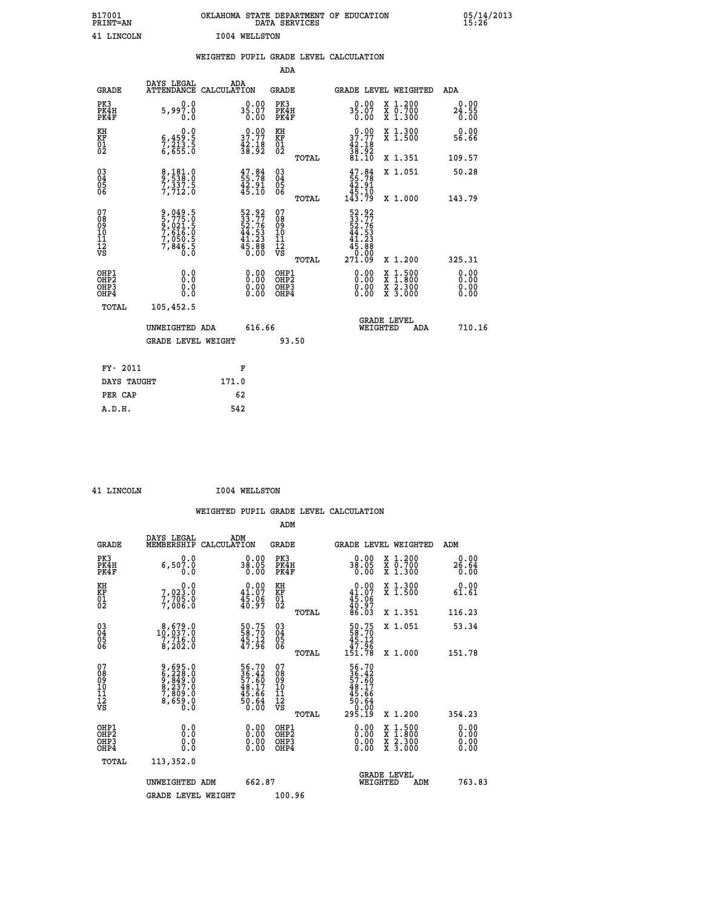B17001 OKLAHOMA STATE DEPARTMENT OF EDUCATION 05/14/2013
PRINT=AN DATA SERVICES 15:26

41 LINCOLN I004 WELLSTON

## WEIGHTED PUPIL GRADE LEVEL CALCULATION

### ADA

| GRADE | DAYS LEGAL ATTENDANCE | ADA CALCULATION | GRADE | GRADE LEVEL | WEIGHTED | ADA |
|---|---|---|---|---|---|---|
| PK3 | 0.0 | 0.00 | PK3 | 0.00 | X 1.200 | 0.00 |
| PK4H | 5,997.0 | 35.07 | PK4H | 35.07 | X 0.700 | 24.55 |
| PK4F | 0.0 | 0.00 | PK4F | 0.00 | X 1.300 | 0.00 |
| KH | 0.0 | 0.00 | KH | 0.00 | X 1.300 | 0.00 |
| KF | 6,459.5 | 37.77 | KF | 37.77 | X 1.500 | 56.66 |
| 01 | 7,213.5 | 42.18 | 01 | 42.18 | | |
| 02 | 6,655.0 | 38.92 | 02 | 38.92 | | |
| | | | TOTAL | 81.10 | X 1.351 | 109.57 |
| 03 | 8,181.0 | 47.84 | 03 | 47.84 | X 1.051 | 50.28 |
| 04 | 9,538.0 | 55.78 | 04 | 55.78 | | |
| 05 | 7,337.5 | 42.91 | 05 | 42.91 | | |
| 06 | 7,712.0 | 45.10 | 06 | 45.10 | | |
| | | | TOTAL | 143.79 | X 1.000 | 143.79 |
| 07 | 9,049.5 | 52.92 | 07 | 52.92 | | |
| 08 | 5,775.0 | 33.77 | 08 | 33.77 | | |
| 09 | 9,021.5 | 52.76 | 09 | 52.76 | | |
| 10 | 7,616.0 | 44.53 | 10 | 44.53 | | |
| 11 | 7,050.5 | 41.23 | 11 | 41.23 | | |
| 12 | 7,846.5 | 45.88 | 12 | 45.88 | | |
| VS | 0.0 | 0.00 | VS | 0.00 | | |
| | | | TOTAL | 271.09 | X 1.200 | 325.31 |
| OHP1 | 0.0 | 0.00 | OHP1 | 0.00 | X 1.500 | 0.00 |
| OHP2 | 0.0 | 0.00 | OHP2 | 0.00 | X 1.800 | 0.00 |
| OHP3 | 0.0 | 0.00 | OHP3 | 0.00 | X 2.300 | 0.00 |
| OHP4 | 0.0 | 0.00 | OHP4 | 0.00 | X 3.000 | 0.00 |
| TOTAL | 105,452.5 | | | | | |

UNWEIGHTED ADA 616.66 GRADE LEVEL WEIGHTED ADA 710.16

GRADE LEVEL WEIGHT 93.50

| FY- 2011 | F |
|---|---|
| DAYS TAUGHT | 171.0 |
| PER CAP | 62 |
| A.D.H. | 542 |

41 LINCOLN I004 WELLSTON

## WEIGHTED PUPIL GRADE LEVEL CALCULATION

### ADM

| GRADE | DAYS LEGAL MEMBERSHIP | ADM CALCULATION | GRADE | GRADE LEVEL | WEIGHTED | ADM |
|---|---|---|---|---|---|---|
| PK3 | 0.0 | 0.00 | PK3 | 0.00 | X 1.200 | 0.00 |
| PK4H | 6,507.0 | 38.05 | PK4H | 38.05 | X 0.700 | 26.64 |
| PK4F | 0.0 | 0.00 | PK4F | 0.00 | X 1.300 | 0.00 |
| KH | 0.0 | 0.00 | KH | 0.00 | X 1.300 | 0.00 |
| KF | 7,023.0 | 41.07 | KF | 41.07 | X 1.500 | 61.61 |
| 01 | 7,705.0 | 45.06 | 01 | 45.06 | | |
| 02 | 7,006.0 | 40.97 | 02 | 40.97 | | |
| | | | TOTAL | 86.03 | X 1.351 | 116.23 |
| 03 | 8,679.0 | 50.75 | 03 | 50.75 | X 1.051 | 53.34 |
| 04 | 10,037.0 | 58.70 | 04 | 58.70 | | |
| 05 | 7,716.0 | 45.12 | 05 | 45.12 | | |
| 06 | 8,202.0 | 47.96 | 06 | 47.96 | | |
| | | | TOTAL | 151.78 | X 1.000 | 151.78 |
| 07 | 9,695.0 | 56.70 | 07 | 56.70 | | |
| 08 | 6,228.0 | 36.42 | 08 | 36.42 | | |
| 09 | 9,849.0 | 57.60 | 09 | 57.60 | | |
| 10 | 8,237.0 | 48.17 | 10 | 48.17 | | |
| 11 | 7,809.0 | 45.66 | 11 | 45.66 | | |
| 12 | 8,659.0 | 50.64 | 12 | 50.64 | | |
| VS | 0.0 | 0.00 | VS | 0.00 | | |
| | | | TOTAL | 295.19 | X 1.200 | 354.23 |
| OHP1 | 0.0 | 0.00 | OHP1 | 0.00 | X 1.500 | 0.00 |
| OHP2 | 0.0 | 0.00 | OHP2 | 0.00 | X 1.800 | 0.00 |
| OHP3 | 0.0 | 0.00 | OHP3 | 0.00 | X 2.300 | 0.00 |
| OHP4 | 0.0 | 0.00 | OHP4 | 0.00 | X 3.000 | 0.00 |
| TOTAL | 113,352.0 | | | | | |

UNWEIGHTED ADM 662.87 GRADE LEVEL WEIGHTED ADM 763.83

GRADE LEVEL WEIGHT 100.96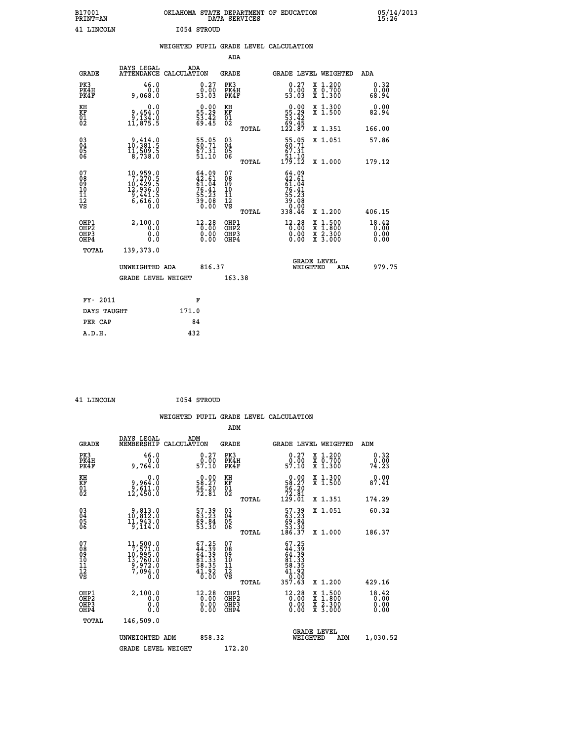B17001 OKLAHOMA STATE DEPARTMENT OF EDUCATION 05/14/2013
PRINT=AN DATA SERVICES 15:26

41 LINCOLN I054 STROUD

## WEIGHTED PUPIL GRADE LEVEL CALCULATION

### ADA

| GRADE | DAYS LEGAL ATTENDANCE | ADA CALCULATION | GRADE | GRADE LEVEL | WEIGHTED | ADA |
|---|---|---|---|---|---|---|
| PK3 | 46.0 | 0.27 | PK3 | 0.27 | X 1.200 | 0.32 |
| PK4H | 0.0 | 0.00 | PK4H | 0.00 | X 0.700 | 0.00 |
| PK4F | 9,068.0 | 53.03 | PK4F | 53.03 | X 1.300 | 68.94 |
| KH | 0.0 | 0.00 | KH | 0.00 | X 1.300 | 0.00 |
| KF | 9,454.0 | 55.29 | KF | 55.29 | X 1.500 | 82.94 |
| 01 | 9,134.0 | 53.42 | 01 | 53.42 | | |
| 02 | 11,875.5 | 69.45 | 02 | 69.45 | | |
| | | | TOTAL | 122.87 | X 1.351 | 166.00 |
| 03 | 9,414.0 | 55.05 | 03 | 55.05 | X 1.051 | 57.86 |
| 04 | 10,381.5 | 60.71 | 04 | 60.71 | | |
| 05 | 11,509.5 | 67.31 | 05 | 67.31 | | |
| 06 | 8,738.0 | 51.10 | 06 | 51.10 | | |
| | | | TOTAL | 179.12 | X 1.000 | 179.12 |
| 07 | 10,959.0 | 64.09 | 07 | 64.09 | | |
| 08 | 7,270.5 | 42.61 | 08 | 42.61 | | |
| 09 | 10,429.5 | 61.04 | 09 | 61.04 | | |
| 10 | 12,936.0 | 76.41 | 10 | 76.41 | | |
| 11 | 9,441.5 | 55.23 | 11 | 55.23 | | |
| 12 | 6,616.0 | 39.08 | 12 | 39.08 | | |
| VS | 0.0 | 0.00 | VS | 0.00 | | |
| | | | TOTAL | 338.46 | X 1.200 | 406.15 |
| OHP1 | 2,100.0 | 12.28 | OHP1 | 12.28 | X 1.500 | 18.42 |
| OHP2 | 0.0 | 0.00 | OHP2 | 0.00 | X 1.800 | 0.00 |
| OHP3 | 0.0 | 0.00 | OHP3 | 0.00 | X 2.300 | 0.00 |
| OHP4 | 0.0 | 0.00 | OHP4 | 0.00 | X 3.000 | 0.00 |
| TOTAL | 139,373.0 | | | | | |

UNWEIGHTED ADA 816.37 — GRADE LEVEL WEIGHTED ADA 979.75

GRADE LEVEL WEIGHT 163.38

| FY- 2011 | F |
|---|---|
| DAYS TAUGHT | 171.0 |
| PER CAP | 84 |
| A.D.H. | 432 |

41 LINCOLN I054 STROUD

## WEIGHTED PUPIL GRADE LEVEL CALCULATION

### ADM

| GRADE | DAYS LEGAL MEMBERSHIP | ADM CALCULATION | GRADE | GRADE LEVEL | WEIGHTED | ADM |
|---|---|---|---|---|---|---|
| PK3 | 46.0 | 0.27 | PK3 | 0.27 | X 1.200 | 0.32 |
| PK4H | 0.0 | 0.00 | PK4H | 0.00 | X 0.700 | 0.00 |
| PK4F | 9,764.0 | 57.10 | PK4F | 57.10 | X 1.300 | 74.23 |
| KH | 0.0 | 0.00 | KH | 0.00 | X 1.300 | 0.00 |
| KF | 9,964.0 | 58.27 | KF | 58.27 | X 1.500 | 87.41 |
| 01 | 9,611.0 | 56.20 | 01 | 56.20 | | |
| 02 | 12,450.0 | 72.81 | 02 | 72.81 | | |
| | | | TOTAL | 129.01 | X 1.351 | 174.29 |
| 03 | 9,813.0 | 57.39 | 03 | 57.39 | X 1.051 | 60.32 |
| 04 | 10,812.0 | 63.23 | 04 | 63.23 | | |
| 05 | 11,943.0 | 69.84 | 05 | 69.84 | | |
| 06 | 9,114.0 | 53.30 | 06 | 53.30 | | |
| | | | TOTAL | 186.37 | X 1.000 | 186.37 |
| 07 | 11,500.0 | 67.25 | 07 | 67.25 | | |
| 08 | 7,571.0 | 44.39 | 08 | 44.39 | | |
| 09 | 10,995.0 | 64.39 | 09 | 64.39 | | |
| 10 | 13,760.0 | 81.33 | 10 | 81.33 | | |
| 11 | 9,972.0 | 58.35 | 11 | 58.35 | | |
| 12 | 7,094.0 | 41.92 | 12 | 41.92 | | |
| VS | 0.0 | 0.00 | VS | 0.00 | | |
| | | | TOTAL | 357.63 | X 1.200 | 429.16 |
| OHP1 | 2,100.0 | 12.28 | OHP1 | 12.28 | X 1.500 | 18.42 |
| OHP2 | 0.0 | 0.00 | OHP2 | 0.00 | X 1.800 | 0.00 |
| OHP3 | 0.0 | 0.00 | OHP3 | 0.00 | X 2.300 | 0.00 |
| OHP4 | 0.0 | 0.00 | OHP4 | 0.00 | X 3.000 | 0.00 |
| TOTAL | 146,509.0 | | | | | |

UNWEIGHTED ADM 858.32 — GRADE LEVEL WEIGHTED ADM 1,030.52

GRADE LEVEL WEIGHT 172.20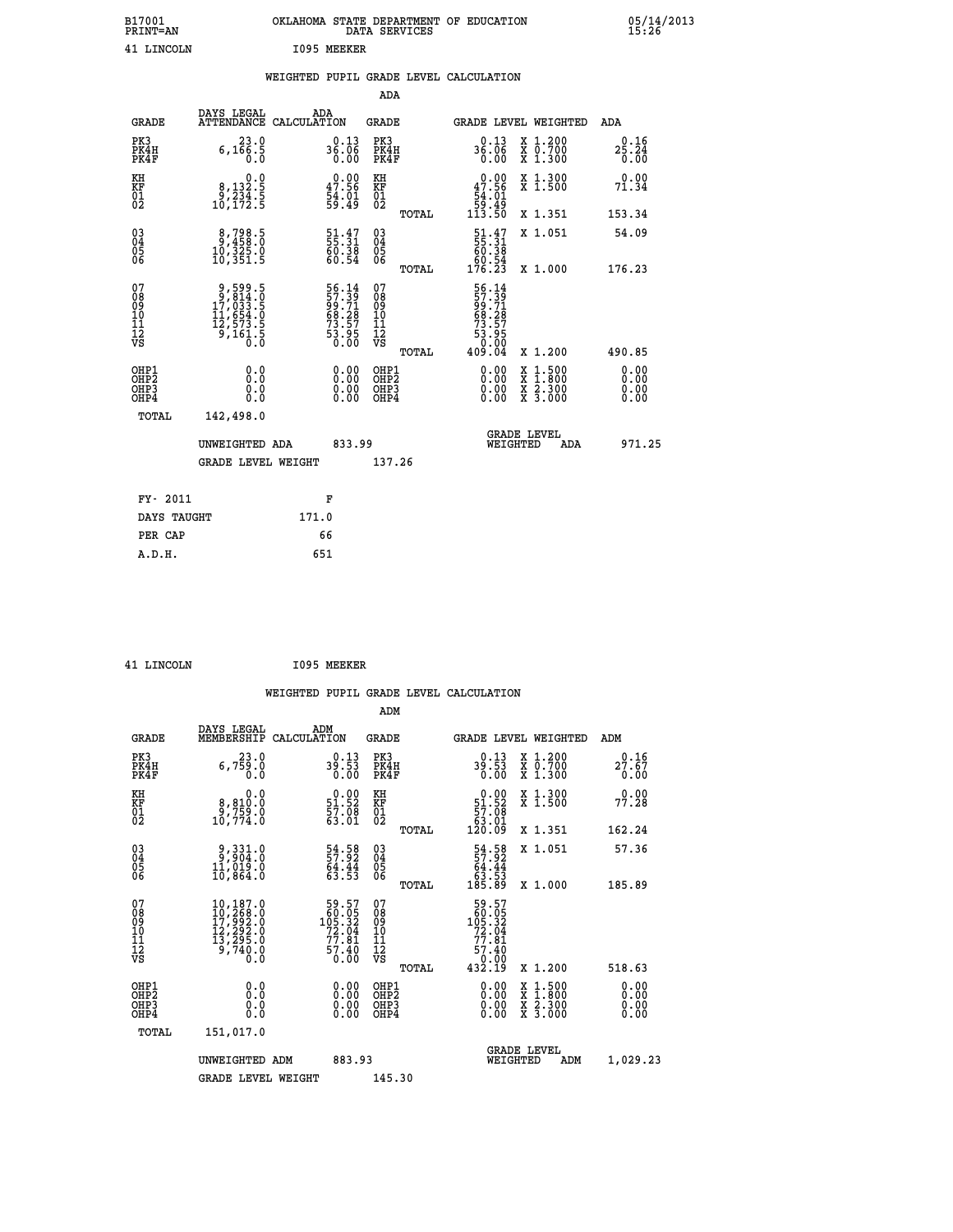B17001 OKLAHOMA STATE DEPARTMENT OF EDUCATION 05/14/2013
PRINT=AN DATA SERVICES 15:26

41 LINCOLN I095 MEEKER

## WEIGHTED PUPIL GRADE LEVEL CALCULATION

### ADA

| GRADE | DAYS LEGAL ATTENDANCE | ADA CALCULATION | GRADE | GRADE LEVEL | WEIGHTED | ADA |
|---|---|---|---|---|---|---|
| PK3 | 23.0 | 0.13 | PK3 | 0.13 | X 1.200 | 0.16 |
| PK4H | 6,166.5 | 36.06 | PK4H | 36.06 | X 0.700 | 25.24 |
| PK4F | 0.0 | 0.00 | PK4F | 0.00 | X 1.300 | 0.00 |
| KH | 0.0 | 0.00 | KH | 0.00 | X 1.300 | 0.00 |
| KF | 8,132.5 | 47.56 | KF | 47.56 | X 1.500 | 71.34 |
| 01 | 9,234.5 | 54.01 | 01 | 54.01 | | |
| 02 | 10,172.5 | 59.49 | 02 | 59.49 | | |
| | | | TOTAL | 113.50 | X 1.351 | 153.34 |
| 03 | 8,798.5 | 51.47 | 03 | 51.47 | X 1.051 | 54.09 |
| 04 | 9,458.0 | 55.31 | 04 | 55.31 | | |
| 05 | 10,325.0 | 60.38 | 05 | 60.38 | | |
| 06 | 10,351.5 | 60.54 | 06 | 60.54 | | |
| | | | TOTAL | 176.23 | X 1.000 | 176.23 |
| 07 | 9,599.5 | 56.14 | 07 | 56.14 | | |
| 08 | 9,814.0 | 57.39 | 08 | 57.39 | | |
| 09 | 17,033.5 | 99.71 | 09 | 99.71 | | |
| 10 | 11,654.0 | 68.28 | 10 | 68.28 | | |
| 11 | 12,573.5 | 73.57 | 11 | 73.57 | | |
| 12 | 9,161.5 | 53.95 | 12 | 53.95 | | |
| VS | 0.0 | 0.00 | VS | 0.00 | | |
| | | | TOTAL | 409.04 | X 1.200 | 490.85 |
| OHP1 | 0.0 | 0.00 | OHP1 | 0.00 | X 1.500 | 0.00 |
| OHP2 | 0.0 | 0.00 | OHP2 | 0.00 | X 1.800 | 0.00 |
| OHP3 | 0.0 | 0.00 | OHP3 | 0.00 | X 2.300 | 0.00 |
| OHP4 | 0.0 | 0.00 | OHP4 | 0.00 | X 3.000 | 0.00 |
| TOTAL | 142,498.0 | | | | | |

UNWEIGHTED ADA 833.99 — GRADE LEVEL WEIGHTED ADA 971.25

GRADE LEVEL WEIGHT 137.26

| FY- 2011 | F |
|---|---|
| DAYS TAUGHT | 171.0 |
| PER CAP | 66 |
| A.D.H. | 651 |

41 LINCOLN I095 MEEKER

## WEIGHTED PUPIL GRADE LEVEL CALCULATION

### ADM

| GRADE | DAYS LEGAL MEMBERSHIP | ADM CALCULATION | GRADE | GRADE LEVEL | WEIGHTED | ADM |
|---|---|---|---|---|---|---|
| PK3 | 23.0 | 0.13 | PK3 | 0.13 | X 1.200 | 0.16 |
| PK4H | 6,759.0 | 39.53 | PK4H | 39.53 | X 0.700 | 27.67 |
| PK4F | 0.0 | 0.00 | PK4F | 0.00 | X 1.300 | 0.00 |
| KH | 0.0 | 0.00 | KH | 0.00 | X 1.300 | 0.00 |
| KF | 8,810.0 | 51.52 | KF | 51.52 | X 1.500 | 77.28 |
| 01 | 9,759.0 | 57.08 | 01 | 57.08 | | |
| 02 | 10,774.0 | 63.01 | 02 | 63.01 | | |
| | | | TOTAL | 120.09 | X 1.351 | 162.24 |
| 03 | 9,331.0 | 54.58 | 03 | 54.58 | X 1.051 | 57.36 |
| 04 | 9,904.0 | 57.92 | 04 | 57.92 | | |
| 05 | 11,019.0 | 64.44 | 05 | 64.44 | | |
| 06 | 10,864.0 | 63.53 | 06 | 63.53 | | |
| | | | TOTAL | 185.89 | X 1.000 | 185.89 |
| 07 | 10,187.0 | 59.57 | 07 | 59.57 | | |
| 08 | 10,268.0 | 60.05 | 08 | 60.05 | | |
| 09 | 17,992.0 | 105.32 | 09 | 105.32 | | |
| 10 | 12,292.0 | 72.04 | 10 | 72.04 | | |
| 11 | 13,295.0 | 77.81 | 11 | 77.81 | | |
| 12 | 9,740.0 | 57.40 | 12 | 57.40 | | |
| VS | 0.0 | 0.00 | VS | 0.00 | | |
| | | | TOTAL | 432.19 | X 1.200 | 518.63 |
| OHP1 | 0.0 | 0.00 | OHP1 | 0.00 | X 1.500 | 0.00 |
| OHP2 | 0.0 | 0.00 | OHP2 | 0.00 | X 1.800 | 0.00 |
| OHP3 | 0.0 | 0.00 | OHP3 | 0.00 | X 2.300 | 0.00 |
| OHP4 | 0.0 | 0.00 | OHP4 | 0.00 | X 3.000 | 0.00 |
| TOTAL | 151,017.0 | | | | | |

UNWEIGHTED ADM 883.93 — GRADE LEVEL WEIGHTED ADM 1,029.23

GRADE LEVEL WEIGHT 145.30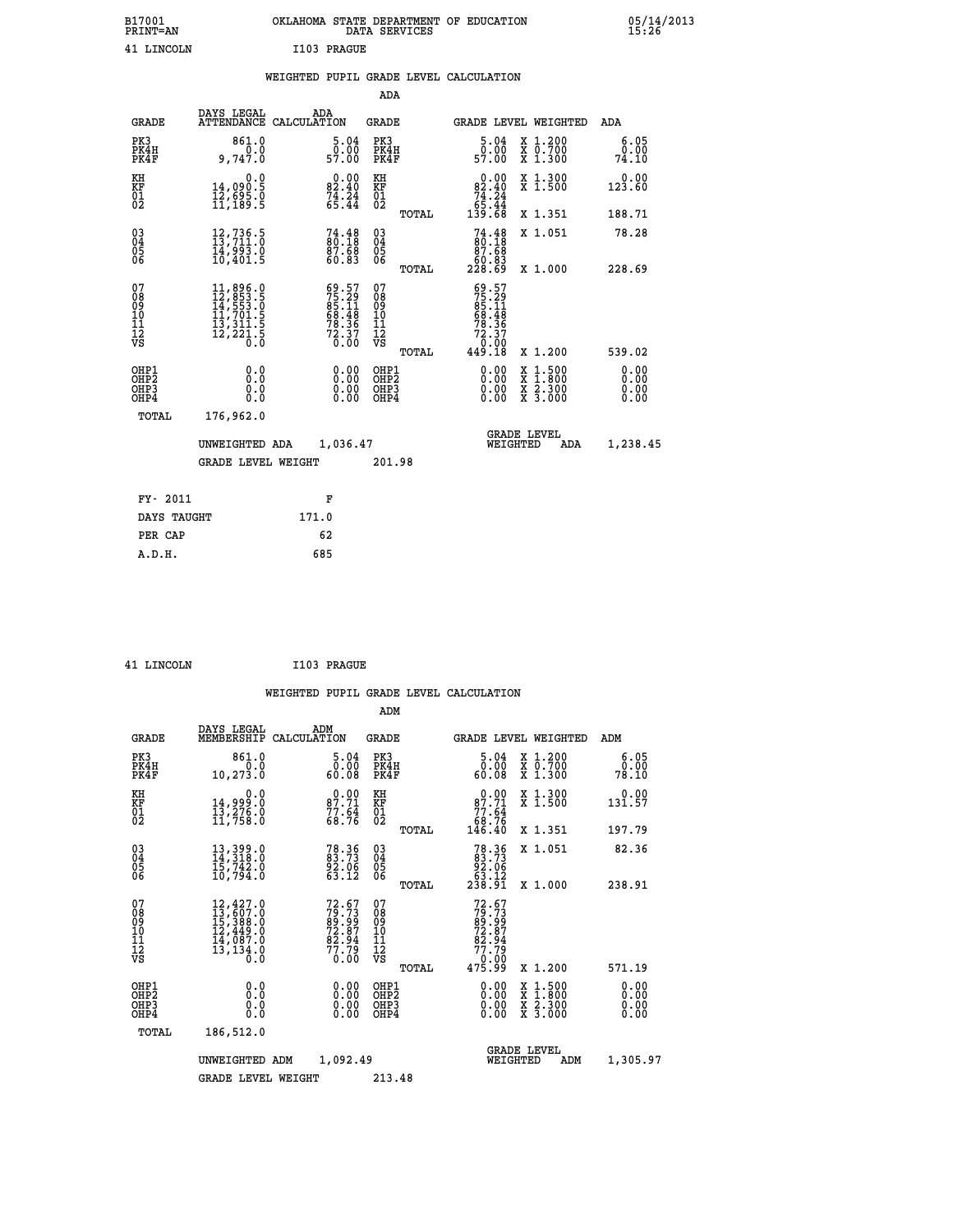B17001 OKLAHOMA STATE DEPARTMENT OF EDUCATION 05/14/2013
PRINT=AN DATA SERVICES 15:26

41 LINCOLN I103 PRAGUE

## WEIGHTED PUPIL GRADE LEVEL CALCULATION

### ADA

| GRADE | DAYS LEGAL ATTENDANCE | ADA CALCULATION | GRADE | | GRADE LEVEL | WEIGHTED | ADA |
|---|---|---|---|---|---|---|---|
| PK3 | 861.0 | 5.04 | PK3 | | 5.04 | X 1.200 | 6.05 |
| PK4H | 0.0 | 0.00 | PK4H | | 0.00 | X 0.700 | 0.00 |
| PK4F | 9,747.0 | 57.00 | PK4F | | 57.00 | X 1.300 | 74.10 |
| KH | 0.0 | 0.00 | KH | | 0.00 | X 1.300 | 0.00 |
| KF | 14,090.5 | 82.40 | KF | | 82.40 | X 1.500 | 123.60 |
| 01 | 12,695.0 | 74.24 | 01 | | 74.24 | | |
| 02 | 11,189.5 | 65.44 | 02 | | 65.44 | | |
| | | | | TOTAL | 139.68 | X 1.351 | 188.71 |
| 03 | 12,736.5 | 74.48 | 03 | | 74.48 | X 1.051 | 78.28 |
| 04 | 13,711.0 | 80.18 | 04 | | 80.18 | | |
| 05 | 14,993.0 | 87.68 | 05 | | 87.68 | | |
| 06 | 10,401.5 | 60.83 | 06 | | 60.83 | | |
| | | | | TOTAL | 228.69 | X 1.000 | 228.69 |
| 07 | 11,896.0 | 69.57 | 07 | | 69.57 | | |
| 08 | 12,853.5 | 75.29 | 08 | | 75.29 | | |
| 09 | 14,553.0 | 85.11 | 09 | | 85.11 | | |
| 10 | 11,701.5 | 68.48 | 10 | | 68.48 | | |
| 11 | 13,311.5 | 78.36 | 11 | | 78.36 | | |
| 12 | 12,221.5 | 72.37 | 12 | | 72.37 | | |
| VS | 0.0 | 0.00 | VS | | 0.00 | | |
| | | | | TOTAL | 449.18 | X 1.200 | 539.02 |
| OHP1 | 0.0 | 0.00 | OHP1 | | 0.00 | X 1.500 | 0.00 |
| OHP2 | 0.0 | 0.00 | OHP2 | | 0.00 | X 1.800 | 0.00 |
| OHP3 | 0.0 | 0.00 | OHP3 | | 0.00 | X 2.300 | 0.00 |
| OHP4 | 0.0 | 0.00 | OHP4 | | 0.00 | X 3.000 | 0.00 |
| TOTAL | 176,962.0 | | | | | | |

UNWEIGHTED ADA 1,036.47 GRADE LEVEL WEIGHTED ADA 1,238.45

GRADE LEVEL WEIGHT 201.98

| FY- 2011 | F |
|---|---|
| DAYS TAUGHT | 171.0 |
| PER CAP | 62 |
| A.D.H. | 685 |

41 LINCOLN I103 PRAGUE

## WEIGHTED PUPIL GRADE LEVEL CALCULATION

### ADM

| GRADE | DAYS LEGAL MEMBERSHIP | ADM CALCULATION | GRADE | | GRADE LEVEL | WEIGHTED | ADM |
|---|---|---|---|---|---|---|---|
| PK3 | 861.0 | 5.04 | PK3 | | 5.04 | X 1.200 | 6.05 |
| PK4H | 0.0 | 0.00 | PK4H | | 0.00 | X 0.700 | 0.00 |
| PK4F | 10,273.0 | 60.08 | PK4F | | 60.08 | X 1.300 | 78.10 |
| KH | 0.0 | 0.00 | KH | | 0.00 | X 1.300 | 0.00 |
| KF | 14,999.0 | 87.71 | KF | | 87.71 | X 1.500 | 131.57 |
| 01 | 13,276.0 | 77.64 | 01 | | 77.64 | | |
| 02 | 11,758.0 | 68.76 | 02 | | 68.76 | | |
| | | | | TOTAL | 146.40 | X 1.351 | 197.79 |
| 03 | 13,399.0 | 78.36 | 03 | | 78.36 | X 1.051 | 82.36 |
| 04 | 14,318.0 | 83.73 | 04 | | 83.73 | | |
| 05 | 15,742.0 | 92.06 | 05 | | 92.06 | | |
| 06 | 10,794.0 | 63.12 | 06 | | 63.12 | | |
| | | | | TOTAL | 238.91 | X 1.000 | 238.91 |
| 07 | 12,427.0 | 72.67 | 07 | | 72.67 | | |
| 08 | 13,607.0 | 79.73 | 08 | | 79.73 | | |
| 09 | 15,388.0 | 89.99 | 09 | | 89.99 | | |
| 10 | 12,449.0 | 72.87 | 10 | | 72.87 | | |
| 11 | 14,087.0 | 82.94 | 11 | | 82.94 | | |
| 12 | 13,134.0 | 77.79 | 12 | | 77.79 | | |
| VS | 0.0 | 0.00 | VS | | 0.00 | | |
| | | | | TOTAL | 475.99 | X 1.200 | 571.19 |
| OHP1 | 0.0 | 0.00 | OHP1 | | 0.00 | X 1.500 | 0.00 |
| OHP2 | 0.0 | 0.00 | OHP2 | | 0.00 | X 1.800 | 0.00 |
| OHP3 | 0.0 | 0.00 | OHP3 | | 0.00 | X 2.300 | 0.00 |
| OHP4 | 0.0 | 0.00 | OHP4 | | 0.00 | X 3.000 | 0.00 |
| TOTAL | 186,512.0 | | | | | | |

UNWEIGHTED ADM 1,092.49 GRADE LEVEL WEIGHTED ADM 1,305.97

GRADE LEVEL WEIGHT 213.48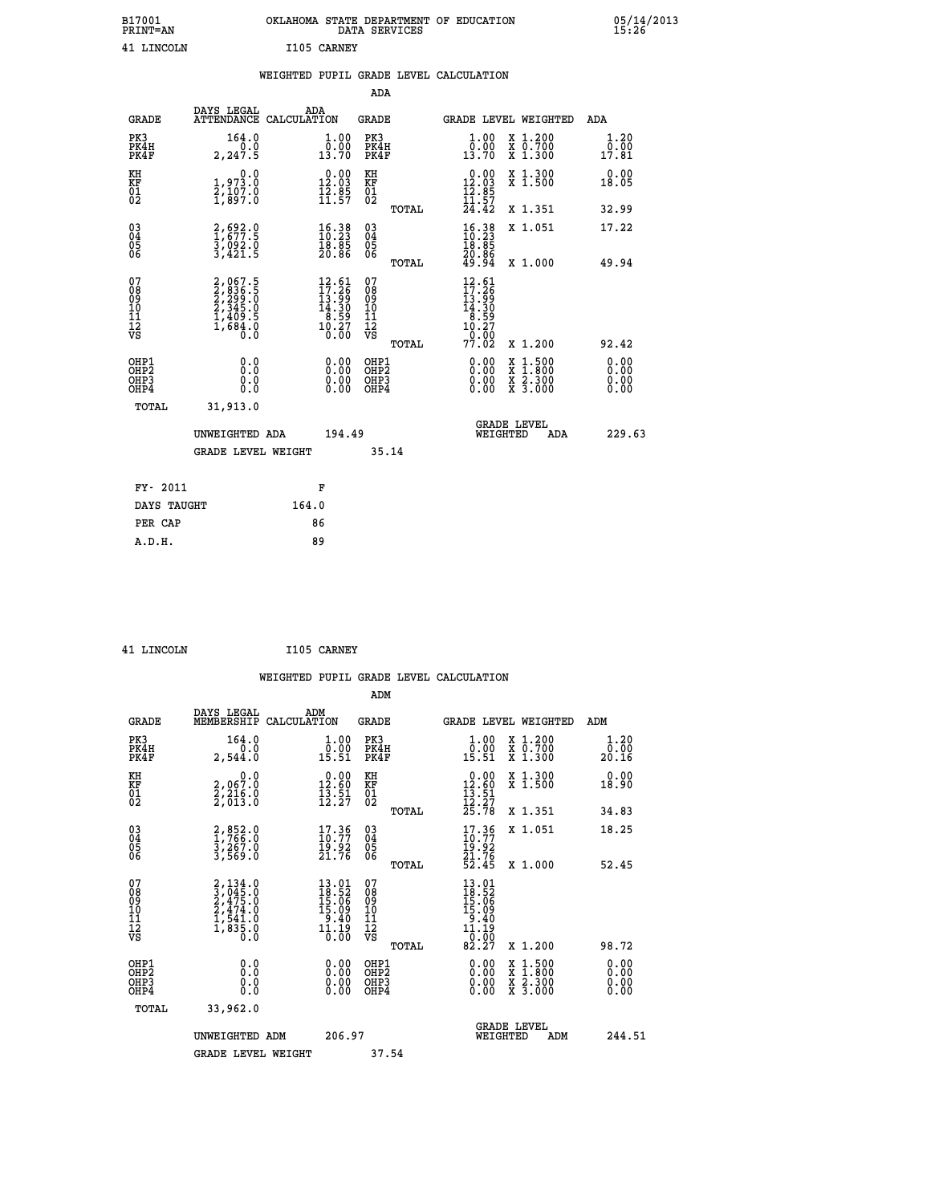B17001 OKLAHOMA STATE DEPARTMENT OF EDUCATION 05/14/2013
PRINT=AN DATA SERVICES 15:26

41 LINCOLN I105 CARNEY

## WEIGHTED PUPIL GRADE LEVEL CALCULATION

### ADA

| GRADE | DAYS LEGAL ATTENDANCE | ADA CALCULATION | GRADE | | GRADE LEVEL | WEIGHTED | ADA |
|---|---|---|---|---|---|---|---|
| PK3 | 164.0 | 1.00 | PK3 | | 1.00 | X 1.200 | 1.20 |
| PK4H | 0.0 | 0.00 | PK4H | | 0.00 | X 0.700 | 0.00 |
| PK4F | 2,247.5 | 13.70 | PK4F | | 13.70 | X 1.300 | 17.81 |
| KH | 0.0 | 0.00 | KH | | 0.00 | X 1.300 | 0.00 |
| KF | 1,973.0 | 12.03 | KF | | 12.03 | X 1.500 | 18.05 |
| 01 | 2,107.0 | 12.85 | 01 | | 12.85 | | |
| 02 | 1,897.0 | 11.57 | 02 | | 11.57 | | |
| | | | | TOTAL | 24.42 | X 1.351 | 32.99 |
| 03 | 2,692.0 | 16.38 | 03 | | 16.38 | X 1.051 | 17.22 |
| 04 | 1,677.5 | 10.23 | 04 | | 10.23 | | |
| 05 | 3,092.0 | 18.85 | 05 | | 18.85 | | |
| 06 | 3,421.5 | 20.86 | 06 | | 20.86 | | |
| | | | | TOTAL | 49.94 | X 1.000 | 49.94 |
| 07 | 2,067.5 | 12.61 | 07 | | 12.61 | | |
| 08 | 2,836.5 | 17.26 | 08 | | 17.26 | | |
| 09 | 2,299.0 | 13.99 | 09 | | 13.99 | | |
| 10 | 2,345.0 | 14.30 | 10 | | 14.30 | | |
| 11 | 1,409.5 | 8.59 | 11 | | 8.59 | | |
| 12 | 1,684.0 | 10.27 | 12 | | 10.27 | | |
| VS | 0.0 | 0.00 | VS | | 0.00 | | |
| | | | | TOTAL | 77.02 | X 1.200 | 92.42 |
| OHP1 | 0.0 | 0.00 | OHP1 | | 0.00 | X 1.500 | 0.00 |
| OHP2 | 0.0 | 0.00 | OHP2 | | 0.00 | X 1.800 | 0.00 |
| OHP3 | 0.0 | 0.00 | OHP3 | | 0.00 | X 2.300 | 0.00 |
| OHP4 | 0.0 | 0.00 | OHP4 | | 0.00 | X 3.000 | 0.00 |
| TOTAL | 31,913.0 | | | | | | |

UNWEIGHTED ADA 194.49 — GRADE LEVEL WEIGHTED ADA 229.63

GRADE LEVEL WEIGHT 35.14

| FY- 2011 | F |
|---|---|
| DAYS TAUGHT | 164.0 |
| PER CAP | 86 |
| A.D.H. | 89 |

41 LINCOLN I105 CARNEY

## WEIGHTED PUPIL GRADE LEVEL CALCULATION

### ADM

| GRADE | DAYS LEGAL MEMBERSHIP | ADM CALCULATION | GRADE | | GRADE LEVEL | WEIGHTED | ADM |
|---|---|---|---|---|---|---|---|
| PK3 | 164.0 | 1.00 | PK3 | | 1.00 | X 1.200 | 1.20 |
| PK4H | 0.0 | 0.00 | PK4H | | 0.00 | X 0.700 | 0.00 |
| PK4F | 2,544.0 | 15.51 | PK4F | | 15.51 | X 1.300 | 20.16 |
| KH | 0.0 | 0.00 | KH | | 0.00 | X 1.300 | 0.00 |
| KF | 2,067.0 | 12.60 | KF | | 12.60 | X 1.500 | 18.90 |
| 01 | 2,216.0 | 13.51 | 01 | | 13.51 | | |
| 02 | 2,013.0 | 12.27 | 02 | | 12.27 | | |
| | | | | TOTAL | 25.78 | X 1.351 | 34.83 |
| 03 | 2,852.0 | 17.36 | 03 | | 17.36 | X 1.051 | 18.25 |
| 04 | 1,766.0 | 10.77 | 04 | | 10.77 | | |
| 05 | 3,267.0 | 19.92 | 05 | | 19.92 | | |
| 06 | 3,569.0 | 21.76 | 06 | | 21.76 | | |
| | | | | TOTAL | 52.45 | X 1.000 | 52.45 |
| 07 | 2,134.0 | 13.01 | 07 | | 13.01 | | |
| 08 | 3,045.0 | 18.52 | 08 | | 18.52 | | |
| 09 | 2,475.0 | 15.06 | 09 | | 15.06 | | |
| 10 | 2,474.0 | 15.09 | 10 | | 15.09 | | |
| 11 | 1,541.0 | 9.40 | 11 | | 9.40 | | |
| 12 | 1,835.0 | 11.19 | 12 | | 11.19 | | |
| VS | 0.0 | 0.00 | VS | | 0.00 | | |
| | | | | TOTAL | 82.27 | X 1.200 | 98.72 |
| OHP1 | 0.0 | 0.00 | OHP1 | | 0.00 | X 1.500 | 0.00 |
| OHP2 | 0.0 | 0.00 | OHP2 | | 0.00 | X 1.800 | 0.00 |
| OHP3 | 0.0 | 0.00 | OHP3 | | 0.00 | X 2.300 | 0.00 |
| OHP4 | 0.0 | 0.00 | OHP4 | | 0.00 | X 3.000 | 0.00 |
| TOTAL | 33,962.0 | | | | | | |

UNWEIGHTED ADM 206.97 — GRADE LEVEL WEIGHTED ADM 244.51

GRADE LEVEL WEIGHT 37.54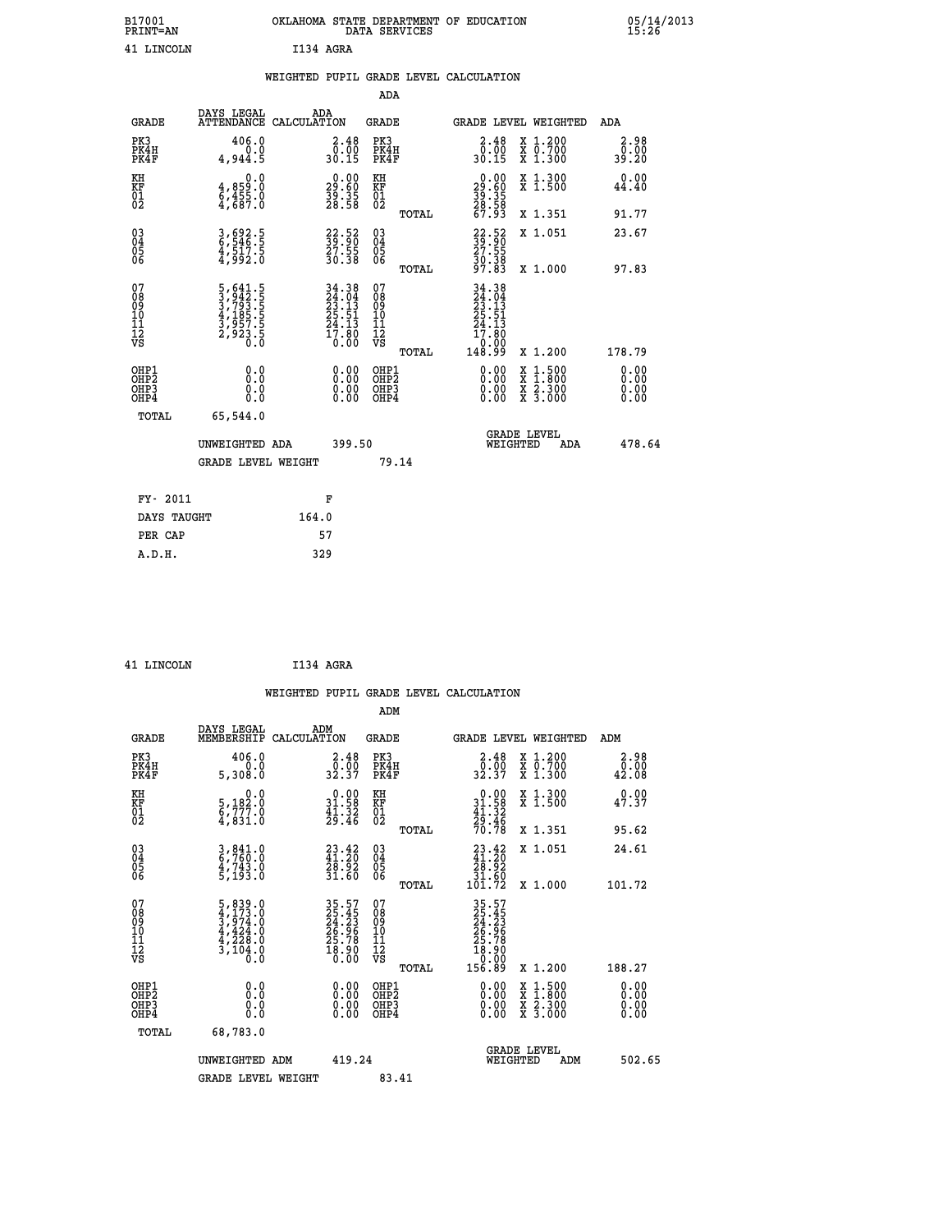B17001 OKLAHOMA STATE DEPARTMENT OF EDUCATION 05/14/2013
PRINT=AN DATA SERVICES 15:26

41 LINCOLN I134 AGRA

## WEIGHTED PUPIL GRADE LEVEL CALCULATION

### ADA

| GRADE | DAYS LEGAL ATTENDANCE | ADA CALCULATION | GRADE | GRADE LEVEL | WEIGHTED | ADA |
|---|---|---|---|---|---|---|
| PK3 | 406.0 | 2.48 | PK3 | 2.48 | X 1.200 | 2.98 |
| PK4H | 0.0 | 0.00 | PK4H | 0.00 | X 0.700 | 0.00 |
| PK4F | 4,944.5 | 30.15 | PK4F | 30.15 | X 1.300 | 39.20 |
| KH | 0.0 | 0.00 | KH | 0.00 | X 1.300 | 0.00 |
| KF | 4,859.0 | 29.60 | KF | 29.60 | X 1.500 | 44.40 |
| 01 | 6,455.0 | 39.35 | 01 | 39.35 | | |
| 02 | 4,687.0 | 28.58 | 02 | 28.58 | | |
| | | | TOTAL | 67.93 | X 1.351 | 91.77 |
| 03 | 3,692.5 | 22.52 | 03 | 22.52 | X 1.051 | 23.67 |
| 04 | 6,546.5 | 39.90 | 04 | 39.90 | | |
| 05 | 4,517.5 | 27.55 | 05 | 27.55 | | |
| 06 | 4,992.0 | 30.38 | 06 | 30.38 | | |
| | | | TOTAL | 97.83 | X 1.000 | 97.83 |
| 07 | 5,641.5 | 34.38 | 07 | 34.38 | | |
| 08 | 3,942.5 | 24.04 | 08 | 24.04 | | |
| 09 | 3,793.5 | 23.13 | 09 | 23.13 | | |
| 10 | 4,185.5 | 25.51 | 10 | 25.51 | | |
| 11 | 3,957.5 | 24.13 | 11 | 24.13 | | |
| 12 | 2,923.5 | 17.80 | 12 | 17.80 | | |
| VS | 0.0 | 0.00 | VS | 0.00 | | |
| | | | TOTAL | 148.99 | X 1.200 | 178.79 |
| OHP1 | 0.0 | 0.00 | OHP1 | 0.00 | X 1.500 | 0.00 |
| OHP2 | 0.0 | 0.00 | OHP2 | 0.00 | X 1.800 | 0.00 |
| OHP3 | 0.0 | 0.00 | OHP3 | 0.00 | X 2.300 | 0.00 |
| OHP4 | 0.0 | 0.00 | OHP4 | 0.00 | X 3.000 | 0.00 |
| TOTAL | 65,544.0 | | | | | |

UNWEIGHTED ADA 399.50 GRADE LEVEL WEIGHTED ADA 478.64

GRADE LEVEL WEIGHT 79.14

| FY- 2011 | F |
|---|---|
| DAYS TAUGHT | 164.0 |
| PER CAP | 57 |
| A.D.H. | 329 |

41 LINCOLN I134 AGRA

## WEIGHTED PUPIL GRADE LEVEL CALCULATION

### ADM

| GRADE | DAYS LEGAL MEMBERSHIP | ADM CALCULATION | GRADE | GRADE LEVEL | WEIGHTED | ADM |
|---|---|---|---|---|---|---|
| PK3 | 406.0 | 2.48 | PK3 | 2.48 | X 1.200 | 2.98 |
| PK4H | 0.0 | 0.00 | PK4H | 0.00 | X 0.700 | 0.00 |
| PK4F | 5,308.0 | 32.37 | PK4F | 32.37 | X 1.300 | 42.08 |
| KH | 0.0 | 0.00 | KH | 0.00 | X 1.300 | 0.00 |
| KF | 5,182.0 | 31.58 | KF | 31.58 | X 1.500 | 47.37 |
| 01 | 6,777.0 | 41.32 | 01 | 41.32 | | |
| 02 | 4,831.0 | 29.46 | 02 | 29.46 | | |
| | | | TOTAL | 70.78 | X 1.351 | 95.62 |
| 03 | 3,841.0 | 23.42 | 03 | 23.42 | X 1.051 | 24.61 |
| 04 | 6,760.0 | 41.20 | 04 | 41.20 | | |
| 05 | 4,743.0 | 28.92 | 05 | 28.92 | | |
| 06 | 5,193.0 | 31.60 | 06 | 31.60 | | |
| | | | TOTAL | 101.72 | X 1.000 | 101.72 |
| 07 | 5,839.0 | 35.57 | 07 | 35.57 | | |
| 08 | 4,173.0 | 25.45 | 08 | 25.45 | | |
| 09 | 3,974.0 | 24.23 | 09 | 24.23 | | |
| 10 | 4,424.0 | 26.96 | 10 | 26.96 | | |
| 11 | 4,228.0 | 25.78 | 11 | 25.78 | | |
| 12 | 3,104.0 | 18.90 | 12 | 18.90 | | |
| VS | 0.0 | 0.00 | VS | 0.00 | | |
| | | | TOTAL | 156.89 | X 1.200 | 188.27 |
| OHP1 | 0.0 | 0.00 | OHP1 | 0.00 | X 1.500 | 0.00 |
| OHP2 | 0.0 | 0.00 | OHP2 | 0.00 | X 1.800 | 0.00 |
| OHP3 | 0.0 | 0.00 | OHP3 | 0.00 | X 2.300 | 0.00 |
| OHP4 | 0.0 | 0.00 | OHP4 | 0.00 | X 3.000 | 0.00 |
| TOTAL | 68,783.0 | | | | | |

UNWEIGHTED ADM 419.24 GRADE LEVEL WEIGHTED ADM 502.65

GRADE LEVEL WEIGHT 83.41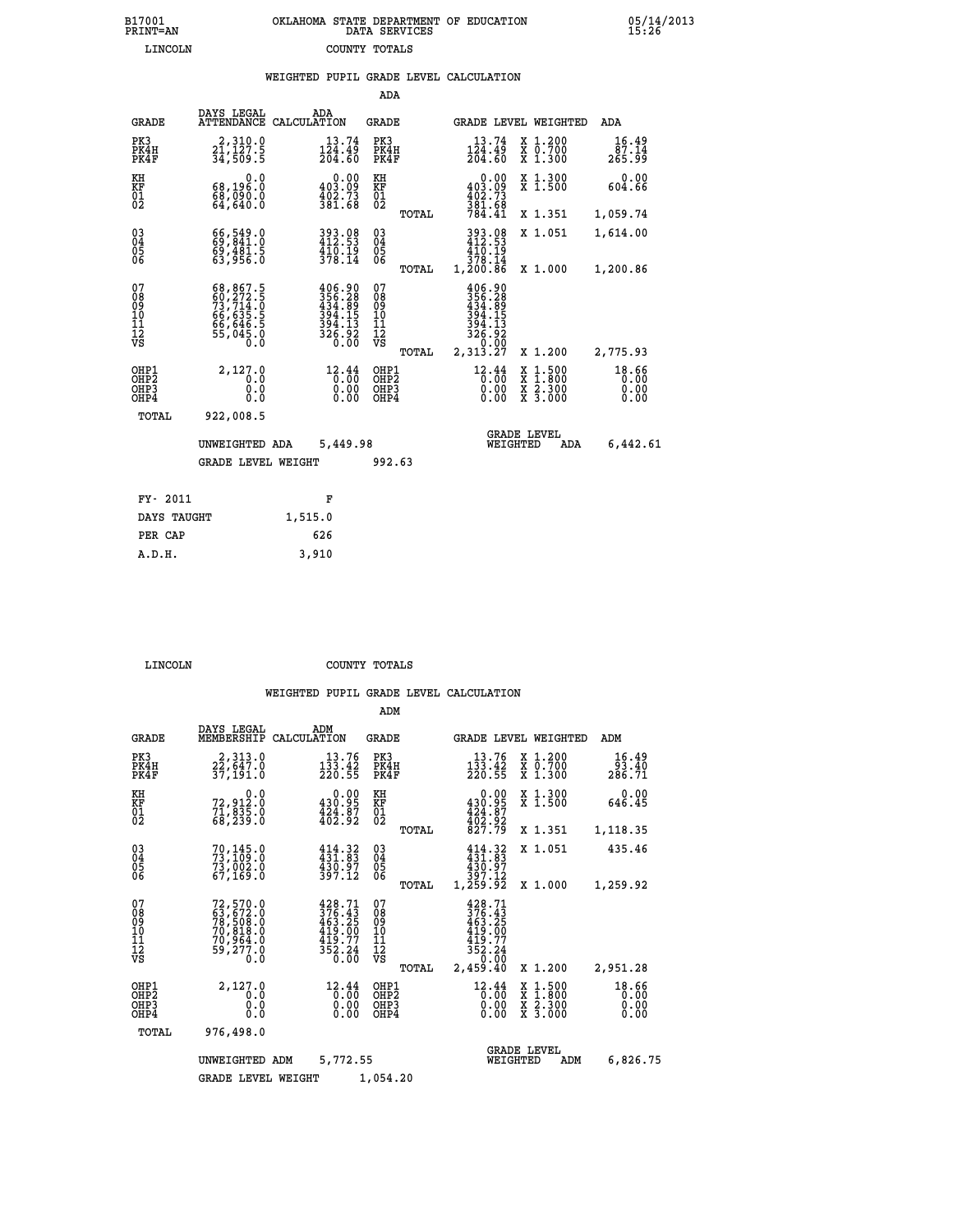B17001 OKLAHOMA STATE DEPARTMENT OF EDUCATION 05/14/2013
PRINT=AN DATA SERVICES 15:26
LINCOLN COUNTY TOTALS

### WEIGHTED PUPIL GRADE LEVEL CALCULATION

ADA

| GRADE | DAYS LEGAL ATTENDANCE | ADA CALCULATION | GRADE | | GRADE LEVEL | WEIGHTED | ADA |
|---|---|---|---|---|---|---|---|
| PK3 | 2,310.0 | 13.74 | PK3 | | 13.74 | X 1.200 | 16.49 |
| PK4H | 21,127.5 | 124.49 | PK4H | | 124.49 | X 0.700 | 87.14 |
| PK4F | 34,509.5 | 204.60 | PK4F | | 204.60 | X 1.300 | 265.99 |
| KH | 0.0 | 0.00 | KH | | 0.00 | X 1.300 | 0.00 |
| KF | 68,196.0 | 403.09 | KF | | 403.09 | X 1.500 | 604.66 |
| 01 | 68,090.0 | 402.73 | 01 | | 402.73 | | |
| 02 | 64,640.0 | 381.68 | 02 | | 381.68 | | |
| | | | | TOTAL | 784.41 | X 1.351 | 1,059.74 |
| 03 | 66,549.0 | 393.08 | 03 | | 393.08 | X 1.051 | 1,614.00 |
| 04 | 69,841.0 | 412.53 | 04 | | 412.53 | | |
| 05 | 69,481.5 | 410.19 | 05 | | 410.19 | | |
| 06 | 63,956.0 | 378.14 | 06 | | 378.14 | | |
| | | | | TOTAL | 1,200.86 | X 1.000 | 1,200.86 |
| 07 | 68,867.5 | 406.90 | 07 | | 406.90 | | |
| 08 | 60,272.5 | 356.28 | 08 | | 356.28 | | |
| 09 | 73,714.0 | 434.89 | 09 | | 434.89 | | |
| 10 | 66,635.5 | 394.15 | 10 | | 394.15 | | |
| 11 | 66,646.5 | 394.13 | 11 | | 394.13 | | |
| 12 | 55,045.0 | 326.92 | 12 | | 326.92 | | |
| VS | 0.0 | 0.00 | VS | | 0.00 | | |
| | | | | TOTAL | 2,313.27 | X 1.200 | 2,775.93 |
| OHP1 | 2,127.0 | 12.44 | OHP1 | | 12.44 | X 1.500 | 18.66 |
| OHP2 | 0.0 | 0.00 | OHP2 | | 0.00 | X 1.800 | 0.00 |
| OHP3 | 0.0 | 0.00 | OHP3 | | 0.00 | X 2.300 | 0.00 |
| OHP4 | 0.0 | 0.00 | OHP4 | | 0.00 | X 3.000 | 0.00 |
| TOTAL | 922,008.5 | | | | | | |

UNWEIGHTED ADA 5,449.98 GRADE LEVEL WEIGHTED ADA 6,442.61

GRADE LEVEL WEIGHT 992.63

| FY- 2011 | F |
|---|---|
| DAYS TAUGHT | 1,515.0 |
| PER CAP | 626 |
| A.D.H. | 3,910 |

LINCOLN COUNTY TOTALS

### WEIGHTED PUPIL GRADE LEVEL CALCULATION

ADM

| GRADE | DAYS LEGAL MEMBERSHIP | ADM CALCULATION | GRADE | | GRADE LEVEL | WEIGHTED | ADM |
|---|---|---|---|---|---|---|---|
| PK3 | 2,313.0 | 13.76 | PK3 | | 13.76 | X 1.200 | 16.49 |
| PK4H | 22,647.0 | 133.42 | PK4H | | 133.42 | X 0.700 | 93.40 |
| PK4F | 37,191.0 | 220.55 | PK4F | | 220.55 | X 1.300 | 286.71 |
| KH | 0.0 | 0.00 | KH | | 0.00 | X 1.300 | 0.00 |
| KF | 72,912.0 | 430.95 | KF | | 430.95 | X 1.500 | 646.45 |
| 01 | 71,835.0 | 424.87 | 01 | | 424.87 | | |
| 02 | 68,239.0 | 402.92 | 02 | | 402.92 | | |
| | | | | TOTAL | 827.79 | X 1.351 | 1,118.35 |
| 03 | 70,145.0 | 414.32 | 03 | | 414.32 | X 1.051 | 435.46 |
| 04 | 73,109.0 | 431.83 | 04 | | 431.83 | | |
| 05 | 73,002.0 | 430.97 | 05 | | 430.97 | | |
| 06 | 67,169.0 | 397.12 | 06 | | 397.12 | | |
| | | | | TOTAL | 1,259.92 | X 1.000 | 1,259.92 |
| 07 | 72,570.0 | 428.71 | 07 | | 428.71 | | |
| 08 | 63,672.0 | 376.43 | 08 | | 376.43 | | |
| 09 | 78,508.0 | 463.25 | 09 | | 463.25 | | |
| 10 | 70,818.0 | 419.00 | 10 | | 419.00 | | |
| 11 | 70,964.0 | 419.77 | 11 | | 419.77 | | |
| 12 | 59,277.0 | 352.24 | 12 | | 352.24 | | |
| VS | 0.0 | 0.00 | VS | | 0.00 | | |
| | | | | TOTAL | 2,459.40 | X 1.200 | 2,951.28 |
| OHP1 | 2,127.0 | 12.44 | OHP1 | | 12.44 | X 1.500 | 18.66 |
| OHP2 | 0.0 | 0.00 | OHP2 | | 0.00 | X 1.800 | 0.00 |
| OHP3 | 0.0 | 0.00 | OHP3 | | 0.00 | X 2.300 | 0.00 |
| OHP4 | 0.0 | 0.00 | OHP4 | | 0.00 | X 3.000 | 0.00 |
| TOTAL | 976,498.0 | | | | | | |

UNWEIGHTED ADM 5,772.55 GRADE LEVEL WEIGHTED ADM 6,826.75

GRADE LEVEL WEIGHT 1,054.20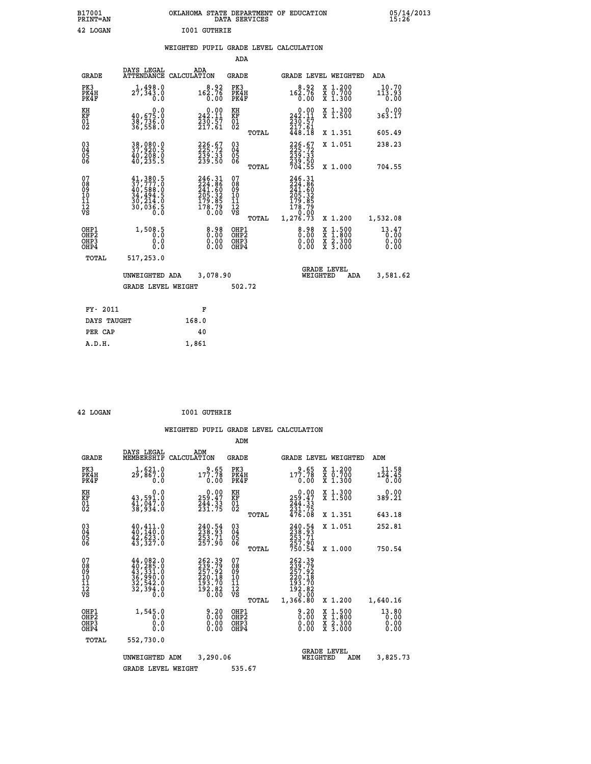B17001 OKLAHOMA STATE DEPARTMENT OF EDUCATION 05/14/2013
PRINT=AN DATA SERVICES 15:26

42 LOGAN I001 GUTHRIE

WEIGHTED PUPIL GRADE LEVEL CALCULATION

ADA

| GRADE | DAYS LEGAL ATTENDANCE | ADA CALCULATION | GRADE | | GRADE LEVEL | WEIGHTED | ADA |
|---|---|---|---|---|---|---|---|
| PK3 | 1,498.0 | 8.92 | PK3 | | 8.92 | X 1.200 | 10.70 |
| PK4H | 27,343.0 | 162.76 | PK4H | | 162.76 | X 0.700 | 113.93 |
| PK4F | 0.0 | 0.00 | PK4F | | 0.00 | X 1.300 | 0.00 |
| KH | 0.0 | 0.00 | KH | | 0.00 | X 1.300 | 0.00 |
| KF | 40,675.0 | 242.11 | KF | | 242.11 | X 1.500 | 363.17 |
| 01 | 38,736.0 | 230.57 | 01 | | 230.57 | | |
| 02 | 36,558.0 | 217.61 | 02 | | 217.61 | | |
| | | | | TOTAL | 448.18 | X 1.351 | 605.49 |
| 03 | 38,080.0 | 226.67 | 03 | | 226.67 | X 1.051 | 238.23 |
| 04 | 37,920.5 | 225.72 | 04 | | 225.72 | | |
| 05 | 40,208.0 | 239.33 | 05 | | 239.33 | | |
| 06 | 40,235.5 | 239.50 | 06 | | 239.50 | | |
| | | | | TOTAL | 704.55 | X 1.000 | 704.55 |
| 07 | 41,380.5 | 246.31 | 07 | | 246.31 | | |
| 08 | 37,777.0 | 224.86 | 08 | | 224.86 | | |
| 09 | 40,588.0 | 241.60 | 09 | | 241.60 | | |
| 10 | 34,494.5 | 205.32 | 10 | | 205.32 | | |
| 11 | 30,214.0 | 179.85 | 11 | | 179.85 | | |
| 12 | 30,036.5 | 178.79 | 12 | | 178.79 | | |
| VS | 0.0 | 0.00 | VS | | 0.00 | | |
| | | | | TOTAL | 1,276.73 | X 1.200 | 1,532.08 |
| OHP1 | 1,508.5 | 8.98 | OHP1 | | 8.98 | X 1.500 | 13.47 |
| OHP2 | 0.0 | 0.00 | OHP2 | | 0.00 | X 1.800 | 0.00 |
| OHP3 | 0.0 | 0.00 | OHP3 | | 0.00 | X 2.300 | 0.00 |
| OHP4 | 0.0 | 0.00 | OHP4 | | 0.00 | X 3.000 | 0.00 |
| TOTAL | 517,253.0 | | | | | | |

UNWEIGHTED ADA 3,078.90 GRADE LEVEL WEIGHTED ADA 3,581.62

GRADE LEVEL WEIGHT 502.72

| FY- 2011 | F |
|---|---|
| DAYS TAUGHT | 168.0 |
| PER CAP | 40 |
| A.D.H. | 1,861 |

42 LOGAN I001 GUTHRIE

WEIGHTED PUPIL GRADE LEVEL CALCULATION

ADM

| GRADE | DAYS LEGAL MEMBERSHIP | ADM CALCULATION | GRADE | | GRADE LEVEL | WEIGHTED | ADM |
|---|---|---|---|---|---|---|---|
| PK3 | 1,621.0 | 9.65 | PK3 | | 9.65 | X 1.200 | 11.58 |
| PK4H | 29,867.0 | 177.78 | PK4H | | 177.78 | X 0.700 | 124.45 |
| PK4F | 0.0 | 0.00 | PK4F | | 0.00 | X 1.300 | 0.00 |
| KH | 0.0 | 0.00 | KH | | 0.00 | X 1.300 | 0.00 |
| KF | 43,591.0 | 259.47 | KF | | 259.47 | X 1.500 | 389.21 |
| 01 | 41,047.0 | 244.33 | 01 | | 244.33 | | |
| 02 | 38,934.0 | 231.75 | 02 | | 231.75 | | |
| | | | | TOTAL | 476.08 | X 1.351 | 643.18 |
| 03 | 40,411.0 | 240.54 | 03 | | 240.54 | X 1.051 | 252.81 |
| 04 | 40,140.0 | 238.93 | 04 | | 238.93 | | |
| 05 | 42,623.0 | 253.71 | 05 | | 253.71 | | |
| 06 | 43,327.0 | 257.90 | 06 | | 257.90 | | |
| | | | | TOTAL | 750.54 | X 1.000 | 750.54 |
| 07 | 44,082.0 | 262.39 | 07 | | 262.39 | | |
| 08 | 40,285.0 | 239.79 | 08 | | 239.79 | | |
| 09 | 43,331.0 | 257.92 | 09 | | 257.92 | | |
| 10 | 36,990.0 | 220.18 | 10 | | 220.18 | | |
| 11 | 32,542.0 | 193.70 | 11 | | 193.70 | | |
| 12 | 32,394.0 | 192.82 | 12 | | 192.82 | | |
| VS | 0.0 | 0.00 | VS | | 0.00 | | |
| | | | | TOTAL | 1,366.80 | X 1.200 | 1,640.16 |
| OHP1 | 1,545.0 | 9.20 | OHP1 | | 9.20 | X 1.500 | 13.80 |
| OHP2 | 0.0 | 0.00 | OHP2 | | 0.00 | X 1.800 | 0.00 |
| OHP3 | 0.0 | 0.00 | OHP3 | | 0.00 | X 2.300 | 0.00 |
| OHP4 | 0.0 | 0.00 | OHP4 | | 0.00 | X 3.000 | 0.00 |
| TOTAL | 552,730.0 | | | | | | |

UNWEIGHTED ADM 3,290.06 GRADE LEVEL WEIGHTED ADM 3,825.73

GRADE LEVEL WEIGHT 535.67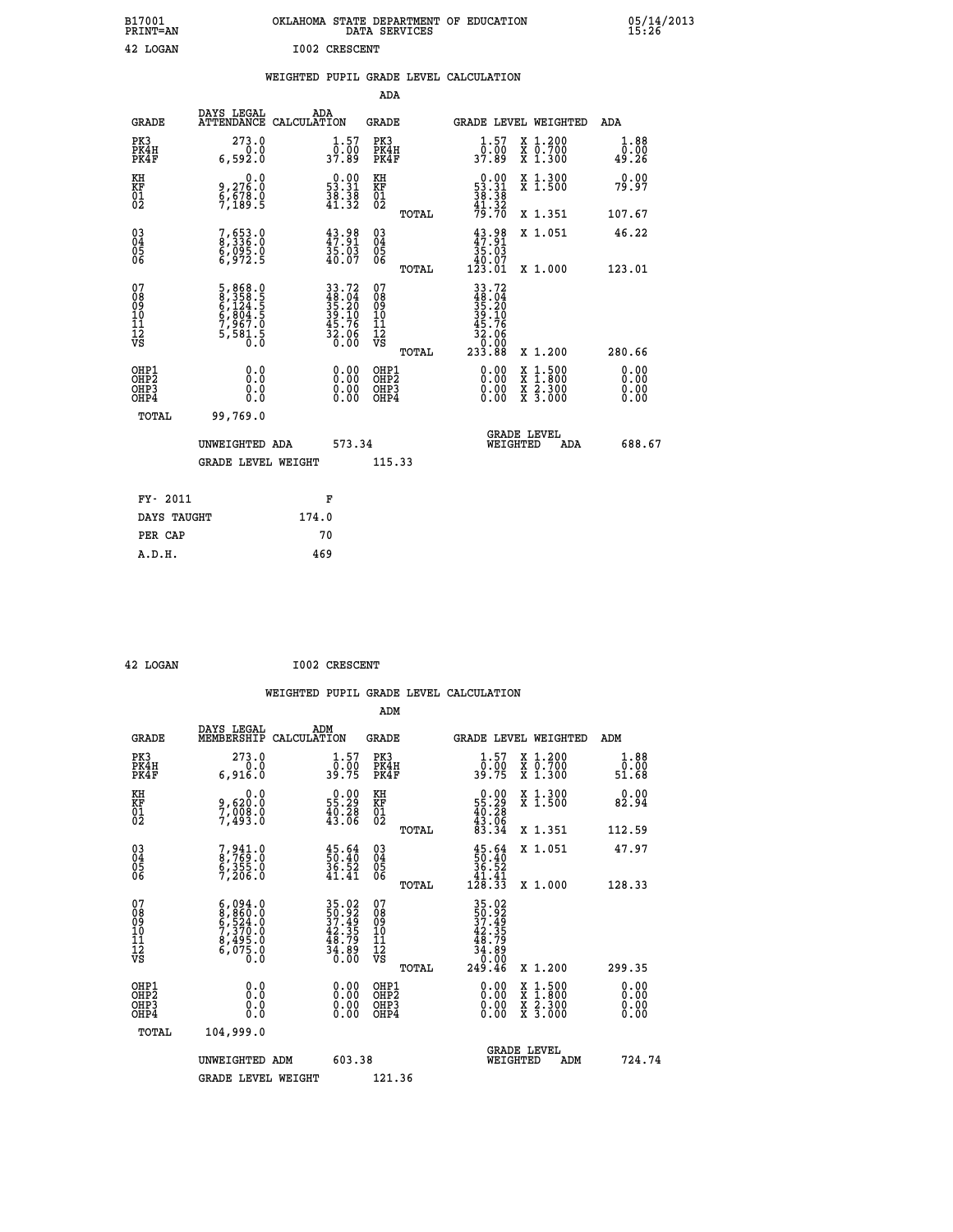B17001 OKLAHOMA STATE DEPARTMENT OF EDUCATION 05/14/2013
PRINT=AN DATA SERVICES 15:26

42 LOGAN I002 CRESCENT

## WEIGHTED PUPIL GRADE LEVEL CALCULATION

### ADA

| GRADE | DAYS LEGAL ATTENDANCE | ADA CALCULATION | GRADE | GRADE LEVEL | WEIGHTED | ADA |
|---|---|---|---|---|---|---|
| PK3 | 273.0 | 1.57 | PK3 | 1.57 | X 1.200 | 1.88 |
| PK4H | 0.0 | 0.00 | PK4H | 0.00 | X 0.700 | 0.00 |
| PK4F | 6,592.0 | 37.89 | PK4F | 37.89 | X 1.300 | 49.26 |
| KH | 0.0 | 0.00 | KH | 0.00 | X 1.300 | 0.00 |
| KF | 9,276.0 | 53.31 | KF | 53.31 | X 1.500 | 79.97 |
| 01 | 6,678.0 | 38.38 | 01 | 38.38 | | |
| 02 | 7,189.5 | 41.32 | 02 | 41.32 | | |
| | | | TOTAL | 79.70 | X 1.351 | 107.67 |
| 03 | 7,653.0 | 43.98 | 03 | 43.98 | X 1.051 | 46.22 |
| 04 | 8,336.0 | 47.91 | 04 | 47.91 | | |
| 05 | 6,095.0 | 35.03 | 05 | 35.03 | | |
| 06 | 6,972.5 | 40.07 | 06 | 40.07 | | |
| | | | TOTAL | 123.01 | X 1.000 | 123.01 |
| 07 | 5,868.0 | 33.72 | 07 | 33.72 | | |
| 08 | 8,358.5 | 48.04 | 08 | 48.04 | | |
| 09 | 6,124.5 | 35.20 | 09 | 35.20 | | |
| 10 | 6,804.5 | 39.10 | 10 | 39.10 | | |
| 11 | 7,967.0 | 45.76 | 11 | 45.76 | | |
| 12 | 5,581.5 | 32.06 | 12 | 32.06 | | |
| VS | 0.0 | 0.00 | VS | 0.00 | | |
| | | | TOTAL | 233.88 | X 1.200 | 280.66 |
| OHP1 | 0.0 | 0.00 | OHP1 | 0.00 | X 1.500 | 0.00 |
| OHP2 | 0.0 | 0.00 | OHP2 | 0.00 | X 1.800 | 0.00 |
| OHP3 | 0.0 | 0.00 | OHP3 | 0.00 | X 2.300 | 0.00 |
| OHP4 | 0.0 | 0.00 | OHP4 | 0.00 | X 3.000 | 0.00 |
| TOTAL | 99,769.0 | | | | | |

UNWEIGHTED ADA 573.34 | GRADE LEVEL WEIGHTED ADA 688.67

GRADE LEVEL WEIGHT 115.33

| FY- 2011 | F |
|---|---|
| DAYS TAUGHT | 174.0 |
| PER CAP | 70 |
| A.D.H. | 469 |

42 LOGAN I002 CRESCENT

## WEIGHTED PUPIL GRADE LEVEL CALCULATION

### ADM

| GRADE | DAYS LEGAL MEMBERSHIP | ADM CALCULATION | GRADE | GRADE LEVEL | WEIGHTED | ADM |
|---|---|---|---|---|---|---|
| PK3 | 273.0 | 1.57 | PK3 | 1.57 | X 1.200 | 1.88 |
| PK4H | 0.0 | 0.00 | PK4H | 0.00 | X 0.700 | 0.00 |
| PK4F | 6,916.0 | 39.75 | PK4F | 39.75 | X 1.300 | 51.68 |
| KH | 0.0 | 0.00 | KH | 0.00 | X 1.300 | 0.00 |
| KF | 9,620.0 | 55.29 | KF | 55.29 | X 1.500 | 82.94 |
| 01 | 7,008.0 | 40.28 | 01 | 40.28 | | |
| 02 | 7,493.0 | 43.06 | 02 | 43.06 | | |
| | | | TOTAL | 83.34 | X 1.351 | 112.59 |
| 03 | 7,941.0 | 45.64 | 03 | 45.64 | X 1.051 | 47.97 |
| 04 | 8,769.0 | 50.40 | 04 | 50.40 | | |
| 05 | 6,355.0 | 36.52 | 05 | 36.52 | | |
| 06 | 7,206.0 | 41.41 | 06 | 41.41 | | |
| | | | TOTAL | 128.33 | X 1.000 | 128.33 |
| 07 | 6,094.0 | 35.02 | 07 | 35.02 | | |
| 08 | 8,860.0 | 50.92 | 08 | 50.92 | | |
| 09 | 6,524.0 | 37.49 | 09 | 37.49 | | |
| 10 | 7,370.0 | 42.35 | 10 | 42.35 | | |
| 11 | 8,495.0 | 48.79 | 11 | 48.79 | | |
| 12 | 6,075.0 | 34.89 | 12 | 34.89 | | |
| VS | 0.0 | 0.00 | VS | 0.00 | | |
| | | | TOTAL | 249.46 | X 1.200 | 299.35 |
| OHP1 | 0.0 | 0.00 | OHP1 | 0.00 | X 1.500 | 0.00 |
| OHP2 | 0.0 | 0.00 | OHP2 | 0.00 | X 1.800 | 0.00 |
| OHP3 | 0.0 | 0.00 | OHP3 | 0.00 | X 2.300 | 0.00 |
| OHP4 | 0.0 | 0.00 | OHP4 | 0.00 | X 3.000 | 0.00 |
| TOTAL | 104,999.0 | | | | | |

UNWEIGHTED ADM 603.38 | GRADE LEVEL WEIGHTED ADM 724.74

GRADE LEVEL WEIGHT 121.36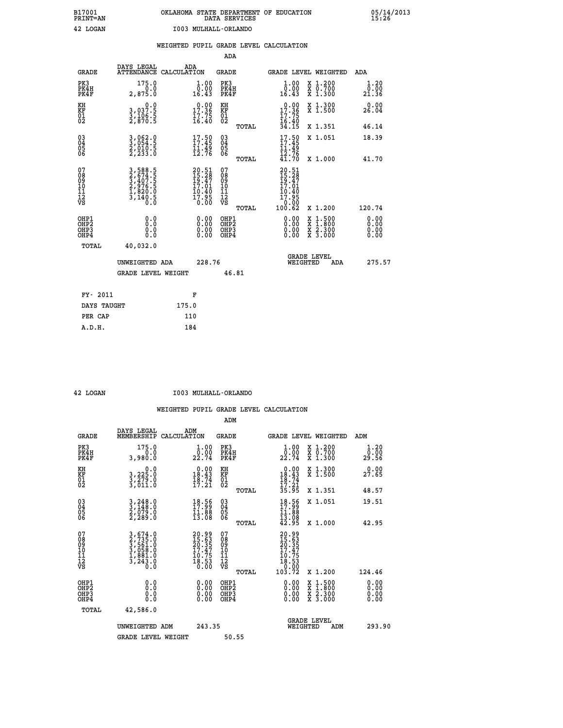B17001 OKLAHOMA STATE DEPARTMENT OF EDUCATION 05/14/2013
PRINT=AN DATA SERVICES 15:26

42 LOGAN I003 MULHALL-ORLANDO

WEIGHTED PUPIL GRADE LEVEL CALCULATION

ADA

| GRADE | DAYS LEGAL ATTENDANCE | ADA CALCULATION | GRADE | GRADE LEVEL | WEIGHTED | ADA |
|---|---|---|---|---|---|---|
| PK3 | 175.0 | 1.00 | PK3 | 1.00 | X 1.200 | 1.20 |
| PK4H | 0.0 | 0.00 | PK4H | 0.00 | X 0.700 | 0.00 |
| PK4F | 2,875.0 | 16.43 | PK4F | 16.43 | X 1.300 | 21.36 |
| KH | 0.0 | 0.00 | KH | 0.00 | X 1.300 | 0.00 |
| KF | 3,037.5 | 17.36 | KF | 17.36 | X 1.500 | 26.04 |
| 01 | 3,106.5 | 17.75 | 01 | 17.75 | | |
| 02 | 2,870.5 | 16.40 | 02 | 16.40 | | |
| | | | TOTAL | 34.15 | X 1.351 | 46.14 |
| 03 | 3,062.0 | 17.50 | 03 | 17.50 | X 1.051 | 18.39 |
| 04 | 3,054.5 | 17.45 | 04 | 17.45 | | |
| 05 | 2,010.5 | 11.49 | 05 | 11.49 | | |
| 06 | 2,233.0 | 12.76 | 06 | 12.76 | | |
| | | | TOTAL | 41.70 | X 1.000 | 41.70 |
| 07 | 3,588.5 | 20.51 | 07 | 20.51 | | |
| 08 | 2,674.5 | 15.28 | 08 | 15.28 | | |
| 09 | 3,407.5 | 19.47 | 09 | 19.47 | | |
| 10 | 2,976.5 | 17.01 | 10 | 17.01 | | |
| 11 | 1,820.0 | 10.40 | 11 | 10.40 | | |
| 12 | 3,140.5 | 17.95 | 12 | 17.95 | | |
| VS | 0.0 | 0.00 | VS | 0.00 | | |
| | | | TOTAL | 100.62 | X 1.200 | 120.74 |
| OHP1 | 0.0 | 0.00 | OHP1 | 0.00 | X 1.500 | 0.00 |
| OHP2 | 0.0 | 0.00 | OHP2 | 0.00 | X 1.800 | 0.00 |
| OHP3 | 0.0 | 0.00 | OHP3 | 0.00 | X 2.300 | 0.00 |
| OHP4 | 0.0 | 0.00 | OHP4 | 0.00 | X 3.000 | 0.00 |
| TOTAL | 40,032.0 | | | | | |

UNWEIGHTED ADA 228.76 | GRADE LEVEL WEIGHTED ADA 275.57

GRADE LEVEL WEIGHT 46.81

| FY- 2011 | F |
|---|---|
| DAYS TAUGHT | 175.0 |
| PER CAP | 110 |
| A.D.H. | 184 |

42 LOGAN I003 MULHALL-ORLANDO

WEIGHTED PUPIL GRADE LEVEL CALCULATION

ADM

| GRADE | DAYS LEGAL MEMBERSHIP | ADM CALCULATION | GRADE | GRADE LEVEL | WEIGHTED | ADM |
|---|---|---|---|---|---|---|
| PK3 | 175.0 | 1.00 | PK3 | 1.00 | X 1.200 | 1.20 |
| PK4H | 0.0 | 0.00 | PK4H | 0.00 | X 0.700 | 0.00 |
| PK4F | 3,980.0 | 22.74 | PK4F | 22.74 | X 1.300 | 29.56 |
| KH | 0.0 | 0.00 | KH | 0.00 | X 1.300 | 0.00 |
| KF | 3,225.0 | 18.43 | KF | 18.43 | X 1.500 | 27.65 |
| 01 | 3,279.0 | 18.74 | 01 | 18.74 | | |
| 02 | 3,011.0 | 17.21 | 02 | 17.21 | | |
| | | | TOTAL | 35.95 | X 1.351 | 48.57 |
| 03 | 3,248.0 | 18.56 | 03 | 18.56 | X 1.051 | 19.51 |
| 04 | 3,148.0 | 17.99 | 04 | 17.99 | | |
| 05 | 2,079.0 | 11.88 | 05 | 11.88 | | |
| 06 | 2,289.0 | 13.08 | 06 | 13.08 | | |
| | | | TOTAL | 42.95 | X 1.000 | 42.95 |
| 07 | 3,674.0 | 20.99 | 07 | 20.99 | | |
| 08 | 2,735.0 | 15.63 | 08 | 15.63 | | |
| 09 | 3,561.0 | 20.35 | 09 | 20.35 | | |
| 10 | 3,058.0 | 17.47 | 10 | 17.47 | | |
| 11 | 1,881.0 | 10.75 | 11 | 10.75 | | |
| 12 | 3,243.0 | 18.53 | 12 | 18.53 | | |
| VS | 0.0 | 0.00 | VS | 0.00 | | |
| | | | TOTAL | 103.72 | X 1.200 | 124.46 |
| OHP1 | 0.0 | 0.00 | OHP1 | 0.00 | X 1.500 | 0.00 |
| OHP2 | 0.0 | 0.00 | OHP2 | 0.00 | X 1.800 | 0.00 |
| OHP3 | 0.0 | 0.00 | OHP3 | 0.00 | X 2.300 | 0.00 |
| OHP4 | 0.0 | 0.00 | OHP4 | 0.00 | X 3.000 | 0.00 |
| TOTAL | 42,586.0 | | | | | |

UNWEIGHTED ADM 243.35 | GRADE LEVEL WEIGHTED ADM 293.90

GRADE LEVEL WEIGHT 50.55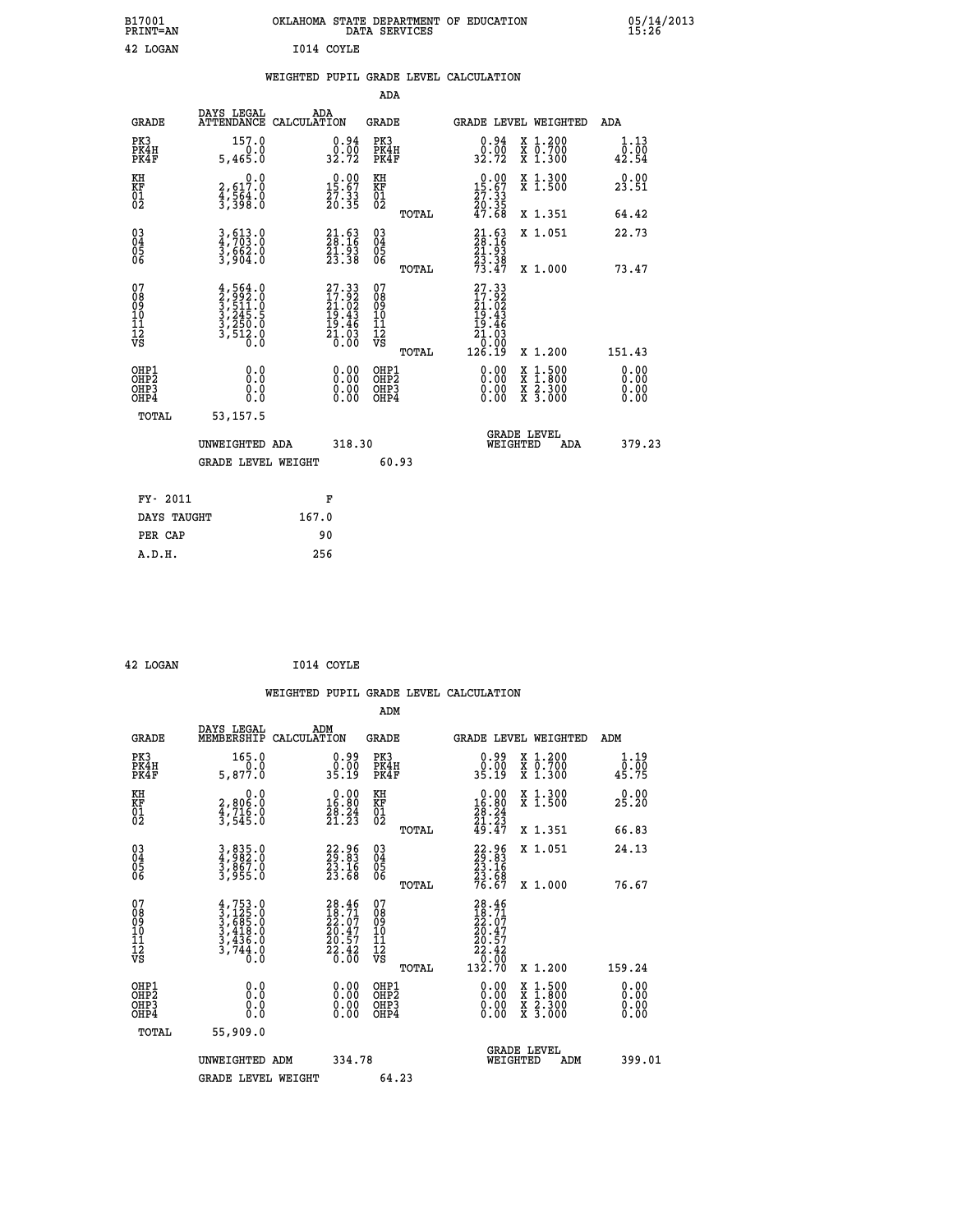B17001 OKLAHOMA STATE DEPARTMENT OF EDUCATION 05/14/2013
PRINT=AN DATA SERVICES 15:26

42 LOGAN I014 COYLE

## WEIGHTED PUPIL GRADE LEVEL CALCULATION

### ADA

| GRADE | DAYS LEGAL ATTENDANCE | ADA CALCULATION | GRADE | GRADE LEVEL | WEIGHTED | ADA |
|---|---|---|---|---|---|---|
| PK3 | 157.0 | 0.94 | PK3 | 0.94 | X 1.200 | 1.13 |
| PK4H | 0.0 | 0.00 | PK4H | 0.00 | X 0.700 | 0.00 |
| PK4F | 5,465.0 | 32.72 | PK4F | 32.72 | X 1.300 | 42.54 |
| KH | 0.0 | 0.00 | KH | 0.00 | X 1.300 | 0.00 |
| KF | 2,617.0 | 15.67 | KF | 15.67 | X 1.500 | 23.51 |
| 01 | 4,564.0 | 27.33 | 01 | 27.33 | | |
| 02 | 3,398.0 | 20.35 | 02 | 20.35 | | |
| | | | TOTAL | 47.68 | X 1.351 | 64.42 |
| 03 | 3,613.0 | 21.63 | 03 | 21.63 | X 1.051 | 22.73 |
| 04 | 4,703.0 | 28.16 | 04 | 28.16 | | |
| 05 | 3,662.0 | 21.93 | 05 | 21.93 | | |
| 06 | 3,904.0 | 23.38 | 06 | 23.38 | | |
| | | | TOTAL | 73.47 | X 1.000 | 73.47 |
| 07 | 4,564.0 | 27.33 | 07 | 27.33 | | |
| 08 | 2,992.0 | 17.92 | 08 | 17.92 | | |
| 09 | 3,511.0 | 21.02 | 09 | 21.02 | | |
| 10 | 3,245.5 | 19.43 | 10 | 19.43 | | |
| 11 | 3,250.0 | 19.46 | 11 | 19.46 | | |
| 12 | 3,512.0 | 21.03 | 12 | 21.03 | | |
| VS | 0.0 | 0.00 | VS | 0.00 | | |
| | | | TOTAL | 126.19 | X 1.200 | 151.43 |
| OHP1 | 0.0 | 0.00 | OHP1 | 0.00 | X 1.500 | 0.00 |
| OHP2 | 0.0 | 0.00 | OHP2 | 0.00 | X 1.800 | 0.00 |
| OHP3 | 0.0 | 0.00 | OHP3 | 0.00 | X 2.300 | 0.00 |
| OHP4 | 0.0 | 0.00 | OHP4 | 0.00 | X 3.000 | 0.00 |
| TOTAL | 53,157.5 | | | | | |

UNWEIGHTED ADA 318.30 — GRADE LEVEL WEIGHTED ADA 379.23

GRADE LEVEL WEIGHT 60.93

| FY- 2011 | F |
|---|---|
| DAYS TAUGHT | 167.0 |
| PER CAP | 90 |
| A.D.H. | 256 |

42 LOGAN I014 COYLE

## WEIGHTED PUPIL GRADE LEVEL CALCULATION

### ADM

| GRADE | DAYS LEGAL MEMBERSHIP | ADM CALCULATION | GRADE | GRADE LEVEL | WEIGHTED | ADM |
|---|---|---|---|---|---|---|
| PK3 | 165.0 | 0.99 | PK3 | 0.99 | X 1.200 | 1.19 |
| PK4H | 0.0 | 0.00 | PK4H | 0.00 | X 0.700 | 0.00 |
| PK4F | 5,877.0 | 35.19 | PK4F | 35.19 | X 1.300 | 45.75 |
| KH | 0.0 | 0.00 | KH | 0.00 | X 1.300 | 0.00 |
| KF | 2,806.0 | 16.80 | KF | 16.80 | X 1.500 | 25.20 |
| 01 | 4,716.0 | 28.24 | 01 | 28.24 | | |
| 02 | 3,545.0 | 21.23 | 02 | 21.23 | | |
| | | | TOTAL | 49.47 | X 1.351 | 66.83 |
| 03 | 3,835.0 | 22.96 | 03 | 22.96 | X 1.051 | 24.13 |
| 04 | 4,982.0 | 29.83 | 04 | 29.83 | | |
| 05 | 3,867.0 | 23.16 | 05 | 23.16 | | |
| 06 | 3,955.0 | 23.68 | 06 | 23.68 | | |
| | | | TOTAL | 76.67 | X 1.000 | 76.67 |
| 07 | 4,753.0 | 28.46 | 07 | 28.46 | | |
| 08 | 3,125.0 | 18.71 | 08 | 18.71 | | |
| 09 | 3,685.0 | 22.07 | 09 | 22.07 | | |
| 10 | 3,418.0 | 20.47 | 10 | 20.47 | | |
| 11 | 3,436.0 | 20.57 | 11 | 20.57 | | |
| 12 | 3,744.0 | 22.42 | 12 | 22.42 | | |
| VS | 0.0 | 0.00 | VS | 0.00 | | |
| | | | TOTAL | 132.70 | X 1.200 | 159.24 |
| OHP1 | 0.0 | 0.00 | OHP1 | 0.00 | X 1.500 | 0.00 |
| OHP2 | 0.0 | 0.00 | OHP2 | 0.00 | X 1.800 | 0.00 |
| OHP3 | 0.0 | 0.00 | OHP3 | 0.00 | X 2.300 | 0.00 |
| OHP4 | 0.0 | 0.00 | OHP4 | 0.00 | X 3.000 | 0.00 |
| TOTAL | 55,909.0 | | | | | |

UNWEIGHTED ADM 334.78 — GRADE LEVEL WEIGHTED ADM 399.01

GRADE LEVEL WEIGHT 64.23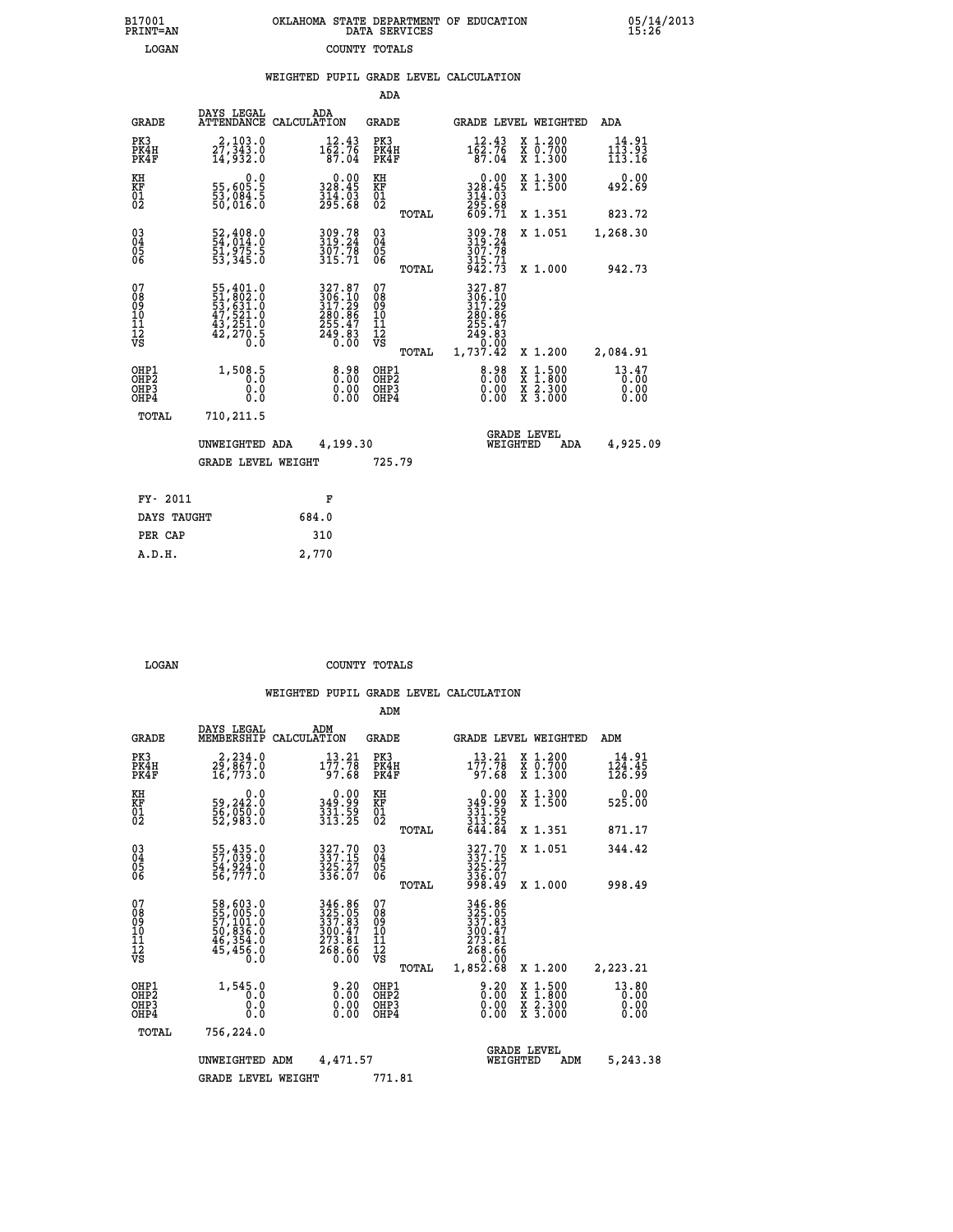B17001 PRINT=AN — OKLAHOMA STATE DEPARTMENT OF EDUCATION DATA SERVICES — 05/14/2013 15:26

LOGAN — COUNTY TOTALS

WEIGHTED PUPIL GRADE LEVEL CALCULATION

ADA

| GRADE | DAYS LEGAL ATTENDANCE | ADA CALCULATION | GRADE | GRADE LEVEL | WEIGHTED | ADA |
|---|---|---|---|---|---|---|
| PK3 | 2,103.0 | 12.43 | PK3 | 12.43 | X 1.200 | 14.91 |
| PK4H | 27,343.0 | 162.76 | PK4H | 162.76 | X 0.700 | 113.93 |
| PK4F | 14,932.0 | 87.04 | PK4F | 87.04 | X 1.300 | 113.16 |
| KH | 0.0 | 0.00 | KH | 0.00 | X 1.300 | 0.00 |
| KF | 55,605.5 | 328.45 | KF | 328.45 | X 1.500 | 492.69 |
| 01 | 53,084.5 | 314.03 | 01 | 314.03 | | |
| 02 | 50,016.0 | 295.68 | 02 | 295.68 | | |
| | | | TOTAL | 609.71 | X 1.351 | 823.72 |
| 03 | 52,408.0 | 309.78 | 03 | 309.78 | X 1.051 | 1,268.30 |
| 04 | 54,014.0 | 319.24 | 04 | 319.24 | | |
| 05 | 51,975.5 | 307.78 | 05 | 307.78 | | |
| 06 | 53,345.0 | 315.71 | 06 | 315.71 | | |
| | | | TOTAL | 942.73 | X 1.000 | 942.73 |
| 07 | 55,401.0 | 327.87 | 07 | 327.87 | | |
| 08 | 51,802.0 | 306.10 | 08 | 306.10 | | |
| 09 | 53,631.0 | 317.29 | 09 | 317.29 | | |
| 10 | 47,521.0 | 280.86 | 10 | 280.86 | | |
| 11 | 43,251.0 | 255.47 | 11 | 255.47 | | |
| 12 | 42,270.5 | 249.83 | 12 | 249.83 | | |
| VS | 0.0 | 0.00 | VS | 0.00 | | |
| | | | TOTAL | 1,737.42 | X 1.200 | 2,084.91 |
| OHP1 | 1,508.5 | 8.98 | OHP1 | 8.98 | X 1.500 | 13.47 |
| OHP2 | 0.0 | 0.00 | OHP2 | 0.00 | X 1.800 | 0.00 |
| OHP3 | 0.0 | 0.00 | OHP3 | 0.00 | X 2.300 | 0.00 |
| OHP4 | 0.0 | 0.00 | OHP4 | 0.00 | X 3.000 | 0.00 |
| TOTAL | 710,211.5 | | | | | |

UNWEIGHTED ADA 4,199.30 — GRADE LEVEL WEIGHTED ADA 4,925.09

GRADE LEVEL WEIGHT 725.79

| FY- 2011 | F |
|---|---|
| DAYS TAUGHT | 684.0 |
| PER CAP | 310 |
| A.D.H. | 2,770 |

LOGAN — COUNTY TOTALS

WEIGHTED PUPIL GRADE LEVEL CALCULATION

ADM

| GRADE | DAYS LEGAL MEMBERSHIP | ADM CALCULATION | GRADE | GRADE LEVEL | WEIGHTED | ADM |
|---|---|---|---|---|---|---|
| PK3 | 2,234.0 | 13.21 | PK3 | 13.21 | X 1.200 | 14.91 |
| PK4H | 29,867.0 | 177.78 | PK4H | 177.78 | X 0.700 | 124.45 |
| PK4F | 16,773.0 | 97.68 | PK4F | 97.68 | X 1.300 | 126.99 |
| KH | 0.0 | 0.00 | KH | 0.00 | X 1.300 | 0.00 |
| KF | 59,242.0 | 349.99 | KF | 349.99 | X 1.500 | 525.00 |
| 01 | 56,050.0 | 331.59 | 01 | 331.59 | | |
| 02 | 52,983.0 | 313.25 | 02 | 313.25 | | |
| | | | TOTAL | 644.84 | X 1.351 | 871.17 |
| 03 | 55,435.0 | 327.70 | 03 | 327.70 | X 1.051 | 344.42 |
| 04 | 57,039.0 | 337.15 | 04 | 337.15 | | |
| 05 | 54,924.0 | 325.27 | 05 | 325.27 | | |
| 06 | 56,777.0 | 336.07 | 06 | 336.07 | | |
| | | | TOTAL | 998.49 | X 1.000 | 998.49 |
| 07 | 58,603.0 | 346.86 | 07 | 346.86 | | |
| 08 | 55,005.0 | 325.05 | 08 | 325.05 | | |
| 09 | 57,101.0 | 337.83 | 09 | 337.83 | | |
| 10 | 50,836.0 | 300.47 | 10 | 300.47 | | |
| 11 | 46,354.0 | 273.81 | 11 | 273.81 | | |
| 12 | 45,456.0 | 268.66 | 12 | 268.66 | | |
| VS | 0.0 | 0.00 | VS | 0.00 | | |
| | | | TOTAL | 1,852.68 | X 1.200 | 2,223.21 |
| OHP1 | 1,545.0 | 9.20 | OHP1 | 9.20 | X 1.500 | 13.80 |
| OHP2 | 0.0 | 0.00 | OHP2 | 0.00 | X 1.800 | 0.00 |
| OHP3 | 0.0 | 0.00 | OHP3 | 0.00 | X 2.300 | 0.00 |
| OHP4 | 0.0 | 0.00 | OHP4 | 0.00 | X 3.000 | 0.00 |
| TOTAL | 756,224.0 | | | | | |

UNWEIGHTED ADM 4,471.57 — GRADE LEVEL WEIGHTED ADM 5,243.38

GRADE LEVEL WEIGHT 771.81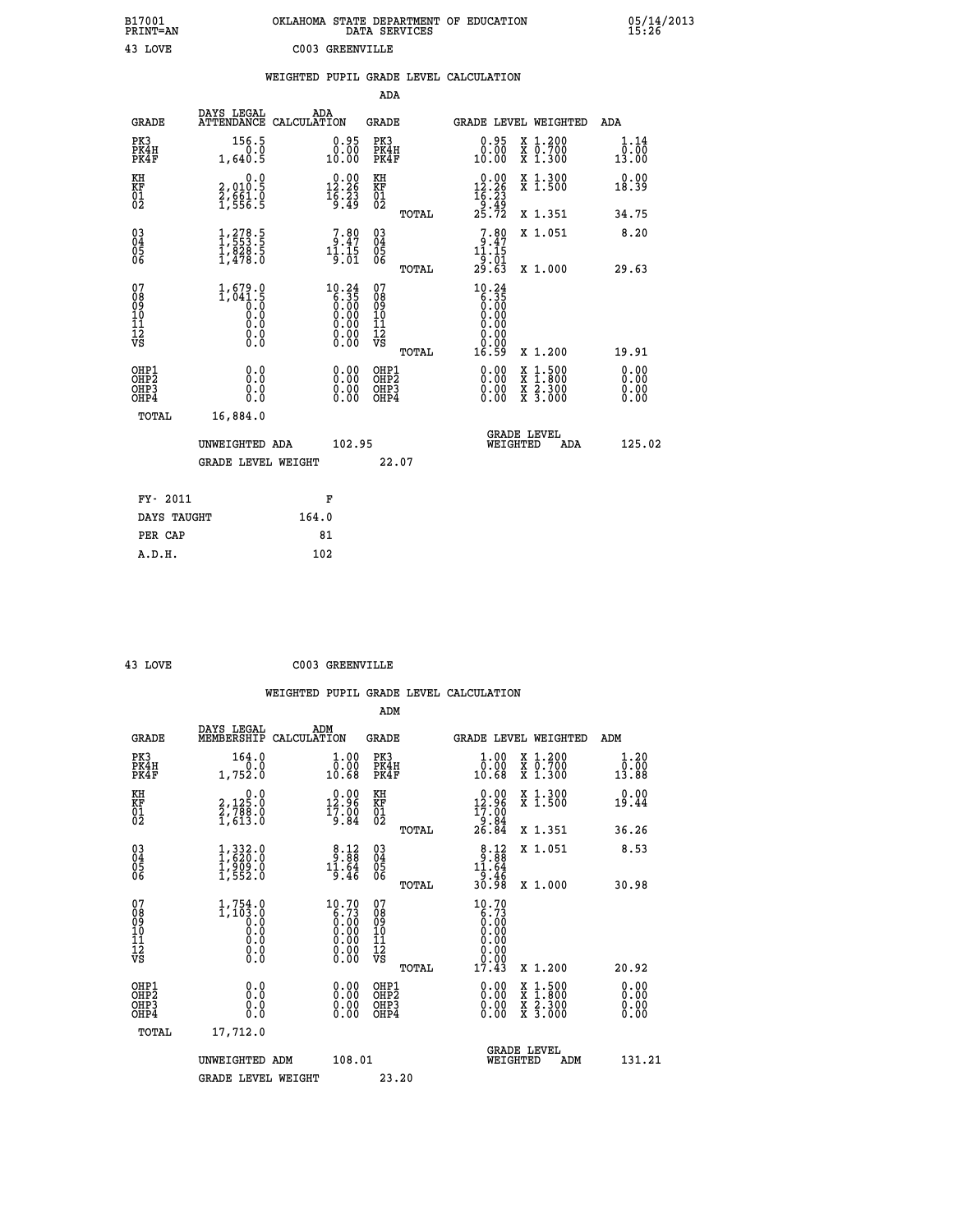B17001 PRINT=AN — OKLAHOMA STATE DEPARTMENT OF EDUCATION DATA SERVICES — 05/14/2013 15:26

43 LOVE — C003 GREENVILLE

## WEIGHTED PUPIL GRADE LEVEL CALCULATION

### ADA

| GRADE | DAYS LEGAL ATTENDANCE | ADA CALCULATION | GRADE | GRADE LEVEL | WEIGHTED | ADA |
|---|---|---|---|---|---|---|
| PK3 | 156.5 | 0.95 | PK3 | 0.95 | X 1.200 | 1.14 |
| PK4H | 0.0 | 0.00 | PK4H | 0.00 | X 0.700 | 0.00 |
| PK4F | 1,640.5 | 10.00 | PK4F | 10.00 | X 1.300 | 13.00 |
| KH | 0.0 | 0.00 | KH | 0.00 | X 1.300 | 0.00 |
| KF | 2,010.5 | 12.26 | KF | 12.26 | X 1.500 | 18.39 |
| 01 | 2,661.0 | 16.23 | 01 | 16.23 | | |
| 02 | 1,556.5 | 9.49 | 02 | 9.49 | | |
| | | | TOTAL | 25.72 | X 1.351 | 34.75 |
| 03 | 1,278.5 | 7.80 | 03 | 7.80 | X 1.051 | 8.20 |
| 04 | 1,553.5 | 9.47 | 04 | 9.47 | | |
| 05 | 1,828.5 | 11.15 | 05 | 11.15 | | |
| 06 | 1,478.0 | 9.01 | 06 | 9.01 | | |
| | | | TOTAL | 29.63 | X 1.000 | 29.63 |
| 07 | 1,679.0 | 10.24 | 07 | 10.24 | | |
| 08 | 1,041.5 | 6.35 | 08 | 6.35 | | |
| 09 | 0.0 | 0.00 | 09 | 0.00 | | |
| 10 | 0.0 | 0.00 | 10 | 0.00 | | |
| 11 | 0.0 | 0.00 | 11 | 0.00 | | |
| 12 | 0.0 | 0.00 | 12 | 0.00 | | |
| VS | 0.0 | 0.00 | VS | 0.00 | | |
| | | | TOTAL | 16.59 | X 1.200 | 19.91 |
| OHP1 | 0.0 | 0.00 | OHP1 | 0.00 | X 1.500 | 0.00 |
| OHP2 | 0.0 | 0.00 | OHP2 | 0.00 | X 1.800 | 0.00 |
| OHP3 | 0.0 | 0.00 | OHP3 | 0.00 | X 2.300 | 0.00 |
| OHP4 | 0.0 | 0.00 | OHP4 | 0.00 | X 3.000 | 0.00 |
| TOTAL | 16,884.0 | | | | | |

UNWEIGHTED ADA 102.95 — GRADE LEVEL WEIGHTED ADA 125.02

GRADE LEVEL WEIGHT 22.07

| FY- 2011 | F |
|---|---|
| DAYS TAUGHT | 164.0 |
| PER CAP | 81 |
| A.D.H. | 102 |

43 LOVE — C003 GREENVILLE

## WEIGHTED PUPIL GRADE LEVEL CALCULATION

### ADM

| GRADE | DAYS LEGAL MEMBERSHIP | ADM CALCULATION | GRADE | GRADE LEVEL | WEIGHTED | ADM |
|---|---|---|---|---|---|---|
| PK3 | 164.0 | 1.00 | PK3 | 1.00 | X 1.200 | 1.20 |
| PK4H | 0.0 | 0.00 | PK4H | 0.00 | X 0.700 | 0.00 |
| PK4F | 1,752.0 | 10.68 | PK4F | 10.68 | X 1.300 | 13.88 |
| KH | 0.0 | 0.00 | KH | 0.00 | X 1.300 | 0.00 |
| KF | 2,125.0 | 12.96 | KF | 12.96 | X 1.500 | 19.44 |
| 01 | 2,788.0 | 17.00 | 01 | 17.00 | | |
| 02 | 1,613.0 | 9.84 | 02 | 9.84 | | |
| | | | TOTAL | 26.84 | X 1.351 | 36.26 |
| 03 | 1,332.0 | 8.12 | 03 | 8.12 | X 1.051 | 8.53 |
| 04 | 1,620.0 | 9.88 | 04 | 9.88 | | |
| 05 | 1,909.0 | 11.64 | 05 | 11.64 | | |
| 06 | 1,552.0 | 9.46 | 06 | 9.46 | | |
| | | | TOTAL | 30.98 | X 1.000 | 30.98 |
| 07 | 1,754.0 | 10.70 | 07 | 10.70 | | |
| 08 | 1,103.0 | 6.73 | 08 | 6.73 | | |
| 09 | 0.0 | 0.00 | 09 | 0.00 | | |
| 10 | 0.0 | 0.00 | 10 | 0.00 | | |
| 11 | 0.0 | 0.00 | 11 | 0.00 | | |
| 12 | 0.0 | 0.00 | 12 | 0.00 | | |
| VS | 0.0 | 0.00 | VS | 0.00 | | |
| | | | TOTAL | 17.43 | X 1.200 | 20.92 |
| OHP1 | 0.0 | 0.00 | OHP1 | 0.00 | X 1.500 | 0.00 |
| OHP2 | 0.0 | 0.00 | OHP2 | 0.00 | X 1.800 | 0.00 |
| OHP3 | 0.0 | 0.00 | OHP3 | 0.00 | X 2.300 | 0.00 |
| OHP4 | 0.0 | 0.00 | OHP4 | 0.00 | X 3.000 | 0.00 |
| TOTAL | 17,712.0 | | | | | |

UNWEIGHTED ADM 108.01 — GRADE LEVEL WEIGHTED ADM 131.21

GRADE LEVEL WEIGHT 23.20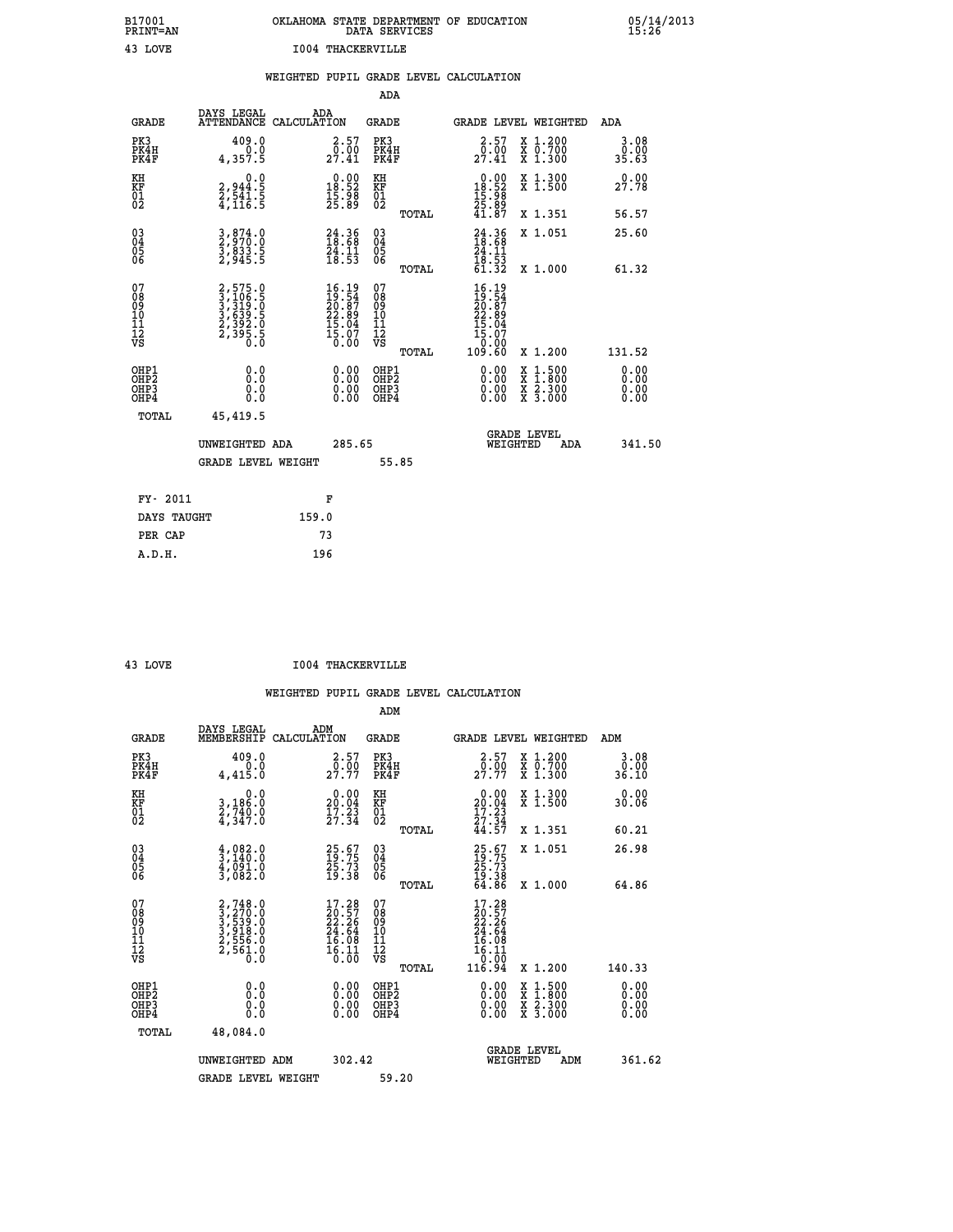B17001 OKLAHOMA STATE DEPARTMENT OF EDUCATION 05/14/2013
PRINT=AN DATA SERVICES 15:26

43 LOVE I004 THACKERVILLE

WEIGHTED PUPIL GRADE LEVEL CALCULATION

ADA

| GRADE | DAYS LEGAL ATTENDANCE | ADA CALCULATION | GRADE | GRADE LEVEL | WEIGHTED | ADA |
|---|---|---|---|---|---|---|
| PK3 | 409.0 | 2.57 | PK3 | 2.57 | X 1.200 | 3.08 |
| PK4H | 0.0 | 0.00 | PK4H | 0.00 | X 0.700 | 0.00 |
| PK4F | 4,357.5 | 27.41 | PK4F | 27.41 | X 1.300 | 35.63 |
| KH | 0.0 | 0.00 | KH | 0.00 | X 1.300 | 0.00 |
| KF | 2,944.5 | 18.52 | KF | 18.52 | X 1.500 | 27.78 |
| 01 | 2,541.5 | 15.98 | 01 | 15.98 | | |
| 02 | 4,116.5 | 25.89 | 02 | 25.89 | | |
| | | | TOTAL | 41.87 | X 1.351 | 56.57 |
| 03 | 3,874.0 | 24.36 | 03 | 24.36 | X 1.051 | 25.60 |
| 04 | 2,970.0 | 18.68 | 04 | 18.68 | | |
| 05 | 3,833.5 | 24.11 | 05 | 24.11 | | |
| 06 | 2,945.5 | 18.53 | 06 | 18.53 | | |
| | | | TOTAL | 61.32 | X 1.000 | 61.32 |
| 07 | 2,575.0 | 16.19 | 07 | 16.19 | | |
| 08 | 3,106.5 | 19.54 | 08 | 19.54 | | |
| 09 | 3,319.0 | 20.87 | 09 | 20.87 | | |
| 10 | 3,639.5 | 22.89 | 10 | 22.89 | | |
| 11 | 2,392.0 | 15.04 | 11 | 15.04 | | |
| 12 | 2,395.5 | 15.07 | 12 | 15.07 | | |
| VS | 0.0 | 0.00 | VS | 0.00 | | |
| | | | TOTAL | 109.60 | X 1.200 | 131.52 |
| OHP1 | 0.0 | 0.00 | OHP1 | 0.00 | X 1.500 | 0.00 |
| OHP2 | 0.0 | 0.00 | OHP2 | 0.00 | X 1.800 | 0.00 |
| OHP3 | 0.0 | 0.00 | OHP3 | 0.00 | X 2.300 | 0.00 |
| OHP4 | 0.0 | 0.00 | OHP4 | 0.00 | X 3.000 | 0.00 |
| TOTAL | 45,419.5 | | | | | |

UNWEIGHTED ADA 285.65 GRADE LEVEL WEIGHTED ADA 341.50

GRADE LEVEL WEIGHT 55.85

| FY- 2011 | F |
|---|---|
| DAYS TAUGHT | 159.0 |
| PER CAP | 73 |
| A.D.H. | 196 |

43 LOVE I004 THACKERVILLE

WEIGHTED PUPIL GRADE LEVEL CALCULATION

ADM

| GRADE | DAYS LEGAL MEMBERSHIP | ADM CALCULATION | GRADE | GRADE LEVEL | WEIGHTED | ADM |
|---|---|---|---|---|---|---|
| PK3 | 409.0 | 2.57 | PK3 | 2.57 | X 1.200 | 3.08 |
| PK4H | 0.0 | 0.00 | PK4H | 0.00 | X 0.700 | 0.00 |
| PK4F | 4,415.0 | 27.77 | PK4F | 27.77 | X 1.300 | 36.10 |
| KH | 0.0 | 0.00 | KH | 0.00 | X 1.300 | 0.00 |
| KF | 3,186.0 | 20.04 | KF | 20.04 | X 1.500 | 30.06 |
| 01 | 2,740.0 | 17.23 | 01 | 17.23 | | |
| 02 | 4,347.0 | 27.34 | 02 | 27.34 | | |
| | | | TOTAL | 44.57 | X 1.351 | 60.21 |
| 03 | 4,082.0 | 25.67 | 03 | 25.67 | X 1.051 | 26.98 |
| 04 | 3,140.0 | 19.75 | 04 | 19.75 | | |
| 05 | 4,091.0 | 25.73 | 05 | 25.73 | | |
| 06 | 3,082.0 | 19.38 | 06 | 19.38 | | |
| | | | TOTAL | 64.86 | X 1.000 | 64.86 |
| 07 | 2,748.0 | 17.28 | 07 | 17.28 | | |
| 08 | 3,270.0 | 20.57 | 08 | 20.57 | | |
| 09 | 3,539.0 | 22.26 | 09 | 22.26 | | |
| 10 | 3,918.0 | 24.64 | 10 | 24.64 | | |
| 11 | 2,556.0 | 16.08 | 11 | 16.08 | | |
| 12 | 2,561.0 | 16.11 | 12 | 16.11 | | |
| VS | 0.0 | 0.00 | VS | 0.00 | | |
| | | | TOTAL | 116.94 | X 1.200 | 140.33 |
| OHP1 | 0.0 | 0.00 | OHP1 | 0.00 | X 1.500 | 0.00 |
| OHP2 | 0.0 | 0.00 | OHP2 | 0.00 | X 1.800 | 0.00 |
| OHP3 | 0.0 | 0.00 | OHP3 | 0.00 | X 2.300 | 0.00 |
| OHP4 | 0.0 | 0.00 | OHP4 | 0.00 | X 3.000 | 0.00 |
| TOTAL | 48,084.0 | | | | | |

UNWEIGHTED ADM 302.42 GRADE LEVEL WEIGHTED ADM 361.62

GRADE LEVEL WEIGHT 59.20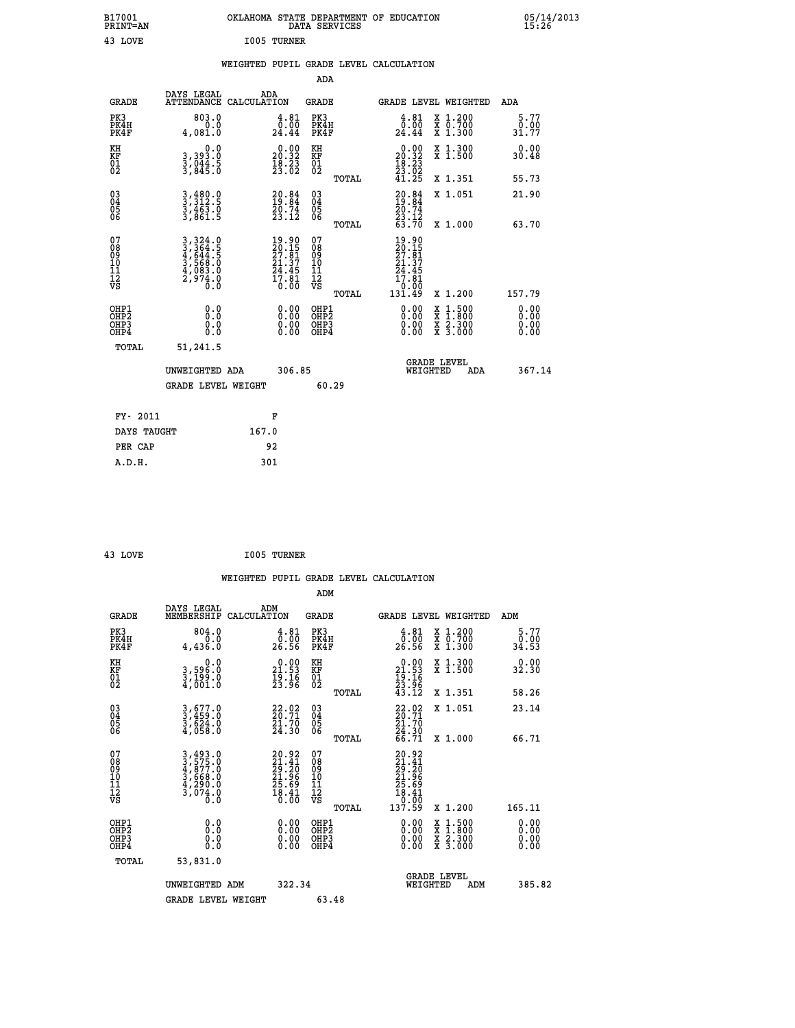B17001 OKLAHOMA STATE DEPARTMENT OF EDUCATION 05/14/2013
PRINT=AN DATA SERVICES 15:26

43 LOVE I005 TURNER

## WEIGHTED PUPIL GRADE LEVEL CALCULATION

### ADA

| GRADE | DAYS LEGAL ATTENDANCE | ADA CALCULATION | GRADE | | GRADE LEVEL | WEIGHTED | ADA |
|---|---|---|---|---|---|---|---|
| PK3 | 803.0 | 4.81 | PK3 | | 4.81 | X 1.200 | 5.77 |
| PK4H | 0.0 | 0.00 | PK4H | | 0.00 | X 0.700 | 0.00 |
| PK4F | 4,081.0 | 24.44 | PK4F | | 24.44 | X 1.300 | 31.77 |
| KH | 0.0 | 0.00 | KH | | 0.00 | X 1.300 | 0.00 |
| KF | 3,393.0 | 20.32 | KF | | 20.32 | X 1.500 | 30.48 |
| 01 | 3,044.5 | 18.23 | 01 | | 18.23 | | |
| 02 | 3,845.0 | 23.02 | 02 | | 23.02 | | |
| | | | | TOTAL | 41.25 | X 1.351 | 55.73 |
| 03 | 3,480.0 | 20.84 | 03 | | 20.84 | X 1.051 | 21.90 |
| 04 | 3,312.5 | 19.84 | 04 | | 19.84 | | |
| 05 | 3,463.0 | 20.74 | 05 | | 20.74 | | |
| 06 | 3,861.5 | 23.12 | 06 | | 23.12 | | |
| | | | | TOTAL | 63.70 | X 1.000 | 63.70 |
| 07 | 3,324.0 | 19.90 | 07 | | 19.90 | | |
| 08 | 3,364.5 | 20.15 | 08 | | 20.15 | | |
| 09 | 4,644.5 | 27.81 | 09 | | 27.81 | | |
| 10 | 3,568.0 | 21.37 | 10 | | 21.37 | | |
| 11 | 4,083.0 | 24.45 | 11 | | 24.45 | | |
| 12 | 2,974.0 | 17.81 | 12 | | 17.81 | | |
| VS | 0.0 | 0.00 | VS | | 0.00 | | |
| | | | | TOTAL | 131.49 | X 1.200 | 157.79 |
| OHP1 | 0.0 | 0.00 | OHP1 | | 0.00 | X 1.500 | 0.00 |
| OHP2 | 0.0 | 0.00 | OHP2 | | 0.00 | X 1.800 | 0.00 |
| OHP3 | 0.0 | 0.00 | OHP3 | | 0.00 | X 2.300 | 0.00 |
| OHP4 | 0.0 | 0.00 | OHP4 | | 0.00 | X 3.000 | 0.00 |
| TOTAL | 51,241.5 | | | | | | |

UNWEIGHTED ADA 306.85 — GRADE LEVEL WEIGHTED ADA 367.14

GRADE LEVEL WEIGHT 60.29

| FY- 2011 | F |
|---|---|
| DAYS TAUGHT | 167.0 |
| PER CAP | 92 |
| A.D.H. | 301 |

43 LOVE I005 TURNER

## WEIGHTED PUPIL GRADE LEVEL CALCULATION

### ADM

| GRADE | DAYS LEGAL MEMBERSHIP | ADM CALCULATION | GRADE | | GRADE LEVEL | WEIGHTED | ADM |
|---|---|---|---|---|---|---|---|
| PK3 | 804.0 | 4.81 | PK3 | | 4.81 | X 1.200 | 5.77 |
| PK4H | 0.0 | 0.00 | PK4H | | 0.00 | X 0.700 | 0.00 |
| PK4F | 4,436.0 | 26.56 | PK4F | | 26.56 | X 1.300 | 34.53 |
| KH | 0.0 | 0.00 | KH | | 0.00 | X 1.300 | 0.00 |
| KF | 3,596.0 | 21.53 | KF | | 21.53 | X 1.500 | 32.30 |
| 01 | 3,199.0 | 19.16 | 01 | | 19.16 | | |
| 02 | 4,001.0 | 23.96 | 02 | | 23.96 | | |
| | | | | TOTAL | 43.12 | X 1.351 | 58.26 |
| 03 | 3,677.0 | 22.02 | 03 | | 22.02 | X 1.051 | 23.14 |
| 04 | 3,459.0 | 20.71 | 04 | | 20.71 | | |
| 05 | 3,624.0 | 21.70 | 05 | | 21.70 | | |
| 06 | 4,058.0 | 24.30 | 06 | | 24.30 | | |
| | | | | TOTAL | 66.71 | X 1.000 | 66.71 |
| 07 | 3,493.0 | 20.92 | 07 | | 20.92 | | |
| 08 | 3,575.0 | 21.41 | 08 | | 21.41 | | |
| 09 | 4,877.0 | 29.20 | 09 | | 29.20 | | |
| 10 | 3,668.0 | 21.96 | 10 | | 21.96 | | |
| 11 | 4,290.0 | 25.69 | 11 | | 25.69 | | |
| 12 | 3,074.0 | 18.41 | 12 | | 18.41 | | |
| VS | 0.0 | 0.00 | VS | | 0.00 | | |
| | | | | TOTAL | 137.59 | X 1.200 | 165.11 |
| OHP1 | 0.0 | 0.00 | OHP1 | | 0.00 | X 1.500 | 0.00 |
| OHP2 | 0.0 | 0.00 | OHP2 | | 0.00 | X 1.800 | 0.00 |
| OHP3 | 0.0 | 0.00 | OHP3 | | 0.00 | X 2.300 | 0.00 |
| OHP4 | 0.0 | 0.00 | OHP4 | | 0.00 | X 3.000 | 0.00 |
| TOTAL | 53,831.0 | | | | | | |

UNWEIGHTED ADM 322.34 — GRADE LEVEL WEIGHTED ADM 385.82

GRADE LEVEL WEIGHT 63.48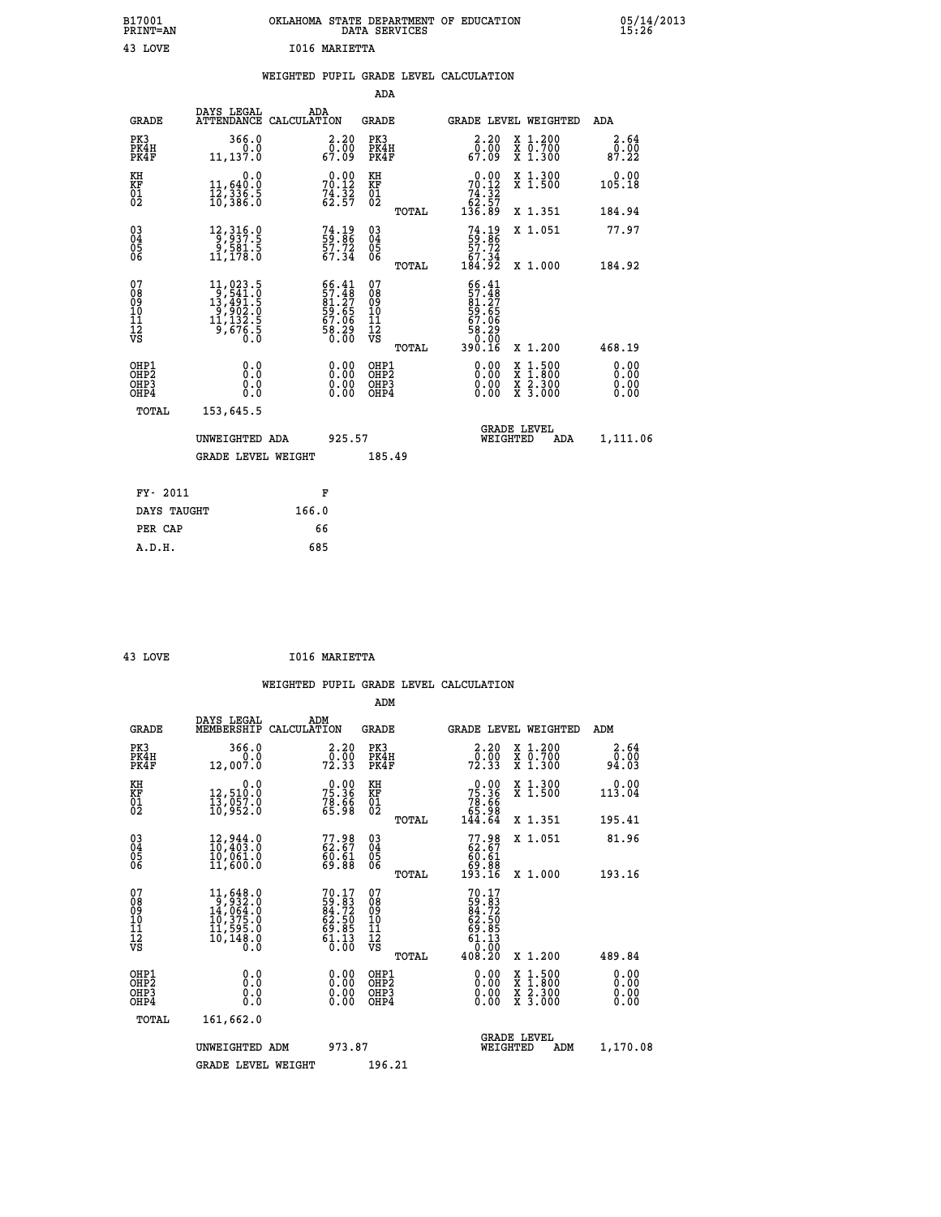B17001 PRINT=AN — OKLAHOMA STATE DEPARTMENT OF EDUCATION DATA SERVICES — 05/14/2013 15:26

43 LOVE — I016 MARIETTA

## WEIGHTED PUPIL GRADE LEVEL CALCULATION

### ADA

| GRADE | DAYS LEGAL ATTENDANCE | ADA CALCULATION | GRADE | GRADE LEVEL | WEIGHTED | ADA |
|---|---|---|---|---|---|---|
| PK3 | 366.0 | 2.20 | PK3 | 2.20 | X 1.200 | 2.64 |
| PK4H | 0.0 | 0.00 | PK4H | 0.00 | X 0.700 | 0.00 |
| PK4F | 11,137.0 | 67.09 | PK4F | 67.09 | X 1.300 | 87.22 |
| KH | 0.0 | 0.00 | KH | 0.00 | X 1.300 | 0.00 |
| KF | 11,640.0 | 70.12 | KF | 70.12 | X 1.500 | 105.18 |
| 01 | 12,336.5 | 74.32 | 01 | 74.32 | | |
| 02 | 10,386.0 | 62.57 | 02 | 62.57 | | |
| | | | TOTAL | 136.89 | X 1.351 | 184.94 |
| 03 | 12,316.0 | 74.19 | 03 | 74.19 | X 1.051 | 77.97 |
| 04 | 9,937.5 | 59.86 | 04 | 59.86 | | |
| 05 | 9,581.5 | 57.72 | 05 | 57.72 | | |
| 06 | 11,178.0 | 67.34 | 06 | 67.34 | | |
| | | | TOTAL | 184.92 | X 1.000 | 184.92 |
| 07 | 11,023.5 | 66.41 | 07 | 66.41 | | |
| 08 | 9,541.0 | 57.48 | 08 | 57.48 | | |
| 09 | 13,491.5 | 81.27 | 09 | 81.27 | | |
| 10 | 9,902.0 | 59.65 | 10 | 59.65 | | |
| 11 | 11,132.5 | 67.06 | 11 | 67.06 | | |
| 12 | 9,676.5 | 58.29 | 12 | 58.29 | | |
| VS | 0.0 | 0.00 | VS | 0.00 | | |
| | | | TOTAL | 390.16 | X 1.200 | 468.19 |
| OHP1 | 0.0 | 0.00 | OHP1 | 0.00 | X 1.500 | 0.00 |
| OHP2 | 0.0 | 0.00 | OHP2 | 0.00 | X 1.800 | 0.00 |
| OHP3 | 0.0 | 0.00 | OHP3 | 0.00 | X 2.300 | 0.00 |
| OHP4 | 0.0 | 0.00 | OHP4 | 0.00 | X 3.000 | 0.00 |
| TOTAL | 153,645.5 | | | | | |

UNWEIGHTED ADA 925.57 — GRADE LEVEL WEIGHTED ADA 1,111.06

GRADE LEVEL WEIGHT 185.49

| FY- 2011 | F |
|---|---|
| DAYS TAUGHT | 166.0 |
| PER CAP | 66 |
| A.D.H. | 685 |

43 LOVE — I016 MARIETTA

## WEIGHTED PUPIL GRADE LEVEL CALCULATION

### ADM

| GRADE | DAYS LEGAL MEMBERSHIP | ADM CALCULATION | GRADE | GRADE LEVEL | WEIGHTED | ADM |
|---|---|---|---|---|---|---|
| PK3 | 366.0 | 2.20 | PK3 | 2.20 | X 1.200 | 2.64 |
| PK4H | 0.0 | 0.00 | PK4H | 0.00 | X 0.700 | 0.00 |
| PK4F | 12,007.0 | 72.33 | PK4F | 72.33 | X 1.300 | 94.03 |
| KH | 0.0 | 0.00 | KH | 0.00 | X 1.300 | 0.00 |
| KF | 12,510.0 | 75.36 | KF | 75.36 | X 1.500 | 113.04 |
| 01 | 13,057.0 | 78.66 | 01 | 78.66 | | |
| 02 | 10,952.0 | 65.98 | 02 | 65.98 | | |
| | | | TOTAL | 144.64 | X 1.351 | 195.41 |
| 03 | 12,944.0 | 77.98 | 03 | 77.98 | X 1.051 | 81.96 |
| 04 | 10,403.0 | 62.67 | 04 | 62.67 | | |
| 05 | 10,061.0 | 60.61 | 05 | 60.61 | | |
| 06 | 11,600.0 | 69.88 | 06 | 69.88 | | |
| | | | TOTAL | 193.16 | X 1.000 | 193.16 |
| 07 | 11,648.0 | 70.17 | 07 | 70.17 | | |
| 08 | 9,932.0 | 59.83 | 08 | 59.83 | | |
| 09 | 14,064.0 | 84.72 | 09 | 84.72 | | |
| 10 | 10,375.0 | 62.50 | 10 | 62.50 | | |
| 11 | 11,595.0 | 69.85 | 11 | 69.85 | | |
| 12 | 10,148.0 | 61.13 | 12 | 61.13 | | |
| VS | 0.0 | 0.00 | VS | 0.00 | | |
| | | | TOTAL | 408.20 | X 1.200 | 489.84 |
| OHP1 | 0.0 | 0.00 | OHP1 | 0.00 | X 1.500 | 0.00 |
| OHP2 | 0.0 | 0.00 | OHP2 | 0.00 | X 1.800 | 0.00 |
| OHP3 | 0.0 | 0.00 | OHP3 | 0.00 | X 2.300 | 0.00 |
| OHP4 | 0.0 | 0.00 | OHP4 | 0.00 | X 3.000 | 0.00 |
| TOTAL | 161,662.0 | | | | | |

UNWEIGHTED ADM 973.87 — GRADE LEVEL WEIGHTED ADM 1,170.08

GRADE LEVEL WEIGHT 196.21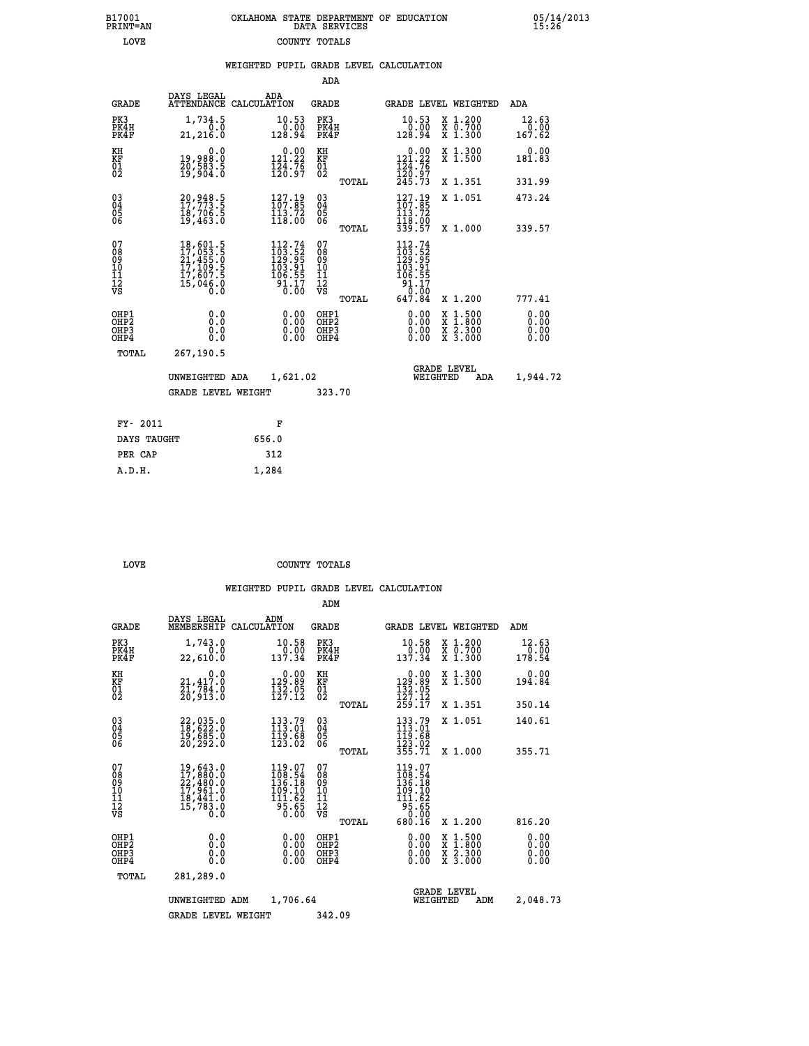B17001 PRINT=AN — OKLAHOMA STATE DEPARTMENT OF EDUCATION DATA SERVICES — 05/14/2013 15:26

LOVE — COUNTY TOTALS

WEIGHTED PUPIL GRADE LEVEL CALCULATION

ADA

| GRADE | DAYS LEGAL ATTENDANCE | ADA CALCULATION | GRADE | | GRADE LEVEL | WEIGHTED | ADA |
|---|---|---|---|---|---|---|---|
| PK3 | 1,734.5 | 10.53 | PK3 | | 10.53 | X 1.200 | 12.63 |
| PK4H | 0.0 | 0.00 | PK4H | | 0.00 | X 0.700 | 0.00 |
| PK4F | 21,216.0 | 128.94 | PK4F | | 128.94 | X 1.300 | 167.62 |
| KH | 0.0 | 0.00 | KH | | 0.00 | X 1.300 | 0.00 |
| KF | 19,988.0 | 121.22 | KF | | 121.22 | X 1.500 | 181.83 |
| 01 | 20,583.5 | 124.76 | 01 | | 124.76 | | |
| 02 | 19,904.0 | 120.97 | 02 | | 120.97 | | |
| | | | | TOTAL | 245.73 | X 1.351 | 331.99 |
| 03 | 20,948.5 | 127.19 | 03 | | 127.19 | X 1.051 | 473.24 |
| 04 | 17,773.5 | 107.85 | 04 | | 107.85 | | |
| 05 | 18,706.5 | 113.72 | 05 | | 113.72 | | |
| 06 | 19,463.0 | 118.00 | 06 | | 118.00 | | |
| | | | | TOTAL | 339.57 | X 1.000 | 339.57 |
| 07 | 18,601.5 | 112.74 | 07 | | 112.74 | | |
| 08 | 17,053.5 | 103.52 | 08 | | 103.52 | | |
| 09 | 21,455.0 | 129.95 | 09 | | 129.95 | | |
| 10 | 17,109.5 | 103.91 | 10 | | 103.91 | | |
| 11 | 17,607.5 | 106.55 | 11 | | 106.55 | | |
| 12 | 15,046.0 | 91.17 | 12 | | 91.17 | | |
| VS | 0.0 | 0.00 | VS | | 0.00 | | |
| | | | | TOTAL | 647.84 | X 1.200 | 777.41 |
| OHP1 | 0.0 | 0.00 | OHP1 | | 0.00 | X 1.500 | 0.00 |
| OHP2 | 0.0 | 0.00 | OHP2 | | 0.00 | X 1.800 | 0.00 |
| OHP3 | 0.0 | 0.00 | OHP3 | | 0.00 | X 2.300 | 0.00 |
| OHP4 | 0.0 | 0.00 | OHP4 | | 0.00 | X 3.000 | 0.00 |
| TOTAL | 267,190.5 | | | | | | |

UNWEIGHTED ADA 1,621.02 — GRADE LEVEL WEIGHTED ADA 1,944.72

GRADE LEVEL WEIGHT 323.70

| FY- 2011 | F |
|---|---|
| DAYS TAUGHT | 656.0 |
| PER CAP | 312 |
| A.D.H. | 1,284 |

LOVE — COUNTY TOTALS

WEIGHTED PUPIL GRADE LEVEL CALCULATION

ADM

| GRADE | DAYS LEGAL MEMBERSHIP | ADM CALCULATION | GRADE | | GRADE LEVEL | WEIGHTED | ADM |
|---|---|---|---|---|---|---|---|
| PK3 | 1,743.0 | 10.58 | PK3 | | 10.58 | X 1.200 | 12.63 |
| PK4H | 0.0 | 0.00 | PK4H | | 0.00 | X 0.700 | 0.00 |
| PK4F | 22,610.0 | 137.34 | PK4F | | 137.34 | X 1.300 | 178.54 |
| KH | 0.0 | 0.00 | KH | | 0.00 | X 1.300 | 0.00 |
| KF | 21,417.0 | 129.89 | KF | | 129.89 | X 1.500 | 194.84 |
| 01 | 21,784.0 | 132.05 | 01 | | 132.05 | | |
| 02 | 20,913.0 | 127.12 | 02 | | 127.12 | | |
| | | | | TOTAL | 259.17 | X 1.351 | 350.14 |
| 03 | 22,035.0 | 133.79 | 03 | | 133.79 | X 1.051 | 140.61 |
| 04 | 18,622.0 | 113.01 | 04 | | 113.01 | | |
| 05 | 19,685.0 | 119.68 | 05 | | 119.68 | | |
| 06 | 20,292.0 | 123.02 | 06 | | 123.02 | | |
| | | | | TOTAL | 355.71 | X 1.000 | 355.71 |
| 07 | 19,643.0 | 119.07 | 07 | | 119.07 | | |
| 08 | 17,880.0 | 108.54 | 08 | | 108.54 | | |
| 09 | 22,480.0 | 136.18 | 09 | | 136.18 | | |
| 10 | 17,961.0 | 109.10 | 10 | | 109.10 | | |
| 11 | 18,441.0 | 111.62 | 11 | | 111.62 | | |
| 12 | 15,783.0 | 95.65 | 12 | | 95.65 | | |
| VS | 0.0 | 0.00 | VS | | 0.00 | | |
| | | | | TOTAL | 680.16 | X 1.200 | 816.20 |
| OHP1 | 0.0 | 0.00 | OHP1 | | 0.00 | X 1.500 | 0.00 |
| OHP2 | 0.0 | 0.00 | OHP2 | | 0.00 | X 1.800 | 0.00 |
| OHP3 | 0.0 | 0.00 | OHP3 | | 0.00 | X 2.300 | 0.00 |
| OHP4 | 0.0 | 0.00 | OHP4 | | 0.00 | X 3.000 | 0.00 |
| TOTAL | 281,289.0 | | | | | | |

UNWEIGHTED ADM 1,706.64 — GRADE LEVEL WEIGHTED ADM 2,048.73

GRADE LEVEL WEIGHT 342.09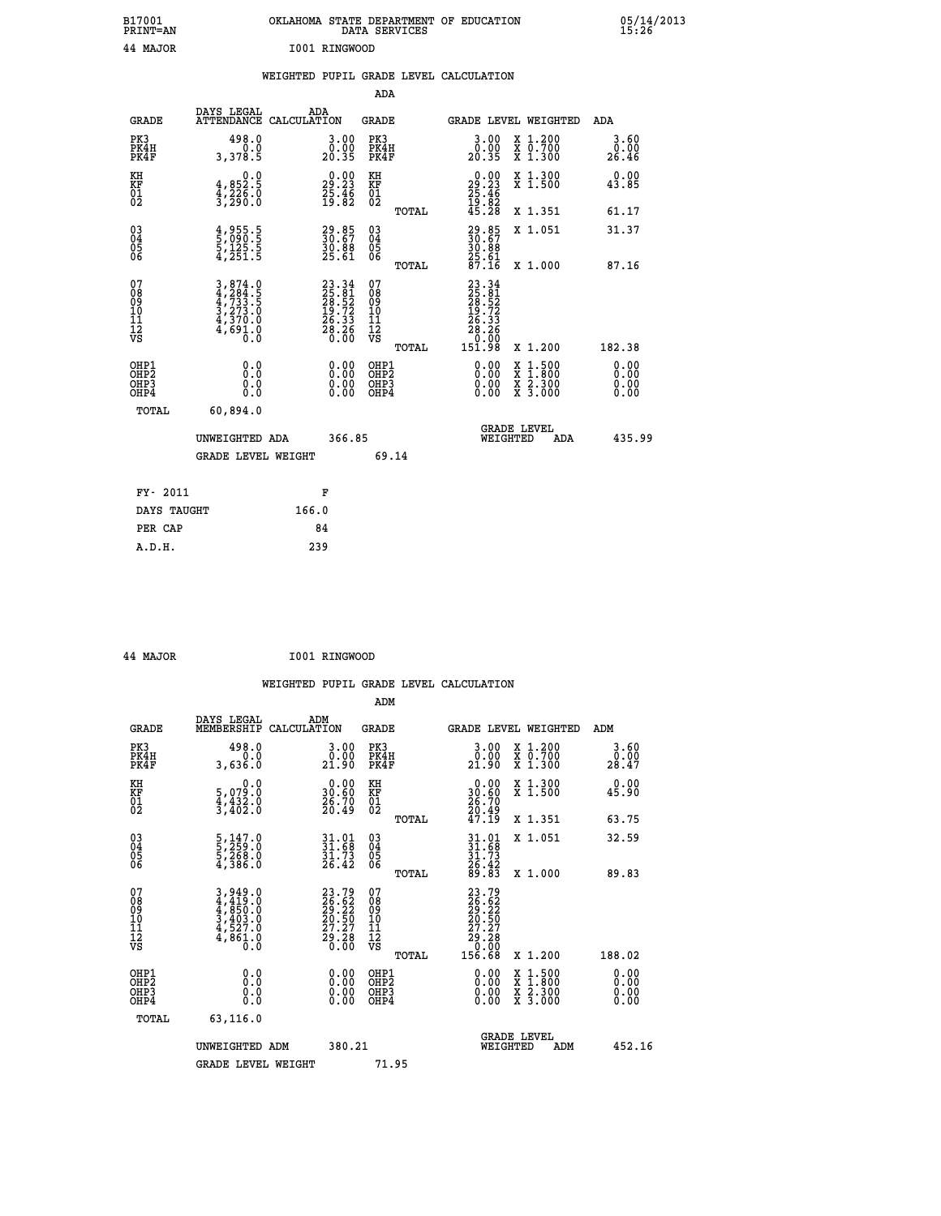B17001 OKLAHOMA STATE DEPARTMENT OF EDUCATION 05/14/2013
PRINT=AN DATA SERVICES 15:26

44 MAJOR I001 RINGWOOD

## WEIGHTED PUPIL GRADE LEVEL CALCULATION

### ADA

| GRADE | DAYS LEGAL ATTENDANCE | ADA CALCULATION | GRADE | | GRADE LEVEL | WEIGHTED | ADA |
|---|---|---|---|---|---|---|---|
| PK3 | 498.0 | 3.00 | PK3 | | 3.00 | X 1.200 | 3.60 |
| PK4H | 0.0 | 0.00 | PK4H | | 0.00 | X 0.700 | 0.00 |
| PK4F | 3,378.5 | 20.35 | PK4F | | 20.35 | X 1.300 | 26.46 |
| KH | 0.0 | 0.00 | KH | | 0.00 | X 1.300 | 0.00 |
| KF | 4,852.5 | 29.23 | KF | | 29.23 | X 1.500 | 43.85 |
| 01 | 4,226.0 | 25.46 | 01 | | 25.46 | | |
| 02 | 3,290.0 | 19.82 | 02 | | 19.82 | | |
| | | | | TOTAL | 45.28 | X 1.351 | 61.17 |
| 03 | 4,955.5 | 29.85 | 03 | | 29.85 | X 1.051 | 31.37 |
| 04 | 5,090.5 | 30.67 | 04 | | 30.67 | | |
| 05 | 5,125.5 | 30.88 | 05 | | 30.88 | | |
| 06 | 4,251.5 | 25.61 | 06 | | 25.61 | | |
| | | | | TOTAL | 87.16 | X 1.000 | 87.16 |
| 07 | 3,874.0 | 23.34 | 07 | | 23.34 | | |
| 08 | 4,284.5 | 25.81 | 08 | | 25.81 | | |
| 09 | 4,733.5 | 28.52 | 09 | | 28.52 | | |
| 10 | 3,273.0 | 19.72 | 10 | | 19.72 | | |
| 11 | 4,370.0 | 26.33 | 11 | | 26.33 | | |
| 12 | 4,691.0 | 28.26 | 12 | | 28.26 | | |
| VS | 0.0 | 0.00 | VS | | 0.00 | | |
| | | | | TOTAL | 151.98 | X 1.200 | 182.38 |
| OHP1 | 0.0 | 0.00 | OHP1 | | 0.00 | X 1.500 | 0.00 |
| OHP2 | 0.0 | 0.00 | OHP2 | | 0.00 | X 1.800 | 0.00 |
| OHP3 | 0.0 | 0.00 | OHP3 | | 0.00 | X 2.300 | 0.00 |
| OHP4 | 0.0 | 0.00 | OHP4 | | 0.00 | X 3.000 | 0.00 |
| TOTAL | 60,894.0 | | | | | | |

UNWEIGHTED ADA 366.85 GRADE LEVEL WEIGHTED ADA 435.99

GRADE LEVEL WEIGHT 69.14

| FY- 2011 | F |
|---|---|
| DAYS TAUGHT | 166.0 |
| PER CAP | 84 |
| A.D.H. | 239 |

44 MAJOR I001 RINGWOOD

## WEIGHTED PUPIL GRADE LEVEL CALCULATION

### ADM

| GRADE | DAYS LEGAL MEMBERSHIP | ADM CALCULATION | GRADE | | GRADE LEVEL | WEIGHTED | ADM |
|---|---|---|---|---|---|---|---|
| PK3 | 498.0 | 3.00 | PK3 | | 3.00 | X 1.200 | 3.60 |
| PK4H | 0.0 | 0.00 | PK4H | | 0.00 | X 0.700 | 0.00 |
| PK4F | 3,636.0 | 21.90 | PK4F | | 21.90 | X 1.300 | 28.47 |
| KH | 0.0 | 0.00 | KH | | 0.00 | X 1.300 | 0.00 |
| KF | 5,079.0 | 30.60 | KF | | 30.60 | X 1.500 | 45.90 |
| 01 | 4,432.0 | 26.70 | 01 | | 26.70 | | |
| 02 | 3,402.0 | 20.49 | 02 | | 20.49 | | |
| | | | | TOTAL | 47.19 | X 1.351 | 63.75 |
| 03 | 5,147.0 | 31.01 | 03 | | 31.01 | X 1.051 | 32.59 |
| 04 | 5,259.0 | 31.68 | 04 | | 31.68 | | |
| 05 | 5,268.0 | 31.73 | 05 | | 31.73 | | |
| 06 | 4,386.0 | 26.42 | 06 | | 26.42 | | |
| | | | | TOTAL | 89.83 | X 1.000 | 89.83 |
| 07 | 3,949.0 | 23.79 | 07 | | 23.79 | | |
| 08 | 4,419.0 | 26.62 | 08 | | 26.62 | | |
| 09 | 4,850.0 | 29.22 | 09 | | 29.22 | | |
| 10 | 3,403.0 | 20.50 | 10 | | 20.50 | | |
| 11 | 4,527.0 | 27.27 | 11 | | 27.27 | | |
| 12 | 4,861.0 | 29.28 | 12 | | 29.28 | | |
| VS | 0.0 | 0.00 | VS | | 0.00 | | |
| | | | | TOTAL | 156.68 | X 1.200 | 188.02 |
| OHP1 | 0.0 | 0.00 | OHP1 | | 0.00 | X 1.500 | 0.00 |
| OHP2 | 0.0 | 0.00 | OHP2 | | 0.00 | X 1.800 | 0.00 |
| OHP3 | 0.0 | 0.00 | OHP3 | | 0.00 | X 2.300 | 0.00 |
| OHP4 | 0.0 | 0.00 | OHP4 | | 0.00 | X 3.000 | 0.00 |
| TOTAL | 63,116.0 | | | | | | |

UNWEIGHTED ADM 380.21 GRADE LEVEL WEIGHTED ADM 452.16

GRADE LEVEL WEIGHT 71.95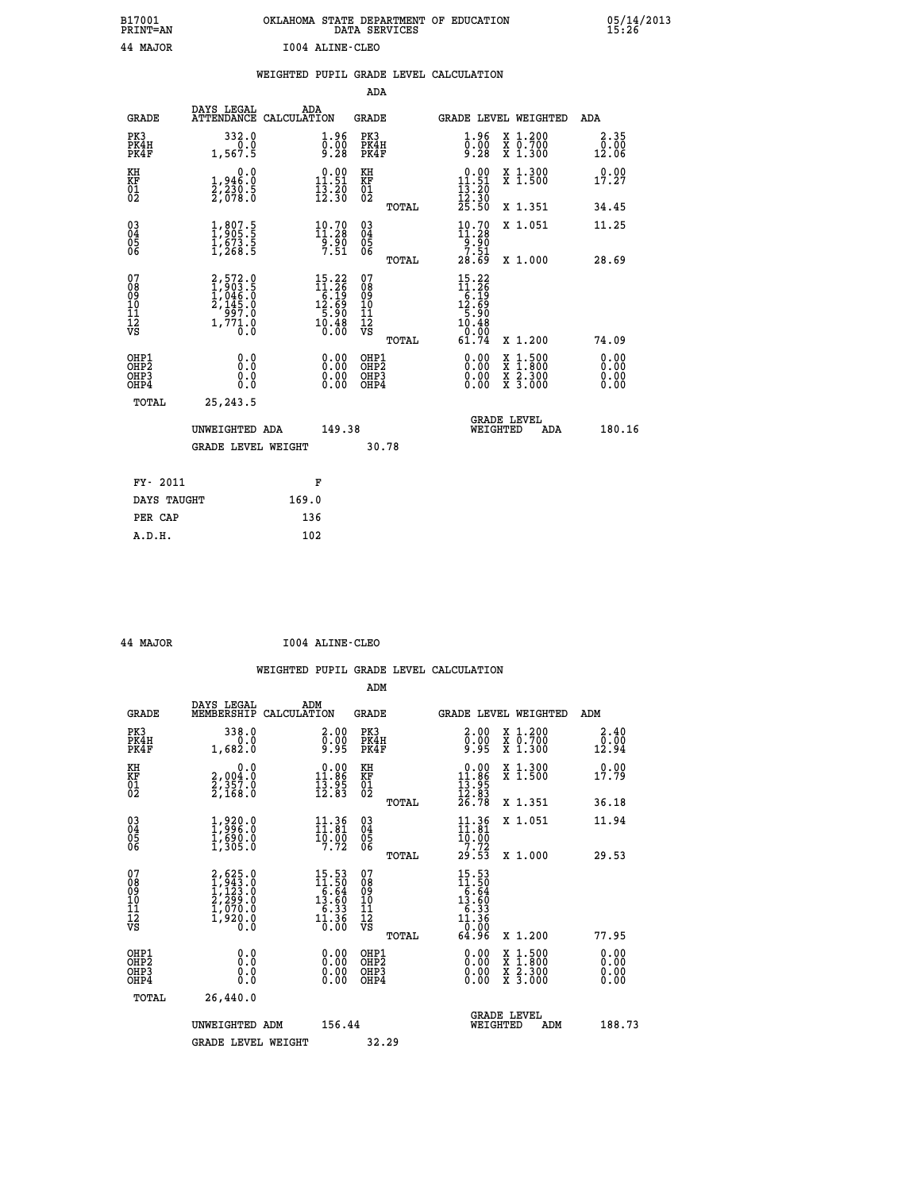B17001 PRINT=AN — OKLAHOMA STATE DEPARTMENT OF EDUCATION DATA SERVICES — 05/14/2013 15:26

44 MAJOR — I004 ALINE-CLEO

## WEIGHTED PUPIL GRADE LEVEL CALCULATION

### ADA

| GRADE | DAYS LEGAL ATTENDANCE | ADA CALCULATION | GRADE | GRADE LEVEL | WEIGHTED | ADA |
|---|---|---|---|---|---|---|
| PK3 | 332.0 | 1.96 | PK3 | 1.96 | X 1.200 | 2.35 |
| PK4H | 0.0 | 0.00 | PK4H | 0.00 | X 0.700 | 0.00 |
| PK4F | 1,567.5 | 9.28 | PK4F | 9.28 | X 1.300 | 12.06 |
| KH | 0.0 | 0.00 | KH | 0.00 | X 1.300 | 0.00 |
| KF | 1,946.0 | 11.51 | KF | 11.51 | X 1.500 | 17.27 |
| 01 | 2,230.5 | 13.20 | 01 | 13.20 | | |
| 02 | 2,078.0 | 12.30 | 02 | 12.30 | | |
| | | | TOTAL | 25.50 | X 1.351 | 34.45 |
| 03 | 1,807.5 | 10.70 | 03 | 10.70 | X 1.051 | 11.25 |
| 04 | 1,905.5 | 11.28 | 04 | 11.28 | | |
| 05 | 1,673.5 | 9.90 | 05 | 9.90 | | |
| 06 | 1,268.5 | 7.51 | 06 | 7.51 | | |
| | | | TOTAL | 28.69 | X 1.000 | 28.69 |
| 07 | 2,572.0 | 15.22 | 07 | 15.22 | | |
| 08 | 1,903.5 | 11.26 | 08 | 11.26 | | |
| 09 | 1,046.0 | 6.19 | 09 | 6.19 | | |
| 10 | 2,145.0 | 12.69 | 10 | 12.69 | | |
| 11 | 997.0 | 5.90 | 11 | 5.90 | | |
| 12 | 1,771.0 | 10.48 | 12 | 10.48 | | |
| VS | 0.0 | 0.00 | VS | 0.00 | | |
| | | | TOTAL | 61.74 | X 1.200 | 74.09 |
| OHP1 | 0.0 | 0.00 | OHP1 | 0.00 | X 1.500 | 0.00 |
| OHP2 | 0.0 | 0.00 | OHP2 | 0.00 | X 1.800 | 0.00 |
| OHP3 | 0.0 | 0.00 | OHP3 | 0.00 | X 2.300 | 0.00 |
| OHP4 | 0.0 | 0.00 | OHP4 | 0.00 | X 3.000 | 0.00 |
| TOTAL | 25,243.5 | | | | | |

UNWEIGHTED ADA 149.38 — GRADE LEVEL WEIGHTED ADA 180.16

GRADE LEVEL WEIGHT 30.78

| FY- 2011 | F |
|---|---|
| DAYS TAUGHT | 169.0 |
| PER CAP | 136 |
| A.D.H. | 102 |

44 MAJOR — I004 ALINE-CLEO

## WEIGHTED PUPIL GRADE LEVEL CALCULATION

### ADM

| GRADE | DAYS LEGAL MEMBERSHIP | ADM CALCULATION | GRADE | GRADE LEVEL | WEIGHTED | ADM |
|---|---|---|---|---|---|---|
| PK3 | 338.0 | 2.00 | PK3 | 2.00 | X 1.200 | 2.40 |
| PK4H | 0.0 | 0.00 | PK4H | 0.00 | X 0.700 | 0.00 |
| PK4F | 1,682.0 | 9.95 | PK4F | 9.95 | X 1.300 | 12.94 |
| KH | 0.0 | 0.00 | KH | 0.00 | X 1.300 | 0.00 |
| KF | 2,004.0 | 11.86 | KF | 11.86 | X 1.500 | 17.79 |
| 01 | 2,357.0 | 13.95 | 01 | 13.95 | | |
| 02 | 2,168.0 | 12.83 | 02 | 12.83 | | |
| | | | TOTAL | 26.78 | X 1.351 | 36.18 |
| 03 | 1,920.0 | 11.36 | 03 | 11.36 | X 1.051 | 11.94 |
| 04 | 1,996.0 | 11.81 | 04 | 11.81 | | |
| 05 | 1,690.0 | 10.00 | 05 | 10.00 | | |
| 06 | 1,305.0 | 7.72 | 06 | 7.72 | | |
| | | | TOTAL | 29.53 | X 1.000 | 29.53 |
| 07 | 2,625.0 | 15.53 | 07 | 15.53 | | |
| 08 | 1,943.0 | 11.50 | 08 | 11.50 | | |
| 09 | 1,123.0 | 6.64 | 09 | 6.64 | | |
| 10 | 2,299.0 | 13.60 | 10 | 13.60 | | |
| 11 | 1,070.0 | 6.33 | 11 | 6.33 | | |
| 12 | 1,920.0 | 11.36 | 12 | 11.36 | | |
| VS | 0.0 | 0.00 | VS | 0.00 | | |
| | | | TOTAL | 64.96 | X 1.200 | 77.95 |
| OHP1 | 0.0 | 0.00 | OHP1 | 0.00 | X 1.500 | 0.00 |
| OHP2 | 0.0 | 0.00 | OHP2 | 0.00 | X 1.800 | 0.00 |
| OHP3 | 0.0 | 0.00 | OHP3 | 0.00 | X 2.300 | 0.00 |
| OHP4 | 0.0 | 0.00 | OHP4 | 0.00 | X 3.000 | 0.00 |
| TOTAL | 26,440.0 | | | | | |

UNWEIGHTED ADM 156.44 — GRADE LEVEL WEIGHTED ADM 188.73

GRADE LEVEL WEIGHT 32.29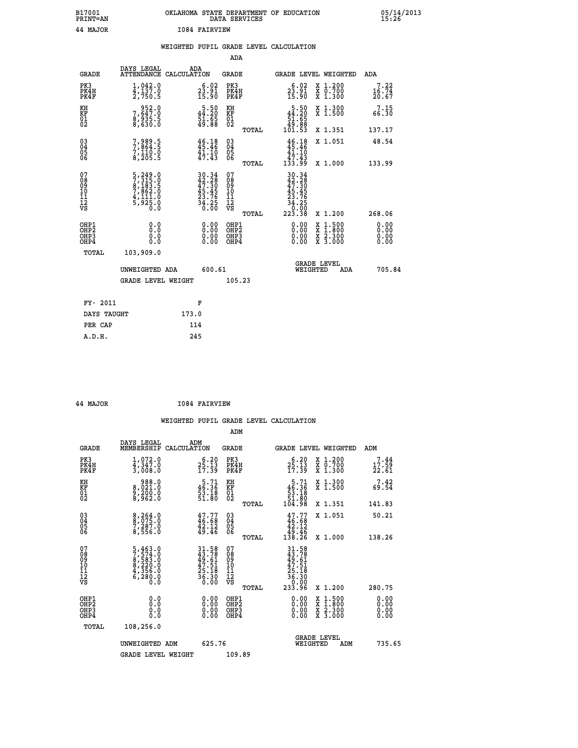B17001 OKLAHOMA STATE DEPARTMENT OF EDUCATION 05/14/2013
PRINT=AN DATA SERVICES 15:26

44 MAJOR I084 FAIRVIEW

WEIGHTED PUPIL GRADE LEVEL CALCULATION

ADA

| GRADE | DAYS LEGAL ATTENDANCE | ADA CALCULATION | GRADE | GRADE LEVEL | WEIGHTED | ADA |
|---|---|---|---|---|---|---|
| PK3 | 1,042.0 | 6.02 | PK3 | 6.02 | X 1.200 | 7.22 |
| PK4H | 4,137.0 | 23.91 | PK4H | 23.91 | X 0.700 | 16.74 |
| PK4F | 2,750.5 | 15.90 | PK4F | 15.90 | X 1.300 | 20.67 |
| KH | 952.0 | 5.50 | KH | 5.50 | X 1.300 | 7.15 |
| KF | 7,647.0 | 44.20 | KF | 44.20 | X 1.500 | 66.30 |
| 01 | 8,935.5 | 51.65 | 01 | 51.65 | | |
| 02 | 8,630.0 | 49.88 | 02 | 49.88 | | |
| | | | TOTAL | 101.53 | X 1.351 | 137.17 |
| 03 | 7,989.5 | 46.18 | 03 | 46.18 | X 1.051 | 48.54 |
| 04 | 7,864.5 | 45.46 | 04 | 45.46 | | |
| 05 | 7,110.0 | 41.10 | 05 | 41.10 | | |
| 06 | 8,205.5 | 47.43 | 06 | 47.43 | | |
| | | | TOTAL | 133.99 | X 1.000 | 133.99 |
| 07 | 5,249.0 | 30.34 | 07 | 30.34 | | |
| 08 | 7,315.0 | 42.28 | 08 | 42.28 | | |
| 09 | 8,183.5 | 47.30 | 09 | 47.30 | | |
| 10 | 7,862.0 | 45.45 | 10 | 45.45 | | |
| 11 | 4,111.0 | 23.76 | 11 | 23.76 | | |
| 12 | 5,925.0 | 34.25 | 12 | 34.25 | | |
| VS | 0.0 | 0.00 | VS | 0.00 | | |
| | | | TOTAL | 223.38 | X 1.200 | 268.06 |
| OHP1 | 0.0 | 0.00 | OHP1 | 0.00 | X 1.500 | 0.00 |
| OHP2 | 0.0 | 0.00 | OHP2 | 0.00 | X 1.800 | 0.00 |
| OHP3 | 0.0 | 0.00 | OHP3 | 0.00 | X 2.300 | 0.00 |
| OHP4 | 0.0 | 0.00 | OHP4 | 0.00 | X 3.000 | 0.00 |
| TOTAL | 103,909.0 | | | | | |

UNWEIGHTED ADA 600.61 GRADE LEVEL WEIGHTED ADA 705.84

GRADE LEVEL WEIGHT 105.23

| FY- 2011 | F |
|---|---|
| DAYS TAUGHT | 173.0 |
| PER CAP | 114 |
| A.D.H. | 245 |

44 MAJOR I084 FAIRVIEW

WEIGHTED PUPIL GRADE LEVEL CALCULATION

ADM

| GRADE | DAYS LEGAL MEMBERSHIP | ADM CALCULATION | GRADE | GRADE LEVEL | WEIGHTED | ADM |
|---|---|---|---|---|---|---|
| PK3 | 1,072.0 | 6.20 | PK3 | 6.20 | X 1.200 | 7.44 |
| PK4H | 4,347.0 | 25.13 | PK4H | 25.13 | X 0.700 | 17.59 |
| PK4F | 3,008.0 | 17.39 | PK4F | 17.39 | X 1.300 | 22.61 |
| KH | 988.0 | 5.71 | KH | 5.71 | X 1.300 | 7.42 |
| KF | 8,021.0 | 46.36 | KF | 46.36 | X 1.500 | 69.54 |
| 01 | 9,200.0 | 53.18 | 01 | 53.18 | | |
| 02 | 8,962.0 | 51.80 | 02 | 51.80 | | |
| | | | TOTAL | 104.98 | X 1.351 | 141.83 |
| 03 | 8,264.0 | 47.77 | 03 | 47.77 | X 1.051 | 50.21 |
| 04 | 8,075.0 | 46.68 | 04 | 46.68 | | |
| 05 | 7,287.0 | 42.12 | 05 | 42.12 | | |
| 06 | 8,556.0 | 49.46 | 06 | 49.46 | | |
| | | | TOTAL | 138.26 | X 1.000 | 138.26 |
| 07 | 5,463.0 | 31.58 | 07 | 31.58 | | |
| 08 | 7,574.0 | 43.78 | 08 | 43.78 | | |
| 09 | 8,583.0 | 49.61 | 09 | 49.61 | | |
| 10 | 8,220.0 | 47.51 | 10 | 47.51 | | |
| 11 | 4,356.0 | 25.18 | 11 | 25.18 | | |
| 12 | 6,280.0 | 36.30 | 12 | 36.30 | | |
| VS | 0.0 | 0.00 | VS | 0.00 | | |
| | | | TOTAL | 233.96 | X 1.200 | 280.75 |
| OHP1 | 0.0 | 0.00 | OHP1 | 0.00 | X 1.500 | 0.00 |
| OHP2 | 0.0 | 0.00 | OHP2 | 0.00 | X 1.800 | 0.00 |
| OHP3 | 0.0 | 0.00 | OHP3 | 0.00 | X 2.300 | 0.00 |
| OHP4 | 0.0 | 0.00 | OHP4 | 0.00 | X 3.000 | 0.00 |
| TOTAL | 108,256.0 | | | | | |

UNWEIGHTED ADM 625.76 GRADE LEVEL WEIGHTED ADM 735.65

GRADE LEVEL WEIGHT 109.89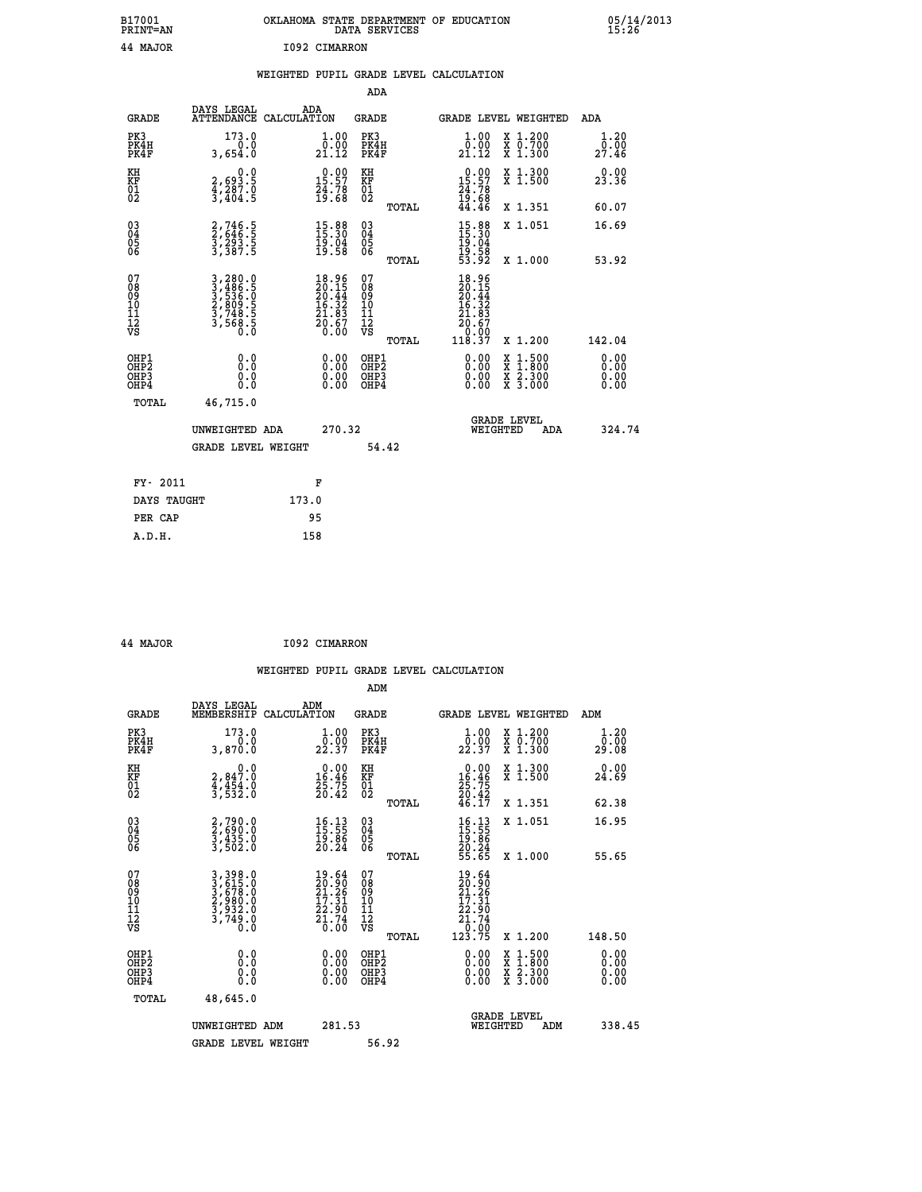B17001 PRINT=AN OKLAHOMA STATE DEPARTMENT OF EDUCATION DATA SERVICES 05/14/2013 15:26

44 MAJOR I092 CIMARRON

WEIGHTED PUPIL GRADE LEVEL CALCULATION

ADA

| GRADE | DAYS LEGAL ATTENDANCE | ADA CALCULATION | GRADE | GRADE LEVEL | WEIGHTED | ADA |
|---|---|---|---|---|---|---|
| PK3 | 173.0 | 1.00 | PK3 | 1.00 | X 1.200 | 1.20 |
| PK4H | 0.0 | 0.00 | PK4H | 0.00 | X 0.700 | 0.00 |
| PK4F | 3,654.0 | 21.12 | PK4F | 21.12 | X 1.300 | 27.46 |
| KH | 0.0 | 0.00 | KH | 0.00 | X 1.300 | 0.00 |
| KF | 2,693.5 | 15.57 | KF | 15.57 | X 1.500 | 23.36 |
| 01 | 4,287.0 | 24.78 | 01 | 24.78 | | |
| 02 | 3,404.5 | 19.68 | 02 | 19.68 | | |
| | | | TOTAL | 44.46 | X 1.351 | 60.07 |
| 03 | 2,746.5 | 15.88 | 03 | 15.88 | X 1.051 | 16.69 |
| 04 | 2,646.5 | 15.30 | 04 | 15.30 | | |
| 05 | 3,293.5 | 19.04 | 05 | 19.04 | | |
| 06 | 3,387.5 | 19.58 | 06 | 19.58 | | |
| | | | TOTAL | 53.92 | X 1.000 | 53.92 |
| 07 | 3,280.0 | 18.96 | 07 | 18.96 | | |
| 08 | 3,486.5 | 20.15 | 08 | 20.15 | | |
| 09 | 3,536.0 | 20.44 | 09 | 20.44 | | |
| 10 | 2,809.5 | 16.32 | 10 | 16.32 | | |
| 11 | 3,748.5 | 21.83 | 11 | 21.83 | | |
| 12 | 3,568.5 | 20.67 | 12 | 20.67 | | |
| VS | 0.0 | 0.00 | VS | 0.00 | | |
| | | | TOTAL | 118.37 | X 1.200 | 142.04 |
| OHP1 | 0.0 | 0.00 | OHP1 | 0.00 | X 1.500 | 0.00 |
| OHP2 | 0.0 | 0.00 | OHP2 | 0.00 | X 1.800 | 0.00 |
| OHP3 | 0.0 | 0.00 | OHP3 | 0.00 | X 2.300 | 0.00 |
| OHP4 | 0.0 | 0.00 | OHP4 | 0.00 | X 3.000 | 0.00 |
| TOTAL | 46,715.0 | | | | | |

UNWEIGHTED ADA 270.32 | GRADE LEVEL WEIGHTED ADA 324.74

GRADE LEVEL WEIGHT 54.42

| FY- 2011 | F |
|---|---|
| DAYS TAUGHT | 173.0 |
| PER CAP | 95 |
| A.D.H. | 158 |

44 MAJOR I092 CIMARRON

WEIGHTED PUPIL GRADE LEVEL CALCULATION

ADM

| GRADE | DAYS LEGAL MEMBERSHIP | ADM CALCULATION | GRADE | GRADE LEVEL | WEIGHTED | ADM |
|---|---|---|---|---|---|---|
| PK3 | 173.0 | 1.00 | PK3 | 1.00 | X 1.200 | 1.20 |
| PK4H | 0.0 | 0.00 | PK4H | 0.00 | X 0.700 | 0.00 |
| PK4F | 3,870.0 | 22.37 | PK4F | 22.37 | X 1.300 | 29.08 |
| KH | 0.0 | 0.00 | KH | 0.00 | X 1.300 | 0.00 |
| KF | 2,847.0 | 16.46 | KF | 16.46 | X 1.500 | 24.69 |
| 01 | 4,454.0 | 25.75 | 01 | 25.75 | | |
| 02 | 3,532.0 | 20.42 | 02 | 20.42 | | |
| | | | TOTAL | 46.17 | X 1.351 | 62.38 |
| 03 | 2,790.0 | 16.13 | 03 | 16.13 | X 1.051 | 16.95 |
| 04 | 2,690.0 | 15.55 | 04 | 15.55 | | |
| 05 | 3,435.0 | 19.86 | 05 | 19.86 | | |
| 06 | 3,502.0 | 20.24 | 06 | 20.24 | | |
| | | | TOTAL | 55.65 | X 1.000 | 55.65 |
| 07 | 3,398.0 | 19.64 | 07 | 19.64 | | |
| 08 | 3,615.0 | 20.90 | 08 | 20.90 | | |
| 09 | 3,678.0 | 21.26 | 09 | 21.26 | | |
| 10 | 2,980.0 | 17.31 | 10 | 17.31 | | |
| 11 | 3,932.0 | 22.90 | 11 | 22.90 | | |
| 12 | 3,749.0 | 21.74 | 12 | 21.74 | | |
| VS | 0.0 | 0.00 | VS | 0.00 | | |
| | | | TOTAL | 123.75 | X 1.200 | 148.50 |
| OHP1 | 0.0 | 0.00 | OHP1 | 0.00 | X 1.500 | 0.00 |
| OHP2 | 0.0 | 0.00 | OHP2 | 0.00 | X 1.800 | 0.00 |
| OHP3 | 0.0 | 0.00 | OHP3 | 0.00 | X 2.300 | 0.00 |
| OHP4 | 0.0 | 0.00 | OHP4 | 0.00 | X 3.000 | 0.00 |
| TOTAL | 48,645.0 | | | | | |

UNWEIGHTED ADM 281.53 | GRADE LEVEL WEIGHTED ADM 338.45

GRADE LEVEL WEIGHT 56.92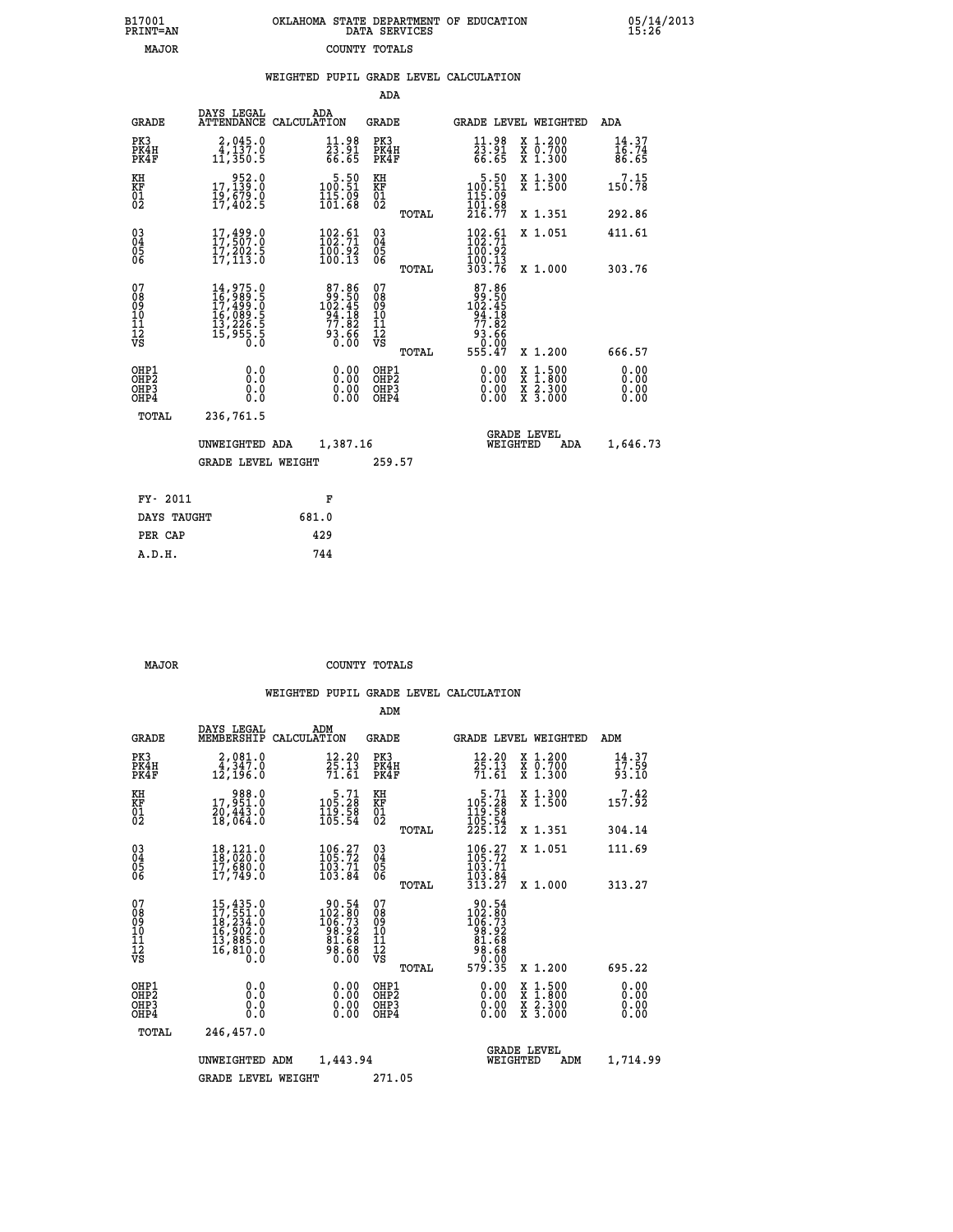B17001
PRINT=AN

OKLAHOMA STATE DEPARTMENT OF EDUCATION
DATA SERVICES

05/14/2013 15:26

MAJOR — COUNTY TOTALS

## WEIGHTED PUPIL GRADE LEVEL CALCULATION

### ADA

| GRADE | DAYS LEGAL ATTENDANCE | ADA CALCULATION | GRADE | GRADE LEVEL | WEIGHTED | ADA |
|---|---|---|---|---|---|---|
| PK3 | 2,045.0 | 11.98 | PK3 | 11.98 | X 1.200 | 14.37 |
| PK4H | 4,137.0 | 23.91 | PK4H | 23.91 | X 0.700 | 16.74 |
| PK4F | 11,350.5 | 66.65 | PK4F | 66.65 | X 1.300 | 86.65 |
| KH | 952.0 | 5.50 | KH | 5.50 | X 1.300 | 7.15 |
| KF | 17,139.0 | 100.51 | KF | 100.51 | X 1.500 | 150.78 |
| 01 | 19,679.0 | 115.09 | 01 | 115.09 | | |
| 02 | 17,402.5 | 101.68 | 02 | 101.68 | | |
| | | | TOTAL | 216.77 | X 1.351 | 292.86 |
| 03 | 17,499.0 | 102.61 | 03 | 102.61 | X 1.051 | 411.61 |
| 04 | 17,507.0 | 102.71 | 04 | 102.71 | | |
| 05 | 17,202.5 | 100.92 | 05 | 100.92 | | |
| 06 | 17,113.0 | 100.13 | 06 | 100.13 | | |
| | | | TOTAL | 303.76 | X 1.000 | 303.76 |
| 07 | 14,975.0 | 87.86 | 07 | 87.86 | | |
| 08 | 16,989.5 | 99.50 | 08 | 99.50 | | |
| 09 | 17,499.0 | 102.45 | 09 | 102.45 | | |
| 10 | 16,089.5 | 94.18 | 10 | 94.18 | | |
| 11 | 13,226.5 | 77.82 | 11 | 77.82 | | |
| 12 | 15,955.5 | 93.66 | 12 | 93.66 | | |
| VS | 0.0 | 0.00 | VS | 0.00 | | |
| | | | TOTAL | 555.47 | X 1.200 | 666.57 |
| OHP1 | 0.0 | 0.00 | OHP1 | 0.00 | X 1.500 | 0.00 |
| OHP2 | 0.0 | 0.00 | OHP2 | 0.00 | X 1.800 | 0.00 |
| OHP3 | 0.0 | 0.00 | OHP3 | 0.00 | X 2.300 | 0.00 |
| OHP4 | 0.0 | 0.00 | OHP4 | 0.00 | X 3.000 | 0.00 |
| TOTAL | 236,761.5 | | | | | |

UNWEIGHTED ADA 1,387.16 — GRADE LEVEL WEIGHTED ADA 1,646.73

GRADE LEVEL WEIGHT 259.57

| FY- 2011 | F |
|---|---|
| DAYS TAUGHT | 681.0 |
| PER CAP | 429 |
| A.D.H. | 744 |

MAJOR — COUNTY TOTALS

## WEIGHTED PUPIL GRADE LEVEL CALCULATION

### ADM

| GRADE | DAYS LEGAL MEMBERSHIP | ADM CALCULATION | GRADE | GRADE LEVEL | WEIGHTED | ADM |
|---|---|---|---|---|---|---|
| PK3 | 2,081.0 | 12.20 | PK3 | 12.20 | X 1.200 | 14.37 |
| PK4H | 4,347.0 | 25.13 | PK4H | 25.13 | X 0.700 | 17.59 |
| PK4F | 12,196.0 | 71.61 | PK4F | 71.61 | X 1.300 | 93.10 |
| KH | 988.0 | 5.71 | KH | 5.71 | X 1.300 | 7.42 |
| KF | 17,951.0 | 105.28 | KF | 105.28 | X 1.500 | 157.92 |
| 01 | 20,443.0 | 119.58 | 01 | 119.58 | | |
| 02 | 18,064.0 | 105.54 | 02 | 105.54 | | |
| | | | TOTAL | 225.12 | X 1.351 | 304.14 |
| 03 | 18,121.0 | 106.27 | 03 | 106.27 | X 1.051 | 111.69 |
| 04 | 18,020.0 | 105.72 | 04 | 105.72 | | |
| 05 | 17,680.0 | 103.71 | 05 | 103.71 | | |
| 06 | 17,749.0 | 103.84 | 06 | 103.84 | | |
| | | | TOTAL | 313.27 | X 1.000 | 313.27 |
| 07 | 15,435.0 | 90.54 | 07 | 90.54 | | |
| 08 | 17,551.0 | 102.80 | 08 | 102.80 | | |
| 09 | 18,234.0 | 106.73 | 09 | 106.73 | | |
| 10 | 16,902.0 | 98.92 | 10 | 98.92 | | |
| 11 | 13,885.0 | 81.68 | 11 | 81.68 | | |
| 12 | 16,810.0 | 98.68 | 12 | 98.68 | | |
| VS | 0.0 | 0.00 | VS | 0.00 | | |
| | | | TOTAL | 579.35 | X 1.200 | 695.22 |
| OHP1 | 0.0 | 0.00 | OHP1 | 0.00 | X 1.500 | 0.00 |
| OHP2 | 0.0 | 0.00 | OHP2 | 0.00 | X 1.800 | 0.00 |
| OHP3 | 0.0 | 0.00 | OHP3 | 0.00 | X 2.300 | 0.00 |
| OHP4 | 0.0 | 0.00 | OHP4 | 0.00 | X 3.000 | 0.00 |
| TOTAL | 246,457.0 | | | | | |

UNWEIGHTED ADM 1,443.94 — GRADE LEVEL WEIGHTED ADM 1,714.99

GRADE LEVEL WEIGHT 271.05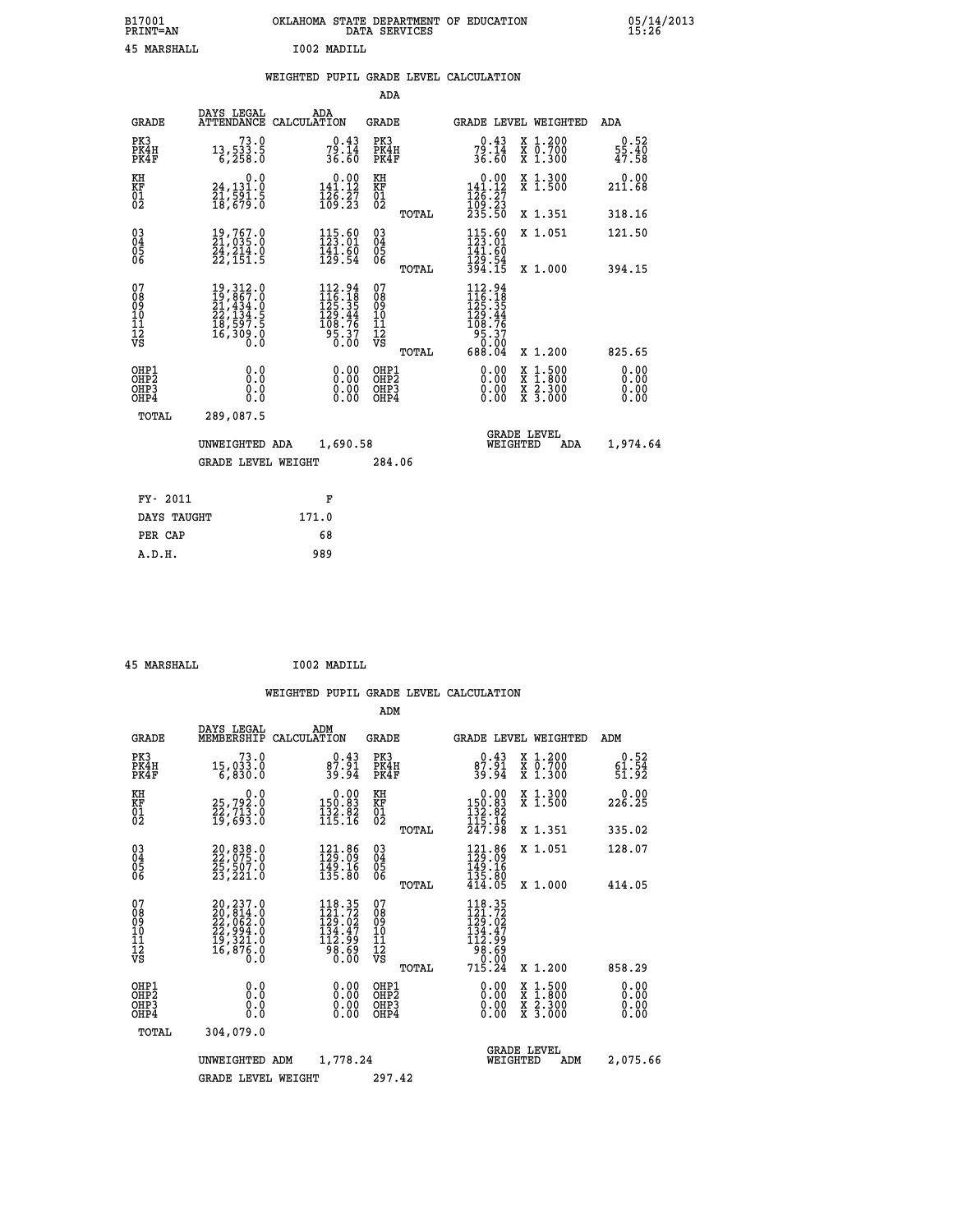B17001 OKLAHOMA STATE DEPARTMENT OF EDUCATION 05/14/2013
PRINT=AN DATA SERVICES 15:26

45 MARSHALL I002 MADILL

## WEIGHTED PUPIL GRADE LEVEL CALCULATION

### ADA

| GRADE | DAYS LEGAL ATTENDANCE | ADA CALCULATION | GRADE | GRADE LEVEL | WEIGHTED | ADA |
|---|---|---|---|---|---|---|
| PK3 | 73.0 | 0.43 | PK3 | 0.43 | X 1.200 | 0.52 |
| PK4H | 13,533.5 | 79.14 | PK4H | 79.14 | X 0.700 | 55.40 |
| PK4F | 6,258.0 | 36.60 | PK4F | 36.60 | X 1.300 | 47.58 |
| KH | 0.0 | 0.00 | KH | 0.00 | X 1.300 | 0.00 |
| KF | 24,131.0 | 141.12 | KF | 141.12 | X 1.500 | 211.68 |
| 01 | 21,591.5 | 126.27 | 01 | 126.27 | | |
| 02 | 18,679.0 | 109.23 | 02 | 109.23 | | |
| | | | TOTAL | 235.50 | X 1.351 | 318.16 |
| 03 | 19,767.0 | 115.60 | 03 | 115.60 | X 1.051 | 121.50 |
| 04 | 21,035.0 | 123.01 | 04 | 123.01 | | |
| 05 | 24,214.0 | 141.60 | 05 | 141.60 | | |
| 06 | 22,151.5 | 129.54 | 06 | 129.54 | | |
| | | | TOTAL | 394.15 | X 1.000 | 394.15 |
| 07 | 19,312.0 | 112.94 | 07 | 112.94 | | |
| 08 | 19,867.0 | 116.18 | 08 | 116.18 | | |
| 09 | 21,434.0 | 125.35 | 09 | 125.35 | | |
| 10 | 22,134.5 | 129.44 | 10 | 129.44 | | |
| 11 | 18,597.5 | 108.76 | 11 | 108.76 | | |
| 12 | 16,309.0 | 95.37 | 12 | 95.37 | | |
| VS | 0.0 | 0.00 | VS | 0.00 | | |
| | | | TOTAL | 688.04 | X 1.200 | 825.65 |
| OHP1 | 0.0 | 0.00 | OHP1 | 0.00 | X 1.500 | 0.00 |
| OHP2 | 0.0 | 0.00 | OHP2 | 0.00 | X 1.800 | 0.00 |
| OHP3 | 0.0 | 0.00 | OHP3 | 0.00 | X 2.300 | 0.00 |
| OHP4 | 0.0 | 0.00 | OHP4 | 0.00 | X 3.000 | 0.00 |
| TOTAL | 289,087.5 | | | | | |

UNWEIGHTED ADA 1,690.58 GRADE LEVEL WEIGHTED ADA 1,974.64

GRADE LEVEL WEIGHT 284.06

| FY- 2011 | F |
|---|---|
| DAYS TAUGHT | 171.0 |
| PER CAP | 68 |
| A.D.H. | 989 |

45 MARSHALL I002 MADILL

## WEIGHTED PUPIL GRADE LEVEL CALCULATION

### ADM

| GRADE | DAYS LEGAL MEMBERSHIP | ADM CALCULATION | GRADE | GRADE LEVEL | WEIGHTED | ADM |
|---|---|---|---|---|---|---|
| PK3 | 73.0 | 0.43 | PK3 | 0.43 | X 1.200 | 0.52 |
| PK4H | 15,033.0 | 87.91 | PK4H | 87.91 | X 0.700 | 61.54 |
| PK4F | 6,830.0 | 39.94 | PK4F | 39.94 | X 1.300 | 51.92 |
| KH | 0.0 | 0.00 | KH | 0.00 | X 1.300 | 0.00 |
| KF | 25,792.0 | 150.83 | KF | 150.83 | X 1.500 | 226.25 |
| 01 | 22,713.0 | 132.82 | 01 | 132.82 | | |
| 02 | 19,693.0 | 115.16 | 02 | 115.16 | | |
| | | | TOTAL | 247.98 | X 1.351 | 335.02 |
| 03 | 20,838.0 | 121.86 | 03 | 121.86 | X 1.051 | 128.07 |
| 04 | 22,075.0 | 129.09 | 04 | 129.09 | | |
| 05 | 25,507.0 | 149.16 | 05 | 149.16 | | |
| 06 | 23,221.0 | 135.80 | 06 | 135.80 | | |
| | | | TOTAL | 414.05 | X 1.000 | 414.05 |
| 07 | 20,237.0 | 118.35 | 07 | 118.35 | | |
| 08 | 20,814.0 | 121.72 | 08 | 121.72 | | |
| 09 | 22,062.0 | 129.02 | 09 | 129.02 | | |
| 10 | 22,994.0 | 134.47 | 10 | 134.47 | | |
| 11 | 19,321.0 | 112.99 | 11 | 112.99 | | |
| 12 | 16,876.0 | 98.69 | 12 | 98.69 | | |
| VS | 0.0 | 0.00 | VS | 0.00 | | |
| | | | TOTAL | 715.24 | X 1.200 | 858.29 |
| OHP1 | 0.0 | 0.00 | OHP1 | 0.00 | X 1.500 | 0.00 |
| OHP2 | 0.0 | 0.00 | OHP2 | 0.00 | X 1.800 | 0.00 |
| OHP3 | 0.0 | 0.00 | OHP3 | 0.00 | X 2.300 | 0.00 |
| OHP4 | 0.0 | 0.00 | OHP4 | 0.00 | X 3.000 | 0.00 |
| TOTAL | 304,079.0 | | | | | |

UNWEIGHTED ADM 1,778.24 GRADE LEVEL WEIGHTED ADM 2,075.66

GRADE LEVEL WEIGHT 297.42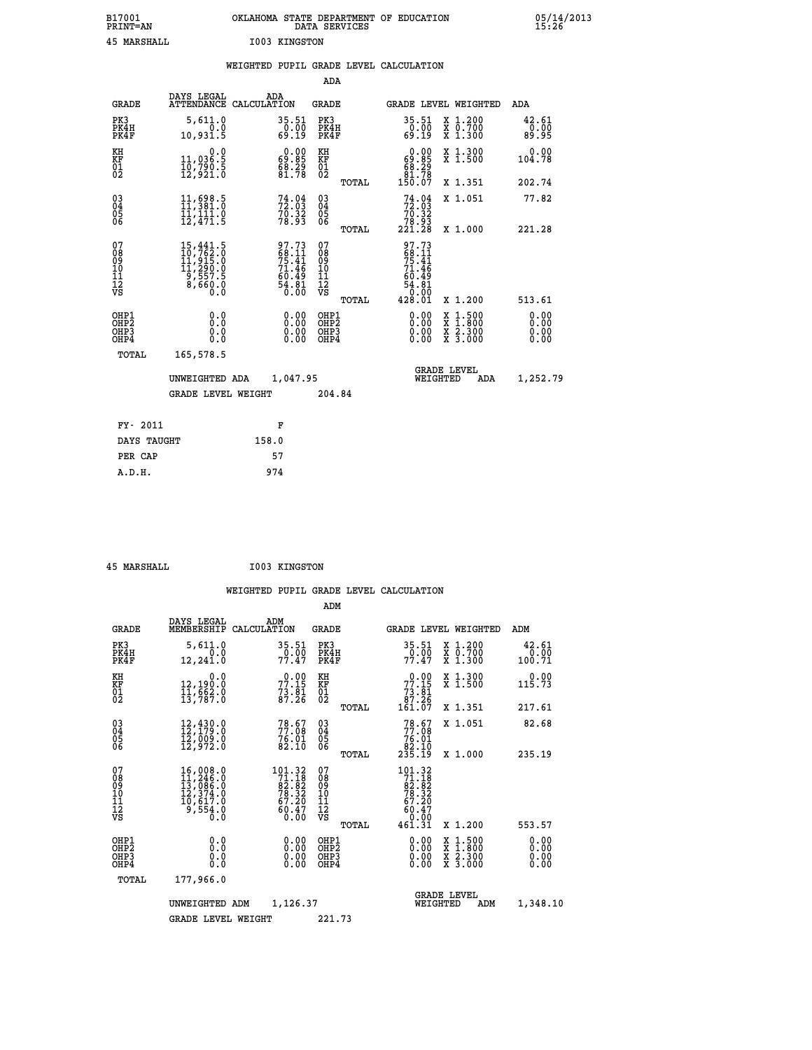B17001 OKLAHOMA STATE DEPARTMENT OF EDUCATION 05/14/2013
PRINT=AN DATA SERVICES 15:26

45 MARSHALL I003 KINGSTON

## WEIGHTED PUPIL GRADE LEVEL CALCULATION

### ADA

| GRADE | DAYS LEGAL ATTENDANCE | ADA CALCULATION | GRADE | GRADE LEVEL | WEIGHTED | ADA |
|---|---|---|---|---|---|---|
| PK3 | 5,611.0 | 35.51 | PK3 | 35.51 | X 1.200 | 42.61 |
| PK4H | 0.0 | 0.00 | PK4H | 0.00 | X 0.700 | 0.00 |
| PK4F | 10,931.5 | 69.19 | PK4F | 69.19 | X 1.300 | 89.95 |
| KH | 0.0 | 0.00 | KH | 0.00 | X 1.300 | 0.00 |
| KF | 11,036.5 | 69.85 | KF | 69.85 | X 1.500 | 104.78 |
| 01 | 10,790.5 | 68.29 | 01 | 68.29 | | |
| 02 | 12,921.0 | 81.78 | 02 | 81.78 | | |
| | | | TOTAL | 150.07 | X 1.351 | 202.74 |
| 03 | 11,698.5 | 74.04 | 03 | 74.04 | X 1.051 | 77.82 |
| 04 | 11,381.0 | 72.03 | 04 | 72.03 | | |
| 05 | 11,111.0 | 70.32 | 05 | 70.32 | | |
| 06 | 12,471.5 | 78.93 | 06 | 78.93 | | |
| | | | TOTAL | 221.28 | X 1.000 | 221.28 |
| 07 | 15,441.5 | 97.73 | 07 | 97.73 | | |
| 08 | 10,762.0 | 68.11 | 08 | 68.11 | | |
| 09 | 11,915.0 | 75.41 | 09 | 75.41 | | |
| 10 | 11,290.0 | 71.46 | 10 | 71.46 | | |
| 11 | 9,557.5 | 60.49 | 11 | 60.49 | | |
| 12 | 8,660.0 | 54.81 | 12 | 54.81 | | |
| VS | 0.0 | 0.00 | VS | 0.00 | | |
| | | | TOTAL | 428.01 | X 1.200 | 513.61 |
| OHP1 | 0.0 | 0.00 | OHP1 | 0.00 | X 1.500 | 0.00 |
| OHP2 | 0.0 | 0.00 | OHP2 | 0.00 | X 1.800 | 0.00 |
| OHP3 | 0.0 | 0.00 | OHP3 | 0.00 | X 2.300 | 0.00 |
| OHP4 | 0.0 | 0.00 | OHP4 | 0.00 | X 3.000 | 0.00 |
| TOTAL | 165,578.5 | | | | | |

UNWEIGHTED ADA 1,047.95 GRADE LEVEL WEIGHTED ADA 1,252.79

GRADE LEVEL WEIGHT 204.84

| FY- 2011 | F |
|---|---|
| DAYS TAUGHT | 158.0 |
| PER CAP | 57 |
| A.D.H. | 974 |

45 MARSHALL I003 KINGSTON

## WEIGHTED PUPIL GRADE LEVEL CALCULATION

### ADM

| GRADE | DAYS LEGAL MEMBERSHIP | ADM CALCULATION | GRADE | GRADE LEVEL | WEIGHTED | ADM |
|---|---|---|---|---|---|---|
| PK3 | 5,611.0 | 35.51 | PK3 | 35.51 | X 1.200 | 42.61 |
| PK4H | 0.0 | 0.00 | PK4H | 0.00 | X 0.700 | 0.00 |
| PK4F | 12,241.0 | 77.47 | PK4F | 77.47 | X 1.300 | 100.71 |
| KH | 0.0 | 0.00 | KH | 0.00 | X 1.300 | 0.00 |
| KF | 12,190.0 | 77.15 | KF | 77.15 | X 1.500 | 115.73 |
| 01 | 11,662.0 | 73.81 | 01 | 73.81 | | |
| 02 | 13,787.0 | 87.26 | 02 | 87.26 | | |
| | | | TOTAL | 161.07 | X 1.351 | 217.61 |
| 03 | 12,430.0 | 78.67 | 03 | 78.67 | X 1.051 | 82.68 |
| 04 | 12,179.0 | 77.08 | 04 | 77.08 | | |
| 05 | 12,009.0 | 76.01 | 05 | 76.01 | | |
| 06 | 12,972.0 | 82.10 | 06 | 82.10 | | |
| | | | TOTAL | 235.19 | X 1.000 | 235.19 |
| 07 | 16,008.0 | 101.32 | 07 | 101.32 | | |
| 08 | 11,246.0 | 71.18 | 08 | 71.18 | | |
| 09 | 13,086.0 | 82.82 | 09 | 82.82 | | |
| 10 | 12,374.0 | 78.32 | 10 | 78.32 | | |
| 11 | 10,617.0 | 67.20 | 11 | 67.20 | | |
| 12 | 9,554.0 | 60.47 | 12 | 60.47 | | |
| VS | 0.0 | 0.00 | VS | 0.00 | | |
| | | | TOTAL | 461.31 | X 1.200 | 553.57 |
| OHP1 | 0.0 | 0.00 | OHP1 | 0.00 | X 1.500 | 0.00 |
| OHP2 | 0.0 | 0.00 | OHP2 | 0.00 | X 1.800 | 0.00 |
| OHP3 | 0.0 | 0.00 | OHP3 | 0.00 | X 2.300 | 0.00 |
| OHP4 | 0.0 | 0.00 | OHP4 | 0.00 | X 3.000 | 0.00 |
| TOTAL | 177,966.0 | | | | | |

UNWEIGHTED ADM 1,126.37 GRADE LEVEL WEIGHTED ADM 1,348.10

GRADE LEVEL WEIGHT 221.73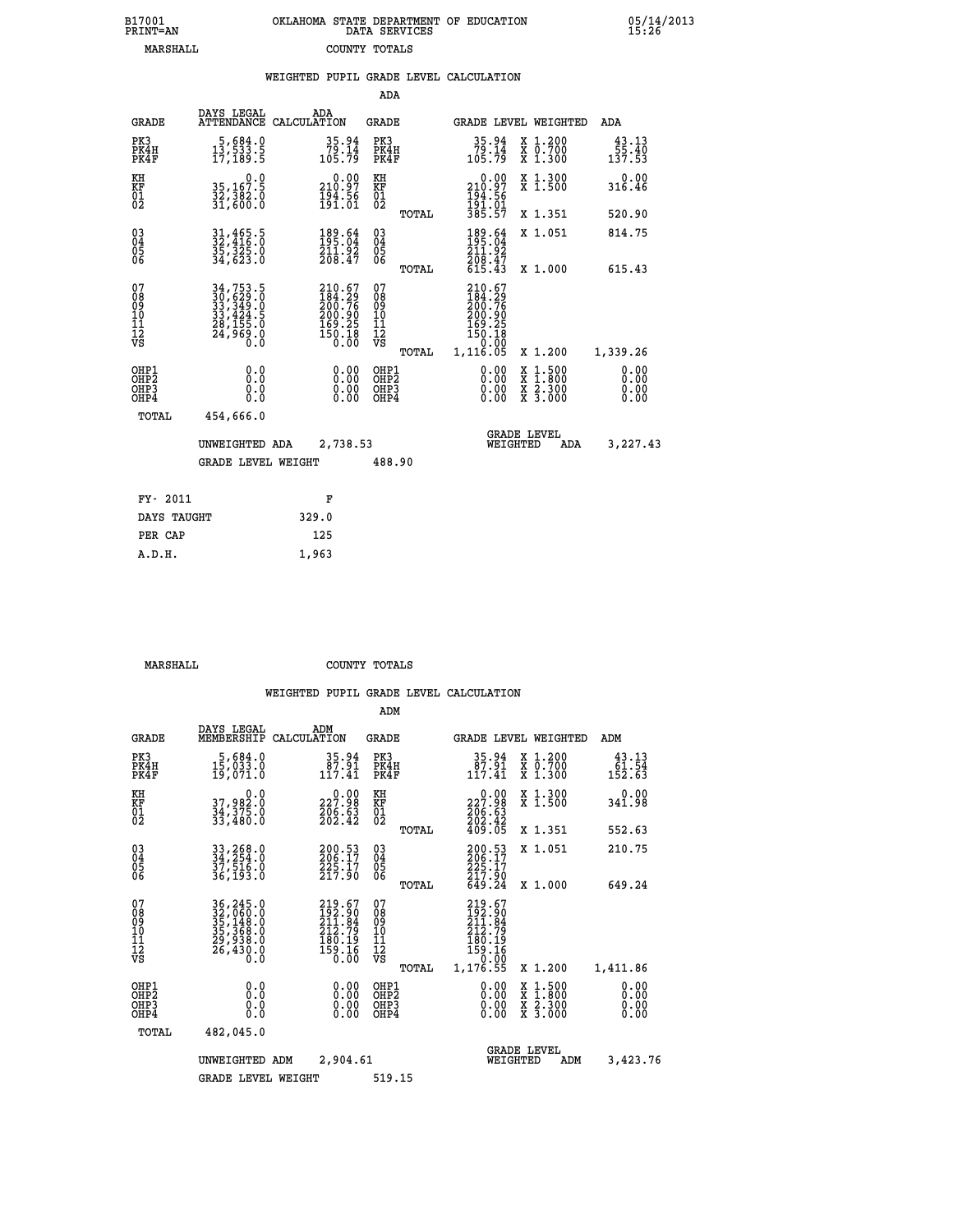B17001 OKLAHOMA STATE DEPARTMENT OF EDUCATION 05/14/2013
PRINT=AN DATA SERVICES 15:26

MARSHALL COUNTY TOTALS

## WEIGHTED PUPIL GRADE LEVEL CALCULATION

### ADA

| GRADE | DAYS LEGAL ATTENDANCE | ADA CALCULATION | GRADE | | GRADE LEVEL | WEIGHTED | ADA |
|---|---|---|---|---|---|---|---|
| PK3 | 5,684.0 | 35.94 | PK3 | | 35.94 | X 1.200 | 43.13 |
| PK4H | 13,533.5 | 79.14 | PK4H | | 79.14 | X 0.700 | 55.40 |
| PK4F | 17,189.5 | 105.79 | PK4F | | 105.79 | X 1.300 | 137.53 |
| KH | 0.0 | 0.00 | KH | | 0.00 | X 1.300 | 0.00 |
| KF | 35,167.5 | 210.97 | KF | | 210.97 | X 1.500 | 316.46 |
| 01 | 32,382.0 | 194.56 | 01 | | 194.56 | | |
| 02 | 31,600.0 | 191.01 | 02 | | 191.01 | | |
| | | | | TOTAL | 385.57 | X 1.351 | 520.90 |
| 03 | 31,465.5 | 189.64 | 03 | | 189.64 | X 1.051 | 814.75 |
| 04 | 32,416.0 | 195.04 | 04 | | 195.04 | | |
| 05 | 35,325.0 | 211.92 | 05 | | 211.92 | | |
| 06 | 34,623.0 | 208.47 | 06 | | 208.47 | | |
| | | | | TOTAL | 615.43 | X 1.000 | 615.43 |
| 07 | 34,753.5 | 210.67 | 07 | | 210.67 | | |
| 08 | 30,629.0 | 184.29 | 08 | | 184.29 | | |
| 09 | 33,349.0 | 200.76 | 09 | | 200.76 | | |
| 10 | 33,424.5 | 200.90 | 10 | | 200.90 | | |
| 11 | 28,155.0 | 169.25 | 11 | | 169.25 | | |
| 12 | 24,969.0 | 150.18 | 12 | | 150.18 | | |
| VS | 0.0 | 0.00 | VS | | 0.00 | | |
| | | | | TOTAL | 1,116.05 | X 1.200 | 1,339.26 |
| OHP1 | 0.0 | 0.00 | OHP1 | | 0.00 | X 1.500 | 0.00 |
| OHP2 | 0.0 | 0.00 | OHP2 | | 0.00 | X 1.800 | 0.00 |
| OHP3 | 0.0 | 0.00 | OHP3 | | 0.00 | X 2.300 | 0.00 |
| OHP4 | 0.0 | 0.00 | OHP4 | | 0.00 | X 3.000 | 0.00 |
| TOTAL | 454,666.0 | | | | | | |

UNWEIGHTED ADA 2,738.53 GRADE LEVEL WEIGHTED ADA 3,227.43

GRADE LEVEL WEIGHT 488.90

| FY- 2011 | F |
|---|---|
| DAYS TAUGHT | 329.0 |
| PER CAP | 125 |
| A.D.H. | 1,963 |

MARSHALL COUNTY TOTALS

## WEIGHTED PUPIL GRADE LEVEL CALCULATION

### ADM

| GRADE | DAYS LEGAL MEMBERSHIP | ADM CALCULATION | GRADE | | GRADE LEVEL | WEIGHTED | ADM |
|---|---|---|---|---|---|---|---|
| PK3 | 5,684.0 | 35.94 | PK3 | | 35.94 | X 1.200 | 43.13 |
| PK4H | 15,033.0 | 87.91 | PK4H | | 87.91 | X 0.700 | 61.54 |
| PK4F | 19,071.0 | 117.41 | PK4F | | 117.41 | X 1.300 | 152.63 |
| KH | 0.0 | 0.00 | KH | | 0.00 | X 1.300 | 0.00 |
| KF | 37,982.0 | 227.98 | KF | | 227.98 | X 1.500 | 341.98 |
| 01 | 34,375.0 | 206.63 | 01 | | 206.63 | | |
| 02 | 33,480.0 | 202.42 | 02 | | 202.42 | | |
| | | | | TOTAL | 409.05 | X 1.351 | 552.63 |
| 03 | 33,268.0 | 200.53 | 03 | | 200.53 | X 1.051 | 210.75 |
| 04 | 34,254.0 | 206.17 | 04 | | 206.17 | | |
| 05 | 37,516.0 | 225.17 | 05 | | 225.17 | | |
| 06 | 36,193.0 | 217.90 | 06 | | 217.90 | | |
| | | | | TOTAL | 649.24 | X 1.000 | 649.24 |
| 07 | 36,245.0 | 219.67 | 07 | | 219.67 | | |
| 08 | 32,060.0 | 192.90 | 08 | | 192.90 | | |
| 09 | 35,148.0 | 211.84 | 09 | | 211.84 | | |
| 10 | 35,368.0 | 212.79 | 10 | | 212.79 | | |
| 11 | 29,938.0 | 180.19 | 11 | | 180.19 | | |
| 12 | 26,430.0 | 159.16 | 12 | | 159.16 | | |
| VS | 0.0 | 0.00 | VS | | 0.00 | | |
| | | | | TOTAL | 1,176.55 | X 1.200 | 1,411.86 |
| OHP1 | 0.0 | 0.00 | OHP1 | | 0.00 | X 1.500 | 0.00 |
| OHP2 | 0.0 | 0.00 | OHP2 | | 0.00 | X 1.800 | 0.00 |
| OHP3 | 0.0 | 0.00 | OHP3 | | 0.00 | X 2.300 | 0.00 |
| OHP4 | 0.0 | 0.00 | OHP4 | | 0.00 | X 3.000 | 0.00 |
| TOTAL | 482,045.0 | | | | | | |

UNWEIGHTED ADM 2,904.61 GRADE LEVEL WEIGHTED ADM 3,423.76

GRADE LEVEL WEIGHT 519.15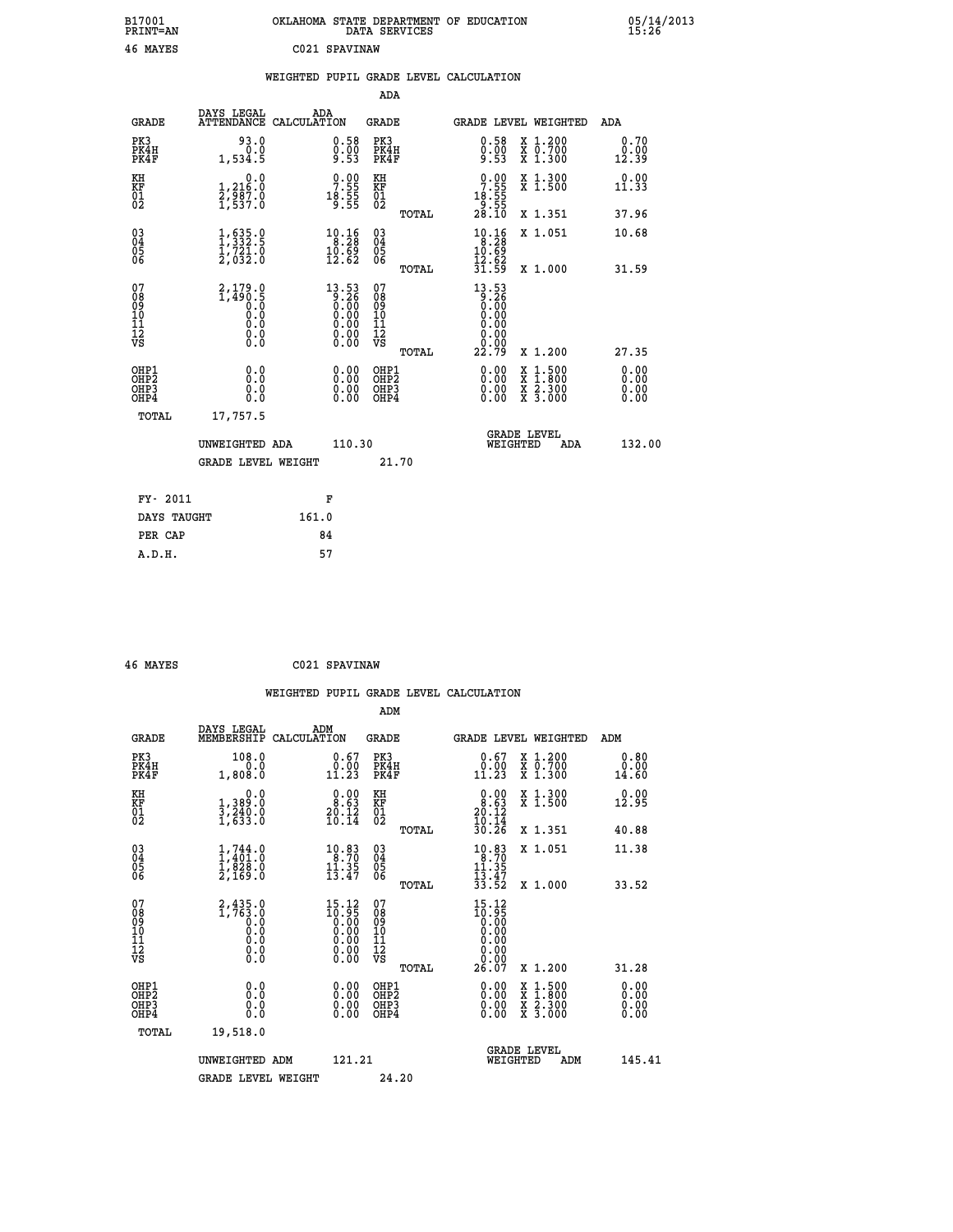B17001 OKLAHOMA STATE DEPARTMENT OF EDUCATION 05/14/2013
PRINT=AN DATA SERVICES 15:26

46 MAYES C021 SPAVINAW

## WEIGHTED PUPIL GRADE LEVEL CALCULATION

### ADA

| GRADE | DAYS LEGAL ATTENDANCE | ADA CALCULATION | GRADE | GRADE LEVEL | WEIGHTED | ADA |
|---|---|---|---|---|---|---|
| PK3 | 93.0 | 0.58 | PK3 | 0.58 | X 1.200 | 0.70 |
| PK4H | 0.0 | 0.00 | PK4H | 0.00 | X 0.700 | 0.00 |
| PK4F | 1,534.5 | 9.53 | PK4F | 9.53 | X 1.300 | 12.39 |
| KH | 0.0 | 0.00 | KH | 0.00 | X 1.300 | 0.00 |
| KF | 1,216.0 | 7.55 | KF | 7.55 | X 1.500 | 11.33 |
| 01 | 2,987.0 | 18.55 | 01 | 18.55 | | |
| 02 | 1,537.0 | 9.55 | 02 | 9.55 | | |
| | | | TOTAL | 28.10 | X 1.351 | 37.96 |
| 03 | 1,635.0 | 10.16 | 03 | 10.16 | X 1.051 | 10.68 |
| 04 | 1,332.5 | 8.28 | 04 | 8.28 | | |
| 05 | 1,721.0 | 10.69 | 05 | 10.69 | | |
| 06 | 2,032.0 | 12.62 | 06 | 12.62 | | |
| | | | TOTAL | 31.59 | X 1.000 | 31.59 |
| 07 | 2,179.0 | 13.53 | 07 | 13.53 | | |
| 08 | 1,490.5 | 9.26 | 08 | 9.26 | | |
| 09 | 0.0 | 0.00 | 09 | 0.00 | | |
| 10 | 0.0 | 0.00 | 10 | 0.00 | | |
| 11 | 0.0 | 0.00 | 11 | 0.00 | | |
| 12 | 0.0 | 0.00 | 12 | 0.00 | | |
| VS | 0.0 | 0.00 | VS | 0.00 | | |
| | | | TOTAL | 22.79 | X 1.200 | 27.35 |
| OHP1 | 0.0 | 0.00 | OHP1 | 0.00 | X 1.500 | 0.00 |
| OHP2 | 0.0 | 0.00 | OHP2 | 0.00 | X 1.800 | 0.00 |
| OHP3 | 0.0 | 0.00 | OHP3 | 0.00 | X 2.300 | 0.00 |
| OHP4 | 0.0 | 0.00 | OHP4 | 0.00 | X 3.000 | 0.00 |
| TOTAL | 17,757.5 | | | | | |

UNWEIGHTED ADA 110.30 GRADE LEVEL WEIGHTED ADA 132.00

GRADE LEVEL WEIGHT 21.70

| FY- 2011 | F |
|---|---|
| DAYS TAUGHT | 161.0 |
| PER CAP | 84 |
| A.D.H. | 57 |

46 MAYES C021 SPAVINAW

## WEIGHTED PUPIL GRADE LEVEL CALCULATION

### ADM

| GRADE | DAYS LEGAL MEMBERSHIP | ADM CALCULATION | GRADE | GRADE LEVEL | WEIGHTED | ADM |
|---|---|---|---|---|---|---|
| PK3 | 108.0 | 0.67 | PK3 | 0.67 | X 1.200 | 0.80 |
| PK4H | 0.0 | 0.00 | PK4H | 0.00 | X 0.700 | 0.00 |
| PK4F | 1,808.0 | 11.23 | PK4F | 11.23 | X 1.300 | 14.60 |
| KH | 0.0 | 0.00 | KH | 0.00 | X 1.300 | 0.00 |
| KF | 1,389.0 | 8.63 | KF | 8.63 | X 1.500 | 12.95 |
| 01 | 3,240.0 | 20.12 | 01 | 20.12 | | |
| 02 | 1,633.0 | 10.14 | 02 | 10.14 | | |
| | | | TOTAL | 30.26 | X 1.351 | 40.88 |
| 03 | 1,744.0 | 10.83 | 03 | 10.83 | X 1.051 | 11.38 |
| 04 | 1,401.0 | 8.70 | 04 | 8.70 | | |
| 05 | 1,828.0 | 11.35 | 05 | 11.35 | | |
| 06 | 2,169.0 | 13.47 | 06 | 13.47 | | |
| | | | TOTAL | 33.52 | X 1.000 | 33.52 |
| 07 | 2,435.0 | 15.12 | 07 | 15.12 | | |
| 08 | 1,763.0 | 10.95 | 08 | 10.95 | | |
| 09 | 0.0 | 0.00 | 09 | 0.00 | | |
| 10 | 0.0 | 0.00 | 10 | 0.00 | | |
| 11 | 0.0 | 0.00 | 11 | 0.00 | | |
| 12 | 0.0 | 0.00 | 12 | 0.00 | | |
| VS | 0.0 | 0.00 | VS | 0.00 | | |
| | | | TOTAL | 26.07 | X 1.200 | 31.28 |
| OHP1 | 0.0 | 0.00 | OHP1 | 0.00 | X 1.500 | 0.00 |
| OHP2 | 0.0 | 0.00 | OHP2 | 0.00 | X 1.800 | 0.00 |
| OHP3 | 0.0 | 0.00 | OHP3 | 0.00 | X 2.300 | 0.00 |
| OHP4 | 0.0 | 0.00 | OHP4 | 0.00 | X 3.000 | 0.00 |
| TOTAL | 19,518.0 | | | | | |

UNWEIGHTED ADM 121.21 GRADE LEVEL WEIGHTED ADM 145.41

GRADE LEVEL WEIGHT 24.20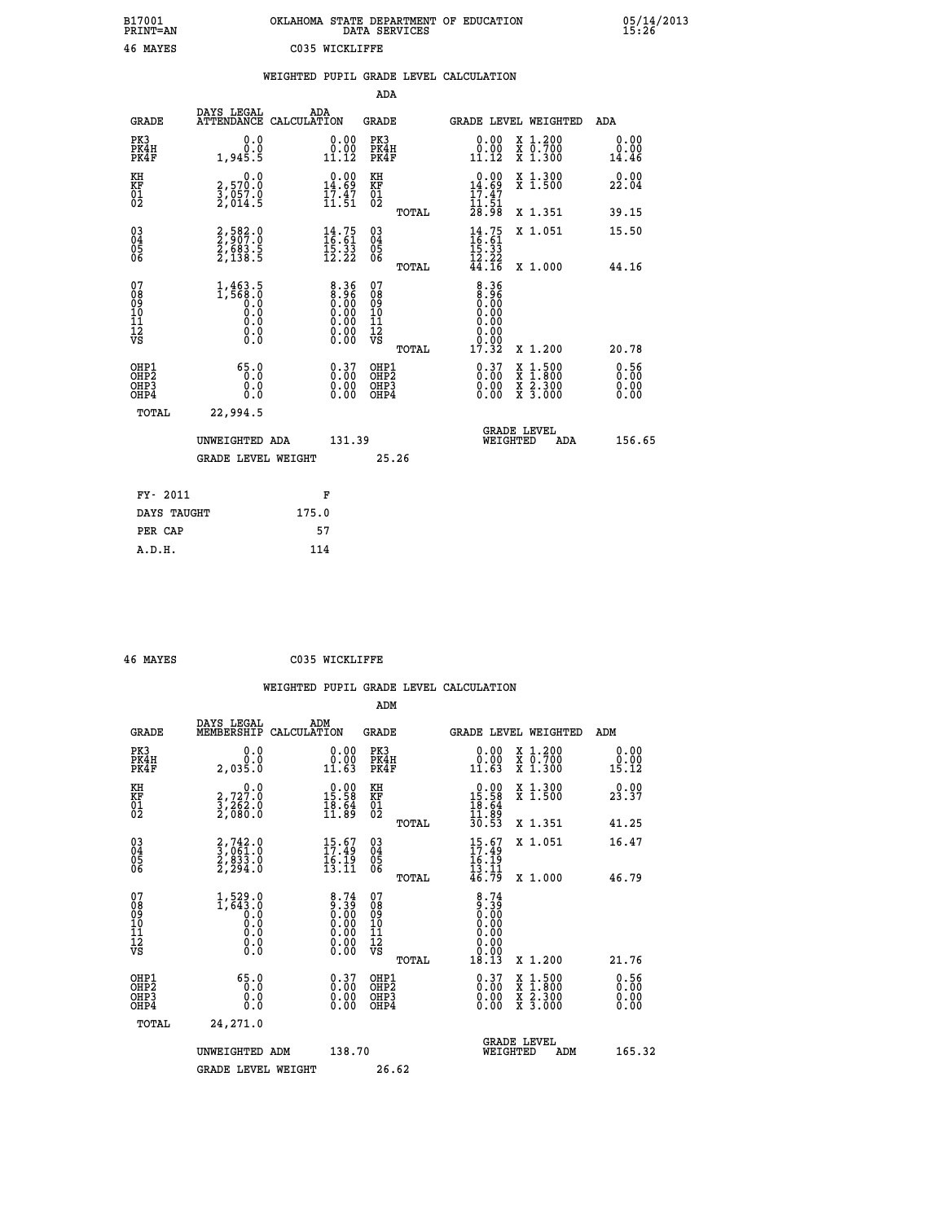B17001 OKLAHOMA STATE DEPARTMENT OF EDUCATION 05/14/2013
PRINT=AN DATA SERVICES 15:26

46 MAYES C035 WICKLIFFE

## WEIGHTED PUPIL GRADE LEVEL CALCULATION

### ADA

| GRADE | DAYS LEGAL ATTENDANCE | ADA CALCULATION | GRADE | GRADE LEVEL | WEIGHTED | ADA |
|---|---|---|---|---|---|---|
| PK3 | 0.0 | 0.00 | PK3 | 0.00 | X 1.200 | 0.00 |
| PK4H | 0.0 | 0.00 | PK4H | 0.00 | X 0.700 | 0.00 |
| PK4F | 1,945.5 | 11.12 | PK4F | 11.12 | X 1.300 | 14.46 |
| KH | 0.0 | 0.00 | KH | 0.00 | X 1.300 | 0.00 |
| KF | 2,570.0 | 14.69 | KF | 14.69 | X 1.500 | 22.04 |
| 01 | 3,057.0 | 17.47 | 01 | 17.47 | | |
| 02 | 2,014.5 | 11.51 | 02 | 11.51 | | |
| | | | TOTAL | 28.98 | X 1.351 | 39.15 |
| 03 | 2,582.0 | 14.75 | 03 | 14.75 | X 1.051 | 15.50 |
| 04 | 2,907.0 | 16.61 | 04 | 16.61 | | |
| 05 | 2,683.5 | 15.33 | 05 | 15.33 | | |
| 06 | 2,138.5 | 12.22 | 06 | 12.22 | | |
| | | | TOTAL | 44.16 | X 1.000 | 44.16 |
| 07 | 1,463.5 | 8.36 | 07 | 8.36 | | |
| 08 | 1,568.0 | 8.96 | 08 | 8.96 | | |
| 09 | 0.0 | 0.00 | 09 | 0.00 | | |
| 10 | 0.0 | 0.00 | 10 | 0.00 | | |
| 11 | 0.0 | 0.00 | 11 | 0.00 | | |
| 12 | 0.0 | 0.00 | 12 | 0.00 | | |
| VS | 0.0 | 0.00 | VS | 0.00 | | |
| | | | TOTAL | 17.32 | X 1.200 | 20.78 |
| OHP1 | 65.0 | 0.37 | OHP1 | 0.37 | X 1.500 | 0.56 |
| OHP2 | 0.0 | 0.00 | OHP2 | 0.00 | X 1.800 | 0.00 |
| OHP3 | 0.0 | 0.00 | OHP3 | 0.00 | X 2.300 | 0.00 |
| OHP4 | 0.0 | 0.00 | OHP4 | 0.00 | X 3.000 | 0.00 |
| TOTAL | 22,994.5 | | | | | |

UNWEIGHTED ADA 131.39 GRADE LEVEL WEIGHTED ADA 156.65

GRADE LEVEL WEIGHT 25.26

| FY- 2011 | F |
|---|---|
| DAYS TAUGHT | 175.0 |
| PER CAP | 57 |
| A.D.H. | 114 |

46 MAYES C035 WICKLIFFE

## WEIGHTED PUPIL GRADE LEVEL CALCULATION

### ADM

| GRADE | DAYS LEGAL MEMBERSHIP | ADM CALCULATION | GRADE | GRADE LEVEL | WEIGHTED | ADM |
|---|---|---|---|---|---|---|
| PK3 | 0.0 | 0.00 | PK3 | 0.00 | X 1.200 | 0.00 |
| PK4H | 0.0 | 0.00 | PK4H | 0.00 | X 0.700 | 0.00 |
| PK4F | 2,035.0 | 11.63 | PK4F | 11.63 | X 1.300 | 15.12 |
| KH | 0.0 | 0.00 | KH | 0.00 | X 1.300 | 0.00 |
| KF | 2,727.0 | 15.58 | KF | 15.58 | X 1.500 | 23.37 |
| 01 | 3,262.0 | 18.64 | 01 | 18.64 | | |
| 02 | 2,080.0 | 11.89 | 02 | 11.89 | | |
| | | | TOTAL | 30.53 | X 1.351 | 41.25 |
| 03 | 2,742.0 | 15.67 | 03 | 15.67 | X 1.051 | 16.47 |
| 04 | 3,061.0 | 17.49 | 04 | 17.49 | | |
| 05 | 2,833.0 | 16.19 | 05 | 16.19 | | |
| 06 | 2,294.0 | 13.11 | 06 | 13.11 | | |
| | | | TOTAL | 46.79 | X 1.000 | 46.79 |
| 07 | 1,529.0 | 8.74 | 07 | 8.74 | | |
| 08 | 1,643.0 | 9.39 | 08 | 9.39 | | |
| 09 | 0.0 | 0.00 | 09 | 0.00 | | |
| 10 | 0.0 | 0.00 | 10 | 0.00 | | |
| 11 | 0.0 | 0.00 | 11 | 0.00 | | |
| 12 | 0.0 | 0.00 | 12 | 0.00 | | |
| VS | 0.0 | 0.00 | VS | 0.00 | | |
| | | | TOTAL | 18.13 | X 1.200 | 21.76 |
| OHP1 | 65.0 | 0.37 | OHP1 | 0.37 | X 1.500 | 0.56 |
| OHP2 | 0.0 | 0.00 | OHP2 | 0.00 | X 1.800 | 0.00 |
| OHP3 | 0.0 | 0.00 | OHP3 | 0.00 | X 2.300 | 0.00 |
| OHP4 | 0.0 | 0.00 | OHP4 | 0.00 | X 3.000 | 0.00 |
| TOTAL | 24,271.0 | | | | | |

UNWEIGHTED ADM 138.70 GRADE LEVEL WEIGHTED ADM 165.32

GRADE LEVEL WEIGHT 26.62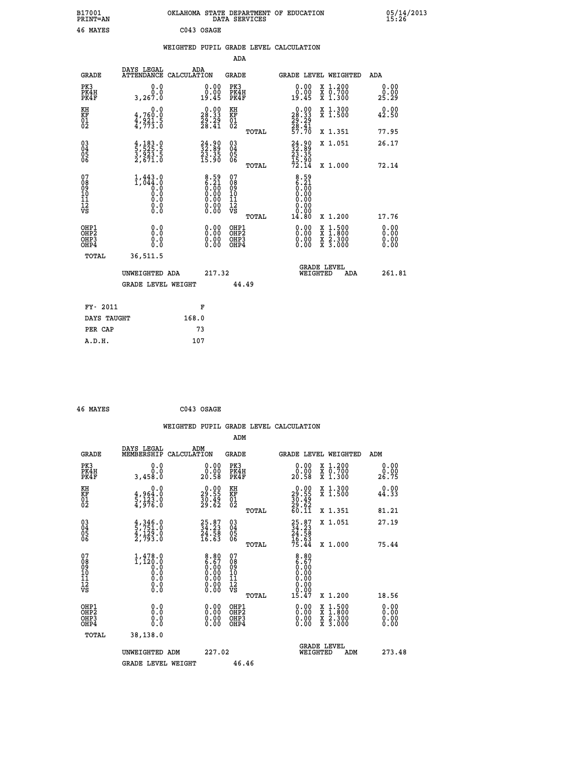B17001 PRINT=AN — OKLAHOMA STATE DEPARTMENT OF EDUCATION DATA SERVICES — 05/14/2013 15:26

46 MAYES C043 OSAGE

## WEIGHTED PUPIL GRADE LEVEL CALCULATION

### ADA

| GRADE | DAYS LEGAL ATTENDANCE | ADA CALCULATION | GRADE | GRADE LEVEL | WEIGHTED | ADA |
|---|---|---|---|---|---|---|
| PK3 | 0.0 | 0.00 | PK3 | 0.00 | X 1.200 | 0.00 |
| PK4H | 0.0 | 0.00 | PK4H | 0.00 | X 0.700 | 0.00 |
| PK4F | 3,267.0 | 19.45 | PK4F | 19.45 | X 1.300 | 25.29 |
| KH | 0.0 | 0.00 | KH | 0.00 | X 1.300 | 0.00 |
| KF | 4,760.0 | 28.33 | KF | 28.33 | X 1.500 | 42.50 |
| 01 | 4,921.5 | 29.29 | 01 | 29.29 | | |
| 02 | 4,773.0 | 28.41 | 02 | 28.41 | | |
| | | | TOTAL | 57.70 | X 1.351 | 77.95 |
| 03 | 4,183.0 | 24.90 | 03 | 24.90 | X 1.051 | 26.17 |
| 04 | 5,525.5 | 32.89 | 04 | 32.89 | | |
| 05 | 3,923.5 | 23.35 | 05 | 23.35 | | |
| 06 | 2,671.0 | 15.90 | 06 | 15.90 | | |
| | | | TOTAL | 72.14 | X 1.000 | 72.14 |
| 07 | 1,443.0 | 8.59 | 07 | 8.59 | | |
| 08 | 1,044.0 | 6.21 | 08 | 6.21 | | |
| 09 | 0.0 | 0.00 | 09 | 0.00 | | |
| 10 | 0.0 | 0.00 | 10 | 0.00 | | |
| 11 | 0.0 | 0.00 | 11 | 0.00 | | |
| 12 | 0.0 | 0.00 | 12 | 0.00 | | |
| VS | 0.0 | 0.00 | VS | 0.00 | | |
| | | | TOTAL | 14.80 | X 1.200 | 17.76 |
| OHP1 | 0.0 | 0.00 | OHP1 | 0.00 | X 1.500 | 0.00 |
| OHP2 | 0.0 | 0.00 | OHP2 | 0.00 | X 1.800 | 0.00 |
| OHP3 | 0.0 | 0.00 | OHP3 | 0.00 | X 2.300 | 0.00 |
| OHP4 | 0.0 | 0.00 | OHP4 | 0.00 | X 3.000 | 0.00 |
| TOTAL | 36,511.5 | | | | | |

UNWEIGHTED ADA 217.32 — GRADE LEVEL WEIGHTED ADA 261.81

GRADE LEVEL WEIGHT 44.49

| FY- 2011 | F |
|---|---|
| DAYS TAUGHT | 168.0 |
| PER CAP | 73 |
| A.D.H. | 107 |

46 MAYES C043 OSAGE

## WEIGHTED PUPIL GRADE LEVEL CALCULATION

### ADM

| GRADE | DAYS LEGAL MEMBERSHIP | ADM CALCULATION | GRADE | GRADE LEVEL | WEIGHTED | ADM |
|---|---|---|---|---|---|---|
| PK3 | 0.0 | 0.00 | PK3 | 0.00 | X 1.200 | 0.00 |
| PK4H | 0.0 | 0.00 | PK4H | 0.00 | X 0.700 | 0.00 |
| PK4F | 3,458.0 | 20.58 | PK4F | 20.58 | X 1.300 | 26.75 |
| KH | 0.0 | 0.00 | KH | 0.00 | X 1.300 | 0.00 |
| KF | 4,964.0 | 29.55 | KF | 29.55 | X 1.500 | 44.33 |
| 01 | 5,123.0 | 30.49 | 01 | 30.49 | | |
| 02 | 4,976.0 | 29.62 | 02 | 29.62 | | |
| | | | TOTAL | 60.11 | X 1.351 | 81.21 |
| 03 | 4,346.0 | 25.87 | 03 | 25.87 | X 1.051 | 27.19 |
| 04 | 5,751.0 | 34.23 | 04 | 34.23 | | |
| 05 | 4,129.0 | 24.58 | 05 | 24.58 | | |
| 06 | 2,793.0 | 16.63 | 06 | 16.63 | | |
| | | | TOTAL | 75.44 | X 1.000 | 75.44 |
| 07 | 1,478.0 | 8.80 | 07 | 8.80 | | |
| 08 | 1,120.0 | 6.67 | 08 | 6.67 | | |
| 09 | 0.0 | 0.00 | 09 | 0.00 | | |
| 10 | 0.0 | 0.00 | 10 | 0.00 | | |
| 11 | 0.0 | 0.00 | 11 | 0.00 | | |
| 12 | 0.0 | 0.00 | 12 | 0.00 | | |
| VS | 0.0 | 0.00 | VS | 0.00 | | |
| | | | TOTAL | 15.47 | X 1.200 | 18.56 |
| OHP1 | 0.0 | 0.00 | OHP1 | 0.00 | X 1.500 | 0.00 |
| OHP2 | 0.0 | 0.00 | OHP2 | 0.00 | X 1.800 | 0.00 |
| OHP3 | 0.0 | 0.00 | OHP3 | 0.00 | X 2.300 | 0.00 |
| OHP4 | 0.0 | 0.00 | OHP4 | 0.00 | X 3.000 | 0.00 |
| TOTAL | 38,138.0 | | | | | |

UNWEIGHTED ADM 227.02 — GRADE LEVEL WEIGHTED ADM 273.48

GRADE LEVEL WEIGHT 46.46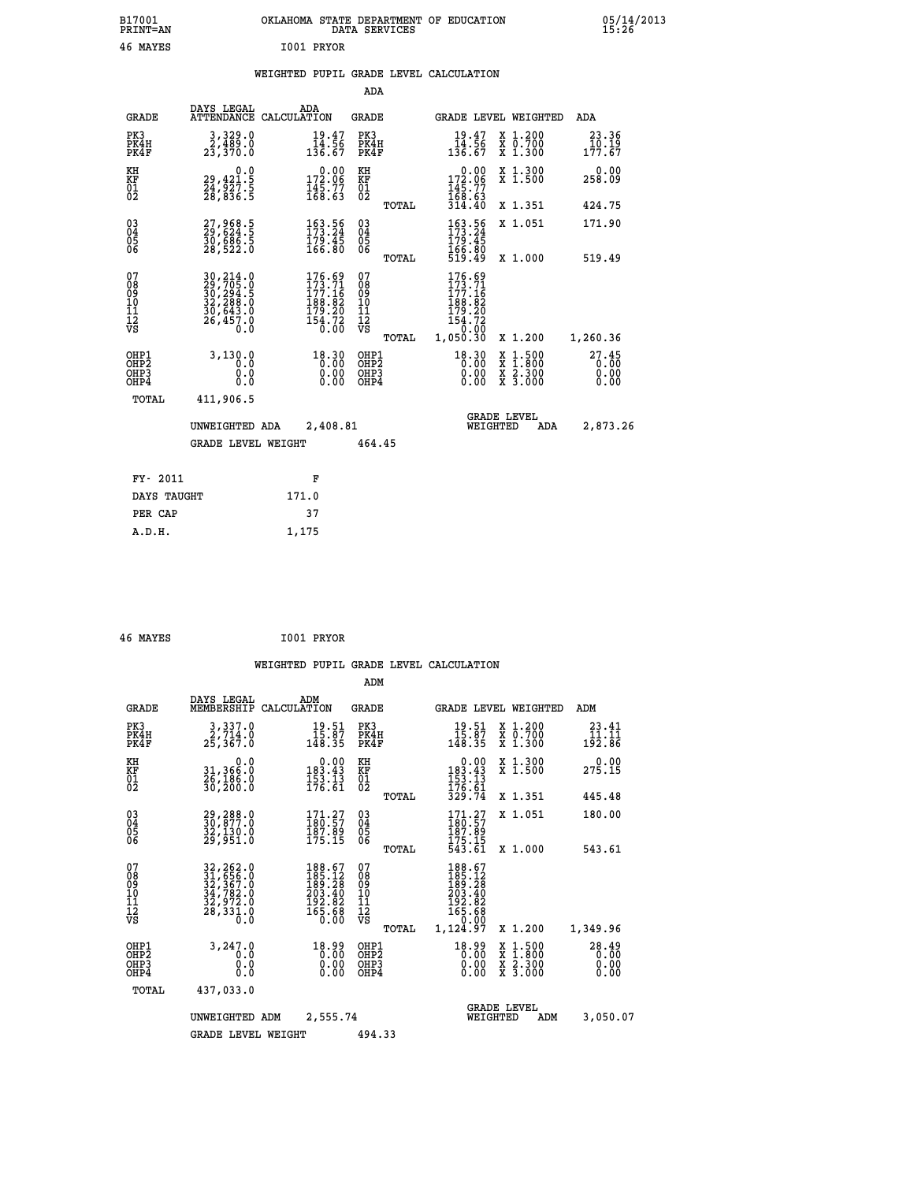B17001 OKLAHOMA STATE DEPARTMENT OF EDUCATION 05/14/2013
PRINT=AN DATA SERVICES 15:26

46 MAYES I001 PRYOR

## WEIGHTED PUPIL GRADE LEVEL CALCULATION

### ADA

| GRADE | DAYS LEGAL ATTENDANCE | ADA CALCULATION | GRADE | | GRADE LEVEL | WEIGHTED | ADA |
|---|---|---|---|---|---|---|---|
| PK3 | 3,329.0 | 19.47 | PK3 | | 19.47 | X 1.200 | 23.36 |
| PK4H | 2,489.0 | 14.56 | PK4H | | 14.56 | X 0.700 | 10.19 |
| PK4F | 23,370.0 | 136.67 | PK4F | | 136.67 | X 1.300 | 177.67 |
| KH | 0.0 | 0.00 | KH | | 0.00 | X 1.300 | 0.00 |
| KF | 29,421.5 | 172.06 | KF | | 172.06 | X 1.500 | 258.09 |
| 01 | 24,927.5 | 145.77 | 01 | | 145.77 | | |
| 02 | 28,836.5 | 168.63 | 02 | | 168.63 | | |
| | | | | TOTAL | 314.40 | X 1.351 | 424.75 |
| 03 | 27,968.5 | 163.56 | 03 | | 163.56 | X 1.051 | 171.90 |
| 04 | 29,624.5 | 173.24 | 04 | | 173.24 | | |
| 05 | 30,686.5 | 179.45 | 05 | | 179.45 | | |
| 06 | 28,522.0 | 166.80 | 06 | | 166.80 | | |
| | | | | TOTAL | 519.49 | X 1.000 | 519.49 |
| 07 | 30,214.0 | 176.69 | 07 | | 176.69 | | |
| 08 | 29,705.0 | 173.71 | 08 | | 173.71 | | |
| 09 | 30,294.5 | 177.16 | 09 | | 177.16 | | |
| 10 | 32,288.0 | 188.82 | 10 | | 188.82 | | |
| 11 | 30,643.0 | 179.20 | 11 | | 179.20 | | |
| 12 | 26,457.0 | 154.72 | 12 | | 154.72 | | |
| VS | 0.0 | 0.00 | VS | | 0.00 | | |
| | | | | TOTAL | 1,050.30 | X 1.200 | 1,260.36 |
| OHP1 | 3,130.0 | 18.30 | OHP1 | | 18.30 | X 1.500 | 27.45 |
| OHP2 | 0.0 | 0.00 | OHP2 | | 0.00 | X 1.800 | 0.00 |
| OHP3 | 0.0 | 0.00 | OHP3 | | 0.00 | X 2.300 | 0.00 |
| OHP4 | 0.0 | 0.00 | OHP4 | | 0.00 | X 3.000 | 0.00 |
| TOTAL | 411,906.5 | | | | | | |

UNWEIGHTED ADA 2,408.81 GRADE LEVEL WEIGHTED ADA 2,873.26

GRADE LEVEL WEIGHT 464.45

| FY- 2011 | F |
|---|---|
| DAYS TAUGHT | 171.0 |
| PER CAP | 37 |
| A.D.H. | 1,175 |

46 MAYES I001 PRYOR

## WEIGHTED PUPIL GRADE LEVEL CALCULATION

### ADM

| GRADE | DAYS LEGAL MEMBERSHIP | ADM CALCULATION | GRADE | | GRADE LEVEL | WEIGHTED | ADM |
|---|---|---|---|---|---|---|---|
| PK3 | 3,337.0 | 19.51 | PK3 | | 19.51 | X 1.200 | 23.41 |
| PK4H | 2,714.0 | 15.87 | PK4H | | 15.87 | X 0.700 | 11.11 |
| PK4F | 25,367.0 | 148.35 | PK4F | | 148.35 | X 1.300 | 192.86 |
| KH | 0.0 | 0.00 | KH | | 0.00 | X 1.300 | 0.00 |
| KF | 31,366.0 | 183.43 | KF | | 183.43 | X 1.500 | 275.15 |
| 01 | 26,186.0 | 153.13 | 01 | | 153.13 | | |
| 02 | 30,200.0 | 176.61 | 02 | | 176.61 | | |
| | | | | TOTAL | 329.74 | X 1.351 | 445.48 |
| 03 | 29,288.0 | 171.27 | 03 | | 171.27 | X 1.051 | 180.00 |
| 04 | 30,877.0 | 180.57 | 04 | | 180.57 | | |
| 05 | 32,130.0 | 187.89 | 05 | | 187.89 | | |
| 06 | 29,951.0 | 175.15 | 06 | | 175.15 | | |
| | | | | TOTAL | 543.61 | X 1.000 | 543.61 |
| 07 | 32,262.0 | 188.67 | 07 | | 188.67 | | |
| 08 | 31,656.0 | 185.12 | 08 | | 185.12 | | |
| 09 | 32,367.0 | 189.28 | 09 | | 189.28 | | |
| 10 | 34,782.0 | 203.40 | 10 | | 203.40 | | |
| 11 | 32,972.0 | 192.82 | 11 | | 192.82 | | |
| 12 | 28,331.0 | 165.68 | 12 | | 165.68 | | |
| VS | 0.0 | 0.00 | VS | | 0.00 | | |
| | | | | TOTAL | 1,124.97 | X 1.200 | 1,349.96 |
| OHP1 | 3,247.0 | 18.99 | OHP1 | | 18.99 | X 1.500 | 28.49 |
| OHP2 | 0.0 | 0.00 | OHP2 | | 0.00 | X 1.800 | 0.00 |
| OHP3 | 0.0 | 0.00 | OHP3 | | 0.00 | X 2.300 | 0.00 |
| OHP4 | 0.0 | 0.00 | OHP4 | | 0.00 | X 3.000 | 0.00 |
| TOTAL | 437,033.0 | | | | | | |

UNWEIGHTED ADM 2,555.74 GRADE LEVEL WEIGHTED ADM 3,050.07

GRADE LEVEL WEIGHT 494.33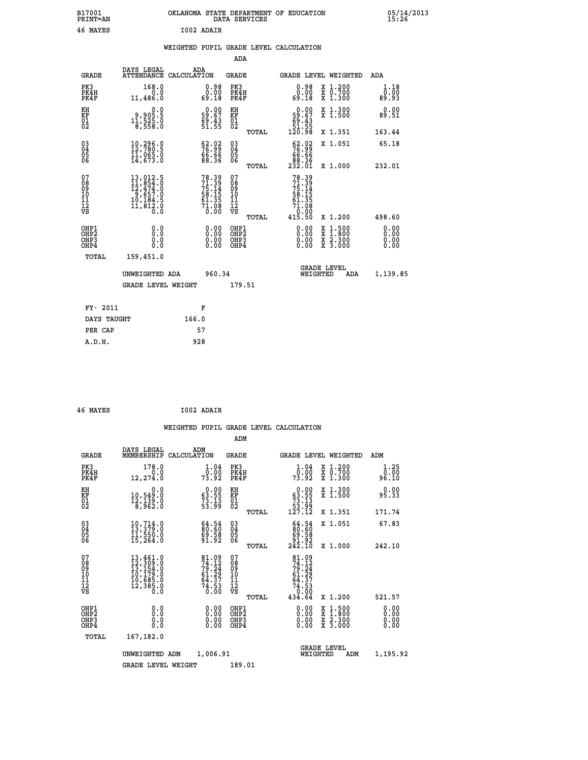B17001 OKLAHOMA STATE DEPARTMENT OF EDUCATION 05/14/2013
PRINT=AN DATA SERVICES 15:26

46 MAYES I002 ADAIR

## WEIGHTED PUPIL GRADE LEVEL CALCULATION

### ADA

| GRADE | DAYS LEGAL ATTENDANCE | ADA CALCULATION | GRADE | | GRADE LEVEL | WEIGHTED | ADA |
|---|---|---|---|---|---|---|---|
| PK3 | 168.0 | 0.98 | PK3 | | 0.98 | X 1.200 | 1.18 |
| PK4H | 0.0 | 0.00 | PK4H | | 0.00 | X 0.700 | 0.00 |
| PK4F | 11,486.0 | 69.18 | PK4F | | 69.18 | X 1.300 | 89.93 |
| KH | 0.0 | 0.00 | KH | | 0.00 | X 1.300 | 0.00 |
| KF | 9,905.5 | 59.67 | KF | | 59.67 | X 1.500 | 89.51 |
| 01 | 11,525.0 | 69.43 | 01 | | 69.43 | | |
| 02 | 8,558.0 | 51.55 | 02 | | 51.55 | | |
| | | | | TOTAL | 120.98 | X 1.351 | 163.44 |
| 03 | 10,296.0 | 62.02 | 03 | | 62.02 | X 1.051 | 65.18 |
| 04 | 12,780.5 | 76.99 | 04 | | 76.99 | | |
| 05 | 11,065.0 | 66.66 | 05 | | 66.66 | | |
| 06 | 14,673.0 | 88.36 | 06 | | 88.36 | | |
| | | | | TOTAL | 232.01 | X 1.000 | 232.01 |
| 07 | 13,012.5 | 78.39 | 07 | | 78.39 | | |
| 08 | 11,854.0 | 71.39 | 08 | | 71.39 | | |
| 09 | 12,474.0 | 75.14 | 09 | | 75.14 | | |
| 10 | 9,657.0 | 58.15 | 10 | | 58.15 | | |
| 11 | 10,184.5 | 61.35 | 11 | | 61.35 | | |
| 12 | 11,812.0 | 71.08 | 12 | | 71.08 | | |
| VS | 0.0 | 0.00 | VS | | 0.00 | | |
| | | | | TOTAL | 415.50 | X 1.200 | 498.60 |
| OHP1 | 0.0 | 0.00 | OHP1 | | 0.00 | X 1.500 | 0.00 |
| OHP2 | 0.0 | 0.00 | OHP2 | | 0.00 | X 1.800 | 0.00 |
| OHP3 | 0.0 | 0.00 | OHP3 | | 0.00 | X 2.300 | 0.00 |
| OHP4 | 0.0 | 0.00 | OHP4 | | 0.00 | X 3.000 | 0.00 |
| TOTAL | 159,451.0 | | | | | | |

UNWEIGHTED ADA 960.34 GRADE LEVEL WEIGHTED ADA 1,139.85

GRADE LEVEL WEIGHT 179.51

| FY- 2011 | F |
|---|---|
| DAYS TAUGHT | 166.0 |
| PER CAP | 57 |
| A.D.H. | 928 |

46 MAYES I002 ADAIR

## WEIGHTED PUPIL GRADE LEVEL CALCULATION

### ADM

| GRADE | DAYS LEGAL MEMBERSHIP | ADM CALCULATION | GRADE | | GRADE LEVEL | WEIGHTED | ADM |
|---|---|---|---|---|---|---|---|
| PK3 | 178.0 | 1.04 | PK3 | | 1.04 | X 1.200 | 1.25 |
| PK4H | 0.0 | 0.00 | PK4H | | 0.00 | X 0.700 | 0.00 |
| PK4F | 12,274.0 | 73.92 | PK4F | | 73.92 | X 1.300 | 96.10 |
| KH | 0.0 | 0.00 | KH | | 0.00 | X 1.300 | 0.00 |
| KF | 10,549.0 | 63.55 | KF | | 63.55 | X 1.500 | 95.33 |
| 01 | 12,139.0 | 73.13 | 01 | | 73.13 | | |
| 02 | 8,962.0 | 53.99 | 02 | | 53.99 | | |
| | | | | TOTAL | 127.12 | X 1.351 | 171.74 |
| 03 | 10,714.0 | 64.54 | 03 | | 64.54 | X 1.051 | 67.83 |
| 04 | 13,379.0 | 80.60 | 04 | | 80.60 | | |
| 05 | 11,550.0 | 69.58 | 05 | | 69.58 | | |
| 06 | 15,264.0 | 91.92 | 06 | | 91.92 | | |
| | | | | TOTAL | 242.10 | X 1.000 | 242.10 |
| 07 | 13,461.0 | 81.09 | 07 | | 81.09 | | |
| 08 | 12,309.0 | 74.12 | 08 | | 74.12 | | |
| 09 | 13,154.0 | 79.24 | 09 | | 79.24 | | |
| 10 | 10,179.0 | 61.29 | 10 | | 61.29 | | |
| 11 | 10,685.0 | 64.37 | 11 | | 64.37 | | |
| 12 | 12,385.0 | 74.53 | 12 | | 74.53 | | |
| VS | 0.0 | 0.00 | VS | | 0.00 | | |
| | | | | TOTAL | 434.64 | X 1.200 | 521.57 |
| OHP1 | 0.0 | 0.00 | OHP1 | | 0.00 | X 1.500 | 0.00 |
| OHP2 | 0.0 | 0.00 | OHP2 | | 0.00 | X 1.800 | 0.00 |
| OHP3 | 0.0 | 0.00 | OHP3 | | 0.00 | X 2.300 | 0.00 |
| OHP4 | 0.0 | 0.00 | OHP4 | | 0.00 | X 3.000 | 0.00 |
| TOTAL | 167,182.0 | | | | | | |

UNWEIGHTED ADM 1,006.91 GRADE LEVEL WEIGHTED ADM 1,195.92

GRADE LEVEL WEIGHT 189.01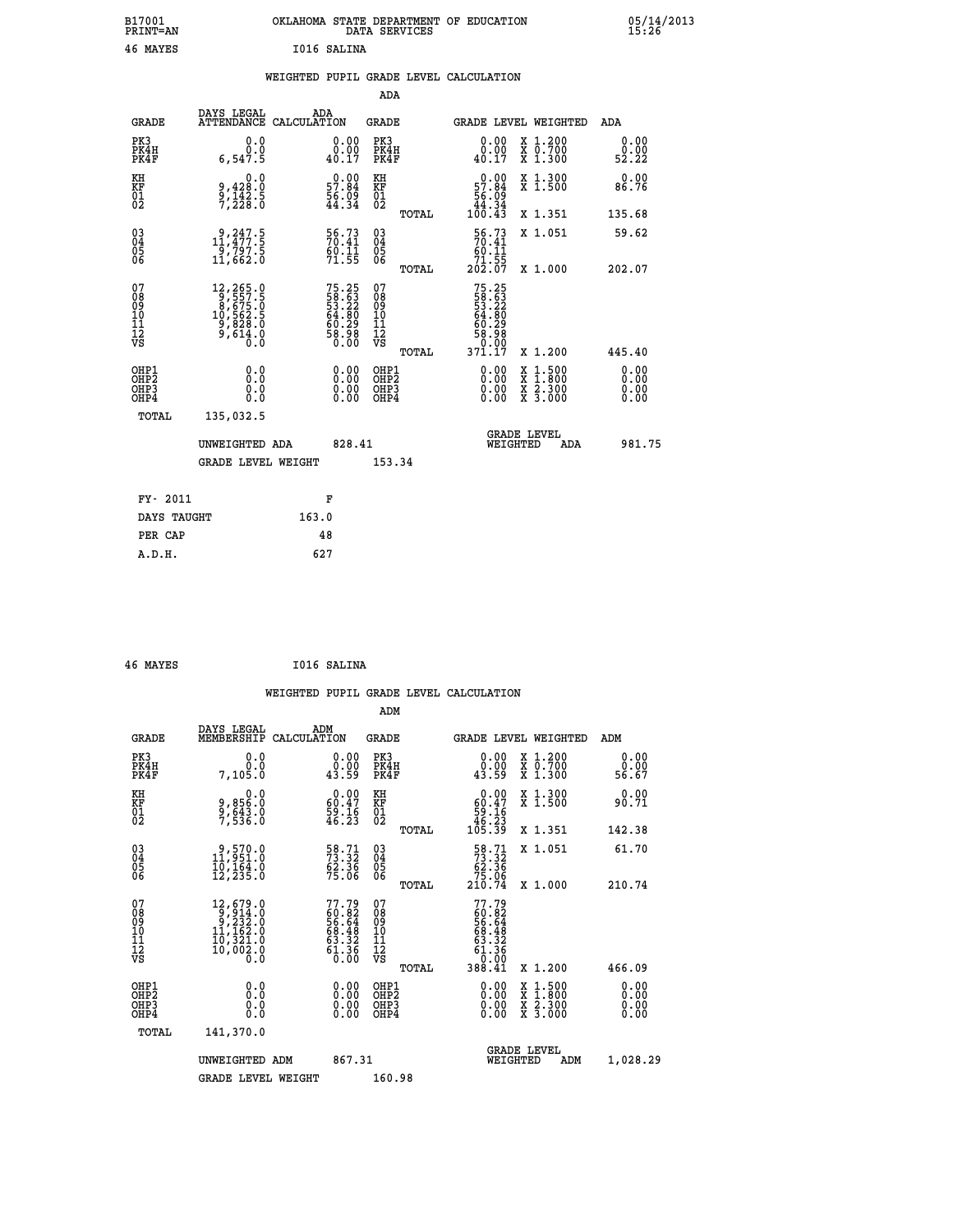B17001 PRINT=AN — OKLAHOMA STATE DEPARTMENT OF EDUCATION DATA SERVICES — 05/14/2013 15:26

46 MAYES — I016 SALINA

## WEIGHTED PUPIL GRADE LEVEL CALCULATION

### ADA

| GRADE | DAYS LEGAL ATTENDANCE | ADA CALCULATION | GRADE | GRADE LEVEL | WEIGHTED | ADA |
|---|---|---|---|---|---|---|
| PK3 | 0.0 | 0.00 | PK3 | 0.00 | X 1.200 | 0.00 |
| PK4H | 0.0 | 0.00 | PK4H | 0.00 | X 0.700 | 0.00 |
| PK4F | 6,547.5 | 40.17 | PK4F | 40.17 | X 1.300 | 52.22 |
| KH | 0.0 | 0.00 | KH | 0.00 | X 1.300 | 0.00 |
| KF | 9,428.0 | 57.84 | KF | 57.84 | X 1.500 | 86.76 |
| 01 | 9,142.5 | 56.09 | 01 | 56.09 | | |
| 02 | 7,228.0 | 44.34 | 02 | 44.34 | | |
| | | | TOTAL | 100.43 | X 1.351 | 135.68 |
| 03 | 9,247.5 | 56.73 | 03 | 56.73 | X 1.051 | 59.62 |
| 04 | 11,477.5 | 70.41 | 04 | 70.41 | | |
| 05 | 9,797.5 | 60.11 | 05 | 60.11 | | |
| 06 | 11,662.0 | 71.55 | 06 | 71.55 | | |
| | | | TOTAL | 202.07 | X 1.000 | 202.07 |
| 07 | 12,265.0 | 75.25 | 07 | 75.25 | | |
| 08 | 9,557.5 | 58.63 | 08 | 58.63 | | |
| 09 | 8,675.0 | 53.22 | 09 | 53.22 | | |
| 10 | 10,562.5 | 64.80 | 10 | 64.80 | | |
| 11 | 9,828.0 | 60.29 | 11 | 60.29 | | |
| 12 | 9,614.0 | 58.98 | 12 | 58.98 | | |
| VS | 0.0 | 0.00 | VS | 0.00 | | |
| | | | TOTAL | 371.17 | X 1.200 | 445.40 |
| OHP1 | 0.0 | 0.00 | OHP1 | 0.00 | X 1.500 | 0.00 |
| OHP2 | 0.0 | 0.00 | OHP2 | 0.00 | X 1.800 | 0.00 |
| OHP3 | 0.0 | 0.00 | OHP3 | 0.00 | X 2.300 | 0.00 |
| OHP4 | 0.0 | 0.00 | OHP4 | 0.00 | X 3.000 | 0.00 |
| TOTAL | 135,032.5 | | | | | |

UNWEIGHTED ADA 828.41 — GRADE LEVEL WEIGHTED ADA 981.75

GRADE LEVEL WEIGHT 153.34

| | |
|---|---|
| FY- 2011 | F |
| DAYS TAUGHT | 163.0 |
| PER CAP | 48 |
| A.D.H. | 627 |

46 MAYES — I016 SALINA

## WEIGHTED PUPIL GRADE LEVEL CALCULATION

### ADM

| GRADE | DAYS LEGAL MEMBERSHIP | ADM CALCULATION | GRADE | GRADE LEVEL | WEIGHTED | ADM |
|---|---|---|---|---|---|---|
| PK3 | 0.0 | 0.00 | PK3 | 0.00 | X 1.200 | 0.00 |
| PK4H | 0.0 | 0.00 | PK4H | 0.00 | X 0.700 | 0.00 |
| PK4F | 7,105.0 | 43.59 | PK4F | 43.59 | X 1.300 | 56.67 |
| KH | 0.0 | 0.00 | KH | 0.00 | X 1.300 | 0.00 |
| KF | 9,856.0 | 60.47 | KF | 60.47 | X 1.500 | 90.71 |
| 01 | 9,643.0 | 59.16 | 01 | 59.16 | | |
| 02 | 7,536.0 | 46.23 | 02 | 46.23 | | |
| | | | TOTAL | 105.39 | X 1.351 | 142.38 |
| 03 | 9,570.0 | 58.71 | 03 | 58.71 | X 1.051 | 61.70 |
| 04 | 11,951.0 | 73.32 | 04 | 73.32 | | |
| 05 | 10,164.0 | 62.36 | 05 | 62.36 | | |
| 06 | 12,235.0 | 75.06 | 06 | 75.06 | | |
| | | | TOTAL | 210.74 | X 1.000 | 210.74 |
| 07 | 12,679.0 | 77.79 | 07 | 77.79 | | |
| 08 | 9,914.0 | 60.82 | 08 | 60.82 | | |
| 09 | 9,232.0 | 56.64 | 09 | 56.64 | | |
| 10 | 11,162.0 | 68.48 | 10 | 68.48 | | |
| 11 | 10,321.0 | 63.32 | 11 | 63.32 | | |
| 12 | 10,002.0 | 61.36 | 12 | 61.36 | | |
| VS | 0.0 | 0.00 | VS | 0.00 | | |
| | | | TOTAL | 388.41 | X 1.200 | 466.09 |
| OHP1 | 0.0 | 0.00 | OHP1 | 0.00 | X 1.500 | 0.00 |
| OHP2 | 0.0 | 0.00 | OHP2 | 0.00 | X 1.800 | 0.00 |
| OHP3 | 0.0 | 0.00 | OHP3 | 0.00 | X 2.300 | 0.00 |
| OHP4 | 0.0 | 0.00 | OHP4 | 0.00 | X 3.000 | 0.00 |
| TOTAL | 141,370.0 | | | | | |

UNWEIGHTED ADM 867.31 — GRADE LEVEL WEIGHTED ADM 1,028.29

GRADE LEVEL WEIGHT 160.98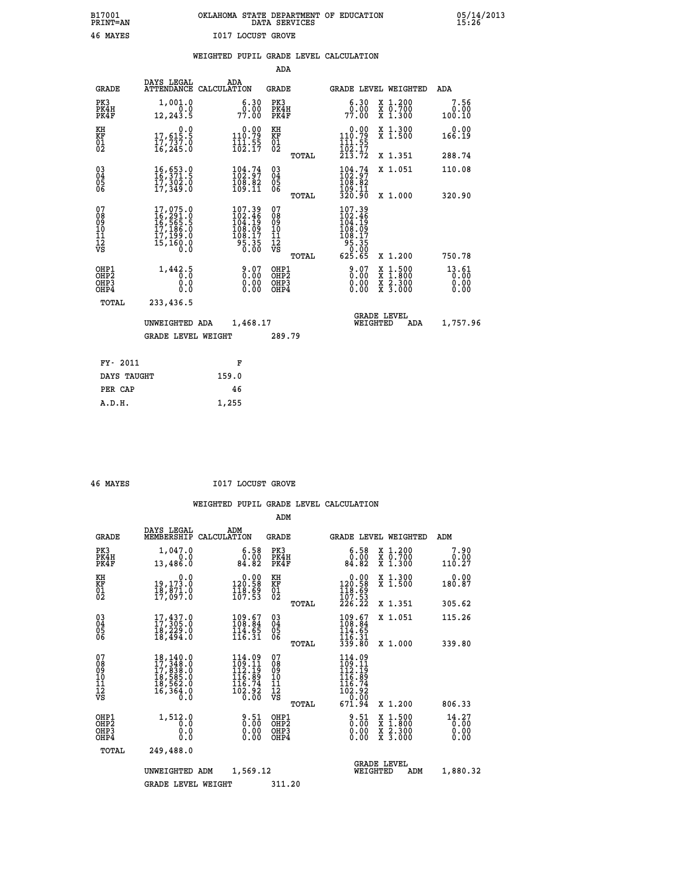B17001 OKLAHOMA STATE DEPARTMENT OF EDUCATION 05/14/2013
PRINT=AN DATA SERVICES 15:26

46 MAYES I017 LOCUST GROVE

## WEIGHTED PUPIL GRADE LEVEL CALCULATION

### ADA

| GRADE | DAYS LEGAL ATTENDANCE | ADA CALCULATION | GRADE | GRADE LEVEL | WEIGHTED | ADA |
|---|---|---|---|---|---|---|
| PK3 | 1,001.0 | 6.30 | PK3 | 6.30 | X 1.200 | 7.56 |
| PK4H | 0.0 | 0.00 | PK4H | 0.00 | X 0.700 | 0.00 |
| PK4F | 12,243.5 | 77.00 | PK4F | 77.00 | X 1.300 | 100.10 |
| KH | 0.0 | 0.00 | KH | 0.00 | X 1.300 | 0.00 |
| KF | 17,615.5 | 110.79 | KF | 110.79 | X 1.500 | 166.19 |
| 01 | 17,737.0 | 111.55 | 01 | 111.55 | | |
| 02 | 16,245.0 | 102.17 | 02 | 102.17 | | |
| | | | TOTAL | 213.72 | X 1.351 | 288.74 |
| 03 | 16,653.0 | 104.74 | 03 | 104.74 | X 1.051 | 110.08 |
| 04 | 16,371.5 | 102.97 | 04 | 102.97 | | |
| 05 | 17,302.0 | 108.82 | 05 | 108.82 | | |
| 06 | 17,349.0 | 109.11 | 06 | 109.11 | | |
| | | | TOTAL | 320.90 | X 1.000 | 320.90 |
| 07 | 17,075.0 | 107.39 | 07 | 107.39 | | |
| 08 | 16,291.0 | 102.46 | 08 | 102.46 | | |
| 09 | 16,565.5 | 104.19 | 09 | 104.19 | | |
| 10 | 17,186.0 | 108.09 | 10 | 108.09 | | |
| 11 | 17,199.0 | 108.17 | 11 | 108.17 | | |
| 12 | 15,160.0 | 95.35 | 12 | 95.35 | | |
| VS | 0.0 | 0.00 | VS | 0.00 | | |
| | | | TOTAL | 625.65 | X 1.200 | 750.78 |
| OHP1 | 1,442.5 | 9.07 | OHP1 | 9.07 | X 1.500 | 13.61 |
| OHP2 | 0.0 | 0.00 | OHP2 | 0.00 | X 1.800 | 0.00 |
| OHP3 | 0.0 | 0.00 | OHP3 | 0.00 | X 2.300 | 0.00 |
| OHP4 | 0.0 | 0.00 | OHP4 | 0.00 | X 3.000 | 0.00 |
| TOTAL | 233,436.5 | | | | | |

UNWEIGHTED ADA 1,468.17 GRADE LEVEL WEIGHTED ADA 1,757.96

GRADE LEVEL WEIGHT 289.79

| FY- 2011 | F |
|---|---|
| DAYS TAUGHT | 159.0 |
| PER CAP | 46 |
| A.D.H. | 1,255 |

46 MAYES I017 LOCUST GROVE

## WEIGHTED PUPIL GRADE LEVEL CALCULATION

### ADM

| GRADE | DAYS LEGAL MEMBERSHIP | ADM CALCULATION | GRADE | GRADE LEVEL | WEIGHTED | ADM |
|---|---|---|---|---|---|---|
| PK3 | 1,047.0 | 6.58 | PK3 | 6.58 | X 1.200 | 7.90 |
| PK4H | 0.0 | 0.00 | PK4H | 0.00 | X 0.700 | 0.00 |
| PK4F | 13,486.0 | 84.82 | PK4F | 84.82 | X 1.300 | 110.27 |
| KH | 0.0 | 0.00 | KH | 0.00 | X 1.300 | 0.00 |
| KF | 19,173.0 | 120.58 | KF | 120.58 | X 1.500 | 180.87 |
| 01 | 18,871.0 | 118.69 | 01 | 118.69 | | |
| 02 | 17,097.0 | 107.53 | 02 | 107.53 | | |
| | | | TOTAL | 226.22 | X 1.351 | 305.62 |
| 03 | 17,437.0 | 109.67 | 03 | 109.67 | X 1.051 | 115.26 |
| 04 | 17,305.0 | 108.84 | 04 | 108.84 | | |
| 05 | 18,229.0 | 114.65 | 05 | 114.65 | | |
| 06 | 18,494.0 | 116.31 | 06 | 116.31 | | |
| | | | TOTAL | 339.80 | X 1.000 | 339.80 |
| 07 | 18,140.0 | 114.09 | 07 | 114.09 | | |
| 08 | 17,348.0 | 109.11 | 08 | 109.11 | | |
| 09 | 17,838.0 | 112.19 | 09 | 112.19 | | |
| 10 | 18,585.0 | 116.89 | 10 | 116.89 | | |
| 11 | 18,562.0 | 116.74 | 11 | 116.74 | | |
| 12 | 16,364.0 | 102.92 | 12 | 102.92 | | |
| VS | 0.0 | 0.00 | VS | 0.00 | | |
| | | | TOTAL | 671.94 | X 1.200 | 806.33 |
| OHP1 | 1,512.0 | 9.51 | OHP1 | 9.51 | X 1.500 | 14.27 |
| OHP2 | 0.0 | 0.00 | OHP2 | 0.00 | X 1.800 | 0.00 |
| OHP3 | 0.0 | 0.00 | OHP3 | 0.00 | X 2.300 | 0.00 |
| OHP4 | 0.0 | 0.00 | OHP4 | 0.00 | X 3.000 | 0.00 |
| TOTAL | 249,488.0 | | | | | |

UNWEIGHTED ADM 1,569.12 GRADE LEVEL WEIGHTED ADM 1,880.32

GRADE LEVEL WEIGHT 311.20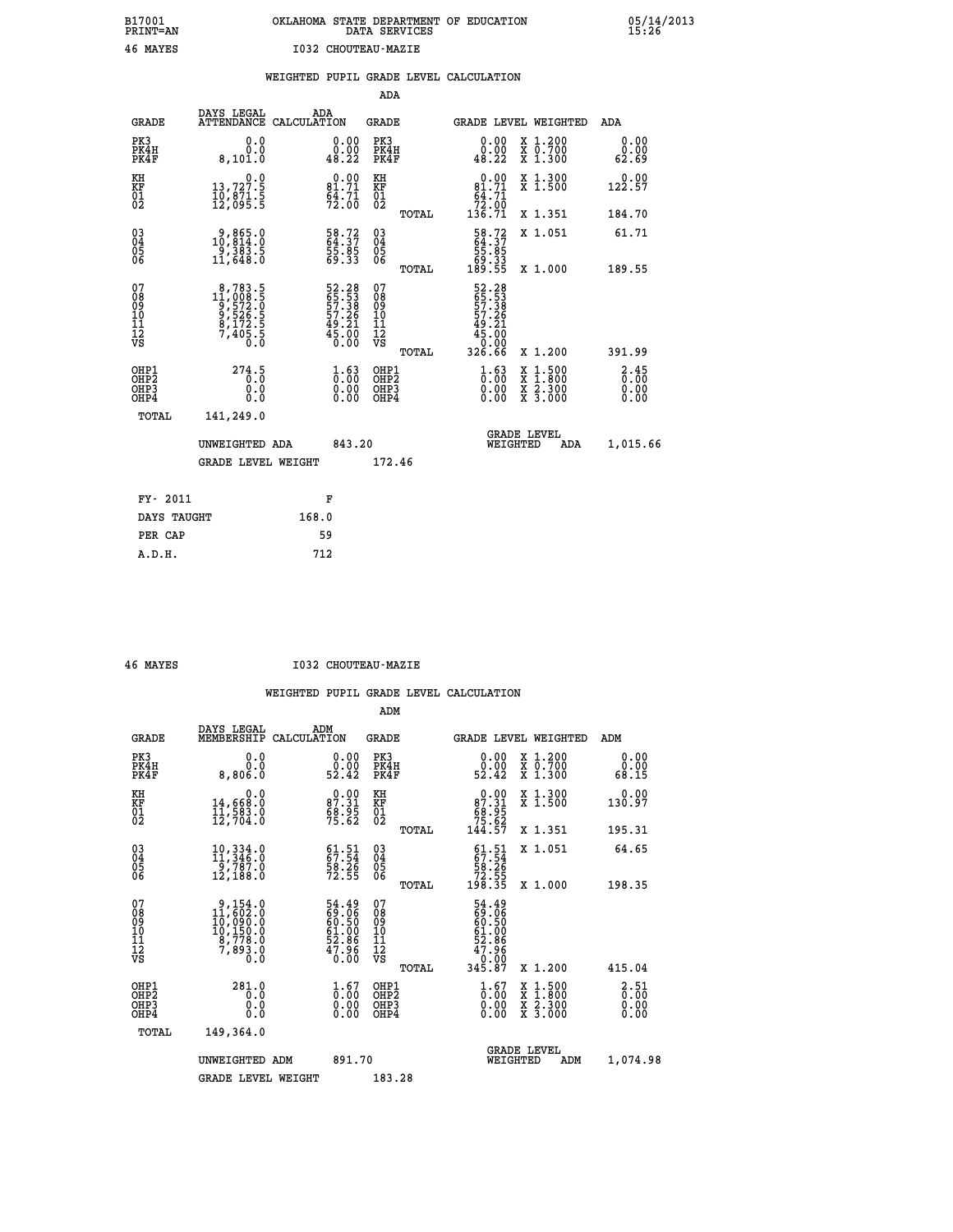B17001 OKLAHOMA STATE DEPARTMENT OF EDUCATION 05/14/2013
PRINT=AN DATA SERVICES 15:26

46 MAYES I032 CHOUTEAU-MAZIE

WEIGHTED PUPIL GRADE LEVEL CALCULATION

ADA

| GRADE | DAYS LEGAL ATTENDANCE | ADA CALCULATION | GRADE | GRADE LEVEL | WEIGHTED | ADA |
|---|---|---|---|---|---|---|
| PK3 | 0.0 | 0.00 | PK3 | 0.00 | X 1.200 | 0.00 |
| PK4H | 0.0 | 0.00 | PK4H | 0.00 | X 0.700 | 0.00 |
| PK4F | 8,101.0 | 48.22 | PK4F | 48.22 | X 1.300 | 62.69 |
| KH | 0.0 | 0.00 | KH | 0.00 | X 1.300 | 0.00 |
| KF | 13,727.5 | 81.71 | KF | 81.71 | X 1.500 | 122.57 |
| 01 | 10,871.5 | 64.71 | 01 | 64.71 | | |
| 02 | 12,095.5 | 72.00 | 02 | 72.00 | | |
| | | | TOTAL | 136.71 | X 1.351 | 184.70 |
| 03 | 9,865.0 | 58.72 | 03 | 58.72 | X 1.051 | 61.71 |
| 04 | 10,814.0 | 64.37 | 04 | 64.37 | | |
| 05 | 9,383.5 | 55.85 | 05 | 55.85 | | |
| 06 | 11,648.0 | 69.33 | 06 | 69.33 | | |
| | | | TOTAL | 189.55 | X 1.000 | 189.55 |
| 07 | 8,783.5 | 52.28 | 07 | 52.28 | | |
| 08 | 11,008.5 | 65.53 | 08 | 65.53 | | |
| 09 | 9,572.0 | 57.38 | 09 | 57.38 | | |
| 10 | 9,526.5 | 57.26 | 10 | 57.26 | | |
| 11 | 8,172.5 | 49.21 | 11 | 49.21 | | |
| 12 | 7,405.5 | 45.00 | 12 | 45.00 | | |
| VS | 0.0 | 0.00 | VS | 0.00 | | |
| | | | TOTAL | 326.66 | X 1.200 | 391.99 |
| OHP1 | 274.5 | 1.63 | OHP1 | 1.63 | X 1.500 | 2.45 |
| OHP2 | 0.0 | 0.00 | OHP2 | 0.00 | X 1.800 | 0.00 |
| OHP3 | 0.0 | 0.00 | OHP3 | 0.00 | X 2.300 | 0.00 |
| OHP4 | 0.0 | 0.00 | OHP4 | 0.00 | X 3.000 | 0.00 |
| TOTAL | 141,249.0 | | | | | |

UNWEIGHTED ADA 843.20 GRADE LEVEL WEIGHTED ADA 1,015.66

GRADE LEVEL WEIGHT 172.46

| FY- 2011 | F |
|---|---|
| DAYS TAUGHT | 168.0 |
| PER CAP | 59 |
| A.D.H. | 712 |

46 MAYES I032 CHOUTEAU-MAZIE

WEIGHTED PUPIL GRADE LEVEL CALCULATION

ADM

| GRADE | DAYS LEGAL MEMBERSHIP | ADM CALCULATION | GRADE | GRADE LEVEL | WEIGHTED | ADM |
|---|---|---|---|---|---|---|
| PK3 | 0.0 | 0.00 | PK3 | 0.00 | X 1.200 | 0.00 |
| PK4H | 0.0 | 0.00 | PK4H | 0.00 | X 0.700 | 0.00 |
| PK4F | 8,806.0 | 52.42 | PK4F | 52.42 | X 1.300 | 68.15 |
| KH | 0.0 | 0.00 | KH | 0.00 | X 1.300 | 0.00 |
| KF | 14,668.0 | 87.31 | KF | 87.31 | X 1.500 | 130.97 |
| 01 | 11,583.0 | 68.95 | 01 | 68.95 | | |
| 02 | 12,704.0 | 75.62 | 02 | 75.62 | | |
| | | | TOTAL | 144.57 | X 1.351 | 195.31 |
| 03 | 10,334.0 | 61.51 | 03 | 61.51 | X 1.051 | 64.65 |
| 04 | 11,346.0 | 67.54 | 04 | 67.54 | | |
| 05 | 9,787.0 | 58.26 | 05 | 58.26 | | |
| 06 | 12,188.0 | 72.55 | 06 | 72.55 | | |
| | | | TOTAL | 198.35 | X 1.000 | 198.35 |
| 07 | 9,154.0 | 54.49 | 07 | 54.49 | | |
| 08 | 11,602.0 | 69.06 | 08 | 69.06 | | |
| 09 | 10,090.0 | 60.50 | 09 | 60.50 | | |
| 10 | 10,150.0 | 61.00 | 10 | 61.00 | | |
| 11 | 8,778.0 | 52.86 | 11 | 52.86 | | |
| 12 | 7,893.0 | 47.96 | 12 | 47.96 | | |
| VS | 0.0 | 0.00 | VS | 0.00 | | |
| | | | TOTAL | 345.87 | X 1.200 | 415.04 |
| OHP1 | 281.0 | 1.67 | OHP1 | 1.67 | X 1.500 | 2.51 |
| OHP2 | 0.0 | 0.00 | OHP2 | 0.00 | X 1.800 | 0.00 |
| OHP3 | 0.0 | 0.00 | OHP3 | 0.00 | X 2.300 | 0.00 |
| OHP4 | 0.0 | 0.00 | OHP4 | 0.00 | X 3.000 | 0.00 |
| TOTAL | 149,364.0 | | | | | |

UNWEIGHTED ADM 891.70 GRADE LEVEL WEIGHTED ADM 1,074.98

GRADE LEVEL WEIGHT 183.28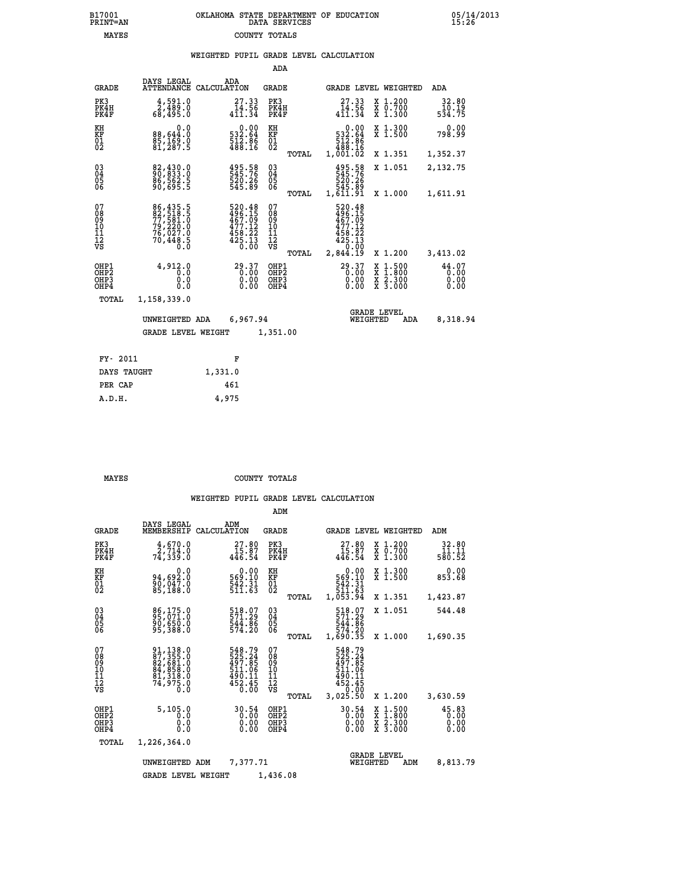B17001
PRINT=AN

OKLAHOMA STATE DEPARTMENT OF EDUCATION
DATA SERVICES

05/14/2013
15:26

MAYES — COUNTY TOTALS

## WEIGHTED PUPIL GRADE LEVEL CALCULATION

### ADA

| GRADE | DAYS LEGAL ATTENDANCE | ADA CALCULATION | GRADE | GRADE LEVEL | WEIGHTED | ADA |
|---|---|---|---|---|---|---|
| PK3 | 4,591.0 | 27.33 | PK3 | 27.33 | X 1.200 | 32.80 |
| PK4H | 2,489.0 | 14.56 | PK4H | 14.56 | X 0.700 | 10.19 |
| PK4F | 68,495.0 | 411.34 | PK4F | 411.34 | X 1.300 | 534.75 |
| KH | 0.0 | 0.00 | KH | 0.00 | X 1.300 | 0.00 |
| KF | 88,644.0 | 532.64 | KF | 532.64 | X 1.500 | 798.99 |
| 01 | 85,169.0 | 512.86 | 01 | 512.86 | | |
| 02 | 81,287.5 | 488.16 | 02 | 488.16 | | |
| | | | TOTAL | 1,001.02 | X 1.351 | 1,352.37 |
| 03 | 82,430.0 | 495.58 | 03 | 495.58 | X 1.051 | 2,132.75 |
| 04 | 90,833.0 | 545.76 | 04 | 545.76 | | |
| 05 | 86,562.5 | 520.26 | 05 | 520.26 | | |
| 06 | 90,695.5 | 545.89 | 06 | 545.89 | | |
| | | | TOTAL | 1,611.91 | X 1.000 | 1,611.91 |
| 07 | 86,435.5 | 520.48 | 07 | 520.48 | | |
| 08 | 82,518.5 | 496.15 | 08 | 496.15 | | |
| 09 | 77,581.0 | 467.09 | 09 | 467.09 | | |
| 10 | 79,220.0 | 477.12 | 10 | 477.12 | | |
| 11 | 76,027.0 | 458.22 | 11 | 458.22 | | |
| 12 | 70,448.5 | 425.13 | 12 | 425.13 | | |
| VS | 0.0 | 0.00 | VS | 0.00 | | |
| | | | TOTAL | 2,844.19 | X 1.200 | 3,413.02 |
| OHP1 | 4,912.0 | 29.37 | OHP1 | 29.37 | X 1.500 | 44.07 |
| OHP2 | 0.0 | 0.00 | OHP2 | 0.00 | X 1.800 | 0.00 |
| OHP3 | 0.0 | 0.00 | OHP3 | 0.00 | X 2.300 | 0.00 |
| OHP4 | 0.0 | 0.00 | OHP4 | 0.00 | X 3.000 | 0.00 |
| TOTAL | 1,158,339.0 | | | | | |

UNWEIGHTED ADA 6,967.94 — GRADE LEVEL WEIGHTED ADA 8,318.94

GRADE LEVEL WEIGHT 1,351.00

| FY- 2011 | F |
|---|---|
| DAYS TAUGHT | 1,331.0 |
| PER CAP | 461 |
| A.D.H. | 4,975 |

MAYES — COUNTY TOTALS

## WEIGHTED PUPIL GRADE LEVEL CALCULATION

### ADM

| GRADE | DAYS LEGAL MEMBERSHIP | ADM CALCULATION | GRADE | GRADE LEVEL | WEIGHTED | ADM |
|---|---|---|---|---|---|---|
| PK3 | 4,670.0 | 27.80 | PK3 | 27.80 | X 1.200 | 32.80 |
| PK4H | 2,714.0 | 15.87 | PK4H | 15.87 | X 0.700 | 11.11 |
| PK4F | 74,339.0 | 446.54 | PK4F | 446.54 | X 1.300 | 580.52 |
| KH | 0.0 | 0.00 | KH | 0.00 | X 1.300 | 0.00 |
| KF | 94,692.0 | 569.10 | KF | 569.10 | X 1.500 | 853.68 |
| 01 | 90,047.0 | 542.31 | 01 | 542.31 | | |
| 02 | 85,188.0 | 511.63 | 02 | 511.63 | | |
| | | | TOTAL | 1,053.94 | X 1.351 | 1,423.87 |
| 03 | 86,175.0 | 518.07 | 03 | 518.07 | X 1.051 | 544.48 |
| 04 | 95,071.0 | 571.29 | 04 | 571.29 | | |
| 05 | 90,650.0 | 544.86 | 05 | 544.86 | | |
| 06 | 95,388.0 | 574.20 | 06 | 574.20 | | |
| | | | TOTAL | 1,690.35 | X 1.000 | 1,690.35 |
| 07 | 91,138.0 | 548.79 | 07 | 548.79 | | |
| 08 | 87,355.0 | 525.24 | 08 | 525.24 | | |
| 09 | 82,681.0 | 497.85 | 09 | 497.85 | | |
| 10 | 84,858.0 | 511.06 | 10 | 511.06 | | |
| 11 | 81,318.0 | 490.11 | 11 | 490.11 | | |
| 12 | 74,975.0 | 452.45 | 12 | 452.45 | | |
| VS | 0.0 | 0.00 | VS | 0.00 | | |
| | | | TOTAL | 3,025.50 | X 1.200 | 3,630.59 |
| OHP1 | 5,105.0 | 30.54 | OHP1 | 30.54 | X 1.500 | 45.83 |
| OHP2 | 0.0 | 0.00 | OHP2 | 0.00 | X 1.800 | 0.00 |
| OHP3 | 0.0 | 0.00 | OHP3 | 0.00 | X 2.300 | 0.00 |
| OHP4 | 0.0 | 0.00 | OHP4 | 0.00 | X 3.000 | 0.00 |
| TOTAL | 1,226,364.0 | | | | | |

UNWEIGHTED ADM 7,377.71 — GRADE LEVEL WEIGHTED ADM 8,813.79

GRADE LEVEL WEIGHT 1,436.08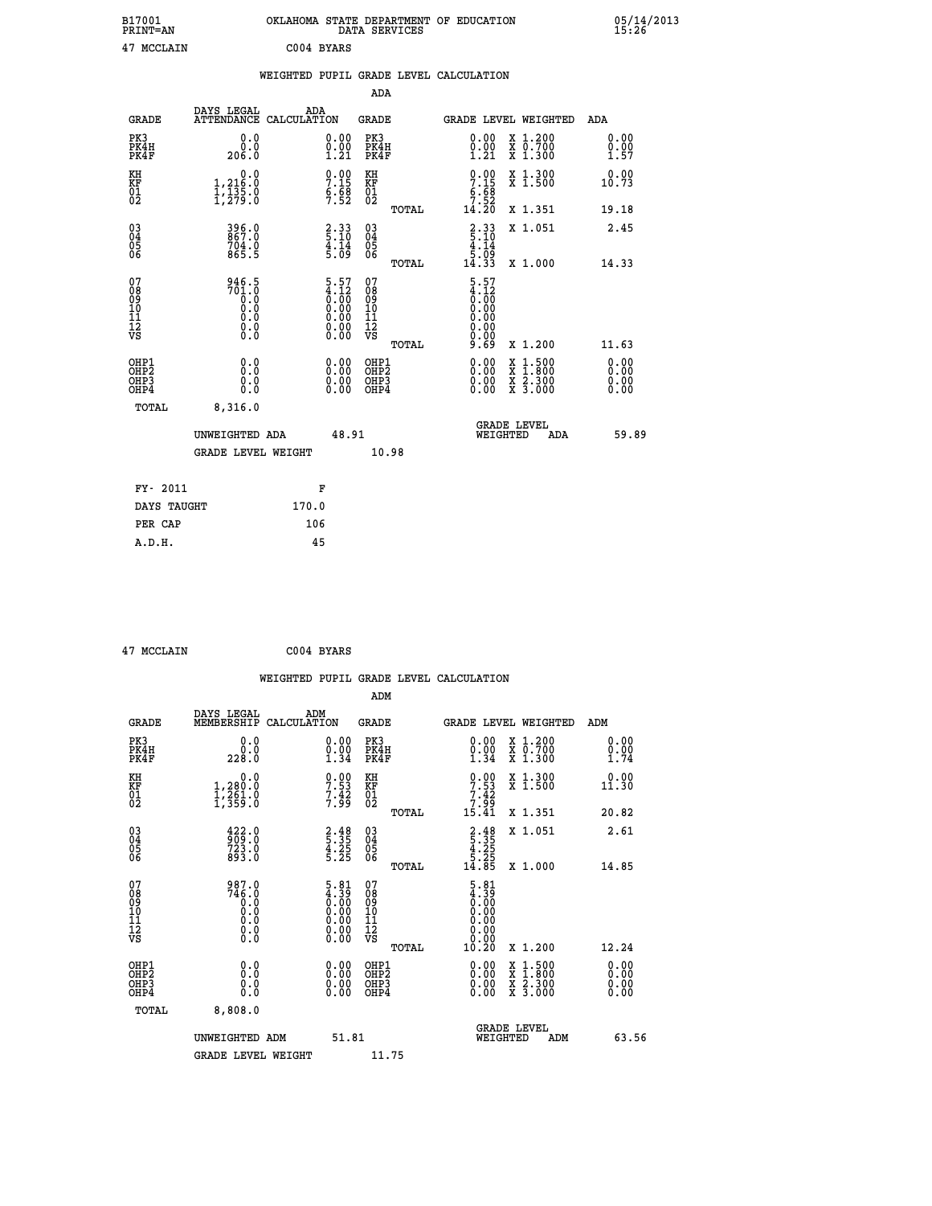B17001 OKLAHOMA STATE DEPARTMENT OF EDUCATION 05/14/2013
PRINT=AN DATA SERVICES 15:26

47 MCCLAIN C004 BYARS

## WEIGHTED PUPIL GRADE LEVEL CALCULATION

### ADA

| GRADE | DAYS LEGAL ATTENDANCE | ADA CALCULATION | GRADE | GRADE LEVEL | WEIGHTED | ADA |
|---|---|---|---|---|---|---|
| PK3 | 0.0 | 0.00 | PK3 | 0.00 | X 1.200 | 0.00 |
| PK4H | 0.0 | 0.00 | PK4H | 0.00 | X 0.700 | 0.00 |
| PK4F | 206.0 | 1.21 | PK4F | 1.21 | X 1.300 | 1.57 |
| KH | 0.0 | 0.00 | KH | 0.00 | X 1.300 | 0.00 |
| KF | 1,216.0 | 7.15 | KF | 7.15 | X 1.500 | 10.73 |
| 01 | 1,135.0 | 6.68 | 01 | 6.68 | | |
| 02 | 1,279.0 | 7.52 | 02 | 7.52 | | |
| | | | TOTAL | 14.20 | X 1.351 | 19.18 |
| 03 | 396.0 | 2.33 | 03 | 2.33 | X 1.051 | 2.45 |
| 04 | 867.0 | 5.10 | 04 | 5.10 | | |
| 05 | 704.0 | 4.14 | 05 | 4.14 | | |
| 06 | 865.5 | 5.09 | 06 | 5.09 | | |
| | | | TOTAL | 14.33 | X 1.000 | 14.33 |
| 07 | 946.5 | 5.57 | 07 | 5.57 | | |
| 08 | 701.0 | 4.12 | 08 | 4.12 | | |
| 09 | 0.0 | 0.00 | 09 | 0.00 | | |
| 10 | 0.0 | 0.00 | 10 | 0.00 | | |
| 11 | 0.0 | 0.00 | 11 | 0.00 | | |
| 12 | 0.0 | 0.00 | 12 | 0.00 | | |
| VS | 0.0 | 0.00 | VS | 0.00 | | |
| | | | TOTAL | 9.69 | X 1.200 | 11.63 |
| OHP1 | 0.0 | 0.00 | OHP1 | 0.00 | X 1.500 | 0.00 |
| OHP2 | 0.0 | 0.00 | OHP2 | 0.00 | X 1.800 | 0.00 |
| OHP3 | 0.0 | 0.00 | OHP3 | 0.00 | X 2.300 | 0.00 |
| OHP4 | 0.0 | 0.00 | OHP4 | 0.00 | X 3.000 | 0.00 |
| TOTAL | 8,316.0 | | | | | |

UNWEIGHTED ADA 48.91 GRADE LEVEL WEIGHTED ADA 59.89

GRADE LEVEL WEIGHT 10.98

| FY- 2011 | F |
|---|---|
| DAYS TAUGHT | 170.0 |
| PER CAP | 106 |
| A.D.H. | 45 |

47 MCCLAIN C004 BYARS

## WEIGHTED PUPIL GRADE LEVEL CALCULATION

### ADM

| GRADE | DAYS LEGAL MEMBERSHIP | ADM CALCULATION | GRADE | GRADE LEVEL | WEIGHTED | ADM |
|---|---|---|---|---|---|---|
| PK3 | 0.0 | 0.00 | PK3 | 0.00 | X 1.200 | 0.00 |
| PK4H | 0.0 | 0.00 | PK4H | 0.00 | X 0.700 | 0.00 |
| PK4F | 228.0 | 1.34 | PK4F | 1.34 | X 1.300 | 1.74 |
| KH | 0.0 | 0.00 | KH | 0.00 | X 1.300 | 0.00 |
| KF | 1,280.0 | 7.53 | KF | 7.53 | X 1.500 | 11.30 |
| 01 | 1,261.0 | 7.42 | 01 | 7.42 | | |
| 02 | 1,359.0 | 7.99 | 02 | 7.99 | | |
| | | | TOTAL | 15.41 | X 1.351 | 20.82 |
| 03 | 422.0 | 2.48 | 03 | 2.48 | X 1.051 | 2.61 |
| 04 | 909.0 | 5.35 | 04 | 5.35 | | |
| 05 | 723.0 | 4.25 | 05 | 4.25 | | |
| 06 | 893.0 | 5.25 | 06 | 5.25 | | |
| | | | TOTAL | 14.85 | X 1.000 | 14.85 |
| 07 | 987.0 | 5.81 | 07 | 5.81 | | |
| 08 | 746.0 | 4.39 | 08 | 4.39 | | |
| 09 | 0.0 | 0.00 | 09 | 0.00 | | |
| 10 | 0.0 | 0.00 | 10 | 0.00 | | |
| 11 | 0.0 | 0.00 | 11 | 0.00 | | |
| 12 | 0.0 | 0.00 | 12 | 0.00 | | |
| VS | 0.0 | 0.00 | VS | 0.00 | | |
| | | | TOTAL | 10.20 | X 1.200 | 12.24 |
| OHP1 | 0.0 | 0.00 | OHP1 | 0.00 | X 1.500 | 0.00 |
| OHP2 | 0.0 | 0.00 | OHP2 | 0.00 | X 1.800 | 0.00 |
| OHP3 | 0.0 | 0.00 | OHP3 | 0.00 | X 2.300 | 0.00 |
| OHP4 | 0.0 | 0.00 | OHP4 | 0.00 | X 3.000 | 0.00 |
| TOTAL | 8,808.0 | | | | | |

UNWEIGHTED ADM 51.81 GRADE LEVEL WEIGHTED ADM 63.56

GRADE LEVEL WEIGHT 11.75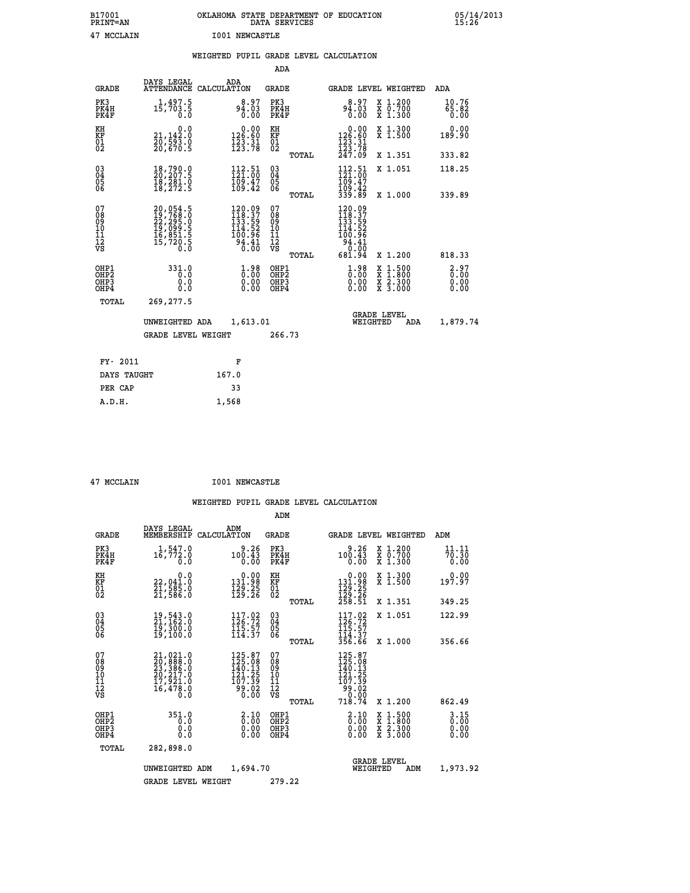B17001 OKLAHOMA STATE DEPARTMENT OF EDUCATION 05/14/2013
PRINT=AN DATA SERVICES 15:26
47 MCCLAIN I001 NEWCASTLE

WEIGHTED PUPIL GRADE LEVEL CALCULATION

ADA

| GRADE | DAYS LEGAL ATTENDANCE | ADA CALCULATION | GRADE | GRADE LEVEL | WEIGHTED | ADA |
|---|---|---|---|---|---|---|
| PK3 | 1,497.5 | 8.97 | PK3 | 8.97 | X 1.200 | 10.76 |
| PK4H | 15,703.5 | 94.03 | PK4H | 94.03 | X 0.700 | 65.82 |
| PK4F | 0.0 | 0.00 | PK4F | 0.00 | X 1.300 | 0.00 |
| KH | 0.0 | 0.00 | KH | 0.00 | X 1.300 | 0.00 |
| KF | 21,142.0 | 126.60 | KF | 126.60 | X 1.500 | 189.90 |
| 01 | 20,593.0 | 123.31 | 01 | 123.31 | | |
| 02 | 20,670.5 | 123.78 | 02 | 123.78 | | |
| | | | TOTAL | 247.09 | X 1.351 | 333.82 |
| 03 | 18,790.0 | 112.51 | 03 | 112.51 | X 1.051 | 118.25 |
| 04 | 20,207.5 | 121.00 | 04 | 121.00 | | |
| 05 | 18,281.0 | 109.47 | 05 | 109.47 | | |
| 06 | 18,272.5 | 109.42 | 06 | 109.42 | | |
| | | | TOTAL | 339.89 | X 1.000 | 339.89 |
| 07 | 20,054.5 | 120.09 | 07 | 120.09 | | |
| 08 | 19,768.0 | 118.37 | 08 | 118.37 | | |
| 09 | 22,295.0 | 133.59 | 09 | 133.59 | | |
| 10 | 19,099.5 | 114.52 | 10 | 114.52 | | |
| 11 | 16,851.5 | 100.96 | 11 | 100.96 | | |
| 12 | 15,720.5 | 94.41 | 12 | 94.41 | | |
| VS | 0.0 | 0.00 | VS | 0.00 | | |
| | | | TOTAL | 681.94 | X 1.200 | 818.33 |
| OHP1 | 331.0 | 1.98 | OHP1 | 1.98 | X 1.500 | 2.97 |
| OHP2 | 0.0 | 0.00 | OHP2 | 0.00 | X 1.800 | 0.00 |
| OHP3 | 0.0 | 0.00 | OHP3 | 0.00 | X 2.300 | 0.00 |
| OHP4 | 0.0 | 0.00 | OHP4 | 0.00 | X 3.000 | 0.00 |
| TOTAL | 269,277.5 | | | | | |

UNWEIGHTED ADA 1,613.01 GRADE LEVEL WEIGHTED ADA 1,879.74

GRADE LEVEL WEIGHT 266.73

| FY- 2011 | F |
|---|---|
| DAYS TAUGHT | 167.0 |
| PER CAP | 33 |
| A.D.H. | 1,568 |

47 MCCLAIN I001 NEWCASTLE

WEIGHTED PUPIL GRADE LEVEL CALCULATION

ADM

| GRADE | DAYS LEGAL MEMBERSHIP | ADM CALCULATION | GRADE | GRADE LEVEL | WEIGHTED | ADM |
|---|---|---|---|---|---|---|
| PK3 | 1,547.0 | 9.26 | PK3 | 9.26 | X 1.200 | 11.11 |
| PK4H | 16,772.0 | 100.43 | PK4H | 100.43 | X 0.700 | 70.30 |
| PK4F | 0.0 | 0.00 | PK4F | 0.00 | X 1.300 | 0.00 |
| KH | 0.0 | 0.00 | KH | 0.00 | X 1.300 | 0.00 |
| KF | 22,041.0 | 131.98 | KF | 131.98 | X 1.500 | 197.97 |
| 01 | 21,585.0 | 129.25 | 01 | 129.25 | | |
| 02 | 21,586.0 | 129.26 | 02 | 129.26 | | |
| | | | TOTAL | 258.51 | X 1.351 | 349.25 |
| 03 | 19,543.0 | 117.02 | 03 | 117.02 | X 1.051 | 122.99 |
| 04 | 21,162.0 | 126.72 | 04 | 126.72 | | |
| 05 | 19,300.0 | 115.57 | 05 | 115.57 | | |
| 06 | 19,100.0 | 114.37 | 06 | 114.37 | | |
| | | | TOTAL | 356.66 | X 1.000 | 356.66 |
| 07 | 21,021.0 | 125.87 | 07 | 125.87 | | |
| 08 | 20,888.0 | 125.08 | 08 | 125.08 | | |
| 09 | 23,386.0 | 140.13 | 09 | 140.13 | | |
| 10 | 20,217.0 | 121.25 | 10 | 121.25 | | |
| 11 | 17,921.0 | 107.39 | 11 | 107.39 | | |
| 12 | 16,478.0 | 99.02 | 12 | 99.02 | | |
| VS | 0.0 | 0.00 | VS | 0.00 | | |
| | | | TOTAL | 718.74 | X 1.200 | 862.49 |
| OHP1 | 351.0 | 2.10 | OHP1 | 2.10 | X 1.500 | 3.15 |
| OHP2 | 0.0 | 0.00 | OHP2 | 0.00 | X 1.800 | 0.00 |
| OHP3 | 0.0 | 0.00 | OHP3 | 0.00 | X 2.300 | 0.00 |
| OHP4 | 0.0 | 0.00 | OHP4 | 0.00 | X 3.000 | 0.00 |
| TOTAL | 282,898.0 | | | | | |

UNWEIGHTED ADM 1,694.70 GRADE LEVEL WEIGHTED ADM 1,973.92

GRADE LEVEL WEIGHT 279.22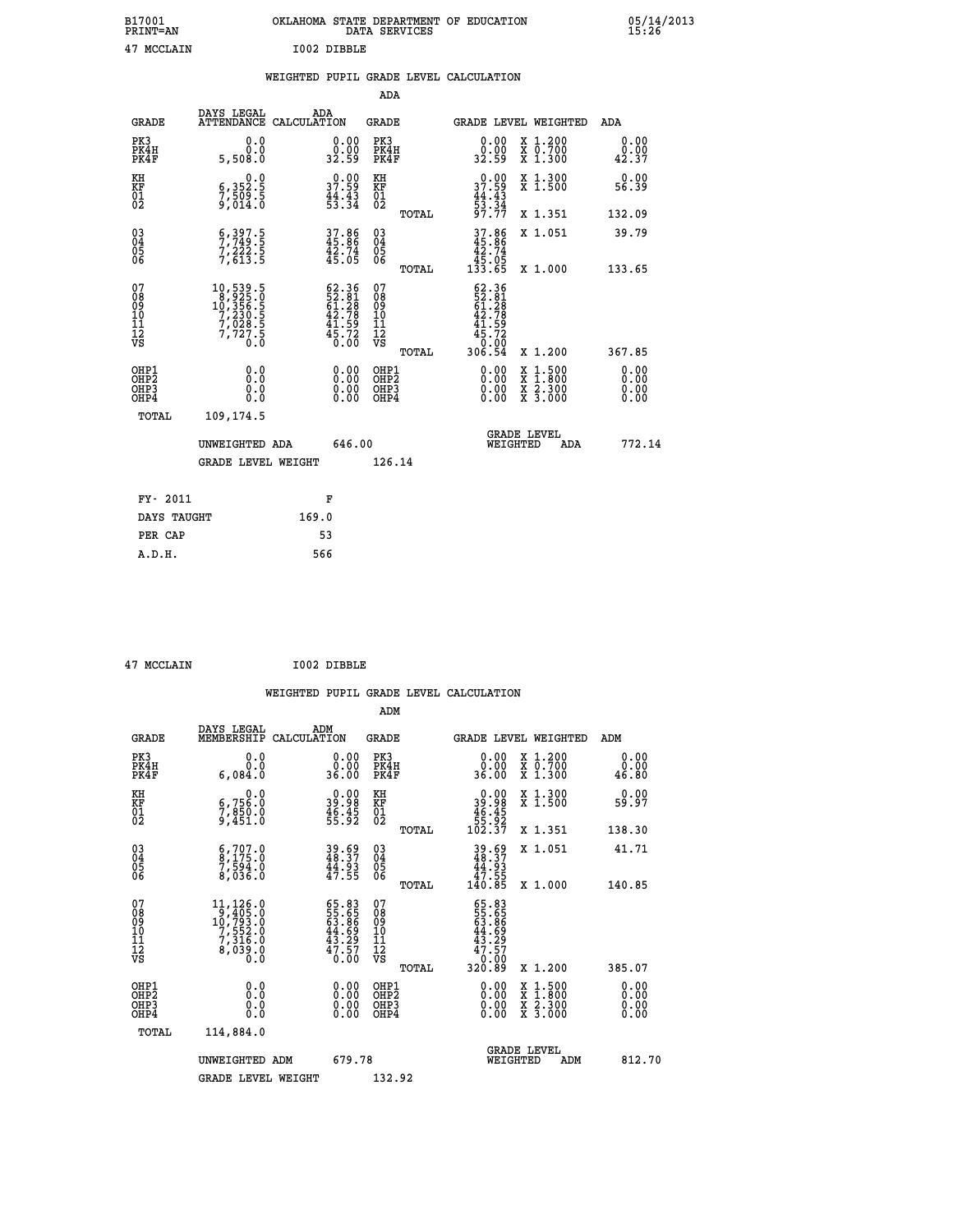B17001 OKLAHOMA STATE DEPARTMENT OF EDUCATION 05/14/2013
PRINT=AN DATA SERVICES 15:26

47 MCCLAIN I002 DIBBLE

## WEIGHTED PUPIL GRADE LEVEL CALCULATION

### ADA

| GRADE | DAYS LEGAL ATTENDANCE | ADA CALCULATION | GRADE | | GRADE LEVEL | WEIGHTED | ADA |
|---|---|---|---|---|---|---|---|
| PK3 | 0.0 | 0.00 | PK3 | | 0.00 | X 1.200 | 0.00 |
| PK4H | 0.0 | 0.00 | PK4H | | 0.00 | X 0.700 | 0.00 |
| PK4F | 5,508.0 | 32.59 | PK4F | | 32.59 | X 1.300 | 42.37 |
| KH | 0.0 | 0.00 | KH | | 0.00 | X 1.300 | 0.00 |
| KF | 6,352.5 | 37.59 | KF | | 37.59 | X 1.500 | 56.39 |
| 01 | 7,509.5 | 44.43 | 01 | | 44.43 | | |
| 02 | 9,014.0 | 53.34 | 02 | | 53.34 | | |
| | | | | TOTAL | 97.77 | X 1.351 | 132.09 |
| 03 | 6,397.5 | 37.86 | 03 | | 37.86 | X 1.051 | 39.79 |
| 04 | 7,749.5 | 45.86 | 04 | | 45.86 | | |
| 05 | 7,222.5 | 42.74 | 05 | | 42.74 | | |
| 06 | 7,613.5 | 45.05 | 06 | | 45.05 | | |
| | | | | TOTAL | 133.65 | X 1.000 | 133.65 |
| 07 | 10,539.5 | 62.36 | 07 | | 62.36 | | |
| 08 | 8,925.0 | 52.81 | 08 | | 52.81 | | |
| 09 | 10,356.5 | 61.28 | 09 | | 61.28 | | |
| 10 | 7,230.5 | 42.78 | 10 | | 42.78 | | |
| 11 | 7,028.5 | 41.59 | 11 | | 41.59 | | |
| 12 | 7,727.5 | 45.72 | 12 | | 45.72 | | |
| VS | 0.0 | 0.00 | VS | | 0.00 | | |
| | | | | TOTAL | 306.54 | X 1.200 | 367.85 |
| OHP1 | 0.0 | 0.00 | OHP1 | | 0.00 | X 1.500 | 0.00 |
| OHP2 | 0.0 | 0.00 | OHP2 | | 0.00 | X 1.800 | 0.00 |
| OHP3 | 0.0 | 0.00 | OHP3 | | 0.00 | X 2.300 | 0.00 |
| OHP4 | 0.0 | 0.00 | OHP4 | | 0.00 | X 3.000 | 0.00 |
| TOTAL | 109,174.5 | | | | | | |

UNWEIGHTED ADA 646.00 GRADE LEVEL WEIGHTED ADA 772.14

GRADE LEVEL WEIGHT 126.14

| FY- 2011 | F |
|---|---|
| DAYS TAUGHT | 169.0 |
| PER CAP | 53 |
| A.D.H. | 566 |

47 MCCLAIN I002 DIBBLE

## WEIGHTED PUPIL GRADE LEVEL CALCULATION

### ADM

| GRADE | DAYS LEGAL MEMBERSHIP | ADM CALCULATION | GRADE | | GRADE LEVEL | WEIGHTED | ADM |
|---|---|---|---|---|---|---|---|
| PK3 | 0.0 | 0.00 | PK3 | | 0.00 | X 1.200 | 0.00 |
| PK4H | 0.0 | 0.00 | PK4H | | 0.00 | X 0.700 | 0.00 |
| PK4F | 6,084.0 | 36.00 | PK4F | | 36.00 | X 1.300 | 46.80 |
| KH | 0.0 | 0.00 | KH | | 0.00 | X 1.300 | 0.00 |
| KF | 6,756.0 | 39.98 | KF | | 39.98 | X 1.500 | 59.97 |
| 01 | 7,850.0 | 46.45 | 01 | | 46.45 | | |
| 02 | 9,451.0 | 55.92 | 02 | | 55.92 | | |
| | | | | TOTAL | 102.37 | X 1.351 | 138.30 |
| 03 | 6,707.0 | 39.69 | 03 | | 39.69 | X 1.051 | 41.71 |
| 04 | 8,175.0 | 48.37 | 04 | | 48.37 | | |
| 05 | 7,594.0 | 44.93 | 05 | | 44.93 | | |
| 06 | 8,036.0 | 47.55 | 06 | | 47.55 | | |
| | | | | TOTAL | 140.85 | X 1.000 | 140.85 |
| 07 | 11,126.0 | 65.83 | 07 | | 65.83 | | |
| 08 | 9,405.0 | 55.65 | 08 | | 55.65 | | |
| 09 | 10,793.0 | 63.86 | 09 | | 63.86 | | |
| 10 | 7,552.0 | 44.69 | 10 | | 44.69 | | |
| 11 | 7,316.0 | 43.29 | 11 | | 43.29 | | |
| 12 | 8,039.0 | 47.57 | 12 | | 47.57 | | |
| VS | 0.0 | 0.00 | VS | | 0.00 | | |
| | | | | TOTAL | 320.89 | X 1.200 | 385.07 |
| OHP1 | 0.0 | 0.00 | OHP1 | | 0.00 | X 1.500 | 0.00 |
| OHP2 | 0.0 | 0.00 | OHP2 | | 0.00 | X 1.800 | 0.00 |
| OHP3 | 0.0 | 0.00 | OHP3 | | 0.00 | X 2.300 | 0.00 |
| OHP4 | 0.0 | 0.00 | OHP4 | | 0.00 | X 3.000 | 0.00 |
| TOTAL | 114,884.0 | | | | | | |

UNWEIGHTED ADM 679.78 GRADE LEVEL WEIGHTED ADM 812.70

GRADE LEVEL WEIGHT 132.92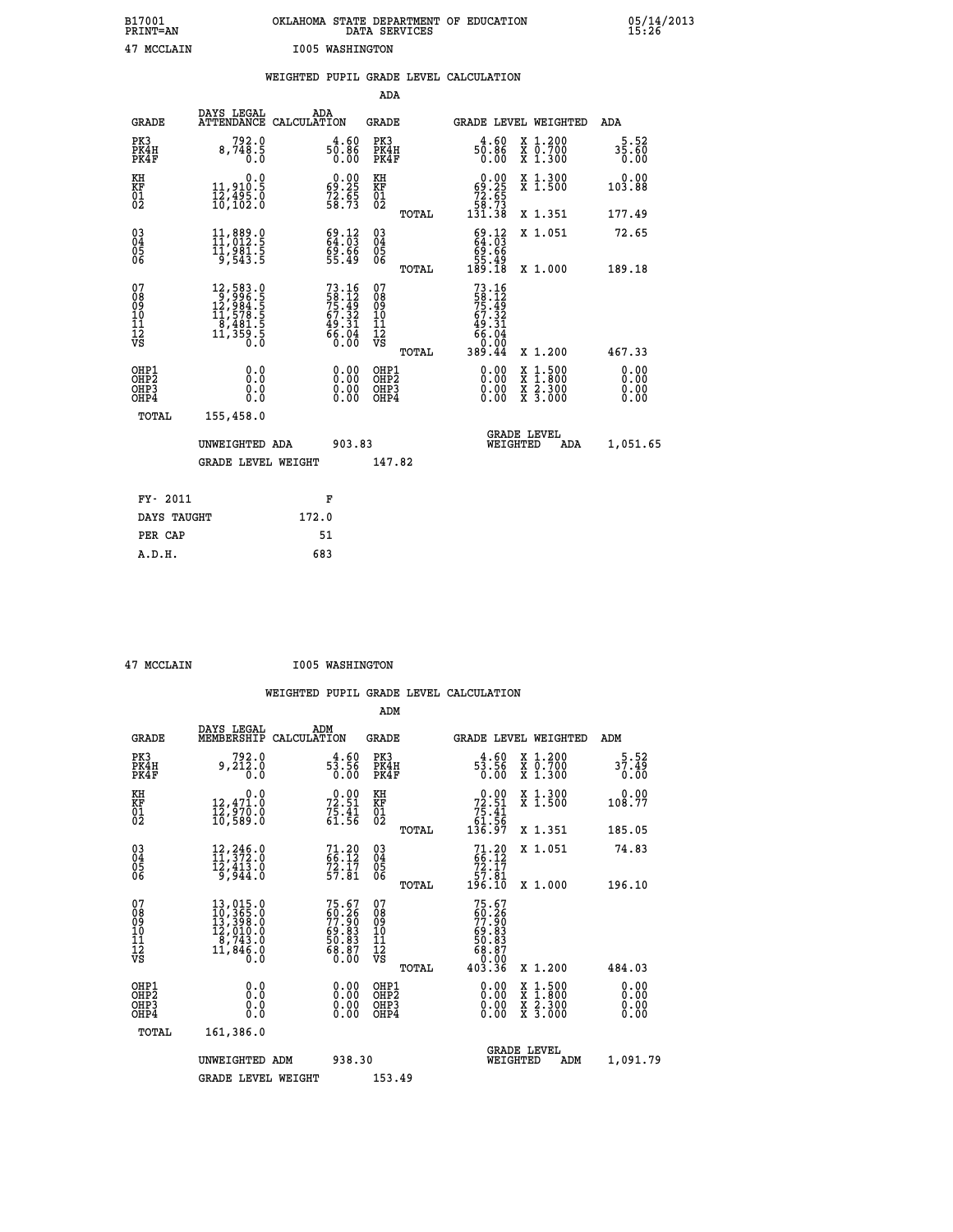B17001 OKLAHOMA STATE DEPARTMENT OF EDUCATION 05/14/2013
PRINT=AN DATA SERVICES 15:26

47 MCCLAIN I005 WASHINGTON

## WEIGHTED PUPIL GRADE LEVEL CALCULATION

### ADA

| GRADE | DAYS LEGAL ATTENDANCE | ADA CALCULATION | GRADE | GRADE LEVEL | WEIGHTED | ADA |
|---|---|---|---|---|---|---|
| PK3 | 792.0 | 4.60 | PK3 | 4.60 | X 1.200 | 5.52 |
| PK4H | 8,748.5 | 50.86 | PK4H | 50.86 | X 0.700 | 35.60 |
| PK4F | 0.0 | 0.00 | PK4F | 0.00 | X 1.300 | 0.00 |
| KH | 0.0 | 0.00 | KH | 0.00 | X 1.300 | 0.00 |
| KF | 11,910.5 | 69.25 | KF | 69.25 | X 1.500 | 103.88 |
| 01 | 12,495.0 | 72.65 | 01 | 72.65 | | |
| 02 | 10,102.0 | 58.73 | 02 | 58.73 | | |
| | | | TOTAL | 131.38 | X 1.351 | 177.49 |
| 03 | 11,889.0 | 69.12 | 03 | 69.12 | X 1.051 | 72.65 |
| 04 | 11,012.5 | 64.03 | 04 | 64.03 | | |
| 05 | 11,981.5 | 69.66 | 05 | 69.66 | | |
| 06 | 9,543.5 | 55.49 | 06 | 55.49 | | |
| | | | TOTAL | 189.18 | X 1.000 | 189.18 |
| 07 | 12,583.0 | 73.16 | 07 | 73.16 | | |
| 08 | 9,996.5 | 58.12 | 08 | 58.12 | | |
| 09 | 12,984.5 | 75.49 | 09 | 75.49 | | |
| 10 | 11,578.5 | 67.32 | 10 | 67.32 | | |
| 11 | 8,481.5 | 49.31 | 11 | 49.31 | | |
| 12 | 11,359.5 | 66.04 | 12 | 66.04 | | |
| VS | 0.0 | 0.00 | VS | 0.00 | | |
| | | | TOTAL | 389.44 | X 1.200 | 467.33 |
| OHP1 | 0.0 | 0.00 | OHP1 | 0.00 | X 1.500 | 0.00 |
| OHP2 | 0.0 | 0.00 | OHP2 | 0.00 | X 1.800 | 0.00 |
| OHP3 | 0.0 | 0.00 | OHP3 | 0.00 | X 2.300 | 0.00 |
| OHP4 | 0.0 | 0.00 | OHP4 | 0.00 | X 3.000 | 0.00 |
| TOTAL | 155,458.0 | | | | | |

UNWEIGHTED ADA 903.83 GRADE LEVEL WEIGHTED ADA 1,051.65

GRADE LEVEL WEIGHT 147.82

| FY- 2011 | F |
|---|---|
| DAYS TAUGHT | 172.0 |
| PER CAP | 51 |
| A.D.H. | 683 |

47 MCCLAIN I005 WASHINGTON

## WEIGHTED PUPIL GRADE LEVEL CALCULATION

### ADM

| GRADE | DAYS LEGAL MEMBERSHIP | ADM CALCULATION | GRADE | GRADE LEVEL | WEIGHTED | ADM |
|---|---|---|---|---|---|---|
| PK3 | 792.0 | 4.60 | PK3 | 4.60 | X 1.200 | 5.52 |
| PK4H | 9,212.0 | 53.56 | PK4H | 53.56 | X 0.700 | 37.49 |
| PK4F | 0.0 | 0.00 | PK4F | 0.00 | X 1.300 | 0.00 |
| KH | 0.0 | 0.00 | KH | 0.00 | X 1.300 | 0.00 |
| KF | 12,471.0 | 72.51 | KF | 72.51 | X 1.500 | 108.77 |
| 01 | 12,970.0 | 75.41 | 01 | 75.41 | | |
| 02 | 10,589.0 | 61.56 | 02 | 61.56 | | |
| | | | TOTAL | 136.97 | X 1.351 | 185.05 |
| 03 | 12,246.0 | 71.20 | 03 | 71.20 | X 1.051 | 74.83 |
| 04 | 11,372.0 | 66.12 | 04 | 66.12 | | |
| 05 | 12,413.0 | 72.17 | 05 | 72.17 | | |
| 06 | 9,944.0 | 57.81 | 06 | 57.81 | | |
| | | | TOTAL | 196.10 | X 1.000 | 196.10 |
| 07 | 13,015.0 | 75.67 | 07 | 75.67 | | |
| 08 | 10,365.0 | 60.26 | 08 | 60.26 | | |
| 09 | 13,398.0 | 77.90 | 09 | 77.90 | | |
| 10 | 12,010.0 | 69.83 | 10 | 69.83 | | |
| 11 | 8,743.0 | 50.83 | 11 | 50.83 | | |
| 12 | 11,846.0 | 68.87 | 12 | 68.87 | | |
| VS | 0.0 | 0.00 | VS | 0.00 | | |
| | | | TOTAL | 403.36 | X 1.200 | 484.03 |
| OHP1 | 0.0 | 0.00 | OHP1 | 0.00 | X 1.500 | 0.00 |
| OHP2 | 0.0 | 0.00 | OHP2 | 0.00 | X 1.800 | 0.00 |
| OHP3 | 0.0 | 0.00 | OHP3 | 0.00 | X 2.300 | 0.00 |
| OHP4 | 0.0 | 0.00 | OHP4 | 0.00 | X 3.000 | 0.00 |
| TOTAL | 161,386.0 | | | | | |

UNWEIGHTED ADM 938.30 GRADE LEVEL WEIGHTED ADM 1,091.79

GRADE LEVEL WEIGHT 153.49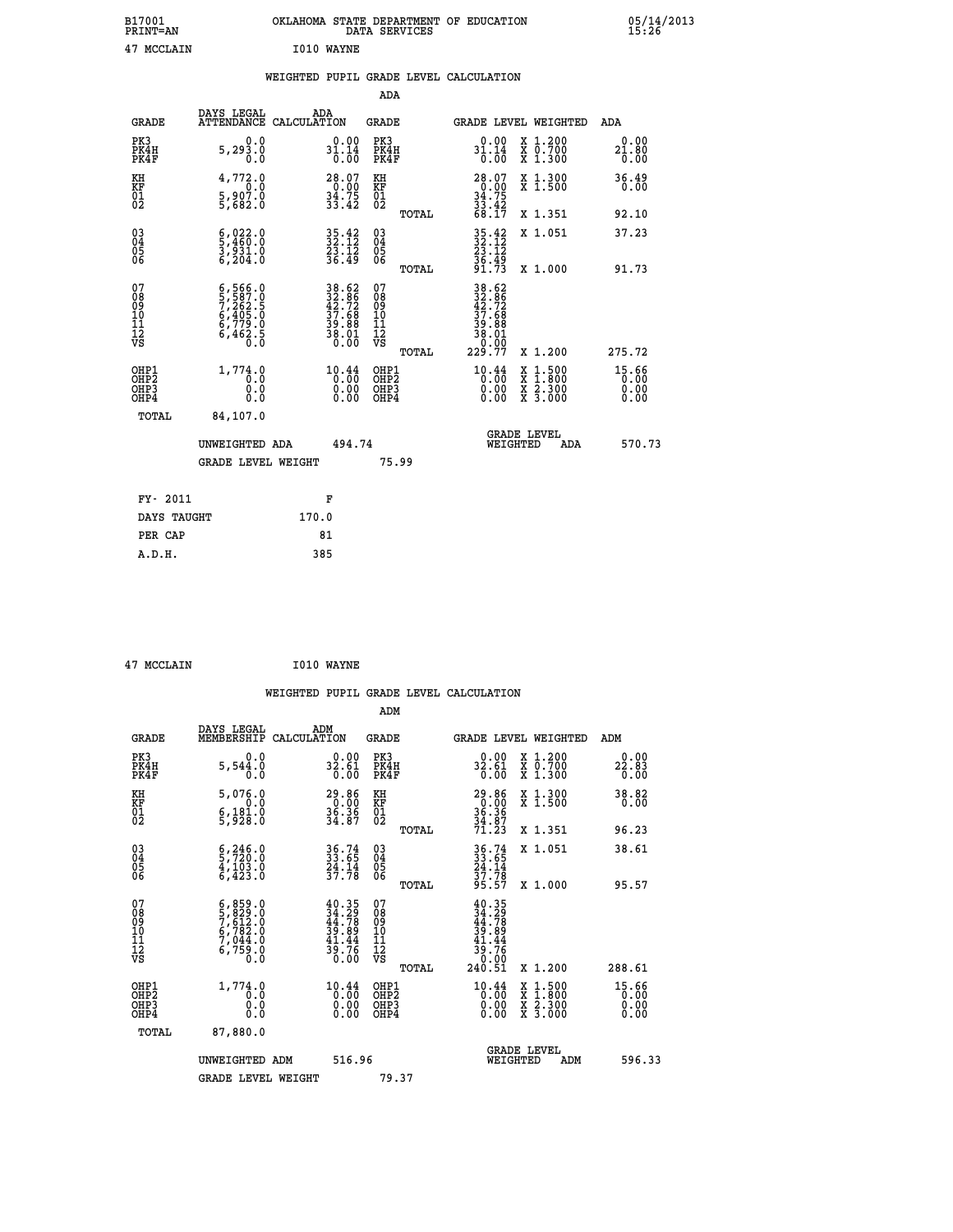B17001 OKLAHOMA STATE DEPARTMENT OF EDUCATION 05/14/2013
PRINT=AN DATA SERVICES 15:26

47 MCCLAIN I010 WAYNE

## WEIGHTED PUPIL GRADE LEVEL CALCULATION

### ADA

| GRADE | DAYS LEGAL ATTENDANCE | ADA CALCULATION | GRADE | | GRADE LEVEL | WEIGHTED | ADA |
|---|---|---|---|---|---|---|---|
| PK3 | 0.0 | 0.00 | PK3 | | 0.00 | X 1.200 | 0.00 |
| PK4H | 5,293.0 | 31.14 | PK4H | | 31.14 | X 0.700 | 21.80 |
| PK4F | 0.0 | 0.00 | PK4F | | 0.00 | X 1.300 | 0.00 |
| KH | 4,772.0 | 28.07 | KH | | 28.07 | X 1.300 | 36.49 |
| KF | 0.0 | 0.00 | KF | | 0.00 | X 1.500 | 0.00 |
| 01 | 5,907.0 | 34.75 | 01 | | 34.75 | | |
| 02 | 5,682.0 | 33.42 | 02 | | 33.42 | | |
| | | | | TOTAL | 68.17 | X 1.351 | 92.10 |
| 03 | 6,022.0 | 35.42 | 03 | | 35.42 | X 1.051 | 37.23 |
| 04 | 5,460.0 | 32.12 | 04 | | 32.12 | | |
| 05 | 3,931.0 | 23.12 | 05 | | 23.12 | | |
| 06 | 6,204.0 | 36.49 | 06 | | 36.49 | | |
| | | | | TOTAL | 91.73 | X 1.000 | 91.73 |
| 07 | 6,566.0 | 38.62 | 07 | | 38.62 | | |
| 08 | 5,587.0 | 32.86 | 08 | | 32.86 | | |
| 09 | 7,262.5 | 42.72 | 09 | | 42.72 | | |
| 10 | 6,405.0 | 37.68 | 10 | | 37.68 | | |
| 11 | 6,779.0 | 39.88 | 11 | | 39.88 | | |
| 12 | 6,462.5 | 38.01 | 12 | | 38.01 | | |
| VS | 0.0 | 0.00 | VS | | 0.00 | | |
| | | | | TOTAL | 229.77 | X 1.200 | 275.72 |
| OHP1 | 1,774.0 | 10.44 | OHP1 | | 10.44 | X 1.500 | 15.66 |
| OHP2 | 0.0 | 0.00 | OHP2 | | 0.00 | X 1.800 | 0.00 |
| OHP3 | 0.0 | 0.00 | OHP3 | | 0.00 | X 2.300 | 0.00 |
| OHP4 | 0.0 | 0.00 | OHP4 | | 0.00 | X 3.000 | 0.00 |
| TOTAL | 84,107.0 | | | | | | |

UNWEIGHTED ADA 494.74 — GRADE LEVEL WEIGHTED ADA 570.73

GRADE LEVEL WEIGHT 75.99

| FY- 2011 | F |
|---|---|
| DAYS TAUGHT | 170.0 |
| PER CAP | 81 |
| A.D.H. | 385 |

47 MCCLAIN I010 WAYNE

## WEIGHTED PUPIL GRADE LEVEL CALCULATION

### ADM

| GRADE | DAYS LEGAL MEMBERSHIP | ADM CALCULATION | GRADE | | GRADE LEVEL | WEIGHTED | ADM |
|---|---|---|---|---|---|---|---|
| PK3 | 0.0 | 0.00 | PK3 | | 0.00 | X 1.200 | 0.00 |
| PK4H | 5,544.0 | 32.61 | PK4H | | 32.61 | X 0.700 | 22.83 |
| PK4F | 0.0 | 0.00 | PK4F | | 0.00 | X 1.300 | 0.00 |
| KH | 5,076.0 | 29.86 | KH | | 29.86 | X 1.300 | 38.82 |
| KF | 0.0 | 0.00 | KF | | 0.00 | X 1.500 | 0.00 |
| 01 | 6,181.0 | 36.36 | 01 | | 36.36 | | |
| 02 | 5,928.0 | 34.87 | 02 | | 34.87 | | |
| | | | | TOTAL | 71.23 | X 1.351 | 96.23 |
| 03 | 6,246.0 | 36.74 | 03 | | 36.74 | X 1.051 | 38.61 |
| 04 | 5,720.0 | 33.65 | 04 | | 33.65 | | |
| 05 | 4,103.0 | 24.14 | 05 | | 24.14 | | |
| 06 | 6,423.0 | 37.78 | 06 | | 37.78 | | |
| | | | | TOTAL | 95.57 | X 1.000 | 95.57 |
| 07 | 6,859.0 | 40.35 | 07 | | 40.35 | | |
| 08 | 5,829.0 | 34.29 | 08 | | 34.29 | | |
| 09 | 7,612.0 | 44.78 | 09 | | 44.78 | | |
| 10 | 6,782.0 | 39.89 | 10 | | 39.89 | | |
| 11 | 7,044.0 | 41.44 | 11 | | 41.44 | | |
| 12 | 6,759.0 | 39.76 | 12 | | 39.76 | | |
| VS | 0.0 | 0.00 | VS | | 0.00 | | |
| | | | | TOTAL | 240.51 | X 1.200 | 288.61 |
| OHP1 | 1,774.0 | 10.44 | OHP1 | | 10.44 | X 1.500 | 15.66 |
| OHP2 | 0.0 | 0.00 | OHP2 | | 0.00 | X 1.800 | 0.00 |
| OHP3 | 0.0 | 0.00 | OHP3 | | 0.00 | X 2.300 | 0.00 |
| OHP4 | 0.0 | 0.00 | OHP4 | | 0.00 | X 3.000 | 0.00 |
| TOTAL | 87,880.0 | | | | | | |

UNWEIGHTED ADM 516.96 — GRADE LEVEL WEIGHTED ADM 596.33

GRADE LEVEL WEIGHT 79.37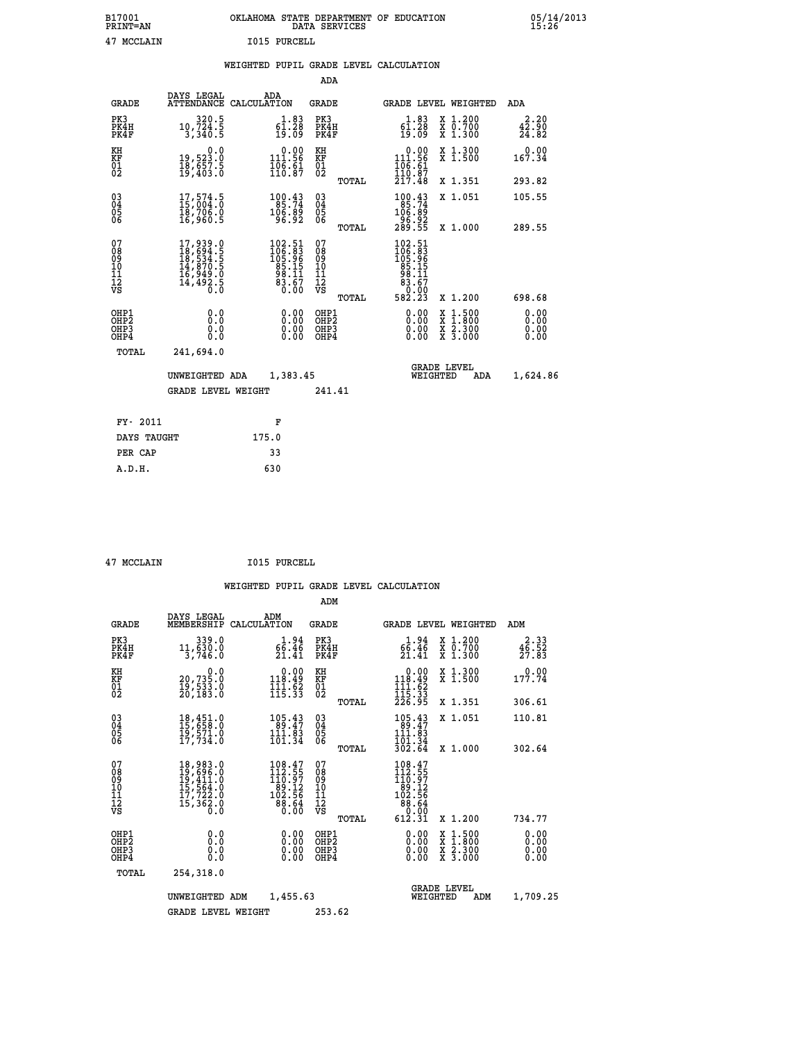B17001 PRINT=AN &nbsp;&nbsp;&nbsp; OKLAHOMA STATE DEPARTMENT OF EDUCATION DATA SERVICES &nbsp;&nbsp;&nbsp; 05/14/2013 15:26

47 MCCLAIN &nbsp;&nbsp;&nbsp; I015 PURCELL

## WEIGHTED PUPIL GRADE LEVEL CALCULATION

### ADA

| GRADE | DAYS LEGAL ATTENDANCE | ADA CALCULATION | GRADE | GRADE LEVEL | WEIGHTED | ADA |
|---|---|---|---|---|---|---|
| PK3 | 320.5 | 1.83 | PK3 | 1.83 | X 1.200 | 2.20 |
| PK4H | 10,724.5 | 61.28 | PK4H | 61.28 | X 0.700 | 42.90 |
| PK4F | 3,340.5 | 19.09 | PK4F | 19.09 | X 1.300 | 24.82 |
| KH | 0.0 | 0.00 | KH | 0.00 | X 1.300 | 0.00 |
| KF | 19,523.0 | 111.56 | KF | 111.56 | X 1.500 | 167.34 |
| 01 | 18,657.5 | 106.61 | 01 | 106.61 | | |
| 02 | 19,403.0 | 110.87 | 02 | 110.87 | | |
| | | | TOTAL | 217.48 | X 1.351 | 293.82 |
| 03 | 17,574.5 | 100.43 | 03 | 100.43 | X 1.051 | 105.55 |
| 04 | 15,004.0 | 85.74 | 04 | 85.74 | | |
| 05 | 18,706.0 | 106.89 | 05 | 106.89 | | |
| 06 | 16,960.5 | 96.92 | 06 | 96.92 | | |
| | | | TOTAL | 289.55 | X 1.000 | 289.55 |
| 07 | 17,939.0 | 102.51 | 07 | 102.51 | | |
| 08 | 18,694.5 | 106.83 | 08 | 106.83 | | |
| 09 | 18,534.5 | 105.96 | 09 | 105.96 | | |
| 10 | 14,870.5 | 85.15 | 10 | 85.15 | | |
| 11 | 16,949.0 | 98.11 | 11 | 98.11 | | |
| 12 | 14,492.5 | 83.67 | 12 | 83.67 | | |
| VS | 0.0 | 0.00 | VS | 0.00 | | |
| | | | TOTAL | 582.23 | X 1.200 | 698.68 |
| OHP1 | 0.0 | 0.00 | OHP1 | 0.00 | X 1.500 | 0.00 |
| OHP2 | 0.0 | 0.00 | OHP2 | 0.00 | X 1.800 | 0.00 |
| OHP3 | 0.0 | 0.00 | OHP3 | 0.00 | X 2.300 | 0.00 |
| OHP4 | 0.0 | 0.00 | OHP4 | 0.00 | X 3.000 | 0.00 |
| TOTAL | 241,694.0 | | | | | |

UNWEIGHTED ADA 1,383.45 &nbsp;&nbsp;&nbsp; GRADE LEVEL WEIGHTED ADA 1,624.86

GRADE LEVEL WEIGHT 241.41

| FY- 2011 | F |
|---|---|
| DAYS TAUGHT | 175.0 |
| PER CAP | 33 |
| A.D.H. | 630 |

47 MCCLAIN &nbsp;&nbsp;&nbsp; I015 PURCELL

## WEIGHTED PUPIL GRADE LEVEL CALCULATION

### ADM

| GRADE | DAYS LEGAL MEMBERSHIP | ADM CALCULATION | GRADE | GRADE LEVEL | WEIGHTED | ADM |
|---|---|---|---|---|---|---|
| PK3 | 339.0 | 1.94 | PK3 | 1.94 | X 1.200 | 2.33 |
| PK4H | 11,630.0 | 66.46 | PK4H | 66.46 | X 0.700 | 46.52 |
| PK4F | 3,746.0 | 21.41 | PK4F | 21.41 | X 1.300 | 27.83 |
| KH | 0.0 | 0.00 | KH | 0.00 | X 1.300 | 0.00 |
| KF | 20,735.0 | 118.49 | KF | 118.49 | X 1.500 | 177.74 |
| 01 | 19,533.0 | 111.62 | 01 | 111.62 | | |
| 02 | 20,183.0 | 115.33 | 02 | 115.33 | | |
| | | | TOTAL | 226.95 | X 1.351 | 306.61 |
| 03 | 18,451.0 | 105.43 | 03 | 105.43 | X 1.051 | 110.81 |
| 04 | 15,658.0 | 89.47 | 04 | 89.47 | | |
| 05 | 19,571.0 | 111.83 | 05 | 111.83 | | |
| 06 | 17,734.0 | 101.34 | 06 | 101.34 | | |
| | | | TOTAL | 302.64 | X 1.000 | 302.64 |
| 07 | 18,983.0 | 108.47 | 07 | 108.47 | | |
| 08 | 19,696.0 | 112.55 | 08 | 112.55 | | |
| 09 | 19,411.0 | 110.97 | 09 | 110.97 | | |
| 10 | 15,564.0 | 89.12 | 10 | 89.12 | | |
| 11 | 17,722.0 | 102.56 | 11 | 102.56 | | |
| 12 | 15,362.0 | 88.64 | 12 | 88.64 | | |
| VS | 0.0 | 0.00 | VS | 0.00 | | |
| | | | TOTAL | 612.31 | X 1.200 | 734.77 |
| OHP1 | 0.0 | 0.00 | OHP1 | 0.00 | X 1.500 | 0.00 |
| OHP2 | 0.0 | 0.00 | OHP2 | 0.00 | X 1.800 | 0.00 |
| OHP3 | 0.0 | 0.00 | OHP3 | 0.00 | X 2.300 | 0.00 |
| OHP4 | 0.0 | 0.00 | OHP4 | 0.00 | X 3.000 | 0.00 |
| TOTAL | 254,318.0 | | | | | |

UNWEIGHTED ADM 1,455.63 &nbsp;&nbsp;&nbsp; GRADE LEVEL WEIGHTED ADM 1,709.25

GRADE LEVEL WEIGHT 253.62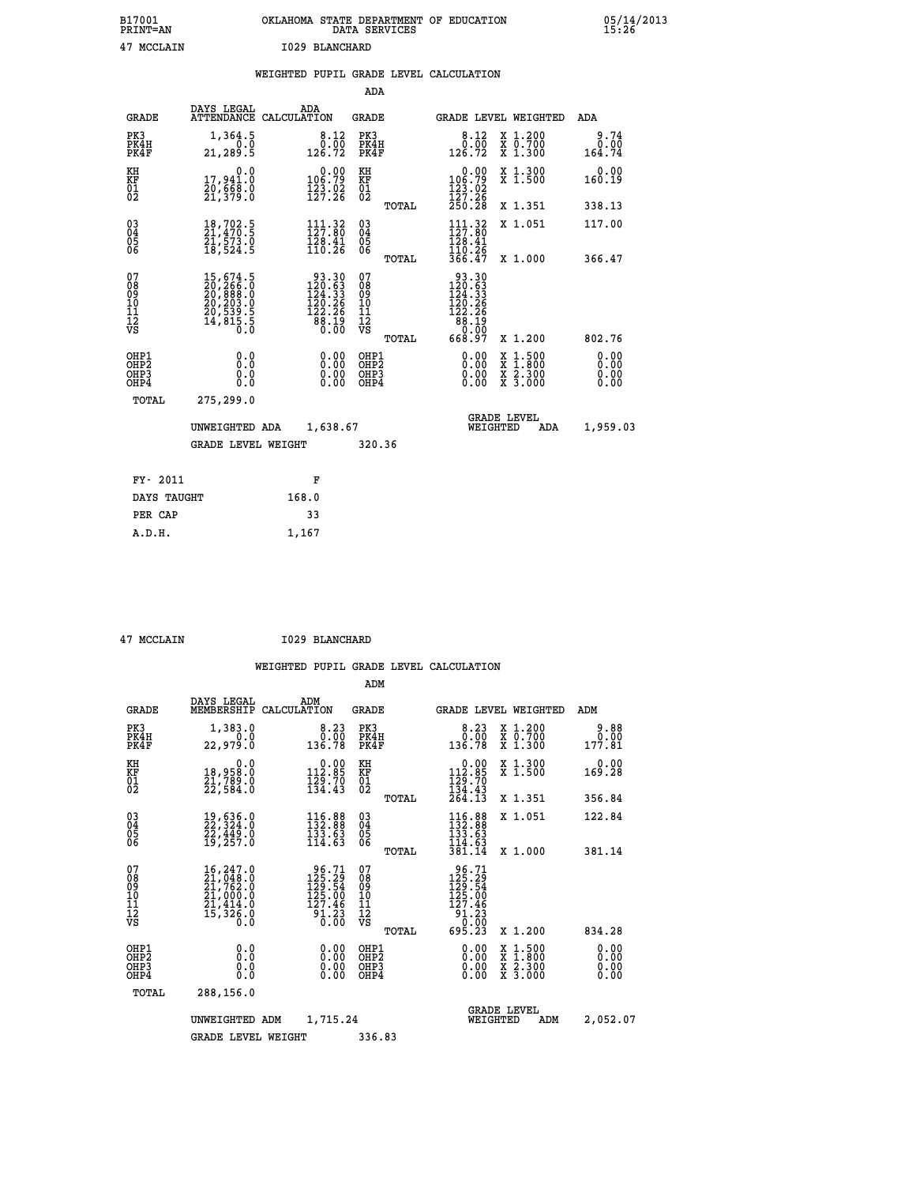B17001 OKLAHOMA STATE DEPARTMENT OF EDUCATION 05/14/2013
PRINT=AN DATA SERVICES 15:26

47 MCCLAIN I029 BLANCHARD

## WEIGHTED PUPIL GRADE LEVEL CALCULATION

### ADA

| GRADE | DAYS LEGAL ATTENDANCE | ADA CALCULATION | GRADE | GRADE LEVEL | WEIGHTED | ADA |
|---|---|---|---|---|---|---|
| PK3 | 1,364.5 | 8.12 | PK3 | 8.12 | X 1.200 | 9.74 |
| PK4H | 0.0 | 0.00 | PK4H | 0.00 | X 0.700 | 0.00 |
| PK4F | 21,289.5 | 126.72 | PK4F | 126.72 | X 1.300 | 164.74 |
| KH | 0.0 | 0.00 | KH | 0.00 | X 1.300 | 0.00 |
| KF | 17,941.0 | 106.79 | KF | 106.79 | X 1.500 | 160.19 |
| 01 | 20,668.0 | 123.02 | 01 | 123.02 | | |
| 02 | 21,379.0 | 127.26 | 02 | 127.26 | | |
| | | | TOTAL | 250.28 | X 1.351 | 338.13 |
| 03 | 18,702.5 | 111.32 | 03 | 111.32 | X 1.051 | 117.00 |
| 04 | 21,470.5 | 127.80 | 04 | 127.80 | | |
| 05 | 21,573.0 | 128.41 | 05 | 128.41 | | |
| 06 | 18,524.5 | 110.26 | 06 | 110.26 | | |
| | | | TOTAL | 366.47 | X 1.000 | 366.47 |
| 07 | 15,674.5 | 93.30 | 07 | 93.30 | | |
| 08 | 20,266.0 | 120.63 | 08 | 120.63 | | |
| 09 | 20,888.0 | 124.33 | 09 | 124.33 | | |
| 10 | 20,203.0 | 120.26 | 10 | 120.26 | | |
| 11 | 20,539.5 | 122.26 | 11 | 122.26 | | |
| 12 | 14,815.5 | 88.19 | 12 | 88.19 | | |
| VS | 0.0 | 0.00 | VS | 0.00 | | |
| | | | TOTAL | 668.97 | X 1.200 | 802.76 |
| OHP1 | 0.0 | 0.00 | OHP1 | 0.00 | X 1.500 | 0.00 |
| OHP2 | 0.0 | 0.00 | OHP2 | 0.00 | X 1.800 | 0.00 |
| OHP3 | 0.0 | 0.00 | OHP3 | 0.00 | X 2.300 | 0.00 |
| OHP4 | 0.0 | 0.00 | OHP4 | 0.00 | X 3.000 | 0.00 |
| TOTAL | 275,299.0 | | | | | |

UNWEIGHTED ADA 1,638.67 | GRADE LEVEL WEIGHTED ADA 1,959.03

GRADE LEVEL WEIGHT 320.36

| | |
|---|---|
| FY- 2011 | F |
| DAYS TAUGHT | 168.0 |
| PER CAP | 33 |
| A.D.H. | 1,167 |

47 MCCLAIN I029 BLANCHARD

## WEIGHTED PUPIL GRADE LEVEL CALCULATION

### ADM

| GRADE | DAYS LEGAL MEMBERSHIP | ADM CALCULATION | GRADE | GRADE LEVEL | WEIGHTED | ADM |
|---|---|---|---|---|---|---|
| PK3 | 1,383.0 | 8.23 | PK3 | 8.23 | X 1.200 | 9.88 |
| PK4H | 0.0 | 0.00 | PK4H | 0.00 | X 0.700 | 0.00 |
| PK4F | 22,979.0 | 136.78 | PK4F | 136.78 | X 1.300 | 177.81 |
| KH | 0.0 | 0.00 | KH | 0.00 | X 1.300 | 0.00 |
| KF | 18,958.0 | 112.85 | KF | 112.85 | X 1.500 | 169.28 |
| 01 | 21,789.0 | 129.70 | 01 | 129.70 | | |
| 02 | 22,584.0 | 134.43 | 02 | 134.43 | | |
| | | | TOTAL | 264.13 | X 1.351 | 356.84 |
| 03 | 19,636.0 | 116.88 | 03 | 116.88 | X 1.051 | 122.84 |
| 04 | 22,324.0 | 132.88 | 04 | 132.88 | | |
| 05 | 22,449.0 | 133.63 | 05 | 133.63 | | |
| 06 | 19,257.0 | 114.63 | 06 | 114.63 | | |
| | | | TOTAL | 381.14 | X 1.000 | 381.14 |
| 07 | 16,247.0 | 96.71 | 07 | 96.71 | | |
| 08 | 21,048.0 | 125.29 | 08 | 125.29 | | |
| 09 | 21,762.0 | 129.54 | 09 | 129.54 | | |
| 10 | 21,000.0 | 125.00 | 10 | 125.00 | | |
| 11 | 21,414.0 | 127.46 | 11 | 127.46 | | |
| 12 | 15,326.0 | 91.23 | 12 | 91.23 | | |
| VS | 0.0 | 0.00 | VS | 0.00 | | |
| | | | TOTAL | 695.23 | X 1.200 | 834.28 |
| OHP1 | 0.0 | 0.00 | OHP1 | 0.00 | X 1.500 | 0.00 |
| OHP2 | 0.0 | 0.00 | OHP2 | 0.00 | X 1.800 | 0.00 |
| OHP3 | 0.0 | 0.00 | OHP3 | 0.00 | X 2.300 | 0.00 |
| OHP4 | 0.0 | 0.00 | OHP4 | 0.00 | X 3.000 | 0.00 |
| TOTAL | 288,156.0 | | | | | |

UNWEIGHTED ADM 1,715.24 | GRADE LEVEL WEIGHTED ADM 2,052.07

GRADE LEVEL WEIGHT 336.83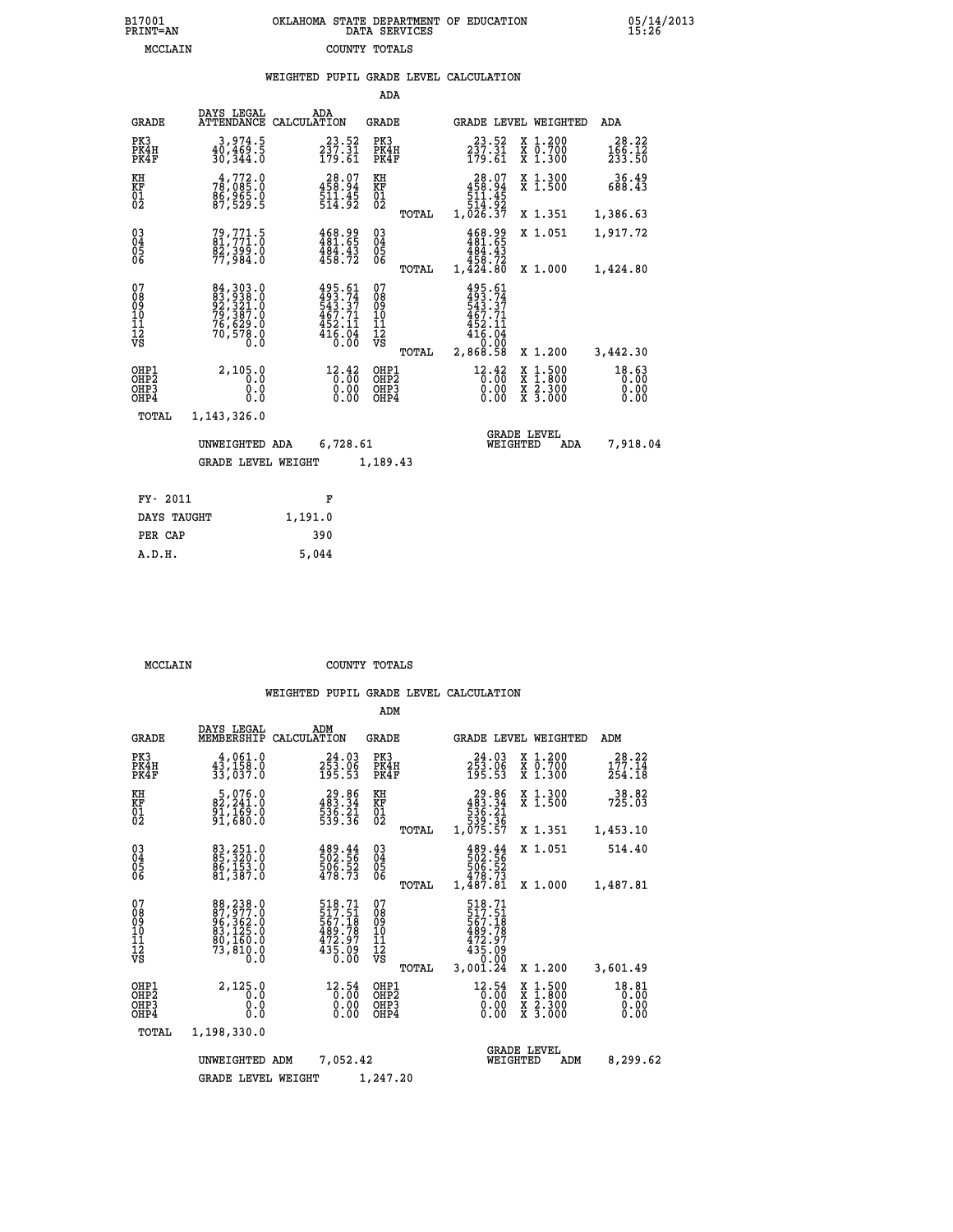B17001 PRINT=AN — OKLAHOMA STATE DEPARTMENT OF EDUCATION DATA SERVICES — 05/14/2013 15:26

MCCLAIN — COUNTY TOTALS

## WEIGHTED PUPIL GRADE LEVEL CALCULATION

### ADA

| GRADE | DAYS LEGAL ATTENDANCE | ADA CALCULATION | GRADE | GRADE LEVEL | WEIGHTED | ADA |
|---|---|---|---|---|---|---|
| PK3 | 3,974.5 | 23.52 | PK3 | 23.52 | X 1.200 | 28.22 |
| PK4H | 40,469.5 | 237.31 | PK4H | 237.31 | X 0.700 | 166.12 |
| PK4F | 30,344.0 | 179.61 | PK4F | 179.61 | X 1.300 | 233.50 |
| KH | 4,772.0 | 28.07 | KH | 28.07 | X 1.300 | 36.49 |
| KF | 78,085.0 | 458.94 | KF | 458.94 | X 1.500 | 688.43 |
| 01 | 86,965.0 | 511.45 | 01 | 511.45 | | |
| 02 | 87,529.5 | 514.92 | 02 | 514.92 | | |
| | | | TOTAL | 1,026.37 | X 1.351 | 1,386.63 |
| 03 | 79,771.5 | 468.99 | 03 | 468.99 | X 1.051 | 1,917.72 |
| 04 | 81,771.0 | 481.65 | 04 | 481.65 | | |
| 05 | 82,399.0 | 484.43 | 05 | 484.43 | | |
| 06 | 77,984.0 | 458.72 | 06 | 458.72 | | |
| | | | TOTAL | 1,424.80 | X 1.000 | 1,424.80 |
| 07 | 84,303.0 | 495.61 | 07 | 495.61 | | |
| 08 | 83,938.0 | 493.74 | 08 | 493.74 | | |
| 09 | 92,321.0 | 543.37 | 09 | 543.37 | | |
| 10 | 79,387.0 | 467.71 | 10 | 467.71 | | |
| 11 | 76,629.0 | 452.11 | 11 | 452.11 | | |
| 12 | 70,578.0 | 416.04 | 12 | 416.04 | | |
| VS | 0.0 | 0.00 | VS | 0.00 | | |
| | | | TOTAL | 2,868.58 | X 1.200 | 3,442.30 |
| OHP1 | 2,105.0 | 12.42 | OHP1 | 12.42 | X 1.500 | 18.63 |
| OHP2 | 0.0 | 0.00 | OHP2 | 0.00 | X 1.800 | 0.00 |
| OHP3 | 0.0 | 0.00 | OHP3 | 0.00 | X 2.300 | 0.00 |
| OHP4 | 0.0 | 0.00 | OHP4 | 0.00 | X 3.000 | 0.00 |
| TOTAL | 1,143,326.0 | | | | | |

UNWEIGHTED ADA 6,728.61 — GRADE LEVEL WEIGHTED ADA 7,918.04

GRADE LEVEL WEIGHT 1,189.43

| | |
|---|---|
| FY- 2011 | F |
| DAYS TAUGHT | 1,191.0 |
| PER CAP | 390 |
| A.D.H. | 5,044 |

MCCLAIN — COUNTY TOTALS

## WEIGHTED PUPIL GRADE LEVEL CALCULATION

### ADM

| GRADE | DAYS LEGAL MEMBERSHIP | ADM CALCULATION | GRADE | GRADE LEVEL | WEIGHTED | ADM |
|---|---|---|---|---|---|---|
| PK3 | 4,061.0 | 24.03 | PK3 | 24.03 | X 1.200 | 28.22 |
| PK4H | 43,158.0 | 253.06 | PK4H | 253.06 | X 0.700 | 177.14 |
| PK4F | 33,037.0 | 195.53 | PK4F | 195.53 | X 1.300 | 254.18 |
| KH | 5,076.0 | 29.86 | KH | 29.86 | X 1.300 | 38.82 |
| KF | 82,241.0 | 483.34 | KF | 483.34 | X 1.500 | 725.03 |
| 01 | 91,169.0 | 536.21 | 01 | 536.21 | | |
| 02 | 91,680.0 | 539.36 | 02 | 539.36 | | |
| | | | TOTAL | 1,075.57 | X 1.351 | 1,453.10 |
| 03 | 83,251.0 | 489.44 | 03 | 489.44 | X 1.051 | 514.40 |
| 04 | 85,320.0 | 502.56 | 04 | 502.56 | | |
| 05 | 86,153.0 | 506.52 | 05 | 506.52 | | |
| 06 | 81,387.0 | 478.73 | 06 | 478.73 | | |
| | | | TOTAL | 1,487.81 | X 1.000 | 1,487.81 |
| 07 | 88,238.0 | 518.71 | 07 | 518.71 | | |
| 08 | 87,977.0 | 517.51 | 08 | 517.51 | | |
| 09 | 96,362.0 | 567.18 | 09 | 567.18 | | |
| 10 | 83,125.0 | 489.78 | 10 | 489.78 | | |
| 11 | 80,160.0 | 472.97 | 11 | 472.97 | | |
| 12 | 73,810.0 | 435.09 | 12 | 435.09 | | |
| VS | 0.0 | 0.00 | VS | 0.00 | | |
| | | | TOTAL | 3,001.24 | X 1.200 | 3,601.49 |
| OHP1 | 2,125.0 | 12.54 | OHP1 | 12.54 | X 1.500 | 18.81 |
| OHP2 | 0.0 | 0.00 | OHP2 | 0.00 | X 1.800 | 0.00 |
| OHP3 | 0.0 | 0.00 | OHP3 | 0.00 | X 2.300 | 0.00 |
| OHP4 | 0.0 | 0.00 | OHP4 | 0.00 | X 3.000 | 0.00 |
| TOTAL | 1,198,330.0 | | | | | |

UNWEIGHTED ADM 7,052.42 — GRADE LEVEL WEIGHTED ADM 8,299.62

GRADE LEVEL WEIGHT 1,247.20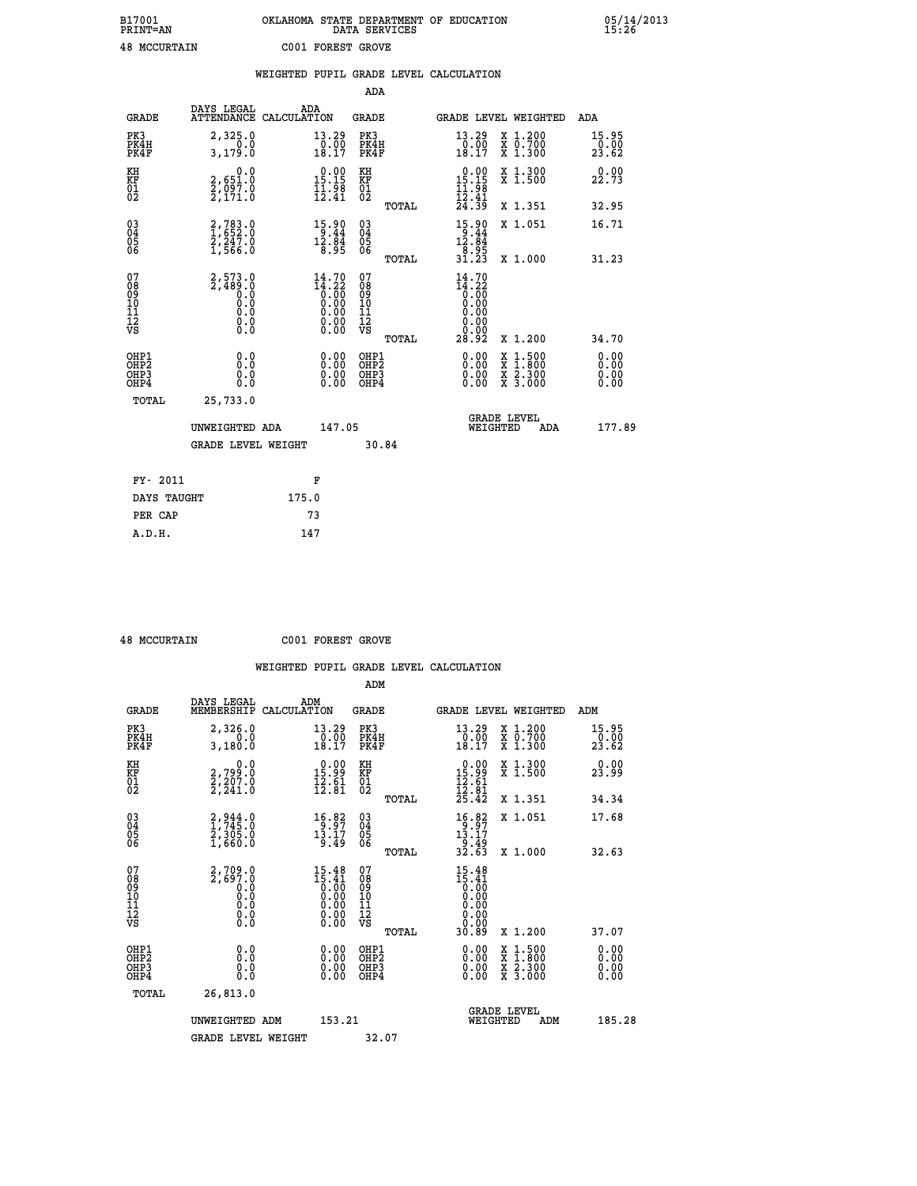B17001 OKLAHOMA STATE DEPARTMENT OF EDUCATION 05/14/2013
PRINT=AN DATA SERVICES 15:26

48 MCCURTAIN C001 FOREST GROVE

## WEIGHTED PUPIL GRADE LEVEL CALCULATION

### ADA

| GRADE | DAYS LEGAL ATTENDANCE | ADA CALCULATION | GRADE | GRADE LEVEL | WEIGHTED | ADA |
|---|---|---|---|---|---|---|
| PK3 | 2,325.0 | 13.29 | PK3 | 13.29 | X 1.200 | 15.95 |
| PK4H | 0.0 | 0.00 | PK4H | 0.00 | X 0.700 | 0.00 |
| PK4F | 3,179.0 | 18.17 | PK4F | 18.17 | X 1.300 | 23.62 |
| KH | 0.0 | 0.00 | KH | 0.00 | X 1.300 | 0.00 |
| KF | 2,651.0 | 15.15 | KF | 15.15 | X 1.500 | 22.73 |
| 01 | 2,097.0 | 11.98 | 01 | 11.98 | | |
| 02 | 2,171.0 | 12.41 | 02 | 12.41 | | |
| | | | TOTAL | 24.39 | X 1.351 | 32.95 |
| 03 | 2,783.0 | 15.90 | 03 | 15.90 | X 1.051 | 16.71 |
| 04 | 1,652.0 | 9.44 | 04 | 9.44 | | |
| 05 | 2,247.0 | 12.84 | 05 | 12.84 | | |
| 06 | 1,566.0 | 8.95 | 06 | 8.95 | | |
| | | | TOTAL | 31.23 | X 1.000 | 31.23 |
| 07 | 2,573.0 | 14.70 | 07 | 14.70 | | |
| 08 | 2,489.0 | 14.22 | 08 | 14.22 | | |
| 09 | 0.0 | 0.00 | 09 | 0.00 | | |
| 10 | 0.0 | 0.00 | 10 | 0.00 | | |
| 11 | 0.0 | 0.00 | 11 | 0.00 | | |
| 12 | 0.0 | 0.00 | 12 | 0.00 | | |
| VS | 0.0 | 0.00 | VS | 0.00 | | |
| | | | TOTAL | 28.92 | X 1.200 | 34.70 |
| OHP1 | 0.0 | 0.00 | OHP1 | 0.00 | X 1.500 | 0.00 |
| OHP2 | 0.0 | 0.00 | OHP2 | 0.00 | X 1.800 | 0.00 |
| OHP3 | 0.0 | 0.00 | OHP3 | 0.00 | X 2.300 | 0.00 |
| OHP4 | 0.0 | 0.00 | OHP4 | 0.00 | X 3.000 | 0.00 |
| TOTAL | 25,733.0 | | | | | |

UNWEIGHTED ADA 147.05 | GRADE LEVEL WEIGHTED ADA 177.89

GRADE LEVEL WEIGHT 30.84

| | |
|---|---|
| FY- 2011 | F |
| DAYS TAUGHT | 175.0 |
| PER CAP | 73 |
| A.D.H. | 147 |

48 MCCURTAIN C001 FOREST GROVE

## WEIGHTED PUPIL GRADE LEVEL CALCULATION

### ADM

| GRADE | DAYS LEGAL MEMBERSHIP | ADM CALCULATION | GRADE | GRADE LEVEL | WEIGHTED | ADM |
|---|---|---|---|---|---|---|
| PK3 | 2,326.0 | 13.29 | PK3 | 13.29 | X 1.200 | 15.95 |
| PK4H | 0.0 | 0.00 | PK4H | 0.00 | X 0.700 | 0.00 |
| PK4F | 3,180.0 | 18.17 | PK4F | 18.17 | X 1.300 | 23.62 |
| KH | 0.0 | 0.00 | KH | 0.00 | X 1.300 | 0.00 |
| KF | 2,799.0 | 15.99 | KF | 15.99 | X 1.500 | 23.99 |
| 01 | 2,207.0 | 12.61 | 01 | 12.61 | | |
| 02 | 2,241.0 | 12.81 | 02 | 12.81 | | |
| | | | TOTAL | 25.42 | X 1.351 | 34.34 |
| 03 | 2,944.0 | 16.82 | 03 | 16.82 | X 1.051 | 17.68 |
| 04 | 1,745.0 | 9.97 | 04 | 9.97 | | |
| 05 | 2,305.0 | 13.17 | 05 | 13.17 | | |
| 06 | 1,660.0 | 9.49 | 06 | 9.49 | | |
| | | | TOTAL | 32.63 | X 1.000 | 32.63 |
| 07 | 2,709.0 | 15.48 | 07 | 15.48 | | |
| 08 | 2,697.0 | 15.41 | 08 | 15.41 | | |
| 09 | 0.0 | 0.00 | 09 | 0.00 | | |
| 10 | 0.0 | 0.00 | 10 | 0.00 | | |
| 11 | 0.0 | 0.00 | 11 | 0.00 | | |
| 12 | 0.0 | 0.00 | 12 | 0.00 | | |
| VS | 0.0 | 0.00 | VS | 0.00 | | |
| | | | TOTAL | 30.89 | X 1.200 | 37.07 |
| OHP1 | 0.0 | 0.00 | OHP1 | 0.00 | X 1.500 | 0.00 |
| OHP2 | 0.0 | 0.00 | OHP2 | 0.00 | X 1.800 | 0.00 |
| OHP3 | 0.0 | 0.00 | OHP3 | 0.00 | X 2.300 | 0.00 |
| OHP4 | 0.0 | 0.00 | OHP4 | 0.00 | X 3.000 | 0.00 |
| TOTAL | 26,813.0 | | | | | |

UNWEIGHTED ADM 153.21 | GRADE LEVEL WEIGHTED ADM 185.28

GRADE LEVEL WEIGHT 32.07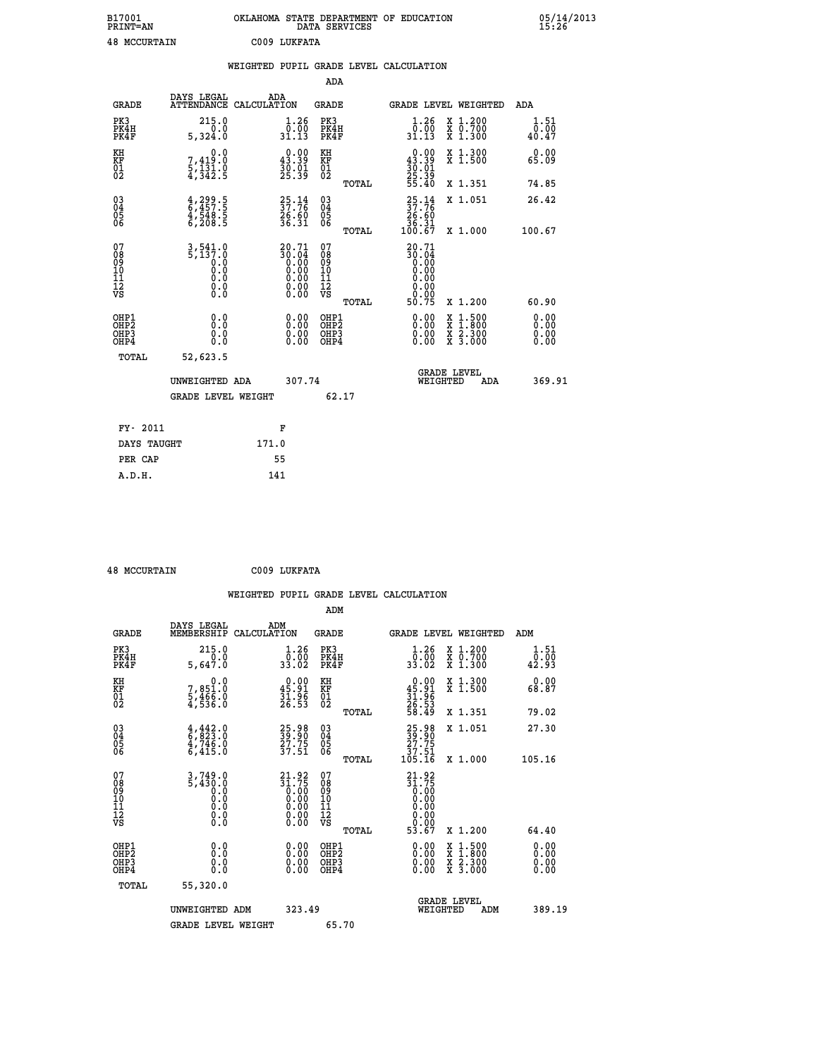B17001 OKLAHOMA STATE DEPARTMENT OF EDUCATION 05/14/2013
PRINT=AN DATA SERVICES 15:26

48 MCCURTAIN C009 LUKFATA

## WEIGHTED PUPIL GRADE LEVEL CALCULATION

### ADA

| GRADE | DAYS LEGAL ATTENDANCE | ADA CALCULATION | GRADE | GRADE LEVEL | WEIGHTED | ADA |
|---|---|---|---|---|---|---|
| PK3 | 215.0 | 1.26 | PK3 | 1.26 | X 1.200 | 1.51 |
| PK4H | 0.0 | 0.00 | PK4H | 0.00 | X 0.700 | 0.00 |
| PK4F | 5,324.0 | 31.13 | PK4F | 31.13 | X 1.300 | 40.47 |
| KH | 0.0 | 0.00 | KH | 0.00 | X 1.300 | 0.00 |
| KF | 7,419.0 | 43.39 | KF | 43.39 | X 1.500 | 65.09 |
| 01 | 5,131.0 | 30.01 | 01 | 30.01 | | |
| 02 | 4,342.5 | 25.39 | 02 | 25.39 | | |
| | | | TOTAL | 55.40 | X 1.351 | 74.85 |
| 03 | 4,299.5 | 25.14 | 03 | 25.14 | X 1.051 | 26.42 |
| 04 | 6,457.5 | 37.76 | 04 | 37.76 | | |
| 05 | 4,548.5 | 26.60 | 05 | 26.60 | | |
| 06 | 6,208.5 | 36.31 | 06 | 36.31 | | |
| | | | TOTAL | 100.67 | X 1.000 | 100.67 |
| 07 | 3,541.0 | 20.71 | 07 | 20.71 | | |
| 08 | 5,137.0 | 30.04 | 08 | 30.04 | | |
| 09 | 0.0 | 0.00 | 09 | 0.00 | | |
| 10 | 0.0 | 0.00 | 10 | 0.00 | | |
| 11 | 0.0 | 0.00 | 11 | 0.00 | | |
| 12 | 0.0 | 0.00 | 12 | 0.00 | | |
| VS | 0.0 | 0.00 | VS | 0.00 | | |
| | | | TOTAL | 50.75 | X 1.200 | 60.90 |
| OHP1 | 0.0 | 0.00 | OHP1 | 0.00 | X 1.500 | 0.00 |
| OHP2 | 0.0 | 0.00 | OHP2 | 0.00 | X 1.800 | 0.00 |
| OHP3 | 0.0 | 0.00 | OHP3 | 0.00 | X 2.300 | 0.00 |
| OHP4 | 0.0 | 0.00 | OHP4 | 0.00 | X 3.000 | 0.00 |
| TOTAL | 52,623.5 | | | | | |

UNWEIGHTED ADA 307.74 — GRADE LEVEL WEIGHTED ADA 369.91

GRADE LEVEL WEIGHT 62.17

| FY- 2011 | F |
|---|---|
| DAYS TAUGHT | 171.0 |
| PER CAP | 55 |
| A.D.H. | 141 |

48 MCCURTAIN C009 LUKFATA

## WEIGHTED PUPIL GRADE LEVEL CALCULATION

### ADM

| GRADE | DAYS LEGAL MEMBERSHIP | ADM CALCULATION | GRADE | GRADE LEVEL | WEIGHTED | ADM |
|---|---|---|---|---|---|---|
| PK3 | 215.0 | 1.26 | PK3 | 1.26 | X 1.200 | 1.51 |
| PK4H | 0.0 | 0.00 | PK4H | 0.00 | X 0.700 | 0.00 |
| PK4F | 5,647.0 | 33.02 | PK4F | 33.02 | X 1.300 | 42.93 |
| KH | 0.0 | 0.00 | KH | 0.00 | X 1.300 | 0.00 |
| KF | 7,851.0 | 45.91 | KF | 45.91 | X 1.500 | 68.87 |
| 01 | 5,466.0 | 31.96 | 01 | 31.96 | | |
| 02 | 4,536.0 | 26.53 | 02 | 26.53 | | |
| | | | TOTAL | 58.49 | X 1.351 | 79.02 |
| 03 | 4,442.0 | 25.98 | 03 | 25.98 | X 1.051 | 27.30 |
| 04 | 6,823.0 | 39.90 | 04 | 39.90 | | |
| 05 | 4,746.0 | 27.75 | 05 | 27.75 | | |
| 06 | 6,415.0 | 37.51 | 06 | 37.51 | | |
| | | | TOTAL | 105.16 | X 1.000 | 105.16 |
| 07 | 3,749.0 | 21.92 | 07 | 21.92 | | |
| 08 | 5,430.0 | 31.75 | 08 | 31.75 | | |
| 09 | 0.0 | 0.00 | 09 | 0.00 | | |
| 10 | 0.0 | 0.00 | 10 | 0.00 | | |
| 11 | 0.0 | 0.00 | 11 | 0.00 | | |
| 12 | 0.0 | 0.00 | 12 | 0.00 | | |
| VS | 0.0 | 0.00 | VS | 0.00 | | |
| | | | TOTAL | 53.67 | X 1.200 | 64.40 |
| OHP1 | 0.0 | 0.00 | OHP1 | 0.00 | X 1.500 | 0.00 |
| OHP2 | 0.0 | 0.00 | OHP2 | 0.00 | X 1.800 | 0.00 |
| OHP3 | 0.0 | 0.00 | OHP3 | 0.00 | X 2.300 | 0.00 |
| OHP4 | 0.0 | 0.00 | OHP4 | 0.00 | X 3.000 | 0.00 |
| TOTAL | 55,320.0 | | | | | |

UNWEIGHTED ADM 323.49 — GRADE LEVEL WEIGHTED ADM 389.19

GRADE LEVEL WEIGHT 65.70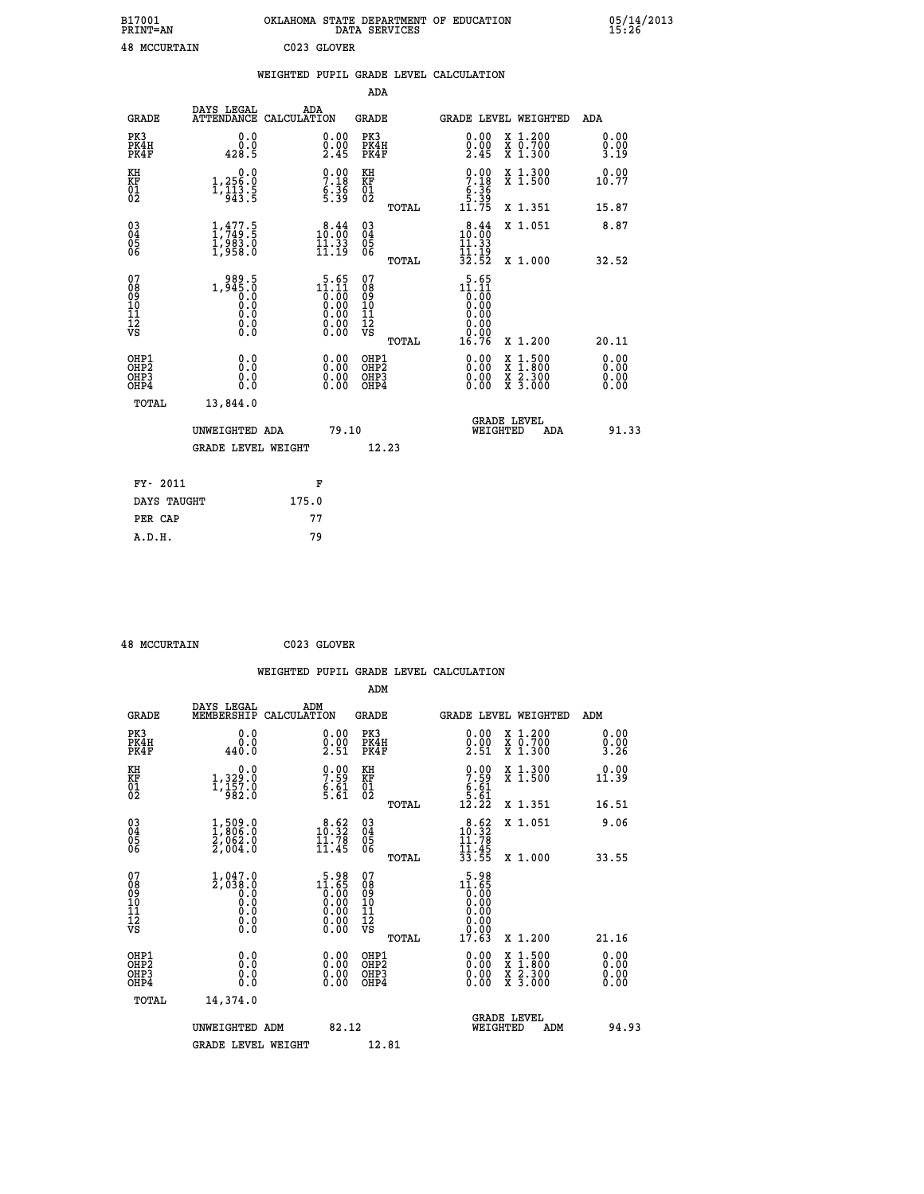B17001 OKLAHOMA STATE DEPARTMENT OF EDUCATION 05/14/2013
PRINT=AN DATA SERVICES 15:26

48 MCCURTAIN C023 GLOVER

## WEIGHTED PUPIL GRADE LEVEL CALCULATION

### ADA

| GRADE | DAYS LEGAL ATTENDANCE | ADA CALCULATION | GRADE | | GRADE LEVEL | WEIGHTED | ADA |
|---|---|---|---|---|---|---|---|
| PK3 | 0.0 | 0.00 | PK3 | | 0.00 | X 1.200 | 0.00 |
| PK4H | 0.0 | 0.00 | PK4H | | 0.00 | X 0.700 | 0.00 |
| PK4F | 428.5 | 2.45 | PK4F | | 2.45 | X 1.300 | 3.19 |
| KH | 0.0 | 0.00 | KH | | 0.00 | X 1.300 | 0.00 |
| KF | 1,256.0 | 7.18 | KF | | 7.18 | X 1.500 | 10.77 |
| 01 | 1,113.5 | 6.36 | 01 | | 6.36 | | |
| 02 | 943.5 | 5.39 | 02 | | 5.39 | | |
| | | | | TOTAL | 11.75 | X 1.351 | 15.87 |
| 03 | 1,477.5 | 8.44 | 03 | | 8.44 | X 1.051 | 8.87 |
| 04 | 1,749.5 | 10.00 | 04 | | 10.00 | | |
| 05 | 1,983.0 | 11.33 | 05 | | 11.33 | | |
| 06 | 1,958.0 | 11.19 | 06 | | 11.19 | | |
| | | | | TOTAL | 32.52 | X 1.000 | 32.52 |
| 07 | 989.5 | 5.65 | 07 | | 5.65 | | |
| 08 | 1,945.0 | 11.11 | 08 | | 11.11 | | |
| 09 | 0.0 | 0.00 | 09 | | 0.00 | | |
| 10 | 0.0 | 0.00 | 10 | | 0.00 | | |
| 11 | 0.0 | 0.00 | 11 | | 0.00 | | |
| 12 | 0.0 | 0.00 | 12 | | 0.00 | | |
| VS | 0.0 | 0.00 | VS | | 0.00 | | |
| | | | | TOTAL | 16.76 | X 1.200 | 20.11 |
| OHP1 | 0.0 | 0.00 | OHP1 | | 0.00 | X 1.500 | 0.00 |
| OHP2 | 0.0 | 0.00 | OHP2 | | 0.00 | X 1.800 | 0.00 |
| OHP3 | 0.0 | 0.00 | OHP3 | | 0.00 | X 2.300 | 0.00 |
| OHP4 | 0.0 | 0.00 | OHP4 | | 0.00 | X 3.000 | 0.00 |
| TOTAL | 13,844.0 | | | | | | |

UNWEIGHTED ADA 79.10 GRADE LEVEL WEIGHTED ADA 91.33

GRADE LEVEL WEIGHT 12.23

| FY- 2011 | F |
|---|---|
| DAYS TAUGHT | 175.0 |
| PER CAP | 77 |
| A.D.H. | 79 |

48 MCCURTAIN C023 GLOVER

## WEIGHTED PUPIL GRADE LEVEL CALCULATION

### ADM

| GRADE | DAYS LEGAL MEMBERSHIP | ADM CALCULATION | GRADE | | GRADE LEVEL | WEIGHTED | ADM |
|---|---|---|---|---|---|---|---|
| PK3 | 0.0 | 0.00 | PK3 | | 0.00 | X 1.200 | 0.00 |
| PK4H | 0.0 | 0.00 | PK4H | | 0.00 | X 0.700 | 0.00 |
| PK4F | 440.0 | 2.51 | PK4F | | 2.51 | X 1.300 | 3.26 |
| KH | 0.0 | 0.00 | KH | | 0.00 | X 1.300 | 0.00 |
| KF | 1,329.0 | 7.59 | KF | | 7.59 | X 1.500 | 11.39 |
| 01 | 1,157.0 | 6.61 | 01 | | 6.61 | | |
| 02 | 982.0 | 5.61 | 02 | | 5.61 | | |
| | | | | TOTAL | 12.22 | X 1.351 | 16.51 |
| 03 | 1,509.0 | 8.62 | 03 | | 8.62 | X 1.051 | 9.06 |
| 04 | 1,806.0 | 10.32 | 04 | | 10.32 | | |
| 05 | 2,062.0 | 11.78 | 05 | | 11.78 | | |
| 06 | 2,004.0 | 11.45 | 06 | | 11.45 | | |
| | | | | TOTAL | 33.55 | X 1.000 | 33.55 |
| 07 | 1,047.0 | 5.98 | 07 | | 5.98 | | |
| 08 | 2,038.0 | 11.65 | 08 | | 11.65 | | |
| 09 | 0.0 | 0.00 | 09 | | 0.00 | | |
| 10 | 0.0 | 0.00 | 10 | | 0.00 | | |
| 11 | 0.0 | 0.00 | 11 | | 0.00 | | |
| 12 | 0.0 | 0.00 | 12 | | 0.00 | | |
| VS | 0.0 | 0.00 | VS | | 0.00 | | |
| | | | | TOTAL | 17.63 | X 1.200 | 21.16 |
| OHP1 | 0.0 | 0.00 | OHP1 | | 0.00 | X 1.500 | 0.00 |
| OHP2 | 0.0 | 0.00 | OHP2 | | 0.00 | X 1.800 | 0.00 |
| OHP3 | 0.0 | 0.00 | OHP3 | | 0.00 | X 2.300 | 0.00 |
| OHP4 | 0.0 | 0.00 | OHP4 | | 0.00 | X 3.000 | 0.00 |
| TOTAL | 14,374.0 | | | | | | |

UNWEIGHTED ADM 82.12 GRADE LEVEL WEIGHTED ADM 94.93

GRADE LEVEL WEIGHT 12.81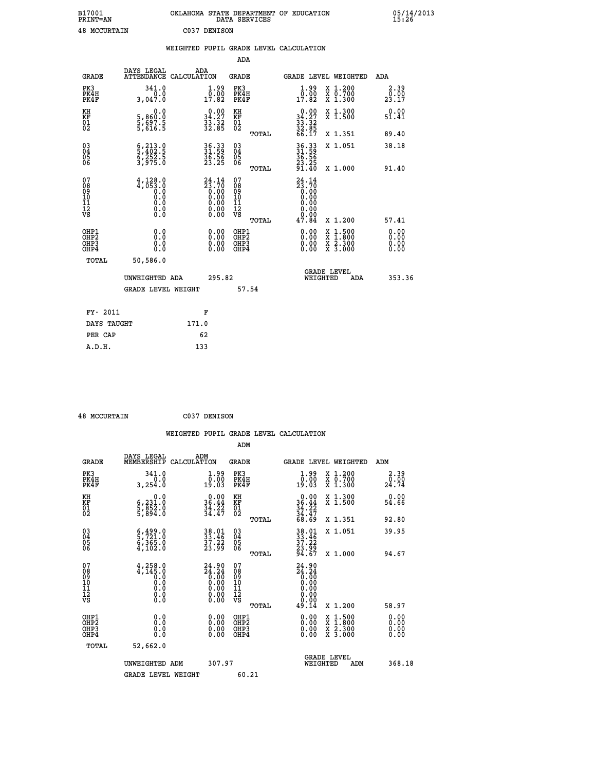B17001 OKLAHOMA STATE DEPARTMENT OF EDUCATION 05/14/2013
PRINT=AN DATA SERVICES 15:26

48 MCCURTAIN C037 DENISON

## WEIGHTED PUPIL GRADE LEVEL CALCULATION

### ADA

| GRADE | DAYS LEGAL ATTENDANCE | ADA CALCULATION | GRADE | GRADE LEVEL | WEIGHTED | ADA |
|---|---|---|---|---|---|---|
| PK3 | 341.0 | 1.99 | PK3 | 1.99 | X 1.200 | 2.39 |
| PK4H | 0.0 | 0.00 | PK4H | 0.00 | X 0.700 | 0.00 |
| PK4F | 3,047.0 | 17.82 | PK4F | 17.82 | X 1.300 | 23.17 |
| KH | 0.0 | 0.00 | KH | 0.00 | X 1.300 | 0.00 |
| KF | 5,860.0 | 34.27 | KF | 34.27 | X 1.500 | 51.41 |
| 01 | 5,697.5 | 33.32 | 01 | 33.32 | | |
| 02 | 5,616.5 | 32.85 | 02 | 32.85 | | |
| | | | TOTAL | 66.17 | X 1.351 | 89.40 |
| 03 | 6,213.0 | 36.33 | 03 | 36.33 | X 1.051 | 38.18 |
| 04 | 5,402.5 | 31.59 | 04 | 31.59 | | |
| 05 | 6,252.5 | 36.56 | 05 | 36.56 | | |
| 06 | 3,975.0 | 23.25 | 06 | 23.25 | | |
| | | | TOTAL | 91.40 | X 1.000 | 91.40 |
| 07 | 4,128.0 | 24.14 | 07 | 24.14 | | |
| 08 | 4,053.0 | 23.70 | 08 | 23.70 | | |
| 09 | 0.0 | 0.00 | 09 | 0.00 | | |
| 10 | 0.0 | 0.00 | 10 | 0.00 | | |
| 11 | 0.0 | 0.00 | 11 | 0.00 | | |
| 12 | 0.0 | 0.00 | 12 | 0.00 | | |
| VS | 0.0 | 0.00 | VS | 0.00 | | |
| | | | TOTAL | 47.84 | X 1.200 | 57.41 |
| OHP1 | 0.0 | 0.00 | OHP1 | 0.00 | X 1.500 | 0.00 |
| OHP2 | 0.0 | 0.00 | OHP2 | 0.00 | X 1.800 | 0.00 |
| OHP3 | 0.0 | 0.00 | OHP3 | 0.00 | X 2.300 | 0.00 |
| OHP4 | 0.0 | 0.00 | OHP4 | 0.00 | X 3.000 | 0.00 |
| TOTAL | 50,586.0 | | | | | |

UNWEIGHTED ADA 295.82 GRADE LEVEL WEIGHTED ADA 353.36

GRADE LEVEL WEIGHT 57.54

| FY- 2011 | F |
|---|---|
| DAYS TAUGHT | 171.0 |
| PER CAP | 62 |
| A.D.H. | 133 |

48 MCCURTAIN C037 DENISON

## WEIGHTED PUPIL GRADE LEVEL CALCULATION

### ADM

| GRADE | DAYS LEGAL MEMBERSHIP | ADM CALCULATION | GRADE | GRADE LEVEL | WEIGHTED | ADM |
|---|---|---|---|---|---|---|
| PK3 | 341.0 | 1.99 | PK3 | 1.99 | X 1.200 | 2.39 |
| PK4H | 0.0 | 0.00 | PK4H | 0.00 | X 0.700 | 0.00 |
| PK4F | 3,254.0 | 19.03 | PK4F | 19.03 | X 1.300 | 24.74 |
| KH | 0.0 | 0.00 | KH | 0.00 | X 1.300 | 0.00 |
| KF | 6,231.0 | 36.44 | KF | 36.44 | X 1.500 | 54.66 |
| 01 | 5,852.0 | 34.22 | 01 | 34.22 | | |
| 02 | 5,894.0 | 34.47 | 02 | 34.47 | | |
| | | | TOTAL | 68.69 | X 1.351 | 92.80 |
| 03 | 6,499.0 | 38.01 | 03 | 38.01 | X 1.051 | 39.95 |
| 04 | 5,721.0 | 33.46 | 04 | 33.46 | | |
| 05 | 6,365.0 | 37.22 | 05 | 37.22 | | |
| 06 | 4,102.0 | 23.99 | 06 | 23.99 | | |
| | | | TOTAL | 94.67 | X 1.000 | 94.67 |
| 07 | 4,258.0 | 24.90 | 07 | 24.90 | | |
| 08 | 4,145.0 | 24.24 | 08 | 24.24 | | |
| 09 | 0.0 | 0.00 | 09 | 0.00 | | |
| 10 | 0.0 | 0.00 | 10 | 0.00 | | |
| 11 | 0.0 | 0.00 | 11 | 0.00 | | |
| 12 | 0.0 | 0.00 | 12 | 0.00 | | |
| VS | 0.0 | 0.00 | VS | 0.00 | | |
| | | | TOTAL | 49.14 | X 1.200 | 58.97 |
| OHP1 | 0.0 | 0.00 | OHP1 | 0.00 | X 1.500 | 0.00 |
| OHP2 | 0.0 | 0.00 | OHP2 | 0.00 | X 1.800 | 0.00 |
| OHP3 | 0.0 | 0.00 | OHP3 | 0.00 | X 2.300 | 0.00 |
| OHP4 | 0.0 | 0.00 | OHP4 | 0.00 | X 3.000 | 0.00 |
| TOTAL | 52,662.0 | | | | | |

UNWEIGHTED ADM 307.97 GRADE LEVEL WEIGHTED ADM 368.18

GRADE LEVEL WEIGHT 60.21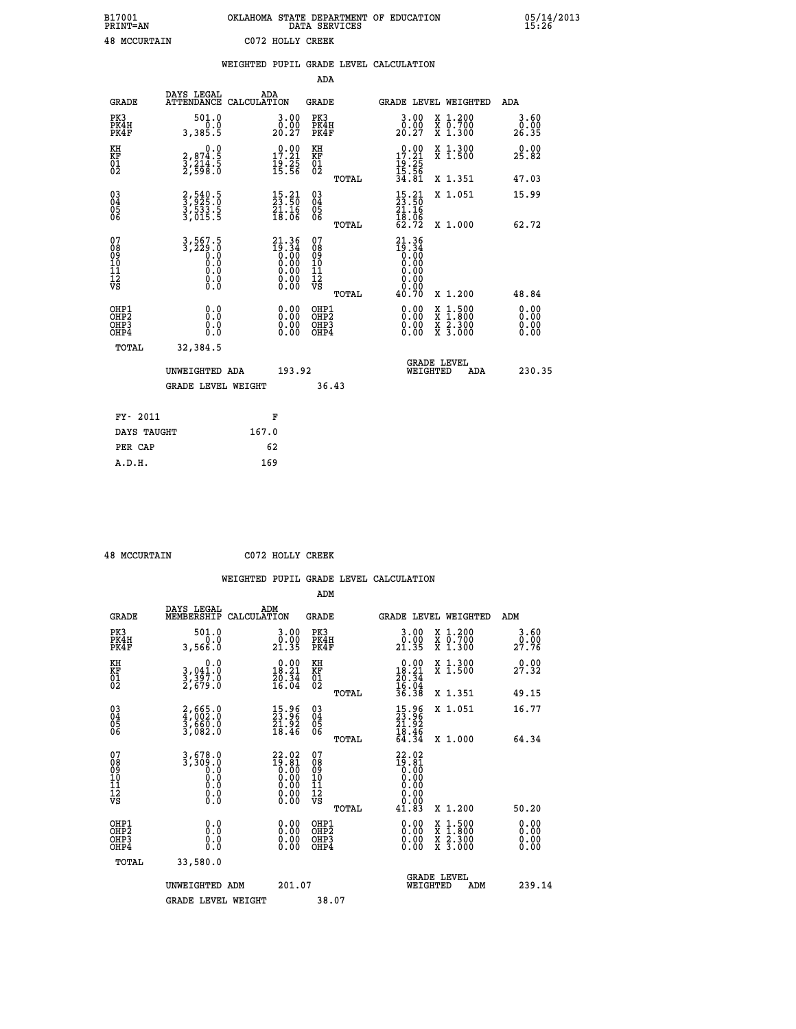B17001 OKLAHOMA STATE DEPARTMENT OF EDUCATION 05/14/2013
PRINT=AN DATA SERVICES 15:26

48 MCCURTAIN C072 HOLLY CREEK

## WEIGHTED PUPIL GRADE LEVEL CALCULATION

### ADA

| GRADE | DAYS LEGAL ATTENDANCE | ADA CALCULATION | GRADE | | GRADE LEVEL | WEIGHTED | ADA |
|---|---|---|---|---|---|---|---|
| PK3 | 501.0 | 3.00 | PK3 | | 3.00 | X 1.200 | 3.60 |
| PK4H | 0.0 | 0.00 | PK4H | | 0.00 | X 0.700 | 0.00 |
| PK4F | 3,385.5 | 20.27 | PK4F | | 20.27 | X 1.300 | 26.35 |
| KH | 0.0 | 0.00 | KH | | 0.00 | X 1.300 | 0.00 |
| KF | 2,874.5 | 17.21 | KF | | 17.21 | X 1.500 | 25.82 |
| 01 | 3,214.5 | 19.25 | 01 | | 19.25 | | |
| 02 | 2,598.0 | 15.56 | 02 | | 15.56 | | |
| | | | | TOTAL | 34.81 | X 1.351 | 47.03 |
| 03 | 2,540.5 | 15.21 | 03 | | 15.21 | X 1.051 | 15.99 |
| 04 | 3,925.0 | 23.50 | 04 | | 23.50 | | |
| 05 | 3,533.5 | 21.16 | 05 | | 21.16 | | |
| 06 | 3,015.5 | 18.06 | 06 | | 18.06 | | |
| | | | | TOTAL | 62.72 | X 1.000 | 62.72 |
| 07 | 3,567.5 | 21.36 | 07 | | 21.36 | | |
| 08 | 3,229.0 | 19.34 | 08 | | 19.34 | | |
| 09 | 0.0 | 0.00 | 09 | | 0.00 | | |
| 10 | 0.0 | 0.00 | 10 | | 0.00 | | |
| 11 | 0.0 | 0.00 | 11 | | 0.00 | | |
| 12 | 0.0 | 0.00 | 12 | | 0.00 | | |
| VS | 0.0 | 0.00 | VS | | 0.00 | | |
| | | | | TOTAL | 40.70 | X 1.200 | 48.84 |
| OHP1 | 0.0 | 0.00 | OHP1 | | 0.00 | X 1.500 | 0.00 |
| OHP2 | 0.0 | 0.00 | OHP2 | | 0.00 | X 1.800 | 0.00 |
| OHP3 | 0.0 | 0.00 | OHP3 | | 0.00 | X 2.300 | 0.00 |
| OHP4 | 0.0 | 0.00 | OHP4 | | 0.00 | X 3.000 | 0.00 |
| TOTAL | 32,384.5 | | | | | | |

UNWEIGHTED ADA 193.92 GRADE LEVEL WEIGHTED ADA 230.35

GRADE LEVEL WEIGHT 36.43

| FY- 2011 | F |
|---|---|
| DAYS TAUGHT | 167.0 |
| PER CAP | 62 |
| A.D.H. | 169 |

48 MCCURTAIN C072 HOLLY CREEK

## WEIGHTED PUPIL GRADE LEVEL CALCULATION

### ADM

| GRADE | DAYS LEGAL MEMBERSHIP | ADM CALCULATION | GRADE | | GRADE LEVEL | WEIGHTED | ADM |
|---|---|---|---|---|---|---|---|
| PK3 | 501.0 | 3.00 | PK3 | | 3.00 | X 1.200 | 3.60 |
| PK4H | 0.0 | 0.00 | PK4H | | 0.00 | X 0.700 | 0.00 |
| PK4F | 3,566.0 | 21.35 | PK4F | | 21.35 | X 1.300 | 27.76 |
| KH | 0.0 | 0.00 | KH | | 0.00 | X 1.300 | 0.00 |
| KF | 3,041.0 | 18.21 | KF | | 18.21 | X 1.500 | 27.32 |
| 01 | 3,397.0 | 20.34 | 01 | | 20.34 | | |
| 02 | 2,679.0 | 16.04 | 02 | | 16.04 | | |
| | | | | TOTAL | 36.38 | X 1.351 | 49.15 |
| 03 | 2,665.0 | 15.96 | 03 | | 15.96 | X 1.051 | 16.77 |
| 04 | 4,002.0 | 23.96 | 04 | | 23.96 | | |
| 05 | 3,660.0 | 21.92 | 05 | | 21.92 | | |
| 06 | 3,082.0 | 18.46 | 06 | | 18.46 | | |
| | | | | TOTAL | 64.34 | X 1.000 | 64.34 |
| 07 | 3,678.0 | 22.02 | 07 | | 22.02 | | |
| 08 | 3,309.0 | 19.81 | 08 | | 19.81 | | |
| 09 | 0.0 | 0.00 | 09 | | 0.00 | | |
| 10 | 0.0 | 0.00 | 10 | | 0.00 | | |
| 11 | 0.0 | 0.00 | 11 | | 0.00 | | |
| 12 | 0.0 | 0.00 | 12 | | 0.00 | | |
| VS | 0.0 | 0.00 | VS | | 0.00 | | |
| | | | | TOTAL | 41.83 | X 1.200 | 50.20 |
| OHP1 | 0.0 | 0.00 | OHP1 | | 0.00 | X 1.500 | 0.00 |
| OHP2 | 0.0 | 0.00 | OHP2 | | 0.00 | X 1.800 | 0.00 |
| OHP3 | 0.0 | 0.00 | OHP3 | | 0.00 | X 2.300 | 0.00 |
| OHP4 | 0.0 | 0.00 | OHP4 | | 0.00 | X 3.000 | 0.00 |
| TOTAL | 33,580.0 | | | | | | |

UNWEIGHTED ADM 201.07 GRADE LEVEL WEIGHTED ADM 239.14

GRADE LEVEL WEIGHT 38.07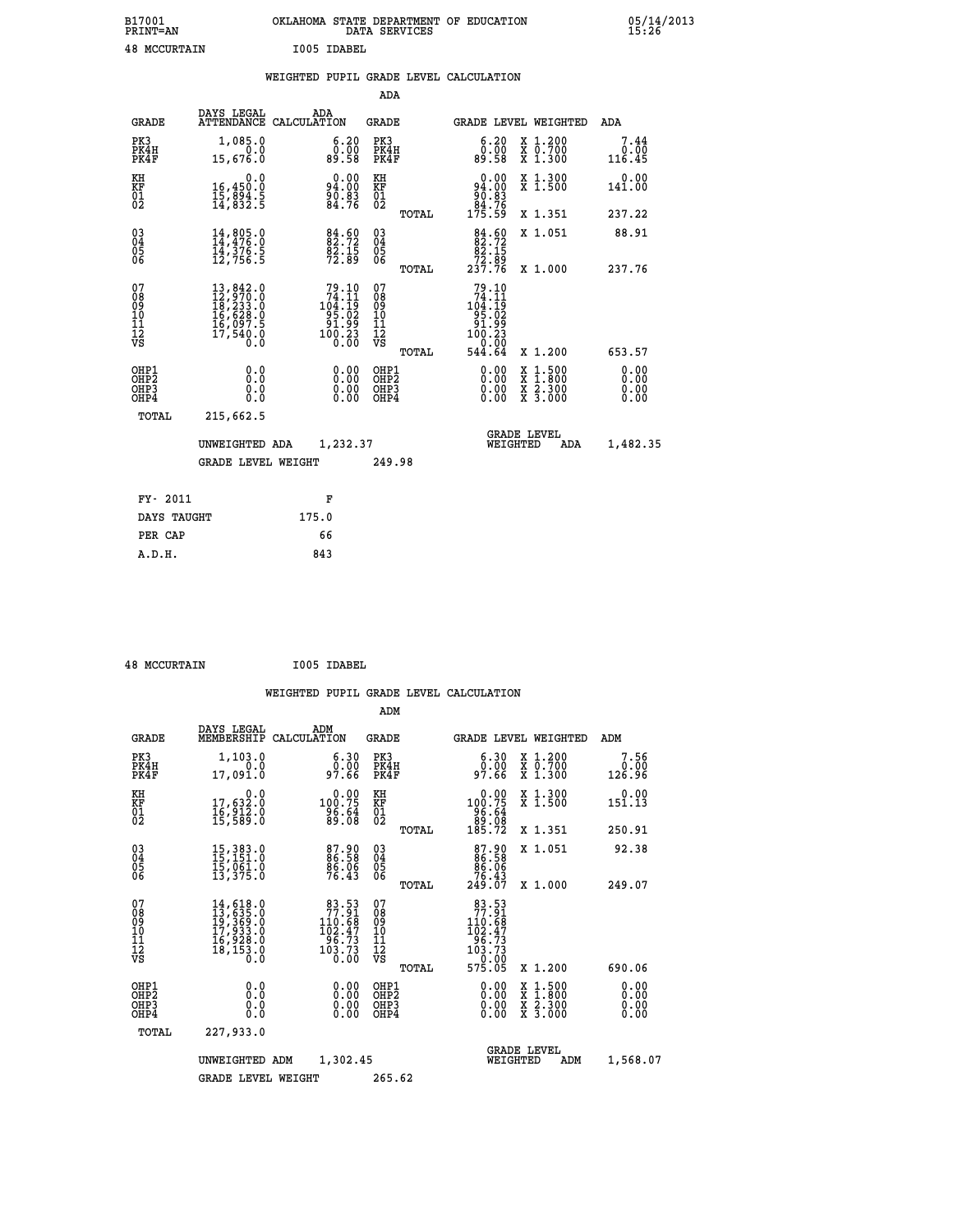B17001 OKLAHOMA STATE DEPARTMENT OF EDUCATION 05/14/2013
PRINT=AN DATA SERVICES 15:26

48 MCCURTAIN I005 IDABEL

WEIGHTED PUPIL GRADE LEVEL CALCULATION

ADA

| GRADE | DAYS LEGAL ATTENDANCE | ADA CALCULATION | GRADE | GRADE LEVEL | WEIGHTED | ADA |
|---|---|---|---|---|---|---|
| PK3 | 1,085.0 | 6.20 | PK3 | 6.20 | X 1.200 | 7.44 |
| PK4H | 0.0 | 0.00 | PK4H | 0.00 | X 0.700 | 0.00 |
| PK4F | 15,676.0 | 89.58 | PK4F | 89.58 | X 1.300 | 116.45 |
| KH | 0.0 | 0.00 | KH | 0.00 | X 1.300 | 0.00 |
| KF | 16,450.0 | 94.00 | KF | 94.00 | X 1.500 | 141.00 |
| 01 | 15,894.5 | 90.83 | 01 | 90.83 | | |
| 02 | 14,832.5 | 84.76 | 02 | 84.76 | | |
| | | | TOTAL | 175.59 | X 1.351 | 237.22 |
| 03 | 14,805.0 | 84.60 | 03 | 84.60 | X 1.051 | 88.91 |
| 04 | 14,476.0 | 82.72 | 04 | 82.72 | | |
| 05 | 14,376.5 | 82.15 | 05 | 82.15 | | |
| 06 | 12,756.5 | 72.89 | 06 | 72.89 | | |
| | | | TOTAL | 237.76 | X 1.000 | 237.76 |
| 07 | 13,842.0 | 79.10 | 07 | 79.10 | | |
| 08 | 12,970.0 | 74.11 | 08 | 74.11 | | |
| 09 | 18,233.0 | 104.19 | 09 | 104.19 | | |
| 10 | 16,628.0 | 95.02 | 10 | 95.02 | | |
| 11 | 16,097.5 | 91.99 | 11 | 91.99 | | |
| 12 | 17,540.0 | 100.23 | 12 | 100.23 | | |
| VS | 0.0 | 0.00 | VS | 0.00 | | |
| | | | TOTAL | 544.64 | X 1.200 | 653.57 |
| OHP1 | 0.0 | 0.00 | OHP1 | 0.00 | X 1.500 | 0.00 |
| OHP2 | 0.0 | 0.00 | OHP2 | 0.00 | X 1.800 | 0.00 |
| OHP3 | 0.0 | 0.00 | OHP3 | 0.00 | X 2.300 | 0.00 |
| OHP4 | 0.0 | 0.00 | OHP4 | 0.00 | X 3.000 | 0.00 |
| TOTAL | 215,662.5 | | | | | |

UNWEIGHTED ADA 1,232.37 GRADE LEVEL WEIGHTED ADA 1,482.35

GRADE LEVEL WEIGHT 249.98

| FY- 2011 | F |
|---|---|
| DAYS TAUGHT | 175.0 |
| PER CAP | 66 |
| A.D.H. | 843 |

48 MCCURTAIN I005 IDABEL

WEIGHTED PUPIL GRADE LEVEL CALCULATION

ADM

| GRADE | DAYS LEGAL MEMBERSHIP | ADM CALCULATION | GRADE | GRADE LEVEL | WEIGHTED | ADM |
|---|---|---|---|---|---|---|
| PK3 | 1,103.0 | 6.30 | PK3 | 6.30 | X 1.200 | 7.56 |
| PK4H | 0.0 | 0.00 | PK4H | 0.00 | X 0.700 | 0.00 |
| PK4F | 17,091.0 | 97.66 | PK4F | 97.66 | X 1.300 | 126.96 |
| KH | 0.0 | 0.00 | KH | 0.00 | X 1.300 | 0.00 |
| KF | 17,632.0 | 100.75 | KF | 100.75 | X 1.500 | 151.13 |
| 01 | 16,912.0 | 96.64 | 01 | 96.64 | | |
| 02 | 15,589.0 | 89.08 | 02 | 89.08 | | |
| | | | TOTAL | 185.72 | X 1.351 | 250.91 |
| 03 | 15,383.0 | 87.90 | 03 | 87.90 | X 1.051 | 92.38 |
| 04 | 15,151.0 | 86.58 | 04 | 86.58 | | |
| 05 | 15,061.0 | 86.06 | 05 | 86.06 | | |
| 06 | 13,375.0 | 76.43 | 06 | 76.43 | | |
| | | | TOTAL | 249.07 | X 1.000 | 249.07 |
| 07 | 14,618.0 | 83.53 | 07 | 83.53 | | |
| 08 | 13,635.0 | 77.91 | 08 | 77.91 | | |
| 09 | 19,369.0 | 110.68 | 09 | 110.68 | | |
| 10 | 17,933.0 | 102.47 | 10 | 102.47 | | |
| 11 | 16,928.0 | 96.73 | 11 | 96.73 | | |
| 12 | 18,153.0 | 103.73 | 12 | 103.73 | | |
| VS | 0.0 | 0.00 | VS | 0.00 | | |
| | | | TOTAL | 575.05 | X 1.200 | 690.06 |
| OHP1 | 0.0 | 0.00 | OHP1 | 0.00 | X 1.500 | 0.00 |
| OHP2 | 0.0 | 0.00 | OHP2 | 0.00 | X 1.800 | 0.00 |
| OHP3 | 0.0 | 0.00 | OHP3 | 0.00 | X 2.300 | 0.00 |
| OHP4 | 0.0 | 0.00 | OHP4 | 0.00 | X 3.000 | 0.00 |
| TOTAL | 227,933.0 | | | | | |

UNWEIGHTED ADM 1,302.45 GRADE LEVEL WEIGHTED ADM 1,568.07

GRADE LEVEL WEIGHT 265.62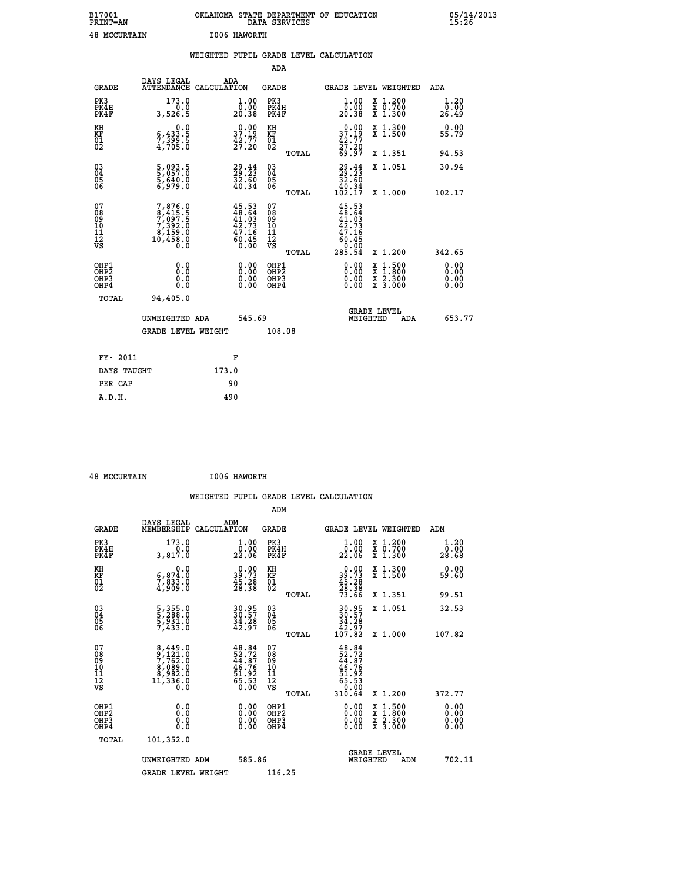B17001 OKLAHOMA STATE DEPARTMENT OF EDUCATION 05/14/2013
PRINT=AN DATA SERVICES 15:26

48 MCCURTAIN I006 HAWORTH

## WEIGHTED PUPIL GRADE LEVEL CALCULATION

### ADA

| GRADE | DAYS LEGAL ATTENDANCE | ADA CALCULATION | GRADE | GRADE LEVEL | WEIGHTED | ADA |
|---|---|---|---|---|---|---|
| PK3 | 173.0 | 1.00 | PK3 | 1.00 | X 1.200 | 1.20 |
| PK4H | 0.0 | 0.00 | PK4H | 0.00 | X 0.700 | 0.00 |
| PK4F | 3,526.5 | 20.38 | PK4F | 20.38 | X 1.300 | 26.49 |
| KH | 0.0 | 0.00 | KH | 0.00 | X 1.300 | 0.00 |
| KF | 6,433.5 | 37.19 | KF | 37.19 | X 1.500 | 55.79 |
| 01 | 7,399.5 | 42.77 | 01 | 42.77 | | |
| 02 | 4,705.0 | 27.20 | 02 | 27.20 | | |
| | | | TOTAL | 69.97 | X 1.351 | 94.53 |
| 03 | 5,093.5 | 29.44 | 03 | 29.44 | X 1.051 | 30.94 |
| 04 | 5,057.0 | 29.23 | 04 | 29.23 | | |
| 05 | 5,640.0 | 32.60 | 05 | 32.60 | | |
| 06 | 6,979.0 | 40.34 | 06 | 40.34 | | |
| | | | TOTAL | 102.17 | X 1.000 | 102.17 |
| 07 | 7,876.0 | 45.53 | 07 | 45.53 | | |
| 08 | 8,415.5 | 48.64 | 08 | 48.64 | | |
| 09 | 7,097.5 | 41.03 | 09 | 41.03 | | |
| 10 | 7,392.0 | 42.73 | 10 | 42.73 | | |
| 11 | 8,159.0 | 47.16 | 11 | 47.16 | | |
| 12 | 10,458.0 | 60.45 | 12 | 60.45 | | |
| VS | 0.0 | 0.00 | VS | 0.00 | | |
| | | | TOTAL | 285.54 | X 1.200 | 342.65 |
| OHP1 | 0.0 | 0.00 | OHP1 | 0.00 | X 1.500 | 0.00 |
| OHP2 | 0.0 | 0.00 | OHP2 | 0.00 | X 1.800 | 0.00 |
| OHP3 | 0.0 | 0.00 | OHP3 | 0.00 | X 2.300 | 0.00 |
| OHP4 | 0.0 | 0.00 | OHP4 | 0.00 | X 3.000 | 0.00 |
| TOTAL | 94,405.0 | | | | | |

UNWEIGHTED ADA 545.69 GRADE LEVEL WEIGHTED ADA 653.77

GRADE LEVEL WEIGHT 108.08

| FY- 2011 | F |
|---|---|
| DAYS TAUGHT | 173.0 |
| PER CAP | 90 |
| A.D.H. | 490 |

48 MCCURTAIN I006 HAWORTH

## WEIGHTED PUPIL GRADE LEVEL CALCULATION

### ADM

| GRADE | DAYS LEGAL MEMBERSHIP | ADM CALCULATION | GRADE | GRADE LEVEL | WEIGHTED | ADM |
|---|---|---|---|---|---|---|
| PK3 | 173.0 | 1.00 | PK3 | 1.00 | X 1.200 | 1.20 |
| PK4H | 0.0 | 0.00 | PK4H | 0.00 | X 0.700 | 0.00 |
| PK4F | 3,817.0 | 22.06 | PK4F | 22.06 | X 1.300 | 28.68 |
| KH | 0.0 | 0.00 | KH | 0.00 | X 1.300 | 0.00 |
| KF | 6,874.0 | 39.73 | KF | 39.73 | X 1.500 | 59.60 |
| 01 | 7,833.0 | 45.28 | 01 | 45.28 | | |
| 02 | 4,909.0 | 28.38 | 02 | 28.38 | | |
| | | | TOTAL | 73.66 | X 1.351 | 99.51 |
| 03 | 5,355.0 | 30.95 | 03 | 30.95 | X 1.051 | 32.53 |
| 04 | 5,288.0 | 30.57 | 04 | 30.57 | | |
| 05 | 5,931.0 | 34.28 | 05 | 34.28 | | |
| 06 | 7,433.0 | 42.97 | 06 | 42.97 | | |
| | | | TOTAL | 107.82 | X 1.000 | 107.82 |
| 07 | 8,449.0 | 48.84 | 07 | 48.84 | | |
| 08 | 9,121.0 | 52.72 | 08 | 52.72 | | |
| 09 | 7,762.0 | 44.87 | 09 | 44.87 | | |
| 10 | 8,089.0 | 46.76 | 10 | 46.76 | | |
| 11 | 8,982.0 | 51.92 | 11 | 51.92 | | |
| 12 | 11,336.0 | 65.53 | 12 | 65.53 | | |
| VS | 0.0 | 0.00 | VS | 0.00 | | |
| | | | TOTAL | 310.64 | X 1.200 | 372.77 |
| OHP1 | 0.0 | 0.00 | OHP1 | 0.00 | X 1.500 | 0.00 |
| OHP2 | 0.0 | 0.00 | OHP2 | 0.00 | X 1.800 | 0.00 |
| OHP3 | 0.0 | 0.00 | OHP3 | 0.00 | X 2.300 | 0.00 |
| OHP4 | 0.0 | 0.00 | OHP4 | 0.00 | X 3.000 | 0.00 |
| TOTAL | 101,352.0 | | | | | |

UNWEIGHTED ADM 585.86 GRADE LEVEL WEIGHTED ADM 702.11

GRADE LEVEL WEIGHT 116.25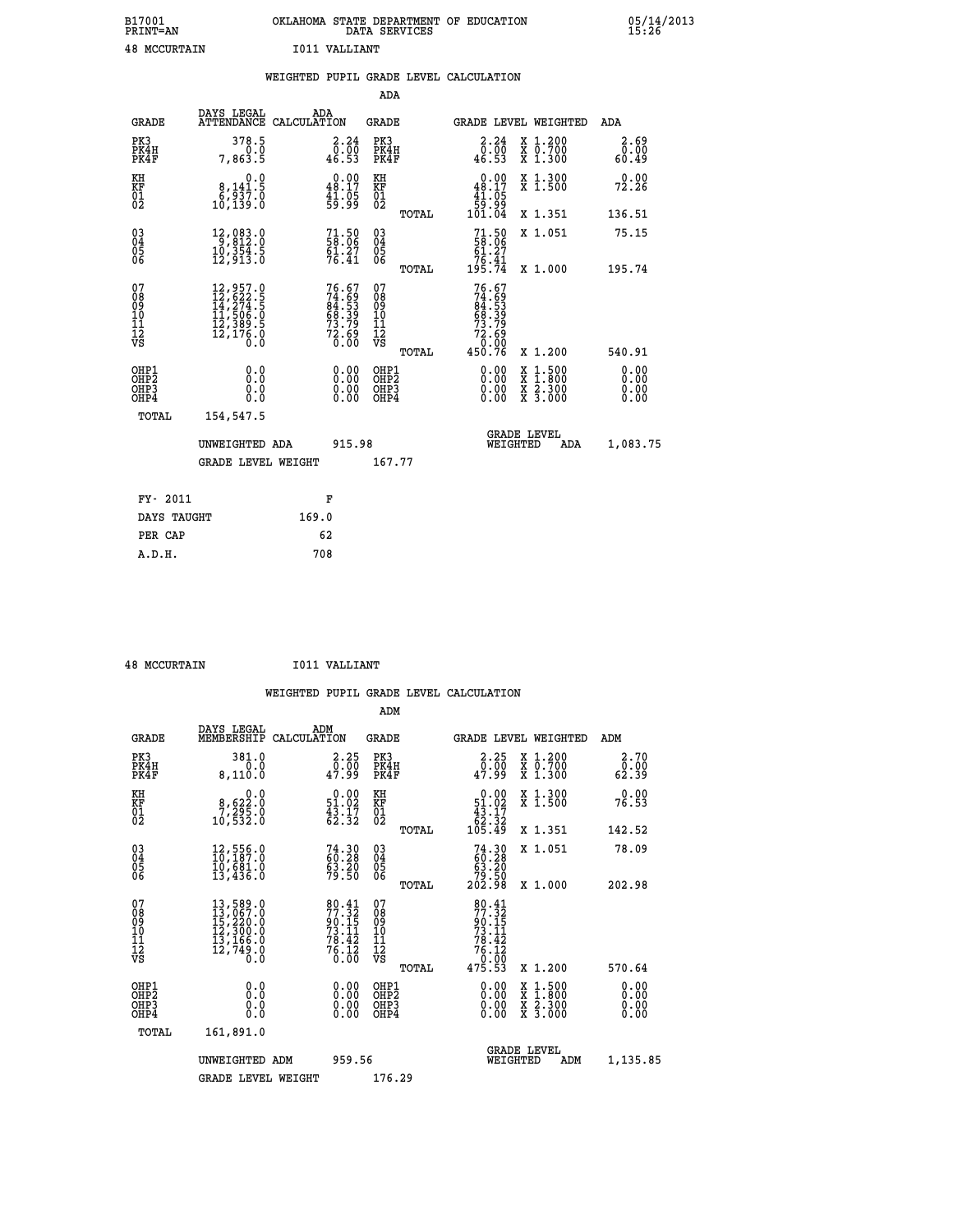B17001 OKLAHOMA STATE DEPARTMENT OF EDUCATION 05/14/2013
PRINT=AN DATA SERVICES 15:26

48 MCCURTAIN I011 VALLIANT

## WEIGHTED PUPIL GRADE LEVEL CALCULATION

### ADA

| GRADE | DAYS LEGAL ATTENDANCE | ADA CALCULATION | GRADE | | GRADE LEVEL | WEIGHTED | ADA |
|---|---|---|---|---|---|---|---|
| PK3 | 378.5 | 2.24 | PK3 | | 2.24 | X 1.200 | 2.69 |
| PK4H | 0.0 | 0.00 | PK4H | | 0.00 | X 0.700 | 0.00 |
| PK4F | 7,863.5 | 46.53 | PK4F | | 46.53 | X 1.300 | 60.49 |
| KH | 0.0 | 0.00 | KH | | 0.00 | X 1.300 | 0.00 |
| KF | 8,141.5 | 48.17 | KF | | 48.17 | X 1.500 | 72.26 |
| 01 | 6,937.0 | 41.05 | 01 | | 41.05 | | |
| 02 | 10,139.0 | 59.99 | 02 | | 59.99 | | |
| | | | | TOTAL | 101.04 | X 1.351 | 136.51 |
| 03 | 12,083.0 | 71.50 | 03 | | 71.50 | X 1.051 | 75.15 |
| 04 | 9,812.0 | 58.06 | 04 | | 58.06 | | |
| 05 | 10,354.5 | 61.27 | 05 | | 61.27 | | |
| 06 | 12,913.0 | 76.41 | 06 | | 76.41 | | |
| | | | | TOTAL | 195.74 | X 1.000 | 195.74 |
| 07 | 12,957.0 | 76.67 | 07 | | 76.67 | | |
| 08 | 12,622.5 | 74.69 | 08 | | 74.69 | | |
| 09 | 14,274.5 | 84.53 | 09 | | 84.53 | | |
| 10 | 11,506.0 | 68.39 | 10 | | 68.39 | | |
| 11 | 12,389.5 | 73.79 | 11 | | 73.79 | | |
| 12 | 12,176.0 | 72.69 | 12 | | 72.69 | | |
| VS | 0.0 | 0.00 | VS | | 0.00 | | |
| | | | | TOTAL | 450.76 | X 1.200 | 540.91 |
| OHP1 | 0.0 | 0.00 | OHP1 | | 0.00 | X 1.500 | 0.00 |
| OHP2 | 0.0 | 0.00 | OHP2 | | 0.00 | X 1.800 | 0.00 |
| OHP3 | 0.0 | 0.00 | OHP3 | | 0.00 | X 2.300 | 0.00 |
| OHP4 | 0.0 | 0.00 | OHP4 | | 0.00 | X 3.000 | 0.00 |
| TOTAL | 154,547.5 | | | | | | |

UNWEIGHTED ADA 915.98 GRADE LEVEL WEIGHTED ADA 1,083.75

GRADE LEVEL WEIGHT 167.77

| FY- 2011 | F |
|---|---|
| DAYS TAUGHT | 169.0 |
| PER CAP | 62 |
| A.D.H. | 708 |

48 MCCURTAIN I011 VALLIANT

## WEIGHTED PUPIL GRADE LEVEL CALCULATION

### ADM

| GRADE | DAYS LEGAL MEMBERSHIP | ADM CALCULATION | GRADE | | GRADE LEVEL | WEIGHTED | ADM |
|---|---|---|---|---|---|---|---|
| PK3 | 381.0 | 2.25 | PK3 | | 2.25 | X 1.200 | 2.70 |
| PK4H | 0.0 | 0.00 | PK4H | | 0.00 | X 0.700 | 0.00 |
| PK4F | 8,110.0 | 47.99 | PK4F | | 47.99 | X 1.300 | 62.39 |
| KH | 0.0 | 0.00 | KH | | 0.00 | X 1.300 | 0.00 |
| KF | 8,622.0 | 51.02 | KF | | 51.02 | X 1.500 | 76.53 |
| 01 | 7,295.0 | 43.17 | 01 | | 43.17 | | |
| 02 | 10,532.0 | 62.32 | 02 | | 62.32 | | |
| | | | | TOTAL | 105.49 | X 1.351 | 142.52 |
| 03 | 12,556.0 | 74.30 | 03 | | 74.30 | X 1.051 | 78.09 |
| 04 | 10,187.0 | 60.28 | 04 | | 60.28 | | |
| 05 | 10,681.0 | 63.20 | 05 | | 63.20 | | |
| 06 | 13,436.0 | 79.50 | 06 | | 79.50 | | |
| | | | | TOTAL | 202.98 | X 1.000 | 202.98 |
| 07 | 13,589.0 | 80.41 | 07 | | 80.41 | | |
| 08 | 13,067.0 | 77.32 | 08 | | 77.32 | | |
| 09 | 15,220.0 | 90.15 | 09 | | 90.15 | | |
| 10 | 12,300.0 | 73.11 | 10 | | 73.11 | | |
| 11 | 13,166.0 | 78.42 | 11 | | 78.42 | | |
| 12 | 12,749.0 | 76.12 | 12 | | 76.12 | | |
| VS | 0.0 | 0.00 | VS | | 0.00 | | |
| | | | | TOTAL | 475.53 | X 1.200 | 570.64 |
| OHP1 | 0.0 | 0.00 | OHP1 | | 0.00 | X 1.500 | 0.00 |
| OHP2 | 0.0 | 0.00 | OHP2 | | 0.00 | X 1.800 | 0.00 |
| OHP3 | 0.0 | 0.00 | OHP3 | | 0.00 | X 2.300 | 0.00 |
| OHP4 | 0.0 | 0.00 | OHP4 | | 0.00 | X 3.000 | 0.00 |
| TOTAL | 161,891.0 | | | | | | |

UNWEIGHTED ADM 959.56 GRADE LEVEL WEIGHTED ADM 1,135.85

GRADE LEVEL WEIGHT 176.29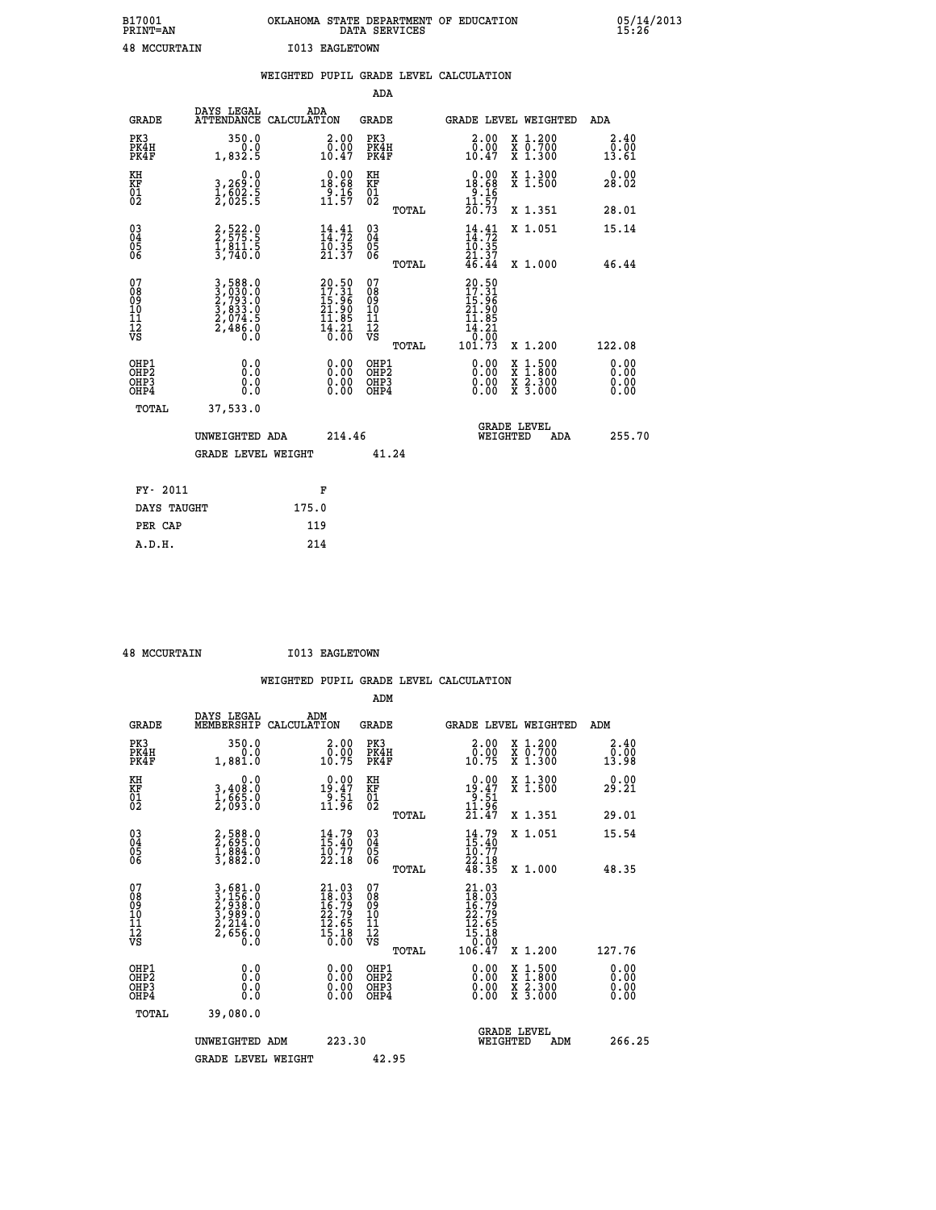B17001 OKLAHOMA STATE DEPARTMENT OF EDUCATION 05/14/2013
PRINT=AN DATA SERVICES 15:26

48 MCCURTAIN I013 EAGLETOWN

## WEIGHTED PUPIL GRADE LEVEL CALCULATION

### ADA

| GRADE | DAYS LEGAL ATTENDANCE | ADA CALCULATION | GRADE | GRADE LEVEL | WEIGHTED | ADA |
|---|---|---|---|---|---|---|
| PK3 | 350.0 | 2.00 | PK3 | 2.00 | X 1.200 | 2.40 |
| PK4H | 0.0 | 0.00 | PK4H | 0.00 | X 0.700 | 0.00 |
| PK4F | 1,832.5 | 10.47 | PK4F | 10.47 | X 1.300 | 13.61 |
| KH | 0.0 | 0.00 | KH | 0.00 | X 1.300 | 0.00 |
| KF | 3,269.0 | 18.68 | KF | 18.68 | X 1.500 | 28.02 |
| 01 | 1,602.5 | 9.16 | 01 | 9.16 | | |
| 02 | 2,025.5 | 11.57 | 02 | 11.57 | | |
| | | | TOTAL | 20.73 | X 1.351 | 28.01 |
| 03 | 2,522.0 | 14.41 | 03 | 14.41 | X 1.051 | 15.14 |
| 04 | 2,575.5 | 14.72 | 04 | 14.72 | | |
| 05 | 1,811.5 | 10.35 | 05 | 10.35 | | |
| 06 | 3,740.0 | 21.37 | 06 | 21.37 | | |
| | | | TOTAL | 46.44 | X 1.000 | 46.44 |
| 07 | 3,588.0 | 20.50 | 07 | 20.50 | | |
| 08 | 3,030.0 | 17.31 | 08 | 17.31 | | |
| 09 | 2,793.0 | 15.96 | 09 | 15.96 | | |
| 10 | 3,833.0 | 21.90 | 10 | 21.90 | | |
| 11 | 2,074.5 | 11.85 | 11 | 11.85 | | |
| 12 | 2,486.0 | 14.21 | 12 | 14.21 | | |
| VS | 0.0 | 0.00 | VS | 0.00 | | |
| | | | TOTAL | 101.73 | X 1.200 | 122.08 |
| OHP1 | 0.0 | 0.00 | OHP1 | 0.00 | X 1.500 | 0.00 |
| OHP2 | 0.0 | 0.00 | OHP2 | 0.00 | X 1.800 | 0.00 |
| OHP3 | 0.0 | 0.00 | OHP3 | 0.00 | X 2.300 | 0.00 |
| OHP4 | 0.0 | 0.00 | OHP4 | 0.00 | X 3.000 | 0.00 |
| TOTAL | 37,533.0 | | | | | |

UNWEIGHTED ADA 214.46 | GRADE LEVEL WEIGHTED ADA 255.70

GRADE LEVEL WEIGHT 41.24

| FY- 2011 | F |
|---|---|
| DAYS TAUGHT | 175.0 |
| PER CAP | 119 |
| A.D.H. | 214 |

48 MCCURTAIN I013 EAGLETOWN

## WEIGHTED PUPIL GRADE LEVEL CALCULATION

### ADM

| GRADE | DAYS LEGAL MEMBERSHIP | ADM CALCULATION | GRADE | GRADE LEVEL | WEIGHTED | ADM |
|---|---|---|---|---|---|---|
| PK3 | 350.0 | 2.00 | PK3 | 2.00 | X 1.200 | 2.40 |
| PK4H | 0.0 | 0.00 | PK4H | 0.00 | X 0.700 | 0.00 |
| PK4F | 1,881.0 | 10.75 | PK4F | 10.75 | X 1.300 | 13.98 |
| KH | 0.0 | 0.00 | KH | 0.00 | X 1.300 | 0.00 |
| KF | 3,408.0 | 19.47 | KF | 19.47 | X 1.500 | 29.21 |
| 01 | 1,665.0 | 9.51 | 01 | 9.51 | | |
| 02 | 2,093.0 | 11.96 | 02 | 11.96 | | |
| | | | TOTAL | 21.47 | X 1.351 | 29.01 |
| 03 | 2,588.0 | 14.79 | 03 | 14.79 | X 1.051 | 15.54 |
| 04 | 2,695.0 | 15.40 | 04 | 15.40 | | |
| 05 | 1,884.0 | 10.77 | 05 | 10.77 | | |
| 06 | 3,882.0 | 22.18 | 06 | 22.18 | | |
| | | | TOTAL | 48.35 | X 1.000 | 48.35 |
| 07 | 3,681.0 | 21.03 | 07 | 21.03 | | |
| 08 | 3,156.0 | 18.03 | 08 | 18.03 | | |
| 09 | 2,938.0 | 16.79 | 09 | 16.79 | | |
| 10 | 3,989.0 | 22.79 | 10 | 22.79 | | |
| 11 | 2,214.0 | 12.65 | 11 | 12.65 | | |
| 12 | 2,656.0 | 15.18 | 12 | 15.18 | | |
| VS | 0.0 | 0.00 | VS | 0.00 | | |
| | | | TOTAL | 106.47 | X 1.200 | 127.76 |
| OHP1 | 0.0 | 0.00 | OHP1 | 0.00 | X 1.500 | 0.00 |
| OHP2 | 0.0 | 0.00 | OHP2 | 0.00 | X 1.800 | 0.00 |
| OHP3 | 0.0 | 0.00 | OHP3 | 0.00 | X 2.300 | 0.00 |
| OHP4 | 0.0 | 0.00 | OHP4 | 0.00 | X 3.000 | 0.00 |
| TOTAL | 39,080.0 | | | | | |

UNWEIGHTED ADM 223.30 | GRADE LEVEL WEIGHTED ADM 266.25

GRADE LEVEL WEIGHT 42.95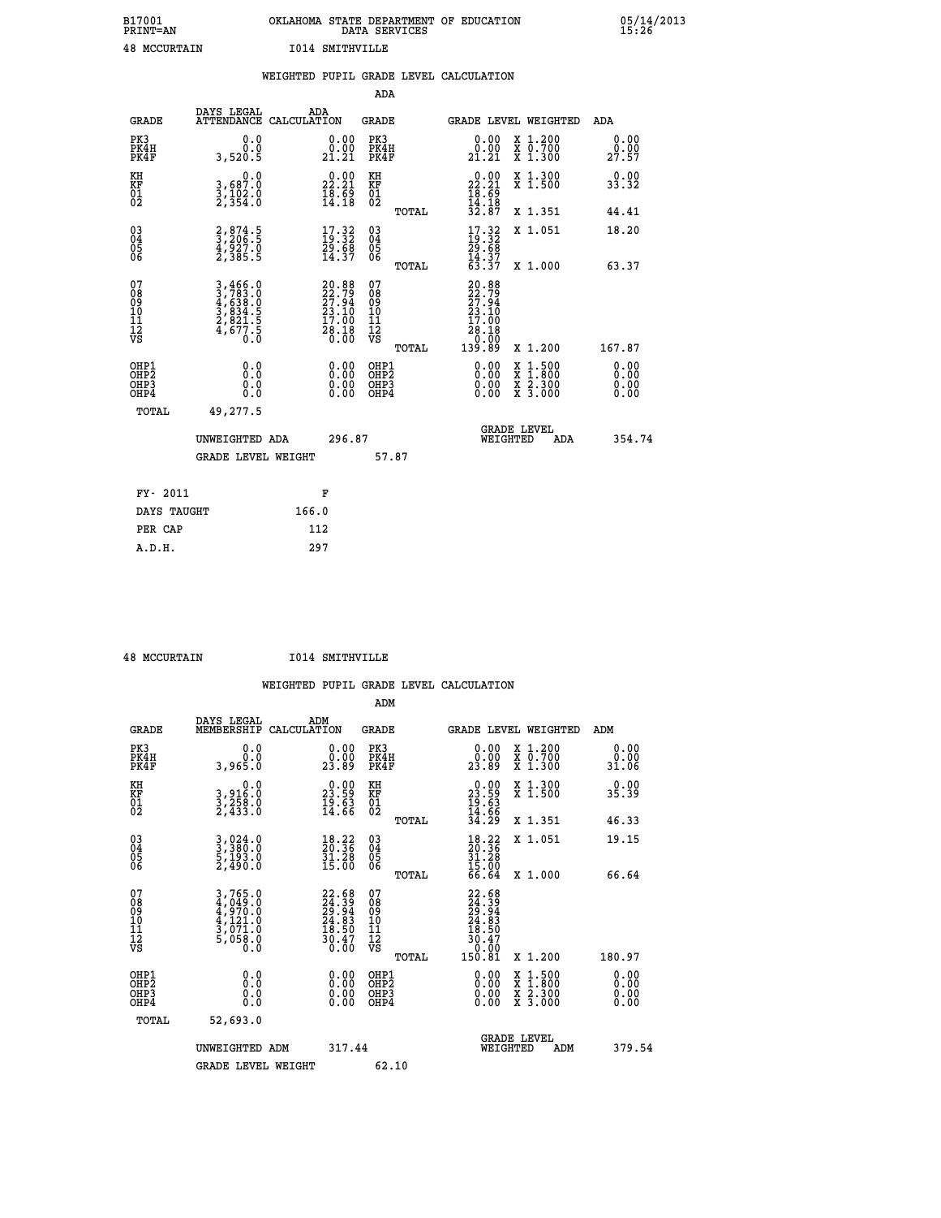B17001 OKLAHOMA STATE DEPARTMENT OF EDUCATION 05/14/2013
PRINT=AN DATA SERVICES 15:26

48 MCCURTAIN I014 SMITHVILLE

## WEIGHTED PUPIL GRADE LEVEL CALCULATION

### ADA

| GRADE | DAYS LEGAL ATTENDANCE | ADA CALCULATION | GRADE | GRADE LEVEL | WEIGHTED | ADA |
|---|---|---|---|---|---|---|
| PK3 | 0.0 | 0.00 | PK3 | 0.00 | X 1.200 | 0.00 |
| PK4H | 0.0 | 0.00 | PK4H | 0.00 | X 0.700 | 0.00 |
| PK4F | 3,520.5 | 21.21 | PK4F | 21.21 | X 1.300 | 27.57 |
| KH | 0.0 | 0.00 | KH | 0.00 | X 1.300 | 0.00 |
| KF | 3,687.0 | 22.21 | KF | 22.21 | X 1.500 | 33.32 |
| 01 | 3,102.0 | 18.69 | 01 | 18.69 | | |
| 02 | 2,354.0 | 14.18 | 02 | 14.18 | | |
| | | | TOTAL | 32.87 | X 1.351 | 44.41 |
| 03 | 2,874.5 | 17.32 | 03 | 17.32 | X 1.051 | 18.20 |
| 04 | 3,206.5 | 19.32 | 04 | 19.32 | | |
| 05 | 4,927.0 | 29.68 | 05 | 29.68 | | |
| 06 | 2,385.5 | 14.37 | 06 | 14.37 | | |
| | | | TOTAL | 63.37 | X 1.000 | 63.37 |
| 07 | 3,466.0 | 20.88 | 07 | 20.88 | | |
| 08 | 3,783.0 | 22.79 | 08 | 22.79 | | |
| 09 | 4,638.0 | 27.94 | 09 | 27.94 | | |
| 10 | 3,834.5 | 23.10 | 10 | 23.10 | | |
| 11 | 2,821.5 | 17.00 | 11 | 17.00 | | |
| 12 | 4,677.5 | 28.18 | 12 | 28.18 | | |
| VS | 0.0 | 0.00 | VS | 0.00 | | |
| | | | TOTAL | 139.89 | X 1.200 | 167.87 |
| OHP1 | 0.0 | 0.00 | OHP1 | 0.00 | X 1.500 | 0.00 |
| OHP2 | 0.0 | 0.00 | OHP2 | 0.00 | X 1.800 | 0.00 |
| OHP3 | 0.0 | 0.00 | OHP3 | 0.00 | X 2.300 | 0.00 |
| OHP4 | 0.0 | 0.00 | OHP4 | 0.00 | X 3.000 | 0.00 |
| TOTAL | 49,277.5 | | | | | |

UNWEIGHTED ADA 296.87 | GRADE LEVEL WEIGHTED ADA 354.74

GRADE LEVEL WEIGHT 57.87

| FY- 2011 | F |
|---|---|
| DAYS TAUGHT | 166.0 |
| PER CAP | 112 |
| A.D.H. | 297 |

48 MCCURTAIN I014 SMITHVILLE

## WEIGHTED PUPIL GRADE LEVEL CALCULATION

### ADM

| GRADE | DAYS LEGAL MEMBERSHIP | ADM CALCULATION | GRADE | GRADE LEVEL | WEIGHTED | ADM |
|---|---|---|---|---|---|---|
| PK3 | 0.0 | 0.00 | PK3 | 0.00 | X 1.200 | 0.00 |
| PK4H | 0.0 | 0.00 | PK4H | 0.00 | X 0.700 | 0.00 |
| PK4F | 3,965.0 | 23.89 | PK4F | 23.89 | X 1.300 | 31.06 |
| KH | 0.0 | 0.00 | KH | 0.00 | X 1.300 | 0.00 |
| KF | 3,916.0 | 23.59 | KF | 23.59 | X 1.500 | 35.39 |
| 01 | 3,258.0 | 19.63 | 01 | 19.63 | | |
| 02 | 2,433.0 | 14.66 | 02 | 14.66 | | |
| | | | TOTAL | 34.29 | X 1.351 | 46.33 |
| 03 | 3,024.0 | 18.22 | 03 | 18.22 | X 1.051 | 19.15 |
| 04 | 3,380.0 | 20.36 | 04 | 20.36 | | |
| 05 | 5,193.0 | 31.28 | 05 | 31.28 | | |
| 06 | 2,490.0 | 15.00 | 06 | 15.00 | | |
| | | | TOTAL | 66.64 | X 1.000 | 66.64 |
| 07 | 3,765.0 | 22.68 | 07 | 22.68 | | |
| 08 | 4,049.0 | 24.39 | 08 | 24.39 | | |
| 09 | 4,970.0 | 29.94 | 09 | 29.94 | | |
| 10 | 4,121.0 | 24.83 | 10 | 24.83 | | |
| 11 | 3,071.0 | 18.50 | 11 | 18.50 | | |
| 12 | 5,058.0 | 30.47 | 12 | 30.47 | | |
| VS | 0.0 | 0.00 | VS | 0.00 | | |
| | | | TOTAL | 150.81 | X 1.200 | 180.97 |
| OHP1 | 0.0 | 0.00 | OHP1 | 0.00 | X 1.500 | 0.00 |
| OHP2 | 0.0 | 0.00 | OHP2 | 0.00 | X 1.800 | 0.00 |
| OHP3 | 0.0 | 0.00 | OHP3 | 0.00 | X 2.300 | 0.00 |
| OHP4 | 0.0 | 0.00 | OHP4 | 0.00 | X 3.000 | 0.00 |
| TOTAL | 52,693.0 | | | | | |

UNWEIGHTED ADM 317.44 | GRADE LEVEL WEIGHTED ADM 379.54

GRADE LEVEL WEIGHT 62.10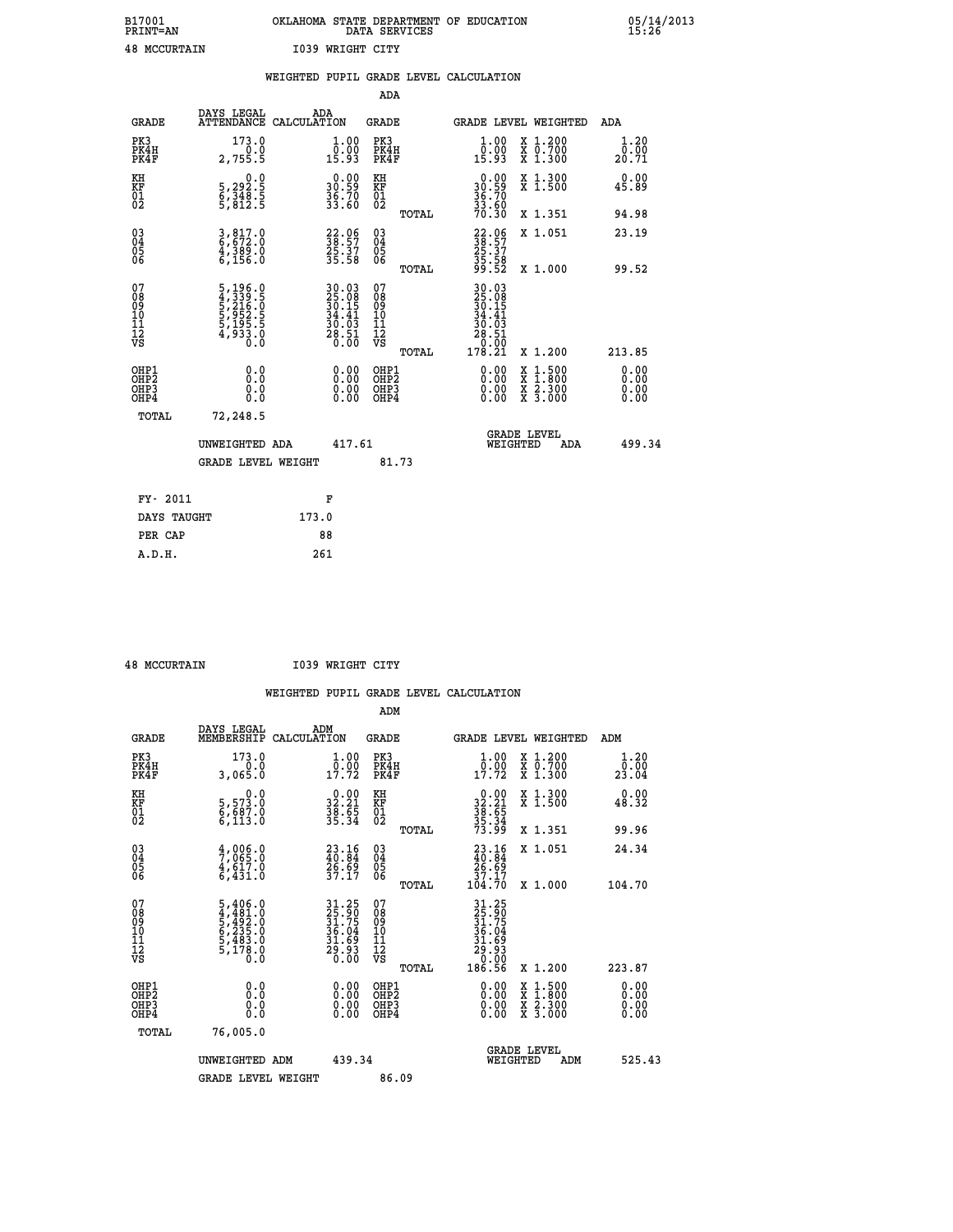B17001 OKLAHOMA STATE DEPARTMENT OF EDUCATION 05/14/2013
PRINT=AN DATA SERVICES 15:26

48 MCCURTAIN I039 WRIGHT CITY

## WEIGHTED PUPIL GRADE LEVEL CALCULATION

### ADA

| GRADE | DAYS LEGAL ATTENDANCE | ADA CALCULATION | GRADE | | GRADE LEVEL | WEIGHTED | ADA |
|---|---|---|---|---|---|---|---|
| PK3 | 173.0 | 1.00 | PK3 | | 1.00 | X 1.200 | 1.20 |
| PK4H | 0.0 | 0.00 | PK4H | | 0.00 | X 0.700 | 0.00 |
| PK4F | 2,755.5 | 15.93 | PK4F | | 15.93 | X 1.300 | 20.71 |
| KH | 0.0 | 0.00 | KH | | 0.00 | X 1.300 | 0.00 |
| KF | 5,292.5 | 30.59 | KF | | 30.59 | X 1.500 | 45.89 |
| 01 | 6,348.5 | 36.70 | 01 | | 36.70 | | |
| 02 | 5,812.5 | 33.60 | 02 | | 33.60 | | |
| | | | | TOTAL | 70.30 | X 1.351 | 94.98 |
| 03 | 3,817.0 | 22.06 | 03 | | 22.06 | X 1.051 | 23.19 |
| 04 | 6,672.0 | 38.57 | 04 | | 38.57 | | |
| 05 | 4,389.0 | 25.37 | 05 | | 25.37 | | |
| 06 | 6,156.0 | 35.58 | 06 | | 35.58 | | |
| | | | | TOTAL | 99.52 | X 1.000 | 99.52 |
| 07 | 5,196.0 | 30.03 | 07 | | 30.03 | | |
| 08 | 4,339.5 | 25.08 | 08 | | 25.08 | | |
| 09 | 5,216.0 | 30.15 | 09 | | 30.15 | | |
| 10 | 5,952.5 | 34.41 | 10 | | 34.41 | | |
| 11 | 5,195.5 | 30.03 | 11 | | 30.03 | | |
| 12 | 4,933.0 | 28.51 | 12 | | 28.51 | | |
| VS | 0.0 | 0.00 | VS | | 0.00 | | |
| | | | | TOTAL | 178.21 | X 1.200 | 213.85 |
| OHP1 | 0.0 | 0.00 | OHP1 | | 0.00 | X 1.500 | 0.00 |
| OHP2 | 0.0 | 0.00 | OHP2 | | 0.00 | X 1.800 | 0.00 |
| OHP3 | 0.0 | 0.00 | OHP3 | | 0.00 | X 2.300 | 0.00 |
| OHP4 | 0.0 | 0.00 | OHP4 | | 0.00 | X 3.000 | 0.00 |
| TOTAL | 72,248.5 | | | | | | |

UNWEIGHTED ADA 417.61 | GRADE LEVEL WEIGHTED ADA 499.34

GRADE LEVEL WEIGHT 81.73

| FY- 2011 | F |
|---|---|
| DAYS TAUGHT | 173.0 |
| PER CAP | 88 |
| A.D.H. | 261 |

48 MCCURTAIN I039 WRIGHT CITY

## WEIGHTED PUPIL GRADE LEVEL CALCULATION

### ADM

| GRADE | DAYS LEGAL MEMBERSHIP | ADM CALCULATION | GRADE | | GRADE LEVEL | WEIGHTED | ADM |
|---|---|---|---|---|---|---|---|
| PK3 | 173.0 | 1.00 | PK3 | | 1.00 | X 1.200 | 1.20 |
| PK4H | 0.0 | 0.00 | PK4H | | 0.00 | X 0.700 | 0.00 |
| PK4F | 3,065.0 | 17.72 | PK4F | | 17.72 | X 1.300 | 23.04 |
| KH | 0.0 | 0.00 | KH | | 0.00 | X 1.300 | 0.00 |
| KF | 5,573.0 | 32.21 | KF | | 32.21 | X 1.500 | 48.32 |
| 01 | 6,687.0 | 38.65 | 01 | | 38.65 | | |
| 02 | 6,113.0 | 35.34 | 02 | | 35.34 | | |
| | | | | TOTAL | 73.99 | X 1.351 | 99.96 |
| 03 | 4,006.0 | 23.16 | 03 | | 23.16 | X 1.051 | 24.34 |
| 04 | 7,065.0 | 40.84 | 04 | | 40.84 | | |
| 05 | 4,617.0 | 26.69 | 05 | | 26.69 | | |
| 06 | 6,431.0 | 37.17 | 06 | | 37.17 | | |
| | | | | TOTAL | 104.70 | X 1.000 | 104.70 |
| 07 | 5,406.0 | 31.25 | 07 | | 31.25 | | |
| 08 | 4,481.0 | 25.90 | 08 | | 25.90 | | |
| 09 | 5,492.0 | 31.75 | 09 | | 31.75 | | |
| 10 | 6,235.0 | 36.04 | 10 | | 36.04 | | |
| 11 | 5,483.0 | 31.69 | 11 | | 31.69 | | |
| 12 | 5,178.0 | 29.93 | 12 | | 29.93 | | |
| VS | 0.0 | 0.00 | VS | | 0.00 | | |
| | | | | TOTAL | 186.56 | X 1.200 | 223.87 |
| OHP1 | 0.0 | 0.00 | OHP1 | | 0.00 | X 1.500 | 0.00 |
| OHP2 | 0.0 | 0.00 | OHP2 | | 0.00 | X 1.800 | 0.00 |
| OHP3 | 0.0 | 0.00 | OHP3 | | 0.00 | X 2.300 | 0.00 |
| OHP4 | 0.0 | 0.00 | OHP4 | | 0.00 | X 3.000 | 0.00 |
| TOTAL | 76,005.0 | | | | | | |

UNWEIGHTED ADM 439.34 | GRADE LEVEL WEIGHTED ADM 525.43

GRADE LEVEL WEIGHT 86.09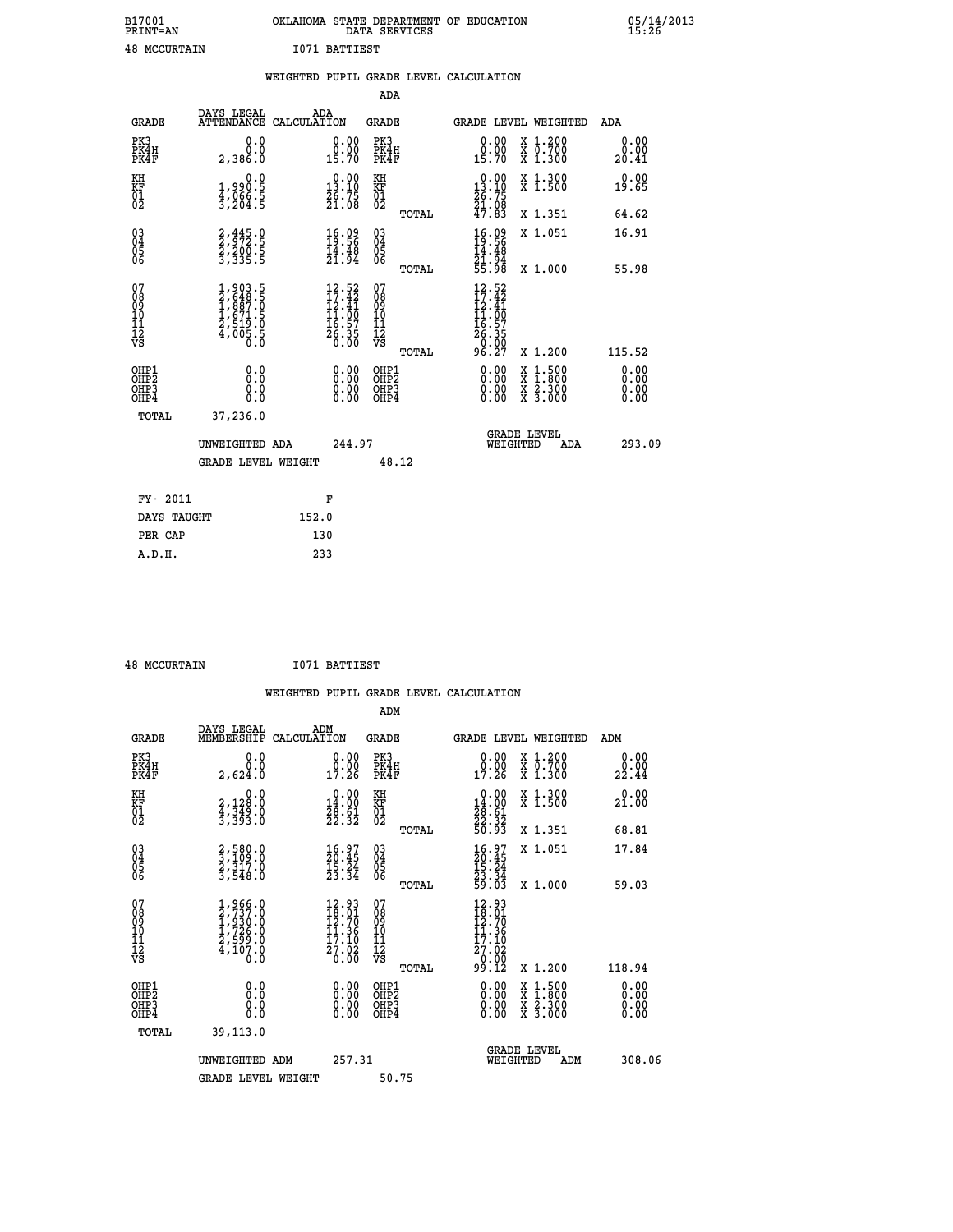B17001 OKLAHOMA STATE DEPARTMENT OF EDUCATION 05/14/2013
PRINT=AN DATA SERVICES 15:26

48 MCCURTAIN I071 BATTIEST

## WEIGHTED PUPIL GRADE LEVEL CALCULATION

### ADA

| GRADE | DAYS LEGAL ATTENDANCE | ADA CALCULATION | GRADE | | GRADE LEVEL | WEIGHTED | ADA |
|---|---|---|---|---|---|---|---|
| PK3 | 0.0 | 0.00 | PK3 | | 0.00 | X 1.200 | 0.00 |
| PK4H | 0.0 | 0.00 | PK4H | | 0.00 | X 0.700 | 0.00 |
| PK4F | 2,386.0 | 15.70 | PK4F | | 15.70 | X 1.300 | 20.41 |
| KH | 0.0 | 0.00 | KH | | 0.00 | X 1.300 | 0.00 |
| KF | 1,990.5 | 13.10 | KF | | 13.10 | X 1.500 | 19.65 |
| 01 | 4,066.5 | 26.75 | 01 | | 26.75 | | |
| 02 | 3,204.5 | 21.08 | 02 | | 21.08 | | |
| | | | | TOTAL | 47.83 | X 1.351 | 64.62 |
| 03 | 2,445.0 | 16.09 | 03 | | 16.09 | X 1.051 | 16.91 |
| 04 | 2,972.5 | 19.56 | 04 | | 19.56 | | |
| 05 | 2,200.5 | 14.48 | 05 | | 14.48 | | |
| 06 | 3,335.5 | 21.94 | 06 | | 21.94 | | |
| | | | | TOTAL | 55.98 | X 1.000 | 55.98 |
| 07 | 1,903.5 | 12.52 | 07 | | 12.52 | | |
| 08 | 2,648.5 | 17.42 | 08 | | 17.42 | | |
| 09 | 1,887.0 | 12.41 | 09 | | 12.41 | | |
| 10 | 1,671.5 | 11.00 | 10 | | 11.00 | | |
| 11 | 2,519.0 | 16.57 | 11 | | 16.57 | | |
| 12 | 4,005.5 | 26.35 | 12 | | 26.35 | | |
| VS | 0.0 | 0.00 | VS | | 0.00 | | |
| | | | | TOTAL | 96.27 | X 1.200 | 115.52 |
| OHP1 | 0.0 | 0.00 | OHP1 | | 0.00 | X 1.500 | 0.00 |
| OHP2 | 0.0 | 0.00 | OHP2 | | 0.00 | X 1.800 | 0.00 |
| OHP3 | 0.0 | 0.00 | OHP3 | | 0.00 | X 2.300 | 0.00 |
| OHP4 | 0.0 | 0.00 | OHP4 | | 0.00 | X 3.000 | 0.00 |
| TOTAL | 37,236.0 | | | | | | |

UNWEIGHTED ADA 244.97 | GRADE LEVEL WEIGHTED ADA 293.09

GRADE LEVEL WEIGHT 48.12

| FY- 2011 | F |
|---|---|
| DAYS TAUGHT | 152.0 |
| PER CAP | 130 |
| A.D.H. | 233 |

48 MCCURTAIN I071 BATTIEST

## WEIGHTED PUPIL GRADE LEVEL CALCULATION

### ADM

| GRADE | DAYS LEGAL MEMBERSHIP | ADM CALCULATION | GRADE | | GRADE LEVEL | WEIGHTED | ADM |
|---|---|---|---|---|---|---|---|
| PK3 | 0.0 | 0.00 | PK3 | | 0.00 | X 1.200 | 0.00 |
| PK4H | 0.0 | 0.00 | PK4H | | 0.00 | X 0.700 | 0.00 |
| PK4F | 2,624.0 | 17.26 | PK4F | | 17.26 | X 1.300 | 22.44 |
| KH | 0.0 | 0.00 | KH | | 0.00 | X 1.300 | 0.00 |
| KF | 2,128.0 | 14.00 | KF | | 14.00 | X 1.500 | 21.00 |
| 01 | 4,349.0 | 28.61 | 01 | | 28.61 | | |
| 02 | 3,393.0 | 22.32 | 02 | | 22.32 | | |
| | | | | TOTAL | 50.93 | X 1.351 | 68.81 |
| 03 | 2,580.0 | 16.97 | 03 | | 16.97 | X 1.051 | 17.84 |
| 04 | 3,109.0 | 20.45 | 04 | | 20.45 | | |
| 05 | 2,317.0 | 15.24 | 05 | | 15.24 | | |
| 06 | 3,548.0 | 23.34 | 06 | | 23.34 | | |
| | | | | TOTAL | 59.03 | X 1.000 | 59.03 |
| 07 | 1,966.0 | 12.93 | 07 | | 12.93 | | |
| 08 | 2,737.0 | 18.01 | 08 | | 18.01 | | |
| 09 | 1,930.0 | 12.70 | 09 | | 12.70 | | |
| 10 | 1,726.0 | 11.36 | 10 | | 11.36 | | |
| 11 | 2,599.0 | 17.10 | 11 | | 17.10 | | |
| 12 | 4,107.0 | 27.02 | 12 | | 27.02 | | |
| VS | 0.0 | 0.00 | VS | | 0.00 | | |
| | | | | TOTAL | 99.12 | X 1.200 | 118.94 |
| OHP1 | 0.0 | 0.00 | OHP1 | | 0.00 | X 1.500 | 0.00 |
| OHP2 | 0.0 | 0.00 | OHP2 | | 0.00 | X 1.800 | 0.00 |
| OHP3 | 0.0 | 0.00 | OHP3 | | 0.00 | X 2.300 | 0.00 |
| OHP4 | 0.0 | 0.00 | OHP4 | | 0.00 | X 3.000 | 0.00 |
| TOTAL | 39,113.0 | | | | | | |

UNWEIGHTED ADM 257.31 | GRADE LEVEL WEIGHTED ADM 308.06

GRADE LEVEL WEIGHT 50.75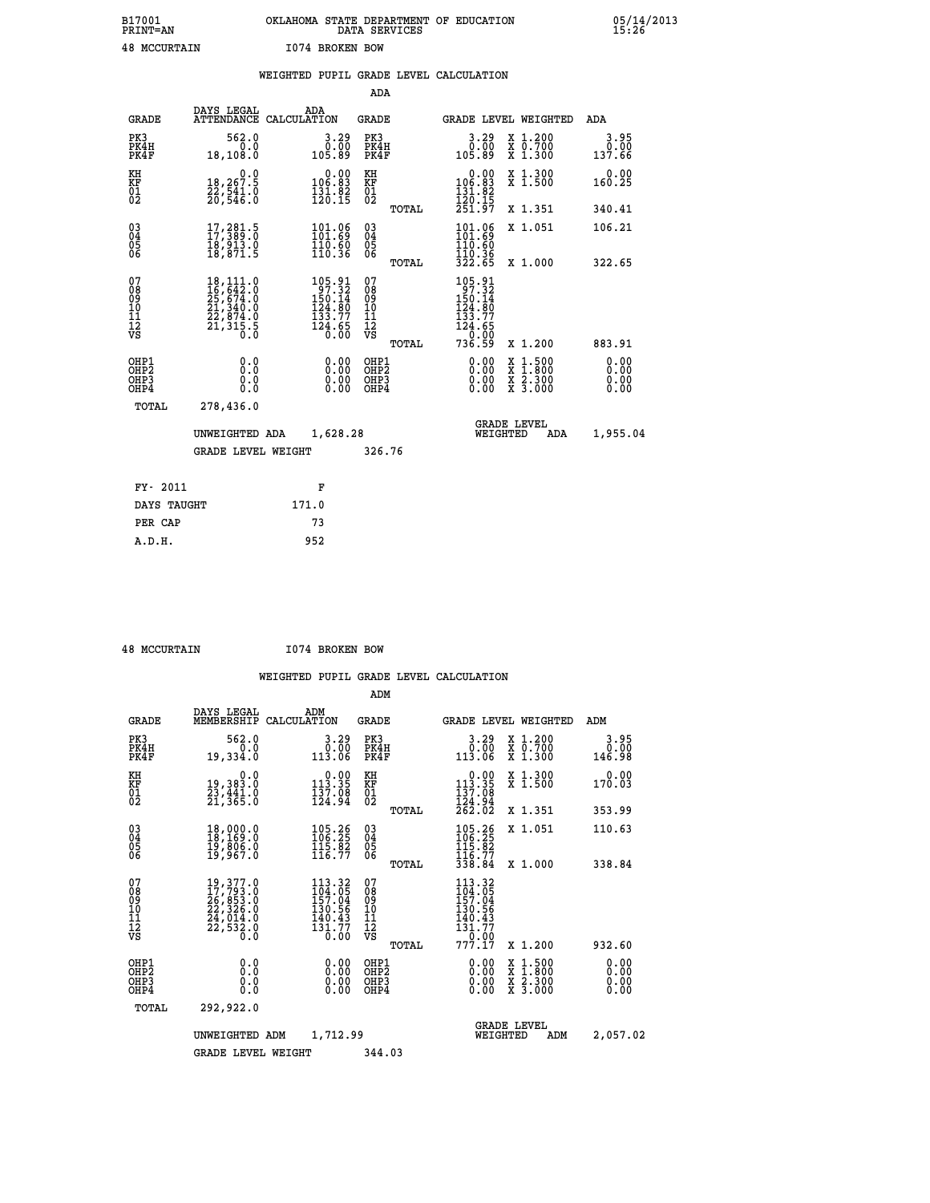B17001 OKLAHOMA STATE DEPARTMENT OF EDUCATION 05/14/2013
PRINT=AN DATA SERVICES 15:26

48 MCCURTAIN I074 BROKEN BOW

## WEIGHTED PUPIL GRADE LEVEL CALCULATION

### ADA

| GRADE | DAYS LEGAL ATTENDANCE | ADA CALCULATION | GRADE | GRADE LEVEL | WEIGHTED | ADA |
|---|---|---|---|---|---|---|
| PK3 | 562.0 | 3.29 | PK3 | 3.29 | X 1.200 | 3.95 |
| PK4H | 0.0 | 0.00 | PK4H | 0.00 | X 0.700 | 0.00 |
| PK4F | 18,108.0 | 105.89 | PK4F | 105.89 | X 1.300 | 137.66 |
| KH | 0.0 | 0.00 | KH | 0.00 | X 1.300 | 0.00 |
| KF | 18,267.5 | 106.83 | KF | 106.83 | X 1.500 | 160.25 |
| 01 | 22,541.0 | 131.82 | 01 | 131.82 | | |
| 02 | 20,546.0 | 120.15 | 02 | 120.15 | | |
| | | | TOTAL | 251.97 | X 1.351 | 340.41 |
| 03 | 17,281.5 | 101.06 | 03 | 101.06 | X 1.051 | 106.21 |
| 04 | 17,389.0 | 101.69 | 04 | 101.69 | | |
| 05 | 18,913.0 | 110.60 | 05 | 110.60 | | |
| 06 | 18,871.5 | 110.36 | 06 | 110.36 | | |
| | | | TOTAL | 322.65 | X 1.000 | 322.65 |
| 07 | 18,111.0 | 105.91 | 07 | 105.91 | | |
| 08 | 16,642.0 | 97.32 | 08 | 97.32 | | |
| 09 | 25,674.0 | 150.14 | 09 | 150.14 | | |
| 10 | 21,340.0 | 124.80 | 10 | 124.80 | | |
| 11 | 22,874.0 | 133.77 | 11 | 133.77 | | |
| 12 | 21,315.5 | 124.65 | 12 | 124.65 | | |
| VS | 0.0 | 0.00 | VS | 0.00 | | |
| | | | TOTAL | 736.59 | X 1.200 | 883.91 |
| OHP1 | 0.0 | 0.00 | OHP1 | 0.00 | X 1.500 | 0.00 |
| OHP2 | 0.0 | 0.00 | OHP2 | 0.00 | X 1.800 | 0.00 |
| OHP3 | 0.0 | 0.00 | OHP3 | 0.00 | X 2.300 | 0.00 |
| OHP4 | 0.0 | 0.00 | OHP4 | 0.00 | X 3.000 | 0.00 |
| TOTAL | 278,436.0 | | | | | |

UNWEIGHTED ADA 1,628.28 GRADE LEVEL WEIGHTED ADA 1,955.04

GRADE LEVEL WEIGHT 326.76

| FY- 2011 | F |
|---|---|
| DAYS TAUGHT | 171.0 |
| PER CAP | 73 |
| A.D.H. | 952 |

48 MCCURTAIN I074 BROKEN BOW

## WEIGHTED PUPIL GRADE LEVEL CALCULATION

### ADM

| GRADE | DAYS LEGAL MEMBERSHIP | ADM CALCULATION | GRADE | GRADE LEVEL | WEIGHTED | ADM |
|---|---|---|---|---|---|---|
| PK3 | 562.0 | 3.29 | PK3 | 3.29 | X 1.200 | 3.95 |
| PK4H | 0.0 | 0.00 | PK4H | 0.00 | X 0.700 | 0.00 |
| PK4F | 19,334.0 | 113.06 | PK4F | 113.06 | X 1.300 | 146.98 |
| KH | 0.0 | 0.00 | KH | 0.00 | X 1.300 | 0.00 |
| KF | 19,383.0 | 113.35 | KF | 113.35 | X 1.500 | 170.03 |
| 01 | 23,441.0 | 137.08 | 01 | 137.08 | | |
| 02 | 21,365.0 | 124.94 | 02 | 124.94 | | |
| | | | TOTAL | 262.02 | X 1.351 | 353.99 |
| 03 | 18,000.0 | 105.26 | 03 | 105.26 | X 1.051 | 110.63 |
| 04 | 18,169.0 | 106.25 | 04 | 106.25 | | |
| 05 | 19,806.0 | 115.82 | 05 | 115.82 | | |
| 06 | 19,967.0 | 116.77 | 06 | 116.77 | | |
| | | | TOTAL | 338.84 | X 1.000 | 338.84 |
| 07 | 19,377.0 | 113.32 | 07 | 113.32 | | |
| 08 | 17,793.0 | 104.05 | 08 | 104.05 | | |
| 09 | 26,853.0 | 157.04 | 09 | 157.04 | | |
| 10 | 22,326.0 | 130.56 | 10 | 130.56 | | |
| 11 | 24,014.0 | 140.43 | 11 | 140.43 | | |
| 12 | 22,532.0 | 131.77 | 12 | 131.77 | | |
| VS | 0.0 | 0.00 | VS | 0.00 | | |
| | | | TOTAL | 777.17 | X 1.200 | 932.60 |
| OHP1 | 0.0 | 0.00 | OHP1 | 0.00 | X 1.500 | 0.00 |
| OHP2 | 0.0 | 0.00 | OHP2 | 0.00 | X 1.800 | 0.00 |
| OHP3 | 0.0 | 0.00 | OHP3 | 0.00 | X 2.300 | 0.00 |
| OHP4 | 0.0 | 0.00 | OHP4 | 0.00 | X 3.000 | 0.00 |
| TOTAL | 292,922.0 | | | | | |

UNWEIGHTED ADM 1,712.99 GRADE LEVEL WEIGHTED ADM 2,057.02

GRADE LEVEL WEIGHT 344.03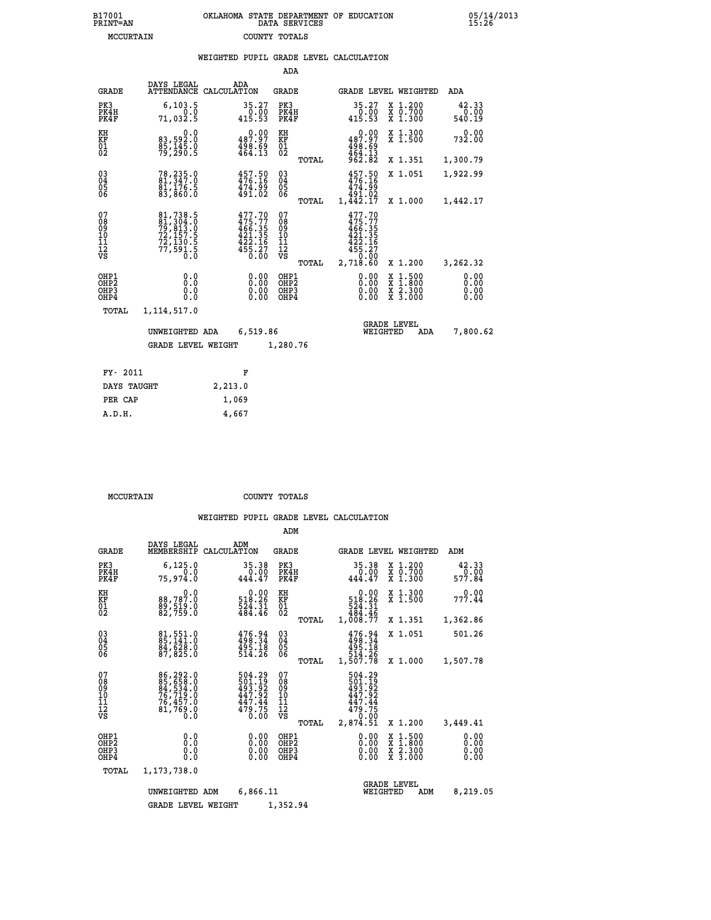B17001
PRINT=AN

OKLAHOMA STATE DEPARTMENT OF EDUCATION
DATA SERVICES

05/14/2013
15:26

MCCURTAIN COUNTY TOTALS

WEIGHTED PUPIL GRADE LEVEL CALCULATION

ADA

| GRADE | DAYS LEGAL ATTENDANCE | ADA CALCULATION | GRADE | | GRADE LEVEL | WEIGHTED | ADA |
|---|---|---|---|---|---|---|---|
| PK3 | 6,103.5 | 35.27 | PK3 | | 35.27 | X 1.200 | 42.33 |
| PK4H | 0.0 | 0.00 | PK4H | | 0.00 | X 0.700 | 0.00 |
| PK4F | 71,032.5 | 415.53 | PK4F | | 415.53 | X 1.300 | 540.19 |
| KH | 0.0 | 0.00 | KH | | 0.00 | X 1.300 | 0.00 |
| KF | 83,592.0 | 487.97 | KF | | 487.97 | X 1.500 | 732.00 |
| 01 | 85,145.0 | 498.69 | 01 | | 498.69 | | |
| 02 | 79,290.5 | 464.13 | 02 | | 464.13 | | |
| | | | | TOTAL | 962.82 | X 1.351 | 1,300.79 |
| 03 | 78,235.0 | 457.50 | 03 | | 457.50 | X 1.051 | 1,922.99 |
| 04 | 81,347.0 | 476.16 | 04 | | 476.16 | | |
| 05 | 81,176.5 | 474.99 | 05 | | 474.99 | | |
| 06 | 83,860.0 | 491.02 | 06 | | 491.02 | | |
| | | | | TOTAL | 1,442.17 | X 1.000 | 1,442.17 |
| 07 | 81,738.5 | 477.70 | 07 | | 477.70 | | |
| 08 | 81,304.0 | 475.77 | 08 | | 475.77 | | |
| 09 | 79,813.0 | 466.35 | 09 | | 466.35 | | |
| 10 | 72,157.5 | 421.35 | 10 | | 421.35 | | |
| 11 | 72,130.5 | 422.16 | 11 | | 422.16 | | |
| 12 | 77,591.5 | 455.27 | 12 | | 455.27 | | |
| VS | 0.0 | 0.00 | VS | | 0.00 | | |
| | | | | TOTAL | 2,718.60 | X 1.200 | 3,262.32 |
| OHP1 | 0.0 | 0.00 | OHP1 | | 0.00 | X 1.500 | 0.00 |
| OHP2 | 0.0 | 0.00 | OHP2 | | 0.00 | X 1.800 | 0.00 |
| OHP3 | 0.0 | 0.00 | OHP3 | | 0.00 | X 2.300 | 0.00 |
| OHP4 | 0.0 | 0.00 | OHP4 | | 0.00 | X 3.000 | 0.00 |
| TOTAL | 1,114,517.0 | | | | | | |

UNWEIGHTED ADA 6,519.86 GRADE LEVEL WEIGHTED ADA 7,800.62

GRADE LEVEL WEIGHT 1,280.76

| FY- 2011 | F |
|---|---|
| DAYS TAUGHT | 2,213.0 |
| PER CAP | 1,069 |
| A.D.H. | 4,667 |

MCCURTAIN COUNTY TOTALS

WEIGHTED PUPIL GRADE LEVEL CALCULATION

ADM

| GRADE | DAYS LEGAL MEMBERSHIP | ADM CALCULATION | GRADE | | GRADE LEVEL | WEIGHTED | ADM |
|---|---|---|---|---|---|---|---|
| PK3 | 6,125.0 | 35.38 | PK3 | | 35.38 | X 1.200 | 42.33 |
| PK4H | 0.0 | 0.00 | PK4H | | 0.00 | X 0.700 | 0.00 |
| PK4F | 75,974.0 | 444.47 | PK4F | | 444.47 | X 1.300 | 577.84 |
| KH | 0.0 | 0.00 | KH | | 0.00 | X 1.300 | 0.00 |
| KF | 88,787.0 | 518.26 | KF | | 518.26 | X 1.500 | 777.44 |
| 01 | 89,519.0 | 524.31 | 01 | | 524.31 | | |
| 02 | 82,759.0 | 484.46 | 02 | | 484.46 | | |
| | | | | TOTAL | 1,008.77 | X 1.351 | 1,362.86 |
| 03 | 81,551.0 | 476.94 | 03 | | 476.94 | X 1.051 | 501.26 |
| 04 | 85,141.0 | 498.34 | 04 | | 498.34 | | |
| 05 | 84,628.0 | 495.18 | 05 | | 495.18 | | |
| 06 | 87,825.0 | 514.26 | 06 | | 514.26 | | |
| | | | | TOTAL | 1,507.78 | X 1.000 | 1,507.78 |
| 07 | 86,292.0 | 504.29 | 07 | | 504.29 | | |
| 08 | 85,658.0 | 501.19 | 08 | | 501.19 | | |
| 09 | 84,534.0 | 493.92 | 09 | | 493.92 | | |
| 10 | 76,719.0 | 447.92 | 10 | | 447.92 | | |
| 11 | 76,457.0 | 447.44 | 11 | | 447.44 | | |
| 12 | 81,769.0 | 479.75 | 12 | | 479.75 | | |
| VS | 0.0 | 0.00 | VS | | 0.00 | | |
| | | | | TOTAL | 2,874.51 | X 1.200 | 3,449.41 |
| OHP1 | 0.0 | 0.00 | OHP1 | | 0.00 | X 1.500 | 0.00 |
| OHP2 | 0.0 | 0.00 | OHP2 | | 0.00 | X 1.800 | 0.00 |
| OHP3 | 0.0 | 0.00 | OHP3 | | 0.00 | X 2.300 | 0.00 |
| OHP4 | 0.0 | 0.00 | OHP4 | | 0.00 | X 3.000 | 0.00 |
| TOTAL | 1,173,738.0 | | | | | | |

UNWEIGHTED ADM 6,866.11 GRADE LEVEL WEIGHTED ADM 8,219.05

GRADE LEVEL WEIGHT 1,352.94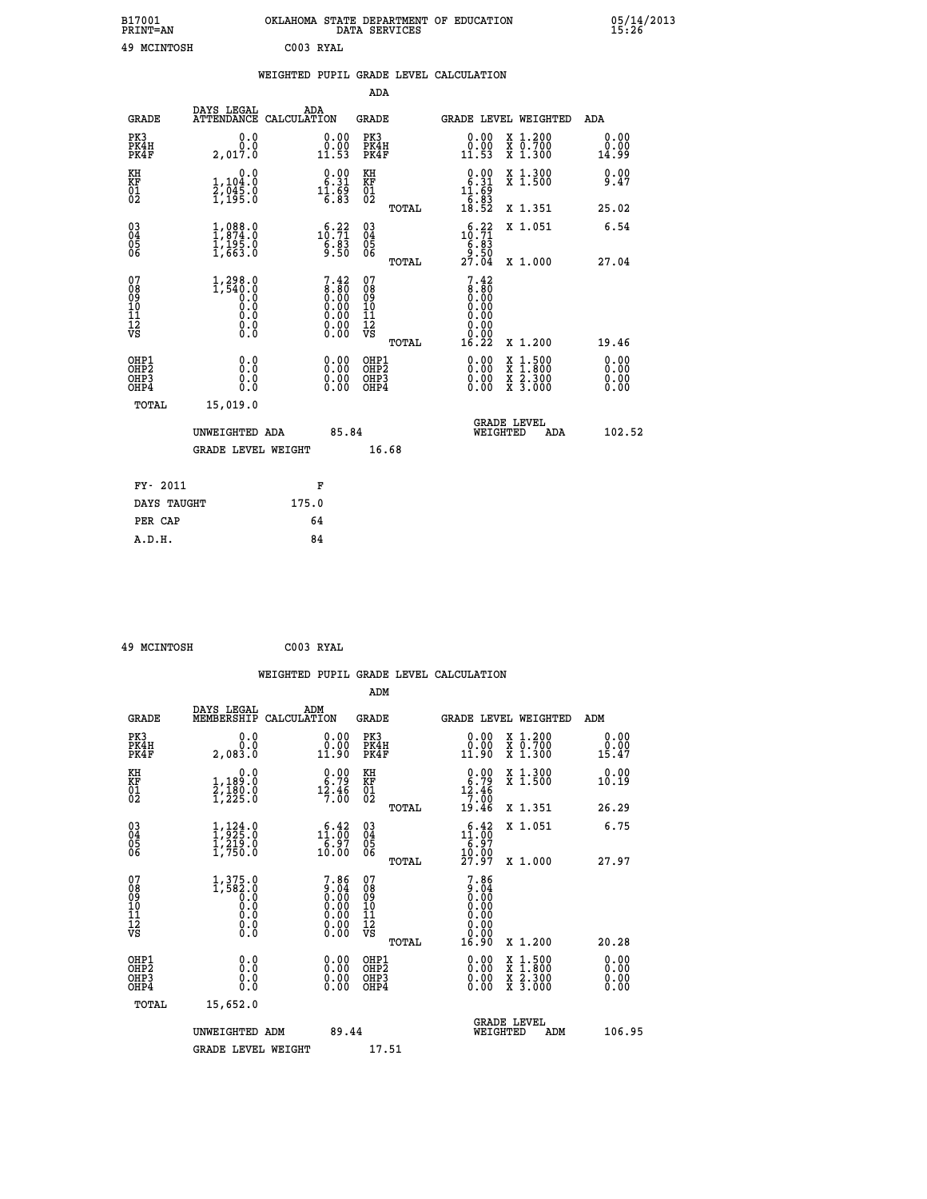B17001 OKLAHOMA STATE DEPARTMENT OF EDUCATION 05/14/2013
PRINT=AN DATA SERVICES 15:26

49 MCINTOSH C003 RYAL

## WEIGHTED PUPIL GRADE LEVEL CALCULATION

### ADA

| GRADE | DAYS LEGAL ATTENDANCE | ADA CALCULATION | GRADE | | GRADE LEVEL | WEIGHTED | ADA |
|---|---|---|---|---|---|---|---|
| PK3 | 0.0 | 0.00 | PK3 | | 0.00 | X 1.200 | 0.00 |
| PK4H | 0.0 | 0.00 | PK4H | | 0.00 | X 0.700 | 0.00 |
| PK4F | 2,017.0 | 11.53 | PK4F | | 11.53 | X 1.300 | 14.99 |
| KH | 0.0 | 0.00 | KH | | 0.00 | X 1.300 | 0.00 |
| KF | 1,104.0 | 6.31 | KF | | 6.31 | X 1.500 | 9.47 |
| 01 | 2,045.0 | 11.69 | 01 | | 11.69 | | |
| 02 | 1,195.0 | 6.83 | 02 | | 6.83 | | |
| | | | | TOTAL | 18.52 | X 1.351 | 25.02 |
| 03 | 1,088.0 | 6.22 | 03 | | 6.22 | X 1.051 | 6.54 |
| 04 | 1,874.0 | 10.71 | 04 | | 10.71 | | |
| 05 | 1,195.0 | 6.83 | 05 | | 6.83 | | |
| 06 | 1,663.0 | 9.50 | 06 | | 9.50 | | |
| | | | | TOTAL | 27.04 | X 1.000 | 27.04 |
| 07 | 1,298.0 | 7.42 | 07 | | 7.42 | | |
| 08 | 1,540.0 | 8.80 | 08 | | 8.80 | | |
| 09 | 0.0 | 0.00 | 09 | | 0.00 | | |
| 10 | 0.0 | 0.00 | 10 | | 0.00 | | |
| 11 | 0.0 | 0.00 | 11 | | 0.00 | | |
| 12 | 0.0 | 0.00 | 12 | | 0.00 | | |
| VS | 0.0 | 0.00 | VS | | 0.00 | | |
| | | | | TOTAL | 16.22 | X 1.200 | 19.46 |
| OHP1 | 0.0 | 0.00 | OHP1 | | 0.00 | X 1.500 | 0.00 |
| OHP2 | 0.0 | 0.00 | OHP2 | | 0.00 | X 1.800 | 0.00 |
| OHP3 | 0.0 | 0.00 | OHP3 | | 0.00 | X 2.300 | 0.00 |
| OHP4 | 0.0 | 0.00 | OHP4 | | 0.00 | X 3.000 | 0.00 |
| TOTAL | 15,019.0 | | | | | | |

UNWEIGHTED ADA 85.84 GRADE LEVEL WEIGHTED ADA 102.52

GRADE LEVEL WEIGHT 16.68

| FY- 2011 | F |
|---|---|
| DAYS TAUGHT | 175.0 |
| PER CAP | 64 |
| A.D.H. | 84 |

49 MCINTOSH C003 RYAL

## WEIGHTED PUPIL GRADE LEVEL CALCULATION

### ADM

| GRADE | DAYS LEGAL MEMBERSHIP | ADM CALCULATION | GRADE | | GRADE LEVEL | WEIGHTED | ADM |
|---|---|---|---|---|---|---|---|
| PK3 | 0.0 | 0.00 | PK3 | | 0.00 | X 1.200 | 0.00 |
| PK4H | 0.0 | 0.00 | PK4H | | 0.00 | X 0.700 | 0.00 |
| PK4F | 2,083.0 | 11.90 | PK4F | | 11.90 | X 1.300 | 15.47 |
| KH | 0.0 | 0.00 | KH | | 0.00 | X 1.300 | 0.00 |
| KF | 1,189.0 | 6.79 | KF | | 6.79 | X 1.500 | 10.19 |
| 01 | 2,180.0 | 12.46 | 01 | | 12.46 | | |
| 02 | 1,225.0 | 7.00 | 02 | | 7.00 | | |
| | | | | TOTAL | 19.46 | X 1.351 | 26.29 |
| 03 | 1,124.0 | 6.42 | 03 | | 6.42 | X 1.051 | 6.75 |
| 04 | 1,925.0 | 11.00 | 04 | | 11.00 | | |
| 05 | 1,219.0 | 6.97 | 05 | | 6.97 | | |
| 06 | 1,750.0 | 10.00 | 06 | | 10.00 | | |
| | | | | TOTAL | 27.97 | X 1.000 | 27.97 |
| 07 | 1,375.0 | 7.86 | 07 | | 7.86 | | |
| 08 | 1,582.0 | 9.04 | 08 | | 9.04 | | |
| 09 | 0.0 | 0.00 | 09 | | 0.00 | | |
| 10 | 0.0 | 0.00 | 10 | | 0.00 | | |
| 11 | 0.0 | 0.00 | 11 | | 0.00 | | |
| 12 | 0.0 | 0.00 | 12 | | 0.00 | | |
| VS | 0.0 | 0.00 | VS | | 0.00 | | |
| | | | | TOTAL | 16.90 | X 1.200 | 20.28 |
| OHP1 | 0.0 | 0.00 | OHP1 | | 0.00 | X 1.500 | 0.00 |
| OHP2 | 0.0 | 0.00 | OHP2 | | 0.00 | X 1.800 | 0.00 |
| OHP3 | 0.0 | 0.00 | OHP3 | | 0.00 | X 2.300 | 0.00 |
| OHP4 | 0.0 | 0.00 | OHP4 | | 0.00 | X 3.000 | 0.00 |
| TOTAL | 15,652.0 | | | | | | |

UNWEIGHTED ADM 89.44 GRADE LEVEL WEIGHTED ADM 106.95

GRADE LEVEL WEIGHT 17.51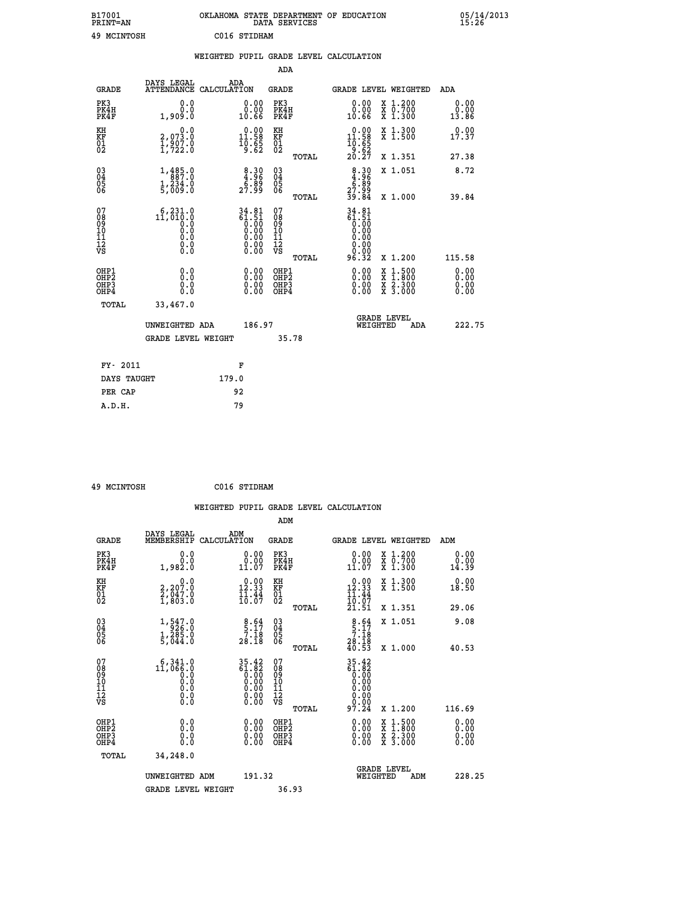B17001 OKLAHOMA STATE DEPARTMENT OF EDUCATION 05/14/2013
PRINT=AN DATA SERVICES 15:26

49 MCINTOSH C016 STIDHAM

## WEIGHTED PUPIL GRADE LEVEL CALCULATION

### ADA

| GRADE | DAYS LEGAL ATTENDANCE | ADA CALCULATION | GRADE | GRADE LEVEL | WEIGHTED | ADA |
|---|---|---|---|---|---|---|
| PK3 | 0.0 | 0.00 | PK3 | 0.00 | X 1.200 | 0.00 |
| PK4H | 0.0 | 0.00 | PK4H | 0.00 | X 0.700 | 0.00 |
| PK4F | 1,909.0 | 10.66 | PK4F | 10.66 | X 1.300 | 13.86 |
| KH | 0.0 | 0.00 | KH | 0.00 | X 1.300 | 0.00 |
| KF | 2,073.0 | 11.58 | KF | 11.58 | X 1.500 | 17.37 |
| 01 | 1,907.0 | 10.65 | 01 | 10.65 | | |
| 02 | 1,722.0 | 9.62 | 02 | 9.62 | | |
| | | | TOTAL | 20.27 | X 1.351 | 27.38 |
| 03 | 1,485.0 | 8.30 | 03 | 8.30 | X 1.051 | 8.72 |
| 04 | 887.0 | 4.96 | 04 | 4.96 | | |
| 05 | 1,234.0 | 6.89 | 05 | 6.89 | | |
| 06 | 5,009.0 | 27.99 | 06 | 27.99 | | |
| | | | TOTAL | 39.84 | X 1.000 | 39.84 |
| 07 | 6,231.0 | 34.81 | 07 | 34.81 | | |
| 08 | 11,010.0 | 61.51 | 08 | 61.51 | | |
| 09 | 0.0 | 0.00 | 09 | 0.00 | | |
| 10 | 0.0 | 0.00 | 10 | 0.00 | | |
| 11 | 0.0 | 0.00 | 11 | 0.00 | | |
| 12 | 0.0 | 0.00 | 12 | 0.00 | | |
| VS | 0.0 | 0.00 | VS | 0.00 | | |
| | | | TOTAL | 96.32 | X 1.200 | 115.58 |
| OHP1 | 0.0 | 0.00 | OHP1 | 0.00 | X 1.500 | 0.00 |
| OHP2 | 0.0 | 0.00 | OHP2 | 0.00 | X 1.800 | 0.00 |
| OHP3 | 0.0 | 0.00 | OHP3 | 0.00 | X 2.300 | 0.00 |
| OHP4 | 0.0 | 0.00 | OHP4 | 0.00 | X 3.000 | 0.00 |
| TOTAL | 33,467.0 | | | | | |

UNWEIGHTED ADA 186.97 GRADE LEVEL WEIGHTED ADA 222.75

GRADE LEVEL WEIGHT 35.78

| FY- 2011 | F |
|---|---|
| DAYS TAUGHT | 179.0 |
| PER CAP | 92 |
| A.D.H. | 79 |

49 MCINTOSH C016 STIDHAM

## WEIGHTED PUPIL GRADE LEVEL CALCULATION

### ADM

| GRADE | DAYS LEGAL MEMBERSHIP | ADM CALCULATION | GRADE | GRADE LEVEL | WEIGHTED | ADM |
|---|---|---|---|---|---|---|
| PK3 | 0.0 | 0.00 | PK3 | 0.00 | X 1.200 | 0.00 |
| PK4H | 0.0 | 0.00 | PK4H | 0.00 | X 0.700 | 0.00 |
| PK4F | 1,982.0 | 11.07 | PK4F | 11.07 | X 1.300 | 14.39 |
| KH | 0.0 | 0.00 | KH | 0.00 | X 1.300 | 0.00 |
| KF | 2,207.0 | 12.33 | KF | 12.33 | X 1.500 | 18.50 |
| 01 | 2,047.0 | 11.44 | 01 | 11.44 | | |
| 02 | 1,803.0 | 10.07 | 02 | 10.07 | | |
| | | | TOTAL | 21.51 | X 1.351 | 29.06 |
| 03 | 1,547.0 | 8.64 | 03 | 8.64 | X 1.051 | 9.08 |
| 04 | 926.0 | 5.17 | 04 | 5.17 | | |
| 05 | 1,285.0 | 7.18 | 05 | 7.18 | | |
| 06 | 5,044.0 | 28.18 | 06 | 28.18 | | |
| | | | TOTAL | 40.53 | X 1.000 | 40.53 |
| 07 | 6,341.0 | 35.42 | 07 | 35.42 | | |
| 08 | 11,066.0 | 61.82 | 08 | 61.82 | | |
| 09 | 0.0 | 0.00 | 09 | 0.00 | | |
| 10 | 0.0 | 0.00 | 10 | 0.00 | | |
| 11 | 0.0 | 0.00 | 11 | 0.00 | | |
| 12 | 0.0 | 0.00 | 12 | 0.00 | | |
| VS | 0.0 | 0.00 | VS | 0.00 | | |
| | | | TOTAL | 97.24 | X 1.200 | 116.69 |
| OHP1 | 0.0 | 0.00 | OHP1 | 0.00 | X 1.500 | 0.00 |
| OHP2 | 0.0 | 0.00 | OHP2 | 0.00 | X 1.800 | 0.00 |
| OHP3 | 0.0 | 0.00 | OHP3 | 0.00 | X 2.300 | 0.00 |
| OHP4 | 0.0 | 0.00 | OHP4 | 0.00 | X 3.000 | 0.00 |
| TOTAL | 34,248.0 | | | | | |

UNWEIGHTED ADM 191.32 GRADE LEVEL WEIGHTED ADM 228.25

GRADE LEVEL WEIGHT 36.93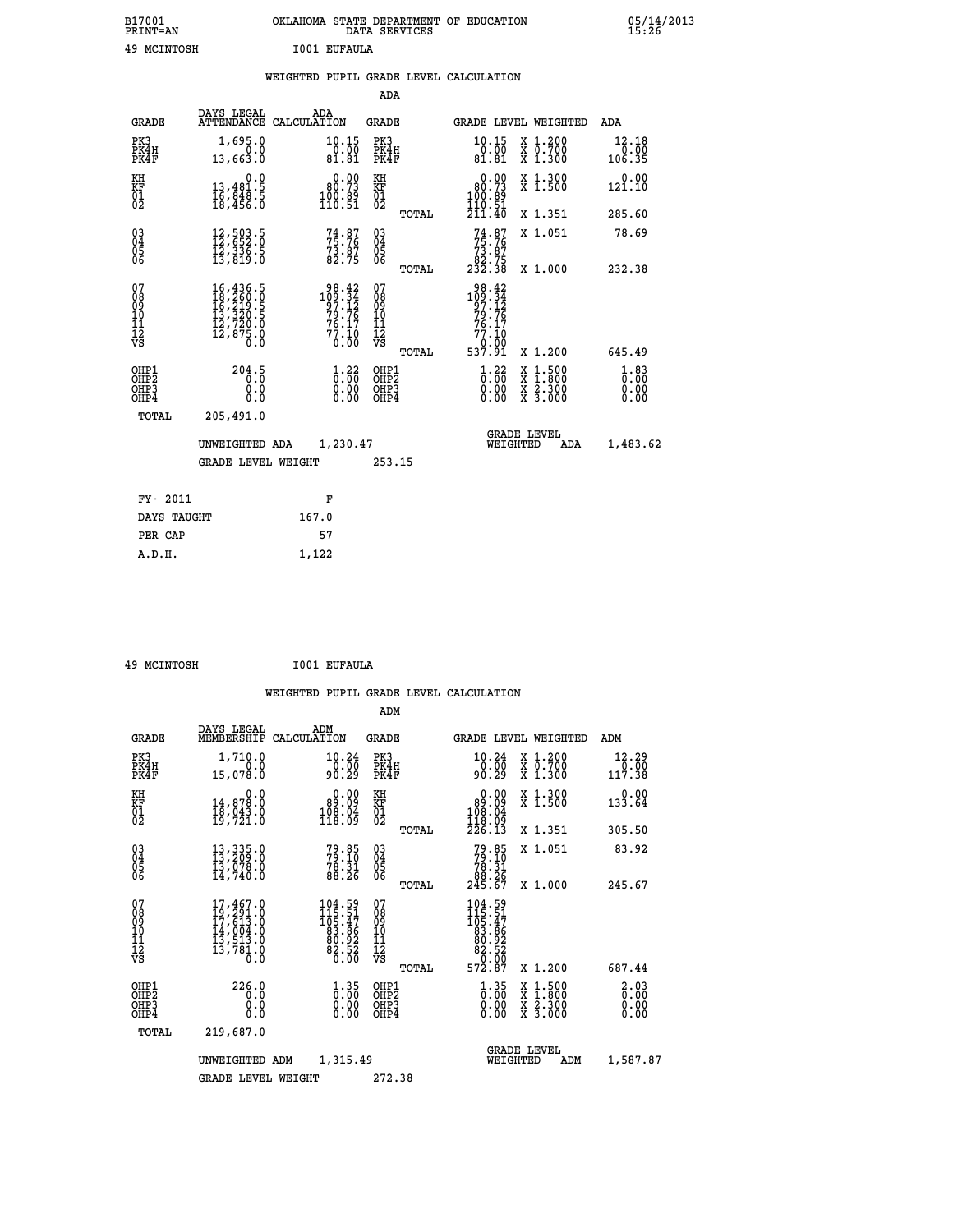B17001 OKLAHOMA STATE DEPARTMENT OF EDUCATION 05/14/2013
PRINT=AN DATA SERVICES 15:26

49 MCINTOSH I001 EUFAULA

## WEIGHTED PUPIL GRADE LEVEL CALCULATION

### ADA

| GRADE | DAYS LEGAL ATTENDANCE | ADA CALCULATION | GRADE | GRADE LEVEL | WEIGHTED | ADA |
|---|---|---|---|---|---|---|
| PK3 | 1,695.0 | 10.15 | PK3 | 10.15 | X 1.200 | 12.18 |
| PK4H | 0.0 | 0.00 | PK4H | 0.00 | X 0.700 | 0.00 |
| PK4F | 13,663.0 | 81.81 | PK4F | 81.81 | X 1.300 | 106.35 |
| KH | 0.0 | 0.00 | KH | 0.00 | X 1.300 | 0.00 |
| KF | 13,481.5 | 80.73 | KF | 80.73 | X 1.500 | 121.10 |
| 01 | 16,848.5 | 100.89 | 01 | 100.89 | | |
| 02 | 18,456.0 | 110.51 | 02 | 110.51 | | |
| | | | TOTAL | 211.40 | X 1.351 | 285.60 |
| 03 | 12,503.5 | 74.87 | 03 | 74.87 | X 1.051 | 78.69 |
| 04 | 12,652.0 | 75.76 | 04 | 75.76 | | |
| 05 | 12,336.5 | 73.87 | 05 | 73.87 | | |
| 06 | 13,819.0 | 82.75 | 06 | 82.75 | | |
| | | | TOTAL | 232.38 | X 1.000 | 232.38 |
| 07 | 16,436.5 | 98.42 | 07 | 98.42 | | |
| 08 | 18,260.0 | 109.34 | 08 | 109.34 | | |
| 09 | 16,219.5 | 97.12 | 09 | 97.12 | | |
| 10 | 13,320.5 | 79.76 | 10 | 79.76 | | |
| 11 | 12,720.0 | 76.17 | 11 | 76.17 | | |
| 12 | 12,875.0 | 77.10 | 12 | 77.10 | | |
| VS | 0.0 | 0.00 | VS | 0.00 | | |
| | | | TOTAL | 537.91 | X 1.200 | 645.49 |
| OHP1 | 204.5 | 1.22 | OHP1 | 1.22 | X 1.500 | 1.83 |
| OHP2 | 0.0 | 0.00 | OHP2 | 0.00 | X 1.800 | 0.00 |
| OHP3 | 0.0 | 0.00 | OHP3 | 0.00 | X 2.300 | 0.00 |
| OHP4 | 0.0 | 0.00 | OHP4 | 0.00 | X 3.000 | 0.00 |
| TOTAL | 205,491.0 | | | | | |

UNWEIGHTED ADA 1,230.47 GRADE LEVEL WEIGHTED ADA 1,483.62

GRADE LEVEL WEIGHT 253.15

| FY- 2011 | F |
|---|---|
| DAYS TAUGHT | 167.0 |
| PER CAP | 57 |
| A.D.H. | 1,122 |

49 MCINTOSH I001 EUFAULA

## WEIGHTED PUPIL GRADE LEVEL CALCULATION

### ADM

| GRADE | DAYS LEGAL MEMBERSHIP | ADM CALCULATION | GRADE | GRADE LEVEL | WEIGHTED | ADM |
|---|---|---|---|---|---|---|
| PK3 | 1,710.0 | 10.24 | PK3 | 10.24 | X 1.200 | 12.29 |
| PK4H | 0.0 | 0.00 | PK4H | 0.00 | X 0.700 | 0.00 |
| PK4F | 15,078.0 | 90.29 | PK4F | 90.29 | X 1.300 | 117.38 |
| KH | 0.0 | 0.00 | KH | 0.00 | X 1.300 | 0.00 |
| KF | 14,878.0 | 89.09 | KF | 89.09 | X 1.500 | 133.64 |
| 01 | 18,043.0 | 108.04 | 01 | 108.04 | | |
| 02 | 19,721.0 | 118.09 | 02 | 118.09 | | |
| | | | TOTAL | 226.13 | X 1.351 | 305.50 |
| 03 | 13,335.0 | 79.85 | 03 | 79.85 | X 1.051 | 83.92 |
| 04 | 13,209.0 | 79.10 | 04 | 79.10 | | |
| 05 | 13,078.0 | 78.31 | 05 | 78.31 | | |
| 06 | 14,740.0 | 88.26 | 06 | 88.26 | | |
| | | | TOTAL | 245.67 | X 1.000 | 245.67 |
| 07 | 17,467.0 | 104.59 | 07 | 104.59 | | |
| 08 | 19,291.0 | 115.51 | 08 | 115.51 | | |
| 09 | 17,613.0 | 105.47 | 09 | 105.47 | | |
| 10 | 14,004.0 | 83.86 | 10 | 83.86 | | |
| 11 | 13,513.0 | 80.92 | 11 | 80.92 | | |
| 12 | 13,781.0 | 82.52 | 12 | 82.52 | | |
| VS | 0.0 | 0.00 | VS | 0.00 | | |
| | | | TOTAL | 572.87 | X 1.200 | 687.44 |
| OHP1 | 226.0 | 1.35 | OHP1 | 1.35 | X 1.500 | 2.03 |
| OHP2 | 0.0 | 0.00 | OHP2 | 0.00 | X 1.800 | 0.00 |
| OHP3 | 0.0 | 0.00 | OHP3 | 0.00 | X 2.300 | 0.00 |
| OHP4 | 0.0 | 0.00 | OHP4 | 0.00 | X 3.000 | 0.00 |
| TOTAL | 219,687.0 | | | | | |

UNWEIGHTED ADM 1,315.49 GRADE LEVEL WEIGHTED ADM 1,587.87

GRADE LEVEL WEIGHT 272.38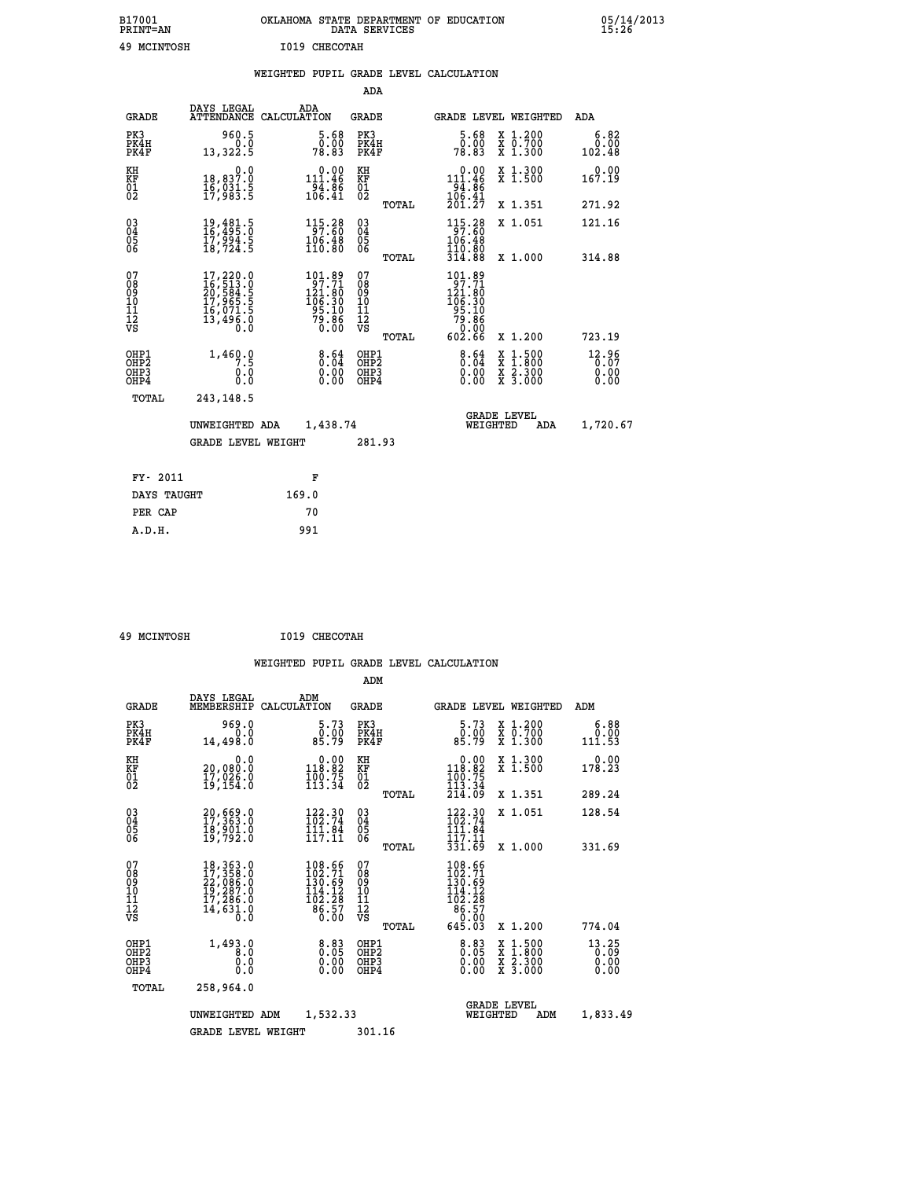B17001 OKLAHOMA STATE DEPARTMENT OF EDUCATION 05/14/2013
PRINT=AN DATA SERVICES 15:26

49 MCINTOSH I019 CHECOTAH

## WEIGHTED PUPIL GRADE LEVEL CALCULATION

### ADA

| GRADE | DAYS LEGAL ATTENDANCE | ADA CALCULATION | GRADE | GRADE LEVEL | WEIGHTED | ADA |
|---|---|---|---|---|---|---|
| PK3 | 960.5 | 5.68 | PK3 | 5.68 | X 1.200 | 6.82 |
| PK4H | 0.0 | 0.00 | PK4H | 0.00 | X 0.700 | 0.00 |
| PK4F | 13,322.5 | 78.83 | PK4F | 78.83 | X 1.300 | 102.48 |
| KH | 0.0 | 0.00 | KH | 0.00 | X 1.300 | 0.00 |
| KF | 18,837.0 | 111.46 | KF | 111.46 | X 1.500 | 167.19 |
| 01 | 16,031.5 | 94.86 | 01 | 94.86 | | |
| 02 | 17,983.5 | 106.41 | 02 | 106.41 | | |
| | | | TOTAL | 201.27 | X 1.351 | 271.92 |
| 03 | 19,481.5 | 115.28 | 03 | 115.28 | X 1.051 | 121.16 |
| 04 | 16,495.0 | 97.60 | 04 | 97.60 | | |
| 05 | 17,994.5 | 106.48 | 05 | 106.48 | | |
| 06 | 18,724.5 | 110.80 | 06 | 110.80 | | |
| | | | TOTAL | 314.88 | X 1.000 | 314.88 |
| 07 | 17,220.0 | 101.89 | 07 | 101.89 | | |
| 08 | 16,513.0 | 97.71 | 08 | 97.71 | | |
| 09 | 20,584.5 | 121.80 | 09 | 121.80 | | |
| 10 | 17,965.5 | 106.30 | 10 | 106.30 | | |
| 11 | 16,071.5 | 95.10 | 11 | 95.10 | | |
| 12 | 13,496.0 | 79.86 | 12 | 79.86 | | |
| VS | 0.0 | 0.00 | VS | 0.00 | | |
| | | | TOTAL | 602.66 | X 1.200 | 723.19 |
| OHP1 | 1,460.0 | 8.64 | OHP1 | 8.64 | X 1.500 | 12.96 |
| OHP2 | 7.5 | 0.04 | OHP2 | 0.04 | X 1.800 | 0.07 |
| OHP3 | 0.0 | 0.00 | OHP3 | 0.00 | X 2.300 | 0.00 |
| OHP4 | 0.0 | 0.00 | OHP4 | 0.00 | X 3.000 | 0.00 |
| TOTAL | 243,148.5 | | | | | |

UNWEIGHTED ADA 1,438.74 GRADE LEVEL WEIGHTED ADA 1,720.67

GRADE LEVEL WEIGHT 281.93

| FY- 2011 | F |
|---|---|
| DAYS TAUGHT | 169.0 |
| PER CAP | 70 |
| A.D.H. | 991 |

49 MCINTOSH I019 CHECOTAH

## WEIGHTED PUPIL GRADE LEVEL CALCULATION

### ADM

| GRADE | DAYS LEGAL MEMBERSHIP | ADM CALCULATION | GRADE | GRADE LEVEL | WEIGHTED | ADM |
|---|---|---|---|---|---|---|
| PK3 | 969.0 | 5.73 | PK3 | 5.73 | X 1.200 | 6.88 |
| PK4H | 0.0 | 0.00 | PK4H | 0.00 | X 0.700 | 0.00 |
| PK4F | 14,498.0 | 85.79 | PK4F | 85.79 | X 1.300 | 111.53 |
| KH | 0.0 | 0.00 | KH | 0.00 | X 1.300 | 0.00 |
| KF | 20,080.0 | 118.82 | KF | 118.82 | X 1.500 | 178.23 |
| 01 | 17,026.0 | 100.75 | 01 | 100.75 | | |
| 02 | 19,154.0 | 113.34 | 02 | 113.34 | | |
| | | | TOTAL | 214.09 | X 1.351 | 289.24 |
| 03 | 20,669.0 | 122.30 | 03 | 122.30 | X 1.051 | 128.54 |
| 04 | 17,363.0 | 102.74 | 04 | 102.74 | | |
| 05 | 18,901.0 | 111.84 | 05 | 111.84 | | |
| 06 | 19,792.0 | 117.11 | 06 | 117.11 | | |
| | | | TOTAL | 331.69 | X 1.000 | 331.69 |
| 07 | 18,363.0 | 108.66 | 07 | 108.66 | | |
| 08 | 17,358.0 | 102.71 | 08 | 102.71 | | |
| 09 | 22,086.0 | 130.69 | 09 | 130.69 | | |
| 10 | 19,287.0 | 114.12 | 10 | 114.12 | | |
| 11 | 17,286.0 | 102.28 | 11 | 102.28 | | |
| 12 | 14,631.0 | 86.57 | 12 | 86.57 | | |
| VS | 0.0 | 0.00 | VS | 0.00 | | |
| | | | TOTAL | 645.03 | X 1.200 | 774.04 |
| OHP1 | 1,493.0 | 8.83 | OHP1 | 8.83 | X 1.500 | 13.25 |
| OHP2 | 8.0 | 0.05 | OHP2 | 0.05 | X 1.800 | 0.09 |
| OHP3 | 0.0 | 0.00 | OHP3 | 0.00 | X 2.300 | 0.00 |
| OHP4 | 0.0 | 0.00 | OHP4 | 0.00 | X 3.000 | 0.00 |
| TOTAL | 258,964.0 | | | | | |

UNWEIGHTED ADM 1,532.33 GRADE LEVEL WEIGHTED ADM 1,833.49

GRADE LEVEL WEIGHT 301.16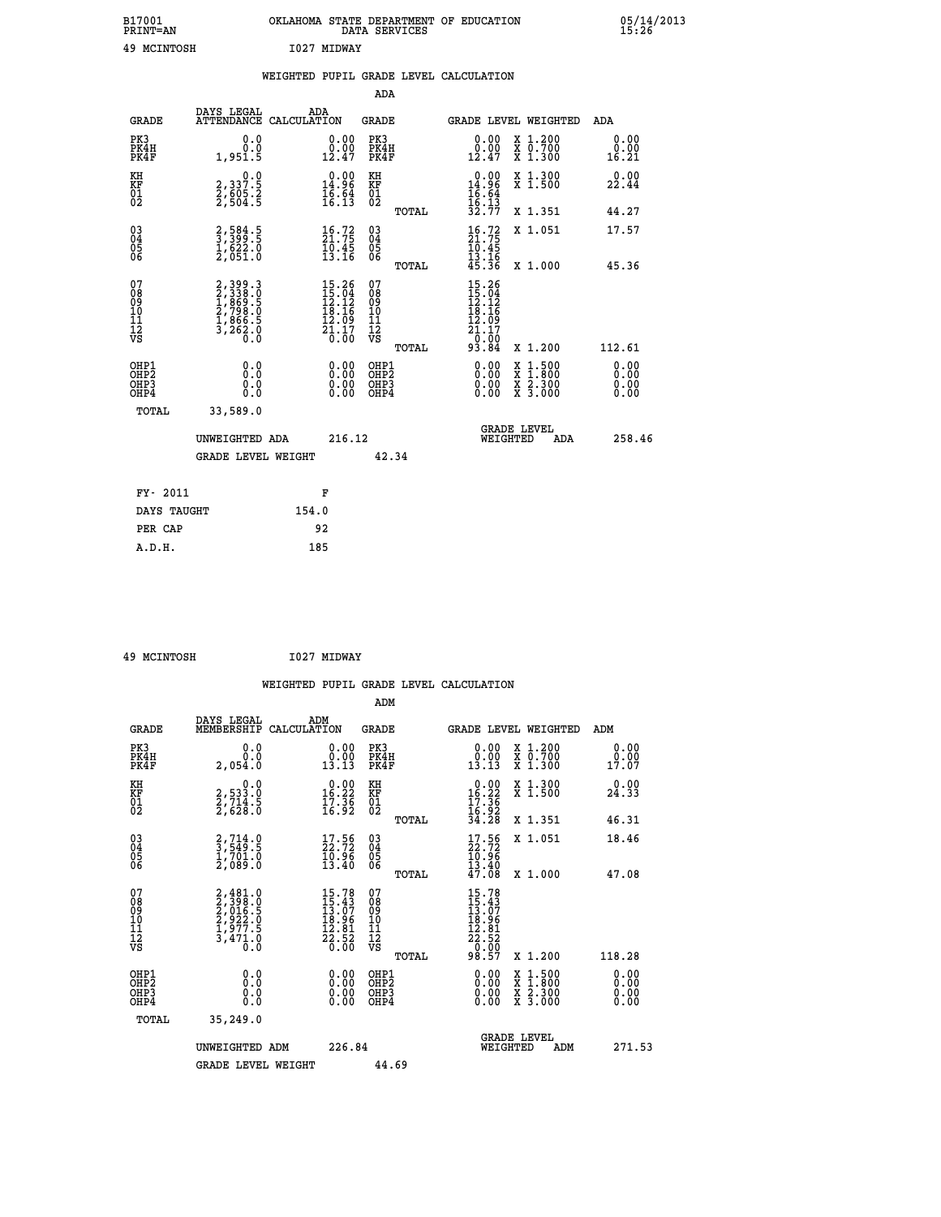B17001 OKLAHOMA STATE DEPARTMENT OF EDUCATION 05/14/2013
PRINT=AN DATA SERVICES 15:26

49 MCINTOSH I027 MIDWAY

WEIGHTED PUPIL GRADE LEVEL CALCULATION

ADA

| GRADE | DAYS LEGAL ATTENDANCE | ADA CALCULATION | GRADE | GRADE LEVEL | WEIGHTED | ADA |
|---|---|---|---|---|---|---|
| PK3 | 0.0 | 0.00 | PK3 | 0.00 | X 1.200 | 0.00 |
| PK4H | 0.0 | 0.00 | PK4H | 0.00 | X 0.700 | 0.00 |
| PK4F | 1,951.5 | 12.47 | PK4F | 12.47 | X 1.300 | 16.21 |
| KH | 0.0 | 0.00 | KH | 0.00 | X 1.300 | 0.00 |
| KF | 2,337.5 | 14.96 | KF | 14.96 | X 1.500 | 22.44 |
| 01 | 2,605.2 | 16.64 | 01 | 16.64 | | |
| 02 | 2,504.5 | 16.13 | 02 | 16.13 | | |
| | | | TOTAL | 32.77 | X 1.351 | 44.27 |
| 03 | 2,584.5 | 16.72 | 03 | 16.72 | X 1.051 | 17.57 |
| 04 | 3,399.5 | 21.75 | 04 | 21.75 | | |
| 05 | 1,622.0 | 10.45 | 05 | 10.45 | | |
| 06 | 2,051.0 | 13.16 | 06 | 13.16 | | |
| | | | TOTAL | 45.36 | X 1.000 | 45.36 |
| 07 | 2,399.3 | 15.26 | 07 | 15.26 | | |
| 08 | 2,338.0 | 15.04 | 08 | 15.04 | | |
| 09 | 1,869.5 | 12.12 | 09 | 12.12 | | |
| 10 | 2,798.0 | 18.16 | 10 | 18.16 | | |
| 11 | 1,866.5 | 12.09 | 11 | 12.09 | | |
| 12 | 3,262.0 | 21.17 | 12 | 21.17 | | |
| VS | 0.0 | 0.00 | VS | 0.00 | | |
| | | | TOTAL | 93.84 | X 1.200 | 112.61 |
| OHP1 | 0.0 | 0.00 | OHP1 | 0.00 | X 1.500 | 0.00 |
| OHP2 | 0.0 | 0.00 | OHP2 | 0.00 | X 1.800 | 0.00 |
| OHP3 | 0.0 | 0.00 | OHP3 | 0.00 | X 2.300 | 0.00 |
| OHP4 | 0.0 | 0.00 | OHP4 | 0.00 | X 3.000 | 0.00 |
| TOTAL | 33,589.0 | | | | | |

UNWEIGHTED ADA 216.12 GRADE LEVEL WEIGHTED ADA 258.46

GRADE LEVEL WEIGHT 42.34

FY- 2011 F
DAYS TAUGHT 154.0
PER CAP 92
A.D.H. 185

49 MCINTOSH I027 MIDWAY

WEIGHTED PUPIL GRADE LEVEL CALCULATION

ADM

| GRADE | DAYS LEGAL MEMBERSHIP | ADM CALCULATION | GRADE | GRADE LEVEL | WEIGHTED | ADM |
|---|---|---|---|---|---|---|
| PK3 | 0.0 | 0.00 | PK3 | 0.00 | X 1.200 | 0.00 |
| PK4H | 0.0 | 0.00 | PK4H | 0.00 | X 0.700 | 0.00 |
| PK4F | 2,054.0 | 13.13 | PK4F | 13.13 | X 1.300 | 17.07 |
| KH | 0.0 | 0.00 | KH | 0.00 | X 1.300 | 0.00 |
| KF | 2,533.0 | 16.22 | KF | 16.22 | X 1.500 | 24.33 |
| 01 | 2,714.5 | 17.36 | 01 | 17.36 | | |
| 02 | 2,628.0 | 16.92 | 02 | 16.92 | | |
| | | | TOTAL | 34.28 | X 1.351 | 46.31 |
| 03 | 2,714.0 | 17.56 | 03 | 17.56 | X 1.051 | 18.46 |
| 04 | 3,549.5 | 22.72 | 04 | 22.72 | | |
| 05 | 1,701.0 | 10.96 | 05 | 10.96 | | |
| 06 | 2,089.0 | 13.40 | 06 | 13.40 | | |
| | | | TOTAL | 47.08 | X 1.000 | 47.08 |
| 07 | 2,481.0 | 15.78 | 07 | 15.78 | | |
| 08 | 2,398.0 | 15.43 | 08 | 15.43 | | |
| 09 | 2,016.5 | 13.07 | 09 | 13.07 | | |
| 10 | 2,922.0 | 18.96 | 10 | 18.96 | | |
| 11 | 1,977.5 | 12.81 | 11 | 12.81 | | |
| 12 | 3,471.0 | 22.52 | 12 | 22.52 | | |
| VS | 0.0 | 0.00 | VS | 0.00 | | |
| | | | TOTAL | 98.57 | X 1.200 | 118.28 |
| OHP1 | 0.0 | 0.00 | OHP1 | 0.00 | X 1.500 | 0.00 |
| OHP2 | 0.0 | 0.00 | OHP2 | 0.00 | X 1.800 | 0.00 |
| OHP3 | 0.0 | 0.00 | OHP3 | 0.00 | X 2.300 | 0.00 |
| OHP4 | 0.0 | 0.00 | OHP4 | 0.00 | X 3.000 | 0.00 |
| TOTAL | 35,249.0 | | | | | |

UNWEIGHTED ADM 226.84 GRADE LEVEL WEIGHTED ADM 271.53

GRADE LEVEL WEIGHT 44.69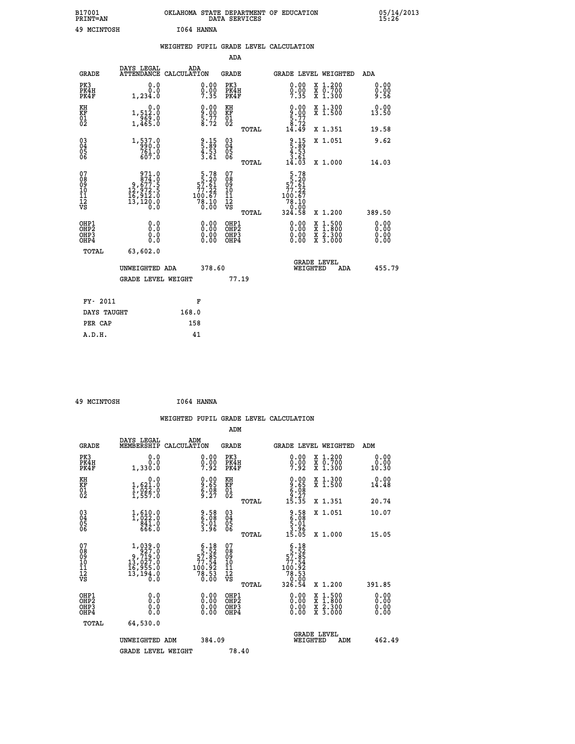B17001 OKLAHOMA STATE DEPARTMENT OF EDUCATION 05/14/2013
PRINT=AN DATA SERVICES 15:26

49 MCINTOSH I064 HANNA

## WEIGHTED PUPIL GRADE LEVEL CALCULATION

### ADA

| GRADE | DAYS LEGAL ATTENDANCE | ADA CALCULATION | GRADE | GRADE LEVEL | WEIGHTED | ADA |
|---|---|---|---|---|---|---|
| PK3 | 0.0 | 0.00 | PK3 | 0.00 | X 1.200 | 0.00 |
| PK4H | 0.0 | 0.00 | PK4H | 0.00 | X 0.700 | 0.00 |
| PK4F | 1,234.0 | 7.35 | PK4F | 7.35 | X 1.300 | 9.56 |
| KH | 0.0 | 0.00 | KH | 0.00 | X 1.300 | 0.00 |
| KF | 1,512.0 | 9.00 | KF | 9.00 | X 1.500 | 13.50 |
| 01 | 969.0 | 5.77 | 01 | 5.77 | | |
| 02 | 1,465.0 | 8.72 | 02 | 8.72 | | |
| | | | TOTAL | 14.49 | X 1.351 | 19.58 |
| 03 | 1,537.0 | 9.15 | 03 | 9.15 | X 1.051 | 9.62 |
| 04 | 990.0 | 5.89 | 04 | 5.89 | | |
| 05 | 761.0 | 4.53 | 05 | 4.53 | | |
| 06 | 607.0 | 3.61 | 06 | 3.61 | | |
| | | | TOTAL | 14.03 | X 1.000 | 14.03 |
| 07 | 971.0 | 5.78 | 07 | 5.78 | | |
| 08 | 874.0 | 5.20 | 08 | 5.20 | | |
| 09 | 9,677.5 | 57.61 | 09 | 57.61 | | |
| 10 | 12,972.5 | 77.22 | 10 | 77.22 | | |
| 11 | 16,912.0 | 100.67 | 11 | 100.67 | | |
| 12 | 13,120.0 | 78.10 | 12 | 78.10 | | |
| VS | 0.0 | 0.00 | VS | 0.00 | | |
| | | | TOTAL | 324.58 | X 1.200 | 389.50 |
| OHP1 | 0.0 | 0.00 | OHP1 | 0.00 | X 1.500 | 0.00 |
| OHP2 | 0.0 | 0.00 | OHP2 | 0.00 | X 1.800 | 0.00 |
| OHP3 | 0.0 | 0.00 | OHP3 | 0.00 | X 2.300 | 0.00 |
| OHP4 | 0.0 | 0.00 | OHP4 | 0.00 | X 3.000 | 0.00 |
| TOTAL | 63,602.0 | | | | | |

UNWEIGHTED ADA 378.60 GRADE LEVEL WEIGHTED ADA 455.79

GRADE LEVEL WEIGHT 77.19

| FY- 2011 | F |
|---|---|
| DAYS TAUGHT | 168.0 |
| PER CAP | 158 |
| A.D.H. | 41 |

49 MCINTOSH I064 HANNA

## WEIGHTED PUPIL GRADE LEVEL CALCULATION

### ADM

| GRADE | DAYS LEGAL MEMBERSHIP | ADM CALCULATION | GRADE | GRADE LEVEL | WEIGHTED | ADM |
|---|---|---|---|---|---|---|
| PK3 | 0.0 | 0.00 | PK3 | 0.00 | X 1.200 | 0.00 |
| PK4H | 0.0 | 0.00 | PK4H | 0.00 | X 0.700 | 0.00 |
| PK4F | 1,330.0 | 7.92 | PK4F | 7.92 | X 1.300 | 10.30 |
| KH | 0.0 | 0.00 | KH | 0.00 | X 1.300 | 0.00 |
| KF | 1,621.0 | 9.65 | KF | 9.65 | X 1.500 | 14.48 |
| 01 | 1,022.0 | 6.08 | 01 | 6.08 | | |
| 02 | 1,557.0 | 9.27 | 02 | 9.27 | | |
| | | | TOTAL | 15.35 | X 1.351 | 20.74 |
| 03 | 1,610.0 | 9.58 | 03 | 9.58 | X 1.051 | 10.07 |
| 04 | 1,022.0 | 6.08 | 04 | 6.08 | | |
| 05 | 841.0 | 5.01 | 05 | 5.01 | | |
| 06 | 666.0 | 3.96 | 06 | 3.96 | | |
| | | | TOTAL | 15.05 | X 1.000 | 15.05 |
| 07 | 1,039.0 | 6.18 | 07 | 6.18 | | |
| 08 | 927.0 | 5.52 | 08 | 5.52 | | |
| 09 | 9,719.0 | 57.85 | 09 | 57.85 | | |
| 10 | 13,027.0 | 77.54 | 10 | 77.54 | | |
| 11 | 16,955.0 | 100.92 | 11 | 100.92 | | |
| 12 | 13,194.0 | 78.53 | 12 | 78.53 | | |
| VS | 0.0 | 0.00 | VS | 0.00 | | |
| | | | TOTAL | 326.54 | X 1.200 | 391.85 |
| OHP1 | 0.0 | 0.00 | OHP1 | 0.00 | X 1.500 | 0.00 |
| OHP2 | 0.0 | 0.00 | OHP2 | 0.00 | X 1.800 | 0.00 |
| OHP3 | 0.0 | 0.00 | OHP3 | 0.00 | X 2.300 | 0.00 |
| OHP4 | 0.0 | 0.00 | OHP4 | 0.00 | X 3.000 | 0.00 |
| TOTAL | 64,530.0 | | | | | |

UNWEIGHTED ADM 384.09 GRADE LEVEL WEIGHTED ADM 462.49

GRADE LEVEL WEIGHT 78.40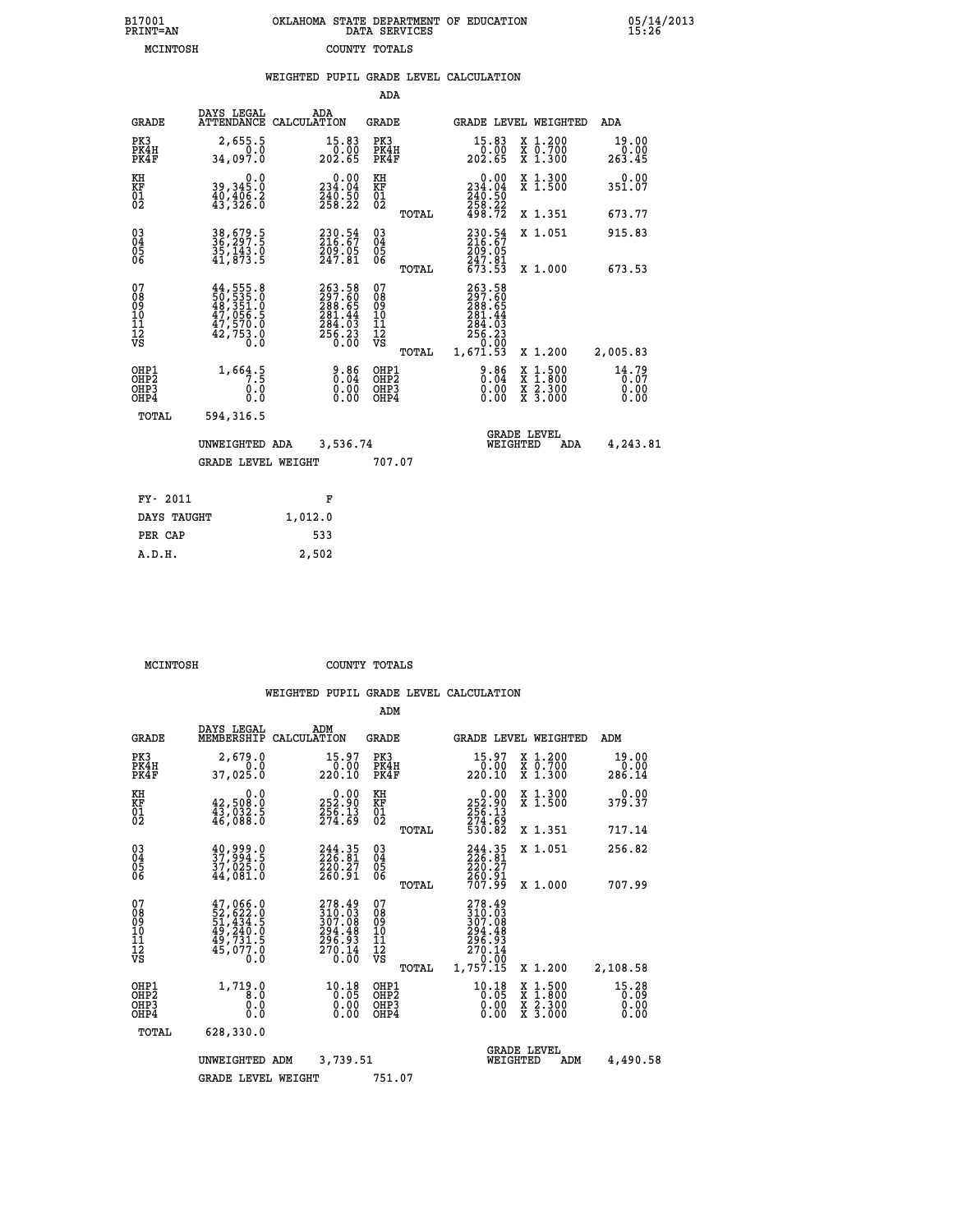B17001
PRINT=AN

OKLAHOMA STATE DEPARTMENT OF EDUCATION
DATA SERVICES

05/14/2013
15:26

MCINTOSH    COUNTY TOTALS

### WEIGHTED PUPIL GRADE LEVEL CALCULATION

ADA

| GRADE | DAYS LEGAL ATTENDANCE | ADA CALCULATION | GRADE | GRADE LEVEL | WEIGHTED | ADA |
|---|---|---|---|---|---|---|
| PK3 | 2,655.5 | 15.83 | PK3 | 15.83 | X 1.200 | 19.00 |
| PK4H | 0.0 | 0.00 | PK4H | 0.00 | X 0.700 | 0.00 |
| PK4F | 34,097.0 | 202.65 | PK4F | 202.65 | X 1.300 | 263.45 |
| KH | 0.0 | 0.00 | KH | 0.00 | X 1.300 | 0.00 |
| KF | 39,345.0 | 234.04 | KF | 234.04 | X 1.500 | 351.07 |
| 01 | 40,406.2 | 240.50 | 01 | 240.50 | | |
| 02 | 43,326.0 | 258.22 | 02 | 258.22 | | |
| | | | TOTAL | 498.72 | X 1.351 | 673.77 |
| 03 | 38,679.5 | 230.54 | 03 | 230.54 | X 1.051 | 915.83 |
| 04 | 36,297.5 | 216.67 | 04 | 216.67 | | |
| 05 | 35,143.0 | 209.05 | 05 | 209.05 | | |
| 06 | 41,873.5 | 247.81 | 06 | 247.81 | | |
| | | | TOTAL | 673.53 | X 1.000 | 673.53 |
| 07 | 44,555.8 | 263.58 | 07 | 263.58 | | |
| 08 | 50,535.0 | 297.60 | 08 | 297.60 | | |
| 09 | 48,351.0 | 288.65 | 09 | 288.65 | | |
| 10 | 47,056.5 | 281.44 | 10 | 281.44 | | |
| 11 | 47,570.0 | 284.03 | 11 | 284.03 | | |
| 12 | 42,753.0 | 256.23 | 12 | 256.23 | | |
| VS | 0.0 | 0.00 | VS | 0.00 | | |
| | | | TOTAL | 1,671.53 | X 1.200 | 2,005.83 |
| OHP1 | 1,664.5 | 9.86 | OHP1 | 9.86 | X 1.500 | 14.79 |
| OHP2 | 7.5 | 0.04 | OHP2 | 0.04 | X 1.800 | 0.07 |
| OHP3 | 0.0 | 0.00 | OHP3 | 0.00 | X 2.300 | 0.00 |
| OHP4 | 0.0 | 0.00 | OHP4 | 0.00 | X 3.000 | 0.00 |
| TOTAL | 594,316.5 | | | | | |

UNWEIGHTED ADA 3,536.74    GRADE LEVEL WEIGHTED ADA 4,243.81

GRADE LEVEL WEIGHT 707.07

| FY- 2011 | F |
|---|---|
| DAYS TAUGHT | 1,012.0 |
| PER CAP | 533 |
| A.D.H. | 2,502 |

MCINTOSH    COUNTY TOTALS

### WEIGHTED PUPIL GRADE LEVEL CALCULATION

ADM

| GRADE | DAYS LEGAL MEMBERSHIP | ADM CALCULATION | GRADE | GRADE LEVEL | WEIGHTED | ADM |
|---|---|---|---|---|---|---|
| PK3 | 2,679.0 | 15.97 | PK3 | 15.97 | X 1.200 | 19.00 |
| PK4H | 0.0 | 0.00 | PK4H | 0.00 | X 0.700 | 0.00 |
| PK4F | 37,025.0 | 220.10 | PK4F | 220.10 | X 1.300 | 286.14 |
| KH | 0.0 | 0.00 | KH | 0.00 | X 1.300 | 0.00 |
| KF | 42,508.0 | 252.90 | KF | 252.90 | X 1.500 | 379.37 |
| 01 | 43,032.5 | 256.13 | 01 | 256.13 | | |
| 02 | 46,088.0 | 274.69 | 02 | 274.69 | | |
| | | | TOTAL | 530.82 | X 1.351 | 717.14 |
| 03 | 40,999.0 | 244.35 | 03 | 244.35 | X 1.051 | 256.82 |
| 04 | 37,994.5 | 226.81 | 04 | 226.81 | | |
| 05 | 37,025.0 | 220.27 | 05 | 220.27 | | |
| 06 | 44,081.0 | 260.91 | 06 | 260.91 | | |
| | | | TOTAL | 707.99 | X 1.000 | 707.99 |
| 07 | 47,066.0 | 278.49 | 07 | 278.49 | | |
| 08 | 52,622.0 | 310.03 | 08 | 310.03 | | |
| 09 | 51,434.5 | 307.08 | 09 | 307.08 | | |
| 10 | 49,240.0 | 294.48 | 10 | 294.48 | | |
| 11 | 49,731.5 | 296.93 | 11 | 296.93 | | |
| 12 | 45,077.0 | 270.14 | 12 | 270.14 | | |
| VS | 0.0 | 0.00 | VS | 0.00 | | |
| | | | TOTAL | 1,757.15 | X 1.200 | 2,108.58 |
| OHP1 | 1,719.0 | 10.18 | OHP1 | 10.18 | X 1.500 | 15.28 |
| OHP2 | 8.0 | 0.05 | OHP2 | 0.05 | X 1.800 | 0.09 |
| OHP3 | 0.0 | 0.00 | OHP3 | 0.00 | X 2.300 | 0.00 |
| OHP4 | 0.0 | 0.00 | OHP4 | 0.00 | X 3.000 | 0.00 |
| TOTAL | 628,330.0 | | | | | |

UNWEIGHTED ADM 3,739.51    GRADE LEVEL WEIGHTED ADM 4,490.58

GRADE LEVEL WEIGHT 751.07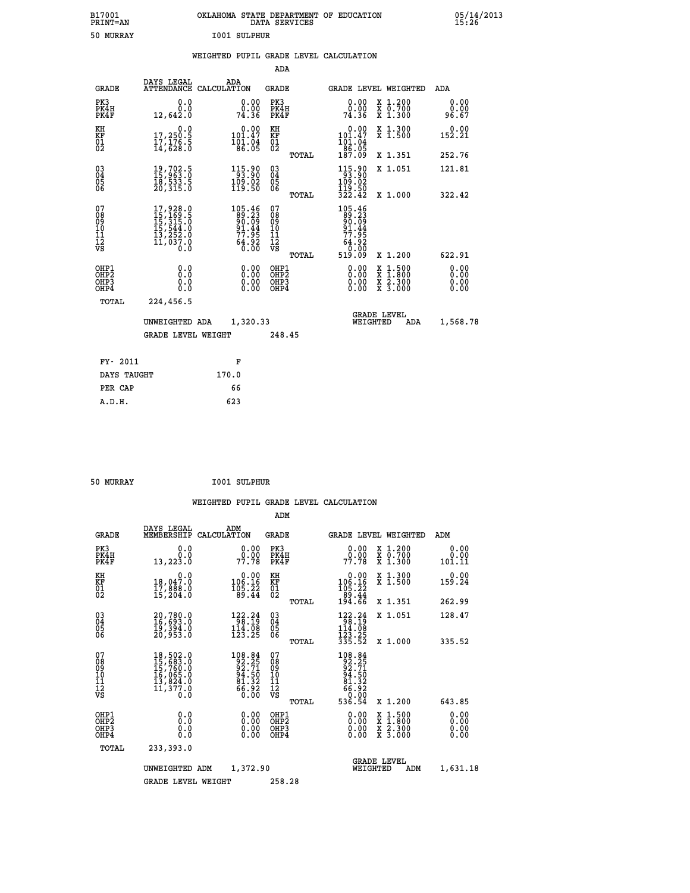B17001 PRINT=AN — OKLAHOMA STATE DEPARTMENT OF EDUCATION DATA SERVICES — 05/14/2013 15:26

50 MURRAY — I001 SULPHUR

## WEIGHTED PUPIL GRADE LEVEL CALCULATION

### ADA

| GRADE | DAYS LEGAL ATTENDANCE | ADA CALCULATION | GRADE | GRADE LEVEL | WEIGHTED | ADA |
|---|---|---|---|---|---|---|
| PK3 | 0.0 | 0.00 | PK3 | 0.00 | X 1.200 | 0.00 |
| PK4H | 0.0 | 0.00 | PK4H | 0.00 | X 0.700 | 0.00 |
| PK4F | 12,642.0 | 74.36 | PK4F | 74.36 | X 1.300 | 96.67 |
| KH | 0.0 | 0.00 | KH | 0.00 | X 1.300 | 0.00 |
| KF | 17,250.5 | 101.47 | KF | 101.47 | X 1.500 | 152.21 |
| 01 | 17,176.5 | 101.04 | 01 | 101.04 | | |
| 02 | 14,628.0 | 86.05 | 02 | 86.05 | | |
| | | | TOTAL | 187.09 | X 1.351 | 252.76 |
| 03 | 19,702.5 | 115.90 | 03 | 115.90 | X 1.051 | 121.81 |
| 04 | 15,963.0 | 93.90 | 04 | 93.90 | | |
| 05 | 18,533.5 | 109.02 | 05 | 109.02 | | |
| 06 | 20,315.0 | 119.50 | 06 | 119.50 | | |
| | | | TOTAL | 322.42 | X 1.000 | 322.42 |
| 07 | 17,928.0 | 105.46 | 07 | 105.46 | | |
| 08 | 15,169.5 | 89.23 | 08 | 89.23 | | |
| 09 | 15,315.0 | 90.09 | 09 | 90.09 | | |
| 10 | 15,544.0 | 91.44 | 10 | 91.44 | | |
| 11 | 13,252.0 | 77.95 | 11 | 77.95 | | |
| 12 | 11,037.0 | 64.92 | 12 | 64.92 | | |
| VS | 0.0 | 0.00 | VS | 0.00 | | |
| | | | TOTAL | 519.09 | X 1.200 | 622.91 |
| OHP1 | 0.0 | 0.00 | OHP1 | 0.00 | X 1.500 | 0.00 |
| OHP2 | 0.0 | 0.00 | OHP2 | 0.00 | X 1.800 | 0.00 |
| OHP3 | 0.0 | 0.00 | OHP3 | 0.00 | X 2.300 | 0.00 |
| OHP4 | 0.0 | 0.00 | OHP4 | 0.00 | X 3.000 | 0.00 |
| TOTAL | 224,456.5 | | | | | |

UNWEIGHTED ADA 1,320.33 — GRADE LEVEL WEIGHTED ADA 1,568.78

GRADE LEVEL WEIGHT 248.45

| FY- 2011 | F |
|---|---|
| DAYS TAUGHT | 170.0 |
| PER CAP | 66 |
| A.D.H. | 623 |

50 MURRAY — I001 SULPHUR

## WEIGHTED PUPIL GRADE LEVEL CALCULATION

### ADM

| GRADE | DAYS LEGAL MEMBERSHIP | ADM CALCULATION | GRADE | GRADE LEVEL | WEIGHTED | ADM |
|---|---|---|---|---|---|---|
| PK3 | 0.0 | 0.00 | PK3 | 0.00 | X 1.200 | 0.00 |
| PK4H | 0.0 | 0.00 | PK4H | 0.00 | X 0.700 | 0.00 |
| PK4F | 13,223.0 | 77.78 | PK4F | 77.78 | X 1.300 | 101.11 |
| KH | 0.0 | 0.00 | KH | 0.00 | X 1.300 | 0.00 |
| KF | 18,047.0 | 106.16 | KF | 106.16 | X 1.500 | 159.24 |
| 01 | 17,888.0 | 105.22 | 01 | 105.22 | | |
| 02 | 15,204.0 | 89.44 | 02 | 89.44 | | |
| | | | TOTAL | 194.66 | X 1.351 | 262.99 |
| 03 | 20,780.0 | 122.24 | 03 | 122.24 | X 1.051 | 128.47 |
| 04 | 16,693.0 | 98.19 | 04 | 98.19 | | |
| 05 | 19,394.0 | 114.08 | 05 | 114.08 | | |
| 06 | 20,953.0 | 123.25 | 06 | 123.25 | | |
| | | | TOTAL | 335.52 | X 1.000 | 335.52 |
| 07 | 18,502.0 | 108.84 | 07 | 108.84 | | |
| 08 | 15,683.0 | 92.25 | 08 | 92.25 | | |
| 09 | 15,760.0 | 92.71 | 09 | 92.71 | | |
| 10 | 16,065.0 | 94.50 | 10 | 94.50 | | |
| 11 | 13,824.0 | 81.32 | 11 | 81.32 | | |
| 12 | 11,377.0 | 66.92 | 12 | 66.92 | | |
| VS | 0.0 | 0.00 | VS | 0.00 | | |
| | | | TOTAL | 536.54 | X 1.200 | 643.85 |
| OHP1 | 0.0 | 0.00 | OHP1 | 0.00 | X 1.500 | 0.00 |
| OHP2 | 0.0 | 0.00 | OHP2 | 0.00 | X 1.800 | 0.00 |
| OHP3 | 0.0 | 0.00 | OHP3 | 0.00 | X 2.300 | 0.00 |
| OHP4 | 0.0 | 0.00 | OHP4 | 0.00 | X 3.000 | 0.00 |
| TOTAL | 233,393.0 | | | | | |

UNWEIGHTED ADM 1,372.90 — GRADE LEVEL WEIGHTED ADM 1,631.18

GRADE LEVEL WEIGHT 258.28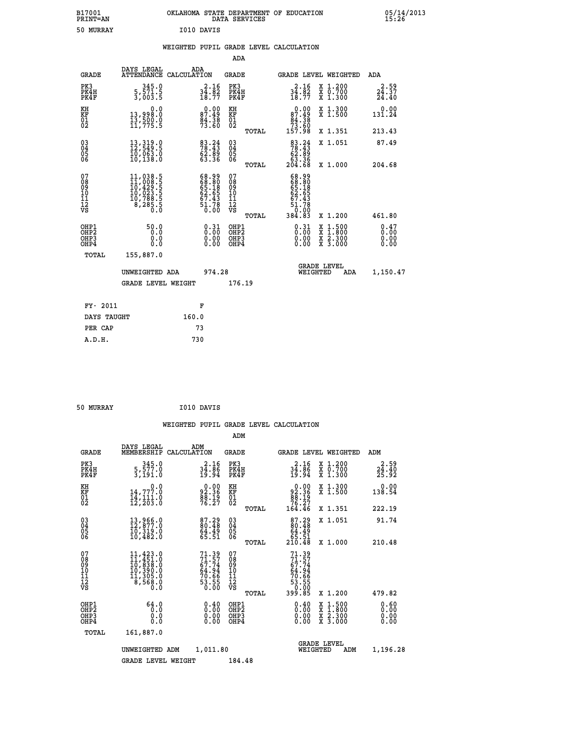B17001 OKLAHOMA STATE DEPARTMENT OF EDUCATION 05/14/2013
PRINT=AN DATA SERVICES 15:26

50 MURRAY I010 DAVIS

## WEIGHTED PUPIL GRADE LEVEL CALCULATION

### ADA

| GRADE | DAYS LEGAL ATTENDANCE | ADA CALCULATION | GRADE | GRADE LEVEL | WEIGHTED | ADA |
|---|---|---|---|---|---|---|
| PK3 | 345.0 | 2.16 | PK3 | 2.16 | X 1.200 | 2.59 |
| PK4H | 5,571.5 | 34.82 | PK4H | 34.82 | X 0.700 | 24.37 |
| PK4F | 3,003.5 | 18.77 | PK4F | 18.77 | X 1.300 | 24.40 |
| KH | 0.0 | 0.00 | KH | 0.00 | X 1.300 | 0.00 |
| KF | 13,998.0 | 87.49 | KF | 87.49 | X 1.500 | 131.24 |
| 01 | 13,500.0 | 84.38 | 01 | 84.38 | | |
| 02 | 11,775.5 | 73.60 | 02 | 73.60 | | |
| | | | TOTAL | 157.98 | X 1.351 | 213.43 |
| 03 | 13,319.0 | 83.24 | 03 | 83.24 | X 1.051 | 87.49 |
| 04 | 12,549.5 | 78.43 | 04 | 78.43 | | |
| 05 | 10,063.0 | 62.89 | 05 | 62.89 | | |
| 06 | 10,138.0 | 63.36 | 06 | 63.36 | | |
| | | | TOTAL | 204.68 | X 1.000 | 204.68 |
| 07 | 11,038.5 | 68.99 | 07 | 68.99 | | |
| 08 | 11,008.5 | 68.80 | 08 | 68.80 | | |
| 09 | 10,429.5 | 65.18 | 09 | 65.18 | | |
| 10 | 10,023.5 | 62.65 | 10 | 62.65 | | |
| 11 | 10,788.5 | 67.43 | 11 | 67.43 | | |
| 12 | 8,285.5 | 51.78 | 12 | 51.78 | | |
| VS | 0.0 | 0.00 | VS | 0.00 | | |
| | | | TOTAL | 384.83 | X 1.200 | 461.80 |
| OHP1 | 50.0 | 0.31 | OHP1 | 0.31 | X 1.500 | 0.47 |
| OHP2 | 0.0 | 0.00 | OHP2 | 0.00 | X 1.800 | 0.00 |
| OHP3 | 0.0 | 0.00 | OHP3 | 0.00 | X 2.300 | 0.00 |
| OHP4 | 0.0 | 0.00 | OHP4 | 0.00 | X 3.000 | 0.00 |
| TOTAL | 155,887.0 | | | | | |

UNWEIGHTED ADA 974.28 &emsp; GRADE LEVEL WEIGHTED ADA 1,150.47

GRADE LEVEL WEIGHT 176.19

| FY- 2011 | F |
|---|---|
| DAYS TAUGHT | 160.0 |
| PER CAP | 73 |
| A.D.H. | 730 |

50 MURRAY I010 DAVIS

## WEIGHTED PUPIL GRADE LEVEL CALCULATION

### ADM

| GRADE | DAYS LEGAL MEMBERSHIP | ADM CALCULATION | GRADE | GRADE LEVEL | WEIGHTED | ADM |
|---|---|---|---|---|---|---|
| PK3 | 345.0 | 2.16 | PK3 | 2.16 | X 1.200 | 2.59 |
| PK4H | 5,577.0 | 34.86 | PK4H | 34.86 | X 0.700 | 24.40 |
| PK4F | 3,191.0 | 19.94 | PK4F | 19.94 | X 1.300 | 25.92 |
| KH | 0.0 | 0.00 | KH | 0.00 | X 1.300 | 0.00 |
| KF | 14,777.0 | 92.36 | KF | 92.36 | X 1.500 | 138.54 |
| 01 | 14,111.0 | 88.19 | 01 | 88.19 | | |
| 02 | 12,203.0 | 76.27 | 02 | 76.27 | | |
| | | | TOTAL | 164.46 | X 1.351 | 222.19 |
| 03 | 13,966.0 | 87.29 | 03 | 87.29 | X 1.051 | 91.74 |
| 04 | 12,877.0 | 80.48 | 04 | 80.48 | | |
| 05 | 10,319.0 | 64.49 | 05 | 64.49 | | |
| 06 | 10,482.0 | 65.51 | 06 | 65.51 | | |
| | | | TOTAL | 210.48 | X 1.000 | 210.48 |
| 07 | 11,423.0 | 71.39 | 07 | 71.39 | | |
| 08 | 11,451.0 | 71.57 | 08 | 71.57 | | |
| 09 | 10,838.0 | 67.74 | 09 | 67.74 | | |
| 10 | 10,390.0 | 64.94 | 10 | 64.94 | | |
| 11 | 11,305.0 | 70.66 | 11 | 70.66 | | |
| 12 | 8,568.0 | 53.55 | 12 | 53.55 | | |
| VS | 0.0 | 0.00 | VS | 0.00 | | |
| | | | TOTAL | 399.85 | X 1.200 | 479.82 |
| OHP1 | 64.0 | 0.40 | OHP1 | 0.40 | X 1.500 | 0.60 |
| OHP2 | 0.0 | 0.00 | OHP2 | 0.00 | X 1.800 | 0.00 |
| OHP3 | 0.0 | 0.00 | OHP3 | 0.00 | X 2.300 | 0.00 |
| OHP4 | 0.0 | 0.00 | OHP4 | 0.00 | X 3.000 | 0.00 |
| TOTAL | 161,887.0 | | | | | |

UNWEIGHTED ADM 1,011.80 &emsp; GRADE LEVEL WEIGHTED ADM 1,196.28

GRADE LEVEL WEIGHT 184.48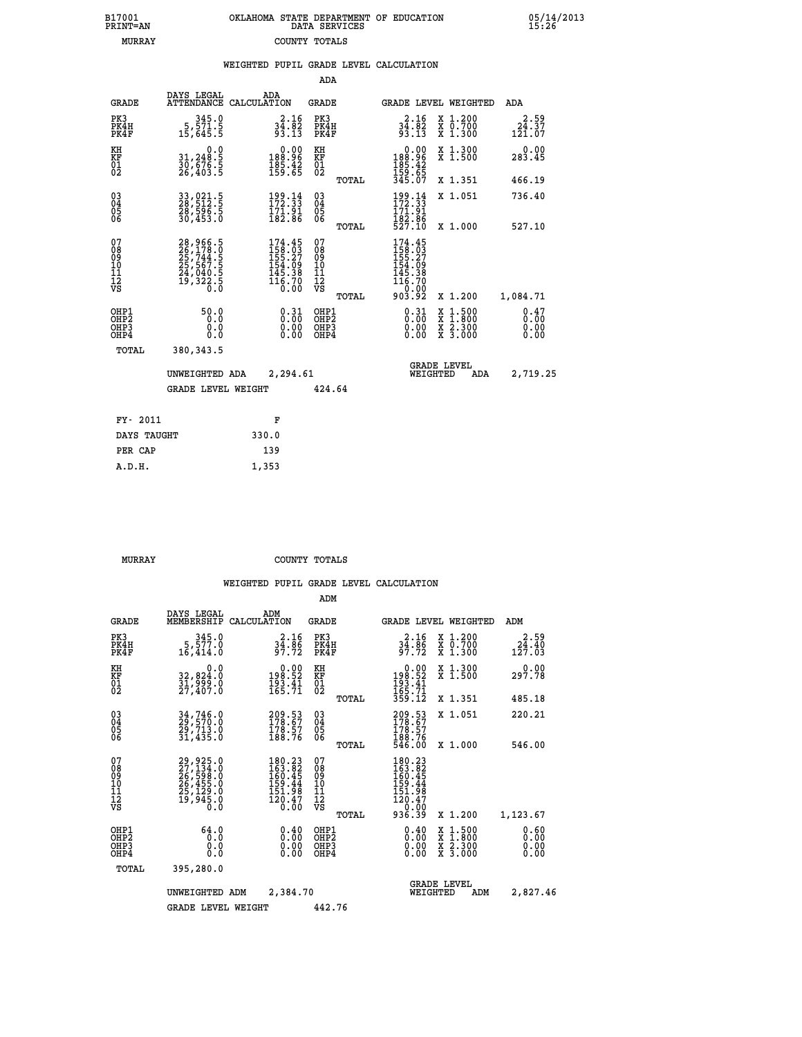B17001 PRINT=AN — OKLAHOMA STATE DEPARTMENT OF EDUCATION DATA SERVICES — 05/14/2013 15:26

MURRAY — COUNTY TOTALS

## WEIGHTED PUPIL GRADE LEVEL CALCULATION

### ADA

| GRADE | DAYS LEGAL ATTENDANCE | ADA CALCULATION | GRADE | | GRADE LEVEL | WEIGHTED | ADA |
|---|---|---|---|---|---|---|---|
| PK3 | 345.0 | 2.16 | PK3 | | 2.16 | X 1.200 | 2.59 |
| PK4H | 5,571.5 | 34.82 | PK4H | | 34.82 | X 0.700 | 24.37 |
| PK4F | 15,645.5 | 93.13 | PK4F | | 93.13 | X 1.300 | 121.07 |
| KH | 0.0 | 0.00 | KH | | 0.00 | X 1.300 | 0.00 |
| KF | 31,248.5 | 188.96 | KF | | 188.96 | X 1.500 | 283.45 |
| 01 | 30,676.5 | 185.42 | 01 | | 185.42 | | |
| 02 | 26,403.5 | 159.65 | 02 | | 159.65 | | |
| | | | | TOTAL | 345.07 | X 1.351 | 466.19 |
| 03 | 33,021.5 | 199.14 | 03 | | 199.14 | X 1.051 | 736.40 |
| 04 | 28,512.5 | 172.33 | 04 | | 172.33 | | |
| 05 | 28,596.5 | 171.91 | 05 | | 171.91 | | |
| 06 | 30,453.0 | 182.86 | 06 | | 182.86 | | |
| | | | | TOTAL | 527.10 | X 1.000 | 527.10 |
| 07 | 28,966.5 | 174.45 | 07 | | 174.45 | | |
| 08 | 26,178.0 | 158.03 | 08 | | 158.03 | | |
| 09 | 25,744.5 | 155.27 | 09 | | 155.27 | | |
| 10 | 25,567.5 | 154.09 | 10 | | 154.09 | | |
| 11 | 24,040.5 | 145.38 | 11 | | 145.38 | | |
| 12 | 19,322.5 | 116.70 | 12 | | 116.70 | | |
| VS | 0.0 | 0.00 | VS | | 0.00 | | |
| | | | | TOTAL | 903.92 | X 1.200 | 1,084.71 |
| OHP1 | 50.0 | 0.31 | OHP1 | | 0.31 | X 1.500 | 0.47 |
| OHP2 | 0.0 | 0.00 | OHP2 | | 0.00 | X 1.800 | 0.00 |
| OHP3 | 0.0 | 0.00 | OHP3 | | 0.00 | X 2.300 | 0.00 |
| OHP4 | 0.0 | 0.00 | OHP4 | | 0.00 | X 3.000 | 0.00 |
| TOTAL | 380,343.5 | | | | | | |

UNWEIGHTED ADA 2,294.61 — GRADE LEVEL WEIGHTED ADA 2,719.25

GRADE LEVEL WEIGHT 424.64

| FY- 2011 | F |
|---|---|
| DAYS TAUGHT | 330.0 |
| PER CAP | 139 |
| A.D.H. | 1,353 |

MURRAY — COUNTY TOTALS

## WEIGHTED PUPIL GRADE LEVEL CALCULATION

### ADM

| GRADE | DAYS LEGAL MEMBERSHIP | ADM CALCULATION | GRADE | | GRADE LEVEL | WEIGHTED | ADM |
|---|---|---|---|---|---|---|---|
| PK3 | 345.0 | 2.16 | PK3 | | 2.16 | X 1.200 | 2.59 |
| PK4H | 5,577.0 | 34.86 | PK4H | | 34.86 | X 0.700 | 24.40 |
| PK4F | 16,414.0 | 97.72 | PK4F | | 97.72 | X 1.300 | 127.03 |
| KH | 0.0 | 0.00 | KH | | 0.00 | X 1.300 | 0.00 |
| KF | 32,824.0 | 198.52 | KF | | 198.52 | X 1.500 | 297.78 |
| 01 | 31,999.0 | 193.41 | 01 | | 193.41 | | |
| 02 | 27,407.0 | 165.71 | 02 | | 165.71 | | |
| | | | | TOTAL | 359.12 | X 1.351 | 485.18 |
| 03 | 34,746.0 | 209.53 | 03 | | 209.53 | X 1.051 | 220.21 |
| 04 | 29,570.0 | 178.67 | 04 | | 178.67 | | |
| 05 | 29,713.0 | 178.57 | 05 | | 178.57 | | |
| 06 | 31,435.0 | 188.76 | 06 | | 188.76 | | |
| | | | | TOTAL | 546.00 | X 1.000 | 546.00 |
| 07 | 29,925.0 | 180.23 | 07 | | 180.23 | | |
| 08 | 27,134.0 | 163.82 | 08 | | 163.82 | | |
| 09 | 26,598.0 | 160.45 | 09 | | 160.45 | | |
| 10 | 26,455.0 | 159.44 | 10 | | 159.44 | | |
| 11 | 25,129.0 | 151.98 | 11 | | 151.98 | | |
| 12 | 19,945.0 | 120.47 | 12 | | 120.47 | | |
| VS | 0.0 | 0.00 | VS | | 0.00 | | |
| | | | | TOTAL | 936.39 | X 1.200 | 1,123.67 |
| OHP1 | 64.0 | 0.40 | OHP1 | | 0.40 | X 1.500 | 0.60 |
| OHP2 | 0.0 | 0.00 | OHP2 | | 0.00 | X 1.800 | 0.00 |
| OHP3 | 0.0 | 0.00 | OHP3 | | 0.00 | X 2.300 | 0.00 |
| OHP4 | 0.0 | 0.00 | OHP4 | | 0.00 | X 3.000 | 0.00 |
| TOTAL | 395,280.0 | | | | | | |

UNWEIGHTED ADM 2,384.70 — GRADE LEVEL WEIGHTED ADM 2,827.46

GRADE LEVEL WEIGHT 442.76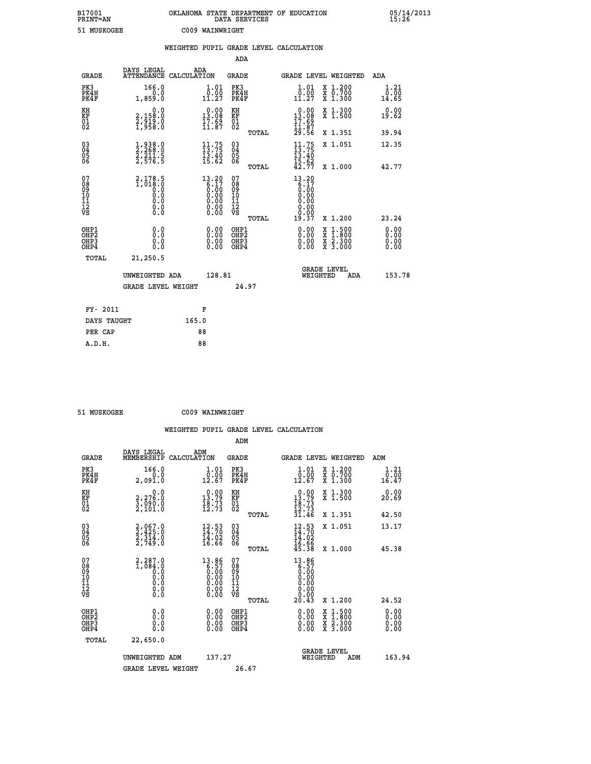B17001 OKLAHOMA STATE DEPARTMENT OF EDUCATION 05/14/2013
PRINT=AN DATA SERVICES 15:26

51 MUSKOGEE C009 WAINWRIGHT

## WEIGHTED PUPIL GRADE LEVEL CALCULATION

### ADA

| GRADE | DAYS LEGAL ATTENDANCE | ADA CALCULATION | GRADE | GRADE LEVEL | WEIGHTED | ADA |
|---|---|---|---|---|---|---|
| PK3 | 166.0 | 1.01 | PK3 | 1.01 | X 1.200 | 1.21 |
| PK4H | 0.0 | 0.00 | PK4H | 0.00 | X 0.700 | 0.00 |
| PK4F | 1,859.0 | 11.27 | PK4F | 11.27 | X 1.300 | 14.65 |
| KH | 0.0 | 0.00 | KH | 0.00 | X 1.300 | 0.00 |
| KF | 2,158.0 | 13.08 | KF | 13.08 | X 1.500 | 19.62 |
| 01 | 2,919.0 | 17.69 | 01 | 17.69 | | |
| 02 | 1,958.0 | 11.87 | 02 | 11.87 | | |
| | | | TOTAL | 29.56 | X 1.351 | 39.94 |
| 03 | 1,938.0 | 11.75 | 03 | 11.75 | X 1.051 | 12.35 |
| 04 | 2,268.0 | 13.75 | 04 | 13.75 | | |
| 05 | 2,211.5 | 13.40 | 05 | 13.40 | | |
| 06 | 2,576.5 | 15.62 | 06 | 15.62 | | |
| | | | TOTAL | 42.77 | X 1.000 | 42.77 |
| 07 | 2,178.5 | 13.20 | 07 | 13.20 | | |
| 08 | 1,018.0 | 6.17 | 08 | 6.17 | | |
| 09 | 0.0 | 0.00 | 09 | 0.00 | | |
| 10 | 0.0 | 0.00 | 10 | 0.00 | | |
| 11 | 0.0 | 0.00 | 11 | 0.00 | | |
| 12 | 0.0 | 0.00 | 12 | 0.00 | | |
| VS | 0.0 | 0.00 | VS | 0.00 | | |
| | | | TOTAL | 19.37 | X 1.200 | 23.24 |
| OHP1 | 0.0 | 0.00 | OHP1 | 0.00 | X 1.500 | 0.00 |
| OHP2 | 0.0 | 0.00 | OHP2 | 0.00 | X 1.800 | 0.00 |
| OHP3 | 0.0 | 0.00 | OHP3 | 0.00 | X 2.300 | 0.00 |
| OHP4 | 0.0 | 0.00 | OHP4 | 0.00 | X 3.000 | 0.00 |
| TOTAL | 21,250.5 | | | | | |

UNWEIGHTED ADA 128.81 GRADE LEVEL WEIGHTED ADA 153.78

GRADE LEVEL WEIGHT 24.97

| FY- 2011 | F |
|---|---|
| DAYS TAUGHT | 165.0 |
| PER CAP | 88 |
| A.D.H. | 88 |

51 MUSKOGEE C009 WAINWRIGHT

## WEIGHTED PUPIL GRADE LEVEL CALCULATION

### ADM

| GRADE | DAYS LEGAL MEMBERSHIP | ADM CALCULATION | GRADE | GRADE LEVEL | WEIGHTED | ADM |
|---|---|---|---|---|---|---|
| PK3 | 166.0 | 1.01 | PK3 | 1.01 | X 1.200 | 1.21 |
| PK4H | 0.0 | 0.00 | PK4H | 0.00 | X 0.700 | 0.00 |
| PK4F | 2,091.0 | 12.67 | PK4F | 12.67 | X 1.300 | 16.47 |
| KH | 0.0 | 0.00 | KH | 0.00 | X 1.300 | 0.00 |
| KF | 2,276.0 | 13.79 | KF | 13.79 | X 1.500 | 20.69 |
| 01 | 3,090.0 | 18.73 | 01 | 18.73 | | |
| 02 | 2,101.0 | 12.73 | 02 | 12.73 | | |
| | | | TOTAL | 31.46 | X 1.351 | 42.50 |
| 03 | 2,067.0 | 12.53 | 03 | 12.53 | X 1.051 | 13.17 |
| 04 | 2,425.0 | 14.70 | 04 | 14.70 | | |
| 05 | 2,314.0 | 14.02 | 05 | 14.02 | | |
| 06 | 2,749.0 | 16.66 | 06 | 16.66 | | |
| | | | TOTAL | 45.38 | X 1.000 | 45.38 |
| 07 | 2,287.0 | 13.86 | 07 | 13.86 | | |
| 08 | 1,084.0 | 6.57 | 08 | 6.57 | | |
| 09 | 0.0 | 0.00 | 09 | 0.00 | | |
| 10 | 0.0 | 0.00 | 10 | 0.00 | | |
| 11 | 0.0 | 0.00 | 11 | 0.00 | | |
| 12 | 0.0 | 0.00 | 12 | 0.00 | | |
| VS | 0.0 | 0.00 | VS | 0.00 | | |
| | | | TOTAL | 20.43 | X 1.200 | 24.52 |
| OHP1 | 0.0 | 0.00 | OHP1 | 0.00 | X 1.500 | 0.00 |
| OHP2 | 0.0 | 0.00 | OHP2 | 0.00 | X 1.800 | 0.00 |
| OHP3 | 0.0 | 0.00 | OHP3 | 0.00 | X 2.300 | 0.00 |
| OHP4 | 0.0 | 0.00 | OHP4 | 0.00 | X 3.000 | 0.00 |
| TOTAL | 22,650.0 | | | | | |

UNWEIGHTED ADM 137.27 GRADE LEVEL WEIGHTED ADM 163.94

GRADE LEVEL WEIGHT 26.67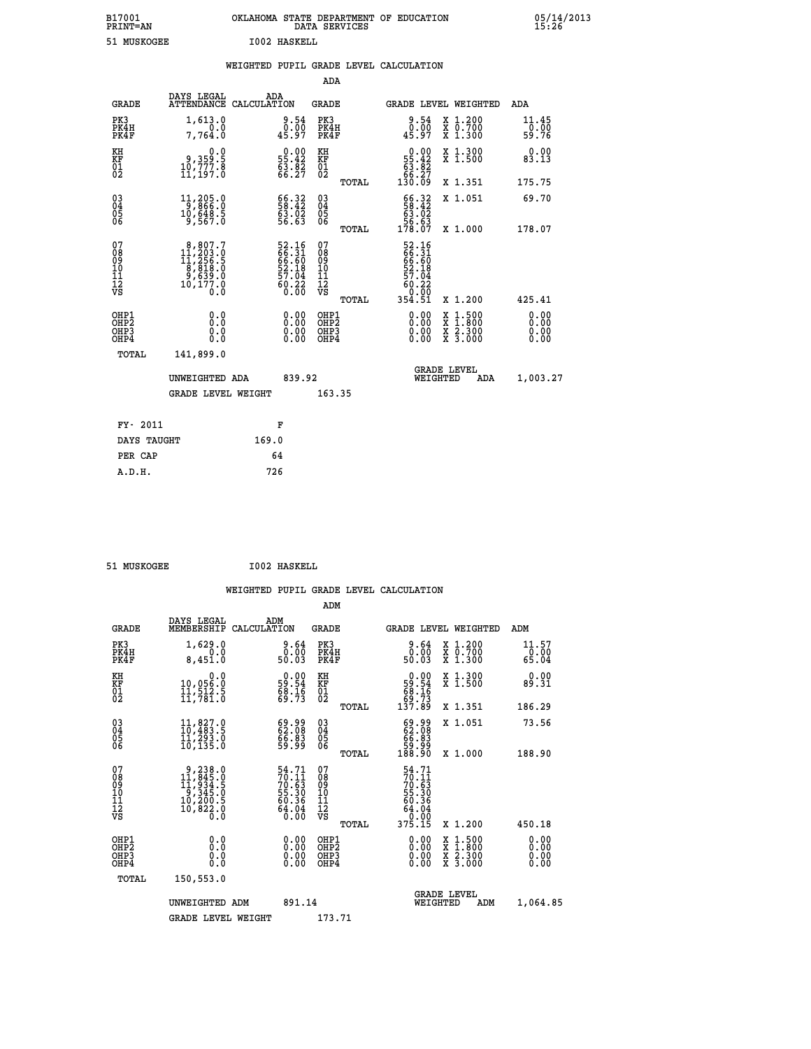B17001 OKLAHOMA STATE DEPARTMENT OF EDUCATION 05/14/2013
PRINT=AN DATA SERVICES 15:26

51 MUSKOGEE I002 HASKELL

## WEIGHTED PUPIL GRADE LEVEL CALCULATION

### ADA

| GRADE | DAYS LEGAL ATTENDANCE | ADA CALCULATION | GRADE | GRADE LEVEL | WEIGHTED | ADA |
|---|---|---|---|---|---|---|
| PK3 | 1,613.0 | 9.54 | PK3 | 9.54 | X 1.200 | 11.45 |
| PK4H | 0.0 | 0.00 | PK4H | 0.00 | X 0.700 | 0.00 |
| PK4F | 7,764.0 | 45.97 | PK4F | 45.97 | X 1.300 | 59.76 |
| KH | 0.0 | 0.00 | KH | 0.00 | X 1.300 | 0.00 |
| KF | 9,359.5 | 55.42 | KF | 55.42 | X 1.500 | 83.13 |
| 01 | 10,777.8 | 63.82 | 01 | 63.82 | | |
| 02 | 11,197.0 | 66.27 | 02 | 66.27 | | |
| | | | TOTAL | 130.09 | X 1.351 | 175.75 |
| 03 | 11,205.0 | 66.32 | 03 | 66.32 | X 1.051 | 69.70 |
| 04 | 9,866.0 | 58.42 | 04 | 58.42 | | |
| 05 | 10,648.5 | 63.02 | 05 | 63.02 | | |
| 06 | 9,567.0 | 56.63 | 06 | 56.63 | | |
| | | | TOTAL | 178.07 | X 1.000 | 178.07 |
| 07 | 8,807.7 | 52.16 | 07 | 52.16 | | |
| 08 | 11,203.0 | 66.31 | 08 | 66.31 | | |
| 09 | 11,256.5 | 66.60 | 09 | 66.60 | | |
| 10 | 8,818.0 | 52.18 | 10 | 52.18 | | |
| 11 | 9,639.0 | 57.04 | 11 | 57.04 | | |
| 12 | 10,177.0 | 60.22 | 12 | 60.22 | | |
| VS | 0.0 | 0.00 | VS | 0.00 | | |
| | | | TOTAL | 354.51 | X 1.200 | 425.41 |
| OHP1 | 0.0 | 0.00 | OHP1 | 0.00 | X 1.500 | 0.00 |
| OHP2 | 0.0 | 0.00 | OHP2 | 0.00 | X 1.800 | 0.00 |
| OHP3 | 0.0 | 0.00 | OHP3 | 0.00 | X 2.300 | 0.00 |
| OHP4 | 0.0 | 0.00 | OHP4 | 0.00 | X 3.000 | 0.00 |
| TOTAL | 141,899.0 | | | | | |

UNWEIGHTED ADA 839.92 — GRADE LEVEL WEIGHTED ADA 1,003.27

GRADE LEVEL WEIGHT 163.35

| FY- 2011 | F |
|---|---|
| DAYS TAUGHT | 169.0 |
| PER CAP | 64 |
| A.D.H. | 726 |

51 MUSKOGEE I002 HASKELL

## WEIGHTED PUPIL GRADE LEVEL CALCULATION

### ADM

| GRADE | DAYS LEGAL MEMBERSHIP | ADM CALCULATION | GRADE | GRADE LEVEL | WEIGHTED | ADM |
|---|---|---|---|---|---|---|
| PK3 | 1,629.0 | 9.64 | PK3 | 9.64 | X 1.200 | 11.57 |
| PK4H | 0.0 | 0.00 | PK4H | 0.00 | X 0.700 | 0.00 |
| PK4F | 8,451.0 | 50.03 | PK4F | 50.03 | X 1.300 | 65.04 |
| KH | 0.0 | 0.00 | KH | 0.00 | X 1.300 | 0.00 |
| KF | 10,056.0 | 59.54 | KF | 59.54 | X 1.500 | 89.31 |
| 01 | 11,512.5 | 68.16 | 01 | 68.16 | | |
| 02 | 11,781.0 | 69.73 | 02 | 69.73 | | |
| | | | TOTAL | 137.89 | X 1.351 | 186.29 |
| 03 | 11,827.0 | 69.99 | 03 | 69.99 | X 1.051 | 73.56 |
| 04 | 10,483.5 | 62.08 | 04 | 62.08 | | |
| 05 | 11,293.0 | 66.83 | 05 | 66.83 | | |
| 06 | 10,135.0 | 59.99 | 06 | 59.99 | | |
| | | | TOTAL | 188.90 | X 1.000 | 188.90 |
| 07 | 9,238.0 | 54.71 | 07 | 54.71 | | |
| 08 | 11,845.0 | 70.11 | 08 | 70.11 | | |
| 09 | 11,934.5 | 70.63 | 09 | 70.63 | | |
| 10 | 9,345.0 | 55.30 | 10 | 55.30 | | |
| 11 | 10,200.5 | 60.36 | 11 | 60.36 | | |
| 12 | 10,822.0 | 64.04 | 12 | 64.04 | | |
| VS | 0.0 | 0.00 | VS | 0.00 | | |
| | | | TOTAL | 375.15 | X 1.200 | 450.18 |
| OHP1 | 0.0 | 0.00 | OHP1 | 0.00 | X 1.500 | 0.00 |
| OHP2 | 0.0 | 0.00 | OHP2 | 0.00 | X 1.800 | 0.00 |
| OHP3 | 0.0 | 0.00 | OHP3 | 0.00 | X 2.300 | 0.00 |
| OHP4 | 0.0 | 0.00 | OHP4 | 0.00 | X 3.000 | 0.00 |
| TOTAL | 150,553.0 | | | | | |

UNWEIGHTED ADM 891.14 — GRADE LEVEL WEIGHTED ADM 1,064.85

GRADE LEVEL WEIGHT 173.71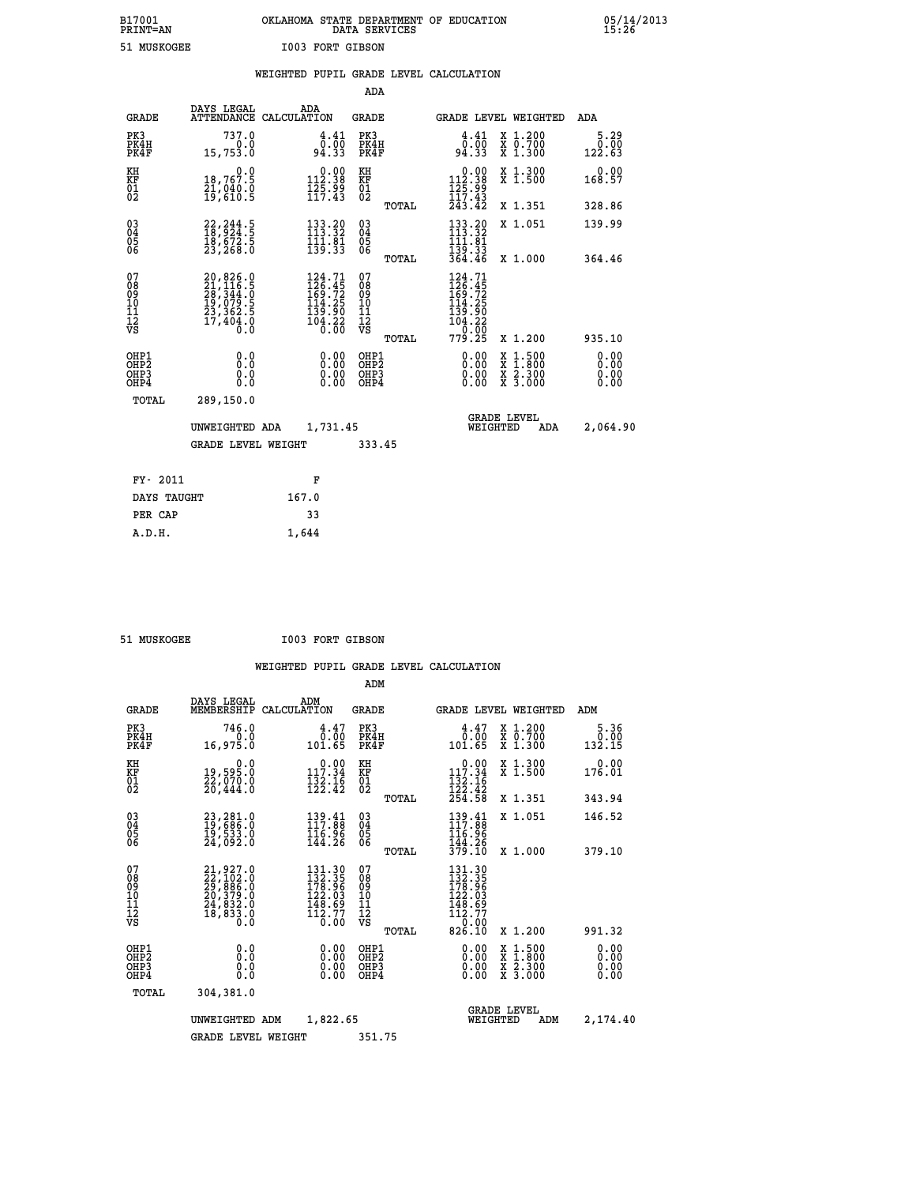B17001 OKLAHOMA STATE DEPARTMENT OF EDUCATION 05/14/2013
PRINT=AN DATA SERVICES 15:26

51 MUSKOGEE I003 FORT GIBSON

WEIGHTED PUPIL GRADE LEVEL CALCULATION

ADA

| GRADE | DAYS LEGAL ATTENDANCE | ADA CALCULATION | GRADE | GRADE LEVEL | WEIGHTED | ADA |
|---|---|---|---|---|---|---|
| PK3 | 737.0 | 4.41 | PK3 | 4.41 | X 1.200 | 5.29 |
| PK4H | 0.0 | 0.00 | PK4H | 0.00 | X 0.700 | 0.00 |
| PK4F | 15,753.0 | 94.33 | PK4F | 94.33 | X 1.300 | 122.63 |
| KH | 0.0 | 0.00 | KH | 0.00 | X 1.300 | 0.00 |
| KF | 18,767.5 | 112.38 | KF | 112.38 | X 1.500 | 168.57 |
| 01 | 21,040.0 | 125.99 | 01 | 125.99 | | |
| 02 | 19,610.5 | 117.43 | 02 | 117.43 | | |
| | | | TOTAL | 243.42 | X 1.351 | 328.86 |
| 03 | 22,244.5 | 133.20 | 03 | 133.20 | X 1.051 | 139.99 |
| 04 | 18,924.5 | 113.32 | 04 | 113.32 | | |
| 05 | 18,672.5 | 111.81 | 05 | 111.81 | | |
| 06 | 23,268.0 | 139.33 | 06 | 139.33 | | |
| | | | TOTAL | 364.46 | X 1.000 | 364.46 |
| 07 | 20,826.0 | 124.71 | 07 | 124.71 | | |
| 08 | 21,116.5 | 126.45 | 08 | 126.45 | | |
| 09 | 28,344.0 | 169.72 | 09 | 169.72 | | |
| 10 | 19,079.5 | 114.25 | 10 | 114.25 | | |
| 11 | 23,362.5 | 139.90 | 11 | 139.90 | | |
| 12 | 17,404.0 | 104.22 | 12 | 104.22 | | |
| VS | 0.0 | 0.00 | VS | 0.00 | | |
| | | | TOTAL | 779.25 | X 1.200 | 935.10 |
| OHP1 | 0.0 | 0.00 | OHP1 | 0.00 | X 1.500 | 0.00 |
| OHP2 | 0.0 | 0.00 | OHP2 | 0.00 | X 1.800 | 0.00 |
| OHP3 | 0.0 | 0.00 | OHP3 | 0.00 | X 2.300 | 0.00 |
| OHP4 | 0.0 | 0.00 | OHP4 | 0.00 | X 3.000 | 0.00 |
| TOTAL | 289,150.0 | | | | | |

UNWEIGHTED ADA 1,731.45 GRADE LEVEL WEIGHTED ADA 2,064.90

GRADE LEVEL WEIGHT 333.45

| FY- 2011 | F |
|---|---|
| DAYS TAUGHT | 167.0 |
| PER CAP | 33 |
| A.D.H. | 1,644 |

51 MUSKOGEE I003 FORT GIBSON

WEIGHTED PUPIL GRADE LEVEL CALCULATION

ADM

| GRADE | DAYS LEGAL MEMBERSHIP | ADM CALCULATION | GRADE | GRADE LEVEL | WEIGHTED | ADM |
|---|---|---|---|---|---|---|
| PK3 | 746.0 | 4.47 | PK3 | 4.47 | X 1.200 | 5.36 |
| PK4H | 0.0 | 0.00 | PK4H | 0.00 | X 0.700 | 0.00 |
| PK4F | 16,975.0 | 101.65 | PK4F | 101.65 | X 1.300 | 132.15 |
| KH | 0.0 | 0.00 | KH | 0.00 | X 1.300 | 0.00 |
| KF | 19,595.0 | 117.34 | KF | 117.34 | X 1.500 | 176.01 |
| 01 | 22,070.0 | 132.16 | 01 | 132.16 | | |
| 02 | 20,444.0 | 122.42 | 02 | 122.42 | | |
| | | | TOTAL | 254.58 | X 1.351 | 343.94 |
| 03 | 23,281.0 | 139.41 | 03 | 139.41 | X 1.051 | 146.52 |
| 04 | 19,686.0 | 117.88 | 04 | 117.88 | | |
| 05 | 19,533.0 | 116.96 | 05 | 116.96 | | |
| 06 | 24,092.0 | 144.26 | 06 | 144.26 | | |
| | | | TOTAL | 379.10 | X 1.000 | 379.10 |
| 07 | 21,927.0 | 131.30 | 07 | 131.30 | | |
| 08 | 22,102.0 | 132.35 | 08 | 132.35 | | |
| 09 | 29,886.0 | 178.96 | 09 | 178.96 | | |
| 10 | 20,379.0 | 122.03 | 10 | 122.03 | | |
| 11 | 24,832.0 | 148.69 | 11 | 148.69 | | |
| 12 | 18,833.0 | 112.77 | 12 | 112.77 | | |
| VS | 0.0 | 0.00 | VS | 0.00 | | |
| | | | TOTAL | 826.10 | X 1.200 | 991.32 |
| OHP1 | 0.0 | 0.00 | OHP1 | 0.00 | X 1.500 | 0.00 |
| OHP2 | 0.0 | 0.00 | OHP2 | 0.00 | X 1.800 | 0.00 |
| OHP3 | 0.0 | 0.00 | OHP3 | 0.00 | X 2.300 | 0.00 |
| OHP4 | 0.0 | 0.00 | OHP4 | 0.00 | X 3.000 | 0.00 |
| TOTAL | 304,381.0 | | | | | |

UNWEIGHTED ADM 1,822.65 GRADE LEVEL WEIGHTED ADM 2,174.40

GRADE LEVEL WEIGHT 351.75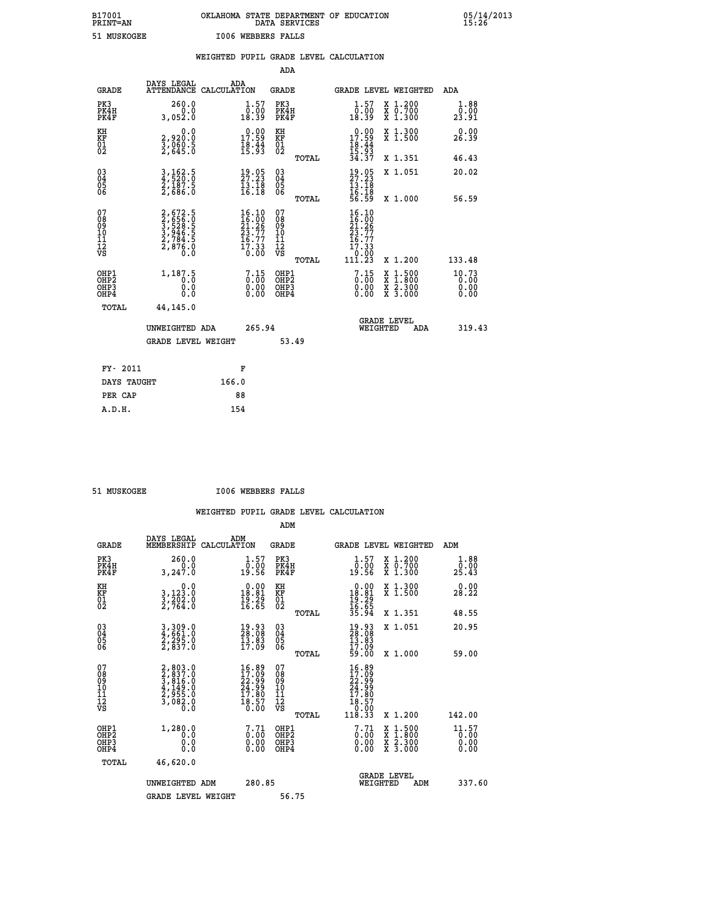B17001 OKLAHOMA STATE DEPARTMENT OF EDUCATION 05/14/2013
PRINT=AN DATA SERVICES 15:26

51 MUSKOGEE I006 WEBBERS FALLS

## WEIGHTED PUPIL GRADE LEVEL CALCULATION

### ADA

| GRADE | DAYS LEGAL ATTENDANCE | ADA CALCULATION | GRADE | GRADE LEVEL | WEIGHTED | ADA |
|---|---|---|---|---|---|---|
| PK3 | 260.0 | 1.57 | PK3 | 1.57 | X 1.200 | 1.88 |
| PK4H | 0.0 | 0.00 | PK4H | 0.00 | X 0.700 | 0.00 |
| PK4F | 3,052.0 | 18.39 | PK4F | 18.39 | X 1.300 | 23.91 |
| KH | 0.0 | 0.00 | KH | 0.00 | X 1.300 | 0.00 |
| KF | 2,920.0 | 17.59 | KF | 17.59 | X 1.500 | 26.39 |
| 01 | 3,060.5 | 18.44 | 01 | 18.44 | | |
| 02 | 2,645.0 | 15.93 | 02 | 15.93 | | |
| | | | TOTAL | 34.37 | X 1.351 | 46.43 |
| 03 | 3,162.5 | 19.05 | 03 | 19.05 | X 1.051 | 20.02 |
| 04 | 4,520.0 | 27.23 | 04 | 27.23 | | |
| 05 | 2,187.5 | 13.18 | 05 | 13.18 | | |
| 06 | 2,686.0 | 16.18 | 06 | 16.18 | | |
| | | | TOTAL | 56.59 | X 1.000 | 56.59 |
| 07 | 2,672.5 | 16.10 | 07 | 16.10 | | |
| 08 | 2,656.0 | 16.00 | 08 | 16.00 | | |
| 09 | 3,528.5 | 21.26 | 09 | 21.26 | | |
| 10 | 3,946.5 | 23.77 | 10 | 23.77 | | |
| 11 | 2,784.5 | 16.77 | 11 | 16.77 | | |
| 12 | 2,876.0 | 17.33 | 12 | 17.33 | | |
| VS | 0.0 | 0.00 | VS | 0.00 | | |
| | | | TOTAL | 111.23 | X 1.200 | 133.48 |
| OHP1 | 1,187.5 | 7.15 | OHP1 | 7.15 | X 1.500 | 10.73 |
| OHP2 | 0.0 | 0.00 | OHP2 | 0.00 | X 1.800 | 0.00 |
| OHP3 | 0.0 | 0.00 | OHP3 | 0.00 | X 2.300 | 0.00 |
| OHP4 | 0.0 | 0.00 | OHP4 | 0.00 | X 3.000 | 0.00 |
| TOTAL | 44,145.0 | | | | | |

UNWEIGHTED ADA 265.94 — GRADE LEVEL WEIGHTED ADA 319.43

GRADE LEVEL WEIGHT 53.49

| FY- 2011 | F |
|---|---|
| DAYS TAUGHT | 166.0 |
| PER CAP | 88 |
| A.D.H. | 154 |

51 MUSKOGEE I006 WEBBERS FALLS

## WEIGHTED PUPIL GRADE LEVEL CALCULATION

### ADM

| GRADE | DAYS LEGAL MEMBERSHIP | ADM CALCULATION | GRADE | GRADE LEVEL | WEIGHTED | ADM |
|---|---|---|---|---|---|---|
| PK3 | 260.0 | 1.57 | PK3 | 1.57 | X 1.200 | 1.88 |
| PK4H | 0.0 | 0.00 | PK4H | 0.00 | X 0.700 | 0.00 |
| PK4F | 3,247.0 | 19.56 | PK4F | 19.56 | X 1.300 | 25.43 |
| KH | 0.0 | 0.00 | KH | 0.00 | X 1.300 | 0.00 |
| KF | 3,123.0 | 18.81 | KF | 18.81 | X 1.500 | 28.22 |
| 01 | 3,202.0 | 19.29 | 01 | 19.29 | | |
| 02 | 2,764.0 | 16.65 | 02 | 16.65 | | |
| | | | TOTAL | 35.94 | X 1.351 | 48.55 |
| 03 | 3,309.0 | 19.93 | 03 | 19.93 | X 1.051 | 20.95 |
| 04 | 4,661.0 | 28.08 | 04 | 28.08 | | |
| 05 | 2,295.0 | 13.83 | 05 | 13.83 | | |
| 06 | 2,837.0 | 17.09 | 06 | 17.09 | | |
| | | | TOTAL | 59.00 | X 1.000 | 59.00 |
| 07 | 2,803.0 | 16.89 | 07 | 16.89 | | |
| 08 | 2,837.0 | 17.09 | 08 | 17.09 | | |
| 09 | 3,816.0 | 22.99 | 09 | 22.99 | | |
| 10 | 4,149.0 | 24.99 | 10 | 24.99 | | |
| 11 | 2,955.0 | 17.80 | 11 | 17.80 | | |
| 12 | 3,082.0 | 18.57 | 12 | 18.57 | | |
| VS | 0.0 | 0.00 | VS | 0.00 | | |
| | | | TOTAL | 118.33 | X 1.200 | 142.00 |
| OHP1 | 1,280.0 | 7.71 | OHP1 | 7.71 | X 1.500 | 11.57 |
| OHP2 | 0.0 | 0.00 | OHP2 | 0.00 | X 1.800 | 0.00 |
| OHP3 | 0.0 | 0.00 | OHP3 | 0.00 | X 2.300 | 0.00 |
| OHP4 | 0.0 | 0.00 | OHP4 | 0.00 | X 3.000 | 0.00 |
| TOTAL | 46,620.0 | | | | | |

UNWEIGHTED ADM 280.85 — GRADE LEVEL WEIGHTED ADM 337.60

GRADE LEVEL WEIGHT 56.75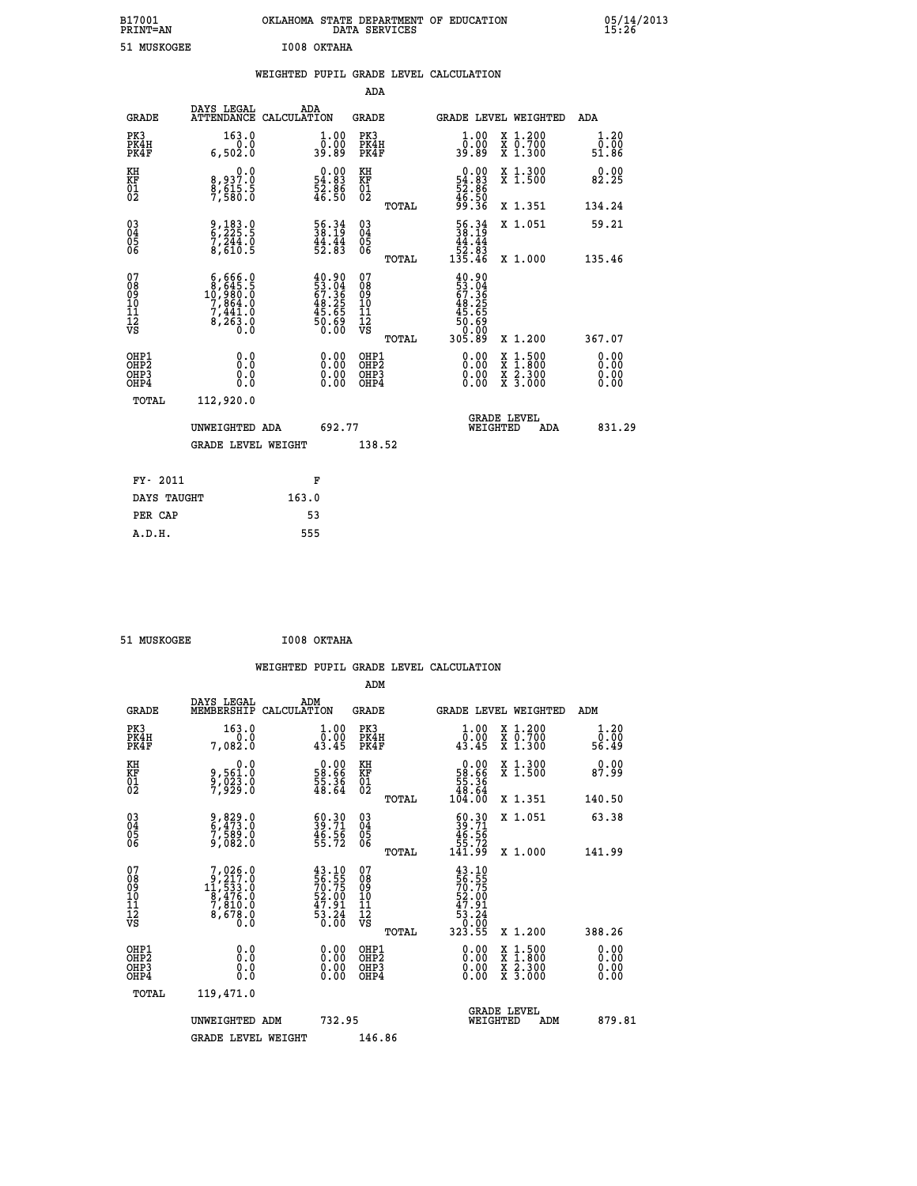B17001 OKLAHOMA STATE DEPARTMENT OF EDUCATION 05/14/2013
PRINT=AN DATA SERVICES 15:26

51 MUSKOGEE I008 OKTAHA

## WEIGHTED PUPIL GRADE LEVEL CALCULATION

### ADA

| GRADE | DAYS LEGAL ATTENDANCE | ADA CALCULATION | GRADE | GRADE LEVEL | WEIGHTED | ADA |
|---|---|---|---|---|---|---|
| PK3 | 163.0 | 1.00 | PK3 | 1.00 | X 1.200 | 1.20 |
| PK4H | 0.0 | 0.00 | PK4H | 0.00 | X 0.700 | 0.00 |
| PK4F | 6,502.0 | 39.89 | PK4F | 39.89 | X 1.300 | 51.86 |
| KH | 0.0 | 0.00 | KH | 0.00 | X 1.300 | 0.00 |
| KF | 8,937.0 | 54.83 | KF | 54.83 | X 1.500 | 82.25 |
| 01 | 8,615.5 | 52.86 | 01 | 52.86 | | |
| 02 | 7,580.0 | 46.50 | 02 | 46.50 | | |
| | | | TOTAL | 99.36 | X 1.351 | 134.24 |
| 03 | 9,183.0 | 56.34 | 03 | 56.34 | X 1.051 | 59.21 |
| 04 | 6,225.5 | 38.19 | 04 | 38.19 | | |
| 05 | 7,244.0 | 44.44 | 05 | 44.44 | | |
| 06 | 8,610.5 | 52.83 | 06 | 52.83 | | |
| | | | TOTAL | 135.46 | X 1.000 | 135.46 |
| 07 | 6,666.0 | 40.90 | 07 | 40.90 | | |
| 08 | 8,645.5 | 53.04 | 08 | 53.04 | | |
| 09 | 10,980.0 | 67.36 | 09 | 67.36 | | |
| 10 | 7,864.0 | 48.25 | 10 | 48.25 | | |
| 11 | 7,441.0 | 45.65 | 11 | 45.65 | | |
| 12 | 8,263.0 | 50.69 | 12 | 50.69 | | |
| VS | 0.0 | 0.00 | VS | 0.00 | | |
| | | | TOTAL | 305.89 | X 1.200 | 367.07 |
| OHP1 | 0.0 | 0.00 | OHP1 | 0.00 | X 1.500 | 0.00 |
| OHP2 | 0.0 | 0.00 | OHP2 | 0.00 | X 1.800 | 0.00 |
| OHP3 | 0.0 | 0.00 | OHP3 | 0.00 | X 2.300 | 0.00 |
| OHP4 | 0.0 | 0.00 | OHP4 | 0.00 | X 3.000 | 0.00 |
| TOTAL | 112,920.0 | | | | | |

UNWEIGHTED ADA 692.77 GRADE LEVEL WEIGHTED ADA 831.29

GRADE LEVEL WEIGHT 138.52

| FY- 2011 | F |
|---|---|
| DAYS TAUGHT | 163.0 |
| PER CAP | 53 |
| A.D.H. | 555 |

51 MUSKOGEE I008 OKTAHA

## WEIGHTED PUPIL GRADE LEVEL CALCULATION

### ADM

| GRADE | DAYS LEGAL MEMBERSHIP | ADM CALCULATION | GRADE | GRADE LEVEL | WEIGHTED | ADM |
|---|---|---|---|---|---|---|
| PK3 | 163.0 | 1.00 | PK3 | 1.00 | X 1.200 | 1.20 |
| PK4H | 0.0 | 0.00 | PK4H | 0.00 | X 0.700 | 0.00 |
| PK4F | 7,082.0 | 43.45 | PK4F | 43.45 | X 1.300 | 56.49 |
| KH | 0.0 | 0.00 | KH | 0.00 | X 1.300 | 0.00 |
| KF | 9,561.0 | 58.66 | KF | 58.66 | X 1.500 | 87.99 |
| 01 | 9,023.0 | 55.36 | 01 | 55.36 | | |
| 02 | 7,929.0 | 48.64 | 02 | 48.64 | | |
| | | | TOTAL | 104.00 | X 1.351 | 140.50 |
| 03 | 9,829.0 | 60.30 | 03 | 60.30 | X 1.051 | 63.38 |
| 04 | 6,473.0 | 39.71 | 04 | 39.71 | | |
| 05 | 7,589.0 | 46.56 | 05 | 46.56 | | |
| 06 | 9,082.0 | 55.72 | 06 | 55.72 | | |
| | | | TOTAL | 141.99 | X 1.000 | 141.99 |
| 07 | 7,026.0 | 43.10 | 07 | 43.10 | | |
| 08 | 9,217.0 | 56.55 | 08 | 56.55 | | |
| 09 | 11,533.0 | 70.75 | 09 | 70.75 | | |
| 10 | 8,476.0 | 52.00 | 10 | 52.00 | | |
| 11 | 7,810.0 | 47.91 | 11 | 47.91 | | |
| 12 | 8,678.0 | 53.24 | 12 | 53.24 | | |
| VS | 0.0 | 0.00 | VS | 0.00 | | |
| | | | TOTAL | 323.55 | X 1.200 | 388.26 |
| OHP1 | 0.0 | 0.00 | OHP1 | 0.00 | X 1.500 | 0.00 |
| OHP2 | 0.0 | 0.00 | OHP2 | 0.00 | X 1.800 | 0.00 |
| OHP3 | 0.0 | 0.00 | OHP3 | 0.00 | X 2.300 | 0.00 |
| OHP4 | 0.0 | 0.00 | OHP4 | 0.00 | X 3.000 | 0.00 |
| TOTAL | 119,471.0 | | | | | |

UNWEIGHTED ADM 732.95 GRADE LEVEL WEIGHTED ADM 879.81

GRADE LEVEL WEIGHT 146.86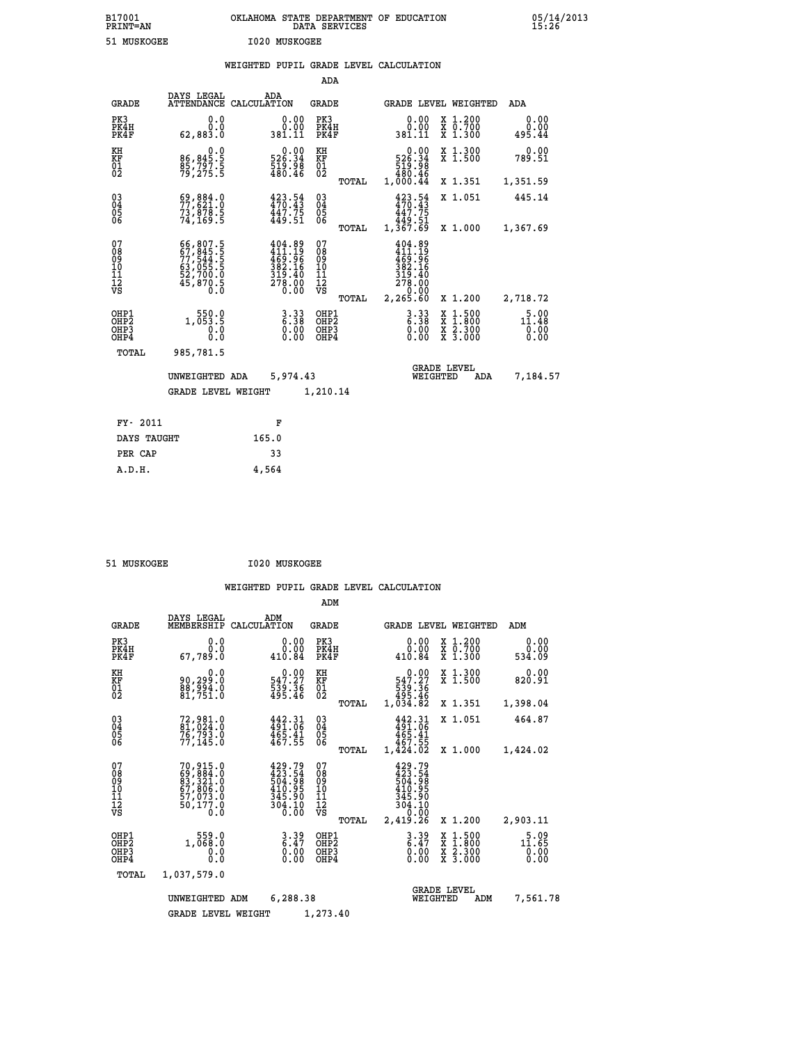B17001 OKLAHOMA STATE DEPARTMENT OF EDUCATION 05/14/2013
PRINT=AN DATA SERVICES 15:26

51 MUSKOGEE I020 MUSKOGEE

## WEIGHTED PUPIL GRADE LEVEL CALCULATION

### ADA

| GRADE | DAYS LEGAL ATTENDANCE | ADA CALCULATION | GRADE | | GRADE LEVEL | WEIGHTED | ADA |
|---|---|---|---|---|---|---|---|
| PK3 | 0.0 | 0.00 | PK3 | | 0.00 | X 1.200 | 0.00 |
| PK4H | 0.0 | 0.00 | PK4H | | 0.00 | X 0.700 | 0.00 |
| PK4F | 62,883.0 | 381.11 | PK4F | | 381.11 | X 1.300 | 495.44 |
| KH | 0.0 | 0.00 | KH | | 0.00 | X 1.300 | 0.00 |
| KF | 86,845.5 | 526.34 | KF | | 526.34 | X 1.500 | 789.51 |
| 01 | 85,797.5 | 519.98 | 01 | | 519.98 | | |
| 02 | 79,275.5 | 480.46 | 02 | | 480.46 | | |
| | | | | TOTAL | 1,000.44 | X 1.351 | 1,351.59 |
| 03 | 69,884.0 | 423.54 | 03 | | 423.54 | X 1.051 | 445.14 |
| 04 | 77,621.0 | 470.43 | 04 | | 470.43 | | |
| 05 | 73,878.5 | 447.75 | 05 | | 447.75 | | |
| 06 | 74,169.5 | 449.51 | 06 | | 449.51 | | |
| | | | | TOTAL | 1,367.69 | X 1.000 | 1,367.69 |
| 07 | 66,807.5 | 404.89 | 07 | | 404.89 | | |
| 08 | 67,845.5 | 411.19 | 08 | | 411.19 | | |
| 09 | 77,544.5 | 469.96 | 09 | | 469.96 | | |
| 10 | 63,055.5 | 382.16 | 10 | | 382.16 | | |
| 11 | 52,700.0 | 319.40 | 11 | | 319.40 | | |
| 12 | 45,870.5 | 278.00 | 12 | | 278.00 | | |
| VS | 0.0 | 0.00 | VS | | 0.00 | | |
| | | | | TOTAL | 2,265.60 | X 1.200 | 2,718.72 |
| OHP1 | 550.0 | 3.33 | OHP1 | | 3.33 | X 1.500 | 5.00 |
| OHP2 | 1,053.5 | 6.38 | OHP2 | | 6.38 | X 1.800 | 11.48 |
| OHP3 | 0.0 | 0.00 | OHP3 | | 0.00 | X 2.300 | 0.00 |
| OHP4 | 0.0 | 0.00 | OHP4 | | 0.00 | X 3.000 | 0.00 |
| TOTAL | 985,781.5 | | | | | | |

UNWEIGHTED ADA 5,974.43 GRADE LEVEL WEIGHTED ADA 7,184.57

GRADE LEVEL WEIGHT 1,210.14

| FY- 2011 | F |
|---|---|
| DAYS TAUGHT | 165.0 |
| PER CAP | 33 |
| A.D.H. | 4,564 |

51 MUSKOGEE I020 MUSKOGEE

## WEIGHTED PUPIL GRADE LEVEL CALCULATION

### ADM

| GRADE | DAYS LEGAL MEMBERSHIP | ADM CALCULATION | GRADE | | GRADE LEVEL | WEIGHTED | ADM |
|---|---|---|---|---|---|---|---|
| PK3 | 0.0 | 0.00 | PK3 | | 0.00 | X 1.200 | 0.00 |
| PK4H | 0.0 | 0.00 | PK4H | | 0.00 | X 0.700 | 0.00 |
| PK4F | 67,789.0 | 410.84 | PK4F | | 410.84 | X 1.300 | 534.09 |
| KH | 0.0 | 0.00 | KH | | 0.00 | X 1.300 | 0.00 |
| KF | 90,299.0 | 547.27 | KF | | 547.27 | X 1.500 | 820.91 |
| 01 | 88,994.0 | 539.36 | 01 | | 539.36 | | |
| 02 | 81,751.0 | 495.46 | 02 | | 495.46 | | |
| | | | | TOTAL | 1,034.82 | X 1.351 | 1,398.04 |
| 03 | 72,981.0 | 442.31 | 03 | | 442.31 | X 1.051 | 464.87 |
| 04 | 81,024.0 | 491.06 | 04 | | 491.06 | | |
| 05 | 76,793.0 | 465.41 | 05 | | 465.41 | | |
| 06 | 77,145.0 | 467.55 | 06 | | 467.55 | | |
| | | | | TOTAL | 1,424.02 | X 1.000 | 1,424.02 |
| 07 | 70,915.0 | 429.79 | 07 | | 429.79 | | |
| 08 | 69,884.0 | 423.54 | 08 | | 423.54 | | |
| 09 | 83,321.0 | 504.98 | 09 | | 504.98 | | |
| 10 | 67,806.0 | 410.95 | 10 | | 410.95 | | |
| 11 | 57,073.0 | 345.90 | 11 | | 345.90 | | |
| 12 | 50,177.0 | 304.10 | 12 | | 304.10 | | |
| VS | 0.0 | 0.00 | VS | | 0.00 | | |
| | | | | TOTAL | 2,419.26 | X 1.200 | 2,903.11 |
| OHP1 | 559.0 | 3.39 | OHP1 | | 3.39 | X 1.500 | 5.09 |
| OHP2 | 1,068.0 | 6.47 | OHP2 | | 6.47 | X 1.800 | 11.65 |
| OHP3 | 0.0 | 0.00 | OHP3 | | 0.00 | X 2.300 | 0.00 |
| OHP4 | 0.0 | 0.00 | OHP4 | | 0.00 | X 3.000 | 0.00 |
| TOTAL | 1,037,579.0 | | | | | | |

UNWEIGHTED ADM 6,288.38 GRADE LEVEL WEIGHTED ADM 7,561.78

GRADE LEVEL WEIGHT 1,273.40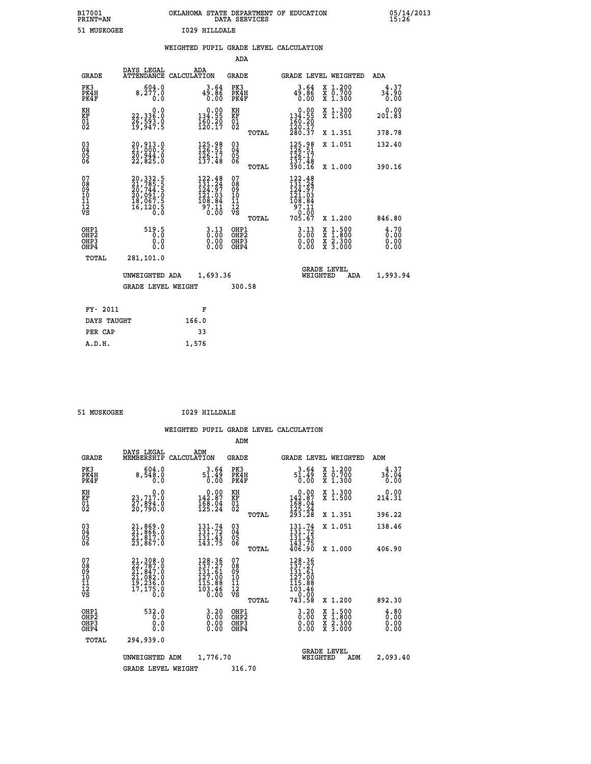B17001 OKLAHOMA STATE DEPARTMENT OF EDUCATION 05/14/2013
PRINT=AN DATA SERVICES 15:26

51 MUSKOGEE I029 HILLDALE

## WEIGHTED PUPIL GRADE LEVEL CALCULATION

### ADA

| GRADE | DAYS LEGAL ATTENDANCE | ADA CALCULATION | GRADE | GRADE LEVEL | WEIGHTED | ADA |
|---|---|---|---|---|---|---|
| PK3 | 604.0 | 3.64 | PK3 | 3.64 | X 1.200 | 4.37 |
| PK4H | 8,277.0 | 49.86 | PK4H | 49.86 | X 0.700 | 34.90 |
| PK4F | 0.0 | 0.00 | PK4F | 0.00 | X 1.300 | 0.00 |
| KH | 0.0 | 0.00 | KH | 0.00 | X 1.300 | 0.00 |
| KF | 22,336.0 | 134.55 | KF | 134.55 | X 1.500 | 201.83 |
| 01 | 26,593.0 | 160.20 | 01 | 160.20 | | |
| 02 | 19,947.5 | 120.17 | 02 | 120.17 | | |
| | | | TOTAL | 280.37 | X 1.351 | 378.78 |
| 03 | 20,913.0 | 125.98 | 03 | 125.98 | X 1.051 | 132.40 |
| 04 | 21,000.5 | 126.51 | 04 | 126.51 | | |
| 05 | 20,944.0 | 126.17 | 05 | 126.17 | | |
| 06 | 22,825.0 | 137.48 | 06 | 137.48 | | |
| | | | TOTAL | 390.16 | X 1.000 | 390.16 |
| 07 | 20,332.5 | 122.48 | 07 | 122.48 | | |
| 08 | 21,785.5 | 131.24 | 08 | 131.24 | | |
| 09 | 20,744.5 | 124.97 | 09 | 124.97 | | |
| 10 | 20,091.0 | 121.03 | 10 | 121.03 | | |
| 11 | 18,067.5 | 108.84 | 11 | 108.84 | | |
| 12 | 16,120.5 | 97.11 | 12 | 97.11 | | |
| VS | 0.0 | 0.00 | VS | 0.00 | | |
| | | | TOTAL | 705.67 | X 1.200 | 846.80 |
| OHP1 | 519.5 | 3.13 | OHP1 | 3.13 | X 1.500 | 4.70 |
| OHP2 | 0.0 | 0.00 | OHP2 | 0.00 | X 1.800 | 0.00 |
| OHP3 | 0.0 | 0.00 | OHP3 | 0.00 | X 2.300 | 0.00 |
| OHP4 | 0.0 | 0.00 | OHP4 | 0.00 | X 3.000 | 0.00 |
| TOTAL | 281,101.0 | | | | | |

UNWEIGHTED ADA 1,693.36 GRADE LEVEL WEIGHTED ADA 1,993.94

GRADE LEVEL WEIGHT 300.58

| FY- 2011 | F |
|---|---|
| DAYS TAUGHT | 166.0 |
| PER CAP | 33 |
| A.D.H. | 1,576 |

51 MUSKOGEE I029 HILLDALE

## WEIGHTED PUPIL GRADE LEVEL CALCULATION

### ADM

| GRADE | DAYS LEGAL MEMBERSHIP | ADM CALCULATION | GRADE | GRADE LEVEL | WEIGHTED | ADM |
|---|---|---|---|---|---|---|
| PK3 | 604.0 | 3.64 | PK3 | 3.64 | X 1.200 | 4.37 |
| PK4H | 8,548.0 | 51.49 | PK4H | 51.49 | X 0.700 | 36.04 |
| PK4F | 0.0 | 0.00 | PK4F | 0.00 | X 1.300 | 0.00 |
| KH | 0.0 | 0.00 | KH | 0.00 | X 1.300 | 0.00 |
| KF | 23,717.0 | 142.87 | KF | 142.87 | X 1.500 | 214.31 |
| 01 | 27,894.0 | 168.04 | 01 | 168.04 | | |
| 02 | 20,790.0 | 125.24 | 02 | 125.24 | | |
| | | | TOTAL | 293.28 | X 1.351 | 396.22 |
| 03 | 21,869.0 | 131.74 | 03 | 131.74 | X 1.051 | 138.46 |
| 04 | 21,866.0 | 131.72 | 04 | 131.72 | | |
| 05 | 21,817.0 | 131.43 | 05 | 131.43 | | |
| 06 | 23,867.0 | 143.75 | 06 | 143.75 | | |
| | | | TOTAL | 406.90 | X 1.000 | 406.90 |
| 07 | 21,308.0 | 128.36 | 07 | 128.36 | | |
| 08 | 22,787.0 | 137.27 | 08 | 137.27 | | |
| 09 | 21,847.0 | 131.61 | 09 | 131.61 | | |
| 10 | 21,082.0 | 127.00 | 10 | 127.00 | | |
| 11 | 19,236.0 | 115.88 | 11 | 115.88 | | |
| 12 | 17,175.0 | 103.46 | 12 | 103.46 | | |
| VS | 0.0 | 0.00 | VS | 0.00 | | |
| | | | TOTAL | 743.58 | X 1.200 | 892.30 |
| OHP1 | 532.0 | 3.20 | OHP1 | 3.20 | X 1.500 | 4.80 |
| OHP2 | 0.0 | 0.00 | OHP2 | 0.00 | X 1.800 | 0.00 |
| OHP3 | 0.0 | 0.00 | OHP3 | 0.00 | X 2.300 | 0.00 |
| OHP4 | 0.0 | 0.00 | OHP4 | 0.00 | X 3.000 | 0.00 |
| TOTAL | 294,939.0 | | | | | |

UNWEIGHTED ADM 1,776.70 GRADE LEVEL WEIGHTED ADM 2,093.40

GRADE LEVEL WEIGHT 316.70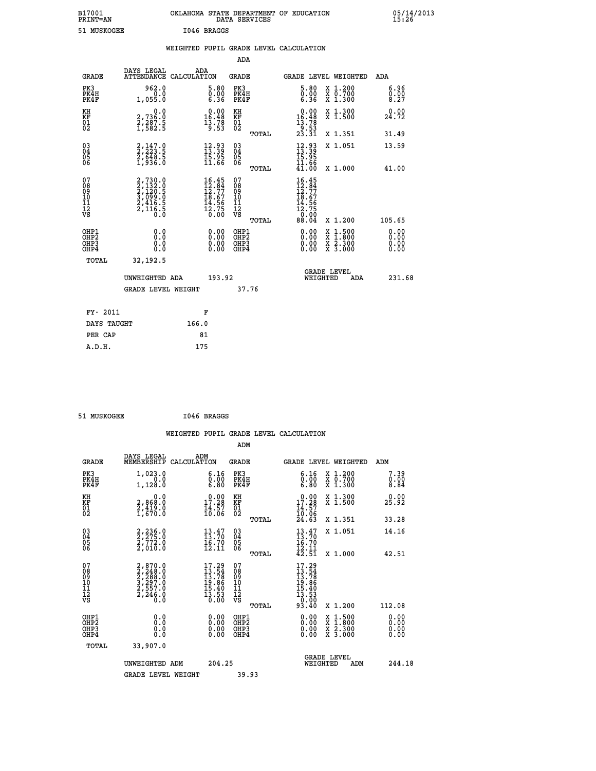B17001 OKLAHOMA STATE DEPARTMENT OF EDUCATION 05/14/2013
PRINT=AN DATA SERVICES 15:26

51 MUSKOGEE I046 BRAGGS

WEIGHTED PUPIL GRADE LEVEL CALCULATION

ADA

| GRADE | DAYS LEGAL ATTENDANCE | ADA CALCULATION | GRADE | GRADE LEVEL | WEIGHTED | ADA |
|---|---|---|---|---|---|---|
| PK3 | 962.0 | 5.80 | PK3 | 5.80 | X 1.200 | 6.96 |
| PK4H | 0.0 | 0.00 | PK4H | 0.00 | X 0.700 | 0.00 |
| PK4F | 1,055.0 | 6.36 | PK4F | 6.36 | X 1.300 | 8.27 |
| KH | 0.0 | 0.00 | KH | 0.00 | X 1.300 | 0.00 |
| KF | 2,736.0 | 16.48 | KF | 16.48 | X 1.500 | 24.72 |
| 01 | 2,287.5 | 13.78 | 01 | 13.78 | | |
| 02 | 1,582.5 | 9.53 | 02 | 9.53 | | |
| | | | TOTAL | 23.31 | X 1.351 | 31.49 |
| 03 | 2,147.0 | 12.93 | 03 | 12.93 | X 1.051 | 13.59 |
| 04 | 2,223.5 | 13.39 | 04 | 13.39 | | |
| 05 | 2,648.5 | 15.95 | 05 | 15.95 | | |
| 06 | 1,936.0 | 11.66 | 06 | 11.66 | | |
| | | | TOTAL | 41.00 | X 1.000 | 41.00 |
| 07 | 2,730.0 | 16.45 | 07 | 16.45 | | |
| 08 | 2,132.0 | 12.84 | 08 | 12.84 | | |
| 09 | 2,120.5 | 12.77 | 09 | 12.77 | | |
| 10 | 3,099.0 | 18.67 | 10 | 18.67 | | |
| 11 | 2,416.5 | 14.56 | 11 | 14.56 | | |
| 12 | 2,116.5 | 12.75 | 12 | 12.75 | | |
| VS | 0.0 | 0.00 | VS | 0.00 | | |
| | | | TOTAL | 88.04 | X 1.200 | 105.65 |
| OHP1 | 0.0 | 0.00 | OHP1 | 0.00 | X 1.500 | 0.00 |
| OHP2 | 0.0 | 0.00 | OHP2 | 0.00 | X 1.800 | 0.00 |
| OHP3 | 0.0 | 0.00 | OHP3 | 0.00 | X 2.300 | 0.00 |
| OHP4 | 0.0 | 0.00 | OHP4 | 0.00 | X 3.000 | 0.00 |
| TOTAL | 32,192.5 | | | | | |

UNWEIGHTED ADA 193.92 | GRADE LEVEL WEIGHTED ADA 231.68

GRADE LEVEL WEIGHT 37.76

| FY- 2011 | F |
|---|---|
| DAYS TAUGHT | 166.0 |
| PER CAP | 81 |
| A.D.H. | 175 |

51 MUSKOGEE I046 BRAGGS

WEIGHTED PUPIL GRADE LEVEL CALCULATION

ADM

| GRADE | DAYS LEGAL MEMBERSHIP | ADM CALCULATION | GRADE | GRADE LEVEL | WEIGHTED | ADM |
|---|---|---|---|---|---|---|
| PK3 | 1,023.0 | 6.16 | PK3 | 6.16 | X 1.200 | 7.39 |
| PK4H | 0.0 | 0.00 | PK4H | 0.00 | X 0.700 | 0.00 |
| PK4F | 1,128.0 | 6.80 | PK4F | 6.80 | X 1.300 | 8.84 |
| KH | 0.0 | 0.00 | KH | 0.00 | X 1.300 | 0.00 |
| KF | 2,868.0 | 17.28 | KF | 17.28 | X 1.500 | 25.92 |
| 01 | 2,419.0 | 14.57 | 01 | 14.57 | | |
| 02 | 1,670.0 | 10.06 | 02 | 10.06 | | |
| | | | TOTAL | 24.63 | X 1.351 | 33.28 |
| 03 | 2,236.0 | 13.47 | 03 | 13.47 | X 1.051 | 14.16 |
| 04 | 2,275.0 | 13.70 | 04 | 13.70 | | |
| 05 | 2,772.0 | 16.70 | 05 | 16.70 | | |
| 06 | 2,010.0 | 12.11 | 06 | 12.11 | | |
| | | | TOTAL | 42.51 | X 1.000 | 42.51 |
| 07 | 2,870.0 | 17.29 | 07 | 17.29 | | |
| 08 | 2,248.0 | 13.54 | 08 | 13.54 | | |
| 09 | 2,288.0 | 13.78 | 09 | 13.78 | | |
| 10 | 3,297.0 | 19.86 | 10 | 19.86 | | |
| 11 | 2,557.0 | 15.40 | 11 | 15.40 | | |
| 12 | 2,246.0 | 13.53 | 12 | 13.53 | | |
| VS | 0.0 | 0.00 | VS | 0.00 | | |
| | | | TOTAL | 93.40 | X 1.200 | 112.08 |
| OHP1 | 0.0 | 0.00 | OHP1 | 0.00 | X 1.500 | 0.00 |
| OHP2 | 0.0 | 0.00 | OHP2 | 0.00 | X 1.800 | 0.00 |
| OHP3 | 0.0 | 0.00 | OHP3 | 0.00 | X 2.300 | 0.00 |
| OHP4 | 0.0 | 0.00 | OHP4 | 0.00 | X 3.000 | 0.00 |
| TOTAL | 33,907.0 | | | | | |

UNWEIGHTED ADM 204.25 | GRADE LEVEL WEIGHTED ADM 244.18

GRADE LEVEL WEIGHT 39.93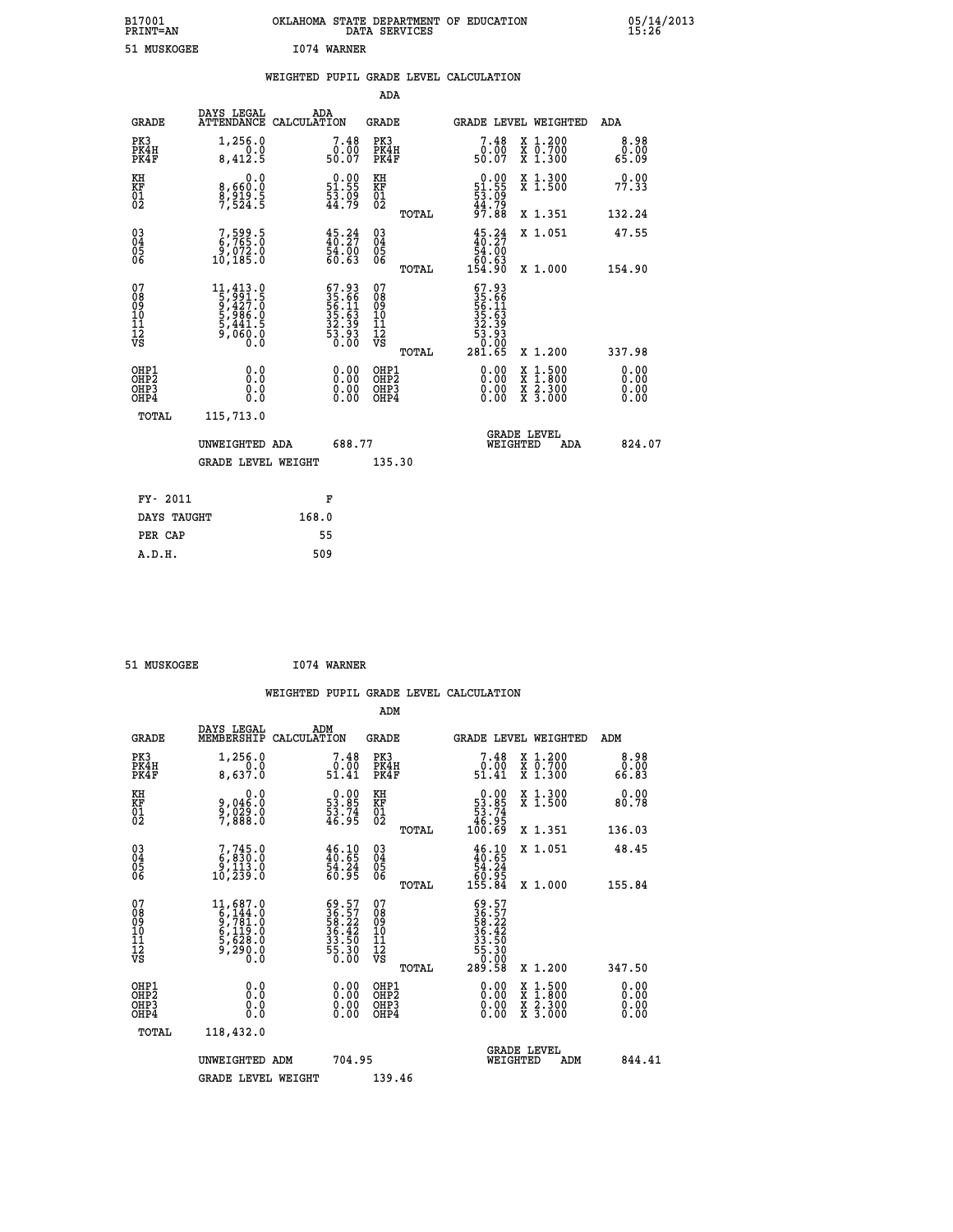B17001 OKLAHOMA STATE DEPARTMENT OF EDUCATION 05/14/2013
PRINT=AN DATA SERVICES 15:26

51 MUSKOGEE I074 WARNER

WEIGHTED PUPIL GRADE LEVEL CALCULATION

ADA

| GRADE | DAYS LEGAL ATTENDANCE | ADA CALCULATION | GRADE | | GRADE LEVEL | WEIGHTED | ADA |
|---|---|---|---|---|---|---|---|
| PK3 | 1,256.0 | 7.48 | PK3 | | 7.48 | X 1.200 | 8.98 |
| PK4H | 0.0 | 0.00 | PK4H | | 0.00 | X 0.700 | 0.00 |
| PK4F | 8,412.5 | 50.07 | PK4F | | 50.07 | X 1.300 | 65.09 |
| KH | 0.0 | 0.00 | KH | | 0.00 | X 1.300 | 0.00 |
| KF | 8,660.0 | 51.55 | KF | | 51.55 | X 1.500 | 77.33 |
| 01 | 8,919.5 | 53.09 | 01 | | 53.09 | | |
| 02 | 7,524.5 | 44.79 | 02 | | 44.79 | | |
| | | | | TOTAL | 97.88 | X 1.351 | 132.24 |
| 03 | 7,599.5 | 45.24 | 03 | | 45.24 | X 1.051 | 47.55 |
| 04 | 6,765.0 | 40.27 | 04 | | 40.27 | | |
| 05 | 9,072.0 | 54.00 | 05 | | 54.00 | | |
| 06 | 10,185.0 | 60.63 | 06 | | 60.63 | | |
| | | | | TOTAL | 154.90 | X 1.000 | 154.90 |
| 07 | 11,413.0 | 67.93 | 07 | | 67.93 | | |
| 08 | 5,991.5 | 35.66 | 08 | | 35.66 | | |
| 09 | 9,427.0 | 56.11 | 09 | | 56.11 | | |
| 10 | 5,986.0 | 35.63 | 10 | | 35.63 | | |
| 11 | 5,441.5 | 32.39 | 11 | | 32.39 | | |
| 12 | 9,060.0 | 53.93 | 12 | | 53.93 | | |
| VS | 0.0 | 0.00 | VS | | 0.00 | | |
| | | | | TOTAL | 281.65 | X 1.200 | 337.98 |
| OHP1 | 0.0 | 0.00 | OHP1 | | 0.00 | X 1.500 | 0.00 |
| OHP2 | 0.0 | 0.00 | OHP2 | | 0.00 | X 1.800 | 0.00 |
| OHP3 | 0.0 | 0.00 | OHP3 | | 0.00 | X 2.300 | 0.00 |
| OHP4 | 0.0 | 0.00 | OHP4 | | 0.00 | X 3.000 | 0.00 |
| TOTAL | 115,713.0 | | | | | | |

UNWEIGHTED ADA 688.77 GRADE LEVEL WEIGHTED ADA 824.07

GRADE LEVEL WEIGHT 135.30

| FY- 2011 | F |
|---|---|
| DAYS TAUGHT | 168.0 |
| PER CAP | 55 |
| A.D.H. | 509 |

51 MUSKOGEE I074 WARNER

WEIGHTED PUPIL GRADE LEVEL CALCULATION

ADM

| GRADE | DAYS LEGAL MEMBERSHIP | ADM CALCULATION | GRADE | | GRADE LEVEL | WEIGHTED | ADM |
|---|---|---|---|---|---|---|---|
| PK3 | 1,256.0 | 7.48 | PK3 | | 7.48 | X 1.200 | 8.98 |
| PK4H | 0.0 | 0.00 | PK4H | | 0.00 | X 0.700 | 0.00 |
| PK4F | 8,637.0 | 51.41 | PK4F | | 51.41 | X 1.300 | 66.83 |
| KH | 0.0 | 0.00 | KH | | 0.00 | X 1.300 | 0.00 |
| KF | 9,046.0 | 53.85 | KF | | 53.85 | X 1.500 | 80.78 |
| 01 | 9,029.0 | 53.74 | 01 | | 53.74 | | |
| 02 | 7,888.0 | 46.95 | 02 | | 46.95 | | |
| | | | | TOTAL | 100.69 | X 1.351 | 136.03 |
| 03 | 7,745.0 | 46.10 | 03 | | 46.10 | X 1.051 | 48.45 |
| 04 | 6,830.0 | 40.65 | 04 | | 40.65 | | |
| 05 | 9,113.0 | 54.24 | 05 | | 54.24 | | |
| 06 | 10,239.0 | 60.95 | 06 | | 60.95 | | |
| | | | | TOTAL | 155.84 | X 1.000 | 155.84 |
| 07 | 11,687.0 | 69.57 | 07 | | 69.57 | | |
| 08 | 6,144.0 | 36.57 | 08 | | 36.57 | | |
| 09 | 9,781.0 | 58.22 | 09 | | 58.22 | | |
| 10 | 6,119.0 | 36.42 | 10 | | 36.42 | | |
| 11 | 5,628.0 | 33.50 | 11 | | 33.50 | | |
| 12 | 9,290.0 | 55.30 | 12 | | 55.30 | | |
| VS | 0.0 | 0.00 | VS | | 0.00 | | |
| | | | | TOTAL | 289.58 | X 1.200 | 347.50 |
| OHP1 | 0.0 | 0.00 | OHP1 | | 0.00 | X 1.500 | 0.00 |
| OHP2 | 0.0 | 0.00 | OHP2 | | 0.00 | X 1.800 | 0.00 |
| OHP3 | 0.0 | 0.00 | OHP3 | | 0.00 | X 2.300 | 0.00 |
| OHP4 | 0.0 | 0.00 | OHP4 | | 0.00 | X 3.000 | 0.00 |
| TOTAL | 118,432.0 | | | | | | |

UNWEIGHTED ADM 704.95 GRADE LEVEL WEIGHTED ADM 844.41

GRADE LEVEL WEIGHT 139.46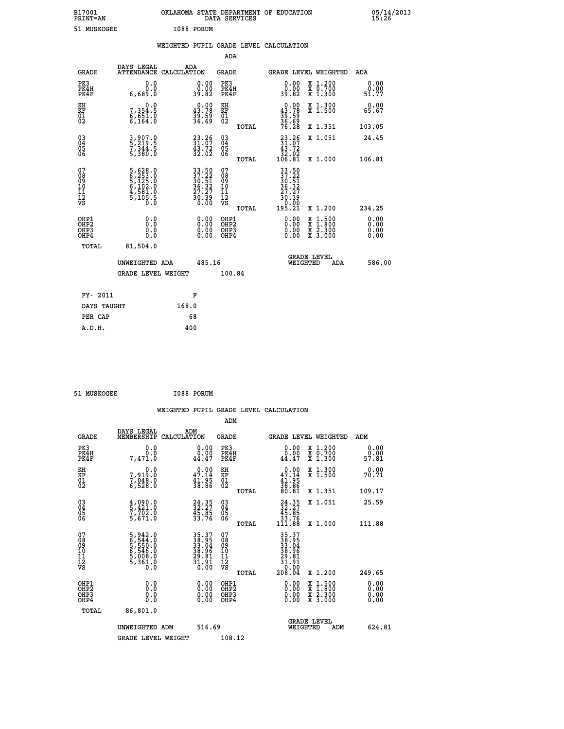B17001 OKLAHOMA STATE DEPARTMENT OF EDUCATION 05/14/2013
PRINT=AN DATA SERVICES 15:26

51 MUSKOGEE I088 PORUM

## WEIGHTED PUPIL GRADE LEVEL CALCULATION

### ADA

| GRADE | DAYS LEGAL ATTENDANCE | ADA CALCULATION | GRADE | GRADE LEVEL | WEIGHTED | ADA |
|---|---|---|---|---|---|---|
| PK3 | 0.0 | 0.00 | PK3 | 0.00 | X 1.200 | 0.00 |
| PK4H | 0.0 | 0.00 | PK4H | 0.00 | X 0.700 | 0.00 |
| PK4F | 6,689.0 | 39.82 | PK4F | 39.82 | X 1.300 | 51.77 |
| KH | 0.0 | 0.00 | KH | 0.00 | X 1.300 | 0.00 |
| KF | 7,354.5 | 43.78 | KF | 43.78 | X 1.500 | 65.67 |
| 01 | 6,651.0 | 39.59 | 01 | 39.59 | | |
| 02 | 6,164.0 | 36.69 | 02 | 36.69 | | |
| | | | TOTAL | 76.28 | X 1.351 | 103.05 |
| 03 | 3,907.0 | 23.26 | 03 | 23.26 | X 1.051 | 24.45 |
| 04 | 5,219.5 | 31.07 | 04 | 31.07 | | |
| 05 | 7,344.5 | 43.72 | 05 | 43.72 | | |
| 06 | 5,380.0 | 32.02 | 06 | 32.02 | | |
| | | | TOTAL | 106.81 | X 1.000 | 106.81 |
| 07 | 5,628.0 | 33.50 | 07 | 33.50 | | |
| 08 | 6,253.0 | 37.22 | 08 | 37.22 | | |
| 09 | 5,125.0 | 30.51 | 09 | 30.51 | | |
| 10 | 6,102.0 | 36.32 | 10 | 36.32 | | |
| 11 | 4,581.0 | 27.27 | 11 | 27.27 | | |
| 12 | 5,105.5 | 30.39 | 12 | 30.39 | | |
| VS | 0.0 | 0.00 | VS | 0.00 | | |
| | | | TOTAL | 195.21 | X 1.200 | 234.25 |
| OHP1 | 0.0 | 0.00 | OHP1 | 0.00 | X 1.500 | 0.00 |
| OHP2 | 0.0 | 0.00 | OHP2 | 0.00 | X 1.800 | 0.00 |
| OHP3 | 0.0 | 0.00 | OHP3 | 0.00 | X 2.300 | 0.00 |
| OHP4 | 0.0 | 0.00 | OHP4 | 0.00 | X 3.000 | 0.00 |
| TOTAL | 81,504.0 | | | | | |

UNWEIGHTED ADA 485.16 | GRADE LEVEL WEIGHTED ADA 586.00

GRADE LEVEL WEIGHT 100.84

| | |
|---|---|
| FY- 2011 | F |
| DAYS TAUGHT | 168.0 |
| PER CAP | 68 |
| A.D.H. | 400 |

51 MUSKOGEE I088 PORUM

## WEIGHTED PUPIL GRADE LEVEL CALCULATION

### ADM

| GRADE | DAYS LEGAL MEMBERSHIP | ADM CALCULATION | GRADE | GRADE LEVEL | WEIGHTED | ADM |
|---|---|---|---|---|---|---|
| PK3 | 0.0 | 0.00 | PK3 | 0.00 | X 1.200 | 0.00 |
| PK4H | 0.0 | 0.00 | PK4H | 0.00 | X 0.700 | 0.00 |
| PK4F | 7,471.0 | 44.47 | PK4F | 44.47 | X 1.300 | 57.81 |
| KH | 0.0 | 0.00 | KH | 0.00 | X 1.300 | 0.00 |
| KF | 7,919.0 | 47.14 | KF | 47.14 | X 1.500 | 70.71 |
| 01 | 7,048.0 | 41.95 | 01 | 41.95 | | |
| 02 | 6,528.0 | 38.86 | 02 | 38.86 | | |
| | | | TOTAL | 80.81 | X 1.351 | 109.17 |
| 03 | 4,090.0 | 24.35 | 03 | 24.35 | X 1.051 | 25.59 |
| 04 | 5,421.0 | 32.27 | 04 | 32.27 | | |
| 05 | 7,702.0 | 45.85 | 05 | 45.85 | | |
| 06 | 5,671.0 | 33.76 | 06 | 33.76 | | |
| | | | TOTAL | 111.88 | X 1.000 | 111.88 |
| 07 | 5,942.0 | 35.37 | 07 | 35.37 | | |
| 08 | 6,544.0 | 38.95 | 08 | 38.95 | | |
| 09 | 5,550.0 | 33.04 | 09 | 33.04 | | |
| 10 | 6,546.0 | 38.96 | 10 | 38.96 | | |
| 11 | 5,008.0 | 29.81 | 11 | 29.81 | | |
| 12 | 5,361.0 | 31.91 | 12 | 31.91 | | |
| VS | 0.0 | 0.00 | VS | 0.00 | | |
| | | | TOTAL | 208.04 | X 1.200 | 249.65 |
| OHP1 | 0.0 | 0.00 | OHP1 | 0.00 | X 1.500 | 0.00 |
| OHP2 | 0.0 | 0.00 | OHP2 | 0.00 | X 1.800 | 0.00 |
| OHP3 | 0.0 | 0.00 | OHP3 | 0.00 | X 2.300 | 0.00 |
| OHP4 | 0.0 | 0.00 | OHP4 | 0.00 | X 3.000 | 0.00 |
| TOTAL | 86,801.0 | | | | | |

UNWEIGHTED ADM 516.69 | GRADE LEVEL WEIGHTED ADM 624.81

GRADE LEVEL WEIGHT 108.12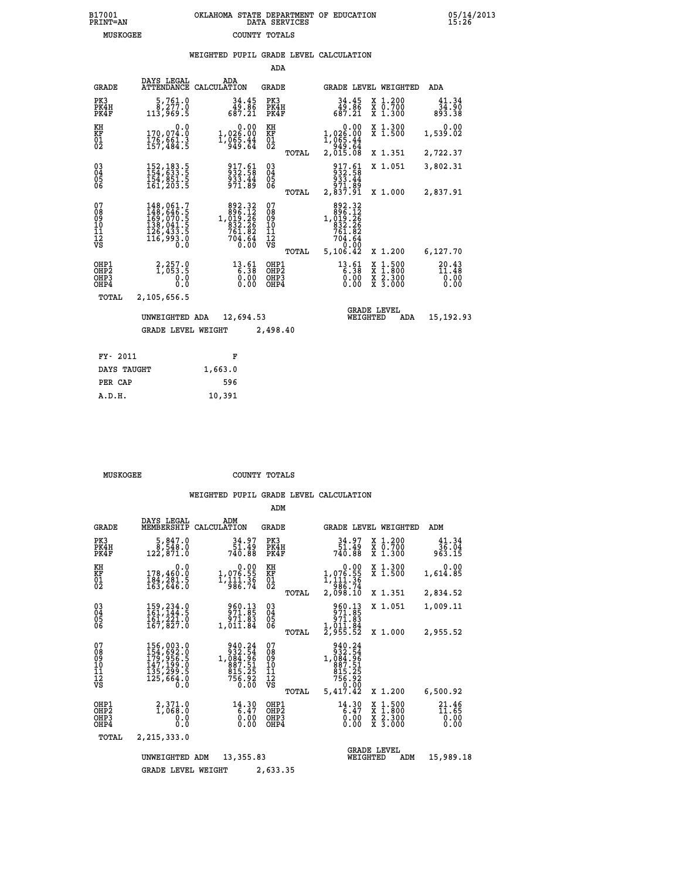B17001 PRINT=AN — OKLAHOMA STATE DEPARTMENT OF EDUCATION DATA SERVICES — 05/14/2013 15:26

MUSKOGEE — COUNTY TOTALS

## WEIGHTED PUPIL GRADE LEVEL CALCULATION

### ADA

| GRADE | DAYS LEGAL ATTENDANCE | ADA CALCULATION | GRADE | GRADE LEVEL | WEIGHTED | ADA |
|---|---|---|---|---|---|---|
| PK3 | 5,761.0 | 34.45 | PK3 | 34.45 | X 1.200 | 41.34 |
| PK4H | 8,277.0 | 49.86 | PK4H | 49.86 | X 0.700 | 34.90 |
| PK4F | 113,969.5 | 687.21 | PK4F | 687.21 | X 1.300 | 893.38 |
| KH | 0.0 | 0.00 | KH | 0.00 | X 1.300 | 0.00 |
| KF | 170,074.0 | 1,026.00 | KF | 1,026.00 | X 1.500 | 1,539.02 |
| 01 | 176,661.3 | 1,065.44 | 01 | 1,065.44 | | |
| 02 | 157,484.5 | 949.64 | 02 | 949.64 | | |
| | | | TOTAL | 2,015.08 | X 1.351 | 2,722.37 |
| 03 | 152,183.5 | 917.61 | 03 | 917.61 | X 1.051 | 3,802.31 |
| 04 | 154,633.5 | 932.58 | 04 | 932.58 | | |
| 05 | 154,851.5 | 933.44 | 05 | 933.44 | | |
| 06 | 161,203.5 | 971.89 | 06 | 971.89 | | |
| | | | TOTAL | 2,837.91 | X 1.000 | 2,837.91 |
| 07 | 148,061.7 | 892.32 | 07 | 892.32 | | |
| 08 | 148,646.5 | 896.12 | 08 | 896.12 | | |
| 09 | 169,070.5 | 1,019.26 | 09 | 1,019.26 | | |
| 10 | 138,041.5 | 832.26 | 10 | 832.26 | | |
| 11 | 126,433.5 | 761.82 | 11 | 761.82 | | |
| 12 | 116,993.0 | 704.64 | 12 | 704.64 | | |
| VS | 0.0 | 0.00 | VS | 0.00 | | |
| | | | TOTAL | 5,106.42 | X 1.200 | 6,127.70 |
| OHP1 | 2,257.0 | 13.61 | OHP1 | 13.61 | X 1.500 | 20.43 |
| OHP2 | 1,053.5 | 6.38 | OHP2 | 6.38 | X 1.800 | 11.48 |
| OHP3 | 0.0 | 0.00 | OHP3 | 0.00 | X 2.300 | 0.00 |
| OHP4 | 0.0 | 0.00 | OHP4 | 0.00 | X 3.000 | 0.00 |
| TOTAL | 2,105,656.5 | | | | | |

UNWEIGHTED ADA 12,694.53 — GRADE LEVEL WEIGHTED ADA 15,192.93

GRADE LEVEL WEIGHT 2,498.40

| FY- 2011 | F |
|---|---|
| DAYS TAUGHT | 1,663.0 |
| PER CAP | 596 |
| A.D.H. | 10,391 |

MUSKOGEE — COUNTY TOTALS

## WEIGHTED PUPIL GRADE LEVEL CALCULATION

### ADM

| GRADE | DAYS LEGAL MEMBERSHIP | ADM CALCULATION | GRADE | GRADE LEVEL | WEIGHTED | ADM |
|---|---|---|---|---|---|---|
| PK3 | 5,847.0 | 34.97 | PK3 | 34.97 | X 1.200 | 41.34 |
| PK4H | 8,548.0 | 51.49 | PK4H | 51.49 | X 0.700 | 36.04 |
| PK4F | 122,871.0 | 740.88 | PK4F | 740.88 | X 1.300 | 963.15 |
| KH | 0.0 | 0.00 | KH | 0.00 | X 1.300 | 0.00 |
| KF | 178,460.0 | 1,076.55 | KF | 1,076.55 | X 1.500 | 1,614.85 |
| 01 | 184,281.5 | 1,111.36 | 01 | 1,111.36 | | |
| 02 | 163,646.0 | 986.74 | 02 | 986.74 | | |
| | | | TOTAL | 2,098.10 | X 1.351 | 2,834.52 |
| 03 | 159,234.0 | 960.13 | 03 | 960.13 | X 1.051 | 1,009.11 |
| 04 | 161,144.5 | 971.85 | 04 | 971.85 | | |
| 05 | 161,221.0 | 971.83 | 05 | 971.83 | | |
| 06 | 167,827.0 | 1,011.84 | 06 | 1,011.84 | | |
| | | | TOTAL | 2,955.52 | X 1.000 | 2,955.52 |
| 07 | 156,003.0 | 940.24 | 07 | 940.24 | | |
| 08 | 154,692.0 | 932.54 | 08 | 932.54 | | |
| 09 | 179,956.5 | 1,084.96 | 09 | 1,084.96 | | |
| 10 | 147,199.0 | 887.51 | 10 | 887.51 | | |
| 11 | 135,299.5 | 815.25 | 11 | 815.25 | | |
| 12 | 125,664.0 | 756.92 | 12 | 756.92 | | |
| VS | 0.0 | 0.00 | VS | 0.00 | | |
| | | | TOTAL | 5,417.42 | X 1.200 | 6,500.92 |
| OHP1 | 2,371.0 | 14.30 | OHP1 | 14.30 | X 1.500 | 21.46 |
| OHP2 | 1,068.0 | 6.47 | OHP2 | 6.47 | X 1.800 | 11.65 |
| OHP3 | 0.0 | 0.00 | OHP3 | 0.00 | X 2.300 | 0.00 |
| OHP4 | 0.0 | 0.00 | OHP4 | 0.00 | X 3.000 | 0.00 |
| TOTAL | 2,215,333.0 | | | | | |

UNWEIGHTED ADM 13,355.83 — GRADE LEVEL WEIGHTED ADM 15,989.18

GRADE LEVEL WEIGHT 2,633.35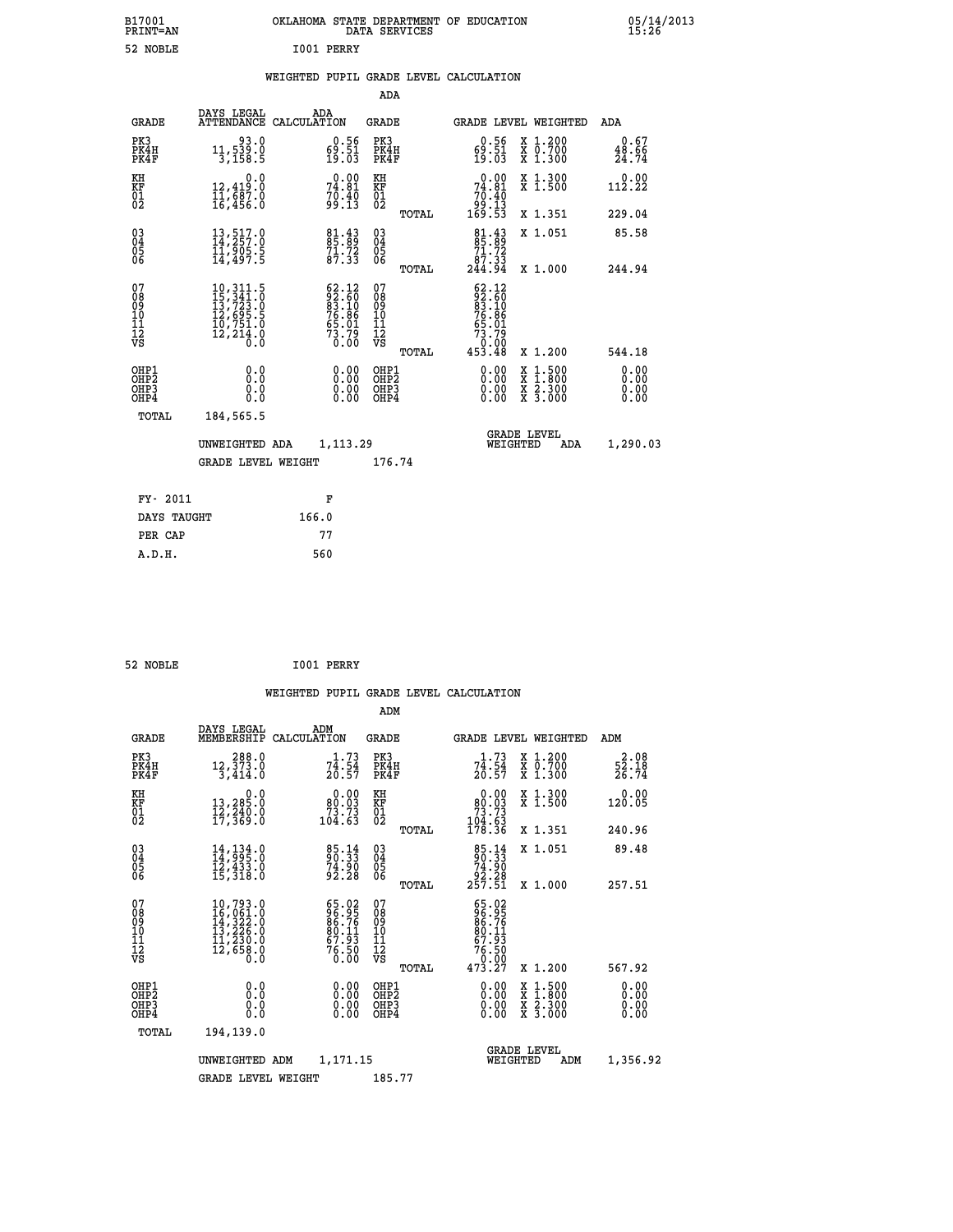B17001 PRINT=AN — OKLAHOMA STATE DEPARTMENT OF EDUCATION DATA SERVICES — 05/14/2013 15:26

52 NOBLE — I001 PERRY

## WEIGHTED PUPIL GRADE LEVEL CALCULATION

### ADA

| GRADE | DAYS LEGAL ATTENDANCE | ADA CALCULATION | GRADE | GRADE LEVEL | WEIGHTED | ADA |
|---|---|---|---|---|---|---|
| PK3 | 93.0 | 0.56 | PK3 | 0.56 | X 1.200 | 0.67 |
| PK4H | 11,539.0 | 69.51 | PK4H | 69.51 | X 0.700 | 48.66 |
| PK4F | 3,158.5 | 19.03 | PK4F | 19.03 | X 1.300 | 24.74 |
| KH | 0.0 | 0.00 | KH | 0.00 | X 1.300 | 0.00 |
| KF | 12,419.0 | 74.81 | KF | 74.81 | X 1.500 | 112.22 |
| 01 | 11,687.0 | 70.40 | 01 | 70.40 | | |
| 02 | 16,456.0 | 99.13 | 02 | 99.13 | | |
| | | | TOTAL | 169.53 | X 1.351 | 229.04 |
| 03 | 13,517.0 | 81.43 | 03 | 81.43 | X 1.051 | 85.58 |
| 04 | 14,257.0 | 85.89 | 04 | 85.89 | | |
| 05 | 11,905.5 | 71.72 | 05 | 71.72 | | |
| 06 | 14,497.5 | 87.33 | 06 | 87.33 | | |
| | | | TOTAL | 244.94 | X 1.000 | 244.94 |
| 07 | 10,311.5 | 62.12 | 07 | 62.12 | | |
| 08 | 15,341.0 | 92.60 | 08 | 92.60 | | |
| 09 | 13,723.0 | 83.10 | 09 | 83.10 | | |
| 10 | 12,695.5 | 76.86 | 10 | 76.86 | | |
| 11 | 10,751.0 | 65.01 | 11 | 65.01 | | |
| 12 | 12,214.0 | 73.79 | 12 | 73.79 | | |
| VS | 0.0 | 0.00 | VS | 0.00 | | |
| | | | TOTAL | 453.48 | X 1.200 | 544.18 |
| OHP1 | 0.0 | 0.00 | OHP1 | 0.00 | X 1.500 | 0.00 |
| OHP2 | 0.0 | 0.00 | OHP2 | 0.00 | X 1.800 | 0.00 |
| OHP3 | 0.0 | 0.00 | OHP3 | 0.00 | X 2.300 | 0.00 |
| OHP4 | 0.0 | 0.00 | OHP4 | 0.00 | X 3.000 | 0.00 |
| TOTAL | 184,565.5 | | | | | |

UNWEIGHTED ADA 1,113.29 — GRADE LEVEL WEIGHTED ADA 1,290.03

GRADE LEVEL WEIGHT 176.74

| FY- 2011 | F |
|---|---|
| DAYS TAUGHT | 166.0 |
| PER CAP | 77 |
| A.D.H. | 560 |

52 NOBLE — I001 PERRY

## WEIGHTED PUPIL GRADE LEVEL CALCULATION

### ADM

| GRADE | DAYS LEGAL MEMBERSHIP | ADM CALCULATION | GRADE | GRADE LEVEL | WEIGHTED | ADM |
|---|---|---|---|---|---|---|
| PK3 | 288.0 | 1.73 | PK3 | 1.73 | X 1.200 | 2.08 |
| PK4H | 12,373.0 | 74.54 | PK4H | 74.54 | X 0.700 | 52.18 |
| PK4F | 3,414.0 | 20.57 | PK4F | 20.57 | X 1.300 | 26.74 |
| KH | 0.0 | 0.00 | KH | 0.00 | X 1.300 | 0.00 |
| KF | 13,285.0 | 80.03 | KF | 80.03 | X 1.500 | 120.05 |
| 01 | 12,240.0 | 73.73 | 01 | 73.73 | | |
| 02 | 17,369.0 | 104.63 | 02 | 104.63 | | |
| | | | TOTAL | 178.36 | X 1.351 | 240.96 |
| 03 | 14,134.0 | 85.14 | 03 | 85.14 | X 1.051 | 89.48 |
| 04 | 14,995.0 | 90.33 | 04 | 90.33 | | |
| 05 | 12,433.0 | 74.90 | 05 | 74.90 | | |
| 06 | 15,318.0 | 92.28 | 06 | 92.28 | | |
| | | | TOTAL | 257.51 | X 1.000 | 257.51 |
| 07 | 10,793.0 | 65.02 | 07 | 65.02 | | |
| 08 | 16,061.0 | 96.95 | 08 | 96.95 | | |
| 09 | 14,322.0 | 86.76 | 09 | 86.76 | | |
| 10 | 13,226.0 | 80.11 | 10 | 80.11 | | |
| 11 | 11,230.0 | 67.93 | 11 | 67.93 | | |
| 12 | 12,658.0 | 76.50 | 12 | 76.50 | | |
| VS | 0.0 | 0.00 | VS | 0.00 | | |
| | | | TOTAL | 473.27 | X 1.200 | 567.92 |
| OHP1 | 0.0 | 0.00 | OHP1 | 0.00 | X 1.500 | 0.00 |
| OHP2 | 0.0 | 0.00 | OHP2 | 0.00 | X 1.800 | 0.00 |
| OHP3 | 0.0 | 0.00 | OHP3 | 0.00 | X 2.300 | 0.00 |
| OHP4 | 0.0 | 0.00 | OHP4 | 0.00 | X 3.000 | 0.00 |
| TOTAL | 194,139.0 | | | | | |

UNWEIGHTED ADM 1,171.15 — GRADE LEVEL WEIGHTED ADM 1,356.92

GRADE LEVEL WEIGHT 185.77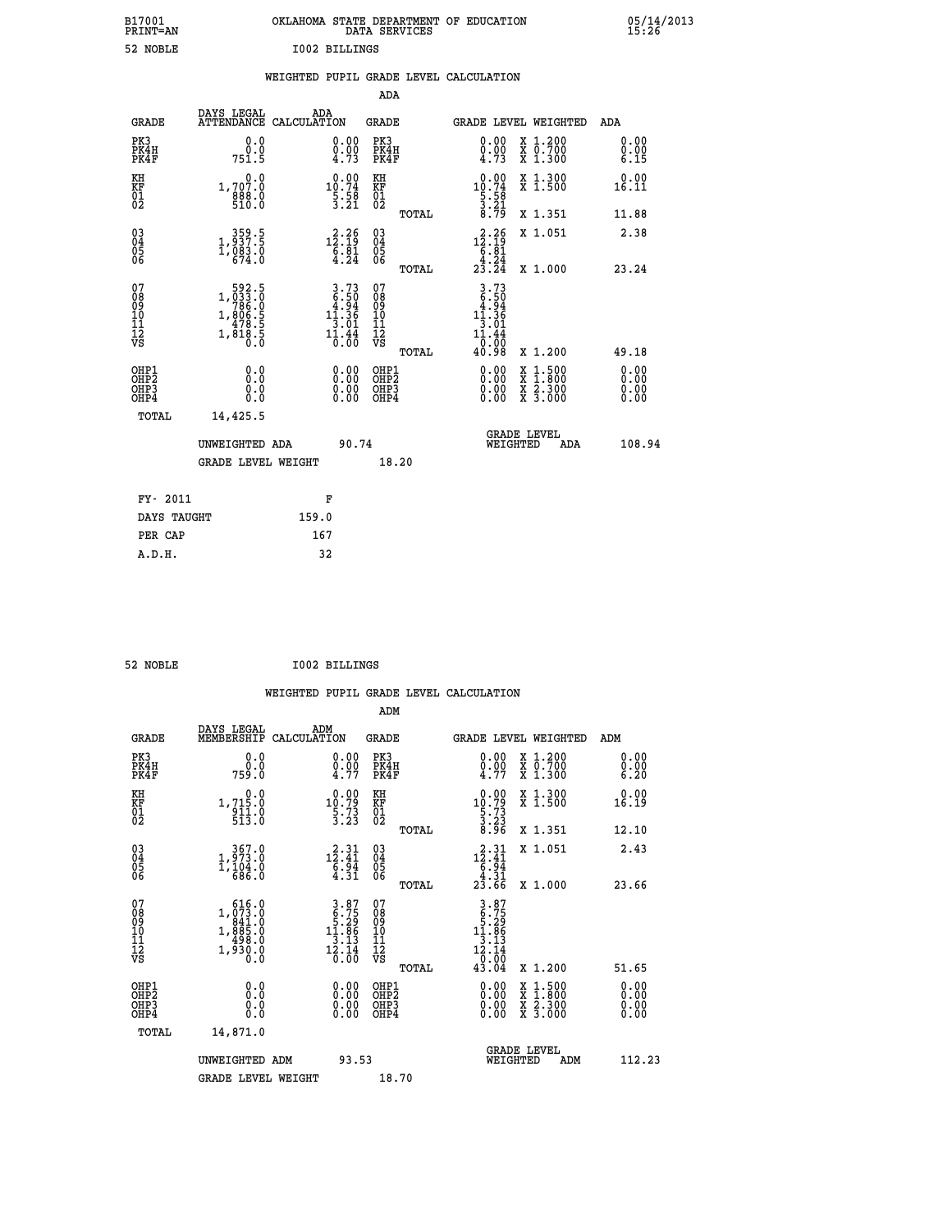B17001 OKLAHOMA STATE DEPARTMENT OF EDUCATION 05/14/2013
PRINT=AN DATA SERVICES 15:26

52 NOBLE I002 BILLINGS

WEIGHTED PUPIL GRADE LEVEL CALCULATION

ADA

| GRADE | DAYS LEGAL ATTENDANCE | ADA CALCULATION | GRADE | | GRADE LEVEL WEIGHTED | | ADA |
|---|---|---|---|---|---|---|---|
| PK3 | 0.0 | 0.00 | PK3 | | 0.00 | X 1.200 | 0.00 |
| PK4H | 0.0 | 0.00 | PK4H | | 0.00 | X 0.700 | 0.00 |
| PK4F | 751.5 | 4.73 | PK4F | | 4.73 | X 1.300 | 6.15 |
| KH | 0.0 | 0.00 | KH | | 0.00 | X 1.300 | 0.00 |
| KF | 1,707.0 | 10.74 | KF | | 10.74 | X 1.500 | 16.11 |
| 01 | 888.0 | 5.58 | 01 | | 5.58 | | |
| 02 | 510.0 | 3.21 | 02 | | 3.21 | | |
| | | | | TOTAL | 8.79 | X 1.351 | 11.88 |
| 03 | 359.5 | 2.26 | 03 | | 2.26 | X 1.051 | 2.38 |
| 04 | 1,937.5 | 12.19 | 04 | | 12.19 | | |
| 05 | 1,083.0 | 6.81 | 05 | | 6.81 | | |
| 06 | 674.0 | 4.24 | 06 | | 4.24 | | |
| | | | | TOTAL | 23.24 | X 1.000 | 23.24 |
| 07 | 592.5 | 3.73 | 07 | | 3.73 | | |
| 08 | 1,033.0 | 6.50 | 08 | | 6.50 | | |
| 09 | 786.0 | 4.94 | 09 | | 4.94 | | |
| 10 | 1,806.5 | 11.36 | 10 | | 11.36 | | |
| 11 | 478.5 | 3.01 | 11 | | 3.01 | | |
| 12 | 1,818.5 | 11.44 | 12 | | 11.44 | | |
| VS | 0.0 | 0.00 | VS | | 0.00 | | |
| | | | | TOTAL | 40.98 | X 1.200 | 49.18 |
| OHP1 | 0.0 | 0.00 | OHP1 | | 0.00 | X 1.500 | 0.00 |
| OHP2 | 0.0 | 0.00 | OHP2 | | 0.00 | X 1.800 | 0.00 |
| OHP3 | 0.0 | 0.00 | OHP3 | | 0.00 | X 2.300 | 0.00 |
| OHP4 | 0.0 | 0.00 | OHP4 | | 0.00 | X 3.000 | 0.00 |
| TOTAL | 14,425.5 | | | | | | |

UNWEIGHTED ADA 90.74 GRADE LEVEL WEIGHTED ADA 108.94

GRADE LEVEL WEIGHT 18.20

| FY- 2011 | F |
|---|---|
| DAYS TAUGHT | 159.0 |
| PER CAP | 167 |
| A.D.H. | 32 |

52 NOBLE I002 BILLINGS

WEIGHTED PUPIL GRADE LEVEL CALCULATION

ADM

| GRADE | DAYS LEGAL MEMBERSHIP | ADM CALCULATION | GRADE | | GRADE LEVEL WEIGHTED | | ADM |
|---|---|---|---|---|---|---|---|
| PK3 | 0.0 | 0.00 | PK3 | | 0.00 | X 1.200 | 0.00 |
| PK4H | 0.0 | 0.00 | PK4H | | 0.00 | X 0.700 | 0.00 |
| PK4F | 759.0 | 4.77 | PK4F | | 4.77 | X 1.300 | 6.20 |
| KH | 0.0 | 0.00 | KH | | 0.00 | X 1.300 | 0.00 |
| KF | 1,715.0 | 10.79 | KF | | 10.79 | X 1.500 | 16.19 |
| 01 | 911.0 | 5.73 | 01 | | 5.73 | | |
| 02 | 513.0 | 3.23 | 02 | | 3.23 | | |
| | | | | TOTAL | 8.96 | X 1.351 | 12.10 |
| 03 | 367.0 | 2.31 | 03 | | 2.31 | X 1.051 | 2.43 |
| 04 | 1,973.0 | 12.41 | 04 | | 12.41 | | |
| 05 | 1,104.0 | 6.94 | 05 | | 6.94 | | |
| 06 | 686.0 | 4.31 | 06 | | 4.31 | | |
| | | | | TOTAL | 23.66 | X 1.000 | 23.66 |
| 07 | 616.0 | 3.87 | 07 | | 3.87 | | |
| 08 | 1,073.0 | 6.75 | 08 | | 6.75 | | |
| 09 | 841.0 | 5.29 | 09 | | 5.29 | | |
| 10 | 1,885.0 | 11.86 | 10 | | 11.86 | | |
| 11 | 498.0 | 3.13 | 11 | | 3.13 | | |
| 12 | 1,930.0 | 12.14 | 12 | | 12.14 | | |
| VS | 0.0 | 0.00 | VS | | 0.00 | | |
| | | | | TOTAL | 43.04 | X 1.200 | 51.65 |
| OHP1 | 0.0 | 0.00 | OHP1 | | 0.00 | X 1.500 | 0.00 |
| OHP2 | 0.0 | 0.00 | OHP2 | | 0.00 | X 1.800 | 0.00 |
| OHP3 | 0.0 | 0.00 | OHP3 | | 0.00 | X 2.300 | 0.00 |
| OHP4 | 0.0 | 0.00 | OHP4 | | 0.00 | X 3.000 | 0.00 |
| TOTAL | 14,871.0 | | | | | | |

UNWEIGHTED ADM 93.53 GRADE LEVEL WEIGHTED ADM 112.23

GRADE LEVEL WEIGHT 18.70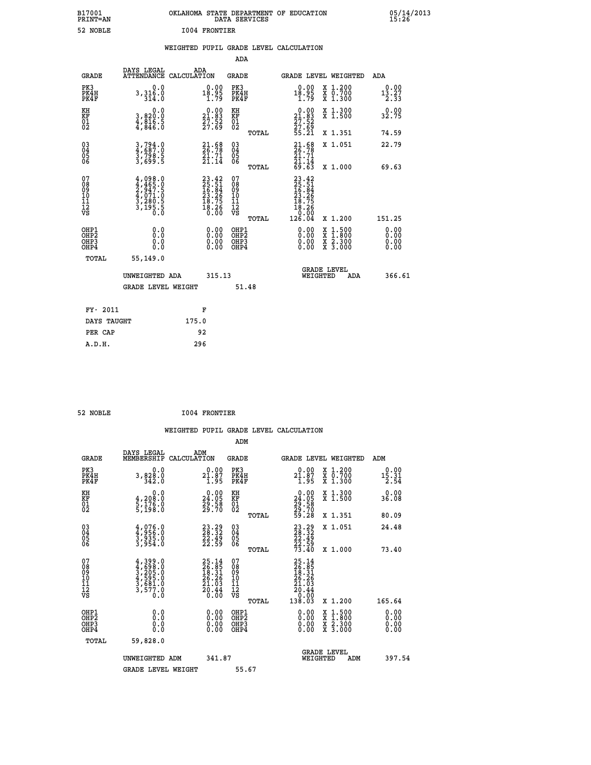B17001 OKLAHOMA STATE DEPARTMENT OF EDUCATION 05/14/2013
PRINT=AN DATA SERVICES 15:26

52 NOBLE I004 FRONTIER

## WEIGHTED PUPIL GRADE LEVEL CALCULATION

### ADA

| GRADE | DAYS LEGAL ATTENDANCE | ADA CALCULATION | GRADE | | GRADE LEVEL | WEIGHTED | ADA |
|---|---|---|---|---|---|---|---|
| PK3 | 0.0 | 0.00 | PK3 | | 0.00 | X 1.200 | 0.00 |
| PK4H | 3,316.0 | 18.95 | PK4H | | 18.95 | X 0.700 | 13.27 |
| PK4F | 314.0 | 1.79 | PK4F | | 1.79 | X 1.300 | 2.33 |
| KH | 0.0 | 0.00 | KH | | 0.00 | X 1.300 | 0.00 |
| KF | 3,820.0 | 21.83 | KF | | 21.83 | X 1.500 | 32.75 |
| 01 | 4,816.5 | 27.52 | 01 | | 27.52 | | |
| 02 | 4,846.0 | 27.69 | 02 | | 27.69 | | |
| | | | | TOTAL | 55.21 | X 1.351 | 74.59 |
| 03 | 3,794.0 | 21.68 | 03 | | 21.68 | X 1.051 | 22.79 |
| 04 | 4,687.0 | 26.78 | 04 | | 26.78 | | |
| 05 | 3,798.5 | 21.71 | 05 | | 21.71 | | |
| 06 | 3,699.5 | 21.14 | 06 | | 21.14 | | |
| | | | | TOTAL | 69.63 | X 1.000 | 69.63 |
| 07 | 4,098.0 | 23.42 | 07 | | 23.42 | | |
| 08 | 4,465.0 | 25.51 | 08 | | 25.51 | | |
| 09 | 2,947.5 | 16.84 | 09 | | 16.84 | | |
| 10 | 4,071.0 | 23.26 | 10 | | 23.26 | | |
| 11 | 3,280.5 | 18.75 | 11 | | 18.75 | | |
| 12 | 3,195.5 | 18.26 | 12 | | 18.26 | | |
| VS | 0.0 | 0.00 | VS | | 0.00 | | |
| | | | | TOTAL | 126.04 | X 1.200 | 151.25 |
| OHP1 | 0.0 | 0.00 | OHP1 | | 0.00 | X 1.500 | 0.00 |
| OHP2 | 0.0 | 0.00 | OHP2 | | 0.00 | X 1.800 | 0.00 |
| OHP3 | 0.0 | 0.00 | OHP3 | | 0.00 | X 2.300 | 0.00 |
| OHP4 | 0.0 | 0.00 | OHP4 | | 0.00 | X 3.000 | 0.00 |
| TOTAL | 55,149.0 | | | | | | |

UNWEIGHTED ADA 315.13 GRADE LEVEL WEIGHTED ADA 366.61

GRADE LEVEL WEIGHT 51.48

| FY- 2011 | F |
|---|---|
| DAYS TAUGHT | 175.0 |
| PER CAP | 92 |
| A.D.H. | 296 |

52 NOBLE I004 FRONTIER

## WEIGHTED PUPIL GRADE LEVEL CALCULATION

### ADM

| GRADE | DAYS LEGAL MEMBERSHIP | ADM CALCULATION | GRADE | | GRADE LEVEL | WEIGHTED | ADM |
|---|---|---|---|---|---|---|---|
| PK3 | 0.0 | 0.00 | PK3 | | 0.00 | X 1.200 | 0.00 |
| PK4H | 3,828.0 | 21.87 | PK4H | | 21.87 | X 0.700 | 15.31 |
| PK4F | 342.0 | 1.95 | PK4F | | 1.95 | X 1.300 | 2.54 |
| KH | 0.0 | 0.00 | KH | | 0.00 | X 1.300 | 0.00 |
| KF | 4,208.0 | 24.05 | KF | | 24.05 | X 1.500 | 36.08 |
| 01 | 5,176.0 | 29.58 | 01 | | 29.58 | | |
| 02 | 5,198.0 | 29.70 | 02 | | 29.70 | | |
| | | | | TOTAL | 59.28 | X 1.351 | 80.09 |
| 03 | 4,076.0 | 23.29 | 03 | | 23.29 | X 1.051 | 24.48 |
| 04 | 4,956.0 | 28.32 | 04 | | 28.32 | | |
| 05 | 3,935.0 | 22.49 | 05 | | 22.49 | | |
| 06 | 3,954.0 | 22.59 | 06 | | 22.59 | | |
| | | | | TOTAL | 73.40 | X 1.000 | 73.40 |
| 07 | 4,399.0 | 25.14 | 07 | | 25.14 | | |
| 08 | 4,698.0 | 26.85 | 08 | | 26.85 | | |
| 09 | 3,205.0 | 18.31 | 09 | | 18.31 | | |
| 10 | 4,595.0 | 26.26 | 10 | | 26.26 | | |
| 11 | 3,681.0 | 21.03 | 11 | | 21.03 | | |
| 12 | 3,577.0 | 20.44 | 12 | | 20.44 | | |
| VS | 0.0 | 0.00 | VS | | 0.00 | | |
| | | | | TOTAL | 138.03 | X 1.200 | 165.64 |
| OHP1 | 0.0 | 0.00 | OHP1 | | 0.00 | X 1.500 | 0.00 |
| OHP2 | 0.0 | 0.00 | OHP2 | | 0.00 | X 1.800 | 0.00 |
| OHP3 | 0.0 | 0.00 | OHP3 | | 0.00 | X 2.300 | 0.00 |
| OHP4 | 0.0 | 0.00 | OHP4 | | 0.00 | X 3.000 | 0.00 |
| TOTAL | 59,828.0 | | | | | | |

UNWEIGHTED ADM 341.87 GRADE LEVEL WEIGHTED ADM 397.54

GRADE LEVEL WEIGHT 55.67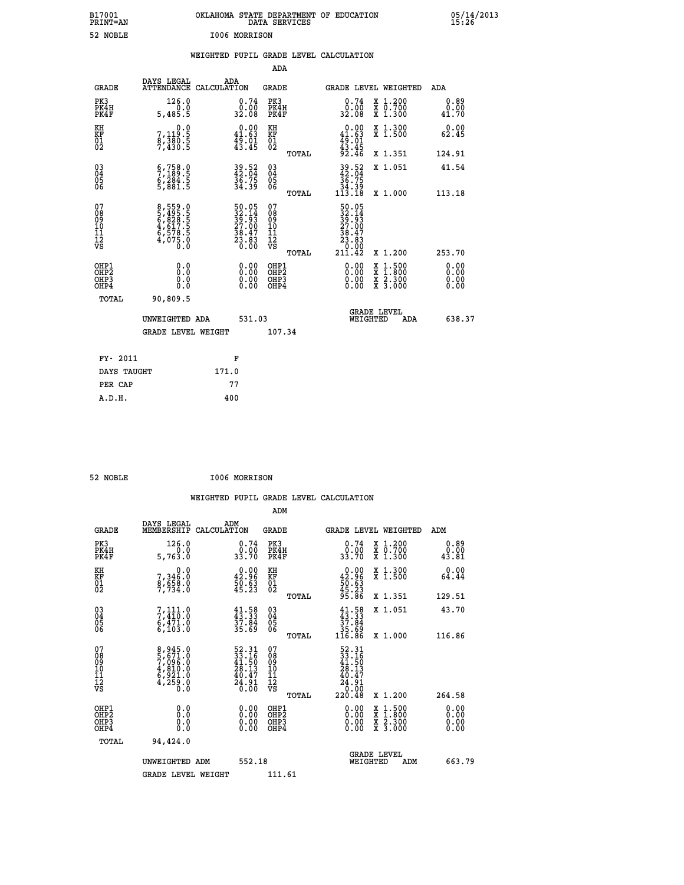B17001 OKLAHOMA STATE DEPARTMENT OF EDUCATION 05/14/2013
PRINT=AN DATA SERVICES 15:26

52 NOBLE I006 MORRISON

WEIGHTED PUPIL GRADE LEVEL CALCULATION

ADA

| GRADE | DAYS LEGAL ATTENDANCE | ADA CALCULATION | GRADE | GRADE LEVEL | WEIGHTED | ADA |
|---|---|---|---|---|---|---|
| PK3 | 126.0 | 0.74 | PK3 | 0.74 | X 1.200 | 0.89 |
| PK4H | 0.0 | 0.00 | PK4H | 0.00 | X 0.700 | 0.00 |
| PK4F | 5,485.5 | 32.08 | PK4F | 32.08 | X 1.300 | 41.70 |
| KH | 0.0 | 0.00 | KH | 0.00 | X 1.300 | 0.00 |
| KF | 7,119.5 | 41.63 | KF | 41.63 | X 1.500 | 62.45 |
| 01 | 8,380.5 | 49.01 | 01 | 49.01 | | |
| 02 | 7,430.5 | 43.45 | 02 | 43.45 | | |
| | | | TOTAL | 92.46 | X 1.351 | 124.91 |
| 03 | 6,758.0 | 39.52 | 03 | 39.52 | X 1.051 | 41.54 |
| 04 | 7,189.5 | 42.04 | 04 | 42.04 | | |
| 05 | 6,284.5 | 36.75 | 05 | 36.75 | | |
| 06 | 5,881.5 | 34.39 | 06 | 34.39 | | |
| | | | TOTAL | 113.18 | X 1.000 | 113.18 |
| 07 | 8,559.0 | 50.05 | 07 | 50.05 | | |
| 08 | 5,495.5 | 32.14 | 08 | 32.14 | | |
| 09 | 6,828.5 | 39.93 | 09 | 39.93 | | |
| 10 | 4,617.5 | 27.00 | 10 | 27.00 | | |
| 11 | 6,578.5 | 38.47 | 11 | 38.47 | | |
| 12 | 4,075.0 | 23.83 | 12 | 23.83 | | |
| VS | 0.0 | 0.00 | VS | 0.00 | | |
| | | | TOTAL | 211.42 | X 1.200 | 253.70 |
| OHP1 | 0.0 | 0.00 | OHP1 | 0.00 | X 1.500 | 0.00 |
| OHP2 | 0.0 | 0.00 | OHP2 | 0.00 | X 1.800 | 0.00 |
| OHP3 | 0.0 | 0.00 | OHP3 | 0.00 | X 2.300 | 0.00 |
| OHP4 | 0.0 | 0.00 | OHP4 | 0.00 | X 3.000 | 0.00 |
| TOTAL | 90,809.5 | | | | | |

UNWEIGHTED ADA 531.03 GRADE LEVEL WEIGHTED ADA 638.37

GRADE LEVEL WEIGHT 107.34

| FY- 2011 | F |
|---|---|
| DAYS TAUGHT | 171.0 |
| PER CAP | 77 |
| A.D.H. | 400 |

52 NOBLE I006 MORRISON

WEIGHTED PUPIL GRADE LEVEL CALCULATION

ADM

| GRADE | DAYS LEGAL MEMBERSHIP | ADM CALCULATION | GRADE | GRADE LEVEL | WEIGHTED | ADM |
|---|---|---|---|---|---|---|
| PK3 | 126.0 | 0.74 | PK3 | 0.74 | X 1.200 | 0.89 |
| PK4H | 0.0 | 0.00 | PK4H | 0.00 | X 0.700 | 0.00 |
| PK4F | 5,763.0 | 33.70 | PK4F | 33.70 | X 1.300 | 43.81 |
| KH | 0.0 | 0.00 | KH | 0.00 | X 1.300 | 0.00 |
| KF | 7,346.0 | 42.96 | KF | 42.96 | X 1.500 | 64.44 |
| 01 | 8,658.0 | 50.63 | 01 | 50.63 | | |
| 02 | 7,734.0 | 45.23 | 02 | 45.23 | | |
| | | | TOTAL | 95.86 | X 1.351 | 129.51 |
| 03 | 7,111.0 | 41.58 | 03 | 41.58 | X 1.051 | 43.70 |
| 04 | 7,410.0 | 43.33 | 04 | 43.33 | | |
| 05 | 6,471.0 | 37.84 | 05 | 37.84 | | |
| 06 | 6,103.0 | 35.69 | 06 | 35.69 | | |
| | | | TOTAL | 116.86 | X 1.000 | 116.86 |
| 07 | 8,945.0 | 52.31 | 07 | 52.31 | | |
| 08 | 5,671.0 | 33.16 | 08 | 33.16 | | |
| 09 | 7,096.0 | 41.50 | 09 | 41.50 | | |
| 10 | 4,810.0 | 28.13 | 10 | 28.13 | | |
| 11 | 6,921.0 | 40.47 | 11 | 40.47 | | |
| 12 | 4,259.0 | 24.91 | 12 | 24.91 | | |
| VS | 0.0 | 0.00 | VS | 0.00 | | |
| | | | TOTAL | 220.48 | X 1.200 | 264.58 |
| OHP1 | 0.0 | 0.00 | OHP1 | 0.00 | X 1.500 | 0.00 |
| OHP2 | 0.0 | 0.00 | OHP2 | 0.00 | X 1.800 | 0.00 |
| OHP3 | 0.0 | 0.00 | OHP3 | 0.00 | X 2.300 | 0.00 |
| OHP4 | 0.0 | 0.00 | OHP4 | 0.00 | X 3.000 | 0.00 |
| TOTAL | 94,424.0 | | | | | |

UNWEIGHTED ADM 552.18 GRADE LEVEL WEIGHTED ADM 663.79

GRADE LEVEL WEIGHT 111.61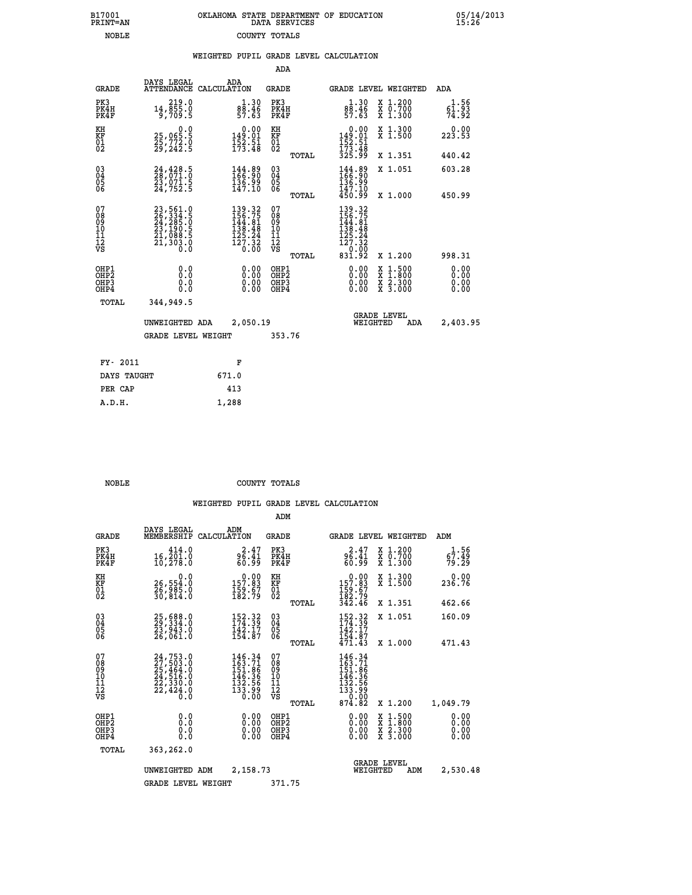B17001 PRINT=AN — OKLAHOMA STATE DEPARTMENT OF EDUCATION DATA SERVICES — 05/14/2013 15:26

NOBLE — COUNTY TOTALS

## WEIGHTED PUPIL GRADE LEVEL CALCULATION

### ADA

| GRADE | DAYS LEGAL ATTENDANCE | ADA CALCULATION | GRADE | GRADE LEVEL | WEIGHTED | ADA |
|---|---|---|---|---|---|---|
| PK3 | 219.0 | 1.30 | PK3 | 1.30 | X 1.200 | 1.56 |
| PK4H | 14,855.0 | 88.46 | PK4H | 88.46 | X 0.700 | 61.93 |
| PK4F | 9,709.5 | 57.63 | PK4F | 57.63 | X 1.300 | 74.92 |
| KH | 0.0 | 0.00 | KH | 0.00 | X 1.300 | 0.00 |
| KF | 25,065.5 | 149.01 | KF | 149.01 | X 1.500 | 223.53 |
| 01 | 25,772.0 | 152.51 | 01 | 152.51 | | |
| 02 | 29,242.5 | 173.48 | 02 | 173.48 | | |
| | | | TOTAL | 325.99 | X 1.351 | 440.42 |
| 03 | 24,428.5 | 144.89 | 03 | 144.89 | X 1.051 | 603.28 |
| 04 | 28,071.0 | 166.90 | 04 | 166.90 | | |
| 05 | 23,071.5 | 136.99 | 05 | 136.99 | | |
| 06 | 24,752.5 | 147.10 | 06 | 147.10 | | |
| | | | TOTAL | 450.99 | X 1.000 | 450.99 |
| 07 | 23,561.0 | 139.32 | 07 | 139.32 | | |
| 08 | 26,334.5 | 156.75 | 08 | 156.75 | | |
| 09 | 24,285.0 | 144.81 | 09 | 144.81 | | |
| 10 | 23,190.5 | 138.48 | 10 | 138.48 | | |
| 11 | 21,088.5 | 125.24 | 11 | 125.24 | | |
| 12 | 21,303.0 | 127.32 | 12 | 127.32 | | |
| VS | 0.0 | 0.00 | VS | 0.00 | | |
| | | | TOTAL | 831.92 | X 1.200 | 998.31 |
| OHP1 | 0.0 | 0.00 | OHP1 | 0.00 | X 1.500 | 0.00 |
| OHP2 | 0.0 | 0.00 | OHP2 | 0.00 | X 1.800 | 0.00 |
| OHP3 | 0.0 | 0.00 | OHP3 | 0.00 | X 2.300 | 0.00 |
| OHP4 | 0.0 | 0.00 | OHP4 | 0.00 | X 3.000 | 0.00 |
| TOTAL | 344,949.5 | | | | | |

UNWEIGHTED ADA 2,050.19 — GRADE LEVEL WEIGHTED ADA 2,403.95

GRADE LEVEL WEIGHT 353.76

| FY- 2011 | F |
|---|---|
| DAYS TAUGHT | 671.0 |
| PER CAP | 413 |
| A.D.H. | 1,288 |

NOBLE — COUNTY TOTALS

## WEIGHTED PUPIL GRADE LEVEL CALCULATION

### ADM

| GRADE | DAYS LEGAL MEMBERSHIP | ADM CALCULATION | GRADE | GRADE LEVEL | WEIGHTED | ADM |
|---|---|---|---|---|---|---|
| PK3 | 414.0 | 2.47 | PK3 | 2.47 | X 1.200 | 1.56 |
| PK4H | 16,201.0 | 96.41 | PK4H | 96.41 | X 0.700 | 67.49 |
| PK4F | 10,278.0 | 60.99 | PK4F | 60.99 | X 1.300 | 79.29 |
| KH | 0.0 | 0.00 | KH | 0.00 | X 1.300 | 0.00 |
| KF | 26,554.0 | 157.83 | KF | 157.83 | X 1.500 | 236.76 |
| 01 | 26,985.0 | 159.67 | 01 | 159.67 | | |
| 02 | 30,814.0 | 182.79 | 02 | 182.79 | | |
| | | | TOTAL | 342.46 | X 1.351 | 462.66 |
| 03 | 25,688.0 | 152.32 | 03 | 152.32 | X 1.051 | 160.09 |
| 04 | 29,334.0 | 174.39 | 04 | 174.39 | | |
| 05 | 23,943.0 | 142.17 | 05 | 142.17 | | |
| 06 | 26,061.0 | 154.87 | 06 | 154.87 | | |
| | | | TOTAL | 471.43 | X 1.000 | 471.43 |
| 07 | 24,753.0 | 146.34 | 07 | 146.34 | | |
| 08 | 27,503.0 | 163.71 | 08 | 163.71 | | |
| 09 | 25,464.0 | 151.86 | 09 | 151.86 | | |
| 10 | 24,516.0 | 146.36 | 10 | 146.36 | | |
| 11 | 22,330.0 | 132.56 | 11 | 132.56 | | |
| 12 | 22,424.0 | 133.99 | 12 | 133.99 | | |
| VS | 0.0 | 0.00 | VS | 0.00 | | |
| | | | TOTAL | 874.82 | X 1.200 | 1,049.79 |
| OHP1 | 0.0 | 0.00 | OHP1 | 0.00 | X 1.500 | 0.00 |
| OHP2 | 0.0 | 0.00 | OHP2 | 0.00 | X 1.800 | 0.00 |
| OHP3 | 0.0 | 0.00 | OHP3 | 0.00 | X 2.300 | 0.00 |
| OHP4 | 0.0 | 0.00 | OHP4 | 0.00 | X 3.000 | 0.00 |
| TOTAL | 363,262.0 | | | | | |

UNWEIGHTED ADM 2,158.73 — GRADE LEVEL WEIGHTED ADM 2,530.48

GRADE LEVEL WEIGHT 371.75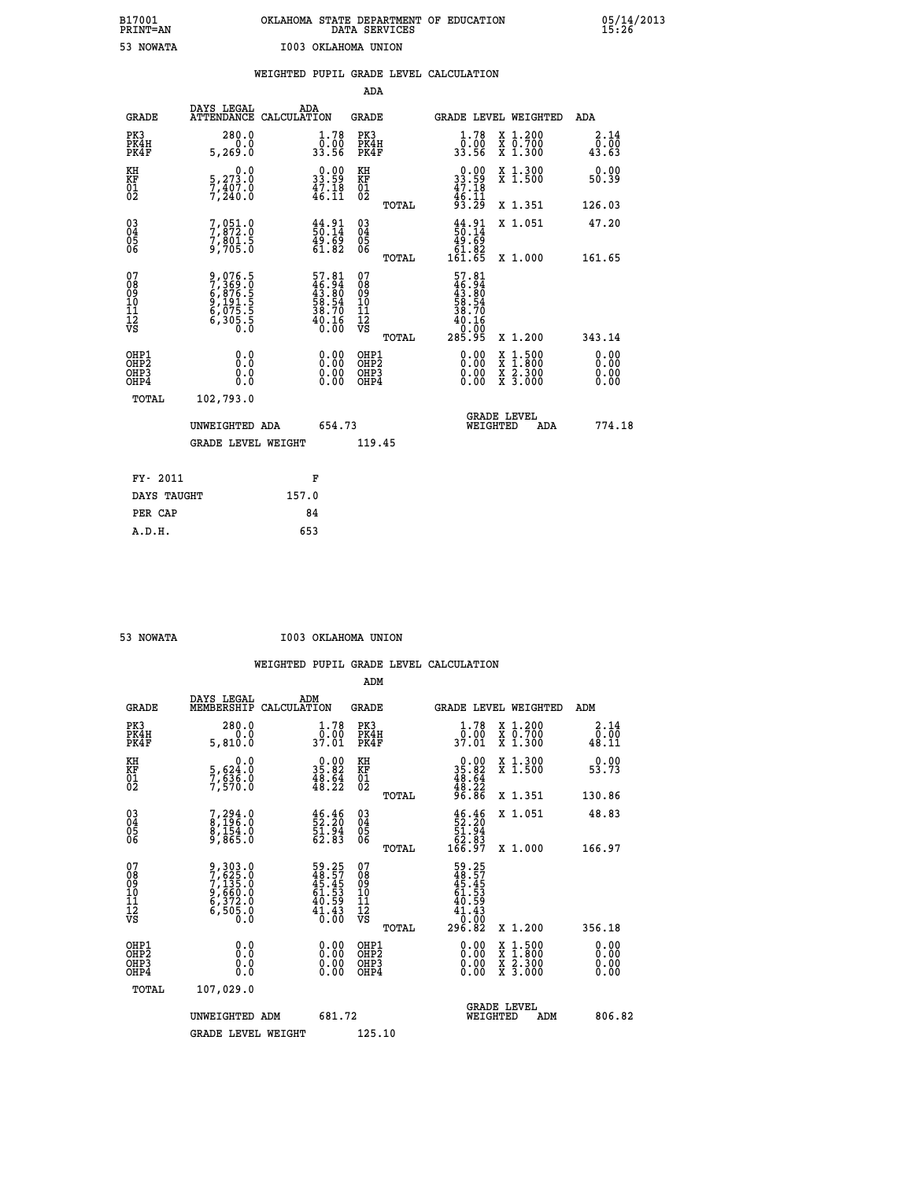B17001 OKLAHOMA STATE DEPARTMENT OF EDUCATION 05/14/2013
PRINT=AN DATA SERVICES 15:26

53 NOWATA I003 OKLAHOMA UNION

## WEIGHTED PUPIL GRADE LEVEL CALCULATION

### ADA

| GRADE | DAYS LEGAL ATTENDANCE | ADA CALCULATION | GRADE | | GRADE LEVEL | WEIGHTED | ADA |
|---|---|---|---|---|---|---|---|
| PK3 | 280.0 | 1.78 | PK3 | | 1.78 | X 1.200 | 2.14 |
| PK4H | 0.0 | 0.00 | PK4H | | 0.00 | X 0.700 | 0.00 |
| PK4F | 5,269.0 | 33.56 | PK4F | | 33.56 | X 1.300 | 43.63 |
| KH | 0.0 | 0.00 | KH | | 0.00 | X 1.300 | 0.00 |
| KF | 5,273.0 | 33.59 | KF | | 33.59 | X 1.500 | 50.39 |
| 01 | 7,407.0 | 47.18 | 01 | | 47.18 | | |
| 02 | 7,240.0 | 46.11 | 02 | | 46.11 | | |
| | | | | TOTAL | 93.29 | X 1.351 | 126.03 |
| 03 | 7,051.0 | 44.91 | 03 | | 44.91 | X 1.051 | 47.20 |
| 04 | 7,872.0 | 50.14 | 04 | | 50.14 | | |
| 05 | 7,801.5 | 49.69 | 05 | | 49.69 | | |
| 06 | 9,705.0 | 61.82 | 06 | | 61.82 | | |
| | | | | TOTAL | 161.65 | X 1.000 | 161.65 |
| 07 | 9,076.5 | 57.81 | 07 | | 57.81 | | |
| 08 | 7,369.0 | 46.94 | 08 | | 46.94 | | |
| 09 | 6,876.5 | 43.80 | 09 | | 43.80 | | |
| 10 | 9,191.5 | 58.54 | 10 | | 58.54 | | |
| 11 | 6,075.5 | 38.70 | 11 | | 38.70 | | |
| 12 | 6,305.5 | 40.16 | 12 | | 40.16 | | |
| VS | 0.0 | 0.00 | VS | | 0.00 | | |
| | | | | TOTAL | 285.95 | X 1.200 | 343.14 |
| OHP1 | 0.0 | 0.00 | OHP1 | | 0.00 | X 1.500 | 0.00 |
| OHP2 | 0.0 | 0.00 | OHP2 | | 0.00 | X 1.800 | 0.00 |
| OHP3 | 0.0 | 0.00 | OHP3 | | 0.00 | X 2.300 | 0.00 |
| OHP4 | 0.0 | 0.00 | OHP4 | | 0.00 | X 3.000 | 0.00 |
| TOTAL | 102,793.0 | | | | | | |

UNWEIGHTED ADA 654.73 GRADE LEVEL WEIGHTED ADA 774.18

GRADE LEVEL WEIGHT 119.45

FY- 2011 F
DAYS TAUGHT 157.0
PER CAP 84
A.D.H. 653

53 NOWATA I003 OKLAHOMA UNION

## WEIGHTED PUPIL GRADE LEVEL CALCULATION

### ADM

| GRADE | DAYS LEGAL MEMBERSHIP | ADM CALCULATION | GRADE | | GRADE LEVEL | WEIGHTED | ADM |
|---|---|---|---|---|---|---|---|
| PK3 | 280.0 | 1.78 | PK3 | | 1.78 | X 1.200 | 2.14 |
| PK4H | 0.0 | 0.00 | PK4H | | 0.00 | X 0.700 | 0.00 |
| PK4F | 5,810.0 | 37.01 | PK4F | | 37.01 | X 1.300 | 48.11 |
| KH | 0.0 | 0.00 | KH | | 0.00 | X 1.300 | 0.00 |
| KF | 5,624.0 | 35.82 | KF | | 35.82 | X 1.500 | 53.73 |
| 01 | 7,636.0 | 48.64 | 01 | | 48.64 | | |
| 02 | 7,570.0 | 48.22 | 02 | | 48.22 | | |
| | | | | TOTAL | 96.86 | X 1.351 | 130.86 |
| 03 | 7,294.0 | 46.46 | 03 | | 46.46 | X 1.051 | 48.83 |
| 04 | 8,196.0 | 52.20 | 04 | | 52.20 | | |
| 05 | 8,154.0 | 51.94 | 05 | | 51.94 | | |
| 06 | 9,865.0 | 62.83 | 06 | | 62.83 | | |
| | | | | TOTAL | 166.97 | X 1.000 | 166.97 |
| 07 | 9,303.0 | 59.25 | 07 | | 59.25 | | |
| 08 | 7,625.0 | 48.57 | 08 | | 48.57 | | |
| 09 | 7,135.0 | 45.45 | 09 | | 45.45 | | |
| 10 | 9,660.0 | 61.53 | 10 | | 61.53 | | |
| 11 | 6,372.0 | 40.59 | 11 | | 40.59 | | |
| 12 | 6,505.0 | 41.43 | 12 | | 41.43 | | |
| VS | 0.0 | 0.00 | VS | | 0.00 | | |
| | | | | TOTAL | 296.82 | X 1.200 | 356.18 |
| OHP1 | 0.0 | 0.00 | OHP1 | | 0.00 | X 1.500 | 0.00 |
| OHP2 | 0.0 | 0.00 | OHP2 | | 0.00 | X 1.800 | 0.00 |
| OHP3 | 0.0 | 0.00 | OHP3 | | 0.00 | X 2.300 | 0.00 |
| OHP4 | 0.0 | 0.00 | OHP4 | | 0.00 | X 3.000 | 0.00 |
| TOTAL | 107,029.0 | | | | | | |

UNWEIGHTED ADM 681.72 GRADE LEVEL WEIGHTED ADM 806.82

GRADE LEVEL WEIGHT 125.10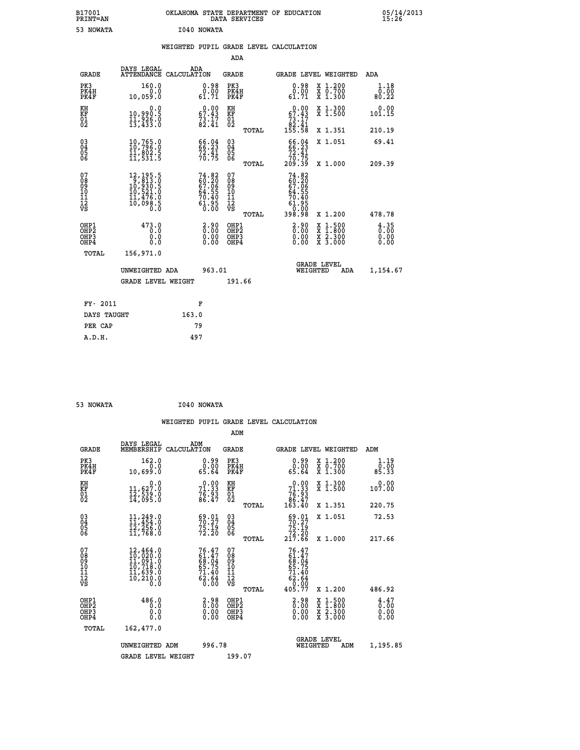B17001 PRINT=AN — OKLAHOMA STATE DEPARTMENT OF EDUCATION DATA SERVICES — 05/14/2013 15:26

53 NOWATA — I040 NOWATA

## WEIGHTED PUPIL GRADE LEVEL CALCULATION

### ADA

| GRADE | DAYS LEGAL ATTENDANCE | ADA CALCULATION | GRADE | GRADE LEVEL | WEIGHTED | ADA |
|---|---|---|---|---|---|---|
| PK3 | 160.0 | 0.98 | PK3 | 0.98 | X 1.200 | 1.18 |
| PK4H | 0.0 | 0.00 | PK4H | 0.00 | X 0.700 | 0.00 |
| PK4F | 10,059.0 | 61.71 | PK4F | 61.71 | X 1.300 | 80.22 |
| KH | 0.0 | 0.00 | KH | 0.00 | X 1.300 | 0.00 |
| KF | 10,990.5 | 67.43 | KF | 67.43 | X 1.500 | 101.15 |
| 01 | 11,926.0 | 73.17 | 01 | 73.17 | | |
| 02 | 13,433.0 | 82.41 | 02 | 82.41 | | |
| | | | TOTAL | 155.58 | X 1.351 | 210.19 |
| 03 | 10,765.0 | 66.04 | 03 | 66.04 | X 1.051 | 69.41 |
| 04 | 10,796.0 | 66.23 | 04 | 66.23 | | |
| 05 | 11,802.5 | 72.41 | 05 | 72.41 | | |
| 06 | 11,531.5 | 70.75 | 06 | 70.75 | | |
| | | | TOTAL | 209.39 | X 1.000 | 209.39 |
| 07 | 12,195.5 | 74.82 | 07 | 74.82 | | |
| 08 | 9,813.0 | 60.20 | 08 | 60.20 | | |
| 09 | 10,930.5 | 67.06 | 09 | 67.06 | | |
| 10 | 10,521.0 | 64.55 | 10 | 64.55 | | |
| 11 | 11,476.0 | 70.40 | 11 | 70.40 | | |
| 12 | 10,098.5 | 61.95 | 12 | 61.95 | | |
| VS | 0.0 | 0.00 | VS | 0.00 | | |
| | | | TOTAL | 398.98 | X 1.200 | 478.78 |
| OHP1 | 473.0 | 2.90 | OHP1 | 2.90 | X 1.500 | 4.35 |
| OHP2 | 0.0 | 0.00 | OHP2 | 0.00 | X 1.800 | 0.00 |
| OHP3 | 0.0 | 0.00 | OHP3 | 0.00 | X 2.300 | 0.00 |
| OHP4 | 0.0 | 0.00 | OHP4 | 0.00 | X 3.000 | 0.00 |
| TOTAL | 156,971.0 | | | | | |

UNWEIGHTED ADA 963.01 — GRADE LEVEL WEIGHTED ADA 1,154.67

GRADE LEVEL WEIGHT 191.66

| FY- 2011 | F |
|---|---|
| DAYS TAUGHT | 163.0 |
| PER CAP | 79 |
| A.D.H. | 497 |

53 NOWATA — I040 NOWATA

## WEIGHTED PUPIL GRADE LEVEL CALCULATION

### ADM

| GRADE | DAYS LEGAL MEMBERSHIP | ADM CALCULATION | GRADE | GRADE LEVEL | WEIGHTED | ADM |
|---|---|---|---|---|---|---|
| PK3 | 162.0 | 0.99 | PK3 | 0.99 | X 1.200 | 1.19 |
| PK4H | 0.0 | 0.00 | PK4H | 0.00 | X 0.700 | 0.00 |
| PK4F | 10,699.0 | 65.64 | PK4F | 65.64 | X 1.300 | 85.33 |
| KH | 0.0 | 0.00 | KH | 0.00 | X 1.300 | 0.00 |
| KF | 11,627.0 | 71.33 | KF | 71.33 | X 1.500 | 107.00 |
| 01 | 12,539.0 | 76.93 | 01 | 76.93 | | |
| 02 | 14,095.0 | 86.47 | 02 | 86.47 | | |
| | | | TOTAL | 163.40 | X 1.351 | 220.75 |
| 03 | 11,249.0 | 69.01 | 03 | 69.01 | X 1.051 | 72.53 |
| 04 | 11,454.0 | 70.27 | 04 | 70.27 | | |
| 05 | 12,256.0 | 75.19 | 05 | 75.19 | | |
| 06 | 11,768.0 | 72.20 | 06 | 72.20 | | |
| | | | TOTAL | 217.66 | X 1.000 | 217.66 |
| 07 | 12,464.0 | 76.47 | 07 | 76.47 | | |
| 08 | 10,020.0 | 61.47 | 08 | 61.47 | | |
| 09 | 11,091.0 | 68.04 | 09 | 68.04 | | |
| 10 | 10,718.0 | 65.75 | 10 | 65.75 | | |
| 11 | 11,639.0 | 71.40 | 11 | 71.40 | | |
| 12 | 10,210.0 | 62.64 | 12 | 62.64 | | |
| VS | 0.0 | 0.00 | VS | 0.00 | | |
| | | | TOTAL | 405.77 | X 1.200 | 486.92 |
| OHP1 | 486.0 | 2.98 | OHP1 | 2.98 | X 1.500 | 4.47 |
| OHP2 | 0.0 | 0.00 | OHP2 | 0.00 | X 1.800 | 0.00 |
| OHP3 | 0.0 | 0.00 | OHP3 | 0.00 | X 2.300 | 0.00 |
| OHP4 | 0.0 | 0.00 | OHP4 | 0.00 | X 3.000 | 0.00 |
| TOTAL | 162,477.0 | | | | | |

UNWEIGHTED ADM 996.78 — GRADE LEVEL WEIGHTED ADM 1,195.85

GRADE LEVEL WEIGHT 199.07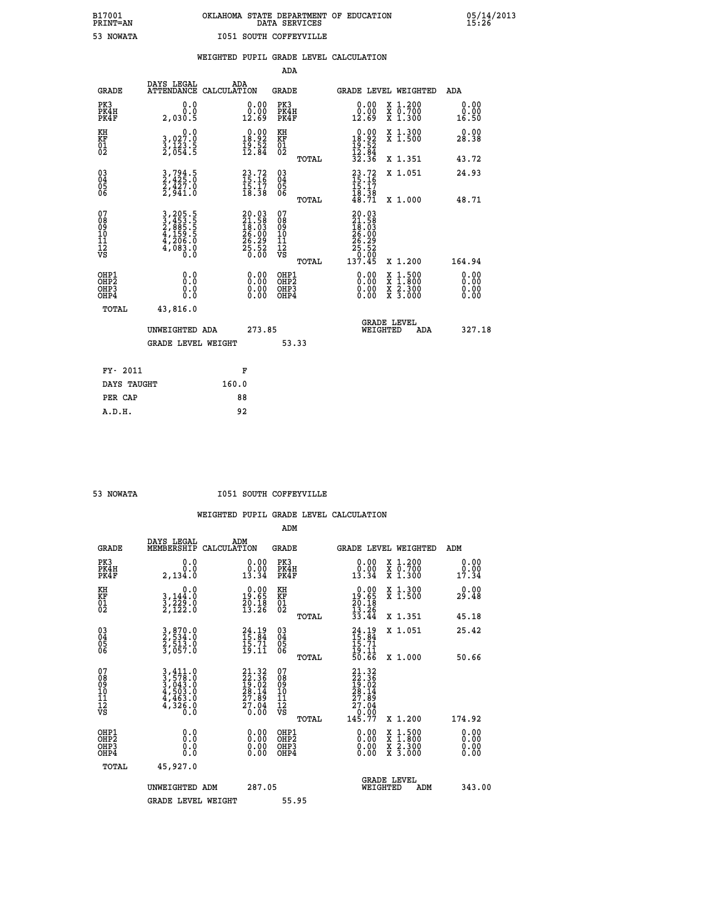B17001 OKLAHOMA STATE DEPARTMENT OF EDUCATION 05/14/2013
PRINT=AN DATA SERVICES 15:26

53 NOWATA I051 SOUTH COFFEYVILLE

WEIGHTED PUPIL GRADE LEVEL CALCULATION

ADA

| GRADE | DAYS LEGAL ATTENDANCE | ADA CALCULATION | GRADE | GRADE LEVEL | WEIGHTED | ADA |
|---|---|---|---|---|---|---|
| PK3 | 0.0 | 0.00 | PK3 | 0.00 | X 1.200 | 0.00 |
| PK4H | 0.0 | 0.00 | PK4H | 0.00 | X 0.700 | 0.00 |
| PK4F | 2,030.5 | 12.69 | PK4F | 12.69 | X 1.300 | 16.50 |
| KH | 0.0 | 0.00 | KH | 0.00 | X 1.300 | 0.00 |
| KF | 3,027.0 | 18.92 | KF | 18.92 | X 1.500 | 28.38 |
| 01 | 3,123.5 | 19.52 | 01 | 19.52 | | |
| 02 | 2,054.5 | 12.84 | 02 | 12.84 | | |
| | | | TOTAL | 32.36 | X 1.351 | 43.72 |
| 03 | 3,794.5 | 23.72 | 03 | 23.72 | X 1.051 | 24.93 |
| 04 | 2,425.0 | 15.16 | 04 | 15.16 | | |
| 05 | 2,427.0 | 15.17 | 05 | 15.17 | | |
| 06 | 2,941.0 | 18.38 | 06 | 18.38 | | |
| | | | TOTAL | 48.71 | X 1.000 | 48.71 |
| 07 | 3,205.5 | 20.03 | 07 | 20.03 | | |
| 08 | 3,453.5 | 21.58 | 08 | 21.58 | | |
| 09 | 2,885.5 | 18.03 | 09 | 18.03 | | |
| 10 | 4,159.5 | 26.00 | 10 | 26.00 | | |
| 11 | 4,206.0 | 26.29 | 11 | 26.29 | | |
| 12 | 4,083.0 | 25.52 | 12 | 25.52 | | |
| VS | 0.0 | 0.00 | VS | 0.00 | | |
| | | | TOTAL | 137.45 | X 1.200 | 164.94 |
| OHP1 | 0.0 | 0.00 | OHP1 | 0.00 | X 1.500 | 0.00 |
| OHP2 | 0.0 | 0.00 | OHP2 | 0.00 | X 1.800 | 0.00 |
| OHP3 | 0.0 | 0.00 | OHP3 | 0.00 | X 2.300 | 0.00 |
| OHP4 | 0.0 | 0.00 | OHP4 | 0.00 | X 3.000 | 0.00 |
| TOTAL | 43,816.0 | | | | | |

UNWEIGHTED ADA 273.85 GRADE LEVEL WEIGHTED ADA 327.18

GRADE LEVEL WEIGHT 53.33

FY- 2011 F

DAYS TAUGHT 160.0

PER CAP 88

A.D.H. 92

53 NOWATA I051 SOUTH COFFEYVILLE

WEIGHTED PUPIL GRADE LEVEL CALCULATION

ADM

| GRADE | DAYS LEGAL MEMBERSHIP | ADM CALCULATION | GRADE | GRADE LEVEL | WEIGHTED | ADM |
|---|---|---|---|---|---|---|
| PK3 | 0.0 | 0.00 | PK3 | 0.00 | X 1.200 | 0.00 |
| PK4H | 0.0 | 0.00 | PK4H | 0.00 | X 0.700 | 0.00 |
| PK4F | 2,134.0 | 13.34 | PK4F | 13.34 | X 1.300 | 17.34 |
| KH | 0.0 | 0.00 | KH | 0.00 | X 1.300 | 0.00 |
| KF | 3,144.0 | 19.65 | KF | 19.65 | X 1.500 | 29.48 |
| 01 | 3,229.0 | 20.18 | 01 | 20.18 | | |
| 02 | 2,122.0 | 13.26 | 02 | 13.26 | | |
| | | | TOTAL | 33.44 | X 1.351 | 45.18 |
| 03 | 3,870.0 | 24.19 | 03 | 24.19 | X 1.051 | 25.42 |
| 04 | 2,534.0 | 15.84 | 04 | 15.84 | | |
| 05 | 2,513.0 | 15.71 | 05 | 15.71 | | |
| 06 | 3,057.0 | 19.11 | 06 | 19.11 | | |
| | | | TOTAL | 50.66 | X 1.000 | 50.66 |
| 07 | 3,411.0 | 21.32 | 07 | 21.32 | | |
| 08 | 3,578.0 | 22.36 | 08 | 22.36 | | |
| 09 | 3,043.0 | 19.02 | 09 | 19.02 | | |
| 10 | 4,503.0 | 28.14 | 10 | 28.14 | | |
| 11 | 4,463.0 | 27.89 | 11 | 27.89 | | |
| 12 | 4,326.0 | 27.04 | 12 | 27.04 | | |
| VS | 0.0 | 0.00 | VS | 0.00 | | |
| | | | TOTAL | 145.77 | X 1.200 | 174.92 |
| OHP1 | 0.0 | 0.00 | OHP1 | 0.00 | X 1.500 | 0.00 |
| OHP2 | 0.0 | 0.00 | OHP2 | 0.00 | X 1.800 | 0.00 |
| OHP3 | 0.0 | 0.00 | OHP3 | 0.00 | X 2.300 | 0.00 |
| OHP4 | 0.0 | 0.00 | OHP4 | 0.00 | X 3.000 | 0.00 |
| TOTAL | 45,927.0 | | | | | |

UNWEIGHTED ADM 287.05 GRADE LEVEL WEIGHTED ADM 343.00

GRADE LEVEL WEIGHT 55.95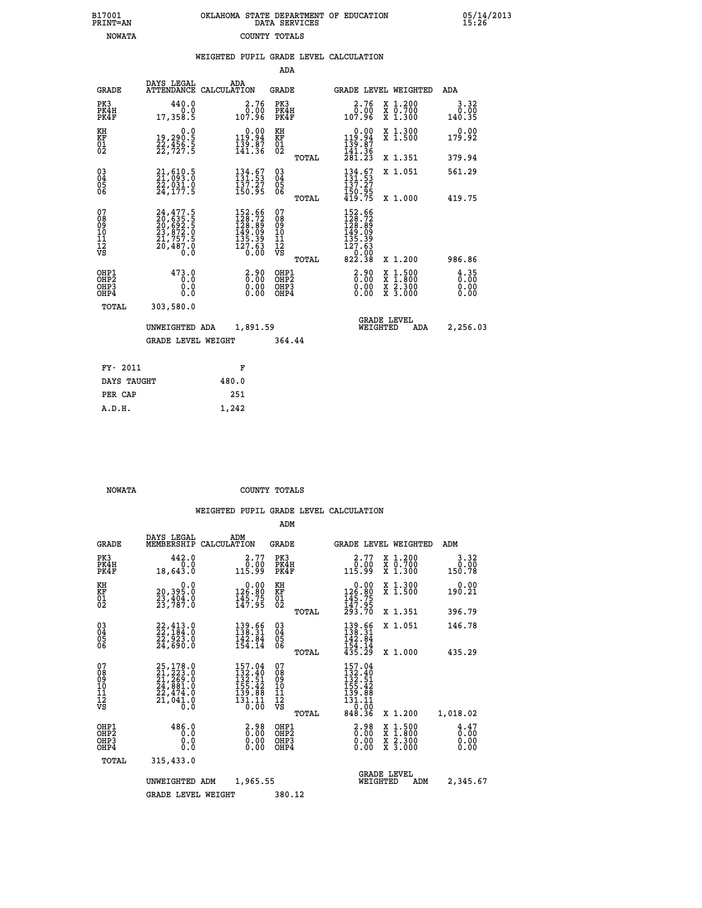B17001 PRINT=AN — OKLAHOMA STATE DEPARTMENT OF EDUCATION DATA SERVICES — 05/14/2013 15:26

NOWATA — COUNTY TOTALS

WEIGHTED PUPIL GRADE LEVEL CALCULATION

ADA

| GRADE | DAYS LEGAL ATTENDANCE | ADA CALCULATION | GRADE | GRADE LEVEL | WEIGHTED | ADA |
|---|---|---|---|---|---|---|
| PK3 | 440.0 | 2.76 | PK3 | 2.76 | X 1.200 | 3.32 |
| PK4H | 0.0 | 0.00 | PK4H | 0.00 | X 0.700 | 0.00 |
| PK4F | 17,358.5 | 107.96 | PK4F | 107.96 | X 1.300 | 140.35 |
| KH | 0.0 | 0.00 | KH | 0.00 | X 1.300 | 0.00 |
| KF | 19,290.5 | 119.94 | KF | 119.94 | X 1.500 | 179.92 |
| 01 | 22,456.5 | 139.87 | 01 | 139.87 | | |
| 02 | 22,727.5 | 141.36 | 02 | 141.36 | | |
| | | | TOTAL | 281.23 | X 1.351 | 379.94 |
| 03 | 21,610.5 | 134.67 | 03 | 134.67 | X 1.051 | 561.29 |
| 04 | 21,093.0 | 131.53 | 04 | 131.53 | | |
| 05 | 22,031.0 | 137.27 | 05 | 137.27 | | |
| 06 | 24,177.5 | 150.95 | 06 | 150.95 | | |
| | | | TOTAL | 419.75 | X 1.000 | 419.75 |
| 07 | 24,477.5 | 152.66 | 07 | 152.66 | | |
| 08 | 20,635.5 | 128.72 | 08 | 128.72 | | |
| 09 | 20,692.5 | 128.89 | 09 | 128.89 | | |
| 10 | 23,872.0 | 149.09 | 10 | 149.09 | | |
| 11 | 21,757.5 | 135.39 | 11 | 135.39 | | |
| 12 | 20,487.0 | 127.63 | 12 | 127.63 | | |
| VS | 0.0 | 0.00 | VS | 0.00 | | |
| | | | TOTAL | 822.38 | X 1.200 | 986.86 |
| OHP1 | 473.0 | 2.90 | OHP1 | 2.90 | X 1.500 | 4.35 |
| OHP2 | 0.0 | 0.00 | OHP2 | 0.00 | X 1.800 | 0.00 |
| OHP3 | 0.0 | 0.00 | OHP3 | 0.00 | X 2.300 | 0.00 |
| OHP4 | 0.0 | 0.00 | OHP4 | 0.00 | X 3.000 | 0.00 |
| TOTAL | 303,580.0 | | | | | |

UNWEIGHTED ADA 1,891.59 — GRADE LEVEL WEIGHTED ADA 2,256.03

GRADE LEVEL WEIGHT 364.44

| FY- 2011 | F |
|---|---|
| DAYS TAUGHT | 480.0 |
| PER CAP | 251 |
| A.D.H. | 1,242 |

NOWATA — COUNTY TOTALS

WEIGHTED PUPIL GRADE LEVEL CALCULATION

ADM

| GRADE | DAYS LEGAL MEMBERSHIP | ADM CALCULATION | GRADE | GRADE LEVEL | WEIGHTED | ADM |
|---|---|---|---|---|---|---|
| PK3 | 442.0 | 2.77 | PK3 | 2.77 | X 1.200 | 3.32 |
| PK4H | 0.0 | 0.00 | PK4H | 0.00 | X 0.700 | 0.00 |
| PK4F | 18,643.0 | 115.99 | PK4F | 115.99 | X 1.300 | 150.78 |
| KH | 0.0 | 0.00 | KH | 0.00 | X 1.300 | 0.00 |
| KF | 20,395.0 | 126.80 | KF | 126.80 | X 1.500 | 190.21 |
| 01 | 23,404.0 | 145.75 | 01 | 145.75 | | |
| 02 | 23,787.0 | 147.95 | 02 | 147.95 | | |
| | | | TOTAL | 293.70 | X 1.351 | 396.79 |
| 03 | 22,413.0 | 139.66 | 03 | 139.66 | X 1.051 | 146.78 |
| 04 | 22,184.0 | 138.31 | 04 | 138.31 | | |
| 05 | 22,923.0 | 142.84 | 05 | 142.84 | | |
| 06 | 24,690.0 | 154.14 | 06 | 154.14 | | |
| | | | TOTAL | 435.29 | X 1.000 | 435.29 |
| 07 | 25,178.0 | 157.04 | 07 | 157.04 | | |
| 08 | 21,223.0 | 132.40 | 08 | 132.40 | | |
| 09 | 21,269.0 | 132.51 | 09 | 132.51 | | |
| 10 | 24,881.0 | 155.42 | 10 | 155.42 | | |
| 11 | 22,474.0 | 139.88 | 11 | 139.88 | | |
| 12 | 21,041.0 | 131.11 | 12 | 131.11 | | |
| VS | 0.0 | 0.00 | VS | 0.00 | | |
| | | | TOTAL | 848.36 | X 1.200 | 1,018.02 |
| OHP1 | 486.0 | 2.98 | OHP1 | 2.98 | X 1.500 | 4.47 |
| OHP2 | 0.0 | 0.00 | OHP2 | 0.00 | X 1.800 | 0.00 |
| OHP3 | 0.0 | 0.00 | OHP3 | 0.00 | X 2.300 | 0.00 |
| OHP4 | 0.0 | 0.00 | OHP4 | 0.00 | X 3.000 | 0.00 |
| TOTAL | 315,433.0 | | | | | |

UNWEIGHTED ADM 1,965.55 — GRADE LEVEL WEIGHTED ADM 2,345.67

GRADE LEVEL WEIGHT 380.12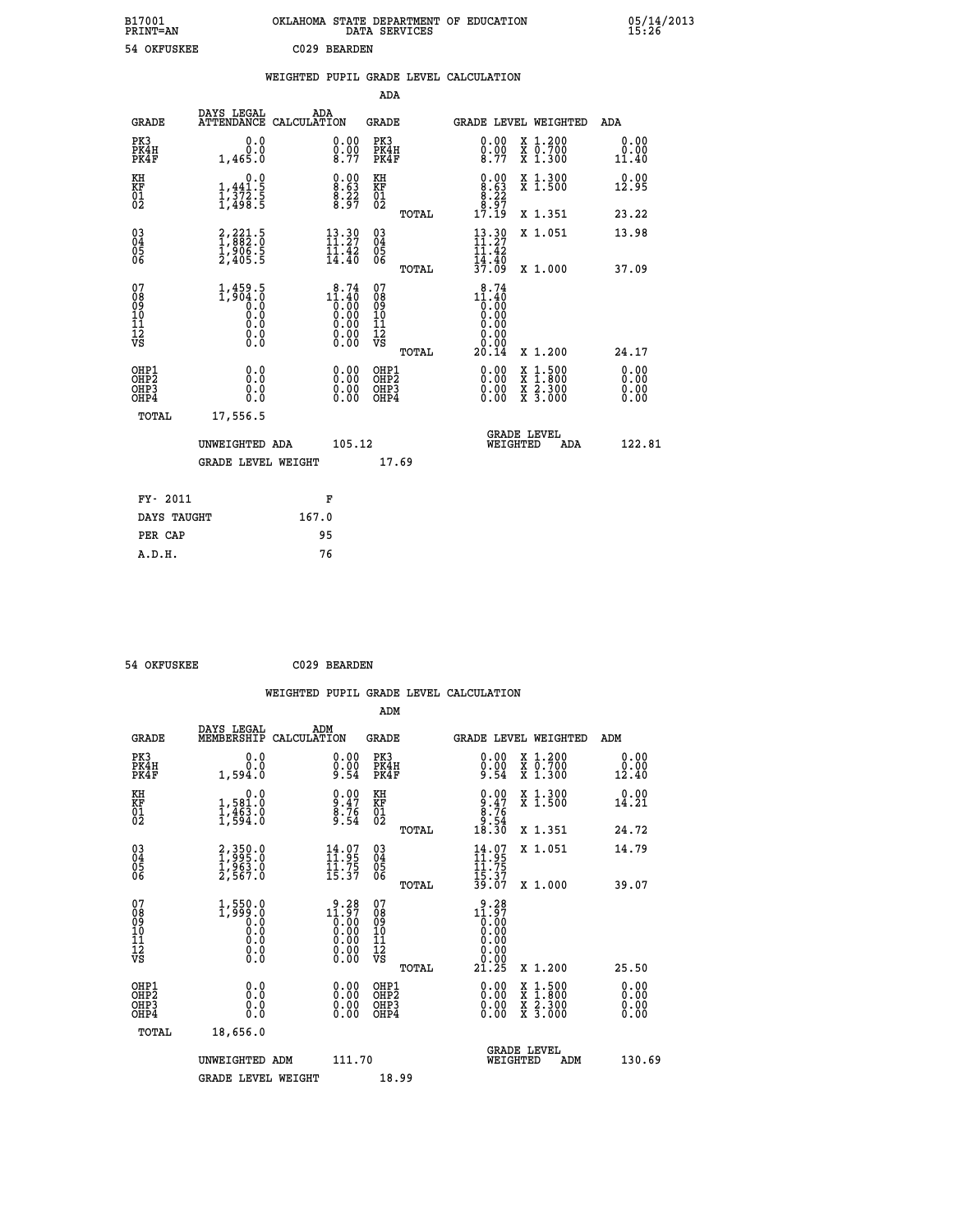B17001 OKLAHOMA STATE DEPARTMENT OF EDUCATION 05/14/2013
PRINT=AN DATA SERVICES 15:26

54 OKFUSKEE C029 BEARDEN

## WEIGHTED PUPIL GRADE LEVEL CALCULATION

### ADA

| GRADE | DAYS LEGAL ATTENDANCE | ADA CALCULATION | GRADE | GRADE LEVEL | WEIGHTED | ADA |
|---|---|---|---|---|---|---|
| PK3 | 0.0 | 0.00 | PK3 | 0.00 | X 1.200 | 0.00 |
| PK4H | 0.0 | 0.00 | PK4H | 0.00 | X 0.700 | 0.00 |
| PK4F | 1,465.0 | 8.77 | PK4F | 8.77 | X 1.300 | 11.40 |
| KH | 0.0 | 0.00 | KH | 0.00 | X 1.300 | 0.00 |
| KF | 1,441.5 | 8.63 | KF | 8.63 | X 1.500 | 12.95 |
| 01 | 1,372.5 | 8.22 | 01 | 8.22 | | |
| 02 | 1,498.5 | 8.97 | 02 | 8.97 | | |
| | | | TOTAL | 17.19 | X 1.351 | 23.22 |
| 03 | 2,221.5 | 13.30 | 03 | 13.30 | X 1.051 | 13.98 |
| 04 | 1,882.0 | 11.27 | 04 | 11.27 | | |
| 05 | 1,906.5 | 11.42 | 05 | 11.42 | | |
| 06 | 2,405.5 | 14.40 | 06 | 14.40 | | |
| | | | TOTAL | 37.09 | X 1.000 | 37.09 |
| 07 | 1,459.5 | 8.74 | 07 | 8.74 | | |
| 08 | 1,904.0 | 11.40 | 08 | 11.40 | | |
| 09 | 0.0 | 0.00 | 09 | 0.00 | | |
| 10 | 0.0 | 0.00 | 10 | 0.00 | | |
| 11 | 0.0 | 0.00 | 11 | 0.00 | | |
| 12 | 0.0 | 0.00 | 12 | 0.00 | | |
| VS | 0.0 | 0.00 | VS | 0.00 | | |
| | | | TOTAL | 20.14 | X 1.200 | 24.17 |
| OHP1 | 0.0 | 0.00 | OHP1 | 0.00 | X 1.500 | 0.00 |
| OHP2 | 0.0 | 0.00 | OHP2 | 0.00 | X 1.800 | 0.00 |
| OHP3 | 0.0 | 0.00 | OHP3 | 0.00 | X 2.300 | 0.00 |
| OHP4 | 0.0 | 0.00 | OHP4 | 0.00 | X 3.000 | 0.00 |
| TOTAL | 17,556.5 | | | | | |

UNWEIGHTED ADA 105.12 GRADE LEVEL WEIGHTED ADA 122.81

GRADE LEVEL WEIGHT 17.69

| FY- 2011 | F |
|---|---|
| DAYS TAUGHT | 167.0 |
| PER CAP | 95 |
| A.D.H. | 76 |

54 OKFUSKEE C029 BEARDEN

## WEIGHTED PUPIL GRADE LEVEL CALCULATION

### ADM

| GRADE | DAYS LEGAL MEMBERSHIP | ADM CALCULATION | GRADE | GRADE LEVEL | WEIGHTED | ADM |
|---|---|---|---|---|---|---|
| PK3 | 0.0 | 0.00 | PK3 | 0.00 | X 1.200 | 0.00 |
| PK4H | 0.0 | 0.00 | PK4H | 0.00 | X 0.700 | 0.00 |
| PK4F | 1,594.0 | 9.54 | PK4F | 9.54 | X 1.300 | 12.40 |
| KH | 0.0 | 0.00 | KH | 0.00 | X 1.300 | 0.00 |
| KF | 1,581.0 | 9.47 | KF | 9.47 | X 1.500 | 14.21 |
| 01 | 1,463.0 | 8.76 | 01 | 8.76 | | |
| 02 | 1,594.0 | 9.54 | 02 | 9.54 | | |
| | | | TOTAL | 18.30 | X 1.351 | 24.72 |
| 03 | 2,350.0 | 14.07 | 03 | 14.07 | X 1.051 | 14.79 |
| 04 | 1,995.0 | 11.95 | 04 | 11.95 | | |
| 05 | 1,963.0 | 11.75 | 05 | 11.75 | | |
| 06 | 2,567.0 | 15.37 | 06 | 15.37 | | |
| | | | TOTAL | 39.07 | X 1.000 | 39.07 |
| 07 | 1,550.0 | 9.28 | 07 | 9.28 | | |
| 08 | 1,999.0 | 11.97 | 08 | 11.97 | | |
| 09 | 0.0 | 0.00 | 09 | 0.00 | | |
| 10 | 0.0 | 0.00 | 10 | 0.00 | | |
| 11 | 0.0 | 0.00 | 11 | 0.00 | | |
| 12 | 0.0 | 0.00 | 12 | 0.00 | | |
| VS | 0.0 | 0.00 | VS | 0.00 | | |
| | | | TOTAL | 21.25 | X 1.200 | 25.50 |
| OHP1 | 0.0 | 0.00 | OHP1 | 0.00 | X 1.500 | 0.00 |
| OHP2 | 0.0 | 0.00 | OHP2 | 0.00 | X 1.800 | 0.00 |
| OHP3 | 0.0 | 0.00 | OHP3 | 0.00 | X 2.300 | 0.00 |
| OHP4 | 0.0 | 0.00 | OHP4 | 0.00 | X 3.000 | 0.00 |
| TOTAL | 18,656.0 | | | | | |

UNWEIGHTED ADM 111.70 GRADE LEVEL WEIGHTED ADM 130.69

GRADE LEVEL WEIGHT 18.99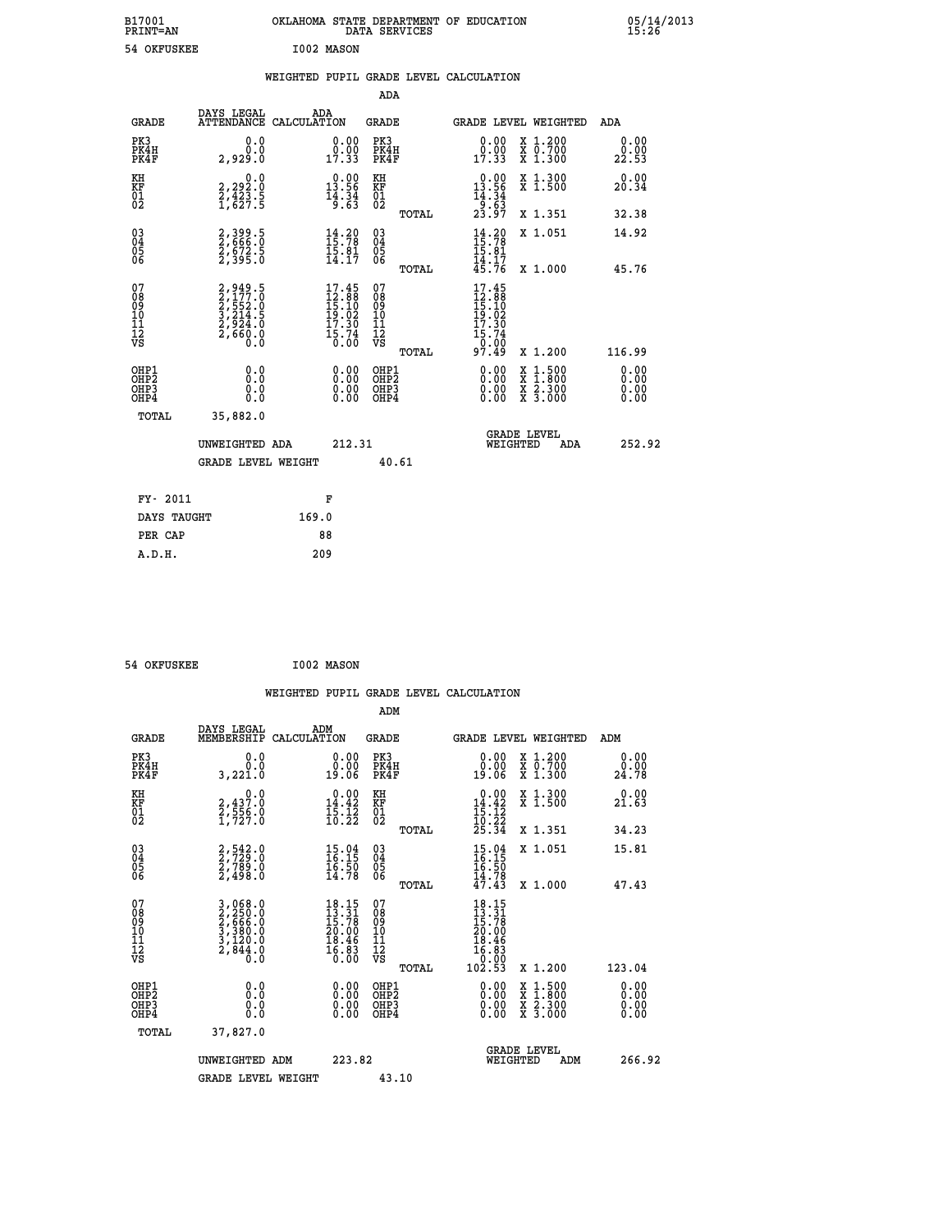B17001 OKLAHOMA STATE DEPARTMENT OF EDUCATION 05/14/2013
PRINT=AN DATA SERVICES 15:26

54 OKFUSKEE I002 MASON

WEIGHTED PUPIL GRADE LEVEL CALCULATION

ADA

| GRADE | DAYS LEGAL ATTENDANCE | ADA CALCULATION | GRADE | GRADE LEVEL | WEIGHTED | ADA |
|---|---|---|---|---|---|---|
| PK3 | 0.0 | 0.00 | PK3 | 0.00 | X 1.200 | 0.00 |
| PK4H | 0.0 | 0.00 | PK4H | 0.00 | X 0.700 | 0.00 |
| PK4F | 2,929.0 | 17.33 | PK4F | 17.33 | X 1.300 | 22.53 |
| KH | 0.0 | 0.00 | KH | 0.00 | X 1.300 | 0.00 |
| KF | 2,292.0 | 13.56 | KF | 13.56 | X 1.500 | 20.34 |
| 01 | 2,423.5 | 14.34 | 01 | 14.34 | | |
| 02 | 1,627.5 | 9.63 | 02 | 9.63 | | |
| | | | TOTAL | 23.97 | X 1.351 | 32.38 |
| 03 | 2,399.5 | 14.20 | 03 | 14.20 | X 1.051 | 14.92 |
| 04 | 2,666.0 | 15.78 | 04 | 15.78 | | |
| 05 | 2,672.5 | 15.81 | 05 | 15.81 | | |
| 06 | 2,395.0 | 14.17 | 06 | 14.17 | | |
| | | | TOTAL | 45.76 | X 1.000 | 45.76 |
| 07 | 2,949.5 | 17.45 | 07 | 17.45 | | |
| 08 | 2,177.0 | 12.88 | 08 | 12.88 | | |
| 09 | 2,552.0 | 15.10 | 09 | 15.10 | | |
| 10 | 3,214.5 | 19.02 | 10 | 19.02 | | |
| 11 | 2,924.0 | 17.30 | 11 | 17.30 | | |
| 12 | 2,660.0 | 15.74 | 12 | 15.74 | | |
| VS | 0.0 | 0.00 | VS | 0.00 | | |
| | | | TOTAL | 97.49 | X 1.200 | 116.99 |
| OHP1 | 0.0 | 0.00 | OHP1 | 0.00 | X 1.500 | 0.00 |
| OHP2 | 0.0 | 0.00 | OHP2 | 0.00 | X 1.800 | 0.00 |
| OHP3 | 0.0 | 0.00 | OHP3 | 0.00 | X 2.300 | 0.00 |
| OHP4 | 0.0 | 0.00 | OHP4 | 0.00 | X 3.000 | 0.00 |
| TOTAL | 35,882.0 | | | | | |

UNWEIGHTED ADA 212.31 GRADE LEVEL WEIGHTED ADA 252.92

GRADE LEVEL WEIGHT 40.61

| FY- 2011 | F |
|---|---|
| DAYS TAUGHT | 169.0 |
| PER CAP | 88 |
| A.D.H. | 209 |

54 OKFUSKEE I002 MASON

WEIGHTED PUPIL GRADE LEVEL CALCULATION

ADM

| GRADE | DAYS LEGAL MEMBERSHIP | ADM CALCULATION | GRADE | GRADE LEVEL | WEIGHTED | ADM |
|---|---|---|---|---|---|---|
| PK3 | 0.0 | 0.00 | PK3 | 0.00 | X 1.200 | 0.00 |
| PK4H | 0.0 | 0.00 | PK4H | 0.00 | X 0.700 | 0.00 |
| PK4F | 3,221.0 | 19.06 | PK4F | 19.06 | X 1.300 | 24.78 |
| KH | 0.0 | 0.00 | KH | 0.00 | X 1.300 | 0.00 |
| KF | 2,437.0 | 14.42 | KF | 14.42 | X 1.500 | 21.63 |
| 01 | 2,556.0 | 15.12 | 01 | 15.12 | | |
| 02 | 1,727.0 | 10.22 | 02 | 10.22 | | |
| | | | TOTAL | 25.34 | X 1.351 | 34.23 |
| 03 | 2,542.0 | 15.04 | 03 | 15.04 | X 1.051 | 15.81 |
| 04 | 2,729.0 | 16.15 | 04 | 16.15 | | |
| 05 | 2,789.0 | 16.50 | 05 | 16.50 | | |
| 06 | 2,498.0 | 14.78 | 06 | 14.78 | | |
| | | | TOTAL | 47.43 | X 1.000 | 47.43 |
| 07 | 3,068.0 | 18.15 | 07 | 18.15 | | |
| 08 | 2,250.0 | 13.31 | 08 | 13.31 | | |
| 09 | 2,666.0 | 15.78 | 09 | 15.78 | | |
| 10 | 3,380.0 | 20.00 | 10 | 20.00 | | |
| 11 | 3,120.0 | 18.46 | 11 | 18.46 | | |
| 12 | 2,844.0 | 16.83 | 12 | 16.83 | | |
| VS | 0.0 | 0.00 | VS | 0.00 | | |
| | | | TOTAL | 102.53 | X 1.200 | 123.04 |
| OHP1 | 0.0 | 0.00 | OHP1 | 0.00 | X 1.500 | 0.00 |
| OHP2 | 0.0 | 0.00 | OHP2 | 0.00 | X 1.800 | 0.00 |
| OHP3 | 0.0 | 0.00 | OHP3 | 0.00 | X 2.300 | 0.00 |
| OHP4 | 0.0 | 0.00 | OHP4 | 0.00 | X 3.000 | 0.00 |
| TOTAL | 37,827.0 | | | | | |

UNWEIGHTED ADM 223.82 GRADE LEVEL WEIGHTED ADM 266.92

GRADE LEVEL WEIGHT 43.10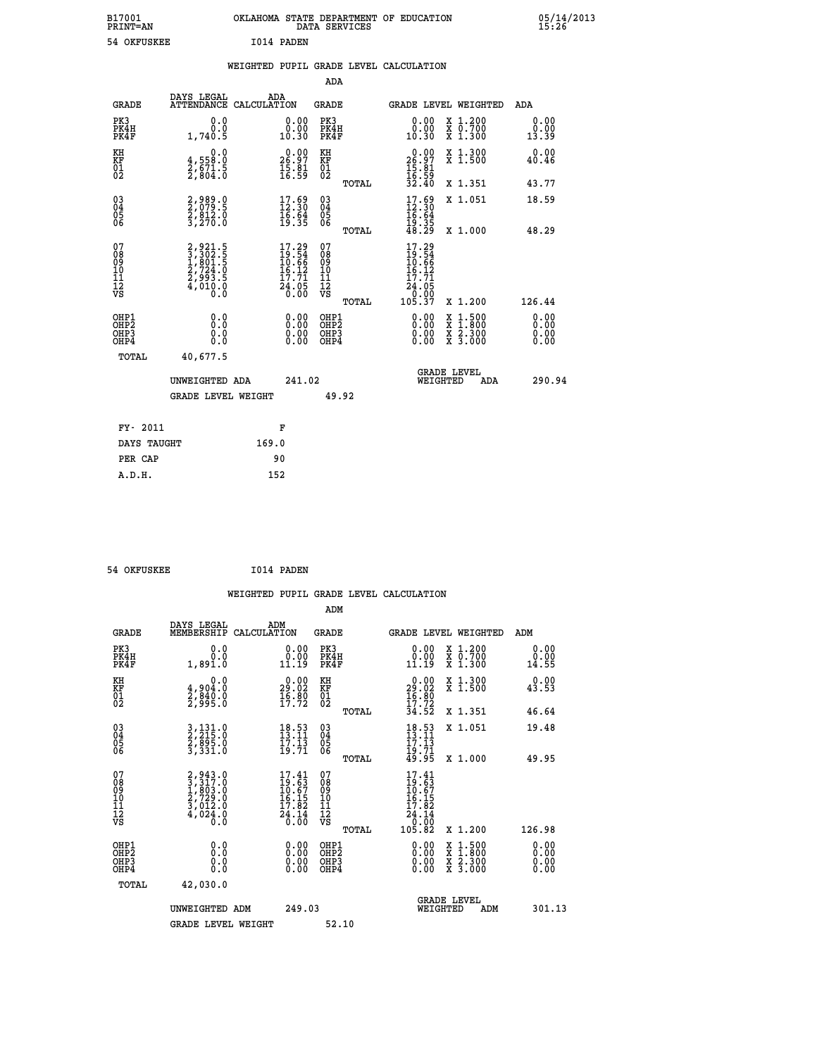B17001 OKLAHOMA STATE DEPARTMENT OF EDUCATION 05/14/2013
PRINT=AN DATA SERVICES 15:26

54 OKFUSKEE I014 PADEN

## WEIGHTED PUPIL GRADE LEVEL CALCULATION

### ADA

| GRADE | DAYS LEGAL ATTENDANCE | ADA CALCULATION | GRADE | GRADE LEVEL | WEIGHTED | ADA |
|---|---|---|---|---|---|---|
| PK3 | 0.0 | 0.00 | PK3 | 0.00 | X 1.200 | 0.00 |
| PK4H | 0.0 | 0.00 | PK4H | 0.00 | X 0.700 | 0.00 |
| PK4F | 1,740.5 | 10.30 | PK4F | 10.30 | X 1.300 | 13.39 |
| KH | 0.0 | 0.00 | KH | 0.00 | X 1.300 | 0.00 |
| KF | 4,558.0 | 26.97 | KF | 26.97 | X 1.500 | 40.46 |
| 01 | 2,671.5 | 15.81 | 01 | 15.81 | | |
| 02 | 2,804.0 | 16.59 | 02 | 16.59 | | |
| | | | TOTAL | 32.40 | X 1.351 | 43.77 |
| 03 | 2,989.0 | 17.69 | 03 | 17.69 | X 1.051 | 18.59 |
| 04 | 2,079.5 | 12.30 | 04 | 12.30 | | |
| 05 | 2,812.0 | 16.64 | 05 | 16.64 | | |
| 06 | 3,270.0 | 19.35 | 06 | 19.35 | | |
| | | | TOTAL | 48.29 | X 1.000 | 48.29 |
| 07 | 2,921.5 | 17.29 | 07 | 17.29 | | |
| 08 | 3,302.5 | 19.54 | 08 | 19.54 | | |
| 09 | 1,801.5 | 10.66 | 09 | 10.66 | | |
| 10 | 2,724.0 | 16.12 | 10 | 16.12 | | |
| 11 | 2,993.5 | 17.71 | 11 | 17.71 | | |
| 12 | 4,010.0 | 24.05 | 12 | 24.05 | | |
| VS | 0.0 | 0.00 | VS | 0.00 | | |
| | | | TOTAL | 105.37 | X 1.200 | 126.44 |
| OHP1 | 0.0 | 0.00 | OHP1 | 0.00 | X 1.500 | 0.00 |
| OHP2 | 0.0 | 0.00 | OHP2 | 0.00 | X 1.800 | 0.00 |
| OHP3 | 0.0 | 0.00 | OHP3 | 0.00 | X 2.300 | 0.00 |
| OHP4 | 0.0 | 0.00 | OHP4 | 0.00 | X 3.000 | 0.00 |
| TOTAL | 40,677.5 | | | | | |

UNWEIGHTED ADA 241.02 &nbsp;&nbsp;&nbsp; GRADE LEVEL WEIGHTED ADA 290.94

GRADE LEVEL WEIGHT 49.92

| FY- 2011 | F |
|---|---|
| DAYS TAUGHT | 169.0 |
| PER CAP | 90 |
| A.D.H. | 152 |

54 OKFUSKEE I014 PADEN

## WEIGHTED PUPIL GRADE LEVEL CALCULATION

### ADM

| GRADE | DAYS LEGAL MEMBERSHIP | ADM CALCULATION | GRADE | GRADE LEVEL | WEIGHTED | ADM |
|---|---|---|---|---|---|---|
| PK3 | 0.0 | 0.00 | PK3 | 0.00 | X 1.200 | 0.00 |
| PK4H | 0.0 | 0.00 | PK4H | 0.00 | X 0.700 | 0.00 |
| PK4F | 1,891.0 | 11.19 | PK4F | 11.19 | X 1.300 | 14.55 |
| KH | 0.0 | 0.00 | KH | 0.00 | X 1.300 | 0.00 |
| KF | 4,904.0 | 29.02 | KF | 29.02 | X 1.500 | 43.53 |
| 01 | 2,840.0 | 16.80 | 01 | 16.80 | | |
| 02 | 2,995.0 | 17.72 | 02 | 17.72 | | |
| | | | TOTAL | 34.52 | X 1.351 | 46.64 |
| 03 | 3,131.0 | 18.53 | 03 | 18.53 | X 1.051 | 19.48 |
| 04 | 2,215.0 | 13.11 | 04 | 13.11 | | |
| 05 | 2,895.0 | 17.13 | 05 | 17.13 | | |
| 06 | 3,331.0 | 19.71 | 06 | 19.71 | | |
| | | | TOTAL | 49.95 | X 1.000 | 49.95 |
| 07 | 2,943.0 | 17.41 | 07 | 17.41 | | |
| 08 | 3,317.0 | 19.63 | 08 | 19.63 | | |
| 09 | 1,803.0 | 10.67 | 09 | 10.67 | | |
| 10 | 2,729.0 | 16.15 | 10 | 16.15 | | |
| 11 | 3,012.0 | 17.82 | 11 | 17.82 | | |
| 12 | 4,024.0 | 24.14 | 12 | 24.14 | | |
| VS | 0.0 | 0.00 | VS | 0.00 | | |
| | | | TOTAL | 105.82 | X 1.200 | 126.98 |
| OHP1 | 0.0 | 0.00 | OHP1 | 0.00 | X 1.500 | 0.00 |
| OHP2 | 0.0 | 0.00 | OHP2 | 0.00 | X 1.800 | 0.00 |
| OHP3 | 0.0 | 0.00 | OHP3 | 0.00 | X 2.300 | 0.00 |
| OHP4 | 0.0 | 0.00 | OHP4 | 0.00 | X 3.000 | 0.00 |
| TOTAL | 42,030.0 | | | | | |

UNWEIGHTED ADM 249.03 &nbsp;&nbsp;&nbsp; GRADE LEVEL WEIGHTED ADM 301.13

GRADE LEVEL WEIGHT 52.10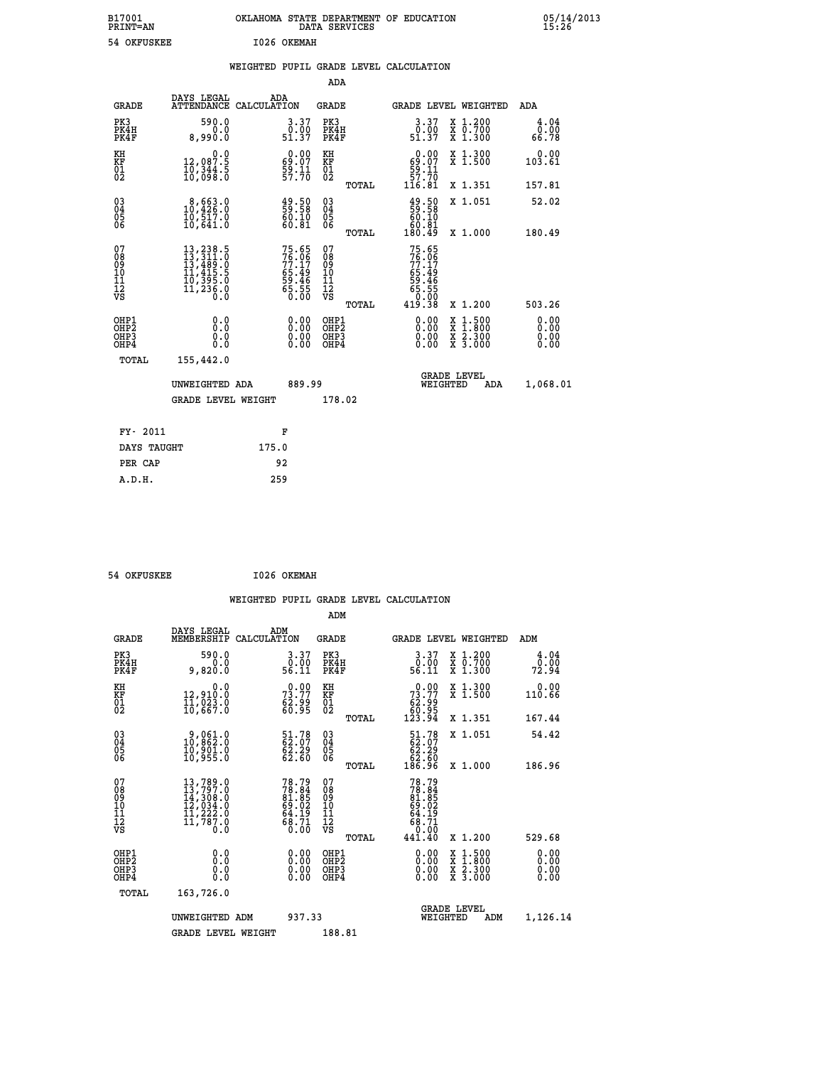B17001 OKLAHOMA STATE DEPARTMENT OF EDUCATION 05/14/2013
PRINT=AN DATA SERVICES 15:26

54 OKFUSKEE I026 OKEMAH

## WEIGHTED PUPIL GRADE LEVEL CALCULATION

### ADA

| GRADE | DAYS LEGAL ATTENDANCE | ADA CALCULATION | GRADE | | GRADE LEVEL | WEIGHTED | ADA |
|---|---|---|---|---|---|---|---|
| PK3 | 590.0 | 3.37 | PK3 | | 3.37 | X 1.200 | 4.04 |
| PK4H | 0.0 | 0.00 | PK4H | | 0.00 | X 0.700 | 0.00 |
| PK4F | 8,990.0 | 51.37 | PK4F | | 51.37 | X 1.300 | 66.78 |
| KH | 0.0 | 0.00 | KH | | 0.00 | X 1.300 | 0.00 |
| KF | 12,087.5 | 69.07 | KF | | 69.07 | X 1.500 | 103.61 |
| 01 | 10,344.5 | 59.11 | 01 | | 59.11 | | |
| 02 | 10,098.0 | 57.70 | 02 | | 57.70 | | |
| | | | | TOTAL | 116.81 | X 1.351 | 157.81 |
| 03 | 8,663.0 | 49.50 | 03 | | 49.50 | X 1.051 | 52.02 |
| 04 | 10,426.0 | 59.58 | 04 | | 59.58 | | |
| 05 | 10,517.0 | 60.10 | 05 | | 60.10 | | |
| 06 | 10,641.0 | 60.81 | 06 | | 60.81 | | |
| | | | | TOTAL | 180.49 | X 1.000 | 180.49 |
| 07 | 13,238.5 | 75.65 | 07 | | 75.65 | | |
| 08 | 13,311.0 | 76.06 | 08 | | 76.06 | | |
| 09 | 13,489.0 | 77.17 | 09 | | 77.17 | | |
| 10 | 11,415.5 | 65.49 | 10 | | 65.49 | | |
| 11 | 10,395.0 | 59.46 | 11 | | 59.46 | | |
| 12 | 11,236.0 | 65.55 | 12 | | 65.55 | | |
| VS | 0.0 | 0.00 | VS | | 0.00 | | |
| | | | | TOTAL | 419.38 | X 1.200 | 503.26 |
| OHP1 | 0.0 | 0.00 | OHP1 | | 0.00 | X 1.500 | 0.00 |
| OHP2 | 0.0 | 0.00 | OHP2 | | 0.00 | X 1.800 | 0.00 |
| OHP3 | 0.0 | 0.00 | OHP3 | | 0.00 | X 2.300 | 0.00 |
| OHP4 | 0.0 | 0.00 | OHP4 | | 0.00 | X 3.000 | 0.00 |
| TOTAL | 155,442.0 | | | | | | |

UNWEIGHTED ADA 889.99 — GRADE LEVEL WEIGHTED ADA 1,068.01

GRADE LEVEL WEIGHT 178.02

| FY- 2011 | F |
|---|---|
| DAYS TAUGHT | 175.0 |
| PER CAP | 92 |
| A.D.H. | 259 |

54 OKFUSKEE I026 OKEMAH

## WEIGHTED PUPIL GRADE LEVEL CALCULATION

### ADM

| GRADE | DAYS LEGAL MEMBERSHIP | ADM CALCULATION | GRADE | | GRADE LEVEL | WEIGHTED | ADM |
|---|---|---|---|---|---|---|---|
| PK3 | 590.0 | 3.37 | PK3 | | 3.37 | X 1.200 | 4.04 |
| PK4H | 0.0 | 0.00 | PK4H | | 0.00 | X 0.700 | 0.00 |
| PK4F | 9,820.0 | 56.11 | PK4F | | 56.11 | X 1.300 | 72.94 |
| KH | 0.0 | 0.00 | KH | | 0.00 | X 1.300 | 0.00 |
| KF | 12,910.0 | 73.77 | KF | | 73.77 | X 1.500 | 110.66 |
| 01 | 11,023.0 | 62.99 | 01 | | 62.99 | | |
| 02 | 10,667.0 | 60.95 | 02 | | 60.95 | | |
| | | | | TOTAL | 123.94 | X 1.351 | 167.44 |
| 03 | 9,061.0 | 51.78 | 03 | | 51.78 | X 1.051 | 54.42 |
| 04 | 10,862.0 | 62.07 | 04 | | 62.07 | | |
| 05 | 10,901.0 | 62.29 | 05 | | 62.29 | | |
| 06 | 10,955.0 | 62.60 | 06 | | 62.60 | | |
| | | | | TOTAL | 186.96 | X 1.000 | 186.96 |
| 07 | 13,789.0 | 78.79 | 07 | | 78.79 | | |
| 08 | 13,797.0 | 78.84 | 08 | | 78.84 | | |
| 09 | 14,308.0 | 81.85 | 09 | | 81.85 | | |
| 10 | 12,034.0 | 69.02 | 10 | | 69.02 | | |
| 11 | 11,222.0 | 64.19 | 11 | | 64.19 | | |
| 12 | 11,787.0 | 68.71 | 12 | | 68.71 | | |
| VS | 0.0 | 0.00 | VS | | 0.00 | | |
| | | | | TOTAL | 441.40 | X 1.200 | 529.68 |
| OHP1 | 0.0 | 0.00 | OHP1 | | 0.00 | X 1.500 | 0.00 |
| OHP2 | 0.0 | 0.00 | OHP2 | | 0.00 | X 1.800 | 0.00 |
| OHP3 | 0.0 | 0.00 | OHP3 | | 0.00 | X 2.300 | 0.00 |
| OHP4 | 0.0 | 0.00 | OHP4 | | 0.00 | X 3.000 | 0.00 |
| TOTAL | 163,726.0 | | | | | | |

UNWEIGHTED ADM 937.33 — GRADE LEVEL WEIGHTED ADM 1,126.14

GRADE LEVEL WEIGHT 188.81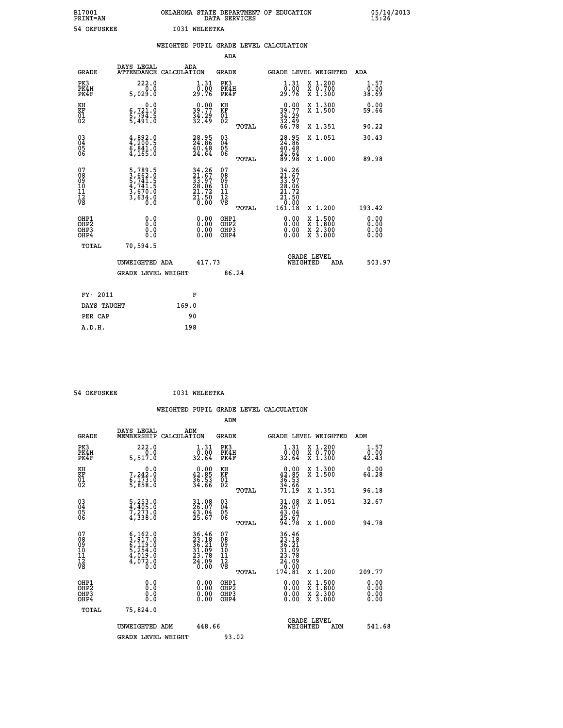B17001 OKLAHOMA STATE DEPARTMENT OF EDUCATION 05/14/2013
PRINT=AN DATA SERVICES 15:26

54 OKFUSKEE I031 WELEETKA

## WEIGHTED PUPIL GRADE LEVEL CALCULATION

### ADA

| GRADE | DAYS LEGAL ATTENDANCE | ADA CALCULATION | GRADE | GRADE LEVEL | WEIGHTED | ADA |
|---|---|---|---|---|---|---|
| PK3 | 222.0 | 1.31 | PK3 | 1.31 | X 1.200 | 1.57 |
| PK4H | 0.0 | 0.00 | PK4H | 0.00 | X 0.700 | 0.00 |
| PK4F | 5,029.0 | 29.76 | PK4F | 29.76 | X 1.300 | 38.69 |
| KH | 0.0 | 0.00 | KH | 0.00 | X 1.300 | 0.00 |
| KF | 6,721.0 | 39.77 | KF | 39.77 | X 1.500 | 59.66 |
| 01 | 5,794.5 | 34.29 | 01 | 34.29 | | |
| 02 | 5,491.0 | 32.49 | 02 | 32.49 | | |
| | | | TOTAL | 66.78 | X 1.351 | 90.22 |
| 03 | 4,892.0 | 28.95 | 03 | 28.95 | X 1.051 | 30.43 |
| 04 | 4,200.5 | 24.86 | 04 | 24.86 | | |
| 05 | 6,841.0 | 40.48 | 05 | 40.48 | | |
| 06 | 4,165.0 | 24.64 | 06 | 24.64 | | |
| | | | TOTAL | 89.98 | X 1.000 | 89.98 |
| 07 | 5,789.5 | 34.26 | 07 | 34.26 | | |
| 08 | 3,662.0 | 21.67 | 08 | 21.67 | | |
| 09 | 5,741.5 | 33.97 | 09 | 33.97 | | |
| 10 | 4,741.5 | 28.06 | 10 | 28.06 | | |
| 11 | 3,670.0 | 21.72 | 11 | 21.72 | | |
| 12 | 3,634.0 | 21.50 | 12 | 21.50 | | |
| VS | 0.0 | 0.00 | VS | 0.00 | | |
| | | | TOTAL | 161.18 | X 1.200 | 193.42 |
| OHP1 | 0.0 | 0.00 | OHP1 | 0.00 | X 1.500 | 0.00 |
| OHP2 | 0.0 | 0.00 | OHP2 | 0.00 | X 1.800 | 0.00 |
| OHP3 | 0.0 | 0.00 | OHP3 | 0.00 | X 2.300 | 0.00 |
| OHP4 | 0.0 | 0.00 | OHP4 | 0.00 | X 3.000 | 0.00 |
| TOTAL | 70,594.5 | | | | | |

UNWEIGHTED ADA 417.73 | GRADE LEVEL WEIGHTED ADA 503.97

GRADE LEVEL WEIGHT 86.24

| FY- 2011 | F |
|---|---|
| DAYS TAUGHT | 169.0 |
| PER CAP | 90 |
| A.D.H. | 198 |

54 OKFUSKEE I031 WELEETKA

## WEIGHTED PUPIL GRADE LEVEL CALCULATION

### ADM

| GRADE | DAYS LEGAL MEMBERSHIP | ADM CALCULATION | GRADE | GRADE LEVEL | WEIGHTED | ADM |
|---|---|---|---|---|---|---|
| PK3 | 222.0 | 1.31 | PK3 | 1.31 | X 1.200 | 1.57 |
| PK4H | 0.0 | 0.00 | PK4H | 0.00 | X 0.700 | 0.00 |
| PK4F | 5,517.0 | 32.64 | PK4F | 32.64 | X 1.300 | 42.43 |
| KH | 0.0 | 0.00 | KH | 0.00 | X 1.300 | 0.00 |
| KF | 7,242.0 | 42.85 | KF | 42.85 | X 1.500 | 64.28 |
| 01 | 6,173.0 | 36.53 | 01 | 36.53 | | |
| 02 | 5,858.0 | 34.66 | 02 | 34.66 | | |
| | | | TOTAL | 71.19 | X 1.351 | 96.18 |
| 03 | 5,253.0 | 31.08 | 03 | 31.08 | X 1.051 | 32.67 |
| 04 | 4,405.0 | 26.07 | 04 | 26.07 | | |
| 05 | 7,273.0 | 43.04 | 05 | 43.04 | | |
| 06 | 4,338.0 | 25.67 | 06 | 25.67 | | |
| | | | TOTAL | 94.78 | X 1.000 | 94.78 |
| 07 | 6,162.0 | 36.46 | 07 | 36.46 | | |
| 08 | 3,917.0 | 23.18 | 08 | 23.18 | | |
| 09 | 6,119.0 | 36.21 | 09 | 36.21 | | |
| 10 | 5,254.0 | 31.09 | 10 | 31.09 | | |
| 11 | 4,019.0 | 23.78 | 11 | 23.78 | | |
| 12 | 4,072.0 | 24.09 | 12 | 24.09 | | |
| VS | 0.0 | 0.00 | VS | 0.00 | | |
| | | | TOTAL | 174.81 | X 1.200 | 209.77 |
| OHP1 | 0.0 | 0.00 | OHP1 | 0.00 | X 1.500 | 0.00 |
| OHP2 | 0.0 | 0.00 | OHP2 | 0.00 | X 1.800 | 0.00 |
| OHP3 | 0.0 | 0.00 | OHP3 | 0.00 | X 2.300 | 0.00 |
| OHP4 | 0.0 | 0.00 | OHP4 | 0.00 | X 3.000 | 0.00 |
| TOTAL | 75,824.0 | | | | | |

UNWEIGHTED ADM 448.66 | GRADE LEVEL WEIGHTED ADM 541.68

GRADE LEVEL WEIGHT 93.02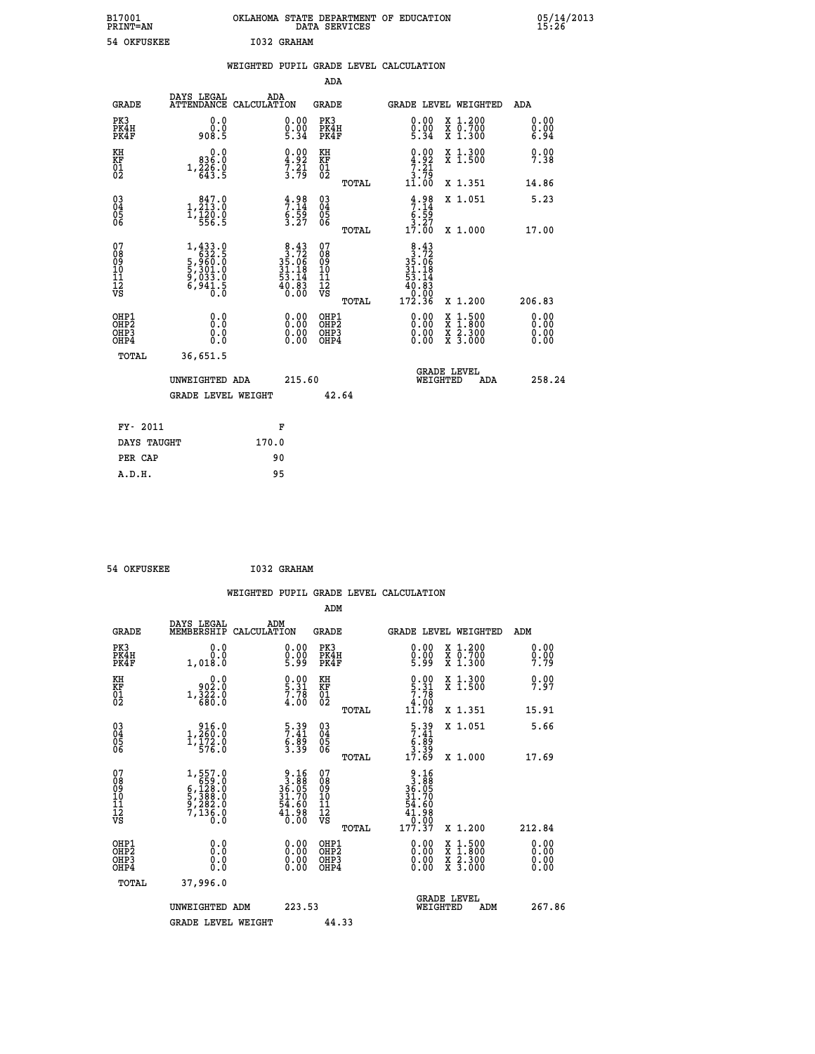B17001 PRINT=AN — OKLAHOMA STATE DEPARTMENT OF EDUCATION DATA SERVICES — 05/14/2013 15:26

54 OKFUSKEE — I032 GRAHAM

## WEIGHTED PUPIL GRADE LEVEL CALCULATION

### ADA

| GRADE | DAYS LEGAL ATTENDANCE | ADA CALCULATION | GRADE | GRADE LEVEL | WEIGHTED | ADA |
|---|---|---|---|---|---|---|
| PK3 | 0.0 | 0.00 | PK3 | 0.00 | X 1.200 | 0.00 |
| PK4H | 0.0 | 0.00 | PK4H | 0.00 | X 0.700 | 0.00 |
| PK4F | 908.5 | 5.34 | PK4F | 5.34 | X 1.300 | 6.94 |
| KH | 0.0 | 0.00 | KH | 0.00 | X 1.300 | 0.00 |
| KF | 836.0 | 4.92 | KF | 4.92 | X 1.500 | 7.38 |
| 01 | 1,226.0 | 7.21 | 01 | 7.21 | | |
| 02 | 643.5 | 3.79 | 02 | 3.79 | | |
| | | | TOTAL | 11.00 | X 1.351 | 14.86 |
| 03 | 847.0 | 4.98 | 03 | 4.98 | X 1.051 | 5.23 |
| 04 | 1,213.0 | 7.14 | 04 | 7.14 | | |
| 05 | 1,120.0 | 6.59 | 05 | 6.59 | | |
| 06 | 556.5 | 3.27 | 06 | 3.27 | | |
| | | | TOTAL | 17.00 | X 1.000 | 17.00 |
| 07 | 1,433.0 | 8.43 | 07 | 8.43 | | |
| 08 | 632.5 | 3.72 | 08 | 3.72 | | |
| 09 | 5,960.0 | 35.06 | 09 | 35.06 | | |
| 10 | 5,301.0 | 31.18 | 10 | 31.18 | | |
| 11 | 9,033.0 | 53.14 | 11 | 53.14 | | |
| 12 | 6,941.5 | 40.83 | 12 | 40.83 | | |
| VS | 0.0 | 0.00 | VS | 0.00 | | |
| | | | TOTAL | 172.36 | X 1.200 | 206.83 |
| OHP1 | 0.0 | 0.00 | OHP1 | 0.00 | X 1.500 | 0.00 |
| OHP2 | 0.0 | 0.00 | OHP2 | 0.00 | X 1.800 | 0.00 |
| OHP3 | 0.0 | 0.00 | OHP3 | 0.00 | X 2.300 | 0.00 |
| OHP4 | 0.0 | 0.00 | OHP4 | 0.00 | X 3.000 | 0.00 |
| TOTAL | 36,651.5 | | | | | |

UNWEIGHTED ADA 215.60 — GRADE LEVEL WEIGHTED ADA 258.24

GRADE LEVEL WEIGHT 42.64

| FY- 2011 | F |
|---|---|
| DAYS TAUGHT | 170.0 |
| PER CAP | 90 |
| A.D.H. | 95 |

54 OKFUSKEE — I032 GRAHAM

## WEIGHTED PUPIL GRADE LEVEL CALCULATION

### ADM

| GRADE | DAYS LEGAL MEMBERSHIP | ADM CALCULATION | GRADE | GRADE LEVEL | WEIGHTED | ADM |
|---|---|---|---|---|---|---|
| PK3 | 0.0 | 0.00 | PK3 | 0.00 | X 1.200 | 0.00 |
| PK4H | 0.0 | 0.00 | PK4H | 0.00 | X 0.700 | 0.00 |
| PK4F | 1,018.0 | 5.99 | PK4F | 5.99 | X 1.300 | 7.79 |
| KH | 0.0 | 0.00 | KH | 0.00 | X 1.300 | 0.00 |
| KF | 902.0 | 5.31 | KF | 5.31 | X 1.500 | 7.97 |
| 01 | 1,322.0 | 7.78 | 01 | 7.78 | | |
| 02 | 680.0 | 4.00 | 02 | 4.00 | | |
| | | | TOTAL | 11.78 | X 1.351 | 15.91 |
| 03 | 916.0 | 5.39 | 03 | 5.39 | X 1.051 | 5.66 |
| 04 | 1,260.0 | 7.41 | 04 | 7.41 | | |
| 05 | 1,172.0 | 6.89 | 05 | 6.89 | | |
| 06 | 576.0 | 3.39 | 06 | 3.39 | | |
| | | | TOTAL | 17.69 | X 1.000 | 17.69 |
| 07 | 1,557.0 | 9.16 | 07 | 9.16 | | |
| 08 | 659.0 | 3.88 | 08 | 3.88 | | |
| 09 | 6,128.0 | 36.05 | 09 | 36.05 | | |
| 10 | 5,388.0 | 31.70 | 10 | 31.70 | | |
| 11 | 9,282.0 | 54.60 | 11 | 54.60 | | |
| 12 | 7,136.0 | 41.98 | 12 | 41.98 | | |
| VS | 0.0 | 0.00 | VS | 0.00 | | |
| | | | TOTAL | 177.37 | X 1.200 | 212.84 |
| OHP1 | 0.0 | 0.00 | OHP1 | 0.00 | X 1.500 | 0.00 |
| OHP2 | 0.0 | 0.00 | OHP2 | 0.00 | X 1.800 | 0.00 |
| OHP3 | 0.0 | 0.00 | OHP3 | 0.00 | X 2.300 | 0.00 |
| OHP4 | 0.0 | 0.00 | OHP4 | 0.00 | X 3.000 | 0.00 |
| TOTAL | 37,996.0 | | | | | |

UNWEIGHTED ADM 223.53 — GRADE LEVEL WEIGHTED ADM 267.86

GRADE LEVEL WEIGHT 44.33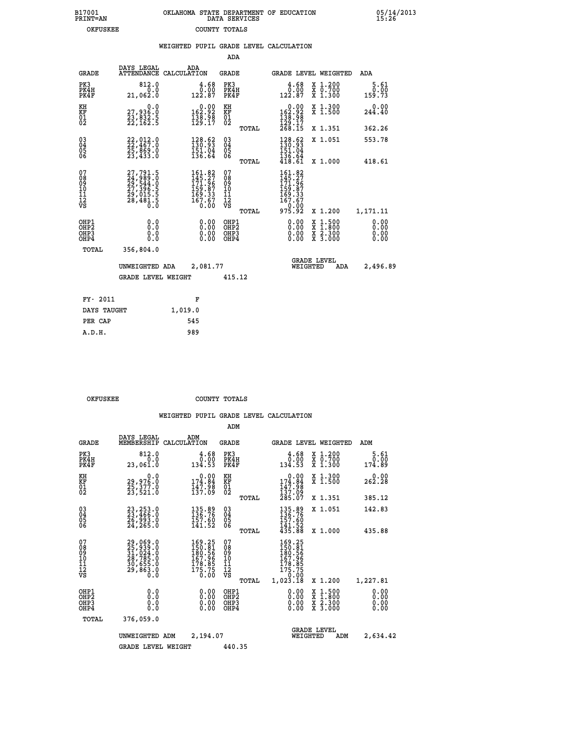B17001 PRINT=AN OKLAHOMA STATE DEPARTMENT OF EDUCATION DATA SERVICES 05/14/2013 15:26

OKFUSKEE COUNTY TOTALS

WEIGHTED PUPIL GRADE LEVEL CALCULATION

ADA

| GRADE | DAYS LEGAL ATTENDANCE | ADA CALCULATION | GRADE | GRADE LEVEL | WEIGHTED | ADA |
|---|---|---|---|---|---|---|
| PK3 | 812.0 | 4.68 | PK3 | 4.68 | X 1.200 | 5.61 |
| PK4H | 0.0 | 0.00 | PK4H | 0.00 | X 0.700 | 0.00 |
| PK4F | 21,062.0 | 122.87 | PK4F | 122.87 | X 1.300 | 159.73 |
| KH | 0.0 | 0.00 | KH | 0.00 | X 1.300 | 0.00 |
| KF | 27,936.0 | 162.92 | KF | 162.92 | X 1.500 | 244.40 |
| 01 | 23,832.5 | 138.98 | 01 | 138.98 | | |
| 02 | 22,162.5 | 129.17 | 02 | 129.17 | | |
| | | | TOTAL | 268.15 | X 1.351 | 362.26 |
| 03 | 22,012.0 | 128.62 | 03 | 128.62 | X 1.051 | 553.78 |
| 04 | 22,467.0 | 130.93 | 04 | 130.93 | | |
| 05 | 25,869.0 | 151.04 | 05 | 151.04 | | |
| 06 | 23,433.0 | 136.64 | 06 | 136.64 | | |
| | | | TOTAL | 418.61 | X 1.000 | 418.61 |
| 07 | 27,791.5 | 161.82 | 07 | 161.82 | | |
| 08 | 24,989.0 | 145.27 | 08 | 145.27 | | |
| 09 | 29,544.0 | 171.96 | 09 | 171.96 | | |
| 10 | 27,396.5 | 159.87 | 10 | 159.87 | | |
| 11 | 29,015.5 | 169.33 | 11 | 169.33 | | |
| 12 | 28,481.5 | 167.67 | 12 | 167.67 | | |
| VS | 0.0 | 0.00 | VS | 0.00 | | |
| | | | TOTAL | 975.92 | X 1.200 | 1,171.11 |
| OHP1 | 0.0 | 0.00 | OHP1 | 0.00 | X 1.500 | 0.00 |
| OHP2 | 0.0 | 0.00 | OHP2 | 0.00 | X 1.800 | 0.00 |
| OHP3 | 0.0 | 0.00 | OHP3 | 0.00 | X 2.300 | 0.00 |
| OHP4 | 0.0 | 0.00 | OHP4 | 0.00 | X 3.000 | 0.00 |
| TOTAL | 356,804.0 | | | | | |

UNWEIGHTED ADA 2,081.77 GRADE LEVEL WEIGHTED ADA 2,496.89

GRADE LEVEL WEIGHT 415.12

| FY- 2011 | F |
|---|---|
| DAYS TAUGHT | 1,019.0 |
| PER CAP | 545 |
| A.D.H. | 989 |

OKFUSKEE COUNTY TOTALS

WEIGHTED PUPIL GRADE LEVEL CALCULATION

ADM

| GRADE | DAYS LEGAL MEMBERSHIP | ADM CALCULATION | GRADE | GRADE LEVEL | WEIGHTED | ADM |
|---|---|---|---|---|---|---|
| PK3 | 812.0 | 4.68 | PK3 | 4.68 | X 1.200 | 5.61 |
| PK4H | 0.0 | 0.00 | PK4H | 0.00 | X 0.700 | 0.00 |
| PK4F | 23,061.0 | 134.53 | PK4F | 134.53 | X 1.300 | 174.89 |
| KH | 0.0 | 0.00 | KH | 0.00 | X 1.300 | 0.00 |
| KF | 29,976.0 | 174.84 | KF | 174.84 | X 1.500 | 262.28 |
| 01 | 25,377.0 | 147.98 | 01 | 147.98 | | |
| 02 | 23,521.0 | 137.09 | 02 | 137.09 | | |
| | | | TOTAL | 285.07 | X 1.351 | 385.12 |
| 03 | 23,253.0 | 135.89 | 03 | 135.89 | X 1.051 | 142.83 |
| 04 | 23,466.0 | 136.76 | 04 | 136.76 | | |
| 05 | 26,993.0 | 157.60 | 05 | 157.60 | | |
| 06 | 24,265.0 | 141.52 | 06 | 141.52 | | |
| | | | TOTAL | 435.88 | X 1.000 | 435.88 |
| 07 | 29,069.0 | 169.25 | 07 | 169.25 | | |
| 08 | 25,939.0 | 150.81 | 08 | 150.81 | | |
| 09 | 31,024.0 | 180.56 | 09 | 180.56 | | |
| 10 | 28,785.0 | 167.96 | 10 | 167.96 | | |
| 11 | 30,655.0 | 178.85 | 11 | 178.85 | | |
| 12 | 29,863.0 | 175.75 | 12 | 175.75 | | |
| VS | 0.0 | 0.00 | VS | 0.00 | | |
| | | | TOTAL | 1,023.18 | X 1.200 | 1,227.81 |
| OHP1 | 0.0 | 0.00 | OHP1 | 0.00 | X 1.500 | 0.00 |
| OHP2 | 0.0 | 0.00 | OHP2 | 0.00 | X 1.800 | 0.00 |
| OHP3 | 0.0 | 0.00 | OHP3 | 0.00 | X 2.300 | 0.00 |
| OHP4 | 0.0 | 0.00 | OHP4 | 0.00 | X 3.000 | 0.00 |
| TOTAL | 376,059.0 | | | | | |

UNWEIGHTED ADM 2,194.07 GRADE LEVEL WEIGHTED ADM 2,634.42

GRADE LEVEL WEIGHT 440.35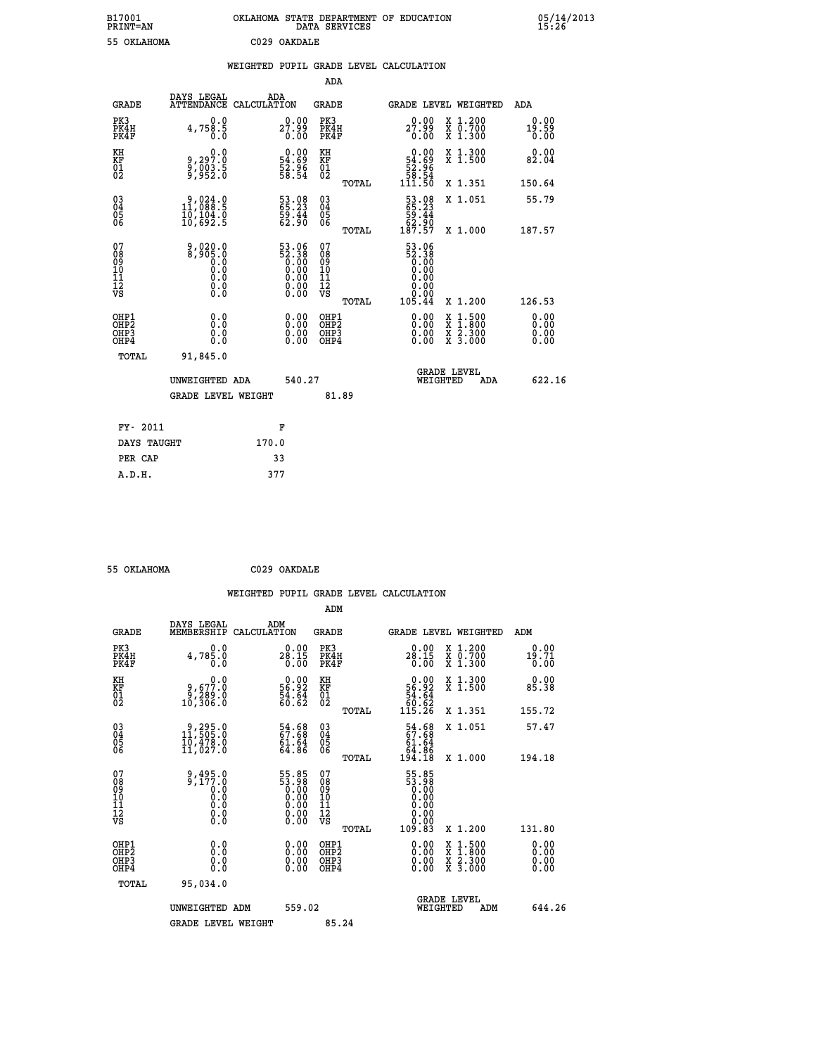B17001 OKLAHOMA STATE DEPARTMENT OF EDUCATION 05/14/2013
PRINT=AN DATA SERVICES 15:26

55 OKLAHOMA C029 OAKDALE

## WEIGHTED PUPIL GRADE LEVEL CALCULATION

### ADA

| GRADE | DAYS LEGAL ATTENDANCE | ADA CALCULATION | GRADE | GRADE LEVEL | WEIGHTED | ADA |
|---|---|---|---|---|---|---|
| PK3 | 0.0 | 0.00 | PK3 | 0.00 | X 1.200 | 0.00 |
| PK4H | 4,758.5 | 27.99 | PK4H | 27.99 | X 0.700 | 19.59 |
| PK4F | 0.0 | 0.00 | PK4F | 0.00 | X 1.300 | 0.00 |
| KH | 0.0 | 0.00 | KH | 0.00 | X 1.300 | 0.00 |
| KF | 9,297.0 | 54.69 | KF | 54.69 | X 1.500 | 82.04 |
| 01 | 9,003.5 | 52.96 | 01 | 52.96 | | |
| 02 | 9,952.0 | 58.54 | 02 | 58.54 | | |
| | | | TOTAL | 111.50 | X 1.351 | 150.64 |
| 03 | 9,024.0 | 53.08 | 03 | 53.08 | X 1.051 | 55.79 |
| 04 | 11,088.5 | 65.23 | 04 | 65.23 | | |
| 05 | 10,104.0 | 59.44 | 05 | 59.44 | | |
| 06 | 10,692.5 | 62.90 | 06 | 62.90 | | |
| | | | TOTAL | 187.57 | X 1.000 | 187.57 |
| 07 | 9,020.0 | 53.06 | 07 | 53.06 | | |
| 08 | 8,905.0 | 52.38 | 08 | 52.38 | | |
| 09 | 0.0 | 0.00 | 09 | 0.00 | | |
| 10 | 0.0 | 0.00 | 10 | 0.00 | | |
| 11 | 0.0 | 0.00 | 11 | 0.00 | | |
| 12 | 0.0 | 0.00 | 12 | 0.00 | | |
| VS | 0.0 | 0.00 | VS | 0.00 | | |
| | | | TOTAL | 105.44 | X 1.200 | 126.53 |
| OHP1 | 0.0 | 0.00 | OHP1 | 0.00 | X 1.500 | 0.00 |
| OHP2 | 0.0 | 0.00 | OHP2 | 0.00 | X 1.800 | 0.00 |
| OHP3 | 0.0 | 0.00 | OHP3 | 0.00 | X 2.300 | 0.00 |
| OHP4 | 0.0 | 0.00 | OHP4 | 0.00 | X 3.000 | 0.00 |
| TOTAL | 91,845.0 | | | | | |

UNWEIGHTED ADA 540.27 GRADE LEVEL WEIGHTED ADA 622.16

GRADE LEVEL WEIGHT 81.89

| FY- 2011 | F |
|---|---|
| DAYS TAUGHT | 170.0 |
| PER CAP | 33 |
| A.D.H. | 377 |

55 OKLAHOMA C029 OAKDALE

## WEIGHTED PUPIL GRADE LEVEL CALCULATION

### ADM

| GRADE | DAYS LEGAL MEMBERSHIP | ADM CALCULATION | GRADE | GRADE LEVEL | WEIGHTED | ADM |
|---|---|---|---|---|---|---|
| PK3 | 0.0 | 0.00 | PK3 | 0.00 | X 1.200 | 0.00 |
| PK4H | 4,785.0 | 28.15 | PK4H | 28.15 | X 0.700 | 19.71 |
| PK4F | 0.0 | 0.00 | PK4F | 0.00 | X 1.300 | 0.00 |
| KH | 0.0 | 0.00 | KH | 0.00 | X 1.300 | 0.00 |
| KF | 9,677.0 | 56.92 | KF | 56.92 | X 1.500 | 85.38 |
| 01 | 9,289.0 | 54.64 | 01 | 54.64 | | |
| 02 | 10,306.0 | 60.62 | 02 | 60.62 | | |
| | | | TOTAL | 115.26 | X 1.351 | 155.72 |
| 03 | 9,295.0 | 54.68 | 03 | 54.68 | X 1.051 | 57.47 |
| 04 | 11,505.0 | 67.68 | 04 | 67.68 | | |
| 05 | 10,478.0 | 61.64 | 05 | 61.64 | | |
| 06 | 11,027.0 | 64.86 | 06 | 64.86 | | |
| | | | TOTAL | 194.18 | X 1.000 | 194.18 |
| 07 | 9,495.0 | 55.85 | 07 | 55.85 | | |
| 08 | 9,177.0 | 53.98 | 08 | 53.98 | | |
| 09 | 0.0 | 0.00 | 09 | 0.00 | | |
| 10 | 0.0 | 0.00 | 10 | 0.00 | | |
| 11 | 0.0 | 0.00 | 11 | 0.00 | | |
| 12 | 0.0 | 0.00 | 12 | 0.00 | | |
| VS | 0.0 | 0.00 | VS | 0.00 | | |
| | | | TOTAL | 109.83 | X 1.200 | 131.80 |
| OHP1 | 0.0 | 0.00 | OHP1 | 0.00 | X 1.500 | 0.00 |
| OHP2 | 0.0 | 0.00 | OHP2 | 0.00 | X 1.800 | 0.00 |
| OHP3 | 0.0 | 0.00 | OHP3 | 0.00 | X 2.300 | 0.00 |
| OHP4 | 0.0 | 0.00 | OHP4 | 0.00 | X 3.000 | 0.00 |
| TOTAL | 95,034.0 | | | | | |

UNWEIGHTED ADM 559.02 GRADE LEVEL WEIGHTED ADM 644.26

GRADE LEVEL WEIGHT 85.24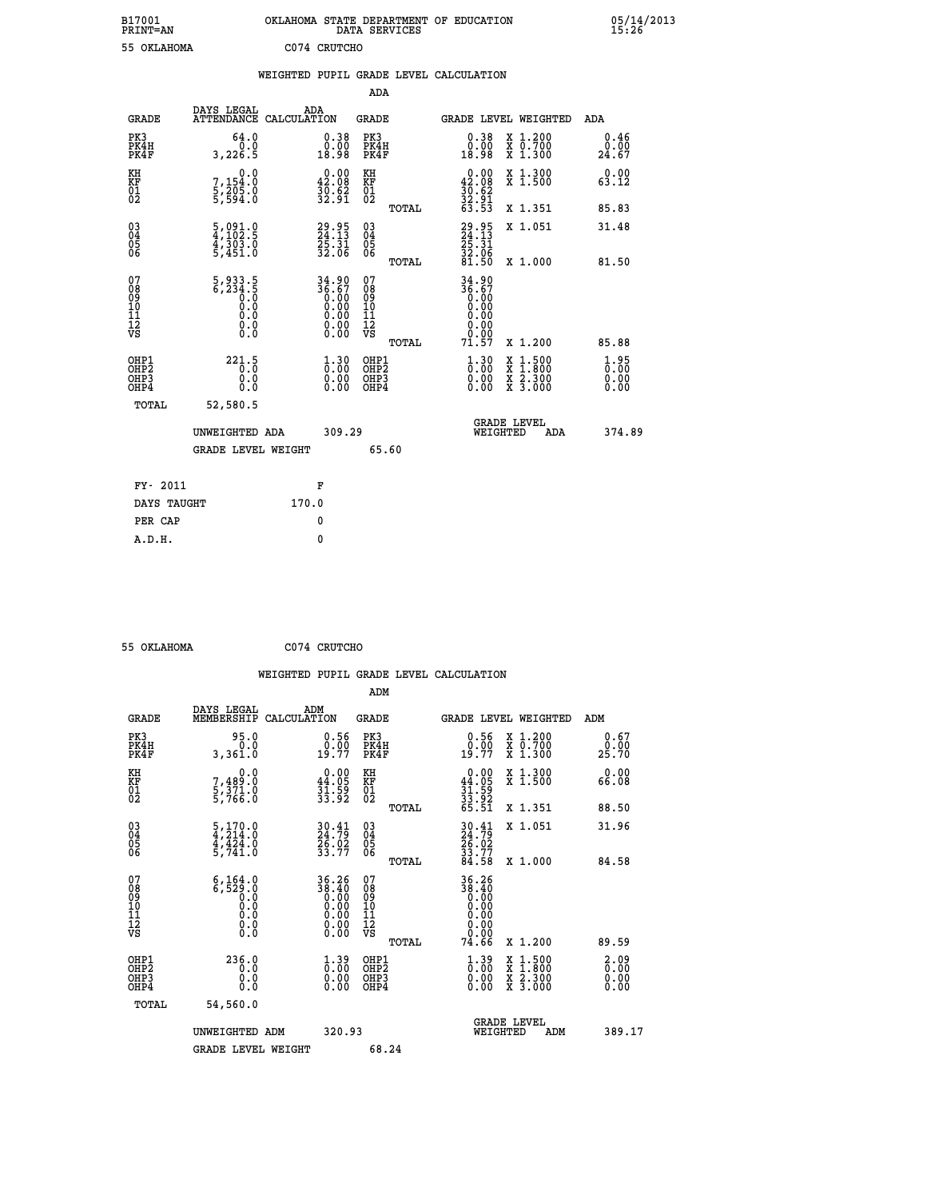B17001 OKLAHOMA STATE DEPARTMENT OF EDUCATION 05/14/2013
PRINT=AN DATA SERVICES 15:26

55 OKLAHOMA C074 CRUTCHO

## WEIGHTED PUPIL GRADE LEVEL CALCULATION

### ADA

| GRADE | DAYS LEGAL ATTENDANCE | ADA CALCULATION | GRADE | | GRADE LEVEL | WEIGHTED | ADA |
|---|---|---|---|---|---|---|---|
| PK3 | 64.0 | 0.38 | PK3 | | 0.38 | X 1.200 | 0.46 |
| PK4H | 0.0 | 0.00 | PK4H | | 0.00 | X 0.700 | 0.00 |
| PK4F | 3,226.5 | 18.98 | PK4F | | 18.98 | X 1.300 | 24.67 |
| KH | 0.0 | 0.00 | KH | | 0.00 | X 1.300 | 0.00 |
| KF | 7,154.0 | 42.08 | KF | | 42.08 | X 1.500 | 63.12 |
| 01 | 5,205.0 | 30.62 | 01 | | 30.62 | | |
| 02 | 5,594.0 | 32.91 | 02 | | 32.91 | | |
| | | | | TOTAL | 63.53 | X 1.351 | 85.83 |
| 03 | 5,091.0 | 29.95 | 03 | | 29.95 | X 1.051 | 31.48 |
| 04 | 4,102.5 | 24.13 | 04 | | 24.13 | | |
| 05 | 4,303.0 | 25.31 | 05 | | 25.31 | | |
| 06 | 5,451.0 | 32.06 | 06 | | 32.06 | | |
| | | | | TOTAL | 81.50 | X 1.000 | 81.50 |
| 07 | 5,933.5 | 34.90 | 07 | | 34.90 | | |
| 08 | 6,234.5 | 36.67 | 08 | | 36.67 | | |
| 09 | 0.0 | 0.00 | 09 | | 0.00 | | |
| 10 | 0.0 | 0.00 | 10 | | 0.00 | | |
| 11 | 0.0 | 0.00 | 11 | | 0.00 | | |
| 12 | 0.0 | 0.00 | 12 | | 0.00 | | |
| VS | 0.0 | 0.00 | VS | | 0.00 | | |
| | | | | TOTAL | 71.57 | X 1.200 | 85.88 |
| OHP1 | 221.5 | 1.30 | OHP1 | | 1.30 | X 1.500 | 1.95 |
| OHP2 | 0.0 | 0.00 | OHP2 | | 0.00 | X 1.800 | 0.00 |
| OHP3 | 0.0 | 0.00 | OHP3 | | 0.00 | X 2.300 | 0.00 |
| OHP4 | 0.0 | 0.00 | OHP4 | | 0.00 | X 3.000 | 0.00 |
| TOTAL | 52,580.5 | | | | | | |

UNWEIGHTED ADA 309.29 GRADE LEVEL WEIGHTED ADA 374.89

GRADE LEVEL WEIGHT 65.60

FY- 2011 F

DAYS TAUGHT 170.0

PER CAP 0

A.D.H. 0

55 OKLAHOMA C074 CRUTCHO

## WEIGHTED PUPIL GRADE LEVEL CALCULATION

### ADM

| GRADE | DAYS LEGAL MEMBERSHIP | ADM CALCULATION | GRADE | | GRADE LEVEL | WEIGHTED | ADM |
|---|---|---|---|---|---|---|---|
| PK3 | 95.0 | 0.56 | PK3 | | 0.56 | X 1.200 | 0.67 |
| PK4H | 0.0 | 0.00 | PK4H | | 0.00 | X 0.700 | 0.00 |
| PK4F | 3,361.0 | 19.77 | PK4F | | 19.77 | X 1.300 | 25.70 |
| KH | 0.0 | 0.00 | KH | | 0.00 | X 1.300 | 0.00 |
| KF | 7,489.0 | 44.05 | KF | | 44.05 | X 1.500 | 66.08 |
| 01 | 5,371.0 | 31.59 | 01 | | 31.59 | | |
| 02 | 5,766.0 | 33.92 | 02 | | 33.92 | | |
| | | | | TOTAL | 65.51 | X 1.351 | 88.50 |
| 03 | 5,170.0 | 30.41 | 03 | | 30.41 | X 1.051 | 31.96 |
| 04 | 4,214.0 | 24.79 | 04 | | 24.79 | | |
| 05 | 4,424.0 | 26.02 | 05 | | 26.02 | | |
| 06 | 5,741.0 | 33.77 | 06 | | 33.77 | | |
| | | | | TOTAL | 84.58 | X 1.000 | 84.58 |
| 07 | 6,164.0 | 36.26 | 07 | | 36.26 | | |
| 08 | 6,529.0 | 38.40 | 08 | | 38.40 | | |
| 09 | 0.0 | 0.00 | 09 | | 0.00 | | |
| 10 | 0.0 | 0.00 | 10 | | 0.00 | | |
| 11 | 0.0 | 0.00 | 11 | | 0.00 | | |
| 12 | 0.0 | 0.00 | 12 | | 0.00 | | |
| VS | 0.0 | 0.00 | VS | | 0.00 | | |
| | | | | TOTAL | 74.66 | X 1.200 | 89.59 |
| OHP1 | 236.0 | 1.39 | OHP1 | | 1.39 | X 1.500 | 2.09 |
| OHP2 | 0.0 | 0.00 | OHP2 | | 0.00 | X 1.800 | 0.00 |
| OHP3 | 0.0 | 0.00 | OHP3 | | 0.00 | X 2.300 | 0.00 |
| OHP4 | 0.0 | 0.00 | OHP4 | | 0.00 | X 3.000 | 0.00 |
| TOTAL | 54,560.0 | | | | | | |

UNWEIGHTED ADM 320.93 GRADE LEVEL WEIGHTED ADM 389.17

GRADE LEVEL WEIGHT 68.24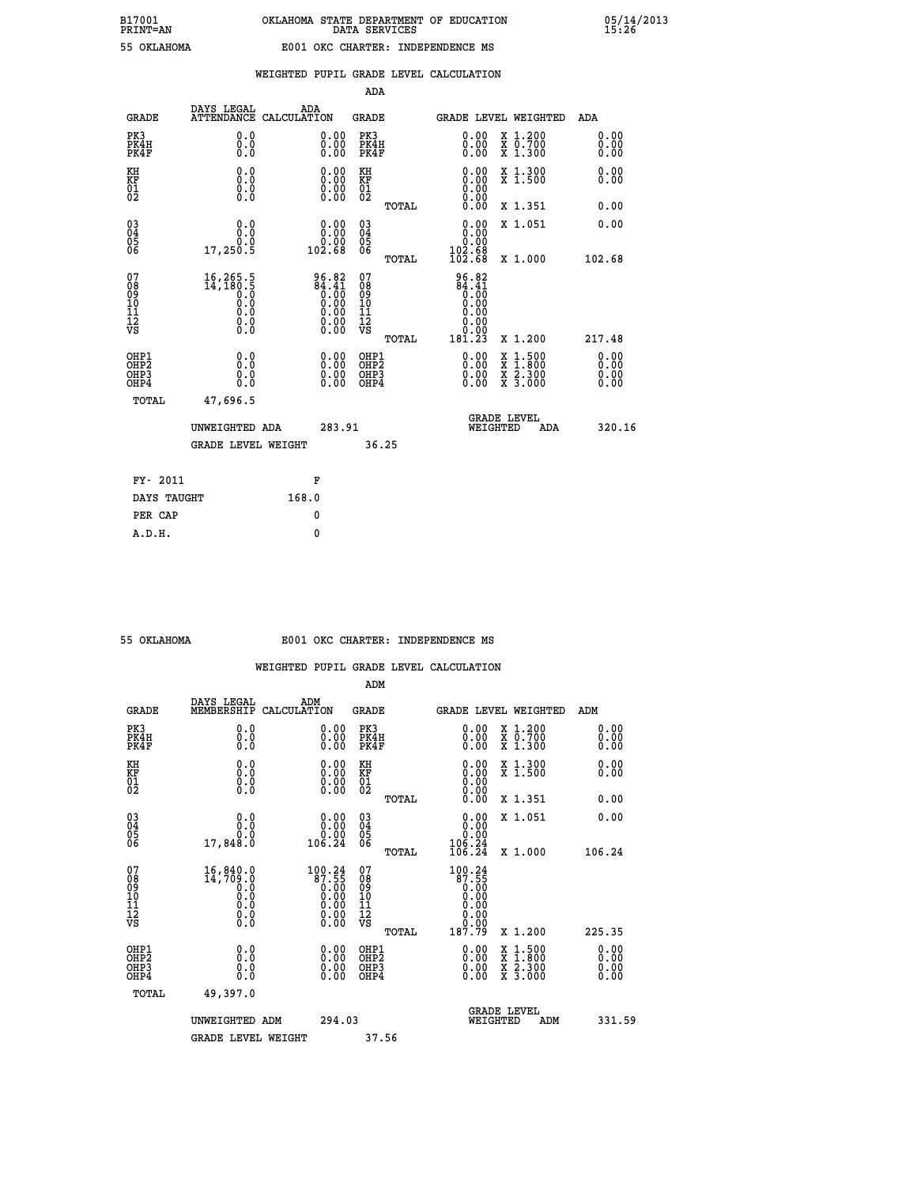B17001 OKLAHOMA STATE DEPARTMENT OF EDUCATION 05/14/2013
PRINT=AN DATA SERVICES 15:26

55 OKLAHOMA E001 OKC CHARTER: INDEPENDENCE MS

## WEIGHTED PUPIL GRADE LEVEL CALCULATION

### ADA

| GRADE | DAYS LEGAL ATTENDANCE | ADA CALCULATION | GRADE | GRADE LEVEL | WEIGHTED | ADA |
|---|---|---|---|---|---|---|
| PK3 | 0.0 | 0.00 | PK3 | 0.00 | X 1.200 | 0.00 |
| PK4H | 0.0 | 0.00 | PK4H | 0.00 | X 0.700 | 0.00 |
| PK4F | 0.0 | 0.00 | PK4F | 0.00 | X 1.300 | 0.00 |
| KH | 0.0 | 0.00 | KH | 0.00 | X 1.300 | 0.00 |
| KF | 0.0 | 0.00 | KF | 0.00 | X 1.500 | 0.00 |
| 01 | 0.0 | 0.00 | 01 | 0.00 | | |
| 02 | 0.0 | 0.00 | 02 | 0.00 | | |
| | | | TOTAL | 0.00 | X 1.351 | 0.00 |
| 03 | 0.0 | 0.00 | 03 | 0.00 | X 1.051 | 0.00 |
| 04 | 0.0 | 0.00 | 04 | 0.00 | | |
| 05 | 0.0 | 0.00 | 05 | 0.00 | | |
| 06 | 17,250.5 | 102.68 | 06 | 102.68 | | |
| | | | TOTAL | 102.68 | X 1.000 | 102.68 |
| 07 | 16,265.5 | 96.82 | 07 | 96.82 | | |
| 08 | 14,180.5 | 84.41 | 08 | 84.41 | | |
| 09 | 0.0 | 0.00 | 09 | 0.00 | | |
| 10 | 0.0 | 0.00 | 10 | 0.00 | | |
| 11 | 0.0 | 0.00 | 11 | 0.00 | | |
| 12 | 0.0 | 0.00 | 12 | 0.00 | | |
| VS | 0.0 | 0.00 | VS | 0.00 | | |
| | | | TOTAL | 181.23 | X 1.200 | 217.48 |
| OHP1 | 0.0 | 0.00 | OHP1 | 0.00 | X 1.500 | 0.00 |
| OHP2 | 0.0 | 0.00 | OHP2 | 0.00 | X 1.800 | 0.00 |
| OHP3 | 0.0 | 0.00 | OHP3 | 0.00 | X 2.300 | 0.00 |
| OHP4 | 0.0 | 0.00 | OHP4 | 0.00 | X 3.000 | 0.00 |
| TOTAL | 47,696.5 | | | | | |

UNWEIGHTED ADA 283.91 GRADE LEVEL WEIGHTED ADA 320.16

GRADE LEVEL WEIGHT 36.25

| | |
|---|---|
| FY- 2011 | F |
| DAYS TAUGHT | 168.0 |
| PER CAP | 0 |
| A.D.H. | 0 |

55 OKLAHOMA E001 OKC CHARTER: INDEPENDENCE MS

## WEIGHTED PUPIL GRADE LEVEL CALCULATION

### ADM

| GRADE | DAYS LEGAL MEMBERSHIP | ADM CALCULATION | GRADE | GRADE LEVEL | WEIGHTED | ADM |
|---|---|---|---|---|---|---|
| PK3 | 0.0 | 0.00 | PK3 | 0.00 | X 1.200 | 0.00 |
| PK4H | 0.0 | 0.00 | PK4H | 0.00 | X 0.700 | 0.00 |
| PK4F | 0.0 | 0.00 | PK4F | 0.00 | X 1.300 | 0.00 |
| KH | 0.0 | 0.00 | KH | 0.00 | X 1.300 | 0.00 |
| KF | 0.0 | 0.00 | KF | 0.00 | X 1.500 | 0.00 |
| 01 | 0.0 | 0.00 | 01 | 0.00 | | |
| 02 | 0.0 | 0.00 | 02 | 0.00 | | |
| | | | TOTAL | 0.00 | X 1.351 | 0.00 |
| 03 | 0.0 | 0.00 | 03 | 0.00 | X 1.051 | 0.00 |
| 04 | 0.0 | 0.00 | 04 | 0.00 | | |
| 05 | 0.0 | 0.00 | 05 | 0.00 | | |
| 06 | 17,848.0 | 106.24 | 06 | 106.24 | | |
| | | | TOTAL | 106.24 | X 1.000 | 106.24 |
| 07 | 16,840.0 | 100.24 | 07 | 100.24 | | |
| 08 | 14,709.0 | 87.55 | 08 | 87.55 | | |
| 09 | 0.0 | 0.00 | 09 | 0.00 | | |
| 10 | 0.0 | 0.00 | 10 | 0.00 | | |
| 11 | 0.0 | 0.00 | 11 | 0.00 | | |
| 12 | 0.0 | 0.00 | 12 | 0.00 | | |
| VS | 0.0 | 0.00 | VS | 0.00 | | |
| | | | TOTAL | 187.79 | X 1.200 | 225.35 |
| OHP1 | 0.0 | 0.00 | OHP1 | 0.00 | X 1.500 | 0.00 |
| OHP2 | 0.0 | 0.00 | OHP2 | 0.00 | X 1.800 | 0.00 |
| OHP3 | 0.0 | 0.00 | OHP3 | 0.00 | X 2.300 | 0.00 |
| OHP4 | 0.0 | 0.00 | OHP4 | 0.00 | X 3.000 | 0.00 |
| TOTAL | 49,397.0 | | | | | |

UNWEIGHTED ADM 294.03 GRADE LEVEL WEIGHTED ADM 331.59

GRADE LEVEL WEIGHT 37.56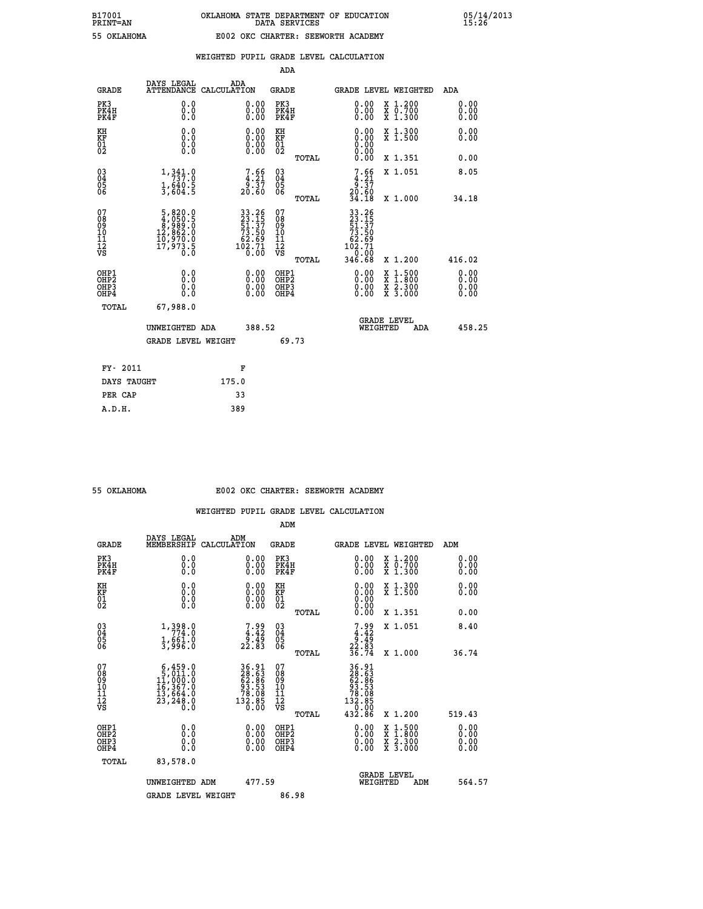B17001 OKLAHOMA STATE DEPARTMENT OF EDUCATION 05/14/2013
PRINT=AN DATA SERVICES 15:26

55 OKLAHOMA E002 OKC CHARTER: SEEWORTH ACADEMY

WEIGHTED PUPIL GRADE LEVEL CALCULATION

ADA

| GRADE | DAYS LEGAL ATTENDANCE | ADA CALCULATION | GRADE | GRADE LEVEL | WEIGHTED | ADA |
|---|---|---|---|---|---|---|
| PK3 | 0.0 | 0.00 | PK3 | 0.00 | X 1.200 | 0.00 |
| PK4H | 0.0 | 0.00 | PK4H | 0.00 | X 0.700 | 0.00 |
| PK4F | 0.0 | 0.00 | PK4F | 0.00 | X 1.300 | 0.00 |
| KH | 0.0 | 0.00 | KH | 0.00 | X 1.300 | 0.00 |
| KF | 0.0 | 0.00 | KF | 0.00 | X 1.500 | 0.00 |
| 01 | 0.0 | 0.00 | 01 | 0.00 | | |
| 02 | 0.0 | 0.00 | 02 | 0.00 | | |
| | | | TOTAL | 0.00 | X 1.351 | 0.00 |
| 03 | 1,341.0 | 7.66 | 03 | 7.66 | X 1.051 | 8.05 |
| 04 | 737.0 | 4.21 | 04 | 4.21 | | |
| 05 | 1,640.5 | 9.37 | 05 | 9.37 | | |
| 06 | 3,604.5 | 20.60 | 06 | 20.60 | | |
| | | | TOTAL | 34.18 | X 1.000 | 34.18 |
| 07 | 5,820.0 | 33.26 | 07 | 33.26 | | |
| 08 | 4,050.5 | 23.15 | 08 | 23.15 | | |
| 09 | 8,989.0 | 51.37 | 09 | 51.37 | | |
| 10 | 12,862.0 | 73.50 | 10 | 73.50 | | |
| 11 | 10,970.0 | 62.69 | 11 | 62.69 | | |
| 12 | 17,973.5 | 102.71 | 12 | 102.71 | | |
| VS | 0.0 | 0.00 | VS | 0.00 | | |
| | | | TOTAL | 346.68 | X 1.200 | 416.02 |
| OHP1 | 0.0 | 0.00 | OHP1 | 0.00 | X 1.500 | 0.00 |
| OHP2 | 0.0 | 0.00 | OHP2 | 0.00 | X 1.800 | 0.00 |
| OHP3 | 0.0 | 0.00 | OHP3 | 0.00 | X 2.300 | 0.00 |
| OHP4 | 0.0 | 0.00 | OHP4 | 0.00 | X 3.000 | 0.00 |
| TOTAL | 67,988.0 | | | | | |

UNWEIGHTED ADA 388.52 — GRADE LEVEL WEIGHTED ADA 458.25

GRADE LEVEL WEIGHT 69.73

| | |
|---|---|
| FY- 2011 | F |
| DAYS TAUGHT | 175.0 |
| PER CAP | 33 |
| A.D.H. | 389 |

55 OKLAHOMA E002 OKC CHARTER: SEEWORTH ACADEMY

WEIGHTED PUPIL GRADE LEVEL CALCULATION

ADM

| GRADE | DAYS LEGAL MEMBERSHIP | ADM CALCULATION | GRADE | GRADE LEVEL | WEIGHTED | ADM |
|---|---|---|---|---|---|---|
| PK3 | 0.0 | 0.00 | PK3 | 0.00 | X 1.200 | 0.00 |
| PK4H | 0.0 | 0.00 | PK4H | 0.00 | X 0.700 | 0.00 |
| PK4F | 0.0 | 0.00 | PK4F | 0.00 | X 1.300 | 0.00 |
| KH | 0.0 | 0.00 | KH | 0.00 | X 1.300 | 0.00 |
| KF | 0.0 | 0.00 | KF | 0.00 | X 1.500 | 0.00 |
| 01 | 0.0 | 0.00 | 01 | 0.00 | | |
| 02 | 0.0 | 0.00 | 02 | 0.00 | | |
| | | | TOTAL | 0.00 | X 1.351 | 0.00 |
| 03 | 1,398.0 | 7.99 | 03 | 7.99 | X 1.051 | 8.40 |
| 04 | 774.0 | 4.42 | 04 | 4.42 | | |
| 05 | 1,661.0 | 9.49 | 05 | 9.49 | | |
| 06 | 3,996.0 | 22.83 | 06 | 22.83 | | |
| | | | TOTAL | 36.74 | X 1.000 | 36.74 |
| 07 | 6,459.0 | 36.91 | 07 | 36.91 | | |
| 08 | 5,011.0 | 28.63 | 08 | 28.63 | | |
| 09 | 11,000.0 | 62.86 | 09 | 62.86 | | |
| 10 | 16,367.0 | 93.53 | 10 | 93.53 | | |
| 11 | 13,664.0 | 78.08 | 11 | 78.08 | | |
| 12 | 23,248.0 | 132.85 | 12 | 132.85 | | |
| VS | 0.0 | 0.00 | VS | 0.00 | | |
| | | | TOTAL | 432.86 | X 1.200 | 519.43 |
| OHP1 | 0.0 | 0.00 | OHP1 | 0.00 | X 1.500 | 0.00 |
| OHP2 | 0.0 | 0.00 | OHP2 | 0.00 | X 1.800 | 0.00 |
| OHP3 | 0.0 | 0.00 | OHP3 | 0.00 | X 2.300 | 0.00 |
| OHP4 | 0.0 | 0.00 | OHP4 | 0.00 | X 3.000 | 0.00 |
| TOTAL | 83,578.0 | | | | | |

UNWEIGHTED ADM 477.59 — GRADE LEVEL WEIGHTED ADM 564.57

GRADE LEVEL WEIGHT 86.98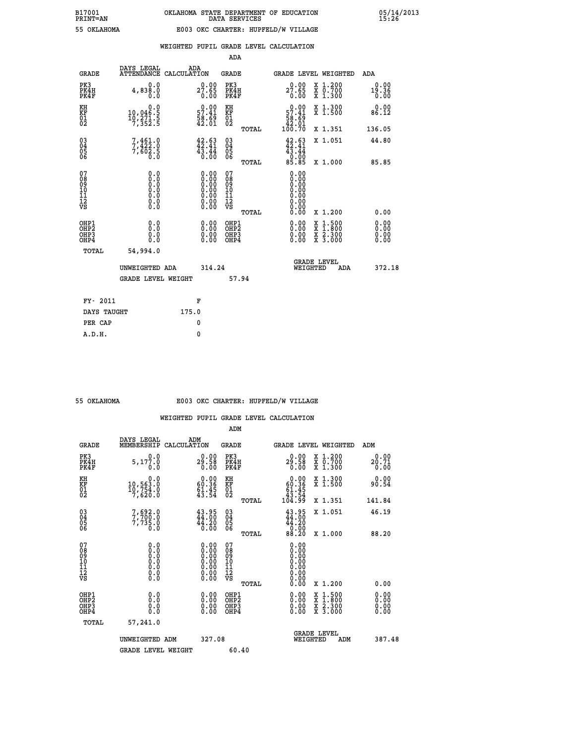B17001 OKLAHOMA STATE DEPARTMENT OF EDUCATION 05/14/2013
PRINT=AN DATA SERVICES 15:26

55 OKLAHOMA E003 OKC CHARTER: HUPFELD/W VILLAGE

WEIGHTED PUPIL GRADE LEVEL CALCULATION

ADA

| GRADE | DAYS LEGAL ATTENDANCE | ADA CALCULATION | GRADE | GRADE LEVEL | WEIGHTED | ADA |
|---|---|---|---|---|---|---|
| PK3 | 0.0 | 0.00 | PK3 | 0.00 | X 1.200 | 0.00 |
| PK4H | 4,838.0 | 27.65 | PK4H | 27.65 | X 0.700 | 19.36 |
| PK4F | 0.0 | 0.00 | PK4F | 0.00 | X 1.300 | 0.00 |
| KH | 0.0 | 0.00 | KH | 0.00 | X 1.300 | 0.00 |
| KF | 10,046.5 | 57.41 | KF | 57.41 | X 1.500 | 86.12 |
| 01 | 10,271.5 | 58.69 | 01 | 58.69 | | |
| 02 | 7,352.5 | 42.01 | 02 | 42.01 | | |
| | | | TOTAL | 100.70 | X 1.351 | 136.05 |
| 03 | 7,461.0 | 42.63 | 03 | 42.63 | X 1.051 | 44.80 |
| 04 | 7,422.0 | 42.41 | 04 | 42.41 | | |
| 05 | 7,602.5 | 43.44 | 05 | 43.44 | | |
| 06 | 0.0 | 0.00 | 06 | 0.00 | | |
| | | | TOTAL | 85.85 | X 1.000 | 85.85 |
| 07 | 0.0 | 0.00 | 07 | 0.00 | | |
| 08 | 0.0 | 0.00 | 08 | 0.00 | | |
| 09 | 0.0 | 0.00 | 09 | 0.00 | | |
| 10 | 0.0 | 0.00 | 10 | 0.00 | | |
| 11 | 0.0 | 0.00 | 11 | 0.00 | | |
| 12 | 0.0 | 0.00 | 12 | 0.00 | | |
| VS | 0.0 | 0.00 | VS | 0.00 | | |
| | | | TOTAL | 0.00 | X 1.200 | 0.00 |
| OHP1 | 0.0 | 0.00 | OHP1 | 0.00 | X 1.500 | 0.00 |
| OHP2 | 0.0 | 0.00 | OHP2 | 0.00 | X 1.800 | 0.00 |
| OHP3 | 0.0 | 0.00 | OHP3 | 0.00 | X 2.300 | 0.00 |
| OHP4 | 0.0 | 0.00 | OHP4 | 0.00 | X 3.000 | 0.00 |
| TOTAL | 54,994.0 | | | | | |

UNWEIGHTED ADA 314.24 GRADE LEVEL WEIGHTED ADA 372.18

GRADE LEVEL WEIGHT 57.94

| FY- 2011 | F |
|---|---|
| DAYS TAUGHT | 175.0 |
| PER CAP | 0 |
| A.D.H. | 0 |

55 OKLAHOMA E003 OKC CHARTER: HUPFELD/W VILLAGE

WEIGHTED PUPIL GRADE LEVEL CALCULATION

ADM

| GRADE | DAYS LEGAL MEMBERSHIP | ADM CALCULATION | GRADE | GRADE LEVEL | WEIGHTED | ADM |
|---|---|---|---|---|---|---|
| PK3 | 0.0 | 0.00 | PK3 | 0.00 | X 1.200 | 0.00 |
| PK4H | 5,177.0 | 29.58 | PK4H | 29.58 | X 0.700 | 20.71 |
| PK4F | 0.0 | 0.00 | PK4F | 0.00 | X 1.300 | 0.00 |
| KH | 0.0 | 0.00 | KH | 0.00 | X 1.300 | 0.00 |
| KF | 10,563.0 | 60.36 | KF | 60.36 | X 1.500 | 90.54 |
| 01 | 10,754.0 | 61.45 | 01 | 61.45 | | |
| 02 | 7,620.0 | 43.54 | 02 | 43.54 | | |
| | | | TOTAL | 104.99 | X 1.351 | 141.84 |
| 03 | 7,692.0 | 43.95 | 03 | 43.95 | X 1.051 | 46.19 |
| 04 | 7,700.0 | 44.00 | 04 | 44.00 | | |
| 05 | 7,735.0 | 44.20 | 05 | 44.20 | | |
| 06 | 0.0 | 0.00 | 06 | 0.00 | | |
| | | | TOTAL | 88.20 | X 1.000 | 88.20 |
| 07 | 0.0 | 0.00 | 07 | 0.00 | | |
| 08 | 0.0 | 0.00 | 08 | 0.00 | | |
| 09 | 0.0 | 0.00 | 09 | 0.00 | | |
| 10 | 0.0 | 0.00 | 10 | 0.00 | | |
| 11 | 0.0 | 0.00 | 11 | 0.00 | | |
| 12 | 0.0 | 0.00 | 12 | 0.00 | | |
| VS | 0.0 | 0.00 | VS | 0.00 | | |
| | | | TOTAL | 0.00 | X 1.200 | 0.00 |
| OHP1 | 0.0 | 0.00 | OHP1 | 0.00 | X 1.500 | 0.00 |
| OHP2 | 0.0 | 0.00 | OHP2 | 0.00 | X 1.800 | 0.00 |
| OHP3 | 0.0 | 0.00 | OHP3 | 0.00 | X 2.300 | 0.00 |
| OHP4 | 0.0 | 0.00 | OHP4 | 0.00 | X 3.000 | 0.00 |
| TOTAL | 57,241.0 | | | | | |

UNWEIGHTED ADM 327.08 GRADE LEVEL WEIGHTED ADM 387.48

GRADE LEVEL WEIGHT 60.40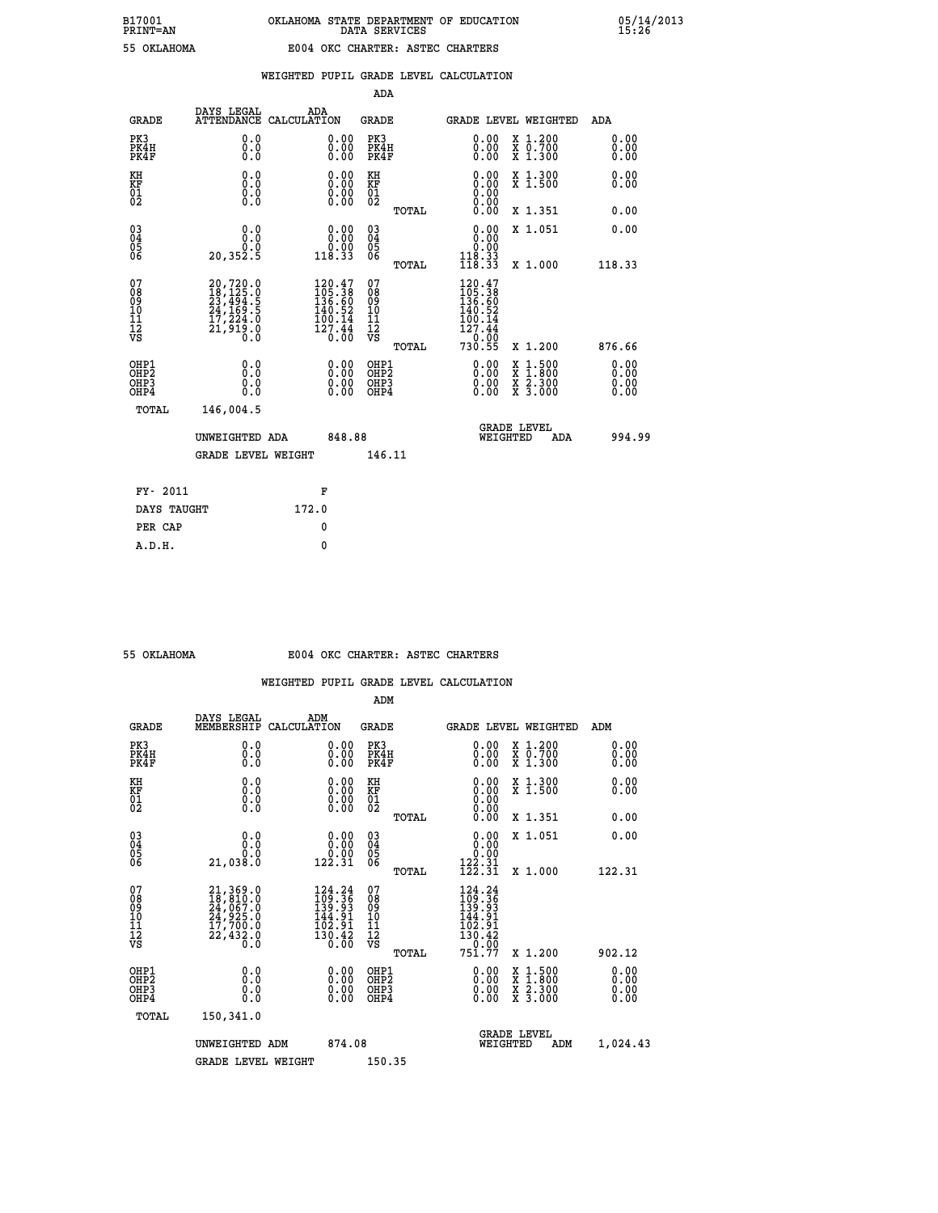B17001 PRINT=AN — OKLAHOMA STATE DEPARTMENT OF EDUCATION DATA SERVICES — 05/14/2013 15:26

55 OKLAHOMA — E004 OKC CHARTER: ASTEC CHARTERS

## WEIGHTED PUPIL GRADE LEVEL CALCULATION

### ADA

| GRADE | DAYS LEGAL ATTENDANCE | ADA CALCULATION | GRADE | GRADE LEVEL | WEIGHTED | ADA |
|---|---|---|---|---|---|---|
| PK3 | 0.0 | 0.00 | PK3 | 0.00 | X 1.200 | 0.00 |
| PK4H | 0.0 | 0.00 | PK4H | 0.00 | X 0.700 | 0.00 |
| PK4F | 0.0 | 0.00 | PK4F | 0.00 | X 1.300 | 0.00 |
| KH | 0.0 | 0.00 | KH | 0.00 | X 1.300 | 0.00 |
| KF | 0.0 | 0.00 | KF | 0.00 | X 1.500 | 0.00 |
| 01 | 0.0 | 0.00 | 01 | 0.00 | | |
| 02 | 0.0 | 0.00 | 02 | 0.00 | | |
| | | | TOTAL | 0.00 | X 1.351 | 0.00 |
| 03 | 0.0 | 0.00 | 03 | 0.00 | X 1.051 | 0.00 |
| 04 | 0.0 | 0.00 | 04 | 0.00 | | |
| 05 | 0.0 | 0.00 | 05 | 0.00 | | |
| 06 | 20,352.5 | 118.33 | 06 | 118.33 | | |
| | | | TOTAL | 118.33 | X 1.000 | 118.33 |
| 07 | 20,720.0 | 120.47 | 07 | 120.47 | | |
| 08 | 18,125.0 | 105.38 | 08 | 105.38 | | |
| 09 | 23,494.5 | 136.60 | 09 | 136.60 | | |
| 10 | 24,169.5 | 140.52 | 10 | 140.52 | | |
| 11 | 17,224.0 | 100.14 | 11 | 100.14 | | |
| 12 | 21,919.0 | 127.44 | 12 | 127.44 | | |
| VS | 0.0 | 0.00 | VS | 0.00 | | |
| | | | TOTAL | 730.55 | X 1.200 | 876.66 |
| OHP1 | 0.0 | 0.00 | OHP1 | 0.00 | X 1.500 | 0.00 |
| OHP2 | 0.0 | 0.00 | OHP2 | 0.00 | X 1.800 | 0.00 |
| OHP3 | 0.0 | 0.00 | OHP3 | 0.00 | X 2.300 | 0.00 |
| OHP4 | 0.0 | 0.00 | OHP4 | 0.00 | X 3.000 | 0.00 |
| TOTAL | 146,004.5 | | | | | |

UNWEIGHTED ADA 848.88 — GRADE LEVEL WEIGHTED ADA 994.99

GRADE LEVEL WEIGHT 146.11

| FY- 2011 | F |
|---|---|
| DAYS TAUGHT | 172.0 |
| PER CAP | 0 |
| A.D.H. | 0 |

55 OKLAHOMA — E004 OKC CHARTER: ASTEC CHARTERS

## WEIGHTED PUPIL GRADE LEVEL CALCULATION

### ADM

| GRADE | DAYS LEGAL MEMBERSHIP | ADM CALCULATION | GRADE | GRADE LEVEL | WEIGHTED | ADM |
|---|---|---|---|---|---|---|
| PK3 | 0.0 | 0.00 | PK3 | 0.00 | X 1.200 | 0.00 |
| PK4H | 0.0 | 0.00 | PK4H | 0.00 | X 0.700 | 0.00 |
| PK4F | 0.0 | 0.00 | PK4F | 0.00 | X 1.300 | 0.00 |
| KH | 0.0 | 0.00 | KH | 0.00 | X 1.300 | 0.00 |
| KF | 0.0 | 0.00 | KF | 0.00 | X 1.500 | 0.00 |
| 01 | 0.0 | 0.00 | 01 | 0.00 | | |
| 02 | 0.0 | 0.00 | 02 | 0.00 | | |
| | | | TOTAL | 0.00 | X 1.351 | 0.00 |
| 03 | 0.0 | 0.00 | 03 | 0.00 | X 1.051 | 0.00 |
| 04 | 0.0 | 0.00 | 04 | 0.00 | | |
| 05 | 0.0 | 0.00 | 05 | 0.00 | | |
| 06 | 21,038.0 | 122.31 | 06 | 122.31 | | |
| | | | TOTAL | 122.31 | X 1.000 | 122.31 |
| 07 | 21,369.0 | 124.24 | 07 | 124.24 | | |
| 08 | 18,810.0 | 109.36 | 08 | 109.36 | | |
| 09 | 24,067.0 | 139.93 | 09 | 139.93 | | |
| 10 | 24,925.0 | 144.91 | 10 | 144.91 | | |
| 11 | 17,700.0 | 102.91 | 11 | 102.91 | | |
| 12 | 22,432.0 | 130.42 | 12 | 130.42 | | |
| VS | 0.0 | 0.00 | VS | 0.00 | | |
| | | | TOTAL | 751.77 | X 1.200 | 902.12 |
| OHP1 | 0.0 | 0.00 | OHP1 | 0.00 | X 1.500 | 0.00 |
| OHP2 | 0.0 | 0.00 | OHP2 | 0.00 | X 1.800 | 0.00 |
| OHP3 | 0.0 | 0.00 | OHP3 | 0.00 | X 2.300 | 0.00 |
| OHP4 | 0.0 | 0.00 | OHP4 | 0.00 | X 3.000 | 0.00 |
| TOTAL | 150,341.0 | | | | | |

UNWEIGHTED ADM 874.08 — GRADE LEVEL WEIGHTED ADM 1,024.43

GRADE LEVEL WEIGHT 150.35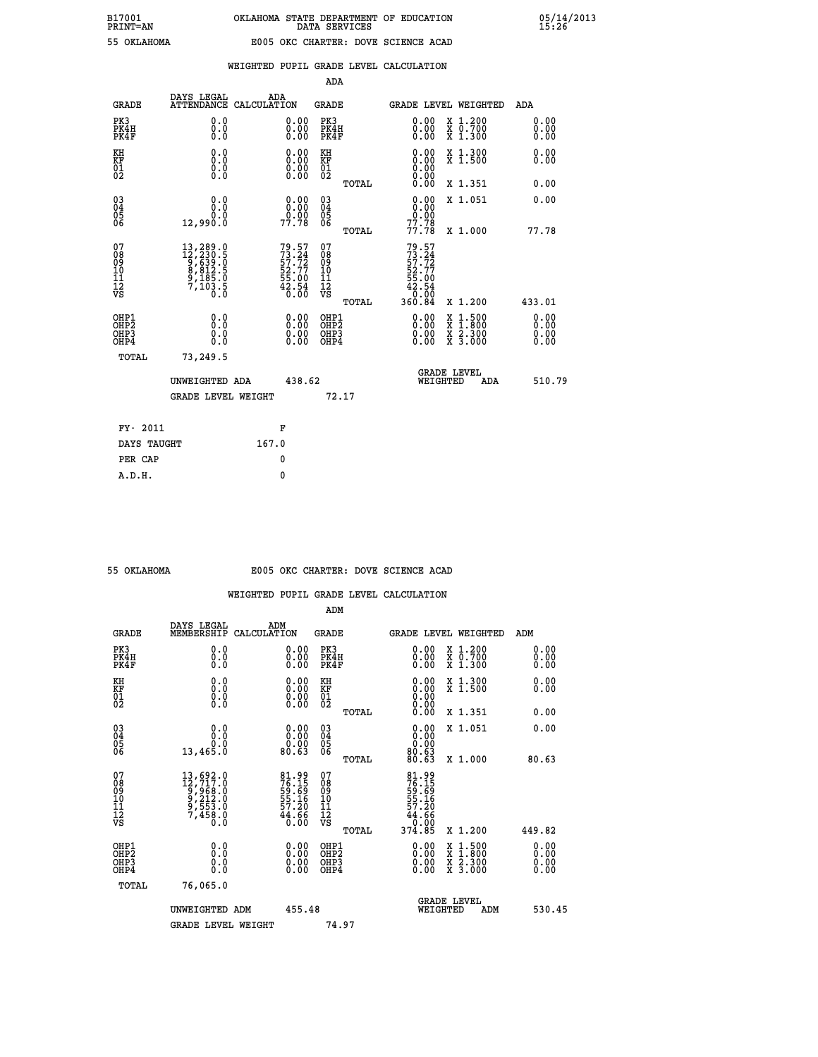B17001 OKLAHOMA STATE DEPARTMENT OF EDUCATION 05/14/2013
PRINT=AN DATA SERVICES 15:26

55 OKLAHOMA E005 OKC CHARTER: DOVE SCIENCE ACAD

## WEIGHTED PUPIL GRADE LEVEL CALCULATION

### ADA

| GRADE | DAYS LEGAL ATTENDANCE | ADA CALCULATION | GRADE | | GRADE LEVEL | WEIGHTED | ADA |
|---|---|---|---|---|---|---|---|
| PK3 | 0.0 | 0.00 | PK3 | | 0.00 | X 1.200 | 0.00 |
| PK4H | 0.0 | 0.00 | PK4H | | 0.00 | X 0.700 | 0.00 |
| PK4F | 0.0 | 0.00 | PK4F | | 0.00 | X 1.300 | 0.00 |
| KH | 0.0 | 0.00 | KH | | 0.00 | X 1.300 | 0.00 |
| KF | 0.0 | 0.00 | KF | | 0.00 | X 1.500 | 0.00 |
| 01 | 0.0 | 0.00 | 01 | | 0.00 | | |
| 02 | 0.0 | 0.00 | 02 | | 0.00 | | |
| | | | | TOTAL | 0.00 | X 1.351 | 0.00 |
| 03 | 0.0 | 0.00 | 03 | | 0.00 | X 1.051 | 0.00 |
| 04 | 0.0 | 0.00 | 04 | | 0.00 | | |
| 05 | 0.0 | 0.00 | 05 | | 0.00 | | |
| 06 | 12,990.0 | 77.78 | 06 | | 77.78 | | |
| | | | | TOTAL | 77.78 | X 1.000 | 77.78 |
| 07 | 13,289.0 | 79.57 | 07 | | 79.57 | | |
| 08 | 12,230.5 | 73.24 | 08 | | 73.24 | | |
| 09 | 9,639.0 | 57.72 | 09 | | 57.72 | | |
| 10 | 8,812.5 | 52.77 | 10 | | 52.77 | | |
| 11 | 9,185.0 | 55.00 | 11 | | 55.00 | | |
| 12 | 7,103.5 | 42.54 | 12 | | 42.54 | | |
| VS | 0.0 | 0.00 | VS | | 0.00 | | |
| | | | | TOTAL | 360.84 | X 1.200 | 433.01 |
| OHP1 | 0.0 | 0.00 | OHP1 | | 0.00 | X 1.500 | 0.00 |
| OHP2 | 0.0 | 0.00 | OHP2 | | 0.00 | X 1.800 | 0.00 |
| OHP3 | 0.0 | 0.00 | OHP3 | | 0.00 | X 2.300 | 0.00 |
| OHP4 | 0.0 | 0.00 | OHP4 | | 0.00 | X 3.000 | 0.00 |
| TOTAL | 73,249.5 | | | | | | |

UNWEIGHTED ADA 438.62 — GRADE LEVEL WEIGHTED ADA 510.79

GRADE LEVEL WEIGHT 72.17

| FY- 2011 | F |
|---|---|
| DAYS TAUGHT | 167.0 |
| PER CAP | 0 |
| A.D.H. | 0 |

55 OKLAHOMA E005 OKC CHARTER: DOVE SCIENCE ACAD

## WEIGHTED PUPIL GRADE LEVEL CALCULATION

### ADM

| GRADE | DAYS LEGAL MEMBERSHIP | ADM CALCULATION | GRADE | | GRADE LEVEL | WEIGHTED | ADM |
|---|---|---|---|---|---|---|---|
| PK3 | 0.0 | 0.00 | PK3 | | 0.00 | X 1.200 | 0.00 |
| PK4H | 0.0 | 0.00 | PK4H | | 0.00 | X 0.700 | 0.00 |
| PK4F | 0.0 | 0.00 | PK4F | | 0.00 | X 1.300 | 0.00 |
| KH | 0.0 | 0.00 | KH | | 0.00 | X 1.300 | 0.00 |
| KF | 0.0 | 0.00 | KF | | 0.00 | X 1.500 | 0.00 |
| 01 | 0.0 | 0.00 | 01 | | 0.00 | | |
| 02 | 0.0 | 0.00 | 02 | | 0.00 | | |
| | | | | TOTAL | 0.00 | X 1.351 | 0.00 |
| 03 | 0.0 | 0.00 | 03 | | 0.00 | X 1.051 | 0.00 |
| 04 | 0.0 | 0.00 | 04 | | 0.00 | | |
| 05 | 0.0 | 0.00 | 05 | | 0.00 | | |
| 06 | 13,465.0 | 80.63 | 06 | | 80.63 | | |
| | | | | TOTAL | 80.63 | X 1.000 | 80.63 |
| 07 | 13,692.0 | 81.99 | 07 | | 81.99 | | |
| 08 | 12,717.0 | 76.15 | 08 | | 76.15 | | |
| 09 | 9,968.0 | 59.69 | 09 | | 59.69 | | |
| 10 | 9,212.0 | 55.16 | 10 | | 55.16 | | |
| 11 | 9,553.0 | 57.20 | 11 | | 57.20 | | |
| 12 | 7,458.0 | 44.66 | 12 | | 44.66 | | |
| VS | 0.0 | 0.00 | VS | | 0.00 | | |
| | | | | TOTAL | 374.85 | X 1.200 | 449.82 |
| OHP1 | 0.0 | 0.00 | OHP1 | | 0.00 | X 1.500 | 0.00 |
| OHP2 | 0.0 | 0.00 | OHP2 | | 0.00 | X 1.800 | 0.00 |
| OHP3 | 0.0 | 0.00 | OHP3 | | 0.00 | X 2.300 | 0.00 |
| OHP4 | 0.0 | 0.00 | OHP4 | | 0.00 | X 3.000 | 0.00 |
| TOTAL | 76,065.0 | | | | | | |

UNWEIGHTED ADM 455.48 — GRADE LEVEL WEIGHTED ADM 530.45

GRADE LEVEL WEIGHT 74.97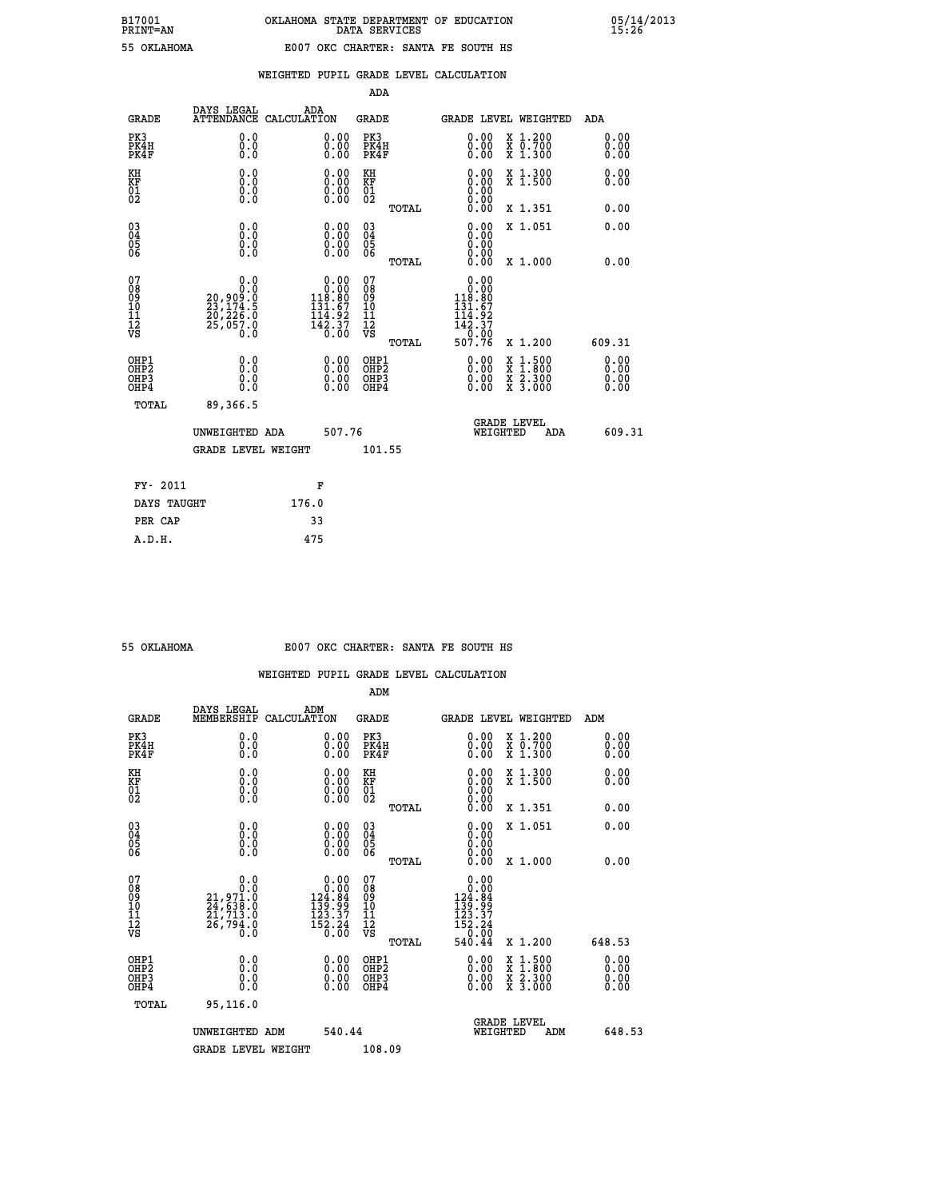B17001 OKLAHOMA STATE DEPARTMENT OF EDUCATION 05/14/2013
PRINT=AN DATA SERVICES 15:26

55 OKLAHOMA E007 OKC CHARTER: SANTA FE SOUTH HS

## WEIGHTED PUPIL GRADE LEVEL CALCULATION

### ADA

| GRADE | DAYS LEGAL ATTENDANCE | ADA CALCULATION | GRADE | GRADE LEVEL | WEIGHTED | ADA |
|---|---|---|---|---|---|---|
| PK3 | 0.0 | 0.00 | PK3 | 0.00 | X 1.200 | 0.00 |
| PK4H | 0.0 | 0.00 | PK4H | 0.00 | X 0.700 | 0.00 |
| PK4F | 0.0 | 0.00 | PK4F | 0.00 | X 1.300 | 0.00 |
| KH | 0.0 | 0.00 | KH | 0.00 | X 1.300 | 0.00 |
| KF | 0.0 | 0.00 | KF | 0.00 | X 1.500 | 0.00 |
| 01 | 0.0 | 0.00 | 01 | 0.00 | | |
| 02 | 0.0 | 0.00 | 02 | 0.00 | | |
| | | | TOTAL | 0.00 | X 1.351 | 0.00 |
| 03 | 0.0 | 0.00 | 03 | 0.00 | X 1.051 | 0.00 |
| 04 | 0.0 | 0.00 | 04 | 0.00 | | |
| 05 | 0.0 | 0.00 | 05 | 0.00 | | |
| 06 | 0.0 | 0.00 | 06 | 0.00 | | |
| | | | TOTAL | 0.00 | X 1.000 | 0.00 |
| 07 | 0.0 | 0.00 | 07 | 0.00 | | |
| 08 | 0.0 | 0.00 | 08 | 0.00 | | |
| 09 | 20,909.0 | 118.80 | 09 | 118.80 | | |
| 10 | 23,174.5 | 131.67 | 10 | 131.67 | | |
| 11 | 20,226.0 | 114.92 | 11 | 114.92 | | |
| 12 | 25,057.0 | 142.37 | 12 | 142.37 | | |
| VS | 0.0 | 0.00 | VS | 0.00 | | |
| | | | TOTAL | 507.76 | X 1.200 | 609.31 |
| OHP1 | 0.0 | 0.00 | OHP1 | 0.00 | X 1.500 | 0.00 |
| OHP2 | 0.0 | 0.00 | OHP2 | 0.00 | X 1.800 | 0.00 |
| OHP3 | 0.0 | 0.00 | OHP3 | 0.00 | X 2.300 | 0.00 |
| OHP4 | 0.0 | 0.00 | OHP4 | 0.00 | X 3.000 | 0.00 |
| TOTAL | 89,366.5 | | | | | |

UNWEIGHTED ADA 507.76 GRADE LEVEL WEIGHTED ADA 609.31

GRADE LEVEL WEIGHT 101.55

| | |
|---|---|
| FY- 2011 | F |
| DAYS TAUGHT | 176.0 |
| PER CAP | 33 |
| A.D.H. | 475 |

55 OKLAHOMA E007 OKC CHARTER: SANTA FE SOUTH HS

## WEIGHTED PUPIL GRADE LEVEL CALCULATION

### ADM

| GRADE | DAYS LEGAL MEMBERSHIP | ADM CALCULATION | GRADE | GRADE LEVEL | WEIGHTED | ADM |
|---|---|---|---|---|---|---|
| PK3 | 0.0 | 0.00 | PK3 | 0.00 | X 1.200 | 0.00 |
| PK4H | 0.0 | 0.00 | PK4H | 0.00 | X 0.700 | 0.00 |
| PK4F | 0.0 | 0.00 | PK4F | 0.00 | X 1.300 | 0.00 |
| KH | 0.0 | 0.00 | KH | 0.00 | X 1.300 | 0.00 |
| KF | 0.0 | 0.00 | KF | 0.00 | X 1.500 | 0.00 |
| 01 | 0.0 | 0.00 | 01 | 0.00 | | |
| 02 | 0.0 | 0.00 | 02 | 0.00 | | |
| | | | TOTAL | 0.00 | X 1.351 | 0.00 |
| 03 | 0.0 | 0.00 | 03 | 0.00 | X 1.051 | 0.00 |
| 04 | 0.0 | 0.00 | 04 | 0.00 | | |
| 05 | 0.0 | 0.00 | 05 | 0.00 | | |
| 06 | 0.0 | 0.00 | 06 | 0.00 | | |
| | | | TOTAL | 0.00 | X 1.000 | 0.00 |
| 07 | 0.0 | 0.00 | 07 | 0.00 | | |
| 08 | 0.0 | 0.00 | 08 | 0.00 | | |
| 09 | 21,971.0 | 124.84 | 09 | 124.84 | | |
| 10 | 24,638.0 | 139.99 | 10 | 139.99 | | |
| 11 | 21,713.0 | 123.37 | 11 | 123.37 | | |
| 12 | 26,794.0 | 152.24 | 12 | 152.24 | | |
| VS | 0.0 | 0.00 | VS | 0.00 | | |
| | | | TOTAL | 540.44 | X 1.200 | 648.53 |
| OHP1 | 0.0 | 0.00 | OHP1 | 0.00 | X 1.500 | 0.00 |
| OHP2 | 0.0 | 0.00 | OHP2 | 0.00 | X 1.800 | 0.00 |
| OHP3 | 0.0 | 0.00 | OHP3 | 0.00 | X 2.300 | 0.00 |
| OHP4 | 0.0 | 0.00 | OHP4 | 0.00 | X 3.000 | 0.00 |
| TOTAL | 95,116.0 | | | | | |

UNWEIGHTED ADM 540.44 GRADE LEVEL WEIGHTED ADM 648.53

GRADE LEVEL WEIGHT 108.09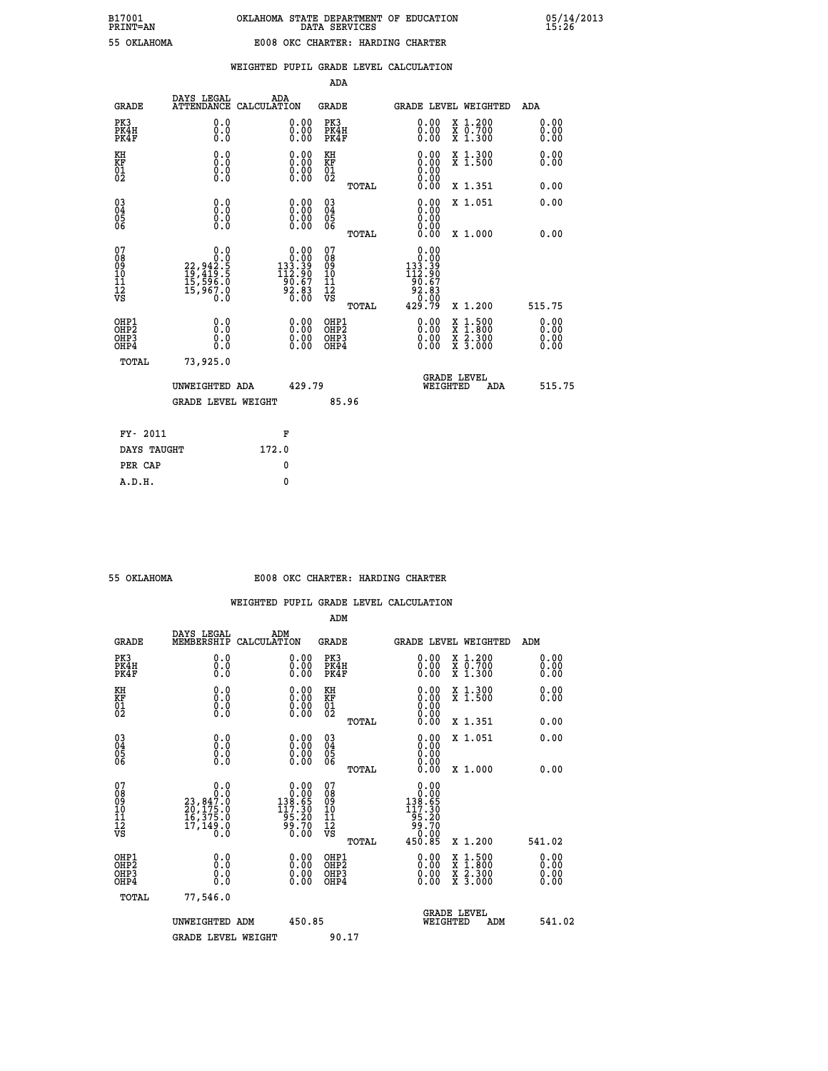B17001 PRINT=AN — OKLAHOMA STATE DEPARTMENT OF EDUCATION DATA SERVICES — 05/14/2013 15:26

55 OKLAHOMA — E008 OKC CHARTER: HARDING CHARTER

## WEIGHTED PUPIL GRADE LEVEL CALCULATION

### ADA

| GRADE | DAYS LEGAL ATTENDANCE | ADA CALCULATION | GRADE | GRADE LEVEL | WEIGHTED | ADA |
|---|---|---|---|---|---|---|
| PK3 | 0.0 | 0.00 | PK3 | 0.00 | X 1.200 | 0.00 |
| PK4H | 0.0 | 0.00 | PK4H | 0.00 | X 0.700 | 0.00 |
| PK4F | 0.0 | 0.00 | PK4F | 0.00 | X 1.300 | 0.00 |
| KH | 0.0 | 0.00 | KH | 0.00 | X 1.300 | 0.00 |
| KF | 0.0 | 0.00 | KF | 0.00 | X 1.500 | 0.00 |
| 01 | 0.0 | 0.00 | 01 | 0.00 | | |
| 02 | 0.0 | 0.00 | 02 | 0.00 | | |
| | | | TOTAL | 0.00 | X 1.351 | 0.00 |
| 03 | 0.0 | 0.00 | 03 | 0.00 | X 1.051 | 0.00 |
| 04 | 0.0 | 0.00 | 04 | 0.00 | | |
| 05 | 0.0 | 0.00 | 05 | 0.00 | | |
| 06 | 0.0 | 0.00 | 06 | 0.00 | | |
| | | | TOTAL | 0.00 | X 1.000 | 0.00 |
| 07 | 0.0 | 0.00 | 07 | 0.00 | | |
| 08 | 0.0 | 0.00 | 08 | 0.00 | | |
| 09 | 22,942.5 | 133.39 | 09 | 133.39 | | |
| 10 | 19,419.5 | 112.90 | 10 | 112.90 | | |
| 11 | 15,596.0 | 90.67 | 11 | 90.67 | | |
| 12 | 15,967.0 | 92.83 | 12 | 92.83 | | |
| VS | 0.0 | 0.00 | VS | 0.00 | | |
| | | | TOTAL | 429.79 | X 1.200 | 515.75 |
| OHP1 | 0.0 | 0.00 | OHP1 | 0.00 | X 1.500 | 0.00 |
| OHP2 | 0.0 | 0.00 | OHP2 | 0.00 | X 1.800 | 0.00 |
| OHP3 | 0.0 | 0.00 | OHP3 | 0.00 | X 2.300 | 0.00 |
| OHP4 | 0.0 | 0.00 | OHP4 | 0.00 | X 3.000 | 0.00 |
| TOTAL | 73,925.0 | | | | | |

UNWEIGHTED ADA 429.79 — GRADE LEVEL WEIGHTED ADA 515.75

GRADE LEVEL WEIGHT 85.96

| | |
|---|---|
| FY- 2011 | F |
| DAYS TAUGHT | 172.0 |
| PER CAP | 0 |
| A.D.H. | 0 |

55 OKLAHOMA — E008 OKC CHARTER: HARDING CHARTER

## WEIGHTED PUPIL GRADE LEVEL CALCULATION

### ADM

| GRADE | DAYS LEGAL MEMBERSHIP | ADM CALCULATION | GRADE | GRADE LEVEL | WEIGHTED | ADM |
|---|---|---|---|---|---|---|
| PK3 | 0.0 | 0.00 | PK3 | 0.00 | X 1.200 | 0.00 |
| PK4H | 0.0 | 0.00 | PK4H | 0.00 | X 0.700 | 0.00 |
| PK4F | 0.0 | 0.00 | PK4F | 0.00 | X 1.300 | 0.00 |
| KH | 0.0 | 0.00 | KH | 0.00 | X 1.300 | 0.00 |
| KF | 0.0 | 0.00 | KF | 0.00 | X 1.500 | 0.00 |
| 01 | 0.0 | 0.00 | 01 | 0.00 | | |
| 02 | 0.0 | 0.00 | 02 | 0.00 | | |
| | | | TOTAL | 0.00 | X 1.351 | 0.00 |
| 03 | 0.0 | 0.00 | 03 | 0.00 | X 1.051 | 0.00 |
| 04 | 0.0 | 0.00 | 04 | 0.00 | | |
| 05 | 0.0 | 0.00 | 05 | 0.00 | | |
| 06 | 0.0 | 0.00 | 06 | 0.00 | | |
| | | | TOTAL | 0.00 | X 1.000 | 0.00 |
| 07 | 0.0 | 0.00 | 07 | 0.00 | | |
| 08 | 0.0 | 0.00 | 08 | 0.00 | | |
| 09 | 23,847.0 | 138.65 | 09 | 138.65 | | |
| 10 | 20,175.0 | 117.30 | 10 | 117.30 | | |
| 11 | 16,375.0 | 95.20 | 11 | 95.20 | | |
| 12 | 17,149.0 | 99.70 | 12 | 99.70 | | |
| VS | 0.0 | 0.00 | VS | 0.00 | | |
| | | | TOTAL | 450.85 | X 1.200 | 541.02 |
| OHP1 | 0.0 | 0.00 | OHP1 | 0.00 | X 1.500 | 0.00 |
| OHP2 | 0.0 | 0.00 | OHP2 | 0.00 | X 1.800 | 0.00 |
| OHP3 | 0.0 | 0.00 | OHP3 | 0.00 | X 2.300 | 0.00 |
| OHP4 | 0.0 | 0.00 | OHP4 | 0.00 | X 3.000 | 0.00 |
| TOTAL | 77,546.0 | | | | | |

UNWEIGHTED ADM 450.85 — GRADE LEVEL WEIGHTED ADM 541.02

GRADE LEVEL WEIGHT 90.17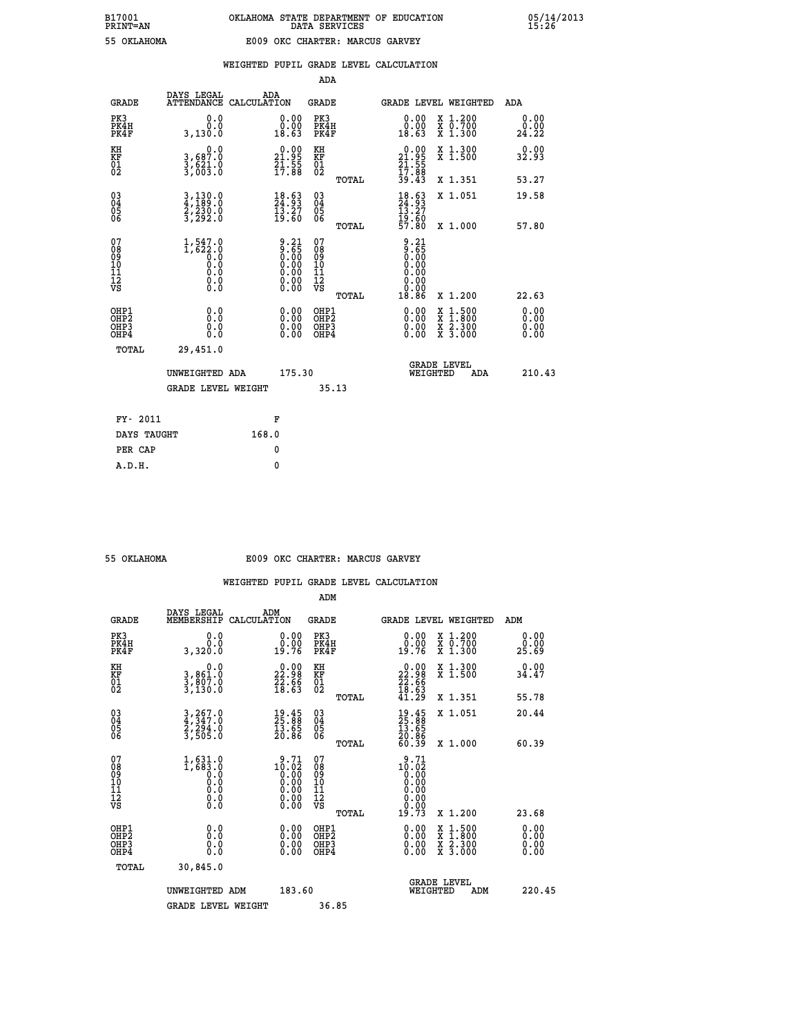B17001 OKLAHOMA STATE DEPARTMENT OF EDUCATION 05/14/2013
PRINT=AN DATA SERVICES 15:26

55 OKLAHOMA E009 OKC CHARTER: MARCUS GARVEY

WEIGHTED PUPIL GRADE LEVEL CALCULATION

ADA

| GRADE | DAYS LEGAL ATTENDANCE | ADA CALCULATION | GRADE | GRADE LEVEL | WEIGHTED | ADA |
|---|---|---|---|---|---|---|
| PK3 | 0.0 | 0.00 | PK3 | 0.00 | X 1.200 | 0.00 |
| PK4H | 0.0 | 0.00 | PK4H | 0.00 | X 0.700 | 0.00 |
| PK4F | 3,130.0 | 18.63 | PK4F | 18.63 | X 1.300 | 24.22 |
| KH | 0.0 | 0.00 | KH | 0.00 | X 1.300 | 0.00 |
| KF | 3,687.0 | 21.95 | KF | 21.95 | X 1.500 | 32.93 |
| 01 | 3,621.0 | 21.55 | 01 | 21.55 | | |
| 02 | 3,003.0 | 17.88 | 02 | 17.88 | | |
| | | | TOTAL | 39.43 | X 1.351 | 53.27 |
| 03 | 3,130.0 | 18.63 | 03 | 18.63 | X 1.051 | 19.58 |
| 04 | 4,189.0 | 24.93 | 04 | 24.93 | | |
| 05 | 2,230.0 | 13.27 | 05 | 13.27 | | |
| 06 | 3,292.0 | 19.60 | 06 | 19.60 | | |
| | | | TOTAL | 57.80 | X 1.000 | 57.80 |
| 07 | 1,547.0 | 9.21 | 07 | 9.21 | | |
| 08 | 1,622.0 | 9.65 | 08 | 9.65 | | |
| 09 | 0.0 | 0.00 | 09 | 0.00 | | |
| 10 | 0.0 | 0.00 | 10 | 0.00 | | |
| 11 | 0.0 | 0.00 | 11 | 0.00 | | |
| 12 | 0.0 | 0.00 | 12 | 0.00 | | |
| VS | 0.0 | 0.00 | VS | 0.00 | | |
| | | | TOTAL | 18.86 | X 1.200 | 22.63 |
| OHP1 | 0.0 | 0.00 | OHP1 | 0.00 | X 1.500 | 0.00 |
| OHP2 | 0.0 | 0.00 | OHP2 | 0.00 | X 1.800 | 0.00 |
| OHP3 | 0.0 | 0.00 | OHP3 | 0.00 | X 2.300 | 0.00 |
| OHP4 | 0.0 | 0.00 | OHP4 | 0.00 | X 3.000 | 0.00 |
| TOTAL | 29,451.0 | | | | | |

UNWEIGHTED ADA 175.30 GRADE LEVEL WEIGHTED ADA 210.43

GRADE LEVEL WEIGHT 35.13

FY- 2011 F
DAYS TAUGHT 168.0
PER CAP 0
A.D.H. 0

55 OKLAHOMA E009 OKC CHARTER: MARCUS GARVEY

WEIGHTED PUPIL GRADE LEVEL CALCULATION

ADM

| GRADE | DAYS LEGAL MEMBERSHIP | ADM CALCULATION | GRADE | GRADE LEVEL | WEIGHTED | ADM |
|---|---|---|---|---|---|---|
| PK3 | 0.0 | 0.00 | PK3 | 0.00 | X 1.200 | 0.00 |
| PK4H | 0.0 | 0.00 | PK4H | 0.00 | X 0.700 | 0.00 |
| PK4F | 3,320.0 | 19.76 | PK4F | 19.76 | X 1.300 | 25.69 |
| KH | 0.0 | 0.00 | KH | 0.00 | X 1.300 | 0.00 |
| KF | 3,861.0 | 22.98 | KF | 22.98 | X 1.500 | 34.47 |
| 01 | 3,807.0 | 22.66 | 01 | 22.66 | | |
| 02 | 3,130.0 | 18.63 | 02 | 18.63 | | |
| | | | TOTAL | 41.29 | X 1.351 | 55.78 |
| 03 | 3,267.0 | 19.45 | 03 | 19.45 | X 1.051 | 20.44 |
| 04 | 4,347.0 | 25.88 | 04 | 25.88 | | |
| 05 | 2,294.0 | 13.65 | 05 | 13.65 | | |
| 06 | 3,505.0 | 20.86 | 06 | 20.86 | | |
| | | | TOTAL | 60.39 | X 1.000 | 60.39 |
| 07 | 1,631.0 | 9.71 | 07 | 9.71 | | |
| 08 | 1,683.0 | 10.02 | 08 | 10.02 | | |
| 09 | 0.0 | 0.00 | 09 | 0.00 | | |
| 10 | 0.0 | 0.00 | 10 | 0.00 | | |
| 11 | 0.0 | 0.00 | 11 | 0.00 | | |
| 12 | 0.0 | 0.00 | 12 | 0.00 | | |
| VS | 0.0 | 0.00 | VS | 0.00 | | |
| | | | TOTAL | 19.73 | X 1.200 | 23.68 |
| OHP1 | 0.0 | 0.00 | OHP1 | 0.00 | X 1.500 | 0.00 |
| OHP2 | 0.0 | 0.00 | OHP2 | 0.00 | X 1.800 | 0.00 |
| OHP3 | 0.0 | 0.00 | OHP3 | 0.00 | X 2.300 | 0.00 |
| OHP4 | 0.0 | 0.00 | OHP4 | 0.00 | X 3.000 | 0.00 |
| TOTAL | 30,845.0 | | | | | |

UNWEIGHTED ADM 183.60 GRADE LEVEL WEIGHTED ADM 220.45

GRADE LEVEL WEIGHT 36.85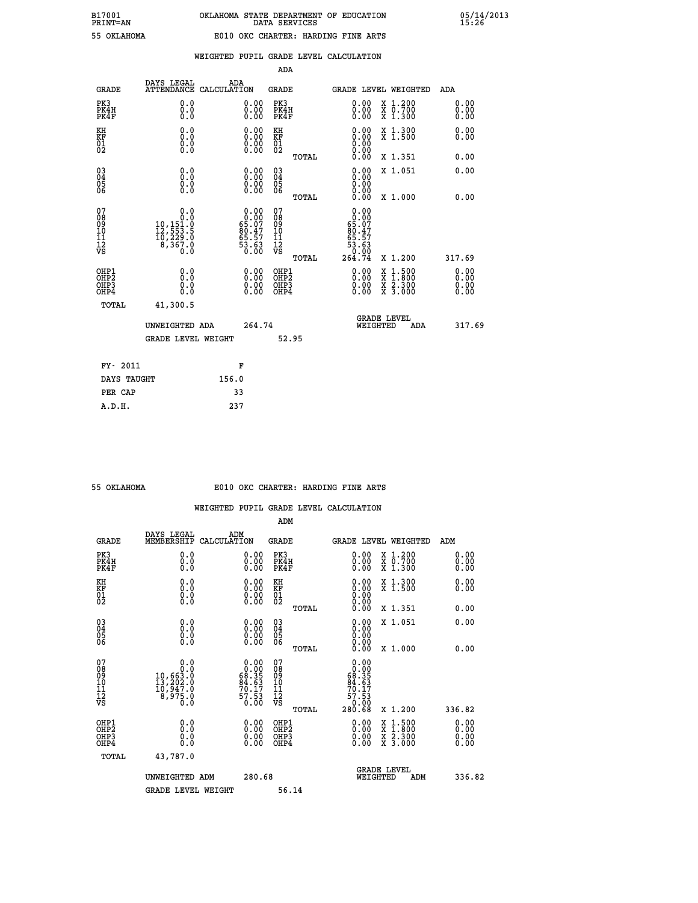B17001 PRINT=AN — OKLAHOMA STATE DEPARTMENT OF EDUCATION DATA SERVICES — 05/14/2013 15:26

55 OKLAHOMA — E010 OKC CHARTER: HARDING FINE ARTS

## WEIGHTED PUPIL GRADE LEVEL CALCULATION

### ADA

| GRADE | DAYS LEGAL ATTENDANCE | ADA CALCULATION | GRADE | GRADE LEVEL | WEIGHTED | ADA |
|---|---|---|---|---|---|---|
| PK3 | 0.0 | 0.00 | PK3 | 0.00 | X 1.200 | 0.00 |
| PK4H | 0.0 | 0.00 | PK4H | 0.00 | X 0.700 | 0.00 |
| PK4F | 0.0 | 0.00 | PK4F | 0.00 | X 1.300 | 0.00 |
| KH | 0.0 | 0.00 | KH | 0.00 | X 1.300 | 0.00 |
| KF | 0.0 | 0.00 | KF | 0.00 | X 1.500 | 0.00 |
| 01 | 0.0 | 0.00 | 01 | 0.00 | | |
| 02 | 0.0 | 0.00 | 02 | 0.00 | | |
| | | | TOTAL | 0.00 | X 1.351 | 0.00 |
| 03 | 0.0 | 0.00 | 03 | 0.00 | X 1.051 | 0.00 |
| 04 | 0.0 | 0.00 | 04 | 0.00 | | |
| 05 | 0.0 | 0.00 | 05 | 0.00 | | |
| 06 | 0.0 | 0.00 | 06 | 0.00 | | |
| | | | TOTAL | 0.00 | X 1.000 | 0.00 |
| 07 | 0.0 | 0.00 | 07 | 0.00 | | |
| 08 | 0.0 | 0.00 | 08 | 0.00 | | |
| 09 | 10,151.0 | 65.07 | 09 | 65.07 | | |
| 10 | 12,553.5 | 80.47 | 10 | 80.47 | | |
| 11 | 10,229.0 | 65.57 | 11 | 65.57 | | |
| 12 | 8,367.0 | 53.63 | 12 | 53.63 | | |
| VS | 0.0 | 0.00 | VS | 0.00 | | |
| | | | TOTAL | 264.74 | X 1.200 | 317.69 |
| OHP1 | 0.0 | 0.00 | OHP1 | 0.00 | X 1.500 | 0.00 |
| OHP2 | 0.0 | 0.00 | OHP2 | 0.00 | X 1.800 | 0.00 |
| OHP3 | 0.0 | 0.00 | OHP3 | 0.00 | X 2.300 | 0.00 |
| OHP4 | 0.0 | 0.00 | OHP4 | 0.00 | X 3.000 | 0.00 |
| TOTAL | 41,300.5 | | | | | |

UNWEIGHTED ADA 264.74 — GRADE LEVEL WEIGHTED ADA 317.69

GRADE LEVEL WEIGHT 52.95

| FY- 2011 | F |
|---|---|
| DAYS TAUGHT | 156.0 |
| PER CAP | 33 |
| A.D.H. | 237 |

55 OKLAHOMA — E010 OKC CHARTER: HARDING FINE ARTS

## WEIGHTED PUPIL GRADE LEVEL CALCULATION

### ADM

| GRADE | DAYS LEGAL MEMBERSHIP | ADM CALCULATION | GRADE | GRADE LEVEL | WEIGHTED | ADM |
|---|---|---|---|---|---|---|
| PK3 | 0.0 | 0.00 | PK3 | 0.00 | X 1.200 | 0.00 |
| PK4H | 0.0 | 0.00 | PK4H | 0.00 | X 0.700 | 0.00 |
| PK4F | 0.0 | 0.00 | PK4F | 0.00 | X 1.300 | 0.00 |
| KH | 0.0 | 0.00 | KH | 0.00 | X 1.300 | 0.00 |
| KF | 0.0 | 0.00 | KF | 0.00 | X 1.500 | 0.00 |
| 01 | 0.0 | 0.00 | 01 | 0.00 | | |
| 02 | 0.0 | 0.00 | 02 | 0.00 | | |
| | | | TOTAL | 0.00 | X 1.351 | 0.00 |
| 03 | 0.0 | 0.00 | 03 | 0.00 | X 1.051 | 0.00 |
| 04 | 0.0 | 0.00 | 04 | 0.00 | | |
| 05 | 0.0 | 0.00 | 05 | 0.00 | | |
| 06 | 0.0 | 0.00 | 06 | 0.00 | | |
| | | | TOTAL | 0.00 | X 1.000 | 0.00 |
| 07 | 0.0 | 0.00 | 07 | 0.00 | | |
| 08 | 0.0 | 0.00 | 08 | 0.00 | | |
| 09 | 10,663.0 | 68.35 | 09 | 68.35 | | |
| 10 | 13,202.0 | 84.63 | 10 | 84.63 | | |
| 11 | 10,947.0 | 70.17 | 11 | 70.17 | | |
| 12 | 8,975.0 | 57.53 | 12 | 57.53 | | |
| VS | 0.0 | 0.00 | VS | 0.00 | | |
| | | | TOTAL | 280.68 | X 1.200 | 336.82 |
| OHP1 | 0.0 | 0.00 | OHP1 | 0.00 | X 1.500 | 0.00 |
| OHP2 | 0.0 | 0.00 | OHP2 | 0.00 | X 1.800 | 0.00 |
| OHP3 | 0.0 | 0.00 | OHP3 | 0.00 | X 2.300 | 0.00 |
| OHP4 | 0.0 | 0.00 | OHP4 | 0.00 | X 3.000 | 0.00 |
| TOTAL | 43,787.0 | | | | | |

UNWEIGHTED ADM 280.68 — GRADE LEVEL WEIGHTED ADM 336.82

GRADE LEVEL WEIGHT 56.14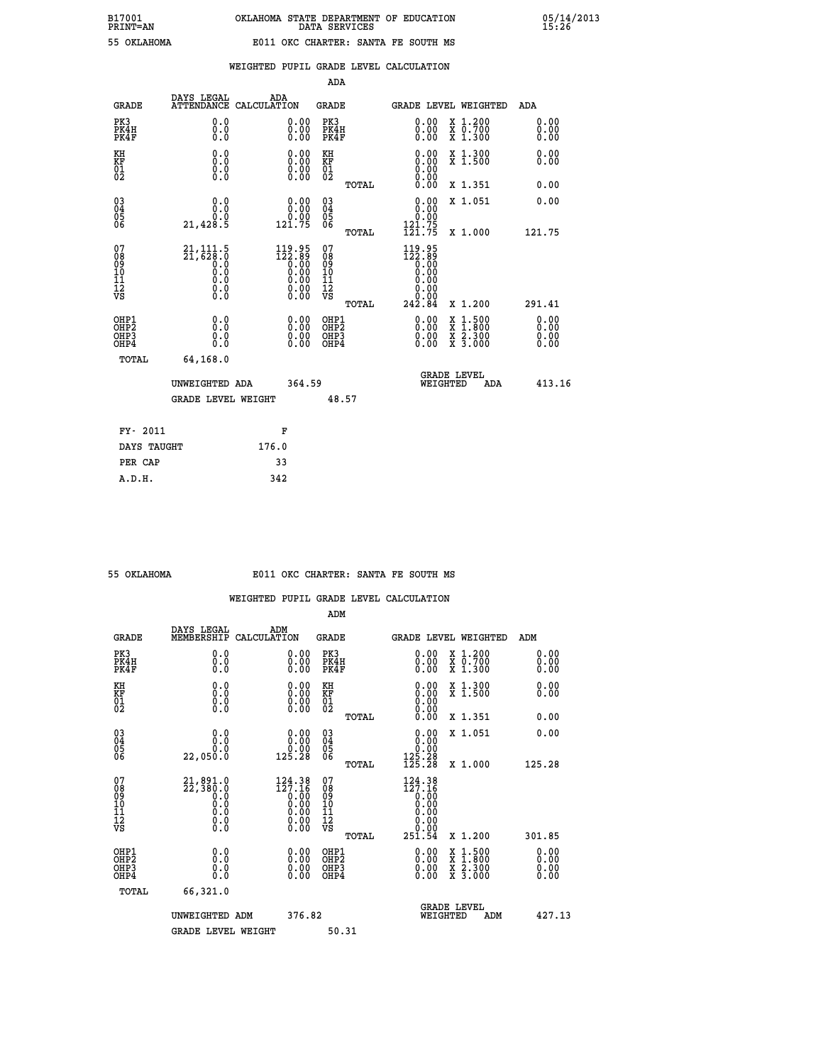B17001 PRINT=AN — OKLAHOMA STATE DEPARTMENT OF EDUCATION DATA SERVICES — 05/14/2013 15:26

55 OKLAHOMA — E011 OKC CHARTER: SANTA FE SOUTH MS

## WEIGHTED PUPIL GRADE LEVEL CALCULATION

### ADA

| GRADE | DAYS LEGAL ATTENDANCE | ADA CALCULATION | GRADE | GRADE LEVEL | WEIGHTED | ADA |
|---|---|---|---|---|---|---|
| PK3 | 0.0 | 0.00 | PK3 | 0.00 | X 1.200 | 0.00 |
| PK4H | 0.0 | 0.00 | PK4H | 0.00 | X 0.700 | 0.00 |
| PK4F | 0.0 | 0.00 | PK4F | 0.00 | X 1.300 | 0.00 |
| KH | 0.0 | 0.00 | KH | 0.00 | X 1.300 | 0.00 |
| KF | 0.0 | 0.00 | KF | 0.00 | X 1.500 | 0.00 |
| 01 | 0.0 | 0.00 | 01 | 0.00 | | |
| 02 | 0.0 | 0.00 | 02 | 0.00 | | |
| | | | TOTAL | 0.00 | X 1.351 | 0.00 |
| 03 | 0.0 | 0.00 | 03 | 0.00 | X 1.051 | 0.00 |
| 04 | 0.0 | 0.00 | 04 | 0.00 | | |
| 05 | 0.0 | 0.00 | 05 | 0.00 | | |
| 06 | 21,428.5 | 121.75 | 06 | 121.75 | | |
| | | | TOTAL | 121.75 | X 1.000 | 121.75 |
| 07 | 21,111.5 | 119.95 | 07 | 119.95 | | |
| 08 | 21,628.0 | 122.89 | 08 | 122.89 | | |
| 09 | 0.0 | 0.00 | 09 | 0.00 | | |
| 10 | 0.0 | 0.00 | 10 | 0.00 | | |
| 11 | 0.0 | 0.00 | 11 | 0.00 | | |
| 12 | 0.0 | 0.00 | 12 | 0.00 | | |
| VS | 0.0 | 0.00 | VS | 0.00 | | |
| | | | TOTAL | 242.84 | X 1.200 | 291.41 |
| OHP1 | 0.0 | 0.00 | OHP1 | 0.00 | X 1.500 | 0.00 |
| OHP2 | 0.0 | 0.00 | OHP2 | 0.00 | X 1.800 | 0.00 |
| OHP3 | 0.0 | 0.00 | OHP3 | 0.00 | X 2.300 | 0.00 |
| OHP4 | 0.0 | 0.00 | OHP4 | 0.00 | X 3.000 | 0.00 |
| TOTAL | 64,168.0 | | | | | |

UNWEIGHTED ADA 364.59 — GRADE LEVEL WEIGHTED ADA 413.16

GRADE LEVEL WEIGHT 48.57

| FY- 2011 | F |
|---|---|
| DAYS TAUGHT | 176.0 |
| PER CAP | 33 |
| A.D.H. | 342 |

55 OKLAHOMA — E011 OKC CHARTER: SANTA FE SOUTH MS

## WEIGHTED PUPIL GRADE LEVEL CALCULATION

### ADM

| GRADE | DAYS LEGAL MEMBERSHIP | ADM CALCULATION | GRADE | GRADE LEVEL | WEIGHTED | ADM |
|---|---|---|---|---|---|---|
| PK3 | 0.0 | 0.00 | PK3 | 0.00 | X 1.200 | 0.00 |
| PK4H | 0.0 | 0.00 | PK4H | 0.00 | X 0.700 | 0.00 |
| PK4F | 0.0 | 0.00 | PK4F | 0.00 | X 1.300 | 0.00 |
| KH | 0.0 | 0.00 | KH | 0.00 | X 1.300 | 0.00 |
| KF | 0.0 | 0.00 | KF | 0.00 | X 1.500 | 0.00 |
| 01 | 0.0 | 0.00 | 01 | 0.00 | | |
| 02 | 0.0 | 0.00 | 02 | 0.00 | | |
| | | | TOTAL | 0.00 | X 1.351 | 0.00 |
| 03 | 0.0 | 0.00 | 03 | 0.00 | X 1.051 | 0.00 |
| 04 | 0.0 | 0.00 | 04 | 0.00 | | |
| 05 | 0.0 | 0.00 | 05 | 0.00 | | |
| 06 | 22,050.0 | 125.28 | 06 | 125.28 | | |
| | | | TOTAL | 125.28 | X 1.000 | 125.28 |
| 07 | 21,891.0 | 124.38 | 07 | 124.38 | | |
| 08 | 22,380.0 | 127.16 | 08 | 127.16 | | |
| 09 | 0.0 | 0.00 | 09 | 0.00 | | |
| 10 | 0.0 | 0.00 | 10 | 0.00 | | |
| 11 | 0.0 | 0.00 | 11 | 0.00 | | |
| 12 | 0.0 | 0.00 | 12 | 0.00 | | |
| VS | 0.0 | 0.00 | VS | 0.00 | | |
| | | | TOTAL | 251.54 | X 1.200 | 301.85 |
| OHP1 | 0.0 | 0.00 | OHP1 | 0.00 | X 1.500 | 0.00 |
| OHP2 | 0.0 | 0.00 | OHP2 | 0.00 | X 1.800 | 0.00 |
| OHP3 | 0.0 | 0.00 | OHP3 | 0.00 | X 2.300 | 0.00 |
| OHP4 | 0.0 | 0.00 | OHP4 | 0.00 | X 3.000 | 0.00 |
| TOTAL | 66,321.0 | | | | | |

UNWEIGHTED ADM 376.82 — GRADE LEVEL WEIGHTED ADM 427.13

GRADE LEVEL WEIGHT 50.31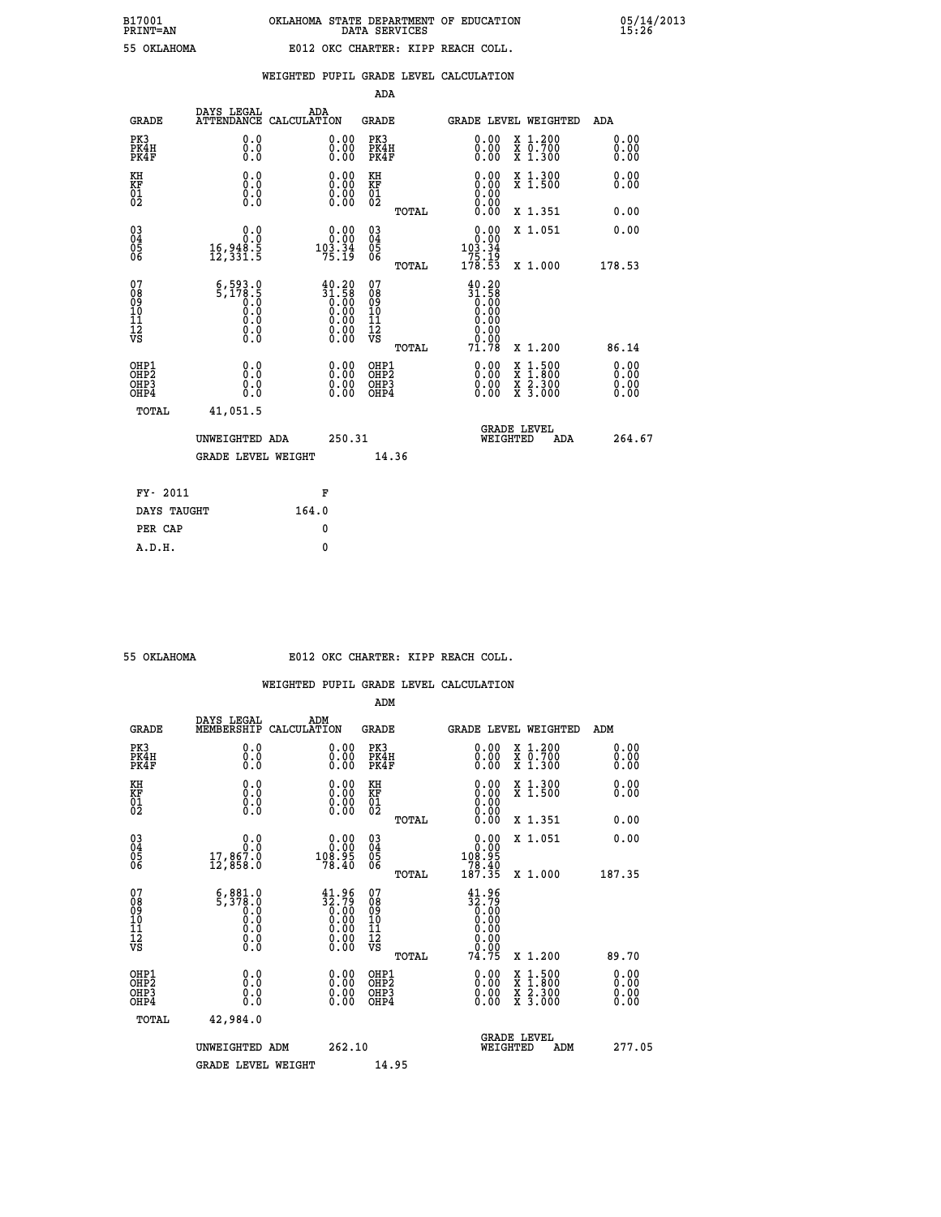B17001 OKLAHOMA STATE DEPARTMENT OF EDUCATION 05/14/2013
PRINT=AN DATA SERVICES 15:26

55 OKLAHOMA E012 OKC CHARTER: KIPP REACH COLL.

## WEIGHTED PUPIL GRADE LEVEL CALCULATION

### ADA

| GRADE | DAYS LEGAL ATTENDANCE | ADA CALCULATION | GRADE | GRADE LEVEL | WEIGHTED | ADA |
|---|---|---|---|---|---|---|
| PK3 | 0.0 | 0.00 | PK3 | 0.00 | X 1.200 | 0.00 |
| PK4H | 0.0 | 0.00 | PK4H | 0.00 | X 0.700 | 0.00 |
| PK4F | 0.0 | 0.00 | PK4F | 0.00 | X 1.300 | 0.00 |
| KH | 0.0 | 0.00 | KH | 0.00 | X 1.300 | 0.00 |
| KF | 0.0 | 0.00 | KF | 0.00 | X 1.500 | 0.00 |
| 01 | 0.0 | 0.00 | 01 | 0.00 | | |
| 02 | 0.0 | 0.00 | 02 | 0.00 | | |
| | | | TOTAL | 0.00 | X 1.351 | 0.00 |
| 03 | 0.0 | 0.00 | 03 | 0.00 | X 1.051 | 0.00 |
| 04 | 0.0 | 0.00 | 04 | 0.00 | | |
| 05 | 16,948.5 | 103.34 | 05 | 103.34 | | |
| 06 | 12,331.5 | 75.19 | 06 | 75.19 | | |
| | | | TOTAL | 178.53 | X 1.000 | 178.53 |
| 07 | 6,593.0 | 40.20 | 07 | 40.20 | | |
| 08 | 5,178.5 | 31.58 | 08 | 31.58 | | |
| 09 | 0.0 | 0.00 | 09 | 0.00 | | |
| 10 | 0.0 | 0.00 | 10 | 0.00 | | |
| 11 | 0.0 | 0.00 | 11 | 0.00 | | |
| 12 | 0.0 | 0.00 | 12 | 0.00 | | |
| VS | 0.0 | 0.00 | VS | 0.00 | | |
| | | | TOTAL | 71.78 | X 1.200 | 86.14 |
| OHP1 | 0.0 | 0.00 | OHP1 | 0.00 | X 1.500 | 0.00 |
| OHP2 | 0.0 | 0.00 | OHP2 | 0.00 | X 1.800 | 0.00 |
| OHP3 | 0.0 | 0.00 | OHP3 | 0.00 | X 2.300 | 0.00 |
| OHP4 | 0.0 | 0.00 | OHP4 | 0.00 | X 3.000 | 0.00 |
| TOTAL | 41,051.5 | | | | | |

UNWEIGHTED ADA 250.31 GRADE LEVEL WEIGHTED ADA 264.67

GRADE LEVEL WEIGHT 14.36

| FY- 2011 | F |
|---|---|
| DAYS TAUGHT | 164.0 |
| PER CAP | 0 |
| A.D.H. | 0 |

55 OKLAHOMA E012 OKC CHARTER: KIPP REACH COLL.

## WEIGHTED PUPIL GRADE LEVEL CALCULATION

### ADM

| GRADE | DAYS LEGAL MEMBERSHIP | ADM CALCULATION | GRADE | GRADE LEVEL | WEIGHTED | ADM |
|---|---|---|---|---|---|---|
| PK3 | 0.0 | 0.00 | PK3 | 0.00 | X 1.200 | 0.00 |
| PK4H | 0.0 | 0.00 | PK4H | 0.00 | X 0.700 | 0.00 |
| PK4F | 0.0 | 0.00 | PK4F | 0.00 | X 1.300 | 0.00 |
| KH | 0.0 | 0.00 | KH | 0.00 | X 1.300 | 0.00 |
| KF | 0.0 | 0.00 | KF | 0.00 | X 1.500 | 0.00 |
| 01 | 0.0 | 0.00 | 01 | 0.00 | | |
| 02 | 0.0 | 0.00 | 02 | 0.00 | | |
| | | | TOTAL | 0.00 | X 1.351 | 0.00 |
| 03 | 0.0 | 0.00 | 03 | 0.00 | X 1.051 | 0.00 |
| 04 | 0.0 | 0.00 | 04 | 0.00 | | |
| 05 | 17,867.0 | 108.95 | 05 | 108.95 | | |
| 06 | 12,858.0 | 78.40 | 06 | 78.40 | | |
| | | | TOTAL | 187.35 | X 1.000 | 187.35 |
| 07 | 6,881.0 | 41.96 | 07 | 41.96 | | |
| 08 | 5,378.0 | 32.79 | 08 | 32.79 | | |
| 09 | 0.0 | 0.00 | 09 | 0.00 | | |
| 10 | 0.0 | 0.00 | 10 | 0.00 | | |
| 11 | 0.0 | 0.00 | 11 | 0.00 | | |
| 12 | 0.0 | 0.00 | 12 | 0.00 | | |
| VS | 0.0 | 0.00 | VS | 0.00 | | |
| | | | TOTAL | 74.75 | X 1.200 | 89.70 |
| OHP1 | 0.0 | 0.00 | OHP1 | 0.00 | X 1.500 | 0.00 |
| OHP2 | 0.0 | 0.00 | OHP2 | 0.00 | X 1.800 | 0.00 |
| OHP3 | 0.0 | 0.00 | OHP3 | 0.00 | X 2.300 | 0.00 |
| OHP4 | 0.0 | 0.00 | OHP4 | 0.00 | X 3.000 | 0.00 |
| TOTAL | 42,984.0 | | | | | |

UNWEIGHTED ADM 262.10 GRADE LEVEL WEIGHTED ADM 277.05

GRADE LEVEL WEIGHT 14.95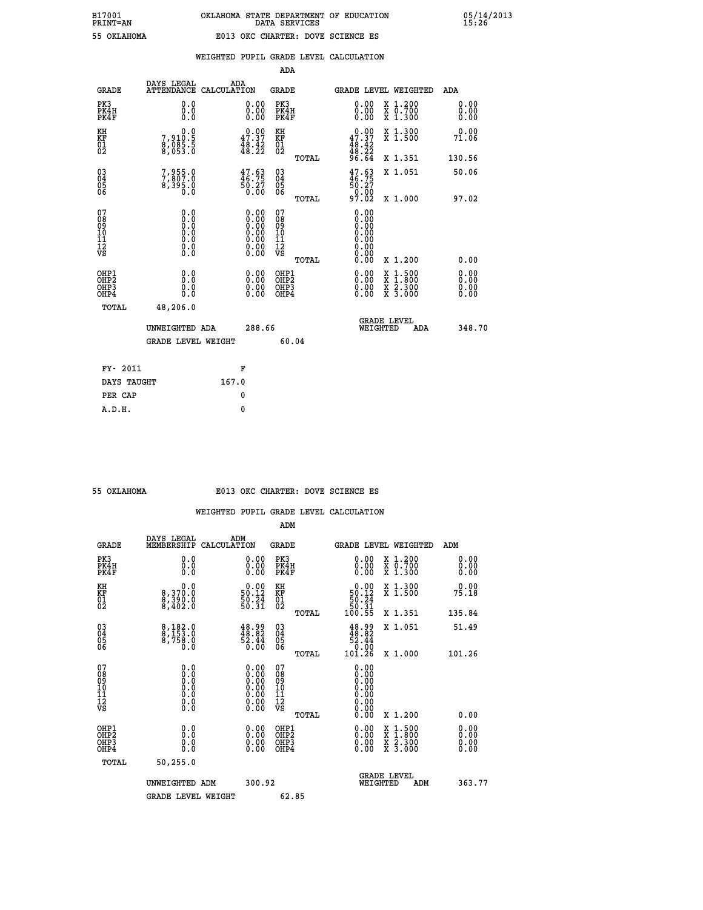B17001 OKLAHOMA STATE DEPARTMENT OF EDUCATION 05/14/2013
PRINT=AN DATA SERVICES 15:26

55 OKLAHOMA E013 OKC CHARTER: DOVE SCIENCE ES

## WEIGHTED PUPIL GRADE LEVEL CALCULATION

### ADA

| GRADE | DAYS LEGAL ATTENDANCE | ADA CALCULATION | GRADE | GRADE LEVEL | WEIGHTED | ADA |
|---|---|---|---|---|---|---|
| PK3 | 0.0 | 0.00 | PK3 | 0.00 | X 1.200 | 0.00 |
| PK4H | 0.0 | 0.00 | PK4H | 0.00 | X 0.700 | 0.00 |
| PK4F | 0.0 | 0.00 | PK4F | 0.00 | X 1.300 | 0.00 |
| KH | 0.0 | 0.00 | KH | 0.00 | X 1.300 | 0.00 |
| KF | 7,910.5 | 47.37 | KF | 47.37 | X 1.500 | 71.06 |
| 01 | 8,085.5 | 48.42 | 01 | 48.42 | | |
| 02 | 8,053.0 | 48.22 | 02 | 48.22 | | |
| | | | TOTAL | 96.64 | X 1.351 | 130.56 |
| 03 | 7,955.0 | 47.63 | 03 | 47.63 | X 1.051 | 50.06 |
| 04 | 7,807.0 | 46.75 | 04 | 46.75 | | |
| 05 | 8,395.0 | 50.27 | 05 | 50.27 | | |
| 06 | 0.0 | 0.00 | 06 | 0.00 | | |
| | | | TOTAL | 97.02 | X 1.000 | 97.02 |
| 07 | 0.0 | 0.00 | 07 | 0.00 | | |
| 08 | 0.0 | 0.00 | 08 | 0.00 | | |
| 09 | 0.0 | 0.00 | 09 | 0.00 | | |
| 10 | 0.0 | 0.00 | 10 | 0.00 | | |
| 11 | 0.0 | 0.00 | 11 | 0.00 | | |
| 12 | 0.0 | 0.00 | 12 | 0.00 | | |
| VS | 0.0 | 0.00 | VS | 0.00 | | |
| | | | TOTAL | 0.00 | X 1.200 | 0.00 |
| OHP1 | 0.0 | 0.00 | OHP1 | 0.00 | X 1.500 | 0.00 |
| OHP2 | 0.0 | 0.00 | OHP2 | 0.00 | X 1.800 | 0.00 |
| OHP3 | 0.0 | 0.00 | OHP3 | 0.00 | X 2.300 | 0.00 |
| OHP4 | 0.0 | 0.00 | OHP4 | 0.00 | X 3.000 | 0.00 |
| TOTAL | 48,206.0 | | | | | |

UNWEIGHTED ADA 288.66 GRADE LEVEL WEIGHTED ADA 348.70

GRADE LEVEL WEIGHT 60.04

FY- 2011 F
DAYS TAUGHT 167.0
PER CAP 0
A.D.H. 0

55 OKLAHOMA E013 OKC CHARTER: DOVE SCIENCE ES

## WEIGHTED PUPIL GRADE LEVEL CALCULATION

### ADM

| GRADE | DAYS LEGAL MEMBERSHIP | ADM CALCULATION | GRADE | GRADE LEVEL | WEIGHTED | ADM |
|---|---|---|---|---|---|---|
| PK3 | 0.0 | 0.00 | PK3 | 0.00 | X 1.200 | 0.00 |
| PK4H | 0.0 | 0.00 | PK4H | 0.00 | X 0.700 | 0.00 |
| PK4F | 0.0 | 0.00 | PK4F | 0.00 | X 1.300 | 0.00 |
| KH | 0.0 | 0.00 | KH | 0.00 | X 1.300 | 0.00 |
| KF | 8,370.0 | 50.12 | KF | 50.12 | X 1.500 | 75.18 |
| 01 | 8,390.0 | 50.24 | 01 | 50.24 | | |
| 02 | 8,402.0 | 50.31 | 02 | 50.31 | | |
| | | | TOTAL | 100.55 | X 1.351 | 135.84 |
| 03 | 8,182.0 | 48.99 | 03 | 48.99 | X 1.051 | 51.49 |
| 04 | 8,153.0 | 48.82 | 04 | 48.82 | | |
| 05 | 8,758.0 | 52.44 | 05 | 52.44 | | |
| 06 | 0.0 | 0.00 | 06 | 0.00 | | |
| | | | TOTAL | 101.26 | X 1.000 | 101.26 |
| 07 | 0.0 | 0.00 | 07 | 0.00 | | |
| 08 | 0.0 | 0.00 | 08 | 0.00 | | |
| 09 | 0.0 | 0.00 | 09 | 0.00 | | |
| 10 | 0.0 | 0.00 | 10 | 0.00 | | |
| 11 | 0.0 | 0.00 | 11 | 0.00 | | |
| 12 | 0.0 | 0.00 | 12 | 0.00 | | |
| VS | 0.0 | 0.00 | VS | 0.00 | | |
| | | | TOTAL | 0.00 | X 1.200 | 0.00 |
| OHP1 | 0.0 | 0.00 | OHP1 | 0.00 | X 1.500 | 0.00 |
| OHP2 | 0.0 | 0.00 | OHP2 | 0.00 | X 1.800 | 0.00 |
| OHP3 | 0.0 | 0.00 | OHP3 | 0.00 | X 2.300 | 0.00 |
| OHP4 | 0.0 | 0.00 | OHP4 | 0.00 | X 3.000 | 0.00 |
| TOTAL | 50,255.0 | | | | | |

UNWEIGHTED ADM 300.92 GRADE LEVEL WEIGHTED ADM 363.77

GRADE LEVEL WEIGHT 62.85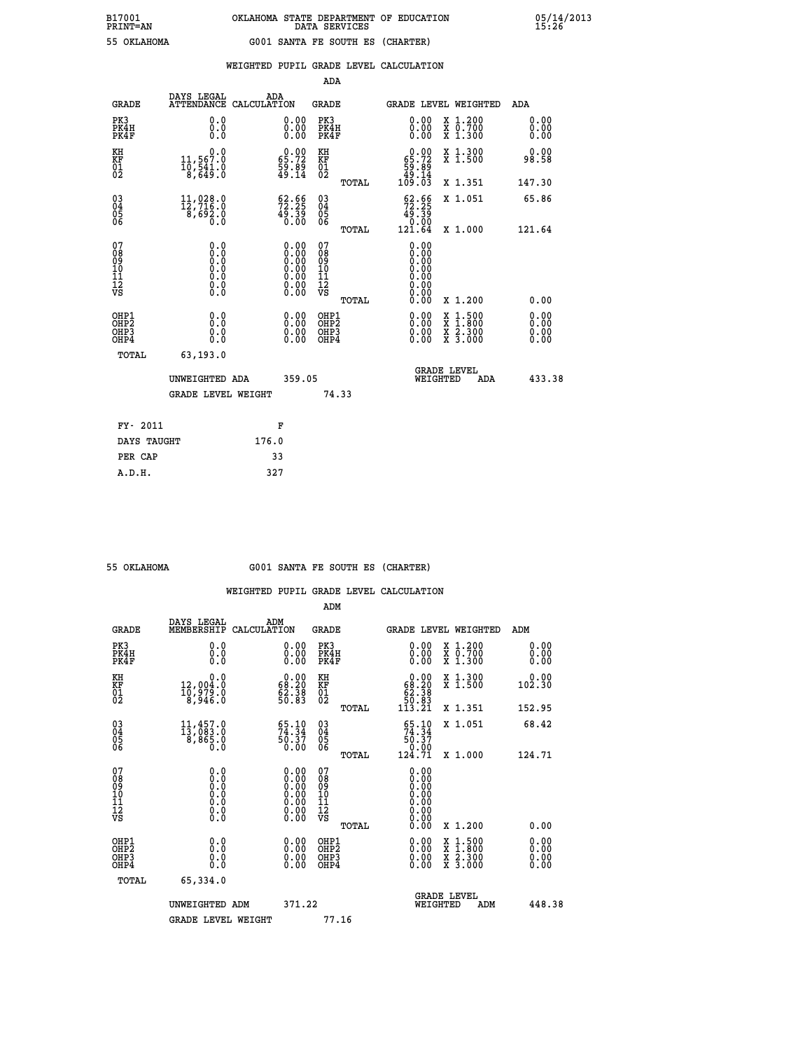B17001 OKLAHOMA STATE DEPARTMENT OF EDUCATION 05/14/2013
PRINT=AN DATA SERVICES 15:26

55 OKLAHOMA G001 SANTA FE SOUTH ES (CHARTER)

## WEIGHTED PUPIL GRADE LEVEL CALCULATION

### ADA

| GRADE | DAYS LEGAL ATTENDANCE | ADA CALCULATION | GRADE | GRADE LEVEL | WEIGHTED | ADA |
|---|---|---|---|---|---|---|
| PK3 | 0.0 | 0.00 | PK3 | 0.00 | X 1.200 | 0.00 |
| PK4H | 0.0 | 0.00 | PK4H | 0.00 | X 0.700 | 0.00 |
| PK4F | 0.0 | 0.00 | PK4F | 0.00 | X 1.300 | 0.00 |
| KH | 0.0 | 0.00 | KH | 0.00 | X 1.300 | 0.00 |
| KF | 11,567.0 | 65.72 | KF | 65.72 | X 1.500 | 98.58 |
| 01 | 10,541.0 | 59.89 | 01 | 59.89 | | |
| 02 | 8,649.0 | 49.14 | 02 | 49.14 | | |
| | | | TOTAL | 109.03 | X 1.351 | 147.30 |
| 03 | 11,028.0 | 62.66 | 03 | 62.66 | X 1.051 | 65.86 |
| 04 | 12,716.0 | 72.25 | 04 | 72.25 | | |
| 05 | 8,692.0 | 49.39 | 05 | 49.39 | | |
| 06 | 0.0 | 0.00 | 06 | 0.00 | | |
| | | | TOTAL | 121.64 | X 1.000 | 121.64 |
| 07 | 0.0 | 0.00 | 07 | 0.00 | | |
| 08 | 0.0 | 0.00 | 08 | 0.00 | | |
| 09 | 0.0 | 0.00 | 09 | 0.00 | | |
| 10 | 0.0 | 0.00 | 10 | 0.00 | | |
| 11 | 0.0 | 0.00 | 11 | 0.00 | | |
| 12 | 0.0 | 0.00 | 12 | 0.00 | | |
| VS | 0.0 | 0.00 | VS | 0.00 | | |
| | | | TOTAL | 0.00 | X 1.200 | 0.00 |
| OHP1 | 0.0 | 0.00 | OHP1 | 0.00 | X 1.500 | 0.00 |
| OHP2 | 0.0 | 0.00 | OHP2 | 0.00 | X 1.800 | 0.00 |
| OHP3 | 0.0 | 0.00 | OHP3 | 0.00 | X 2.300 | 0.00 |
| OHP4 | 0.0 | 0.00 | OHP4 | 0.00 | X 3.000 | 0.00 |
| TOTAL | 63,193.0 | | | | | |

UNWEIGHTED ADA 359.05 GRADE LEVEL WEIGHTED ADA 433.38

GRADE LEVEL WEIGHT 74.33

| FY- 2011 | F |
|---|---|
| DAYS TAUGHT | 176.0 |
| PER CAP | 33 |
| A.D.H. | 327 |

55 OKLAHOMA G001 SANTA FE SOUTH ES (CHARTER)

## WEIGHTED PUPIL GRADE LEVEL CALCULATION

### ADM

| GRADE | DAYS LEGAL MEMBERSHIP | ADM CALCULATION | GRADE | GRADE LEVEL | WEIGHTED | ADM |
|---|---|---|---|---|---|---|
| PK3 | 0.0 | 0.00 | PK3 | 0.00 | X 1.200 | 0.00 |
| PK4H | 0.0 | 0.00 | PK4H | 0.00 | X 0.700 | 0.00 |
| PK4F | 0.0 | 0.00 | PK4F | 0.00 | X 1.300 | 0.00 |
| KH | 0.0 | 0.00 | KH | 0.00 | X 1.300 | 0.00 |
| KF | 12,004.0 | 68.20 | KF | 68.20 | X 1.500 | 102.30 |
| 01 | 10,979.0 | 62.38 | 01 | 62.38 | | |
| 02 | 8,946.0 | 50.83 | 02 | 50.83 | | |
| | | | TOTAL | 113.21 | X 1.351 | 152.95 |
| 03 | 11,457.0 | 65.10 | 03 | 65.10 | X 1.051 | 68.42 |
| 04 | 13,083.0 | 74.34 | 04 | 74.34 | | |
| 05 | 8,865.0 | 50.37 | 05 | 50.37 | | |
| 06 | 0.0 | 0.00 | 06 | 0.00 | | |
| | | | TOTAL | 124.71 | X 1.000 | 124.71 |
| 07 | 0.0 | 0.00 | 07 | 0.00 | | |
| 08 | 0.0 | 0.00 | 08 | 0.00 | | |
| 09 | 0.0 | 0.00 | 09 | 0.00 | | |
| 10 | 0.0 | 0.00 | 10 | 0.00 | | |
| 11 | 0.0 | 0.00 | 11 | 0.00 | | |
| 12 | 0.0 | 0.00 | 12 | 0.00 | | |
| VS | 0.0 | 0.00 | VS | 0.00 | | |
| | | | TOTAL | 0.00 | X 1.200 | 0.00 |
| OHP1 | 0.0 | 0.00 | OHP1 | 0.00 | X 1.500 | 0.00 |
| OHP2 | 0.0 | 0.00 | OHP2 | 0.00 | X 1.800 | 0.00 |
| OHP3 | 0.0 | 0.00 | OHP3 | 0.00 | X 2.300 | 0.00 |
| OHP4 | 0.0 | 0.00 | OHP4 | 0.00 | X 3.000 | 0.00 |
| TOTAL | 65,334.0 | | | | | |

UNWEIGHTED ADM 371.22 GRADE LEVEL WEIGHTED ADM 448.38

GRADE LEVEL WEIGHT 77.16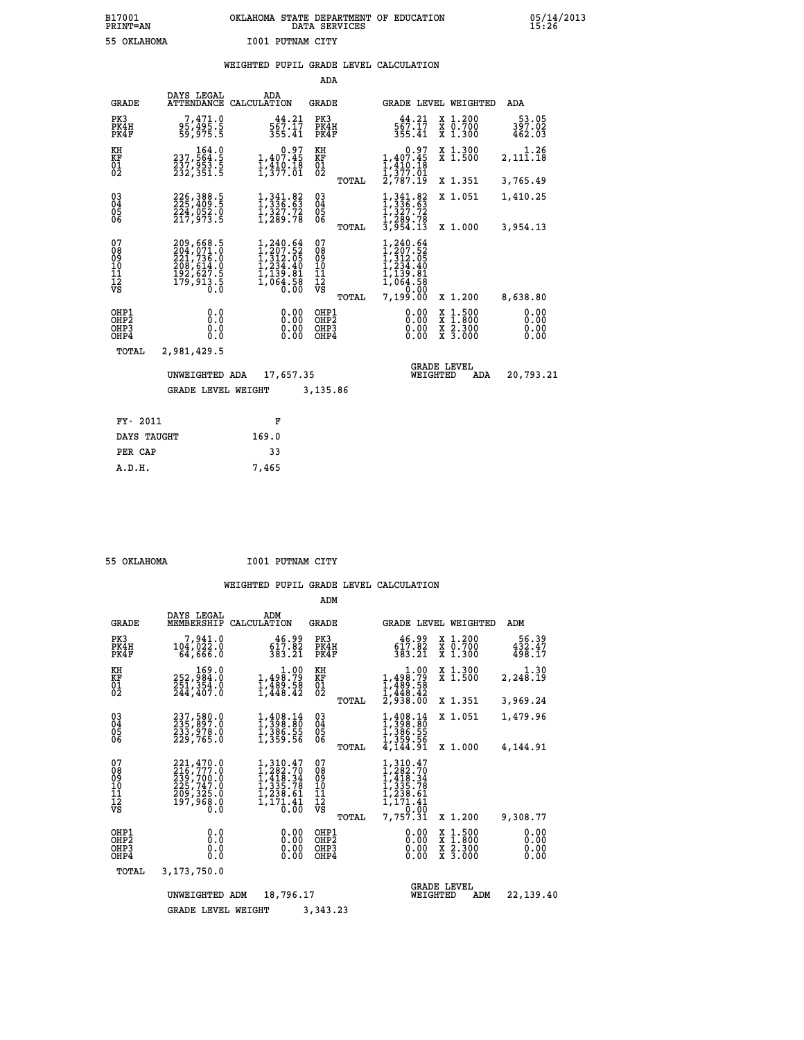B17001 OKLAHOMA STATE DEPARTMENT OF EDUCATION 05/14/2013
PRINT=AN DATA SERVICES 15:26

55 OKLAHOMA I001 PUTNAM CITY

## WEIGHTED PUPIL GRADE LEVEL CALCULATION

### ADA

| GRADE | DAYS LEGAL ATTENDANCE | ADA CALCULATION | GRADE | | GRADE LEVEL | WEIGHTED | ADA |
|---|---|---|---|---|---|---|---|
| PK3 | 7,471.0 | 44.21 | PK3 | | 44.21 | X 1.200 | 53.05 |
| PK4H | 95,495.5 | 567.17 | PK4H | | 567.17 | X 0.700 | 397.02 |
| PK4F | 59,975.5 | 355.41 | PK4F | | 355.41 | X 1.300 | 462.03 |
| KH | 164.0 | 0.97 | KH | | 0.97 | X 1.300 | 1.26 |
| KF | 237,564.5 | 1,407.45 | KF | | 1,407.45 | X 1.500 | 2,111.18 |
| 01 | 237,953.5 | 1,410.18 | 01 | | 1,410.18 | | |
| 02 | 232,351.5 | 1,377.01 | 02 | | 1,377.01 | | |
| | | | | TOTAL | 2,787.19 | X 1.351 | 3,765.49 |
| 03 | 226,388.5 | 1,341.82 | 03 | | 1,341.82 | X 1.051 | 1,410.25 |
| 04 | 225,409.5 | 1,336.63 | 04 | | 1,336.63 | | |
| 05 | 224,052.0 | 1,327.72 | 05 | | 1,327.72 | | |
| 06 | 217,973.5 | 1,289.78 | 06 | | 1,289.78 | | |
| | | | | TOTAL | 3,954.13 | X 1.000 | 3,954.13 |
| 07 | 209,668.5 | 1,240.64 | 07 | | 1,240.64 | | |
| 08 | 204,071.0 | 1,207.52 | 08 | | 1,207.52 | | |
| 09 | 221,736.0 | 1,312.05 | 09 | | 1,312.05 | | |
| 10 | 208,614.0 | 1,234.40 | 10 | | 1,234.40 | | |
| 11 | 192,627.5 | 1,139.81 | 11 | | 1,139.81 | | |
| 12 | 179,913.5 | 1,064.58 | 12 | | 1,064.58 | | |
| VS | 0.0 | 0.00 | VS | | 0.00 | | |
| | | | | TOTAL | 7,199.00 | X 1.200 | 8,638.80 |
| OHP1 | 0.0 | 0.00 | OHP1 | | 0.00 | X 1.500 | 0.00 |
| OHP2 | 0.0 | 0.00 | OHP2 | | 0.00 | X 1.800 | 0.00 |
| OHP3 | 0.0 | 0.00 | OHP3 | | 0.00 | X 2.300 | 0.00 |
| OHP4 | 0.0 | 0.00 | OHP4 | | 0.00 | X 3.000 | 0.00 |
| TOTAL | 2,981,429.5 | | | | | | |

UNWEIGHTED ADA 17,657.35 GRADE LEVEL WEIGHTED ADA 20,793.21

GRADE LEVEL WEIGHT 3,135.86

| FY- 2011 | F |
|---|---|
| DAYS TAUGHT | 169.0 |
| PER CAP | 33 |
| A.D.H. | 7,465 |

55 OKLAHOMA I001 PUTNAM CITY

## WEIGHTED PUPIL GRADE LEVEL CALCULATION

### ADM

| GRADE | DAYS LEGAL MEMBERSHIP | ADM CALCULATION | GRADE | | GRADE LEVEL | WEIGHTED | ADM |
|---|---|---|---|---|---|---|---|
| PK3 | 7,941.0 | 46.99 | PK3 | | 46.99 | X 1.200 | 56.39 |
| PK4H | 104,022.0 | 617.82 | PK4H | | 617.82 | X 0.700 | 432.47 |
| PK4F | 64,666.0 | 383.21 | PK4F | | 383.21 | X 1.300 | 498.17 |
| KH | 169.0 | 1.00 | KH | | 1.00 | X 1.300 | 1.30 |
| KF | 252,984.0 | 1,498.79 | KF | | 1,498.79 | X 1.500 | 2,248.19 |
| 01 | 251,354.0 | 1,489.58 | 01 | | 1,489.58 | | |
| 02 | 244,407.0 | 1,448.42 | 02 | | 1,448.42 | | |
| | | | | TOTAL | 2,938.00 | X 1.351 | 3,969.24 |
| 03 | 237,580.0 | 1,408.14 | 03 | | 1,408.14 | X 1.051 | 1,479.96 |
| 04 | 235,897.0 | 1,398.80 | 04 | | 1,398.80 | | |
| 05 | 233,978.0 | 1,386.55 | 05 | | 1,386.55 | | |
| 06 | 229,765.0 | 1,359.56 | 06 | | 1,359.56 | | |
| | | | | TOTAL | 4,144.91 | X 1.000 | 4,144.91 |
| 07 | 221,470.0 | 1,310.47 | 07 | | 1,310.47 | | |
| 08 | 216,777.0 | 1,282.70 | 08 | | 1,282.70 | | |
| 09 | 239,700.0 | 1,418.34 | 09 | | 1,418.34 | | |
| 10 | 225,747.0 | 1,335.78 | 10 | | 1,335.78 | | |
| 11 | 209,325.0 | 1,238.61 | 11 | | 1,238.61 | | |
| 12 | 197,968.0 | 1,171.41 | 12 | | 1,171.41 | | |
| VS | 0.0 | 0.00 | VS | | 0.00 | | |
| | | | | TOTAL | 7,757.31 | X 1.200 | 9,308.77 |
| OHP1 | 0.0 | 0.00 | OHP1 | | 0.00 | X 1.500 | 0.00 |
| OHP2 | 0.0 | 0.00 | OHP2 | | 0.00 | X 1.800 | 0.00 |
| OHP3 | 0.0 | 0.00 | OHP3 | | 0.00 | X 2.300 | 0.00 |
| OHP4 | 0.0 | 0.00 | OHP4 | | 0.00 | X 3.000 | 0.00 |
| TOTAL | 3,173,750.0 | | | | | | |

UNWEIGHTED ADM 18,796.17 GRADE LEVEL WEIGHTED ADM 22,139.40

GRADE LEVEL WEIGHT 3,343.23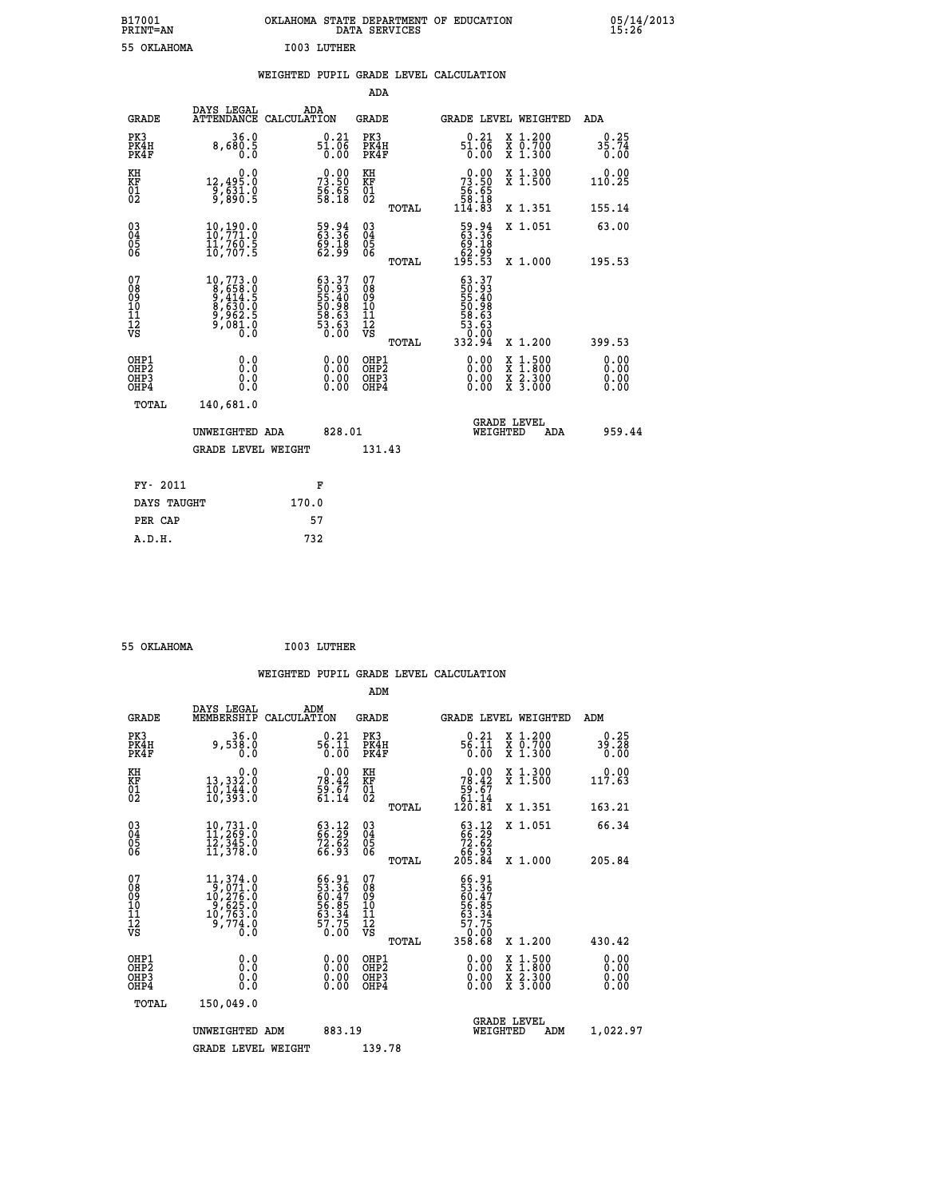B17001 OKLAHOMA STATE DEPARTMENT OF EDUCATION 05/14/2013
PRINT=AN DATA SERVICES 15:26

55 OKLAHOMA I003 LUTHER

## WEIGHTED PUPIL GRADE LEVEL CALCULATION

### ADA

| GRADE | DAYS LEGAL ATTENDANCE | ADA CALCULATION | GRADE | GRADE LEVEL | WEIGHTED | ADA |
|---|---|---|---|---|---|---|
| PK3 | 36.0 | 0.21 | PK3 | 0.21 | X 1.200 | 0.25 |
| PK4H | 8,680.5 | 51.06 | PK4H | 51.06 | X 0.700 | 35.74 |
| PK4F | 0.0 | 0.00 | PK4F | 0.00 | X 1.300 | 0.00 |
| KH | 0.0 | 0.00 | KH | 0.00 | X 1.300 | 0.00 |
| KF | 12,495.0 | 73.50 | KF | 73.50 | X 1.500 | 110.25 |
| 01 | 9,631.0 | 56.65 | 01 | 56.65 | | |
| 02 | 9,890.5 | 58.18 | 02 | 58.18 | | |
| | | | TOTAL | 114.83 | X 1.351 | 155.14 |
| 03 | 10,190.0 | 59.94 | 03 | 59.94 | X 1.051 | 63.00 |
| 04 | 10,771.0 | 63.36 | 04 | 63.36 | | |
| 05 | 11,760.5 | 69.18 | 05 | 69.18 | | |
| 06 | 10,707.5 | 62.99 | 06 | 62.99 | | |
| | | | TOTAL | 195.53 | X 1.000 | 195.53 |
| 07 | 10,773.0 | 63.37 | 07 | 63.37 | | |
| 08 | 8,658.0 | 50.93 | 08 | 50.93 | | |
| 09 | 9,414.5 | 55.40 | 09 | 55.40 | | |
| 10 | 8,630.0 | 50.98 | 10 | 50.98 | | |
| 11 | 9,962.5 | 58.63 | 11 | 58.63 | | |
| 12 | 9,081.0 | 53.63 | 12 | 53.63 | | |
| VS | 0.0 | 0.00 | VS | 0.00 | | |
| | | | TOTAL | 332.94 | X 1.200 | 399.53 |
| OHP1 | 0.0 | 0.00 | OHP1 | 0.00 | X 1.500 | 0.00 |
| OHP2 | 0.0 | 0.00 | OHP2 | 0.00 | X 1.800 | 0.00 |
| OHP3 | 0.0 | 0.00 | OHP3 | 0.00 | X 2.300 | 0.00 |
| OHP4 | 0.0 | 0.00 | OHP4 | 0.00 | X 3.000 | 0.00 |
| TOTAL | 140,681.0 | | | | | |

UNWEIGHTED ADA 828.01 — GRADE LEVEL WEIGHTED ADA 959.44

GRADE LEVEL WEIGHT 131.43

| FY- 2011 | F |
|---|---|
| DAYS TAUGHT | 170.0 |
| PER CAP | 57 |
| A.D.H. | 732 |

55 OKLAHOMA I003 LUTHER

## WEIGHTED PUPIL GRADE LEVEL CALCULATION

### ADM

| GRADE | DAYS LEGAL MEMBERSHIP | ADM CALCULATION | GRADE | GRADE LEVEL | WEIGHTED | ADM |
|---|---|---|---|---|---|---|
| PK3 | 36.0 | 0.21 | PK3 | 0.21 | X 1.200 | 0.25 |
| PK4H | 9,538.0 | 56.11 | PK4H | 56.11 | X 0.700 | 39.28 |
| PK4F | 0.0 | 0.00 | PK4F | 0.00 | X 1.300 | 0.00 |
| KH | 0.0 | 0.00 | KH | 0.00 | X 1.300 | 0.00 |
| KF | 13,332.0 | 78.42 | KF | 78.42 | X 1.500 | 117.63 |
| 01 | 10,144.0 | 59.67 | 01 | 59.67 | | |
| 02 | 10,393.0 | 61.14 | 02 | 61.14 | | |
| | | | TOTAL | 120.81 | X 1.351 | 163.21 |
| 03 | 10,731.0 | 63.12 | 03 | 63.12 | X 1.051 | 66.34 |
| 04 | 11,269.0 | 66.29 | 04 | 66.29 | | |
| 05 | 12,345.0 | 72.62 | 05 | 72.62 | | |
| 06 | 11,378.0 | 66.93 | 06 | 66.93 | | |
| | | | TOTAL | 205.84 | X 1.000 | 205.84 |
| 07 | 11,374.0 | 66.91 | 07 | 66.91 | | |
| 08 | 9,071.0 | 53.36 | 08 | 53.36 | | |
| 09 | 10,276.0 | 60.47 | 09 | 60.47 | | |
| 10 | 9,625.0 | 56.85 | 10 | 56.85 | | |
| 11 | 10,763.0 | 63.34 | 11 | 63.34 | | |
| 12 | 9,774.0 | 57.75 | 12 | 57.75 | | |
| VS | 0.0 | 0.00 | VS | 0.00 | | |
| | | | TOTAL | 358.68 | X 1.200 | 430.42 |
| OHP1 | 0.0 | 0.00 | OHP1 | 0.00 | X 1.500 | 0.00 |
| OHP2 | 0.0 | 0.00 | OHP2 | 0.00 | X 1.800 | 0.00 |
| OHP3 | 0.0 | 0.00 | OHP3 | 0.00 | X 2.300 | 0.00 |
| OHP4 | 0.0 | 0.00 | OHP4 | 0.00 | X 3.000 | 0.00 |
| TOTAL | 150,049.0 | | | | | |

UNWEIGHTED ADM 883.19 — GRADE LEVEL WEIGHTED ADM 1,022.97

GRADE LEVEL WEIGHT 139.78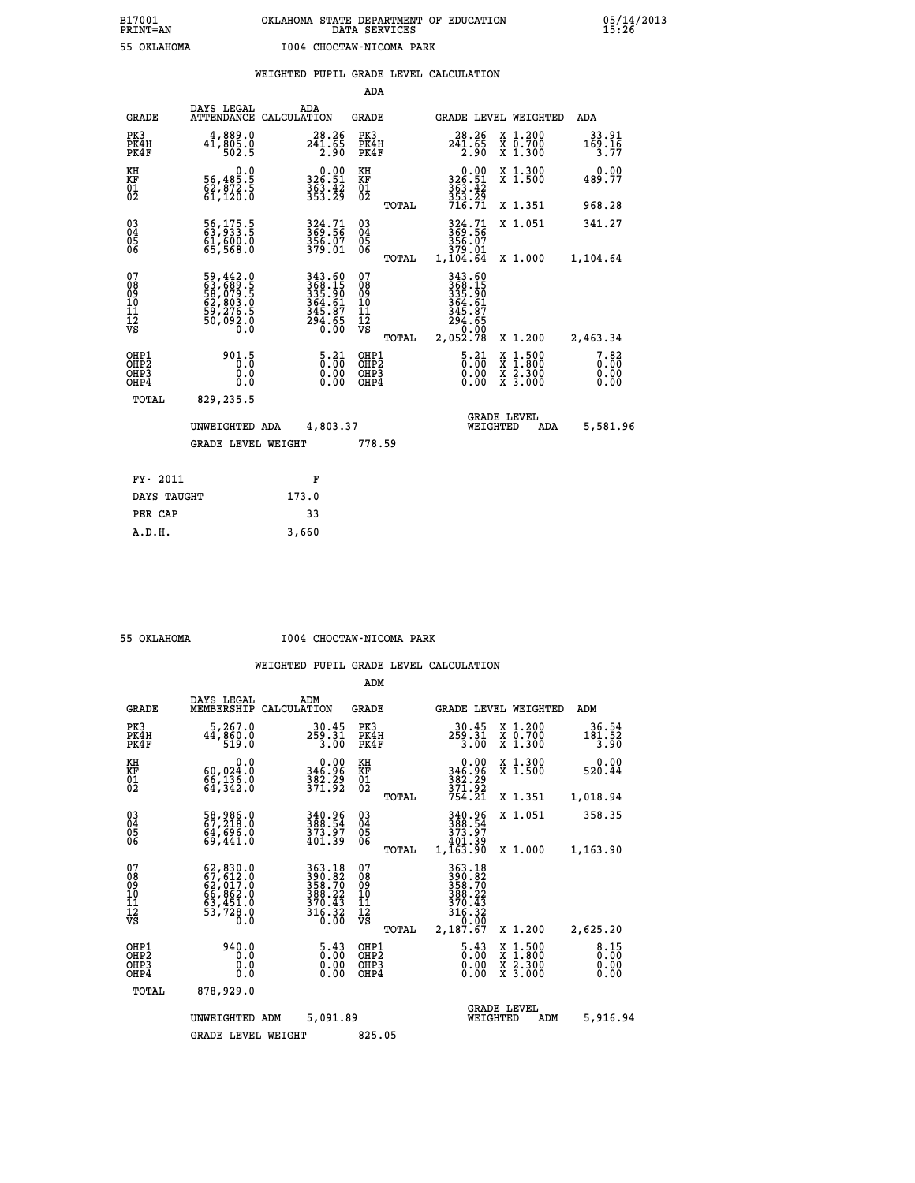B17001 OKLAHOMA STATE DEPARTMENT OF EDUCATION 05/14/2013
PRINT=AN DATA SERVICES 15:26

55 OKLAHOMA I004 CHOCTAW-NICOMA PARK

## WEIGHTED PUPIL GRADE LEVEL CALCULATION

### ADA

| GRADE | DAYS LEGAL ATTENDANCE | ADA CALCULATION | GRADE | | GRADE LEVEL | WEIGHTED | ADA |
|---|---|---|---|---|---|---|---|
| PK3 | 4,889.0 | 28.26 | PK3 | | 28.26 | X 1.200 | 33.91 |
| PK4H | 41,805.0 | 241.65 | PK4H | | 241.65 | X 0.700 | 169.16 |
| PK4F | 502.5 | 2.90 | PK4F | | 2.90 | X 1.300 | 3.77 |
| KH | 0.0 | 0.00 | KH | | 0.00 | X 1.300 | 0.00 |
| KF | 56,485.5 | 326.51 | KF | | 326.51 | X 1.500 | 489.77 |
| 01 | 62,872.5 | 363.42 | 01 | | 363.42 | | |
| 02 | 61,120.0 | 353.29 | 02 | | 353.29 | | |
| | | | | TOTAL | 716.71 | X 1.351 | 968.28 |
| 03 | 56,175.5 | 324.71 | 03 | | 324.71 | X 1.051 | 341.27 |
| 04 | 63,933.5 | 369.56 | 04 | | 369.56 | | |
| 05 | 61,600.0 | 356.07 | 05 | | 356.07 | | |
| 06 | 65,568.0 | 379.01 | 06 | | 379.01 | | |
| | | | | TOTAL | 1,104.64 | X 1.000 | 1,104.64 |
| 07 | 59,442.0 | 343.60 | 07 | | 343.60 | | |
| 08 | 63,689.5 | 368.15 | 08 | | 368.15 | | |
| 09 | 58,079.5 | 335.90 | 09 | | 335.90 | | |
| 10 | 62,803.0 | 364.61 | 10 | | 364.61 | | |
| 11 | 59,276.5 | 345.87 | 11 | | 345.87 | | |
| 12 | 50,092.0 | 294.65 | 12 | | 294.65 | | |
| VS | 0.0 | 0.00 | VS | | 0.00 | | |
| | | | | TOTAL | 2,052.78 | X 1.200 | 2,463.34 |
| OHP1 | 901.5 | 5.21 | OHP1 | | 5.21 | X 1.500 | 7.82 |
| OHP2 | 0.0 | 0.00 | OHP2 | | 0.00 | X 1.800 | 0.00 |
| OHP3 | 0.0 | 0.00 | OHP3 | | 0.00 | X 2.300 | 0.00 |
| OHP4 | 0.0 | 0.00 | OHP4 | | 0.00 | X 3.000 | 0.00 |
| TOTAL | 829,235.5 | | | | | | |

UNWEIGHTED ADA 4,803.37 GRADE LEVEL WEIGHTED ADA 5,581.96

GRADE LEVEL WEIGHT 778.59

| FY- 2011 | F |
|---|---|
| DAYS TAUGHT | 173.0 |
| PER CAP | 33 |
| A.D.H. | 3,660 |

55 OKLAHOMA I004 CHOCTAW-NICOMA PARK

## WEIGHTED PUPIL GRADE LEVEL CALCULATION

### ADM

| GRADE | DAYS LEGAL MEMBERSHIP | ADM CALCULATION | GRADE | | GRADE LEVEL | WEIGHTED | ADM |
|---|---|---|---|---|---|---|---|
| PK3 | 5,267.0 | 30.45 | PK3 | | 30.45 | X 1.200 | 36.54 |
| PK4H | 44,860.0 | 259.31 | PK4H | | 259.31 | X 0.700 | 181.52 |
| PK4F | 519.0 | 3.00 | PK4F | | 3.00 | X 1.300 | 3.90 |
| KH | 0.0 | 0.00 | KH | | 0.00 | X 1.300 | 0.00 |
| KF | 60,024.0 | 346.96 | KF | | 346.96 | X 1.500 | 520.44 |
| 01 | 66,136.0 | 382.29 | 01 | | 382.29 | | |
| 02 | 64,342.0 | 371.92 | 02 | | 371.92 | | |
| | | | | TOTAL | 754.21 | X 1.351 | 1,018.94 |
| 03 | 58,986.0 | 340.96 | 03 | | 340.96 | X 1.051 | 358.35 |
| 04 | 67,218.0 | 388.54 | 04 | | 388.54 | | |
| 05 | 64,696.0 | 373.97 | 05 | | 373.97 | | |
| 06 | 69,441.0 | 401.39 | 06 | | 401.39 | | |
| | | | | TOTAL | 1,163.90 | X 1.000 | 1,163.90 |
| 07 | 62,830.0 | 363.18 | 07 | | 363.18 | | |
| 08 | 67,612.0 | 390.82 | 08 | | 390.82 | | |
| 09 | 62,017.0 | 358.70 | 09 | | 358.70 | | |
| 10 | 66,862.0 | 388.22 | 10 | | 388.22 | | |
| 11 | 63,451.0 | 370.43 | 11 | | 370.43 | | |
| 12 | 53,728.0 | 316.32 | 12 | | 316.32 | | |
| VS | 0.0 | 0.00 | VS | | 0.00 | | |
| | | | | TOTAL | 2,187.67 | X 1.200 | 2,625.20 |
| OHP1 | 940.0 | 5.43 | OHP1 | | 5.43 | X 1.500 | 8.15 |
| OHP2 | 0.0 | 0.00 | OHP2 | | 0.00 | X 1.800 | 0.00 |
| OHP3 | 0.0 | 0.00 | OHP3 | | 0.00 | X 2.300 | 0.00 |
| OHP4 | 0.0 | 0.00 | OHP4 | | 0.00 | X 3.000 | 0.00 |
| TOTAL | 878,929.0 | | | | | | |

UNWEIGHTED ADM 5,091.89 GRADE LEVEL WEIGHTED ADM 5,916.94

GRADE LEVEL WEIGHT 825.05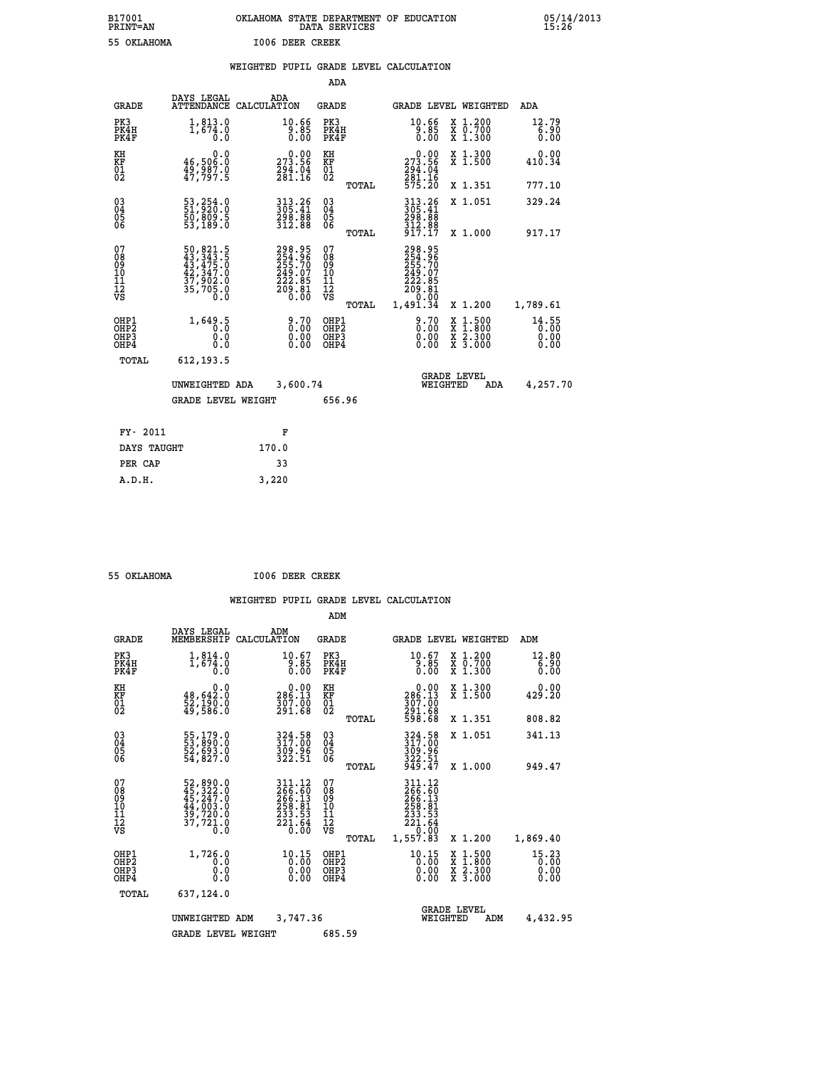B17001 OKLAHOMA STATE DEPARTMENT OF EDUCATION 05/14/2013
PRINT=AN DATA SERVICES 15:26

55 OKLAHOMA I006 DEER CREEK

WEIGHTED PUPIL GRADE LEVEL CALCULATION

ADA

| GRADE | DAYS LEGAL ATTENDANCE | ADA CALCULATION | GRADE | GRADE LEVEL | WEIGHTED | ADA |
|---|---|---|---|---|---|---|
| PK3 | 1,813.0 | 10.66 | PK3 | 10.66 | X 1.200 | 12.79 |
| PK4H | 1,674.0 | 9.85 | PK4H | 9.85 | X 0.700 | 6.90 |
| PK4F | 0.0 | 0.00 | PK4F | 0.00 | X 1.300 | 0.00 |
| KH | 0.0 | 0.00 | KH | 0.00 | X 1.300 | 0.00 |
| KF | 46,506.0 | 273.56 | KF | 273.56 | X 1.500 | 410.34 |
| 01 | 49,987.0 | 294.04 | 01 | 294.04 | | |
| 02 | 47,797.5 | 281.16 | 02 | 281.16 | | |
| | | | TOTAL | 575.20 | X 1.351 | 777.10 |
| 03 | 53,254.0 | 313.26 | 03 | 313.26 | X 1.051 | 329.24 |
| 04 | 51,920.0 | 305.41 | 04 | 305.41 | | |
| 05 | 50,809.5 | 298.88 | 05 | 298.88 | | |
| 06 | 53,189.0 | 312.88 | 06 | 312.88 | | |
| | | | TOTAL | 917.17 | X 1.000 | 917.17 |
| 07 | 50,821.5 | 298.95 | 07 | 298.95 | | |
| 08 | 43,343.5 | 254.96 | 08 | 254.96 | | |
| 09 | 43,475.0 | 255.70 | 09 | 255.70 | | |
| 10 | 42,347.0 | 249.07 | 10 | 249.07 | | |
| 11 | 37,902.0 | 222.85 | 11 | 222.85 | | |
| 12 | 35,705.0 | 209.81 | 12 | 209.81 | | |
| VS | 0.0 | 0.00 | VS | 0.00 | | |
| | | | TOTAL | 1,491.34 | X 1.200 | 1,789.61 |
| OHP1 | 1,649.5 | 9.70 | OHP1 | 9.70 | X 1.500 | 14.55 |
| OHP2 | 0.0 | 0.00 | OHP2 | 0.00 | X 1.800 | 0.00 |
| OHP3 | 0.0 | 0.00 | OHP3 | 0.00 | X 2.300 | 0.00 |
| OHP4 | 0.0 | 0.00 | OHP4 | 0.00 | X 3.000 | 0.00 |
| TOTAL | 612,193.5 | | | | | |

UNWEIGHTED ADA 3,600.74 GRADE LEVEL WEIGHTED ADA 4,257.70

GRADE LEVEL WEIGHT 656.96

| FY- 2011 | F |
|---|---|
| DAYS TAUGHT | 170.0 |
| PER CAP | 33 |
| A.D.H. | 3,220 |

55 OKLAHOMA I006 DEER CREEK

WEIGHTED PUPIL GRADE LEVEL CALCULATION

ADM

| GRADE | DAYS LEGAL MEMBERSHIP | ADM CALCULATION | GRADE | GRADE LEVEL | WEIGHTED | ADM |
|---|---|---|---|---|---|---|
| PK3 | 1,814.0 | 10.67 | PK3 | 10.67 | X 1.200 | 12.80 |
| PK4H | 1,674.0 | 9.85 | PK4H | 9.85 | X 0.700 | 6.90 |
| PK4F | 0.0 | 0.00 | PK4F | 0.00 | X 1.300 | 0.00 |
| KH | 0.0 | 0.00 | KH | 0.00 | X 1.300 | 0.00 |
| KF | 48,642.0 | 286.13 | KF | 286.13 | X 1.500 | 429.20 |
| 01 | 52,190.0 | 307.00 | 01 | 307.00 | | |
| 02 | 49,586.0 | 291.68 | 02 | 291.68 | | |
| | | | TOTAL | 598.68 | X 1.351 | 808.82 |
| 03 | 55,179.0 | 324.58 | 03 | 324.58 | X 1.051 | 341.13 |
| 04 | 53,890.0 | 317.00 | 04 | 317.00 | | |
| 05 | 52,693.0 | 309.96 | 05 | 309.96 | | |
| 06 | 54,827.0 | 322.51 | 06 | 322.51 | | |
| | | | TOTAL | 949.47 | X 1.000 | 949.47 |
| 07 | 52,890.0 | 311.12 | 07 | 311.12 | | |
| 08 | 45,322.0 | 266.60 | 08 | 266.60 | | |
| 09 | 45,247.0 | 266.13 | 09 | 266.13 | | |
| 10 | 44,003.0 | 258.81 | 10 | 258.81 | | |
| 11 | 39,720.0 | 233.53 | 11 | 233.53 | | |
| 12 | 37,721.0 | 221.64 | 12 | 221.64 | | |
| VS | 0.0 | 0.00 | VS | 0.00 | | |
| | | | TOTAL | 1,557.83 | X 1.200 | 1,869.40 |
| OHP1 | 1,726.0 | 10.15 | OHP1 | 10.15 | X 1.500 | 15.23 |
| OHP2 | 0.0 | 0.00 | OHP2 | 0.00 | X 1.800 | 0.00 |
| OHP3 | 0.0 | 0.00 | OHP3 | 0.00 | X 2.300 | 0.00 |
| OHP4 | 0.0 | 0.00 | OHP4 | 0.00 | X 3.000 | 0.00 |
| TOTAL | 637,124.0 | | | | | |

UNWEIGHTED ADM 3,747.36 GRADE LEVEL WEIGHTED ADM 4,432.95

GRADE LEVEL WEIGHT 685.59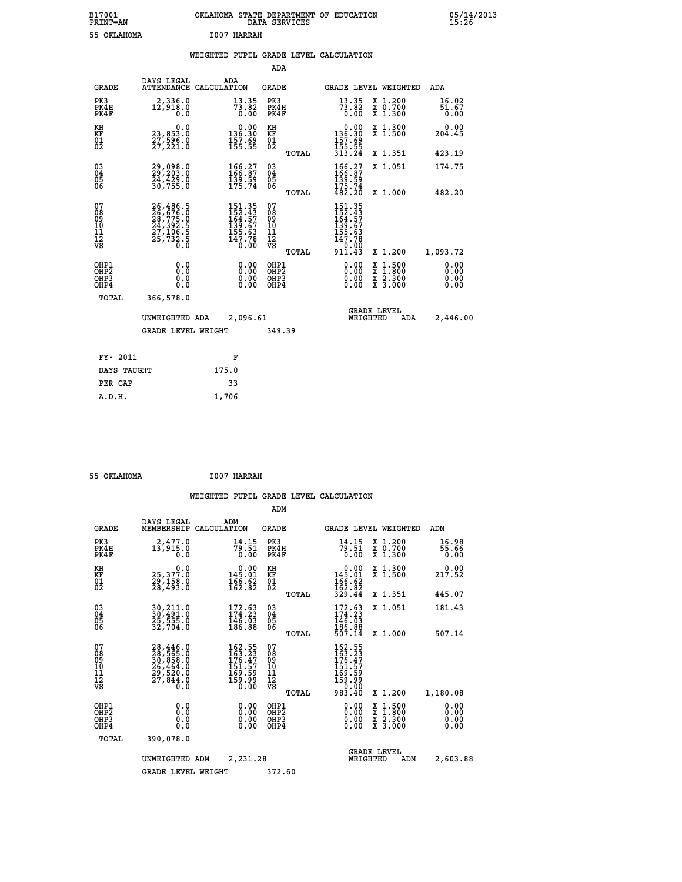B17001 OKLAHOMA STATE DEPARTMENT OF EDUCATION 05/14/2013
PRINT=AN DATA SERVICES 15:26

55 OKLAHOMA I007 HARRAH

## WEIGHTED PUPIL GRADE LEVEL CALCULATION

### ADA

| GRADE | DAYS LEGAL ATTENDANCE | ADA CALCULATION | GRADE | | GRADE LEVEL | WEIGHTED | ADA |
|---|---|---|---|---|---|---|---|
| PK3 | 2,336.0 | 13.35 | PK3 | | 13.35 | X 1.200 | 16.02 |
| PK4H | 12,918.0 | 73.82 | PK4H | | 73.82 | X 0.700 | 51.67 |
| PK4F | 0.0 | 0.00 | PK4F | | 0.00 | X 1.300 | 0.00 |
| KH | 0.0 | 0.00 | KH | | 0.00 | X 1.300 | 0.00 |
| KF | 23,853.0 | 136.30 | KF | | 136.30 | X 1.500 | 204.45 |
| 01 | 27,596.0 | 157.69 | 01 | | 157.69 | | |
| 02 | 27,221.0 | 155.55 | 02 | | 155.55 | | |
| | | | | TOTAL | 313.24 | X 1.351 | 423.19 |
| 03 | 29,098.0 | 166.27 | 03 | | 166.27 | X 1.051 | 174.75 |
| 04 | 29,203.0 | 166.87 | 04 | | 166.87 | | |
| 05 | 24,429.0 | 139.59 | 05 | | 139.59 | | |
| 06 | 30,755.0 | 175.74 | 06 | | 175.74 | | |
| | | | | TOTAL | 482.20 | X 1.000 | 482.20 |
| 07 | 26,486.5 | 151.35 | 07 | | 151.35 | | |
| 08 | 26,676.0 | 152.43 | 08 | | 152.43 | | |
| 09 | 28,775.0 | 164.57 | 09 | | 164.57 | | |
| 10 | 24,392.5 | 139.67 | 10 | | 139.67 | | |
| 11 | 27,106.5 | 155.63 | 11 | | 155.63 | | |
| 12 | 25,732.5 | 147.78 | 12 | | 147.78 | | |
| VS | 0.0 | 0.00 | VS | | 0.00 | | |
| | | | | TOTAL | 911.43 | X 1.200 | 1,093.72 |
| OHP1 | 0.0 | 0.00 | OHP1 | | 0.00 | X 1.500 | 0.00 |
| OHP2 | 0.0 | 0.00 | OHP2 | | 0.00 | X 1.800 | 0.00 |
| OHP3 | 0.0 | 0.00 | OHP3 | | 0.00 | X 2.300 | 0.00 |
| OHP4 | 0.0 | 0.00 | OHP4 | | 0.00 | X 3.000 | 0.00 |
| TOTAL | 366,578.0 | | | | | | |

UNWEIGHTED ADA 2,096.61 GRADE LEVEL WEIGHTED ADA 2,446.00

GRADE LEVEL WEIGHT 349.39

| FY- 2011 | F |
|---|---|
| DAYS TAUGHT | 175.0 |
| PER CAP | 33 |
| A.D.H. | 1,706 |

55 OKLAHOMA I007 HARRAH

## WEIGHTED PUPIL GRADE LEVEL CALCULATION

### ADM

| GRADE | DAYS LEGAL MEMBERSHIP | ADM CALCULATION | GRADE | | GRADE LEVEL | WEIGHTED | ADM |
|---|---|---|---|---|---|---|---|
| PK3 | 2,477.0 | 14.15 | PK3 | | 14.15 | X 1.200 | 16.98 |
| PK4H | 13,915.0 | 79.51 | PK4H | | 79.51 | X 0.700 | 55.66 |
| PK4F | 0.0 | 0.00 | PK4F | | 0.00 | X 1.300 | 0.00 |
| KH | 0.0 | 0.00 | KH | | 0.00 | X 1.300 | 0.00 |
| KF | 25,377.0 | 145.01 | KF | | 145.01 | X 1.500 | 217.52 |
| 01 | 29,158.0 | 166.62 | 01 | | 166.62 | | |
| 02 | 28,493.0 | 162.82 | 02 | | 162.82 | | |
| | | | | TOTAL | 329.44 | X 1.351 | 445.07 |
| 03 | 30,211.0 | 172.63 | 03 | | 172.63 | X 1.051 | 181.43 |
| 04 | 30,491.0 | 174.23 | 04 | | 174.23 | | |
| 05 | 25,555.0 | 146.03 | 05 | | 146.03 | | |
| 06 | 32,704.0 | 186.88 | 06 | | 186.88 | | |
| | | | | TOTAL | 507.14 | X 1.000 | 507.14 |
| 07 | 28,446.0 | 162.55 | 07 | | 162.55 | | |
| 08 | 28,565.0 | 163.23 | 08 | | 163.23 | | |
| 09 | 30,858.0 | 176.47 | 09 | | 176.47 | | |
| 10 | 26,464.0 | 151.57 | 10 | | 151.57 | | |
| 11 | 29,520.0 | 169.59 | 11 | | 169.59 | | |
| 12 | 27,844.0 | 159.99 | 12 | | 159.99 | | |
| VS | 0.0 | 0.00 | VS | | 0.00 | | |
| | | | | TOTAL | 983.40 | X 1.200 | 1,180.08 |
| OHP1 | 0.0 | 0.00 | OHP1 | | 0.00 | X 1.500 | 0.00 |
| OHP2 | 0.0 | 0.00 | OHP2 | | 0.00 | X 1.800 | 0.00 |
| OHP3 | 0.0 | 0.00 | OHP3 | | 0.00 | X 2.300 | 0.00 |
| OHP4 | 0.0 | 0.00 | OHP4 | | 0.00 | X 3.000 | 0.00 |
| TOTAL | 390,078.0 | | | | | | |

UNWEIGHTED ADM 2,231.28 GRADE LEVEL WEIGHTED ADM 2,603.88

GRADE LEVEL WEIGHT 372.60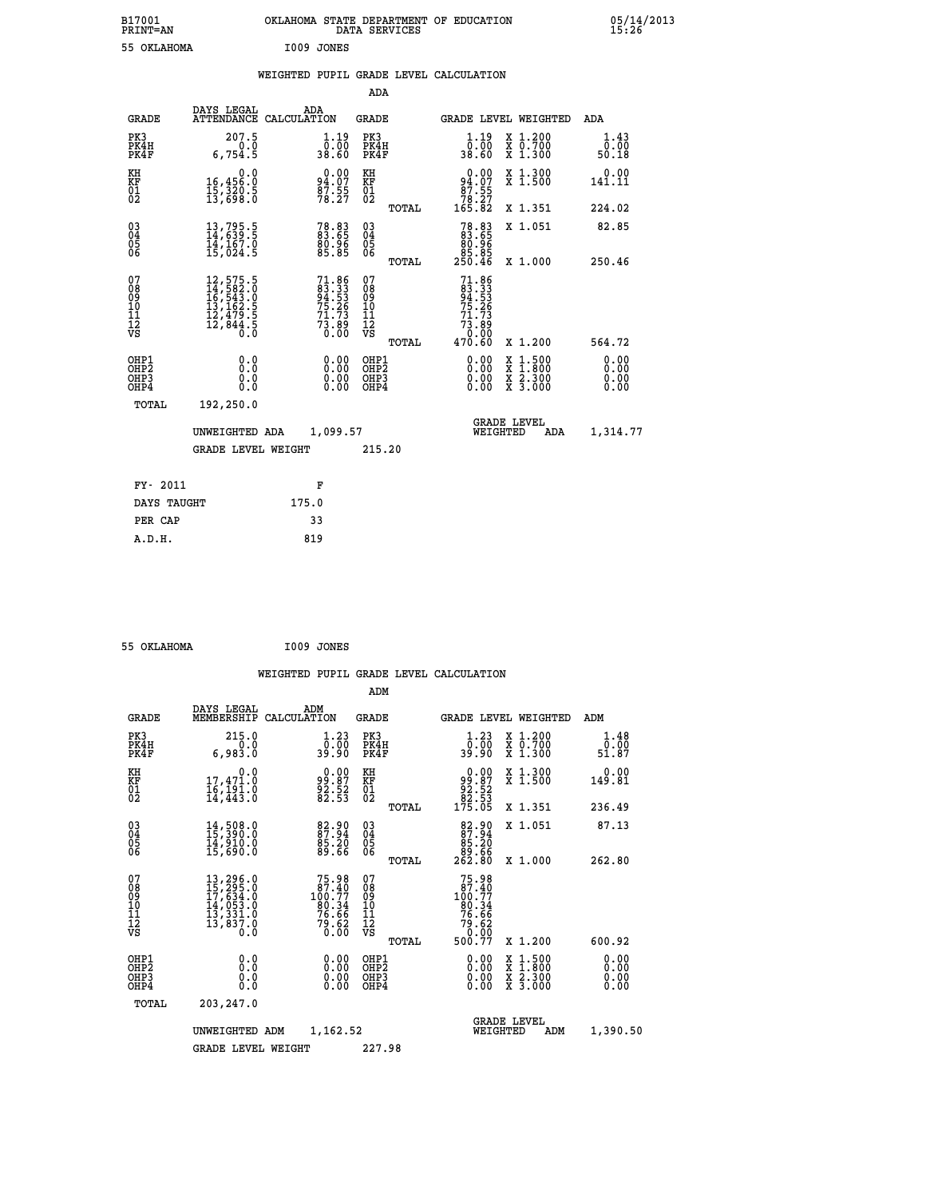B17001 OKLAHOMA STATE DEPARTMENT OF EDUCATION 05/14/2013
PRINT=AN DATA SERVICES 15:26

55 OKLAHOMA I009 JONES

## WEIGHTED PUPIL GRADE LEVEL CALCULATION

### ADA

| GRADE | DAYS LEGAL ATTENDANCE | ADA CALCULATION | GRADE | GRADE LEVEL | WEIGHTED | ADA |
|---|---|---|---|---|---|---|
| PK3 | 207.5 | 1.19 | PK3 | 1.19 | X 1.200 | 1.43 |
| PK4H | 0.0 | 0.00 | PK4H | 0.00 | X 0.700 | 0.00 |
| PK4F | 6,754.5 | 38.60 | PK4F | 38.60 | X 1.300 | 50.18 |
| KH | 0.0 | 0.00 | KH | 0.00 | X 1.300 | 0.00 |
| KF | 16,456.0 | 94.07 | KF | 94.07 | X 1.500 | 141.11 |
| 01 | 15,320.5 | 87.55 | 01 | 87.55 | | |
| 02 | 13,698.0 | 78.27 | 02 | 78.27 | | |
| | | | TOTAL | 165.82 | X 1.351 | 224.02 |
| 03 | 13,795.5 | 78.83 | 03 | 78.83 | X 1.051 | 82.85 |
| 04 | 14,639.5 | 83.65 | 04 | 83.65 | | |
| 05 | 14,167.0 | 80.96 | 05 | 80.96 | | |
| 06 | 15,024.5 | 85.85 | 06 | 85.85 | | |
| | | | TOTAL | 250.46 | X 1.000 | 250.46 |
| 07 | 12,575.5 | 71.86 | 07 | 71.86 | | |
| 08 | 14,582.0 | 83.33 | 08 | 83.33 | | |
| 09 | 16,543.0 | 94.53 | 09 | 94.53 | | |
| 10 | 13,162.5 | 75.26 | 10 | 75.26 | | |
| 11 | 12,479.5 | 71.73 | 11 | 71.73 | | |
| 12 | 12,844.5 | 73.89 | 12 | 73.89 | | |
| VS | 0.0 | 0.00 | VS | 0.00 | | |
| | | | TOTAL | 470.60 | X 1.200 | 564.72 |
| OHP1 | 0.0 | 0.00 | OHP1 | 0.00 | X 1.500 | 0.00 |
| OHP2 | 0.0 | 0.00 | OHP2 | 0.00 | X 1.800 | 0.00 |
| OHP3 | 0.0 | 0.00 | OHP3 | 0.00 | X 2.300 | 0.00 |
| OHP4 | 0.0 | 0.00 | OHP4 | 0.00 | X 3.000 | 0.00 |
| TOTAL | 192,250.0 | | | | | |

UNWEIGHTED ADA 1,099.57 GRADE LEVEL WEIGHTED ADA 1,314.77

GRADE LEVEL WEIGHT 215.20

| FY- 2011 | F |
|---|---|
| DAYS TAUGHT | 175.0 |
| PER CAP | 33 |
| A.D.H. | 819 |

55 OKLAHOMA I009 JONES

## WEIGHTED PUPIL GRADE LEVEL CALCULATION

### ADM

| GRADE | DAYS LEGAL MEMBERSHIP | ADM CALCULATION | GRADE | GRADE LEVEL | WEIGHTED | ADM |
|---|---|---|---|---|---|---|
| PK3 | 215.0 | 1.23 | PK3 | 1.23 | X 1.200 | 1.48 |
| PK4H | 0.0 | 0.00 | PK4H | 0.00 | X 0.700 | 0.00 |
| PK4F | 6,983.0 | 39.90 | PK4F | 39.90 | X 1.300 | 51.87 |
| KH | 0.0 | 0.00 | KH | 0.00 | X 1.300 | 0.00 |
| KF | 17,471.0 | 99.87 | KF | 99.87 | X 1.500 | 149.81 |
| 01 | 16,191.0 | 92.52 | 01 | 92.52 | | |
| 02 | 14,443.0 | 82.53 | 02 | 82.53 | | |
| | | | TOTAL | 175.05 | X 1.351 | 236.49 |
| 03 | 14,508.0 | 82.90 | 03 | 82.90 | X 1.051 | 87.13 |
| 04 | 15,390.0 | 87.94 | 04 | 87.94 | | |
| 05 | 14,910.0 | 85.20 | 05 | 85.20 | | |
| 06 | 15,690.0 | 89.66 | 06 | 89.66 | | |
| | | | TOTAL | 262.80 | X 1.000 | 262.80 |
| 07 | 13,296.0 | 75.98 | 07 | 75.98 | | |
| 08 | 15,295.0 | 87.40 | 08 | 87.40 | | |
| 09 | 17,634.0 | 100.77 | 09 | 100.77 | | |
| 10 | 14,053.0 | 80.34 | 10 | 80.34 | | |
| 11 | 13,331.0 | 76.66 | 11 | 76.66 | | |
| 12 | 13,837.0 | 79.62 | 12 | 79.62 | | |
| VS | 0.0 | 0.00 | VS | 0.00 | | |
| | | | TOTAL | 500.77 | X 1.200 | 600.92 |
| OHP1 | 0.0 | 0.00 | OHP1 | 0.00 | X 1.500 | 0.00 |
| OHP2 | 0.0 | 0.00 | OHP2 | 0.00 | X 1.800 | 0.00 |
| OHP3 | 0.0 | 0.00 | OHP3 | 0.00 | X 2.300 | 0.00 |
| OHP4 | 0.0 | 0.00 | OHP4 | 0.00 | X 3.000 | 0.00 |
| TOTAL | 203,247.0 | | | | | |

UNWEIGHTED ADM 1,162.52 GRADE LEVEL WEIGHTED ADM 1,390.50

GRADE LEVEL WEIGHT 227.98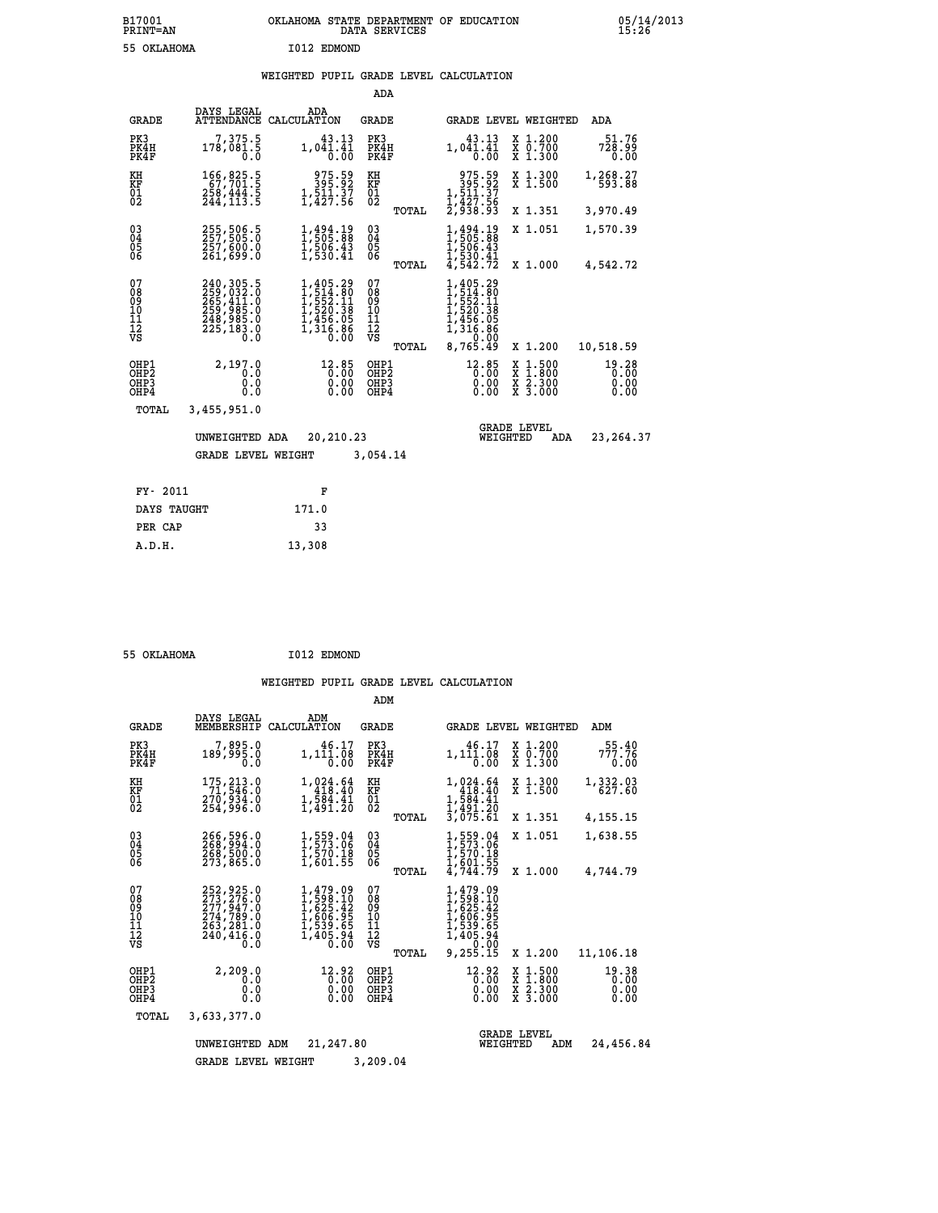B17001 OKLAHOMA STATE DEPARTMENT OF EDUCATION 05/14/2013
PRINT=AN DATA SERVICES 15:26

55 OKLAHOMA I012 EDMOND

## WEIGHTED PUPIL GRADE LEVEL CALCULATION

### ADA

| GRADE | DAYS LEGAL ATTENDANCE | ADA CALCULATION | GRADE | | GRADE LEVEL | WEIGHTED | ADA |
|---|---|---|---|---|---|---|---|
| PK3 | 7,375.5 | 43.13 | PK3 | | 43.13 | X 1.200 | 51.76 |
| PK4H | 178,081.5 | 1,041.41 | PK4H | | 1,041.41 | X 0.700 | 728.99 |
| PK4F | 0.0 | 0.00 | PK4F | | 0.00 | X 1.300 | 0.00 |
| KH | 166,825.5 | 975.59 | KH | | 975.59 | X 1.300 | 1,268.27 |
| KF | 67,701.5 | 395.92 | KF | | 395.92 | X 1.500 | 593.88 |
| 01 | 258,444.5 | 1,511.37 | 01 | | 1,511.37 | | |
| 02 | 244,113.5 | 1,427.56 | 02 | | 1,427.56 | | |
| | | | | TOTAL | 2,938.93 | X 1.351 | 3,970.49 |
| 03 | 255,506.5 | 1,494.19 | 03 | | 1,494.19 | X 1.051 | 1,570.39 |
| 04 | 257,505.0 | 1,505.88 | 04 | | 1,505.88 | | |
| 05 | 257,600.0 | 1,506.43 | 05 | | 1,506.43 | | |
| 06 | 261,699.0 | 1,530.41 | 06 | | 1,530.41 | | |
| | | | | TOTAL | 4,542.72 | X 1.000 | 4,542.72 |
| 07 | 240,305.5 | 1,405.29 | 07 | | 1,405.29 | | |
| 08 | 259,032.0 | 1,514.80 | 08 | | 1,514.80 | | |
| 09 | 265,411.0 | 1,552.11 | 09 | | 1,552.11 | | |
| 10 | 259,985.0 | 1,520.38 | 10 | | 1,520.38 | | |
| 11 | 248,985.0 | 1,456.05 | 11 | | 1,456.05 | | |
| 12 | 225,183.0 | 1,316.86 | 12 | | 1,316.86 | | |
| VS | 0.0 | 0.00 | VS | | 0.00 | | |
| | | | | TOTAL | 8,765.49 | X 1.200 | 10,518.59 |
| OHP1 | 2,197.0 | 12.85 | OHP1 | | 12.85 | X 1.500 | 19.28 |
| OHP2 | 0.0 | 0.00 | OHP2 | | 0.00 | X 1.800 | 0.00 |
| OHP3 | 0.0 | 0.00 | OHP3 | | 0.00 | X 2.300 | 0.00 |
| OHP4 | 0.0 | 0.00 | OHP4 | | 0.00 | X 3.000 | 0.00 |
| TOTAL | 3,455,951.0 | | | | | | |

UNWEIGHTED ADA 20,210.23 | GRADE LEVEL WEIGHTED ADA 23,264.37

GRADE LEVEL WEIGHT 3,054.14

| FY- 2011 | F |
|---|---|
| DAYS TAUGHT | 171.0 |
| PER CAP | 33 |
| A.D.H. | 13,308 |

55 OKLAHOMA I012 EDMOND

## WEIGHTED PUPIL GRADE LEVEL CALCULATION

### ADM

| GRADE | DAYS LEGAL MEMBERSHIP | ADM CALCULATION | GRADE | | GRADE LEVEL | WEIGHTED | ADM |
|---|---|---|---|---|---|---|---|
| PK3 | 7,895.0 | 46.17 | PK3 | | 46.17 | X 1.200 | 55.40 |
| PK4H | 189,995.0 | 1,111.08 | PK4H | | 1,111.08 | X 0.700 | 777.76 |
| PK4F | 0.0 | 0.00 | PK4F | | 0.00 | X 1.300 | 0.00 |
| KH | 175,213.0 | 1,024.64 | KH | | 1,024.64 | X 1.300 | 1,332.03 |
| KF | 71,546.0 | 418.40 | KF | | 418.40 | X 1.500 | 627.60 |
| 01 | 270,934.0 | 1,584.41 | 01 | | 1,584.41 | | |
| 02 | 254,996.0 | 1,491.20 | 02 | | 1,491.20 | | |
| | | | | TOTAL | 3,075.61 | X 1.351 | 4,155.15 |
| 03 | 266,596.0 | 1,559.04 | 03 | | 1,559.04 | X 1.051 | 1,638.55 |
| 04 | 268,994.0 | 1,573.06 | 04 | | 1,573.06 | | |
| 05 | 268,500.0 | 1,570.18 | 05 | | 1,570.18 | | |
| 06 | 273,865.0 | 1,601.55 | 06 | | 1,601.55 | | |
| | | | | TOTAL | 4,744.79 | X 1.000 | 4,744.79 |
| 07 | 252,925.0 | 1,479.09 | 07 | | 1,479.09 | | |
| 08 | 273,276.0 | 1,598.10 | 08 | | 1,598.10 | | |
| 09 | 277,947.0 | 1,625.42 | 09 | | 1,625.42 | | |
| 10 | 274,789.0 | 1,606.95 | 10 | | 1,606.95 | | |
| 11 | 263,281.0 | 1,539.65 | 11 | | 1,539.65 | | |
| 12 | 240,416.0 | 1,405.94 | 12 | | 1,405.94 | | |
| VS | 0.0 | 0.00 | VS | | 0.00 | | |
| | | | | TOTAL | 9,255.15 | X 1.200 | 11,106.18 |
| OHP1 | 2,209.0 | 12.92 | OHP1 | | 12.92 | X 1.500 | 19.38 |
| OHP2 | 0.0 | 0.00 | OHP2 | | 0.00 | X 1.800 | 0.00 |
| OHP3 | 0.0 | 0.00 | OHP3 | | 0.00 | X 2.300 | 0.00 |
| OHP4 | 0.0 | 0.00 | OHP4 | | 0.00 | X 3.000 | 0.00 |
| TOTAL | 3,633,377.0 | | | | | | |

UNWEIGHTED ADM 21,247.80 | GRADE LEVEL WEIGHTED ADM 24,456.84

GRADE LEVEL WEIGHT 3,209.04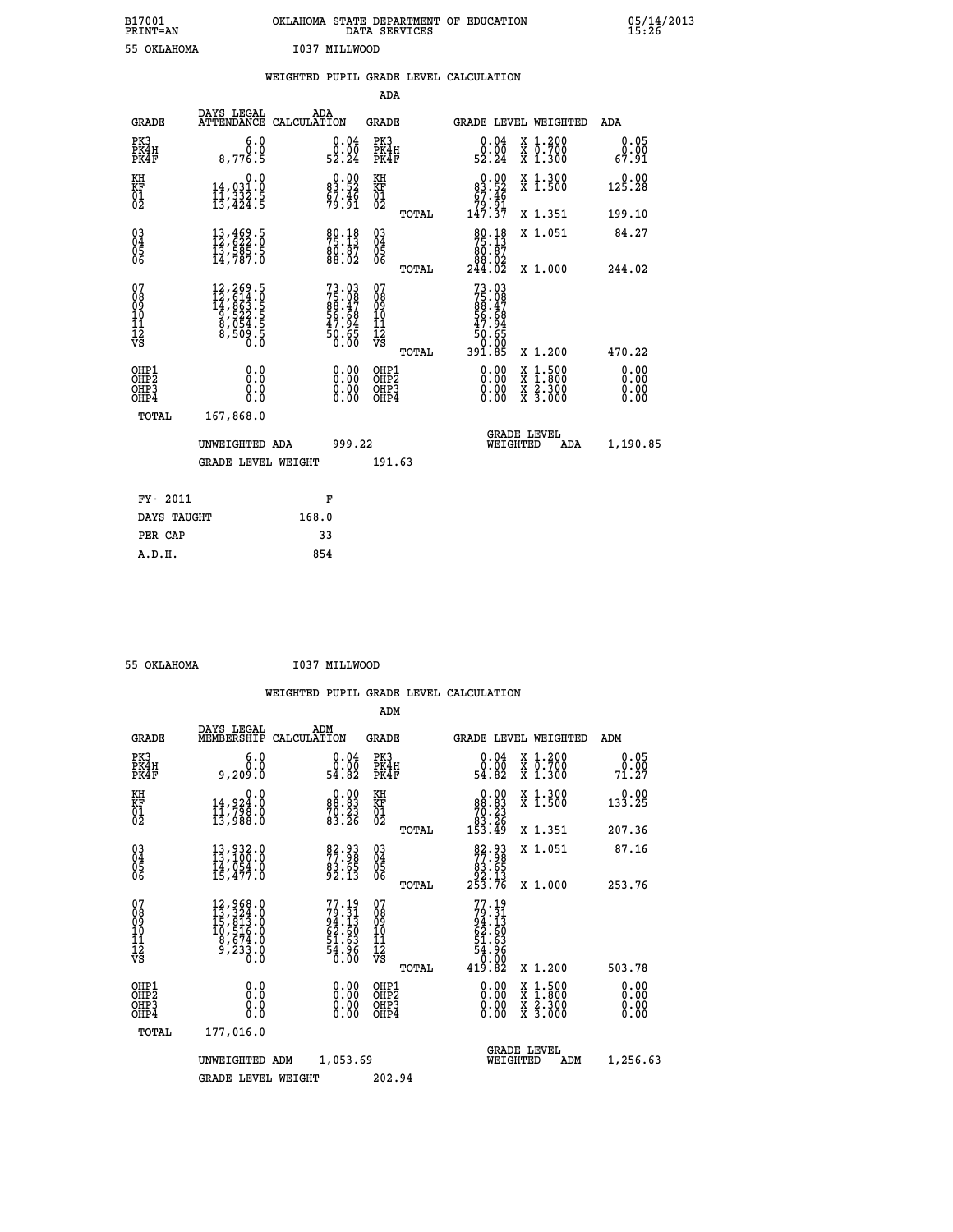B17001 OKLAHOMA STATE DEPARTMENT OF EDUCATION 05/14/2013
PRINT=AN DATA SERVICES 15:26

55 OKLAHOMA I037 MILLWOOD

## WEIGHTED PUPIL GRADE LEVEL CALCULATION

### ADA

| GRADE | DAYS LEGAL ATTENDANCE | ADA CALCULATION | GRADE | GRADE LEVEL | WEIGHTED | ADA |
|---|---|---|---|---|---|---|
| PK3 | 6.0 | 0.04 | PK3 | 0.04 | X 1.200 | 0.05 |
| PK4H | 0.0 | 0.00 | PK4H | 0.00 | X 0.700 | 0.00 |
| PK4F | 8,776.5 | 52.24 | PK4F | 52.24 | X 1.300 | 67.91 |
| KH | 0.0 | 0.00 | KH | 0.00 | X 1.300 | 0.00 |
| KF | 14,031.0 | 83.52 | KF | 83.52 | X 1.500 | 125.28 |
| 01 | 11,332.5 | 67.46 | 01 | 67.46 | | |
| 02 | 13,424.5 | 79.91 | 02 | 79.91 | | |
| | | | TOTAL | 147.37 | X 1.351 | 199.10 |
| 03 | 13,469.5 | 80.18 | 03 | 80.18 | X 1.051 | 84.27 |
| 04 | 12,622.0 | 75.13 | 04 | 75.13 | | |
| 05 | 13,585.5 | 80.87 | 05 | 80.87 | | |
| 06 | 14,787.0 | 88.02 | 06 | 88.02 | | |
| | | | TOTAL | 244.02 | X 1.000 | 244.02 |
| 07 | 12,269.5 | 73.03 | 07 | 73.03 | | |
| 08 | 12,614.0 | 75.08 | 08 | 75.08 | | |
| 09 | 14,863.5 | 88.47 | 09 | 88.47 | | |
| 10 | 9,522.5 | 56.68 | 10 | 56.68 | | |
| 11 | 8,054.5 | 47.94 | 11 | 47.94 | | |
| 12 | 8,509.5 | 50.65 | 12 | 50.65 | | |
| VS | 0.0 | 0.00 | VS | 0.00 | | |
| | | | TOTAL | 391.85 | X 1.200 | 470.22 |
| OHP1 | 0.0 | 0.00 | OHP1 | 0.00 | X 1.500 | 0.00 |
| OHP2 | 0.0 | 0.00 | OHP2 | 0.00 | X 1.800 | 0.00 |
| OHP3 | 0.0 | 0.00 | OHP3 | 0.00 | X 2.300 | 0.00 |
| OHP4 | 0.0 | 0.00 | OHP4 | 0.00 | X 3.000 | 0.00 |
| TOTAL | 167,868.0 | | | | | |

UNWEIGHTED ADA 999.22 — GRADE LEVEL WEIGHTED ADA 1,190.85

GRADE LEVEL WEIGHT 191.63

| | |
|---|---|
| FY- 2011 | F |
| DAYS TAUGHT | 168.0 |
| PER CAP | 33 |
| A.D.H. | 854 |

55 OKLAHOMA I037 MILLWOOD

## WEIGHTED PUPIL GRADE LEVEL CALCULATION

### ADM

| GRADE | DAYS LEGAL MEMBERSHIP | ADM CALCULATION | GRADE | GRADE LEVEL | WEIGHTED | ADM |
|---|---|---|---|---|---|---|
| PK3 | 6.0 | 0.04 | PK3 | 0.04 | X 1.200 | 0.05 |
| PK4H | 0.0 | 0.00 | PK4H | 0.00 | X 0.700 | 0.00 |
| PK4F | 9,209.0 | 54.82 | PK4F | 54.82 | X 1.300 | 71.27 |
| KH | 0.0 | 0.00 | KH | 0.00 | X 1.300 | 0.00 |
| KF | 14,924.0 | 88.83 | KF | 88.83 | X 1.500 | 133.25 |
| 01 | 11,798.0 | 70.23 | 01 | 70.23 | | |
| 02 | 13,988.0 | 83.26 | 02 | 83.26 | | |
| | | | TOTAL | 153.49 | X 1.351 | 207.36 |
| 03 | 13,932.0 | 82.93 | 03 | 82.93 | X 1.051 | 87.16 |
| 04 | 13,100.0 | 77.98 | 04 | 77.98 | | |
| 05 | 14,054.0 | 83.65 | 05 | 83.65 | | |
| 06 | 15,477.0 | 92.13 | 06 | 92.13 | | |
| | | | TOTAL | 253.76 | X 1.000 | 253.76 |
| 07 | 12,968.0 | 77.19 | 07 | 77.19 | | |
| 08 | 13,324.0 | 79.31 | 08 | 79.31 | | |
| 09 | 15,813.0 | 94.13 | 09 | 94.13 | | |
| 10 | 10,516.0 | 62.60 | 10 | 62.60 | | |
| 11 | 8,674.0 | 51.63 | 11 | 51.63 | | |
| 12 | 9,233.0 | 54.96 | 12 | 54.96 | | |
| VS | 0.0 | 0.00 | VS | 0.00 | | |
| | | | TOTAL | 419.82 | X 1.200 | 503.78 |
| OHP1 | 0.0 | 0.00 | OHP1 | 0.00 | X 1.500 | 0.00 |
| OHP2 | 0.0 | 0.00 | OHP2 | 0.00 | X 1.800 | 0.00 |
| OHP3 | 0.0 | 0.00 | OHP3 | 0.00 | X 2.300 | 0.00 |
| OHP4 | 0.0 | 0.00 | OHP4 | 0.00 | X 3.000 | 0.00 |
| TOTAL | 177,016.0 | | | | | |

UNWEIGHTED ADM 1,053.69 — GRADE LEVEL WEIGHTED ADM 1,256.63

GRADE LEVEL WEIGHT 202.94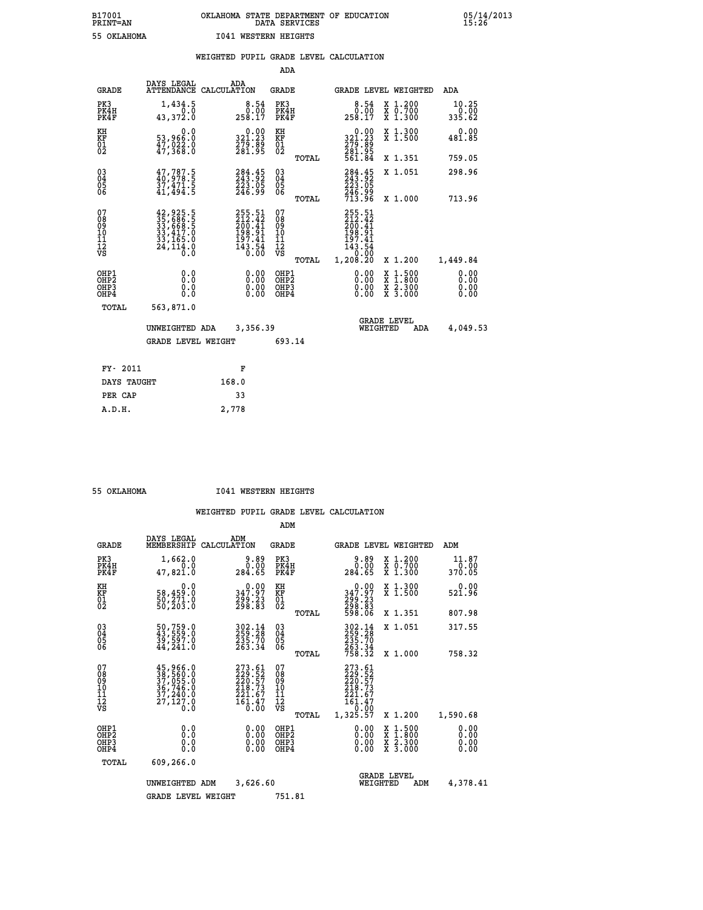B17001 OKLAHOMA STATE DEPARTMENT OF EDUCATION 05/14/2013
PRINT=AN DATA SERVICES 15:26

55 OKLAHOMA I041 WESTERN HEIGHTS

## WEIGHTED PUPIL GRADE LEVEL CALCULATION

### ADA

| GRADE | DAYS LEGAL ATTENDANCE | ADA CALCULATION | GRADE | | GRADE LEVEL | WEIGHTED | ADA |
|---|---|---|---|---|---|---|---|
| PK3 | 1,434.5 | 8.54 | PK3 | | 8.54 | X 1.200 | 10.25 |
| PK4H | 0.0 | 0.00 | PK4H | | 0.00 | X 0.700 | 0.00 |
| PK4F | 43,372.0 | 258.17 | PK4F | | 258.17 | X 1.300 | 335.62 |
| KH | 0.0 | 0.00 | KH | | 0.00 | X 1.300 | 0.00 |
| KF | 53,966.0 | 321.23 | KF | | 321.23 | X 1.500 | 481.85 |
| 01 | 47,022.0 | 279.89 | 01 | | 279.89 | | |
| 02 | 47,368.0 | 281.95 | 02 | | 281.95 | | |
| | | | | TOTAL | 561.84 | X 1.351 | 759.05 |
| 03 | 47,787.5 | 284.45 | 03 | | 284.45 | X 1.051 | 298.96 |
| 04 | 40,978.5 | 243.92 | 04 | | 243.92 | | |
| 05 | 37,471.5 | 223.05 | 05 | | 223.05 | | |
| 06 | 41,494.5 | 246.99 | 06 | | 246.99 | | |
| | | | | TOTAL | 713.96 | X 1.000 | 713.96 |
| 07 | 42,925.5 | 255.51 | 07 | | 255.51 | | |
| 08 | 35,686.5 | 212.42 | 08 | | 212.42 | | |
| 09 | 33,668.5 | 200.41 | 09 | | 200.41 | | |
| 10 | 33,417.0 | 198.91 | 10 | | 198.91 | | |
| 11 | 33,165.0 | 197.41 | 11 | | 197.41 | | |
| 12 | 24,114.0 | 143.54 | 12 | | 143.54 | | |
| VS | 0.0 | 0.00 | VS | | 0.00 | | |
| | | | | TOTAL | 1,208.20 | X 1.200 | 1,449.84 |
| OHP1 | 0.0 | 0.00 | OHP1 | | 0.00 | X 1.500 | 0.00 |
| OHP2 | 0.0 | 0.00 | OHP2 | | 0.00 | X 1.800 | 0.00 |
| OHP3 | 0.0 | 0.00 | OHP3 | | 0.00 | X 2.300 | 0.00 |
| OHP4 | 0.0 | 0.00 | OHP4 | | 0.00 | X 3.000 | 0.00 |
| TOTAL | 563,871.0 | | | | | | |

UNWEIGHTED ADA 3,356.39 GRADE LEVEL WEIGHTED ADA 4,049.53

GRADE LEVEL WEIGHT 693.14

| FY- 2011 | F |
|---|---|
| DAYS TAUGHT | 168.0 |
| PER CAP | 33 |
| A.D.H. | 2,778 |

55 OKLAHOMA I041 WESTERN HEIGHTS

## WEIGHTED PUPIL GRADE LEVEL CALCULATION

### ADM

| GRADE | DAYS LEGAL MEMBERSHIP | ADM CALCULATION | GRADE | | GRADE LEVEL | WEIGHTED | ADM |
|---|---|---|---|---|---|---|---|
| PK3 | 1,662.0 | 9.89 | PK3 | | 9.89 | X 1.200 | 11.87 |
| PK4H | 0.0 | 0.00 | PK4H | | 0.00 | X 0.700 | 0.00 |
| PK4F | 47,821.0 | 284.65 | PK4F | | 284.65 | X 1.300 | 370.05 |
| KH | 0.0 | 0.00 | KH | | 0.00 | X 1.300 | 0.00 |
| KF | 58,459.0 | 347.97 | KF | | 347.97 | X 1.500 | 521.96 |
| 01 | 50,271.0 | 299.23 | 01 | | 299.23 | | |
| 02 | 50,203.0 | 298.83 | 02 | | 298.83 | | |
| | | | | TOTAL | 598.06 | X 1.351 | 807.98 |
| 03 | 50,759.0 | 302.14 | 03 | | 302.14 | X 1.051 | 317.55 |
| 04 | 43,559.0 | 259.28 | 04 | | 259.28 | | |
| 05 | 39,597.0 | 235.70 | 05 | | 235.70 | | |
| 06 | 44,241.0 | 263.34 | 06 | | 263.34 | | |
| | | | | TOTAL | 758.32 | X 1.000 | 758.32 |
| 07 | 45,966.0 | 273.61 | 07 | | 273.61 | | |
| 08 | 38,560.0 | 229.52 | 08 | | 229.52 | | |
| 09 | 37,055.0 | 220.57 | 09 | | 220.57 | | |
| 10 | 36,746.0 | 218.73 | 10 | | 218.73 | | |
| 11 | 37,240.0 | 221.67 | 11 | | 221.67 | | |
| 12 | 27,127.0 | 161.47 | 12 | | 161.47 | | |
| VS | 0.0 | 0.00 | VS | | 0.00 | | |
| | | | | TOTAL | 1,325.57 | X 1.200 | 1,590.68 |
| OHP1 | 0.0 | 0.00 | OHP1 | | 0.00 | X 1.500 | 0.00 |
| OHP2 | 0.0 | 0.00 | OHP2 | | 0.00 | X 1.800 | 0.00 |
| OHP3 | 0.0 | 0.00 | OHP3 | | 0.00 | X 2.300 | 0.00 |
| OHP4 | 0.0 | 0.00 | OHP4 | | 0.00 | X 3.000 | 0.00 |
| TOTAL | 609,266.0 | | | | | | |

UNWEIGHTED ADM 3,626.60 GRADE LEVEL WEIGHTED ADM 4,378.41

GRADE LEVEL WEIGHT 751.81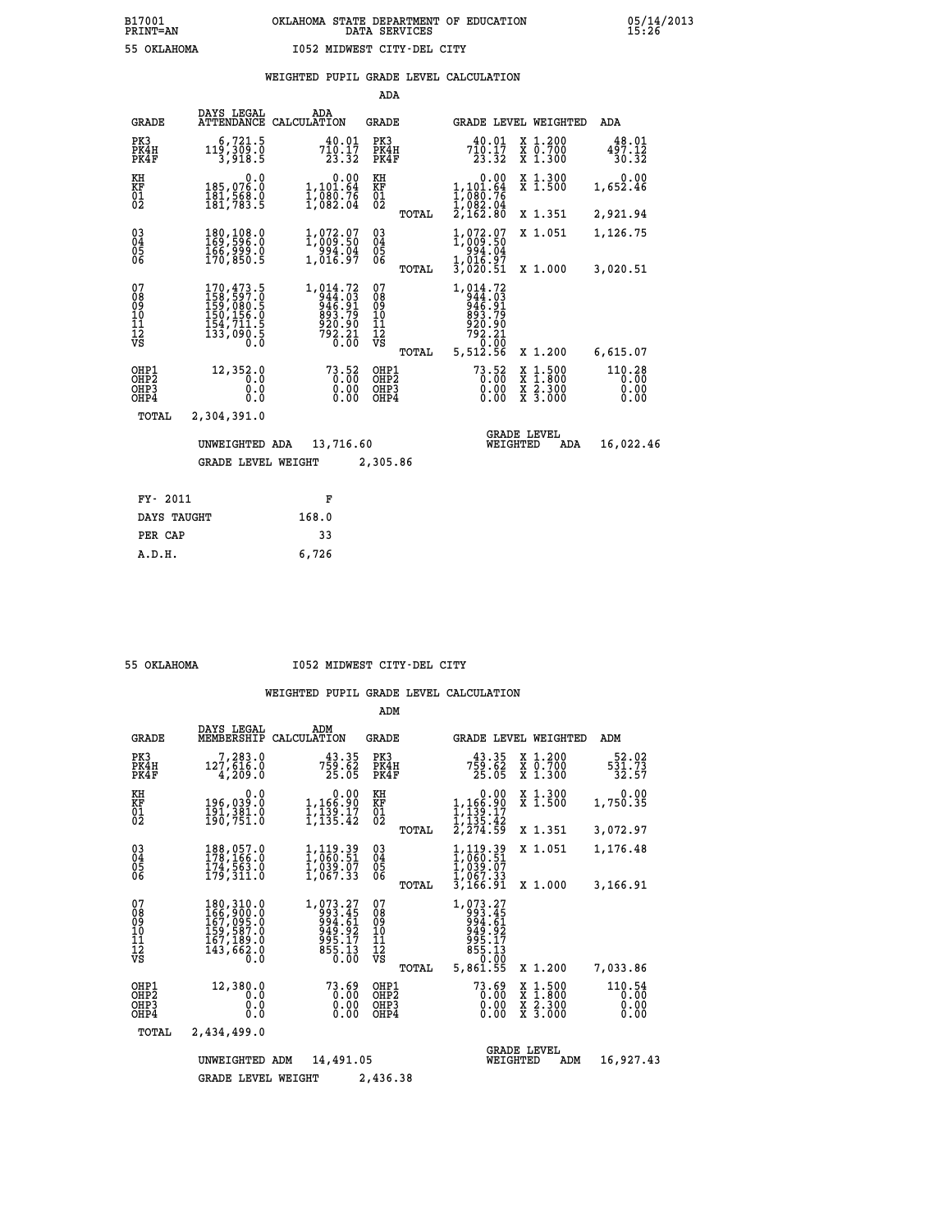B17001 OKLAHOMA STATE DEPARTMENT OF EDUCATION 05/14/2013
PRINT=AN DATA SERVICES 15:26

55 OKLAHOMA I052 MIDWEST CITY-DEL CITY

## WEIGHTED PUPIL GRADE LEVEL CALCULATION

### ADA

| GRADE | DAYS LEGAL ATTENDANCE | ADA CALCULATION | GRADE | | GRADE LEVEL | WEIGHTED | ADA |
|---|---|---|---|---|---|---|---|
| PK3 | 6,721.5 | 40.01 | PK3 | | 40.01 | X 1.200 | 48.01 |
| PK4H | 119,309.0 | 710.17 | PK4H | | 710.17 | X 0.700 | 497.12 |
| PK4F | 3,918.5 | 23.32 | PK4F | | 23.32 | X 1.300 | 30.32 |
| KH | 0.0 | 0.00 | KH | | 0.00 | X 1.300 | 0.00 |
| KF | 185,076.0 | 1,101.64 | KF | | 1,101.64 | X 1.500 | 1,652.46 |
| 01 | 181,568.0 | 1,080.76 | 01 | | 1,080.76 | | |
| 02 | 181,783.5 | 1,082.04 | 02 | | 1,082.04 | | |
| | | | | TOTAL | 2,162.80 | X 1.351 | 2,921.94 |
| 03 | 180,108.0 | 1,072.07 | 03 | | 1,072.07 | X 1.051 | 1,126.75 |
| 04 | 169,596.0 | 1,009.50 | 04 | | 1,009.50 | | |
| 05 | 166,999.0 | 994.04 | 05 | | 994.04 | | |
| 06 | 170,850.5 | 1,016.97 | 06 | | 1,016.97 | | |
| | | | | TOTAL | 3,020.51 | X 1.000 | 3,020.51 |
| 07 | 170,473.5 | 1,014.72 | 07 | | 1,014.72 | | |
| 08 | 158,597.0 | 944.03 | 08 | | 944.03 | | |
| 09 | 159,080.5 | 946.91 | 09 | | 946.91 | | |
| 10 | 150,156.0 | 893.79 | 10 | | 893.79 | | |
| 11 | 154,711.5 | 920.90 | 11 | | 920.90 | | |
| 12 | 133,090.5 | 792.21 | 12 | | 792.21 | | |
| VS | 0.0 | 0.00 | VS | | 0.00 | | |
| | | | | TOTAL | 5,512.56 | X 1.200 | 6,615.07 |
| OHP1 | 12,352.0 | 73.52 | OHP1 | | 73.52 | X 1.500 | 110.28 |
| OHP2 | 0.0 | 0.00 | OHP2 | | 0.00 | X 1.800 | 0.00 |
| OHP3 | 0.0 | 0.00 | OHP3 | | 0.00 | X 2.300 | 0.00 |
| OHP4 | 0.0 | 0.00 | OHP4 | | 0.00 | X 3.000 | 0.00 |
| TOTAL | 2,304,391.0 | | | | | | |

UNWEIGHTED ADA 13,716.60 GRADE LEVEL WEIGHTED ADA 16,022.46

GRADE LEVEL WEIGHT 2,305.86

| FY- 2011 | F |
|---|---|
| DAYS TAUGHT | 168.0 |
| PER CAP | 33 |
| A.D.H. | 6,726 |

55 OKLAHOMA I052 MIDWEST CITY-DEL CITY

## WEIGHTED PUPIL GRADE LEVEL CALCULATION

### ADM

| GRADE | DAYS LEGAL MEMBERSHIP | ADM CALCULATION | GRADE | | GRADE LEVEL | WEIGHTED | ADM |
|---|---|---|---|---|---|---|---|
| PK3 | 7,283.0 | 43.35 | PK3 | | 43.35 | X 1.200 | 52.02 |
| PK4H | 127,616.0 | 759.62 | PK4H | | 759.62 | X 0.700 | 531.73 |
| PK4F | 4,209.0 | 25.05 | PK4F | | 25.05 | X 1.300 | 32.57 |
| KH | 0.0 | 0.00 | KH | | 0.00 | X 1.300 | 0.00 |
| KF | 196,039.0 | 1,166.90 | KF | | 1,166.90 | X 1.500 | 1,750.35 |
| 01 | 191,381.0 | 1,139.17 | 01 | | 1,139.17 | | |
| 02 | 190,751.0 | 1,135.42 | 02 | | 1,135.42 | | |
| | | | | TOTAL | 2,274.59 | X 1.351 | 3,072.97 |
| 03 | 188,057.0 | 1,119.39 | 03 | | 1,119.39 | X 1.051 | 1,176.48 |
| 04 | 178,166.0 | 1,060.51 | 04 | | 1,060.51 | | |
| 05 | 174,563.0 | 1,039.07 | 05 | | 1,039.07 | | |
| 06 | 179,311.0 | 1,067.33 | 06 | | 1,067.33 | | |
| | | | | TOTAL | 3,166.91 | X 1.000 | 3,166.91 |
| 07 | 180,310.0 | 1,073.27 | 07 | | 1,073.27 | | |
| 08 | 166,900.0 | 993.45 | 08 | | 993.45 | | |
| 09 | 167,095.0 | 994.61 | 09 | | 994.61 | | |
| 10 | 159,587.0 | 949.92 | 10 | | 949.92 | | |
| 11 | 167,189.0 | 995.17 | 11 | | 995.17 | | |
| 12 | 143,662.0 | 855.13 | 12 | | 855.13 | | |
| VS | 0.0 | 0.00 | VS | | 0.00 | | |
| | | | | TOTAL | 5,861.55 | X 1.200 | 7,033.86 |
| OHP1 | 12,380.0 | 73.69 | OHP1 | | 73.69 | X 1.500 | 110.54 |
| OHP2 | 0.0 | 0.00 | OHP2 | | 0.00 | X 1.800 | 0.00 |
| OHP3 | 0.0 | 0.00 | OHP3 | | 0.00 | X 2.300 | 0.00 |
| OHP4 | 0.0 | 0.00 | OHP4 | | 0.00 | X 3.000 | 0.00 |
| TOTAL | 2,434,499.0 | | | | | | |

UNWEIGHTED ADM 14,491.05 GRADE LEVEL WEIGHTED ADM 16,927.43

GRADE LEVEL WEIGHT 2,436.38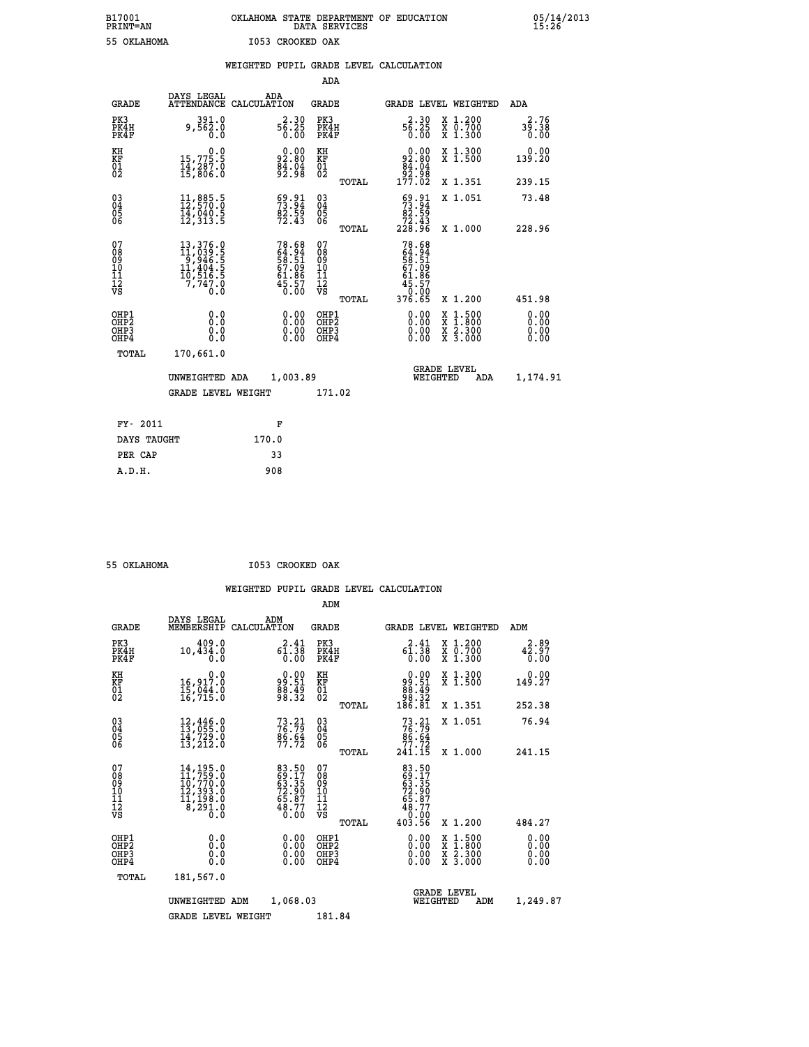B17001 OKLAHOMA STATE DEPARTMENT OF EDUCATION 05/14/2013
PRINT=AN DATA SERVICES 15:26

55 OKLAHOMA I053 CROOKED OAK

## WEIGHTED PUPIL GRADE LEVEL CALCULATION

### ADA

| GRADE | DAYS LEGAL ATTENDANCE | ADA CALCULATION | GRADE | GRADE LEVEL | WEIGHTED | ADA |
|---|---|---|---|---|---|---|
| PK3 | 391.0 | 2.30 | PK3 | 2.30 | X 1.200 | 2.76 |
| PK4H | 9,562.0 | 56.25 | PK4H | 56.25 | X 0.700 | 39.38 |
| PK4F | 0.0 | 0.00 | PK4F | 0.00 | X 1.300 | 0.00 |
| KH | 0.0 | 0.00 | KH | 0.00 | X 1.300 | 0.00 |
| KF | 15,775.5 | 92.80 | KF | 92.80 | X 1.500 | 139.20 |
| 01 | 14,287.0 | 84.04 | 01 | 84.04 | | |
| 02 | 15,806.0 | 92.98 | 02 | 92.98 | | |
| | | | TOTAL | 177.02 | X 1.351 | 239.15 |
| 03 | 11,885.5 | 69.91 | 03 | 69.91 | X 1.051 | 73.48 |
| 04 | 12,570.0 | 73.94 | 04 | 73.94 | | |
| 05 | 14,040.5 | 82.59 | 05 | 82.59 | | |
| 06 | 12,313.5 | 72.43 | 06 | 72.43 | | |
| | | | TOTAL | 228.96 | X 1.000 | 228.96 |
| 07 | 13,376.0 | 78.68 | 07 | 78.68 | | |
| 08 | 11,039.5 | 64.94 | 08 | 64.94 | | |
| 09 | 9,946.5 | 58.51 | 09 | 58.51 | | |
| 10 | 11,404.5 | 67.09 | 10 | 67.09 | | |
| 11 | 10,516.5 | 61.86 | 11 | 61.86 | | |
| 12 | 7,747.0 | 45.57 | 12 | 45.57 | | |
| VS | 0.0 | 0.00 | VS | 0.00 | | |
| | | | TOTAL | 376.65 | X 1.200 | 451.98 |
| OHP1 | 0.0 | 0.00 | OHP1 | 0.00 | X 1.500 | 0.00 |
| OHP2 | 0.0 | 0.00 | OHP2 | 0.00 | X 1.800 | 0.00 |
| OHP3 | 0.0 | 0.00 | OHP3 | 0.00 | X 2.300 | 0.00 |
| OHP4 | 0.0 | 0.00 | OHP4 | 0.00 | X 3.000 | 0.00 |
| TOTAL | 170,661.0 | | | | | |

UNWEIGHTED ADA 1,003.89 GRADE LEVEL WEIGHTED ADA 1,174.91

GRADE LEVEL WEIGHT 171.02

| FY- 2011 | F |
|---|---|
| DAYS TAUGHT | 170.0 |
| PER CAP | 33 |
| A.D.H. | 908 |

55 OKLAHOMA I053 CROOKED OAK

## WEIGHTED PUPIL GRADE LEVEL CALCULATION

### ADM

| GRADE | DAYS LEGAL MEMBERSHIP | ADM CALCULATION | GRADE | GRADE LEVEL | WEIGHTED | ADM |
|---|---|---|---|---|---|---|
| PK3 | 409.0 | 2.41 | PK3 | 2.41 | X 1.200 | 2.89 |
| PK4H | 10,434.0 | 61.38 | PK4H | 61.38 | X 0.700 | 42.97 |
| PK4F | 0.0 | 0.00 | PK4F | 0.00 | X 1.300 | 0.00 |
| KH | 0.0 | 0.00 | KH | 0.00 | X 1.300 | 0.00 |
| KF | 16,917.0 | 99.51 | KF | 99.51 | X 1.500 | 149.27 |
| 01 | 15,044.0 | 88.49 | 01 | 88.49 | | |
| 02 | 16,715.0 | 98.32 | 02 | 98.32 | | |
| | | | TOTAL | 186.81 | X 1.351 | 252.38 |
| 03 | 12,446.0 | 73.21 | 03 | 73.21 | X 1.051 | 76.94 |
| 04 | 13,055.0 | 76.79 | 04 | 76.79 | | |
| 05 | 14,729.0 | 86.64 | 05 | 86.64 | | |
| 06 | 13,212.0 | 77.72 | 06 | 77.72 | | |
| | | | TOTAL | 241.15 | X 1.000 | 241.15 |
| 07 | 14,195.0 | 83.50 | 07 | 83.50 | | |
| 08 | 11,759.0 | 69.17 | 08 | 69.17 | | |
| 09 | 10,770.0 | 63.35 | 09 | 63.35 | | |
| 10 | 12,393.0 | 72.90 | 10 | 72.90 | | |
| 11 | 11,198.0 | 65.87 | 11 | 65.87 | | |
| 12 | 8,291.0 | 48.77 | 12 | 48.77 | | |
| VS | 0.0 | 0.00 | VS | 0.00 | | |
| | | | TOTAL | 403.56 | X 1.200 | 484.27 |
| OHP1 | 0.0 | 0.00 | OHP1 | 0.00 | X 1.500 | 0.00 |
| OHP2 | 0.0 | 0.00 | OHP2 | 0.00 | X 1.800 | 0.00 |
| OHP3 | 0.0 | 0.00 | OHP3 | 0.00 | X 2.300 | 0.00 |
| OHP4 | 0.0 | 0.00 | OHP4 | 0.00 | X 3.000 | 0.00 |
| TOTAL | 181,567.0 | | | | | |

UNWEIGHTED ADM 1,068.03 GRADE LEVEL WEIGHTED ADM 1,249.87

GRADE LEVEL WEIGHT 181.84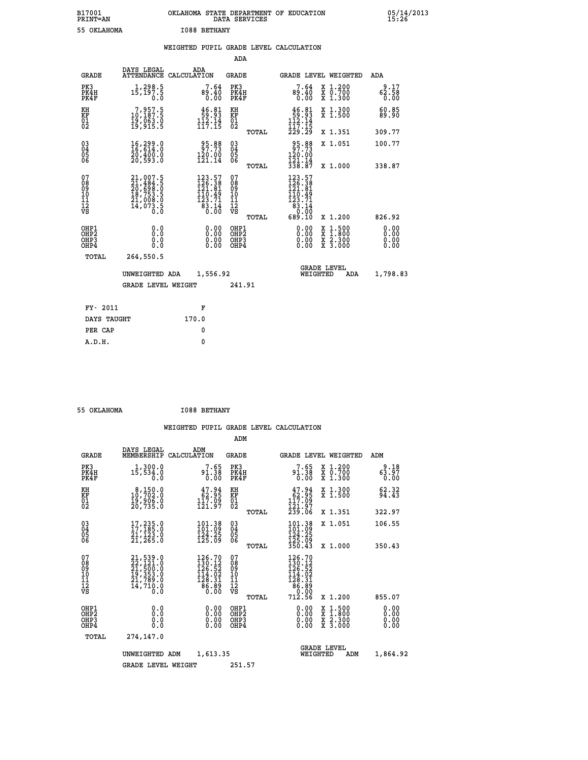B17001 OKLAHOMA STATE DEPARTMENT OF EDUCATION 05/14/2013
PRINT=AN DATA SERVICES 15:26

55 OKLAHOMA I088 BETHANY

## WEIGHTED PUPIL GRADE LEVEL CALCULATION

### ADA

| GRADE | DAYS LEGAL ATTENDANCE | ADA CALCULATION | GRADE | GRADE LEVEL | WEIGHTED | ADA |
|---|---|---|---|---|---|---|
| PK3 | 1,298.5 | 7.64 | PK3 | 7.64 | X 1.200 | 9.17 |
| PK4H | 15,197.5 | 89.40 | PK4H | 89.40 | X 0.700 | 62.58 |
| PK4F | 0.0 | 0.00 | PK4F | 0.00 | X 1.300 | 0.00 |
| KH | 7,957.5 | 46.81 | KH | 46.81 | X 1.300 | 60.85 |
| KF | 10,187.5 | 59.93 | KF | 59.93 | X 1.500 | 89.90 |
| 01 | 19,063.0 | 112.14 | 01 | 112.14 | | |
| 02 | 19,915.5 | 117.15 | 02 | 117.15 | | |
| | | | TOTAL | 229.29 | X 1.351 | 309.77 |
| 03 | 16,299.0 | 95.88 | 03 | 95.88 | X 1.051 | 100.77 |
| 04 | 16,614.0 | 97.73 | 04 | 97.73 | | |
| 05 | 20,400.0 | 120.00 | 05 | 120.00 | | |
| 06 | 20,593.0 | 121.14 | 06 | 121.14 | | |
| | | | TOTAL | 338.87 | X 1.000 | 338.87 |
| 07 | 21,007.5 | 123.57 | 07 | 123.57 | | |
| 08 | 21,484.5 | 126.38 | 08 | 126.38 | | |
| 09 | 20,698.0 | 121.81 | 09 | 121.81 | | |
| 10 | 18,753.5 | 110.49 | 10 | 110.49 | | |
| 11 | 21,008.0 | 123.71 | 11 | 123.71 | | |
| 12 | 14,073.5 | 83.14 | 12 | 83.14 | | |
| VS | 0.0 | 0.00 | VS | 0.00 | | |
| | | | TOTAL | 689.10 | X 1.200 | 826.92 |
| OHP1 | 0.0 | 0.00 | OHP1 | 0.00 | X 1.500 | 0.00 |
| OHP2 | 0.0 | 0.00 | OHP2 | 0.00 | X 1.800 | 0.00 |
| OHP3 | 0.0 | 0.00 | OHP3 | 0.00 | X 2.300 | 0.00 |
| OHP4 | 0.0 | 0.00 | OHP4 | 0.00 | X 3.000 | 0.00 |
| TOTAL | 264,550.5 | | | | | |

UNWEIGHTED ADA 1,556.92 GRADE LEVEL WEIGHTED ADA 1,798.83

GRADE LEVEL WEIGHT 241.91

| FY- 2011 | F |
|---|---|
| DAYS TAUGHT | 170.0 |
| PER CAP | 0 |
| A.D.H. | 0 |

55 OKLAHOMA I088 BETHANY

## WEIGHTED PUPIL GRADE LEVEL CALCULATION

### ADM

| GRADE | DAYS LEGAL MEMBERSHIP | ADM CALCULATION | GRADE | GRADE LEVEL | WEIGHTED | ADM |
|---|---|---|---|---|---|---|
| PK3 | 1,300.0 | 7.65 | PK3 | 7.65 | X 1.200 | 9.18 |
| PK4H | 15,534.0 | 91.38 | PK4H | 91.38 | X 0.700 | 63.97 |
| PK4F | 0.0 | 0.00 | PK4F | 0.00 | X 1.300 | 0.00 |
| KH | 8,150.0 | 47.94 | KH | 47.94 | X 1.300 | 62.32 |
| KF | 10,702.0 | 62.95 | KF | 62.95 | X 1.500 | 94.43 |
| 01 | 19,906.0 | 117.09 | 01 | 117.09 | | |
| 02 | 20,735.0 | 121.97 | 02 | 121.97 | | |
| | | | TOTAL | 239.06 | X 1.351 | 322.97 |
| 03 | 17,235.0 | 101.38 | 03 | 101.38 | X 1.051 | 106.55 |
| 04 | 17,185.0 | 101.09 | 04 | 101.09 | | |
| 05 | 21,123.0 | 124.25 | 05 | 124.25 | | |
| 06 | 21,265.0 | 125.09 | 06 | 125.09 | | |
| | | | TOTAL | 350.43 | X 1.000 | 350.43 |
| 07 | 21,539.0 | 126.70 | 07 | 126.70 | | |
| 08 | 22,121.0 | 130.12 | 08 | 130.12 | | |
| 09 | 21,500.0 | 126.52 | 09 | 126.52 | | |
| 10 | 19,353.0 | 114.02 | 10 | 114.02 | | |
| 11 | 21,789.0 | 128.31 | 11 | 128.31 | | |
| 12 | 14,710.0 | 86.89 | 12 | 86.89 | | |
| VS | 0.0 | 0.00 | VS | 0.00 | | |
| | | | TOTAL | 712.56 | X 1.200 | 855.07 |
| OHP1 | 0.0 | 0.00 | OHP1 | 0.00 | X 1.500 | 0.00 |
| OHP2 | 0.0 | 0.00 | OHP2 | 0.00 | X 1.800 | 0.00 |
| OHP3 | 0.0 | 0.00 | OHP3 | 0.00 | X 2.300 | 0.00 |
| OHP4 | 0.0 | 0.00 | OHP4 | 0.00 | X 3.000 | 0.00 |
| TOTAL | 274,147.0 | | | | | |

UNWEIGHTED ADM 1,613.35 GRADE LEVEL WEIGHTED ADM 1,864.92

GRADE LEVEL WEIGHT 251.57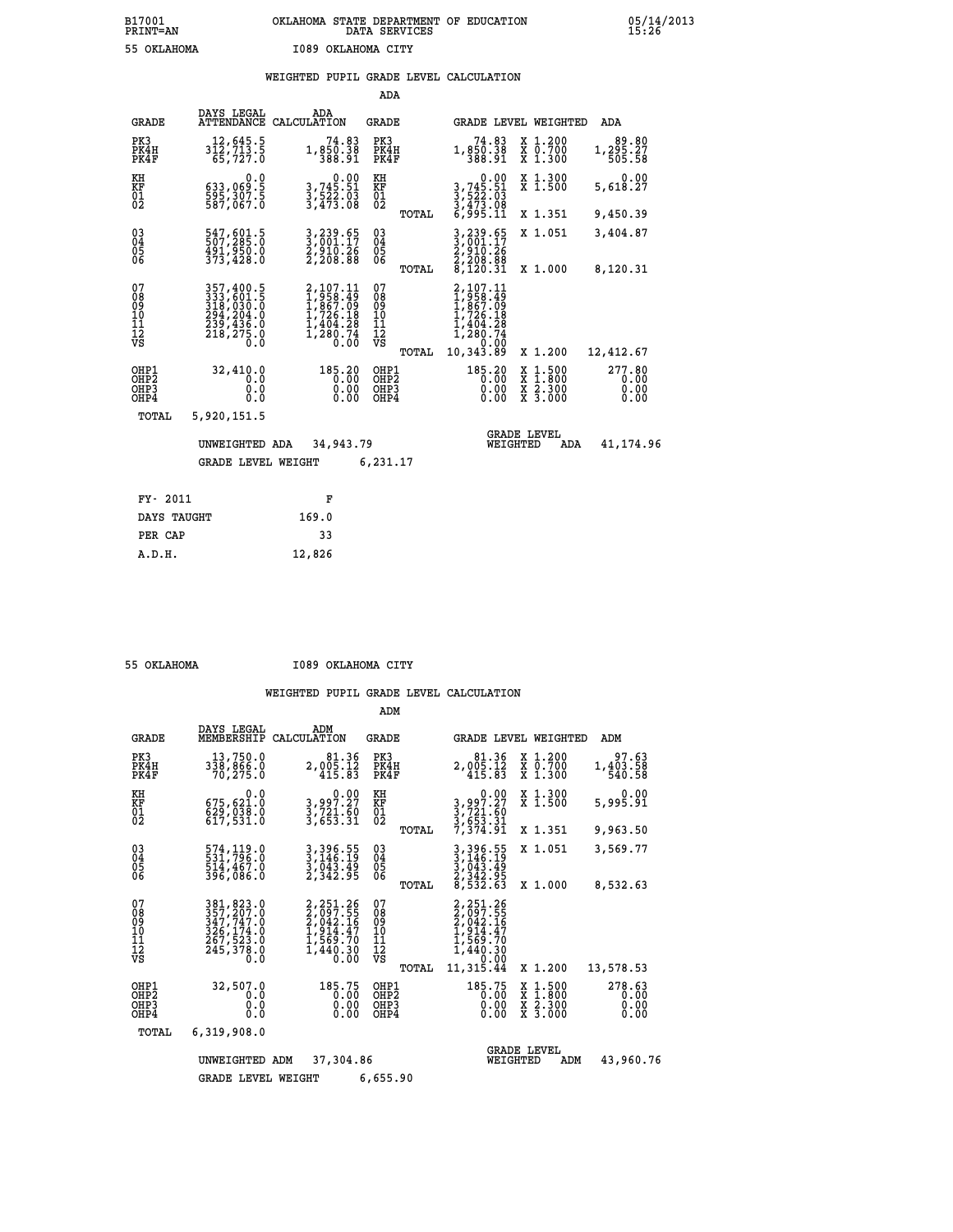B17001 OKLAHOMA STATE DEPARTMENT OF EDUCATION 05/14/2013
PRINT=AN DATA SERVICES 15:26

55 OKLAHOMA I089 OKLAHOMA CITY

## WEIGHTED PUPIL GRADE LEVEL CALCULATION

### ADA

| GRADE | DAYS LEGAL ATTENDANCE | ADA CALCULATION | GRADE | | GRADE LEVEL | WEIGHTED | ADA |
|---|---|---|---|---|---|---|---|
| PK3 | 12,645.5 | 74.83 | PK3 | | 74.83 | X 1.200 | 89.80 |
| PK4H | 312,713.5 | 1,850.38 | PK4H | | 1,850.38 | X 0.700 | 1,295.27 |
| PK4F | 65,727.0 | 388.91 | PK4F | | 388.91 | X 1.300 | 505.58 |
| KH | 0.0 | 0.00 | KH | | 0.00 | X 1.300 | 0.00 |
| KF | 633,069.5 | 3,745.51 | KF | | 3,745.51 | X 1.500 | 5,618.27 |
| 01 | 595,307.5 | 3,522.03 | 01 | | 3,522.03 | | |
| 02 | 587,067.0 | 3,473.08 | 02 | | 3,473.08 | | |
| | | | | TOTAL | 6,995.11 | X 1.351 | 9,450.39 |
| 03 | 547,601.5 | 3,239.65 | 03 | | 3,239.65 | X 1.051 | 3,404.87 |
| 04 | 507,285.0 | 3,001.17 | 04 | | 3,001.17 | | |
| 05 | 491,950.0 | 2,910.26 | 05 | | 2,910.26 | | |
| 06 | 373,428.0 | 2,208.88 | 06 | | 2,208.88 | | |
| | | | | TOTAL | 8,120.31 | X 1.000 | 8,120.31 |
| 07 | 357,400.5 | 2,107.11 | 07 | | 2,107.11 | | |
| 08 | 333,601.5 | 1,958.49 | 08 | | 1,958.49 | | |
| 09 | 318,030.0 | 1,867.09 | 09 | | 1,867.09 | | |
| 10 | 294,204.0 | 1,726.18 | 10 | | 1,726.18 | | |
| 11 | 239,436.0 | 1,404.28 | 11 | | 1,404.28 | | |
| 12 | 218,275.0 | 1,280.74 | 12 | | 1,280.74 | | |
| VS | 0.0 | 0.00 | VS | | 0.00 | | |
| | | | | TOTAL | 10,343.89 | X 1.200 | 12,412.67 |
| OHP1 | 32,410.0 | 185.20 | OHP1 | | 185.20 | X 1.500 | 277.80 |
| OHP2 | 0.0 | 0.00 | OHP2 | | 0.00 | X 1.800 | 0.00 |
| OHP3 | 0.0 | 0.00 | OHP3 | | 0.00 | X 2.300 | 0.00 |
| OHP4 | 0.0 | 0.00 | OHP4 | | 0.00 | X 3.000 | 0.00 |
| TOTAL | 5,920,151.5 | | | | | | |

UNWEIGHTED ADA 34,943.79 | GRADE LEVEL WEIGHTED ADA 41,174.96

GRADE LEVEL WEIGHT 6,231.17

| | |
|---|---|
| FY- 2011 | F |
| DAYS TAUGHT | 169.0 |
| PER CAP | 33 |
| A.D.H. | 12,826 |

55 OKLAHOMA I089 OKLAHOMA CITY

## WEIGHTED PUPIL GRADE LEVEL CALCULATION

### ADM

| GRADE | DAYS LEGAL MEMBERSHIP | ADM CALCULATION | GRADE | | GRADE LEVEL | WEIGHTED | ADM |
|---|---|---|---|---|---|---|---|
| PK3 | 13,750.0 | 81.36 | PK3 | | 81.36 | X 1.200 | 97.63 |
| PK4H | 338,866.0 | 2,005.12 | PK4H | | 2,005.12 | X 0.700 | 1,403.58 |
| PK4F | 70,275.0 | 415.83 | PK4F | | 415.83 | X 1.300 | 540.58 |
| KH | 0.0 | 0.00 | KH | | 0.00 | X 1.300 | 0.00 |
| KF | 675,621.0 | 3,997.27 | KF | | 3,997.27 | X 1.500 | 5,995.91 |
| 01 | 629,038.0 | 3,721.60 | 01 | | 3,721.60 | | |
| 02 | 617,531.0 | 3,653.31 | 02 | | 3,653.31 | | |
| | | | | TOTAL | 7,374.91 | X 1.351 | 9,963.50 |
| 03 | 574,119.0 | 3,396.55 | 03 | | 3,396.55 | X 1.051 | 3,569.77 |
| 04 | 531,796.0 | 3,146.19 | 04 | | 3,146.19 | | |
| 05 | 514,467.0 | 3,043.49 | 05 | | 3,043.49 | | |
| 06 | 396,086.0 | 2,342.95 | 06 | | 2,342.95 | | |
| | | | | TOTAL | 8,532.63 | X 1.000 | 8,532.63 |
| 07 | 381,823.0 | 2,251.26 | 07 | | 2,251.26 | | |
| 08 | 357,207.0 | 2,097.55 | 08 | | 2,097.55 | | |
| 09 | 347,747.0 | 2,042.16 | 09 | | 2,042.16 | | |
| 10 | 326,174.0 | 1,914.47 | 10 | | 1,914.47 | | |
| 11 | 267,523.0 | 1,569.70 | 11 | | 1,569.70 | | |
| 12 | 245,378.0 | 1,440.30 | 12 | | 1,440.30 | | |
| VS | 0.0 | 0.00 | VS | | 0.00 | | |
| | | | | TOTAL | 11,315.44 | X 1.200 | 13,578.53 |
| OHP1 | 32,507.0 | 185.75 | OHP1 | | 185.75 | X 1.500 | 278.63 |
| OHP2 | 0.0 | 0.00 | OHP2 | | 0.00 | X 1.800 | 0.00 |
| OHP3 | 0.0 | 0.00 | OHP3 | | 0.00 | X 2.300 | 0.00 |
| OHP4 | 0.0 | 0.00 | OHP4 | | 0.00 | X 3.000 | 0.00 |
| TOTAL | 6,319,908.0 | | | | | | |

UNWEIGHTED ADM 37,304.86 | GRADE LEVEL WEIGHTED ADM 43,960.76

GRADE LEVEL WEIGHT 6,655.90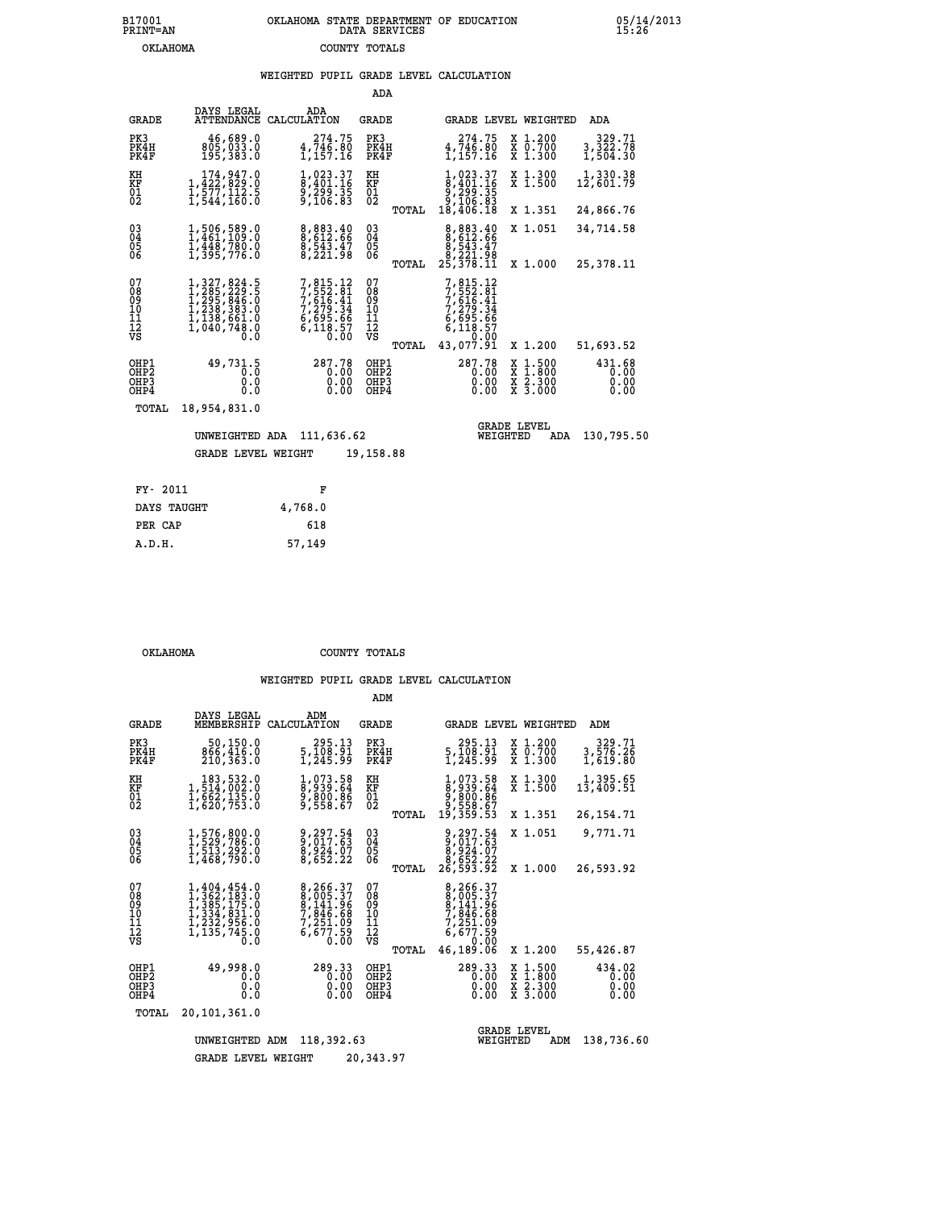B17001 OKLAHOMA STATE DEPARTMENT OF EDUCATION 05/14/2013
PRINT=AN DATA SERVICES 15:26

OKLAHOMA COUNTY TOTALS

WEIGHTED PUPIL GRADE LEVEL CALCULATION

ADA

| GRADE | DAYS LEGAL ATTENDANCE | ADA CALCULATION | GRADE | GRADE LEVEL | WEIGHTED | ADA |
|---|---|---|---|---|---|---|
| PK3 | 46,689.0 | 274.75 | PK3 | 274.75 | X 1.200 | 329.71 |
| PK4H | 805,033.0 | 4,746.80 | PK4H | 4,746.80 | X 0.700 | 3,322.78 |
| PK4F | 195,383.0 | 1,157.16 | PK4F | 1,157.16 | X 1.300 | 1,504.30 |
| KH | 174,947.0 | 1,023.37 | KH | 1,023.37 | X 1.300 | 1,330.38 |
| KF | 1,422,829.0 | 8,401.16 | KF | 8,401.16 | X 1.500 | 12,601.79 |
| 01 | 1,577,112.5 | 9,299.35 | 01 | 9,299.35 | | |
| 02 | 1,544,160.0 | 9,106.83 | 02 | 9,106.83 | | |
| | | | TOTAL | 18,406.18 | X 1.351 | 24,866.76 |
| 03 | 1,506,589.0 | 8,883.40 | 03 | 8,883.40 | X 1.051 | 34,714.58 |
| 04 | 1,461,109.0 | 8,612.66 | 04 | 8,612.66 | | |
| 05 | 1,448,780.0 | 8,543.47 | 05 | 8,543.47 | | |
| 06 | 1,395,776.0 | 8,221.98 | 06 | 8,221.98 | | |
| | | | TOTAL | 25,378.11 | X 1.000 | 25,378.11 |
| 07 | 1,327,824.5 | 7,815.12 | 07 | 7,815.12 | | |
| 08 | 1,285,229.5 | 7,552.81 | 08 | 7,552.81 | | |
| 09 | 1,295,846.0 | 7,616.41 | 09 | 7,616.41 | | |
| 10 | 1,238,383.0 | 7,279.34 | 10 | 7,279.34 | | |
| 11 | 1,138,661.0 | 6,695.66 | 11 | 6,695.66 | | |
| 12 | 1,040,748.0 | 6,118.57 | 12 | 6,118.57 | | |
| VS | 0.0 | 0.00 | VS | 0.00 | | |
| | | | TOTAL | 43,077.91 | X 1.200 | 51,693.52 |
| OHP1 | 49,731.5 | 287.78 | OHP1 | 287.78 | X 1.500 | 431.68 |
| OHP2 | 0.0 | 0.00 | OHP2 | 0.00 | X 1.800 | 0.00 |
| OHP3 | 0.0 | 0.00 | OHP3 | 0.00 | X 2.300 | 0.00 |
| OHP4 | 0.0 | 0.00 | OHP4 | 0.00 | X 3.000 | 0.00 |
| TOTAL | 18,954,831.0 | | | | | |

UNWEIGHTED ADA 111,636.62 — GRADE LEVEL WEIGHTED ADA 130,795.50

GRADE LEVEL WEIGHT 19,158.88

| FY- 2011 | F |
|---|---|
| DAYS TAUGHT | 4,768.0 |
| PER CAP | 618 |
| A.D.H. | 57,149 |

OKLAHOMA COUNTY TOTALS

WEIGHTED PUPIL GRADE LEVEL CALCULATION

ADM

| GRADE | DAYS LEGAL MEMBERSHIP | ADM CALCULATION | GRADE | GRADE LEVEL | WEIGHTED | ADM |
|---|---|---|---|---|---|---|
| PK3 | 50,150.0 | 295.13 | PK3 | 295.13 | X 1.200 | 329.71 |
| PK4H | 866,416.0 | 5,108.91 | PK4H | 5,108.91 | X 0.700 | 3,576.26 |
| PK4F | 210,363.0 | 1,245.99 | PK4F | 1,245.99 | X 1.300 | 1,619.80 |
| KH | 183,532.0 | 1,073.58 | KH | 1,073.58 | X 1.300 | 1,395.65 |
| KF | 1,514,002.0 | 8,939.64 | KF | 8,939.64 | X 1.500 | 13,409.51 |
| 01 | 1,662,135.0 | 9,800.86 | 01 | 9,800.86 | | |
| 02 | 1,620,753.0 | 9,558.67 | 02 | 9,558.67 | | |
| | | | TOTAL | 19,359.53 | X 1.351 | 26,154.71 |
| 03 | 1,576,800.0 | 9,297.54 | 03 | 9,297.54 | X 1.051 | 9,771.71 |
| 04 | 1,529,786.0 | 9,017.63 | 04 | 9,017.63 | | |
| 05 | 1,513,292.0 | 8,924.07 | 05 | 8,924.07 | | |
| 06 | 1,468,790.0 | 8,652.22 | 06 | 8,652.22 | | |
| | | | TOTAL | 26,593.92 | X 1.000 | 26,593.92 |
| 07 | 1,404,454.0 | 8,266.37 | 07 | 8,266.37 | | |
| 08 | 1,362,183.0 | 8,005.37 | 08 | 8,005.37 | | |
| 09 | 1,385,175.0 | 8,141.96 | 09 | 8,141.96 | | |
| 10 | 1,334,831.0 | 7,846.68 | 10 | 7,846.68 | | |
| 11 | 1,232,956.0 | 7,251.09 | 11 | 7,251.09 | | |
| 12 | 1,135,745.0 | 6,677.59 | 12 | 6,677.59 | | |
| VS | 0.0 | 0.00 | VS | 0.00 | | |
| | | | TOTAL | 46,189.06 | X 1.200 | 55,426.87 |
| OHP1 | 49,998.0 | 289.33 | OHP1 | 289.33 | X 1.500 | 434.02 |
| OHP2 | 0.0 | 0.00 | OHP2 | 0.00 | X 1.800 | 0.00 |
| OHP3 | 0.0 | 0.00 | OHP3 | 0.00 | X 2.300 | 0.00 |
| OHP4 | 0.0 | 0.00 | OHP4 | 0.00 | X 3.000 | 0.00 |
| TOTAL | 20,101,361.0 | | | | | |

UNWEIGHTED ADM 118,392.63 — GRADE LEVEL WEIGHTED ADM 138,736.60

GRADE LEVEL WEIGHT 20,343.97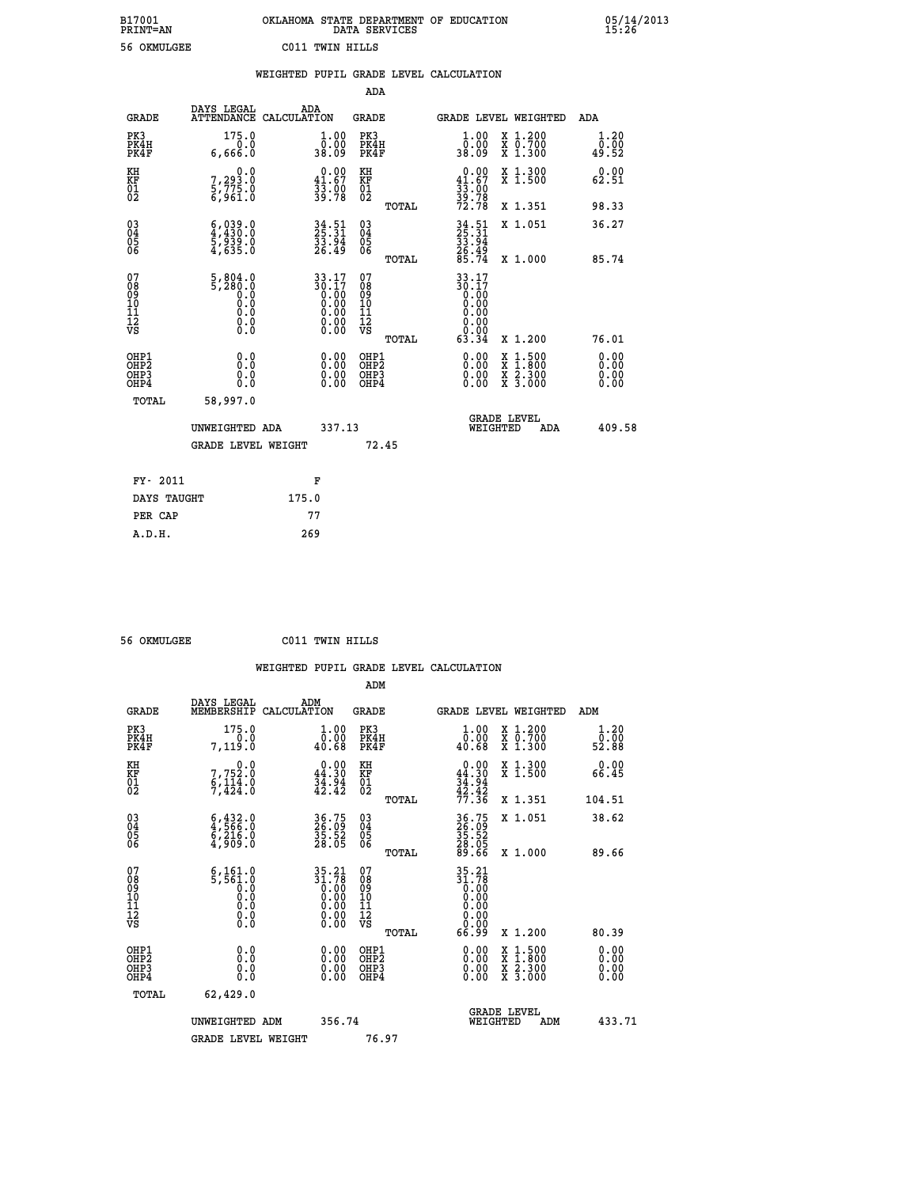B17001 OKLAHOMA STATE DEPARTMENT OF EDUCATION 05/14/2013
PRINT=AN DATA SERVICES 15:26

56 OKMULGEE C011 TWIN HILLS

## WEIGHTED PUPIL GRADE LEVEL CALCULATION

### ADA

| GRADE | DAYS LEGAL ATTENDANCE | ADA CALCULATION | GRADE | GRADE LEVEL | WEIGHTED | ADA |
|---|---|---|---|---|---|---|
| PK3 | 175.0 | 1.00 | PK3 | 1.00 | X 1.200 | 1.20 |
| PK4H | 0.0 | 0.00 | PK4H | 0.00 | X 0.700 | 0.00 |
| PK4F | 6,666.0 | 38.09 | PK4F | 38.09 | X 1.300 | 49.52 |
| KH | 0.0 | 0.00 | KH | 0.00 | X 1.300 | 0.00 |
| KF | 7,293.0 | 41.67 | KF | 41.67 | X 1.500 | 62.51 |
| 01 | 5,775.0 | 33.00 | 01 | 33.00 | | |
| 02 | 6,961.0 | 39.78 | 02 | 39.78 | | |
| | | | TOTAL | 72.78 | X 1.351 | 98.33 |
| 03 | 6,039.0 | 34.51 | 03 | 34.51 | X 1.051 | 36.27 |
| 04 | 4,430.0 | 25.31 | 04 | 25.31 | | |
| 05 | 5,939.0 | 33.94 | 05 | 33.94 | | |
| 06 | 4,635.0 | 26.49 | 06 | 26.49 | | |
| | | | TOTAL | 85.74 | X 1.000 | 85.74 |
| 07 | 5,804.0 | 33.17 | 07 | 33.17 | | |
| 08 | 5,280.0 | 30.17 | 08 | 30.17 | | |
| 09 | 0.0 | 0.00 | 09 | 0.00 | | |
| 10 | 0.0 | 0.00 | 10 | 0.00 | | |
| 11 | 0.0 | 0.00 | 11 | 0.00 | | |
| 12 | 0.0 | 0.00 | 12 | 0.00 | | |
| VS | 0.0 | 0.00 | VS | 0.00 | | |
| | | | TOTAL | 63.34 | X 1.200 | 76.01 |
| OHP1 | 0.0 | 0.00 | OHP1 | 0.00 | X 1.500 | 0.00 |
| OHP2 | 0.0 | 0.00 | OHP2 | 0.00 | X 1.800 | 0.00 |
| OHP3 | 0.0 | 0.00 | OHP3 | 0.00 | X 2.300 | 0.00 |
| OHP4 | 0.0 | 0.00 | OHP4 | 0.00 | X 3.000 | 0.00 |
| TOTAL | 58,997.0 | | | | | |

UNWEIGHTED ADA 337.13 — GRADE LEVEL WEIGHTED ADA 409.58

GRADE LEVEL WEIGHT 72.45

| FY- 2011 | F |
|---|---|
| DAYS TAUGHT | 175.0 |
| PER CAP | 77 |
| A.D.H. | 269 |

56 OKMULGEE C011 TWIN HILLS

## WEIGHTED PUPIL GRADE LEVEL CALCULATION

### ADM

| GRADE | DAYS LEGAL MEMBERSHIP | ADM CALCULATION | GRADE | GRADE LEVEL | WEIGHTED | ADM |
|---|---|---|---|---|---|---|
| PK3 | 175.0 | 1.00 | PK3 | 1.00 | X 1.200 | 1.20 |
| PK4H | 0.0 | 0.00 | PK4H | 0.00 | X 0.700 | 0.00 |
| PK4F | 7,119.0 | 40.68 | PK4F | 40.68 | X 1.300 | 52.88 |
| KH | 0.0 | 0.00 | KH | 0.00 | X 1.300 | 0.00 |
| KF | 7,752.0 | 44.30 | KF | 44.30 | X 1.500 | 66.45 |
| 01 | 6,114.0 | 34.94 | 01 | 34.94 | | |
| 02 | 7,424.0 | 42.42 | 02 | 42.42 | | |
| | | | TOTAL | 77.36 | X 1.351 | 104.51 |
| 03 | 6,432.0 | 36.75 | 03 | 36.75 | X 1.051 | 38.62 |
| 04 | 4,566.0 | 26.09 | 04 | 26.09 | | |
| 05 | 6,216.0 | 35.52 | 05 | 35.52 | | |
| 06 | 4,909.0 | 28.05 | 06 | 28.05 | | |
| | | | TOTAL | 89.66 | X 1.000 | 89.66 |
| 07 | 6,161.0 | 35.21 | 07 | 35.21 | | |
| 08 | 5,561.0 | 31.78 | 08 | 31.78 | | |
| 09 | 0.0 | 0.00 | 09 | 0.00 | | |
| 10 | 0.0 | 0.00 | 10 | 0.00 | | |
| 11 | 0.0 | 0.00 | 11 | 0.00 | | |
| 12 | 0.0 | 0.00 | 12 | 0.00 | | |
| VS | 0.0 | 0.00 | VS | 0.00 | | |
| | | | TOTAL | 66.99 | X 1.200 | 80.39 |
| OHP1 | 0.0 | 0.00 | OHP1 | 0.00 | X 1.500 | 0.00 |
| OHP2 | 0.0 | 0.00 | OHP2 | 0.00 | X 1.800 | 0.00 |
| OHP3 | 0.0 | 0.00 | OHP3 | 0.00 | X 2.300 | 0.00 |
| OHP4 | 0.0 | 0.00 | OHP4 | 0.00 | X 3.000 | 0.00 |
| TOTAL | 62,429.0 | | | | | |

UNWEIGHTED ADM 356.74 — GRADE LEVEL WEIGHTED ADM 433.71

GRADE LEVEL WEIGHT 76.97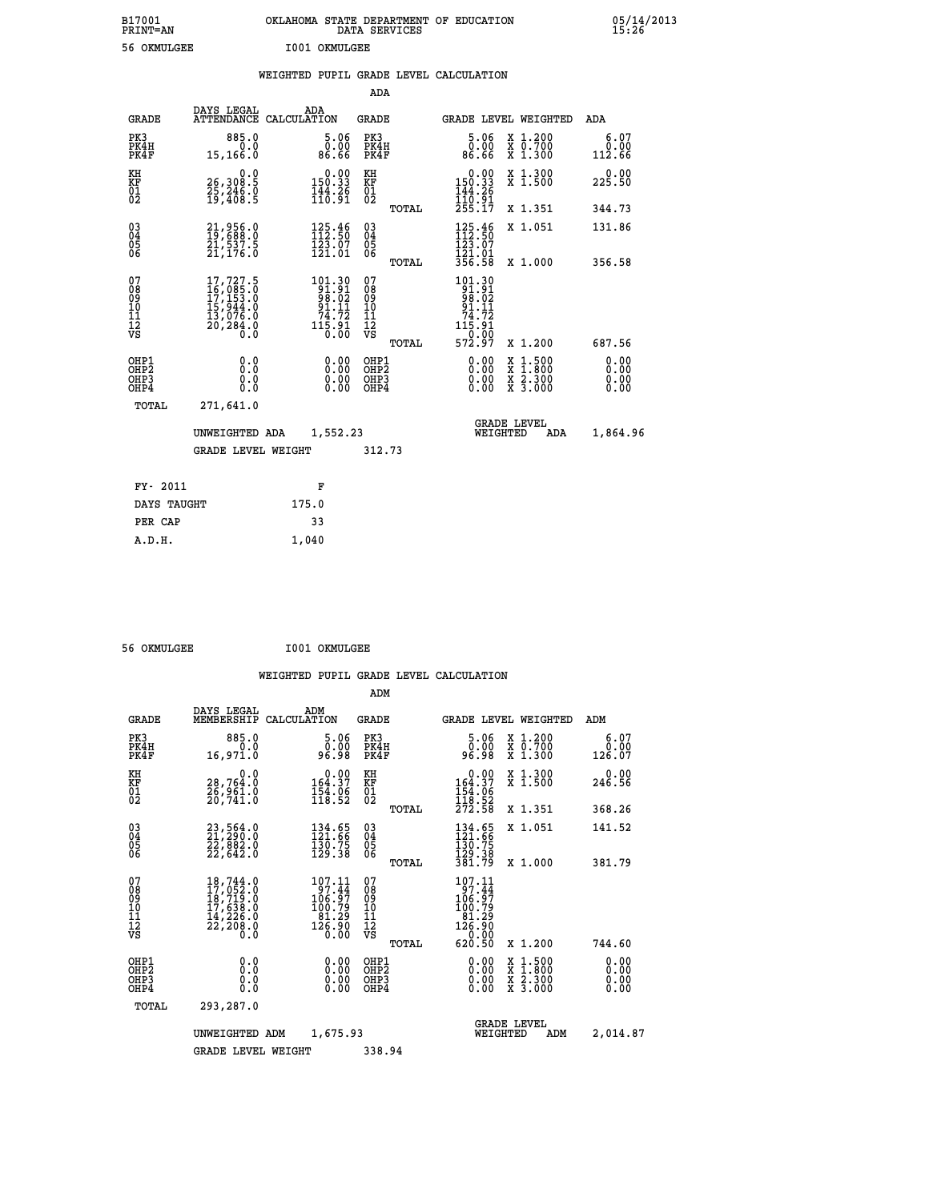B17001 OKLAHOMA STATE DEPARTMENT OF EDUCATION 05/14/2013
PRINT=AN DATA SERVICES 15:26

56 OKMULGEE I001 OKMULGEE

## WEIGHTED PUPIL GRADE LEVEL CALCULATION

### ADA

| GRADE | DAYS LEGAL ATTENDANCE | ADA CALCULATION | GRADE | | GRADE LEVEL | WEIGHTED | ADA |
|---|---|---|---|---|---|---|---|
| PK3 | 885.0 | 5.06 | PK3 | | 5.06 | X 1.200 | 6.07 |
| PK4H | 0.0 | 0.00 | PK4H | | 0.00 | X 0.700 | 0.00 |
| PK4F | 15,166.0 | 86.66 | PK4F | | 86.66 | X 1.300 | 112.66 |
| KH | 0.0 | 0.00 | KH | | 0.00 | X 1.300 | 0.00 |
| KF | 26,308.5 | 150.33 | KF | | 150.33 | X 1.500 | 225.50 |
| 01 | 25,246.0 | 144.26 | 01 | | 144.26 | | |
| 02 | 19,408.5 | 110.91 | 02 | | 110.91 | | |
| | | | | TOTAL | 255.17 | X 1.351 | 344.73 |
| 03 | 21,956.0 | 125.46 | 03 | | 125.46 | X 1.051 | 131.86 |
| 04 | 19,688.0 | 112.50 | 04 | | 112.50 | | |
| 05 | 21,537.5 | 123.07 | 05 | | 123.07 | | |
| 06 | 21,176.0 | 121.01 | 06 | | 121.01 | | |
| | | | | TOTAL | 356.58 | X 1.000 | 356.58 |
| 07 | 17,727.5 | 101.30 | 07 | | 101.30 | | |
| 08 | 16,085.0 | 91.91 | 08 | | 91.91 | | |
| 09 | 17,153.0 | 98.02 | 09 | | 98.02 | | |
| 10 | 15,944.0 | 91.11 | 10 | | 91.11 | | |
| 11 | 13,076.0 | 74.72 | 11 | | 74.72 | | |
| 12 | 20,284.0 | 115.91 | 12 | | 115.91 | | |
| VS | 0.0 | 0.00 | VS | | 0.00 | | |
| | | | | TOTAL | 572.97 | X 1.200 | 687.56 |
| OHP1 | 0.0 | 0.00 | OHP1 | | 0.00 | X 1.500 | 0.00 |
| OHP2 | 0.0 | 0.00 | OHP2 | | 0.00 | X 1.800 | 0.00 |
| OHP3 | 0.0 | 0.00 | OHP3 | | 0.00 | X 2.300 | 0.00 |
| OHP4 | 0.0 | 0.00 | OHP4 | | 0.00 | X 3.000 | 0.00 |
| TOTAL | 271,641.0 | | | | | | |

UNWEIGHTED ADA 1,552.23 GRADE LEVEL WEIGHTED ADA 1,864.96

GRADE LEVEL WEIGHT 312.73

| FY- 2011 | F |
|---|---|
| DAYS TAUGHT | 175.0 |
| PER CAP | 33 |
| A.D.H. | 1,040 |

56 OKMULGEE I001 OKMULGEE

## WEIGHTED PUPIL GRADE LEVEL CALCULATION

### ADM

| GRADE | DAYS LEGAL MEMBERSHIP | ADM CALCULATION | GRADE | | GRADE LEVEL | WEIGHTED | ADM |
|---|---|---|---|---|---|---|---|
| PK3 | 885.0 | 5.06 | PK3 | | 5.06 | X 1.200 | 6.07 |
| PK4H | 0.0 | 0.00 | PK4H | | 0.00 | X 0.700 | 0.00 |
| PK4F | 16,971.0 | 96.98 | PK4F | | 96.98 | X 1.300 | 126.07 |
| KH | 0.0 | 0.00 | KH | | 0.00 | X 1.300 | 0.00 |
| KF | 28,764.0 | 164.37 | KF | | 164.37 | X 1.500 | 246.56 |
| 01 | 26,961.0 | 154.06 | 01 | | 154.06 | | |
| 02 | 20,741.0 | 118.52 | 02 | | 118.52 | | |
| | | | | TOTAL | 272.58 | X 1.351 | 368.26 |
| 03 | 23,564.0 | 134.65 | 03 | | 134.65 | X 1.051 | 141.52 |
| 04 | 21,290.0 | 121.66 | 04 | | 121.66 | | |
| 05 | 22,882.0 | 130.75 | 05 | | 130.75 | | |
| 06 | 22,642.0 | 129.38 | 06 | | 129.38 | | |
| | | | | TOTAL | 381.79 | X 1.000 | 381.79 |
| 07 | 18,744.0 | 107.11 | 07 | | 107.11 | | |
| 08 | 17,052.0 | 97.44 | 08 | | 97.44 | | |
| 09 | 18,719.0 | 106.97 | 09 | | 106.97 | | |
| 10 | 17,638.0 | 100.79 | 10 | | 100.79 | | |
| 11 | 14,226.0 | 81.29 | 11 | | 81.29 | | |
| 12 | 22,208.0 | 126.90 | 12 | | 126.90 | | |
| VS | 0.0 | 0.00 | VS | | 0.00 | | |
| | | | | TOTAL | 620.50 | X 1.200 | 744.60 |
| OHP1 | 0.0 | 0.00 | OHP1 | | 0.00 | X 1.500 | 0.00 |
| OHP2 | 0.0 | 0.00 | OHP2 | | 0.00 | X 1.800 | 0.00 |
| OHP3 | 0.0 | 0.00 | OHP3 | | 0.00 | X 2.300 | 0.00 |
| OHP4 | 0.0 | 0.00 | OHP4 | | 0.00 | X 3.000 | 0.00 |
| TOTAL | 293,287.0 | | | | | | |

UNWEIGHTED ADM 1,675.93 GRADE LEVEL WEIGHTED ADM 2,014.87

GRADE LEVEL WEIGHT 338.94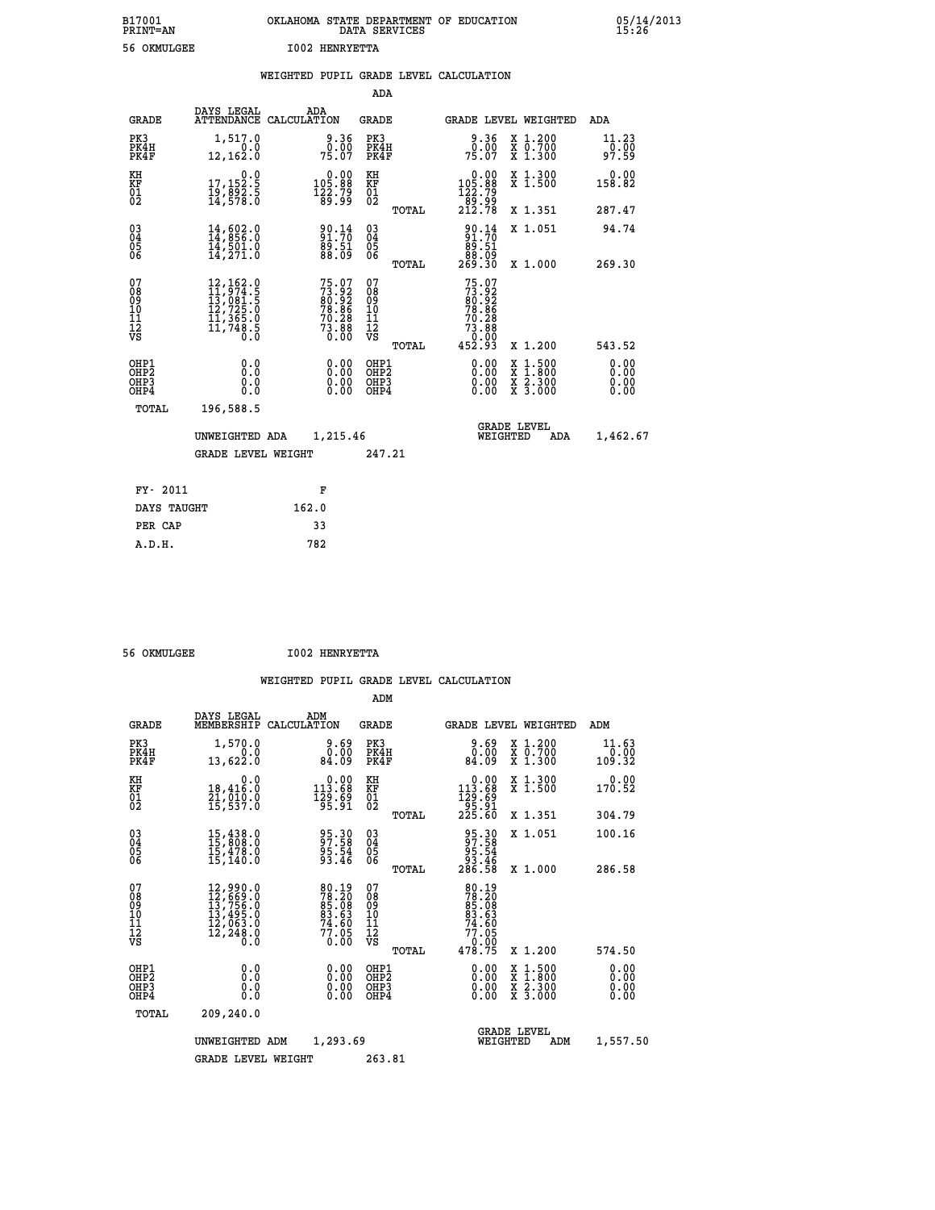B17001 OKLAHOMA STATE DEPARTMENT OF EDUCATION 05/14/2013
PRINT=AN DATA SERVICES 15:26
56 OKMULGEE I002 HENRYETTA

## WEIGHTED PUPIL GRADE LEVEL CALCULATION

### ADA

| GRADE | DAYS LEGAL ATTENDANCE | ADA CALCULATION | GRADE | | GRADE LEVEL | WEIGHTED | ADA |
|---|---|---|---|---|---|---|---|
| PK3 | 1,517.0 | 9.36 | PK3 | | 9.36 | X 1.200 | 11.23 |
| PK4H | 0.0 | 0.00 | PK4H | | 0.00 | X 0.700 | 0.00 |
| PK4F | 12,162.0 | 75.07 | PK4F | | 75.07 | X 1.300 | 97.59 |
| KH | 0.0 | 0.00 | KH | | 0.00 | X 1.300 | 0.00 |
| KF | 17,152.5 | 105.88 | KF | | 105.88 | X 1.500 | 158.82 |
| 01 | 19,892.5 | 122.79 | 01 | | 122.79 | | |
| 02 | 14,578.0 | 89.99 | 02 | | 89.99 | | |
| | | | | TOTAL | 212.78 | X 1.351 | 287.47 |
| 03 | 14,602.0 | 90.14 | 03 | | 90.14 | X 1.051 | 94.74 |
| 04 | 14,856.0 | 91.70 | 04 | | 91.70 | | |
| 05 | 14,501.0 | 89.51 | 05 | | 89.51 | | |
| 06 | 14,271.0 | 88.09 | 06 | | 88.09 | | |
| | | | | TOTAL | 269.30 | X 1.000 | 269.30 |
| 07 | 12,162.0 | 75.07 | 07 | | 75.07 | | |
| 08 | 11,974.5 | 73.92 | 08 | | 73.92 | | |
| 09 | 13,081.5 | 80.92 | 09 | | 80.92 | | |
| 10 | 12,725.0 | 78.86 | 10 | | 78.86 | | |
| 11 | 11,365.0 | 70.28 | 11 | | 70.28 | | |
| 12 | 11,748.5 | 73.88 | 12 | | 73.88 | | |
| VS | 0.0 | 0.00 | VS | | 0.00 | | |
| | | | | TOTAL | 452.93 | X 1.200 | 543.52 |
| OHP1 | 0.0 | 0.00 | OHP1 | | 0.00 | X 1.500 | 0.00 |
| OHP2 | 0.0 | 0.00 | OHP2 | | 0.00 | X 1.800 | 0.00 |
| OHP3 | 0.0 | 0.00 | OHP3 | | 0.00 | X 2.300 | 0.00 |
| OHP4 | 0.0 | 0.00 | OHP4 | | 0.00 | X 3.000 | 0.00 |
| TOTAL | 196,588.5 | | | | | | |

UNWEIGHTED ADA 1,215.46 GRADE LEVEL WEIGHTED ADA 1,462.67

GRADE LEVEL WEIGHT 247.21

| FY- 2011 | F |
|---|---|
| DAYS TAUGHT | 162.0 |
| PER CAP | 33 |
| A.D.H. | 782 |

56 OKMULGEE I002 HENRYETTA

## WEIGHTED PUPIL GRADE LEVEL CALCULATION

### ADM

| GRADE | DAYS LEGAL MEMBERSHIP | ADM CALCULATION | GRADE | | GRADE LEVEL | WEIGHTED | ADM |
|---|---|---|---|---|---|---|---|
| PK3 | 1,570.0 | 9.69 | PK3 | | 9.69 | X 1.200 | 11.63 |
| PK4H | 0.0 | 0.00 | PK4H | | 0.00 | X 0.700 | 0.00 |
| PK4F | 13,622.0 | 84.09 | PK4F | | 84.09 | X 1.300 | 109.32 |
| KH | 0.0 | 0.00 | KH | | 0.00 | X 1.300 | 0.00 |
| KF | 18,416.0 | 113.68 | KF | | 113.68 | X 1.500 | 170.52 |
| 01 | 21,010.0 | 129.69 | 01 | | 129.69 | | |
| 02 | 15,537.0 | 95.91 | 02 | | 95.91 | | |
| | | | | TOTAL | 225.60 | X 1.351 | 304.79 |
| 03 | 15,438.0 | 95.30 | 03 | | 95.30 | X 1.051 | 100.16 |
| 04 | 15,808.0 | 97.58 | 04 | | 97.58 | | |
| 05 | 15,478.0 | 95.54 | 05 | | 95.54 | | |
| 06 | 15,140.0 | 93.46 | 06 | | 93.46 | | |
| | | | | TOTAL | 286.58 | X 1.000 | 286.58 |
| 07 | 12,990.0 | 80.19 | 07 | | 80.19 | | |
| 08 | 12,669.0 | 78.20 | 08 | | 78.20 | | |
| 09 | 13,756.0 | 85.08 | 09 | | 85.08 | | |
| 10 | 13,495.0 | 83.63 | 10 | | 83.63 | | |
| 11 | 12,063.0 | 74.60 | 11 | | 74.60 | | |
| 12 | 12,248.0 | 77.05 | 12 | | 77.05 | | |
| VS | 0.0 | 0.00 | VS | | 0.00 | | |
| | | | | TOTAL | 478.75 | X 1.200 | 574.50 |
| OHP1 | 0.0 | 0.00 | OHP1 | | 0.00 | X 1.500 | 0.00 |
| OHP2 | 0.0 | 0.00 | OHP2 | | 0.00 | X 1.800 | 0.00 |
| OHP3 | 0.0 | 0.00 | OHP3 | | 0.00 | X 2.300 | 0.00 |
| OHP4 | 0.0 | 0.00 | OHP4 | | 0.00 | X 3.000 | 0.00 |
| TOTAL | 209,240.0 | | | | | | |

UNWEIGHTED ADM 1,293.69 GRADE LEVEL WEIGHTED ADM 1,557.50

GRADE LEVEL WEIGHT 263.81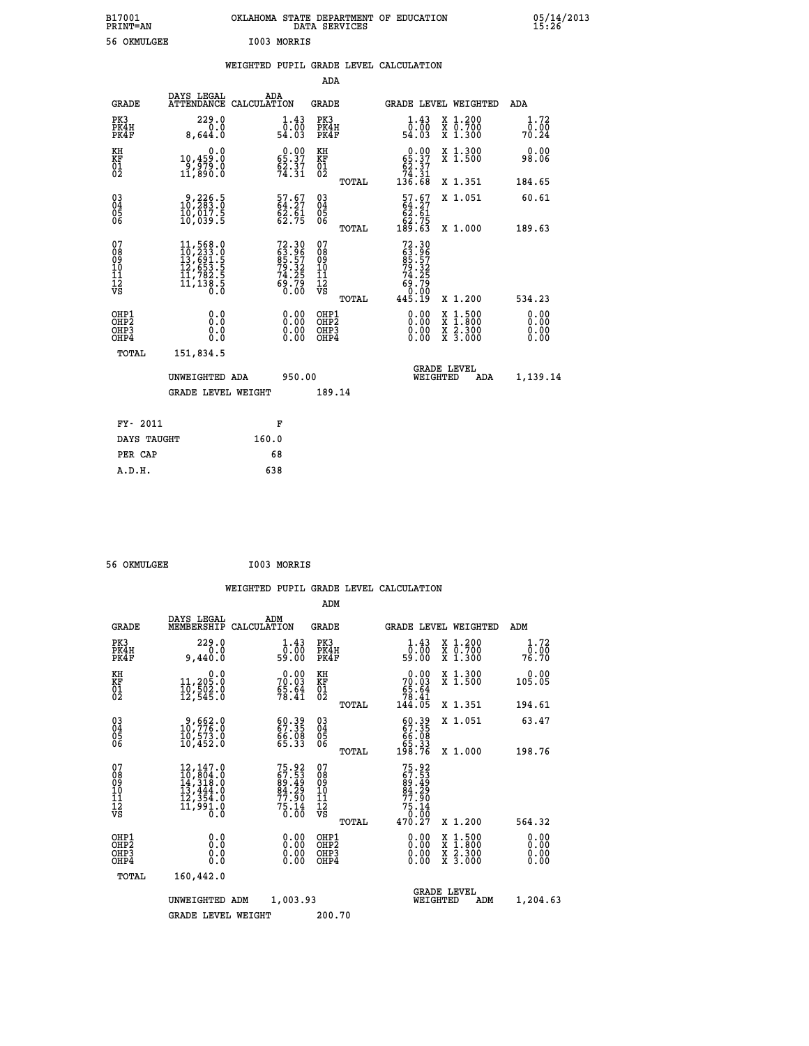B17001 OKLAHOMA STATE DEPARTMENT OF EDUCATION 05/14/2013
PRINT=AN DATA SERVICES 15:26

56 OKMULGEE I003 MORRIS

WEIGHTED PUPIL GRADE LEVEL CALCULATION

ADA

| GRADE | DAYS LEGAL ATTENDANCE | ADA CALCULATION | GRADE | | GRADE LEVEL | WEIGHTED | ADA |
|---|---|---|---|---|---|---|---|
| PK3 | 229.0 | 1.43 | PK3 | | 1.43 | X 1.200 | 1.72 |
| PK4H | 0.0 | 0.00 | PK4H | | 0.00 | X 0.700 | 0.00 |
| PK4F | 8,644.0 | 54.03 | PK4F | | 54.03 | X 1.300 | 70.24 |
| KH | 0.0 | 0.00 | KH | | 0.00 | X 1.300 | 0.00 |
| KF | 10,459.0 | 65.37 | KF | | 65.37 | X 1.500 | 98.06 |
| 01 | 9,979.0 | 62.37 | 01 | | 62.37 | | |
| 02 | 11,890.0 | 74.31 | 02 | | 74.31 | | |
| | | | | TOTAL | 136.68 | X 1.351 | 184.65 |
| 03 | 9,226.5 | 57.67 | 03 | | 57.67 | X 1.051 | 60.61 |
| 04 | 10,283.0 | 64.27 | 04 | | 64.27 | | |
| 05 | 10,017.5 | 62.61 | 05 | | 62.61 | | |
| 06 | 10,039.5 | 62.75 | 06 | | 62.75 | | |
| | | | | TOTAL | 189.63 | X 1.000 | 189.63 |
| 07 | 11,568.0 | 72.30 | 07 | | 72.30 | | |
| 08 | 10,233.0 | 63.96 | 08 | | 63.96 | | |
| 09 | 13,691.5 | 85.57 | 09 | | 85.57 | | |
| 10 | 12,653.5 | 79.32 | 10 | | 79.32 | | |
| 11 | 11,782.5 | 74.25 | 11 | | 74.25 | | |
| 12 | 11,138.5 | 69.79 | 12 | | 69.79 | | |
| VS | 0.0 | 0.00 | VS | | 0.00 | | |
| | | | | TOTAL | 445.19 | X 1.200 | 534.23 |
| OHP1 | 0.0 | 0.00 | OHP1 | | 0.00 | X 1.500 | 0.00 |
| OHP2 | 0.0 | 0.00 | OHP2 | | 0.00 | X 1.800 | 0.00 |
| OHP3 | 0.0 | 0.00 | OHP3 | | 0.00 | X 2.300 | 0.00 |
| OHP4 | 0.0 | 0.00 | OHP4 | | 0.00 | X 3.000 | 0.00 |
| TOTAL | 151,834.5 | | | | | | |

UNWEIGHTED ADA 950.00 GRADE LEVEL WEIGHTED ADA 1,139.14

GRADE LEVEL WEIGHT 189.14

| FY- 2011 | F |
|---|---|
| DAYS TAUGHT | 160.0 |
| PER CAP | 68 |
| A.D.H. | 638 |

56 OKMULGEE I003 MORRIS

WEIGHTED PUPIL GRADE LEVEL CALCULATION

ADM

| GRADE | DAYS LEGAL MEMBERSHIP | ADM CALCULATION | GRADE | | GRADE LEVEL | WEIGHTED | ADM |
|---|---|---|---|---|---|---|---|
| PK3 | 229.0 | 1.43 | PK3 | | 1.43 | X 1.200 | 1.72 |
| PK4H | 0.0 | 0.00 | PK4H | | 0.00 | X 0.700 | 0.00 |
| PK4F | 9,440.0 | 59.00 | PK4F | | 59.00 | X 1.300 | 76.70 |
| KH | 0.0 | 0.00 | KH | | 0.00 | X 1.300 | 0.00 |
| KF | 11,205.0 | 70.03 | KF | | 70.03 | X 1.500 | 105.05 |
| 01 | 10,502.0 | 65.64 | 01 | | 65.64 | | |
| 02 | 12,545.0 | 78.41 | 02 | | 78.41 | | |
| | | | | TOTAL | 144.05 | X 1.351 | 194.61 |
| 03 | 9,662.0 | 60.39 | 03 | | 60.39 | X 1.051 | 63.47 |
| 04 | 10,776.0 | 67.35 | 04 | | 67.35 | | |
| 05 | 10,573.0 | 66.08 | 05 | | 66.08 | | |
| 06 | 10,452.0 | 65.33 | 06 | | 65.33 | | |
| | | | | TOTAL | 198.76 | X 1.000 | 198.76 |
| 07 | 12,147.0 | 75.92 | 07 | | 75.92 | | |
| 08 | 10,804.0 | 67.53 | 08 | | 67.53 | | |
| 09 | 14,318.0 | 89.49 | 09 | | 89.49 | | |
| 10 | 13,444.0 | 84.29 | 10 | | 84.29 | | |
| 11 | 12,354.0 | 77.90 | 11 | | 77.90 | | |
| 12 | 11,991.0 | 75.14 | 12 | | 75.14 | | |
| VS | 0.0 | 0.00 | VS | | 0.00 | | |
| | | | | TOTAL | 470.27 | X 1.200 | 564.32 |
| OHP1 | 0.0 | 0.00 | OHP1 | | 0.00 | X 1.500 | 0.00 |
| OHP2 | 0.0 | 0.00 | OHP2 | | 0.00 | X 1.800 | 0.00 |
| OHP3 | 0.0 | 0.00 | OHP3 | | 0.00 | X 2.300 | 0.00 |
| OHP4 | 0.0 | 0.00 | OHP4 | | 0.00 | X 3.000 | 0.00 |
| TOTAL | 160,442.0 | | | | | | |

UNWEIGHTED ADM 1,003.93 GRADE LEVEL WEIGHTED ADM 1,204.63

GRADE LEVEL WEIGHT 200.70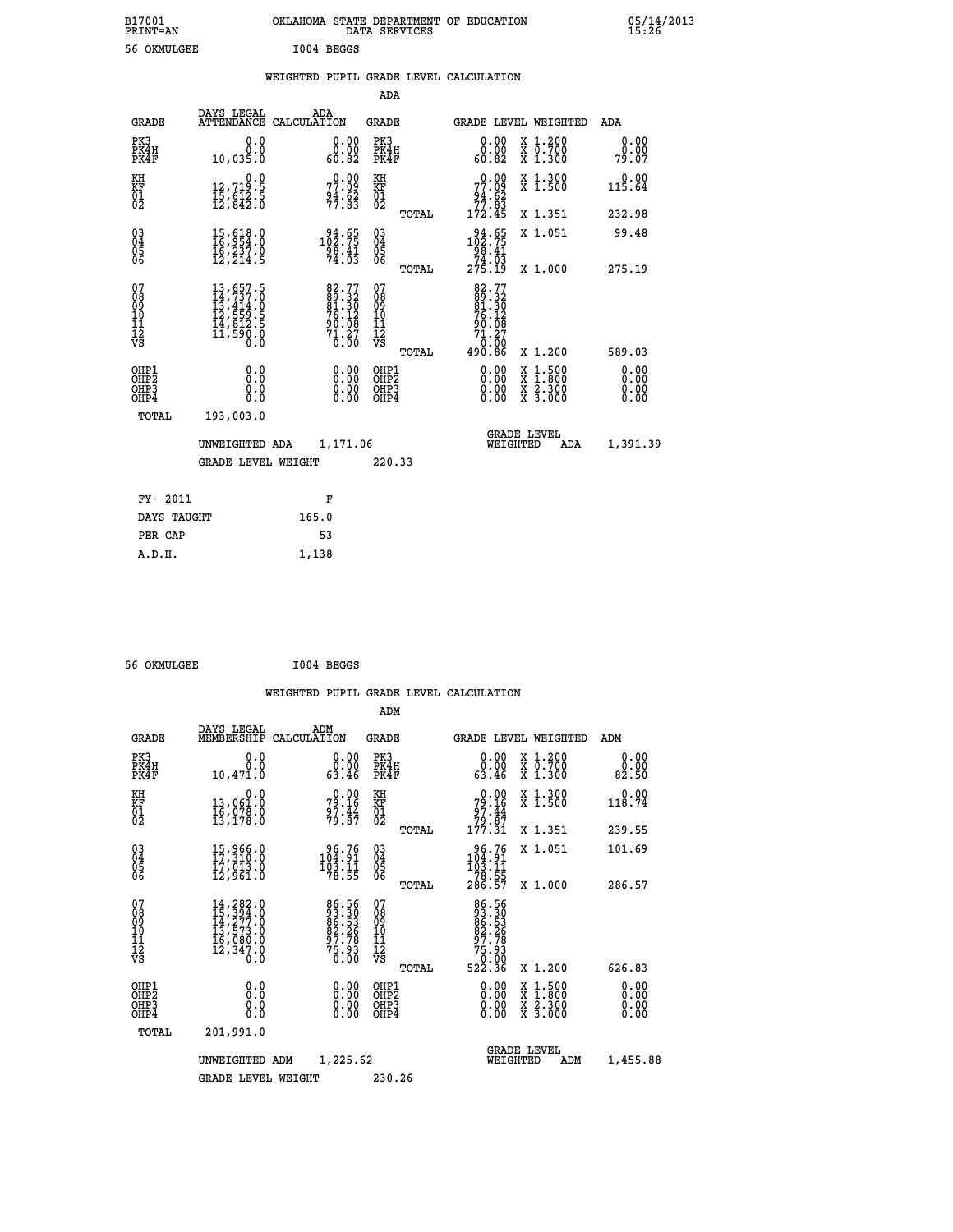B17001 OKLAHOMA STATE DEPARTMENT OF EDUCATION 05/14/2013
PRINT=AN DATA SERVICES 15:26

56 OKMULGEE I004 BEGGS

WEIGHTED PUPIL GRADE LEVEL CALCULATION

ADA

| GRADE | DAYS LEGAL ATTENDANCE | ADA CALCULATION | GRADE | GRADE LEVEL | WEIGHTED | ADA |
|---|---|---|---|---|---|---|
| PK3 | 0.0 | 0.00 | PK3 | 0.00 | X 1.200 | 0.00 |
| PK4H | 0.0 | 0.00 | PK4H | 0.00 | X 0.700 | 0.00 |
| PK4F | 10,035.0 | 60.82 | PK4F | 60.82 | X 1.300 | 79.07 |
| KH | 0.0 | 0.00 | KH | 0.00 | X 1.300 | 0.00 |
| KF | 12,719.5 | 77.09 | KF | 77.09 | X 1.500 | 115.64 |
| 01 | 15,612.5 | 94.62 | 01 | 94.62 | | |
| 02 | 12,842.0 | 77.83 | 02 | 77.83 | | |
| | | | TOTAL | 172.45 | X 1.351 | 232.98 |
| 03 | 15,618.0 | 94.65 | 03 | 94.65 | X 1.051 | 99.48 |
| 04 | 16,954.0 | 102.75 | 04 | 102.75 | | |
| 05 | 16,237.0 | 98.41 | 05 | 98.41 | | |
| 06 | 12,214.5 | 74.03 | 06 | 74.03 | | |
| | | | TOTAL | 275.19 | X 1.000 | 275.19 |
| 07 | 13,657.5 | 82.77 | 07 | 82.77 | | |
| 08 | 14,737.0 | 89.32 | 08 | 89.32 | | |
| 09 | 13,414.0 | 81.30 | 09 | 81.30 | | |
| 10 | 12,559.5 | 76.12 | 10 | 76.12 | | |
| 11 | 14,812.5 | 90.08 | 11 | 90.08 | | |
| 12 | 11,590.0 | 71.27 | 12 | 71.27 | | |
| VS | 0.0 | 0.00 | VS | 0.00 | | |
| | | | TOTAL | 490.86 | X 1.200 | 589.03 |
| OHP1 | 0.0 | 0.00 | OHP1 | 0.00 | X 1.500 | 0.00 |
| OHP2 | 0.0 | 0.00 | OHP2 | 0.00 | X 1.800 | 0.00 |
| OHP3 | 0.0 | 0.00 | OHP3 | 0.00 | X 2.300 | 0.00 |
| OHP4 | 0.0 | 0.00 | OHP4 | 0.00 | X 3.000 | 0.00 |
| TOTAL | 193,003.0 | | | | | |

UNWEIGHTED ADA 1,171.06 GRADE LEVEL WEIGHTED ADA 1,391.39

GRADE LEVEL WEIGHT 220.33

| FY- 2011 | F |
|---|---|
| DAYS TAUGHT | 165.0 |
| PER CAP | 53 |
| A.D.H. | 1,138 |

56 OKMULGEE I004 BEGGS

WEIGHTED PUPIL GRADE LEVEL CALCULATION

ADM

| GRADE | DAYS LEGAL MEMBERSHIP | ADM CALCULATION | GRADE | GRADE LEVEL | WEIGHTED | ADM |
|---|---|---|---|---|---|---|
| PK3 | 0.0 | 0.00 | PK3 | 0.00 | X 1.200 | 0.00 |
| PK4H | 0.0 | 0.00 | PK4H | 0.00 | X 0.700 | 0.00 |
| PK4F | 10,471.0 | 63.46 | PK4F | 63.46 | X 1.300 | 82.50 |
| KH | 0.0 | 0.00 | KH | 0.00 | X 1.300 | 0.00 |
| KF | 13,061.0 | 79.16 | KF | 79.16 | X 1.500 | 118.74 |
| 01 | 16,078.0 | 97.44 | 01 | 97.44 | | |
| 02 | 13,178.0 | 79.87 | 02 | 79.87 | | |
| | | | TOTAL | 177.31 | X 1.351 | 239.55 |
| 03 | 15,966.0 | 96.76 | 03 | 96.76 | X 1.051 | 101.69 |
| 04 | 17,310.0 | 104.91 | 04 | 104.91 | | |
| 05 | 17,013.0 | 103.11 | 05 | 103.11 | | |
| 06 | 12,961.0 | 78.55 | 06 | 78.55 | | |
| | | | TOTAL | 286.57 | X 1.000 | 286.57 |
| 07 | 14,282.0 | 86.56 | 07 | 86.56 | | |
| 08 | 15,394.0 | 93.30 | 08 | 93.30 | | |
| 09 | 14,277.0 | 86.53 | 09 | 86.53 | | |
| 10 | 13,573.0 | 82.26 | 10 | 82.26 | | |
| 11 | 16,080.0 | 97.78 | 11 | 97.78 | | |
| 12 | 12,347.0 | 75.93 | 12 | 75.93 | | |
| VS | 0.0 | 0.00 | VS | 0.00 | | |
| | | | TOTAL | 522.36 | X 1.200 | 626.83 |
| OHP1 | 0.0 | 0.00 | OHP1 | 0.00 | X 1.500 | 0.00 |
| OHP2 | 0.0 | 0.00 | OHP2 | 0.00 | X 1.800 | 0.00 |
| OHP3 | 0.0 | 0.00 | OHP3 | 0.00 | X 2.300 | 0.00 |
| OHP4 | 0.0 | 0.00 | OHP4 | 0.00 | X 3.000 | 0.00 |
| TOTAL | 201,991.0 | | | | | |

UNWEIGHTED ADM 1,225.62 GRADE LEVEL WEIGHTED ADM 1,455.88

GRADE LEVEL WEIGHT 230.26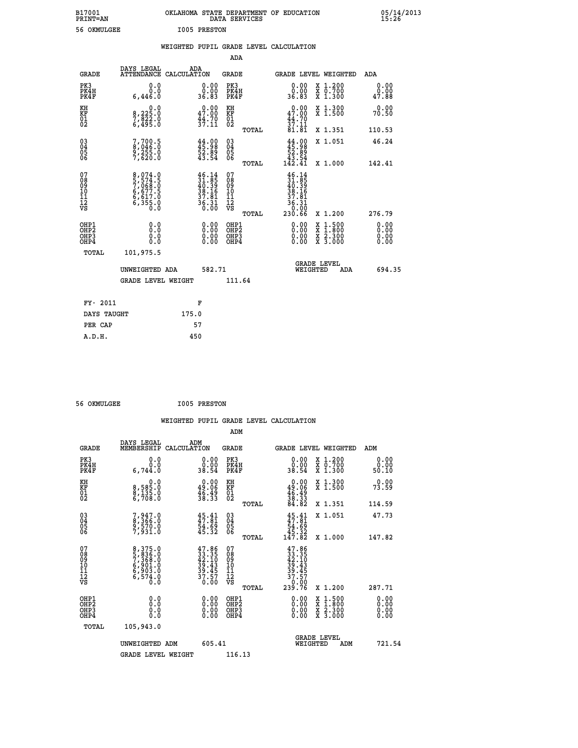B17001 OKLAHOMA STATE DEPARTMENT OF EDUCATION 05/14/2013
PRINT=AN DATA SERVICES 15:26

56 OKMULGEE I005 PRESTON

## WEIGHTED PUPIL GRADE LEVEL CALCULATION

### ADA

| GRADE | DAYS LEGAL ATTENDANCE | ADA CALCULATION | GRADE | GRADE LEVEL | WEIGHTED | ADA |
|---|---|---|---|---|---|---|
| PK3 | 0.0 | 0.00 | PK3 | 0.00 | X 1.200 | 0.00 |
| PK4H | 0.0 | 0.00 | PK4H | 0.00 | X 0.700 | 0.00 |
| PK4F | 6,446.0 | 36.83 | PK4F | 36.83 | X 1.300 | 47.88 |
| KH | 0.0 | 0.00 | KH | 0.00 | X 1.300 | 0.00 |
| KF | 8,225.0 | 47.00 | KF | 47.00 | X 1.500 | 70.50 |
| 01 | 7,822.0 | 44.70 | 01 | 44.70 | | |
| 02 | 6,495.0 | 37.11 | 02 | 37.11 | | |
| | | | TOTAL | 81.81 | X 1.351 | 110.53 |
| 03 | 7,700.5 | 44.00 | 03 | 44.00 | X 1.051 | 46.24 |
| 04 | 8,046.0 | 45.98 | 04 | 45.98 | | |
| 05 | 9,255.0 | 52.89 | 05 | 52.89 | | |
| 06 | 7,620.0 | 43.54 | 06 | 43.54 | | |
| | | | TOTAL | 142.41 | X 1.000 | 142.41 |
| 07 | 8,074.0 | 46.14 | 07 | 46.14 | | |
| 08 | 5,574.5 | 31.85 | 08 | 31.85 | | |
| 09 | 7,068.0 | 40.39 | 09 | 40.39 | | |
| 10 | 6,677.5 | 38.16 | 10 | 38.16 | | |
| 11 | 6,617.0 | 37.81 | 11 | 37.81 | | |
| 12 | 6,355.0 | 36.31 | 12 | 36.31 | | |
| VS | 0.0 | 0.00 | VS | 0.00 | | |
| | | | TOTAL | 230.66 | X 1.200 | 276.79 |
| OHP1 | 0.0 | 0.00 | OHP1 | 0.00 | X 1.500 | 0.00 |
| OHP2 | 0.0 | 0.00 | OHP2 | 0.00 | X 1.800 | 0.00 |
| OHP3 | 0.0 | 0.00 | OHP3 | 0.00 | X 2.300 | 0.00 |
| OHP4 | 0.0 | 0.00 | OHP4 | 0.00 | X 3.000 | 0.00 |
| TOTAL | 101,975.5 | | | | | |

UNWEIGHTED ADA 582.71 GRADE LEVEL WEIGHTED ADA 694.35

GRADE LEVEL WEIGHT 111.64

| FY- 2011 | F |
|---|---|
| DAYS TAUGHT | 175.0 |
| PER CAP | 57 |
| A.D.H. | 450 |

56 OKMULGEE I005 PRESTON

## WEIGHTED PUPIL GRADE LEVEL CALCULATION

### ADM

| GRADE | DAYS LEGAL MEMBERSHIP | ADM CALCULATION | GRADE | GRADE LEVEL | WEIGHTED | ADM |
|---|---|---|---|---|---|---|
| PK3 | 0.0 | 0.00 | PK3 | 0.00 | X 1.200 | 0.00 |
| PK4H | 0.0 | 0.00 | PK4H | 0.00 | X 0.700 | 0.00 |
| PK4F | 6,744.0 | 38.54 | PK4F | 38.54 | X 1.300 | 50.10 |
| KH | 0.0 | 0.00 | KH | 0.00 | X 1.300 | 0.00 |
| KF | 8,585.0 | 49.06 | KF | 49.06 | X 1.500 | 73.59 |
| 01 | 8,135.0 | 46.49 | 01 | 46.49 | | |
| 02 | 6,708.0 | 38.33 | 02 | 38.33 | | |
| | | | TOTAL | 84.82 | X 1.351 | 114.59 |
| 03 | 7,947.0 | 45.41 | 03 | 45.41 | X 1.051 | 47.73 |
| 04 | 8,366.0 | 47.81 | 04 | 47.81 | | |
| 05 | 9,570.0 | 54.69 | 05 | 54.69 | | |
| 06 | 7,931.0 | 45.32 | 06 | 45.32 | | |
| | | | TOTAL | 147.82 | X 1.000 | 147.82 |
| 07 | 8,375.0 | 47.86 | 07 | 47.86 | | |
| 08 | 5,836.0 | 33.35 | 08 | 33.35 | | |
| 09 | 7,368.0 | 42.10 | 09 | 42.10 | | |
| 10 | 6,901.0 | 39.43 | 10 | 39.43 | | |
| 11 | 6,903.0 | 39.45 | 11 | 39.45 | | |
| 12 | 6,574.0 | 37.57 | 12 | 37.57 | | |
| VS | 0.0 | 0.00 | VS | 0.00 | | |
| | | | TOTAL | 239.76 | X 1.200 | 287.71 |
| OHP1 | 0.0 | 0.00 | OHP1 | 0.00 | X 1.500 | 0.00 |
| OHP2 | 0.0 | 0.00 | OHP2 | 0.00 | X 1.800 | 0.00 |
| OHP3 | 0.0 | 0.00 | OHP3 | 0.00 | X 2.300 | 0.00 |
| OHP4 | 0.0 | 0.00 | OHP4 | 0.00 | X 3.000 | 0.00 |
| TOTAL | 105,943.0 | | | | | |

UNWEIGHTED ADM 605.41 GRADE LEVEL WEIGHTED ADM 721.54

GRADE LEVEL WEIGHT 116.13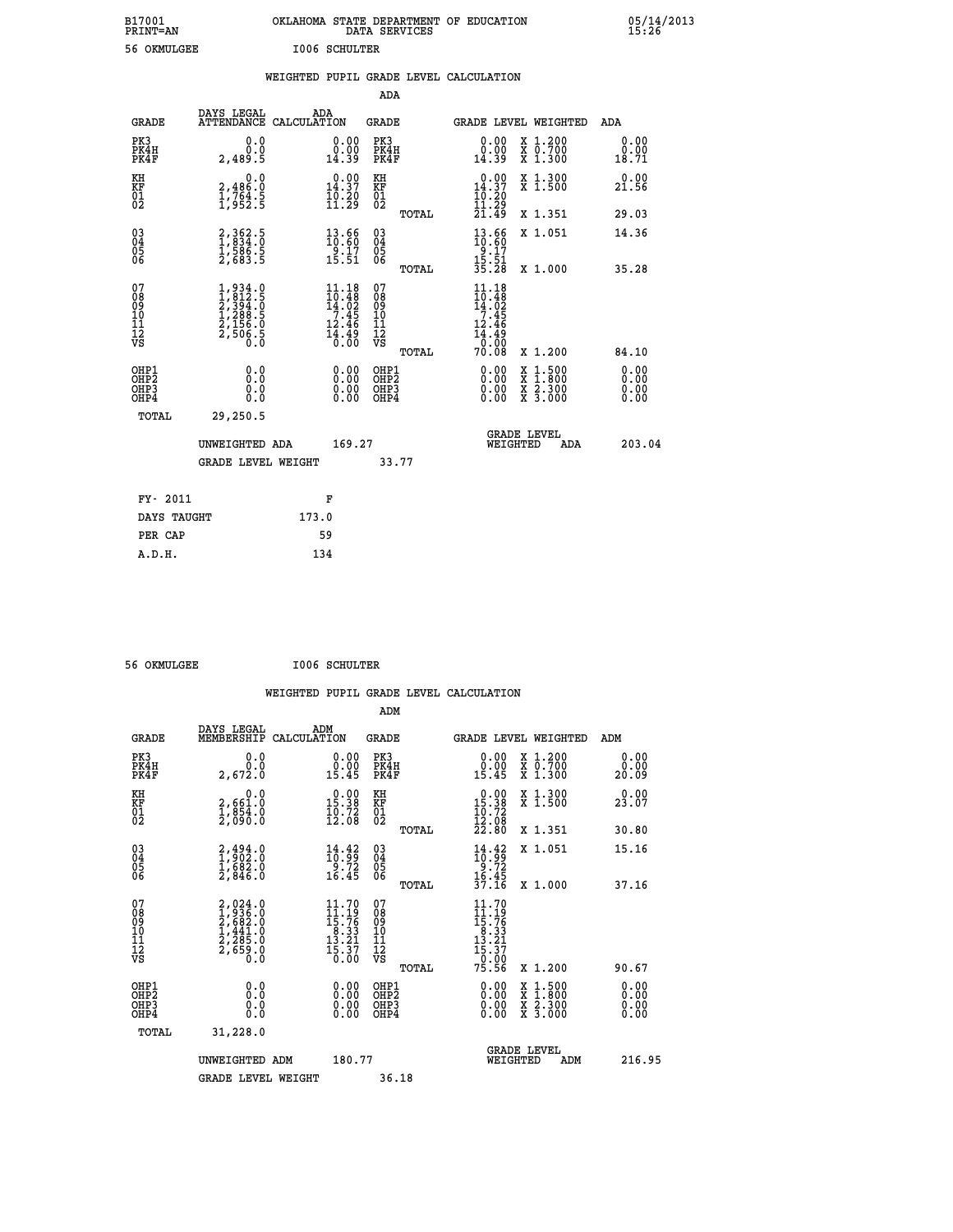B17001 OKLAHOMA STATE DEPARTMENT OF EDUCATION 05/14/2013
PRINT=AN DATA SERVICES 15:26

56 OKMULGEE I006 SCHULTER

## WEIGHTED PUPIL GRADE LEVEL CALCULATION

### ADA

| GRADE | DAYS LEGAL ATTENDANCE | ADA CALCULATION | GRADE | GRADE LEVEL | WEIGHTED | ADA |
|---|---|---|---|---|---|---|
| PK3 | 0.0 | 0.00 | PK3 | 0.00 | X 1.200 | 0.00 |
| PK4H | 0.0 | 0.00 | PK4H | 0.00 | X 0.700 | 0.00 |
| PK4F | 2,489.5 | 14.39 | PK4F | 14.39 | X 1.300 | 18.71 |
| KH | 0.0 | 0.00 | KH | 0.00 | X 1.300 | 0.00 |
| KF | 2,486.0 | 14.37 | KF | 14.37 | X 1.500 | 21.56 |
| 01 | 1,764.5 | 10.20 | 01 | 10.20 | | |
| 02 | 1,952.5 | 11.29 | 02 | 11.29 | | |
| | | | TOTAL | 21.49 | X 1.351 | 29.03 |
| 03 | 2,362.5 | 13.66 | 03 | 13.66 | X 1.051 | 14.36 |
| 04 | 1,834.0 | 10.60 | 04 | 10.60 | | |
| 05 | 1,586.5 | 9.17 | 05 | 9.17 | | |
| 06 | 2,683.5 | 15.51 | 06 | 15.51 | | |
| | | | TOTAL | 35.28 | X 1.000 | 35.28 |
| 07 | 1,934.0 | 11.18 | 07 | 11.18 | | |
| 08 | 1,812.5 | 10.48 | 08 | 10.48 | | |
| 09 | 2,394.0 | 14.02 | 09 | 14.02 | | |
| 10 | 1,288.5 | 7.45 | 10 | 7.45 | | |
| 11 | 2,156.0 | 12.46 | 11 | 12.46 | | |
| 12 | 2,506.5 | 14.49 | 12 | 14.49 | | |
| VS | 0.0 | 0.00 | VS | 0.00 | | |
| | | | TOTAL | 70.08 | X 1.200 | 84.10 |
| OHP1 | 0.0 | 0.00 | OHP1 | 0.00 | X 1.500 | 0.00 |
| OHP2 | 0.0 | 0.00 | OHP2 | 0.00 | X 1.800 | 0.00 |
| OHP3 | 0.0 | 0.00 | OHP3 | 0.00 | X 2.300 | 0.00 |
| OHP4 | 0.0 | 0.00 | OHP4 | 0.00 | X 3.000 | 0.00 |
| TOTAL | 29,250.5 | | | | | |

UNWEIGHTED ADA 169.27 GRADE LEVEL WEIGHTED ADA 203.04

GRADE LEVEL WEIGHT 33.77

| FY- 2011 | F |
|---|---|
| DAYS TAUGHT | 173.0 |
| PER CAP | 59 |
| A.D.H. | 134 |

56 OKMULGEE I006 SCHULTER

## WEIGHTED PUPIL GRADE LEVEL CALCULATION

### ADM

| GRADE | DAYS LEGAL MEMBERSHIP | ADM CALCULATION | GRADE | GRADE LEVEL | WEIGHTED | ADM |
|---|---|---|---|---|---|---|
| PK3 | 0.0 | 0.00 | PK3 | 0.00 | X 1.200 | 0.00 |
| PK4H | 0.0 | 0.00 | PK4H | 0.00 | X 0.700 | 0.00 |
| PK4F | 2,672.0 | 15.45 | PK4F | 15.45 | X 1.300 | 20.09 |
| KH | 0.0 | 0.00 | KH | 0.00 | X 1.300 | 0.00 |
| KF | 2,661.0 | 15.38 | KF | 15.38 | X 1.500 | 23.07 |
| 01 | 1,854.0 | 10.72 | 01 | 10.72 | | |
| 02 | 2,090.0 | 12.08 | 02 | 12.08 | | |
| | | | TOTAL | 22.80 | X 1.351 | 30.80 |
| 03 | 2,494.0 | 14.42 | 03 | 14.42 | X 1.051 | 15.16 |
| 04 | 1,902.0 | 10.99 | 04 | 10.99 | | |
| 05 | 1,682.0 | 9.72 | 05 | 9.72 | | |
| 06 | 2,846.0 | 16.45 | 06 | 16.45 | | |
| | | | TOTAL | 37.16 | X 1.000 | 37.16 |
| 07 | 2,024.0 | 11.70 | 07 | 11.70 | | |
| 08 | 1,936.0 | 11.19 | 08 | 11.19 | | |
| 09 | 2,682.0 | 15.76 | 09 | 15.76 | | |
| 10 | 1,441.0 | 8.33 | 10 | 8.33 | | |
| 11 | 2,285.0 | 13.21 | 11 | 13.21 | | |
| 12 | 2,659.0 | 15.37 | 12 | 15.37 | | |
| VS | 0.0 | 0.00 | VS | 0.00 | | |
| | | | TOTAL | 75.56 | X 1.200 | 90.67 |
| OHP1 | 0.0 | 0.00 | OHP1 | 0.00 | X 1.500 | 0.00 |
| OHP2 | 0.0 | 0.00 | OHP2 | 0.00 | X 1.800 | 0.00 |
| OHP3 | 0.0 | 0.00 | OHP3 | 0.00 | X 2.300 | 0.00 |
| OHP4 | 0.0 | 0.00 | OHP4 | 0.00 | X 3.000 | 0.00 |
| TOTAL | 31,228.0 | | | | | |

UNWEIGHTED ADM 180.77 GRADE LEVEL WEIGHTED ADM 216.95

GRADE LEVEL WEIGHT 36.18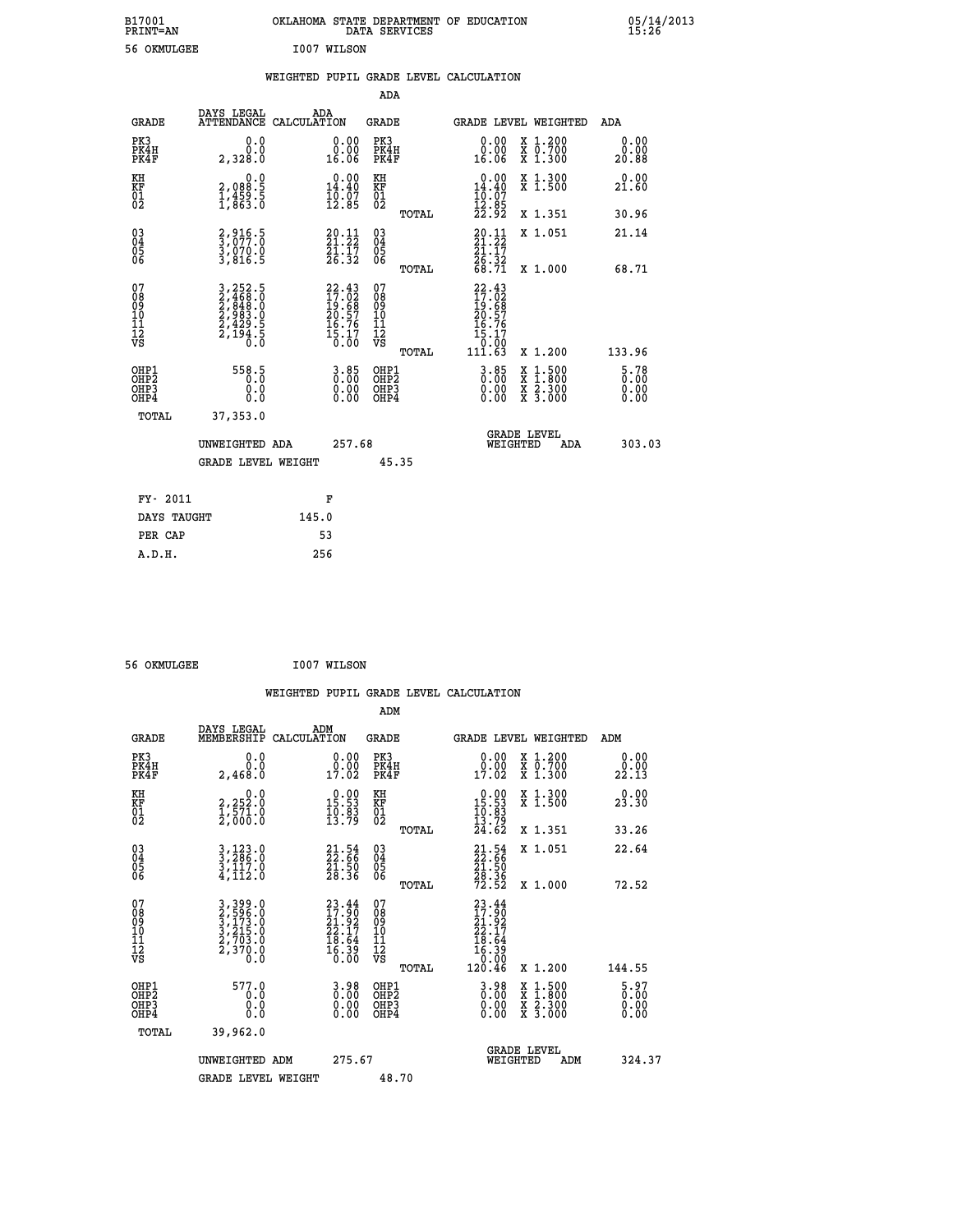B17001 OKLAHOMA STATE DEPARTMENT OF EDUCATION 05/14/2013
PRINT=AN DATA SERVICES 15:26

56 OKMULGEE I007 WILSON

## WEIGHTED PUPIL GRADE LEVEL CALCULATION

### ADA

| GRADE | DAYS LEGAL ATTENDANCE | ADA CALCULATION | GRADE | GRADE LEVEL | WEIGHTED | ADA |
|---|---|---|---|---|---|---|
| PK3 | 0.0 | 0.00 | PK3 | 0.00 | X 1.200 | 0.00 |
| PK4H | 0.0 | 0.00 | PK4H | 0.00 | X 0.700 | 0.00 |
| PK4F | 2,328.0 | 16.06 | PK4F | 16.06 | X 1.300 | 20.88 |
| KH | 0.0 | 0.00 | KH | 0.00 | X 1.300 | 0.00 |
| KF | 2,088.5 | 14.40 | KF | 14.40 | X 1.500 | 21.60 |
| 01 | 1,459.5 | 10.07 | 01 | 10.07 | | |
| 02 | 1,863.0 | 12.85 | 02 | 12.85 | | |
| | | | TOTAL | 22.92 | X 1.351 | 30.96 |
| 03 | 2,916.5 | 20.11 | 03 | 20.11 | X 1.051 | 21.14 |
| 04 | 3,077.0 | 21.22 | 04 | 21.22 | | |
| 05 | 3,070.0 | 21.17 | 05 | 21.17 | | |
| 06 | 3,816.5 | 26.32 | 06 | 26.32 | | |
| | | | TOTAL | 68.71 | X 1.000 | 68.71 |
| 07 | 3,252.5 | 22.43 | 07 | 22.43 | | |
| 08 | 2,468.0 | 17.02 | 08 | 17.02 | | |
| 09 | 2,848.0 | 19.68 | 09 | 19.68 | | |
| 10 | 2,983.0 | 20.57 | 10 | 20.57 | | |
| 11 | 2,429.5 | 16.76 | 11 | 16.76 | | |
| 12 | 2,194.5 | 15.17 | 12 | 15.17 | | |
| VS | 0.0 | 0.00 | VS | 0.00 | | |
| | | | TOTAL | 111.63 | X 1.200 | 133.96 |
| OHP1 | 558.5 | 3.85 | OHP1 | 3.85 | X 1.500 | 5.78 |
| OHP2 | 0.0 | 0.00 | OHP2 | 0.00 | X 1.800 | 0.00 |
| OHP3 | 0.0 | 0.00 | OHP3 | 0.00 | X 2.300 | 0.00 |
| OHP4 | 0.0 | 0.00 | OHP4 | 0.00 | X 3.000 | 0.00 |
| TOTAL | 37,353.0 | | | | | |

UNWEIGHTED ADA 257.68 — GRADE LEVEL WEIGHTED ADA 303.03

GRADE LEVEL WEIGHT 45.35

| FY- 2011 | F |
|---|---|
| DAYS TAUGHT | 145.0 |
| PER CAP | 53 |
| A.D.H. | 256 |

56 OKMULGEE I007 WILSON

## WEIGHTED PUPIL GRADE LEVEL CALCULATION

### ADM

| GRADE | DAYS LEGAL MEMBERSHIP | ADM CALCULATION | GRADE | GRADE LEVEL | WEIGHTED | ADM |
|---|---|---|---|---|---|---|
| PK3 | 0.0 | 0.00 | PK3 | 0.00 | X 1.200 | 0.00 |
| PK4H | 0.0 | 0.00 | PK4H | 0.00 | X 0.700 | 0.00 |
| PK4F | 2,468.0 | 17.02 | PK4F | 17.02 | X 1.300 | 22.13 |
| KH | 0.0 | 0.00 | KH | 0.00 | X 1.300 | 0.00 |
| KF | 2,252.0 | 15.53 | KF | 15.53 | X 1.500 | 23.30 |
| 01 | 1,571.0 | 10.83 | 01 | 10.83 | | |
| 02 | 2,000.0 | 13.79 | 02 | 13.79 | | |
| | | | TOTAL | 24.62 | X 1.351 | 33.26 |
| 03 | 3,123.0 | 21.54 | 03 | 21.54 | X 1.051 | 22.64 |
| 04 | 3,286.0 | 22.66 | 04 | 22.66 | | |
| 05 | 3,117.0 | 21.50 | 05 | 21.50 | | |
| 06 | 4,112.0 | 28.36 | 06 | 28.36 | | |
| | | | TOTAL | 72.52 | X 1.000 | 72.52 |
| 07 | 3,399.0 | 23.44 | 07 | 23.44 | | |
| 08 | 2,596.0 | 17.90 | 08 | 17.90 | | |
| 09 | 3,173.0 | 21.92 | 09 | 21.92 | | |
| 10 | 3,215.0 | 22.17 | 10 | 22.17 | | |
| 11 | 2,703.0 | 18.64 | 11 | 18.64 | | |
| 12 | 2,370.0 | 16.39 | 12 | 16.39 | | |
| VS | 0.0 | 0.00 | VS | 0.00 | | |
| | | | TOTAL | 120.46 | X 1.200 | 144.55 |
| OHP1 | 577.0 | 3.98 | OHP1 | 3.98 | X 1.500 | 5.97 |
| OHP2 | 0.0 | 0.00 | OHP2 | 0.00 | X 1.800 | 0.00 |
| OHP3 | 0.0 | 0.00 | OHP3 | 0.00 | X 2.300 | 0.00 |
| OHP4 | 0.0 | 0.00 | OHP4 | 0.00 | X 3.000 | 0.00 |
| TOTAL | 39,962.0 | | | | | |

UNWEIGHTED ADM 275.67 — GRADE LEVEL WEIGHTED ADM 324.37

GRADE LEVEL WEIGHT 48.70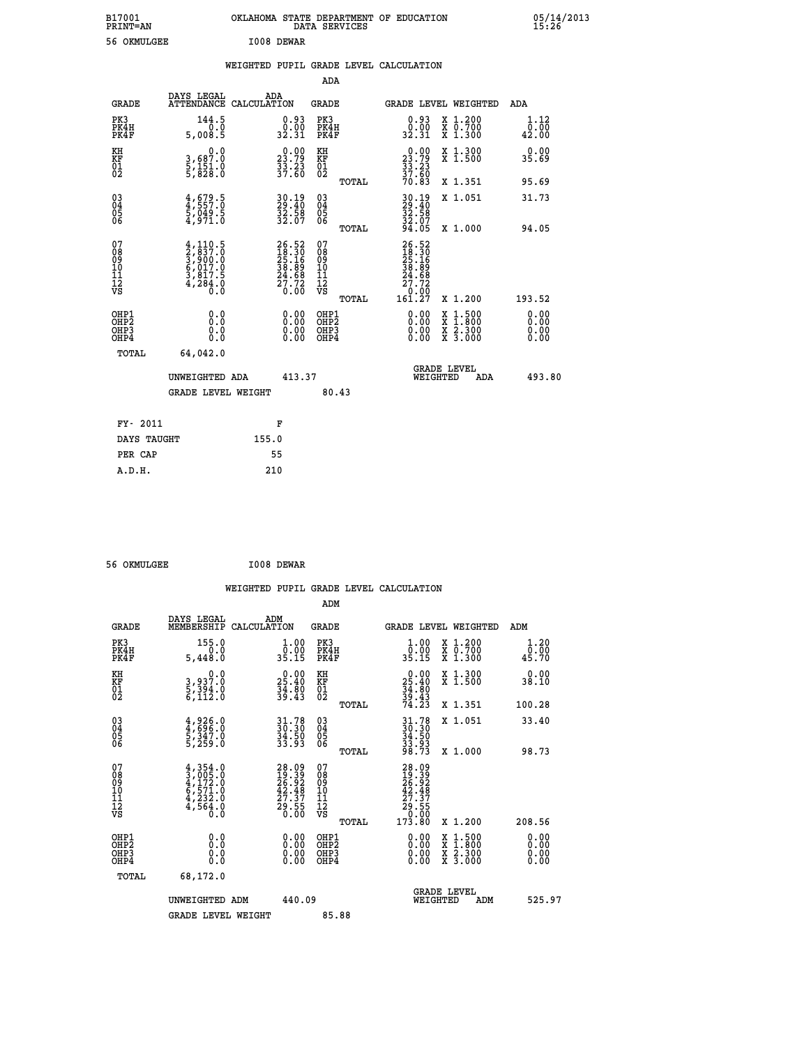B17001 OKLAHOMA STATE DEPARTMENT OF EDUCATION 05/14/2013
PRINT=AN DATA SERVICES 15:26

56 OKMULGEE I008 DEWAR

## WEIGHTED PUPIL GRADE LEVEL CALCULATION

### ADA

| GRADE | DAYS LEGAL ATTENDANCE | ADA CALCULATION | GRADE | GRADE LEVEL | WEIGHTED | ADA |
|---|---|---|---|---|---|---|
| PK3 | 144.5 | 0.93 | PK3 | 0.93 | X 1.200 | 1.12 |
| PK4H | 0.0 | 0.00 | PK4H | 0.00 | X 0.700 | 0.00 |
| PK4F | 5,008.5 | 32.31 | PK4F | 32.31 | X 1.300 | 42.00 |
| KH | 0.0 | 0.00 | KH | 0.00 | X 1.300 | 0.00 |
| KF | 3,687.0 | 23.79 | KF | 23.79 | X 1.500 | 35.69 |
| 01 | 5,151.0 | 33.23 | 01 | 33.23 | | |
| 02 | 5,828.0 | 37.60 | 02 | 37.60 | | |
| | | | TOTAL | 70.83 | X 1.351 | 95.69 |
| 03 | 4,679.5 | 30.19 | 03 | 30.19 | X 1.051 | 31.73 |
| 04 | 4,557.0 | 29.40 | 04 | 29.40 | | |
| 05 | 5,049.5 | 32.58 | 05 | 32.58 | | |
| 06 | 4,971.0 | 32.07 | 06 | 32.07 | | |
| | | | TOTAL | 94.05 | X 1.000 | 94.05 |
| 07 | 4,110.5 | 26.52 | 07 | 26.52 | | |
| 08 | 2,837.0 | 18.30 | 08 | 18.30 | | |
| 09 | 3,900.0 | 25.16 | 09 | 25.16 | | |
| 10 | 6,017.0 | 38.89 | 10 | 38.89 | | |
| 11 | 3,817.5 | 24.68 | 11 | 24.68 | | |
| 12 | 4,284.0 | 27.72 | 12 | 27.72 | | |
| VS | 0.0 | 0.00 | VS | 0.00 | | |
| | | | TOTAL | 161.27 | X 1.200 | 193.52 |
| OHP1 | 0.0 | 0.00 | OHP1 | 0.00 | X 1.500 | 0.00 |
| OHP2 | 0.0 | 0.00 | OHP2 | 0.00 | X 1.800 | 0.00 |
| OHP3 | 0.0 | 0.00 | OHP3 | 0.00 | X 2.300 | 0.00 |
| OHP4 | 0.0 | 0.00 | OHP4 | 0.00 | X 3.000 | 0.00 |
| TOTAL | 64,042.0 | | | | | |

UNWEIGHTED ADA 413.37 GRADE LEVEL WEIGHTED ADA 493.80

GRADE LEVEL WEIGHT 80.43

| FY- 2011 | F |
|---|---|
| DAYS TAUGHT | 155.0 |
| PER CAP | 55 |
| A.D.H. | 210 |

56 OKMULGEE I008 DEWAR

## WEIGHTED PUPIL GRADE LEVEL CALCULATION

### ADM

| GRADE | DAYS LEGAL MEMBERSHIP | ADM CALCULATION | GRADE | GRADE LEVEL | WEIGHTED | ADM |
|---|---|---|---|---|---|---|
| PK3 | 155.0 | 1.00 | PK3 | 1.00 | X 1.200 | 1.20 |
| PK4H | 0.0 | 0.00 | PK4H | 0.00 | X 0.700 | 0.00 |
| PK4F | 5,448.0 | 35.15 | PK4F | 35.15 | X 1.300 | 45.70 |
| KH | 0.0 | 0.00 | KH | 0.00 | X 1.300 | 0.00 |
| KF | 3,937.0 | 25.40 | KF | 25.40 | X 1.500 | 38.10 |
| 01 | 5,394.0 | 34.80 | 01 | 34.80 | | |
| 02 | 6,112.0 | 39.43 | 02 | 39.43 | | |
| | | | TOTAL | 74.23 | X 1.351 | 100.28 |
| 03 | 4,926.0 | 31.78 | 03 | 31.78 | X 1.051 | 33.40 |
| 04 | 4,696.0 | 30.30 | 04 | 30.30 | | |
| 05 | 5,347.0 | 34.50 | 05 | 34.50 | | |
| 06 | 5,259.0 | 33.93 | 06 | 33.93 | | |
| | | | TOTAL | 98.73 | X 1.000 | 98.73 |
| 07 | 4,354.0 | 28.09 | 07 | 28.09 | | |
| 08 | 3,005.0 | 19.39 | 08 | 19.39 | | |
| 09 | 4,172.0 | 26.92 | 09 | 26.92 | | |
| 10 | 6,571.0 | 42.48 | 10 | 42.48 | | |
| 11 | 4,232.0 | 27.37 | 11 | 27.37 | | |
| 12 | 4,564.0 | 29.55 | 12 | 29.55 | | |
| VS | 0.0 | 0.00 | VS | 0.00 | | |
| | | | TOTAL | 173.80 | X 1.200 | 208.56 |
| OHP1 | 0.0 | 0.00 | OHP1 | 0.00 | X 1.500 | 0.00 |
| OHP2 | 0.0 | 0.00 | OHP2 | 0.00 | X 1.800 | 0.00 |
| OHP3 | 0.0 | 0.00 | OHP3 | 0.00 | X 2.300 | 0.00 |
| OHP4 | 0.0 | 0.00 | OHP4 | 0.00 | X 3.000 | 0.00 |
| TOTAL | 68,172.0 | | | | | |

UNWEIGHTED ADM 440.09 GRADE LEVEL WEIGHTED ADM 525.97

GRADE LEVEL WEIGHT 85.88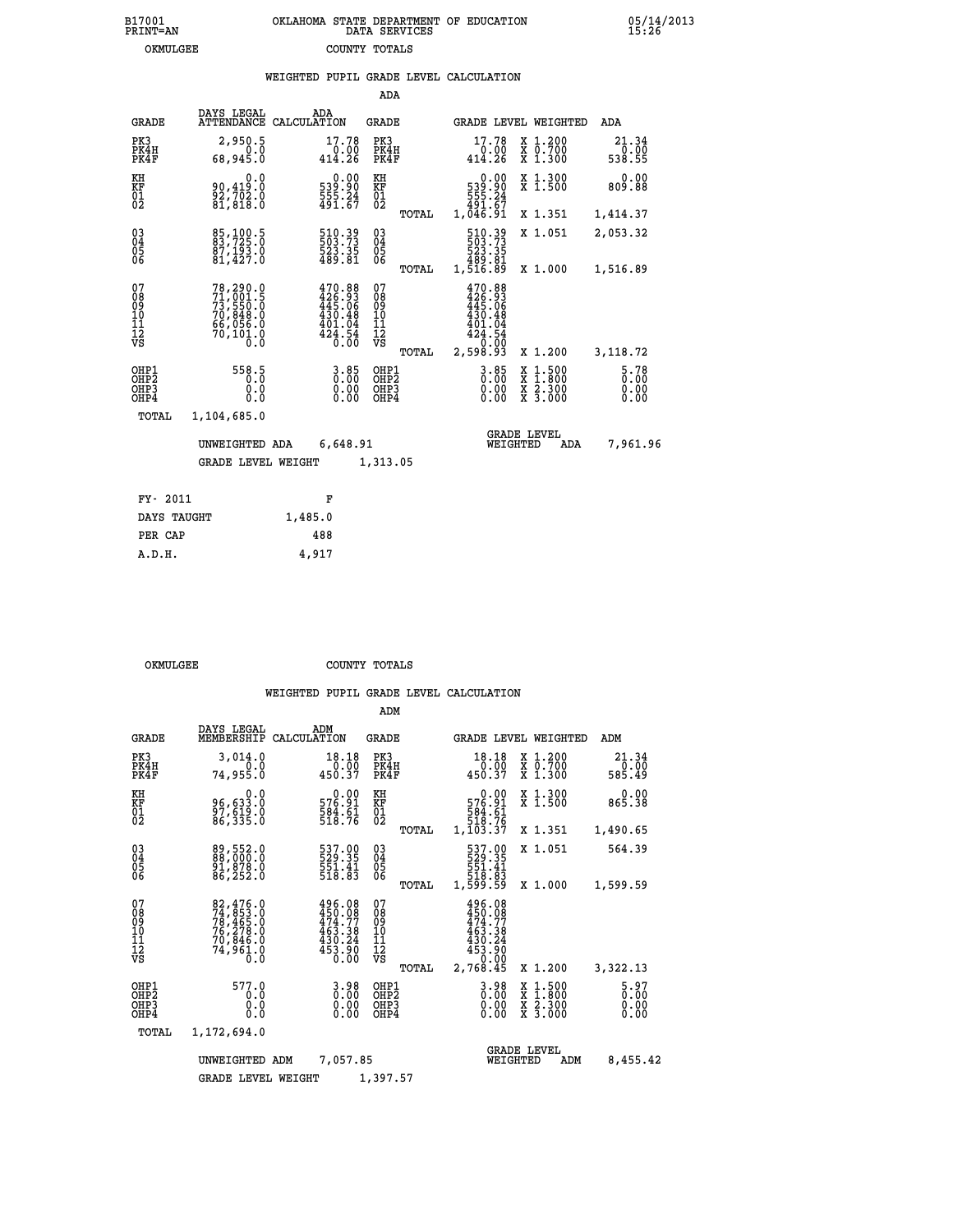B17001 PRINT=AN — OKLAHOMA STATE DEPARTMENT OF EDUCATION DATA SERVICES — 05/14/2013 15:26

OKMULGEE — COUNTY TOTALS

## WEIGHTED PUPIL GRADE LEVEL CALCULATION

### ADA

| GRADE | DAYS LEGAL ATTENDANCE | ADA CALCULATION | GRADE | GRADE LEVEL | WEIGHTED | ADA |
|---|---|---|---|---|---|---|
| PK3 | 2,950.5 | 17.78 | PK3 | 17.78 | X 1.200 | 21.34 |
| PK4H | 0.0 | 0.00 | PK4H | 0.00 | X 0.700 | 0.00 |
| PK4F | 68,945.0 | 414.26 | PK4F | 414.26 | X 1.300 | 538.55 |
| KH | 0.0 | 0.00 | KH | 0.00 | X 1.300 | 0.00 |
| KF | 90,419.0 | 539.90 | KF | 539.90 | X 1.500 | 809.88 |
| 01 | 92,702.0 | 555.24 | 01 | 555.24 | | |
| 02 | 81,818.0 | 491.67 | 02 | 491.67 | | |
| | | | TOTAL | 1,046.91 | X 1.351 | 1,414.37 |
| 03 | 85,100.5 | 510.39 | 03 | 510.39 | X 1.051 | 2,053.32 |
| 04 | 83,725.0 | 503.73 | 04 | 503.73 | | |
| 05 | 87,193.0 | 523.35 | 05 | 523.35 | | |
| 06 | 81,427.0 | 489.81 | 06 | 489.81 | | |
| | | | TOTAL | 1,516.89 | X 1.000 | 1,516.89 |
| 07 | 78,290.0 | 470.88 | 07 | 470.88 | | |
| 08 | 71,001.5 | 426.93 | 08 | 426.93 | | |
| 09 | 73,550.0 | 445.06 | 09 | 445.06 | | |
| 10 | 70,848.0 | 430.48 | 10 | 430.48 | | |
| 11 | 66,056.0 | 401.04 | 11 | 401.04 | | |
| 12 | 70,101.0 | 424.54 | 12 | 424.54 | | |
| VS | 0.0 | 0.00 | VS | 0.00 | | |
| | | | TOTAL | 2,598.93 | X 1.200 | 3,118.72 |
| OHP1 | 558.5 | 3.85 | OHP1 | 3.85 | X 1.500 | 5.78 |
| OHP2 | 0.0 | 0.00 | OHP2 | 0.00 | X 1.800 | 0.00 |
| OHP3 | 0.0 | 0.00 | OHP3 | 0.00 | X 2.300 | 0.00 |
| OHP4 | 0.0 | 0.00 | OHP4 | 0.00 | X 3.000 | 0.00 |
| TOTAL | 1,104,685.0 | | | | | |

UNWEIGHTED ADA 6,648.91 — GRADE LEVEL WEIGHTED ADA 7,961.96

GRADE LEVEL WEIGHT 1,313.05

| FY- 2011 | F |
|---|---|
| DAYS TAUGHT | 1,485.0 |
| PER CAP | 488 |
| A.D.H. | 4,917 |

OKMULGEE — COUNTY TOTALS

## WEIGHTED PUPIL GRADE LEVEL CALCULATION

### ADM

| GRADE | DAYS LEGAL MEMBERSHIP | ADM CALCULATION | GRADE | GRADE LEVEL | WEIGHTED | ADM |
|---|---|---|---|---|---|---|
| PK3 | 3,014.0 | 18.18 | PK3 | 18.18 | X 1.200 | 21.34 |
| PK4H | 0.0 | 0.00 | PK4H | 0.00 | X 0.700 | 0.00 |
| PK4F | 74,955.0 | 450.37 | PK4F | 450.37 | X 1.300 | 585.49 |
| KH | 0.0 | 0.00 | KH | 0.00 | X 1.300 | 0.00 |
| KF | 96,633.0 | 576.91 | KF | 576.91 | X 1.500 | 865.38 |
| 01 | 97,619.0 | 584.61 | 01 | 584.61 | | |
| 02 | 86,335.0 | 518.76 | 02 | 518.76 | | |
| | | | TOTAL | 1,103.37 | X 1.351 | 1,490.65 |
| 03 | 89,552.0 | 537.00 | 03 | 537.00 | X 1.051 | 564.39 |
| 04 | 88,000.0 | 529.35 | 04 | 529.35 | | |
| 05 | 91,878.0 | 551.41 | 05 | 551.41 | | |
| 06 | 86,252.0 | 518.83 | 06 | 518.83 | | |
| | | | TOTAL | 1,599.59 | X 1.000 | 1,599.59 |
| 07 | 82,476.0 | 496.08 | 07 | 496.08 | | |
| 08 | 74,853.0 | 450.08 | 08 | 450.08 | | |
| 09 | 78,465.0 | 474.77 | 09 | 474.77 | | |
| 10 | 76,278.0 | 463.38 | 10 | 463.38 | | |
| 11 | 70,846.0 | 430.24 | 11 | 430.24 | | |
| 12 | 74,961.0 | 453.90 | 12 | 453.90 | | |
| VS | 0.0 | 0.00 | VS | 0.00 | | |
| | | | TOTAL | 2,768.45 | X 1.200 | 3,322.13 |
| OHP1 | 577.0 | 3.98 | OHP1 | 3.98 | X 1.500 | 5.97 |
| OHP2 | 0.0 | 0.00 | OHP2 | 0.00 | X 1.800 | 0.00 |
| OHP3 | 0.0 | 0.00 | OHP3 | 0.00 | X 2.300 | 0.00 |
| OHP4 | 0.0 | 0.00 | OHP4 | 0.00 | X 3.000 | 0.00 |
| TOTAL | 1,172,694.0 | | | | | |

UNWEIGHTED ADM 7,057.85 — GRADE LEVEL WEIGHTED ADM 8,455.42

GRADE LEVEL WEIGHT 1,397.57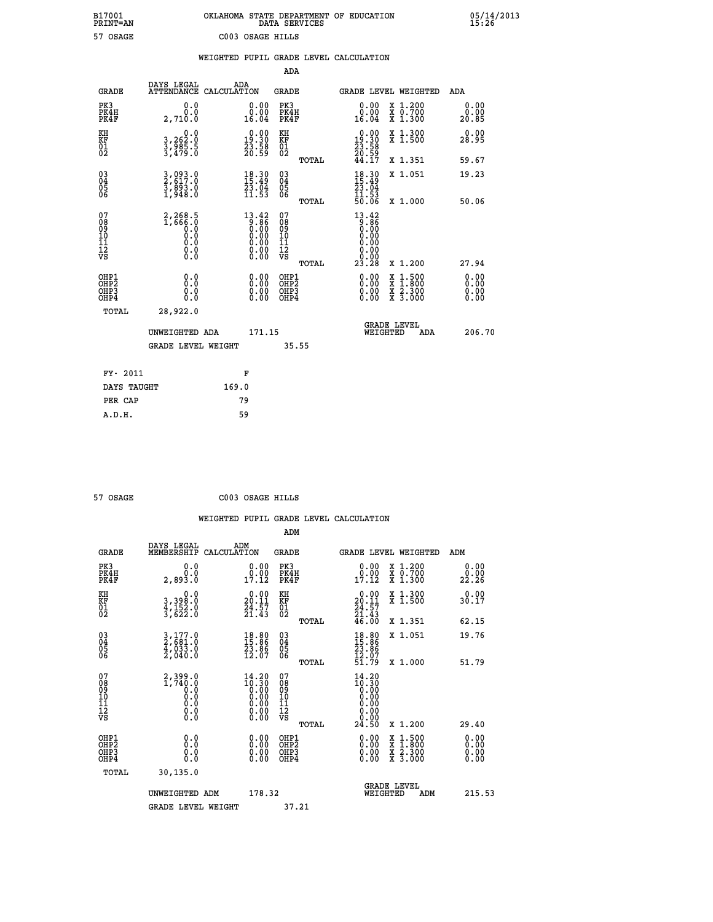B17001 PRINT=AN
OKLAHOMA STATE DEPARTMENT OF EDUCATION DATA SERVICES
05/14/2013 15:26

57 OSAGE C003 OSAGE HILLS

## WEIGHTED PUPIL GRADE LEVEL CALCULATION

### ADA

| GRADE | DAYS LEGAL ATTENDANCE | ADA CALCULATION | GRADE | GRADE LEVEL | WEIGHTED | ADA |
|---|---|---|---|---|---|---|
| PK3 | 0.0 | 0.00 | PK3 | 0.00 | X 1.200 | 0.00 |
| PK4H | 0.0 | 0.00 | PK4H | 0.00 | X 0.700 | 0.00 |
| PK4F | 2,710.0 | 16.04 | PK4F | 16.04 | X 1.300 | 20.85 |
| KH | 0.0 | 0.00 | KH | 0.00 | X 1.300 | 0.00 |
| KF | 3,262.0 | 19.30 | KF | 19.30 | X 1.500 | 28.95 |
| 01 | 3,985.5 | 23.58 | 01 | 23.58 | | |
| 02 | 3,479.0 | 20.59 | 02 | 20.59 | | |
| | | | TOTAL | 44.17 | X 1.351 | 59.67 |
| 03 | 3,093.0 | 18.30 | 03 | 18.30 | X 1.051 | 19.23 |
| 04 | 2,617.0 | 15.49 | 04 | 15.49 | | |
| 05 | 3,893.0 | 23.04 | 05 | 23.04 | | |
| 06 | 1,948.0 | 11.53 | 06 | 11.53 | | |
| | | | TOTAL | 50.06 | X 1.000 | 50.06 |
| 07 | 2,268.5 | 13.42 | 07 | 13.42 | | |
| 08 | 1,666.0 | 9.86 | 08 | 9.86 | | |
| 09 | 0.0 | 0.00 | 09 | 0.00 | | |
| 10 | 0.0 | 0.00 | 10 | 0.00 | | |
| 11 | 0.0 | 0.00 | 11 | 0.00 | | |
| 12 | 0.0 | 0.00 | 12 | 0.00 | | |
| VS | 0.0 | 0.00 | VS | 0.00 | | |
| | | | TOTAL | 23.28 | X 1.200 | 27.94 |
| OHP1 | 0.0 | 0.00 | OHP1 | 0.00 | X 1.500 | 0.00 |
| OHP2 | 0.0 | 0.00 | OHP2 | 0.00 | X 1.800 | 0.00 |
| OHP3 | 0.0 | 0.00 | OHP3 | 0.00 | X 2.300 | 0.00 |
| OHP4 | 0.0 | 0.00 | OHP4 | 0.00 | X 3.000 | 0.00 |
| TOTAL | 28,922.0 | | | | | |

UNWEIGHTED ADA 171.15 | GRADE LEVEL WEIGHTED ADA 206.70

GRADE LEVEL WEIGHT 35.55

| FY- 2011 | F |
|---|---|
| DAYS TAUGHT | 169.0 |
| PER CAP | 79 |
| A.D.H. | 59 |

57 OSAGE C003 OSAGE HILLS

## WEIGHTED PUPIL GRADE LEVEL CALCULATION

### ADM

| GRADE | DAYS LEGAL MEMBERSHIP | ADM CALCULATION | GRADE | GRADE LEVEL | WEIGHTED | ADM |
|---|---|---|---|---|---|---|
| PK3 | 0.0 | 0.00 | PK3 | 0.00 | X 1.200 | 0.00 |
| PK4H | 0.0 | 0.00 | PK4H | 0.00 | X 0.700 | 0.00 |
| PK4F | 2,893.0 | 17.12 | PK4F | 17.12 | X 1.300 | 22.26 |
| KH | 0.0 | 0.00 | KH | 0.00 | X 1.300 | 0.00 |
| KF | 3,398.0 | 20.11 | KF | 20.11 | X 1.500 | 30.17 |
| 01 | 4,152.0 | 24.57 | 01 | 24.57 | | |
| 02 | 3,622.0 | 21.43 | 02 | 21.43 | | |
| | | | TOTAL | 46.00 | X 1.351 | 62.15 |
| 03 | 3,177.0 | 18.80 | 03 | 18.80 | X 1.051 | 19.76 |
| 04 | 2,681.0 | 15.86 | 04 | 15.86 | | |
| 05 | 4,033.0 | 23.86 | 05 | 23.86 | | |
| 06 | 2,040.0 | 12.07 | 06 | 12.07 | | |
| | | | TOTAL | 51.79 | X 1.000 | 51.79 |
| 07 | 2,399.0 | 14.20 | 07 | 14.20 | | |
| 08 | 1,740.0 | 10.30 | 08 | 10.30 | | |
| 09 | 0.0 | 0.00 | 09 | 0.00 | | |
| 10 | 0.0 | 0.00 | 10 | 0.00 | | |
| 11 | 0.0 | 0.00 | 11 | 0.00 | | |
| 12 | 0.0 | 0.00 | 12 | 0.00 | | |
| VS | 0.0 | 0.00 | VS | 0.00 | | |
| | | | TOTAL | 24.50 | X 1.200 | 29.40 |
| OHP1 | 0.0 | 0.00 | OHP1 | 0.00 | X 1.500 | 0.00 |
| OHP2 | 0.0 | 0.00 | OHP2 | 0.00 | X 1.800 | 0.00 |
| OHP3 | 0.0 | 0.00 | OHP3 | 0.00 | X 2.300 | 0.00 |
| OHP4 | 0.0 | 0.00 | OHP4 | 0.00 | X 3.000 | 0.00 |
| TOTAL | 30,135.0 | | | | | |

UNWEIGHTED ADM 178.32 | GRADE LEVEL WEIGHTED ADM 215.53

GRADE LEVEL WEIGHT 37.21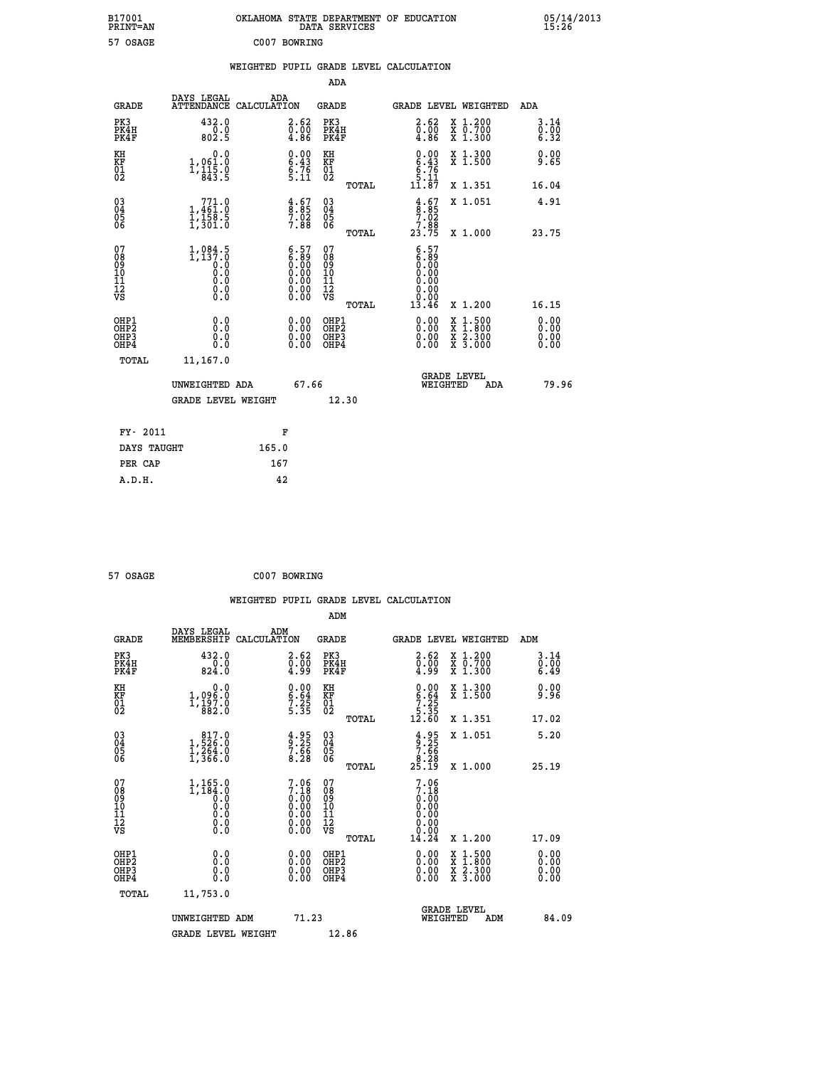B17001 OKLAHOMA STATE DEPARTMENT OF EDUCATION 05/14/2013
PRINT=AN DATA SERVICES 15:26

57 OSAGE C007 BOWRING

WEIGHTED PUPIL GRADE LEVEL CALCULATION

ADA

| GRADE | DAYS LEGAL ATTENDANCE | ADA CALCULATION | GRADE | | GRADE LEVEL | WEIGHTED | ADA |
|---|---|---|---|---|---|---|---|
| PK3 | 432.0 | 2.62 | PK3 | | 2.62 | X 1.200 | 3.14 |
| PK4H | 0.0 | 0.00 | PK4H | | 0.00 | X 0.700 | 0.00 |
| PK4F | 802.5 | 4.86 | PK4F | | 4.86 | X 1.300 | 6.32 |
| KH | 0.0 | 0.00 | KH | | 0.00 | X 1.300 | 0.00 |
| KF | 1,061.0 | 6.43 | KF | | 6.43 | X 1.500 | 9.65 |
| 01 | 1,115.0 | 6.76 | 01 | | 6.76 | | |
| 02 | 843.5 | 5.11 | 02 | | 5.11 | | |
| | | | | TOTAL | 11.87 | X 1.351 | 16.04 |
| 03 | 771.0 | 4.67 | 03 | | 4.67 | X 1.051 | 4.91 |
| 04 | 1,461.0 | 8.85 | 04 | | 8.85 | | |
| 05 | 1,158.5 | 7.02 | 05 | | 7.02 | | |
| 06 | 1,301.0 | 7.88 | 06 | | 7.88 | | |
| | | | | TOTAL | 23.75 | X 1.000 | 23.75 |
| 07 | 1,084.5 | 6.57 | 07 | | 6.57 | | |
| 08 | 1,137.0 | 6.89 | 08 | | 6.89 | | |
| 09 | 0.0 | 0.00 | 09 | | 0.00 | | |
| 10 | 0.0 | 0.00 | 10 | | 0.00 | | |
| 11 | 0.0 | 0.00 | 11 | | 0.00 | | |
| 12 | 0.0 | 0.00 | 12 | | 0.00 | | |
| VS | 0.0 | 0.00 | VS | | 0.00 | | |
| | | | | TOTAL | 13.46 | X 1.200 | 16.15 |
| OHP1 | 0.0 | 0.00 | OHP1 | | 0.00 | X 1.500 | 0.00 |
| OHP2 | 0.0 | 0.00 | OHP2 | | 0.00 | X 1.800 | 0.00 |
| OHP3 | 0.0 | 0.00 | OHP3 | | 0.00 | X 2.300 | 0.00 |
| OHP4 | 0.0 | 0.00 | OHP4 | | 0.00 | X 3.000 | 0.00 |
| TOTAL | 11,167.0 | | | | | | |

UNWEIGHTED ADA 67.66 GRADE LEVEL WEIGHTED ADA 79.96

GRADE LEVEL WEIGHT 12.30

| FY- 2011 | F |
|---|---|
| DAYS TAUGHT | 165.0 |
| PER CAP | 167 |
| A.D.H. | 42 |

57 OSAGE C007 BOWRING

WEIGHTED PUPIL GRADE LEVEL CALCULATION

ADM

| GRADE | DAYS LEGAL MEMBERSHIP | ADM CALCULATION | GRADE | | GRADE LEVEL | WEIGHTED | ADM |
|---|---|---|---|---|---|---|---|
| PK3 | 432.0 | 2.62 | PK3 | | 2.62 | X 1.200 | 3.14 |
| PK4H | 0.0 | 0.00 | PK4H | | 0.00 | X 0.700 | 0.00 |
| PK4F | 824.0 | 4.99 | PK4F | | 4.99 | X 1.300 | 6.49 |
| KH | 0.0 | 0.00 | KH | | 0.00 | X 1.300 | 0.00 |
| KF | 1,096.0 | 6.64 | KF | | 6.64 | X 1.500 | 9.96 |
| 01 | 1,197.0 | 7.25 | 01 | | 7.25 | | |
| 02 | 882.0 | 5.35 | 02 | | 5.35 | | |
| | | | | TOTAL | 12.60 | X 1.351 | 17.02 |
| 03 | 817.0 | 4.95 | 03 | | 4.95 | X 1.051 | 5.20 |
| 04 | 1,526.0 | 9.25 | 04 | | 9.25 | | |
| 05 | 1,264.0 | 7.66 | 05 | | 7.66 | | |
| 06 | 1,366.0 | 8.28 | 06 | | 8.28 | | |
| | | | | TOTAL | 25.19 | X 1.000 | 25.19 |
| 07 | 1,165.0 | 7.06 | 07 | | 7.06 | | |
| 08 | 1,184.0 | 7.18 | 08 | | 7.18 | | |
| 09 | 0.0 | 0.00 | 09 | | 0.00 | | |
| 10 | 0.0 | 0.00 | 10 | | 0.00 | | |
| 11 | 0.0 | 0.00 | 11 | | 0.00 | | |
| 12 | 0.0 | 0.00 | 12 | | 0.00 | | |
| VS | 0.0 | 0.00 | VS | | 0.00 | | |
| | | | | TOTAL | 14.24 | X 1.200 | 17.09 |
| OHP1 | 0.0 | 0.00 | OHP1 | | 0.00 | X 1.500 | 0.00 |
| OHP2 | 0.0 | 0.00 | OHP2 | | 0.00 | X 1.800 | 0.00 |
| OHP3 | 0.0 | 0.00 | OHP3 | | 0.00 | X 2.300 | 0.00 |
| OHP4 | 0.0 | 0.00 | OHP4 | | 0.00 | X 3.000 | 0.00 |
| TOTAL | 11,753.0 | | | | | | |

UNWEIGHTED ADM 71.23 GRADE LEVEL WEIGHTED ADM 84.09

GRADE LEVEL WEIGHT 12.86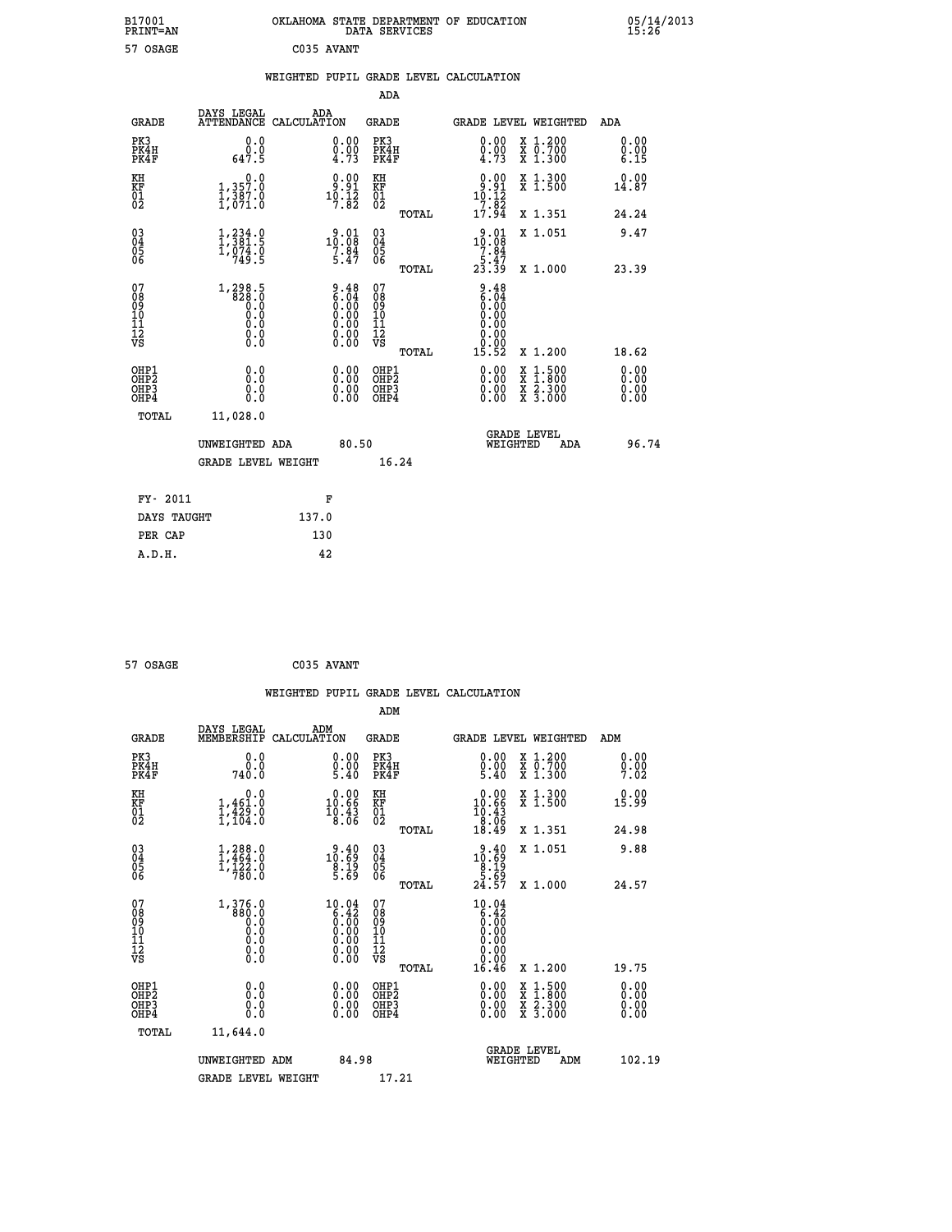B17001 PRINT=AN — OKLAHOMA STATE DEPARTMENT OF EDUCATION DATA SERVICES — 05/14/2013 15:26

57 OSAGE — C035 AVANT

## WEIGHTED PUPIL GRADE LEVEL CALCULATION

### ADA

| GRADE | DAYS LEGAL ATTENDANCE | ADA CALCULATION | GRADE | GRADE LEVEL | WEIGHTED | ADA |
|---|---|---|---|---|---|---|
| PK3 | 0.0 | 0.00 | PK3 | 0.00 | X 1.200 | 0.00 |
| PK4H | 0.0 | 0.00 | PK4H | 0.00 | X 0.700 | 0.00 |
| PK4F | 647.5 | 4.73 | PK4F | 4.73 | X 1.300 | 6.15 |
| KH | 0.0 | 0.00 | KH | 0.00 | X 1.300 | 0.00 |
| KF | 1,357.0 | 9.91 | KF | 9.91 | X 1.500 | 14.87 |
| 01 | 1,387.0 | 10.12 | 01 | 10.12 | | |
| 02 | 1,071.0 | 7.82 | 02 | 7.82 | | |
| | | | TOTAL | 17.94 | X 1.351 | 24.24 |
| 03 | 1,234.0 | 9.01 | 03 | 9.01 | X 1.051 | 9.47 |
| 04 | 1,381.5 | 10.08 | 04 | 10.08 | | |
| 05 | 1,074.0 | 7.84 | 05 | 7.84 | | |
| 06 | 749.5 | 5.47 | 06 | 5.47 | | |
| | | | TOTAL | 23.39 | X 1.000 | 23.39 |
| 07 | 1,298.5 | 9.48 | 07 | 9.48 | | |
| 08 | 828.0 | 6.04 | 08 | 6.04 | | |
| 09 | 0.0 | 0.00 | 09 | 0.00 | | |
| 10 | 0.0 | 0.00 | 10 | 0.00 | | |
| 11 | 0.0 | 0.00 | 11 | 0.00 | | |
| 12 | 0.0 | 0.00 | 12 | 0.00 | | |
| VS | 0.0 | 0.00 | VS | 0.00 | | |
| | | | TOTAL | 15.52 | X 1.200 | 18.62 |
| OHP1 | 0.0 | 0.00 | OHP1 | 0.00 | X 1.500 | 0.00 |
| OHP2 | 0.0 | 0.00 | OHP2 | 0.00 | X 1.800 | 0.00 |
| OHP3 | 0.0 | 0.00 | OHP3 | 0.00 | X 2.300 | 0.00 |
| OHP4 | 0.0 | 0.00 | OHP4 | 0.00 | X 3.000 | 0.00 |
| TOTAL | 11,028.0 | | | | | |

UNWEIGHTED ADA: 80.50 — GRADE LEVEL WEIGHTED ADA: 96.74

GRADE LEVEL WEIGHT: 16.24

| FY- 2011 | F |
|---|---|
| DAYS TAUGHT | 137.0 |
| PER CAP | 130 |
| A.D.H. | 42 |

57 OSAGE — C035 AVANT

## WEIGHTED PUPIL GRADE LEVEL CALCULATION

### ADM

| GRADE | DAYS LEGAL MEMBERSHIP | ADM CALCULATION | GRADE | GRADE LEVEL | WEIGHTED | ADM |
|---|---|---|---|---|---|---|
| PK3 | 0.0 | 0.00 | PK3 | 0.00 | X 1.200 | 0.00 |
| PK4H | 0.0 | 0.00 | PK4H | 0.00 | X 0.700 | 0.00 |
| PK4F | 740.0 | 5.40 | PK4F | 5.40 | X 1.300 | 7.02 |
| KH | 0.0 | 0.00 | KH | 0.00 | X 1.300 | 0.00 |
| KF | 1,461.0 | 10.66 | KF | 10.66 | X 1.500 | 15.99 |
| 01 | 1,429.0 | 10.43 | 01 | 10.43 | | |
| 02 | 1,104.0 | 8.06 | 02 | 8.06 | | |
| | | | TOTAL | 18.49 | X 1.351 | 24.98 |
| 03 | 1,288.0 | 9.40 | 03 | 9.40 | X 1.051 | 9.88 |
| 04 | 1,464.0 | 10.69 | 04 | 10.69 | | |
| 05 | 1,122.0 | 8.19 | 05 | 8.19 | | |
| 06 | 780.0 | 5.69 | 06 | 5.69 | | |
| | | | TOTAL | 24.57 | X 1.000 | 24.57 |
| 07 | 1,376.0 | 10.04 | 07 | 10.04 | | |
| 08 | 880.0 | 6.42 | 08 | 6.42 | | |
| 09 | 0.0 | 0.00 | 09 | 0.00 | | |
| 10 | 0.0 | 0.00 | 10 | 0.00 | | |
| 11 | 0.0 | 0.00 | 11 | 0.00 | | |
| 12 | 0.0 | 0.00 | 12 | 0.00 | | |
| VS | 0.0 | 0.00 | VS | 0.00 | | |
| | | | TOTAL | 16.46 | X 1.200 | 19.75 |
| OHP1 | 0.0 | 0.00 | OHP1 | 0.00 | X 1.500 | 0.00 |
| OHP2 | 0.0 | 0.00 | OHP2 | 0.00 | X 1.800 | 0.00 |
| OHP3 | 0.0 | 0.00 | OHP3 | 0.00 | X 2.300 | 0.00 |
| OHP4 | 0.0 | 0.00 | OHP4 | 0.00 | X 3.000 | 0.00 |
| TOTAL | 11,644.0 | | | | | |

UNWEIGHTED ADM: 84.98 — GRADE LEVEL WEIGHTED ADM: 102.19

GRADE LEVEL WEIGHT: 17.21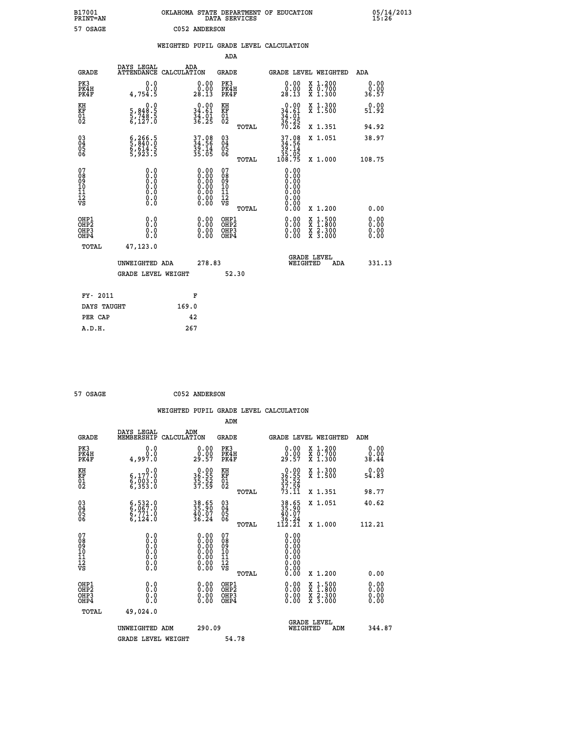B17001 PRINT=AN OKLAHOMA STATE DEPARTMENT OF EDUCATION DATA SERVICES 05/14/2013 15:26

57 OSAGE C052 ANDERSON

## WEIGHTED PUPIL GRADE LEVEL CALCULATION

### ADA

| GRADE | DAYS LEGAL ATTENDANCE | ADA CALCULATION | GRADE | GRADE LEVEL | WEIGHTED | ADA |
|---|---|---|---|---|---|---|
| PK3 | 0.0 | 0.00 | PK3 | 0.00 | X 1.200 | 0.00 |
| PK4H | 0.0 | 0.00 | PK4H | 0.00 | X 0.700 | 0.00 |
| PK4F | 4,754.5 | 28.13 | PK4F | 28.13 | X 1.300 | 36.57 |
| KH | 0.0 | 0.00 | KH | 0.00 | X 1.300 | 0.00 |
| KF | 5,848.5 | 34.61 | KF | 34.61 | X 1.500 | 51.92 |
| 01 | 5,748.5 | 34.01 | 01 | 34.01 | | |
| 02 | 6,127.0 | 36.25 | 02 | 36.25 | | |
| | | | TOTAL | 70.26 | X 1.351 | 94.92 |
| 03 | 6,266.5 | 37.08 | 03 | 37.08 | X 1.051 | 38.97 |
| 04 | 5,840.0 | 34.56 | 04 | 34.56 | | |
| 05 | 6,614.5 | 39.14 | 05 | 39.14 | | |
| 06 | 5,923.5 | 35.05 | 06 | 35.05 | | |
| | | | TOTAL | 108.75 | X 1.000 | 108.75 |
| 07 | 0.0 | 0.00 | 07 | 0.00 | | |
| 08 | 0.0 | 0.00 | 08 | 0.00 | | |
| 09 | 0.0 | 0.00 | 09 | 0.00 | | |
| 10 | 0.0 | 0.00 | 10 | 0.00 | | |
| 11 | 0.0 | 0.00 | 11 | 0.00 | | |
| 12 | 0.0 | 0.00 | 12 | 0.00 | | |
| VS | 0.0 | 0.00 | VS | 0.00 | | |
| | | | TOTAL | 0.00 | X 1.200 | 0.00 |
| OHP1 | 0.0 | 0.00 | OHP1 | 0.00 | X 1.500 | 0.00 |
| OHP2 | 0.0 | 0.00 | OHP2 | 0.00 | X 1.800 | 0.00 |
| OHP3 | 0.0 | 0.00 | OHP3 | 0.00 | X 2.300 | 0.00 |
| OHP4 | 0.0 | 0.00 | OHP4 | 0.00 | X 3.000 | 0.00 |
| TOTAL | 47,123.0 | | | | | |

UNWEIGHTED ADA 278.83 — GRADE LEVEL WEIGHTED ADA 331.13

GRADE LEVEL WEIGHT 52.30

| FY- 2011 | F |
|---|---|
| DAYS TAUGHT | 169.0 |
| PER CAP | 42 |
| A.D.H. | 267 |

57 OSAGE C052 ANDERSON

## WEIGHTED PUPIL GRADE LEVEL CALCULATION

### ADM

| GRADE | DAYS LEGAL MEMBERSHIP | ADM CALCULATION | GRADE | GRADE LEVEL | WEIGHTED | ADM |
|---|---|---|---|---|---|---|
| PK3 | 0.0 | 0.00 | PK3 | 0.00 | X 1.200 | 0.00 |
| PK4H | 0.0 | 0.00 | PK4H | 0.00 | X 0.700 | 0.00 |
| PK4F | 4,997.0 | 29.57 | PK4F | 29.57 | X 1.300 | 38.44 |
| KH | 0.0 | 0.00 | KH | 0.00 | X 1.300 | 0.00 |
| KF | 6,177.0 | 36.55 | KF | 36.55 | X 1.500 | 54.83 |
| 01 | 6,003.0 | 35.52 | 01 | 35.52 | | |
| 02 | 6,353.0 | 37.59 | 02 | 37.59 | | |
| | | | TOTAL | 73.11 | X 1.351 | 98.77 |
| 03 | 6,532.0 | 38.65 | 03 | 38.65 | X 1.051 | 40.62 |
| 04 | 6,067.0 | 35.90 | 04 | 35.90 | | |
| 05 | 6,771.0 | 40.07 | 05 | 40.07 | | |
| 06 | 6,124.0 | 36.24 | 06 | 36.24 | | |
| | | | TOTAL | 112.21 | X 1.000 | 112.21 |
| 07 | 0.0 | 0.00 | 07 | 0.00 | | |
| 08 | 0.0 | 0.00 | 08 | 0.00 | | |
| 09 | 0.0 | 0.00 | 09 | 0.00 | | |
| 10 | 0.0 | 0.00 | 10 | 0.00 | | |
| 11 | 0.0 | 0.00 | 11 | 0.00 | | |
| 12 | 0.0 | 0.00 | 12 | 0.00 | | |
| VS | 0.0 | 0.00 | VS | 0.00 | | |
| | | | TOTAL | 0.00 | X 1.200 | 0.00 |
| OHP1 | 0.0 | 0.00 | OHP1 | 0.00 | X 1.500 | 0.00 |
| OHP2 | 0.0 | 0.00 | OHP2 | 0.00 | X 1.800 | 0.00 |
| OHP3 | 0.0 | 0.00 | OHP3 | 0.00 | X 2.300 | 0.00 |
| OHP4 | 0.0 | 0.00 | OHP4 | 0.00 | X 3.000 | 0.00 |
| TOTAL | 49,024.0 | | | | | |

UNWEIGHTED ADM 290.09 — GRADE LEVEL WEIGHTED ADM 344.87

GRADE LEVEL WEIGHT 54.78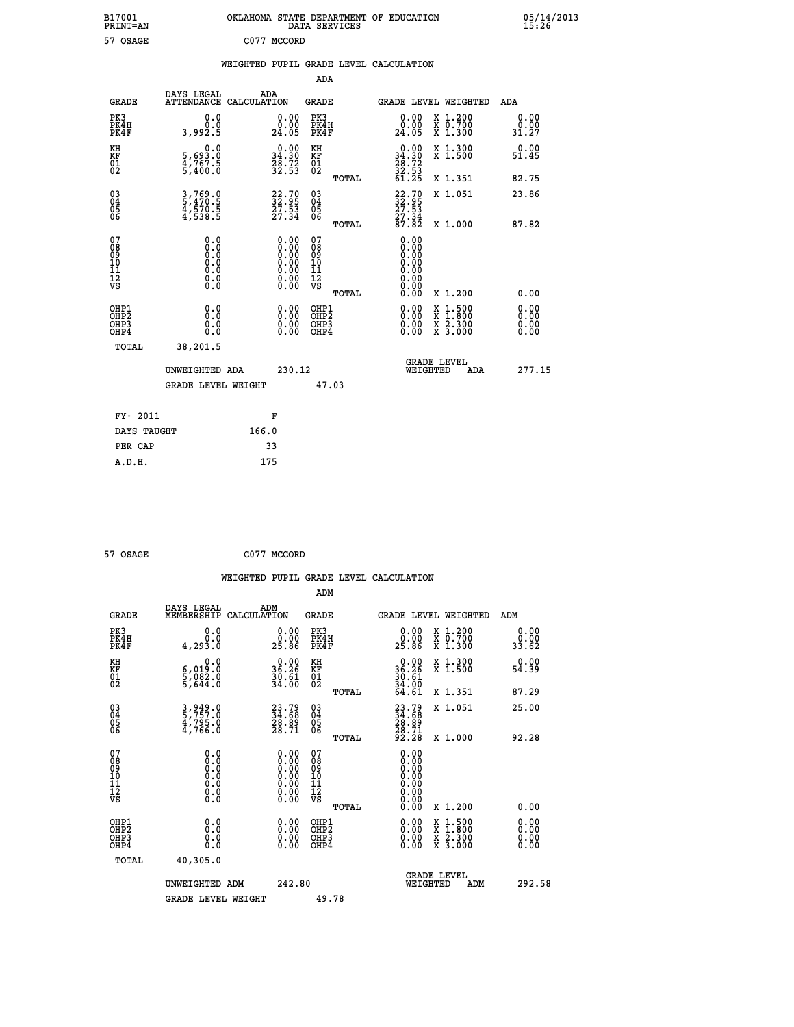B17001 PRINT=AN — OKLAHOMA STATE DEPARTMENT OF EDUCATION DATA SERVICES — 05/14/2013 15:26

57 OSAGE — C077 MCCORD

## WEIGHTED PUPIL GRADE LEVEL CALCULATION

### ADA

| GRADE | DAYS LEGAL ATTENDANCE | ADA CALCULATION | GRADE | GRADE LEVEL | WEIGHTED | ADA |
|---|---|---|---|---|---|---|
| PK3 | 0.0 | 0.00 | PK3 | 0.00 | X 1.200 | 0.00 |
| PK4H | 0.0 | 0.00 | PK4H | 0.00 | X 0.700 | 0.00 |
| PK4F | 3,992.5 | 24.05 | PK4F | 24.05 | X 1.300 | 31.27 |
| KH | 0.0 | 0.00 | KH | 0.00 | X 1.300 | 0.00 |
| KF | 5,693.0 | 34.30 | KF | 34.30 | X 1.500 | 51.45 |
| 01 | 4,767.5 | 28.72 | 01 | 28.72 | | |
| 02 | 5,400.0 | 32.53 | 02 | 32.53 | | |
| | | | TOTAL | 61.25 | X 1.351 | 82.75 |
| 03 | 3,769.0 | 22.70 | 03 | 22.70 | X 1.051 | 23.86 |
| 04 | 5,470.5 | 32.95 | 04 | 32.95 | | |
| 05 | 4,570.5 | 27.53 | 05 | 27.53 | | |
| 06 | 4,538.5 | 27.34 | 06 | 27.34 | | |
| | | | TOTAL | 87.82 | X 1.000 | 87.82 |
| 07 | 0.0 | 0.00 | 07 | 0.00 | | |
| 08 | 0.0 | 0.00 | 08 | 0.00 | | |
| 09 | 0.0 | 0.00 | 09 | 0.00 | | |
| 10 | 0.0 | 0.00 | 10 | 0.00 | | |
| 11 | 0.0 | 0.00 | 11 | 0.00 | | |
| 12 | 0.0 | 0.00 | 12 | 0.00 | | |
| VS | 0.0 | 0.00 | VS | 0.00 | | |
| | | | TOTAL | 0.00 | X 1.200 | 0.00 |
| OHP1 | 0.0 | 0.00 | OHP1 | 0.00 | X 1.500 | 0.00 |
| OHP2 | 0.0 | 0.00 | OHP2 | 0.00 | X 1.800 | 0.00 |
| OHP3 | 0.0 | 0.00 | OHP3 | 0.00 | X 2.300 | 0.00 |
| OHP4 | 0.0 | 0.00 | OHP4 | 0.00 | X 3.000 | 0.00 |
| TOTAL | 38,201.5 | | | | | |

UNWEIGHTED ADA: 230.12 — GRADE LEVEL WEIGHTED ADA: 277.15

GRADE LEVEL WEIGHT: 47.03

| FY- 2011 | F |
|---|---|
| DAYS TAUGHT | 166.0 |
| PER CAP | 33 |
| A.D.H. | 175 |

57 OSAGE — C077 MCCORD

## WEIGHTED PUPIL GRADE LEVEL CALCULATION

### ADM

| GRADE | DAYS LEGAL MEMBERSHIP | ADM CALCULATION | GRADE | GRADE LEVEL | WEIGHTED | ADM |
|---|---|---|---|---|---|---|
| PK3 | 0.0 | 0.00 | PK3 | 0.00 | X 1.200 | 0.00 |
| PK4H | 0.0 | 0.00 | PK4H | 0.00 | X 0.700 | 0.00 |
| PK4F | 4,293.0 | 25.86 | PK4F | 25.86 | X 1.300 | 33.62 |
| KH | 0.0 | 0.00 | KH | 0.00 | X 1.300 | 0.00 |
| KF | 6,019.0 | 36.26 | KF | 36.26 | X 1.500 | 54.39 |
| 01 | 5,082.0 | 30.61 | 01 | 30.61 | | |
| 02 | 5,644.0 | 34.00 | 02 | 34.00 | | |
| | | | TOTAL | 64.61 | X 1.351 | 87.29 |
| 03 | 3,949.0 | 23.79 | 03 | 23.79 | X 1.051 | 25.00 |
| 04 | 5,757.0 | 34.68 | 04 | 34.68 | | |
| 05 | 4,795.0 | 28.89 | 05 | 28.89 | | |
| 06 | 4,766.0 | 28.71 | 06 | 28.71 | | |
| | | | TOTAL | 92.28 | X 1.000 | 92.28 |
| 07 | 0.0 | 0.00 | 07 | 0.00 | | |
| 08 | 0.0 | 0.00 | 08 | 0.00 | | |
| 09 | 0.0 | 0.00 | 09 | 0.00 | | |
| 10 | 0.0 | 0.00 | 10 | 0.00 | | |
| 11 | 0.0 | 0.00 | 11 | 0.00 | | |
| 12 | 0.0 | 0.00 | 12 | 0.00 | | |
| VS | 0.0 | 0.00 | VS | 0.00 | | |
| | | | TOTAL | 0.00 | X 1.200 | 0.00 |
| OHP1 | 0.0 | 0.00 | OHP1 | 0.00 | X 1.500 | 0.00 |
| OHP2 | 0.0 | 0.00 | OHP2 | 0.00 | X 1.800 | 0.00 |
| OHP3 | 0.0 | 0.00 | OHP3 | 0.00 | X 2.300 | 0.00 |
| OHP4 | 0.0 | 0.00 | OHP4 | 0.00 | X 3.000 | 0.00 |
| TOTAL | 40,305.0 | | | | | |

UNWEIGHTED ADM: 242.80 — GRADE LEVEL WEIGHTED ADM: 292.58

GRADE LEVEL WEIGHT: 49.78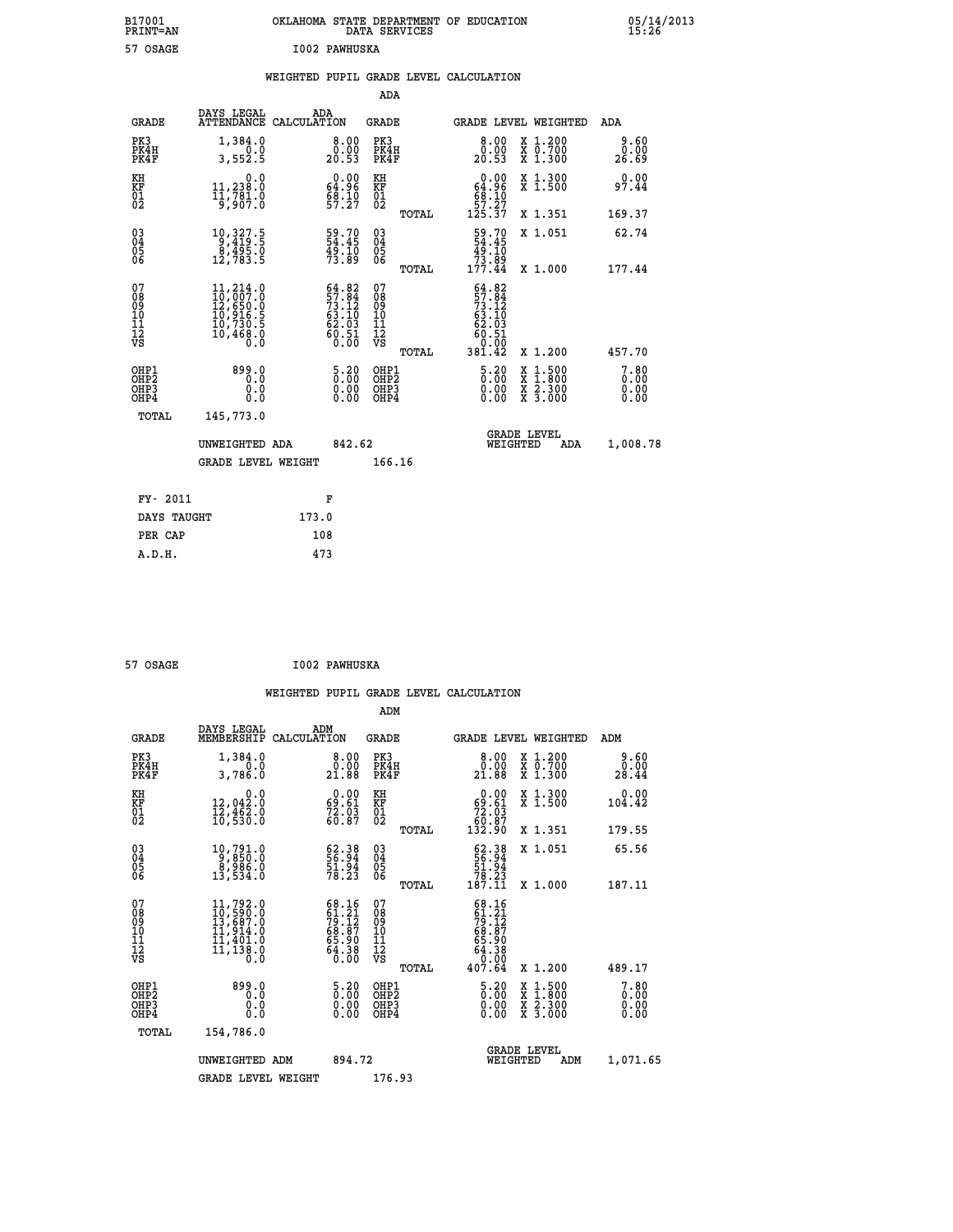B17001 OKLAHOMA STATE DEPARTMENT OF EDUCATION 05/14/2013
PRINT=AN DATA SERVICES 15:26

57 OSAGE I002 PAWHUSKA

WEIGHTED PUPIL GRADE LEVEL CALCULATION

ADA

| GRADE | DAYS LEGAL ATTENDANCE | ADA CALCULATION | GRADE | GRADE LEVEL | WEIGHTED | ADA |
|---|---|---|---|---|---|---|
| PK3 | 1,384.0 | 8.00 | PK3 | 8.00 | X 1.200 | 9.60 |
| PK4H | 0.0 | 0.00 | PK4H | 0.00 | X 0.700 | 0.00 |
| PK4F | 3,552.5 | 20.53 | PK4F | 20.53 | X 1.300 | 26.69 |
| KH | 0.0 | 0.00 | KH | 0.00 | X 1.300 | 0.00 |
| KF | 11,238.0 | 64.96 | KF | 64.96 | X 1.500 | 97.44 |
| 01 | 11,781.0 | 68.10 | 01 | 68.10 | | |
| 02 | 9,907.0 | 57.27 | 02 | 57.27 | | |
| | | | TOTAL | 125.37 | X 1.351 | 169.37 |
| 03 | 10,327.5 | 59.70 | 03 | 59.70 | X 1.051 | 62.74 |
| 04 | 9,419.5 | 54.45 | 04 | 54.45 | | |
| 05 | 8,495.0 | 49.10 | 05 | 49.10 | | |
| 06 | 12,783.5 | 73.89 | 06 | 73.89 | | |
| | | | TOTAL | 177.44 | X 1.000 | 177.44 |
| 07 | 11,214.0 | 64.82 | 07 | 64.82 | | |
| 08 | 10,007.0 | 57.84 | 08 | 57.84 | | |
| 09 | 12,650.0 | 73.12 | 09 | 73.12 | | |
| 10 | 10,916.5 | 63.10 | 10 | 63.10 | | |
| 11 | 10,730.5 | 62.03 | 11 | 62.03 | | |
| 12 | 10,468.0 | 60.51 | 12 | 60.51 | | |
| VS | 0.0 | 0.00 | VS | 0.00 | | |
| | | | TOTAL | 381.42 | X 1.200 | 457.70 |
| OHP1 | 899.0 | 5.20 | OHP1 | 5.20 | X 1.500 | 7.80 |
| OHP2 | 0.0 | 0.00 | OHP2 | 0.00 | X 1.800 | 0.00 |
| OHP3 | 0.0 | 0.00 | OHP3 | 0.00 | X 2.300 | 0.00 |
| OHP4 | 0.0 | 0.00 | OHP4 | 0.00 | X 3.000 | 0.00 |
| TOTAL | 145,773.0 | | | | | |

UNWEIGHTED ADA 842.62 GRADE LEVEL WEIGHTED ADA 1,008.78

GRADE LEVEL WEIGHT 166.16

| FY- 2011 | F |
|---|---|
| DAYS TAUGHT | 173.0 |
| PER CAP | 108 |
| A.D.H. | 473 |

57 OSAGE I002 PAWHUSKA

WEIGHTED PUPIL GRADE LEVEL CALCULATION

ADM

| GRADE | DAYS LEGAL MEMBERSHIP | ADM CALCULATION | GRADE | GRADE LEVEL | WEIGHTED | ADM |
|---|---|---|---|---|---|---|
| PK3 | 1,384.0 | 8.00 | PK3 | 8.00 | X 1.200 | 9.60 |
| PK4H | 0.0 | 0.00 | PK4H | 0.00 | X 0.700 | 0.00 |
| PK4F | 3,786.0 | 21.88 | PK4F | 21.88 | X 1.300 | 28.44 |
| KH | 0.0 | 0.00 | KH | 0.00 | X 1.300 | 0.00 |
| KF | 12,042.0 | 69.61 | KF | 69.61 | X 1.500 | 104.42 |
| 01 | 12,462.0 | 72.03 | 01 | 72.03 | | |
| 02 | 10,530.0 | 60.87 | 02 | 60.87 | | |
| | | | TOTAL | 132.90 | X 1.351 | 179.55 |
| 03 | 10,791.0 | 62.38 | 03 | 62.38 | X 1.051 | 65.56 |
| 04 | 9,850.0 | 56.94 | 04 | 56.94 | | |
| 05 | 8,986.0 | 51.94 | 05 | 51.94 | | |
| 06 | 13,534.0 | 78.23 | 06 | 78.23 | | |
| | | | TOTAL | 187.11 | X 1.000 | 187.11 |
| 07 | 11,792.0 | 68.16 | 07 | 68.16 | | |
| 08 | 10,590.0 | 61.21 | 08 | 61.21 | | |
| 09 | 13,687.0 | 79.12 | 09 | 79.12 | | |
| 10 | 11,914.0 | 68.87 | 10 | 68.87 | | |
| 11 | 11,401.0 | 65.90 | 11 | 65.90 | | |
| 12 | 11,138.0 | 64.38 | 12 | 64.38 | | |
| VS | 0.0 | 0.00 | VS | 0.00 | | |
| | | | TOTAL | 407.64 | X 1.200 | 489.17 |
| OHP1 | 899.0 | 5.20 | OHP1 | 5.20 | X 1.500 | 7.80 |
| OHP2 | 0.0 | 0.00 | OHP2 | 0.00 | X 1.800 | 0.00 |
| OHP3 | 0.0 | 0.00 | OHP3 | 0.00 | X 2.300 | 0.00 |
| OHP4 | 0.0 | 0.00 | OHP4 | 0.00 | X 3.000 | 0.00 |
| TOTAL | 154,786.0 | | | | | |

UNWEIGHTED ADM 894.72 GRADE LEVEL WEIGHTED ADM 1,071.65

GRADE LEVEL WEIGHT 176.93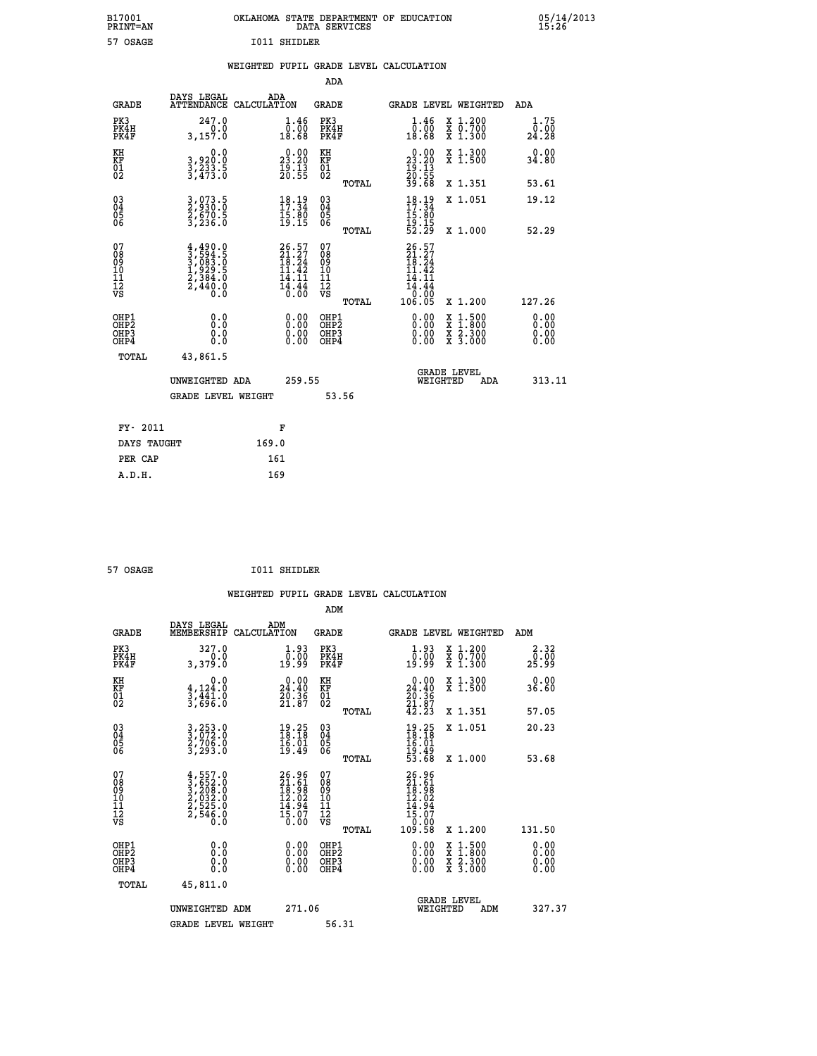B17001 OKLAHOMA STATE DEPARTMENT OF EDUCATION 05/14/2013
PRINT=AN DATA SERVICES 15:26

57 OSAGE I011 SHIDLER

## WEIGHTED PUPIL GRADE LEVEL CALCULATION

### ADA

| GRADE | DAYS LEGAL ATTENDANCE | ADA CALCULATION | GRADE | GRADE LEVEL | WEIGHTED | ADA |
|---|---|---|---|---|---|---|
| PK3 | 247.0 | 1.46 | PK3 | 1.46 | X 1.200 | 1.75 |
| PK4H | 0.0 | 0.00 | PK4H | 0.00 | X 0.700 | 0.00 |
| PK4F | 3,157.0 | 18.68 | PK4F | 18.68 | X 1.300 | 24.28 |
| KH | 0.0 | 0.00 | KH | 0.00 | X 1.300 | 0.00 |
| KF | 3,920.0 | 23.20 | KF | 23.20 | X 1.500 | 34.80 |
| 01 | 3,233.5 | 19.13 | 01 | 19.13 | | |
| 02 | 3,473.0 | 20.55 | 02 | 20.55 | | |
| | | | TOTAL | 39.68 | X 1.351 | 53.61 |
| 03 | 3,073.5 | 18.19 | 03 | 18.19 | X 1.051 | 19.12 |
| 04 | 2,930.0 | 17.34 | 04 | 17.34 | | |
| 05 | 2,670.5 | 15.80 | 05 | 15.80 | | |
| 06 | 3,236.0 | 19.15 | 06 | 19.15 | | |
| | | | TOTAL | 52.29 | X 1.000 | 52.29 |
| 07 | 4,490.0 | 26.57 | 07 | 26.57 | | |
| 08 | 3,594.5 | 21.27 | 08 | 21.27 | | |
| 09 | 3,083.0 | 18.24 | 09 | 18.24 | | |
| 10 | 1,929.5 | 11.42 | 10 | 11.42 | | |
| 11 | 2,384.0 | 14.11 | 11 | 14.11 | | |
| 12 | 2,440.0 | 14.44 | 12 | 14.44 | | |
| VS | 0.0 | 0.00 | VS | 0.00 | | |
| | | | TOTAL | 106.05 | X 1.200 | 127.26 |
| OHP1 | 0.0 | 0.00 | OHP1 | 0.00 | X 1.500 | 0.00 |
| OHP2 | 0.0 | 0.00 | OHP2 | 0.00 | X 1.800 | 0.00 |
| OHP3 | 0.0 | 0.00 | OHP3 | 0.00 | X 2.300 | 0.00 |
| OHP4 | 0.0 | 0.00 | OHP4 | 0.00 | X 3.000 | 0.00 |
| TOTAL | 43,861.5 | | | | | |

UNWEIGHTED ADA 259.55 GRADE LEVEL WEIGHTED ADA 313.11

GRADE LEVEL WEIGHT 53.56

| FY- 2011 | F |
|---|---|
| DAYS TAUGHT | 169.0 |
| PER CAP | 161 |
| A.D.H. | 169 |

57 OSAGE I011 SHIDLER

## WEIGHTED PUPIL GRADE LEVEL CALCULATION

### ADM

| GRADE | DAYS LEGAL MEMBERSHIP | ADM CALCULATION | GRADE | GRADE LEVEL | WEIGHTED | ADM |
|---|---|---|---|---|---|---|
| PK3 | 327.0 | 1.93 | PK3 | 1.93 | X 1.200 | 2.32 |
| PK4H | 0.0 | 0.00 | PK4H | 0.00 | X 0.700 | 0.00 |
| PK4F | 3,379.0 | 19.99 | PK4F | 19.99 | X 1.300 | 25.99 |
| KH | 0.0 | 0.00 | KH | 0.00 | X 1.300 | 0.00 |
| KF | 4,124.0 | 24.40 | KF | 24.40 | X 1.500 | 36.60 |
| 01 | 3,441.0 | 20.36 | 01 | 20.36 | | |
| 02 | 3,696.0 | 21.87 | 02 | 21.87 | | |
| | | | TOTAL | 42.23 | X 1.351 | 57.05 |
| 03 | 3,253.0 | 19.25 | 03 | 19.25 | X 1.051 | 20.23 |
| 04 | 3,072.0 | 18.18 | 04 | 18.18 | | |
| 05 | 2,706.0 | 16.01 | 05 | 16.01 | | |
| 06 | 3,293.0 | 19.49 | 06 | 19.49 | | |
| | | | TOTAL | 53.68 | X 1.000 | 53.68 |
| 07 | 4,557.0 | 26.96 | 07 | 26.96 | | |
| 08 | 3,652.0 | 21.61 | 08 | 21.61 | | |
| 09 | 3,208.0 | 18.98 | 09 | 18.98 | | |
| 10 | 2,032.0 | 12.02 | 10 | 12.02 | | |
| 11 | 2,525.0 | 14.94 | 11 | 14.94 | | |
| 12 | 2,546.0 | 15.07 | 12 | 15.07 | | |
| VS | 0.0 | 0.00 | VS | 0.00 | | |
| | | | TOTAL | 109.58 | X 1.200 | 131.50 |
| OHP1 | 0.0 | 0.00 | OHP1 | 0.00 | X 1.500 | 0.00 |
| OHP2 | 0.0 | 0.00 | OHP2 | 0.00 | X 1.800 | 0.00 |
| OHP3 | 0.0 | 0.00 | OHP3 | 0.00 | X 2.300 | 0.00 |
| OHP4 | 0.0 | 0.00 | OHP4 | 0.00 | X 3.000 | 0.00 |
| TOTAL | 45,811.0 | | | | | |

UNWEIGHTED ADM 271.06 GRADE LEVEL WEIGHTED ADM 327.37

GRADE LEVEL WEIGHT 56.31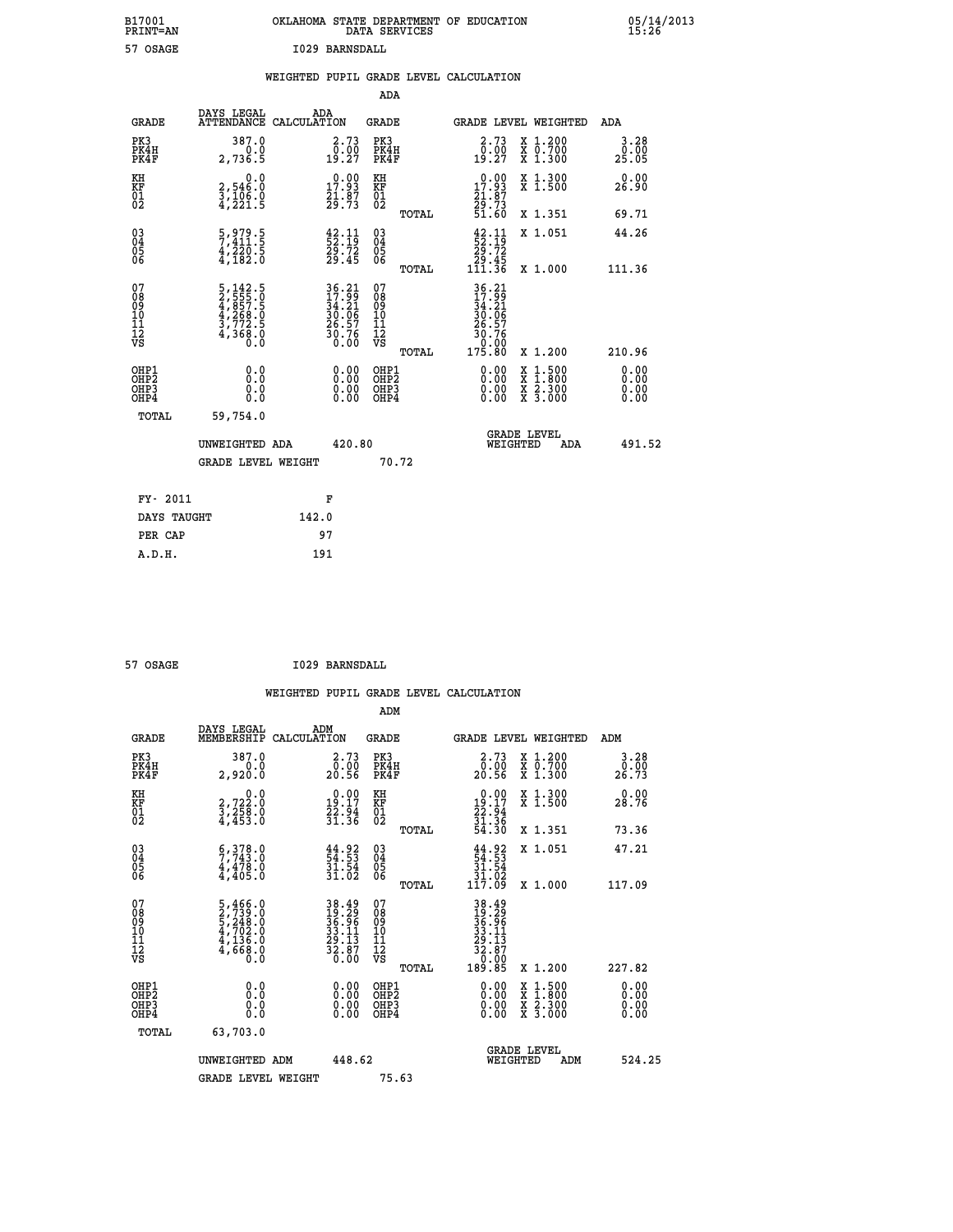B17001 PRINT=AN — OKLAHOMA STATE DEPARTMENT OF EDUCATION DATA SERVICES — 05/14/2013 15:26

57 OSAGE — I029 BARNSDALL

## WEIGHTED PUPIL GRADE LEVEL CALCULATION

### ADA

| GRADE | DAYS LEGAL ATTENDANCE | ADA CALCULATION | GRADE | GRADE LEVEL | WEIGHTED | ADA |
|---|---|---|---|---|---|---|
| PK3 | 387.0 | 2.73 | PK3 | 2.73 | X 1.200 | 3.28 |
| PK4H | 0.0 | 0.00 | PK4H | 0.00 | X 0.700 | 0.00 |
| PK4F | 2,736.5 | 19.27 | PK4F | 19.27 | X 1.300 | 25.05 |
| KH | 0.0 | 0.00 | KH | 0.00 | X 1.300 | 0.00 |
| KF | 2,546.0 | 17.93 | KF | 17.93 | X 1.500 | 26.90 |
| 01 | 3,106.0 | 21.87 | 01 | 21.87 | | |
| 02 | 4,221.5 | 29.73 | 02 | 29.73 | | |
| | | | TOTAL | 51.60 | X 1.351 | 69.71 |
| 03 | 5,979.5 | 42.11 | 03 | 42.11 | X 1.051 | 44.26 |
| 04 | 7,411.5 | 52.19 | 04 | 52.19 | | |
| 05 | 4,220.5 | 29.72 | 05 | 29.72 | | |
| 06 | 4,182.0 | 29.45 | 06 | 29.45 | | |
| | | | TOTAL | 111.36 | X 1.000 | 111.36 |
| 07 | 5,142.5 | 36.21 | 07 | 36.21 | | |
| 08 | 2,555.0 | 17.99 | 08 | 17.99 | | |
| 09 | 4,857.5 | 34.21 | 09 | 34.21 | | |
| 10 | 4,268.0 | 30.06 | 10 | 30.06 | | |
| 11 | 3,772.5 | 26.57 | 11 | 26.57 | | |
| 12 | 4,368.0 | 30.76 | 12 | 30.76 | | |
| VS | 0.0 | 0.00 | VS | 0.00 | | |
| | | | TOTAL | 175.80 | X 1.200 | 210.96 |
| OHP1 | 0.0 | 0.00 | OHP1 | 0.00 | X 1.500 | 0.00 |
| OHP2 | 0.0 | 0.00 | OHP2 | 0.00 | X 1.800 | 0.00 |
| OHP3 | 0.0 | 0.00 | OHP3 | 0.00 | X 2.300 | 0.00 |
| OHP4 | 0.0 | 0.00 | OHP4 | 0.00 | X 3.000 | 0.00 |
| TOTAL | 59,754.0 | | | | | |

UNWEIGHTED ADA 420.80 — GRADE LEVEL WEIGHTED ADA 491.52

GRADE LEVEL WEIGHT 70.72

| FY- 2011 | F |
|---|---|
| DAYS TAUGHT | 142.0 |
| PER CAP | 97 |
| A.D.H. | 191 |

57 OSAGE — I029 BARNSDALL

## WEIGHTED PUPIL GRADE LEVEL CALCULATION

### ADM

| GRADE | DAYS LEGAL MEMBERSHIP | ADM CALCULATION | GRADE | GRADE LEVEL | WEIGHTED | ADM |
|---|---|---|---|---|---|---|
| PK3 | 387.0 | 2.73 | PK3 | 2.73 | X 1.200 | 3.28 |
| PK4H | 0.0 | 0.00 | PK4H | 0.00 | X 0.700 | 0.00 |
| PK4F | 2,920.0 | 20.56 | PK4F | 20.56 | X 1.300 | 26.73 |
| KH | 0.0 | 0.00 | KH | 0.00 | X 1.300 | 0.00 |
| KF | 2,722.0 | 19.17 | KF | 19.17 | X 1.500 | 28.76 |
| 01 | 3,258.0 | 22.94 | 01 | 22.94 | | |
| 02 | 4,453.0 | 31.36 | 02 | 31.36 | | |
| | | | TOTAL | 54.30 | X 1.351 | 73.36 |
| 03 | 6,378.0 | 44.92 | 03 | 44.92 | X 1.051 | 47.21 |
| 04 | 7,743.0 | 54.53 | 04 | 54.53 | | |
| 05 | 4,478.0 | 31.54 | 05 | 31.54 | | |
| 06 | 4,405.0 | 31.02 | 06 | 31.02 | | |
| | | | TOTAL | 117.09 | X 1.000 | 117.09 |
| 07 | 5,466.0 | 38.49 | 07 | 38.49 | | |
| 08 | 2,739.0 | 19.29 | 08 | 19.29 | | |
| 09 | 5,248.0 | 36.96 | 09 | 36.96 | | |
| 10 | 4,702.0 | 33.11 | 10 | 33.11 | | |
| 11 | 4,136.0 | 29.13 | 11 | 29.13 | | |
| 12 | 4,668.0 | 32.87 | 12 | 32.87 | | |
| VS | 0.0 | 0.00 | VS | 0.00 | | |
| | | | TOTAL | 189.85 | X 1.200 | 227.82 |
| OHP1 | 0.0 | 0.00 | OHP1 | 0.00 | X 1.500 | 0.00 |
| OHP2 | 0.0 | 0.00 | OHP2 | 0.00 | X 1.800 | 0.00 |
| OHP3 | 0.0 | 0.00 | OHP3 | 0.00 | X 2.300 | 0.00 |
| OHP4 | 0.0 | 0.00 | OHP4 | 0.00 | X 3.000 | 0.00 |
| TOTAL | 63,703.0 | | | | | |

UNWEIGHTED ADM 448.62 — GRADE LEVEL WEIGHTED ADM 524.25

GRADE LEVEL WEIGHT 75.63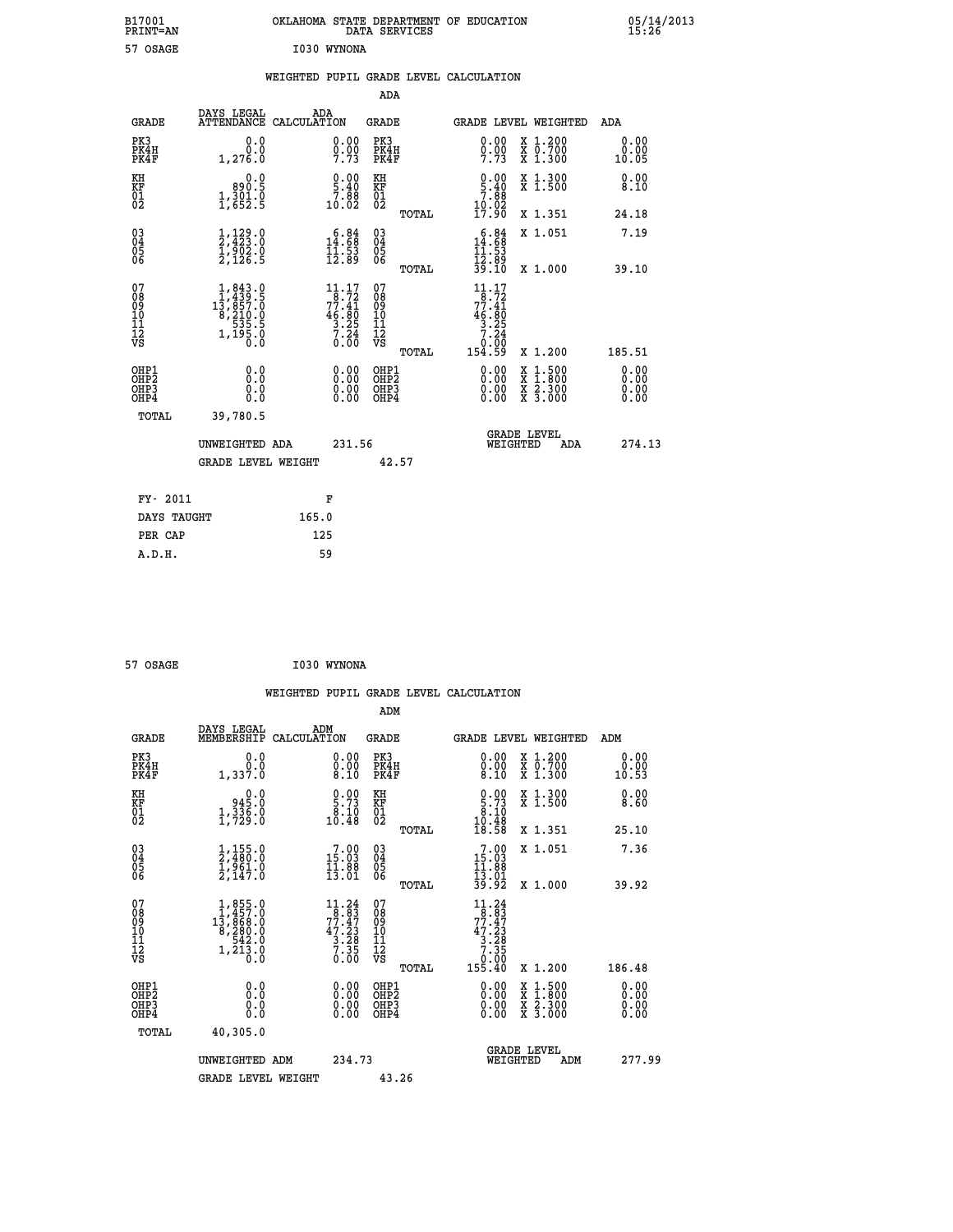B17001 PRINT=AN OKLAHOMA STATE DEPARTMENT OF EDUCATION DATA SERVICES 05/14/2013 15:26

57 OSAGE I030 WYNONA

## WEIGHTED PUPIL GRADE LEVEL CALCULATION

### ADA

| GRADE | DAYS LEGAL ATTENDANCE | ADA CALCULATION | GRADE | | GRADE LEVEL | WEIGHTED | ADA |
|---|---|---|---|---|---|---|---|
| PK3 | 0.0 | 0.00 | PK3 | | 0.00 | X 1.200 | 0.00 |
| PK4H | 0.0 | 0.00 | PK4H | | 0.00 | X 0.700 | 0.00 |
| PK4F | 1,276.0 | 7.73 | PK4F | | 7.73 | X 1.300 | 10.05 |
| KH | 0.0 | 0.00 | KH | | 0.00 | X 1.300 | 0.00 |
| KF | 890.5 | 5.40 | KF | | 5.40 | X 1.500 | 8.10 |
| 01 | 1,301.0 | 7.88 | 01 | | 7.88 | | |
| 02 | 1,652.5 | 10.02 | 02 | | 10.02 | | |
| | | | | TOTAL | 17.90 | X 1.351 | 24.18 |
| 03 | 1,129.0 | 6.84 | 03 | | 6.84 | X 1.051 | 7.19 |
| 04 | 2,423.0 | 14.68 | 04 | | 14.68 | | |
| 05 | 1,902.0 | 11.53 | 05 | | 11.53 | | |
| 06 | 2,126.5 | 12.89 | 06 | | 12.89 | | |
| | | | | TOTAL | 39.10 | X 1.000 | 39.10 |
| 07 | 1,843.0 | 11.17 | 07 | | 11.17 | | |
| 08 | 1,439.5 | 8.72 | 08 | | 8.72 | | |
| 09 | 13,857.0 | 77.41 | 09 | | 77.41 | | |
| 10 | 8,210.0 | 46.80 | 10 | | 46.80 | | |
| 11 | 535.5 | 3.25 | 11 | | 3.25 | | |
| 12 | 1,195.0 | 7.24 | 12 | | 7.24 | | |
| VS | 0.0 | 0.00 | VS | | 0.00 | | |
| | | | | TOTAL | 154.59 | X 1.200 | 185.51 |
| OHP1 | 0.0 | 0.00 | OHP1 | | 0.00 | X 1.500 | 0.00 |
| OHP2 | 0.0 | 0.00 | OHP2 | | 0.00 | X 1.800 | 0.00 |
| OHP3 | 0.0 | 0.00 | OHP3 | | 0.00 | X 2.300 | 0.00 |
| OHP4 | 0.0 | 0.00 | OHP4 | | 0.00 | X 3.000 | 0.00 |
| TOTAL | 39,780.5 | | | | | | |

UNWEIGHTED ADA 231.56 — GRADE LEVEL WEIGHTED ADA 274.13

GRADE LEVEL WEIGHT 42.57

| FY- 2011 | F |
|---|---|
| DAYS TAUGHT | 165.0 |
| PER CAP | 125 |
| A.D.H. | 59 |

57 OSAGE I030 WYNONA

## WEIGHTED PUPIL GRADE LEVEL CALCULATION

### ADM

| GRADE | DAYS LEGAL MEMBERSHIP | ADM CALCULATION | GRADE | | GRADE LEVEL | WEIGHTED | ADM |
|---|---|---|---|---|---|---|---|
| PK3 | 0.0 | 0.00 | PK3 | | 0.00 | X 1.200 | 0.00 |
| PK4H | 0.0 | 0.00 | PK4H | | 0.00 | X 0.700 | 0.00 |
| PK4F | 1,337.0 | 8.10 | PK4F | | 8.10 | X 1.300 | 10.53 |
| KH | 0.0 | 0.00 | KH | | 0.00 | X 1.300 | 0.00 |
| KF | 945.0 | 5.73 | KF | | 5.73 | X 1.500 | 8.60 |
| 01 | 1,336.0 | 8.10 | 01 | | 8.10 | | |
| 02 | 1,729.0 | 10.48 | 02 | | 10.48 | | |
| | | | | TOTAL | 18.58 | X 1.351 | 25.10 |
| 03 | 1,155.0 | 7.00 | 03 | | 7.00 | X 1.051 | 7.36 |
| 04 | 2,480.0 | 15.03 | 04 | | 15.03 | | |
| 05 | 1,961.0 | 11.88 | 05 | | 11.88 | | |
| 06 | 2,147.0 | 13.01 | 06 | | 13.01 | | |
| | | | | TOTAL | 39.92 | X 1.000 | 39.92 |
| 07 | 1,855.0 | 11.24 | 07 | | 11.24 | | |
| 08 | 1,457.0 | 8.83 | 08 | | 8.83 | | |
| 09 | 13,868.0 | 77.47 | 09 | | 77.47 | | |
| 10 | 8,280.0 | 47.23 | 10 | | 47.23 | | |
| 11 | 542.0 | 3.28 | 11 | | 3.28 | | |
| 12 | 1,213.0 | 7.35 | 12 | | 7.35 | | |
| VS | 0.0 | 0.00 | VS | | 0.00 | | |
| | | | | TOTAL | 155.40 | X 1.200 | 186.48 |
| OHP1 | 0.0 | 0.00 | OHP1 | | 0.00 | X 1.500 | 0.00 |
| OHP2 | 0.0 | 0.00 | OHP2 | | 0.00 | X 1.800 | 0.00 |
| OHP3 | 0.0 | 0.00 | OHP3 | | 0.00 | X 2.300 | 0.00 |
| OHP4 | 0.0 | 0.00 | OHP4 | | 0.00 | X 3.000 | 0.00 |
| TOTAL | 40,305.0 | | | | | | |

UNWEIGHTED ADM 234.73 — GRADE LEVEL WEIGHTED ADM 277.99

GRADE LEVEL WEIGHT 43.26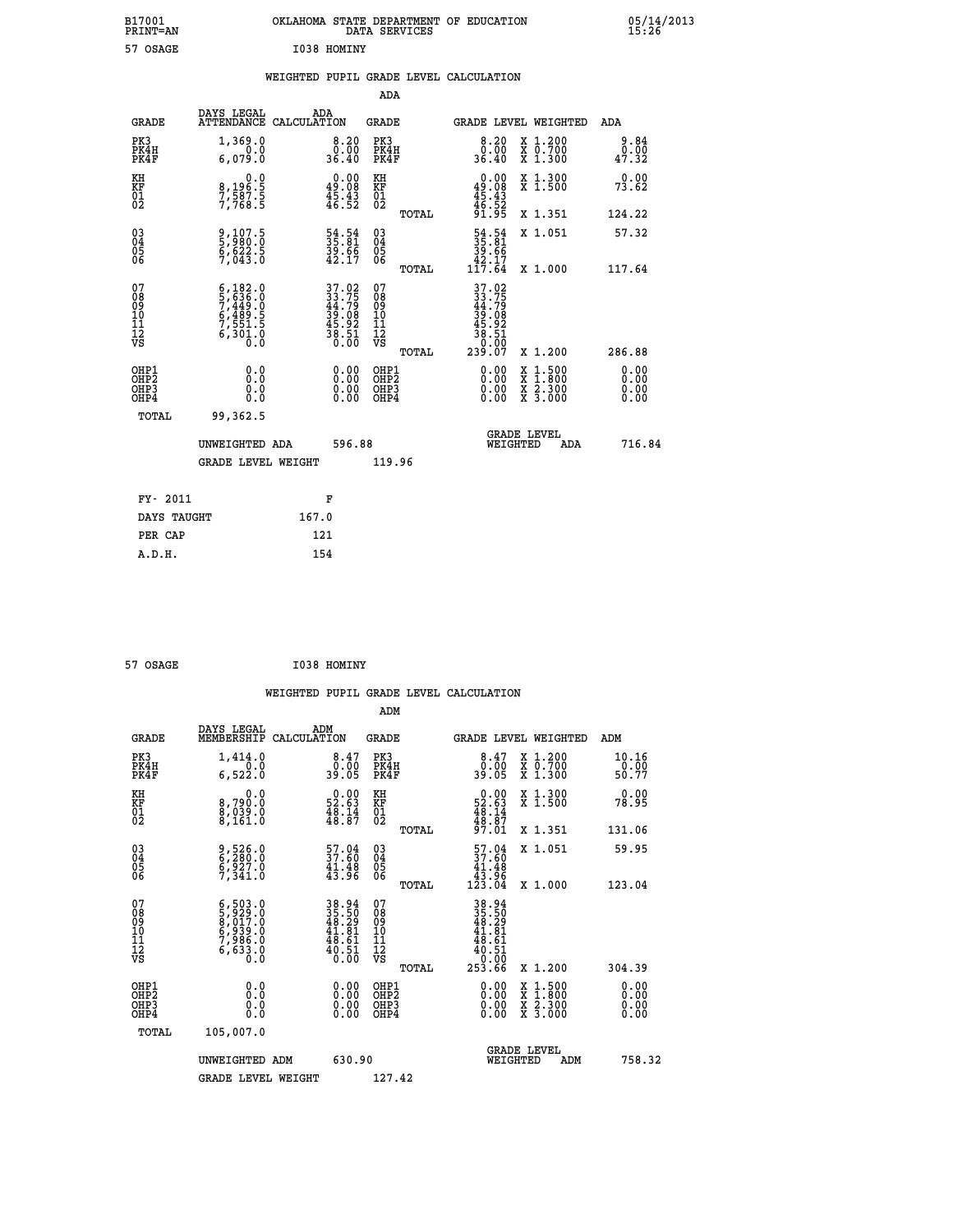B17001 OKLAHOMA STATE DEPARTMENT OF EDUCATION 05/14/2013
PRINT=AN DATA SERVICES 15:26

57 OSAGE I038 HOMINY

## WEIGHTED PUPIL GRADE LEVEL CALCULATION

### ADA

| GRADE | DAYS LEGAL ATTENDANCE | ADA CALCULATION | GRADE | GRADE LEVEL | WEIGHTED | ADA |
|---|---|---|---|---|---|---|
| PK3 | 1,369.0 | 8.20 | PK3 | 8.20 | X 1.200 | 9.84 |
| PK4H | 0.0 | 0.00 | PK4H | 0.00 | X 0.700 | 0.00 |
| PK4F | 6,079.0 | 36.40 | PK4F | 36.40 | X 1.300 | 47.32 |
| KH | 0.0 | 0.00 | KH | 0.00 | X 1.300 | 0.00 |
| KF | 8,196.5 | 49.08 | KF | 49.08 | X 1.500 | 73.62 |
| 01 | 7,587.5 | 45.43 | 01 | 45.43 | | |
| 02 | 7,768.5 | 46.52 | 02 | 46.52 | | |
| | | | TOTAL | 91.95 | X 1.351 | 124.22 |
| 03 | 9,107.5 | 54.54 | 03 | 54.54 | X 1.051 | 57.32 |
| 04 | 5,980.0 | 35.81 | 04 | 35.81 | | |
| 05 | 6,622.5 | 39.66 | 05 | 39.66 | | |
| 06 | 7,043.0 | 42.17 | 06 | 42.17 | | |
| | | | TOTAL | 117.64 | X 1.000 | 117.64 |
| 07 | 6,182.0 | 37.02 | 07 | 37.02 | | |
| 08 | 5,636.0 | 33.75 | 08 | 33.75 | | |
| 09 | 7,449.0 | 44.79 | 09 | 44.79 | | |
| 10 | 6,489.5 | 39.08 | 10 | 39.08 | | |
| 11 | 7,551.5 | 45.92 | 11 | 45.92 | | |
| 12 | 6,301.0 | 38.51 | 12 | 38.51 | | |
| VS | 0.0 | 0.00 | VS | 0.00 | | |
| | | | TOTAL | 239.07 | X 1.200 | 286.88 |
| OHP1 | 0.0 | 0.00 | OHP1 | 0.00 | X 1.500 | 0.00 |
| OHP2 | 0.0 | 0.00 | OHP2 | 0.00 | X 1.800 | 0.00 |
| OHP3 | 0.0 | 0.00 | OHP3 | 0.00 | X 2.300 | 0.00 |
| OHP4 | 0.0 | 0.00 | OHP4 | 0.00 | X 3.000 | 0.00 |
| TOTAL | 99,362.5 | | | | | |

UNWEIGHTED ADA 596.88 — GRADE LEVEL WEIGHTED ADA 716.84

GRADE LEVEL WEIGHT 119.96

| FY- 2011 | F |
|---|---|
| DAYS TAUGHT | 167.0 |
| PER CAP | 121 |
| A.D.H. | 154 |

57 OSAGE I038 HOMINY

## WEIGHTED PUPIL GRADE LEVEL CALCULATION

### ADM

| GRADE | DAYS LEGAL MEMBERSHIP | ADM CALCULATION | GRADE | GRADE LEVEL | WEIGHTED | ADM |
|---|---|---|---|---|---|---|
| PK3 | 1,414.0 | 8.47 | PK3 | 8.47 | X 1.200 | 10.16 |
| PK4H | 0.0 | 0.00 | PK4H | 0.00 | X 0.700 | 0.00 |
| PK4F | 6,522.0 | 39.05 | PK4F | 39.05 | X 1.300 | 50.77 |
| KH | 0.0 | 0.00 | KH | 0.00 | X 1.300 | 0.00 |
| KF | 8,790.0 | 52.63 | KF | 52.63 | X 1.500 | 78.95 |
| 01 | 8,039.0 | 48.14 | 01 | 48.14 | | |
| 02 | 8,161.0 | 48.87 | 02 | 48.87 | | |
| | | | TOTAL | 97.01 | X 1.351 | 131.06 |
| 03 | 9,526.0 | 57.04 | 03 | 57.04 | X 1.051 | 59.95 |
| 04 | 6,280.0 | 37.60 | 04 | 37.60 | | |
| 05 | 6,927.0 | 41.48 | 05 | 41.48 | | |
| 06 | 7,341.0 | 43.96 | 06 | 43.96 | | |
| | | | TOTAL | 123.04 | X 1.000 | 123.04 |
| 07 | 6,503.0 | 38.94 | 07 | 38.94 | | |
| 08 | 5,929.0 | 35.50 | 08 | 35.50 | | |
| 09 | 8,017.0 | 48.29 | 09 | 48.29 | | |
| 10 | 6,939.0 | 41.81 | 10 | 41.81 | | |
| 11 | 7,986.0 | 48.61 | 11 | 48.61 | | |
| 12 | 6,633.0 | 40.51 | 12 | 40.51 | | |
| VS | 0.0 | 0.00 | VS | 0.00 | | |
| | | | TOTAL | 253.66 | X 1.200 | 304.39 |
| OHP1 | 0.0 | 0.00 | OHP1 | 0.00 | X 1.500 | 0.00 |
| OHP2 | 0.0 | 0.00 | OHP2 | 0.00 | X 1.800 | 0.00 |
| OHP3 | 0.0 | 0.00 | OHP3 | 0.00 | X 2.300 | 0.00 |
| OHP4 | 0.0 | 0.00 | OHP4 | 0.00 | X 3.000 | 0.00 |
| TOTAL | 105,007.0 | | | | | |

UNWEIGHTED ADM 630.90 — GRADE LEVEL WEIGHTED ADM 758.32

GRADE LEVEL WEIGHT 127.42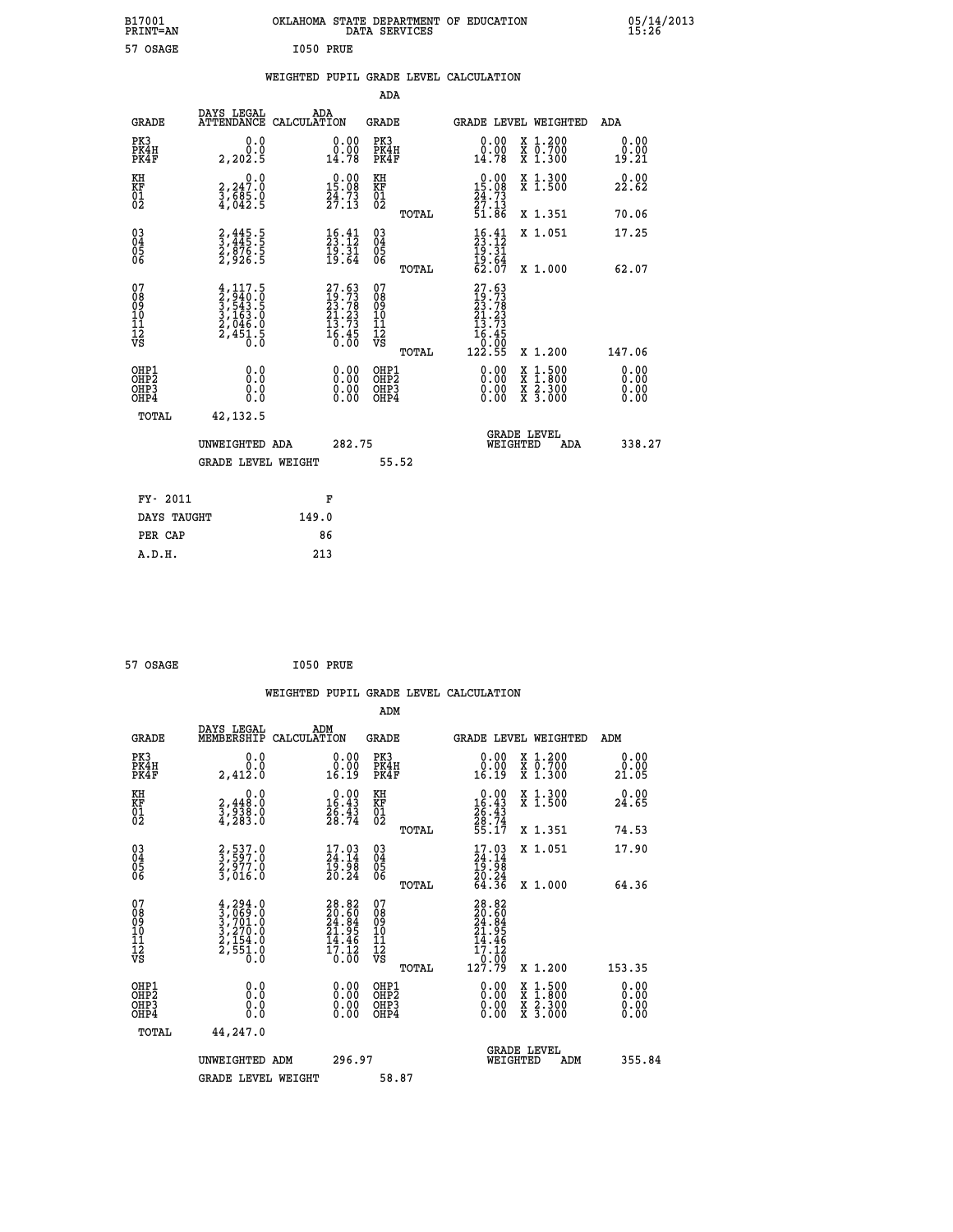B17001 PRINT=AN — OKLAHOMA STATE DEPARTMENT OF EDUCATION DATA SERVICES — 05/14/2013 15:26

57 OSAGE — I050 PRUE

## WEIGHTED PUPIL GRADE LEVEL CALCULATION

### ADA

| GRADE | DAYS LEGAL ATTENDANCE | ADA CALCULATION | GRADE | GRADE LEVEL | WEIGHTED | ADA |
|---|---|---|---|---|---|---|
| PK3 | 0.0 | 0.00 | PK3 | 0.00 | X 1.200 | 0.00 |
| PK4H | 0.0 | 0.00 | PK4H | 0.00 | X 0.700 | 0.00 |
| PK4F | 2,202.5 | 14.78 | PK4F | 14.78 | X 1.300 | 19.21 |
| KH | 0.0 | 0.00 | KH | 0.00 | X 1.300 | 0.00 |
| KF | 2,247.0 | 15.08 | KF | 15.08 | X 1.500 | 22.62 |
| 01 | 3,685.0 | 24.73 | 01 | 24.73 | | |
| 02 | 4,042.5 | 27.13 | 02 | 27.13 | | |
| | | | TOTAL | 51.86 | X 1.351 | 70.06 |
| 03 | 2,445.5 | 16.41 | 03 | 16.41 | X 1.051 | 17.25 |
| 04 | 3,445.5 | 23.12 | 04 | 23.12 | | |
| 05 | 2,876.5 | 19.31 | 05 | 19.31 | | |
| 06 | 2,926.5 | 19.64 | 06 | 19.64 | | |
| | | | TOTAL | 62.07 | X 1.000 | 62.07 |
| 07 | 4,117.5 | 27.63 | 07 | 27.63 | | |
| 08 | 2,940.0 | 19.73 | 08 | 19.73 | | |
| 09 | 3,543.5 | 23.78 | 09 | 23.78 | | |
| 10 | 3,163.0 | 21.23 | 10 | 21.23 | | |
| 11 | 2,046.0 | 13.73 | 11 | 13.73 | | |
| 12 | 2,451.5 | 16.45 | 12 | 16.45 | | |
| VS | 0.0 | 0.00 | VS | 0.00 | | |
| | | | TOTAL | 122.55 | X 1.200 | 147.06 |
| OHP1 | 0.0 | 0.00 | OHP1 | 0.00 | X 1.500 | 0.00 |
| OHP2 | 0.0 | 0.00 | OHP2 | 0.00 | X 1.800 | 0.00 |
| OHP3 | 0.0 | 0.00 | OHP3 | 0.00 | X 2.300 | 0.00 |
| OHP4 | 0.0 | 0.00 | OHP4 | 0.00 | X 3.000 | 0.00 |
| TOTAL | 42,132.5 | | | | | |

UNWEIGHTED ADA 282.75 — GRADE LEVEL WEIGHTED ADA 338.27

GRADE LEVEL WEIGHT 55.52

| FY- 2011 | F |
|---|---|
| DAYS TAUGHT | 149.0 |
| PER CAP | 86 |
| A.D.H. | 213 |

57 OSAGE — I050 PRUE

## WEIGHTED PUPIL GRADE LEVEL CALCULATION

### ADM

| GRADE | DAYS LEGAL MEMBERSHIP | ADM CALCULATION | GRADE | GRADE LEVEL | WEIGHTED | ADM |
|---|---|---|---|---|---|---|
| PK3 | 0.0 | 0.00 | PK3 | 0.00 | X 1.200 | 0.00 |
| PK4H | 0.0 | 0.00 | PK4H | 0.00 | X 0.700 | 0.00 |
| PK4F | 2,412.0 | 16.19 | PK4F | 16.19 | X 1.300 | 21.05 |
| KH | 0.0 | 0.00 | KH | 0.00 | X 1.300 | 0.00 |
| KF | 2,448.0 | 16.43 | KF | 16.43 | X 1.500 | 24.65 |
| 01 | 3,938.0 | 26.43 | 01 | 26.43 | | |
| 02 | 4,283.0 | 28.74 | 02 | 28.74 | | |
| | | | TOTAL | 55.17 | X 1.351 | 74.53 |
| 03 | 2,537.0 | 17.03 | 03 | 17.03 | X 1.051 | 17.90 |
| 04 | 3,597.0 | 24.14 | 04 | 24.14 | | |
| 05 | 2,977.0 | 19.98 | 05 | 19.98 | | |
| 06 | 3,016.0 | 20.24 | 06 | 20.24 | | |
| | | | TOTAL | 64.36 | X 1.000 | 64.36 |
| 07 | 4,294.0 | 28.82 | 07 | 28.82 | | |
| 08 | 3,069.0 | 20.60 | 08 | 20.60 | | |
| 09 | 3,701.0 | 24.84 | 09 | 24.84 | | |
| 10 | 3,270.0 | 21.95 | 10 | 21.95 | | |
| 11 | 2,154.0 | 14.46 | 11 | 14.46 | | |
| 12 | 2,551.0 | 17.12 | 12 | 17.12 | | |
| VS | 0.0 | 0.00 | VS | 0.00 | | |
| | | | TOTAL | 127.79 | X 1.200 | 153.35 |
| OHP1 | 0.0 | 0.00 | OHP1 | 0.00 | X 1.500 | 0.00 |
| OHP2 | 0.0 | 0.00 | OHP2 | 0.00 | X 1.800 | 0.00 |
| OHP3 | 0.0 | 0.00 | OHP3 | 0.00 | X 2.300 | 0.00 |
| OHP4 | 0.0 | 0.00 | OHP4 | 0.00 | X 3.000 | 0.00 |
| TOTAL | 44,247.0 | | | | | |

UNWEIGHTED ADM 296.97 — GRADE LEVEL WEIGHTED ADM 355.84

GRADE LEVEL WEIGHT 58.87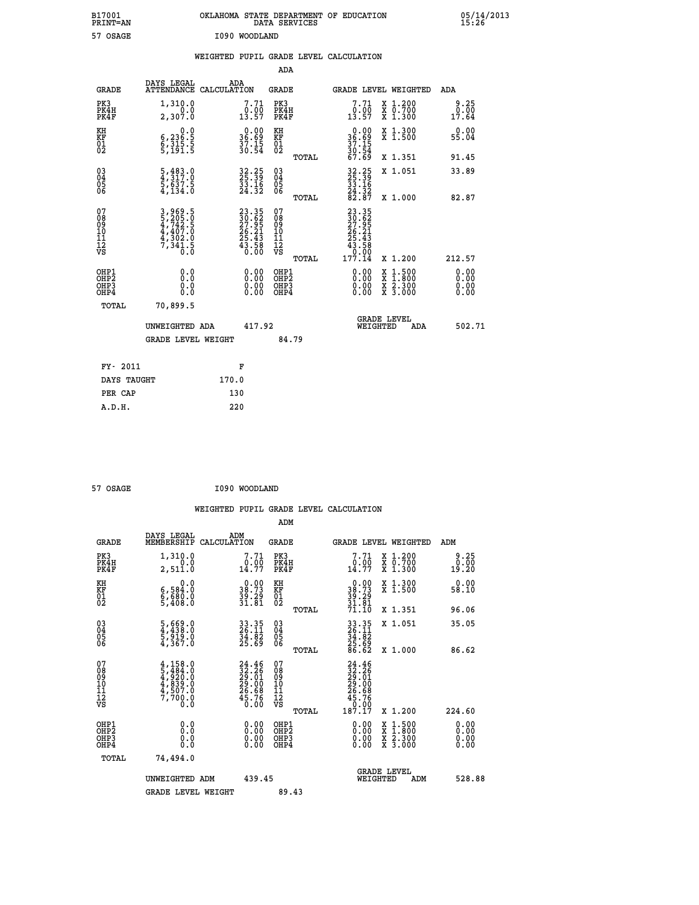B17001 OKLAHOMA STATE DEPARTMENT OF EDUCATION 05/14/2013
PRINT=AN DATA SERVICES 15:26

57 OSAGE I090 WOODLAND

## WEIGHTED PUPIL GRADE LEVEL CALCULATION

### ADA

| GRADE | DAYS LEGAL ATTENDANCE | ADA CALCULATION | GRADE | GRADE LEVEL | WEIGHTED | ADA |
|---|---|---|---|---|---|---|
| PK3 | 1,310.0 | 7.71 | PK3 | 7.71 | X 1.200 | 9.25 |
| PK4H | 0.0 | 0.00 | PK4H | 0.00 | X 0.700 | 0.00 |
| PK4F | 2,307.0 | 13.57 | PK4F | 13.57 | X 1.300 | 17.64 |
| KH | 0.0 | 0.00 | KH | 0.00 | X 1.300 | 0.00 |
| KF | 6,236.5 | 36.69 | KF | 36.69 | X 1.500 | 55.04 |
| 01 | 6,315.5 | 37.15 | 01 | 37.15 | | |
| 02 | 5,191.5 | 30.54 | 02 | 30.54 | | |
| | | | TOTAL | 67.69 | X 1.351 | 91.45 |
| 03 | 5,483.0 | 32.25 | 03 | 32.25 | X 1.051 | 33.89 |
| 04 | 4,317.0 | 25.39 | 04 | 25.39 | | |
| 05 | 5,637.5 | 33.16 | 05 | 33.16 | | |
| 06 | 4,134.0 | 24.32 | 06 | 24.32 | | |
| | | | TOTAL | 82.87 | X 1.000 | 82.87 |
| 07 | 3,969.5 | 23.35 | 07 | 23.35 | | |
| 08 | 5,205.0 | 30.62 | 08 | 30.62 | | |
| 09 | 4,742.5 | 27.95 | 09 | 27.95 | | |
| 10 | 4,407.0 | 26.21 | 10 | 26.21 | | |
| 11 | 4,302.0 | 25.43 | 11 | 25.43 | | |
| 12 | 7,341.5 | 43.58 | 12 | 43.58 | | |
| VS | 0.0 | 0.00 | VS | 0.00 | | |
| | | | TOTAL | 177.14 | X 1.200 | 212.57 |
| OHP1 | 0.0 | 0.00 | OHP1 | 0.00 | X 1.500 | 0.00 |
| OHP2 | 0.0 | 0.00 | OHP2 | 0.00 | X 1.800 | 0.00 |
| OHP3 | 0.0 | 0.00 | OHP3 | 0.00 | X 2.300 | 0.00 |
| OHP4 | 0.0 | 0.00 | OHP4 | 0.00 | X 3.000 | 0.00 |
| TOTAL | 70,899.5 | | | | | |

UNWEIGHTED ADA 417.92 — GRADE LEVEL WEIGHTED ADA 502.71

GRADE LEVEL WEIGHT 84.79

| FY- 2011 | F |
|---|---|
| DAYS TAUGHT | 170.0 |
| PER CAP | 130 |
| A.D.H. | 220 |

57 OSAGE I090 WOODLAND

## WEIGHTED PUPIL GRADE LEVEL CALCULATION

### ADM

| GRADE | DAYS LEGAL MEMBERSHIP | ADM CALCULATION | GRADE | GRADE LEVEL | WEIGHTED | ADM |
|---|---|---|---|---|---|---|
| PK3 | 1,310.0 | 7.71 | PK3 | 7.71 | X 1.200 | 9.25 |
| PK4H | 0.0 | 0.00 | PK4H | 0.00 | X 0.700 | 0.00 |
| PK4F | 2,511.0 | 14.77 | PK4F | 14.77 | X 1.300 | 19.20 |
| KH | 0.0 | 0.00 | KH | 0.00 | X 1.300 | 0.00 |
| KF | 6,584.0 | 38.73 | KF | 38.73 | X 1.500 | 58.10 |
| 01 | 6,680.0 | 39.29 | 01 | 39.29 | | |
| 02 | 5,408.0 | 31.81 | 02 | 31.81 | | |
| | | | TOTAL | 71.10 | X 1.351 | 96.06 |
| 03 | 5,669.0 | 33.35 | 03 | 33.35 | X 1.051 | 35.05 |
| 04 | 4,438.0 | 26.11 | 04 | 26.11 | | |
| 05 | 5,919.0 | 34.82 | 05 | 34.82 | | |
| 06 | 4,367.0 | 25.69 | 06 | 25.69 | | |
| | | | TOTAL | 86.62 | X 1.000 | 86.62 |
| 07 | 4,158.0 | 24.46 | 07 | 24.46 | | |
| 08 | 5,484.0 | 32.26 | 08 | 32.26 | | |
| 09 | 4,920.0 | 29.01 | 09 | 29.01 | | |
| 10 | 4,839.0 | 29.00 | 10 | 29.00 | | |
| 11 | 4,507.0 | 26.68 | 11 | 26.68 | | |
| 12 | 7,700.0 | 45.76 | 12 | 45.76 | | |
| VS | 0.0 | 0.00 | VS | 0.00 | | |
| | | | TOTAL | 187.17 | X 1.200 | 224.60 |
| OHP1 | 0.0 | 0.00 | OHP1 | 0.00 | X 1.500 | 0.00 |
| OHP2 | 0.0 | 0.00 | OHP2 | 0.00 | X 1.800 | 0.00 |
| OHP3 | 0.0 | 0.00 | OHP3 | 0.00 | X 2.300 | 0.00 |
| OHP4 | 0.0 | 0.00 | OHP4 | 0.00 | X 3.000 | 0.00 |
| TOTAL | 74,494.0 | | | | | |

UNWEIGHTED ADM 439.45 — GRADE LEVEL WEIGHTED ADM 528.88

GRADE LEVEL WEIGHT 89.43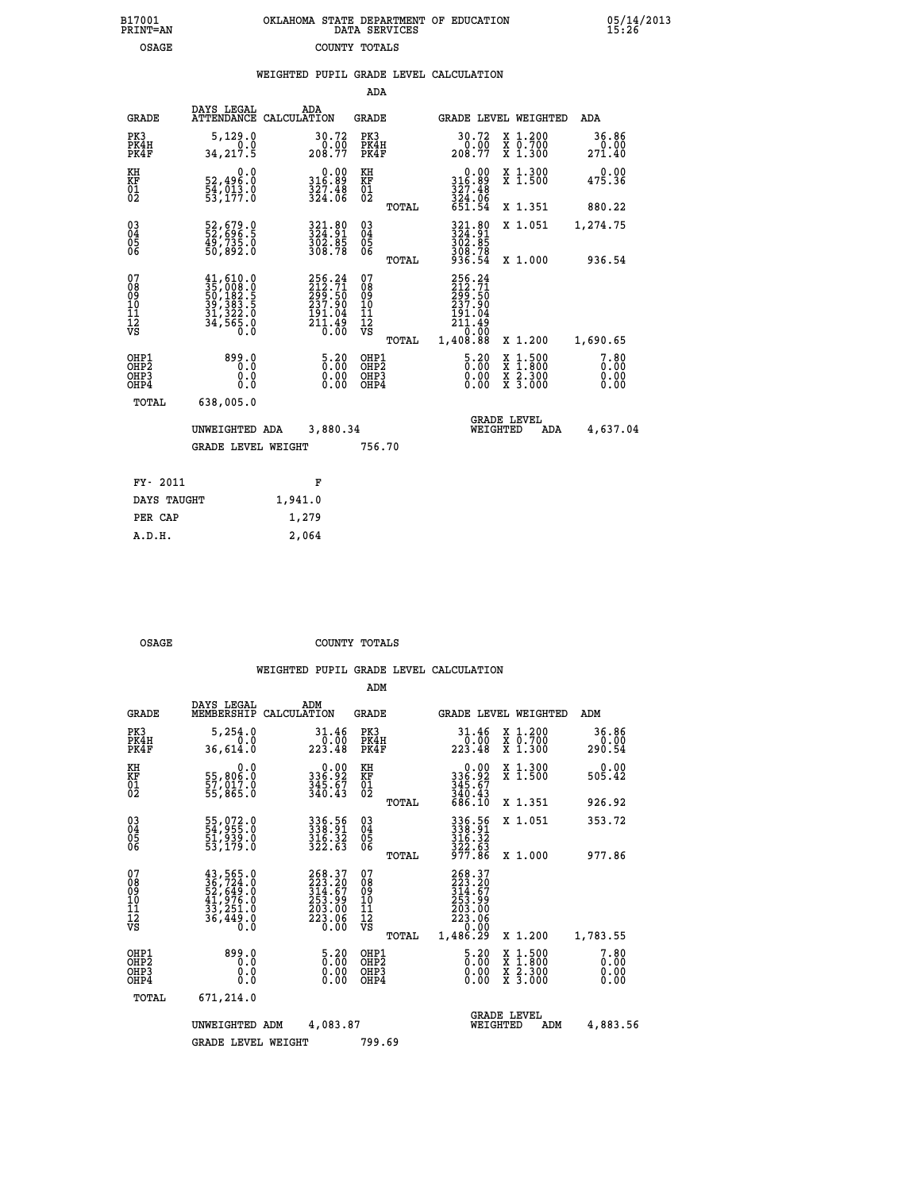B17001 PRINT=AN — OKLAHOMA STATE DEPARTMENT OF EDUCATION DATA SERVICES — 05/14/2013 15:26

OSAGE — COUNTY TOTALS

## WEIGHTED PUPIL GRADE LEVEL CALCULATION

### ADA

| GRADE | DAYS LEGAL ATTENDANCE | ADA CALCULATION | GRADE | GRADE LEVEL | WEIGHTED | ADA |
|---|---|---|---|---|---|---|
| PK3 | 5,129.0 | 30.72 | PK3 | 30.72 | X 1.200 | 36.86 |
| PK4H | 0.0 | 0.00 | PK4H | 0.00 | X 0.700 | 0.00 |
| PK4F | 34,217.5 | 208.77 | PK4F | 208.77 | X 1.300 | 271.40 |
| KH | 0.0 | 0.00 | KH | 0.00 | X 1.300 | 0.00 |
| KF | 52,496.0 | 316.89 | KF | 316.89 | X 1.500 | 475.36 |
| 01 | 54,013.0 | 327.48 | 01 | 327.48 | | |
| 02 | 53,177.0 | 324.06 | 02 | 324.06 | | |
| | | | TOTAL | 651.54 | X 1.351 | 880.22 |
| 03 | 52,679.0 | 321.80 | 03 | 321.80 | X 1.051 | 1,274.75 |
| 04 | 52,696.5 | 324.91 | 04 | 324.91 | | |
| 05 | 49,735.0 | 302.85 | 05 | 302.85 | | |
| 06 | 50,892.0 | 308.78 | 06 | 308.78 | | |
| | | | TOTAL | 936.54 | X 1.000 | 936.54 |
| 07 | 41,610.0 | 256.24 | 07 | 256.24 | | |
| 08 | 35,008.0 | 212.71 | 08 | 212.71 | | |
| 09 | 50,182.5 | 299.50 | 09 | 299.50 | | |
| 10 | 39,383.5 | 237.90 | 10 | 237.90 | | |
| 11 | 31,322.0 | 191.04 | 11 | 191.04 | | |
| 12 | 34,565.0 | 211.49 | 12 | 211.49 | | |
| VS | 0.0 | 0.00 | VS | 0.00 | | |
| | | | TOTAL | 1,408.88 | X 1.200 | 1,690.65 |
| OHP1 | 899.0 | 5.20 | OHP1 | 5.20 | X 1.500 | 7.80 |
| OHP2 | 0.0 | 0.00 | OHP2 | 0.00 | X 1.800 | 0.00 |
| OHP3 | 0.0 | 0.00 | OHP3 | 0.00 | X 2.300 | 0.00 |
| OHP4 | 0.0 | 0.00 | OHP4 | 0.00 | X 3.000 | 0.00 |
| TOTAL | 638,005.0 | | | | | |

UNWEIGHTED ADA 3,880.34 — GRADE LEVEL WEIGHTED ADA 4,637.04

GRADE LEVEL WEIGHT 756.70

| FY- 2011 | F |
|---|---|
| DAYS TAUGHT | 1,941.0 |
| PER CAP | 1,279 |
| A.D.H. | 2,064 |

OSAGE — COUNTY TOTALS

## WEIGHTED PUPIL GRADE LEVEL CALCULATION

### ADM

| GRADE | DAYS LEGAL MEMBERSHIP | ADM CALCULATION | GRADE | GRADE LEVEL | WEIGHTED | ADM |
|---|---|---|---|---|---|---|
| PK3 | 5,254.0 | 31.46 | PK3 | 31.46 | X 1.200 | 36.86 |
| PK4H | 0.0 | 0.00 | PK4H | 0.00 | X 0.700 | 0.00 |
| PK4F | 36,614.0 | 223.48 | PK4F | 223.48 | X 1.300 | 290.54 |
| KH | 0.0 | 0.00 | KH | 0.00 | X 1.300 | 0.00 |
| KF | 55,806.0 | 336.92 | KF | 336.92 | X 1.500 | 505.42 |
| 01 | 57,017.0 | 345.67 | 01 | 345.67 | | |
| 02 | 55,865.0 | 340.43 | 02 | 340.43 | | |
| | | | TOTAL | 686.10 | X 1.351 | 926.92 |
| 03 | 55,072.0 | 336.56 | 03 | 336.56 | X 1.051 | 353.72 |
| 04 | 54,955.0 | 338.91 | 04 | 338.91 | | |
| 05 | 51,939.0 | 316.32 | 05 | 316.32 | | |
| 06 | 53,179.0 | 322.63 | 06 | 322.63 | | |
| | | | TOTAL | 977.86 | X 1.000 | 977.86 |
| 07 | 43,565.0 | 268.37 | 07 | 268.37 | | |
| 08 | 36,724.0 | 223.20 | 08 | 223.20 | | |
| 09 | 52,649.0 | 314.67 | 09 | 314.67 | | |
| 10 | 41,976.0 | 253.99 | 10 | 253.99 | | |
| 11 | 33,251.0 | 203.00 | 11 | 203.00 | | |
| 12 | 36,449.0 | 223.06 | 12 | 223.06 | | |
| VS | 0.0 | 0.00 | VS | 0.00 | | |
| | | | TOTAL | 1,486.29 | X 1.200 | 1,783.55 |
| OHP1 | 899.0 | 5.20 | OHP1 | 5.20 | X 1.500 | 7.80 |
| OHP2 | 0.0 | 0.00 | OHP2 | 0.00 | X 1.800 | 0.00 |
| OHP3 | 0.0 | 0.00 | OHP3 | 0.00 | X 2.300 | 0.00 |
| OHP4 | 0.0 | 0.00 | OHP4 | 0.00 | X 3.000 | 0.00 |
| TOTAL | 671,214.0 | | | | | |

UNWEIGHTED ADM 4,083.87 — GRADE LEVEL WEIGHTED ADM 4,883.56

GRADE LEVEL WEIGHT 799.69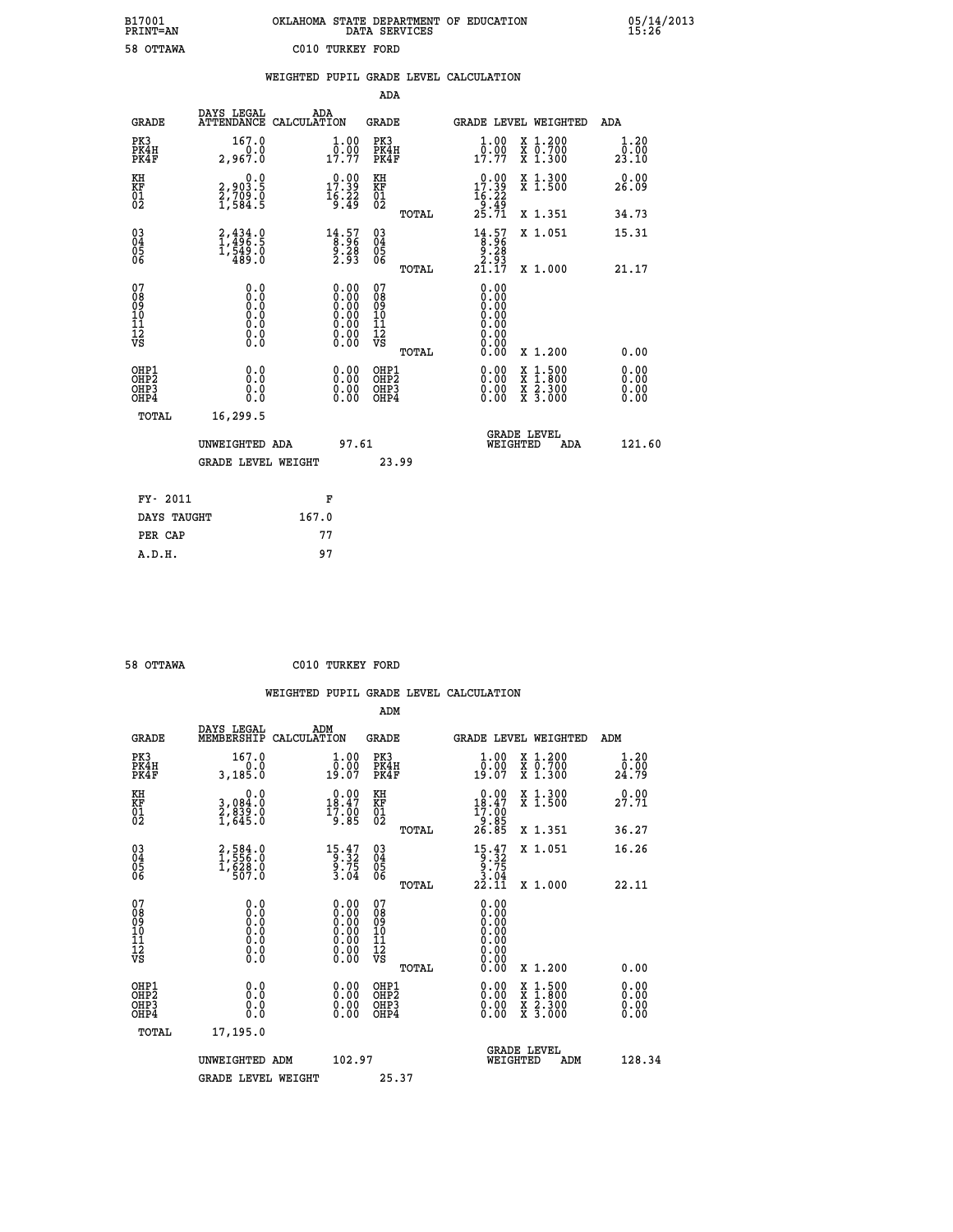B17001 OKLAHOMA STATE DEPARTMENT OF EDUCATION 05/14/2013
PRINT=AN DATA SERVICES 15:26

58 OTTAWA C010 TURKEY FORD

WEIGHTED PUPIL GRADE LEVEL CALCULATION

ADA

| GRADE | DAYS LEGAL ATTENDANCE | ADA CALCULATION | GRADE | GRADE LEVEL | WEIGHTED | ADA |
|---|---|---|---|---|---|---|
| PK3 | 167.0 | 1.00 | PK3 | 1.00 | X 1.200 | 1.20 |
| PK4H | 0.0 | 0.00 | PK4H | 0.00 | X 0.700 | 0.00 |
| PK4F | 2,967.0 | 17.77 | PK4F | 17.77 | X 1.300 | 23.10 |
| KH | 0.0 | 0.00 | KH | 0.00 | X 1.300 | 0.00 |
| KF | 2,903.5 | 17.39 | KF | 17.39 | X 1.500 | 26.09 |
| 01 | 2,709.0 | 16.22 | 01 | 16.22 | | |
| 02 | 1,584.5 | 9.49 | 02 | 9.49 | | |
| | | | TOTAL | 25.71 | X 1.351 | 34.73 |
| 03 | 2,434.0 | 14.57 | 03 | 14.57 | X 1.051 | 15.31 |
| 04 | 1,496.5 | 8.96 | 04 | 8.96 | | |
| 05 | 1,549.0 | 9.28 | 05 | 9.28 | | |
| 06 | 489.0 | 2.93 | 06 | 2.93 | | |
| | | | TOTAL | 21.17 | X 1.000 | 21.17 |
| 07 | 0.0 | 0.00 | 07 | 0.00 | | |
| 08 | 0.0 | 0.00 | 08 | 0.00 | | |
| 09 | 0.0 | 0.00 | 09 | 0.00 | | |
| 10 | 0.0 | 0.00 | 10 | 0.00 | | |
| 11 | 0.0 | 0.00 | 11 | 0.00 | | |
| 12 | 0.0 | 0.00 | 12 | 0.00 | | |
| VS | 0.0 | 0.00 | VS | 0.00 | | |
| | | | TOTAL | 0.00 | X 1.200 | 0.00 |
| OHP1 | 0.0 | 0.00 | OHP1 | 0.00 | X 1.500 | 0.00 |
| OHP2 | 0.0 | 0.00 | OHP2 | 0.00 | X 1.800 | 0.00 |
| OHP3 | 0.0 | 0.00 | OHP3 | 0.00 | X 2.300 | 0.00 |
| OHP4 | 0.0 | 0.00 | OHP4 | 0.00 | X 3.000 | 0.00 |
| TOTAL | 16,299.5 | | | | | |

UNWEIGHTED ADA 97.61 GRADE LEVEL WEIGHTED ADA 121.60

GRADE LEVEL WEIGHT 23.99

| FY- 2011 | F |
|---|---|
| DAYS TAUGHT | 167.0 |
| PER CAP | 77 |
| A.D.H. | 97 |

58 OTTAWA C010 TURKEY FORD

WEIGHTED PUPIL GRADE LEVEL CALCULATION

ADM

| GRADE | DAYS LEGAL MEMBERSHIP | ADM CALCULATION | GRADE | GRADE LEVEL | WEIGHTED | ADM |
|---|---|---|---|---|---|---|
| PK3 | 167.0 | 1.00 | PK3 | 1.00 | X 1.200 | 1.20 |
| PK4H | 0.0 | 0.00 | PK4H | 0.00 | X 0.700 | 0.00 |
| PK4F | 3,185.0 | 19.07 | PK4F | 19.07 | X 1.300 | 24.79 |
| KH | 0.0 | 0.00 | KH | 0.00 | X 1.300 | 0.00 |
| KF | 3,084.0 | 18.47 | KF | 18.47 | X 1.500 | 27.71 |
| 01 | 2,839.0 | 17.00 | 01 | 17.00 | | |
| 02 | 1,645.0 | 9.85 | 02 | 9.85 | | |
| | | | TOTAL | 26.85 | X 1.351 | 36.27 |
| 03 | 2,584.0 | 15.47 | 03 | 15.47 | X 1.051 | 16.26 |
| 04 | 1,556.0 | 9.32 | 04 | 9.32 | | |
| 05 | 1,628.0 | 9.75 | 05 | 9.75 | | |
| 06 | 507.0 | 3.04 | 06 | 3.04 | | |
| | | | TOTAL | 22.11 | X 1.000 | 22.11 |
| 07 | 0.0 | 0.00 | 07 | 0.00 | | |
| 08 | 0.0 | 0.00 | 08 | 0.00 | | |
| 09 | 0.0 | 0.00 | 09 | 0.00 | | |
| 10 | 0.0 | 0.00 | 10 | 0.00 | | |
| 11 | 0.0 | 0.00 | 11 | 0.00 | | |
| 12 | 0.0 | 0.00 | 12 | 0.00 | | |
| VS | 0.0 | 0.00 | VS | 0.00 | | |
| | | | TOTAL | 0.00 | X 1.200 | 0.00 |
| OHP1 | 0.0 | 0.00 | OHP1 | 0.00 | X 1.500 | 0.00 |
| OHP2 | 0.0 | 0.00 | OHP2 | 0.00 | X 1.800 | 0.00 |
| OHP3 | 0.0 | 0.00 | OHP3 | 0.00 | X 2.300 | 0.00 |
| OHP4 | 0.0 | 0.00 | OHP4 | 0.00 | X 3.000 | 0.00 |
| TOTAL | 17,195.0 | | | | | |

UNWEIGHTED ADM 102.97 GRADE LEVEL WEIGHTED ADM 128.34

GRADE LEVEL WEIGHT 25.37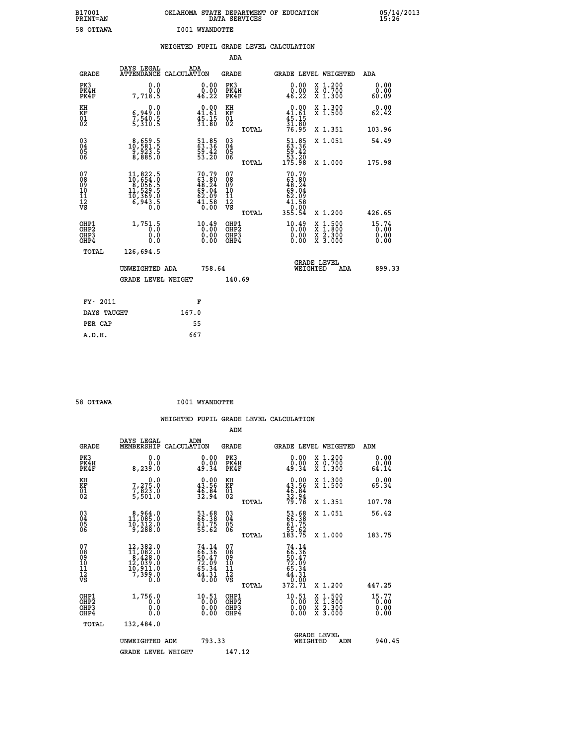B17001 OKLAHOMA STATE DEPARTMENT OF EDUCATION 05/14/2013
PRINT=AN DATA SERVICES 15:26

58 OTTAWA I001 WYANDOTTE

## WEIGHTED PUPIL GRADE LEVEL CALCULATION

### ADA

| GRADE | DAYS LEGAL ATTENDANCE | ADA CALCULATION | GRADE | | GRADE LEVEL | WEIGHTED | ADA |
|---|---|---|---|---|---|---|---|
| PK3 | 0.0 | 0.00 | PK3 | | 0.00 | X 1.200 | 0.00 |
| PK4H | 0.0 | 0.00 | PK4H | | 0.00 | X 0.700 | 0.00 |
| PK4F | 7,718.5 | 46.22 | PK4F | | 46.22 | X 1.300 | 60.09 |
| KH | 0.0 | 0.00 | KH | | 0.00 | X 1.300 | 0.00 |
| KF | 6,949.0 | 41.61 | KF | | 41.61 | X 1.500 | 62.42 |
| 01 | 7,540.5 | 45.15 | 01 | | 45.15 | | |
| 02 | 5,310.5 | 31.80 | 02 | | 31.80 | | |
| | | | | TOTAL | 76.95 | X 1.351 | 103.96 |
| 03 | 8,659.5 | 51.85 | 03 | | 51.85 | X 1.051 | 54.49 |
| 04 | 10,581.5 | 63.36 | 04 | | 63.36 | | |
| 05 | 9,923.5 | 59.42 | 05 | | 59.42 | | |
| 06 | 8,885.0 | 53.20 | 06 | | 53.20 | | |
| | | | | TOTAL | 175.98 | X 1.000 | 175.98 |
| 07 | 11,822.5 | 70.79 | 07 | | 70.79 | | |
| 08 | 10,654.0 | 63.80 | 08 | | 63.80 | | |
| 09 | 8,056.5 | 48.24 | 09 | | 48.24 | | |
| 10 | 11,529.5 | 69.04 | 10 | | 69.04 | | |
| 11 | 10,369.0 | 62.09 | 11 | | 62.09 | | |
| 12 | 6,943.5 | 41.58 | 12 | | 41.58 | | |
| VS | 0.0 | 0.00 | VS | | 0.00 | | |
| | | | | TOTAL | 355.54 | X 1.200 | 426.65 |
| OHP1 | 1,751.5 | 10.49 | OHP1 | | 10.49 | X 1.500 | 15.74 |
| OHP2 | 0.0 | 0.00 | OHP2 | | 0.00 | X 1.800 | 0.00 |
| OHP3 | 0.0 | 0.00 | OHP3 | | 0.00 | X 2.300 | 0.00 |
| OHP4 | 0.0 | 0.00 | OHP4 | | 0.00 | X 3.000 | 0.00 |
| TOTAL | 126,694.5 | | | | | | |

UNWEIGHTED ADA 758.64 — GRADE LEVEL WEIGHTED ADA 899.33

GRADE LEVEL WEIGHT 140.69

| FY- 2011 | F |
|---|---|
| DAYS TAUGHT | 167.0 |
| PER CAP | 55 |
| A.D.H. | 667 |

58 OTTAWA I001 WYANDOTTE

## WEIGHTED PUPIL GRADE LEVEL CALCULATION

### ADM

| GRADE | DAYS LEGAL MEMBERSHIP | ADM CALCULATION | GRADE | | GRADE LEVEL | WEIGHTED | ADM |
|---|---|---|---|---|---|---|---|
| PK3 | 0.0 | 0.00 | PK3 | | 0.00 | X 1.200 | 0.00 |
| PK4H | 0.0 | 0.00 | PK4H | | 0.00 | X 0.700 | 0.00 |
| PK4F | 8,239.0 | 49.34 | PK4F | | 49.34 | X 1.300 | 64.14 |
| KH | 0.0 | 0.00 | KH | | 0.00 | X 1.300 | 0.00 |
| KF | 7,275.0 | 43.56 | KF | | 43.56 | X 1.500 | 65.34 |
| 01 | 7,823.0 | 46.84 | 01 | | 46.84 | | |
| 02 | 5,501.0 | 32.94 | 02 | | 32.94 | | |
| | | | | TOTAL | 79.78 | X 1.351 | 107.78 |
| 03 | 8,964.0 | 53.68 | 03 | | 53.68 | X 1.051 | 56.42 |
| 04 | 11,085.0 | 66.38 | 04 | | 66.38 | | |
| 05 | 10,312.0 | 61.75 | 05 | | 61.75 | | |
| 06 | 9,288.0 | 55.62 | 06 | | 55.62 | | |
| | | | | TOTAL | 183.75 | X 1.000 | 183.75 |
| 07 | 12,382.0 | 74.14 | 07 | | 74.14 | | |
| 08 | 11,082.0 | 66.36 | 08 | | 66.36 | | |
| 09 | 8,428.0 | 50.47 | 09 | | 50.47 | | |
| 10 | 12,039.0 | 72.09 | 10 | | 72.09 | | |
| 11 | 10,911.0 | 65.34 | 11 | | 65.34 | | |
| 12 | 7,399.0 | 44.31 | 12 | | 44.31 | | |
| VS | 0.0 | 0.00 | VS | | 0.00 | | |
| | | | | TOTAL | 372.71 | X 1.200 | 447.25 |
| OHP1 | 1,756.0 | 10.51 | OHP1 | | 10.51 | X 1.500 | 15.77 |
| OHP2 | 0.0 | 0.00 | OHP2 | | 0.00 | X 1.800 | 0.00 |
| OHP3 | 0.0 | 0.00 | OHP3 | | 0.00 | X 2.300 | 0.00 |
| OHP4 | 0.0 | 0.00 | OHP4 | | 0.00 | X 3.000 | 0.00 |
| TOTAL | 132,484.0 | | | | | | |

UNWEIGHTED ADM 793.33 — GRADE LEVEL WEIGHTED ADM 940.45

GRADE LEVEL WEIGHT 147.12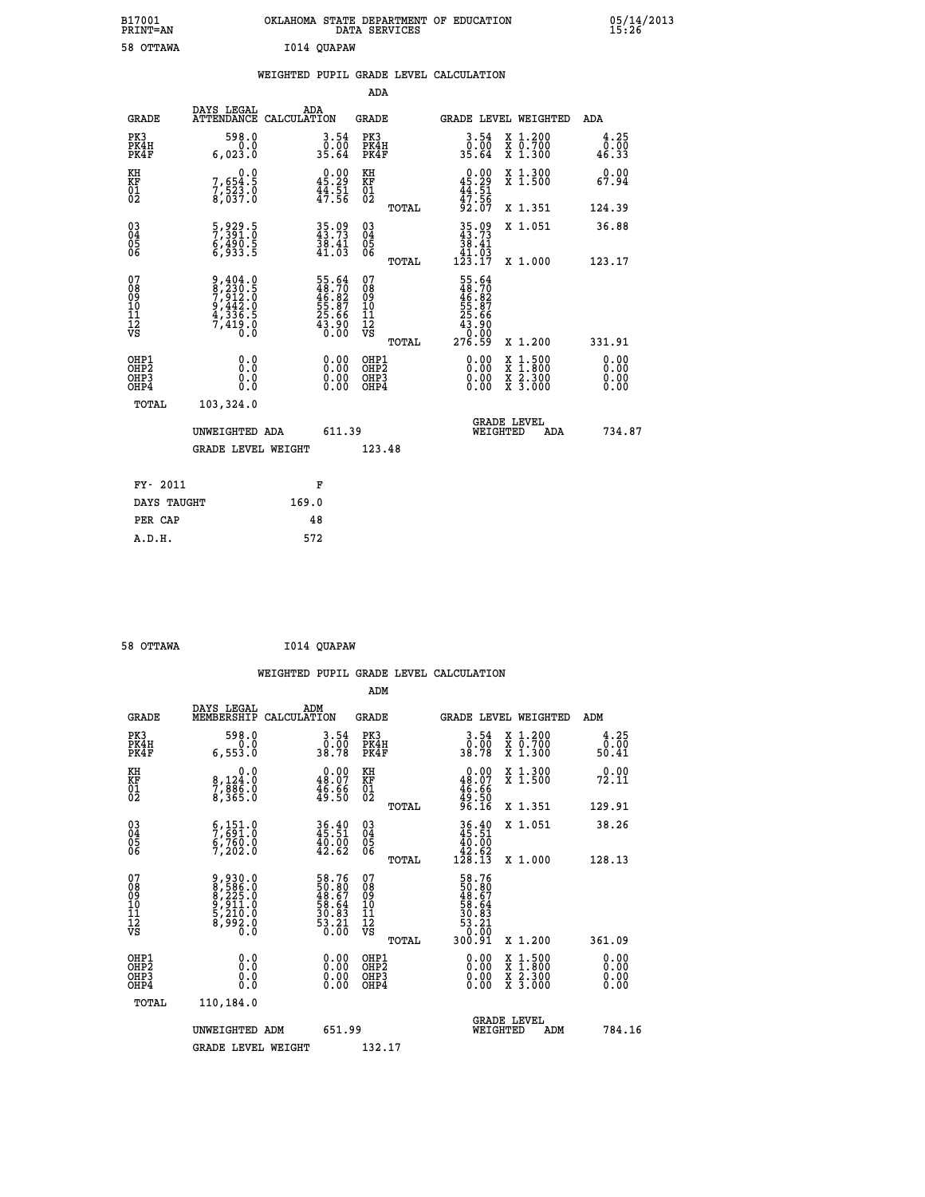B17001 PRINT=AN — OKLAHOMA STATE DEPARTMENT OF EDUCATION DATA SERVICES — 05/14/2013 15:26

58 OTTAWA — I014 QUAPAW

## WEIGHTED PUPIL GRADE LEVEL CALCULATION

### ADA

| GRADE | DAYS LEGAL ATTENDANCE | ADA CALCULATION | GRADE | GRADE LEVEL | WEIGHTED | ADA |
|---|---|---|---|---|---|---|
| PK3 | 598.0 | 3.54 | PK3 | 3.54 | X 1.200 | 4.25 |
| PK4H | 0.0 | 0.00 | PK4H | 0.00 | X 0.700 | 0.00 |
| PK4F | 6,023.0 | 35.64 | PK4F | 35.64 | X 1.300 | 46.33 |
| KH | 0.0 | 0.00 | KH | 0.00 | X 1.300 | 0.00 |
| KF | 7,654.5 | 45.29 | KF | 45.29 | X 1.500 | 67.94 |
| 01 | 7,523.0 | 44.51 | 01 | 44.51 | | |
| 02 | 8,037.0 | 47.56 | 02 | 47.56 | | |
| | | | TOTAL | 92.07 | X 1.351 | 124.39 |
| 03 | 5,929.5 | 35.09 | 03 | 35.09 | X 1.051 | 36.88 |
| 04 | 7,391.0 | 43.73 | 04 | 43.73 | | |
| 05 | 6,490.5 | 38.41 | 05 | 38.41 | | |
| 06 | 6,933.5 | 41.03 | 06 | 41.03 | | |
| | | | TOTAL | 123.17 | X 1.000 | 123.17 |
| 07 | 9,404.0 | 55.64 | 07 | 55.64 | | |
| 08 | 8,230.5 | 48.70 | 08 | 48.70 | | |
| 09 | 7,912.0 | 46.82 | 09 | 46.82 | | |
| 10 | 9,442.0 | 55.87 | 10 | 55.87 | | |
| 11 | 4,336.5 | 25.66 | 11 | 25.66 | | |
| 12 | 7,419.0 | 43.90 | 12 | 43.90 | | |
| VS | 0.0 | 0.00 | VS | 0.00 | | |
| | | | TOTAL | 276.59 | X 1.200 | 331.91 |
| OHP1 | 0.0 | 0.00 | OHP1 | 0.00 | X 1.500 | 0.00 |
| OHP2 | 0.0 | 0.00 | OHP2 | 0.00 | X 1.800 | 0.00 |
| OHP3 | 0.0 | 0.00 | OHP3 | 0.00 | X 2.300 | 0.00 |
| OHP4 | 0.0 | 0.00 | OHP4 | 0.00 | X 3.000 | 0.00 |
| TOTAL | 103,324.0 | | | | | |

UNWEIGHTED ADA 611.39 — GRADE LEVEL WEIGHTED ADA 734.87

GRADE LEVEL WEIGHT 123.48

| FY- 2011 | F |
|---|---|
| DAYS TAUGHT | 169.0 |
| PER CAP | 48 |
| A.D.H. | 572 |

58 OTTAWA — I014 QUAPAW

## WEIGHTED PUPIL GRADE LEVEL CALCULATION

### ADM

| GRADE | DAYS LEGAL MEMBERSHIP | ADM CALCULATION | GRADE | GRADE LEVEL | WEIGHTED | ADM |
|---|---|---|---|---|---|---|
| PK3 | 598.0 | 3.54 | PK3 | 3.54 | X 1.200 | 4.25 |
| PK4H | 0.0 | 0.00 | PK4H | 0.00 | X 0.700 | 0.00 |
| PK4F | 6,553.0 | 38.78 | PK4F | 38.78 | X 1.300 | 50.41 |
| KH | 0.0 | 0.00 | KH | 0.00 | X 1.300 | 0.00 |
| KF | 8,124.0 | 48.07 | KF | 48.07 | X 1.500 | 72.11 |
| 01 | 7,886.0 | 46.66 | 01 | 46.66 | | |
| 02 | 8,365.0 | 49.50 | 02 | 49.50 | | |
| | | | TOTAL | 96.16 | X 1.351 | 129.91 |
| 03 | 6,151.0 | 36.40 | 03 | 36.40 | X 1.051 | 38.26 |
| 04 | 7,691.0 | 45.51 | 04 | 45.51 | | |
| 05 | 6,760.0 | 40.00 | 05 | 40.00 | | |
| 06 | 7,202.0 | 42.62 | 06 | 42.62 | | |
| | | | TOTAL | 128.13 | X 1.000 | 128.13 |
| 07 | 9,930.0 | 58.76 | 07 | 58.76 | | |
| 08 | 8,586.0 | 50.80 | 08 | 50.80 | | |
| 09 | 8,225.0 | 48.67 | 09 | 48.67 | | |
| 10 | 9,911.0 | 58.64 | 10 | 58.64 | | |
| 11 | 5,210.0 | 30.83 | 11 | 30.83 | | |
| 12 | 8,992.0 | 53.21 | 12 | 53.21 | | |
| VS | 0.0 | 0.00 | VS | 0.00 | | |
| | | | TOTAL | 300.91 | X 1.200 | 361.09 |
| OHP1 | 0.0 | 0.00 | OHP1 | 0.00 | X 1.500 | 0.00 |
| OHP2 | 0.0 | 0.00 | OHP2 | 0.00 | X 1.800 | 0.00 |
| OHP3 | 0.0 | 0.00 | OHP3 | 0.00 | X 2.300 | 0.00 |
| OHP4 | 0.0 | 0.00 | OHP4 | 0.00 | X 3.000 | 0.00 |
| TOTAL | 110,184.0 | | | | | |

UNWEIGHTED ADM 651.99 — GRADE LEVEL WEIGHTED ADM 784.16

GRADE LEVEL WEIGHT 132.17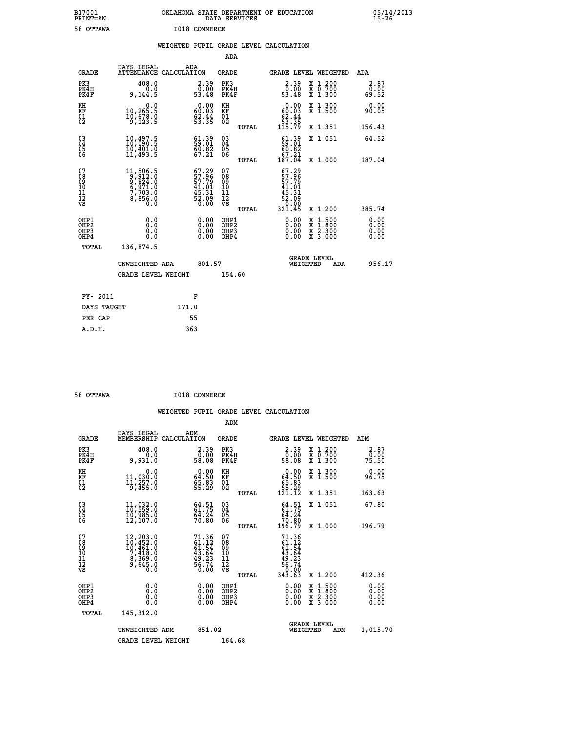B17001 OKLAHOMA STATE DEPARTMENT OF EDUCATION 05/14/2013
PRINT=AN DATA SERVICES 15:26

58 OTTAWA I018 COMMERCE

WEIGHTED PUPIL GRADE LEVEL CALCULATION

ADA

| GRADE | DAYS LEGAL ATTENDANCE | ADA CALCULATION | GRADE | GRADE LEVEL | WEIGHTED | ADA |
|---|---|---|---|---|---|---|
| PK3 | 408.0 | 2.39 | PK3 | 2.39 | X 1.200 | 2.87 |
| PK4H | 0.0 | 0.00 | PK4H | 0.00 | X 0.700 | 0.00 |
| PK4F | 9,144.5 | 53.48 | PK4F | 53.48 | X 1.300 | 69.52 |
| KH | 0.0 | 0.00 | KH | 0.00 | X 1.300 | 0.00 |
| KF | 10,265.5 | 60.03 | KF | 60.03 | X 1.500 | 90.05 |
| 01 | 10,678.0 | 62.44 | 01 | 62.44 | | |
| 02 | 9,123.5 | 53.35 | 02 | 53.35 | | |
| | | | TOTAL | 115.79 | X 1.351 | 156.43 |
| 03 | 10,497.5 | 61.39 | 03 | 61.39 | X 1.051 | 64.52 |
| 04 | 10,090.5 | 59.01 | 04 | 59.01 | | |
| 05 | 10,401.0 | 60.82 | 05 | 60.82 | | |
| 06 | 11,493.5 | 67.21 | 06 | 67.21 | | |
| | | | TOTAL | 187.04 | X 1.000 | 187.04 |
| 07 | 11,506.5 | 67.29 | 07 | 67.29 | | |
| 08 | 9,912.0 | 57.96 | 08 | 57.96 | | |
| 09 | 9,824.0 | 57.79 | 09 | 57.79 | | |
| 10 | 6,971.0 | 41.01 | 10 | 41.01 | | |
| 11 | 7,703.0 | 45.31 | 11 | 45.31 | | |
| 12 | 8,856.0 | 52.09 | 12 | 52.09 | | |
| VS | 0.0 | 0.00 | VS | 0.00 | | |
| | | | TOTAL | 321.45 | X 1.200 | 385.74 |
| OHP1 | 0.0 | 0.00 | OHP1 | 0.00 | X 1.500 | 0.00 |
| OHP2 | 0.0 | 0.00 | OHP2 | 0.00 | X 1.800 | 0.00 |
| OHP3 | 0.0 | 0.00 | OHP3 | 0.00 | X 2.300 | 0.00 |
| OHP4 | 0.0 | 0.00 | OHP4 | 0.00 | X 3.000 | 0.00 |
| TOTAL | 136,874.5 | | | | | |

UNWEIGHTED ADA 801.57 | GRADE LEVEL WEIGHTED ADA 956.17

GRADE LEVEL WEIGHT 154.60

| FY- 2011 | F |
|---|---|
| DAYS TAUGHT | 171.0 |
| PER CAP | 55 |
| A.D.H. | 363 |

58 OTTAWA I018 COMMERCE

WEIGHTED PUPIL GRADE LEVEL CALCULATION

ADM

| GRADE | DAYS LEGAL MEMBERSHIP | ADM CALCULATION | GRADE | GRADE LEVEL | WEIGHTED | ADM |
|---|---|---|---|---|---|---|
| PK3 | 408.0 | 2.39 | PK3 | 2.39 | X 1.200 | 2.87 |
| PK4H | 0.0 | 0.00 | PK4H | 0.00 | X 0.700 | 0.00 |
| PK4F | 9,931.0 | 58.08 | PK4F | 58.08 | X 1.300 | 75.50 |
| KH | 0.0 | 0.00 | KH | 0.00 | X 1.300 | 0.00 |
| KF | 11,030.0 | 64.50 | KF | 64.50 | X 1.500 | 96.75 |
| 01 | 11,257.0 | 65.83 | 01 | 65.83 | | |
| 02 | 9,455.0 | 55.29 | 02 | 55.29 | | |
| | | | TOTAL | 121.12 | X 1.351 | 163.63 |
| 03 | 11,032.0 | 64.51 | 03 | 64.51 | X 1.051 | 67.80 |
| 04 | 10,559.0 | 61.75 | 04 | 61.75 | | |
| 05 | 10,985.0 | 64.24 | 05 | 64.24 | | |
| 06 | 12,107.0 | 70.80 | 06 | 70.80 | | |
| | | | TOTAL | 196.79 | X 1.000 | 196.79 |
| 07 | 12,203.0 | 71.36 | 07 | 71.36 | | |
| 08 | 10,452.0 | 61.12 | 08 | 61.12 | | |
| 09 | 10,461.0 | 61.54 | 09 | 61.54 | | |
| 10 | 7,418.0 | 43.64 | 10 | 43.64 | | |
| 11 | 8,369.0 | 49.23 | 11 | 49.23 | | |
| 12 | 9,645.0 | 56.74 | 12 | 56.74 | | |
| VS | 0.0 | 0.00 | VS | 0.00 | | |
| | | | TOTAL | 343.63 | X 1.200 | 412.36 |
| OHP1 | 0.0 | 0.00 | OHP1 | 0.00 | X 1.500 | 0.00 |
| OHP2 | 0.0 | 0.00 | OHP2 | 0.00 | X 1.800 | 0.00 |
| OHP3 | 0.0 | 0.00 | OHP3 | 0.00 | X 2.300 | 0.00 |
| OHP4 | 0.0 | 0.00 | OHP4 | 0.00 | X 3.000 | 0.00 |
| TOTAL | 145,312.0 | | | | | |

UNWEIGHTED ADM 851.02 | GRADE LEVEL WEIGHTED ADM 1,015.70

GRADE LEVEL WEIGHT 164.68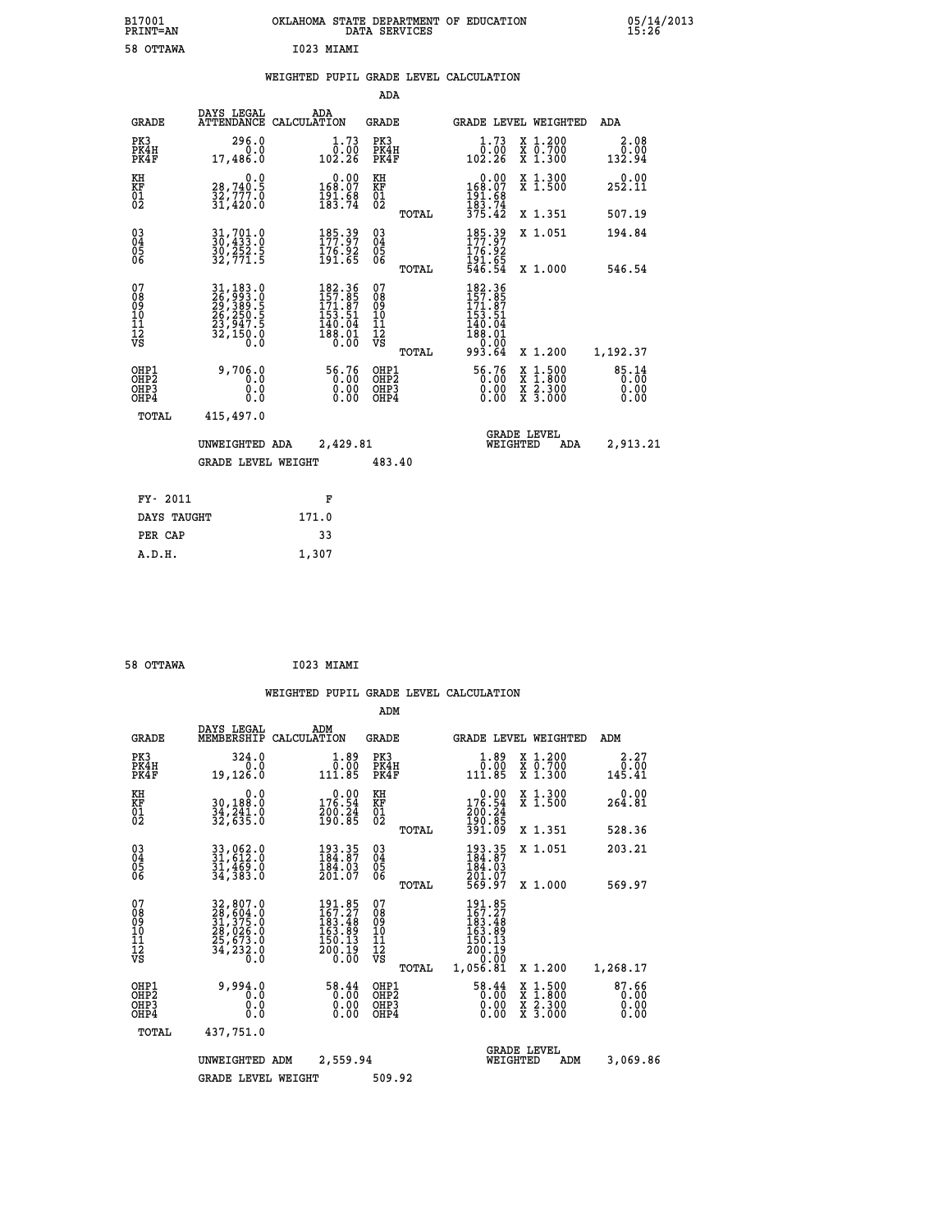B17001
PRINT=AN

OKLAHOMA STATE DEPARTMENT OF EDUCATION
DATA SERVICES

05/14/2013
15:26

58 OTTAWA    I023 MIAMI

## WEIGHTED PUPIL GRADE LEVEL CALCULATION

### ADA

| GRADE | DAYS LEGAL ATTENDANCE | ADA CALCULATION | GRADE | GRADE LEVEL | WEIGHTED | ADA |
|---|---|---|---|---|---|---|
| PK3 | 296.0 | 1.73 | PK3 | 1.73 | X 1.200 | 2.08 |
| PK4H | 0.0 | 0.00 | PK4H | 0.00 | X 0.700 | 0.00 |
| PK4F | 17,486.0 | 102.26 | PK4F | 102.26 | X 1.300 | 132.94 |
| KH | 0.0 | 0.00 | KH | 0.00 | X 1.300 | 0.00 |
| KF | 28,740.5 | 168.07 | KF | 168.07 | X 1.500 | 252.11 |
| 01 | 32,777.0 | 191.68 | 01 | 191.68 | | |
| 02 | 31,420.0 | 183.74 | 02 | 183.74 | | |
| | | | TOTAL | 375.42 | X 1.351 | 507.19 |
| 03 | 31,701.0 | 185.39 | 03 | 185.39 | X 1.051 | 194.84 |
| 04 | 30,433.0 | 177.97 | 04 | 177.97 | | |
| 05 | 30,252.5 | 176.92 | 05 | 176.92 | | |
| 06 | 32,771.5 | 191.65 | 06 | 191.65 | | |
| | | | TOTAL | 546.54 | X 1.000 | 546.54 |
| 07 | 31,183.0 | 182.36 | 07 | 182.36 | | |
| 08 | 26,993.0 | 157.85 | 08 | 157.85 | | |
| 09 | 29,389.5 | 171.87 | 09 | 171.87 | | |
| 10 | 26,250.5 | 153.51 | 10 | 153.51 | | |
| 11 | 23,947.5 | 140.04 | 11 | 140.04 | | |
| 12 | 32,150.0 | 188.01 | 12 | 188.01 | | |
| VS | 0.0 | 0.00 | VS | 0.00 | | |
| | | | TOTAL | 993.64 | X 1.200 | 1,192.37 |
| OHP1 | 9,706.0 | 56.76 | OHP1 | 56.76 | X 1.500 | 85.14 |
| OHP2 | 0.0 | 0.00 | OHP2 | 0.00 | X 1.800 | 0.00 |
| OHP3 | 0.0 | 0.00 | OHP3 | 0.00 | X 2.300 | 0.00 |
| OHP4 | 0.0 | 0.00 | OHP4 | 0.00 | X 3.000 | 0.00 |
| TOTAL | 415,497.0 | | | | | |

UNWEIGHTED ADA 2,429.81    GRADE LEVEL WEIGHTED ADA 2,913.21

GRADE LEVEL WEIGHT 483.40

| FY- 2011 | F |
|---|---|
| DAYS TAUGHT | 171.0 |
| PER CAP | 33 |
| A.D.H. | 1,307 |

58 OTTAWA    I023 MIAMI

## WEIGHTED PUPIL GRADE LEVEL CALCULATION

### ADM

| GRADE | DAYS LEGAL MEMBERSHIP | ADM CALCULATION | GRADE | GRADE LEVEL | WEIGHTED | ADM |
|---|---|---|---|---|---|---|
| PK3 | 324.0 | 1.89 | PK3 | 1.89 | X 1.200 | 2.27 |
| PK4H | 0.0 | 0.00 | PK4H | 0.00 | X 0.700 | 0.00 |
| PK4F | 19,126.0 | 111.85 | PK4F | 111.85 | X 1.300 | 145.41 |
| KH | 0.0 | 0.00 | KH | 0.00 | X 1.300 | 0.00 |
| KF | 30,188.0 | 176.54 | KF | 176.54 | X 1.500 | 264.81 |
| 01 | 34,241.0 | 200.24 | 01 | 200.24 | | |
| 02 | 32,635.0 | 190.85 | 02 | 190.85 | | |
| | | | TOTAL | 391.09 | X 1.351 | 528.36 |
| 03 | 33,062.0 | 193.35 | 03 | 193.35 | X 1.051 | 203.21 |
| 04 | 31,612.0 | 184.87 | 04 | 184.87 | | |
| 05 | 31,469.0 | 184.03 | 05 | 184.03 | | |
| 06 | 34,383.0 | 201.07 | 06 | 201.07 | | |
| | | | TOTAL | 569.97 | X 1.000 | 569.97 |
| 07 | 32,807.0 | 191.85 | 07 | 191.85 | | |
| 08 | 28,604.0 | 167.27 | 08 | 167.27 | | |
| 09 | 31,375.0 | 183.48 | 09 | 183.48 | | |
| 10 | 28,026.0 | 163.89 | 10 | 163.89 | | |
| 11 | 25,673.0 | 150.13 | 11 | 150.13 | | |
| 12 | 34,232.0 | 200.19 | 12 | 200.19 | | |
| VS | 0.0 | 0.00 | VS | 0.00 | | |
| | | | TOTAL | 1,056.81 | X 1.200 | 1,268.17 |
| OHP1 | 9,994.0 | 58.44 | OHP1 | 58.44 | X 1.500 | 87.66 |
| OHP2 | 0.0 | 0.00 | OHP2 | 0.00 | X 1.800 | 0.00 |
| OHP3 | 0.0 | 0.00 | OHP3 | 0.00 | X 2.300 | 0.00 |
| OHP4 | 0.0 | 0.00 | OHP4 | 0.00 | X 3.000 | 0.00 |
| TOTAL | 437,751.0 | | | | | |

UNWEIGHTED ADM 2,559.94    GRADE LEVEL WEIGHTED ADM 3,069.86

GRADE LEVEL WEIGHT 509.92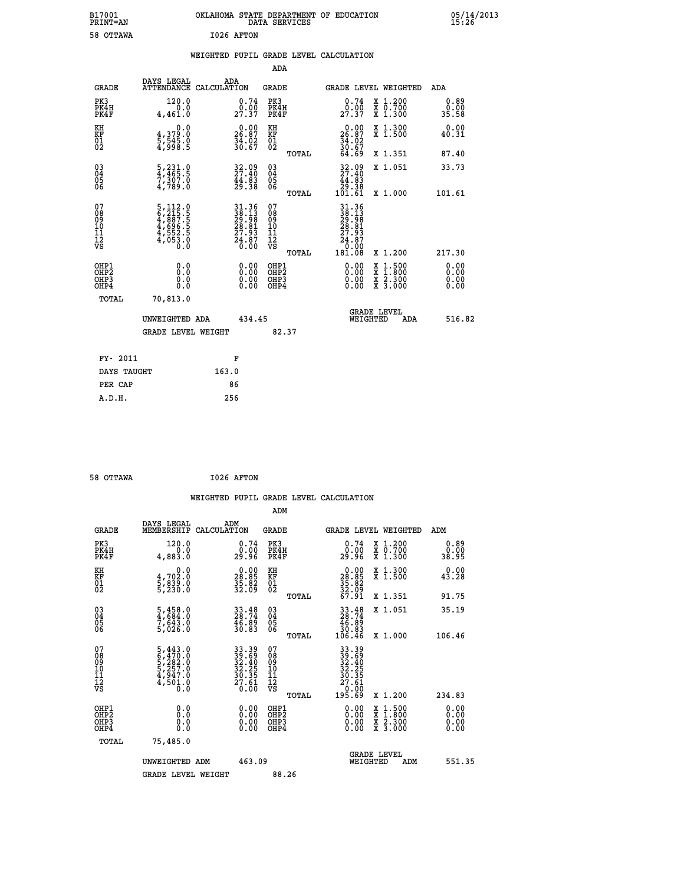B17001 OKLAHOMA STATE DEPARTMENT OF EDUCATION 05/14/2013
PRINT=AN DATA SERVICES 15:26

58 OTTAWA I026 AFTON

## WEIGHTED PUPIL GRADE LEVEL CALCULATION

### ADA

| GRADE | DAYS LEGAL ATTENDANCE | ADA CALCULATION | GRADE | | GRADE LEVEL | WEIGHTED | ADA |
|---|---|---|---|---|---|---|---|
| PK3 | 120.0 | 0.74 | PK3 | | 0.74 | X 1.200 | 0.89 |
| PK4H | 0.0 | 0.00 | PK4H | | 0.00 | X 0.700 | 0.00 |
| PK4F | 4,461.0 | 27.37 | PK4F | | 27.37 | X 1.300 | 35.58 |
| KH | 0.0 | 0.00 | KH | | 0.00 | X 1.300 | 0.00 |
| KF | 4,379.0 | 26.87 | KF | | 26.87 | X 1.500 | 40.31 |
| 01 | 5,545.0 | 34.02 | 01 | | 34.02 | | |
| 02 | 4,998.5 | 30.67 | 02 | | 30.67 | | |
| | | | | TOTAL | 64.69 | X 1.351 | 87.40 |
| 03 | 5,231.0 | 32.09 | 03 | | 32.09 | X 1.051 | 33.73 |
| 04 | 4,465.5 | 27.40 | 04 | | 27.40 | | |
| 05 | 7,307.0 | 44.83 | 05 | | 44.83 | | |
| 06 | 4,789.0 | 29.38 | 06 | | 29.38 | | |
| | | | | TOTAL | 101.61 | X 1.000 | 101.61 |
| 07 | 5,112.0 | 31.36 | 07 | | 31.36 | | |
| 08 | 6,215.5 | 38.13 | 08 | | 38.13 | | |
| 09 | 4,887.5 | 29.98 | 09 | | 29.98 | | |
| 10 | 4,696.5 | 28.81 | 10 | | 28.81 | | |
| 11 | 4,552.5 | 27.93 | 11 | | 27.93 | | |
| 12 | 4,053.0 | 24.87 | 12 | | 24.87 | | |
| VS | 0.0 | 0.00 | VS | | 0.00 | | |
| | | | | TOTAL | 181.08 | X 1.200 | 217.30 |
| OHP1 | 0.0 | 0.00 | OHP1 | | 0.00 | X 1.500 | 0.00 |
| OHP2 | 0.0 | 0.00 | OHP2 | | 0.00 | X 1.800 | 0.00 |
| OHP3 | 0.0 | 0.00 | OHP3 | | 0.00 | X 2.300 | 0.00 |
| OHP4 | 0.0 | 0.00 | OHP4 | | 0.00 | X 3.000 | 0.00 |
| TOTAL | 70,813.0 | | | | | | |

UNWEIGHTED ADA 434.45 — GRADE LEVEL WEIGHTED ADA 516.82

GRADE LEVEL WEIGHT 82.37

| FY- 2011 | F |
|---|---|
| DAYS TAUGHT | 163.0 |
| PER CAP | 86 |
| A.D.H. | 256 |

58 OTTAWA I026 AFTON

## WEIGHTED PUPIL GRADE LEVEL CALCULATION

### ADM

| GRADE | DAYS LEGAL MEMBERSHIP | ADM CALCULATION | GRADE | | GRADE LEVEL | WEIGHTED | ADM |
|---|---|---|---|---|---|---|---|
| PK3 | 120.0 | 0.74 | PK3 | | 0.74 | X 1.200 | 0.89 |
| PK4H | 0.0 | 0.00 | PK4H | | 0.00 | X 0.700 | 0.00 |
| PK4F | 4,883.0 | 29.96 | PK4F | | 29.96 | X 1.300 | 38.95 |
| KH | 0.0 | 0.00 | KH | | 0.00 | X 1.300 | 0.00 |
| KF | 4,702.0 | 28.85 | KF | | 28.85 | X 1.500 | 43.28 |
| 01 | 5,839.0 | 35.82 | 01 | | 35.82 | | |
| 02 | 5,230.0 | 32.09 | 02 | | 32.09 | | |
| | | | | TOTAL | 67.91 | X 1.351 | 91.75 |
| 03 | 5,458.0 | 33.48 | 03 | | 33.48 | X 1.051 | 35.19 |
| 04 | 4,684.0 | 28.74 | 04 | | 28.74 | | |
| 05 | 7,643.0 | 46.89 | 05 | | 46.89 | | |
| 06 | 5,026.0 | 30.83 | 06 | | 30.83 | | |
| | | | | TOTAL | 106.46 | X 1.000 | 106.46 |
| 07 | 5,443.0 | 33.39 | 07 | | 33.39 | | |
| 08 | 6,470.0 | 39.69 | 08 | | 39.69 | | |
| 09 | 5,282.0 | 32.40 | 09 | | 32.40 | | |
| 10 | 5,257.0 | 32.25 | 10 | | 32.25 | | |
| 11 | 4,947.0 | 30.35 | 11 | | 30.35 | | |
| 12 | 4,501.0 | 27.61 | 12 | | 27.61 | | |
| VS | 0.0 | 0.00 | VS | | 0.00 | | |
| | | | | TOTAL | 195.69 | X 1.200 | 234.83 |
| OHP1 | 0.0 | 0.00 | OHP1 | | 0.00 | X 1.500 | 0.00 |
| OHP2 | 0.0 | 0.00 | OHP2 | | 0.00 | X 1.800 | 0.00 |
| OHP3 | 0.0 | 0.00 | OHP3 | | 0.00 | X 2.300 | 0.00 |
| OHP4 | 0.0 | 0.00 | OHP4 | | 0.00 | X 3.000 | 0.00 |
| TOTAL | 75,485.0 | | | | | | |

UNWEIGHTED ADM 463.09 — GRADE LEVEL WEIGHTED ADM 551.35

GRADE LEVEL WEIGHT 88.26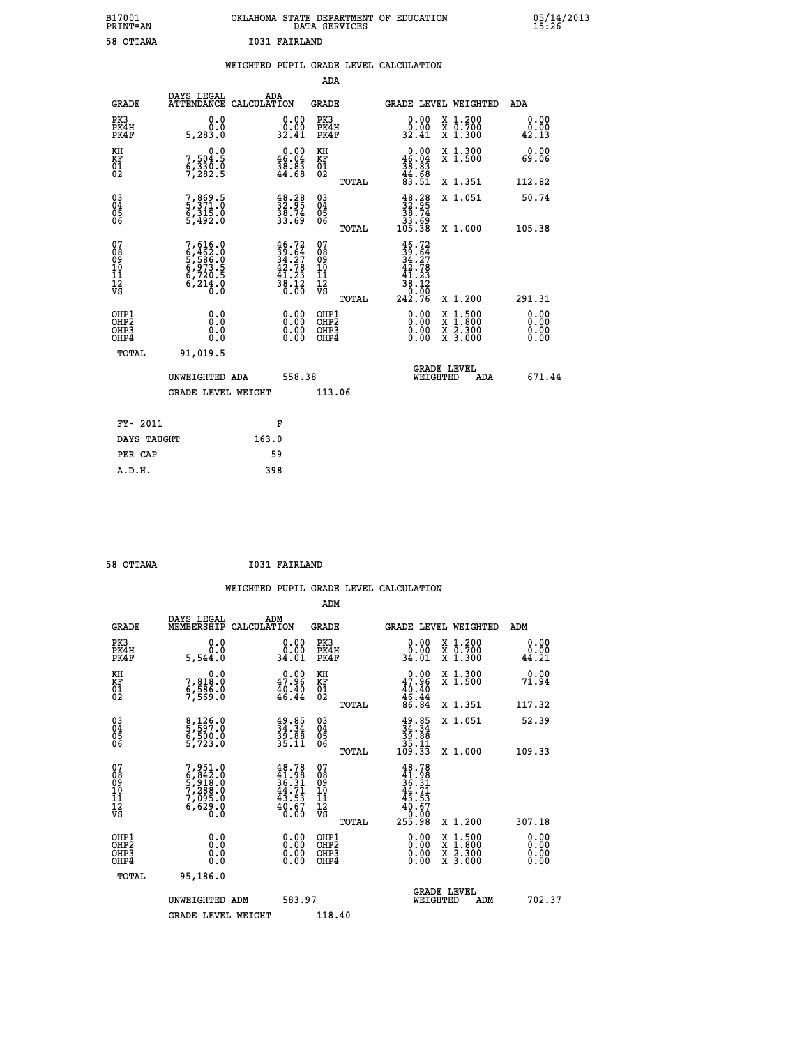B17001 OKLAHOMA STATE DEPARTMENT OF EDUCATION 05/14/2013
PRINT=AN DATA SERVICES 15:26

58 OTTAWA I031 FAIRLAND

## WEIGHTED PUPIL GRADE LEVEL CALCULATION

### ADA

| GRADE | DAYS LEGAL ATTENDANCE | ADA CALCULATION | GRADE | GRADE LEVEL | WEIGHTED | ADA |
|---|---|---|---|---|---|---|
| PK3 | 0.0 | 0.00 | PK3 | 0.00 | X 1.200 | 0.00 |
| PK4H | 0.0 | 0.00 | PK4H | 0.00 | X 0.700 | 0.00 |
| PK4F | 5,283.0 | 32.41 | PK4F | 32.41 | X 1.300 | 42.13 |
| KH | 0.0 | 0.00 | KH | 0.00 | X 1.300 | 0.00 |
| KF | 7,504.5 | 46.04 | KF | 46.04 | X 1.500 | 69.06 |
| 01 | 6,330.0 | 38.83 | 01 | 38.83 | | |
| 02 | 7,282.5 | 44.68 | 02 | 44.68 | | |
| | | | TOTAL | 83.51 | X 1.351 | 112.82 |
| 03 | 7,869.5 | 48.28 | 03 | 48.28 | X 1.051 | 50.74 |
| 04 | 5,371.0 | 32.95 | 04 | 32.95 | | |
| 05 | 6,315.0 | 38.74 | 05 | 38.74 | | |
| 06 | 5,492.0 | 33.69 | 06 | 33.69 | | |
| | | | TOTAL | 105.38 | X 1.000 | 105.38 |
| 07 | 7,616.0 | 46.72 | 07 | 46.72 | | |
| 08 | 6,462.0 | 39.64 | 08 | 39.64 | | |
| 09 | 5,586.0 | 34.27 | 09 | 34.27 | | |
| 10 | 6,973.5 | 42.78 | 10 | 42.78 | | |
| 11 | 6,720.5 | 41.23 | 11 | 41.23 | | |
| 12 | 6,214.0 | 38.12 | 12 | 38.12 | | |
| VS | 0.0 | 0.00 | VS | 0.00 | | |
| | | | TOTAL | 242.76 | X 1.200 | 291.31 |
| OHP1 | 0.0 | 0.00 | OHP1 | 0.00 | X 1.500 | 0.00 |
| OHP2 | 0.0 | 0.00 | OHP2 | 0.00 | X 1.800 | 0.00 |
| OHP3 | 0.0 | 0.00 | OHP3 | 0.00 | X 2.300 | 0.00 |
| OHP4 | 0.0 | 0.00 | OHP4 | 0.00 | X 3.000 | 0.00 |
| TOTAL | 91,019.5 | | | | | |

UNWEIGHTED ADA 558.38 GRADE LEVEL WEIGHTED ADA 671.44

GRADE LEVEL WEIGHT 113.06

| FY- 2011 | F |
|---|---|
| DAYS TAUGHT | 163.0 |
| PER CAP | 59 |
| A.D.H. | 398 |

58 OTTAWA I031 FAIRLAND

## WEIGHTED PUPIL GRADE LEVEL CALCULATION

### ADM

| GRADE | DAYS LEGAL MEMBERSHIP | ADM CALCULATION | GRADE | GRADE LEVEL | WEIGHTED | ADM |
|---|---|---|---|---|---|---|
| PK3 | 0.0 | 0.00 | PK3 | 0.00 | X 1.200 | 0.00 |
| PK4H | 0.0 | 0.00 | PK4H | 0.00 | X 0.700 | 0.00 |
| PK4F | 5,544.0 | 34.01 | PK4F | 34.01 | X 1.300 | 44.21 |
| KH | 0.0 | 0.00 | KH | 0.00 | X 1.300 | 0.00 |
| KF | 7,818.0 | 47.96 | KF | 47.96 | X 1.500 | 71.94 |
| 01 | 6,586.0 | 40.40 | 01 | 40.40 | | |
| 02 | 7,569.0 | 46.44 | 02 | 46.44 | | |
| | | | TOTAL | 86.84 | X 1.351 | 117.32 |
| 03 | 8,126.0 | 49.85 | 03 | 49.85 | X 1.051 | 52.39 |
| 04 | 5,597.0 | 34.34 | 04 | 34.34 | | |
| 05 | 6,500.0 | 39.88 | 05 | 39.88 | | |
| 06 | 5,723.0 | 35.11 | 06 | 35.11 | | |
| | | | TOTAL | 109.33 | X 1.000 | 109.33 |
| 07 | 7,951.0 | 48.78 | 07 | 48.78 | | |
| 08 | 6,842.0 | 41.98 | 08 | 41.98 | | |
| 09 | 5,918.0 | 36.31 | 09 | 36.31 | | |
| 10 | 7,288.0 | 44.71 | 10 | 44.71 | | |
| 11 | 7,095.0 | 43.53 | 11 | 43.53 | | |
| 12 | 6,629.0 | 40.67 | 12 | 40.67 | | |
| VS | 0.0 | 0.00 | VS | 0.00 | | |
| | | | TOTAL | 255.98 | X 1.200 | 307.18 |
| OHP1 | 0.0 | 0.00 | OHP1 | 0.00 | X 1.500 | 0.00 |
| OHP2 | 0.0 | 0.00 | OHP2 | 0.00 | X 1.800 | 0.00 |
| OHP3 | 0.0 | 0.00 | OHP3 | 0.00 | X 2.300 | 0.00 |
| OHP4 | 0.0 | 0.00 | OHP4 | 0.00 | X 3.000 | 0.00 |
| TOTAL | 95,186.0 | | | | | |

UNWEIGHTED ADM 583.97 GRADE LEVEL WEIGHTED ADM 702.37

GRADE LEVEL WEIGHT 118.40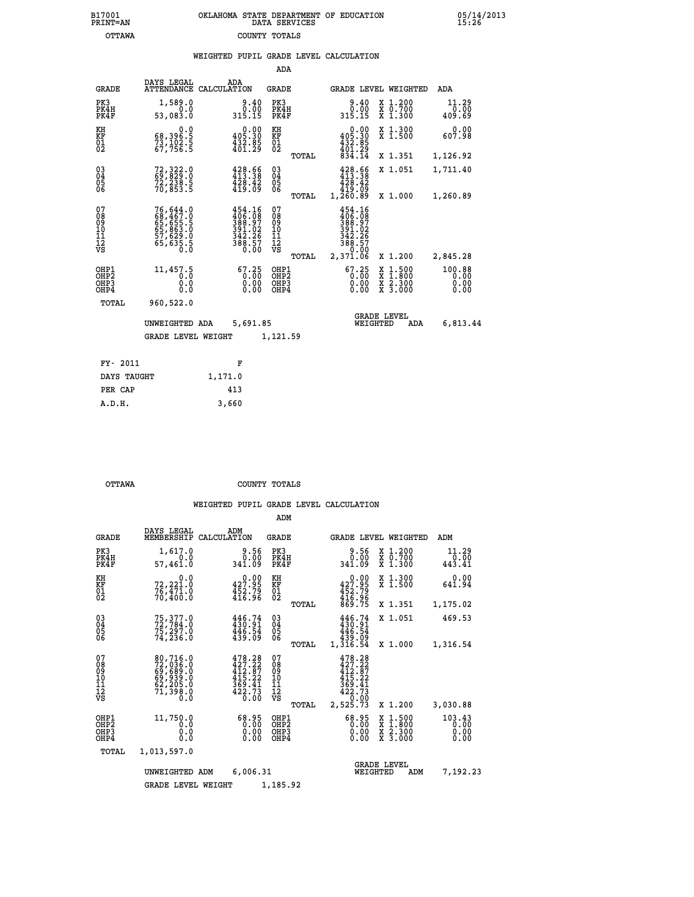B17001 PRINT=AN — OKLAHOMA STATE DEPARTMENT OF EDUCATION DATA SERVICES — 05/14/2013 15:26

OTTAWA — COUNTY TOTALS

## WEIGHTED PUPIL GRADE LEVEL CALCULATION

### ADA

| GRADE | DAYS LEGAL ATTENDANCE | ADA CALCULATION | GRADE | | GRADE LEVEL | WEIGHTED | ADA |
|---|---|---|---|---|---|---|---|
| PK3 | 1,589.0 | 9.40 | PK3 | | 9.40 | X 1.200 | 11.29 |
| PK4H | 0.0 | 0.00 | PK4H | | 0.00 | X 0.700 | 0.00 |
| PK4F | 53,083.0 | 315.15 | PK4F | | 315.15 | X 1.300 | 409.69 |
| KH | 0.0 | 0.00 | KH | | 0.00 | X 1.300 | 0.00 |
| KF | 68,396.5 | 405.30 | KF | | 405.30 | X 1.500 | 607.98 |
| 01 | 73,102.5 | 432.85 | 01 | | 432.85 | | |
| 02 | 67,756.5 | 401.29 | 02 | | 401.29 | | |
| | | | | TOTAL | 834.14 | X 1.351 | 1,126.92 |
| 03 | 72,322.0 | 428.66 | 03 | | 428.66 | X 1.051 | 1,711.40 |
| 04 | 69,829.0 | 413.38 | 04 | | 413.38 | | |
| 05 | 72,238.5 | 428.42 | 05 | | 428.42 | | |
| 06 | 70,853.5 | 419.09 | 06 | | 419.09 | | |
| | | | | TOTAL | 1,260.89 | X 1.000 | 1,260.89 |
| 07 | 76,644.0 | 454.16 | 07 | | 454.16 | | |
| 08 | 68,467.0 | 406.08 | 08 | | 406.08 | | |
| 09 | 65,655.5 | 388.97 | 09 | | 388.97 | | |
| 10 | 65,863.0 | 391.02 | 10 | | 391.02 | | |
| 11 | 57,629.0 | 342.26 | 11 | | 342.26 | | |
| 12 | 65,635.5 | 388.57 | 12 | | 388.57 | | |
| VS | 0.0 | 0.00 | VS | | 0.00 | | |
| | | | | TOTAL | 2,371.06 | X 1.200 | 2,845.28 |
| OHP1 | 11,457.5 | 67.25 | OHP1 | | 67.25 | X 1.500 | 100.88 |
| OHP2 | 0.0 | 0.00 | OHP2 | | 0.00 | X 1.800 | 0.00 |
| OHP3 | 0.0 | 0.00 | OHP3 | | 0.00 | X 2.300 | 0.00 |
| OHP4 | 0.0 | 0.00 | OHP4 | | 0.00 | X 3.000 | 0.00 |
| TOTAL | 960,522.0 | | | | | | |

UNWEIGHTED ADA 5,691.85 — GRADE LEVEL WEIGHTED ADA 6,813.44

GRADE LEVEL WEIGHT 1,121.59

| FY- 2011 | F |
|---|---|
| DAYS TAUGHT | 1,171.0 |
| PER CAP | 413 |
| A.D.H. | 3,660 |

OTTAWA — COUNTY TOTALS

## WEIGHTED PUPIL GRADE LEVEL CALCULATION

### ADM

| GRADE | DAYS LEGAL MEMBERSHIP | ADM CALCULATION | GRADE | | GRADE LEVEL | WEIGHTED | ADM |
|---|---|---|---|---|---|---|---|
| PK3 | 1,617.0 | 9.56 | PK3 | | 9.56 | X 1.200 | 11.29 |
| PK4H | 0.0 | 0.00 | PK4H | | 0.00 | X 0.700 | 0.00 |
| PK4F | 57,461.0 | 341.09 | PK4F | | 341.09 | X 1.300 | 443.41 |
| KH | 0.0 | 0.00 | KH | | 0.00 | X 1.300 | 0.00 |
| KF | 72,221.0 | 427.95 | KF | | 427.95 | X 1.500 | 641.94 |
| 01 | 76,471.0 | 452.79 | 01 | | 452.79 | | |
| 02 | 70,400.0 | 416.96 | 02 | | 416.96 | | |
| | | | | TOTAL | 869.75 | X 1.351 | 1,175.02 |
| 03 | 75,377.0 | 446.74 | 03 | | 446.74 | X 1.051 | 469.53 |
| 04 | 72,784.0 | 430.91 | 04 | | 430.91 | | |
| 05 | 75,297.0 | 446.54 | 05 | | 446.54 | | |
| 06 | 74,236.0 | 439.09 | 06 | | 439.09 | | |
| | | | | TOTAL | 1,316.54 | X 1.000 | 1,316.54 |
| 07 | 80,716.0 | 478.28 | 07 | | 478.28 | | |
| 08 | 72,036.0 | 427.22 | 08 | | 427.22 | | |
| 09 | 69,689.0 | 412.87 | 09 | | 412.87 | | |
| 10 | 69,939.0 | 415.22 | 10 | | 415.22 | | |
| 11 | 62,205.0 | 369.41 | 11 | | 369.41 | | |
| 12 | 71,398.0 | 422.73 | 12 | | 422.73 | | |
| VS | 0.0 | 0.00 | VS | | 0.00 | | |
| | | | | TOTAL | 2,525.73 | X 1.200 | 3,030.88 |
| OHP1 | 11,750.0 | 68.95 | OHP1 | | 68.95 | X 1.500 | 103.43 |
| OHP2 | 0.0 | 0.00 | OHP2 | | 0.00 | X 1.800 | 0.00 |
| OHP3 | 0.0 | 0.00 | OHP3 | | 0.00 | X 2.300 | 0.00 |
| OHP4 | 0.0 | 0.00 | OHP4 | | 0.00 | X 3.000 | 0.00 |
| TOTAL | 1,013,597.0 | | | | | | |

UNWEIGHTED ADM 6,006.31 — GRADE LEVEL WEIGHTED ADM 7,192.23

GRADE LEVEL WEIGHT 1,185.92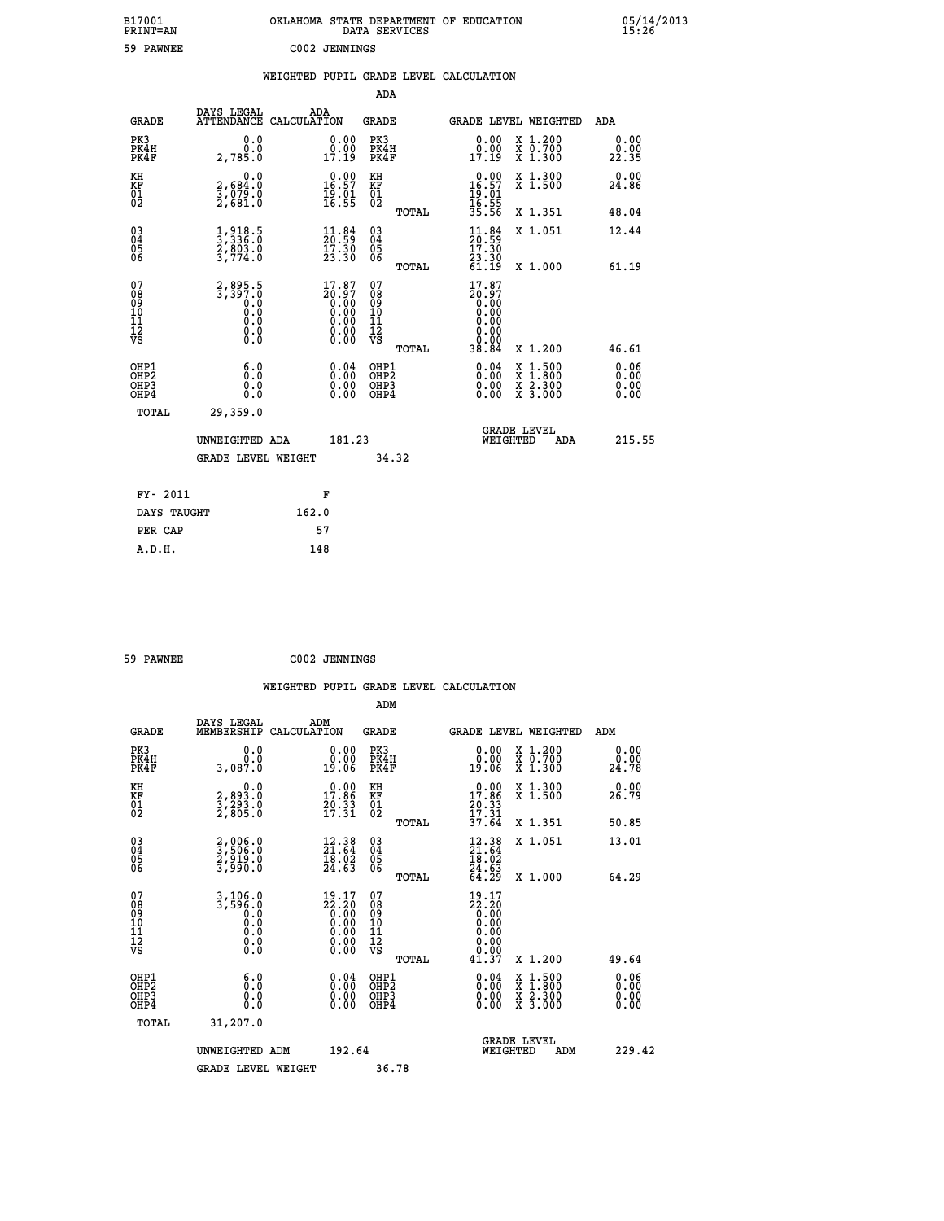B17001 PRINT=AN — OKLAHOMA STATE DEPARTMENT OF EDUCATION DATA SERVICES — 05/14/2013 15:26

59 PAWNEE — C002 JENNINGS

## WEIGHTED PUPIL GRADE LEVEL CALCULATION

### ADA

| GRADE | DAYS LEGAL ATTENDANCE | ADA CALCULATION | GRADE | GRADE LEVEL | WEIGHTED | ADA |
|---|---|---|---|---|---|---|
| PK3 | 0.0 | 0.00 | PK3 | 0.00 | X 1.200 | 0.00 |
| PK4H | 0.0 | 0.00 | PK4H | 0.00 | X 0.700 | 0.00 |
| PK4F | 2,785.0 | 17.19 | PK4F | 17.19 | X 1.300 | 22.35 |
| KH | 0.0 | 0.00 | KH | 0.00 | X 1.300 | 0.00 |
| KF | 2,684.0 | 16.57 | KF | 16.57 | X 1.500 | 24.86 |
| 01 | 3,079.0 | 19.01 | 01 | 19.01 | | |
| 02 | 2,681.0 | 16.55 | 02 | 16.55 | | |
| | | | TOTAL | 35.56 | X 1.351 | 48.04 |
| 03 | 1,918.5 | 11.84 | 03 | 11.84 | X 1.051 | 12.44 |
| 04 | 3,336.0 | 20.59 | 04 | 20.59 | | |
| 05 | 2,803.0 | 17.30 | 05 | 17.30 | | |
| 06 | 3,774.0 | 23.30 | 06 | 23.30 | | |
| | | | TOTAL | 61.19 | X 1.000 | 61.19 |
| 07 | 2,895.5 | 17.87 | 07 | 17.87 | | |
| 08 | 3,397.0 | 20.97 | 08 | 20.97 | | |
| 09 | 0.0 | 0.00 | 09 | 0.00 | | |
| 10 | 0.0 | 0.00 | 10 | 0.00 | | |
| 11 | 0.0 | 0.00 | 11 | 0.00 | | |
| 12 | 0.0 | 0.00 | 12 | 0.00 | | |
| VS | 0.0 | 0.00 | VS | 0.00 | | |
| | | | TOTAL | 38.84 | X 1.200 | 46.61 |
| OHP1 | 6.0 | 0.04 | OHP1 | 0.04 | X 1.500 | 0.06 |
| OHP2 | 0.0 | 0.00 | OHP2 | 0.00 | X 1.800 | 0.00 |
| OHP3 | 0.0 | 0.00 | OHP3 | 0.00 | X 2.300 | 0.00 |
| OHP4 | 0.0 | 0.00 | OHP4 | 0.00 | X 3.000 | 0.00 |
| TOTAL | 29,359.0 | | | | | |

UNWEIGHTED ADA 181.23 — GRADE LEVEL WEIGHTED ADA 215.55

GRADE LEVEL WEIGHT 34.32

| FY- 2011 | F |
|---|---|
| DAYS TAUGHT | 162.0 |
| PER CAP | 57 |
| A.D.H. | 148 |

59 PAWNEE — C002 JENNINGS

## WEIGHTED PUPIL GRADE LEVEL CALCULATION

### ADM

| GRADE | DAYS LEGAL MEMBERSHIP | ADM CALCULATION | GRADE | GRADE LEVEL | WEIGHTED | ADM |
|---|---|---|---|---|---|---|
| PK3 | 0.0 | 0.00 | PK3 | 0.00 | X 1.200 | 0.00 |
| PK4H | 0.0 | 0.00 | PK4H | 0.00 | X 0.700 | 0.00 |
| PK4F | 3,087.0 | 19.06 | PK4F | 19.06 | X 1.300 | 24.78 |
| KH | 0.0 | 0.00 | KH | 0.00 | X 1.300 | 0.00 |
| KF | 2,893.0 | 17.86 | KF | 17.86 | X 1.500 | 26.79 |
| 01 | 3,293.0 | 20.33 | 01 | 20.33 | | |
| 02 | 2,805.0 | 17.31 | 02 | 17.31 | | |
| | | | TOTAL | 37.64 | X 1.351 | 50.85 |
| 03 | 2,006.0 | 12.38 | 03 | 12.38 | X 1.051 | 13.01 |
| 04 | 3,506.0 | 21.64 | 04 | 21.64 | | |
| 05 | 2,919.0 | 18.02 | 05 | 18.02 | | |
| 06 | 3,990.0 | 24.63 | 06 | 24.63 | | |
| | | | TOTAL | 64.29 | X 1.000 | 64.29 |
| 07 | 3,106.0 | 19.17 | 07 | 19.17 | | |
| 08 | 3,596.0 | 22.20 | 08 | 22.20 | | |
| 09 | 0.0 | 0.00 | 09 | 0.00 | | |
| 10 | 0.0 | 0.00 | 10 | 0.00 | | |
| 11 | 0.0 | 0.00 | 11 | 0.00 | | |
| 12 | 0.0 | 0.00 | 12 | 0.00 | | |
| VS | 0.0 | 0.00 | VS | 0.00 | | |
| | | | TOTAL | 41.37 | X 1.200 | 49.64 |
| OHP1 | 6.0 | 0.04 | OHP1 | 0.04 | X 1.500 | 0.06 |
| OHP2 | 0.0 | 0.00 | OHP2 | 0.00 | X 1.800 | 0.00 |
| OHP3 | 0.0 | 0.00 | OHP3 | 0.00 | X 2.300 | 0.00 |
| OHP4 | 0.0 | 0.00 | OHP4 | 0.00 | X 3.000 | 0.00 |
| TOTAL | 31,207.0 | | | | | |

UNWEIGHTED ADM 192.64 — GRADE LEVEL WEIGHTED ADM 229.42

GRADE LEVEL WEIGHT 36.78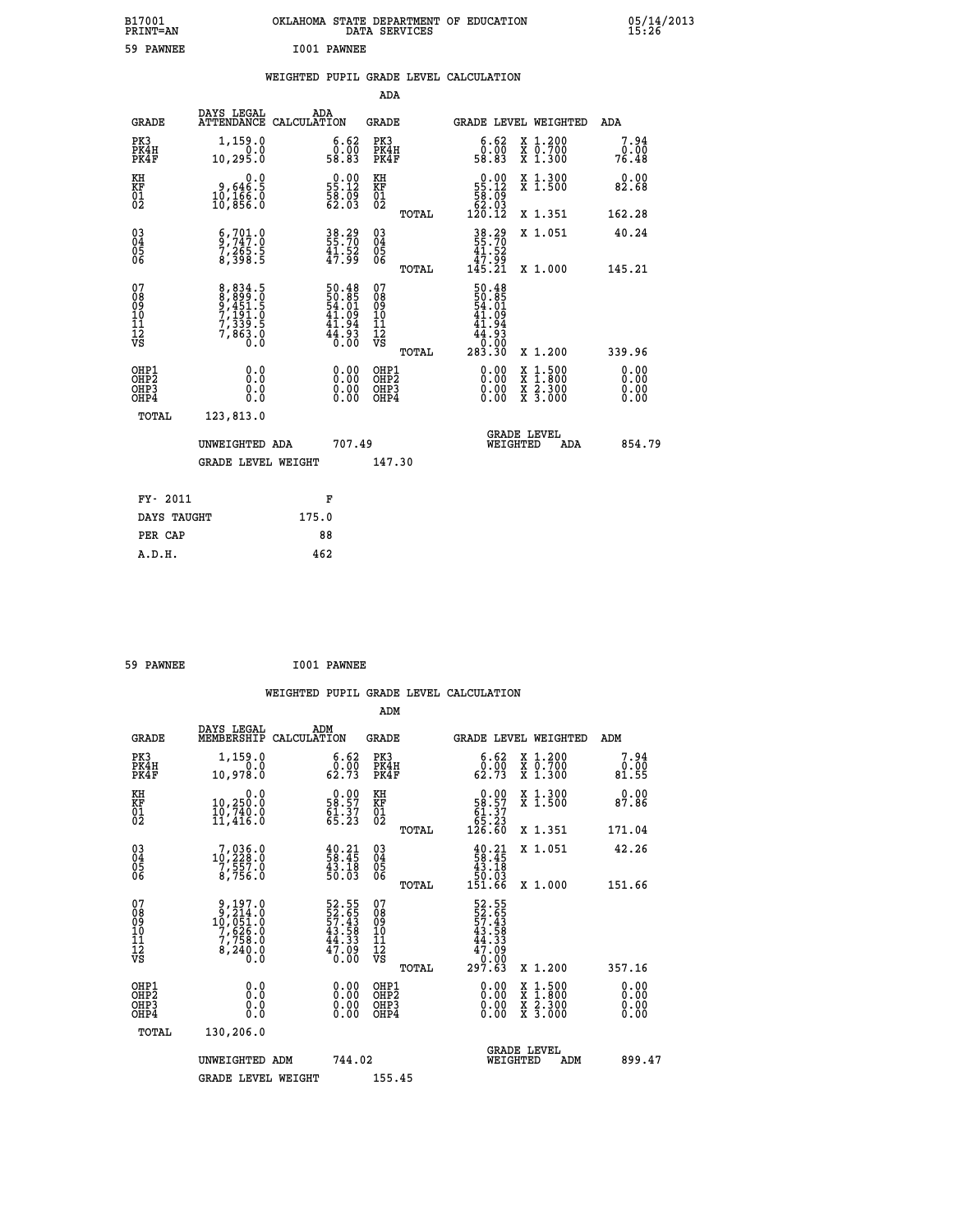B17001 OKLAHOMA STATE DEPARTMENT OF EDUCATION 05/14/2013
PRINT=AN DATA SERVICES 15:26
59 PAWNEE I001 PAWNEE

## WEIGHTED PUPIL GRADE LEVEL CALCULATION

### ADA

| GRADE | DAYS LEGAL ATTENDANCE | ADA CALCULATION | GRADE | GRADE LEVEL | WEIGHTED | ADA |
|---|---|---|---|---|---|---|
| PK3 | 1,159.0 | 6.62 | PK3 | 6.62 | X 1.200 | 7.94 |
| PK4H | 0.0 | 0.00 | PK4H | 0.00 | X 0.700 | 0.00 |
| PK4F | 10,295.0 | 58.83 | PK4F | 58.83 | X 1.300 | 76.48 |
| KH | 0.0 | 0.00 | KH | 0.00 | X 1.300 | 0.00 |
| KF | 9,646.5 | 55.12 | KF | 55.12 | X 1.500 | 82.68 |
| 01 | 10,166.0 | 58.09 | 01 | 58.09 | | |
| 02 | 10,856.0 | 62.03 | 02 | 62.03 | | |
| | | | TOTAL | 120.12 | X 1.351 | 162.28 |
| 03 | 6,701.0 | 38.29 | 03 | 38.29 | X 1.051 | 40.24 |
| 04 | 9,747.0 | 55.70 | 04 | 55.70 | | |
| 05 | 7,265.5 | 41.52 | 05 | 41.52 | | |
| 06 | 8,398.5 | 47.99 | 06 | 47.99 | | |
| | | | TOTAL | 145.21 | X 1.000 | 145.21 |
| 07 | 8,834.5 | 50.48 | 07 | 50.48 | | |
| 08 | 8,899.0 | 50.85 | 08 | 50.85 | | |
| 09 | 9,451.5 | 54.01 | 09 | 54.01 | | |
| 10 | 7,191.0 | 41.09 | 10 | 41.09 | | |
| 11 | 7,339.5 | 41.94 | 11 | 41.94 | | |
| 12 | 7,863.0 | 44.93 | 12 | 44.93 | | |
| VS | 0.0 | 0.00 | VS | 0.00 | | |
| | | | TOTAL | 283.30 | X 1.200 | 339.96 |
| OHP1 | 0.0 | 0.00 | OHP1 | 0.00 | X 1.500 | 0.00 |
| OHP2 | 0.0 | 0.00 | OHP2 | 0.00 | X 1.800 | 0.00 |
| OHP3 | 0.0 | 0.00 | OHP3 | 0.00 | X 2.300 | 0.00 |
| OHP4 | 0.0 | 0.00 | OHP4 | 0.00 | X 3.000 | 0.00 |
| TOTAL | 123,813.0 | | | | | |

UNWEIGHTED ADA 707.49 — GRADE LEVEL WEIGHTED ADA 854.79

GRADE LEVEL WEIGHT 147.30

| FY- 2011 | F |
|---|---|
| DAYS TAUGHT | 175.0 |
| PER CAP | 88 |
| A.D.H. | 462 |

59 PAWNEE I001 PAWNEE

## WEIGHTED PUPIL GRADE LEVEL CALCULATION

### ADM

| GRADE | DAYS LEGAL MEMBERSHIP | ADM CALCULATION | GRADE | GRADE LEVEL | WEIGHTED | ADM |
|---|---|---|---|---|---|---|
| PK3 | 1,159.0 | 6.62 | PK3 | 6.62 | X 1.200 | 7.94 |
| PK4H | 0.0 | 0.00 | PK4H | 0.00 | X 0.700 | 0.00 |
| PK4F | 10,978.0 | 62.73 | PK4F | 62.73 | X 1.300 | 81.55 |
| KH | 0.0 | 0.00 | KH | 0.00 | X 1.300 | 0.00 |
| KF | 10,250.0 | 58.57 | KF | 58.57 | X 1.500 | 87.86 |
| 01 | 10,740.0 | 61.37 | 01 | 61.37 | | |
| 02 | 11,416.0 | 65.23 | 02 | 65.23 | | |
| | | | TOTAL | 126.60 | X 1.351 | 171.04 |
| 03 | 7,036.0 | 40.21 | 03 | 40.21 | X 1.051 | 42.26 |
| 04 | 10,228.0 | 58.45 | 04 | 58.45 | | |
| 05 | 7,557.0 | 43.18 | 05 | 43.18 | | |
| 06 | 8,756.0 | 50.03 | 06 | 50.03 | | |
| | | | TOTAL | 151.66 | X 1.000 | 151.66 |
| 07 | 9,197.0 | 52.55 | 07 | 52.55 | | |
| 08 | 9,214.0 | 52.65 | 08 | 52.65 | | |
| 09 | 10,051.0 | 57.43 | 09 | 57.43 | | |
| 10 | 7,626.0 | 43.58 | 10 | 43.58 | | |
| 11 | 7,758.0 | 44.33 | 11 | 44.33 | | |
| 12 | 8,240.0 | 47.09 | 12 | 47.09 | | |
| VS | 0.0 | 0.00 | VS | 0.00 | | |
| | | | TOTAL | 297.63 | X 1.200 | 357.16 |
| OHP1 | 0.0 | 0.00 | OHP1 | 0.00 | X 1.500 | 0.00 |
| OHP2 | 0.0 | 0.00 | OHP2 | 0.00 | X 1.800 | 0.00 |
| OHP3 | 0.0 | 0.00 | OHP3 | 0.00 | X 2.300 | 0.00 |
| OHP4 | 0.0 | 0.00 | OHP4 | 0.00 | X 3.000 | 0.00 |
| TOTAL | 130,206.0 | | | | | |

UNWEIGHTED ADM 744.02 — GRADE LEVEL WEIGHTED ADM 899.47

GRADE LEVEL WEIGHT 155.45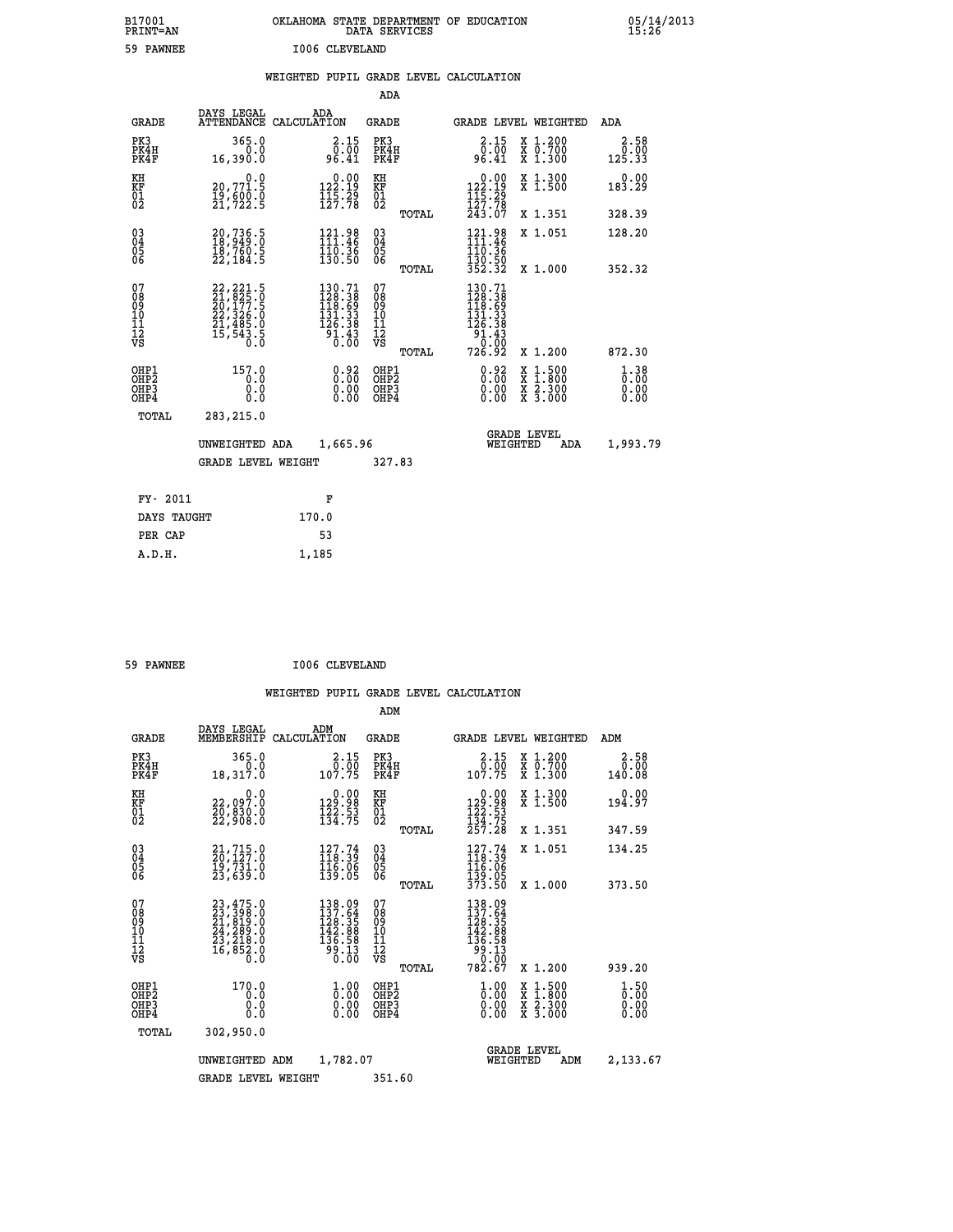B17001 PRINT=AN — OKLAHOMA STATE DEPARTMENT OF EDUCATION DATA SERVICES — 05/14/2013 15:26

59 PAWNEE — I006 CLEVELAND

## WEIGHTED PUPIL GRADE LEVEL CALCULATION

### ADA

| GRADE | DAYS LEGAL ATTENDANCE | ADA CALCULATION | GRADE | | GRADE LEVEL | WEIGHTED | ADA |
|---|---|---|---|---|---|---|---|
| PK3 | 365.0 | 2.15 | PK3 | | 2.15 | X 1.200 | 2.58 |
| PK4H | 0.0 | 0.00 | PK4H | | 0.00 | X 0.700 | 0.00 |
| PK4F | 16,390.0 | 96.41 | PK4F | | 96.41 | X 1.300 | 125.33 |
| KH | 0.0 | 0.00 | KH | | 0.00 | X 1.300 | 0.00 |
| KF | 20,771.5 | 122.19 | KF | | 122.19 | X 1.500 | 183.29 |
| 01 | 19,600.0 | 115.29 | 01 | | 115.29 | | |
| 02 | 21,722.5 | 127.78 | 02 | | 127.78 | | |
| | | | | TOTAL | 243.07 | X 1.351 | 328.39 |
| 03 | 20,736.5 | 121.98 | 03 | | 121.98 | X 1.051 | 128.20 |
| 04 | 18,949.0 | 111.46 | 04 | | 111.46 | | |
| 05 | 18,760.5 | 110.36 | 05 | | 110.36 | | |
| 06 | 22,184.5 | 130.50 | 06 | | 130.50 | | |
| | | | | TOTAL | 352.32 | X 1.000 | 352.32 |
| 07 | 22,221.5 | 130.71 | 07 | | 130.71 | | |
| 08 | 21,825.0 | 128.38 | 08 | | 128.38 | | |
| 09 | 20,177.5 | 118.69 | 09 | | 118.69 | | |
| 10 | 22,326.0 | 131.33 | 10 | | 131.33 | | |
| 11 | 21,485.0 | 126.38 | 11 | | 126.38 | | |
| 12 | 15,543.5 | 91.43 | 12 | | 91.43 | | |
| VS | 0.0 | 0.00 | VS | | 0.00 | | |
| | | | | TOTAL | 726.92 | X 1.200 | 872.30 |
| OHP1 | 157.0 | 0.92 | OHP1 | | 0.92 | X 1.500 | 1.38 |
| OHP2 | 0.0 | 0.00 | OHP2 | | 0.00 | X 1.800 | 0.00 |
| OHP3 | 0.0 | 0.00 | OHP3 | | 0.00 | X 2.300 | 0.00 |
| OHP4 | 0.0 | 0.00 | OHP4 | | 0.00 | X 3.000 | 0.00 |
| TOTAL | 283,215.0 | | | | | | |

UNWEIGHTED ADA 1,665.96 — GRADE LEVEL WEIGHTED ADA 1,993.79

GRADE LEVEL WEIGHT 327.83

| FY- 2011 | F |
|---|---|
| DAYS TAUGHT | 170.0 |
| PER CAP | 53 |
| A.D.H. | 1,185 |

59 PAWNEE — I006 CLEVELAND

## WEIGHTED PUPIL GRADE LEVEL CALCULATION

### ADM

| GRADE | DAYS LEGAL MEMBERSHIP | ADM CALCULATION | GRADE | | GRADE LEVEL | WEIGHTED | ADM |
|---|---|---|---|---|---|---|---|
| PK3 | 365.0 | 2.15 | PK3 | | 2.15 | X 1.200 | 2.58 |
| PK4H | 0.0 | 0.00 | PK4H | | 0.00 | X 0.700 | 0.00 |
| PK4F | 18,317.0 | 107.75 | PK4F | | 107.75 | X 1.300 | 140.08 |
| KH | 0.0 | 0.00 | KH | | 0.00 | X 1.300 | 0.00 |
| KF | 22,097.0 | 129.98 | KF | | 129.98 | X 1.500 | 194.97 |
| 01 | 20,830.0 | 122.53 | 01 | | 122.53 | | |
| 02 | 22,908.0 | 134.75 | 02 | | 134.75 | | |
| | | | | TOTAL | 257.28 | X 1.351 | 347.59 |
| 03 | 21,715.0 | 127.74 | 03 | | 127.74 | X 1.051 | 134.25 |
| 04 | 20,127.0 | 118.39 | 04 | | 118.39 | | |
| 05 | 19,731.0 | 116.06 | 05 | | 116.06 | | |
| 06 | 23,639.0 | 139.05 | 06 | | 139.05 | | |
| | | | | TOTAL | 373.50 | X 1.000 | 373.50 |
| 07 | 23,475.0 | 138.09 | 07 | | 138.09 | | |
| 08 | 23,398.0 | 137.64 | 08 | | 137.64 | | |
| 09 | 21,819.0 | 128.35 | 09 | | 128.35 | | |
| 10 | 24,289.0 | 142.88 | 10 | | 142.88 | | |
| 11 | 23,218.0 | 136.58 | 11 | | 136.58 | | |
| 12 | 16,852.0 | 99.13 | 12 | | 99.13 | | |
| VS | 0.0 | 0.00 | VS | | 0.00 | | |
| | | | | TOTAL | 782.67 | X 1.200 | 939.20 |
| OHP1 | 170.0 | 1.00 | OHP1 | | 1.00 | X 1.500 | 1.50 |
| OHP2 | 0.0 | 0.00 | OHP2 | | 0.00 | X 1.800 | 0.00 |
| OHP3 | 0.0 | 0.00 | OHP3 | | 0.00 | X 2.300 | 0.00 |
| OHP4 | 0.0 | 0.00 | OHP4 | | 0.00 | X 3.000 | 0.00 |
| TOTAL | 302,950.0 | | | | | | |

UNWEIGHTED ADM 1,782.07 — GRADE LEVEL WEIGHTED ADM 2,133.67

GRADE LEVEL WEIGHT 351.60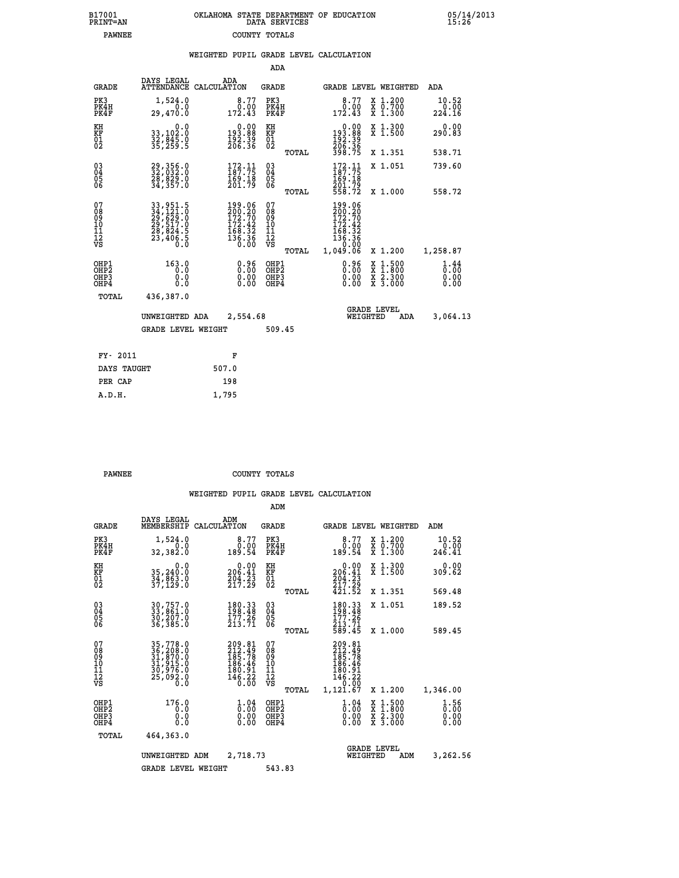B17001 PRINT=AN    OKLAHOMA STATE DEPARTMENT OF EDUCATION DATA SERVICES    05/14/2013 15:26

PAWNEE    COUNTY TOTALS

## WEIGHTED PUPIL GRADE LEVEL CALCULATION

### ADA

| GRADE | DAYS LEGAL ATTENDANCE | ADA CALCULATION | GRADE | GRADE LEVEL | WEIGHTED | ADA |
|---|---|---|---|---|---|---|
| PK3 | 1,524.0 | 8.77 | PK3 | 8.77 | X 1.200 | 10.52 |
| PK4H | 0.0 | 0.00 | PK4H | 0.00 | X 0.700 | 0.00 |
| PK4F | 29,470.0 | 172.43 | PK4F | 172.43 | X 1.300 | 224.16 |
| KH | 0.0 | 0.00 | KH | 0.00 | X 1.300 | 0.00 |
| KF | 33,102.0 | 193.88 | KF | 193.88 | X 1.500 | 290.83 |
| 01 | 32,845.0 | 192.39 | 01 | 192.39 | | |
| 02 | 35,259.5 | 206.36 | 02 | 206.36 | | |
| | | | TOTAL | 398.75 | X 1.351 | 538.71 |
| 03 | 29,356.0 | 172.11 | 03 | 172.11 | X 1.051 | 739.60 |
| 04 | 32,032.0 | 187.75 | 04 | 187.75 | | |
| 05 | 28,829.0 | 169.18 | 05 | 169.18 | | |
| 06 | 34,357.0 | 201.79 | 06 | 201.79 | | |
| | | | TOTAL | 558.72 | X 1.000 | 558.72 |
| 07 | 33,951.5 | 199.06 | 07 | 199.06 | | |
| 08 | 34,121.0 | 200.20 | 08 | 200.20 | | |
| 09 | 29,629.0 | 172.70 | 09 | 172.70 | | |
| 10 | 29,517.0 | 172.42 | 10 | 172.42 | | |
| 11 | 28,824.5 | 168.32 | 11 | 168.32 | | |
| 12 | 23,406.5 | 136.36 | 12 | 136.36 | | |
| VS | 0.0 | 0.00 | VS | 0.00 | | |
| | | | TOTAL | 1,049.06 | X 1.200 | 1,258.87 |
| OHP1 | 163.0 | 0.96 | OHP1 | 0.96 | X 1.500 | 1.44 |
| OHP2 | 0.0 | 0.00 | OHP2 | 0.00 | X 1.800 | 0.00 |
| OHP3 | 0.0 | 0.00 | OHP3 | 0.00 | X 2.300 | 0.00 |
| OHP4 | 0.0 | 0.00 | OHP4 | 0.00 | X 3.000 | 0.00 |
| TOTAL | 436,387.0 | | | | | |

UNWEIGHTED ADA 2,554.68    GRADE LEVEL WEIGHTED ADA 3,064.13

GRADE LEVEL WEIGHT 509.45

| FY- 2011 | F |
|---|---|
| DAYS TAUGHT | 507.0 |
| PER CAP | 198 |
| A.D.H. | 1,795 |

PAWNEE    COUNTY TOTALS

## WEIGHTED PUPIL GRADE LEVEL CALCULATION

### ADM

| GRADE | DAYS LEGAL MEMBERSHIP | ADM CALCULATION | GRADE | GRADE LEVEL | WEIGHTED | ADM |
|---|---|---|---|---|---|---|
| PK3 | 1,524.0 | 8.77 | PK3 | 8.77 | X 1.200 | 10.52 |
| PK4H | 0.0 | 0.00 | PK4H | 0.00 | X 0.700 | 0.00 |
| PK4F | 32,382.0 | 189.54 | PK4F | 189.54 | X 1.300 | 246.41 |
| KH | 0.0 | 0.00 | KH | 0.00 | X 1.300 | 0.00 |
| KF | 35,240.0 | 206.41 | KF | 206.41 | X 1.500 | 309.62 |
| 01 | 34,863.0 | 204.23 | 01 | 204.23 | | |
| 02 | 37,129.0 | 217.29 | 02 | 217.29 | | |
| | | | TOTAL | 421.52 | X 1.351 | 569.48 |
| 03 | 30,757.0 | 180.33 | 03 | 180.33 | X 1.051 | 189.52 |
| 04 | 33,861.0 | 198.48 | 04 | 198.48 | | |
| 05 | 30,207.0 | 177.26 | 05 | 177.26 | | |
| 06 | 36,385.0 | 213.71 | 06 | 213.71 | | |
| | | | TOTAL | 589.45 | X 1.000 | 589.45 |
| 07 | 35,778.0 | 209.81 | 07 | 209.81 | | |
| 08 | 36,208.0 | 212.49 | 08 | 212.49 | | |
| 09 | 31,870.0 | 185.78 | 09 | 185.78 | | |
| 10 | 31,915.0 | 186.46 | 10 | 186.46 | | |
| 11 | 30,976.0 | 180.91 | 11 | 180.91 | | |
| 12 | 25,092.0 | 146.22 | 12 | 146.22 | | |
| VS | 0.0 | 0.00 | VS | 0.00 | | |
| | | | TOTAL | 1,121.67 | X 1.200 | 1,346.00 |
| OHP1 | 176.0 | 1.04 | OHP1 | 1.04 | X 1.500 | 1.56 |
| OHP2 | 0.0 | 0.00 | OHP2 | 0.00 | X 1.800 | 0.00 |
| OHP3 | 0.0 | 0.00 | OHP3 | 0.00 | X 2.300 | 0.00 |
| OHP4 | 0.0 | 0.00 | OHP4 | 0.00 | X 3.000 | 0.00 |
| TOTAL | 464,363.0 | | | | | |

UNWEIGHTED ADM 2,718.73    GRADE LEVEL WEIGHTED ADM 3,262.56

GRADE LEVEL WEIGHT 543.83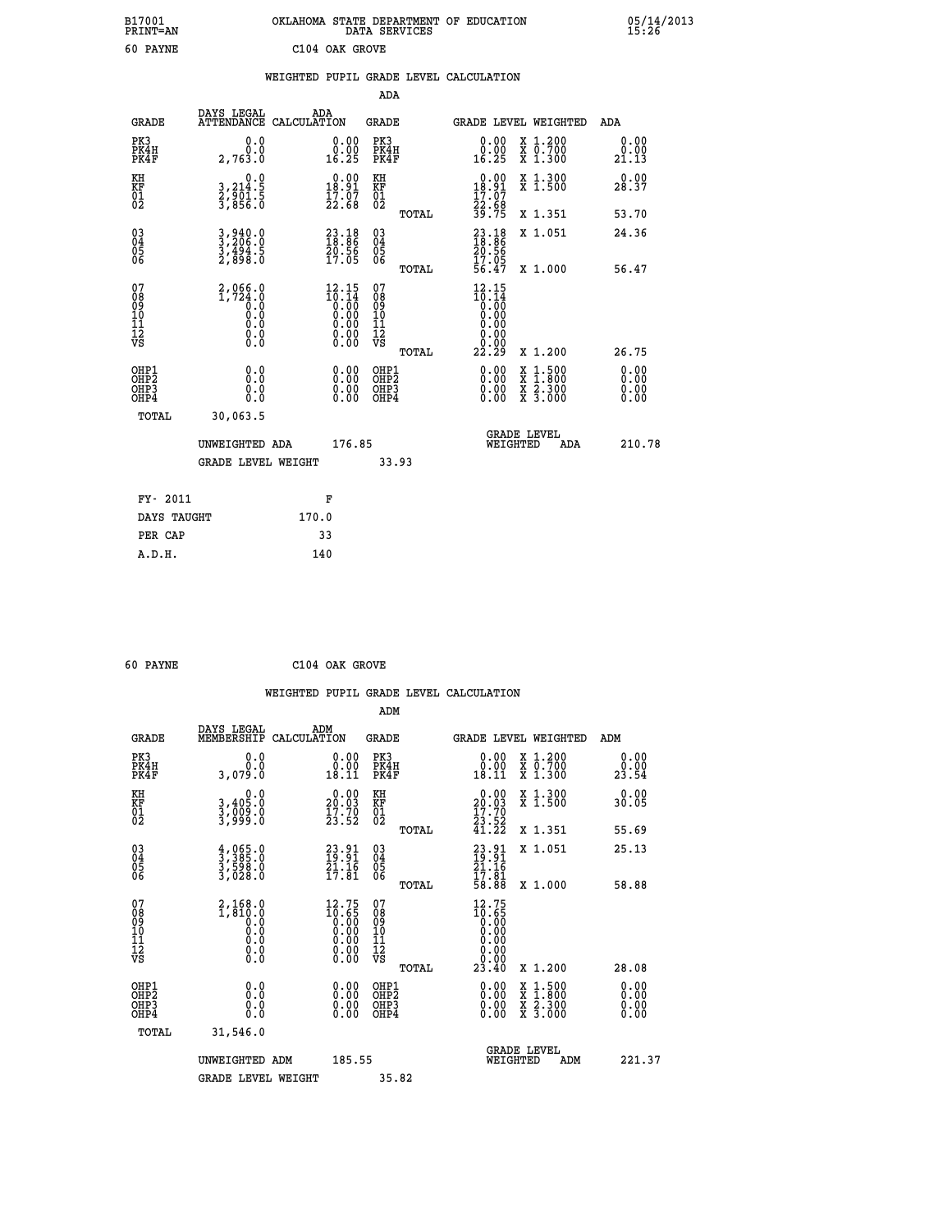B17001 OKLAHOMA STATE DEPARTMENT OF EDUCATION 05/14/2013
PRINT=AN DATA SERVICES 15:26

60 PAYNE C104 OAK GROVE

## WEIGHTED PUPIL GRADE LEVEL CALCULATION

### ADA

| GRADE | DAYS LEGAL ATTENDANCE | ADA CALCULATION | GRADE | GRADE LEVEL | WEIGHTED | ADA |
|---|---|---|---|---|---|---|
| PK3 | 0.0 | 0.00 | PK3 | 0.00 | X 1.200 | 0.00 |
| PK4H | 0.0 | 0.00 | PK4H | 0.00 | X 0.700 | 0.00 |
| PK4F | 2,763.0 | 16.25 | PK4F | 16.25 | X 1.300 | 21.13 |
| KH | 0.0 | 0.00 | KH | 0.00 | X 1.300 | 0.00 |
| KF | 3,214.5 | 18.91 | KF | 18.91 | X 1.500 | 28.37 |
| 01 | 2,901.5 | 17.07 | 01 | 17.07 | | |
| 02 | 3,856.0 | 22.68 | 02 | 22.68 | | |
| | | | TOTAL | 39.75 | X 1.351 | 53.70 |
| 03 | 3,940.0 | 23.18 | 03 | 23.18 | X 1.051 | 24.36 |
| 04 | 3,206.0 | 18.86 | 04 | 18.86 | | |
| 05 | 3,494.5 | 20.56 | 05 | 20.56 | | |
| 06 | 2,898.0 | 17.05 | 06 | 17.05 | | |
| | | | TOTAL | 56.47 | X 1.000 | 56.47 |
| 07 | 2,066.0 | 12.15 | 07 | 12.15 | | |
| 08 | 1,724.0 | 10.14 | 08 | 10.14 | | |
| 09 | 0.0 | 0.00 | 09 | 0.00 | | |
| 10 | 0.0 | 0.00 | 10 | 0.00 | | |
| 11 | 0.0 | 0.00 | 11 | 0.00 | | |
| 12 | 0.0 | 0.00 | 12 | 0.00 | | |
| VS | 0.0 | 0.00 | VS | 0.00 | | |
| | | | TOTAL | 22.29 | X 1.200 | 26.75 |
| OHP1 | 0.0 | 0.00 | OHP1 | 0.00 | X 1.500 | 0.00 |
| OHP2 | 0.0 | 0.00 | OHP2 | 0.00 | X 1.800 | 0.00 |
| OHP3 | 0.0 | 0.00 | OHP3 | 0.00 | X 2.300 | 0.00 |
| OHP4 | 0.0 | 0.00 | OHP4 | 0.00 | X 3.000 | 0.00 |
| TOTAL | 30,063.5 | | | | | |

UNWEIGHTED ADA 176.85 — GRADE LEVEL WEIGHTED ADA 210.78

GRADE LEVEL WEIGHT 33.93

| FY- 2011 | F |
|---|---|
| DAYS TAUGHT | 170.0 |
| PER CAP | 33 |
| A.D.H. | 140 |

60 PAYNE C104 OAK GROVE

## WEIGHTED PUPIL GRADE LEVEL CALCULATION

### ADM

| GRADE | DAYS LEGAL MEMBERSHIP | ADM CALCULATION | GRADE | GRADE LEVEL | WEIGHTED | ADM |
|---|---|---|---|---|---|---|
| PK3 | 0.0 | 0.00 | PK3 | 0.00 | X 1.200 | 0.00 |
| PK4H | 0.0 | 0.00 | PK4H | 0.00 | X 0.700 | 0.00 |
| PK4F | 3,079.0 | 18.11 | PK4F | 18.11 | X 1.300 | 23.54 |
| KH | 0.0 | 0.00 | KH | 0.00 | X 1.300 | 0.00 |
| KF | 3,405.0 | 20.03 | KF | 20.03 | X 1.500 | 30.05 |
| 01 | 3,009.0 | 17.70 | 01 | 17.70 | | |
| 02 | 3,999.0 | 23.52 | 02 | 23.52 | | |
| | | | TOTAL | 41.22 | X 1.351 | 55.69 |
| 03 | 4,065.0 | 23.91 | 03 | 23.91 | X 1.051 | 25.13 |
| 04 | 3,385.0 | 19.91 | 04 | 19.91 | | |
| 05 | 3,598.0 | 21.16 | 05 | 21.16 | | |
| 06 | 3,028.0 | 17.81 | 06 | 17.81 | | |
| | | | TOTAL | 58.88 | X 1.000 | 58.88 |
| 07 | 2,168.0 | 12.75 | 07 | 12.75 | | |
| 08 | 1,810.0 | 10.65 | 08 | 10.65 | | |
| 09 | 0.0 | 0.00 | 09 | 0.00 | | |
| 10 | 0.0 | 0.00 | 10 | 0.00 | | |
| 11 | 0.0 | 0.00 | 11 | 0.00 | | |
| 12 | 0.0 | 0.00 | 12 | 0.00 | | |
| VS | 0.0 | 0.00 | VS | 0.00 | | |
| | | | TOTAL | 23.40 | X 1.200 | 28.08 |
| OHP1 | 0.0 | 0.00 | OHP1 | 0.00 | X 1.500 | 0.00 |
| OHP2 | 0.0 | 0.00 | OHP2 | 0.00 | X 1.800 | 0.00 |
| OHP3 | 0.0 | 0.00 | OHP3 | 0.00 | X 2.300 | 0.00 |
| OHP4 | 0.0 | 0.00 | OHP4 | 0.00 | X 3.000 | 0.00 |
| TOTAL | 31,546.0 | | | | | |

UNWEIGHTED ADM 185.55 — GRADE LEVEL WEIGHTED ADM 221.37

GRADE LEVEL WEIGHT 35.82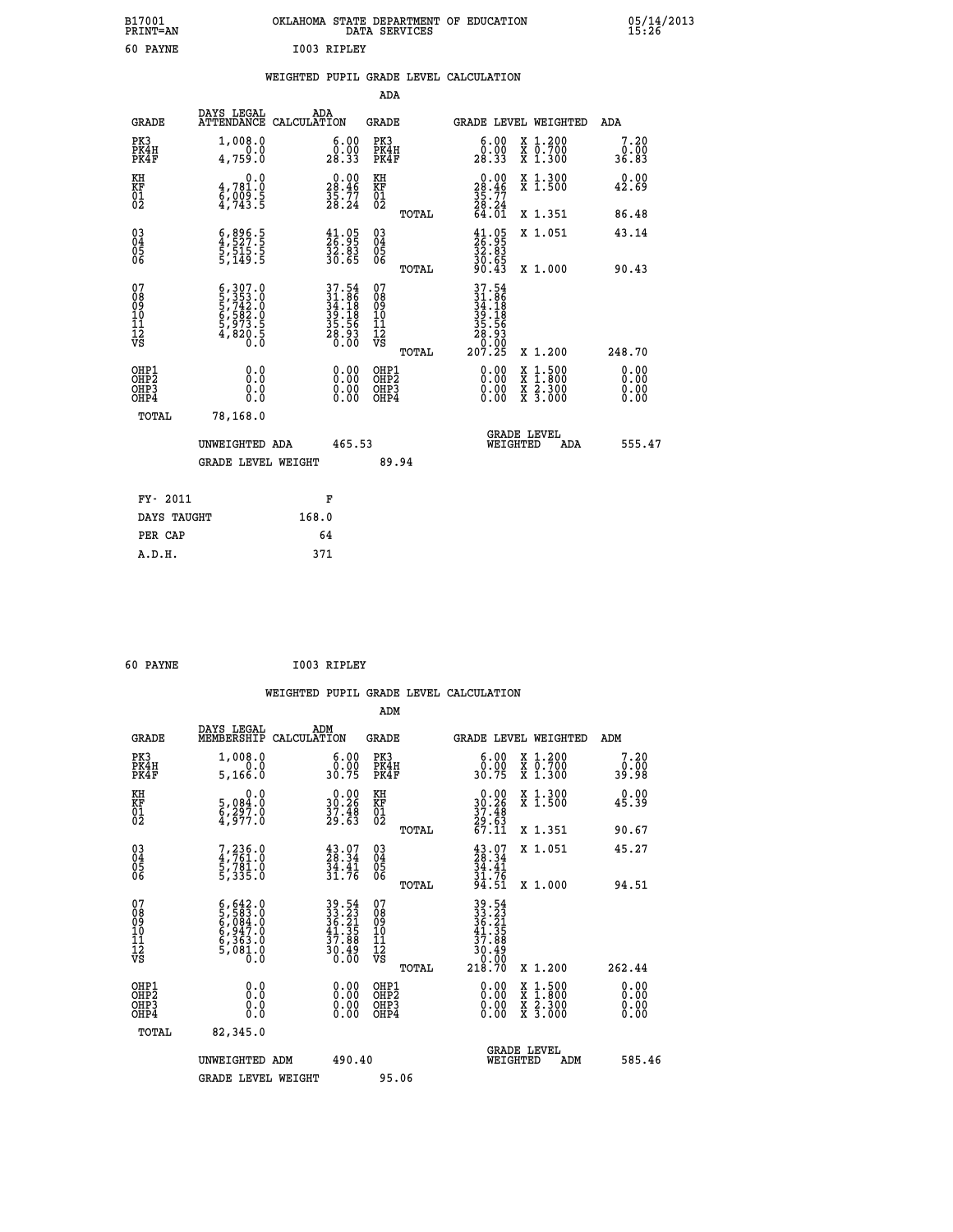B17001 OKLAHOMA STATE DEPARTMENT OF EDUCATION 05/14/2013
PRINT=AN DATA SERVICES 15:26

60 PAYNE I003 RIPLEY

## WEIGHTED PUPIL GRADE LEVEL CALCULATION

### ADA

| GRADE | DAYS LEGAL ATTENDANCE | ADA CALCULATION | GRADE | GRADE LEVEL | WEIGHTED | ADA |
|---|---|---|---|---|---|---|
| PK3 | 1,008.0 | 6.00 | PK3 | 6.00 | X 1.200 | 7.20 |
| PK4H | 0.0 | 0.00 | PK4H | 0.00 | X 0.700 | 0.00 |
| PK4F | 4,759.0 | 28.33 | PK4F | 28.33 | X 1.300 | 36.83 |
| KH | 0.0 | 0.00 | KH | 0.00 | X 1.300 | 0.00 |
| KF | 4,781.0 | 28.46 | KF | 28.46 | X 1.500 | 42.69 |
| 01 | 6,009.5 | 35.77 | 01 | 35.77 | | |
| 02 | 4,743.5 | 28.24 | 02 | 28.24 | | |
| | | | TOTAL | 64.01 | X 1.351 | 86.48 |
| 03 | 6,896.5 | 41.05 | 03 | 41.05 | X 1.051 | 43.14 |
| 04 | 4,527.5 | 26.95 | 04 | 26.95 | | |
| 05 | 5,515.5 | 32.83 | 05 | 32.83 | | |
| 06 | 5,149.5 | 30.65 | 06 | 30.65 | | |
| | | | TOTAL | 90.43 | X 1.000 | 90.43 |
| 07 | 6,307.0 | 37.54 | 07 | 37.54 | | |
| 08 | 5,353.0 | 31.86 | 08 | 31.86 | | |
| 09 | 5,742.0 | 34.18 | 09 | 34.18 | | |
| 10 | 6,582.0 | 39.18 | 10 | 39.18 | | |
| 11 | 5,973.5 | 35.56 | 11 | 35.56 | | |
| 12 | 4,820.5 | 28.93 | 12 | 28.93 | | |
| VS | 0.0 | 0.00 | VS | 0.00 | | |
| | | | TOTAL | 207.25 | X 1.200 | 248.70 |
| OHP1 | 0.0 | 0.00 | OHP1 | 0.00 | X 1.500 | 0.00 |
| OHP2 | 0.0 | 0.00 | OHP2 | 0.00 | X 1.800 | 0.00 |
| OHP3 | 0.0 | 0.00 | OHP3 | 0.00 | X 2.300 | 0.00 |
| OHP4 | 0.0 | 0.00 | OHP4 | 0.00 | X 3.000 | 0.00 |
| TOTAL | 78,168.0 | | | | | |

UNWEIGHTED ADA 465.53 GRADE LEVEL WEIGHTED ADA 555.47

GRADE LEVEL WEIGHT 89.94

| FY- 2011 | F |
|---|---|
| DAYS TAUGHT | 168.0 |
| PER CAP | 64 |
| A.D.H. | 371 |

60 PAYNE I003 RIPLEY

## WEIGHTED PUPIL GRADE LEVEL CALCULATION

### ADM

| GRADE | DAYS LEGAL MEMBERSHIP | ADM CALCULATION | GRADE | GRADE LEVEL | WEIGHTED | ADM |
|---|---|---|---|---|---|---|
| PK3 | 1,008.0 | 6.00 | PK3 | 6.00 | X 1.200 | 7.20 |
| PK4H | 0.0 | 0.00 | PK4H | 0.00 | X 0.700 | 0.00 |
| PK4F | 5,166.0 | 30.75 | PK4F | 30.75 | X 1.300 | 39.98 |
| KH | 0.0 | 0.00 | KH | 0.00 | X 1.300 | 0.00 |
| KF | 5,084.0 | 30.26 | KF | 30.26 | X 1.500 | 45.39 |
| 01 | 6,297.0 | 37.48 | 01 | 37.48 | | |
| 02 | 4,977.0 | 29.63 | 02 | 29.63 | | |
| | | | TOTAL | 67.11 | X 1.351 | 90.67 |
| 03 | 7,236.0 | 43.07 | 03 | 43.07 | X 1.051 | 45.27 |
| 04 | 4,761.0 | 28.34 | 04 | 28.34 | | |
| 05 | 5,781.0 | 34.41 | 05 | 34.41 | | |
| 06 | 5,335.0 | 31.76 | 06 | 31.76 | | |
| | | | TOTAL | 94.51 | X 1.000 | 94.51 |
| 07 | 6,642.0 | 39.54 | 07 | 39.54 | | |
| 08 | 5,583.0 | 33.23 | 08 | 33.23 | | |
| 09 | 6,084.0 | 36.21 | 09 | 36.21 | | |
| 10 | 6,947.0 | 41.35 | 10 | 41.35 | | |
| 11 | 6,363.0 | 37.88 | 11 | 37.88 | | |
| 12 | 5,081.0 | 30.49 | 12 | 30.49 | | |
| VS | 0.0 | 0.00 | VS | 0.00 | | |
| | | | TOTAL | 218.70 | X 1.200 | 262.44 |
| OHP1 | 0.0 | 0.00 | OHP1 | 0.00 | X 1.500 | 0.00 |
| OHP2 | 0.0 | 0.00 | OHP2 | 0.00 | X 1.800 | 0.00 |
| OHP3 | 0.0 | 0.00 | OHP3 | 0.00 | X 2.300 | 0.00 |
| OHP4 | 0.0 | 0.00 | OHP4 | 0.00 | X 3.000 | 0.00 |
| TOTAL | 82,345.0 | | | | | |

UNWEIGHTED ADM 490.40 GRADE LEVEL WEIGHTED ADM 585.46

GRADE LEVEL WEIGHT 95.06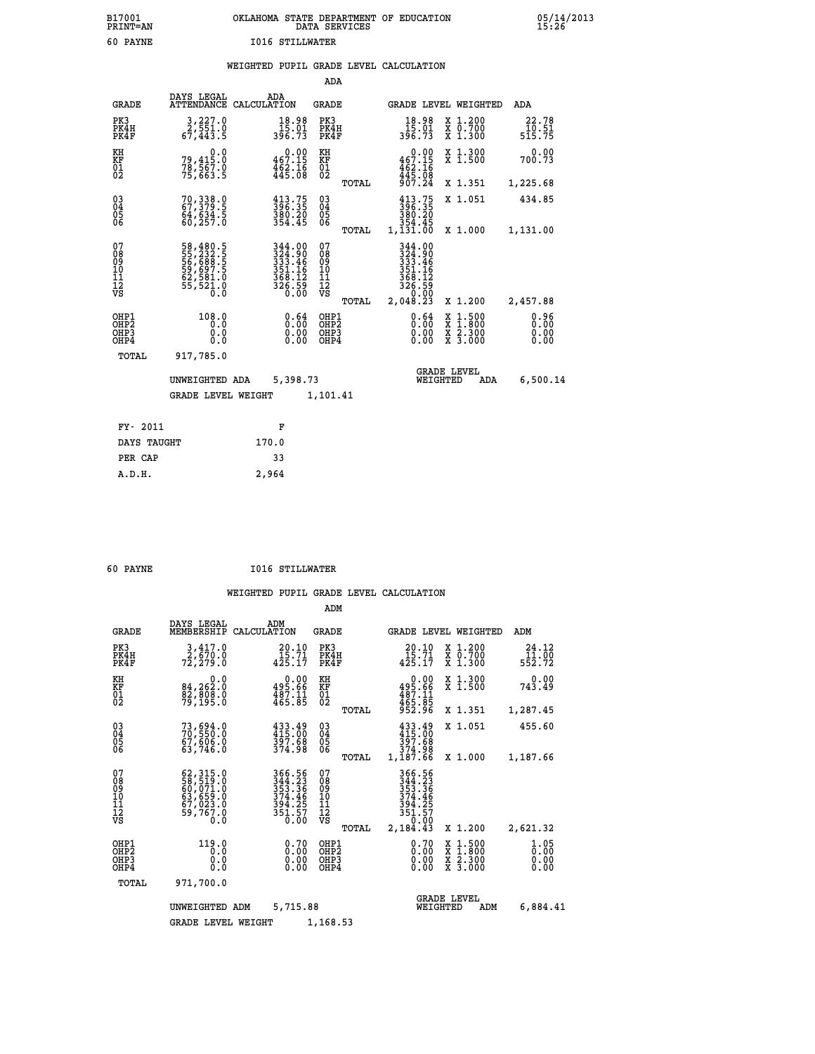B17001
PRINT=AN

OKLAHOMA STATE DEPARTMENT OF EDUCATION
DATA SERVICES

05/14/2013
15:26

60 PAYNE    I016 STILLWATER

WEIGHTED PUPIL GRADE LEVEL CALCULATION

ADA

| GRADE | DAYS LEGAL ATTENDANCE | ADA CALCULATION | GRADE | | GRADE LEVEL | WEIGHTED | ADA |
|---|---|---|---|---|---|---|---|
| PK3 | 3,227.0 | 18.98 | PK3 | | 18.98 | X 1.200 | 22.78 |
| PK4H | 2,551.0 | 15.01 | PK4H | | 15.01 | X 0.700 | 10.51 |
| PK4F | 67,443.5 | 396.73 | PK4F | | 396.73 | X 1.300 | 515.75 |
| KH | 0.0 | 0.00 | KH | | 0.00 | X 1.300 | 0.00 |
| KF | 79,415.0 | 467.15 | KF | | 467.15 | X 1.500 | 700.73 |
| 01 | 78,567.0 | 462.16 | 01 | | 462.16 | | |
| 02 | 75,663.5 | 445.08 | 02 | | 445.08 | | |
| | | | | TOTAL | 907.24 | X 1.351 | 1,225.68 |
| 03 | 70,338.0 | 413.75 | 03 | | 413.75 | X 1.051 | 434.85 |
| 04 | 67,379.5 | 396.35 | 04 | | 396.35 | | |
| 05 | 64,634.5 | 380.20 | 05 | | 380.20 | | |
| 06 | 60,257.0 | 354.45 | 06 | | 354.45 | | |
| | | | | TOTAL | 1,131.00 | X 1.000 | 1,131.00 |
| 07 | 58,480.5 | 344.00 | 07 | | 344.00 | | |
| 08 | 55,232.5 | 324.90 | 08 | | 324.90 | | |
| 09 | 56,688.5 | 333.46 | 09 | | 333.46 | | |
| 10 | 59,697.5 | 351.16 | 10 | | 351.16 | | |
| 11 | 62,581.0 | 368.12 | 11 | | 368.12 | | |
| 12 | 55,521.0 | 326.59 | 12 | | 326.59 | | |
| VS | 0.0 | 0.00 | VS | | 0.00 | | |
| | | | | TOTAL | 2,048.23 | X 1.200 | 2,457.88 |
| OHP1 | 108.0 | 0.64 | OHP1 | | 0.64 | X 1.500 | 0.96 |
| OHP2 | 0.0 | 0.00 | OHP2 | | 0.00 | X 1.800 | 0.00 |
| OHP3 | 0.0 | 0.00 | OHP3 | | 0.00 | X 2.300 | 0.00 |
| OHP4 | 0.0 | 0.00 | OHP4 | | 0.00 | X 3.000 | 0.00 |
| TOTAL | 917,785.0 | | | | | | |

UNWEIGHTED ADA 5,398.73    GRADE LEVEL WEIGHTED ADA 6,500.14

GRADE LEVEL WEIGHT 1,101.41

| FY- 2011 | F |
|---|---|
| DAYS TAUGHT | 170.0 |
| PER CAP | 33 |
| A.D.H. | 2,964 |

60 PAYNE    I016 STILLWATER

WEIGHTED PUPIL GRADE LEVEL CALCULATION

ADM

| GRADE | DAYS LEGAL MEMBERSHIP | ADM CALCULATION | GRADE | | GRADE LEVEL | WEIGHTED | ADM |
|---|---|---|---|---|---|---|---|
| PK3 | 3,417.0 | 20.10 | PK3 | | 20.10 | X 1.200 | 24.12 |
| PK4H | 2,670.0 | 15.71 | PK4H | | 15.71 | X 0.700 | 11.00 |
| PK4F | 72,279.0 | 425.17 | PK4F | | 425.17 | X 1.300 | 552.72 |
| KH | 0.0 | 0.00 | KH | | 0.00 | X 1.300 | 0.00 |
| KF | 84,262.0 | 495.66 | KF | | 495.66 | X 1.500 | 743.49 |
| 01 | 82,808.0 | 487.11 | 01 | | 487.11 | | |
| 02 | 79,195.0 | 465.85 | 02 | | 465.85 | | |
| | | | | TOTAL | 952.96 | X 1.351 | 1,287.45 |
| 03 | 73,694.0 | 433.49 | 03 | | 433.49 | X 1.051 | 455.60 |
| 04 | 70,550.0 | 415.00 | 04 | | 415.00 | | |
| 05 | 67,606.0 | 397.68 | 05 | | 397.68 | | |
| 06 | 63,746.0 | 374.98 | 06 | | 374.98 | | |
| | | | | TOTAL | 1,187.66 | X 1.000 | 1,187.66 |
| 07 | 62,315.0 | 366.56 | 07 | | 366.56 | | |
| 08 | 58,519.0 | 344.23 | 08 | | 344.23 | | |
| 09 | 60,071.0 | 353.36 | 09 | | 353.36 | | |
| 10 | 63,659.0 | 374.46 | 10 | | 374.46 | | |
| 11 | 67,023.0 | 394.25 | 11 | | 394.25 | | |
| 12 | 59,767.0 | 351.57 | 12 | | 351.57 | | |
| VS | 0.0 | 0.00 | VS | | 0.00 | | |
| | | | | TOTAL | 2,184.43 | X 1.200 | 2,621.32 |
| OHP1 | 119.0 | 0.70 | OHP1 | | 0.70 | X 1.500 | 1.05 |
| OHP2 | 0.0 | 0.00 | OHP2 | | 0.00 | X 1.800 | 0.00 |
| OHP3 | 0.0 | 0.00 | OHP3 | | 0.00 | X 2.300 | 0.00 |
| OHP4 | 0.0 | 0.00 | OHP4 | | 0.00 | X 3.000 | 0.00 |
| TOTAL | 971,700.0 | | | | | | |

UNWEIGHTED ADM 5,715.88    GRADE LEVEL WEIGHTED ADM 6,884.41

GRADE LEVEL WEIGHT 1,168.53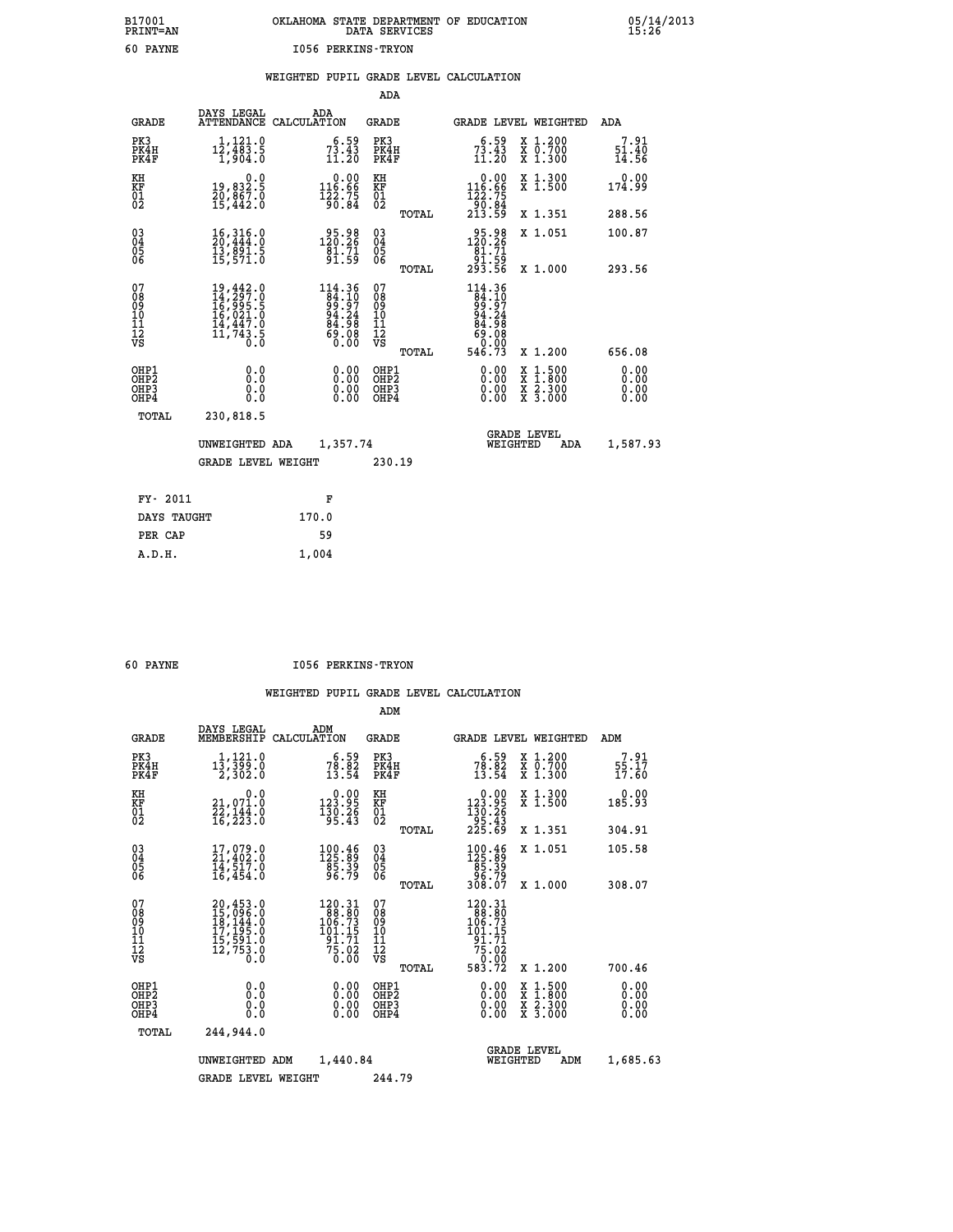B17001 PRINT=AN — OKLAHOMA STATE DEPARTMENT OF EDUCATION DATA SERVICES — 05/14/2013 15:26

60 PAYNE — I056 PERKINS-TRYON

## WEIGHTED PUPIL GRADE LEVEL CALCULATION

### ADA

| GRADE | DAYS LEGAL ATTENDANCE | ADA CALCULATION | GRADE | | GRADE LEVEL | WEIGHTED | ADA |
|---|---|---|---|---|---|---|---|
| PK3 | 1,121.0 | 6.59 | PK3 | | 6.59 | X 1.200 | 7.91 |
| PK4H | 12,483.5 | 73.43 | PK4H | | 73.43 | X 0.700 | 51.40 |
| PK4F | 1,904.0 | 11.20 | PK4F | | 11.20 | X 1.300 | 14.56 |
| KH | 0.0 | 0.00 | KH | | 0.00 | X 1.300 | 0.00 |
| KF | 19,832.5 | 116.66 | KF | | 116.66 | X 1.500 | 174.99 |
| 01 | 20,867.0 | 122.75 | 01 | | 122.75 | | |
| 02 | 15,442.0 | 90.84 | 02 | | 90.84 | | |
| | | | | TOTAL | 213.59 | X 1.351 | 288.56 |
| 03 | 16,316.0 | 95.98 | 03 | | 95.98 | X 1.051 | 100.87 |
| 04 | 20,444.0 | 120.26 | 04 | | 120.26 | | |
| 05 | 13,891.5 | 81.71 | 05 | | 81.71 | | |
| 06 | 15,571.0 | 91.59 | 06 | | 91.59 | | |
| | | | | TOTAL | 293.56 | X 1.000 | 293.56 |
| 07 | 19,442.0 | 114.36 | 07 | | 114.36 | | |
| 08 | 14,297.0 | 84.10 | 08 | | 84.10 | | |
| 09 | 16,995.5 | 99.97 | 09 | | 99.97 | | |
| 10 | 16,021.0 | 94.24 | 10 | | 94.24 | | |
| 11 | 14,447.0 | 84.98 | 11 | | 84.98 | | |
| 12 | 11,743.5 | 69.08 | 12 | | 69.08 | | |
| VS | 0.0 | 0.00 | VS | | 0.00 | | |
| | | | | TOTAL | 546.73 | X 1.200 | 656.08 |
| OHP1 | 0.0 | 0.00 | OHP1 | | 0.00 | X 1.500 | 0.00 |
| OHP2 | 0.0 | 0.00 | OHP2 | | 0.00 | X 1.800 | 0.00 |
| OHP3 | 0.0 | 0.00 | OHP3 | | 0.00 | X 2.300 | 0.00 |
| OHP4 | 0.0 | 0.00 | OHP4 | | 0.00 | X 3.000 | 0.00 |
| TOTAL | 230,818.5 | | | | | | |

UNWEIGHTED ADA 1,357.74 — GRADE LEVEL WEIGHTED ADA 1,587.93

GRADE LEVEL WEIGHT 230.19

| FY- 2011 | F |
|---|---|
| DAYS TAUGHT | 170.0 |
| PER CAP | 59 |
| A.D.H. | 1,004 |

60 PAYNE — I056 PERKINS-TRYON

## WEIGHTED PUPIL GRADE LEVEL CALCULATION

### ADM

| GRADE | DAYS LEGAL MEMBERSHIP | ADM CALCULATION | GRADE | | GRADE LEVEL | WEIGHTED | ADM |
|---|---|---|---|---|---|---|---|
| PK3 | 1,121.0 | 6.59 | PK3 | | 6.59 | X 1.200 | 7.91 |
| PK4H | 13,399.0 | 78.82 | PK4H | | 78.82 | X 0.700 | 55.17 |
| PK4F | 2,302.0 | 13.54 | PK4F | | 13.54 | X 1.300 | 17.60 |
| KH | 0.0 | 0.00 | KH | | 0.00 | X 1.300 | 0.00 |
| KF | 21,071.0 | 123.95 | KF | | 123.95 | X 1.500 | 185.93 |
| 01 | 22,144.0 | 130.26 | 01 | | 130.26 | | |
| 02 | 16,223.0 | 95.43 | 02 | | 95.43 | | |
| | | | | TOTAL | 225.69 | X 1.351 | 304.91 |
| 03 | 17,079.0 | 100.46 | 03 | | 100.46 | X 1.051 | 105.58 |
| 04 | 21,402.0 | 125.89 | 04 | | 125.89 | | |
| 05 | 14,517.0 | 85.39 | 05 | | 85.39 | | |
| 06 | 16,454.0 | 96.79 | 06 | | 96.79 | | |
| | | | | TOTAL | 308.07 | X 1.000 | 308.07 |
| 07 | 20,453.0 | 120.31 | 07 | | 120.31 | | |
| 08 | 15,096.0 | 88.80 | 08 | | 88.80 | | |
| 09 | 18,144.0 | 106.73 | 09 | | 106.73 | | |
| 10 | 17,195.0 | 101.15 | 10 | | 101.15 | | |
| 11 | 15,591.0 | 91.71 | 11 | | 91.71 | | |
| 12 | 12,753.0 | 75.02 | 12 | | 75.02 | | |
| VS | 0.0 | 0.00 | VS | | 0.00 | | |
| | | | | TOTAL | 583.72 | X 1.200 | 700.46 |
| OHP1 | 0.0 | 0.00 | OHP1 | | 0.00 | X 1.500 | 0.00 |
| OHP2 | 0.0 | 0.00 | OHP2 | | 0.00 | X 1.800 | 0.00 |
| OHP3 | 0.0 | 0.00 | OHP3 | | 0.00 | X 2.300 | 0.00 |
| OHP4 | 0.0 | 0.00 | OHP4 | | 0.00 | X 3.000 | 0.00 |
| TOTAL | 244,944.0 | | | | | | |

UNWEIGHTED ADM 1,440.84 — GRADE LEVEL WEIGHTED ADM 1,685.63

GRADE LEVEL WEIGHT 244.79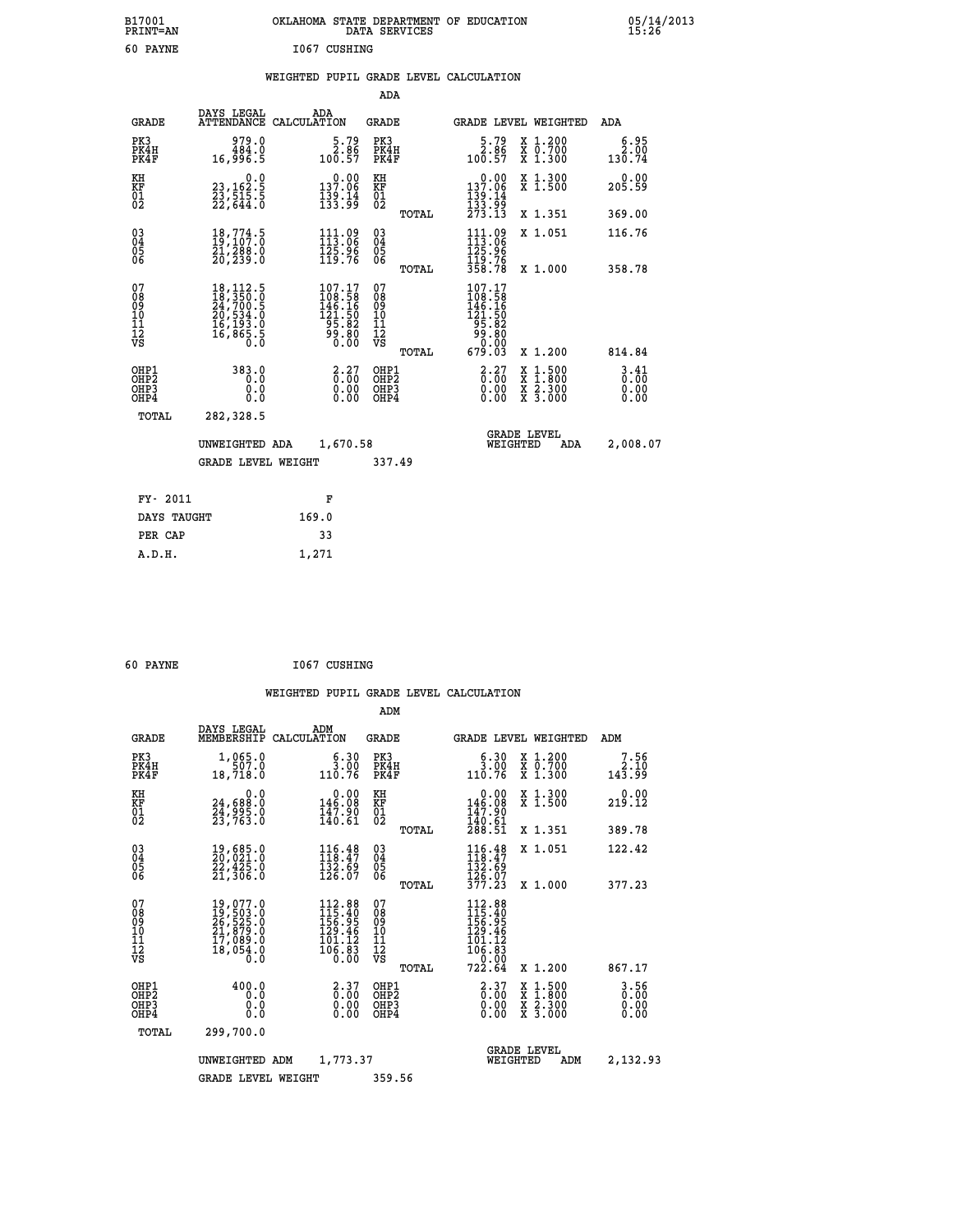B17001 OKLAHOMA STATE DEPARTMENT OF EDUCATION 05/14/2013
PRINT=AN DATA SERVICES 15:26

60 PAYNE I067 CUSHING

WEIGHTED PUPIL GRADE LEVEL CALCULATION

ADA

| GRADE | DAYS LEGAL ATTENDANCE | ADA CALCULATION | GRADE | | GRADE LEVEL | WEIGHTED | ADA |
|---|---|---|---|---|---|---|---|
| PK3 | 979.0 | 5.79 | PK3 | | 5.79 | X 1.200 | 6.95 |
| PK4H | 484.0 | 2.86 | PK4H | | 2.86 | X 0.700 | 2.00 |
| PK4F | 16,996.5 | 100.57 | PK4F | | 100.57 | X 1.300 | 130.74 |
| KH | 0.0 | 0.00 | KH | | 0.00 | X 1.300 | 0.00 |
| KF | 23,162.5 | 137.06 | KF | | 137.06 | X 1.500 | 205.59 |
| 01 | 23,515.5 | 139.14 | 01 | | 139.14 | | |
| 02 | 22,644.0 | 133.99 | 02 | | 133.99 | | |
| | | | | TOTAL | 273.13 | X 1.351 | 369.00 |
| 03 | 18,774.5 | 111.09 | 03 | | 111.09 | X 1.051 | 116.76 |
| 04 | 19,107.0 | 113.06 | 04 | | 113.06 | | |
| 05 | 21,288.0 | 125.96 | 05 | | 125.96 | | |
| 06 | 20,239.0 | 119.76 | 06 | | 119.76 | | |
| | | | | TOTAL | 358.78 | X 1.000 | 358.78 |
| 07 | 18,112.5 | 107.17 | 07 | | 107.17 | | |
| 08 | 18,350.0 | 108.58 | 08 | | 108.58 | | |
| 09 | 24,700.5 | 146.16 | 09 | | 146.16 | | |
| 10 | 20,534.0 | 121.50 | 10 | | 121.50 | | |
| 11 | 16,193.0 | 95.82 | 11 | | 95.82 | | |
| 12 | 16,865.5 | 99.80 | 12 | | 99.80 | | |
| VS | 0.0 | 0.00 | VS | | 0.00 | | |
| | | | | TOTAL | 679.03 | X 1.200 | 814.84 |
| OHP1 | 383.0 | 2.27 | OHP1 | | 2.27 | X 1.500 | 3.41 |
| OHP2 | 0.0 | 0.00 | OHP2 | | 0.00 | X 1.800 | 0.00 |
| OHP3 | 0.0 | 0.00 | OHP3 | | 0.00 | X 2.300 | 0.00 |
| OHP4 | 0.0 | 0.00 | OHP4 | | 0.00 | X 3.000 | 0.00 |
| TOTAL | 282,328.5 | | | | | | |

UNWEIGHTED ADA 1,670.58 GRADE LEVEL WEIGHTED ADA 2,008.07

GRADE LEVEL WEIGHT 337.49

| FY- 2011 | F |
|---|---|
| DAYS TAUGHT | 169.0 |
| PER CAP | 33 |
| A.D.H. | 1,271 |

60 PAYNE I067 CUSHING

WEIGHTED PUPIL GRADE LEVEL CALCULATION

ADM

| GRADE | DAYS LEGAL MEMBERSHIP | ADM CALCULATION | GRADE | | GRADE LEVEL | WEIGHTED | ADM |
|---|---|---|---|---|---|---|---|
| PK3 | 1,065.0 | 6.30 | PK3 | | 6.30 | X 1.200 | 7.56 |
| PK4H | 507.0 | 3.00 | PK4H | | 3.00 | X 0.700 | 2.10 |
| PK4F | 18,718.0 | 110.76 | PK4F | | 110.76 | X 1.300 | 143.99 |
| KH | 0.0 | 0.00 | KH | | 0.00 | X 1.300 | 0.00 |
| KF | 24,688.0 | 146.08 | KF | | 146.08 | X 1.500 | 219.12 |
| 01 | 24,995.0 | 147.90 | 01 | | 147.90 | | |
| 02 | 23,763.0 | 140.61 | 02 | | 140.61 | | |
| | | | | TOTAL | 288.51 | X 1.351 | 389.78 |
| 03 | 19,685.0 | 116.48 | 03 | | 116.48 | X 1.051 | 122.42 |
| 04 | 20,021.0 | 118.47 | 04 | | 118.47 | | |
| 05 | 22,425.0 | 132.69 | 05 | | 132.69 | | |
| 06 | 21,306.0 | 126.07 | 06 | | 126.07 | | |
| | | | | TOTAL | 377.23 | X 1.000 | 377.23 |
| 07 | 19,077.0 | 112.88 | 07 | | 112.88 | | |
| 08 | 19,503.0 | 115.40 | 08 | | 115.40 | | |
| 09 | 26,525.0 | 156.95 | 09 | | 156.95 | | |
| 10 | 21,879.0 | 129.46 | 10 | | 129.46 | | |
| 11 | 17,089.0 | 101.12 | 11 | | 101.12 | | |
| 12 | 18,054.0 | 106.83 | 12 | | 106.83 | | |
| VS | 0.0 | 0.00 | VS | | 0.00 | | |
| | | | | TOTAL | 722.64 | X 1.200 | 867.17 |
| OHP1 | 400.0 | 2.37 | OHP1 | | 2.37 | X 1.500 | 3.56 |
| OHP2 | 0.0 | 0.00 | OHP2 | | 0.00 | X 1.800 | 0.00 |
| OHP3 | 0.0 | 0.00 | OHP3 | | 0.00 | X 2.300 | 0.00 |
| OHP4 | 0.0 | 0.00 | OHP4 | | 0.00 | X 3.000 | 0.00 |
| TOTAL | 299,700.0 | | | | | | |

UNWEIGHTED ADM 1,773.37 GRADE LEVEL WEIGHTED ADM 2,132.93

GRADE LEVEL WEIGHT 359.56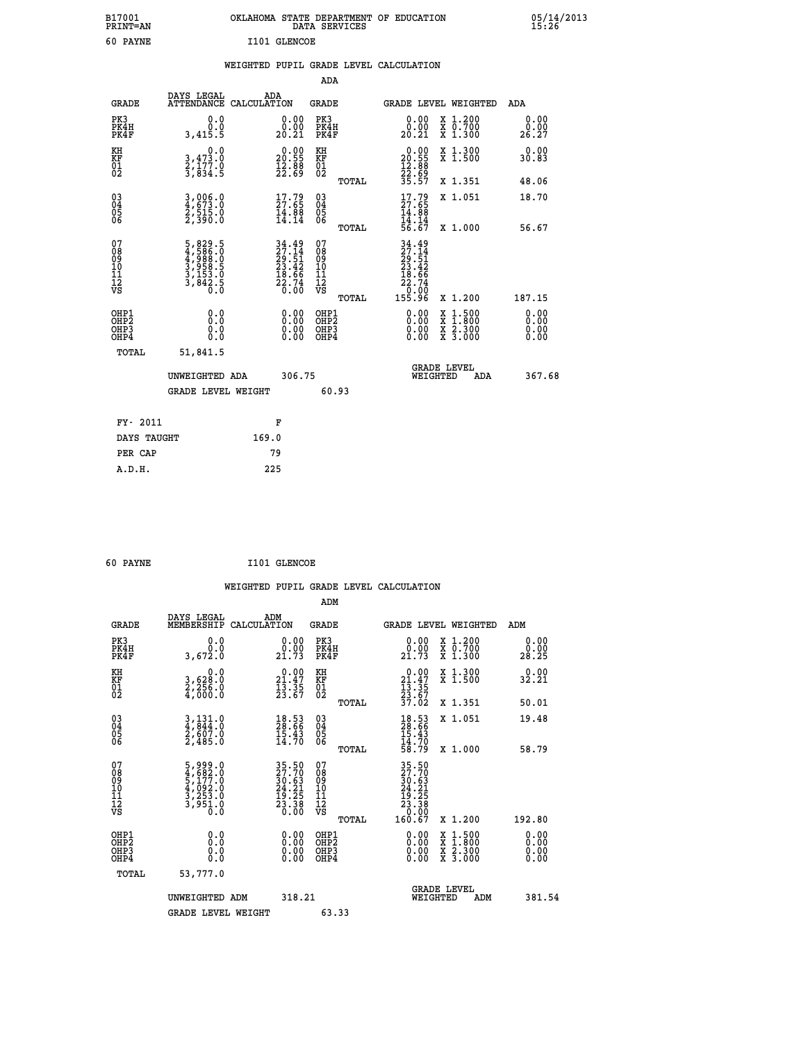B17001 OKLAHOMA STATE DEPARTMENT OF EDUCATION 05/14/2013
PRINT=AN DATA SERVICES 15:26

60 PAYNE I101 GLENCOE

## WEIGHTED PUPIL GRADE LEVEL CALCULATION

### ADA

| GRADE | DAYS LEGAL ATTENDANCE | ADA CALCULATION | GRADE | GRADE LEVEL | WEIGHTED | ADA |
|---|---|---|---|---|---|---|
| PK3 | 0.0 | 0.00 | PK3 | 0.00 | X 1.200 | 0.00 |
| PK4H | 0.0 | 0.00 | PK4H | 0.00 | X 0.700 | 0.00 |
| PK4F | 3,415.5 | 20.21 | PK4F | 20.21 | X 1.300 | 26.27 |
| KH | 0.0 | 0.00 | KH | 0.00 | X 1.300 | 0.00 |
| KF | 3,473.0 | 20.55 | KF | 20.55 | X 1.500 | 30.83 |
| 01 | 2,177.0 | 12.88 | 01 | 12.88 | | |
| 02 | 3,834.5 | 22.69 | 02 | 22.69 | | |
| | | | TOTAL | 35.57 | X 1.351 | 48.06 |
| 03 | 3,006.0 | 17.79 | 03 | 17.79 | X 1.051 | 18.70 |
| 04 | 4,673.0 | 27.65 | 04 | 27.65 | | |
| 05 | 2,515.0 | 14.88 | 05 | 14.88 | | |
| 06 | 2,390.0 | 14.14 | 06 | 14.14 | | |
| | | | TOTAL | 56.67 | X 1.000 | 56.67 |
| 07 | 5,829.5 | 34.49 | 07 | 34.49 | | |
| 08 | 4,586.0 | 27.14 | 08 | 27.14 | | |
| 09 | 4,988.0 | 29.51 | 09 | 29.51 | | |
| 10 | 3,958.5 | 23.42 | 10 | 23.42 | | |
| 11 | 3,153.0 | 18.66 | 11 | 18.66 | | |
| 12 | 3,842.5 | 22.74 | 12 | 22.74 | | |
| VS | 0.0 | 0.00 | VS | 0.00 | | |
| | | | TOTAL | 155.96 | X 1.200 | 187.15 |
| OHP1 | 0.0 | 0.00 | OHP1 | 0.00 | X 1.500 | 0.00 |
| OHP2 | 0.0 | 0.00 | OHP2 | 0.00 | X 1.800 | 0.00 |
| OHP3 | 0.0 | 0.00 | OHP3 | 0.00 | X 2.300 | 0.00 |
| OHP4 | 0.0 | 0.00 | OHP4 | 0.00 | X 3.000 | 0.00 |
| TOTAL | 51,841.5 | | | | | |

UNWEIGHTED ADA 306.75 GRADE LEVEL WEIGHTED ADA 367.68

GRADE LEVEL WEIGHT 60.93

| FY- 2011 | F |
|---|---|
| DAYS TAUGHT | 169.0 |
| PER CAP | 79 |
| A.D.H. | 225 |

60 PAYNE I101 GLENCOE

## WEIGHTED PUPIL GRADE LEVEL CALCULATION

### ADM

| GRADE | DAYS LEGAL MEMBERSHIP | ADM CALCULATION | GRADE | GRADE LEVEL | WEIGHTED | ADM |
|---|---|---|---|---|---|---|
| PK3 | 0.0 | 0.00 | PK3 | 0.00 | X 1.200 | 0.00 |
| PK4H | 0.0 | 0.00 | PK4H | 0.00 | X 0.700 | 0.00 |
| PK4F | 3,672.0 | 21.73 | PK4F | 21.73 | X 1.300 | 28.25 |
| KH | 0.0 | 0.00 | KH | 0.00 | X 1.300 | 0.00 |
| KF | 3,628.0 | 21.47 | KF | 21.47 | X 1.500 | 32.21 |
| 01 | 2,256.0 | 13.35 | 01 | 13.35 | | |
| 02 | 4,000.0 | 23.67 | 02 | 23.67 | | |
| | | | TOTAL | 37.02 | X 1.351 | 50.01 |
| 03 | 3,131.0 | 18.53 | 03 | 18.53 | X 1.051 | 19.48 |
| 04 | 4,844.0 | 28.66 | 04 | 28.66 | | |
| 05 | 2,607.0 | 15.43 | 05 | 15.43 | | |
| 06 | 2,485.0 | 14.70 | 06 | 14.70 | | |
| | | | TOTAL | 58.79 | X 1.000 | 58.79 |
| 07 | 5,999.0 | 35.50 | 07 | 35.50 | | |
| 08 | 4,682.0 | 27.70 | 08 | 27.70 | | |
| 09 | 5,177.0 | 30.63 | 09 | 30.63 | | |
| 10 | 4,092.0 | 24.21 | 10 | 24.21 | | |
| 11 | 3,253.0 | 19.25 | 11 | 19.25 | | |
| 12 | 3,951.0 | 23.38 | 12 | 23.38 | | |
| VS | 0.0 | 0.00 | VS | 0.00 | | |
| | | | TOTAL | 160.67 | X 1.200 | 192.80 |
| OHP1 | 0.0 | 0.00 | OHP1 | 0.00 | X 1.500 | 0.00 |
| OHP2 | 0.0 | 0.00 | OHP2 | 0.00 | X 1.800 | 0.00 |
| OHP3 | 0.0 | 0.00 | OHP3 | 0.00 | X 2.300 | 0.00 |
| OHP4 | 0.0 | 0.00 | OHP4 | 0.00 | X 3.000 | 0.00 |
| TOTAL | 53,777.0 | | | | | |

UNWEIGHTED ADM 318.21 GRADE LEVEL WEIGHTED ADM 381.54

GRADE LEVEL WEIGHT 63.33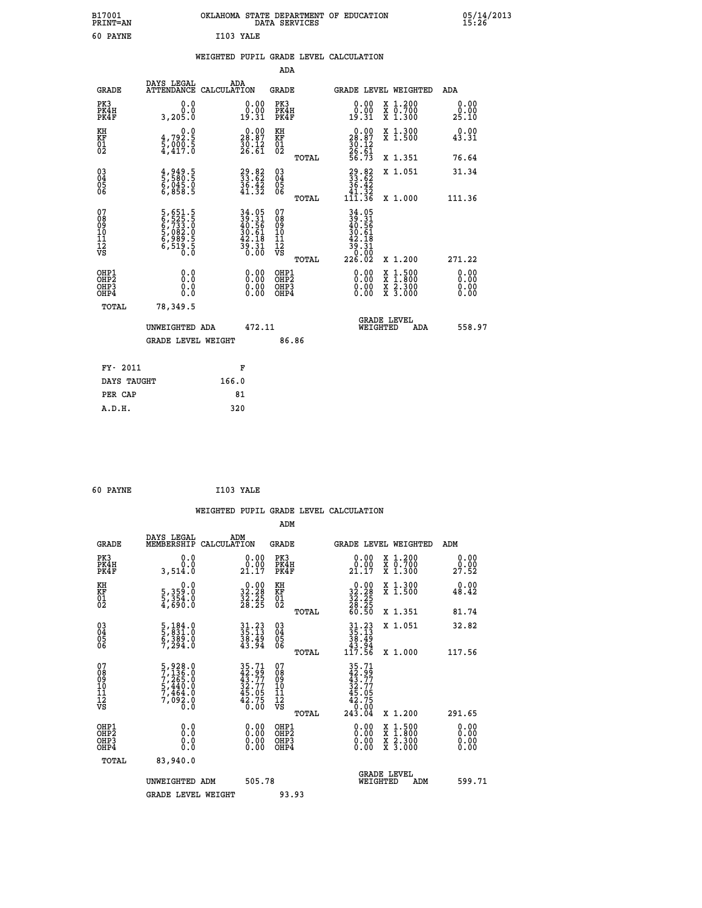B17001 OKLAHOMA STATE DEPARTMENT OF EDUCATION 05/14/2013
PRINT=AN DATA SERVICES 15:26

60 PAYNE I103 YALE

## WEIGHTED PUPIL GRADE LEVEL CALCULATION

### ADA

| GRADE | DAYS LEGAL ATTENDANCE | ADA CALCULATION | GRADE | GRADE LEVEL | WEIGHTED | ADA |
|---|---|---|---|---|---|---|
| PK3 | 0.0 | 0.00 | PK3 | 0.00 | X 1.200 | 0.00 |
| PK4H | 0.0 | 0.00 | PK4H | 0.00 | X 0.700 | 0.00 |
| PK4F | 3,205.0 | 19.31 | PK4F | 19.31 | X 1.300 | 25.10 |
| KH | 0.0 | 0.00 | KH | 0.00 | X 1.300 | 0.00 |
| KF | 4,792.5 | 28.87 | KF | 28.87 | X 1.500 | 43.31 |
| 01 | 5,000.5 | 30.12 | 01 | 30.12 | | |
| 02 | 4,417.0 | 26.61 | 02 | 26.61 | | |
| | | | TOTAL | 56.73 | X 1.351 | 76.64 |
| 03 | 4,949.5 | 29.82 | 03 | 29.82 | X 1.051 | 31.34 |
| 04 | 5,580.5 | 33.62 | 04 | 33.62 | | |
| 05 | 6,045.0 | 36.42 | 05 | 36.42 | | |
| 06 | 6,858.5 | 41.32 | 06 | 41.32 | | |
| | | | TOTAL | 111.36 | X 1.000 | 111.36 |
| 07 | 5,651.5 | 34.05 | 07 | 34.05 | | |
| 08 | 6,525.5 | 39.31 | 08 | 39.31 | | |
| 09 | 6,733.0 | 40.56 | 09 | 40.56 | | |
| 10 | 5,082.0 | 30.61 | 10 | 30.61 | | |
| 11 | 6,989.5 | 42.18 | 11 | 42.18 | | |
| 12 | 6,519.5 | 39.31 | 12 | 39.31 | | |
| VS | 0.0 | 0.00 | VS | 0.00 | | |
| | | | TOTAL | 226.02 | X 1.200 | 271.22 |
| OHP1 | 0.0 | 0.00 | OHP1 | 0.00 | X 1.500 | 0.00 |
| OHP2 | 0.0 | 0.00 | OHP2 | 0.00 | X 1.800 | 0.00 |
| OHP3 | 0.0 | 0.00 | OHP3 | 0.00 | X 2.300 | 0.00 |
| OHP4 | 0.0 | 0.00 | OHP4 | 0.00 | X 3.000 | 0.00 |
| TOTAL | 78,349.5 | | | | | |

UNWEIGHTED ADA 472.11 GRADE LEVEL WEIGHTED ADA 558.97

GRADE LEVEL WEIGHT 86.86

FY- 2011 F
DAYS TAUGHT 166.0
PER CAP 81
A.D.H. 320

60 PAYNE I103 YALE

## WEIGHTED PUPIL GRADE LEVEL CALCULATION

### ADM

| GRADE | DAYS LEGAL MEMBERSHIP | ADM CALCULATION | GRADE | GRADE LEVEL | WEIGHTED | ADM |
|---|---|---|---|---|---|---|
| PK3 | 0.0 | 0.00 | PK3 | 0.00 | X 1.200 | 0.00 |
| PK4H | 0.0 | 0.00 | PK4H | 0.00 | X 0.700 | 0.00 |
| PK4F | 3,514.0 | 21.17 | PK4F | 21.17 | X 1.300 | 27.52 |
| KH | 0.0 | 0.00 | KH | 0.00 | X 1.300 | 0.00 |
| KF | 5,359.0 | 32.28 | KF | 32.28 | X 1.500 | 48.42 |
| 01 | 5,354.0 | 32.25 | 01 | 32.25 | | |
| 02 | 4,690.0 | 28.25 | 02 | 28.25 | | |
| | | | TOTAL | 60.50 | X 1.351 | 81.74 |
| 03 | 5,184.0 | 31.23 | 03 | 31.23 | X 1.051 | 32.82 |
| 04 | 5,831.0 | 35.13 | 04 | 35.13 | | |
| 05 | 6,389.0 | 38.49 | 05 | 38.49 | | |
| 06 | 7,294.0 | 43.94 | 06 | 43.94 | | |
| | | | TOTAL | 117.56 | X 1.000 | 117.56 |
| 07 | 5,928.0 | 35.71 | 07 | 35.71 | | |
| 08 | 7,136.0 | 42.99 | 08 | 42.99 | | |
| 09 | 7,265.0 | 43.77 | 09 | 43.77 | | |
| 10 | 5,440.0 | 32.77 | 10 | 32.77 | | |
| 11 | 7,464.0 | 45.05 | 11 | 45.05 | | |
| 12 | 7,092.0 | 42.75 | 12 | 42.75 | | |
| VS | 0.0 | 0.00 | VS | 0.00 | | |
| | | | TOTAL | 243.04 | X 1.200 | 291.65 |
| OHP1 | 0.0 | 0.00 | OHP1 | 0.00 | X 1.500 | 0.00 |
| OHP2 | 0.0 | 0.00 | OHP2 | 0.00 | X 1.800 | 0.00 |
| OHP3 | 0.0 | 0.00 | OHP3 | 0.00 | X 2.300 | 0.00 |
| OHP4 | 0.0 | 0.00 | OHP4 | 0.00 | X 3.000 | 0.00 |
| TOTAL | 83,940.0 | | | | | |

UNWEIGHTED ADM 505.78 GRADE LEVEL WEIGHTED ADM 599.71

GRADE LEVEL WEIGHT 93.93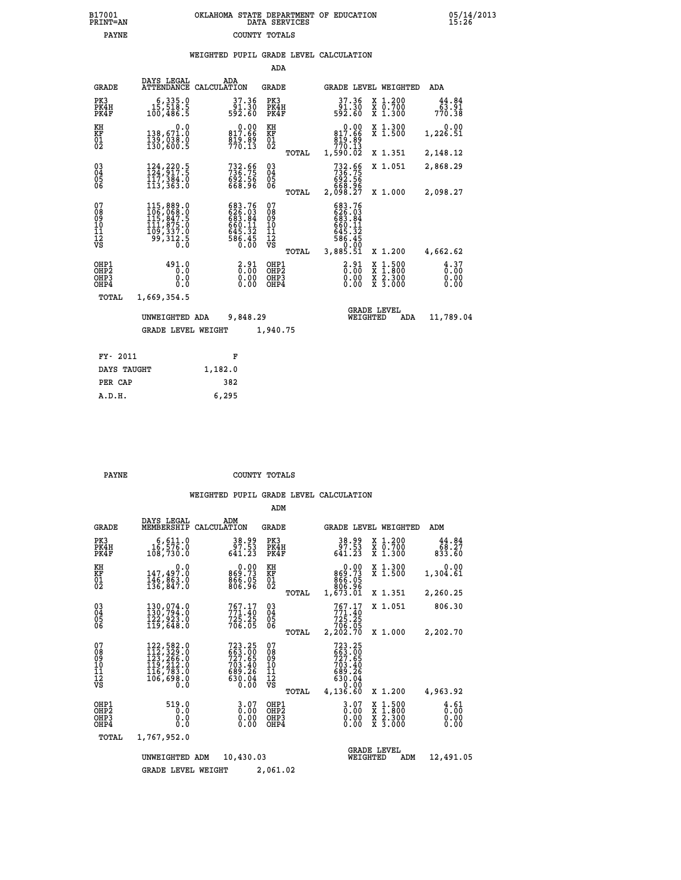B17001 PRINT=AN — OKLAHOMA STATE DEPARTMENT OF EDUCATION DATA SERVICES — 05/14/2013 15:26

PAYNE — COUNTY TOTALS

WEIGHTED PUPIL GRADE LEVEL CALCULATION

ADA

| GRADE | DAYS LEGAL ATTENDANCE | ADA CALCULATION | GRADE | GRADE LEVEL | WEIGHTED | ADA |
|---|---|---|---|---|---|---|
| PK3 | 6,335.0 | 37.36 | PK3 | 37.36 | X 1.200 | 44.84 |
| PK4H | 15,518.5 | 91.30 | PK4H | 91.30 | X 0.700 | 63.91 |
| PK4F | 100,486.5 | 592.60 | PK4F | 592.60 | X 1.300 | 770.38 |
| KH | 0.0 | 0.00 | KH | 0.00 | X 1.300 | 0.00 |
| KF | 138,671.0 | 817.66 | KF | 817.66 | X 1.500 | 1,226.51 |
| 01 | 139,038.0 | 819.89 | 01 | 819.89 | | |
| 02 | 130,600.5 | 770.13 | 02 | 770.13 | | |
| | | | TOTAL | 1,590.02 | X 1.351 | 2,148.12 |
| 03 | 124,220.5 | 732.66 | 03 | 732.66 | X 1.051 | 2,868.29 |
| 04 | 124,917.5 | 736.75 | 04 | 736.75 | | |
| 05 | 117,384.0 | 692.56 | 05 | 692.56 | | |
| 06 | 113,363.0 | 668.96 | 06 | 668.96 | | |
| | | | TOTAL | 2,098.27 | X 1.000 | 2,098.27 |
| 07 | 115,889.0 | 683.76 | 07 | 683.76 | | |
| 08 | 106,068.0 | 626.03 | 08 | 626.03 | | |
| 09 | 115,847.5 | 683.84 | 09 | 683.84 | | |
| 10 | 111,875.0 | 660.11 | 10 | 660.11 | | |
| 11 | 109,337.0 | 645.32 | 11 | 645.32 | | |
| 12 | 99,312.5 | 586.45 | 12 | 586.45 | | |
| VS | 0.0 | 0.00 | VS | 0.00 | | |
| | | | TOTAL | 3,885.51 | X 1.200 | 4,662.62 |
| OHP1 | 491.0 | 2.91 | OHP1 | 2.91 | X 1.500 | 4.37 |
| OHP2 | 0.0 | 0.00 | OHP2 | 0.00 | X 1.800 | 0.00 |
| OHP3 | 0.0 | 0.00 | OHP3 | 0.00 | X 2.300 | 0.00 |
| OHP4 | 0.0 | 0.00 | OHP4 | 0.00 | X 3.000 | 0.00 |
| TOTAL | 1,669,354.5 | | | | | |

UNWEIGHTED ADA 9,848.29 — GRADE LEVEL WEIGHTED ADA 11,789.04

GRADE LEVEL WEIGHT 1,940.75

| FY- 2011 | F |
|---|---|
| DAYS TAUGHT | 1,182.0 |
| PER CAP | 382 |
| A.D.H. | 6,295 |

PAYNE — COUNTY TOTALS

WEIGHTED PUPIL GRADE LEVEL CALCULATION

ADM

| GRADE | DAYS LEGAL MEMBERSHIP | ADM CALCULATION | GRADE | GRADE LEVEL | WEIGHTED | ADM |
|---|---|---|---|---|---|---|
| PK3 | 6,611.0 | 38.99 | PK3 | 38.99 | X 1.200 | 44.84 |
| PK4H | 16,576.0 | 97.53 | PK4H | 97.53 | X 0.700 | 68.27 |
| PK4F | 108,730.0 | 641.23 | PK4F | 641.23 | X 1.300 | 833.60 |
| KH | 0.0 | 0.00 | KH | 0.00 | X 1.300 | 0.00 |
| KF | 147,497.0 | 869.73 | KF | 869.73 | X 1.500 | 1,304.61 |
| 01 | 146,863.0 | 866.05 | 01 | 866.05 | | |
| 02 | 136,847.0 | 806.96 | 02 | 806.96 | | |
| | | | TOTAL | 1,673.01 | X 1.351 | 2,260.25 |
| 03 | 130,074.0 | 767.17 | 03 | 767.17 | X 1.051 | 806.30 |
| 04 | 130,794.0 | 771.40 | 04 | 771.40 | | |
| 05 | 122,923.0 | 725.25 | 05 | 725.25 | | |
| 06 | 119,648.0 | 706.05 | 06 | 706.05 | | |
| | | | TOTAL | 2,202.70 | X 1.000 | 2,202.70 |
| 07 | 122,582.0 | 723.25 | 07 | 723.25 | | |
| 08 | 112,329.0 | 663.00 | 08 | 663.00 | | |
| 09 | 123,266.0 | 727.65 | 09 | 727.65 | | |
| 10 | 119,212.0 | 703.40 | 10 | 703.40 | | |
| 11 | 116,783.0 | 689.26 | 11 | 689.26 | | |
| 12 | 106,698.0 | 630.04 | 12 | 630.04 | | |
| VS | 0.0 | 0.00 | VS | 0.00 | | |
| | | | TOTAL | 4,136.60 | X 1.200 | 4,963.92 |
| OHP1 | 519.0 | 3.07 | OHP1 | 3.07 | X 1.500 | 4.61 |
| OHP2 | 0.0 | 0.00 | OHP2 | 0.00 | X 1.800 | 0.00 |
| OHP3 | 0.0 | 0.00 | OHP3 | 0.00 | X 2.300 | 0.00 |
| OHP4 | 0.0 | 0.00 | OHP4 | 0.00 | X 3.000 | 0.00 |
| TOTAL | 1,767,952.0 | | | | | |

UNWEIGHTED ADM 10,430.03 — GRADE LEVEL WEIGHTED ADM 12,491.05

GRADE LEVEL WEIGHT 2,061.02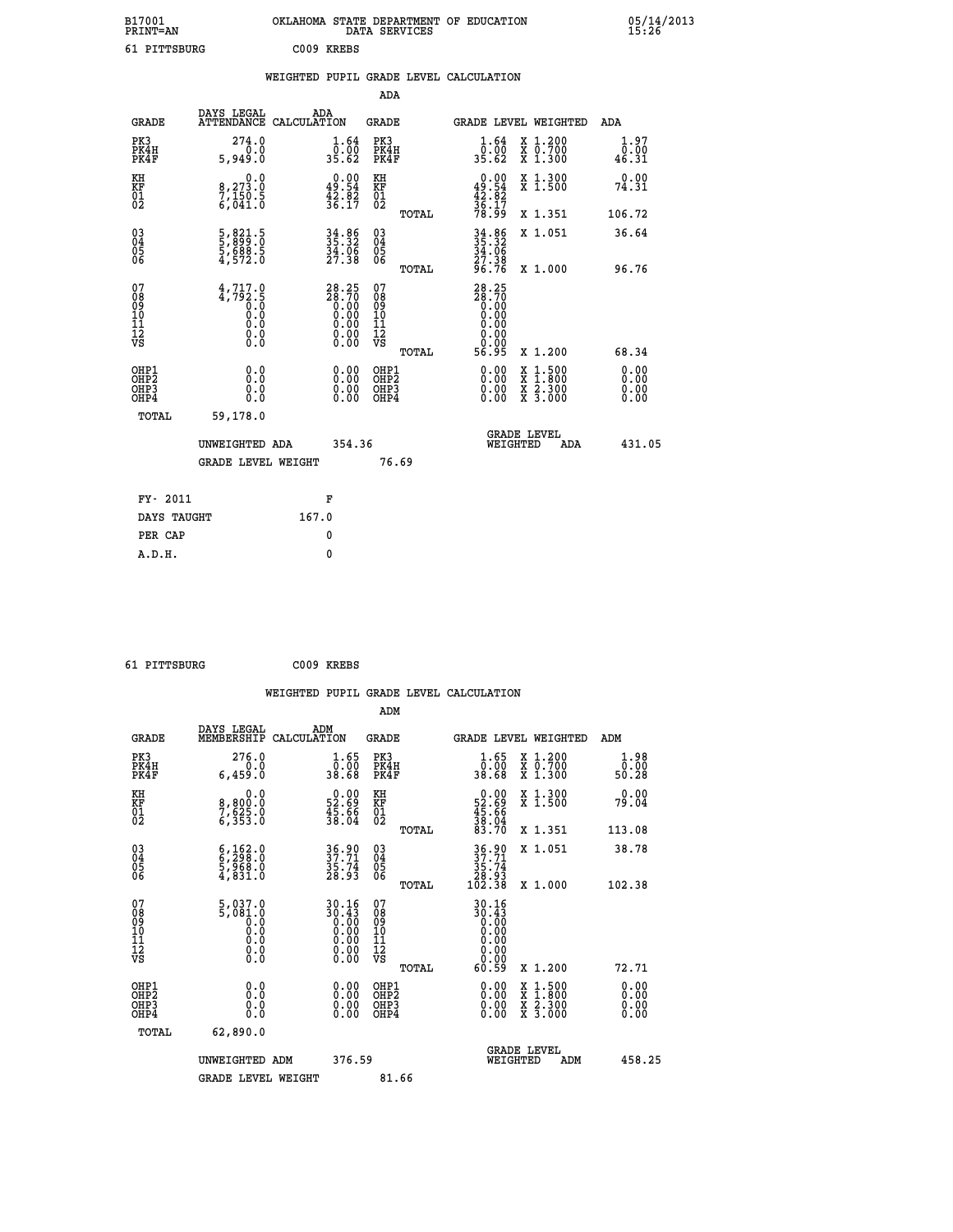B17001 OKLAHOMA STATE DEPARTMENT OF EDUCATION 05/14/2013
PRINT=AN DATA SERVICES 15:26

61 PITTSBURG C009 KREBS

## WEIGHTED PUPIL GRADE LEVEL CALCULATION

### ADA

| GRADE | DAYS LEGAL ATTENDANCE | ADA CALCULATION | GRADE | GRADE LEVEL | WEIGHTED | ADA |
|---|---|---|---|---|---|---|
| PK3 | 274.0 | 1.64 | PK3 | 1.64 | X 1.200 | 1.97 |
| PK4H | 0.0 | 0.00 | PK4H | 0.00 | X 0.700 | 0.00 |
| PK4F | 5,949.0 | 35.62 | PK4F | 35.62 | X 1.300 | 46.31 |
| KH | 0.0 | 0.00 | KH | 0.00 | X 1.300 | 0.00 |
| KF | 8,273.0 | 49.54 | KF | 49.54 | X 1.500 | 74.31 |
| 01 | 7,150.5 | 42.82 | 01 | 42.82 | | |
| 02 | 6,041.0 | 36.17 | 02 | 36.17 | | |
| | | | TOTAL | 78.99 | X 1.351 | 106.72 |
| 03 | 5,821.5 | 34.86 | 03 | 34.86 | X 1.051 | 36.64 |
| 04 | 5,899.0 | 35.32 | 04 | 35.32 | | |
| 05 | 5,688.5 | 34.06 | 05 | 34.06 | | |
| 06 | 4,572.0 | 27.38 | 06 | 27.38 | | |
| | | | TOTAL | 96.76 | X 1.000 | 96.76 |
| 07 | 4,717.0 | 28.25 | 07 | 28.25 | | |
| 08 | 4,792.5 | 28.70 | 08 | 28.70 | | |
| 09 | 0.0 | 0.00 | 09 | 0.00 | | |
| 10 | 0.0 | 0.00 | 10 | 0.00 | | |
| 11 | 0.0 | 0.00 | 11 | 0.00 | | |
| 12 | 0.0 | 0.00 | 12 | 0.00 | | |
| VS | 0.0 | 0.00 | VS | 0.00 | | |
| | | | TOTAL | 56.95 | X 1.200 | 68.34 |
| OHP1 | 0.0 | 0.00 | OHP1 | 0.00 | X 1.500 | 0.00 |
| OHP2 | 0.0 | 0.00 | OHP2 | 0.00 | X 1.800 | 0.00 |
| OHP3 | 0.0 | 0.00 | OHP3 | 0.00 | X 2.300 | 0.00 |
| OHP4 | 0.0 | 0.00 | OHP4 | 0.00 | X 3.000 | 0.00 |
| TOTAL | 59,178.0 | | | | | |

UNWEIGHTED ADA 354.36 GRADE LEVEL WEIGHTED ADA 431.05

GRADE LEVEL WEIGHT 76.69

| FY- 2011 | F |
|---|---|
| DAYS TAUGHT | 167.0 |
| PER CAP | 0 |
| A.D.H. | 0 |

61 PITTSBURG C009 KREBS

## WEIGHTED PUPIL GRADE LEVEL CALCULATION

### ADM

| GRADE | DAYS LEGAL MEMBERSHIP | ADM CALCULATION | GRADE | GRADE LEVEL | WEIGHTED | ADM |
|---|---|---|---|---|---|---|
| PK3 | 276.0 | 1.65 | PK3 | 1.65 | X 1.200 | 1.98 |
| PK4H | 0.0 | 0.00 | PK4H | 0.00 | X 0.700 | 0.00 |
| PK4F | 6,459.0 | 38.68 | PK4F | 38.68 | X 1.300 | 50.28 |
| KH | 0.0 | 0.00 | KH | 0.00 | X 1.300 | 0.00 |
| KF | 8,800.0 | 52.69 | KF | 52.69 | X 1.500 | 79.04 |
| 01 | 7,625.0 | 45.66 | 01 | 45.66 | | |
| 02 | 6,353.0 | 38.04 | 02 | 38.04 | | |
| | | | TOTAL | 83.70 | X 1.351 | 113.08 |
| 03 | 6,162.0 | 36.90 | 03 | 36.90 | X 1.051 | 38.78 |
| 04 | 6,298.0 | 37.71 | 04 | 37.71 | | |
| 05 | 5,968.0 | 35.74 | 05 | 35.74 | | |
| 06 | 4,831.0 | 28.93 | 06 | 28.93 | | |
| | | | TOTAL | 102.38 | X 1.000 | 102.38 |
| 07 | 5,037.0 | 30.16 | 07 | 30.16 | | |
| 08 | 5,081.0 | 30.43 | 08 | 30.43 | | |
| 09 | 0.0 | 0.00 | 09 | 0.00 | | |
| 10 | 0.0 | 0.00 | 10 | 0.00 | | |
| 11 | 0.0 | 0.00 | 11 | 0.00 | | |
| 12 | 0.0 | 0.00 | 12 | 0.00 | | |
| VS | 0.0 | 0.00 | VS | 0.00 | | |
| | | | TOTAL | 60.59 | X 1.200 | 72.71 |
| OHP1 | 0.0 | 0.00 | OHP1 | 0.00 | X 1.500 | 0.00 |
| OHP2 | 0.0 | 0.00 | OHP2 | 0.00 | X 1.800 | 0.00 |
| OHP3 | 0.0 | 0.00 | OHP3 | 0.00 | X 2.300 | 0.00 |
| OHP4 | 0.0 | 0.00 | OHP4 | 0.00 | X 3.000 | 0.00 |
| TOTAL | 62,890.0 | | | | | |

UNWEIGHTED ADM 376.59 GRADE LEVEL WEIGHTED ADM 458.25

GRADE LEVEL WEIGHT 81.66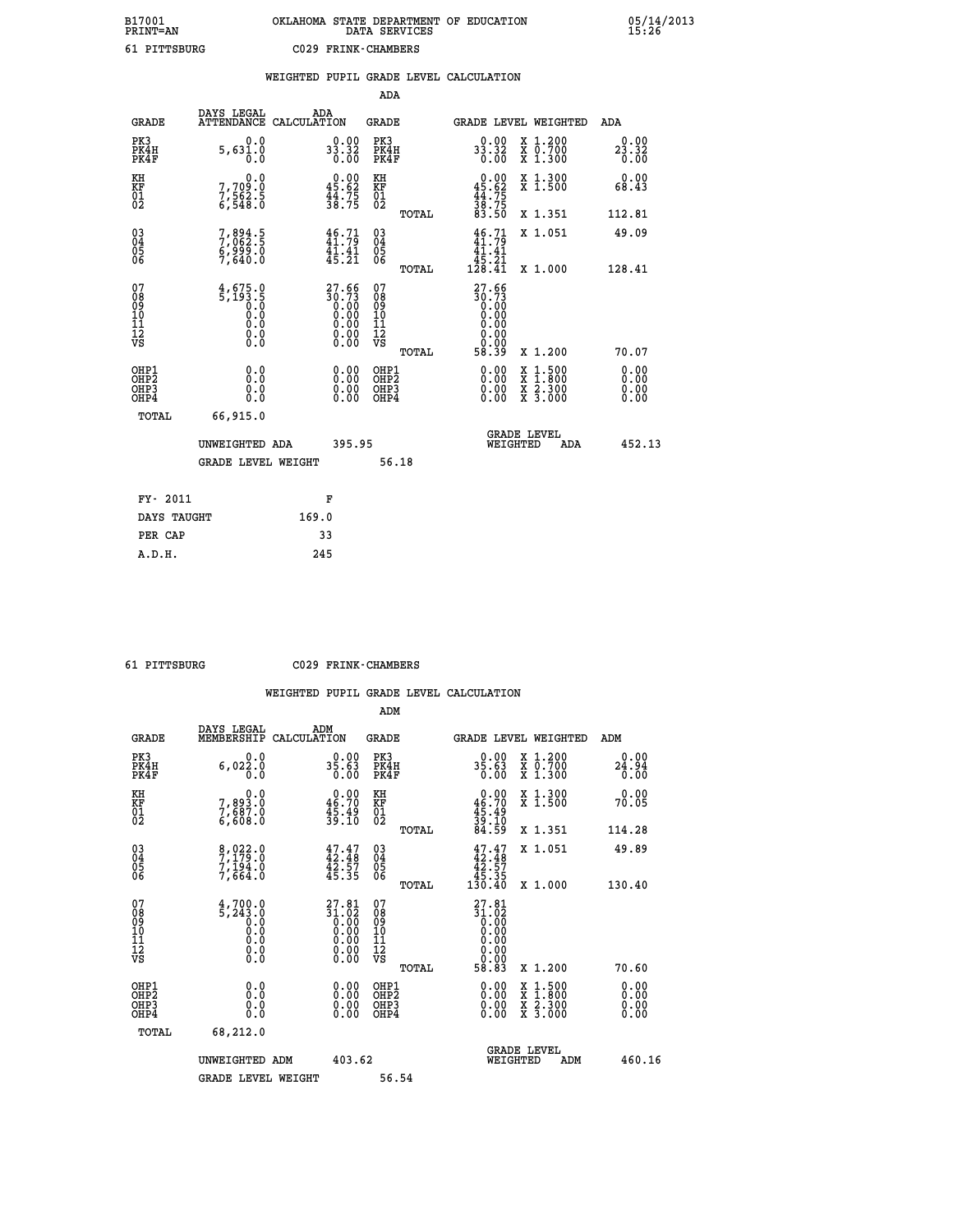B17001 OKLAHOMA STATE DEPARTMENT OF EDUCATION 05/14/2013
PRINT=AN DATA SERVICES 15:26

61 PITTSBURG C029 FRINK-CHAMBERS

## WEIGHTED PUPIL GRADE LEVEL CALCULATION

### ADA

| GRADE | DAYS LEGAL ATTENDANCE | ADA CALCULATION | GRADE | GRADE LEVEL | WEIGHTED | ADA |
|---|---|---|---|---|---|---|
| PK3 | 0.0 | 0.00 | PK3 | 0.00 | X 1.200 | 0.00 |
| PK4H | 5,631.0 | 33.32 | PK4H | 33.32 | X 0.700 | 23.32 |
| PK4F | 0.0 | 0.00 | PK4F | 0.00 | X 1.300 | 0.00 |
| KH | 0.0 | 0.00 | KH | 0.00 | X 1.300 | 0.00 |
| KF | 7,709.0 | 45.62 | KF | 45.62 | X 1.500 | 68.43 |
| 01 | 7,562.5 | 44.75 | 01 | 44.75 | | |
| 02 | 6,548.0 | 38.75 | 02 | 38.75 | | |
| | | | TOTAL | 83.50 | X 1.351 | 112.81 |
| 03 | 7,894.5 | 46.71 | 03 | 46.71 | X 1.051 | 49.09 |
| 04 | 7,062.5 | 41.79 | 04 | 41.79 | | |
| 05 | 6,999.0 | 41.41 | 05 | 41.41 | | |
| 06 | 7,640.0 | 45.21 | 06 | 45.21 | | |
| | | | TOTAL | 128.41 | X 1.000 | 128.41 |
| 07 | 4,675.0 | 27.66 | 07 | 27.66 | | |
| 08 | 5,193.5 | 30.73 | 08 | 30.73 | | |
| 09 | 0.0 | 0.00 | 09 | 0.00 | | |
| 10 | 0.0 | 0.00 | 10 | 0.00 | | |
| 11 | 0.0 | 0.00 | 11 | 0.00 | | |
| 12 | 0.0 | 0.00 | 12 | 0.00 | | |
| VS | 0.0 | 0.00 | VS | 0.00 | | |
| | | | TOTAL | 58.39 | X 1.200 | 70.07 |
| OHP1 | 0.0 | 0.00 | OHP1 | 0.00 | X 1.500 | 0.00 |
| OHP2 | 0.0 | 0.00 | OHP2 | 0.00 | X 1.800 | 0.00 |
| OHP3 | 0.0 | 0.00 | OHP3 | 0.00 | X 2.300 | 0.00 |
| OHP4 | 0.0 | 0.00 | OHP4 | 0.00 | X 3.000 | 0.00 |
| TOTAL | 66,915.0 | | | | | |

UNWEIGHTED ADA 395.95 GRADE LEVEL WEIGHTED ADA 452.13

GRADE LEVEL WEIGHT 56.18

| FY- 2011 | F |
|---|---|
| DAYS TAUGHT | 169.0 |
| PER CAP | 33 |
| A.D.H. | 245 |

61 PITTSBURG C029 FRINK-CHAMBERS

## WEIGHTED PUPIL GRADE LEVEL CALCULATION

### ADM

| GRADE | DAYS LEGAL MEMBERSHIP | ADM CALCULATION | GRADE | GRADE LEVEL | WEIGHTED | ADM |
|---|---|---|---|---|---|---|
| PK3 | 0.0 | 0.00 | PK3 | 0.00 | X 1.200 | 0.00 |
| PK4H | 6,022.0 | 35.63 | PK4H | 35.63 | X 0.700 | 24.94 |
| PK4F | 0.0 | 0.00 | PK4F | 0.00 | X 1.300 | 0.00 |
| KH | 0.0 | 0.00 | KH | 0.00 | X 1.300 | 0.00 |
| KF | 7,893.0 | 46.70 | KF | 46.70 | X 1.500 | 70.05 |
| 01 | 7,687.0 | 45.49 | 01 | 45.49 | | |
| 02 | 6,608.0 | 39.10 | 02 | 39.10 | | |
| | | | TOTAL | 84.59 | X 1.351 | 114.28 |
| 03 | 8,022.0 | 47.47 | 03 | 47.47 | X 1.051 | 49.89 |
| 04 | 7,179.0 | 42.48 | 04 | 42.48 | | |
| 05 | 7,194.0 | 42.57 | 05 | 42.57 | | |
| 06 | 7,664.0 | 45.35 | 06 | 45.35 | | |
| | | | TOTAL | 130.40 | X 1.000 | 130.40 |
| 07 | 4,700.0 | 27.81 | 07 | 27.81 | | |
| 08 | 5,243.0 | 31.02 | 08 | 31.02 | | |
| 09 | 0.0 | 0.00 | 09 | 0.00 | | |
| 10 | 0.0 | 0.00 | 10 | 0.00 | | |
| 11 | 0.0 | 0.00 | 11 | 0.00 | | |
| 12 | 0.0 | 0.00 | 12 | 0.00 | | |
| VS | 0.0 | 0.00 | VS | 0.00 | | |
| | | | TOTAL | 58.83 | X 1.200 | 70.60 |
| OHP1 | 0.0 | 0.00 | OHP1 | 0.00 | X 1.500 | 0.00 |
| OHP2 | 0.0 | 0.00 | OHP2 | 0.00 | X 1.800 | 0.00 |
| OHP3 | 0.0 | 0.00 | OHP3 | 0.00 | X 2.300 | 0.00 |
| OHP4 | 0.0 | 0.00 | OHP4 | 0.00 | X 3.000 | 0.00 |
| TOTAL | 68,212.0 | | | | | |

UNWEIGHTED ADM 403.62 GRADE LEVEL WEIGHTED ADM 460.16

GRADE LEVEL WEIGHT 56.54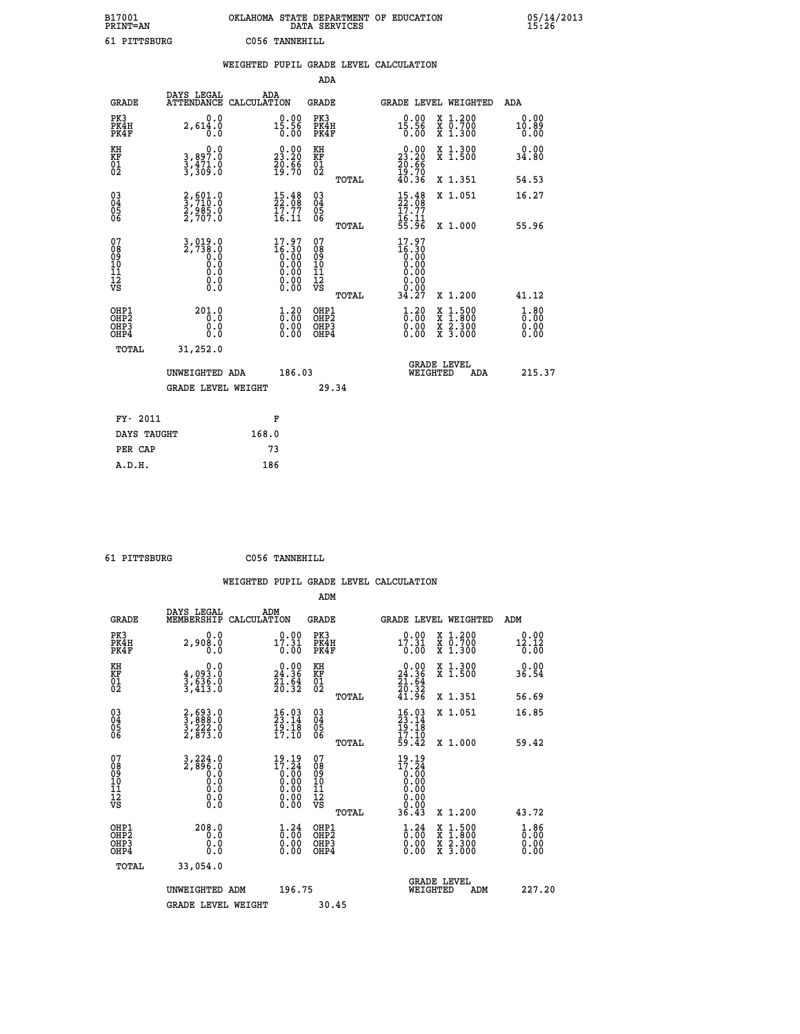B17001 OKLAHOMA STATE DEPARTMENT OF EDUCATION 05/14/2013
PRINT=AN DATA SERVICES 15:26

61 PITTSBURG C056 TANNEHILL

## WEIGHTED PUPIL GRADE LEVEL CALCULATION

### ADA

| GRADE | DAYS LEGAL ATTENDANCE | ADA CALCULATION | GRADE | GRADE LEVEL | WEIGHTED | ADA |
|---|---|---|---|---|---|---|
| PK3 | 0.0 | 0.00 | PK3 | 0.00 | X 1.200 | 0.00 |
| PK4H | 2,614.0 | 15.56 | PK4H | 15.56 | X 0.700 | 10.89 |
| PK4F | 0.0 | 0.00 | PK4F | 0.00 | X 1.300 | 0.00 |
| KH | 0.0 | 0.00 | KH | 0.00 | X 1.300 | 0.00 |
| KF | 3,897.0 | 23.20 | KF | 23.20 | X 1.500 | 34.80 |
| 01 | 3,471.0 | 20.66 | 01 | 20.66 | | |
| 02 | 3,309.0 | 19.70 | 02 | 19.70 | | |
| | | | TOTAL | 40.36 | X 1.351 | 54.53 |
| 03 | 2,601.0 | 15.48 | 03 | 15.48 | X 1.051 | 16.27 |
| 04 | 3,710.0 | 22.08 | 04 | 22.08 | | |
| 05 | 2,985.0 | 17.77 | 05 | 17.77 | | |
| 06 | 2,707.0 | 16.11 | 06 | 16.11 | | |
| | | | TOTAL | 55.96 | X 1.000 | 55.96 |
| 07 | 3,019.0 | 17.97 | 07 | 17.97 | | |
| 08 | 2,738.0 | 16.30 | 08 | 16.30 | | |
| 09 | 0.0 | 0.00 | 09 | 0.00 | | |
| 10 | 0.0 | 0.00 | 10 | 0.00 | | |
| 11 | 0.0 | 0.00 | 11 | 0.00 | | |
| 12 | 0.0 | 0.00 | 12 | 0.00 | | |
| VS | 0.0 | 0.00 | VS | 0.00 | | |
| | | | TOTAL | 34.27 | X 1.200 | 41.12 |
| OHP1 | 201.0 | 1.20 | OHP1 | 1.20 | X 1.500 | 1.80 |
| OHP2 | 0.0 | 0.00 | OHP2 | 0.00 | X 1.800 | 0.00 |
| OHP3 | 0.0 | 0.00 | OHP3 | 0.00 | X 2.300 | 0.00 |
| OHP4 | 0.0 | 0.00 | OHP4 | 0.00 | X 3.000 | 0.00 |
| TOTAL | 31,252.0 | | | | | |

UNWEIGHTED ADA 186.03 — GRADE LEVEL WEIGHTED ADA 215.37

GRADE LEVEL WEIGHT 29.34

| FY- 2011 | F |
|---|---|
| DAYS TAUGHT | 168.0 |
| PER CAP | 73 |
| A.D.H. | 186 |

61 PITTSBURG C056 TANNEHILL

## WEIGHTED PUPIL GRADE LEVEL CALCULATION

### ADM

| GRADE | DAYS LEGAL MEMBERSHIP | ADM CALCULATION | GRADE | GRADE LEVEL | WEIGHTED | ADM |
|---|---|---|---|---|---|---|
| PK3 | 0.0 | 0.00 | PK3 | 0.00 | X 1.200 | 0.00 |
| PK4H | 2,908.0 | 17.31 | PK4H | 17.31 | X 0.700 | 12.12 |
| PK4F | 0.0 | 0.00 | PK4F | 0.00 | X 1.300 | 0.00 |
| KH | 0.0 | 0.00 | KH | 0.00 | X 1.300 | 0.00 |
| KF | 4,093.0 | 24.36 | KF | 24.36 | X 1.500 | 36.54 |
| 01 | 3,636.0 | 21.64 | 01 | 21.64 | | |
| 02 | 3,413.0 | 20.32 | 02 | 20.32 | | |
| | | | TOTAL | 41.96 | X 1.351 | 56.69 |
| 03 | 2,693.0 | 16.03 | 03 | 16.03 | X 1.051 | 16.85 |
| 04 | 3,888.0 | 23.14 | 04 | 23.14 | | |
| 05 | 3,222.0 | 19.18 | 05 | 19.18 | | |
| 06 | 2,873.0 | 17.10 | 06 | 17.10 | | |
| | | | TOTAL | 59.42 | X 1.000 | 59.42 |
| 07 | 3,224.0 | 19.19 | 07 | 19.19 | | |
| 08 | 2,896.0 | 17.24 | 08 | 17.24 | | |
| 09 | 0.0 | 0.00 | 09 | 0.00 | | |
| 10 | 0.0 | 0.00 | 10 | 0.00 | | |
| 11 | 0.0 | 0.00 | 11 | 0.00 | | |
| 12 | 0.0 | 0.00 | 12 | 0.00 | | |
| VS | 0.0 | 0.00 | VS | 0.00 | | |
| | | | TOTAL | 36.43 | X 1.200 | 43.72 |
| OHP1 | 208.0 | 1.24 | OHP1 | 1.24 | X 1.500 | 1.86 |
| OHP2 | 0.0 | 0.00 | OHP2 | 0.00 | X 1.800 | 0.00 |
| OHP3 | 0.0 | 0.00 | OHP3 | 0.00 | X 2.300 | 0.00 |
| OHP4 | 0.0 | 0.00 | OHP4 | 0.00 | X 3.000 | 0.00 |
| TOTAL | 33,054.0 | | | | | |

UNWEIGHTED ADM 196.75 — GRADE LEVEL WEIGHTED ADM 227.20

GRADE LEVEL WEIGHT 30.45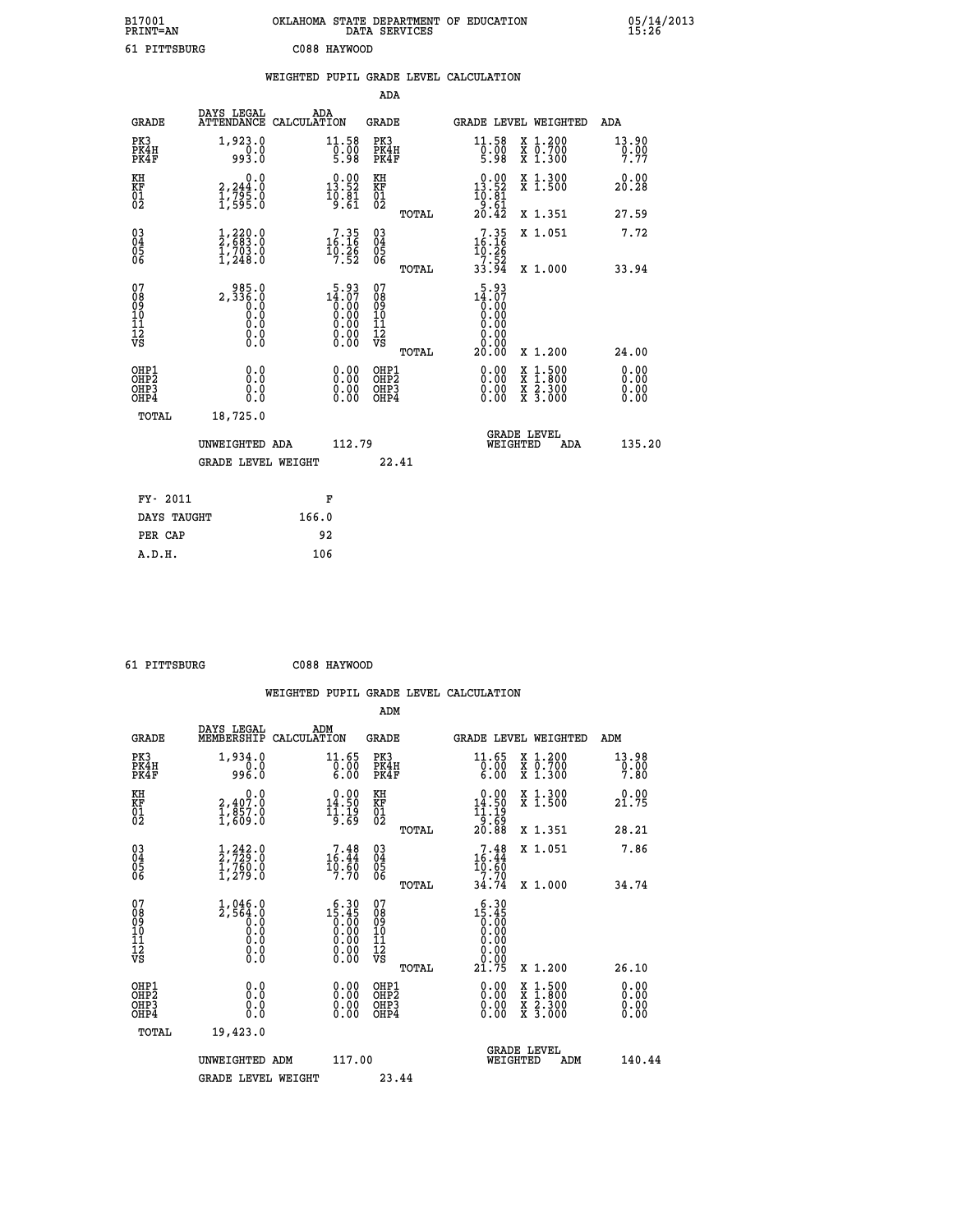B17001 OKLAHOMA STATE DEPARTMENT OF EDUCATION 05/14/2013
PRINT=AN DATA SERVICES 15:26

61 PITTSBURG C088 HAYWOOD

## WEIGHTED PUPIL GRADE LEVEL CALCULATION

### ADA

| GRADE | DAYS LEGAL ATTENDANCE | ADA CALCULATION | GRADE | GRADE LEVEL | WEIGHTED | ADA |
|---|---|---|---|---|---|---|
| PK3 | 1,923.0 | 11.58 | PK3 | 11.58 | X 1.200 | 13.90 |
| PK4H | 0.0 | 0.00 | PK4H | 0.00 | X 0.700 | 0.00 |
| PK4F | 993.0 | 5.98 | PK4F | 5.98 | X 1.300 | 7.77 |
| KH | 0.0 | 0.00 | KH | 0.00 | X 1.300 | 0.00 |
| KF | 2,244.0 | 13.52 | KF | 13.52 | X 1.500 | 20.28 |
| 01 | 1,795.0 | 10.81 | 01 | 10.81 | | |
| 02 | 1,595.0 | 9.61 | 02 | 9.61 | | |
| | | | TOTAL | 20.42 | X 1.351 | 27.59 |
| 03 | 1,220.0 | 7.35 | 03 | 7.35 | X 1.051 | 7.72 |
| 04 | 2,683.0 | 16.16 | 04 | 16.16 | | |
| 05 | 1,703.0 | 10.26 | 05 | 10.26 | | |
| 06 | 1,248.0 | 7.52 | 06 | 7.52 | | |
| | | | TOTAL | 33.94 | X 1.000 | 33.94 |
| 07 | 985.0 | 5.93 | 07 | 5.93 | | |
| 08 | 2,336.0 | 14.07 | 08 | 14.07 | | |
| 09 | 0.0 | 0.00 | 09 | 0.00 | | |
| 10 | 0.0 | 0.00 | 10 | 0.00 | | |
| 11 | 0.0 | 0.00 | 11 | 0.00 | | |
| 12 | 0.0 | 0.00 | 12 | 0.00 | | |
| VS | 0.0 | 0.00 | VS | 0.00 | | |
| | | | TOTAL | 20.00 | X 1.200 | 24.00 |
| OHP1 | 0.0 | 0.00 | OHP1 | 0.00 | X 1.500 | 0.00 |
| OHP2 | 0.0 | 0.00 | OHP2 | 0.00 | X 1.800 | 0.00 |
| OHP3 | 0.0 | 0.00 | OHP3 | 0.00 | X 2.300 | 0.00 |
| OHP4 | 0.0 | 0.00 | OHP4 | 0.00 | X 3.000 | 0.00 |
| TOTAL | 18,725.0 | | | | | |

UNWEIGHTED ADA 112.79 | GRADE LEVEL WEIGHTED ADA 135.20

GRADE LEVEL WEIGHT 22.41

| FY- 2011 | F |
|---|---|
| DAYS TAUGHT | 166.0 |
| PER CAP | 92 |
| A.D.H. | 106 |

61 PITTSBURG C088 HAYWOOD

## WEIGHTED PUPIL GRADE LEVEL CALCULATION

### ADM

| GRADE | DAYS LEGAL MEMBERSHIP | ADM CALCULATION | GRADE | GRADE LEVEL | WEIGHTED | ADM |
|---|---|---|---|---|---|---|
| PK3 | 1,934.0 | 11.65 | PK3 | 11.65 | X 1.200 | 13.98 |
| PK4H | 0.0 | 0.00 | PK4H | 0.00 | X 0.700 | 0.00 |
| PK4F | 996.0 | 6.00 | PK4F | 6.00 | X 1.300 | 7.80 |
| KH | 0.0 | 0.00 | KH | 0.00 | X 1.300 | 0.00 |
| KF | 2,407.0 | 14.50 | KF | 14.50 | X 1.500 | 21.75 |
| 01 | 1,857.0 | 11.19 | 01 | 11.19 | | |
| 02 | 1,609.0 | 9.69 | 02 | 9.69 | | |
| | | | TOTAL | 20.88 | X 1.351 | 28.21 |
| 03 | 1,242.0 | 7.48 | 03 | 7.48 | X 1.051 | 7.86 |
| 04 | 2,729.0 | 16.44 | 04 | 16.44 | | |
| 05 | 1,760.0 | 10.60 | 05 | 10.60 | | |
| 06 | 1,279.0 | 7.70 | 06 | 7.70 | | |
| | | | TOTAL | 34.74 | X 1.000 | 34.74 |
| 07 | 1,046.0 | 6.30 | 07 | 6.30 | | |
| 08 | 2,564.0 | 15.45 | 08 | 15.45 | | |
| 09 | 0.0 | 0.00 | 09 | 0.00 | | |
| 10 | 0.0 | 0.00 | 10 | 0.00 | | |
| 11 | 0.0 | 0.00 | 11 | 0.00 | | |
| 12 | 0.0 | 0.00 | 12 | 0.00 | | |
| VS | 0.0 | 0.00 | VS | 0.00 | | |
| | | | TOTAL | 21.75 | X 1.200 | 26.10 |
| OHP1 | 0.0 | 0.00 | OHP1 | 0.00 | X 1.500 | 0.00 |
| OHP2 | 0.0 | 0.00 | OHP2 | 0.00 | X 1.800 | 0.00 |
| OHP3 | 0.0 | 0.00 | OHP3 | 0.00 | X 2.300 | 0.00 |
| OHP4 | 0.0 | 0.00 | OHP4 | 0.00 | X 3.000 | 0.00 |
| TOTAL | 19,423.0 | | | | | |

UNWEIGHTED ADM 117.00 | GRADE LEVEL WEIGHTED ADM 140.44

GRADE LEVEL WEIGHT 23.44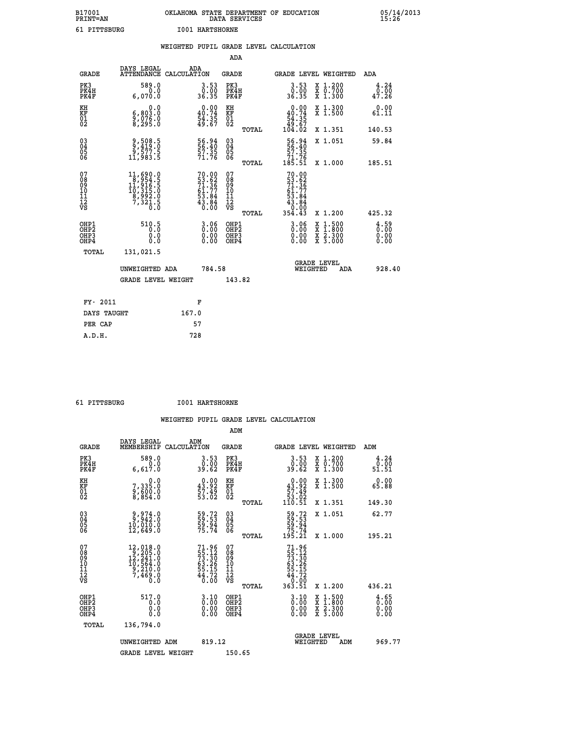B17001 PRINT=AN — OKLAHOMA STATE DEPARTMENT OF EDUCATION DATA SERVICES — 05/14/2013 15:26

61 PITTSBURG    I001 HARTSHORNE

## WEIGHTED PUPIL GRADE LEVEL CALCULATION

### ADA

| GRADE | DAYS LEGAL ATTENDANCE | ADA CALCULATION | GRADE | | GRADE LEVEL | WEIGHTED | ADA |
|---|---|---|---|---|---|---|---|
| PK3 | 589.0 | 3.53 | PK3 | | 3.53 | X 1.200 | 4.24 |
| PK4H | 0.0 | 0.00 | PK4H | | 0.00 | X 0.700 | 0.00 |
| PK4F | 6,070.0 | 36.35 | PK4F | | 36.35 | X 1.300 | 47.26 |
| KH | 0.0 | 0.00 | KH | | 0.00 | X 1.300 | 0.00 |
| KF | 6,803.0 | 40.74 | KF | | 40.74 | X 1.500 | 61.11 |
| 01 | 9,076.0 | 54.35 | 01 | | 54.35 | | |
| 02 | 8,295.0 | 49.67 | 02 | | 49.67 | | |
| | | | | TOTAL | 104.02 | X 1.351 | 140.53 |
| 03 | 9,508.5 | 56.94 | 03 | | 56.94 | X 1.051 | 59.84 |
| 04 | 9,419.0 | 56.40 | 04 | | 56.40 | | |
| 05 | 9,577.5 | 57.35 | 05 | | 57.35 | | |
| 06 | 11,983.5 | 71.76 | 06 | | 71.76 | | |
| | | | | TOTAL | 185.51 | X 1.000 | 185.51 |
| 07 | 11,690.0 | 70.00 | 07 | | 70.00 | | |
| 08 | 8,954.5 | 53.62 | 08 | | 53.62 | | |
| 09 | 11,916.5 | 71.36 | 09 | | 71.36 | | |
| 10 | 10,315.0 | 61.77 | 10 | | 61.77 | | |
| 11 | 8,992.0 | 53.84 | 11 | | 53.84 | | |
| 12 | 7,321.5 | 43.84 | 12 | | 43.84 | | |
| VS | 0.0 | 0.00 | VS | | 0.00 | | |
| | | | | TOTAL | 354.43 | X 1.200 | 425.32 |
| OHP1 | 510.5 | 3.06 | OHP1 | | 3.06 | X 1.500 | 4.59 |
| OHP2 | 0.0 | 0.00 | OHP2 | | 0.00 | X 1.800 | 0.00 |
| OHP3 | 0.0 | 0.00 | OHP3 | | 0.00 | X 2.300 | 0.00 |
| OHP4 | 0.0 | 0.00 | OHP4 | | 0.00 | X 3.000 | 0.00 |
| TOTAL | 131,021.5 | | | | | | |

UNWEIGHTED ADA 784.58 — GRADE LEVEL WEIGHTED ADA 928.40

GRADE LEVEL WEIGHT 143.82

| FY- 2011 | F |
|---|---|
| DAYS TAUGHT | 167.0 |
| PER CAP | 57 |
| A.D.H. | 728 |

61 PITTSBURG    I001 HARTSHORNE

## WEIGHTED PUPIL GRADE LEVEL CALCULATION

### ADM

| GRADE | DAYS LEGAL MEMBERSHIP | ADM CALCULATION | GRADE | | GRADE LEVEL | WEIGHTED | ADM |
|---|---|---|---|---|---|---|---|
| PK3 | 589.0 | 3.53 | PK3 | | 3.53 | X 1.200 | 4.24 |
| PK4H | 0.0 | 0.00 | PK4H | | 0.00 | X 0.700 | 0.00 |
| PK4F | 6,617.0 | 39.62 | PK4F | | 39.62 | X 1.300 | 51.51 |
| KH | 0.0 | 0.00 | KH | | 0.00 | X 1.300 | 0.00 |
| KF | 7,335.0 | 43.92 | KF | | 43.92 | X 1.500 | 65.88 |
| 01 | 9,600.0 | 57.49 | 01 | | 57.49 | | |
| 02 | 8,854.0 | 53.02 | 02 | | 53.02 | | |
| | | | | TOTAL | 110.51 | X 1.351 | 149.30 |
| 03 | 9,974.0 | 59.72 | 03 | | 59.72 | X 1.051 | 62.77 |
| 04 | 9,942.0 | 59.53 | 04 | | 59.53 | | |
| 05 | 10,010.0 | 59.94 | 05 | | 59.94 | | |
| 06 | 12,649.0 | 75.74 | 06 | | 75.74 | | |
| | | | | TOTAL | 195.21 | X 1.000 | 195.21 |
| 07 | 12,018.0 | 71.96 | 07 | | 71.96 | | |
| 08 | 9,205.0 | 55.12 | 08 | | 55.12 | | |
| 09 | 12,241.0 | 73.30 | 09 | | 73.30 | | |
| 10 | 10,564.0 | 63.26 | 10 | | 63.26 | | |
| 11 | 9,210.0 | 55.15 | 11 | | 55.15 | | |
| 12 | 7,469.0 | 44.72 | 12 | | 44.72 | | |
| VS | 0.0 | 0.00 | VS | | 0.00 | | |
| | | | | TOTAL | 363.51 | X 1.200 | 436.21 |
| OHP1 | 517.0 | 3.10 | OHP1 | | 3.10 | X 1.500 | 4.65 |
| OHP2 | 0.0 | 0.00 | OHP2 | | 0.00 | X 1.800 | 0.00 |
| OHP3 | 0.0 | 0.00 | OHP3 | | 0.00 | X 2.300 | 0.00 |
| OHP4 | 0.0 | 0.00 | OHP4 | | 0.00 | X 3.000 | 0.00 |
| TOTAL | 136,794.0 | | | | | | |

UNWEIGHTED ADM 819.12 — GRADE LEVEL WEIGHTED ADM 969.77

GRADE LEVEL WEIGHT 150.65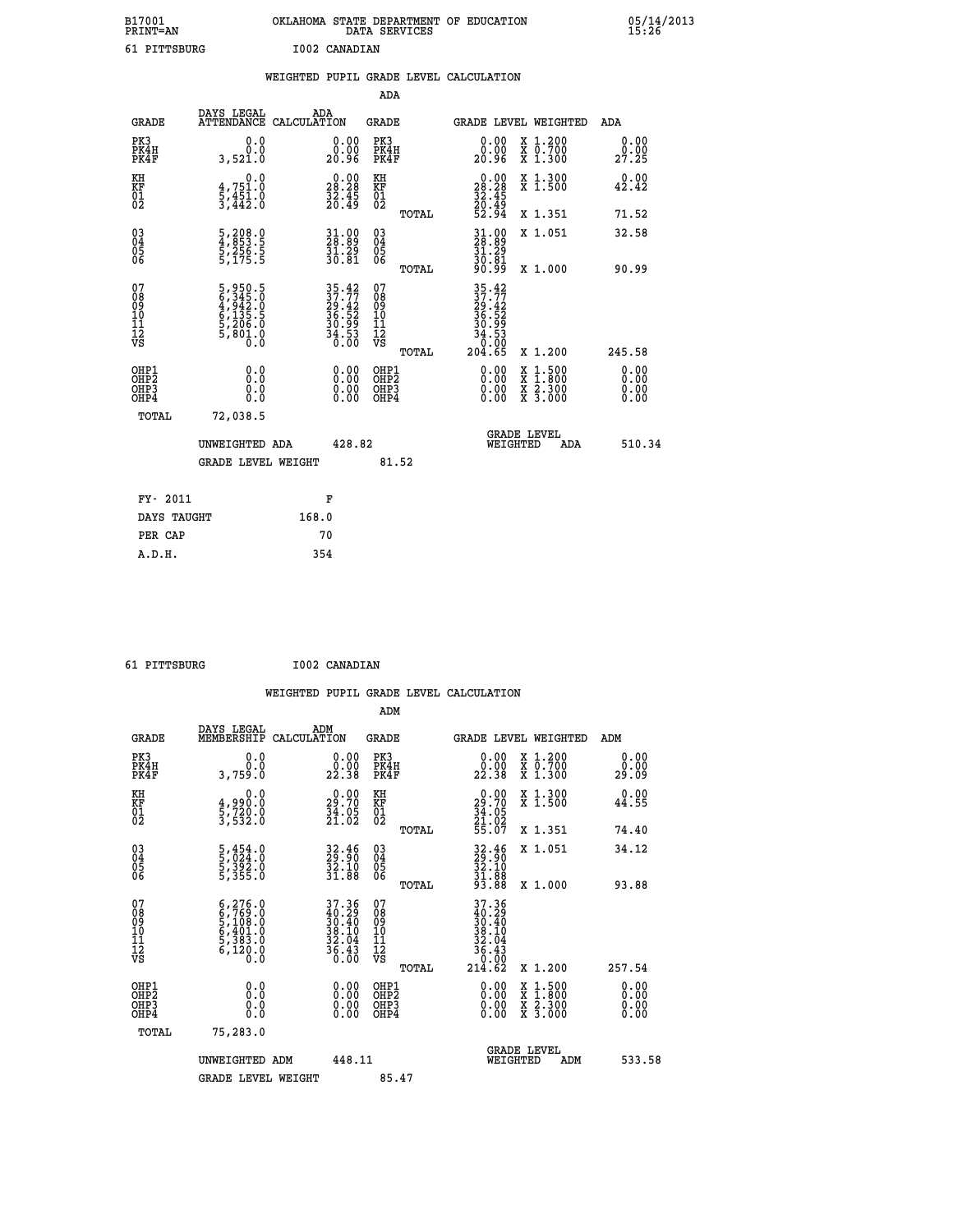B17001 OKLAHOMA STATE DEPARTMENT OF EDUCATION 05/14/2013
PRINT=AN DATA SERVICES 15:26

61 PITTSBURG I002 CANADIAN

## WEIGHTED PUPIL GRADE LEVEL CALCULATION

### ADA

| GRADE | DAYS LEGAL ATTENDANCE | ADA CALCULATION | GRADE | GRADE LEVEL | WEIGHTED | ADA |
|---|---|---|---|---|---|---|
| PK3 | 0.0 | 0.00 | PK3 | 0.00 | X 1.200 | 0.00 |
| PK4H | 0.0 | 0.00 | PK4H | 0.00 | X 0.700 | 0.00 |
| PK4F | 3,521.0 | 20.96 | PK4F | 20.96 | X 1.300 | 27.25 |
| KH | 0.0 | 0.00 | KH | 0.00 | X 1.300 | 0.00 |
| KF | 4,751.0 | 28.28 | KF | 28.28 | X 1.500 | 42.42 |
| 01 | 5,451.0 | 32.45 | 01 | 32.45 | | |
| 02 | 3,442.0 | 20.49 | 02 | 20.49 | | |
| | | | TOTAL | 52.94 | X 1.351 | 71.52 |
| 03 | 5,208.0 | 31.00 | 03 | 31.00 | X 1.051 | 32.58 |
| 04 | 4,853.5 | 28.89 | 04 | 28.89 | | |
| 05 | 5,256.5 | 31.29 | 05 | 31.29 | | |
| 06 | 5,175.5 | 30.81 | 06 | 30.81 | | |
| | | | TOTAL | 90.99 | X 1.000 | 90.99 |
| 07 | 5,950.5 | 35.42 | 07 | 35.42 | | |
| 08 | 6,345.0 | 37.77 | 08 | 37.77 | | |
| 09 | 4,942.0 | 29.42 | 09 | 29.42 | | |
| 10 | 6,135.5 | 36.52 | 10 | 36.52 | | |
| 11 | 5,206.0 | 30.99 | 11 | 30.99 | | |
| 12 | 5,801.0 | 34.53 | 12 | 34.53 | | |
| VS | 0.0 | 0.00 | VS | 0.00 | | |
| | | | TOTAL | 204.65 | X 1.200 | 245.58 |
| OHP1 | 0.0 | 0.00 | OHP1 | 0.00 | X 1.500 | 0.00 |
| OHP2 | 0.0 | 0.00 | OHP2 | 0.00 | X 1.800 | 0.00 |
| OHP3 | 0.0 | 0.00 | OHP3 | 0.00 | X 2.300 | 0.00 |
| OHP4 | 0.0 | 0.00 | OHP4 | 0.00 | X 3.000 | 0.00 |
| TOTAL | 72,038.5 | | | | | |

UNWEIGHTED ADA 428.82 | GRADE LEVEL WEIGHTED ADA 510.34

GRADE LEVEL WEIGHT 81.52

| | |
|---|---|
| FY- 2011 | F |
| DAYS TAUGHT | 168.0 |
| PER CAP | 70 |
| A.D.H. | 354 |

61 PITTSBURG I002 CANADIAN

## WEIGHTED PUPIL GRADE LEVEL CALCULATION

### ADM

| GRADE | DAYS LEGAL MEMBERSHIP | ADM CALCULATION | GRADE | GRADE LEVEL | WEIGHTED | ADM |
|---|---|---|---|---|---|---|
| PK3 | 0.0 | 0.00 | PK3 | 0.00 | X 1.200 | 0.00 |
| PK4H | 0.0 | 0.00 | PK4H | 0.00 | X 0.700 | 0.00 |
| PK4F | 3,759.0 | 22.38 | PK4F | 22.38 | X 1.300 | 29.09 |
| KH | 0.0 | 0.00 | KH | 0.00 | X 1.300 | 0.00 |
| KF | 4,990.0 | 29.70 | KF | 29.70 | X 1.500 | 44.55 |
| 01 | 5,720.0 | 34.05 | 01 | 34.05 | | |
| 02 | 3,532.0 | 21.02 | 02 | 21.02 | | |
| | | | TOTAL | 55.07 | X 1.351 | 74.40 |
| 03 | 5,454.0 | 32.46 | 03 | 32.46 | X 1.051 | 34.12 |
| 04 | 5,024.0 | 29.90 | 04 | 29.90 | | |
| 05 | 5,392.0 | 32.10 | 05 | 32.10 | | |
| 06 | 5,355.0 | 31.88 | 06 | 31.88 | | |
| | | | TOTAL | 93.88 | X 1.000 | 93.88 |
| 07 | 6,276.0 | 37.36 | 07 | 37.36 | | |
| 08 | 6,769.0 | 40.29 | 08 | 40.29 | | |
| 09 | 5,108.0 | 30.40 | 09 | 30.40 | | |
| 10 | 6,401.0 | 38.10 | 10 | 38.10 | | |
| 11 | 5,383.0 | 32.04 | 11 | 32.04 | | |
| 12 | 6,120.0 | 36.43 | 12 | 36.43 | | |
| VS | 0.0 | 0.00 | VS | 0.00 | | |
| | | | TOTAL | 214.62 | X 1.200 | 257.54 |
| OHP1 | 0.0 | 0.00 | OHP1 | 0.00 | X 1.500 | 0.00 |
| OHP2 | 0.0 | 0.00 | OHP2 | 0.00 | X 1.800 | 0.00 |
| OHP3 | 0.0 | 0.00 | OHP3 | 0.00 | X 2.300 | 0.00 |
| OHP4 | 0.0 | 0.00 | OHP4 | 0.00 | X 3.000 | 0.00 |
| TOTAL | 75,283.0 | | | | | |

UNWEIGHTED ADM 448.11 | GRADE LEVEL WEIGHTED ADM 533.58

GRADE LEVEL WEIGHT 85.47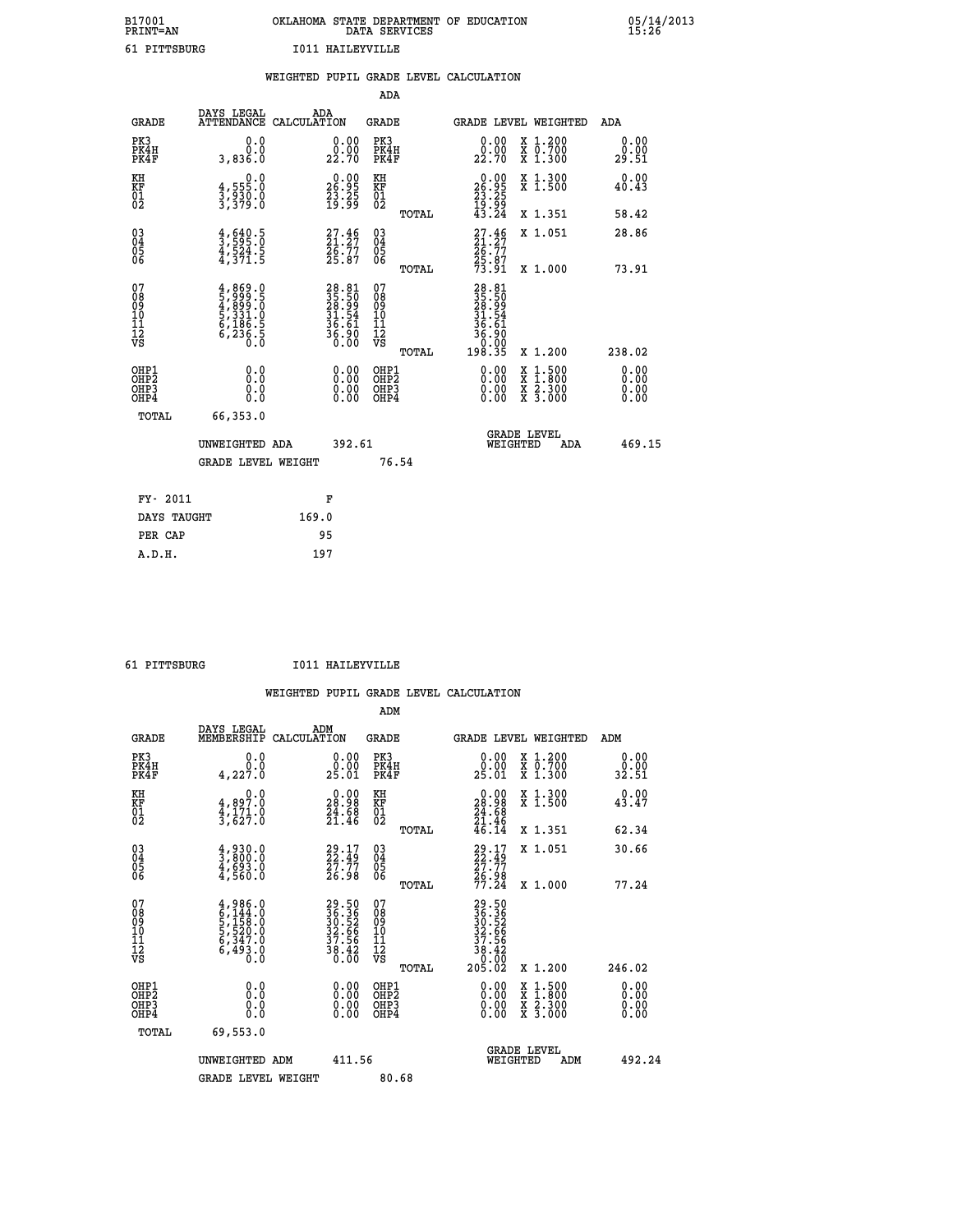B17001 OKLAHOMA STATE DEPARTMENT OF EDUCATION 05/14/2013
PRINT=AN DATA SERVICES 15:26

61 PITTSBURG I011 HAILEYVILLE

## WEIGHTED PUPIL GRADE LEVEL CALCULATION

ADA

| GRADE | DAYS LEGAL ATTENDANCE | ADA CALCULATION | GRADE | GRADE LEVEL | WEIGHTED | ADA |
|---|---|---|---|---|---|---|
| PK3 | 0.0 | 0.00 | PK3 | 0.00 | X 1.200 | 0.00 |
| PK4H | 0.0 | 0.00 | PK4H | 0.00 | X 0.700 | 0.00 |
| PK4F | 3,836.0 | 22.70 | PK4F | 22.70 | X 1.300 | 29.51 |
| KH | 0.0 | 0.00 | KH | 0.00 | X 1.300 | 0.00 |
| KF | 4,555.0 | 26.95 | KF | 26.95 | X 1.500 | 40.43 |
| 01 | 3,930.0 | 23.25 | 01 | 23.25 | | |
| 02 | 3,379.0 | 19.99 | 02 | 19.99 | | |
| | | | TOTAL | 43.24 | X 1.351 | 58.42 |
| 03 | 4,640.5 | 27.46 | 03 | 27.46 | X 1.051 | 28.86 |
| 04 | 3,595.0 | 21.27 | 04 | 21.27 | | |
| 05 | 4,524.5 | 26.77 | 05 | 26.77 | | |
| 06 | 4,371.5 | 25.87 | 06 | 25.87 | | |
| | | | TOTAL | 73.91 | X 1.000 | 73.91 |
| 07 | 4,869.0 | 28.81 | 07 | 28.81 | | |
| 08 | 5,999.5 | 35.50 | 08 | 35.50 | | |
| 09 | 4,899.0 | 28.99 | 09 | 28.99 | | |
| 10 | 5,331.0 | 31.54 | 10 | 31.54 | | |
| 11 | 6,186.5 | 36.61 | 11 | 36.61 | | |
| 12 | 6,236.5 | 36.90 | 12 | 36.90 | | |
| VS | 0.0 | 0.00 | VS | 0.00 | | |
| | | | TOTAL | 198.35 | X 1.200 | 238.02 |
| OHP1 | 0.0 | 0.00 | OHP1 | 0.00 | X 1.500 | 0.00 |
| OHP2 | 0.0 | 0.00 | OHP2 | 0.00 | X 1.800 | 0.00 |
| OHP3 | 0.0 | 0.00 | OHP3 | 0.00 | X 2.300 | 0.00 |
| OHP4 | 0.0 | 0.00 | OHP4 | 0.00 | X 3.000 | 0.00 |
| TOTAL | 66,353.0 | | | | | |

UNWEIGHTED ADA 392.61 GRADE LEVEL WEIGHTED ADA 469.15

GRADE LEVEL WEIGHT 76.54

| FY- 2011 | F |
|---|---|
| DAYS TAUGHT | 169.0 |
| PER CAP | 95 |
| A.D.H. | 197 |

61 PITTSBURG I011 HAILEYVILLE

## WEIGHTED PUPIL GRADE LEVEL CALCULATION

ADM

| GRADE | DAYS LEGAL MEMBERSHIP | ADM CALCULATION | GRADE | GRADE LEVEL | WEIGHTED | ADM |
|---|---|---|---|---|---|---|
| PK3 | 0.0 | 0.00 | PK3 | 0.00 | X 1.200 | 0.00 |
| PK4H | 0.0 | 0.00 | PK4H | 0.00 | X 0.700 | 0.00 |
| PK4F | 4,227.0 | 25.01 | PK4F | 25.01 | X 1.300 | 32.51 |
| KH | 0.0 | 0.00 | KH | 0.00 | X 1.300 | 0.00 |
| KF | 4,897.0 | 28.98 | KF | 28.98 | X 1.500 | 43.47 |
| 01 | 4,171.0 | 24.68 | 01 | 24.68 | | |
| 02 | 3,627.0 | 21.46 | 02 | 21.46 | | |
| | | | TOTAL | 46.14 | X 1.351 | 62.34 |
| 03 | 4,930.0 | 29.17 | 03 | 29.17 | X 1.051 | 30.66 |
| 04 | 3,800.0 | 22.49 | 04 | 22.49 | | |
| 05 | 4,693.0 | 27.77 | 05 | 27.77 | | |
| 06 | 4,560.0 | 26.98 | 06 | 26.98 | | |
| | | | TOTAL | 77.24 | X 1.000 | 77.24 |
| 07 | 4,986.0 | 29.50 | 07 | 29.50 | | |
| 08 | 6,144.0 | 36.36 | 08 | 36.36 | | |
| 09 | 5,158.0 | 30.52 | 09 | 30.52 | | |
| 10 | 5,520.0 | 32.66 | 10 | 32.66 | | |
| 11 | 6,347.0 | 37.56 | 11 | 37.56 | | |
| 12 | 6,493.0 | 38.42 | 12 | 38.42 | | |
| VS | 0.0 | 0.00 | VS | 0.00 | | |
| | | | TOTAL | 205.02 | X 1.200 | 246.02 |
| OHP1 | 0.0 | 0.00 | OHP1 | 0.00 | X 1.500 | 0.00 |
| OHP2 | 0.0 | 0.00 | OHP2 | 0.00 | X 1.800 | 0.00 |
| OHP3 | 0.0 | 0.00 | OHP3 | 0.00 | X 2.300 | 0.00 |
| OHP4 | 0.0 | 0.00 | OHP4 | 0.00 | X 3.000 | 0.00 |
| TOTAL | 69,553.0 | | | | | |

UNWEIGHTED ADM 411.56 GRADE LEVEL WEIGHTED ADM 492.24

GRADE LEVEL WEIGHT 80.68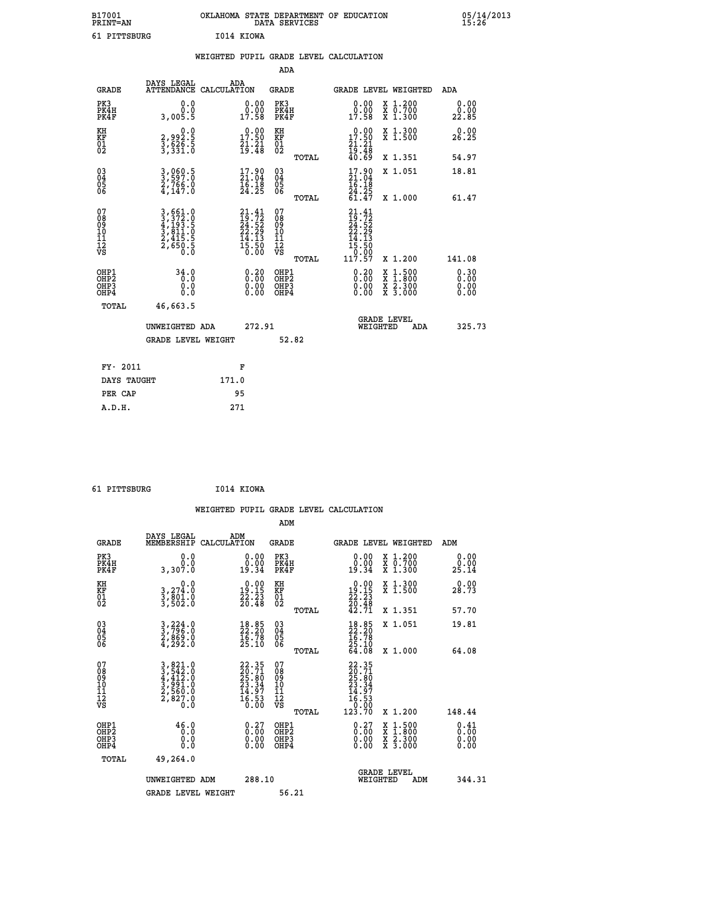B17001 OKLAHOMA STATE DEPARTMENT OF EDUCATION 05/14/2013
PRINT=AN DATA SERVICES 15:26

61 PITTSBURG I014 KIOWA

WEIGHTED PUPIL GRADE LEVEL CALCULATION

ADA

| GRADE | DAYS LEGAL ATTENDANCE | ADA CALCULATION | GRADE | GRADE LEVEL | WEIGHTED | ADA |
|---|---|---|---|---|---|---|
| PK3 | 0.0 | 0.00 | PK3 | 0.00 | X 1.200 | 0.00 |
| PK4H | 0.0 | 0.00 | PK4H | 0.00 | X 0.700 | 0.00 |
| PK4F | 3,005.5 | 17.58 | PK4F | 17.58 | X 1.300 | 22.85 |
| KH | 0.0 | 0.00 | KH | 0.00 | X 1.300 | 0.00 |
| KF | 2,992.5 | 17.50 | KF | 17.50 | X 1.500 | 26.25 |
| 01 | 3,626.5 | 21.21 | 01 | 21.21 | | |
| 02 | 3,331.0 | 19.48 | 02 | 19.48 | | |
| | | | TOTAL | 40.69 | X 1.351 | 54.97 |
| 03 | 3,060.5 | 17.90 | 03 | 17.90 | X 1.051 | 18.81 |
| 04 | 3,597.0 | 21.04 | 04 | 21.04 | | |
| 05 | 2,766.0 | 16.18 | 05 | 16.18 | | |
| 06 | 4,147.0 | 24.25 | 06 | 24.25 | | |
| | | | TOTAL | 61.47 | X 1.000 | 61.47 |
| 07 | 3,661.0 | 21.41 | 07 | 21.41 | | |
| 08 | 3,372.0 | 19.72 | 08 | 19.72 | | |
| 09 | 4,193.5 | 24.52 | 09 | 24.52 | | |
| 10 | 3,811.0 | 22.29 | 10 | 22.29 | | |
| 11 | 2,415.5 | 14.13 | 11 | 14.13 | | |
| 12 | 2,650.5 | 15.50 | 12 | 15.50 | | |
| VS | 0.0 | 0.00 | VS | 0.00 | | |
| | | | TOTAL | 117.57 | X 1.200 | 141.08 |
| OHP1 | 34.0 | 0.20 | OHP1 | 0.20 | X 1.500 | 0.30 |
| OHP2 | 0.0 | 0.00 | OHP2 | 0.00 | X 1.800 | 0.00 |
| OHP3 | 0.0 | 0.00 | OHP3 | 0.00 | X 2.300 | 0.00 |
| OHP4 | 0.0 | 0.00 | OHP4 | 0.00 | X 3.000 | 0.00 |
| TOTAL | 46,663.5 | | | | | |

UNWEIGHTED ADA 272.91 GRADE LEVEL WEIGHTED ADA 325.73

GRADE LEVEL WEIGHT 52.82

| FY- 2011 | F |
|---|---|
| DAYS TAUGHT | 171.0 |
| PER CAP | 95 |
| A.D.H. | 271 |

61 PITTSBURG I014 KIOWA

WEIGHTED PUPIL GRADE LEVEL CALCULATION

ADM

| GRADE | DAYS LEGAL MEMBERSHIP | ADM CALCULATION | GRADE | GRADE LEVEL | WEIGHTED | ADM |
|---|---|---|---|---|---|---|
| PK3 | 0.0 | 0.00 | PK3 | 0.00 | X 1.200 | 0.00 |
| PK4H | 0.0 | 0.00 | PK4H | 0.00 | X 0.700 | 0.00 |
| PK4F | 3,307.0 | 19.34 | PK4F | 19.34 | X 1.300 | 25.14 |
| KH | 0.0 | 0.00 | KH | 0.00 | X 1.300 | 0.00 |
| KF | 3,274.0 | 19.15 | KF | 19.15 | X 1.500 | 28.73 |
| 01 | 3,801.0 | 22.23 | 01 | 22.23 | | |
| 02 | 3,502.0 | 20.48 | 02 | 20.48 | | |
| | | | TOTAL | 42.71 | X 1.351 | 57.70 |
| 03 | 3,224.0 | 18.85 | 03 | 18.85 | X 1.051 | 19.81 |
| 04 | 3,796.0 | 22.20 | 04 | 22.20 | | |
| 05 | 2,869.0 | 16.78 | 05 | 16.78 | | |
| 06 | 4,292.0 | 25.10 | 06 | 25.10 | | |
| | | | TOTAL | 64.08 | X 1.000 | 64.08 |
| 07 | 3,821.0 | 22.35 | 07 | 22.35 | | |
| 08 | 3,542.0 | 20.71 | 08 | 20.71 | | |
| 09 | 4,412.0 | 25.80 | 09 | 25.80 | | |
| 10 | 3,991.0 | 23.34 | 10 | 23.34 | | |
| 11 | 2,560.0 | 14.97 | 11 | 14.97 | | |
| 12 | 2,827.0 | 16.53 | 12 | 16.53 | | |
| VS | 0.0 | 0.00 | VS | 0.00 | | |
| | | | TOTAL | 123.70 | X 1.200 | 148.44 |
| OHP1 | 46.0 | 0.27 | OHP1 | 0.27 | X 1.500 | 0.41 |
| OHP2 | 0.0 | 0.00 | OHP2 | 0.00 | X 1.800 | 0.00 |
| OHP3 | 0.0 | 0.00 | OHP3 | 0.00 | X 2.300 | 0.00 |
| OHP4 | 0.0 | 0.00 | OHP4 | 0.00 | X 3.000 | 0.00 |
| TOTAL | 49,264.0 | | | | | |

UNWEIGHTED ADM 288.10 GRADE LEVEL WEIGHTED ADM 344.31

GRADE LEVEL WEIGHT 56.21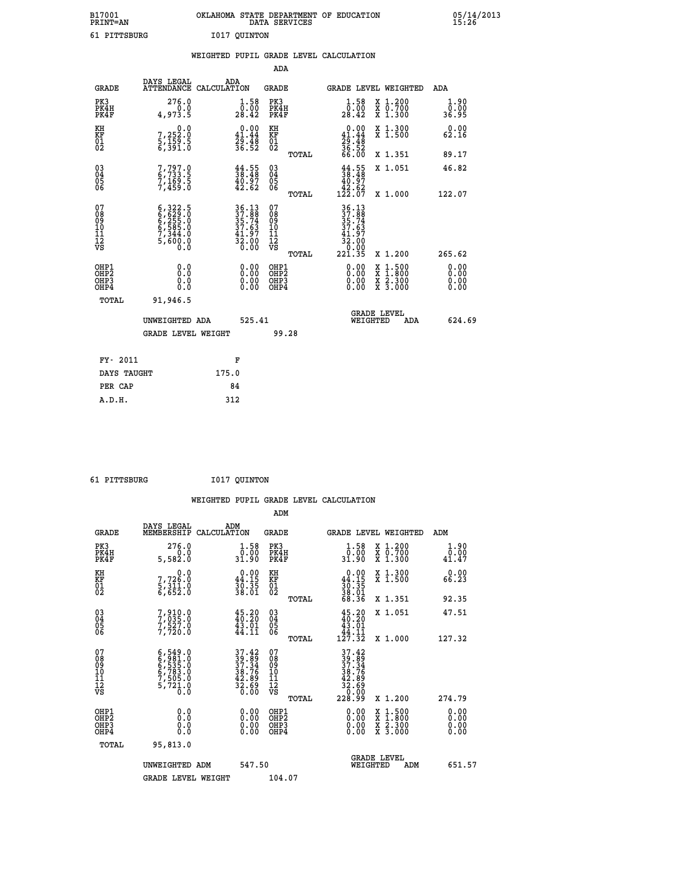B17001 OKLAHOMA STATE DEPARTMENT OF EDUCATION 05/14/2013
PRINT=AN DATA SERVICES 15:26

61 PITTSBURG I017 QUINTON

WEIGHTED PUPIL GRADE LEVEL CALCULATION

ADA

| GRADE | DAYS LEGAL ATTENDANCE | ADA CALCULATION | GRADE | | GRADE LEVEL | WEIGHTED | ADA |
|---|---|---|---|---|---|---|---|
| PK3 | 276.0 | 1.58 | PK3 | | 1.58 | X 1.200 | 1.90 |
| PK4H | 0.0 | 0.00 | PK4H | | 0.00 | X 0.700 | 0.00 |
| PK4F | 4,973.5 | 28.42 | PK4F | | 28.42 | X 1.300 | 36.95 |
| KH | 0.0 | 0.00 | KH | | 0.00 | X 1.300 | 0.00 |
| KF | 7,252.0 | 41.44 | KF | | 41.44 | X 1.500 | 62.16 |
| 01 | 5,159.5 | 29.48 | 01 | | 29.48 | | |
| 02 | 6,391.0 | 36.52 | 02 | | 36.52 | | |
| | | | | TOTAL | 66.00 | X 1.351 | 89.17 |
| 03 | 7,797.0 | 44.55 | 03 | | 44.55 | X 1.051 | 46.82 |
| 04 | 6,733.5 | 38.48 | 04 | | 38.48 | | |
| 05 | 7,169.5 | 40.97 | 05 | | 40.97 | | |
| 06 | 7,459.0 | 42.62 | 06 | | 42.62 | | |
| | | | | TOTAL | 122.07 | X 1.000 | 122.07 |
| 07 | 6,322.5 | 36.13 | 07 | | 36.13 | | |
| 08 | 6,629.0 | 37.88 | 08 | | 37.88 | | |
| 09 | 6,255.0 | 35.74 | 09 | | 35.74 | | |
| 10 | 6,585.0 | 37.63 | 10 | | 37.63 | | |
| 11 | 7,344.0 | 41.97 | 11 | | 41.97 | | |
| 12 | 5,600.0 | 32.00 | 12 | | 32.00 | | |
| VS | 0.0 | 0.00 | VS | | 0.00 | | |
| | | | | TOTAL | 221.35 | X 1.200 | 265.62 |
| OHP1 | 0.0 | 0.00 | OHP1 | | 0.00 | X 1.500 | 0.00 |
| OHP2 | 0.0 | 0.00 | OHP2 | | 0.00 | X 1.800 | 0.00 |
| OHP3 | 0.0 | 0.00 | OHP3 | | 0.00 | X 2.300 | 0.00 |
| OHP4 | 0.0 | 0.00 | OHP4 | | 0.00 | X 3.000 | 0.00 |
| TOTAL | 91,946.5 | | | | | | |

UNWEIGHTED ADA 525.41 GRADE LEVEL WEIGHTED ADA 624.69

GRADE LEVEL WEIGHT 99.28

| FY- 2011 | F |
|---|---|
| DAYS TAUGHT | 175.0 |
| PER CAP | 84 |
| A.D.H. | 312 |

61 PITTSBURG I017 QUINTON

WEIGHTED PUPIL GRADE LEVEL CALCULATION

ADM

| GRADE | DAYS LEGAL MEMBERSHIP | ADM CALCULATION | GRADE | | GRADE LEVEL | WEIGHTED | ADM |
|---|---|---|---|---|---|---|---|
| PK3 | 276.0 | 1.58 | PK3 | | 1.58 | X 1.200 | 1.90 |
| PK4H | 0.0 | 0.00 | PK4H | | 0.00 | X 0.700 | 0.00 |
| PK4F | 5,582.0 | 31.90 | PK4F | | 31.90 | X 1.300 | 41.47 |
| KH | 0.0 | 0.00 | KH | | 0.00 | X 1.300 | 0.00 |
| KF | 7,726.0 | 44.15 | KF | | 44.15 | X 1.500 | 66.23 |
| 01 | 5,311.0 | 30.35 | 01 | | 30.35 | | |
| 02 | 6,652.0 | 38.01 | 02 | | 38.01 | | |
| | | | | TOTAL | 68.36 | X 1.351 | 92.35 |
| 03 | 7,910.0 | 45.20 | 03 | | 45.20 | X 1.051 | 47.51 |
| 04 | 7,035.0 | 40.20 | 04 | | 40.20 | | |
| 05 | 7,527.0 | 43.01 | 05 | | 43.01 | | |
| 06 | 7,720.0 | 44.11 | 06 | | 44.11 | | |
| | | | | TOTAL | 127.32 | X 1.000 | 127.32 |
| 07 | 6,549.0 | 37.42 | 07 | | 37.42 | | |
| 08 | 6,981.0 | 39.89 | 08 | | 39.89 | | |
| 09 | 6,535.0 | 37.34 | 09 | | 37.34 | | |
| 10 | 6,783.0 | 38.76 | 10 | | 38.76 | | |
| 11 | 7,505.0 | 42.89 | 11 | | 42.89 | | |
| 12 | 5,721.0 | 32.69 | 12 | | 32.69 | | |
| VS | 0.0 | 0.00 | VS | | 0.00 | | |
| | | | | TOTAL | 228.99 | X 1.200 | 274.79 |
| OHP1 | 0.0 | 0.00 | OHP1 | | 0.00 | X 1.500 | 0.00 |
| OHP2 | 0.0 | 0.00 | OHP2 | | 0.00 | X 1.800 | 0.00 |
| OHP3 | 0.0 | 0.00 | OHP3 | | 0.00 | X 2.300 | 0.00 |
| OHP4 | 0.0 | 0.00 | OHP4 | | 0.00 | X 3.000 | 0.00 |
| TOTAL | 95,813.0 | | | | | | |

UNWEIGHTED ADM 547.50 GRADE LEVEL WEIGHTED ADM 651.57

GRADE LEVEL WEIGHT 104.07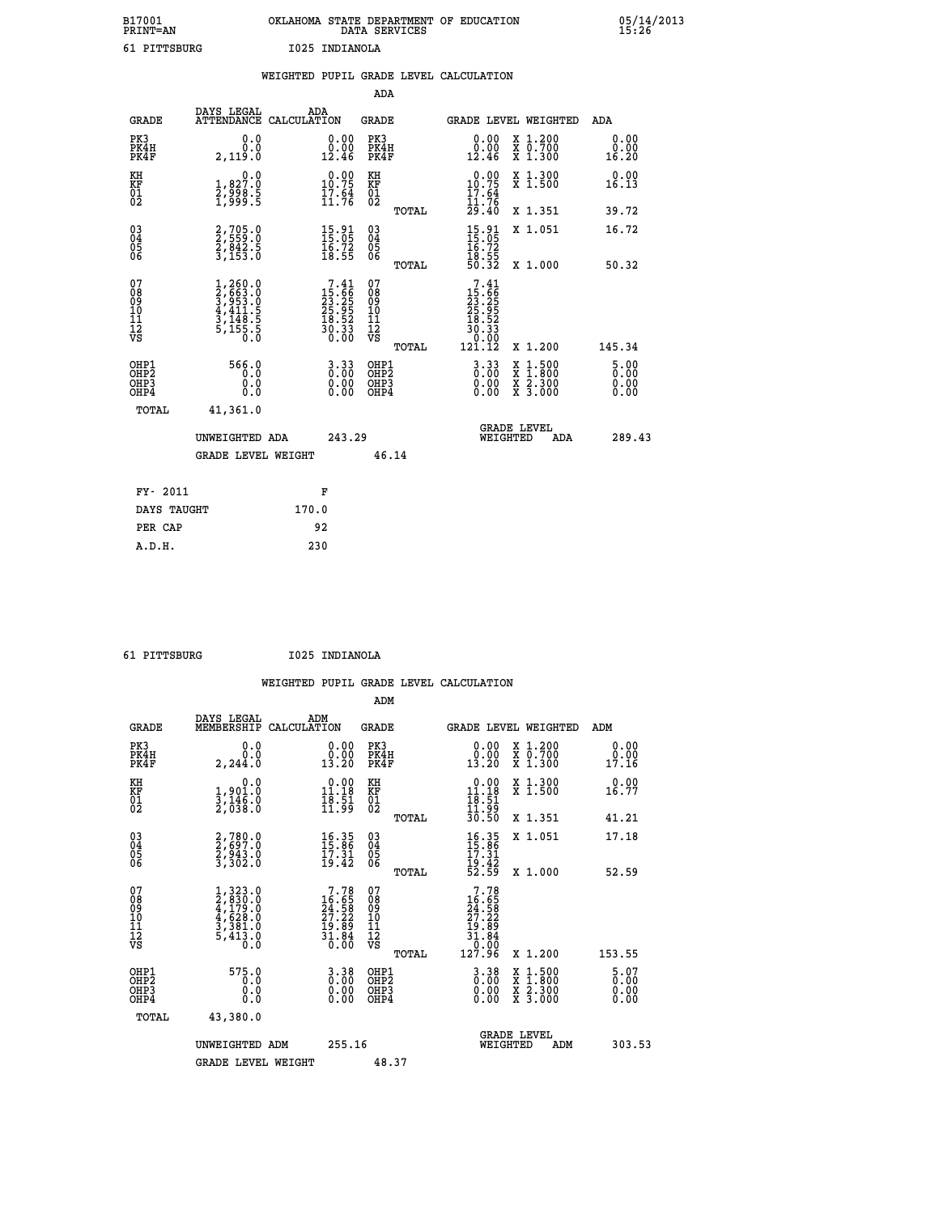B17001 OKLAHOMA STATE DEPARTMENT OF EDUCATION 05/14/2013
PRINT=AN DATA SERVICES 15:26

61 PITTSBURG I025 INDIANOLA

## WEIGHTED PUPIL GRADE LEVEL CALCULATION

### ADA

| GRADE | DAYS LEGAL ATTENDANCE | ADA CALCULATION | GRADE | GRADE LEVEL | WEIGHTED | ADA |
|---|---|---|---|---|---|---|
| PK3 | 0.0 | 0.00 | PK3 | 0.00 | X 1.200 | 0.00 |
| PK4H | 0.0 | 0.00 | PK4H | 0.00 | X 0.700 | 0.00 |
| PK4F | 2,119.0 | 12.46 | PK4F | 12.46 | X 1.300 | 16.20 |
| KH | 0.0 | 0.00 | KH | 0.00 | X 1.300 | 0.00 |
| KF | 1,827.0 | 10.75 | KF | 10.75 | X 1.500 | 16.13 |
| 01 | 2,998.5 | 17.64 | 01 | 17.64 | | |
| 02 | 1,999.5 | 11.76 | 02 | 11.76 | | |
| | | | TOTAL | 29.40 | X 1.351 | 39.72 |
| 03 | 2,705.0 | 15.91 | 03 | 15.91 | X 1.051 | 16.72 |
| 04 | 2,559.0 | 15.05 | 04 | 15.05 | | |
| 05 | 2,842.5 | 16.72 | 05 | 16.72 | | |
| 06 | 3,153.0 | 18.55 | 06 | 18.55 | | |
| | | | TOTAL | 50.32 | X 1.000 | 50.32 |
| 07 | 1,260.0 | 7.41 | 07 | 7.41 | | |
| 08 | 2,663.0 | 15.66 | 08 | 15.66 | | |
| 09 | 3,953.0 | 23.25 | 09 | 23.25 | | |
| 10 | 4,411.5 | 25.95 | 10 | 25.95 | | |
| 11 | 3,148.5 | 18.52 | 11 | 18.52 | | |
| 12 | 5,155.5 | 30.33 | 12 | 30.33 | | |
| VS | 0.0 | 0.00 | VS | 0.00 | | |
| | | | TOTAL | 121.12 | X 1.200 | 145.34 |
| OHP1 | 566.0 | 3.33 | OHP1 | 3.33 | X 1.500 | 5.00 |
| OHP2 | 0.0 | 0.00 | OHP2 | 0.00 | X 1.800 | 0.00 |
| OHP3 | 0.0 | 0.00 | OHP3 | 0.00 | X 2.300 | 0.00 |
| OHP4 | 0.0 | 0.00 | OHP4 | 0.00 | X 3.000 | 0.00 |
| TOTAL | 41,361.0 | | | | | |

UNWEIGHTED ADA 243.29 GRADE LEVEL WEIGHTED ADA 289.43

GRADE LEVEL WEIGHT 46.14

| FY- 2011 | F |
|---|---|
| DAYS TAUGHT | 170.0 |
| PER CAP | 92 |
| A.D.H. | 230 |

61 PITTSBURG I025 INDIANOLA

## WEIGHTED PUPIL GRADE LEVEL CALCULATION

### ADM

| GRADE | DAYS LEGAL MEMBERSHIP | ADM CALCULATION | GRADE | GRADE LEVEL | WEIGHTED | ADM |
|---|---|---|---|---|---|---|
| PK3 | 0.0 | 0.00 | PK3 | 0.00 | X 1.200 | 0.00 |
| PK4H | 0.0 | 0.00 | PK4H | 0.00 | X 0.700 | 0.00 |
| PK4F | 2,244.0 | 13.20 | PK4F | 13.20 | X 1.300 | 17.16 |
| KH | 0.0 | 0.00 | KH | 0.00 | X 1.300 | 0.00 |
| KF | 1,901.0 | 11.18 | KF | 11.18 | X 1.500 | 16.77 |
| 01 | 3,146.0 | 18.51 | 01 | 18.51 | | |
| 02 | 2,038.0 | 11.99 | 02 | 11.99 | | |
| | | | TOTAL | 30.50 | X 1.351 | 41.21 |
| 03 | 2,780.0 | 16.35 | 03 | 16.35 | X 1.051 | 17.18 |
| 04 | 2,697.0 | 15.86 | 04 | 15.86 | | |
| 05 | 2,943.0 | 17.31 | 05 | 17.31 | | |
| 06 | 3,302.0 | 19.42 | 06 | 19.42 | | |
| | | | TOTAL | 52.59 | X 1.000 | 52.59 |
| 07 | 1,323.0 | 7.78 | 07 | 7.78 | | |
| 08 | 2,830.0 | 16.65 | 08 | 16.65 | | |
| 09 | 4,179.0 | 24.58 | 09 | 24.58 | | |
| 10 | 4,628.0 | 27.22 | 10 | 27.22 | | |
| 11 | 3,381.0 | 19.89 | 11 | 19.89 | | |
| 12 | 5,413.0 | 31.84 | 12 | 31.84 | | |
| VS | 0.0 | 0.00 | VS | 0.00 | | |
| | | | TOTAL | 127.96 | X 1.200 | 153.55 |
| OHP1 | 575.0 | 3.38 | OHP1 | 3.38 | X 1.500 | 5.07 |
| OHP2 | 0.0 | 0.00 | OHP2 | 0.00 | X 1.800 | 0.00 |
| OHP3 | 0.0 | 0.00 | OHP3 | 0.00 | X 2.300 | 0.00 |
| OHP4 | 0.0 | 0.00 | OHP4 | 0.00 | X 3.000 | 0.00 |
| TOTAL | 43,380.0 | | | | | |

UNWEIGHTED ADM 255.16 GRADE LEVEL WEIGHTED ADM 303.53

GRADE LEVEL WEIGHT 48.37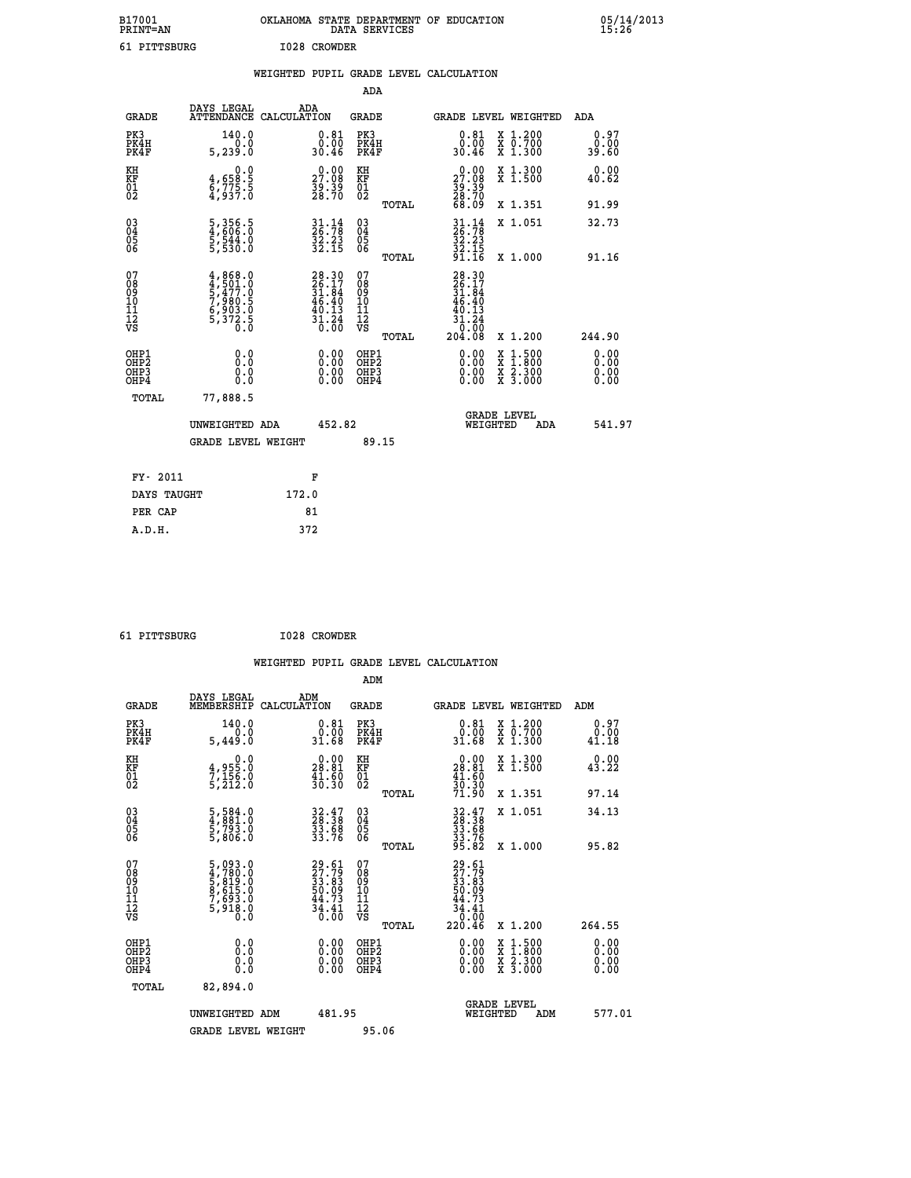B17001 OKLAHOMA STATE DEPARTMENT OF EDUCATION 05/14/2013
PRINT=AN DATA SERVICES 15:26

61 PITTSBURG I028 CROWDER

## WEIGHTED PUPIL GRADE LEVEL CALCULATION

### ADA

| GRADE | DAYS LEGAL ATTENDANCE | ADA CALCULATION | GRADE | GRADE LEVEL | WEIGHTED | ADA |
|---|---|---|---|---|---|---|
| PK3 | 140.0 | 0.81 | PK3 | 0.81 | X 1.200 | 0.97 |
| PK4H | 0.0 | 0.00 | PK4H | 0.00 | X 0.700 | 0.00 |
| PK4F | 5,239.0 | 30.46 | PK4F | 30.46 | X 1.300 | 39.60 |
| KH | 0.0 | 0.00 | KH | 0.00 | X 1.300 | 0.00 |
| KF | 4,658.5 | 27.08 | KF | 27.08 | X 1.500 | 40.62 |
| 01 | 6,775.5 | 39.39 | 01 | 39.39 | | |
| 02 | 4,937.0 | 28.70 | 02 | 28.70 | | |
| | | | TOTAL | 68.09 | X 1.351 | 91.99 |
| 03 | 5,356.5 | 31.14 | 03 | 31.14 | X 1.051 | 32.73 |
| 04 | 4,606.0 | 26.78 | 04 | 26.78 | | |
| 05 | 5,544.0 | 32.23 | 05 | 32.23 | | |
| 06 | 5,530.0 | 32.15 | 06 | 32.15 | | |
| | | | TOTAL | 91.16 | X 1.000 | 91.16 |
| 07 | 4,868.0 | 28.30 | 07 | 28.30 | | |
| 08 | 4,501.0 | 26.17 | 08 | 26.17 | | |
| 09 | 5,477.0 | 31.84 | 09 | 31.84 | | |
| 10 | 7,980.5 | 46.40 | 10 | 46.40 | | |
| 11 | 6,903.0 | 40.13 | 11 | 40.13 | | |
| 12 | 5,372.5 | 31.24 | 12 | 31.24 | | |
| VS | 0.0 | 0.00 | VS | 0.00 | | |
| | | | TOTAL | 204.08 | X 1.200 | 244.90 |
| OHP1 | 0.0 | 0.00 | OHP1 | 0.00 | X 1.500 | 0.00 |
| OHP2 | 0.0 | 0.00 | OHP2 | 0.00 | X 1.800 | 0.00 |
| OHP3 | 0.0 | 0.00 | OHP3 | 0.00 | X 2.300 | 0.00 |
| OHP4 | 0.0 | 0.00 | OHP4 | 0.00 | X 3.000 | 0.00 |
| TOTAL | 77,888.5 | | | | | |

UNWEIGHTED ADA 452.82 — GRADE LEVEL WEIGHTED ADA 541.97

GRADE LEVEL WEIGHT 89.15

| FY- 2011 | F |
|---|---|
| DAYS TAUGHT | 172.0 |
| PER CAP | 81 |
| A.D.H. | 372 |

61 PITTSBURG I028 CROWDER

## WEIGHTED PUPIL GRADE LEVEL CALCULATION

### ADM

| GRADE | DAYS LEGAL MEMBERSHIP | ADM CALCULATION | GRADE | GRADE LEVEL | WEIGHTED | ADM |
|---|---|---|---|---|---|---|
| PK3 | 140.0 | 0.81 | PK3 | 0.81 | X 1.200 | 0.97 |
| PK4H | 0.0 | 0.00 | PK4H | 0.00 | X 0.700 | 0.00 |
| PK4F | 5,449.0 | 31.68 | PK4F | 31.68 | X 1.300 | 41.18 |
| KH | 0.0 | 0.00 | KH | 0.00 | X 1.300 | 0.00 |
| KF | 4,955.0 | 28.81 | KF | 28.81 | X 1.500 | 43.22 |
| 01 | 7,156.0 | 41.60 | 01 | 41.60 | | |
| 02 | 5,212.0 | 30.30 | 02 | 30.30 | | |
| | | | TOTAL | 71.90 | X 1.351 | 97.14 |
| 03 | 5,584.0 | 32.47 | 03 | 32.47 | X 1.051 | 34.13 |
| 04 | 4,881.0 | 28.38 | 04 | 28.38 | | |
| 05 | 5,793.0 | 33.68 | 05 | 33.68 | | |
| 06 | 5,806.0 | 33.76 | 06 | 33.76 | | |
| | | | TOTAL | 95.82 | X 1.000 | 95.82 |
| 07 | 5,093.0 | 29.61 | 07 | 29.61 | | |
| 08 | 4,780.0 | 27.79 | 08 | 27.79 | | |
| 09 | 5,819.0 | 33.83 | 09 | 33.83 | | |
| 10 | 8,615.0 | 50.09 | 10 | 50.09 | | |
| 11 | 7,693.0 | 44.73 | 11 | 44.73 | | |
| 12 | 5,918.0 | 34.41 | 12 | 34.41 | | |
| VS | 0.0 | 0.00 | VS | 0.00 | | |
| | | | TOTAL | 220.46 | X 1.200 | 264.55 |
| OHP1 | 0.0 | 0.00 | OHP1 | 0.00 | X 1.500 | 0.00 |
| OHP2 | 0.0 | 0.00 | OHP2 | 0.00 | X 1.800 | 0.00 |
| OHP3 | 0.0 | 0.00 | OHP3 | 0.00 | X 2.300 | 0.00 |
| OHP4 | 0.0 | 0.00 | OHP4 | 0.00 | X 3.000 | 0.00 |
| TOTAL | 82,894.0 | | | | | |

UNWEIGHTED ADM 481.95 — GRADE LEVEL WEIGHTED ADM 577.01

GRADE LEVEL WEIGHT 95.06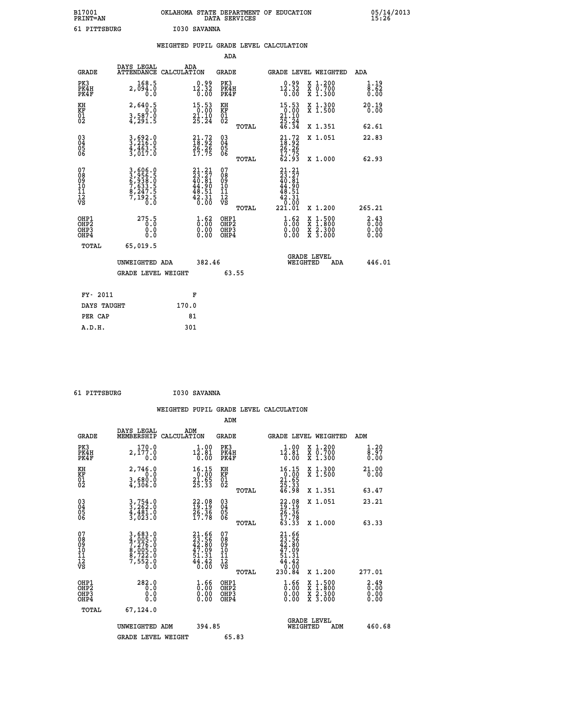B17001 OKLAHOMA STATE DEPARTMENT OF EDUCATION 05/14/2013
PRINT=AN DATA SERVICES 15:26

61 PITTSBURG I030 SAVANNA

## WEIGHTED PUPIL GRADE LEVEL CALCULATION

### ADA

| GRADE | DAYS LEGAL ATTENDANCE | ADA CALCULATION | GRADE | GRADE LEVEL | WEIGHTED | ADA |
|---|---|---|---|---|---|---|
| PK3 | 168.5 | 0.99 | PK3 | 0.99 | X 1.200 | 1.19 |
| PK4H | 2,094.0 | 12.32 | PK4H | 12.32 | X 0.700 | 8.62 |
| PK4F | 0.0 | 0.00 | PK4F | 0.00 | X 1.300 | 0.00 |
| KH | 2,640.5 | 15.53 | KH | 15.53 | X 1.300 | 20.19 |
| KF | 0.0 | 0.00 | KF | 0.00 | X 1.500 | 0.00 |
| 01 | 3,587.0 | 21.10 | 01 | 21.10 | | |
| 02 | 4,291.5 | 25.24 | 02 | 25.24 | | |
| | | | TOTAL | 46.34 | X 1.351 | 62.61 |
| 03 | 3,692.0 | 21.72 | 03 | 21.72 | X 1.051 | 22.83 |
| 04 | 3,216.0 | 18.92 | 04 | 18.92 | | |
| 05 | 4,463.5 | 26.26 | 05 | 26.26 | | |
| 06 | 3,017.0 | 17.75 | 06 | 17.75 | | |
| | | | TOTAL | 62.93 | X 1.000 | 62.93 |
| 07 | 3,606.0 | 21.21 | 07 | 21.21 | | |
| 08 | 3,956.5 | 23.27 | 08 | 23.27 | | |
| 09 | 6,938.0 | 40.81 | 09 | 40.81 | | |
| 10 | 7,633.5 | 44.90 | 10 | 44.90 | | |
| 11 | 8,247.5 | 48.51 | 11 | 48.51 | | |
| 12 | 7,192.5 | 42.31 | 12 | 42.31 | | |
| VS | 0.0 | 0.00 | VS | 0.00 | | |
| | | | TOTAL | 221.01 | X 1.200 | 265.21 |
| OHP1 | 275.5 | 1.62 | OHP1 | 1.62 | X 1.500 | 2.43 |
| OHP2 | 0.0 | 0.00 | OHP2 | 0.00 | X 1.800 | 0.00 |
| OHP3 | 0.0 | 0.00 | OHP3 | 0.00 | X 2.300 | 0.00 |
| OHP4 | 0.0 | 0.00 | OHP4 | 0.00 | X 3.000 | 0.00 |
| TOTAL | 65,019.5 | | | | | |

UNWEIGHTED ADA 382.46 — GRADE LEVEL WEIGHTED ADA 446.01

GRADE LEVEL WEIGHT 63.55

| FY- 2011 | F |
|---|---|
| DAYS TAUGHT | 170.0 |
| PER CAP | 81 |
| A.D.H. | 301 |

61 PITTSBURG I030 SAVANNA

## WEIGHTED PUPIL GRADE LEVEL CALCULATION

### ADM

| GRADE | DAYS LEGAL MEMBERSHIP | ADM CALCULATION | GRADE | GRADE LEVEL | WEIGHTED | ADM |
|---|---|---|---|---|---|---|
| PK3 | 170.0 | 1.00 | PK3 | 1.00 | X 1.200 | 1.20 |
| PK4H | 2,177.0 | 12.81 | PK4H | 12.81 | X 0.700 | 8.97 |
| PK4F | 0.0 | 0.00 | PK4F | 0.00 | X 1.300 | 0.00 |
| KH | 2,746.0 | 16.15 | KH | 16.15 | X 1.300 | 21.00 |
| KF | 0.0 | 0.00 | KF | 0.00 | X 1.500 | 0.00 |
| 01 | 3,680.0 | 21.65 | 01 | 21.65 | | |
| 02 | 4,306.0 | 25.33 | 02 | 25.33 | | |
| | | | TOTAL | 46.98 | X 1.351 | 63.47 |
| 03 | 3,754.0 | 22.08 | 03 | 22.08 | X 1.051 | 23.21 |
| 04 | 3,262.0 | 19.19 | 04 | 19.19 | | |
| 05 | 4,481.0 | 26.36 | 05 | 26.36 | | |
| 06 | 3,023.0 | 17.78 | 06 | 17.78 | | |
| | | | TOTAL | 63.33 | X 1.000 | 63.33 |
| 07 | 3,683.0 | 21.66 | 07 | 21.66 | | |
| 08 | 4,005.0 | 23.56 | 08 | 23.56 | | |
| 09 | 7,276.0 | 42.80 | 09 | 42.80 | | |
| 10 | 8,005.0 | 47.09 | 10 | 47.09 | | |
| 11 | 8,722.0 | 51.31 | 11 | 51.31 | | |
| 12 | 7,552.0 | 44.42 | 12 | 44.42 | | |
| VS | 0.0 | 0.00 | VS | 0.00 | | |
| | | | TOTAL | 230.84 | X 1.200 | 277.01 |
| OHP1 | 282.0 | 1.66 | OHP1 | 1.66 | X 1.500 | 2.49 |
| OHP2 | 0.0 | 0.00 | OHP2 | 0.00 | X 1.800 | 0.00 |
| OHP3 | 0.0 | 0.00 | OHP3 | 0.00 | X 2.300 | 0.00 |
| OHP4 | 0.0 | 0.00 | OHP4 | 0.00 | X 3.000 | 0.00 |
| TOTAL | 67,124.0 | | | | | |

UNWEIGHTED ADM 394.85 — GRADE LEVEL WEIGHTED ADM 460.68

GRADE LEVEL WEIGHT 65.83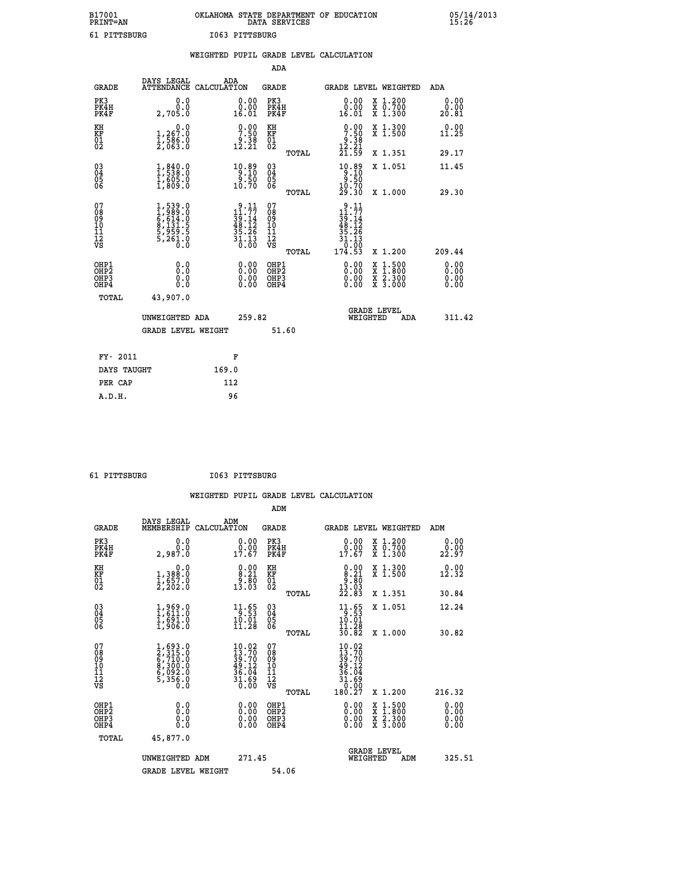B17001 OKLAHOMA STATE DEPARTMENT OF EDUCATION 05/14/2013
PRINT=AN DATA SERVICES 15:26

61 PITTSBURG I063 PITTSBURG

## WEIGHTED PUPIL GRADE LEVEL CALCULATION

### ADA

| GRADE | DAYS LEGAL ATTENDANCE | ADA CALCULATION | GRADE | GRADE LEVEL | WEIGHTED | ADA |
|---|---|---|---|---|---|---|
| PK3 | 0.0 | 0.00 | PK3 | 0.00 | X 1.200 | 0.00 |
| PK4H | 0.0 | 0.00 | PK4H | 0.00 | X 0.700 | 0.00 |
| PK4F | 2,705.0 | 16.01 | PK4F | 16.01 | X 1.300 | 20.81 |
| KH | 0.0 | 0.00 | KH | 0.00 | X 1.300 | 0.00 |
| KF | 1,267.0 | 7.50 | KF | 7.50 | X 1.500 | 11.25 |
| 01 | 1,586.0 | 9.38 | 01 | 9.38 | | |
| 02 | 2,063.0 | 12.21 | 02 | 12.21 | | |
| | | | TOTAL | 21.59 | X 1.351 | 29.17 |
| 03 | 1,840.0 | 10.89 | 03 | 10.89 | X 1.051 | 11.45 |
| 04 | 1,538.0 | 9.10 | 04 | 9.10 | | |
| 05 | 1,605.0 | 9.50 | 05 | 9.50 | | |
| 06 | 1,809.0 | 10.70 | 06 | 10.70 | | |
| | | | TOTAL | 29.30 | X 1.000 | 29.30 |
| 07 | 1,539.0 | 9.11 | 07 | 9.11 | | |
| 08 | 1,989.0 | 11.77 | 08 | 11.77 | | |
| 09 | 6,614.0 | 39.14 | 09 | 39.14 | | |
| 10 | 8,131.5 | 48.12 | 10 | 48.12 | | |
| 11 | 5,959.5 | 35.26 | 11 | 35.26 | | |
| 12 | 5,261.0 | 31.13 | 12 | 31.13 | | |
| VS | 0.0 | 0.00 | VS | 0.00 | | |
| | | | TOTAL | 174.53 | X 1.200 | 209.44 |
| OHP1 | 0.0 | 0.00 | OHP1 | 0.00 | X 1.500 | 0.00 |
| OHP2 | 0.0 | 0.00 | OHP2 | 0.00 | X 1.800 | 0.00 |
| OHP3 | 0.0 | 0.00 | OHP3 | 0.00 | X 2.300 | 0.00 |
| OHP4 | 0.0 | 0.00 | OHP4 | 0.00 | X 3.000 | 0.00 |
| TOTAL | 43,907.0 | | | | | |

UNWEIGHTED ADA 259.82 GRADE LEVEL WEIGHTED ADA 311.42

GRADE LEVEL WEIGHT 51.60

| FY- 2011 | F |
|---|---|
| DAYS TAUGHT | 169.0 |
| PER CAP | 112 |
| A.D.H. | 96 |

61 PITTSBURG I063 PITTSBURG

## WEIGHTED PUPIL GRADE LEVEL CALCULATION

### ADM

| GRADE | DAYS LEGAL MEMBERSHIP | ADM CALCULATION | GRADE | GRADE LEVEL | WEIGHTED | ADM |
|---|---|---|---|---|---|---|
| PK3 | 0.0 | 0.00 | PK3 | 0.00 | X 1.200 | 0.00 |
| PK4H | 0.0 | 0.00 | PK4H | 0.00 | X 0.700 | 0.00 |
| PK4F | 2,987.0 | 17.67 | PK4F | 17.67 | X 1.300 | 22.97 |
| KH | 0.0 | 0.00 | KH | 0.00 | X 1.300 | 0.00 |
| KF | 1,388.0 | 8.21 | KF | 8.21 | X 1.500 | 12.32 |
| 01 | 1,657.0 | 9.80 | 01 | 9.80 | | |
| 02 | 2,202.0 | 13.03 | 02 | 13.03 | | |
| | | | TOTAL | 22.83 | X 1.351 | 30.84 |
| 03 | 1,969.0 | 11.65 | 03 | 11.65 | X 1.051 | 12.24 |
| 04 | 1,611.0 | 9.53 | 04 | 9.53 | | |
| 05 | 1,691.0 | 10.01 | 05 | 10.01 | | |
| 06 | 1,906.0 | 11.28 | 06 | 11.28 | | |
| | | | TOTAL | 30.82 | X 1.000 | 30.82 |
| 07 | 1,693.0 | 10.02 | 07 | 10.02 | | |
| 08 | 2,315.0 | 13.70 | 08 | 13.70 | | |
| 09 | 6,710.0 | 39.70 | 09 | 39.70 | | |
| 10 | 8,300.0 | 49.12 | 10 | 49.12 | | |
| 11 | 6,092.0 | 36.04 | 11 | 36.04 | | |
| 12 | 5,356.0 | 31.69 | 12 | 31.69 | | |
| VS | 0.0 | 0.00 | VS | 0.00 | | |
| | | | TOTAL | 180.27 | X 1.200 | 216.32 |
| OHP1 | 0.0 | 0.00 | OHP1 | 0.00 | X 1.500 | 0.00 |
| OHP2 | 0.0 | 0.00 | OHP2 | 0.00 | X 1.800 | 0.00 |
| OHP3 | 0.0 | 0.00 | OHP3 | 0.00 | X 2.300 | 0.00 |
| OHP4 | 0.0 | 0.00 | OHP4 | 0.00 | X 3.000 | 0.00 |
| TOTAL | 45,877.0 | | | | | |

UNWEIGHTED ADM 271.45 GRADE LEVEL WEIGHTED ADM 325.51

GRADE LEVEL WEIGHT 54.06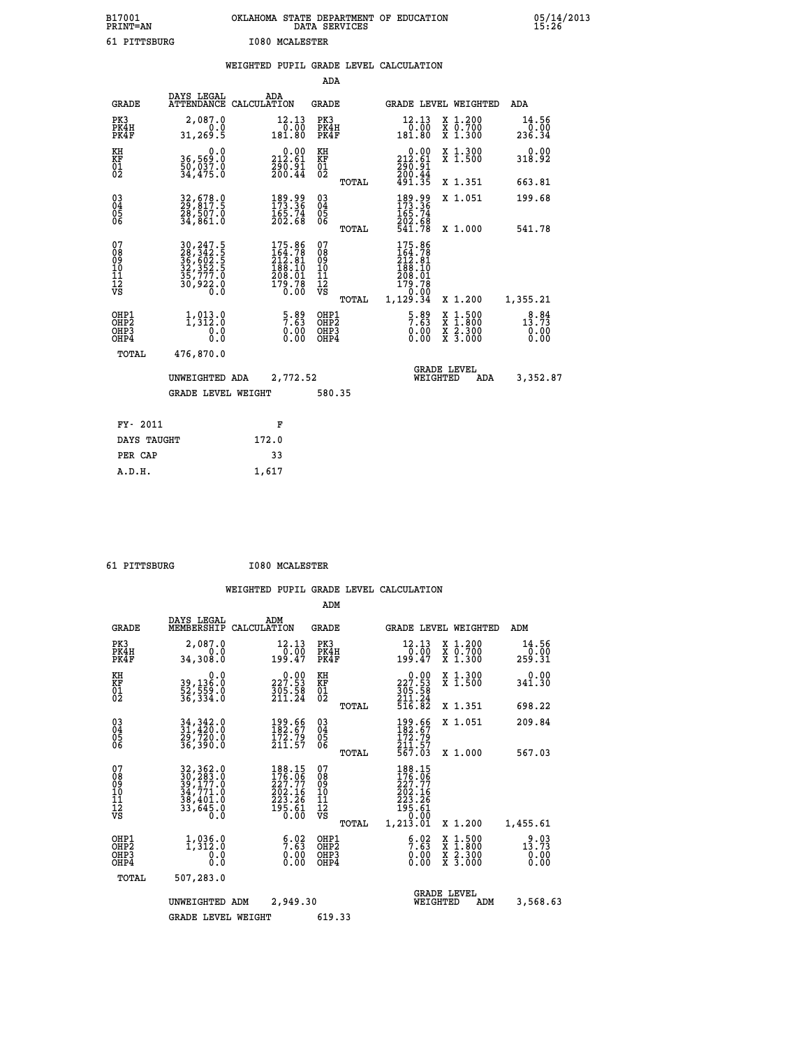B17001 OKLAHOMA STATE DEPARTMENT OF EDUCATION 05/14/2013
PRINT=AN DATA SERVICES 15:26

61 PITTSBURG I080 MCALESTER

## WEIGHTED PUPIL GRADE LEVEL CALCULATION

### ADA

| GRADE | DAYS LEGAL ATTENDANCE | ADA CALCULATION | GRADE | | GRADE LEVEL | WEIGHTED | ADA |
|---|---|---|---|---|---|---|---|
| PK3 | 2,087.0 | 12.13 | PK3 | | 12.13 | X 1.200 | 14.56 |
| PK4H | 0.0 | 0.00 | PK4H | | 0.00 | X 0.700 | 0.00 |
| PK4F | 31,269.5 | 181.80 | PK4F | | 181.80 | X 1.300 | 236.34 |
| KH | 0.0 | 0.00 | KH | | 0.00 | X 1.300 | 0.00 |
| KF | 36,569.0 | 212.61 | KF | | 212.61 | X 1.500 | 318.92 |
| 01 | 50,037.0 | 290.91 | 01 | | 290.91 | | |
| 02 | 34,475.0 | 200.44 | 02 | | 200.44 | | |
| | | | | TOTAL | 491.35 | X 1.351 | 663.81 |
| 03 | 32,678.0 | 189.99 | 03 | | 189.99 | X 1.051 | 199.68 |
| 04 | 29,817.5 | 173.36 | 04 | | 173.36 | | |
| 05 | 28,507.0 | 165.74 | 05 | | 165.74 | | |
| 06 | 34,861.0 | 202.68 | 06 | | 202.68 | | |
| | | | | TOTAL | 541.78 | X 1.000 | 541.78 |
| 07 | 30,247.5 | 175.86 | 07 | | 175.86 | | |
| 08 | 28,342.5 | 164.78 | 08 | | 164.78 | | |
| 09 | 36,602.5 | 212.81 | 09 | | 212.81 | | |
| 10 | 32,352.5 | 188.10 | 10 | | 188.10 | | |
| 11 | 35,777.0 | 208.01 | 11 | | 208.01 | | |
| 12 | 30,922.0 | 179.78 | 12 | | 179.78 | | |
| VS | 0.0 | 0.00 | VS | | 0.00 | | |
| | | | | TOTAL | 1,129.34 | X 1.200 | 1,355.21 |
| OHP1 | 1,013.0 | 5.89 | OHP1 | | 5.89 | X 1.500 | 8.84 |
| OHP2 | 1,312.0 | 7.63 | OHP2 | | 7.63 | X 1.800 | 13.73 |
| OHP3 | 0.0 | 0.00 | OHP3 | | 0.00 | X 2.300 | 0.00 |
| OHP4 | 0.0 | 0.00 | OHP4 | | 0.00 | X 3.000 | 0.00 |
| TOTAL | 476,870.0 | | | | | | |

UNWEIGHTED ADA 2,772.52 GRADE LEVEL WEIGHTED ADA 3,352.87

GRADE LEVEL WEIGHT 580.35

| FY- 2011 | F |
|---|---|
| DAYS TAUGHT | 172.0 |
| PER CAP | 33 |
| A.D.H. | 1,617 |

61 PITTSBURG I080 MCALESTER

## WEIGHTED PUPIL GRADE LEVEL CALCULATION

### ADM

| GRADE | DAYS LEGAL MEMBERSHIP | ADM CALCULATION | GRADE | | GRADE LEVEL | WEIGHTED | ADM |
|---|---|---|---|---|---|---|---|
| PK3 | 2,087.0 | 12.13 | PK3 | | 12.13 | X 1.200 | 14.56 |
| PK4H | 0.0 | 0.00 | PK4H | | 0.00 | X 0.700 | 0.00 |
| PK4F | 34,308.0 | 199.47 | PK4F | | 199.47 | X 1.300 | 259.31 |
| KH | 0.0 | 0.00 | KH | | 0.00 | X 1.300 | 0.00 |
| KF | 39,136.0 | 227.53 | KF | | 227.53 | X 1.500 | 341.30 |
| 01 | 52,559.0 | 305.58 | 01 | | 305.58 | | |
| 02 | 36,334.0 | 211.24 | 02 | | 211.24 | | |
| | | | | TOTAL | 516.82 | X 1.351 | 698.22 |
| 03 | 34,342.0 | 199.66 | 03 | | 199.66 | X 1.051 | 209.84 |
| 04 | 31,420.0 | 182.67 | 04 | | 182.67 | | |
| 05 | 29,720.0 | 172.79 | 05 | | 172.79 | | |
| 06 | 36,390.0 | 211.57 | 06 | | 211.57 | | |
| | | | | TOTAL | 567.03 | X 1.000 | 567.03 |
| 07 | 32,362.0 | 188.15 | 07 | | 188.15 | | |
| 08 | 30,283.0 | 176.06 | 08 | | 176.06 | | |
| 09 | 39,177.0 | 227.77 | 09 | | 227.77 | | |
| 10 | 34,771.0 | 202.16 | 10 | | 202.16 | | |
| 11 | 38,401.0 | 223.26 | 11 | | 223.26 | | |
| 12 | 33,645.0 | 195.61 | 12 | | 195.61 | | |
| VS | 0.0 | 0.00 | VS | | 0.00 | | |
| | | | | TOTAL | 1,213.01 | X 1.200 | 1,455.61 |
| OHP1 | 1,036.0 | 6.02 | OHP1 | | 6.02 | X 1.500 | 9.03 |
| OHP2 | 1,312.0 | 7.63 | OHP2 | | 7.63 | X 1.800 | 13.73 |
| OHP3 | 0.0 | 0.00 | OHP3 | | 0.00 | X 2.300 | 0.00 |
| OHP4 | 0.0 | 0.00 | OHP4 | | 0.00 | X 3.000 | 0.00 |
| TOTAL | 507,283.0 | | | | | | |

UNWEIGHTED ADM 2,949.30 GRADE LEVEL WEIGHTED ADM 3,568.63

GRADE LEVEL WEIGHT 619.33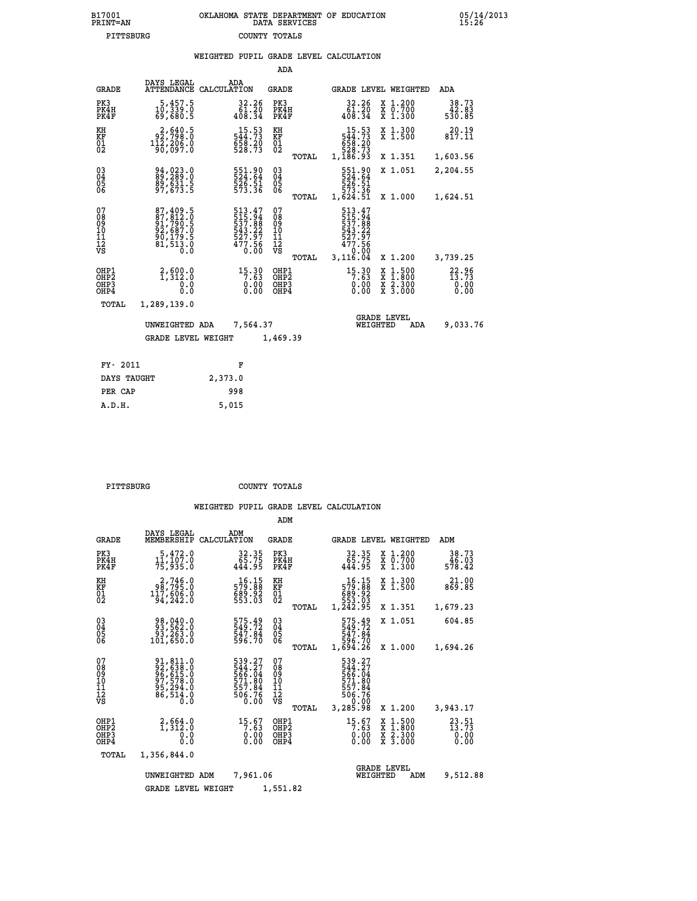B17001 OKLAHOMA STATE DEPARTMENT OF EDUCATION 05/14/2013
PRINT=AN DATA SERVICES 15:26

PITTSBURG COUNTY TOTALS

## WEIGHTED PUPIL GRADE LEVEL CALCULATION

### ADA

| GRADE | DAYS LEGAL ATTENDANCE | ADA CALCULATION | GRADE | | GRADE LEVEL | WEIGHTED | ADA |
|---|---|---|---|---|---|---|---|
| PK3 | 5,457.5 | 32.26 | PK3 | | 32.26 | X 1.200 | 38.73 |
| PK4H | 10,339.0 | 61.20 | PK4H | | 61.20 | X 0.700 | 42.83 |
| PK4F | 69,680.5 | 408.34 | PK4F | | 408.34 | X 1.300 | 530.85 |
| KH | 2,640.5 | 15.53 | KH | | 15.53 | X 1.300 | 20.19 |
| KF | 92,798.0 | 544.73 | KF | | 544.73 | X 1.500 | 817.11 |
| 01 | 112,206.0 | 658.20 | 01 | | 658.20 | | |
| 02 | 90,097.0 | 528.73 | 02 | | 528.73 | | |
| | | | | TOTAL | 1,186.93 | X 1.351 | 1,603.56 |
| 03 | 94,023.0 | 551.90 | 03 | | 551.90 | X 1.051 | 2,204.55 |
| 04 | 89,289.0 | 524.64 | 04 | | 524.64 | | |
| 05 | 89,631.5 | 526.51 | 05 | | 526.51 | | |
| 06 | 97,673.5 | 573.36 | 06 | | 573.36 | | |
| | | | | TOTAL | 1,624.51 | X 1.000 | 1,624.51 |
| 07 | 87,409.5 | 513.47 | 07 | | 513.47 | | |
| 08 | 87,812.0 | 515.94 | 08 | | 515.94 | | |
| 09 | 91,790.5 | 537.88 | 09 | | 537.88 | | |
| 10 | 92,687.0 | 543.22 | 10 | | 543.22 | | |
| 11 | 90,179.5 | 527.97 | 11 | | 527.97 | | |
| 12 | 81,513.0 | 477.56 | 12 | | 477.56 | | |
| VS | 0.0 | 0.00 | VS | | 0.00 | | |
| | | | | TOTAL | 3,116.04 | X 1.200 | 3,739.25 |
| OHP1 | 2,600.0 | 15.30 | OHP1 | | 15.30 | X 1.500 | 22.96 |
| OHP2 | 1,312.0 | 7.63 | OHP2 | | 7.63 | X 1.800 | 13.73 |
| OHP3 | 0.0 | 0.00 | OHP3 | | 0.00 | X 2.300 | 0.00 |
| OHP4 | 0.0 | 0.00 | OHP4 | | 0.00 | X 3.000 | 0.00 |
| TOTAL | 1,289,139.0 | | | | | | |

UNWEIGHTED ADA 7,564.37 — GRADE LEVEL WEIGHTED ADA 9,033.76

GRADE LEVEL WEIGHT 1,469.39

| FY- 2011 | F |
|---|---|
| DAYS TAUGHT | 2,373.0 |
| PER CAP | 998 |
| A.D.H. | 5,015 |

PITTSBURG COUNTY TOTALS

## WEIGHTED PUPIL GRADE LEVEL CALCULATION

### ADM

| GRADE | DAYS LEGAL MEMBERSHIP | ADM CALCULATION | GRADE | | GRADE LEVEL | WEIGHTED | ADM |
|---|---|---|---|---|---|---|---|
| PK3 | 5,472.0 | 32.35 | PK3 | | 32.35 | X 1.200 | 38.73 |
| PK4H | 11,107.0 | 65.75 | PK4H | | 65.75 | X 0.700 | 46.03 |
| PK4F | 75,935.0 | 444.95 | PK4F | | 444.95 | X 1.300 | 578.42 |
| KH | 2,746.0 | 16.15 | KH | | 16.15 | X 1.300 | 21.00 |
| KF | 98,795.0 | 579.88 | KF | | 579.88 | X 1.500 | 869.85 |
| 01 | 117,606.0 | 689.92 | 01 | | 689.92 | | |
| 02 | 94,242.0 | 553.03 | 02 | | 553.03 | | |
| | | | | TOTAL | 1,242.95 | X 1.351 | 1,679.23 |
| 03 | 98,040.0 | 575.49 | 03 | | 575.49 | X 1.051 | 604.85 |
| 04 | 93,562.0 | 549.72 | 04 | | 549.72 | | |
| 05 | 93,263.0 | 547.84 | 05 | | 547.84 | | |
| 06 | 101,650.0 | 596.70 | 06 | | 596.70 | | |
| | | | | TOTAL | 1,694.26 | X 1.000 | 1,694.26 |
| 07 | 91,811.0 | 539.27 | 07 | | 539.27 | | |
| 08 | 92,638.0 | 544.27 | 08 | | 544.27 | | |
| 09 | 96,615.0 | 566.04 | 09 | | 566.04 | | |
| 10 | 97,578.0 | 571.80 | 10 | | 571.80 | | |
| 11 | 95,294.0 | 557.84 | 11 | | 557.84 | | |
| 12 | 86,514.0 | 506.76 | 12 | | 506.76 | | |
| VS | 0.0 | 0.00 | VS | | 0.00 | | |
| | | | | TOTAL | 3,285.98 | X 1.200 | 3,943.17 |
| OHP1 | 2,664.0 | 15.67 | OHP1 | | 15.67 | X 1.500 | 23.51 |
| OHP2 | 1,312.0 | 7.63 | OHP2 | | 7.63 | X 1.800 | 13.73 |
| OHP3 | 0.0 | 0.00 | OHP3 | | 0.00 | X 2.300 | 0.00 |
| OHP4 | 0.0 | 0.00 | OHP4 | | 0.00 | X 3.000 | 0.00 |
| TOTAL | 1,356,844.0 | | | | | | |

UNWEIGHTED ADM 7,961.06 — GRADE LEVEL WEIGHTED ADM 9,512.88

GRADE LEVEL WEIGHT 1,551.82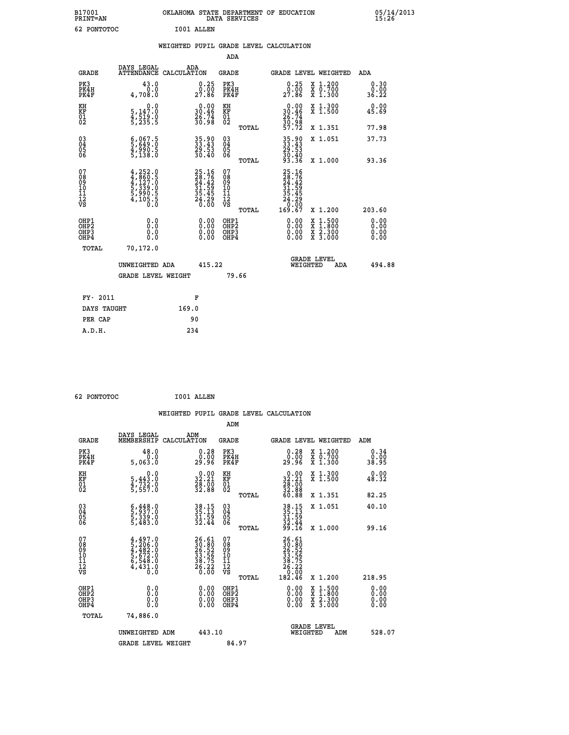B17001 OKLAHOMA STATE DEPARTMENT OF EDUCATION 05/14/2013
PRINT=AN DATA SERVICES 15:26

62 PONTOTOC I001 ALLEN

## WEIGHTED PUPIL GRADE LEVEL CALCULATION

ADA

| GRADE | DAYS LEGAL ATTENDANCE | ADA CALCULATION | GRADE | GRADE LEVEL | WEIGHTED | ADA |
|---|---|---|---|---|---|---|
| PK3 | 43.0 | 0.25 | PK3 | 0.25 | X 1.200 | 0.30 |
| PK4H | 0.0 | 0.00 | PK4H | 0.00 | X 0.700 | 0.00 |
| PK4F | 4,708.0 | 27.86 | PK4F | 27.86 | X 1.300 | 36.22 |
| KH | 0.0 | 0.00 | KH | 0.00 | X 1.300 | 0.00 |
| KF | 5,147.0 | 30.46 | KF | 30.46 | X 1.500 | 45.69 |
| 01 | 4,519.0 | 26.74 | 01 | 26.74 | | |
| 02 | 5,235.5 | 30.98 | 02 | 30.98 | | |
| | | | TOTAL | 57.72 | X 1.351 | 77.98 |
| 03 | 6,067.5 | 35.90 | 03 | 35.90 | X 1.051 | 37.73 |
| 04 | 5,649.0 | 33.43 | 04 | 33.43 | | |
| 05 | 4,990.5 | 29.53 | 05 | 29.53 | | |
| 06 | 5,138.0 | 30.40 | 06 | 30.40 | | |
| | | | TOTAL | 93.36 | X 1.000 | 93.36 |
| 07 | 4,252.0 | 25.16 | 07 | 25.16 | | |
| 08 | 4,860.5 | 28.76 | 08 | 28.76 | | |
| 09 | 4,127.0 | 24.42 | 09 | 24.42 | | |
| 10 | 5,339.0 | 31.59 | 10 | 31.59 | | |
| 11 | 5,990.5 | 35.45 | 11 | 35.45 | | |
| 12 | 4,105.5 | 24.29 | 12 | 24.29 | | |
| VS | 0.0 | 0.00 | VS | 0.00 | | |
| | | | TOTAL | 169.67 | X 1.200 | 203.60 |
| OHP1 | 0.0 | 0.00 | OHP1 | 0.00 | X 1.500 | 0.00 |
| OHP2 | 0.0 | 0.00 | OHP2 | 0.00 | X 1.800 | 0.00 |
| OHP3 | 0.0 | 0.00 | OHP3 | 0.00 | X 2.300 | 0.00 |
| OHP4 | 0.0 | 0.00 | OHP4 | 0.00 | X 3.000 | 0.00 |
| TOTAL | 70,172.0 | | | | | |

UNWEIGHTED ADA 415.22 — GRADE LEVEL WEIGHTED ADA 494.88

GRADE LEVEL WEIGHT 79.66

| FY- 2011 | F |
|---|---|
| DAYS TAUGHT | 169.0 |
| PER CAP | 90 |
| A.D.H. | 234 |

62 PONTOTOC I001 ALLEN

## WEIGHTED PUPIL GRADE LEVEL CALCULATION

ADM

| GRADE | DAYS LEGAL MEMBERSHIP | ADM CALCULATION | GRADE | GRADE LEVEL | WEIGHTED | ADM |
|---|---|---|---|---|---|---|
| PK3 | 48.0 | 0.28 | PK3 | 0.28 | X 1.200 | 0.34 |
| PK4H | 0.0 | 0.00 | PK4H | 0.00 | X 0.700 | 0.00 |
| PK4F | 5,063.0 | 29.96 | PK4F | 29.96 | X 1.300 | 38.95 |
| KH | 0.0 | 0.00 | KH | 0.00 | X 1.300 | 0.00 |
| KF | 5,443.0 | 32.21 | KF | 32.21 | X 1.500 | 48.32 |
| 01 | 4,732.0 | 28.00 | 01 | 28.00 | | |
| 02 | 5,557.0 | 32.88 | 02 | 32.88 | | |
| | | | TOTAL | 60.88 | X 1.351 | 82.25 |
| 03 | 6,448.0 | 38.15 | 03 | 38.15 | X 1.051 | 40.10 |
| 04 | 5,937.0 | 35.13 | 04 | 35.13 | | |
| 05 | 5,339.0 | 31.59 | 05 | 31.59 | | |
| 06 | 5,483.0 | 32.44 | 06 | 32.44 | | |
| | | | TOTAL | 99.16 | X 1.000 | 99.16 |
| 07 | 4,497.0 | 26.61 | 07 | 26.61 | | |
| 08 | 5,206.0 | 30.80 | 08 | 30.80 | | |
| 09 | 4,482.0 | 26.52 | 09 | 26.52 | | |
| 10 | 5,672.0 | 33.56 | 10 | 33.56 | | |
| 11 | 6,548.0 | 38.75 | 11 | 38.75 | | |
| 12 | 4,431.0 | 26.22 | 12 | 26.22 | | |
| VS | 0.0 | 0.00 | VS | 0.00 | | |
| | | | TOTAL | 182.46 | X 1.200 | 218.95 |
| OHP1 | 0.0 | 0.00 | OHP1 | 0.00 | X 1.500 | 0.00 |
| OHP2 | 0.0 | 0.00 | OHP2 | 0.00 | X 1.800 | 0.00 |
| OHP3 | 0.0 | 0.00 | OHP3 | 0.00 | X 2.300 | 0.00 |
| OHP4 | 0.0 | 0.00 | OHP4 | 0.00 | X 3.000 | 0.00 |
| TOTAL | 74,886.0 | | | | | |

UNWEIGHTED ADM 443.10 — GRADE LEVEL WEIGHTED ADM 528.07

GRADE LEVEL WEIGHT 84.97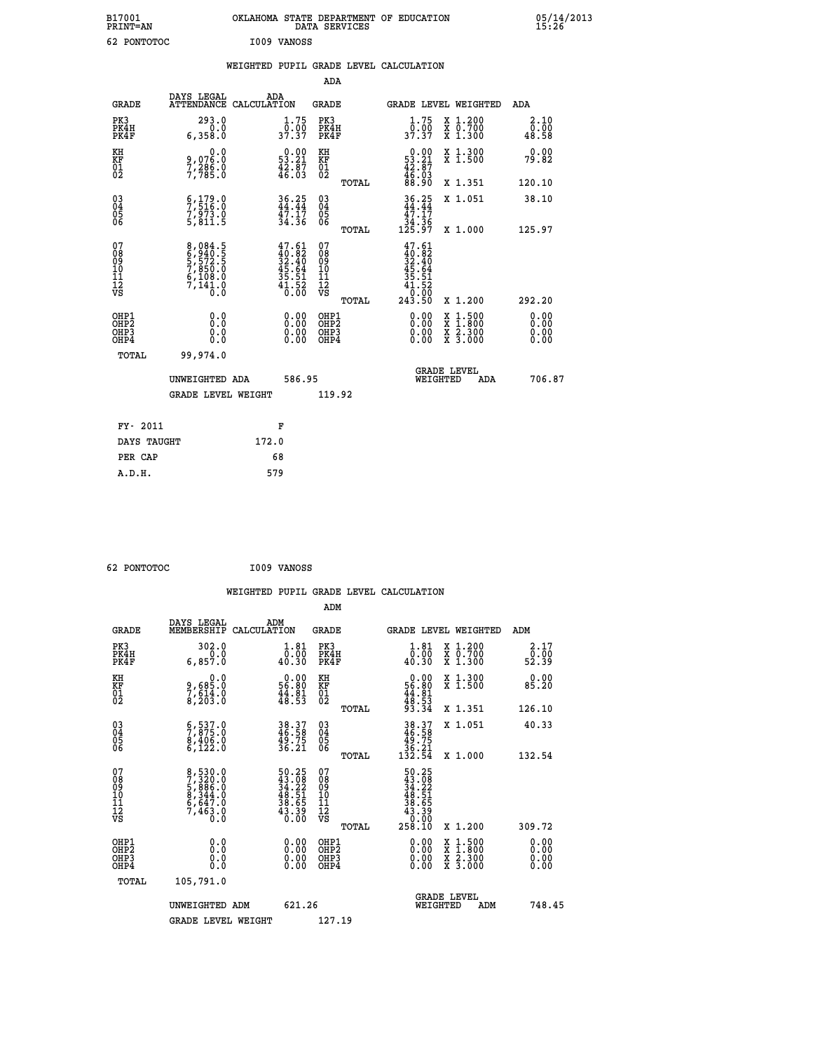B17001 OKLAHOMA STATE DEPARTMENT OF EDUCATION 05/14/2013
PRINT=AN DATA SERVICES 15:26

62 PONTOTOC I009 VANOSS

## WEIGHTED PUPIL GRADE LEVEL CALCULATION

### ADA

| GRADE | DAYS LEGAL ATTENDANCE | ADA CALCULATION | GRADE | GRADE LEVEL | WEIGHTED | ADA |
|---|---|---|---|---|---|---|
| PK3 | 293.0 | 1.75 | PK3 | 1.75 | X 1.200 | 2.10 |
| PK4H | 0.0 | 0.00 | PK4H | 0.00 | X 0.700 | 0.00 |
| PK4F | 6,358.0 | 37.37 | PK4F | 37.37 | X 1.300 | 48.58 |
| KH | 0.0 | 0.00 | KH | 0.00 | X 1.300 | 0.00 |
| KF | 9,076.0 | 53.21 | KF | 53.21 | X 1.500 | 79.82 |
| 01 | 7,286.0 | 42.87 | 01 | 42.87 | | |
| 02 | 7,785.0 | 46.03 | 02 | 46.03 | | |
| | | | TOTAL | 88.90 | X 1.351 | 120.10 |
| 03 | 6,179.0 | 36.25 | 03 | 36.25 | X 1.051 | 38.10 |
| 04 | 7,516.0 | 44.44 | 04 | 44.44 | | |
| 05 | 7,973.0 | 47.17 | 05 | 47.17 | | |
| 06 | 5,811.5 | 34.36 | 06 | 34.36 | | |
| | | | TOTAL | 125.97 | X 1.000 | 125.97 |
| 07 | 8,084.5 | 47.61 | 07 | 47.61 | | |
| 08 | 6,940.5 | 40.82 | 08 | 40.82 | | |
| 09 | 5,572.5 | 32.40 | 09 | 32.40 | | |
| 10 | 7,850.0 | 45.64 | 10 | 45.64 | | |
| 11 | 6,108.0 | 35.51 | 11 | 35.51 | | |
| 12 | 7,141.0 | 41.52 | 12 | 41.52 | | |
| VS | 0.0 | 0.00 | VS | 0.00 | | |
| | | | TOTAL | 243.50 | X 1.200 | 292.20 |
| OHP1 | 0.0 | 0.00 | OHP1 | 0.00 | X 1.500 | 0.00 |
| OHP2 | 0.0 | 0.00 | OHP2 | 0.00 | X 1.800 | 0.00 |
| OHP3 | 0.0 | 0.00 | OHP3 | 0.00 | X 2.300 | 0.00 |
| OHP4 | 0.0 | 0.00 | OHP4 | 0.00 | X 3.000 | 0.00 |
| TOTAL | 99,974.0 | | | | | |

UNWEIGHTED ADA 586.95 GRADE LEVEL WEIGHTED ADA 706.87

GRADE LEVEL WEIGHT 119.92

| FY- 2011 | F |
|---|---|
| DAYS TAUGHT | 172.0 |
| PER CAP | 68 |
| A.D.H. | 579 |

62 PONTOTOC I009 VANOSS

## WEIGHTED PUPIL GRADE LEVEL CALCULATION

### ADM

| GRADE | DAYS LEGAL MEMBERSHIP | ADM CALCULATION | GRADE | GRADE LEVEL | WEIGHTED | ADM |
|---|---|---|---|---|---|---|
| PK3 | 302.0 | 1.81 | PK3 | 1.81 | X 1.200 | 2.17 |
| PK4H | 0.0 | 0.00 | PK4H | 0.00 | X 0.700 | 0.00 |
| PK4F | 6,857.0 | 40.30 | PK4F | 40.30 | X 1.300 | 52.39 |
| KH | 0.0 | 0.00 | KH | 0.00 | X 1.300 | 0.00 |
| KF | 9,685.0 | 56.80 | KF | 56.80 | X 1.500 | 85.20 |
| 01 | 7,614.0 | 44.81 | 01 | 44.81 | | |
| 02 | 8,203.0 | 48.53 | 02 | 48.53 | | |
| | | | TOTAL | 93.34 | X 1.351 | 126.10 |
| 03 | 6,537.0 | 38.37 | 03 | 38.37 | X 1.051 | 40.33 |
| 04 | 7,875.0 | 46.58 | 04 | 46.58 | | |
| 05 | 8,406.0 | 49.75 | 05 | 49.75 | | |
| 06 | 6,122.0 | 36.21 | 06 | 36.21 | | |
| | | | TOTAL | 132.54 | X 1.000 | 132.54 |
| 07 | 8,530.0 | 50.25 | 07 | 50.25 | | |
| 08 | 7,320.0 | 43.08 | 08 | 43.08 | | |
| 09 | 5,886.0 | 34.22 | 09 | 34.22 | | |
| 10 | 8,344.0 | 48.51 | 10 | 48.51 | | |
| 11 | 6,647.0 | 38.65 | 11 | 38.65 | | |
| 12 | 7,463.0 | 43.39 | 12 | 43.39 | | |
| VS | 0.0 | 0.00 | VS | 0.00 | | |
| | | | TOTAL | 258.10 | X 1.200 | 309.72 |
| OHP1 | 0.0 | 0.00 | OHP1 | 0.00 | X 1.500 | 0.00 |
| OHP2 | 0.0 | 0.00 | OHP2 | 0.00 | X 1.800 | 0.00 |
| OHP3 | 0.0 | 0.00 | OHP3 | 0.00 | X 2.300 | 0.00 |
| OHP4 | 0.0 | 0.00 | OHP4 | 0.00 | X 3.000 | 0.00 |
| TOTAL | 105,791.0 | | | | | |

UNWEIGHTED ADM 621.26 GRADE LEVEL WEIGHTED ADM 748.45

GRADE LEVEL WEIGHT 127.19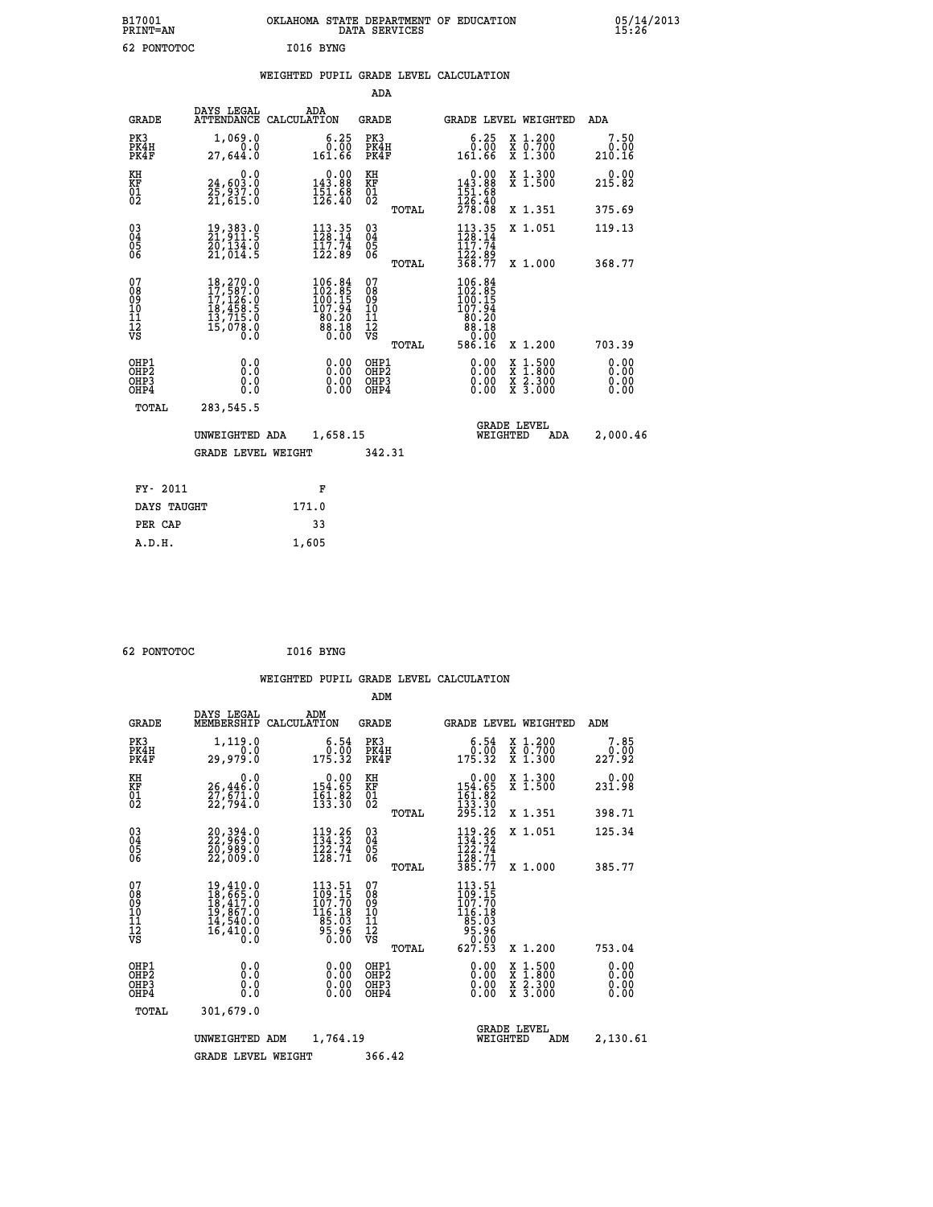B17001 OKLAHOMA STATE DEPARTMENT OF EDUCATION 05/14/2013
PRINT=AN DATA SERVICES 15:26

62 PONTOTOC I016 BYNG

## WEIGHTED PUPIL GRADE LEVEL CALCULATION

### ADA

| GRADE | DAYS LEGAL ATTENDANCE | ADA CALCULATION | GRADE | GRADE LEVEL | WEIGHTED | ADA |
|---|---|---|---|---|---|---|
| PK3 | 1,069.0 | 6.25 | PK3 | 6.25 | X 1.200 | 7.50 |
| PK4H | 0.0 | 0.00 | PK4H | 0.00 | X 0.700 | 0.00 |
| PK4F | 27,644.0 | 161.66 | PK4F | 161.66 | X 1.300 | 210.16 |
| KH | 0.0 | 0.00 | KH | 0.00 | X 1.300 | 0.00 |
| KF | 24,603.0 | 143.88 | KF | 143.88 | X 1.500 | 215.82 |
| 01 | 25,937.0 | 151.68 | 01 | 151.68 | | |
| 02 | 21,615.0 | 126.40 | 02 | 126.40 | | |
| | | | TOTAL | 278.08 | X 1.351 | 375.69 |
| 03 | 19,383.0 | 113.35 | 03 | 113.35 | X 1.051 | 119.13 |
| 04 | 21,911.5 | 128.14 | 04 | 128.14 | | |
| 05 | 20,134.0 | 117.74 | 05 | 117.74 | | |
| 06 | 21,014.5 | 122.89 | 06 | 122.89 | | |
| | | | TOTAL | 368.77 | X 1.000 | 368.77 |
| 07 | 18,270.0 | 106.84 | 07 | 106.84 | | |
| 08 | 17,587.0 | 102.85 | 08 | 102.85 | | |
| 09 | 17,126.0 | 100.15 | 09 | 100.15 | | |
| 10 | 18,458.5 | 107.94 | 10 | 107.94 | | |
| 11 | 13,715.0 | 80.20 | 11 | 80.20 | | |
| 12 | 15,078.0 | 88.18 | 12 | 88.18 | | |
| VS | 0.0 | 0.00 | VS | 0.00 | | |
| | | | TOTAL | 586.16 | X 1.200 | 703.39 |
| OHP1 | 0.0 | 0.00 | OHP1 | 0.00 | X 1.500 | 0.00 |
| OHP2 | 0.0 | 0.00 | OHP2 | 0.00 | X 1.800 | 0.00 |
| OHP3 | 0.0 | 0.00 | OHP3 | 0.00 | X 2.300 | 0.00 |
| OHP4 | 0.0 | 0.00 | OHP4 | 0.00 | X 3.000 | 0.00 |
| TOTAL | 283,545.5 | | | | | |

UNWEIGHTED ADA 1,658.15 GRADE LEVEL WEIGHTED ADA 2,000.46

GRADE LEVEL WEIGHT 342.31

| FY- 2011 | F |
|---|---|
| DAYS TAUGHT | 171.0 |
| PER CAP | 33 |
| A.D.H. | 1,605 |

62 PONTOTOC I016 BYNG

## WEIGHTED PUPIL GRADE LEVEL CALCULATION

### ADM

| GRADE | DAYS LEGAL MEMBERSHIP | ADM CALCULATION | GRADE | GRADE LEVEL | WEIGHTED | ADM |
|---|---|---|---|---|---|---|
| PK3 | 1,119.0 | 6.54 | PK3 | 6.54 | X 1.200 | 7.85 |
| PK4H | 0.0 | 0.00 | PK4H | 0.00 | X 0.700 | 0.00 |
| PK4F | 29,979.0 | 175.32 | PK4F | 175.32 | X 1.300 | 227.92 |
| KH | 0.0 | 0.00 | KH | 0.00 | X 1.300 | 0.00 |
| KF | 26,446.0 | 154.65 | KF | 154.65 | X 1.500 | 231.98 |
| 01 | 27,671.0 | 161.82 | 01 | 161.82 | | |
| 02 | 22,794.0 | 133.30 | 02 | 133.30 | | |
| | | | TOTAL | 295.12 | X 1.351 | 398.71 |
| 03 | 20,394.0 | 119.26 | 03 | 119.26 | X 1.051 | 125.34 |
| 04 | 22,969.0 | 134.32 | 04 | 134.32 | | |
| 05 | 20,989.0 | 122.74 | 05 | 122.74 | | |
| 06 | 22,009.0 | 128.71 | 06 | 128.71 | | |
| | | | TOTAL | 385.77 | X 1.000 | 385.77 |
| 07 | 19,410.0 | 113.51 | 07 | 113.51 | | |
| 08 | 18,665.0 | 109.15 | 08 | 109.15 | | |
| 09 | 18,417.0 | 107.70 | 09 | 107.70 | | |
| 10 | 19,867.0 | 116.18 | 10 | 116.18 | | |
| 11 | 14,540.0 | 85.03 | 11 | 85.03 | | |
| 12 | 16,410.0 | 95.96 | 12 | 95.96 | | |
| VS | 0.0 | 0.00 | VS | 0.00 | | |
| | | | TOTAL | 627.53 | X 1.200 | 753.04 |
| OHP1 | 0.0 | 0.00 | OHP1 | 0.00 | X 1.500 | 0.00 |
| OHP2 | 0.0 | 0.00 | OHP2 | 0.00 | X 1.800 | 0.00 |
| OHP3 | 0.0 | 0.00 | OHP3 | 0.00 | X 2.300 | 0.00 |
| OHP4 | 0.0 | 0.00 | OHP4 | 0.00 | X 3.000 | 0.00 |
| TOTAL | 301,679.0 | | | | | |

UNWEIGHTED ADM 1,764.19 GRADE LEVEL WEIGHTED ADM 2,130.61

GRADE LEVEL WEIGHT 366.42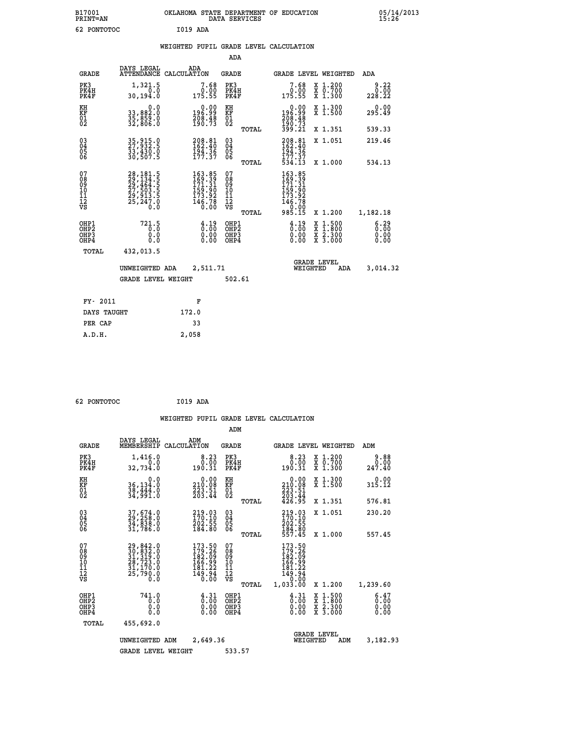B17001 OKLAHOMA STATE DEPARTMENT OF EDUCATION 05/14/2013
PRINT=AN DATA SERVICES 15:26

62 PONTOTOC I019 ADA

## WEIGHTED PUPIL GRADE LEVEL CALCULATION

### ADA

| GRADE | DAYS LEGAL ATTENDANCE | ADA CALCULATION | GRADE | | GRADE LEVEL | WEIGHTED | ADA |
|---|---|---|---|---|---|---|---|
| PK3 | 1,321.5 | 7.68 | PK3 | | 7.68 | X 1.200 | 9.22 |
| PK4H | 0.0 | 0.00 | PK4H | | 0.00 | X 0.700 | 0.00 |
| PK4F | 30,194.0 | 175.55 | PK4F | | 175.55 | X 1.300 | 228.22 |
| KH | 0.0 | 0.00 | KH | | 0.00 | X 1.300 | 0.00 |
| KF | 33,882.0 | 196.99 | KF | | 196.99 | X 1.500 | 295.49 |
| 01 | 35,859.0 | 208.48 | 01 | | 208.48 | | |
| 02 | 32,806.0 | 190.73 | 02 | | 190.73 | | |
| | | | | TOTAL | 399.21 | X 1.351 | 539.33 |
| 03 | 35,915.0 | 208.81 | 03 | | 208.81 | X 1.051 | 219.46 |
| 04 | 27,932.5 | 162.40 | 04 | | 162.40 | | |
| 05 | 33,430.0 | 194.36 | 05 | | 194.36 | | |
| 06 | 30,507.5 | 177.37 | 06 | | 177.37 | | |
| | | | | TOTAL | 534.13 | X 1.000 | 534.13 |
| 07 | 28,181.5 | 163.85 | 07 | | 163.85 | | |
| 08 | 29,134.5 | 169.39 | 08 | | 169.39 | | |
| 09 | 29,464.5 | 171.31 | 09 | | 171.31 | | |
| 10 | 27,503.5 | 159.90 | 10 | | 159.90 | | |
| 11 | 29,913.5 | 173.92 | 11 | | 173.92 | | |
| 12 | 25,247.0 | 146.78 | 12 | | 146.78 | | |
| VS | 0.0 | 0.00 | VS | | 0.00 | | |
| | | | | TOTAL | 985.15 | X 1.200 | 1,182.18 |
| OHP1 | 721.5 | 4.19 | OHP1 | | 4.19 | X 1.500 | 6.29 |
| OHP2 | 0.0 | 0.00 | OHP2 | | 0.00 | X 1.800 | 0.00 |
| OHP3 | 0.0 | 0.00 | OHP3 | | 0.00 | X 2.300 | 0.00 |
| OHP4 | 0.0 | 0.00 | OHP4 | | 0.00 | X 3.000 | 0.00 |
| TOTAL | 432,013.5 | | | | | | |

UNWEIGHTED ADA 2,511.71 — GRADE LEVEL WEIGHTED ADA 3,014.32

GRADE LEVEL WEIGHT 502.61

| FY- 2011 | F |
|---|---|
| DAYS TAUGHT | 172.0 |
| PER CAP | 33 |
| A.D.H. | 2,058 |

62 PONTOTOC I019 ADA

## WEIGHTED PUPIL GRADE LEVEL CALCULATION

### ADM

| GRADE | DAYS LEGAL MEMBERSHIP | ADM CALCULATION | GRADE | | GRADE LEVEL | WEIGHTED | ADM |
|---|---|---|---|---|---|---|---|
| PK3 | 1,416.0 | 8.23 | PK3 | | 8.23 | X 1.200 | 9.88 |
| PK4H | 0.0 | 0.00 | PK4H | | 0.00 | X 0.700 | 0.00 |
| PK4F | 32,734.0 | 190.31 | PK4F | | 190.31 | X 1.300 | 247.40 |
| KH | 0.0 | 0.00 | KH | | 0.00 | X 1.300 | 0.00 |
| KF | 36,134.0 | 210.08 | KF | | 210.08 | X 1.500 | 315.12 |
| 01 | 38,444.0 | 223.51 | 01 | | 223.51 | | |
| 02 | 34,991.0 | 203.44 | 02 | | 203.44 | | |
| | | | | TOTAL | 426.95 | X 1.351 | 576.81 |
| 03 | 37,674.0 | 219.03 | 03 | | 219.03 | X 1.051 | 230.20 |
| 04 | 29,258.0 | 170.10 | 04 | | 170.10 | | |
| 05 | 34,838.0 | 202.55 | 05 | | 202.55 | | |
| 06 | 31,786.0 | 184.80 | 06 | | 184.80 | | |
| | | | | TOTAL | 557.45 | X 1.000 | 557.45 |
| 07 | 29,842.0 | 173.50 | 07 | | 173.50 | | |
| 08 | 30,832.0 | 179.26 | 08 | | 179.26 | | |
| 09 | 31,319.0 | 182.09 | 09 | | 182.09 | | |
| 10 | 28,723.0 | 166.99 | 10 | | 166.99 | | |
| 11 | 31,170.0 | 181.22 | 11 | | 181.22 | | |
| 12 | 25,790.0 | 149.94 | 12 | | 149.94 | | |
| VS | 0.0 | 0.00 | VS | | 0.00 | | |
| | | | | TOTAL | 1,033.00 | X 1.200 | 1,239.60 |
| OHP1 | 741.0 | 4.31 | OHP1 | | 4.31 | X 1.500 | 6.47 |
| OHP2 | 0.0 | 0.00 | OHP2 | | 0.00 | X 1.800 | 0.00 |
| OHP3 | 0.0 | 0.00 | OHP3 | | 0.00 | X 2.300 | 0.00 |
| OHP4 | 0.0 | 0.00 | OHP4 | | 0.00 | X 3.000 | 0.00 |
| TOTAL | 455,692.0 | | | | | | |

UNWEIGHTED ADM 2,649.36 — GRADE LEVEL WEIGHTED ADM 3,182.93

GRADE LEVEL WEIGHT 533.57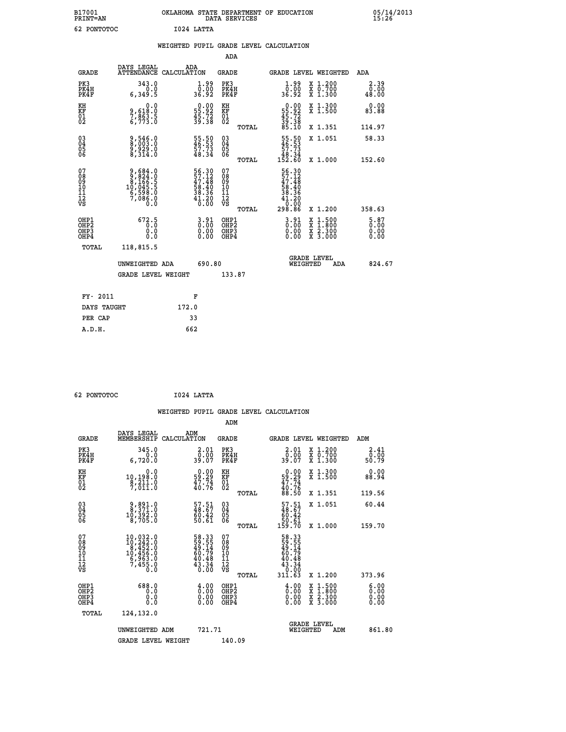B17001 PRINT=AN — OKLAHOMA STATE DEPARTMENT OF EDUCATION DATA SERVICES — 05/14/2013 15:26

62 PONTOTOC — I024 LATTA

## WEIGHTED PUPIL GRADE LEVEL CALCULATION

### ADA

| GRADE | DAYS LEGAL ATTENDANCE | ADA CALCULATION | GRADE | GRADE LEVEL | WEIGHTED | ADA |
|---|---|---|---|---|---|---|
| PK3 | 343.0 | 1.99 | PK3 | 1.99 | X 1.200 | 2.39 |
| PK4H | 0.0 | 0.00 | PK4H | 0.00 | X 0.700 | 0.00 |
| PK4F | 6,349.5 | 36.92 | PK4F | 36.92 | X 1.300 | 48.00 |
| KH | 0.0 | 0.00 | KH | 0.00 | X 1.300 | 0.00 |
| KF | 9,618.0 | 55.92 | KF | 55.92 | X 1.500 | 83.88 |
| 01 | 7,863.5 | 45.72 | 01 | 45.72 | | |
| 02 | 6,773.0 | 39.38 | 02 | 39.38 | | |
| | | | TOTAL | 85.10 | X 1.351 | 114.97 |
| 03 | 9,546.0 | 55.50 | 03 | 55.50 | X 1.051 | 58.33 |
| 04 | 8,003.0 | 46.53 | 04 | 46.53 | | |
| 05 | 9,929.0 | 57.73 | 05 | 57.73 | | |
| 06 | 8,314.0 | 48.34 | 06 | 48.34 | | |
| | | | TOTAL | 152.60 | X 1.000 | 152.60 |
| 07 | 9,684.0 | 56.30 | 07 | 56.30 | | |
| 08 | 9,824.0 | 57.12 | 08 | 57.12 | | |
| 09 | 8,166.5 | 47.48 | 09 | 47.48 | | |
| 10 | 10,045.5 | 58.40 | 10 | 58.40 | | |
| 11 | 6,598.0 | 38.36 | 11 | 38.36 | | |
| 12 | 7,086.0 | 41.20 | 12 | 41.20 | | |
| VS | 0.0 | 0.00 | VS | 0.00 | | |
| | | | TOTAL | 298.86 | X 1.200 | 358.63 |
| OHP1 | 672.5 | 3.91 | OHP1 | 3.91 | X 1.500 | 5.87 |
| OHP2 | 0.0 | 0.00 | OHP2 | 0.00 | X 1.800 | 0.00 |
| OHP3 | 0.0 | 0.00 | OHP3 | 0.00 | X 2.300 | 0.00 |
| OHP4 | 0.0 | 0.00 | OHP4 | 0.00 | X 3.000 | 0.00 |
| TOTAL | 118,815.5 | | | | | |

UNWEIGHTED ADA 690.80 — GRADE LEVEL WEIGHTED ADA 824.67

GRADE LEVEL WEIGHT 133.87

| FY- 2011 | F |
|---|---|
| DAYS TAUGHT | 172.0 |
| PER CAP | 33 |
| A.D.H. | 662 |

62 PONTOTOC — I024 LATTA

## WEIGHTED PUPIL GRADE LEVEL CALCULATION

### ADM

| GRADE | DAYS LEGAL MEMBERSHIP | ADM CALCULATION | GRADE | GRADE LEVEL | WEIGHTED | ADM |
|---|---|---|---|---|---|---|
| PK3 | 345.0 | 2.01 | PK3 | 2.01 | X 1.200 | 2.41 |
| PK4H | 0.0 | 0.00 | PK4H | 0.00 | X 0.700 | 0.00 |
| PK4F | 6,720.0 | 39.07 | PK4F | 39.07 | X 1.300 | 50.79 |
| KH | 0.0 | 0.00 | KH | 0.00 | X 1.300 | 0.00 |
| KF | 10,198.0 | 59.29 | KF | 59.29 | X 1.500 | 88.94 |
| 01 | 8,211.0 | 47.74 | 01 | 47.74 | | |
| 02 | 7,011.0 | 40.76 | 02 | 40.76 | | |
| | | | TOTAL | 88.50 | X 1.351 | 119.56 |
| 03 | 9,891.0 | 57.51 | 03 | 57.51 | X 1.051 | 60.44 |
| 04 | 8,371.0 | 48.67 | 04 | 48.67 | | |
| 05 | 10,392.0 | 60.42 | 05 | 60.42 | | |
| 06 | 8,705.0 | 50.61 | 06 | 50.61 | | |
| | | | TOTAL | 159.70 | X 1.000 | 159.70 |
| 07 | 10,032.0 | 58.33 | 07 | 58.33 | | |
| 08 | 10,242.0 | 59.55 | 08 | 59.55 | | |
| 09 | 8,452.0 | 49.14 | 09 | 49.14 | | |
| 10 | 10,456.0 | 60.79 | 10 | 60.79 | | |
| 11 | 6,963.0 | 40.48 | 11 | 40.48 | | |
| 12 | 7,455.0 | 43.34 | 12 | 43.34 | | |
| VS | 0.0 | 0.00 | VS | 0.00 | | |
| | | | TOTAL | 311.63 | X 1.200 | 373.96 |
| OHP1 | 688.0 | 4.00 | OHP1 | 4.00 | X 1.500 | 6.00 |
| OHP2 | 0.0 | 0.00 | OHP2 | 0.00 | X 1.800 | 0.00 |
| OHP3 | 0.0 | 0.00 | OHP3 | 0.00 | X 2.300 | 0.00 |
| OHP4 | 0.0 | 0.00 | OHP4 | 0.00 | X 3.000 | 0.00 |
| TOTAL | 124,132.0 | | | | | |

UNWEIGHTED ADM 721.71 — GRADE LEVEL WEIGHTED ADM 861.80

GRADE LEVEL WEIGHT 140.09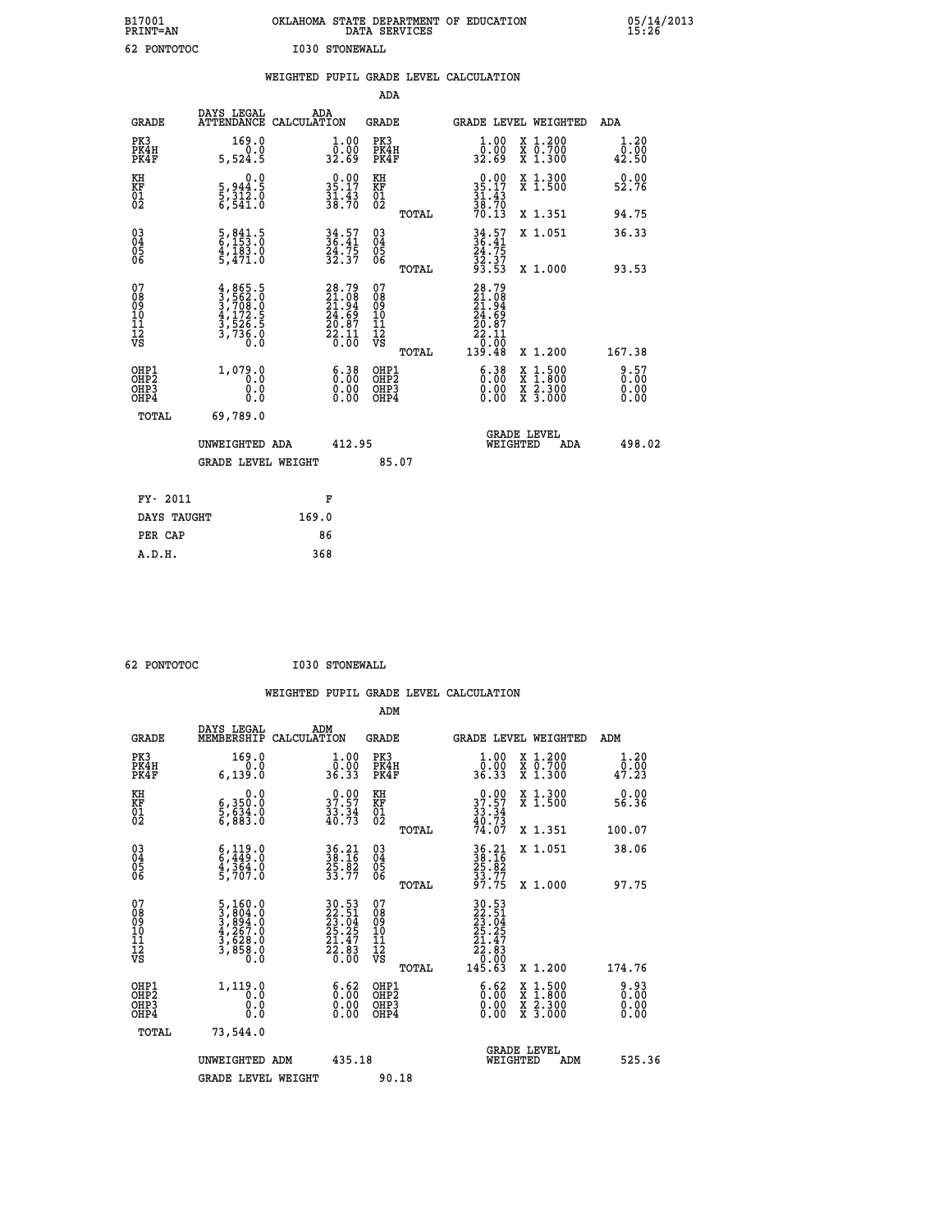B17001 OKLAHOMA STATE DEPARTMENT OF EDUCATION 05/14/2013
PRINT=AN DATA SERVICES 15:26

62 PONTOTOC I030 STONEWALL

## WEIGHTED PUPIL GRADE LEVEL CALCULATION

### ADA

| GRADE | DAYS LEGAL ATTENDANCE | ADA CALCULATION | GRADE | GRADE LEVEL | WEIGHTED | ADA |
|---|---|---|---|---|---|---|
| PK3 | 169.0 | 1.00 | PK3 | 1.00 | X 1.200 | 1.20 |
| PK4H | 0.0 | 0.00 | PK4H | 0.00 | X 0.700 | 0.00 |
| PK4F | 5,524.5 | 32.69 | PK4F | 32.69 | X 1.300 | 42.50 |
| KH | 0.0 | 0.00 | KH | 0.00 | X 1.300 | 0.00 |
| KF | 5,944.5 | 35.17 | KF | 35.17 | X 1.500 | 52.76 |
| 01 | 5,312.0 | 31.43 | 01 | 31.43 | | |
| 02 | 6,541.0 | 38.70 | 02 | 38.70 | | |
| | | | TOTAL | 70.13 | X 1.351 | 94.75 |
| 03 | 5,841.5 | 34.57 | 03 | 34.57 | X 1.051 | 36.33 |
| 04 | 6,153.0 | 36.41 | 04 | 36.41 | | |
| 05 | 4,183.0 | 24.75 | 05 | 24.75 | | |
| 06 | 5,471.0 | 32.37 | 06 | 32.37 | | |
| | | | TOTAL | 93.53 | X 1.000 | 93.53 |
| 07 | 4,865.5 | 28.79 | 07 | 28.79 | | |
| 08 | 3,562.0 | 21.08 | 08 | 21.08 | | |
| 09 | 3,708.0 | 21.94 | 09 | 21.94 | | |
| 10 | 4,172.5 | 24.69 | 10 | 24.69 | | |
| 11 | 3,526.5 | 20.87 | 11 | 20.87 | | |
| 12 | 3,736.0 | 22.11 | 12 | 22.11 | | |
| VS | 0.0 | 0.00 | VS | 0.00 | | |
| | | | TOTAL | 139.48 | X 1.200 | 167.38 |
| OHP1 | 1,079.0 | 6.38 | OHP1 | 6.38 | X 1.500 | 9.57 |
| OHP2 | 0.0 | 0.00 | OHP2 | 0.00 | X 1.800 | 0.00 |
| OHP3 | 0.0 | 0.00 | OHP3 | 0.00 | X 2.300 | 0.00 |
| OHP4 | 0.0 | 0.00 | OHP4 | 0.00 | X 3.000 | 0.00 |
| TOTAL | 69,789.0 | | | | | |

UNWEIGHTED ADA 412.95 GRADE LEVEL WEIGHTED ADA 498.02

GRADE LEVEL WEIGHT 85.07

| FY- 2011 | F |
|---|---|
| DAYS TAUGHT | 169.0 |
| PER CAP | 86 |
| A.D.H. | 368 |

62 PONTOTOC I030 STONEWALL

## WEIGHTED PUPIL GRADE LEVEL CALCULATION

### ADM

| GRADE | DAYS LEGAL MEMBERSHIP | ADM CALCULATION | GRADE | GRADE LEVEL | WEIGHTED | ADM |
|---|---|---|---|---|---|---|
| PK3 | 169.0 | 1.00 | PK3 | 1.00 | X 1.200 | 1.20 |
| PK4H | 0.0 | 0.00 | PK4H | 0.00 | X 0.700 | 0.00 |
| PK4F | 6,139.0 | 36.33 | PK4F | 36.33 | X 1.300 | 47.23 |
| KH | 0.0 | 0.00 | KH | 0.00 | X 1.300 | 0.00 |
| KF | 6,350.0 | 37.57 | KF | 37.57 | X 1.500 | 56.36 |
| 01 | 5,634.0 | 33.34 | 01 | 33.34 | | |
| 02 | 6,883.0 | 40.73 | 02 | 40.73 | | |
| | | | TOTAL | 74.07 | X 1.351 | 100.07 |
| 03 | 6,119.0 | 36.21 | 03 | 36.21 | X 1.051 | 38.06 |
| 04 | 6,449.0 | 38.16 | 04 | 38.16 | | |
| 05 | 4,364.0 | 25.82 | 05 | 25.82 | | |
| 06 | 5,707.0 | 33.77 | 06 | 33.77 | | |
| | | | TOTAL | 97.75 | X 1.000 | 97.75 |
| 07 | 5,160.0 | 30.53 | 07 | 30.53 | | |
| 08 | 3,804.0 | 22.51 | 08 | 22.51 | | |
| 09 | 3,894.0 | 23.04 | 09 | 23.04 | | |
| 10 | 4,267.0 | 25.25 | 10 | 25.25 | | |
| 11 | 3,628.0 | 21.47 | 11 | 21.47 | | |
| 12 | 3,858.0 | 22.83 | 12 | 22.83 | | |
| VS | 0.0 | 0.00 | VS | 0.00 | | |
| | | | TOTAL | 145.63 | X 1.200 | 174.76 |
| OHP1 | 1,119.0 | 6.62 | OHP1 | 6.62 | X 1.500 | 9.93 |
| OHP2 | 0.0 | 0.00 | OHP2 | 0.00 | X 1.800 | 0.00 |
| OHP3 | 0.0 | 0.00 | OHP3 | 0.00 | X 2.300 | 0.00 |
| OHP4 | 0.0 | 0.00 | OHP4 | 0.00 | X 3.000 | 0.00 |
| TOTAL | 73,544.0 | | | | | |

UNWEIGHTED ADM 435.18 GRADE LEVEL WEIGHTED ADM 525.36

GRADE LEVEL WEIGHT 90.18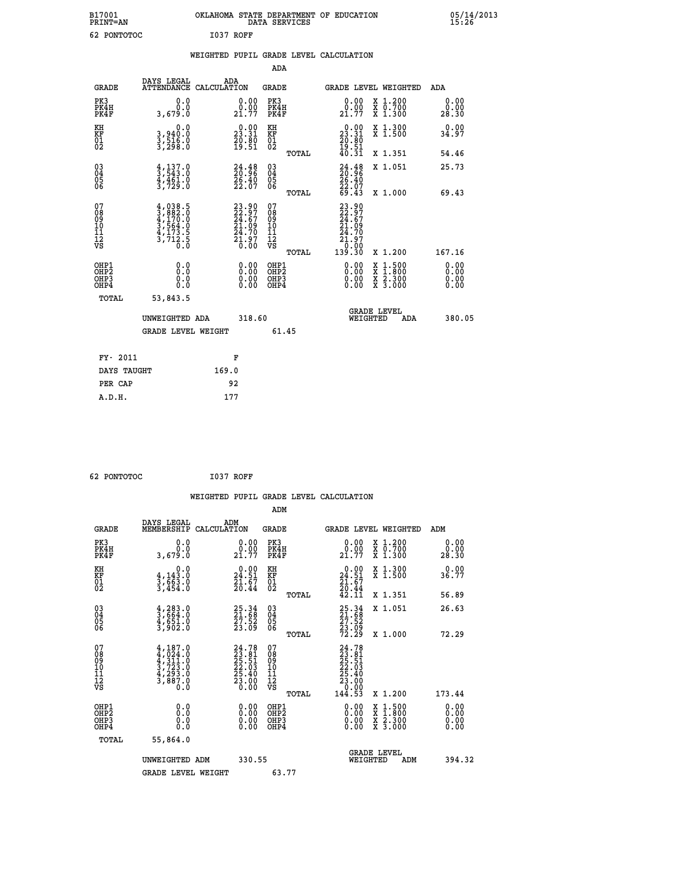B17001 OKLAHOMA STATE DEPARTMENT OF EDUCATION 05/14/2013
PRINT=AN DATA SERVICES 15:26

62 PONTOTOC I037 ROFF

## WEIGHTED PUPIL GRADE LEVEL CALCULATION

### ADA

| GRADE | DAYS LEGAL ATTENDANCE | ADA CALCULATION | GRADE | GRADE LEVEL | WEIGHTED | ADA |
|---|---|---|---|---|---|---|
| PK3 | 0.0 | 0.00 | PK3 | 0.00 | X 1.200 | 0.00 |
| PK4H | 0.0 | 0.00 | PK4H | 0.00 | X 0.700 | 0.00 |
| PK4F | 3,679.0 | 21.77 | PK4F | 21.77 | X 1.300 | 28.30 |
| KH | 0.0 | 0.00 | KH | 0.00 | X 1.300 | 0.00 |
| KF | 3,940.0 | 23.31 | KF | 23.31 | X 1.500 | 34.97 |
| 01 | 3,516.0 | 20.80 | 01 | 20.80 | | |
| 02 | 3,298.0 | 19.51 | 02 | 19.51 | | |
| | | | TOTAL | 40.31 | X 1.351 | 54.46 |
| 03 | 4,137.0 | 24.48 | 03 | 24.48 | X 1.051 | 25.73 |
| 04 | 3,543.0 | 20.96 | 04 | 20.96 | | |
| 05 | 4,461.0 | 26.40 | 05 | 26.40 | | |
| 06 | 3,729.0 | 22.07 | 06 | 22.07 | | |
| | | | TOTAL | 69.43 | X 1.000 | 69.43 |
| 07 | 4,038.5 | 23.90 | 07 | 23.90 | | |
| 08 | 3,882.0 | 22.97 | 08 | 22.97 | | |
| 09 | 4,170.0 | 24.67 | 09 | 24.67 | | |
| 10 | 3,564.0 | 21.09 | 10 | 21.09 | | |
| 11 | 4,173.5 | 24.70 | 11 | 24.70 | | |
| 12 | 3,712.5 | 21.97 | 12 | 21.97 | | |
| VS | 0.0 | 0.00 | VS | 0.00 | | |
| | | | TOTAL | 139.30 | X 1.200 | 167.16 |
| OHP1 | 0.0 | 0.00 | OHP1 | 0.00 | X 1.500 | 0.00 |
| OHP2 | 0.0 | 0.00 | OHP2 | 0.00 | X 1.800 | 0.00 |
| OHP3 | 0.0 | 0.00 | OHP3 | 0.00 | X 2.300 | 0.00 |
| OHP4 | 0.0 | 0.00 | OHP4 | 0.00 | X 3.000 | 0.00 |
| TOTAL | 53,843.5 | | | | | |

UNWEIGHTED ADA 318.60 GRADE LEVEL WEIGHTED ADA 380.05

GRADE LEVEL WEIGHT 61.45

| FY- 2011 | F |
|---|---|
| DAYS TAUGHT | 169.0 |
| PER CAP | 92 |
| A.D.H. | 177 |

62 PONTOTOC I037 ROFF

## WEIGHTED PUPIL GRADE LEVEL CALCULATION

### ADM

| GRADE | DAYS LEGAL MEMBERSHIP | ADM CALCULATION | GRADE | GRADE LEVEL | WEIGHTED | ADM |
|---|---|---|---|---|---|---|
| PK3 | 0.0 | 0.00 | PK3 | 0.00 | X 1.200 | 0.00 |
| PK4H | 0.0 | 0.00 | PK4H | 0.00 | X 0.700 | 0.00 |
| PK4F | 3,679.0 | 21.77 | PK4F | 21.77 | X 1.300 | 28.30 |
| KH | 0.0 | 0.00 | KH | 0.00 | X 1.300 | 0.00 |
| KF | 4,143.0 | 24.51 | KF | 24.51 | X 1.500 | 36.77 |
| 01 | 3,663.0 | 21.67 | 01 | 21.67 | | |
| 02 | 3,454.0 | 20.44 | 02 | 20.44 | | |
| | | | TOTAL | 42.11 | X 1.351 | 56.89 |
| 03 | 4,283.0 | 25.34 | 03 | 25.34 | X 1.051 | 26.63 |
| 04 | 3,664.0 | 21.68 | 04 | 21.68 | | |
| 05 | 4,651.0 | 27.52 | 05 | 27.52 | | |
| 06 | 3,902.0 | 23.09 | 06 | 23.09 | | |
| | | | TOTAL | 72.29 | X 1.000 | 72.29 |
| 07 | 4,187.0 | 24.78 | 07 | 24.78 | | |
| 08 | 4,024.0 | 23.81 | 08 | 23.81 | | |
| 09 | 4,311.0 | 25.51 | 09 | 25.51 | | |
| 10 | 3,723.0 | 22.03 | 10 | 22.03 | | |
| 11 | 4,293.0 | 25.40 | 11 | 25.40 | | |
| 12 | 3,887.0 | 23.00 | 12 | 23.00 | | |
| VS | 0.0 | 0.00 | VS | 0.00 | | |
| | | | TOTAL | 144.53 | X 1.200 | 173.44 |
| OHP1 | 0.0 | 0.00 | OHP1 | 0.00 | X 1.500 | 0.00 |
| OHP2 | 0.0 | 0.00 | OHP2 | 0.00 | X 1.800 | 0.00 |
| OHP3 | 0.0 | 0.00 | OHP3 | 0.00 | X 2.300 | 0.00 |
| OHP4 | 0.0 | 0.00 | OHP4 | 0.00 | X 3.000 | 0.00 |
| TOTAL | 55,864.0 | | | | | |

UNWEIGHTED ADM 330.55 GRADE LEVEL WEIGHTED ADM 394.32

GRADE LEVEL WEIGHT 63.77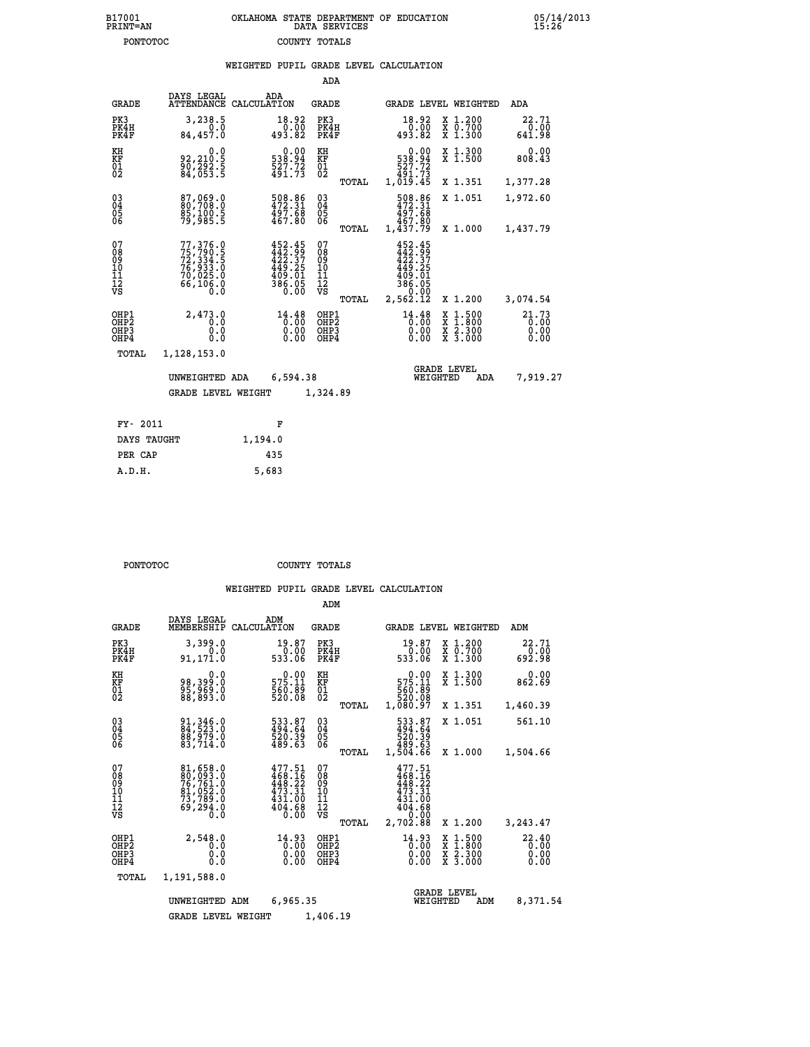B17001 PRINT=AN — OKLAHOMA STATE DEPARTMENT OF EDUCATION DATA SERVICES — 05/14/2013 15:26

PONTOTOC — COUNTY TOTALS

WEIGHTED PUPIL GRADE LEVEL CALCULATION

ADA

| GRADE | DAYS LEGAL ATTENDANCE | ADA CALCULATION | GRADE | | GRADE LEVEL | WEIGHTED | ADA |
|---|---|---|---|---|---|---|---|
| PK3 | 3,238.5 | 18.92 | PK3 | | 18.92 | X 1.200 | 22.71 |
| PK4H | 0.0 | 0.00 | PK4H | | 0.00 | X 0.700 | 0.00 |
| PK4F | 84,457.0 | 493.82 | PK4F | | 493.82 | X 1.300 | 641.98 |
| KH | 0.0 | 0.00 | KH | | 0.00 | X 1.300 | 0.00 |
| KF | 92,210.5 | 538.94 | KF | | 538.94 | X 1.500 | 808.43 |
| 01 | 90,292.5 | 527.72 | 01 | | 527.72 | | |
| 02 | 84,053.5 | 491.73 | 02 | | 491.73 | | |
| | | | | TOTAL | 1,019.45 | X 1.351 | 1,377.28 |
| 03 | 87,069.0 | 508.86 | 03 | | 508.86 | X 1.051 | 1,972.60 |
| 04 | 80,708.0 | 472.31 | 04 | | 472.31 | | |
| 05 | 85,100.5 | 497.68 | 05 | | 497.68 | | |
| 06 | 79,985.5 | 467.80 | 06 | | 467.80 | | |
| | | | | TOTAL | 1,437.79 | X 1.000 | 1,437.79 |
| 07 | 77,376.0 | 452.45 | 07 | | 452.45 | | |
| 08 | 75,790.5 | 442.99 | 08 | | 442.99 | | |
| 09 | 72,334.5 | 422.37 | 09 | | 422.37 | | |
| 10 | 76,933.0 | 449.25 | 10 | | 449.25 | | |
| 11 | 70,025.0 | 409.01 | 11 | | 409.01 | | |
| 12 | 66,106.0 | 386.05 | 12 | | 386.05 | | |
| VS | 0.0 | 0.00 | VS | | 0.00 | | |
| | | | | TOTAL | 2,562.12 | X 1.200 | 3,074.54 |
| OHP1 | 2,473.0 | 14.48 | OHP1 | | 14.48 | X 1.500 | 21.73 |
| OHP2 | 0.0 | 0.00 | OHP2 | | 0.00 | X 1.800 | 0.00 |
| OHP3 | 0.0 | 0.00 | OHP3 | | 0.00 | X 2.300 | 0.00 |
| OHP4 | 0.0 | 0.00 | OHP4 | | 0.00 | X 3.000 | 0.00 |
| TOTAL | 1,128,153.0 | | | | | | |

UNWEIGHTED ADA 6,594.38 — GRADE LEVEL WEIGHTED ADA 7,919.27

GRADE LEVEL WEIGHT 1,324.89

| FY- 2011 | F |
|---|---|
| DAYS TAUGHT | 1,194.0 |
| PER CAP | 435 |
| A.D.H. | 5,683 |

PONTOTOC — COUNTY TOTALS

WEIGHTED PUPIL GRADE LEVEL CALCULATION

ADM

| GRADE | DAYS LEGAL MEMBERSHIP | ADM CALCULATION | GRADE | | GRADE LEVEL | WEIGHTED | ADM |
|---|---|---|---|---|---|---|---|
| PK3 | 3,399.0 | 19.87 | PK3 | | 19.87 | X 1.200 | 22.71 |
| PK4H | 0.0 | 0.00 | PK4H | | 0.00 | X 0.700 | 0.00 |
| PK4F | 91,171.0 | 533.06 | PK4F | | 533.06 | X 1.300 | 692.98 |
| KH | 0.0 | 0.00 | KH | | 0.00 | X 1.300 | 0.00 |
| KF | 98,399.0 | 575.11 | KF | | 575.11 | X 1.500 | 862.69 |
| 01 | 95,969.0 | 560.89 | 01 | | 560.89 | | |
| 02 | 88,893.0 | 520.08 | 02 | | 520.08 | | |
| | | | | TOTAL | 1,080.97 | X 1.351 | 1,460.39 |
| 03 | 91,346.0 | 533.87 | 03 | | 533.87 | X 1.051 | 561.10 |
| 04 | 84,523.0 | 494.64 | 04 | | 494.64 | | |
| 05 | 88,979.0 | 520.39 | 05 | | 520.39 | | |
| 06 | 83,714.0 | 489.63 | 06 | | 489.63 | | |
| | | | | TOTAL | 1,504.66 | X 1.000 | 1,504.66 |
| 07 | 81,658.0 | 477.51 | 07 | | 477.51 | | |
| 08 | 80,093.0 | 468.16 | 08 | | 468.16 | | |
| 09 | 76,761.0 | 448.22 | 09 | | 448.22 | | |
| 10 | 81,052.0 | 473.31 | 10 | | 473.31 | | |
| 11 | 73,789.0 | 431.00 | 11 | | 431.00 | | |
| 12 | 69,294.0 | 404.68 | 12 | | 404.68 | | |
| VS | 0.0 | 0.00 | VS | | 0.00 | | |
| | | | | TOTAL | 2,702.88 | X 1.200 | 3,243.47 |
| OHP1 | 2,548.0 | 14.93 | OHP1 | | 14.93 | X 1.500 | 22.40 |
| OHP2 | 0.0 | 0.00 | OHP2 | | 0.00 | X 1.800 | 0.00 |
| OHP3 | 0.0 | 0.00 | OHP3 | | 0.00 | X 2.300 | 0.00 |
| OHP4 | 0.0 | 0.00 | OHP4 | | 0.00 | X 3.000 | 0.00 |
| TOTAL | 1,191,588.0 | | | | | | |

UNWEIGHTED ADM 6,965.35 — GRADE LEVEL WEIGHTED ADM 8,371.54

GRADE LEVEL WEIGHT 1,406.19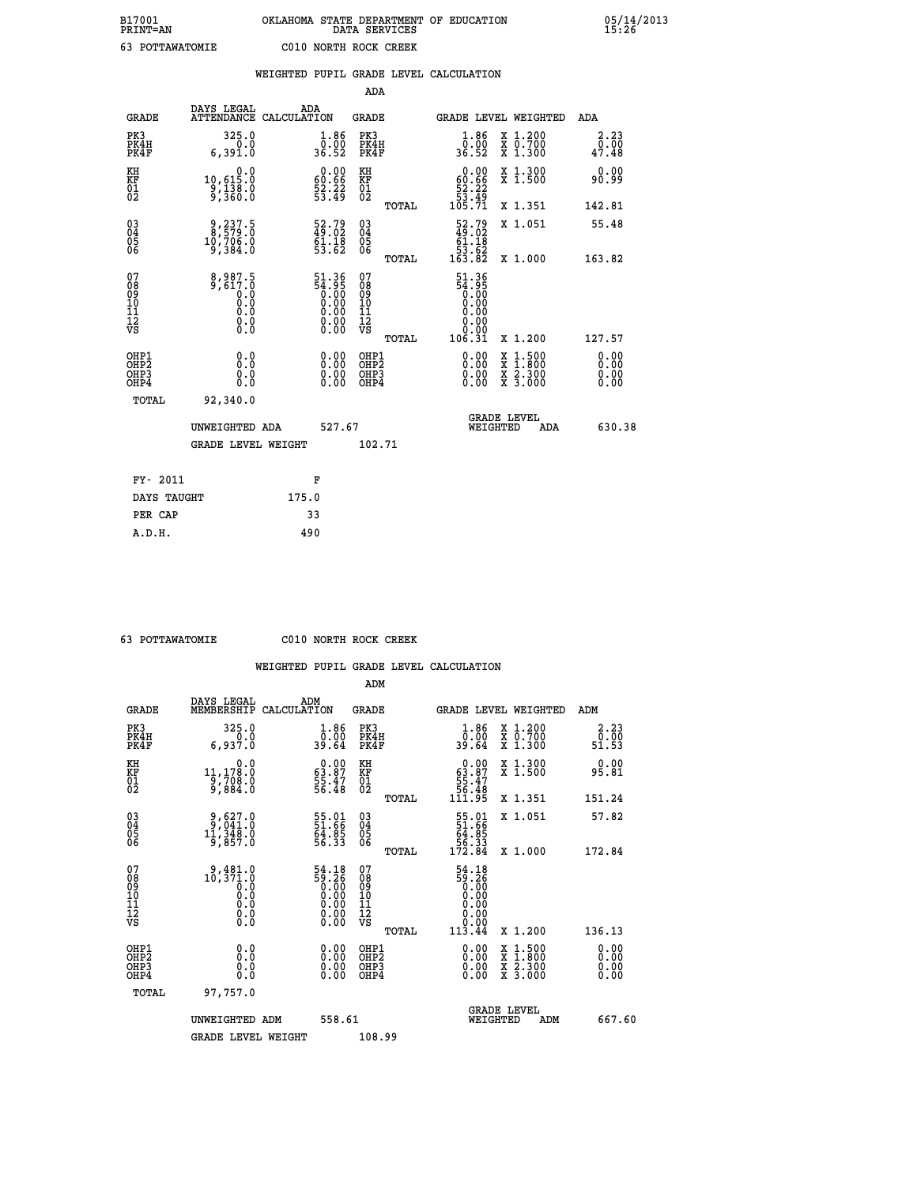B17001 OKLAHOMA STATE DEPARTMENT OF EDUCATION 05/14/2013
PRINT=AN DATA SERVICES 15:26

63 POTTAWATOMIE C010 NORTH ROCK CREEK

## WEIGHTED PUPIL GRADE LEVEL CALCULATION

### ADA

| GRADE | DAYS LEGAL ATTENDANCE | ADA CALCULATION | GRADE | | GRADE LEVEL | WEIGHTED | ADA |
|---|---|---|---|---|---|---|---|
| PK3 | 325.0 | 1.86 | PK3 | | 1.86 | X 1.200 | 2.23 |
| PK4H | 0.0 | 0.00 | PK4H | | 0.00 | X 0.700 | 0.00 |
| PK4F | 6,391.0 | 36.52 | PK4F | | 36.52 | X 1.300 | 47.48 |
| KH | 0.0 | 0.00 | KH | | 0.00 | X 1.300 | 0.00 |
| KF | 10,615.0 | 60.66 | KF | | 60.66 | X 1.500 | 90.99 |
| 01 | 9,138.0 | 52.22 | 01 | | 52.22 | | |
| 02 | 9,360.0 | 53.49 | 02 | | 53.49 | | |
| | | | | TOTAL | 105.71 | X 1.351 | 142.81 |
| 03 | 9,237.5 | 52.79 | 03 | | 52.79 | X 1.051 | 55.48 |
| 04 | 8,579.0 | 49.02 | 04 | | 49.02 | | |
| 05 | 10,706.0 | 61.18 | 05 | | 61.18 | | |
| 06 | 9,384.0 | 53.62 | 06 | | 53.62 | | |
| | | | | TOTAL | 163.82 | X 1.000 | 163.82 |
| 07 | 8,987.5 | 51.36 | 07 | | 51.36 | | |
| 08 | 9,617.0 | 54.95 | 08 | | 54.95 | | |
| 09 | 0.0 | 0.00 | 09 | | 0.00 | | |
| 10 | 0.0 | 0.00 | 10 | | 0.00 | | |
| 11 | 0.0 | 0.00 | 11 | | 0.00 | | |
| 12 | 0.0 | 0.00 | 12 | | 0.00 | | |
| VS | 0.0 | 0.00 | VS | | 0.00 | | |
| | | | | TOTAL | 106.31 | X 1.200 | 127.57 |
| OHP1 | 0.0 | 0.00 | OHP1 | | 0.00 | X 1.500 | 0.00 |
| OHP2 | 0.0 | 0.00 | OHP2 | | 0.00 | X 1.800 | 0.00 |
| OHP3 | 0.0 | 0.00 | OHP3 | | 0.00 | X 2.300 | 0.00 |
| OHP4 | 0.0 | 0.00 | OHP4 | | 0.00 | X 3.000 | 0.00 |
| TOTAL | 92,340.0 | | | | | | |

UNWEIGHTED ADA 527.67 — GRADE LEVEL WEIGHTED ADA 630.38

GRADE LEVEL WEIGHT 102.71

| FY- 2011 | F |
|---|---|
| DAYS TAUGHT | 175.0 |
| PER CAP | 33 |
| A.D.H. | 490 |

63 POTTAWATOMIE C010 NORTH ROCK CREEK

## WEIGHTED PUPIL GRADE LEVEL CALCULATION

### ADM

| GRADE | DAYS LEGAL MEMBERSHIP | ADM CALCULATION | GRADE | | GRADE LEVEL | WEIGHTED | ADM |
|---|---|---|---|---|---|---|---|
| PK3 | 325.0 | 1.86 | PK3 | | 1.86 | X 1.200 | 2.23 |
| PK4H | 0.0 | 0.00 | PK4H | | 0.00 | X 0.700 | 0.00 |
| PK4F | 6,937.0 | 39.64 | PK4F | | 39.64 | X 1.300 | 51.53 |
| KH | 0.0 | 0.00 | KH | | 0.00 | X 1.300 | 0.00 |
| KF | 11,178.0 | 63.87 | KF | | 63.87 | X 1.500 | 95.81 |
| 01 | 9,708.0 | 55.47 | 01 | | 55.47 | | |
| 02 | 9,884.0 | 56.48 | 02 | | 56.48 | | |
| | | | | TOTAL | 111.95 | X 1.351 | 151.24 |
| 03 | 9,627.0 | 55.01 | 03 | | 55.01 | X 1.051 | 57.82 |
| 04 | 9,041.0 | 51.66 | 04 | | 51.66 | | |
| 05 | 11,348.0 | 64.85 | 05 | | 64.85 | | |
| 06 | 9,857.0 | 56.33 | 06 | | 56.33 | | |
| | | | | TOTAL | 172.84 | X 1.000 | 172.84 |
| 07 | 9,481.0 | 54.18 | 07 | | 54.18 | | |
| 08 | 10,371.0 | 59.26 | 08 | | 59.26 | | |
| 09 | 0.0 | 0.00 | 09 | | 0.00 | | |
| 10 | 0.0 | 0.00 | 10 | | 0.00 | | |
| 11 | 0.0 | 0.00 | 11 | | 0.00 | | |
| 12 | 0.0 | 0.00 | 12 | | 0.00 | | |
| VS | 0.0 | 0.00 | VS | | 0.00 | | |
| | | | | TOTAL | 113.44 | X 1.200 | 136.13 |
| OHP1 | 0.0 | 0.00 | OHP1 | | 0.00 | X 1.500 | 0.00 |
| OHP2 | 0.0 | 0.00 | OHP2 | | 0.00 | X 1.800 | 0.00 |
| OHP3 | 0.0 | 0.00 | OHP3 | | 0.00 | X 2.300 | 0.00 |
| OHP4 | 0.0 | 0.00 | OHP4 | | 0.00 | X 3.000 | 0.00 |
| TOTAL | 97,757.0 | | | | | | |

UNWEIGHTED ADM 558.61 — GRADE LEVEL WEIGHTED ADM 667.60

GRADE LEVEL WEIGHT 108.99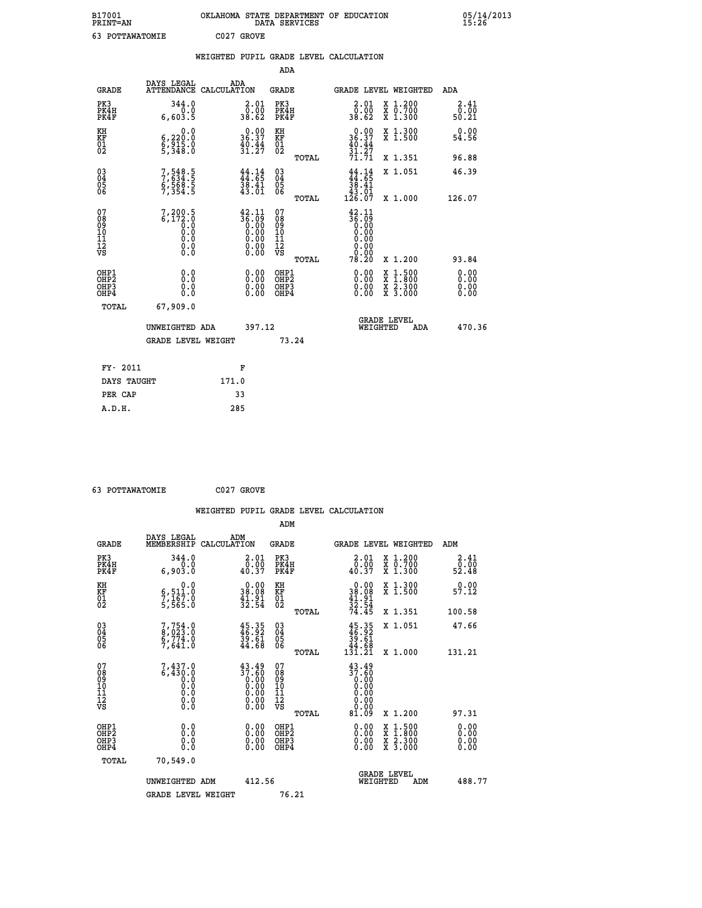B17001 OKLAHOMA STATE DEPARTMENT OF EDUCATION 05/14/2013
PRINT=AN DATA SERVICES 15:26

63 POTTAWATOMIE C027 GROVE

## WEIGHTED PUPIL GRADE LEVEL CALCULATION

### ADA

| GRADE | DAYS LEGAL ATTENDANCE | ADA CALCULATION | GRADE | GRADE LEVEL | WEIGHTED | ADA |
|---|---|---|---|---|---|---|
| PK3 | 344.0 | 2.01 | PK3 | 2.01 | X 1.200 | 2.41 |
| PK4H | 0.0 | 0.00 | PK4H | 0.00 | X 0.700 | 0.00 |
| PK4F | 6,603.5 | 38.62 | PK4F | 38.62 | X 1.300 | 50.21 |
| KH | 0.0 | 0.00 | KH | 0.00 | X 1.300 | 0.00 |
| KF | 6,220.0 | 36.37 | KF | 36.37 | X 1.500 | 54.56 |
| 01 | 6,915.0 | 40.44 | 01 | 40.44 | | |
| 02 | 5,348.0 | 31.27 | 02 | 31.27 | | |
| | | | TOTAL | 71.71 | X 1.351 | 96.88 |
| 03 | 7,548.5 | 44.14 | 03 | 44.14 | X 1.051 | 46.39 |
| 04 | 7,634.5 | 44.65 | 04 | 44.65 | | |
| 05 | 6,568.5 | 38.41 | 05 | 38.41 | | |
| 06 | 7,354.5 | 43.01 | 06 | 43.01 | | |
| | | | TOTAL | 126.07 | X 1.000 | 126.07 |
| 07 | 7,200.5 | 42.11 | 07 | 42.11 | | |
| 08 | 6,172.0 | 36.09 | 08 | 36.09 | | |
| 09 | 0.0 | 0.00 | 09 | 0.00 | | |
| 10 | 0.0 | 0.00 | 10 | 0.00 | | |
| 11 | 0.0 | 0.00 | 11 | 0.00 | | |
| 12 | 0.0 | 0.00 | 12 | 0.00 | | |
| VS | 0.0 | 0.00 | VS | 0.00 | | |
| | | | TOTAL | 78.20 | X 1.200 | 93.84 |
| OHP1 | 0.0 | 0.00 | OHP1 | 0.00 | X 1.500 | 0.00 |
| OHP2 | 0.0 | 0.00 | OHP2 | 0.00 | X 1.800 | 0.00 |
| OHP3 | 0.0 | 0.00 | OHP3 | 0.00 | X 2.300 | 0.00 |
| OHP4 | 0.0 | 0.00 | OHP4 | 0.00 | X 3.000 | 0.00 |
| TOTAL | 67,909.0 | | | | | |

UNWEIGHTED ADA 397.12 GRADE LEVEL WEIGHTED ADA 470.36

GRADE LEVEL WEIGHT 73.24

| FY- 2011 | F |
|---|---|
| DAYS TAUGHT | 171.0 |
| PER CAP | 33 |
| A.D.H. | 285 |

63 POTTAWATOMIE C027 GROVE

## WEIGHTED PUPIL GRADE LEVEL CALCULATION

### ADM

| GRADE | DAYS LEGAL MEMBERSHIP | ADM CALCULATION | GRADE | GRADE LEVEL | WEIGHTED | ADM |
|---|---|---|---|---|---|---|
| PK3 | 344.0 | 2.01 | PK3 | 2.01 | X 1.200 | 2.41 |
| PK4H | 0.0 | 0.00 | PK4H | 0.00 | X 0.700 | 0.00 |
| PK4F | 6,903.0 | 40.37 | PK4F | 40.37 | X 1.300 | 52.48 |
| KH | 0.0 | 0.00 | KH | 0.00 | X 1.300 | 0.00 |
| KF | 6,511.0 | 38.08 | KF | 38.08 | X 1.500 | 57.12 |
| 01 | 7,167.0 | 41.91 | 01 | 41.91 | | |
| 02 | 5,565.0 | 32.54 | 02 | 32.54 | | |
| | | | TOTAL | 74.45 | X 1.351 | 100.58 |
| 03 | 7,754.0 | 45.35 | 03 | 45.35 | X 1.051 | 47.66 |
| 04 | 8,023.0 | 46.92 | 04 | 46.92 | | |
| 05 | 6,774.0 | 39.61 | 05 | 39.61 | | |
| 06 | 7,641.0 | 44.68 | 06 | 44.68 | | |
| | | | TOTAL | 131.21 | X 1.000 | 131.21 |
| 07 | 7,437.0 | 43.49 | 07 | 43.49 | | |
| 08 | 6,430.0 | 37.60 | 08 | 37.60 | | |
| 09 | 0.0 | 0.00 | 09 | 0.00 | | |
| 10 | 0.0 | 0.00 | 10 | 0.00 | | |
| 11 | 0.0 | 0.00 | 11 | 0.00 | | |
| 12 | 0.0 | 0.00 | 12 | 0.00 | | |
| VS | 0.0 | 0.00 | VS | 0.00 | | |
| | | | TOTAL | 81.09 | X 1.200 | 97.31 |
| OHP1 | 0.0 | 0.00 | OHP1 | 0.00 | X 1.500 | 0.00 |
| OHP2 | 0.0 | 0.00 | OHP2 | 0.00 | X 1.800 | 0.00 |
| OHP3 | 0.0 | 0.00 | OHP3 | 0.00 | X 2.300 | 0.00 |
| OHP4 | 0.0 | 0.00 | OHP4 | 0.00 | X 3.000 | 0.00 |
| TOTAL | 70,549.0 | | | | | |

UNWEIGHTED ADM 412.56 GRADE LEVEL WEIGHTED ADM 488.77

GRADE LEVEL WEIGHT 76.21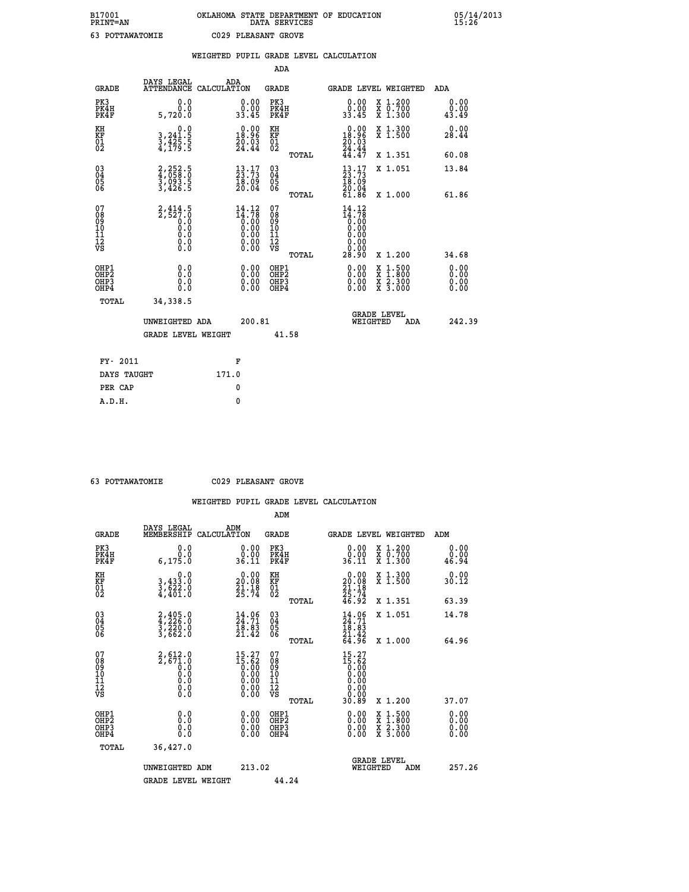B17001 OKLAHOMA STATE DEPARTMENT OF EDUCATION 05/14/2013
PRINT=AN DATA SERVICES 15:26

63 POTTAWATOMIE C029 PLEASANT GROVE

## WEIGHTED PUPIL GRADE LEVEL CALCULATION

### ADA

| GRADE | DAYS LEGAL ATTENDANCE | ADA CALCULATION | GRADE | GRADE LEVEL | WEIGHTED | ADA |
|---|---|---|---|---|---|---|
| PK3 | 0.0 | 0.00 | PK3 | 0.00 | X 1.200 | 0.00 |
| PK4H | 0.0 | 0.00 | PK4H | 0.00 | X 0.700 | 0.00 |
| PK4F | 5,720.0 | 33.45 | PK4F | 33.45 | X 1.300 | 43.49 |
| KH | 0.0 | 0.00 | KH | 0.00 | X 1.300 | 0.00 |
| KF | 3,241.5 | 18.96 | KF | 18.96 | X 1.500 | 28.44 |
| 01 | 3,425.5 | 20.03 | 01 | 20.03 | | |
| 02 | 4,179.5 | 24.44 | 02 | 24.44 | | |
| | | | TOTAL | 44.47 | X 1.351 | 60.08 |
| 03 | 2,252.5 | 13.17 | 03 | 13.17 | X 1.051 | 13.84 |
| 04 | 4,058.0 | 23.73 | 04 | 23.73 | | |
| 05 | 3,093.5 | 18.09 | 05 | 18.09 | | |
| 06 | 3,426.5 | 20.04 | 06 | 20.04 | | |
| | | | TOTAL | 61.86 | X 1.000 | 61.86 |
| 07 | 2,414.5 | 14.12 | 07 | 14.12 | | |
| 08 | 2,527.0 | 14.78 | 08 | 14.78 | | |
| 09 | 0.0 | 0.00 | 09 | 0.00 | | |
| 10 | 0.0 | 0.00 | 10 | 0.00 | | |
| 11 | 0.0 | 0.00 | 11 | 0.00 | | |
| 12 | 0.0 | 0.00 | 12 | 0.00 | | |
| VS | 0.0 | 0.00 | VS | 0.00 | | |
| | | | TOTAL | 28.90 | X 1.200 | 34.68 |
| OHP1 | 0.0 | 0.00 | OHP1 | 0.00 | X 1.500 | 0.00 |
| OHP2 | 0.0 | 0.00 | OHP2 | 0.00 | X 1.800 | 0.00 |
| OHP3 | 0.0 | 0.00 | OHP3 | 0.00 | X 2.300 | 0.00 |
| OHP4 | 0.0 | 0.00 | OHP4 | 0.00 | X 3.000 | 0.00 |
| TOTAL | 34,338.5 | | | | | |

UNWEIGHTED ADA 200.81 GRADE LEVEL WEIGHTED ADA 242.39

GRADE LEVEL WEIGHT 41.58

FY- 2011 F
DAYS TAUGHT 171.0
PER CAP 0
A.D.H. 0

63 POTTAWATOMIE C029 PLEASANT GROVE

## WEIGHTED PUPIL GRADE LEVEL CALCULATION

### ADM

| GRADE | DAYS LEGAL MEMBERSHIP | ADM CALCULATION | GRADE | GRADE LEVEL | WEIGHTED | ADM |
|---|---|---|---|---|---|---|
| PK3 | 0.0 | 0.00 | PK3 | 0.00 | X 1.200 | 0.00 |
| PK4H | 0.0 | 0.00 | PK4H | 0.00 | X 0.700 | 0.00 |
| PK4F | 6,175.0 | 36.11 | PK4F | 36.11 | X 1.300 | 46.94 |
| KH | 0.0 | 0.00 | KH | 0.00 | X 1.300 | 0.00 |
| KF | 3,433.0 | 20.08 | KF | 20.08 | X 1.500 | 30.12 |
| 01 | 3,622.0 | 21.18 | 01 | 21.18 | | |
| 02 | 4,401.0 | 25.74 | 02 | 25.74 | | |
| | | | TOTAL | 46.92 | X 1.351 | 63.39 |
| 03 | 2,405.0 | 14.06 | 03 | 14.06 | X 1.051 | 14.78 |
| 04 | 4,226.0 | 24.71 | 04 | 24.71 | | |
| 05 | 3,220.0 | 18.83 | 05 | 18.83 | | |
| 06 | 3,662.0 | 21.42 | 06 | 21.42 | | |
| | | | TOTAL | 64.96 | X 1.000 | 64.96 |
| 07 | 2,612.0 | 15.27 | 07 | 15.27 | | |
| 08 | 2,671.0 | 15.62 | 08 | 15.62 | | |
| 09 | 0.0 | 0.00 | 09 | 0.00 | | |
| 10 | 0.0 | 0.00 | 10 | 0.00 | | |
| 11 | 0.0 | 0.00 | 11 | 0.00 | | |
| 12 | 0.0 | 0.00 | 12 | 0.00 | | |
| VS | 0.0 | 0.00 | VS | 0.00 | | |
| | | | TOTAL | 30.89 | X 1.200 | 37.07 |
| OHP1 | 0.0 | 0.00 | OHP1 | 0.00 | X 1.500 | 0.00 |
| OHP2 | 0.0 | 0.00 | OHP2 | 0.00 | X 1.800 | 0.00 |
| OHP3 | 0.0 | 0.00 | OHP3 | 0.00 | X 2.300 | 0.00 |
| OHP4 | 0.0 | 0.00 | OHP4 | 0.00 | X 3.000 | 0.00 |
| TOTAL | 36,427.0 | | | | | |

UNWEIGHTED ADM 213.02 GRADE LEVEL WEIGHTED ADM 257.26

GRADE LEVEL WEIGHT 44.24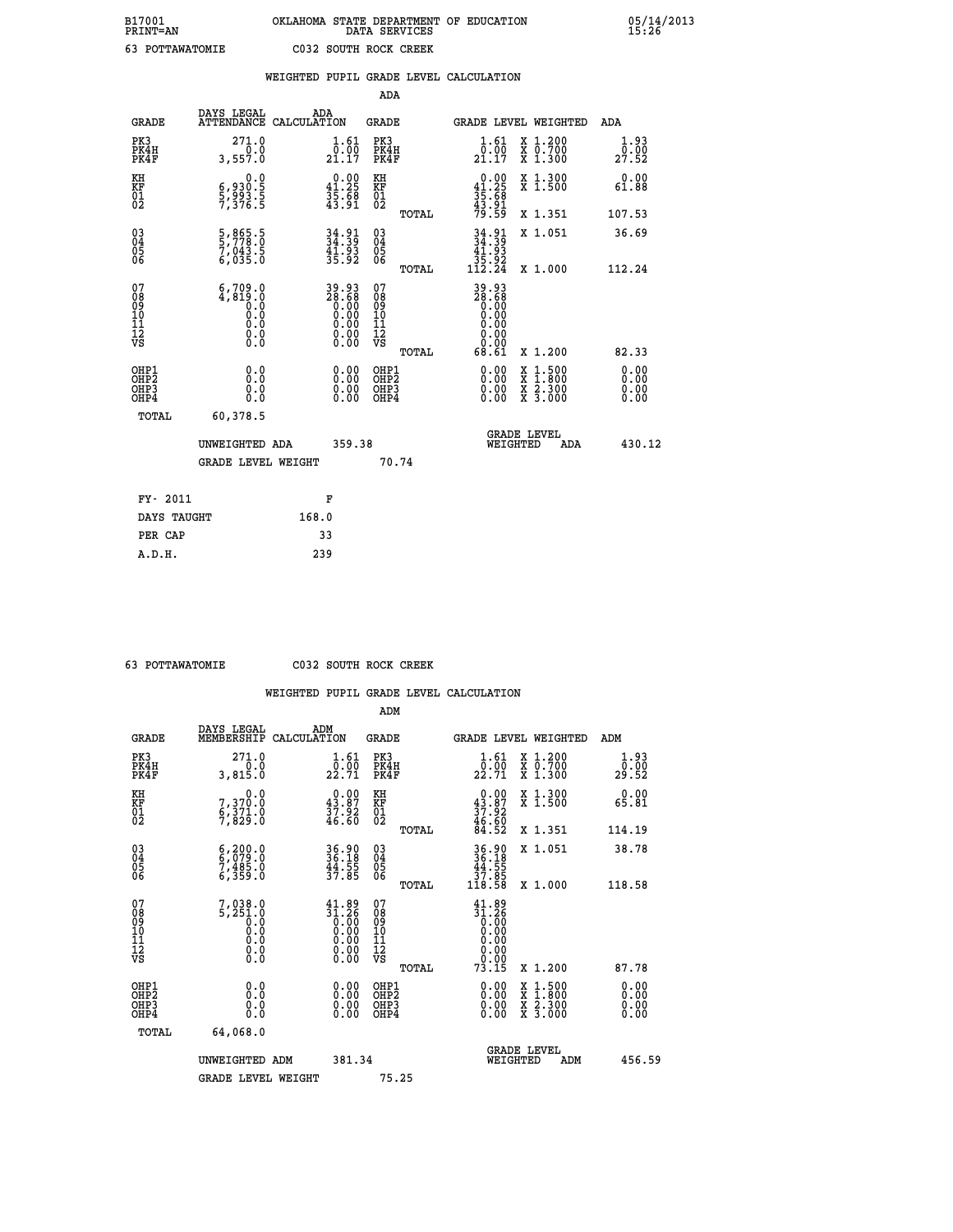B17001 OKLAHOMA STATE DEPARTMENT OF EDUCATION 05/14/2013
PRINT=AN DATA SERVICES 15:26

63 POTTAWATOMIE C032 SOUTH ROCK CREEK

WEIGHTED PUPIL GRADE LEVEL CALCULATION

ADA

| GRADE | DAYS LEGAL ATTENDANCE | ADA CALCULATION | GRADE | GRADE LEVEL | WEIGHTED | ADA |
|---|---|---|---|---|---|---|
| PK3 | 271.0 | 1.61 | PK3 | 1.61 | X 1.200 | 1.93 |
| PK4H | 0.0 | 0.00 | PK4H | 0.00 | X 0.700 | 0.00 |
| PK4F | 3,557.0 | 21.17 | PK4F | 21.17 | X 1.300 | 27.52 |
| KH | 0.0 | 0.00 | KH | 0.00 | X 1.300 | 0.00 |
| KF | 6,930.5 | 41.25 | KF | 41.25 | X 1.500 | 61.88 |
| 01 | 5,993.5 | 35.68 | 01 | 35.68 | | |
| 02 | 7,376.5 | 43.91 | 02 | 43.91 | | |
| | | | TOTAL | 79.59 | X 1.351 | 107.53 |
| 03 | 5,865.5 | 34.91 | 03 | 34.91 | X 1.051 | 36.69 |
| 04 | 5,778.0 | 34.39 | 04 | 34.39 | | |
| 05 | 7,043.5 | 41.93 | 05 | 41.93 | | |
| 06 | 6,035.0 | 35.92 | 06 | 35.92 | | |
| | | | TOTAL | 112.24 | X 1.000 | 112.24 |
| 07 | 6,709.0 | 39.93 | 07 | 39.93 | | |
| 08 | 4,819.0 | 28.68 | 08 | 28.68 | | |
| 09 | 0.0 | 0.00 | 09 | 0.00 | | |
| 10 | 0.0 | 0.00 | 10 | 0.00 | | |
| 11 | 0.0 | 0.00 | 11 | 0.00 | | |
| 12 | 0.0 | 0.00 | 12 | 0.00 | | |
| VS | 0.0 | 0.00 | VS | 0.00 | | |
| | | | TOTAL | 68.61 | X 1.200 | 82.33 |
| OHP1 | 0.0 | 0.00 | OHP1 | 0.00 | X 1.500 | 0.00 |
| OHP2 | 0.0 | 0.00 | OHP2 | 0.00 | X 1.800 | 0.00 |
| OHP3 | 0.0 | 0.00 | OHP3 | 0.00 | X 2.300 | 0.00 |
| OHP4 | 0.0 | 0.00 | OHP4 | 0.00 | X 3.000 | 0.00 |
| TOTAL | 60,378.5 | | | | | |

UNWEIGHTED ADA 359.38 GRADE LEVEL WEIGHTED ADA 430.12

GRADE LEVEL WEIGHT 70.74

| FY- 2011 | F |
|---|---|
| DAYS TAUGHT | 168.0 |
| PER CAP | 33 |
| A.D.H. | 239 |

63 POTTAWATOMIE C032 SOUTH ROCK CREEK

WEIGHTED PUPIL GRADE LEVEL CALCULATION

ADM

| GRADE | DAYS LEGAL MEMBERSHIP | ADM CALCULATION | GRADE | GRADE LEVEL | WEIGHTED | ADM |
|---|---|---|---|---|---|---|
| PK3 | 271.0 | 1.61 | PK3 | 1.61 | X 1.200 | 1.93 |
| PK4H | 0.0 | 0.00 | PK4H | 0.00 | X 0.700 | 0.00 |
| PK4F | 3,815.0 | 22.71 | PK4F | 22.71 | X 1.300 | 29.52 |
| KH | 0.0 | 0.00 | KH | 0.00 | X 1.300 | 0.00 |
| KF | 7,370.0 | 43.87 | KF | 43.87 | X 1.500 | 65.81 |
| 01 | 6,371.0 | 37.92 | 01 | 37.92 | | |
| 02 | 7,829.0 | 46.60 | 02 | 46.60 | | |
| | | | TOTAL | 84.52 | X 1.351 | 114.19 |
| 03 | 6,200.0 | 36.90 | 03 | 36.90 | X 1.051 | 38.78 |
| 04 | 6,079.0 | 36.18 | 04 | 36.18 | | |
| 05 | 7,485.0 | 44.55 | 05 | 44.55 | | |
| 06 | 6,359.0 | 37.85 | 06 | 37.85 | | |
| | | | TOTAL | 118.58 | X 1.000 | 118.58 |
| 07 | 7,038.0 | 41.89 | 07 | 41.89 | | |
| 08 | 5,251.0 | 31.26 | 08 | 31.26 | | |
| 09 | 0.0 | 0.00 | 09 | 0.00 | | |
| 10 | 0.0 | 0.00 | 10 | 0.00 | | |
| 11 | 0.0 | 0.00 | 11 | 0.00 | | |
| 12 | 0.0 | 0.00 | 12 | 0.00 | | |
| VS | 0.0 | 0.00 | VS | 0.00 | | |
| | | | TOTAL | 73.15 | X 1.200 | 87.78 |
| OHP1 | 0.0 | 0.00 | OHP1 | 0.00 | X 1.500 | 0.00 |
| OHP2 | 0.0 | 0.00 | OHP2 | 0.00 | X 1.800 | 0.00 |
| OHP3 | 0.0 | 0.00 | OHP3 | 0.00 | X 2.300 | 0.00 |
| OHP4 | 0.0 | 0.00 | OHP4 | 0.00 | X 3.000 | 0.00 |
| TOTAL | 64,068.0 | | | | | |

UNWEIGHTED ADM 381.34 GRADE LEVEL WEIGHTED ADM 456.59

GRADE LEVEL WEIGHT 75.25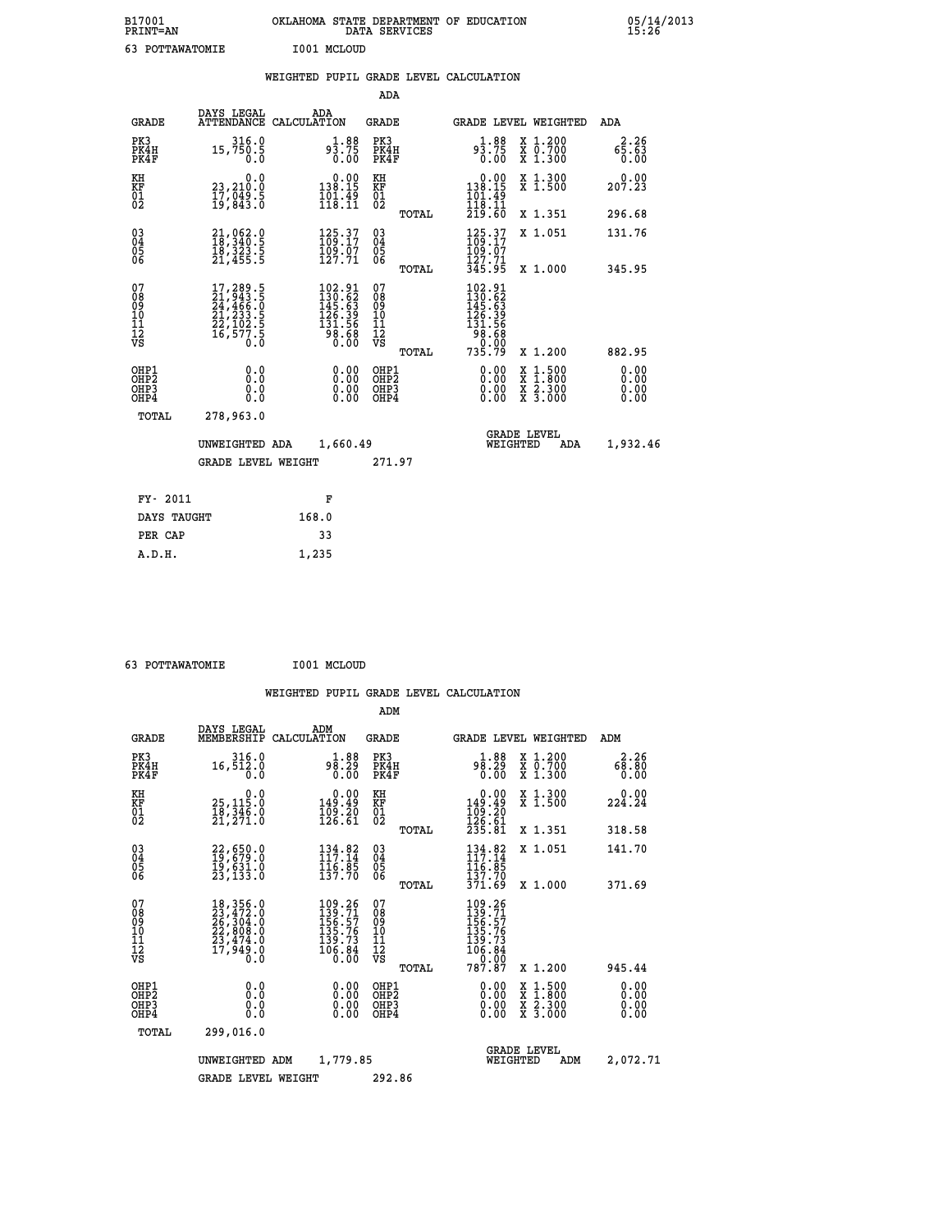B17001 PRINT=AN — OKLAHOMA STATE DEPARTMENT OF EDUCATION DATA SERVICES — 05/14/2013 15:26

63 POTTAWATOMIE — I001 MCLOUD

## WEIGHTED PUPIL GRADE LEVEL CALCULATION

### ADA

| GRADE | DAYS LEGAL ATTENDANCE | ADA CALCULATION | GRADE | GRADE LEVEL | WEIGHTED | ADA |
|---|---|---|---|---|---|---|
| PK3 | 316.0 | 1.88 | PK3 | 1.88 | X 1.200 | 2.26 |
| PK4H | 15,750.5 | 93.75 | PK4H | 93.75 | X 0.700 | 65.63 |
| PK4F | 0.0 | 0.00 | PK4F | 0.00 | X 1.300 | 0.00 |
| KH | 0.0 | 0.00 | KH | 0.00 | X 1.300 | 0.00 |
| KF | 23,210.0 | 138.15 | KF | 138.15 | X 1.500 | 207.23 |
| 01 | 17,049.5 | 101.49 | 01 | 101.49 | | |
| 02 | 19,843.0 | 118.11 | 02 | 118.11 | | |
| | | | TOTAL | 219.60 | X 1.351 | 296.68 |
| 03 | 21,062.0 | 125.37 | 03 | 125.37 | X 1.051 | 131.76 |
| 04 | 18,340.5 | 109.17 | 04 | 109.17 | | |
| 05 | 18,323.5 | 109.07 | 05 | 109.07 | | |
| 06 | 21,455.5 | 127.71 | 06 | 127.71 | | |
| | | | TOTAL | 345.95 | X 1.000 | 345.95 |
| 07 | 17,289.5 | 102.91 | 07 | 102.91 | | |
| 08 | 21,943.5 | 130.62 | 08 | 130.62 | | |
| 09 | 24,466.0 | 145.63 | 09 | 145.63 | | |
| 10 | 21,233.5 | 126.39 | 10 | 126.39 | | |
| 11 | 22,102.5 | 131.56 | 11 | 131.56 | | |
| 12 | 16,577.5 | 98.68 | 12 | 98.68 | | |
| VS | 0.0 | 0.00 | VS | 0.00 | | |
| | | | TOTAL | 735.79 | X 1.200 | 882.95 |
| OHP1 | 0.0 | 0.00 | OHP1 | 0.00 | X 1.500 | 0.00 |
| OHP2 | 0.0 | 0.00 | OHP2 | 0.00 | X 1.800 | 0.00 |
| OHP3 | 0.0 | 0.00 | OHP3 | 0.00 | X 2.300 | 0.00 |
| OHP4 | 0.0 | 0.00 | OHP4 | 0.00 | X 3.000 | 0.00 |
| TOTAL | 278,963.0 | | | | | |

UNWEIGHTED ADA 1,660.49 — GRADE LEVEL WEIGHTED ADA 1,932.46

GRADE LEVEL WEIGHT 271.97

| FY- 2011 | F |
|---|---|
| DAYS TAUGHT | 168.0 |
| PER CAP | 33 |
| A.D.H. | 1,235 |

63 POTTAWATOMIE — I001 MCLOUD

## WEIGHTED PUPIL GRADE LEVEL CALCULATION

### ADM

| GRADE | DAYS LEGAL MEMBERSHIP | ADM CALCULATION | GRADE | GRADE LEVEL | WEIGHTED | ADM |
|---|---|---|---|---|---|---|
| PK3 | 316.0 | 1.88 | PK3 | 1.88 | X 1.200 | 2.26 |
| PK4H | 16,512.0 | 98.29 | PK4H | 98.29 | X 0.700 | 68.80 |
| PK4F | 0.0 | 0.00 | PK4F | 0.00 | X 1.300 | 0.00 |
| KH | 0.0 | 0.00 | KH | 0.00 | X 1.300 | 0.00 |
| KF | 25,115.0 | 149.49 | KF | 149.49 | X 1.500 | 224.24 |
| 01 | 18,346.0 | 109.20 | 01 | 109.20 | | |
| 02 | 21,271.0 | 126.61 | 02 | 126.61 | | |
| | | | TOTAL | 235.81 | X 1.351 | 318.58 |
| 03 | 22,650.0 | 134.82 | 03 | 134.82 | X 1.051 | 141.70 |
| 04 | 19,679.0 | 117.14 | 04 | 117.14 | | |
| 05 | 19,631.0 | 116.85 | 05 | 116.85 | | |
| 06 | 23,133.0 | 137.70 | 06 | 137.70 | | |
| | | | TOTAL | 371.69 | X 1.000 | 371.69 |
| 07 | 18,356.0 | 109.26 | 07 | 109.26 | | |
| 08 | 23,472.0 | 139.71 | 08 | 139.71 | | |
| 09 | 26,304.0 | 156.57 | 09 | 156.57 | | |
| 10 | 22,808.0 | 135.76 | 10 | 135.76 | | |
| 11 | 23,474.0 | 139.73 | 11 | 139.73 | | |
| 12 | 17,949.0 | 106.84 | 12 | 106.84 | | |
| VS | 0.0 | 0.00 | VS | 0.00 | | |
| | | | TOTAL | 787.87 | X 1.200 | 945.44 |
| OHP1 | 0.0 | 0.00 | OHP1 | 0.00 | X 1.500 | 0.00 |
| OHP2 | 0.0 | 0.00 | OHP2 | 0.00 | X 1.800 | 0.00 |
| OHP3 | 0.0 | 0.00 | OHP3 | 0.00 | X 2.300 | 0.00 |
| OHP4 | 0.0 | 0.00 | OHP4 | 0.00 | X 3.000 | 0.00 |
| TOTAL | 299,016.0 | | | | | |

UNWEIGHTED ADM 1,779.85 — GRADE LEVEL WEIGHTED ADM 2,072.71

GRADE LEVEL WEIGHT 292.86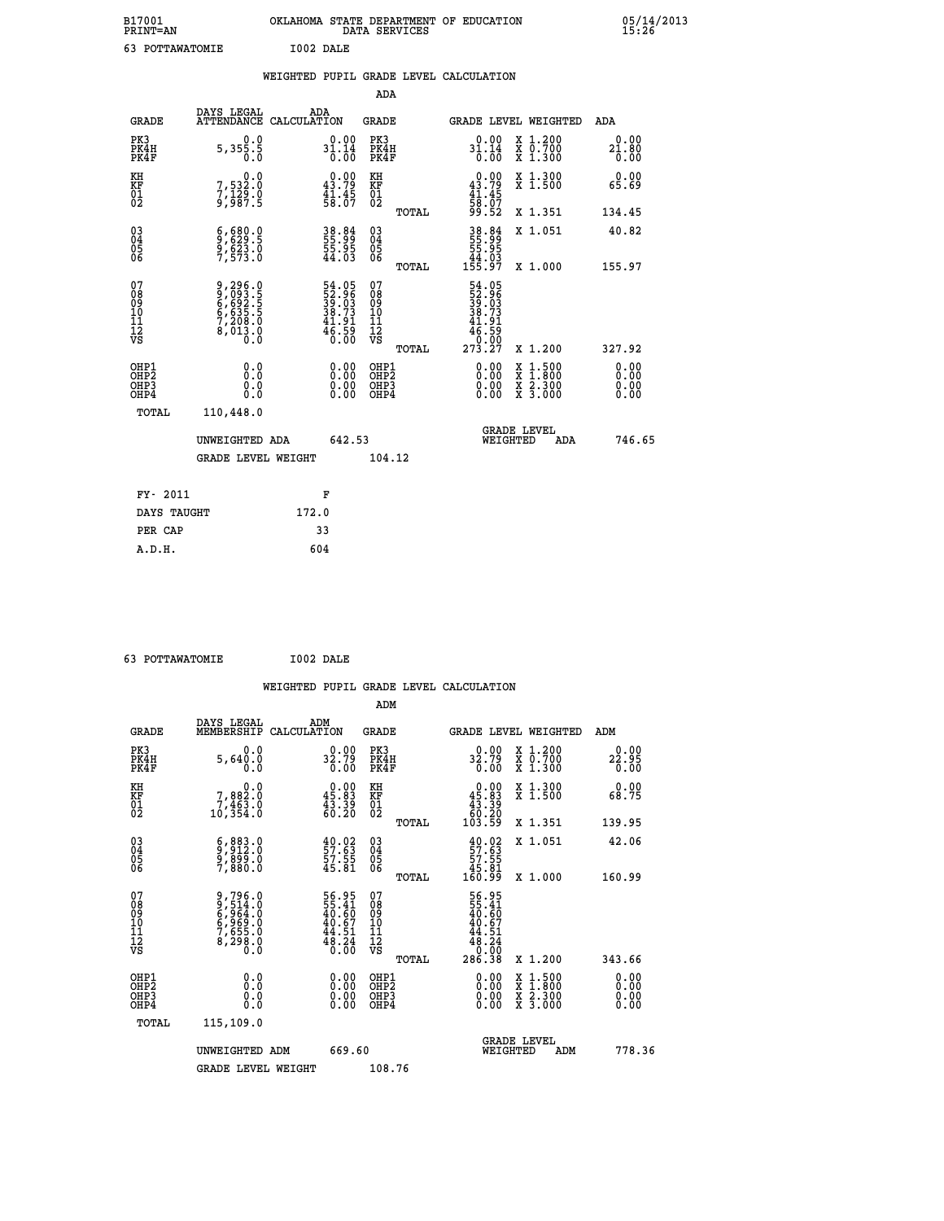B17001 OKLAHOMA STATE DEPARTMENT OF EDUCATION 05/14/2013
PRINT=AN DATA SERVICES 15:26

63 POTTAWATOMIE I002 DALE

## WEIGHTED PUPIL GRADE LEVEL CALCULATION

### ADA

| GRADE | DAYS LEGAL ATTENDANCE | ADA CALCULATION | GRADE | GRADE LEVEL | WEIGHTED | ADA |
|---|---|---|---|---|---|---|
| PK3 | 0.0 | 0.00 | PK3 | 0.00 | X 1.200 | 0.00 |
| PK4H | 5,355.5 | 31.14 | PK4H | 31.14 | X 0.700 | 21.80 |
| PK4F | 0.0 | 0.00 | PK4F | 0.00 | X 1.300 | 0.00 |
| KH | 0.0 | 0.00 | KH | 0.00 | X 1.300 | 0.00 |
| KF | 7,532.0 | 43.79 | KF | 43.79 | X 1.500 | 65.69 |
| 01 | 7,129.0 | 41.45 | 01 | 41.45 | | |
| 02 | 9,987.5 | 58.07 | 02 | 58.07 | | |
| | | | TOTAL | 99.52 | X 1.351 | 134.45 |
| 03 | 6,680.0 | 38.84 | 03 | 38.84 | X 1.051 | 40.82 |
| 04 | 9,629.5 | 55.99 | 04 | 55.99 | | |
| 05 | 9,623.0 | 55.95 | 05 | 55.95 | | |
| 06 | 7,573.0 | 44.03 | 06 | 44.03 | | |
| | | | TOTAL | 155.97 | X 1.000 | 155.97 |
| 07 | 9,296.0 | 54.05 | 07 | 54.05 | | |
| 08 | 9,093.5 | 52.96 | 08 | 52.96 | | |
| 09 | 6,692.5 | 39.03 | 09 | 39.03 | | |
| 10 | 6,635.5 | 38.73 | 10 | 38.73 | | |
| 11 | 7,208.0 | 41.91 | 11 | 41.91 | | |
| 12 | 8,013.0 | 46.59 | 12 | 46.59 | | |
| VS | 0.0 | 0.00 | VS | 0.00 | | |
| | | | TOTAL | 273.27 | X 1.200 | 327.92 |
| OHP1 | 0.0 | 0.00 | OHP1 | 0.00 | X 1.500 | 0.00 |
| OHP2 | 0.0 | 0.00 | OHP2 | 0.00 | X 1.800 | 0.00 |
| OHP3 | 0.0 | 0.00 | OHP3 | 0.00 | X 2.300 | 0.00 |
| OHP4 | 0.0 | 0.00 | OHP4 | 0.00 | X 3.000 | 0.00 |
| TOTAL | 110,448.0 | | | | | |

UNWEIGHTED ADA 642.53 GRADE LEVEL WEIGHTED ADA 746.65

GRADE LEVEL WEIGHT 104.12

| | |
|---|---|
| FY- 2011 | F |
| DAYS TAUGHT | 172.0 |
| PER CAP | 33 |
| A.D.H. | 604 |

63 POTTAWATOMIE I002 DALE

## WEIGHTED PUPIL GRADE LEVEL CALCULATION

### ADM

| GRADE | DAYS LEGAL MEMBERSHIP | ADM CALCULATION | GRADE | GRADE LEVEL | WEIGHTED | ADM |
|---|---|---|---|---|---|---|
| PK3 | 0.0 | 0.00 | PK3 | 0.00 | X 1.200 | 0.00 |
| PK4H | 5,640.0 | 32.79 | PK4H | 32.79 | X 0.700 | 22.95 |
| PK4F | 0.0 | 0.00 | PK4F | 0.00 | X 1.300 | 0.00 |
| KH | 0.0 | 0.00 | KH | 0.00 | X 1.300 | 0.00 |
| KF | 7,882.0 | 45.83 | KF | 45.83 | X 1.500 | 68.75 |
| 01 | 7,463.0 | 43.39 | 01 | 43.39 | | |
| 02 | 10,354.0 | 60.20 | 02 | 60.20 | | |
| | | | TOTAL | 103.59 | X 1.351 | 139.95 |
| 03 | 6,883.0 | 40.02 | 03 | 40.02 | X 1.051 | 42.06 |
| 04 | 9,912.0 | 57.63 | 04 | 57.63 | | |
| 05 | 9,899.0 | 57.55 | 05 | 57.55 | | |
| 06 | 7,880.0 | 45.81 | 06 | 45.81 | | |
| | | | TOTAL | 160.99 | X 1.000 | 160.99 |
| 07 | 9,796.0 | 56.95 | 07 | 56.95 | | |
| 08 | 9,514.0 | 55.41 | 08 | 55.41 | | |
| 09 | 6,964.0 | 40.60 | 09 | 40.60 | | |
| 10 | 6,969.0 | 40.67 | 10 | 40.67 | | |
| 11 | 7,655.0 | 44.51 | 11 | 44.51 | | |
| 12 | 8,298.0 | 48.24 | 12 | 48.24 | | |
| VS | 0.0 | 0.00 | VS | 0.00 | | |
| | | | TOTAL | 286.38 | X 1.200 | 343.66 |
| OHP1 | 0.0 | 0.00 | OHP1 | 0.00 | X 1.500 | 0.00 |
| OHP2 | 0.0 | 0.00 | OHP2 | 0.00 | X 1.800 | 0.00 |
| OHP3 | 0.0 | 0.00 | OHP3 | 0.00 | X 2.300 | 0.00 |
| OHP4 | 0.0 | 0.00 | OHP4 | 0.00 | X 3.000 | 0.00 |
| TOTAL | 115,109.0 | | | | | |

UNWEIGHTED ADM 669.60 GRADE LEVEL WEIGHTED ADM 778.36

GRADE LEVEL WEIGHT 108.76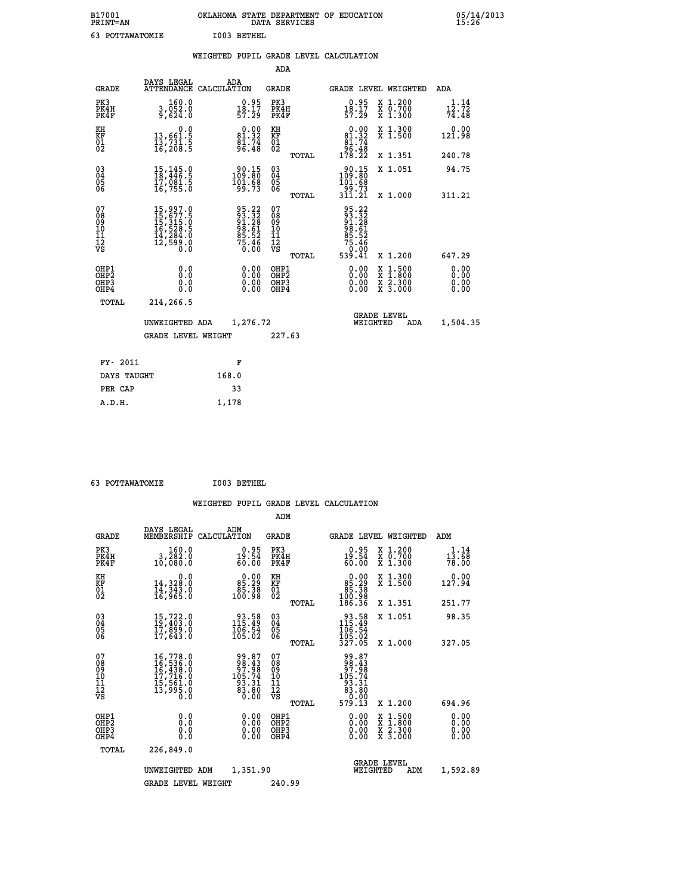B17001 OKLAHOMA STATE DEPARTMENT OF EDUCATION 05/14/2013
PRINT=AN DATA SERVICES 15:26

63 POTTAWATOMIE I003 BETHEL

## WEIGHTED PUPIL GRADE LEVEL CALCULATION

### ADA

| GRADE | DAYS LEGAL ATTENDANCE | ADA CALCULATION | GRADE | | GRADE LEVEL | WEIGHTED | ADA |
|---|---|---|---|---|---|---|---|
| PK3 | 160.0 | 0.95 | PK3 | | 0.95 | X 1.200 | 1.14 |
| PK4H | 3,052.0 | 18.17 | PK4H | | 18.17 | X 0.700 | 12.72 |
| PK4F | 9,624.0 | 57.29 | PK4F | | 57.29 | X 1.300 | 74.48 |
| KH | 0.0 | 0.00 | KH | | 0.00 | X 1.300 | 0.00 |
| KF | 13,661.5 | 81.32 | KF | | 81.32 | X 1.500 | 121.98 |
| 01 | 13,731.5 | 81.74 | 01 | | 81.74 | | |
| 02 | 16,208.5 | 96.48 | 02 | | 96.48 | | |
| | | | | TOTAL | 178.22 | X 1.351 | 240.78 |
| 03 | 15,145.0 | 90.15 | 03 | | 90.15 | X 1.051 | 94.75 |
| 04 | 18,446.5 | 109.80 | 04 | | 109.80 | | |
| 05 | 17,081.5 | 101.68 | 05 | | 101.68 | | |
| 06 | 16,755.0 | 99.73 | 06 | | 99.73 | | |
| | | | | TOTAL | 311.21 | X 1.000 | 311.21 |
| 07 | 15,997.0 | 95.22 | 07 | | 95.22 | | |
| 08 | 15,677.5 | 93.32 | 08 | | 93.32 | | |
| 09 | 15,315.0 | 91.28 | 09 | | 91.28 | | |
| 10 | 16,528.5 | 98.61 | 10 | | 98.61 | | |
| 11 | 14,284.0 | 85.52 | 11 | | 85.52 | | |
| 12 | 12,599.0 | 75.46 | 12 | | 75.46 | | |
| VS | 0.0 | 0.00 | VS | | 0.00 | | |
| | | | | TOTAL | 539.41 | X 1.200 | 647.29 |
| OHP1 | 0.0 | 0.00 | OHP1 | | 0.00 | X 1.500 | 0.00 |
| OHP2 | 0.0 | 0.00 | OHP2 | | 0.00 | X 1.800 | 0.00 |
| OHP3 | 0.0 | 0.00 | OHP3 | | 0.00 | X 2.300 | 0.00 |
| OHP4 | 0.0 | 0.00 | OHP4 | | 0.00 | X 3.000 | 0.00 |
| TOTAL | 214,266.5 | | | | | | |

UNWEIGHTED ADA 1,276.72 — GRADE LEVEL WEIGHTED ADA 1,504.35

GRADE LEVEL WEIGHT 227.63

| FY- 2011 | F |
|---|---|
| DAYS TAUGHT | 168.0 |
| PER CAP | 33 |
| A.D.H. | 1,178 |

63 POTTAWATOMIE I003 BETHEL

## WEIGHTED PUPIL GRADE LEVEL CALCULATION

### ADM

| GRADE | DAYS LEGAL MEMBERSHIP | ADM CALCULATION | GRADE | | GRADE LEVEL | WEIGHTED | ADM |
|---|---|---|---|---|---|---|---|
| PK3 | 160.0 | 0.95 | PK3 | | 0.95 | X 1.200 | 1.14 |
| PK4H | 3,282.0 | 19.54 | PK4H | | 19.54 | X 0.700 | 13.68 |
| PK4F | 10,080.0 | 60.00 | PK4F | | 60.00 | X 1.300 | 78.00 |
| KH | 0.0 | 0.00 | KH | | 0.00 | X 1.300 | 0.00 |
| KF | 14,328.0 | 85.29 | KF | | 85.29 | X 1.500 | 127.94 |
| 01 | 14,343.0 | 85.38 | 01 | | 85.38 | | |
| 02 | 16,965.0 | 100.98 | 02 | | 100.98 | | |
| | | | | TOTAL | 186.36 | X 1.351 | 251.77 |
| 03 | 15,722.0 | 93.58 | 03 | | 93.58 | X 1.051 | 98.35 |
| 04 | 19,403.0 | 115.49 | 04 | | 115.49 | | |
| 05 | 17,899.0 | 106.54 | 05 | | 106.54 | | |
| 06 | 17,643.0 | 105.02 | 06 | | 105.02 | | |
| | | | | TOTAL | 327.05 | X 1.000 | 327.05 |
| 07 | 16,778.0 | 99.87 | 07 | | 99.87 | | |
| 08 | 16,536.0 | 98.43 | 08 | | 98.43 | | |
| 09 | 16,438.0 | 97.98 | 09 | | 97.98 | | |
| 10 | 17,716.0 | 105.74 | 10 | | 105.74 | | |
| 11 | 15,561.0 | 93.31 | 11 | | 93.31 | | |
| 12 | 13,995.0 | 83.80 | 12 | | 83.80 | | |
| VS | 0.0 | 0.00 | VS | | 0.00 | | |
| | | | | TOTAL | 579.13 | X 1.200 | 694.96 |
| OHP1 | 0.0 | 0.00 | OHP1 | | 0.00 | X 1.500 | 0.00 |
| OHP2 | 0.0 | 0.00 | OHP2 | | 0.00 | X 1.800 | 0.00 |
| OHP3 | 0.0 | 0.00 | OHP3 | | 0.00 | X 2.300 | 0.00 |
| OHP4 | 0.0 | 0.00 | OHP4 | | 0.00 | X 3.000 | 0.00 |
| TOTAL | 226,849.0 | | | | | | |

UNWEIGHTED ADM 1,351.90 — GRADE LEVEL WEIGHTED ADM 1,592.89

GRADE LEVEL WEIGHT 240.99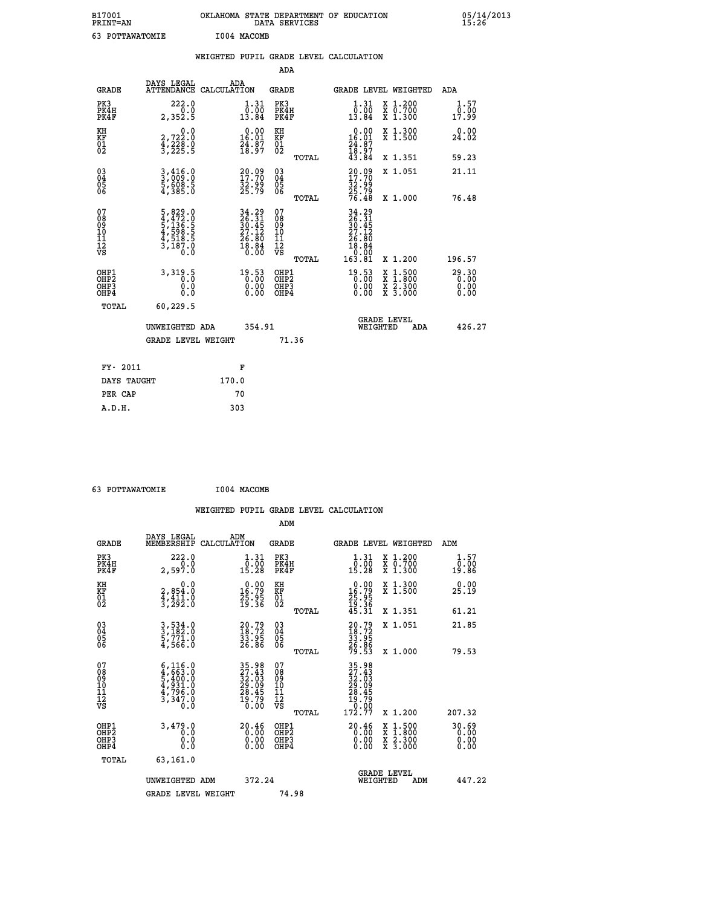B17001 OKLAHOMA STATE DEPARTMENT OF EDUCATION 05/14/2013
PRINT=AN DATA SERVICES 15:26

63 POTTAWATOMIE I004 MACOMB

## WEIGHTED PUPIL GRADE LEVEL CALCULATION

ADA

| GRADE | DAYS LEGAL ATTENDANCE | ADA CALCULATION | GRADE | GRADE LEVEL | WEIGHTED | ADA |
|---|---|---|---|---|---|---|
| PK3 | 222.0 | 1.31 | PK3 | 1.31 | X 1.200 | 1.57 |
| PK4H | 0.0 | 0.00 | PK4H | 0.00 | X 0.700 | 0.00 |
| PK4F | 2,352.5 | 13.84 | PK4F | 13.84 | X 1.300 | 17.99 |
| KH | 0.0 | 0.00 | KH | 0.00 | X 1.300 | 0.00 |
| KF | 2,722.0 | 16.01 | KF | 16.01 | X 1.500 | 24.02 |
| 01 | 4,228.0 | 24.87 | 01 | 24.87 | | |
| 02 | 3,225.5 | 18.97 | 02 | 18.97 | | |
| | | | TOTAL | 43.84 | X 1.351 | 59.23 |
| 03 | 3,416.0 | 20.09 | 03 | 20.09 | X 1.051 | 21.11 |
| 04 | 3,009.0 | 17.70 | 04 | 17.70 | | |
| 05 | 5,608.5 | 32.99 | 05 | 32.99 | | |
| 06 | 4,385.0 | 25.79 | 06 | 25.79 | | |
| | | | TOTAL | 76.48 | X 1.000 | 76.48 |
| 07 | 5,829.0 | 34.29 | 07 | 34.29 | | |
| 08 | 4,472.0 | 26.31 | 08 | 26.31 | | |
| 09 | 5,136.5 | 30.45 | 09 | 30.45 | | |
| 10 | 4,598.5 | 27.12 | 10 | 27.12 | | |
| 11 | 4,518.5 | 26.80 | 11 | 26.80 | | |
| 12 | 3,187.0 | 18.84 | 12 | 18.84 | | |
| VS | 0.0 | 0.00 | VS | 0.00 | | |
| | | | TOTAL | 163.81 | X 1.200 | 196.57 |
| OHP1 | 3,319.5 | 19.53 | OHP1 | 19.53 | X 1.500 | 29.30 |
| OHP2 | 0.0 | 0.00 | OHP2 | 0.00 | X 1.800 | 0.00 |
| OHP3 | 0.0 | 0.00 | OHP3 | 0.00 | X 2.300 | 0.00 |
| OHP4 | 0.0 | 0.00 | OHP4 | 0.00 | X 3.000 | 0.00 |
| TOTAL | 60,229.5 | | | | | |

UNWEIGHTED ADA 354.91 GRADE LEVEL WEIGHTED ADA 426.27

GRADE LEVEL WEIGHT 71.36

| FY- 2011 | F |
|---|---|
| DAYS TAUGHT | 170.0 |
| PER CAP | 70 |
| A.D.H. | 303 |

63 POTTAWATOMIE I004 MACOMB

## WEIGHTED PUPIL GRADE LEVEL CALCULATION

ADM

| GRADE | DAYS LEGAL MEMBERSHIP | ADM CALCULATION | GRADE | GRADE LEVEL | WEIGHTED | ADM |
|---|---|---|---|---|---|---|
| PK3 | 222.0 | 1.31 | PK3 | 1.31 | X 1.200 | 1.57 |
| PK4H | 0.0 | 0.00 | PK4H | 0.00 | X 0.700 | 0.00 |
| PK4F | 2,597.0 | 15.28 | PK4F | 15.28 | X 1.300 | 19.86 |
| KH | 0.0 | 0.00 | KH | 0.00 | X 1.300 | 0.00 |
| KF | 2,854.0 | 16.79 | KF | 16.79 | X 1.500 | 25.19 |
| 01 | 4,411.0 | 25.95 | 01 | 25.95 | | |
| 02 | 3,292.0 | 19.36 | 02 | 19.36 | | |
| | | | TOTAL | 45.31 | X 1.351 | 61.21 |
| 03 | 3,534.0 | 20.79 | 03 | 20.79 | X 1.051 | 21.85 |
| 04 | 3,182.0 | 18.72 | 04 | 18.72 | | |
| 05 | 5,771.0 | 33.95 | 05 | 33.95 | | |
| 06 | 4,566.0 | 26.86 | 06 | 26.86 | | |
| | | | TOTAL | 79.53 | X 1.000 | 79.53 |
| 07 | 6,116.0 | 35.98 | 07 | 35.98 | | |
| 08 | 4,663.0 | 27.43 | 08 | 27.43 | | |
| 09 | 5,400.0 | 32.03 | 09 | 32.03 | | |
| 10 | 4,931.0 | 29.09 | 10 | 29.09 | | |
| 11 | 4,796.0 | 28.45 | 11 | 28.45 | | |
| 12 | 3,347.0 | 19.79 | 12 | 19.79 | | |
| VS | 0.0 | 0.00 | VS | 0.00 | | |
| | | | TOTAL | 172.77 | X 1.200 | 207.32 |
| OHP1 | 3,479.0 | 20.46 | OHP1 | 20.46 | X 1.500 | 30.69 |
| OHP2 | 0.0 | 0.00 | OHP2 | 0.00 | X 1.800 | 0.00 |
| OHP3 | 0.0 | 0.00 | OHP3 | 0.00 | X 2.300 | 0.00 |
| OHP4 | 0.0 | 0.00 | OHP4 | 0.00 | X 3.000 | 0.00 |
| TOTAL | 63,161.0 | | | | | |

UNWEIGHTED ADM 372.24 GRADE LEVEL WEIGHTED ADM 447.22

GRADE LEVEL WEIGHT 74.98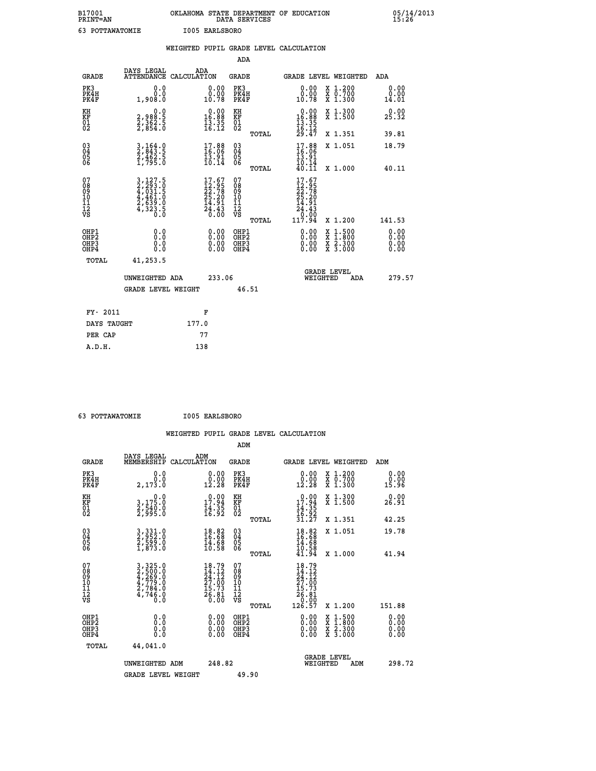B17001 OKLAHOMA STATE DEPARTMENT OF EDUCATION 05/14/2013
PRINT=AN DATA SERVICES 15:26

63 POTTAWATOMIE I005 EARLSBORO

## WEIGHTED PUPIL GRADE LEVEL CALCULATION

### ADA

| GRADE | DAYS LEGAL ATTENDANCE | ADA CALCULATION | GRADE | GRADE LEVEL | WEIGHTED | ADA |
|---|---|---|---|---|---|---|
| PK3 | 0.0 | 0.00 | PK3 | 0.00 | X 1.200 | 0.00 |
| PK4H | 0.0 | 0.00 | PK4H | 0.00 | X 0.700 | 0.00 |
| PK4F | 1,908.0 | 10.78 | PK4F | 10.78 | X 1.300 | 14.01 |
| KH | 0.0 | 0.00 | KH | 0.00 | X 1.300 | 0.00 |
| KF | 2,988.5 | 16.88 | KF | 16.88 | X 1.500 | 25.32 |
| 01 | 2,362.5 | 13.35 | 01 | 13.35 | | |
| 02 | 2,854.0 | 16.12 | 02 | 16.12 | | |
| | | | TOTAL | 29.47 | X 1.351 | 39.81 |
| 03 | 3,164.0 | 17.88 | 03 | 17.88 | X 1.051 | 18.79 |
| 04 | 2,843.5 | 16.06 | 04 | 16.06 | | |
| 05 | 2,462.5 | 13.91 | 05 | 13.91 | | |
| 06 | 1,795.0 | 10.14 | 06 | 10.14 | | |
| | | | TOTAL | 40.11 | X 1.000 | 40.11 |
| 07 | 3,127.5 | 17.67 | 07 | 17.67 | | |
| 08 | 2,293.0 | 12.95 | 08 | 12.95 | | |
| 09 | 4,031.5 | 22.78 | 09 | 22.78 | | |
| 10 | 4,461.0 | 25.20 | 10 | 25.20 | | |
| 11 | 2,639.0 | 14.91 | 11 | 14.91 | | |
| 12 | 4,323.5 | 24.43 | 12 | 24.43 | | |
| VS | 0.0 | 0.00 | VS | 0.00 | | |
| | | | TOTAL | 117.94 | X 1.200 | 141.53 |
| OHP1 | 0.0 | 0.00 | OHP1 | 0.00 | X 1.500 | 0.00 |
| OHP2 | 0.0 | 0.00 | OHP2 | 0.00 | X 1.800 | 0.00 |
| OHP3 | 0.0 | 0.00 | OHP3 | 0.00 | X 2.300 | 0.00 |
| OHP4 | 0.0 | 0.00 | OHP4 | 0.00 | X 3.000 | 0.00 |
| TOTAL | 41,253.5 | | | | | |

UNWEIGHTED ADA 233.06 GRADE LEVEL WEIGHTED ADA 279.57

GRADE LEVEL WEIGHT 46.51

| FY- 2011 | F |
|---|---|
| DAYS TAUGHT | 177.0 |
| PER CAP | 77 |
| A.D.H. | 138 |

63 POTTAWATOMIE I005 EARLSBORO

## WEIGHTED PUPIL GRADE LEVEL CALCULATION

### ADM

| GRADE | DAYS LEGAL MEMBERSHIP | ADM CALCULATION | GRADE | GRADE LEVEL | WEIGHTED | ADM |
|---|---|---|---|---|---|---|
| PK3 | 0.0 | 0.00 | PK3 | 0.00 | X 1.200 | 0.00 |
| PK4H | 0.0 | 0.00 | PK4H | 0.00 | X 0.700 | 0.00 |
| PK4F | 2,173.0 | 12.28 | PK4F | 12.28 | X 1.300 | 15.96 |
| KH | 0.0 | 0.00 | KH | 0.00 | X 1.300 | 0.00 |
| KF | 3,175.0 | 17.94 | KF | 17.94 | X 1.500 | 26.91 |
| 01 | 2,540.0 | 14.35 | 01 | 14.35 | | |
| 02 | 2,995.0 | 16.92 | 02 | 16.92 | | |
| | | | TOTAL | 31.27 | X 1.351 | 42.25 |
| 03 | 3,331.0 | 18.82 | 03 | 18.82 | X 1.051 | 19.78 |
| 04 | 2,952.0 | 16.68 | 04 | 16.68 | | |
| 05 | 2,599.0 | 14.68 | 05 | 14.68 | | |
| 06 | 1,873.0 | 10.58 | 06 | 10.58 | | |
| | | | TOTAL | 41.94 | X 1.000 | 41.94 |
| 07 | 3,325.0 | 18.79 | 07 | 18.79 | | |
| 08 | 2,500.0 | 14.12 | 08 | 14.12 | | |
| 09 | 4,269.0 | 24.12 | 09 | 24.12 | | |
| 10 | 4,779.0 | 27.00 | 10 | 27.00 | | |
| 11 | 2,784.0 | 15.73 | 11 | 15.73 | | |
| 12 | 4,746.0 | 26.81 | 12 | 26.81 | | |
| VS | 0.0 | 0.00 | VS | 0.00 | | |
| | | | TOTAL | 126.57 | X 1.200 | 151.88 |
| OHP1 | 0.0 | 0.00 | OHP1 | 0.00 | X 1.500 | 0.00 |
| OHP2 | 0.0 | 0.00 | OHP2 | 0.00 | X 1.800 | 0.00 |
| OHP3 | 0.0 | 0.00 | OHP3 | 0.00 | X 2.300 | 0.00 |
| OHP4 | 0.0 | 0.00 | OHP4 | 0.00 | X 3.000 | 0.00 |
| TOTAL | 44,041.0 | | | | | |

UNWEIGHTED ADM 248.82 GRADE LEVEL WEIGHTED ADM 298.72

GRADE LEVEL WEIGHT 49.90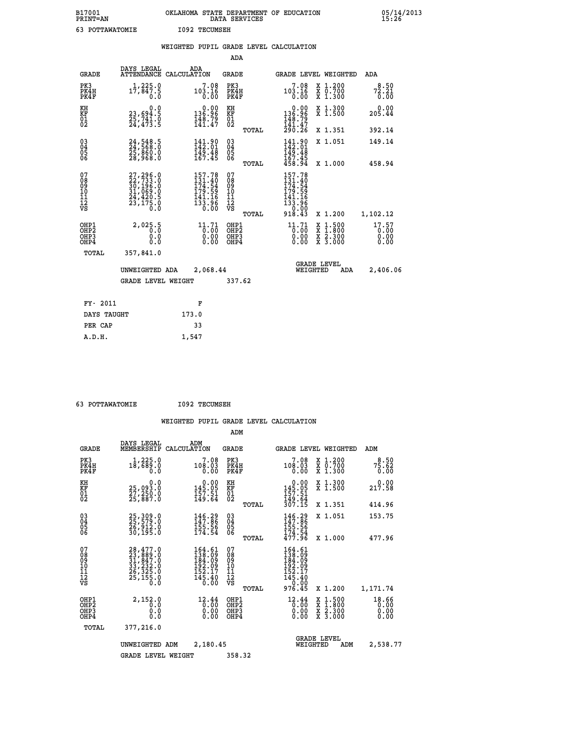B17001 OKLAHOMA STATE DEPARTMENT OF EDUCATION 05/14/2013
PRINT=AN DATA SERVICES 15:26
63 POTTAWATOMIE I092 TECUMSEH

## WEIGHTED PUPIL GRADE LEVEL CALCULATION

### ADA

| GRADE | DAYS LEGAL ATTENDANCE | ADA CALCULATION | GRADE | | GRADE LEVEL | WEIGHTED | ADA |
|---|---|---|---|---|---|---|---|
| PK3 | 1,225.0 | 7.08 | PK3 | | 7.08 | X 1.200 | 8.50 |
| PK4H | 17,847.5 | 103.16 | PK4H | | 103.16 | X 0.700 | 72.21 |
| PK4F | 0.0 | 0.00 | PK4F | | 0.00 | X 1.300 | 0.00 |
| KH | 0.0 | 0.00 | KH | | 0.00 | X 1.300 | 0.00 |
| KF | 23,694.5 | 136.96 | KF | | 136.96 | X 1.500 | 205.44 |
| 01 | 25,741.0 | 148.79 | 01 | | 148.79 | | |
| 02 | 24,473.5 | 141.47 | 02 | | 141.47 | | |
| | | | | TOTAL | 290.26 | X 1.351 | 392.14 |
| 03 | 24,548.5 | 141.90 | 03 | | 141.90 | X 1.051 | 149.14 |
| 04 | 24,568.0 | 142.01 | 04 | | 142.01 | | |
| 05 | 25,860.0 | 149.48 | 05 | | 149.48 | | |
| 06 | 28,968.0 | 167.45 | 06 | | 167.45 | | |
| | | | | TOTAL | 458.94 | X 1.000 | 458.94 |
| 07 | 27,296.0 | 157.78 | 07 | | 157.78 | | |
| 08 | 22,733.0 | 131.40 | 08 | | 131.40 | | |
| 09 | 30,196.0 | 174.54 | 09 | | 174.54 | | |
| 10 | 31,069.0 | 179.59 | 10 | | 179.59 | | |
| 11 | 24,420.5 | 141.16 | 11 | | 141.16 | | |
| 12 | 23,175.0 | 133.96 | 12 | | 133.96 | | |
| VS | 0.0 | 0.00 | VS | | 0.00 | | |
| | | | | TOTAL | 918.43 | X 1.200 | 1,102.12 |
| OHP1 | 2,025.5 | 11.71 | OHP1 | | 11.71 | X 1.500 | 17.57 |
| OHP2 | 0.0 | 0.00 | OHP2 | | 0.00 | X 1.800 | 0.00 |
| OHP3 | 0.0 | 0.00 | OHP3 | | 0.00 | X 2.300 | 0.00 |
| OHP4 | 0.0 | 0.00 | OHP4 | | 0.00 | X 3.000 | 0.00 |
| TOTAL | 357,841.0 | | | | | | |

UNWEIGHTED ADA 2,068.44 GRADE LEVEL WEIGHTED ADA 2,406.06

GRADE LEVEL WEIGHT 337.62

| FY- 2011 | F |
|---|---|
| DAYS TAUGHT | 173.0 |
| PER CAP | 33 |
| A.D.H. | 1,547 |

63 POTTAWATOMIE I092 TECUMSEH

## WEIGHTED PUPIL GRADE LEVEL CALCULATION

### ADM

| GRADE | DAYS LEGAL MEMBERSHIP | ADM CALCULATION | GRADE | | GRADE LEVEL | WEIGHTED | ADM |
|---|---|---|---|---|---|---|---|
| PK3 | 1,225.0 | 7.08 | PK3 | | 7.08 | X 1.200 | 8.50 |
| PK4H | 18,689.0 | 108.03 | PK4H | | 108.03 | X 0.700 | 75.62 |
| PK4F | 0.0 | 0.00 | PK4F | | 0.00 | X 1.300 | 0.00 |
| KH | 0.0 | 0.00 | KH | | 0.00 | X 1.300 | 0.00 |
| KF | 25,093.0 | 145.05 | KF | | 145.05 | X 1.500 | 217.58 |
| 01 | 27,250.0 | 157.51 | 01 | | 157.51 | | |
| 02 | 25,887.0 | 149.64 | 02 | | 149.64 | | |
| | | | | TOTAL | 307.15 | X 1.351 | 414.96 |
| 03 | 25,309.0 | 146.29 | 03 | | 146.29 | X 1.051 | 153.75 |
| 04 | 25,579.0 | 147.86 | 04 | | 147.86 | | |
| 05 | 26,912.0 | 155.56 | 05 | | 155.56 | | |
| 06 | 30,195.0 | 174.54 | 06 | | 174.54 | | |
| | | | | TOTAL | 477.96 | X 1.000 | 477.96 |
| 07 | 28,477.0 | 164.61 | 07 | | 164.61 | | |
| 08 | 23,889.0 | 138.09 | 08 | | 138.09 | | |
| 09 | 31,847.0 | 184.09 | 09 | | 184.09 | | |
| 10 | 33,232.0 | 192.09 | 10 | | 192.09 | | |
| 11 | 26,325.0 | 152.17 | 11 | | 152.17 | | |
| 12 | 25,155.0 | 145.40 | 12 | | 145.40 | | |
| VS | 0.0 | 0.00 | VS | | 0.00 | | |
| | | | | TOTAL | 976.45 | X 1.200 | 1,171.74 |
| OHP1 | 2,152.0 | 12.44 | OHP1 | | 12.44 | X 1.500 | 18.66 |
| OHP2 | 0.0 | 0.00 | OHP2 | | 0.00 | X 1.800 | 0.00 |
| OHP3 | 0.0 | 0.00 | OHP3 | | 0.00 | X 2.300 | 0.00 |
| OHP4 | 0.0 | 0.00 | OHP4 | | 0.00 | X 3.000 | 0.00 |
| TOTAL | 377,216.0 | | | | | | |

UNWEIGHTED ADM 2,180.45 GRADE LEVEL WEIGHTED ADM 2,538.77

GRADE LEVEL WEIGHT 358.32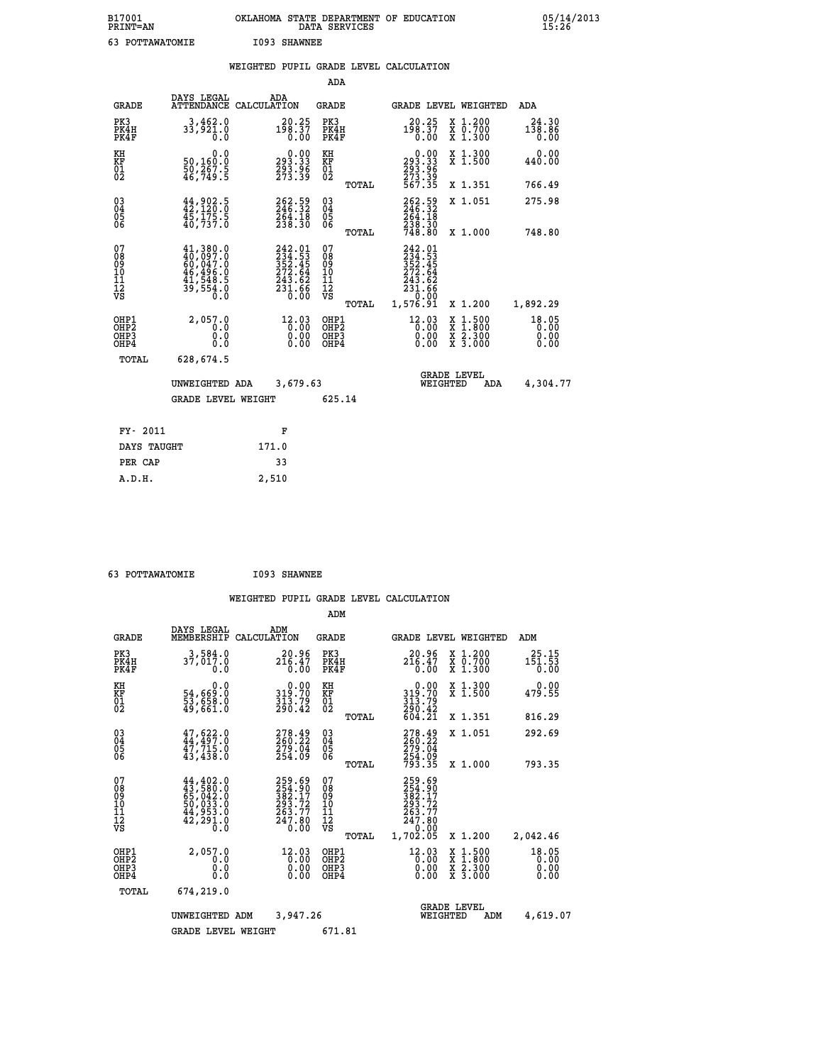B17001 OKLAHOMA STATE DEPARTMENT OF EDUCATION 05/14/2013
PRINT=AN DATA SERVICES 15:26

63 POTTAWATOMIE I093 SHAWNEE

## WEIGHTED PUPIL GRADE LEVEL CALCULATION

### ADA

| GRADE | DAYS LEGAL ATTENDANCE | ADA CALCULATION | GRADE | | GRADE LEVEL | WEIGHTED | ADA |
|---|---|---|---|---|---|---|---|
| PK3 | 3,462.0 | 20.25 | PK3 | | 20.25 | X 1.200 | 24.30 |
| PK4H | 33,921.0 | 198.37 | PK4H | | 198.37 | X 0.700 | 138.86 |
| PK4F | 0.0 | 0.00 | PK4F | | 0.00 | X 1.300 | 0.00 |
| KH | 0.0 | 0.00 | KH | | 0.00 | X 1.300 | 0.00 |
| KF | 50,160.0 | 293.33 | KF | | 293.33 | X 1.500 | 440.00 |
| 01 | 50,267.5 | 293.96 | 01 | | 293.96 | | |
| 02 | 46,749.5 | 273.39 | 02 | | 273.39 | | |
| | | | | TOTAL | 567.35 | X 1.351 | 766.49 |
| 03 | 44,902.5 | 262.59 | 03 | | 262.59 | X 1.051 | 275.98 |
| 04 | 42,120.0 | 246.32 | 04 | | 246.32 | | |
| 05 | 45,175.5 | 264.18 | 05 | | 264.18 | | |
| 06 | 40,737.0 | 238.30 | 06 | | 238.30 | | |
| | | | | TOTAL | 748.80 | X 1.000 | 748.80 |
| 07 | 41,380.0 | 242.01 | 07 | | 242.01 | | |
| 08 | 40,097.0 | 234.53 | 08 | | 234.53 | | |
| 09 | 60,047.0 | 352.45 | 09 | | 352.45 | | |
| 10 | 46,496.0 | 272.64 | 10 | | 272.64 | | |
| 11 | 41,548.5 | 243.62 | 11 | | 243.62 | | |
| 12 | 39,554.0 | 231.66 | 12 | | 231.66 | | |
| VS | 0.0 | 0.00 | VS | | 0.00 | | |
| | | | | TOTAL | 1,576.91 | X 1.200 | 1,892.29 |
| OHP1 | 2,057.0 | 12.03 | OHP1 | | 12.03 | X 1.500 | 18.05 |
| OHP2 | 0.0 | 0.00 | OHP2 | | 0.00 | X 1.800 | 0.00 |
| OHP3 | 0.0 | 0.00 | OHP3 | | 0.00 | X 2.300 | 0.00 |
| OHP4 | 0.0 | 0.00 | OHP4 | | 0.00 | X 3.000 | 0.00 |
| TOTAL | 628,674.5 | | | | | | |

UNWEIGHTED ADA 3,679.63 GRADE LEVEL WEIGHTED ADA 4,304.77

GRADE LEVEL WEIGHT 625.14

| FY- 2011 | F |
|---|---|
| DAYS TAUGHT | 171.0 |
| PER CAP | 33 |
| A.D.H. | 2,510 |

63 POTTAWATOMIE I093 SHAWNEE

## WEIGHTED PUPIL GRADE LEVEL CALCULATION

### ADM

| GRADE | DAYS LEGAL MEMBERSHIP | ADM CALCULATION | GRADE | | GRADE LEVEL | WEIGHTED | ADM |
|---|---|---|---|---|---|---|---|
| PK3 | 3,584.0 | 20.96 | PK3 | | 20.96 | X 1.200 | 25.15 |
| PK4H | 37,017.0 | 216.47 | PK4H | | 216.47 | X 0.700 | 151.53 |
| PK4F | 0.0 | 0.00 | PK4F | | 0.00 | X 1.300 | 0.00 |
| KH | 0.0 | 0.00 | KH | | 0.00 | X 1.300 | 0.00 |
| KF | 54,669.0 | 319.70 | KF | | 319.70 | X 1.500 | 479.55 |
| 01 | 53,658.0 | 313.79 | 01 | | 313.79 | | |
| 02 | 49,661.0 | 290.42 | 02 | | 290.42 | | |
| | | | | TOTAL | 604.21 | X 1.351 | 816.29 |
| 03 | 47,622.0 | 278.49 | 03 | | 278.49 | X 1.051 | 292.69 |
| 04 | 44,497.0 | 260.22 | 04 | | 260.22 | | |
| 05 | 47,715.0 | 279.04 | 05 | | 279.04 | | |
| 06 | 43,438.0 | 254.09 | 06 | | 254.09 | | |
| | | | | TOTAL | 793.35 | X 1.000 | 793.35 |
| 07 | 44,402.0 | 259.69 | 07 | | 259.69 | | |
| 08 | 43,580.0 | 254.90 | 08 | | 254.90 | | |
| 09 | 65,042.0 | 382.17 | 09 | | 382.17 | | |
| 10 | 50,033.0 | 293.72 | 10 | | 293.72 | | |
| 11 | 44,953.0 | 263.77 | 11 | | 263.77 | | |
| 12 | 42,291.0 | 247.80 | 12 | | 247.80 | | |
| VS | 0.0 | 0.00 | VS | | 0.00 | | |
| | | | | TOTAL | 1,702.05 | X 1.200 | 2,042.46 |
| OHP1 | 2,057.0 | 12.03 | OHP1 | | 12.03 | X 1.500 | 18.05 |
| OHP2 | 0.0 | 0.00 | OHP2 | | 0.00 | X 1.800 | 0.00 |
| OHP3 | 0.0 | 0.00 | OHP3 | | 0.00 | X 2.300 | 0.00 |
| OHP4 | 0.0 | 0.00 | OHP4 | | 0.00 | X 3.000 | 0.00 |
| TOTAL | 674,219.0 | | | | | | |

UNWEIGHTED ADM 3,947.26 GRADE LEVEL WEIGHTED ADM 4,619.07

GRADE LEVEL WEIGHT 671.81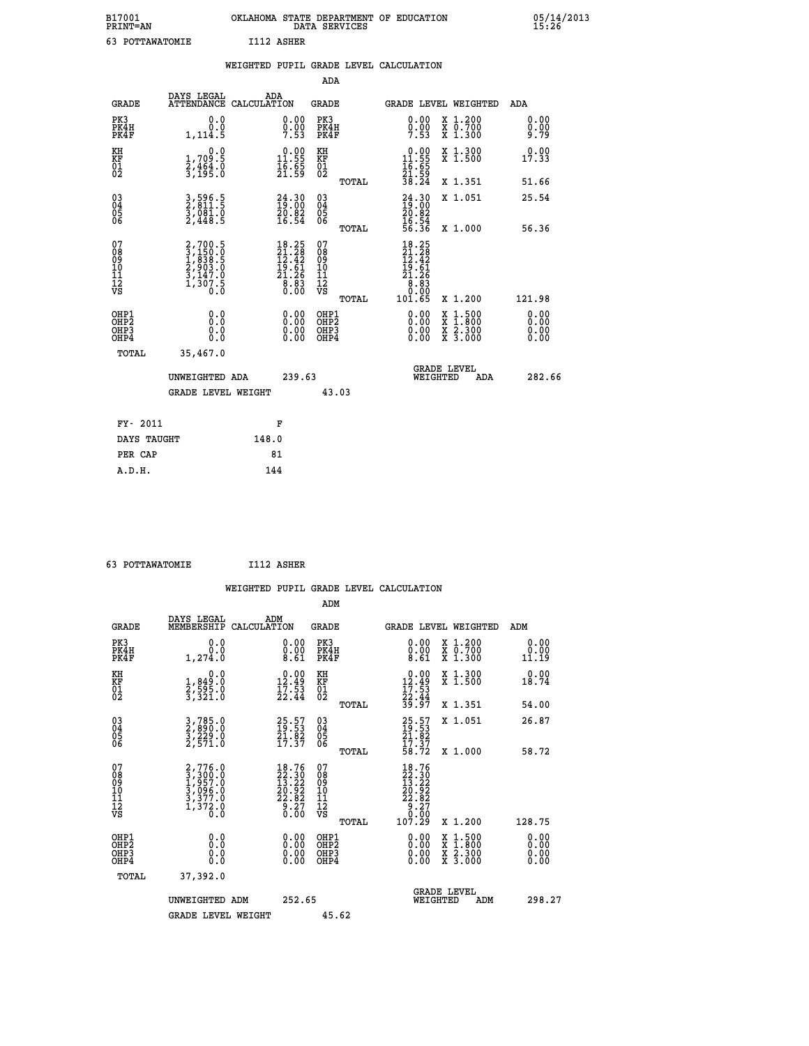B17001 OKLAHOMA STATE DEPARTMENT OF EDUCATION 05/14/2013
PRINT=AN DATA SERVICES 15:26

63 POTTAWATOMIE I112 ASHER

WEIGHTED PUPIL GRADE LEVEL CALCULATION

ADA

| GRADE | DAYS LEGAL ATTENDANCE | ADA CALCULATION | GRADE | GRADE LEVEL | WEIGHTED | ADA |
|---|---|---|---|---|---|---|
| PK3 | 0.0 | 0.00 | PK3 | 0.00 | X 1.200 | 0.00 |
| PK4H | 0.0 | 0.00 | PK4H | 0.00 | X 0.700 | 0.00 |
| PK4F | 1,114.5 | 7.53 | PK4F | 7.53 | X 1.300 | 9.79 |
| KH | 0.0 | 0.00 | KH | 0.00 | X 1.300 | 0.00 |
| KF | 1,709.5 | 11.55 | KF | 11.55 | X 1.500 | 17.33 |
| 01 | 2,464.0 | 16.65 | 01 | 16.65 | | |
| 02 | 3,195.0 | 21.59 | 02 | 21.59 | | |
| | | | TOTAL | 38.24 | X 1.351 | 51.66 |
| 03 | 3,596.5 | 24.30 | 03 | 24.30 | X 1.051 | 25.54 |
| 04 | 2,811.5 | 19.00 | 04 | 19.00 | | |
| 05 | 3,081.0 | 20.82 | 05 | 20.82 | | |
| 06 | 2,448.5 | 16.54 | 06 | 16.54 | | |
| | | | TOTAL | 56.36 | X 1.000 | 56.36 |
| 07 | 2,700.5 | 18.25 | 07 | 18.25 | | |
| 08 | 3,150.0 | 21.28 | 08 | 21.28 | | |
| 09 | 1,838.5 | 12.42 | 09 | 12.42 | | |
| 10 | 2,903.0 | 19.61 | 10 | 19.61 | | |
| 11 | 3,147.0 | 21.26 | 11 | 21.26 | | |
| 12 | 1,307.5 | 8.83 | 12 | 8.83 | | |
| VS | 0.0 | 0.00 | VS | 0.00 | | |
| | | | TOTAL | 101.65 | X 1.200 | 121.98 |
| OHP1 | 0.0 | 0.00 | OHP1 | 0.00 | X 1.500 | 0.00 |
| OHP2 | 0.0 | 0.00 | OHP2 | 0.00 | X 1.800 | 0.00 |
| OHP3 | 0.0 | 0.00 | OHP3 | 0.00 | X 2.300 | 0.00 |
| OHP4 | 0.0 | 0.00 | OHP4 | 0.00 | X 3.000 | 0.00 |
| TOTAL | 35,467.0 | | | | | |

UNWEIGHTED ADA 239.63 GRADE LEVEL WEIGHTED ADA 282.66

GRADE LEVEL WEIGHT 43.03

| FY- 2011 | F |
|---|---|
| DAYS TAUGHT | 148.0 |
| PER CAP | 81 |
| A.D.H. | 144 |

63 POTTAWATOMIE I112 ASHER

WEIGHTED PUPIL GRADE LEVEL CALCULATION

ADM

| GRADE | DAYS LEGAL MEMBERSHIP | ADM CALCULATION | GRADE | GRADE LEVEL | WEIGHTED | ADM |
|---|---|---|---|---|---|---|
| PK3 | 0.0 | 0.00 | PK3 | 0.00 | X 1.200 | 0.00 |
| PK4H | 0.0 | 0.00 | PK4H | 0.00 | X 0.700 | 0.00 |
| PK4F | 1,274.0 | 8.61 | PK4F | 8.61 | X 1.300 | 11.19 |
| KH | 0.0 | 0.00 | KH | 0.00 | X 1.300 | 0.00 |
| KF | 1,849.0 | 12.49 | KF | 12.49 | X 1.500 | 18.74 |
| 01 | 2,595.0 | 17.53 | 01 | 17.53 | | |
| 02 | 3,321.0 | 22.44 | 02 | 22.44 | | |
| | | | TOTAL | 39.97 | X 1.351 | 54.00 |
| 03 | 3,785.0 | 25.57 | 03 | 25.57 | X 1.051 | 26.87 |
| 04 | 2,890.0 | 19.53 | 04 | 19.53 | | |
| 05 | 3,229.0 | 21.82 | 05 | 21.82 | | |
| 06 | 2,571.0 | 17.37 | 06 | 17.37 | | |
| | | | TOTAL | 58.72 | X 1.000 | 58.72 |
| 07 | 2,776.0 | 18.76 | 07 | 18.76 | | |
| 08 | 3,300.0 | 22.30 | 08 | 22.30 | | |
| 09 | 1,957.0 | 13.22 | 09 | 13.22 | | |
| 10 | 3,096.0 | 20.92 | 10 | 20.92 | | |
| 11 | 3,377.0 | 22.82 | 11 | 22.82 | | |
| 12 | 1,372.0 | 9.27 | 12 | 9.27 | | |
| VS | 0.0 | 0.00 | VS | 0.00 | | |
| | | | TOTAL | 107.29 | X 1.200 | 128.75 |
| OHP1 | 0.0 | 0.00 | OHP1 | 0.00 | X 1.500 | 0.00 |
| OHP2 | 0.0 | 0.00 | OHP2 | 0.00 | X 1.800 | 0.00 |
| OHP3 | 0.0 | 0.00 | OHP3 | 0.00 | X 2.300 | 0.00 |
| OHP4 | 0.0 | 0.00 | OHP4 | 0.00 | X 3.000 | 0.00 |
| TOTAL | 37,392.0 | | | | | |

UNWEIGHTED ADM 252.65 GRADE LEVEL WEIGHTED ADM 298.27

GRADE LEVEL WEIGHT 45.62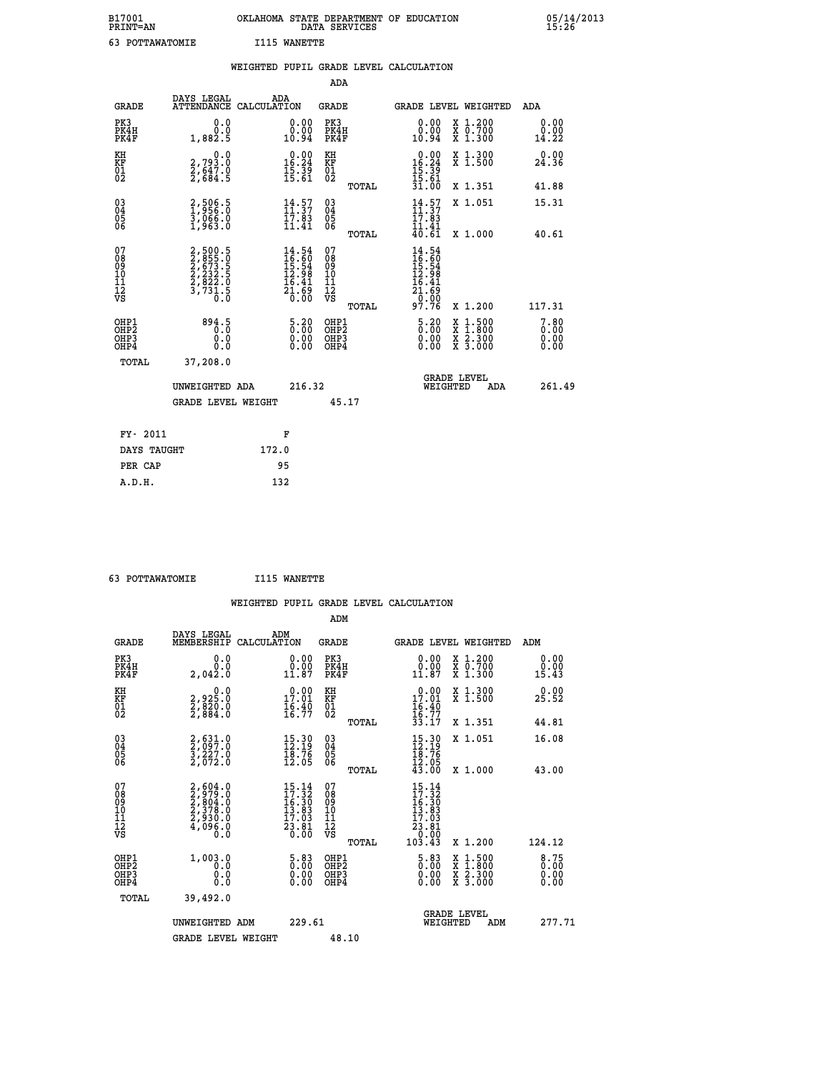B17001 OKLAHOMA STATE DEPARTMENT OF EDUCATION 05/14/2013
PRINT=AN DATA SERVICES 15:26

63 POTTAWATOMIE I115 WANETTE

## WEIGHTED PUPIL GRADE LEVEL CALCULATION

### ADA

| GRADE | DAYS LEGAL ATTENDANCE | ADA CALCULATION | GRADE | | GRADE LEVEL | WEIGHTED | ADA |
|---|---|---|---|---|---|---|---|
| PK3 | 0.0 | 0.00 | PK3 | | 0.00 | X 1.200 | 0.00 |
| PK4H | 0.0 | 0.00 | PK4H | | 0.00 | X 0.700 | 0.00 |
| PK4F | 1,882.5 | 10.94 | PK4F | | 10.94 | X 1.300 | 14.22 |
| KH | 0.0 | 0.00 | KH | | 0.00 | X 1.300 | 0.00 |
| KF | 2,793.0 | 16.24 | KF | | 16.24 | X 1.500 | 24.36 |
| 01 | 2,647.0 | 15.39 | 01 | | 15.39 | | |
| 02 | 2,684.5 | 15.61 | 02 | | 15.61 | | |
| | | | | TOTAL | 31.00 | X 1.351 | 41.88 |
| 03 | 2,506.5 | 14.57 | 03 | | 14.57 | X 1.051 | 15.31 |
| 04 | 1,956.0 | 11.37 | 04 | | 11.37 | | |
| 05 | 3,066.0 | 17.83 | 05 | | 17.83 | | |
| 06 | 1,963.0 | 11.41 | 06 | | 11.41 | | |
| | | | | TOTAL | 40.61 | X 1.000 | 40.61 |
| 07 | 2,500.5 | 14.54 | 07 | | 14.54 | | |
| 08 | 2,855.0 | 16.60 | 08 | | 16.60 | | |
| 09 | 2,673.5 | 15.54 | 09 | | 15.54 | | |
| 10 | 2,232.5 | 12.98 | 10 | | 12.98 | | |
| 11 | 2,822.0 | 16.41 | 11 | | 16.41 | | |
| 12 | 3,731.5 | 21.69 | 12 | | 21.69 | | |
| VS | 0.0 | 0.00 | VS | | 0.00 | | |
| | | | | TOTAL | 97.76 | X 1.200 | 117.31 |
| OHP1 | 894.5 | 5.20 | OHP1 | | 5.20 | X 1.500 | 7.80 |
| OHP2 | 0.0 | 0.00 | OHP2 | | 0.00 | X 1.800 | 0.00 |
| OHP3 | 0.0 | 0.00 | OHP3 | | 0.00 | X 2.300 | 0.00 |
| OHP4 | 0.0 | 0.00 | OHP4 | | 0.00 | X 3.000 | 0.00 |
| TOTAL | 37,208.0 | | | | | | |

UNWEIGHTED ADA 216.32 &nbsp;&nbsp;&nbsp; GRADE LEVEL WEIGHTED ADA 261.49

GRADE LEVEL WEIGHT 45.17

| FY- 2011 | F |
|---|---|
| DAYS TAUGHT | 172.0 |
| PER CAP | 95 |
| A.D.H. | 132 |

63 POTTAWATOMIE I115 WANETTE

## WEIGHTED PUPIL GRADE LEVEL CALCULATION

### ADM

| GRADE | DAYS LEGAL MEMBERSHIP | ADM CALCULATION | GRADE | | GRADE LEVEL | WEIGHTED | ADM |
|---|---|---|---|---|---|---|---|
| PK3 | 0.0 | 0.00 | PK3 | | 0.00 | X 1.200 | 0.00 |
| PK4H | 0.0 | 0.00 | PK4H | | 0.00 | X 0.700 | 0.00 |
| PK4F | 2,042.0 | 11.87 | PK4F | | 11.87 | X 1.300 | 15.43 |
| KH | 0.0 | 0.00 | KH | | 0.00 | X 1.300 | 0.00 |
| KF | 2,925.0 | 17.01 | KF | | 17.01 | X 1.500 | 25.52 |
| 01 | 2,820.0 | 16.40 | 01 | | 16.40 | | |
| 02 | 2,884.0 | 16.77 | 02 | | 16.77 | | |
| | | | | TOTAL | 33.17 | X 1.351 | 44.81 |
| 03 | 2,631.0 | 15.30 | 03 | | 15.30 | X 1.051 | 16.08 |
| 04 | 2,097.0 | 12.19 | 04 | | 12.19 | | |
| 05 | 3,227.0 | 18.76 | 05 | | 18.76 | | |
| 06 | 2,072.0 | 12.05 | 06 | | 12.05 | | |
| | | | | TOTAL | 43.00 | X 1.000 | 43.00 |
| 07 | 2,604.0 | 15.14 | 07 | | 15.14 | | |
| 08 | 2,979.0 | 17.32 | 08 | | 17.32 | | |
| 09 | 2,804.0 | 16.30 | 09 | | 16.30 | | |
| 10 | 2,378.0 | 13.83 | 10 | | 13.83 | | |
| 11 | 2,930.0 | 17.03 | 11 | | 17.03 | | |
| 12 | 4,096.0 | 23.81 | 12 | | 23.81 | | |
| VS | 0.0 | 0.00 | VS | | 0.00 | | |
| | | | | TOTAL | 103.43 | X 1.200 | 124.12 |
| OHP1 | 1,003.0 | 5.83 | OHP1 | | 5.83 | X 1.500 | 8.75 |
| OHP2 | 0.0 | 0.00 | OHP2 | | 0.00 | X 1.800 | 0.00 |
| OHP3 | 0.0 | 0.00 | OHP3 | | 0.00 | X 2.300 | 0.00 |
| OHP4 | 0.0 | 0.00 | OHP4 | | 0.00 | X 3.000 | 0.00 |
| TOTAL | 39,492.0 | | | | | | |

UNWEIGHTED ADM 229.61 &nbsp;&nbsp;&nbsp; GRADE LEVEL WEIGHTED ADM 277.71

GRADE LEVEL WEIGHT 48.10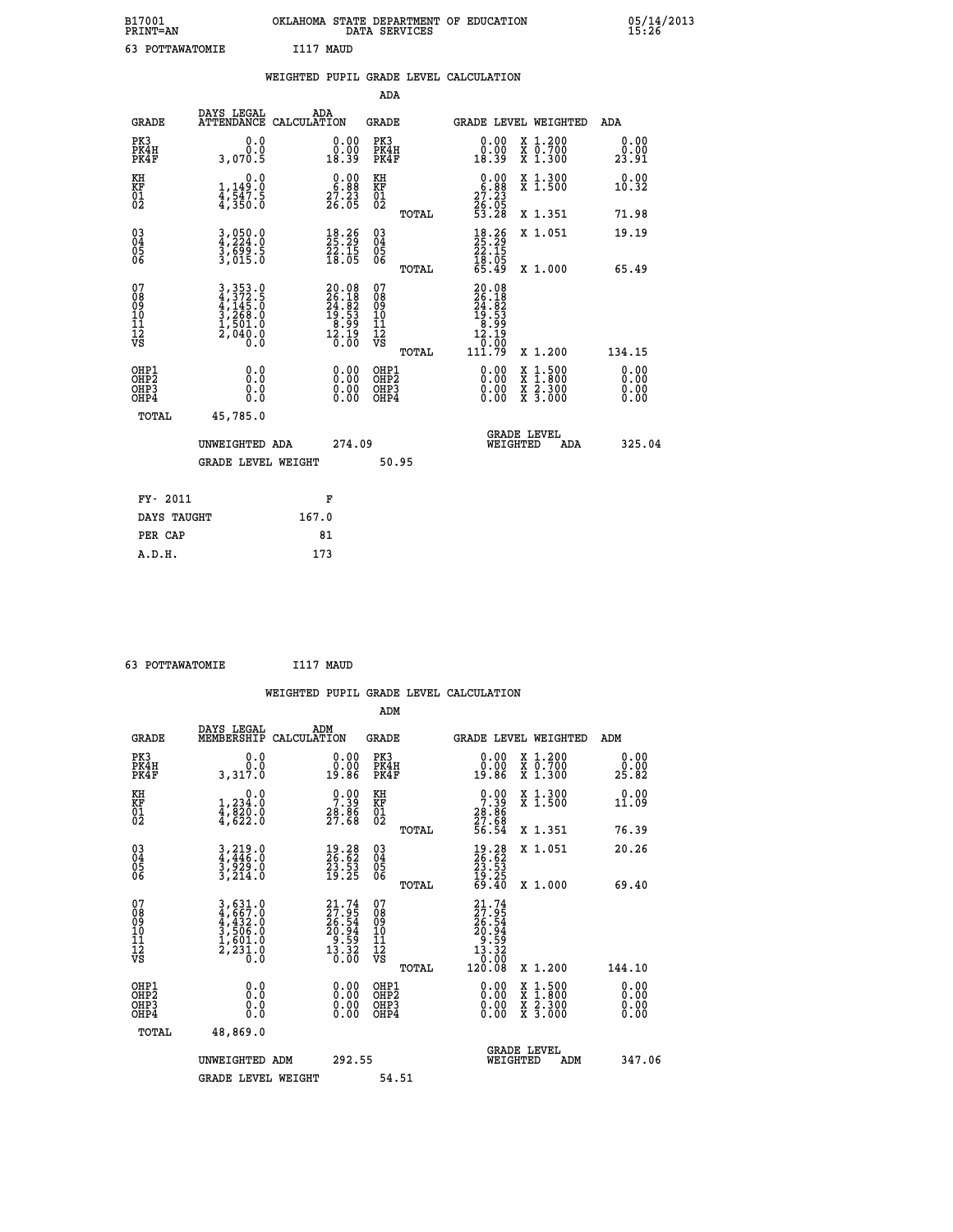B17001 OKLAHOMA STATE DEPARTMENT OF EDUCATION 05/14/2013
PRINT=AN DATA SERVICES 15:26

63 POTTAWATOMIE I117 MAUD

## WEIGHTED PUPIL GRADE LEVEL CALCULATION

### ADA

| GRADE | DAYS LEGAL ATTENDANCE | ADA CALCULATION | GRADE | GRADE LEVEL | WEIGHTED | ADA |
|---|---|---|---|---|---|---|
| PK3 | 0.0 | 0.00 | PK3 | 0.00 | X 1.200 | 0.00 |
| PK4H | 0.0 | 0.00 | PK4H | 0.00 | X 0.700 | 0.00 |
| PK4F | 3,070.5 | 18.39 | PK4F | 18.39 | X 1.300 | 23.91 |
| KH | 0.0 | 0.00 | KH | 0.00 | X 1.300 | 0.00 |
| KF | 1,149.0 | 6.88 | KF | 6.88 | X 1.500 | 10.32 |
| 01 | 4,547.5 | 27.23 | 01 | 27.23 | | |
| 02 | 4,350.0 | 26.05 | 02 | 26.05 | | |
| | | | TOTAL | 53.28 | X 1.351 | 71.98 |
| 03 | 3,050.0 | 18.26 | 03 | 18.26 | X 1.051 | 19.19 |
| 04 | 4,224.0 | 25.29 | 04 | 25.29 | | |
| 05 | 3,699.5 | 22.15 | 05 | 22.15 | | |
| 06 | 3,015.0 | 18.05 | 06 | 18.05 | | |
| | | | TOTAL | 65.49 | X 1.000 | 65.49 |
| 07 | 3,353.0 | 20.08 | 07 | 20.08 | | |
| 08 | 4,372.5 | 26.18 | 08 | 26.18 | | |
| 09 | 4,145.0 | 24.82 | 09 | 24.82 | | |
| 10 | 3,268.0 | 19.53 | 10 | 19.53 | | |
| 11 | 1,501.0 | 8.99 | 11 | 8.99 | | |
| 12 | 2,040.0 | 12.19 | 12 | 12.19 | | |
| VS | 0.0 | 0.00 | VS | 0.00 | | |
| | | | TOTAL | 111.79 | X 1.200 | 134.15 |
| OHP1 | 0.0 | 0.00 | OHP1 | 0.00 | X 1.500 | 0.00 |
| OHP2 | 0.0 | 0.00 | OHP2 | 0.00 | X 1.800 | 0.00 |
| OHP3 | 0.0 | 0.00 | OHP3 | 0.00 | X 2.300 | 0.00 |
| OHP4 | 0.0 | 0.00 | OHP4 | 0.00 | X 3.000 | 0.00 |
| TOTAL | 45,785.0 | | | | | |

UNWEIGHTED ADA 274.09 GRADE LEVEL WEIGHTED ADA 325.04

GRADE LEVEL WEIGHT 50.95

| FY- 2011 | F |
|---|---|
| DAYS TAUGHT | 167.0 |
| PER CAP | 81 |
| A.D.H. | 173 |

63 POTTAWATOMIE I117 MAUD

## WEIGHTED PUPIL GRADE LEVEL CALCULATION

### ADM

| GRADE | DAYS LEGAL MEMBERSHIP | ADM CALCULATION | GRADE | GRADE LEVEL | WEIGHTED | ADM |
|---|---|---|---|---|---|---|
| PK3 | 0.0 | 0.00 | PK3 | 0.00 | X 1.200 | 0.00 |
| PK4H | 0.0 | 0.00 | PK4H | 0.00 | X 0.700 | 0.00 |
| PK4F | 3,317.0 | 19.86 | PK4F | 19.86 | X 1.300 | 25.82 |
| KH | 0.0 | 0.00 | KH | 0.00 | X 1.300 | 0.00 |
| KF | 1,234.0 | 7.39 | KF | 7.39 | X 1.500 | 11.09 |
| 01 | 4,820.0 | 28.86 | 01 | 28.86 | | |
| 02 | 4,622.0 | 27.68 | 02 | 27.68 | | |
| | | | TOTAL | 56.54 | X 1.351 | 76.39 |
| 03 | 3,219.0 | 19.28 | 03 | 19.28 | X 1.051 | 20.26 |
| 04 | 4,446.0 | 26.62 | 04 | 26.62 | | |
| 05 | 3,929.0 | 23.53 | 05 | 23.53 | | |
| 06 | 3,214.0 | 19.25 | 06 | 19.25 | | |
| | | | TOTAL | 69.40 | X 1.000 | 69.40 |
| 07 | 3,631.0 | 21.74 | 07 | 21.74 | | |
| 08 | 4,667.0 | 27.95 | 08 | 27.95 | | |
| 09 | 4,432.0 | 26.54 | 09 | 26.54 | | |
| 10 | 3,506.0 | 20.94 | 10 | 20.94 | | |
| 11 | 1,601.0 | 9.59 | 11 | 9.59 | | |
| 12 | 2,231.0 | 13.32 | 12 | 13.32 | | |
| VS | 0.0 | 0.00 | VS | 0.00 | | |
| | | | TOTAL | 120.08 | X 1.200 | 144.10 |
| OHP1 | 0.0 | 0.00 | OHP1 | 0.00 | X 1.500 | 0.00 |
| OHP2 | 0.0 | 0.00 | OHP2 | 0.00 | X 1.800 | 0.00 |
| OHP3 | 0.0 | 0.00 | OHP3 | 0.00 | X 2.300 | 0.00 |
| OHP4 | 0.0 | 0.00 | OHP4 | 0.00 | X 3.000 | 0.00 |
| TOTAL | 48,869.0 | | | | | |

UNWEIGHTED ADM 292.55 GRADE LEVEL WEIGHTED ADM 347.06

GRADE LEVEL WEIGHT 54.51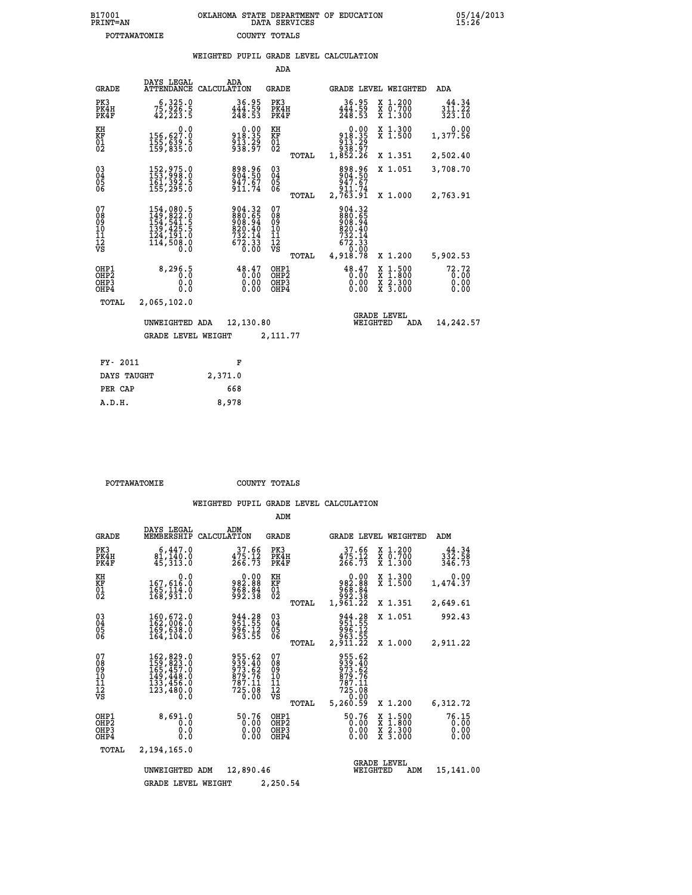B17001 OKLAHOMA STATE DEPARTMENT OF EDUCATION 05/14/2013
PRINT=AN DATA SERVICES 15:26

POTTAWATOMIE COUNTY TOTALS

## WEIGHTED PUPIL GRADE LEVEL CALCULATION

### ADA

| GRADE | DAYS LEGAL ATTENDANCE | ADA CALCULATION | GRADE | | GRADE LEVEL | WEIGHTED | ADA |
|---|---|---|---|---|---|---|---|
| PK3 | 6,325.0 | 36.95 | PK3 | | 36.95 | X 1.200 | 44.34 |
| PK4H | 75,926.5 | 444.59 | PK4H | | 444.59 | X 0.700 | 311.22 |
| PK4F | 42,223.5 | 248.53 | PK4F | | 248.53 | X 1.300 | 323.10 |
| KH | 0.0 | 0.00 | KH | | 0.00 | X 1.300 | 0.00 |
| KF | 156,627.0 | 918.35 | KF | | 918.35 | X 1.500 | 1,377.56 |
| 01 | 155,639.5 | 913.29 | 01 | | 913.29 | | |
| 02 | 159,835.0 | 938.97 | 02 | | 938.97 | | |
| | | | | TOTAL | 1,852.26 | X 1.351 | 2,502.40 |
| 03 | 152,975.0 | 898.96 | 03 | | 898.96 | X 1.051 | 3,708.70 |
| 04 | 153,998.0 | 904.50 | 04 | | 904.50 | | |
| 05 | 161,392.5 | 947.67 | 05 | | 947.67 | | |
| 06 | 155,295.0 | 911.74 | 06 | | 911.74 | | |
| | | | | TOTAL | 2,763.91 | X 1.000 | 2,763.91 |
| 07 | 154,080.5 | 904.32 | 07 | | 904.32 | | |
| 08 | 149,822.0 | 880.65 | 08 | | 880.65 | | |
| 09 | 154,541.5 | 908.94 | 09 | | 908.94 | | |
| 10 | 139,425.5 | 820.40 | 10 | | 820.40 | | |
| 11 | 124,191.0 | 732.14 | 11 | | 732.14 | | |
| 12 | 114,508.0 | 672.33 | 12 | | 672.33 | | |
| VS | 0.0 | 0.00 | VS | | 0.00 | | |
| | | | | TOTAL | 4,918.78 | X 1.200 | 5,902.53 |
| OHP1 | 8,296.5 | 48.47 | OHP1 | | 48.47 | X 1.500 | 72.72 |
| OHP2 | 0.0 | 0.00 | OHP2 | | 0.00 | X 1.800 | 0.00 |
| OHP3 | 0.0 | 0.00 | OHP3 | | 0.00 | X 2.300 | 0.00 |
| OHP4 | 0.0 | 0.00 | OHP4 | | 0.00 | X 3.000 | 0.00 |
| TOTAL | 2,065,102.0 | | | | | | |

UNWEIGHTED ADA 12,130.80 GRADE LEVEL WEIGHTED ADA 14,242.57

GRADE LEVEL WEIGHT 2,111.77

| FY- 2011 | F |
|---|---|
| DAYS TAUGHT | 2,371.0 |
| PER CAP | 668 |
| A.D.H. | 8,978 |

POTTAWATOMIE COUNTY TOTALS

## WEIGHTED PUPIL GRADE LEVEL CALCULATION

### ADM

| GRADE | DAYS LEGAL MEMBERSHIP | ADM CALCULATION | GRADE | | GRADE LEVEL | WEIGHTED | ADM |
|---|---|---|---|---|---|---|---|
| PK3 | 6,447.0 | 37.66 | PK3 | | 37.66 | X 1.200 | 44.34 |
| PK4H | 81,140.0 | 475.12 | PK4H | | 475.12 | X 0.700 | 332.58 |
| PK4F | 45,313.0 | 266.73 | PK4F | | 266.73 | X 1.300 | 346.73 |
| KH | 0.0 | 0.00 | KH | | 0.00 | X 1.300 | 0.00 |
| KF | 167,616.0 | 982.88 | KF | | 982.88 | X 1.500 | 1,474.37 |
| 01 | 165,114.0 | 968.84 | 01 | | 968.84 | | |
| 02 | 168,931.0 | 992.38 | 02 | | 992.38 | | |
| | | | | TOTAL | 1,961.22 | X 1.351 | 2,649.61 |
| 03 | 160,672.0 | 944.28 | 03 | | 944.28 | X 1.051 | 992.43 |
| 04 | 162,006.0 | 951.55 | 04 | | 951.55 | | |
| 05 | 169,638.0 | 996.12 | 05 | | 996.12 | | |
| 06 | 164,104.0 | 963.55 | 06 | | 963.55 | | |
| | | | | TOTAL | 2,911.22 | X 1.000 | 2,911.22 |
| 07 | 162,829.0 | 955.62 | 07 | | 955.62 | | |
| 08 | 159,823.0 | 939.40 | 08 | | 939.40 | | |
| 09 | 165,457.0 | 973.62 | 09 | | 973.62 | | |
| 10 | 149,448.0 | 879.76 | 10 | | 879.76 | | |
| 11 | 133,456.0 | 787.11 | 11 | | 787.11 | | |
| 12 | 123,480.0 | 725.08 | 12 | | 725.08 | | |
| VS | 0.0 | 0.00 | VS | | 0.00 | | |
| | | | | TOTAL | 5,260.59 | X 1.200 | 6,312.72 |
| OHP1 | 8,691.0 | 50.76 | OHP1 | | 50.76 | X 1.500 | 76.15 |
| OHP2 | 0.0 | 0.00 | OHP2 | | 0.00 | X 1.800 | 0.00 |
| OHP3 | 0.0 | 0.00 | OHP3 | | 0.00 | X 2.300 | 0.00 |
| OHP4 | 0.0 | 0.00 | OHP4 | | 0.00 | X 3.000 | 0.00 |
| TOTAL | 2,194,165.0 | | | | | | |

UNWEIGHTED ADM 12,890.46 GRADE LEVEL WEIGHTED ADM 15,141.00

GRADE LEVEL WEIGHT 2,250.54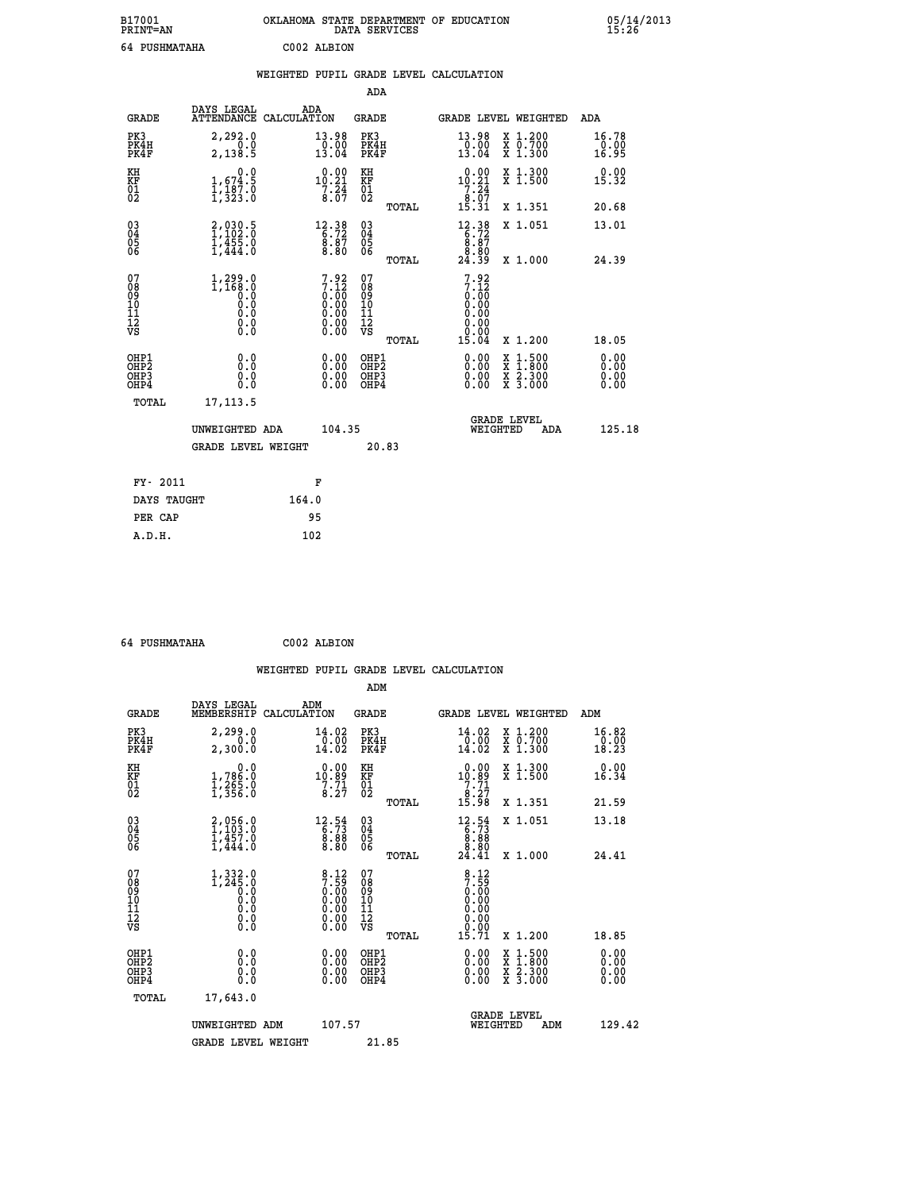B17001 OKLAHOMA STATE DEPARTMENT OF EDUCATION 05/14/2013
PRINT=AN DATA SERVICES 15:26

64 PUSHMATAHA C002 ALBION

## WEIGHTED PUPIL GRADE LEVEL CALCULATION

### ADA

| GRADE | DAYS LEGAL ATTENDANCE | ADA CALCULATION | GRADE | GRADE LEVEL | WEIGHTED | ADA |
|---|---|---|---|---|---|---|
| PK3 | 2,292.0 | 13.98 | PK3 | 13.98 | X 1.200 | 16.78 |
| PK4H | 0.0 | 0.00 | PK4H | 0.00 | X 0.700 | 0.00 |
| PK4F | 2,138.5 | 13.04 | PK4F | 13.04 | X 1.300 | 16.95 |
| KH | 0.0 | 0.00 | KH | 0.00 | X 1.300 | 0.00 |
| KF | 1,674.5 | 10.21 | KF | 10.21 | X 1.500 | 15.32 |
| 01 | 1,187.0 | 7.24 | 01 | 7.24 | | |
| 02 | 1,323.0 | 8.07 | 02 | 8.07 | | |
| | | | TOTAL | 15.31 | X 1.351 | 20.68 |
| 03 | 2,030.5 | 12.38 | 03 | 12.38 | X 1.051 | 13.01 |
| 04 | 1,102.0 | 6.72 | 04 | 6.72 | | |
| 05 | 1,455.0 | 8.87 | 05 | 8.87 | | |
| 06 | 1,444.0 | 8.80 | 06 | 8.80 | | |
| | | | TOTAL | 24.39 | X 1.000 | 24.39 |
| 07 | 1,299.0 | 7.92 | 07 | 7.92 | | |
| 08 | 1,168.0 | 7.12 | 08 | 7.12 | | |
| 09 | 0.0 | 0.00 | 09 | 0.00 | | |
| 10 | 0.0 | 0.00 | 10 | 0.00 | | |
| 11 | 0.0 | 0.00 | 11 | 0.00 | | |
| 12 | 0.0 | 0.00 | 12 | 0.00 | | |
| VS | 0.0 | 0.00 | VS | 0.00 | | |
| | | | TOTAL | 15.04 | X 1.200 | 18.05 |
| OHP1 | 0.0 | 0.00 | OHP1 | 0.00 | X 1.500 | 0.00 |
| OHP2 | 0.0 | 0.00 | OHP2 | 0.00 | X 1.800 | 0.00 |
| OHP3 | 0.0 | 0.00 | OHP3 | 0.00 | X 2.300 | 0.00 |
| OHP4 | 0.0 | 0.00 | OHP4 | 0.00 | X 3.000 | 0.00 |
| TOTAL | 17,113.5 | | | | | |

UNWEIGHTED ADA 104.35 GRADE LEVEL WEIGHTED ADA 125.18

GRADE LEVEL WEIGHT 20.83

| FY- 2011 | F |
|---|---|
| DAYS TAUGHT | 164.0 |
| PER CAP | 95 |
| A.D.H. | 102 |

64 PUSHMATAHA C002 ALBION

## WEIGHTED PUPIL GRADE LEVEL CALCULATION

### ADM

| GRADE | DAYS LEGAL MEMBERSHIP | ADM CALCULATION | GRADE | GRADE LEVEL | WEIGHTED | ADM |
|---|---|---|---|---|---|---|
| PK3 | 2,299.0 | 14.02 | PK3 | 14.02 | X 1.200 | 16.82 |
| PK4H | 0.0 | 0.00 | PK4H | 0.00 | X 0.700 | 0.00 |
| PK4F | 2,300.0 | 14.02 | PK4F | 14.02 | X 1.300 | 18.23 |
| KH | 0.0 | 0.00 | KH | 0.00 | X 1.300 | 0.00 |
| KF | 1,786.0 | 10.89 | KF | 10.89 | X 1.500 | 16.34 |
| 01 | 1,265.0 | 7.71 | 01 | 7.71 | | |
| 02 | 1,356.0 | 8.27 | 02 | 8.27 | | |
| | | | TOTAL | 15.98 | X 1.351 | 21.59 |
| 03 | 2,056.0 | 12.54 | 03 | 12.54 | X 1.051 | 13.18 |
| 04 | 1,103.0 | 6.73 | 04 | 6.73 | | |
| 05 | 1,457.0 | 8.88 | 05 | 8.88 | | |
| 06 | 1,444.0 | 8.80 | 06 | 8.80 | | |
| | | | TOTAL | 24.41 | X 1.000 | 24.41 |
| 07 | 1,332.0 | 8.12 | 07 | 8.12 | | |
| 08 | 1,245.0 | 7.59 | 08 | 7.59 | | |
| 09 | 0.0 | 0.00 | 09 | 0.00 | | |
| 10 | 0.0 | 0.00 | 10 | 0.00 | | |
| 11 | 0.0 | 0.00 | 11 | 0.00 | | |
| 12 | 0.0 | 0.00 | 12 | 0.00 | | |
| VS | 0.0 | 0.00 | VS | 0.00 | | |
| | | | TOTAL | 15.71 | X 1.200 | 18.85 |
| OHP1 | 0.0 | 0.00 | OHP1 | 0.00 | X 1.500 | 0.00 |
| OHP2 | 0.0 | 0.00 | OHP2 | 0.00 | X 1.800 | 0.00 |
| OHP3 | 0.0 | 0.00 | OHP3 | 0.00 | X 2.300 | 0.00 |
| OHP4 | 0.0 | 0.00 | OHP4 | 0.00 | X 3.000 | 0.00 |
| TOTAL | 17,643.0 | | | | | |

UNWEIGHTED ADM 107.57 GRADE LEVEL WEIGHTED ADM 129.42

GRADE LEVEL WEIGHT 21.85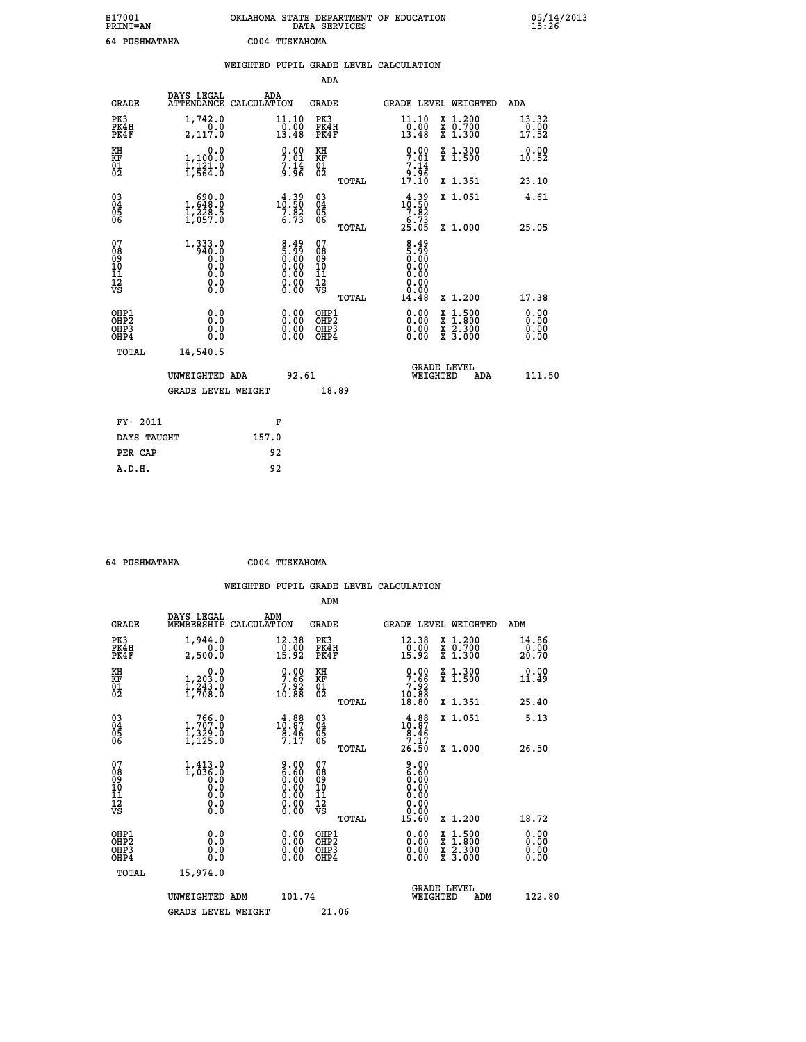B17001 OKLAHOMA STATE DEPARTMENT OF EDUCATION 05/14/2013
PRINT=AN DATA SERVICES 15:26

64 PUSHMATAHA C004 TUSKAHOMA

## WEIGHTED PUPIL GRADE LEVEL CALCULATION

### ADA

| GRADE | DAYS LEGAL ATTENDANCE | ADA CALCULATION | GRADE | GRADE LEVEL | WEIGHTED | ADA |
|---|---|---|---|---|---|---|
| PK3 | 1,742.0 | 11.10 | PK3 | 11.10 | X 1.200 | 13.32 |
| PK4H | 0.0 | 0.00 | PK4H | 0.00 | X 0.700 | 0.00 |
| PK4F | 2,117.0 | 13.48 | PK4F | 13.48 | X 1.300 | 17.52 |
| KH | 0.0 | 0.00 | KH | 0.00 | X 1.300 | 0.00 |
| KF | 1,100.0 | 7.01 | KF | 7.01 | X 1.500 | 10.52 |
| 01 | 1,121.0 | 7.14 | 01 | 7.14 | | |
| 02 | 1,564.0 | 9.96 | 02 | 9.96 | | |
| | | | TOTAL | 17.10 | X 1.351 | 23.10 |
| 03 | 690.0 | 4.39 | 03 | 4.39 | X 1.051 | 4.61 |
| 04 | 1,648.0 | 10.50 | 04 | 10.50 | | |
| 05 | 1,228.5 | 7.82 | 05 | 7.82 | | |
| 06 | 1,057.0 | 6.73 | 06 | 6.73 | | |
| | | | TOTAL | 25.05 | X 1.000 | 25.05 |
| 07 | 1,333.0 | 8.49 | 07 | 8.49 | | |
| 08 | 940.0 | 5.99 | 08 | 5.99 | | |
| 09 | 0.0 | 0.00 | 09 | 0.00 | | |
| 10 | 0.0 | 0.00 | 10 | 0.00 | | |
| 11 | 0.0 | 0.00 | 11 | 0.00 | | |
| 12 | 0.0 | 0.00 | 12 | 0.00 | | |
| VS | 0.0 | 0.00 | VS | 0.00 | | |
| | | | TOTAL | 14.48 | X 1.200 | 17.38 |
| OHP1 | 0.0 | 0.00 | OHP1 | 0.00 | X 1.500 | 0.00 |
| OHP2 | 0.0 | 0.00 | OHP2 | 0.00 | X 1.800 | 0.00 |
| OHP3 | 0.0 | 0.00 | OHP3 | 0.00 | X 2.300 | 0.00 |
| OHP4 | 0.0 | 0.00 | OHP4 | 0.00 | X 3.000 | 0.00 |
| TOTAL | 14,540.5 | | | | | |

UNWEIGHTED ADA 92.61 GRADE LEVEL WEIGHTED ADA 111.50

GRADE LEVEL WEIGHT 18.89

| FY- 2011 | F |
|---|---|
| DAYS TAUGHT | 157.0 |
| PER CAP | 92 |
| A.D.H. | 92 |

64 PUSHMATAHA C004 TUSKAHOMA

## WEIGHTED PUPIL GRADE LEVEL CALCULATION

### ADM

| GRADE | DAYS LEGAL MEMBERSHIP | ADM CALCULATION | GRADE | GRADE LEVEL | WEIGHTED | ADM |
|---|---|---|---|---|---|---|
| PK3 | 1,944.0 | 12.38 | PK3 | 12.38 | X 1.200 | 14.86 |
| PK4H | 0.0 | 0.00 | PK4H | 0.00 | X 0.700 | 0.00 |
| PK4F | 2,500.0 | 15.92 | PK4F | 15.92 | X 1.300 | 20.70 |
| KH | 0.0 | 0.00 | KH | 0.00 | X 1.300 | 0.00 |
| KF | 1,203.0 | 7.66 | KF | 7.66 | X 1.500 | 11.49 |
| 01 | 1,243.0 | 7.92 | 01 | 7.92 | | |
| 02 | 1,708.0 | 10.88 | 02 | 10.88 | | |
| | | | TOTAL | 18.80 | X 1.351 | 25.40 |
| 03 | 766.0 | 4.88 | 03 | 4.88 | X 1.051 | 5.13 |
| 04 | 1,707.0 | 10.87 | 04 | 10.87 | | |
| 05 | 1,329.0 | 8.46 | 05 | 8.46 | | |
| 06 | 1,125.0 | 7.17 | 06 | 7.17 | | |
| | | | TOTAL | 26.50 | X 1.000 | 26.50 |
| 07 | 1,413.0 | 9.00 | 07 | 9.00 | | |
| 08 | 1,036.0 | 6.60 | 08 | 6.60 | | |
| 09 | 0.0 | 0.00 | 09 | 0.00 | | |
| 10 | 0.0 | 0.00 | 10 | 0.00 | | |
| 11 | 0.0 | 0.00 | 11 | 0.00 | | |
| 12 | 0.0 | 0.00 | 12 | 0.00 | | |
| VS | 0.0 | 0.00 | VS | 0.00 | | |
| | | | TOTAL | 15.60 | X 1.200 | 18.72 |
| OHP1 | 0.0 | 0.00 | OHP1 | 0.00 | X 1.500 | 0.00 |
| OHP2 | 0.0 | 0.00 | OHP2 | 0.00 | X 1.800 | 0.00 |
| OHP3 | 0.0 | 0.00 | OHP3 | 0.00 | X 2.300 | 0.00 |
| OHP4 | 0.0 | 0.00 | OHP4 | 0.00 | X 3.000 | 0.00 |
| TOTAL | 15,974.0 | | | | | |

UNWEIGHTED ADM 101.74 GRADE LEVEL WEIGHTED ADM 122.80

GRADE LEVEL WEIGHT 21.06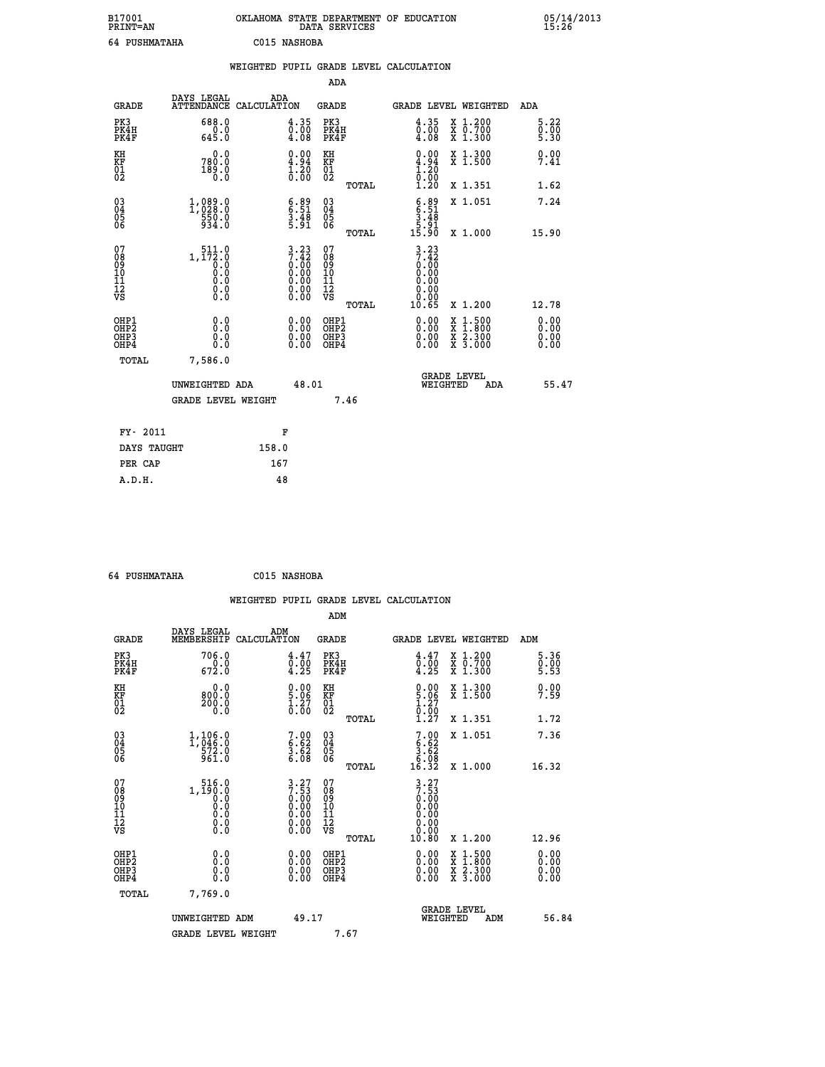B17001 OKLAHOMA STATE DEPARTMENT OF EDUCATION 05/14/2013
PRINT=AN DATA SERVICES 15:26

64 PUSHMATAHA C015 NASHOBA

## WEIGHTED PUPIL GRADE LEVEL CALCULATION

### ADA

| GRADE | DAYS LEGAL ATTENDANCE | ADA CALCULATION | GRADE | GRADE LEVEL | WEIGHTED | ADA |
|---|---|---|---|---|---|---|
| PK3 | 688.0 | 4.35 | PK3 | 4.35 | X 1.200 | 5.22 |
| PK4H | 0.0 | 0.00 | PK4H | 0.00 | X 0.700 | 0.00 |
| PK4F | 645.0 | 4.08 | PK4F | 4.08 | X 1.300 | 5.30 |
| KH | 0.0 | 0.00 | KH | 0.00 | X 1.300 | 0.00 |
| KF | 780.0 | 4.94 | KF | 4.94 | X 1.500 | 7.41 |
| 01 | 189.0 | 1.20 | 01 | 1.20 | | |
| 02 | 0.0 | 0.00 | 02 | 0.00 | | |
| | | | TOTAL | 1.20 | X 1.351 | 1.62 |
| 03 | 1,089.0 | 6.89 | 03 | 6.89 | X 1.051 | 7.24 |
| 04 | 1,028.0 | 6.51 | 04 | 6.51 | | |
| 05 | 550.0 | 3.48 | 05 | 3.48 | | |
| 06 | 934.0 | 5.91 | 06 | 5.91 | | |
| | | | TOTAL | 15.90 | X 1.000 | 15.90 |
| 07 | 511.0 | 3.23 | 07 | 3.23 | | |
| 08 | 1,172.0 | 7.42 | 08 | 7.42 | | |
| 09 | 0.0 | 0.00 | 09 | 0.00 | | |
| 10 | 0.0 | 0.00 | 10 | 0.00 | | |
| 11 | 0.0 | 0.00 | 11 | 0.00 | | |
| 12 | 0.0 | 0.00 | 12 | 0.00 | | |
| VS | 0.0 | 0.00 | VS | 0.00 | | |
| | | | TOTAL | 10.65 | X 1.200 | 12.78 |
| OHP1 | 0.0 | 0.00 | OHP1 | 0.00 | X 1.500 | 0.00 |
| OHP2 | 0.0 | 0.00 | OHP2 | 0.00 | X 1.800 | 0.00 |
| OHP3 | 0.0 | 0.00 | OHP3 | 0.00 | X 2.300 | 0.00 |
| OHP4 | 0.0 | 0.00 | OHP4 | 0.00 | X 3.000 | 0.00 |
| TOTAL | 7,586.0 | | | | | |

UNWEIGHTED ADA 48.01 | GRADE LEVEL WEIGHTED ADA 55.47

GRADE LEVEL WEIGHT 7.46

| FY- 2011 | F |
|---|---|
| DAYS TAUGHT | 158.0 |
| PER CAP | 167 |
| A.D.H. | 48 |

64 PUSHMATAHA C015 NASHOBA

## WEIGHTED PUPIL GRADE LEVEL CALCULATION

### ADM

| GRADE | DAYS LEGAL MEMBERSHIP | ADM CALCULATION | GRADE | GRADE LEVEL | WEIGHTED | ADM |
|---|---|---|---|---|---|---|
| PK3 | 706.0 | 4.47 | PK3 | 4.47 | X 1.200 | 5.36 |
| PK4H | 0.0 | 0.00 | PK4H | 0.00 | X 0.700 | 0.00 |
| PK4F | 672.0 | 4.25 | PK4F | 4.25 | X 1.300 | 5.53 |
| KH | 0.0 | 0.00 | KH | 0.00 | X 1.300 | 0.00 |
| KF | 800.0 | 5.06 | KF | 5.06 | X 1.500 | 7.59 |
| 01 | 200.0 | 1.27 | 01 | 1.27 | | |
| 02 | 0.0 | 0.00 | 02 | 0.00 | | |
| | | | TOTAL | 1.27 | X 1.351 | 1.72 |
| 03 | 1,106.0 | 7.00 | 03 | 7.00 | X 1.051 | 7.36 |
| 04 | 1,046.0 | 6.62 | 04 | 6.62 | | |
| 05 | 572.0 | 3.62 | 05 | 3.62 | | |
| 06 | 961.0 | 6.08 | 06 | 6.08 | | |
| | | | TOTAL | 16.32 | X 1.000 | 16.32 |
| 07 | 516.0 | 3.27 | 07 | 3.27 | | |
| 08 | 1,190.0 | 7.53 | 08 | 7.53 | | |
| 09 | 0.0 | 0.00 | 09 | 0.00 | | |
| 10 | 0.0 | 0.00 | 10 | 0.00 | | |
| 11 | 0.0 | 0.00 | 11 | 0.00 | | |
| 12 | 0.0 | 0.00 | 12 | 0.00 | | |
| VS | 0.0 | 0.00 | VS | 0.00 | | |
| | | | TOTAL | 10.80 | X 1.200 | 12.96 |
| OHP1 | 0.0 | 0.00 | OHP1 | 0.00 | X 1.500 | 0.00 |
| OHP2 | 0.0 | 0.00 | OHP2 | 0.00 | X 1.800 | 0.00 |
| OHP3 | 0.0 | 0.00 | OHP3 | 0.00 | X 2.300 | 0.00 |
| OHP4 | 0.0 | 0.00 | OHP4 | 0.00 | X 3.000 | 0.00 |
| TOTAL | 7,769.0 | | | | | |

UNWEIGHTED ADM 49.17 | GRADE LEVEL WEIGHTED ADM 56.84

GRADE LEVEL WEIGHT 7.67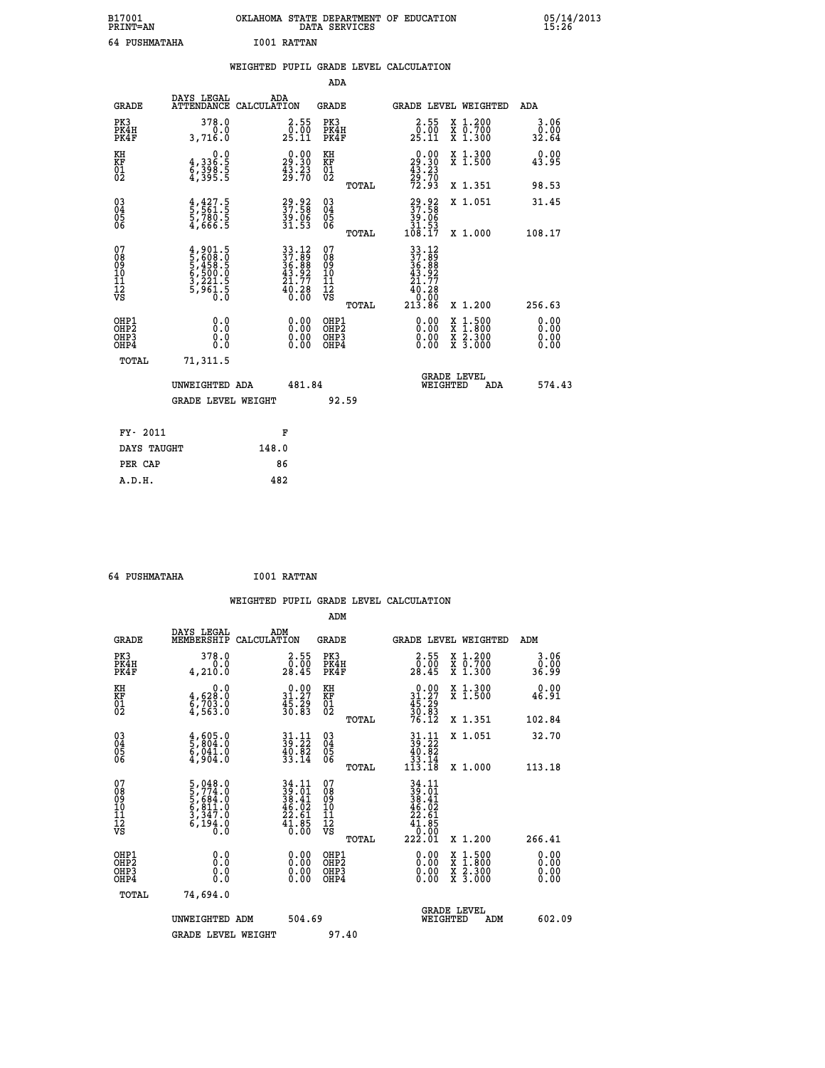B17001 OKLAHOMA STATE DEPARTMENT OF EDUCATION 05/14/2013
PRINT=AN DATA SERVICES 15:26

64 PUSHMATAHA I001 RATTAN

## WEIGHTED PUPIL GRADE LEVEL CALCULATION

### ADA

| GRADE | DAYS LEGAL ATTENDANCE | ADA CALCULATION | GRADE | GRADE LEVEL | WEIGHTED | ADA |
|---|---|---|---|---|---|---|
| PK3 | 378.0 | 2.55 | PK3 | 2.55 | X 1.200 | 3.06 |
| PK4H | 0.0 | 0.00 | PK4H | 0.00 | X 0.700 | 0.00 |
| PK4F | 3,716.0 | 25.11 | PK4F | 25.11 | X 1.300 | 32.64 |
| KH | 0.0 | 0.00 | KH | 0.00 | X 1.300 | 0.00 |
| KF | 4,336.5 | 29.30 | KF | 29.30 | X 1.500 | 43.95 |
| 01 | 6,398.5 | 43.23 | 01 | 43.23 | | |
| 02 | 4,395.5 | 29.70 | 02 | 29.70 | | |
| | | | TOTAL | 72.93 | X 1.351 | 98.53 |
| 03 | 4,427.5 | 29.92 | 03 | 29.92 | X 1.051 | 31.45 |
| 04 | 5,561.5 | 37.58 | 04 | 37.58 | | |
| 05 | 5,780.5 | 39.06 | 05 | 39.06 | | |
| 06 | 4,666.5 | 31.53 | 06 | 31.53 | | |
| | | | TOTAL | 108.17 | X 1.000 | 108.17 |
| 07 | 4,901.5 | 33.12 | 07 | 33.12 | | |
| 08 | 5,608.0 | 37.89 | 08 | 37.89 | | |
| 09 | 5,458.5 | 36.88 | 09 | 36.88 | | |
| 10 | 6,500.0 | 43.92 | 10 | 43.92 | | |
| 11 | 3,221.5 | 21.77 | 11 | 21.77 | | |
| 12 | 5,961.5 | 40.28 | 12 | 40.28 | | |
| VS | 0.0 | 0.00 | VS | 0.00 | | |
| | | | TOTAL | 213.86 | X 1.200 | 256.63 |
| OHP1 | 0.0 | 0.00 | OHP1 | 0.00 | X 1.500 | 0.00 |
| OHP2 | 0.0 | 0.00 | OHP2 | 0.00 | X 1.800 | 0.00 |
| OHP3 | 0.0 | 0.00 | OHP3 | 0.00 | X 2.300 | 0.00 |
| OHP4 | 0.0 | 0.00 | OHP4 | 0.00 | X 3.000 | 0.00 |
| TOTAL | 71,311.5 | | | | | |

UNWEIGHTED ADA 481.84 | GRADE LEVEL WEIGHTED ADA 574.43

GRADE LEVEL WEIGHT 92.59

| FY- 2011 | F |
|---|---|
| DAYS TAUGHT | 148.0 |
| PER CAP | 86 |
| A.D.H. | 482 |

64 PUSHMATAHA I001 RATTAN

## WEIGHTED PUPIL GRADE LEVEL CALCULATION

### ADM

| GRADE | DAYS LEGAL MEMBERSHIP | ADM CALCULATION | GRADE | GRADE LEVEL | WEIGHTED | ADM |
|---|---|---|---|---|---|---|
| PK3 | 378.0 | 2.55 | PK3 | 2.55 | X 1.200 | 3.06 |
| PK4H | 0.0 | 0.00 | PK4H | 0.00 | X 0.700 | 0.00 |
| PK4F | 4,210.0 | 28.45 | PK4F | 28.45 | X 1.300 | 36.99 |
| KH | 0.0 | 0.00 | KH | 0.00 | X 1.300 | 0.00 |
| KF | 4,628.0 | 31.27 | KF | 31.27 | X 1.500 | 46.91 |
| 01 | 6,703.0 | 45.29 | 01 | 45.29 | | |
| 02 | 4,563.0 | 30.83 | 02 | 30.83 | | |
| | | | TOTAL | 76.12 | X 1.351 | 102.84 |
| 03 | 4,605.0 | 31.11 | 03 | 31.11 | X 1.051 | 32.70 |
| 04 | 5,804.0 | 39.22 | 04 | 39.22 | | |
| 05 | 6,041.0 | 40.82 | 05 | 40.82 | | |
| 06 | 4,904.0 | 33.14 | 06 | 33.14 | | |
| | | | TOTAL | 113.18 | X 1.000 | 113.18 |
| 07 | 5,048.0 | 34.11 | 07 | 34.11 | | |
| 08 | 5,774.0 | 39.01 | 08 | 39.01 | | |
| 09 | 5,684.0 | 38.41 | 09 | 38.41 | | |
| 10 | 6,811.0 | 46.02 | 10 | 46.02 | | |
| 11 | 3,347.0 | 22.61 | 11 | 22.61 | | |
| 12 | 6,194.0 | 41.85 | 12 | 41.85 | | |
| VS | 0.0 | 0.00 | VS | 0.00 | | |
| | | | TOTAL | 222.01 | X 1.200 | 266.41 |
| OHP1 | 0.0 | 0.00 | OHP1 | 0.00 | X 1.500 | 0.00 |
| OHP2 | 0.0 | 0.00 | OHP2 | 0.00 | X 1.800 | 0.00 |
| OHP3 | 0.0 | 0.00 | OHP3 | 0.00 | X 2.300 | 0.00 |
| OHP4 | 0.0 | 0.00 | OHP4 | 0.00 | X 3.000 | 0.00 |
| TOTAL | 74,694.0 | | | | | |

UNWEIGHTED ADM 504.69 | GRADE LEVEL WEIGHTED ADM 602.09

GRADE LEVEL WEIGHT 97.40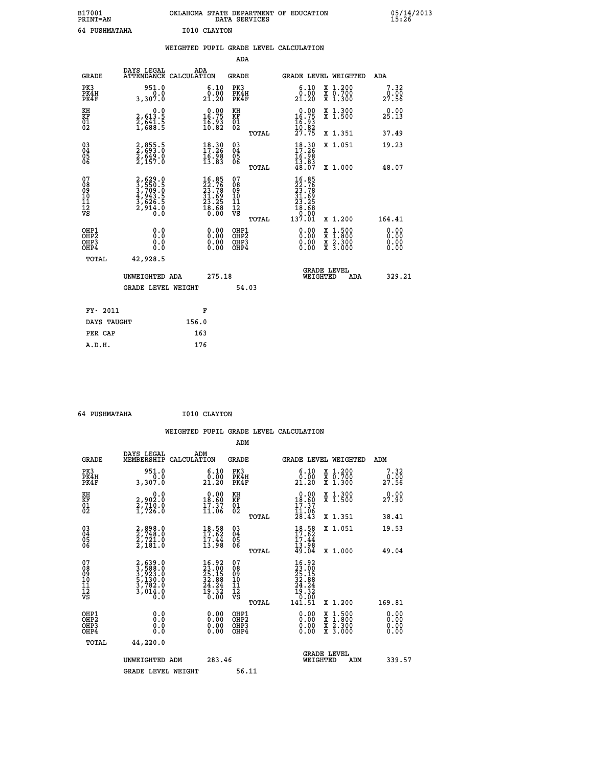B17001 OKLAHOMA STATE DEPARTMENT OF EDUCATION 05/14/2013
PRINT=AN DATA SERVICES 15:26

64 PUSHMATAHA I010 CLAYTON

## WEIGHTED PUPIL GRADE LEVEL CALCULATION

### ADA

| GRADE | DAYS LEGAL ATTENDANCE | ADA CALCULATION | GRADE | GRADE LEVEL | WEIGHTED | ADA |
|---|---|---|---|---|---|---|
| PK3 | 951.0 | 6.10 | PK3 | 6.10 | X 1.200 | 7.32 |
| PK4H | 0.0 | 0.00 | PK4H | 0.00 | X 0.700 | 0.00 |
| PK4F | 3,307.0 | 21.20 | PK4F | 21.20 | X 1.300 | 27.56 |
| KH | 0.0 | 0.00 | KH | 0.00 | X 1.300 | 0.00 |
| KF | 2,613.5 | 16.75 | KF | 16.75 | X 1.500 | 25.13 |
| 01 | 2,641.5 | 16.93 | 01 | 16.93 | | |
| 02 | 1,688.5 | 10.82 | 02 | 10.82 | | |
| | | | TOTAL | 27.75 | X 1.351 | 37.49 |
| 03 | 2,855.5 | 18.30 | 03 | 18.30 | X 1.051 | 19.23 |
| 04 | 2,693.0 | 17.26 | 04 | 17.26 | | |
| 05 | 2,649.0 | 16.98 | 05 | 16.98 | | |
| 06 | 2,157.0 | 13.83 | 06 | 13.83 | | |
| | | | TOTAL | 48.07 | X 1.000 | 48.07 |
| 07 | 2,629.0 | 16.85 | 07 | 16.85 | | |
| 08 | 3,550.5 | 22.76 | 08 | 22.76 | | |
| 09 | 3,709.0 | 23.78 | 09 | 23.78 | | |
| 10 | 4,943.5 | 31.69 | 10 | 31.69 | | |
| 11 | 3,626.5 | 23.25 | 11 | 23.25 | | |
| 12 | 2,914.0 | 18.68 | 12 | 18.68 | | |
| VS | 0.0 | 0.00 | VS | 0.00 | | |
| | | | TOTAL | 137.01 | X 1.200 | 164.41 |
| OHP1 | 0.0 | 0.00 | OHP1 | 0.00 | X 1.500 | 0.00 |
| OHP2 | 0.0 | 0.00 | OHP2 | 0.00 | X 1.800 | 0.00 |
| OHP3 | 0.0 | 0.00 | OHP3 | 0.00 | X 2.300 | 0.00 |
| OHP4 | 0.0 | 0.00 | OHP4 | 0.00 | X 3.000 | 0.00 |
| TOTAL | 42,928.5 | | | | | |

UNWEIGHTED ADA 275.18 GRADE LEVEL WEIGHTED ADA 329.21

GRADE LEVEL WEIGHT 54.03

| FY- 2011 | F |
|---|---|
| DAYS TAUGHT | 156.0 |
| PER CAP | 163 |
| A.D.H. | 176 |

64 PUSHMATAHA I010 CLAYTON

## WEIGHTED PUPIL GRADE LEVEL CALCULATION

### ADM

| GRADE | DAYS LEGAL MEMBERSHIP | ADM CALCULATION | GRADE | GRADE LEVEL | WEIGHTED | ADM |
|---|---|---|---|---|---|---|
| PK3 | 951.0 | 6.10 | PK3 | 6.10 | X 1.200 | 7.32 |
| PK4H | 0.0 | 0.00 | PK4H | 0.00 | X 0.700 | 0.00 |
| PK4F | 3,307.0 | 21.20 | PK4F | 21.20 | X 1.300 | 27.56 |
| KH | 0.0 | 0.00 | KH | 0.00 | X 1.300 | 0.00 |
| KF | 2,902.0 | 18.60 | KF | 18.60 | X 1.500 | 27.90 |
| 01 | 2,710.0 | 17.37 | 01 | 17.37 | | |
| 02 | 1,726.0 | 11.06 | 02 | 11.06 | | |
| | | | TOTAL | 28.43 | X 1.351 | 38.41 |
| 03 | 2,898.0 | 18.58 | 03 | 18.58 | X 1.051 | 19.53 |
| 04 | 2,748.0 | 17.62 | 04 | 17.62 | | |
| 05 | 2,721.0 | 17.44 | 05 | 17.44 | | |
| 06 | 2,181.0 | 13.98 | 06 | 13.98 | | |
| | | | TOTAL | 49.04 | X 1.000 | 49.04 |
| 07 | 2,639.0 | 16.92 | 07 | 16.92 | | |
| 08 | 3,588.0 | 23.00 | 08 | 23.00 | | |
| 09 | 3,923.0 | 25.15 | 09 | 25.15 | | |
| 10 | 5,130.0 | 32.88 | 10 | 32.88 | | |
| 11 | 3,782.0 | 24.24 | 11 | 24.24 | | |
| 12 | 3,014.0 | 19.32 | 12 | 19.32 | | |
| VS | 0.0 | 0.00 | VS | 0.00 | | |
| | | | TOTAL | 141.51 | X 1.200 | 169.81 |
| OHP1 | 0.0 | 0.00 | OHP1 | 0.00 | X 1.500 | 0.00 |
| OHP2 | 0.0 | 0.00 | OHP2 | 0.00 | X 1.800 | 0.00 |
| OHP3 | 0.0 | 0.00 | OHP3 | 0.00 | X 2.300 | 0.00 |
| OHP4 | 0.0 | 0.00 | OHP4 | 0.00 | X 3.000 | 0.00 |
| TOTAL | 44,220.0 | | | | | |

UNWEIGHTED ADM 283.46 GRADE LEVEL WEIGHTED ADM 339.57

GRADE LEVEL WEIGHT 56.11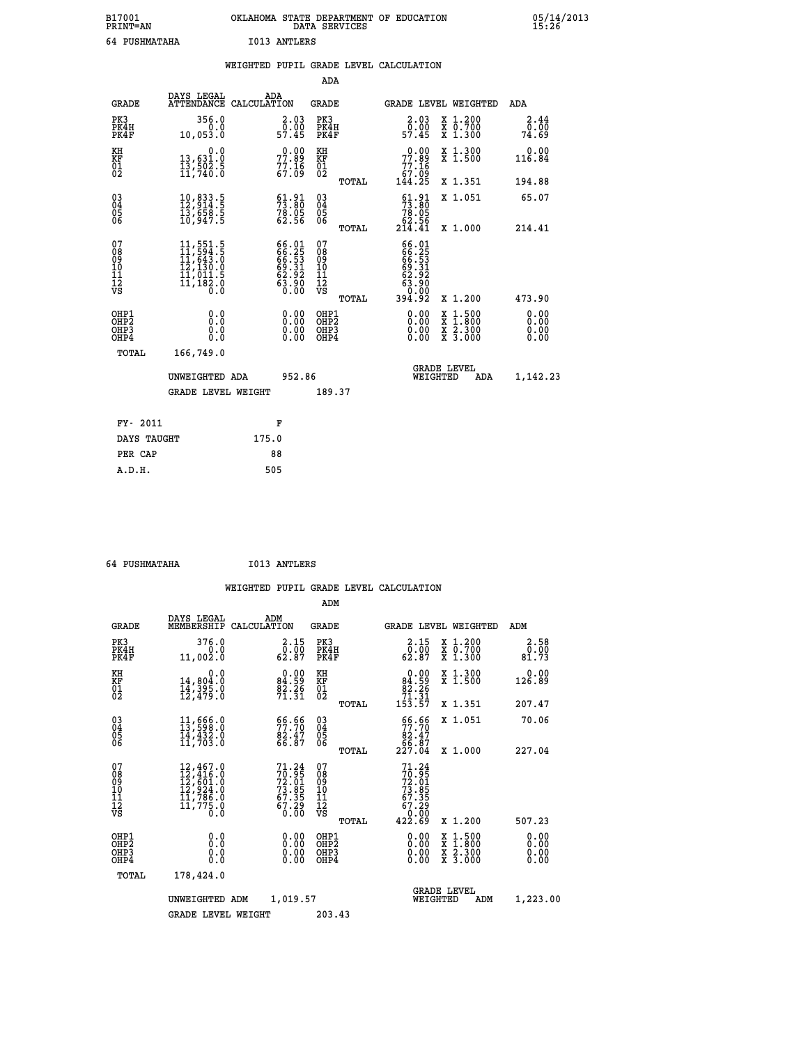B17001 OKLAHOMA STATE DEPARTMENT OF EDUCATION 05/14/2013
PRINT=AN DATA SERVICES 15:26

64 PUSHMATAHA I013 ANTLERS

## WEIGHTED PUPIL GRADE LEVEL CALCULATION

### ADA

| GRADE | DAYS LEGAL ATTENDANCE | ADA CALCULATION | GRADE | | GRADE LEVEL | WEIGHTED | ADA |
|---|---|---|---|---|---|---|---|
| PK3 | 356.0 | 2.03 | PK3 | | 2.03 | X 1.200 | 2.44 |
| PK4H | 0.0 | 0.00 | PK4H | | 0.00 | X 0.700 | 0.00 |
| PK4F | 10,053.0 | 57.45 | PK4F | | 57.45 | X 1.300 | 74.69 |
| KH | 0.0 | 0.00 | KH | | 0.00 | X 1.300 | 0.00 |
| KF | 13,631.0 | 77.89 | KF | | 77.89 | X 1.500 | 116.84 |
| 01 | 13,502.5 | 77.16 | 01 | | 77.16 | | |
| 02 | 11,740.0 | 67.09 | 02 | | 67.09 | | |
| | | | | TOTAL | 144.25 | X 1.351 | 194.88 |
| 03 | 10,833.5 | 61.91 | 03 | | 61.91 | X 1.051 | 65.07 |
| 04 | 12,914.5 | 73.80 | 04 | | 73.80 | | |
| 05 | 13,658.5 | 78.05 | 05 | | 78.05 | | |
| 06 | 10,947.5 | 62.56 | 06 | | 62.56 | | |
| | | | | TOTAL | 214.41 | X 1.000 | 214.41 |
| 07 | 11,551.5 | 66.01 | 07 | | 66.01 | | |
| 08 | 11,594.5 | 66.25 | 08 | | 66.25 | | |
| 09 | 11,643.0 | 66.53 | 09 | | 66.53 | | |
| 10 | 12,130.0 | 69.31 | 10 | | 69.31 | | |
| 11 | 11,011.5 | 62.92 | 11 | | 62.92 | | |
| 12 | 11,182.0 | 63.90 | 12 | | 63.90 | | |
| VS | 0.0 | 0.00 | VS | | 0.00 | | |
| | | | | TOTAL | 394.92 | X 1.200 | 473.90 |
| OHP1 | 0.0 | 0.00 | OHP1 | | 0.00 | X 1.500 | 0.00 |
| OHP2 | 0.0 | 0.00 | OHP2 | | 0.00 | X 1.800 | 0.00 |
| OHP3 | 0.0 | 0.00 | OHP3 | | 0.00 | X 2.300 | 0.00 |
| OHP4 | 0.0 | 0.00 | OHP4 | | 0.00 | X 3.000 | 0.00 |
| TOTAL | 166,749.0 | | | | | | |

UNWEIGHTED ADA 952.86 GRADE LEVEL WEIGHTED ADA 1,142.23

GRADE LEVEL WEIGHT 189.37

| FY- 2011 | F |
|---|---|
| DAYS TAUGHT | 175.0 |
| PER CAP | 88 |
| A.D.H. | 505 |

64 PUSHMATAHA I013 ANTLERS

## WEIGHTED PUPIL GRADE LEVEL CALCULATION

### ADM

| GRADE | DAYS LEGAL MEMBERSHIP | ADM CALCULATION | GRADE | | GRADE LEVEL | WEIGHTED | ADM |
|---|---|---|---|---|---|---|---|
| PK3 | 376.0 | 2.15 | PK3 | | 2.15 | X 1.200 | 2.58 |
| PK4H | 0.0 | 0.00 | PK4H | | 0.00 | X 0.700 | 0.00 |
| PK4F | 11,002.0 | 62.87 | PK4F | | 62.87 | X 1.300 | 81.73 |
| KH | 0.0 | 0.00 | KH | | 0.00 | X 1.300 | 0.00 |
| KF | 14,804.0 | 84.59 | KF | | 84.59 | X 1.500 | 126.89 |
| 01 | 14,395.0 | 82.26 | 01 | | 82.26 | | |
| 02 | 12,479.0 | 71.31 | 02 | | 71.31 | | |
| | | | | TOTAL | 153.57 | X 1.351 | 207.47 |
| 03 | 11,666.0 | 66.66 | 03 | | 66.66 | X 1.051 | 70.06 |
| 04 | 13,598.0 | 77.70 | 04 | | 77.70 | | |
| 05 | 14,432.0 | 82.47 | 05 | | 82.47 | | |
| 06 | 11,703.0 | 66.87 | 06 | | 66.87 | | |
| | | | | TOTAL | 227.04 | X 1.000 | 227.04 |
| 07 | 12,467.0 | 71.24 | 07 | | 71.24 | | |
| 08 | 12,416.0 | 70.95 | 08 | | 70.95 | | |
| 09 | 12,601.0 | 72.01 | 09 | | 72.01 | | |
| 10 | 12,924.0 | 73.85 | 10 | | 73.85 | | |
| 11 | 11,786.0 | 67.35 | 11 | | 67.35 | | |
| 12 | 11,775.0 | 67.29 | 12 | | 67.29 | | |
| VS | 0.0 | 0.00 | VS | | 0.00 | | |
| | | | | TOTAL | 422.69 | X 1.200 | 507.23 |
| OHP1 | 0.0 | 0.00 | OHP1 | | 0.00 | X 1.500 | 0.00 |
| OHP2 | 0.0 | 0.00 | OHP2 | | 0.00 | X 1.800 | 0.00 |
| OHP3 | 0.0 | 0.00 | OHP3 | | 0.00 | X 2.300 | 0.00 |
| OHP4 | 0.0 | 0.00 | OHP4 | | 0.00 | X 3.000 | 0.00 |
| TOTAL | 178,424.0 | | | | | | |

UNWEIGHTED ADM 1,019.57 GRADE LEVEL WEIGHTED ADM 1,223.00

GRADE LEVEL WEIGHT 203.43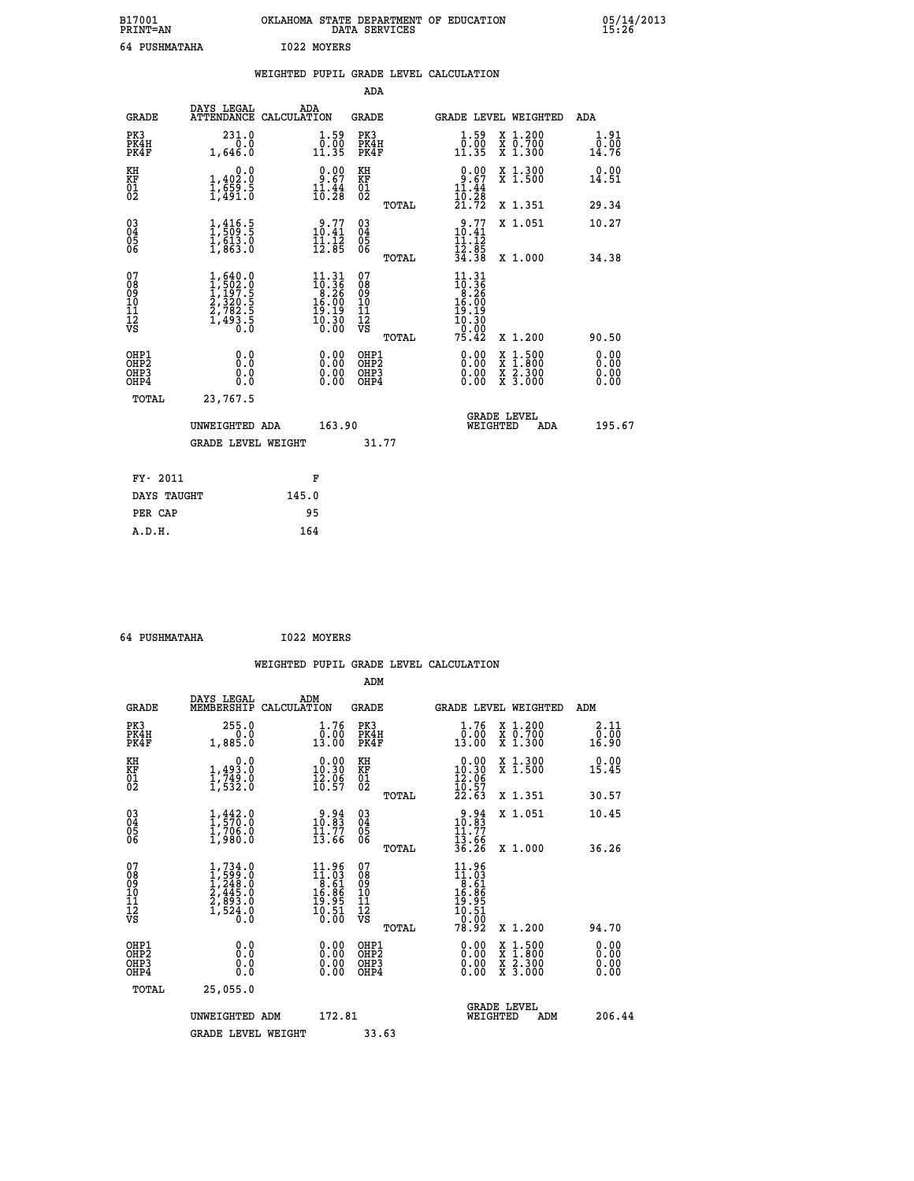B17001 OKLAHOMA STATE DEPARTMENT OF EDUCATION 05/14/2013
PRINT=AN DATA SERVICES 15:26

64 PUSHMATAHA I022 MOYERS

## WEIGHTED PUPIL GRADE LEVEL CALCULATION

ADA

| GRADE | DAYS LEGAL ATTENDANCE | ADA CALCULATION | GRADE | GRADE LEVEL | WEIGHTED | ADA |
|---|---|---|---|---|---|---|
| PK3 | 231.0 | 1.59 | PK3 | 1.59 | X 1.200 | 1.91 |
| PK4H | 0.0 | 0.00 | PK4H | 0.00 | X 0.700 | 0.00 |
| PK4F | 1,646.0 | 11.35 | PK4F | 11.35 | X 1.300 | 14.76 |
| KH | 0.0 | 0.00 | KH | 0.00 | X 1.300 | 0.00 |
| KF | 1,402.0 | 9.67 | KF | 9.67 | X 1.500 | 14.51 |
| 01 | 1,659.5 | 11.44 | 01 | 11.44 | | |
| 02 | 1,491.0 | 10.28 | 02 | 10.28 | | |
| | | | TOTAL | 21.72 | X 1.351 | 29.34 |
| 03 | 1,416.5 | 9.77 | 03 | 9.77 | X 1.051 | 10.27 |
| 04 | 1,509.5 | 10.41 | 04 | 10.41 | | |
| 05 | 1,613.0 | 11.12 | 05 | 11.12 | | |
| 06 | 1,863.0 | 12.85 | 06 | 12.85 | | |
| | | | TOTAL | 34.38 | X 1.000 | 34.38 |
| 07 | 1,640.0 | 11.31 | 07 | 11.31 | | |
| 08 | 1,502.0 | 10.36 | 08 | 10.36 | | |
| 09 | 1,197.5 | 8.26 | 09 | 8.26 | | |
| 10 | 2,320.5 | 16.00 | 10 | 16.00 | | |
| 11 | 2,782.5 | 19.19 | 11 | 19.19 | | |
| 12 | 1,493.5 | 10.30 | 12 | 10.30 | | |
| VS | 0.0 | 0.00 | VS | 0.00 | | |
| | | | TOTAL | 75.42 | X 1.200 | 90.50 |
| OHP1 | 0.0 | 0.00 | OHP1 | 0.00 | X 1.500 | 0.00 |
| OHP2 | 0.0 | 0.00 | OHP2 | 0.00 | X 1.800 | 0.00 |
| OHP3 | 0.0 | 0.00 | OHP3 | 0.00 | X 2.300 | 0.00 |
| OHP4 | 0.0 | 0.00 | OHP4 | 0.00 | X 3.000 | 0.00 |
| TOTAL | 23,767.5 | | | | | |

UNWEIGHTED ADA 163.90 — GRADE LEVEL WEIGHTED ADA 195.67

GRADE LEVEL WEIGHT 31.77

| FY- 2011 | F |
|---|---|
| DAYS TAUGHT | 145.0 |
| PER CAP | 95 |
| A.D.H. | 164 |

64 PUSHMATAHA I022 MOYERS

## WEIGHTED PUPIL GRADE LEVEL CALCULATION

ADM

| GRADE | DAYS LEGAL MEMBERSHIP | ADM CALCULATION | GRADE | GRADE LEVEL | WEIGHTED | ADM |
|---|---|---|---|---|---|---|
| PK3 | 255.0 | 1.76 | PK3 | 1.76 | X 1.200 | 2.11 |
| PK4H | 0.0 | 0.00 | PK4H | 0.00 | X 0.700 | 0.00 |
| PK4F | 1,885.0 | 13.00 | PK4F | 13.00 | X 1.300 | 16.90 |
| KH | 0.0 | 0.00 | KH | 0.00 | X 1.300 | 0.00 |
| KF | 1,493.0 | 10.30 | KF | 10.30 | X 1.500 | 15.45 |
| 01 | 1,749.0 | 12.06 | 01 | 12.06 | | |
| 02 | 1,532.0 | 10.57 | 02 | 10.57 | | |
| | | | TOTAL | 22.63 | X 1.351 | 30.57 |
| 03 | 1,442.0 | 9.94 | 03 | 9.94 | X 1.051 | 10.45 |
| 04 | 1,570.0 | 10.83 | 04 | 10.83 | | |
| 05 | 1,706.0 | 11.77 | 05 | 11.77 | | |
| 06 | 1,980.0 | 13.66 | 06 | 13.66 | | |
| | | | TOTAL | 36.26 | X 1.000 | 36.26 |
| 07 | 1,734.0 | 11.96 | 07 | 11.96 | | |
| 08 | 1,599.0 | 11.03 | 08 | 11.03 | | |
| 09 | 1,248.0 | 8.61 | 09 | 8.61 | | |
| 10 | 2,445.0 | 16.86 | 10 | 16.86 | | |
| 11 | 2,893.0 | 19.95 | 11 | 19.95 | | |
| 12 | 1,524.0 | 10.51 | 12 | 10.51 | | |
| VS | 0.0 | 0.00 | VS | 0.00 | | |
| | | | TOTAL | 78.92 | X 1.200 | 94.70 |
| OHP1 | 0.0 | 0.00 | OHP1 | 0.00 | X 1.500 | 0.00 |
| OHP2 | 0.0 | 0.00 | OHP2 | 0.00 | X 1.800 | 0.00 |
| OHP3 | 0.0 | 0.00 | OHP3 | 0.00 | X 2.300 | 0.00 |
| OHP4 | 0.0 | 0.00 | OHP4 | 0.00 | X 3.000 | 0.00 |
| TOTAL | 25,055.0 | | | | | |

UNWEIGHTED ADM 172.81 — GRADE LEVEL WEIGHTED ADM 206.44

GRADE LEVEL WEIGHT 33.63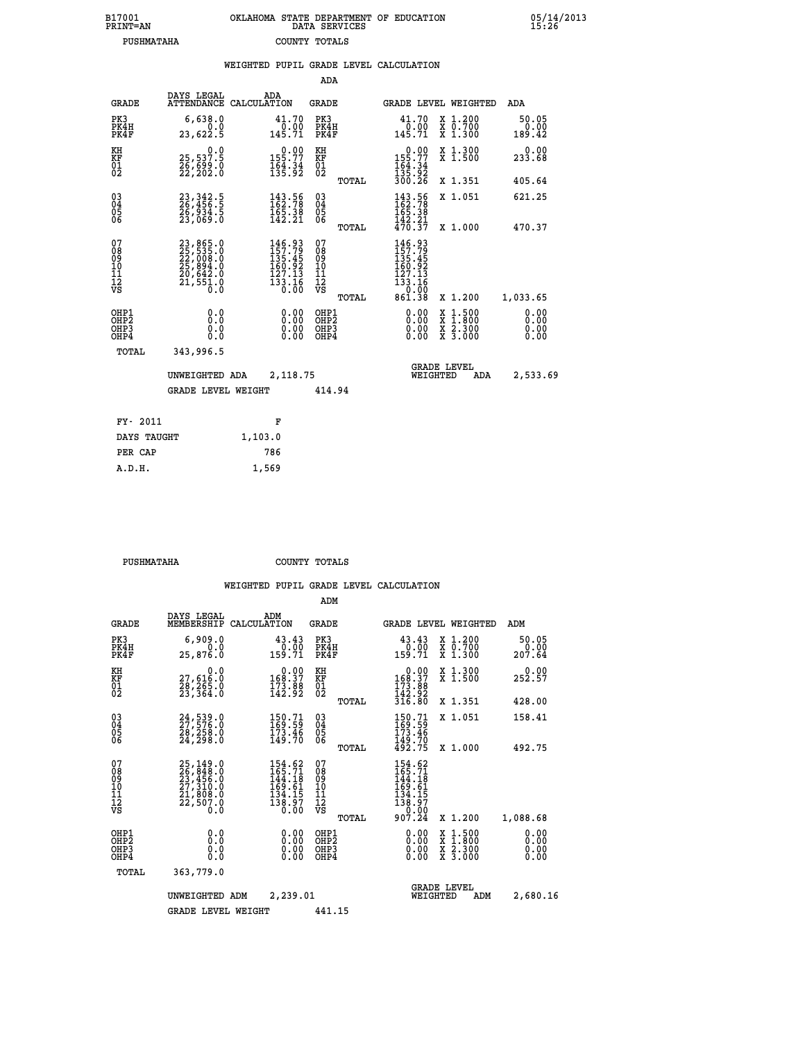B17001 OKLAHOMA STATE DEPARTMENT OF EDUCATION 05/14/2013
PRINT=AN DATA SERVICES 15:26

PUSHMATAHA COUNTY TOTALS

## WEIGHTED PUPIL GRADE LEVEL CALCULATION

### ADA

| GRADE | DAYS LEGAL ATTENDANCE | ADA CALCULATION | GRADE | GRADE LEVEL | WEIGHTED | ADA |
|---|---|---|---|---|---|---|
| PK3 | 6,638.0 | 41.70 | PK3 | 41.70 | X 1.200 | 50.05 |
| PK4H | 0.0 | 0.00 | PK4H | 0.00 | X 0.700 | 0.00 |
| PK4F | 23,622.5 | 145.71 | PK4F | 145.71 | X 1.300 | 189.42 |
| KH | 0.0 | 0.00 | KH | 0.00 | X 1.300 | 0.00 |
| KF | 25,537.5 | 155.77 | KF | 155.77 | X 1.500 | 233.68 |
| 01 | 26,699.0 | 164.34 | 01 | 164.34 | | |
| 02 | 22,202.0 | 135.92 | 02 | 135.92 | | |
| | | | TOTAL | 300.26 | X 1.351 | 405.64 |
| 03 | 23,342.5 | 143.56 | 03 | 143.56 | X 1.051 | 621.25 |
| 04 | 26,456.5 | 162.78 | 04 | 162.78 | | |
| 05 | 26,934.5 | 165.38 | 05 | 165.38 | | |
| 06 | 23,069.0 | 142.21 | 06 | 142.21 | | |
| | | | TOTAL | 470.37 | X 1.000 | 470.37 |
| 07 | 23,865.0 | 146.93 | 07 | 146.93 | | |
| 08 | 25,535.0 | 157.79 | 08 | 157.79 | | |
| 09 | 22,008.0 | 135.45 | 09 | 135.45 | | |
| 10 | 25,894.0 | 160.92 | 10 | 160.92 | | |
| 11 | 20,642.0 | 127.13 | 11 | 127.13 | | |
| 12 | 21,551.0 | 133.16 | 12 | 133.16 | | |
| VS | 0.0 | 0.00 | VS | 0.00 | | |
| | | | TOTAL | 861.38 | X 1.200 | 1,033.65 |
| OHP1 | 0.0 | 0.00 | OHP1 | 0.00 | X 1.500 | 0.00 |
| OHP2 | 0.0 | 0.00 | OHP2 | 0.00 | X 1.800 | 0.00 |
| OHP3 | 0.0 | 0.00 | OHP3 | 0.00 | X 2.300 | 0.00 |
| OHP4 | 0.0 | 0.00 | OHP4 | 0.00 | X 3.000 | 0.00 |
| TOTAL | 343,996.5 | | | | | |

UNWEIGHTED ADA 2,118.75 GRADE LEVEL WEIGHTED ADA 2,533.69

GRADE LEVEL WEIGHT 414.94

| FY- 2011 | F |
|---|---|
| DAYS TAUGHT | 1,103.0 |
| PER CAP | 786 |
| A.D.H. | 1,569 |

PUSHMATAHA COUNTY TOTALS

## WEIGHTED PUPIL GRADE LEVEL CALCULATION

### ADM

| GRADE | DAYS LEGAL MEMBERSHIP | ADM CALCULATION | GRADE | GRADE LEVEL | WEIGHTED | ADM |
|---|---|---|---|---|---|---|
| PK3 | 6,909.0 | 43.43 | PK3 | 43.43 | X 1.200 | 50.05 |
| PK4H | 0.0 | 0.00 | PK4H | 0.00 | X 0.700 | 0.00 |
| PK4F | 25,876.0 | 159.71 | PK4F | 159.71 | X 1.300 | 207.64 |
| KH | 0.0 | 0.00 | KH | 0.00 | X 1.300 | 0.00 |
| KF | 27,616.0 | 168.37 | KF | 168.37 | X 1.500 | 252.57 |
| 01 | 28,265.0 | 173.88 | 01 | 173.88 | | |
| 02 | 23,364.0 | 142.92 | 02 | 142.92 | | |
| | | | TOTAL | 316.80 | X 1.351 | 428.00 |
| 03 | 24,539.0 | 150.71 | 03 | 150.71 | X 1.051 | 158.41 |
| 04 | 27,576.0 | 169.59 | 04 | 169.59 | | |
| 05 | 28,258.0 | 173.46 | 05 | 173.46 | | |
| 06 | 24,298.0 | 149.70 | 06 | 149.70 | | |
| | | | TOTAL | 492.75 | X 1.000 | 492.75 |
| 07 | 25,149.0 | 154.62 | 07 | 154.62 | | |
| 08 | 26,848.0 | 165.71 | 08 | 165.71 | | |
| 09 | 23,456.0 | 144.18 | 09 | 144.18 | | |
| 10 | 27,310.0 | 169.61 | 10 | 169.61 | | |
| 11 | 21,808.0 | 134.15 | 11 | 134.15 | | |
| 12 | 22,507.0 | 138.97 | 12 | 138.97 | | |
| VS | 0.0 | 0.00 | VS | 0.00 | | |
| | | | TOTAL | 907.24 | X 1.200 | 1,088.68 |
| OHP1 | 0.0 | 0.00 | OHP1 | 0.00 | X 1.500 | 0.00 |
| OHP2 | 0.0 | 0.00 | OHP2 | 0.00 | X 1.800 | 0.00 |
| OHP3 | 0.0 | 0.00 | OHP3 | 0.00 | X 2.300 | 0.00 |
| OHP4 | 0.0 | 0.00 | OHP4 | 0.00 | X 3.000 | 0.00 |
| TOTAL | 363,779.0 | | | | | |

UNWEIGHTED ADM 2,239.01 GRADE LEVEL WEIGHTED ADM 2,680.16

GRADE LEVEL WEIGHT 441.15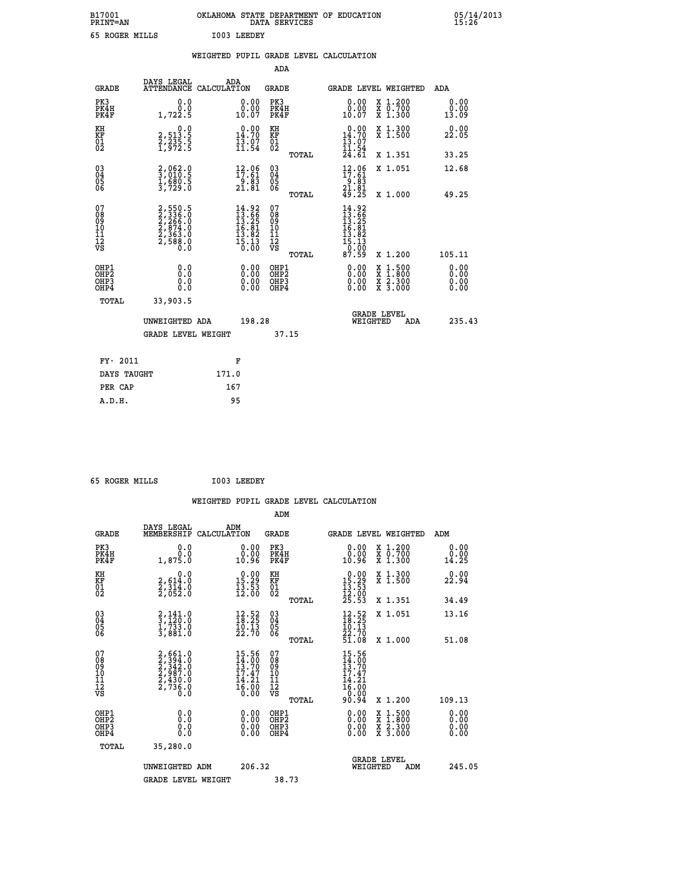B17001 OKLAHOMA STATE DEPARTMENT OF EDUCATION 05/14/2013
PRINT=AN DATA SERVICES 15:26

65 ROGER MILLS I003 LEEDEY

## WEIGHTED PUPIL GRADE LEVEL CALCULATION

### ADA

| GRADE | DAYS LEGAL ATTENDANCE | ADA CALCULATION | GRADE | GRADE LEVEL | WEIGHTED | ADA |
|---|---|---|---|---|---|---|
| PK3 | 0.0 | 0.00 | PK3 | 0.00 | X 1.200 | 0.00 |
| PK4H | 0.0 | 0.00 | PK4H | 0.00 | X 0.700 | 0.00 |
| PK4F | 1,722.5 | 10.07 | PK4F | 10.07 | X 1.300 | 13.09 |
| KH | 0.0 | 0.00 | KH | 0.00 | X 1.300 | 0.00 |
| KF | 2,513.5 | 14.70 | KF | 14.70 | X 1.500 | 22.05 |
| 01 | 2,235.5 | 13.07 | 01 | 13.07 | | |
| 02 | 1,972.5 | 11.54 | 02 | 11.54 | | |
| | | | TOTAL | 24.61 | X 1.351 | 33.25 |
| 03 | 2,062.0 | 12.06 | 03 | 12.06 | X 1.051 | 12.68 |
| 04 | 3,010.5 | 17.61 | 04 | 17.61 | | |
| 05 | 1,680.5 | 9.83 | 05 | 9.83 | | |
| 06 | 3,729.0 | 21.81 | 06 | 21.81 | | |
| | | | TOTAL | 49.25 | X 1.000 | 49.25 |
| 07 | 2,550.5 | 14.92 | 07 | 14.92 | | |
| 08 | 2,336.0 | 13.66 | 08 | 13.66 | | |
| 09 | 2,266.0 | 13.25 | 09 | 13.25 | | |
| 10 | 2,874.0 | 16.81 | 10 | 16.81 | | |
| 11 | 2,363.0 | 13.82 | 11 | 13.82 | | |
| 12 | 2,588.0 | 15.13 | 12 | 15.13 | | |
| VS | 0.0 | 0.00 | VS | 0.00 | | |
| | | | TOTAL | 87.59 | X 1.200 | 105.11 |
| OHP1 | 0.0 | 0.00 | OHP1 | 0.00 | X 1.500 | 0.00 |
| OHP2 | 0.0 | 0.00 | OHP2 | 0.00 | X 1.800 | 0.00 |
| OHP3 | 0.0 | 0.00 | OHP3 | 0.00 | X 2.300 | 0.00 |
| OHP4 | 0.0 | 0.00 | OHP4 | 0.00 | X 3.000 | 0.00 |
| TOTAL | 33,903.5 | | | | | |

UNWEIGHTED ADA 198.28 GRADE LEVEL WEIGHTED ADA 235.43

GRADE LEVEL WEIGHT 37.15

| FY- 2011 | F |
|---|---|
| DAYS TAUGHT | 171.0 |
| PER CAP | 167 |
| A.D.H. | 95 |

65 ROGER MILLS I003 LEEDEY

## WEIGHTED PUPIL GRADE LEVEL CALCULATION

### ADM

| GRADE | DAYS LEGAL MEMBERSHIP | ADM CALCULATION | GRADE | GRADE LEVEL | WEIGHTED | ADM |
|---|---|---|---|---|---|---|
| PK3 | 0.0 | 0.00 | PK3 | 0.00 | X 1.200 | 0.00 |
| PK4H | 0.0 | 0.00 | PK4H | 0.00 | X 0.700 | 0.00 |
| PK4F | 1,875.0 | 10.96 | PK4F | 10.96 | X 1.300 | 14.25 |
| KH | 0.0 | 0.00 | KH | 0.00 | X 1.300 | 0.00 |
| KF | 2,614.0 | 15.29 | KF | 15.29 | X 1.500 | 22.94 |
| 01 | 2,314.0 | 13.53 | 01 | 13.53 | | |
| 02 | 2,052.0 | 12.00 | 02 | 12.00 | | |
| | | | TOTAL | 25.53 | X 1.351 | 34.49 |
| 03 | 2,141.0 | 12.52 | 03 | 12.52 | X 1.051 | 13.16 |
| 04 | 3,120.0 | 18.25 | 04 | 18.25 | | |
| 05 | 1,733.0 | 10.13 | 05 | 10.13 | | |
| 06 | 3,881.0 | 22.70 | 06 | 22.70 | | |
| | | | TOTAL | 51.08 | X 1.000 | 51.08 |
| 07 | 2,661.0 | 15.56 | 07 | 15.56 | | |
| 08 | 2,394.0 | 14.00 | 08 | 14.00 | | |
| 09 | 2,342.0 | 13.70 | 09 | 13.70 | | |
| 10 | 2,987.0 | 17.47 | 10 | 17.47 | | |
| 11 | 2,430.0 | 14.21 | 11 | 14.21 | | |
| 12 | 2,736.0 | 16.00 | 12 | 16.00 | | |
| VS | 0.0 | 0.00 | VS | 0.00 | | |
| | | | TOTAL | 90.94 | X 1.200 | 109.13 |
| OHP1 | 0.0 | 0.00 | OHP1 | 0.00 | X 1.500 | 0.00 |
| OHP2 | 0.0 | 0.00 | OHP2 | 0.00 | X 1.800 | 0.00 |
| OHP3 | 0.0 | 0.00 | OHP3 | 0.00 | X 2.300 | 0.00 |
| OHP4 | 0.0 | 0.00 | OHP4 | 0.00 | X 3.000 | 0.00 |
| TOTAL | 35,280.0 | | | | | |

UNWEIGHTED ADM 206.32 GRADE LEVEL WEIGHTED ADM 245.05

GRADE LEVEL WEIGHT 38.73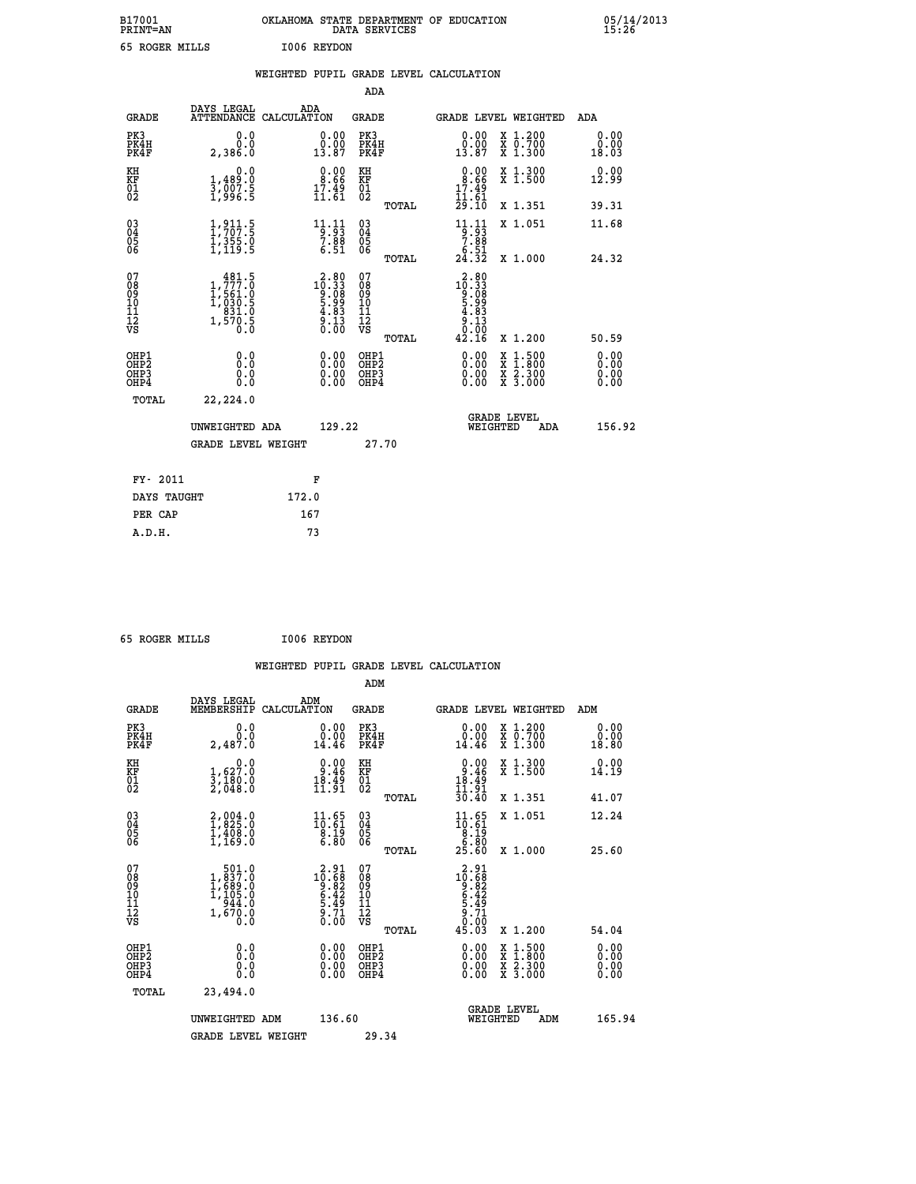B17001 OKLAHOMA STATE DEPARTMENT OF EDUCATION 05/14/2013
PRINT=AN DATA SERVICES 15:26

65 ROGER MILLS I006 REYDON

## WEIGHTED PUPIL GRADE LEVEL CALCULATION

### ADA

| GRADE | DAYS LEGAL ATTENDANCE | ADA CALCULATION | GRADE | GRADE LEVEL | WEIGHTED | ADA |
|---|---|---|---|---|---|---|
| PK3 | 0.0 | 0.00 | PK3 | 0.00 | X 1.200 | 0.00 |
| PK4H | 0.0 | 0.00 | PK4H | 0.00 | X 0.700 | 0.00 |
| PK4F | 2,386.0 | 13.87 | PK4F | 13.87 | X 1.300 | 18.03 |
| KH | 0.0 | 0.00 | KH | 0.00 | X 1.300 | 0.00 |
| KF | 1,489.0 | 8.66 | KF | 8.66 | X 1.500 | 12.99 |
| 01 | 3,007.5 | 17.49 | 01 | 17.49 | | |
| 02 | 1,996.5 | 11.61 | 02 | 11.61 | | |
| | | | TOTAL | 29.10 | X 1.351 | 39.31 |
| 03 | 1,911.5 | 11.11 | 03 | 11.11 | X 1.051 | 11.68 |
| 04 | 1,707.5 | 9.93 | 04 | 9.93 | | |
| 05 | 1,355.0 | 7.88 | 05 | 7.88 | | |
| 06 | 1,119.5 | 6.51 | 06 | 6.51 | | |
| | | | TOTAL | 24.32 | X 1.000 | 24.32 |
| 07 | 481.5 | 2.80 | 07 | 2.80 | | |
| 08 | 1,777.0 | 10.33 | 08 | 10.33 | | |
| 09 | 1,561.0 | 9.08 | 09 | 9.08 | | |
| 10 | 1,030.5 | 5.99 | 10 | 5.99 | | |
| 11 | 831.0 | 4.83 | 11 | 4.83 | | |
| 12 | 1,570.5 | 9.13 | 12 | 9.13 | | |
| VS | 0.0 | 0.00 | VS | 0.00 | | |
| | | | TOTAL | 42.16 | X 1.200 | 50.59 |
| OHP1 | 0.0 | 0.00 | OHP1 | 0.00 | X 1.500 | 0.00 |
| OHP2 | 0.0 | 0.00 | OHP2 | 0.00 | X 1.800 | 0.00 |
| OHP3 | 0.0 | 0.00 | OHP3 | 0.00 | X 2.300 | 0.00 |
| OHP4 | 0.0 | 0.00 | OHP4 | 0.00 | X 3.000 | 0.00 |
| TOTAL | 22,224.0 | | | | | |

UNWEIGHTED ADA 129.22 GRADE LEVEL WEIGHTED ADA 156.92

GRADE LEVEL WEIGHT 27.70

| FY- 2011 | F |
|---|---|
| DAYS TAUGHT | 172.0 |
| PER CAP | 167 |
| A.D.H. | 73 |

65 ROGER MILLS I006 REYDON

## WEIGHTED PUPIL GRADE LEVEL CALCULATION

### ADM

| GRADE | DAYS LEGAL MEMBERSHIP | ADM CALCULATION | GRADE | GRADE LEVEL | WEIGHTED | ADM |
|---|---|---|---|---|---|---|
| PK3 | 0.0 | 0.00 | PK3 | 0.00 | X 1.200 | 0.00 |
| PK4H | 0.0 | 0.00 | PK4H | 0.00 | X 0.700 | 0.00 |
| PK4F | 2,487.0 | 14.46 | PK4F | 14.46 | X 1.300 | 18.80 |
| KH | 0.0 | 0.00 | KH | 0.00 | X 1.300 | 0.00 |
| KF | 1,627.0 | 9.46 | KF | 9.46 | X 1.500 | 14.19 |
| 01 | 3,180.0 | 18.49 | 01 | 18.49 | | |
| 02 | 2,048.0 | 11.91 | 02 | 11.91 | | |
| | | | TOTAL | 30.40 | X 1.351 | 41.07 |
| 03 | 2,004.0 | 11.65 | 03 | 11.65 | X 1.051 | 12.24 |
| 04 | 1,825.0 | 10.61 | 04 | 10.61 | | |
| 05 | 1,408.0 | 8.19 | 05 | 8.19 | | |
| 06 | 1,169.0 | 6.80 | 06 | 6.80 | | |
| | | | TOTAL | 25.60 | X 1.000 | 25.60 |
| 07 | 501.0 | 2.91 | 07 | 2.91 | | |
| 08 | 1,837.0 | 10.68 | 08 | 10.68 | | |
| 09 | 1,689.0 | 9.82 | 09 | 9.82 | | |
| 10 | 1,105.0 | 6.42 | 10 | 6.42 | | |
| 11 | 944.0 | 5.49 | 11 | 5.49 | | |
| 12 | 1,670.0 | 9.71 | 12 | 9.71 | | |
| VS | 0.0 | 0.00 | VS | 0.00 | | |
| | | | TOTAL | 45.03 | X 1.200 | 54.04 |
| OHP1 | 0.0 | 0.00 | OHP1 | 0.00 | X 1.500 | 0.00 |
| OHP2 | 0.0 | 0.00 | OHP2 | 0.00 | X 1.800 | 0.00 |
| OHP3 | 0.0 | 0.00 | OHP3 | 0.00 | X 2.300 | 0.00 |
| OHP4 | 0.0 | 0.00 | OHP4 | 0.00 | X 3.000 | 0.00 |
| TOTAL | 23,494.0 | | | | | |

UNWEIGHTED ADM 136.60 GRADE LEVEL WEIGHTED ADM 165.94

GRADE LEVEL WEIGHT 29.34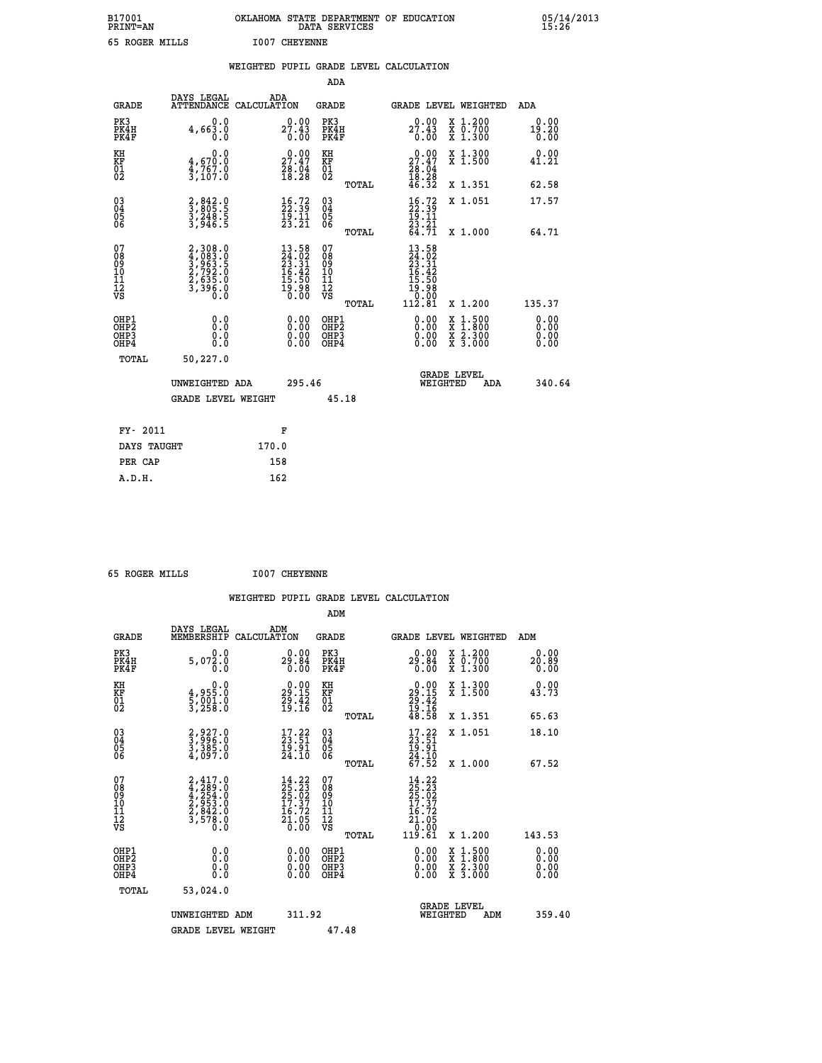B17001 OKLAHOMA STATE DEPARTMENT OF EDUCATION 05/14/2013
PRINT=AN DATA SERVICES 15:26

65 ROGER MILLS I007 CHEYENNE

WEIGHTED PUPIL GRADE LEVEL CALCULATION

ADA

| GRADE | DAYS LEGAL ATTENDANCE | ADA CALCULATION | GRADE | GRADE LEVEL | WEIGHTED | ADA |
|---|---|---|---|---|---|---|
| PK3 | 0.0 | 0.00 | PK3 | 0.00 | X 1.200 | 0.00 |
| PK4H | 4,663.0 | 27.43 | PK4H | 27.43 | X 0.700 | 19.20 |
| PK4F | 0.0 | 0.00 | PK4F | 0.00 | X 1.300 | 0.00 |
| KH | 0.0 | 0.00 | KH | 0.00 | X 1.300 | 0.00 |
| KF | 4,670.0 | 27.47 | KF | 27.47 | X 1.500 | 41.21 |
| 01 | 4,767.0 | 28.04 | 01 | 28.04 | | |
| 02 | 3,107.0 | 18.28 | 02 | 18.28 | | |
| | | | TOTAL | 46.32 | X 1.351 | 62.58 |
| 03 | 2,842.0 | 16.72 | 03 | 16.72 | X 1.051 | 17.57 |
| 04 | 3,805.5 | 22.39 | 04 | 22.39 | | |
| 05 | 3,248.5 | 19.11 | 05 | 19.11 | | |
| 06 | 3,946.5 | 23.21 | 06 | 23.21 | | |
| | | | TOTAL | 64.71 | X 1.000 | 64.71 |
| 07 | 2,308.0 | 13.58 | 07 | 13.58 | | |
| 08 | 4,083.0 | 24.02 | 08 | 24.02 | | |
| 09 | 3,963.5 | 23.31 | 09 | 23.31 | | |
| 10 | 2,792.0 | 16.42 | 10 | 16.42 | | |
| 11 | 2,635.0 | 15.50 | 11 | 15.50 | | |
| 12 | 3,396.0 | 19.98 | 12 | 19.98 | | |
| VS | 0.0 | 0.00 | VS | 0.00 | | |
| | | | TOTAL | 112.81 | X 1.200 | 135.37 |
| OHP1 | 0.0 | 0.00 | OHP1 | 0.00 | X 1.500 | 0.00 |
| OHP2 | 0.0 | 0.00 | OHP2 | 0.00 | X 1.800 | 0.00 |
| OHP3 | 0.0 | 0.00 | OHP3 | 0.00 | X 2.300 | 0.00 |
| OHP4 | 0.0 | 0.00 | OHP4 | 0.00 | X 3.000 | 0.00 |
| TOTAL | 50,227.0 | | | | | |

UNWEIGHTED ADA 295.46 | GRADE LEVEL WEIGHTED ADA 340.64

GRADE LEVEL WEIGHT 45.18

| FY- 2011 | F |
|---|---|
| DAYS TAUGHT | 170.0 |
| PER CAP | 158 |
| A.D.H. | 162 |

65 ROGER MILLS I007 CHEYENNE

WEIGHTED PUPIL GRADE LEVEL CALCULATION

ADM

| GRADE | DAYS LEGAL MEMBERSHIP | ADM CALCULATION | GRADE | GRADE LEVEL | WEIGHTED | ADM |
|---|---|---|---|---|---|---|
| PK3 | 0.0 | 0.00 | PK3 | 0.00 | X 1.200 | 0.00 |
| PK4H | 5,072.0 | 29.84 | PK4H | 29.84 | X 0.700 | 20.89 |
| PK4F | 0.0 | 0.00 | PK4F | 0.00 | X 1.300 | 0.00 |
| KH | 0.0 | 0.00 | KH | 0.00 | X 1.300 | 0.00 |
| KF | 4,955.0 | 29.15 | KF | 29.15 | X 1.500 | 43.73 |
| 01 | 5,001.0 | 29.42 | 01 | 29.42 | | |
| 02 | 3,258.0 | 19.16 | 02 | 19.16 | | |
| | | | TOTAL | 48.58 | X 1.351 | 65.63 |
| 03 | 2,927.0 | 17.22 | 03 | 17.22 | X 1.051 | 18.10 |
| 04 | 3,996.0 | 23.51 | 04 | 23.51 | | |
| 05 | 3,385.0 | 19.91 | 05 | 19.91 | | |
| 06 | 4,097.0 | 24.10 | 06 | 24.10 | | |
| | | | TOTAL | 67.52 | X 1.000 | 67.52 |
| 07 | 2,417.0 | 14.22 | 07 | 14.22 | | |
| 08 | 4,289.0 | 25.23 | 08 | 25.23 | | |
| 09 | 4,254.0 | 25.02 | 09 | 25.02 | | |
| 10 | 2,953.0 | 17.37 | 10 | 17.37 | | |
| 11 | 2,842.0 | 16.72 | 11 | 16.72 | | |
| 12 | 3,578.0 | 21.05 | 12 | 21.05 | | |
| VS | 0.0 | 0.00 | VS | 0.00 | | |
| | | | TOTAL | 119.61 | X 1.200 | 143.53 |
| OHP1 | 0.0 | 0.00 | OHP1 | 0.00 | X 1.500 | 0.00 |
| OHP2 | 0.0 | 0.00 | OHP2 | 0.00 | X 1.800 | 0.00 |
| OHP3 | 0.0 | 0.00 | OHP3 | 0.00 | X 2.300 | 0.00 |
| OHP4 | 0.0 | 0.00 | OHP4 | 0.00 | X 3.000 | 0.00 |
| TOTAL | 53,024.0 | | | | | |

UNWEIGHTED ADM 311.92 | GRADE LEVEL WEIGHTED ADM 359.40

GRADE LEVEL WEIGHT 47.48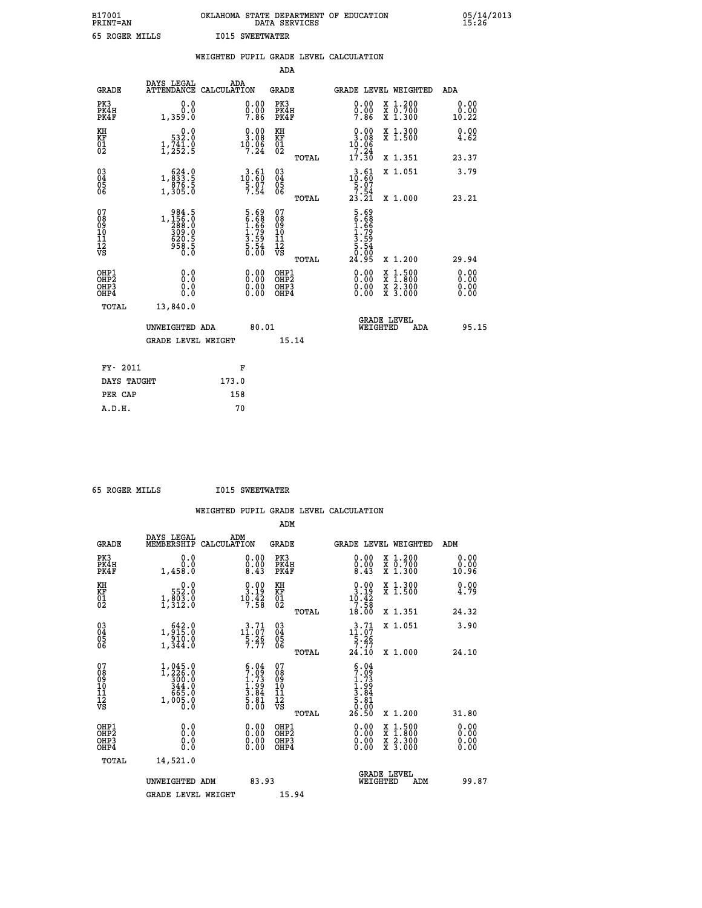B17001 OKLAHOMA STATE DEPARTMENT OF EDUCATION 05/14/2013
PRINT=AN DATA SERVICES 15:26

65 ROGER MILLS I015 SWEETWATER

## WEIGHTED PUPIL GRADE LEVEL CALCULATION

### ADA

| GRADE | DAYS LEGAL ATTENDANCE | ADA CALCULATION | GRADE | | GRADE LEVEL | WEIGHTED | ADA |
|---|---|---|---|---|---|---|---|
| PK3 | 0.0 | 0.00 | PK3 | | 0.00 | X 1.200 | 0.00 |
| PK4H | 0.0 | 0.00 | PK4H | | 0.00 | X 0.700 | 0.00 |
| PK4F | 1,359.0 | 7.86 | PK4F | | 7.86 | X 1.300 | 10.22 |
| KH | 0.0 | 0.00 | KH | | 0.00 | X 1.300 | 0.00 |
| KF | 532.0 | 3.08 | KF | | 3.08 | X 1.500 | 4.62 |
| 01 | 1,741.0 | 10.06 | 01 | | 10.06 | | |
| 02 | 1,252.5 | 7.24 | 02 | | 7.24 | | |
| | | | | TOTAL | 17.30 | X 1.351 | 23.37 |
| 03 | 624.0 | 3.61 | 03 | | 3.61 | X 1.051 | 3.79 |
| 04 | 1,833.5 | 10.60 | 04 | | 10.60 | | |
| 05 | 876.5 | 5.07 | 05 | | 5.07 | | |
| 06 | 1,305.0 | 7.54 | 06 | | 7.54 | | |
| | | | | TOTAL | 23.21 | X 1.000 | 23.21 |
| 07 | 984.5 | 5.69 | 07 | | 5.69 | | |
| 08 | 1,156.0 | 6.68 | 08 | | 6.68 | | |
| 09 | 288.0 | 1.66 | 09 | | 1.66 | | |
| 10 | 309.0 | 1.79 | 10 | | 1.79 | | |
| 11 | 620.5 | 3.59 | 11 | | 3.59 | | |
| 12 | 958.5 | 5.54 | 12 | | 5.54 | | |
| VS | 0.0 | 0.00 | VS | | 0.00 | | |
| | | | | TOTAL | 24.95 | X 1.200 | 29.94 |
| OHP1 | 0.0 | 0.00 | OHP1 | | 0.00 | X 1.500 | 0.00 |
| OHP2 | 0.0 | 0.00 | OHP2 | | 0.00 | X 1.800 | 0.00 |
| OHP3 | 0.0 | 0.00 | OHP3 | | 0.00 | X 2.300 | 0.00 |
| OHP4 | 0.0 | 0.00 | OHP4 | | 0.00 | X 3.000 | 0.00 |
| TOTAL | 13,840.0 | | | | | | |

UNWEIGHTED ADA 80.01 GRADE LEVEL WEIGHTED ADA 95.15

GRADE LEVEL WEIGHT 15.14

| FY- 2011 | F |
|---|---|
| DAYS TAUGHT | 173.0 |
| PER CAP | 158 |
| A.D.H. | 70 |

65 ROGER MILLS I015 SWEETWATER

## WEIGHTED PUPIL GRADE LEVEL CALCULATION

### ADM

| GRADE | DAYS LEGAL MEMBERSHIP | ADM CALCULATION | GRADE | | GRADE LEVEL | WEIGHTED | ADM |
|---|---|---|---|---|---|---|---|
| PK3 | 0.0 | 0.00 | PK3 | | 0.00 | X 1.200 | 0.00 |
| PK4H | 0.0 | 0.00 | PK4H | | 0.00 | X 0.700 | 0.00 |
| PK4F | 1,458.0 | 8.43 | PK4F | | 8.43 | X 1.300 | 10.96 |
| KH | 0.0 | 0.00 | KH | | 0.00 | X 1.300 | 0.00 |
| KF | 552.0 | 3.19 | KF | | 3.19 | X 1.500 | 4.79 |
| 01 | 1,803.0 | 10.42 | 01 | | 10.42 | | |
| 02 | 1,312.0 | 7.58 | 02 | | 7.58 | | |
| | | | | TOTAL | 18.00 | X 1.351 | 24.32 |
| 03 | 642.0 | 3.71 | 03 | | 3.71 | X 1.051 | 3.90 |
| 04 | 1,915.0 | 11.07 | 04 | | 11.07 | | |
| 05 | 910.0 | 5.26 | 05 | | 5.26 | | |
| 06 | 1,344.0 | 7.77 | 06 | | 7.77 | | |
| | | | | TOTAL | 24.10 | X 1.000 | 24.10 |
| 07 | 1,045.0 | 6.04 | 07 | | 6.04 | | |
| 08 | 1,226.0 | 7.09 | 08 | | 7.09 | | |
| 09 | 300.0 | 1.73 | 09 | | 1.73 | | |
| 10 | 344.0 | 1.99 | 10 | | 1.99 | | |
| 11 | 665.0 | 3.84 | 11 | | 3.84 | | |
| 12 | 1,005.0 | 5.81 | 12 | | 5.81 | | |
| VS | 0.0 | 0.00 | VS | | 0.00 | | |
| | | | | TOTAL | 26.50 | X 1.200 | 31.80 |
| OHP1 | 0.0 | 0.00 | OHP1 | | 0.00 | X 1.500 | 0.00 |
| OHP2 | 0.0 | 0.00 | OHP2 | | 0.00 | X 1.800 | 0.00 |
| OHP3 | 0.0 | 0.00 | OHP3 | | 0.00 | X 2.300 | 0.00 |
| OHP4 | 0.0 | 0.00 | OHP4 | | 0.00 | X 3.000 | 0.00 |
| TOTAL | 14,521.0 | | | | | | |

UNWEIGHTED ADM 83.93 GRADE LEVEL WEIGHTED ADM 99.87

GRADE LEVEL WEIGHT 15.94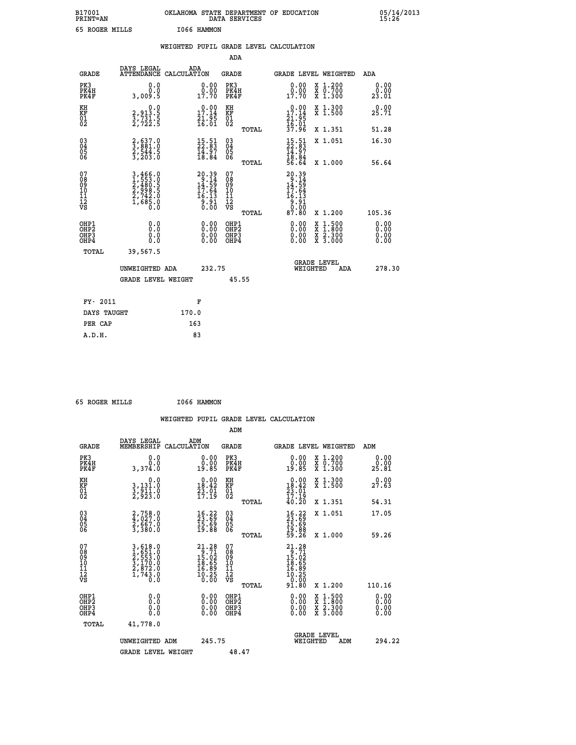B17001 OKLAHOMA STATE DEPARTMENT OF EDUCATION 05/14/2013
PRINT=AN DATA SERVICES 15:26

65 ROGER MILLS I066 HAMMON

## WEIGHTED PUPIL GRADE LEVEL CALCULATION

### ADA

| GRADE | DAYS LEGAL ATTENDANCE | ADA CALCULATION | GRADE | GRADE LEVEL | WEIGHTED | ADA |
|---|---|---|---|---|---|---|
| PK3 | 0.0 | 0.00 | PK3 | 0.00 | X 1.200 | 0.00 |
| PK4H | 0.0 | 0.00 | PK4H | 0.00 | X 0.700 | 0.00 |
| PK4F | 3,009.5 | 17.70 | PK4F | 17.70 | X 1.300 | 23.01 |
| KH | 0.0 | 0.00 | KH | 0.00 | X 1.300 | 0.00 |
| KF | 2,913.5 | 17.14 | KF | 17.14 | X 1.500 | 25.71 |
| 01 | 3,731.5 | 21.95 | 01 | 21.95 | | |
| 02 | 2,722.5 | 16.01 | 02 | 16.01 | | |
| | | | TOTAL | 37.96 | X 1.351 | 51.28 |
| 03 | 2,637.0 | 15.51 | 03 | 15.51 | X 1.051 | 16.30 |
| 04 | 3,881.0 | 22.83 | 04 | 22.83 | | |
| 05 | 2,544.5 | 14.97 | 05 | 14.97 | | |
| 06 | 3,203.0 | 18.84 | 06 | 18.84 | | |
| | | | TOTAL | 56.64 | X 1.000 | 56.64 |
| 07 | 3,466.0 | 20.39 | 07 | 20.39 | | |
| 08 | 1,553.0 | 9.14 | 08 | 9.14 | | |
| 09 | 2,480.5 | 14.59 | 09 | 14.59 | | |
| 10 | 2,998.5 | 17.64 | 10 | 17.64 | | |
| 11 | 2,742.0 | 16.13 | 11 | 16.13 | | |
| 12 | 1,685.0 | 9.91 | 12 | 9.91 | | |
| VS | 0.0 | 0.00 | VS | 0.00 | | |
| | | | TOTAL | 87.80 | X 1.200 | 105.36 |
| OHP1 | 0.0 | 0.00 | OHP1 | 0.00 | X 1.500 | 0.00 |
| OHP2 | 0.0 | 0.00 | OHP2 | 0.00 | X 1.800 | 0.00 |
| OHP3 | 0.0 | 0.00 | OHP3 | 0.00 | X 2.300 | 0.00 |
| OHP4 | 0.0 | 0.00 | OHP4 | 0.00 | X 3.000 | 0.00 |
| TOTAL | 39,567.5 | | | | | |

UNWEIGHTED ADA 232.75 — GRADE LEVEL WEIGHTED ADA 278.30

GRADE LEVEL WEIGHT 45.55

| | |
|---|---|
| FY- 2011 | F |
| DAYS TAUGHT | 170.0 |
| PER CAP | 163 |
| A.D.H. | 83 |

65 ROGER MILLS I066 HAMMON

## WEIGHTED PUPIL GRADE LEVEL CALCULATION

### ADM

| GRADE | DAYS LEGAL MEMBERSHIP | ADM CALCULATION | GRADE | GRADE LEVEL | WEIGHTED | ADM |
|---|---|---|---|---|---|---|
| PK3 | 0.0 | 0.00 | PK3 | 0.00 | X 1.200 | 0.00 |
| PK4H | 0.0 | 0.00 | PK4H | 0.00 | X 0.700 | 0.00 |
| PK4F | 3,374.0 | 19.85 | PK4F | 19.85 | X 1.300 | 25.81 |
| KH | 0.0 | 0.00 | KH | 0.00 | X 1.300 | 0.00 |
| KF | 3,131.0 | 18.42 | KF | 18.42 | X 1.500 | 27.63 |
| 01 | 3,911.0 | 23.01 | 01 | 23.01 | | |
| 02 | 2,923.0 | 17.19 | 02 | 17.19 | | |
| | | | TOTAL | 40.20 | X 1.351 | 54.31 |
| 03 | 2,758.0 | 16.22 | 03 | 16.22 | X 1.051 | 17.05 |
| 04 | 4,027.0 | 23.69 | 04 | 23.69 | | |
| 05 | 2,667.0 | 15.69 | 05 | 15.69 | | |
| 06 | 3,380.0 | 19.88 | 06 | 19.88 | | |
| | | | TOTAL | 59.26 | X 1.000 | 59.26 |
| 07 | 3,618.0 | 21.28 | 07 | 21.28 | | |
| 08 | 1,651.0 | 9.71 | 08 | 9.71 | | |
| 09 | 2,553.0 | 15.02 | 09 | 15.02 | | |
| 10 | 3,170.0 | 18.65 | 10 | 18.65 | | |
| 11 | 2,872.0 | 16.89 | 11 | 16.89 | | |
| 12 | 1,743.0 | 10.25 | 12 | 10.25 | | |
| VS | 0.0 | 0.00 | VS | 0.00 | | |
| | | | TOTAL | 91.80 | X 1.200 | 110.16 |
| OHP1 | 0.0 | 0.00 | OHP1 | 0.00 | X 1.500 | 0.00 |
| OHP2 | 0.0 | 0.00 | OHP2 | 0.00 | X 1.800 | 0.00 |
| OHP3 | 0.0 | 0.00 | OHP3 | 0.00 | X 2.300 | 0.00 |
| OHP4 | 0.0 | 0.00 | OHP4 | 0.00 | X 3.000 | 0.00 |
| TOTAL | 41,778.0 | | | | | |

UNWEIGHTED ADM 245.75 — GRADE LEVEL WEIGHTED ADM 294.22

GRADE LEVEL WEIGHT 48.47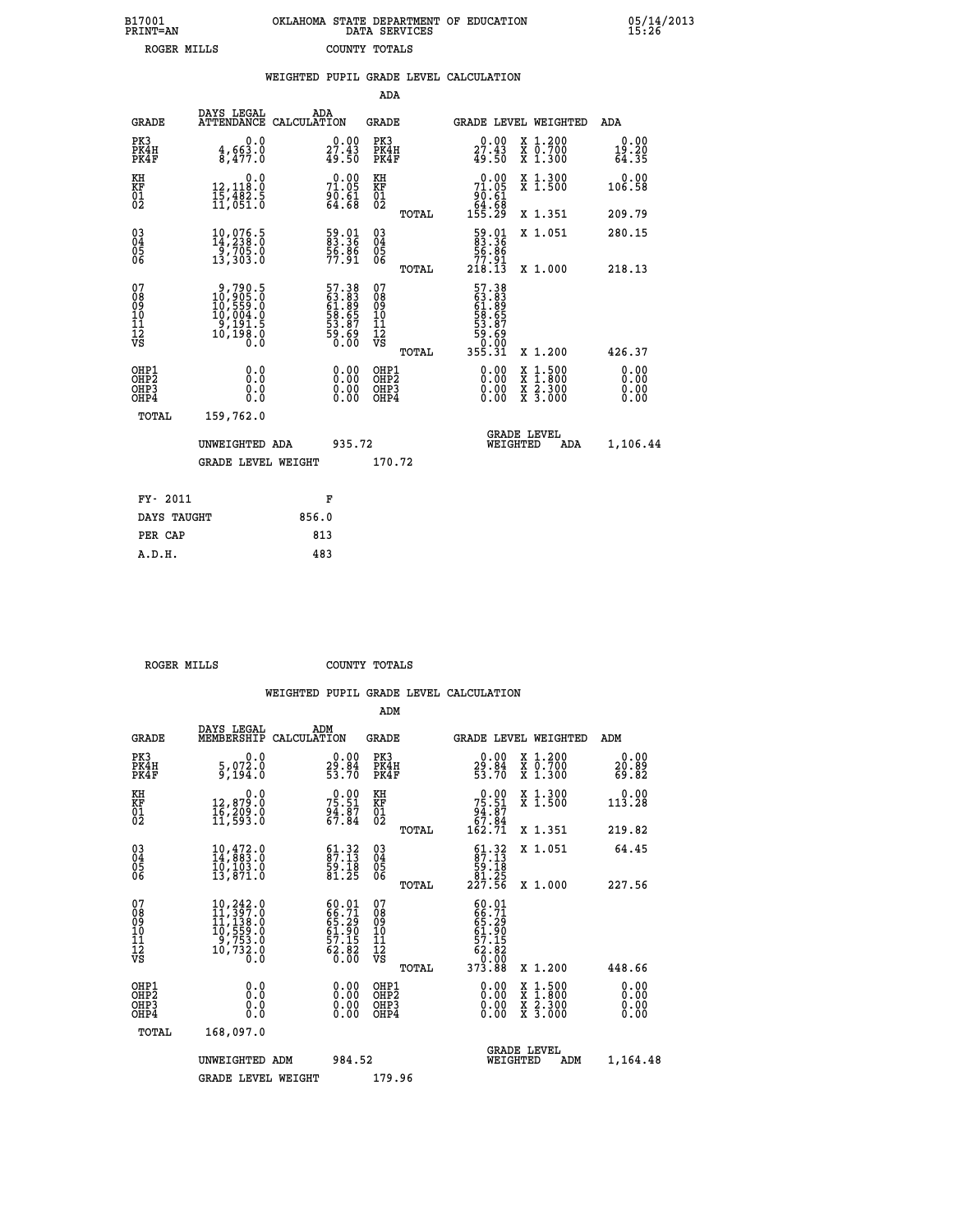B17001 OKLAHOMA STATE DEPARTMENT OF EDUCATION 05/14/2013
PRINT=AN DATA SERVICES 15:26

ROGER MILLS COUNTY TOTALS

### WEIGHTED PUPIL GRADE LEVEL CALCULATION

ADA

| GRADE | DAYS LEGAL ATTENDANCE | ADA CALCULATION | GRADE | | GRADE LEVEL | WEIGHTED | ADA |
|---|---|---|---|---|---|---|---|
| PK3 | 0.0 | 0.00 | PK3 | | 0.00 | X 1.200 | 0.00 |
| PK4H | 4,663.0 | 27.43 | PK4H | | 27.43 | X 0.700 | 19.20 |
| PK4F | 8,477.0 | 49.50 | PK4F | | 49.50 | X 1.300 | 64.35 |
| KH | 0.0 | 0.00 | KH | | 0.00 | X 1.300 | 0.00 |
| KF | 12,118.0 | 71.05 | KF | | 71.05 | X 1.500 | 106.58 |
| 01 | 15,482.5 | 90.61 | 01 | | 90.61 | | |
| 02 | 11,051.0 | 64.68 | 02 | | 64.68 | | |
| | | | | TOTAL | 155.29 | X 1.351 | 209.79 |
| 03 | 10,076.5 | 59.01 | 03 | | 59.01 | X 1.051 | 280.15 |
| 04 | 14,238.0 | 83.36 | 04 | | 83.36 | | |
| 05 | 9,705.0 | 56.86 | 05 | | 56.86 | | |
| 06 | 13,303.0 | 77.91 | 06 | | 77.91 | | |
| | | | | TOTAL | 218.13 | X 1.000 | 218.13 |
| 07 | 9,790.5 | 57.38 | 07 | | 57.38 | | |
| 08 | 10,905.0 | 63.83 | 08 | | 63.83 | | |
| 09 | 10,559.0 | 61.89 | 09 | | 61.89 | | |
| 10 | 10,004.0 | 58.65 | 10 | | 58.65 | | |
| 11 | 9,191.5 | 53.87 | 11 | | 53.87 | | |
| 12 | 10,198.0 | 59.69 | 12 | | 59.69 | | |
| VS | 0.0 | 0.00 | VS | | 0.00 | | |
| | | | | TOTAL | 355.31 | X 1.200 | 426.37 |
| OHP1 | 0.0 | 0.00 | OHP1 | | 0.00 | X 1.500 | 0.00 |
| OHP2 | 0.0 | 0.00 | OHP2 | | 0.00 | X 1.800 | 0.00 |
| OHP3 | 0.0 | 0.00 | OHP3 | | 0.00 | X 2.300 | 0.00 |
| OHP4 | 0.0 | 0.00 | OHP4 | | 0.00 | X 3.000 | 0.00 |
| TOTAL | 159,762.0 | | | | | | |

UNWEIGHTED ADA 935.72 GRADE LEVEL WEIGHTED ADA 1,106.44

GRADE LEVEL WEIGHT 170.72

| FY- 2011 | F |
|---|---|
| DAYS TAUGHT | 856.0 |
| PER CAP | 813 |
| A.D.H. | 483 |

ROGER MILLS COUNTY TOTALS

### WEIGHTED PUPIL GRADE LEVEL CALCULATION

ADM

| GRADE | DAYS LEGAL MEMBERSHIP | ADM CALCULATION | GRADE | | GRADE LEVEL | WEIGHTED | ADM |
|---|---|---|---|---|---|---|---|
| PK3 | 0.0 | 0.00 | PK3 | | 0.00 | X 1.200 | 0.00 |
| PK4H | 5,072.0 | 29.84 | PK4H | | 29.84 | X 0.700 | 20.89 |
| PK4F | 9,194.0 | 53.70 | PK4F | | 53.70 | X 1.300 | 69.82 |
| KH | 0.0 | 0.00 | KH | | 0.00 | X 1.300 | 0.00 |
| KF | 12,879.0 | 75.51 | KF | | 75.51 | X 1.500 | 113.28 |
| 01 | 16,209.0 | 94.87 | 01 | | 94.87 | | |
| 02 | 11,593.0 | 67.84 | 02 | | 67.84 | | |
| | | | | TOTAL | 162.71 | X 1.351 | 219.82 |
| 03 | 10,472.0 | 61.32 | 03 | | 61.32 | X 1.051 | 64.45 |
| 04 | 14,883.0 | 87.13 | 04 | | 87.13 | | |
| 05 | 10,103.0 | 59.18 | 05 | | 59.18 | | |
| 06 | 13,871.0 | 81.25 | 06 | | 81.25 | | |
| | | | | TOTAL | 227.56 | X 1.000 | 227.56 |
| 07 | 10,242.0 | 60.01 | 07 | | 60.01 | | |
| 08 | 11,397.0 | 66.71 | 08 | | 66.71 | | |
| 09 | 11,138.0 | 65.29 | 09 | | 65.29 | | |
| 10 | 10,559.0 | 61.90 | 10 | | 61.90 | | |
| 11 | 9,753.0 | 57.15 | 11 | | 57.15 | | |
| 12 | 10,732.0 | 62.82 | 12 | | 62.82 | | |
| VS | 0.0 | 0.00 | VS | | 0.00 | | |
| | | | | TOTAL | 373.88 | X 1.200 | 448.66 |
| OHP1 | 0.0 | 0.00 | OHP1 | | 0.00 | X 1.500 | 0.00 |
| OHP2 | 0.0 | 0.00 | OHP2 | | 0.00 | X 1.800 | 0.00 |
| OHP3 | 0.0 | 0.00 | OHP3 | | 0.00 | X 2.300 | 0.00 |
| OHP4 | 0.0 | 0.00 | OHP4 | | 0.00 | X 3.000 | 0.00 |
| TOTAL | 168,097.0 | | | | | | |

UNWEIGHTED ADM 984.52 GRADE LEVEL WEIGHTED ADM 1,164.48

GRADE LEVEL WEIGHT 179.96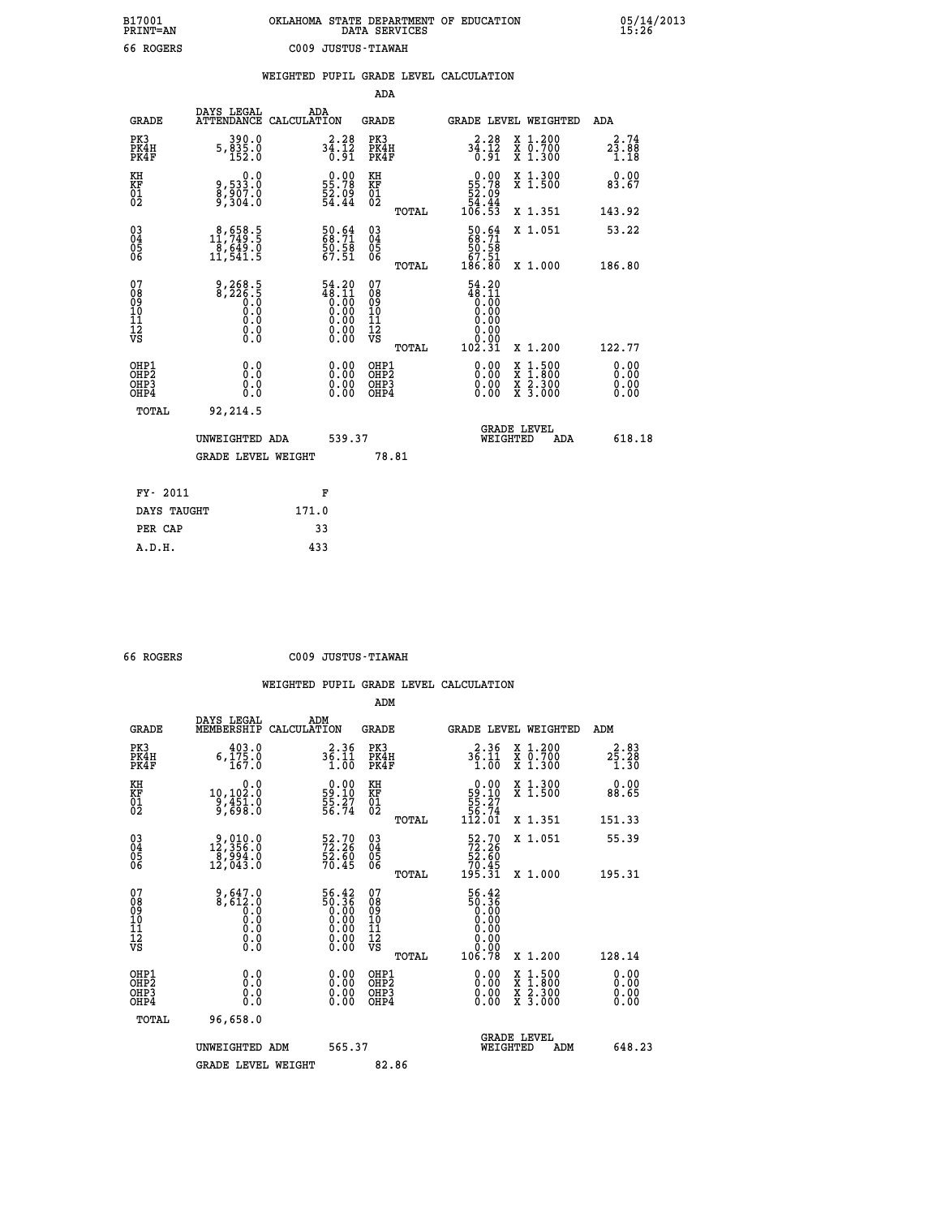B17001 OKLAHOMA STATE DEPARTMENT OF EDUCATION 05/14/2013
PRINT=AN DATA SERVICES 15:26

66 ROGERS C009 JUSTUS-TIAWAH

## WEIGHTED PUPIL GRADE LEVEL CALCULATION

### ADA

| GRADE | DAYS LEGAL ATTENDANCE | ADA CALCULATION | GRADE | | GRADE LEVEL | WEIGHTED | ADA |
|---|---|---|---|---|---|---|---|
| PK3 | 390.0 | 2.28 | PK3 | | 2.28 | X 1.200 | 2.74 |
| PK4H | 5,835.0 | 34.12 | PK4H | | 34.12 | X 0.700 | 23.88 |
| PK4F | 152.0 | 0.91 | PK4F | | 0.91 | X 1.300 | 1.18 |
| KH | 0.0 | 0.00 | KH | | 0.00 | X 1.300 | 0.00 |
| KF | 9,533.0 | 55.78 | KF | | 55.78 | X 1.500 | 83.67 |
| 01 | 8,907.0 | 52.09 | 01 | | 52.09 | | |
| 02 | 9,304.0 | 54.44 | 02 | | 54.44 | | |
| | | | | TOTAL | 106.53 | X 1.351 | 143.92 |
| 03 | 8,658.5 | 50.64 | 03 | | 50.64 | X 1.051 | 53.22 |
| 04 | 11,749.5 | 68.71 | 04 | | 68.71 | | |
| 05 | 8,649.0 | 50.58 | 05 | | 50.58 | | |
| 06 | 11,541.5 | 67.51 | 06 | | 67.51 | | |
| | | | | TOTAL | 186.80 | X 1.000 | 186.80 |
| 07 | 9,268.5 | 54.20 | 07 | | 54.20 | | |
| 08 | 8,226.5 | 48.11 | 08 | | 48.11 | | |
| 09 | 0.0 | 0.00 | 09 | | 0.00 | | |
| 10 | 0.0 | 0.00 | 10 | | 0.00 | | |
| 11 | 0.0 | 0.00 | 11 | | 0.00 | | |
| 12 | 0.0 | 0.00 | 12 | | 0.00 | | |
| VS | 0.0 | 0.00 | VS | | 0.00 | | |
| | | | | TOTAL | 102.31 | X 1.200 | 122.77 |
| OHP1 | 0.0 | 0.00 | OHP1 | | 0.00 | X 1.500 | 0.00 |
| OHP2 | 0.0 | 0.00 | OHP2 | | 0.00 | X 1.800 | 0.00 |
| OHP3 | 0.0 | 0.00 | OHP3 | | 0.00 | X 2.300 | 0.00 |
| OHP4 | 0.0 | 0.00 | OHP4 | | 0.00 | X 3.000 | 0.00 |
| TOTAL | 92,214.5 | | | | | | |

UNWEIGHTED ADA 539.37 GRADE LEVEL WEIGHTED ADA 618.18

GRADE LEVEL WEIGHT 78.81

| FY- 2011 | F |
|---|---|
| DAYS TAUGHT | 171.0 |
| PER CAP | 33 |
| A.D.H. | 433 |

66 ROGERS C009 JUSTUS-TIAWAH

## WEIGHTED PUPIL GRADE LEVEL CALCULATION

### ADM

| GRADE | DAYS LEGAL MEMBERSHIP | ADM CALCULATION | GRADE | | GRADE LEVEL | WEIGHTED | ADM |
|---|---|---|---|---|---|---|---|
| PK3 | 403.0 | 2.36 | PK3 | | 2.36 | X 1.200 | 2.83 |
| PK4H | 6,175.0 | 36.11 | PK4H | | 36.11 | X 0.700 | 25.28 |
| PK4F | 167.0 | 1.00 | PK4F | | 1.00 | X 1.300 | 1.30 |
| KH | 0.0 | 0.00 | KH | | 0.00 | X 1.300 | 0.00 |
| KF | 10,102.0 | 59.10 | KF | | 59.10 | X 1.500 | 88.65 |
| 01 | 9,451.0 | 55.27 | 01 | | 55.27 | | |
| 02 | 9,698.0 | 56.74 | 02 | | 56.74 | | |
| | | | | TOTAL | 112.01 | X 1.351 | 151.33 |
| 03 | 9,010.0 | 52.70 | 03 | | 52.70 | X 1.051 | 55.39 |
| 04 | 12,356.0 | 72.26 | 04 | | 72.26 | | |
| 05 | 8,994.0 | 52.60 | 05 | | 52.60 | | |
| 06 | 12,043.0 | 70.45 | 06 | | 70.45 | | |
| | | | | TOTAL | 195.31 | X 1.000 | 195.31 |
| 07 | 9,647.0 | 56.42 | 07 | | 56.42 | | |
| 08 | 8,612.0 | 50.36 | 08 | | 50.36 | | |
| 09 | 0.0 | 0.00 | 09 | | 0.00 | | |
| 10 | 0.0 | 0.00 | 10 | | 0.00 | | |
| 11 | 0.0 | 0.00 | 11 | | 0.00 | | |
| 12 | 0.0 | 0.00 | 12 | | 0.00 | | |
| VS | 0.0 | 0.00 | VS | | 0.00 | | |
| | | | | TOTAL | 106.78 | X 1.200 | 128.14 |
| OHP1 | 0.0 | 0.00 | OHP1 | | 0.00 | X 1.500 | 0.00 |
| OHP2 | 0.0 | 0.00 | OHP2 | | 0.00 | X 1.800 | 0.00 |
| OHP3 | 0.0 | 0.00 | OHP3 | | 0.00 | X 2.300 | 0.00 |
| OHP4 | 0.0 | 0.00 | OHP4 | | 0.00 | X 3.000 | 0.00 |
| TOTAL | 96,658.0 | | | | | | |

UNWEIGHTED ADM 565.37 GRADE LEVEL WEIGHTED ADM 648.23

GRADE LEVEL WEIGHT 82.86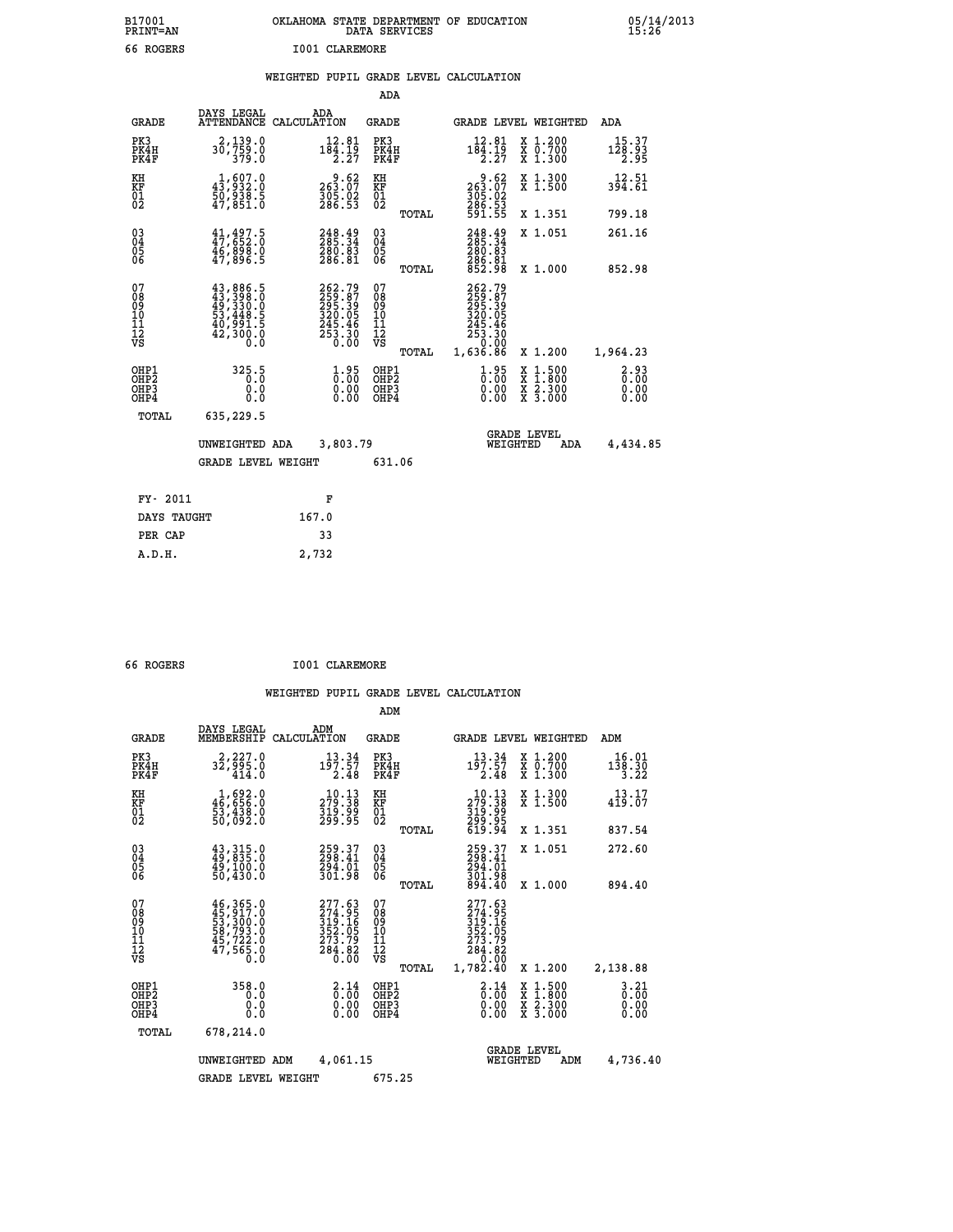B17001 PRINT=AN — OKLAHOMA STATE DEPARTMENT OF EDUCATION DATA SERVICES — 05/14/2013 15:26

66 ROGERS — I001 CLAREMORE

## WEIGHTED PUPIL GRADE LEVEL CALCULATION

### ADA

| GRADE | DAYS LEGAL ATTENDANCE | ADA CALCULATION | GRADE | GRADE LEVEL | WEIGHTED | ADA |
|---|---|---|---|---|---|---|
| PK3 | 2,139.0 | 12.81 | PK3 | 12.81 | X 1.200 | 15.37 |
| PK4H | 30,759.0 | 184.19 | PK4H | 184.19 | X 0.700 | 128.93 |
| PK4F | 379.0 | 2.27 | PK4F | 2.27 | X 1.300 | 2.95 |
| KH | 1,607.0 | 9.62 | KH | 9.62 | X 1.300 | 12.51 |
| KF | 43,932.0 | 263.07 | KF | 263.07 | X 1.500 | 394.61 |
| 01 | 50,938.5 | 305.02 | 01 | 305.02 | | |
| 02 | 47,851.0 | 286.53 | 02 | 286.53 | | |
| | | | TOTAL | 591.55 | X 1.351 | 799.18 |
| 03 | 41,497.5 | 248.49 | 03 | 248.49 | X 1.051 | 261.16 |
| 04 | 47,652.0 | 285.34 | 04 | 285.34 | | |
| 05 | 46,898.0 | 280.83 | 05 | 280.83 | | |
| 06 | 47,896.5 | 286.81 | 06 | 286.81 | | |
| | | | TOTAL | 852.98 | X 1.000 | 852.98 |
| 07 | 43,886.5 | 262.79 | 07 | 262.79 | | |
| 08 | 43,398.0 | 259.87 | 08 | 259.87 | | |
| 09 | 49,330.0 | 295.39 | 09 | 295.39 | | |
| 10 | 53,448.5 | 320.05 | 10 | 320.05 | | |
| 11 | 40,991.5 | 245.46 | 11 | 245.46 | | |
| 12 | 42,300.0 | 253.30 | 12 | 253.30 | | |
| VS | 0.0 | 0.00 | VS | 0.00 | | |
| | | | TOTAL | 1,636.86 | X 1.200 | 1,964.23 |
| OHP1 | 325.5 | 1.95 | OHP1 | 1.95 | X 1.500 | 2.93 |
| OHP2 | 0.0 | 0.00 | OHP2 | 0.00 | X 1.800 | 0.00 |
| OHP3 | 0.0 | 0.00 | OHP3 | 0.00 | X 2.300 | 0.00 |
| OHP4 | 0.0 | 0.00 | OHP4 | 0.00 | X 3.000 | 0.00 |
| TOTAL | 635,229.5 | | | | | |

UNWEIGHTED ADA 3,803.79 — GRADE LEVEL WEIGHTED ADA 4,434.85

GRADE LEVEL WEIGHT 631.06

| FY- 2011 | F |
|---|---|
| DAYS TAUGHT | 167.0 |
| PER CAP | 33 |
| A.D.H. | 2,732 |

66 ROGERS — I001 CLAREMORE

## WEIGHTED PUPIL GRADE LEVEL CALCULATION

### ADM

| GRADE | DAYS LEGAL MEMBERSHIP | ADM CALCULATION | GRADE | GRADE LEVEL | WEIGHTED | ADM |
|---|---|---|---|---|---|---|
| PK3 | 2,227.0 | 13.34 | PK3 | 13.34 | X 1.200 | 16.01 |
| PK4H | 32,995.0 | 197.57 | PK4H | 197.57 | X 0.700 | 138.30 |
| PK4F | 414.0 | 2.48 | PK4F | 2.48 | X 1.300 | 3.22 |
| KH | 1,692.0 | 10.13 | KH | 10.13 | X 1.300 | 13.17 |
| KF | 46,656.0 | 279.38 | KF | 279.38 | X 1.500 | 419.07 |
| 01 | 53,438.0 | 319.99 | 01 | 319.99 | | |
| 02 | 50,092.0 | 299.95 | 02 | 299.95 | | |
| | | | TOTAL | 619.94 | X 1.351 | 837.54 |
| 03 | 43,315.0 | 259.37 | 03 | 259.37 | X 1.051 | 272.60 |
| 04 | 49,835.0 | 298.41 | 04 | 298.41 | | |
| 05 | 49,100.0 | 294.01 | 05 | 294.01 | | |
| 06 | 50,430.0 | 301.98 | 06 | 301.98 | | |
| | | | TOTAL | 894.40 | X 1.000 | 894.40 |
| 07 | 46,365.0 | 277.63 | 07 | 277.63 | | |
| 08 | 45,917.0 | 274.95 | 08 | 274.95 | | |
| 09 | 53,300.0 | 319.16 | 09 | 319.16 | | |
| 10 | 58,793.0 | 352.05 | 10 | 352.05 | | |
| 11 | 45,722.0 | 273.79 | 11 | 273.79 | | |
| 12 | 47,565.0 | 284.82 | 12 | 284.82 | | |
| VS | 0.0 | 0.00 | VS | 0.00 | | |
| | | | TOTAL | 1,782.40 | X 1.200 | 2,138.88 |
| OHP1 | 358.0 | 2.14 | OHP1 | 2.14 | X 1.500 | 3.21 |
| OHP2 | 0.0 | 0.00 | OHP2 | 0.00 | X 1.800 | 0.00 |
| OHP3 | 0.0 | 0.00 | OHP3 | 0.00 | X 2.300 | 0.00 |
| OHP4 | 0.0 | 0.00 | OHP4 | 0.00 | X 3.000 | 0.00 |
| TOTAL | 678,214.0 | | | | | |

UNWEIGHTED ADM 4,061.15 — GRADE LEVEL WEIGHTED ADM 4,736.40

GRADE LEVEL WEIGHT 675.25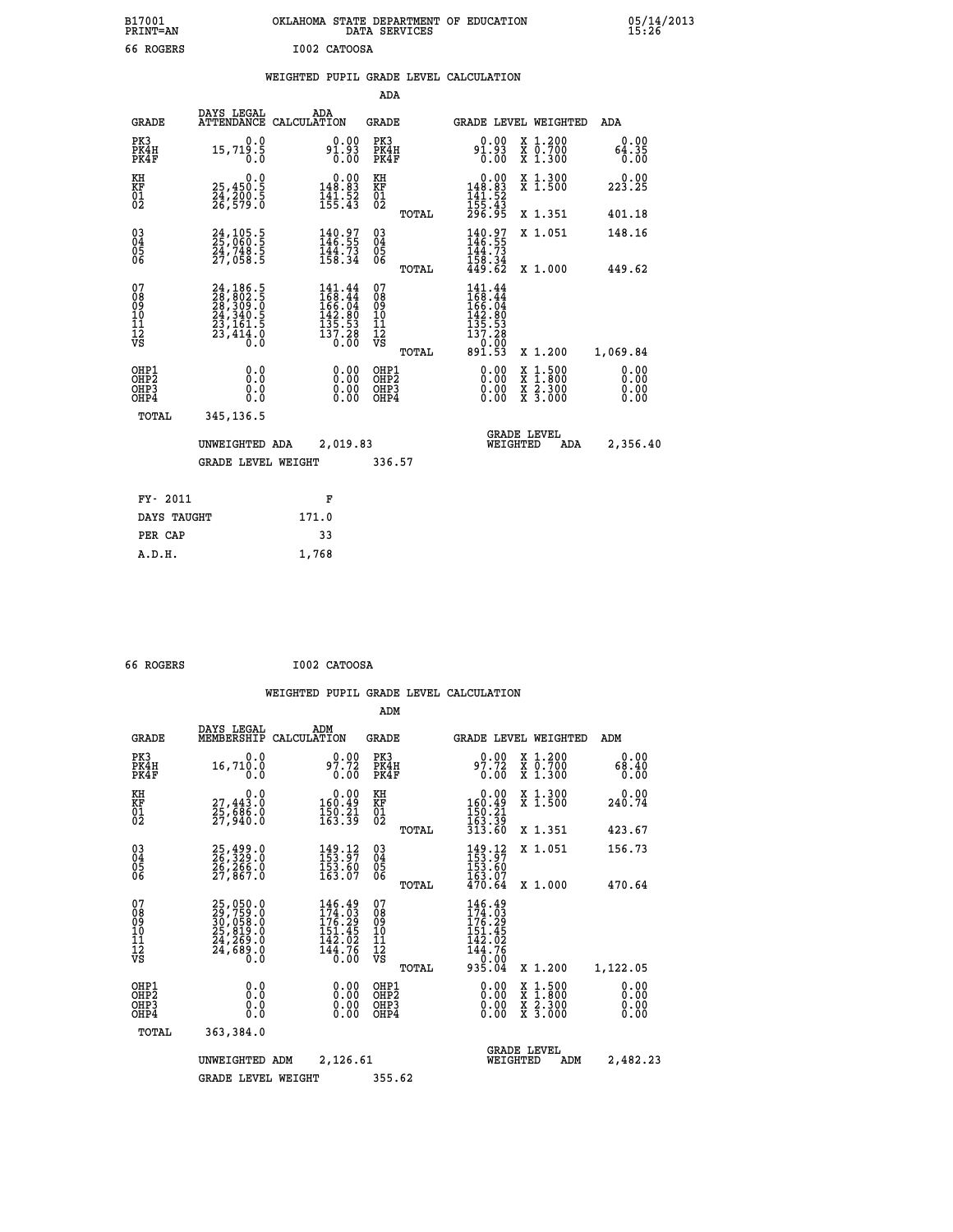B17001 PRINT=AN — OKLAHOMA STATE DEPARTMENT OF EDUCATION DATA SERVICES — 05/14/2013 15:26

66 ROGERS — I002 CATOOSA

## WEIGHTED PUPIL GRADE LEVEL CALCULATION

### ADA

| GRADE | DAYS LEGAL ATTENDANCE | ADA CALCULATION | GRADE | GRADE LEVEL | WEIGHTED | ADA |
|---|---|---|---|---|---|---|
| PK3 | 0.0 | 0.00 | PK3 | 0.00 | X 1.200 | 0.00 |
| PK4H | 15,719.5 | 91.93 | PK4H | 91.93 | X 0.700 | 64.35 |
| PK4F | 0.0 | 0.00 | PK4F | 0.00 | X 1.300 | 0.00 |
| KH | 0.0 | 0.00 | KH | 0.00 | X 1.300 | 0.00 |
| KF | 25,450.5 | 148.83 | KF | 148.83 | X 1.500 | 223.25 |
| 01 | 24,200.5 | 141.52 | 01 | 141.52 | | |
| 02 | 26,579.0 | 155.43 | 02 | 155.43 | | |
| | | | TOTAL | 296.95 | X 1.351 | 401.18 |
| 03 | 24,105.5 | 140.97 | 03 | 140.97 | X 1.051 | 148.16 |
| 04 | 25,060.5 | 146.55 | 04 | 146.55 | | |
| 05 | 24,748.5 | 144.73 | 05 | 144.73 | | |
| 06 | 27,058.5 | 158.34 | 06 | 158.34 | | |
| | | | TOTAL | 449.62 | X 1.000 | 449.62 |
| 07 | 24,186.5 | 141.44 | 07 | 141.44 | | |
| 08 | 28,802.5 | 168.44 | 08 | 168.44 | | |
| 09 | 28,309.0 | 166.04 | 09 | 166.04 | | |
| 10 | 24,340.5 | 142.80 | 10 | 142.80 | | |
| 11 | 23,161.5 | 135.53 | 11 | 135.53 | | |
| 12 | 23,414.0 | 137.28 | 12 | 137.28 | | |
| VS | 0.0 | 0.00 | VS | 0.00 | | |
| | | | TOTAL | 891.53 | X 1.200 | 1,069.84 |
| OHP1 | 0.0 | 0.00 | OHP1 | 0.00 | X 1.500 | 0.00 |
| OHP2 | 0.0 | 0.00 | OHP2 | 0.00 | X 1.800 | 0.00 |
| OHP3 | 0.0 | 0.00 | OHP3 | 0.00 | X 2.300 | 0.00 |
| OHP4 | 0.0 | 0.00 | OHP4 | 0.00 | X 3.000 | 0.00 |
| TOTAL | 345,136.5 | | | | | |

UNWEIGHTED ADA 2,019.83 — GRADE LEVEL WEIGHTED ADA 2,356.40

GRADE LEVEL WEIGHT 336.57

| FY- 2011 | F |
|---|---|
| DAYS TAUGHT | 171.0 |
| PER CAP | 33 |
| A.D.H. | 1,768 |

66 ROGERS — I002 CATOOSA

## WEIGHTED PUPIL GRADE LEVEL CALCULATION

### ADM

| GRADE | DAYS LEGAL MEMBERSHIP | ADM CALCULATION | GRADE | GRADE LEVEL | WEIGHTED | ADM |
|---|---|---|---|---|---|---|
| PK3 | 0.0 | 0.00 | PK3 | 0.00 | X 1.200 | 0.00 |
| PK4H | 16,710.0 | 97.72 | PK4H | 97.72 | X 0.700 | 68.40 |
| PK4F | 0.0 | 0.00 | PK4F | 0.00 | X 1.300 | 0.00 |
| KH | 0.0 | 0.00 | KH | 0.00 | X 1.300 | 0.00 |
| KF | 27,443.0 | 160.49 | KF | 160.49 | X 1.500 | 240.74 |
| 01 | 25,686.0 | 150.21 | 01 | 150.21 | | |
| 02 | 27,940.0 | 163.39 | 02 | 163.39 | | |
| | | | TOTAL | 313.60 | X 1.351 | 423.67 |
| 03 | 25,499.0 | 149.12 | 03 | 149.12 | X 1.051 | 156.73 |
| 04 | 26,329.0 | 153.97 | 04 | 153.97 | | |
| 05 | 26,266.0 | 153.60 | 05 | 153.60 | | |
| 06 | 27,867.0 | 163.07 | 06 | 163.07 | | |
| | | | TOTAL | 470.64 | X 1.000 | 470.64 |
| 07 | 25,050.0 | 146.49 | 07 | 146.49 | | |
| 08 | 29,759.0 | 174.03 | 08 | 174.03 | | |
| 09 | 30,058.0 | 176.29 | 09 | 176.29 | | |
| 10 | 25,819.0 | 151.45 | 10 | 151.45 | | |
| 11 | 24,269.0 | 142.02 | 11 | 142.02 | | |
| 12 | 24,689.0 | 144.76 | 12 | 144.76 | | |
| VS | 0.0 | 0.00 | VS | 0.00 | | |
| | | | TOTAL | 935.04 | X 1.200 | 1,122.05 |
| OHP1 | 0.0 | 0.00 | OHP1 | 0.00 | X 1.500 | 0.00 |
| OHP2 | 0.0 | 0.00 | OHP2 | 0.00 | X 1.800 | 0.00 |
| OHP3 | 0.0 | 0.00 | OHP3 | 0.00 | X 2.300 | 0.00 |
| OHP4 | 0.0 | 0.00 | OHP4 | 0.00 | X 3.000 | 0.00 |
| TOTAL | 363,384.0 | | | | | |

UNWEIGHTED ADM 2,126.61 — GRADE LEVEL WEIGHTED ADM 2,482.23

GRADE LEVEL WEIGHT 355.62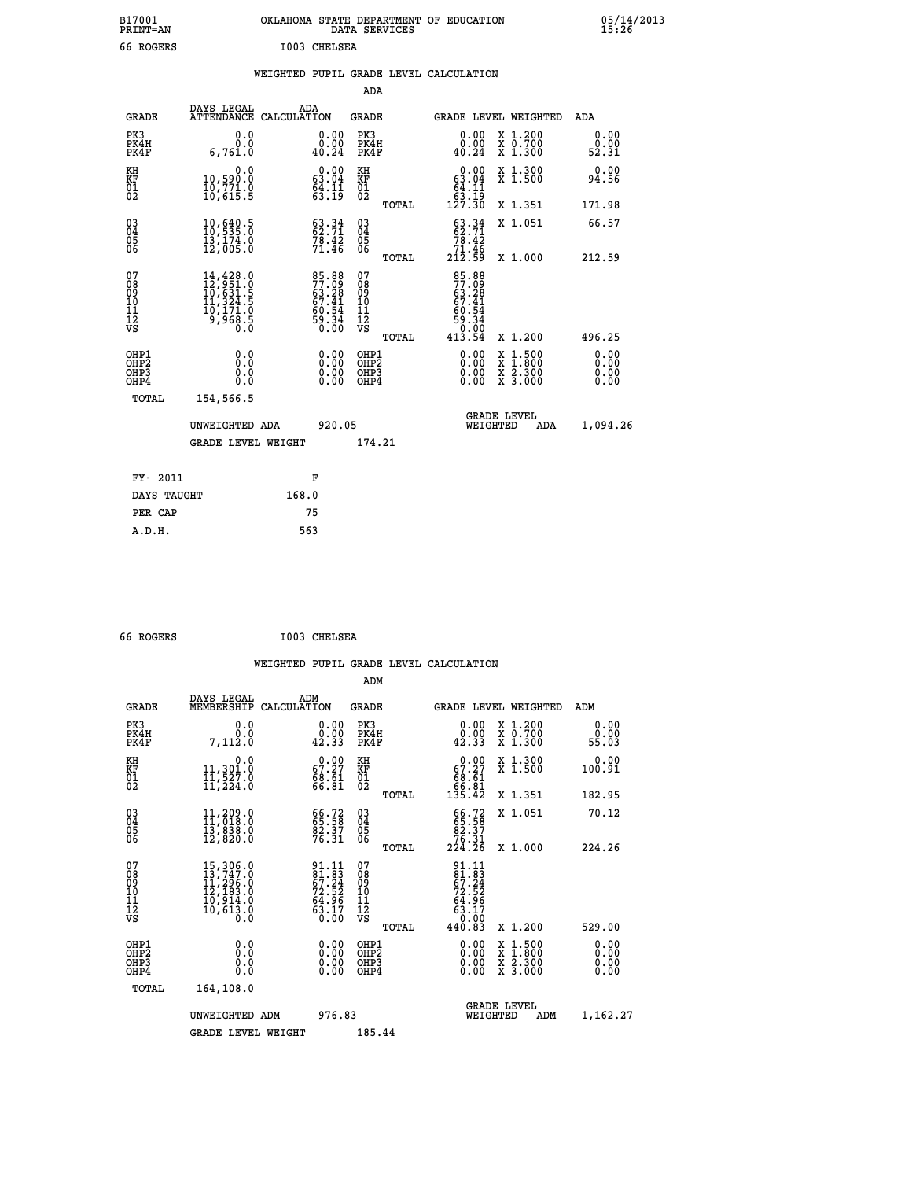B17001 OKLAHOMA STATE DEPARTMENT OF EDUCATION 05/14/2013
PRINT=AN DATA SERVICES 15:26

66 ROGERS I003 CHELSEA

## WEIGHTED PUPIL GRADE LEVEL CALCULATION

### ADA

| GRADE | DAYS LEGAL ATTENDANCE | ADA CALCULATION | GRADE | GRADE LEVEL | WEIGHTED | ADA |
|---|---|---|---|---|---|---|
| PK3 | 0.0 | 0.00 | PK3 | 0.00 | X 1.200 | 0.00 |
| PK4H | 0.0 | 0.00 | PK4H | 0.00 | X 0.700 | 0.00 |
| PK4F | 6,761.0 | 40.24 | PK4F | 40.24 | X 1.300 | 52.31 |
| KH | 0.0 | 0.00 | KH | 0.00 | X 1.300 | 0.00 |
| KF | 10,590.0 | 63.04 | KF | 63.04 | X 1.500 | 94.56 |
| 01 | 10,771.0 | 64.11 | 01 | 64.11 | | |
| 02 | 10,615.5 | 63.19 | 02 | 63.19 | | |
| | | | TOTAL | 127.30 | X 1.351 | 171.98 |
| 03 | 10,640.5 | 63.34 | 03 | 63.34 | X 1.051 | 66.57 |
| 04 | 10,535.0 | 62.71 | 04 | 62.71 | | |
| 05 | 13,174.0 | 78.42 | 05 | 78.42 | | |
| 06 | 12,005.0 | 71.46 | 06 | 71.46 | | |
| | | | TOTAL | 212.59 | X 1.000 | 212.59 |
| 07 | 14,428.0 | 85.88 | 07 | 85.88 | | |
| 08 | 12,951.0 | 77.09 | 08 | 77.09 | | |
| 09 | 10,631.5 | 63.28 | 09 | 63.28 | | |
| 10 | 11,324.5 | 67.41 | 10 | 67.41 | | |
| 11 | 10,171.0 | 60.54 | 11 | 60.54 | | |
| 12 | 9,968.5 | 59.34 | 12 | 59.34 | | |
| VS | 0.0 | 0.00 | VS | 0.00 | | |
| | | | TOTAL | 413.54 | X 1.200 | 496.25 |
| OHP1 | 0.0 | 0.00 | OHP1 | 0.00 | X 1.500 | 0.00 |
| OHP2 | 0.0 | 0.00 | OHP2 | 0.00 | X 1.800 | 0.00 |
| OHP3 | 0.0 | 0.00 | OHP3 | 0.00 | X 2.300 | 0.00 |
| OHP4 | 0.0 | 0.00 | OHP4 | 0.00 | X 3.000 | 0.00 |
| TOTAL | 154,566.5 | | | | | |

UNWEIGHTED ADA 920.05 &nbsp;&nbsp;&nbsp; GRADE LEVEL WEIGHTED ADA 1,094.26

GRADE LEVEL WEIGHT 174.21

| FY- 2011 | F |
|---|---|
| DAYS TAUGHT | 168.0 |
| PER CAP | 75 |
| A.D.H. | 563 |

66 ROGERS I003 CHELSEA

## WEIGHTED PUPIL GRADE LEVEL CALCULATION

### ADM

| GRADE | DAYS LEGAL MEMBERSHIP | ADM CALCULATION | GRADE | GRADE LEVEL | WEIGHTED | ADM |
|---|---|---|---|---|---|---|
| PK3 | 0.0 | 0.00 | PK3 | 0.00 | X 1.200 | 0.00 |
| PK4H | 0.0 | 0.00 | PK4H | 0.00 | X 0.700 | 0.00 |
| PK4F | 7,112.0 | 42.33 | PK4F | 42.33 | X 1.300 | 55.03 |
| KH | 0.0 | 0.00 | KH | 0.00 | X 1.300 | 0.00 |
| KF | 11,301.0 | 67.27 | KF | 67.27 | X 1.500 | 100.91 |
| 01 | 11,527.0 | 68.61 | 01 | 68.61 | | |
| 02 | 11,224.0 | 66.81 | 02 | 66.81 | | |
| | | | TOTAL | 135.42 | X 1.351 | 182.95 |
| 03 | 11,209.0 | 66.72 | 03 | 66.72 | X 1.051 | 70.12 |
| 04 | 11,018.0 | 65.58 | 04 | 65.58 | | |
| 05 | 13,838.0 | 82.37 | 05 | 82.37 | | |
| 06 | 12,820.0 | 76.31 | 06 | 76.31 | | |
| | | | TOTAL | 224.26 | X 1.000 | 224.26 |
| 07 | 15,306.0 | 91.11 | 07 | 91.11 | | |
| 08 | 13,747.0 | 81.83 | 08 | 81.83 | | |
| 09 | 11,296.0 | 67.24 | 09 | 67.24 | | |
| 10 | 12,183.0 | 72.52 | 10 | 72.52 | | |
| 11 | 10,914.0 | 64.96 | 11 | 64.96 | | |
| 12 | 10,613.0 | 63.17 | 12 | 63.17 | | |
| VS | 0.0 | 0.00 | VS | 0.00 | | |
| | | | TOTAL | 440.83 | X 1.200 | 529.00 |
| OHP1 | 0.0 | 0.00 | OHP1 | 0.00 | X 1.500 | 0.00 |
| OHP2 | 0.0 | 0.00 | OHP2 | 0.00 | X 1.800 | 0.00 |
| OHP3 | 0.0 | 0.00 | OHP3 | 0.00 | X 2.300 | 0.00 |
| OHP4 | 0.0 | 0.00 | OHP4 | 0.00 | X 3.000 | 0.00 |
| TOTAL | 164,108.0 | | | | | |

UNWEIGHTED ADM 976.83 &nbsp;&nbsp;&nbsp; GRADE LEVEL WEIGHTED ADM 1,162.27

GRADE LEVEL WEIGHT 185.44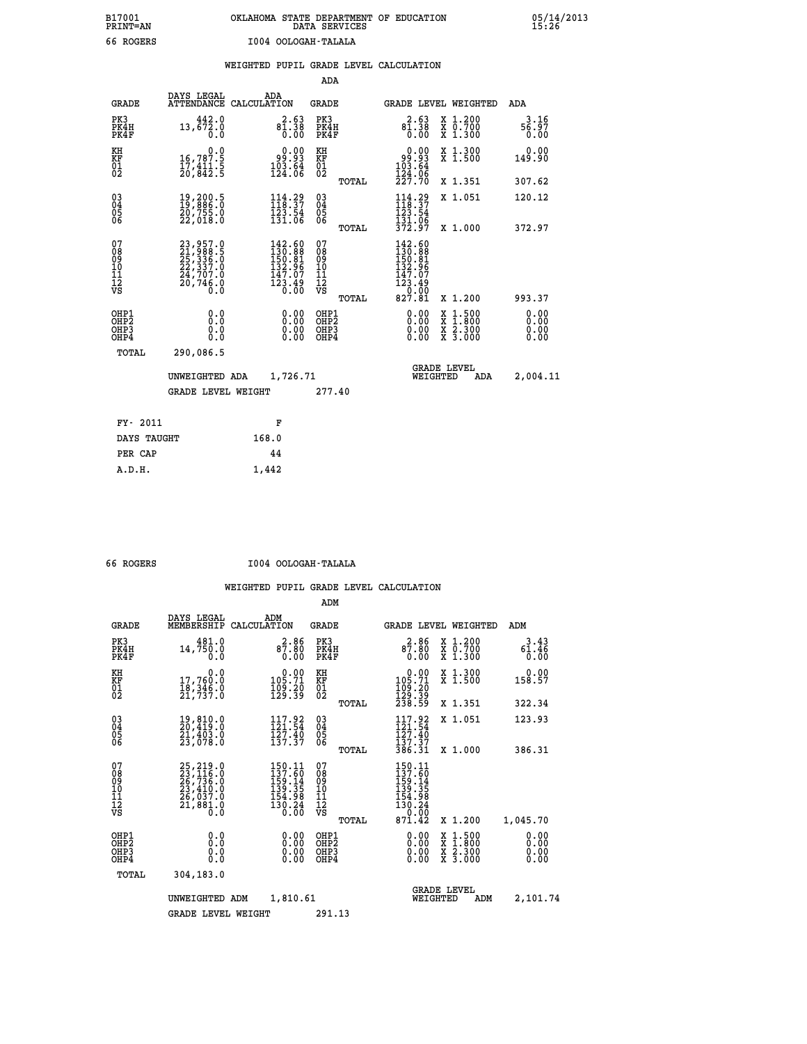B17001 OKLAHOMA STATE DEPARTMENT OF EDUCATION 05/14/2013
PRINT=AN DATA SERVICES 15:26

66 ROGERS I004 OOLOGAH-TALALA

## WEIGHTED PUPIL GRADE LEVEL CALCULATION

### ADA

| GRADE | DAYS LEGAL ATTENDANCE | ADA CALCULATION | GRADE | | GRADE LEVEL | WEIGHTED | ADA |
|---|---|---|---|---|---|---|---|
| PK3 | 442.0 | 2.63 | PK3 | | 2.63 | X 1.200 | 3.16 |
| PK4H | 13,672.0 | 81.38 | PK4H | | 81.38 | X 0.700 | 56.97 |
| PK4F | 0.0 | 0.00 | PK4F | | 0.00 | X 1.300 | 0.00 |
| KH | 0.0 | 0.00 | KH | | 0.00 | X 1.300 | 0.00 |
| KF | 16,787.5 | 99.93 | KF | | 99.93 | X 1.500 | 149.90 |
| 01 | 17,411.5 | 103.64 | 01 | | 103.64 | | |
| 02 | 20,842.5 | 124.06 | 02 | | 124.06 | | |
| | | | | TOTAL | 227.70 | X 1.351 | 307.62 |
| 03 | 19,200.5 | 114.29 | 03 | | 114.29 | X 1.051 | 120.12 |
| 04 | 19,886.0 | 118.37 | 04 | | 118.37 | | |
| 05 | 20,755.0 | 123.54 | 05 | | 123.54 | | |
| 06 | 22,018.0 | 131.06 | 06 | | 131.06 | | |
| | | | | TOTAL | 372.97 | X 1.000 | 372.97 |
| 07 | 23,957.0 | 142.60 | 07 | | 142.60 | | |
| 08 | 21,988.5 | 130.88 | 08 | | 130.88 | | |
| 09 | 25,336.0 | 150.81 | 09 | | 150.81 | | |
| 10 | 22,337.0 | 132.96 | 10 | | 132.96 | | |
| 11 | 24,707.0 | 147.07 | 11 | | 147.07 | | |
| 12 | 20,746.0 | 123.49 | 12 | | 123.49 | | |
| VS | 0.0 | 0.00 | VS | | 0.00 | | |
| | | | | TOTAL | 827.81 | X 1.200 | 993.37 |
| OHP1 | 0.0 | 0.00 | OHP1 | | 0.00 | X 1.500 | 0.00 |
| OHP2 | 0.0 | 0.00 | OHP2 | | 0.00 | X 1.800 | 0.00 |
| OHP3 | 0.0 | 0.00 | OHP3 | | 0.00 | X 2.300 | 0.00 |
| OHP4 | 0.0 | 0.00 | OHP4 | | 0.00 | X 3.000 | 0.00 |
| TOTAL | 290,086.5 | | | | | | |

UNWEIGHTED ADA 1,726.71 — GRADE LEVEL WEIGHTED ADA 2,004.11

GRADE LEVEL WEIGHT 277.40

| FY- 2011 | F |
|---|---|
| DAYS TAUGHT | 168.0 |
| PER CAP | 44 |
| A.D.H. | 1,442 |

66 ROGERS I004 OOLOGAH-TALALA

## WEIGHTED PUPIL GRADE LEVEL CALCULATION

### ADM

| GRADE | DAYS LEGAL MEMBERSHIP | ADM CALCULATION | GRADE | | GRADE LEVEL | WEIGHTED | ADM |
|---|---|---|---|---|---|---|---|
| PK3 | 481.0 | 2.86 | PK3 | | 2.86 | X 1.200 | 3.43 |
| PK4H | 14,750.0 | 87.80 | PK4H | | 87.80 | X 0.700 | 61.46 |
| PK4F | 0.0 | 0.00 | PK4F | | 0.00 | X 1.300 | 0.00 |
| KH | 0.0 | 0.00 | KH | | 0.00 | X 1.300 | 0.00 |
| KF | 17,760.0 | 105.71 | KF | | 105.71 | X 1.500 | 158.57 |
| 01 | 18,346.0 | 109.20 | 01 | | 109.20 | | |
| 02 | 21,737.0 | 129.39 | 02 | | 129.39 | | |
| | | | | TOTAL | 238.59 | X 1.351 | 322.34 |
| 03 | 19,810.0 | 117.92 | 03 | | 117.92 | X 1.051 | 123.93 |
| 04 | 20,419.0 | 121.54 | 04 | | 121.54 | | |
| 05 | 21,403.0 | 127.40 | 05 | | 127.40 | | |
| 06 | 23,078.0 | 137.37 | 06 | | 137.37 | | |
| | | | | TOTAL | 386.31 | X 1.000 | 386.31 |
| 07 | 25,219.0 | 150.11 | 07 | | 150.11 | | |
| 08 | 23,116.0 | 137.60 | 08 | | 137.60 | | |
| 09 | 26,736.0 | 159.14 | 09 | | 159.14 | | |
| 10 | 23,410.0 | 139.35 | 10 | | 139.35 | | |
| 11 | 26,037.0 | 154.98 | 11 | | 154.98 | | |
| 12 | 21,881.0 | 130.24 | 12 | | 130.24 | | |
| VS | 0.0 | 0.00 | VS | | 0.00 | | |
| | | | | TOTAL | 871.42 | X 1.200 | 1,045.70 |
| OHP1 | 0.0 | 0.00 | OHP1 | | 0.00 | X 1.500 | 0.00 |
| OHP2 | 0.0 | 0.00 | OHP2 | | 0.00 | X 1.800 | 0.00 |
| OHP3 | 0.0 | 0.00 | OHP3 | | 0.00 | X 2.300 | 0.00 |
| OHP4 | 0.0 | 0.00 | OHP4 | | 0.00 | X 3.000 | 0.00 |
| TOTAL | 304,183.0 | | | | | | |

UNWEIGHTED ADM 1,810.61 — GRADE LEVEL WEIGHTED ADM 2,101.74

GRADE LEVEL WEIGHT 291.13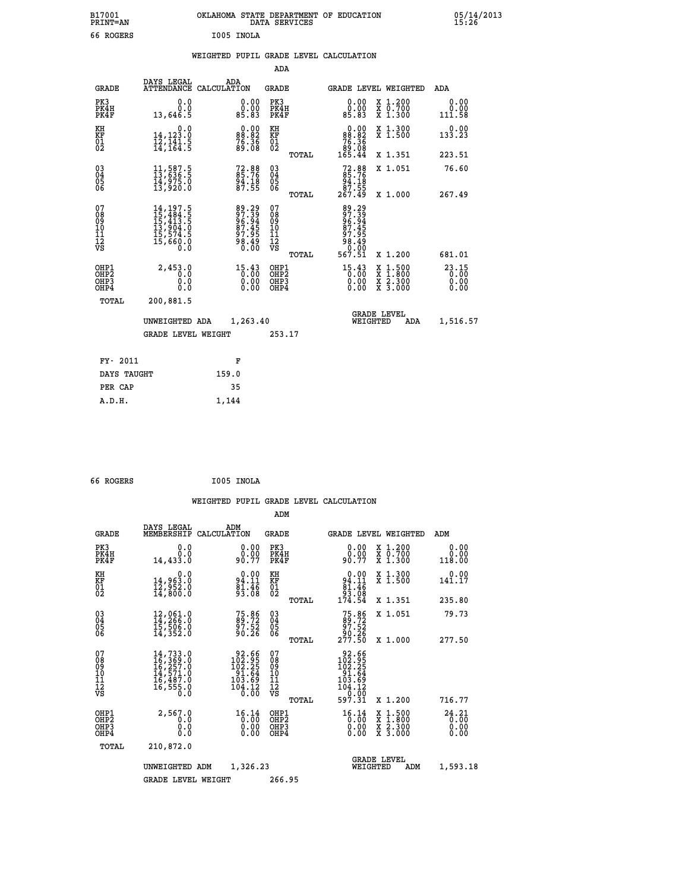B17001 PRINT=AN — OKLAHOMA STATE DEPARTMENT OF EDUCATION DATA SERVICES — 05/14/2013 15:26

66 ROGERS — I005 INOLA

## WEIGHTED PUPIL GRADE LEVEL CALCULATION

### ADA

| GRADE | DAYS LEGAL ATTENDANCE | ADA CALCULATION | GRADE | GRADE LEVEL | WEIGHTED | ADA |
|---|---|---|---|---|---|---|
| PK3 | 0.0 | 0.00 | PK3 | 0.00 | X 1.200 | 0.00 |
| PK4H | 0.0 | 0.00 | PK4H | 0.00 | X 0.700 | 0.00 |
| PK4F | 13,646.5 | 85.83 | PK4F | 85.83 | X 1.300 | 111.58 |
| KH | 0.0 | 0.00 | KH | 0.00 | X 1.300 | 0.00 |
| KF | 14,123.0 | 88.82 | KF | 88.82 | X 1.500 | 133.23 |
| 01 | 12,141.5 | 76.36 | 01 | 76.36 | | |
| 02 | 14,164.5 | 89.08 | 02 | 89.08 | | |
| | | | TOTAL | 165.44 | X 1.351 | 223.51 |
| 03 | 11,587.5 | 72.88 | 03 | 72.88 | X 1.051 | 76.60 |
| 04 | 13,636.5 | 85.76 | 04 | 85.76 | | |
| 05 | 14,975.0 | 94.18 | 05 | 94.18 | | |
| 06 | 13,920.0 | 87.55 | 06 | 87.55 | | |
| | | | TOTAL | 267.49 | X 1.000 | 267.49 |
| 07 | 14,197.5 | 89.29 | 07 | 89.29 | | |
| 08 | 15,484.5 | 97.39 | 08 | 97.39 | | |
| 09 | 15,413.5 | 96.94 | 09 | 96.94 | | |
| 10 | 13,904.0 | 87.45 | 10 | 87.45 | | |
| 11 | 15,574.5 | 97.95 | 11 | 97.95 | | |
| 12 | 15,660.0 | 98.49 | 12 | 98.49 | | |
| VS | 0.0 | 0.00 | VS | 0.00 | | |
| | | | TOTAL | 567.51 | X 1.200 | 681.01 |
| OHP1 | 2,453.0 | 15.43 | OHP1 | 15.43 | X 1.500 | 23.15 |
| OHP2 | 0.0 | 0.00 | OHP2 | 0.00 | X 1.800 | 0.00 |
| OHP3 | 0.0 | 0.00 | OHP3 | 0.00 | X 2.300 | 0.00 |
| OHP4 | 0.0 | 0.00 | OHP4 | 0.00 | X 3.000 | 0.00 |
| TOTAL | 200,881.5 | | | | | |

UNWEIGHTED ADA 1,263.40 — GRADE LEVEL WEIGHTED ADA 1,516.57

GRADE LEVEL WEIGHT 253.17

| FY- 2011 | F |
|---|---|
| DAYS TAUGHT | 159.0 |
| PER CAP | 35 |
| A.D.H. | 1,144 |

66 ROGERS — I005 INOLA

## WEIGHTED PUPIL GRADE LEVEL CALCULATION

### ADM

| GRADE | DAYS LEGAL MEMBERSHIP | ADM CALCULATION | GRADE | GRADE LEVEL | WEIGHTED | ADM |
|---|---|---|---|---|---|---|
| PK3 | 0.0 | 0.00 | PK3 | 0.00 | X 1.200 | 0.00 |
| PK4H | 0.0 | 0.00 | PK4H | 0.00 | X 0.700 | 0.00 |
| PK4F | 14,433.0 | 90.77 | PK4F | 90.77 | X 1.300 | 118.00 |
| KH | 0.0 | 0.00 | KH | 0.00 | X 1.300 | 0.00 |
| KF | 14,963.0 | 94.11 | KF | 94.11 | X 1.500 | 141.17 |
| 01 | 12,952.0 | 81.46 | 01 | 81.46 | | |
| 02 | 14,800.0 | 93.08 | 02 | 93.08 | | |
| | | | TOTAL | 174.54 | X 1.351 | 235.80 |
| 03 | 12,061.0 | 75.86 | 03 | 75.86 | X 1.051 | 79.73 |
| 04 | 14,266.0 | 89.72 | 04 | 89.72 | | |
| 05 | 15,506.0 | 97.52 | 05 | 97.52 | | |
| 06 | 14,352.0 | 90.26 | 06 | 90.26 | | |
| | | | TOTAL | 277.50 | X 1.000 | 277.50 |
| 07 | 14,733.0 | 92.66 | 07 | 92.66 | | |
| 08 | 16,369.0 | 102.95 | 08 | 102.95 | | |
| 09 | 16,257.0 | 102.25 | 09 | 102.25 | | |
| 10 | 14,571.0 | 91.64 | 10 | 91.64 | | |
| 11 | 16,487.0 | 103.69 | 11 | 103.69 | | |
| 12 | 16,555.0 | 104.12 | 12 | 104.12 | | |
| VS | 0.0 | 0.00 | VS | 0.00 | | |
| | | | TOTAL | 597.31 | X 1.200 | 716.77 |
| OHP1 | 2,567.0 | 16.14 | OHP1 | 16.14 | X 1.500 | 24.21 |
| OHP2 | 0.0 | 0.00 | OHP2 | 0.00 | X 1.800 | 0.00 |
| OHP3 | 0.0 | 0.00 | OHP3 | 0.00 | X 2.300 | 0.00 |
| OHP4 | 0.0 | 0.00 | OHP4 | 0.00 | X 3.000 | 0.00 |
| TOTAL | 210,872.0 | | | | | |

UNWEIGHTED ADM 1,326.23 — GRADE LEVEL WEIGHTED ADM 1,593.18

GRADE LEVEL WEIGHT 266.95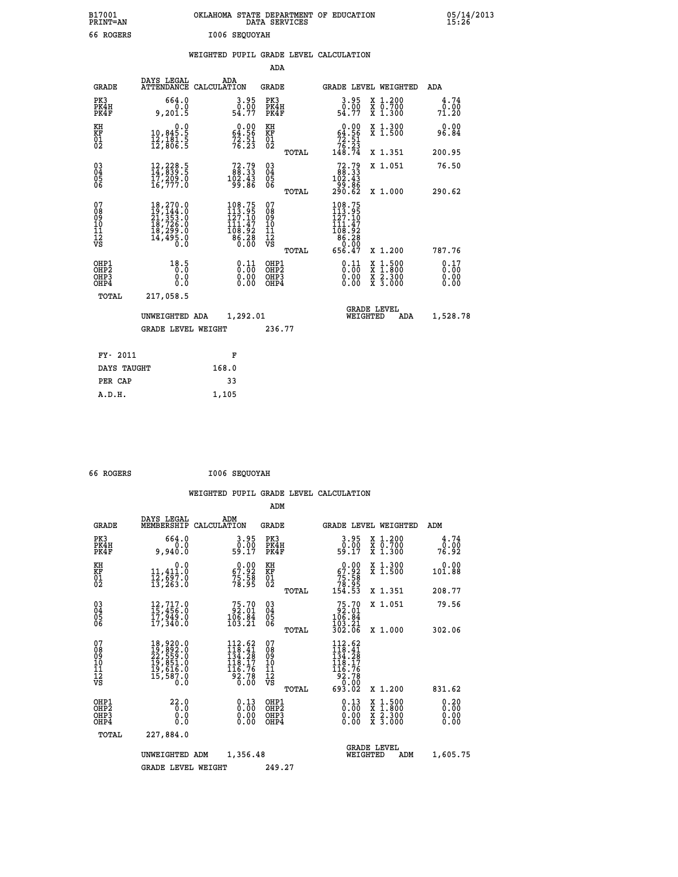B17001 OKLAHOMA STATE DEPARTMENT OF EDUCATION 05/14/2013
PRINT=AN DATA SERVICES 15:26
66 ROGERS I006 SEQUOYAH

WEIGHTED PUPIL GRADE LEVEL CALCULATION

ADA

| GRADE | DAYS LEGAL ATTENDANCE | ADA CALCULATION | GRADE | | GRADE LEVEL | WEIGHTED | ADA |
|---|---|---|---|---|---|---|---|
| PK3 | 664.0 | 3.95 | PK3 | | 3.95 | X 1.200 | 4.74 |
| PK4H | 0.0 | 0.00 | PK4H | | 0.00 | X 0.700 | 0.00 |
| PK4F | 9,201.5 | 54.77 | PK4F | | 54.77 | X 1.300 | 71.20 |
| KH | 0.0 | 0.00 | KH | | 0.00 | X 1.300 | 0.00 |
| KF | 10,845.5 | 64.56 | KF | | 64.56 | X 1.500 | 96.84 |
| 01 | 12,181.5 | 72.51 | 01 | | 72.51 | | |
| 02 | 12,806.5 | 76.23 | 02 | | 76.23 | | |
| | | | | TOTAL | 148.74 | X 1.351 | 200.95 |
| 03 | 12,228.5 | 72.79 | 03 | | 72.79 | X 1.051 | 76.50 |
| 04 | 14,839.5 | 88.33 | 04 | | 88.33 | | |
| 05 | 17,209.0 | 102.43 | 05 | | 102.43 | | |
| 06 | 16,777.0 | 99.86 | 06 | | 99.86 | | |
| | | | | TOTAL | 290.62 | X 1.000 | 290.62 |
| 07 | 18,270.0 | 108.75 | 07 | | 108.75 | | |
| 08 | 19,144.0 | 113.95 | 08 | | 113.95 | | |
| 09 | 21,353.0 | 127.10 | 09 | | 127.10 | | |
| 10 | 18,726.0 | 111.47 | 10 | | 111.47 | | |
| 11 | 18,299.0 | 108.92 | 11 | | 108.92 | | |
| 12 | 14,495.0 | 86.28 | 12 | | 86.28 | | |
| VS | 0.0 | 0.00 | VS | | 0.00 | | |
| | | | | TOTAL | 656.47 | X 1.200 | 787.76 |
| OHP1 | 18.5 | 0.11 | OHP1 | | 0.11 | X 1.500 | 0.17 |
| OHP2 | 0.0 | 0.00 | OHP2 | | 0.00 | X 1.800 | 0.00 |
| OHP3 | 0.0 | 0.00 | OHP3 | | 0.00 | X 2.300 | 0.00 |
| OHP4 | 0.0 | 0.00 | OHP4 | | 0.00 | X 3.000 | 0.00 |
| TOTAL | 217,058.5 | | | | | | |

UNWEIGHTED ADA 1,292.01 GRADE LEVEL WEIGHTED ADA 1,528.78

GRADE LEVEL WEIGHT 236.77

| FY- 2011 | F |
|---|---|
| DAYS TAUGHT | 168.0 |
| PER CAP | 33 |
| A.D.H. | 1,105 |

66 ROGERS I006 SEQUOYAH

WEIGHTED PUPIL GRADE LEVEL CALCULATION

ADM

| GRADE | DAYS LEGAL MEMBERSHIP | ADM CALCULATION | GRADE | | GRADE LEVEL | WEIGHTED | ADM |
|---|---|---|---|---|---|---|---|
| PK3 | 664.0 | 3.95 | PK3 | | 3.95 | X 1.200 | 4.74 |
| PK4H | 0.0 | 0.00 | PK4H | | 0.00 | X 0.700 | 0.00 |
| PK4F | 9,940.0 | 59.17 | PK4F | | 59.17 | X 1.300 | 76.92 |
| KH | 0.0 | 0.00 | KH | | 0.00 | X 1.300 | 0.00 |
| KF | 11,411.0 | 67.92 | KF | | 67.92 | X 1.500 | 101.88 |
| 01 | 12,697.0 | 75.58 | 01 | | 75.58 | | |
| 02 | 13,263.0 | 78.95 | 02 | | 78.95 | | |
| | | | | TOTAL | 154.53 | X 1.351 | 208.77 |
| 03 | 12,717.0 | 75.70 | 03 | | 75.70 | X 1.051 | 79.56 |
| 04 | 15,456.0 | 92.01 | 04 | | 92.01 | | |
| 05 | 17,949.0 | 106.84 | 05 | | 106.84 | | |
| 06 | 17,340.0 | 103.21 | 06 | | 103.21 | | |
| | | | | TOTAL | 302.06 | X 1.000 | 302.06 |
| 07 | 18,920.0 | 112.62 | 07 | | 112.62 | | |
| 08 | 19,892.0 | 118.41 | 08 | | 118.41 | | |
| 09 | 22,559.0 | 134.28 | 09 | | 134.28 | | |
| 10 | 19,851.0 | 118.17 | 10 | | 118.17 | | |
| 11 | 19,616.0 | 116.76 | 11 | | 116.76 | | |
| 12 | 15,587.0 | 92.78 | 12 | | 92.78 | | |
| VS | 0.0 | 0.00 | VS | | 0.00 | | |
| | | | | TOTAL | 693.02 | X 1.200 | 831.62 |
| OHP1 | 22.0 | 0.13 | OHP1 | | 0.13 | X 1.500 | 0.20 |
| OHP2 | 0.0 | 0.00 | OHP2 | | 0.00 | X 1.800 | 0.00 |
| OHP3 | 0.0 | 0.00 | OHP3 | | 0.00 | X 2.300 | 0.00 |
| OHP4 | 0.0 | 0.00 | OHP4 | | 0.00 | X 3.000 | 0.00 |
| TOTAL | 227,884.0 | | | | | | |

UNWEIGHTED ADM 1,356.48 GRADE LEVEL WEIGHTED ADM 1,605.75

GRADE LEVEL WEIGHT 249.27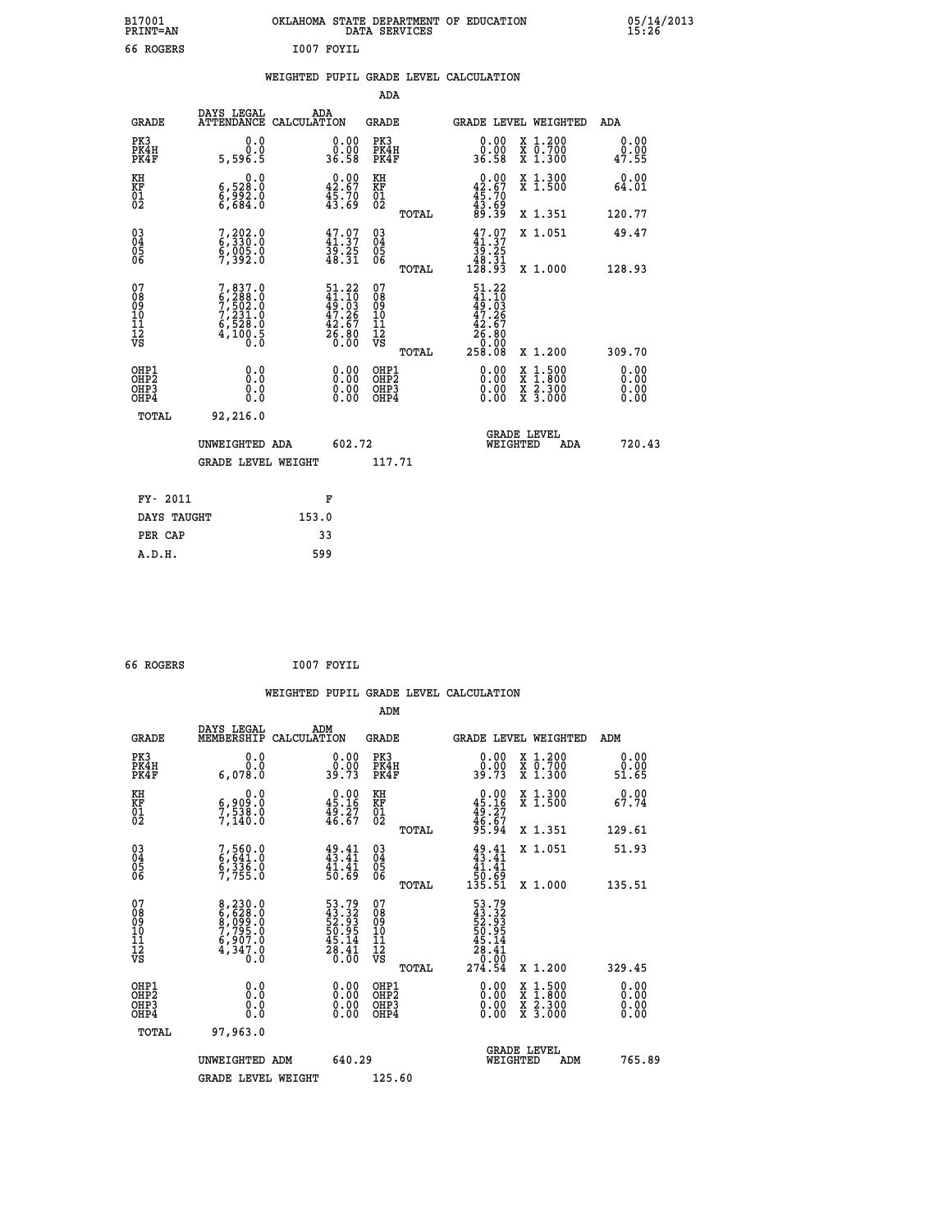B17001 PRINT=AN — OKLAHOMA STATE DEPARTMENT OF EDUCATION DATA SERVICES — 05/14/2013 15:26

66 ROGERS — I007 FOYIL

## WEIGHTED PUPIL GRADE LEVEL CALCULATION

### ADA

| GRADE | DAYS LEGAL ATTENDANCE | ADA CALCULATION | GRADE | GRADE LEVEL | WEIGHTED | ADA |
|---|---|---|---|---|---|---|
| PK3 | 0.0 | 0.00 | PK3 | 0.00 | X 1.200 | 0.00 |
| PK4H | 0.0 | 0.00 | PK4H | 0.00 | X 0.700 | 0.00 |
| PK4F | 5,596.5 | 36.58 | PK4F | 36.58 | X 1.300 | 47.55 |
| KH | 0.0 | 0.00 | KH | 0.00 | X 1.300 | 0.00 |
| KF | 6,528.0 | 42.67 | KF | 42.67 | X 1.500 | 64.01 |
| 01 | 6,992.0 | 45.70 | 01 | 45.70 | | |
| 02 | 6,684.0 | 43.69 | 02 | 43.69 | | |
| | | | TOTAL | 89.39 | X 1.351 | 120.77 |
| 03 | 7,202.0 | 47.07 | 03 | 47.07 | X 1.051 | 49.47 |
| 04 | 6,330.0 | 41.37 | 04 | 41.37 | | |
| 05 | 6,005.0 | 39.25 | 05 | 39.25 | | |
| 06 | 7,392.0 | 48.31 | 06 | 48.31 | | |
| | | | TOTAL | 128.93 | X 1.000 | 128.93 |
| 07 | 7,837.0 | 51.22 | 07 | 51.22 | | |
| 08 | 6,288.0 | 41.10 | 08 | 41.10 | | |
| 09 | 7,502.0 | 49.03 | 09 | 49.03 | | |
| 10 | 7,231.0 | 47.26 | 10 | 47.26 | | |
| 11 | 6,528.0 | 42.67 | 11 | 42.67 | | |
| 12 | 4,100.5 | 26.80 | 12 | 26.80 | | |
| VS | 0.0 | 0.00 | VS | 0.00 | | |
| | | | TOTAL | 258.08 | X 1.200 | 309.70 |
| OHP1 | 0.0 | 0.00 | OHP1 | 0.00 | X 1.500 | 0.00 |
| OHP2 | 0.0 | 0.00 | OHP2 | 0.00 | X 1.800 | 0.00 |
| OHP3 | 0.0 | 0.00 | OHP3 | 0.00 | X 2.300 | 0.00 |
| OHP4 | 0.0 | 0.00 | OHP4 | 0.00 | X 3.000 | 0.00 |
| TOTAL | 92,216.0 | | | | | |

UNWEIGHTED ADA 602.72 — GRADE LEVEL WEIGHTED ADA 720.43

GRADE LEVEL WEIGHT 117.71

| FY- 2011 | F |
|---|---|
| DAYS TAUGHT | 153.0 |
| PER CAP | 33 |
| A.D.H. | 599 |

66 ROGERS — I007 FOYIL

## WEIGHTED PUPIL GRADE LEVEL CALCULATION

### ADM

| GRADE | DAYS LEGAL MEMBERSHIP | ADM CALCULATION | GRADE | GRADE LEVEL | WEIGHTED | ADM |
|---|---|---|---|---|---|---|
| PK3 | 0.0 | 0.00 | PK3 | 0.00 | X 1.200 | 0.00 |
| PK4H | 0.0 | 0.00 | PK4H | 0.00 | X 0.700 | 0.00 |
| PK4F | 6,078.0 | 39.73 | PK4F | 39.73 | X 1.300 | 51.65 |
| KH | 0.0 | 0.00 | KH | 0.00 | X 1.300 | 0.00 |
| KF | 6,909.0 | 45.16 | KF | 45.16 | X 1.500 | 67.74 |
| 01 | 7,538.0 | 49.27 | 01 | 49.27 | | |
| 02 | 7,140.0 | 46.67 | 02 | 46.67 | | |
| | | | TOTAL | 95.94 | X 1.351 | 129.61 |
| 03 | 7,560.0 | 49.41 | 03 | 49.41 | X 1.051 | 51.93 |
| 04 | 6,641.0 | 43.41 | 04 | 43.41 | | |
| 05 | 6,336.0 | 41.41 | 05 | 41.41 | | |
| 06 | 7,755.0 | 50.69 | 06 | 50.69 | | |
| | | | TOTAL | 135.51 | X 1.000 | 135.51 |
| 07 | 8,230.0 | 53.79 | 07 | 53.79 | | |
| 08 | 6,628.0 | 43.32 | 08 | 43.32 | | |
| 09 | 8,099.0 | 52.93 | 09 | 52.93 | | |
| 10 | 7,795.0 | 50.95 | 10 | 50.95 | | |
| 11 | 6,907.0 | 45.14 | 11 | 45.14 | | |
| 12 | 4,347.0 | 28.41 | 12 | 28.41 | | |
| VS | 0.0 | 0.00 | VS | 0.00 | | |
| | | | TOTAL | 274.54 | X 1.200 | 329.45 |
| OHP1 | 0.0 | 0.00 | OHP1 | 0.00 | X 1.500 | 0.00 |
| OHP2 | 0.0 | 0.00 | OHP2 | 0.00 | X 1.800 | 0.00 |
| OHP3 | 0.0 | 0.00 | OHP3 | 0.00 | X 2.300 | 0.00 |
| OHP4 | 0.0 | 0.00 | OHP4 | 0.00 | X 3.000 | 0.00 |
| TOTAL | 97,963.0 | | | | | |

UNWEIGHTED ADM 640.29 — GRADE LEVEL WEIGHTED ADM 765.89

GRADE LEVEL WEIGHT 125.60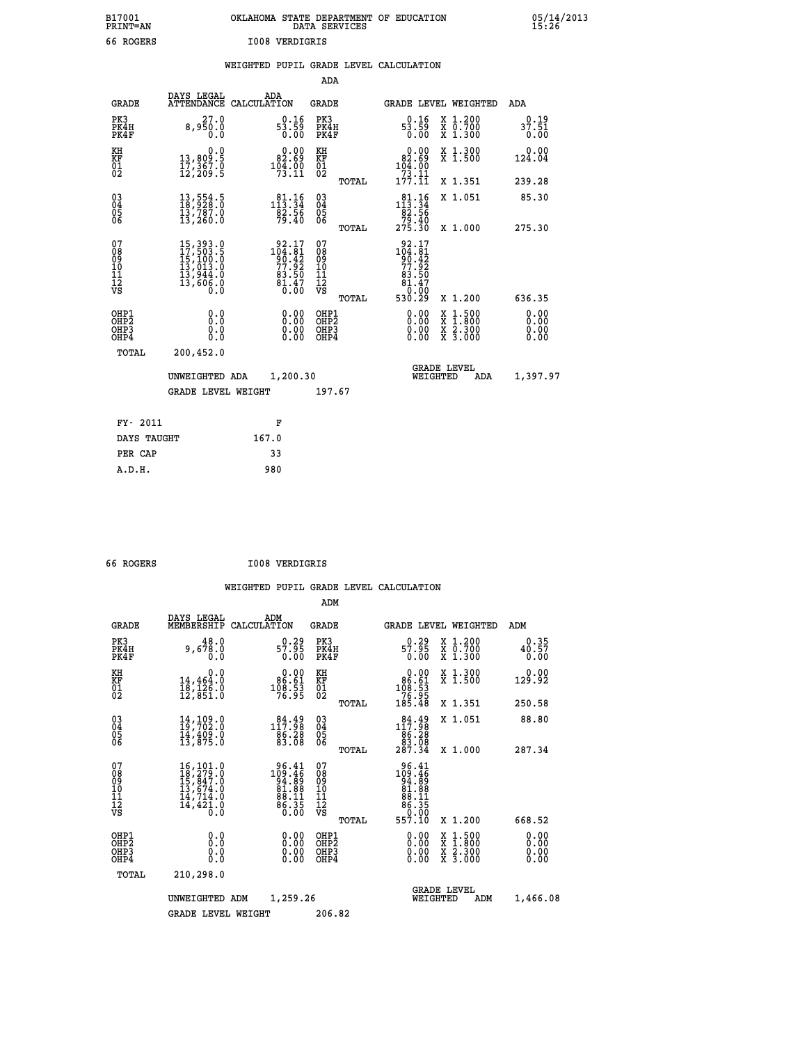B17001 PRINT=AN OKLAHOMA STATE DEPARTMENT OF EDUCATION DATA SERVICES 05/14/2013 15:26

66 ROGERS I008 VERDIGRIS

## WEIGHTED PUPIL GRADE LEVEL CALCULATION

### ADA

| GRADE | DAYS LEGAL ATTENDANCE | ADA CALCULATION | GRADE | GRADE LEVEL | WEIGHTED | ADA |
|---|---|---|---|---|---|---|
| PK3 | 27.0 | 0.16 | PK3 | 0.16 | X 1.200 | 0.19 |
| PK4H | 8,950.0 | 53.59 | PK4H | 53.59 | X 0.700 | 37.51 |
| PK4F | 0.0 | 0.00 | PK4F | 0.00 | X 1.300 | 0.00 |
| KH | 0.0 | 0.00 | KH | 0.00 | X 1.300 | 0.00 |
| KF | 13,809.5 | 82.69 | KF | 82.69 | X 1.500 | 124.04 |
| 01 | 17,367.0 | 104.00 | 01 | 104.00 | | |
| 02 | 12,209.5 | 73.11 | 02 | 73.11 | | |
| | | | TOTAL | 177.11 | X 1.351 | 239.28 |
| 03 | 13,554.5 | 81.16 | 03 | 81.16 | X 1.051 | 85.30 |
| 04 | 18,928.0 | 113.34 | 04 | 113.34 | | |
| 05 | 13,787.0 | 82.56 | 05 | 82.56 | | |
| 06 | 13,260.0 | 79.40 | 06 | 79.40 | | |
| | | | TOTAL | 275.30 | X 1.000 | 275.30 |
| 07 | 15,393.0 | 92.17 | 07 | 92.17 | | |
| 08 | 17,503.5 | 104.81 | 08 | 104.81 | | |
| 09 | 15,100.0 | 90.42 | 09 | 90.42 | | |
| 10 | 13,013.0 | 77.92 | 10 | 77.92 | | |
| 11 | 13,944.0 | 83.50 | 11 | 83.50 | | |
| 12 | 13,606.0 | 81.47 | 12 | 81.47 | | |
| VS | 0.0 | 0.00 | VS | 0.00 | | |
| | | | TOTAL | 530.29 | X 1.200 | 636.35 |
| OHP1 | 0.0 | 0.00 | OHP1 | 0.00 | X 1.500 | 0.00 |
| OHP2 | 0.0 | 0.00 | OHP2 | 0.00 | X 1.800 | 0.00 |
| OHP3 | 0.0 | 0.00 | OHP3 | 0.00 | X 2.300 | 0.00 |
| OHP4 | 0.0 | 0.00 | OHP4 | 0.00 | X 3.000 | 0.00 |
| TOTAL | 200,452.0 | | | | | |

UNWEIGHTED ADA 1,200.30 GRADE LEVEL WEIGHTED ADA 1,397.97

GRADE LEVEL WEIGHT 197.67

| FY- 2011 | F |
|---|---|
| DAYS TAUGHT | 167.0 |
| PER CAP | 33 |
| A.D.H. | 980 |

66 ROGERS I008 VERDIGRIS

## WEIGHTED PUPIL GRADE LEVEL CALCULATION

### ADM

| GRADE | DAYS LEGAL MEMBERSHIP | ADM CALCULATION | GRADE | GRADE LEVEL | WEIGHTED | ADM |
|---|---|---|---|---|---|---|
| PK3 | 48.0 | 0.29 | PK3 | 0.29 | X 1.200 | 0.35 |
| PK4H | 9,678.0 | 57.95 | PK4H | 57.95 | X 0.700 | 40.57 |
| PK4F | 0.0 | 0.00 | PK4F | 0.00 | X 1.300 | 0.00 |
| KH | 0.0 | 0.00 | KH | 0.00 | X 1.300 | 0.00 |
| KF | 14,464.0 | 86.61 | KF | 86.61 | X 1.500 | 129.92 |
| 01 | 18,126.0 | 108.53 | 01 | 108.53 | | |
| 02 | 12,851.0 | 76.95 | 02 | 76.95 | | |
| | | | TOTAL | 185.48 | X 1.351 | 250.58 |
| 03 | 14,109.0 | 84.49 | 03 | 84.49 | X 1.051 | 88.80 |
| 04 | 19,702.0 | 117.98 | 04 | 117.98 | | |
| 05 | 14,409.0 | 86.28 | 05 | 86.28 | | |
| 06 | 13,875.0 | 83.08 | 06 | 83.08 | | |
| | | | TOTAL | 287.34 | X 1.000 | 287.34 |
| 07 | 16,101.0 | 96.41 | 07 | 96.41 | | |
| 08 | 18,279.0 | 109.46 | 08 | 109.46 | | |
| 09 | 15,847.0 | 94.89 | 09 | 94.89 | | |
| 10 | 13,674.0 | 81.88 | 10 | 81.88 | | |
| 11 | 14,714.0 | 88.11 | 11 | 88.11 | | |
| 12 | 14,421.0 | 86.35 | 12 | 86.35 | | |
| VS | 0.0 | 0.00 | VS | 0.00 | | |
| | | | TOTAL | 557.10 | X 1.200 | 668.52 |
| OHP1 | 0.0 | 0.00 | OHP1 | 0.00 | X 1.500 | 0.00 |
| OHP2 | 0.0 | 0.00 | OHP2 | 0.00 | X 1.800 | 0.00 |
| OHP3 | 0.0 | 0.00 | OHP3 | 0.00 | X 2.300 | 0.00 |
| OHP4 | 0.0 | 0.00 | OHP4 | 0.00 | X 3.000 | 0.00 |
| TOTAL | 210,298.0 | | | | | |

UNWEIGHTED ADM 1,259.26 GRADE LEVEL WEIGHTED ADM 1,466.08

GRADE LEVEL WEIGHT 206.82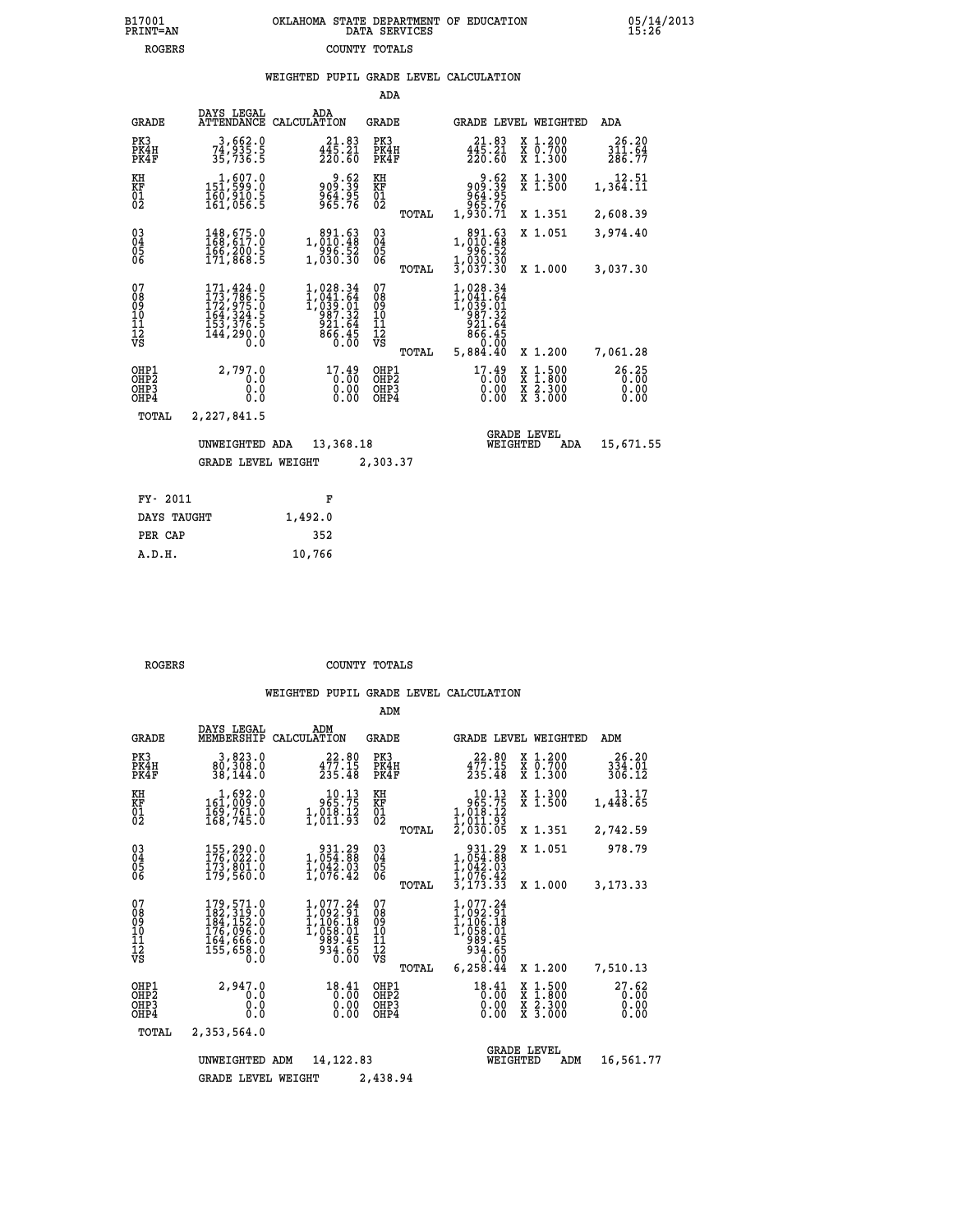B17001 OKLAHOMA STATE DEPARTMENT OF EDUCATION 05/14/2013
PRINT=AN DATA SERVICES 15:26

ROGERS COUNTY TOTALS

WEIGHTED PUPIL GRADE LEVEL CALCULATION

ADA

| GRADE | DAYS LEGAL ATTENDANCE | ADA CALCULATION | GRADE | | GRADE LEVEL | WEIGHTED | ADA |
|---|---|---|---|---|---|---|---|
| PK3 | 3,662.0 | 21.83 | PK3 | | 21.83 | X 1.200 | 26.20 |
| PK4H | 74,935.5 | 445.21 | PK4H | | 445.21 | X 0.700 | 311.64 |
| PK4F | 35,736.5 | 220.60 | PK4F | | 220.60 | X 1.300 | 286.77 |
| KH | 1,607.0 | 9.62 | KH | | 9.62 | X 1.300 | 12.51 |
| KF | 151,599.0 | 909.39 | KF | | 909.39 | X 1.500 | 1,364.11 |
| 01 | 160,910.5 | 964.95 | 01 | | 964.95 | | |
| 02 | 161,056.5 | 965.76 | 02 | | 965.76 | | |
| | | | | TOTAL | 1,930.71 | X 1.351 | 2,608.39 |
| 03 | 148,675.0 | 891.63 | 03 | | 891.63 | X 1.051 | 3,974.40 |
| 04 | 168,617.0 | 1,010.48 | 04 | | 1,010.48 | | |
| 05 | 166,200.5 | 996.52 | 05 | | 996.52 | | |
| 06 | 171,868.5 | 1,030.30 | 06 | | 1,030.30 | | |
| | | | | TOTAL | 3,037.30 | X 1.000 | 3,037.30 |
| 07 | 171,424.0 | 1,028.34 | 07 | | 1,028.34 | | |
| 08 | 173,786.5 | 1,041.64 | 08 | | 1,041.64 | | |
| 09 | 172,975.0 | 1,039.01 | 09 | | 1,039.01 | | |
| 10 | 164,324.5 | 987.32 | 10 | | 987.32 | | |
| 11 | 153,376.5 | 921.64 | 11 | | 921.64 | | |
| 12 | 144,290.0 | 866.45 | 12 | | 866.45 | | |
| VS | 0.0 | 0.00 | VS | | 0.00 | | |
| | | | | TOTAL | 5,884.40 | X 1.200 | 7,061.28 |
| OHP1 | 2,797.0 | 17.49 | OHP1 | | 17.49 | X 1.500 | 26.25 |
| OHP2 | 0.0 | 0.00 | OHP2 | | 0.00 | X 1.800 | 0.00 |
| OHP3 | 0.0 | 0.00 | OHP3 | | 0.00 | X 2.300 | 0.00 |
| OHP4 | 0.0 | 0.00 | OHP4 | | 0.00 | X 3.000 | 0.00 |
| TOTAL | 2,227,841.5 | | | | | | |

UNWEIGHTED ADA 13,368.18 GRADE LEVEL WEIGHTED ADA 15,671.55

GRADE LEVEL WEIGHT 2,303.37

| FY- 2011 | F |
|---|---|
| DAYS TAUGHT | 1,492.0 |
| PER CAP | 352 |
| A.D.H. | 10,766 |

ROGERS COUNTY TOTALS

WEIGHTED PUPIL GRADE LEVEL CALCULATION

ADM

| GRADE | DAYS LEGAL MEMBERSHIP | ADM CALCULATION | GRADE | | GRADE LEVEL | WEIGHTED | ADM |
|---|---|---|---|---|---|---|---|
| PK3 | 3,823.0 | 22.80 | PK3 | | 22.80 | X 1.200 | 26.20 |
| PK4H | 80,308.0 | 477.15 | PK4H | | 477.15 | X 0.700 | 334.01 |
| PK4F | 38,144.0 | 235.48 | PK4F | | 235.48 | X 1.300 | 306.12 |
| KH | 1,692.0 | 10.13 | KH | | 10.13 | X 1.300 | 13.17 |
| KF | 161,009.0 | 965.75 | KF | | 965.75 | X 1.500 | 1,448.65 |
| 01 | 169,761.0 | 1,018.12 | 01 | | 1,018.12 | | |
| 02 | 168,745.0 | 1,011.93 | 02 | | 1,011.93 | | |
| | | | | TOTAL | 2,030.05 | X 1.351 | 2,742.59 |
| 03 | 155,290.0 | 931.29 | 03 | | 931.29 | X 1.051 | 978.79 |
| 04 | 176,022.0 | 1,054.88 | 04 | | 1,054.88 | | |
| 05 | 173,801.0 | 1,042.03 | 05 | | 1,042.03 | | |
| 06 | 179,560.0 | 1,076.42 | 06 | | 1,076.42 | | |
| | | | | TOTAL | 3,173.33 | X 1.000 | 3,173.33 |
| 07 | 179,571.0 | 1,077.24 | 07 | | 1,077.24 | | |
| 08 | 182,319.0 | 1,092.91 | 08 | | 1,092.91 | | |
| 09 | 184,152.0 | 1,106.18 | 09 | | 1,106.18 | | |
| 10 | 176,096.0 | 1,058.01 | 10 | | 1,058.01 | | |
| 11 | 164,666.0 | 989.45 | 11 | | 989.45 | | |
| 12 | 155,658.0 | 934.65 | 12 | | 934.65 | | |
| VS | 0.0 | 0.00 | VS | | 0.00 | | |
| | | | | TOTAL | 6,258.44 | X 1.200 | 7,510.13 |
| OHP1 | 2,947.0 | 18.41 | OHP1 | | 18.41 | X 1.500 | 27.62 |
| OHP2 | 0.0 | 0.00 | OHP2 | | 0.00 | X 1.800 | 0.00 |
| OHP3 | 0.0 | 0.00 | OHP3 | | 0.00 | X 2.300 | 0.00 |
| OHP4 | 0.0 | 0.00 | OHP4 | | 0.00 | X 3.000 | 0.00 |
| TOTAL | 2,353,564.0 | | | | | | |

UNWEIGHTED ADM 14,122.83 GRADE LEVEL WEIGHTED ADM 16,561.77

GRADE LEVEL WEIGHT 2,438.94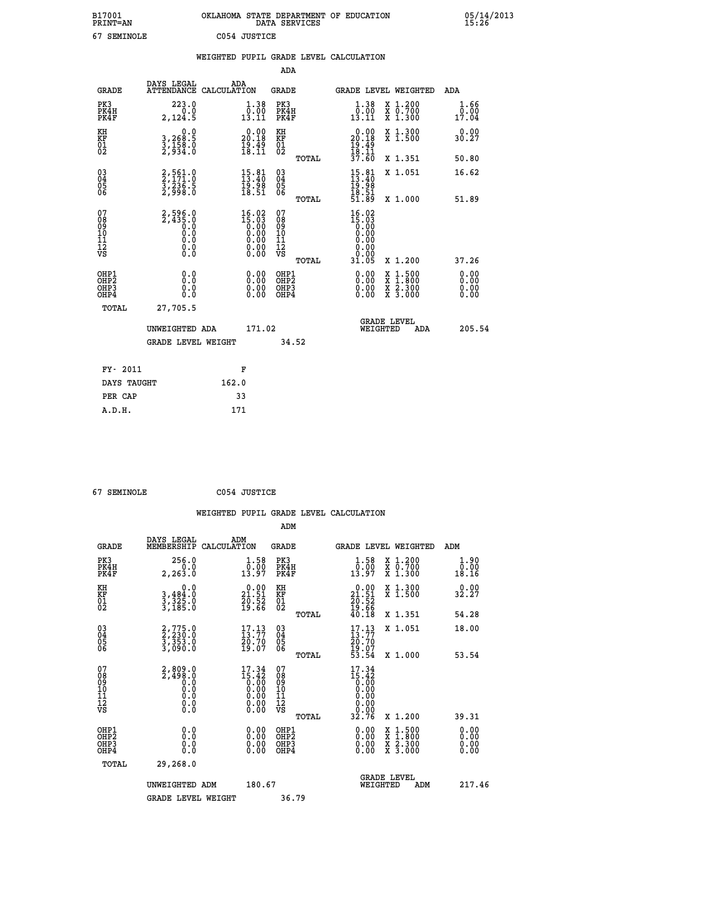B17001 OKLAHOMA STATE DEPARTMENT OF EDUCATION 05/14/2013
PRINT=AN DATA SERVICES 15:26
67 SEMINOLE C054 JUSTICE

WEIGHTED PUPIL GRADE LEVEL CALCULATION

ADA

| GRADE | DAYS LEGAL ATTENDANCE | ADA CALCULATION | GRADE | GRADE LEVEL | WEIGHTED | ADA |
|---|---|---|---|---|---|---|
| PK3 | 223.0 | 1.38 | PK3 | 1.38 | X 1.200 | 1.66 |
| PK4H | 0.0 | 0.00 | PK4H | 0.00 | X 0.700 | 0.00 |
| PK4F | 2,124.5 | 13.11 | PK4F | 13.11 | X 1.300 | 17.04 |
| KH | 0.0 | 0.00 | KH | 0.00 | X 1.300 | 0.00 |
| KF | 3,268.5 | 20.18 | KF | 20.18 | X 1.500 | 30.27 |
| 01 | 3,158.0 | 19.49 | 01 | 19.49 | | |
| 02 | 2,934.0 | 18.11 | 02 | 18.11 | | |
| | | | TOTAL | 37.60 | X 1.351 | 50.80 |
| 03 | 2,561.0 | 15.81 | 03 | 15.81 | X 1.051 | 16.62 |
| 04 | 2,171.0 | 13.40 | 04 | 13.40 | | |
| 05 | 3,236.5 | 19.98 | 05 | 19.98 | | |
| 06 | 2,998.0 | 18.51 | 06 | 18.51 | | |
| | | | TOTAL | 51.89 | X 1.000 | 51.89 |
| 07 | 2,596.0 | 16.02 | 07 | 16.02 | | |
| 08 | 2,435.0 | 15.03 | 08 | 15.03 | | |
| 09 | 0.0 | 0.00 | 09 | 0.00 | | |
| 10 | 0.0 | 0.00 | 10 | 0.00 | | |
| 11 | 0.0 | 0.00 | 11 | 0.00 | | |
| 12 | 0.0 | 0.00 | 12 | 0.00 | | |
| VS | 0.0 | 0.00 | VS | 0.00 | | |
| | | | TOTAL | 31.05 | X 1.200 | 37.26 |
| OHP1 | 0.0 | 0.00 | OHP1 | 0.00 | X 1.500 | 0.00 |
| OHP2 | 0.0 | 0.00 | OHP2 | 0.00 | X 1.800 | 0.00 |
| OHP3 | 0.0 | 0.00 | OHP3 | 0.00 | X 2.300 | 0.00 |
| OHP4 | 0.0 | 0.00 | OHP4 | 0.00 | X 3.000 | 0.00 |
| TOTAL | 27,705.5 | | | | | |

UNWEIGHTED ADA 171.02 GRADE LEVEL WEIGHTED ADA 205.54

GRADE LEVEL WEIGHT 34.52

| FY- 2011 | F |
|---|---|
| DAYS TAUGHT | 162.0 |
| PER CAP | 33 |
| A.D.H. | 171 |

67 SEMINOLE C054 JUSTICE

WEIGHTED PUPIL GRADE LEVEL CALCULATION

ADM

| GRADE | DAYS LEGAL MEMBERSHIP | ADM CALCULATION | GRADE | GRADE LEVEL | WEIGHTED | ADM |
|---|---|---|---|---|---|---|
| PK3 | 256.0 | 1.58 | PK3 | 1.58 | X 1.200 | 1.90 |
| PK4H | 0.0 | 0.00 | PK4H | 0.00 | X 0.700 | 0.00 |
| PK4F | 2,263.0 | 13.97 | PK4F | 13.97 | X 1.300 | 18.16 |
| KH | 0.0 | 0.00 | KH | 0.00 | X 1.300 | 0.00 |
| KF | 3,484.0 | 21.51 | KF | 21.51 | X 1.500 | 32.27 |
| 01 | 3,325.0 | 20.52 | 01 | 20.52 | | |
| 02 | 3,185.0 | 19.66 | 02 | 19.66 | | |
| | | | TOTAL | 40.18 | X 1.351 | 54.28 |
| 03 | 2,775.0 | 17.13 | 03 | 17.13 | X 1.051 | 18.00 |
| 04 | 2,230.0 | 13.77 | 04 | 13.77 | | |
| 05 | 3,353.0 | 20.70 | 05 | 20.70 | | |
| 06 | 3,090.0 | 19.07 | 06 | 19.07 | | |
| | | | TOTAL | 53.54 | X 1.000 | 53.54 |
| 07 | 2,809.0 | 17.34 | 07 | 17.34 | | |
| 08 | 2,498.0 | 15.42 | 08 | 15.42 | | |
| 09 | 0.0 | 0.00 | 09 | 0.00 | | |
| 10 | 0.0 | 0.00 | 10 | 0.00 | | |
| 11 | 0.0 | 0.00 | 11 | 0.00 | | |
| 12 | 0.0 | 0.00 | 12 | 0.00 | | |
| VS | 0.0 | 0.00 | VS | 0.00 | | |
| | | | TOTAL | 32.76 | X 1.200 | 39.31 |
| OHP1 | 0.0 | 0.00 | OHP1 | 0.00 | X 1.500 | 0.00 |
| OHP2 | 0.0 | 0.00 | OHP2 | 0.00 | X 1.800 | 0.00 |
| OHP3 | 0.0 | 0.00 | OHP3 | 0.00 | X 2.300 | 0.00 |
| OHP4 | 0.0 | 0.00 | OHP4 | 0.00 | X 3.000 | 0.00 |
| TOTAL | 29,268.0 | | | | | |

UNWEIGHTED ADM 180.67 GRADE LEVEL WEIGHTED ADM 217.46

GRADE LEVEL WEIGHT 36.79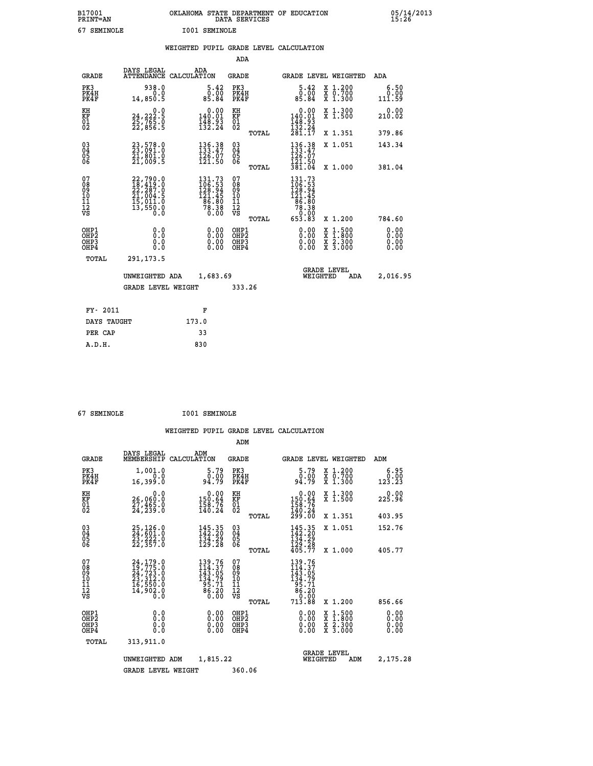B17001 OKLAHOMA STATE DEPARTMENT OF EDUCATION 05/14/2013
PRINT=AN DATA SERVICES 15:26
67 SEMINOLE I001 SEMINOLE

## WEIGHTED PUPIL GRADE LEVEL CALCULATION

### ADA

| GRADE | DAYS LEGAL ATTENDANCE | ADA CALCULATION | GRADE | GRADE LEVEL | WEIGHTED | ADA |
|---|---|---|---|---|---|---|
| PK3 | 938.0 | 5.42 | PK3 | 5.42 | X 1.200 | 6.50 |
| PK4H | 0.0 | 0.00 | PK4H | 0.00 | X 0.700 | 0.00 |
| PK4F | 14,850.5 | 85.84 | PK4F | 85.84 | X 1.300 | 111.59 |
| KH | 0.0 | 0.00 | KH | 0.00 | X 1.300 | 0.00 |
| KF | 24,222.5 | 140.01 | KF | 140.01 | X 1.500 | 210.02 |
| 01 | 25,765.0 | 148.93 | 01 | 148.93 | | |
| 02 | 22,856.5 | 132.24 | 02 | 132.24 | | |
| | | | TOTAL | 281.17 | X 1.351 | 379.86 |
| 03 | 23,578.0 | 136.38 | 03 | 136.38 | X 1.051 | 143.34 |
| 04 | 23,091.0 | 133.47 | 04 | 133.47 | | |
| 05 | 21,801.0 | 126.07 | 05 | 126.07 | | |
| 06 | 21,009.5 | 121.50 | 06 | 121.50 | | |
| | | | TOTAL | 381.04 | X 1.000 | 381.04 |
| 07 | 22,790.0 | 131.73 | 07 | 131.73 | | |
| 08 | 18,419.0 | 106.53 | 08 | 106.53 | | |
| 09 | 22,287.0 | 128.94 | 09 | 128.94 | | |
| 10 | 21,004.5 | 121.45 | 10 | 121.45 | | |
| 11 | 15,011.0 | 86.80 | 11 | 86.80 | | |
| 12 | 13,550.0 | 78.38 | 12 | 78.38 | | |
| VS | 0.0 | 0.00 | VS | 0.00 | | |
| | | | TOTAL | 653.83 | X 1.200 | 784.60 |
| OHP1 | 0.0 | 0.00 | OHP1 | 0.00 | X 1.500 | 0.00 |
| OHP2 | 0.0 | 0.00 | OHP2 | 0.00 | X 1.800 | 0.00 |
| OHP3 | 0.0 | 0.00 | OHP3 | 0.00 | X 2.300 | 0.00 |
| OHP4 | 0.0 | 0.00 | OHP4 | 0.00 | X 3.000 | 0.00 |
| TOTAL | 291,173.5 | | | | | |

UNWEIGHTED ADA 1,683.69 GRADE LEVEL WEIGHTED ADA 2,016.95

GRADE LEVEL WEIGHT 333.26

| FY- 2011 | F |
|---|---|
| DAYS TAUGHT | 173.0 |
| PER CAP | 33 |
| A.D.H. | 830 |

67 SEMINOLE I001 SEMINOLE

## WEIGHTED PUPIL GRADE LEVEL CALCULATION

### ADM

| GRADE | DAYS LEGAL MEMBERSHIP | ADM CALCULATION | GRADE | GRADE LEVEL | WEIGHTED | ADM |
|---|---|---|---|---|---|---|
| PK3 | 1,001.0 | 5.79 | PK3 | 5.79 | X 1.200 | 6.95 |
| PK4H | 0.0 | 0.00 | PK4H | 0.00 | X 0.700 | 0.00 |
| PK4F | 16,399.0 | 94.79 | PK4F | 94.79 | X 1.300 | 123.23 |
| KH | 0.0 | 0.00 | KH | 0.00 | X 1.300 | 0.00 |
| KF | 26,060.0 | 150.64 | KF | 150.64 | X 1.500 | 225.96 |
| 01 | 27,465.0 | 158.76 | 01 | 158.76 | | |
| 02 | 24,239.0 | 140.24 | 02 | 140.24 | | |
| | | | TOTAL | 299.00 | X 1.351 | 403.95 |
| 03 | 25,126.0 | 145.35 | 03 | 145.35 | X 1.051 | 152.76 |
| 04 | 24,601.0 | 142.20 | 04 | 142.20 | | |
| 05 | 23,222.0 | 134.29 | 05 | 134.29 | | |
| 06 | 22,357.0 | 129.28 | 06 | 129.28 | | |
| | | | TOTAL | 405.77 | X 1.000 | 405.77 |
| 07 | 24,179.0 | 139.76 | 07 | 139.76 | | |
| 08 | 19,775.0 | 114.37 | 08 | 114.37 | | |
| 09 | 24,723.0 | 143.05 | 09 | 143.05 | | |
| 10 | 23,312.0 | 134.79 | 10 | 134.79 | | |
| 11 | 16,550.0 | 95.71 | 11 | 95.71 | | |
| 12 | 14,902.0 | 86.20 | 12 | 86.20 | | |
| VS | 0.0 | 0.00 | VS | 0.00 | | |
| | | | TOTAL | 713.88 | X 1.200 | 856.66 |
| OHP1 | 0.0 | 0.00 | OHP1 | 0.00 | X 1.500 | 0.00 |
| OHP2 | 0.0 | 0.00 | OHP2 | 0.00 | X 1.800 | 0.00 |
| OHP3 | 0.0 | 0.00 | OHP3 | 0.00 | X 2.300 | 0.00 |
| OHP4 | 0.0 | 0.00 | OHP4 | 0.00 | X 3.000 | 0.00 |
| TOTAL | 313,911.0 | | | | | |

UNWEIGHTED ADM 1,815.22 GRADE LEVEL WEIGHTED ADM 2,175.28

GRADE LEVEL WEIGHT 360.06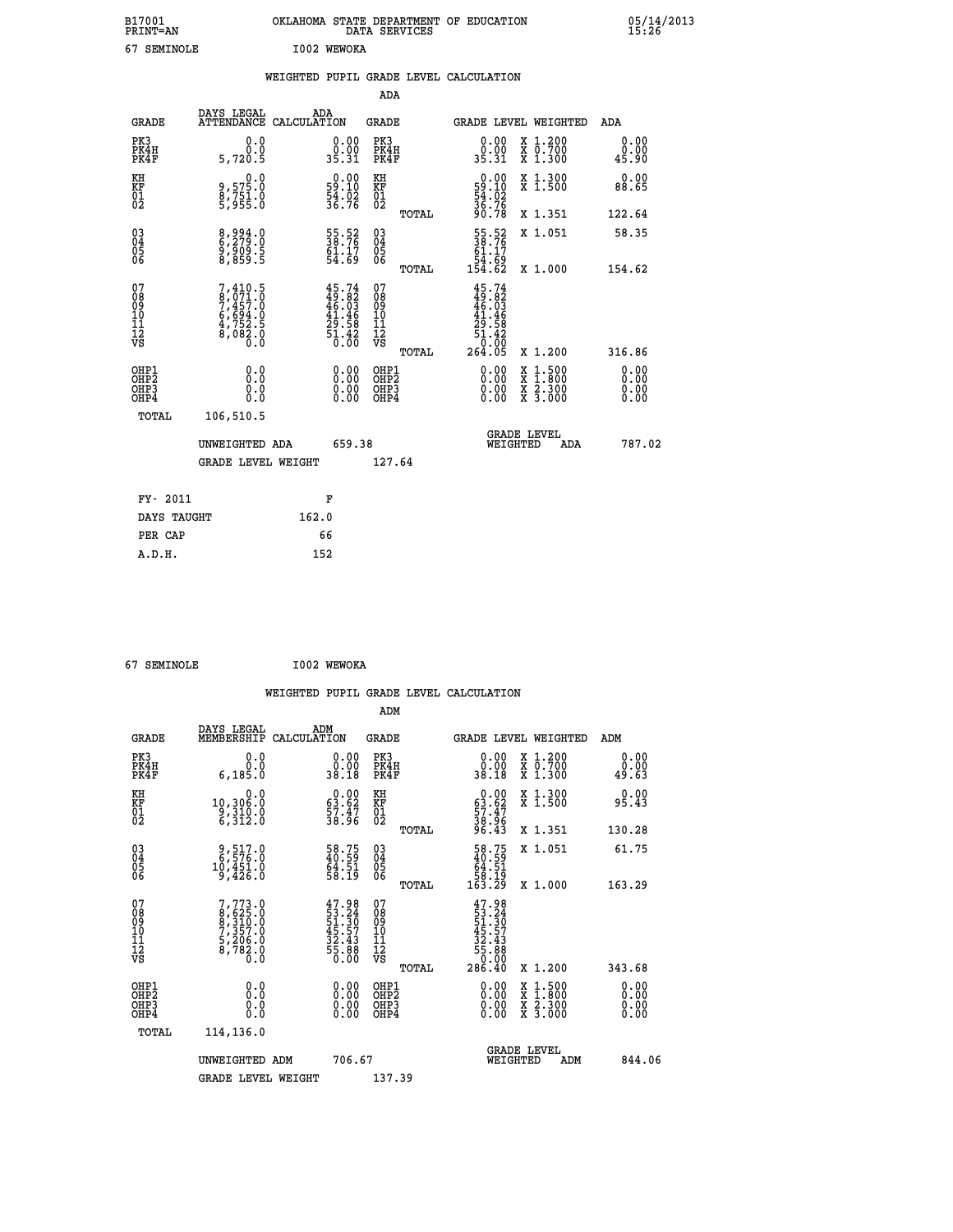B17001 OKLAHOMA STATE DEPARTMENT OF EDUCATION 05/14/2013
PRINT=AN DATA SERVICES 15:26

67 SEMINOLE I002 WEWOKA

## WEIGHTED PUPIL GRADE LEVEL CALCULATION

ADA

| GRADE | DAYS LEGAL ATTENDANCE | ADA CALCULATION | GRADE | | GRADE LEVEL | WEIGHTED | ADA |
|---|---|---|---|---|---|---|---|
| PK3 | 0.0 | 0.00 | PK3 | | 0.00 | X 1.200 | 0.00 |
| PK4H | 0.0 | 0.00 | PK4H | | 0.00 | X 0.700 | 0.00 |
| PK4F | 5,720.5 | 35.31 | PK4F | | 35.31 | X 1.300 | 45.90 |
| KH | 0.0 | 0.00 | KH | | 0.00 | X 1.300 | 0.00 |
| KF | 9,575.0 | 59.10 | KF | | 59.10 | X 1.500 | 88.65 |
| 01 | 8,751.0 | 54.02 | 01 | | 54.02 | | |
| 02 | 5,955.0 | 36.76 | 02 | | 36.76 | | |
| | | | | TOTAL | 90.78 | X 1.351 | 122.64 |
| 03 | 8,994.0 | 55.52 | 03 | | 55.52 | X 1.051 | 58.35 |
| 04 | 6,279.0 | 38.76 | 04 | | 38.76 | | |
| 05 | 9,909.5 | 61.17 | 05 | | 61.17 | | |
| 06 | 8,859.5 | 54.69 | 06 | | 54.69 | | |
| | | | | TOTAL | 154.62 | X 1.000 | 154.62 |
| 07 | 7,410.5 | 45.74 | 07 | | 45.74 | | |
| 08 | 8,071.0 | 49.82 | 08 | | 49.82 | | |
| 09 | 7,457.0 | 46.03 | 09 | | 46.03 | | |
| 10 | 6,694.0 | 41.46 | 10 | | 41.46 | | |
| 11 | 4,752.5 | 29.58 | 11 | | 29.58 | | |
| 12 | 8,082.0 | 51.42 | 12 | | 51.42 | | |
| VS | 0.0 | 0.00 | VS | | 0.00 | | |
| | | | | TOTAL | 264.05 | X 1.200 | 316.86 |
| OHP1 | 0.0 | 0.00 | OHP1 | | 0.00 | X 1.500 | 0.00 |
| OHP2 | 0.0 | 0.00 | OHP2 | | 0.00 | X 1.800 | 0.00 |
| OHP3 | 0.0 | 0.00 | OHP3 | | 0.00 | X 2.300 | 0.00 |
| OHP4 | 0.0 | 0.00 | OHP4 | | 0.00 | X 3.000 | 0.00 |
| TOTAL | 106,510.5 | | | | | | |

UNWEIGHTED ADA 659.38 GRADE LEVEL WEIGHTED ADA 787.02

GRADE LEVEL WEIGHT 127.64

| FY- 2011 | F |
|---|---|
| DAYS TAUGHT | 162.0 |
| PER CAP | 66 |
| A.D.H. | 152 |

67 SEMINOLE I002 WEWOKA

## WEIGHTED PUPIL GRADE LEVEL CALCULATION

ADM

| GRADE | DAYS LEGAL MEMBERSHIP | ADM CALCULATION | GRADE | | GRADE LEVEL | WEIGHTED | ADM |
|---|---|---|---|---|---|---|---|
| PK3 | 0.0 | 0.00 | PK3 | | 0.00 | X 1.200 | 0.00 |
| PK4H | 0.0 | 0.00 | PK4H | | 0.00 | X 0.700 | 0.00 |
| PK4F | 6,185.0 | 38.18 | PK4F | | 38.18 | X 1.300 | 49.63 |
| KH | 0.0 | 0.00 | KH | | 0.00 | X 1.300 | 0.00 |
| KF | 10,306.0 | 63.62 | KF | | 63.62 | X 1.500 | 95.43 |
| 01 | 9,310.0 | 57.47 | 01 | | 57.47 | | |
| 02 | 6,312.0 | 38.96 | 02 | | 38.96 | | |
| | | | | TOTAL | 96.43 | X 1.351 | 130.28 |
| 03 | 9,517.0 | 58.75 | 03 | | 58.75 | X 1.051 | 61.75 |
| 04 | 6,576.0 | 40.59 | 04 | | 40.59 | | |
| 05 | 10,451.0 | 64.51 | 05 | | 64.51 | | |
| 06 | 9,426.0 | 58.19 | 06 | | 58.19 | | |
| | | | | TOTAL | 163.29 | X 1.000 | 163.29 |
| 07 | 7,773.0 | 47.98 | 07 | | 47.98 | | |
| 08 | 8,625.0 | 53.24 | 08 | | 53.24 | | |
| 09 | 8,310.0 | 51.30 | 09 | | 51.30 | | |
| 10 | 7,357.0 | 45.57 | 10 | | 45.57 | | |
| 11 | 5,206.0 | 32.43 | 11 | | 32.43 | | |
| 12 | 8,782.0 | 55.88 | 12 | | 55.88 | | |
| VS | 0.0 | 0.00 | VS | | 0.00 | | |
| | | | | TOTAL | 286.40 | X 1.200 | 343.68 |
| OHP1 | 0.0 | 0.00 | OHP1 | | 0.00 | X 1.500 | 0.00 |
| OHP2 | 0.0 | 0.00 | OHP2 | | 0.00 | X 1.800 | 0.00 |
| OHP3 | 0.0 | 0.00 | OHP3 | | 0.00 | X 2.300 | 0.00 |
| OHP4 | 0.0 | 0.00 | OHP4 | | 0.00 | X 3.000 | 0.00 |
| TOTAL | 114,136.0 | | | | | | |

UNWEIGHTED ADM 706.67 GRADE LEVEL WEIGHTED ADM 844.06

GRADE LEVEL WEIGHT 137.39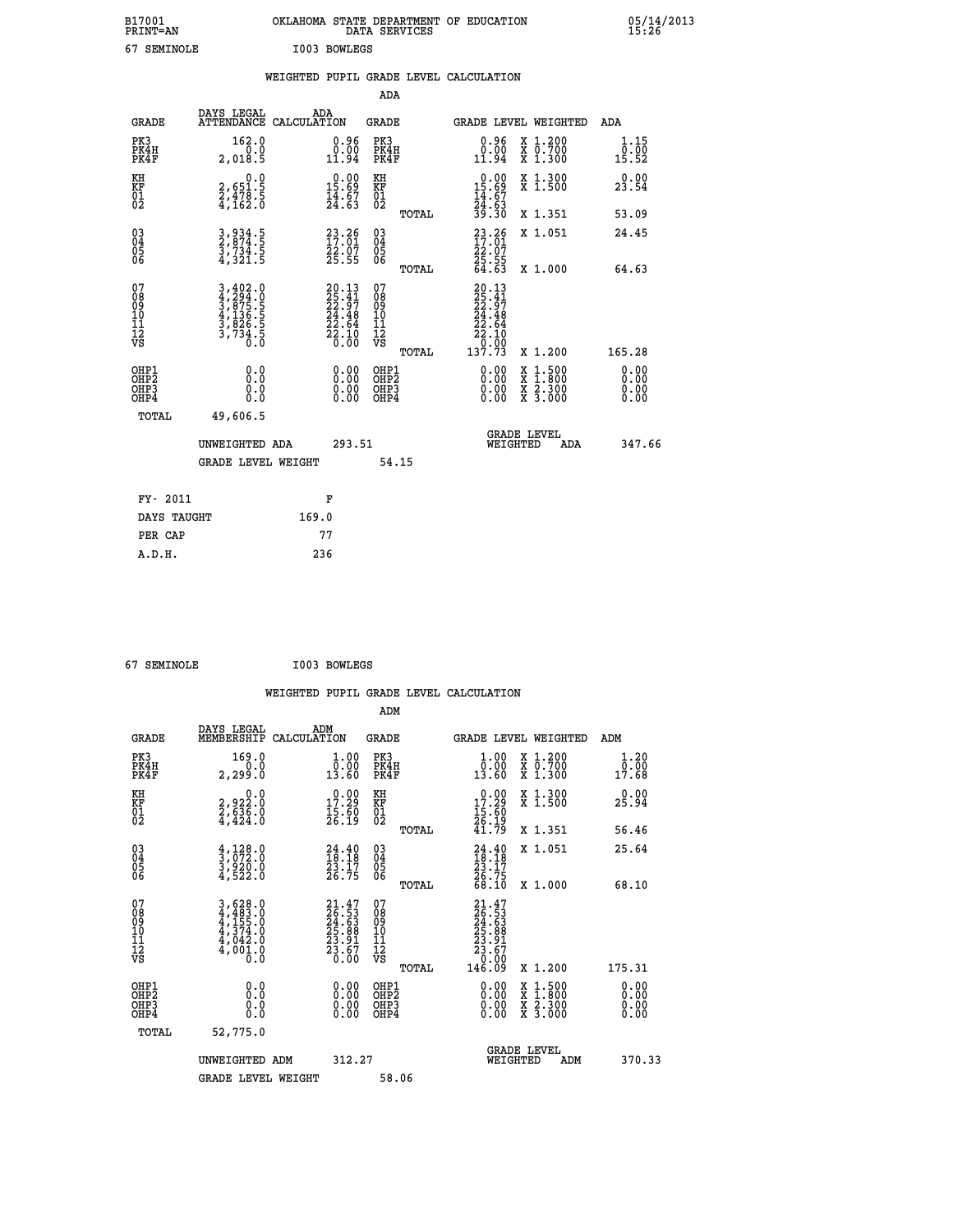B17001 OKLAHOMA STATE DEPARTMENT OF EDUCATION 05/14/2013
PRINT=AN DATA SERVICES 15:26
67 SEMINOLE I003 BOWLEGS

WEIGHTED PUPIL GRADE LEVEL CALCULATION

ADA

| GRADE | DAYS LEGAL ATTENDANCE | ADA CALCULATION | GRADE | GRADE LEVEL | WEIGHTED | ADA |
|---|---|---|---|---|---|---|
| PK3 | 162.0 | 0.96 | PK3 | 0.96 | X 1.200 | 1.15 |
| PK4H | 0.0 | 0.00 | PK4H | 0.00 | X 0.700 | 0.00 |
| PK4F | 2,018.5 | 11.94 | PK4F | 11.94 | X 1.300 | 15.52 |
| KH | 0.0 | 0.00 | KH | 0.00 | X 1.300 | 0.00 |
| KF | 2,651.5 | 15.69 | KF | 15.69 | X 1.500 | 23.54 |
| 01 | 2,478.5 | 14.67 | 01 | 14.67 | | |
| 02 | 4,162.0 | 24.63 | 02 | 24.63 | | |
| | | | TOTAL | 39.30 | X 1.351 | 53.09 |
| 03 | 3,934.5 | 23.26 | 03 | 23.26 | X 1.051 | 24.45 |
| 04 | 2,874.5 | 17.01 | 04 | 17.01 | | |
| 05 | 3,734.5 | 22.07 | 05 | 22.07 | | |
| 06 | 4,321.5 | 25.55 | 06 | 25.55 | | |
| | | | TOTAL | 64.63 | X 1.000 | 64.63 |
| 07 | 3,402.0 | 20.13 | 07 | 20.13 | | |
| 08 | 4,294.0 | 25.41 | 08 | 25.41 | | |
| 09 | 3,875.5 | 22.97 | 09 | 22.97 | | |
| 10 | 4,136.5 | 24.48 | 10 | 24.48 | | |
| 11 | 3,826.5 | 22.64 | 11 | 22.64 | | |
| 12 | 3,734.5 | 22.10 | 12 | 22.10 | | |
| VS | 0.0 | 0.00 | VS | 0.00 | | |
| | | | TOTAL | 137.73 | X 1.200 | 165.28 |
| OHP1 | 0.0 | 0.00 | OHP1 | 0.00 | X 1.500 | 0.00 |
| OHP2 | 0.0 | 0.00 | OHP2 | 0.00 | X 1.800 | 0.00 |
| OHP3 | 0.0 | 0.00 | OHP3 | 0.00 | X 2.300 | 0.00 |
| OHP4 | 0.0 | 0.00 | OHP4 | 0.00 | X 3.000 | 0.00 |
| TOTAL | 49,606.5 | | | | | |

UNWEIGHTED ADA 293.51 | GRADE LEVEL WEIGHTED ADA 347.66

GRADE LEVEL WEIGHT 54.15

| FY- 2011 | F |
|---|---|
| DAYS TAUGHT | 169.0 |
| PER CAP | 77 |
| A.D.H. | 236 |

67 SEMINOLE I003 BOWLEGS

WEIGHTED PUPIL GRADE LEVEL CALCULATION

ADM

| GRADE | DAYS LEGAL MEMBERSHIP | ADM CALCULATION | GRADE | GRADE LEVEL | WEIGHTED | ADM |
|---|---|---|---|---|---|---|
| PK3 | 169.0 | 1.00 | PK3 | 1.00 | X 1.200 | 1.20 |
| PK4H | 0.0 | 0.00 | PK4H | 0.00 | X 0.700 | 0.00 |
| PK4F | 2,299.0 | 13.60 | PK4F | 13.60 | X 1.300 | 17.68 |
| KH | 0.0 | 0.00 | KH | 0.00 | X 1.300 | 0.00 |
| KF | 2,922.0 | 17.29 | KF | 17.29 | X 1.500 | 25.94 |
| 01 | 2,636.0 | 15.60 | 01 | 15.60 | | |
| 02 | 4,424.0 | 26.19 | 02 | 26.19 | | |
| | | | TOTAL | 41.79 | X 1.351 | 56.46 |
| 03 | 4,128.0 | 24.40 | 03 | 24.40 | X 1.051 | 25.64 |
| 04 | 3,072.0 | 18.18 | 04 | 18.18 | | |
| 05 | 3,920.0 | 23.17 | 05 | 23.17 | | |
| 06 | 4,522.0 | 26.75 | 06 | 26.75 | | |
| | | | TOTAL | 68.10 | X 1.000 | 68.10 |
| 07 | 3,628.0 | 21.47 | 07 | 21.47 | | |
| 08 | 4,483.0 | 26.53 | 08 | 26.53 | | |
| 09 | 4,155.0 | 24.63 | 09 | 24.63 | | |
| 10 | 4,374.0 | 25.88 | 10 | 25.88 | | |
| 11 | 4,042.0 | 23.91 | 11 | 23.91 | | |
| 12 | 4,001.0 | 23.67 | 12 | 23.67 | | |
| VS | 0.0 | 0.00 | VS | 0.00 | | |
| | | | TOTAL | 146.09 | X 1.200 | 175.31 |
| OHP1 | 0.0 | 0.00 | OHP1 | 0.00 | X 1.500 | 0.00 |
| OHP2 | 0.0 | 0.00 | OHP2 | 0.00 | X 1.800 | 0.00 |
| OHP3 | 0.0 | 0.00 | OHP3 | 0.00 | X 2.300 | 0.00 |
| OHP4 | 0.0 | 0.00 | OHP4 | 0.00 | X 3.000 | 0.00 |
| TOTAL | 52,775.0 | | | | | |

UNWEIGHTED ADM 312.27 | GRADE LEVEL WEIGHTED ADM 370.33

GRADE LEVEL WEIGHT 58.06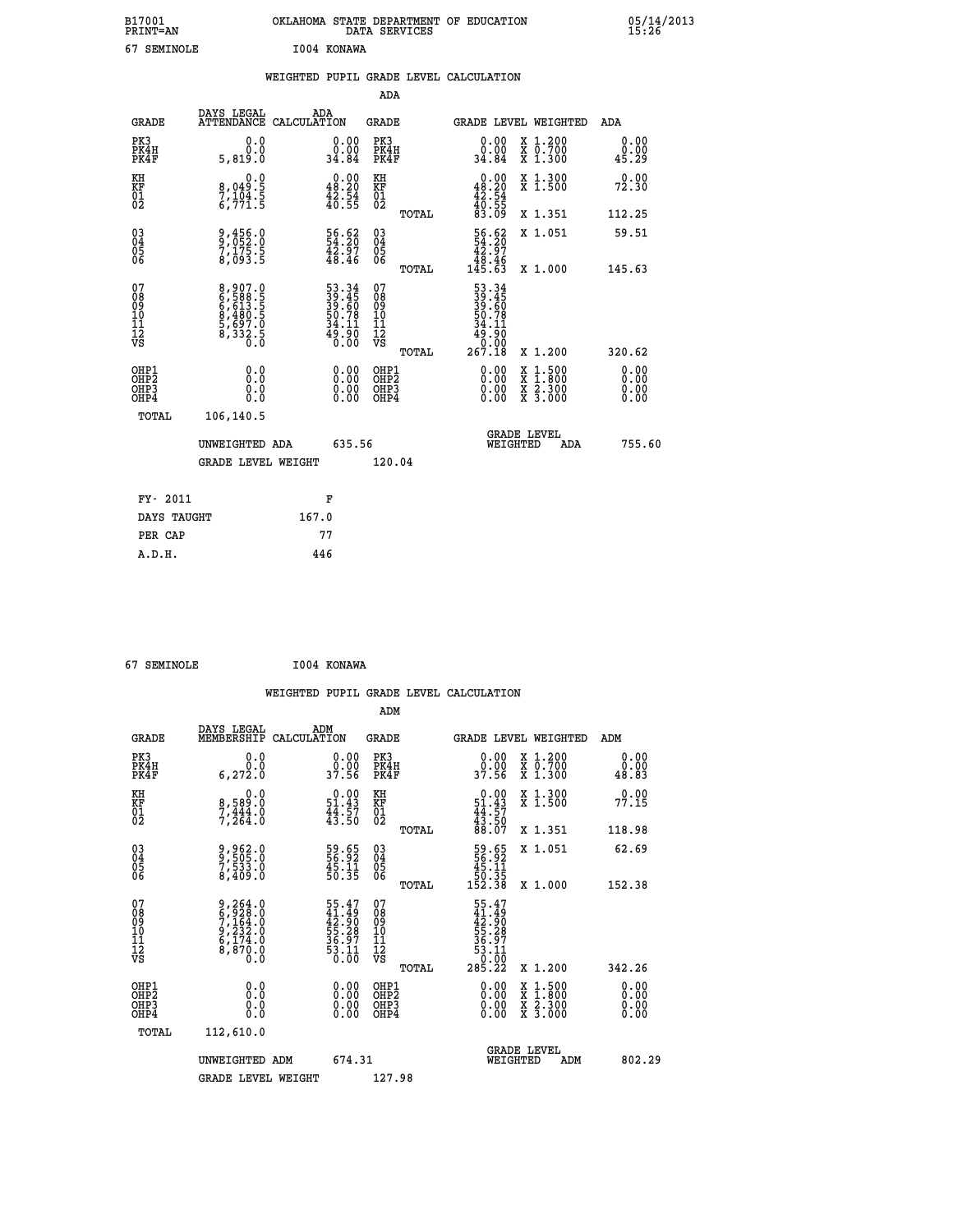B17001 OKLAHOMA STATE DEPARTMENT OF EDUCATION 05/14/2013
PRINT=AN DATA SERVICES 15:26
67 SEMINOLE I004 KONAWA

## WEIGHTED PUPIL GRADE LEVEL CALCULATION

### ADA

| GRADE | DAYS LEGAL ATTENDANCE | ADA CALCULATION | GRADE | GRADE LEVEL | WEIGHTED | ADA |
|---|---|---|---|---|---|---|
| PK3 | 0.0 | 0.00 | PK3 | 0.00 | X 1.200 | 0.00 |
| PK4H | 0.0 | 0.00 | PK4H | 0.00 | X 0.700 | 0.00 |
| PK4F | 5,819.0 | 34.84 | PK4F | 34.84 | X 1.300 | 45.29 |
| KH | 0.0 | 0.00 | KH | 0.00 | X 1.300 | 0.00 |
| KF | 8,049.5 | 48.20 | KF | 48.20 | X 1.500 | 72.30 |
| 01 | 7,104.5 | 42.54 | 01 | 42.54 | | |
| 02 | 6,771.5 | 40.55 | 02 | 40.55 | | |
| | | | TOTAL | 83.09 | X 1.351 | 112.25 |
| 03 | 9,456.0 | 56.62 | 03 | 56.62 | X 1.051 | 59.51 |
| 04 | 9,052.0 | 54.20 | 04 | 54.20 | | |
| 05 | 7,175.5 | 42.97 | 05 | 42.97 | | |
| 06 | 8,093.5 | 48.46 | 06 | 48.46 | | |
| | | | TOTAL | 145.63 | X 1.000 | 145.63 |
| 07 | 8,907.0 | 53.34 | 07 | 53.34 | | |
| 08 | 6,588.5 | 39.45 | 08 | 39.45 | | |
| 09 | 6,613.5 | 39.60 | 09 | 39.60 | | |
| 10 | 8,480.5 | 50.78 | 10 | 50.78 | | |
| 11 | 5,697.0 | 34.11 | 11 | 34.11 | | |
| 12 | 8,332.5 | 49.90 | 12 | 49.90 | | |
| VS | 0.0 | 0.00 | VS | 0.00 | | |
| | | | TOTAL | 267.18 | X 1.200 | 320.62 |
| OHP1 | 0.0 | 0.00 | OHP1 | 0.00 | X 1.500 | 0.00 |
| OHP2 | 0.0 | 0.00 | OHP2 | 0.00 | X 1.800 | 0.00 |
| OHP3 | 0.0 | 0.00 | OHP3 | 0.00 | X 2.300 | 0.00 |
| OHP4 | 0.0 | 0.00 | OHP4 | 0.00 | X 3.000 | 0.00 |
| TOTAL | 106,140.5 | | | | | |

UNWEIGHTED ADA 635.56 GRADE LEVEL WEIGHTED ADA 755.60

GRADE LEVEL WEIGHT 120.04

| FY- 2011 | F |
|---|---|
| DAYS TAUGHT | 167.0 |
| PER CAP | 77 |
| A.D.H. | 446 |

67 SEMINOLE I004 KONAWA

## WEIGHTED PUPIL GRADE LEVEL CALCULATION

### ADM

| GRADE | DAYS LEGAL MEMBERSHIP | ADM CALCULATION | GRADE | GRADE LEVEL | WEIGHTED | ADM |
|---|---|---|---|---|---|---|
| PK3 | 0.0 | 0.00 | PK3 | 0.00 | X 1.200 | 0.00 |
| PK4H | 0.0 | 0.00 | PK4H | 0.00 | X 0.700 | 0.00 |
| PK4F | 6,272.0 | 37.56 | PK4F | 37.56 | X 1.300 | 48.83 |
| KH | 0.0 | 0.00 | KH | 0.00 | X 1.300 | 0.00 |
| KF | 8,589.0 | 51.43 | KF | 51.43 | X 1.500 | 77.15 |
| 01 | 7,444.0 | 44.57 | 01 | 44.57 | | |
| 02 | 7,264.0 | 43.50 | 02 | 43.50 | | |
| | | | TOTAL | 88.07 | X 1.351 | 118.98 |
| 03 | 9,962.0 | 59.65 | 03 | 59.65 | X 1.051 | 62.69 |
| 04 | 9,505.0 | 56.92 | 04 | 56.92 | | |
| 05 | 7,533.0 | 45.11 | 05 | 45.11 | | |
| 06 | 8,409.0 | 50.35 | 06 | 50.35 | | |
| | | | TOTAL | 152.38 | X 1.000 | 152.38 |
| 07 | 9,264.0 | 55.47 | 07 | 55.47 | | |
| 08 | 6,928.0 | 41.49 | 08 | 41.49 | | |
| 09 | 7,164.0 | 42.90 | 09 | 42.90 | | |
| 10 | 9,232.0 | 55.28 | 10 | 55.28 | | |
| 11 | 6,174.0 | 36.97 | 11 | 36.97 | | |
| 12 | 8,870.0 | 53.11 | 12 | 53.11 | | |
| VS | 0.0 | 0.00 | VS | 0.00 | | |
| | | | TOTAL | 285.22 | X 1.200 | 342.26 |
| OHP1 | 0.0 | 0.00 | OHP1 | 0.00 | X 1.500 | 0.00 |
| OHP2 | 0.0 | 0.00 | OHP2 | 0.00 | X 1.800 | 0.00 |
| OHP3 | 0.0 | 0.00 | OHP3 | 0.00 | X 2.300 | 0.00 |
| OHP4 | 0.0 | 0.00 | OHP4 | 0.00 | X 3.000 | 0.00 |
| TOTAL | 112,610.0 | | | | | |

UNWEIGHTED ADM 674.31 GRADE LEVEL WEIGHTED ADM 802.29

GRADE LEVEL WEIGHT 127.98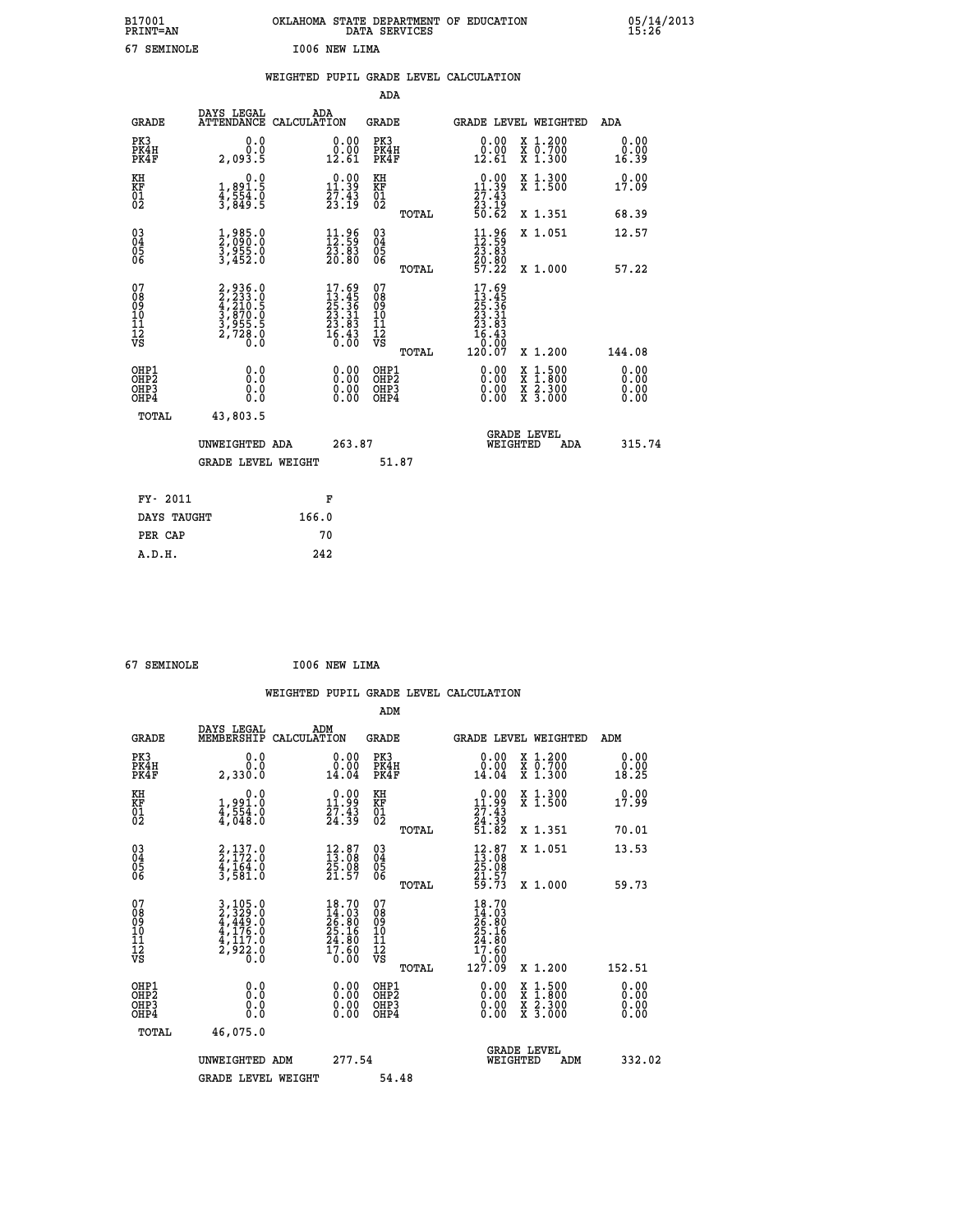B17001 OKLAHOMA STATE DEPARTMENT OF EDUCATION 05/14/2013
PRINT=AN DATA SERVICES 15:26

67 SEMINOLE I006 NEW LIMA

## WEIGHTED PUPIL GRADE LEVEL CALCULATION

### ADA

| GRADE | DAYS LEGAL ATTENDANCE | ADA CALCULATION | GRADE | GRADE LEVEL | WEIGHTED | ADA |
|---|---|---|---|---|---|---|
| PK3 | 0.0 | 0.00 | PK3 | 0.00 | X 1.200 | 0.00 |
| PK4H | 0.0 | 0.00 | PK4H | 0.00 | X 0.700 | 0.00 |
| PK4F | 2,093.5 | 12.61 | PK4F | 12.61 | X 1.300 | 16.39 |
| KH | 0.0 | 0.00 | KH | 0.00 | X 1.300 | 0.00 |
| KF | 1,891.5 | 11.39 | KF | 11.39 | X 1.500 | 17.09 |
| 01 | 4,554.0 | 27.43 | 01 | 27.43 | | |
| 02 | 3,849.5 | 23.19 | 02 | 23.19 | | |
| | | | TOTAL | 50.62 | X 1.351 | 68.39 |
| 03 | 1,985.0 | 11.96 | 03 | 11.96 | X 1.051 | 12.57 |
| 04 | 2,090.0 | 12.59 | 04 | 12.59 | | |
| 05 | 3,955.0 | 23.83 | 05 | 23.83 | | |
| 06 | 3,452.0 | 20.80 | 06 | 20.80 | | |
| | | | TOTAL | 57.22 | X 1.000 | 57.22 |
| 07 | 2,936.0 | 17.69 | 07 | 17.69 | | |
| 08 | 2,233.0 | 13.45 | 08 | 13.45 | | |
| 09 | 4,210.5 | 25.36 | 09 | 25.36 | | |
| 10 | 3,870.0 | 23.31 | 10 | 23.31 | | |
| 11 | 3,955.5 | 23.83 | 11 | 23.83 | | |
| 12 | 2,728.0 | 16.43 | 12 | 16.43 | | |
| VS | 0.0 | 0.00 | VS | 0.00 | | |
| | | | TOTAL | 120.07 | X 1.200 | 144.08 |
| OHP1 | 0.0 | 0.00 | OHP1 | 0.00 | X 1.500 | 0.00 |
| OHP2 | 0.0 | 0.00 | OHP2 | 0.00 | X 1.800 | 0.00 |
| OHP3 | 0.0 | 0.00 | OHP3 | 0.00 | X 2.300 | 0.00 |
| OHP4 | 0.0 | 0.00 | OHP4 | 0.00 | X 3.000 | 0.00 |
| TOTAL | 43,803.5 | | | | | |

UNWEIGHTED ADA 263.87 | GRADE LEVEL WEIGHTED ADA 315.74

GRADE LEVEL WEIGHT 51.87

| FY- 2011 | F |
|---|---|
| DAYS TAUGHT | 166.0 |
| PER CAP | 70 |
| A.D.H. | 242 |

67 SEMINOLE I006 NEW LIMA

## WEIGHTED PUPIL GRADE LEVEL CALCULATION

### ADM

| GRADE | DAYS LEGAL MEMBERSHIP | ADM CALCULATION | GRADE | GRADE LEVEL | WEIGHTED | ADM |
|---|---|---|---|---|---|---|
| PK3 | 0.0 | 0.00 | PK3 | 0.00 | X 1.200 | 0.00 |
| PK4H | 0.0 | 0.00 | PK4H | 0.00 | X 0.700 | 0.00 |
| PK4F | 2,330.0 | 14.04 | PK4F | 14.04 | X 1.300 | 18.25 |
| KH | 0.0 | 0.00 | KH | 0.00 | X 1.300 | 0.00 |
| KF | 1,991.0 | 11.99 | KF | 11.99 | X 1.500 | 17.99 |
| 01 | 4,554.0 | 27.43 | 01 | 27.43 | | |
| 02 | 4,048.0 | 24.39 | 02 | 24.39 | | |
| | | | TOTAL | 51.82 | X 1.351 | 70.01 |
| 03 | 2,137.0 | 12.87 | 03 | 12.87 | X 1.051 | 13.53 |
| 04 | 2,172.0 | 13.08 | 04 | 13.08 | | |
| 05 | 4,164.0 | 25.08 | 05 | 25.08 | | |
| 06 | 3,581.0 | 21.57 | 06 | 21.57 | | |
| | | | TOTAL | 59.73 | X 1.000 | 59.73 |
| 07 | 3,105.0 | 18.70 | 07 | 18.70 | | |
| 08 | 2,329.0 | 14.03 | 08 | 14.03 | | |
| 09 | 4,449.0 | 26.80 | 09 | 26.80 | | |
| 10 | 4,176.0 | 25.16 | 10 | 25.16 | | |
| 11 | 4,117.0 | 24.80 | 11 | 24.80 | | |
| 12 | 2,922.0 | 17.60 | 12 | 17.60 | | |
| VS | 0.0 | 0.00 | VS | 0.00 | | |
| | | | TOTAL | 127.09 | X 1.200 | 152.51 |
| OHP1 | 0.0 | 0.00 | OHP1 | 0.00 | X 1.500 | 0.00 |
| OHP2 | 0.0 | 0.00 | OHP2 | 0.00 | X 1.800 | 0.00 |
| OHP3 | 0.0 | 0.00 | OHP3 | 0.00 | X 2.300 | 0.00 |
| OHP4 | 0.0 | 0.00 | OHP4 | 0.00 | X 3.000 | 0.00 |
| TOTAL | 46,075.0 | | | | | |

UNWEIGHTED ADM 277.54 | GRADE LEVEL WEIGHTED ADM 332.02

GRADE LEVEL WEIGHT 54.48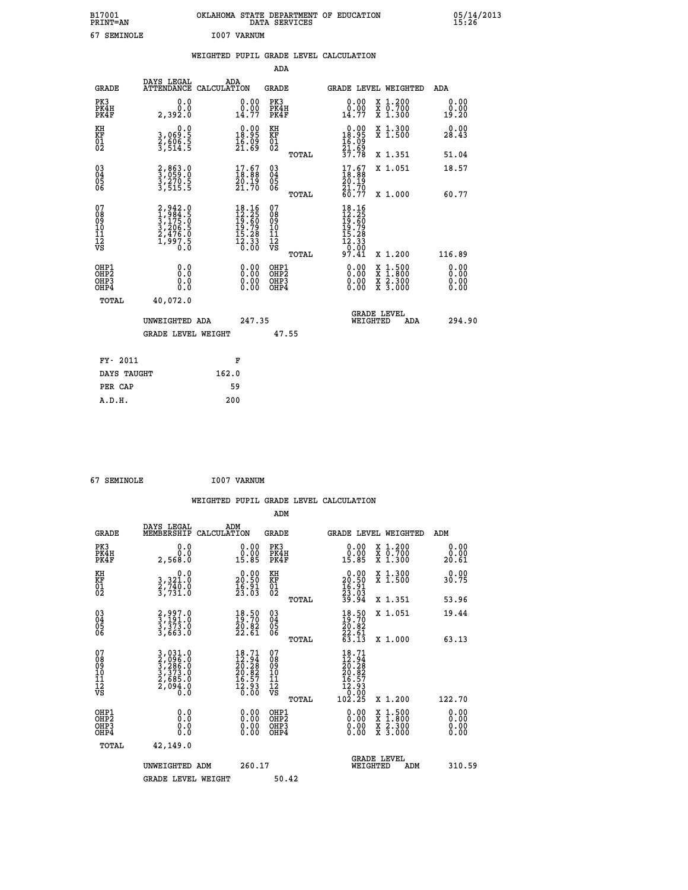B17001 OKLAHOMA STATE DEPARTMENT OF EDUCATION 05/14/2013
PRINT=AN DATA SERVICES 15:26

67 SEMINOLE I007 VARNUM

## WEIGHTED PUPIL GRADE LEVEL CALCULATION

### ADA

| GRADE | DAYS LEGAL ATTENDANCE | ADA CALCULATION | GRADE | GRADE LEVEL | WEIGHTED | ADA |
|---|---|---|---|---|---|---|
| PK3 | 0.0 | 0.00 | PK3 | 0.00 | X 1.200 | 0.00 |
| PK4H | 0.0 | 0.00 | PK4H | 0.00 | X 0.700 | 0.00 |
| PK4F | 2,392.0 | 14.77 | PK4F | 14.77 | X 1.300 | 19.20 |
| KH | 0.0 | 0.00 | KH | 0.00 | X 1.300 | 0.00 |
| KF | 3,069.5 | 18.95 | KF | 18.95 | X 1.500 | 28.43 |
| 01 | 2,606.5 | 16.09 | 01 | 16.09 | | |
| 02 | 3,514.5 | 21.69 | 02 | 21.69 | | |
| | | | TOTAL | 37.78 | X 1.351 | 51.04 |
| 03 | 2,863.0 | 17.67 | 03 | 17.67 | X 1.051 | 18.57 |
| 04 | 3,059.0 | 18.88 | 04 | 18.88 | | |
| 05 | 3,270.5 | 20.19 | 05 | 20.19 | | |
| 06 | 3,515.5 | 21.70 | 06 | 21.70 | | |
| | | | TOTAL | 60.77 | X 1.000 | 60.77 |
| 07 | 2,942.0 | 18.16 | 07 | 18.16 | | |
| 08 | 1,984.5 | 12.25 | 08 | 12.25 | | |
| 09 | 3,175.0 | 19.60 | 09 | 19.60 | | |
| 10 | 3,206.5 | 19.79 | 10 | 19.79 | | |
| 11 | 2,476.0 | 15.28 | 11 | 15.28 | | |
| 12 | 1,997.5 | 12.33 | 12 | 12.33 | | |
| VS | 0.0 | 0.00 | VS | 0.00 | | |
| | | | TOTAL | 97.41 | X 1.200 | 116.89 |
| OHP1 | 0.0 | 0.00 | OHP1 | 0.00 | X 1.500 | 0.00 |
| OHP2 | 0.0 | 0.00 | OHP2 | 0.00 | X 1.800 | 0.00 |
| OHP3 | 0.0 | 0.00 | OHP3 | 0.00 | X 2.300 | 0.00 |
| OHP4 | 0.0 | 0.00 | OHP4 | 0.00 | X 3.000 | 0.00 |
| TOTAL | 40,072.0 | | | | | |

UNWEIGHTED ADA 247.35 — GRADE LEVEL WEIGHTED ADA 294.90

GRADE LEVEL WEIGHT 47.55

| FY- 2011 | F |
|---|---|
| DAYS TAUGHT | 162.0 |
| PER CAP | 59 |
| A.D.H. | 200 |

67 SEMINOLE I007 VARNUM

## WEIGHTED PUPIL GRADE LEVEL CALCULATION

### ADM

| GRADE | DAYS LEGAL MEMBERSHIP | ADM CALCULATION | GRADE | GRADE LEVEL | WEIGHTED | ADM |
|---|---|---|---|---|---|---|
| PK3 | 0.0 | 0.00 | PK3 | 0.00 | X 1.200 | 0.00 |
| PK4H | 0.0 | 0.00 | PK4H | 0.00 | X 0.700 | 0.00 |
| PK4F | 2,568.0 | 15.85 | PK4F | 15.85 | X 1.300 | 20.61 |
| KH | 0.0 | 0.00 | KH | 0.00 | X 1.300 | 0.00 |
| KF | 3,321.0 | 20.50 | KF | 20.50 | X 1.500 | 30.75 |
| 01 | 2,740.0 | 16.91 | 01 | 16.91 | | |
| 02 | 3,731.0 | 23.03 | 02 | 23.03 | | |
| | | | TOTAL | 39.94 | X 1.351 | 53.96 |
| 03 | 2,997.0 | 18.50 | 03 | 18.50 | X 1.051 | 19.44 |
| 04 | 3,191.0 | 19.70 | 04 | 19.70 | | |
| 05 | 3,373.0 | 20.82 | 05 | 20.82 | | |
| 06 | 3,663.0 | 22.61 | 06 | 22.61 | | |
| | | | TOTAL | 63.13 | X 1.000 | 63.13 |
| 07 | 3,031.0 | 18.71 | 07 | 18.71 | | |
| 08 | 2,096.0 | 12.94 | 08 | 12.94 | | |
| 09 | 3,286.0 | 20.28 | 09 | 20.28 | | |
| 10 | 3,373.0 | 20.82 | 10 | 20.82 | | |
| 11 | 2,685.0 | 16.57 | 11 | 16.57 | | |
| 12 | 2,094.0 | 12.93 | 12 | 12.93 | | |
| VS | 0.0 | 0.00 | VS | 0.00 | | |
| | | | TOTAL | 102.25 | X 1.200 | 122.70 |
| OHP1 | 0.0 | 0.00 | OHP1 | 0.00 | X 1.500 | 0.00 |
| OHP2 | 0.0 | 0.00 | OHP2 | 0.00 | X 1.800 | 0.00 |
| OHP3 | 0.0 | 0.00 | OHP3 | 0.00 | X 2.300 | 0.00 |
| OHP4 | 0.0 | 0.00 | OHP4 | 0.00 | X 3.000 | 0.00 |
| TOTAL | 42,149.0 | | | | | |

UNWEIGHTED ADM 260.17 — GRADE LEVEL WEIGHTED ADM 310.59

GRADE LEVEL WEIGHT 50.42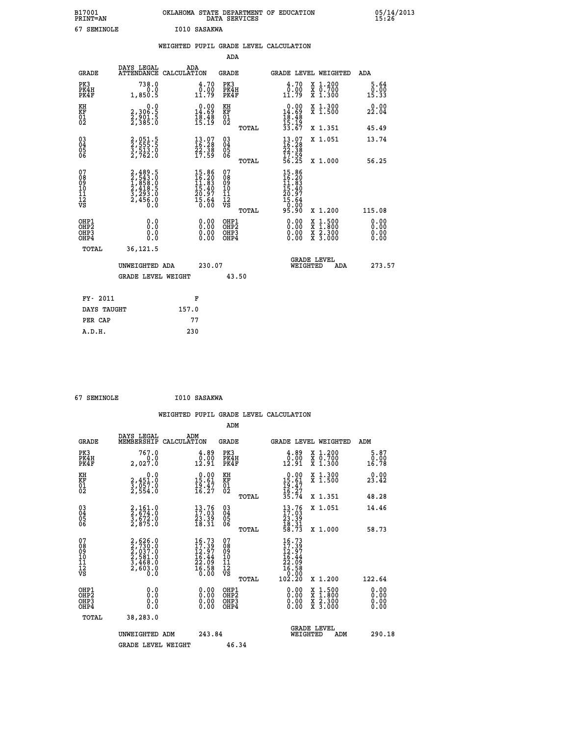B17001 PRINT=AN — OKLAHOMA STATE DEPARTMENT OF EDUCATION DATA SERVICES — 05/14/2013 15:26

67 SEMINOLE — I010 SASAKWA

## WEIGHTED PUPIL GRADE LEVEL CALCULATION

### ADA

| GRADE | DAYS LEGAL ATTENDANCE | ADA CALCULATION | GRADE | GRADE LEVEL | WEIGHTED | ADA |
|---|---|---|---|---|---|---|
| PK3 | 738.0 | 4.70 | PK3 | 4.70 | X 1.200 | 5.64 |
| PK4H | 0.0 | 0.00 | PK4H | 0.00 | X 0.700 | 0.00 |
| PK4F | 1,850.5 | 11.79 | PK4F | 11.79 | X 1.300 | 15.33 |
| KH | 0.0 | 0.00 | KH | 0.00 | X 1.300 | 0.00 |
| KF | 2,306.5 | 14.69 | KF | 14.69 | X 1.500 | 22.04 |
| 01 | 2,901.5 | 18.48 | 01 | 18.48 | | |
| 02 | 2,385.0 | 15.19 | 02 | 15.19 | | |
| | | | TOTAL | 33.67 | X 1.351 | 45.49 |
| 03 | 2,051.5 | 13.07 | 03 | 13.07 | X 1.051 | 13.74 |
| 04 | 2,555.5 | 16.28 | 04 | 16.28 | | |
| 05 | 3,513.0 | 22.38 | 05 | 22.38 | | |
| 06 | 2,762.0 | 17.59 | 06 | 17.59 | | |
| | | | TOTAL | 56.25 | X 1.000 | 56.25 |
| 07 | 2,489.5 | 15.86 | 07 | 15.86 | | |
| 08 | 2,543.0 | 16.20 | 08 | 16.20 | | |
| 09 | 1,858.0 | 11.83 | 09 | 11.83 | | |
| 10 | 2,418.5 | 15.40 | 10 | 15.40 | | |
| 11 | 3,293.0 | 20.97 | 11 | 20.97 | | |
| 12 | 2,456.0 | 15.64 | 12 | 15.64 | | |
| VS | 0.0 | 0.00 | VS | 0.00 | | |
| | | | TOTAL | 95.90 | X 1.200 | 115.08 |
| OHP1 | 0.0 | 0.00 | OHP1 | 0.00 | X 1.500 | 0.00 |
| OHP2 | 0.0 | 0.00 | OHP2 | 0.00 | X 1.800 | 0.00 |
| OHP3 | 0.0 | 0.00 | OHP3 | 0.00 | X 2.300 | 0.00 |
| OHP4 | 0.0 | 0.00 | OHP4 | 0.00 | X 3.000 | 0.00 |
| TOTAL | 36,121.5 | | | | | |

UNWEIGHTED ADA 230.07 — GRADE LEVEL WEIGHTED ADA 273.57

GRADE LEVEL WEIGHT 43.50

| FY- 2011 | F |
|---|---|
| DAYS TAUGHT | 157.0 |
| PER CAP | 77 |
| A.D.H. | 230 |

67 SEMINOLE — I010 SASAKWA

## WEIGHTED PUPIL GRADE LEVEL CALCULATION

### ADM

| GRADE | DAYS LEGAL MEMBERSHIP | ADM CALCULATION | GRADE | GRADE LEVEL | WEIGHTED | ADM |
|---|---|---|---|---|---|---|
| PK3 | 767.0 | 4.89 | PK3 | 4.89 | X 1.200 | 5.87 |
| PK4H | 0.0 | 0.00 | PK4H | 0.00 | X 0.700 | 0.00 |
| PK4F | 2,027.0 | 12.91 | PK4F | 12.91 | X 1.300 | 16.78 |
| KH | 0.0 | 0.00 | KH | 0.00 | X 1.300 | 0.00 |
| KF | 2,451.0 | 15.61 | KF | 15.61 | X 1.500 | 23.42 |
| 01 | 3,057.0 | 19.47 | 01 | 19.47 | | |
| 02 | 2,554.0 | 16.27 | 02 | 16.27 | | |
| | | | TOTAL | 35.74 | X 1.351 | 48.28 |
| 03 | 2,161.0 | 13.76 | 03 | 13.76 | X 1.051 | 14.46 |
| 04 | 2,674.0 | 17.03 | 04 | 17.03 | | |
| 05 | 3,672.0 | 23.39 | 05 | 23.39 | | |
| 06 | 2,875.0 | 18.31 | 06 | 18.31 | | |
| | | | TOTAL | 58.73 | X 1.000 | 58.73 |
| 07 | 2,626.0 | 16.73 | 07 | 16.73 | | |
| 08 | 2,730.0 | 17.39 | 08 | 17.39 | | |
| 09 | 2,037.0 | 12.97 | 09 | 12.97 | | |
| 10 | 2,581.0 | 16.44 | 10 | 16.44 | | |
| 11 | 3,468.0 | 22.09 | 11 | 22.09 | | |
| 12 | 2,603.0 | 16.58 | 12 | 16.58 | | |
| VS | 0.0 | 0.00 | VS | 0.00 | | |
| | | | TOTAL | 102.20 | X 1.200 | 122.64 |
| OHP1 | 0.0 | 0.00 | OHP1 | 0.00 | X 1.500 | 0.00 |
| OHP2 | 0.0 | 0.00 | OHP2 | 0.00 | X 1.800 | 0.00 |
| OHP3 | 0.0 | 0.00 | OHP3 | 0.00 | X 2.300 | 0.00 |
| OHP4 | 0.0 | 0.00 | OHP4 | 0.00 | X 3.000 | 0.00 |
| TOTAL | 38,283.0 | | | | | |

UNWEIGHTED ADM 243.84 — GRADE LEVEL WEIGHTED ADM 290.18

GRADE LEVEL WEIGHT 46.34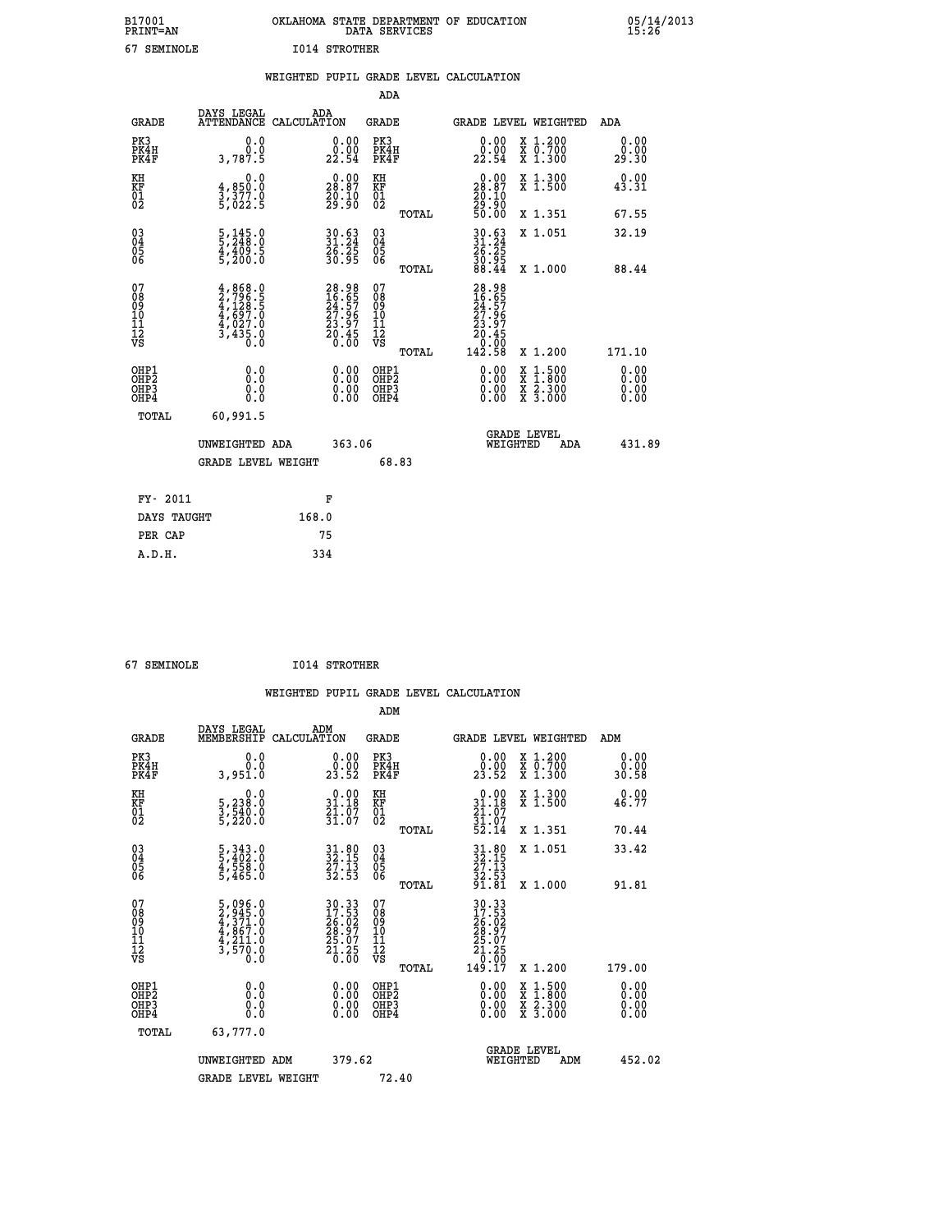B17001 PRINT=AN — OKLAHOMA STATE DEPARTMENT OF EDUCATION DATA SERVICES — 05/14/2013 15:26

67 SEMINOLE — I014 STROTHER

## WEIGHTED PUPIL GRADE LEVEL CALCULATION

### ADA

| GRADE | DAYS LEGAL ATTENDANCE | ADA CALCULATION | GRADE | GRADE LEVEL | WEIGHTED | ADA |
|---|---|---|---|---|---|---|
| PK3 | 0.0 | 0.00 | PK3 | 0.00 | X 1.200 | 0.00 |
| PK4H | 0.0 | 0.00 | PK4H | 0.00 | X 0.700 | 0.00 |
| PK4F | 3,787.5 | 22.54 | PK4F | 22.54 | X 1.300 | 29.30 |
| KH | 0.0 | 0.00 | KH | 0.00 | X 1.300 | 0.00 |
| KF | 4,850.0 | 28.87 | KF | 28.87 | X 1.500 | 43.31 |
| 01 | 3,377.0 | 20.10 | 01 | 20.10 | | |
| 02 | 5,022.5 | 29.90 | 02 | 29.90 | | |
| | | | TOTAL | 50.00 | X 1.351 | 67.55 |
| 03 | 5,145.0 | 30.63 | 03 | 30.63 | X 1.051 | 32.19 |
| 04 | 5,248.0 | 31.24 | 04 | 31.24 | | |
| 05 | 4,409.5 | 26.25 | 05 | 26.25 | | |
| 06 | 5,200.0 | 30.95 | 06 | 30.95 | | |
| | | | TOTAL | 88.44 | X 1.000 | 88.44 |
| 07 | 4,868.0 | 28.98 | 07 | 28.98 | | |
| 08 | 2,796.5 | 16.65 | 08 | 16.65 | | |
| 09 | 4,128.5 | 24.57 | 09 | 24.57 | | |
| 10 | 4,697.0 | 27.96 | 10 | 27.96 | | |
| 11 | 4,027.0 | 23.97 | 11 | 23.97 | | |
| 12 | 3,435.0 | 20.45 | 12 | 20.45 | | |
| VS | 0.0 | 0.00 | VS | 0.00 | | |
| | | | TOTAL | 142.58 | X 1.200 | 171.10 |
| OHP1 | 0.0 | 0.00 | OHP1 | 0.00 | X 1.500 | 0.00 |
| OHP2 | 0.0 | 0.00 | OHP2 | 0.00 | X 1.800 | 0.00 |
| OHP3 | 0.0 | 0.00 | OHP3 | 0.00 | X 2.300 | 0.00 |
| OHP4 | 0.0 | 0.00 | OHP4 | 0.00 | X 3.000 | 0.00 |
| TOTAL | 60,991.5 | | | | | |

UNWEIGHTED ADA 363.06 — GRADE LEVEL WEIGHTED ADA 431.89

GRADE LEVEL WEIGHT 68.83

| FY- 2011 | F |
|---|---|
| DAYS TAUGHT | 168.0 |
| PER CAP | 75 |
| A.D.H. | 334 |

67 SEMINOLE — I014 STROTHER

## WEIGHTED PUPIL GRADE LEVEL CALCULATION

### ADM

| GRADE | DAYS LEGAL MEMBERSHIP | ADM CALCULATION | GRADE | GRADE LEVEL | WEIGHTED | ADM |
|---|---|---|---|---|---|---|
| PK3 | 0.0 | 0.00 | PK3 | 0.00 | X 1.200 | 0.00 |
| PK4H | 0.0 | 0.00 | PK4H | 0.00 | X 0.700 | 0.00 |
| PK4F | 3,951.0 | 23.52 | PK4F | 23.52 | X 1.300 | 30.58 |
| KH | 0.0 | 0.00 | KH | 0.00 | X 1.300 | 0.00 |
| KF | 5,238.0 | 31.18 | KF | 31.18 | X 1.500 | 46.77 |
| 01 | 3,540.0 | 21.07 | 01 | 21.07 | | |
| 02 | 5,220.0 | 31.07 | 02 | 31.07 | | |
| | | | TOTAL | 52.14 | X 1.351 | 70.44 |
| 03 | 5,343.0 | 31.80 | 03 | 31.80 | X 1.051 | 33.42 |
| 04 | 5,402.0 | 32.15 | 04 | 32.15 | | |
| 05 | 4,558.0 | 27.13 | 05 | 27.13 | | |
| 06 | 5,465.0 | 32.53 | 06 | 32.53 | | |
| | | | TOTAL | 91.81 | X 1.000 | 91.81 |
| 07 | 5,096.0 | 30.33 | 07 | 30.33 | | |
| 08 | 2,945.0 | 17.53 | 08 | 17.53 | | |
| 09 | 4,371.0 | 26.02 | 09 | 26.02 | | |
| 10 | 4,867.0 | 28.97 | 10 | 28.97 | | |
| 11 | 4,211.0 | 25.07 | 11 | 25.07 | | |
| 12 | 3,570.0 | 21.25 | 12 | 21.25 | | |
| VS | 0.0 | 0.00 | VS | 0.00 | | |
| | | | TOTAL | 149.17 | X 1.200 | 179.00 |
| OHP1 | 0.0 | 0.00 | OHP1 | 0.00 | X 1.500 | 0.00 |
| OHP2 | 0.0 | 0.00 | OHP2 | 0.00 | X 1.800 | 0.00 |
| OHP3 | 0.0 | 0.00 | OHP3 | 0.00 | X 2.300 | 0.00 |
| OHP4 | 0.0 | 0.00 | OHP4 | 0.00 | X 3.000 | 0.00 |
| TOTAL | 63,777.0 | | | | | |

UNWEIGHTED ADM 379.62 — GRADE LEVEL WEIGHTED ADM 452.02

GRADE LEVEL WEIGHT 72.40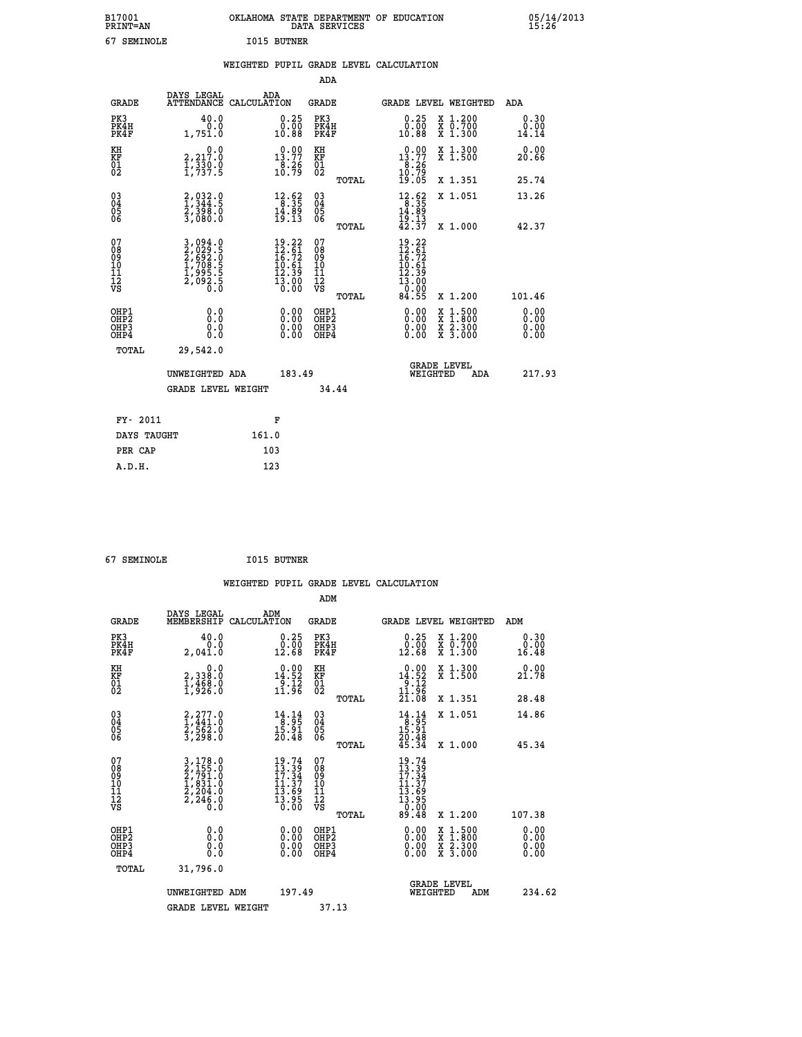B17001 OKLAHOMA STATE DEPARTMENT OF EDUCATION 05/14/2013
PRINT=AN DATA SERVICES 15:26

67 SEMINOLE I015 BUTNER

## WEIGHTED PUPIL GRADE LEVEL CALCULATION

### ADA

| GRADE | DAYS LEGAL ATTENDANCE | ADA CALCULATION | GRADE | GRADE LEVEL | WEIGHTED | ADA |
|---|---|---|---|---|---|---|
| PK3 | 40.0 | 0.25 | PK3 | 0.25 | X 1.200 | 0.30 |
| PK4H | 0.0 | 0.00 | PK4H | 0.00 | X 0.700 | 0.00 |
| PK4F | 1,751.0 | 10.88 | PK4F | 10.88 | X 1.300 | 14.14 |
| KH | 0.0 | 0.00 | KH | 0.00 | X 1.300 | 0.00 |
| KF | 2,217.0 | 13.77 | KF | 13.77 | X 1.500 | 20.66 |
| 01 | 1,330.0 | 8.26 | 01 | 8.26 | | |
| 02 | 1,737.5 | 10.79 | 02 | 10.79 | | |
| | | | TOTAL | 19.05 | X 1.351 | 25.74 |
| 03 | 2,032.0 | 12.62 | 03 | 12.62 | X 1.051 | 13.26 |
| 04 | 1,344.5 | 8.35 | 04 | 8.35 | | |
| 05 | 2,398.0 | 14.89 | 05 | 14.89 | | |
| 06 | 3,080.0 | 19.13 | 06 | 19.13 | | |
| | | | TOTAL | 42.37 | X 1.000 | 42.37 |
| 07 | 3,094.0 | 19.22 | 07 | 19.22 | | |
| 08 | 2,029.5 | 12.61 | 08 | 12.61 | | |
| 09 | 2,692.0 | 16.72 | 09 | 16.72 | | |
| 10 | 1,708.5 | 10.61 | 10 | 10.61 | | |
| 11 | 1,995.5 | 12.39 | 11 | 12.39 | | |
| 12 | 2,092.5 | 13.00 | 12 | 13.00 | | |
| VS | 0.0 | 0.00 | VS | 0.00 | | |
| | | | TOTAL | 84.55 | X 1.200 | 101.46 |
| OHP1 | 0.0 | 0.00 | OHP1 | 0.00 | X 1.500 | 0.00 |
| OHP2 | 0.0 | 0.00 | OHP2 | 0.00 | X 1.800 | 0.00 |
| OHP3 | 0.0 | 0.00 | OHP3 | 0.00 | X 2.300 | 0.00 |
| OHP4 | 0.0 | 0.00 | OHP4 | 0.00 | X 3.000 | 0.00 |
| TOTAL | 29,542.0 | | | | | |

UNWEIGHTED ADA 183.49 GRADE LEVEL WEIGHTED ADA 217.93

GRADE LEVEL WEIGHT 34.44

| FY- 2011 | F |
|---|---|
| DAYS TAUGHT | 161.0 |
| PER CAP | 103 |
| A.D.H. | 123 |

67 SEMINOLE I015 BUTNER

## WEIGHTED PUPIL GRADE LEVEL CALCULATION

### ADM

| GRADE | DAYS LEGAL MEMBERSHIP | ADM CALCULATION | GRADE | GRADE LEVEL | WEIGHTED | ADM |
|---|---|---|---|---|---|---|
| PK3 | 40.0 | 0.25 | PK3 | 0.25 | X 1.200 | 0.30 |
| PK4H | 0.0 | 0.00 | PK4H | 0.00 | X 0.700 | 0.00 |
| PK4F | 2,041.0 | 12.68 | PK4F | 12.68 | X 1.300 | 16.48 |
| KH | 0.0 | 0.00 | KH | 0.00 | X 1.300 | 0.00 |
| KF | 2,338.0 | 14.52 | KF | 14.52 | X 1.500 | 21.78 |
| 01 | 1,468.0 | 9.12 | 01 | 9.12 | | |
| 02 | 1,926.0 | 11.96 | 02 | 11.96 | | |
| | | | TOTAL | 21.08 | X 1.351 | 28.48 |
| 03 | 2,277.0 | 14.14 | 03 | 14.14 | X 1.051 | 14.86 |
| 04 | 1,441.0 | 8.95 | 04 | 8.95 | | |
| 05 | 2,562.0 | 15.91 | 05 | 15.91 | | |
| 06 | 3,298.0 | 20.48 | 06 | 20.48 | | |
| | | | TOTAL | 45.34 | X 1.000 | 45.34 |
| 07 | 3,178.0 | 19.74 | 07 | 19.74 | | |
| 08 | 2,155.0 | 13.39 | 08 | 13.39 | | |
| 09 | 2,791.0 | 17.34 | 09 | 17.34 | | |
| 10 | 1,831.0 | 11.37 | 10 | 11.37 | | |
| 11 | 2,204.0 | 13.69 | 11 | 13.69 | | |
| 12 | 2,246.0 | 13.95 | 12 | 13.95 | | |
| VS | 0.0 | 0.00 | VS | 0.00 | | |
| | | | TOTAL | 89.48 | X 1.200 | 107.38 |
| OHP1 | 0.0 | 0.00 | OHP1 | 0.00 | X 1.500 | 0.00 |
| OHP2 | 0.0 | 0.00 | OHP2 | 0.00 | X 1.800 | 0.00 |
| OHP3 | 0.0 | 0.00 | OHP3 | 0.00 | X 2.300 | 0.00 |
| OHP4 | 0.0 | 0.00 | OHP4 | 0.00 | X 3.000 | 0.00 |
| TOTAL | 31,796.0 | | | | | |

UNWEIGHTED ADM 197.49 GRADE LEVEL WEIGHTED ADM 234.62

GRADE LEVEL WEIGHT 37.13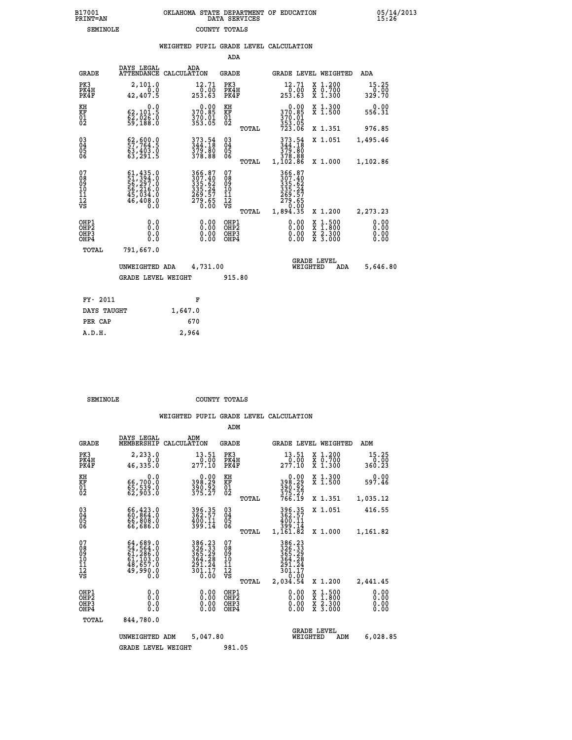B17001 PRINT=AN — OKLAHOMA STATE DEPARTMENT OF EDUCATION DATA SERVICES — 05/14/2013 15:26

SEMINOLE — COUNTY TOTALS

### WEIGHTED PUPIL GRADE LEVEL CALCULATION

ADA

| GRADE | DAYS LEGAL ATTENDANCE | ADA CALCULATION | GRADE | | GRADE LEVEL | WEIGHTED | ADA |
|---|---|---|---|---|---|---|---|
| PK3 | 2,101.0 | 12.71 | PK3 | | 12.71 | X 1.200 | 15.25 |
| PK4H | 0.0 | 0.00 | PK4H | | 0.00 | X 0.700 | 0.00 |
| PK4F | 42,407.5 | 253.63 | PK4F | | 253.63 | X 1.300 | 329.70 |
| KH | 0.0 | 0.00 | KH | | 0.00 | X 1.300 | 0.00 |
| KF | 62,101.5 | 370.85 | KF | | 370.85 | X 1.500 | 556.31 |
| 01 | 62,026.0 | 370.01 | 01 | | 370.01 | | |
| 02 | 59,188.0 | 353.05 | 02 | | 353.05 | | |
| | | | | TOTAL | 723.06 | X 1.351 | 976.85 |
| 03 | 62,600.0 | 373.54 | 03 | | 373.54 | X 1.051 | 1,495.46 |
| 04 | 57,764.5 | 344.18 | 04 | | 344.18 | | |
| 05 | 63,403.0 | 379.80 | 05 | | 379.80 | | |
| 06 | 63,291.5 | 378.88 | 06 | | 378.88 | | |
| | | | | TOTAL | 1,102.86 | X 1.000 | 1,102.86 |
| 07 | 61,435.0 | 366.87 | 07 | | 366.87 | | |
| 08 | 51,394.0 | 307.40 | 08 | | 307.40 | | |
| 09 | 56,297.0 | 335.62 | 09 | | 335.62 | | |
| 10 | 56,216.0 | 335.24 | 10 | | 335.24 | | |
| 11 | 45,034.0 | 269.57 | 11 | | 269.57 | | |
| 12 | 46,408.0 | 279.65 | 12 | | 279.65 | | |
| VS | 0.0 | 0.00 | VS | | 0.00 | | |
| | | | | TOTAL | 1,894.35 | X 1.200 | 2,273.23 |
| OHP1 | 0.0 | 0.00 | OHP1 | | 0.00 | X 1.500 | 0.00 |
| OHP2 | 0.0 | 0.00 | OHP2 | | 0.00 | X 1.800 | 0.00 |
| OHP3 | 0.0 | 0.00 | OHP3 | | 0.00 | X 2.300 | 0.00 |
| OHP4 | 0.0 | 0.00 | OHP4 | | 0.00 | X 3.000 | 0.00 |
| TOTAL | 791,667.0 | | | | | | |

UNWEIGHTED ADA 4,731.00 — GRADE LEVEL WEIGHTED ADA 5,646.80

GRADE LEVEL WEIGHT 915.80

| FY- 2011 | F |
|---|---|
| DAYS TAUGHT | 1,647.0 |
| PER CAP | 670 |
| A.D.H. | 2,964 |

SEMINOLE — COUNTY TOTALS

### WEIGHTED PUPIL GRADE LEVEL CALCULATION

ADM

| GRADE | DAYS LEGAL MEMBERSHIP | ADM CALCULATION | GRADE | | GRADE LEVEL | WEIGHTED | ADM |
|---|---|---|---|---|---|---|---|
| PK3 | 2,233.0 | 13.51 | PK3 | | 13.51 | X 1.200 | 15.25 |
| PK4H | 0.0 | 0.00 | PK4H | | 0.00 | X 0.700 | 0.00 |
| PK4F | 46,335.0 | 277.10 | PK4F | | 277.10 | X 1.300 | 360.23 |
| KH | 0.0 | 0.00 | KH | | 0.00 | X 1.300 | 0.00 |
| KF | 66,700.0 | 398.29 | KF | | 398.29 | X 1.500 | 597.46 |
| 01 | 65,539.0 | 390.92 | 01 | | 390.92 | | |
| 02 | 62,903.0 | 375.27 | 02 | | 375.27 | | |
| | | | | TOTAL | 766.19 | X 1.351 | 1,035.12 |
| 03 | 66,423.0 | 396.35 | 03 | | 396.35 | X 1.051 | 416.55 |
| 04 | 60,864.0 | 362.57 | 04 | | 362.57 | | |
| 05 | 66,808.0 | 400.11 | 05 | | 400.11 | | |
| 06 | 66,686.0 | 399.14 | 06 | | 399.14 | | |
| | | | | TOTAL | 1,161.82 | X 1.000 | 1,161.82 |
| 07 | 64,689.0 | 386.23 | 07 | | 386.23 | | |
| 08 | 54,564.0 | 326.33 | 08 | | 326.33 | | |
| 09 | 61,286.0 | 365.29 | 09 | | 365.29 | | |
| 10 | 61,103.0 | 364.28 | 10 | | 364.28 | | |
| 11 | 48,657.0 | 291.24 | 11 | | 291.24 | | |
| 12 | 49,990.0 | 301.17 | 12 | | 301.17 | | |
| VS | 0.0 | 0.00 | VS | | 0.00 | | |
| | | | | TOTAL | 2,034.54 | X 1.200 | 2,441.45 |
| OHP1 | 0.0 | 0.00 | OHP1 | | 0.00 | X 1.500 | 0.00 |
| OHP2 | 0.0 | 0.00 | OHP2 | | 0.00 | X 1.800 | 0.00 |
| OHP3 | 0.0 | 0.00 | OHP3 | | 0.00 | X 2.300 | 0.00 |
| OHP4 | 0.0 | 0.00 | OHP4 | | 0.00 | X 3.000 | 0.00 |
| TOTAL | 844,780.0 | | | | | | |

UNWEIGHTED ADM 5,047.80 — GRADE LEVEL WEIGHTED ADM 6,028.85

GRADE LEVEL WEIGHT 981.05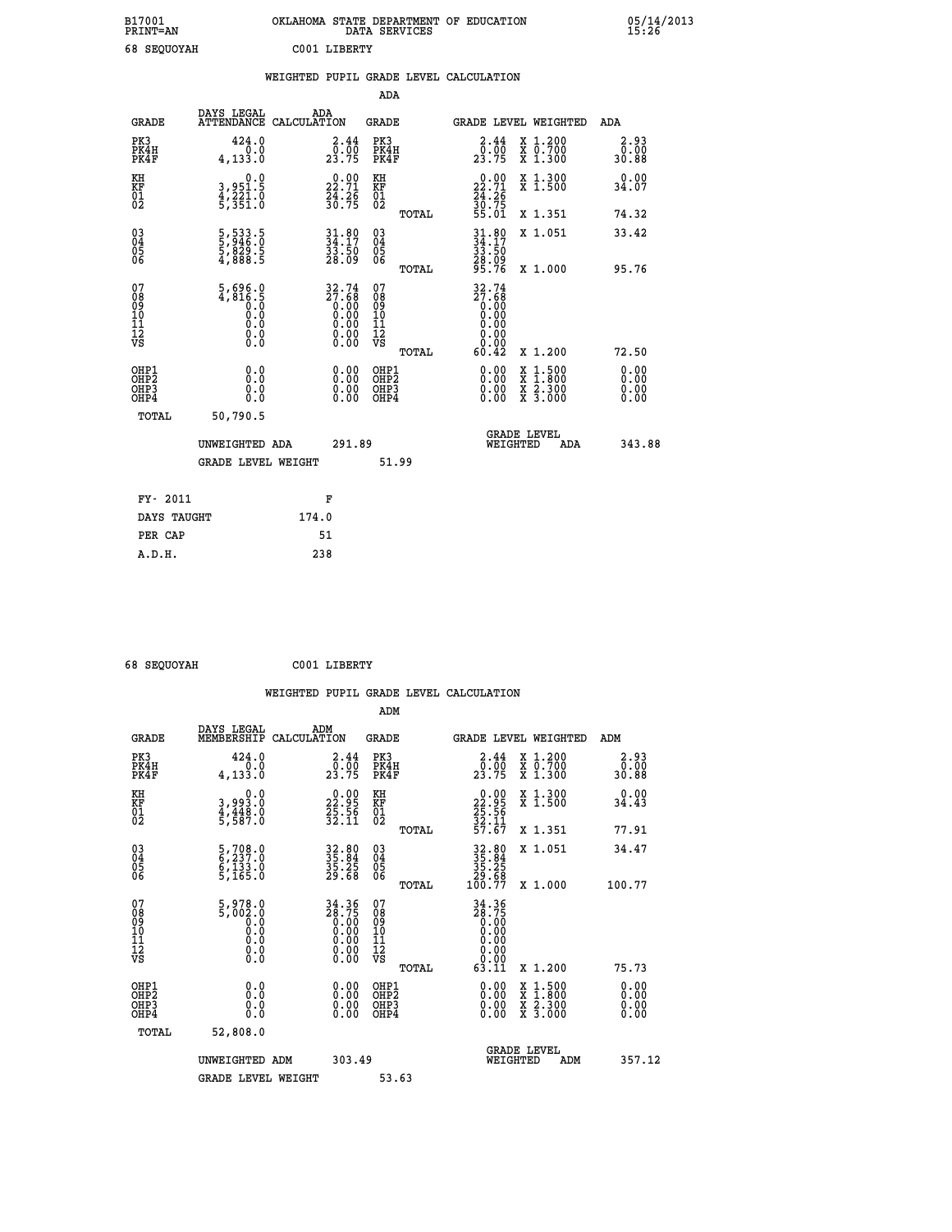B17001 OKLAHOMA STATE DEPARTMENT OF EDUCATION 05/14/2013
PRINT=AN DATA SERVICES 15:26

68 SEQUOYAH C001 LIBERTY

## WEIGHTED PUPIL GRADE LEVEL CALCULATION

### ADA

| GRADE | DAYS LEGAL ATTENDANCE | ADA CALCULATION | GRADE | GRADE LEVEL | WEIGHTED | ADA |
|---|---|---|---|---|---|---|
| PK3 | 424.0 | 2.44 | PK3 | 2.44 | X 1.200 | 2.93 |
| PK4H | 0.0 | 0.00 | PK4H | 0.00 | X 0.700 | 0.00 |
| PK4F | 4,133.0 | 23.75 | PK4F | 23.75 | X 1.300 | 30.88 |
| KH | 0.0 | 0.00 | KH | 0.00 | X 1.300 | 0.00 |
| KF | 3,951.5 | 22.71 | KF | 22.71 | X 1.500 | 34.07 |
| 01 | 4,221.0 | 24.26 | 01 | 24.26 | | |
| 02 | 5,351.0 | 30.75 | 02 | 30.75 | | |
| | | | TOTAL | 55.01 | X 1.351 | 74.32 |
| 03 | 5,533.5 | 31.80 | 03 | 31.80 | X 1.051 | 33.42 |
| 04 | 5,946.0 | 34.17 | 04 | 34.17 | | |
| 05 | 5,829.5 | 33.50 | 05 | 33.50 | | |
| 06 | 4,888.5 | 28.09 | 06 | 28.09 | | |
| | | | TOTAL | 95.76 | X 1.000 | 95.76 |
| 07 | 5,696.0 | 32.74 | 07 | 32.74 | | |
| 08 | 4,816.5 | 27.68 | 08 | 27.68 | | |
| 09 | 0.0 | 0.00 | 09 | 0.00 | | |
| 10 | 0.0 | 0.00 | 10 | 0.00 | | |
| 11 | 0.0 | 0.00 | 11 | 0.00 | | |
| 12 | 0.0 | 0.00 | 12 | 0.00 | | |
| VS | 0.0 | 0.00 | VS | 0.00 | | |
| | | | TOTAL | 60.42 | X 1.200 | 72.50 |
| OHP1 | 0.0 | 0.00 | OHP1 | 0.00 | X 1.500 | 0.00 |
| OHP2 | 0.0 | 0.00 | OHP2 | 0.00 | X 1.800 | 0.00 |
| OHP3 | 0.0 | 0.00 | OHP3 | 0.00 | X 2.300 | 0.00 |
| OHP4 | 0.0 | 0.00 | OHP4 | 0.00 | X 3.000 | 0.00 |
| TOTAL | 50,790.5 | | | | | |

UNWEIGHTED ADA 291.89 GRADE LEVEL WEIGHTED ADA 343.88

GRADE LEVEL WEIGHT 51.99

| FY- 2011 | F |
|---|---|
| DAYS TAUGHT | 174.0 |
| PER CAP | 51 |
| A.D.H. | 238 |

68 SEQUOYAH C001 LIBERTY

## WEIGHTED PUPIL GRADE LEVEL CALCULATION

### ADM

| GRADE | DAYS LEGAL MEMBERSHIP | ADM CALCULATION | GRADE | GRADE LEVEL | WEIGHTED | ADM |
|---|---|---|---|---|---|---|
| PK3 | 424.0 | 2.44 | PK3 | 2.44 | X 1.200 | 2.93 |
| PK4H | 0.0 | 0.00 | PK4H | 0.00 | X 0.700 | 0.00 |
| PK4F | 4,133.0 | 23.75 | PK4F | 23.75 | X 1.300 | 30.88 |
| KH | 0.0 | 0.00 | KH | 0.00 | X 1.300 | 0.00 |
| KF | 3,993.0 | 22.95 | KF | 22.95 | X 1.500 | 34.43 |
| 01 | 4,448.0 | 25.56 | 01 | 25.56 | | |
| 02 | 5,587.0 | 32.11 | 02 | 32.11 | | |
| | | | TOTAL | 57.67 | X 1.351 | 77.91 |
| 03 | 5,708.0 | 32.80 | 03 | 32.80 | X 1.051 | 34.47 |
| 04 | 6,237.0 | 35.84 | 04 | 35.84 | | |
| 05 | 6,133.0 | 35.25 | 05 | 35.25 | | |
| 06 | 5,165.0 | 29.68 | 06 | 29.68 | | |
| | | | TOTAL | 100.77 | X 1.000 | 100.77 |
| 07 | 5,978.0 | 34.36 | 07 | 34.36 | | |
| 08 | 5,002.0 | 28.75 | 08 | 28.75 | | |
| 09 | 0.0 | 0.00 | 09 | 0.00 | | |
| 10 | 0.0 | 0.00 | 10 | 0.00 | | |
| 11 | 0.0 | 0.00 | 11 | 0.00 | | |
| 12 | 0.0 | 0.00 | 12 | 0.00 | | |
| VS | 0.0 | 0.00 | VS | 0.00 | | |
| | | | TOTAL | 63.11 | X 1.200 | 75.73 |
| OHP1 | 0.0 | 0.00 | OHP1 | 0.00 | X 1.500 | 0.00 |
| OHP2 | 0.0 | 0.00 | OHP2 | 0.00 | X 1.800 | 0.00 |
| OHP3 | 0.0 | 0.00 | OHP3 | 0.00 | X 2.300 | 0.00 |
| OHP4 | 0.0 | 0.00 | OHP4 | 0.00 | X 3.000 | 0.00 |
| TOTAL | 52,808.0 | | | | | |

UNWEIGHTED ADM 303.49 GRADE LEVEL WEIGHTED ADM 357.12

GRADE LEVEL WEIGHT 53.63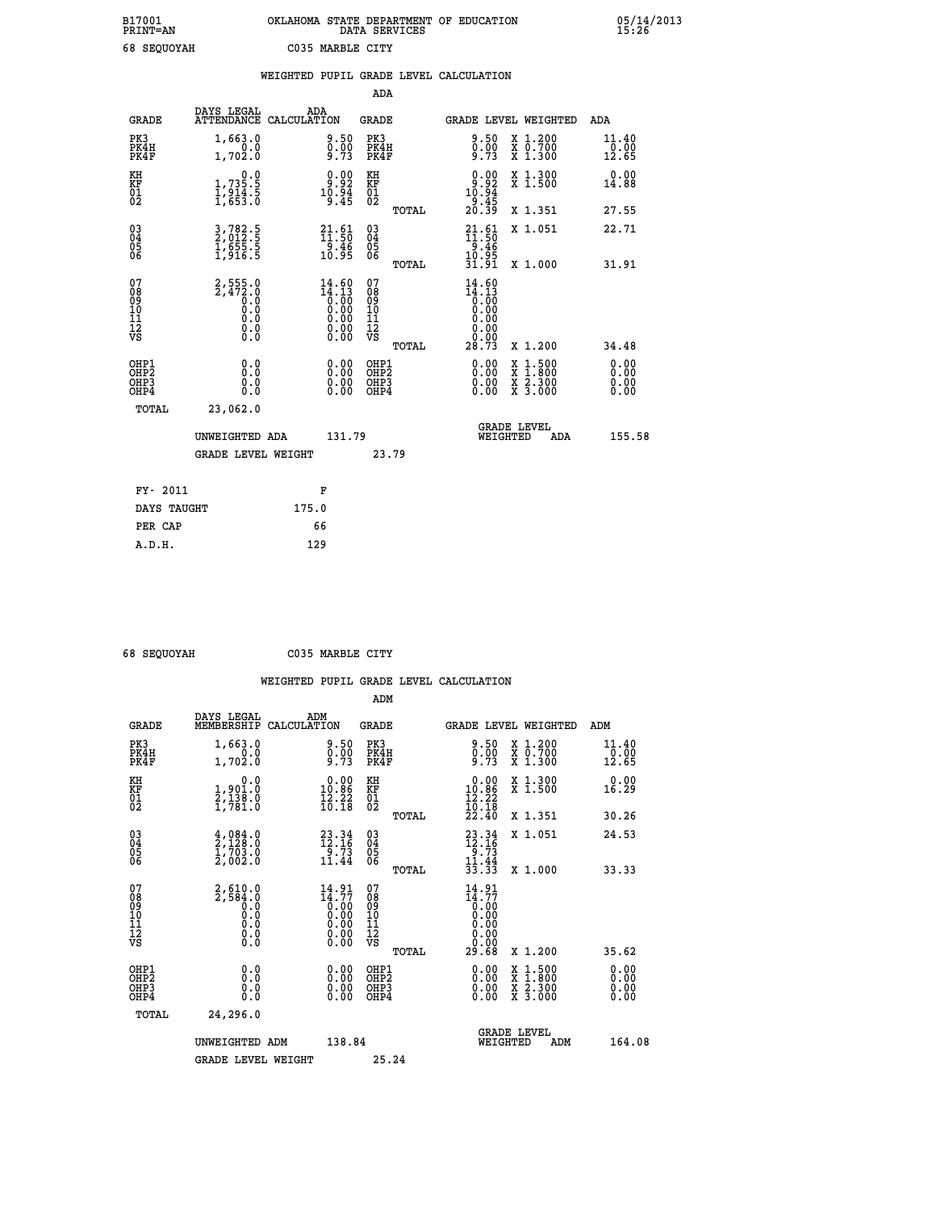B17001 OKLAHOMA STATE DEPARTMENT OF EDUCATION 05/14/2013
PRINT=AN DATA SERVICES 15:26

68 SEQUOYAH C035 MARBLE CITY

## WEIGHTED PUPIL GRADE LEVEL CALCULATION

### ADA

| GRADE | DAYS LEGAL ATTENDANCE | ADA CALCULATION | GRADE | GRADE LEVEL | WEIGHTED | ADA |
|---|---|---|---|---|---|---|
| PK3 | 1,663.0 | 9.50 | PK3 | 9.50 | X 1.200 | 11.40 |
| PK4H | 0.0 | 0.00 | PK4H | 0.00 | X 0.700 | 0.00 |
| PK4F | 1,702.0 | 9.73 | PK4F | 9.73 | X 1.300 | 12.65 |
| KH | 0.0 | 0.00 | KH | 0.00 | X 1.300 | 0.00 |
| KF | 1,735.5 | 9.92 | KF | 9.92 | X 1.500 | 14.88 |
| 01 | 1,914.5 | 10.94 | 01 | 10.94 | | |
| 02 | 1,653.0 | 9.45 | 02 | 9.45 | | |
| | | | TOTAL | 20.39 | X 1.351 | 27.55 |
| 03 | 3,782.5 | 21.61 | 03 | 21.61 | X 1.051 | 22.71 |
| 04 | 2,012.5 | 11.50 | 04 | 11.50 | | |
| 05 | 1,655.5 | 9.46 | 05 | 9.46 | | |
| 06 | 1,916.5 | 10.95 | 06 | 10.95 | | |
| | | | TOTAL | 31.91 | X 1.000 | 31.91 |
| 07 | 2,555.0 | 14.60 | 07 | 14.60 | | |
| 08 | 2,472.0 | 14.13 | 08 | 14.13 | | |
| 09 | 0.0 | 0.00 | 09 | 0.00 | | |
| 10 | 0.0 | 0.00 | 10 | 0.00 | | |
| 11 | 0.0 | 0.00 | 11 | 0.00 | | |
| 12 | 0.0 | 0.00 | 12 | 0.00 | | |
| VS | 0.0 | 0.00 | VS | 0.00 | | |
| | | | TOTAL | 28.73 | X 1.200 | 34.48 |
| OHP1 | 0.0 | 0.00 | OHP1 | 0.00 | X 1.500 | 0.00 |
| OHP2 | 0.0 | 0.00 | OHP2 | 0.00 | X 1.800 | 0.00 |
| OHP3 | 0.0 | 0.00 | OHP3 | 0.00 | X 2.300 | 0.00 |
| OHP4 | 0.0 | 0.00 | OHP4 | 0.00 | X 3.000 | 0.00 |
| TOTAL | 23,062.0 | | | | | |

UNWEIGHTED ADA 131.79 GRADE LEVEL WEIGHTED ADA 155.58

GRADE LEVEL WEIGHT 23.79

| FY- 2011 | F |
|---|---|
| DAYS TAUGHT | 175.0 |
| PER CAP | 66 |
| A.D.H. | 129 |

68 SEQUOYAH C035 MARBLE CITY

## WEIGHTED PUPIL GRADE LEVEL CALCULATION

### ADM

| GRADE | DAYS LEGAL MEMBERSHIP | ADM CALCULATION | GRADE | GRADE LEVEL | WEIGHTED | ADM |
|---|---|---|---|---|---|---|
| PK3 | 1,663.0 | 9.50 | PK3 | 9.50 | X 1.200 | 11.40 |
| PK4H | 0.0 | 0.00 | PK4H | 0.00 | X 0.700 | 0.00 |
| PK4F | 1,702.0 | 9.73 | PK4F | 9.73 | X 1.300 | 12.65 |
| KH | 0.0 | 0.00 | KH | 0.00 | X 1.300 | 0.00 |
| KF | 1,901.0 | 10.86 | KF | 10.86 | X 1.500 | 16.29 |
| 01 | 2,138.0 | 12.22 | 01 | 12.22 | | |
| 02 | 1,781.0 | 10.18 | 02 | 10.18 | | |
| | | | TOTAL | 22.40 | X 1.351 | 30.26 |
| 03 | 4,084.0 | 23.34 | 03 | 23.34 | X 1.051 | 24.53 |
| 04 | 2,128.0 | 12.16 | 04 | 12.16 | | |
| 05 | 1,703.0 | 9.73 | 05 | 9.73 | | |
| 06 | 2,002.0 | 11.44 | 06 | 11.44 | | |
| | | | TOTAL | 33.33 | X 1.000 | 33.33 |
| 07 | 2,610.0 | 14.91 | 07 | 14.91 | | |
| 08 | 2,584.0 | 14.77 | 08 | 14.77 | | |
| 09 | 0.0 | 0.00 | 09 | 0.00 | | |
| 10 | 0.0 | 0.00 | 10 | 0.00 | | |
| 11 | 0.0 | 0.00 | 11 | 0.00 | | |
| 12 | 0.0 | 0.00 | 12 | 0.00 | | |
| VS | 0.0 | 0.00 | VS | 0.00 | | |
| | | | TOTAL | 29.68 | X 1.200 | 35.62 |
| OHP1 | 0.0 | 0.00 | OHP1 | 0.00 | X 1.500 | 0.00 |
| OHP2 | 0.0 | 0.00 | OHP2 | 0.00 | X 1.800 | 0.00 |
| OHP3 | 0.0 | 0.00 | OHP3 | 0.00 | X 2.300 | 0.00 |
| OHP4 | 0.0 | 0.00 | OHP4 | 0.00 | X 3.000 | 0.00 |
| TOTAL | 24,296.0 | | | | | |

UNWEIGHTED ADM 138.84 GRADE LEVEL WEIGHTED ADM 164.08

GRADE LEVEL WEIGHT 25.24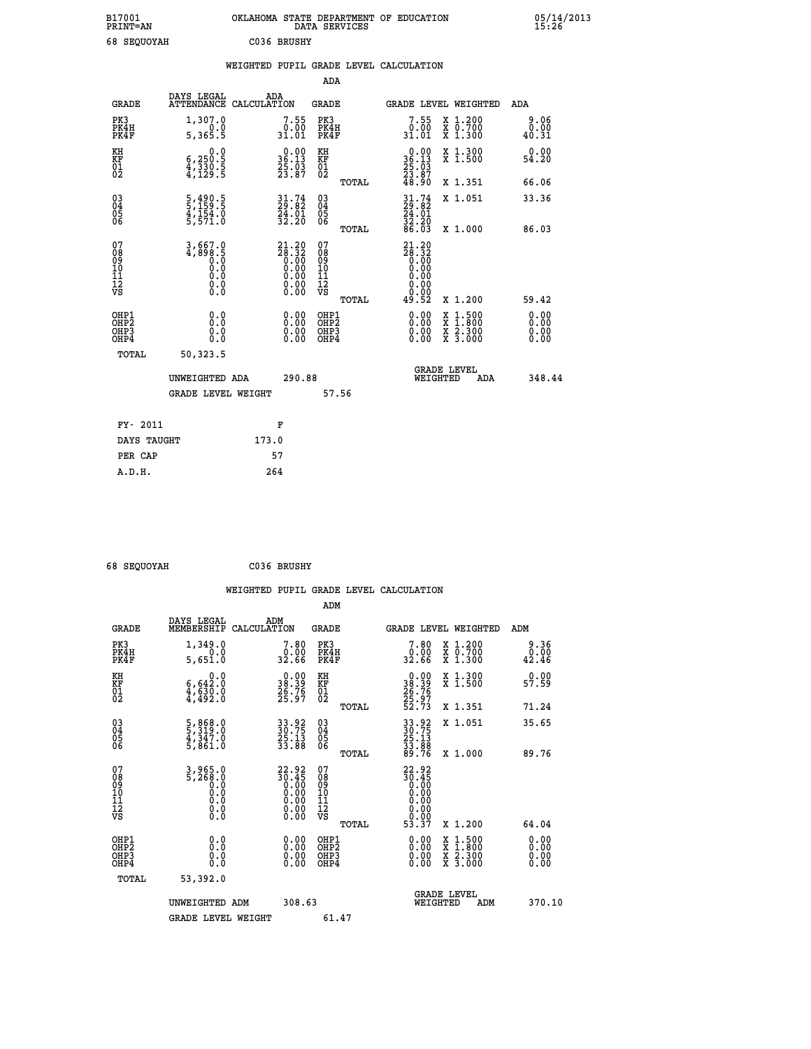B17001 OKLAHOMA STATE DEPARTMENT OF EDUCATION 05/14/2013
PRINT=AN DATA SERVICES 15:26

68 SEQUOYAH C036 BRUSHY

WEIGHTED PUPIL GRADE LEVEL CALCULATION

ADA

| GRADE | DAYS LEGAL ATTENDANCE | ADA CALCULATION | GRADE | GRADE LEVEL | WEIGHTED | ADA |
|---|---|---|---|---|---|---|
| PK3 | 1,307.0 | 7.55 | PK3 | 7.55 | X 1.200 | 9.06 |
| PK4H | 0.0 | 0.00 | PK4H | 0.00 | X 0.700 | 0.00 |
| PK4F | 5,365.5 | 31.01 | PK4F | 31.01 | X 1.300 | 40.31 |
| KH | 0.0 | 0.00 | KH | 0.00 | X 1.300 | 0.00 |
| KF | 6,250.5 | 36.13 | KF | 36.13 | X 1.500 | 54.20 |
| 01 | 4,330.5 | 25.03 | 01 | 25.03 | | |
| 02 | 4,129.5 | 23.87 | 02 | 23.87 | | |
| | | | TOTAL | 48.90 | X 1.351 | 66.06 |
| 03 | 5,490.5 | 31.74 | 03 | 31.74 | X 1.051 | 33.36 |
| 04 | 5,159.5 | 29.82 | 04 | 29.82 | | |
| 05 | 4,154.0 | 24.01 | 05 | 24.01 | | |
| 06 | 5,571.0 | 32.20 | 06 | 32.20 | | |
| | | | TOTAL | 86.03 | X 1.000 | 86.03 |
| 07 | 3,667.0 | 21.20 | 07 | 21.20 | | |
| 08 | 4,898.5 | 28.32 | 08 | 28.32 | | |
| 09 | 0.0 | 0.00 | 09 | 0.00 | | |
| 10 | 0.0 | 0.00 | 10 | 0.00 | | |
| 11 | 0.0 | 0.00 | 11 | 0.00 | | |
| 12 | 0.0 | 0.00 | 12 | 0.00 | | |
| VS | 0.0 | 0.00 | VS | 0.00 | | |
| | | | TOTAL | 49.52 | X 1.200 | 59.42 |
| OHP1 | 0.0 | 0.00 | OHP1 | 0.00 | X 1.500 | 0.00 |
| OHP2 | 0.0 | 0.00 | OHP2 | 0.00 | X 1.800 | 0.00 |
| OHP3 | 0.0 | 0.00 | OHP3 | 0.00 | X 2.300 | 0.00 |
| OHP4 | 0.0 | 0.00 | OHP4 | 0.00 | X 3.000 | 0.00 |
| TOTAL | 50,323.5 | | | | | |

UNWEIGHTED ADA 290.88 GRADE LEVEL WEIGHTED ADA 348.44

GRADE LEVEL WEIGHT 57.56

| FY- 2011 | F |
|---|---|
| DAYS TAUGHT | 173.0 |
| PER CAP | 57 |
| A.D.H. | 264 |

68 SEQUOYAH C036 BRUSHY

WEIGHTED PUPIL GRADE LEVEL CALCULATION

ADM

| GRADE | DAYS LEGAL MEMBERSHIP | ADM CALCULATION | GRADE | GRADE LEVEL | WEIGHTED | ADM |
|---|---|---|---|---|---|---|
| PK3 | 1,349.0 | 7.80 | PK3 | 7.80 | X 1.200 | 9.36 |
| PK4H | 0.0 | 0.00 | PK4H | 0.00 | X 0.700 | 0.00 |
| PK4F | 5,651.0 | 32.66 | PK4F | 32.66 | X 1.300 | 42.46 |
| KH | 0.0 | 0.00 | KH | 0.00 | X 1.300 | 0.00 |
| KF | 6,642.0 | 38.39 | KF | 38.39 | X 1.500 | 57.59 |
| 01 | 4,630.0 | 26.76 | 01 | 26.76 | | |
| 02 | 4,492.0 | 25.97 | 02 | 25.97 | | |
| | | | TOTAL | 52.73 | X 1.351 | 71.24 |
| 03 | 5,868.0 | 33.92 | 03 | 33.92 | X 1.051 | 35.65 |
| 04 | 5,319.0 | 30.75 | 04 | 30.75 | | |
| 05 | 4,347.0 | 25.13 | 05 | 25.13 | | |
| 06 | 5,861.0 | 33.88 | 06 | 33.88 | | |
| | | | TOTAL | 89.76 | X 1.000 | 89.76 |
| 07 | 3,965.0 | 22.92 | 07 | 22.92 | | |
| 08 | 5,268.0 | 30.45 | 08 | 30.45 | | |
| 09 | 0.0 | 0.00 | 09 | 0.00 | | |
| 10 | 0.0 | 0.00 | 10 | 0.00 | | |
| 11 | 0.0 | 0.00 | 11 | 0.00 | | |
| 12 | 0.0 | 0.00 | 12 | 0.00 | | |
| VS | 0.0 | 0.00 | VS | 0.00 | | |
| | | | TOTAL | 53.37 | X 1.200 | 64.04 |
| OHP1 | 0.0 | 0.00 | OHP1 | 0.00 | X 1.500 | 0.00 |
| OHP2 | 0.0 | 0.00 | OHP2 | 0.00 | X 1.800 | 0.00 |
| OHP3 | 0.0 | 0.00 | OHP3 | 0.00 | X 2.300 | 0.00 |
| OHP4 | 0.0 | 0.00 | OHP4 | 0.00 | X 3.000 | 0.00 |
| TOTAL | 53,392.0 | | | | | |

UNWEIGHTED ADM 308.63 GRADE LEVEL WEIGHTED ADM 370.10

GRADE LEVEL WEIGHT 61.47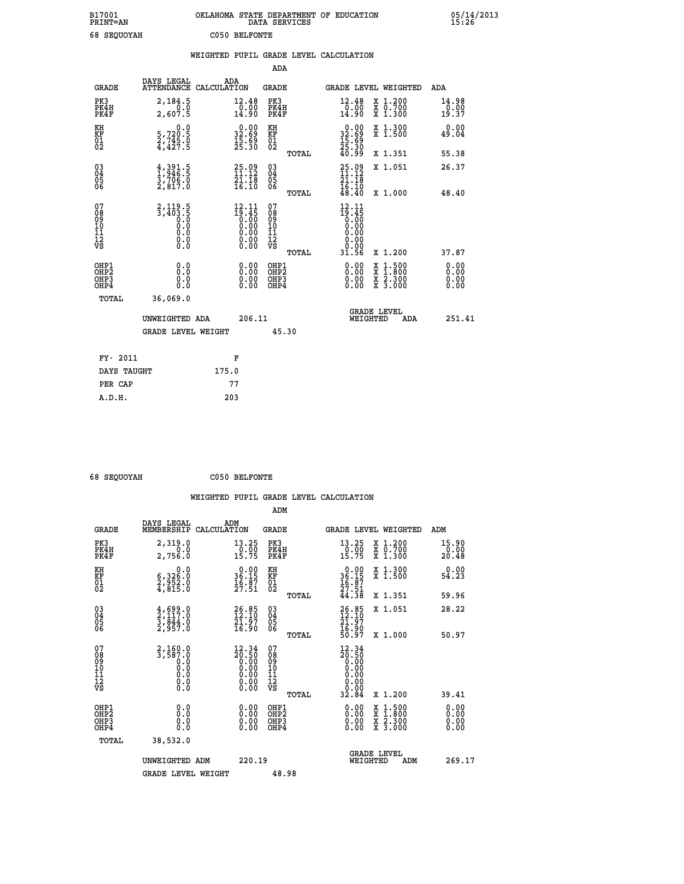B17001 OKLAHOMA STATE DEPARTMENT OF EDUCATION 05/14/2013
PRINT=AN DATA SERVICES 15:26

68 SEQUOYAH C050 BELFONTE

WEIGHTED PUPIL GRADE LEVEL CALCULATION

ADA

| GRADE | DAYS LEGAL ATTENDANCE | ADA CALCULATION | GRADE | GRADE LEVEL | WEIGHTED | ADA |
|---|---|---|---|---|---|---|
| PK3 | 2,184.5 | 12.48 | PK3 | 12.48 | X 1.200 | 14.98 |
| PK4H | 0.0 | 0.00 | PK4H | 0.00 | X 0.700 | 0.00 |
| PK4F | 2,607.5 | 14.90 | PK4F | 14.90 | X 1.300 | 19.37 |
| KH | 0.0 | 0.00 | KH | 0.00 | X 1.300 | 0.00 |
| KF | 5,720.5 | 32.69 | KF | 32.69 | X 1.500 | 49.04 |
| 01 | 2,745.0 | 15.69 | 01 | 15.69 | | |
| 02 | 4,427.5 | 25.30 | 02 | 25.30 | | |
| | | | TOTAL | 40.99 | X 1.351 | 55.38 |
| 03 | 4,391.5 | 25.09 | 03 | 25.09 | X 1.051 | 26.37 |
| 04 | 1,946.5 | 11.12 | 04 | 11.12 | | |
| 05 | 3,706.0 | 21.18 | 05 | 21.18 | | |
| 06 | 2,817.0 | 16.10 | 06 | 16.10 | | |
| | | | TOTAL | 48.40 | X 1.000 | 48.40 |
| 07 | 2,119.5 | 12.11 | 07 | 12.11 | | |
| 08 | 3,403.5 | 19.45 | 08 | 19.45 | | |
| 09 | 0.0 | 0.00 | 09 | 0.00 | | |
| 10 | 0.0 | 0.00 | 10 | 0.00 | | |
| 11 | 0.0 | 0.00 | 11 | 0.00 | | |
| 12 | 0.0 | 0.00 | 12 | 0.00 | | |
| VS | 0.0 | 0.00 | VS | 0.00 | | |
| | | | TOTAL | 31.56 | X 1.200 | 37.87 |
| OHP1 | 0.0 | 0.00 | OHP1 | 0.00 | X 1.500 | 0.00 |
| OHP2 | 0.0 | 0.00 | OHP2 | 0.00 | X 1.800 | 0.00 |
| OHP3 | 0.0 | 0.00 | OHP3 | 0.00 | X 2.300 | 0.00 |
| OHP4 | 0.0 | 0.00 | OHP4 | 0.00 | X 3.000 | 0.00 |
| TOTAL | 36,069.0 | | | | | |

UNWEIGHTED ADA 206.11 GRADE LEVEL WEIGHTED ADA 251.41

GRADE LEVEL WEIGHT 45.30

| FY- 2011 | F |
|---|---|
| DAYS TAUGHT | 175.0 |
| PER CAP | 77 |
| A.D.H. | 203 |

68 SEQUOYAH C050 BELFONTE

WEIGHTED PUPIL GRADE LEVEL CALCULATION

ADM

| GRADE | DAYS LEGAL MEMBERSHIP | ADM CALCULATION | GRADE | GRADE LEVEL | WEIGHTED | ADM |
|---|---|---|---|---|---|---|
| PK3 | 2,319.0 | 13.25 | PK3 | 13.25 | X 1.200 | 15.90 |
| PK4H | 0.0 | 0.00 | PK4H | 0.00 | X 0.700 | 0.00 |
| PK4F | 2,756.0 | 15.75 | PK4F | 15.75 | X 1.300 | 20.48 |
| KH | 0.0 | 0.00 | KH | 0.00 | X 1.300 | 0.00 |
| KF | 6,326.0 | 36.15 | KF | 36.15 | X 1.500 | 54.23 |
| 01 | 2,952.0 | 16.87 | 01 | 16.87 | | |
| 02 | 4,815.0 | 27.51 | 02 | 27.51 | | |
| | | | TOTAL | 44.38 | X 1.351 | 59.96 |
| 03 | 4,699.0 | 26.85 | 03 | 26.85 | X 1.051 | 28.22 |
| 04 | 2,117.0 | 12.10 | 04 | 12.10 | | |
| 05 | 3,844.0 | 21.97 | 05 | 21.97 | | |
| 06 | 2,957.0 | 16.90 | 06 | 16.90 | | |
| | | | TOTAL | 50.97 | X 1.000 | 50.97 |
| 07 | 2,160.0 | 12.34 | 07 | 12.34 | | |
| 08 | 3,587.0 | 20.50 | 08 | 20.50 | | |
| 09 | 0.0 | 0.00 | 09 | 0.00 | | |
| 10 | 0.0 | 0.00 | 10 | 0.00 | | |
| 11 | 0.0 | 0.00 | 11 | 0.00 | | |
| 12 | 0.0 | 0.00 | 12 | 0.00 | | |
| VS | 0.0 | 0.00 | VS | 0.00 | | |
| | | | TOTAL | 32.84 | X 1.200 | 39.41 |
| OHP1 | 0.0 | 0.00 | OHP1 | 0.00 | X 1.500 | 0.00 |
| OHP2 | 0.0 | 0.00 | OHP2 | 0.00 | X 1.800 | 0.00 |
| OHP3 | 0.0 | 0.00 | OHP3 | 0.00 | X 2.300 | 0.00 |
| OHP4 | 0.0 | 0.00 | OHP4 | 0.00 | X 3.000 | 0.00 |
| TOTAL | 38,532.0 | | | | | |

UNWEIGHTED ADM 220.19 GRADE LEVEL WEIGHTED ADM 269.17

GRADE LEVEL WEIGHT 48.98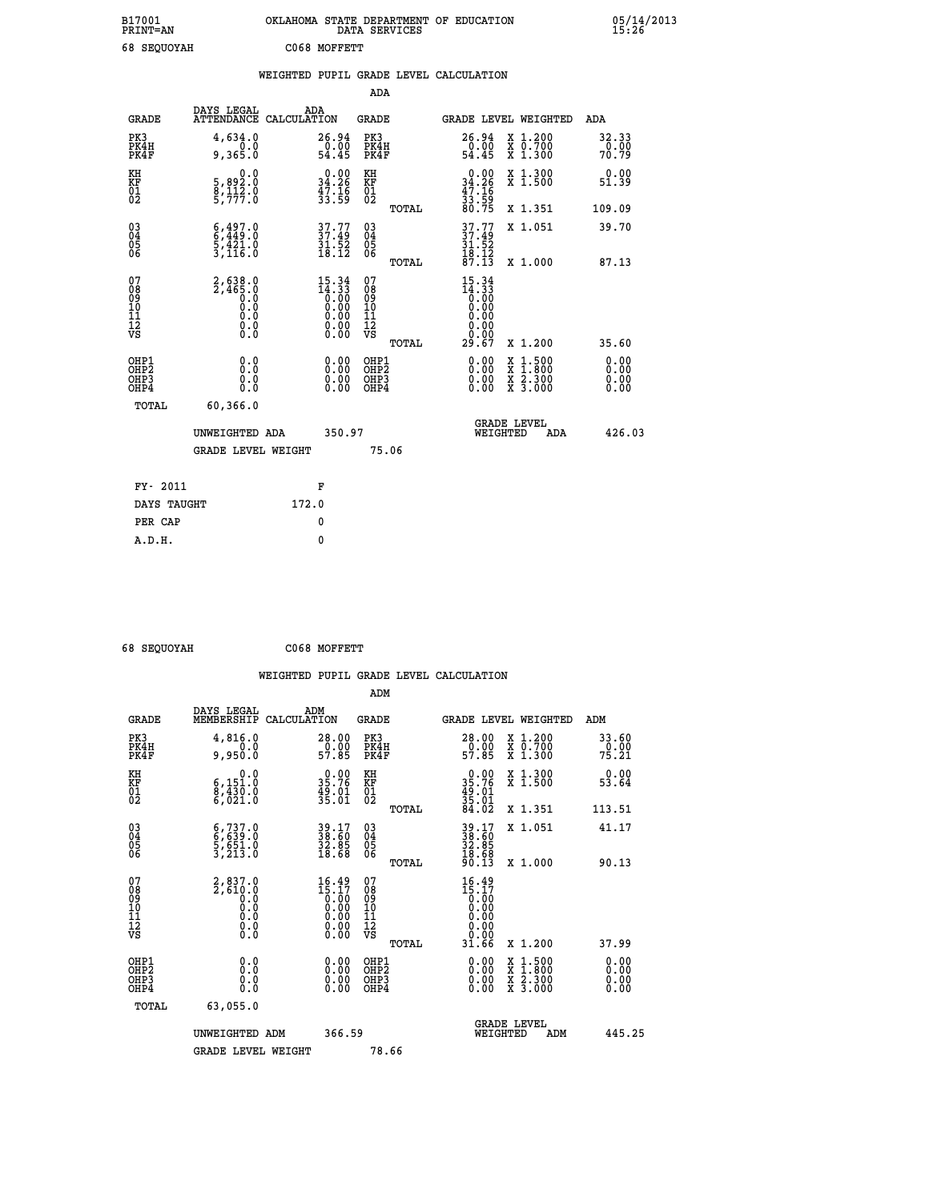B17001 OKLAHOMA STATE DEPARTMENT OF EDUCATION 05/14/2013
PRINT=AN DATA SERVICES 15:26

68 SEQUOYAH C068 MOFFETT

## WEIGHTED PUPIL GRADE LEVEL CALCULATION

### ADA

| GRADE | DAYS LEGAL ATTENDANCE | ADA CALCULATION | GRADE | GRADE LEVEL | WEIGHTED | ADA |
|---|---|---|---|---|---|---|
| PK3 | 4,634.0 | 26.94 | PK3 | 26.94 | X 1.200 | 32.33 |
| PK4H | 0.0 | 0.00 | PK4H | 0.00 | X 0.700 | 0.00 |
| PK4F | 9,365.0 | 54.45 | PK4F | 54.45 | X 1.300 | 70.79 |
| KH | 0.0 | 0.00 | KH | 0.00 | X 1.300 | 0.00 |
| KF | 5,892.0 | 34.26 | KF | 34.26 | X 1.500 | 51.39 |
| 01 | 8,112.0 | 47.16 | 01 | 47.16 | | |
| 02 | 5,777.0 | 33.59 | 02 | 33.59 | | |
| | | | TOTAL | 80.75 | X 1.351 | 109.09 |
| 03 | 6,497.0 | 37.77 | 03 | 37.77 | X 1.051 | 39.70 |
| 04 | 6,449.0 | 37.49 | 04 | 37.49 | | |
| 05 | 5,421.0 | 31.52 | 05 | 31.52 | | |
| 06 | 3,116.0 | 18.12 | 06 | 18.12 | | |
| | | | TOTAL | 87.13 | X 1.000 | 87.13 |
| 07 | 2,638.0 | 15.34 | 07 | 15.34 | | |
| 08 | 2,465.0 | 14.33 | 08 | 14.33 | | |
| 09 | 0.0 | 0.00 | 09 | 0.00 | | |
| 10 | 0.0 | 0.00 | 10 | 0.00 | | |
| 11 | 0.0 | 0.00 | 11 | 0.00 | | |
| 12 | 0.0 | 0.00 | 12 | 0.00 | | |
| VS | 0.0 | 0.00 | VS | 0.00 | | |
| | | | TOTAL | 29.67 | X 1.200 | 35.60 |
| OHP1 | 0.0 | 0.00 | OHP1 | 0.00 | X 1.500 | 0.00 |
| OHP2 | 0.0 | 0.00 | OHP2 | 0.00 | X 1.800 | 0.00 |
| OHP3 | 0.0 | 0.00 | OHP3 | 0.00 | X 2.300 | 0.00 |
| OHP4 | 0.0 | 0.00 | OHP4 | 0.00 | X 3.000 | 0.00 |
| TOTAL | 60,366.0 | | | | | |

UNWEIGHTED ADA 350.97 GRADE LEVEL WEIGHTED ADA 426.03

GRADE LEVEL WEIGHT 75.06

FY- 2011 F
DAYS TAUGHT 172.0
PER CAP 0
A.D.H. 0

68 SEQUOYAH C068 MOFFETT

## WEIGHTED PUPIL GRADE LEVEL CALCULATION

### ADM

| GRADE | DAYS LEGAL MEMBERSHIP | ADM CALCULATION | GRADE | GRADE LEVEL | WEIGHTED | ADM |
|---|---|---|---|---|---|---|
| PK3 | 4,816.0 | 28.00 | PK3 | 28.00 | X 1.200 | 33.60 |
| PK4H | 0.0 | 0.00 | PK4H | 0.00 | X 0.700 | 0.00 |
| PK4F | 9,950.0 | 57.85 | PK4F | 57.85 | X 1.300 | 75.21 |
| KH | 0.0 | 0.00 | KH | 0.00 | X 1.300 | 0.00 |
| KF | 6,151.0 | 35.76 | KF | 35.76 | X 1.500 | 53.64 |
| 01 | 8,430.0 | 49.01 | 01 | 49.01 | | |
| 02 | 6,021.0 | 35.01 | 02 | 35.01 | | |
| | | | TOTAL | 84.02 | X 1.351 | 113.51 |
| 03 | 6,737.0 | 39.17 | 03 | 39.17 | X 1.051 | 41.17 |
| 04 | 6,639.0 | 38.60 | 04 | 38.60 | | |
| 05 | 5,651.0 | 32.85 | 05 | 32.85 | | |
| 06 | 3,213.0 | 18.68 | 06 | 18.68 | | |
| | | | TOTAL | 90.13 | X 1.000 | 90.13 |
| 07 | 2,837.0 | 16.49 | 07 | 16.49 | | |
| 08 | 2,610.0 | 15.17 | 08 | 15.17 | | |
| 09 | 0.0 | 0.00 | 09 | 0.00 | | |
| 10 | 0.0 | 0.00 | 10 | 0.00 | | |
| 11 | 0.0 | 0.00 | 11 | 0.00 | | |
| 12 | 0.0 | 0.00 | 12 | 0.00 | | |
| VS | 0.0 | 0.00 | VS | 0.00 | | |
| | | | TOTAL | 31.66 | X 1.200 | 37.99 |
| OHP1 | 0.0 | 0.00 | OHP1 | 0.00 | X 1.500 | 0.00 |
| OHP2 | 0.0 | 0.00 | OHP2 | 0.00 | X 1.800 | 0.00 |
| OHP3 | 0.0 | 0.00 | OHP3 | 0.00 | X 2.300 | 0.00 |
| OHP4 | 0.0 | 0.00 | OHP4 | 0.00 | X 3.000 | 0.00 |
| TOTAL | 63,055.0 | | | | | |

UNWEIGHTED ADM 366.59 GRADE LEVEL WEIGHTED ADM 445.25

GRADE LEVEL WEIGHT 78.66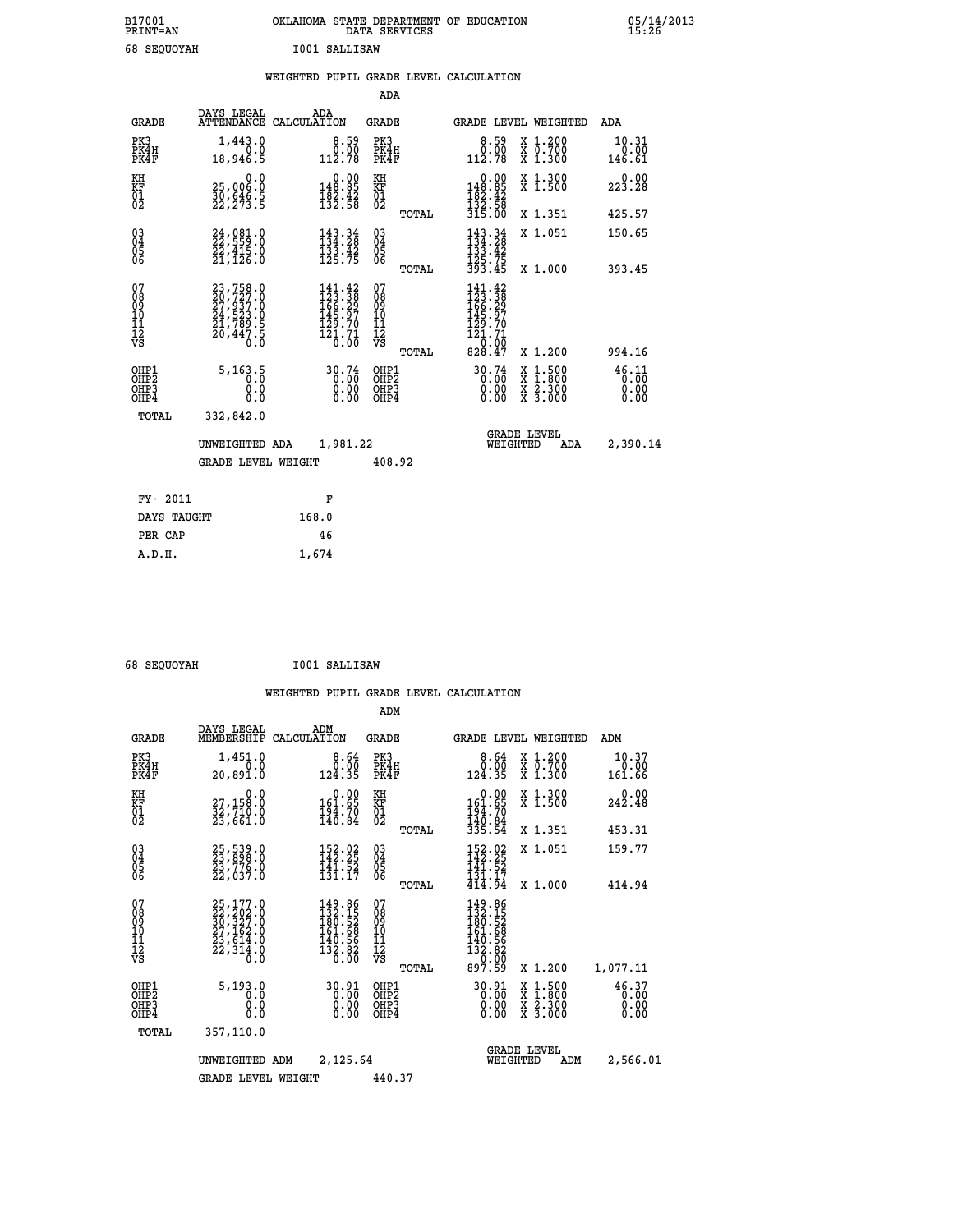B17001 OKLAHOMA STATE DEPARTMENT OF EDUCATION 05/14/2013
PRINT=AN DATA SERVICES 15:26

68 SEQUOYAH I001 SALLISAW

WEIGHTED PUPIL GRADE LEVEL CALCULATION

ADA

| GRADE | DAYS LEGAL ATTENDANCE | ADA CALCULATION | GRADE | GRADE LEVEL | WEIGHTED | ADA |
|---|---|---|---|---|---|---|
| PK3 | 1,443.0 | 8.59 | PK3 | 8.59 | X 1.200 | 10.31 |
| PK4H | 0.0 | 0.00 | PK4H | 0.00 | X 0.700 | 0.00 |
| PK4F | 18,946.5 | 112.78 | PK4F | 112.78 | X 1.300 | 146.61 |
| KH | 0.0 | 0.00 | KH | 0.00 | X 1.300 | 0.00 |
| KF | 25,006.0 | 148.85 | KF | 148.85 | X 1.500 | 223.28 |
| 01 | 30,646.5 | 182.42 | 01 | 182.42 | | |
| 02 | 22,273.5 | 132.58 | 02 | 132.58 | | |
| | | | TOTAL | 315.00 | X 1.351 | 425.57 |
| 03 | 24,081.0 | 143.34 | 03 | 143.34 | X 1.051 | 150.65 |
| 04 | 22,559.0 | 134.28 | 04 | 134.28 | | |
| 05 | 22,415.0 | 133.42 | 05 | 133.42 | | |
| 06 | 21,126.0 | 125.75 | 06 | 125.75 | | |
| | | | TOTAL | 393.45 | X 1.000 | 393.45 |
| 07 | 23,758.0 | 141.42 | 07 | 141.42 | | |
| 08 | 20,727.0 | 123.38 | 08 | 123.38 | | |
| 09 | 27,937.0 | 166.29 | 09 | 166.29 | | |
| 10 | 24,523.0 | 145.97 | 10 | 145.97 | | |
| 11 | 21,789.5 | 129.70 | 11 | 129.70 | | |
| 12 | 20,447.5 | 121.71 | 12 | 121.71 | | |
| VS | 0.0 | 0.00 | VS | 0.00 | | |
| | | | TOTAL | 828.47 | X 1.200 | 994.16 |
| OHP1 | 5,163.5 | 30.74 | OHP1 | 30.74 | X 1.500 | 46.11 |
| OHP2 | 0.0 | 0.00 | OHP2 | 0.00 | X 1.800 | 0.00 |
| OHP3 | 0.0 | 0.00 | OHP3 | 0.00 | X 2.300 | 0.00 |
| OHP4 | 0.0 | 0.00 | OHP4 | 0.00 | X 3.000 | 0.00 |
| TOTAL | 332,842.0 | | | | | |

UNWEIGHTED ADA 1,981.22 | GRADE LEVEL WEIGHTED ADA 2,390.14

GRADE LEVEL WEIGHT 408.92

| FY- 2011 | F |
|---|---|
| DAYS TAUGHT | 168.0 |
| PER CAP | 46 |
| A.D.H. | 1,674 |

68 SEQUOYAH I001 SALLISAW

WEIGHTED PUPIL GRADE LEVEL CALCULATION

ADM

| GRADE | DAYS LEGAL MEMBERSHIP | ADM CALCULATION | GRADE | GRADE LEVEL | WEIGHTED | ADM |
|---|---|---|---|---|---|---|
| PK3 | 1,451.0 | 8.64 | PK3 | 8.64 | X 1.200 | 10.37 |
| PK4H | 0.0 | 0.00 | PK4H | 0.00 | X 0.700 | 0.00 |
| PK4F | 20,891.0 | 124.35 | PK4F | 124.35 | X 1.300 | 161.66 |
| KH | 0.0 | 0.00 | KH | 0.00 | X 1.300 | 0.00 |
| KF | 27,158.0 | 161.65 | KF | 161.65 | X 1.500 | 242.48 |
| 01 | 32,710.0 | 194.70 | 01 | 194.70 | | |
| 02 | 23,661.0 | 140.84 | 02 | 140.84 | | |
| | | | TOTAL | 335.54 | X 1.351 | 453.31 |
| 03 | 25,539.0 | 152.02 | 03 | 152.02 | X 1.051 | 159.77 |
| 04 | 23,898.0 | 142.25 | 04 | 142.25 | | |
| 05 | 23,776.0 | 141.52 | 05 | 141.52 | | |
| 06 | 22,037.0 | 131.17 | 06 | 131.17 | | |
| | | | TOTAL | 414.94 | X 1.000 | 414.94 |
| 07 | 25,177.0 | 149.86 | 07 | 149.86 | | |
| 08 | 22,202.0 | 132.15 | 08 | 132.15 | | |
| 09 | 30,327.0 | 180.52 | 09 | 180.52 | | |
| 10 | 27,162.0 | 161.68 | 10 | 161.68 | | |
| 11 | 23,614.0 | 140.56 | 11 | 140.56 | | |
| 12 | 22,314.0 | 132.82 | 12 | 132.82 | | |
| VS | 0.0 | 0.00 | VS | 0.00 | | |
| | | | TOTAL | 897.59 | X 1.200 | 1,077.11 |
| OHP1 | 5,193.0 | 30.91 | OHP1 | 30.91 | X 1.500 | 46.37 |
| OHP2 | 0.0 | 0.00 | OHP2 | 0.00 | X 1.800 | 0.00 |
| OHP3 | 0.0 | 0.00 | OHP3 | 0.00 | X 2.300 | 0.00 |
| OHP4 | 0.0 | 0.00 | OHP4 | 0.00 | X 3.000 | 0.00 |
| TOTAL | 357,110.0 | | | | | |

UNWEIGHTED ADM 2,125.64 | GRADE LEVEL WEIGHTED ADM 2,566.01

GRADE LEVEL WEIGHT 440.37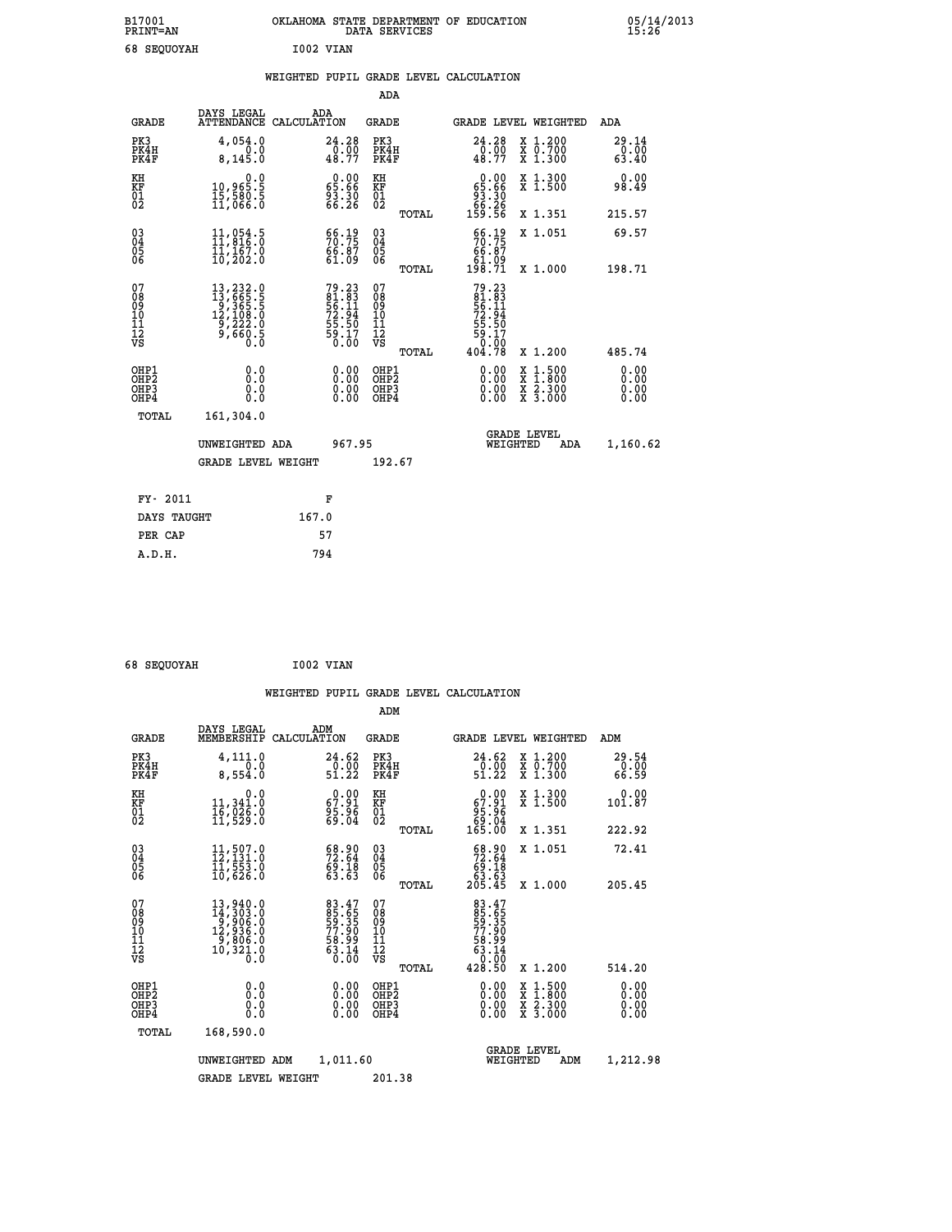B17001 OKLAHOMA STATE DEPARTMENT OF EDUCATION 05/14/2013
PRINT=AN DATA SERVICES 15:26

68 SEQUOYAH I002 VIAN

WEIGHTED PUPIL GRADE LEVEL CALCULATION

ADA

| GRADE | DAYS LEGAL ATTENDANCE | ADA CALCULATION | GRADE | GRADE LEVEL | WEIGHTED | ADA |
|---|---|---|---|---|---|---|
| PK3 | 4,054.0 | 24.28 | PK3 | 24.28 | X 1.200 | 29.14 |
| PK4H | 0.0 | 0.00 | PK4H | 0.00 | X 0.700 | 0.00 |
| PK4F | 8,145.0 | 48.77 | PK4F | 48.77 | X 1.300 | 63.40 |
| KH | 0.0 | 0.00 | KH | 0.00 | X 1.300 | 0.00 |
| KF | 10,965.5 | 65.66 | KF | 65.66 | X 1.500 | 98.49 |
| 01 | 15,580.5 | 93.30 | 01 | 93.30 | | |
| 02 | 11,066.0 | 66.26 | 02 | 66.26 | | |
| | | | TOTAL | 159.56 | X 1.351 | 215.57 |
| 03 | 11,054.5 | 66.19 | 03 | 66.19 | X 1.051 | 69.57 |
| 04 | 11,816.0 | 70.75 | 04 | 70.75 | | |
| 05 | 11,167.0 | 66.87 | 05 | 66.87 | | |
| 06 | 10,202.0 | 61.09 | 06 | 61.09 | | |
| | | | TOTAL | 198.71 | X 1.000 | 198.71 |
| 07 | 13,232.0 | 79.23 | 07 | 79.23 | | |
| 08 | 13,665.5 | 81.83 | 08 | 81.83 | | |
| 09 | 9,365.5 | 56.11 | 09 | 56.11 | | |
| 10 | 12,108.0 | 72.94 | 10 | 72.94 | | |
| 11 | 9,222.0 | 55.50 | 11 | 55.50 | | |
| 12 | 9,660.5 | 59.17 | 12 | 59.17 | | |
| VS | 0.0 | 0.00 | VS | 0.00 | | |
| | | | TOTAL | 404.78 | X 1.200 | 485.74 |
| OHP1 | 0.0 | 0.00 | OHP1 | 0.00 | X 1.500 | 0.00 |
| OHP2 | 0.0 | 0.00 | OHP2 | 0.00 | X 1.800 | 0.00 |
| OHP3 | 0.0 | 0.00 | OHP3 | 0.00 | X 2.300 | 0.00 |
| OHP4 | 0.0 | 0.00 | OHP4 | 0.00 | X 3.000 | 0.00 |
| TOTAL | 161,304.0 | | | | | |

UNWEIGHTED ADA 967.95 | GRADE LEVEL WEIGHTED ADA 1,160.62

GRADE LEVEL WEIGHT 192.67

| FY- 2011 | F |
|---|---|
| DAYS TAUGHT | 167.0 |
| PER CAP | 57 |
| A.D.H. | 794 |

68 SEQUOYAH I002 VIAN

WEIGHTED PUPIL GRADE LEVEL CALCULATION

ADM

| GRADE | DAYS LEGAL MEMBERSHIP | ADM CALCULATION | GRADE | GRADE LEVEL | WEIGHTED | ADM |
|---|---|---|---|---|---|---|
| PK3 | 4,111.0 | 24.62 | PK3 | 24.62 | X 1.200 | 29.54 |
| PK4H | 0.0 | 0.00 | PK4H | 0.00 | X 0.700 | 0.00 |
| PK4F | 8,554.0 | 51.22 | PK4F | 51.22 | X 1.300 | 66.59 |
| KH | 0.0 | 0.00 | KH | 0.00 | X 1.300 | 0.00 |
| KF | 11,341.0 | 67.91 | KF | 67.91 | X 1.500 | 101.87 |
| 01 | 16,026.0 | 95.96 | 01 | 95.96 | | |
| 02 | 11,529.0 | 69.04 | 02 | 69.04 | | |
| | | | TOTAL | 165.00 | X 1.351 | 222.92 |
| 03 | 11,507.0 | 68.90 | 03 | 68.90 | X 1.051 | 72.41 |
| 04 | 12,131.0 | 72.64 | 04 | 72.64 | | |
| 05 | 11,553.0 | 69.18 | 05 | 69.18 | | |
| 06 | 10,626.0 | 63.63 | 06 | 63.63 | | |
| | | | TOTAL | 205.45 | X 1.000 | 205.45 |
| 07 | 13,940.0 | 83.47 | 07 | 83.47 | | |
| 08 | 14,303.0 | 85.65 | 08 | 85.65 | | |
| 09 | 9,906.0 | 59.35 | 09 | 59.35 | | |
| 10 | 12,936.0 | 77.90 | 10 | 77.90 | | |
| 11 | 9,806.0 | 58.99 | 11 | 58.99 | | |
| 12 | 10,321.0 | 63.14 | 12 | 63.14 | | |
| VS | 0.0 | 0.00 | VS | 0.00 | | |
| | | | TOTAL | 428.50 | X 1.200 | 514.20 |
| OHP1 | 0.0 | 0.00 | OHP1 | 0.00 | X 1.500 | 0.00 |
| OHP2 | 0.0 | 0.00 | OHP2 | 0.00 | X 1.800 | 0.00 |
| OHP3 | 0.0 | 0.00 | OHP3 | 0.00 | X 2.300 | 0.00 |
| OHP4 | 0.0 | 0.00 | OHP4 | 0.00 | X 3.000 | 0.00 |
| TOTAL | 168,590.0 | | | | | |

UNWEIGHTED ADM 1,011.60 | GRADE LEVEL WEIGHTED ADM 1,212.98

GRADE LEVEL WEIGHT 201.38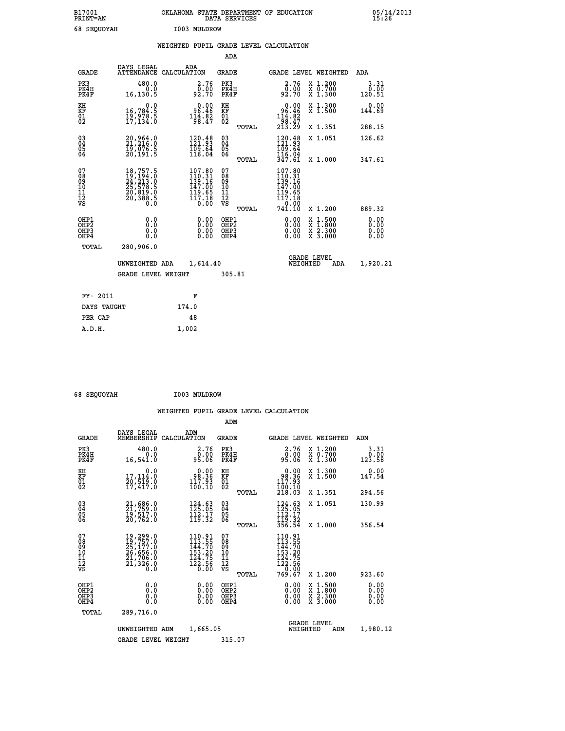B17001 OKLAHOMA STATE DEPARTMENT OF EDUCATION 05/14/2013
PRINT=AN DATA SERVICES 15:26

68 SEQUOYAH I003 MULDROW

## WEIGHTED PUPIL GRADE LEVEL CALCULATION

### ADA

| GRADE | DAYS LEGAL ATTENDANCE | ADA CALCULATION | GRADE | GRADE LEVEL | WEIGHTED | ADA |
|---|---|---|---|---|---|---|
| PK3 | 480.0 | 2.76 | PK3 | 2.76 | X 1.200 | 3.31 |
| PK4H | 0.0 | 0.00 | PK4H | 0.00 | X 0.700 | 0.00 |
| PK4F | 16,130.5 | 92.70 | PK4F | 92.70 | X 1.300 | 120.51 |
| KH | 0.0 | 0.00 | KH | 0.00 | X 1.300 | 0.00 |
| KF | 16,784.5 | 96.46 | KF | 96.46 | X 1.500 | 144.69 |
| 01 | 19,978.5 | 114.82 | 01 | 114.82 | | |
| 02 | 17,134.0 | 98.47 | 02 | 98.47 | | |
| | | | TOTAL | 213.29 | X 1.351 | 288.15 |
| 03 | 20,964.0 | 120.48 | 03 | 120.48 | X 1.051 | 126.62 |
| 04 | 21,216.0 | 121.93 | 04 | 121.93 | | |
| 05 | 19,076.5 | 109.64 | 05 | 109.64 | | |
| 06 | 20,191.5 | 116.04 | 06 | 116.04 | | |
| | | | TOTAL | 347.61 | X 1.000 | 347.61 |
| 07 | 18,757.5 | 107.80 | 07 | 107.80 | | |
| 08 | 19,194.0 | 110.31 | 08 | 110.31 | | |
| 09 | 24,213.0 | 139.16 | 09 | 139.16 | | |
| 10 | 25,578.5 | 147.00 | 10 | 147.00 | | |
| 11 | 20,819.0 | 119.65 | 11 | 119.65 | | |
| 12 | 20,388.5 | 117.18 | 12 | 117.18 | | |
| VS | 0.0 | 0.00 | VS | 0.00 | | |
| | | | TOTAL | 741.10 | X 1.200 | 889.32 |
| OHP1 | 0.0 | 0.00 | OHP1 | 0.00 | X 1.500 | 0.00 |
| OHP2 | 0.0 | 0.00 | OHP2 | 0.00 | X 1.800 | 0.00 |
| OHP3 | 0.0 | 0.00 | OHP3 | 0.00 | X 2.300 | 0.00 |
| OHP4 | 0.0 | 0.00 | OHP4 | 0.00 | X 3.000 | 0.00 |
| TOTAL | 280,906.0 | | | | | |

UNWEIGHTED ADA 1,614.40 GRADE LEVEL WEIGHTED ADA 1,920.21

GRADE LEVEL WEIGHT 305.81

| FY- 2011 | F |
|---|---|
| DAYS TAUGHT | 174.0 |
| PER CAP | 48 |
| A.D.H. | 1,002 |

68 SEQUOYAH I003 MULDROW

## WEIGHTED PUPIL GRADE LEVEL CALCULATION

### ADM

| GRADE | DAYS LEGAL MEMBERSHIP | ADM CALCULATION | GRADE | GRADE LEVEL | WEIGHTED | ADM |
|---|---|---|---|---|---|---|
| PK3 | 480.0 | 2.76 | PK3 | 2.76 | X 1.200 | 3.31 |
| PK4H | 0.0 | 0.00 | PK4H | 0.00 | X 0.700 | 0.00 |
| PK4F | 16,541.0 | 95.06 | PK4F | 95.06 | X 1.300 | 123.58 |
| KH | 0.0 | 0.00 | KH | 0.00 | X 1.300 | 0.00 |
| KF | 17,114.0 | 98.36 | KF | 98.36 | X 1.500 | 147.54 |
| 01 | 20,519.0 | 117.93 | 01 | 117.93 | | |
| 02 | 17,417.0 | 100.10 | 02 | 100.10 | | |
| | | | TOTAL | 218.03 | X 1.351 | 294.56 |
| 03 | 21,686.0 | 124.63 | 03 | 124.63 | X 1.051 | 130.99 |
| 04 | 21,759.0 | 125.05 | 04 | 125.05 | | |
| 05 | 19,517.0 | 112.17 | 05 | 112.17 | | |
| 06 | 20,762.0 | 119.32 | 06 | 119.32 | | |
| | | | TOTAL | 356.54 | X 1.000 | 356.54 |
| 07 | 19,299.0 | 110.91 | 07 | 110.91 | | |
| 08 | 19,757.0 | 113.55 | 08 | 113.55 | | |
| 09 | 25,177.0 | 144.70 | 09 | 144.70 | | |
| 10 | 26,656.0 | 153.20 | 10 | 153.20 | | |
| 11 | 21,706.0 | 124.75 | 11 | 124.75 | | |
| 12 | 21,326.0 | 122.56 | 12 | 122.56 | | |
| VS | 0.0 | 0.00 | VS | 0.00 | | |
| | | | TOTAL | 769.67 | X 1.200 | 923.60 |
| OHP1 | 0.0 | 0.00 | OHP1 | 0.00 | X 1.500 | 0.00 |
| OHP2 | 0.0 | 0.00 | OHP2 | 0.00 | X 1.800 | 0.00 |
| OHP3 | 0.0 | 0.00 | OHP3 | 0.00 | X 2.300 | 0.00 |
| OHP4 | 0.0 | 0.00 | OHP4 | 0.00 | X 3.000 | 0.00 |
| TOTAL | 289,716.0 | | | | | |

UNWEIGHTED ADM 1,665.05 GRADE LEVEL WEIGHTED ADM 1,980.12

GRADE LEVEL WEIGHT 315.07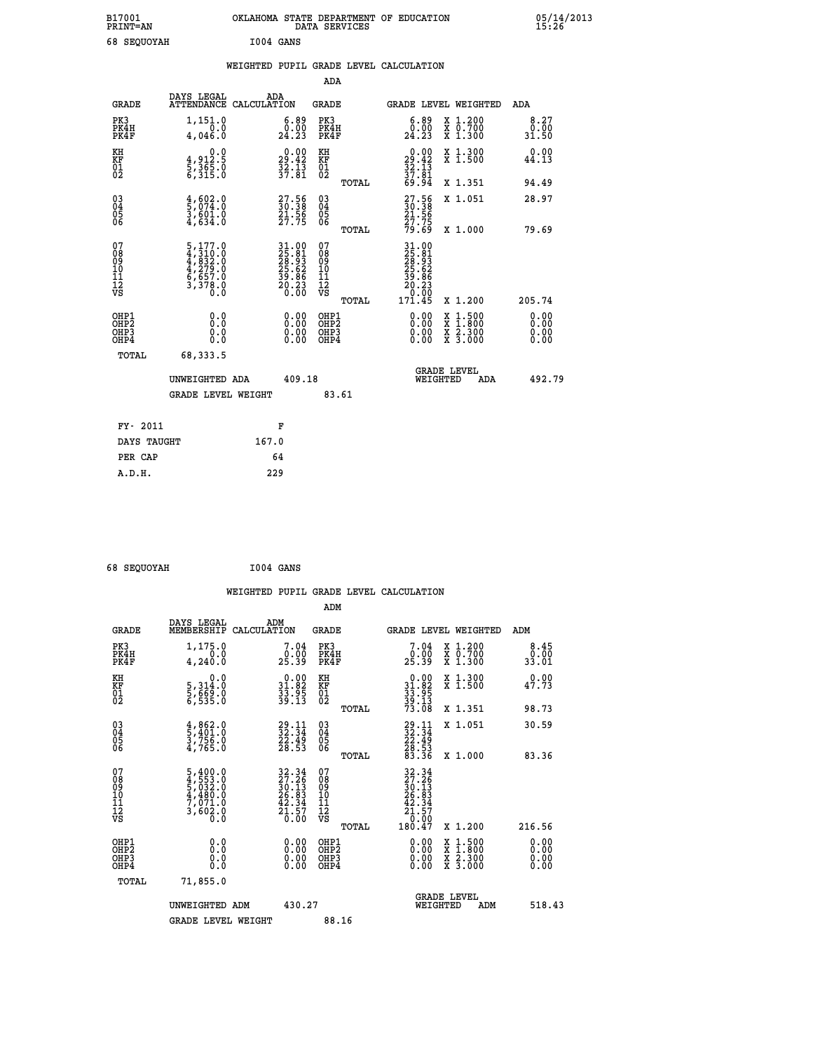B17001 OKLAHOMA STATE DEPARTMENT OF EDUCATION 05/14/2013
PRINT=AN DATA SERVICES 15:26

68 SEQUOYAH I004 GANS

## WEIGHTED PUPIL GRADE LEVEL CALCULATION

### ADA

| GRADE | DAYS LEGAL ATTENDANCE | ADA CALCULATION | GRADE | GRADE LEVEL | WEIGHTED | ADA |
|---|---|---|---|---|---|---|
| PK3 | 1,151.0 | 6.89 | PK3 | 6.89 | X 1.200 | 8.27 |
| PK4H | 0.0 | 0.00 | PK4H | 0.00 | X 0.700 | 0.00 |
| PK4F | 4,046.0 | 24.23 | PK4F | 24.23 | X 1.300 | 31.50 |
| KH | 0.0 | 0.00 | KH | 0.00 | X 1.300 | 0.00 |
| KF | 4,912.5 | 29.42 | KF | 29.42 | X 1.500 | 44.13 |
| 01 | 5,365.0 | 32.13 | 01 | 32.13 | | |
| 02 | 6,315.0 | 37.81 | 02 | 37.81 | | |
| | | | TOTAL | 69.94 | X 1.351 | 94.49 |
| 03 | 4,602.0 | 27.56 | 03 | 27.56 | X 1.051 | 28.97 |
| 04 | 5,074.0 | 30.38 | 04 | 30.38 | | |
| 05 | 3,601.0 | 21.56 | 05 | 21.56 | | |
| 06 | 4,634.0 | 27.75 | 06 | 27.75 | | |
| | | | TOTAL | 79.69 | X 1.000 | 79.69 |
| 07 | 5,177.0 | 31.00 | 07 | 31.00 | | |
| 08 | 4,310.0 | 25.81 | 08 | 25.81 | | |
| 09 | 4,832.0 | 28.93 | 09 | 28.93 | | |
| 10 | 4,279.0 | 25.62 | 10 | 25.62 | | |
| 11 | 6,657.0 | 39.86 | 11 | 39.86 | | |
| 12 | 3,378.0 | 20.23 | 12 | 20.23 | | |
| VS | 0.0 | 0.00 | VS | 0.00 | | |
| | | | TOTAL | 171.45 | X 1.200 | 205.74 |
| OHP1 | 0.0 | 0.00 | OHP1 | 0.00 | X 1.500 | 0.00 |
| OHP2 | 0.0 | 0.00 | OHP2 | 0.00 | X 1.800 | 0.00 |
| OHP3 | 0.0 | 0.00 | OHP3 | 0.00 | X 2.300 | 0.00 |
| OHP4 | 0.0 | 0.00 | OHP4 | 0.00 | X 3.000 | 0.00 |
| TOTAL | 68,333.5 | | | | | |

UNWEIGHTED ADA 409.18 | GRADE LEVEL WEIGHTED ADA 492.79

GRADE LEVEL WEIGHT 83.61

| FY- 2011 | F |
|---|---|
| DAYS TAUGHT | 167.0 |
| PER CAP | 64 |
| A.D.H. | 229 |

68 SEQUOYAH I004 GANS

## WEIGHTED PUPIL GRADE LEVEL CALCULATION

### ADM

| GRADE | DAYS LEGAL MEMBERSHIP | ADM CALCULATION | GRADE | GRADE LEVEL | WEIGHTED | ADM |
|---|---|---|---|---|---|---|
| PK3 | 1,175.0 | 7.04 | PK3 | 7.04 | X 1.200 | 8.45 |
| PK4H | 0.0 | 0.00 | PK4H | 0.00 | X 0.700 | 0.00 |
| PK4F | 4,240.0 | 25.39 | PK4F | 25.39 | X 1.300 | 33.01 |
| KH | 0.0 | 0.00 | KH | 0.00 | X 1.300 | 0.00 |
| KF | 5,314.0 | 31.82 | KF | 31.82 | X 1.500 | 47.73 |
| 01 | 5,669.0 | 33.95 | 01 | 33.95 | | |
| 02 | 6,535.0 | 39.13 | 02 | 39.13 | | |
| | | | TOTAL | 73.08 | X 1.351 | 98.73 |
| 03 | 4,862.0 | 29.11 | 03 | 29.11 | X 1.051 | 30.59 |
| 04 | 5,401.0 | 32.34 | 04 | 32.34 | | |
| 05 | 3,756.0 | 22.49 | 05 | 22.49 | | |
| 06 | 4,765.0 | 28.53 | 06 | 28.53 | | |
| | | | TOTAL | 83.36 | X 1.000 | 83.36 |
| 07 | 5,400.0 | 32.34 | 07 | 32.34 | | |
| 08 | 4,553.0 | 27.26 | 08 | 27.26 | | |
| 09 | 5,032.0 | 30.13 | 09 | 30.13 | | |
| 10 | 4,480.0 | 26.83 | 10 | 26.83 | | |
| 11 | 7,071.0 | 42.34 | 11 | 42.34 | | |
| 12 | 3,602.0 | 21.57 | 12 | 21.57 | | |
| VS | 0.0 | 0.00 | VS | 0.00 | | |
| | | | TOTAL | 180.47 | X 1.200 | 216.56 |
| OHP1 | 0.0 | 0.00 | OHP1 | 0.00 | X 1.500 | 0.00 |
| OHP2 | 0.0 | 0.00 | OHP2 | 0.00 | X 1.800 | 0.00 |
| OHP3 | 0.0 | 0.00 | OHP3 | 0.00 | X 2.300 | 0.00 |
| OHP4 | 0.0 | 0.00 | OHP4 | 0.00 | X 3.000 | 0.00 |
| TOTAL | 71,855.0 | | | | | |

UNWEIGHTED ADM 430.27 | GRADE LEVEL WEIGHTED ADM 518.43

GRADE LEVEL WEIGHT 88.16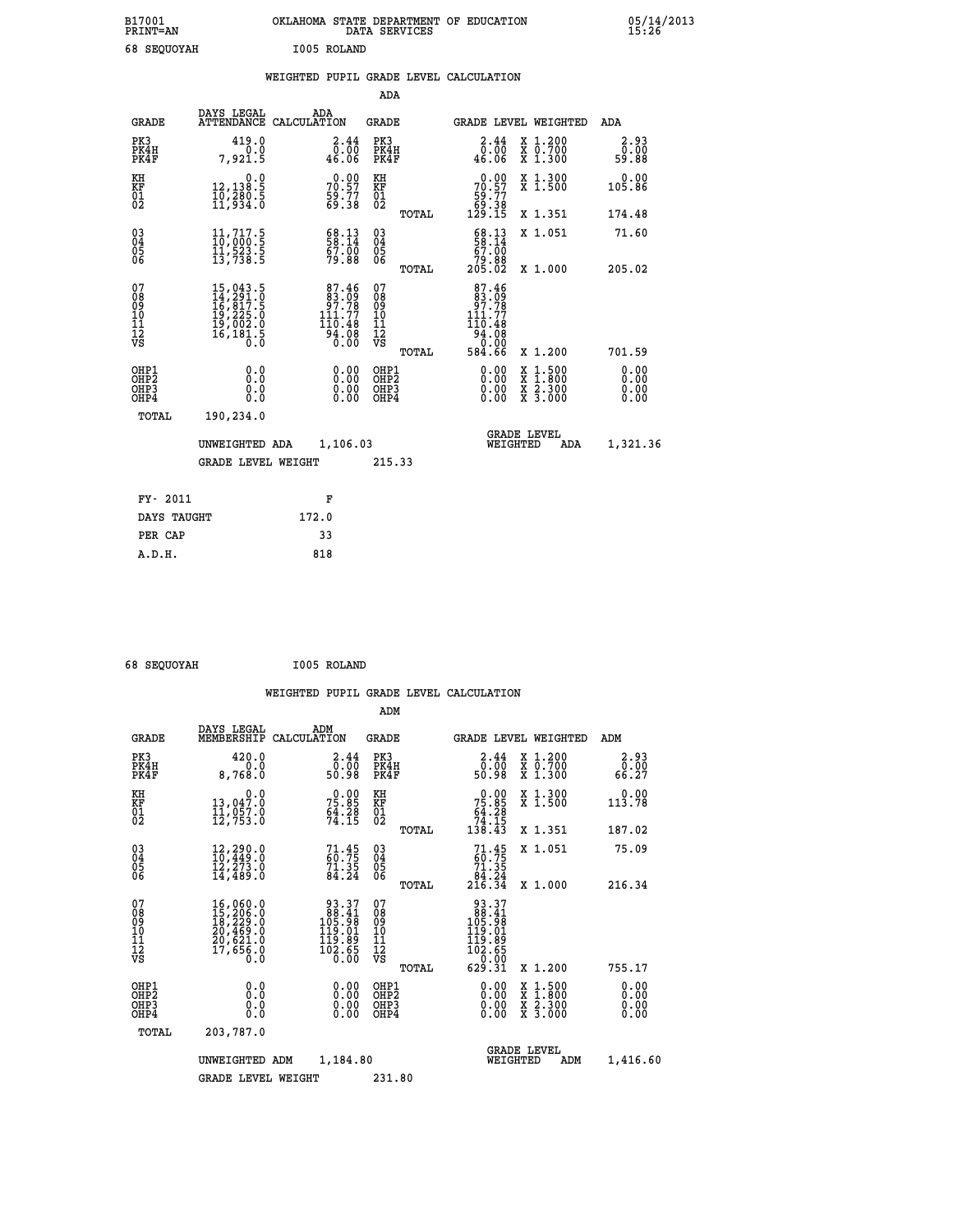B17001 OKLAHOMA STATE DEPARTMENT OF EDUCATION 05/14/2013
PRINT=AN DATA SERVICES 15:26

68 SEQUOYAH I005 ROLAND

## WEIGHTED PUPIL GRADE LEVEL CALCULATION

### ADA

| GRADE | DAYS LEGAL ATTENDANCE | ADA CALCULATION | GRADE | GRADE LEVEL | WEIGHTED | ADA |
|---|---|---|---|---|---|---|
| PK3 | 419.0 | 2.44 | PK3 | 2.44 | X 1.200 | 2.93 |
| PK4H | 0.0 | 0.00 | PK4H | 0.00 | X 0.700 | 0.00 |
| PK4F | 7,921.5 | 46.06 | PK4F | 46.06 | X 1.300 | 59.88 |
| KH | 0.0 | 0.00 | KH | 0.00 | X 1.300 | 0.00 |
| KF | 12,138.5 | 70.57 | KF | 70.57 | X 1.500 | 105.86 |
| 01 | 10,280.5 | 59.77 | 01 | 59.77 | | |
| 02 | 11,934.0 | 69.38 | 02 | 69.38 | | |
| | | | TOTAL | 129.15 | X 1.351 | 174.48 |
| 03 | 11,717.5 | 68.13 | 03 | 68.13 | X 1.051 | 71.60 |
| 04 | 10,000.5 | 58.14 | 04 | 58.14 | | |
| 05 | 11,523.5 | 67.00 | 05 | 67.00 | | |
| 06 | 13,738.5 | 79.88 | 06 | 79.88 | | |
| | | | TOTAL | 205.02 | X 1.000 | 205.02 |
| 07 | 15,043.5 | 87.46 | 07 | 87.46 | | |
| 08 | 14,291.0 | 83.09 | 08 | 83.09 | | |
| 09 | 16,817.5 | 97.78 | 09 | 97.78 | | |
| 10 | 19,225.0 | 111.77 | 10 | 111.77 | | |
| 11 | 19,002.0 | 110.48 | 11 | 110.48 | | |
| 12 | 16,181.5 | 94.08 | 12 | 94.08 | | |
| VS | 0.0 | 0.00 | VS | 0.00 | | |
| | | | TOTAL | 584.66 | X 1.200 | 701.59 |
| OHP1 | 0.0 | 0.00 | OHP1 | 0.00 | X 1.500 | 0.00 |
| OHP2 | 0.0 | 0.00 | OHP2 | 0.00 | X 1.800 | 0.00 |
| OHP3 | 0.0 | 0.00 | OHP3 | 0.00 | X 2.300 | 0.00 |
| OHP4 | 0.0 | 0.00 | OHP4 | 0.00 | X 3.000 | 0.00 |
| TOTAL | 190,234.0 | | | | | |

UNWEIGHTED ADA 1,106.03 GRADE LEVEL WEIGHTED ADA 1,321.36

GRADE LEVEL WEIGHT 215.33

| FY- 2011 | F |
|---|---|
| DAYS TAUGHT | 172.0 |
| PER CAP | 33 |
| A.D.H. | 818 |

68 SEQUOYAH I005 ROLAND

## WEIGHTED PUPIL GRADE LEVEL CALCULATION

### ADM

| GRADE | DAYS LEGAL MEMBERSHIP | ADM CALCULATION | GRADE | GRADE LEVEL | WEIGHTED | ADM |
|---|---|---|---|---|---|---|
| PK3 | 420.0 | 2.44 | PK3 | 2.44 | X 1.200 | 2.93 |
| PK4H | 0.0 | 0.00 | PK4H | 0.00 | X 0.700 | 0.00 |
| PK4F | 8,768.0 | 50.98 | PK4F | 50.98 | X 1.300 | 66.27 |
| KH | 0.0 | 0.00 | KH | 0.00 | X 1.300 | 0.00 |
| KF | 13,047.0 | 75.85 | KF | 75.85 | X 1.500 | 113.78 |
| 01 | 11,057.0 | 64.28 | 01 | 64.28 | | |
| 02 | 12,753.0 | 74.15 | 02 | 74.15 | | |
| | | | TOTAL | 138.43 | X 1.351 | 187.02 |
| 03 | 12,290.0 | 71.45 | 03 | 71.45 | X 1.051 | 75.09 |
| 04 | 10,449.0 | 60.75 | 04 | 60.75 | | |
| 05 | 12,273.0 | 71.35 | 05 | 71.35 | | |
| 06 | 14,489.0 | 84.24 | 06 | 84.24 | | |
| | | | TOTAL | 216.34 | X 1.000 | 216.34 |
| 07 | 16,060.0 | 93.37 | 07 | 93.37 | | |
| 08 | 15,206.0 | 88.41 | 08 | 88.41 | | |
| 09 | 18,229.0 | 105.98 | 09 | 105.98 | | |
| 10 | 20,469.0 | 119.01 | 10 | 119.01 | | |
| 11 | 20,621.0 | 119.89 | 11 | 119.89 | | |
| 12 | 17,656.0 | 102.65 | 12 | 102.65 | | |
| VS | 0.0 | 0.00 | VS | 0.00 | | |
| | | | TOTAL | 629.31 | X 1.200 | 755.17 |
| OHP1 | 0.0 | 0.00 | OHP1 | 0.00 | X 1.500 | 0.00 |
| OHP2 | 0.0 | 0.00 | OHP2 | 0.00 | X 1.800 | 0.00 |
| OHP3 | 0.0 | 0.00 | OHP3 | 0.00 | X 2.300 | 0.00 |
| OHP4 | 0.0 | 0.00 | OHP4 | 0.00 | X 3.000 | 0.00 |
| TOTAL | 203,787.0 | | | | | |

UNWEIGHTED ADM 1,184.80 GRADE LEVEL WEIGHTED ADM 1,416.60

GRADE LEVEL WEIGHT 231.80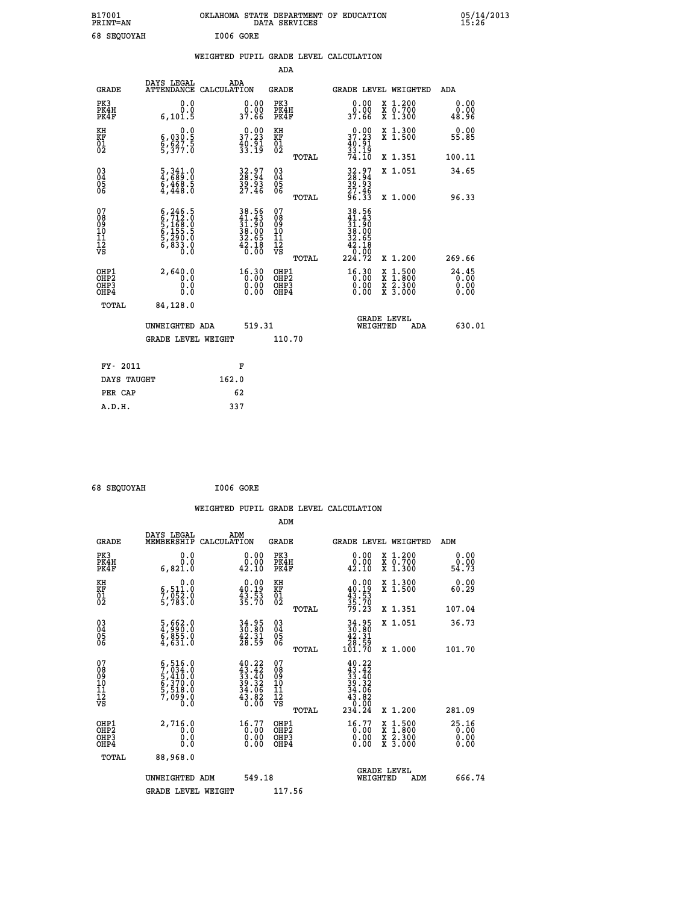B17001 OKLAHOMA STATE DEPARTMENT OF EDUCATION 05/14/2013
PRINT=AN DATA SERVICES 15:26

68 SEQUOYAH I006 GORE

## WEIGHTED PUPIL GRADE LEVEL CALCULATION

### ADA

| GRADE | DAYS LEGAL ATTENDANCE | ADA CALCULATION | GRADE | | GRADE LEVEL | WEIGHTED | ADA |
|---|---|---|---|---|---|---|---|
| PK3 | 0.0 | 0.00 | PK3 | | 0.00 | X 1.200 | 0.00 |
| PK4H | 0.0 | 0.00 | PK4H | | 0.00 | X 0.700 | 0.00 |
| PK4F | 6,101.5 | 37.66 | PK4F | | 37.66 | X 1.300 | 48.96 |
| KH | 0.0 | 0.00 | KH | | 0.00 | X 1.300 | 0.00 |
| KF | 6,030.5 | 37.23 | KF | | 37.23 | X 1.500 | 55.85 |
| 01 | 6,627.5 | 40.91 | 01 | | 40.91 | | |
| 02 | 5,377.0 | 33.19 | 02 | | 33.19 | | |
| | | | | TOTAL | 74.10 | X 1.351 | 100.11 |
| 03 | 5,341.0 | 32.97 | 03 | | 32.97 | X 1.051 | 34.65 |
| 04 | 4,689.0 | 28.94 | 04 | | 28.94 | | |
| 05 | 6,468.5 | 39.93 | 05 | | 39.93 | | |
| 06 | 4,448.0 | 27.46 | 06 | | 27.46 | | |
| | | | | TOTAL | 96.33 | X 1.000 | 96.33 |
| 07 | 6,246.5 | 38.56 | 07 | | 38.56 | | |
| 08 | 6,712.0 | 41.43 | 08 | | 41.43 | | |
| 09 | 5,168.0 | 31.90 | 09 | | 31.90 | | |
| 10 | 6,155.5 | 38.00 | 10 | | 38.00 | | |
| 11 | 5,290.0 | 32.65 | 11 | | 32.65 | | |
| 12 | 6,833.0 | 42.18 | 12 | | 42.18 | | |
| VS | 0.0 | 0.00 | VS | | 0.00 | | |
| | | | | TOTAL | 224.72 | X 1.200 | 269.66 |
| OHP1 | 2,640.0 | 16.30 | OHP1 | | 16.30 | X 1.500 | 24.45 |
| OHP2 | 0.0 | 0.00 | OHP2 | | 0.00 | X 1.800 | 0.00 |
| OHP3 | 0.0 | 0.00 | OHP3 | | 0.00 | X 2.300 | 0.00 |
| OHP4 | 0.0 | 0.00 | OHP4 | | 0.00 | X 3.000 | 0.00 |
| TOTAL | 84,128.0 | | | | | | |

UNWEIGHTED ADA 519.31 — GRADE LEVEL WEIGHTED ADA 630.01

GRADE LEVEL WEIGHT 110.70

| FY- 2011 | F |
|---|---|
| DAYS TAUGHT | 162.0 |
| PER CAP | 62 |
| A.D.H. | 337 |

68 SEQUOYAH I006 GORE

## WEIGHTED PUPIL GRADE LEVEL CALCULATION

### ADM

| GRADE | DAYS LEGAL MEMBERSHIP | ADM CALCULATION | GRADE | | GRADE LEVEL | WEIGHTED | ADM |
|---|---|---|---|---|---|---|---|
| PK3 | 0.0 | 0.00 | PK3 | | 0.00 | X 1.200 | 0.00 |
| PK4H | 0.0 | 0.00 | PK4H | | 0.00 | X 0.700 | 0.00 |
| PK4F | 6,821.0 | 42.10 | PK4F | | 42.10 | X 1.300 | 54.73 |
| KH | 0.0 | 0.00 | KH | | 0.00 | X 1.300 | 0.00 |
| KF | 6,511.0 | 40.19 | KF | | 40.19 | X 1.500 | 60.29 |
| 01 | 7,052.0 | 43.53 | 01 | | 43.53 | | |
| 02 | 5,783.0 | 35.70 | 02 | | 35.70 | | |
| | | | | TOTAL | 79.23 | X 1.351 | 107.04 |
| 03 | 5,662.0 | 34.95 | 03 | | 34.95 | X 1.051 | 36.73 |
| 04 | 4,990.0 | 30.80 | 04 | | 30.80 | | |
| 05 | 6,855.0 | 42.31 | 05 | | 42.31 | | |
| 06 | 4,631.0 | 28.59 | 06 | | 28.59 | | |
| | | | | TOTAL | 101.70 | X 1.000 | 101.70 |
| 07 | 6,516.0 | 40.22 | 07 | | 40.22 | | |
| 08 | 7,034.0 | 43.42 | 08 | | 43.42 | | |
| 09 | 5,410.0 | 33.40 | 09 | | 33.40 | | |
| 10 | 6,370.0 | 39.32 | 10 | | 39.32 | | |
| 11 | 5,518.0 | 34.06 | 11 | | 34.06 | | |
| 12 | 7,099.0 | 43.82 | 12 | | 43.82 | | |
| VS | 0.0 | 0.00 | VS | | 0.00 | | |
| | | | | TOTAL | 234.24 | X 1.200 | 281.09 |
| OHP1 | 2,716.0 | 16.77 | OHP1 | | 16.77 | X 1.500 | 25.16 |
| OHP2 | 0.0 | 0.00 | OHP2 | | 0.00 | X 1.800 | 0.00 |
| OHP3 | 0.0 | 0.00 | OHP3 | | 0.00 | X 2.300 | 0.00 |
| OHP4 | 0.0 | 0.00 | OHP4 | | 0.00 | X 3.000 | 0.00 |
| TOTAL | 88,968.0 | | | | | | |

UNWEIGHTED ADM 549.18 — GRADE LEVEL WEIGHTED ADM 666.74

GRADE LEVEL WEIGHT 117.56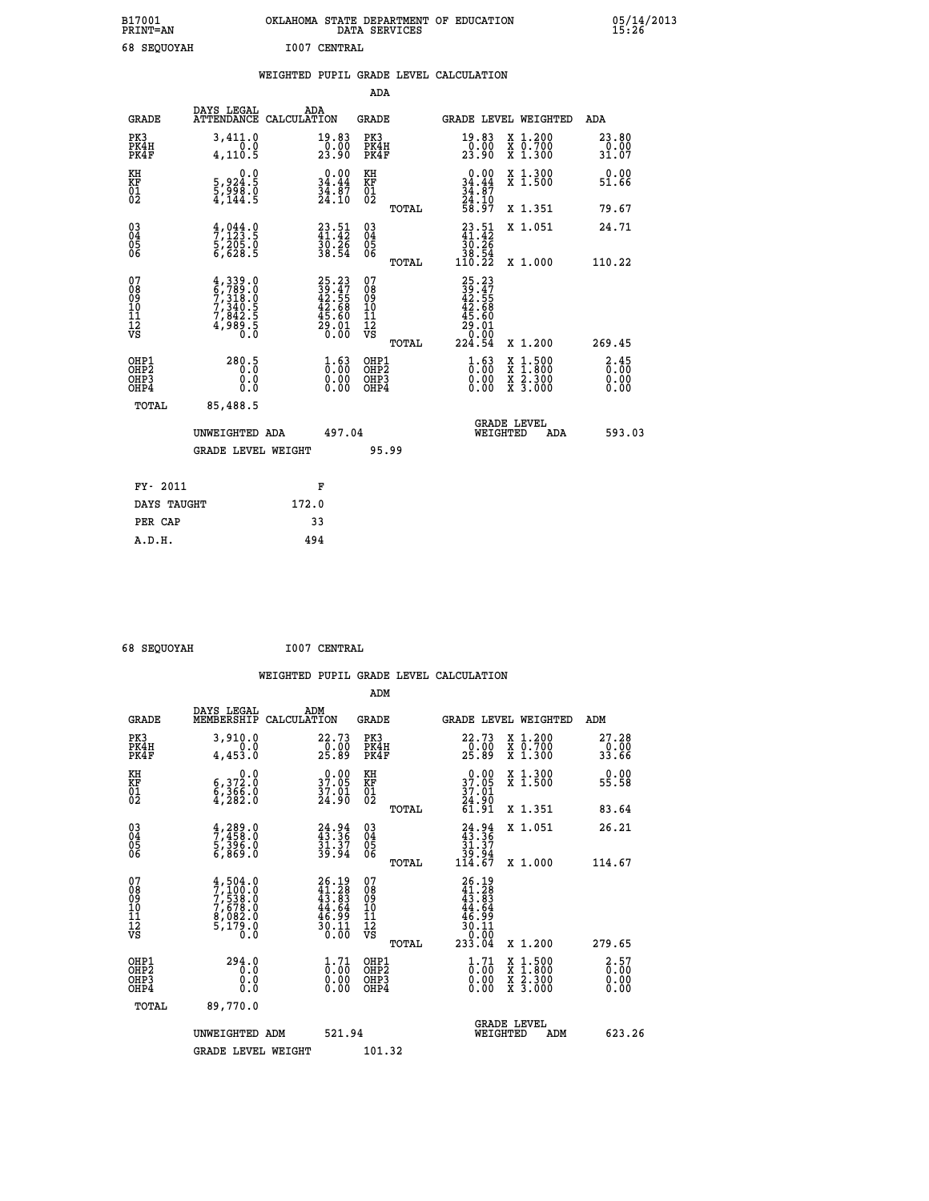B17001 PRINT=AN  OKLAHOMA STATE DEPARTMENT OF EDUCATION DATA SERVICES  05/14/2013 15:26

68 SEQUOYAH  I007 CENTRAL

## WEIGHTED PUPIL GRADE LEVEL CALCULATION

### ADA

| GRADE | DAYS LEGAL ATTENDANCE | ADA CALCULATION | GRADE | GRADE LEVEL | WEIGHTED | ADA |
|---|---|---|---|---|---|---|
| PK3 | 3,411.0 | 19.83 | PK3 | 19.83 | X 1.200 | 23.80 |
| PK4H | 0.0 | 0.00 | PK4H | 0.00 | X 0.700 | 0.00 |
| PK4F | 4,110.5 | 23.90 | PK4F | 23.90 | X 1.300 | 31.07 |
| KH | 0.0 | 0.00 | KH | 0.00 | X 1.300 | 0.00 |
| KF | 5,924.5 | 34.44 | KF | 34.44 | X 1.500 | 51.66 |
| 01 | 5,998.0 | 34.87 | 01 | 34.87 | | |
| 02 | 4,144.5 | 24.10 | 02 | 24.10 | | |
| | | | TOTAL | 58.97 | X 1.351 | 79.67 |
| 03 | 4,044.0 | 23.51 | 03 | 23.51 | X 1.051 | 24.71 |
| 04 | 7,123.5 | 41.42 | 04 | 41.42 | | |
| 05 | 5,205.0 | 30.26 | 05 | 30.26 | | |
| 06 | 6,628.5 | 38.54 | 06 | 38.54 | | |
| | | | TOTAL | 110.22 | X 1.000 | 110.22 |
| 07 | 4,339.0 | 25.23 | 07 | 25.23 | | |
| 08 | 6,789.0 | 39.47 | 08 | 39.47 | | |
| 09 | 7,318.0 | 42.55 | 09 | 42.55 | | |
| 10 | 7,340.5 | 42.68 | 10 | 42.68 | | |
| 11 | 7,842.5 | 45.60 | 11 | 45.60 | | |
| 12 | 4,989.5 | 29.01 | 12 | 29.01 | | |
| VS | 0.0 | 0.00 | VS | 0.00 | | |
| | | | TOTAL | 224.54 | X 1.200 | 269.45 |
| OHP1 | 280.5 | 1.63 | OHP1 | 1.63 | X 1.500 | 2.45 |
| OHP2 | 0.0 | 0.00 | OHP2 | 0.00 | X 1.800 | 0.00 |
| OHP3 | 0.0 | 0.00 | OHP3 | 0.00 | X 2.300 | 0.00 |
| OHP4 | 0.0 | 0.00 | OHP4 | 0.00 | X 3.000 | 0.00 |
| TOTAL | 85,488.5 | | | | | |

UNWEIGHTED ADA 497.04  GRADE LEVEL WEIGHTED ADA 593.03

GRADE LEVEL WEIGHT 95.99

| FY- 2011 | F |
|---|---|
| DAYS TAUGHT | 172.0 |
| PER CAP | 33 |
| A.D.H. | 494 |

68 SEQUOYAH  I007 CENTRAL

## WEIGHTED PUPIL GRADE LEVEL CALCULATION

### ADM

| GRADE | DAYS LEGAL MEMBERSHIP | ADM CALCULATION | GRADE | GRADE LEVEL | WEIGHTED | ADM |
|---|---|---|---|---|---|---|
| PK3 | 3,910.0 | 22.73 | PK3 | 22.73 | X 1.200 | 27.28 |
| PK4H | 0.0 | 0.00 | PK4H | 0.00 | X 0.700 | 0.00 |
| PK4F | 4,453.0 | 25.89 | PK4F | 25.89 | X 1.300 | 33.66 |
| KH | 0.0 | 0.00 | KH | 0.00 | X 1.300 | 0.00 |
| KF | 6,372.0 | 37.05 | KF | 37.05 | X 1.500 | 55.58 |
| 01 | 6,366.0 | 37.01 | 01 | 37.01 | | |
| 02 | 4,282.0 | 24.90 | 02 | 24.90 | | |
| | | | TOTAL | 61.91 | X 1.351 | 83.64 |
| 03 | 4,289.0 | 24.94 | 03 | 24.94 | X 1.051 | 26.21 |
| 04 | 7,458.0 | 43.36 | 04 | 43.36 | | |
| 05 | 5,396.0 | 31.37 | 05 | 31.37 | | |
| 06 | 6,869.0 | 39.94 | 06 | 39.94 | | |
| | | | TOTAL | 114.67 | X 1.000 | 114.67 |
| 07 | 4,504.0 | 26.19 | 07 | 26.19 | | |
| 08 | 7,100.0 | 41.28 | 08 | 41.28 | | |
| 09 | 7,538.0 | 43.83 | 09 | 43.83 | | |
| 10 | 7,678.0 | 44.64 | 10 | 44.64 | | |
| 11 | 8,082.0 | 46.99 | 11 | 46.99 | | |
| 12 | 5,179.0 | 30.11 | 12 | 30.11 | | |
| VS | 0.0 | 0.00 | VS | 0.00 | | |
| | | | TOTAL | 233.04 | X 1.200 | 279.65 |
| OHP1 | 294.0 | 1.71 | OHP1 | 1.71 | X 1.500 | 2.57 |
| OHP2 | 0.0 | 0.00 | OHP2 | 0.00 | X 1.800 | 0.00 |
| OHP3 | 0.0 | 0.00 | OHP3 | 0.00 | X 2.300 | 0.00 |
| OHP4 | 0.0 | 0.00 | OHP4 | 0.00 | X 3.000 | 0.00 |
| TOTAL | 89,770.0 | | | | | |

UNWEIGHTED ADM 521.94  GRADE LEVEL WEIGHTED ADM 623.26

GRADE LEVEL WEIGHT 101.32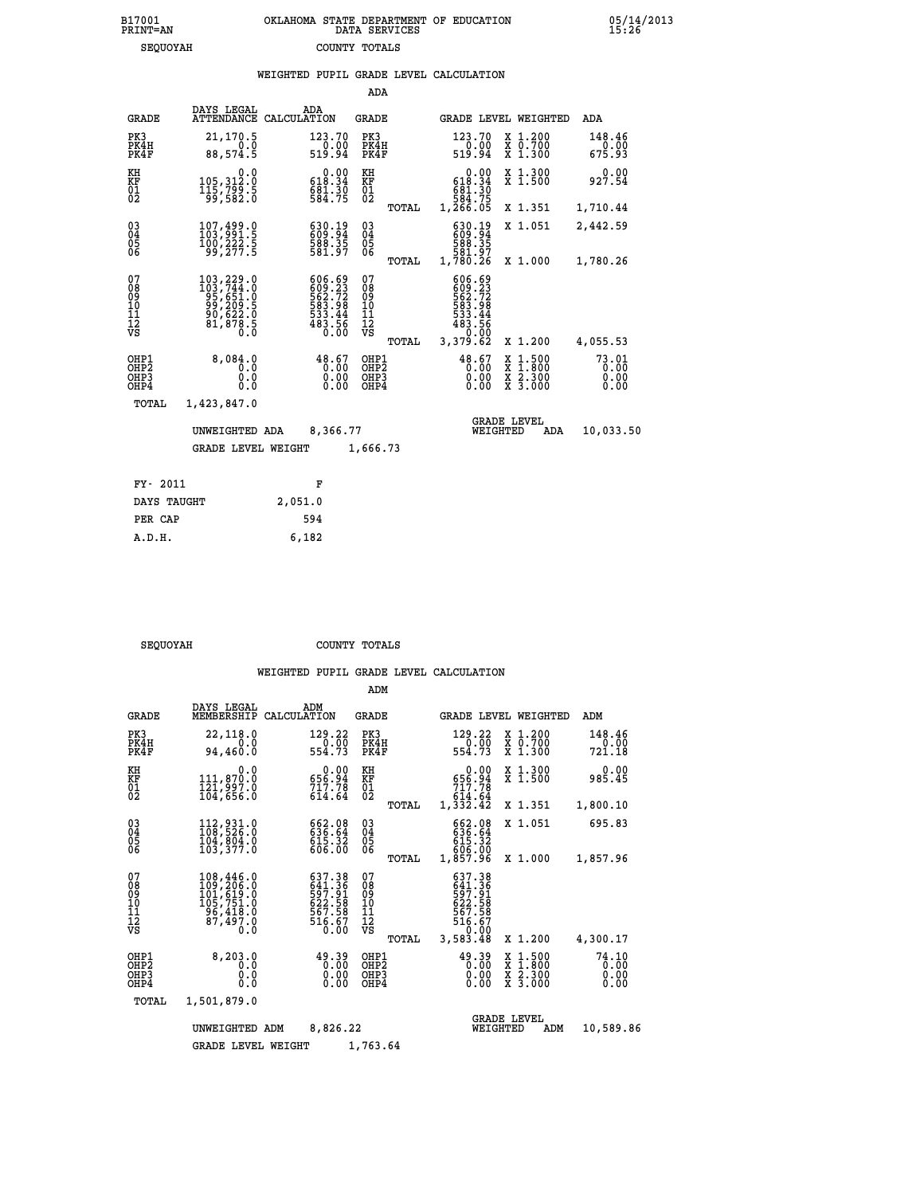B17001 OKLAHOMA STATE DEPARTMENT OF EDUCATION 05/14/2013
PRINT=AN DATA SERVICES 15:26

SEQUOYAH COUNTY TOTALS

## WEIGHTED PUPIL GRADE LEVEL CALCULATION

### ADA

| GRADE | DAYS LEGAL ATTENDANCE | ADA CALCULATION | GRADE | GRADE LEVEL | WEIGHTED | ADA |
|---|---|---|---|---|---|---|
| PK3 | 21,170.5 | 123.70 | PK3 | 123.70 | X 1.200 | 148.46 |
| PK4H | 0.0 | 0.00 | PK4H | 0.00 | X 0.700 | 0.00 |
| PK4F | 88,574.5 | 519.94 | PK4F | 519.94 | X 1.300 | 675.93 |
| KH | 0.0 | 0.00 | KH | 0.00 | X 1.300 | 0.00 |
| KF | 105,312.0 | 618.34 | KF | 618.34 | X 1.500 | 927.54 |
| 01 | 115,799.5 | 681.30 | 01 | 681.30 | | |
| 02 | 99,582.0 | 584.75 | 02 | 584.75 | | |
| | | | TOTAL | 1,266.05 | X 1.351 | 1,710.44 |
| 03 | 107,499.0 | 630.19 | 03 | 630.19 | X 1.051 | 2,442.59 |
| 04 | 103,991.5 | 609.94 | 04 | 609.94 | | |
| 05 | 100,222.5 | 588.35 | 05 | 588.35 | | |
| 06 | 99,277.5 | 581.97 | 06 | 581.97 | | |
| | | | TOTAL | 1,780.26 | X 1.000 | 1,780.26 |
| 07 | 103,229.0 | 606.69 | 07 | 606.69 | | |
| 08 | 103,744.0 | 609.23 | 08 | 609.23 | | |
| 09 | 95,651.0 | 562.72 | 09 | 562.72 | | |
| 10 | 99,209.5 | 583.98 | 10 | 583.98 | | |
| 11 | 90,622.0 | 533.44 | 11 | 533.44 | | |
| 12 | 81,878.5 | 483.56 | 12 | 483.56 | | |
| VS | 0.0 | 0.00 | VS | 0.00 | | |
| | | | TOTAL | 3,379.62 | X 1.200 | 4,055.53 |
| OHP1 | 8,084.0 | 48.67 | OHP1 | 48.67 | X 1.500 | 73.01 |
| OHP2 | 0.0 | 0.00 | OHP2 | 0.00 | X 1.800 | 0.00 |
| OHP3 | 0.0 | 0.00 | OHP3 | 0.00 | X 2.300 | 0.00 |
| OHP4 | 0.0 | 0.00 | OHP4 | 0.00 | X 3.000 | 0.00 |
| TOTAL | 1,423,847.0 | | | | | |

UNWEIGHTED ADA 8,366.77 GRADE LEVEL WEIGHTED ADA 10,033.50

GRADE LEVEL WEIGHT 1,666.73

| FY- 2011 | F |
|---|---|
| DAYS TAUGHT | 2,051.0 |
| PER CAP | 594 |
| A.D.H. | 6,182 |

SEQUOYAH COUNTY TOTALS

## WEIGHTED PUPIL GRADE LEVEL CALCULATION

### ADM

| GRADE | DAYS LEGAL MEMBERSHIP | ADM CALCULATION | GRADE | GRADE LEVEL | WEIGHTED | ADM |
|---|---|---|---|---|---|---|
| PK3 | 22,118.0 | 129.22 | PK3 | 129.22 | X 1.200 | 148.46 |
| PK4H | 0.0 | 0.00 | PK4H | 0.00 | X 0.700 | 0.00 |
| PK4F | 94,460.0 | 554.73 | PK4F | 554.73 | X 1.300 | 721.18 |
| KH | 0.0 | 0.00 | KH | 0.00 | X 1.300 | 0.00 |
| KF | 111,870.0 | 656.94 | KF | 656.94 | X 1.500 | 985.45 |
| 01 | 121,997.0 | 717.78 | 01 | 717.78 | | |
| 02 | 104,656.0 | 614.64 | 02 | 614.64 | | |
| | | | TOTAL | 1,332.42 | X 1.351 | 1,800.10 |
| 03 | 112,931.0 | 662.08 | 03 | 662.08 | X 1.051 | 695.83 |
| 04 | 108,526.0 | 636.64 | 04 | 636.64 | | |
| 05 | 104,804.0 | 615.32 | 05 | 615.32 | | |
| 06 | 103,377.0 | 606.00 | 06 | 606.00 | | |
| | | | TOTAL | 1,857.96 | X 1.000 | 1,857.96 |
| 07 | 108,446.0 | 637.38 | 07 | 637.38 | | |
| 08 | 109,206.0 | 641.36 | 08 | 641.36 | | |
| 09 | 101,619.0 | 597.91 | 09 | 597.91 | | |
| 10 | 105,751.0 | 622.58 | 10 | 622.58 | | |
| 11 | 96,418.0 | 567.58 | 11 | 567.58 | | |
| 12 | 87,497.0 | 516.67 | 12 | 516.67 | | |
| VS | 0.0 | 0.00 | VS | 0.00 | | |
| | | | TOTAL | 3,583.48 | X 1.200 | 4,300.17 |
| OHP1 | 8,203.0 | 49.39 | OHP1 | 49.39 | X 1.500 | 74.10 |
| OHP2 | 0.0 | 0.00 | OHP2 | 0.00 | X 1.800 | 0.00 |
| OHP3 | 0.0 | 0.00 | OHP3 | 0.00 | X 2.300 | 0.00 |
| OHP4 | 0.0 | 0.00 | OHP4 | 0.00 | X 3.000 | 0.00 |
| TOTAL | 1,501,879.0 | | | | | |

UNWEIGHTED ADM 8,826.22 GRADE LEVEL WEIGHTED ADM 10,589.86

GRADE LEVEL WEIGHT 1,763.64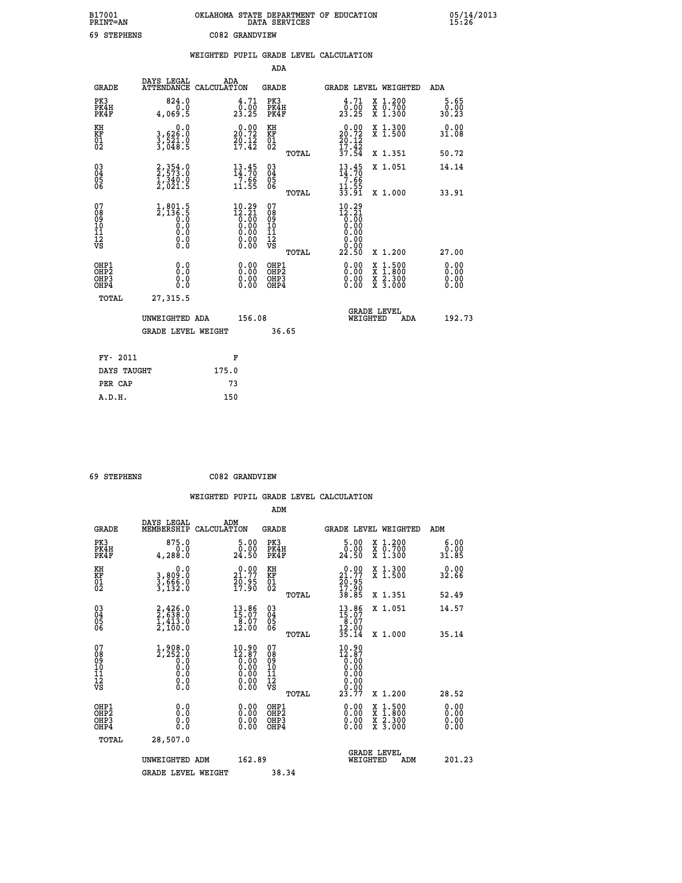B17001 OKLAHOMA STATE DEPARTMENT OF EDUCATION 05/14/2013
PRINT=AN DATA SERVICES 15:26

69 STEPHENS C082 GRANDVIEW

## WEIGHTED PUPIL GRADE LEVEL CALCULATION

### ADA

| GRADE | DAYS LEGAL ATTENDANCE | ADA CALCULATION | GRADE | GRADE LEVEL | WEIGHTED | ADA |
|---|---|---|---|---|---|---|
| PK3 | 824.0 | 4.71 | PK3 | 4.71 | X 1.200 | 5.65 |
| PK4H | 0.0 | 0.00 | PK4H | 0.00 | X 0.700 | 0.00 |
| PK4F | 4,069.5 | 23.25 | PK4F | 23.25 | X 1.300 | 30.23 |
| KH | 0.0 | 0.00 | KH | 0.00 | X 1.300 | 0.00 |
| KF | 3,626.0 | 20.72 | KF | 20.72 | X 1.500 | 31.08 |
| 01 | 3,521.0 | 20.12 | 01 | 20.12 | | |
| 02 | 3,048.5 | 17.42 | 02 | 17.42 | | |
| | | | TOTAL | 37.54 | X 1.351 | 50.72 |
| 03 | 2,354.0 | 13.45 | 03 | 13.45 | X 1.051 | 14.14 |
| 04 | 2,573.0 | 14.70 | 04 | 14.70 | | |
| 05 | 1,340.0 | 7.66 | 05 | 7.66 | | |
| 06 | 2,021.5 | 11.55 | 06 | 11.55 | | |
| | | | TOTAL | 33.91 | X 1.000 | 33.91 |
| 07 | 1,801.5 | 10.29 | 07 | 10.29 | | |
| 08 | 2,136.5 | 12.21 | 08 | 12.21 | | |
| 09 | 0.0 | 0.00 | 09 | 0.00 | | |
| 10 | 0.0 | 0.00 | 10 | 0.00 | | |
| 11 | 0.0 | 0.00 | 11 | 0.00 | | |
| 12 | 0.0 | 0.00 | 12 | 0.00 | | |
| VS | 0.0 | 0.00 | VS | 0.00 | | |
| | | | TOTAL | 22.50 | X 1.200 | 27.00 |
| OHP1 | 0.0 | 0.00 | OHP1 | 0.00 | X 1.500 | 0.00 |
| OHP2 | 0.0 | 0.00 | OHP2 | 0.00 | X 1.800 | 0.00 |
| OHP3 | 0.0 | 0.00 | OHP3 | 0.00 | X 2.300 | 0.00 |
| OHP4 | 0.0 | 0.00 | OHP4 | 0.00 | X 3.000 | 0.00 |
| TOTAL | 27,315.5 | | | | | |

UNWEIGHTED ADA 156.08 | GRADE LEVEL WEIGHTED ADA 192.73

GRADE LEVEL WEIGHT 36.65

| FY- 2011 | F |
|---|---|
| DAYS TAUGHT | 175.0 |
| PER CAP | 73 |
| A.D.H. | 150 |

69 STEPHENS C082 GRANDVIEW

## WEIGHTED PUPIL GRADE LEVEL CALCULATION

### ADM

| GRADE | DAYS LEGAL MEMBERSHIP | ADM CALCULATION | GRADE | GRADE LEVEL | WEIGHTED | ADM |
|---|---|---|---|---|---|---|
| PK3 | 875.0 | 5.00 | PK3 | 5.00 | X 1.200 | 6.00 |
| PK4H | 0.0 | 0.00 | PK4H | 0.00 | X 0.700 | 0.00 |
| PK4F | 4,288.0 | 24.50 | PK4F | 24.50 | X 1.300 | 31.85 |
| KH | 0.0 | 0.00 | KH | 0.00 | X 1.300 | 0.00 |
| KF | 3,809.0 | 21.77 | KF | 21.77 | X 1.500 | 32.66 |
| 01 | 3,666.0 | 20.95 | 01 | 20.95 | | |
| 02 | 3,132.0 | 17.90 | 02 | 17.90 | | |
| | | | TOTAL | 38.85 | X 1.351 | 52.49 |
| 03 | 2,426.0 | 13.86 | 03 | 13.86 | X 1.051 | 14.57 |
| 04 | 2,638.0 | 15.07 | 04 | 15.07 | | |
| 05 | 1,413.0 | 8.07 | 05 | 8.07 | | |
| 06 | 2,100.0 | 12.00 | 06 | 12.00 | | |
| | | | TOTAL | 35.14 | X 1.000 | 35.14 |
| 07 | 1,908.0 | 10.90 | 07 | 10.90 | | |
| 08 | 2,252.0 | 12.87 | 08 | 12.87 | | |
| 09 | 0.0 | 0.00 | 09 | 0.00 | | |
| 10 | 0.0 | 0.00 | 10 | 0.00 | | |
| 11 | 0.0 | 0.00 | 11 | 0.00 | | |
| 12 | 0.0 | 0.00 | 12 | 0.00 | | |
| VS | 0.0 | 0.00 | VS | 0.00 | | |
| | | | TOTAL | 23.77 | X 1.200 | 28.52 |
| OHP1 | 0.0 | 0.00 | OHP1 | 0.00 | X 1.500 | 0.00 |
| OHP2 | 0.0 | 0.00 | OHP2 | 0.00 | X 1.800 | 0.00 |
| OHP3 | 0.0 | 0.00 | OHP3 | 0.00 | X 2.300 | 0.00 |
| OHP4 | 0.0 | 0.00 | OHP4 | 0.00 | X 3.000 | 0.00 |
| TOTAL | 28,507.0 | | | | | |

UNWEIGHTED ADM 162.89 | GRADE LEVEL WEIGHTED ADM 201.23

GRADE LEVEL WEIGHT 38.34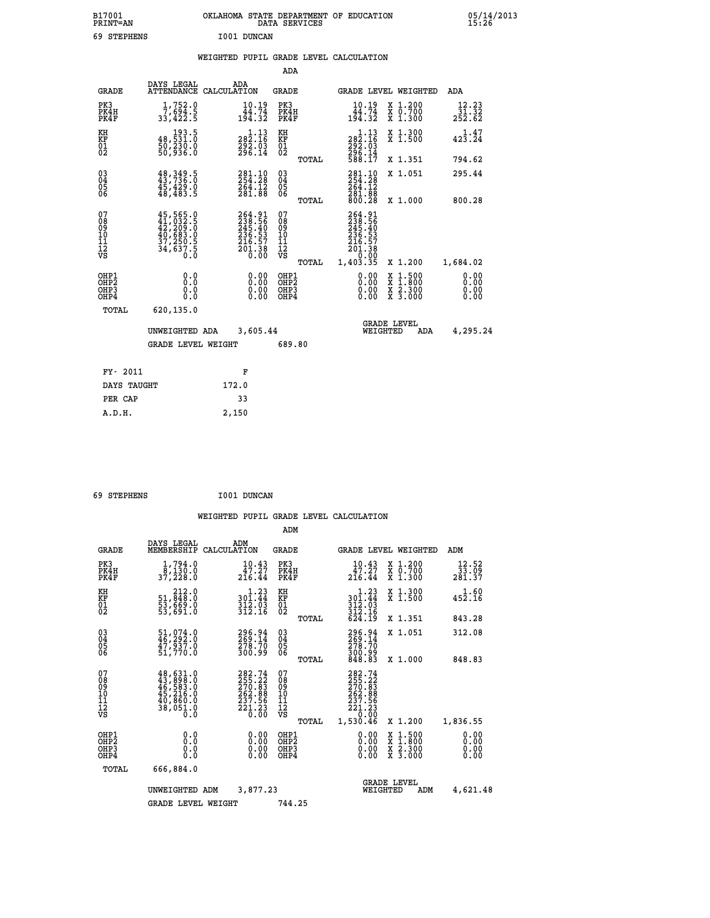B17001 OKLAHOMA STATE DEPARTMENT OF EDUCATION 05/14/2013
PRINT=AN DATA SERVICES 15:26

69 STEPHENS I001 DUNCAN

## WEIGHTED PUPIL GRADE LEVEL CALCULATION

### ADA

| GRADE | DAYS LEGAL ATTENDANCE | ADA CALCULATION | GRADE | | GRADE LEVEL | WEIGHTED | ADA |
|---|---|---|---|---|---|---|---|
| PK3 | 1,752.0 | 10.19 | PK3 | | 10.19 | X 1.200 | 12.23 |
| PK4H | 7,694.5 | 44.74 | PK4H | | 44.74 | X 0.700 | 31.32 |
| PK4F | 33,422.5 | 194.32 | PK4F | | 194.32 | X 1.300 | 252.62 |
| KH | 193.5 | 1.13 | KH | | 1.13 | X 1.300 | 1.47 |
| KF | 48,531.0 | 282.16 | KF | | 282.16 | X 1.500 | 423.24 |
| 01 | 50,230.0 | 292.03 | 01 | | 292.03 | | |
| 02 | 50,936.0 | 296.14 | 02 | | 296.14 | | |
| | | | | TOTAL | 588.17 | X 1.351 | 794.62 |
| 03 | 48,349.5 | 281.10 | 03 | | 281.10 | X 1.051 | 295.44 |
| 04 | 43,736.0 | 254.28 | 04 | | 254.28 | | |
| 05 | 45,429.0 | 264.12 | 05 | | 264.12 | | |
| 06 | 48,483.5 | 281.88 | 06 | | 281.88 | | |
| | | | | TOTAL | 800.28 | X 1.000 | 800.28 |
| 07 | 45,565.0 | 264.91 | 07 | | 264.91 | | |
| 08 | 41,032.5 | 238.56 | 08 | | 238.56 | | |
| 09 | 42,209.0 | 245.40 | 09 | | 245.40 | | |
| 10 | 40,683.0 | 236.53 | 10 | | 236.53 | | |
| 11 | 37,250.5 | 216.57 | 11 | | 216.57 | | |
| 12 | 34,637.5 | 201.38 | 12 | | 201.38 | | |
| VS | 0.0 | 0.00 | VS | | 0.00 | | |
| | | | | TOTAL | 1,403.35 | X 1.200 | 1,684.02 |
| OHP1 | 0.0 | 0.00 | OHP1 | | 0.00 | X 1.500 | 0.00 |
| OHP2 | 0.0 | 0.00 | OHP2 | | 0.00 | X 1.800 | 0.00 |
| OHP3 | 0.0 | 0.00 | OHP3 | | 0.00 | X 2.300 | 0.00 |
| OHP4 | 0.0 | 0.00 | OHP4 | | 0.00 | X 3.000 | 0.00 |
| TOTAL | 620,135.0 | | | | | | |

UNWEIGHTED ADA 3,605.44 GRADE LEVEL WEIGHTED ADA 4,295.24

GRADE LEVEL WEIGHT 689.80

| FY- 2011 | F |
|---|---|
| DAYS TAUGHT | 172.0 |
| PER CAP | 33 |
| A.D.H. | 2,150 |

69 STEPHENS I001 DUNCAN

## WEIGHTED PUPIL GRADE LEVEL CALCULATION

### ADM

| GRADE | DAYS LEGAL MEMBERSHIP | ADM CALCULATION | GRADE | | GRADE LEVEL | WEIGHTED | ADM |
|---|---|---|---|---|---|---|---|
| PK3 | 1,794.0 | 10.43 | PK3 | | 10.43 | X 1.200 | 12.52 |
| PK4H | 8,130.0 | 47.27 | PK4H | | 47.27 | X 0.700 | 33.09 |
| PK4F | 37,228.0 | 216.44 | PK4F | | 216.44 | X 1.300 | 281.37 |
| KH | 212.0 | 1.23 | KH | | 1.23 | X 1.300 | 1.60 |
| KF | 51,848.0 | 301.44 | KF | | 301.44 | X 1.500 | 452.16 |
| 01 | 53,669.0 | 312.03 | 01 | | 312.03 | | |
| 02 | 53,691.0 | 312.16 | 02 | | 312.16 | | |
| | | | | TOTAL | 624.19 | X 1.351 | 843.28 |
| 03 | 51,074.0 | 296.94 | 03 | | 296.94 | X 1.051 | 312.08 |
| 04 | 46,292.0 | 269.14 | 04 | | 269.14 | | |
| 05 | 47,937.0 | 278.70 | 05 | | 278.70 | | |
| 06 | 51,770.0 | 300.99 | 06 | | 300.99 | | |
| | | | | TOTAL | 848.83 | X 1.000 | 848.83 |
| 07 | 48,631.0 | 282.74 | 07 | | 282.74 | | |
| 08 | 43,898.0 | 255.22 | 08 | | 255.22 | | |
| 09 | 46,583.0 | 270.83 | 09 | | 270.83 | | |
| 10 | 45,216.0 | 262.88 | 10 | | 262.88 | | |
| 11 | 40,860.0 | 237.56 | 11 | | 237.56 | | |
| 12 | 38,051.0 | 221.23 | 12 | | 221.23 | | |
| VS | 0.0 | 0.00 | VS | | 0.00 | | |
| | | | | TOTAL | 1,530.46 | X 1.200 | 1,836.55 |
| OHP1 | 0.0 | 0.00 | OHP1 | | 0.00 | X 1.500 | 0.00 |
| OHP2 | 0.0 | 0.00 | OHP2 | | 0.00 | X 1.800 | 0.00 |
| OHP3 | 0.0 | 0.00 | OHP3 | | 0.00 | X 2.300 | 0.00 |
| OHP4 | 0.0 | 0.00 | OHP4 | | 0.00 | X 3.000 | 0.00 |
| TOTAL | 666,884.0 | | | | | | |

UNWEIGHTED ADM 3,877.23 GRADE LEVEL WEIGHTED ADM 4,621.48

GRADE LEVEL WEIGHT 744.25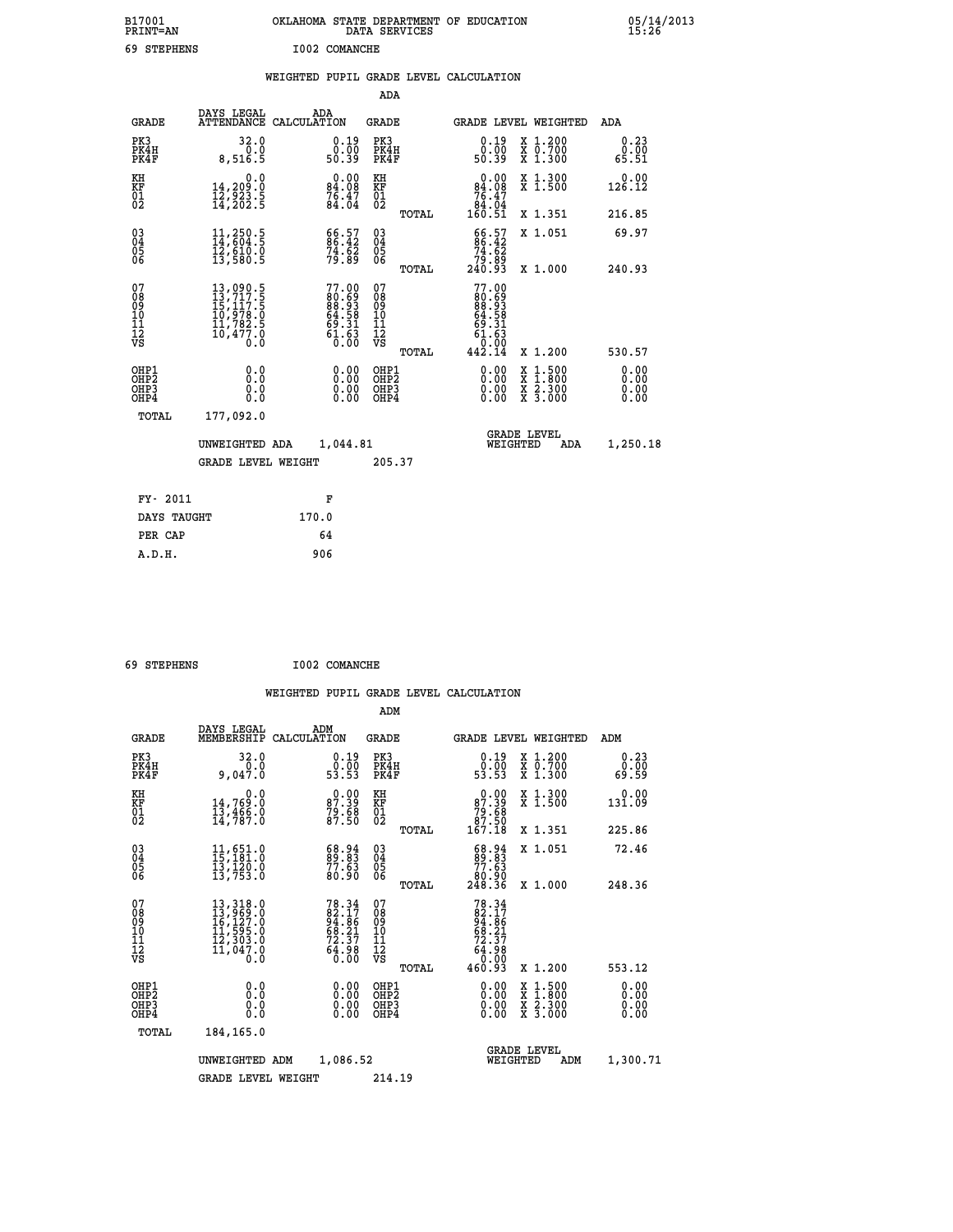B17001 PRINT=AN · OKLAHOMA STATE DEPARTMENT OF EDUCATION DATA SERVICES · 05/14/2013 15:26

69 STEPHENS · I002 COMANCHE

## WEIGHTED PUPIL GRADE LEVEL CALCULATION

### ADA

| GRADE | DAYS LEGAL ATTENDANCE | ADA CALCULATION | GRADE | | GRADE LEVEL | WEIGHTED | ADA |
|---|---|---|---|---|---|---|---|
| PK3 | 32.0 | 0.19 | PK3 | | 0.19 | X 1.200 | 0.23 |
| PK4H | 0.0 | 0.00 | PK4H | | 0.00 | X 0.700 | 0.00 |
| PK4F | 8,516.5 | 50.39 | PK4F | | 50.39 | X 1.300 | 65.51 |
| KH | 0.0 | 0.00 | KH | | 0.00 | X 1.300 | 0.00 |
| KF | 14,209.0 | 84.08 | KF | | 84.08 | X 1.500 | 126.12 |
| 01 | 12,923.5 | 76.47 | 01 | | 76.47 | | |
| 02 | 14,202.5 | 84.04 | 02 | | 84.04 | | |
| | | | | TOTAL | 160.51 | X 1.351 | 216.85 |
| 03 | 11,250.5 | 66.57 | 03 | | 66.57 | X 1.051 | 69.97 |
| 04 | 14,604.5 | 86.42 | 04 | | 86.42 | | |
| 05 | 12,610.0 | 74.62 | 05 | | 74.62 | | |
| 06 | 13,580.5 | 79.89 | 06 | | 79.89 | | |
| | | | | TOTAL | 240.93 | X 1.000 | 240.93 |
| 07 | 13,090.5 | 77.00 | 07 | | 77.00 | | |
| 08 | 13,717.5 | 80.69 | 08 | | 80.69 | | |
| 09 | 15,117.5 | 88.93 | 09 | | 88.93 | | |
| 10 | 10,978.0 | 64.58 | 10 | | 64.58 | | |
| 11 | 11,782.5 | 69.31 | 11 | | 69.31 | | |
| 12 | 10,477.0 | 61.63 | 12 | | 61.63 | | |
| VS | 0.0 | 0.00 | VS | | 0.00 | | |
| | | | | TOTAL | 442.14 | X 1.200 | 530.57 |
| OHP1 | 0.0 | 0.00 | OHP1 | | 0.00 | X 1.500 | 0.00 |
| OHP2 | 0.0 | 0.00 | OHP2 | | 0.00 | X 1.800 | 0.00 |
| OHP3 | 0.0 | 0.00 | OHP3 | | 0.00 | X 2.300 | 0.00 |
| OHP4 | 0.0 | 0.00 | OHP4 | | 0.00 | X 3.000 | 0.00 |
| TOTAL | 177,092.0 | | | | | | |

UNWEIGHTED ADA 1,044.81 · GRADE LEVEL WEIGHTED ADA 1,250.18

GRADE LEVEL WEIGHT 205.37

| FY- 2011 | F |
|---|---|
| DAYS TAUGHT | 170.0 |
| PER CAP | 64 |
| A.D.H. | 906 |

69 STEPHENS · I002 COMANCHE

## WEIGHTED PUPIL GRADE LEVEL CALCULATION

### ADM

| GRADE | DAYS LEGAL MEMBERSHIP | ADM CALCULATION | GRADE | | GRADE LEVEL | WEIGHTED | ADM |
|---|---|---|---|---|---|---|---|
| PK3 | 32.0 | 0.19 | PK3 | | 0.19 | X 1.200 | 0.23 |
| PK4H | 0.0 | 0.00 | PK4H | | 0.00 | X 0.700 | 0.00 |
| PK4F | 9,047.0 | 53.53 | PK4F | | 53.53 | X 1.300 | 69.59 |
| KH | 0.0 | 0.00 | KH | | 0.00 | X 1.300 | 0.00 |
| KF | 14,769.0 | 87.39 | KF | | 87.39 | X 1.500 | 131.09 |
| 01 | 13,466.0 | 79.68 | 01 | | 79.68 | | |
| 02 | 14,787.0 | 87.50 | 02 | | 87.50 | | |
| | | | | TOTAL | 167.18 | X 1.351 | 225.86 |
| 03 | 11,651.0 | 68.94 | 03 | | 68.94 | X 1.051 | 72.46 |
| 04 | 15,181.0 | 89.83 | 04 | | 89.83 | | |
| 05 | 13,120.0 | 77.63 | 05 | | 77.63 | | |
| 06 | 13,753.0 | 80.90 | 06 | | 80.90 | | |
| | | | | TOTAL | 248.36 | X 1.000 | 248.36 |
| 07 | 13,318.0 | 78.34 | 07 | | 78.34 | | |
| 08 | 13,969.0 | 82.17 | 08 | | 82.17 | | |
| 09 | 16,127.0 | 94.86 | 09 | | 94.86 | | |
| 10 | 11,595.0 | 68.21 | 10 | | 68.21 | | |
| 11 | 12,303.0 | 72.37 | 11 | | 72.37 | | |
| 12 | 11,047.0 | 64.98 | 12 | | 64.98 | | |
| VS | 0.0 | 0.00 | VS | | 0.00 | | |
| | | | | TOTAL | 460.93 | X 1.200 | 553.12 |
| OHP1 | 0.0 | 0.00 | OHP1 | | 0.00 | X 1.500 | 0.00 |
| OHP2 | 0.0 | 0.00 | OHP2 | | 0.00 | X 1.800 | 0.00 |
| OHP3 | 0.0 | 0.00 | OHP3 | | 0.00 | X 2.300 | 0.00 |
| OHP4 | 0.0 | 0.00 | OHP4 | | 0.00 | X 3.000 | 0.00 |
| TOTAL | 184,165.0 | | | | | | |

UNWEIGHTED ADM 1,086.52 · GRADE LEVEL WEIGHTED ADM 1,300.71

GRADE LEVEL WEIGHT 214.19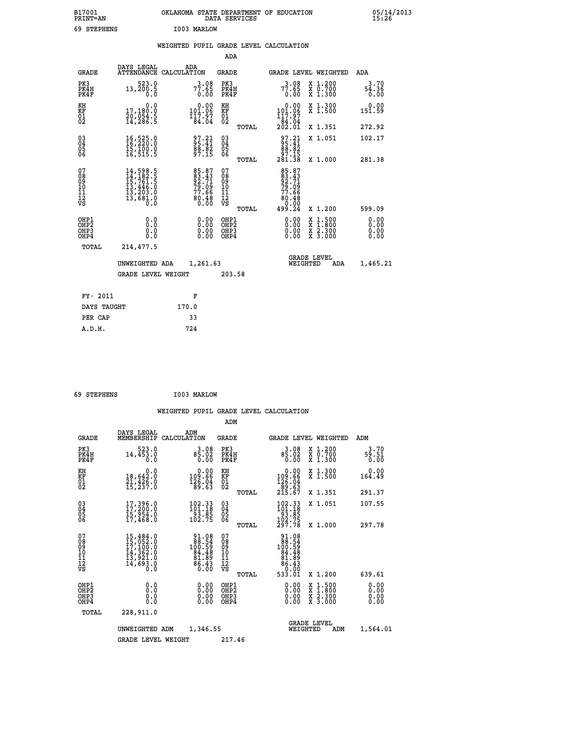B17001 OKLAHOMA STATE DEPARTMENT OF EDUCATION 05/14/2013
PRINT=AN DATA SERVICES 15:26

69 STEPHENS I003 MARLOW

## WEIGHTED PUPIL GRADE LEVEL CALCULATION

### ADA

| GRADE | DAYS LEGAL ATTENDANCE | ADA CALCULATION | GRADE | | GRADE LEVEL | WEIGHTED | ADA |
|---|---|---|---|---|---|---|---|
| PK3 | 523.0 | 3.08 | PK3 | | 3.08 | X 1.200 | 3.70 |
| PK4H | 13,200.5 | 77.65 | PK4H | | 77.65 | X 0.700 | 54.36 |
| PK4F | 0.0 | 0.00 | PK4F | | 0.00 | X 1.300 | 0.00 |
| KH | 0.0 | 0.00 | KH | | 0.00 | X 1.300 | 0.00 |
| KF | 17,180.0 | 101.06 | KF | | 101.06 | X 1.500 | 151.59 |
| 01 | 20,054.5 | 117.97 | 01 | | 117.97 | | |
| 02 | 14,286.5 | 84.04 | 02 | | 84.04 | | |
| | | | | TOTAL | 202.01 | X 1.351 | 272.92 |
| 03 | 16,525.0 | 97.21 | 03 | | 97.21 | X 1.051 | 102.17 |
| 04 | 16,220.0 | 95.41 | 04 | | 95.41 | | |
| 05 | 15,100.0 | 88.82 | 05 | | 88.82 | | |
| 06 | 16,515.5 | 97.15 | 06 | | 97.15 | | |
| | | | | TOTAL | 281.38 | X 1.000 | 281.38 |
| 07 | 14,598.5 | 85.87 | 07 | | 85.87 | | |
| 08 | 14,182.5 | 83.43 | 08 | | 83.43 | | |
| 09 | 15,761.5 | 92.71 | 09 | | 92.71 | | |
| 10 | 13,446.0 | 79.09 | 10 | | 79.09 | | |
| 11 | 13,203.0 | 77.66 | 11 | | 77.66 | | |
| 12 | 13,681.0 | 80.48 | 12 | | 80.48 | | |
| VS | 0.0 | 0.00 | VS | | 0.00 | | |
| | | | | TOTAL | 499.24 | X 1.200 | 599.09 |
| OHP1 | 0.0 | 0.00 | OHP1 | | 0.00 | X 1.500 | 0.00 |
| OHP2 | 0.0 | 0.00 | OHP2 | | 0.00 | X 1.800 | 0.00 |
| OHP3 | 0.0 | 0.00 | OHP3 | | 0.00 | X 2.300 | 0.00 |
| OHP4 | 0.0 | 0.00 | OHP4 | | 0.00 | X 3.000 | 0.00 |
| TOTAL | 214,477.5 | | | | | | |

UNWEIGHTED ADA 1,261.63 GRADE LEVEL WEIGHTED ADA 1,465.21

GRADE LEVEL WEIGHT 203.58

| FY- 2011 | F |
|---|---|
| DAYS TAUGHT | 170.0 |
| PER CAP | 33 |
| A.D.H. | 724 |

69 STEPHENS I003 MARLOW

## WEIGHTED PUPIL GRADE LEVEL CALCULATION

### ADM

| GRADE | DAYS LEGAL MEMBERSHIP | ADM CALCULATION | GRADE | | GRADE LEVEL | WEIGHTED | ADM |
|---|---|---|---|---|---|---|---|
| PK3 | 523.0 | 3.08 | PK3 | | 3.08 | X 1.200 | 3.70 |
| PK4H | 14,453.0 | 85.02 | PK4H | | 85.02 | X 0.700 | 59.51 |
| PK4F | 0.0 | 0.00 | PK4F | | 0.00 | X 1.300 | 0.00 |
| KH | 0.0 | 0.00 | KH | | 0.00 | X 1.300 | 0.00 |
| KF | 18,642.0 | 109.66 | KF | | 109.66 | X 1.500 | 164.49 |
| 01 | 21,426.0 | 126.04 | 01 | | 126.04 | | |
| 02 | 15,237.0 | 89.63 | 02 | | 89.63 | | |
| | | | | TOTAL | 215.67 | X 1.351 | 291.37 |
| 03 | 17,396.0 | 102.33 | 03 | | 102.33 | X 1.051 | 107.55 |
| 04 | 17,200.0 | 101.18 | 04 | | 101.18 | | |
| 05 | 15,954.0 | 93.85 | 05 | | 93.85 | | |
| 06 | 17,468.0 | 102.75 | 06 | | 102.75 | | |
| | | | | TOTAL | 297.78 | X 1.000 | 297.78 |
| 07 | 15,484.0 | 91.08 | 07 | | 91.08 | | |
| 08 | 15,052.0 | 88.54 | 08 | | 88.54 | | |
| 09 | 17,100.0 | 100.59 | 09 | | 100.59 | | |
| 10 | 14,362.0 | 84.48 | 10 | | 84.48 | | |
| 11 | 13,921.0 | 81.89 | 11 | | 81.89 | | |
| 12 | 14,693.0 | 86.43 | 12 | | 86.43 | | |
| VS | 0.0 | 0.00 | VS | | 0.00 | | |
| | | | | TOTAL | 533.01 | X 1.200 | 639.61 |
| OHP1 | 0.0 | 0.00 | OHP1 | | 0.00 | X 1.500 | 0.00 |
| OHP2 | 0.0 | 0.00 | OHP2 | | 0.00 | X 1.800 | 0.00 |
| OHP3 | 0.0 | 0.00 | OHP3 | | 0.00 | X 2.300 | 0.00 |
| OHP4 | 0.0 | 0.00 | OHP4 | | 0.00 | X 3.000 | 0.00 |
| TOTAL | 228,911.0 | | | | | | |

UNWEIGHTED ADM 1,346.55 GRADE LEVEL WEIGHTED ADM 1,564.01

GRADE LEVEL WEIGHT 217.46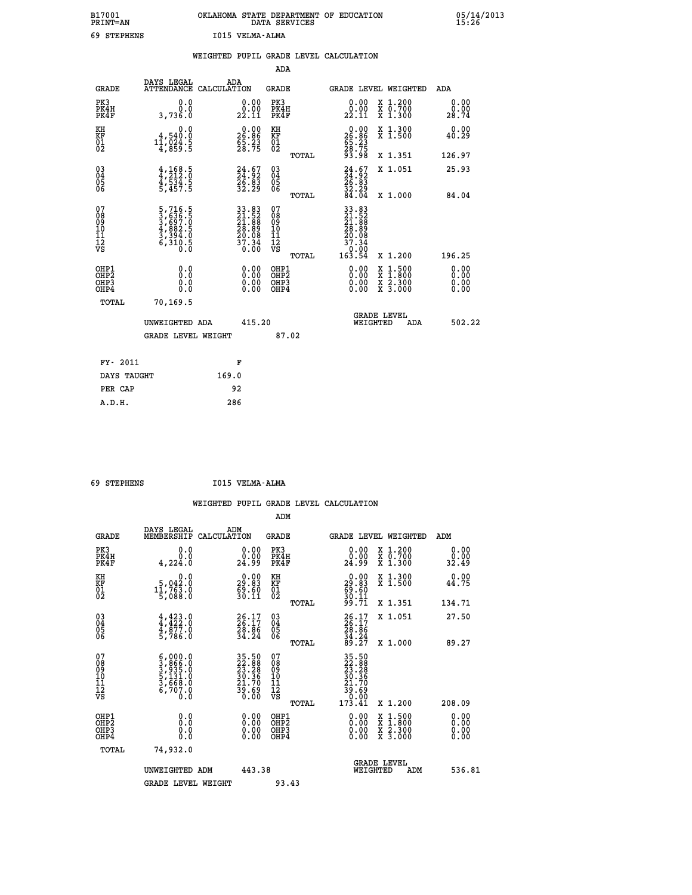B17001 OKLAHOMA STATE DEPARTMENT OF EDUCATION 05/14/2013
PRINT=AN DATA SERVICES 15:26

69 STEPHENS I015 VELMA-ALMA

## WEIGHTED PUPIL GRADE LEVEL CALCULATION

### ADA

| GRADE | DAYS LEGAL ATTENDANCE | ADA CALCULATION | GRADE | GRADE LEVEL | WEIGHTED | ADA |
|---|---|---|---|---|---|---|
| PK3 | 0.0 | 0.00 | PK3 | 0.00 | X 1.200 | 0.00 |
| PK4H | 0.0 | 0.00 | PK4H | 0.00 | X 0.700 | 0.00 |
| PK4F | 3,736.0 | 22.11 | PK4F | 22.11 | X 1.300 | 28.74 |
| KH | 0.0 | 0.00 | KH | 0.00 | X 1.300 | 0.00 |
| KF | 4,540.0 | 26.86 | KF | 26.86 | X 1.500 | 40.29 |
| 01 | 11,024.5 | 65.23 | 01 | 65.23 | | |
| 02 | 4,859.5 | 28.75 | 02 | 28.75 | | |
| | | | TOTAL | 93.98 | X 1.351 | 126.97 |
| 03 | 4,168.5 | 24.67 | 03 | 24.67 | X 1.051 | 25.93 |
| 04 | 4,212.0 | 24.92 | 04 | 24.92 | | |
| 05 | 4,534.5 | 26.83 | 05 | 26.83 | | |
| 06 | 5,457.5 | 32.29 | 06 | 32.29 | | |
| | | | TOTAL | 84.04 | X 1.000 | 84.04 |
| 07 | 5,716.5 | 33.83 | 07 | 33.83 | | |
| 08 | 3,636.5 | 21.52 | 08 | 21.52 | | |
| 09 | 3,697.0 | 21.88 | 09 | 21.88 | | |
| 10 | 4,882.5 | 28.89 | 10 | 28.89 | | |
| 11 | 3,394.0 | 20.08 | 11 | 20.08 | | |
| 12 | 6,310.5 | 37.34 | 12 | 37.34 | | |
| VS | 0.0 | 0.00 | VS | 0.00 | | |
| | | | TOTAL | 163.54 | X 1.200 | 196.25 |
| OHP1 | 0.0 | 0.00 | OHP1 | 0.00 | X 1.500 | 0.00 |
| OHP2 | 0.0 | 0.00 | OHP2 | 0.00 | X 1.800 | 0.00 |
| OHP3 | 0.0 | 0.00 | OHP3 | 0.00 | X 2.300 | 0.00 |
| OHP4 | 0.0 | 0.00 | OHP4 | 0.00 | X 3.000 | 0.00 |
| TOTAL | 70,169.5 | | | | | |

UNWEIGHTED ADA 415.20 GRADE LEVEL WEIGHTED ADA 502.22

GRADE LEVEL WEIGHT 87.02

| FY- 2011 | F |
|---|---|
| DAYS TAUGHT | 169.0 |
| PER CAP | 92 |
| A.D.H. | 286 |

69 STEPHENS I015 VELMA-ALMA

## WEIGHTED PUPIL GRADE LEVEL CALCULATION

### ADM

| GRADE | DAYS LEGAL MEMBERSHIP | ADM CALCULATION | GRADE | GRADE LEVEL | WEIGHTED | ADM |
|---|---|---|---|---|---|---|
| PK3 | 0.0 | 0.00 | PK3 | 0.00 | X 1.200 | 0.00 |
| PK4H | 0.0 | 0.00 | PK4H | 0.00 | X 0.700 | 0.00 |
| PK4F | 4,224.0 | 24.99 | PK4F | 24.99 | X 1.300 | 32.49 |
| KH | 0.0 | 0.00 | KH | 0.00 | X 1.300 | 0.00 |
| KF | 5,042.0 | 29.83 | KF | 29.83 | X 1.500 | 44.75 |
| 01 | 11,763.0 | 69.60 | 01 | 69.60 | | |
| 02 | 5,088.0 | 30.11 | 02 | 30.11 | | |
| | | | TOTAL | 99.71 | X 1.351 | 134.71 |
| 03 | 4,423.0 | 26.17 | 03 | 26.17 | X 1.051 | 27.50 |
| 04 | 4,422.0 | 26.17 | 04 | 26.17 | | |
| 05 | 4,877.0 | 28.86 | 05 | 28.86 | | |
| 06 | 5,786.0 | 34.24 | 06 | 34.24 | | |
| | | | TOTAL | 89.27 | X 1.000 | 89.27 |
| 07 | 6,000.0 | 35.50 | 07 | 35.50 | | |
| 08 | 3,866.0 | 22.88 | 08 | 22.88 | | |
| 09 | 3,935.0 | 23.28 | 09 | 23.28 | | |
| 10 | 5,131.0 | 30.36 | 10 | 30.36 | | |
| 11 | 3,668.0 | 21.70 | 11 | 21.70 | | |
| 12 | 6,707.0 | 39.69 | 12 | 39.69 | | |
| VS | 0.0 | 0.00 | VS | 0.00 | | |
| | | | TOTAL | 173.41 | X 1.200 | 208.09 |
| OHP1 | 0.0 | 0.00 | OHP1 | 0.00 | X 1.500 | 0.00 |
| OHP2 | 0.0 | 0.00 | OHP2 | 0.00 | X 1.800 | 0.00 |
| OHP3 | 0.0 | 0.00 | OHP3 | 0.00 | X 2.300 | 0.00 |
| OHP4 | 0.0 | 0.00 | OHP4 | 0.00 | X 3.000 | 0.00 |
| TOTAL | 74,932.0 | | | | | |

UNWEIGHTED ADM 443.38 GRADE LEVEL WEIGHTED ADM 536.81

GRADE LEVEL WEIGHT 93.43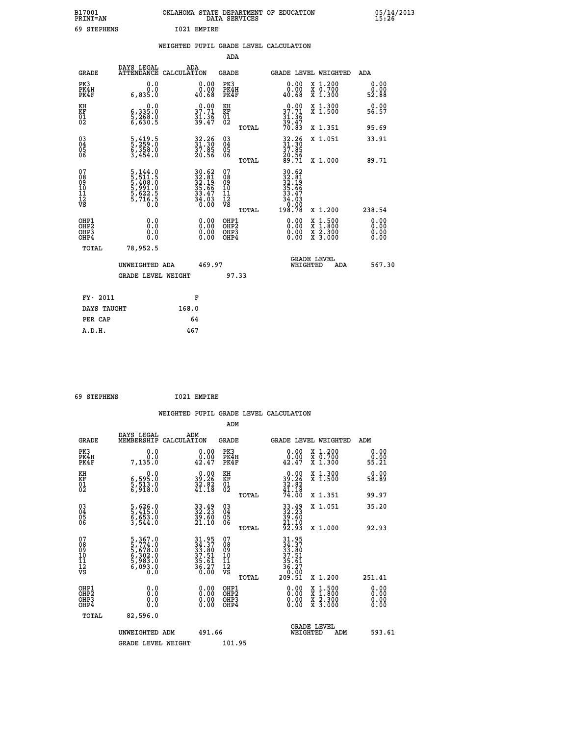B17001 OKLAHOMA STATE DEPARTMENT OF EDUCATION 05/14/2013
PRINT=AN DATA SERVICES 15:26

69 STEPHENS I021 EMPIRE

WEIGHTED PUPIL GRADE LEVEL CALCULATION

ADA

| GRADE | DAYS LEGAL ATTENDANCE | ADA CALCULATION | GRADE | GRADE LEVEL | WEIGHTED | ADA |
|---|---|---|---|---|---|---|
| PK3 | 0.0 | 0.00 | PK3 | 0.00 | X 1.200 | 0.00 |
| PK4H | 0.0 | 0.00 | PK4H | 0.00 | X 0.700 | 0.00 |
| PK4F | 6,835.0 | 40.68 | PK4F | 40.68 | X 1.300 | 52.88 |
| KH | 0.0 | 0.00 | KH | 0.00 | X 1.300 | 0.00 |
| KF | 6,335.0 | 37.71 | KF | 37.71 | X 1.500 | 56.57 |
| 01 | 5,268.0 | 31.36 | 01 | 31.36 | | |
| 02 | 6,630.5 | 39.47 | 02 | 39.47 | | |
| | | | TOTAL | 70.83 | X 1.351 | 95.69 |
| 03 | 5,419.5 | 32.26 | 03 | 32.26 | X 1.051 | 33.91 |
| 04 | 5,259.0 | 31.30 | 04 | 31.30 | | |
| 05 | 6,358.0 | 37.85 | 05 | 37.85 | | |
| 06 | 3,454.0 | 20.56 | 06 | 20.56 | | |
| | | | TOTAL | 89.71 | X 1.000 | 89.71 |
| 07 | 5,144.0 | 30.62 | 07 | 30.62 | | |
| 08 | 5,511.5 | 32.81 | 08 | 32.81 | | |
| 09 | 5,408.0 | 32.19 | 09 | 32.19 | | |
| 10 | 5,991.0 | 35.66 | 10 | 35.66 | | |
| 11 | 5,622.5 | 33.47 | 11 | 33.47 | | |
| 12 | 5,716.5 | 34.03 | 12 | 34.03 | | |
| VS | 0.0 | 0.00 | VS | 0.00 | | |
| | | | TOTAL | 198.78 | X 1.200 | 238.54 |
| OHP1 | 0.0 | 0.00 | OHP1 | 0.00 | X 1.500 | 0.00 |
| OHP2 | 0.0 | 0.00 | OHP2 | 0.00 | X 1.800 | 0.00 |
| OHP3 | 0.0 | 0.00 | OHP3 | 0.00 | X 2.300 | 0.00 |
| OHP4 | 0.0 | 0.00 | OHP4 | 0.00 | X 3.000 | 0.00 |
| TOTAL | 78,952.5 | | | | | |

UNWEIGHTED ADA 469.97 GRADE LEVEL WEIGHTED ADA 567.30

GRADE LEVEL WEIGHT 97.33

| FY- 2011 | F |
|---|---|
| DAYS TAUGHT | 168.0 |
| PER CAP | 64 |
| A.D.H. | 467 |

69 STEPHENS I021 EMPIRE

WEIGHTED PUPIL GRADE LEVEL CALCULATION

ADM

| GRADE | DAYS LEGAL MEMBERSHIP | ADM CALCULATION | GRADE | GRADE LEVEL | WEIGHTED | ADM |
|---|---|---|---|---|---|---|
| PK3 | 0.0 | 0.00 | PK3 | 0.00 | X 1.200 | 0.00 |
| PK4H | 0.0 | 0.00 | PK4H | 0.00 | X 0.700 | 0.00 |
| PK4F | 7,135.0 | 42.47 | PK4F | 42.47 | X 1.300 | 55.21 |
| KH | 0.0 | 0.00 | KH | 0.00 | X 1.300 | 0.00 |
| KF | 6,595.0 | 39.26 | KF | 39.26 | X 1.500 | 58.89 |
| 01 | 5,513.0 | 32.82 | 01 | 32.82 | | |
| 02 | 6,918.0 | 41.18 | 02 | 41.18 | | |
| | | | TOTAL | 74.00 | X 1.351 | 99.97 |
| 03 | 5,626.0 | 33.49 | 03 | 33.49 | X 1.051 | 35.20 |
| 04 | 5,415.0 | 32.23 | 04 | 32.23 | | |
| 05 | 6,653.0 | 39.60 | 05 | 39.60 | | |
| 06 | 3,544.0 | 21.10 | 06 | 21.10 | | |
| | | | TOTAL | 92.93 | X 1.000 | 92.93 |
| 07 | 5,367.0 | 31.95 | 07 | 31.95 | | |
| 08 | 5,774.0 | 34.37 | 08 | 34.37 | | |
| 09 | 5,678.0 | 33.80 | 09 | 33.80 | | |
| 10 | 6,302.0 | 37.51 | 10 | 37.51 | | |
| 11 | 5,983.0 | 35.61 | 11 | 35.61 | | |
| 12 | 6,093.0 | 36.27 | 12 | 36.27 | | |
| VS | 0.0 | 0.00 | VS | 0.00 | | |
| | | | TOTAL | 209.51 | X 1.200 | 251.41 |
| OHP1 | 0.0 | 0.00 | OHP1 | 0.00 | X 1.500 | 0.00 |
| OHP2 | 0.0 | 0.00 | OHP2 | 0.00 | X 1.800 | 0.00 |
| OHP3 | 0.0 | 0.00 | OHP3 | 0.00 | X 2.300 | 0.00 |
| OHP4 | 0.0 | 0.00 | OHP4 | 0.00 | X 3.000 | 0.00 |
| TOTAL | 82,596.0 | | | | | |

UNWEIGHTED ADM 491.66 GRADE LEVEL WEIGHTED ADM 593.61

GRADE LEVEL WEIGHT 101.95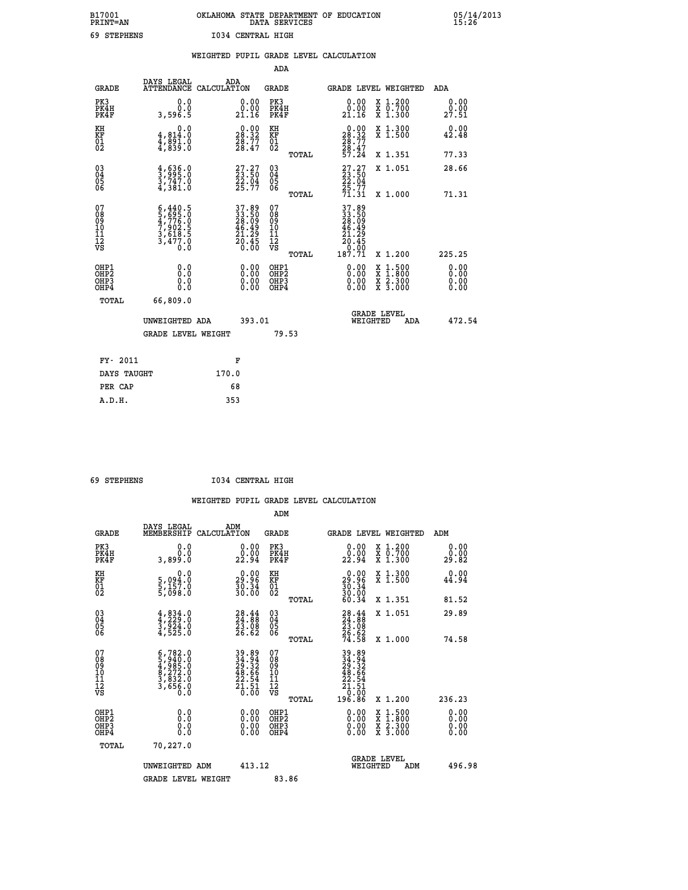B17001 PRINT=AN — OKLAHOMA STATE DEPARTMENT OF EDUCATION DATA SERVICES — 05/14/2013 15:26

69 STEPHENS — I034 CENTRAL HIGH

## WEIGHTED PUPIL GRADE LEVEL CALCULATION

### ADA

| GRADE | DAYS LEGAL ATTENDANCE | ADA CALCULATION | GRADE | GRADE LEVEL | WEIGHTED | ADA |
|---|---|---|---|---|---|---|
| PK3 | 0.0 | 0.00 | PK3 | 0.00 | X 1.200 | 0.00 |
| PK4H | 0.0 | 0.00 | PK4H | 0.00 | X 0.700 | 0.00 |
| PK4F | 3,596.5 | 21.16 | PK4F | 21.16 | X 1.300 | 27.51 |
| KH | 0.0 | 0.00 | KH | 0.00 | X 1.300 | 0.00 |
| KF | 4,814.0 | 28.32 | KF | 28.32 | X 1.500 | 42.48 |
| 01 | 4,891.0 | 28.77 | 01 | 28.77 | | |
| 02 | 4,839.0 | 28.47 | 02 | 28.47 | | |
| | | | TOTAL | 57.24 | X 1.351 | 77.33 |
| 03 | 4,636.0 | 27.27 | 03 | 27.27 | X 1.051 | 28.66 |
| 04 | 3,995.0 | 23.50 | 04 | 23.50 | | |
| 05 | 3,747.0 | 22.04 | 05 | 22.04 | | |
| 06 | 4,381.0 | 25.77 | 06 | 25.77 | | |
| | | | TOTAL | 71.31 | X 1.000 | 71.31 |
| 07 | 6,440.5 | 37.89 | 07 | 37.89 | | |
| 08 | 5,695.0 | 33.50 | 08 | 33.50 | | |
| 09 | 4,776.0 | 28.09 | 09 | 28.09 | | |
| 10 | 7,902.5 | 46.49 | 10 | 46.49 | | |
| 11 | 3,618.5 | 21.29 | 11 | 21.29 | | |
| 12 | 3,477.0 | 20.45 | 12 | 20.45 | | |
| VS | 0.0 | 0.00 | VS | 0.00 | | |
| | | | TOTAL | 187.71 | X 1.200 | 225.25 |
| OHP1 | 0.0 | 0.00 | OHP1 | 0.00 | X 1.500 | 0.00 |
| OHP2 | 0.0 | 0.00 | OHP2 | 0.00 | X 1.800 | 0.00 |
| OHP3 | 0.0 | 0.00 | OHP3 | 0.00 | X 2.300 | 0.00 |
| OHP4 | 0.0 | 0.00 | OHP4 | 0.00 | X 3.000 | 0.00 |
| TOTAL | 66,809.0 | | | | | |

UNWEIGHTED ADA 393.01 — GRADE LEVEL WEIGHTED ADA 472.54

GRADE LEVEL WEIGHT 79.53

| FY- 2011 | F |
|---|---|
| DAYS TAUGHT | 170.0 |
| PER CAP | 68 |
| A.D.H. | 353 |

69 STEPHENS — I034 CENTRAL HIGH

## WEIGHTED PUPIL GRADE LEVEL CALCULATION

### ADM

| GRADE | DAYS LEGAL MEMBERSHIP | ADM CALCULATION | GRADE | GRADE LEVEL | WEIGHTED | ADM |
|---|---|---|---|---|---|---|
| PK3 | 0.0 | 0.00 | PK3 | 0.00 | X 1.200 | 0.00 |
| PK4H | 0.0 | 0.00 | PK4H | 0.00 | X 0.700 | 0.00 |
| PK4F | 3,899.0 | 22.94 | PK4F | 22.94 | X 1.300 | 29.82 |
| KH | 0.0 | 0.00 | KH | 0.00 | X 1.300 | 0.00 |
| KF | 5,094.0 | 29.96 | KF | 29.96 | X 1.500 | 44.94 |
| 01 | 5,157.0 | 30.34 | 01 | 30.34 | | |
| 02 | 5,098.0 | 30.00 | 02 | 30.00 | | |
| | | | TOTAL | 60.34 | X 1.351 | 81.52 |
| 03 | 4,834.0 | 28.44 | 03 | 28.44 | X 1.051 | 29.89 |
| 04 | 4,229.0 | 24.88 | 04 | 24.88 | | |
| 05 | 3,924.0 | 23.08 | 05 | 23.08 | | |
| 06 | 4,525.0 | 26.62 | 06 | 26.62 | | |
| | | | TOTAL | 74.58 | X 1.000 | 74.58 |
| 07 | 6,782.0 | 39.89 | 07 | 39.89 | | |
| 08 | 5,940.0 | 34.94 | 08 | 34.94 | | |
| 09 | 4,985.0 | 29.32 | 09 | 29.32 | | |
| 10 | 8,272.0 | 48.66 | 10 | 48.66 | | |
| 11 | 3,832.0 | 22.54 | 11 | 22.54 | | |
| 12 | 3,656.0 | 21.51 | 12 | 21.51 | | |
| VS | 0.0 | 0.00 | VS | 0.00 | | |
| | | | TOTAL | 196.86 | X 1.200 | 236.23 |
| OHP1 | 0.0 | 0.00 | OHP1 | 0.00 | X 1.500 | 0.00 |
| OHP2 | 0.0 | 0.00 | OHP2 | 0.00 | X 1.800 | 0.00 |
| OHP3 | 0.0 | 0.00 | OHP3 | 0.00 | X 2.300 | 0.00 |
| OHP4 | 0.0 | 0.00 | OHP4 | 0.00 | X 3.000 | 0.00 |
| TOTAL | 70,227.0 | | | | | |

UNWEIGHTED ADM 413.12 — GRADE LEVEL WEIGHTED ADM 496.98

GRADE LEVEL WEIGHT 83.86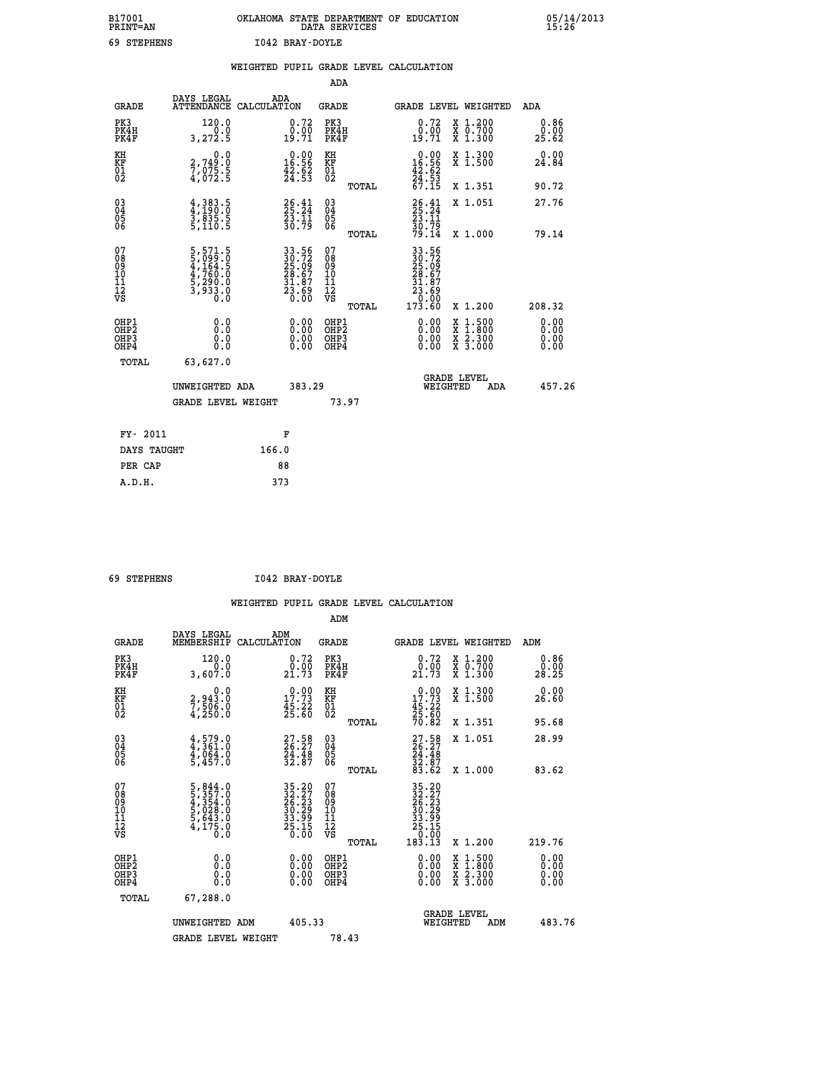B17001 OKLAHOMA STATE DEPARTMENT OF EDUCATION 05/14/2013
PRINT=AN DATA SERVICES 15:26

69 STEPHENS I042 BRAY-DOYLE

## WEIGHTED PUPIL GRADE LEVEL CALCULATION

### ADA

| GRADE | DAYS LEGAL ATTENDANCE | ADA CALCULATION | GRADE | GRADE LEVEL | WEIGHTED | ADA |
|---|---|---|---|---|---|---|
| PK3 | 120.0 | 0.72 | PK3 | 0.72 | X 1.200 | 0.86 |
| PK4H | 0.0 | 0.00 | PK4H | 0.00 | X 0.700 | 0.00 |
| PK4F | 3,272.5 | 19.71 | PK4F | 19.71 | X 1.300 | 25.62 |
| KH | 0.0 | 0.00 | KH | 0.00 | X 1.300 | 0.00 |
| KF | 2,749.0 | 16.56 | KF | 16.56 | X 1.500 | 24.84 |
| 01 | 7,075.5 | 42.62 | 01 | 42.62 | | |
| 02 | 4,072.5 | 24.53 | 02 | 24.53 | | |
| | | | TOTAL | 67.15 | X 1.351 | 90.72 |
| 03 | 4,383.5 | 26.41 | 03 | 26.41 | X 1.051 | 27.76 |
| 04 | 4,190.0 | 25.24 | 04 | 25.24 | | |
| 05 | 3,835.5 | 23.11 | 05 | 23.11 | | |
| 06 | 5,110.5 | 30.79 | 06 | 30.79 | | |
| | | | TOTAL | 79.14 | X 1.000 | 79.14 |
| 07 | 5,571.5 | 33.56 | 07 | 33.56 | | |
| 08 | 5,099.0 | 30.72 | 08 | 30.72 | | |
| 09 | 4,164.5 | 25.09 | 09 | 25.09 | | |
| 10 | 4,760.0 | 28.67 | 10 | 28.67 | | |
| 11 | 5,290.0 | 31.87 | 11 | 31.87 | | |
| 12 | 3,933.0 | 23.69 | 12 | 23.69 | | |
| VS | 0.0 | 0.00 | VS | 0.00 | | |
| | | | TOTAL | 173.60 | X 1.200 | 208.32 |
| OHP1 | 0.0 | 0.00 | OHP1 | 0.00 | X 1.500 | 0.00 |
| OHP2 | 0.0 | 0.00 | OHP2 | 0.00 | X 1.800 | 0.00 |
| OHP3 | 0.0 | 0.00 | OHP3 | 0.00 | X 2.300 | 0.00 |
| OHP4 | 0.0 | 0.00 | OHP4 | 0.00 | X 3.000 | 0.00 |
| TOTAL | 63,627.0 | | | | | |

UNWEIGHTED ADA 383.29 GRADE LEVEL WEIGHTED ADA 457.26

GRADE LEVEL WEIGHT 73.97

| FY- 2011 | F |
|---|---|
| DAYS TAUGHT | 166.0 |
| PER CAP | 88 |
| A.D.H. | 373 |

69 STEPHENS I042 BRAY-DOYLE

## WEIGHTED PUPIL GRADE LEVEL CALCULATION

### ADM

| GRADE | DAYS LEGAL MEMBERSHIP | ADM CALCULATION | GRADE | GRADE LEVEL | WEIGHTED | ADM |
|---|---|---|---|---|---|---|
| PK3 | 120.0 | 0.72 | PK3 | 0.72 | X 1.200 | 0.86 |
| PK4H | 0.0 | 0.00 | PK4H | 0.00 | X 0.700 | 0.00 |
| PK4F | 3,607.0 | 21.73 | PK4F | 21.73 | X 1.300 | 28.25 |
| KH | 0.0 | 0.00 | KH | 0.00 | X 1.300 | 0.00 |
| KF | 2,943.0 | 17.73 | KF | 17.73 | X 1.500 | 26.60 |
| 01 | 7,506.0 | 45.22 | 01 | 45.22 | | |
| 02 | 4,250.0 | 25.60 | 02 | 25.60 | | |
| | | | TOTAL | 70.82 | X 1.351 | 95.68 |
| 03 | 4,579.0 | 27.58 | 03 | 27.58 | X 1.051 | 28.99 |
| 04 | 4,361.0 | 26.27 | 04 | 26.27 | | |
| 05 | 4,064.0 | 24.48 | 05 | 24.48 | | |
| 06 | 5,457.0 | 32.87 | 06 | 32.87 | | |
| | | | TOTAL | 83.62 | X 1.000 | 83.62 |
| 07 | 5,844.0 | 35.20 | 07 | 35.20 | | |
| 08 | 5,357.0 | 32.27 | 08 | 32.27 | | |
| 09 | 4,354.0 | 26.23 | 09 | 26.23 | | |
| 10 | 5,028.0 | 30.29 | 10 | 30.29 | | |
| 11 | 5,643.0 | 33.99 | 11 | 33.99 | | |
| 12 | 4,175.0 | 25.15 | 12 | 25.15 | | |
| VS | 0.0 | 0.00 | VS | 0.00 | | |
| | | | TOTAL | 183.13 | X 1.200 | 219.76 |
| OHP1 | 0.0 | 0.00 | OHP1 | 0.00 | X 1.500 | 0.00 |
| OHP2 | 0.0 | 0.00 | OHP2 | 0.00 | X 1.800 | 0.00 |
| OHP3 | 0.0 | 0.00 | OHP3 | 0.00 | X 2.300 | 0.00 |
| OHP4 | 0.0 | 0.00 | OHP4 | 0.00 | X 3.000 | 0.00 |
| TOTAL | 67,288.0 | | | | | |

UNWEIGHTED ADM 405.33 GRADE LEVEL WEIGHTED ADM 483.76

GRADE LEVEL WEIGHT 78.43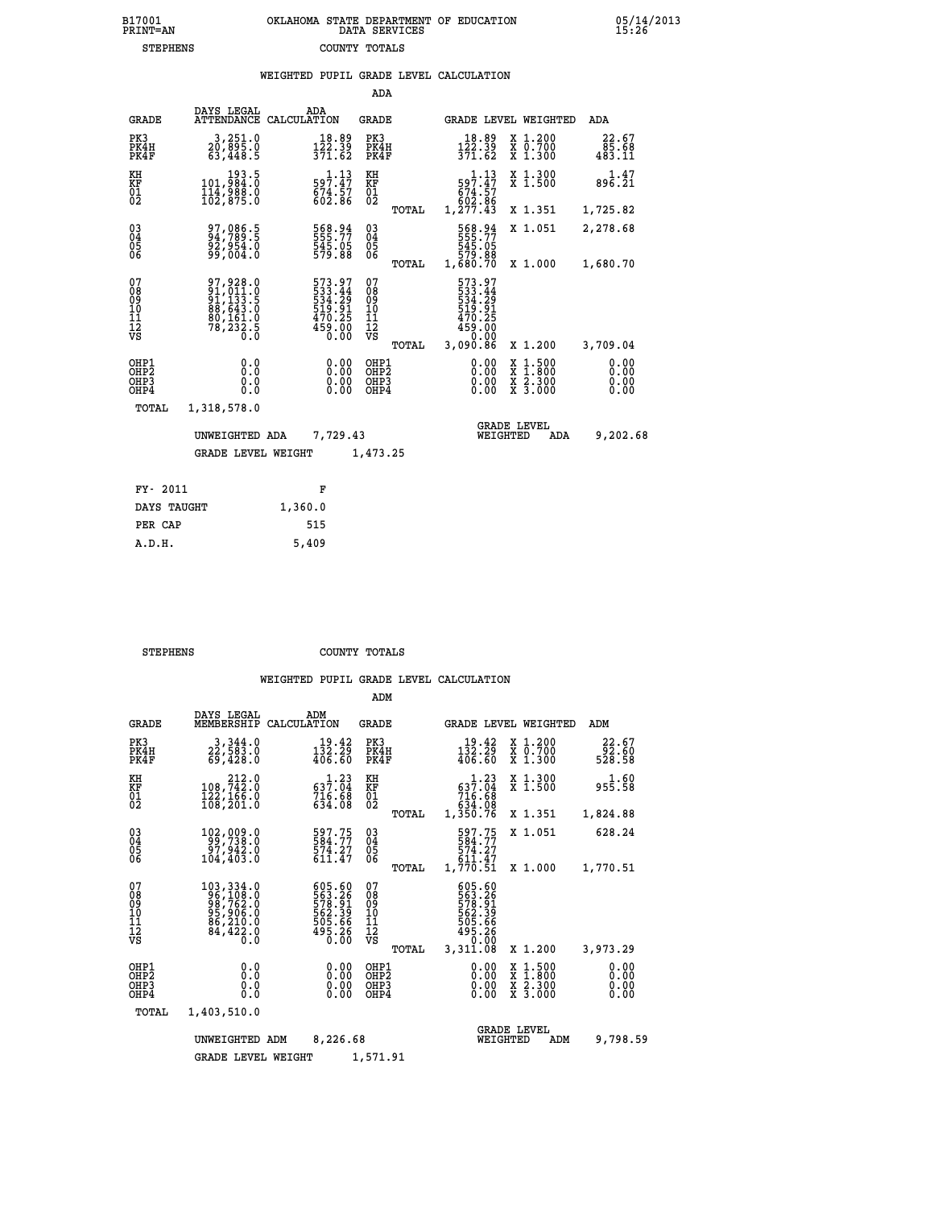B17001 PRINT=AN　　OKLAHOMA STATE DEPARTMENT OF EDUCATION DATA SERVICES　　05/14/2013 15:26

STEPHENS　　COUNTY TOTALS

## WEIGHTED PUPIL GRADE LEVEL CALCULATION

ADA

| GRADE | DAYS LEGAL ATTENDANCE | ADA CALCULATION | GRADE | GRADE LEVEL | WEIGHTED | ADA |
|---|---|---|---|---|---|---|
| PK3 | 3,251.0 | 18.89 | PK3 | 18.89 | X 1.200 | 22.67 |
| PK4H | 20,895.0 | 122.39 | PK4H | 122.39 | X 0.700 | 85.68 |
| PK4F | 63,448.5 | 371.62 | PK4F | 371.62 | X 1.300 | 483.11 |
| KH | 193.5 | 1.13 | KH | 1.13 | X 1.300 | 1.47 |
| KF | 101,984.0 | 597.47 | KF | 597.47 | X 1.500 | 896.21 |
| 01 | 114,988.0 | 674.57 | 01 | 674.57 | | |
| 02 | 102,875.0 | 602.86 | 02 | 602.86 | | |
| | | | TOTAL | 1,277.43 | X 1.351 | 1,725.82 |
| 03 | 97,086.5 | 568.94 | 03 | 568.94 | X 1.051 | 2,278.68 |
| 04 | 94,789.5 | 555.77 | 04 | 555.77 | | |
| 05 | 92,954.0 | 545.05 | 05 | 545.05 | | |
| 06 | 99,004.0 | 579.88 | 06 | 579.88 | | |
| | | | TOTAL | 1,680.70 | X 1.000 | 1,680.70 |
| 07 | 97,928.0 | 573.97 | 07 | 573.97 | | |
| 08 | 91,011.0 | 533.44 | 08 | 533.44 | | |
| 09 | 91,133.5 | 534.29 | 09 | 534.29 | | |
| 10 | 88,643.0 | 519.91 | 10 | 519.91 | | |
| 11 | 80,161.0 | 470.25 | 11 | 470.25 | | |
| 12 | 78,232.5 | 459.00 | 12 | 459.00 | | |
| VS | 0.0 | 0.00 | VS | 0.00 | | |
| | | | TOTAL | 3,090.86 | X 1.200 | 3,709.04 |
| OHP1 | 0.0 | 0.00 | OHP1 | 0.00 | X 1.500 | 0.00 |
| OHP2 | 0.0 | 0.00 | OHP2 | 0.00 | X 1.800 | 0.00 |
| OHP3 | 0.0 | 0.00 | OHP3 | 0.00 | X 2.300 | 0.00 |
| OHP4 | 0.0 | 0.00 | OHP4 | 0.00 | X 3.000 | 0.00 |
| TOTAL | 1,318,578.0 | | | | | |

UNWEIGHTED ADA　7,729.43　　GRADE LEVEL WEIGHTED ADA　9,202.68

GRADE LEVEL WEIGHT　1,473.25

| FY- 2011 | F |
|---|---|
| DAYS TAUGHT | 1,360.0 |
| PER CAP | 515 |
| A.D.H. | 5,409 |

STEPHENS　　COUNTY TOTALS

## WEIGHTED PUPIL GRADE LEVEL CALCULATION

ADM

| GRADE | DAYS LEGAL MEMBERSHIP | ADM CALCULATION | GRADE | GRADE LEVEL | WEIGHTED | ADM |
|---|---|---|---|---|---|---|
| PK3 | 3,344.0 | 19.42 | PK3 | 19.42 | X 1.200 | 22.67 |
| PK4H | 22,583.0 | 132.29 | PK4H | 132.29 | X 0.700 | 92.60 |
| PK4F | 69,428.0 | 406.60 | PK4F | 406.60 | X 1.300 | 528.58 |
| KH | 212.0 | 1.23 | KH | 1.23 | X 1.300 | 1.60 |
| KF | 108,742.0 | 637.04 | KF | 637.04 | X 1.500 | 955.58 |
| 01 | 122,166.0 | 716.68 | 01 | 716.68 | | |
| 02 | 108,201.0 | 634.08 | 02 | 634.08 | | |
| | | | TOTAL | 1,350.76 | X 1.351 | 1,824.88 |
| 03 | 102,009.0 | 597.75 | 03 | 597.75 | X 1.051 | 628.24 |
| 04 | 99,738.0 | 584.77 | 04 | 584.77 | | |
| 05 | 97,942.0 | 574.27 | 05 | 574.27 | | |
| 06 | 104,403.0 | 611.47 | 06 | 611.47 | | |
| | | | TOTAL | 1,770.51 | X 1.000 | 1,770.51 |
| 07 | 103,334.0 | 605.60 | 07 | 605.60 | | |
| 08 | 96,108.0 | 563.26 | 08 | 563.26 | | |
| 09 | 98,762.0 | 578.91 | 09 | 578.91 | | |
| 10 | 95,906.0 | 562.39 | 10 | 562.39 | | |
| 11 | 86,210.0 | 505.66 | 11 | 505.66 | | |
| 12 | 84,422.0 | 495.26 | 12 | 495.26 | | |
| VS | 0.0 | 0.00 | VS | 0.00 | | |
| | | | TOTAL | 3,311.08 | X 1.200 | 3,973.29 |
| OHP1 | 0.0 | 0.00 | OHP1 | 0.00 | X 1.500 | 0.00 |
| OHP2 | 0.0 | 0.00 | OHP2 | 0.00 | X 1.800 | 0.00 |
| OHP3 | 0.0 | 0.00 | OHP3 | 0.00 | X 2.300 | 0.00 |
| OHP4 | 0.0 | 0.00 | OHP4 | 0.00 | X 3.000 | 0.00 |
| TOTAL | 1,403,510.0 | | | | | |

UNWEIGHTED ADM　8,226.68　　GRADE LEVEL WEIGHTED ADM　9,798.59

GRADE LEVEL WEIGHT　1,571.91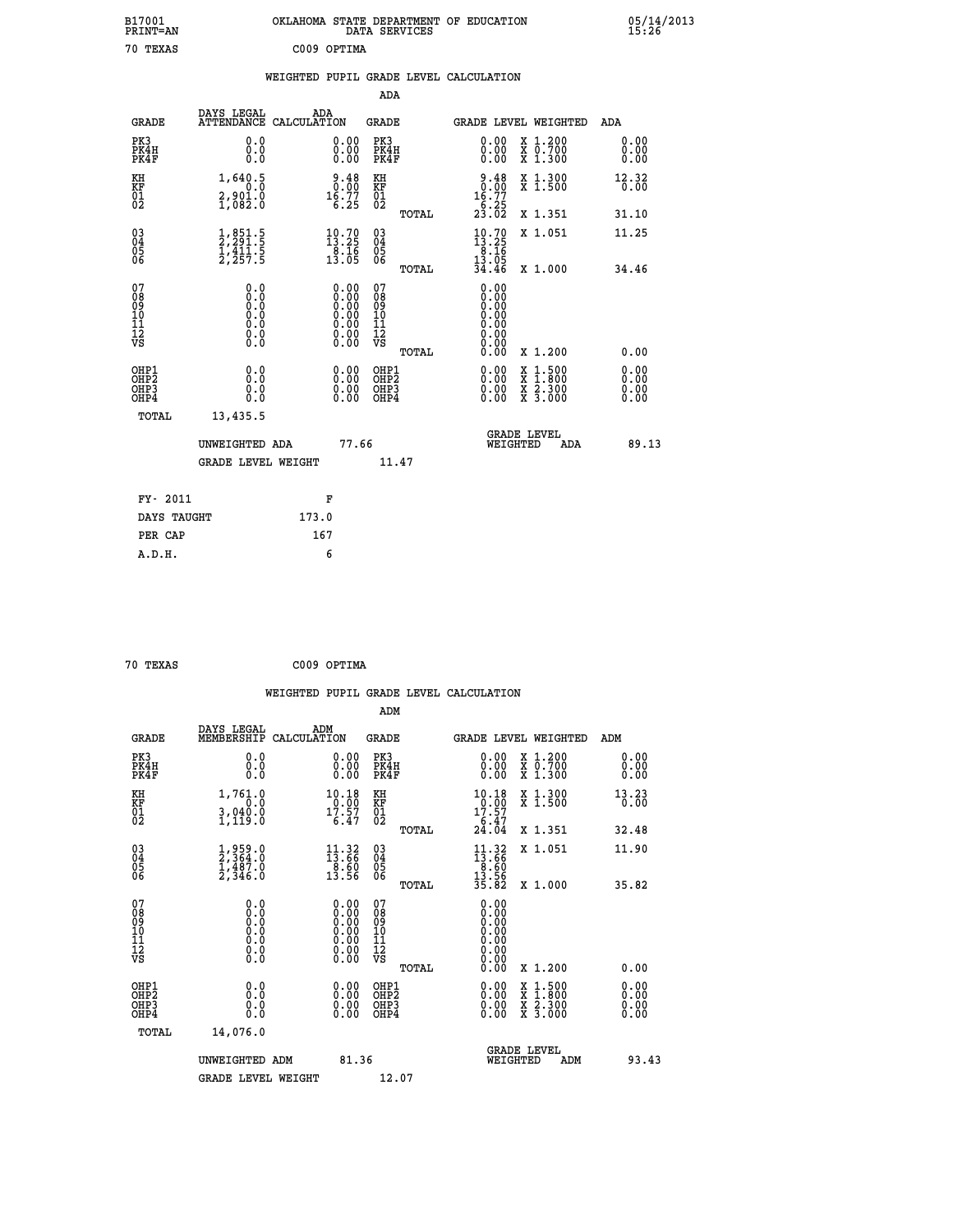B17001 OKLAHOMA STATE DEPARTMENT OF EDUCATION 05/14/2013
PRINT=AN DATA SERVICES 15:26

70 TEXAS C009 OPTIMA

## WEIGHTED PUPIL GRADE LEVEL CALCULATION

### ADA

| GRADE | DAYS LEGAL ATTENDANCE | ADA CALCULATION | GRADE | GRADE LEVEL | WEIGHTED | ADA |
|---|---|---|---|---|---|---|
| PK3 | 0.0 | 0.00 | PK3 | 0.00 | X 1.200 | 0.00 |
| PK4H | 0.0 | 0.00 | PK4H | 0.00 | X 0.700 | 0.00 |
| PK4F | 0.0 | 0.00 | PK4F | 0.00 | X 1.300 | 0.00 |
| KH | 1,640.5 | 9.48 | KH | 9.48 | X 1.300 | 12.32 |
| KF | 0.0 | 0.00 | KF | 0.00 | X 1.500 | 0.00 |
| 01 | 2,901.0 | 16.77 | 01 | 16.77 | | |
| 02 | 1,082.0 | 6.25 | 02 | 6.25 | | |
| | | | TOTAL | 23.02 | X 1.351 | 31.10 |
| 03 | 1,851.5 | 10.70 | 03 | 10.70 | X 1.051 | 11.25 |
| 04 | 2,291.5 | 13.25 | 04 | 13.25 | | |
| 05 | 1,411.5 | 8.16 | 05 | 8.16 | | |
| 06 | 2,257.5 | 13.05 | 06 | 13.05 | | |
| | | | TOTAL | 34.46 | X 1.000 | 34.46 |
| 07 | 0.0 | 0.00 | 07 | 0.00 | | |
| 08 | 0.0 | 0.00 | 08 | 0.00 | | |
| 09 | 0.0 | 0.00 | 09 | 0.00 | | |
| 10 | 0.0 | 0.00 | 10 | 0.00 | | |
| 11 | 0.0 | 0.00 | 11 | 0.00 | | |
| 12 | 0.0 | 0.00 | 12 | 0.00 | | |
| VS | 0.0 | 0.00 | VS | 0.00 | | |
| | | | TOTAL | 0.00 | X 1.200 | 0.00 |
| OHP1 | 0.0 | 0.00 | OHP1 | 0.00 | X 1.500 | 0.00 |
| OHP2 | 0.0 | 0.00 | OHP2 | 0.00 | X 1.800 | 0.00 |
| OHP3 | 0.0 | 0.00 | OHP3 | 0.00 | X 2.300 | 0.00 |
| OHP4 | 0.0 | 0.00 | OHP4 | 0.00 | X 3.000 | 0.00 |
| TOTAL | 13,435.5 | | | | | |

UNWEIGHTED ADA 77.66 GRADE LEVEL WEIGHTED ADA 89.13

GRADE LEVEL WEIGHT 11.47

FY- 2011 F
DAYS TAUGHT 173.0
PER CAP 167
A.D.H. 6

70 TEXAS C009 OPTIMA

## WEIGHTED PUPIL GRADE LEVEL CALCULATION

### ADM

| GRADE | DAYS LEGAL MEMBERSHIP | ADM CALCULATION | GRADE | GRADE LEVEL | WEIGHTED | ADM |
|---|---|---|---|---|---|---|
| PK3 | 0.0 | 0.00 | PK3 | 0.00 | X 1.200 | 0.00 |
| PK4H | 0.0 | 0.00 | PK4H | 0.00 | X 0.700 | 0.00 |
| PK4F | 0.0 | 0.00 | PK4F | 0.00 | X 1.300 | 0.00 |
| KH | 1,761.0 | 10.18 | KH | 10.18 | X 1.300 | 13.23 |
| KF | 0.0 | 0.00 | KF | 0.00 | X 1.500 | 0.00 |
| 01 | 3,040.0 | 17.57 | 01 | 17.57 | | |
| 02 | 1,119.0 | 6.47 | 02 | 6.47 | | |
| | | | TOTAL | 24.04 | X 1.351 | 32.48 |
| 03 | 1,959.0 | 11.32 | 03 | 11.32 | X 1.051 | 11.90 |
| 04 | 2,364.0 | 13.66 | 04 | 13.66 | | |
| 05 | 1,487.0 | 8.60 | 05 | 8.60 | | |
| 06 | 2,346.0 | 13.56 | 06 | 13.56 | | |
| | | | TOTAL | 35.82 | X 1.000 | 35.82 |
| 07 | 0.0 | 0.00 | 07 | 0.00 | | |
| 08 | 0.0 | 0.00 | 08 | 0.00 | | |
| 09 | 0.0 | 0.00 | 09 | 0.00 | | |
| 10 | 0.0 | 0.00 | 10 | 0.00 | | |
| 11 | 0.0 | 0.00 | 11 | 0.00 | | |
| 12 | 0.0 | 0.00 | 12 | 0.00 | | |
| VS | 0.0 | 0.00 | VS | 0.00 | | |
| | | | TOTAL | 0.00 | X 1.200 | 0.00 |
| OHP1 | 0.0 | 0.00 | OHP1 | 0.00 | X 1.500 | 0.00 |
| OHP2 | 0.0 | 0.00 | OHP2 | 0.00 | X 1.800 | 0.00 |
| OHP3 | 0.0 | 0.00 | OHP3 | 0.00 | X 2.300 | 0.00 |
| OHP4 | 0.0 | 0.00 | OHP4 | 0.00 | X 3.000 | 0.00 |
| TOTAL | 14,076.0 | | | | | |

UNWEIGHTED ADM 81.36 GRADE LEVEL WEIGHTED ADM 93.43

GRADE LEVEL WEIGHT 12.07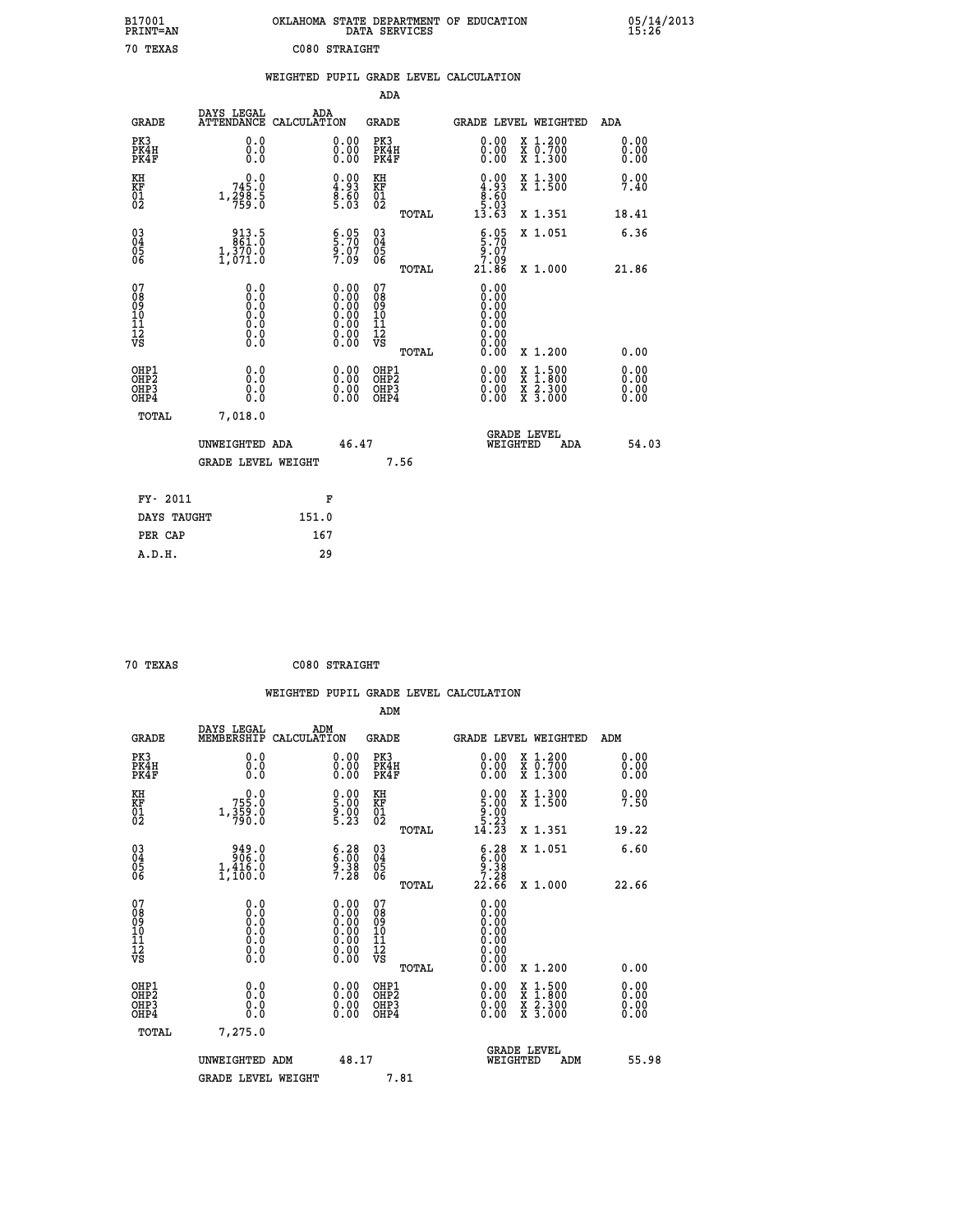B17001 PRINT=AN OKLAHOMA STATE DEPARTMENT OF EDUCATION DATA SERVICES 05/14/2013 15:26

70 TEXAS C080 STRAIGHT

WEIGHTED PUPIL GRADE LEVEL CALCULATION

ADA

| GRADE | DAYS LEGAL ATTENDANCE | ADA CALCULATION | GRADE | GRADE LEVEL | WEIGHTED | ADA |
|---|---|---|---|---|---|---|
| PK3 | 0.0 | 0.00 | PK3 | 0.00 | X 1.200 | 0.00 |
| PK4H | 0.0 | 0.00 | PK4H | 0.00 | X 0.700 | 0.00 |
| PK4F | 0.0 | 0.00 | PK4F | 0.00 | X 1.300 | 0.00 |
| KH | 0.0 | 0.00 | KH | 0.00 | X 1.300 | 0.00 |
| KF | 745.0 | 4.93 | KF | 4.93 | X 1.500 | 7.40 |
| 01 | 1,298.5 | 8.60 | 01 | 8.60 | | |
| 02 | 759.0 | 5.03 | 02 | 5.03 | | |
| | | | TOTAL | 13.63 | X 1.351 | 18.41 |
| 03 | 913.5 | 6.05 | 03 | 6.05 | X 1.051 | 6.36 |
| 04 | 861.0 | 5.70 | 04 | 5.70 | | |
| 05 | 1,370.0 | 9.07 | 05 | 9.07 | | |
| 06 | 1,071.0 | 7.09 | 06 | 7.09 | | |
| | | | TOTAL | 21.86 | X 1.000 | 21.86 |
| 07 | 0.0 | 0.00 | 07 | 0.00 | | |
| 08 | 0.0 | 0.00 | 08 | 0.00 | | |
| 09 | 0.0 | 0.00 | 09 | 0.00 | | |
| 10 | 0.0 | 0.00 | 10 | 0.00 | | |
| 11 | 0.0 | 0.00 | 11 | 0.00 | | |
| 12 | 0.0 | 0.00 | 12 | 0.00 | | |
| VS | 0.0 | 0.00 | VS | 0.00 | | |
| | | | TOTAL | 0.00 | X 1.200 | 0.00 |
| OHP1 | 0.0 | 0.00 | OHP1 | 0.00 | X 1.500 | 0.00 |
| OHP2 | 0.0 | 0.00 | OHP2 | 0.00 | X 1.800 | 0.00 |
| OHP3 | 0.0 | 0.00 | OHP3 | 0.00 | X 2.300 | 0.00 |
| OHP4 | 0.0 | 0.00 | OHP4 | 0.00 | X 3.000 | 0.00 |
| TOTAL | 7,018.0 | | | | | |

UNWEIGHTED ADA 46.47 | GRADE LEVEL WEIGHTED ADA 54.03

GRADE LEVEL WEIGHT 7.56

| FY- 2011 | F |
|---|---|
| DAYS TAUGHT | 151.0 |
| PER CAP | 167 |
| A.D.H. | 29 |

70 TEXAS C080 STRAIGHT

WEIGHTED PUPIL GRADE LEVEL CALCULATION

ADM

| GRADE | DAYS LEGAL MEMBERSHIP | ADM CALCULATION | GRADE | GRADE LEVEL | WEIGHTED | ADM |
|---|---|---|---|---|---|---|
| PK3 | 0.0 | 0.00 | PK3 | 0.00 | X 1.200 | 0.00 |
| PK4H | 0.0 | 0.00 | PK4H | 0.00 | X 0.700 | 0.00 |
| PK4F | 0.0 | 0.00 | PK4F | 0.00 | X 1.300 | 0.00 |
| KH | 0.0 | 0.00 | KH | 0.00 | X 1.300 | 0.00 |
| KF | 755.0 | 5.00 | KF | 5.00 | X 1.500 | 7.50 |
| 01 | 1,359.0 | 9.00 | 01 | 9.00 | | |
| 02 | 790.0 | 5.23 | 02 | 5.23 | | |
| | | | TOTAL | 14.23 | X 1.351 | 19.22 |
| 03 | 949.0 | 6.28 | 03 | 6.28 | X 1.051 | 6.60 |
| 04 | 906.0 | 6.00 | 04 | 6.00 | | |
| 05 | 1,416.0 | 9.38 | 05 | 9.38 | | |
| 06 | 1,100.0 | 7.28 | 06 | 7.28 | | |
| | | | TOTAL | 22.66 | X 1.000 | 22.66 |
| 07 | 0.0 | 0.00 | 07 | 0.00 | | |
| 08 | 0.0 | 0.00 | 08 | 0.00 | | |
| 09 | 0.0 | 0.00 | 09 | 0.00 | | |
| 10 | 0.0 | 0.00 | 10 | 0.00 | | |
| 11 | 0.0 | 0.00 | 11 | 0.00 | | |
| 12 | 0.0 | 0.00 | 12 | 0.00 | | |
| VS | 0.0 | 0.00 | VS | 0.00 | | |
| | | | TOTAL | 0.00 | X 1.200 | 0.00 |
| OHP1 | 0.0 | 0.00 | OHP1 | 0.00 | X 1.500 | 0.00 |
| OHP2 | 0.0 | 0.00 | OHP2 | 0.00 | X 1.800 | 0.00 |
| OHP3 | 0.0 | 0.00 | OHP3 | 0.00 | X 2.300 | 0.00 |
| OHP4 | 0.0 | 0.00 | OHP4 | 0.00 | X 3.000 | 0.00 |
| TOTAL | 7,275.0 | | | | | |

UNWEIGHTED ADM 48.17 | GRADE LEVEL WEIGHTED ADM 55.98

GRADE LEVEL WEIGHT 7.81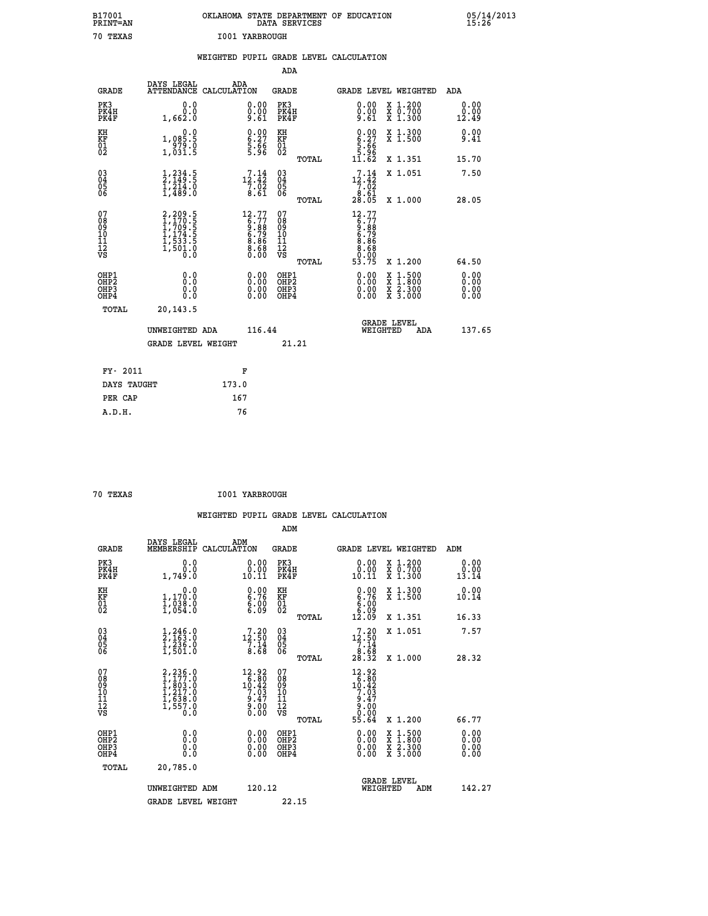B17001 PRINT=AN — OKLAHOMA STATE DEPARTMENT OF EDUCATION DATA SERVICES — 05/14/2013 15:26

70 TEXAS — I001 YARBROUGH

## WEIGHTED PUPIL GRADE LEVEL CALCULATION

### ADA

| GRADE | DAYS LEGAL ATTENDANCE | ADA CALCULATION | GRADE | GRADE LEVEL | WEIGHTED | ADA |
|---|---|---|---|---|---|---|
| PK3 | 0.0 | 0.00 | PK3 | 0.00 | X 1.200 | 0.00 |
| PK4H | 0.0 | 0.00 | PK4H | 0.00 | X 0.700 | 0.00 |
| PK4F | 1,662.0 | 9.61 | PK4F | 9.61 | X 1.300 | 12.49 |
| KH | 0.0 | 0.00 | KH | 0.00 | X 1.300 | 0.00 |
| KF | 1,085.5 | 6.27 | KF | 6.27 | X 1.500 | 9.41 |
| 01 | 979.0 | 5.66 | 01 | 5.66 | | |
| 02 | 1,031.5 | 5.96 | 02 | 5.96 | | |
| | | | TOTAL | 11.62 | X 1.351 | 15.70 |
| 03 | 1,234.5 | 7.14 | 03 | 7.14 | X 1.051 | 7.50 |
| 04 | 2,149.5 | 12.42 | 04 | 12.42 | | |
| 05 | 1,214.0 | 7.02 | 05 | 7.02 | | |
| 06 | 1,489.0 | 8.61 | 06 | 8.61 | | |
| | | | TOTAL | 28.05 | X 1.000 | 28.05 |
| 07 | 2,209.5 | 12.77 | 07 | 12.77 | | |
| 08 | 1,170.5 | 6.77 | 08 | 6.77 | | |
| 09 | 1,709.5 | 9.88 | 09 | 9.88 | | |
| 10 | 1,174.5 | 6.79 | 10 | 6.79 | | |
| 11 | 1,533.5 | 8.86 | 11 | 8.86 | | |
| 12 | 1,501.0 | 8.68 | 12 | 8.68 | | |
| VS | 0.0 | 0.00 | VS | 0.00 | | |
| | | | TOTAL | 53.75 | X 1.200 | 64.50 |
| OHP1 | 0.0 | 0.00 | OHP1 | 0.00 | X 1.500 | 0.00 |
| OHP2 | 0.0 | 0.00 | OHP2 | 0.00 | X 1.800 | 0.00 |
| OHP3 | 0.0 | 0.00 | OHP3 | 0.00 | X 2.300 | 0.00 |
| OHP4 | 0.0 | 0.00 | OHP4 | 0.00 | X 3.000 | 0.00 |
| TOTAL | 20,143.5 | | | | | |

UNWEIGHTED ADA 116.44 — GRADE LEVEL WEIGHTED ADA 137.65

GRADE LEVEL WEIGHT 21.21

| FY- 2011 | F |
|---|---|
| DAYS TAUGHT | 173.0 |
| PER CAP | 167 |
| A.D.H. | 76 |

70 TEXAS — I001 YARBROUGH

## WEIGHTED PUPIL GRADE LEVEL CALCULATION

### ADM

| GRADE | DAYS LEGAL MEMBERSHIP | ADM CALCULATION | GRADE | GRADE LEVEL | WEIGHTED | ADM |
|---|---|---|---|---|---|---|
| PK3 | 0.0 | 0.00 | PK3 | 0.00 | X 1.200 | 0.00 |
| PK4H | 0.0 | 0.00 | PK4H | 0.00 | X 0.700 | 0.00 |
| PK4F | 1,749.0 | 10.11 | PK4F | 10.11 | X 1.300 | 13.14 |
| KH | 0.0 | 0.00 | KH | 0.00 | X 1.300 | 0.00 |
| KF | 1,170.0 | 6.76 | KF | 6.76 | X 1.500 | 10.14 |
| 01 | 1,038.0 | 6.00 | 01 | 6.00 | | |
| 02 | 1,054.0 | 6.09 | 02 | 6.09 | | |
| | | | TOTAL | 12.09 | X 1.351 | 16.33 |
| 03 | 1,246.0 | 7.20 | 03 | 7.20 | X 1.051 | 7.57 |
| 04 | 2,163.0 | 12.50 | 04 | 12.50 | | |
| 05 | 1,236.0 | 7.14 | 05 | 7.14 | | |
| 06 | 1,501.0 | 8.68 | 06 | 8.68 | | |
| | | | TOTAL | 28.32 | X 1.000 | 28.32 |
| 07 | 2,236.0 | 12.92 | 07 | 12.92 | | |
| 08 | 1,177.0 | 6.80 | 08 | 6.80 | | |
| 09 | 1,803.0 | 10.42 | 09 | 10.42 | | |
| 10 | 1,217.0 | 7.03 | 10 | 7.03 | | |
| 11 | 1,638.0 | 9.47 | 11 | 9.47 | | |
| 12 | 1,557.0 | 9.00 | 12 | 9.00 | | |
| VS | 0.0 | 0.00 | VS | 0.00 | | |
| | | | TOTAL | 55.64 | X 1.200 | 66.77 |
| OHP1 | 0.0 | 0.00 | OHP1 | 0.00 | X 1.500 | 0.00 |
| OHP2 | 0.0 | 0.00 | OHP2 | 0.00 | X 1.800 | 0.00 |
| OHP3 | 0.0 | 0.00 | OHP3 | 0.00 | X 2.300 | 0.00 |
| OHP4 | 0.0 | 0.00 | OHP4 | 0.00 | X 3.000 | 0.00 |
| TOTAL | 20,785.0 | | | | | |

UNWEIGHTED ADM 120.12 — GRADE LEVEL WEIGHTED ADM 142.27

GRADE LEVEL WEIGHT 22.15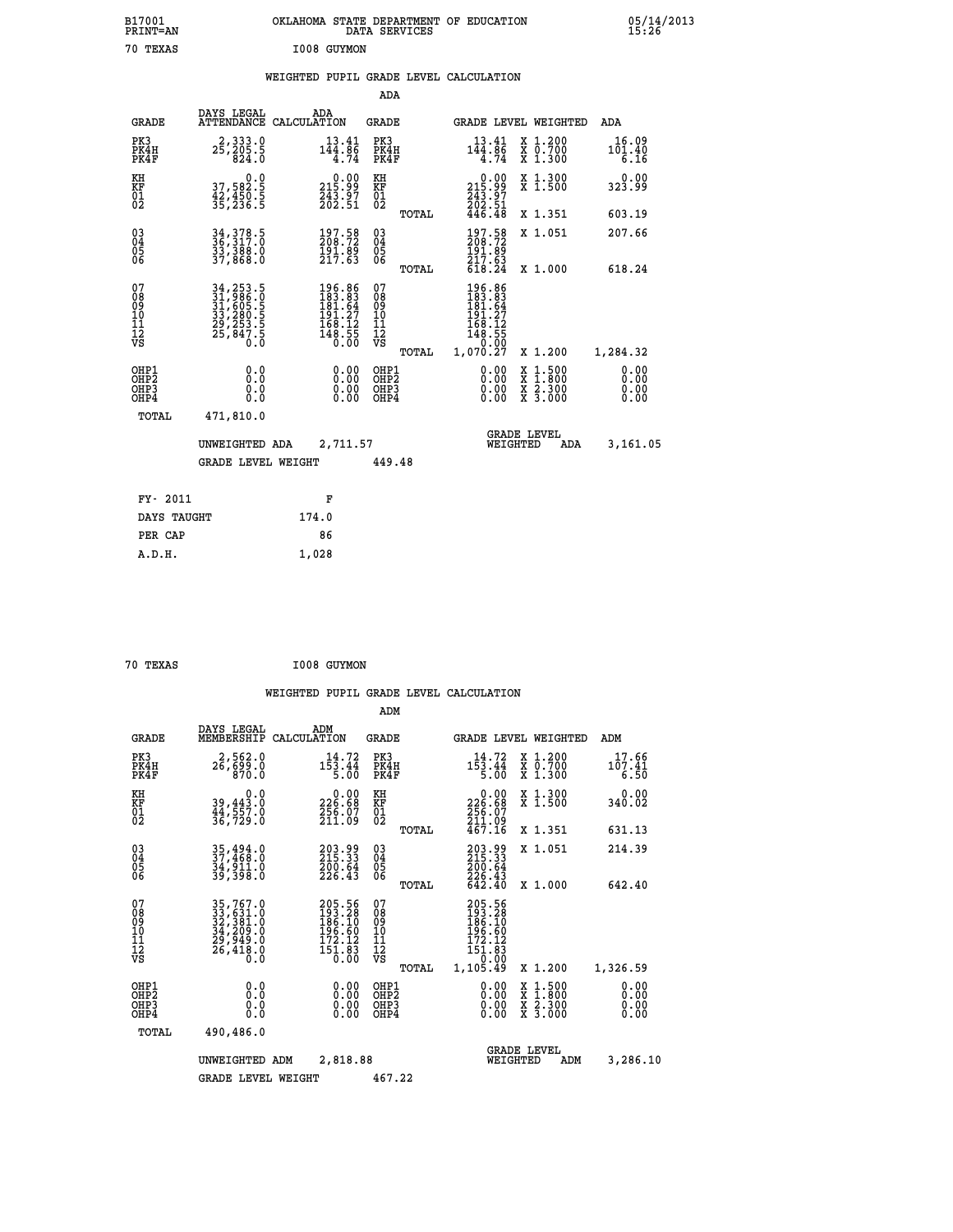B17001 OKLAHOMA STATE DEPARTMENT OF EDUCATION 05/14/2013
PRINT=AN DATA SERVICES 15:26

70 TEXAS I008 GUYMON

## WEIGHTED PUPIL GRADE LEVEL CALCULATION

### ADA

| GRADE | DAYS LEGAL ATTENDANCE | ADA CALCULATION | GRADE | GRADE LEVEL | WEIGHTED | ADA |
|---|---|---|---|---|---|---|
| PK3 | 2,333.0 | 13.41 | PK3 | 13.41 | X 1.200 | 16.09 |
| PK4H | 25,205.5 | 144.86 | PK4H | 144.86 | X 0.700 | 101.40 |
| PK4F | 824.0 | 4.74 | PK4F | 4.74 | X 1.300 | 6.16 |
| KH | 0.0 | 0.00 | KH | 0.00 | X 1.300 | 0.00 |
| KF | 37,582.5 | 215.99 | KF | 215.99 | X 1.500 | 323.99 |
| 01 | 42,450.5 | 243.97 | 01 | 243.97 | | |
| 02 | 35,236.5 | 202.51 | 02 | 202.51 | | |
| | | | TOTAL | 446.48 | X 1.351 | 603.19 |
| 03 | 34,378.5 | 197.58 | 03 | 197.58 | X 1.051 | 207.66 |
| 04 | 36,317.0 | 208.72 | 04 | 208.72 | | |
| 05 | 33,388.0 | 191.89 | 05 | 191.89 | | |
| 06 | 37,868.0 | 217.63 | 06 | 217.63 | | |
| | | | TOTAL | 618.24 | X 1.000 | 618.24 |
| 07 | 34,253.5 | 196.86 | 07 | 196.86 | | |
| 08 | 31,986.0 | 183.83 | 08 | 183.83 | | |
| 09 | 31,605.5 | 181.64 | 09 | 181.64 | | |
| 10 | 33,280.5 | 191.27 | 10 | 191.27 | | |
| 11 | 29,253.5 | 168.12 | 11 | 168.12 | | |
| 12 | 25,847.5 | 148.55 | 12 | 148.55 | | |
| VS | 0.0 | 0.00 | VS | 0.00 | | |
| | | | TOTAL | 1,070.27 | X 1.200 | 1,284.32 |
| OHP1 | 0.0 | 0.00 | OHP1 | 0.00 | X 1.500 | 0.00 |
| OHP2 | 0.0 | 0.00 | OHP2 | 0.00 | X 1.800 | 0.00 |
| OHP3 | 0.0 | 0.00 | OHP3 | 0.00 | X 2.300 | 0.00 |
| OHP4 | 0.0 | 0.00 | OHP4 | 0.00 | X 3.000 | 0.00 |
| TOTAL | 471,810.0 | | | | | |

UNWEIGHTED ADA 2,711.57 GRADE LEVEL WEIGHTED ADA 3,161.05

GRADE LEVEL WEIGHT 449.48

| FY- 2011 | F |
|---|---|
| DAYS TAUGHT | 174.0 |
| PER CAP | 86 |
| A.D.H. | 1,028 |

70 TEXAS I008 GUYMON

## WEIGHTED PUPIL GRADE LEVEL CALCULATION

### ADM

| GRADE | DAYS LEGAL MEMBERSHIP | ADM CALCULATION | GRADE | GRADE LEVEL | WEIGHTED | ADM |
|---|---|---|---|---|---|---|
| PK3 | 2,562.0 | 14.72 | PK3 | 14.72 | X 1.200 | 17.66 |
| PK4H | 26,699.0 | 153.44 | PK4H | 153.44 | X 0.700 | 107.41 |
| PK4F | 870.0 | 5.00 | PK4F | 5.00 | X 1.300 | 6.50 |
| KH | 0.0 | 0.00 | KH | 0.00 | X 1.300 | 0.00 |
| KF | 39,443.0 | 226.68 | KF | 226.68 | X 1.500 | 340.02 |
| 01 | 44,557.0 | 256.07 | 01 | 256.07 | | |
| 02 | 36,729.0 | 211.09 | 02 | 211.09 | | |
| | | | TOTAL | 467.16 | X 1.351 | 631.13 |
| 03 | 35,494.0 | 203.99 | 03 | 203.99 | X 1.051 | 214.39 |
| 04 | 37,468.0 | 215.33 | 04 | 215.33 | | |
| 05 | 34,911.0 | 200.64 | 05 | 200.64 | | |
| 06 | 39,398.0 | 226.43 | 06 | 226.43 | | |
| | | | TOTAL | 642.40 | X 1.000 | 642.40 |
| 07 | 35,767.0 | 205.56 | 07 | 205.56 | | |
| 08 | 33,631.0 | 193.28 | 08 | 193.28 | | |
| 09 | 32,381.0 | 186.10 | 09 | 186.10 | | |
| 10 | 34,209.0 | 196.60 | 10 | 196.60 | | |
| 11 | 29,949.0 | 172.12 | 11 | 172.12 | | |
| 12 | 26,418.0 | 151.83 | 12 | 151.83 | | |
| VS | 0.0 | 0.00 | VS | 0.00 | | |
| | | | TOTAL | 1,105.49 | X 1.200 | 1,326.59 |
| OHP1 | 0.0 | 0.00 | OHP1 | 0.00 | X 1.500 | 0.00 |
| OHP2 | 0.0 | 0.00 | OHP2 | 0.00 | X 1.800 | 0.00 |
| OHP3 | 0.0 | 0.00 | OHP3 | 0.00 | X 2.300 | 0.00 |
| OHP4 | 0.0 | 0.00 | OHP4 | 0.00 | X 3.000 | 0.00 |
| TOTAL | 490,486.0 | | | | | |

UNWEIGHTED ADM 2,818.88 GRADE LEVEL WEIGHTED ADM 3,286.10

GRADE LEVEL WEIGHT 467.22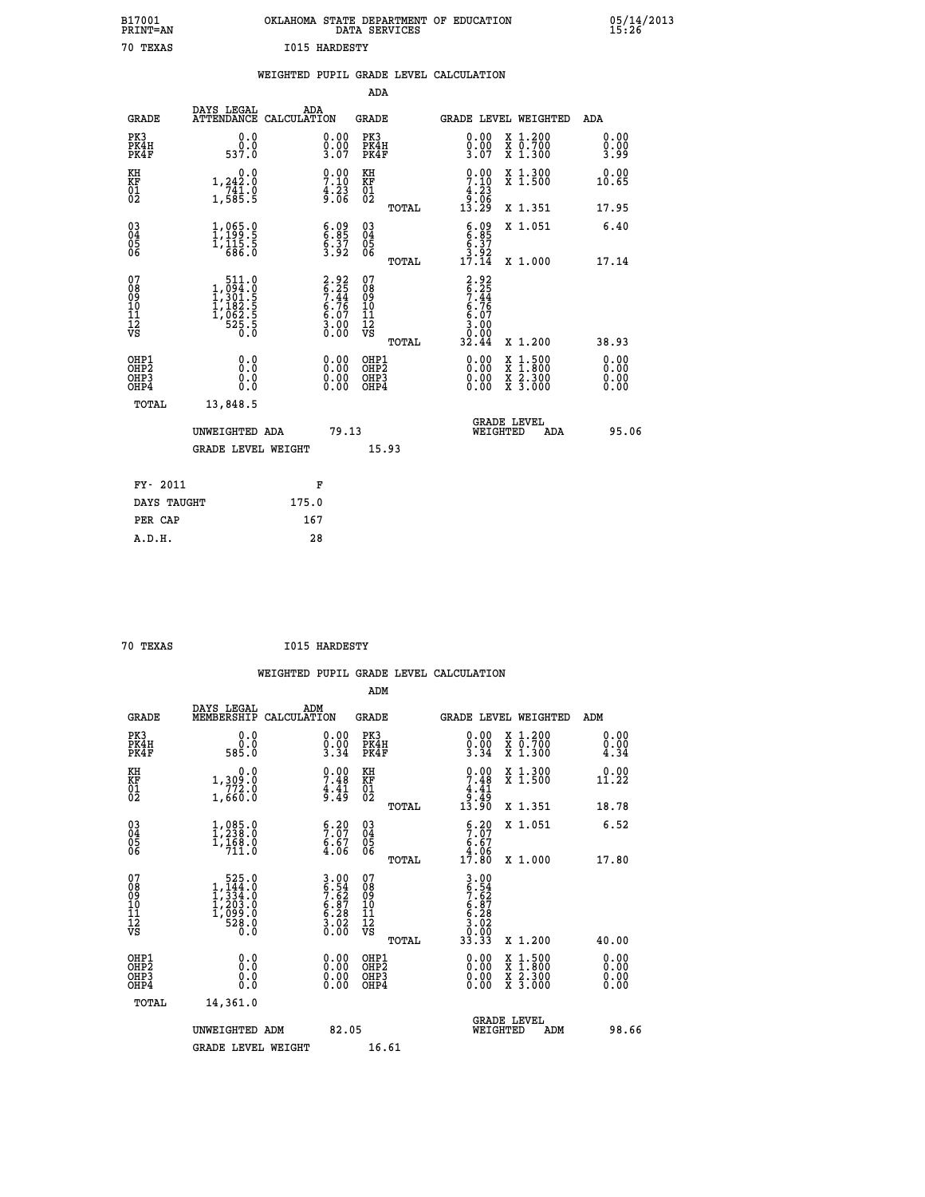B17001 OKLAHOMA STATE DEPARTMENT OF EDUCATION 05/14/2013
PRINT=AN DATA SERVICES 15:26

70 TEXAS I015 HARDESTY

WEIGHTED PUPIL GRADE LEVEL CALCULATION

ADA

| GRADE | DAYS LEGAL ATTENDANCE | ADA CALCULATION | GRADE | GRADE LEVEL | WEIGHTED | ADA |
|---|---|---|---|---|---|---|
| PK3 | 0.0 | 0.00 | PK3 | 0.00 | X 1.200 | 0.00 |
| PK4H | 0.0 | 0.00 | PK4H | 0.00 | X 0.700 | 0.00 |
| PK4F | 537.0 | 3.07 | PK4F | 3.07 | X 1.300 | 3.99 |
| KH | 0.0 | 0.00 | KH | 0.00 | X 1.300 | 0.00 |
| KF | 1,242.0 | 7.10 | KF | 7.10 | X 1.500 | 10.65 |
| 01 | 741.0 | 4.23 | 01 | 4.23 | | |
| 02 | 1,585.5 | 9.06 | 02 | 9.06 | | |
| | | | TOTAL | 13.29 | X 1.351 | 17.95 |
| 03 | 1,065.0 | 6.09 | 03 | 6.09 | X 1.051 | 6.40 |
| 04 | 1,199.5 | 6.85 | 04 | 6.85 | | |
| 05 | 1,115.5 | 6.37 | 05 | 6.37 | | |
| 06 | 686.0 | 3.92 | 06 | 3.92 | | |
| | | | TOTAL | 17.14 | X 1.000 | 17.14 |
| 07 | 511.0 | 2.92 | 07 | 2.92 | | |
| 08 | 1,094.0 | 6.25 | 08 | 6.25 | | |
| 09 | 1,301.5 | 7.44 | 09 | 7.44 | | |
| 10 | 1,182.5 | 6.76 | 10 | 6.76 | | |
| 11 | 1,062.5 | 6.07 | 11 | 6.07 | | |
| 12 | 525.5 | 3.00 | 12 | 3.00 | | |
| VS | 0.0 | 0.00 | VS | 0.00 | | |
| | | | TOTAL | 32.44 | X 1.200 | 38.93 |
| OHP1 | 0.0 | 0.00 | OHP1 | 0.00 | X 1.500 | 0.00 |
| OHP2 | 0.0 | 0.00 | OHP2 | 0.00 | X 1.800 | 0.00 |
| OHP3 | 0.0 | 0.00 | OHP3 | 0.00 | X 2.300 | 0.00 |
| OHP4 | 0.0 | 0.00 | OHP4 | 0.00 | X 3.000 | 0.00 |
| TOTAL | 13,848.5 | | | | | |

UNWEIGHTED ADA 79.13 GRADE LEVEL WEIGHTED ADA 95.06

GRADE LEVEL WEIGHT 15.93

| FY- 2011 | F |
|---|---|
| DAYS TAUGHT | 175.0 |
| PER CAP | 167 |
| A.D.H. | 28 |

70 TEXAS I015 HARDESTY

WEIGHTED PUPIL GRADE LEVEL CALCULATION

ADM

| GRADE | DAYS LEGAL MEMBERSHIP | ADM CALCULATION | GRADE | GRADE LEVEL | WEIGHTED | ADM |
|---|---|---|---|---|---|---|
| PK3 | 0.0 | 0.00 | PK3 | 0.00 | X 1.200 | 0.00 |
| PK4H | 0.0 | 0.00 | PK4H | 0.00 | X 0.700 | 0.00 |
| PK4F | 585.0 | 3.34 | PK4F | 3.34 | X 1.300 | 4.34 |
| KH | 0.0 | 0.00 | KH | 0.00 | X 1.300 | 0.00 |
| KF | 1,309.0 | 7.48 | KF | 7.48 | X 1.500 | 11.22 |
| 01 | 772.0 | 4.41 | 01 | 4.41 | | |
| 02 | 1,660.0 | 9.49 | 02 | 9.49 | | |
| | | | TOTAL | 13.90 | X 1.351 | 18.78 |
| 03 | 1,085.0 | 6.20 | 03 | 6.20 | X 1.051 | 6.52 |
| 04 | 1,238.0 | 7.07 | 04 | 7.07 | | |
| 05 | 1,168.0 | 6.67 | 05 | 6.67 | | |
| 06 | 711.0 | 4.06 | 06 | 4.06 | | |
| | | | TOTAL | 17.80 | X 1.000 | 17.80 |
| 07 | 525.0 | 3.00 | 07 | 3.00 | | |
| 08 | 1,144.0 | 6.54 | 08 | 6.54 | | |
| 09 | 1,334.0 | 7.62 | 09 | 7.62 | | |
| 10 | 1,203.0 | 6.87 | 10 | 6.87 | | |
| 11 | 1,099.0 | 6.28 | 11 | 6.28 | | |
| 12 | 528.0 | 3.02 | 12 | 3.02 | | |
| VS | 0.0 | 0.00 | VS | 0.00 | | |
| | | | TOTAL | 33.33 | X 1.200 | 40.00 |
| OHP1 | 0.0 | 0.00 | OHP1 | 0.00 | X 1.500 | 0.00 |
| OHP2 | 0.0 | 0.00 | OHP2 | 0.00 | X 1.800 | 0.00 |
| OHP3 | 0.0 | 0.00 | OHP3 | 0.00 | X 2.300 | 0.00 |
| OHP4 | 0.0 | 0.00 | OHP4 | 0.00 | X 3.000 | 0.00 |
| TOTAL | 14,361.0 | | | | | |

UNWEIGHTED ADM 82.05 GRADE LEVEL WEIGHTED ADM 98.66

GRADE LEVEL WEIGHT 16.61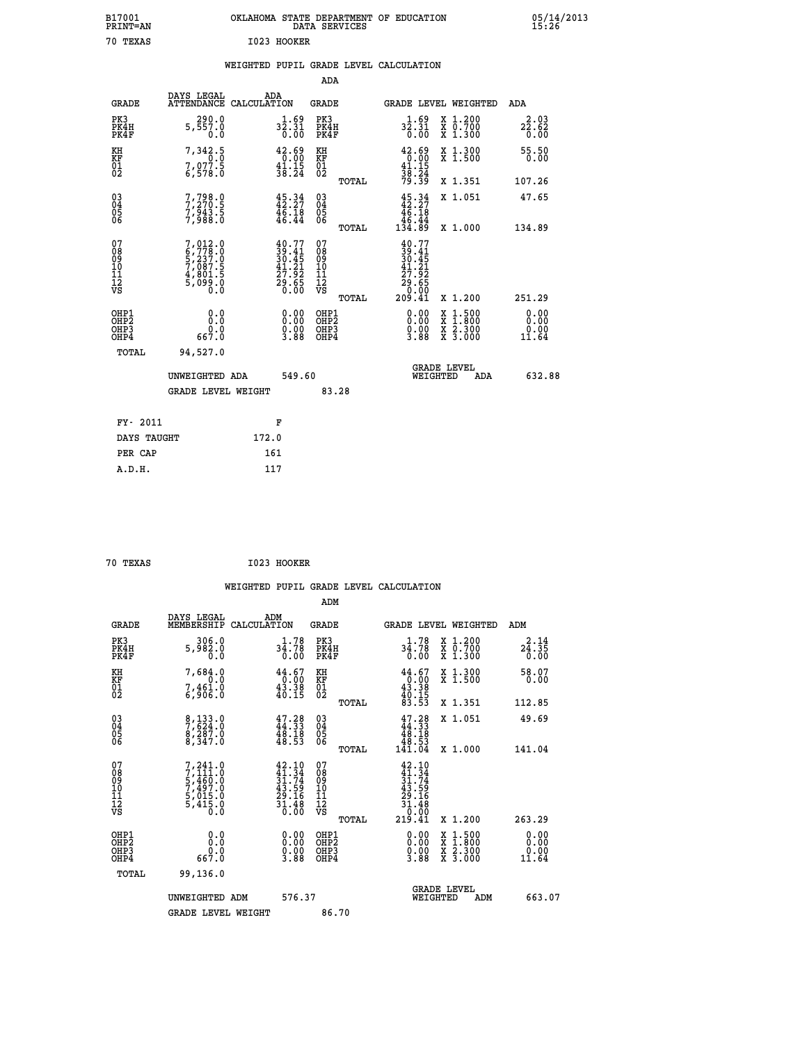B17001 OKLAHOMA STATE DEPARTMENT OF EDUCATION 05/14/2013
PRINT=AN DATA SERVICES 15:26

70 TEXAS I023 HOOKER

## WEIGHTED PUPIL GRADE LEVEL CALCULATION

### ADA

| GRADE | DAYS LEGAL ATTENDANCE | ADA CALCULATION | GRADE | GRADE LEVEL | WEIGHTED | ADA |
|---|---|---|---|---|---|---|
| PK3 | 290.0 | 1.69 | PK3 | 1.69 | X 1.200 | 2.03 |
| PK4H | 5,557.0 | 32.31 | PK4H | 32.31 | X 0.700 | 22.62 |
| PK4F | 0.0 | 0.00 | PK4F | 0.00 | X 1.300 | 0.00 |
| KH | 7,342.5 | 42.69 | KH | 42.69 | X 1.300 | 55.50 |
| KF | 0.0 | 0.00 | KF | 0.00 | X 1.500 | 0.00 |
| 01 | 7,077.5 | 41.15 | 01 | 41.15 | | |
| 02 | 6,578.0 | 38.24 | 02 | 38.24 | | |
| | | | TOTAL | 79.39 | X 1.351 | 107.26 |
| 03 | 7,798.0 | 45.34 | 03 | 45.34 | X 1.051 | 47.65 |
| 04 | 7,270.5 | 42.27 | 04 | 42.27 | | |
| 05 | 7,943.5 | 46.18 | 05 | 46.18 | | |
| 06 | 7,988.0 | 46.44 | 06 | 46.44 | | |
| | | | TOTAL | 134.89 | X 1.000 | 134.89 |
| 07 | 7,012.0 | 40.77 | 07 | 40.77 | | |
| 08 | 6,778.0 | 39.41 | 08 | 39.41 | | |
| 09 | 5,237.0 | 30.45 | 09 | 30.45 | | |
| 10 | 7,087.5 | 41.21 | 10 | 41.21 | | |
| 11 | 4,801.5 | 27.92 | 11 | 27.92 | | |
| 12 | 5,099.0 | 29.65 | 12 | 29.65 | | |
| VS | 0.0 | 0.00 | VS | 0.00 | | |
| | | | TOTAL | 209.41 | X 1.200 | 251.29 |
| OHP1 | 0.0 | 0.00 | OHP1 | 0.00 | X 1.500 | 0.00 |
| OHP2 | 0.0 | 0.00 | OHP2 | 0.00 | X 1.800 | 0.00 |
| OHP3 | 0.0 | 0.00 | OHP3 | 0.00 | X 2.300 | 0.00 |
| OHP4 | 667.0 | 3.88 | OHP4 | 3.88 | X 3.000 | 11.64 |
| TOTAL | 94,527.0 | | | | | |

UNWEIGHTED ADA 549.60 — GRADE LEVEL WEIGHTED ADA 632.88

GRADE LEVEL WEIGHT 83.28

| FY- 2011 | F |
|---|---|
| DAYS TAUGHT | 172.0 |
| PER CAP | 161 |
| A.D.H. | 117 |

70 TEXAS I023 HOOKER

## WEIGHTED PUPIL GRADE LEVEL CALCULATION

### ADM

| GRADE | DAYS LEGAL MEMBERSHIP | ADM CALCULATION | GRADE | GRADE LEVEL | WEIGHTED | ADM |
|---|---|---|---|---|---|---|
| PK3 | 306.0 | 1.78 | PK3 | 1.78 | X 1.200 | 2.14 |
| PK4H | 5,982.0 | 34.78 | PK4H | 34.78 | X 0.700 | 24.35 |
| PK4F | 0.0 | 0.00 | PK4F | 0.00 | X 1.300 | 0.00 |
| KH | 7,684.0 | 44.67 | KH | 44.67 | X 1.300 | 58.07 |
| KF | 0.0 | 0.00 | KF | 0.00 | X 1.500 | 0.00 |
| 01 | 7,461.0 | 43.38 | 01 | 43.38 | | |
| 02 | 6,906.0 | 40.15 | 02 | 40.15 | | |
| | | | TOTAL | 83.53 | X 1.351 | 112.85 |
| 03 | 8,133.0 | 47.28 | 03 | 47.28 | X 1.051 | 49.69 |
| 04 | 7,624.0 | 44.33 | 04 | 44.33 | | |
| 05 | 8,287.0 | 48.18 | 05 | 48.18 | | |
| 06 | 8,347.0 | 48.53 | 06 | 48.53 | | |
| | | | TOTAL | 141.04 | X 1.000 | 141.04 |
| 07 | 7,241.0 | 42.10 | 07 | 42.10 | | |
| 08 | 7,111.0 | 41.34 | 08 | 41.34 | | |
| 09 | 5,460.0 | 31.74 | 09 | 31.74 | | |
| 10 | 7,497.0 | 43.59 | 10 | 43.59 | | |
| 11 | 5,015.0 | 29.16 | 11 | 29.16 | | |
| 12 | 5,415.0 | 31.48 | 12 | 31.48 | | |
| VS | 0.0 | 0.00 | VS | 0.00 | | |
| | | | TOTAL | 219.41 | X 1.200 | 263.29 |
| OHP1 | 0.0 | 0.00 | OHP1 | 0.00 | X 1.500 | 0.00 |
| OHP2 | 0.0 | 0.00 | OHP2 | 0.00 | X 1.800 | 0.00 |
| OHP3 | 0.0 | 0.00 | OHP3 | 0.00 | X 2.300 | 0.00 |
| OHP4 | 667.0 | 3.88 | OHP4 | 3.88 | X 3.000 | 11.64 |
| TOTAL | 99,136.0 | | | | | |

UNWEIGHTED ADM 576.37 — GRADE LEVEL WEIGHTED ADM 663.07

GRADE LEVEL WEIGHT 86.70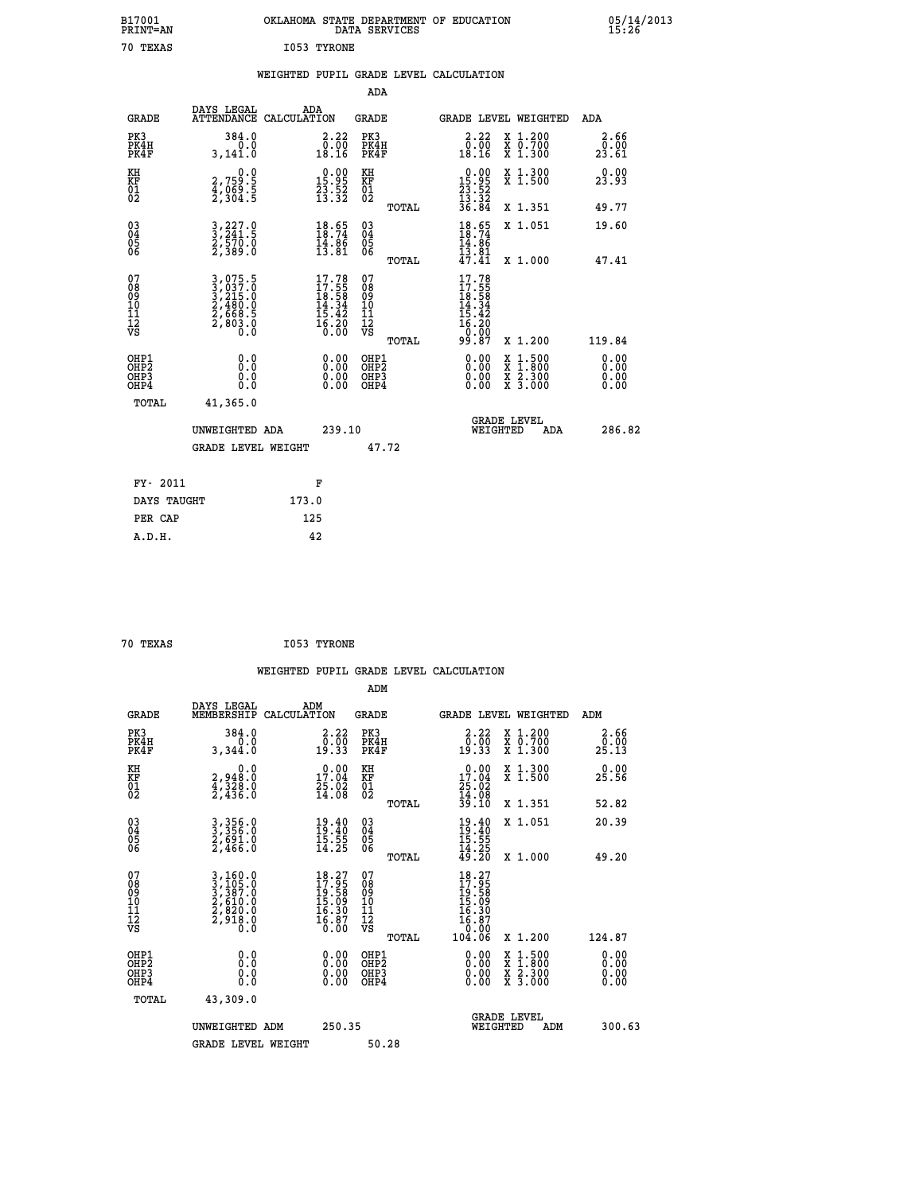B17001 PRINT=AN — OKLAHOMA STATE DEPARTMENT OF EDUCATION DATA SERVICES — 05/14/2013 15:26

70 TEXAS — I053 TYRONE

## WEIGHTED PUPIL GRADE LEVEL CALCULATION

### ADA

| GRADE | DAYS LEGAL ATTENDANCE | ADA CALCULATION | GRADE | GRADE LEVEL | WEIGHTED | ADA |
|---|---|---|---|---|---|---|
| PK3 | 384.0 | 2.22 | PK3 | 2.22 | X 1.200 | 2.66 |
| PK4H | 0.0 | 0.00 | PK4H | 0.00 | X 0.700 | 0.00 |
| PK4F | 3,141.0 | 18.16 | PK4F | 18.16 | X 1.300 | 23.61 |
| KH | 0.0 | 0.00 | KH | 0.00 | X 1.300 | 0.00 |
| KF | 2,759.5 | 15.95 | KF | 15.95 | X 1.500 | 23.93 |
| 01 | 4,069.5 | 23.52 | 01 | 23.52 | | |
| 02 | 2,304.5 | 13.32 | 02 | 13.32 | | |
| | | | TOTAL | 36.84 | X 1.351 | 49.77 |
| 03 | 3,227.0 | 18.65 | 03 | 18.65 | X 1.051 | 19.60 |
| 04 | 3,241.5 | 18.74 | 04 | 18.74 | | |
| 05 | 2,570.0 | 14.86 | 05 | 14.86 | | |
| 06 | 2,389.0 | 13.81 | 06 | 13.81 | | |
| | | | TOTAL | 47.41 | X 1.000 | 47.41 |
| 07 | 3,075.5 | 17.78 | 07 | 17.78 | | |
| 08 | 3,037.0 | 17.55 | 08 | 17.55 | | |
| 09 | 3,215.0 | 18.58 | 09 | 18.58 | | |
| 10 | 2,480.0 | 14.34 | 10 | 14.34 | | |
| 11 | 2,668.5 | 15.42 | 11 | 15.42 | | |
| 12 | 2,803.0 | 16.20 | 12 | 16.20 | | |
| VS | 0.0 | 0.00 | VS | 0.00 | | |
| | | | TOTAL | 99.87 | X 1.200 | 119.84 |
| OHP1 | 0.0 | 0.00 | OHP1 | 0.00 | X 1.500 | 0.00 |
| OHP2 | 0.0 | 0.00 | OHP2 | 0.00 | X 1.800 | 0.00 |
| OHP3 | 0.0 | 0.00 | OHP3 | 0.00 | X 2.300 | 0.00 |
| OHP4 | 0.0 | 0.00 | OHP4 | 0.00 | X 3.000 | 0.00 |
| TOTAL | 41,365.0 | | | | | |

UNWEIGHTED ADA 239.10 — GRADE LEVEL WEIGHTED ADA 286.82

GRADE LEVEL WEIGHT 47.72

| FY- 2011 | F |
|---|---|
| DAYS TAUGHT | 173.0 |
| PER CAP | 125 |
| A.D.H. | 42 |

70 TEXAS — I053 TYRONE

## WEIGHTED PUPIL GRADE LEVEL CALCULATION

### ADM

| GRADE | DAYS LEGAL MEMBERSHIP | ADM CALCULATION | GRADE | GRADE LEVEL | WEIGHTED | ADM |
|---|---|---|---|---|---|---|
| PK3 | 384.0 | 2.22 | PK3 | 2.22 | X 1.200 | 2.66 |
| PK4H | 0.0 | 0.00 | PK4H | 0.00 | X 0.700 | 0.00 |
| PK4F | 3,344.0 | 19.33 | PK4F | 19.33 | X 1.300 | 25.13 |
| KH | 0.0 | 0.00 | KH | 0.00 | X 1.300 | 0.00 |
| KF | 2,948.0 | 17.04 | KF | 17.04 | X 1.500 | 25.56 |
| 01 | 4,328.0 | 25.02 | 01 | 25.02 | | |
| 02 | 2,436.0 | 14.08 | 02 | 14.08 | | |
| | | | TOTAL | 39.10 | X 1.351 | 52.82 |
| 03 | 3,356.0 | 19.40 | 03 | 19.40 | X 1.051 | 20.39 |
| 04 | 3,356.0 | 19.40 | 04 | 19.40 | | |
| 05 | 2,691.0 | 15.55 | 05 | 15.55 | | |
| 06 | 2,466.0 | 14.25 | 06 | 14.25 | | |
| | | | TOTAL | 49.20 | X 1.000 | 49.20 |
| 07 | 3,160.0 | 18.27 | 07 | 18.27 | | |
| 08 | 3,105.0 | 17.95 | 08 | 17.95 | | |
| 09 | 3,387.0 | 19.58 | 09 | 19.58 | | |
| 10 | 2,610.0 | 15.09 | 10 | 15.09 | | |
| 11 | 2,820.0 | 16.30 | 11 | 16.30 | | |
| 12 | 2,918.0 | 16.87 | 12 | 16.87 | | |
| VS | 0.0 | 0.00 | VS | 0.00 | | |
| | | | TOTAL | 104.06 | X 1.200 | 124.87 |
| OHP1 | 0.0 | 0.00 | OHP1 | 0.00 | X 1.500 | 0.00 |
| OHP2 | 0.0 | 0.00 | OHP2 | 0.00 | X 1.800 | 0.00 |
| OHP3 | 0.0 | 0.00 | OHP3 | 0.00 | X 2.300 | 0.00 |
| OHP4 | 0.0 | 0.00 | OHP4 | 0.00 | X 3.000 | 0.00 |
| TOTAL | 43,309.0 | | | | | |

UNWEIGHTED ADM 250.35 — GRADE LEVEL WEIGHTED ADM 300.63

GRADE LEVEL WEIGHT 50.28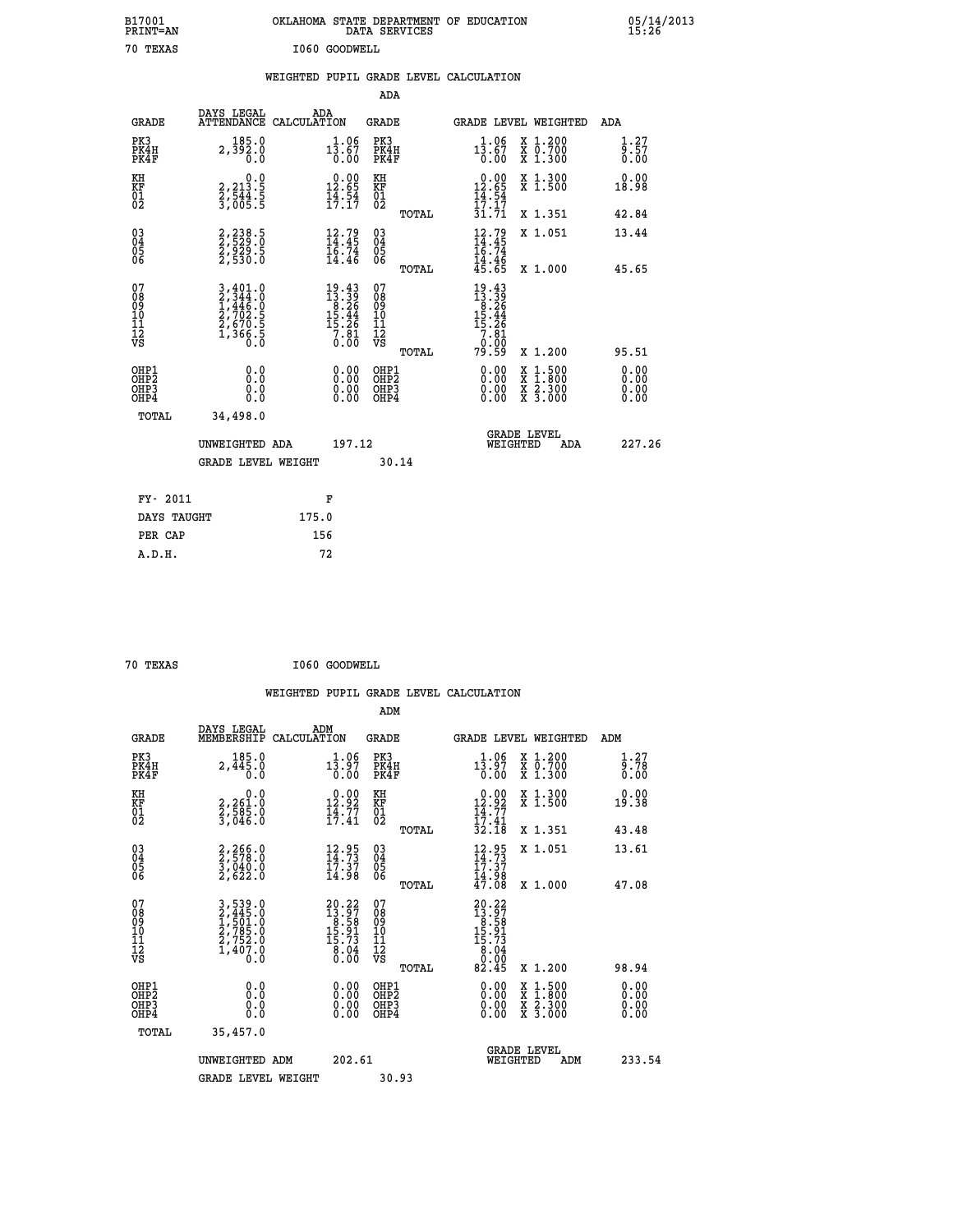B17001 PRINT=AN — OKLAHOMA STATE DEPARTMENT OF EDUCATION DATA SERVICES — 05/14/2013 15:26

70 TEXAS — I060 GOODWELL

## WEIGHTED PUPIL GRADE LEVEL CALCULATION

### ADA

| GRADE | DAYS LEGAL ATTENDANCE | ADA CALCULATION | GRADE | GRADE LEVEL | WEIGHTED | ADA |
|---|---|---|---|---|---|---|
| PK3 | 185.0 | 1.06 | PK3 | 1.06 | X 1.200 | 1.27 |
| PK4H | 2,392.0 | 13.67 | PK4H | 13.67 | X 0.700 | 9.57 |
| PK4F | 0.0 | 0.00 | PK4F | 0.00 | X 1.300 | 0.00 |
| KH | 0.0 | 0.00 | KH | 0.00 | X 1.300 | 0.00 |
| KF | 2,213.5 | 12.65 | KF | 12.65 | X 1.500 | 18.98 |
| 01 | 2,544.5 | 14.54 | 01 | 14.54 | | |
| 02 | 3,005.5 | 17.17 | 02 | 17.17 | | |
| | | | TOTAL | 31.71 | X 1.351 | 42.84 |
| 03 | 2,238.5 | 12.79 | 03 | 12.79 | X 1.051 | 13.44 |
| 04 | 2,529.0 | 14.45 | 04 | 14.45 | | |
| 05 | 2,929.5 | 16.74 | 05 | 16.74 | | |
| 06 | 2,530.0 | 14.46 | 06 | 14.46 | | |
| | | | TOTAL | 45.65 | X 1.000 | 45.65 |
| 07 | 3,401.0 | 19.43 | 07 | 19.43 | | |
| 08 | 2,344.0 | 13.39 | 08 | 13.39 | | |
| 09 | 1,446.0 | 8.26 | 09 | 8.26 | | |
| 10 | 2,702.5 | 15.44 | 10 | 15.44 | | |
| 11 | 2,670.5 | 15.26 | 11 | 15.26 | | |
| 12 | 1,366.5 | 7.81 | 12 | 7.81 | | |
| VS | 0.0 | 0.00 | VS | 0.00 | | |
| | | | TOTAL | 79.59 | X 1.200 | 95.51 |
| OHP1 | 0.0 | 0.00 | OHP1 | 0.00 | X 1.500 | 0.00 |
| OHP2 | 0.0 | 0.00 | OHP2 | 0.00 | X 1.800 | 0.00 |
| OHP3 | 0.0 | 0.00 | OHP3 | 0.00 | X 2.300 | 0.00 |
| OHP4 | 0.0 | 0.00 | OHP4 | 0.00 | X 3.000 | 0.00 |
| TOTAL | 34,498.0 | | | | | |

UNWEIGHTED ADA 197.12 — GRADE LEVEL WEIGHTED ADA 227.26

GRADE LEVEL WEIGHT 30.14

| FY- 2011 | F |
|---|---|
| DAYS TAUGHT | 175.0 |
| PER CAP | 156 |
| A.D.H. | 72 |

70 TEXAS — I060 GOODWELL

## WEIGHTED PUPIL GRADE LEVEL CALCULATION

### ADM

| GRADE | DAYS LEGAL MEMBERSHIP | ADM CALCULATION | GRADE | GRADE LEVEL | WEIGHTED | ADM |
|---|---|---|---|---|---|---|
| PK3 | 185.0 | 1.06 | PK3 | 1.06 | X 1.200 | 1.27 |
| PK4H | 2,445.0 | 13.97 | PK4H | 13.97 | X 0.700 | 9.78 |
| PK4F | 0.0 | 0.00 | PK4F | 0.00 | X 1.300 | 0.00 |
| KH | 0.0 | 0.00 | KH | 0.00 | X 1.300 | 0.00 |
| KF | 2,261.0 | 12.92 | KF | 12.92 | X 1.500 | 19.38 |
| 01 | 2,585.0 | 14.77 | 01 | 14.77 | | |
| 02 | 3,046.0 | 17.41 | 02 | 17.41 | | |
| | | | TOTAL | 32.18 | X 1.351 | 43.48 |
| 03 | 2,266.0 | 12.95 | 03 | 12.95 | X 1.051 | 13.61 |
| 04 | 2,578.0 | 14.73 | 04 | 14.73 | | |
| 05 | 3,040.0 | 17.37 | 05 | 17.37 | | |
| 06 | 2,622.0 | 14.98 | 06 | 14.98 | | |
| | | | TOTAL | 47.08 | X 1.000 | 47.08 |
| 07 | 3,539.0 | 20.22 | 07 | 20.22 | | |
| 08 | 2,445.0 | 13.97 | 08 | 13.97 | | |
| 09 | 1,501.0 | 8.58 | 09 | 8.58 | | |
| 10 | 2,785.0 | 15.91 | 10 | 15.91 | | |
| 11 | 2,752.0 | 15.73 | 11 | 15.73 | | |
| 12 | 1,407.0 | 8.04 | 12 | 8.04 | | |
| VS | 0.0 | 0.00 | VS | 0.00 | | |
| | | | TOTAL | 82.45 | X 1.200 | 98.94 |
| OHP1 | 0.0 | 0.00 | OHP1 | 0.00 | X 1.500 | 0.00 |
| OHP2 | 0.0 | 0.00 | OHP2 | 0.00 | X 1.800 | 0.00 |
| OHP3 | 0.0 | 0.00 | OHP3 | 0.00 | X 2.300 | 0.00 |
| OHP4 | 0.0 | 0.00 | OHP4 | 0.00 | X 3.000 | 0.00 |
| TOTAL | 35,457.0 | | | | | |

UNWEIGHTED ADM 202.61 — GRADE LEVEL WEIGHTED ADM 233.54

GRADE LEVEL WEIGHT 30.93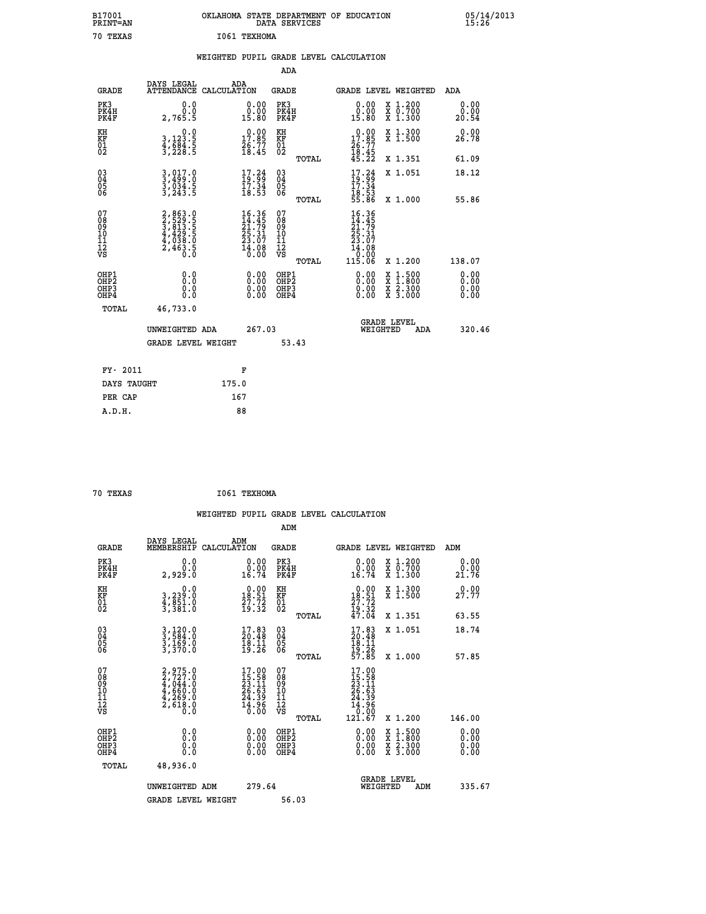B17001 OKLAHOMA STATE DEPARTMENT OF EDUCATION 05/14/2013
PRINT=AN DATA SERVICES 15:26
70 TEXAS I061 TEXHOMA

## WEIGHTED PUPIL GRADE LEVEL CALCULATION

### ADA

| GRADE | DAYS LEGAL ATTENDANCE | ADA CALCULATION | GRADE | GRADE LEVEL | WEIGHTED | ADA |
|---|---|---|---|---|---|---|
| PK3 | 0.0 | 0.00 | PK3 | 0.00 | X 1.200 | 0.00 |
| PK4H | 0.0 | 0.00 | PK4H | 0.00 | X 0.700 | 0.00 |
| PK4F | 2,765.5 | 15.80 | PK4F | 15.80 | X 1.300 | 20.54 |
| KH | 0.0 | 0.00 | KH | 0.00 | X 1.300 | 0.00 |
| KF | 3,123.5 | 17.85 | KF | 17.85 | X 1.500 | 26.78 |
| 01 | 4,684.5 | 26.77 | 01 | 26.77 | | |
| 02 | 3,228.5 | 18.45 | 02 | 18.45 | | |
| | | | TOTAL | 45.22 | X 1.351 | 61.09 |
| 03 | 3,017.0 | 17.24 | 03 | 17.24 | X 1.051 | 18.12 |
| 04 | 3,499.0 | 19.99 | 04 | 19.99 | | |
| 05 | 3,034.5 | 17.34 | 05 | 17.34 | | |
| 06 | 3,243.5 | 18.53 | 06 | 18.53 | | |
| | | | TOTAL | 55.86 | X 1.000 | 55.86 |
| 07 | 2,863.0 | 16.36 | 07 | 16.36 | | |
| 08 | 2,529.5 | 14.45 | 08 | 14.45 | | |
| 09 | 3,813.5 | 21.79 | 09 | 21.79 | | |
| 10 | 4,429.5 | 25.31 | 10 | 25.31 | | |
| 11 | 4,038.0 | 23.07 | 11 | 23.07 | | |
| 12 | 2,463.5 | 14.08 | 12 | 14.08 | | |
| VS | 0.0 | 0.00 | VS | 0.00 | | |
| | | | TOTAL | 115.06 | X 1.200 | 138.07 |
| OHP1 | 0.0 | 0.00 | OHP1 | 0.00 | X 1.500 | 0.00 |
| OHP2 | 0.0 | 0.00 | OHP2 | 0.00 | X 1.800 | 0.00 |
| OHP3 | 0.0 | 0.00 | OHP3 | 0.00 | X 2.300 | 0.00 |
| OHP4 | 0.0 | 0.00 | OHP4 | 0.00 | X 3.000 | 0.00 |
| TOTAL | 46,733.0 | | | | | |

UNWEIGHTED ADA 267.03 GRADE LEVEL WEIGHTED ADA 320.46

GRADE LEVEL WEIGHT 53.43

| FY- 2011 | F |
|---|---|
| DAYS TAUGHT | 175.0 |
| PER CAP | 167 |
| A.D.H. | 88 |

70 TEXAS I061 TEXHOMA

## WEIGHTED PUPIL GRADE LEVEL CALCULATION

### ADM

| GRADE | DAYS LEGAL MEMBERSHIP | ADM CALCULATION | GRADE | GRADE LEVEL | WEIGHTED | ADM |
|---|---|---|---|---|---|---|
| PK3 | 0.0 | 0.00 | PK3 | 0.00 | X 1.200 | 0.00 |
| PK4H | 0.0 | 0.00 | PK4H | 0.00 | X 0.700 | 0.00 |
| PK4F | 2,929.0 | 16.74 | PK4F | 16.74 | X 1.300 | 21.76 |
| KH | 0.0 | 0.00 | KH | 0.00 | X 1.300 | 0.00 |
| KF | 3,239.0 | 18.51 | KF | 18.51 | X 1.500 | 27.77 |
| 01 | 4,851.0 | 27.72 | 01 | 27.72 | | |
| 02 | 3,381.0 | 19.32 | 02 | 19.32 | | |
| | | | TOTAL | 47.04 | X 1.351 | 63.55 |
| 03 | 3,120.0 | 17.83 | 03 | 17.83 | X 1.051 | 18.74 |
| 04 | 3,584.0 | 20.48 | 04 | 20.48 | | |
| 05 | 3,169.0 | 18.11 | 05 | 18.11 | | |
| 06 | 3,370.0 | 19.26 | 06 | 19.26 | | |
| | | | TOTAL | 57.85 | X 1.000 | 57.85 |
| 07 | 2,975.0 | 17.00 | 07 | 17.00 | | |
| 08 | 2,727.0 | 15.58 | 08 | 15.58 | | |
| 09 | 4,044.0 | 23.11 | 09 | 23.11 | | |
| 10 | 4,660.0 | 26.63 | 10 | 26.63 | | |
| 11 | 4,269.0 | 24.39 | 11 | 24.39 | | |
| 12 | 2,618.0 | 14.96 | 12 | 14.96 | | |
| VS | 0.0 | 0.00 | VS | 0.00 | | |
| | | | TOTAL | 121.67 | X 1.200 | 146.00 |
| OHP1 | 0.0 | 0.00 | OHP1 | 0.00 | X 1.500 | 0.00 |
| OHP2 | 0.0 | 0.00 | OHP2 | 0.00 | X 1.800 | 0.00 |
| OHP3 | 0.0 | 0.00 | OHP3 | 0.00 | X 2.300 | 0.00 |
| OHP4 | 0.0 | 0.00 | OHP4 | 0.00 | X 3.000 | 0.00 |
| TOTAL | 48,936.0 | | | | | |

UNWEIGHTED ADM 279.64 GRADE LEVEL WEIGHTED ADM 335.67

GRADE LEVEL WEIGHT 56.03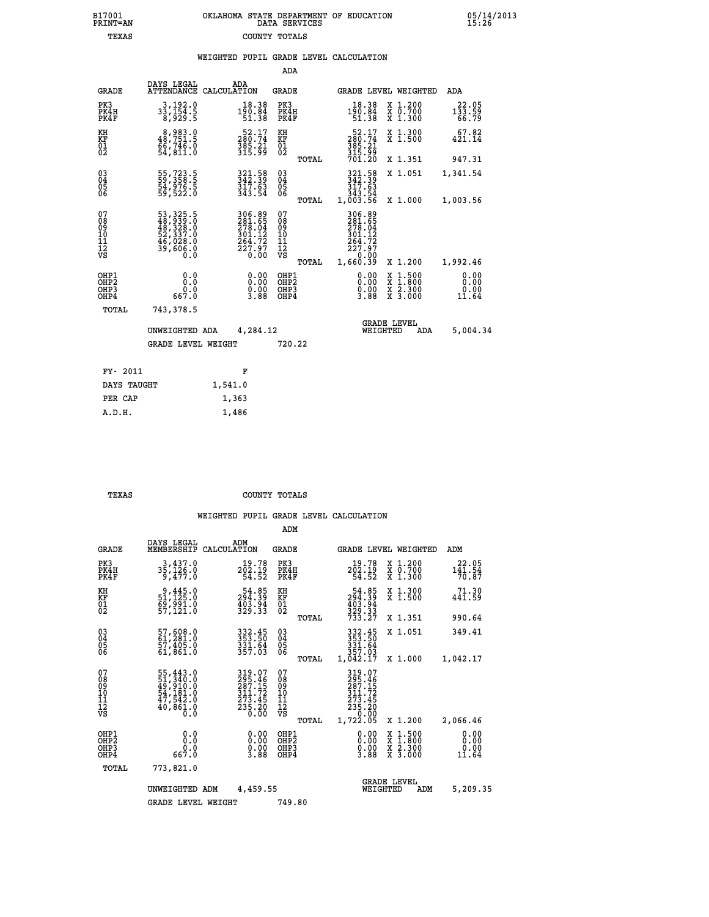B17001 PRINT=AN — OKLAHOMA STATE DEPARTMENT OF EDUCATION DATA SERVICES — 05/14/2013 15:26

TEXAS — COUNTY TOTALS

## WEIGHTED PUPIL GRADE LEVEL CALCULATION

### ADA

| GRADE | DAYS LEGAL ATTENDANCE | ADA CALCULATION | GRADE | GRADE LEVEL | WEIGHTED | ADA |
|---|---|---|---|---|---|---|
| PK3 | 3,192.0 | 18.38 | PK3 | 18.38 | X 1.200 | 22.05 |
| PK4H | 33,154.5 | 190.84 | PK4H | 190.84 | X 0.700 | 133.59 |
| PK4F | 8,929.5 | 51.38 | PK4F | 51.38 | X 1.300 | 66.79 |
| KH | 8,983.0 | 52.17 | KH | 52.17 | X 1.300 | 67.82 |
| KF | 48,751.5 | 280.74 | KF | 280.74 | X 1.500 | 421.14 |
| 01 | 66,746.0 | 385.21 | 01 | 385.21 | | |
| 02 | 54,811.0 | 315.99 | 02 | 315.99 | | |
| | | | TOTAL | 701.20 | X 1.351 | 947.31 |
| 03 | 55,723.5 | 321.58 | 03 | 321.58 | X 1.051 | 1,341.54 |
| 04 | 59,358.5 | 342.39 | 04 | 342.39 | | |
| 05 | 54,976.5 | 317.63 | 05 | 317.63 | | |
| 06 | 59,522.0 | 343.54 | 06 | 343.54 | | |
| | | | TOTAL | 1,003.56 | X 1.000 | 1,003.56 |
| 07 | 53,325.5 | 306.89 | 07 | 306.89 | | |
| 08 | 48,939.0 | 281.65 | 08 | 281.65 | | |
| 09 | 48,328.0 | 278.04 | 09 | 278.04 | | |
| 10 | 52,337.0 | 301.12 | 10 | 301.12 | | |
| 11 | 46,028.0 | 264.72 | 11 | 264.72 | | |
| 12 | 39,606.0 | 227.97 | 12 | 227.97 | | |
| VS | 0.0 | 0.00 | VS | 0.00 | | |
| | | | TOTAL | 1,660.39 | X 1.200 | 1,992.46 |
| OHP1 | 0.0 | 0.00 | OHP1 | 0.00 | X 1.500 | 0.00 |
| OHP2 | 0.0 | 0.00 | OHP2 | 0.00 | X 1.800 | 0.00 |
| OHP3 | 0.0 | 0.00 | OHP3 | 0.00 | X 2.300 | 0.00 |
| OHP4 | 667.0 | 3.88 | OHP4 | 3.88 | X 3.000 | 11.64 |
| TOTAL | 743,378.5 | | | | | |

UNWEIGHTED ADA 4,284.12 — GRADE LEVEL WEIGHTED ADA 5,004.34

GRADE LEVEL WEIGHT 720.22

| FY- 2011 | F |
|---|---|
| DAYS TAUGHT | 1,541.0 |
| PER CAP | 1,363 |
| A.D.H. | 1,486 |

TEXAS — COUNTY TOTALS

## WEIGHTED PUPIL GRADE LEVEL CALCULATION

### ADM

| GRADE | DAYS LEGAL MEMBERSHIP | ADM CALCULATION | GRADE | GRADE LEVEL | WEIGHTED | ADM |
|---|---|---|---|---|---|---|
| PK3 | 3,437.0 | 19.78 | PK3 | 19.78 | X 1.200 | 22.05 |
| PK4H | 35,126.0 | 202.19 | PK4H | 202.19 | X 0.700 | 141.54 |
| PK4F | 9,477.0 | 54.52 | PK4F | 54.52 | X 1.300 | 70.87 |
| KH | 9,445.0 | 54.85 | KH | 54.85 | X 1.300 | 71.30 |
| KF | 51,125.0 | 294.39 | KF | 294.39 | X 1.500 | 441.59 |
| 01 | 69,991.0 | 403.94 | 01 | 403.94 | | |
| 02 | 57,121.0 | 329.33 | 02 | 329.33 | | |
| | | | TOTAL | 733.27 | X 1.351 | 990.64 |
| 03 | 57,608.0 | 332.45 | 03 | 332.45 | X 1.051 | 349.41 |
| 04 | 61,281.0 | 353.50 | 04 | 353.50 | | |
| 05 | 57,405.0 | 331.64 | 05 | 331.64 | | |
| 06 | 61,861.0 | 357.03 | 06 | 357.03 | | |
| | | | TOTAL | 1,042.17 | X 1.000 | 1,042.17 |
| 07 | 55,443.0 | 319.07 | 07 | 319.07 | | |
| 08 | 51,340.0 | 295.46 | 08 | 295.46 | | |
| 09 | 49,910.0 | 287.15 | 09 | 287.15 | | |
| 10 | 54,181.0 | 311.72 | 10 | 311.72 | | |
| 11 | 47,542.0 | 273.45 | 11 | 273.45 | | |
| 12 | 40,861.0 | 235.20 | 12 | 235.20 | | |
| VS | 0.0 | 0.00 | VS | 0.00 | | |
| | | | TOTAL | 1,722.05 | X 1.200 | 2,066.46 |
| OHP1 | 0.0 | 0.00 | OHP1 | 0.00 | X 1.500 | 0.00 |
| OHP2 | 0.0 | 0.00 | OHP2 | 0.00 | X 1.800 | 0.00 |
| OHP3 | 0.0 | 0.00 | OHP3 | 0.00 | X 2.300 | 0.00 |
| OHP4 | 667.0 | 3.88 | OHP4 | 3.88 | X 3.000 | 11.64 |
| TOTAL | 773,821.0 | | | | | |

UNWEIGHTED ADM 4,459.55 — GRADE LEVEL WEIGHTED ADM 5,209.35

GRADE LEVEL WEIGHT 749.80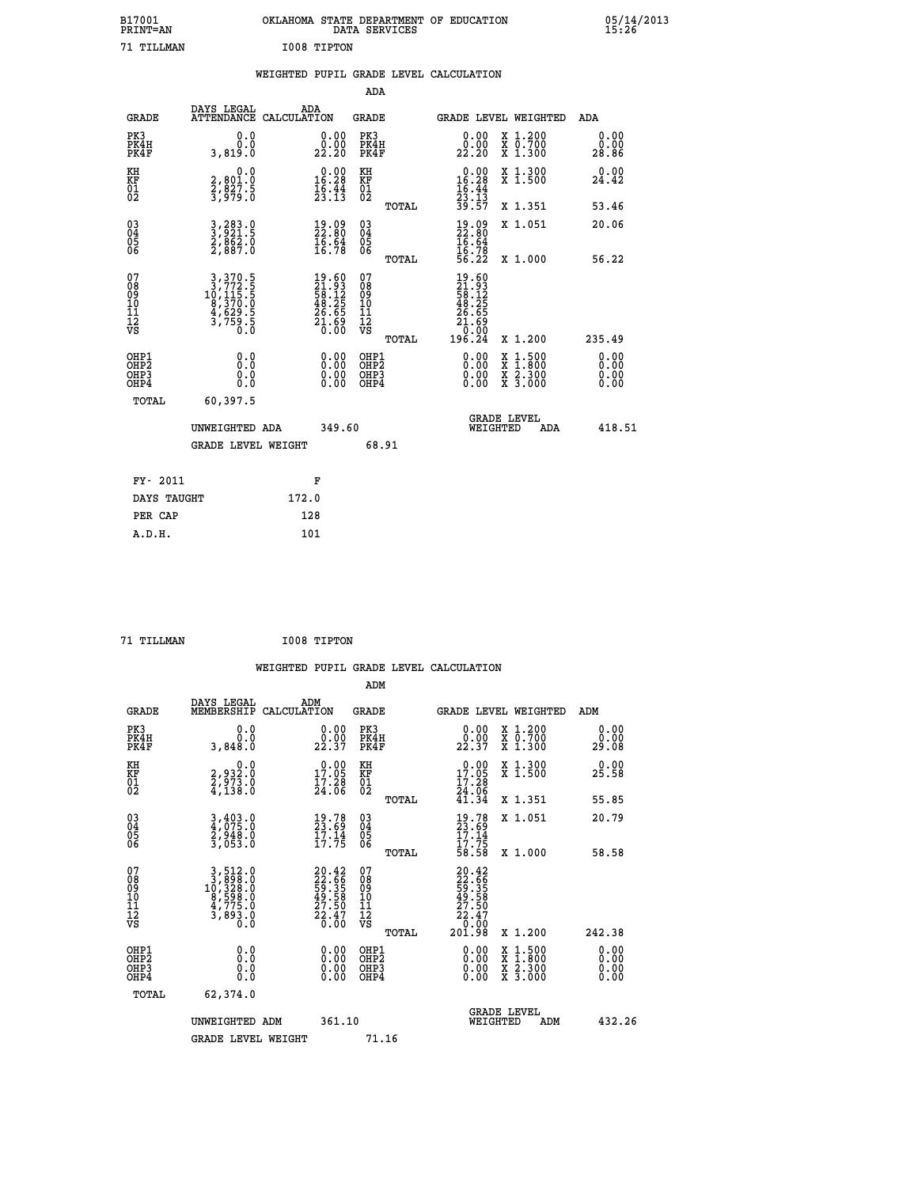B17001 OKLAHOMA STATE DEPARTMENT OF EDUCATION 05/14/2013
PRINT=AN DATA SERVICES 15:26

71 TILLMAN I008 TIPTON

## WEIGHTED PUPIL GRADE LEVEL CALCULATION

### ADA

| GRADE | DAYS LEGAL ATTENDANCE | ADA CALCULATION | GRADE | GRADE LEVEL | WEIGHTED | ADA |
|---|---|---|---|---|---|---|
| PK3 | 0.0 | 0.00 | PK3 | 0.00 | X 1.200 | 0.00 |
| PK4H | 0.0 | 0.00 | PK4H | 0.00 | X 0.700 | 0.00 |
| PK4F | 3,819.0 | 22.20 | PK4F | 22.20 | X 1.300 | 28.86 |
| KH | 0.0 | 0.00 | KH | 0.00 | X 1.300 | 0.00 |
| KF | 2,801.0 | 16.28 | KF | 16.28 | X 1.500 | 24.42 |
| 01 | 2,827.5 | 16.44 | 01 | 16.44 | | |
| 02 | 3,979.0 | 23.13 | 02 | 23.13 | | |
| | | | TOTAL | 39.57 | X 1.351 | 53.46 |
| 03 | 3,283.0 | 19.09 | 03 | 19.09 | X 1.051 | 20.06 |
| 04 | 3,921.5 | 22.80 | 04 | 22.80 | | |
| 05 | 2,862.0 | 16.64 | 05 | 16.64 | | |
| 06 | 2,887.0 | 16.78 | 06 | 16.78 | | |
| | | | TOTAL | 56.22 | X 1.000 | 56.22 |
| 07 | 3,370.5 | 19.60 | 07 | 19.60 | | |
| 08 | 3,772.5 | 21.93 | 08 | 21.93 | | |
| 09 | 10,115.5 | 58.12 | 09 | 58.12 | | |
| 10 | 8,370.0 | 48.25 | 10 | 48.25 | | |
| 11 | 4,629.5 | 26.65 | 11 | 26.65 | | |
| 12 | 3,759.5 | 21.69 | 12 | 21.69 | | |
| VS | 0.0 | 0.00 | VS | 0.00 | | |
| | | | TOTAL | 196.24 | X 1.200 | 235.49 |
| OHP1 | 0.0 | 0.00 | OHP1 | 0.00 | X 1.500 | 0.00 |
| OHP2 | 0.0 | 0.00 | OHP2 | 0.00 | X 1.800 | 0.00 |
| OHP3 | 0.0 | 0.00 | OHP3 | 0.00 | X 2.300 | 0.00 |
| OHP4 | 0.0 | 0.00 | OHP4 | 0.00 | X 3.000 | 0.00 |
| TOTAL | 60,397.5 | | | | | |

UNWEIGHTED ADA 349.60 GRADE LEVEL WEIGHTED ADA 418.51

GRADE LEVEL WEIGHT 68.91

| FY- 2011 | F |
|---|---|
| DAYS TAUGHT | 172.0 |
| PER CAP | 128 |
| A.D.H. | 101 |

71 TILLMAN I008 TIPTON

## WEIGHTED PUPIL GRADE LEVEL CALCULATION

### ADM

| GRADE | DAYS LEGAL MEMBERSHIP | ADM CALCULATION | GRADE | GRADE LEVEL | WEIGHTED | ADM |
|---|---|---|---|---|---|---|
| PK3 | 0.0 | 0.00 | PK3 | 0.00 | X 1.200 | 0.00 |
| PK4H | 0.0 | 0.00 | PK4H | 0.00 | X 0.700 | 0.00 |
| PK4F | 3,848.0 | 22.37 | PK4F | 22.37 | X 1.300 | 29.08 |
| KH | 0.0 | 0.00 | KH | 0.00 | X 1.300 | 0.00 |
| KF | 2,932.0 | 17.05 | KF | 17.05 | X 1.500 | 25.58 |
| 01 | 2,973.0 | 17.28 | 01 | 17.28 | | |
| 02 | 4,138.0 | 24.06 | 02 | 24.06 | | |
| | | | TOTAL | 41.34 | X 1.351 | 55.85 |
| 03 | 3,403.0 | 19.78 | 03 | 19.78 | X 1.051 | 20.79 |
| 04 | 4,075.0 | 23.69 | 04 | 23.69 | | |
| 05 | 2,948.0 | 17.14 | 05 | 17.14 | | |
| 06 | 3,053.0 | 17.75 | 06 | 17.75 | | |
| | | | TOTAL | 58.58 | X 1.000 | 58.58 |
| 07 | 3,512.0 | 20.42 | 07 | 20.42 | | |
| 08 | 3,898.0 | 22.66 | 08 | 22.66 | | |
| 09 | 10,328.0 | 59.35 | 09 | 59.35 | | |
| 10 | 8,598.0 | 49.58 | 10 | 49.58 | | |
| 11 | 4,775.0 | 27.50 | 11 | 27.50 | | |
| 12 | 3,893.0 | 22.47 | 12 | 22.47 | | |
| VS | 0.0 | 0.00 | VS | 0.00 | | |
| | | | TOTAL | 201.98 | X 1.200 | 242.38 |
| OHP1 | 0.0 | 0.00 | OHP1 | 0.00 | X 1.500 | 0.00 |
| OHP2 | 0.0 | 0.00 | OHP2 | 0.00 | X 1.800 | 0.00 |
| OHP3 | 0.0 | 0.00 | OHP3 | 0.00 | X 2.300 | 0.00 |
| OHP4 | 0.0 | 0.00 | OHP4 | 0.00 | X 3.000 | 0.00 |
| TOTAL | 62,374.0 | | | | | |

UNWEIGHTED ADM 361.10 GRADE LEVEL WEIGHTED ADM 432.26

GRADE LEVEL WEIGHT 71.16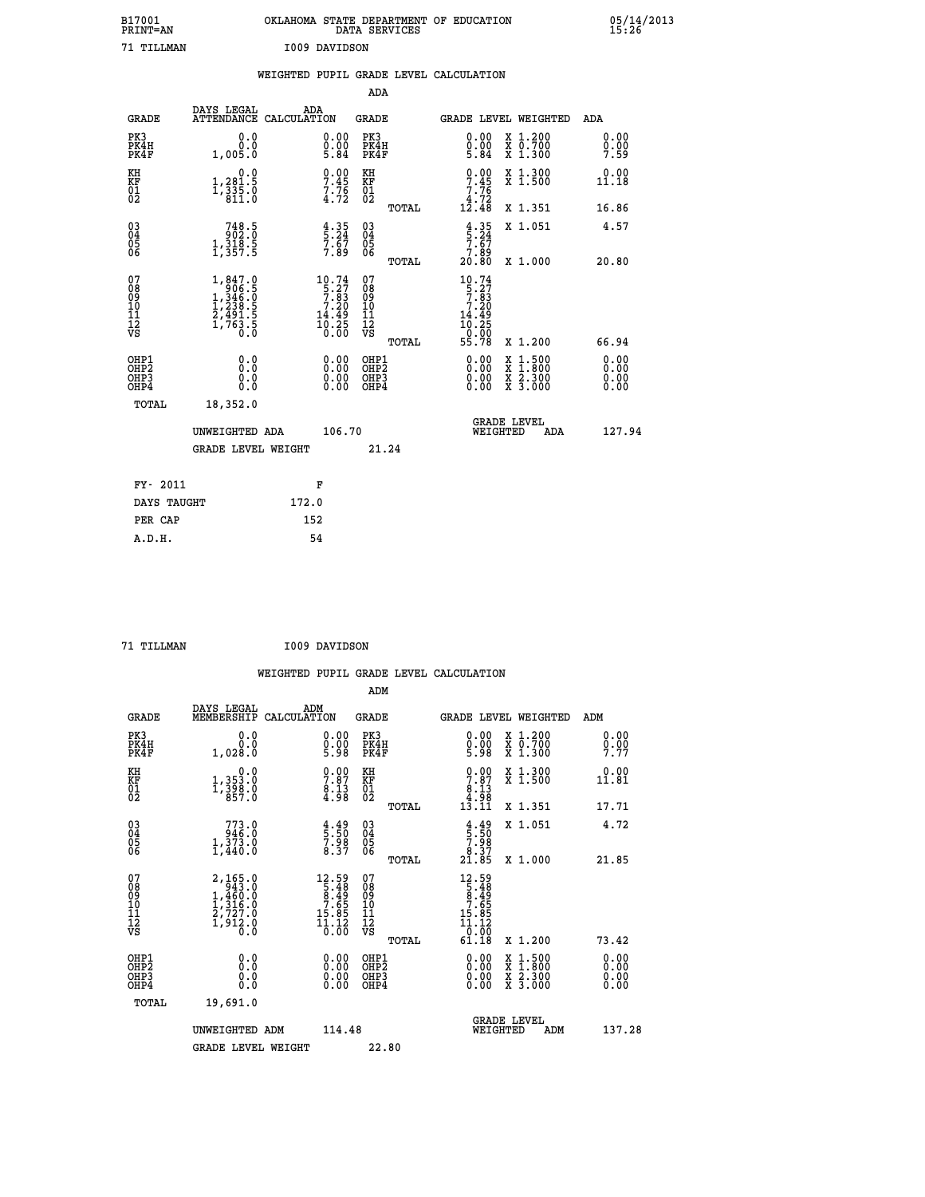B17001 OKLAHOMA STATE DEPARTMENT OF EDUCATION 05/14/2013
PRINT=AN DATA SERVICES 15:26

71 TILLMAN I009 DAVIDSON

WEIGHTED PUPIL GRADE LEVEL CALCULATION

ADA

| GRADE | DAYS LEGAL ATTENDANCE | ADA CALCULATION | GRADE | GRADE LEVEL | WEIGHTED | ADA |
|---|---|---|---|---|---|---|
| PK3 | 0.0 | 0.00 | PK3 | 0.00 | X 1.200 | 0.00 |
| PK4H | 0.0 | 0.00 | PK4H | 0.00 | X 0.700 | 0.00 |
| PK4F | 1,005.0 | 5.84 | PK4F | 5.84 | X 1.300 | 7.59 |
| KH | 0.0 | 0.00 | KH | 0.00 | X 1.300 | 0.00 |
| KF | 1,281.5 | 7.45 | KF | 7.45 | X 1.500 | 11.18 |
| 01 | 1,335.0 | 7.76 | 01 | 7.76 | | |
| 02 | 811.0 | 4.72 | 02 | 4.72 | | |
| | | | TOTAL | 12.48 | X 1.351 | 16.86 |
| 03 | 748.5 | 4.35 | 03 | 4.35 | X 1.051 | 4.57 |
| 04 | 902.0 | 5.24 | 04 | 5.24 | | |
| 05 | 1,318.5 | 7.67 | 05 | 7.67 | | |
| 06 | 1,357.5 | 7.89 | 06 | 7.89 | | |
| | | | TOTAL | 20.80 | X 1.000 | 20.80 |
| 07 | 1,847.0 | 10.74 | 07 | 10.74 | | |
| 08 | 906.5 | 5.27 | 08 | 5.27 | | |
| 09 | 1,346.0 | 7.83 | 09 | 7.83 | | |
| 10 | 1,238.5 | 7.20 | 10 | 7.20 | | |
| 11 | 2,491.5 | 14.49 | 11 | 14.49 | | |
| 12 | 1,763.5 | 10.25 | 12 | 10.25 | | |
| VS | 0.0 | 0.00 | VS | 0.00 | | |
| | | | TOTAL | 55.78 | X 1.200 | 66.94 |
| OHP1 | 0.0 | 0.00 | OHP1 | 0.00 | X 1.500 | 0.00 |
| OHP2 | 0.0 | 0.00 | OHP2 | 0.00 | X 1.800 | 0.00 |
| OHP3 | 0.0 | 0.00 | OHP3 | 0.00 | X 2.300 | 0.00 |
| OHP4 | 0.0 | 0.00 | OHP4 | 0.00 | X 3.000 | 0.00 |
| TOTAL | 18,352.0 | | | | | |

UNWEIGHTED ADA 106.70 GRADE LEVEL WEIGHTED ADA 127.94

GRADE LEVEL WEIGHT 21.24

| FY- 2011 | F |
|---|---|
| DAYS TAUGHT | 172.0 |
| PER CAP | 152 |
| A.D.H. | 54 |

71 TILLMAN I009 DAVIDSON

WEIGHTED PUPIL GRADE LEVEL CALCULATION

ADM

| GRADE | DAYS LEGAL MEMBERSHIP | ADM CALCULATION | GRADE | GRADE LEVEL | WEIGHTED | ADM |
|---|---|---|---|---|---|---|
| PK3 | 0.0 | 0.00 | PK3 | 0.00 | X 1.200 | 0.00 |
| PK4H | 0.0 | 0.00 | PK4H | 0.00 | X 0.700 | 0.00 |
| PK4F | 1,028.0 | 5.98 | PK4F | 5.98 | X 1.300 | 7.77 |
| KH | 0.0 | 0.00 | KH | 0.00 | X 1.300 | 0.00 |
| KF | 1,353.0 | 7.87 | KF | 7.87 | X 1.500 | 11.81 |
| 01 | 1,398.0 | 8.13 | 01 | 8.13 | | |
| 02 | 857.0 | 4.98 | 02 | 4.98 | | |
| | | | TOTAL | 13.11 | X 1.351 | 17.71 |
| 03 | 773.0 | 4.49 | 03 | 4.49 | X 1.051 | 4.72 |
| 04 | 946.0 | 5.50 | 04 | 5.50 | | |
| 05 | 1,373.0 | 7.98 | 05 | 7.98 | | |
| 06 | 1,440.0 | 8.37 | 06 | 8.37 | | |
| | | | TOTAL | 21.85 | X 1.000 | 21.85 |
| 07 | 2,165.0 | 12.59 | 07 | 12.59 | | |
| 08 | 943.0 | 5.48 | 08 | 5.48 | | |
| 09 | 1,460.0 | 8.49 | 09 | 8.49 | | |
| 10 | 1,316.0 | 7.65 | 10 | 7.65 | | |
| 11 | 2,727.0 | 15.85 | 11 | 15.85 | | |
| 12 | 1,912.0 | 11.12 | 12 | 11.12 | | |
| VS | 0.0 | 0.00 | VS | 0.00 | | |
| | | | TOTAL | 61.18 | X 1.200 | 73.42 |
| OHP1 | 0.0 | 0.00 | OHP1 | 0.00 | X 1.500 | 0.00 |
| OHP2 | 0.0 | 0.00 | OHP2 | 0.00 | X 1.800 | 0.00 |
| OHP3 | 0.0 | 0.00 | OHP3 | 0.00 | X 2.300 | 0.00 |
| OHP4 | 0.0 | 0.00 | OHP4 | 0.00 | X 3.000 | 0.00 |
| TOTAL | 19,691.0 | | | | | |

UNWEIGHTED ADM 114.48 GRADE LEVEL WEIGHTED ADM 137.28

GRADE LEVEL WEIGHT 22.80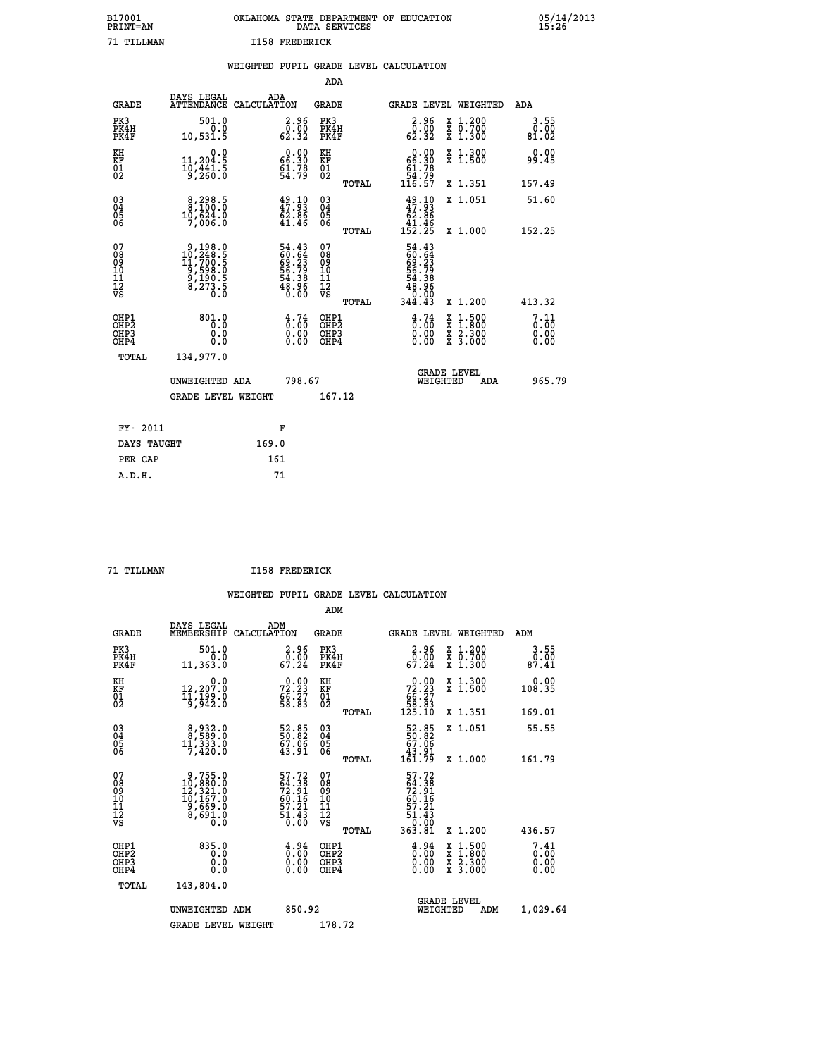B17001 OKLAHOMA STATE DEPARTMENT OF EDUCATION 05/14/2013
PRINT=AN DATA SERVICES 15:26

71 TILLMAN I158 FREDERICK

## WEIGHTED PUPIL GRADE LEVEL CALCULATION

### ADA

| GRADE | DAYS LEGAL ATTENDANCE | ADA CALCULATION | GRADE | GRADE LEVEL | WEIGHTED | ADA |
|---|---|---|---|---|---|---|
| PK3 | 501.0 | 2.96 | PK3 | 2.96 | X 1.200 | 3.55 |
| PK4H | 0.0 | 0.00 | PK4H | 0.00 | X 0.700 | 0.00 |
| PK4F | 10,531.5 | 62.32 | PK4F | 62.32 | X 1.300 | 81.02 |
| KH | 0.0 | 0.00 | KH | 0.00 | X 1.300 | 0.00 |
| KF | 11,204.5 | 66.30 | KF | 66.30 | X 1.500 | 99.45 |
| 01 | 10,441.5 | 61.78 | 01 | 61.78 | | |
| 02 | 9,260.0 | 54.79 | 02 | 54.79 | | |
| | | | TOTAL | 116.57 | X 1.351 | 157.49 |
| 03 | 8,298.5 | 49.10 | 03 | 49.10 | X 1.051 | 51.60 |
| 04 | 8,100.0 | 47.93 | 04 | 47.93 | | |
| 05 | 10,624.0 | 62.86 | 05 | 62.86 | | |
| 06 | 7,006.0 | 41.46 | 06 | 41.46 | | |
| | | | TOTAL | 152.25 | X 1.000 | 152.25 |
| 07 | 9,198.0 | 54.43 | 07 | 54.43 | | |
| 08 | 10,248.5 | 60.64 | 08 | 60.64 | | |
| 09 | 11,700.5 | 69.23 | 09 | 69.23 | | |
| 10 | 9,598.0 | 56.79 | 10 | 56.79 | | |
| 11 | 9,190.5 | 54.38 | 11 | 54.38 | | |
| 12 | 8,273.5 | 48.96 | 12 | 48.96 | | |
| VS | 0.0 | 0.00 | VS | 0.00 | | |
| | | | TOTAL | 344.43 | X 1.200 | 413.32 |
| OHP1 | 801.0 | 4.74 | OHP1 | 4.74 | X 1.500 | 7.11 |
| OHP2 | 0.0 | 0.00 | OHP2 | 0.00 | X 1.800 | 0.00 |
| OHP3 | 0.0 | 0.00 | OHP3 | 0.00 | X 2.300 | 0.00 |
| OHP4 | 0.0 | 0.00 | OHP4 | 0.00 | X 3.000 | 0.00 |
| TOTAL | 134,977.0 | | | | | |

UNWEIGHTED ADA 798.67 GRADE LEVEL WEIGHTED ADA 965.79

GRADE LEVEL WEIGHT 167.12

| FY- 2011 | F |
|---|---|
| DAYS TAUGHT | 169.0 |
| PER CAP | 161 |
| A.D.H. | 71 |

71 TILLMAN I158 FREDERICK

## WEIGHTED PUPIL GRADE LEVEL CALCULATION

### ADM

| GRADE | DAYS LEGAL MEMBERSHIP | ADM CALCULATION | GRADE | GRADE LEVEL | WEIGHTED | ADM |
|---|---|---|---|---|---|---|
| PK3 | 501.0 | 2.96 | PK3 | 2.96 | X 1.200 | 3.55 |
| PK4H | 0.0 | 0.00 | PK4H | 0.00 | X 0.700 | 0.00 |
| PK4F | 11,363.0 | 67.24 | PK4F | 67.24 | X 1.300 | 87.41 |
| KH | 0.0 | 0.00 | KH | 0.00 | X 1.300 | 0.00 |
| KF | 12,207.0 | 72.23 | KF | 72.23 | X 1.500 | 108.35 |
| 01 | 11,199.0 | 66.27 | 01 | 66.27 | | |
| 02 | 9,942.0 | 58.83 | 02 | 58.83 | | |
| | | | TOTAL | 125.10 | X 1.351 | 169.01 |
| 03 | 8,932.0 | 52.85 | 03 | 52.85 | X 1.051 | 55.55 |
| 04 | 8,589.0 | 50.82 | 04 | 50.82 | | |
| 05 | 11,333.0 | 67.06 | 05 | 67.06 | | |
| 06 | 7,420.0 | 43.91 | 06 | 43.91 | | |
| | | | TOTAL | 161.79 | X 1.000 | 161.79 |
| 07 | 9,755.0 | 57.72 | 07 | 57.72 | | |
| 08 | 10,880.0 | 64.38 | 08 | 64.38 | | |
| 09 | 12,321.0 | 72.91 | 09 | 72.91 | | |
| 10 | 10,167.0 | 60.16 | 10 | 60.16 | | |
| 11 | 9,669.0 | 57.21 | 11 | 57.21 | | |
| 12 | 8,691.0 | 51.43 | 12 | 51.43 | | |
| VS | 0.0 | 0.00 | VS | 0.00 | | |
| | | | TOTAL | 363.81 | X 1.200 | 436.57 |
| OHP1 | 835.0 | 4.94 | OHP1 | 4.94 | X 1.500 | 7.41 |
| OHP2 | 0.0 | 0.00 | OHP2 | 0.00 | X 1.800 | 0.00 |
| OHP3 | 0.0 | 0.00 | OHP3 | 0.00 | X 2.300 | 0.00 |
| OHP4 | 0.0 | 0.00 | OHP4 | 0.00 | X 3.000 | 0.00 |
| TOTAL | 143,804.0 | | | | | |

UNWEIGHTED ADM 850.92 GRADE LEVEL WEIGHTED ADM 1,029.64

GRADE LEVEL WEIGHT 178.72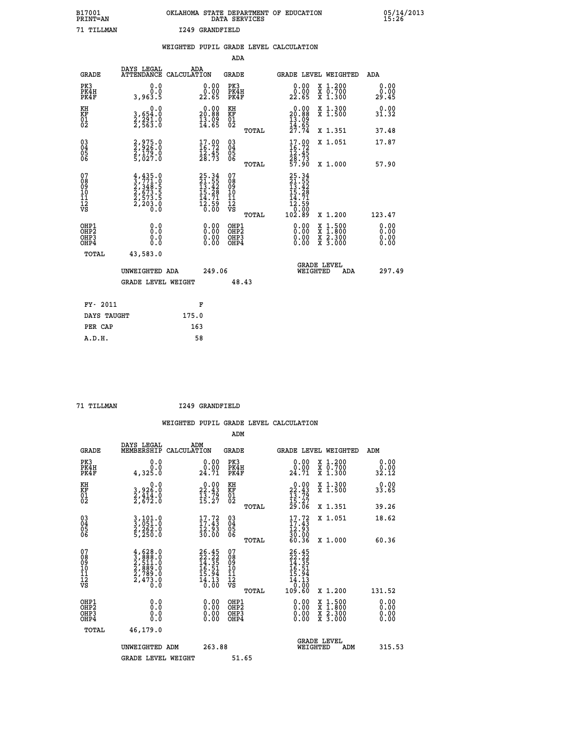B17001 OKLAHOMA STATE DEPARTMENT OF EDUCATION 05/14/2013
PRINT=AN DATA SERVICES 15:26

71 TILLMAN I249 GRANDFIELD

## WEIGHTED PUPIL GRADE LEVEL CALCULATION

### ADA

| GRADE | DAYS LEGAL ATTENDANCE | ADA CALCULATION | GRADE | GRADE LEVEL | WEIGHTED | ADA |
|---|---|---|---|---|---|---|
| PK3 | 0.0 | 0.00 | PK3 | 0.00 | X 1.200 | 0.00 |
| PK4H | 0.0 | 0.00 | PK4H | 0.00 | X 0.700 | 0.00 |
| PK4F | 3,963.5 | 22.65 | PK4F | 22.65 | X 1.300 | 29.45 |
| KH | 0.0 | 0.00 | KH | 0.00 | X 1.300 | 0.00 |
| KF | 3,654.0 | 20.88 | KF | 20.88 | X 1.500 | 31.32 |
| 01 | 2,291.0 | 13.09 | 01 | 13.09 | | |
| 02 | 2,563.0 | 14.65 | 02 | 14.65 | | |
| | | | TOTAL | 27.74 | X 1.351 | 37.48 |
| 03 | 2,975.0 | 17.00 | 03 | 17.00 | X 1.051 | 17.87 |
| 04 | 2,926.0 | 16.72 | 04 | 16.72 | | |
| 05 | 2,179.0 | 12.45 | 05 | 12.45 | | |
| 06 | 5,027.0 | 28.73 | 06 | 28.73 | | |
| | | | TOTAL | 57.90 | X 1.000 | 57.90 |
| 07 | 4,435.0 | 25.34 | 07 | 25.34 | | |
| 08 | 3,771.0 | 21.55 | 08 | 21.55 | | |
| 09 | 2,348.5 | 13.42 | 09 | 13.42 | | |
| 10 | 2,673.5 | 15.28 | 10 | 15.28 | | |
| 11 | 2,573.5 | 14.71 | 11 | 14.71 | | |
| 12 | 2,203.0 | 12.59 | 12 | 12.59 | | |
| VS | 0.0 | 0.00 | VS | 0.00 | | |
| | | | TOTAL | 102.89 | X 1.200 | 123.47 |
| OHP1 | 0.0 | 0.00 | OHP1 | 0.00 | X 1.500 | 0.00 |
| OHP2 | 0.0 | 0.00 | OHP2 | 0.00 | X 1.800 | 0.00 |
| OHP3 | 0.0 | 0.00 | OHP3 | 0.00 | X 2.300 | 0.00 |
| OHP4 | 0.0 | 0.00 | OHP4 | 0.00 | X 3.000 | 0.00 |
| TOTAL | 43,583.0 | | | | | |

UNWEIGHTED ADA 249.06 GRADE LEVEL WEIGHTED ADA 297.49

GRADE LEVEL WEIGHT 48.43

| | |
|---|---|
| FY- 2011 | F |
| DAYS TAUGHT | 175.0 |
| PER CAP | 163 |
| A.D.H. | 58 |

71 TILLMAN I249 GRANDFIELD

## WEIGHTED PUPIL GRADE LEVEL CALCULATION

### ADM

| GRADE | DAYS LEGAL MEMBERSHIP | ADM CALCULATION | GRADE | GRADE LEVEL | WEIGHTED | ADM |
|---|---|---|---|---|---|---|
| PK3 | 0.0 | 0.00 | PK3 | 0.00 | X 1.200 | 0.00 |
| PK4H | 0.0 | 0.00 | PK4H | 0.00 | X 0.700 | 0.00 |
| PK4F | 4,325.0 | 24.71 | PK4F | 24.71 | X 1.300 | 32.12 |
| KH | 0.0 | 0.00 | KH | 0.00 | X 1.300 | 0.00 |
| KF | 3,926.0 | 22.43 | KF | 22.43 | X 1.500 | 33.65 |
| 01 | 2,414.0 | 13.79 | 01 | 13.79 | | |
| 02 | 2,672.0 | 15.27 | 02 | 15.27 | | |
| | | | TOTAL | 29.06 | X 1.351 | 39.26 |
| 03 | 3,101.0 | 17.72 | 03 | 17.72 | X 1.051 | 18.62 |
| 04 | 3,051.0 | 17.43 | 04 | 17.43 | | |
| 05 | 2,262.0 | 12.93 | 05 | 12.93 | | |
| 06 | 5,250.0 | 30.00 | 06 | 30.00 | | |
| | | | TOTAL | 60.36 | X 1.000 | 60.36 |
| 07 | 4,628.0 | 26.45 | 07 | 26.45 | | |
| 08 | 3,888.0 | 22.22 | 08 | 22.22 | | |
| 09 | 2,511.0 | 14.35 | 09 | 14.35 | | |
| 10 | 2,889.0 | 16.51 | 10 | 16.51 | | |
| 11 | 2,789.0 | 15.94 | 11 | 15.94 | | |
| 12 | 2,473.0 | 14.13 | 12 | 14.13 | | |
| VS | 0.0 | 0.00 | VS | 0.00 | | |
| | | | TOTAL | 109.60 | X 1.200 | 131.52 |
| OHP1 | 0.0 | 0.00 | OHP1 | 0.00 | X 1.500 | 0.00 |
| OHP2 | 0.0 | 0.00 | OHP2 | 0.00 | X 1.800 | 0.00 |
| OHP3 | 0.0 | 0.00 | OHP3 | 0.00 | X 2.300 | 0.00 |
| OHP4 | 0.0 | 0.00 | OHP4 | 0.00 | X 3.000 | 0.00 |
| TOTAL | 46,179.0 | | | | | |

UNWEIGHTED ADM 263.88 GRADE LEVEL WEIGHTED ADM 315.53

GRADE LEVEL WEIGHT 51.65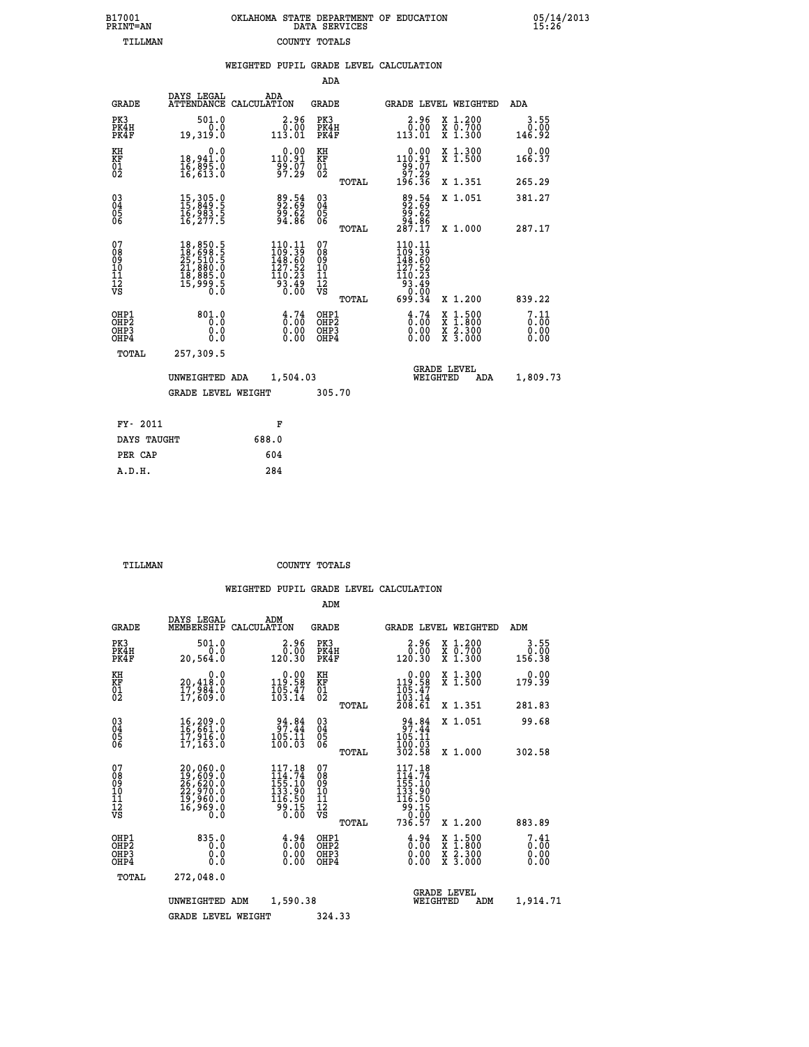B17001 OKLAHOMA STATE DEPARTMENT OF EDUCATION 05/14/2013
PRINT=AN DATA SERVICES 15:26
TILLMAN COUNTY TOTALS

## WEIGHTED PUPIL GRADE LEVEL CALCULATION

### ADA

| GRADE | DAYS LEGAL ATTENDANCE | ADA CALCULATION | GRADE | | GRADE LEVEL | WEIGHTED | ADA |
|---|---|---|---|---|---|---|---|
| PK3 | 501.0 | 2.96 | PK3 | | 2.96 | X 1.200 | 3.55 |
| PK4H | 0.0 | 0.00 | PK4H | | 0.00 | X 0.700 | 0.00 |
| PK4F | 19,319.0 | 113.01 | PK4F | | 113.01 | X 1.300 | 146.92 |
| KH | 0.0 | 0.00 | KH | | 0.00 | X 1.300 | 0.00 |
| KF | 18,941.0 | 110.91 | KF | | 110.91 | X 1.500 | 166.37 |
| 01 | 16,895.0 | 99.07 | 01 | | 99.07 | | |
| 02 | 16,613.0 | 97.29 | 02 | | 97.29 | | |
| | | | | TOTAL | 196.36 | X 1.351 | 265.29 |
| 03 | 15,305.0 | 89.54 | 03 | | 89.54 | X 1.051 | 381.27 |
| 04 | 15,849.5 | 92.69 | 04 | | 92.69 | | |
| 05 | 16,983.5 | 99.62 | 05 | | 99.62 | | |
| 06 | 16,277.5 | 94.86 | 06 | | 94.86 | | |
| | | | | TOTAL | 287.17 | X 1.000 | 287.17 |
| 07 | 18,850.5 | 110.11 | 07 | | 110.11 | | |
| 08 | 18,698.5 | 109.39 | 08 | | 109.39 | | |
| 09 | 25,510.5 | 148.60 | 09 | | 148.60 | | |
| 10 | 21,880.0 | 127.52 | 10 | | 127.52 | | |
| 11 | 18,885.0 | 110.23 | 11 | | 110.23 | | |
| 12 | 15,999.5 | 93.49 | 12 | | 93.49 | | |
| VS | 0.0 | 0.00 | VS | | 0.00 | | |
| | | | | TOTAL | 699.34 | X 1.200 | 839.22 |
| OHP1 | 801.0 | 4.74 | OHP1 | | 4.74 | X 1.500 | 7.11 |
| OHP2 | 0.0 | 0.00 | OHP2 | | 0.00 | X 1.800 | 0.00 |
| OHP3 | 0.0 | 0.00 | OHP3 | | 0.00 | X 2.300 | 0.00 |
| OHP4 | 0.0 | 0.00 | OHP4 | | 0.00 | X 3.000 | 0.00 |
| TOTAL | 257,309.5 | | | | | | |

UNWEIGHTED ADA 1,504.03 GRADE LEVEL WEIGHTED ADA 1,809.73

GRADE LEVEL WEIGHT 305.70

| FY- 2011 | F |
|---|---|
| DAYS TAUGHT | 688.0 |
| PER CAP | 604 |
| A.D.H. | 284 |

TILLMAN COUNTY TOTALS

## WEIGHTED PUPIL GRADE LEVEL CALCULATION

### ADM

| GRADE | DAYS LEGAL MEMBERSHIP | ADM CALCULATION | GRADE | | GRADE LEVEL | WEIGHTED | ADM |
|---|---|---|---|---|---|---|---|
| PK3 | 501.0 | 2.96 | PK3 | | 2.96 | X 1.200 | 3.55 |
| PK4H | 0.0 | 0.00 | PK4H | | 0.00 | X 0.700 | 0.00 |
| PK4F | 20,564.0 | 120.30 | PK4F | | 120.30 | X 1.300 | 156.38 |
| KH | 0.0 | 0.00 | KH | | 0.00 | X 1.300 | 0.00 |
| KF | 20,418.0 | 119.58 | KF | | 119.58 | X 1.500 | 179.39 |
| 01 | 17,984.0 | 105.47 | 01 | | 105.47 | | |
| 02 | 17,609.0 | 103.14 | 02 | | 103.14 | | |
| | | | | TOTAL | 208.61 | X 1.351 | 281.83 |
| 03 | 16,209.0 | 94.84 | 03 | | 94.84 | X 1.051 | 99.68 |
| 04 | 16,661.0 | 97.44 | 04 | | 97.44 | | |
| 05 | 17,916.0 | 105.11 | 05 | | 105.11 | | |
| 06 | 17,163.0 | 100.03 | 06 | | 100.03 | | |
| | | | | TOTAL | 302.58 | X 1.000 | 302.58 |
| 07 | 20,060.0 | 117.18 | 07 | | 117.18 | | |
| 08 | 19,609.0 | 114.74 | 08 | | 114.74 | | |
| 09 | 26,620.0 | 155.10 | 09 | | 155.10 | | |
| 10 | 22,970.0 | 133.90 | 10 | | 133.90 | | |
| 11 | 19,960.0 | 116.50 | 11 | | 116.50 | | |
| 12 | 16,969.0 | 99.15 | 12 | | 99.15 | | |
| VS | 0.0 | 0.00 | VS | | 0.00 | | |
| | | | | TOTAL | 736.57 | X 1.200 | 883.89 |
| OHP1 | 835.0 | 4.94 | OHP1 | | 4.94 | X 1.500 | 7.41 |
| OHP2 | 0.0 | 0.00 | OHP2 | | 0.00 | X 1.800 | 0.00 |
| OHP3 | 0.0 | 0.00 | OHP3 | | 0.00 | X 2.300 | 0.00 |
| OHP4 | 0.0 | 0.00 | OHP4 | | 0.00 | X 3.000 | 0.00 |
| TOTAL | 272,048.0 | | | | | | |

UNWEIGHTED ADM 1,590.38 GRADE LEVEL WEIGHTED ADM 1,914.71

GRADE LEVEL WEIGHT 324.33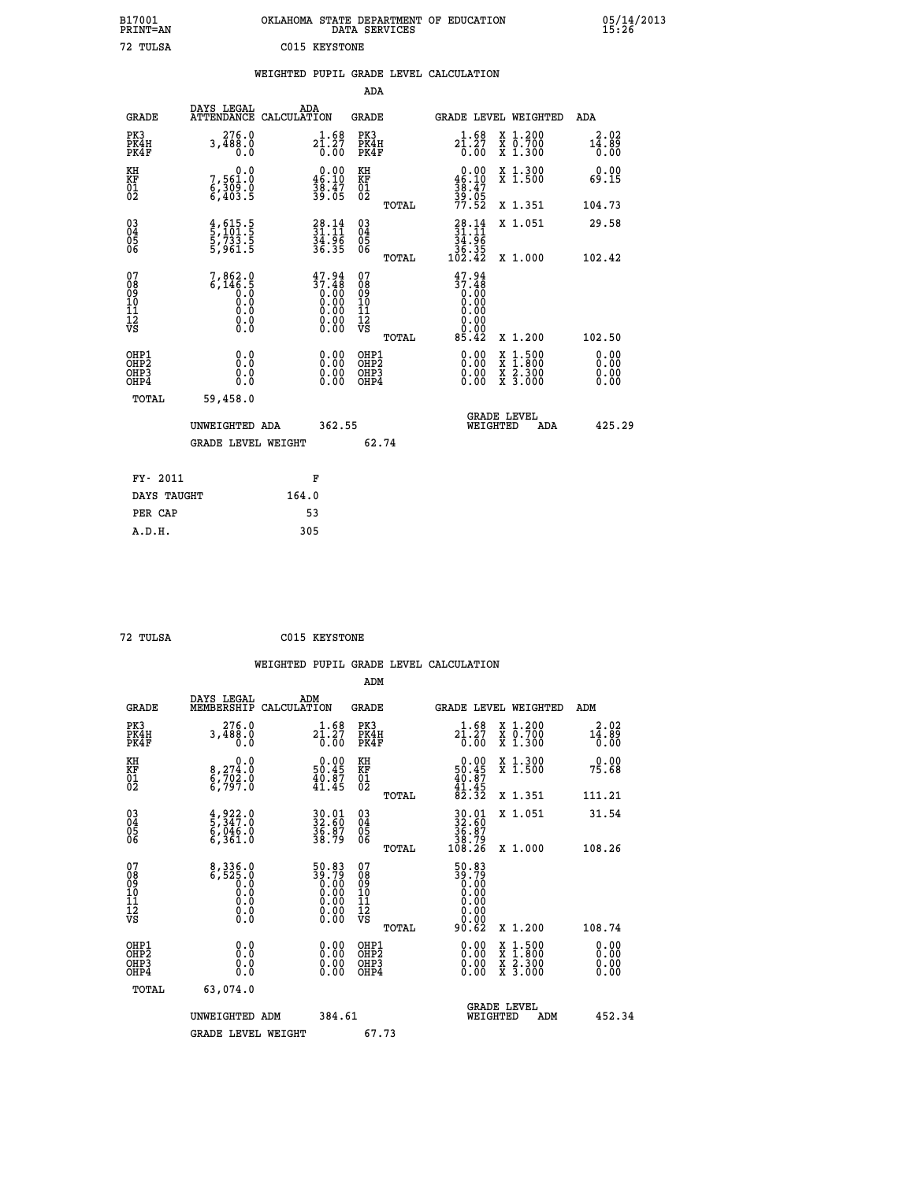B17001 OKLAHOMA STATE DEPARTMENT OF EDUCATION 05/14/2013
PRINT=AN DATA SERVICES 15:26

72 TULSA C015 KEYSTONE

## WEIGHTED PUPIL GRADE LEVEL CALCULATION

### ADA

| GRADE | DAYS LEGAL ATTENDANCE | ADA CALCULATION | GRADE | GRADE LEVEL | WEIGHTED | ADA |
|---|---|---|---|---|---|---|
| PK3 | 276.0 | 1.68 | PK3 | 1.68 | X 1.200 | 2.02 |
| PK4H | 3,488.0 | 21.27 | PK4H | 21.27 | X 0.700 | 14.89 |
| PK4F | 0.0 | 0.00 | PK4F | 0.00 | X 1.300 | 0.00 |
| KH | 0.0 | 0.00 | KH | 0.00 | X 1.300 | 0.00 |
| KF | 7,561.0 | 46.10 | KF | 46.10 | X 1.500 | 69.15 |
| 01 | 6,309.0 | 38.47 | 01 | 38.47 | | |
| 02 | 6,403.5 | 39.05 | 02 | 39.05 | | |
| | | | TOTAL | 77.52 | X 1.351 | 104.73 |
| 03 | 4,615.5 | 28.14 | 03 | 28.14 | X 1.051 | 29.58 |
| 04 | 5,101.5 | 31.11 | 04 | 31.11 | | |
| 05 | 5,733.5 | 34.96 | 05 | 34.96 | | |
| 06 | 5,961.5 | 36.35 | 06 | 36.35 | | |
| | | | TOTAL | 102.42 | X 1.000 | 102.42 |
| 07 | 7,862.0 | 47.94 | 07 | 47.94 | | |
| 08 | 6,146.5 | 37.48 | 08 | 37.48 | | |
| 09 | 0.0 | 0.00 | 09 | 0.00 | | |
| 10 | 0.0 | 0.00 | 10 | 0.00 | | |
| 11 | 0.0 | 0.00 | 11 | 0.00 | | |
| 12 | 0.0 | 0.00 | 12 | 0.00 | | |
| VS | 0.0 | 0.00 | VS | 0.00 | | |
| | | | TOTAL | 85.42 | X 1.200 | 102.50 |
| OHP1 | 0.0 | 0.00 | OHP1 | 0.00 | X 1.500 | 0.00 |
| OHP2 | 0.0 | 0.00 | OHP2 | 0.00 | X 1.800 | 0.00 |
| OHP3 | 0.0 | 0.00 | OHP3 | 0.00 | X 2.300 | 0.00 |
| OHP4 | 0.0 | 0.00 | OHP4 | 0.00 | X 3.000 | 0.00 |
| TOTAL | 59,458.0 | | | | | |

UNWEIGHTED ADA 362.55 — GRADE LEVEL WEIGHTED ADA 425.29

GRADE LEVEL WEIGHT 62.74

| FY- 2011 | F |
|---|---|
| DAYS TAUGHT | 164.0 |
| PER CAP | 53 |
| A.D.H. | 305 |

72 TULSA C015 KEYSTONE

## WEIGHTED PUPIL GRADE LEVEL CALCULATION

### ADM

| GRADE | DAYS LEGAL MEMBERSHIP | ADM CALCULATION | GRADE | GRADE LEVEL | WEIGHTED | ADM |
|---|---|---|---|---|---|---|
| PK3 | 276.0 | 1.68 | PK3 | 1.68 | X 1.200 | 2.02 |
| PK4H | 3,488.0 | 21.27 | PK4H | 21.27 | X 0.700 | 14.89 |
| PK4F | 0.0 | 0.00 | PK4F | 0.00 | X 1.300 | 0.00 |
| KH | 0.0 | 0.00 | KH | 0.00 | X 1.300 | 0.00 |
| KF | 8,274.0 | 50.45 | KF | 50.45 | X 1.500 | 75.68 |
| 01 | 6,702.0 | 40.87 | 01 | 40.87 | | |
| 02 | 6,797.0 | 41.45 | 02 | 41.45 | | |
| | | | TOTAL | 82.32 | X 1.351 | 111.21 |
| 03 | 4,922.0 | 30.01 | 03 | 30.01 | X 1.051 | 31.54 |
| 04 | 5,347.0 | 32.60 | 04 | 32.60 | | |
| 05 | 6,046.0 | 36.87 | 05 | 36.87 | | |
| 06 | 6,361.0 | 38.79 | 06 | 38.79 | | |
| | | | TOTAL | 108.26 | X 1.000 | 108.26 |
| 07 | 8,336.0 | 50.83 | 07 | 50.83 | | |
| 08 | 6,525.0 | 39.79 | 08 | 39.79 | | |
| 09 | 0.0 | 0.00 | 09 | 0.00 | | |
| 10 | 0.0 | 0.00 | 10 | 0.00 | | |
| 11 | 0.0 | 0.00 | 11 | 0.00 | | |
| 12 | 0.0 | 0.00 | 12 | 0.00 | | |
| VS | 0.0 | 0.00 | VS | 0.00 | | |
| | | | TOTAL | 90.62 | X 1.200 | 108.74 |
| OHP1 | 0.0 | 0.00 | OHP1 | 0.00 | X 1.500 | 0.00 |
| OHP2 | 0.0 | 0.00 | OHP2 | 0.00 | X 1.800 | 0.00 |
| OHP3 | 0.0 | 0.00 | OHP3 | 0.00 | X 2.300 | 0.00 |
| OHP4 | 0.0 | 0.00 | OHP4 | 0.00 | X 3.000 | 0.00 |
| TOTAL | 63,074.0 | | | | | |

UNWEIGHTED ADM 384.61 — GRADE LEVEL WEIGHTED ADM 452.34

GRADE LEVEL WEIGHT 67.73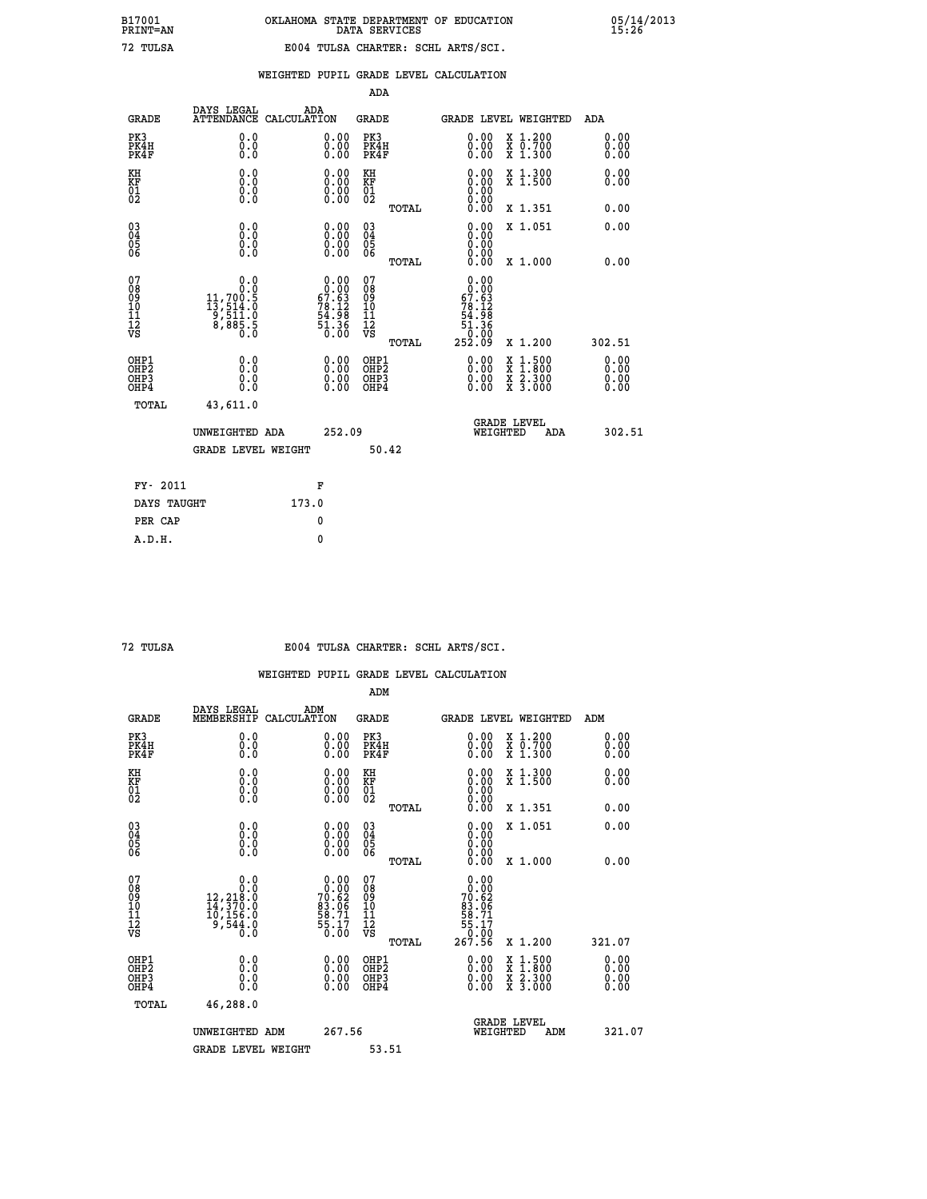B17001 PRINT=AN — OKLAHOMA STATE DEPARTMENT OF EDUCATION DATA SERVICES — 05/14/2013 15:26

72 TULSA — E004 TULSA CHARTER: SCHL ARTS/SCI.

## WEIGHTED PUPIL GRADE LEVEL CALCULATION

### ADA

| GRADE | DAYS LEGAL ATTENDANCE | ADA CALCULATION | GRADE | GRADE LEVEL | WEIGHTED | ADA |
|---|---|---|---|---|---|---|
| PK3 | 0.0 | 0.00 | PK3 | 0.00 | X 1.200 | 0.00 |
| PK4H | 0.0 | 0.00 | PK4H | 0.00 | X 0.700 | 0.00 |
| PK4F | 0.0 | 0.00 | PK4F | 0.00 | X 1.300 | 0.00 |
| KH | 0.0 | 0.00 | KH | 0.00 | X 1.300 | 0.00 |
| KF | 0.0 | 0.00 | KF | 0.00 | X 1.500 | 0.00 |
| 01 | 0.0 | 0.00 | 01 | 0.00 | | |
| 02 | 0.0 | 0.00 | 02 | 0.00 | | |
| | | | TOTAL | 0.00 | X 1.351 | 0.00 |
| 03 | 0.0 | 0.00 | 03 | 0.00 | X 1.051 | 0.00 |
| 04 | 0.0 | 0.00 | 04 | 0.00 | | |
| 05 | 0.0 | 0.00 | 05 | 0.00 | | |
| 06 | 0.0 | 0.00 | 06 | 0.00 | | |
| | | | TOTAL | 0.00 | X 1.000 | 0.00 |
| 07 | 0.0 | 0.00 | 07 | 0.00 | | |
| 08 | 0.0 | 0.00 | 08 | 0.00 | | |
| 09 | 11,700.5 | 67.63 | 09 | 67.63 | | |
| 10 | 13,514.0 | 78.12 | 10 | 78.12 | | |
| 11 | 9,511.0 | 54.98 | 11 | 54.98 | | |
| 12 | 8,885.5 | 51.36 | 12 | 51.36 | | |
| VS | 0.0 | 0.00 | VS | 0.00 | | |
| | | | TOTAL | 252.09 | X 1.200 | 302.51 |
| OHP1 | 0.0 | 0.00 | OHP1 | 0.00 | X 1.500 | 0.00 |
| OHP2 | 0.0 | 0.00 | OHP2 | 0.00 | X 1.800 | 0.00 |
| OHP3 | 0.0 | 0.00 | OHP3 | 0.00 | X 2.300 | 0.00 |
| OHP4 | 0.0 | 0.00 | OHP4 | 0.00 | X 3.000 | 0.00 |
| TOTAL | 43,611.0 | | | | | |

UNWEIGHTED ADA 252.09 — GRADE LEVEL WEIGHTED ADA 302.51

GRADE LEVEL WEIGHT 50.42

| | |
|---|---|
| FY- 2011 | F |
| DAYS TAUGHT | 173.0 |
| PER CAP | 0 |
| A.D.H. | 0 |

72 TULSA — E004 TULSA CHARTER: SCHL ARTS/SCI.

## WEIGHTED PUPIL GRADE LEVEL CALCULATION

### ADM

| GRADE | DAYS LEGAL MEMBERSHIP | ADM CALCULATION | GRADE | GRADE LEVEL | WEIGHTED | ADM |
|---|---|---|---|---|---|---|
| PK3 | 0.0 | 0.00 | PK3 | 0.00 | X 1.200 | 0.00 |
| PK4H | 0.0 | 0.00 | PK4H | 0.00 | X 0.700 | 0.00 |
| PK4F | 0.0 | 0.00 | PK4F | 0.00 | X 1.300 | 0.00 |
| KH | 0.0 | 0.00 | KH | 0.00 | X 1.300 | 0.00 |
| KF | 0.0 | 0.00 | KF | 0.00 | X 1.500 | 0.00 |
| 01 | 0.0 | 0.00 | 01 | 0.00 | | |
| 02 | 0.0 | 0.00 | 02 | 0.00 | | |
| | | | TOTAL | 0.00 | X 1.351 | 0.00 |
| 03 | 0.0 | 0.00 | 03 | 0.00 | X 1.051 | 0.00 |
| 04 | 0.0 | 0.00 | 04 | 0.00 | | |
| 05 | 0.0 | 0.00 | 05 | 0.00 | | |
| 06 | 0.0 | 0.00 | 06 | 0.00 | | |
| | | | TOTAL | 0.00 | X 1.000 | 0.00 |
| 07 | 0.0 | 0.00 | 07 | 0.00 | | |
| 08 | 0.0 | 0.00 | 08 | 0.00 | | |
| 09 | 12,218.0 | 70.62 | 09 | 70.62 | | |
| 10 | 14,370.0 | 83.06 | 10 | 83.06 | | |
| 11 | 10,156.0 | 58.71 | 11 | 58.71 | | |
| 12 | 9,544.0 | 55.17 | 12 | 55.17 | | |
| VS | 0.0 | 0.00 | VS | 0.00 | | |
| | | | TOTAL | 267.56 | X 1.200 | 321.07 |
| OHP1 | 0.0 | 0.00 | OHP1 | 0.00 | X 1.500 | 0.00 |
| OHP2 | 0.0 | 0.00 | OHP2 | 0.00 | X 1.800 | 0.00 |
| OHP3 | 0.0 | 0.00 | OHP3 | 0.00 | X 2.300 | 0.00 |
| OHP4 | 0.0 | 0.00 | OHP4 | 0.00 | X 3.000 | 0.00 |
| TOTAL | 46,288.0 | | | | | |

UNWEIGHTED ADM 267.56 — GRADE LEVEL WEIGHTED ADM 321.07

GRADE LEVEL WEIGHT 53.51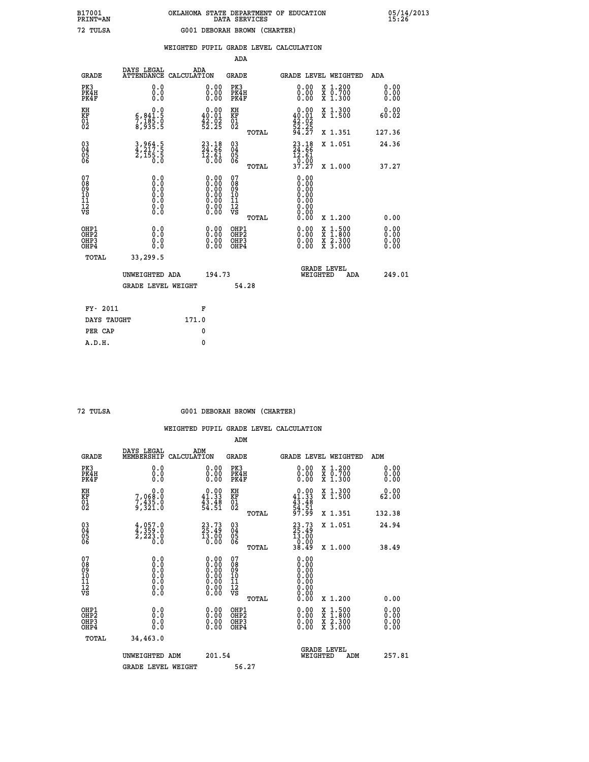B17001 OKLAHOMA STATE DEPARTMENT OF EDUCATION 05/14/2013
PRINT=AN DATA SERVICES 15:26

72 TULSA G001 DEBORAH BROWN (CHARTER)

## WEIGHTED PUPIL GRADE LEVEL CALCULATION

### ADA

| GRADE | DAYS LEGAL ATTENDANCE | ADA CALCULATION | GRADE | GRADE LEVEL | WEIGHTED | ADA |
|---|---|---|---|---|---|---|
| PK3 | 0.0 | 0.00 | PK3 | 0.00 | X 1.200 | 0.00 |
| PK4H | 0.0 | 0.00 | PK4H | 0.00 | X 0.700 | 0.00 |
| PK4F | 0.0 | 0.00 | PK4F | 0.00 | X 1.300 | 0.00 |
| KH | 0.0 | 0.00 | KH | 0.00 | X 1.300 | 0.00 |
| KF | 6,841.5 | 40.01 | KF | 40.01 | X 1.500 | 60.02 |
| 01 | 7,185.0 | 42.02 | 01 | 42.02 | | |
| 02 | 8,935.5 | 52.25 | 02 | 52.25 | | |
| | | | TOTAL | 94.27 | X 1.351 | 127.36 |
| 03 | 3,964.5 | 23.18 | 03 | 23.18 | X 1.051 | 24.36 |
| 04 | 4,217.5 | 24.66 | 04 | 24.66 | | |
| 05 | 2,155.5 | 12.61 | 05 | 12.61 | | |
| 06 | 0.0 | 0.00 | 06 | 0.00 | | |
| | | | TOTAL | 37.27 | X 1.000 | 37.27 |
| 07 | 0.0 | 0.00 | 07 | 0.00 | | |
| 08 | 0.0 | 0.00 | 08 | 0.00 | | |
| 09 | 0.0 | 0.00 | 09 | 0.00 | | |
| 10 | 0.0 | 0.00 | 10 | 0.00 | | |
| 11 | 0.0 | 0.00 | 11 | 0.00 | | |
| 12 | 0.0 | 0.00 | 12 | 0.00 | | |
| VS | 0.0 | 0.00 | VS | 0.00 | | |
| | | | TOTAL | 0.00 | X 1.200 | 0.00 |
| OHP1 | 0.0 | 0.00 | OHP1 | 0.00 | X 1.500 | 0.00 |
| OHP2 | 0.0 | 0.00 | OHP2 | 0.00 | X 1.800 | 0.00 |
| OHP3 | 0.0 | 0.00 | OHP3 | 0.00 | X 2.300 | 0.00 |
| OHP4 | 0.0 | 0.00 | OHP4 | 0.00 | X 3.000 | 0.00 |
| TOTAL | 33,299.5 | | | | | |

UNWEIGHTED ADA 194.73 GRADE LEVEL WEIGHTED ADA 249.01

GRADE LEVEL WEIGHT 54.28

| FY- 2011 | F |
|---|---|
| DAYS TAUGHT | 171.0 |
| PER CAP | 0 |
| A.D.H. | 0 |

72 TULSA G001 DEBORAH BROWN (CHARTER)

## WEIGHTED PUPIL GRADE LEVEL CALCULATION

### ADM

| GRADE | DAYS LEGAL MEMBERSHIP | ADM CALCULATION | GRADE | GRADE LEVEL | WEIGHTED | ADM |
|---|---|---|---|---|---|---|
| PK3 | 0.0 | 0.00 | PK3 | 0.00 | X 1.200 | 0.00 |
| PK4H | 0.0 | 0.00 | PK4H | 0.00 | X 0.700 | 0.00 |
| PK4F | 0.0 | 0.00 | PK4F | 0.00 | X 1.300 | 0.00 |
| KH | 0.0 | 0.00 | KH | 0.00 | X 1.300 | 0.00 |
| KF | 7,068.0 | 41.33 | KF | 41.33 | X 1.500 | 62.00 |
| 01 | 7,435.0 | 43.48 | 01 | 43.48 | | |
| 02 | 9,321.0 | 54.51 | 02 | 54.51 | | |
| | | | TOTAL | 97.99 | X 1.351 | 132.38 |
| 03 | 4,057.0 | 23.73 | 03 | 23.73 | X 1.051 | 24.94 |
| 04 | 4,359.0 | 25.49 | 04 | 25.49 | | |
| 05 | 2,223.0 | 13.00 | 05 | 13.00 | | |
| 06 | 0.0 | 0.00 | 06 | 0.00 | | |
| | | | TOTAL | 38.49 | X 1.000 | 38.49 |
| 07 | 0.0 | 0.00 | 07 | 0.00 | | |
| 08 | 0.0 | 0.00 | 08 | 0.00 | | |
| 09 | 0.0 | 0.00 | 09 | 0.00 | | |
| 10 | 0.0 | 0.00 | 10 | 0.00 | | |
| 11 | 0.0 | 0.00 | 11 | 0.00 | | |
| 12 | 0.0 | 0.00 | 12 | 0.00 | | |
| VS | 0.0 | 0.00 | VS | 0.00 | | |
| | | | TOTAL | 0.00 | X 1.200 | 0.00 |
| OHP1 | 0.0 | 0.00 | OHP1 | 0.00 | X 1.500 | 0.00 |
| OHP2 | 0.0 | 0.00 | OHP2 | 0.00 | X 1.800 | 0.00 |
| OHP3 | 0.0 | 0.00 | OHP3 | 0.00 | X 2.300 | 0.00 |
| OHP4 | 0.0 | 0.00 | OHP4 | 0.00 | X 3.000 | 0.00 |
| TOTAL | 34,463.0 | | | | | |

UNWEIGHTED ADM 201.54 GRADE LEVEL WEIGHTED ADM 257.81

GRADE LEVEL WEIGHT 56.27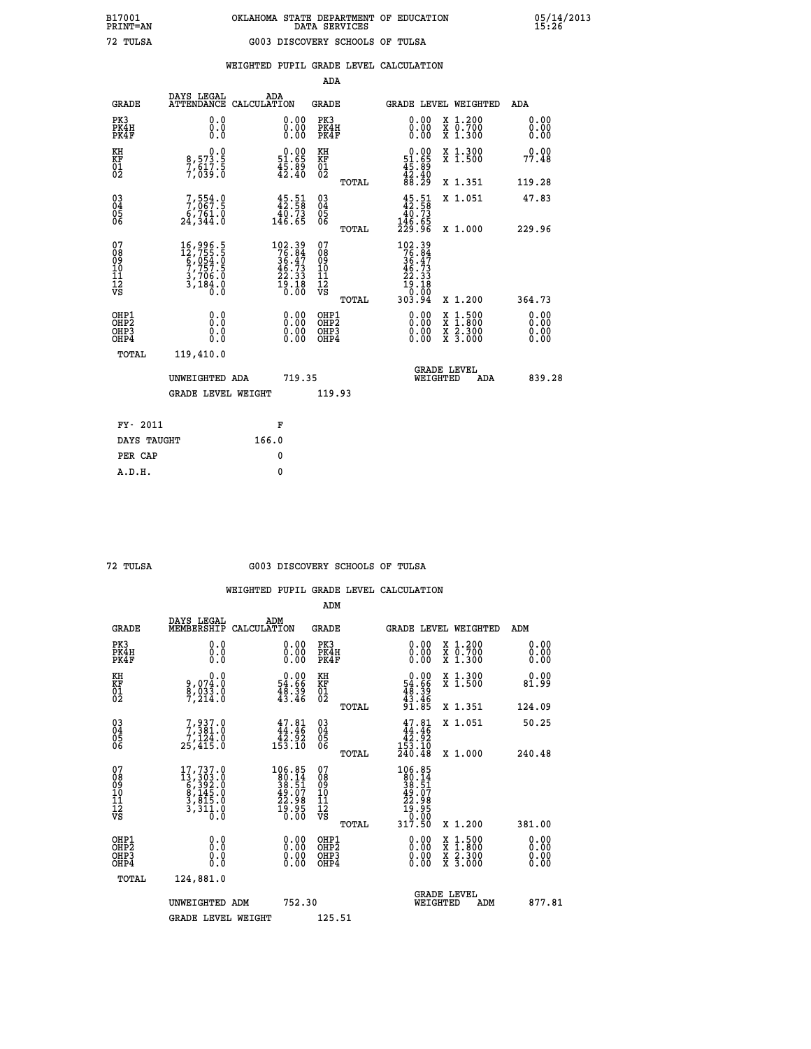B17001 OKLAHOMA STATE DEPARTMENT OF EDUCATION 05/14/2013
PRINT=AN DATA SERVICES 15:26

72 TULSA G003 DISCOVERY SCHOOLS OF TULSA

WEIGHTED PUPIL GRADE LEVEL CALCULATION

ADA

| GRADE | DAYS LEGAL ATTENDANCE | ADA CALCULATION | GRADE | GRADE LEVEL | WEIGHTED | ADA |
|---|---|---|---|---|---|---|
| PK3 | 0.0 | 0.00 | PK3 | 0.00 | X 1.200 | 0.00 |
| PK4H | 0.0 | 0.00 | PK4H | 0.00 | X 0.700 | 0.00 |
| PK4F | 0.0 | 0.00 | PK4F | 0.00 | X 1.300 | 0.00 |
| KH | 0.0 | 0.00 | KH | 0.00 | X 1.300 | 0.00 |
| KF | 8,573.5 | 51.65 | KF | 51.65 | X 1.500 | 77.48 |
| 01 | 7,617.5 | 45.89 | 01 | 45.89 | | |
| 02 | 7,039.0 | 42.40 | 02 | 42.40 | | |
| | | | TOTAL | 88.29 | X 1.351 | 119.28 |
| 03 | 7,554.0 | 45.51 | 03 | 45.51 | X 1.051 | 47.83 |
| 04 | 7,067.5 | 42.58 | 04 | 42.58 | | |
| 05 | 6,761.0 | 40.73 | 05 | 40.73 | | |
| 06 | 24,344.0 | 146.65 | 06 | 146.65 | | |
| | | | TOTAL | 229.96 | X 1.000 | 229.96 |
| 07 | 16,996.5 | 102.39 | 07 | 102.39 | | |
| 08 | 12,755.5 | 76.84 | 08 | 76.84 | | |
| 09 | 6,054.0 | 36.47 | 09 | 36.47 | | |
| 10 | 7,757.5 | 46.73 | 10 | 46.73 | | |
| 11 | 3,706.0 | 22.33 | 11 | 22.33 | | |
| 12 | 3,184.0 | 19.18 | 12 | 19.18 | | |
| VS | 0.0 | 0.00 | VS | 0.00 | | |
| | | | TOTAL | 303.94 | X 1.200 | 364.73 |
| OHP1 | 0.0 | 0.00 | OHP1 | 0.00 | X 1.500 | 0.00 |
| OHP2 | 0.0 | 0.00 | OHP2 | 0.00 | X 1.800 | 0.00 |
| OHP3 | 0.0 | 0.00 | OHP3 | 0.00 | X 2.300 | 0.00 |
| OHP4 | 0.0 | 0.00 | OHP4 | 0.00 | X 3.000 | 0.00 |
| TOTAL | 119,410.0 | | | | | |

UNWEIGHTED ADA 719.35 GRADE LEVEL WEIGHTED ADA 839.28

GRADE LEVEL WEIGHT 119.93

FY- 2011 F
DAYS TAUGHT 166.0
PER CAP 0
A.D.H. 0

72 TULSA G003 DISCOVERY SCHOOLS OF TULSA

WEIGHTED PUPIL GRADE LEVEL CALCULATION

ADM

| GRADE | DAYS LEGAL MEMBERSHIP | ADM CALCULATION | GRADE | GRADE LEVEL | WEIGHTED | ADM |
|---|---|---|---|---|---|---|
| PK3 | 0.0 | 0.00 | PK3 | 0.00 | X 1.200 | 0.00 |
| PK4H | 0.0 | 0.00 | PK4H | 0.00 | X 0.700 | 0.00 |
| PK4F | 0.0 | 0.00 | PK4F | 0.00 | X 1.300 | 0.00 |
| KH | 0.0 | 0.00 | KH | 0.00 | X 1.300 | 0.00 |
| KF | 9,074.0 | 54.66 | KF | 54.66 | X 1.500 | 81.99 |
| 01 | 8,033.0 | 48.39 | 01 | 48.39 | | |
| 02 | 7,214.0 | 43.46 | 02 | 43.46 | | |
| | | | TOTAL | 91.85 | X 1.351 | 124.09 |
| 03 | 7,937.0 | 47.81 | 03 | 47.81 | X 1.051 | 50.25 |
| 04 | 7,381.0 | 44.46 | 04 | 44.46 | | |
| 05 | 7,124.0 | 42.92 | 05 | 42.92 | | |
| 06 | 25,415.0 | 153.10 | 06 | 153.10 | | |
| | | | TOTAL | 240.48 | X 1.000 | 240.48 |
| 07 | 17,737.0 | 106.85 | 07 | 106.85 | | |
| 08 | 13,303.0 | 80.14 | 08 | 80.14 | | |
| 09 | 6,392.0 | 38.51 | 09 | 38.51 | | |
| 10 | 8,145.0 | 49.07 | 10 | 49.07 | | |
| 11 | 3,815.0 | 22.98 | 11 | 22.98 | | |
| 12 | 3,311.0 | 19.95 | 12 | 19.95 | | |
| VS | 0.0 | 0.00 | VS | 0.00 | | |
| | | | TOTAL | 317.50 | X 1.200 | 381.00 |
| OHP1 | 0.0 | 0.00 | OHP1 | 0.00 | X 1.500 | 0.00 |
| OHP2 | 0.0 | 0.00 | OHP2 | 0.00 | X 1.800 | 0.00 |
| OHP3 | 0.0 | 0.00 | OHP3 | 0.00 | X 2.300 | 0.00 |
| OHP4 | 0.0 | 0.00 | OHP4 | 0.00 | X 3.000 | 0.00 |
| TOTAL | 124,881.0 | | | | | |

UNWEIGHTED ADM 752.30 GRADE LEVEL WEIGHTED ADM 877.81

GRADE LEVEL WEIGHT 125.51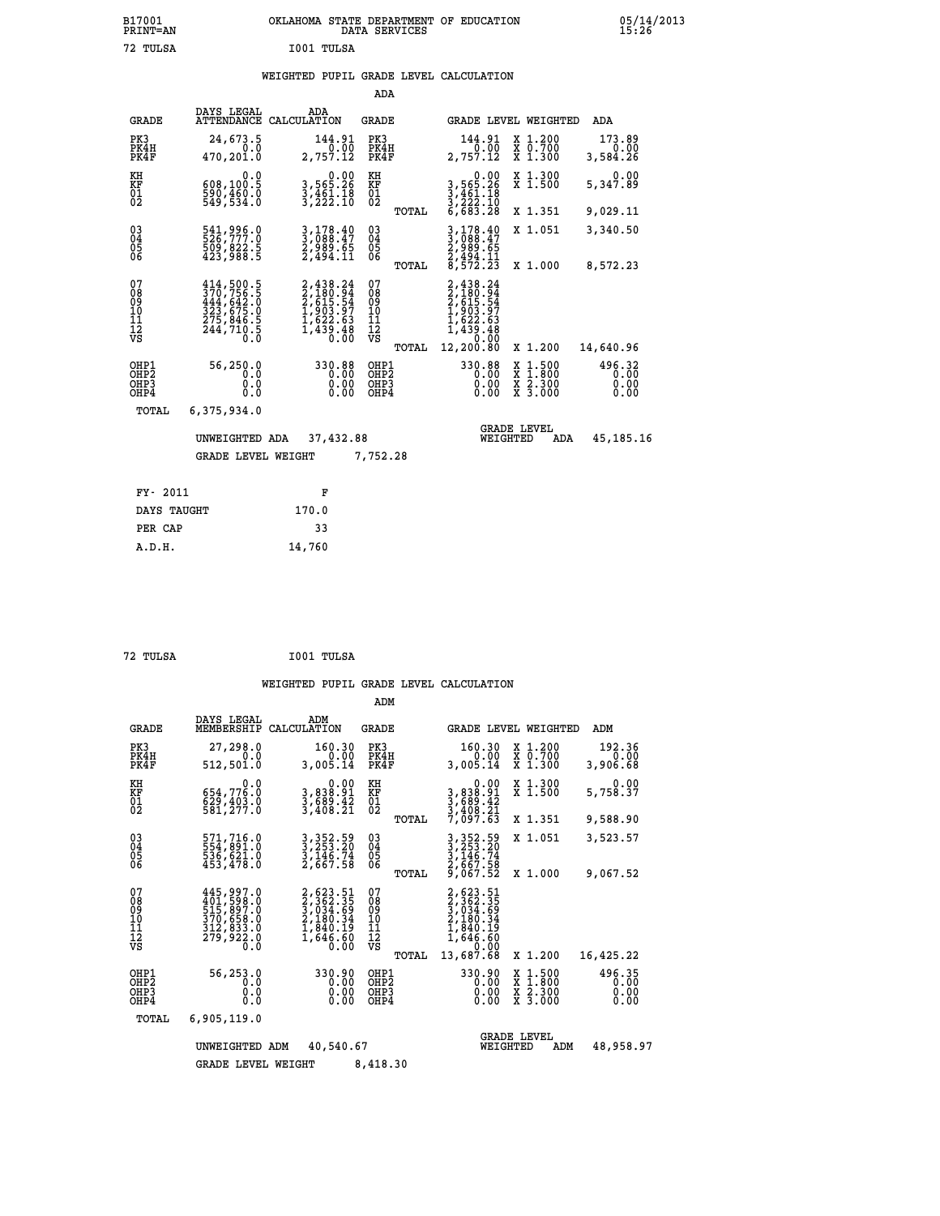B17001 OKLAHOMA STATE DEPARTMENT OF EDUCATION 05/14/2013
PRINT=AN DATA SERVICES 15:26

72 TULSA I001 TULSA

## WEIGHTED PUPIL GRADE LEVEL CALCULATION

### ADA

| GRADE | DAYS LEGAL ATTENDANCE | ADA CALCULATION | GRADE | | GRADE LEVEL | WEIGHTED | ADA |
|---|---|---|---|---|---|---|---|
| PK3 | 24,673.5 | 144.91 | PK3 | | 144.91 | X 1.200 | 173.89 |
| PK4H | 0.0 | 0.00 | PK4H | | 0.00 | X 0.700 | 0.00 |
| PK4F | 470,201.0 | 2,757.12 | PK4F | | 2,757.12 | X 1.300 | 3,584.26 |
| KH | 0.0 | 0.00 | KH | | 0.00 | X 1.300 | 0.00 |
| KF | 608,100.5 | 3,565.26 | KF | | 3,565.26 | X 1.500 | 5,347.89 |
| 01 | 590,460.0 | 3,461.18 | 01 | | 3,461.18 | | |
| 02 | 549,534.0 | 3,222.10 | 02 | | 3,222.10 | | |
| | | | | TOTAL | 6,683.28 | X 1.351 | 9,029.11 |
| 03 | 541,996.0 | 3,178.40 | 03 | | 3,178.40 | X 1.051 | 3,340.50 |
| 04 | 526,777.0 | 3,088.47 | 04 | | 3,088.47 | | |
| 05 | 509,822.5 | 2,989.65 | 05 | | 2,989.65 | | |
| 06 | 423,988.5 | 2,494.11 | 06 | | 2,494.11 | | |
| | | | | TOTAL | 8,572.23 | X 1.000 | 8,572.23 |
| 07 | 414,500.5 | 2,438.24 | 07 | | 2,438.24 | | |
| 08 | 370,756.5 | 2,180.94 | 08 | | 2,180.94 | | |
| 09 | 444,642.0 | 2,615.54 | 09 | | 2,615.54 | | |
| 10 | 323,675.0 | 1,903.97 | 10 | | 1,903.97 | | |
| 11 | 275,846.5 | 1,622.63 | 11 | | 1,622.63 | | |
| 12 | 244,710.5 | 1,439.48 | 12 | | 1,439.48 | | |
| VS | 0.0 | 0.00 | VS | | 0.00 | | |
| | | | | TOTAL | 12,200.80 | X 1.200 | 14,640.96 |
| OHP1 | 56,250.0 | 330.88 | OHP1 | | 330.88 | X 1.500 | 496.32 |
| OHP2 | 0.0 | 0.00 | OHP2 | | 0.00 | X 1.800 | 0.00 |
| OHP3 | 0.0 | 0.00 | OHP3 | | 0.00 | X 2.300 | 0.00 |
| OHP4 | 0.0 | 0.00 | OHP4 | | 0.00 | X 3.000 | 0.00 |
| TOTAL | 6,375,934.0 | | | | | | |

UNWEIGHTED ADA 37,432.88 — GRADE LEVEL WEIGHTED ADA 45,185.16

GRADE LEVEL WEIGHT 7,752.28

| FY- 2011 | F |
|---|---|
| DAYS TAUGHT | 170.0 |
| PER CAP | 33 |
| A.D.H. | 14,760 |

72 TULSA I001 TULSA

## WEIGHTED PUPIL GRADE LEVEL CALCULATION

### ADM

| GRADE | DAYS LEGAL MEMBERSHIP | ADM CALCULATION | GRADE | | GRADE LEVEL | WEIGHTED | ADM |
|---|---|---|---|---|---|---|---|
| PK3 | 27,298.0 | 160.30 | PK3 | | 160.30 | X 1.200 | 192.36 |
| PK4H | 0.0 | 0.00 | PK4H | | 0.00 | X 0.700 | 0.00 |
| PK4F | 512,501.0 | 3,005.14 | PK4F | | 3,005.14 | X 1.300 | 3,906.68 |
| KH | 0.0 | 0.00 | KH | | 0.00 | X 1.300 | 0.00 |
| KF | 654,776.0 | 3,838.91 | KF | | 3,838.91 | X 1.500 | 5,758.37 |
| 01 | 629,403.0 | 3,689.42 | 01 | | 3,689.42 | | |
| 02 | 581,277.0 | 3,408.21 | 02 | | 3,408.21 | | |
| | | | | TOTAL | 7,097.63 | X 1.351 | 9,588.90 |
| 03 | 571,716.0 | 3,352.59 | 03 | | 3,352.59 | X 1.051 | 3,523.57 |
| 04 | 554,891.0 | 3,253.20 | 04 | | 3,253.20 | | |
| 05 | 536,621.0 | 3,146.74 | 05 | | 3,146.74 | | |
| 06 | 453,478.0 | 2,667.58 | 06 | | 2,667.58 | | |
| | | | | TOTAL | 9,067.52 | X 1.000 | 9,067.52 |
| 07 | 445,997.0 | 2,623.51 | 07 | | 2,623.51 | | |
| 08 | 401,598.0 | 2,362.35 | 08 | | 2,362.35 | | |
| 09 | 515,897.0 | 3,034.69 | 09 | | 3,034.69 | | |
| 10 | 370,658.0 | 2,180.34 | 10 | | 2,180.34 | | |
| 11 | 312,833.0 | 1,840.19 | 11 | | 1,840.19 | | |
| 12 | 279,922.0 | 1,646.60 | 12 | | 1,646.60 | | |
| VS | 0.0 | 0.00 | VS | | 0.00 | | |
| | | | | TOTAL | 13,687.68 | X 1.200 | 16,425.22 |
| OHP1 | 56,253.0 | 330.90 | OHP1 | | 330.90 | X 1.500 | 496.35 |
| OHP2 | 0.0 | 0.00 | OHP2 | | 0.00 | X 1.800 | 0.00 |
| OHP3 | 0.0 | 0.00 | OHP3 | | 0.00 | X 2.300 | 0.00 |
| OHP4 | 0.0 | 0.00 | OHP4 | | 0.00 | X 3.000 | 0.00 |
| TOTAL | 6,905,119.0 | | | | | | |

UNWEIGHTED ADM 40,540.67 — GRADE LEVEL WEIGHTED ADM 48,958.97

GRADE LEVEL WEIGHT 8,418.30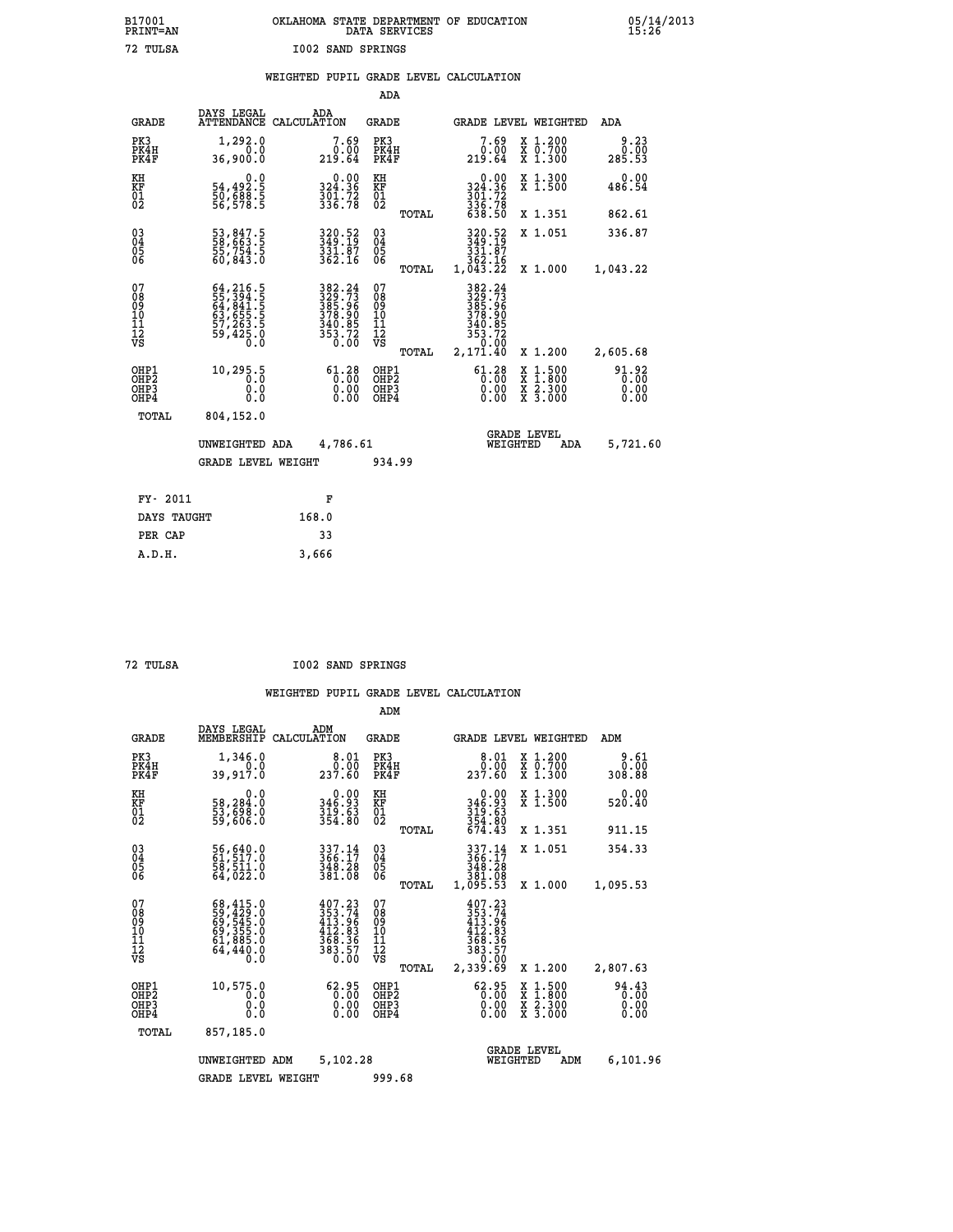B17001 OKLAHOMA STATE DEPARTMENT OF EDUCATION 05/14/2013
PRINT=AN DATA SERVICES 15:26

72 TULSA I002 SAND SPRINGS

WEIGHTED PUPIL GRADE LEVEL CALCULATION

ADA

| GRADE | DAYS LEGAL ATTENDANCE | ADA CALCULATION | GRADE | | GRADE LEVEL | WEIGHTED | ADA |
|---|---|---|---|---|---|---|---|
| PK3 | 1,292.0 | 7.69 | PK3 | | 7.69 | X 1.200 | 9.23 |
| PK4H | 0.0 | 0.00 | PK4H | | 0.00 | X 0.700 | 0.00 |
| PK4F | 36,900.0 | 219.64 | PK4F | | 219.64 | X 1.300 | 285.53 |
| KH | 0.0 | 0.00 | KH | | 0.00 | X 1.300 | 0.00 |
| KF | 54,492.5 | 324.36 | KF | | 324.36 | X 1.500 | 486.54 |
| 01 | 50,688.5 | 301.72 | 01 | | 301.72 | | |
| 02 | 56,578.5 | 336.78 | 02 | | 336.78 | | |
| | | | | TOTAL | 638.50 | X 1.351 | 862.61 |
| 03 | 53,847.5 | 320.52 | 03 | | 320.52 | X 1.051 | 336.87 |
| 04 | 58,663.5 | 349.19 | 04 | | 349.19 | | |
| 05 | 55,754.5 | 331.87 | 05 | | 331.87 | | |
| 06 | 60,843.0 | 362.16 | 06 | | 362.16 | | |
| | | | | TOTAL | 1,043.22 | X 1.000 | 1,043.22 |
| 07 | 64,216.5 | 382.24 | 07 | | 382.24 | | |
| 08 | 55,394.5 | 329.73 | 08 | | 329.73 | | |
| 09 | 64,841.5 | 385.96 | 09 | | 385.96 | | |
| 10 | 63,655.5 | 378.90 | 10 | | 378.90 | | |
| 11 | 57,263.5 | 340.85 | 11 | | 340.85 | | |
| 12 | 59,425.0 | 353.72 | 12 | | 353.72 | | |
| VS | 0.0 | 0.00 | VS | | 0.00 | | |
| | | | | TOTAL | 2,171.40 | X 1.200 | 2,605.68 |
| OHP1 | 10,295.5 | 61.28 | OHP1 | | 61.28 | X 1.500 | 91.92 |
| OHP2 | 0.0 | 0.00 | OHP2 | | 0.00 | X 1.800 | 0.00 |
| OHP3 | 0.0 | 0.00 | OHP3 | | 0.00 | X 2.300 | 0.00 |
| OHP4 | 0.0 | 0.00 | OHP4 | | 0.00 | X 3.000 | 0.00 |
| TOTAL | 804,152.0 | | | | | | |

UNWEIGHTED ADA 4,786.61 GRADE LEVEL WEIGHTED ADA 5,721.60

GRADE LEVEL WEIGHT 934.99

| FY- 2011 | F |
|---|---|
| DAYS TAUGHT | 168.0 |
| PER CAP | 33 |
| A.D.H. | 3,666 |

72 TULSA I002 SAND SPRINGS

WEIGHTED PUPIL GRADE LEVEL CALCULATION

ADM

| GRADE | DAYS LEGAL MEMBERSHIP | ADM CALCULATION | GRADE | | GRADE LEVEL | WEIGHTED | ADM |
|---|---|---|---|---|---|---|---|
| PK3 | 1,346.0 | 8.01 | PK3 | | 8.01 | X 1.200 | 9.61 |
| PK4H | 0.0 | 0.00 | PK4H | | 0.00 | X 0.700 | 0.00 |
| PK4F | 39,917.0 | 237.60 | PK4F | | 237.60 | X 1.300 | 308.88 |
| KH | 0.0 | 0.00 | KH | | 0.00 | X 1.300 | 0.00 |
| KF | 58,284.0 | 346.93 | KF | | 346.93 | X 1.500 | 520.40 |
| 01 | 53,698.0 | 319.63 | 01 | | 319.63 | | |
| 02 | 59,606.0 | 354.80 | 02 | | 354.80 | | |
| | | | | TOTAL | 674.43 | X 1.351 | 911.15 |
| 03 | 56,640.0 | 337.14 | 03 | | 337.14 | X 1.051 | 354.33 |
| 04 | 61,517.0 | 366.17 | 04 | | 366.17 | | |
| 05 | 58,511.0 | 348.28 | 05 | | 348.28 | | |
| 06 | 64,022.0 | 381.08 | 06 | | 381.08 | | |
| | | | | TOTAL | 1,095.53 | X 1.000 | 1,095.53 |
| 07 | 68,415.0 | 407.23 | 07 | | 407.23 | | |
| 08 | 59,429.0 | 353.74 | 08 | | 353.74 | | |
| 09 | 69,545.0 | 413.96 | 09 | | 413.96 | | |
| 10 | 69,355.0 | 412.83 | 10 | | 412.83 | | |
| 11 | 61,885.0 | 368.36 | 11 | | 368.36 | | |
| 12 | 64,440.0 | 383.57 | 12 | | 383.57 | | |
| VS | 0.0 | 0.00 | VS | | 0.00 | | |
| | | | | TOTAL | 2,339.69 | X 1.200 | 2,807.63 |
| OHP1 | 10,575.0 | 62.95 | OHP1 | | 62.95 | X 1.500 | 94.43 |
| OHP2 | 0.0 | 0.00 | OHP2 | | 0.00 | X 1.800 | 0.00 |
| OHP3 | 0.0 | 0.00 | OHP3 | | 0.00 | X 2.300 | 0.00 |
| OHP4 | 0.0 | 0.00 | OHP4 | | 0.00 | X 3.000 | 0.00 |
| TOTAL | 857,185.0 | | | | | | |

UNWEIGHTED ADM 5,102.28 GRADE LEVEL WEIGHTED ADM 6,101.96

GRADE LEVEL WEIGHT 999.68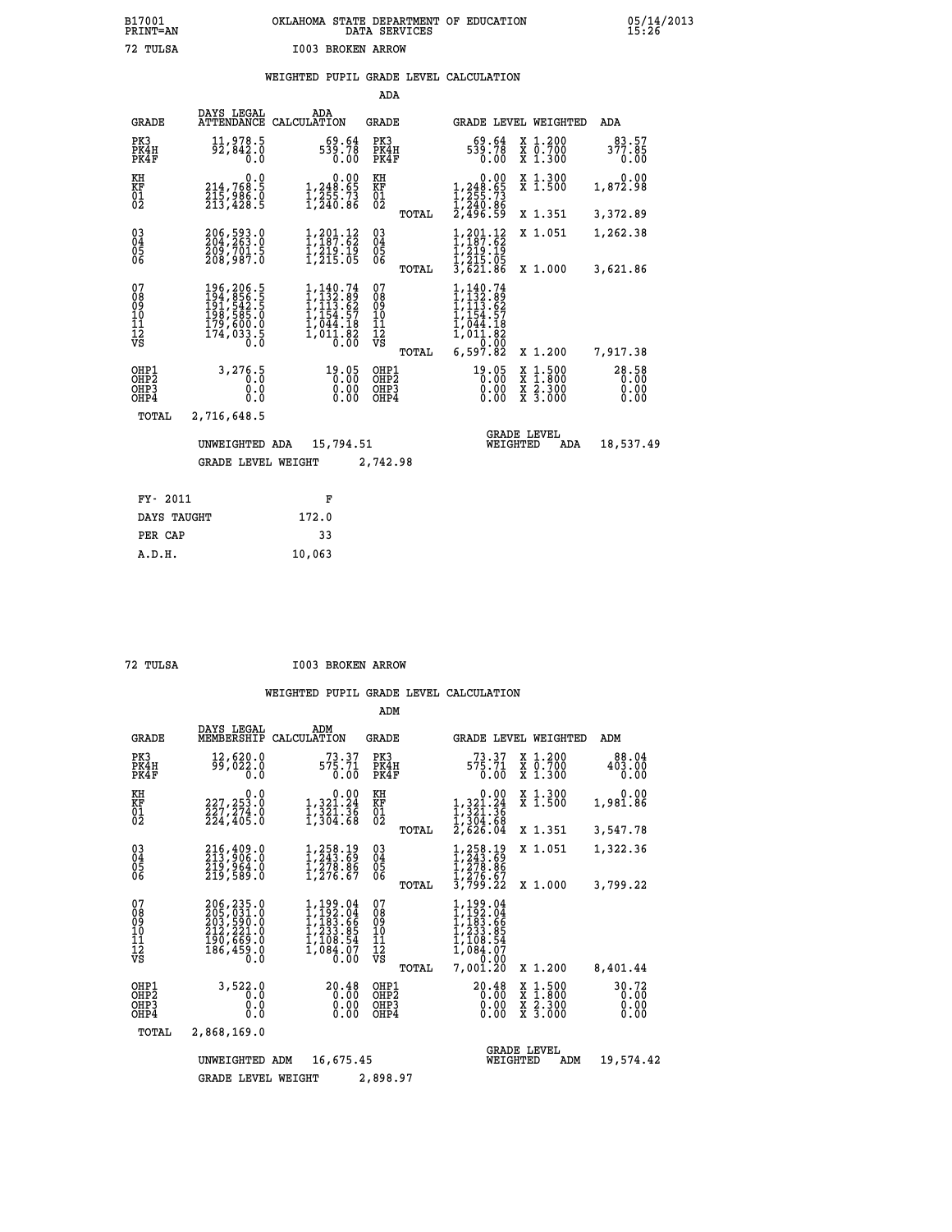B17001 OKLAHOMA STATE DEPARTMENT OF EDUCATION 05/14/2013
PRINT=AN DATA SERVICES 15:26

72 TULSA I003 BROKEN ARROW

## WEIGHTED PUPIL GRADE LEVEL CALCULATION

### ADA

| GRADE | DAYS LEGAL ATTENDANCE | ADA CALCULATION | GRADE | GRADE LEVEL | WEIGHTED | ADA |
|---|---|---|---|---|---|---|
| PK3 | 11,978.5 | 69.64 | PK3 | 69.64 | X 1.200 | 83.57 |
| PK4H | 92,842.0 | 539.78 | PK4H | 539.78 | X 0.700 | 377.85 |
| PK4F | 0.0 | 0.00 | PK4F | 0.00 | X 1.300 | 0.00 |
| KH | 0.0 | 0.00 | KH | 0.00 | X 1.300 | 0.00 |
| KF | 214,768.5 | 1,248.65 | KF | 1,248.65 | X 1.500 | 1,872.98 |
| 01 | 215,986.0 | 1,255.73 | 01 | 1,255.73 | | |
| 02 | 213,428.5 | 1,240.86 | 02 | 1,240.86 | | |
| | | | TOTAL | 2,496.59 | X 1.351 | 3,372.89 |
| 03 | 206,593.0 | 1,201.12 | 03 | 1,201.12 | X 1.051 | 1,262.38 |
| 04 | 204,263.0 | 1,187.62 | 04 | 1,187.62 | | |
| 05 | 209,701.5 | 1,219.19 | 05 | 1,219.19 | | |
| 06 | 208,987.0 | 1,215.05 | 06 | 1,215.05 | | |
| | | | TOTAL | 3,621.86 | X 1.000 | 3,621.86 |
| 07 | 196,206.5 | 1,140.74 | 07 | 1,140.74 | | |
| 08 | 194,856.5 | 1,132.89 | 08 | 1,132.89 | | |
| 09 | 191,542.5 | 1,113.62 | 09 | 1,113.62 | | |
| 10 | 198,585.0 | 1,154.57 | 10 | 1,154.57 | | |
| 11 | 179,600.0 | 1,044.18 | 11 | 1,044.18 | | |
| 12 | 174,033.5 | 1,011.82 | 12 | 1,011.82 | | |
| VS | 0.0 | 0.00 | VS | 0.00 | | |
| | | | TOTAL | 6,597.82 | X 1.200 | 7,917.38 |
| OHP1 | 3,276.5 | 19.05 | OHP1 | 19.05 | X 1.500 | 28.58 |
| OHP2 | 0.0 | 0.00 | OHP2 | 0.00 | X 1.800 | 0.00 |
| OHP3 | 0.0 | 0.00 | OHP3 | 0.00 | X 2.300 | 0.00 |
| OHP4 | 0.0 | 0.00 | OHP4 | 0.00 | X 3.000 | 0.00 |
| TOTAL | 2,716,648.5 | | | | | |

UNWEIGHTED ADA 15,794.51 GRADE LEVEL WEIGHTED ADA 18,537.49

GRADE LEVEL WEIGHT 2,742.98

| FY- 2011 | F |
|---|---|
| DAYS TAUGHT | 172.0 |
| PER CAP | 33 |
| A.D.H. | 10,063 |

72 TULSA I003 BROKEN ARROW

## WEIGHTED PUPIL GRADE LEVEL CALCULATION

### ADM

| GRADE | DAYS LEGAL MEMBERSHIP | ADM CALCULATION | GRADE | GRADE LEVEL | WEIGHTED | ADM |
|---|---|---|---|---|---|---|
| PK3 | 12,620.0 | 73.37 | PK3 | 73.37 | X 1.200 | 88.04 |
| PK4H | 99,022.0 | 575.71 | PK4H | 575.71 | X 0.700 | 403.00 |
| PK4F | 0.0 | 0.00 | PK4F | 0.00 | X 1.300 | 0.00 |
| KH | 0.0 | 0.00 | KH | 0.00 | X 1.300 | 0.00 |
| KF | 227,253.0 | 1,321.24 | KF | 1,321.24 | X 1.500 | 1,981.86 |
| 01 | 227,274.0 | 1,321.36 | 01 | 1,321.36 | | |
| 02 | 224,405.0 | 1,304.68 | 02 | 1,304.68 | | |
| | | | TOTAL | 2,626.04 | X 1.351 | 3,547.78 |
| 03 | 216,409.0 | 1,258.19 | 03 | 1,258.19 | X 1.051 | 1,322.36 |
| 04 | 213,906.0 | 1,243.69 | 04 | 1,243.69 | | |
| 05 | 219,964.0 | 1,278.86 | 05 | 1,278.86 | | |
| 06 | 219,589.0 | 1,276.67 | 06 | 1,276.67 | | |
| | | | TOTAL | 3,799.22 | X 1.000 | 3,799.22 |
| 07 | 206,235.0 | 1,199.04 | 07 | 1,199.04 | | |
| 08 | 205,031.0 | 1,192.04 | 08 | 1,192.04 | | |
| 09 | 203,590.0 | 1,183.66 | 09 | 1,183.66 | | |
| 10 | 212,221.0 | 1,233.85 | 10 | 1,233.85 | | |
| 11 | 190,669.0 | 1,108.54 | 11 | 1,108.54 | | |
| 12 | 186,459.0 | 1,084.07 | 12 | 1,084.07 | | |
| VS | 0.0 | 0.00 | VS | 0.00 | | |
| | | | TOTAL | 7,001.20 | X 1.200 | 8,401.44 |
| OHP1 | 3,522.0 | 20.48 | OHP1 | 20.48 | X 1.500 | 30.72 |
| OHP2 | 0.0 | 0.00 | OHP2 | 0.00 | X 1.800 | 0.00 |
| OHP3 | 0.0 | 0.00 | OHP3 | 0.00 | X 2.300 | 0.00 |
| OHP4 | 0.0 | 0.00 | OHP4 | 0.00 | X 3.000 | 0.00 |
| TOTAL | 2,868,169.0 | | | | | |

UNWEIGHTED ADM 16,675.45 GRADE LEVEL WEIGHTED ADM 19,574.42

GRADE LEVEL WEIGHT 2,898.97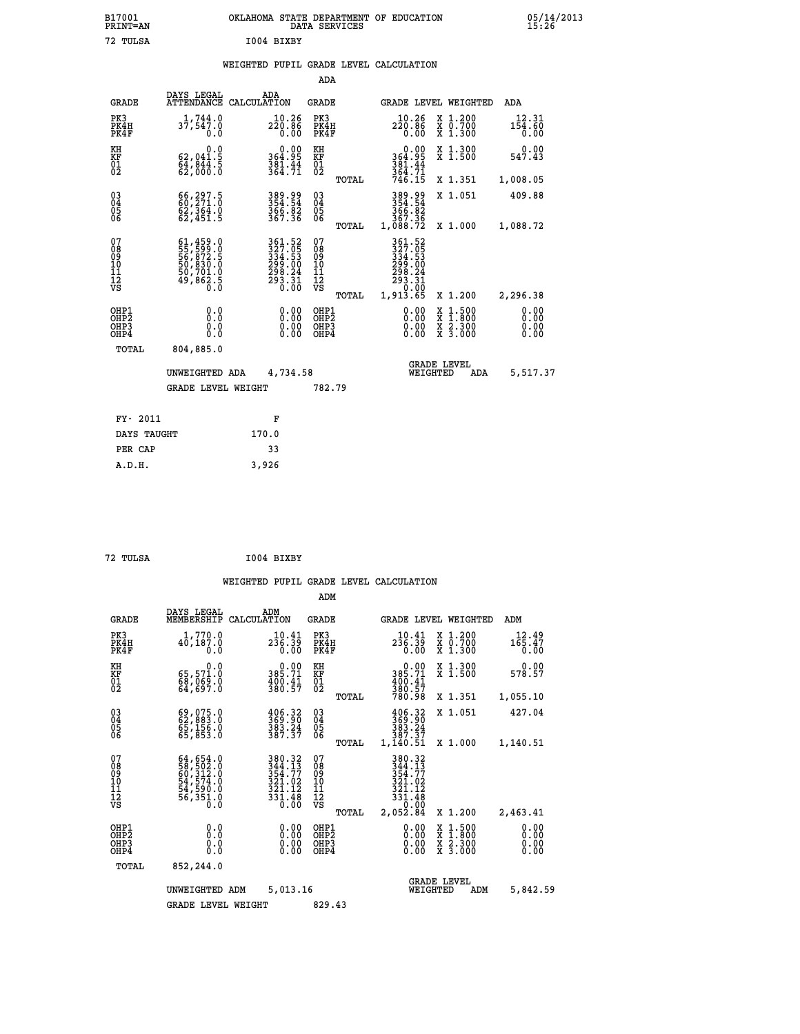B17001 OKLAHOMA STATE DEPARTMENT OF EDUCATION 05/14/2013
PRINT=AN DATA SERVICES 15:26

72 TULSA I004 BIXBY

## WEIGHTED PUPIL GRADE LEVEL CALCULATION

### ADA

| GRADE | DAYS LEGAL ATTENDANCE | ADA CALCULATION | GRADE | | GRADE LEVEL | WEIGHTED | ADA |
|---|---|---|---|---|---|---|---|
| PK3 | 1,744.0 | 10.26 | PK3 | | 10.26 | X 1.200 | 12.31 |
| PK4H | 37,547.0 | 220.86 | PK4H | | 220.86 | X 0.700 | 154.60 |
| PK4F | 0.0 | 0.00 | PK4F | | 0.00 | X 1.300 | 0.00 |
| KH | 0.0 | 0.00 | KH | | 0.00 | X 1.300 | 0.00 |
| KF | 62,041.5 | 364.95 | KF | | 364.95 | X 1.500 | 547.43 |
| 01 | 64,844.5 | 381.44 | 01 | | 381.44 | | |
| 02 | 62,000.0 | 364.71 | 02 | | 364.71 | | |
| | | | | TOTAL | 746.15 | X 1.351 | 1,008.05 |
| 03 | 66,297.5 | 389.99 | 03 | | 389.99 | X 1.051 | 409.88 |
| 04 | 60,271.0 | 354.54 | 04 | | 354.54 | | |
| 05 | 62,364.0 | 366.82 | 05 | | 366.82 | | |
| 06 | 62,451.5 | 367.36 | 06 | | 367.36 | | |
| | | | | TOTAL | 1,088.72 | X 1.000 | 1,088.72 |
| 07 | 61,459.0 | 361.52 | 07 | | 361.52 | | |
| 08 | 55,599.0 | 327.05 | 08 | | 327.05 | | |
| 09 | 56,872.5 | 334.53 | 09 | | 334.53 | | |
| 10 | 50,830.0 | 299.00 | 10 | | 299.00 | | |
| 11 | 50,701.0 | 298.24 | 11 | | 298.24 | | |
| 12 | 49,862.5 | 293.31 | 12 | | 293.31 | | |
| VS | 0.0 | 0.00 | VS | | 0.00 | | |
| | | | | TOTAL | 1,913.65 | X 1.200 | 2,296.38 |
| OHP1 | 0.0 | 0.00 | OHP1 | | 0.00 | X 1.500 | 0.00 |
| OHP2 | 0.0 | 0.00 | OHP2 | | 0.00 | X 1.800 | 0.00 |
| OHP3 | 0.0 | 0.00 | OHP3 | | 0.00 | X 2.300 | 0.00 |
| OHP4 | 0.0 | 0.00 | OHP4 | | 0.00 | X 3.000 | 0.00 |
| TOTAL | 804,885.0 | | | | | | |

UNWEIGHTED ADA 4,734.58 — GRADE LEVEL WEIGHTED ADA 5,517.37

GRADE LEVEL WEIGHT 782.79

| FY- 2011 | F |
|---|---|
| DAYS TAUGHT | 170.0 |
| PER CAP | 33 |
| A.D.H. | 3,926 |

72 TULSA I004 BIXBY

## WEIGHTED PUPIL GRADE LEVEL CALCULATION

### ADM

| GRADE | DAYS LEGAL MEMBERSHIP | ADM CALCULATION | GRADE | | GRADE LEVEL | WEIGHTED | ADM |
|---|---|---|---|---|---|---|---|
| PK3 | 1,770.0 | 10.41 | PK3 | | 10.41 | X 1.200 | 12.49 |
| PK4H | 40,187.0 | 236.39 | PK4H | | 236.39 | X 0.700 | 165.47 |
| PK4F | 0.0 | 0.00 | PK4F | | 0.00 | X 1.300 | 0.00 |
| KH | 0.0 | 0.00 | KH | | 0.00 | X 1.300 | 0.00 |
| KF | 65,571.0 | 385.71 | KF | | 385.71 | X 1.500 | 578.57 |
| 01 | 68,069.0 | 400.41 | 01 | | 400.41 | | |
| 02 | 64,697.0 | 380.57 | 02 | | 380.57 | | |
| | | | | TOTAL | 780.98 | X 1.351 | 1,055.10 |
| 03 | 69,075.0 | 406.32 | 03 | | 406.32 | X 1.051 | 427.04 |
| 04 | 62,883.0 | 369.90 | 04 | | 369.90 | | |
| 05 | 65,156.0 | 383.24 | 05 | | 383.24 | | |
| 06 | 65,853.0 | 387.37 | 06 | | 387.37 | | |
| | | | | TOTAL | 1,140.51 | X 1.000 | 1,140.51 |
| 07 | 64,654.0 | 380.32 | 07 | | 380.32 | | |
| 08 | 58,502.0 | 344.13 | 08 | | 344.13 | | |
| 09 | 60,312.0 | 354.77 | 09 | | 354.77 | | |
| 10 | 54,574.0 | 321.02 | 10 | | 321.02 | | |
| 11 | 54,590.0 | 321.12 | 11 | | 321.12 | | |
| 12 | 56,351.0 | 331.48 | 12 | | 331.48 | | |
| VS | 0.0 | 0.00 | VS | | 0.00 | | |
| | | | | TOTAL | 2,052.84 | X 1.200 | 2,463.41 |
| OHP1 | 0.0 | 0.00 | OHP1 | | 0.00 | X 1.500 | 0.00 |
| OHP2 | 0.0 | 0.00 | OHP2 | | 0.00 | X 1.800 | 0.00 |
| OHP3 | 0.0 | 0.00 | OHP3 | | 0.00 | X 2.300 | 0.00 |
| OHP4 | 0.0 | 0.00 | OHP4 | | 0.00 | X 3.000 | 0.00 |
| TOTAL | 852,244.0 | | | | | | |

UNWEIGHTED ADM 5,013.16 — GRADE LEVEL WEIGHTED ADM 5,842.59

GRADE LEVEL WEIGHT 829.43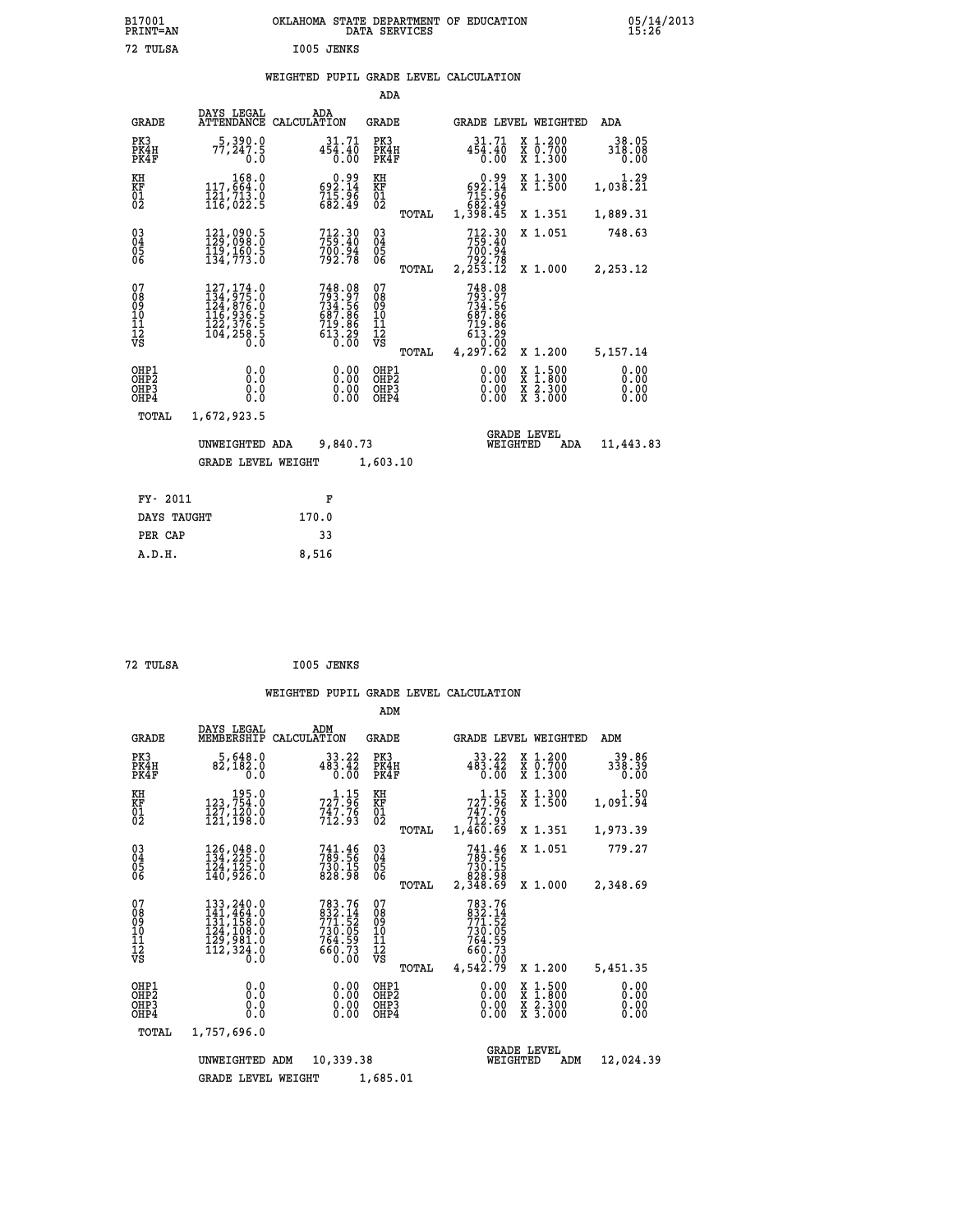B17001 OKLAHOMA STATE DEPARTMENT OF EDUCATION 05/14/2013
PRINT=AN DATA SERVICES 15:26

72 TULSA I005 JENKS

## WEIGHTED PUPIL GRADE LEVEL CALCULATION

### ADA

| GRADE | DAYS LEGAL ATTENDANCE | ADA CALCULATION | GRADE | | GRADE LEVEL | WEIGHTED | ADA |
|---|---|---|---|---|---|---|---|
| PK3 | 5,390.0 | 31.71 | PK3 | | 31.71 | X 1.200 | 38.05 |
| PK4H | 77,247.5 | 454.40 | PK4H | | 454.40 | X 0.700 | 318.08 |
| PK4F | 0.0 | 0.00 | PK4F | | 0.00 | X 1.300 | 0.00 |
| KH | 168.0 | 0.99 | KH | | 0.99 | X 1.300 | 1.29 |
| KF | 117,664.0 | 692.14 | KF | | 692.14 | X 1.500 | 1,038.21 |
| 01 | 121,713.0 | 715.96 | 01 | | 715.96 | | |
| 02 | 116,022.5 | 682.49 | 02 | | 682.49 | | |
| | | | | TOTAL | 1,398.45 | X 1.351 | 1,889.31 |
| 03 | 121,090.5 | 712.30 | 03 | | 712.30 | X 1.051 | 748.63 |
| 04 | 129,098.0 | 759.40 | 04 | | 759.40 | | |
| 05 | 119,160.5 | 700.94 | 05 | | 700.94 | | |
| 06 | 134,773.0 | 792.78 | 06 | | 792.78 | | |
| | | | | TOTAL | 2,253.12 | X 1.000 | 2,253.12 |
| 07 | 127,174.0 | 748.08 | 07 | | 748.08 | | |
| 08 | 134,975.0 | 793.97 | 08 | | 793.97 | | |
| 09 | 124,876.0 | 734.56 | 09 | | 734.56 | | |
| 10 | 116,936.5 | 687.86 | 10 | | 687.86 | | |
| 11 | 122,376.5 | 719.86 | 11 | | 719.86 | | |
| 12 | 104,258.5 | 613.29 | 12 | | 613.29 | | |
| VS | 0.0 | 0.00 | VS | | 0.00 | | |
| | | | | TOTAL | 4,297.62 | X 1.200 | 5,157.14 |
| OHP1 | 0.0 | 0.00 | OHP1 | | 0.00 | X 1.500 | 0.00 |
| OHP2 | 0.0 | 0.00 | OHP2 | | 0.00 | X 1.800 | 0.00 |
| OHP3 | 0.0 | 0.00 | OHP3 | | 0.00 | X 2.300 | 0.00 |
| OHP4 | 0.0 | 0.00 | OHP4 | | 0.00 | X 3.000 | 0.00 |
| TOTAL | 1,672,923.5 | | | | | | |

UNWEIGHTED ADA 9,840.73 | GRADE LEVEL WEIGHTED ADA 11,443.83

GRADE LEVEL WEIGHT 1,603.10

| FY- 2011 | F |
|---|---|
| DAYS TAUGHT | 170.0 |
| PER CAP | 33 |
| A.D.H. | 8,516 |

72 TULSA I005 JENKS

## WEIGHTED PUPIL GRADE LEVEL CALCULATION

### ADM

| GRADE | DAYS LEGAL MEMBERSHIP | ADM CALCULATION | GRADE | | GRADE LEVEL | WEIGHTED | ADM |
|---|---|---|---|---|---|---|---|
| PK3 | 5,648.0 | 33.22 | PK3 | | 33.22 | X 1.200 | 39.86 |
| PK4H | 82,182.0 | 483.42 | PK4H | | 483.42 | X 0.700 | 338.39 |
| PK4F | 0.0 | 0.00 | PK4F | | 0.00 | X 1.300 | 0.00 |
| KH | 195.0 | 1.15 | KH | | 1.15 | X 1.300 | 1.50 |
| KF | 123,754.0 | 727.96 | KF | | 727.96 | X 1.500 | 1,091.94 |
| 01 | 127,120.0 | 747.76 | 01 | | 747.76 | | |
| 02 | 121,198.0 | 712.93 | 02 | | 712.93 | | |
| | | | | TOTAL | 1,460.69 | X 1.351 | 1,973.39 |
| 03 | 126,048.0 | 741.46 | 03 | | 741.46 | X 1.051 | 779.27 |
| 04 | 134,225.0 | 789.56 | 04 | | 789.56 | | |
| 05 | 124,125.0 | 730.15 | 05 | | 730.15 | | |
| 06 | 140,926.0 | 828.98 | 06 | | 828.98 | | |
| | | | | TOTAL | 2,348.69 | X 1.000 | 2,348.69 |
| 07 | 133,240.0 | 783.76 | 07 | | 783.76 | | |
| 08 | 141,464.0 | 832.14 | 08 | | 832.14 | | |
| 09 | 131,158.0 | 771.52 | 09 | | 771.52 | | |
| 10 | 124,108.0 | 730.05 | 10 | | 730.05 | | |
| 11 | 129,981.0 | 764.59 | 11 | | 764.59 | | |
| 12 | 112,324.0 | 660.73 | 12 | | 660.73 | | |
| VS | 0.0 | 0.00 | VS | | 0.00 | | |
| | | | | TOTAL | 4,542.79 | X 1.200 | 5,451.35 |
| OHP1 | 0.0 | 0.00 | OHP1 | | 0.00 | X 1.500 | 0.00 |
| OHP2 | 0.0 | 0.00 | OHP2 | | 0.00 | X 1.800 | 0.00 |
| OHP3 | 0.0 | 0.00 | OHP3 | | 0.00 | X 2.300 | 0.00 |
| OHP4 | 0.0 | 0.00 | OHP4 | | 0.00 | X 3.000 | 0.00 |
| TOTAL | 1,757,696.0 | | | | | | |

UNWEIGHTED ADM 10,339.38 | GRADE LEVEL WEIGHTED ADM 12,024.39

GRADE LEVEL WEIGHT 1,685.01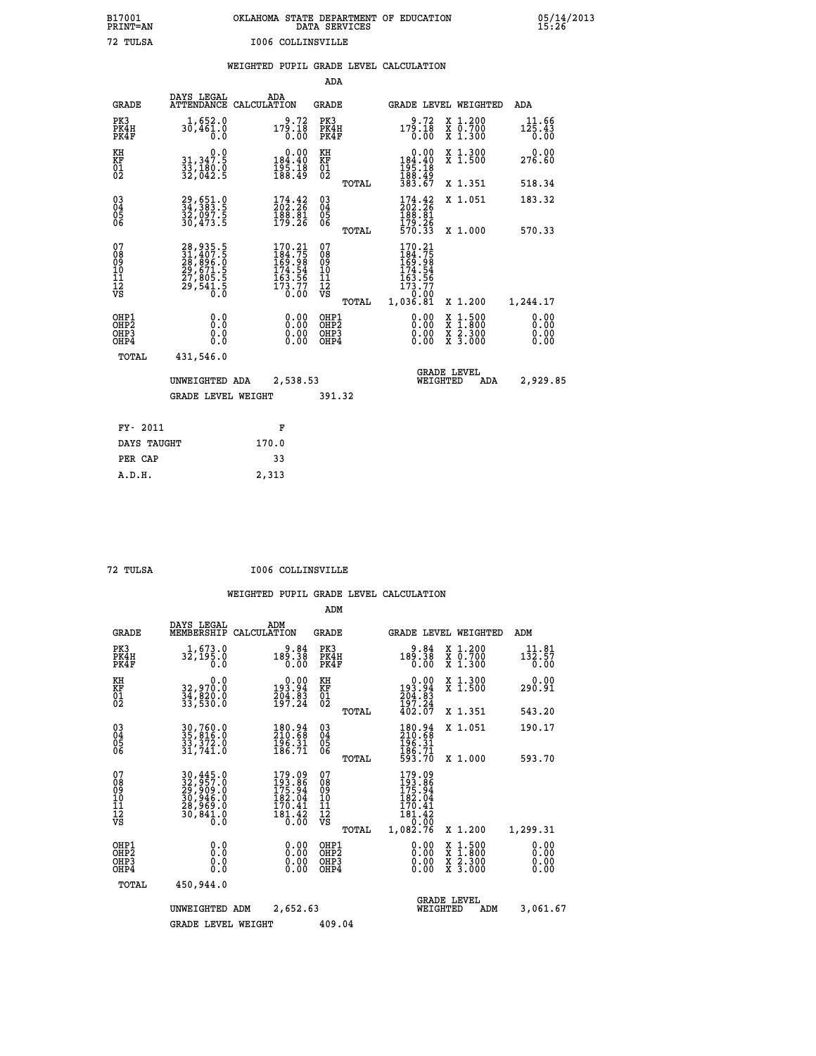B17001 PRINT=AN — OKLAHOMA STATE DEPARTMENT OF EDUCATION DATA SERVICES — 05/14/2013 15:26

72 TULSA — I006 COLLINSVILLE

## WEIGHTED PUPIL GRADE LEVEL CALCULATION

### ADA

| GRADE | DAYS LEGAL ATTENDANCE | ADA CALCULATION | GRADE | | GRADE LEVEL | WEIGHTED | ADA |
|---|---|---|---|---|---|---|---|
| PK3 | 1,652.0 | 9.72 | PK3 | | 9.72 | X 1.200 | 11.66 |
| PK4H | 30,461.0 | 179.18 | PK4H | | 179.18 | X 0.700 | 125.43 |
| PK4F | 0.0 | 0.00 | PK4F | | 0.00 | X 1.300 | 0.00 |
| KH | 0.0 | 0.00 | KH | | 0.00 | X 1.300 | 0.00 |
| KF | 31,347.5 | 184.40 | KF | | 184.40 | X 1.500 | 276.60 |
| 01 | 33,180.0 | 195.18 | 01 | | 195.18 | | |
| 02 | 32,042.5 | 188.49 | 02 | | 188.49 | | |
| | | | | TOTAL | 383.67 | X 1.351 | 518.34 |
| 03 | 29,651.0 | 174.42 | 03 | | 174.42 | X 1.051 | 183.32 |
| 04 | 34,383.5 | 202.26 | 04 | | 202.26 | | |
| 05 | 32,097.5 | 188.81 | 05 | | 188.81 | | |
| 06 | 30,473.5 | 179.26 | 06 | | 179.26 | | |
| | | | | TOTAL | 570.33 | X 1.000 | 570.33 |
| 07 | 28,935.5 | 170.21 | 07 | | 170.21 | | |
| 08 | 31,407.5 | 184.75 | 08 | | 184.75 | | |
| 09 | 28,896.0 | 169.98 | 09 | | 169.98 | | |
| 10 | 29,671.5 | 174.54 | 10 | | 174.54 | | |
| 11 | 27,805.5 | 163.56 | 11 | | 163.56 | | |
| 12 | 29,541.5 | 173.77 | 12 | | 173.77 | | |
| VS | 0.0 | 0.00 | VS | | 0.00 | | |
| | | | | TOTAL | 1,036.81 | X 1.200 | 1,244.17 |
| OHP1 | 0.0 | 0.00 | OHP1 | | 0.00 | X 1.500 | 0.00 |
| OHP2 | 0.0 | 0.00 | OHP2 | | 0.00 | X 1.800 | 0.00 |
| OHP3 | 0.0 | 0.00 | OHP3 | | 0.00 | X 2.300 | 0.00 |
| OHP4 | 0.0 | 0.00 | OHP4 | | 0.00 | X 3.000 | 0.00 |
| TOTAL | 431,546.0 | | | | | | |

UNWEIGHTED ADA 2,538.53 — GRADE LEVEL WEIGHTED ADA 2,929.85

GRADE LEVEL WEIGHT 391.32

| FY- 2011 | F |
|---|---|
| DAYS TAUGHT | 170.0 |
| PER CAP | 33 |
| A.D.H. | 2,313 |

72 TULSA — I006 COLLINSVILLE

## WEIGHTED PUPIL GRADE LEVEL CALCULATION

### ADM

| GRADE | DAYS LEGAL MEMBERSHIP | ADM CALCULATION | GRADE | | GRADE LEVEL | WEIGHTED | ADM |
|---|---|---|---|---|---|---|---|
| PK3 | 1,673.0 | 9.84 | PK3 | | 9.84 | X 1.200 | 11.81 |
| PK4H | 32,195.0 | 189.38 | PK4H | | 189.38 | X 0.700 | 132.57 |
| PK4F | 0.0 | 0.00 | PK4F | | 0.00 | X 1.300 | 0.00 |
| KH | 0.0 | 0.00 | KH | | 0.00 | X 1.300 | 0.00 |
| KF | 32,970.0 | 193.94 | KF | | 193.94 | X 1.500 | 290.91 |
| 01 | 34,820.0 | 204.83 | 01 | | 204.83 | | |
| 02 | 33,530.0 | 197.24 | 02 | | 197.24 | | |
| | | | | TOTAL | 402.07 | X 1.351 | 543.20 |
| 03 | 30,760.0 | 180.94 | 03 | | 180.94 | X 1.051 | 190.17 |
| 04 | 35,816.0 | 210.68 | 04 | | 210.68 | | |
| 05 | 33,372.0 | 196.31 | 05 | | 196.31 | | |
| 06 | 31,741.0 | 186.71 | 06 | | 186.71 | | |
| | | | | TOTAL | 593.70 | X 1.000 | 593.70 |
| 07 | 30,445.0 | 179.09 | 07 | | 179.09 | | |
| 08 | 32,957.0 | 193.86 | 08 | | 193.86 | | |
| 09 | 29,909.0 | 175.94 | 09 | | 175.94 | | |
| 10 | 30,946.0 | 182.04 | 10 | | 182.04 | | |
| 11 | 28,969.0 | 170.41 | 11 | | 170.41 | | |
| 12 | 30,841.0 | 181.42 | 12 | | 181.42 | | |
| VS | 0.0 | 0.00 | VS | | 0.00 | | |
| | | | | TOTAL | 1,082.76 | X 1.200 | 1,299.31 |
| OHP1 | 0.0 | 0.00 | OHP1 | | 0.00 | X 1.500 | 0.00 |
| OHP2 | 0.0 | 0.00 | OHP2 | | 0.00 | X 1.800 | 0.00 |
| OHP3 | 0.0 | 0.00 | OHP3 | | 0.00 | X 2.300 | 0.00 |
| OHP4 | 0.0 | 0.00 | OHP4 | | 0.00 | X 3.000 | 0.00 |
| TOTAL | 450,944.0 | | | | | | |

UNWEIGHTED ADM 2,652.63 — GRADE LEVEL WEIGHTED ADM 3,061.67

GRADE LEVEL WEIGHT 409.04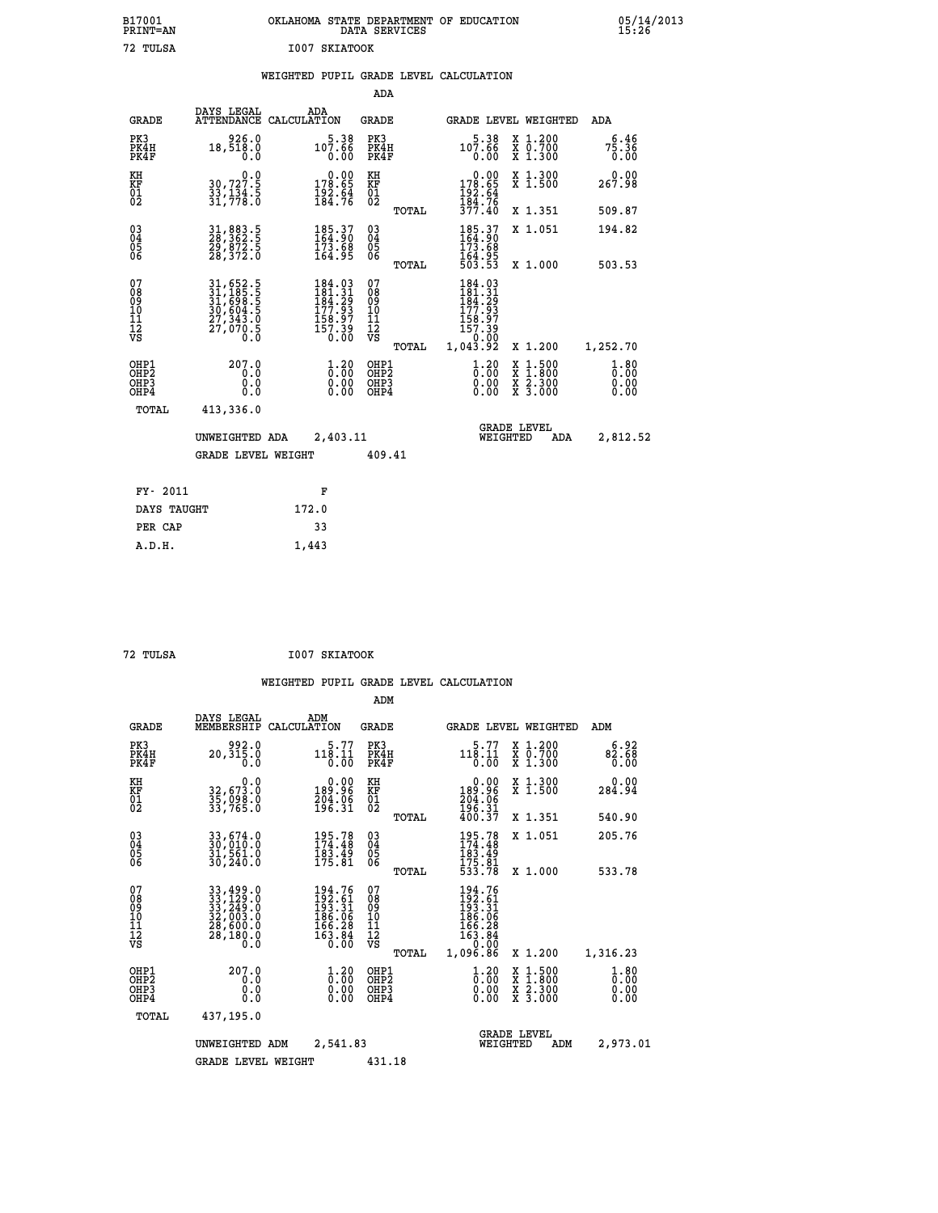B17001 OKLAHOMA STATE DEPARTMENT OF EDUCATION 05/14/2013
PRINT=AN DATA SERVICES 15:26

72 TULSA I007 SKIATOOK

WEIGHTED PUPIL GRADE LEVEL CALCULATION

ADA

| GRADE | DAYS LEGAL ATTENDANCE | ADA CALCULATION | GRADE | | GRADE LEVEL | WEIGHTED | ADA |
|---|---|---|---|---|---|---|---|
| PK3 | 926.0 | 5.38 | PK3 | | 5.38 | X 1.200 | 6.46 |
| PK4H | 18,518.0 | 107.66 | PK4H | | 107.66 | X 0.700 | 75.36 |
| PK4F | 0.0 | 0.00 | PK4F | | 0.00 | X 1.300 | 0.00 |
| KH | 0.0 | 0.00 | KH | | 0.00 | X 1.300 | 0.00 |
| KF | 30,727.5 | 178.65 | KF | | 178.65 | X 1.500 | 267.98 |
| 01 | 33,134.5 | 192.64 | 01 | | 192.64 | | |
| 02 | 31,778.0 | 184.76 | 02 | | 184.76 | | |
| | | | | TOTAL | 377.40 | X 1.351 | 509.87 |
| 03 | 31,883.5 | 185.37 | 03 | | 185.37 | X 1.051 | 194.82 |
| 04 | 28,362.5 | 164.90 | 04 | | 164.90 | | |
| 05 | 29,872.5 | 173.68 | 05 | | 173.68 | | |
| 06 | 28,372.0 | 164.95 | 06 | | 164.95 | | |
| | | | | TOTAL | 503.53 | X 1.000 | 503.53 |
| 07 | 31,652.5 | 184.03 | 07 | | 184.03 | | |
| 08 | 31,185.5 | 181.31 | 08 | | 181.31 | | |
| 09 | 31,698.5 | 184.29 | 09 | | 184.29 | | |
| 10 | 30,604.5 | 177.93 | 10 | | 177.93 | | |
| 11 | 27,343.0 | 158.97 | 11 | | 158.97 | | |
| 12 | 27,070.5 | 157.39 | 12 | | 157.39 | | |
| VS | 0.0 | 0.00 | VS | | 0.00 | | |
| | | | | TOTAL | 1,043.92 | X 1.200 | 1,252.70 |
| OHP1 | 207.0 | 1.20 | OHP1 | | 1.20 | X 1.500 | 1.80 |
| OHP2 | 0.0 | 0.00 | OHP2 | | 0.00 | X 1.800 | 0.00 |
| OHP3 | 0.0 | 0.00 | OHP3 | | 0.00 | X 2.300 | 0.00 |
| OHP4 | 0.0 | 0.00 | OHP4 | | 0.00 | X 3.000 | 0.00 |
| TOTAL | 413,336.0 | | | | | | |

UNWEIGHTED ADA 2,403.11 GRADE LEVEL WEIGHTED ADA 2,812.52

GRADE LEVEL WEIGHT 409.41

| FY- 2011 | F |
|---|---|
| DAYS TAUGHT | 172.0 |
| PER CAP | 33 |
| A.D.H. | 1,443 |

72 TULSA I007 SKIATOOK

WEIGHTED PUPIL GRADE LEVEL CALCULATION

ADM

| GRADE | DAYS LEGAL MEMBERSHIP | ADM CALCULATION | GRADE | | GRADE LEVEL | WEIGHTED | ADM |
|---|---|---|---|---|---|---|---|
| PK3 | 992.0 | 5.77 | PK3 | | 5.77 | X 1.200 | 6.92 |
| PK4H | 20,315.0 | 118.11 | PK4H | | 118.11 | X 0.700 | 82.68 |
| PK4F | 0.0 | 0.00 | PK4F | | 0.00 | X 1.300 | 0.00 |
| KH | 0.0 | 0.00 | KH | | 0.00 | X 1.300 | 0.00 |
| KF | 32,673.0 | 189.96 | KF | | 189.96 | X 1.500 | 284.94 |
| 01 | 35,098.0 | 204.06 | 01 | | 204.06 | | |
| 02 | 33,765.0 | 196.31 | 02 | | 196.31 | | |
| | | | | TOTAL | 400.37 | X 1.351 | 540.90 |
| 03 | 33,674.0 | 195.78 | 03 | | 195.78 | X 1.051 | 205.76 |
| 04 | 30,010.0 | 174.48 | 04 | | 174.48 | | |
| 05 | 31,561.0 | 183.49 | 05 | | 183.49 | | |
| 06 | 30,240.0 | 175.81 | 06 | | 175.81 | | |
| | | | | TOTAL | 533.78 | X 1.000 | 533.78 |
| 07 | 33,499.0 | 194.76 | 07 | | 194.76 | | |
| 08 | 33,129.0 | 192.61 | 08 | | 192.61 | | |
| 09 | 33,249.0 | 193.31 | 09 | | 193.31 | | |
| 10 | 32,003.0 | 186.06 | 10 | | 186.06 | | |
| 11 | 28,600.0 | 166.28 | 11 | | 166.28 | | |
| 12 | 28,180.0 | 163.84 | 12 | | 163.84 | | |
| VS | 0.0 | 0.00 | VS | | 0.00 | | |
| | | | | TOTAL | 1,096.86 | X 1.200 | 1,316.23 |
| OHP1 | 207.0 | 1.20 | OHP1 | | 1.20 | X 1.500 | 1.80 |
| OHP2 | 0.0 | 0.00 | OHP2 | | 0.00 | X 1.800 | 0.00 |
| OHP3 | 0.0 | 0.00 | OHP3 | | 0.00 | X 2.300 | 0.00 |
| OHP4 | 0.0 | 0.00 | OHP4 | | 0.00 | X 3.000 | 0.00 |
| TOTAL | 437,195.0 | | | | | | |

UNWEIGHTED ADM 2,541.83 GRADE LEVEL WEIGHTED ADM 2,973.01

GRADE LEVEL WEIGHT 431.18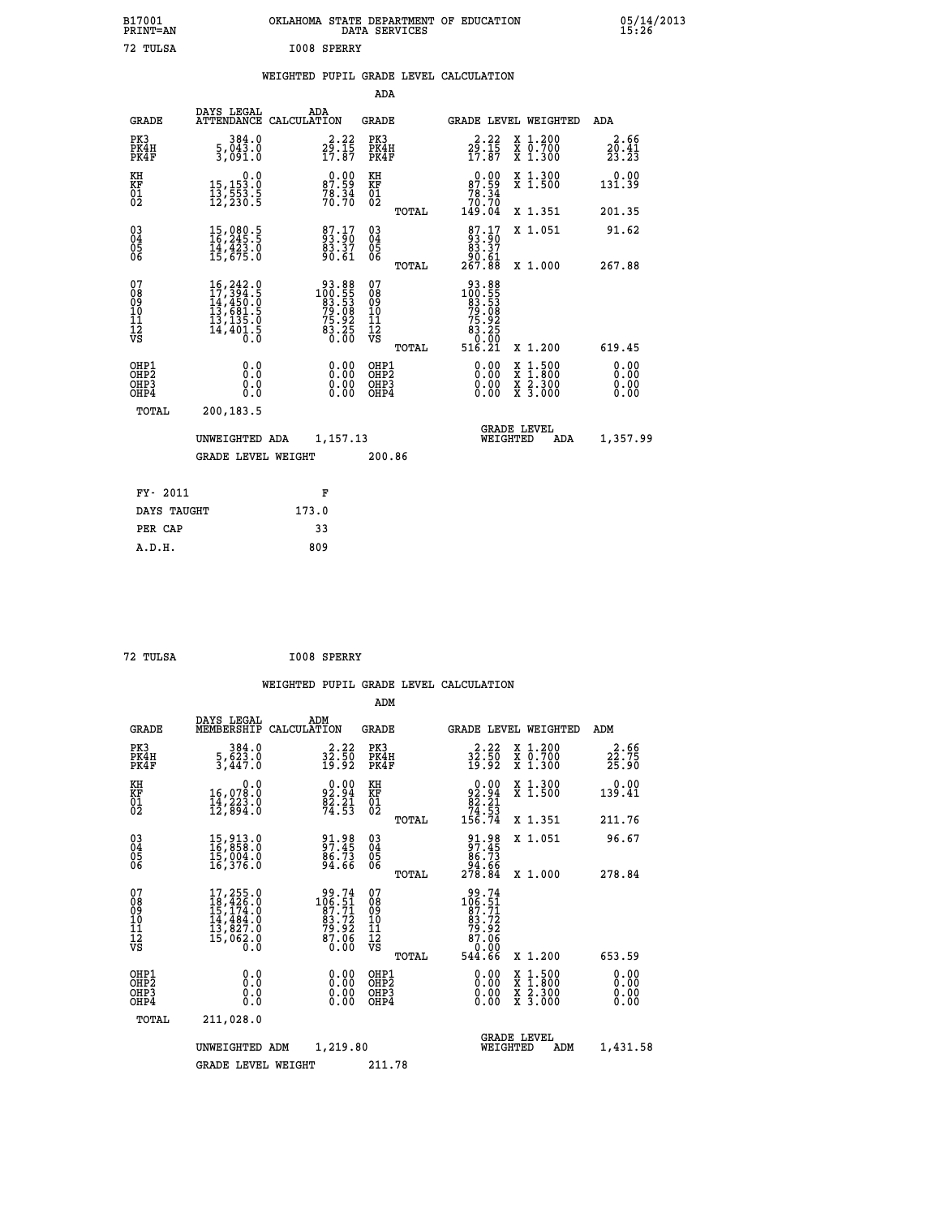B17001 PRINT=AN — OKLAHOMA STATE DEPARTMENT OF EDUCATION DATA SERVICES — 05/14/2013 15:26

72 TULSA — I008 SPERRY

## WEIGHTED PUPIL GRADE LEVEL CALCULATION

### ADA

| GRADE | DAYS LEGAL ATTENDANCE | ADA CALCULATION | GRADE | GRADE LEVEL | WEIGHTED | ADA |
|---|---|---|---|---|---|---|
| PK3 | 384.0 | 2.22 | PK3 | 2.22 | X 1.200 | 2.66 |
| PK4H | 5,043.0 | 29.15 | PK4H | 29.15 | X 0.700 | 20.41 |
| PK4F | 3,091.0 | 17.87 | PK4F | 17.87 | X 1.300 | 23.23 |
| KH | 0.0 | 0.00 | KH | 0.00 | X 1.300 | 0.00 |
| KF | 15,153.0 | 87.59 | KF | 87.59 | X 1.500 | 131.39 |
| 01 | 13,553.5 | 78.34 | 01 | 78.34 | | |
| 02 | 12,230.5 | 70.70 | 02 | 70.70 | | |
| | | | TOTAL | 149.04 | X 1.351 | 201.35 |
| 03 | 15,080.5 | 87.17 | 03 | 87.17 | X 1.051 | 91.62 |
| 04 | 16,245.5 | 93.90 | 04 | 93.90 | | |
| 05 | 14,423.0 | 83.37 | 05 | 83.37 | | |
| 06 | 15,675.0 | 90.61 | 06 | 90.61 | | |
| | | | TOTAL | 267.88 | X 1.000 | 267.88 |
| 07 | 16,242.0 | 93.88 | 07 | 93.88 | | |
| 08 | 17,394.5 | 100.55 | 08 | 100.55 | | |
| 09 | 14,450.0 | 83.53 | 09 | 83.53 | | |
| 10 | 13,681.5 | 79.08 | 10 | 79.08 | | |
| 11 | 13,135.0 | 75.92 | 11 | 75.92 | | |
| 12 | 14,401.5 | 83.25 | 12 | 83.25 | | |
| VS | 0.0 | 0.00 | VS | 0.00 | | |
| | | | TOTAL | 516.21 | X 1.200 | 619.45 |
| OHP1 | 0.0 | 0.00 | OHP1 | 0.00 | X 1.500 | 0.00 |
| OHP2 | 0.0 | 0.00 | OHP2 | 0.00 | X 1.800 | 0.00 |
| OHP3 | 0.0 | 0.00 | OHP3 | 0.00 | X 2.300 | 0.00 |
| OHP4 | 0.0 | 0.00 | OHP4 | 0.00 | X 3.000 | 0.00 |
| TOTAL | 200,183.5 | | | | | |

UNWEIGHTED ADA 1,157.13 — GRADE LEVEL WEIGHTED ADA 1,357.99

GRADE LEVEL WEIGHT 200.86

| FY- 2011 | F |
|---|---|
| DAYS TAUGHT | 173.0 |
| PER CAP | 33 |
| A.D.H. | 809 |

72 TULSA — I008 SPERRY

## WEIGHTED PUPIL GRADE LEVEL CALCULATION

### ADM

| GRADE | DAYS LEGAL MEMBERSHIP | ADM CALCULATION | GRADE | GRADE LEVEL | WEIGHTED | ADM |
|---|---|---|---|---|---|---|
| PK3 | 384.0 | 2.22 | PK3 | 2.22 | X 1.200 | 2.66 |
| PK4H | 5,623.0 | 32.50 | PK4H | 32.50 | X 0.700 | 22.75 |
| PK4F | 3,447.0 | 19.92 | PK4F | 19.92 | X 1.300 | 25.90 |
| KH | 0.0 | 0.00 | KH | 0.00 | X 1.300 | 0.00 |
| KF | 16,078.0 | 92.94 | KF | 92.94 | X 1.500 | 139.41 |
| 01 | 14,223.0 | 82.21 | 01 | 82.21 | | |
| 02 | 12,894.0 | 74.53 | 02 | 74.53 | | |
| | | | TOTAL | 156.74 | X 1.351 | 211.76 |
| 03 | 15,913.0 | 91.98 | 03 | 91.98 | X 1.051 | 96.67 |
| 04 | 16,858.0 | 97.45 | 04 | 97.45 | | |
| 05 | 15,004.0 | 86.73 | 05 | 86.73 | | |
| 06 | 16,376.0 | 94.66 | 06 | 94.66 | | |
| | | | TOTAL | 278.84 | X 1.000 | 278.84 |
| 07 | 17,255.0 | 99.74 | 07 | 99.74 | | |
| 08 | 18,426.0 | 106.51 | 08 | 106.51 | | |
| 09 | 15,174.0 | 87.71 | 09 | 87.71 | | |
| 10 | 14,484.0 | 83.72 | 10 | 83.72 | | |
| 11 | 13,827.0 | 79.92 | 11 | 79.92 | | |
| 12 | 15,062.0 | 87.06 | 12 | 87.06 | | |
| VS | 0.0 | 0.00 | VS | 0.00 | | |
| | | | TOTAL | 544.66 | X 1.200 | 653.59 |
| OHP1 | 0.0 | 0.00 | OHP1 | 0.00 | X 1.500 | 0.00 |
| OHP2 | 0.0 | 0.00 | OHP2 | 0.00 | X 1.800 | 0.00 |
| OHP3 | 0.0 | 0.00 | OHP3 | 0.00 | X 2.300 | 0.00 |
| OHP4 | 0.0 | 0.00 | OHP4 | 0.00 | X 3.000 | 0.00 |
| TOTAL | 211,028.0 | | | | | |

UNWEIGHTED ADM 1,219.80 — GRADE LEVEL WEIGHTED ADM 1,431.58

GRADE LEVEL WEIGHT 211.78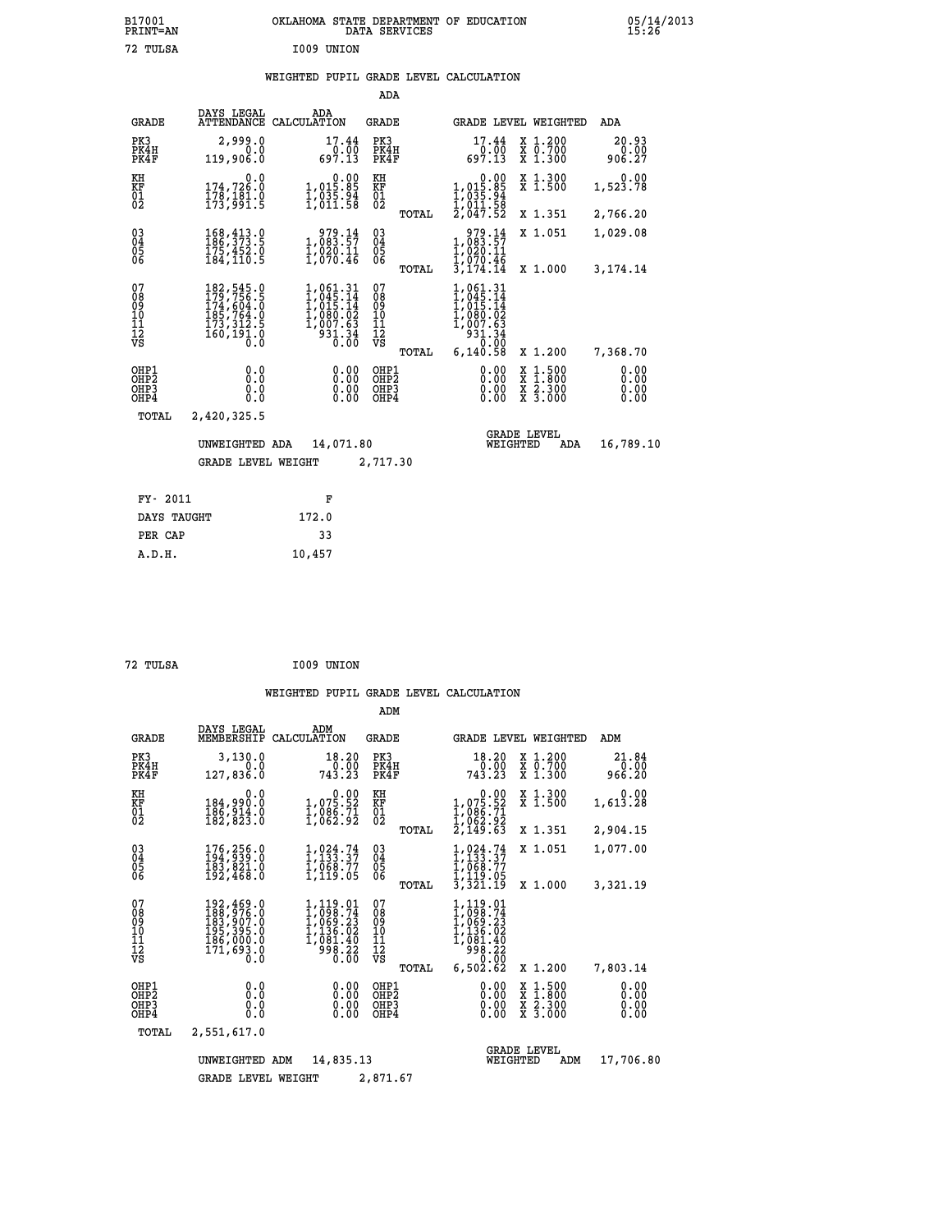B17001 OKLAHOMA STATE DEPARTMENT OF EDUCATION 05/14/2013
PRINT=AN DATA SERVICES 15:26

72 TULSA I009 UNION

## WEIGHTED PUPIL GRADE LEVEL CALCULATION

### ADA

| GRADE | DAYS LEGAL ATTENDANCE | ADA CALCULATION | GRADE | | GRADE LEVEL | WEIGHTED | ADA |
|---|---|---|---|---|---|---|---|
| PK3 | 2,999.0 | 17.44 | PK3 | | 17.44 | X 1.200 | 20.93 |
| PK4H | 0.0 | 0.00 | PK4H | | 0.00 | X 0.700 | 0.00 |
| PK4F | 119,906.0 | 697.13 | PK4F | | 697.13 | X 1.300 | 906.27 |
| KH | 0.0 | 0.00 | KH | | 0.00 | X 1.300 | 0.00 |
| KF | 174,726.0 | 1,015.85 | KF | | 1,015.85 | X 1.500 | 1,523.78 |
| 01 | 178,181.0 | 1,035.94 | 01 | | 1,035.94 | | |
| 02 | 173,991.5 | 1,011.58 | 02 | | 1,011.58 | | |
| | | | | TOTAL | 2,047.52 | X 1.351 | 2,766.20 |
| 03 | 168,413.0 | 979.14 | 03 | | 979.14 | X 1.051 | 1,029.08 |
| 04 | 186,373.5 | 1,083.57 | 04 | | 1,083.57 | | |
| 05 | 175,452.0 | 1,020.11 | 05 | | 1,020.11 | | |
| 06 | 184,110.5 | 1,070.46 | 06 | | 1,070.46 | | |
| | | | | TOTAL | 3,174.14 | X 1.000 | 3,174.14 |
| 07 | 182,545.0 | 1,061.31 | 07 | | 1,061.31 | | |
| 08 | 179,756.5 | 1,045.14 | 08 | | 1,045.14 | | |
| 09 | 174,604.0 | 1,015.14 | 09 | | 1,015.14 | | |
| 10 | 185,764.0 | 1,080.02 | 10 | | 1,080.02 | | |
| 11 | 173,312.5 | 1,007.63 | 11 | | 1,007.63 | | |
| 12 | 160,191.0 | 931.34 | 12 | | 931.34 | | |
| VS | 0.0 | 0.00 | VS | | 0.00 | | |
| | | | | TOTAL | 6,140.58 | X 1.200 | 7,368.70 |
| OHP1 | 0.0 | 0.00 | OHP1 | | 0.00 | X 1.500 | 0.00 |
| OHP2 | 0.0 | 0.00 | OHP2 | | 0.00 | X 1.800 | 0.00 |
| OHP3 | 0.0 | 0.00 | OHP3 | | 0.00 | X 2.300 | 0.00 |
| OHP4 | 0.0 | 0.00 | OHP4 | | 0.00 | X 3.000 | 0.00 |
| TOTAL | 2,420,325.5 | | | | | | |

UNWEIGHTED ADA 14,071.80 — GRADE LEVEL WEIGHTED ADA 16,789.10

GRADE LEVEL WEIGHT 2,717.30

| FY- 2011 | F |
|---|---|
| DAYS TAUGHT | 172.0 |
| PER CAP | 33 |
| A.D.H. | 10,457 |

72 TULSA I009 UNION

## WEIGHTED PUPIL GRADE LEVEL CALCULATION

### ADM

| GRADE | DAYS LEGAL MEMBERSHIP | ADM CALCULATION | GRADE | | GRADE LEVEL | WEIGHTED | ADM |
|---|---|---|---|---|---|---|---|
| PK3 | 3,130.0 | 18.20 | PK3 | | 18.20 | X 1.200 | 21.84 |
| PK4H | 0.0 | 0.00 | PK4H | | 0.00 | X 0.700 | 0.00 |
| PK4F | 127,836.0 | 743.23 | PK4F | | 743.23 | X 1.300 | 966.20 |
| KH | 0.0 | 0.00 | KH | | 0.00 | X 1.300 | 0.00 |
| KF | 184,990.0 | 1,075.52 | KF | | 1,075.52 | X 1.500 | 1,613.28 |
| 01 | 186,914.0 | 1,086.71 | 01 | | 1,086.71 | | |
| 02 | 182,823.0 | 1,062.92 | 02 | | 1,062.92 | | |
| | | | | TOTAL | 2,149.63 | X 1.351 | 2,904.15 |
| 03 | 176,256.0 | 1,024.74 | 03 | | 1,024.74 | X 1.051 | 1,077.00 |
| 04 | 194,939.0 | 1,133.37 | 04 | | 1,133.37 | | |
| 05 | 183,821.0 | 1,068.77 | 05 | | 1,068.77 | | |
| 06 | 192,468.0 | 1,119.05 | 06 | | 1,119.05 | | |
| | | | | TOTAL | 3,321.19 | X 1.000 | 3,321.19 |
| 07 | 192,469.0 | 1,119.01 | 07 | | 1,119.01 | | |
| 08 | 188,976.0 | 1,098.74 | 08 | | 1,098.74 | | |
| 09 | 183,907.0 | 1,069.23 | 09 | | 1,069.23 | | |
| 10 | 195,395.0 | 1,136.02 | 10 | | 1,136.02 | | |
| 11 | 186,000.0 | 1,081.40 | 11 | | 1,081.40 | | |
| 12 | 171,693.0 | 998.22 | 12 | | 998.22 | | |
| VS | 0.0 | 0.00 | VS | | 0.00 | | |
| | | | | TOTAL | 6,502.62 | X 1.200 | 7,803.14 |
| OHP1 | 0.0 | 0.00 | OHP1 | | 0.00 | X 1.500 | 0.00 |
| OHP2 | 0.0 | 0.00 | OHP2 | | 0.00 | X 1.800 | 0.00 |
| OHP3 | 0.0 | 0.00 | OHP3 | | 0.00 | X 2.300 | 0.00 |
| OHP4 | 0.0 | 0.00 | OHP4 | | 0.00 | X 3.000 | 0.00 |
| TOTAL | 2,551,617.0 | | | | | | |

UNWEIGHTED ADM 14,835.13 — GRADE LEVEL WEIGHTED ADM 17,706.80

GRADE LEVEL WEIGHT 2,871.67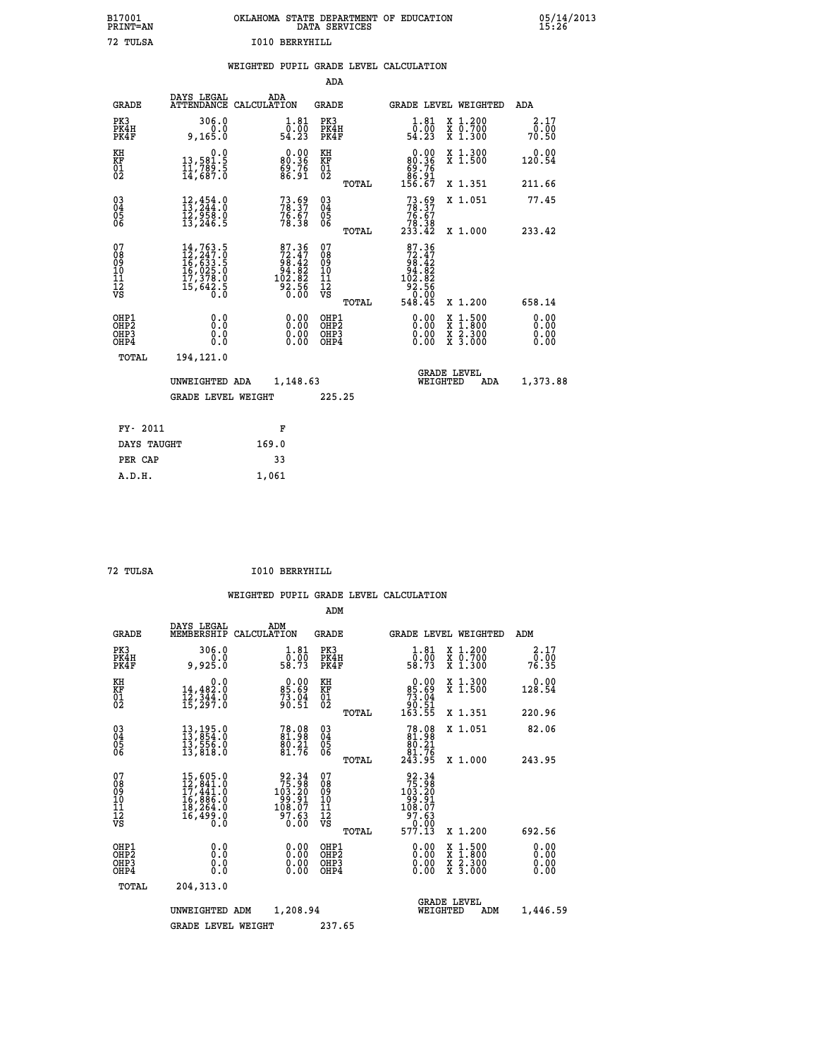B17001 PRINT=AN | OKLAHOMA STATE DEPARTMENT OF EDUCATION DATA SERVICES | 05/14/2013 15:26

72 TULSA — I010 BERRYHILL

## WEIGHTED PUPIL GRADE LEVEL CALCULATION

### ADA

| GRADE | DAYS LEGAL ATTENDANCE | ADA CALCULATION | GRADE | GRADE LEVEL | WEIGHTED | ADA |
|---|---|---|---|---|---|---|
| PK3 | 306.0 | 1.81 | PK3 | 1.81 | X 1.200 | 2.17 |
| PK4H | 0.0 | 0.00 | PK4H | 0.00 | X 0.700 | 0.00 |
| PK4F | 9,165.0 | 54.23 | PK4F | 54.23 | X 1.300 | 70.50 |
| KH | 0.0 | 0.00 | KH | 0.00 | X 1.300 | 0.00 |
| KF | 13,581.5 | 80.36 | KF | 80.36 | X 1.500 | 120.54 |
| 01 | 11,789.5 | 69.76 | 01 | 69.76 | | |
| 02 | 14,687.0 | 86.91 | 02 | 86.91 | | |
| | | | TOTAL | 156.67 | X 1.351 | 211.66 |
| 03 | 12,454.0 | 73.69 | 03 | 73.69 | X 1.051 | 77.45 |
| 04 | 13,244.0 | 78.37 | 04 | 78.37 | | |
| 05 | 12,958.0 | 76.67 | 05 | 76.67 | | |
| 06 | 13,246.5 | 78.38 | 06 | 78.38 | | |
| | | | TOTAL | 233.42 | X 1.000 | 233.42 |
| 07 | 14,763.5 | 87.36 | 07 | 87.36 | | |
| 08 | 12,247.0 | 72.47 | 08 | 72.47 | | |
| 09 | 16,633.5 | 98.42 | 09 | 98.42 | | |
| 10 | 16,025.0 | 94.82 | 10 | 94.82 | | |
| 11 | 17,378.0 | 102.82 | 11 | 102.82 | | |
| 12 | 15,642.5 | 92.56 | 12 | 92.56 | | |
| VS | 0.0 | 0.00 | VS | 0.00 | | |
| | | | TOTAL | 548.45 | X 1.200 | 658.14 |
| OHP1 | 0.0 | 0.00 | OHP1 | 0.00 | X 1.500 | 0.00 |
| OHP2 | 0.0 | 0.00 | OHP2 | 0.00 | X 1.800 | 0.00 |
| OHP3 | 0.0 | 0.00 | OHP3 | 0.00 | X 2.300 | 0.00 |
| OHP4 | 0.0 | 0.00 | OHP4 | 0.00 | X 3.000 | 0.00 |
| TOTAL | 194,121.0 | | | | | |

UNWEIGHTED ADA 1,148.63 — GRADE LEVEL WEIGHTED ADA 1,373.88

GRADE LEVEL WEIGHT 225.25

| FY- 2011 | F |
|---|---|
| DAYS TAUGHT | 169.0 |
| PER CAP | 33 |
| A.D.H. | 1,061 |

72 TULSA — I010 BERRYHILL

## WEIGHTED PUPIL GRADE LEVEL CALCULATION

### ADM

| GRADE | DAYS LEGAL MEMBERSHIP | ADM CALCULATION | GRADE | GRADE LEVEL | WEIGHTED | ADM |
|---|---|---|---|---|---|---|
| PK3 | 306.0 | 1.81 | PK3 | 1.81 | X 1.200 | 2.17 |
| PK4H | 0.0 | 0.00 | PK4H | 0.00 | X 0.700 | 0.00 |
| PK4F | 9,925.0 | 58.73 | PK4F | 58.73 | X 1.300 | 76.35 |
| KH | 0.0 | 0.00 | KH | 0.00 | X 1.300 | 0.00 |
| KF | 14,482.0 | 85.69 | KF | 85.69 | X 1.500 | 128.54 |
| 01 | 12,344.0 | 73.04 | 01 | 73.04 | | |
| 02 | 15,297.0 | 90.51 | 02 | 90.51 | | |
| | | | TOTAL | 163.55 | X 1.351 | 220.96 |
| 03 | 13,195.0 | 78.08 | 03 | 78.08 | X 1.051 | 82.06 |
| 04 | 13,854.0 | 81.98 | 04 | 81.98 | | |
| 05 | 13,556.0 | 80.21 | 05 | 80.21 | | |
| 06 | 13,818.0 | 81.76 | 06 | 81.76 | | |
| | | | TOTAL | 243.95 | X 1.000 | 243.95 |
| 07 | 15,605.0 | 92.34 | 07 | 92.34 | | |
| 08 | 12,841.0 | 75.98 | 08 | 75.98 | | |
| 09 | 17,441.0 | 103.20 | 09 | 103.20 | | |
| 10 | 16,886.0 | 99.91 | 10 | 99.91 | | |
| 11 | 18,264.0 | 108.07 | 11 | 108.07 | | |
| 12 | 16,499.0 | 97.63 | 12 | 97.63 | | |
| VS | 0.0 | 0.00 | VS | 0.00 | | |
| | | | TOTAL | 577.13 | X 1.200 | 692.56 |
| OHP1 | 0.0 | 0.00 | OHP1 | 0.00 | X 1.500 | 0.00 |
| OHP2 | 0.0 | 0.00 | OHP2 | 0.00 | X 1.800 | 0.00 |
| OHP3 | 0.0 | 0.00 | OHP3 | 0.00 | X 2.300 | 0.00 |
| OHP4 | 0.0 | 0.00 | OHP4 | 0.00 | X 3.000 | 0.00 |
| TOTAL | 204,313.0 | | | | | |

UNWEIGHTED ADM 1,208.94 — GRADE LEVEL WEIGHTED ADM 1,446.59

GRADE LEVEL WEIGHT 237.65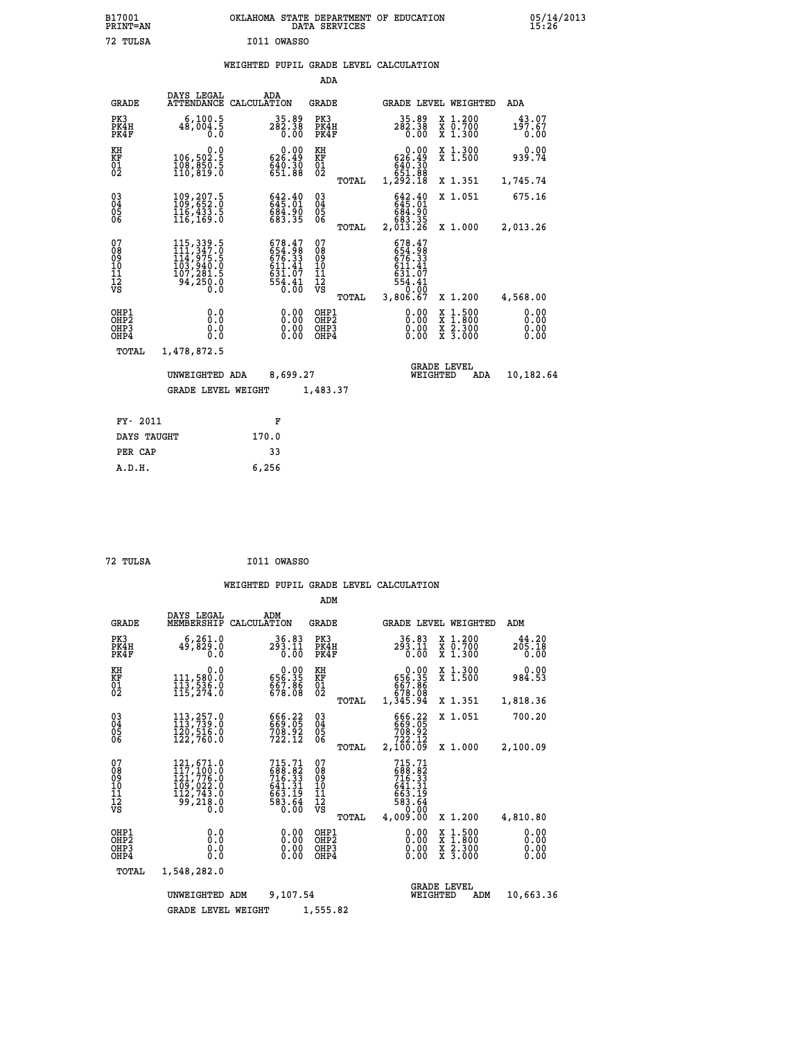B17001 OKLAHOMA STATE DEPARTMENT OF EDUCATION 05/14/2013
PRINT=AN DATA SERVICES 15:26

72 TULSA I011 OWASSO

WEIGHTED PUPIL GRADE LEVEL CALCULATION

ADA

| GRADE | DAYS LEGAL ATTENDANCE | ADA CALCULATION | GRADE | | GRADE LEVEL | WEIGHTED | ADA |
|---|---|---|---|---|---|---|---|
| PK3 | 6,100.5 | 35.89 | PK3 | | 35.89 | X 1.200 | 43.07 |
| PK4H | 48,004.5 | 282.38 | PK4H | | 282.38 | X 0.700 | 197.67 |
| PK4F | 0.0 | 0.00 | PK4F | | 0.00 | X 1.300 | 0.00 |
| KH | 0.0 | 0.00 | KH | | 0.00 | X 1.300 | 0.00 |
| KF | 106,502.5 | 626.49 | KF | | 626.49 | X 1.500 | 939.74 |
| 01 | 108,850.5 | 640.30 | 01 | | 640.30 | | |
| 02 | 110,819.0 | 651.88 | 02 | | 651.88 | | |
| | | | | TOTAL | 1,292.18 | X 1.351 | 1,745.74 |
| 03 | 109,207.5 | 642.40 | 03 | | 642.40 | X 1.051 | 675.16 |
| 04 | 109,652.0 | 645.01 | 04 | | 645.01 | | |
| 05 | 116,433.5 | 684.90 | 05 | | 684.90 | | |
| 06 | 116,169.0 | 683.35 | 06 | | 683.35 | | |
| | | | | TOTAL | 2,013.26 | X 1.000 | 2,013.26 |
| 07 | 115,339.5 | 678.47 | 07 | | 678.47 | | |
| 08 | 111,347.0 | 654.98 | 08 | | 654.98 | | |
| 09 | 114,975.5 | 676.33 | 09 | | 676.33 | | |
| 10 | 103,940.0 | 611.41 | 10 | | 611.41 | | |
| 11 | 107,281.5 | 631.07 | 11 | | 631.07 | | |
| 12 | 94,250.0 | 554.41 | 12 | | 554.41 | | |
| VS | 0.0 | 0.00 | VS | | 0.00 | | |
| | | | | TOTAL | 3,806.67 | X 1.200 | 4,568.00 |
| OHP1 | 0.0 | 0.00 | OHP1 | | 0.00 | X 1.500 | 0.00 |
| OHP2 | 0.0 | 0.00 | OHP2 | | 0.00 | X 1.800 | 0.00 |
| OHP3 | 0.0 | 0.00 | OHP3 | | 0.00 | X 2.300 | 0.00 |
| OHP4 | 0.0 | 0.00 | OHP4 | | 0.00 | X 3.000 | 0.00 |
| TOTAL | 1,478,872.5 | | | | | | |

UNWEIGHTED ADA 8,699.27 GRADE LEVEL WEIGHTED ADA 10,182.64

GRADE LEVEL WEIGHT 1,483.37

| FY- 2011 | F |
|---|---|
| DAYS TAUGHT | 170.0 |
| PER CAP | 33 |
| A.D.H. | 6,256 |

72 TULSA I011 OWASSO

WEIGHTED PUPIL GRADE LEVEL CALCULATION

ADM

| GRADE | DAYS LEGAL MEMBERSHIP | ADM CALCULATION | GRADE | | GRADE LEVEL | WEIGHTED | ADM |
|---|---|---|---|---|---|---|---|
| PK3 | 6,261.0 | 36.83 | PK3 | | 36.83 | X 1.200 | 44.20 |
| PK4H | 49,829.0 | 293.11 | PK4H | | 293.11 | X 0.700 | 205.18 |
| PK4F | 0.0 | 0.00 | PK4F | | 0.00 | X 1.300 | 0.00 |
| KH | 0.0 | 0.00 | KH | | 0.00 | X 1.300 | 0.00 |
| KF | 111,580.0 | 656.35 | KF | | 656.35 | X 1.500 | 984.53 |
| 01 | 113,536.0 | 667.86 | 01 | | 667.86 | | |
| 02 | 115,274.0 | 678.08 | 02 | | 678.08 | | |
| | | | | TOTAL | 1,345.94 | X 1.351 | 1,818.36 |
| 03 | 113,257.0 | 666.22 | 03 | | 666.22 | X 1.051 | 700.20 |
| 04 | 113,739.0 | 669.05 | 04 | | 669.05 | | |
| 05 | 120,516.0 | 708.92 | 05 | | 708.92 | | |
| 06 | 122,760.0 | 722.12 | 06 | | 722.12 | | |
| | | | | TOTAL | 2,100.09 | X 1.000 | 2,100.09 |
| 07 | 121,671.0 | 715.71 | 07 | | 715.71 | | |
| 08 | 117,100.0 | 688.82 | 08 | | 688.82 | | |
| 09 | 121,776.0 | 716.33 | 09 | | 716.33 | | |
| 10 | 109,022.0 | 641.31 | 10 | | 641.31 | | |
| 11 | 112,743.0 | 663.19 | 11 | | 663.19 | | |
| 12 | 99,218.0 | 583.64 | 12 | | 583.64 | | |
| VS | 0.0 | 0.00 | VS | | 0.00 | | |
| | | | | TOTAL | 4,009.00 | X 1.200 | 4,810.80 |
| OHP1 | 0.0 | 0.00 | OHP1 | | 0.00 | X 1.500 | 0.00 |
| OHP2 | 0.0 | 0.00 | OHP2 | | 0.00 | X 1.800 | 0.00 |
| OHP3 | 0.0 | 0.00 | OHP3 | | 0.00 | X 2.300 | 0.00 |
| OHP4 | 0.0 | 0.00 | OHP4 | | 0.00 | X 3.000 | 0.00 |
| TOTAL | 1,548,282.0 | | | | | | |

UNWEIGHTED ADM 9,107.54 GRADE LEVEL WEIGHTED ADM 10,663.36

GRADE LEVEL WEIGHT 1,555.82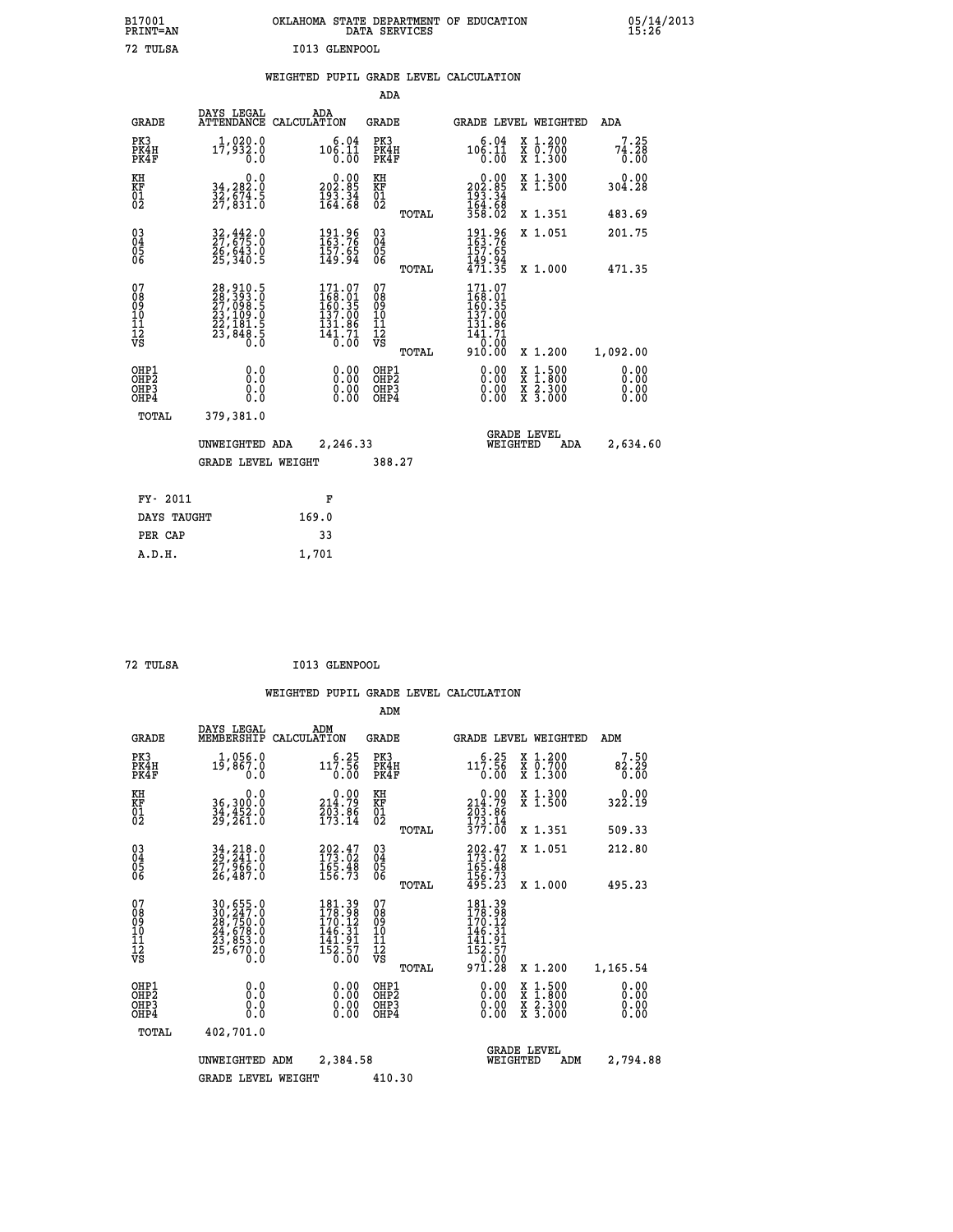B17001 PRINT=AN — OKLAHOMA STATE DEPARTMENT OF EDUCATION DATA SERVICES — 05/14/2013 15:26

72 TULSA — I013 GLENPOOL

## WEIGHTED PUPIL GRADE LEVEL CALCULATION

### ADA

| GRADE | DAYS LEGAL ATTENDANCE | ADA CALCULATION | GRADE | GRADE LEVEL | WEIGHTED | ADA |
|---|---|---|---|---|---|---|
| PK3 | 1,020.0 | 6.04 | PK3 | 6.04 | X 1.200 | 7.25 |
| PK4H | 17,932.0 | 106.11 | PK4H | 106.11 | X 0.700 | 74.28 |
| PK4F | 0.0 | 0.00 | PK4F | 0.00 | X 1.300 | 0.00 |
| KH | 0.0 | 0.00 | KH | 0.00 | X 1.300 | 0.00 |
| KF | 34,282.0 | 202.85 | KF | 202.85 | X 1.500 | 304.28 |
| 01 | 32,674.5 | 193.34 | 01 | 193.34 | | |
| 02 | 27,831.0 | 164.68 | 02 | 164.68 | | |
| | | | TOTAL | 358.02 | X 1.351 | 483.69 |
| 03 | 32,442.0 | 191.96 | 03 | 191.96 | X 1.051 | 201.75 |
| 04 | 27,675.0 | 163.76 | 04 | 163.76 | | |
| 05 | 26,643.0 | 157.65 | 05 | 157.65 | | |
| 06 | 25,340.5 | 149.94 | 06 | 149.94 | | |
| | | | TOTAL | 471.35 | X 1.000 | 471.35 |
| 07 | 28,910.5 | 171.07 | 07 | 171.07 | | |
| 08 | 28,393.0 | 168.01 | 08 | 168.01 | | |
| 09 | 27,098.5 | 160.35 | 09 | 160.35 | | |
| 10 | 23,109.0 | 137.00 | 10 | 137.00 | | |
| 11 | 22,181.5 | 131.86 | 11 | 131.86 | | |
| 12 | 23,848.5 | 141.71 | 12 | 141.71 | | |
| VS | 0.0 | 0.00 | VS | 0.00 | | |
| | | | TOTAL | 910.00 | X 1.200 | 1,092.00 |
| OHP1 | 0.0 | 0.00 | OHP1 | 0.00 | X 1.500 | 0.00 |
| OHP2 | 0.0 | 0.00 | OHP2 | 0.00 | X 1.800 | 0.00 |
| OHP3 | 0.0 | 0.00 | OHP3 | 0.00 | X 2.300 | 0.00 |
| OHP4 | 0.0 | 0.00 | OHP4 | 0.00 | X 3.000 | 0.00 |
| TOTAL | 379,381.0 | | | | | |

UNWEIGHTED ADA 2,246.33 — GRADE LEVEL WEIGHTED ADA 2,634.60

GRADE LEVEL WEIGHT 388.27

| | |
|---|---|
| FY- 2011 | F |
| DAYS TAUGHT | 169.0 |
| PER CAP | 33 |
| A.D.H. | 1,701 |

72 TULSA — I013 GLENPOOL

## WEIGHTED PUPIL GRADE LEVEL CALCULATION

### ADM

| GRADE | DAYS LEGAL MEMBERSHIP | ADM CALCULATION | GRADE | GRADE LEVEL | WEIGHTED | ADM |
|---|---|---|---|---|---|---|
| PK3 | 1,056.0 | 6.25 | PK3 | 6.25 | X 1.200 | 7.50 |
| PK4H | 19,867.0 | 117.56 | PK4H | 117.56 | X 0.700 | 82.29 |
| PK4F | 0.0 | 0.00 | PK4F | 0.00 | X 1.300 | 0.00 |
| KH | 0.0 | 0.00 | KH | 0.00 | X 1.300 | 0.00 |
| KF | 36,300.0 | 214.79 | KF | 214.79 | X 1.500 | 322.19 |
| 01 | 34,452.0 | 203.86 | 01 | 203.86 | | |
| 02 | 29,261.0 | 173.14 | 02 | 173.14 | | |
| | | | TOTAL | 377.00 | X 1.351 | 509.33 |
| 03 | 34,218.0 | 202.47 | 03 | 202.47 | X 1.051 | 212.80 |
| 04 | 29,241.0 | 173.02 | 04 | 173.02 | | |
| 05 | 27,966.0 | 165.48 | 05 | 165.48 | | |
| 06 | 26,487.0 | 156.73 | 06 | 156.73 | | |
| | | | TOTAL | 495.23 | X 1.000 | 495.23 |
| 07 | 30,655.0 | 181.39 | 07 | 181.39 | | |
| 08 | 30,247.0 | 178.98 | 08 | 178.98 | | |
| 09 | 28,750.0 | 170.12 | 09 | 170.12 | | |
| 10 | 24,678.0 | 146.31 | 10 | 146.31 | | |
| 11 | 23,853.0 | 141.91 | 11 | 141.91 | | |
| 12 | 25,670.0 | 152.57 | 12 | 152.57 | | |
| VS | 0.0 | 0.00 | VS | 0.00 | | |
| | | | TOTAL | 971.28 | X 1.200 | 1,165.54 |
| OHP1 | 0.0 | 0.00 | OHP1 | 0.00 | X 1.500 | 0.00 |
| OHP2 | 0.0 | 0.00 | OHP2 | 0.00 | X 1.800 | 0.00 |
| OHP3 | 0.0 | 0.00 | OHP3 | 0.00 | X 2.300 | 0.00 |
| OHP4 | 0.0 | 0.00 | OHP4 | 0.00 | X 3.000 | 0.00 |
| TOTAL | 402,701.0 | | | | | |

UNWEIGHTED ADM 2,384.58 — GRADE LEVEL WEIGHTED ADM 2,794.88

GRADE LEVEL WEIGHT 410.30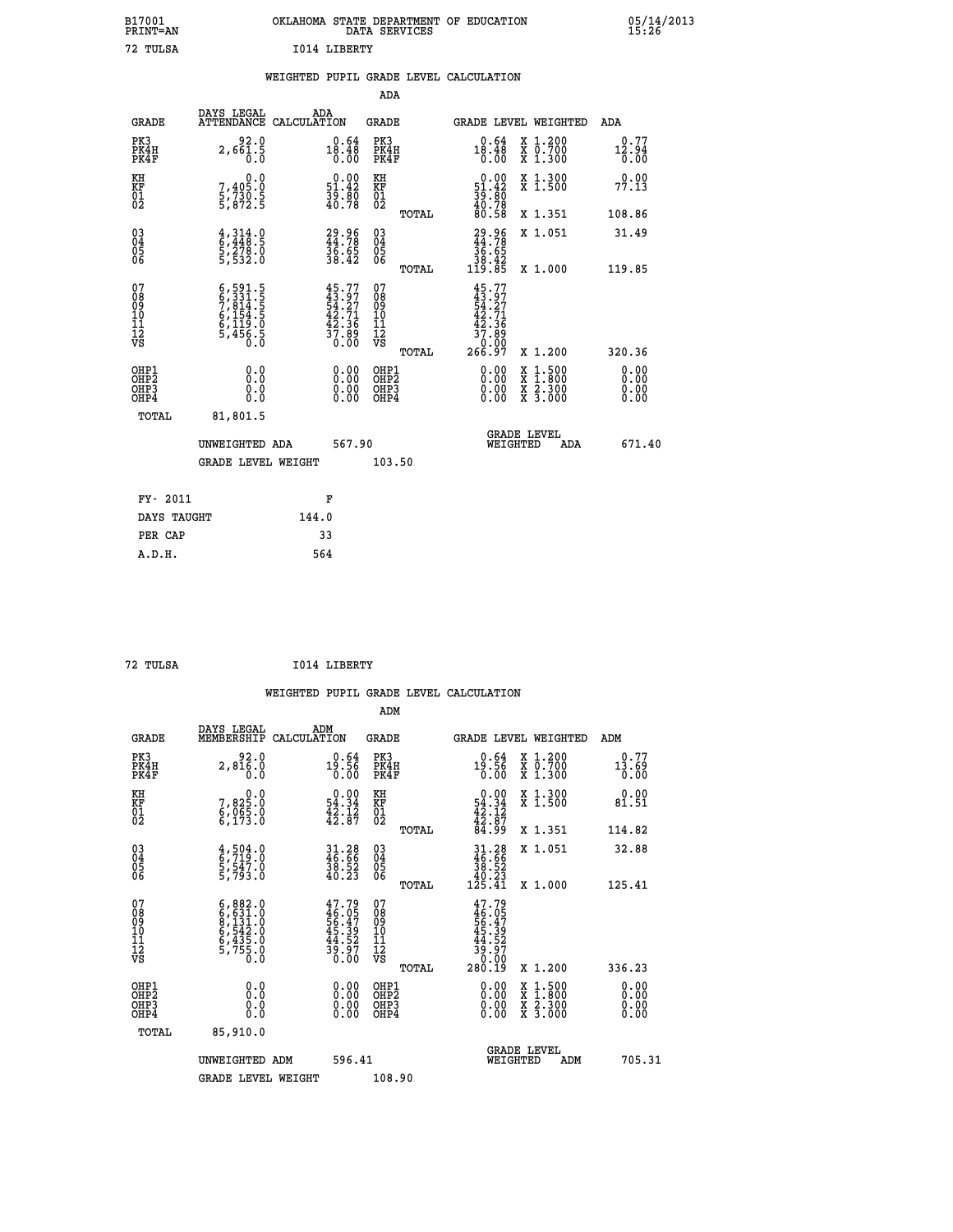B17001 OKLAHOMA STATE DEPARTMENT OF EDUCATION 05/14/2013
PRINT=AN DATA SERVICES 15:26

72 TULSA I014 LIBERTY

## WEIGHTED PUPIL GRADE LEVEL CALCULATION

### ADA

| GRADE | DAYS LEGAL ATTENDANCE | ADA CALCULATION | GRADE | GRADE LEVEL | WEIGHTED | ADA |
|---|---|---|---|---|---|---|
| PK3 | 92.0 | 0.64 | PK3 | 0.64 | X 1.200 | 0.77 |
| PK4H | 2,661.5 | 18.48 | PK4H | 18.48 | X 0.700 | 12.94 |
| PK4F | 0.0 | 0.00 | PK4F | 0.00 | X 1.300 | 0.00 |
| KH | 0.0 | 0.00 | KH | 0.00 | X 1.300 | 0.00 |
| KF | 7,405.0 | 51.42 | KF | 51.42 | X 1.500 | 77.13 |
| 01 | 5,730.5 | 39.80 | 01 | 39.80 | | |
| 02 | 5,872.5 | 40.78 | 02 | 40.78 | | |
| | | | TOTAL | 80.58 | X 1.351 | 108.86 |
| 03 | 4,314.0 | 29.96 | 03 | 29.96 | X 1.051 | 31.49 |
| 04 | 6,448.5 | 44.78 | 04 | 44.78 | | |
| 05 | 5,278.0 | 36.65 | 05 | 36.65 | | |
| 06 | 5,532.0 | 38.42 | 06 | 38.42 | | |
| | | | TOTAL | 119.85 | X 1.000 | 119.85 |
| 07 | 6,591.5 | 45.77 | 07 | 45.77 | | |
| 08 | 6,331.5 | 43.97 | 08 | 43.97 | | |
| 09 | 7,814.5 | 54.27 | 09 | 54.27 | | |
| 10 | 6,154.5 | 42.71 | 10 | 42.71 | | |
| 11 | 6,119.0 | 42.36 | 11 | 42.36 | | |
| 12 | 5,456.5 | 37.89 | 12 | 37.89 | | |
| VS | 0.0 | 0.00 | VS | 0.00 | | |
| | | | TOTAL | 266.97 | X 1.200 | 320.36 |
| OHP1 | 0.0 | 0.00 | OHP1 | 0.00 | X 1.500 | 0.00 |
| OHP2 | 0.0 | 0.00 | OHP2 | 0.00 | X 1.800 | 0.00 |
| OHP3 | 0.0 | 0.00 | OHP3 | 0.00 | X 2.300 | 0.00 |
| OHP4 | 0.0 | 0.00 | OHP4 | 0.00 | X 3.000 | 0.00 |
| TOTAL | 81,801.5 | | | | | |

UNWEIGHTED ADA 567.90 GRADE LEVEL WEIGHTED ADA 671.40

GRADE LEVEL WEIGHT 103.50

| FY- 2011 | F |
|---|---|
| DAYS TAUGHT | 144.0 |
| PER CAP | 33 |
| A.D.H. | 564 |

72 TULSA I014 LIBERTY

## WEIGHTED PUPIL GRADE LEVEL CALCULATION

### ADM

| GRADE | DAYS LEGAL MEMBERSHIP | ADM CALCULATION | GRADE | GRADE LEVEL | WEIGHTED | ADM |
|---|---|---|---|---|---|---|
| PK3 | 92.0 | 0.64 | PK3 | 0.64 | X 1.200 | 0.77 |
| PK4H | 2,816.0 | 19.56 | PK4H | 19.56 | X 0.700 | 13.69 |
| PK4F | 0.0 | 0.00 | PK4F | 0.00 | X 1.300 | 0.00 |
| KH | 0.0 | 0.00 | KH | 0.00 | X 1.300 | 0.00 |
| KF | 7,825.0 | 54.34 | KF | 54.34 | X 1.500 | 81.51 |
| 01 | 6,065.0 | 42.12 | 01 | 42.12 | | |
| 02 | 6,173.0 | 42.87 | 02 | 42.87 | | |
| | | | TOTAL | 84.99 | X 1.351 | 114.82 |
| 03 | 4,504.0 | 31.28 | 03 | 31.28 | X 1.051 | 32.88 |
| 04 | 6,719.0 | 46.66 | 04 | 46.66 | | |
| 05 | 5,547.0 | 38.52 | 05 | 38.52 | | |
| 06 | 5,793.0 | 40.23 | 06 | 40.23 | | |
| | | | TOTAL | 125.41 | X 1.000 | 125.41 |
| 07 | 6,882.0 | 47.79 | 07 | 47.79 | | |
| 08 | 6,631.0 | 46.05 | 08 | 46.05 | | |
| 09 | 8,131.0 | 56.47 | 09 | 56.47 | | |
| 10 | 6,542.0 | 45.39 | 10 | 45.39 | | |
| 11 | 6,435.0 | 44.52 | 11 | 44.52 | | |
| 12 | 5,755.0 | 39.97 | 12 | 39.97 | | |
| VS | 0.0 | 0.00 | VS | 0.00 | | |
| | | | TOTAL | 280.19 | X 1.200 | 336.23 |
| OHP1 | 0.0 | 0.00 | OHP1 | 0.00 | X 1.500 | 0.00 |
| OHP2 | 0.0 | 0.00 | OHP2 | 0.00 | X 1.800 | 0.00 |
| OHP3 | 0.0 | 0.00 | OHP3 | 0.00 | X 2.300 | 0.00 |
| OHP4 | 0.0 | 0.00 | OHP4 | 0.00 | X 3.000 | 0.00 |
| TOTAL | 85,910.0 | | | | | |

UNWEIGHTED ADM 596.41 GRADE LEVEL WEIGHTED ADM 705.31

GRADE LEVEL WEIGHT 108.90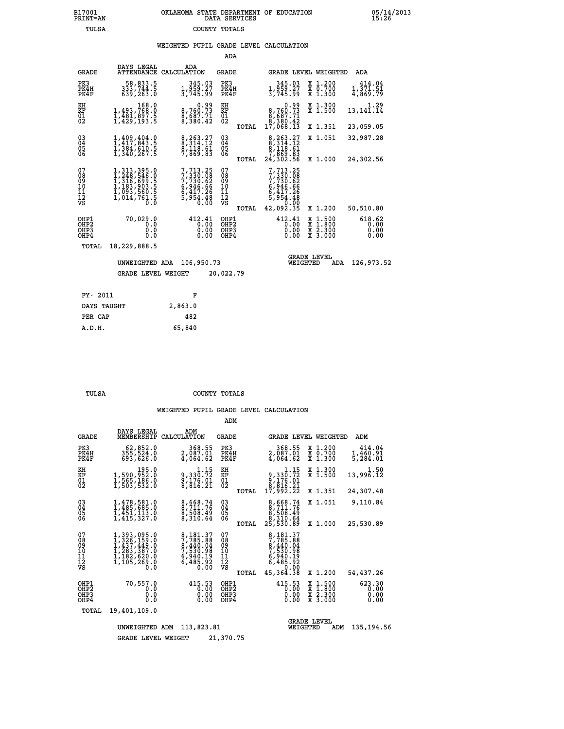B17001 PRINT=AN — OKLAHOMA STATE DEPARTMENT OF EDUCATION DATA SERVICES — 05/14/2013 15:26

TULSA — COUNTY TOTALS

## WEIGHTED PUPIL GRADE LEVEL CALCULATION

### ADA

| GRADE | DAYS LEGAL ATTENDANCE | ADA CALCULATION | GRADE | | GRADE LEVEL | WEIGHTED | ADA |
|---|---|---|---|---|---|---|---|
| PK3 | 58,833.5 | 345.03 | PK3 | | 345.03 | X 1.200 | 414.04 |
| PK4H | 333,744.5 | 1,959.27 | PK4H | | 1,959.27 | X 0.700 | 1,371.51 |
| PK4F | 639,263.0 | 3,745.99 | PK4F | | 3,745.99 | X 1.300 | 4,869.79 |
| KH | 168.0 | 0.99 | KH | | 0.99 | X 1.300 | 1.29 |
| KF | 1,493,768.0 | 8,760.73 | KF | | 8,760.73 | X 1.500 | 13,141.14 |
| 01 | 1,481,897.5 | 8,687.71 | 01 | | 8,687.71 | | |
| 02 | 1,429,193.5 | 8,380.42 | 02 | | 8,380.42 | | |
| | | | | TOTAL | 17,068.13 | X 1.351 | 23,059.05 |
| 03 | 1,409,404.0 | 8,263.27 | 03 | | 8,263.27 | X 1.051 | 32,987.28 |
| 04 | 1,417,843.5 | 8,314.12 | 04 | | 8,314.12 | | |
| 05 | 1,384,610.5 | 8,118.61 | 05 | | 8,118.61 | | |
| 06 | 1,340,267.5 | 7,869.83 | 06 | | 7,869.83 | | |
| | | | | TOTAL | 24,302.56 | X 1.000 | 24,302.56 |
| 07 | 1,313,395.0 | 7,713.25 | 07 | | 7,713.25 | | |
| 08 | 1,248,546.0 | 7,330.08 | 08 | | 7,330.08 | | |
| 09 | 1,316,699.5 | 7,730.62 | 09 | | 7,730.62 | | |
| 10 | 1,183,903.5 | 6,946.66 | 10 | | 6,946.66 | | |
| 11 | 1,093,560.5 | 6,417.26 | 11 | | 6,417.26 | | |
| 12 | 1,014,761.5 | 5,954.48 | 12 | | 5,954.48 | | |
| VS | 0.0 | 0.00 | VS | | 0.00 | | |
| | | | | TOTAL | 42,092.35 | X 1.200 | 50,510.80 |
| OHP1 | 70,029.0 | 412.41 | OHP1 | | 412.41 | X 1.500 | 618.62 |
| OHP2 | 0.0 | 0.00 | OHP2 | | 0.00 | X 1.800 | 0.00 |
| OHP3 | 0.0 | 0.00 | OHP3 | | 0.00 | X 2.300 | 0.00 |
| OHP4 | 0.0 | 0.00 | OHP4 | | 0.00 | X 3.000 | 0.00 |
| TOTAL | 18,229,888.5 | | | | | | |

UNWEIGHTED ADA 106,950.73 — GRADE LEVEL WEIGHTED ADA 126,973.52

GRADE LEVEL WEIGHT 20,022.79

| FY- 2011 | F |
|---|---|
| DAYS TAUGHT | 2,863.0 |
| PER CAP | 482 |
| A.D.H. | 65,840 |

TULSA — COUNTY TOTALS

## WEIGHTED PUPIL GRADE LEVEL CALCULATION

### ADM

| GRADE | DAYS LEGAL MEMBERSHIP | ADM CALCULATION | GRADE | | GRADE LEVEL | WEIGHTED | ADM |
|---|---|---|---|---|---|---|---|
| PK3 | 62,852.0 | 368.55 | PK3 | | 368.55 | X 1.200 | 414.04 |
| PK4H | 355,524.0 | 2,087.01 | PK4H | | 2,087.01 | X 0.700 | 1,460.91 |
| PK4F | 693,626.0 | 4,064.62 | PK4F | | 4,064.62 | X 1.300 | 5,284.01 |
| KH | 195.0 | 1.15 | KH | | 1.15 | X 1.300 | 1.50 |
| KF | 1,590,952.0 | 9,330.72 | KF | | 9,330.72 | X 1.500 | 13,996.12 |
| 01 | 1,565,186.0 | 9,176.01 | 01 | | 9,176.01 | | |
| 02 | 1,503,532.0 | 8,816.21 | 02 | | 8,816.21 | | |
| | | | | TOTAL | 17,992.22 | X 1.351 | 24,307.48 |
| 03 | 1,478,581.0 | 8,668.74 | 03 | | 8,668.74 | X 1.051 | 9,110.84 |
| 04 | 1,485,685.0 | 8,711.76 | 04 | | 8,711.76 | | |
| 05 | 1,451,113.0 | 8,508.49 | 05 | | 8,508.49 | | |
| 06 | 1,415,327.0 | 8,310.64 | 06 | | 8,310.64 | | |
| | | | | TOTAL | 25,530.89 | X 1.000 | 25,530.89 |
| 07 | 1,393,095.0 | 8,181.37 | 07 | | 8,181.37 | | |
| 08 | 1,326,159.0 | 7,785.88 | 08 | | 7,785.88 | | |
| 09 | 1,437,449.0 | 8,440.04 | 09 | | 8,440.04 | | |
| 10 | 1,283,387.0 | 7,530.98 | 10 | | 7,530.98 | | |
| 11 | 1,182,620.0 | 6,940.19 | 11 | | 6,940.19 | | |
| 12 | 1,105,269.0 | 6,485.92 | 12 | | 6,485.92 | | |
| VS | 0.0 | 0.00 | VS | | 0.00 | | |
| | | | | TOTAL | 45,364.38 | X 1.200 | 54,437.26 |
| OHP1 | 70,557.0 | 415.53 | OHP1 | | 415.53 | X 1.500 | 623.30 |
| OHP2 | 0.0 | 0.00 | OHP2 | | 0.00 | X 1.800 | 0.00 |
| OHP3 | 0.0 | 0.00 | OHP3 | | 0.00 | X 2.300 | 0.00 |
| OHP4 | 0.0 | 0.00 | OHP4 | | 0.00 | X 3.000 | 0.00 |
| TOTAL | 19,401,109.0 | | | | | | |

UNWEIGHTED ADM 113,823.81 — GRADE LEVEL WEIGHTED ADM 135,194.56

GRADE LEVEL WEIGHT 21,370.75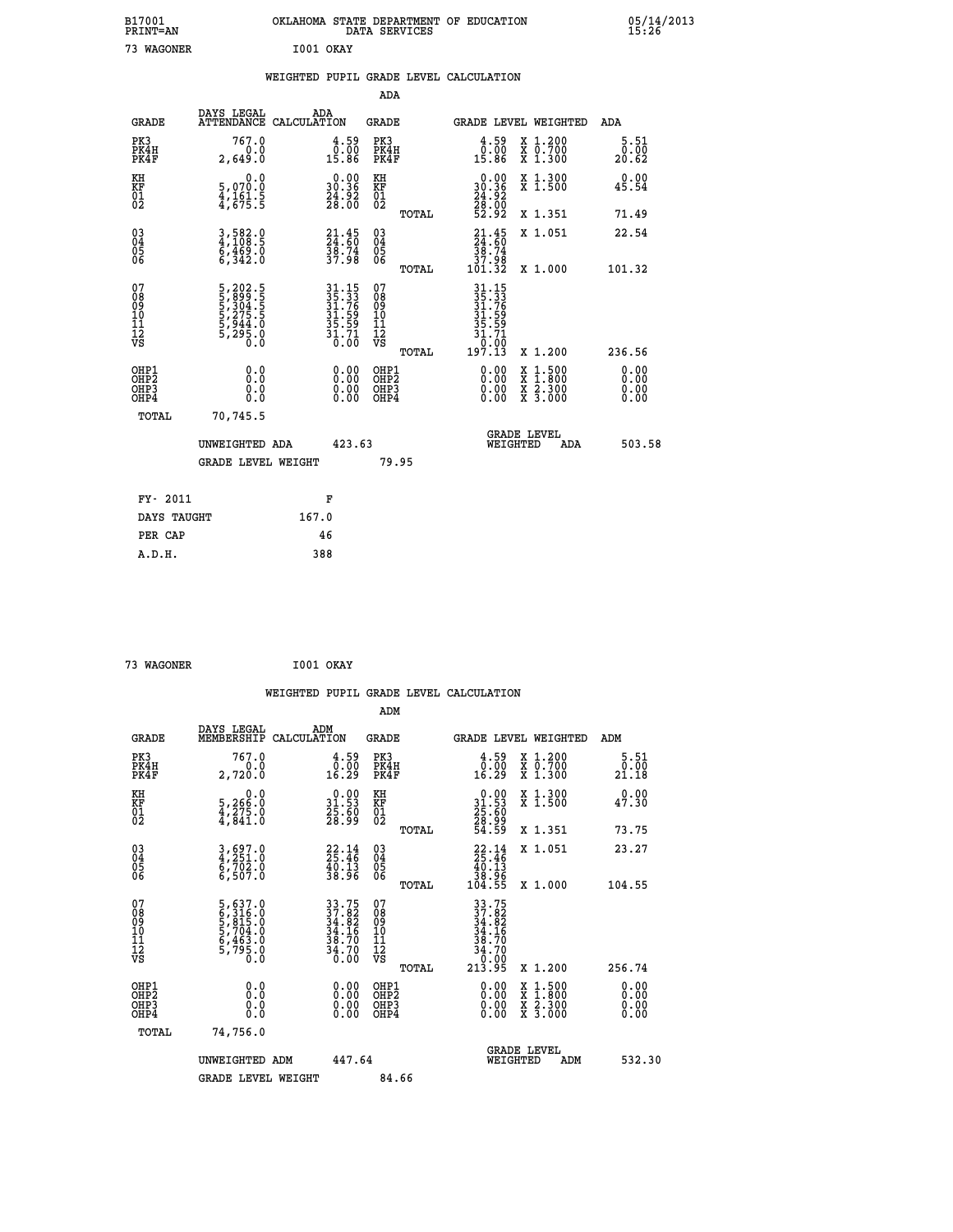B17001 OKLAHOMA STATE DEPARTMENT OF EDUCATION 05/14/2013
PRINT=AN DATA SERVICES 15:26

73 WAGONER I001 OKAY

## WEIGHTED PUPIL GRADE LEVEL CALCULATION

### ADA

| GRADE | DAYS LEGAL ATTENDANCE | ADA CALCULATION | GRADE | | GRADE LEVEL | WEIGHTED | ADA |
|---|---|---|---|---|---|---|---|
| PK3 | 767.0 | 4.59 | PK3 | | 4.59 | X 1.200 | 5.51 |
| PK4H | 0.0 | 0.00 | PK4H | | 0.00 | X 0.700 | 0.00 |
| PK4F | 2,649.0 | 15.86 | PK4F | | 15.86 | X 1.300 | 20.62 |
| KH | 0.0 | 0.00 | KH | | 0.00 | X 1.300 | 0.00 |
| KF | 5,070.0 | 30.36 | KF | | 30.36 | X 1.500 | 45.54 |
| 01 | 4,161.5 | 24.92 | 01 | | 24.92 | | |
| 02 | 4,675.5 | 28.00 | 02 | | 28.00 | | |
| | | | | TOTAL | 52.92 | X 1.351 | 71.49 |
| 03 | 3,582.0 | 21.45 | 03 | | 21.45 | X 1.051 | 22.54 |
| 04 | 4,108.5 | 24.60 | 04 | | 24.60 | | |
| 05 | 6,469.0 | 38.74 | 05 | | 38.74 | | |
| 06 | 6,342.0 | 37.98 | 06 | | 37.98 | | |
| | | | | TOTAL | 101.32 | X 1.000 | 101.32 |
| 07 | 5,202.5 | 31.15 | 07 | | 31.15 | | |
| 08 | 5,899.5 | 35.33 | 08 | | 35.33 | | |
| 09 | 5,304.5 | 31.76 | 09 | | 31.76 | | |
| 10 | 5,275.5 | 31.59 | 10 | | 31.59 | | |
| 11 | 5,944.0 | 35.59 | 11 | | 35.59 | | |
| 12 | 5,295.0 | 31.71 | 12 | | 31.71 | | |
| VS | 0.0 | 0.00 | VS | | 0.00 | | |
| | | | | TOTAL | 197.13 | X 1.200 | 236.56 |
| OHP1 | 0.0 | 0.00 | OHP1 | | 0.00 | X 1.500 | 0.00 |
| OHP2 | 0.0 | 0.00 | OHP2 | | 0.00 | X 1.800 | 0.00 |
| OHP3 | 0.0 | 0.00 | OHP3 | | 0.00 | X 2.300 | 0.00 |
| OHP4 | 0.0 | 0.00 | OHP4 | | 0.00 | X 3.000 | 0.00 |
| TOTAL | 70,745.5 | | | | | | |

UNWEIGHTED ADA 423.63 GRADE LEVEL WEIGHTED ADA 503.58

GRADE LEVEL WEIGHT 79.95

| FY- 2011 | F |
|---|---|
| DAYS TAUGHT | 167.0 |
| PER CAP | 46 |
| A.D.H. | 388 |

73 WAGONER I001 OKAY

## WEIGHTED PUPIL GRADE LEVEL CALCULATION

### ADM

| GRADE | DAYS LEGAL MEMBERSHIP | ADM CALCULATION | GRADE | | GRADE LEVEL | WEIGHTED | ADM |
|---|---|---|---|---|---|---|---|
| PK3 | 767.0 | 4.59 | PK3 | | 4.59 | X 1.200 | 5.51 |
| PK4H | 0.0 | 0.00 | PK4H | | 0.00 | X 0.700 | 0.00 |
| PK4F | 2,720.0 | 16.29 | PK4F | | 16.29 | X 1.300 | 21.18 |
| KH | 0.0 | 0.00 | KH | | 0.00 | X 1.300 | 0.00 |
| KF | 5,266.0 | 31.53 | KF | | 31.53 | X 1.500 | 47.30 |
| 01 | 4,275.0 | 25.60 | 01 | | 25.60 | | |
| 02 | 4,841.0 | 28.99 | 02 | | 28.99 | | |
| | | | | TOTAL | 54.59 | X 1.351 | 73.75 |
| 03 | 3,697.0 | 22.14 | 03 | | 22.14 | X 1.051 | 23.27 |
| 04 | 4,251.0 | 25.46 | 04 | | 25.46 | | |
| 05 | 6,702.0 | 40.13 | 05 | | 40.13 | | |
| 06 | 6,507.0 | 38.96 | 06 | | 38.96 | | |
| | | | | TOTAL | 104.55 | X 1.000 | 104.55 |
| 07 | 5,637.0 | 33.75 | 07 | | 33.75 | | |
| 08 | 6,316.0 | 37.82 | 08 | | 37.82 | | |
| 09 | 5,815.0 | 34.82 | 09 | | 34.82 | | |
| 10 | 5,704.0 | 34.16 | 10 | | 34.16 | | |
| 11 | 6,463.0 | 38.70 | 11 | | 38.70 | | |
| 12 | 5,795.0 | 34.70 | 12 | | 34.70 | | |
| VS | 0.0 | 0.00 | VS | | 0.00 | | |
| | | | | TOTAL | 213.95 | X 1.200 | 256.74 |
| OHP1 | 0.0 | 0.00 | OHP1 | | 0.00 | X 1.500 | 0.00 |
| OHP2 | 0.0 | 0.00 | OHP2 | | 0.00 | X 1.800 | 0.00 |
| OHP3 | 0.0 | 0.00 | OHP3 | | 0.00 | X 2.300 | 0.00 |
| OHP4 | 0.0 | 0.00 | OHP4 | | 0.00 | X 3.000 | 0.00 |
| TOTAL | 74,756.0 | | | | | | |

UNWEIGHTED ADM 447.64 GRADE LEVEL WEIGHTED ADM 532.30

GRADE LEVEL WEIGHT 84.66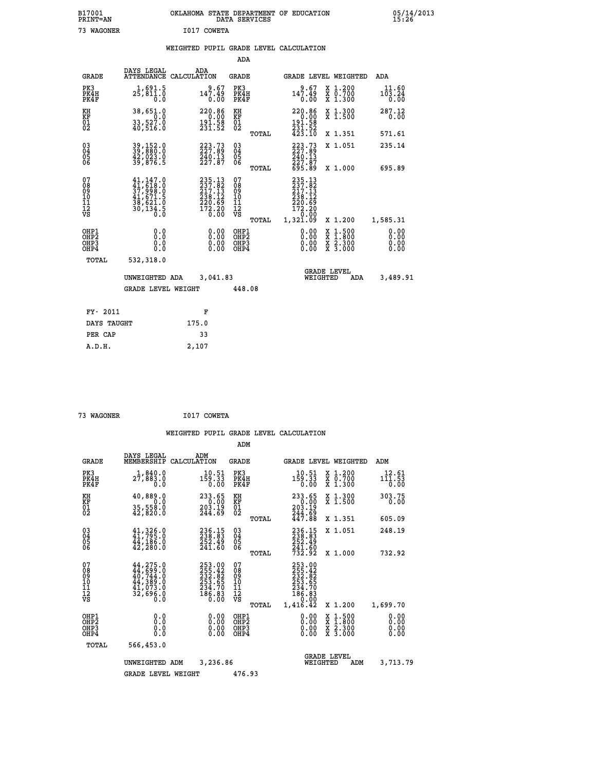B17001 OKLAHOMA STATE DEPARTMENT OF EDUCATION 05/14/2013
PRINT=AN DATA SERVICES 15:26

73 WAGONER I017 COWETA

## WEIGHTED PUPIL GRADE LEVEL CALCULATION

### ADA

| GRADE | DAYS LEGAL ATTENDANCE | ADA CALCULATION | GRADE | GRADE LEVEL | WEIGHTED | ADA |
|---|---|---|---|---|---|---|
| PK3 | 1,691.5 | 9.67 | PK3 | 9.67 | X 1.200 | 11.60 |
| PK4H | 25,811.0 | 147.49 | PK4H | 147.49 | X 0.700 | 103.24 |
| PK4F | 0.0 | 0.00 | PK4F | 0.00 | X 1.300 | 0.00 |
| KH | 38,651.0 | 220.86 | KH | 220.86 | X 1.300 | 287.12 |
| KF | 0.0 | 0.00 | KF | 0.00 | X 1.500 | 0.00 |
| 01 | 33,527.0 | 191.58 | 01 | 191.58 | | |
| 02 | 40,516.0 | 231.52 | 02 | 231.52 | | |
| | | | TOTAL | 423.10 | X 1.351 | 571.61 |
| 03 | 39,152.0 | 223.73 | 03 | 223.73 | X 1.051 | 235.14 |
| 04 | 39,880.0 | 227.89 | 04 | 227.89 | | |
| 05 | 42,023.0 | 240.13 | 05 | 240.13 | | |
| 06 | 39,876.5 | 227.87 | 06 | 227.87 | | |
| | | | TOTAL | 695.89 | X 1.000 | 695.89 |
| 07 | 41,147.0 | 235.13 | 07 | 235.13 | | |
| 08 | 41,618.0 | 237.82 | 08 | 237.82 | | |
| 09 | 37,998.0 | 217.13 | 09 | 217.13 | | |
| 10 | 41,671.5 | 238.12 | 10 | 238.12 | | |
| 11 | 38,621.0 | 220.69 | 11 | 220.69 | | |
| 12 | 30,134.5 | 172.20 | 12 | 172.20 | | |
| VS | 0.0 | 0.00 | VS | 0.00 | | |
| | | | TOTAL | 1,321.09 | X 1.200 | 1,585.31 |
| OHP1 | 0.0 | 0.00 | OHP1 | 0.00 | X 1.500 | 0.00 |
| OHP2 | 0.0 | 0.00 | OHP2 | 0.00 | X 1.800 | 0.00 |
| OHP3 | 0.0 | 0.00 | OHP3 | 0.00 | X 2.300 | 0.00 |
| OHP4 | 0.0 | 0.00 | OHP4 | 0.00 | X 3.000 | 0.00 |
| TOTAL | 532,318.0 | | | | | |

UNWEIGHTED ADA 3,041.83 GRADE LEVEL WEIGHTED ADA 3,489.91

GRADE LEVEL WEIGHT 448.08

| FY- 2011 | F |
|---|---|
| DAYS TAUGHT | 175.0 |
| PER CAP | 33 |
| A.D.H. | 2,107 |

73 WAGONER I017 COWETA

## WEIGHTED PUPIL GRADE LEVEL CALCULATION

### ADM

| GRADE | DAYS LEGAL MEMBERSHIP | ADM CALCULATION | GRADE | GRADE LEVEL | WEIGHTED | ADM |
|---|---|---|---|---|---|---|
| PK3 | 1,840.0 | 10.51 | PK3 | 10.51 | X 1.200 | 12.61 |
| PK4H | 27,883.0 | 159.33 | PK4H | 159.33 | X 0.700 | 111.53 |
| PK4F | 0.0 | 0.00 | PK4F | 0.00 | X 1.300 | 0.00 |
| KH | 40,889.0 | 233.65 | KH | 233.65 | X 1.300 | 303.75 |
| KF | 0.0 | 0.00 | KF | 0.00 | X 1.500 | 0.00 |
| 01 | 35,558.0 | 203.19 | 01 | 203.19 | | |
| 02 | 42,820.0 | 244.69 | 02 | 244.69 | | |
| | | | TOTAL | 447.88 | X 1.351 | 605.09 |
| 03 | 41,326.0 | 236.15 | 03 | 236.15 | X 1.051 | 248.19 |
| 04 | 41,795.0 | 238.83 | 04 | 238.83 | | |
| 05 | 44,186.0 | 252.49 | 05 | 252.49 | | |
| 06 | 42,280.0 | 241.60 | 06 | 241.60 | | |
| | | | TOTAL | 732.92 | X 1.000 | 732.92 |
| 07 | 44,275.0 | 253.00 | 07 | 253.00 | | |
| 08 | 44,699.0 | 255.42 | 08 | 255.42 | | |
| 09 | 40,744.0 | 232.82 | 09 | 232.82 | | |
| 10 | 44,389.0 | 253.65 | 10 | 253.65 | | |
| 11 | 41,073.0 | 234.70 | 11 | 234.70 | | |
| 12 | 32,696.0 | 186.83 | 12 | 186.83 | | |
| VS | 0.0 | 0.00 | VS | 0.00 | | |
| | | | TOTAL | 1,416.42 | X 1.200 | 1,699.70 |
| OHP1 | 0.0 | 0.00 | OHP1 | 0.00 | X 1.500 | 0.00 |
| OHP2 | 0.0 | 0.00 | OHP2 | 0.00 | X 1.800 | 0.00 |
| OHP3 | 0.0 | 0.00 | OHP3 | 0.00 | X 2.300 | 0.00 |
| OHP4 | 0.0 | 0.00 | OHP4 | 0.00 | X 3.000 | 0.00 |
| TOTAL | 566,453.0 | | | | | |

UNWEIGHTED ADM 3,236.86 GRADE LEVEL WEIGHTED ADM 3,713.79

GRADE LEVEL WEIGHT 476.93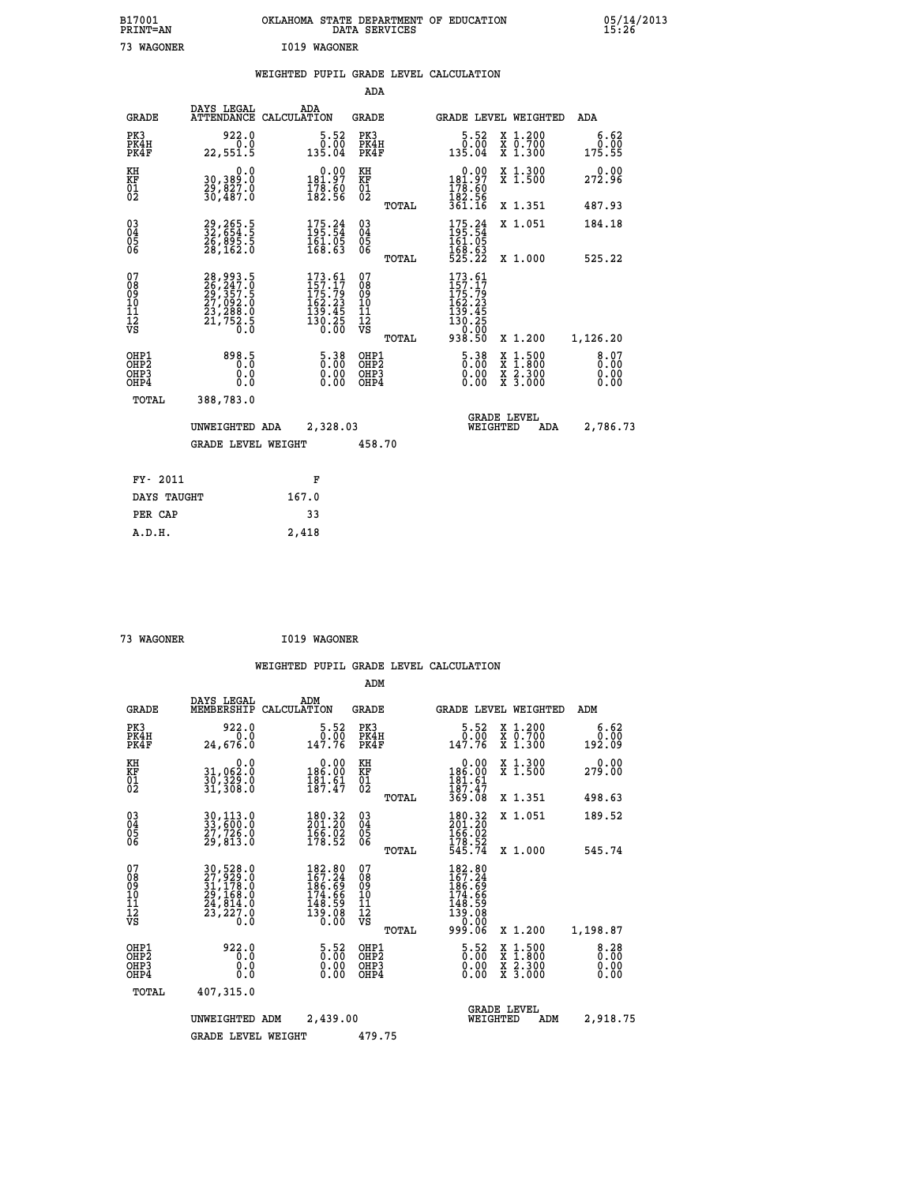B17001 PRINT=AN — OKLAHOMA STATE DEPARTMENT OF EDUCATION DATA SERVICES — 05/14/2013 15:26

73 WAGONER — I019 WAGONER

## WEIGHTED PUPIL GRADE LEVEL CALCULATION

### ADA

| GRADE | DAYS LEGAL ATTENDANCE | ADA CALCULATION | GRADE | GRADE LEVEL | WEIGHTED | ADA |
|---|---|---|---|---|---|---|
| PK3 | 922.0 | 5.52 | PK3 | 5.52 | X 1.200 | 6.62 |
| PK4H | 0.0 | 0.00 | PK4H | 0.00 | X 0.700 | 0.00 |
| PK4F | 22,551.5 | 135.04 | PK4F | 135.04 | X 1.300 | 175.55 |
| KH | 0.0 | 0.00 | KH | 0.00 | X 1.300 | 0.00 |
| KF | 30,389.0 | 181.97 | KF | 181.97 | X 1.500 | 272.96 |
| 01 | 29,827.0 | 178.60 | 01 | 178.60 | | |
| 02 | 30,487.0 | 182.56 | 02 | 182.56 | | |
| | | | TOTAL | 361.16 | X 1.351 | 487.93 |
| 03 | 29,265.5 | 175.24 | 03 | 175.24 | X 1.051 | 184.18 |
| 04 | 32,654.5 | 195.54 | 04 | 195.54 | | |
| 05 | 26,895.5 | 161.05 | 05 | 161.05 | | |
| 06 | 28,162.0 | 168.63 | 06 | 168.63 | | |
| | | | TOTAL | 525.22 | X 1.000 | 525.22 |
| 07 | 28,993.5 | 173.61 | 07 | 173.61 | | |
| 08 | 26,247.0 | 157.17 | 08 | 157.17 | | |
| 09 | 29,357.5 | 175.79 | 09 | 175.79 | | |
| 10 | 27,092.0 | 162.23 | 10 | 162.23 | | |
| 11 | 23,288.0 | 139.45 | 11 | 139.45 | | |
| 12 | 21,752.5 | 130.25 | 12 | 130.25 | | |
| VS | 0.0 | 0.00 | VS | 0.00 | | |
| | | | TOTAL | 938.50 | X 1.200 | 1,126.20 |
| OHP1 | 898.5 | 5.38 | OHP1 | 5.38 | X 1.500 | 8.07 |
| OHP2 | 0.0 | 0.00 | OHP2 | 0.00 | X 1.800 | 0.00 |
| OHP3 | 0.0 | 0.00 | OHP3 | 0.00 | X 2.300 | 0.00 |
| OHP4 | 0.0 | 0.00 | OHP4 | 0.00 | X 3.000 | 0.00 |
| TOTAL | 388,783.0 | | | | | |

UNWEIGHTED ADA 2,328.03 — GRADE LEVEL WEIGHTED ADA 2,786.73

GRADE LEVEL WEIGHT 458.70

| FY- 2011 | F |
|---|---|
| DAYS TAUGHT | 167.0 |
| PER CAP | 33 |
| A.D.H. | 2,418 |

73 WAGONER — I019 WAGONER

## WEIGHTED PUPIL GRADE LEVEL CALCULATION

### ADM

| GRADE | DAYS LEGAL MEMBERSHIP | ADM CALCULATION | GRADE | GRADE LEVEL | WEIGHTED | ADM |
|---|---|---|---|---|---|---|
| PK3 | 922.0 | 5.52 | PK3 | 5.52 | X 1.200 | 6.62 |
| PK4H | 0.0 | 0.00 | PK4H | 0.00 | X 0.700 | 0.00 |
| PK4F | 24,676.0 | 147.76 | PK4F | 147.76 | X 1.300 | 192.09 |
| KH | 0.0 | 0.00 | KH | 0.00 | X 1.300 | 0.00 |
| KF | 31,062.0 | 186.00 | KF | 186.00 | X 1.500 | 279.00 |
| 01 | 30,329.0 | 181.61 | 01 | 181.61 | | |
| 02 | 31,308.0 | 187.47 | 02 | 187.47 | | |
| | | | TOTAL | 369.08 | X 1.351 | 498.63 |
| 03 | 30,113.0 | 180.32 | 03 | 180.32 | X 1.051 | 189.52 |
| 04 | 33,600.0 | 201.20 | 04 | 201.20 | | |
| 05 | 27,726.0 | 166.02 | 05 | 166.02 | | |
| 06 | 29,813.0 | 178.52 | 06 | 178.52 | | |
| | | | TOTAL | 545.74 | X 1.000 | 545.74 |
| 07 | 30,528.0 | 182.80 | 07 | 182.80 | | |
| 08 | 27,929.0 | 167.24 | 08 | 167.24 | | |
| 09 | 31,178.0 | 186.69 | 09 | 186.69 | | |
| 10 | 29,168.0 | 174.66 | 10 | 174.66 | | |
| 11 | 24,814.0 | 148.59 | 11 | 148.59 | | |
| 12 | 23,227.0 | 139.08 | 12 | 139.08 | | |
| VS | 0.0 | 0.00 | VS | 0.00 | | |
| | | | TOTAL | 999.06 | X 1.200 | 1,198.87 |
| OHP1 | 922.0 | 5.52 | OHP1 | 5.52 | X 1.500 | 8.28 |
| OHP2 | 0.0 | 0.00 | OHP2 | 0.00 | X 1.800 | 0.00 |
| OHP3 | 0.0 | 0.00 | OHP3 | 0.00 | X 2.300 | 0.00 |
| OHP4 | 0.0 | 0.00 | OHP4 | 0.00 | X 3.000 | 0.00 |
| TOTAL | 407,315.0 | | | | | |

UNWEIGHTED ADM 2,439.00 — GRADE LEVEL WEIGHTED ADM 2,918.75

GRADE LEVEL WEIGHT 479.75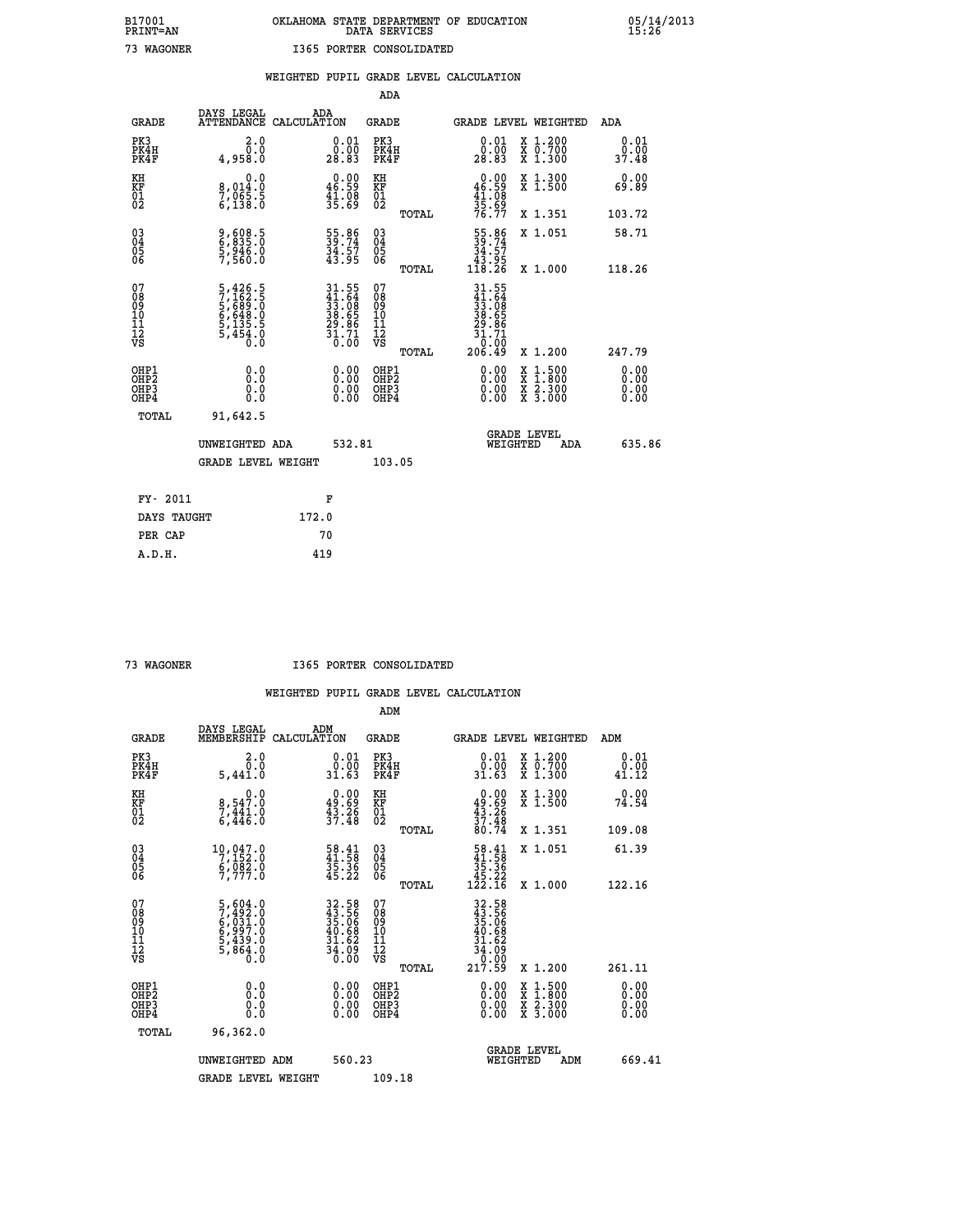B17001 OKLAHOMA STATE DEPARTMENT OF EDUCATION 05/14/2013
PRINT=AN DATA SERVICES 15:26

73 WAGONER I365 PORTER CONSOLIDATED

WEIGHTED PUPIL GRADE LEVEL CALCULATION

ADA

| GRADE | DAYS LEGAL ATTENDANCE | ADA CALCULATION | GRADE | GRADE LEVEL | WEIGHTED | ADA |
|---|---|---|---|---|---|---|
| PK3 | 2.0 | 0.01 | PK3 | 0.01 | X 1.200 | 0.01 |
| PK4H | 0.0 | 0.00 | PK4H | 0.00 | X 0.700 | 0.00 |
| PK4F | 4,958.0 | 28.83 | PK4F | 28.83 | X 1.300 | 37.48 |
| KH | 0.0 | 0.00 | KH | 0.00 | X 1.300 | 0.00 |
| KF | 8,014.0 | 46.59 | KF | 46.59 | X 1.500 | 69.89 |
| 01 | 7,065.5 | 41.08 | 01 | 41.08 | | |
| 02 | 6,138.0 | 35.69 | 02 | 35.69 | | |
| | | | TOTAL | 76.77 | X 1.351 | 103.72 |
| 03 | 9,608.5 | 55.86 | 03 | 55.86 | X 1.051 | 58.71 |
| 04 | 6,835.0 | 39.74 | 04 | 39.74 | | |
| 05 | 5,946.0 | 34.57 | 05 | 34.57 | | |
| 06 | 7,560.0 | 43.95 | 06 | 43.95 | | |
| | | | TOTAL | 118.26 | X 1.000 | 118.26 |
| 07 | 5,426.5 | 31.55 | 07 | 31.55 | | |
| 08 | 7,162.5 | 41.64 | 08 | 41.64 | | |
| 09 | 5,689.0 | 33.08 | 09 | 33.08 | | |
| 10 | 6,648.0 | 38.65 | 10 | 38.65 | | |
| 11 | 5,135.5 | 29.86 | 11 | 29.86 | | |
| 12 | 5,454.0 | 31.71 | 12 | 31.71 | | |
| VS | 0.0 | 0.00 | VS | 0.00 | | |
| | | | TOTAL | 206.49 | X 1.200 | 247.79 |
| OHP1 | 0.0 | 0.00 | OHP1 | 0.00 | X 1.500 | 0.00 |
| OHP2 | 0.0 | 0.00 | OHP2 | 0.00 | X 1.800 | 0.00 |
| OHP3 | 0.0 | 0.00 | OHP3 | 0.00 | X 2.300 | 0.00 |
| OHP4 | 0.0 | 0.00 | OHP4 | 0.00 | X 3.000 | 0.00 |
| TOTAL | 91,642.5 | | | | | |

UNWEIGHTED ADA 532.81 GRADE LEVEL WEIGHTED ADA 635.86

GRADE LEVEL WEIGHT 103.05

FY- 2011 F
DAYS TAUGHT 172.0
PER CAP 70
A.D.H. 419

73 WAGONER I365 PORTER CONSOLIDATED

WEIGHTED PUPIL GRADE LEVEL CALCULATION

ADM

| GRADE | DAYS LEGAL MEMBERSHIP | ADM CALCULATION | GRADE | GRADE LEVEL | WEIGHTED | ADM |
|---|---|---|---|---|---|---|
| PK3 | 2.0 | 0.01 | PK3 | 0.01 | X 1.200 | 0.01 |
| PK4H | 0.0 | 0.00 | PK4H | 0.00 | X 0.700 | 0.00 |
| PK4F | 5,441.0 | 31.63 | PK4F | 31.63 | X 1.300 | 41.12 |
| KH | 0.0 | 0.00 | KH | 0.00 | X 1.300 | 0.00 |
| KF | 8,547.0 | 49.69 | KF | 49.69 | X 1.500 | 74.54 |
| 01 | 7,441.0 | 43.26 | 01 | 43.26 | | |
| 02 | 6,446.0 | 37.48 | 02 | 37.48 | | |
| | | | TOTAL | 80.74 | X 1.351 | 109.08 |
| 03 | 10,047.0 | 58.41 | 03 | 58.41 | X 1.051 | 61.39 |
| 04 | 7,152.0 | 41.58 | 04 | 41.58 | | |
| 05 | 6,082.0 | 35.36 | 05 | 35.36 | | |
| 06 | 7,777.0 | 45.22 | 06 | 45.22 | | |
| | | | TOTAL | 122.16 | X 1.000 | 122.16 |
| 07 | 5,604.0 | 32.58 | 07 | 32.58 | | |
| 08 | 7,492.0 | 43.56 | 08 | 43.56 | | |
| 09 | 6,031.0 | 35.06 | 09 | 35.06 | | |
| 10 | 6,997.0 | 40.68 | 10 | 40.68 | | |
| 11 | 5,439.0 | 31.62 | 11 | 31.62 | | |
| 12 | 5,864.0 | 34.09 | 12 | 34.09 | | |
| VS | 0.0 | 0.00 | VS | 0.00 | | |
| | | | TOTAL | 217.59 | X 1.200 | 261.11 |
| OHP1 | 0.0 | 0.00 | OHP1 | 0.00 | X 1.500 | 0.00 |
| OHP2 | 0.0 | 0.00 | OHP2 | 0.00 | X 1.800 | 0.00 |
| OHP3 | 0.0 | 0.00 | OHP3 | 0.00 | X 2.300 | 0.00 |
| OHP4 | 0.0 | 0.00 | OHP4 | 0.00 | X 3.000 | 0.00 |
| TOTAL | 96,362.0 | | | | | |

UNWEIGHTED ADM 560.23 GRADE LEVEL WEIGHTED ADM 669.41

GRADE LEVEL WEIGHT 109.18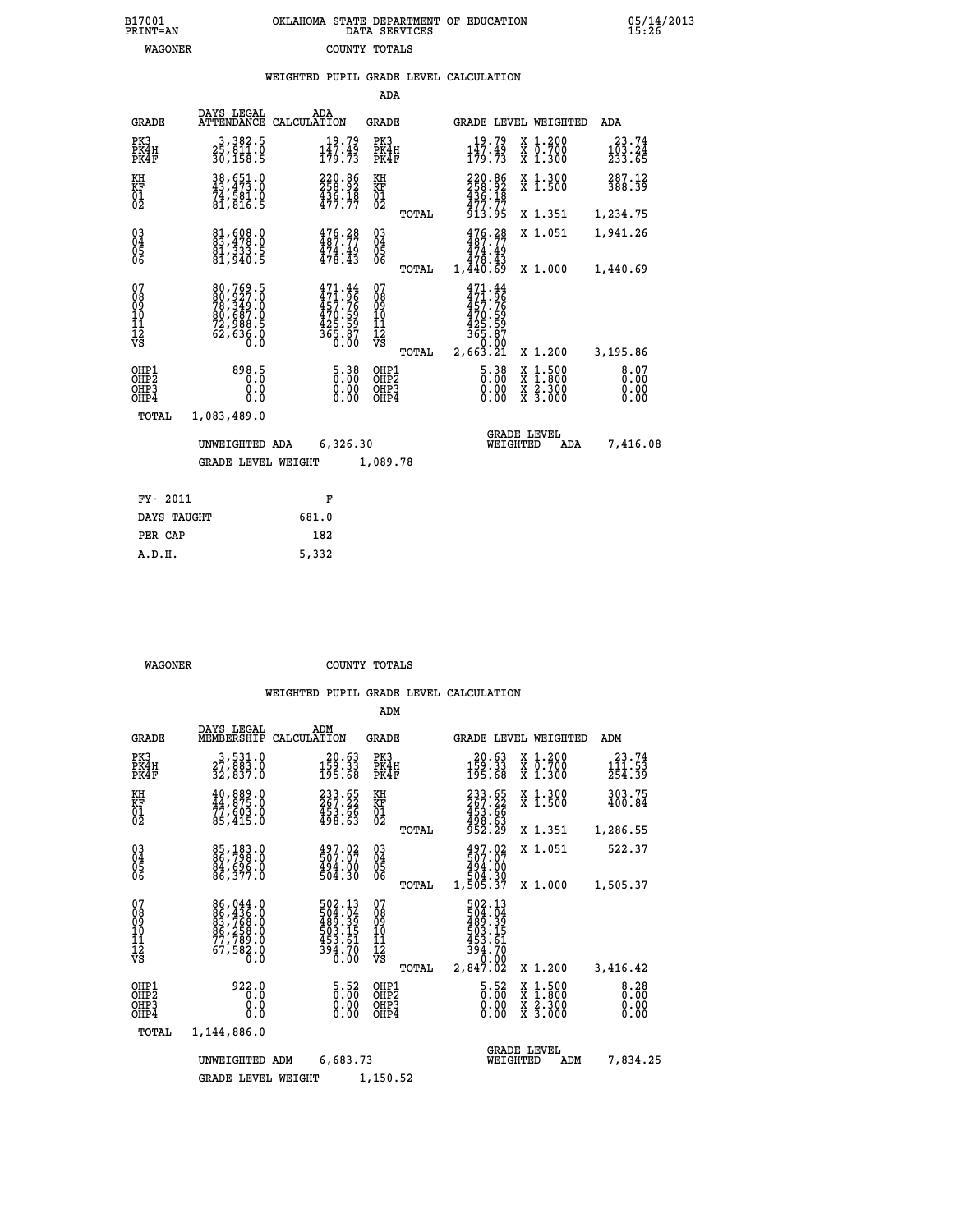B17001 PRINT=AN — OKLAHOMA STATE DEPARTMENT OF EDUCATION DATA SERVICES — 05/14/2013 15:26

WAGONER — COUNTY TOTALS

## WEIGHTED PUPIL GRADE LEVEL CALCULATION

### ADA

| GRADE | DAYS LEGAL ATTENDANCE | ADA CALCULATION | GRADE | | GRADE LEVEL | WEIGHTED | ADA |
|---|---|---|---|---|---|---|---|
| PK3 | 3,382.5 | 19.79 | PK3 | | 19.79 | X 1.200 | 23.74 |
| PK4H | 25,811.0 | 147.49 | PK4H | | 147.49 | X 0.700 | 103.24 |
| PK4F | 30,158.5 | 179.73 | PK4F | | 179.73 | X 1.300 | 233.65 |
| KH | 38,651.0 | 220.86 | KH | | 220.86 | X 1.300 | 287.12 |
| KF | 43,473.0 | 258.92 | KF | | 258.92 | X 1.500 | 388.39 |
| 01 | 74,581.0 | 436.18 | 01 | | 436.18 | | |
| 02 | 81,816.5 | 477.77 | 02 | | 477.77 | | |
| | | | | TOTAL | 913.95 | X 1.351 | 1,234.75 |
| 03 | 81,608.0 | 476.28 | 03 | | 476.28 | X 1.051 | 1,941.26 |
| 04 | 83,478.0 | 487.77 | 04 | | 487.77 | | |
| 05 | 81,333.5 | 474.49 | 05 | | 474.49 | | |
| 06 | 81,940.5 | 478.43 | 06 | | 478.43 | | |
| | | | | TOTAL | 1,440.69 | X 1.000 | 1,440.69 |
| 07 | 80,769.5 | 471.44 | 07 | | 471.44 | | |
| 08 | 80,927.0 | 471.96 | 08 | | 471.96 | | |
| 09 | 78,349.0 | 457.76 | 09 | | 457.76 | | |
| 10 | 80,687.0 | 470.59 | 10 | | 470.59 | | |
| 11 | 72,988.5 | 425.59 | 11 | | 425.59 | | |
| 12 | 62,636.0 | 365.87 | 12 | | 365.87 | | |
| VS | 0.0 | 0.00 | VS | | 0.00 | | |
| | | | | TOTAL | 2,663.21 | X 1.200 | 3,195.86 |
| OHP1 | 898.5 | 5.38 | OHP1 | | 5.38 | X 1.500 | 8.07 |
| OHP2 | 0.0 | 0.00 | OHP2 | | 0.00 | X 1.800 | 0.00 |
| OHP3 | 0.0 | 0.00 | OHP3 | | 0.00 | X 2.300 | 0.00 |
| OHP4 | 0.0 | 0.00 | OHP4 | | 0.00 | X 3.000 | 0.00 |
| TOTAL | 1,083,489.0 | | | | | | |

UNWEIGHTED ADA 6,326.30 — GRADE LEVEL WEIGHTED ADA 7,416.08

GRADE LEVEL WEIGHT 1,089.78

| FY- 2011 | F |
|---|---|
| DAYS TAUGHT | 681.0 |
| PER CAP | 182 |
| A.D.H. | 5,332 |

WAGONER — COUNTY TOTALS

## WEIGHTED PUPIL GRADE LEVEL CALCULATION

### ADM

| GRADE | DAYS LEGAL MEMBERSHIP | ADM CALCULATION | GRADE | | GRADE LEVEL | WEIGHTED | ADM |
|---|---|---|---|---|---|---|---|
| PK3 | 3,531.0 | 20.63 | PK3 | | 20.63 | X 1.200 | 23.74 |
| PK4H | 27,883.0 | 159.33 | PK4H | | 159.33 | X 0.700 | 111.53 |
| PK4F | 32,837.0 | 195.68 | PK4F | | 195.68 | X 1.300 | 254.39 |
| KH | 40,889.0 | 233.65 | KH | | 233.65 | X 1.300 | 303.75 |
| KF | 44,875.0 | 267.22 | KF | | 267.22 | X 1.500 | 400.84 |
| 01 | 77,603.0 | 453.66 | 01 | | 453.66 | | |
| 02 | 85,415.0 | 498.63 | 02 | | 498.63 | | |
| | | | | TOTAL | 952.29 | X 1.351 | 1,286.55 |
| 03 | 85,183.0 | 497.02 | 03 | | 497.02 | X 1.051 | 522.37 |
| 04 | 86,798.0 | 507.07 | 04 | | 507.07 | | |
| 05 | 84,696.0 | 494.00 | 05 | | 494.00 | | |
| 06 | 86,377.0 | 504.30 | 06 | | 504.30 | | |
| | | | | TOTAL | 1,505.37 | X 1.000 | 1,505.37 |
| 07 | 86,044.0 | 502.13 | 07 | | 502.13 | | |
| 08 | 86,436.0 | 504.04 | 08 | | 504.04 | | |
| 09 | 83,768.0 | 489.39 | 09 | | 489.39 | | |
| 10 | 86,258.0 | 503.15 | 10 | | 503.15 | | |
| 11 | 77,789.0 | 453.61 | 11 | | 453.61 | | |
| 12 | 67,582.0 | 394.70 | 12 | | 394.70 | | |
| VS | 0.0 | 0.00 | VS | | 0.00 | | |
| | | | | TOTAL | 2,847.02 | X 1.200 | 3,416.42 |
| OHP1 | 922.0 | 5.52 | OHP1 | | 5.52 | X 1.500 | 8.28 |
| OHP2 | 0.0 | 0.00 | OHP2 | | 0.00 | X 1.800 | 0.00 |
| OHP3 | 0.0 | 0.00 | OHP3 | | 0.00 | X 2.300 | 0.00 |
| OHP4 | 0.0 | 0.00 | OHP4 | | 0.00 | X 3.000 | 0.00 |
| TOTAL | 1,144,886.0 | | | | | | |

UNWEIGHTED ADM 6,683.73 — GRADE LEVEL WEIGHTED ADM 7,834.25

GRADE LEVEL WEIGHT 1,150.52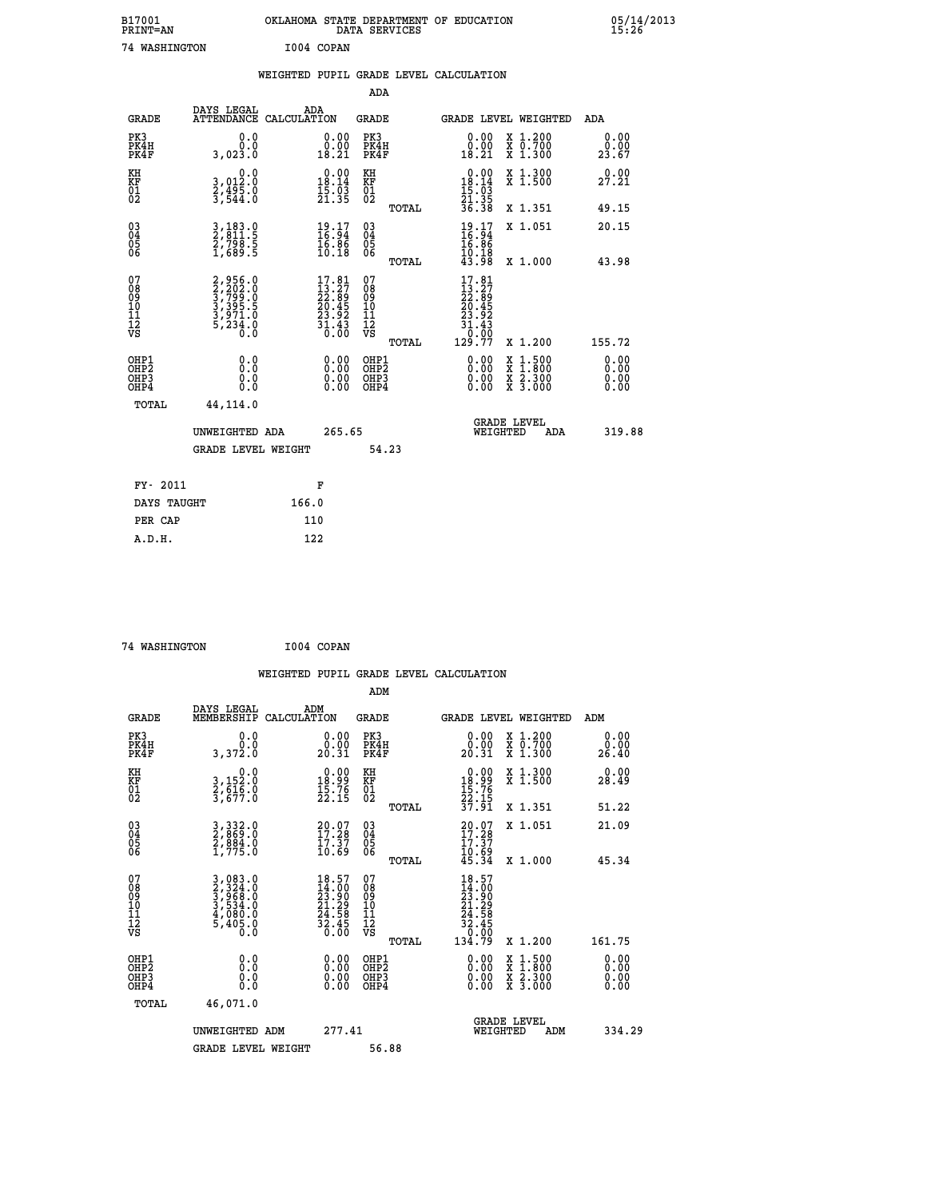B17001 OKLAHOMA STATE DEPARTMENT OF EDUCATION 05/14/2013
PRINT=AN DATA SERVICES 15:26

74 WASHINGTON I004 COPAN

## WEIGHTED PUPIL GRADE LEVEL CALCULATION

### ADA

| GRADE | DAYS LEGAL ATTENDANCE | ADA CALCULATION | GRADE | | GRADE LEVEL | WEIGHTED | ADA |
|---|---|---|---|---|---|---|---|
| PK3 | 0.0 | 0.00 | PK3 | | 0.00 | X 1.200 | 0.00 |
| PK4H | 0.0 | 0.00 | PK4H | | 0.00 | X 0.700 | 0.00 |
| PK4F | 3,023.0 | 18.21 | PK4F | | 18.21 | X 1.300 | 23.67 |
| KH | 0.0 | 0.00 | KH | | 0.00 | X 1.300 | 0.00 |
| KF | 3,012.0 | 18.14 | KF | | 18.14 | X 1.500 | 27.21 |
| 01 | 2,495.0 | 15.03 | 01 | | 15.03 | | |
| 02 | 3,544.0 | 21.35 | 02 | | 21.35 | | |
| | | | | TOTAL | 36.38 | X 1.351 | 49.15 |
| 03 | 3,183.0 | 19.17 | 03 | | 19.17 | X 1.051 | 20.15 |
| 04 | 2,811.5 | 16.94 | 04 | | 16.94 | | |
| 05 | 2,798.5 | 16.86 | 05 | | 16.86 | | |
| 06 | 1,689.5 | 10.18 | 06 | | 10.18 | | |
| | | | | TOTAL | 43.98 | X 1.000 | 43.98 |
| 07 | 2,956.0 | 17.81 | 07 | | 17.81 | | |
| 08 | 2,202.0 | 13.27 | 08 | | 13.27 | | |
| 09 | 3,799.0 | 22.89 | 09 | | 22.89 | | |
| 10 | 3,395.5 | 20.45 | 10 | | 20.45 | | |
| 11 | 3,971.0 | 23.92 | 11 | | 23.92 | | |
| 12 | 5,234.0 | 31.43 | 12 | | 31.43 | | |
| VS | 0.0 | 0.00 | VS | | 0.00 | | |
| | | | | TOTAL | 129.77 | X 1.200 | 155.72 |
| OHP1 | 0.0 | 0.00 | OHP1 | | 0.00 | X 1.500 | 0.00 |
| OHP2 | 0.0 | 0.00 | OHP2 | | 0.00 | X 1.800 | 0.00 |
| OHP3 | 0.0 | 0.00 | OHP3 | | 0.00 | X 2.300 | 0.00 |
| OHP4 | 0.0 | 0.00 | OHP4 | | 0.00 | X 3.000 | 0.00 |
| TOTAL | 44,114.0 | | | | | | |

UNWEIGHTED ADA 265.65 GRADE LEVEL WEIGHTED ADA 319.88

GRADE LEVEL WEIGHT 54.23

| FY- 2011 | F |
|---|---|
| DAYS TAUGHT | 166.0 |
| PER CAP | 110 |
| A.D.H. | 122 |

74 WASHINGTON I004 COPAN

## WEIGHTED PUPIL GRADE LEVEL CALCULATION

### ADM

| GRADE | DAYS LEGAL MEMBERSHIP | ADM CALCULATION | GRADE | | GRADE LEVEL | WEIGHTED | ADM |
|---|---|---|---|---|---|---|---|
| PK3 | 0.0 | 0.00 | PK3 | | 0.00 | X 1.200 | 0.00 |
| PK4H | 0.0 | 0.00 | PK4H | | 0.00 | X 0.700 | 0.00 |
| PK4F | 3,372.0 | 20.31 | PK4F | | 20.31 | X 1.300 | 26.40 |
| KH | 0.0 | 0.00 | KH | | 0.00 | X 1.300 | 0.00 |
| KF | 3,152.0 | 18.99 | KF | | 18.99 | X 1.500 | 28.49 |
| 01 | 2,616.0 | 15.76 | 01 | | 15.76 | | |
| 02 | 3,677.0 | 22.15 | 02 | | 22.15 | | |
| | | | | TOTAL | 37.91 | X 1.351 | 51.22 |
| 03 | 3,332.0 | 20.07 | 03 | | 20.07 | X 1.051 | 21.09 |
| 04 | 2,869.0 | 17.28 | 04 | | 17.28 | | |
| 05 | 2,884.0 | 17.37 | 05 | | 17.37 | | |
| 06 | 1,775.0 | 10.69 | 06 | | 10.69 | | |
| | | | | TOTAL | 45.34 | X 1.000 | 45.34 |
| 07 | 3,083.0 | 18.57 | 07 | | 18.57 | | |
| 08 | 2,324.0 | 14.00 | 08 | | 14.00 | | |
| 09 | 3,968.0 | 23.90 | 09 | | 23.90 | | |
| 10 | 3,534.0 | 21.29 | 10 | | 21.29 | | |
| 11 | 4,080.0 | 24.58 | 11 | | 24.58 | | |
| 12 | 5,405.0 | 32.45 | 12 | | 32.45 | | |
| VS | 0.0 | 0.00 | VS | | 0.00 | | |
| | | | | TOTAL | 134.79 | X 1.200 | 161.75 |
| OHP1 | 0.0 | 0.00 | OHP1 | | 0.00 | X 1.500 | 0.00 |
| OHP2 | 0.0 | 0.00 | OHP2 | | 0.00 | X 1.800 | 0.00 |
| OHP3 | 0.0 | 0.00 | OHP3 | | 0.00 | X 2.300 | 0.00 |
| OHP4 | 0.0 | 0.00 | OHP4 | | 0.00 | X 3.000 | 0.00 |
| TOTAL | 46,071.0 | | | | | | |

UNWEIGHTED ADM 277.41 GRADE LEVEL WEIGHTED ADM 334.29

GRADE LEVEL WEIGHT 56.88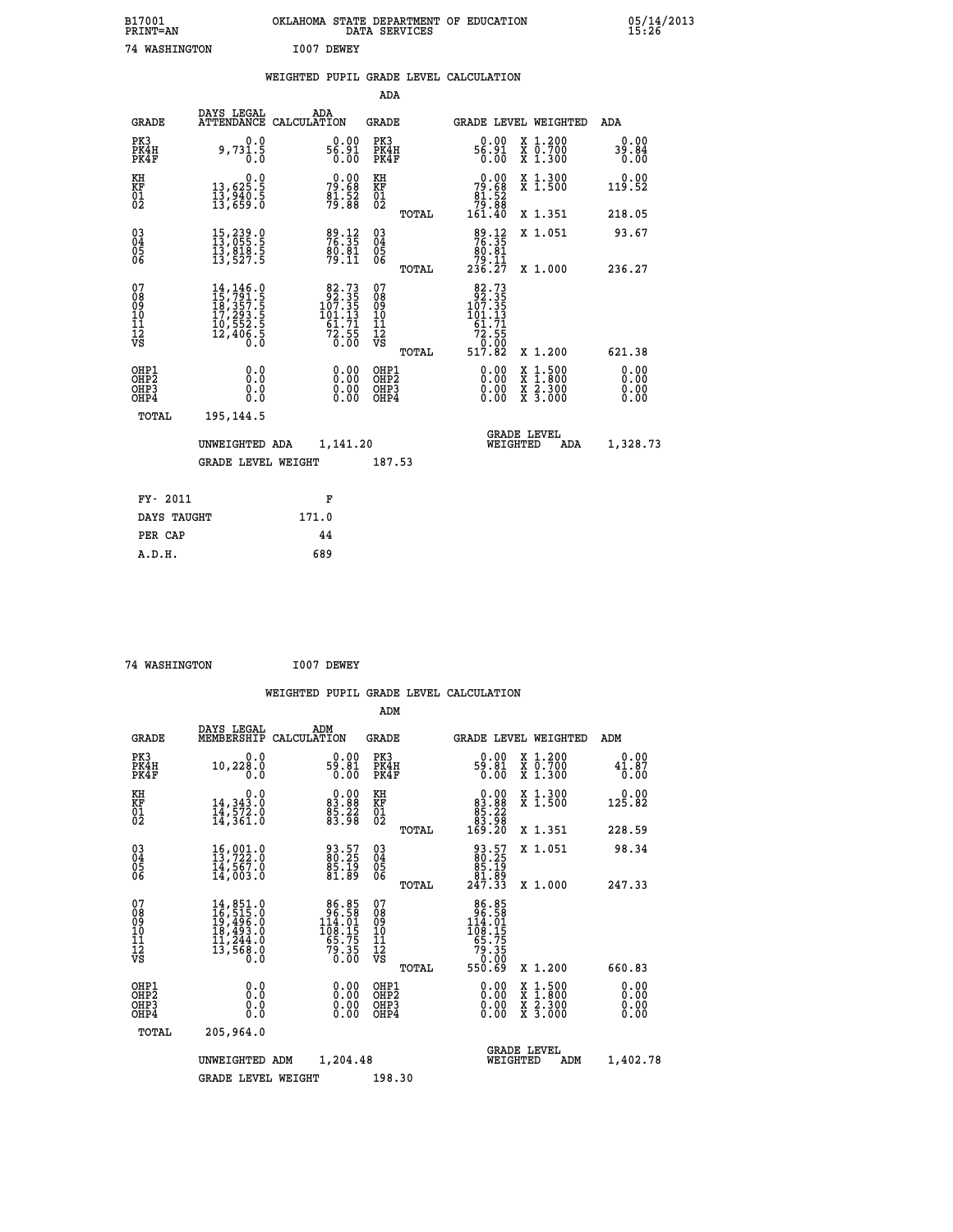B17001 OKLAHOMA STATE DEPARTMENT OF EDUCATION 05/14/2013
PRINT=AN DATA SERVICES 15:26

74 WASHINGTON I007 DEWEY

## WEIGHTED PUPIL GRADE LEVEL CALCULATION

### ADA

| GRADE | DAYS LEGAL ATTENDANCE | ADA CALCULATION | GRADE | GRADE LEVEL | WEIGHTED | ADA |
|---|---|---|---|---|---|---|
| PK3 | 0.0 | 0.00 | PK3 | 0.00 | X 1.200 | 0.00 |
| PK4H | 9,731.5 | 56.91 | PK4H | 56.91 | X 0.700 | 39.84 |
| PK4F | 0.0 | 0.00 | PK4F | 0.00 | X 1.300 | 0.00 |
| KH | 0.0 | 0.00 | KH | 0.00 | X 1.300 | 0.00 |
| KF | 13,625.5 | 79.68 | KF | 79.68 | X 1.500 | 119.52 |
| 01 | 13,940.5 | 81.52 | 01 | 81.52 | | |
| 02 | 13,659.0 | 79.88 | 02 | 79.88 | | |
| | | | TOTAL | 161.40 | X 1.351 | 218.05 |
| 03 | 15,239.0 | 89.12 | 03 | 89.12 | X 1.051 | 93.67 |
| 04 | 13,055.5 | 76.35 | 04 | 76.35 | | |
| 05 | 13,818.5 | 80.81 | 05 | 80.81 | | |
| 06 | 13,527.5 | 79.11 | 06 | 79.11 | | |
| | | | TOTAL | 236.27 | X 1.000 | 236.27 |
| 07 | 14,146.0 | 82.73 | 07 | 82.73 | | |
| 08 | 15,791.5 | 92.35 | 08 | 92.35 | | |
| 09 | 18,357.5 | 107.35 | 09 | 107.35 | | |
| 10 | 17,293.5 | 101.13 | 10 | 101.13 | | |
| 11 | 10,552.5 | 61.71 | 11 | 61.71 | | |
| 12 | 12,406.5 | 72.55 | 12 | 72.55 | | |
| VS | 0.0 | 0.00 | VS | 0.00 | | |
| | | | TOTAL | 517.82 | X 1.200 | 621.38 |
| OHP1 | 0.0 | 0.00 | OHP1 | 0.00 | X 1.500 | 0.00 |
| OHP2 | 0.0 | 0.00 | OHP2 | 0.00 | X 1.800 | 0.00 |
| OHP3 | 0.0 | 0.00 | OHP3 | 0.00 | X 2.300 | 0.00 |
| OHP4 | 0.0 | 0.00 | OHP4 | 0.00 | X 3.000 | 0.00 |
| TOTAL | 195,144.5 | | | | | |

UNWEIGHTED ADA 1,141.20 GRADE LEVEL WEIGHTED ADA 1,328.73

GRADE LEVEL WEIGHT 187.53

| FY- 2011 | F |
|---|---|
| DAYS TAUGHT | 171.0 |
| PER CAP | 44 |
| A.D.H. | 689 |

74 WASHINGTON I007 DEWEY

## WEIGHTED PUPIL GRADE LEVEL CALCULATION

### ADM

| GRADE | DAYS LEGAL MEMBERSHIP | ADM CALCULATION | GRADE | GRADE LEVEL | WEIGHTED | ADM |
|---|---|---|---|---|---|---|
| PK3 | 0.0 | 0.00 | PK3 | 0.00 | X 1.200 | 0.00 |
| PK4H | 10,228.0 | 59.81 | PK4H | 59.81 | X 0.700 | 41.87 |
| PK4F | 0.0 | 0.00 | PK4F | 0.00 | X 1.300 | 0.00 |
| KH | 0.0 | 0.00 | KH | 0.00 | X 1.300 | 0.00 |
| KF | 14,343.0 | 83.88 | KF | 83.88 | X 1.500 | 125.82 |
| 01 | 14,572.0 | 85.22 | 01 | 85.22 | | |
| 02 | 14,361.0 | 83.98 | 02 | 83.98 | | |
| | | | TOTAL | 169.20 | X 1.351 | 228.59 |
| 03 | 16,001.0 | 93.57 | 03 | 93.57 | X 1.051 | 98.34 |
| 04 | 13,722.0 | 80.25 | 04 | 80.25 | | |
| 05 | 14,567.0 | 85.19 | 05 | 85.19 | | |
| 06 | 14,003.0 | 81.89 | 06 | 81.89 | | |
| | | | TOTAL | 247.33 | X 1.000 | 247.33 |
| 07 | 14,851.0 | 86.85 | 07 | 86.85 | | |
| 08 | 16,515.0 | 96.58 | 08 | 96.58 | | |
| 09 | 19,496.0 | 114.01 | 09 | 114.01 | | |
| 10 | 18,493.0 | 108.15 | 10 | 108.15 | | |
| 11 | 11,244.0 | 65.75 | 11 | 65.75 | | |
| 12 | 13,568.0 | 79.35 | 12 | 79.35 | | |
| VS | 0.0 | 0.00 | VS | 0.00 | | |
| | | | TOTAL | 550.69 | X 1.200 | 660.83 |
| OHP1 | 0.0 | 0.00 | OHP1 | 0.00 | X 1.500 | 0.00 |
| OHP2 | 0.0 | 0.00 | OHP2 | 0.00 | X 1.800 | 0.00 |
| OHP3 | 0.0 | 0.00 | OHP3 | 0.00 | X 2.300 | 0.00 |
| OHP4 | 0.0 | 0.00 | OHP4 | 0.00 | X 3.000 | 0.00 |
| TOTAL | 205,964.0 | | | | | |

UNWEIGHTED ADM 1,204.48 GRADE LEVEL WEIGHTED ADM 1,402.78

GRADE LEVEL WEIGHT 198.30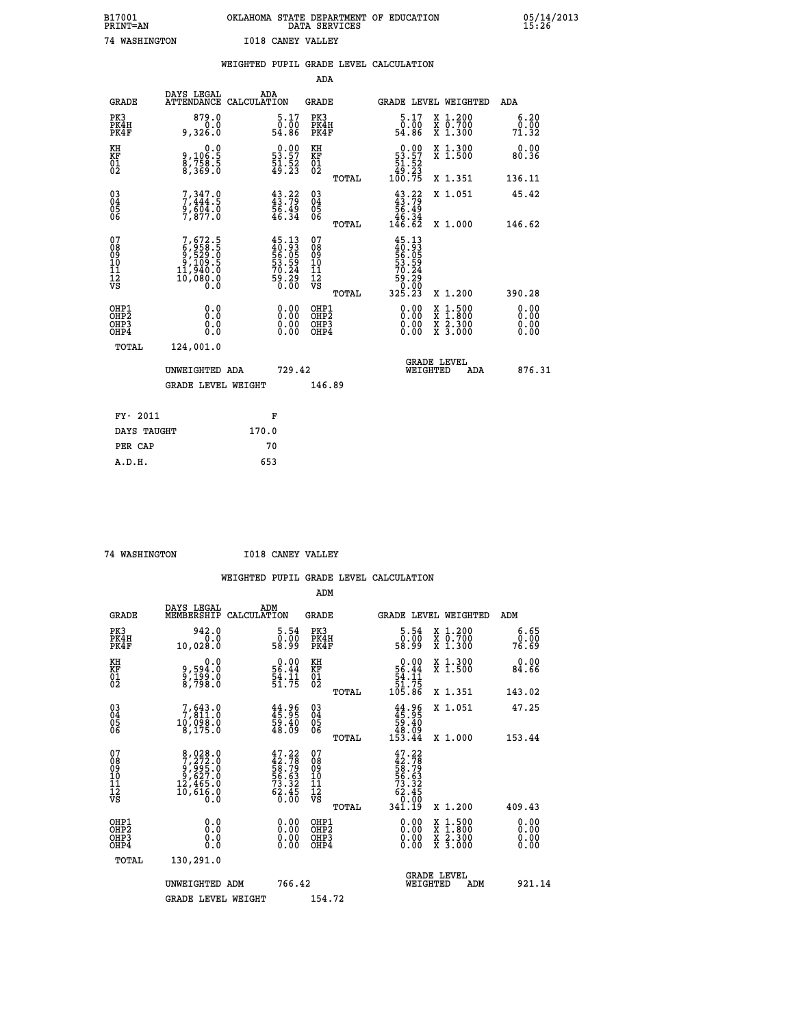B17001 OKLAHOMA STATE DEPARTMENT OF EDUCATION 05/14/2013
PRINT=AN DATA SERVICES 15:26

74 WASHINGTON I018 CANEY VALLEY

## WEIGHTED PUPIL GRADE LEVEL CALCULATION

### ADA

| GRADE | DAYS LEGAL ATTENDANCE | ADA CALCULATION | GRADE | | GRADE LEVEL | WEIGHTED | ADA |
|---|---|---|---|---|---|---|---|
| PK3 | 879.0 | 5.17 | PK3 | | 5.17 | X 1.200 | 6.20 |
| PK4H | 0.0 | 0.00 | PK4H | | 0.00 | X 0.700 | 0.00 |
| PK4F | 9,326.0 | 54.86 | PK4F | | 54.86 | X 1.300 | 71.32 |
| KH | 0.0 | 0.00 | KH | | 0.00 | X 1.300 | 0.00 |
| KF | 9,106.5 | 53.57 | KF | | 53.57 | X 1.500 | 80.36 |
| 01 | 8,758.5 | 51.52 | 01 | | 51.52 | | |
| 02 | 8,369.0 | 49.23 | 02 | | 49.23 | | |
| | | | | TOTAL | 100.75 | X 1.351 | 136.11 |
| 03 | 7,347.0 | 43.22 | 03 | | 43.22 | X 1.051 | 45.42 |
| 04 | 7,444.5 | 43.79 | 04 | | 43.79 | | |
| 05 | 9,604.0 | 56.49 | 05 | | 56.49 | | |
| 06 | 7,877.0 | 46.34 | 06 | | 46.34 | | |
| | | | | TOTAL | 146.62 | X 1.000 | 146.62 |
| 07 | 7,672.5 | 45.13 | 07 | | 45.13 | | |
| 08 | 6,958.5 | 40.93 | 08 | | 40.93 | | |
| 09 | 9,529.0 | 56.05 | 09 | | 56.05 | | |
| 10 | 9,109.5 | 53.59 | 10 | | 53.59 | | |
| 11 | 11,940.0 | 70.24 | 11 | | 70.24 | | |
| 12 | 10,080.0 | 59.29 | 12 | | 59.29 | | |
| VS | 0.0 | 0.00 | VS | | 0.00 | | |
| | | | | TOTAL | 325.23 | X 1.200 | 390.28 |
| OHP1 | 0.0 | 0.00 | OHP1 | | 0.00 | X 1.500 | 0.00 |
| OHP2 | 0.0 | 0.00 | OHP2 | | 0.00 | X 1.800 | 0.00 |
| OHP3 | 0.0 | 0.00 | OHP3 | | 0.00 | X 2.300 | 0.00 |
| OHP4 | 0.0 | 0.00 | OHP4 | | 0.00 | X 3.000 | 0.00 |
| TOTAL | 124,001.0 | | | | | | |

UNWEIGHTED ADA 729.42 GRADE LEVEL WEIGHTED ADA 876.31

GRADE LEVEL WEIGHT 146.89

| FY- 2011 | F |
|---|---|
| DAYS TAUGHT | 170.0 |
| PER CAP | 70 |
| A.D.H. | 653 |

74 WASHINGTON I018 CANEY VALLEY

## WEIGHTED PUPIL GRADE LEVEL CALCULATION

### ADM

| GRADE | DAYS LEGAL MEMBERSHIP | ADM CALCULATION | GRADE | | GRADE LEVEL | WEIGHTED | ADM |
|---|---|---|---|---|---|---|---|
| PK3 | 942.0 | 5.54 | PK3 | | 5.54 | X 1.200 | 6.65 |
| PK4H | 0.0 | 0.00 | PK4H | | 0.00 | X 0.700 | 0.00 |
| PK4F | 10,028.0 | 58.99 | PK4F | | 58.99 | X 1.300 | 76.69 |
| KH | 0.0 | 0.00 | KH | | 0.00 | X 1.300 | 0.00 |
| KF | 9,594.0 | 56.44 | KF | | 56.44 | X 1.500 | 84.66 |
| 01 | 9,199.0 | 54.11 | 01 | | 54.11 | | |
| 02 | 8,798.0 | 51.75 | 02 | | 51.75 | | |
| | | | | TOTAL | 105.86 | X 1.351 | 143.02 |
| 03 | 7,643.0 | 44.96 | 03 | | 44.96 | X 1.051 | 47.25 |
| 04 | 7,811.0 | 45.95 | 04 | | 45.95 | | |
| 05 | 10,098.0 | 59.40 | 05 | | 59.40 | | |
| 06 | 8,175.0 | 48.09 | 06 | | 48.09 | | |
| | | | | TOTAL | 153.44 | X 1.000 | 153.44 |
| 07 | 8,028.0 | 47.22 | 07 | | 47.22 | | |
| 08 | 7,272.0 | 42.78 | 08 | | 42.78 | | |
| 09 | 9,995.0 | 58.79 | 09 | | 58.79 | | |
| 10 | 9,627.0 | 56.63 | 10 | | 56.63 | | |
| 11 | 12,465.0 | 73.32 | 11 | | 73.32 | | |
| 12 | 10,616.0 | 62.45 | 12 | | 62.45 | | |
| VS | 0.0 | 0.00 | VS | | 0.00 | | |
| | | | | TOTAL | 341.19 | X 1.200 | 409.43 |
| OHP1 | 0.0 | 0.00 | OHP1 | | 0.00 | X 1.500 | 0.00 |
| OHP2 | 0.0 | 0.00 | OHP2 | | 0.00 | X 1.800 | 0.00 |
| OHP3 | 0.0 | 0.00 | OHP3 | | 0.00 | X 2.300 | 0.00 |
| OHP4 | 0.0 | 0.00 | OHP4 | | 0.00 | X 3.000 | 0.00 |
| TOTAL | 130,291.0 | | | | | | |

UNWEIGHTED ADM 766.42 GRADE LEVEL WEIGHTED ADM 921.14

GRADE LEVEL WEIGHT 154.72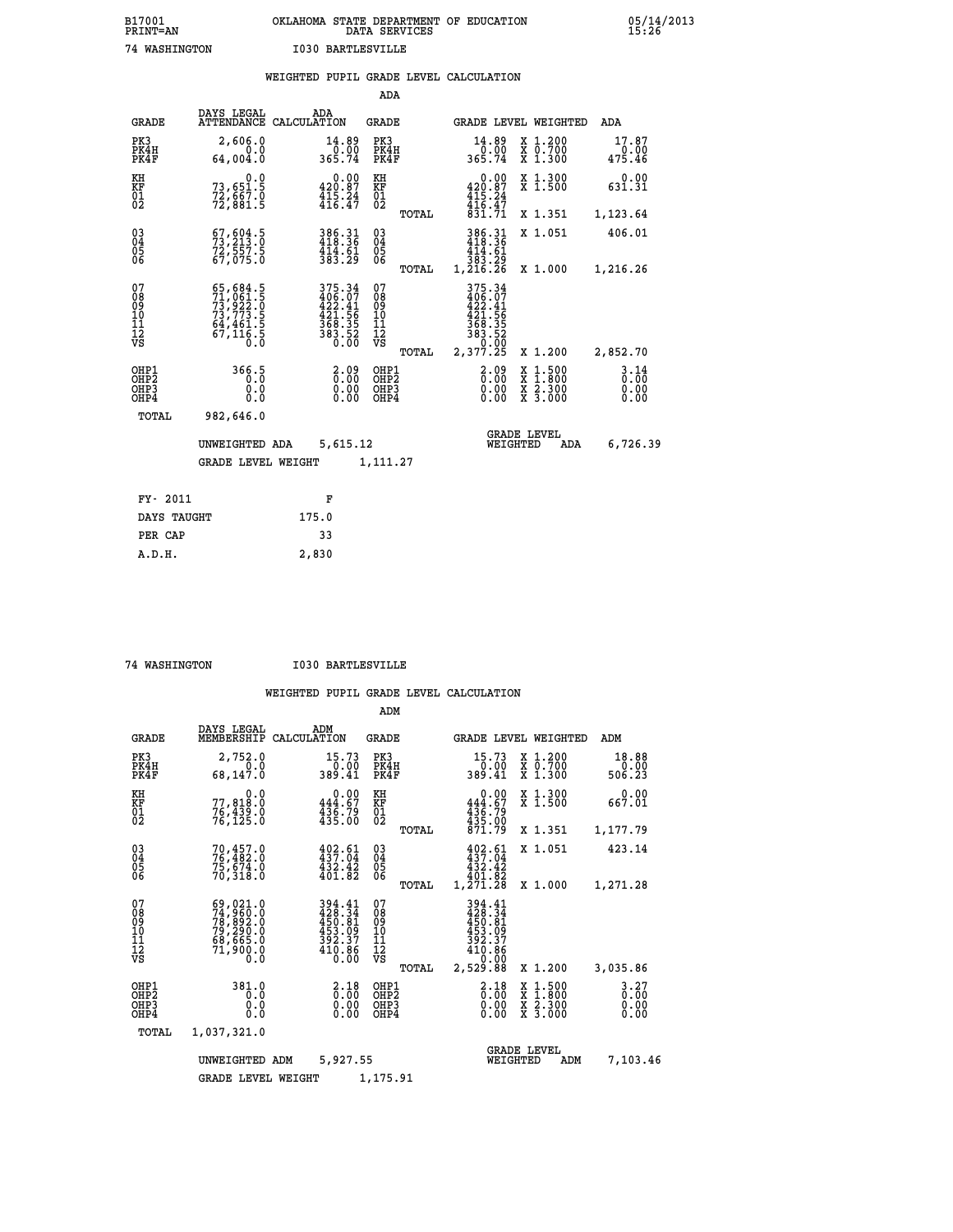B17001 OKLAHOMA STATE DEPARTMENT OF EDUCATION 05/14/2013
PRINT=AN DATA SERVICES 15:26

74 WASHINGTON I030 BARTLESVILLE

## WEIGHTED PUPIL GRADE LEVEL CALCULATION

### ADA

| GRADE | DAYS LEGAL ATTENDANCE | ADA CALCULATION | GRADE | | GRADE LEVEL | WEIGHTED | ADA |
|---|---|---|---|---|---|---|---|
| PK3 | 2,606.0 | 14.89 | PK3 | | 14.89 | X 1.200 | 17.87 |
| PK4H | 0.0 | 0.00 | PK4H | | 0.00 | X 0.700 | 0.00 |
| PK4F | 64,004.0 | 365.74 | PK4F | | 365.74 | X 1.300 | 475.46 |
| KH | 0.0 | 0.00 | KH | | 0.00 | X 1.300 | 0.00 |
| KF | 73,651.5 | 420.87 | KF | | 420.87 | X 1.500 | 631.31 |
| 01 | 72,667.0 | 415.24 | 01 | | 415.24 | | |
| 02 | 72,881.5 | 416.47 | 02 | | 416.47 | | |
| | | | | TOTAL | 831.71 | X 1.351 | 1,123.64 |
| 03 | 67,604.5 | 386.31 | 03 | | 386.31 | X 1.051 | 406.01 |
| 04 | 73,213.0 | 418.36 | 04 | | 418.36 | | |
| 05 | 72,557.5 | 414.61 | 05 | | 414.61 | | |
| 06 | 67,075.0 | 383.29 | 06 | | 383.29 | | |
| | | | | TOTAL | 1,216.26 | X 1.000 | 1,216.26 |
| 07 | 65,684.5 | 375.34 | 07 | | 375.34 | | |
| 08 | 71,061.5 | 406.07 | 08 | | 406.07 | | |
| 09 | 73,922.0 | 422.41 | 09 | | 422.41 | | |
| 10 | 73,773.5 | 421.56 | 10 | | 421.56 | | |
| 11 | 64,461.5 | 368.35 | 11 | | 368.35 | | |
| 12 | 67,116.5 | 383.52 | 12 | | 383.52 | | |
| VS | 0.0 | 0.00 | VS | | 0.00 | | |
| | | | | TOTAL | 2,377.25 | X 1.200 | 2,852.70 |
| OHP1 | 366.5 | 2.09 | OHP1 | | 2.09 | X 1.500 | 3.14 |
| OHP2 | 0.0 | 0.00 | OHP2 | | 0.00 | X 1.800 | 0.00 |
| OHP3 | 0.0 | 0.00 | OHP3 | | 0.00 | X 2.300 | 0.00 |
| OHP4 | 0.0 | 0.00 | OHP4 | | 0.00 | X 3.000 | 0.00 |
| TOTAL | 982,646.0 | | | | | | |

UNWEIGHTED ADA 5,615.12 GRADE LEVEL WEIGHTED ADA 6,726.39

GRADE LEVEL WEIGHT 1,111.27

| FY- 2011 | F |
|---|---|
| DAYS TAUGHT | 175.0 |
| PER CAP | 33 |
| A.D.H. | 2,830 |

74 WASHINGTON I030 BARTLESVILLE

## WEIGHTED PUPIL GRADE LEVEL CALCULATION

### ADM

| GRADE | DAYS LEGAL MEMBERSHIP | ADM CALCULATION | GRADE | | GRADE LEVEL | WEIGHTED | ADM |
|---|---|---|---|---|---|---|---|
| PK3 | 2,752.0 | 15.73 | PK3 | | 15.73 | X 1.200 | 18.88 |
| PK4H | 0.0 | 0.00 | PK4H | | 0.00 | X 0.700 | 0.00 |
| PK4F | 68,147.0 | 389.41 | PK4F | | 389.41 | X 1.300 | 506.23 |
| KH | 0.0 | 0.00 | KH | | 0.00 | X 1.300 | 0.00 |
| KF | 77,818.0 | 444.67 | KF | | 444.67 | X 1.500 | 667.01 |
| 01 | 76,439.0 | 436.79 | 01 | | 436.79 | | |
| 02 | 76,125.0 | 435.00 | 02 | | 435.00 | | |
| | | | | TOTAL | 871.79 | X 1.351 | 1,177.79 |
| 03 | 70,457.0 | 402.61 | 03 | | 402.61 | X 1.051 | 423.14 |
| 04 | 76,482.0 | 437.04 | 04 | | 437.04 | | |
| 05 | 75,674.0 | 432.42 | 05 | | 432.42 | | |
| 06 | 70,318.0 | 401.82 | 06 | | 401.82 | | |
| | | | | TOTAL | 1,271.28 | X 1.000 | 1,271.28 |
| 07 | 69,021.0 | 394.41 | 07 | | 394.41 | | |
| 08 | 74,960.0 | 428.34 | 08 | | 428.34 | | |
| 09 | 78,892.0 | 450.81 | 09 | | 450.81 | | |
| 10 | 79,290.0 | 453.09 | 10 | | 453.09 | | |
| 11 | 68,665.0 | 392.37 | 11 | | 392.37 | | |
| 12 | 71,900.0 | 410.86 | 12 | | 410.86 | | |
| VS | 0.0 | 0.00 | VS | | 0.00 | | |
| | | | | TOTAL | 2,529.88 | X 1.200 | 3,035.86 |
| OHP1 | 381.0 | 2.18 | OHP1 | | 2.18 | X 1.500 | 3.27 |
| OHP2 | 0.0 | 0.00 | OHP2 | | 0.00 | X 1.800 | 0.00 |
| OHP3 | 0.0 | 0.00 | OHP3 | | 0.00 | X 2.300 | 0.00 |
| OHP4 | 0.0 | 0.00 | OHP4 | | 0.00 | X 3.000 | 0.00 |
| TOTAL | 1,037,321.0 | | | | | | |

UNWEIGHTED ADM 5,927.55 GRADE LEVEL WEIGHTED ADM 7,103.46

GRADE LEVEL WEIGHT 1,175.91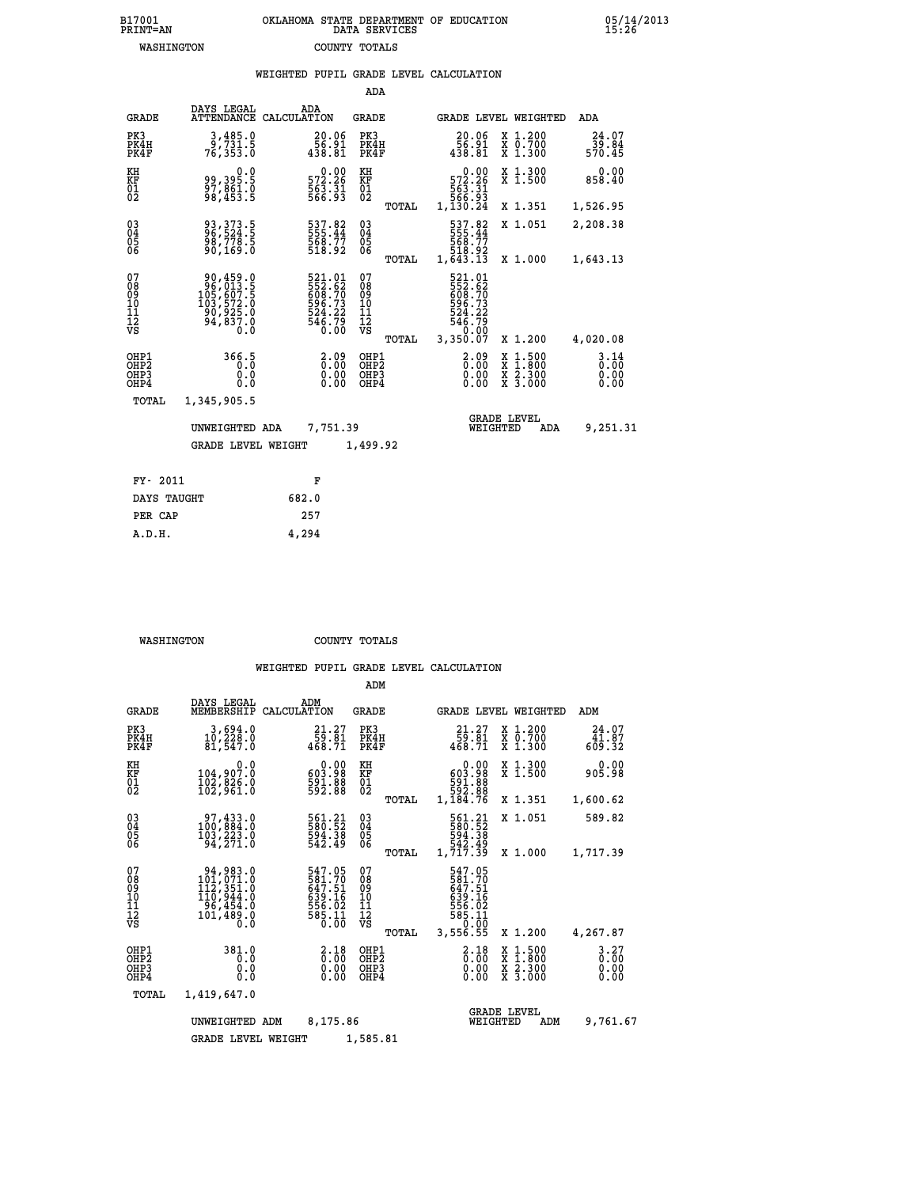B17001 OKLAHOMA STATE DEPARTMENT OF EDUCATION 05/14/2013
PRINT=AN DATA SERVICES 15:26
WASHINGTON COUNTY TOTALS

## WEIGHTED PUPIL GRADE LEVEL CALCULATION

### ADA

| GRADE | DAYS LEGAL ATTENDANCE | ADA CALCULATION | GRADE | | GRADE LEVEL | WEIGHTED | ADA |
|---|---|---|---|---|---|---|---|
| PK3 | 3,485.0 | 20.06 | PK3 | | 20.06 | X 1.200 | 24.07 |
| PK4H | 9,731.5 | 56.91 | PK4H | | 56.91 | X 0.700 | 39.84 |
| PK4F | 76,353.0 | 438.81 | PK4F | | 438.81 | X 1.300 | 570.45 |
| KH | 0.0 | 0.00 | KH | | 0.00 | X 1.300 | 0.00 |
| KF | 99,395.5 | 572.26 | KF | | 572.26 | X 1.500 | 858.40 |
| 01 | 97,861.0 | 563.31 | 01 | | 563.31 | | |
| 02 | 98,453.5 | 566.93 | 02 | | 566.93 | | |
| | | | | TOTAL | 1,130.24 | X 1.351 | 1,526.95 |
| 03 | 93,373.5 | 537.82 | 03 | | 537.82 | X 1.051 | 2,208.38 |
| 04 | 96,524.5 | 555.44 | 04 | | 555.44 | | |
| 05 | 98,778.5 | 568.77 | 05 | | 568.77 | | |
| 06 | 90,169.0 | 518.92 | 06 | | 518.92 | | |
| | | | | TOTAL | 1,643.13 | X 1.000 | 1,643.13 |
| 07 | 90,459.0 | 521.01 | 07 | | 521.01 | | |
| 08 | 96,013.5 | 552.62 | 08 | | 552.62 | | |
| 09 | 105,607.5 | 608.70 | 09 | | 608.70 | | |
| 10 | 103,572.0 | 596.73 | 10 | | 596.73 | | |
| 11 | 90,925.0 | 524.22 | 11 | | 524.22 | | |
| 12 | 94,837.0 | 546.79 | 12 | | 546.79 | | |
| VS | 0.0 | 0.00 | VS | | 0.00 | | |
| | | | | TOTAL | 3,350.07 | X 1.200 | 4,020.08 |
| OHP1 | 366.5 | 2.09 | OHP1 | | 2.09 | X 1.500 | 3.14 |
| OHP2 | 0.0 | 0.00 | OHP2 | | 0.00 | X 1.800 | 0.00 |
| OHP3 | 0.0 | 0.00 | OHP3 | | 0.00 | X 2.300 | 0.00 |
| OHP4 | 0.0 | 0.00 | OHP4 | | 0.00 | X 3.000 | 0.00 |
| TOTAL | 1,345,905.5 | | | | | | |

UNWEIGHTED ADA 7,751.39 GRADE LEVEL WEIGHTED ADA 9,251.31

GRADE LEVEL WEIGHT 1,499.92

| FY- 2011 | F |
|---|---|
| DAYS TAUGHT | 682.0 |
| PER CAP | 257 |
| A.D.H. | 4,294 |

WASHINGTON COUNTY TOTALS

## WEIGHTED PUPIL GRADE LEVEL CALCULATION

### ADM

| GRADE | DAYS LEGAL MEMBERSHIP | ADM CALCULATION | GRADE | | GRADE LEVEL | WEIGHTED | ADM |
|---|---|---|---|---|---|---|---|
| PK3 | 3,694.0 | 21.27 | PK3 | | 21.27 | X 1.200 | 24.07 |
| PK4H | 10,228.0 | 59.81 | PK4H | | 59.81 | X 0.700 | 41.87 |
| PK4F | 81,547.0 | 468.71 | PK4F | | 468.71 | X 1.300 | 609.32 |
| KH | 0.0 | 0.00 | KH | | 0.00 | X 1.300 | 0.00 |
| KF | 104,907.0 | 603.98 | KF | | 603.98 | X 1.500 | 905.98 |
| 01 | 102,826.0 | 591.88 | 01 | | 591.88 | | |
| 02 | 102,961.0 | 592.88 | 02 | | 592.88 | | |
| | | | | TOTAL | 1,184.76 | X 1.351 | 1,600.62 |
| 03 | 97,433.0 | 561.21 | 03 | | 561.21 | X 1.051 | 589.82 |
| 04 | 100,884.0 | 580.52 | 04 | | 580.52 | | |
| 05 | 103,223.0 | 594.38 | 05 | | 594.38 | | |
| 06 | 94,271.0 | 542.49 | 06 | | 542.49 | | |
| | | | | TOTAL | 1,717.39 | X 1.000 | 1,717.39 |
| 07 | 94,983.0 | 547.05 | 07 | | 547.05 | | |
| 08 | 101,071.0 | 581.70 | 08 | | 581.70 | | |
| 09 | 112,351.0 | 647.51 | 09 | | 647.51 | | |
| 10 | 110,944.0 | 639.16 | 10 | | 639.16 | | |
| 11 | 96,454.0 | 556.02 | 11 | | 556.02 | | |
| 12 | 101,489.0 | 585.11 | 12 | | 585.11 | | |
| VS | 0.0 | 0.00 | VS | | 0.00 | | |
| | | | | TOTAL | 3,556.55 | X 1.200 | 4,267.87 |
| OHP1 | 381.0 | 2.18 | OHP1 | | 2.18 | X 1.500 | 3.27 |
| OHP2 | 0.0 | 0.00 | OHP2 | | 0.00 | X 1.800 | 0.00 |
| OHP3 | 0.0 | 0.00 | OHP3 | | 0.00 | X 2.300 | 0.00 |
| OHP4 | 0.0 | 0.00 | OHP4 | | 0.00 | X 3.000 | 0.00 |
| TOTAL | 1,419,647.0 | | | | | | |

UNWEIGHTED ADM 8,175.86 GRADE LEVEL WEIGHTED ADM 9,761.67

GRADE LEVEL WEIGHT 1,585.81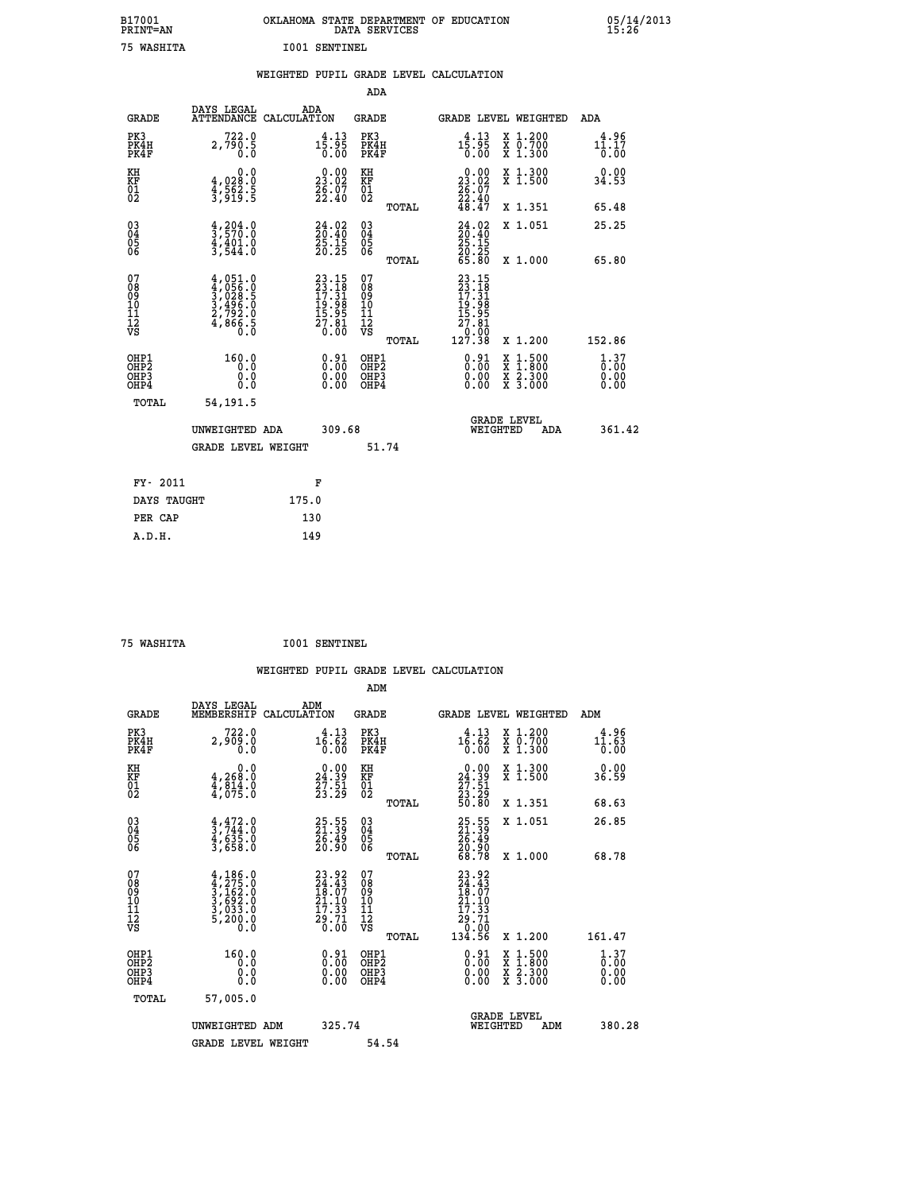B17001 OKLAHOMA STATE DEPARTMENT OF EDUCATION 05/14/2013
PRINT=AN DATA SERVICES 15:26

75 WASHITA I001 SENTINEL

WEIGHTED PUPIL GRADE LEVEL CALCULATION

ADA

| GRADE | DAYS LEGAL ATTENDANCE | ADA CALCULATION | GRADE | | GRADE LEVEL | WEIGHTED | ADA |
|---|---|---|---|---|---|---|---|
| PK3 | 722.0 | 4.13 | PK3 | | 4.13 | X 1.200 | 4.96 |
| PK4H | 2,790.5 | 15.95 | PK4H | | 15.95 | X 0.700 | 11.17 |
| PK4F | 0.0 | 0.00 | PK4F | | 0.00 | X 1.300 | 0.00 |
| KH | 0.0 | 0.00 | KH | | 0.00 | X 1.300 | 0.00 |
| KF | 4,028.0 | 23.02 | KF | | 23.02 | X 1.500 | 34.53 |
| 01 | 4,562.5 | 26.07 | 01 | | 26.07 | | |
| 02 | 3,919.5 | 22.40 | 02 | | 22.40 | | |
| | | | | TOTAL | 48.47 | X 1.351 | 65.48 |
| 03 | 4,204.0 | 24.02 | 03 | | 24.02 | X 1.051 | 25.25 |
| 04 | 3,570.0 | 20.40 | 04 | | 20.40 | | |
| 05 | 4,401.0 | 25.15 | 05 | | 25.15 | | |
| 06 | 3,544.0 | 20.25 | 06 | | 20.25 | | |
| | | | | TOTAL | 65.80 | X 1.000 | 65.80 |
| 07 | 4,051.0 | 23.15 | 07 | | 23.15 | | |
| 08 | 4,056.0 | 23.18 | 08 | | 23.18 | | |
| 09 | 3,028.5 | 17.31 | 09 | | 17.31 | | |
| 10 | 3,496.0 | 19.98 | 10 | | 19.98 | | |
| 11 | 2,792.0 | 15.95 | 11 | | 15.95 | | |
| 12 | 4,866.5 | 27.81 | 12 | | 27.81 | | |
| VS | 0.0 | 0.00 | VS | | 0.00 | | |
| | | | | TOTAL | 127.38 | X 1.200 | 152.86 |
| OHP1 | 160.0 | 0.91 | OHP1 | | 0.91 | X 1.500 | 1.37 |
| OHP2 | 0.0 | 0.00 | OHP2 | | 0.00 | X 1.800 | 0.00 |
| OHP3 | 0.0 | 0.00 | OHP3 | | 0.00 | X 2.300 | 0.00 |
| OHP4 | 0.0 | 0.00 | OHP4 | | 0.00 | X 3.000 | 0.00 |
| TOTAL | 54,191.5 | | | | | | |

UNWEIGHTED ADA 309.68 GRADE LEVEL WEIGHTED ADA 361.42

GRADE LEVEL WEIGHT 51.74

| FY- 2011 | F |
|---|---|
| DAYS TAUGHT | 175.0 |
| PER CAP | 130 |
| A.D.H. | 149 |

75 WASHITA I001 SENTINEL

WEIGHTED PUPIL GRADE LEVEL CALCULATION

ADM

| GRADE | DAYS LEGAL MEMBERSHIP | ADM CALCULATION | GRADE | | GRADE LEVEL | WEIGHTED | ADM |
|---|---|---|---|---|---|---|---|
| PK3 | 722.0 | 4.13 | PK3 | | 4.13 | X 1.200 | 4.96 |
| PK4H | 2,909.0 | 16.62 | PK4H | | 16.62 | X 0.700 | 11.63 |
| PK4F | 0.0 | 0.00 | PK4F | | 0.00 | X 1.300 | 0.00 |
| KH | 0.0 | 0.00 | KH | | 0.00 | X 1.300 | 0.00 |
| KF | 4,268.0 | 24.39 | KF | | 24.39 | X 1.500 | 36.59 |
| 01 | 4,814.0 | 27.51 | 01 | | 27.51 | | |
| 02 | 4,075.0 | 23.29 | 02 | | 23.29 | | |
| | | | | TOTAL | 50.80 | X 1.351 | 68.63 |
| 03 | 4,472.0 | 25.55 | 03 | | 25.55 | X 1.051 | 26.85 |
| 04 | 3,744.0 | 21.39 | 04 | | 21.39 | | |
| 05 | 4,635.0 | 26.49 | 05 | | 26.49 | | |
| 06 | 3,658.0 | 20.90 | 06 | | 20.90 | | |
| | | | | TOTAL | 68.78 | X 1.000 | 68.78 |
| 07 | 4,186.0 | 23.92 | 07 | | 23.92 | | |
| 08 | 4,275.0 | 24.43 | 08 | | 24.43 | | |
| 09 | 3,162.0 | 18.07 | 09 | | 18.07 | | |
| 10 | 3,692.0 | 21.10 | 10 | | 21.10 | | |
| 11 | 3,033.0 | 17.33 | 11 | | 17.33 | | |
| 12 | 5,200.0 | 29.71 | 12 | | 29.71 | | |
| VS | 0.0 | 0.00 | VS | | 0.00 | | |
| | | | | TOTAL | 134.56 | X 1.200 | 161.47 |
| OHP1 | 160.0 | 0.91 | OHP1 | | 0.91 | X 1.500 | 1.37 |
| OHP2 | 0.0 | 0.00 | OHP2 | | 0.00 | X 1.800 | 0.00 |
| OHP3 | 0.0 | 0.00 | OHP3 | | 0.00 | X 2.300 | 0.00 |
| OHP4 | 0.0 | 0.00 | OHP4 | | 0.00 | X 3.000 | 0.00 |
| TOTAL | 57,005.0 | | | | | | |

UNWEIGHTED ADM 325.74 GRADE LEVEL WEIGHTED ADM 380.28

GRADE LEVEL WEIGHT 54.54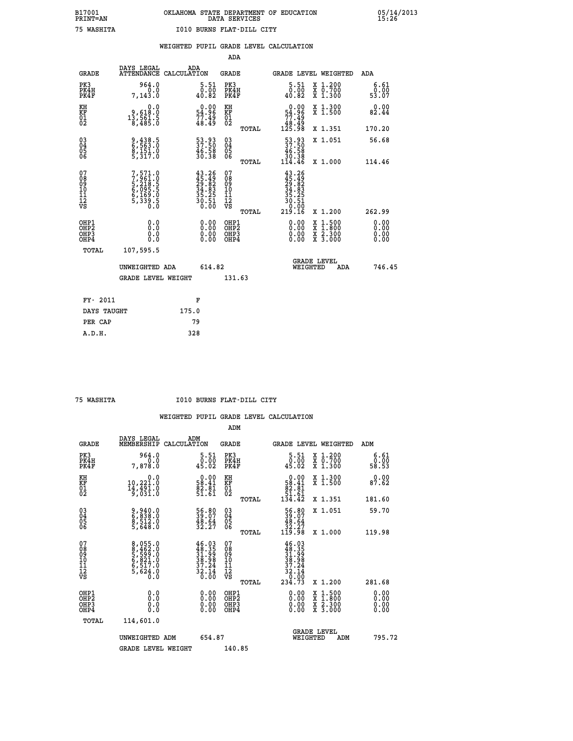B17001 OKLAHOMA STATE DEPARTMENT OF EDUCATION 05/14/2013
PRINT=AN DATA SERVICES 15:26

75 WASHITA I010 BURNS FLAT-DILL CITY

## WEIGHTED PUPIL GRADE LEVEL CALCULATION

### ADA

| GRADE | DAYS LEGAL ATTENDANCE | ADA CALCULATION | GRADE | GRADE LEVEL | WEIGHTED | ADA |
|---|---|---|---|---|---|---|
| PK3 | 964.0 | 5.51 | PK3 | 5.51 | X 1.200 | 6.61 |
| PK4H | 0.0 | 0.00 | PK4H | 0.00 | X 0.700 | 0.00 |
| PK4F | 7,143.0 | 40.82 | PK4F | 40.82 | X 1.300 | 53.07 |
| KH | 0.0 | 0.00 | KH | 0.00 | X 1.300 | 0.00 |
| KF | 9,618.0 | 54.96 | KF | 54.96 | X 1.500 | 82.44 |
| 01 | 13,561.5 | 77.49 | 01 | 77.49 | | |
| 02 | 8,485.0 | 48.49 | 02 | 48.49 | | |
| | | | TOTAL | 125.98 | X 1.351 | 170.20 |
| 03 | 9,438.5 | 53.93 | 03 | 53.93 | X 1.051 | 56.68 |
| 04 | 6,563.0 | 37.50 | 04 | 37.50 | | |
| 05 | 8,151.0 | 46.58 | 05 | 46.58 | | |
| 06 | 5,317.0 | 30.38 | 06 | 30.38 | | |
| | | | TOTAL | 114.46 | X 1.000 | 114.46 |
| 07 | 7,571.0 | 43.26 | 07 | 43.26 | | |
| 08 | 7,961.0 | 45.49 | 08 | 45.49 | | |
| 09 | 5,218.5 | 29.82 | 09 | 29.82 | | |
| 10 | 6,095.5 | 34.83 | 10 | 34.83 | | |
| 11 | 6,169.0 | 35.25 | 11 | 35.25 | | |
| 12 | 5,339.5 | 30.51 | 12 | 30.51 | | |
| VS | 0.0 | 0.00 | VS | 0.00 | | |
| | | | TOTAL | 219.16 | X 1.200 | 262.99 |
| OHP1 | 0.0 | 0.00 | OHP1 | 0.00 | X 1.500 | 0.00 |
| OHP2 | 0.0 | 0.00 | OHP2 | 0.00 | X 1.800 | 0.00 |
| OHP3 | 0.0 | 0.00 | OHP3 | 0.00 | X 2.300 | 0.00 |
| OHP4 | 0.0 | 0.00 | OHP4 | 0.00 | X 3.000 | 0.00 |
| TOTAL | 107,595.5 | | | | | |

UNWEIGHTED ADA 614.82 — GRADE LEVEL WEIGHTED ADA 746.45

GRADE LEVEL WEIGHT 131.63

| FY- 2011 | F |
|---|---|
| DAYS TAUGHT | 175.0 |
| PER CAP | 79 |
| A.D.H. | 328 |

75 WASHITA I010 BURNS FLAT-DILL CITY

## WEIGHTED PUPIL GRADE LEVEL CALCULATION

### ADM

| GRADE | DAYS LEGAL MEMBERSHIP | ADM CALCULATION | GRADE | GRADE LEVEL | WEIGHTED | ADM |
|---|---|---|---|---|---|---|
| PK3 | 964.0 | 5.51 | PK3 | 5.51 | X 1.200 | 6.61 |
| PK4H | 0.0 | 0.00 | PK4H | 0.00 | X 0.700 | 0.00 |
| PK4F | 7,878.0 | 45.02 | PK4F | 45.02 | X 1.300 | 58.53 |
| KH | 0.0 | 0.00 | KH | 0.00 | X 1.300 | 0.00 |
| KF | 10,221.0 | 58.41 | KF | 58.41 | X 1.500 | 87.62 |
| 01 | 14,491.0 | 82.81 | 01 | 82.81 | | |
| 02 | 9,031.0 | 51.61 | 02 | 51.61 | | |
| | | | TOTAL | 134.42 | X 1.351 | 181.60 |
| 03 | 9,940.0 | 56.80 | 03 | 56.80 | X 1.051 | 59.70 |
| 04 | 6,838.0 | 39.07 | 04 | 39.07 | | |
| 05 | 8,512.0 | 48.64 | 05 | 48.64 | | |
| 06 | 5,648.0 | 32.27 | 06 | 32.27 | | |
| | | | TOTAL | 119.98 | X 1.000 | 119.98 |
| 07 | 8,055.0 | 46.03 | 07 | 46.03 | | |
| 08 | 8,462.0 | 48.35 | 08 | 48.35 | | |
| 09 | 5,599.0 | 31.99 | 09 | 31.99 | | |
| 10 | 6,821.0 | 38.98 | 10 | 38.98 | | |
| 11 | 6,517.0 | 37.24 | 11 | 37.24 | | |
| 12 | 5,624.0 | 32.14 | 12 | 32.14 | | |
| VS | 0.0 | 0.00 | VS | 0.00 | | |
| | | | TOTAL | 234.73 | X 1.200 | 281.68 |
| OHP1 | 0.0 | 0.00 | OHP1 | 0.00 | X 1.500 | 0.00 |
| OHP2 | 0.0 | 0.00 | OHP2 | 0.00 | X 1.800 | 0.00 |
| OHP3 | 0.0 | 0.00 | OHP3 | 0.00 | X 2.300 | 0.00 |
| OHP4 | 0.0 | 0.00 | OHP4 | 0.00 | X 3.000 | 0.00 |
| TOTAL | 114,601.0 | | | | | |

UNWEIGHTED ADM 654.87 — GRADE LEVEL WEIGHTED ADM 795.72

GRADE LEVEL WEIGHT 140.85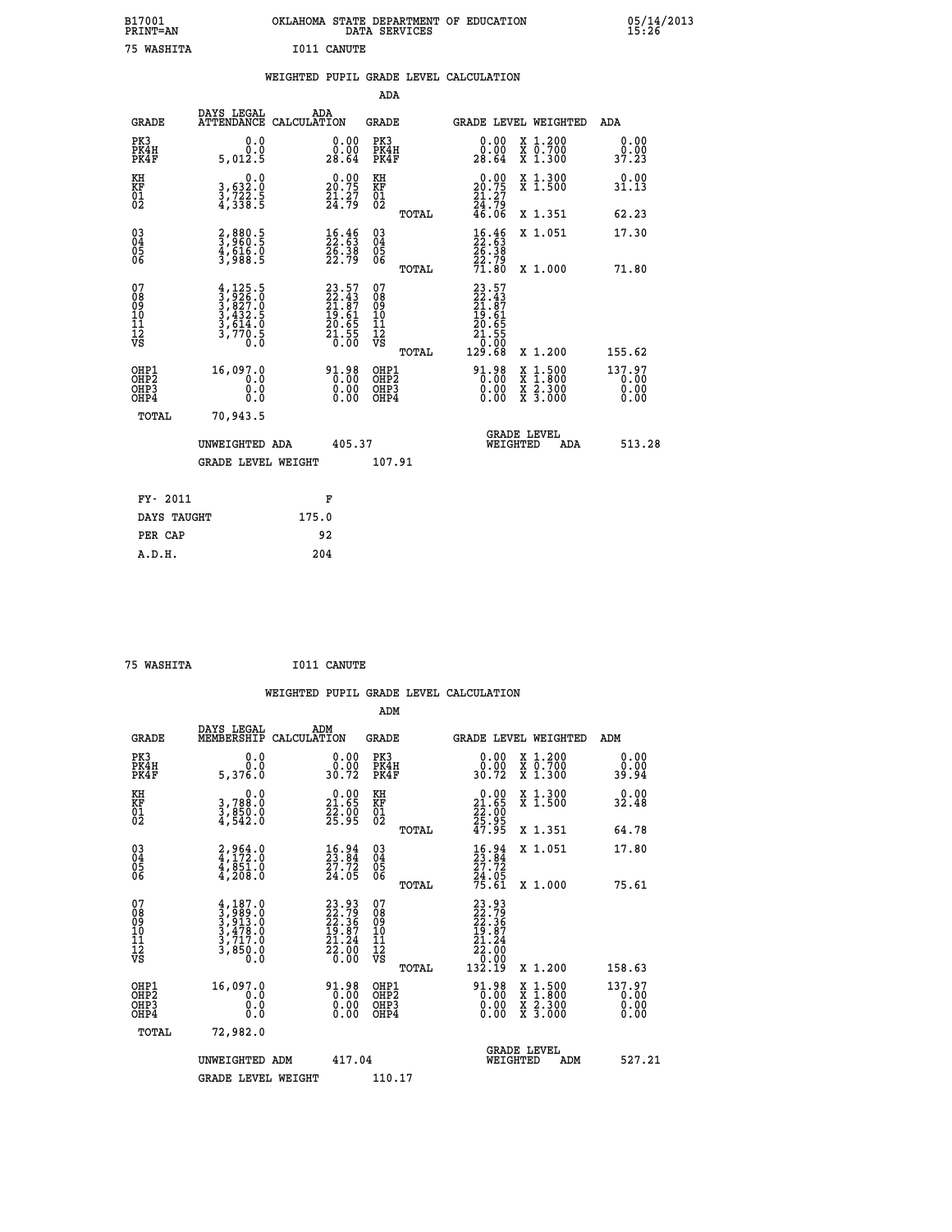B17001 OKLAHOMA STATE DEPARTMENT OF EDUCATION 05/14/2013
PRINT=AN DATA SERVICES 15:26

75 WASHITA I011 CANUTE

WEIGHTED PUPIL GRADE LEVEL CALCULATION

ADA

| GRADE | DAYS LEGAL ATTENDANCE | ADA CALCULATION | GRADE | | GRADE LEVEL | WEIGHTED | ADA |
|---|---|---|---|---|---|---|---|
| PK3 | 0.0 | 0.00 | PK3 | | 0.00 | X 1.200 | 0.00 |
| PK4H | 0.0 | 0.00 | PK4H | | 0.00 | X 0.700 | 0.00 |
| PK4F | 5,012.5 | 28.64 | PK4F | | 28.64 | X 1.300 | 37.23 |
| KH | 0.0 | 0.00 | KH | | 0.00 | X 1.300 | 0.00 |
| KF | 3,632.0 | 20.75 | KF | | 20.75 | X 1.500 | 31.13 |
| 01 | 3,722.5 | 21.27 | 01 | | 21.27 | | |
| 02 | 4,338.5 | 24.79 | 02 | | 24.79 | | |
| | | | | TOTAL | 46.06 | X 1.351 | 62.23 |
| 03 | 2,880.5 | 16.46 | 03 | | 16.46 | X 1.051 | 17.30 |
| 04 | 3,960.5 | 22.63 | 04 | | 22.63 | | |
| 05 | 4,616.0 | 26.38 | 05 | | 26.38 | | |
| 06 | 3,988.5 | 22.79 | 06 | | 22.79 | | |
| | | | | TOTAL | 71.80 | X 1.000 | 71.80 |
| 07 | 4,125.5 | 23.57 | 07 | | 23.57 | | |
| 08 | 3,926.0 | 22.43 | 08 | | 22.43 | | |
| 09 | 3,827.0 | 21.87 | 09 | | 21.87 | | |
| 10 | 3,432.5 | 19.61 | 10 | | 19.61 | | |
| 11 | 3,614.0 | 20.65 | 11 | | 20.65 | | |
| 12 | 3,770.5 | 21.55 | 12 | | 21.55 | | |
| VS | 0.0 | 0.00 | VS | | 0.00 | | |
| | | | | TOTAL | 129.68 | X 1.200 | 155.62 |
| OHP1 | 16,097.0 | 91.98 | OHP1 | | 91.98 | X 1.500 | 137.97 |
| OHP2 | 0.0 | 0.00 | OHP2 | | 0.00 | X 1.800 | 0.00 |
| OHP3 | 0.0 | 0.00 | OHP3 | | 0.00 | X 2.300 | 0.00 |
| OHP4 | 0.0 | 0.00 | OHP4 | | 0.00 | X 3.000 | 0.00 |
| TOTAL | 70,943.5 | | | | | | |

UNWEIGHTED ADA 405.37 GRADE LEVEL WEIGHTED ADA 513.28

GRADE LEVEL WEIGHT 107.91

FY- 2011 F
DAYS TAUGHT 175.0
PER CAP 92
A.D.H. 204

75 WASHITA I011 CANUTE

WEIGHTED PUPIL GRADE LEVEL CALCULATION

ADM

| GRADE | DAYS LEGAL MEMBERSHIP | ADM CALCULATION | GRADE | | GRADE LEVEL | WEIGHTED | ADM |
|---|---|---|---|---|---|---|---|
| PK3 | 0.0 | 0.00 | PK3 | | 0.00 | X 1.200 | 0.00 |
| PK4H | 0.0 | 0.00 | PK4H | | 0.00 | X 0.700 | 0.00 |
| PK4F | 5,376.0 | 30.72 | PK4F | | 30.72 | X 1.300 | 39.94 |
| KH | 0.0 | 0.00 | KH | | 0.00 | X 1.300 | 0.00 |
| KF | 3,788.0 | 21.65 | KF | | 21.65 | X 1.500 | 32.48 |
| 01 | 3,850.0 | 22.00 | 01 | | 22.00 | | |
| 02 | 4,542.0 | 25.95 | 02 | | 25.95 | | |
| | | | | TOTAL | 47.95 | X 1.351 | 64.78 |
| 03 | 2,964.0 | 16.94 | 03 | | 16.94 | X 1.051 | 17.80 |
| 04 | 4,172.0 | 23.84 | 04 | | 23.84 | | |
| 05 | 4,851.0 | 27.72 | 05 | | 27.72 | | |
| 06 | 4,208.0 | 24.05 | 06 | | 24.05 | | |
| | | | | TOTAL | 75.61 | X 1.000 | 75.61 |
| 07 | 4,187.0 | 23.93 | 07 | | 23.93 | | |
| 08 | 3,989.0 | 22.79 | 08 | | 22.79 | | |
| 09 | 3,913.0 | 22.36 | 09 | | 22.36 | | |
| 10 | 3,478.0 | 19.87 | 10 | | 19.87 | | |
| 11 | 3,717.0 | 21.24 | 11 | | 21.24 | | |
| 12 | 3,850.0 | 22.00 | 12 | | 22.00 | | |
| VS | 0.0 | 0.00 | VS | | 0.00 | | |
| | | | | TOTAL | 132.19 | X 1.200 | 158.63 |
| OHP1 | 16,097.0 | 91.98 | OHP1 | | 91.98 | X 1.500 | 137.97 |
| OHP2 | 0.0 | 0.00 | OHP2 | | 0.00 | X 1.800 | 0.00 |
| OHP3 | 0.0 | 0.00 | OHP3 | | 0.00 | X 2.300 | 0.00 |
| OHP4 | 0.0 | 0.00 | OHP4 | | 0.00 | X 3.000 | 0.00 |
| TOTAL | 72,982.0 | | | | | | |

UNWEIGHTED ADM 417.04 GRADE LEVEL WEIGHTED ADM 527.21

GRADE LEVEL WEIGHT 110.17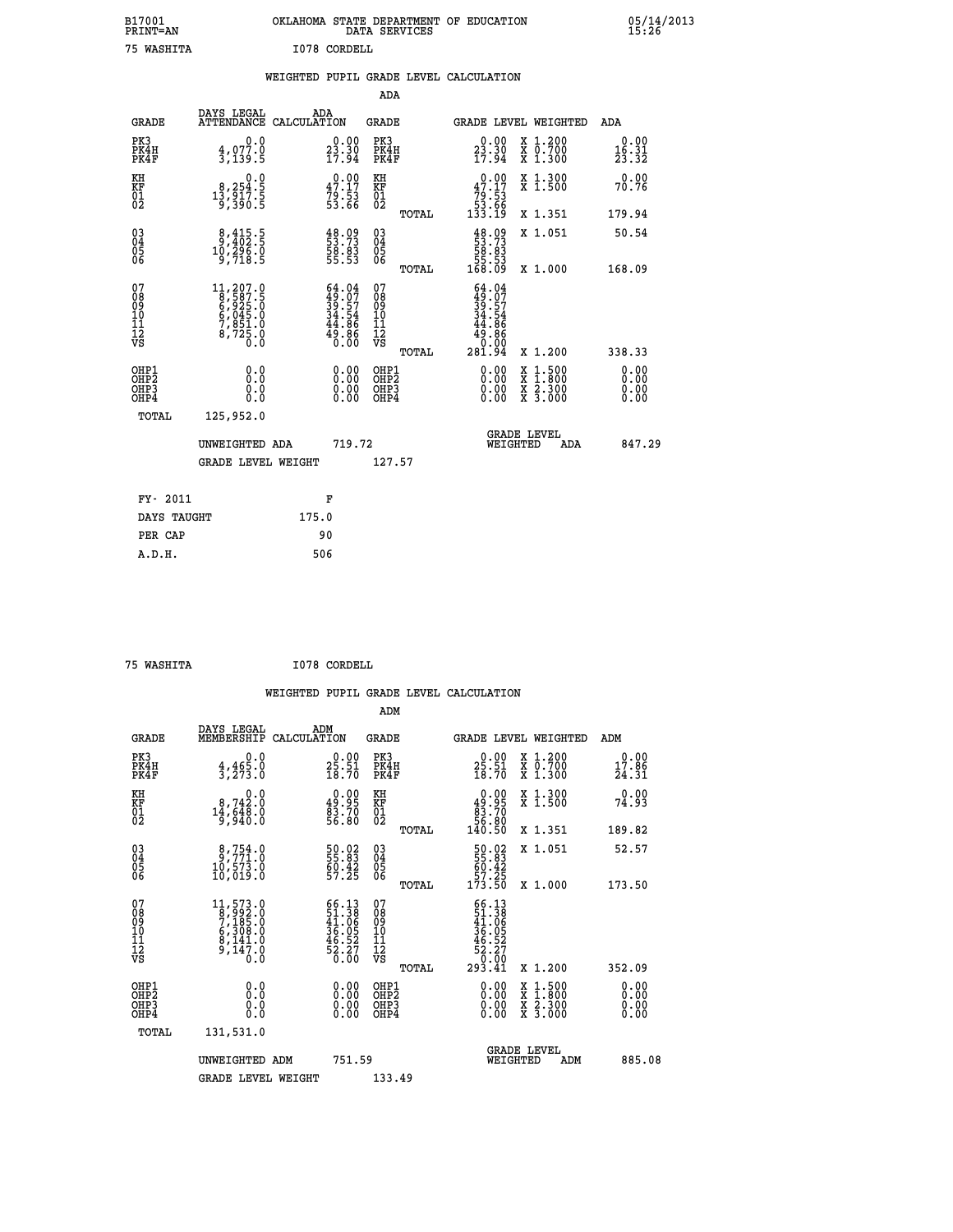B17001 OKLAHOMA STATE DEPARTMENT OF EDUCATION 05/14/2013
PRINT=AN DATA SERVICES 15:26
75 WASHITA I078 CORDELL

## WEIGHTED PUPIL GRADE LEVEL CALCULATION

### ADA

| GRADE | DAYS LEGAL ATTENDANCE | ADA CALCULATION | GRADE | GRADE LEVEL | WEIGHTED | ADA |
|---|---|---|---|---|---|---|
| PK3 | 0.0 | 0.00 | PK3 | 0.00 | X 1.200 | 0.00 |
| PK4H | 4,077.0 | 23.30 | PK4H | 23.30 | X 0.700 | 16.31 |
| PK4F | 3,139.5 | 17.94 | PK4F | 17.94 | X 1.300 | 23.32 |
| KH | 0.0 | 0.00 | KH | 0.00 | X 1.300 | 0.00 |
| KF | 8,254.5 | 47.17 | KF | 47.17 | X 1.500 | 70.76 |
| 01 | 13,917.5 | 79.53 | 01 | 79.53 | | |
| 02 | 9,390.5 | 53.66 | 02 | 53.66 | | |
| | | | TOTAL | 133.19 | X 1.351 | 179.94 |
| 03 | 8,415.5 | 48.09 | 03 | 48.09 | X 1.051 | 50.54 |
| 04 | 9,402.5 | 53.73 | 04 | 53.73 | | |
| 05 | 10,296.0 | 58.83 | 05 | 58.83 | | |
| 06 | 9,718.5 | 55.53 | 06 | 55.53 | | |
| | | | TOTAL | 168.09 | X 1.000 | 168.09 |
| 07 | 11,207.0 | 64.04 | 07 | 64.04 | | |
| 08 | 8,587.5 | 49.07 | 08 | 49.07 | | |
| 09 | 6,925.0 | 39.57 | 09 | 39.57 | | |
| 10 | 6,045.0 | 34.54 | 10 | 34.54 | | |
| 11 | 7,851.0 | 44.86 | 11 | 44.86 | | |
| 12 | 8,725.0 | 49.86 | 12 | 49.86 | | |
| VS | 0.0 | 0.00 | VS | 0.00 | | |
| | | | TOTAL | 281.94 | X 1.200 | 338.33 |
| OHP1 | 0.0 | 0.00 | OHP1 | 0.00 | X 1.500 | 0.00 |
| OHP2 | 0.0 | 0.00 | OHP2 | 0.00 | X 1.800 | 0.00 |
| OHP3 | 0.0 | 0.00 | OHP3 | 0.00 | X 2.300 | 0.00 |
| OHP4 | 0.0 | 0.00 | OHP4 | 0.00 | X 3.000 | 0.00 |
| TOTAL | 125,952.0 | | | | | |

UNWEIGHTED ADA 719.72 GRADE LEVEL WEIGHTED ADA 847.29

GRADE LEVEL WEIGHT 127.57

| FY- 2011 | F |
|---|---|
| DAYS TAUGHT | 175.0 |
| PER CAP | 90 |
| A.D.H. | 506 |

75 WASHITA I078 CORDELL

## WEIGHTED PUPIL GRADE LEVEL CALCULATION

### ADM

| GRADE | DAYS LEGAL MEMBERSHIP | ADM CALCULATION | GRADE | GRADE LEVEL | WEIGHTED | ADM |
|---|---|---|---|---|---|---|
| PK3 | 0.0 | 0.00 | PK3 | 0.00 | X 1.200 | 0.00 |
| PK4H | 4,465.0 | 25.51 | PK4H | 25.51 | X 0.700 | 17.86 |
| PK4F | 3,273.0 | 18.70 | PK4F | 18.70 | X 1.300 | 24.31 |
| KH | 0.0 | 0.00 | KH | 0.00 | X 1.300 | 0.00 |
| KF | 8,742.0 | 49.95 | KF | 49.95 | X 1.500 | 74.93 |
| 01 | 14,648.0 | 83.70 | 01 | 83.70 | | |
| 02 | 9,940.0 | 56.80 | 02 | 56.80 | | |
| | | | TOTAL | 140.50 | X 1.351 | 189.82 |
| 03 | 8,754.0 | 50.02 | 03 | 50.02 | X 1.051 | 52.57 |
| 04 | 9,771.0 | 55.83 | 04 | 55.83 | | |
| 05 | 10,573.0 | 60.42 | 05 | 60.42 | | |
| 06 | 10,019.0 | 57.25 | 06 | 57.25 | | |
| | | | TOTAL | 173.50 | X 1.000 | 173.50 |
| 07 | 11,573.0 | 66.13 | 07 | 66.13 | | |
| 08 | 8,992.0 | 51.38 | 08 | 51.38 | | |
| 09 | 7,185.0 | 41.06 | 09 | 41.06 | | |
| 10 | 6,308.0 | 36.05 | 10 | 36.05 | | |
| 11 | 8,141.0 | 46.52 | 11 | 46.52 | | |
| 12 | 9,147.0 | 52.27 | 12 | 52.27 | | |
| VS | 0.0 | 0.00 | VS | 0.00 | | |
| | | | TOTAL | 293.41 | X 1.200 | 352.09 |
| OHP1 | 0.0 | 0.00 | OHP1 | 0.00 | X 1.500 | 0.00 |
| OHP2 | 0.0 | 0.00 | OHP2 | 0.00 | X 1.800 | 0.00 |
| OHP3 | 0.0 | 0.00 | OHP3 | 0.00 | X 2.300 | 0.00 |
| OHP4 | 0.0 | 0.00 | OHP4 | 0.00 | X 3.000 | 0.00 |
| TOTAL | 131,531.0 | | | | | |

UNWEIGHTED ADM 751.59 GRADE LEVEL WEIGHTED ADM 885.08

GRADE LEVEL WEIGHT 133.49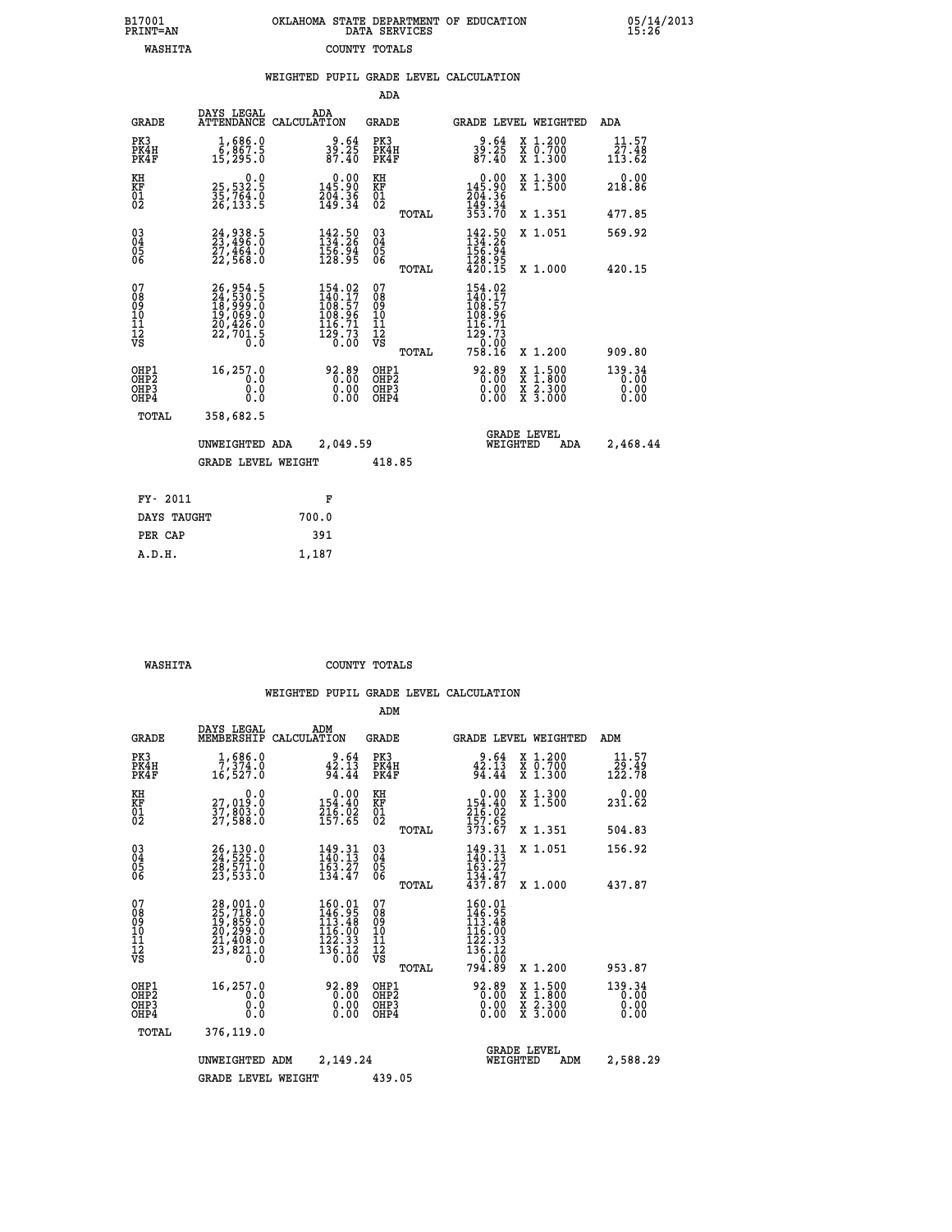B17001 PRINT=AN OKLAHOMA STATE DEPARTMENT OF EDUCATION DATA SERVICES 05/14/2013 15:26

WASHITA COUNTY TOTALS

## WEIGHTED PUPIL GRADE LEVEL CALCULATION

### ADA

| GRADE | DAYS LEGAL ATTENDANCE | ADA CALCULATION | GRADE | GRADE LEVEL | WEIGHTED | ADA |
|---|---|---|---|---|---|---|
| PK3 | 1,686.0 | 9.64 | PK3 | 9.64 | X 1.200 | 11.57 |
| PK4H | 6,867.5 | 39.25 | PK4H | 39.25 | X 0.700 | 27.48 |
| PK4F | 15,295.0 | 87.40 | PK4F | 87.40 | X 1.300 | 113.62 |
| KH | 0.0 | 0.00 | KH | 0.00 | X 1.300 | 0.00 |
| KF | 25,532.5 | 145.90 | KF | 145.90 | X 1.500 | 218.86 |
| 01 | 35,764.0 | 204.36 | 01 | 204.36 | | |
| 02 | 26,133.5 | 149.34 | 02 | 149.34 | | |
| | | | TOTAL | 353.70 | X 1.351 | 477.85 |
| 03 | 24,938.5 | 142.50 | 03 | 142.50 | X 1.051 | 569.92 |
| 04 | 23,496.0 | 134.26 | 04 | 134.26 | | |
| 05 | 27,464.0 | 156.94 | 05 | 156.94 | | |
| 06 | 22,568.0 | 128.95 | 06 | 128.95 | | |
| | | | TOTAL | 420.15 | X 1.000 | 420.15 |
| 07 | 26,954.5 | 154.02 | 07 | 154.02 | | |
| 08 | 24,530.5 | 140.17 | 08 | 140.17 | | |
| 09 | 18,999.0 | 108.57 | 09 | 108.57 | | |
| 10 | 19,069.0 | 108.96 | 10 | 108.96 | | |
| 11 | 20,426.0 | 116.71 | 11 | 116.71 | | |
| 12 | 22,701.5 | 129.73 | 12 | 129.73 | | |
| VS | 0.0 | 0.00 | VS | 0.00 | | |
| | | | TOTAL | 758.16 | X 1.200 | 909.80 |
| OHP1 | 16,257.0 | 92.89 | OHP1 | 92.89 | X 1.500 | 139.34 |
| OHP2 | 0.0 | 0.00 | OHP2 | 0.00 | X 1.800 | 0.00 |
| OHP3 | 0.0 | 0.00 | OHP3 | 0.00 | X 2.300 | 0.00 |
| OHP4 | 0.0 | 0.00 | OHP4 | 0.00 | X 3.000 | 0.00 |
| TOTAL | 358,682.5 | | | | | |

UNWEIGHTED ADA 2,049.59 GRADE LEVEL WEIGHTED ADA 2,468.44

GRADE LEVEL WEIGHT 418.85

| FY- 2011 | F |
|---|---|
| DAYS TAUGHT | 700.0 |
| PER CAP | 391 |
| A.D.H. | 1,187 |

WASHITA COUNTY TOTALS

## WEIGHTED PUPIL GRADE LEVEL CALCULATION

### ADM

| GRADE | DAYS LEGAL MEMBERSHIP | ADM CALCULATION | GRADE | GRADE LEVEL | WEIGHTED | ADM |
|---|---|---|---|---|---|---|
| PK3 | 1,686.0 | 9.64 | PK3 | 9.64 | X 1.200 | 11.57 |
| PK4H | 7,374.0 | 42.13 | PK4H | 42.13 | X 0.700 | 29.49 |
| PK4F | 16,527.0 | 94.44 | PK4F | 94.44 | X 1.300 | 122.78 |
| KH | 0.0 | 0.00 | KH | 0.00 | X 1.300 | 0.00 |
| KF | 27,019.0 | 154.40 | KF | 154.40 | X 1.500 | 231.62 |
| 01 | 37,803.0 | 216.02 | 01 | 216.02 | | |
| 02 | 27,588.0 | 157.65 | 02 | 157.65 | | |
| | | | TOTAL | 373.67 | X 1.351 | 504.83 |
| 03 | 26,130.0 | 149.31 | 03 | 149.31 | X 1.051 | 156.92 |
| 04 | 24,525.0 | 140.13 | 04 | 140.13 | | |
| 05 | 28,571.0 | 163.27 | 05 | 163.27 | | |
| 06 | 23,533.0 | 134.47 | 06 | 134.47 | | |
| | | | TOTAL | 437.87 | X 1.000 | 437.87 |
| 07 | 28,001.0 | 160.01 | 07 | 160.01 | | |
| 08 | 25,718.0 | 146.95 | 08 | 146.95 | | |
| 09 | 19,859.0 | 113.48 | 09 | 113.48 | | |
| 10 | 20,299.0 | 116.00 | 10 | 116.00 | | |
| 11 | 21,408.0 | 122.33 | 11 | 122.33 | | |
| 12 | 23,821.0 | 136.12 | 12 | 136.12 | | |
| VS | 0.0 | 0.00 | VS | 0.00 | | |
| | | | TOTAL | 794.89 | X 1.200 | 953.87 |
| OHP1 | 16,257.0 | 92.89 | OHP1 | 92.89 | X 1.500 | 139.34 |
| OHP2 | 0.0 | 0.00 | OHP2 | 0.00 | X 1.800 | 0.00 |
| OHP3 | 0.0 | 0.00 | OHP3 | 0.00 | X 2.300 | 0.00 |
| OHP4 | 0.0 | 0.00 | OHP4 | 0.00 | X 3.000 | 0.00 |
| TOTAL | 376,119.0 | | | | | |

UNWEIGHTED ADM 2,149.24 GRADE LEVEL WEIGHTED ADM 2,588.29

GRADE LEVEL WEIGHT 439.05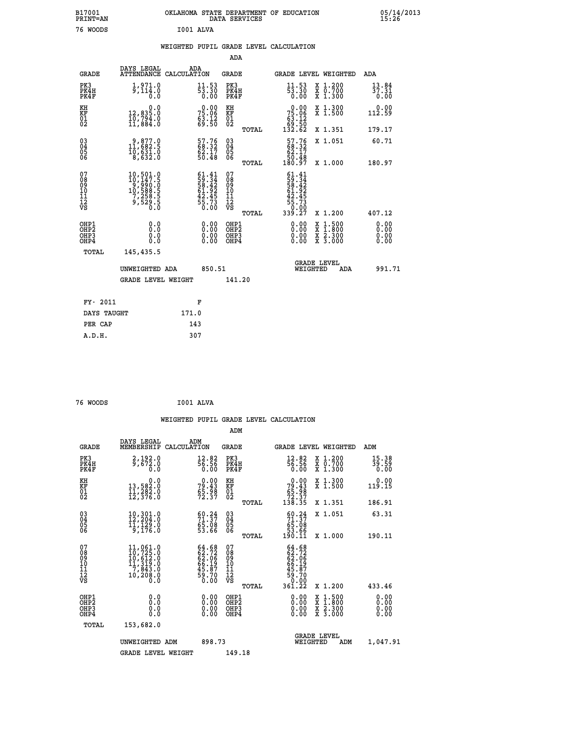B17001 PRINT=AN — OKLAHOMA STATE DEPARTMENT OF EDUCATION DATA SERVICES — 05/14/2013 15:26

76 WOODS — I001 ALVA

## WEIGHTED PUPIL GRADE LEVEL CALCULATION

### ADA

| GRADE | DAYS LEGAL ATTENDANCE | ADA CALCULATION | GRADE | GRADE LEVEL | WEIGHTED | ADA |
|---|---|---|---|---|---|---|
| PK3 | 1,971.0 | 11.53 | PK3 | 11.53 | X 1.200 | 13.84 |
| PK4H | 9,114.0 | 53.30 | PK4H | 53.30 | X 0.700 | 37.31 |
| PK4F | 0.0 | 0.00 | PK4F | 0.00 | X 1.300 | 0.00 |
| KH | 0.0 | 0.00 | KH | 0.00 | X 1.300 | 0.00 |
| KF | 12,835.0 | 75.06 | KF | 75.06 | X 1.500 | 112.59 |
| 01 | 10,794.0 | 63.12 | 01 | 63.12 | | |
| 02 | 11,884.0 | 69.50 | 02 | 69.50 | | |
| | | | TOTAL | 132.62 | X 1.351 | 179.17 |
| 03 | 9,877.0 | 57.76 | 03 | 57.76 | X 1.051 | 60.71 |
| 04 | 11,682.5 | 68.32 | 04 | 68.32 | | |
| 05 | 10,631.0 | 62.17 | 05 | 62.17 | | |
| 06 | 8,632.0 | 50.48 | 06 | 50.48 | | |
| | | | TOTAL | 180.97 | X 1.000 | 180.97 |
| 07 | 10,501.0 | 61.41 | 07 | 61.41 | | |
| 08 | 10,147.5 | 59.34 | 08 | 59.34 | | |
| 09 | 9,990.0 | 58.42 | 09 | 58.42 | | |
| 10 | 10,588.5 | 61.92 | 10 | 61.92 | | |
| 11 | 7,258.5 | 42.45 | 11 | 42.45 | | |
| 12 | 9,529.5 | 55.73 | 12 | 55.73 | | |
| VS | 0.0 | 0.00 | VS | 0.00 | | |
| | | | TOTAL | 339.27 | X 1.200 | 407.12 |
| OHP1 | 0.0 | 0.00 | OHP1 | 0.00 | X 1.500 | 0.00 |
| OHP2 | 0.0 | 0.00 | OHP2 | 0.00 | X 1.800 | 0.00 |
| OHP3 | 0.0 | 0.00 | OHP3 | 0.00 | X 2.300 | 0.00 |
| OHP4 | 0.0 | 0.00 | OHP4 | 0.00 | X 3.000 | 0.00 |
| TOTAL | 145,435.5 | | | | | |

UNWEIGHTED ADA: 850.51 — GRADE LEVEL WEIGHTED ADA: 991.71

GRADE LEVEL WEIGHT: 141.20

| FY- 2011 | F |
|---|---|
| DAYS TAUGHT | 171.0 |
| PER CAP | 143 |
| A.D.H. | 307 |

76 WOODS — I001 ALVA

## WEIGHTED PUPIL GRADE LEVEL CALCULATION

### ADM

| GRADE | DAYS LEGAL MEMBERSHIP | ADM CALCULATION | GRADE | GRADE LEVEL | WEIGHTED | ADM |
|---|---|---|---|---|---|---|
| PK3 | 2,192.0 | 12.82 | PK3 | 12.82 | X 1.200 | 15.38 |
| PK4H | 9,672.0 | 56.56 | PK4H | 56.56 | X 0.700 | 39.59 |
| PK4F | 0.0 | 0.00 | PK4F | 0.00 | X 1.300 | 0.00 |
| KH | 0.0 | 0.00 | KH | 0.00 | X 1.300 | 0.00 |
| KF | 13,582.0 | 79.43 | KF | 79.43 | X 1.500 | 119.15 |
| 01 | 11,282.0 | 65.98 | 01 | 65.98 | | |
| 02 | 12,376.0 | 72.37 | 02 | 72.37 | | |
| | | | TOTAL | 138.35 | X 1.351 | 186.91 |
| 03 | 10,301.0 | 60.24 | 03 | 60.24 | X 1.051 | 63.31 |
| 04 | 12,204.0 | 71.37 | 04 | 71.37 | | |
| 05 | 11,129.0 | 65.08 | 05 | 65.08 | | |
| 06 | 9,176.0 | 53.66 | 06 | 53.66 | | |
| | | | TOTAL | 190.11 | X 1.000 | 190.11 |
| 07 | 11,061.0 | 64.68 | 07 | 64.68 | | |
| 08 | 10,725.0 | 62.72 | 08 | 62.72 | | |
| 09 | 10,612.0 | 62.06 | 09 | 62.06 | | |
| 10 | 11,319.0 | 66.19 | 10 | 66.19 | | |
| 11 | 7,843.0 | 45.87 | 11 | 45.87 | | |
| 12 | 10,208.0 | 59.70 | 12 | 59.70 | | |
| VS | 0.0 | 0.00 | VS | 0.00 | | |
| | | | TOTAL | 361.22 | X 1.200 | 433.46 |
| OHP1 | 0.0 | 0.00 | OHP1 | 0.00 | X 1.500 | 0.00 |
| OHP2 | 0.0 | 0.00 | OHP2 | 0.00 | X 1.800 | 0.00 |
| OHP3 | 0.0 | 0.00 | OHP3 | 0.00 | X 2.300 | 0.00 |
| OHP4 | 0.0 | 0.00 | OHP4 | 0.00 | X 3.000 | 0.00 |
| TOTAL | 153,682.0 | | | | | |

UNWEIGHTED ADM: 898.73 — GRADE LEVEL WEIGHTED ADM: 1,047.91

GRADE LEVEL WEIGHT: 149.18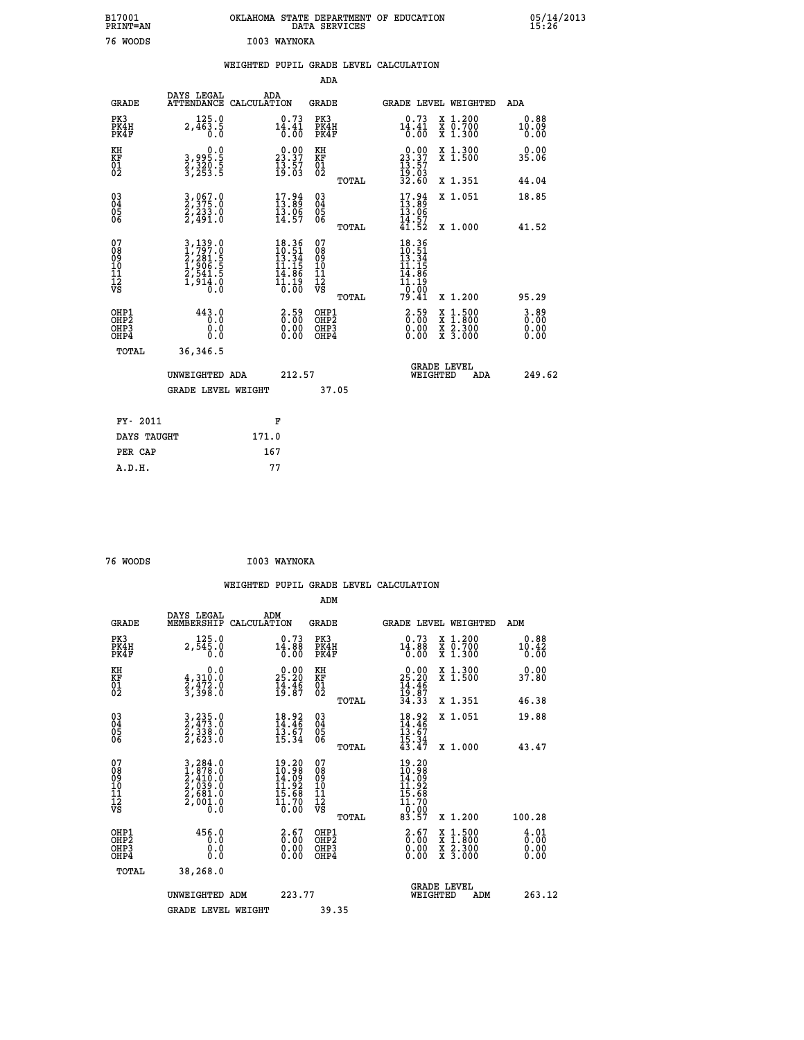B17001 OKLAHOMA STATE DEPARTMENT OF EDUCATION 05/14/2013
PRINT=AN DATA SERVICES 15:26

76 WOODS I003 WAYNOKA

## WEIGHTED PUPIL GRADE LEVEL CALCULATION

### ADA

| GRADE | DAYS LEGAL ATTENDANCE | ADA CALCULATION | GRADE | GRADE LEVEL | WEIGHTED | ADA |
|---|---|---|---|---|---|---|
| PK3 | 125.0 | 0.73 | PK3 | 0.73 | X 1.200 | 0.88 |
| PK4H | 2,463.5 | 14.41 | PK4H | 14.41 | X 0.700 | 10.09 |
| PK4F | 0.0 | 0.00 | PK4F | 0.00 | X 1.300 | 0.00 |
| KH | 0.0 | 0.00 | KH | 0.00 | X 1.300 | 0.00 |
| KF | 3,995.5 | 23.37 | KF | 23.37 | X 1.500 | 35.06 |
| 01 | 2,320.5 | 13.57 | 01 | 13.57 | | |
| 02 | 3,253.5 | 19.03 | 02 | 19.03 | | |
| | | | TOTAL | 32.60 | X 1.351 | 44.04 |
| 03 | 3,067.0 | 17.94 | 03 | 17.94 | X 1.051 | 18.85 |
| 04 | 2,375.0 | 13.89 | 04 | 13.89 | | |
| 05 | 2,233.0 | 13.06 | 05 | 13.06 | | |
| 06 | 2,491.0 | 14.57 | 06 | 14.57 | | |
| | | | TOTAL | 41.52 | X 1.000 | 41.52 |
| 07 | 3,139.0 | 18.36 | 07 | 18.36 | | |
| 08 | 1,797.0 | 10.51 | 08 | 10.51 | | |
| 09 | 2,281.5 | 13.34 | 09 | 13.34 | | |
| 10 | 1,906.5 | 11.15 | 10 | 11.15 | | |
| 11 | 2,541.5 | 14.86 | 11 | 14.86 | | |
| 12 | 1,914.0 | 11.19 | 12 | 11.19 | | |
| VS | 0.0 | 0.00 | VS | 0.00 | | |
| | | | TOTAL | 79.41 | X 1.200 | 95.29 |
| OHP1 | 443.0 | 2.59 | OHP1 | 2.59 | X 1.500 | 3.89 |
| OHP2 | 0.0 | 0.00 | OHP2 | 0.00 | X 1.800 | 0.00 |
| OHP3 | 0.0 | 0.00 | OHP3 | 0.00 | X 2.300 | 0.00 |
| OHP4 | 0.0 | 0.00 | OHP4 | 0.00 | X 3.000 | 0.00 |
| TOTAL | 36,346.5 | | | | | |

UNWEIGHTED ADA 212.57 GRADE LEVEL WEIGHTED ADA 249.62

GRADE LEVEL WEIGHT 37.05

| FY- 2011 | F |
|---|---|
| DAYS TAUGHT | 171.0 |
| PER CAP | 167 |
| A.D.H. | 77 |

76 WOODS I003 WAYNOKA

## WEIGHTED PUPIL GRADE LEVEL CALCULATION

### ADM

| GRADE | DAYS LEGAL MEMBERSHIP | ADM CALCULATION | GRADE | GRADE LEVEL | WEIGHTED | ADM |
|---|---|---|---|---|---|---|
| PK3 | 125.0 | 0.73 | PK3 | 0.73 | X 1.200 | 0.88 |
| PK4H | 2,545.0 | 14.88 | PK4H | 14.88 | X 0.700 | 10.42 |
| PK4F | 0.0 | 0.00 | PK4F | 0.00 | X 1.300 | 0.00 |
| KH | 0.0 | 0.00 | KH | 0.00 | X 1.300 | 0.00 |
| KF | 4,310.0 | 25.20 | KF | 25.20 | X 1.500 | 37.80 |
| 01 | 2,472.0 | 14.46 | 01 | 14.46 | | |
| 02 | 3,398.0 | 19.87 | 02 | 19.87 | | |
| | | | TOTAL | 34.33 | X 1.351 | 46.38 |
| 03 | 3,235.0 | 18.92 | 03 | 18.92 | X 1.051 | 19.88 |
| 04 | 2,473.0 | 14.46 | 04 | 14.46 | | |
| 05 | 2,338.0 | 13.67 | 05 | 13.67 | | |
| 06 | 2,623.0 | 15.34 | 06 | 15.34 | | |
| | | | TOTAL | 43.47 | X 1.000 | 43.47 |
| 07 | 3,284.0 | 19.20 | 07 | 19.20 | | |
| 08 | 1,878.0 | 10.98 | 08 | 10.98 | | |
| 09 | 2,410.0 | 14.09 | 09 | 14.09 | | |
| 10 | 2,039.0 | 11.92 | 10 | 11.92 | | |
| 11 | 2,681.0 | 15.68 | 11 | 15.68 | | |
| 12 | 2,001.0 | 11.70 | 12 | 11.70 | | |
| VS | 0.0 | 0.00 | VS | 0.00 | | |
| | | | TOTAL | 83.57 | X 1.200 | 100.28 |
| OHP1 | 456.0 | 2.67 | OHP1 | 2.67 | X 1.500 | 4.01 |
| OHP2 | 0.0 | 0.00 | OHP2 | 0.00 | X 1.800 | 0.00 |
| OHP3 | 0.0 | 0.00 | OHP3 | 0.00 | X 2.300 | 0.00 |
| OHP4 | 0.0 | 0.00 | OHP4 | 0.00 | X 3.000 | 0.00 |
| TOTAL | 38,268.0 | | | | | |

UNWEIGHTED ADM 223.77 GRADE LEVEL WEIGHTED ADM 263.12

GRADE LEVEL WEIGHT 39.35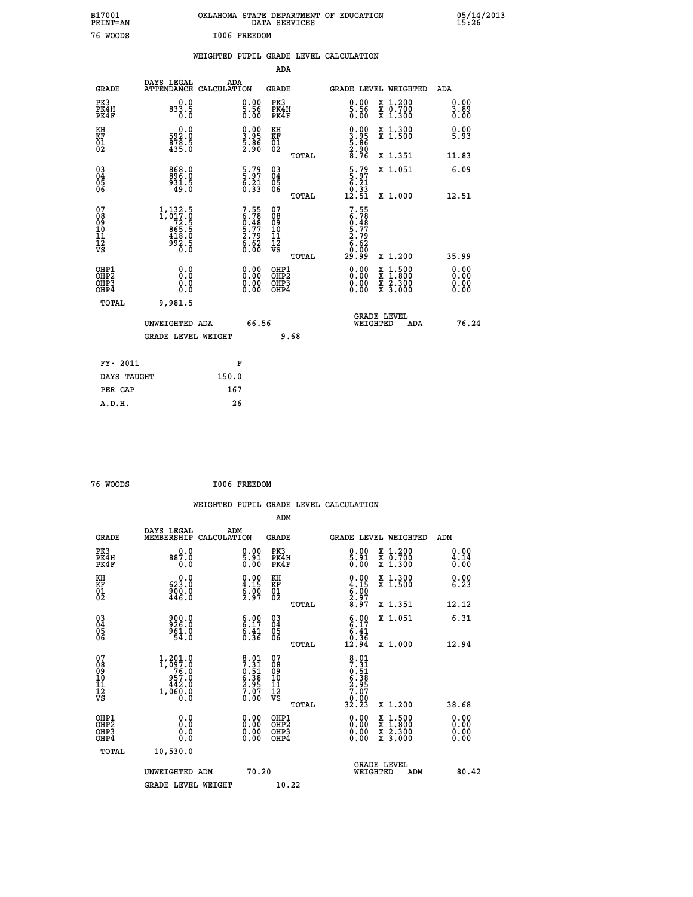B17001 OKLAHOMA STATE DEPARTMENT OF EDUCATION 05/14/2013
PRINT=AN DATA SERVICES 15:26

76 WOODS I006 FREEDOM

## WEIGHTED PUPIL GRADE LEVEL CALCULATION

### ADA

| GRADE | DAYS LEGAL ATTENDANCE | ADA CALCULATION | GRADE | GRADE LEVEL | WEIGHTED | ADA |
|---|---|---|---|---|---|---|
| PK3 | 0.0 | 0.00 | PK3 | 0.00 | X 1.200 | 0.00 |
| PK4H | 833.5 | 5.56 | PK4H | 5.56 | X 0.700 | 3.89 |
| PK4F | 0.0 | 0.00 | PK4F | 0.00 | X 1.300 | 0.00 |
| KH | 0.0 | 0.00 | KH | 0.00 | X 1.300 | 0.00 |
| KF | 592.0 | 3.95 | KF | 3.95 | X 1.500 | 5.93 |
| 01 | 878.5 | 5.86 | 01 | 5.86 | | |
| 02 | 435.0 | 2.90 | 02 | 2.90 | | |
| | | | TOTAL | 8.76 | X 1.351 | 11.83 |
| 03 | 868.0 | 5.79 | 03 | 5.79 | X 1.051 | 6.09 |
| 04 | 896.0 | 5.97 | 04 | 5.97 | | |
| 05 | 931.5 | 6.21 | 05 | 6.21 | | |
| 06 | 49.0 | 0.33 | 06 | 0.33 | | |
| | | | TOTAL | 12.51 | X 1.000 | 12.51 |
| 07 | 1,132.5 | 7.55 | 07 | 7.55 | | |
| 08 | 1,017.0 | 6.78 | 08 | 6.78 | | |
| 09 | 72.5 | 0.48 | 09 | 0.48 | | |
| 10 | 865.5 | 5.77 | 10 | 5.77 | | |
| 11 | 418.0 | 2.79 | 11 | 2.79 | | |
| 12 | 992.5 | 6.62 | 12 | 6.62 | | |
| VS | 0.0 | 0.00 | VS | 0.00 | | |
| | | | TOTAL | 29.99 | X 1.200 | 35.99 |
| OHP1 | 0.0 | 0.00 | OHP1 | 0.00 | X 1.500 | 0.00 |
| OHP2 | 0.0 | 0.00 | OHP2 | 0.00 | X 1.800 | 0.00 |
| OHP3 | 0.0 | 0.00 | OHP3 | 0.00 | X 2.300 | 0.00 |
| OHP4 | 0.0 | 0.00 | OHP4 | 0.00 | X 3.000 | 0.00 |
| TOTAL | 9,981.5 | | | | | |

UNWEIGHTED ADA 66.56 GRADE LEVEL WEIGHTED ADA 76.24

GRADE LEVEL WEIGHT 9.68

| FY- 2011 | F |
|---|---|
| DAYS TAUGHT | 150.0 |
| PER CAP | 167 |
| A.D.H. | 26 |

76 WOODS I006 FREEDOM

## WEIGHTED PUPIL GRADE LEVEL CALCULATION

### ADM

| GRADE | DAYS LEGAL MEMBERSHIP | ADM CALCULATION | GRADE | GRADE LEVEL | WEIGHTED | ADM |
|---|---|---|---|---|---|---|
| PK3 | 0.0 | 0.00 | PK3 | 0.00 | X 1.200 | 0.00 |
| PK4H | 887.0 | 5.91 | PK4H | 5.91 | X 0.700 | 4.14 |
| PK4F | 0.0 | 0.00 | PK4F | 0.00 | X 1.300 | 0.00 |
| KH | 0.0 | 0.00 | KH | 0.00 | X 1.300 | 0.00 |
| KF | 623.0 | 4.15 | KF | 4.15 | X 1.500 | 6.23 |
| 01 | 900.0 | 6.00 | 01 | 6.00 | | |
| 02 | 446.0 | 2.97 | 02 | 2.97 | | |
| | | | TOTAL | 8.97 | X 1.351 | 12.12 |
| 03 | 900.0 | 6.00 | 03 | 6.00 | X 1.051 | 6.31 |
| 04 | 926.0 | 6.17 | 04 | 6.17 | | |
| 05 | 961.0 | 6.41 | 05 | 6.41 | | |
| 06 | 54.0 | 0.36 | 06 | 0.36 | | |
| | | | TOTAL | 12.94 | X 1.000 | 12.94 |
| 07 | 1,201.0 | 8.01 | 07 | 8.01 | | |
| 08 | 1,097.0 | 7.31 | 08 | 7.31 | | |
| 09 | 76.0 | 0.51 | 09 | 0.51 | | |
| 10 | 957.0 | 6.38 | 10 | 6.38 | | |
| 11 | 442.0 | 2.95 | 11 | 2.95 | | |
| 12 | 1,060.0 | 7.07 | 12 | 7.07 | | |
| VS | 0.0 | 0.00 | VS | 0.00 | | |
| | | | TOTAL | 32.23 | X 1.200 | 38.68 |
| OHP1 | 0.0 | 0.00 | OHP1 | 0.00 | X 1.500 | 0.00 |
| OHP2 | 0.0 | 0.00 | OHP2 | 0.00 | X 1.800 | 0.00 |
| OHP3 | 0.0 | 0.00 | OHP3 | 0.00 | X 2.300 | 0.00 |
| OHP4 | 0.0 | 0.00 | OHP4 | 0.00 | X 3.000 | 0.00 |
| TOTAL | 10,530.0 | | | | | |

UNWEIGHTED ADM 70.20 GRADE LEVEL WEIGHTED ADM 80.42

GRADE LEVEL WEIGHT 10.22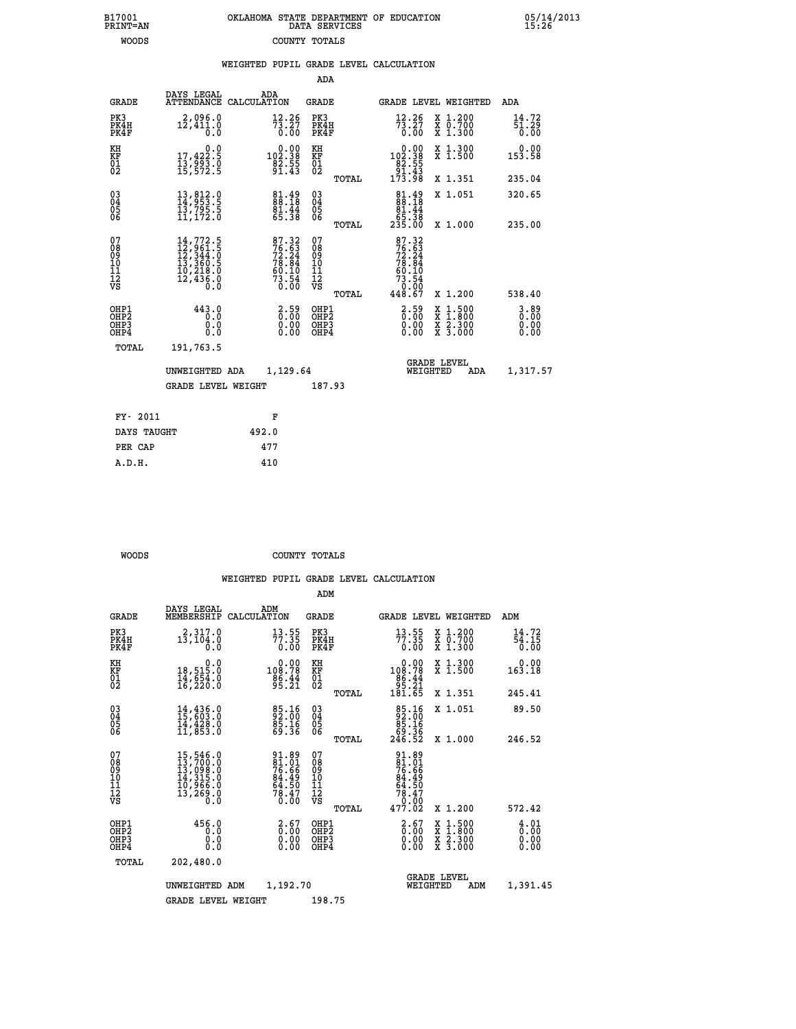B17001 PRINT=AN — OKLAHOMA STATE DEPARTMENT OF EDUCATION DATA SERVICES — 05/14/2013 15:26

WOODS — COUNTY TOTALS

WEIGHTED PUPIL GRADE LEVEL CALCULATION

ADA

| GRADE | DAYS LEGAL ATTENDANCE | ADA CALCULATION | GRADE | | GRADE LEVEL | WEIGHTED | ADA |
|---|---|---|---|---|---|---|---|
| PK3 | 2,096.0 | 12.26 | PK3 | | 12.26 | X 1.200 | 14.72 |
| PK4H | 12,411.0 | 73.27 | PK4H | | 73.27 | X 0.700 | 51.29 |
| PK4F | 0.0 | 0.00 | PK4F | | 0.00 | X 1.300 | 0.00 |
| KH | 0.0 | 0.00 | KH | | 0.00 | X 1.300 | 0.00 |
| KF | 17,422.5 | 102.38 | KF | | 102.38 | X 1.500 | 153.58 |
| 01 | 13,993.0 | 82.55 | 01 | | 82.55 | | |
| 02 | 15,572.5 | 91.43 | 02 | | 91.43 | | |
| | | | | TOTAL | 173.98 | X 1.351 | 235.04 |
| 03 | 13,812.0 | 81.49 | 03 | | 81.49 | X 1.051 | 320.65 |
| 04 | 14,953.5 | 88.18 | 04 | | 88.18 | | |
| 05 | 13,795.5 | 81.44 | 05 | | 81.44 | | |
| 06 | 11,172.0 | 65.38 | 06 | | 65.38 | | |
| | | | | TOTAL | 235.00 | X 1.000 | 235.00 |
| 07 | 14,772.5 | 87.32 | 07 | | 87.32 | | |
| 08 | 12,961.5 | 76.63 | 08 | | 76.63 | | |
| 09 | 12,344.0 | 72.24 | 09 | | 72.24 | | |
| 10 | 13,360.5 | 78.84 | 10 | | 78.84 | | |
| 11 | 10,218.0 | 60.10 | 11 | | 60.10 | | |
| 12 | 12,436.0 | 73.54 | 12 | | 73.54 | | |
| VS | 0.0 | 0.00 | VS | | 0.00 | | |
| | | | | TOTAL | 448.67 | X 1.200 | 538.40 |
| OHP1 | 443.0 | 2.59 | OHP1 | | 2.59 | X 1.500 | 3.89 |
| OHP2 | 0.0 | 0.00 | OHP2 | | 0.00 | X 1.800 | 0.00 |
| OHP3 | 0.0 | 0.00 | OHP3 | | 0.00 | X 2.300 | 0.00 |
| OHP4 | 0.0 | 0.00 | OHP4 | | 0.00 | X 3.000 | 0.00 |
| TOTAL | 191,763.5 | | | | | | |

UNWEIGHTED ADA 1,129.64 — GRADE LEVEL WEIGHTED ADA 1,317.57

GRADE LEVEL WEIGHT 187.93

| FY- 2011 | F |
|---|---|
| DAYS TAUGHT | 492.0 |
| PER CAP | 477 |
| A.D.H. | 410 |

WOODS — COUNTY TOTALS

WEIGHTED PUPIL GRADE LEVEL CALCULATION

ADM

| GRADE | DAYS LEGAL MEMBERSHIP | ADM CALCULATION | GRADE | | GRADE LEVEL | WEIGHTED | ADM |
|---|---|---|---|---|---|---|---|
| PK3 | 2,317.0 | 13.55 | PK3 | | 13.55 | X 1.200 | 14.72 |
| PK4H | 13,104.0 | 77.35 | PK4H | | 77.35 | X 0.700 | 54.15 |
| PK4F | 0.0 | 0.00 | PK4F | | 0.00 | X 1.300 | 0.00 |
| KH | 0.0 | 0.00 | KH | | 0.00 | X 1.300 | 0.00 |
| KF | 18,515.0 | 108.78 | KF | | 108.78 | X 1.500 | 163.18 |
| 01 | 14,654.0 | 86.44 | 01 | | 86.44 | | |
| 02 | 16,220.0 | 95.21 | 02 | | 95.21 | | |
| | | | | TOTAL | 181.65 | X 1.351 | 245.41 |
| 03 | 14,436.0 | 85.16 | 03 | | 85.16 | X 1.051 | 89.50 |
| 04 | 15,603.0 | 92.00 | 04 | | 92.00 | | |
| 05 | 14,428.0 | 85.16 | 05 | | 85.16 | | |
| 06 | 11,853.0 | 69.36 | 06 | | 69.36 | | |
| | | | | TOTAL | 246.52 | X 1.000 | 246.52 |
| 07 | 15,546.0 | 91.89 | 07 | | 91.89 | | |
| 08 | 13,700.0 | 81.01 | 08 | | 81.01 | | |
| 09 | 13,098.0 | 76.66 | 09 | | 76.66 | | |
| 10 | 14,315.0 | 84.49 | 10 | | 84.49 | | |
| 11 | 10,966.0 | 64.50 | 11 | | 64.50 | | |
| 12 | 13,269.0 | 78.47 | 12 | | 78.47 | | |
| VS | 0.0 | 0.00 | VS | | 0.00 | | |
| | | | | TOTAL | 477.02 | X 1.200 | 572.42 |
| OHP1 | 456.0 | 2.67 | OHP1 | | 2.67 | X 1.500 | 4.01 |
| OHP2 | 0.0 | 0.00 | OHP2 | | 0.00 | X 1.800 | 0.00 |
| OHP3 | 0.0 | 0.00 | OHP3 | | 0.00 | X 2.300 | 0.00 |
| OHP4 | 0.0 | 0.00 | OHP4 | | 0.00 | X 3.000 | 0.00 |
| TOTAL | 202,480.0 | | | | | | |

UNWEIGHTED ADM 1,192.70 — GRADE LEVEL WEIGHTED ADM 1,391.45

GRADE LEVEL WEIGHT 198.75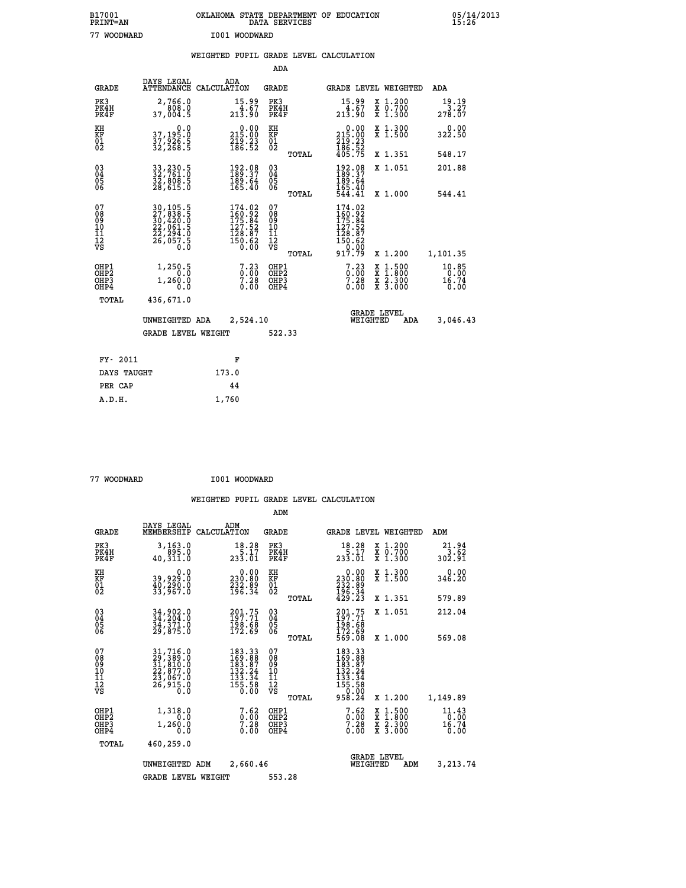B17001 OKLAHOMA STATE DEPARTMENT OF EDUCATION 05/14/2013
PRINT=AN DATA SERVICES 15:26

77 WOODWARD I001 WOODWARD

## WEIGHTED PUPIL GRADE LEVEL CALCULATION

### ADA

| GRADE | DAYS LEGAL ATTENDANCE | ADA CALCULATION | GRADE | | GRADE LEVEL | WEIGHTED | ADA |
|---|---|---|---|---|---|---|---|
| PK3 | 2,766.0 | 15.99 | PK3 | | 15.99 | X 1.200 | 19.19 |
| PK4H | 808.0 | 4.67 | PK4H | | 4.67 | X 0.700 | 3.27 |
| PK4F | 37,004.5 | 213.90 | PK4F | | 213.90 | X 1.300 | 278.07 |
| KH | 0.0 | 0.00 | KH | | 0.00 | X 1.300 | 0.00 |
| KF | 37,195.0 | 215.00 | KF | | 215.00 | X 1.500 | 322.50 |
| 01 | 37,926.5 | 219.23 | 01 | | 219.23 | | |
| 02 | 32,268.5 | 186.52 | 02 | | 186.52 | | |
| | | | | TOTAL | 405.75 | X 1.351 | 548.17 |
| 03 | 33,230.5 | 192.08 | 03 | | 192.08 | X 1.051 | 201.88 |
| 04 | 32,761.0 | 189.37 | 04 | | 189.37 | | |
| 05 | 32,808.5 | 189.64 | 05 | | 189.64 | | |
| 06 | 28,615.0 | 165.40 | 06 | | 165.40 | | |
| | | | | TOTAL | 544.41 | X 1.000 | 544.41 |
| 07 | 30,105.5 | 174.02 | 07 | | 174.02 | | |
| 08 | 27,838.5 | 160.92 | 08 | | 160.92 | | |
| 09 | 30,420.0 | 175.84 | 09 | | 175.84 | | |
| 10 | 22,061.5 | 127.52 | 10 | | 127.52 | | |
| 11 | 22,294.0 | 128.87 | 11 | | 128.87 | | |
| 12 | 26,057.5 | 150.62 | 12 | | 150.62 | | |
| VS | 0.0 | 0.00 | VS | | 0.00 | | |
| | | | | TOTAL | 917.79 | X 1.200 | 1,101.35 |
| OHP1 | 1,250.5 | 7.23 | OHP1 | | 7.23 | X 1.500 | 10.85 |
| OHP2 | 0.0 | 0.00 | OHP2 | | 0.00 | X 1.800 | 0.00 |
| OHP3 | 1,260.0 | 7.28 | OHP3 | | 7.28 | X 2.300 | 16.74 |
| OHP4 | 0.0 | 0.00 | OHP4 | | 0.00 | X 3.000 | 0.00 |
| TOTAL | 436,671.0 | | | | | | |

UNWEIGHTED ADA 2,524.10 — GRADE LEVEL WEIGHTED ADA 3,046.43

GRADE LEVEL WEIGHT 522.33

| FY- 2011 | F |
|---|---|
| DAYS TAUGHT | 173.0 |
| PER CAP | 44 |
| A.D.H. | 1,760 |

77 WOODWARD I001 WOODWARD

## WEIGHTED PUPIL GRADE LEVEL CALCULATION

### ADM

| GRADE | DAYS LEGAL MEMBERSHIP | ADM CALCULATION | GRADE | | GRADE LEVEL | WEIGHTED | ADM |
|---|---|---|---|---|---|---|---|
| PK3 | 3,163.0 | 18.28 | PK3 | | 18.28 | X 1.200 | 21.94 |
| PK4H | 895.0 | 5.17 | PK4H | | 5.17 | X 0.700 | 3.62 |
| PK4F | 40,311.0 | 233.01 | PK4F | | 233.01 | X 1.300 | 302.91 |
| KH | 0.0 | 0.00 | KH | | 0.00 | X 1.300 | 0.00 |
| KF | 39,929.0 | 230.80 | KF | | 230.80 | X 1.500 | 346.20 |
| 01 | 40,290.0 | 232.89 | 01 | | 232.89 | | |
| 02 | 33,967.0 | 196.34 | 02 | | 196.34 | | |
| | | | | TOTAL | 429.23 | X 1.351 | 579.89 |
| 03 | 34,902.0 | 201.75 | 03 | | 201.75 | X 1.051 | 212.04 |
| 04 | 34,204.0 | 197.71 | 04 | | 197.71 | | |
| 05 | 34,371.0 | 198.68 | 05 | | 198.68 | | |
| 06 | 29,875.0 | 172.69 | 06 | | 172.69 | | |
| | | | | TOTAL | 569.08 | X 1.000 | 569.08 |
| 07 | 31,716.0 | 183.33 | 07 | | 183.33 | | |
| 08 | 29,389.0 | 169.88 | 08 | | 169.88 | | |
| 09 | 31,810.0 | 183.87 | 09 | | 183.87 | | |
| 10 | 22,877.0 | 132.24 | 10 | | 132.24 | | |
| 11 | 23,067.0 | 133.34 | 11 | | 133.34 | | |
| 12 | 26,915.0 | 155.58 | 12 | | 155.58 | | |
| VS | 0.0 | 0.00 | VS | | 0.00 | | |
| | | | | TOTAL | 958.24 | X 1.200 | 1,149.89 |
| OHP1 | 1,318.0 | 7.62 | OHP1 | | 7.62 | X 1.500 | 11.43 |
| OHP2 | 0.0 | 0.00 | OHP2 | | 0.00 | X 1.800 | 0.00 |
| OHP3 | 1,260.0 | 7.28 | OHP3 | | 7.28 | X 2.300 | 16.74 |
| OHP4 | 0.0 | 0.00 | OHP4 | | 0.00 | X 3.000 | 0.00 |
| TOTAL | 460,259.0 | | | | | | |

UNWEIGHTED ADM 2,660.46 — GRADE LEVEL WEIGHTED ADM 3,213.74

GRADE LEVEL WEIGHT 553.28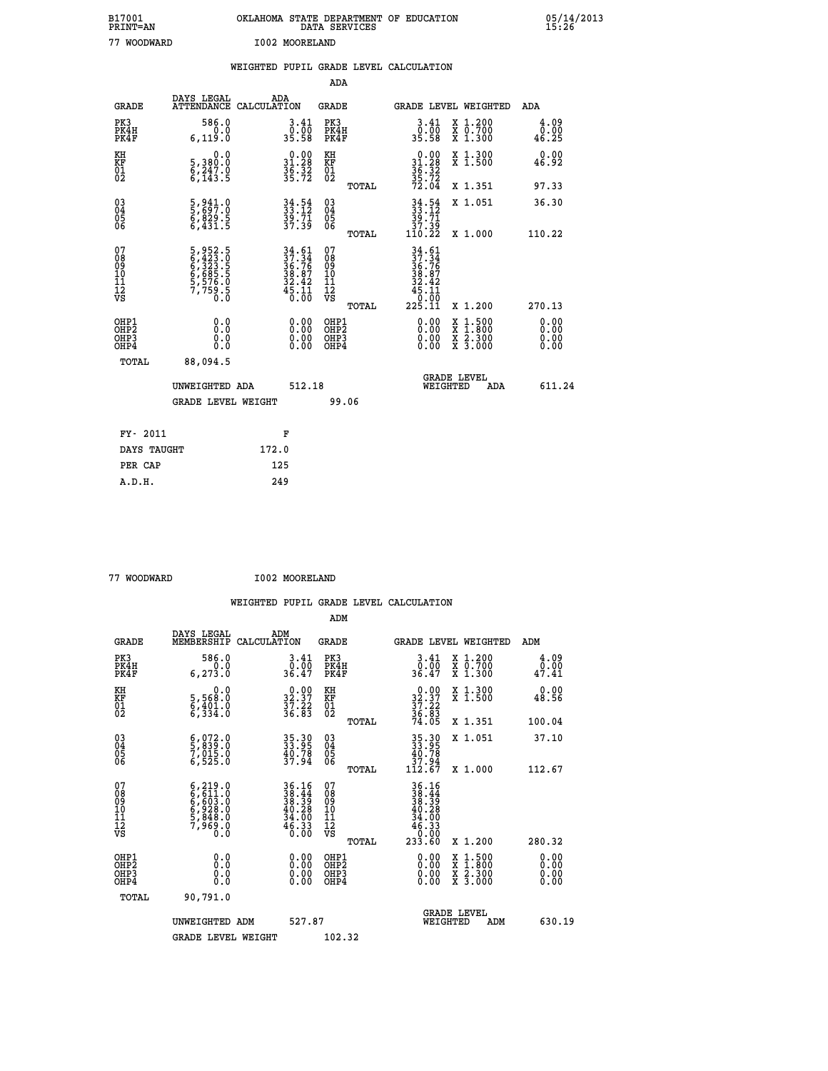B17001 OKLAHOMA STATE DEPARTMENT OF EDUCATION 05/14/2013
PRINT=AN DATA SERVICES 15:26

77 WOODWARD I002 MOORELAND

## WEIGHTED PUPIL GRADE LEVEL CALCULATION

### ADA

| GRADE | DAYS LEGAL ATTENDANCE | ADA CALCULATION | GRADE | | GRADE LEVEL | WEIGHTED | ADA |
|---|---|---|---|---|---|---|---|
| PK3 | 586.0 | 3.41 | PK3 | | 3.41 | X 1.200 | 4.09 |
| PK4H | 0.0 | 0.00 | PK4H | | 0.00 | X 0.700 | 0.00 |
| PK4F | 6,119.0 | 35.58 | PK4F | | 35.58 | X 1.300 | 46.25 |
| KH | 0.0 | 0.00 | KH | | 0.00 | X 1.300 | 0.00 |
| KF | 5,380.0 | 31.28 | KF | | 31.28 | X 1.500 | 46.92 |
| 01 | 6,247.0 | 36.32 | 01 | | 36.32 | | |
| 02 | 6,143.5 | 35.72 | 02 | | 35.72 | | |
| | | | | TOTAL | 72.04 | X 1.351 | 97.33 |
| 03 | 5,941.0 | 34.54 | 03 | | 34.54 | X 1.051 | 36.30 |
| 04 | 5,697.0 | 33.12 | 04 | | 33.12 | | |
| 05 | 6,829.5 | 39.71 | 05 | | 39.71 | | |
| 06 | 6,431.5 | 37.39 | 06 | | 37.39 | | |
| | | | | TOTAL | 110.22 | X 1.000 | 110.22 |
| 07 | 5,952.5 | 34.61 | 07 | | 34.61 | | |
| 08 | 6,423.0 | 37.34 | 08 | | 37.34 | | |
| 09 | 6,323.5 | 36.76 | 09 | | 36.76 | | |
| 10 | 6,685.5 | 38.87 | 10 | | 38.87 | | |
| 11 | 5,576.0 | 32.42 | 11 | | 32.42 | | |
| 12 | 7,759.5 | 45.11 | 12 | | 45.11 | | |
| VS | 0.0 | 0.00 | VS | | 0.00 | | |
| | | | | TOTAL | 225.11 | X 1.200 | 270.13 |
| OHP1 | 0.0 | 0.00 | OHP1 | | 0.00 | X 1.500 | 0.00 |
| OHP2 | 0.0 | 0.00 | OHP2 | | 0.00 | X 1.800 | 0.00 |
| OHP3 | 0.0 | 0.00 | OHP3 | | 0.00 | X 2.300 | 0.00 |
| OHP4 | 0.0 | 0.00 | OHP4 | | 0.00 | X 3.000 | 0.00 |
| TOTAL | 88,094.5 | | | | | | |

UNWEIGHTED ADA 512.18 GRADE LEVEL WEIGHTED ADA 611.24

GRADE LEVEL WEIGHT 99.06

| FY- 2011 | F |
|---|---|
| DAYS TAUGHT | 172.0 |
| PER CAP | 125 |
| A.D.H. | 249 |

77 WOODWARD I002 MOORELAND

## WEIGHTED PUPIL GRADE LEVEL CALCULATION

### ADM

| GRADE | DAYS LEGAL MEMBERSHIP | ADM CALCULATION | GRADE | | GRADE LEVEL | WEIGHTED | ADM |
|---|---|---|---|---|---|---|---|
| PK3 | 586.0 | 3.41 | PK3 | | 3.41 | X 1.200 | 4.09 |
| PK4H | 0.0 | 0.00 | PK4H | | 0.00 | X 0.700 | 0.00 |
| PK4F | 6,273.0 | 36.47 | PK4F | | 36.47 | X 1.300 | 47.41 |
| KH | 0.0 | 0.00 | KH | | 0.00 | X 1.300 | 0.00 |
| KF | 5,568.0 | 32.37 | KF | | 32.37 | X 1.500 | 48.56 |
| 01 | 6,401.0 | 37.22 | 01 | | 37.22 | | |
| 02 | 6,334.0 | 36.83 | 02 | | 36.83 | | |
| | | | | TOTAL | 74.05 | X 1.351 | 100.04 |
| 03 | 6,072.0 | 35.30 | 03 | | 35.30 | X 1.051 | 37.10 |
| 04 | 5,839.0 | 33.95 | 04 | | 33.95 | | |
| 05 | 7,015.0 | 40.78 | 05 | | 40.78 | | |
| 06 | 6,525.0 | 37.94 | 06 | | 37.94 | | |
| | | | | TOTAL | 112.67 | X 1.000 | 112.67 |
| 07 | 6,219.0 | 36.16 | 07 | | 36.16 | | |
| 08 | 6,611.0 | 38.44 | 08 | | 38.44 | | |
| 09 | 6,603.0 | 38.39 | 09 | | 38.39 | | |
| 10 | 6,928.0 | 40.28 | 10 | | 40.28 | | |
| 11 | 5,848.0 | 34.00 | 11 | | 34.00 | | |
| 12 | 7,969.0 | 46.33 | 12 | | 46.33 | | |
| VS | 0.0 | 0.00 | VS | | 0.00 | | |
| | | | | TOTAL | 233.60 | X 1.200 | 280.32 |
| OHP1 | 0.0 | 0.00 | OHP1 | | 0.00 | X 1.500 | 0.00 |
| OHP2 | 0.0 | 0.00 | OHP2 | | 0.00 | X 1.800 | 0.00 |
| OHP3 | 0.0 | 0.00 | OHP3 | | 0.00 | X 2.300 | 0.00 |
| OHP4 | 0.0 | 0.00 | OHP4 | | 0.00 | X 3.000 | 0.00 |
| TOTAL | 90,791.0 | | | | | | |

UNWEIGHTED ADM 527.87 GRADE LEVEL WEIGHTED ADM 630.19

GRADE LEVEL WEIGHT 102.32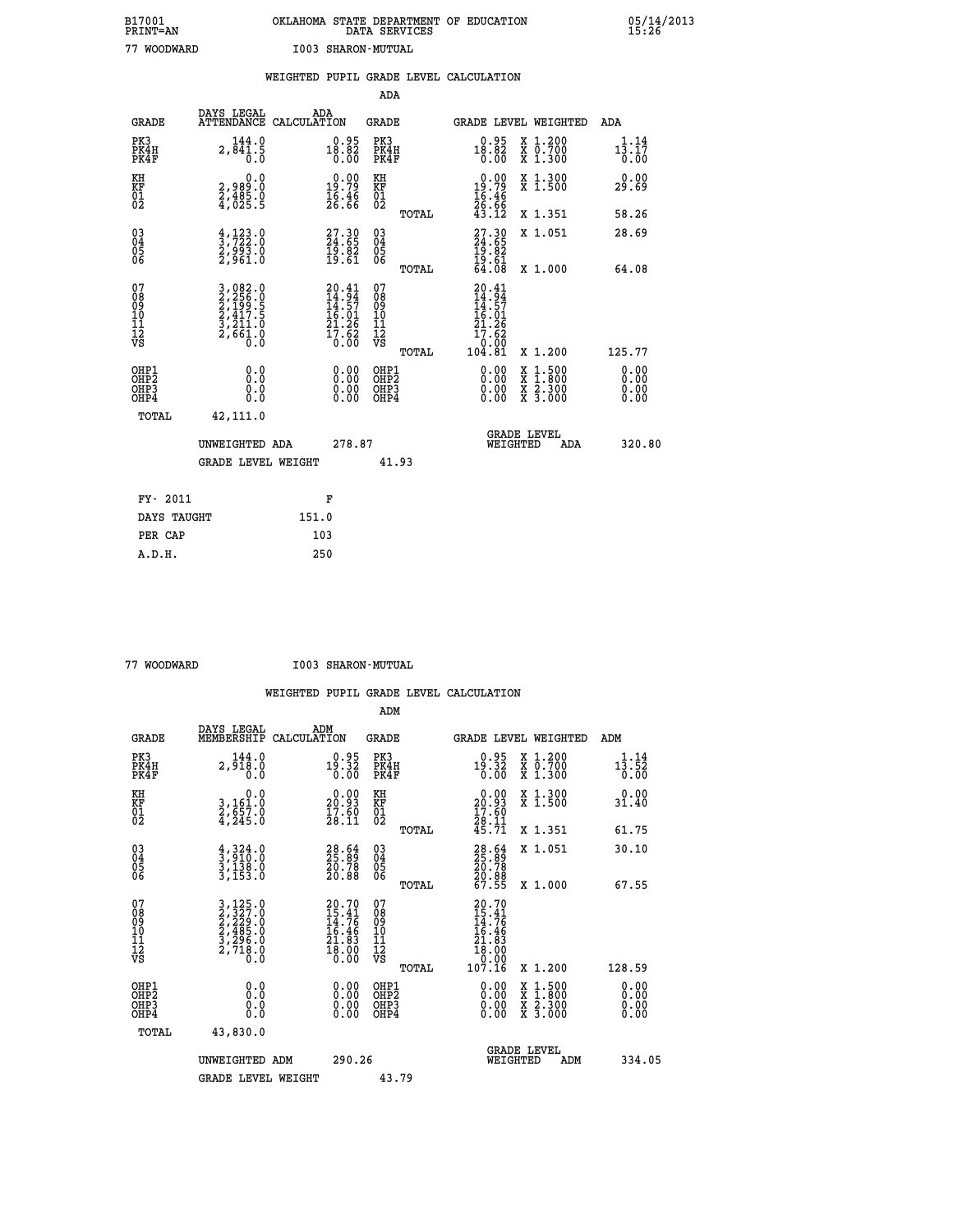B17001 OKLAHOMA STATE DEPARTMENT OF EDUCATION 05/14/2013
PRINT=AN DATA SERVICES 15:26

77 WOODWARD I003 SHARON-MUTUAL

## WEIGHTED PUPIL GRADE LEVEL CALCULATION

### ADA

| GRADE | DAYS LEGAL ATTENDANCE | ADA CALCULATION | GRADE | GRADE LEVEL | WEIGHTED | ADA |
|---|---|---|---|---|---|---|
| PK3 | 144.0 | 0.95 | PK3 | 0.95 | X 1.200 | 1.14 |
| PK4H | 2,841.5 | 18.82 | PK4H | 18.82 | X 0.700 | 13.17 |
| PK4F | 0.0 | 0.00 | PK4F | 0.00 | X 1.300 | 0.00 |
| KH | 0.0 | 0.00 | KH | 0.00 | X 1.300 | 0.00 |
| KF | 2,989.0 | 19.79 | KF | 19.79 | X 1.500 | 29.69 |
| 01 | 2,485.0 | 16.46 | 01 | 16.46 | | |
| 02 | 4,025.5 | 26.66 | 02 | 26.66 | | |
| | | | TOTAL | 43.12 | X 1.351 | 58.26 |
| 03 | 4,123.0 | 27.30 | 03 | 27.30 | X 1.051 | 28.69 |
| 04 | 3,722.0 | 24.65 | 04 | 24.65 | | |
| 05 | 2,993.0 | 19.82 | 05 | 19.82 | | |
| 06 | 2,961.0 | 19.61 | 06 | 19.61 | | |
| | | | TOTAL | 64.08 | X 1.000 | 64.08 |
| 07 | 3,082.0 | 20.41 | 07 | 20.41 | | |
| 08 | 2,256.0 | 14.94 | 08 | 14.94 | | |
| 09 | 2,199.5 | 14.57 | 09 | 14.57 | | |
| 10 | 2,417.5 | 16.01 | 10 | 16.01 | | |
| 11 | 3,211.0 | 21.26 | 11 | 21.26 | | |
| 12 | 2,661.0 | 17.62 | 12 | 17.62 | | |
| VS | 0.0 | 0.00 | VS | 0.00 | | |
| | | | TOTAL | 104.81 | X 1.200 | 125.77 |
| OHP1 | 0.0 | 0.00 | OHP1 | 0.00 | X 1.500 | 0.00 |
| OHP2 | 0.0 | 0.00 | OHP2 | 0.00 | X 1.800 | 0.00 |
| OHP3 | 0.0 | 0.00 | OHP3 | 0.00 | X 2.300 | 0.00 |
| OHP4 | 0.0 | 0.00 | OHP4 | 0.00 | X 3.000 | 0.00 |
| TOTAL | 42,111.0 | | | | | |

UNWEIGHTED ADA 278.87 GRADE LEVEL WEIGHTED ADA 320.80

GRADE LEVEL WEIGHT 41.93

| FY- 2011 | F |
|---|---|
| DAYS TAUGHT | 151.0 |
| PER CAP | 103 |
| A.D.H. | 250 |

77 WOODWARD I003 SHARON-MUTUAL

## WEIGHTED PUPIL GRADE LEVEL CALCULATION

### ADM

| GRADE | DAYS LEGAL MEMBERSHIP | ADM CALCULATION | GRADE | GRADE LEVEL | WEIGHTED | ADM |
|---|---|---|---|---|---|---|
| PK3 | 144.0 | 0.95 | PK3 | 0.95 | X 1.200 | 1.14 |
| PK4H | 2,918.0 | 19.32 | PK4H | 19.32 | X 0.700 | 13.52 |
| PK4F | 0.0 | 0.00 | PK4F | 0.00 | X 1.300 | 0.00 |
| KH | 0.0 | 0.00 | KH | 0.00 | X 1.300 | 0.00 |
| KF | 3,161.0 | 20.93 | KF | 20.93 | X 1.500 | 31.40 |
| 01 | 2,657.0 | 17.60 | 01 | 17.60 | | |
| 02 | 4,245.0 | 28.11 | 02 | 28.11 | | |
| | | | TOTAL | 45.71 | X 1.351 | 61.75 |
| 03 | 4,324.0 | 28.64 | 03 | 28.64 | X 1.051 | 30.10 |
| 04 | 3,910.0 | 25.89 | 04 | 25.89 | | |
| 05 | 3,138.0 | 20.78 | 05 | 20.78 | | |
| 06 | 3,153.0 | 20.88 | 06 | 20.88 | | |
| | | | TOTAL | 67.55 | X 1.000 | 67.55 |
| 07 | 3,125.0 | 20.70 | 07 | 20.70 | | |
| 08 | 2,327.0 | 15.41 | 08 | 15.41 | | |
| 09 | 2,229.0 | 14.76 | 09 | 14.76 | | |
| 10 | 2,485.0 | 16.46 | 10 | 16.46 | | |
| 11 | 3,296.0 | 21.83 | 11 | 21.83 | | |
| 12 | 2,718.0 | 18.00 | 12 | 18.00 | | |
| VS | 0.0 | 0.00 | VS | 0.00 | | |
| | | | TOTAL | 107.16 | X 1.200 | 128.59 |
| OHP1 | 0.0 | 0.00 | OHP1 | 0.00 | X 1.500 | 0.00 |
| OHP2 | 0.0 | 0.00 | OHP2 | 0.00 | X 1.800 | 0.00 |
| OHP3 | 0.0 | 0.00 | OHP3 | 0.00 | X 2.300 | 0.00 |
| OHP4 | 0.0 | 0.00 | OHP4 | 0.00 | X 3.000 | 0.00 |
| TOTAL | 43,830.0 | | | | | |

UNWEIGHTED ADM 290.26 GRADE LEVEL WEIGHTED ADM 334.05

GRADE LEVEL WEIGHT 43.79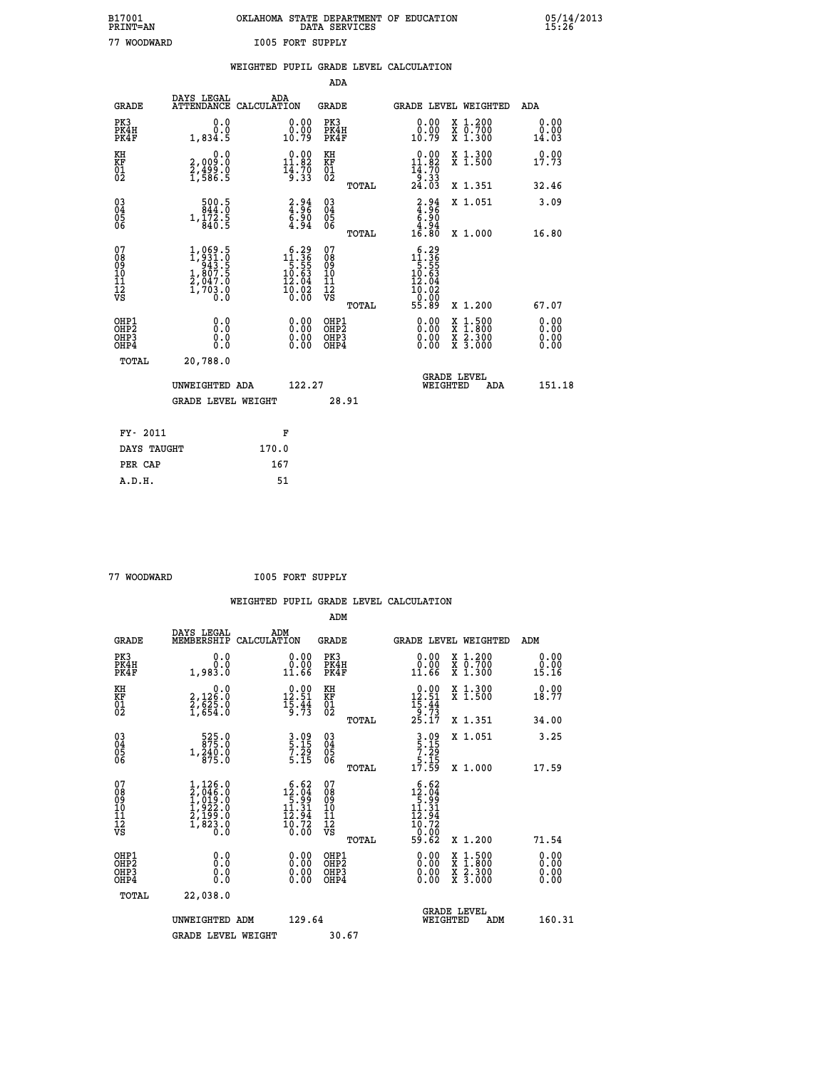B17001 OKLAHOMA STATE DEPARTMENT OF EDUCATION 05/14/2013
PRINT=AN DATA SERVICES 15:26
77 WOODWARD I005 FORT SUPPLY

## WEIGHTED PUPIL GRADE LEVEL CALCULATION

### ADA

| GRADE | DAYS LEGAL ATTENDANCE | ADA CALCULATION | GRADE | | GRADE LEVEL | WEIGHTED | ADA |
|---|---|---|---|---|---|---|---|
| PK3 | 0.0 | 0.00 | PK3 | | 0.00 | X 1.200 | 0.00 |
| PK4H | 0.0 | 0.00 | PK4H | | 0.00 | X 0.700 | 0.00 |
| PK4F | 1,834.5 | 10.79 | PK4F | | 10.79 | X 1.300 | 14.03 |
| KH | 0.0 | 0.00 | KH | | 0.00 | X 1.300 | 0.00 |
| KF | 2,009.0 | 11.82 | KF | | 11.82 | X 1.500 | 17.73 |
| 01 | 2,499.0 | 14.70 | 01 | | 14.70 | | |
| 02 | 1,586.5 | 9.33 | 02 | | 9.33 | | |
| | | | | TOTAL | 24.03 | X 1.351 | 32.46 |
| 03 | 500.5 | 2.94 | 03 | | 2.94 | X 1.051 | 3.09 |
| 04 | 844.0 | 4.96 | 04 | | 4.96 | | |
| 05 | 1,172.5 | 6.90 | 05 | | 6.90 | | |
| 06 | 840.5 | 4.94 | 06 | | 4.94 | | |
| | | | | TOTAL | 16.80 | X 1.000 | 16.80 |
| 07 | 1,069.5 | 6.29 | 07 | | 6.29 | | |
| 08 | 1,931.0 | 11.36 | 08 | | 11.36 | | |
| 09 | 943.5 | 5.55 | 09 | | 5.55 | | |
| 10 | 1,807.5 | 10.63 | 10 | | 10.63 | | |
| 11 | 2,047.0 | 12.04 | 11 | | 12.04 | | |
| 12 | 1,703.0 | 10.02 | 12 | | 10.02 | | |
| VS | 0.0 | 0.00 | VS | | 0.00 | | |
| | | | | TOTAL | 55.89 | X 1.200 | 67.07 |
| OHP1 | 0.0 | 0.00 | OHP1 | | 0.00 | X 1.500 | 0.00 |
| OHP2 | 0.0 | 0.00 | OHP2 | | 0.00 | X 1.800 | 0.00 |
| OHP3 | 0.0 | 0.00 | OHP3 | | 0.00 | X 2.300 | 0.00 |
| OHP4 | 0.0 | 0.00 | OHP4 | | 0.00 | X 3.000 | 0.00 |
| TOTAL | 20,788.0 | | | | | | |

UNWEIGHTED ADA 122.27 — GRADE LEVEL WEIGHTED ADA 151.18

GRADE LEVEL WEIGHT 28.91

| FY- 2011 | F |
|---|---|
| DAYS TAUGHT | 170.0 |
| PER CAP | 167 |
| A.D.H. | 51 |

77 WOODWARD I005 FORT SUPPLY

## WEIGHTED PUPIL GRADE LEVEL CALCULATION

### ADM

| GRADE | DAYS LEGAL MEMBERSHIP | ADM CALCULATION | GRADE | | GRADE LEVEL | WEIGHTED | ADM |
|---|---|---|---|---|---|---|---|
| PK3 | 0.0 | 0.00 | PK3 | | 0.00 | X 1.200 | 0.00 |
| PK4H | 0.0 | 0.00 | PK4H | | 0.00 | X 0.700 | 0.00 |
| PK4F | 1,983.0 | 11.66 | PK4F | | 11.66 | X 1.300 | 15.16 |
| KH | 0.0 | 0.00 | KH | | 0.00 | X 1.300 | 0.00 |
| KF | 2,126.0 | 12.51 | KF | | 12.51 | X 1.500 | 18.77 |
| 01 | 2,625.0 | 15.44 | 01 | | 15.44 | | |
| 02 | 1,654.0 | 9.73 | 02 | | 9.73 | | |
| | | | | TOTAL | 25.17 | X 1.351 | 34.00 |
| 03 | 525.0 | 3.09 | 03 | | 3.09 | X 1.051 | 3.25 |
| 04 | 875.0 | 5.15 | 04 | | 5.15 | | |
| 05 | 1,240.0 | 7.29 | 05 | | 7.29 | | |
| 06 | 875.0 | 5.15 | 06 | | 5.15 | | |
| | | | | TOTAL | 17.59 | X 1.000 | 17.59 |
| 07 | 1,126.0 | 6.62 | 07 | | 6.62 | | |
| 08 | 2,046.0 | 12.04 | 08 | | 12.04 | | |
| 09 | 1,019.0 | 5.99 | 09 | | 5.99 | | |
| 10 | 1,922.0 | 11.31 | 10 | | 11.31 | | |
| 11 | 2,199.0 | 12.94 | 11 | | 12.94 | | |
| 12 | 1,823.0 | 10.72 | 12 | | 10.72 | | |
| VS | 0.0 | 0.00 | VS | | 0.00 | | |
| | | | | TOTAL | 59.62 | X 1.200 | 71.54 |
| OHP1 | 0.0 | 0.00 | OHP1 | | 0.00 | X 1.500 | 0.00 |
| OHP2 | 0.0 | 0.00 | OHP2 | | 0.00 | X 1.800 | 0.00 |
| OHP3 | 0.0 | 0.00 | OHP3 | | 0.00 | X 2.300 | 0.00 |
| OHP4 | 0.0 | 0.00 | OHP4 | | 0.00 | X 3.000 | 0.00 |
| TOTAL | 22,038.0 | | | | | | |

UNWEIGHTED ADM 129.64 — GRADE LEVEL WEIGHTED ADM 160.31

GRADE LEVEL WEIGHT 30.67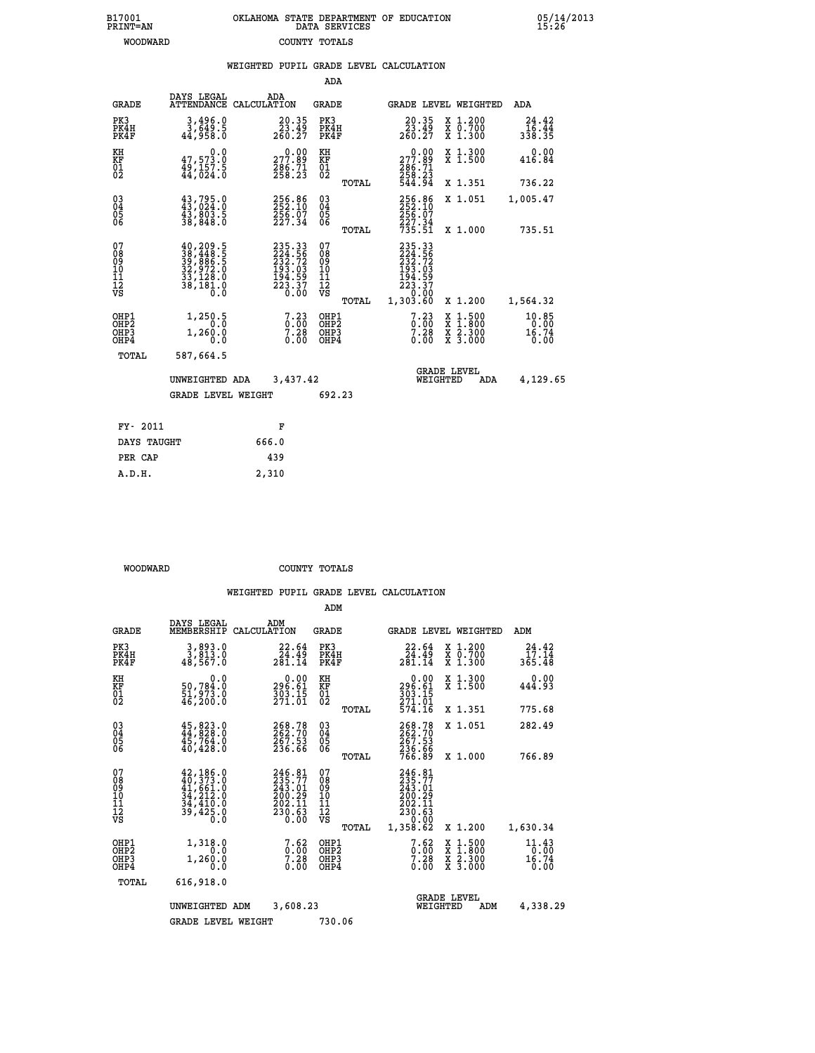B17001 OKLAHOMA STATE DEPARTMENT OF EDUCATION 05/14/2013
PRINT=AN DATA SERVICES 15:26

WOODWARD COUNTY TOTALS

## WEIGHTED PUPIL GRADE LEVEL CALCULATION

ADA

| GRADE | DAYS LEGAL ATTENDANCE | ADA CALCULATION | GRADE | | GRADE LEVEL | WEIGHTED | ADA |
|---|---|---|---|---|---|---|---|
| PK3 | 3,496.0 | 20.35 | PK3 | | 20.35 | X 1.200 | 24.42 |
| PK4H | 3,649.5 | 23.49 | PK4H | | 23.49 | X 0.700 | 16.44 |
| PK4F | 44,958.0 | 260.27 | PK4F | | 260.27 | X 1.300 | 338.35 |
| KH | 0.0 | 0.00 | KH | | 0.00 | X 1.300 | 0.00 |
| KF | 47,573.0 | 277.89 | KF | | 277.89 | X 1.500 | 416.84 |
| 01 | 49,157.5 | 286.71 | 01 | | 286.71 | | |
| 02 | 44,024.0 | 258.23 | 02 | | 258.23 | | |
| | | | | TOTAL | 544.94 | X 1.351 | 736.22 |
| 03 | 43,795.0 | 256.86 | 03 | | 256.86 | X 1.051 | 1,005.47 |
| 04 | 43,024.0 | 252.10 | 04 | | 252.10 | | |
| 05 | 43,803.5 | 256.07 | 05 | | 256.07 | | |
| 06 | 38,848.0 | 227.34 | 06 | | 227.34 | | |
| | | | | TOTAL | 735.51 | X 1.000 | 735.51 |
| 07 | 40,209.5 | 235.33 | 07 | | 235.33 | | |
| 08 | 38,448.5 | 224.56 | 08 | | 224.56 | | |
| 09 | 39,886.5 | 232.72 | 09 | | 232.72 | | |
| 10 | 32,972.0 | 193.03 | 10 | | 193.03 | | |
| 11 | 33,128.0 | 194.59 | 11 | | 194.59 | | |
| 12 | 38,181.0 | 223.37 | 12 | | 223.37 | | |
| VS | 0.0 | 0.00 | VS | | 0.00 | | |
| | | | | TOTAL | 1,303.60 | X 1.200 | 1,564.32 |
| OHP1 | 1,250.5 | 7.23 | OHP1 | | 7.23 | X 1.500 | 10.85 |
| OHP2 | 0.0 | 0.00 | OHP2 | | 0.00 | X 1.800 | 0.00 |
| OHP3 | 1,260.0 | 7.28 | OHP3 | | 7.28 | X 2.300 | 16.74 |
| OHP4 | 0.0 | 0.00 | OHP4 | | 0.00 | X 3.000 | 0.00 |
| TOTAL | 587,664.5 | | | | | | |

UNWEIGHTED ADA 3,437.42 GRADE LEVEL WEIGHTED ADA 4,129.65

GRADE LEVEL WEIGHT 692.23

| FY- 2011 | F |
|---|---|
| DAYS TAUGHT | 666.0 |
| PER CAP | 439 |
| A.D.H. | 2,310 |

WOODWARD COUNTY TOTALS

## WEIGHTED PUPIL GRADE LEVEL CALCULATION

ADM

| GRADE | DAYS LEGAL MEMBERSHIP | ADM CALCULATION | GRADE | | GRADE LEVEL | WEIGHTED | ADM |
|---|---|---|---|---|---|---|---|
| PK3 | 3,893.0 | 22.64 | PK3 | | 22.64 | X 1.200 | 24.42 |
| PK4H | 3,813.0 | 24.49 | PK4H | | 24.49 | X 0.700 | 17.14 |
| PK4F | 48,567.0 | 281.14 | PK4F | | 281.14 | X 1.300 | 365.48 |
| KH | 0.0 | 0.00 | KH | | 0.00 | X 1.300 | 0.00 |
| KF | 50,784.0 | 296.61 | KF | | 296.61 | X 1.500 | 444.93 |
| 01 | 51,973.0 | 303.15 | 01 | | 303.15 | | |
| 02 | 46,200.0 | 271.01 | 02 | | 271.01 | | |
| | | | | TOTAL | 574.16 | X 1.351 | 775.68 |
| 03 | 45,823.0 | 268.78 | 03 | | 268.78 | X 1.051 | 282.49 |
| 04 | 44,828.0 | 262.70 | 04 | | 262.70 | | |
| 05 | 45,764.0 | 267.53 | 05 | | 267.53 | | |
| 06 | 40,428.0 | 236.66 | 06 | | 236.66 | | |
| | | | | TOTAL | 766.89 | X 1.000 | 766.89 |
| 07 | 42,186.0 | 246.81 | 07 | | 246.81 | | |
| 08 | 40,373.0 | 235.77 | 08 | | 235.77 | | |
| 09 | 41,661.0 | 243.01 | 09 | | 243.01 | | |
| 10 | 34,212.0 | 200.29 | 10 | | 200.29 | | |
| 11 | 34,410.0 | 202.11 | 11 | | 202.11 | | |
| 12 | 39,425.0 | 230.63 | 12 | | 230.63 | | |
| VS | 0.0 | 0.00 | VS | | 0.00 | | |
| | | | | TOTAL | 1,358.62 | X 1.200 | 1,630.34 |
| OHP1 | 1,318.0 | 7.62 | OHP1 | | 7.62 | X 1.500 | 11.43 |
| OHP2 | 0.0 | 0.00 | OHP2 | | 0.00 | X 1.800 | 0.00 |
| OHP3 | 1,260.0 | 7.28 | OHP3 | | 7.28 | X 2.300 | 16.74 |
| OHP4 | 0.0 | 0.00 | OHP4 | | 0.00 | X 3.000 | 0.00 |
| TOTAL | 616,918.0 | | | | | | |

UNWEIGHTED ADM 3,608.23 GRADE LEVEL WEIGHTED ADM 4,338.29

GRADE LEVEL WEIGHT 730.06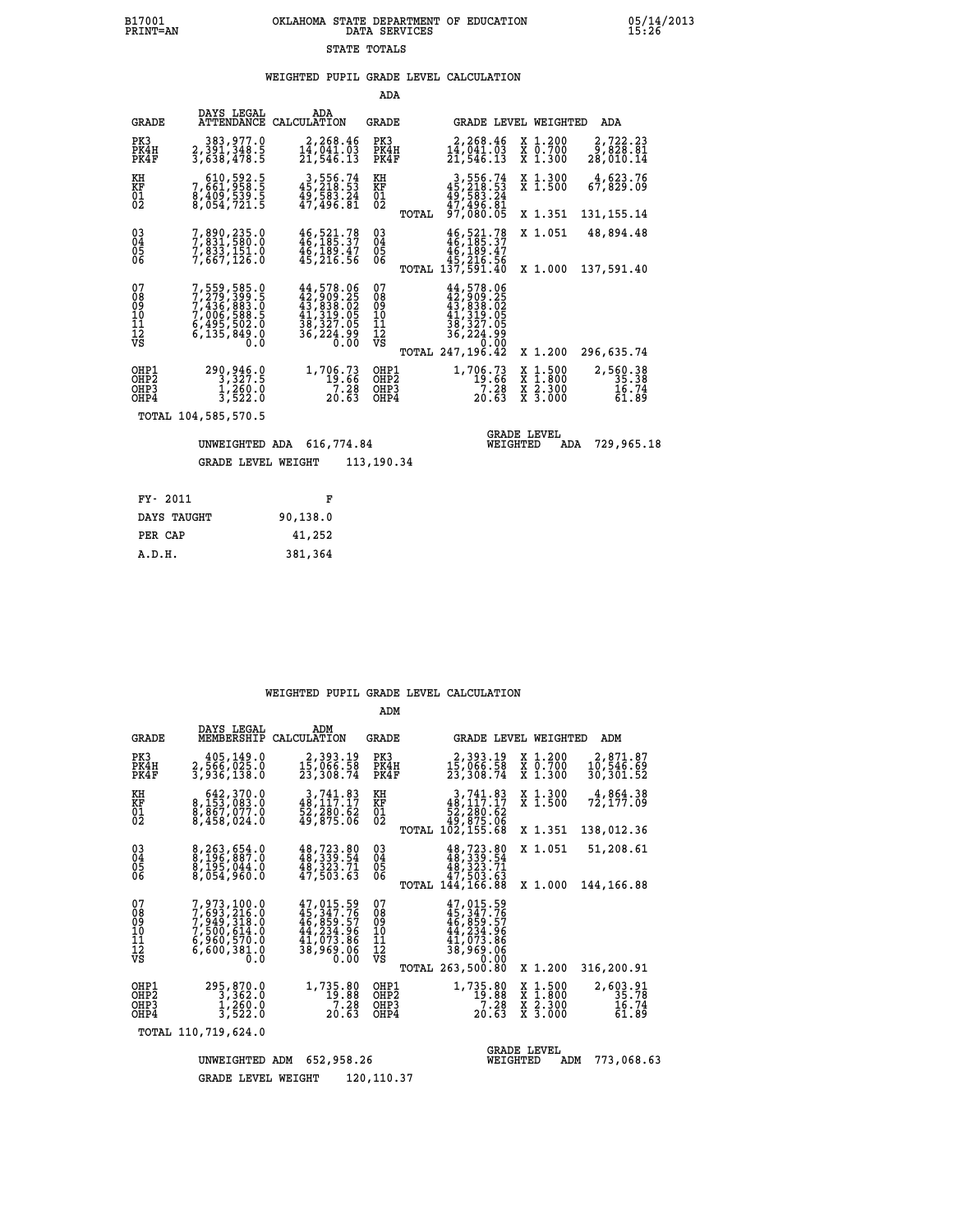B17001 OKLAHOMA STATE DEPARTMENT OF EDUCATION 05/14/2013
PRINT=AN DATA SERVICES 15:26

STATE TOTALS

## WEIGHTED PUPIL GRADE LEVEL CALCULATION

### ADA

| GRADE | DAYS LEGAL ATTENDANCE | ADA CALCULATION | GRADE | | GRADE LEVEL | WEIGHTED | ADA |
|---|---|---|---|---|---|---|---|
| PK3 | 383,977.0 | 2,268.46 | PK3 | | 2,268.46 | X 1.200 | 2,722.23 |
| PK4H | 2,391,348.5 | 14,041.03 | PK4H | | 14,041.03 | X 0.700 | 9,828.81 |
| PK4F | 3,638,478.5 | 21,546.13 | PK4F | | 21,546.13 | X 1.300 | 28,010.14 |
| KH | 610,592.5 | 3,556.74 | KH | | 3,556.74 | X 1.300 | 4,623.76 |
| KF | 7,661,958.5 | 45,218.53 | KF | | 45,218.53 | X 1.500 | 67,829.09 |
| 01 | 8,409,539.5 | 49,583.24 | 01 | | 49,583.24 | | |
| 02 | 8,054,721.5 | 47,496.81 | 02 | | 47,496.81 | | |
| | | | | TOTAL | 97,080.05 | X 1.351 | 131,155.14 |
| 03 | 7,890,235.0 | 46,521.78 | 03 | | 46,521.78 | X 1.051 | 48,894.48 |
| 04 | 7,831,580.0 | 46,185.37 | 04 | | 46,185.37 | | |
| 05 | 7,833,151.0 | 46,189.47 | 05 | | 46,189.47 | | |
| 06 | 7,667,126.0 | 45,216.56 | 06 | | 45,216.56 | | |
| | | | | TOTAL | 137,591.40 | X 1.000 | 137,591.40 |
| 07 | 7,559,585.0 | 44,578.06 | 07 | | 44,578.06 | | |
| 08 | 7,279,399.5 | 42,909.25 | 08 | | 42,909.25 | | |
| 09 | 7,436,883.0 | 43,838.02 | 09 | | 43,838.02 | | |
| 10 | 7,006,588.5 | 41,319.05 | 10 | | 41,319.05 | | |
| 11 | 6,495,502.0 | 38,327.05 | 11 | | 38,327.05 | | |
| 12 | 6,135,849.0 | 36,224.99 | 12 | | 36,224.99 | | |
| VS | 0.0 | 0.00 | VS | | 0.00 | | |
| | | | | TOTAL | 247,196.42 | X 1.200 | 296,635.74 |
| OHP1 | 290,946.0 | 1,706.73 | OHP1 | | 1,706.73 | X 1.500 | 2,560.38 |
| OHP2 | 3,327.5 | 19.66 | OHP2 | | 19.66 | X 1.800 | 35.38 |
| OHP3 | 1,260.0 | 7.28 | OHP3 | | 7.28 | X 2.300 | 16.74 |
| OHP4 | 3,522.0 | 20.63 | OHP4 | | 20.63 | X 3.000 | 61.89 |

TOTAL 104,585,570.5

UNWEIGHTED ADA 616,774.84 GRADE LEVEL WEIGHTED ADA 729,965.18

GRADE LEVEL WEIGHT 113,190.34

| | |
|---|---|
| FY- 2011 | F |
| DAYS TAUGHT | 90,138.0 |
| PER CAP | 41,252 |
| A.D.H. | 381,364 |

## WEIGHTED PUPIL GRADE LEVEL CALCULATION

### ADM

| GRADE | DAYS LEGAL MEMBERSHIP | ADM CALCULATION | GRADE | | GRADE LEVEL | WEIGHTED | ADM |
|---|---|---|---|---|---|---|---|
| PK3 | 405,149.0 | 2,393.19 | PK3 | | 2,393.19 | X 1.200 | 2,871.87 |
| PK4H | 2,566,025.0 | 15,066.58 | PK4H | | 15,066.58 | X 0.700 | 10,546.69 |
| PK4F | 3,936,138.0 | 23,308.74 | PK4F | | 23,308.74 | X 1.300 | 30,301.52 |
| KH | 642,370.0 | 3,741.83 | KH | | 3,741.83 | X 1.300 | 4,864.38 |
| KF | 8,153,083.0 | 48,117.17 | KF | | 48,117.17 | X 1.500 | 72,177.09 |
| 01 | 8,867,077.0 | 52,280.62 | 01 | | 52,280.62 | | |
| 02 | 8,458,024.0 | 49,875.06 | 02 | | 49,875.06 | | |
| | | | | TOTAL | 102,155.68 | X 1.351 | 138,012.36 |
| 03 | 8,263,654.0 | 48,723.80 | 03 | | 48,723.80 | X 1.051 | 51,208.61 |
| 04 | 8,196,887.0 | 48,339.54 | 04 | | 48,339.54 | | |
| 05 | 8,195,044.0 | 48,323.71 | 05 | | 48,323.71 | | |
| 06 | 8,054,960.0 | 47,503.63 | 06 | | 47,503.63 | | |
| | | | | TOTAL | 144,166.88 | X 1.000 | 144,166.88 |
| 07 | 7,973,100.0 | 47,015.59 | 07 | | 47,015.59 | | |
| 08 | 7,693,216.0 | 45,347.76 | 08 | | 45,347.76 | | |
| 09 | 7,949,318.0 | 46,859.57 | 09 | | 46,859.57 | | |
| 10 | 7,500,614.0 | 44,234.96 | 10 | | 44,234.96 | | |
| 11 | 6,960,570.0 | 41,073.86 | 11 | | 41,073.86 | | |
| 12 | 6,600,381.0 | 38,969.06 | 12 | | 38,969.06 | | |
| VS | 0.0 | 0.00 | VS | | 0.00 | | |
| | | | | TOTAL | 263,500.80 | X 1.200 | 316,200.91 |
| OHP1 | 295,870.0 | 1,735.80 | OHP1 | | 1,735.80 | X 1.500 | 2,603.91 |
| OHP2 | 3,362.0 | 19.88 | OHP2 | | 19.88 | X 1.800 | 35.78 |
| OHP3 | 1,260.0 | 7.28 | OHP3 | | 7.28 | X 2.300 | 16.74 |
| OHP4 | 3,522.0 | 20.63 | OHP4 | | 20.63 | X 3.000 | 61.89 |

TOTAL 110,719,624.0

UNWEIGHTED ADM 652,958.26 GRADE LEVEL WEIGHTED ADM 773,068.63

GRADE LEVEL WEIGHT 120,110.37